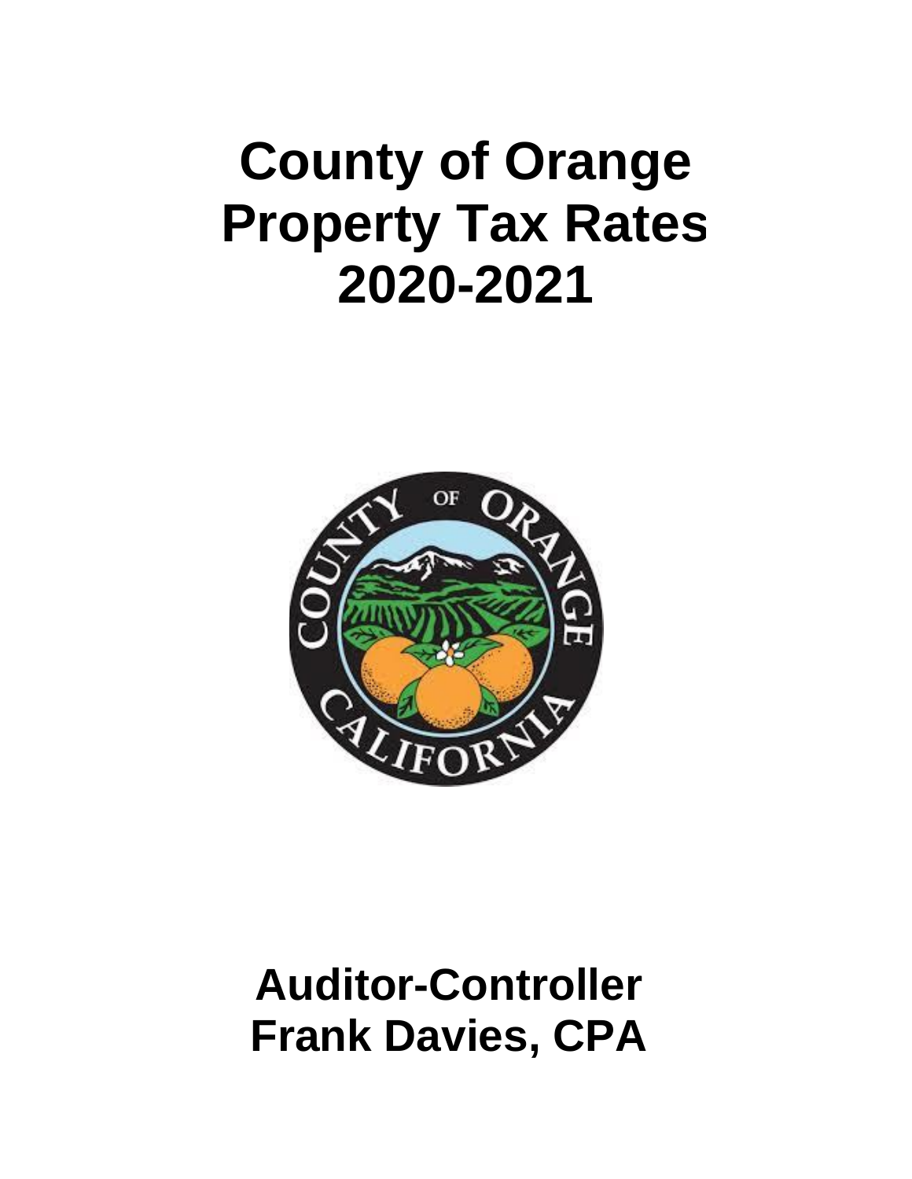# County of Orange
# Property Tax Rates
# 2020-2021

## Auditor-Controller
## Frank Davies, CPA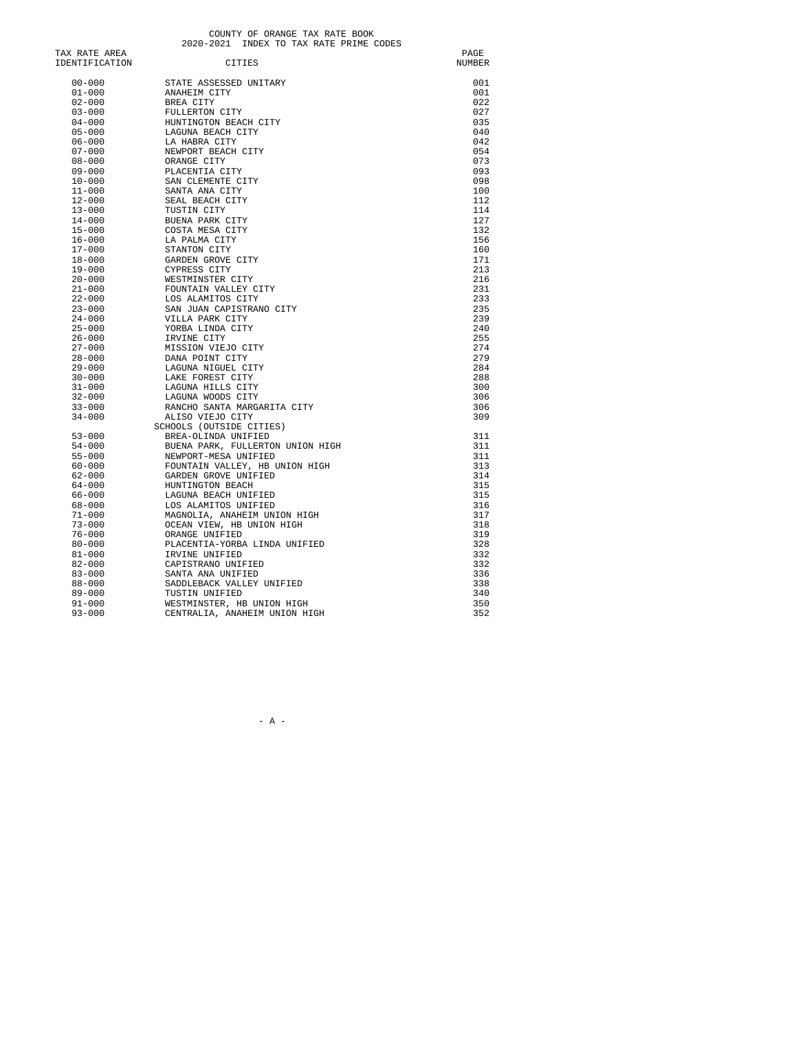# COUNTY OF ORANGE TAX RATE BOOK
## 2020-2021 INDEX TO TAX RATE PRIME CODES

| TAX RATE AREA IDENTIFICATION | CITIES | PAGE NUMBER |
|---|---|---|
| 00-000 | STATE ASSESSED UNITARY | 001 |
| 01-000 | ANAHEIM CITY | 001 |
| 02-000 | BREA CITY | 022 |
| 03-000 | FULLERTON CITY | 027 |
| 04-000 | HUNTINGTON BEACH CITY | 035 |
| 05-000 | LAGUNA BEACH CITY | 040 |
| 06-000 | LA HABRA CITY | 042 |
| 07-000 | NEWPORT BEACH CITY | 054 |
| 08-000 | ORANGE CITY | 073 |
| 09-000 | PLACENTIA CITY | 093 |
| 10-000 | SAN CLEMENTE CITY | 098 |
| 11-000 | SANTA ANA CITY | 100 |
| 12-000 | SEAL BEACH CITY | 112 |
| 13-000 | TUSTIN CITY | 114 |
| 14-000 | BUENA PARK CITY | 127 |
| 15-000 | COSTA MESA CITY | 132 |
| 16-000 | LA PALMA CITY | 156 |
| 17-000 | STANTON CITY | 160 |
| 18-000 | GARDEN GROVE CITY | 171 |
| 19-000 | CYPRESS CITY | 213 |
| 20-000 | WESTMINSTER CITY | 216 |
| 21-000 | FOUNTAIN VALLEY CITY | 231 |
| 22-000 | LOS ALAMITOS CITY | 233 |
| 23-000 | SAN JUAN CAPISTRANO CITY | 235 |
| 24-000 | VILLA PARK CITY | 239 |
| 25-000 | YORBA LINDA CITY | 240 |
| 26-000 | IRVINE CITY | 255 |
| 27-000 | MISSION VIEJO CITY | 274 |
| 28-000 | DANA POINT CITY | 279 |
| 29-000 | LAGUNA NIGUEL CITY | 284 |
| 30-000 | LAKE FOREST CITY | 288 |
| 31-000 | LAGUNA HILLS CITY | 300 |
| 32-000 | LAGUNA WOODS CITY | 306 |
| 33-000 | RANCHO SANTA MARGARITA CITY | 306 |
| 34-000 | ALISO VIEJO CITY | 309 |
| | SCHOOLS (OUTSIDE CITIES) | |
| 53-000 | BREA-OLINDA UNIFIED | 311 |
| 54-000 | BUENA PARK, FULLERTON UNION HIGH | 311 |
| 55-000 | NEWPORT-MESA UNIFIED | 311 |
| 60-000 | FOUNTAIN VALLEY, HB UNION HIGH | 313 |
| 62-000 | GARDEN GROVE UNIFIED | 314 |
| 64-000 | HUNTINGTON BEACH | 315 |
| 66-000 | LAGUNA BEACH UNIFIED | 315 |
| 68-000 | LOS ALAMITOS UNIFIED | 316 |
| 71-000 | MAGNOLIA, ANAHEIM UNION HIGH | 317 |
| 73-000 | OCEAN VIEW, HB UNION HIGH | 318 |
| 76-000 | ORANGE UNIFIED | 319 |
| 80-000 | PLACENTIA-YORBA LINDA UNIFIED | 328 |
| 81-000 | IRVINE UNIFIED | 332 |
| 82-000 | CAPISTRANO UNIFIED | 332 |
| 83-000 | SANTA ANA UNIFIED | 336 |
| 88-000 | SADDLEBACK VALLEY UNIFIED | 338 |
| 89-000 | TUSTIN UNIFIED | 340 |
| 91-000 | WESTMINSTER, HB UNION HIGH | 350 |
| 93-000 | CENTRALIA, ANAHEIM UNION HIGH | 352 |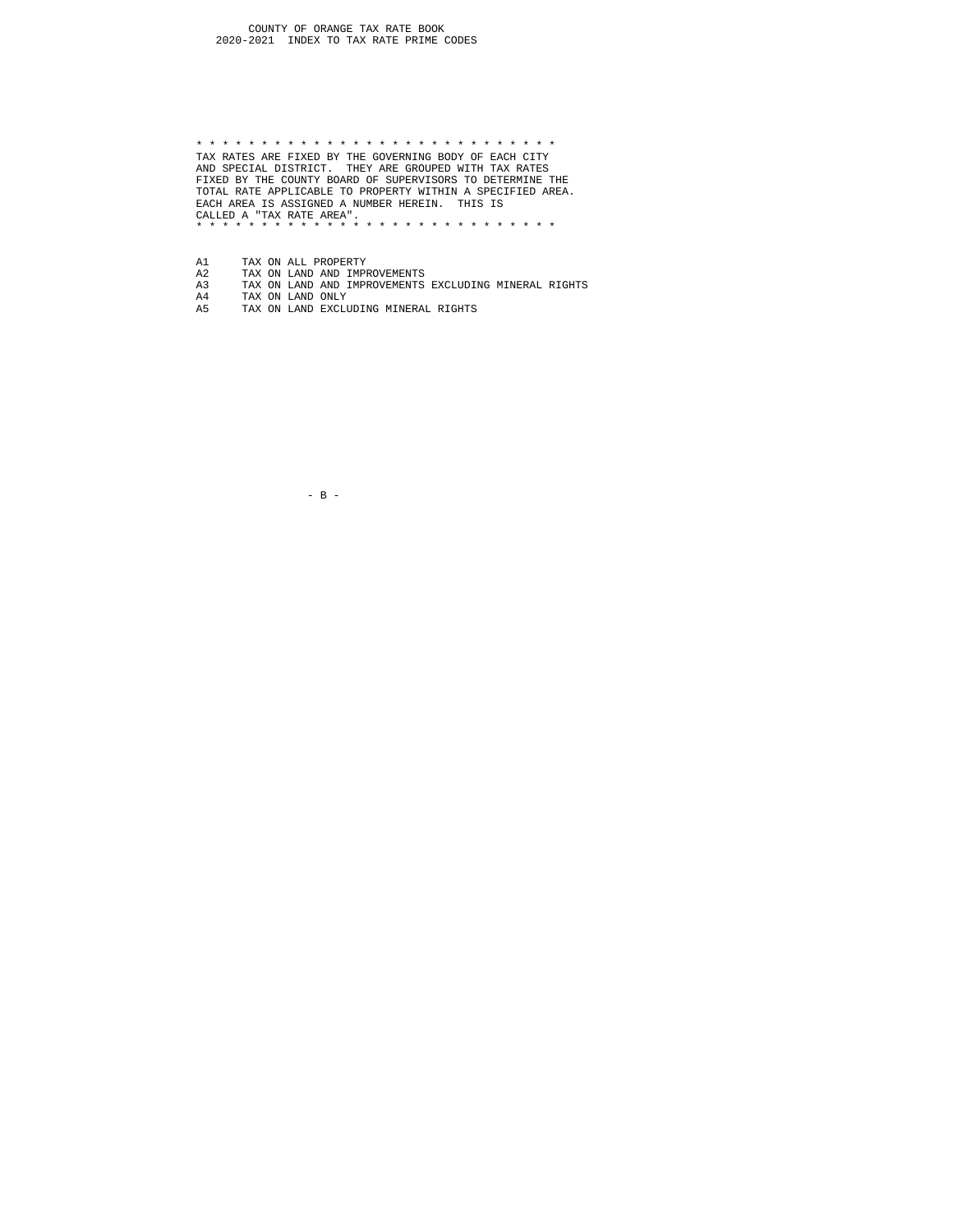# COUNTY OF ORANGE TAX RATE BOOK
## 2020-2021 INDEX TO TAX RATE PRIME CODES

* * * * * * * * * * * * * * * * * * * * * * * * * * * * * *

TAX RATES ARE FIXED BY THE GOVERNING BODY OF EACH CITY AND SPECIAL DISTRICT. THEY ARE GROUPED WITH TAX RATES FIXED BY THE COUNTY BOARD OF SUPERVISORS TO DETERMINE THE TOTAL RATE APPLICABLE TO PROPERTY WITHIN A SPECIFIED AREA. EACH AREA IS ASSIGNED A NUMBER HEREIN. THIS IS CALLED A "TAX RATE AREA".

* * * * * * * * * * * * * * * * * * * * * * * * * * * * * *

A1 TAX ON ALL PROPERTY
A2 TAX ON LAND AND IMPROVEMENTS
A3 TAX ON LAND AND IMPROVEMENTS EXCLUDING MINERAL RIGHTS
A4 TAX ON LAND ONLY
A5 TAX ON LAND EXCLUDING MINERAL RIGHTS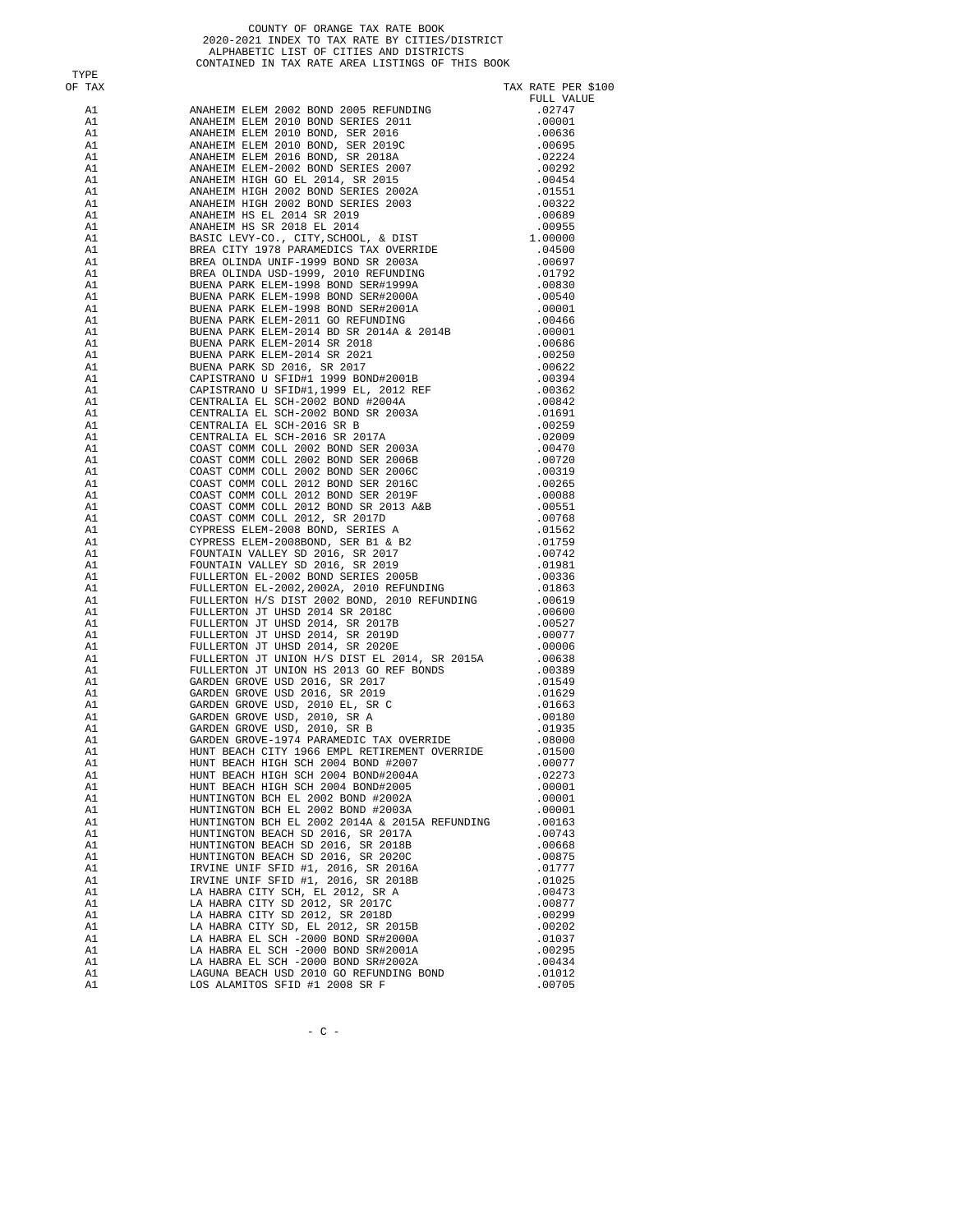COUNTY OF ORANGE TAX RATE BOOK
2020-2021 INDEX TO TAX RATE BY CITIES/DISTRICT
ALPHABETIC LIST OF CITIES AND DISTRICTS
CONTAINED IN TAX RATE AREA LISTINGS OF THIS BOOK

| TYPE OF TAX | | TAX RATE PER $100 FULL VALUE |
|---|---|---|
| A1 | ANAHEIM ELEM 2002 BOND 2005 REFUNDING | .02747 |
| A1 | ANAHEIM ELEM 2010 BOND SERIES 2011 | .00001 |
| A1 | ANAHEIM ELEM 2010 BOND, SER 2016 | .00636 |
| A1 | ANAHEIM ELEM 2010 BOND, SER 2019C | .00695 |
| A1 | ANAHEIM ELEM 2016 BOND, SR 2018A | .02224 |
| A1 | ANAHEIM ELEM-2002 BOND SERIES 2007 | .00292 |
| A1 | ANAHEIM HIGH GO EL 2014, SR 2015 | .00454 |
| A1 | ANAHEIM HIGH 2002 BOND SERIES 2002A | .01551 |
| A1 | ANAHEIM HIGH 2002 BOND SERIES 2003 | .00322 |
| A1 | ANAHEIM HS EL 2014 SR 2019 | .00689 |
| A1 | ANAHEIM HS SR 2018 EL 2014 | .00955 |
| A1 | BASIC LEVY-CO., CITY,SCHOOL, & DIST | 1.00000 |
| A1 | BREA CITY 1978 PARAMEDICS TAX OVERRIDE | .04500 |
| A1 | BREA OLINDA UNIF-1999 BOND SR 2003A | .00697 |
| A1 | BREA OLINDA USD-1999, 2010 REFUNDING | .01792 |
| A1 | BUENA PARK ELEM-1998 BOND SER#1999A | .00830 |
| A1 | BUENA PARK ELEM-1998 BOND SER#2000A | .00540 |
| A1 | BUENA PARK ELEM-1998 BOND SER#2001A | .00001 |
| A1 | BUENA PARK ELEM-2011 GO REFUNDING | .00466 |
| A1 | BUENA PARK ELEM-2014 BD SR 2014A & 2014B | .00001 |
| A1 | BUENA PARK ELEM-2014 SR 2018 | .00686 |
| A1 | BUENA PARK ELEM-2014 SR 2021 | .00250 |
| A1 | BUENA PARK SD 2016, SR 2017 | .00622 |
| A1 | CAPISTRANO U SFID#1 1999 BOND#2001B | .00394 |
| A1 | CAPISTRANO U SFID#1,1999 EL, 2012 REF | .00362 |
| A1 | CENTRALIA EL SCH-2002 BOND #2004A | .00842 |
| A1 | CENTRALIA EL SCH-2002 BOND SR 2003A | .01691 |
| A1 | CENTRALIA EL SCH-2016 SR B | .00259 |
| A1 | CENTRALIA EL SCH-2016 SR 2017A | .02009 |
| A1 | COAST COMM COLL 2002 BOND SER 2003A | .00470 |
| A1 | COAST COMM COLL 2002 BOND SER 2006B | .00720 |
| A1 | COAST COMM COLL 2002 BOND SER 2006C | .00319 |
| A1 | COAST COMM COLL 2012 BOND SER 2016C | .00265 |
| A1 | COAST COMM COLL 2012 BOND SER 2019F | .00088 |
| A1 | COAST COMM COLL 2012 BOND SR 2013 A&B | .00551 |
| A1 | COAST COMM COLL 2012, SR 2017D | .00768 |
| A1 | CYPRESS ELEM-2008 BOND, SERIES A | .01562 |
| A1 | CYPRESS ELEM-2008BOND, SER B1 & B2 | .01759 |
| A1 | FOUNTAIN VALLEY SD 2016, SR 2017 | .00742 |
| A1 | FOUNTAIN VALLEY SD 2016, SR 2019 | .01981 |
| A1 | FULLERTON EL-2002 BOND SERIES 2005B | .00336 |
| A1 | FULLERTON EL-2002,2002A, 2010 REFUNDING | .01863 |
| A1 | FULLERTON H/S DIST 2002 BOND, 2010 REFUNDING | .00619 |
| A1 | FULLERTON JT UHSD 2014 SR 2018C | .00600 |
| A1 | FULLERTON JT UHSD 2014, SR 2017B | .00527 |
| A1 | FULLERTON JT UHSD 2014, SR 2019D | .00077 |
| A1 | FULLERTON JT UHSD 2014, SR 2020E | .00006 |
| A1 | FULLERTON JT UNION H/S DIST EL 2014, SR 2015A | .00638 |
| A1 | FULLERTON JT UNION HS 2013 GO REF BONDS | .00389 |
| A1 | GARDEN GROVE USD 2016, SR 2017 | .01549 |
| A1 | GARDEN GROVE USD 2016, SR 2019 | .01629 |
| A1 | GARDEN GROVE USD, 2010 EL, SR C | .01663 |
| A1 | GARDEN GROVE USD, 2010, SR A | .00180 |
| A1 | GARDEN GROVE USD, 2010, SR B | .01935 |
| A1 | GARDEN GROVE-1974 PARAMEDIC TAX OVERRIDE | .08000 |
| A1 | HUNT BEACH CITY 1966 EMPL RETIREMENT OVERRIDE | .01500 |
| A1 | HUNT BEACH HIGH SCH 2004 BOND #2007 | .00077 |
| A1 | HUNT BEACH HIGH SCH 2004 BOND#2004A | .02273 |
| A1 | HUNT BEACH HIGH SCH 2004 BOND#2005 | .00001 |
| A1 | HUNTINGTON BCH EL 2002 BOND #2002A | .00001 |
| A1 | HUNTINGTON BCH EL 2002 BOND #2003A | .00001 |
| A1 | HUNTINGTON BCH EL 2002 2014A & 2015A REFUNDING | .00163 |
| A1 | HUNTINGTON BEACH SD 2016, SR 2017A | .00743 |
| A1 | HUNTINGTON BEACH SD 2016, SR 2018B | .00668 |
| A1 | HUNTINGTON BEACH SD 2016, SR 2020C | .00875 |
| A1 | IRVINE UNIF SFID #1, 2016, SR 2016A | .01777 |
| A1 | IRVINE UNIF SFID #1, 2016, SR 2018B | .01025 |
| A1 | LA HABRA CITY SCH, EL 2012, SR A | .00473 |
| A1 | LA HABRA CITY SD 2012, SR 2017C | .00877 |
| A1 | LA HABRA CITY SD 2012, SR 2018D | .00299 |
| A1 | LA HABRA CITY SD, EL 2012, SR 2015B | .00202 |
| A1 | LA HABRA EL SCH -2000 BOND SR#2000A | .01037 |
| A1 | LA HABRA EL SCH -2000 BOND SR#2001A | .00295 |
| A1 | LA HABRA EL SCH -2000 BOND SR#2002A | .00434 |
| A1 | LAGUNA BEACH USD 2010 GO REFUNDING BOND | .01012 |
| A1 | LOS ALAMITOS SFID #1 2008 SR F | .00705 |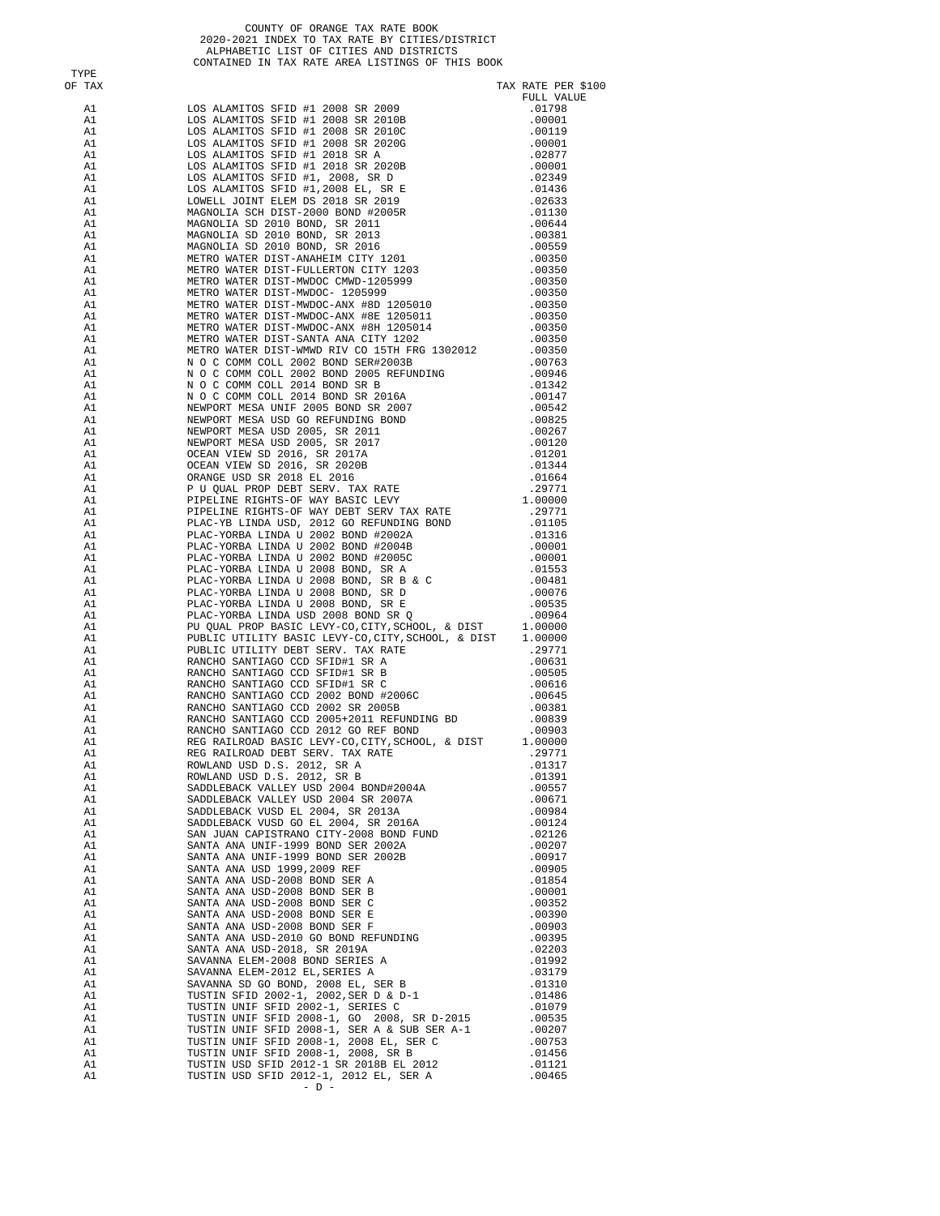COUNTY OF ORANGE TAX RATE BOOK
2020-2021 INDEX TO TAX RATE BY CITIES/DISTRICT
ALPHABETIC LIST OF CITIES AND DISTRICTS
CONTAINED IN TAX RATE AREA LISTINGS OF THIS BOOK

| TYPE OF TAX | | TAX RATE PER $100 FULL VALUE |
|---|---|---|
| A1 | LOS ALAMITOS SFID #1 2008 SR 2009 | .01798 |
| A1 | LOS ALAMITOS SFID #1 2008 SR 2010B | .00001 |
| A1 | LOS ALAMITOS SFID #1 2008 SR 2010C | .00119 |
| A1 | LOS ALAMITOS SFID #1 2008 SR 2020G | .00001 |
| A1 | LOS ALAMITOS SFID #1 2018 SR A | .02877 |
| A1 | LOS ALAMITOS SFID #1 2018 SR 2020B | .00001 |
| A1 | LOS ALAMITOS SFID #1, 2008, SR D | .02349 |
| A1 | LOS ALAMITOS SFID #1,2008 EL, SR E | .01436 |
| A1 | LOWELL JOINT ELEM DS 2018 SR 2019 | .02633 |
| A1 | MAGNOLIA SCH DIST-2000 BOND #2005R | .01130 |
| A1 | MAGNOLIA SD 2010 BOND, SR 2011 | .00644 |
| A1 | MAGNOLIA SD 2010 BOND, SR 2013 | .00381 |
| A1 | MAGNOLIA SD 2010 BOND, SR 2016 | .00559 |
| A1 | METRO WATER DIST-ANAHEIM CITY 1201 | .00350 |
| A1 | METRO WATER DIST-FULLERTON CITY 1203 | .00350 |
| A1 | METRO WATER DIST-MWDOC CMWD-1205999 | .00350 |
| A1 | METRO WATER DIST-MWDOC- 1205999 | .00350 |
| A1 | METRO WATER DIST-MWDOC-ANX #8D 1205010 | .00350 |
| A1 | METRO WATER DIST-MWDOC-ANX #8E 1205011 | .00350 |
| A1 | METRO WATER DIST-MWDOC-ANX #8H 1205014 | .00350 |
| A1 | METRO WATER DIST-SANTA ANA CITY 1202 | .00350 |
| A1 | METRO WATER DIST-WMWD RIV CO 15TH FRG 1302012 | .00350 |
| A1 | N O C COMM COLL 2002 BOND SER#2003B | .00763 |
| A1 | N O C COMM COLL 2002 BOND 2005 REFUNDING | .00946 |
| A1 | N O C COMM COLL 2014 BOND SR B | .01342 |
| A1 | N O C COMM COLL 2014 BOND SR 2016A | .00147 |
| A1 | NEWPORT MESA UNIF 2005 BOND SR 2007 | .00542 |
| A1 | NEWPORT MESA USD GO REFUNDING BOND | .00825 |
| A1 | NEWPORT MESA USD 2005, SR 2011 | .00267 |
| A1 | NEWPORT MESA USD 2005, SR 2017 | .00120 |
| A1 | OCEAN VIEW SD 2016, SR 2017A | .01201 |
| A1 | OCEAN VIEW SD 2016, SR 2020B | .01344 |
| A1 | ORANGE USD SR 2018 EL 2016 | .01664 |
| A1 | P U QUAL PROP DEBT SERV. TAX RATE | .29771 |
| A1 | PIPELINE RIGHTS-OF WAY BASIC LEVY | 1.00000 |
| A1 | PIPELINE RIGHTS-OF WAY DEBT SERV TAX RATE | .29771 |
| A1 | PLAC-YB LINDA USD, 2012 GO REFUNDING BOND | .01105 |
| A1 | PLAC-YORBA LINDA U 2002 BOND #2002A | .01316 |
| A1 | PLAC-YORBA LINDA U 2002 BOND #2004B | .00001 |
| A1 | PLAC-YORBA LINDA U 2002 BOND #2005C | .00001 |
| A1 | PLAC-YORBA LINDA U 2008 BOND, SR A | .01553 |
| A1 | PLAC-YORBA LINDA U 2008 BOND, SR B & C | .00481 |
| A1 | PLAC-YORBA LINDA U 2008 BOND, SR D | .00076 |
| A1 | PLAC-YORBA LINDA U 2008 BOND, SR E | .00535 |
| A1 | PLAC-YORBA LINDA USD 2008 BOND SR Q | .00964 |
| A1 | PU QUAL PROP BASIC LEVY-CO,CITY,SCHOOL, & DIST | 1.00000 |
| A1 | PUBLIC UTILITY BASIC LEVY-CO,CITY,SCHOOL, & DIST | 1.00000 |
| A1 | PUBLIC UTILITY DEBT SERV. TAX RATE | .29771 |
| A1 | RANCHO SANTIAGO CCD SFID#1 SR A | .00631 |
| A1 | RANCHO SANTIAGO CCD SFID#1 SR B | .00505 |
| A1 | RANCHO SANTIAGO CCD SFID#1 SR C | .00616 |
| A1 | RANCHO SANTIAGO CCD 2002 BOND #2006C | .00645 |
| A1 | RANCHO SANTIAGO CCD 2002 SR 2005B | .00381 |
| A1 | RANCHO SANTIAGO CCD 2005+2011 REFUNDING BD | .00839 |
| A1 | RANCHO SANTIAGO CCD 2012 GO REF BOND | .00903 |
| A1 | REG RAILROAD BASIC LEVY-CO,CITY,SCHOOL, & DIST | 1.00000 |
| A1 | REG RAILROAD DEBT SERV. TAX RATE | .29771 |
| A1 | ROWLAND USD D.S. 2012, SR A | .01317 |
| A1 | ROWLAND USD D.S. 2012, SR B | .01391 |
| A1 | SADDLEBACK VALLEY USD 2004 BOND#2004A | .00557 |
| A1 | SADDLEBACK VALLEY USD 2004 SR 2007A | .00671 |
| A1 | SADDLEBACK VUSD EL 2004, SR 2013A | .00984 |
| A1 | SADDLEBACK VUSD GO EL 2004, SR 2016A | .00124 |
| A1 | SAN JUAN CAPISTRANO CITY-2008 BOND FUND | .02126 |
| A1 | SANTA ANA UNIF-1999 BOND SER 2002A | .00207 |
| A1 | SANTA ANA UNIF-1999 BOND SER 2002B | .00917 |
| A1 | SANTA ANA USD 1999,2009 REF | .00905 |
| A1 | SANTA ANA USD-2008 BOND SER A | .01854 |
| A1 | SANTA ANA USD-2008 BOND SER B | .00001 |
| A1 | SANTA ANA USD-2008 BOND SER C | .00352 |
| A1 | SANTA ANA USD-2008 BOND SER E | .00390 |
| A1 | SANTA ANA USD-2008 BOND SER F | .00903 |
| A1 | SANTA ANA USD-2010 GO BOND REFUNDING | .00395 |
| A1 | SANTA ANA USD-2018, SR 2019A | .02203 |
| A1 | SAVANNA ELEM-2008 BOND SERIES A | .01992 |
| A1 | SAVANNA ELEM-2012 EL,SERIES A | .03179 |
| A1 | SAVANNA SD GO BOND, 2008 EL, SER B | .01310 |
| A1 | TUSTIN SFID 2002-1, 2002,SER D & D-1 | .01486 |
| A1 | TUSTIN UNIF SFID 2002-1, SERIES C | .01079 |
| A1 | TUSTIN UNIF SFID 2008-1, GO 2008, SR D-2015 | .00535 |
| A1 | TUSTIN UNIF SFID 2008-1, SER A & SUB SER A-1 | .00207 |
| A1 | TUSTIN UNIF SFID 2008-1, 2008 EL, SER C | .00753 |
| A1 | TUSTIN UNIF SFID 2008-1, 2008, SR B | .01456 |
| A1 | TUSTIN USD SFID 2012-1 SR 2018B EL 2012 | .01121 |
| A1 | TUSTIN USD SFID 2012-1, 2012 EL, SER A | .00465 |

- D -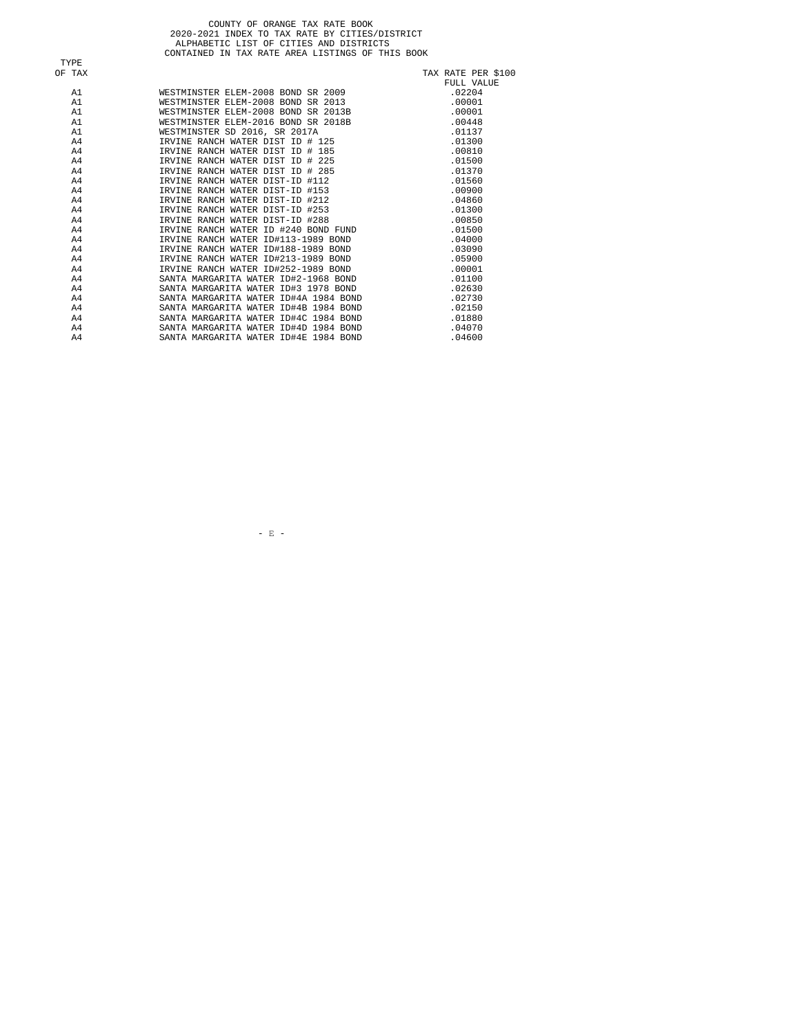COUNTY OF ORANGE TAX RATE BOOK
2020-2021 INDEX TO TAX RATE BY CITIES/DISTRICT
ALPHABETIC LIST OF CITIES AND DISTRICTS
CONTAINED IN TAX RATE AREA LISTINGS OF THIS BOOK

| TYPE OF TAX | | TAX RATE PER $100 FULL VALUE |
|---|---|---|
| A1 | WESTMINSTER ELEM-2008 BOND SR 2009 | .02204 |
| A1 | WESTMINSTER ELEM-2008 BOND SR 2013 | .00001 |
| A1 | WESTMINSTER ELEM-2008 BOND SR 2013B | .00001 |
| A1 | WESTMINSTER ELEM-2016 BOND SR 2018B | .00448 |
| A1 | WESTMINSTER SD 2016, SR 2017A | .01137 |
| A4 | IRVINE RANCH WATER DIST ID # 125 | .01300 |
| A4 | IRVINE RANCH WATER DIST ID # 185 | .00810 |
| A4 | IRVINE RANCH WATER DIST ID # 225 | .01500 |
| A4 | IRVINE RANCH WATER DIST ID # 285 | .01370 |
| A4 | IRVINE RANCH WATER DIST-ID #112 | .01560 |
| A4 | IRVINE RANCH WATER DIST-ID #153 | .00900 |
| A4 | IRVINE RANCH WATER DIST-ID #212 | .04860 |
| A4 | IRVINE RANCH WATER DIST-ID #253 | .01300 |
| A4 | IRVINE RANCH WATER DIST-ID #288 | .00850 |
| A4 | IRVINE RANCH WATER ID #240 BOND FUND | .01500 |
| A4 | IRVINE RANCH WATER ID#113-1989 BOND | .04000 |
| A4 | IRVINE RANCH WATER ID#188-1989 BOND | .03090 |
| A4 | IRVINE RANCH WATER ID#213-1989 BOND | .05900 |
| A4 | IRVINE RANCH WATER ID#252-1989 BOND | .00001 |
| A4 | SANTA MARGARITA WATER ID#2-1968 BOND | .01100 |
| A4 | SANTA MARGARITA WATER ID#3 1978 BOND | .02630 |
| A4 | SANTA MARGARITA WATER ID#4A 1984 BOND | .02730 |
| A4 | SANTA MARGARITA WATER ID#4B 1984 BOND | .02150 |
| A4 | SANTA MARGARITA WATER ID#4C 1984 BOND | .01880 |
| A4 | SANTA MARGARITA WATER ID#4D 1984 BOND | .04070 |
| A4 | SANTA MARGARITA WATER ID#4E 1984 BOND | .04600 |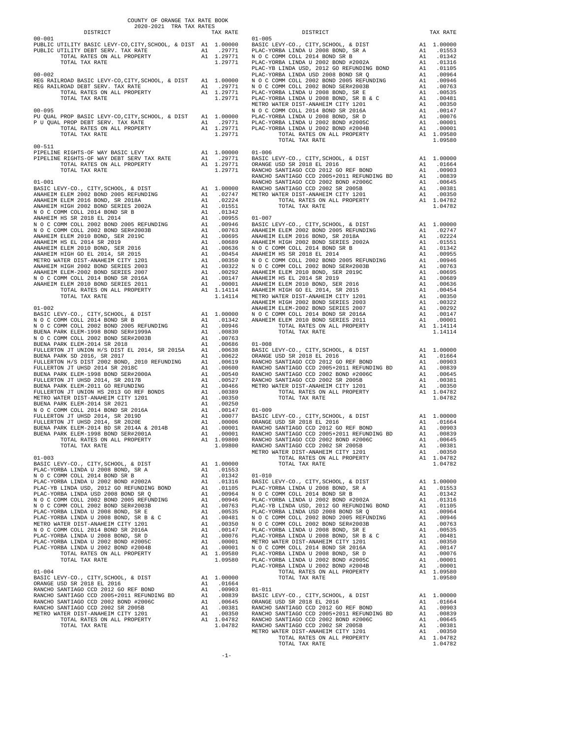COUNTY OF ORANGE TAX RATE BOOK
2020-2021 TRA TAX RATES

| DISTRICT | | TAX RATE |
|---|---|---|
| **00-001** | | |
| PUBLIC UTILITY BASIC LEVY-CO,CITY,SCHOOL, & DIST | A1 | 1.00000 |
| PUBLIC UTILITY DEBT SERV. TAX RATE | A1 | .29771 |
| TOTAL RATES ON ALL PROPERTY | A1 | 1.29771 |
| TOTAL TAX RATE | | 1.29771 |
| **00-002** | | |
| REG RAILROAD BASIC LEVY-CO,CITY,SCHOOL, & DIST | A1 | 1.00000 |
| REG RAILROAD DEBT SERV. TAX RATE | A1 | .29771 |
| TOTAL RATES ON ALL PROPERTY | A1 | 1.29771 |
| TOTAL TAX RATE | | 1.29771 |
| **00-095** | | |
| PU QUAL PROP BASIC LEVY-CO,CITY,SCHOOL, & DIST | A1 | 1.00000 |
| P U QUAL PROP DEBT SERV. TAX RATE | A1 | .29771 |
| TOTAL RATES ON ALL PROPERTY | A1 | 1.29771 |
| TOTAL TAX RATE | | 1.29771 |
| **00-511** | | |
| PIPELINE RIGHTS-OF WAY BASIC LEVY | A1 | 1.00000 |
| PIPELINE RIGHTS-OF WAY DEBT SERV TAX RATE | A1 | .29771 |
| TOTAL RATES ON ALL PROPERTY | A1 | 1.29771 |
| TOTAL TAX RATE | | 1.29771 |
| **01-001** | | |
| BASIC LEVY-CO., CITY,SCHOOL, & DIST | A1 | 1.00000 |
| ANAHEIM ELEM 2002 BOND 2005 REFUNDING | A1 | .02747 |
| ANAHEIM ELEM 2016 BOND, SR 2018A | A1 | .02224 |
| ANAHEIM HIGH 2002 BOND SERIES 2002A | A1 | .01551 |
| N O C COMM COLL 2014 BOND SR B | A1 | .01342 |
| ANAHEIM HS SR 2018 EL 2014 | A1 | .00955 |
| N O C COMM COLL 2002 BOND 2005 REFUNDING | A1 | .00946 |
| N O C COMM COLL 2002 BOND SER#2003B | A1 | .00763 |
| ANAHEIM ELEM 2010 BOND, SER 2019C | A1 | .00695 |
| ANAHEIM HS EL 2014 SR 2019 | A1 | .00689 |
| ANAHEIM ELEM 2010 BOND, SER 2016 | A1 | .00636 |
| ANAHEIM HIGH GO EL 2014, SR 2015 | A1 | .00454 |
| METRO WATER DIST-ANAHEIM CITY 1201 | A1 | .00350 |
| ANAHEIM HIGH 2002 BOND SERIES 2003 | A1 | .00322 |
| ANAHEIM ELEM-2002 BOND SERIES 2007 | A1 | .00292 |
| N O C COMM COLL 2014 BOND SR 2016A | A1 | .00147 |
| ANAHEIM ELEM 2010 BOND SERIES 2011 | A1 | .00001 |
| TOTAL RATES ON ALL PROPERTY | A1 | 1.14114 |
| TOTAL TAX RATE | | 1.14114 |
| **01-002** | | |
| BASIC LEVY-CO., CITY,SCHOOL, & DIST | A1 | 1.00000 |
| N O C COMM COLL 2014 BOND SR B | A1 | .01342 |
| N O C COMM COLL 2002 BOND 2005 REFUNDING | A1 | .00946 |
| BUENA PARK ELEM-1998 BOND SER#1999A | A1 | .00830 |
| N O C COMM COLL 2002 BOND SER#2003B | A1 | .00763 |
| BUENA PARK ELEM-2014 SR 2018 | A1 | .00686 |
| FULLERTON JT UNION H/S DIST EL 2014, SR 2015A | A1 | .00638 |
| BUENA PARK SD 2016, SR 2017 | A1 | .00622 |
| FULLERTON H/S DIST 2002 BOND, 2010 REFUNDING | A1 | .00619 |
| FULLERTON JT UHSD 2014 SR 2018C | A1 | .00600 |
| BUENA PARK ELEM-1998 BOND SER#2000A | A1 | .00540 |
| FULLERTON JT UHSD 2014, SR 2017B | A1 | .00527 |
| BUENA PARK ELEM-2011 GO REFUNDING | A1 | .00466 |
| FULLERTON JT UNION HS 2013 GO REF BONDS | A1 | .00389 |
| METRO WATER DIST-ANAHEIM CITY 1201 | A1 | .00350 |
| BUENA PARK ELEM-2014 SR 2021 | A1 | .00250 |
| N O C COMM COLL 2014 BOND SR 2016A | A1 | .00147 |
| FULLERTON JT UHSD 2014, SR 2019D | A1 | .00077 |
| FULLERTON JT UHSD 2014, SR 2020E | A1 | .00006 |
| BUENA PARK ELEM-2014 BD SR 2014A & 2014B | A1 | .00001 |
| BUENA PARK ELEM-1998 BOND SER#2001A | A1 | .00001 |
| TOTAL RATES ON ALL PROPERTY | A1 | 1.09800 |
| TOTAL TAX RATE | | 1.09800 |
| **01-003** | | |
| BASIC LEVY-CO., CITY,SCHOOL, & DIST | A1 | 1.00000 |
| PLAC-YORBA LINDA U 2008 BOND, SR A | A1 | .01553 |
| N O C COMM COLL 2014 BOND SR B | A1 | .01342 |
| PLAC-YORBA LINDA U 2002 BOND #2002A | A1 | .01316 |
| PLAC-YB LINDA USD, 2012 GO REFUNDING BOND | A1 | .01105 |
| PLAC-YORBA LINDA USD 2008 BOND SR Q | A1 | .00964 |
| N O C COMM COLL 2002 BOND 2005 REFUNDING | A1 | .00946 |
| N O C COMM COLL 2002 BOND SER#2003B | A1 | .00763 |
| PLAC-YORBA LINDA U 2008 BOND, SR E | A1 | .00535 |
| PLAC-YORBA LINDA U 2008 BOND, SR B & C | A1 | .00481 |
| METRO WATER DIST-ANAHEIM CITY 1201 | A1 | .00350 |
| N O C COMM COLL 2014 BOND SR 2016A | A1 | .00147 |
| PLAC-YORBA LINDA U 2008 BOND, SR D | A1 | .00076 |
| PLAC-YORBA LINDA U 2002 BOND #2005C | A1 | .00001 |
| PLAC-YORBA LINDA U 2002 BOND #2004B | A1 | .00001 |
| TOTAL RATES ON ALL PROPERTY | A1 | 1.09580 |
| TOTAL TAX RATE | | 1.09580 |
| **01-004** | | |
| BASIC LEVY-CO., CITY,SCHOOL, & DIST | A1 | 1.00000 |
| ORANGE USD SR 2018 EL 2016 | A1 | .01664 |
| RANCHO SANTIAGO CCD 2012 GO REF BOND | A1 | .00903 |
| RANCHO SANTIAGO CCD 2005+2011 REFUNDING BD | A1 | .00839 |
| RANCHO SANTIAGO CCD 2002 BOND #2006C | A1 | .00645 |
| RANCHO SANTIAGO CCD 2002 SR 2005B | A1 | .00381 |
| METRO WATER DIST-ANAHEIM CITY 1201 | A1 | .00350 |
| TOTAL RATES ON ALL PROPERTY | A1 | 1.04782 |
| TOTAL TAX RATE | | 1.04782 |
| **01-005** | | |
| BASIC LEVY-CO., CITY,SCHOOL, & DIST | A1 | 1.00000 |
| PLAC-YORBA LINDA U 2008 BOND, SR A | A1 | .01553 |
| N O C COMM COLL 2014 BOND SR B | A1 | .01342 |
| PLAC-YORBA LINDA U 2002 BOND #2002A | A1 | .01316 |
| PLAC-YB LINDA USD, 2012 GO REFUNDING BOND | A1 | .01105 |
| PLAC-YORBA LINDA USD 2008 BOND SR Q | A1 | .00964 |
| N O C COMM COLL 2002 BOND 2005 REFUNDING | A1 | .00946 |
| N O C COMM COLL 2002 BOND SER#2003B | A1 | .00763 |
| PLAC-YORBA LINDA U 2008 BOND, SR E | A1 | .00535 |
| PLAC-YORBA LINDA U 2008 BOND, SR B & C | A1 | .00481 |
| METRO WATER DIST-ANAHEIM CITY 1201 | A1 | .00350 |
| N O C COMM COLL 2014 BOND SR 2016A | A1 | .00147 |
| PLAC-YORBA LINDA U 2008 BOND, SR D | A1 | .00076 |
| PLAC-YORBA LINDA U 2002 BOND #2005C | A1 | .00001 |
| PLAC-YORBA LINDA U 2002 BOND #2004B | A1 | .00001 |
| TOTAL RATES ON ALL PROPERTY | A1 | 1.09580 |
| TOTAL TAX RATE | | 1.09580 |
| **01-006** | | |
| BASIC LEVY-CO., CITY,SCHOOL, & DIST | A1 | 1.00000 |
| ORANGE USD SR 2018 EL 2016 | A1 | .01664 |
| RANCHO SANTIAGO CCD 2012 GO REF BOND | A1 | .00903 |
| RANCHO SANTIAGO CCD 2005+2011 REFUNDING BD | A1 | .00839 |
| RANCHO SANTIAGO CCD 2002 BOND #2006C | A1 | .00645 |
| RANCHO SANTIAGO CCD 2002 SR 2005B | A1 | .00381 |
| METRO WATER DIST-ANAHEIM CITY 1201 | A1 | .00350 |
| TOTAL RATES ON ALL PROPERTY | A1 | 1.04782 |
| TOTAL TAX RATE | | 1.04782 |
| **01-007** | | |
| BASIC LEVY-CO., CITY,SCHOOL, & DIST | A1 | 1.00000 |
| ANAHEIM ELEM 2002 BOND 2005 REFUNDING | A1 | .02747 |
| ANAHEIM ELEM 2016 BOND, SR 2018A | A1 | .02224 |
| ANAHEIM HIGH 2002 BOND SERIES 2002A | A1 | .01551 |
| N O C COMM COLL 2014 BOND SR B | A1 | .01342 |
| ANAHEIM HS SR 2018 EL 2014 | A1 | .00955 |
| N O C COMM COLL 2002 BOND 2005 REFUNDING | A1 | .00946 |
| N O C COMM COLL 2002 BOND SER#2003B | A1 | .00763 |
| ANAHEIM ELEM 2010 BOND, SER 2019C | A1 | .00695 |
| ANAHEIM HS EL 2014 SR 2019 | A1 | .00689 |
| ANAHEIM ELEM 2010 BOND, SER 2016 | A1 | .00636 |
| ANAHEIM HIGH GO EL 2014, SR 2015 | A1 | .00454 |
| METRO WATER DIST-ANAHEIM CITY 1201 | A1 | .00350 |
| ANAHEIM HIGH 2002 BOND SERIES 2003 | A1 | .00322 |
| ANAHEIM ELEM-2002 BOND SERIES 2007 | A1 | .00292 |
| N O C COMM COLL 2014 BOND SR 2016A | A1 | .00147 |
| ANAHEIM ELEM 2010 BOND SERIES 2011 | A1 | .00001 |
| TOTAL RATES ON ALL PROPERTY | A1 | 1.14114 |
| TOTAL TAX RATE | | 1.14114 |
| **01-008** | | |
| BASIC LEVY-CO., CITY,SCHOOL, & DIST | A1 | 1.00000 |
| ORANGE USD SR 2018 EL 2016 | A1 | .01664 |
| RANCHO SANTIAGO CCD 2012 GO REF BOND | A1 | .00903 |
| RANCHO SANTIAGO CCD 2005+2011 REFUNDING BD | A1 | .00839 |
| RANCHO SANTIAGO CCD 2002 BOND #2006C | A1 | .00645 |
| RANCHO SANTIAGO CCD 2002 SR 2005B | A1 | .00381 |
| METRO WATER DIST-ANAHEIM CITY 1201 | A1 | .00350 |
| TOTAL RATES ON ALL PROPERTY | A1 | 1.04782 |
| TOTAL TAX RATE | | 1.04782 |
| **01-009** | | |
| BASIC LEVY-CO., CITY,SCHOOL, & DIST | A1 | 1.00000 |
| ORANGE USD SR 2018 EL 2016 | A1 | .01664 |
| RANCHO SANTIAGO CCD 2012 GO REF BOND | A1 | .00903 |
| RANCHO SANTIAGO CCD 2005+2011 REFUNDING BD | A1 | .00839 |
| RANCHO SANTIAGO CCD 2002 BOND #2006C | A1 | .00645 |
| RANCHO SANTIAGO CCD 2002 SR 2005B | A1 | .00381 |
| METRO WATER DIST-ANAHEIM CITY 1201 | A1 | .00350 |
| TOTAL RATES ON ALL PROPERTY | A1 | 1.04782 |
| TOTAL TAX RATE | | 1.04782 |
| **01-010** | | |
| BASIC LEVY-CO., CITY,SCHOOL, & DIST | A1 | 1.00000 |
| PLAC-YORBA LINDA U 2008 BOND, SR A | A1 | .01553 |
| N O C COMM COLL 2014 BOND SR B | A1 | .01342 |
| PLAC-YORBA LINDA U 2002 BOND #2002A | A1 | .01316 |
| PLAC-YB LINDA USD, 2012 GO REFUNDING BOND | A1 | .01105 |
| PLAC-YORBA LINDA USD 2008 BOND SR Q | A1 | .00964 |
| N O C COMM COLL 2002 BOND 2005 REFUNDING | A1 | .00946 |
| N O C COMM COLL 2002 BOND SER#2003B | A1 | .00763 |
| PLAC-YORBA LINDA U 2008 BOND, SR E | A1 | .00535 |
| PLAC-YORBA LINDA U 2008 BOND, SR B & C | A1 | .00481 |
| METRO WATER DIST-ANAHEIM CITY 1201 | A1 | .00350 |
| N O C COMM COLL 2014 BOND SR 2016A | A1 | .00147 |
| PLAC-YORBA LINDA U 2008 BOND, SR D | A1 | .00076 |
| PLAC-YORBA LINDA U 2002 BOND #2005C | A1 | .00001 |
| PLAC-YORBA LINDA U 2002 BOND #2004B | A1 | .00001 |
| TOTAL RATES ON ALL PROPERTY | A1 | 1.09580 |
| TOTAL TAX RATE | | 1.09580 |
| **01-011** | | |
| BASIC LEVY-CO., CITY,SCHOOL, & DIST | A1 | 1.00000 |
| ORANGE USD SR 2018 EL 2016 | A1 | .01664 |
| RANCHO SANTIAGO CCD 2012 GO REF BOND | A1 | .00903 |
| RANCHO SANTIAGO CCD 2005+2011 REFUNDING BD | A1 | .00839 |
| RANCHO SANTIAGO CCD 2002 BOND #2006C | A1 | .00645 |
| RANCHO SANTIAGO CCD 2002 SR 2005B | A1 | .00381 |
| METRO WATER DIST-ANAHEIM CITY 1201 | A1 | .00350 |
| TOTAL RATES ON ALL PROPERTY | A1 | 1.04782 |
| TOTAL TAX RATE | | 1.04782 |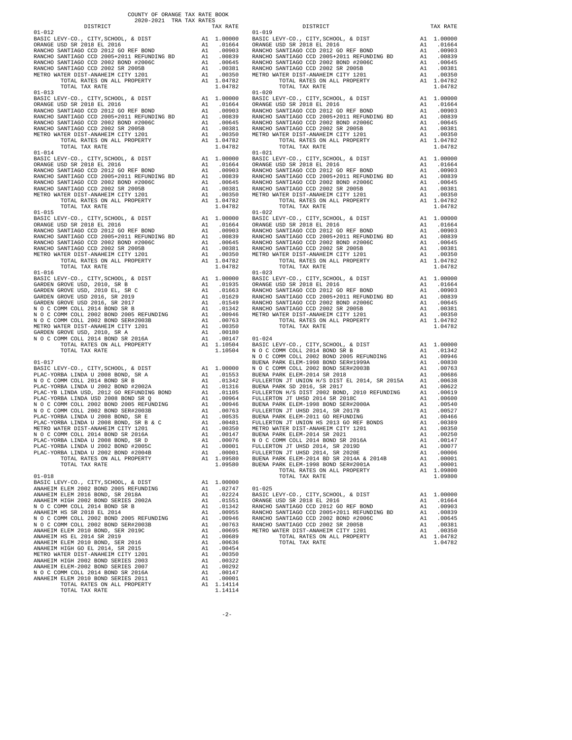COUNTY OF ORANGE TAX RATE BOOK
2020-2021 TRA TAX RATES

| DISTRICT | | TAX RATE |
|---|---|---|
| **01-012** | | |
| BASIC LEVY-CO., CITY,SCHOOL, & DIST | A1 | 1.00000 |
| ORANGE USD SR 2018 EL 2016 | A1 | .01664 |
| RANCHO SANTIAGO CCD 2012 GO REF BOND | A1 | .00903 |
| RANCHO SANTIAGO CCD 2005+2011 REFUNDING BD | A1 | .00839 |
| RANCHO SANTIAGO CCD 2002 BOND #2006C | A1 | .00645 |
| RANCHO SANTIAGO CCD 2002 SR 2005B | A1 | .00381 |
| METRO WATER DIST-ANAHEIM CITY 1201 | A1 | .00350 |
| TOTAL RATES ON ALL PROPERTY | A1 | 1.04782 |
| TOTAL TAX RATE | | 1.04782 |
| **01-013** | | |
| BASIC LEVY-CO., CITY,SCHOOL, & DIST | A1 | 1.00000 |
| ORANGE USD SR 2018 EL 2016 | A1 | .01664 |
| RANCHO SANTIAGO CCD 2012 GO REF BOND | A1 | .00903 |
| RANCHO SANTIAGO CCD 2005+2011 REFUNDING BD | A1 | .00839 |
| RANCHO SANTIAGO CCD 2002 BOND #2006C | A1 | .00645 |
| RANCHO SANTIAGO CCD 2002 SR 2005B | A1 | .00381 |
| METRO WATER DIST-ANAHEIM CITY 1201 | A1 | .00350 |
| TOTAL RATES ON ALL PROPERTY | A1 | 1.04782 |
| TOTAL TAX RATE | | 1.04782 |
| **01-014** | | |
| BASIC LEVY-CO., CITY,SCHOOL, & DIST | A1 | 1.00000 |
| ORANGE USD SR 2018 EL 2016 | A1 | .01664 |
| RANCHO SANTIAGO CCD 2012 GO REF BOND | A1 | .00903 |
| RANCHO SANTIAGO CCD 2005+2011 REFUNDING BD | A1 | .00839 |
| RANCHO SANTIAGO CCD 2002 BOND #2006C | A1 | .00645 |
| RANCHO SANTIAGO CCD 2002 SR 2005B | A1 | .00381 |
| METRO WATER DIST-ANAHEIM CITY 1201 | A1 | .00350 |
| TOTAL RATES ON ALL PROPERTY | A1 | 1.04782 |
| TOTAL TAX RATE | | 1.04782 |
| **01-015** | | |
| BASIC LEVY-CO., CITY,SCHOOL, & DIST | A1 | 1.00000 |
| ORANGE USD SR 2018 EL 2016 | A1 | .01664 |
| RANCHO SANTIAGO CCD 2012 GO REF BOND | A1 | .00903 |
| RANCHO SANTIAGO CCD 2005+2011 REFUNDING BD | A1 | .00839 |
| RANCHO SANTIAGO CCD 2002 BOND #2006C | A1 | .00645 |
| RANCHO SANTIAGO CCD 2002 SR 2005B | A1 | .00381 |
| METRO WATER DIST-ANAHEIM CITY 1201 | A1 | .00350 |
| TOTAL RATES ON ALL PROPERTY | A1 | 1.04782 |
| TOTAL TAX RATE | | 1.04782 |
| **01-016** | | |
| BASIC LEVY-CO., CITY,SCHOOL, & DIST | A1 | 1.00000 |
| GARDEN GROVE USD, 2010, SR B | A1 | .01935 |
| GARDEN GROVE USD, 2010 EL, SR C | A1 | .01663 |
| GARDEN GROVE USD 2016, SR 2019 | A1 | .01629 |
| GARDEN GROVE USD 2016, SR 2017 | A1 | .01549 |
| N O C COMM COLL 2014 BOND SR B | A1 | .01342 |
| N O C COMM COLL 2002 BOND 2005 REFUNDING | A1 | .00946 |
| N O C COMM COLL 2002 BOND SER#2003B | A1 | .00763 |
| METRO WATER DIST-ANAHEIM CITY 1201 | A1 | .00350 |
| GARDEN GROVE USD, 2010, SR A | A1 | .00180 |
| N O C COMM COLL 2014 BOND SR 2016A | A1 | .00147 |
| TOTAL RATES ON ALL PROPERTY | A1 | 1.10504 |
| TOTAL TAX RATE | | 1.10504 |
| **01-017** | | |
| BASIC LEVY-CO., CITY,SCHOOL, & DIST | A1 | 1.00000 |
| PLAC-YORBA LINDA U 2008 BOND, SR A | A1 | .01553 |
| N O C COMM COLL 2014 BOND SR B | A1 | .01342 |
| PLAC-YORBA LINDA U 2002 BOND #2002A | A1 | .01316 |
| PLAC-YB LINDA USD, 2012 GO REFUNDING BOND | A1 | .01105 |
| PLAC-YORBA LINDA USD 2008 BOND SR Q | A1 | .00964 |
| N O C COMM COLL 2002 BOND 2005 REFUNDING | A1 | .00946 |
| N O C COMM COLL 2002 BOND SER#2003B | A1 | .00763 |
| PLAC-YORBA LINDA U 2008 BOND, SR E | A1 | .00535 |
| PLAC-YORBA LINDA U 2008 BOND, SR B & C | A1 | .00481 |
| METRO WATER DIST-ANAHEIM CITY 1201 | A1 | .00350 |
| N O C COMM COLL 2014 BOND SR 2016A | A1 | .00147 |
| PLAC-YORBA LINDA U 2008 BOND, SR D | A1 | .00076 |
| PLAC-YORBA LINDA U 2002 BOND #2005C | A1 | .00001 |
| PLAC-YORBA LINDA U 2002 BOND #2004B | A1 | .00001 |
| TOTAL RATES ON ALL PROPERTY | A1 | 1.09580 |
| TOTAL TAX RATE | | 1.09580 |
| **01-018** | | |
| BASIC LEVY-CO., CITY,SCHOOL, & DIST | A1 | 1.00000 |
| ANAHEIM ELEM 2002 BOND 2005 REFUNDING | A1 | .02747 |
| ANAHEIM ELEM 2016 BOND, SR 2018A | A1 | .02224 |
| ANAHEIM HIGH 2002 BOND SERIES 2002A | A1 | .01551 |
| N O C COMM COLL 2014 BOND SR B | A1 | .01342 |
| ANAHEIM HS SR 2018 EL 2014 | A1 | .00955 |
| N O C COMM COLL 2002 BOND 2005 REFUNDING | A1 | .00946 |
| N O C COMM COLL 2002 BOND SER#2003B | A1 | .00763 |
| ANAHEIM ELEM 2010 BOND, SER 2019C | A1 | .00695 |
| ANAHEIM HS EL 2014 SR 2019 | A1 | .00689 |
| ANAHEIM ELEM 2010 BOND, SER 2016 | A1 | .00636 |
| ANAHEIM HIGH GO EL 2014, SR 2015 | A1 | .00454 |
| METRO WATER DIST-ANAHEIM CITY 1201 | A1 | .00350 |
| ANAHEIM HIGH 2002 BOND SERIES 2003 | A1 | .00322 |
| ANAHEIM ELEM-2002 BOND SERIES 2007 | A1 | .00292 |
| N O C COMM COLL 2014 BOND SR 2016A | A1 | .00147 |
| ANAHEIM ELEM 2010 BOND SERIES 2011 | A1 | .00001 |
| TOTAL RATES ON ALL PROPERTY | A1 | 1.14114 |
| TOTAL TAX RATE | | 1.14114 |
| **01-019** | | |
| BASIC LEVY-CO., CITY,SCHOOL, & DIST | A1 | 1.00000 |
| ORANGE USD SR 2018 EL 2016 | A1 | .01664 |
| RANCHO SANTIAGO CCD 2012 GO REF BOND | A1 | .00903 |
| RANCHO SANTIAGO CCD 2005+2011 REFUNDING BD | A1 | .00839 |
| RANCHO SANTIAGO CCD 2002 BOND #2006C | A1 | .00645 |
| RANCHO SANTIAGO CCD 2002 SR 2005B | A1 | .00381 |
| METRO WATER DIST-ANAHEIM CITY 1201 | A1 | .00350 |
| TOTAL RATES ON ALL PROPERTY | A1 | 1.04782 |
| TOTAL TAX RATE | | 1.04782 |
| **01-020** | | |
| BASIC LEVY-CO., CITY,SCHOOL, & DIST | A1 | 1.00000 |
| ORANGE USD SR 2018 EL 2016 | A1 | .01664 |
| RANCHO SANTIAGO CCD 2012 GO REF BOND | A1 | .00903 |
| RANCHO SANTIAGO CCD 2005+2011 REFUNDING BD | A1 | .00839 |
| RANCHO SANTIAGO CCD 2002 BOND #2006C | A1 | .00645 |
| RANCHO SANTIAGO CCD 2002 SR 2005B | A1 | .00381 |
| METRO WATER DIST-ANAHEIM CITY 1201 | A1 | .00350 |
| TOTAL RATES ON ALL PROPERTY | A1 | 1.04782 |
| TOTAL TAX RATE | | 1.04782 |
| **01-021** | | |
| BASIC LEVY-CO., CITY,SCHOOL, & DIST | A1 | 1.00000 |
| ORANGE USD SR 2018 EL 2016 | A1 | .01664 |
| RANCHO SANTIAGO CCD 2012 GO REF BOND | A1 | .00903 |
| RANCHO SANTIAGO CCD 2005+2011 REFUNDING BD | A1 | .00839 |
| RANCHO SANTIAGO CCD 2002 BOND #2006C | A1 | .00645 |
| RANCHO SANTIAGO CCD 2002 SR 2005B | A1 | .00381 |
| METRO WATER DIST-ANAHEIM CITY 1201 | A1 | .00350 |
| TOTAL RATES ON ALL PROPERTY | A1 | 1.04782 |
| TOTAL TAX RATE | | 1.04782 |
| **01-022** | | |
| BASIC LEVY-CO., CITY,SCHOOL, & DIST | A1 | 1.00000 |
| ORANGE USD SR 2018 EL 2016 | A1 | .01664 |
| RANCHO SANTIAGO CCD 2012 GO REF BOND | A1 | .00903 |
| RANCHO SANTIAGO CCD 2005+2011 REFUNDING BD | A1 | .00839 |
| RANCHO SANTIAGO CCD 2002 BOND #2006C | A1 | .00645 |
| RANCHO SANTIAGO CCD 2002 SR 2005B | A1 | .00381 |
| METRO WATER DIST-ANAHEIM CITY 1201 | A1 | .00350 |
| TOTAL RATES ON ALL PROPERTY | A1 | 1.04782 |
| TOTAL TAX RATE | | 1.04782 |
| **01-023** | | |
| BASIC LEVY-CO., CITY,SCHOOL, & DIST | A1 | 1.00000 |
| ORANGE USD SR 2018 EL 2016 | A1 | .01664 |
| RANCHO SANTIAGO CCD 2012 GO REF BOND | A1 | .00903 |
| RANCHO SANTIAGO CCD 2005+2011 REFUNDING BD | A1 | .00839 |
| RANCHO SANTIAGO CCD 2002 BOND #2006C | A1 | .00645 |
| RANCHO SANTIAGO CCD 2002 SR 2005B | A1 | .00381 |
| METRO WATER DIST-ANAHEIM CITY 1201 | A1 | .00350 |
| TOTAL RATES ON ALL PROPERTY | A1 | 1.04782 |
| TOTAL TAX RATE | | 1.04782 |
| **01-024** | | |
| BASIC LEVY-CO., CITY,SCHOOL, & DIST | A1 | 1.00000 |
| N O C COMM COLL 2014 BOND SR B | A1 | .01342 |
| N O C COMM COLL 2002 BOND 2005 REFUNDING | A1 | .00946 |
| BUENA PARK ELEM-1998 BOND SER#1999A | A1 | .00830 |
| N O C COMM COLL 2002 BOND SER#2003B | A1 | .00763 |
| BUENA PARK ELEM-2014 SR 2018 | A1 | .00686 |
| FULLERTON JT UNION H/S DIST EL 2014, SR 2015A | A1 | .00638 |
| BUENA PARK SD 2016, SR 2017 | A1 | .00622 |
| FULLERTON H/S DIST 2002 BOND, 2010 REFUNDING | A1 | .00619 |
| FULLERTON JT UHSD 2014 SR 2018C | A1 | .00600 |
| BUENA PARK ELEM-1998 BOND SER#2000A | A1 | .00540 |
| FULLERTON JT UHSD 2014, SR 2017B | A1 | .00527 |
| BUENA PARK ELEM-2011 GO REFUNDING | A1 | .00466 |
| FULLERTON JT UNION HS 2013 GO REF BONDS | A1 | .00389 |
| METRO WATER DIST-ANAHEIM CITY 1201 | A1 | .00350 |
| BUENA PARK ELEM-2014 SR 2021 | A1 | .00250 |
| N O C COMM COLL 2014 BOND SR 2016A | A1 | .00147 |
| FULLERTON JT UHSD 2014, SR 2019D | A1 | .00077 |
| FULLERTON JT UHSD 2014, SR 2020E | A1 | .00006 |
| BUENA PARK ELEM-2014 BD SR 2014A & 2014B | A1 | .00001 |
| BUENA PARK ELEM-1998 BOND SER#2001A | A1 | .00001 |
| TOTAL RATES ON ALL PROPERTY | A1 | 1.09800 |
| TOTAL TAX RATE | | 1.09800 |
| **01-025** | | |
| BASIC LEVY-CO., CITY,SCHOOL, & DIST | A1 | 1.00000 |
| ORANGE USD SR 2018 EL 2016 | A1 | .01664 |
| RANCHO SANTIAGO CCD 2012 GO REF BOND | A1 | .00903 |
| RANCHO SANTIAGO CCD 2005+2011 REFUNDING BD | A1 | .00839 |
| RANCHO SANTIAGO CCD 2002 BOND #2006C | A1 | .00645 |
| RANCHO SANTIAGO CCD 2002 SR 2005B | A1 | .00381 |
| METRO WATER DIST-ANAHEIM CITY 1201 | A1 | .00350 |
| TOTAL RATES ON ALL PROPERTY | A1 | 1.04782 |
| TOTAL TAX RATE | | 1.04782 |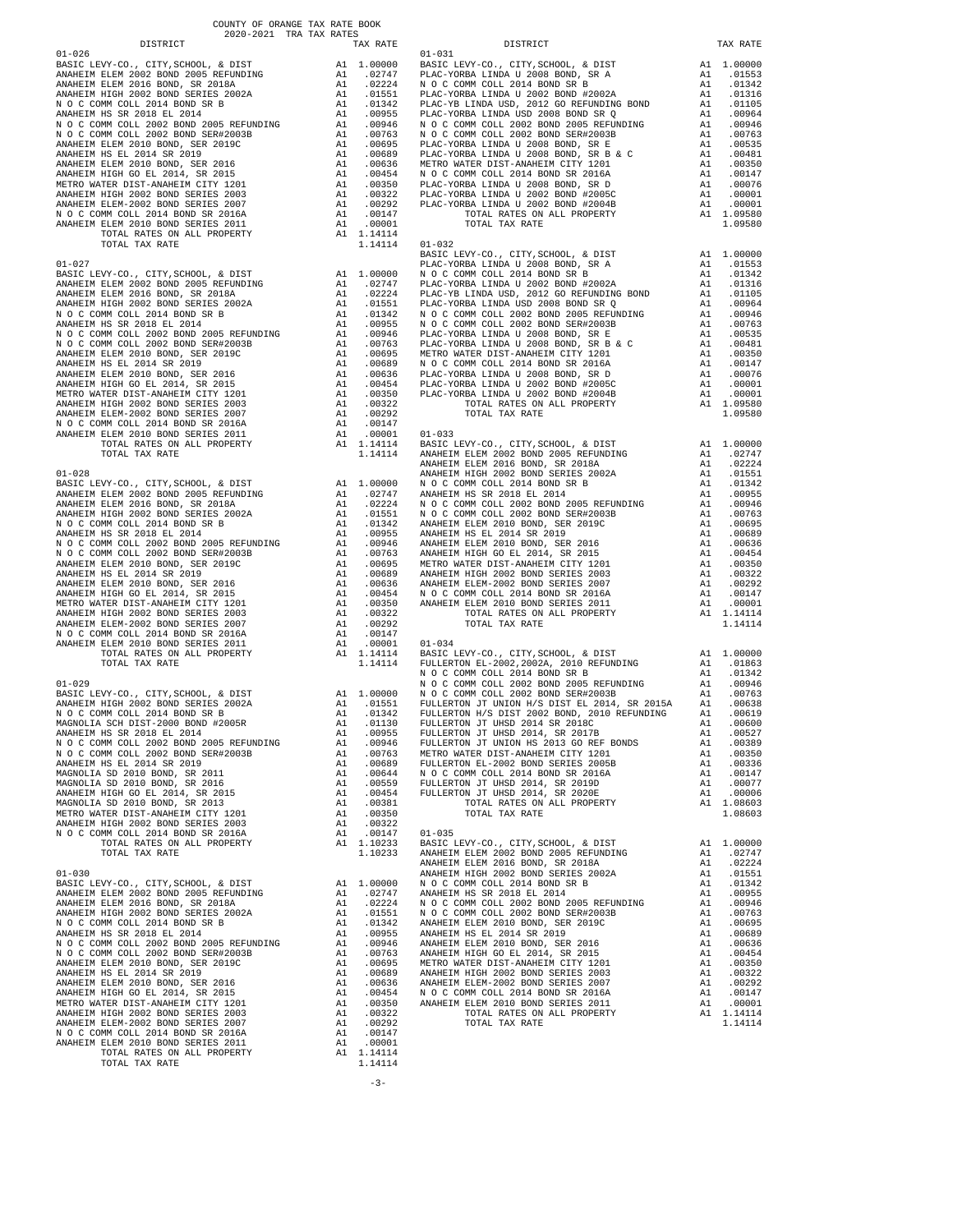COUNTY OF ORANGE TAX RATE BOOK
2020-2021 TRA TAX RATES

| DISTRICT | | TAX RATE |
|---|---|---|
| **01-026** | | |
| BASIC LEVY-CO., CITY,SCHOOL, & DIST | A1 | 1.00000 |
| ANAHEIM ELEM 2002 BOND 2005 REFUNDING | A1 | .02747 |
| ANAHEIM ELEM 2016 BOND, SR 2018A | A1 | .02224 |
| ANAHEIM HIGH 2002 BOND SERIES 2002A | A1 | .01551 |
| N O C COMM COLL 2014 BOND SR B | A1 | .01342 |
| ANAHEIM HS SR 2018 EL 2014 | A1 | .00955 |
| N O C COMM COLL 2002 BOND 2005 REFUNDING | A1 | .00946 |
| N O C COMM COLL 2002 BOND SER#2003B | A1 | .00763 |
| ANAHEIM ELEM 2010 BOND, SER 2019C | A1 | .00695 |
| ANAHEIM HS EL 2014 SR 2019 | A1 | .00689 |
| ANAHEIM ELEM 2010 BOND, SER 2016 | A1 | .00636 |
| ANAHEIM HIGH GO EL 2014, SR 2015 | A1 | .00454 |
| METRO WATER DIST-ANAHEIM CITY 1201 | A1 | .00350 |
| ANAHEIM HIGH 2002 BOND SERIES 2003 | A1 | .00322 |
| ANAHEIM ELEM-2002 BOND SERIES 2007 | A1 | .00292 |
| N O C COMM COLL 2014 BOND SR 2016A | A1 | .00147 |
| ANAHEIM ELEM 2010 BOND SERIES 2011 | A1 | .00001 |
| TOTAL RATES ON ALL PROPERTY | A1 | 1.14114 |
| TOTAL TAX RATE | | 1.14114 |
| **01-027** | | |
| BASIC LEVY-CO., CITY,SCHOOL, & DIST | A1 | 1.00000 |
| ANAHEIM ELEM 2002 BOND 2005 REFUNDING | A1 | .02747 |
| ANAHEIM ELEM 2016 BOND, SR 2018A | A1 | .02224 |
| ANAHEIM HIGH 2002 BOND SERIES 2002A | A1 | .01551 |
| N O C COMM COLL 2014 BOND SR B | A1 | .01342 |
| ANAHEIM HS SR 2018 EL 2014 | A1 | .00955 |
| N O C COMM COLL 2002 BOND 2005 REFUNDING | A1 | .00946 |
| N O C COMM COLL 2002 BOND SER#2003B | A1 | .00763 |
| ANAHEIM ELEM 2010 BOND, SER 2019C | A1 | .00695 |
| ANAHEIM HS EL 2014 SR 2019 | A1 | .00689 |
| ANAHEIM ELEM 2010 BOND, SER 2016 | A1 | .00636 |
| ANAHEIM HIGH GO EL 2014, SR 2015 | A1 | .00454 |
| METRO WATER DIST-ANAHEIM CITY 1201 | A1 | .00350 |
| ANAHEIM HIGH 2002 BOND SERIES 2003 | A1 | .00322 |
| ANAHEIM ELEM-2002 BOND SERIES 2007 | A1 | .00292 |
| N O C COMM COLL 2014 BOND SR 2016A | A1 | .00147 |
| ANAHEIM ELEM 2010 BOND SERIES 2011 | A1 | .00001 |
| TOTAL RATES ON ALL PROPERTY | A1 | 1.14114 |
| TOTAL TAX RATE | | 1.14114 |
| **01-028** | | |
| BASIC LEVY-CO., CITY,SCHOOL, & DIST | A1 | 1.00000 |
| ANAHEIM ELEM 2002 BOND 2005 REFUNDING | A1 | .02747 |
| ANAHEIM ELEM 2016 BOND, SR 2018A | A1 | .02224 |
| ANAHEIM HIGH 2002 BOND SERIES 2002A | A1 | .01551 |
| N O C COMM COLL 2014 BOND SR B | A1 | .01342 |
| ANAHEIM HS SR 2018 EL 2014 | A1 | .00955 |
| N O C COMM COLL 2002 BOND 2005 REFUNDING | A1 | .00946 |
| N O C COMM COLL 2002 BOND SER#2003B | A1 | .00763 |
| ANAHEIM ELEM 2010 BOND, SER 2019C | A1 | .00695 |
| ANAHEIM HS EL 2014 SR 2019 | A1 | .00689 |
| ANAHEIM ELEM 2010 BOND, SER 2016 | A1 | .00636 |
| ANAHEIM HIGH GO EL 2014, SR 2015 | A1 | .00454 |
| METRO WATER DIST-ANAHEIM CITY 1201 | A1 | .00350 |
| ANAHEIM HIGH 2002 BOND SERIES 2003 | A1 | .00322 |
| ANAHEIM ELEM-2002 BOND SERIES 2007 | A1 | .00292 |
| N O C COMM COLL 2014 BOND SR 2016A | A1 | .00147 |
| ANAHEIM ELEM 2010 BOND SERIES 2011 | A1 | .00001 |
| TOTAL RATES ON ALL PROPERTY | A1 | 1.14114 |
| TOTAL TAX RATE | | 1.14114 |
| **01-029** | | |
| BASIC LEVY-CO., CITY,SCHOOL, & DIST | A1 | 1.00000 |
| ANAHEIM HIGH 2002 BOND SERIES 2002A | A1 | .01551 |
| N O C COMM COLL 2014 BOND SR B | A1 | .01342 |
| MAGNOLIA SCH DIST-2000 BOND #2005R | A1 | .01130 |
| ANAHEIM HS SR 2018 EL 2014 | A1 | .00955 |
| N O C COMM COLL 2002 BOND 2005 REFUNDING | A1 | .00946 |
| N O C COMM COLL 2002 BOND SER#2003B | A1 | .00763 |
| ANAHEIM HS EL 2014 SR 2019 | A1 | .00689 |
| MAGNOLIA SD 2010 BOND, SR 2011 | A1 | .00644 |
| MAGNOLIA SD 2010 BOND, SR 2016 | A1 | .00559 |
| ANAHEIM HIGH GO EL 2014, SR 2015 | A1 | .00454 |
| MAGNOLIA SD 2010 BOND, SR 2013 | A1 | .00381 |
| METRO WATER DIST-ANAHEIM CITY 1201 | A1 | .00350 |
| ANAHEIM HIGH 2002 BOND SERIES 2003 | A1 | .00322 |
| N O C COMM COLL 2014 BOND SR 2016A | A1 | .00147 |
| TOTAL RATES ON ALL PROPERTY | A1 | 1.10233 |
| TOTAL TAX RATE | | 1.10233 |
| **01-030** | | |
| BASIC LEVY-CO., CITY,SCHOOL, & DIST | A1 | 1.00000 |
| ANAHEIM ELEM 2002 BOND 2005 REFUNDING | A1 | .02747 |
| ANAHEIM ELEM 2016 BOND, SR 2018A | A1 | .02224 |
| ANAHEIM HIGH 2002 BOND SERIES 2002A | A1 | .01551 |
| N O C COMM COLL 2014 BOND SR B | A1 | .01342 |
| ANAHEIM HS SR 2018 EL 2014 | A1 | .00955 |
| N O C COMM COLL 2002 BOND 2005 REFUNDING | A1 | .00946 |
| N O C COMM COLL 2002 BOND SER#2003B | A1 | .00763 |
| ANAHEIM ELEM 2010 BOND, SER 2019C | A1 | .00695 |
| ANAHEIM HS EL 2014 SR 2019 | A1 | .00689 |
| ANAHEIM ELEM 2010 BOND, SER 2016 | A1 | .00636 |
| ANAHEIM HIGH GO EL 2014, SR 2015 | A1 | .00454 |
| METRO WATER DIST-ANAHEIM CITY 1201 | A1 | .00350 |
| ANAHEIM HIGH 2002 BOND SERIES 2003 | A1 | .00322 |
| ANAHEIM ELEM-2002 BOND SERIES 2007 | A1 | .00292 |
| N O C COMM COLL 2014 BOND SR 2016A | A1 | .00147 |
| ANAHEIM ELEM 2010 BOND SERIES 2011 | A1 | .00001 |
| TOTAL RATES ON ALL PROPERTY | A1 | 1.14114 |
| TOTAL TAX RATE | | 1.14114 |
| **01-031** | | |
| BASIC LEVY-CO., CITY,SCHOOL, & DIST | A1 | 1.00000 |
| PLAC-YORBA LINDA U 2008 BOND, SR A | A1 | .01553 |
| N O C COMM COLL 2014 BOND SR B | A1 | .01342 |
| PLAC-YORBA LINDA U 2002 BOND #2002A | A1 | .01316 |
| PLAC-YB LINDA USD, 2012 GO REFUNDING BOND | A1 | .01105 |
| PLAC-YORBA LINDA USD 2008 BOND SR Q | A1 | .00964 |
| N O C COMM COLL 2002 BOND 2005 REFUNDING | A1 | .00946 |
| N O C COMM COLL 2002 BOND SER#2003B | A1 | .00763 |
| PLAC-YORBA LINDA U 2008 BOND, SR E | A1 | .00535 |
| PLAC-YORBA LINDA U 2008 BOND, SR B & C | A1 | .00481 |
| METRO WATER DIST-ANAHEIM CITY 1201 | A1 | .00350 |
| N O C COMM COLL 2014 BOND SR 2016A | A1 | .00147 |
| PLAC-YORBA LINDA U 2008 BOND, SR D | A1 | .00076 |
| PLAC-YORBA LINDA U 2002 BOND #2005C | A1 | .00001 |
| PLAC-YORBA LINDA U 2002 BOND #2004B | A1 | .00001 |
| TOTAL RATES ON ALL PROPERTY | A1 | 1.09580 |
| TOTAL TAX RATE | | 1.09580 |
| **01-032** | | |
| BASIC LEVY-CO., CITY,SCHOOL, & DIST | A1 | 1.00000 |
| PLAC-YORBA LINDA U 2008 BOND, SR A | A1 | .01553 |
| N O C COMM COLL 2014 BOND SR B | A1 | .01342 |
| PLAC-YORBA LINDA U 2002 BOND #2002A | A1 | .01316 |
| PLAC-YB LINDA USD, 2012 GO REFUNDING BOND | A1 | .01105 |
| PLAC-YORBA LINDA USD 2008 BOND SR Q | A1 | .00964 |
| N O C COMM COLL 2002 BOND 2005 REFUNDING | A1 | .00946 |
| N O C COMM COLL 2002 BOND SER#2003B | A1 | .00763 |
| PLAC-YORBA LINDA U 2008 BOND, SR E | A1 | .00535 |
| PLAC-YORBA LINDA U 2008 BOND, SR B & C | A1 | .00481 |
| METRO WATER DIST-ANAHEIM CITY 1201 | A1 | .00350 |
| N O C COMM COLL 2014 BOND SR 2016A | A1 | .00147 |
| PLAC-YORBA LINDA U 2008 BOND, SR D | A1 | .00076 |
| PLAC-YORBA LINDA U 2002 BOND #2005C | A1 | .00001 |
| PLAC-YORBA LINDA U 2002 BOND #2004B | A1 | .00001 |
| TOTAL RATES ON ALL PROPERTY | A1 | 1.09580 |
| TOTAL TAX RATE | | 1.09580 |
| **01-033** | | |
| BASIC LEVY-CO., CITY,SCHOOL, & DIST | A1 | 1.00000 |
| ANAHEIM ELEM 2002 BOND 2005 REFUNDING | A1 | .02747 |
| ANAHEIM ELEM 2016 BOND, SR 2018A | A1 | .02224 |
| ANAHEIM HIGH 2002 BOND SERIES 2002A | A1 | .01551 |
| N O C COMM COLL 2014 BOND SR B | A1 | .01342 |
| ANAHEIM HS SR 2018 EL 2014 | A1 | .00955 |
| N O C COMM COLL 2002 BOND 2005 REFUNDING | A1 | .00946 |
| N O C COMM COLL 2002 BOND SER#2003B | A1 | .00763 |
| ANAHEIM ELEM 2010 BOND, SER 2019C | A1 | .00695 |
| ANAHEIM HS EL 2014 SR 2019 | A1 | .00689 |
| ANAHEIM ELEM 2010 BOND, SER 2016 | A1 | .00636 |
| ANAHEIM HIGH GO EL 2014, SR 2015 | A1 | .00454 |
| METRO WATER DIST-ANAHEIM CITY 1201 | A1 | .00350 |
| ANAHEIM HIGH 2002 BOND SERIES 2003 | A1 | .00322 |
| ANAHEIM ELEM-2002 BOND SERIES 2007 | A1 | .00292 |
| N O C COMM COLL 2014 BOND SR 2016A | A1 | .00147 |
| ANAHEIM ELEM 2010 BOND SERIES 2011 | A1 | .00001 |
| TOTAL RATES ON ALL PROPERTY | A1 | 1.14114 |
| TOTAL TAX RATE | | 1.14114 |
| **01-034** | | |
| BASIC LEVY-CO., CITY,SCHOOL, & DIST | A1 | 1.00000 |
| FULLERTON EL-2002,2002A, 2010 REFUNDING | A1 | .01863 |
| N O C COMM COLL 2014 BOND SR B | A1 | .01342 |
| N O C COMM COLL 2002 BOND 2005 REFUNDING | A1 | .00946 |
| N O C COMM COLL 2002 BOND SER#2003B | A1 | .00763 |
| FULLERTON JT UNION H/S DIST EL 2014, SR 2015A | A1 | .00638 |
| FULLERTON H/S DIST 2002 BOND, 2010 REFUNDING | A1 | .00619 |
| FULLERTON JT UHSD 2014 SR 2018C | A1 | .00600 |
| FULLERTON JT UHSD 2014, SR 2017B | A1 | .00527 |
| FULLERTON JT UNION HS 2013 GO REF BONDS | A1 | .00389 |
| METRO WATER DIST-ANAHEIM CITY 1201 | A1 | .00350 |
| FULLERTON EL-2002 BOND SERIES 2005B | A1 | .00336 |
| N O C COMM COLL 2014 BOND SR 2016A | A1 | .00147 |
| FULLERTON JT UHSD 2014, SR 2019D | A1 | .00077 |
| FULLERTON JT UHSD 2014, SR 2020E | A1 | .00006 |
| TOTAL RATES ON ALL PROPERTY | A1 | 1.08603 |
| TOTAL TAX RATE | | 1.08603 |
| **01-035** | | |
| BASIC LEVY-CO., CITY,SCHOOL, & DIST | A1 | 1.00000 |
| ANAHEIM ELEM 2002 BOND 2005 REFUNDING | A1 | .02747 |
| ANAHEIM ELEM 2016 BOND, SR 2018A | A1 | .02224 |
| ANAHEIM HIGH 2002 BOND SERIES 2002A | A1 | .01551 |
| N O C COMM COLL 2014 BOND SR B | A1 | .01342 |
| ANAHEIM HS SR 2018 EL 2014 | A1 | .00955 |
| N O C COMM COLL 2002 BOND 2005 REFUNDING | A1 | .00946 |
| N O C COMM COLL 2002 BOND SER#2003B | A1 | .00763 |
| ANAHEIM ELEM 2010 BOND, SER 2019C | A1 | .00695 |
| ANAHEIM HS EL 2014 SR 2019 | A1 | .00689 |
| ANAHEIM ELEM 2010 BOND, SER 2016 | A1 | .00636 |
| ANAHEIM HIGH GO EL 2014, SR 2015 | A1 | .00454 |
| METRO WATER DIST-ANAHEIM CITY 1201 | A1 | .00350 |
| ANAHEIM HIGH 2002 BOND SERIES 2003 | A1 | .00322 |
| ANAHEIM ELEM-2002 BOND SERIES 2007 | A1 | .00292 |
| N O C COMM COLL 2014 BOND SR 2016A | A1 | .00147 |
| ANAHEIM ELEM 2010 BOND SERIES 2011 | A1 | .00001 |
| TOTAL RATES ON ALL PROPERTY | A1 | 1.14114 |
| TOTAL TAX RATE | | 1.14114 |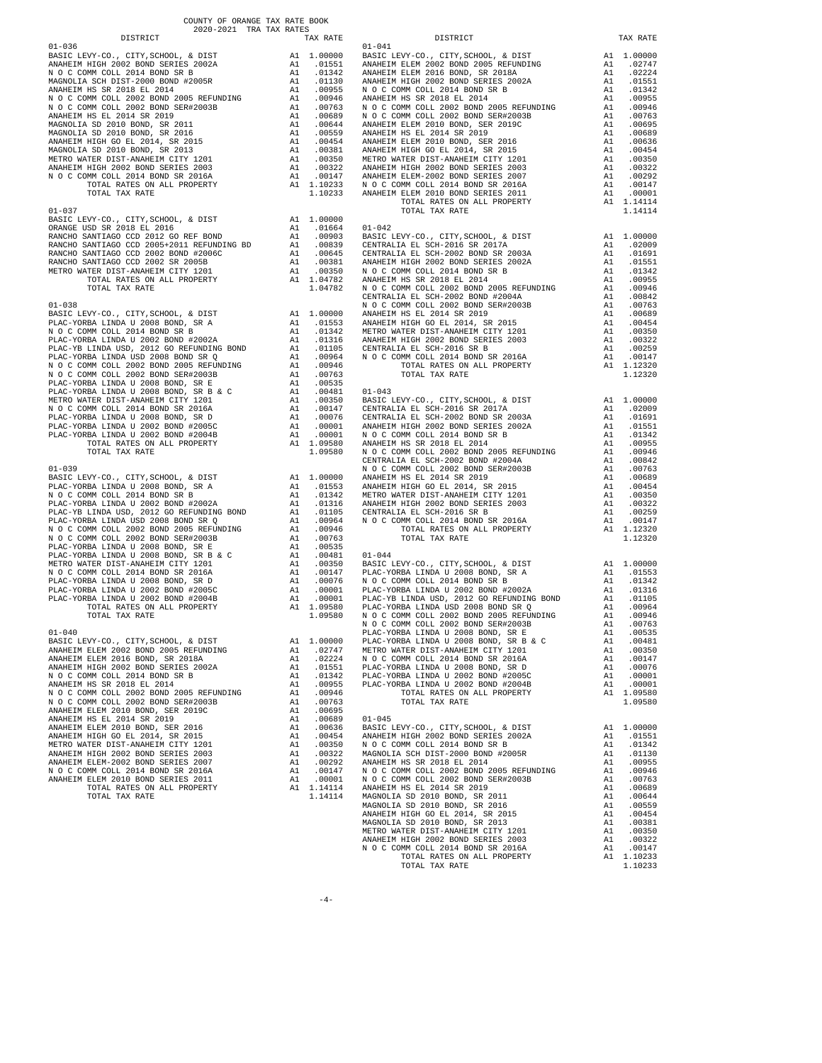COUNTY OF ORANGE TAX RATE BOOK
2020-2021 TRA TAX RATES

### 01-036

| DISTRICT | | TAX RATE |
|---|---|---|
| BASIC LEVY-CO., CITY,SCHOOL, & DIST | A1 | 1.00000 |
| ANAHEIM HIGH 2002 BOND SERIES 2002A | A1 | .01551 |
| N O C COMM COLL 2014 BOND SR B | A1 | .01342 |
| MAGNOLIA SCH DIST-2000 BOND #2005R | A1 | .01130 |
| ANAHEIM HS SR 2018 EL 2014 | A1 | .00955 |
| N O C COMM COLL 2002 BOND 2005 REFUNDING | A1 | .00946 |
| N O C COMM COLL 2002 BOND SER#2003B | A1 | .00763 |
| ANAHEIM HS EL 2014 SR 2019 | A1 | .00689 |
| MAGNOLIA SD 2010 BOND, SR 2011 | A1 | .00644 |
| MAGNOLIA SD 2010 BOND, SR 2016 | A1 | .00559 |
| ANAHEIM HIGH GO EL 2014, SR 2015 | A1 | .00454 |
| MAGNOLIA SD 2010 BOND, SR 2013 | A1 | .00381 |
| METRO WATER DIST-ANAHEIM CITY 1201 | A1 | .00350 |
| ANAHEIM HIGH 2002 BOND SERIES 2003 | A1 | .00322 |
| N O C COMM COLL 2014 BOND SR 2016A | A1 | .00147 |
| TOTAL RATES ON ALL PROPERTY | A1 | 1.10233 |
| TOTAL TAX RATE | | 1.10233 |

### 01-037

| DISTRICT | | TAX RATE |
|---|---|---|
| BASIC LEVY-CO., CITY,SCHOOL, & DIST | A1 | 1.00000 |
| ORANGE USD SR 2018 EL 2016 | A1 | .01664 |
| RANCHO SANTIAGO CCD 2012 GO REF BOND | A1 | .00903 |
| RANCHO SANTIAGO CCD 2005+2011 REFUNDING BD | A1 | .00839 |
| RANCHO SANTIAGO CCD 2002 BOND #2006C | A1 | .00645 |
| RANCHO SANTIAGO CCD 2002 SR 2005B | A1 | .00381 |
| METRO WATER DIST-ANAHEIM CITY 1201 | A1 | .00350 |
| TOTAL RATES ON ALL PROPERTY | A1 | 1.04782 |
| TOTAL TAX RATE | | 1.04782 |

### 01-038

| DISTRICT | | TAX RATE |
|---|---|---|
| BASIC LEVY-CO., CITY,SCHOOL, & DIST | A1 | 1.00000 |
| PLAC-YORBA LINDA U 2008 BOND, SR A | A1 | .01553 |
| N O C COMM COLL 2014 BOND SR B | A1 | .01342 |
| PLAC-YORBA LINDA U 2002 BOND #2002A | A1 | .01316 |
| PLAC-YB LINDA USD, 2012 GO REFUNDING BOND | A1 | .01105 |
| PLAC-YORBA LINDA USD 2008 BOND SR Q | A1 | .00964 |
| N O C COMM COLL 2002 BOND 2005 REFUNDING | A1 | .00946 |
| N O C COMM COLL 2002 BOND SER#2003B | A1 | .00763 |
| PLAC-YORBA LINDA U 2008 BOND, SR E | A1 | .00535 |
| PLAC-YORBA LINDA U 2008 BOND, SR B & C | A1 | .00481 |
| METRO WATER DIST-ANAHEIM CITY 1201 | A1 | .00350 |
| N O C COMM COLL 2014 BOND SR 2016A | A1 | .00147 |
| PLAC-YORBA LINDA U 2008 BOND, SR D | A1 | .00076 |
| PLAC-YORBA LINDA U 2002 BOND #2005C | A1 | .00001 |
| PLAC-YORBA LINDA U 2002 BOND #2004B | A1 | .00001 |
| TOTAL RATES ON ALL PROPERTY | A1 | 1.09580 |
| TOTAL TAX RATE | | 1.09580 |

### 01-039

| DISTRICT | | TAX RATE |
|---|---|---|
| BASIC LEVY-CO., CITY,SCHOOL, & DIST | A1 | 1.00000 |
| PLAC-YORBA LINDA U 2008 BOND, SR A | A1 | .01553 |
| N O C COMM COLL 2014 BOND SR B | A1 | .01342 |
| PLAC-YORBA LINDA U 2002 BOND #2002A | A1 | .01316 |
| PLAC-YB LINDA USD, 2012 GO REFUNDING BOND | A1 | .01105 |
| PLAC-YORBA LINDA USD 2008 BOND SR Q | A1 | .00964 |
| N O C COMM COLL 2002 BOND 2005 REFUNDING | A1 | .00946 |
| N O C COMM COLL 2002 BOND SER#2003B | A1 | .00763 |
| PLAC-YORBA LINDA U 2008 BOND, SR E | A1 | .00535 |
| PLAC-YORBA LINDA U 2008 BOND, SR B & C | A1 | .00481 |
| METRO WATER DIST-ANAHEIM CITY 1201 | A1 | .00350 |
| N O C COMM COLL 2014 BOND SR 2016A | A1 | .00147 |
| PLAC-YORBA LINDA U 2008 BOND, SR D | A1 | .00076 |
| PLAC-YORBA LINDA U 2002 BOND #2005C | A1 | .00001 |
| PLAC-YORBA LINDA U 2002 BOND #2004B | A1 | .00001 |
| TOTAL RATES ON ALL PROPERTY | A1 | 1.09580 |
| TOTAL TAX RATE | | 1.09580 |

### 01-040

| DISTRICT | | TAX RATE |
|---|---|---|
| BASIC LEVY-CO., CITY,SCHOOL, & DIST | A1 | 1.00000 |
| ANAHEIM ELEM 2002 BOND 2005 REFUNDING | A1 | .02747 |
| ANAHEIM ELEM 2016 BOND, SR 2018A | A1 | .02224 |
| ANAHEIM HIGH 2002 BOND SERIES 2002A | A1 | .01551 |
| N O C COMM COLL 2014 BOND SR B | A1 | .01342 |
| ANAHEIM HS SR 2018 EL 2014 | A1 | .00955 |
| N O C COMM COLL 2002 BOND 2005 REFUNDING | A1 | .00946 |
| N O C COMM COLL 2002 BOND SER#2003B | A1 | .00763 |
| ANAHEIM ELEM 2010 BOND, SER 2019C | A1 | .00695 |
| ANAHEIM HS EL 2014 SR 2019 | A1 | .00689 |
| ANAHEIM ELEM 2010 BOND, SER 2016 | A1 | .00636 |
| ANAHEIM HIGH GO EL 2014, SR 2015 | A1 | .00454 |
| METRO WATER DIST-ANAHEIM CITY 1201 | A1 | .00350 |
| ANAHEIM HIGH 2002 BOND SERIES 2003 | A1 | .00322 |
| ANAHEIM ELEM-2002 BOND SERIES 2007 | A1 | .00292 |
| N O C COMM COLL 2014 BOND SR 2016A | A1 | .00147 |
| ANAHEIM ELEM 2010 BOND SERIES 2011 | A1 | .00001 |
| TOTAL RATES ON ALL PROPERTY | A1 | 1.14114 |
| TOTAL TAX RATE | | 1.14114 |

### 01-041

| DISTRICT | | TAX RATE |
|---|---|---|
| BASIC LEVY-CO., CITY,SCHOOL, & DIST | A1 | 1.00000 |
| ANAHEIM ELEM 2002 BOND 2005 REFUNDING | A1 | .02747 |
| ANAHEIM ELEM 2016 BOND, SR 2018A | A1 | .02224 |
| ANAHEIM HIGH 2002 BOND SERIES 2002A | A1 | .01551 |
| N O C COMM COLL 2014 BOND SR B | A1 | .01342 |
| ANAHEIM HS SR 2018 EL 2014 | A1 | .00955 |
| N O C COMM COLL 2002 BOND 2005 REFUNDING | A1 | .00946 |
| N O C COMM COLL 2002 BOND SER#2003B | A1 | .00763 |
| ANAHEIM ELEM 2010 BOND, SER 2019C | A1 | .00695 |
| ANAHEIM HS EL 2014 SR 2019 | A1 | .00689 |
| ANAHEIM ELEM 2010 BOND, SER 2016 | A1 | .00636 |
| ANAHEIM HIGH GO EL 2014, SR 2015 | A1 | .00454 |
| METRO WATER DIST-ANAHEIM CITY 1201 | A1 | .00350 |
| ANAHEIM HIGH 2002 BOND SERIES 2003 | A1 | .00322 |
| ANAHEIM ELEM-2002 BOND SERIES 2007 | A1 | .00292 |
| N O C COMM COLL 2014 BOND SR 2016A | A1 | .00147 |
| ANAHEIM ELEM 2010 BOND SERIES 2011 | A1 | .00001 |
| TOTAL RATES ON ALL PROPERTY | A1 | 1.14114 |
| TOTAL TAX RATE | | 1.14114 |

### 01-042

| DISTRICT | | TAX RATE |
|---|---|---|
| BASIC LEVY-CO., CITY,SCHOOL, & DIST | A1 | 1.00000 |
| CENTRALIA EL SCH-2016 SR 2017A | A1 | .02009 |
| CENTRALIA EL SCH-2002 BOND SR 2003A | A1 | .01691 |
| ANAHEIM HIGH 2002 BOND SERIES 2002A | A1 | .01551 |
| N O C COMM COLL 2014 BOND SR B | A1 | .01342 |
| ANAHEIM HS SR 2018 EL 2014 | A1 | .00955 |
| N O C COMM COLL 2002 BOND 2005 REFUNDING | A1 | .00946 |
| CENTRALIA EL SCH-2002 BOND #2004A | A1 | .00842 |
| N O C COMM COLL 2002 BOND SER#2003B | A1 | .00763 |
| ANAHEIM HS EL 2014 SR 2019 | A1 | .00689 |
| ANAHEIM HIGH GO EL 2014, SR 2015 | A1 | .00454 |
| METRO WATER DIST-ANAHEIM CITY 1201 | A1 | .00350 |
| ANAHEIM HIGH 2002 BOND SERIES 2003 | A1 | .00322 |
| CENTRALIA EL SCH-2016 SR B | A1 | .00259 |
| N O C COMM COLL 2014 BOND SR 2016A | A1 | .00147 |
| TOTAL RATES ON ALL PROPERTY | A1 | 1.12320 |
| TOTAL TAX RATE | | 1.12320 |

### 01-043

| DISTRICT | | TAX RATE |
|---|---|---|
| BASIC LEVY-CO., CITY,SCHOOL, & DIST | A1 | 1.00000 |
| CENTRALIA EL SCH-2016 SR 2017A | A1 | .02009 |
| CENTRALIA EL SCH-2002 BOND SR 2003A | A1 | .01691 |
| ANAHEIM HIGH 2002 BOND SERIES 2002A | A1 | .01551 |
| N O C COMM COLL 2014 BOND SR B | A1 | .01342 |
| ANAHEIM HS SR 2018 EL 2014 | A1 | .00955 |
| N O C COMM COLL 2002 BOND 2005 REFUNDING | A1 | .00946 |
| CENTRALIA EL SCH-2002 BOND #2004A | A1 | .00842 |
| N O C COMM COLL 2002 BOND SER#2003B | A1 | .00763 |
| ANAHEIM HS EL 2014 SR 2019 | A1 | .00689 |
| ANAHEIM HIGH GO EL 2014, SR 2015 | A1 | .00454 |
| METRO WATER DIST-ANAHEIM CITY 1201 | A1 | .00350 |
| ANAHEIM HIGH 2002 BOND SERIES 2003 | A1 | .00322 |
| CENTRALIA EL SCH-2016 SR B | A1 | .00259 |
| N O C COMM COLL 2014 BOND SR 2016A | A1 | .00147 |
| TOTAL RATES ON ALL PROPERTY | A1 | 1.12320 |
| TOTAL TAX RATE | | 1.12320 |

### 01-044

| DISTRICT | | TAX RATE |
|---|---|---|
| BASIC LEVY-CO., CITY,SCHOOL, & DIST | A1 | 1.00000 |
| PLAC-YORBA LINDA U 2008 BOND, SR A | A1 | .01553 |
| N O C COMM COLL 2014 BOND SR B | A1 | .01342 |
| PLAC-YORBA LINDA U 2002 BOND #2002A | A1 | .01316 |
| PLAC-YB LINDA USD, 2012 GO REFUNDING BOND | A1 | .01105 |
| PLAC-YORBA LINDA USD 2008 BOND SR Q | A1 | .00964 |
| N O C COMM COLL 2002 BOND 2005 REFUNDING | A1 | .00946 |
| N O C COMM COLL 2002 BOND SER#2003B | A1 | .00763 |
| PLAC-YORBA LINDA U 2008 BOND, SR E | A1 | .00535 |
| PLAC-YORBA LINDA U 2008 BOND, SR B & C | A1 | .00481 |
| METRO WATER DIST-ANAHEIM CITY 1201 | A1 | .00350 |
| N O C COMM COLL 2014 BOND SR 2016A | A1 | .00147 |
| PLAC-YORBA LINDA U 2008 BOND, SR D | A1 | .00076 |
| PLAC-YORBA LINDA U 2002 BOND #2005C | A1 | .00001 |
| PLAC-YORBA LINDA U 2002 BOND #2004B | A1 | .00001 |
| TOTAL RATES ON ALL PROPERTY | A1 | 1.09580 |
| TOTAL TAX RATE | | 1.09580 |

### 01-045

| DISTRICT | | TAX RATE |
|---|---|---|
| BASIC LEVY-CO., CITY,SCHOOL, & DIST | A1 | 1.00000 |
| ANAHEIM HIGH 2002 BOND SERIES 2002A | A1 | .01551 |
| N O C COMM COLL 2014 BOND SR B | A1 | .01342 |
| MAGNOLIA SCH DIST-2000 BOND #2005R | A1 | .01130 |
| ANAHEIM HS SR 2018 EL 2014 | A1 | .00955 |
| N O C COMM COLL 2002 BOND 2005 REFUNDING | A1 | .00946 |
| N O C COMM COLL 2002 BOND SER#2003B | A1 | .00763 |
| ANAHEIM HS EL 2014 SR 2019 | A1 | .00689 |
| MAGNOLIA SD 2010 BOND, SR 2011 | A1 | .00644 |
| MAGNOLIA SD 2010 BOND, SR 2016 | A1 | .00559 |
| ANAHEIM HIGH GO EL 2014, SR 2015 | A1 | .00454 |
| MAGNOLIA SD 2010 BOND, SR 2013 | A1 | .00381 |
| METRO WATER DIST-ANAHEIM CITY 1201 | A1 | .00350 |
| ANAHEIM HIGH 2002 BOND SERIES 2003 | A1 | .00322 |
| N O C COMM COLL 2014 BOND SR 2016A | A1 | .00147 |
| TOTAL RATES ON ALL PROPERTY | A1 | 1.10233 |
| TOTAL TAX RATE | | 1.10233 |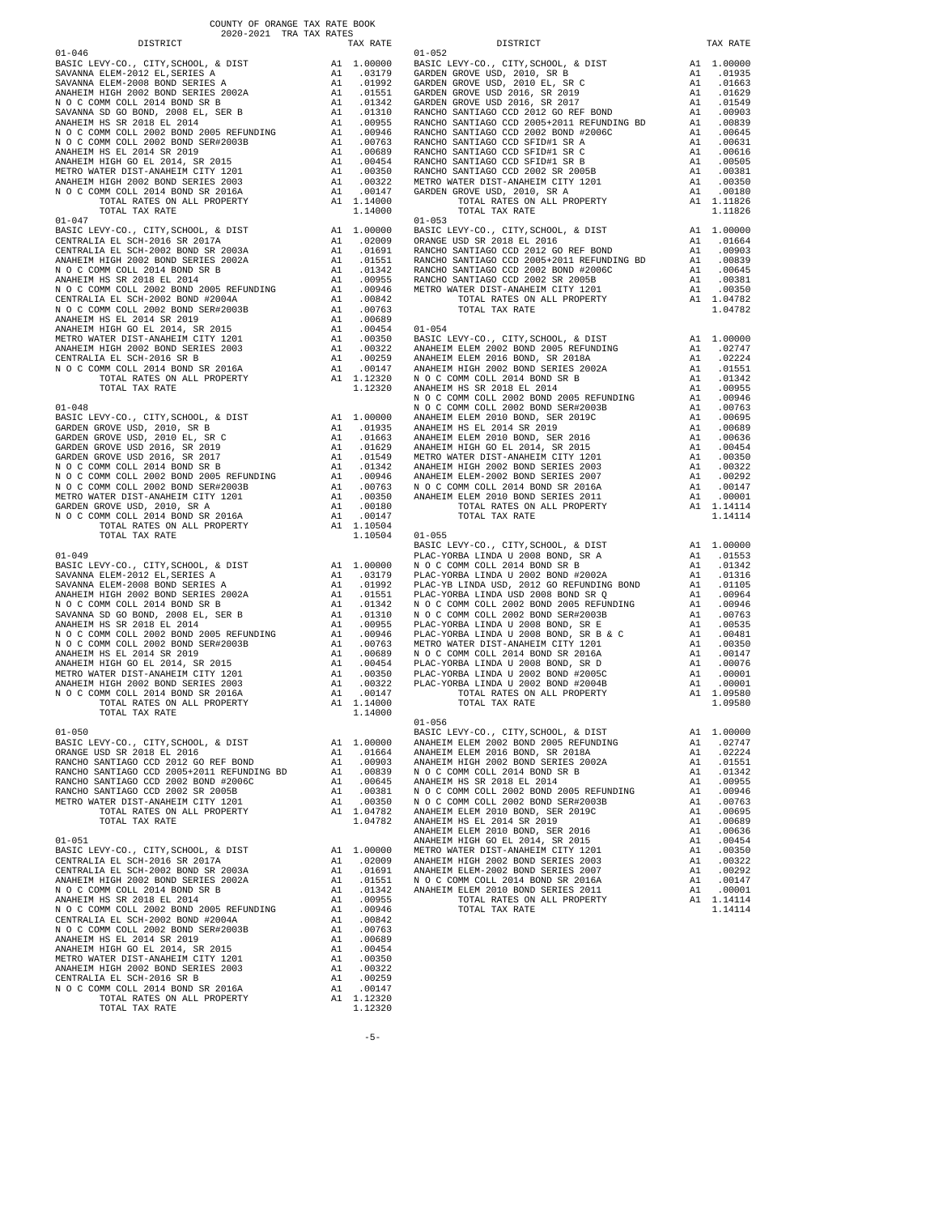COUNTY OF ORANGE TAX RATE BOOK
2020-2021 TRA TAX RATES

| DISTRICT | | TAX RATE |
|---|---|---|
| **01-046** | | |
| BASIC LEVY-CO., CITY,SCHOOL, & DIST | A1 | 1.00000 |
| SAVANNA ELEM-2012 EL,SERIES A | A1 | .03179 |
| SAVANNA ELEM-2008 BOND SERIES A | A1 | .01992 |
| ANAHEIM HIGH 2002 BOND SERIES 2002A | A1 | .01551 |
| N O C COMM COLL 2014 BOND SR B | A1 | .01342 |
| SAVANNA SD GO BOND, 2008 EL, SER B | A1 | .01310 |
| ANAHEIM HS SR 2018 EL 2014 | A1 | .00955 |
| N O C COMM COLL 2002 BOND 2005 REFUNDING | A1 | .00946 |
| N O C COMM COLL 2002 BOND SER#2003B | A1 | .00763 |
| ANAHEIM HS EL 2014 SR 2019 | A1 | .00689 |
| ANAHEIM HIGH GO EL 2014, SR 2015 | A1 | .00454 |
| METRO WATER DIST-ANAHEIM CITY 1201 | A1 | .00350 |
| ANAHEIM HIGH 2002 BOND SERIES 2003 | A1 | .00322 |
| N O C COMM COLL 2014 BOND SR 2016A | A1 | .00147 |
| TOTAL RATES ON ALL PROPERTY | A1 | 1.14000 |
| TOTAL TAX RATE | | 1.14000 |
| **01-047** | | |
| BASIC LEVY-CO., CITY,SCHOOL, & DIST | A1 | 1.00000 |
| CENTRALIA EL SCH-2016 SR 2017A | A1 | .02009 |
| CENTRALIA EL SCH-2002 BOND SR 2003A | A1 | .01691 |
| ANAHEIM HIGH 2002 BOND SERIES 2002A | A1 | .01551 |
| N O C COMM COLL 2014 BOND SR B | A1 | .01342 |
| ANAHEIM HS SR 2018 EL 2014 | A1 | .00955 |
| N O C COMM COLL 2002 BOND 2005 REFUNDING | A1 | .00946 |
| CENTRALIA EL SCH-2002 BOND #2004A | A1 | .00842 |
| N O C COMM COLL 2002 BOND SER#2003B | A1 | .00763 |
| ANAHEIM HS EL 2014 SR 2019 | A1 | .00689 |
| ANAHEIM HIGH GO EL 2014, SR 2015 | A1 | .00454 |
| METRO WATER DIST-ANAHEIM CITY 1201 | A1 | .00350 |
| ANAHEIM HIGH 2002 BOND SERIES 2003 | A1 | .00322 |
| CENTRALIA EL SCH-2016 SR B | A1 | .00259 |
| N O C COMM COLL 2014 BOND SR 2016A | A1 | .00147 |
| TOTAL RATES ON ALL PROPERTY | A1 | 1.12320 |
| TOTAL TAX RATE | | 1.12320 |
| **01-048** | | |
| BASIC LEVY-CO., CITY,SCHOOL, & DIST | A1 | 1.00000 |
| GARDEN GROVE USD, 2010, SR B | A1 | .01935 |
| GARDEN GROVE USD, 2010 EL, SR C | A1 | .01663 |
| GARDEN GROVE USD 2016, SR 2019 | A1 | .01629 |
| GARDEN GROVE USD 2016, SR 2017 | A1 | .01549 |
| N O C COMM COLL 2014 BOND SR B | A1 | .01342 |
| N O C COMM COLL 2002 BOND 2005 REFUNDING | A1 | .00946 |
| N O C COMM COLL 2002 BOND SER#2003B | A1 | .00763 |
| METRO WATER DIST-ANAHEIM CITY 1201 | A1 | .00350 |
| GARDEN GROVE USD, 2010, SR A | A1 | .00180 |
| N O C COMM COLL 2014 BOND SR 2016A | A1 | .00147 |
| TOTAL RATES ON ALL PROPERTY | A1 | 1.10504 |
| TOTAL TAX RATE | | 1.10504 |
| **01-049** | | |
| BASIC LEVY-CO., CITY,SCHOOL, & DIST | A1 | 1.00000 |
| SAVANNA ELEM-2012 EL,SERIES A | A1 | .03179 |
| SAVANNA ELEM-2008 BOND SERIES A | A1 | .01992 |
| ANAHEIM HIGH 2002 BOND SERIES 2002A | A1 | .01551 |
| N O C COMM COLL 2014 BOND SR B | A1 | .01342 |
| SAVANNA SD GO BOND, 2008 EL, SER B | A1 | .01310 |
| ANAHEIM HS SR 2018 EL 2014 | A1 | .00955 |
| N O C COMM COLL 2002 BOND 2005 REFUNDING | A1 | .00946 |
| N O C COMM COLL 2002 BOND SER#2003B | A1 | .00763 |
| ANAHEIM HS EL 2014 SR 2019 | A1 | .00689 |
| ANAHEIM HIGH GO EL 2014, SR 2015 | A1 | .00454 |
| METRO WATER DIST-ANAHEIM CITY 1201 | A1 | .00350 |
| ANAHEIM HIGH 2002 BOND SERIES 2003 | A1 | .00322 |
| N O C COMM COLL 2014 BOND SR 2016A | A1 | .00147 |
| TOTAL RATES ON ALL PROPERTY | A1 | 1.14000 |
| TOTAL TAX RATE | | 1.14000 |
| **01-050** | | |
| BASIC LEVY-CO., CITY,SCHOOL, & DIST | A1 | 1.00000 |
| ORANGE USD SR 2018 EL 2016 | A1 | .01664 |
| RANCHO SANTIAGO CCD 2012 GO REF BOND | A1 | .00903 |
| RANCHO SANTIAGO CCD 2005+2011 REFUNDING BD | A1 | .00839 |
| RANCHO SANTIAGO CCD 2002 BOND #2006C | A1 | .00645 |
| RANCHO SANTIAGO CCD 2002 SR 2005B | A1 | .00381 |
| METRO WATER DIST-ANAHEIM CITY 1201 | A1 | .00350 |
| TOTAL RATES ON ALL PROPERTY | A1 | 1.04782 |
| TOTAL TAX RATE | | 1.04782 |
| **01-051** | | |
| BASIC LEVY-CO., CITY,SCHOOL, & DIST | A1 | 1.00000 |
| CENTRALIA EL SCH-2016 SR 2017A | A1 | .02009 |
| CENTRALIA EL SCH-2002 BOND SR 2003A | A1 | .01691 |
| ANAHEIM HIGH 2002 BOND SERIES 2002A | A1 | .01551 |
| N O C COMM COLL 2014 BOND SR B | A1 | .01342 |
| ANAHEIM HS SR 2018 EL 2014 | A1 | .00955 |
| N O C COMM COLL 2002 BOND 2005 REFUNDING | A1 | .00946 |
| CENTRALIA EL SCH-2002 BOND #2004A | A1 | .00842 |
| N O C COMM COLL 2002 BOND SER#2003B | A1 | .00763 |
| ANAHEIM HS EL 2014 SR 2019 | A1 | .00689 |
| ANAHEIM HIGH GO EL 2014, SR 2015 | A1 | .00454 |
| METRO WATER DIST-ANAHEIM CITY 1201 | A1 | .00350 |
| ANAHEIM HIGH 2002 BOND SERIES 2003 | A1 | .00322 |
| CENTRALIA EL SCH-2016 SR B | A1 | .00259 |
| N O C COMM COLL 2014 BOND SR 2016A | A1 | .00147 |
| TOTAL RATES ON ALL PROPERTY | A1 | 1.12320 |
| TOTAL TAX RATE | | 1.12320 |
| **01-052** | | |
| BASIC LEVY-CO., CITY,SCHOOL, & DIST | A1 | 1.00000 |
| GARDEN GROVE USD, 2010, SR B | A1 | .01935 |
| GARDEN GROVE USD, 2010 EL, SR C | A1 | .01663 |
| GARDEN GROVE USD 2016, SR 2019 | A1 | .01629 |
| GARDEN GROVE USD 2016, SR 2017 | A1 | .01549 |
| RANCHO SANTIAGO CCD 2012 GO REF BOND | A1 | .00903 |
| RANCHO SANTIAGO CCD 2005+2011 REFUNDING BD | A1 | .00839 |
| RANCHO SANTIAGO CCD 2002 BOND #2006C | A1 | .00645 |
| RANCHO SANTIAGO CCD SFID#1 SR A | A1 | .00631 |
| RANCHO SANTIAGO CCD SFID#1 SR C | A1 | .00616 |
| RANCHO SANTIAGO CCD SFID#1 SR B | A1 | .00505 |
| RANCHO SANTIAGO CCD 2002 SR 2005B | A1 | .00381 |
| METRO WATER DIST-ANAHEIM CITY 1201 | A1 | .00350 |
| GARDEN GROVE USD, 2010, SR A | A1 | .00180 |
| TOTAL RATES ON ALL PROPERTY | A1 | 1.11826 |
| TOTAL TAX RATE | | 1.11826 |
| **01-053** | | |
| BASIC LEVY-CO., CITY,SCHOOL, & DIST | A1 | 1.00000 |
| ORANGE USD SR 2018 EL 2016 | A1 | .01664 |
| RANCHO SANTIAGO CCD 2012 GO REF BOND | A1 | .00903 |
| RANCHO SANTIAGO CCD 2005+2011 REFUNDING BD | A1 | .00839 |
| RANCHO SANTIAGO CCD 2002 BOND #2006C | A1 | .00645 |
| RANCHO SANTIAGO CCD 2002 SR 2005B | A1 | .00381 |
| METRO WATER DIST-ANAHEIM CITY 1201 | A1 | .00350 |
| TOTAL RATES ON ALL PROPERTY | A1 | 1.04782 |
| TOTAL TAX RATE | | 1.04782 |
| **01-054** | | |
| BASIC LEVY-CO., CITY,SCHOOL, & DIST | A1 | 1.00000 |
| ANAHEIM ELEM 2002 BOND 2005 REFUNDING | A1 | .02747 |
| ANAHEIM ELEM 2016 BOND, SR 2018A | A1 | .02224 |
| ANAHEIM HIGH 2002 BOND SERIES 2002A | A1 | .01551 |
| N O C COMM COLL 2014 BOND SR B | A1 | .01342 |
| ANAHEIM HS SR 2018 EL 2014 | A1 | .00955 |
| N O C COMM COLL 2002 BOND 2005 REFUNDING | A1 | .00946 |
| N O C COMM COLL 2002 BOND SER#2003B | A1 | .00763 |
| ANAHEIM ELEM 2010 BOND, SER 2019C | A1 | .00695 |
| ANAHEIM HS EL 2014 SR 2019 | A1 | .00689 |
| ANAHEIM ELEM 2010 BOND, SER 2016 | A1 | .00636 |
| ANAHEIM HIGH GO EL 2014, SR 2015 | A1 | .00454 |
| METRO WATER DIST-ANAHEIM CITY 1201 | A1 | .00350 |
| ANAHEIM HIGH 2002 BOND SERIES 2003 | A1 | .00322 |
| ANAHEIM ELEM-2002 BOND SERIES 2007 | A1 | .00292 |
| N O C COMM COLL 2014 BOND SR 2016A | A1 | .00147 |
| ANAHEIM ELEM 2010 BOND SERIES 2011 | A1 | .00001 |
| TOTAL RATES ON ALL PROPERTY | A1 | 1.14114 |
| TOTAL TAX RATE | | 1.14114 |
| **01-055** | | |
| BASIC LEVY-CO., CITY,SCHOOL, & DIST | A1 | 1.00000 |
| PLAC-YORBA LINDA U 2008 BOND, SR A | A1 | .01553 |
| N O C COMM COLL 2014 BOND SR B | A1 | .01342 |
| PLAC-YORBA LINDA U 2002 BOND #2002A | A1 | .01316 |
| PLAC-YB LINDA USD, 2012 GO REFUNDING BOND | A1 | .01105 |
| PLAC-YORBA LINDA USD 2008 BOND SR Q | A1 | .00964 |
| N O C COMM COLL 2002 BOND 2005 REFUNDING | A1 | .00946 |
| N O C COMM COLL 2002 BOND SER#2003B | A1 | .00763 |
| PLAC-YORBA LINDA U 2008 BOND, SR E | A1 | .00535 |
| PLAC-YORBA LINDA U 2008 BOND, SR B & C | A1 | .00481 |
| METRO WATER DIST-ANAHEIM CITY 1201 | A1 | .00350 |
| N O C COMM COLL 2014 BOND SR 2016A | A1 | .00147 |
| PLAC-YORBA LINDA U 2008 BOND, SR D | A1 | .00076 |
| PLAC-YORBA LINDA U 2002 BOND #2005C | A1 | .00001 |
| PLAC-YORBA LINDA U 2002 BOND #2004B | A1 | .00001 |
| TOTAL RATES ON ALL PROPERTY | A1 | 1.09580 |
| TOTAL TAX RATE | | 1.09580 |
| **01-056** | | |
| BASIC LEVY-CO., CITY,SCHOOL, & DIST | A1 | 1.00000 |
| ANAHEIM ELEM 2002 BOND 2005 REFUNDING | A1 | .02747 |
| ANAHEIM ELEM 2016 BOND, SR 2018A | A1 | .02224 |
| ANAHEIM HIGH 2002 BOND SERIES 2002A | A1 | .01551 |
| N O C COMM COLL 2014 BOND SR B | A1 | .01342 |
| ANAHEIM HS SR 2018 EL 2014 | A1 | .00955 |
| N O C COMM COLL 2002 BOND 2005 REFUNDING | A1 | .00946 |
| N O C COMM COLL 2002 BOND SER#2003B | A1 | .00763 |
| ANAHEIM ELEM 2010 BOND, SER 2019C | A1 | .00695 |
| ANAHEIM HS EL 2014 SR 2019 | A1 | .00689 |
| ANAHEIM ELEM 2010 BOND, SER 2016 | A1 | .00636 |
| ANAHEIM HIGH GO EL 2014, SR 2015 | A1 | .00454 |
| METRO WATER DIST-ANAHEIM CITY 1201 | A1 | .00350 |
| ANAHEIM HIGH 2002 BOND SERIES 2003 | A1 | .00322 |
| ANAHEIM ELEM-2002 BOND SERIES 2007 | A1 | .00292 |
| N O C COMM COLL 2014 BOND SR 2016A | A1 | .00147 |
| ANAHEIM ELEM 2010 BOND SERIES 2011 | A1 | .00001 |
| TOTAL RATES ON ALL PROPERTY | A1 | 1.14114 |
| TOTAL TAX RATE | | 1.14114 |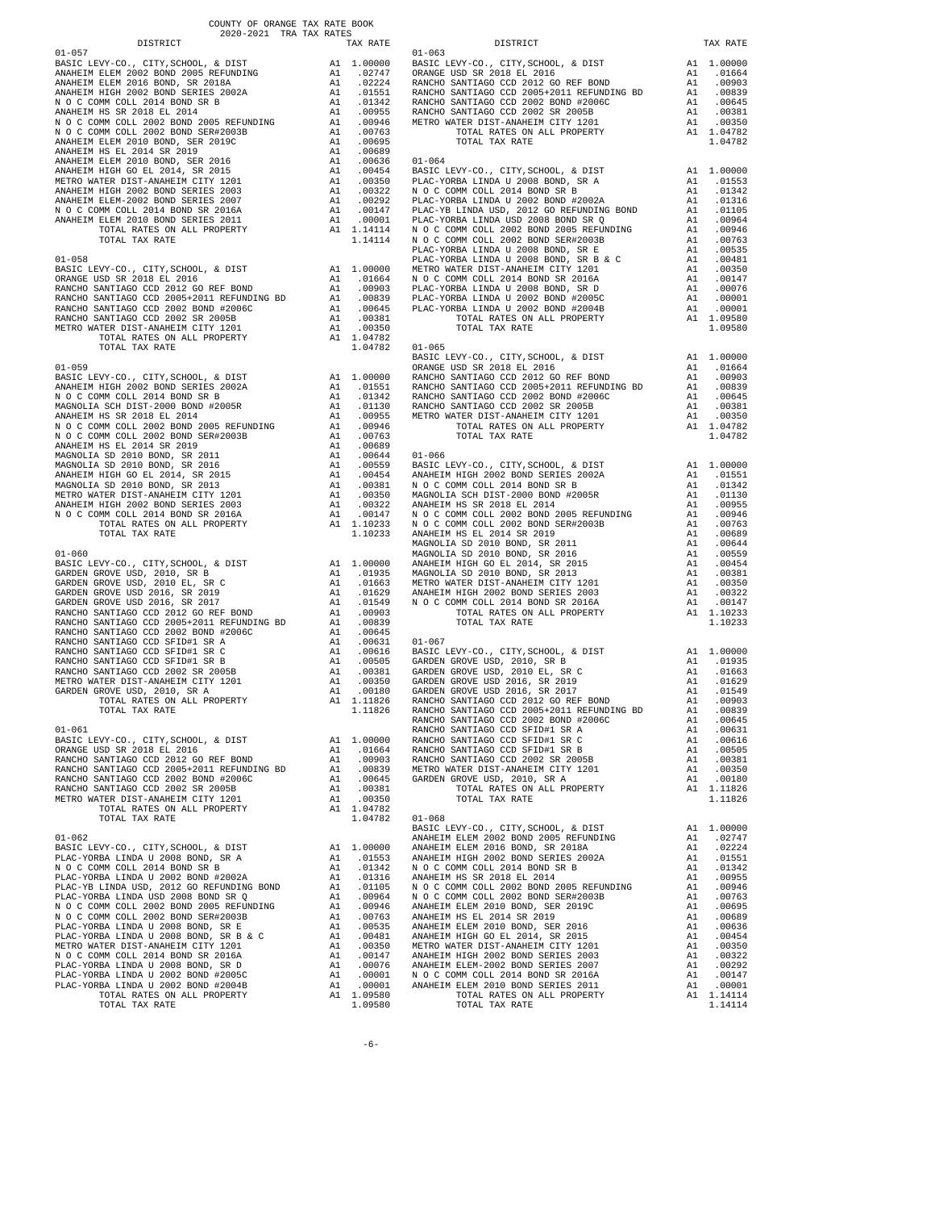COUNTY OF ORANGE TAX RATE BOOK
2020-2021 TRA TAX RATES

| DISTRICT | | TAX RATE |
|---|---|---|
| 01-057 | | |
| BASIC LEVY-CO., CITY,SCHOOL, & DIST | A1 | 1.00000 |
| ANAHEIM ELEM 2002 BOND 2005 REFUNDING | A1 | .02747 |
| ANAHEIM ELEM 2016 BOND, SR 2018A | A1 | .02224 |
| ANAHEIM HIGH 2002 BOND SERIES 2002A | A1 | .01551 |
| N O C COMM COLL 2014 BOND SR B | A1 | .01342 |
| ANAHEIM HS SR 2018 EL 2014 | A1 | .00955 |
| N O C COMM COLL 2002 BOND 2005 REFUNDING | A1 | .00946 |
| N O C COMM COLL 2002 BOND SER#2003B | A1 | .00763 |
| ANAHEIM ELEM 2010 BOND, SER 2019C | A1 | .00695 |
| ANAHEIM HS EL 2014 SR 2019 | A1 | .00689 |
| ANAHEIM ELEM 2010 BOND, SER 2016 | A1 | .00636 |
| ANAHEIM HIGH GO EL 2014, SR 2015 | A1 | .00454 |
| METRO WATER DIST-ANAHEIM CITY 1201 | A1 | .00350 |
| ANAHEIM HIGH 2002 BOND SERIES 2003 | A1 | .00322 |
| ANAHEIM ELEM-2002 BOND SERIES 2007 | A1 | .00292 |
| N O C COMM COLL 2014 BOND SR 2016A | A1 | .00147 |
| ANAHEIM ELEM 2010 BOND SERIES 2011 | A1 | .00001 |
| TOTAL RATES ON ALL PROPERTY | A1 | 1.14114 |
| TOTAL TAX RATE | | 1.14114 |
| 01-058 | | |
| BASIC LEVY-CO., CITY,SCHOOL, & DIST | A1 | 1.00000 |
| ORANGE USD SR 2018 EL 2016 | A1 | .01664 |
| RANCHO SANTIAGO CCD 2012 GO REF BOND | A1 | .00903 |
| RANCHO SANTIAGO CCD 2005+2011 REFUNDING BD | A1 | .00839 |
| RANCHO SANTIAGO CCD 2002 BOND #2006C | A1 | .00645 |
| RANCHO SANTIAGO CCD 2002 SR 2005B | A1 | .00381 |
| METRO WATER DIST-ANAHEIM CITY 1201 | A1 | .00350 |
| TOTAL RATES ON ALL PROPERTY | A1 | 1.04782 |
| TOTAL TAX RATE | | 1.04782 |
| 01-059 | | |
| BASIC LEVY-CO., CITY,SCHOOL, & DIST | A1 | 1.00000 |
| ANAHEIM HIGH 2002 BOND SERIES 2002A | A1 | .01551 |
| N O C COMM COLL 2014 BOND SR B | A1 | .01342 |
| MAGNOLIA SCH DIST-2000 BOND #2005R | A1 | .01130 |
| ANAHEIM HS SR 2018 EL 2014 | A1 | .00955 |
| N O C COMM COLL 2002 BOND 2005 REFUNDING | A1 | .00946 |
| N O C COMM COLL 2002 BOND SER#2003B | A1 | .00763 |
| ANAHEIM HS EL 2014 SR 2019 | A1 | .00689 |
| MAGNOLIA SD 2010 BOND, SR 2011 | A1 | .00644 |
| MAGNOLIA SD 2010 BOND, SR 2016 | A1 | .00559 |
| ANAHEIM HIGH GO EL 2014, SR 2015 | A1 | .00454 |
| MAGNOLIA SD 2010 BOND, SR 2013 | A1 | .00381 |
| METRO WATER DIST-ANAHEIM CITY 1201 | A1 | .00350 |
| ANAHEIM HIGH 2002 BOND SERIES 2003 | A1 | .00322 |
| N O C COMM COLL 2014 BOND SR 2016A | A1 | .00147 |
| TOTAL RATES ON ALL PROPERTY | A1 | 1.10233 |
| TOTAL TAX RATE | | 1.10233 |
| 01-060 | | |
| BASIC LEVY-CO., CITY,SCHOOL, & DIST | A1 | 1.00000 |
| GARDEN GROVE USD, 2010, SR B | A1 | .01935 |
| GARDEN GROVE USD, 2010 EL, SR C | A1 | .01663 |
| GARDEN GROVE USD 2016, SR 2019 | A1 | .01629 |
| GARDEN GROVE USD 2016, SR 2017 | A1 | .01549 |
| RANCHO SANTIAGO CCD 2012 GO REF BOND | A1 | .00903 |
| RANCHO SANTIAGO CCD 2005+2011 REFUNDING BD | A1 | .00839 |
| RANCHO SANTIAGO CCD 2002 BOND #2006C | A1 | .00645 |
| RANCHO SANTIAGO CCD SFID#1 SR A | A1 | .00631 |
| RANCHO SANTIAGO CCD SFID#1 SR C | A1 | .00616 |
| RANCHO SANTIAGO CCD SFID#1 SR B | A1 | .00505 |
| RANCHO SANTIAGO CCD 2002 SR 2005B | A1 | .00381 |
| METRO WATER DIST-ANAHEIM CITY 1201 | A1 | .00350 |
| GARDEN GROVE USD, 2010, SR A | A1 | .00180 |
| TOTAL RATES ON ALL PROPERTY | A1 | 1.11826 |
| TOTAL TAX RATE | | 1.11826 |
| 01-061 | | |
| BASIC LEVY-CO., CITY,SCHOOL, & DIST | A1 | 1.00000 |
| ORANGE USD SR 2018 EL 2016 | A1 | .01664 |
| RANCHO SANTIAGO CCD 2012 GO REF BOND | A1 | .00903 |
| RANCHO SANTIAGO CCD 2005+2011 REFUNDING BD | A1 | .00839 |
| RANCHO SANTIAGO CCD 2002 BOND #2006C | A1 | .00645 |
| RANCHO SANTIAGO CCD 2002 SR 2005B | A1 | .00381 |
| METRO WATER DIST-ANAHEIM CITY 1201 | A1 | .00350 |
| TOTAL RATES ON ALL PROPERTY | A1 | 1.04782 |
| TOTAL TAX RATE | | 1.04782 |
| 01-062 | | |
| BASIC LEVY-CO., CITY,SCHOOL, & DIST | A1 | 1.00000 |
| PLAC-YORBA LINDA U 2008 BOND, SR A | A1 | .01553 |
| N O C COMM COLL 2014 BOND SR B | A1 | .01342 |
| PLAC-YORBA LINDA U 2002 BOND #2002A | A1 | .01316 |
| PLAC-YB LINDA USD, 2012 GO REFUNDING BOND | A1 | .01105 |
| PLAC-YORBA LINDA USD 2008 BOND SR Q | A1 | .00964 |
| N O C COMM COLL 2002 BOND 2005 REFUNDING | A1 | .00946 |
| N O C COMM COLL 2002 BOND SER#2003B | A1 | .00763 |
| PLAC-YORBA LINDA U 2008 BOND, SR E | A1 | .00535 |
| PLAC-YORBA LINDA U 2008 BOND, SR B & C | A1 | .00481 |
| METRO WATER DIST-ANAHEIM CITY 1201 | A1 | .00350 |
| N O C COMM COLL 2014 BOND SR 2016A | A1 | .00147 |
| PLAC-YORBA LINDA U 2008 BOND, SR D | A1 | .00076 |
| PLAC-YORBA LINDA U 2002 BOND #2005C | A1 | .00001 |
| PLAC-YORBA LINDA U 2002 BOND #2004B | A1 | .00001 |
| TOTAL RATES ON ALL PROPERTY | A1 | 1.09580 |
| TOTAL TAX RATE | | 1.09580 |
| 01-063 | | |
| BASIC LEVY-CO., CITY,SCHOOL, & DIST | A1 | 1.00000 |
| ORANGE USD SR 2018 EL 2016 | A1 | .01664 |
| RANCHO SANTIAGO CCD 2012 GO REF BOND | A1 | .00903 |
| RANCHO SANTIAGO CCD 2005+2011 REFUNDING BD | A1 | .00839 |
| RANCHO SANTIAGO CCD 2002 BOND #2006C | A1 | .00645 |
| RANCHO SANTIAGO CCD 2002 SR 2005B | A1 | .00381 |
| METRO WATER DIST-ANAHEIM CITY 1201 | A1 | .00350 |
| TOTAL RATES ON ALL PROPERTY | A1 | 1.04782 |
| TOTAL TAX RATE | | 1.04782 |
| 01-064 | | |
| BASIC LEVY-CO., CITY,SCHOOL, & DIST | A1 | 1.00000 |
| PLAC-YORBA LINDA U 2008 BOND, SR A | A1 | .01553 |
| N O C COMM COLL 2014 BOND SR B | A1 | .01342 |
| PLAC-YORBA LINDA U 2002 BOND #2002A | A1 | .01316 |
| PLAC-YB LINDA USD, 2012 GO REFUNDING BOND | A1 | .01105 |
| PLAC-YORBA LINDA USD 2008 BOND SR Q | A1 | .00964 |
| N O C COMM COLL 2002 BOND 2005 REFUNDING | A1 | .00946 |
| N O C COMM COLL 2002 BOND SER#2003B | A1 | .00763 |
| PLAC-YORBA LINDA U 2008 BOND, SR E | A1 | .00535 |
| PLAC-YORBA LINDA U 2008 BOND, SR B & C | A1 | .00481 |
| METRO WATER DIST-ANAHEIM CITY 1201 | A1 | .00350 |
| N O C COMM COLL 2014 BOND SR 2016A | A1 | .00147 |
| PLAC-YORBA LINDA U 2008 BOND, SR D | A1 | .00076 |
| PLAC-YORBA LINDA U 2002 BOND #2005C | A1 | .00001 |
| PLAC-YORBA LINDA U 2002 BOND #2004B | A1 | .00001 |
| TOTAL RATES ON ALL PROPERTY | A1 | 1.09580 |
| TOTAL TAX RATE | | 1.09580 |
| 01-065 | | |
| BASIC LEVY-CO., CITY,SCHOOL, & DIST | A1 | 1.00000 |
| ORANGE USD SR 2018 EL 2016 | A1 | .01664 |
| RANCHO SANTIAGO CCD 2012 GO REF BOND | A1 | .00903 |
| RANCHO SANTIAGO CCD 2005+2011 REFUNDING BD | A1 | .00839 |
| RANCHO SANTIAGO CCD 2002 BOND #2006C | A1 | .00645 |
| RANCHO SANTIAGO CCD 2002 SR 2005B | A1 | .00381 |
| METRO WATER DIST-ANAHEIM CITY 1201 | A1 | .00350 |
| TOTAL RATES ON ALL PROPERTY | A1 | 1.04782 |
| TOTAL TAX RATE | | 1.04782 |
| 01-066 | | |
| BASIC LEVY-CO., CITY,SCHOOL, & DIST | A1 | 1.00000 |
| ANAHEIM HIGH 2002 BOND SERIES 2002A | A1 | .01551 |
| N O C COMM COLL 2014 BOND SR B | A1 | .01342 |
| MAGNOLIA SCH DIST-2000 BOND #2005R | A1 | .01130 |
| ANAHEIM HS SR 2018 EL 2014 | A1 | .00955 |
| N O C COMM COLL 2002 BOND 2005 REFUNDING | A1 | .00946 |
| N O C COMM COLL 2002 BOND SER#2003B | A1 | .00763 |
| ANAHEIM HS EL 2014 SR 2019 | A1 | .00689 |
| MAGNOLIA SD 2010 BOND, SR 2011 | A1 | .00644 |
| MAGNOLIA SD 2010 BOND, SR 2016 | A1 | .00559 |
| ANAHEIM HIGH GO EL 2014, SR 2015 | A1 | .00454 |
| MAGNOLIA SD 2010 BOND, SR 2013 | A1 | .00381 |
| METRO WATER DIST-ANAHEIM CITY 1201 | A1 | .00350 |
| ANAHEIM HIGH 2002 BOND SERIES 2003 | A1 | .00322 |
| N O C COMM COLL 2014 BOND SR 2016A | A1 | .00147 |
| TOTAL RATES ON ALL PROPERTY | A1 | 1.10233 |
| TOTAL TAX RATE | | 1.10233 |
| 01-067 | | |
| BASIC LEVY-CO., CITY,SCHOOL, & DIST | A1 | 1.00000 |
| GARDEN GROVE USD, 2010, SR B | A1 | .01935 |
| GARDEN GROVE USD, 2010 EL, SR C | A1 | .01663 |
| GARDEN GROVE USD 2016, SR 2019 | A1 | .01629 |
| GARDEN GROVE USD 2016, SR 2017 | A1 | .01549 |
| RANCHO SANTIAGO CCD 2012 GO REF BOND | A1 | .00903 |
| RANCHO SANTIAGO CCD 2005+2011 REFUNDING BD | A1 | .00839 |
| RANCHO SANTIAGO CCD 2002 BOND #2006C | A1 | .00645 |
| RANCHO SANTIAGO CCD SFID#1 SR A | A1 | .00631 |
| RANCHO SANTIAGO CCD SFID#1 SR C | A1 | .00616 |
| RANCHO SANTIAGO CCD SFID#1 SR B | A1 | .00505 |
| RANCHO SANTIAGO CCD 2002 SR 2005B | A1 | .00381 |
| METRO WATER DIST-ANAHEIM CITY 1201 | A1 | .00350 |
| GARDEN GROVE USD, 2010, SR A | A1 | .00180 |
| TOTAL RATES ON ALL PROPERTY | A1 | 1.11826 |
| TOTAL TAX RATE | | 1.11826 |
| 01-068 | | |
| BASIC LEVY-CO., CITY,SCHOOL, & DIST | A1 | 1.00000 |
| ANAHEIM ELEM 2002 BOND 2005 REFUNDING | A1 | .02747 |
| ANAHEIM ELEM 2016 BOND, SR 2018A | A1 | .02224 |
| ANAHEIM HIGH 2002 BOND SERIES 2002A | A1 | .01551 |
| N O C COMM COLL 2014 BOND SR B | A1 | .01342 |
| ANAHEIM HS SR 2018 EL 2014 | A1 | .00955 |
| N O C COMM COLL 2002 BOND 2005 REFUNDING | A1 | .00946 |
| N O C COMM COLL 2002 BOND SER#2003B | A1 | .00763 |
| ANAHEIM ELEM 2010 BOND, SER 2019C | A1 | .00695 |
| ANAHEIM HS EL 2014 SR 2019 | A1 | .00689 |
| ANAHEIM ELEM 2010 BOND, SER 2016 | A1 | .00636 |
| ANAHEIM HIGH GO EL 2014, SR 2015 | A1 | .00454 |
| METRO WATER DIST-ANAHEIM CITY 1201 | A1 | .00350 |
| ANAHEIM HIGH 2002 BOND SERIES 2003 | A1 | .00322 |
| ANAHEIM ELEM-2002 BOND SERIES 2007 | A1 | .00292 |
| N O C COMM COLL 2014 BOND SR 2016A | A1 | .00147 |
| ANAHEIM ELEM 2010 BOND SERIES 2011 | A1 | .00001 |
| TOTAL RATES ON ALL PROPERTY | A1 | 1.14114 |
| TOTAL TAX RATE | | 1.14114 |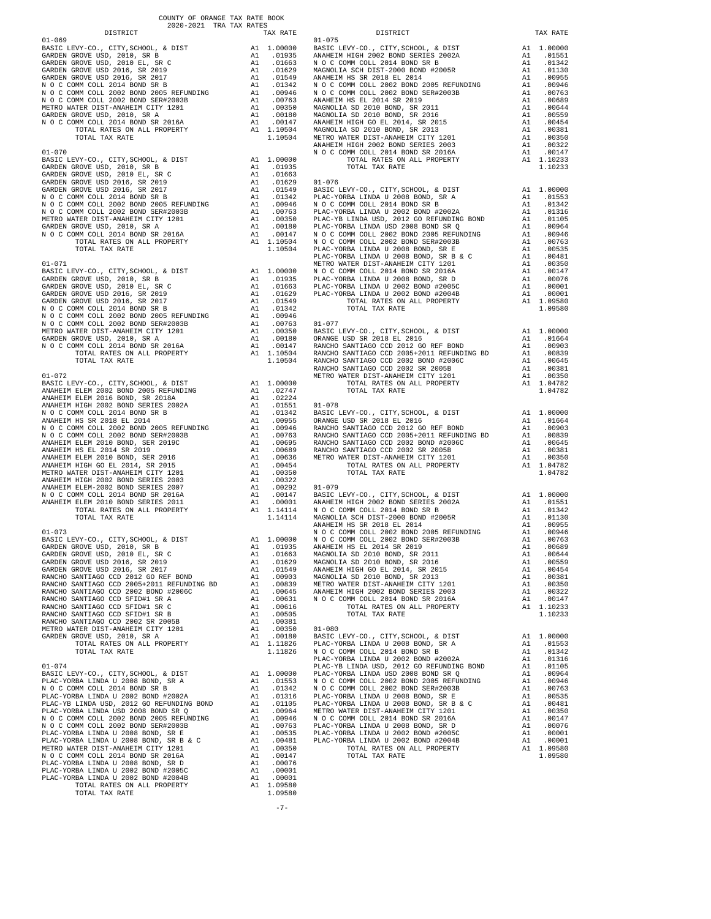COUNTY OF ORANGE TAX RATE BOOK
2020-2021 TRA TAX RATES

| DISTRICT | | TAX RATE |
|---|---|---|
| **01-069** | | |
| BASIC LEVY-CO., CITY,SCHOOL, & DIST | A1 | 1.00000 |
| GARDEN GROVE USD, 2010, SR B | A1 | .01935 |
| GARDEN GROVE USD, 2010 EL, SR C | A1 | .01663 |
| GARDEN GROVE USD 2016, SR 2019 | A1 | .01629 |
| GARDEN GROVE USD 2016, SR 2017 | A1 | .01549 |
| N O C COMM COLL 2014 BOND SR B | A1 | .01342 |
| N O C COMM COLL 2002 BOND 2005 REFUNDING | A1 | .00946 |
| N O C COMM COLL 2002 BOND SER#2003B | A1 | .00763 |
| METRO WATER DIST-ANAHEIM CITY 1201 | A1 | .00350 |
| GARDEN GROVE USD, 2010, SR A | A1 | .00180 |
| N O C COMM COLL 2014 BOND SR 2016A | A1 | .00147 |
| TOTAL RATES ON ALL PROPERTY | A1 | 1.10504 |
| TOTAL TAX RATE | | 1.10504 |
| **01-070** | | |
| BASIC LEVY-CO., CITY,SCHOOL, & DIST | A1 | 1.00000 |
| GARDEN GROVE USD, 2010, SR B | A1 | .01935 |
| GARDEN GROVE USD, 2010 EL, SR C | A1 | .01663 |
| GARDEN GROVE USD 2016, SR 2019 | A1 | .01629 |
| GARDEN GROVE USD 2016, SR 2017 | A1 | .01549 |
| N O C COMM COLL 2014 BOND SR B | A1 | .01342 |
| N O C COMM COLL 2002 BOND 2005 REFUNDING | A1 | .00946 |
| N O C COMM COLL 2002 BOND SER#2003B | A1 | .00763 |
| METRO WATER DIST-ANAHEIM CITY 1201 | A1 | .00350 |
| GARDEN GROVE USD, 2010, SR A | A1 | .00180 |
| N O C COMM COLL 2014 BOND SR 2016A | A1 | .00147 |
| TOTAL RATES ON ALL PROPERTY | A1 | 1.10504 |
| TOTAL TAX RATE | | 1.10504 |
| **01-071** | | |
| BASIC LEVY-CO., CITY,SCHOOL, & DIST | A1 | 1.00000 |
| GARDEN GROVE USD, 2010, SR B | A1 | .01935 |
| GARDEN GROVE USD, 2010 EL, SR C | A1 | .01663 |
| GARDEN GROVE USD 2016, SR 2019 | A1 | .01629 |
| GARDEN GROVE USD 2016, SR 2017 | A1 | .01549 |
| N O C COMM COLL 2014 BOND SR B | A1 | .01342 |
| N O C COMM COLL 2002 BOND 2005 REFUNDING | A1 | .00946 |
| N O C COMM COLL 2002 BOND SER#2003B | A1 | .00763 |
| METRO WATER DIST-ANAHEIM CITY 1201 | A1 | .00350 |
| GARDEN GROVE USD, 2010, SR A | A1 | .00180 |
| N O C COMM COLL 2014 BOND SR 2016A | A1 | .00147 |
| TOTAL RATES ON ALL PROPERTY | A1 | 1.10504 |
| TOTAL TAX RATE | | 1.10504 |
| **01-072** | | |
| BASIC LEVY-CO., CITY,SCHOOL, & DIST | A1 | 1.00000 |
| ANAHEIM ELEM 2002 BOND 2005 REFUNDING | A1 | .02747 |
| ANAHEIM ELEM 2016 BOND, SR 2018A | A1 | .02224 |
| ANAHEIM HIGH 2002 BOND SERIES 2002A | A1 | .01551 |
| N O C COMM COLL 2014 BOND SR B | A1 | .01342 |
| ANAHEIM HS SR 2018 EL 2014 | A1 | .00955 |
| N O C COMM COLL 2002 BOND 2005 REFUNDING | A1 | .00946 |
| N O C COMM COLL 2002 BOND SER#2003B | A1 | .00763 |
| ANAHEIM ELEM 2010 BOND, SER 2019C | A1 | .00695 |
| ANAHEIM HS EL 2014 SR 2019 | A1 | .00689 |
| ANAHEIM ELEM 2010 BOND, SER 2016 | A1 | .00636 |
| ANAHEIM HIGH GO EL 2014, SR 2015 | A1 | .00454 |
| METRO WATER DIST-ANAHEIM CITY 1201 | A1 | .00350 |
| ANAHEIM HIGH 2002 BOND SERIES 2003 | A1 | .00322 |
| ANAHEIM ELEM-2002 BOND SERIES 2007 | A1 | .00292 |
| N O C COMM COLL 2014 BOND SR 2016A | A1 | .00147 |
| ANAHEIM ELEM 2010 BOND SERIES 2011 | A1 | .00001 |
| TOTAL RATES ON ALL PROPERTY | A1 | 1.14114 |
| TOTAL TAX RATE | | 1.14114 |
| **01-073** | | |
| BASIC LEVY-CO., CITY,SCHOOL, & DIST | A1 | 1.00000 |
| GARDEN GROVE USD, 2010, SR B | A1 | .01935 |
| GARDEN GROVE USD, 2010 EL, SR C | A1 | .01663 |
| GARDEN GROVE USD 2016, SR 2019 | A1 | .01629 |
| GARDEN GROVE USD 2016, SR 2017 | A1 | .01549 |
| RANCHO SANTIAGO CCD 2012 GO REF BOND | A1 | .00903 |
| RANCHO SANTIAGO CCD 2005+2011 REFUNDING BD | A1 | .00839 |
| RANCHO SANTIAGO CCD 2002 BOND #2006C | A1 | .00645 |
| RANCHO SANTIAGO CCD SFID#1 SR A | A1 | .00631 |
| RANCHO SANTIAGO CCD SFID#1 SR C | A1 | .00616 |
| RANCHO SANTIAGO CCD SFID#1 SR B | A1 | .00505 |
| RANCHO SANTIAGO CCD 2002 SR 2005B | A1 | .00381 |
| METRO WATER DIST-ANAHEIM CITY 1201 | A1 | .00350 |
| GARDEN GROVE USD, 2010, SR A | A1 | .00180 |
| TOTAL RATES ON ALL PROPERTY | A1 | 1.11826 |
| TOTAL TAX RATE | | 1.11826 |
| **01-074** | | |
| BASIC LEVY-CO., CITY,SCHOOL, & DIST | A1 | 1.00000 |
| PLAC-YORBA LINDA U 2008 BOND, SR A | A1 | .01553 |
| N O C COMM COLL 2014 BOND SR B | A1 | .01342 |
| PLAC-YORBA LINDA U 2002 BOND #2002A | A1 | .01316 |
| PLAC-YB LINDA USD, 2012 GO REFUNDING BOND | A1 | .01105 |
| PLAC-YORBA LINDA USD 2008 BOND SR Q | A1 | .00964 |
| N O C COMM COLL 2002 BOND 2005 REFUNDING | A1 | .00946 |
| N O C COMM COLL 2002 BOND SER#2003B | A1 | .00763 |
| PLAC-YORBA LINDA U 2008 BOND, SR E | A1 | .00535 |
| PLAC-YORBA LINDA U 2008 BOND, SR B & C | A1 | .00481 |
| METRO WATER DIST-ANAHEIM CITY 1201 | A1 | .00350 |
| N O C COMM COLL 2014 BOND SR 2016A | A1 | .00147 |
| PLAC-YORBA LINDA U 2008 BOND, SR D | A1 | .00076 |
| PLAC-YORBA LINDA U 2002 BOND #2005C | A1 | .00001 |
| PLAC-YORBA LINDA U 2002 BOND #2004B | A1 | .00001 |
| TOTAL RATES ON ALL PROPERTY | A1 | 1.09580 |
| TOTAL TAX RATE | | 1.09580 |
| **01-075** | | |
| BASIC LEVY-CO., CITY,SCHOOL, & DIST | A1 | 1.00000 |
| ANAHEIM HIGH 2002 BOND SERIES 2002A | A1 | .01551 |
| N O C COMM COLL 2014 BOND SR B | A1 | .01342 |
| MAGNOLIA SCH DIST-2000 BOND #2005R | A1 | .01130 |
| ANAHEIM HS SR 2018 EL 2014 | A1 | .00955 |
| N O C COMM COLL 2002 BOND 2005 REFUNDING | A1 | .00946 |
| N O C COMM COLL 2002 BOND SER#2003B | A1 | .00763 |
| ANAHEIM HS EL 2014 SR 2019 | A1 | .00689 |
| MAGNOLIA SD 2010 BOND, SR 2011 | A1 | .00644 |
| MAGNOLIA SD 2010 BOND, SR 2016 | A1 | .00559 |
| ANAHEIM HIGH GO EL 2014, SR 2015 | A1 | .00454 |
| MAGNOLIA SD 2010 BOND, SR 2013 | A1 | .00381 |
| METRO WATER DIST-ANAHEIM CITY 1201 | A1 | .00350 |
| ANAHEIM HIGH 2002 BOND SERIES 2003 | A1 | .00322 |
| N O C COMM COLL 2014 BOND SR 2016A | A1 | .00147 |
| TOTAL RATES ON ALL PROPERTY | A1 | 1.10233 |
| TOTAL TAX RATE | | 1.10233 |
| **01-076** | | |
| BASIC LEVY-CO., CITY,SCHOOL, & DIST | A1 | 1.00000 |
| PLAC-YORBA LINDA U 2008 BOND, SR A | A1 | .01553 |
| N O C COMM COLL 2014 BOND SR B | A1 | .01342 |
| PLAC-YORBA LINDA U 2002 BOND #2002A | A1 | .01316 |
| PLAC-YB LINDA USD, 2012 GO REFUNDING BOND | A1 | .01105 |
| PLAC-YORBA LINDA USD 2008 BOND SR Q | A1 | .00964 |
| N O C COMM COLL 2002 BOND 2005 REFUNDING | A1 | .00946 |
| N O C COMM COLL 2002 BOND SER#2003B | A1 | .00763 |
| PLAC-YORBA LINDA U 2008 BOND, SR E | A1 | .00535 |
| PLAC-YORBA LINDA U 2008 BOND, SR B & C | A1 | .00481 |
| METRO WATER DIST-ANAHEIM CITY 1201 | A1 | .00350 |
| N O C COMM COLL 2014 BOND SR 2016A | A1 | .00147 |
| PLAC-YORBA LINDA U 2008 BOND, SR D | A1 | .00076 |
| PLAC-YORBA LINDA U 2002 BOND #2005C | A1 | .00001 |
| PLAC-YORBA LINDA U 2002 BOND #2004B | A1 | .00001 |
| TOTAL RATES ON ALL PROPERTY | A1 | 1.09580 |
| TOTAL TAX RATE | | 1.09580 |
| **01-077** | | |
| BASIC LEVY-CO., CITY,SCHOOL, & DIST | A1 | 1.00000 |
| ORANGE USD SR 2018 EL 2016 | A1 | .01664 |
| RANCHO SANTIAGO CCD 2012 GO REF BOND | A1 | .00903 |
| RANCHO SANTIAGO CCD 2005+2011 REFUNDING BD | A1 | .00839 |
| RANCHO SANTIAGO CCD 2002 BOND #2006C | A1 | .00645 |
| RANCHO SANTIAGO CCD 2002 SR 2005B | A1 | .00381 |
| METRO WATER DIST-ANAHEIM CITY 1201 | A1 | .00350 |
| TOTAL RATES ON ALL PROPERTY | A1 | 1.04782 |
| TOTAL TAX RATE | | 1.04782 |
| **01-078** | | |
| BASIC LEVY-CO., CITY,SCHOOL, & DIST | A1 | 1.00000 |
| ORANGE USD SR 2018 EL 2016 | A1 | .01664 |
| RANCHO SANTIAGO CCD 2012 GO REF BOND | A1 | .00903 |
| RANCHO SANTIAGO CCD 2005+2011 REFUNDING BD | A1 | .00839 |
| RANCHO SANTIAGO CCD 2002 BOND #2006C | A1 | .00645 |
| RANCHO SANTIAGO CCD 2002 SR 2005B | A1 | .00381 |
| METRO WATER DIST-ANAHEIM CITY 1201 | A1 | .00350 |
| TOTAL RATES ON ALL PROPERTY | A1 | 1.04782 |
| TOTAL TAX RATE | | 1.04782 |
| **01-079** | | |
| BASIC LEVY-CO., CITY,SCHOOL, & DIST | A1 | 1.00000 |
| ANAHEIM HIGH 2002 BOND SERIES 2002A | A1 | .01551 |
| N O C COMM COLL 2014 BOND SR B | A1 | .01342 |
| MAGNOLIA SCH DIST-2000 BOND #2005R | A1 | .01130 |
| ANAHEIM HS SR 2018 EL 2014 | A1 | .00955 |
| N O C COMM COLL 2002 BOND 2005 REFUNDING | A1 | .00946 |
| N O C COMM COLL 2002 BOND SER#2003B | A1 | .00763 |
| ANAHEIM HS EL 2014 SR 2019 | A1 | .00689 |
| MAGNOLIA SD 2010 BOND, SR 2011 | A1 | .00644 |
| MAGNOLIA SD 2010 BOND, SR 2016 | A1 | .00559 |
| ANAHEIM HIGH GO EL 2014, SR 2015 | A1 | .00454 |
| MAGNOLIA SD 2010 BOND, SR 2013 | A1 | .00381 |
| METRO WATER DIST-ANAHEIM CITY 1201 | A1 | .00350 |
| ANAHEIM HIGH 2002 BOND SERIES 2003 | A1 | .00322 |
| N O C COMM COLL 2014 BOND SR 2016A | A1 | .00147 |
| TOTAL RATES ON ALL PROPERTY | A1 | 1.10233 |
| TOTAL TAX RATE | | 1.10233 |
| **01-080** | | |
| BASIC LEVY-CO., CITY,SCHOOL, & DIST | A1 | 1.00000 |
| PLAC-YORBA LINDA U 2008 BOND, SR A | A1 | .01553 |
| N O C COMM COLL 2014 BOND SR B | A1 | .01342 |
| PLAC-YORBA LINDA U 2002 BOND #2002A | A1 | .01316 |
| PLAC-YB LINDA USD, 2012 GO REFUNDING BOND | A1 | .01105 |
| PLAC-YORBA LINDA USD 2008 BOND SR Q | A1 | .00964 |
| N O C COMM COLL 2002 BOND 2005 REFUNDING | A1 | .00946 |
| N O C COMM COLL 2002 BOND SER#2003B | A1 | .00763 |
| PLAC-YORBA LINDA U 2008 BOND, SR E | A1 | .00535 |
| PLAC-YORBA LINDA U 2008 BOND, SR B & C | A1 | .00481 |
| METRO WATER DIST-ANAHEIM CITY 1201 | A1 | .00350 |
| N O C COMM COLL 2014 BOND SR 2016A | A1 | .00147 |
| PLAC-YORBA LINDA U 2008 BOND, SR D | A1 | .00076 |
| PLAC-YORBA LINDA U 2002 BOND #2005C | A1 | .00001 |
| PLAC-YORBA LINDA U 2002 BOND #2004B | A1 | .00001 |
| TOTAL RATES ON ALL PROPERTY | A1 | 1.09580 |
| TOTAL TAX RATE | | 1.09580 |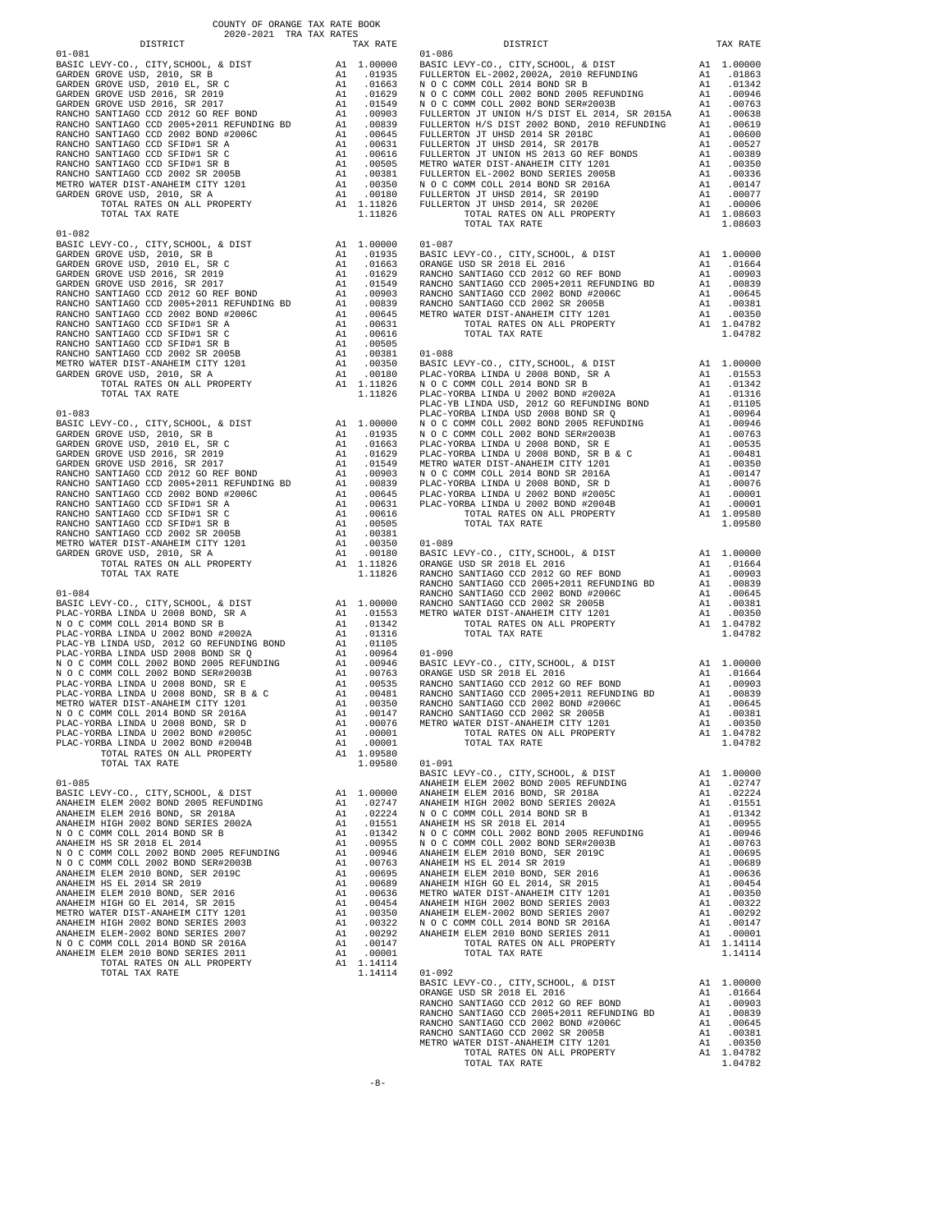COUNTY OF ORANGE TAX RATE BOOK
2020-2021 TRA TAX RATES

### 01-081

| DISTRICT | | TAX RATE |
|---|---|---|
| BASIC LEVY-CO., CITY,SCHOOL, & DIST | A1 | 1.00000 |
| GARDEN GROVE USD, 2010, SR B | A1 | .01935 |
| GARDEN GROVE USD, 2010 EL, SR C | A1 | .01663 |
| GARDEN GROVE USD 2016, SR 2019 | A1 | .01629 |
| GARDEN GROVE USD 2016, SR 2017 | A1 | .01549 |
| RANCHO SANTIAGO CCD 2012 GO REF BOND | A1 | .00903 |
| RANCHO SANTIAGO CCD 2005+2011 REFUNDING BD | A1 | .00839 |
| RANCHO SANTIAGO CCD 2002 BOND #2006C | A1 | .00645 |
| RANCHO SANTIAGO CCD SFID#1 SR A | A1 | .00631 |
| RANCHO SANTIAGO CCD SFID#1 SR C | A1 | .00616 |
| RANCHO SANTIAGO CCD SFID#1 SR B | A1 | .00505 |
| RANCHO SANTIAGO CCD 2002 SR 2005B | A1 | .00381 |
| METRO WATER DIST-ANAHEIM CITY 1201 | A1 | .00350 |
| GARDEN GROVE USD, 2010, SR A | A1 | .00180 |
| TOTAL RATES ON ALL PROPERTY | A1 | 1.11826 |
| TOTAL TAX RATE | | 1.11826 |

### 01-082

| DISTRICT | | TAX RATE |
|---|---|---|
| BASIC LEVY-CO., CITY,SCHOOL, & DIST | A1 | 1.00000 |
| GARDEN GROVE USD, 2010, SR B | A1 | .01935 |
| GARDEN GROVE USD, 2010 EL, SR C | A1 | .01663 |
| GARDEN GROVE USD 2016, SR 2019 | A1 | .01629 |
| GARDEN GROVE USD 2016, SR 2017 | A1 | .01549 |
| RANCHO SANTIAGO CCD 2012 GO REF BOND | A1 | .00903 |
| RANCHO SANTIAGO CCD 2005+2011 REFUNDING BD | A1 | .00839 |
| RANCHO SANTIAGO CCD 2002 BOND #2006C | A1 | .00645 |
| RANCHO SANTIAGO CCD SFID#1 SR A | A1 | .00631 |
| RANCHO SANTIAGO CCD SFID#1 SR C | A1 | .00616 |
| RANCHO SANTIAGO CCD SFID#1 SR B | A1 | .00505 |
| RANCHO SANTIAGO CCD 2002 SR 2005B | A1 | .00381 |
| METRO WATER DIST-ANAHEIM CITY 1201 | A1 | .00350 |
| GARDEN GROVE USD, 2010, SR A | A1 | .00180 |
| TOTAL RATES ON ALL PROPERTY | A1 | 1.11826 |
| TOTAL TAX RATE | | 1.11826 |

### 01-083

| DISTRICT | | TAX RATE |
|---|---|---|
| BASIC LEVY-CO., CITY,SCHOOL, & DIST | A1 | 1.00000 |
| GARDEN GROVE USD, 2010, SR B | A1 | .01935 |
| GARDEN GROVE USD, 2010 EL, SR C | A1 | .01663 |
| GARDEN GROVE USD 2016, SR 2019 | A1 | .01629 |
| GARDEN GROVE USD 2016, SR 2017 | A1 | .01549 |
| RANCHO SANTIAGO CCD 2012 GO REF BOND | A1 | .00903 |
| RANCHO SANTIAGO CCD 2005+2011 REFUNDING BD | A1 | .00839 |
| RANCHO SANTIAGO CCD 2002 BOND #2006C | A1 | .00645 |
| RANCHO SANTIAGO CCD SFID#1 SR A | A1 | .00631 |
| RANCHO SANTIAGO CCD SFID#1 SR C | A1 | .00616 |
| RANCHO SANTIAGO CCD SFID#1 SR B | A1 | .00505 |
| RANCHO SANTIAGO CCD 2002 SR 2005B | A1 | .00381 |
| METRO WATER DIST-ANAHEIM CITY 1201 | A1 | .00350 |
| GARDEN GROVE USD, 2010, SR A | A1 | .00180 |
| TOTAL RATES ON ALL PROPERTY | A1 | 1.11826 |
| TOTAL TAX RATE | | 1.11826 |

### 01-084

| DISTRICT | | TAX RATE |
|---|---|---|
| BASIC LEVY-CO., CITY,SCHOOL, & DIST | A1 | 1.00000 |
| PLAC-YORBA LINDA U 2008 BOND, SR A | A1 | .01553 |
| N O C COMM COLL 2014 BOND SR B | A1 | .01342 |
| PLAC-YORBA LINDA U 2002 BOND #2002A | A1 | .01316 |
| PLAC-YB LINDA USD, 2012 GO REFUNDING BOND | A1 | .01105 |
| PLAC-YORBA LINDA USD 2008 BOND SR Q | A1 | .00964 |
| N O C COMM COLL 2002 BOND 2005 REFUNDING | A1 | .00946 |
| N O C COMM COLL 2002 BOND SER#2003B | A1 | .00763 |
| PLAC-YORBA LINDA U 2008 BOND, SR E | A1 | .00535 |
| PLAC-YORBA LINDA U 2008 BOND, SR B & C | A1 | .00481 |
| METRO WATER DIST-ANAHEIM CITY 1201 | A1 | .00350 |
| N O C COMM COLL 2014 BOND SR 2016A | A1 | .00147 |
| PLAC-YORBA LINDA U 2008 BOND, SR D | A1 | .00076 |
| PLAC-YORBA LINDA U 2002 BOND #2005C | A1 | .00001 |
| PLAC-YORBA LINDA U 2002 BOND #2004B | A1 | .00001 |
| TOTAL RATES ON ALL PROPERTY | A1 | 1.09580 |
| TOTAL TAX RATE | | 1.09580 |

### 01-085

| DISTRICT | | TAX RATE |
|---|---|---|
| BASIC LEVY-CO., CITY,SCHOOL, & DIST | A1 | 1.00000 |
| ANAHEIM ELEM 2002 BOND 2005 REFUNDING | A1 | .02747 |
| ANAHEIM ELEM 2016 BOND, SR 2018A | A1 | .02224 |
| ANAHEIM HIGH 2002 BOND SERIES 2002A | A1 | .01551 |
| N O C COMM COLL 2014 BOND SR B | A1 | .01342 |
| ANAHEIM HS SR 2018 EL 2014 | A1 | .00955 |
| N O C COMM COLL 2002 BOND 2005 REFUNDING | A1 | .00946 |
| N O C COMM COLL 2002 BOND SER#2003B | A1 | .00763 |
| ANAHEIM ELEM 2010 BOND, SER 2019C | A1 | .00695 |
| ANAHEIM HS EL 2014 SR 2019 | A1 | .00689 |
| ANAHEIM ELEM 2010 BOND, SER 2016 | A1 | .00636 |
| ANAHEIM HIGH GO EL 2014, SR 2015 | A1 | .00454 |
| METRO WATER DIST-ANAHEIM CITY 1201 | A1 | .00350 |
| ANAHEIM HIGH 2002 BOND SERIES 2003 | A1 | .00322 |
| ANAHEIM ELEM-2002 BOND SERIES 2007 | A1 | .00292 |
| N O C COMM COLL 2014 BOND SR 2016A | A1 | .00147 |
| ANAHEIM ELEM 2010 BOND SERIES 2011 | A1 | .00001 |
| TOTAL RATES ON ALL PROPERTY | A1 | 1.14114 |
| TOTAL TAX RATE | | 1.14114 |

### 01-086

| DISTRICT | | TAX RATE |
|---|---|---|
| BASIC LEVY-CO., CITY,SCHOOL, & DIST | A1 | 1.00000 |
| FULLERTON EL-2002,2002A, 2010 REFUNDING | A1 | .01863 |
| N O C COMM COLL 2014 BOND SR B | A1 | .01342 |
| N O C COMM COLL 2002 BOND 2005 REFUNDING | A1 | .00946 |
| N O C COMM COLL 2002 BOND SER#2003B | A1 | .00763 |
| FULLERTON JT UNION H/S DIST EL 2014, SR 2015A | A1 | .00638 |
| FULLERTON H/S DIST 2002 BOND, 2010 REFUNDING | A1 | .00619 |
| FULLERTON JT UHSD 2014 SR 2018C | A1 | .00600 |
| FULLERTON JT UHSD 2014, SR 2017B | A1 | .00527 |
| FULLERTON JT UNION HS 2013 GO REF BONDS | A1 | .00389 |
| METRO WATER DIST-ANAHEIM CITY 1201 | A1 | .00350 |
| FULLERTON EL-2002 BOND SERIES 2005B | A1 | .00336 |
| N O C COMM COLL 2014 BOND SR 2016A | A1 | .00147 |
| FULLERTON JT UHSD 2014, SR 2019D | A1 | .00077 |
| FULLERTON JT UHSD 2014, SR 2020E | A1 | .00006 |
| TOTAL RATES ON ALL PROPERTY | A1 | 1.08603 |
| TOTAL TAX RATE | | 1.08603 |

### 01-087

| DISTRICT | | TAX RATE |
|---|---|---|
| BASIC LEVY-CO., CITY,SCHOOL, & DIST | A1 | 1.00000 |
| ORANGE USD SR 2018 EL 2016 | A1 | .01664 |
| RANCHO SANTIAGO CCD 2012 GO REF BOND | A1 | .00903 |
| RANCHO SANTIAGO CCD 2005+2011 REFUNDING BD | A1 | .00839 |
| RANCHO SANTIAGO CCD 2002 BOND #2006C | A1 | .00645 |
| RANCHO SANTIAGO CCD 2002 SR 2005B | A1 | .00381 |
| METRO WATER DIST-ANAHEIM CITY 1201 | A1 | .00350 |
| TOTAL RATES ON ALL PROPERTY | A1 | 1.04782 |
| TOTAL TAX RATE | | 1.04782 |

### 01-088

| DISTRICT | | TAX RATE |
|---|---|---|
| BASIC LEVY-CO., CITY,SCHOOL, & DIST | A1 | 1.00000 |
| PLAC-YORBA LINDA U 2008 BOND, SR A | A1 | .01553 |
| N O C COMM COLL 2014 BOND SR B | A1 | .01342 |
| PLAC-YORBA LINDA U 2002 BOND #2002A | A1 | .01316 |
| PLAC-YB LINDA USD, 2012 GO REFUNDING BOND | A1 | .01105 |
| PLAC-YORBA LINDA USD 2008 BOND SR Q | A1 | .00964 |
| N O C COMM COLL 2002 BOND 2005 REFUNDING | A1 | .00946 |
| N O C COMM COLL 2002 BOND SER#2003B | A1 | .00763 |
| PLAC-YORBA LINDA U 2008 BOND, SR E | A1 | .00535 |
| PLAC-YORBA LINDA U 2008 BOND, SR B & C | A1 | .00481 |
| METRO WATER DIST-ANAHEIM CITY 1201 | A1 | .00350 |
| N O C COMM COLL 2014 BOND SR 2016A | A1 | .00147 |
| PLAC-YORBA LINDA U 2008 BOND, SR D | A1 | .00076 |
| PLAC-YORBA LINDA U 2002 BOND #2005C | A1 | .00001 |
| PLAC-YORBA LINDA U 2002 BOND #2004B | A1 | .00001 |
| TOTAL RATES ON ALL PROPERTY | A1 | 1.09580 |
| TOTAL TAX RATE | | 1.09580 |

### 01-089

| DISTRICT | | TAX RATE |
|---|---|---|
| BASIC LEVY-CO., CITY,SCHOOL, & DIST | A1 | 1.00000 |
| ORANGE USD SR 2018 EL 2016 | A1 | .01664 |
| RANCHO SANTIAGO CCD 2012 GO REF BOND | A1 | .00903 |
| RANCHO SANTIAGO CCD 2005+2011 REFUNDING BD | A1 | .00839 |
| RANCHO SANTIAGO CCD 2002 BOND #2006C | A1 | .00645 |
| RANCHO SANTIAGO CCD 2002 SR 2005B | A1 | .00381 |
| METRO WATER DIST-ANAHEIM CITY 1201 | A1 | .00350 |
| TOTAL RATES ON ALL PROPERTY | A1 | 1.04782 |
| TOTAL TAX RATE | | 1.04782 |

### 01-090

| DISTRICT | | TAX RATE |
|---|---|---|
| BASIC LEVY-CO., CITY,SCHOOL, & DIST | A1 | 1.00000 |
| ORANGE USD SR 2018 EL 2016 | A1 | .01664 |
| RANCHO SANTIAGO CCD 2012 GO REF BOND | A1 | .00903 |
| RANCHO SANTIAGO CCD 2005+2011 REFUNDING BD | A1 | .00839 |
| RANCHO SANTIAGO CCD 2002 BOND #2006C | A1 | .00645 |
| RANCHO SANTIAGO CCD 2002 SR 2005B | A1 | .00381 |
| METRO WATER DIST-ANAHEIM CITY 1201 | A1 | .00350 |
| TOTAL RATES ON ALL PROPERTY | A1 | 1.04782 |
| TOTAL TAX RATE | | 1.04782 |

### 01-091

| DISTRICT | | TAX RATE |
|---|---|---|
| BASIC LEVY-CO., CITY,SCHOOL, & DIST | A1 | 1.00000 |
| ANAHEIM ELEM 2002 BOND 2005 REFUNDING | A1 | .02747 |
| ANAHEIM ELEM 2016 BOND, SR 2018A | A1 | .02224 |
| ANAHEIM HIGH 2002 BOND SERIES 2002A | A1 | .01551 |
| N O C COMM COLL 2014 BOND SR B | A1 | .01342 |
| ANAHEIM HS SR 2018 EL 2014 | A1 | .00955 |
| N O C COMM COLL 2002 BOND 2005 REFUNDING | A1 | .00946 |
| N O C COMM COLL 2002 BOND SER#2003B | A1 | .00763 |
| ANAHEIM ELEM 2010 BOND, SER 2019C | A1 | .00695 |
| ANAHEIM HS EL 2014 SR 2019 | A1 | .00689 |
| ANAHEIM ELEM 2010 BOND, SER 2016 | A1 | .00636 |
| ANAHEIM HIGH GO EL 2014, SR 2015 | A1 | .00454 |
| METRO WATER DIST-ANAHEIM CITY 1201 | A1 | .00350 |
| ANAHEIM HIGH 2002 BOND SERIES 2003 | A1 | .00322 |
| ANAHEIM ELEM-2002 BOND SERIES 2007 | A1 | .00292 |
| N O C COMM COLL 2014 BOND SR 2016A | A1 | .00147 |
| ANAHEIM ELEM 2010 BOND SERIES 2011 | A1 | .00001 |
| TOTAL RATES ON ALL PROPERTY | A1 | 1.14114 |
| TOTAL TAX RATE | | 1.14114 |

### 01-092

| DISTRICT | | TAX RATE |
|---|---|---|
| BASIC LEVY-CO., CITY,SCHOOL, & DIST | A1 | 1.00000 |
| ORANGE USD SR 2018 EL 2016 | A1 | .01664 |
| RANCHO SANTIAGO CCD 2012 GO REF BOND | A1 | .00903 |
| RANCHO SANTIAGO CCD 2005+2011 REFUNDING BD | A1 | .00839 |
| RANCHO SANTIAGO CCD 2002 BOND #2006C | A1 | .00645 |
| RANCHO SANTIAGO CCD 2002 SR 2005B | A1 | .00381 |
| METRO WATER DIST-ANAHEIM CITY 1201 | A1 | .00350 |
| TOTAL RATES ON ALL PROPERTY | A1 | 1.04782 |
| TOTAL TAX RATE | | 1.04782 |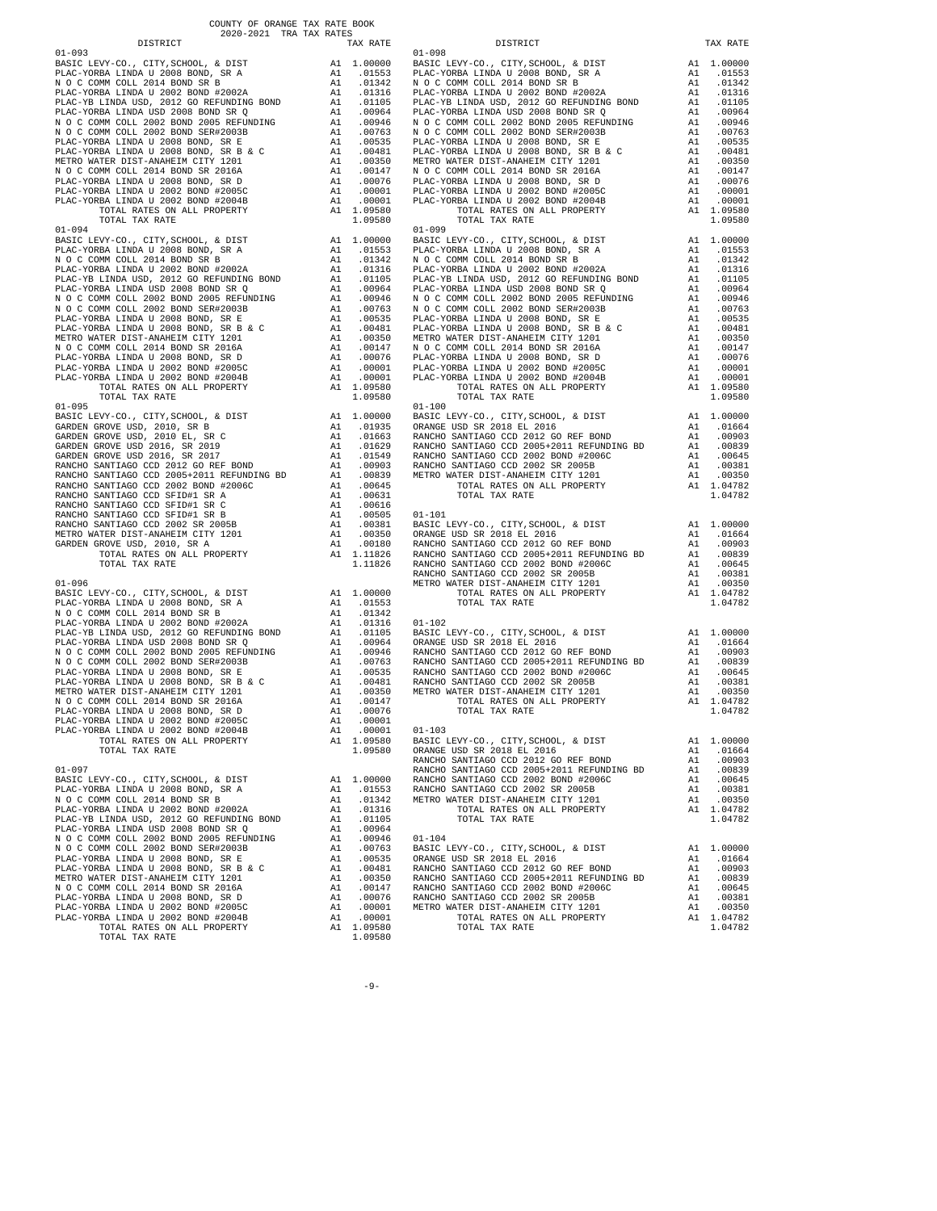COUNTY OF ORANGE TAX RATE BOOK
2020-2021 TRA TAX RATES

| DISTRICT | | TAX RATE |
|---|---|---|
| **01-093** | | |
| BASIC LEVY-CO., CITY,SCHOOL, & DIST | A1 | 1.00000 |
| PLAC-YORBA LINDA U 2008 BOND, SR A | A1 | .01553 |
| N O C COMM COLL 2014 BOND SR B | A1 | .01342 |
| PLAC-YORBA LINDA U 2002 BOND #2002A | A1 | .01316 |
| PLAC-YB LINDA USD, 2012 GO REFUNDING BOND | A1 | .01105 |
| PLAC-YORBA LINDA USD 2008 BOND SR Q | A1 | .00964 |
| N O C COMM COLL 2002 BOND 2005 REFUNDING | A1 | .00946 |
| N O C COMM COLL 2002 BOND SER#2003B | A1 | .00763 |
| PLAC-YORBA LINDA U 2008 BOND, SR E | A1 | .00535 |
| PLAC-YORBA LINDA U 2008 BOND, SR B & C | A1 | .00481 |
| METRO WATER DIST-ANAHEIM CITY 1201 | A1 | .00350 |
| N O C COMM COLL 2014 BOND SR 2016A | A1 | .00147 |
| PLAC-YORBA LINDA U 2008 BOND, SR D | A1 | .00076 |
| PLAC-YORBA LINDA U 2002 BOND #2005C | A1 | .00001 |
| PLAC-YORBA LINDA U 2002 BOND #2004B | A1 | .00001 |
| TOTAL RATES ON ALL PROPERTY | A1 | 1.09580 |
| TOTAL TAX RATE | | 1.09580 |
| **01-094** | | |
| BASIC LEVY-CO., CITY,SCHOOL, & DIST | A1 | 1.00000 |
| PLAC-YORBA LINDA U 2008 BOND, SR A | A1 | .01553 |
| N O C COMM COLL 2014 BOND SR B | A1 | .01342 |
| PLAC-YORBA LINDA U 2002 BOND #2002A | A1 | .01316 |
| PLAC-YB LINDA USD, 2012 GO REFUNDING BOND | A1 | .01105 |
| PLAC-YORBA LINDA USD 2008 BOND SR Q | A1 | .00964 |
| N O C COMM COLL 2002 BOND 2005 REFUNDING | A1 | .00946 |
| N O C COMM COLL 2002 BOND SER#2003B | A1 | .00763 |
| PLAC-YORBA LINDA U 2008 BOND, SR E | A1 | .00535 |
| PLAC-YORBA LINDA U 2008 BOND, SR B & C | A1 | .00481 |
| METRO WATER DIST-ANAHEIM CITY 1201 | A1 | .00350 |
| N O C COMM COLL 2014 BOND SR 2016A | A1 | .00147 |
| PLAC-YORBA LINDA U 2008 BOND, SR D | A1 | .00076 |
| PLAC-YORBA LINDA U 2002 BOND #2005C | A1 | .00001 |
| PLAC-YORBA LINDA U 2002 BOND #2004B | A1 | .00001 |
| TOTAL RATES ON ALL PROPERTY | A1 | 1.09580 |
| TOTAL TAX RATE | | 1.09580 |
| **01-095** | | |
| BASIC LEVY-CO., CITY,SCHOOL, & DIST | A1 | 1.00000 |
| GARDEN GROVE USD, 2010, SR B | A1 | .01935 |
| GARDEN GROVE USD, 2010 EL, SR C | A1 | .01663 |
| GARDEN GROVE USD 2016, SR 2019 | A1 | .01629 |
| GARDEN GROVE USD 2016, SR 2017 | A1 | .01549 |
| RANCHO SANTIAGO CCD 2012 GO REF BOND | A1 | .00903 |
| RANCHO SANTIAGO CCD 2005+2011 REFUNDING BD | A1 | .00839 |
| RANCHO SANTIAGO CCD 2002 BOND #2006C | A1 | .00645 |
| RANCHO SANTIAGO CCD SFID#1 SR A | A1 | .00631 |
| RANCHO SANTIAGO CCD SFID#1 SR C | A1 | .00616 |
| RANCHO SANTIAGO CCD SFID#1 SR B | A1 | .00505 |
| RANCHO SANTIAGO CCD 2002 SR 2005B | A1 | .00381 |
| METRO WATER DIST-ANAHEIM CITY 1201 | A1 | .00350 |
| GARDEN GROVE USD, 2010, SR A | A1 | .00180 |
| TOTAL RATES ON ALL PROPERTY | A1 | 1.11826 |
| TOTAL TAX RATE | | 1.11826 |
| **01-096** | | |
| BASIC LEVY-CO., CITY,SCHOOL, & DIST | A1 | 1.00000 |
| PLAC-YORBA LINDA U 2008 BOND, SR A | A1 | .01553 |
| N O C COMM COLL 2014 BOND SR B | A1 | .01342 |
| PLAC-YORBA LINDA U 2002 BOND #2002A | A1 | .01316 |
| PLAC-YB LINDA USD, 2012 GO REFUNDING BOND | A1 | .01105 |
| PLAC-YORBA LINDA USD 2008 BOND SR Q | A1 | .00964 |
| N O C COMM COLL 2002 BOND 2005 REFUNDING | A1 | .00946 |
| N O C COMM COLL 2002 BOND SER#2003B | A1 | .00763 |
| PLAC-YORBA LINDA U 2008 BOND, SR E | A1 | .00535 |
| PLAC-YORBA LINDA U 2008 BOND, SR B & C | A1 | .00481 |
| METRO WATER DIST-ANAHEIM CITY 1201 | A1 | .00350 |
| N O C COMM COLL 2014 BOND SR 2016A | A1 | .00147 |
| PLAC-YORBA LINDA U 2008 BOND, SR D | A1 | .00076 |
| PLAC-YORBA LINDA U 2002 BOND #2005C | A1 | .00001 |
| PLAC-YORBA LINDA U 2002 BOND #2004B | A1 | .00001 |
| TOTAL RATES ON ALL PROPERTY | A1 | 1.09580 |
| TOTAL TAX RATE | | 1.09580 |
| **01-097** | | |
| BASIC LEVY-CO., CITY,SCHOOL, & DIST | A1 | 1.00000 |
| PLAC-YORBA LINDA U 2008 BOND, SR A | A1 | .01553 |
| N O C COMM COLL 2014 BOND SR B | A1 | .01342 |
| PLAC-YORBA LINDA U 2002 BOND #2002A | A1 | .01316 |
| PLAC-YB LINDA USD, 2012 GO REFUNDING BOND | A1 | .01105 |
| PLAC-YORBA LINDA USD 2008 BOND SR Q | A1 | .00964 |
| N O C COMM COLL 2002 BOND 2005 REFUNDING | A1 | .00946 |
| N O C COMM COLL 2002 BOND SER#2003B | A1 | .00763 |
| PLAC-YORBA LINDA U 2008 BOND, SR E | A1 | .00535 |
| PLAC-YORBA LINDA U 2008 BOND, SR B & C | A1 | .00481 |
| METRO WATER DIST-ANAHEIM CITY 1201 | A1 | .00350 |
| N O C COMM COLL 2014 BOND SR 2016A | A1 | .00147 |
| PLAC-YORBA LINDA U 2008 BOND, SR D | A1 | .00076 |
| PLAC-YORBA LINDA U 2002 BOND #2005C | A1 | .00001 |
| PLAC-YORBA LINDA U 2002 BOND #2004B | A1 | .00001 |
| TOTAL RATES ON ALL PROPERTY | A1 | 1.09580 |
| TOTAL TAX RATE | | 1.09580 |
| **01-098** | | |
| BASIC LEVY-CO., CITY,SCHOOL, & DIST | A1 | 1.00000 |
| PLAC-YORBA LINDA U 2008 BOND, SR A | A1 | .01553 |
| N O C COMM COLL 2014 BOND SR B | A1 | .01342 |
| PLAC-YORBA LINDA U 2002 BOND #2002A | A1 | .01316 |
| PLAC-YB LINDA USD, 2012 GO REFUNDING BOND | A1 | .01105 |
| PLAC-YORBA LINDA USD 2008 BOND SR Q | A1 | .00964 |
| N O C COMM COLL 2002 BOND 2005 REFUNDING | A1 | .00946 |
| N O C COMM COLL 2002 BOND SER#2003B | A1 | .00763 |
| PLAC-YORBA LINDA U 2008 BOND, SR E | A1 | .00535 |
| PLAC-YORBA LINDA U 2008 BOND, SR B & C | A1 | .00481 |
| METRO WATER DIST-ANAHEIM CITY 1201 | A1 | .00350 |
| N O C COMM COLL 2014 BOND SR 2016A | A1 | .00147 |
| PLAC-YORBA LINDA U 2008 BOND, SR D | A1 | .00076 |
| PLAC-YORBA LINDA U 2002 BOND #2005C | A1 | .00001 |
| PLAC-YORBA LINDA U 2002 BOND #2004B | A1 | .00001 |
| TOTAL RATES ON ALL PROPERTY | A1 | 1.09580 |
| TOTAL TAX RATE | | 1.09580 |
| **01-099** | | |
| BASIC LEVY-CO., CITY,SCHOOL, & DIST | A1 | 1.00000 |
| PLAC-YORBA LINDA U 2008 BOND, SR A | A1 | .01553 |
| N O C COMM COLL 2014 BOND SR B | A1 | .01342 |
| PLAC-YORBA LINDA U 2002 BOND #2002A | A1 | .01316 |
| PLAC-YB LINDA USD, 2012 GO REFUNDING BOND | A1 | .01105 |
| PLAC-YORBA LINDA USD 2008 BOND SR Q | A1 | .00964 |
| N O C COMM COLL 2002 BOND 2005 REFUNDING | A1 | .00946 |
| N O C COMM COLL 2002 BOND SER#2003B | A1 | .00763 |
| PLAC-YORBA LINDA U 2008 BOND, SR E | A1 | .00535 |
| PLAC-YORBA LINDA U 2008 BOND, SR B & C | A1 | .00481 |
| METRO WATER DIST-ANAHEIM CITY 1201 | A1 | .00350 |
| N O C COMM COLL 2014 BOND SR 2016A | A1 | .00147 |
| PLAC-YORBA LINDA U 2008 BOND, SR D | A1 | .00076 |
| PLAC-YORBA LINDA U 2002 BOND #2005C | A1 | .00001 |
| PLAC-YORBA LINDA U 2002 BOND #2004B | A1 | .00001 |
| TOTAL RATES ON ALL PROPERTY | A1 | 1.09580 |
| TOTAL TAX RATE | | 1.09580 |
| **01-100** | | |
| BASIC LEVY-CO., CITY,SCHOOL, & DIST | A1 | 1.00000 |
| ORANGE USD SR 2018 EL 2016 | A1 | .01664 |
| RANCHO SANTIAGO CCD 2012 GO REF BOND | A1 | .00903 |
| RANCHO SANTIAGO CCD 2005+2011 REFUNDING BD | A1 | .00839 |
| RANCHO SANTIAGO CCD 2002 BOND #2006C | A1 | .00645 |
| RANCHO SANTIAGO CCD 2002 SR 2005B | A1 | .00381 |
| METRO WATER DIST-ANAHEIM CITY 1201 | A1 | .00350 |
| TOTAL RATES ON ALL PROPERTY | A1 | 1.04782 |
| TOTAL TAX RATE | | 1.04782 |
| **01-101** | | |
| BASIC LEVY-CO., CITY,SCHOOL, & DIST | A1 | 1.00000 |
| ORANGE USD SR 2018 EL 2016 | A1 | .01664 |
| RANCHO SANTIAGO CCD 2012 GO REF BOND | A1 | .00903 |
| RANCHO SANTIAGO CCD 2005+2011 REFUNDING BD | A1 | .00839 |
| RANCHO SANTIAGO CCD 2002 BOND #2006C | A1 | .00645 |
| RANCHO SANTIAGO CCD 2002 SR 2005B | A1 | .00381 |
| METRO WATER DIST-ANAHEIM CITY 1201 | A1 | .00350 |
| TOTAL RATES ON ALL PROPERTY | A1 | 1.04782 |
| TOTAL TAX RATE | | 1.04782 |
| **01-102** | | |
| BASIC LEVY-CO., CITY,SCHOOL, & DIST | A1 | 1.00000 |
| ORANGE USD SR 2018 EL 2016 | A1 | .01664 |
| RANCHO SANTIAGO CCD 2012 GO REF BOND | A1 | .00903 |
| RANCHO SANTIAGO CCD 2005+2011 REFUNDING BD | A1 | .00839 |
| RANCHO SANTIAGO CCD 2002 BOND #2006C | A1 | .00645 |
| RANCHO SANTIAGO CCD 2002 SR 2005B | A1 | .00381 |
| METRO WATER DIST-ANAHEIM CITY 1201 | A1 | .00350 |
| TOTAL RATES ON ALL PROPERTY | A1 | 1.04782 |
| TOTAL TAX RATE | | 1.04782 |
| **01-103** | | |
| BASIC LEVY-CO., CITY,SCHOOL, & DIST | A1 | 1.00000 |
| ORANGE USD SR 2018 EL 2016 | A1 | .01664 |
| RANCHO SANTIAGO CCD 2012 GO REF BOND | A1 | .00903 |
| RANCHO SANTIAGO CCD 2005+2011 REFUNDING BD | A1 | .00839 |
| RANCHO SANTIAGO CCD 2002 BOND #2006C | A1 | .00645 |
| RANCHO SANTIAGO CCD 2002 SR 2005B | A1 | .00381 |
| METRO WATER DIST-ANAHEIM CITY 1201 | A1 | .00350 |
| TOTAL RATES ON ALL PROPERTY | A1 | 1.04782 |
| TOTAL TAX RATE | | 1.04782 |
| **01-104** | | |
| BASIC LEVY-CO., CITY,SCHOOL, & DIST | A1 | 1.00000 |
| ORANGE USD SR 2018 EL 2016 | A1 | .01664 |
| RANCHO SANTIAGO CCD 2012 GO REF BOND | A1 | .00903 |
| RANCHO SANTIAGO CCD 2005+2011 REFUNDING BD | A1 | .00839 |
| RANCHO SANTIAGO CCD 2002 BOND #2006C | A1 | .00645 |
| RANCHO SANTIAGO CCD 2002 SR 2005B | A1 | .00381 |
| METRO WATER DIST-ANAHEIM CITY 1201 | A1 | .00350 |
| TOTAL RATES ON ALL PROPERTY | A1 | 1.04782 |
| TOTAL TAX RATE | | 1.04782 |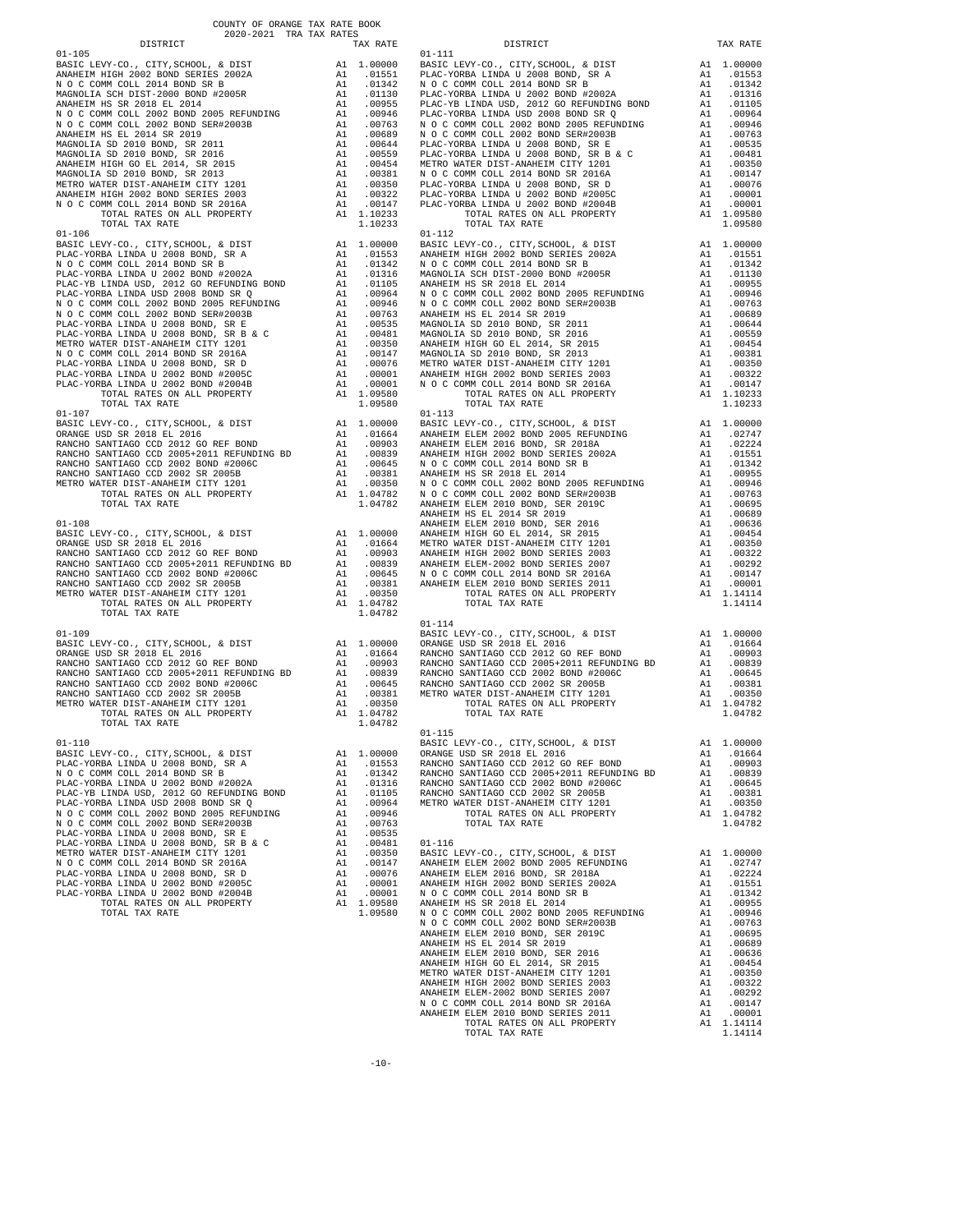COUNTY OF ORANGE TAX RATE BOOK
2020-2021 TRA TAX RATES

| DISTRICT | | TAX RATE |
|---|---|---|
| **01-105** | | |
| BASIC LEVY-CO., CITY,SCHOOL, & DIST | A1 | 1.00000 |
| ANAHEIM HIGH 2002 BOND SERIES 2002A | A1 | .01551 |
| N O C COMM COLL 2014 BOND SR B | A1 | .01342 |
| MAGNOLIA SCH DIST-2000 BOND #2005R | A1 | .01130 |
| ANAHEIM HS SR 2018 EL 2014 | A1 | .00955 |
| N O C COMM COLL 2002 BOND 2005 REFUNDING | A1 | .00946 |
| N O C COMM COLL 2002 BOND SER#2003B | A1 | .00763 |
| ANAHEIM HS EL 2014 SR 2019 | A1 | .00689 |
| MAGNOLIA SD 2010 BOND, SR 2011 | A1 | .00644 |
| MAGNOLIA SD 2010 BOND, SR 2016 | A1 | .00559 |
| ANAHEIM HIGH GO EL 2014, SR 2015 | A1 | .00454 |
| MAGNOLIA SD 2010 BOND, SR 2013 | A1 | .00381 |
| METRO WATER DIST-ANAHEIM CITY 1201 | A1 | .00350 |
| ANAHEIM HIGH 2002 BOND SERIES 2003 | A1 | .00322 |
| N O C COMM COLL 2014 BOND SR 2016A | A1 | .00147 |
| TOTAL RATES ON ALL PROPERTY | A1 | 1.10233 |
| TOTAL TAX RATE | | 1.10233 |
| **01-106** | | |
| BASIC LEVY-CO., CITY,SCHOOL, & DIST | A1 | 1.00000 |
| PLAC-YORBA LINDA U 2008 BOND, SR A | A1 | .01553 |
| N O C COMM COLL 2014 BOND SR B | A1 | .01342 |
| PLAC-YORBA LINDA U 2002 BOND #2002A | A1 | .01316 |
| PLAC-YB LINDA USD, 2012 GO REFUNDING BOND | A1 | .01105 |
| PLAC-YORBA LINDA USD 2008 BOND SR Q | A1 | .00964 |
| N O C COMM COLL 2002 BOND 2005 REFUNDING | A1 | .00946 |
| N O C COMM COLL 2002 BOND SER#2003B | A1 | .00763 |
| PLAC-YORBA LINDA U 2008 BOND, SR E | A1 | .00535 |
| PLAC-YORBA LINDA U 2008 BOND, SR B & C | A1 | .00481 |
| METRO WATER DIST-ANAHEIM CITY 1201 | A1 | .00350 |
| N O C COMM COLL 2014 BOND SR 2016A | A1 | .00147 |
| PLAC-YORBA LINDA U 2008 BOND, SR D | A1 | .00076 |
| PLAC-YORBA LINDA U 2002 BOND #2005C | A1 | .00001 |
| PLAC-YORBA LINDA U 2002 BOND #2004B | A1 | .00001 |
| TOTAL RATES ON ALL PROPERTY | A1 | 1.09580 |
| TOTAL TAX RATE | | 1.09580 |
| **01-107** | | |
| BASIC LEVY-CO., CITY,SCHOOL, & DIST | A1 | 1.00000 |
| ORANGE USD SR 2018 EL 2016 | A1 | .01664 |
| RANCHO SANTIAGO CCD 2012 GO REF BOND | A1 | .00903 |
| RANCHO SANTIAGO CCD 2005+2011 REFUNDING BD | A1 | .00839 |
| RANCHO SANTIAGO CCD 2002 BOND #2006C | A1 | .00645 |
| RANCHO SANTIAGO CCD 2002 SR 2005B | A1 | .00381 |
| METRO WATER DIST-ANAHEIM CITY 1201 | A1 | .00350 |
| TOTAL RATES ON ALL PROPERTY | A1 | 1.04782 |
| TOTAL TAX RATE | | 1.04782 |
| **01-108** | | |
| BASIC LEVY-CO., CITY,SCHOOL, & DIST | A1 | 1.00000 |
| ORANGE USD SR 2018 EL 2016 | A1 | .01664 |
| RANCHO SANTIAGO CCD 2012 GO REF BOND | A1 | .00903 |
| RANCHO SANTIAGO CCD 2005+2011 REFUNDING BD | A1 | .00839 |
| RANCHO SANTIAGO CCD 2002 BOND #2006C | A1 | .00645 |
| RANCHO SANTIAGO CCD 2002 SR 2005B | A1 | .00381 |
| METRO WATER DIST-ANAHEIM CITY 1201 | A1 | .00350 |
| TOTAL RATES ON ALL PROPERTY | A1 | 1.04782 |
| TOTAL TAX RATE | | 1.04782 |
| **01-109** | | |
| BASIC LEVY-CO., CITY,SCHOOL, & DIST | A1 | 1.00000 |
| ORANGE USD SR 2018 EL 2016 | A1 | .01664 |
| RANCHO SANTIAGO CCD 2012 GO REF BOND | A1 | .00903 |
| RANCHO SANTIAGO CCD 2005+2011 REFUNDING BD | A1 | .00839 |
| RANCHO SANTIAGO CCD 2002 BOND #2006C | A1 | .00645 |
| RANCHO SANTIAGO CCD 2002 SR 2005B | A1 | .00381 |
| METRO WATER DIST-ANAHEIM CITY 1201 | A1 | .00350 |
| TOTAL RATES ON ALL PROPERTY | A1 | 1.04782 |
| TOTAL TAX RATE | | 1.04782 |
| **01-110** | | |
| BASIC LEVY-CO., CITY,SCHOOL, & DIST | A1 | 1.00000 |
| PLAC-YORBA LINDA U 2008 BOND, SR A | A1 | .01553 |
| N O C COMM COLL 2014 BOND SR B | A1 | .01342 |
| PLAC-YORBA LINDA U 2002 BOND #2002A | A1 | .01316 |
| PLAC-YB LINDA USD, 2012 GO REFUNDING BOND | A1 | .01105 |
| PLAC-YORBA LINDA USD 2008 BOND SR Q | A1 | .00964 |
| N O C COMM COLL 2002 BOND 2005 REFUNDING | A1 | .00946 |
| N O C COMM COLL 2002 BOND SER#2003B | A1 | .00763 |
| PLAC-YORBA LINDA U 2008 BOND, SR E | A1 | .00535 |
| PLAC-YORBA LINDA U 2008 BOND, SR B & C | A1 | .00481 |
| METRO WATER DIST-ANAHEIM CITY 1201 | A1 | .00350 |
| N O C COMM COLL 2014 BOND SR 2016A | A1 | .00147 |
| PLAC-YORBA LINDA U 2008 BOND, SR D | A1 | .00076 |
| PLAC-YORBA LINDA U 2002 BOND #2005C | A1 | .00001 |
| PLAC-YORBA LINDA U 2002 BOND #2004B | A1 | .00001 |
| TOTAL RATES ON ALL PROPERTY | A1 | 1.09580 |
| TOTAL TAX RATE | | 1.09580 |
| **01-111** | | |
| BASIC LEVY-CO., CITY,SCHOOL, & DIST | A1 | 1.00000 |
| PLAC-YORBA LINDA U 2008 BOND, SR A | A1 | .01553 |
| N O C COMM COLL 2014 BOND SR B | A1 | .01342 |
| PLAC-YORBA LINDA U 2002 BOND #2002A | A1 | .01316 |
| PLAC-YB LINDA USD, 2012 GO REFUNDING BOND | A1 | .01105 |
| PLAC-YORBA LINDA USD 2008 BOND SR Q | A1 | .00964 |
| N O C COMM COLL 2002 BOND 2005 REFUNDING | A1 | .00946 |
| N O C COMM COLL 2002 BOND SER#2003B | A1 | .00763 |
| PLAC-YORBA LINDA U 2008 BOND, SR E | A1 | .00535 |
| PLAC-YORBA LINDA U 2008 BOND, SR B & C | A1 | .00481 |
| METRO WATER DIST-ANAHEIM CITY 1201 | A1 | .00350 |
| N O C COMM COLL 2014 BOND SR 2016A | A1 | .00147 |
| PLAC-YORBA LINDA U 2008 BOND, SR D | A1 | .00076 |
| PLAC-YORBA LINDA U 2002 BOND #2005C | A1 | .00001 |
| PLAC-YORBA LINDA U 2002 BOND #2004B | A1 | .00001 |
| TOTAL RATES ON ALL PROPERTY | A1 | 1.09580 |
| TOTAL TAX RATE | | 1.09580 |
| **01-112** | | |
| BASIC LEVY-CO., CITY,SCHOOL, & DIST | A1 | 1.00000 |
| ANAHEIM HIGH 2002 BOND SERIES 2002A | A1 | .01551 |
| N O C COMM COLL 2014 BOND SR B | A1 | .01342 |
| MAGNOLIA SCH DIST-2000 BOND #2005R | A1 | .01130 |
| ANAHEIM HS SR 2018 EL 2014 | A1 | .00955 |
| N O C COMM COLL 2002 BOND 2005 REFUNDING | A1 | .00946 |
| N O C COMM COLL 2002 BOND SER#2003B | A1 | .00763 |
| ANAHEIM HS EL 2014 SR 2019 | A1 | .00689 |
| MAGNOLIA SD 2010 BOND, SR 2011 | A1 | .00644 |
| MAGNOLIA SD 2010 BOND, SR 2016 | A1 | .00559 |
| ANAHEIM HIGH GO EL 2014, SR 2015 | A1 | .00454 |
| MAGNOLIA SD 2010 BOND, SR 2013 | A1 | .00381 |
| METRO WATER DIST-ANAHEIM CITY 1201 | A1 | .00350 |
| ANAHEIM HIGH 2002 BOND SERIES 2003 | A1 | .00322 |
| N O C COMM COLL 2014 BOND SR 2016A | A1 | .00147 |
| TOTAL RATES ON ALL PROPERTY | A1 | 1.10233 |
| TOTAL TAX RATE | | 1.10233 |
| **01-113** | | |
| BASIC LEVY-CO., CITY,SCHOOL, & DIST | A1 | 1.00000 |
| ANAHEIM ELEM 2002 BOND 2005 REFUNDING | A1 | .02747 |
| ANAHEIM ELEM 2016 BOND, SR 2018A | A1 | .02224 |
| ANAHEIM HIGH 2002 BOND SERIES 2002A | A1 | .01551 |
| N O C COMM COLL 2014 BOND SR B | A1 | .01342 |
| ANAHEIM HS SR 2018 EL 2014 | A1 | .00955 |
| N O C COMM COLL 2002 BOND 2005 REFUNDING | A1 | .00946 |
| N O C COMM COLL 2002 BOND SER#2003B | A1 | .00763 |
| ANAHEIM ELEM 2010 BOND, SER 2019C | A1 | .00695 |
| ANAHEIM HS EL 2014 SR 2019 | A1 | .00689 |
| ANAHEIM ELEM 2010 BOND, SER 2016 | A1 | .00636 |
| ANAHEIM HIGH GO EL 2014, SR 2015 | A1 | .00454 |
| METRO WATER DIST-ANAHEIM CITY 1201 | A1 | .00350 |
| ANAHEIM HIGH 2002 BOND SERIES 2003 | A1 | .00322 |
| ANAHEIM ELEM-2002 BOND SERIES 2007 | A1 | .00292 |
| N O C COMM COLL 2014 BOND SR 2016A | A1 | .00147 |
| ANAHEIM ELEM 2010 BOND SERIES 2011 | A1 | .00001 |
| TOTAL RATES ON ALL PROPERTY | A1 | 1.14114 |
| TOTAL TAX RATE | | 1.14114 |
| **01-114** | | |
| BASIC LEVY-CO., CITY,SCHOOL, & DIST | A1 | 1.00000 |
| ORANGE USD SR 2018 EL 2016 | A1 | .01664 |
| RANCHO SANTIAGO CCD 2012 GO REF BOND | A1 | .00903 |
| RANCHO SANTIAGO CCD 2005+2011 REFUNDING BD | A1 | .00839 |
| RANCHO SANTIAGO CCD 2002 BOND #2006C | A1 | .00645 |
| RANCHO SANTIAGO CCD 2002 SR 2005B | A1 | .00381 |
| METRO WATER DIST-ANAHEIM CITY 1201 | A1 | .00350 |
| TOTAL RATES ON ALL PROPERTY | A1 | 1.04782 |
| TOTAL TAX RATE | | 1.04782 |
| **01-115** | | |
| BASIC LEVY-CO., CITY,SCHOOL, & DIST | A1 | 1.00000 |
| ORANGE USD SR 2018 EL 2016 | A1 | .01664 |
| RANCHO SANTIAGO CCD 2012 GO REF BOND | A1 | .00903 |
| RANCHO SANTIAGO CCD 2005+2011 REFUNDING BD | A1 | .00839 |
| RANCHO SANTIAGO CCD 2002 BOND #2006C | A1 | .00645 |
| RANCHO SANTIAGO CCD 2002 SR 2005B | A1 | .00381 |
| METRO WATER DIST-ANAHEIM CITY 1201 | A1 | .00350 |
| TOTAL RATES ON ALL PROPERTY | A1 | 1.04782 |
| TOTAL TAX RATE | | 1.04782 |
| **01-116** | | |
| BASIC LEVY-CO., CITY,SCHOOL, & DIST | A1 | 1.00000 |
| ANAHEIM ELEM 2002 BOND 2005 REFUNDING | A1 | .02747 |
| ANAHEIM ELEM 2016 BOND, SR 2018A | A1 | .02224 |
| ANAHEIM HIGH 2002 BOND SERIES 2002A | A1 | .01551 |
| N O C COMM COLL 2014 BOND SR B | A1 | .01342 |
| ANAHEIM HS SR 2018 EL 2014 | A1 | .00955 |
| N O C COMM COLL 2002 BOND 2005 REFUNDING | A1 | .00946 |
| N O C COMM COLL 2002 BOND SER#2003B | A1 | .00763 |
| ANAHEIM ELEM 2010 BOND, SER 2019C | A1 | .00695 |
| ANAHEIM HS EL 2014 SR 2019 | A1 | .00689 |
| ANAHEIM ELEM 2010 BOND, SER 2016 | A1 | .00636 |
| ANAHEIM HIGH GO EL 2014, SR 2015 | A1 | .00454 |
| METRO WATER DIST-ANAHEIM CITY 1201 | A1 | .00350 |
| ANAHEIM HIGH 2002 BOND SERIES 2003 | A1 | .00322 |
| ANAHEIM ELEM-2002 BOND SERIES 2007 | A1 | .00292 |
| N O C COMM COLL 2014 BOND SR 2016A | A1 | .00147 |
| ANAHEIM ELEM 2010 BOND SERIES 2011 | A1 | .00001 |
| TOTAL RATES ON ALL PROPERTY | A1 | 1.14114 |
| TOTAL TAX RATE | | 1.14114 |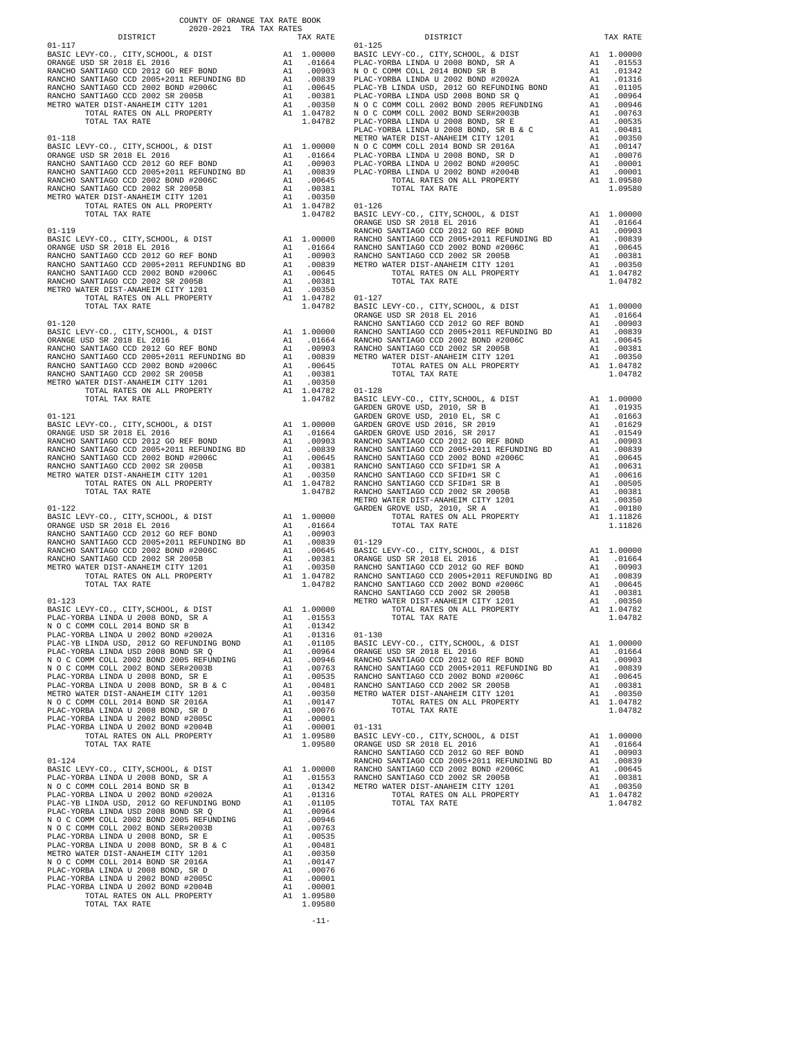COUNTY OF ORANGE TAX RATE BOOK
2020-2021 TRA TAX RATES

| DISTRICT | | TAX RATE |
|---|---|---|
| **01-117** | | |
| BASIC LEVY-CO., CITY,SCHOOL, & DIST | A1 | 1.00000 |
| ORANGE USD SR 2018 EL 2016 | A1 | .01664 |
| RANCHO SANTIAGO CCD 2012 GO REF BOND | A1 | .00903 |
| RANCHO SANTIAGO CCD 2005+2011 REFUNDING BD | A1 | .00839 |
| RANCHO SANTIAGO CCD 2002 BOND #2006C | A1 | .00645 |
| RANCHO SANTIAGO CCD 2002 SR 2005B | A1 | .00381 |
| METRO WATER DIST-ANAHEIM CITY 1201 | A1 | .00350 |
| TOTAL RATES ON ALL PROPERTY | A1 | 1.04782 |
| TOTAL TAX RATE | | 1.04782 |
| **01-118** | | |
| BASIC LEVY-CO., CITY,SCHOOL, & DIST | A1 | 1.00000 |
| ORANGE USD SR 2018 EL 2016 | A1 | .01664 |
| RANCHO SANTIAGO CCD 2012 GO REF BOND | A1 | .00903 |
| RANCHO SANTIAGO CCD 2005+2011 REFUNDING BD | A1 | .00839 |
| RANCHO SANTIAGO CCD 2002 BOND #2006C | A1 | .00645 |
| RANCHO SANTIAGO CCD 2002 SR 2005B | A1 | .00381 |
| METRO WATER DIST-ANAHEIM CITY 1201 | A1 | .00350 |
| TOTAL RATES ON ALL PROPERTY | A1 | 1.04782 |
| TOTAL TAX RATE | | 1.04782 |
| **01-119** | | |
| BASIC LEVY-CO., CITY,SCHOOL, & DIST | A1 | 1.00000 |
| ORANGE USD SR 2018 EL 2016 | A1 | .01664 |
| RANCHO SANTIAGO CCD 2012 GO REF BOND | A1 | .00903 |
| RANCHO SANTIAGO CCD 2005+2011 REFUNDING BD | A1 | .00839 |
| RANCHO SANTIAGO CCD 2002 BOND #2006C | A1 | .00645 |
| RANCHO SANTIAGO CCD 2002 SR 2005B | A1 | .00381 |
| METRO WATER DIST-ANAHEIM CITY 1201 | A1 | .00350 |
| TOTAL RATES ON ALL PROPERTY | A1 | 1.04782 |
| TOTAL TAX RATE | | 1.04782 |
| **01-120** | | |
| BASIC LEVY-CO., CITY,SCHOOL, & DIST | A1 | 1.00000 |
| ORANGE USD SR 2018 EL 2016 | A1 | .01664 |
| RANCHO SANTIAGO CCD 2012 GO REF BOND | A1 | .00903 |
| RANCHO SANTIAGO CCD 2005+2011 REFUNDING BD | A1 | .00839 |
| RANCHO SANTIAGO CCD 2002 BOND #2006C | A1 | .00645 |
| RANCHO SANTIAGO CCD 2002 SR 2005B | A1 | .00381 |
| METRO WATER DIST-ANAHEIM CITY 1201 | A1 | .00350 |
| TOTAL RATES ON ALL PROPERTY | A1 | 1.04782 |
| TOTAL TAX RATE | | 1.04782 |
| **01-121** | | |
| BASIC LEVY-CO., CITY,SCHOOL, & DIST | A1 | 1.00000 |
| ORANGE USD SR 2018 EL 2016 | A1 | .01664 |
| RANCHO SANTIAGO CCD 2012 GO REF BOND | A1 | .00903 |
| RANCHO SANTIAGO CCD 2005+2011 REFUNDING BD | A1 | .00839 |
| RANCHO SANTIAGO CCD 2002 BOND #2006C | A1 | .00645 |
| RANCHO SANTIAGO CCD 2002 SR 2005B | A1 | .00381 |
| METRO WATER DIST-ANAHEIM CITY 1201 | A1 | .00350 |
| TOTAL RATES ON ALL PROPERTY | A1 | 1.04782 |
| TOTAL TAX RATE | | 1.04782 |
| **01-122** | | |
| BASIC LEVY-CO., CITY,SCHOOL, & DIST | A1 | 1.00000 |
| ORANGE USD SR 2018 EL 2016 | A1 | .01664 |
| RANCHO SANTIAGO CCD 2012 GO REF BOND | A1 | .00903 |
| RANCHO SANTIAGO CCD 2005+2011 REFUNDING BD | A1 | .00839 |
| RANCHO SANTIAGO CCD 2002 BOND #2006C | A1 | .00645 |
| RANCHO SANTIAGO CCD 2002 SR 2005B | A1 | .00381 |
| METRO WATER DIST-ANAHEIM CITY 1201 | A1 | .00350 |
| TOTAL RATES ON ALL PROPERTY | A1 | 1.04782 |
| TOTAL TAX RATE | | 1.04782 |
| **01-123** | | |
| BASIC LEVY-CO., CITY,SCHOOL, & DIST | A1 | 1.00000 |
| PLAC-YORBA LINDA U 2008 BOND, SR A | A1 | .01553 |
| N O C COMM COLL 2014 BOND SR B | A1 | .01342 |
| PLAC-YORBA LINDA U 2002 BOND #2002A | A1 | .01316 |
| PLAC-YB LINDA USD, 2012 GO REFUNDING BOND | A1 | .01105 |
| PLAC-YORBA LINDA USD 2008 BOND SR Q | A1 | .00964 |
| N O C COMM COLL 2002 BOND 2005 REFUNDING | A1 | .00946 |
| N O C COMM COLL 2002 BOND SER#2003B | A1 | .00763 |
| PLAC-YORBA LINDA U 2008 BOND, SR E | A1 | .00535 |
| PLAC-YORBA LINDA U 2008 BOND, SR B & C | A1 | .00481 |
| METRO WATER DIST-ANAHEIM CITY 1201 | A1 | .00350 |
| N O C COMM COLL 2014 BOND SR 2016A | A1 | .00147 |
| PLAC-YORBA LINDA U 2008 BOND, SR D | A1 | .00076 |
| PLAC-YORBA LINDA U 2002 BOND #2005C | A1 | .00001 |
| PLAC-YORBA LINDA U 2002 BOND #2004B | A1 | .00001 |
| TOTAL RATES ON ALL PROPERTY | A1 | 1.09580 |
| TOTAL TAX RATE | | 1.09580 |
| **01-124** | | |
| BASIC LEVY-CO., CITY,SCHOOL, & DIST | A1 | 1.00000 |
| PLAC-YORBA LINDA U 2008 BOND, SR A | A1 | .01553 |
| N O C COMM COLL 2014 BOND SR B | A1 | .01342 |
| PLAC-YORBA LINDA U 2002 BOND #2002A | A1 | .01316 |
| PLAC-YB LINDA USD, 2012 GO REFUNDING BOND | A1 | .01105 |
| PLAC-YORBA LINDA USD 2008 BOND SR Q | A1 | .00964 |
| N O C COMM COLL 2002 BOND 2005 REFUNDING | A1 | .00946 |
| N O C COMM COLL 2002 BOND SER#2003B | A1 | .00763 |
| PLAC-YORBA LINDA U 2008 BOND, SR E | A1 | .00535 |
| PLAC-YORBA LINDA U 2008 BOND, SR B & C | A1 | .00481 |
| METRO WATER DIST-ANAHEIM CITY 1201 | A1 | .00350 |
| N O C COMM COLL 2014 BOND SR 2016A | A1 | .00147 |
| PLAC-YORBA LINDA U 2008 BOND, SR D | A1 | .00076 |
| PLAC-YORBA LINDA U 2002 BOND #2005C | A1 | .00001 |
| PLAC-YORBA LINDA U 2002 BOND #2004B | A1 | .00001 |
| TOTAL RATES ON ALL PROPERTY | A1 | 1.09580 |
| TOTAL TAX RATE | | 1.09580 |
| **01-125** | | |
| BASIC LEVY-CO., CITY,SCHOOL, & DIST | A1 | 1.00000 |
| PLAC-YORBA LINDA U 2008 BOND, SR A | A1 | .01553 |
| N O C COMM COLL 2014 BOND SR B | A1 | .01342 |
| PLAC-YORBA LINDA U 2002 BOND #2002A | A1 | .01316 |
| PLAC-YB LINDA USD, 2012 GO REFUNDING BOND | A1 | .01105 |
| PLAC-YORBA LINDA USD 2008 BOND SR Q | A1 | .00964 |
| N O C COMM COLL 2002 BOND 2005 REFUNDING | A1 | .00946 |
| N O C COMM COLL 2002 BOND SER#2003B | A1 | .00763 |
| PLAC-YORBA LINDA U 2008 BOND, SR E | A1 | .00535 |
| PLAC-YORBA LINDA U 2008 BOND, SR B & C | A1 | .00481 |
| METRO WATER DIST-ANAHEIM CITY 1201 | A1 | .00350 |
| N O C COMM COLL 2014 BOND SR 2016A | A1 | .00147 |
| PLAC-YORBA LINDA U 2008 BOND, SR D | A1 | .00076 |
| PLAC-YORBA LINDA U 2002 BOND #2005C | A1 | .00001 |
| PLAC-YORBA LINDA U 2002 BOND #2004B | A1 | .00001 |
| TOTAL RATES ON ALL PROPERTY | A1 | 1.09580 |
| TOTAL TAX RATE | | 1.09580 |
| **01-126** | | |
| BASIC LEVY-CO., CITY,SCHOOL, & DIST | A1 | 1.00000 |
| ORANGE USD SR 2018 EL 2016 | A1 | .01664 |
| RANCHO SANTIAGO CCD 2012 GO REF BOND | A1 | .00903 |
| RANCHO SANTIAGO CCD 2005+2011 REFUNDING BD | A1 | .00839 |
| RANCHO SANTIAGO CCD 2002 BOND #2006C | A1 | .00645 |
| RANCHO SANTIAGO CCD 2002 SR 2005B | A1 | .00381 |
| METRO WATER DIST-ANAHEIM CITY 1201 | A1 | .00350 |
| TOTAL RATES ON ALL PROPERTY | A1 | 1.04782 |
| TOTAL TAX RATE | | 1.04782 |
| **01-127** | | |
| BASIC LEVY-CO., CITY,SCHOOL, & DIST | A1 | 1.00000 |
| ORANGE USD SR 2018 EL 2016 | A1 | .01664 |
| RANCHO SANTIAGO CCD 2012 GO REF BOND | A1 | .00903 |
| RANCHO SANTIAGO CCD 2005+2011 REFUNDING BD | A1 | .00839 |
| RANCHO SANTIAGO CCD 2002 BOND #2006C | A1 | .00645 |
| RANCHO SANTIAGO CCD 2002 SR 2005B | A1 | .00381 |
| METRO WATER DIST-ANAHEIM CITY 1201 | A1 | .00350 |
| TOTAL RATES ON ALL PROPERTY | A1 | 1.04782 |
| TOTAL TAX RATE | | 1.04782 |
| **01-128** | | |
| BASIC LEVY-CO., CITY,SCHOOL, & DIST | A1 | 1.00000 |
| GARDEN GROVE USD, 2010, SR B | A1 | .01935 |
| GARDEN GROVE USD, 2010 EL, SR C | A1 | .01663 |
| GARDEN GROVE USD 2016, SR 2019 | A1 | .01629 |
| GARDEN GROVE USD 2016, SR 2017 | A1 | .01549 |
| RANCHO SANTIAGO CCD 2012 GO REF BOND | A1 | .00903 |
| RANCHO SANTIAGO CCD 2005+2011 REFUNDING BD | A1 | .00839 |
| RANCHO SANTIAGO CCD 2002 BOND #2006C | A1 | .00645 |
| RANCHO SANTIAGO CCD SFID#1 SR A | A1 | .00631 |
| RANCHO SANTIAGO CCD SFID#1 SR C | A1 | .00616 |
| RANCHO SANTIAGO CCD SFID#1 SR B | A1 | .00505 |
| RANCHO SANTIAGO CCD 2002 SR 2005B | A1 | .00381 |
| METRO WATER DIST-ANAHEIM CITY 1201 | A1 | .00350 |
| GARDEN GROVE USD, 2010, SR A | A1 | .00180 |
| TOTAL RATES ON ALL PROPERTY | A1 | 1.11826 |
| TOTAL TAX RATE | | 1.11826 |
| **01-129** | | |
| BASIC LEVY-CO., CITY,SCHOOL, & DIST | A1 | 1.00000 |
| ORANGE USD SR 2018 EL 2016 | A1 | .01664 |
| RANCHO SANTIAGO CCD 2012 GO REF BOND | A1 | .00903 |
| RANCHO SANTIAGO CCD 2005+2011 REFUNDING BD | A1 | .00839 |
| RANCHO SANTIAGO CCD 2002 BOND #2006C | A1 | .00645 |
| RANCHO SANTIAGO CCD 2002 SR 2005B | A1 | .00381 |
| METRO WATER DIST-ANAHEIM CITY 1201 | A1 | .00350 |
| TOTAL RATES ON ALL PROPERTY | A1 | 1.04782 |
| TOTAL TAX RATE | | 1.04782 |
| **01-130** | | |
| BASIC LEVY-CO., CITY,SCHOOL, & DIST | A1 | 1.00000 |
| ORANGE USD SR 2018 EL 2016 | A1 | .01664 |
| RANCHO SANTIAGO CCD 2012 GO REF BOND | A1 | .00903 |
| RANCHO SANTIAGO CCD 2005+2011 REFUNDING BD | A1 | .00839 |
| RANCHO SANTIAGO CCD 2002 BOND #2006C | A1 | .00645 |
| RANCHO SANTIAGO CCD 2002 SR 2005B | A1 | .00381 |
| METRO WATER DIST-ANAHEIM CITY 1201 | A1 | .00350 |
| TOTAL RATES ON ALL PROPERTY | A1 | 1.04782 |
| TOTAL TAX RATE | | 1.04782 |
| **01-131** | | |
| BASIC LEVY-CO., CITY,SCHOOL, & DIST | A1 | 1.00000 |
| ORANGE USD SR 2018 EL 2016 | A1 | .01664 |
| RANCHO SANTIAGO CCD 2012 GO REF BOND | A1 | .00903 |
| RANCHO SANTIAGO CCD 2005+2011 REFUNDING BD | A1 | .00839 |
| RANCHO SANTIAGO CCD 2002 BOND #2006C | A1 | .00645 |
| RANCHO SANTIAGO CCD 2002 SR 2005B | A1 | .00381 |
| METRO WATER DIST-ANAHEIM CITY 1201 | A1 | .00350 |
| TOTAL RATES ON ALL PROPERTY | A1 | 1.04782 |
| TOTAL TAX RATE | | 1.04782 |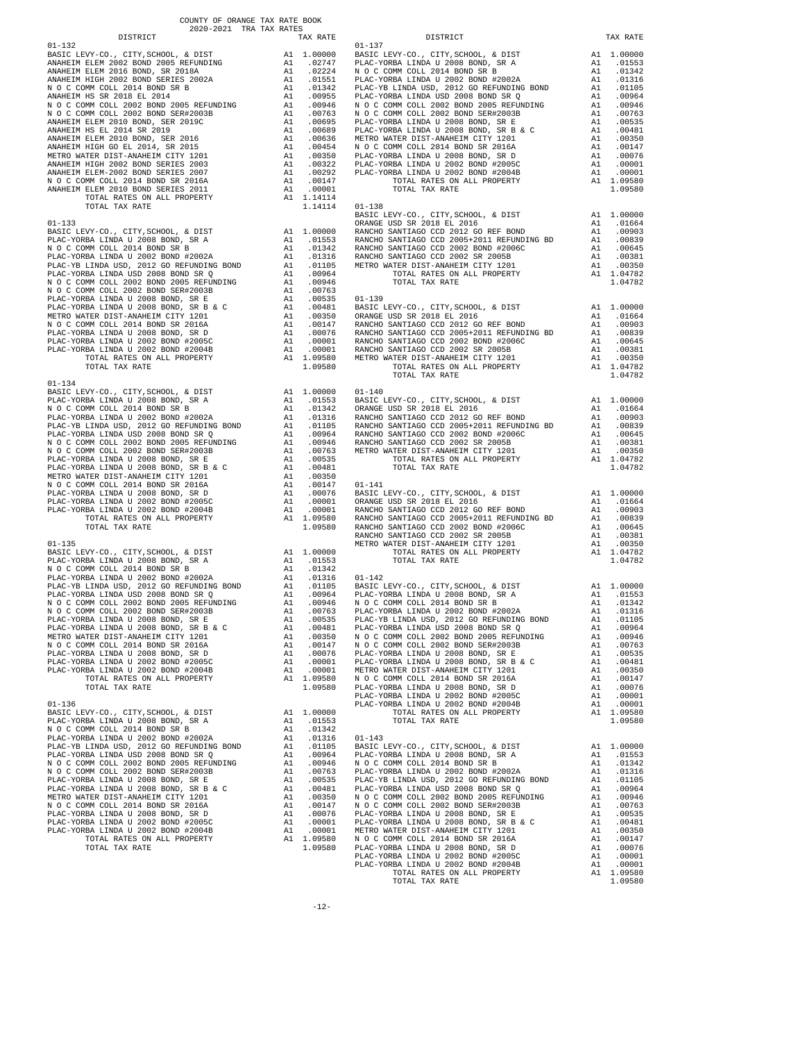COUNTY OF ORANGE TAX RATE BOOK
2020-2021 TRA TAX RATES

| DISTRICT | | TAX RATE |
|---|---|---|
| **01-132** | | |
| BASIC LEVY-CO., CITY,SCHOOL, & DIST | A1 | 1.00000 |
| ANAHEIM ELEM 2002 BOND 2005 REFUNDING | A1 | .02747 |
| ANAHEIM ELEM 2016 BOND, SR 2018A | A1 | .02224 |
| ANAHEIM HIGH 2002 BOND SERIES 2002A | A1 | .01551 |
| N O C COMM COLL 2014 BOND SR B | A1 | .01342 |
| ANAHEIM HS SR 2018 EL 2014 | A1 | .00955 |
| N O C COMM COLL 2002 BOND 2005 REFUNDING | A1 | .00946 |
| N O C COMM COLL 2002 BOND SER#2003B | A1 | .00763 |
| ANAHEIM ELEM 2010 BOND, SER 2019C | A1 | .00695 |
| ANAHEIM HS EL 2014 SR 2019 | A1 | .00689 |
| ANAHEIM ELEM 2010 BOND, SER 2016 | A1 | .00636 |
| ANAHEIM HIGH GO EL 2014, SR 2015 | A1 | .00454 |
| METRO WATER DIST-ANAHEIM CITY 1201 | A1 | .00350 |
| ANAHEIM HIGH 2002 BOND SERIES 2003 | A1 | .00322 |
| ANAHEIM ELEM-2002 BOND SERIES 2007 | A1 | .00292 |
| N O C COMM COLL 2014 BOND SR 2016A | A1 | .00147 |
| ANAHEIM ELEM 2010 BOND SERIES 2011 | A1 | .00001 |
| TOTAL RATES ON ALL PROPERTY | A1 | 1.14114 |
| TOTAL TAX RATE | | 1.14114 |
| **01-133** | | |
| BASIC LEVY-CO., CITY,SCHOOL, & DIST | A1 | 1.00000 |
| PLAC-YORBA LINDA U 2008 BOND, SR A | A1 | .01553 |
| N O C COMM COLL 2014 BOND SR B | A1 | .01342 |
| PLAC-YORBA LINDA U 2002 BOND #2002A | A1 | .01316 |
| PLAC-YB LINDA USD, 2012 GO REFUNDING BOND | A1 | .01105 |
| PLAC-YORBA LINDA USD 2008 BOND SR Q | A1 | .00964 |
| N O C COMM COLL 2002 BOND 2005 REFUNDING | A1 | .00946 |
| N O C COMM COLL 2002 BOND SER#2003B | A1 | .00763 |
| PLAC-YORBA LINDA U 2008 BOND, SR E | A1 | .00535 |
| PLAC-YORBA LINDA U 2008 BOND, SR B & C | A1 | .00481 |
| METRO WATER DIST-ANAHEIM CITY 1201 | A1 | .00350 |
| N O C COMM COLL 2014 BOND SR 2016A | A1 | .00147 |
| PLAC-YORBA LINDA U 2008 BOND, SR D | A1 | .00076 |
| PLAC-YORBA LINDA U 2002 BOND #2005C | A1 | .00001 |
| PLAC-YORBA LINDA U 2002 BOND #2004B | A1 | .00001 |
| TOTAL RATES ON ALL PROPERTY | A1 | 1.09580 |
| TOTAL TAX RATE | | 1.09580 |
| **01-134** | | |
| BASIC LEVY-CO., CITY,SCHOOL, & DIST | A1 | 1.00000 |
| PLAC-YORBA LINDA U 2008 BOND, SR A | A1 | .01553 |
| N O C COMM COLL 2014 BOND SR B | A1 | .01342 |
| PLAC-YORBA LINDA U 2002 BOND #2002A | A1 | .01316 |
| PLAC-YB LINDA USD, 2012 GO REFUNDING BOND | A1 | .01105 |
| PLAC-YORBA LINDA USD 2008 BOND SR Q | A1 | .00964 |
| N O C COMM COLL 2002 BOND 2005 REFUNDING | A1 | .00946 |
| N O C COMM COLL 2002 BOND SER#2003B | A1 | .00763 |
| PLAC-YORBA LINDA U 2008 BOND, SR E | A1 | .00535 |
| PLAC-YORBA LINDA U 2008 BOND, SR B & C | A1 | .00481 |
| METRO WATER DIST-ANAHEIM CITY 1201 | A1 | .00350 |
| N O C COMM COLL 2014 BOND SR 2016A | A1 | .00147 |
| PLAC-YORBA LINDA U 2008 BOND, SR D | A1 | .00076 |
| PLAC-YORBA LINDA U 2002 BOND #2005C | A1 | .00001 |
| PLAC-YORBA LINDA U 2002 BOND #2004B | A1 | .00001 |
| TOTAL RATES ON ALL PROPERTY | A1 | 1.09580 |
| TOTAL TAX RATE | | 1.09580 |
| **01-135** | | |
| BASIC LEVY-CO., CITY,SCHOOL, & DIST | A1 | 1.00000 |
| PLAC-YORBA LINDA U 2008 BOND, SR A | A1 | .01553 |
| N O C COMM COLL 2014 BOND SR B | A1 | .01342 |
| PLAC-YORBA LINDA U 2002 BOND #2002A | A1 | .01316 |
| PLAC-YB LINDA USD, 2012 GO REFUNDING BOND | A1 | .01105 |
| PLAC-YORBA LINDA USD 2008 BOND SR Q | A1 | .00964 |
| N O C COMM COLL 2002 BOND 2005 REFUNDING | A1 | .00946 |
| N O C COMM COLL 2002 BOND SER#2003B | A1 | .00763 |
| PLAC-YORBA LINDA U 2008 BOND, SR E | A1 | .00535 |
| PLAC-YORBA LINDA U 2008 BOND, SR B & C | A1 | .00481 |
| METRO WATER DIST-ANAHEIM CITY 1201 | A1 | .00350 |
| N O C COMM COLL 2014 BOND SR 2016A | A1 | .00147 |
| PLAC-YORBA LINDA U 2008 BOND, SR D | A1 | .00076 |
| PLAC-YORBA LINDA U 2002 BOND #2005C | A1 | .00001 |
| PLAC-YORBA LINDA U 2002 BOND #2004B | A1 | .00001 |
| TOTAL RATES ON ALL PROPERTY | A1 | 1.09580 |
| TOTAL TAX RATE | | 1.09580 |
| **01-136** | | |
| BASIC LEVY-CO., CITY,SCHOOL, & DIST | A1 | 1.00000 |
| PLAC-YORBA LINDA U 2008 BOND, SR A | A1 | .01553 |
| N O C COMM COLL 2014 BOND SR B | A1 | .01342 |
| PLAC-YORBA LINDA U 2002 BOND #2002A | A1 | .01316 |
| PLAC-YB LINDA USD, 2012 GO REFUNDING BOND | A1 | .01105 |
| PLAC-YORBA LINDA USD 2008 BOND SR Q | A1 | .00964 |
| N O C COMM COLL 2002 BOND 2005 REFUNDING | A1 | .00946 |
| N O C COMM COLL 2002 BOND SER#2003B | A1 | .00763 |
| PLAC-YORBA LINDA U 2008 BOND, SR E | A1 | .00535 |
| PLAC-YORBA LINDA U 2008 BOND, SR B & C | A1 | .00481 |
| METRO WATER DIST-ANAHEIM CITY 1201 | A1 | .00350 |
| N O C COMM COLL 2014 BOND SR 2016A | A1 | .00147 |
| PLAC-YORBA LINDA U 2008 BOND, SR D | A1 | .00076 |
| PLAC-YORBA LINDA U 2002 BOND #2005C | A1 | .00001 |
| PLAC-YORBA LINDA U 2002 BOND #2004B | A1 | .00001 |
| TOTAL RATES ON ALL PROPERTY | A1 | 1.09580 |
| TOTAL TAX RATE | | 1.09580 |
| **01-137** | | |
| BASIC LEVY-CO., CITY,SCHOOL, & DIST | A1 | 1.00000 |
| PLAC-YORBA LINDA U 2008 BOND, SR A | A1 | .01553 |
| N O C COMM COLL 2014 BOND SR B | A1 | .01342 |
| PLAC-YORBA LINDA U 2002 BOND #2002A | A1 | .01316 |
| PLAC-YB LINDA USD, 2012 GO REFUNDING BOND | A1 | .01105 |
| PLAC-YORBA LINDA USD 2008 BOND SR Q | A1 | .00964 |
| N O C COMM COLL 2002 BOND 2005 REFUNDING | A1 | .00946 |
| N O C COMM COLL 2002 BOND SER#2003B | A1 | .00763 |
| PLAC-YORBA LINDA U 2008 BOND, SR E | A1 | .00535 |
| PLAC-YORBA LINDA U 2008 BOND, SR B & C | A1 | .00481 |
| METRO WATER DIST-ANAHEIM CITY 1201 | A1 | .00350 |
| N O C COMM COLL 2014 BOND SR 2016A | A1 | .00147 |
| PLAC-YORBA LINDA U 2008 BOND, SR D | A1 | .00076 |
| PLAC-YORBA LINDA U 2002 BOND #2005C | A1 | .00001 |
| PLAC-YORBA LINDA U 2002 BOND #2004B | A1 | .00001 |
| TOTAL RATES ON ALL PROPERTY | A1 | 1.09580 |
| TOTAL TAX RATE | | 1.09580 |
| **01-138** | | |
| BASIC LEVY-CO., CITY,SCHOOL, & DIST | A1 | 1.00000 |
| ORANGE USD SR 2018 EL 2016 | A1 | .01664 |
| RANCHO SANTIAGO CCD 2012 GO REF BOND | A1 | .00903 |
| RANCHO SANTIAGO CCD 2005+2011 REFUNDING BD | A1 | .00839 |
| RANCHO SANTIAGO CCD 2002 BOND #2006C | A1 | .00645 |
| RANCHO SANTIAGO CCD 2002 SR 2005B | A1 | .00381 |
| METRO WATER DIST-ANAHEIM CITY 1201 | A1 | .00350 |
| TOTAL RATES ON ALL PROPERTY | A1 | 1.04782 |
| TOTAL TAX RATE | | 1.04782 |
| **01-139** | | |
| BASIC LEVY-CO., CITY,SCHOOL, & DIST | A1 | 1.00000 |
| ORANGE USD SR 2018 EL 2016 | A1 | .01664 |
| RANCHO SANTIAGO CCD 2012 GO REF BOND | A1 | .00903 |
| RANCHO SANTIAGO CCD 2005+2011 REFUNDING BD | A1 | .00839 |
| RANCHO SANTIAGO CCD 2002 BOND #2006C | A1 | .00645 |
| RANCHO SANTIAGO CCD 2002 SR 2005B | A1 | .00381 |
| METRO WATER DIST-ANAHEIM CITY 1201 | A1 | .00350 |
| TOTAL RATES ON ALL PROPERTY | A1 | 1.04782 |
| TOTAL TAX RATE | | 1.04782 |
| **01-140** | | |
| BASIC LEVY-CO., CITY,SCHOOL, & DIST | A1 | 1.00000 |
| ORANGE USD SR 2018 EL 2016 | A1 | .01664 |
| RANCHO SANTIAGO CCD 2012 GO REF BOND | A1 | .00903 |
| RANCHO SANTIAGO CCD 2005+2011 REFUNDING BD | A1 | .00839 |
| RANCHO SANTIAGO CCD 2002 BOND #2006C | A1 | .00645 |
| RANCHO SANTIAGO CCD 2002 SR 2005B | A1 | .00381 |
| METRO WATER DIST-ANAHEIM CITY 1201 | A1 | .00350 |
| TOTAL RATES ON ALL PROPERTY | A1 | 1.04782 |
| TOTAL TAX RATE | | 1.04782 |
| **01-141** | | |
| BASIC LEVY-CO., CITY,SCHOOL, & DIST | A1 | 1.00000 |
| ORANGE USD SR 2018 EL 2016 | A1 | .01664 |
| RANCHO SANTIAGO CCD 2012 GO REF BOND | A1 | .00903 |
| RANCHO SANTIAGO CCD 2005+2011 REFUNDING BD | A1 | .00839 |
| RANCHO SANTIAGO CCD 2002 BOND #2006C | A1 | .00645 |
| RANCHO SANTIAGO CCD 2002 SR 2005B | A1 | .00381 |
| METRO WATER DIST-ANAHEIM CITY 1201 | A1 | .00350 |
| TOTAL RATES ON ALL PROPERTY | A1 | 1.04782 |
| TOTAL TAX RATE | | 1.04782 |
| **01-142** | | |
| BASIC LEVY-CO., CITY,SCHOOL, & DIST | A1 | 1.00000 |
| PLAC-YORBA LINDA U 2008 BOND, SR A | A1 | .01553 |
| N O C COMM COLL 2014 BOND SR B | A1 | .01342 |
| PLAC-YORBA LINDA U 2002 BOND #2002A | A1 | .01316 |
| PLAC-YB LINDA USD, 2012 GO REFUNDING BOND | A1 | .01105 |
| PLAC-YORBA LINDA USD 2008 BOND SR Q | A1 | .00964 |
| N O C COMM COLL 2002 BOND 2005 REFUNDING | A1 | .00946 |
| N O C COMM COLL 2002 BOND SER#2003B | A1 | .00763 |
| PLAC-YORBA LINDA U 2008 BOND, SR E | A1 | .00535 |
| PLAC-YORBA LINDA U 2008 BOND, SR B & C | A1 | .00481 |
| METRO WATER DIST-ANAHEIM CITY 1201 | A1 | .00350 |
| N O C COMM COLL 2014 BOND SR 2016A | A1 | .00147 |
| PLAC-YORBA LINDA U 2008 BOND, SR D | A1 | .00076 |
| PLAC-YORBA LINDA U 2002 BOND #2005C | A1 | .00001 |
| PLAC-YORBA LINDA U 2002 BOND #2004B | A1 | .00001 |
| TOTAL RATES ON ALL PROPERTY | A1 | 1.09580 |
| TOTAL TAX RATE | | 1.09580 |
| **01-143** | | |
| BASIC LEVY-CO., CITY,SCHOOL, & DIST | A1 | 1.00000 |
| PLAC-YORBA LINDA U 2008 BOND, SR A | A1 | .01553 |
| N O C COMM COLL 2014 BOND SR B | A1 | .01342 |
| PLAC-YORBA LINDA U 2002 BOND #2002A | A1 | .01316 |
| PLAC-YB LINDA USD, 2012 GO REFUNDING BOND | A1 | .01105 |
| PLAC-YORBA LINDA USD 2008 BOND SR Q | A1 | .00964 |
| N O C COMM COLL 2002 BOND 2005 REFUNDING | A1 | .00946 |
| N O C COMM COLL 2002 BOND SER#2003B | A1 | .00763 |
| PLAC-YORBA LINDA U 2008 BOND, SR E | A1 | .00535 |
| PLAC-YORBA LINDA U 2008 BOND, SR B & C | A1 | .00481 |
| METRO WATER DIST-ANAHEIM CITY 1201 | A1 | .00350 |
| N O C COMM COLL 2014 BOND SR 2016A | A1 | .00147 |
| PLAC-YORBA LINDA U 2008 BOND, SR D | A1 | .00076 |
| PLAC-YORBA LINDA U 2002 BOND #2005C | A1 | .00001 |
| PLAC-YORBA LINDA U 2002 BOND #2004B | A1 | .00001 |
| TOTAL RATES ON ALL PROPERTY | A1 | 1.09580 |
| TOTAL TAX RATE | | 1.09580 |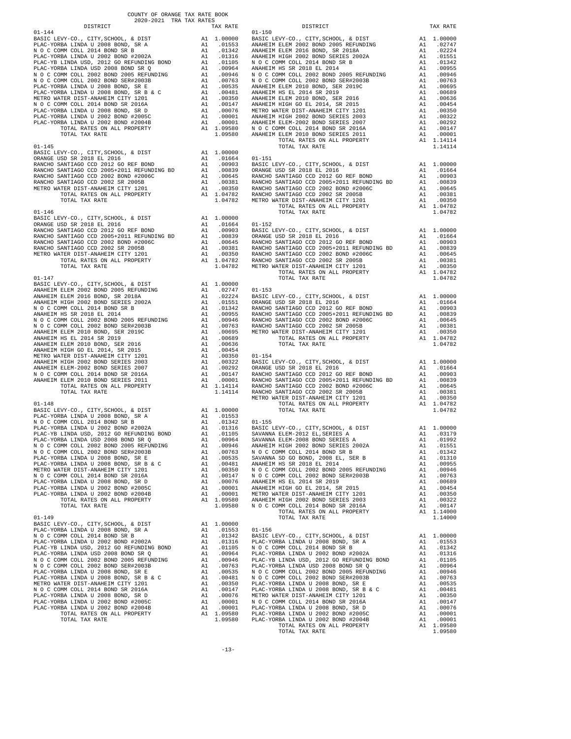COUNTY OF ORANGE TAX RATE BOOK
2020-2021 TRA TAX RATES

### 01-144

| DISTRICT | | TAX RATE |
|---|---|---|
| BASIC LEVY-CO., CITY,SCHOOL, & DIST | A1 | 1.00000 |
| PLAC-YORBA LINDA U 2008 BOND, SR A | A1 | .01553 |
| N O C COMM COLL 2014 BOND SR B | A1 | .01342 |
| PLAC-YORBA LINDA U 2002 BOND #2002A | A1 | .01316 |
| PLAC-YB LINDA USD, 2012 GO REFUNDING BOND | A1 | .01105 |
| PLAC-YORBA LINDA USD 2008 BOND SR Q | A1 | .00964 |
| N O C COMM COLL 2002 BOND 2005 REFUNDING | A1 | .00946 |
| N O C COMM COLL 2002 BOND SER#2003B | A1 | .00763 |
| PLAC-YORBA LINDA U 2008 BOND, SR E | A1 | .00535 |
| PLAC-YORBA LINDA U 2008 BOND, SR B & C | A1 | .00481 |
| METRO WATER DIST-ANAHEIM CITY 1201 | A1 | .00350 |
| N O C COMM COLL 2014 BOND SR 2016A | A1 | .00147 |
| PLAC-YORBA LINDA U 2008 BOND, SR D | A1 | .00076 |
| PLAC-YORBA LINDA U 2002 BOND #2005C | A1 | .00001 |
| PLAC-YORBA LINDA U 2002 BOND #2004B | A1 | .00001 |
| TOTAL RATES ON ALL PROPERTY | A1 | 1.09580 |
| TOTAL TAX RATE | | 1.09580 |

### 01-145

| DISTRICT | | TAX RATE |
|---|---|---|
| BASIC LEVY-CO., CITY,SCHOOL, & DIST | A1 | 1.00000 |
| ORANGE USD SR 2018 EL 2016 | A1 | .01664 |
| RANCHO SANTIAGO CCD 2012 GO REF BOND | A1 | .00903 |
| RANCHO SANTIAGO CCD 2005+2011 REFUNDING BD | A1 | .00839 |
| RANCHO SANTIAGO CCD 2002 BOND #2006C | A1 | .00645 |
| RANCHO SANTIAGO CCD 2002 SR 2005B | A1 | .00381 |
| METRO WATER DIST-ANAHEIM CITY 1201 | A1 | .00350 |
| TOTAL RATES ON ALL PROPERTY | A1 | 1.04782 |
| TOTAL TAX RATE | | 1.04782 |

### 01-146

| DISTRICT | | TAX RATE |
|---|---|---|
| BASIC LEVY-CO., CITY,SCHOOL, & DIST | A1 | 1.00000 |
| ORANGE USD SR 2018 EL 2016 | A1 | .01664 |
| RANCHO SANTIAGO CCD 2012 GO REF BOND | A1 | .00903 |
| RANCHO SANTIAGO CCD 2005+2011 REFUNDING BD | A1 | .00839 |
| RANCHO SANTIAGO CCD 2002 BOND #2006C | A1 | .00645 |
| RANCHO SANTIAGO CCD 2002 SR 2005B | A1 | .00381 |
| METRO WATER DIST-ANAHEIM CITY 1201 | A1 | .00350 |
| TOTAL RATES ON ALL PROPERTY | A1 | 1.04782 |
| TOTAL TAX RATE | | 1.04782 |

### 01-147

| DISTRICT | | TAX RATE |
|---|---|---|
| BASIC LEVY-CO., CITY,SCHOOL, & DIST | A1 | 1.00000 |
| ANAHEIM ELEM 2002 BOND 2005 REFUNDING | A1 | .02747 |
| ANAHEIM ELEM 2016 BOND, SR 2018A | A1 | .02224 |
| ANAHEIM HIGH 2002 BOND SERIES 2002A | A1 | .01551 |
| N O C COMM COLL 2014 BOND SR B | A1 | .01342 |
| ANAHEIM HS SR 2018 EL 2014 | A1 | .00955 |
| N O C COMM COLL 2002 BOND 2005 REFUNDING | A1 | .00946 |
| N O C COMM COLL 2002 BOND SER#2003B | A1 | .00763 |
| ANAHEIM ELEM 2010 BOND, SER 2019C | A1 | .00695 |
| ANAHEIM HS EL 2014 SR 2019 | A1 | .00689 |
| ANAHEIM ELEM 2010 BOND, SER 2016 | A1 | .00636 |
| ANAHEIM HIGH GO EL 2014, SR 2015 | A1 | .00454 |
| METRO WATER DIST-ANAHEIM CITY 1201 | A1 | .00350 |
| ANAHEIM HIGH 2002 BOND SERIES 2003 | A1 | .00322 |
| ANAHEIM ELEM-2002 BOND SERIES 2007 | A1 | .00292 |
| N O C COMM COLL 2014 BOND SR 2016A | A1 | .00147 |
| ANAHEIM ELEM 2010 BOND SERIES 2011 | A1 | .00001 |
| TOTAL RATES ON ALL PROPERTY | A1 | 1.14114 |
| TOTAL TAX RATE | | 1.14114 |

### 01-148

| DISTRICT | | TAX RATE |
|---|---|---|
| BASIC LEVY-CO., CITY,SCHOOL, & DIST | A1 | 1.00000 |
| PLAC-YORBA LINDA U 2008 BOND, SR A | A1 | .01553 |
| N O C COMM COLL 2014 BOND SR B | A1 | .01342 |
| PLAC-YORBA LINDA U 2002 BOND #2002A | A1 | .01316 |
| PLAC-YB LINDA USD, 2012 GO REFUNDING BOND | A1 | .01105 |
| PLAC-YORBA LINDA USD 2008 BOND SR Q | A1 | .00964 |
| N O C COMM COLL 2002 BOND 2005 REFUNDING | A1 | .00946 |
| N O C COMM COLL 2002 BOND SER#2003B | A1 | .00763 |
| PLAC-YORBA LINDA U 2008 BOND, SR E | A1 | .00535 |
| PLAC-YORBA LINDA U 2008 BOND, SR B & C | A1 | .00481 |
| METRO WATER DIST-ANAHEIM CITY 1201 | A1 | .00350 |
| N O C COMM COLL 2014 BOND SR 2016A | A1 | .00147 |
| PLAC-YORBA LINDA U 2008 BOND, SR D | A1 | .00076 |
| PLAC-YORBA LINDA U 2002 BOND #2005C | A1 | .00001 |
| PLAC-YORBA LINDA U 2002 BOND #2004B | A1 | .00001 |
| TOTAL RATES ON ALL PROPERTY | A1 | 1.09580 |
| TOTAL TAX RATE | | 1.09580 |

### 01-149

| DISTRICT | | TAX RATE |
|---|---|---|
| BASIC LEVY-CO., CITY,SCHOOL, & DIST | A1 | 1.00000 |
| PLAC-YORBA LINDA U 2008 BOND, SR A | A1 | .01553 |
| N O C COMM COLL 2014 BOND SR B | A1 | .01342 |
| PLAC-YORBA LINDA U 2002 BOND #2002A | A1 | .01316 |
| PLAC-YB LINDA USD, 2012 GO REFUNDING BOND | A1 | .01105 |
| PLAC-YORBA LINDA USD 2008 BOND SR Q | A1 | .00964 |
| N O C COMM COLL 2002 BOND 2005 REFUNDING | A1 | .00946 |
| N O C COMM COLL 2002 BOND SER#2003B | A1 | .00763 |
| PLAC-YORBA LINDA U 2008 BOND, SR E | A1 | .00535 |
| PLAC-YORBA LINDA U 2008 BOND, SR B & C | A1 | .00481 |
| METRO WATER DIST-ANAHEIM CITY 1201 | A1 | .00350 |
| N O C COMM COLL 2014 BOND SR 2016A | A1 | .00147 |
| PLAC-YORBA LINDA U 2008 BOND, SR D | A1 | .00076 |
| PLAC-YORBA LINDA U 2002 BOND #2005C | A1 | .00001 |
| PLAC-YORBA LINDA U 2002 BOND #2004B | A1 | .00001 |
| TOTAL RATES ON ALL PROPERTY | A1 | 1.09580 |
| TOTAL TAX RATE | | 1.09580 |

### 01-150

| DISTRICT | | TAX RATE |
|---|---|---|
| BASIC LEVY-CO., CITY,SCHOOL, & DIST | A1 | 1.00000 |
| ANAHEIM ELEM 2002 BOND 2005 REFUNDING | A1 | .02747 |
| ANAHEIM ELEM 2016 BOND, SR 2018A | A1 | .02224 |
| ANAHEIM HIGH 2002 BOND SERIES 2002A | A1 | .01551 |
| N O C COMM COLL 2014 BOND SR B | A1 | .01342 |
| ANAHEIM HS SR 2018 EL 2014 | A1 | .00955 |
| N O C COMM COLL 2002 BOND 2005 REFUNDING | A1 | .00946 |
| N O C COMM COLL 2002 BOND SER#2003B | A1 | .00763 |
| ANAHEIM ELEM 2010 BOND, SER 2019C | A1 | .00695 |
| ANAHEIM HS EL 2014 SR 2019 | A1 | .00689 |
| ANAHEIM ELEM 2010 BOND, SER 2016 | A1 | .00636 |
| ANAHEIM HIGH GO EL 2014, SR 2015 | A1 | .00454 |
| METRO WATER DIST-ANAHEIM CITY 1201 | A1 | .00350 |
| ANAHEIM HIGH 2002 BOND SERIES 2003 | A1 | .00322 |
| ANAHEIM ELEM-2002 BOND SERIES 2007 | A1 | .00292 |
| N O C COMM COLL 2014 BOND SR 2016A | A1 | .00147 |
| ANAHEIM ELEM 2010 BOND SERIES 2011 | A1 | .00001 |
| TOTAL RATES ON ALL PROPERTY | A1 | 1.14114 |
| TOTAL TAX RATE | | 1.14114 |

### 01-151

| DISTRICT | | TAX RATE |
|---|---|---|
| BASIC LEVY-CO., CITY,SCHOOL, & DIST | A1 | 1.00000 |
| ORANGE USD SR 2018 EL 2016 | A1 | .01664 |
| RANCHO SANTIAGO CCD 2012 GO REF BOND | A1 | .00903 |
| RANCHO SANTIAGO CCD 2005+2011 REFUNDING BD | A1 | .00839 |
| RANCHO SANTIAGO CCD 2002 BOND #2006C | A1 | .00645 |
| RANCHO SANTIAGO CCD 2002 SR 2005B | A1 | .00381 |
| METRO WATER DIST-ANAHEIM CITY 1201 | A1 | .00350 |
| TOTAL RATES ON ALL PROPERTY | A1 | 1.04782 |
| TOTAL TAX RATE | | 1.04782 |

### 01-152

| DISTRICT | | TAX RATE |
|---|---|---|
| BASIC LEVY-CO., CITY,SCHOOL, & DIST | A1 | 1.00000 |
| ORANGE USD SR 2018 EL 2016 | A1 | .01664 |
| RANCHO SANTIAGO CCD 2012 GO REF BOND | A1 | .00903 |
| RANCHO SANTIAGO CCD 2005+2011 REFUNDING BD | A1 | .00839 |
| RANCHO SANTIAGO CCD 2002 BOND #2006C | A1 | .00645 |
| RANCHO SANTIAGO CCD 2002 SR 2005B | A1 | .00381 |
| METRO WATER DIST-ANAHEIM CITY 1201 | A1 | .00350 |
| TOTAL RATES ON ALL PROPERTY | A1 | 1.04782 |
| TOTAL TAX RATE | | 1.04782 |

### 01-153

| DISTRICT | | TAX RATE |
|---|---|---|
| BASIC LEVY-CO., CITY,SCHOOL, & DIST | A1 | 1.00000 |
| ORANGE USD SR 2018 EL 2016 | A1 | .01664 |
| RANCHO SANTIAGO CCD 2012 GO REF BOND | A1 | .00903 |
| RANCHO SANTIAGO CCD 2005+2011 REFUNDING BD | A1 | .00839 |
| RANCHO SANTIAGO CCD 2002 BOND #2006C | A1 | .00645 |
| RANCHO SANTIAGO CCD 2002 SR 2005B | A1 | .00381 |
| METRO WATER DIST-ANAHEIM CITY 1201 | A1 | .00350 |
| TOTAL RATES ON ALL PROPERTY | A1 | 1.04782 |
| TOTAL TAX RATE | | 1.04782 |

### 01-154

| DISTRICT | | TAX RATE |
|---|---|---|
| BASIC LEVY-CO., CITY,SCHOOL, & DIST | A1 | 1.00000 |
| ORANGE USD SR 2018 EL 2016 | A1 | .01664 |
| RANCHO SANTIAGO CCD 2012 GO REF BOND | A1 | .00903 |
| RANCHO SANTIAGO CCD 2005+2011 REFUNDING BD | A1 | .00839 |
| RANCHO SANTIAGO CCD 2002 BOND #2006C | A1 | .00645 |
| RANCHO SANTIAGO CCD 2002 SR 2005B | A1 | .00381 |
| METRO WATER DIST-ANAHEIM CITY 1201 | A1 | .00350 |
| TOTAL RATES ON ALL PROPERTY | A1 | 1.04782 |
| TOTAL TAX RATE | | 1.04782 |

### 01-155

| DISTRICT | | TAX RATE |
|---|---|---|
| BASIC LEVY-CO., CITY,SCHOOL, & DIST | A1 | 1.00000 |
| SAVANNA ELEM-2012 EL,SERIES A | A1 | .03179 |
| SAVANNA ELEM-2008 BOND SERIES A | A1 | .01992 |
| ANAHEIM HIGH 2002 BOND SERIES 2002A | A1 | .01551 |
| N O C COMM COLL 2014 BOND SR B | A1 | .01342 |
| SAVANNA SD GO BOND, 2008 EL, SER B | A1 | .01310 |
| ANAHEIM HS SR 2018 EL 2014 | A1 | .00955 |
| N O C COMM COLL 2002 BOND 2005 REFUNDING | A1 | .00946 |
| N O C COMM COLL 2002 BOND SER#2003B | A1 | .00763 |
| ANAHEIM HS EL 2014 SR 2019 | A1 | .00689 |
| ANAHEIM HIGH GO EL 2014, SR 2015 | A1 | .00454 |
| METRO WATER DIST-ANAHEIM CITY 1201 | A1 | .00350 |
| ANAHEIM HIGH 2002 BOND SERIES 2003 | A1 | .00322 |
| N O C COMM COLL 2014 BOND SR 2016A | A1 | .00147 |
| TOTAL RATES ON ALL PROPERTY | A1 | 1.14000 |
| TOTAL TAX RATE | | 1.14000 |

### 01-156

| DISTRICT | | TAX RATE |
|---|---|---|
| BASIC LEVY-CO., CITY,SCHOOL, & DIST | A1 | 1.00000 |
| PLAC-YORBA LINDA U 2008 BOND, SR A | A1 | .01553 |
| N O C COMM COLL 2014 BOND SR B | A1 | .01342 |
| PLAC-YORBA LINDA U 2002 BOND #2002A | A1 | .01316 |
| PLAC-YB LINDA USD, 2012 GO REFUNDING BOND | A1 | .01105 |
| PLAC-YORBA LINDA USD 2008 BOND SR Q | A1 | .00964 |
| N O C COMM COLL 2002 BOND 2005 REFUNDING | A1 | .00946 |
| N O C COMM COLL 2002 BOND SER#2003B | A1 | .00763 |
| PLAC-YORBA LINDA U 2008 BOND, SR E | A1 | .00535 |
| PLAC-YORBA LINDA U 2008 BOND, SR B & C | A1 | .00481 |
| METRO WATER DIST-ANAHEIM CITY 1201 | A1 | .00350 |
| N O C COMM COLL 2014 BOND SR 2016A | A1 | .00147 |
| PLAC-YORBA LINDA U 2008 BOND, SR D | A1 | .00076 |
| PLAC-YORBA LINDA U 2002 BOND #2005C | A1 | .00001 |
| PLAC-YORBA LINDA U 2002 BOND #2004B | A1 | .00001 |
| TOTAL RATES ON ALL PROPERTY | A1 | 1.09580 |
| TOTAL TAX RATE | | 1.09580 |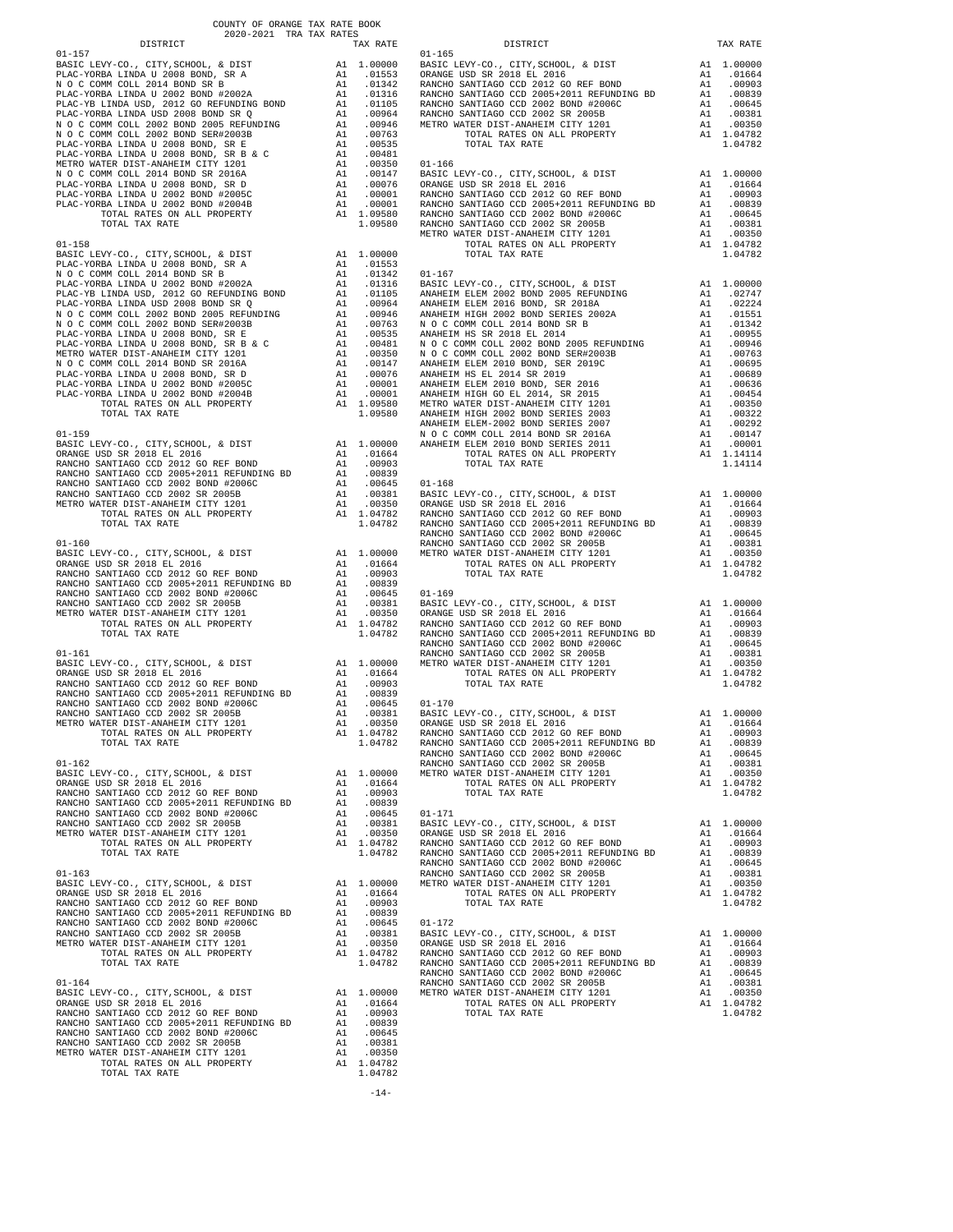COUNTY OF ORANGE TAX RATE BOOK
2020-2021 TRA TAX RATES

| DISTRICT | | TAX RATE |
|---|---|---|
| **01-157** | | |
| BASIC LEVY-CO., CITY,SCHOOL, & DIST | A1 | 1.00000 |
| PLAC-YORBA LINDA U 2008 BOND, SR A | A1 | .01553 |
| N O C COMM COLL 2014 BOND SR B | A1 | .01342 |
| PLAC-YORBA LINDA U 2002 BOND #2002A | A1 | .01316 |
| PLAC-YB LINDA USD, 2012 GO REFUNDING BOND | A1 | .01105 |
| PLAC-YORBA LINDA USD 2008 BOND SR Q | A1 | .00964 |
| N O C COMM COLL 2002 BOND 2005 REFUNDING | A1 | .00946 |
| N O C COMM COLL 2002 BOND SER#2003B | A1 | .00763 |
| PLAC-YORBA LINDA U 2008 BOND, SR E | A1 | .00535 |
| PLAC-YORBA LINDA U 2008 BOND, SR B & C | A1 | .00481 |
| METRO WATER DIST-ANAHEIM CITY 1201 | A1 | .00350 |
| N O C COMM COLL 2014 BOND SR 2016A | A1 | .00147 |
| PLAC-YORBA LINDA U 2008 BOND, SR D | A1 | .00076 |
| PLAC-YORBA LINDA U 2002 BOND #2005C | A1 | .00001 |
| PLAC-YORBA LINDA U 2002 BOND #2004B | A1 | .00001 |
| TOTAL RATES ON ALL PROPERTY | A1 | 1.09580 |
| TOTAL TAX RATE | | 1.09580 |
| **01-158** | | |
| BASIC LEVY-CO., CITY,SCHOOL, & DIST | A1 | 1.00000 |
| PLAC-YORBA LINDA U 2008 BOND, SR A | A1 | .01553 |
| N O C COMM COLL 2014 BOND SR B | A1 | .01342 |
| PLAC-YORBA LINDA U 2002 BOND #2002A | A1 | .01316 |
| PLAC-YB LINDA USD, 2012 GO REFUNDING BOND | A1 | .01105 |
| PLAC-YORBA LINDA USD 2008 BOND SR Q | A1 | .00964 |
| N O C COMM COLL 2002 BOND 2005 REFUNDING | A1 | .00946 |
| N O C COMM COLL 2002 BOND SER#2003B | A1 | .00763 |
| PLAC-YORBA LINDA U 2008 BOND, SR E | A1 | .00535 |
| PLAC-YORBA LINDA U 2008 BOND, SR B & C | A1 | .00481 |
| METRO WATER DIST-ANAHEIM CITY 1201 | A1 | .00350 |
| N O C COMM COLL 2014 BOND SR 2016A | A1 | .00147 |
| PLAC-YORBA LINDA U 2008 BOND, SR D | A1 | .00076 |
| PLAC-YORBA LINDA U 2002 BOND #2005C | A1 | .00001 |
| PLAC-YORBA LINDA U 2002 BOND #2004B | A1 | .00001 |
| TOTAL RATES ON ALL PROPERTY | A1 | 1.09580 |
| TOTAL TAX RATE | | 1.09580 |
| **01-159** | | |
| BASIC LEVY-CO., CITY,SCHOOL, & DIST | A1 | 1.00000 |
| ORANGE USD SR 2018 EL 2016 | A1 | .01664 |
| RANCHO SANTIAGO CCD 2012 GO REF BOND | A1 | .00903 |
| RANCHO SANTIAGO CCD 2005+2011 REFUNDING BD | A1 | .00839 |
| RANCHO SANTIAGO CCD 2002 BOND #2006C | A1 | .00645 |
| RANCHO SANTIAGO CCD 2002 SR 2005B | A1 | .00381 |
| METRO WATER DIST-ANAHEIM CITY 1201 | A1 | .00350 |
| TOTAL RATES ON ALL PROPERTY | A1 | 1.04782 |
| TOTAL TAX RATE | | 1.04782 |
| **01-160** | | |
| BASIC LEVY-CO., CITY,SCHOOL, & DIST | A1 | 1.00000 |
| ORANGE USD SR 2018 EL 2016 | A1 | .01664 |
| RANCHO SANTIAGO CCD 2012 GO REF BOND | A1 | .00903 |
| RANCHO SANTIAGO CCD 2005+2011 REFUNDING BD | A1 | .00839 |
| RANCHO SANTIAGO CCD 2002 BOND #2006C | A1 | .00645 |
| RANCHO SANTIAGO CCD 2002 SR 2005B | A1 | .00381 |
| METRO WATER DIST-ANAHEIM CITY 1201 | A1 | .00350 |
| TOTAL RATES ON ALL PROPERTY | A1 | 1.04782 |
| TOTAL TAX RATE | | 1.04782 |
| **01-161** | | |
| BASIC LEVY-CO., CITY,SCHOOL, & DIST | A1 | 1.00000 |
| ORANGE USD SR 2018 EL 2016 | A1 | .01664 |
| RANCHO SANTIAGO CCD 2012 GO REF BOND | A1 | .00903 |
| RANCHO SANTIAGO CCD 2005+2011 REFUNDING BD | A1 | .00839 |
| RANCHO SANTIAGO CCD 2002 BOND #2006C | A1 | .00645 |
| RANCHO SANTIAGO CCD 2002 SR 2005B | A1 | .00381 |
| METRO WATER DIST-ANAHEIM CITY 1201 | A1 | .00350 |
| TOTAL RATES ON ALL PROPERTY | A1 | 1.04782 |
| TOTAL TAX RATE | | 1.04782 |
| **01-162** | | |
| BASIC LEVY-CO., CITY,SCHOOL, & DIST | A1 | 1.00000 |
| ORANGE USD SR 2018 EL 2016 | A1 | .01664 |
| RANCHO SANTIAGO CCD 2012 GO REF BOND | A1 | .00903 |
| RANCHO SANTIAGO CCD 2005+2011 REFUNDING BD | A1 | .00839 |
| RANCHO SANTIAGO CCD 2002 BOND #2006C | A1 | .00645 |
| RANCHO SANTIAGO CCD 2002 SR 2005B | A1 | .00381 |
| METRO WATER DIST-ANAHEIM CITY 1201 | A1 | .00350 |
| TOTAL RATES ON ALL PROPERTY | A1 | 1.04782 |
| TOTAL TAX RATE | | 1.04782 |
| **01-163** | | |
| BASIC LEVY-CO., CITY,SCHOOL, & DIST | A1 | 1.00000 |
| ORANGE USD SR 2018 EL 2016 | A1 | .01664 |
| RANCHO SANTIAGO CCD 2012 GO REF BOND | A1 | .00903 |
| RANCHO SANTIAGO CCD 2005+2011 REFUNDING BD | A1 | .00839 |
| RANCHO SANTIAGO CCD 2002 BOND #2006C | A1 | .00645 |
| RANCHO SANTIAGO CCD 2002 SR 2005B | A1 | .00381 |
| METRO WATER DIST-ANAHEIM CITY 1201 | A1 | .00350 |
| TOTAL RATES ON ALL PROPERTY | A1 | 1.04782 |
| TOTAL TAX RATE | | 1.04782 |
| **01-164** | | |
| BASIC LEVY-CO., CITY,SCHOOL, & DIST | A1 | 1.00000 |
| ORANGE USD SR 2018 EL 2016 | A1 | .01664 |
| RANCHO SANTIAGO CCD 2012 GO REF BOND | A1 | .00903 |
| RANCHO SANTIAGO CCD 2005+2011 REFUNDING BD | A1 | .00839 |
| RANCHO SANTIAGO CCD 2002 BOND #2006C | A1 | .00645 |
| RANCHO SANTIAGO CCD 2002 SR 2005B | A1 | .00381 |
| METRO WATER DIST-ANAHEIM CITY 1201 | A1 | .00350 |
| TOTAL RATES ON ALL PROPERTY | A1 | 1.04782 |
| TOTAL TAX RATE | | 1.04782 |
| **01-165** | | |
| BASIC LEVY-CO., CITY,SCHOOL, & DIST | A1 | 1.00000 |
| ORANGE USD SR 2018 EL 2016 | A1 | .01664 |
| RANCHO SANTIAGO CCD 2012 GO REF BOND | A1 | .00903 |
| RANCHO SANTIAGO CCD 2005+2011 REFUNDING BD | A1 | .00839 |
| RANCHO SANTIAGO CCD 2002 BOND #2006C | A1 | .00645 |
| RANCHO SANTIAGO CCD 2002 SR 2005B | A1 | .00381 |
| METRO WATER DIST-ANAHEIM CITY 1201 | A1 | .00350 |
| TOTAL RATES ON ALL PROPERTY | A1 | 1.04782 |
| TOTAL TAX RATE | | 1.04782 |
| **01-166** | | |
| BASIC LEVY-CO., CITY,SCHOOL, & DIST | A1 | 1.00000 |
| ORANGE USD SR 2018 EL 2016 | A1 | .01664 |
| RANCHO SANTIAGO CCD 2012 GO REF BOND | A1 | .00903 |
| RANCHO SANTIAGO CCD 2005+2011 REFUNDING BD | A1 | .00839 |
| RANCHO SANTIAGO CCD 2002 BOND #2006C | A1 | .00645 |
| RANCHO SANTIAGO CCD 2002 SR 2005B | A1 | .00381 |
| METRO WATER DIST-ANAHEIM CITY 1201 | A1 | .00350 |
| TOTAL RATES ON ALL PROPERTY | A1 | 1.04782 |
| TOTAL TAX RATE | | 1.04782 |
| **01-167** | | |
| BASIC LEVY-CO., CITY,SCHOOL, & DIST | A1 | 1.00000 |
| ANAHEIM ELEM 2002 BOND 2005 REFUNDING | A1 | .02747 |
| ANAHEIM ELEM 2016 BOND, SR 2018A | A1 | .02224 |
| ANAHEIM HIGH 2002 BOND SERIES 2002A | A1 | .01551 |
| N O C COMM COLL 2014 BOND SR B | A1 | .01342 |
| ANAHEIM HS SR 2018 EL 2014 | A1 | .00955 |
| N O C COMM COLL 2002 BOND 2005 REFUNDING | A1 | .00946 |
| N O C COMM COLL 2002 BOND SER#2003B | A1 | .00763 |
| ANAHEIM ELEM 2010 BOND, SER 2019C | A1 | .00695 |
| ANAHEIM HS EL 2014 SR 2019 | A1 | .00689 |
| ANAHEIM ELEM 2010 BOND, SER 2016 | A1 | .00636 |
| ANAHEIM HIGH GO EL 2014, SR 2015 | A1 | .00454 |
| METRO WATER DIST-ANAHEIM CITY 1201 | A1 | .00350 |
| ANAHEIM HIGH 2002 BOND SERIES 2003 | A1 | .00322 |
| ANAHEIM ELEM-2002 BOND SERIES 2007 | A1 | .00292 |
| N O C COMM COLL 2014 BOND SR 2016A | A1 | .00147 |
| ANAHEIM ELEM 2010 BOND SERIES 2011 | A1 | .00001 |
| TOTAL RATES ON ALL PROPERTY | A1 | 1.14114 |
| TOTAL TAX RATE | | 1.14114 |
| **01-168** | | |
| BASIC LEVY-CO., CITY,SCHOOL, & DIST | A1 | 1.00000 |
| ORANGE USD SR 2018 EL 2016 | A1 | .01664 |
| RANCHO SANTIAGO CCD 2012 GO REF BOND | A1 | .00903 |
| RANCHO SANTIAGO CCD 2005+2011 REFUNDING BD | A1 | .00839 |
| RANCHO SANTIAGO CCD 2002 BOND #2006C | A1 | .00645 |
| RANCHO SANTIAGO CCD 2002 SR 2005B | A1 | .00381 |
| METRO WATER DIST-ANAHEIM CITY 1201 | A1 | .00350 |
| TOTAL RATES ON ALL PROPERTY | A1 | 1.04782 |
| TOTAL TAX RATE | | 1.04782 |
| **01-169** | | |
| BASIC LEVY-CO., CITY,SCHOOL, & DIST | A1 | 1.00000 |
| ORANGE USD SR 2018 EL 2016 | A1 | .01664 |
| RANCHO SANTIAGO CCD 2012 GO REF BOND | A1 | .00903 |
| RANCHO SANTIAGO CCD 2005+2011 REFUNDING BD | A1 | .00839 |
| RANCHO SANTIAGO CCD 2002 BOND #2006C | A1 | .00645 |
| RANCHO SANTIAGO CCD 2002 SR 2005B | A1 | .00381 |
| METRO WATER DIST-ANAHEIM CITY 1201 | A1 | .00350 |
| TOTAL RATES ON ALL PROPERTY | A1 | 1.04782 |
| TOTAL TAX RATE | | 1.04782 |
| **01-170** | | |
| BASIC LEVY-CO., CITY,SCHOOL, & DIST | A1 | 1.00000 |
| ORANGE USD SR 2018 EL 2016 | A1 | .01664 |
| RANCHO SANTIAGO CCD 2012 GO REF BOND | A1 | .00903 |
| RANCHO SANTIAGO CCD 2005+2011 REFUNDING BD | A1 | .00839 |
| RANCHO SANTIAGO CCD 2002 BOND #2006C | A1 | .00645 |
| RANCHO SANTIAGO CCD 2002 SR 2005B | A1 | .00381 |
| METRO WATER DIST-ANAHEIM CITY 1201 | A1 | .00350 |
| TOTAL RATES ON ALL PROPERTY | A1 | 1.04782 |
| TOTAL TAX RATE | | 1.04782 |
| **01-171** | | |
| BASIC LEVY-CO., CITY,SCHOOL, & DIST | A1 | 1.00000 |
| ORANGE USD SR 2018 EL 2016 | A1 | .01664 |
| RANCHO SANTIAGO CCD 2012 GO REF BOND | A1 | .00903 |
| RANCHO SANTIAGO CCD 2005+2011 REFUNDING BD | A1 | .00839 |
| RANCHO SANTIAGO CCD 2002 BOND #2006C | A1 | .00645 |
| RANCHO SANTIAGO CCD 2002 SR 2005B | A1 | .00381 |
| METRO WATER DIST-ANAHEIM CITY 1201 | A1 | .00350 |
| TOTAL RATES ON ALL PROPERTY | A1 | 1.04782 |
| TOTAL TAX RATE | | 1.04782 |
| **01-172** | | |
| BASIC LEVY-CO., CITY,SCHOOL, & DIST | A1 | 1.00000 |
| ORANGE USD SR 2018 EL 2016 | A1 | .01664 |
| RANCHO SANTIAGO CCD 2012 GO REF BOND | A1 | .00903 |
| RANCHO SANTIAGO CCD 2005+2011 REFUNDING BD | A1 | .00839 |
| RANCHO SANTIAGO CCD 2002 BOND #2006C | A1 | .00645 |
| RANCHO SANTIAGO CCD 2002 SR 2005B | A1 | .00381 |
| METRO WATER DIST-ANAHEIM CITY 1201 | A1 | .00350 |
| TOTAL RATES ON ALL PROPERTY | A1 | 1.04782 |
| TOTAL TAX RATE | | 1.04782 |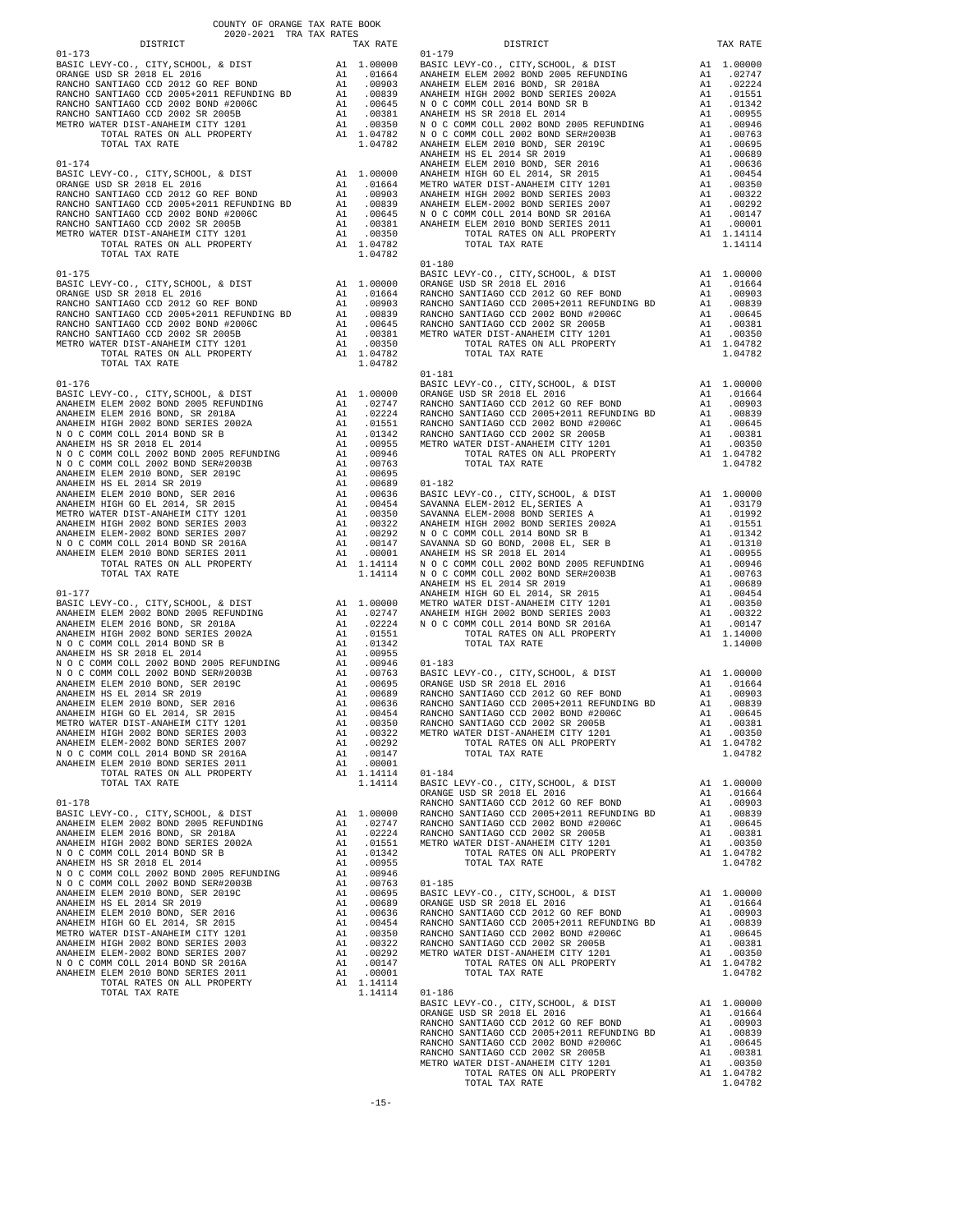COUNTY OF ORANGE TAX RATE BOOK
2020-2021 TRA TAX RATES

**01-173**

| DISTRICT | | TAX RATE |
|---|---|---|
| BASIC LEVY-CO., CITY,SCHOOL, & DIST | A1 | 1.00000 |
| ORANGE USD SR 2018 EL 2016 | A1 | .01664 |
| RANCHO SANTIAGO CCD 2012 GO REF BOND | A1 | .00903 |
| RANCHO SANTIAGO CCD 2005+2011 REFUNDING BD | A1 | .00839 |
| RANCHO SANTIAGO CCD 2002 BOND #2006C | A1 | .00645 |
| RANCHO SANTIAGO CCD 2002 SR 2005B | A1 | .00381 |
| METRO WATER DIST-ANAHEIM CITY 1201 | A1 | .00350 |
| TOTAL RATES ON ALL PROPERTY | A1 | 1.04782 |
| TOTAL TAX RATE | | 1.04782 |

**01-174**

| DISTRICT | | TAX RATE |
|---|---|---|
| BASIC LEVY-CO., CITY,SCHOOL, & DIST | A1 | 1.00000 |
| ORANGE USD SR 2018 EL 2016 | A1 | .01664 |
| RANCHO SANTIAGO CCD 2012 GO REF BOND | A1 | .00903 |
| RANCHO SANTIAGO CCD 2005+2011 REFUNDING BD | A1 | .00839 |
| RANCHO SANTIAGO CCD 2002 BOND #2006C | A1 | .00645 |
| RANCHO SANTIAGO CCD 2002 SR 2005B | A1 | .00381 |
| METRO WATER DIST-ANAHEIM CITY 1201 | A1 | .00350 |
| TOTAL RATES ON ALL PROPERTY | A1 | 1.04782 |
| TOTAL TAX RATE | | 1.04782 |

**01-175**

| DISTRICT | | TAX RATE |
|---|---|---|
| BASIC LEVY-CO., CITY,SCHOOL, & DIST | A1 | 1.00000 |
| ORANGE USD SR 2018 EL 2016 | A1 | .01664 |
| RANCHO SANTIAGO CCD 2012 GO REF BOND | A1 | .00903 |
| RANCHO SANTIAGO CCD 2005+2011 REFUNDING BD | A1 | .00839 |
| RANCHO SANTIAGO CCD 2002 BOND #2006C | A1 | .00645 |
| RANCHO SANTIAGO CCD 2002 SR 2005B | A1 | .00381 |
| METRO WATER DIST-ANAHEIM CITY 1201 | A1 | .00350 |
| TOTAL RATES ON ALL PROPERTY | A1 | 1.04782 |
| TOTAL TAX RATE | | 1.04782 |

**01-176**

| DISTRICT | | TAX RATE |
|---|---|---|
| BASIC LEVY-CO., CITY,SCHOOL, & DIST | A1 | 1.00000 |
| ANAHEIM ELEM 2002 BOND 2005 REFUNDING | A1 | .02747 |
| ANAHEIM ELEM 2016 BOND, SR 2018A | A1 | .02224 |
| ANAHEIM HIGH 2002 BOND SERIES 2002A | A1 | .01551 |
| N O C COMM COLL 2014 BOND SR B | A1 | .01342 |
| ANAHEIM HS SR 2018 EL 2014 | A1 | .00955 |
| N O C COMM COLL 2002 BOND 2005 REFUNDING | A1 | .00946 |
| N O C COMM COLL 2002 BOND SER#2003B | A1 | .00763 |
| ANAHEIM ELEM 2010 BOND, SER 2019C | A1 | .00695 |
| ANAHEIM HS EL 2014 SR 2019 | A1 | .00689 |
| ANAHEIM ELEM 2010 BOND, SER 2016 | A1 | .00636 |
| ANAHEIM HIGH GO EL 2014, SR 2015 | A1 | .00454 |
| METRO WATER DIST-ANAHEIM CITY 1201 | A1 | .00350 |
| ANAHEIM HIGH 2002 BOND SERIES 2003 | A1 | .00322 |
| ANAHEIM ELEM-2002 BOND SERIES 2007 | A1 | .00292 |
| N O C COMM COLL 2014 BOND SR 2016A | A1 | .00147 |
| ANAHEIM ELEM 2010 BOND SERIES 2011 | A1 | .00001 |
| TOTAL RATES ON ALL PROPERTY | A1 | 1.14114 |
| TOTAL TAX RATE | | 1.14114 |

**01-177**

| DISTRICT | | TAX RATE |
|---|---|---|
| BASIC LEVY-CO., CITY,SCHOOL, & DIST | A1 | 1.00000 |
| ANAHEIM ELEM 2002 BOND 2005 REFUNDING | A1 | .02747 |
| ANAHEIM ELEM 2016 BOND, SR 2018A | A1 | .02224 |
| ANAHEIM HIGH 2002 BOND SERIES 2002A | A1 | .01551 |
| N O C COMM COLL 2014 BOND SR B | A1 | .01342 |
| ANAHEIM HS SR 2018 EL 2014 | A1 | .00955 |
| N O C COMM COLL 2002 BOND 2005 REFUNDING | A1 | .00946 |
| N O C COMM COLL 2002 BOND SER#2003B | A1 | .00763 |
| ANAHEIM ELEM 2010 BOND, SER 2019C | A1 | .00695 |
| ANAHEIM HS EL 2014 SR 2019 | A1 | .00689 |
| ANAHEIM ELEM 2010 BOND, SER 2016 | A1 | .00636 |
| ANAHEIM HIGH GO EL 2014, SR 2015 | A1 | .00454 |
| METRO WATER DIST-ANAHEIM CITY 1201 | A1 | .00350 |
| ANAHEIM HIGH 2002 BOND SERIES 2003 | A1 | .00322 |
| ANAHEIM ELEM-2002 BOND SERIES 2007 | A1 | .00292 |
| N O C COMM COLL 2014 BOND SR 2016A | A1 | .00147 |
| ANAHEIM ELEM 2010 BOND SERIES 2011 | A1 | .00001 |
| TOTAL RATES ON ALL PROPERTY | A1 | 1.14114 |
| TOTAL TAX RATE | | 1.14114 |

**01-178**

| DISTRICT | | TAX RATE |
|---|---|---|
| BASIC LEVY-CO., CITY,SCHOOL, & DIST | A1 | 1.00000 |
| ANAHEIM ELEM 2002 BOND 2005 REFUNDING | A1 | .02747 |
| ANAHEIM ELEM 2016 BOND, SR 2018A | A1 | .02224 |
| ANAHEIM HIGH 2002 BOND SERIES 2002A | A1 | .01551 |
| N O C COMM COLL 2014 BOND SR B | A1 | .01342 |
| ANAHEIM HS SR 2018 EL 2014 | A1 | .00955 |
| N O C COMM COLL 2002 BOND 2005 REFUNDING | A1 | .00946 |
| N O C COMM COLL 2002 BOND SER#2003B | A1 | .00763 |
| ANAHEIM ELEM 2010 BOND, SER 2019C | A1 | .00695 |
| ANAHEIM HS EL 2014 SR 2019 | A1 | .00689 |
| ANAHEIM ELEM 2010 BOND, SER 2016 | A1 | .00636 |
| ANAHEIM HIGH GO EL 2014, SR 2015 | A1 | .00454 |
| METRO WATER DIST-ANAHEIM CITY 1201 | A1 | .00350 |
| ANAHEIM HIGH 2002 BOND SERIES 2003 | A1 | .00322 |
| ANAHEIM ELEM-2002 BOND SERIES 2007 | A1 | .00292 |
| N O C COMM COLL 2014 BOND SR 2016A | A1 | .00147 |
| ANAHEIM ELEM 2010 BOND SERIES 2011 | A1 | .00001 |
| TOTAL RATES ON ALL PROPERTY | A1 | 1.14114 |
| TOTAL TAX RATE | | 1.14114 |

**01-179**

| DISTRICT | | TAX RATE |
|---|---|---|
| BASIC LEVY-CO., CITY,SCHOOL, & DIST | A1 | 1.00000 |
| ANAHEIM ELEM 2002 BOND 2005 REFUNDING | A1 | .02747 |
| ANAHEIM ELEM 2016 BOND, SR 2018A | A1 | .02224 |
| ANAHEIM HIGH 2002 BOND SERIES 2002A | A1 | .01551 |
| N O C COMM COLL 2014 BOND SR B | A1 | .01342 |
| ANAHEIM HS SR 2018 EL 2014 | A1 | .00955 |
| N O C COMM COLL 2002 BOND 2005 REFUNDING | A1 | .00946 |
| N O C COMM COLL 2002 BOND SER#2003B | A1 | .00763 |
| ANAHEIM ELEM 2010 BOND, SER 2019C | A1 | .00695 |
| ANAHEIM HS EL 2014 SR 2019 | A1 | .00689 |
| ANAHEIM ELEM 2010 BOND, SER 2016 | A1 | .00636 |
| ANAHEIM HIGH GO EL 2014, SR 2015 | A1 | .00454 |
| METRO WATER DIST-ANAHEIM CITY 1201 | A1 | .00350 |
| ANAHEIM HIGH 2002 BOND SERIES 2003 | A1 | .00322 |
| ANAHEIM ELEM-2002 BOND SERIES 2007 | A1 | .00292 |
| N O C COMM COLL 2014 BOND SR 2016A | A1 | .00147 |
| ANAHEIM ELEM 2010 BOND SERIES 2011 | A1 | .00001 |
| TOTAL RATES ON ALL PROPERTY | A1 | 1.14114 |
| TOTAL TAX RATE | | 1.14114 |

**01-180**

| DISTRICT | | TAX RATE |
|---|---|---|
| BASIC LEVY-CO., CITY,SCHOOL, & DIST | A1 | 1.00000 |
| ORANGE USD SR 2018 EL 2016 | A1 | .01664 |
| RANCHO SANTIAGO CCD 2012 GO REF BOND | A1 | .00903 |
| RANCHO SANTIAGO CCD 2005+2011 REFUNDING BD | A1 | .00839 |
| RANCHO SANTIAGO CCD 2002 BOND #2006C | A1 | .00645 |
| RANCHO SANTIAGO CCD 2002 SR 2005B | A1 | .00381 |
| METRO WATER DIST-ANAHEIM CITY 1201 | A1 | .00350 |
| TOTAL RATES ON ALL PROPERTY | A1 | 1.04782 |
| TOTAL TAX RATE | | 1.04782 |

**01-181**

| DISTRICT | | TAX RATE |
|---|---|---|
| BASIC LEVY-CO., CITY,SCHOOL, & DIST | A1 | 1.00000 |
| ORANGE USD SR 2018 EL 2016 | A1 | .01664 |
| RANCHO SANTIAGO CCD 2012 GO REF BOND | A1 | .00903 |
| RANCHO SANTIAGO CCD 2005+2011 REFUNDING BD | A1 | .00839 |
| RANCHO SANTIAGO CCD 2002 BOND #2006C | A1 | .00645 |
| RANCHO SANTIAGO CCD 2002 SR 2005B | A1 | .00381 |
| METRO WATER DIST-ANAHEIM CITY 1201 | A1 | .00350 |
| TOTAL RATES ON ALL PROPERTY | A1 | 1.04782 |
| TOTAL TAX RATE | | 1.04782 |

**01-182**

| DISTRICT | | TAX RATE |
|---|---|---|
| BASIC LEVY-CO., CITY,SCHOOL, & DIST | A1 | 1.00000 |
| SAVANNA ELEM-2012 EL,SERIES A | A1 | .03179 |
| SAVANNA ELEM-2008 BOND SERIES A | A1 | .01992 |
| ANAHEIM HIGH 2002 BOND SERIES 2002A | A1 | .01551 |
| N O C COMM COLL 2014 BOND SR B | A1 | .01342 |
| SAVANNA SD GO BOND, 2008 EL, SER B | A1 | .01310 |
| ANAHEIM HS SR 2018 EL 2014 | A1 | .00955 |
| N O C COMM COLL 2002 BOND 2005 REFUNDING | A1 | .00946 |
| N O C COMM COLL 2002 BOND SER#2003B | A1 | .00763 |
| ANAHEIM HS EL 2014 SR 2019 | A1 | .00689 |
| ANAHEIM HIGH GO EL 2014, SR 2015 | A1 | .00454 |
| METRO WATER DIST-ANAHEIM CITY 1201 | A1 | .00350 |
| ANAHEIM HIGH 2002 BOND SERIES 2003 | A1 | .00322 |
| N O C COMM COLL 2014 BOND SR 2016A | A1 | .00147 |
| TOTAL RATES ON ALL PROPERTY | A1 | 1.14000 |
| TOTAL TAX RATE | | 1.14000 |

**01-183**

| DISTRICT | | TAX RATE |
|---|---|---|
| BASIC LEVY-CO., CITY,SCHOOL, & DIST | A1 | 1.00000 |
| ORANGE USD SR 2018 EL 2016 | A1 | .01664 |
| RANCHO SANTIAGO CCD 2012 GO REF BOND | A1 | .00903 |
| RANCHO SANTIAGO CCD 2005+2011 REFUNDING BD | A1 | .00839 |
| RANCHO SANTIAGO CCD 2002 BOND #2006C | A1 | .00645 |
| RANCHO SANTIAGO CCD 2002 SR 2005B | A1 | .00381 |
| METRO WATER DIST-ANAHEIM CITY 1201 | A1 | .00350 |
| TOTAL RATES ON ALL PROPERTY | A1 | 1.04782 |
| TOTAL TAX RATE | | 1.04782 |

**01-184**

| DISTRICT | | TAX RATE |
|---|---|---|
| BASIC LEVY-CO., CITY,SCHOOL, & DIST | A1 | 1.00000 |
| ORANGE USD SR 2018 EL 2016 | A1 | .01664 |
| RANCHO SANTIAGO CCD 2012 GO REF BOND | A1 | .00903 |
| RANCHO SANTIAGO CCD 2005+2011 REFUNDING BD | A1 | .00839 |
| RANCHO SANTIAGO CCD 2002 BOND #2006C | A1 | .00645 |
| RANCHO SANTIAGO CCD 2002 SR 2005B | A1 | .00381 |
| METRO WATER DIST-ANAHEIM CITY 1201 | A1 | .00350 |
| TOTAL RATES ON ALL PROPERTY | A1 | 1.04782 |
| TOTAL TAX RATE | | 1.04782 |

**01-185**

| DISTRICT | | TAX RATE |
|---|---|---|
| BASIC LEVY-CO., CITY,SCHOOL, & DIST | A1 | 1.00000 |
| ORANGE USD SR 2018 EL 2016 | A1 | .01664 |
| RANCHO SANTIAGO CCD 2012 GO REF BOND | A1 | .00903 |
| RANCHO SANTIAGO CCD 2005+2011 REFUNDING BD | A1 | .00839 |
| RANCHO SANTIAGO CCD 2002 BOND #2006C | A1 | .00645 |
| RANCHO SANTIAGO CCD 2002 SR 2005B | A1 | .00381 |
| METRO WATER DIST-ANAHEIM CITY 1201 | A1 | .00350 |
| TOTAL RATES ON ALL PROPERTY | A1 | 1.04782 |
| TOTAL TAX RATE | | 1.04782 |

**01-186**

| DISTRICT | | TAX RATE |
|---|---|---|
| BASIC LEVY-CO., CITY,SCHOOL, & DIST | A1 | 1.00000 |
| ORANGE USD SR 2018 EL 2016 | A1 | .01664 |
| RANCHO SANTIAGO CCD 2012 GO REF BOND | A1 | .00903 |
| RANCHO SANTIAGO CCD 2005+2011 REFUNDING BD | A1 | .00839 |
| RANCHO SANTIAGO CCD 2002 BOND #2006C | A1 | .00645 |
| RANCHO SANTIAGO CCD 2002 SR 2005B | A1 | .00381 |
| METRO WATER DIST-ANAHEIM CITY 1201 | A1 | .00350 |
| TOTAL RATES ON ALL PROPERTY | A1 | 1.04782 |
| TOTAL TAX RATE | | 1.04782 |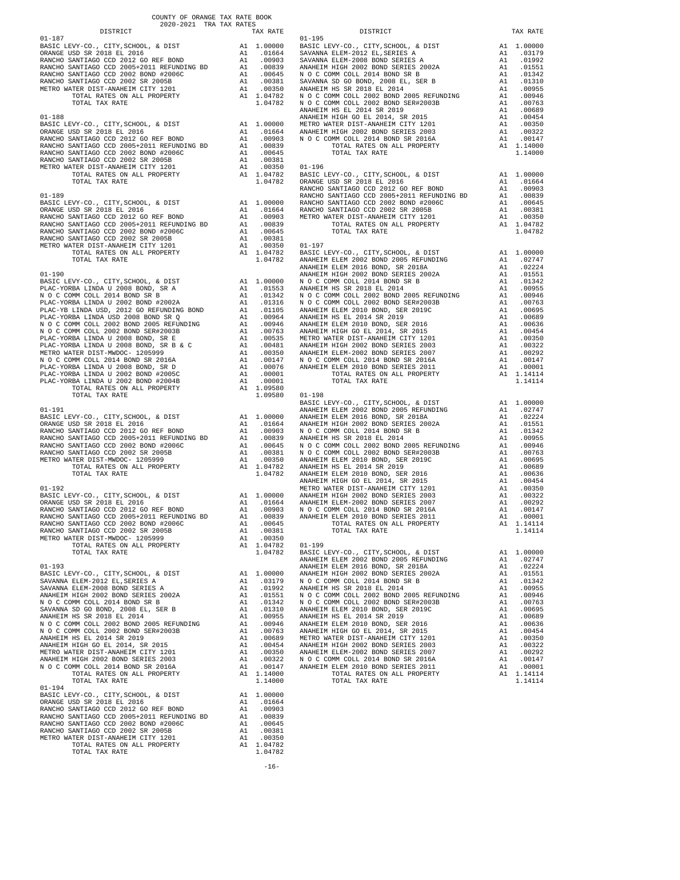COUNTY OF ORANGE TAX RATE BOOK
2020-2021 TRA TAX RATES

| DISTRICT | | TAX RATE |
|---|---|---|
| **01-187** | | |
| BASIC LEVY-CO., CITY,SCHOOL, & DIST | A1 | 1.00000 |
| ORANGE USD SR 2018 EL 2016 | A1 | .01664 |
| RANCHO SANTIAGO CCD 2012 GO REF BOND | A1 | .00903 |
| RANCHO SANTIAGO CCD 2005+2011 REFUNDING BD | A1 | .00839 |
| RANCHO SANTIAGO CCD 2002 BOND #2006C | A1 | .00645 |
| RANCHO SANTIAGO CCD 2002 SR 2005B | A1 | .00381 |
| METRO WATER DIST-ANAHEIM CITY 1201 | A1 | .00350 |
| TOTAL RATES ON ALL PROPERTY | A1 | 1.04782 |
| TOTAL TAX RATE | | 1.04782 |
| **01-188** | | |
| BASIC LEVY-CO., CITY,SCHOOL, & DIST | A1 | 1.00000 |
| ORANGE USD SR 2018 EL 2016 | A1 | .01664 |
| RANCHO SANTIAGO CCD 2012 GO REF BOND | A1 | .00903 |
| RANCHO SANTIAGO CCD 2005+2011 REFUNDING BD | A1 | .00839 |
| RANCHO SANTIAGO CCD 2002 BOND #2006C | A1 | .00645 |
| RANCHO SANTIAGO CCD 2002 SR 2005B | A1 | .00381 |
| METRO WATER DIST-ANAHEIM CITY 1201 | A1 | .00350 |
| TOTAL RATES ON ALL PROPERTY | A1 | 1.04782 |
| TOTAL TAX RATE | | 1.04782 |
| **01-189** | | |
| BASIC LEVY-CO., CITY,SCHOOL, & DIST | A1 | 1.00000 |
| ORANGE USD SR 2018 EL 2016 | A1 | .01664 |
| RANCHO SANTIAGO CCD 2012 GO REF BOND | A1 | .00903 |
| RANCHO SANTIAGO CCD 2005+2011 REFUNDING BD | A1 | .00839 |
| RANCHO SANTIAGO CCD 2002 BOND #2006C | A1 | .00645 |
| RANCHO SANTIAGO CCD 2002 SR 2005B | A1 | .00381 |
| METRO WATER DIST-ANAHEIM CITY 1201 | A1 | .00350 |
| TOTAL RATES ON ALL PROPERTY | A1 | 1.04782 |
| TOTAL TAX RATE | | 1.04782 |
| **01-190** | | |
| BASIC LEVY-CO., CITY,SCHOOL, & DIST | A1 | 1.00000 |
| PLAC-YORBA LINDA U 2008 BOND, SR A | A1 | .01553 |
| N O C COMM COLL 2014 BOND SR B | A1 | .01342 |
| PLAC-YORBA LINDA U 2002 BOND #2002A | A1 | .01316 |
| PLAC-YB LINDA USD, 2012 GO REFUNDING BOND | A1 | .01105 |
| PLAC-YORBA LINDA USD 2008 BOND SR Q | A1 | .00964 |
| N O C COMM COLL 2002 BOND 2005 REFUNDING | A1 | .00946 |
| N O C COMM COLL 2002 BOND SER#2003B | A1 | .00763 |
| PLAC-YORBA LINDA U 2008 BOND, SR E | A1 | .00535 |
| PLAC-YORBA LINDA U 2008 BOND, SR B & C | A1 | .00481 |
| METRO WATER DIST-MWDOC- 1205999 | A1 | .00350 |
| N O C COMM COLL 2014 BOND SR 2016A | A1 | .00147 |
| PLAC-YORBA LINDA U 2008 BOND, SR D | A1 | .00076 |
| PLAC-YORBA LINDA U 2002 BOND #2005C | A1 | .00001 |
| PLAC-YORBA LINDA U 2002 BOND #2004B | A1 | .00001 |
| TOTAL RATES ON ALL PROPERTY | A1 | 1.09580 |
| TOTAL TAX RATE | | 1.09580 |
| **01-191** | | |
| BASIC LEVY-CO., CITY,SCHOOL, & DIST | A1 | 1.00000 |
| ORANGE USD SR 2018 EL 2016 | A1 | .01664 |
| RANCHO SANTIAGO CCD 2012 GO REF BOND | A1 | .00903 |
| RANCHO SANTIAGO CCD 2005+2011 REFUNDING BD | A1 | .00839 |
| RANCHO SANTIAGO CCD 2002 BOND #2006C | A1 | .00645 |
| RANCHO SANTIAGO CCD 2002 SR 2005B | A1 | .00381 |
| METRO WATER DIST-MWDOC- 1205999 | A1 | .00350 |
| TOTAL RATES ON ALL PROPERTY | A1 | 1.04782 |
| TOTAL TAX RATE | | 1.04782 |
| **01-192** | | |
| BASIC LEVY-CO., CITY,SCHOOL, & DIST | A1 | 1.00000 |
| ORANGE USD SR 2018 EL 2016 | A1 | .01664 |
| RANCHO SANTIAGO CCD 2012 GO REF BOND | A1 | .00903 |
| RANCHO SANTIAGO CCD 2005+2011 REFUNDING BD | A1 | .00839 |
| RANCHO SANTIAGO CCD 2002 BOND #2006C | A1 | .00645 |
| RANCHO SANTIAGO CCD 2002 SR 2005B | A1 | .00381 |
| METRO WATER DIST-MWDOC- 1205999 | A1 | .00350 |
| TOTAL RATES ON ALL PROPERTY | A1 | 1.04782 |
| TOTAL TAX RATE | | 1.04782 |
| **01-193** | | |
| BASIC LEVY-CO., CITY,SCHOOL, & DIST | A1 | 1.00000 |
| SAVANNA ELEM-2012 EL,SERIES A | A1 | .03179 |
| SAVANNA ELEM-2008 BOND SERIES A | A1 | .01992 |
| ANAHEIM HIGH 2002 BOND SERIES 2002A | A1 | .01551 |
| N O C COMM COLL 2014 BOND SR B | A1 | .01342 |
| SAVANNA SD GO BOND, 2008 EL, SER B | A1 | .01310 |
| ANAHEIM HS SR 2018 EL 2014 | A1 | .00955 |
| N O C COMM COLL 2002 BOND 2005 REFUNDING | A1 | .00946 |
| N O C COMM COLL 2002 BOND SER#2003B | A1 | .00763 |
| ANAHEIM HS EL 2014 SR 2019 | A1 | .00689 |
| ANAHEIM HIGH GO EL 2014, SR 2015 | A1 | .00454 |
| METRO WATER DIST-ANAHEIM CITY 1201 | A1 | .00350 |
| ANAHEIM HIGH 2002 BOND SERIES 2003 | A1 | .00322 |
| N O C COMM COLL 2014 BOND SR 2016A | A1 | .00147 |
| TOTAL RATES ON ALL PROPERTY | A1 | 1.14000 |
| TOTAL TAX RATE | | 1.14000 |
| **01-194** | | |
| BASIC LEVY-CO., CITY,SCHOOL, & DIST | A1 | 1.00000 |
| ORANGE USD SR 2018 EL 2016 | A1 | .01664 |
| RANCHO SANTIAGO CCD 2012 GO REF BOND | A1 | .00903 |
| RANCHO SANTIAGO CCD 2005+2011 REFUNDING BD | A1 | .00839 |
| RANCHO SANTIAGO CCD 2002 BOND #2006C | A1 | .00645 |
| RANCHO SANTIAGO CCD 2002 SR 2005B | A1 | .00381 |
| METRO WATER DIST-ANAHEIM CITY 1201 | A1 | .00350 |
| TOTAL RATES ON ALL PROPERTY | A1 | 1.04782 |
| TOTAL TAX RATE | | 1.04782 |
| **01-195** | | |
| BASIC LEVY-CO., CITY,SCHOOL, & DIST | A1 | 1.00000 |
| SAVANNA ELEM-2012 EL,SERIES A | A1 | .03179 |
| SAVANNA ELEM-2008 BOND SERIES A | A1 | .01992 |
| ANAHEIM HIGH 2002 BOND SERIES 2002A | A1 | .01551 |
| N O C COMM COLL 2014 BOND SR B | A1 | .01342 |
| SAVANNA SD GO BOND, 2008 EL, SER B | A1 | .01310 |
| ANAHEIM HS SR 2018 EL 2014 | A1 | .00955 |
| N O C COMM COLL 2002 BOND 2005 REFUNDING | A1 | .00946 |
| N O C COMM COLL 2002 BOND SER#2003B | A1 | .00763 |
| ANAHEIM HS EL 2014 SR 2019 | A1 | .00689 |
| ANAHEIM HIGH GO EL 2014, SR 2015 | A1 | .00454 |
| METRO WATER DIST-ANAHEIM CITY 1201 | A1 | .00350 |
| ANAHEIM HIGH 2002 BOND SERIES 2003 | A1 | .00322 |
| N O C COMM COLL 2014 BOND SR 2016A | A1 | .00147 |
| TOTAL RATES ON ALL PROPERTY | A1 | 1.14000 |
| TOTAL TAX RATE | | 1.14000 |
| **01-196** | | |
| BASIC LEVY-CO., CITY,SCHOOL, & DIST | A1 | 1.00000 |
| ORANGE USD SR 2018 EL 2016 | A1 | .01664 |
| RANCHO SANTIAGO CCD 2012 GO REF BOND | A1 | .00903 |
| RANCHO SANTIAGO CCD 2005+2011 REFUNDING BD | A1 | .00839 |
| RANCHO SANTIAGO CCD 2002 BOND #2006C | A1 | .00645 |
| RANCHO SANTIAGO CCD 2002 SR 2005B | A1 | .00381 |
| METRO WATER DIST-ANAHEIM CITY 1201 | A1 | .00350 |
| TOTAL RATES ON ALL PROPERTY | A1 | 1.04782 |
| TOTAL TAX RATE | | 1.04782 |
| **01-197** | | |
| BASIC LEVY-CO., CITY,SCHOOL, & DIST | A1 | 1.00000 |
| ANAHEIM ELEM 2002 BOND 2005 REFUNDING | A1 | .02747 |
| ANAHEIM ELEM 2016 BOND, SR 2018A | A1 | .02224 |
| ANAHEIM HIGH 2002 BOND SERIES 2002A | A1 | .01551 |
| N O C COMM COLL 2014 BOND SR B | A1 | .01342 |
| ANAHEIM HS SR 2018 EL 2014 | A1 | .00955 |
| N O C COMM COLL 2002 BOND 2005 REFUNDING | A1 | .00946 |
| N O C COMM COLL 2002 BOND SER#2003B | A1 | .00763 |
| ANAHEIM ELEM 2010 BOND, SER 2019C | A1 | .00695 |
| ANAHEIM HS EL 2014 SR 2019 | A1 | .00689 |
| ANAHEIM ELEM 2010 BOND, SER 2016 | A1 | .00636 |
| ANAHEIM HIGH GO EL 2014, SR 2015 | A1 | .00454 |
| METRO WATER DIST-ANAHEIM CITY 1201 | A1 | .00350 |
| ANAHEIM HIGH 2002 BOND SERIES 2003 | A1 | .00322 |
| ANAHEIM ELEM-2002 BOND SERIES 2007 | A1 | .00292 |
| N O C COMM COLL 2014 BOND SR 2016A | A1 | .00147 |
| ANAHEIM ELEM 2010 BOND SERIES 2011 | A1 | .00001 |
| TOTAL RATES ON ALL PROPERTY | A1 | 1.14114 |
| TOTAL TAX RATE | | 1.14114 |
| **01-198** | | |
| BASIC LEVY-CO., CITY,SCHOOL, & DIST | A1 | 1.00000 |
| ANAHEIM ELEM 2002 BOND 2005 REFUNDING | A1 | .02747 |
| ANAHEIM ELEM 2016 BOND, SR 2018A | A1 | .02224 |
| ANAHEIM HIGH 2002 BOND SERIES 2002A | A1 | .01551 |
| N O C COMM COLL 2014 BOND SR B | A1 | .01342 |
| ANAHEIM HS SR 2018 EL 2014 | A1 | .00955 |
| N O C COMM COLL 2002 BOND 2005 REFUNDING | A1 | .00946 |
| N O C COMM COLL 2002 BOND SER#2003B | A1 | .00763 |
| ANAHEIM ELEM 2010 BOND, SER 2019C | A1 | .00695 |
| ANAHEIM HS EL 2014 SR 2019 | A1 | .00689 |
| ANAHEIM ELEM 2010 BOND, SER 2016 | A1 | .00636 |
| ANAHEIM HIGH GO EL 2014, SR 2015 | A1 | .00454 |
| METRO WATER DIST-ANAHEIM CITY 1201 | A1 | .00350 |
| ANAHEIM HIGH 2002 BOND SERIES 2003 | A1 | .00322 |
| ANAHEIM ELEM-2002 BOND SERIES 2007 | A1 | .00292 |
| N O C COMM COLL 2014 BOND SR 2016A | A1 | .00147 |
| ANAHEIM ELEM 2010 BOND SERIES 2011 | A1 | .00001 |
| TOTAL RATES ON ALL PROPERTY | A1 | 1.14114 |
| TOTAL TAX RATE | | 1.14114 |
| **01-199** | | |
| BASIC LEVY-CO., CITY,SCHOOL, & DIST | A1 | 1.00000 |
| ANAHEIM ELEM 2002 BOND 2005 REFUNDING | A1 | .02747 |
| ANAHEIM ELEM 2016 BOND, SR 2018A | A1 | .02224 |
| ANAHEIM HIGH 2002 BOND SERIES 2002A | A1 | .01551 |
| N O C COMM COLL 2014 BOND SR B | A1 | .01342 |
| ANAHEIM HS SR 2018 EL 2014 | A1 | .00955 |
| N O C COMM COLL 2002 BOND 2005 REFUNDING | A1 | .00946 |
| N O C COMM COLL 2002 BOND SER#2003B | A1 | .00763 |
| ANAHEIM ELEM 2010 BOND, SER 2019C | A1 | .00695 |
| ANAHEIM HS EL 2014 SR 2019 | A1 | .00689 |
| ANAHEIM ELEM 2010 BOND, SER 2016 | A1 | .00636 |
| ANAHEIM HIGH GO EL 2014, SR 2015 | A1 | .00454 |
| METRO WATER DIST-ANAHEIM CITY 1201 | A1 | .00350 |
| ANAHEIM HIGH 2002 BOND SERIES 2003 | A1 | .00322 |
| ANAHEIM ELEM-2002 BOND SERIES 2007 | A1 | .00292 |
| N O C COMM COLL 2014 BOND SR 2016A | A1 | .00147 |
| ANAHEIM ELEM 2010 BOND SERIES 2011 | A1 | .00001 |
| TOTAL RATES ON ALL PROPERTY | A1 | 1.14114 |
| TOTAL TAX RATE | | 1.14114 |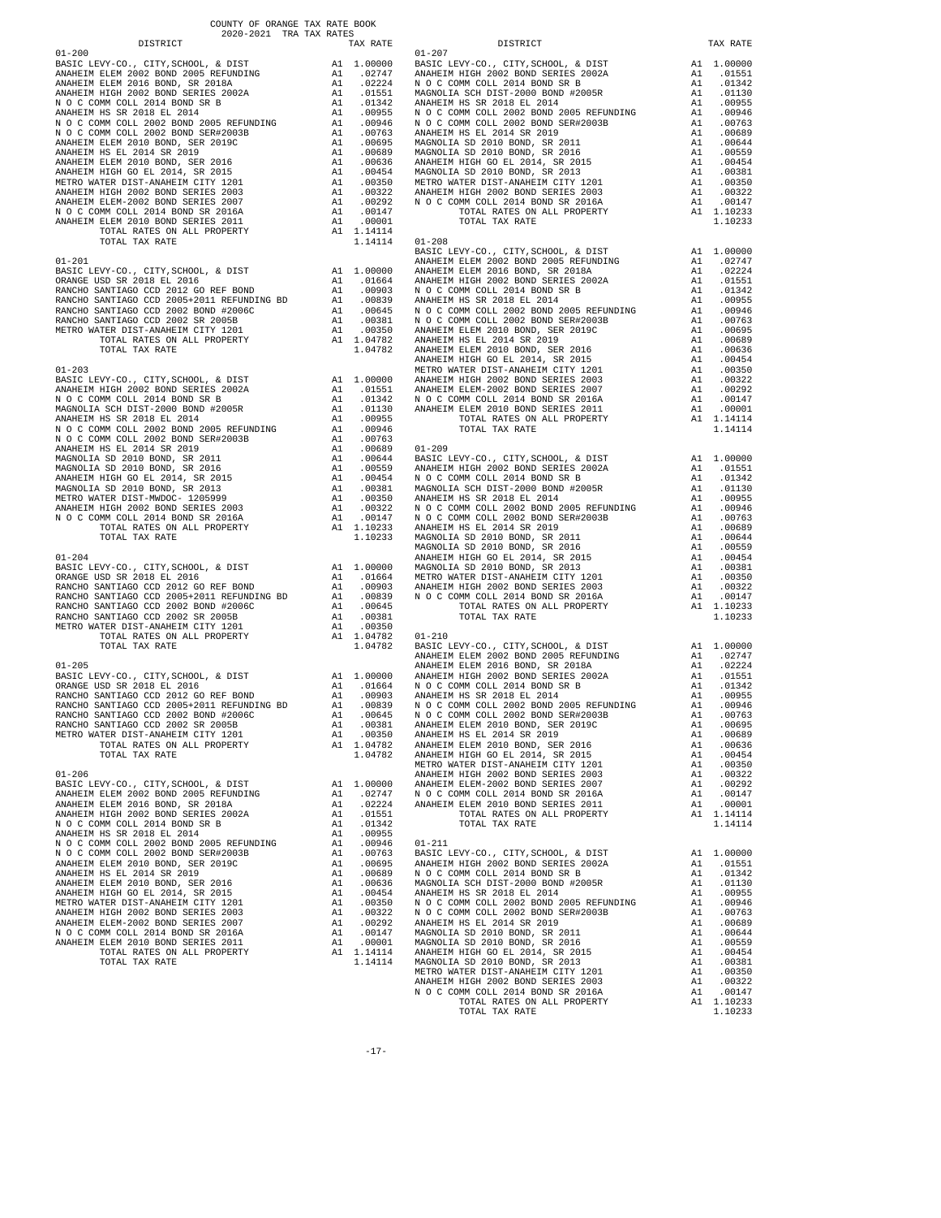COUNTY OF ORANGE TAX RATE BOOK
2020-2021 TRA TAX RATES

**01-200**

| DISTRICT | | TAX RATE |
|---|---|---|
| BASIC LEVY-CO., CITY,SCHOOL, & DIST | A1 | 1.00000 |
| ANAHEIM ELEM 2002 BOND 2005 REFUNDING | A1 | .02747 |
| ANAHEIM ELEM 2016 BOND, SR 2018A | A1 | .02224 |
| ANAHEIM HIGH 2002 BOND SERIES 2002A | A1 | .01551 |
| N O C COMM COLL 2014 BOND SR B | A1 | .01342 |
| ANAHEIM HS SR 2018 EL 2014 | A1 | .00955 |
| N O C COMM COLL 2002 BOND 2005 REFUNDING | A1 | .00946 |
| N O C COMM COLL 2002 BOND SER#2003B | A1 | .00763 |
| ANAHEIM ELEM 2010 BOND, SER 2019C | A1 | .00695 |
| ANAHEIM HS EL 2014 SR 2019 | A1 | .00689 |
| ANAHEIM ELEM 2010 BOND, SER 2016 | A1 | .00636 |
| ANAHEIM HIGH GO EL 2014, SR 2015 | A1 | .00454 |
| METRO WATER DIST-ANAHEIM CITY 1201 | A1 | .00350 |
| ANAHEIM HIGH 2002 BOND SERIES 2003 | A1 | .00322 |
| ANAHEIM ELEM-2002 BOND SERIES 2007 | A1 | .00292 |
| N O C COMM COLL 2014 BOND SR 2016A | A1 | .00147 |
| ANAHEIM ELEM 2010 BOND SERIES 2011 | A1 | .00001 |
| TOTAL RATES ON ALL PROPERTY | A1 | 1.14114 |
| TOTAL TAX RATE | | 1.14114 |

**01-201**

| DISTRICT | | TAX RATE |
|---|---|---|
| BASIC LEVY-CO., CITY,SCHOOL, & DIST | A1 | 1.00000 |
| ORANGE USD SR 2018 EL 2016 | A1 | .01664 |
| RANCHO SANTIAGO CCD 2012 GO REF BOND | A1 | .00903 |
| RANCHO SANTIAGO CCD 2005+2011 REFUNDING BD | A1 | .00839 |
| RANCHO SANTIAGO CCD 2002 BOND #2006C | A1 | .00645 |
| RANCHO SANTIAGO CCD 2002 SR 2005B | A1 | .00381 |
| METRO WATER DIST-ANAHEIM CITY 1201 | A1 | .00350 |
| TOTAL RATES ON ALL PROPERTY | A1 | 1.04782 |
| TOTAL TAX RATE | | 1.04782 |

**01-203**

| DISTRICT | | TAX RATE |
|---|---|---|
| BASIC LEVY-CO., CITY,SCHOOL, & DIST | A1 | 1.00000 |
| ANAHEIM HIGH 2002 BOND SERIES 2002A | A1 | .01551 |
| N O C COMM COLL 2014 BOND SR B | A1 | .01342 |
| MAGNOLIA SCH DIST-2000 BOND #2005R | A1 | .01130 |
| ANAHEIM HS SR 2018 EL 2014 | A1 | .00955 |
| N O C COMM COLL 2002 BOND 2005 REFUNDING | A1 | .00946 |
| N O C COMM COLL 2002 BOND SER#2003B | A1 | .00763 |
| ANAHEIM HS EL 2014 SR 2019 | A1 | .00689 |
| MAGNOLIA SD 2010 BOND, SR 2011 | A1 | .00644 |
| MAGNOLIA SD 2010 BOND, SR 2016 | A1 | .00559 |
| ANAHEIM HIGH GO EL 2014, SR 2015 | A1 | .00454 |
| MAGNOLIA SD 2010 BOND, SR 2013 | A1 | .00381 |
| METRO WATER DIST-MWDOC- 1205999 | A1 | .00350 |
| ANAHEIM HIGH 2002 BOND SERIES 2003 | A1 | .00322 |
| N O C COMM COLL 2014 BOND SR 2016A | A1 | .00147 |
| TOTAL RATES ON ALL PROPERTY | A1 | 1.10233 |
| TOTAL TAX RATE | | 1.10233 |

**01-204**

| DISTRICT | | TAX RATE |
|---|---|---|
| BASIC LEVY-CO., CITY,SCHOOL, & DIST | A1 | 1.00000 |
| ORANGE USD SR 2018 EL 2016 | A1 | .01664 |
| RANCHO SANTIAGO CCD 2012 GO REF BOND | A1 | .00903 |
| RANCHO SANTIAGO CCD 2005+2011 REFUNDING BD | A1 | .00839 |
| RANCHO SANTIAGO CCD 2002 BOND #2006C | A1 | .00645 |
| RANCHO SANTIAGO CCD 2002 SR 2005B | A1 | .00381 |
| METRO WATER DIST-ANAHEIM CITY 1201 | A1 | .00350 |
| TOTAL RATES ON ALL PROPERTY | A1 | 1.04782 |
| TOTAL TAX RATE | | 1.04782 |

**01-205**

| DISTRICT | | TAX RATE |
|---|---|---|
| BASIC LEVY-CO., CITY,SCHOOL, & DIST | A1 | 1.00000 |
| ORANGE USD SR 2018 EL 2016 | A1 | .01664 |
| RANCHO SANTIAGO CCD 2012 GO REF BOND | A1 | .00903 |
| RANCHO SANTIAGO CCD 2005+2011 REFUNDING BD | A1 | .00839 |
| RANCHO SANTIAGO CCD 2002 BOND #2006C | A1 | .00645 |
| RANCHO SANTIAGO CCD 2002 SR 2005B | A1 | .00381 |
| METRO WATER DIST-ANAHEIM CITY 1201 | A1 | .00350 |
| TOTAL RATES ON ALL PROPERTY | A1 | 1.04782 |
| TOTAL TAX RATE | | 1.04782 |

**01-206**

| DISTRICT | | TAX RATE |
|---|---|---|
| BASIC LEVY-CO., CITY,SCHOOL, & DIST | A1 | 1.00000 |
| ANAHEIM ELEM 2002 BOND 2005 REFUNDING | A1 | .02747 |
| ANAHEIM ELEM 2016 BOND, SR 2018A | A1 | .02224 |
| ANAHEIM HIGH 2002 BOND SERIES 2002A | A1 | .01551 |
| N O C COMM COLL 2014 BOND SR B | A1 | .01342 |
| ANAHEIM HS SR 2018 EL 2014 | A1 | .00955 |
| N O C COMM COLL 2002 BOND 2005 REFUNDING | A1 | .00946 |
| N O C COMM COLL 2002 BOND SER#2003B | A1 | .00763 |
| ANAHEIM ELEM 2010 BOND, SER 2019C | A1 | .00695 |
| ANAHEIM HS EL 2014 SR 2019 | A1 | .00689 |
| ANAHEIM ELEM 2010 BOND, SER 2016 | A1 | .00636 |
| ANAHEIM HIGH GO EL 2014, SR 2015 | A1 | .00454 |
| METRO WATER DIST-ANAHEIM CITY 1201 | A1 | .00350 |
| ANAHEIM HIGH 2002 BOND SERIES 2003 | A1 | .00322 |
| ANAHEIM ELEM-2002 BOND SERIES 2007 | A1 | .00292 |
| N O C COMM COLL 2014 BOND SR 2016A | A1 | .00147 |
| ANAHEIM ELEM 2010 BOND SERIES 2011 | A1 | .00001 |
| TOTAL RATES ON ALL PROPERTY | A1 | 1.14114 |
| TOTAL TAX RATE | | 1.14114 |

**01-207**

| DISTRICT | | TAX RATE |
|---|---|---|
| BASIC LEVY-CO., CITY,SCHOOL, & DIST | A1 | 1.00000 |
| ANAHEIM HIGH 2002 BOND SERIES 2002A | A1 | .01551 |
| N O C COMM COLL 2014 BOND SR B | A1 | .01342 |
| MAGNOLIA SCH DIST-2000 BOND #2005R | A1 | .01130 |
| ANAHEIM HS SR 2018 EL 2014 | A1 | .00955 |
| N O C COMM COLL 2002 BOND 2005 REFUNDING | A1 | .00946 |
| N O C COMM COLL 2002 BOND SER#2003B | A1 | .00763 |
| ANAHEIM HS EL 2014 SR 2019 | A1 | .00689 |
| MAGNOLIA SD 2010 BOND, SR 2011 | A1 | .00644 |
| MAGNOLIA SD 2010 BOND, SR 2016 | A1 | .00559 |
| ANAHEIM HIGH GO EL 2014, SR 2015 | A1 | .00454 |
| MAGNOLIA SD 2010 BOND, SR 2013 | A1 | .00381 |
| METRO WATER DIST-ANAHEIM CITY 1201 | A1 | .00350 |
| ANAHEIM HIGH 2002 BOND SERIES 2003 | A1 | .00322 |
| N O C COMM COLL 2014 BOND SR 2016A | A1 | .00147 |
| TOTAL RATES ON ALL PROPERTY | A1 | 1.10233 |
| TOTAL TAX RATE | | 1.10233 |

**01-208**

| DISTRICT | | TAX RATE |
|---|---|---|
| BASIC LEVY-CO., CITY,SCHOOL, & DIST | A1 | 1.00000 |
| ANAHEIM ELEM 2002 BOND 2005 REFUNDING | A1 | .02747 |
| ANAHEIM ELEM 2016 BOND, SR 2018A | A1 | .02224 |
| ANAHEIM HIGH 2002 BOND SERIES 2002A | A1 | .01551 |
| N O C COMM COLL 2014 BOND SR B | A1 | .01342 |
| ANAHEIM HS SR 2018 EL 2014 | A1 | .00955 |
| N O C COMM COLL 2002 BOND 2005 REFUNDING | A1 | .00946 |
| N O C COMM COLL 2002 BOND SER#2003B | A1 | .00763 |
| ANAHEIM ELEM 2010 BOND, SER 2019C | A1 | .00695 |
| ANAHEIM HS EL 2014 SR 2019 | A1 | .00689 |
| ANAHEIM ELEM 2010 BOND, SER 2016 | A1 | .00636 |
| ANAHEIM HIGH GO EL 2014, SR 2015 | A1 | .00454 |
| METRO WATER DIST-ANAHEIM CITY 1201 | A1 | .00350 |
| ANAHEIM HIGH 2002 BOND SERIES 2003 | A1 | .00322 |
| ANAHEIM ELEM-2002 BOND SERIES 2007 | A1 | .00292 |
| N O C COMM COLL 2014 BOND SR 2016A | A1 | .00147 |
| ANAHEIM ELEM 2010 BOND SERIES 2011 | A1 | .00001 |
| TOTAL RATES ON ALL PROPERTY | A1 | 1.14114 |
| TOTAL TAX RATE | | 1.14114 |

**01-209**

| DISTRICT | | TAX RATE |
|---|---|---|
| BASIC LEVY-CO., CITY,SCHOOL, & DIST | A1 | 1.00000 |
| ANAHEIM HIGH 2002 BOND SERIES 2002A | A1 | .01551 |
| N O C COMM COLL 2014 BOND SR B | A1 | .01342 |
| MAGNOLIA SCH DIST-2000 BOND #2005R | A1 | .01130 |
| ANAHEIM HS SR 2018 EL 2014 | A1 | .00955 |
| N O C COMM COLL 2002 BOND 2005 REFUNDING | A1 | .00946 |
| N O C COMM COLL 2002 BOND SER#2003B | A1 | .00763 |
| ANAHEIM HS EL 2014 SR 2019 | A1 | .00689 |
| MAGNOLIA SD 2010 BOND, SR 2011 | A1 | .00644 |
| MAGNOLIA SD 2010 BOND, SR 2016 | A1 | .00559 |
| ANAHEIM HIGH GO EL 2014, SR 2015 | A1 | .00454 |
| MAGNOLIA SD 2010 BOND, SR 2013 | A1 | .00381 |
| METRO WATER DIST-ANAHEIM CITY 1201 | A1 | .00350 |
| ANAHEIM HIGH 2002 BOND SERIES 2003 | A1 | .00322 |
| N O C COMM COLL 2014 BOND SR 2016A | A1 | .00147 |
| TOTAL RATES ON ALL PROPERTY | A1 | 1.10233 |
| TOTAL TAX RATE | | 1.10233 |

**01-210**

| DISTRICT | | TAX RATE |
|---|---|---|
| BASIC LEVY-CO., CITY,SCHOOL, & DIST | A1 | 1.00000 |
| ANAHEIM ELEM 2002 BOND 2005 REFUNDING | A1 | .02747 |
| ANAHEIM ELEM 2016 BOND, SR 2018A | A1 | .02224 |
| ANAHEIM HIGH 2002 BOND SERIES 2002A | A1 | .01551 |
| N O C COMM COLL 2014 BOND SR B | A1 | .01342 |
| ANAHEIM HS SR 2018 EL 2014 | A1 | .00955 |
| N O C COMM COLL 2002 BOND 2005 REFUNDING | A1 | .00946 |
| N O C COMM COLL 2002 BOND SER#2003B | A1 | .00763 |
| ANAHEIM ELEM 2010 BOND, SER 2019C | A1 | .00695 |
| ANAHEIM HS EL 2014 SR 2019 | A1 | .00689 |
| ANAHEIM ELEM 2010 BOND, SER 2016 | A1 | .00636 |
| ANAHEIM HIGH GO EL 2014, SR 2015 | A1 | .00454 |
| METRO WATER DIST-ANAHEIM CITY 1201 | A1 | .00350 |
| ANAHEIM HIGH 2002 BOND SERIES 2003 | A1 | .00322 |
| ANAHEIM ELEM-2002 BOND SERIES 2007 | A1 | .00292 |
| N O C COMM COLL 2014 BOND SR 2016A | A1 | .00147 |
| ANAHEIM ELEM 2010 BOND SERIES 2011 | A1 | .00001 |
| TOTAL RATES ON ALL PROPERTY | A1 | 1.14114 |
| TOTAL TAX RATE | | 1.14114 |

**01-211**

| DISTRICT | | TAX RATE |
|---|---|---|
| BASIC LEVY-CO., CITY,SCHOOL, & DIST | A1 | 1.00000 |
| ANAHEIM HIGH 2002 BOND SERIES 2002A | A1 | .01551 |
| N O C COMM COLL 2014 BOND SR B | A1 | .01342 |
| MAGNOLIA SCH DIST-2000 BOND #2005R | A1 | .01130 |
| ANAHEIM HS SR 2018 EL 2014 | A1 | .00955 |
| N O C COMM COLL 2002 BOND 2005 REFUNDING | A1 | .00946 |
| N O C COMM COLL 2002 BOND SER#2003B | A1 | .00763 |
| ANAHEIM HS EL 2014 SR 2019 | A1 | .00689 |
| MAGNOLIA SD 2010 BOND, SR 2011 | A1 | .00644 |
| MAGNOLIA SD 2010 BOND, SR 2016 | A1 | .00559 |
| ANAHEIM HIGH GO EL 2014, SR 2015 | A1 | .00454 |
| MAGNOLIA SD 2010 BOND, SR 2013 | A1 | .00381 |
| METRO WATER DIST-ANAHEIM CITY 1201 | A1 | .00350 |
| ANAHEIM HIGH 2002 BOND SERIES 2003 | A1 | .00322 |
| N O C COMM COLL 2014 BOND SR 2016A | A1 | .00147 |
| TOTAL RATES ON ALL PROPERTY | A1 | 1.10233 |
| TOTAL TAX RATE | | 1.10233 |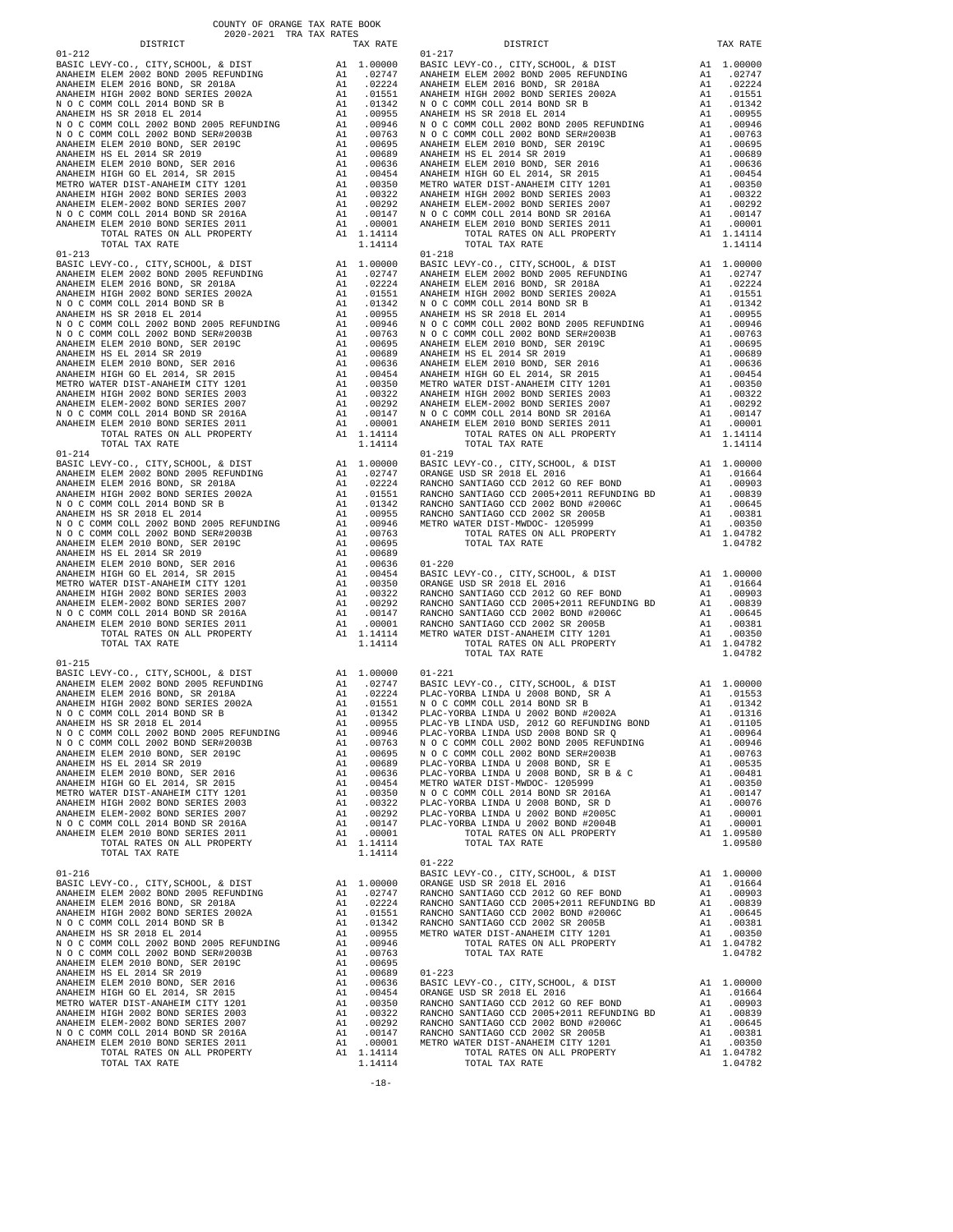COUNTY OF ORANGE TAX RATE BOOK
2020-2021 TRA TAX RATES

| DISTRICT | | TAX RATE |
|---|---|---|
| **01-212** | | |
| BASIC LEVY-CO., CITY,SCHOOL, & DIST | A1 | 1.00000 |
| ANAHEIM ELEM 2002 BOND 2005 REFUNDING | A1 | .02747 |
| ANAHEIM ELEM 2016 BOND, SR 2018A | A1 | .02224 |
| ANAHEIM HIGH 2002 BOND SERIES 2002A | A1 | .01551 |
| N O C COMM COLL 2014 BOND SR B | A1 | .01342 |
| ANAHEIM HS SR 2018 EL 2014 | A1 | .00955 |
| N O C COMM COLL 2002 BOND 2005 REFUNDING | A1 | .00946 |
| N O C COMM COLL 2002 BOND SER#2003B | A1 | .00763 |
| ANAHEIM ELEM 2010 BOND, SER 2019C | A1 | .00695 |
| ANAHEIM HS EL 2014 SR 2019 | A1 | .00689 |
| ANAHEIM ELEM 2010 BOND, SER 2016 | A1 | .00636 |
| ANAHEIM HIGH GO EL 2014, SR 2015 | A1 | .00454 |
| METRO WATER DIST-ANAHEIM CITY 1201 | A1 | .00350 |
| ANAHEIM HIGH 2002 BOND SERIES 2003 | A1 | .00322 |
| ANAHEIM ELEM-2002 BOND SERIES 2007 | A1 | .00292 |
| N O C COMM COLL 2014 BOND SR 2016A | A1 | .00147 |
| ANAHEIM ELEM 2010 BOND SERIES 2011 | A1 | .00001 |
| TOTAL RATES ON ALL PROPERTY | A1 | 1.14114 |
| TOTAL TAX RATE | | 1.14114 |
| **01-213** | | |
| BASIC LEVY-CO., CITY,SCHOOL, & DIST | A1 | 1.00000 |
| ANAHEIM ELEM 2002 BOND 2005 REFUNDING | A1 | .02747 |
| ANAHEIM ELEM 2016 BOND, SR 2018A | A1 | .02224 |
| ANAHEIM HIGH 2002 BOND SERIES 2002A | A1 | .01551 |
| N O C COMM COLL 2014 BOND SR B | A1 | .01342 |
| ANAHEIM HS SR 2018 EL 2014 | A1 | .00955 |
| N O C COMM COLL 2002 BOND 2005 REFUNDING | A1 | .00946 |
| N O C COMM COLL 2002 BOND SER#2003B | A1 | .00763 |
| ANAHEIM ELEM 2010 BOND, SER 2019C | A1 | .00695 |
| ANAHEIM HS EL 2014 SR 2019 | A1 | .00689 |
| ANAHEIM ELEM 2010 BOND, SER 2016 | A1 | .00636 |
| ANAHEIM HIGH GO EL 2014, SR 2015 | A1 | .00454 |
| METRO WATER DIST-ANAHEIM CITY 1201 | A1 | .00350 |
| ANAHEIM HIGH 2002 BOND SERIES 2003 | A1 | .00322 |
| ANAHEIM ELEM-2002 BOND SERIES 2007 | A1 | .00292 |
| N O C COMM COLL 2014 BOND SR 2016A | A1 | .00147 |
| ANAHEIM ELEM 2010 BOND SERIES 2011 | A1 | .00001 |
| TOTAL RATES ON ALL PROPERTY | A1 | 1.14114 |
| TOTAL TAX RATE | | 1.14114 |
| **01-214** | | |
| BASIC LEVY-CO., CITY,SCHOOL, & DIST | A1 | 1.00000 |
| ANAHEIM ELEM 2002 BOND 2005 REFUNDING | A1 | .02747 |
| ANAHEIM ELEM 2016 BOND, SR 2018A | A1 | .02224 |
| ANAHEIM HIGH 2002 BOND SERIES 2002A | A1 | .01551 |
| N O C COMM COLL 2014 BOND SR B | A1 | .01342 |
| ANAHEIM HS SR 2018 EL 2014 | A1 | .00955 |
| N O C COMM COLL 2002 BOND 2005 REFUNDING | A1 | .00946 |
| N O C COMM COLL 2002 BOND SER#2003B | A1 | .00763 |
| ANAHEIM ELEM 2010 BOND, SER 2019C | A1 | .00695 |
| ANAHEIM HS EL 2014 SR 2019 | A1 | .00689 |
| ANAHEIM ELEM 2010 BOND, SER 2016 | A1 | .00636 |
| ANAHEIM HIGH GO EL 2014, SR 2015 | A1 | .00454 |
| METRO WATER DIST-ANAHEIM CITY 1201 | A1 | .00350 |
| ANAHEIM HIGH 2002 BOND SERIES 2003 | A1 | .00322 |
| ANAHEIM ELEM-2002 BOND SERIES 2007 | A1 | .00292 |
| N O C COMM COLL 2014 BOND SR 2016A | A1 | .00147 |
| ANAHEIM ELEM 2010 BOND SERIES 2011 | A1 | .00001 |
| TOTAL RATES ON ALL PROPERTY | A1 | 1.14114 |
| TOTAL TAX RATE | | 1.14114 |
| **01-215** | | |
| BASIC LEVY-CO., CITY,SCHOOL, & DIST | A1 | 1.00000 |
| ANAHEIM ELEM 2002 BOND 2005 REFUNDING | A1 | .02747 |
| ANAHEIM ELEM 2016 BOND, SR 2018A | A1 | .02224 |
| ANAHEIM HIGH 2002 BOND SERIES 2002A | A1 | .01551 |
| N O C COMM COLL 2014 BOND SR B | A1 | .01342 |
| ANAHEIM HS SR 2018 EL 2014 | A1 | .00955 |
| N O C COMM COLL 2002 BOND 2005 REFUNDING | A1 | .00946 |
| N O C COMM COLL 2002 BOND SER#2003B | A1 | .00763 |
| ANAHEIM ELEM 2010 BOND, SER 2019C | A1 | .00695 |
| ANAHEIM HS EL 2014 SR 2019 | A1 | .00689 |
| ANAHEIM ELEM 2010 BOND, SER 2016 | A1 | .00636 |
| ANAHEIM HIGH GO EL 2014, SR 2015 | A1 | .00454 |
| METRO WATER DIST-ANAHEIM CITY 1201 | A1 | .00350 |
| ANAHEIM HIGH 2002 BOND SERIES 2003 | A1 | .00322 |
| ANAHEIM ELEM-2002 BOND SERIES 2007 | A1 | .00292 |
| N O C COMM COLL 2014 BOND SR 2016A | A1 | .00147 |
| ANAHEIM ELEM 2010 BOND SERIES 2011 | A1 | .00001 |
| TOTAL RATES ON ALL PROPERTY | A1 | 1.14114 |
| TOTAL TAX RATE | | 1.14114 |
| **01-216** | | |
| BASIC LEVY-CO., CITY,SCHOOL, & DIST | A1 | 1.00000 |
| ANAHEIM ELEM 2002 BOND 2005 REFUNDING | A1 | .02747 |
| ANAHEIM ELEM 2016 BOND, SR 2018A | A1 | .02224 |
| ANAHEIM HIGH 2002 BOND SERIES 2002A | A1 | .01551 |
| N O C COMM COLL 2014 BOND SR B | A1 | .01342 |
| ANAHEIM HS SR 2018 EL 2014 | A1 | .00955 |
| N O C COMM COLL 2002 BOND 2005 REFUNDING | A1 | .00946 |
| N O C COMM COLL 2002 BOND SER#2003B | A1 | .00763 |
| ANAHEIM ELEM 2010 BOND, SER 2019C | A1 | .00695 |
| ANAHEIM HS EL 2014 SR 2019 | A1 | .00689 |
| ANAHEIM ELEM 2010 BOND, SER 2016 | A1 | .00636 |
| ANAHEIM HIGH GO EL 2014, SR 2015 | A1 | .00454 |
| METRO WATER DIST-ANAHEIM CITY 1201 | A1 | .00350 |
| ANAHEIM HIGH 2002 BOND SERIES 2003 | A1 | .00322 |
| ANAHEIM ELEM-2002 BOND SERIES 2007 | A1 | .00292 |
| N O C COMM COLL 2014 BOND SR 2016A | A1 | .00147 |
| ANAHEIM ELEM 2010 BOND SERIES 2011 | A1 | .00001 |
| TOTAL RATES ON ALL PROPERTY | A1 | 1.14114 |
| TOTAL TAX RATE | | 1.14114 |
| **01-217** | | |
| BASIC LEVY-CO., CITY,SCHOOL, & DIST | A1 | 1.00000 |
| ANAHEIM ELEM 2002 BOND 2005 REFUNDING | A1 | .02747 |
| ANAHEIM ELEM 2016 BOND, SR 2018A | A1 | .02224 |
| ANAHEIM HIGH 2002 BOND SERIES 2002A | A1 | .01551 |
| N O C COMM COLL 2014 BOND SR B | A1 | .01342 |
| ANAHEIM HS SR 2018 EL 2014 | A1 | .00955 |
| N O C COMM COLL 2002 BOND 2005 REFUNDING | A1 | .00946 |
| N O C COMM COLL 2002 BOND SER#2003B | A1 | .00763 |
| ANAHEIM ELEM 2010 BOND, SER 2019C | A1 | .00695 |
| ANAHEIM HS EL 2014 SR 2019 | A1 | .00689 |
| ANAHEIM ELEM 2010 BOND, SER 2016 | A1 | .00636 |
| ANAHEIM HIGH GO EL 2014, SR 2015 | A1 | .00454 |
| METRO WATER DIST-ANAHEIM CITY 1201 | A1 | .00350 |
| ANAHEIM HIGH 2002 BOND SERIES 2003 | A1 | .00322 |
| ANAHEIM ELEM-2002 BOND SERIES 2007 | A1 | .00292 |
| N O C COMM COLL 2014 BOND SR 2016A | A1 | .00147 |
| ANAHEIM ELEM 2010 BOND SERIES 2011 | A1 | .00001 |
| TOTAL RATES ON ALL PROPERTY | A1 | 1.14114 |
| TOTAL TAX RATE | | 1.14114 |
| **01-218** | | |
| BASIC LEVY-CO., CITY,SCHOOL, & DIST | A1 | 1.00000 |
| ANAHEIM ELEM 2002 BOND 2005 REFUNDING | A1 | .02747 |
| ANAHEIM ELEM 2016 BOND, SR 2018A | A1 | .02224 |
| ANAHEIM HIGH 2002 BOND SERIES 2002A | A1 | .01551 |
| N O C COMM COLL 2014 BOND SR B | A1 | .01342 |
| ANAHEIM HS SR 2018 EL 2014 | A1 | .00955 |
| N O C COMM COLL 2002 BOND 2005 REFUNDING | A1 | .00946 |
| N O C COMM COLL 2002 BOND SER#2003B | A1 | .00763 |
| ANAHEIM ELEM 2010 BOND, SER 2019C | A1 | .00695 |
| ANAHEIM HS EL 2014 SR 2019 | A1 | .00689 |
| ANAHEIM ELEM 2010 BOND, SER 2016 | A1 | .00636 |
| ANAHEIM HIGH GO EL 2014, SR 2015 | A1 | .00454 |
| METRO WATER DIST-ANAHEIM CITY 1201 | A1 | .00350 |
| ANAHEIM HIGH 2002 BOND SERIES 2003 | A1 | .00322 |
| ANAHEIM ELEM-2002 BOND SERIES 2007 | A1 | .00292 |
| N O C COMM COLL 2014 BOND SR 2016A | A1 | .00147 |
| ANAHEIM ELEM 2010 BOND SERIES 2011 | A1 | .00001 |
| TOTAL RATES ON ALL PROPERTY | A1 | 1.14114 |
| TOTAL TAX RATE | | 1.14114 |
| **01-219** | | |
| BASIC LEVY-CO., CITY,SCHOOL, & DIST | A1 | 1.00000 |
| ORANGE USD SR 2018 EL 2016 | A1 | .01664 |
| RANCHO SANTIAGO CCD 2012 GO REF BOND | A1 | .00903 |
| RANCHO SANTIAGO CCD 2005+2011 REFUNDING BD | A1 | .00839 |
| RANCHO SANTIAGO CCD 2002 BOND #2006C | A1 | .00645 |
| RANCHO SANTIAGO CCD 2002 SR 2005B | A1 | .00381 |
| METRO WATER DIST-MWDOC- 1205999 | A1 | .00350 |
| TOTAL RATES ON ALL PROPERTY | A1 | 1.04782 |
| TOTAL TAX RATE | | 1.04782 |
| **01-220** | | |
| BASIC LEVY-CO., CITY,SCHOOL, & DIST | A1 | 1.00000 |
| ORANGE USD SR 2018 EL 2016 | A1 | .01664 |
| RANCHO SANTIAGO CCD 2012 GO REF BOND | A1 | .00903 |
| RANCHO SANTIAGO CCD 2005+2011 REFUNDING BD | A1 | .00839 |
| RANCHO SANTIAGO CCD 2002 BOND #2006C | A1 | .00645 |
| RANCHO SANTIAGO CCD 2002 SR 2005B | A1 | .00381 |
| METRO WATER DIST-ANAHEIM CITY 1201 | A1 | .00350 |
| TOTAL RATES ON ALL PROPERTY | A1 | 1.04782 |
| TOTAL TAX RATE | | 1.04782 |
| **01-221** | | |
| BASIC LEVY-CO., CITY,SCHOOL, & DIST | A1 | 1.00000 |
| PLAC-YORBA LINDA U 2008 BOND, SR A | A1 | .01553 |
| N O C COMM COLL 2014 BOND SR B | A1 | .01342 |
| PLAC-YORBA LINDA U 2002 BOND #2002A | A1 | .01316 |
| PLAC-YB LINDA USD, 2012 GO REFUNDING BOND | A1 | .01105 |
| PLAC-YORBA LINDA USD 2008 BOND SR Q | A1 | .00964 |
| N O C COMM COLL 2002 BOND 2005 REFUNDING | A1 | .00946 |
| N O C COMM COLL 2002 BOND SER#2003B | A1 | .00763 |
| PLAC-YORBA LINDA U 2008 BOND, SR E | A1 | .00535 |
| PLAC-YORBA LINDA U 2008 BOND, SR B & C | A1 | .00481 |
| METRO WATER DIST-MWDOC- 1205999 | A1 | .00350 |
| N O C COMM COLL 2014 BOND SR 2016A | A1 | .00147 |
| PLAC-YORBA LINDA U 2008 BOND, SR D | A1 | .00076 |
| PLAC-YORBA LINDA U 2002 BOND #2005C | A1 | .00001 |
| PLAC-YORBA LINDA U 2002 BOND #2004B | A1 | .00001 |
| TOTAL RATES ON ALL PROPERTY | A1 | 1.09580 |
| TOTAL TAX RATE | | 1.09580 |
| **01-222** | | |
| BASIC LEVY-CO., CITY,SCHOOL, & DIST | A1 | 1.00000 |
| ORANGE USD SR 2018 EL 2016 | A1 | .01664 |
| RANCHO SANTIAGO CCD 2012 GO REF BOND | A1 | .00903 |
| RANCHO SANTIAGO CCD 2005+2011 REFUNDING BD | A1 | .00839 |
| RANCHO SANTIAGO CCD 2002 BOND #2006C | A1 | .00645 |
| RANCHO SANTIAGO CCD 2002 SR 2005B | A1 | .00381 |
| METRO WATER DIST-ANAHEIM CITY 1201 | A1 | .00350 |
| TOTAL RATES ON ALL PROPERTY | A1 | 1.04782 |
| TOTAL TAX RATE | | 1.04782 |
| **01-223** | | |
| BASIC LEVY-CO., CITY,SCHOOL, & DIST | A1 | 1.00000 |
| ORANGE USD SR 2018 EL 2016 | A1 | .01664 |
| RANCHO SANTIAGO CCD 2012 GO REF BOND | A1 | .00903 |
| RANCHO SANTIAGO CCD 2005+2011 REFUNDING BD | A1 | .00839 |
| RANCHO SANTIAGO CCD 2002 BOND #2006C | A1 | .00645 |
| RANCHO SANTIAGO CCD 2002 SR 2005B | A1 | .00381 |
| METRO WATER DIST-ANAHEIM CITY 1201 | A1 | .00350 |
| TOTAL RATES ON ALL PROPERTY | A1 | 1.04782 |
| TOTAL TAX RATE | | 1.04782 |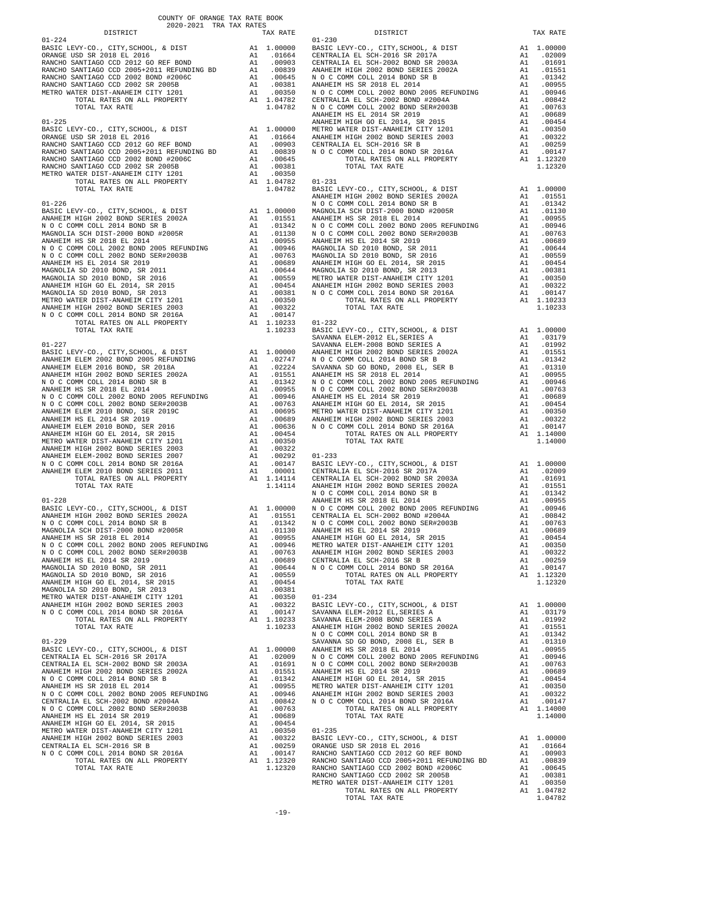COUNTY OF ORANGE TAX RATE BOOK
2020-2021 TRA TAX RATES

| DISTRICT | | TAX RATE |
|---|---|---|
| **01-224** | | |
| BASIC LEVY-CO., CITY,SCHOOL, & DIST | A1 | 1.00000 |
| ORANGE USD SR 2018 EL 2016 | A1 | .01664 |
| RANCHO SANTIAGO CCD 2012 GO REF BOND | A1 | .00903 |
| RANCHO SANTIAGO CCD 2005+2011 REFUNDING BD | A1 | .00839 |
| RANCHO SANTIAGO CCD 2002 BOND #2006C | A1 | .00645 |
| RANCHO SANTIAGO CCD 2002 SR 2005B | A1 | .00381 |
| METRO WATER DIST-ANAHEIM CITY 1201 | A1 | .00350 |
| TOTAL RATES ON ALL PROPERTY | A1 | 1.04782 |
| TOTAL TAX RATE | | 1.04782 |
| **01-225** | | |
| BASIC LEVY-CO., CITY,SCHOOL, & DIST | A1 | 1.00000 |
| ORANGE USD SR 2018 EL 2016 | A1 | .01664 |
| RANCHO SANTIAGO CCD 2012 GO REF BOND | A1 | .00903 |
| RANCHO SANTIAGO CCD 2005+2011 REFUNDING BD | A1 | .00839 |
| RANCHO SANTIAGO CCD 2002 BOND #2006C | A1 | .00645 |
| RANCHO SANTIAGO CCD 2002 SR 2005B | A1 | .00381 |
| METRO WATER DIST-ANAHEIM CITY 1201 | A1 | .00350 |
| TOTAL RATES ON ALL PROPERTY | A1 | 1.04782 |
| TOTAL TAX RATE | | 1.04782 |
| **01-226** | | |
| BASIC LEVY-CO., CITY,SCHOOL, & DIST | A1 | 1.00000 |
| ANAHEIM HIGH 2002 BOND SERIES 2002A | A1 | .01551 |
| N O C COMM COLL 2014 BOND SR B | A1 | .01342 |
| MAGNOLIA SCH DIST-2000 BOND #2005R | A1 | .01130 |
| ANAHEIM HS SR 2018 EL 2014 | A1 | .00955 |
| N O C COMM COLL 2002 BOND 2005 REFUNDING | A1 | .00946 |
| N O C COMM COLL 2002 BOND SER#2003B | A1 | .00763 |
| ANAHEIM HS EL 2014 SR 2019 | A1 | .00689 |
| MAGNOLIA SD 2010 BOND, SR 2011 | A1 | .00644 |
| MAGNOLIA SD 2010 BOND, SR 2016 | A1 | .00559 |
| ANAHEIM HIGH GO EL 2014, SR 2015 | A1 | .00454 |
| MAGNOLIA SD 2010 BOND, SR 2013 | A1 | .00381 |
| METRO WATER DIST-ANAHEIM CITY 1201 | A1 | .00350 |
| ANAHEIM HIGH 2002 BOND SERIES 2003 | A1 | .00322 |
| N O C COMM COLL 2014 BOND SR 2016A | A1 | .00147 |
| TOTAL RATES ON ALL PROPERTY | A1 | 1.10233 |
| TOTAL TAX RATE | | 1.10233 |
| **01-227** | | |
| BASIC LEVY-CO., CITY,SCHOOL, & DIST | A1 | 1.00000 |
| ANAHEIM ELEM 2002 BOND 2005 REFUNDING | A1 | .02747 |
| ANAHEIM ELEM 2016 BOND, SR 2018A | A1 | .02224 |
| ANAHEIM HIGH 2002 BOND SERIES 2002A | A1 | .01551 |
| N O C COMM COLL 2014 BOND SR B | A1 | .01342 |
| ANAHEIM HS SR 2018 EL 2014 | A1 | .00955 |
| N O C COMM COLL 2002 BOND 2005 REFUNDING | A1 | .00946 |
| N O C COMM COLL 2002 BOND SER#2003B | A1 | .00763 |
| ANAHEIM ELEM 2010 BOND, SER 2019C | A1 | .00695 |
| ANAHEIM HS EL 2014 SR 2019 | A1 | .00689 |
| ANAHEIM ELEM 2010 BOND, SER 2016 | A1 | .00636 |
| ANAHEIM HIGH GO EL 2014, SR 2015 | A1 | .00454 |
| METRO WATER DIST-ANAHEIM CITY 1201 | A1 | .00350 |
| ANAHEIM HIGH 2002 BOND SERIES 2003 | A1 | .00322 |
| ANAHEIM ELEM-2002 BOND SERIES 2007 | A1 | .00292 |
| N O C COMM COLL 2014 BOND SR 2016A | A1 | .00147 |
| ANAHEIM ELEM 2010 BOND SERIES 2011 | A1 | .00001 |
| TOTAL RATES ON ALL PROPERTY | A1 | 1.14114 |
| TOTAL TAX RATE | | 1.14114 |
| **01-228** | | |
| BASIC LEVY-CO., CITY,SCHOOL, & DIST | A1 | 1.00000 |
| ANAHEIM HIGH 2002 BOND SERIES 2002A | A1 | .01551 |
| N O C COMM COLL 2014 BOND SR B | A1 | .01342 |
| MAGNOLIA SCH DIST-2000 BOND #2005R | A1 | .01130 |
| ANAHEIM HS SR 2018 EL 2014 | A1 | .00955 |
| N O C COMM COLL 2002 BOND 2005 REFUNDING | A1 | .00946 |
| N O C COMM COLL 2002 BOND SER#2003B | A1 | .00763 |
| ANAHEIM HS EL 2014 SR 2019 | A1 | .00689 |
| MAGNOLIA SD 2010 BOND, SR 2011 | A1 | .00644 |
| MAGNOLIA SD 2010 BOND, SR 2016 | A1 | .00559 |
| ANAHEIM HIGH GO EL 2014, SR 2015 | A1 | .00454 |
| MAGNOLIA SD 2010 BOND, SR 2013 | A1 | .00381 |
| METRO WATER DIST-ANAHEIM CITY 1201 | A1 | .00350 |
| ANAHEIM HIGH 2002 BOND SERIES 2003 | A1 | .00322 |
| N O C COMM COLL 2014 BOND SR 2016A | A1 | .00147 |
| TOTAL RATES ON ALL PROPERTY | A1 | 1.10233 |
| TOTAL TAX RATE | | 1.10233 |
| **01-229** | | |
| BASIC LEVY-CO., CITY,SCHOOL, & DIST | A1 | 1.00000 |
| CENTRALIA EL SCH-2016 SR 2017A | A1 | .02009 |
| CENTRALIA EL SCH-2002 BOND SR 2003A | A1 | .01691 |
| ANAHEIM HIGH 2002 BOND SERIES 2002A | A1 | .01551 |
| N O C COMM COLL 2014 BOND SR B | A1 | .01342 |
| ANAHEIM HS SR 2018 EL 2014 | A1 | .00955 |
| N O C COMM COLL 2002 BOND 2005 REFUNDING | A1 | .00946 |
| CENTRALIA EL SCH-2002 BOND #2004A | A1 | .00842 |
| N O C COMM COLL 2002 BOND SER#2003B | A1 | .00763 |
| ANAHEIM HS EL 2014 SR 2019 | A1 | .00689 |
| ANAHEIM HIGH GO EL 2014, SR 2015 | A1 | .00454 |
| METRO WATER DIST-ANAHEIM CITY 1201 | A1 | .00350 |
| ANAHEIM HIGH 2002 BOND SERIES 2003 | A1 | .00322 |
| CENTRALIA EL SCH-2016 SR B | A1 | .00259 |
| N O C COMM COLL 2014 BOND SR 2016A | A1 | .00147 |
| TOTAL RATES ON ALL PROPERTY | A1 | 1.12320 |
| TOTAL TAX RATE | | 1.12320 |
| **01-230** | | |
| BASIC LEVY-CO., CITY,SCHOOL, & DIST | A1 | 1.00000 |
| CENTRALIA EL SCH-2016 SR 2017A | A1 | .02009 |
| CENTRALIA EL SCH-2002 BOND SR 2003A | A1 | .01691 |
| ANAHEIM HIGH 2002 BOND SERIES 2002A | A1 | .01551 |
| N O C COMM COLL 2014 BOND SR B | A1 | .01342 |
| ANAHEIM HS SR 2018 EL 2014 | A1 | .00955 |
| N O C COMM COLL 2002 BOND 2005 REFUNDING | A1 | .00946 |
| CENTRALIA EL SCH-2002 BOND #2004A | A1 | .00842 |
| N O C COMM COLL 2002 BOND SER#2003B | A1 | .00763 |
| ANAHEIM HS EL 2014 SR 2019 | A1 | .00689 |
| ANAHEIM HIGH GO EL 2014, SR 2015 | A1 | .00454 |
| METRO WATER DIST-ANAHEIM CITY 1201 | A1 | .00350 |
| ANAHEIM HIGH 2002 BOND SERIES 2003 | A1 | .00322 |
| CENTRALIA EL SCH-2016 SR B | A1 | .00259 |
| N O C COMM COLL 2014 BOND SR 2016A | A1 | .00147 |
| TOTAL RATES ON ALL PROPERTY | A1 | 1.12320 |
| TOTAL TAX RATE | | 1.12320 |
| **01-231** | | |
| BASIC LEVY-CO., CITY,SCHOOL, & DIST | A1 | 1.00000 |
| ANAHEIM HIGH 2002 BOND SERIES 2002A | A1 | .01551 |
| N O C COMM COLL 2014 BOND SR B | A1 | .01342 |
| MAGNOLIA SCH DIST-2000 BOND #2005R | A1 | .01130 |
| ANAHEIM HS SR 2018 EL 2014 | A1 | .00955 |
| N O C COMM COLL 2002 BOND 2005 REFUNDING | A1 | .00946 |
| N O C COMM COLL 2002 BOND SER#2003B | A1 | .00763 |
| ANAHEIM HS EL 2014 SR 2019 | A1 | .00689 |
| MAGNOLIA SD 2010 BOND, SR 2011 | A1 | .00644 |
| MAGNOLIA SD 2010 BOND, SR 2016 | A1 | .00559 |
| ANAHEIM HIGH GO EL 2014, SR 2015 | A1 | .00454 |
| MAGNOLIA SD 2010 BOND, SR 2013 | A1 | .00381 |
| METRO WATER DIST-ANAHEIM CITY 1201 | A1 | .00350 |
| ANAHEIM HIGH 2002 BOND SERIES 2003 | A1 | .00322 |
| N O C COMM COLL 2014 BOND SR 2016A | A1 | .00147 |
| TOTAL RATES ON ALL PROPERTY | A1 | 1.10233 |
| TOTAL TAX RATE | | 1.10233 |
| **01-232** | | |
| BASIC LEVY-CO., CITY,SCHOOL, & DIST | A1 | 1.00000 |
| SAVANNA ELEM-2012 EL,SERIES A | A1 | .03179 |
| SAVANNA ELEM-2008 BOND SERIES A | A1 | .01992 |
| ANAHEIM HIGH 2002 BOND SERIES 2002A | A1 | .01551 |
| N O C COMM COLL 2014 BOND SR B | A1 | .01342 |
| SAVANNA SD GO BOND, 2008 EL, SER B | A1 | .01310 |
| ANAHEIM HS SR 2018 EL 2014 | A1 | .00955 |
| N O C COMM COLL 2002 BOND 2005 REFUNDING | A1 | .00946 |
| N O C COMM COLL 2002 BOND SER#2003B | A1 | .00763 |
| ANAHEIM HS EL 2014 SR 2019 | A1 | .00689 |
| ANAHEIM HIGH GO EL 2014, SR 2015 | A1 | .00454 |
| METRO WATER DIST-ANAHEIM CITY 1201 | A1 | .00350 |
| ANAHEIM HIGH 2002 BOND SERIES 2003 | A1 | .00322 |
| N O C COMM COLL 2014 BOND SR 2016A | A1 | .00147 |
| TOTAL RATES ON ALL PROPERTY | A1 | 1.14000 |
| TOTAL TAX RATE | | 1.14000 |
| **01-233** | | |
| BASIC LEVY-CO., CITY,SCHOOL, & DIST | A1 | 1.00000 |
| CENTRALIA EL SCH-2016 SR 2017A | A1 | .02009 |
| CENTRALIA EL SCH-2002 BOND SR 2003A | A1 | .01691 |
| ANAHEIM HIGH 2002 BOND SERIES 2002A | A1 | .01551 |
| N O C COMM COLL 2014 BOND SR B | A1 | .01342 |
| ANAHEIM HS SR 2018 EL 2014 | A1 | .00955 |
| N O C COMM COLL 2002 BOND 2005 REFUNDING | A1 | .00946 |
| CENTRALIA EL SCH-2002 BOND #2004A | A1 | .00842 |
| N O C COMM COLL 2002 BOND SER#2003B | A1 | .00763 |
| ANAHEIM HS EL 2014 SR 2019 | A1 | .00689 |
| ANAHEIM HIGH GO EL 2014, SR 2015 | A1 | .00454 |
| METRO WATER DIST-ANAHEIM CITY 1201 | A1 | .00350 |
| ANAHEIM HIGH 2002 BOND SERIES 2003 | A1 | .00322 |
| CENTRALIA EL SCH-2016 SR B | A1 | .00259 |
| N O C COMM COLL 2014 BOND SR 2016A | A1 | .00147 |
| TOTAL RATES ON ALL PROPERTY | A1 | 1.12320 |
| TOTAL TAX RATE | | 1.12320 |
| **01-234** | | |
| BASIC LEVY-CO., CITY,SCHOOL, & DIST | A1 | 1.00000 |
| SAVANNA ELEM-2012 EL,SERIES A | A1 | .03179 |
| SAVANNA ELEM-2008 BOND SERIES A | A1 | .01992 |
| ANAHEIM HIGH 2002 BOND SERIES 2002A | A1 | .01551 |
| N O C COMM COLL 2014 BOND SR B | A1 | .01342 |
| SAVANNA SD GO BOND, 2008 EL, SER B | A1 | .01310 |
| ANAHEIM HS SR 2018 EL 2014 | A1 | .00955 |
| N O C COMM COLL 2002 BOND 2005 REFUNDING | A1 | .00946 |
| N O C COMM COLL 2002 BOND SER#2003B | A1 | .00763 |
| ANAHEIM HS EL 2014 SR 2019 | A1 | .00689 |
| ANAHEIM HIGH GO EL 2014, SR 2015 | A1 | .00454 |
| METRO WATER DIST-ANAHEIM CITY 1201 | A1 | .00350 |
| ANAHEIM HIGH 2002 BOND SERIES 2003 | A1 | .00322 |
| N O C COMM COLL 2014 BOND SR 2016A | A1 | .00147 |
| TOTAL RATES ON ALL PROPERTY | A1 | 1.14000 |
| TOTAL TAX RATE | | 1.14000 |
| **01-235** | | |
| BASIC LEVY-CO., CITY,SCHOOL, & DIST | A1 | 1.00000 |
| ORANGE USD SR 2018 EL 2016 | A1 | .01664 |
| RANCHO SANTIAGO CCD 2012 GO REF BOND | A1 | .00903 |
| RANCHO SANTIAGO CCD 2005+2011 REFUNDING BD | A1 | .00839 |
| RANCHO SANTIAGO CCD 2002 BOND #2006C | A1 | .00645 |
| RANCHO SANTIAGO CCD 2002 SR 2005B | A1 | .00381 |
| METRO WATER DIST-ANAHEIM CITY 1201 | A1 | .00350 |
| TOTAL RATES ON ALL PROPERTY | A1 | 1.04782 |
| TOTAL TAX RATE | | 1.04782 |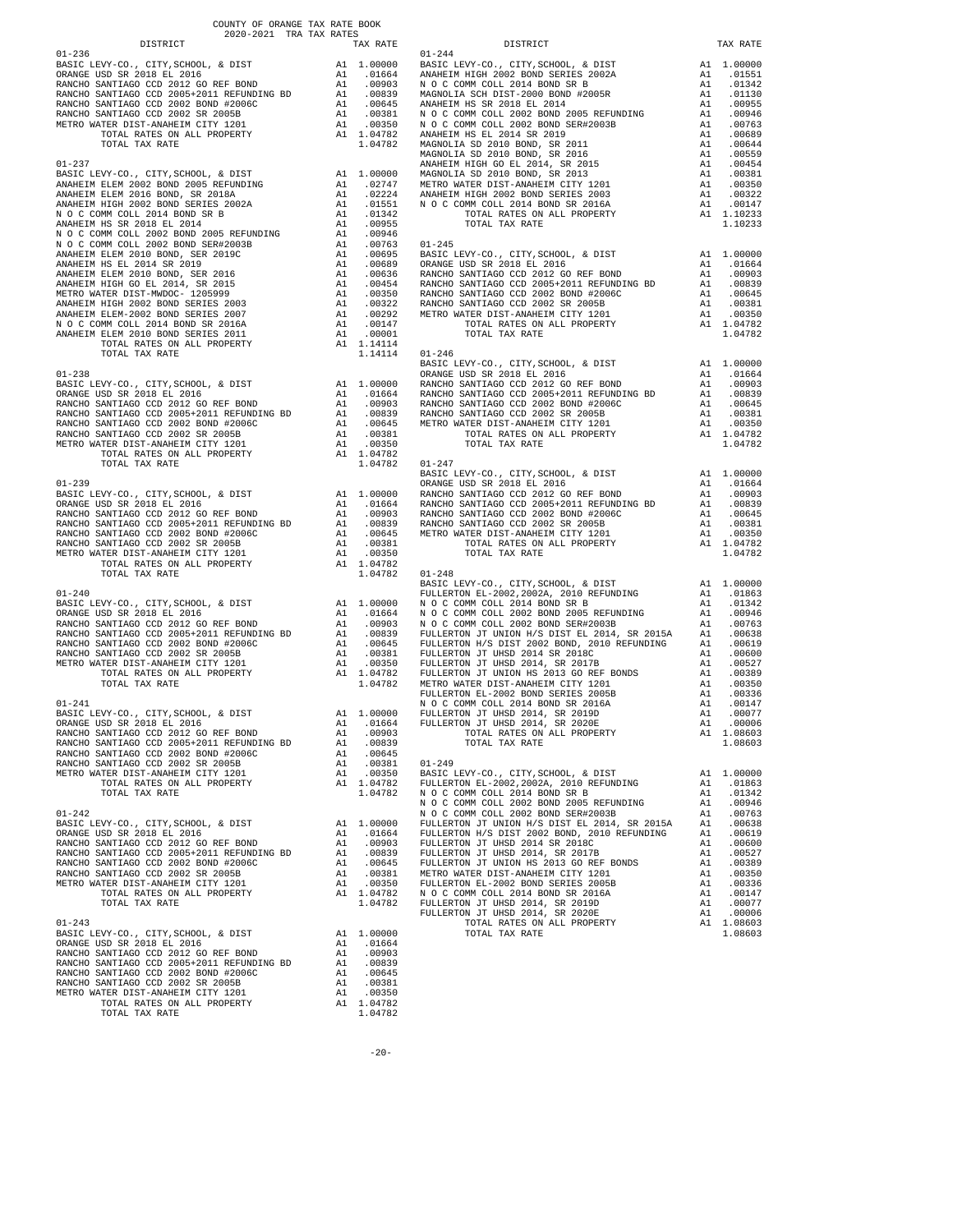COUNTY OF ORANGE TAX RATE BOOK
2020-2021 TRA TAX RATES

| DISTRICT | | TAX RATE |
|---|---|---|
| **01-236** | | |
| BASIC LEVY-CO., CITY,SCHOOL, & DIST | A1 | 1.00000 |
| ORANGE USD SR 2018 EL 2016 | A1 | .01664 |
| RANCHO SANTIAGO CCD 2012 GO REF BOND | A1 | .00903 |
| RANCHO SANTIAGO CCD 2005+2011 REFUNDING BD | A1 | .00839 |
| RANCHO SANTIAGO CCD 2002 BOND #2006C | A1 | .00645 |
| RANCHO SANTIAGO CCD 2002 SR 2005B | A1 | .00381 |
| METRO WATER DIST-ANAHEIM CITY 1201 | A1 | .00350 |
| TOTAL RATES ON ALL PROPERTY | A1 | 1.04782 |
| TOTAL TAX RATE | | 1.04782 |
| **01-237** | | |
| BASIC LEVY-CO., CITY,SCHOOL, & DIST | A1 | 1.00000 |
| ANAHEIM ELEM 2002 BOND 2005 REFUNDING | A1 | .02747 |
| ANAHEIM ELEM 2016 BOND, SR 2018A | A1 | .02224 |
| ANAHEIM HIGH 2002 BOND SERIES 2002A | A1 | .01551 |
| N O C COMM COLL 2014 BOND SR B | A1 | .01342 |
| ANAHEIM HS SR 2018 EL 2014 | A1 | .00955 |
| N O C COMM COLL 2002 BOND 2005 REFUNDING | A1 | .00946 |
| N O C COMM COLL 2002 BOND SER#2003B | A1 | .00763 |
| ANAHEIM ELEM 2010 BOND, SER 2019C | A1 | .00695 |
| ANAHEIM HS EL 2014 SR 2019 | A1 | .00689 |
| ANAHEIM ELEM 2010 BOND, SER 2016 | A1 | .00636 |
| ANAHEIM HIGH GO EL 2014, SR 2015 | A1 | .00454 |
| METRO WATER DIST-MWDOC- 1205999 | A1 | .00350 |
| ANAHEIM HIGH 2002 BOND SERIES 2003 | A1 | .00322 |
| ANAHEIM ELEM-2002 BOND SERIES 2007 | A1 | .00292 |
| N O C COMM COLL 2014 BOND SR 2016A | A1 | .00147 |
| ANAHEIM ELEM 2010 BOND SERIES 2011 | A1 | .00001 |
| TOTAL RATES ON ALL PROPERTY | A1 | 1.14114 |
| TOTAL TAX RATE | | 1.14114 |
| **01-238** | | |
| BASIC LEVY-CO., CITY,SCHOOL, & DIST | A1 | 1.00000 |
| ORANGE USD SR 2018 EL 2016 | A1 | .01664 |
| RANCHO SANTIAGO CCD 2012 GO REF BOND | A1 | .00903 |
| RANCHO SANTIAGO CCD 2005+2011 REFUNDING BD | A1 | .00839 |
| RANCHO SANTIAGO CCD 2002 BOND #2006C | A1 | .00645 |
| RANCHO SANTIAGO CCD 2002 SR 2005B | A1 | .00381 |
| METRO WATER DIST-ANAHEIM CITY 1201 | A1 | .00350 |
| TOTAL RATES ON ALL PROPERTY | A1 | 1.04782 |
| TOTAL TAX RATE | | 1.04782 |
| **01-239** | | |
| BASIC LEVY-CO., CITY,SCHOOL, & DIST | A1 | 1.00000 |
| ORANGE USD SR 2018 EL 2016 | A1 | .01664 |
| RANCHO SANTIAGO CCD 2012 GO REF BOND | A1 | .00903 |
| RANCHO SANTIAGO CCD 2005+2011 REFUNDING BD | A1 | .00839 |
| RANCHO SANTIAGO CCD 2002 BOND #2006C | A1 | .00645 |
| RANCHO SANTIAGO CCD 2002 SR 2005B | A1 | .00381 |
| METRO WATER DIST-ANAHEIM CITY 1201 | A1 | .00350 |
| TOTAL RATES ON ALL PROPERTY | A1 | 1.04782 |
| TOTAL TAX RATE | | 1.04782 |
| **01-240** | | |
| BASIC LEVY-CO., CITY,SCHOOL, & DIST | A1 | 1.00000 |
| ORANGE USD SR 2018 EL 2016 | A1 | .01664 |
| RANCHO SANTIAGO CCD 2012 GO REF BOND | A1 | .00903 |
| RANCHO SANTIAGO CCD 2005+2011 REFUNDING BD | A1 | .00839 |
| RANCHO SANTIAGO CCD 2002 BOND #2006C | A1 | .00645 |
| RANCHO SANTIAGO CCD 2002 SR 2005B | A1 | .00381 |
| METRO WATER DIST-ANAHEIM CITY 1201 | A1 | .00350 |
| TOTAL RATES ON ALL PROPERTY | A1 | 1.04782 |
| TOTAL TAX RATE | | 1.04782 |
| **01-241** | | |
| BASIC LEVY-CO., CITY,SCHOOL, & DIST | A1 | 1.00000 |
| ORANGE USD SR 2018 EL 2016 | A1 | .01664 |
| RANCHO SANTIAGO CCD 2012 GO REF BOND | A1 | .00903 |
| RANCHO SANTIAGO CCD 2005+2011 REFUNDING BD | A1 | .00839 |
| RANCHO SANTIAGO CCD 2002 BOND #2006C | A1 | .00645 |
| RANCHO SANTIAGO CCD 2002 SR 2005B | A1 | .00381 |
| METRO WATER DIST-ANAHEIM CITY 1201 | A1 | .00350 |
| TOTAL RATES ON ALL PROPERTY | A1 | 1.04782 |
| TOTAL TAX RATE | | 1.04782 |
| **01-242** | | |
| BASIC LEVY-CO., CITY,SCHOOL, & DIST | A1 | 1.00000 |
| ORANGE USD SR 2018 EL 2016 | A1 | .01664 |
| RANCHO SANTIAGO CCD 2012 GO REF BOND | A1 | .00903 |
| RANCHO SANTIAGO CCD 2005+2011 REFUNDING BD | A1 | .00839 |
| RANCHO SANTIAGO CCD 2002 BOND #2006C | A1 | .00645 |
| RANCHO SANTIAGO CCD 2002 SR 2005B | A1 | .00381 |
| METRO WATER DIST-ANAHEIM CITY 1201 | A1 | .00350 |
| TOTAL RATES ON ALL PROPERTY | A1 | 1.04782 |
| TOTAL TAX RATE | | 1.04782 |
| **01-243** | | |
| BASIC LEVY-CO., CITY,SCHOOL, & DIST | A1 | 1.00000 |
| ORANGE USD SR 2018 EL 2016 | A1 | .01664 |
| RANCHO SANTIAGO CCD 2012 GO REF BOND | A1 | .00903 |
| RANCHO SANTIAGO CCD 2005+2011 REFUNDING BD | A1 | .00839 |
| RANCHO SANTIAGO CCD 2002 BOND #2006C | A1 | .00645 |
| RANCHO SANTIAGO CCD 2002 SR 2005B | A1 | .00381 |
| METRO WATER DIST-ANAHEIM CITY 1201 | A1 | .00350 |
| TOTAL RATES ON ALL PROPERTY | A1 | 1.04782 |
| TOTAL TAX RATE | | 1.04782 |
| **01-244** | | |
| BASIC LEVY-CO., CITY,SCHOOL, & DIST | A1 | 1.00000 |
| ANAHEIM HIGH 2002 BOND SERIES 2002A | A1 | .01551 |
| N O C COMM COLL 2014 BOND SR B | A1 | .01342 |
| MAGNOLIA SCH DIST-2000 BOND #2005R | A1 | .01130 |
| ANAHEIM HS SR 2018 EL 2014 | A1 | .00955 |
| N O C COMM COLL 2002 BOND 2005 REFUNDING | A1 | .00946 |
| N O C COMM COLL 2002 BOND SER#2003B | A1 | .00763 |
| ANAHEIM HS EL 2014 SR 2019 | A1 | .00689 |
| MAGNOLIA SD 2010 BOND, SR 2011 | A1 | .00644 |
| MAGNOLIA SD 2010 BOND, SR 2016 | A1 | .00559 |
| ANAHEIM HIGH GO EL 2014, SR 2015 | A1 | .00454 |
| MAGNOLIA SD 2010 BOND, SR 2013 | A1 | .00381 |
| METRO WATER DIST-ANAHEIM CITY 1201 | A1 | .00350 |
| ANAHEIM HIGH 2002 BOND SERIES 2003 | A1 | .00322 |
| N O C COMM COLL 2014 BOND SR 2016A | A1 | .00147 |
| TOTAL RATES ON ALL PROPERTY | A1 | 1.10233 |
| TOTAL TAX RATE | | 1.10233 |
| **01-245** | | |
| BASIC LEVY-CO., CITY,SCHOOL, & DIST | A1 | 1.00000 |
| ORANGE USD SR 2018 EL 2016 | A1 | .01664 |
| RANCHO SANTIAGO CCD 2012 GO REF BOND | A1 | .00903 |
| RANCHO SANTIAGO CCD 2005+2011 REFUNDING BD | A1 | .00839 |
| RANCHO SANTIAGO CCD 2002 BOND #2006C | A1 | .00645 |
| RANCHO SANTIAGO CCD 2002 SR 2005B | A1 | .00381 |
| METRO WATER DIST-ANAHEIM CITY 1201 | A1 | .00350 |
| TOTAL RATES ON ALL PROPERTY | A1 | 1.04782 |
| TOTAL TAX RATE | | 1.04782 |
| **01-246** | | |
| BASIC LEVY-CO., CITY,SCHOOL, & DIST | A1 | 1.00000 |
| ORANGE USD SR 2018 EL 2016 | A1 | .01664 |
| RANCHO SANTIAGO CCD 2012 GO REF BOND | A1 | .00903 |
| RANCHO SANTIAGO CCD 2005+2011 REFUNDING BD | A1 | .00839 |
| RANCHO SANTIAGO CCD 2002 BOND #2006C | A1 | .00645 |
| RANCHO SANTIAGO CCD 2002 SR 2005B | A1 | .00381 |
| METRO WATER DIST-ANAHEIM CITY 1201 | A1 | .00350 |
| TOTAL RATES ON ALL PROPERTY | A1 | 1.04782 |
| TOTAL TAX RATE | | 1.04782 |
| **01-247** | | |
| BASIC LEVY-CO., CITY,SCHOOL, & DIST | A1 | 1.00000 |
| ORANGE USD SR 2018 EL 2016 | A1 | .01664 |
| RANCHO SANTIAGO CCD 2012 GO REF BOND | A1 | .00903 |
| RANCHO SANTIAGO CCD 2005+2011 REFUNDING BD | A1 | .00839 |
| RANCHO SANTIAGO CCD 2002 BOND #2006C | A1 | .00645 |
| RANCHO SANTIAGO CCD 2002 SR 2005B | A1 | .00381 |
| METRO WATER DIST-ANAHEIM CITY 1201 | A1 | .00350 |
| TOTAL RATES ON ALL PROPERTY | A1 | 1.04782 |
| TOTAL TAX RATE | | 1.04782 |
| **01-248** | | |
| BASIC LEVY-CO., CITY,SCHOOL, & DIST | A1 | 1.00000 |
| FULLERTON EL-2002,2002A, 2010 REFUNDING | A1 | .01863 |
| N O C COMM COLL 2014 BOND SR B | A1 | .01342 |
| N O C COMM COLL 2002 BOND 2005 REFUNDING | A1 | .00946 |
| N O C COMM COLL 2002 BOND SER#2003B | A1 | .00763 |
| FULLERTON JT UNION H/S DIST EL 2014, SR 2015A | A1 | .00638 |
| FULLERTON H/S DIST 2002 BOND, 2010 REFUNDING | A1 | .00619 |
| FULLERTON JT UHSD 2014 SR 2018C | A1 | .00600 |
| FULLERTON JT UHSD 2014, SR 2017B | A1 | .00527 |
| FULLERTON JT UNION HS 2013 GO REF BONDS | A1 | .00389 |
| METRO WATER DIST-ANAHEIM CITY 1201 | A1 | .00350 |
| FULLERTON EL-2002 BOND SERIES 2005B | A1 | .00336 |
| N O C COMM COLL 2014 BOND SR 2016A | A1 | .00147 |
| FULLERTON JT UHSD 2014, SR 2019D | A1 | .00077 |
| FULLERTON JT UHSD 2014, SR 2020E | A1 | .00006 |
| TOTAL RATES ON ALL PROPERTY | A1 | 1.08603 |
| TOTAL TAX RATE | | 1.08603 |
| **01-249** | | |
| BASIC LEVY-CO., CITY,SCHOOL, & DIST | A1 | 1.00000 |
| FULLERTON EL-2002,2002A, 2010 REFUNDING | A1 | .01863 |
| N O C COMM COLL 2014 BOND SR B | A1 | .01342 |
| N O C COMM COLL 2002 BOND 2005 REFUNDING | A1 | .00946 |
| N O C COMM COLL 2002 BOND SER#2003B | A1 | .00763 |
| FULLERTON JT UNION H/S DIST EL 2014, SR 2015A | A1 | .00638 |
| FULLERTON H/S DIST 2002 BOND, 2010 REFUNDING | A1 | .00619 |
| FULLERTON JT UHSD 2014 SR 2018C | A1 | .00600 |
| FULLERTON JT UHSD 2014, SR 2017B | A1 | .00527 |
| FULLERTON JT UNION HS 2013 GO REF BONDS | A1 | .00389 |
| METRO WATER DIST-ANAHEIM CITY 1201 | A1 | .00350 |
| FULLERTON EL-2002 BOND SERIES 2005B | A1 | .00336 |
| N O C COMM COLL 2014 BOND SR 2016A | A1 | .00147 |
| FULLERTON JT UHSD 2014, SR 2019D | A1 | .00077 |
| FULLERTON JT UHSD 2014, SR 2020E | A1 | .00006 |
| TOTAL RATES ON ALL PROPERTY | A1 | 1.08603 |
| TOTAL TAX RATE | | 1.08603 |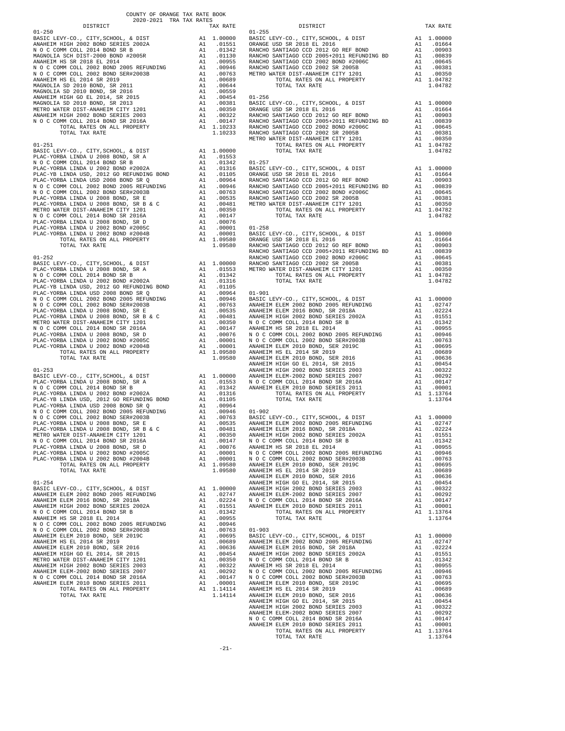COUNTY OF ORANGE TAX RATE BOOK
2020-2021 TRA TAX RATES

| DISTRICT | | TAX RATE |
|---|---|---|
| **01-250** | | |
| BASIC LEVY-CO., CITY,SCHOOL, & DIST | A1 | 1.00000 |
| ANAHEIM HIGH 2002 BOND SERIES 2002A | A1 | .01551 |
| N O C COMM COLL 2014 BOND SR B | A1 | .01342 |
| MAGNOLIA SCH DIST-2000 BOND #2005R | A1 | .01130 |
| ANAHEIM HS SR 2018 EL 2014 | A1 | .00955 |
| N O C COMM COLL 2002 BOND 2005 REFUNDING | A1 | .00946 |
| N O C COMM COLL 2002 BOND SER#2003B | A1 | .00763 |
| ANAHEIM HS EL 2014 SR 2019 | A1 | .00689 |
| MAGNOLIA SD 2010 BOND, SR 2011 | A1 | .00644 |
| MAGNOLIA SD 2010 BOND, SR 2016 | A1 | .00559 |
| ANAHEIM HIGH GO EL 2014, SR 2015 | A1 | .00454 |
| MAGNOLIA SD 2010 BOND, SR 2013 | A1 | .00381 |
| METRO WATER DIST-ANAHEIM CITY 1201 | A1 | .00350 |
| ANAHEIM HIGH 2002 BOND SERIES 2003 | A1 | .00322 |
| N O C COMM COLL 2014 BOND SR 2016A | A1 | .00147 |
| TOTAL RATES ON ALL PROPERTY | A1 | 1.10233 |
| TOTAL TAX RATE | | 1.10233 |
| **01-251** | | |
| BASIC LEVY-CO., CITY,SCHOOL, & DIST | A1 | 1.00000 |
| PLAC-YORBA LINDA U 2008 BOND, SR A | A1 | .01553 |
| N O C COMM COLL 2014 BOND SR B | A1 | .01342 |
| PLAC-YORBA LINDA U 2002 BOND #2002A | A1 | .01316 |
| PLAC-YB LINDA USD, 2012 GO REFUNDING BOND | A1 | .01105 |
| PLAC-YORBA LINDA USD 2008 BOND SR Q | A1 | .00964 |
| N O C COMM COLL 2002 BOND 2005 REFUNDING | A1 | .00946 |
| N O C COMM COLL 2002 BOND SER#2003B | A1 | .00763 |
| PLAC-YORBA LINDA U 2008 BOND, SR E | A1 | .00535 |
| PLAC-YORBA LINDA U 2008 BOND, SR B & C | A1 | .00481 |
| METRO WATER DIST-ANAHEIM CITY 1201 | A1 | .00350 |
| N O C COMM COLL 2014 BOND SR 2016A | A1 | .00147 |
| PLAC-YORBA LINDA U 2008 BOND, SR D | A1 | .00076 |
| PLAC-YORBA LINDA U 2002 BOND #2005C | A1 | .00001 |
| PLAC-YORBA LINDA U 2002 BOND #2004B | A1 | .00001 |
| TOTAL RATES ON ALL PROPERTY | A1 | 1.09580 |
| TOTAL TAX RATE | | 1.09580 |
| **01-252** | | |
| BASIC LEVY-CO., CITY,SCHOOL, & DIST | A1 | 1.00000 |
| PLAC-YORBA LINDA U 2008 BOND, SR A | A1 | .01553 |
| N O C COMM COLL 2014 BOND SR B | A1 | .01342 |
| PLAC-YORBA LINDA U 2002 BOND #2002A | A1 | .01316 |
| PLAC-YB LINDA USD, 2012 GO REFUNDING BOND | A1 | .01105 |
| PLAC-YORBA LINDA USD 2008 BOND SR Q | A1 | .00964 |
| N O C COMM COLL 2002 BOND 2005 REFUNDING | A1 | .00946 |
| N O C COMM COLL 2002 BOND SER#2003B | A1 | .00763 |
| PLAC-YORBA LINDA U 2008 BOND, SR E | A1 | .00535 |
| PLAC-YORBA LINDA U 2008 BOND, SR B & C | A1 | .00481 |
| METRO WATER DIST-ANAHEIM CITY 1201 | A1 | .00350 |
| N O C COMM COLL 2014 BOND SR 2016A | A1 | .00147 |
| PLAC-YORBA LINDA U 2008 BOND, SR D | A1 | .00076 |
| PLAC-YORBA LINDA U 2002 BOND #2005C | A1 | .00001 |
| PLAC-YORBA LINDA U 2002 BOND #2004B | A1 | .00001 |
| TOTAL RATES ON ALL PROPERTY | A1 | 1.09580 |
| TOTAL TAX RATE | | 1.09580 |
| **01-253** | | |
| BASIC LEVY-CO., CITY,SCHOOL, & DIST | A1 | 1.00000 |
| PLAC-YORBA LINDA U 2008 BOND, SR A | A1 | .01553 |
| N O C COMM COLL 2014 BOND SR B | A1 | .01342 |
| PLAC-YORBA LINDA U 2002 BOND #2002A | A1 | .01316 |
| PLAC-YB LINDA USD, 2012 GO REFUNDING BOND | A1 | .01105 |
| PLAC-YORBA LINDA USD 2008 BOND SR Q | A1 | .00964 |
| N O C COMM COLL 2002 BOND 2005 REFUNDING | A1 | .00946 |
| N O C COMM COLL 2002 BOND SER#2003B | A1 | .00763 |
| PLAC-YORBA LINDA U 2008 BOND, SR E | A1 | .00535 |
| PLAC-YORBA LINDA U 2008 BOND, SR B & C | A1 | .00481 |
| METRO WATER DIST-ANAHEIM CITY 1201 | A1 | .00350 |
| N O C COMM COLL 2014 BOND SR 2016A | A1 | .00147 |
| PLAC-YORBA LINDA U 2008 BOND, SR D | A1 | .00076 |
| PLAC-YORBA LINDA U 2002 BOND #2005C | A1 | .00001 |
| PLAC-YORBA LINDA U 2002 BOND #2004B | A1 | .00001 |
| TOTAL RATES ON ALL PROPERTY | A1 | 1.09580 |
| TOTAL TAX RATE | | 1.09580 |
| **01-254** | | |
| BASIC LEVY-CO., CITY,SCHOOL, & DIST | A1 | 1.00000 |
| ANAHEIM ELEM 2002 BOND 2005 REFUNDING | A1 | .02747 |
| ANAHEIM ELEM 2016 BOND, SR 2018A | A1 | .02224 |
| ANAHEIM HIGH 2002 BOND SERIES 2002A | A1 | .01551 |
| N O C COMM COLL 2014 BOND SR B | A1 | .01342 |
| ANAHEIM HS SR 2018 EL 2014 | A1 | .00955 |
| N O C COMM COLL 2002 BOND 2005 REFUNDING | A1 | .00946 |
| N O C COMM COLL 2002 BOND SER#2003B | A1 | .00763 |
| ANAHEIM ELEM 2010 BOND, SER 2019C | A1 | .00695 |
| ANAHEIM HS EL 2014 SR 2019 | A1 | .00689 |
| ANAHEIM ELEM 2010 BOND, SER 2016 | A1 | .00636 |
| ANAHEIM HIGH GO EL 2014, SR 2015 | A1 | .00454 |
| METRO WATER DIST-ANAHEIM CITY 1201 | A1 | .00350 |
| ANAHEIM HIGH 2002 BOND SERIES 2003 | A1 | .00322 |
| ANAHEIM ELEM-2002 BOND SERIES 2007 | A1 | .00292 |
| N O C COMM COLL 2014 BOND SR 2016A | A1 | .00147 |
| ANAHEIM ELEM 2010 BOND SERIES 2011 | A1 | .00001 |
| TOTAL RATES ON ALL PROPERTY | A1 | 1.14114 |
| TOTAL TAX RATE | | 1.14114 |
| **01-255** | | |
| BASIC LEVY-CO., CITY,SCHOOL, & DIST | A1 | 1.00000 |
| ORANGE USD SR 2018 EL 2016 | A1 | .01664 |
| RANCHO SANTIAGO CCD 2012 GO REF BOND | A1 | .00903 |
| RANCHO SANTIAGO CCD 2005+2011 REFUNDING BD | A1 | .00839 |
| RANCHO SANTIAGO CCD 2002 BOND #2006C | A1 | .00645 |
| RANCHO SANTIAGO CCD 2002 SR 2005B | A1 | .00381 |
| METRO WATER DIST-ANAHEIM CITY 1201 | A1 | .00350 |
| TOTAL RATES ON ALL PROPERTY | A1 | 1.04782 |
| TOTAL TAX RATE | | 1.04782 |
| **01-256** | | |
| BASIC LEVY-CO., CITY,SCHOOL, & DIST | A1 | 1.00000 |
| ORANGE USD SR 2018 EL 2016 | A1 | .01664 |
| RANCHO SANTIAGO CCD 2012 GO REF BOND | A1 | .00903 |
| RANCHO SANTIAGO CCD 2005+2011 REFUNDING BD | A1 | .00839 |
| RANCHO SANTIAGO CCD 2002 BOND #2006C | A1 | .00645 |
| RANCHO SANTIAGO CCD 2002 SR 2005B | A1 | .00381 |
| METRO WATER DIST-ANAHEIM CITY 1201 | A1 | .00350 |
| TOTAL RATES ON ALL PROPERTY | A1 | 1.04782 |
| TOTAL TAX RATE | | 1.04782 |
| **01-257** | | |
| BASIC LEVY-CO., CITY,SCHOOL, & DIST | A1 | 1.00000 |
| ORANGE USD SR 2018 EL 2016 | A1 | .01664 |
| RANCHO SANTIAGO CCD 2012 GO REF BOND | A1 | .00903 |
| RANCHO SANTIAGO CCD 2005+2011 REFUNDING BD | A1 | .00839 |
| RANCHO SANTIAGO CCD 2002 BOND #2006C | A1 | .00645 |
| RANCHO SANTIAGO CCD 2002 SR 2005B | A1 | .00381 |
| METRO WATER DIST-ANAHEIM CITY 1201 | A1 | .00350 |
| TOTAL RATES ON ALL PROPERTY | A1 | 1.04782 |
| TOTAL TAX RATE | | 1.04782 |
| **01-258** | | |
| BASIC LEVY-CO., CITY,SCHOOL, & DIST | A1 | 1.00000 |
| ORANGE USD SR 2018 EL 2016 | A1 | .01664 |
| RANCHO SANTIAGO CCD 2012 GO REF BOND | A1 | .00903 |
| RANCHO SANTIAGO CCD 2005+2011 REFUNDING BD | A1 | .00839 |
| RANCHO SANTIAGO CCD 2002 BOND #2006C | A1 | .00645 |
| RANCHO SANTIAGO CCD 2002 SR 2005B | A1 | .00381 |
| METRO WATER DIST-ANAHEIM CITY 1201 | A1 | .00350 |
| TOTAL RATES ON ALL PROPERTY | A1 | 1.04782 |
| TOTAL TAX RATE | | 1.04782 |
| **01-901** | | |
| BASIC LEVY-CO., CITY,SCHOOL, & DIST | A1 | 1.00000 |
| ANAHEIM ELEM 2002 BOND 2005 REFUNDING | A1 | .02747 |
| ANAHEIM ELEM 2016 BOND, SR 2018A | A1 | .02224 |
| ANAHEIM HIGH 2002 BOND SERIES 2002A | A1 | .01551 |
| N O C COMM COLL 2014 BOND SR B | A1 | .01342 |
| ANAHEIM HS SR 2018 EL 2014 | A1 | .00955 |
| N O C COMM COLL 2002 BOND 2005 REFUNDING | A1 | .00946 |
| N O C COMM COLL 2002 BOND SER#2003B | A1 | .00763 |
| ANAHEIM ELEM 2010 BOND, SER 2019C | A1 | .00695 |
| ANAHEIM HS EL 2014 SR 2019 | A1 | .00689 |
| ANAHEIM ELEM 2010 BOND, SER 2016 | A1 | .00636 |
| ANAHEIM HIGH GO EL 2014, SR 2015 | A1 | .00454 |
| ANAHEIM HIGH 2002 BOND SERIES 2003 | A1 | .00322 |
| ANAHEIM ELEM-2002 BOND SERIES 2007 | A1 | .00292 |
| N O C COMM COLL 2014 BOND SR 2016A | A1 | .00147 |
| ANAHEIM ELEM 2010 BOND SERIES 2011 | A1 | .00001 |
| TOTAL RATES ON ALL PROPERTY | A1 | 1.13764 |
| TOTAL TAX RATE | | 1.13764 |
| **01-902** | | |
| BASIC LEVY-CO., CITY,SCHOOL, & DIST | A1 | 1.00000 |
| ANAHEIM ELEM 2002 BOND 2005 REFUNDING | A1 | .02747 |
| ANAHEIM ELEM 2016 BOND, SR 2018A | A1 | .02224 |
| ANAHEIM HIGH 2002 BOND SERIES 2002A | A1 | .01551 |
| N O C COMM COLL 2014 BOND SR B | A1 | .01342 |
| ANAHEIM HS SR 2018 EL 2014 | A1 | .00955 |
| N O C COMM COLL 2002 BOND 2005 REFUNDING | A1 | .00946 |
| N O C COMM COLL 2002 BOND SER#2003B | A1 | .00763 |
| ANAHEIM ELEM 2010 BOND, SER 2019C | A1 | .00695 |
| ANAHEIM HS EL 2014 SR 2019 | A1 | .00689 |
| ANAHEIM ELEM 2010 BOND, SER 2016 | A1 | .00636 |
| ANAHEIM HIGH GO EL 2014, SR 2015 | A1 | .00454 |
| ANAHEIM HIGH 2002 BOND SERIES 2003 | A1 | .00322 |
| ANAHEIM ELEM-2002 BOND SERIES 2007 | A1 | .00292 |
| N O C COMM COLL 2014 BOND SR 2016A | A1 | .00147 |
| ANAHEIM ELEM 2010 BOND SERIES 2011 | A1 | .00001 |
| TOTAL RATES ON ALL PROPERTY | A1 | 1.13764 |
| TOTAL TAX RATE | | 1.13764 |
| **01-903** | | |
| BASIC LEVY-CO., CITY,SCHOOL, & DIST | A1 | 1.00000 |
| ANAHEIM ELEM 2002 BOND 2005 REFUNDING | A1 | .02747 |
| ANAHEIM ELEM 2016 BOND, SR 2018A | A1 | .02224 |
| ANAHEIM HIGH 2002 BOND SERIES 2002A | A1 | .01551 |
| N O C COMM COLL 2014 BOND SR B | A1 | .01342 |
| ANAHEIM HS SR 2018 EL 2014 | A1 | .00955 |
| N O C COMM COLL 2002 BOND 2005 REFUNDING | A1 | .00946 |
| N O C COMM COLL 2002 BOND SER#2003B | A1 | .00763 |
| ANAHEIM ELEM 2010 BOND, SER 2019C | A1 | .00695 |
| ANAHEIM HS EL 2014 SR 2019 | A1 | .00689 |
| ANAHEIM ELEM 2010 BOND, SER 2016 | A1 | .00636 |
| ANAHEIM HIGH GO EL 2014, SR 2015 | A1 | .00454 |
| ANAHEIM HIGH 2002 BOND SERIES 2003 | A1 | .00322 |
| ANAHEIM ELEM-2002 BOND SERIES 2007 | A1 | .00292 |
| N O C COMM COLL 2014 BOND SR 2016A | A1 | .00147 |
| ANAHEIM ELEM 2010 BOND SERIES 2011 | A1 | .00001 |
| TOTAL RATES ON ALL PROPERTY | A1 | 1.13764 |
| TOTAL TAX RATE | | 1.13764 |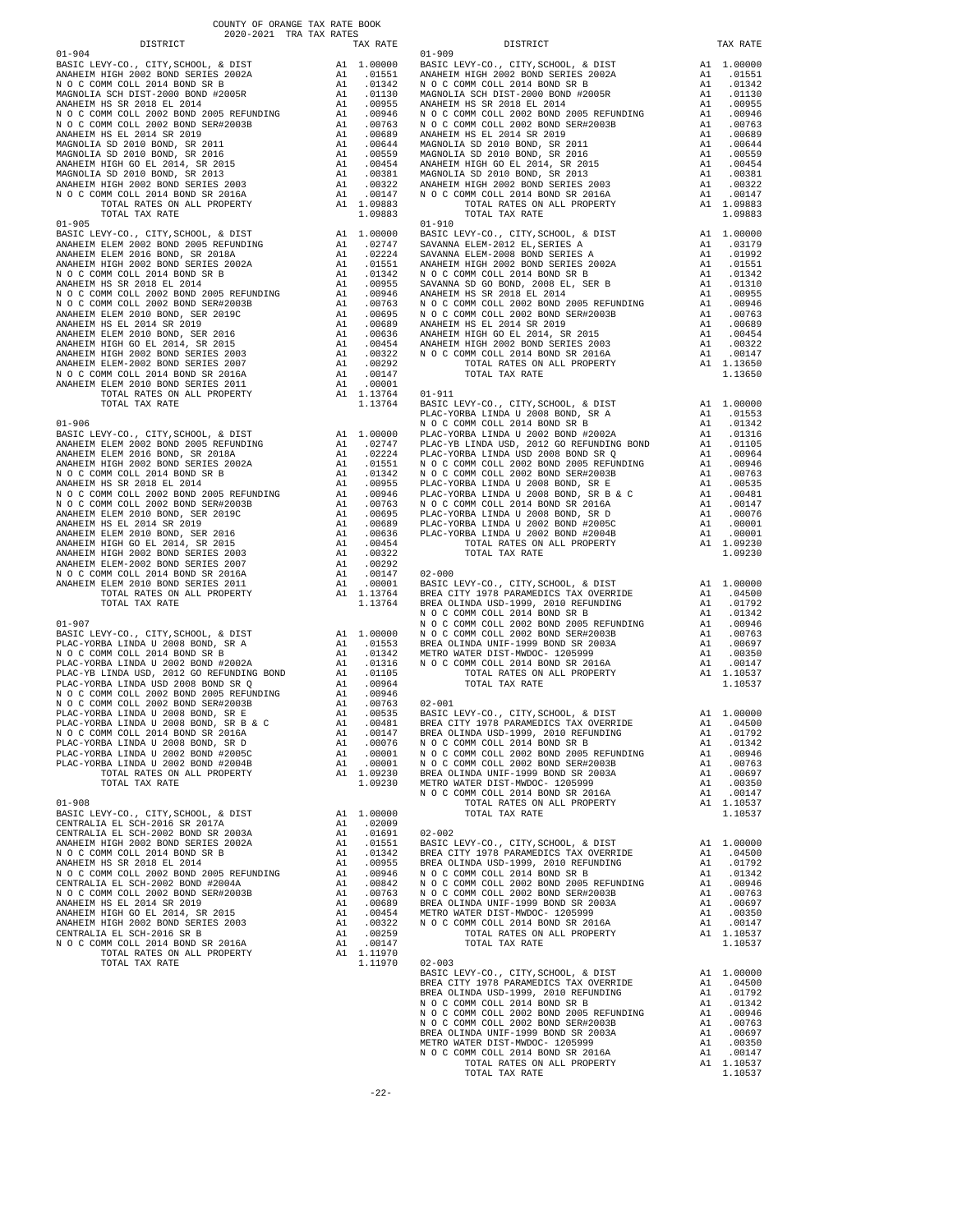COUNTY OF ORANGE TAX RATE BOOK
2020-2021 TRA TAX RATES

| DISTRICT | | TAX RATE |
|---|---|---|
| **01-904** | | |
| BASIC LEVY-CO., CITY,SCHOOL, & DIST | A1 | 1.00000 |
| ANAHEIM HIGH 2002 BOND SERIES 2002A | A1 | .01551 |
| N O C COMM COLL 2014 BOND SR B | A1 | .01342 |
| MAGNOLIA SCH DIST-2000 BOND #2005R | A1 | .01130 |
| ANAHEIM HS SR 2018 EL 2014 | A1 | .00955 |
| N O C COMM COLL 2002 BOND 2005 REFUNDING | A1 | .00946 |
| N O C COMM COLL 2002 BOND SER#2003B | A1 | .00763 |
| ANAHEIM HS EL 2014 SR 2019 | A1 | .00689 |
| MAGNOLIA SD 2010 BOND, SR 2011 | A1 | .00644 |
| MAGNOLIA SD 2010 BOND, SR 2016 | A1 | .00559 |
| ANAHEIM HIGH GO EL 2014, SR 2015 | A1 | .00454 |
| MAGNOLIA SD 2010 BOND, SR 2013 | A1 | .00381 |
| ANAHEIM HIGH 2002 BOND SERIES 2003 | A1 | .00322 |
| N O C COMM COLL 2014 BOND SR 2016A | A1 | .00147 |
| TOTAL RATES ON ALL PROPERTY | A1 | 1.09883 |
| TOTAL TAX RATE | | 1.09883 |
| **01-905** | | |
| BASIC LEVY-CO., CITY,SCHOOL, & DIST | A1 | 1.00000 |
| ANAHEIM ELEM 2002 BOND 2005 REFUNDING | A1 | .02747 |
| ANAHEIM ELEM 2016 BOND, SR 2018A | A1 | .02224 |
| ANAHEIM HIGH 2002 BOND SERIES 2002A | A1 | .01551 |
| N O C COMM COLL 2014 BOND SR B | A1 | .01342 |
| ANAHEIM HS SR 2018 EL 2014 | A1 | .00955 |
| N O C COMM COLL 2002 BOND 2005 REFUNDING | A1 | .00946 |
| N O C COMM COLL 2002 BOND SER#2003B | A1 | .00763 |
| ANAHEIM ELEM 2010 BOND, SER 2019C | A1 | .00695 |
| ANAHEIM HS EL 2014 SR 2019 | A1 | .00689 |
| ANAHEIM ELEM 2010 BOND, SER 2016 | A1 | .00636 |
| ANAHEIM HIGH GO EL 2014, SR 2015 | A1 | .00454 |
| ANAHEIM HIGH 2002 BOND SERIES 2003 | A1 | .00322 |
| ANAHEIM ELEM-2002 BOND SERIES 2007 | A1 | .00292 |
| N O C COMM COLL 2014 BOND SR 2016A | A1 | .00147 |
| ANAHEIM ELEM 2010 BOND SERIES 2011 | A1 | .00001 |
| TOTAL RATES ON ALL PROPERTY | A1 | 1.13764 |
| TOTAL TAX RATE | | 1.13764 |
| **01-906** | | |
| BASIC LEVY-CO., CITY,SCHOOL, & DIST | A1 | 1.00000 |
| ANAHEIM ELEM 2002 BOND 2005 REFUNDING | A1 | .02747 |
| ANAHEIM ELEM 2016 BOND, SR 2018A | A1 | .02224 |
| ANAHEIM HIGH 2002 BOND SERIES 2002A | A1 | .01551 |
| N O C COMM COLL 2014 BOND SR B | A1 | .01342 |
| ANAHEIM HS SR 2018 EL 2014 | A1 | .00955 |
| N O C COMM COLL 2002 BOND 2005 REFUNDING | A1 | .00946 |
| N O C COMM COLL 2002 BOND SER#2003B | A1 | .00763 |
| ANAHEIM ELEM 2010 BOND, SER 2019C | A1 | .00695 |
| ANAHEIM HS EL 2014 SR 2019 | A1 | .00689 |
| ANAHEIM ELEM 2010 BOND, SER 2016 | A1 | .00636 |
| ANAHEIM HIGH GO EL 2014, SR 2015 | A1 | .00454 |
| ANAHEIM HIGH 2002 BOND SERIES 2003 | A1 | .00322 |
| ANAHEIM ELEM-2002 BOND SERIES 2007 | A1 | .00292 |
| N O C COMM COLL 2014 BOND SR 2016A | A1 | .00147 |
| ANAHEIM ELEM 2010 BOND SERIES 2011 | A1 | .00001 |
| TOTAL RATES ON ALL PROPERTY | A1 | 1.13764 |
| TOTAL TAX RATE | | 1.13764 |
| **01-907** | | |
| BASIC LEVY-CO., CITY,SCHOOL, & DIST | A1 | 1.00000 |
| PLAC-YORBA LINDA U 2008 BOND, SR A | A1 | .01553 |
| N O C COMM COLL 2014 BOND SR B | A1 | .01342 |
| PLAC-YORBA LINDA U 2002 BOND #2002A | A1 | .01316 |
| PLAC-YB LINDA USD, 2012 GO REFUNDING BOND | A1 | .01105 |
| PLAC-YORBA LINDA USD 2008 BOND SR Q | A1 | .00964 |
| N O C COMM COLL 2002 BOND 2005 REFUNDING | A1 | .00946 |
| N O C COMM COLL 2002 BOND SER#2003B | A1 | .00763 |
| PLAC-YORBA LINDA U 2008 BOND, SR E | A1 | .00535 |
| PLAC-YORBA LINDA U 2008 BOND, SR B & C | A1 | .00481 |
| N O C COMM COLL 2014 BOND SR 2016A | A1 | .00147 |
| PLAC-YORBA LINDA U 2008 BOND, SR D | A1 | .00076 |
| PLAC-YORBA LINDA U 2002 BOND #2005C | A1 | .00001 |
| PLAC-YORBA LINDA U 2002 BOND #2004B | A1 | .00001 |
| TOTAL RATES ON ALL PROPERTY | A1 | 1.09230 |
| TOTAL TAX RATE | | 1.09230 |
| **01-908** | | |
| BASIC LEVY-CO., CITY,SCHOOL, & DIST | A1 | 1.00000 |
| CENTRALIA EL SCH-2016 SR 2017A | A1 | .02009 |
| CENTRALIA EL SCH-2002 BOND SR 2003A | A1 | .01691 |
| ANAHEIM HIGH 2002 BOND SERIES 2002A | A1 | .01551 |
| N O C COMM COLL 2014 BOND SR B | A1 | .01342 |
| ANAHEIM HS SR 2018 EL 2014 | A1 | .00955 |
| N O C COMM COLL 2002 BOND 2005 REFUNDING | A1 | .00946 |
| CENTRALIA EL SCH-2002 BOND #2004A | A1 | .00842 |
| N O C COMM COLL 2002 BOND SER#2003B | A1 | .00763 |
| ANAHEIM HS EL 2014 SR 2019 | A1 | .00689 |
| ANAHEIM HIGH GO EL 2014, SR 2015 | A1 | .00454 |
| ANAHEIM HIGH 2002 BOND SERIES 2003 | A1 | .00322 |
| CENTRALIA EL SCH-2016 SR B | A1 | .00259 |
| N O C COMM COLL 2014 BOND SR 2016A | A1 | .00147 |
| TOTAL RATES ON ALL PROPERTY | A1 | 1.11970 |
| TOTAL TAX RATE | | 1.11970 |
| **01-909** | | |
| BASIC LEVY-CO., CITY,SCHOOL, & DIST | A1 | 1.00000 |
| ANAHEIM HIGH 2002 BOND SERIES 2002A | A1 | .01551 |
| N O C COMM COLL 2014 BOND SR B | A1 | .01342 |
| MAGNOLIA SCH DIST-2000 BOND #2005R | A1 | .01130 |
| ANAHEIM HS SR 2018 EL 2014 | A1 | .00955 |
| N O C COMM COLL 2002 BOND 2005 REFUNDING | A1 | .00946 |
| N O C COMM COLL 2002 BOND SER#2003B | A1 | .00763 |
| ANAHEIM HS EL 2014 SR 2019 | A1 | .00689 |
| MAGNOLIA SD 2010 BOND, SR 2011 | A1 | .00644 |
| MAGNOLIA SD 2010 BOND, SR 2016 | A1 | .00559 |
| ANAHEIM HIGH GO EL 2014, SR 2015 | A1 | .00454 |
| MAGNOLIA SD 2010 BOND, SR 2013 | A1 | .00381 |
| ANAHEIM HIGH 2002 BOND SERIES 2003 | A1 | .00322 |
| N O C COMM COLL 2014 BOND SR 2016A | A1 | .00147 |
| TOTAL RATES ON ALL PROPERTY | A1 | 1.09883 |
| TOTAL TAX RATE | | 1.09883 |
| **01-910** | | |
| BASIC LEVY-CO., CITY,SCHOOL, & DIST | A1 | 1.00000 |
| SAVANNA ELEM-2012 EL,SERIES A | A1 | .03179 |
| SAVANNA ELEM-2008 BOND SERIES A | A1 | .01992 |
| ANAHEIM HIGH 2002 BOND SERIES 2002A | A1 | .01551 |
| N O C COMM COLL 2014 BOND SR B | A1 | .01342 |
| SAVANNA SD GO BOND, 2008 EL, SER B | A1 | .01310 |
| ANAHEIM HS SR 2018 EL 2014 | A1 | .00955 |
| N O C COMM COLL 2002 BOND 2005 REFUNDING | A1 | .00946 |
| N O C COMM COLL 2002 BOND SER#2003B | A1 | .00763 |
| ANAHEIM HS EL 2014 SR 2019 | A1 | .00689 |
| ANAHEIM HIGH GO EL 2014, SR 2015 | A1 | .00454 |
| ANAHEIM HIGH 2002 BOND SERIES 2003 | A1 | .00322 |
| N O C COMM COLL 2014 BOND SR 2016A | A1 | .00147 |
| TOTAL RATES ON ALL PROPERTY | A1 | 1.13650 |
| TOTAL TAX RATE | | 1.13650 |
| **01-911** | | |
| BASIC LEVY-CO., CITY,SCHOOL, & DIST | A1 | 1.00000 |
| PLAC-YORBA LINDA U 2008 BOND, SR A | A1 | .01553 |
| N O C COMM COLL 2014 BOND SR B | A1 | .01342 |
| PLAC-YORBA LINDA U 2002 BOND #2002A | A1 | .01316 |
| PLAC-YB LINDA USD, 2012 GO REFUNDING BOND | A1 | .01105 |
| PLAC-YORBA LINDA USD 2008 BOND SR Q | A1 | .00964 |
| N O C COMM COLL 2002 BOND 2005 REFUNDING | A1 | .00946 |
| N O C COMM COLL 2002 BOND SER#2003B | A1 | .00763 |
| PLAC-YORBA LINDA U 2008 BOND, SR E | A1 | .00535 |
| PLAC-YORBA LINDA U 2008 BOND, SR B & C | A1 | .00481 |
| N O C COMM COLL 2014 BOND SR 2016A | A1 | .00147 |
| PLAC-YORBA LINDA U 2008 BOND, SR D | A1 | .00076 |
| PLAC-YORBA LINDA U 2002 BOND #2005C | A1 | .00001 |
| PLAC-YORBA LINDA U 2002 BOND #2004B | A1 | .00001 |
| TOTAL RATES ON ALL PROPERTY | A1 | 1.09230 |
| TOTAL TAX RATE | | 1.09230 |
| **02-000** | | |
| BASIC LEVY-CO., CITY,SCHOOL, & DIST | A1 | 1.00000 |
| BREA CITY 1978 PARAMEDICS TAX OVERRIDE | A1 | .04500 |
| BREA OLINDA USD-1999, 2010 REFUNDING | A1 | .01792 |
| N O C COMM COLL 2014 BOND SR B | A1 | .01342 |
| N O C COMM COLL 2002 BOND 2005 REFUNDING | A1 | .00946 |
| N O C COMM COLL 2002 BOND SER#2003B | A1 | .00763 |
| BREA OLINDA UNIF-1999 BOND SR 2003A | A1 | .00697 |
| METRO WATER DIST-MWDOC- 1205999 | A1 | .00350 |
| N O C COMM COLL 2014 BOND SR 2016A | A1 | .00147 |
| TOTAL RATES ON ALL PROPERTY | A1 | 1.10537 |
| TOTAL TAX RATE | | 1.10537 |
| **02-001** | | |
| BASIC LEVY-CO., CITY,SCHOOL, & DIST | A1 | 1.00000 |
| BREA CITY 1978 PARAMEDICS TAX OVERRIDE | A1 | .04500 |
| BREA OLINDA USD-1999, 2010 REFUNDING | A1 | .01792 |
| N O C COMM COLL 2014 BOND SR B | A1 | .01342 |
| N O C COMM COLL 2002 BOND 2005 REFUNDING | A1 | .00946 |
| N O C COMM COLL 2002 BOND SER#2003B | A1 | .00763 |
| BREA OLINDA UNIF-1999 BOND SR 2003A | A1 | .00697 |
| METRO WATER DIST-MWDOC- 1205999 | A1 | .00350 |
| N O C COMM COLL 2014 BOND SR 2016A | A1 | .00147 |
| TOTAL RATES ON ALL PROPERTY | A1 | 1.10537 |
| TOTAL TAX RATE | | 1.10537 |
| **02-002** | | |
| BASIC LEVY-CO., CITY,SCHOOL, & DIST | A1 | 1.00000 |
| BREA CITY 1978 PARAMEDICS TAX OVERRIDE | A1 | .04500 |
| BREA OLINDA USD-1999, 2010 REFUNDING | A1 | .01792 |
| N O C COMM COLL 2014 BOND SR B | A1 | .01342 |
| N O C COMM COLL 2002 BOND 2005 REFUNDING | A1 | .00946 |
| N O C COMM COLL 2002 BOND SER#2003B | A1 | .00763 |
| BREA OLINDA UNIF-1999 BOND SR 2003A | A1 | .00697 |
| METRO WATER DIST-MWDOC- 1205999 | A1 | .00350 |
| N O C COMM COLL 2014 BOND SR 2016A | A1 | .00147 |
| TOTAL RATES ON ALL PROPERTY | A1 | 1.10537 |
| TOTAL TAX RATE | | 1.10537 |
| **02-003** | | |
| BASIC LEVY-CO., CITY,SCHOOL, & DIST | A1 | 1.00000 |
| BREA CITY 1978 PARAMEDICS TAX OVERRIDE | A1 | .04500 |
| BREA OLINDA USD-1999, 2010 REFUNDING | A1 | .01792 |
| N O C COMM COLL 2014 BOND SR B | A1 | .01342 |
| N O C COMM COLL 2002 BOND 2005 REFUNDING | A1 | .00946 |
| N O C COMM COLL 2002 BOND SER#2003B | A1 | .00763 |
| BREA OLINDA UNIF-1999 BOND SR 2003A | A1 | .00697 |
| METRO WATER DIST-MWDOC- 1205999 | A1 | .00350 |
| N O C COMM COLL 2014 BOND SR 2016A | A1 | .00147 |
| TOTAL RATES ON ALL PROPERTY | A1 | 1.10537 |
| TOTAL TAX RATE | | 1.10537 |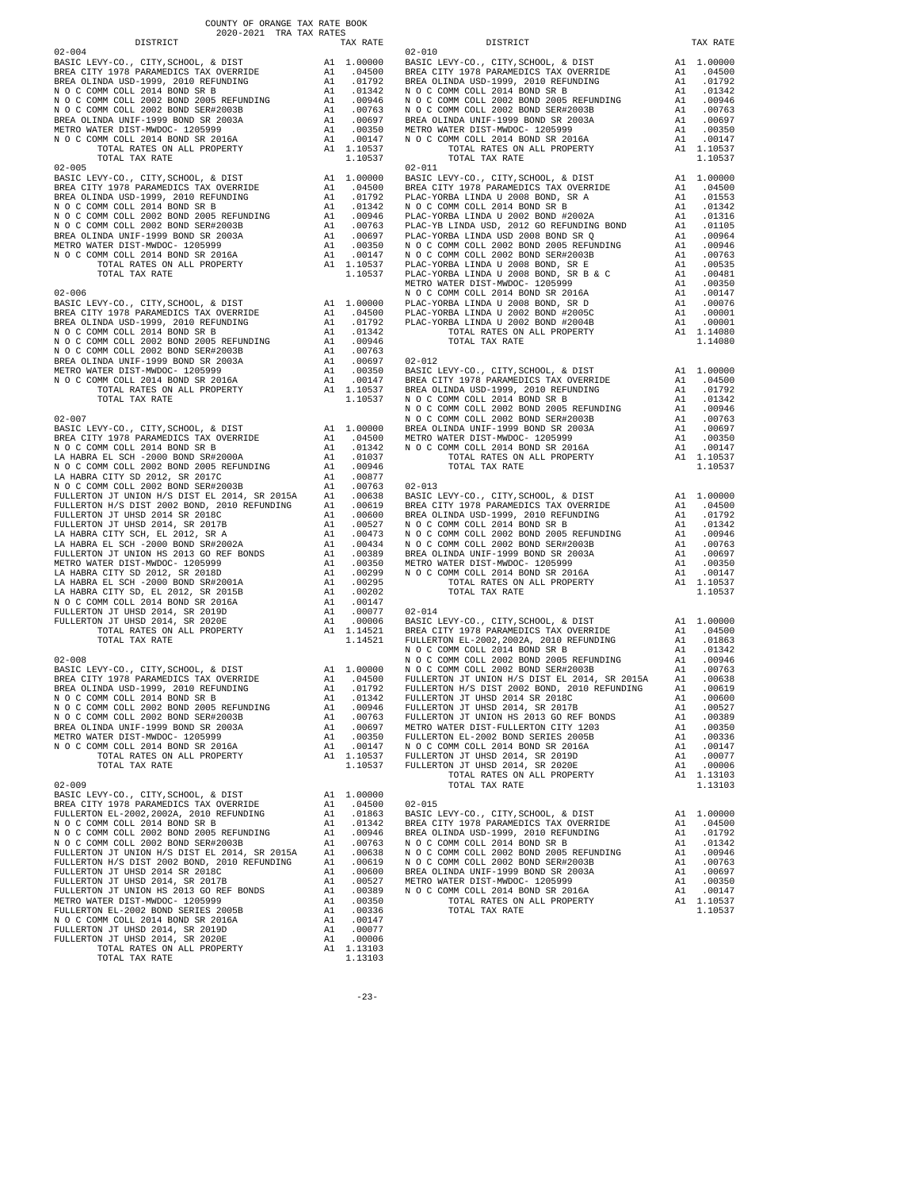COUNTY OF ORANGE TAX RATE BOOK
2020-2021 TRA TAX RATES

| DISTRICT | | TAX RATE |
|---|---|---|
| **02-004** | | |
| BASIC LEVY-CO., CITY,SCHOOL, & DIST | A1 | 1.00000 |
| BREA CITY 1978 PARAMEDICS TAX OVERRIDE | A1 | .04500 |
| BREA OLINDA USD-1999, 2010 REFUNDING | A1 | .01792 |
| N O C COMM COLL 2014 BOND SR B | A1 | .01342 |
| N O C COMM COLL 2002 BOND 2005 REFUNDING | A1 | .00946 |
| N O C COMM COLL 2002 BOND SER#2003B | A1 | .00763 |
| BREA OLINDA UNIF-1999 BOND SR 2003A | A1 | .00697 |
| METRO WATER DIST-MWDOC- 1205999 | A1 | .00350 |
| N O C COMM COLL 2014 BOND SR 2016A | A1 | .00147 |
| TOTAL RATES ON ALL PROPERTY | A1 | 1.10537 |
| TOTAL TAX RATE | | 1.10537 |
| **02-005** | | |
| BASIC LEVY-CO., CITY,SCHOOL, & DIST | A1 | 1.00000 |
| BREA CITY 1978 PARAMEDICS TAX OVERRIDE | A1 | .04500 |
| BREA OLINDA USD-1999, 2010 REFUNDING | A1 | .01792 |
| N O C COMM COLL 2014 BOND SR B | A1 | .01342 |
| N O C COMM COLL 2002 BOND 2005 REFUNDING | A1 | .00946 |
| N O C COMM COLL 2002 BOND SER#2003B | A1 | .00763 |
| BREA OLINDA UNIF-1999 BOND SR 2003A | A1 | .00697 |
| METRO WATER DIST-MWDOC- 1205999 | A1 | .00350 |
| N O C COMM COLL 2014 BOND SR 2016A | A1 | .00147 |
| TOTAL RATES ON ALL PROPERTY | A1 | 1.10537 |
| TOTAL TAX RATE | | 1.10537 |
| **02-006** | | |
| BASIC LEVY-CO., CITY,SCHOOL, & DIST | A1 | 1.00000 |
| BREA CITY 1978 PARAMEDICS TAX OVERRIDE | A1 | .04500 |
| BREA OLINDA USD-1999, 2010 REFUNDING | A1 | .01792 |
| N O C COMM COLL 2014 BOND SR B | A1 | .01342 |
| N O C COMM COLL 2002 BOND 2005 REFUNDING | A1 | .00946 |
| N O C COMM COLL 2002 BOND SER#2003B | A1 | .00763 |
| BREA OLINDA UNIF-1999 BOND SR 2003A | A1 | .00697 |
| METRO WATER DIST-MWDOC- 1205999 | A1 | .00350 |
| N O C COMM COLL 2014 BOND SR 2016A | A1 | .00147 |
| TOTAL RATES ON ALL PROPERTY | A1 | 1.10537 |
| TOTAL TAX RATE | | 1.10537 |
| **02-007** | | |
| BASIC LEVY-CO., CITY,SCHOOL, & DIST | A1 | 1.00000 |
| BREA CITY 1978 PARAMEDICS TAX OVERRIDE | A1 | .04500 |
| N O C COMM COLL 2014 BOND SR B | A1 | .01342 |
| LA HABRA EL SCH -2000 BOND SR#2000A | A1 | .01037 |
| N O C COMM COLL 2002 BOND 2005 REFUNDING | A1 | .00946 |
| LA HABRA CITY SD 2012, SR 2017C | A1 | .00877 |
| N O C COMM COLL 2002 BOND SER#2003B | A1 | .00763 |
| FULLERTON JT UNION H/S DIST EL 2014, SR 2015A | A1 | .00638 |
| FULLERTON H/S DIST 2002 BOND, 2010 REFUNDING | A1 | .00619 |
| FULLERTON JT UHSD 2014 SR 2018C | A1 | .00600 |
| FULLERTON JT UHSD 2014, SR 2017B | A1 | .00527 |
| LA HABRA CITY SCH, EL 2012, SR A | A1 | .00473 |
| LA HABRA EL SCH -2000 BOND SR#2002A | A1 | .00434 |
| FULLERTON JT UNION HS 2013 GO REF BONDS | A1 | .00389 |
| METRO WATER DIST-MWDOC- 1205999 | A1 | .00350 |
| LA HABRA CITY SD 2012, SR 2018D | A1 | .00299 |
| LA HABRA EL SCH -2000 BOND SR#2001A | A1 | .00295 |
| LA HABRA CITY SD, EL 2012, SR 2015B | A1 | .00202 |
| N O C COMM COLL 2014 BOND SR 2016A | A1 | .00147 |
| FULLERTON JT UHSD 2014, SR 2019D | A1 | .00077 |
| FULLERTON JT UHSD 2014, SR 2020E | A1 | .00006 |
| TOTAL RATES ON ALL PROPERTY | A1 | 1.14521 |
| TOTAL TAX RATE | | 1.14521 |
| **02-008** | | |
| BASIC LEVY-CO., CITY,SCHOOL, & DIST | A1 | 1.00000 |
| BREA CITY 1978 PARAMEDICS TAX OVERRIDE | A1 | .04500 |
| BREA OLINDA USD-1999, 2010 REFUNDING | A1 | .01792 |
| N O C COMM COLL 2014 BOND SR B | A1 | .01342 |
| N O C COMM COLL 2002 BOND 2005 REFUNDING | A1 | .00946 |
| N O C COMM COLL 2002 BOND SER#2003B | A1 | .00763 |
| BREA OLINDA UNIF-1999 BOND SR 2003A | A1 | .00697 |
| METRO WATER DIST-MWDOC- 1205999 | A1 | .00350 |
| N O C COMM COLL 2014 BOND SR 2016A | A1 | .00147 |
| TOTAL RATES ON ALL PROPERTY | A1 | 1.10537 |
| TOTAL TAX RATE | | 1.10537 |
| **02-009** | | |
| BASIC LEVY-CO., CITY,SCHOOL, & DIST | A1 | 1.00000 |
| BREA CITY 1978 PARAMEDICS TAX OVERRIDE | A1 | .04500 |
| FULLERTON EL-2002,2002A, 2010 REFUNDING | A1 | .01863 |
| N O C COMM COLL 2014 BOND SR B | A1 | .01342 |
| N O C COMM COLL 2002 BOND 2005 REFUNDING | A1 | .00946 |
| N O C COMM COLL 2002 BOND SER#2003B | A1 | .00763 |
| FULLERTON JT UNION H/S DIST EL 2014, SR 2015A | A1 | .00638 |
| FULLERTON H/S DIST 2002 BOND, 2010 REFUNDING | A1 | .00619 |
| FULLERTON JT UHSD 2014 SR 2018C | A1 | .00600 |
| FULLERTON JT UHSD 2014, SR 2017B | A1 | .00527 |
| FULLERTON JT UNION HS 2013 GO REF BONDS | A1 | .00389 |
| METRO WATER DIST-MWDOC- 1205999 | A1 | .00350 |
| FULLERTON EL-2002 BOND SERIES 2005B | A1 | .00336 |
| N O C COMM COLL 2014 BOND SR 2016A | A1 | .00147 |
| FULLERTON JT UHSD 2014, SR 2019D | A1 | .00077 |
| FULLERTON JT UHSD 2014, SR 2020E | A1 | .00006 |
| TOTAL RATES ON ALL PROPERTY | A1 | 1.13103 |
| TOTAL TAX RATE | | 1.13103 |
| **02-010** | | |
| BASIC LEVY-CO., CITY,SCHOOL, & DIST | A1 | 1.00000 |
| BREA CITY 1978 PARAMEDICS TAX OVERRIDE | A1 | .04500 |
| BREA OLINDA USD-1999, 2010 REFUNDING | A1 | .01792 |
| N O C COMM COLL 2014 BOND SR B | A1 | .01342 |
| N O C COMM COLL 2002 BOND 2005 REFUNDING | A1 | .00946 |
| N O C COMM COLL 2002 BOND SER#2003B | A1 | .00763 |
| BREA OLINDA UNIF-1999 BOND SR 2003A | A1 | .00697 |
| METRO WATER DIST-MWDOC- 1205999 | A1 | .00350 |
| N O C COMM COLL 2014 BOND SR 2016A | A1 | .00147 |
| TOTAL RATES ON ALL PROPERTY | A1 | 1.10537 |
| TOTAL TAX RATE | | 1.10537 |
| **02-011** | | |
| BASIC LEVY-CO., CITY,SCHOOL, & DIST | A1 | 1.00000 |
| BREA CITY 1978 PARAMEDICS TAX OVERRIDE | A1 | .04500 |
| PLAC-YORBA LINDA U 2008 BOND, SR A | A1 | .01553 |
| N O C COMM COLL 2014 BOND SR B | A1 | .01342 |
| PLAC-YORBA LINDA U 2002 BOND #2002A | A1 | .01316 |
| PLAC-YB LINDA USD, 2012 GO REFUNDING BOND | A1 | .01105 |
| PLAC-YORBA LINDA USD 2008 BOND SR Q | A1 | .00964 |
| N O C COMM COLL 2002 BOND 2005 REFUNDING | A1 | .00946 |
| N O C COMM COLL 2002 BOND SER#2003B | A1 | .00763 |
| PLAC-YORBA LINDA U 2008 BOND, SR E | A1 | .00535 |
| PLAC-YORBA LINDA U 2008 BOND, SR B & C | A1 | .00481 |
| METRO WATER DIST-MWDOC- 1205999 | A1 | .00350 |
| N O C COMM COLL 2014 BOND SR 2016A | A1 | .00147 |
| PLAC-YORBA LINDA U 2008 BOND, SR D | A1 | .00076 |
| PLAC-YORBA LINDA U 2002 BOND #2005C | A1 | .00001 |
| PLAC-YORBA LINDA U 2002 BOND #2004B | A1 | .00001 |
| TOTAL RATES ON ALL PROPERTY | A1 | 1.14080 |
| TOTAL TAX RATE | | 1.14080 |
| **02-012** | | |
| BASIC LEVY-CO., CITY,SCHOOL, & DIST | A1 | 1.00000 |
| BREA CITY 1978 PARAMEDICS TAX OVERRIDE | A1 | .04500 |
| BREA OLINDA USD-1999, 2010 REFUNDING | A1 | .01792 |
| N O C COMM COLL 2014 BOND SR B | A1 | .01342 |
| N O C COMM COLL 2002 BOND 2005 REFUNDING | A1 | .00946 |
| N O C COMM COLL 2002 BOND SER#2003B | A1 | .00763 |
| BREA OLINDA UNIF-1999 BOND SR 2003A | A1 | .00697 |
| METRO WATER DIST-MWDOC- 1205999 | A1 | .00350 |
| N O C COMM COLL 2014 BOND SR 2016A | A1 | .00147 |
| TOTAL RATES ON ALL PROPERTY | A1 | 1.10537 |
| TOTAL TAX RATE | | 1.10537 |
| **02-013** | | |
| BASIC LEVY-CO., CITY,SCHOOL, & DIST | A1 | 1.00000 |
| BREA CITY 1978 PARAMEDICS TAX OVERRIDE | A1 | .04500 |
| BREA OLINDA USD-1999, 2010 REFUNDING | A1 | .01792 |
| N O C COMM COLL 2014 BOND SR B | A1 | .01342 |
| N O C COMM COLL 2002 BOND 2005 REFUNDING | A1 | .00946 |
| N O C COMM COLL 2002 BOND SER#2003B | A1 | .00763 |
| BREA OLINDA UNIF-1999 BOND SR 2003A | A1 | .00697 |
| METRO WATER DIST-MWDOC- 1205999 | A1 | .00350 |
| N O C COMM COLL 2014 BOND SR 2016A | A1 | .00147 |
| TOTAL RATES ON ALL PROPERTY | A1 | 1.10537 |
| TOTAL TAX RATE | | 1.10537 |
| **02-014** | | |
| BASIC LEVY-CO., CITY,SCHOOL, & DIST | A1 | 1.00000 |
| BREA CITY 1978 PARAMEDICS TAX OVERRIDE | A1 | .04500 |
| FULLERTON EL-2002,2002A, 2010 REFUNDING | A1 | .01863 |
| N O C COMM COLL 2014 BOND SR B | A1 | .01342 |
| N O C COMM COLL 2002 BOND 2005 REFUNDING | A1 | .00946 |
| N O C COMM COLL 2002 BOND SER#2003B | A1 | .00763 |
| FULLERTON JT UNION H/S DIST EL 2014, SR 2015A | A1 | .00638 |
| FULLERTON H/S DIST 2002 BOND, 2010 REFUNDING | A1 | .00619 |
| FULLERTON JT UHSD 2014 SR 2018C | A1 | .00600 |
| FULLERTON JT UHSD 2014, SR 2017B | A1 | .00527 |
| FULLERTON JT UNION HS 2013 GO REF BONDS | A1 | .00389 |
| METRO WATER DIST-FULLERTON CITY 1203 | A1 | .00350 |
| FULLERTON EL-2002 BOND SERIES 2005B | A1 | .00336 |
| N O C COMM COLL 2014 BOND SR 2016A | A1 | .00147 |
| FULLERTON JT UHSD 2014, SR 2019D | A1 | .00077 |
| FULLERTON JT UHSD 2014, SR 2020E | A1 | .00006 |
| TOTAL RATES ON ALL PROPERTY | A1 | 1.13103 |
| TOTAL TAX RATE | | 1.13103 |
| **02-015** | | |
| BASIC LEVY-CO., CITY,SCHOOL, & DIST | A1 | 1.00000 |
| BREA CITY 1978 PARAMEDICS TAX OVERRIDE | A1 | .04500 |
| BREA OLINDA USD-1999, 2010 REFUNDING | A1 | .01792 |
| N O C COMM COLL 2014 BOND SR B | A1 | .01342 |
| N O C COMM COLL 2002 BOND 2005 REFUNDING | A1 | .00946 |
| N O C COMM COLL 2002 BOND SER#2003B | A1 | .00763 |
| BREA OLINDA UNIF-1999 BOND SR 2003A | A1 | .00697 |
| METRO WATER DIST-MWDOC- 1205999 | A1 | .00350 |
| N O C COMM COLL 2014 BOND SR 2016A | A1 | .00147 |
| TOTAL RATES ON ALL PROPERTY | A1 | 1.10537 |
| TOTAL TAX RATE | | 1.10537 |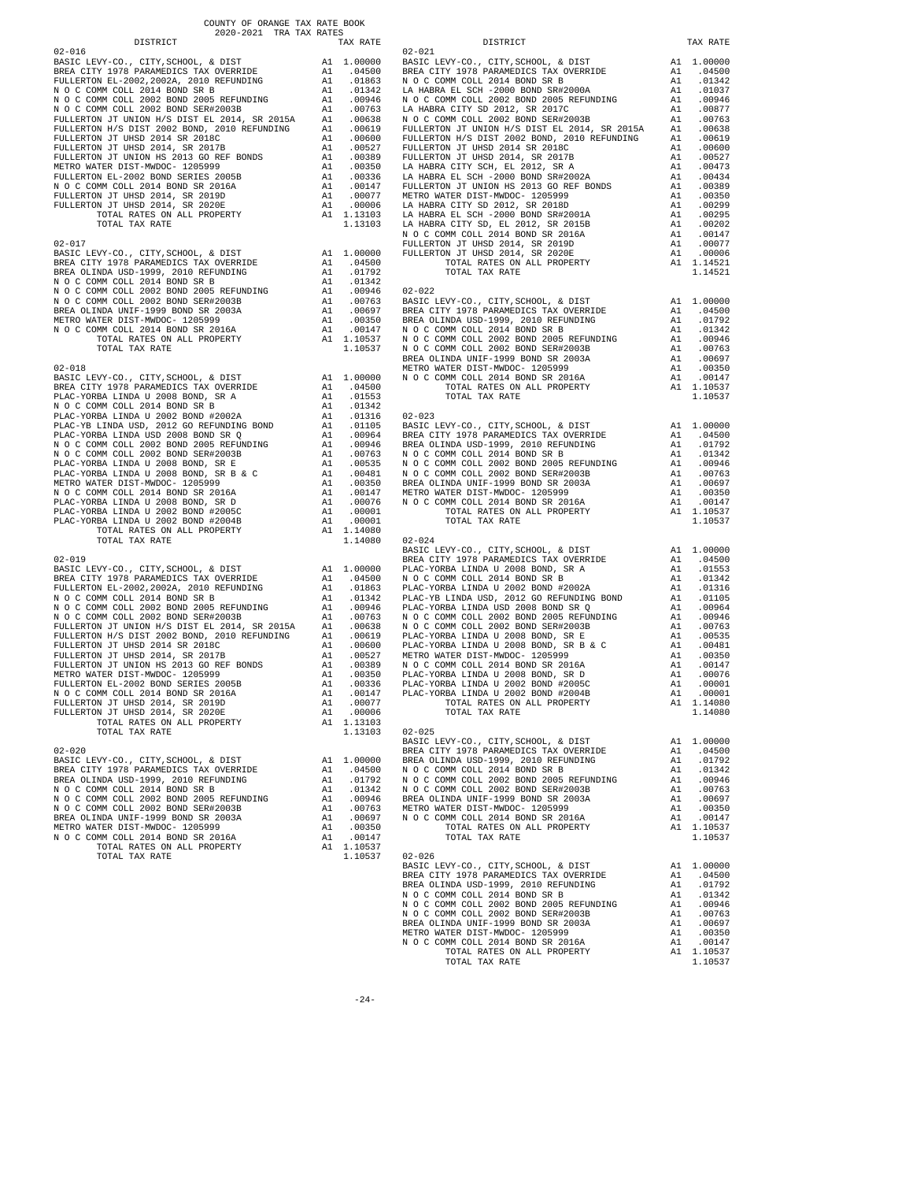COUNTY OF ORANGE TAX RATE BOOK
2020-2021 TRA TAX RATES

**02-016**

| DISTRICT | | TAX RATE |
|---|---|---|
| BASIC LEVY-CO., CITY,SCHOOL, & DIST | A1 | 1.00000 |
| BREA CITY 1978 PARAMEDICS TAX OVERRIDE | A1 | .04500 |
| FULLERTON EL-2002,2002A, 2010 REFUNDING | A1 | .01863 |
| N O C COMM COLL 2014 BOND SR B | A1 | .01342 |
| N O C COMM COLL 2002 BOND 2005 REFUNDING | A1 | .00946 |
| N O C COMM COLL 2002 BOND SER#2003B | A1 | .00763 |
| FULLERTON JT UNION H/S DIST EL 2014, SR 2015A | A1 | .00638 |
| FULLERTON H/S DIST 2002 BOND, 2010 REFUNDING | A1 | .00619 |
| FULLERTON JT UHSD 2014 SR 2018C | A1 | .00600 |
| FULLERTON JT UHSD 2014, SR 2017B | A1 | .00527 |
| FULLERTON JT UNION HS 2013 GO REF BONDS | A1 | .00389 |
| METRO WATER DIST-MWDOC- 1205999 | A1 | .00350 |
| FULLERTON EL-2002 BOND SERIES 2005B | A1 | .00336 |
| N O C COMM COLL 2014 BOND SR 2016A | A1 | .00147 |
| FULLERTON JT UHSD 2014, SR 2019D | A1 | .00077 |
| FULLERTON JT UHSD 2014, SR 2020E | A1 | .00006 |
| TOTAL RATES ON ALL PROPERTY | A1 | 1.13103 |
| TOTAL TAX RATE | | 1.13103 |

**02-017**

| DISTRICT | | TAX RATE |
|---|---|---|
| BASIC LEVY-CO., CITY,SCHOOL, & DIST | A1 | 1.00000 |
| BREA CITY 1978 PARAMEDICS TAX OVERRIDE | A1 | .04500 |
| BREA OLINDA USD-1999, 2010 REFUNDING | A1 | .01792 |
| N O C COMM COLL 2014 BOND SR B | A1 | .01342 |
| N O C COMM COLL 2002 BOND 2005 REFUNDING | A1 | .00946 |
| N O C COMM COLL 2002 BOND SER#2003B | A1 | .00763 |
| BREA OLINDA UNIF-1999 BOND SR 2003A | A1 | .00697 |
| METRO WATER DIST-MWDOC- 1205999 | A1 | .00350 |
| N O C COMM COLL 2014 BOND SR 2016A | A1 | .00147 |
| TOTAL RATES ON ALL PROPERTY | A1 | 1.10537 |
| TOTAL TAX RATE | | 1.10537 |

**02-018**

| DISTRICT | | TAX RATE |
|---|---|---|
| BASIC LEVY-CO., CITY,SCHOOL, & DIST | A1 | 1.00000 |
| BREA CITY 1978 PARAMEDICS TAX OVERRIDE | A1 | .04500 |
| PLAC-YORBA LINDA U 2008 BOND, SR A | A1 | .01553 |
| N O C COMM COLL 2014 BOND SR B | A1 | .01342 |
| PLAC-YORBA LINDA U 2002 BOND #2002A | A1 | .01316 |
| PLAC-YB LINDA USD, 2012 GO REFUNDING BOND | A1 | .01105 |
| PLAC-YORBA LINDA USD 2008 BOND SR Q | A1 | .00964 |
| N O C COMM COLL 2002 BOND 2005 REFUNDING | A1 | .00946 |
| N O C COMM COLL 2002 BOND SER#2003B | A1 | .00763 |
| PLAC-YORBA LINDA U 2008 BOND, SR E | A1 | .00535 |
| PLAC-YORBA LINDA U 2008 BOND, SR B & C | A1 | .00481 |
| METRO WATER DIST-MWDOC- 1205999 | A1 | .00350 |
| N O C COMM COLL 2014 BOND SR 2016A | A1 | .00147 |
| PLAC-YORBA LINDA U 2008 BOND, SR D | A1 | .00076 |
| PLAC-YORBA LINDA U 2002 BOND #2005C | A1 | .00001 |
| PLAC-YORBA LINDA U 2002 BOND #2004B | A1 | .00001 |
| TOTAL RATES ON ALL PROPERTY | A1 | 1.14080 |
| TOTAL TAX RATE | | 1.14080 |

**02-019**

| DISTRICT | | TAX RATE |
|---|---|---|
| BASIC LEVY-CO., CITY,SCHOOL, & DIST | A1 | 1.00000 |
| BREA CITY 1978 PARAMEDICS TAX OVERRIDE | A1 | .04500 |
| FULLERTON EL-2002,2002A, 2010 REFUNDING | A1 | .01863 |
| N O C COMM COLL 2014 BOND SR B | A1 | .01342 |
| N O C COMM COLL 2002 BOND 2005 REFUNDING | A1 | .00946 |
| N O C COMM COLL 2002 BOND SER#2003B | A1 | .00763 |
| FULLERTON JT UNION H/S DIST EL 2014, SR 2015A | A1 | .00638 |
| FULLERTON H/S DIST 2002 BOND, 2010 REFUNDING | A1 | .00619 |
| FULLERTON JT UHSD 2014 SR 2018C | A1 | .00600 |
| FULLERTON JT UHSD 2014, SR 2017B | A1 | .00527 |
| FULLERTON JT UNION HS 2013 GO REF BONDS | A1 | .00389 |
| METRO WATER DIST-MWDOC- 1205999 | A1 | .00350 |
| FULLERTON EL-2002 BOND SERIES 2005B | A1 | .00336 |
| N O C COMM COLL 2014 BOND SR 2016A | A1 | .00147 |
| FULLERTON JT UHSD 2014, SR 2019D | A1 | .00077 |
| FULLERTON JT UHSD 2014, SR 2020E | A1 | .00006 |
| TOTAL RATES ON ALL PROPERTY | A1 | 1.13103 |
| TOTAL TAX RATE | | 1.13103 |

**02-020**

| DISTRICT | | TAX RATE |
|---|---|---|
| BASIC LEVY-CO., CITY,SCHOOL, & DIST | A1 | 1.00000 |
| BREA CITY 1978 PARAMEDICS TAX OVERRIDE | A1 | .04500 |
| BREA OLINDA USD-1999, 2010 REFUNDING | A1 | .01792 |
| N O C COMM COLL 2014 BOND SR B | A1 | .01342 |
| N O C COMM COLL 2002 BOND 2005 REFUNDING | A1 | .00946 |
| N O C COMM COLL 2002 BOND SER#2003B | A1 | .00763 |
| BREA OLINDA UNIF-1999 BOND SR 2003A | A1 | .00697 |
| METRO WATER DIST-MWDOC- 1205999 | A1 | .00350 |
| N O C COMM COLL 2014 BOND SR 2016A | A1 | .00147 |
| TOTAL RATES ON ALL PROPERTY | A1 | 1.10537 |
| TOTAL TAX RATE | | 1.10537 |

**02-021**

| DISTRICT | | TAX RATE |
|---|---|---|
| BASIC LEVY-CO., CITY,SCHOOL, & DIST | A1 | 1.00000 |
| BREA CITY 1978 PARAMEDICS TAX OVERRIDE | A1 | .04500 |
| N O C COMM COLL 2014 BOND SR B | A1 | .01342 |
| LA HABRA EL SCH -2000 BOND SR#2000A | A1 | .01037 |
| N O C COMM COLL 2002 BOND 2005 REFUNDING | A1 | .00946 |
| LA HABRA CITY SD 2012, SR 2017C | A1 | .00877 |
| N O C COMM COLL 2002 BOND SER#2003B | A1 | .00763 |
| FULLERTON JT UNION H/S DIST EL 2014, SR 2015A | A1 | .00638 |
| FULLERTON H/S DIST 2002 BOND, 2010 REFUNDING | A1 | .00619 |
| FULLERTON JT UHSD 2014 SR 2018C | A1 | .00600 |
| FULLERTON JT UHSD 2014, SR 2017B | A1 | .00527 |
| LA HABRA CITY SCH, EL 2012, SR A | A1 | .00473 |
| LA HABRA EL SCH -2000 BOND SR#2002A | A1 | .00434 |
| FULLERTON JT UNION HS 2013 GO REF BONDS | A1 | .00389 |
| METRO WATER DIST-MWDOC- 1205999 | A1 | .00350 |
| LA HABRA CITY SD 2012, SR 2018D | A1 | .00299 |
| LA HABRA EL SCH -2000 BOND SR#2001A | A1 | .00295 |
| LA HABRA CITY SD, EL 2012, SR 2015B | A1 | .00202 |
| N O C COMM COLL 2014 BOND SR 2016A | A1 | .00147 |
| FULLERTON JT UHSD 2014, SR 2019D | A1 | .00077 |
| FULLERTON JT UHSD 2014, SR 2020E | A1 | .00006 |
| TOTAL RATES ON ALL PROPERTY | A1 | 1.14521 |
| TOTAL TAX RATE | | 1.14521 |

**02-022**

| DISTRICT | | TAX RATE |
|---|---|---|
| BASIC LEVY-CO., CITY,SCHOOL, & DIST | A1 | 1.00000 |
| BREA CITY 1978 PARAMEDICS TAX OVERRIDE | A1 | .04500 |
| BREA OLINDA USD-1999, 2010 REFUNDING | A1 | .01792 |
| N O C COMM COLL 2014 BOND SR B | A1 | .01342 |
| N O C COMM COLL 2002 BOND 2005 REFUNDING | A1 | .00946 |
| N O C COMM COLL 2002 BOND SER#2003B | A1 | .00763 |
| BREA OLINDA UNIF-1999 BOND SR 2003A | A1 | .00697 |
| METRO WATER DIST-MWDOC- 1205999 | A1 | .00350 |
| N O C COMM COLL 2014 BOND SR 2016A | A1 | .00147 |
| TOTAL RATES ON ALL PROPERTY | A1 | 1.10537 |
| TOTAL TAX RATE | | 1.10537 |

**02-023**

| DISTRICT | | TAX RATE |
|---|---|---|
| BASIC LEVY-CO., CITY,SCHOOL, & DIST | A1 | 1.00000 |
| BREA CITY 1978 PARAMEDICS TAX OVERRIDE | A1 | .04500 |
| BREA OLINDA USD-1999, 2010 REFUNDING | A1 | .01792 |
| N O C COMM COLL 2014 BOND SR B | A1 | .01342 |
| N O C COMM COLL 2002 BOND 2005 REFUNDING | A1 | .00946 |
| N O C COMM COLL 2002 BOND SER#2003B | A1 | .00763 |
| BREA OLINDA UNIF-1999 BOND SR 2003A | A1 | .00697 |
| METRO WATER DIST-MWDOC- 1205999 | A1 | .00350 |
| N O C COMM COLL 2014 BOND SR 2016A | A1 | .00147 |
| TOTAL RATES ON ALL PROPERTY | A1 | 1.10537 |
| TOTAL TAX RATE | | 1.10537 |

**02-024**

| DISTRICT | | TAX RATE |
|---|---|---|
| BASIC LEVY-CO., CITY,SCHOOL, & DIST | A1 | 1.00000 |
| BREA CITY 1978 PARAMEDICS TAX OVERRIDE | A1 | .04500 |
| PLAC-YORBA LINDA U 2008 BOND, SR A | A1 | .01553 |
| N O C COMM COLL 2014 BOND SR B | A1 | .01342 |
| PLAC-YORBA LINDA U 2002 BOND #2002A | A1 | .01316 |
| PLAC-YB LINDA USD, 2012 GO REFUNDING BOND | A1 | .01105 |
| PLAC-YORBA LINDA USD 2008 BOND SR Q | A1 | .00964 |
| N O C COMM COLL 2002 BOND 2005 REFUNDING | A1 | .00946 |
| N O C COMM COLL 2002 BOND SER#2003B | A1 | .00763 |
| PLAC-YORBA LINDA U 2008 BOND, SR E | A1 | .00535 |
| PLAC-YORBA LINDA U 2008 BOND, SR B & C | A1 | .00481 |
| METRO WATER DIST-MWDOC- 1205999 | A1 | .00350 |
| N O C COMM COLL 2014 BOND SR 2016A | A1 | .00147 |
| PLAC-YORBA LINDA U 2008 BOND, SR D | A1 | .00076 |
| PLAC-YORBA LINDA U 2002 BOND #2005C | A1 | .00001 |
| PLAC-YORBA LINDA U 2002 BOND #2004B | A1 | .00001 |
| TOTAL RATES ON ALL PROPERTY | A1 | 1.14080 |
| TOTAL TAX RATE | | 1.14080 |

**02-025**

| DISTRICT | | TAX RATE |
|---|---|---|
| BASIC LEVY-CO., CITY,SCHOOL, & DIST | A1 | 1.00000 |
| BREA CITY 1978 PARAMEDICS TAX OVERRIDE | A1 | .04500 |
| BREA OLINDA USD-1999, 2010 REFUNDING | A1 | .01792 |
| N O C COMM COLL 2014 BOND SR B | A1 | .01342 |
| N O C COMM COLL 2002 BOND 2005 REFUNDING | A1 | .00946 |
| N O C COMM COLL 2002 BOND SER#2003B | A1 | .00763 |
| BREA OLINDA UNIF-1999 BOND SR 2003A | A1 | .00697 |
| METRO WATER DIST-MWDOC- 1205999 | A1 | .00350 |
| N O C COMM COLL 2014 BOND SR 2016A | A1 | .00147 |
| TOTAL RATES ON ALL PROPERTY | A1 | 1.10537 |
| TOTAL TAX RATE | | 1.10537 |

**02-026**

| DISTRICT | | TAX RATE |
|---|---|---|
| BASIC LEVY-CO., CITY,SCHOOL, & DIST | A1 | 1.00000 |
| BREA CITY 1978 PARAMEDICS TAX OVERRIDE | A1 | .04500 |
| BREA OLINDA USD-1999, 2010 REFUNDING | A1 | .01792 |
| N O C COMM COLL 2014 BOND SR B | A1 | .01342 |
| N O C COMM COLL 2002 BOND 2005 REFUNDING | A1 | .00946 |
| N O C COMM COLL 2002 BOND SER#2003B | A1 | .00763 |
| BREA OLINDA UNIF-1999 BOND SR 2003A | A1 | .00697 |
| METRO WATER DIST-MWDOC- 1205999 | A1 | .00350 |
| N O C COMM COLL 2014 BOND SR 2016A | A1 | .00147 |
| TOTAL RATES ON ALL PROPERTY | A1 | 1.10537 |
| TOTAL TAX RATE | | 1.10537 |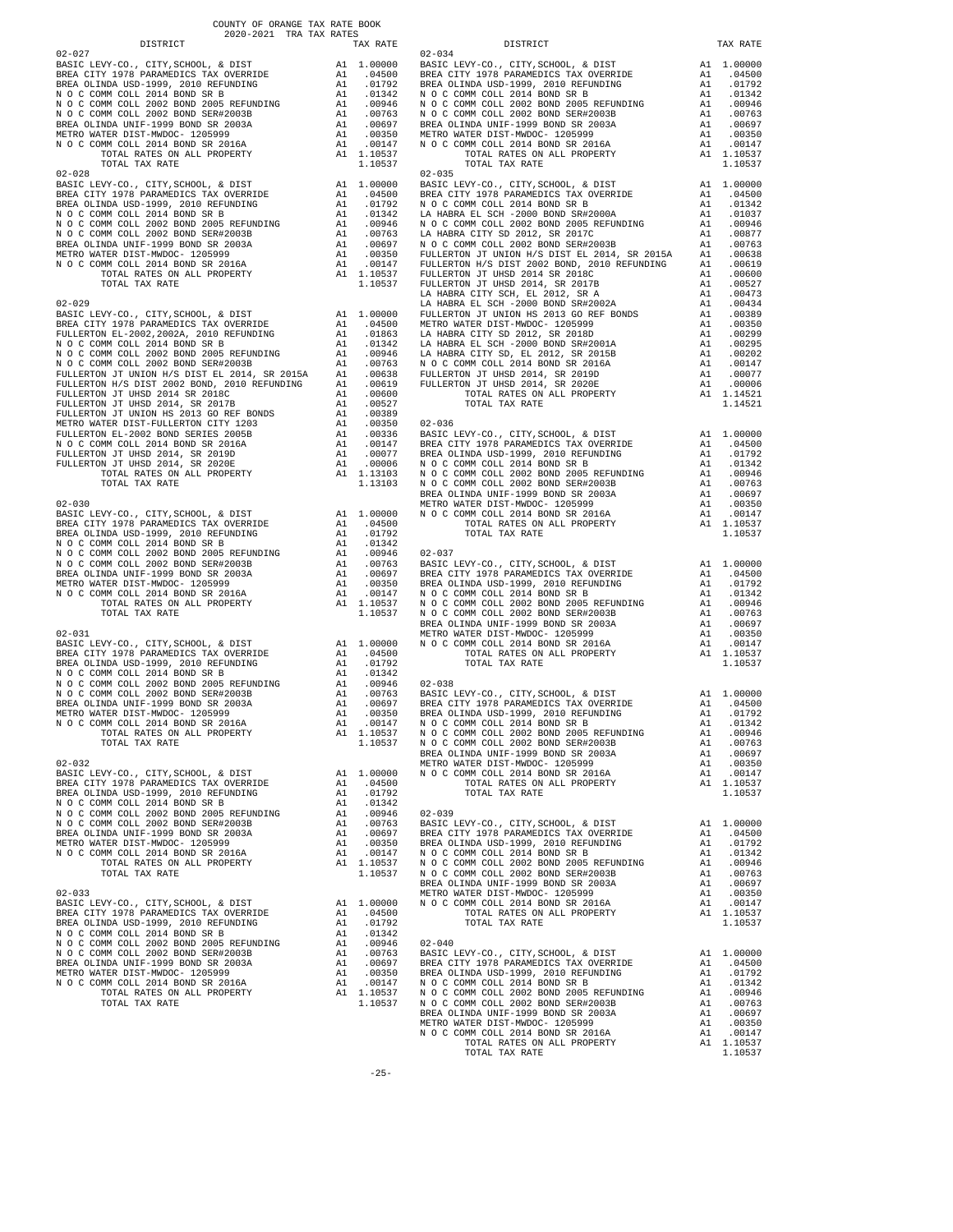COUNTY OF ORANGE TAX RATE BOOK
2020-2021 TRA TAX RATES

| DISTRICT | | TAX RATE |
|---|---|---|
| **02-027** | | |
| BASIC LEVY-CO., CITY,SCHOOL, & DIST | A1 | 1.00000 |
| BREA CITY 1978 PARAMEDICS TAX OVERRIDE | A1 | .04500 |
| BREA OLINDA USD-1999, 2010 REFUNDING | A1 | .01792 |
| N O C COMM COLL 2014 BOND SR B | A1 | .01342 |
| N O C COMM COLL 2002 BOND 2005 REFUNDING | A1 | .00946 |
| N O C COMM COLL 2002 BOND SER#2003B | A1 | .00763 |
| BREA OLINDA UNIF-1999 BOND SR 2003A | A1 | .00697 |
| METRO WATER DIST-MWDOC- 1205999 | A1 | .00350 |
| N O C COMM COLL 2014 BOND SR 2016A | A1 | .00147 |
| TOTAL RATES ON ALL PROPERTY | A1 | 1.10537 |
| TOTAL TAX RATE | | 1.10537 |
| **02-028** | | |
| BASIC LEVY-CO., CITY,SCHOOL, & DIST | A1 | 1.00000 |
| BREA CITY 1978 PARAMEDICS TAX OVERRIDE | A1 | .04500 |
| BREA OLINDA USD-1999, 2010 REFUNDING | A1 | .01792 |
| N O C COMM COLL 2014 BOND SR B | A1 | .01342 |
| N O C COMM COLL 2002 BOND 2005 REFUNDING | A1 | .00946 |
| N O C COMM COLL 2002 BOND SER#2003B | A1 | .00763 |
| BREA OLINDA UNIF-1999 BOND SR 2003A | A1 | .00697 |
| METRO WATER DIST-MWDOC- 1205999 | A1 | .00350 |
| N O C COMM COLL 2014 BOND SR 2016A | A1 | .00147 |
| TOTAL RATES ON ALL PROPERTY | A1 | 1.10537 |
| TOTAL TAX RATE | | 1.10537 |
| **02-029** | | |
| BASIC LEVY-CO., CITY,SCHOOL, & DIST | A1 | 1.00000 |
| BREA CITY 1978 PARAMEDICS TAX OVERRIDE | A1 | .04500 |
| FULLERTON EL-2002,2002A, 2010 REFUNDING | A1 | .01863 |
| N O C COMM COLL 2014 BOND SR B | A1 | .01342 |
| N O C COMM COLL 2002 BOND 2005 REFUNDING | A1 | .00946 |
| N O C COMM COLL 2002 BOND SER#2003B | A1 | .00763 |
| FULLERTON JT UNION H/S DIST EL 2014, SR 2015A | A1 | .00638 |
| FULLERTON H/S DIST 2002 BOND, 2010 REFUNDING | A1 | .00619 |
| FULLERTON JT UHSD 2014 SR 2018C | A1 | .00600 |
| FULLERTON JT UHSD 2014, SR 2017B | A1 | .00527 |
| FULLERTON JT UNION HS 2013 GO REF BONDS | A1 | .00389 |
| METRO WATER DIST-FULLERTON CITY 1203 | A1 | .00350 |
| FULLERTON EL-2002 BOND SERIES 2005B | A1 | .00336 |
| N O C COMM COLL 2014 BOND SR 2016A | A1 | .00147 |
| FULLERTON JT UHSD 2014, SR 2019D | A1 | .00077 |
| FULLERTON JT UHSD 2014, SR 2020E | A1 | .00006 |
| TOTAL RATES ON ALL PROPERTY | A1 | 1.13103 |
| TOTAL TAX RATE | | 1.13103 |
| **02-030** | | |
| BASIC LEVY-CO., CITY,SCHOOL, & DIST | A1 | 1.00000 |
| BREA CITY 1978 PARAMEDICS TAX OVERRIDE | A1 | .04500 |
| BREA OLINDA USD-1999, 2010 REFUNDING | A1 | .01792 |
| N O C COMM COLL 2014 BOND SR B | A1 | .01342 |
| N O C COMM COLL 2002 BOND 2005 REFUNDING | A1 | .00946 |
| N O C COMM COLL 2002 BOND SER#2003B | A1 | .00763 |
| BREA OLINDA UNIF-1999 BOND SR 2003A | A1 | .00697 |
| METRO WATER DIST-MWDOC- 1205999 | A1 | .00350 |
| N O C COMM COLL 2014 BOND SR 2016A | A1 | .00147 |
| TOTAL RATES ON ALL PROPERTY | A1 | 1.10537 |
| TOTAL TAX RATE | | 1.10537 |
| **02-031** | | |
| BASIC LEVY-CO., CITY,SCHOOL, & DIST | A1 | 1.00000 |
| BREA CITY 1978 PARAMEDICS TAX OVERRIDE | A1 | .04500 |
| BREA OLINDA USD-1999, 2010 REFUNDING | A1 | .01792 |
| N O C COMM COLL 2014 BOND SR B | A1 | .01342 |
| N O C COMM COLL 2002 BOND 2005 REFUNDING | A1 | .00946 |
| N O C COMM COLL 2002 BOND SER#2003B | A1 | .00763 |
| BREA OLINDA UNIF-1999 BOND SR 2003A | A1 | .00697 |
| METRO WATER DIST-MWDOC- 1205999 | A1 | .00350 |
| N O C COMM COLL 2014 BOND SR 2016A | A1 | .00147 |
| TOTAL RATES ON ALL PROPERTY | A1 | 1.10537 |
| TOTAL TAX RATE | | 1.10537 |
| **02-032** | | |
| BASIC LEVY-CO., CITY,SCHOOL, & DIST | A1 | 1.00000 |
| BREA CITY 1978 PARAMEDICS TAX OVERRIDE | A1 | .04500 |
| BREA OLINDA USD-1999, 2010 REFUNDING | A1 | .01792 |
| N O C COMM COLL 2014 BOND SR B | A1 | .01342 |
| N O C COMM COLL 2002 BOND 2005 REFUNDING | A1 | .00946 |
| N O C COMM COLL 2002 BOND SER#2003B | A1 | .00763 |
| BREA OLINDA UNIF-1999 BOND SR 2003A | A1 | .00697 |
| METRO WATER DIST-MWDOC- 1205999 | A1 | .00350 |
| N O C COMM COLL 2014 BOND SR 2016A | A1 | .00147 |
| TOTAL RATES ON ALL PROPERTY | A1 | 1.10537 |
| TOTAL TAX RATE | | 1.10537 |
| **02-033** | | |
| BASIC LEVY-CO., CITY,SCHOOL, & DIST | A1 | 1.00000 |
| BREA CITY 1978 PARAMEDICS TAX OVERRIDE | A1 | .04500 |
| BREA OLINDA USD-1999, 2010 REFUNDING | A1 | .01792 |
| N O C COMM COLL 2014 BOND SR B | A1 | .01342 |
| N O C COMM COLL 2002 BOND 2005 REFUNDING | A1 | .00946 |
| N O C COMM COLL 2002 BOND SER#2003B | A1 | .00763 |
| BREA OLINDA UNIF-1999 BOND SR 2003A | A1 | .00697 |
| METRO WATER DIST-MWDOC- 1205999 | A1 | .00350 |
| N O C COMM COLL 2014 BOND SR 2016A | A1 | .00147 |
| TOTAL RATES ON ALL PROPERTY | A1 | 1.10537 |
| TOTAL TAX RATE | | 1.10537 |
| **02-034** | | |
| BASIC LEVY-CO., CITY,SCHOOL, & DIST | A1 | 1.00000 |
| BREA CITY 1978 PARAMEDICS TAX OVERRIDE | A1 | .04500 |
| BREA OLINDA USD-1999, 2010 REFUNDING | A1 | .01792 |
| N O C COMM COLL 2014 BOND SR B | A1 | .01342 |
| N O C COMM COLL 2002 BOND 2005 REFUNDING | A1 | .00946 |
| N O C COMM COLL 2002 BOND SER#2003B | A1 | .00763 |
| BREA OLINDA UNIF-1999 BOND SR 2003A | A1 | .00697 |
| METRO WATER DIST-MWDOC- 1205999 | A1 | .00350 |
| N O C COMM COLL 2014 BOND SR 2016A | A1 | .00147 |
| TOTAL RATES ON ALL PROPERTY | A1 | 1.10537 |
| TOTAL TAX RATE | | 1.10537 |
| **02-035** | | |
| BASIC LEVY-CO., CITY,SCHOOL, & DIST | A1 | 1.00000 |
| BREA CITY 1978 PARAMEDICS TAX OVERRIDE | A1 | .04500 |
| N O C COMM COLL 2014 BOND SR B | A1 | .01342 |
| LA HABRA EL SCH -2000 BOND SR#2000A | A1 | .01037 |
| N O C COMM COLL 2002 BOND 2005 REFUNDING | A1 | .00946 |
| LA HABRA CITY SD 2012, SR 2017C | A1 | .00877 |
| N O C COMM COLL 2002 BOND SER#2003B | A1 | .00763 |
| FULLERTON JT UNION H/S DIST EL 2014, SR 2015A | A1 | .00638 |
| FULLERTON H/S DIST 2002 BOND, 2010 REFUNDING | A1 | .00619 |
| FULLERTON JT UHSD 2014 SR 2018C | A1 | .00600 |
| FULLERTON JT UHSD 2014, SR 2017B | A1 | .00527 |
| LA HABRA CITY SCH, EL 2012, SR A | A1 | .00473 |
| LA HABRA EL SCH -2000 BOND SR#2002A | A1 | .00434 |
| FULLERTON JT UNION HS 2013 GO REF BONDS | A1 | .00389 |
| METRO WATER DIST-MWDOC- 1205999 | A1 | .00350 |
| LA HABRA CITY SD 2012, SR 2018D | A1 | .00299 |
| LA HABRA EL SCH -2000 BOND SR#2001A | A1 | .00295 |
| LA HABRA CITY SD, EL 2012, SR 2015B | A1 | .00202 |
| N O C COMM COLL 2014 BOND SR 2016A | A1 | .00147 |
| FULLERTON JT UHSD 2014, SR 2019D | A1 | .00077 |
| FULLERTON JT UHSD 2014, SR 2020E | A1 | .00006 |
| TOTAL RATES ON ALL PROPERTY | A1 | 1.14521 |
| TOTAL TAX RATE | | 1.14521 |
| **02-036** | | |
| BASIC LEVY-CO., CITY,SCHOOL, & DIST | A1 | 1.00000 |
| BREA CITY 1978 PARAMEDICS TAX OVERRIDE | A1 | .04500 |
| BREA OLINDA USD-1999, 2010 REFUNDING | A1 | .01792 |
| N O C COMM COLL 2014 BOND SR B | A1 | .01342 |
| N O C COMM COLL 2002 BOND 2005 REFUNDING | A1 | .00946 |
| N O C COMM COLL 2002 BOND SER#2003B | A1 | .00763 |
| BREA OLINDA UNIF-1999 BOND SR 2003A | A1 | .00697 |
| METRO WATER DIST-MWDOC- 1205999 | A1 | .00350 |
| N O C COMM COLL 2014 BOND SR 2016A | A1 | .00147 |
| TOTAL RATES ON ALL PROPERTY | A1 | 1.10537 |
| TOTAL TAX RATE | | 1.10537 |
| **02-037** | | |
| BASIC LEVY-CO., CITY,SCHOOL, & DIST | A1 | 1.00000 |
| BREA CITY 1978 PARAMEDICS TAX OVERRIDE | A1 | .04500 |
| BREA OLINDA USD-1999, 2010 REFUNDING | A1 | .01792 |
| N O C COMM COLL 2014 BOND SR B | A1 | .01342 |
| N O C COMM COLL 2002 BOND 2005 REFUNDING | A1 | .00946 |
| N O C COMM COLL 2002 BOND SER#2003B | A1 | .00763 |
| BREA OLINDA UNIF-1999 BOND SR 2003A | A1 | .00697 |
| METRO WATER DIST-MWDOC- 1205999 | A1 | .00350 |
| N O C COMM COLL 2014 BOND SR 2016A | A1 | .00147 |
| TOTAL RATES ON ALL PROPERTY | A1 | 1.10537 |
| TOTAL TAX RATE | | 1.10537 |
| **02-038** | | |
| BASIC LEVY-CO., CITY,SCHOOL, & DIST | A1 | 1.00000 |
| BREA CITY 1978 PARAMEDICS TAX OVERRIDE | A1 | .04500 |
| BREA OLINDA USD-1999, 2010 REFUNDING | A1 | .01792 |
| N O C COMM COLL 2014 BOND SR B | A1 | .01342 |
| N O C COMM COLL 2002 BOND 2005 REFUNDING | A1 | .00946 |
| N O C COMM COLL 2002 BOND SER#2003B | A1 | .00763 |
| BREA OLINDA UNIF-1999 BOND SR 2003A | A1 | .00697 |
| METRO WATER DIST-MWDOC- 1205999 | A1 | .00350 |
| N O C COMM COLL 2014 BOND SR 2016A | A1 | .00147 |
| TOTAL RATES ON ALL PROPERTY | A1 | 1.10537 |
| TOTAL TAX RATE | | 1.10537 |
| **02-039** | | |
| BASIC LEVY-CO., CITY,SCHOOL, & DIST | A1 | 1.00000 |
| BREA CITY 1978 PARAMEDICS TAX OVERRIDE | A1 | .04500 |
| BREA OLINDA USD-1999, 2010 REFUNDING | A1 | .01792 |
| N O C COMM COLL 2014 BOND SR B | A1 | .01342 |
| N O C COMM COLL 2002 BOND 2005 REFUNDING | A1 | .00946 |
| N O C COMM COLL 2002 BOND SER#2003B | A1 | .00763 |
| BREA OLINDA UNIF-1999 BOND SR 2003A | A1 | .00697 |
| METRO WATER DIST-MWDOC- 1205999 | A1 | .00350 |
| N O C COMM COLL 2014 BOND SR 2016A | A1 | .00147 |
| TOTAL RATES ON ALL PROPERTY | A1 | 1.10537 |
| TOTAL TAX RATE | | 1.10537 |
| **02-040** | | |
| BASIC LEVY-CO., CITY,SCHOOL, & DIST | A1 | 1.00000 |
| BREA CITY 1978 PARAMEDICS TAX OVERRIDE | A1 | .04500 |
| BREA OLINDA USD-1999, 2010 REFUNDING | A1 | .01792 |
| N O C COMM COLL 2014 BOND SR B | A1 | .01342 |
| N O C COMM COLL 2002 BOND 2005 REFUNDING | A1 | .00946 |
| N O C COMM COLL 2002 BOND SER#2003B | A1 | .00763 |
| BREA OLINDA UNIF-1999 BOND SR 2003A | A1 | .00697 |
| METRO WATER DIST-MWDOC- 1205999 | A1 | .00350 |
| N O C COMM COLL 2014 BOND SR 2016A | A1 | .00147 |
| TOTAL RATES ON ALL PROPERTY | A1 | 1.10537 |
| TOTAL TAX RATE | | 1.10537 |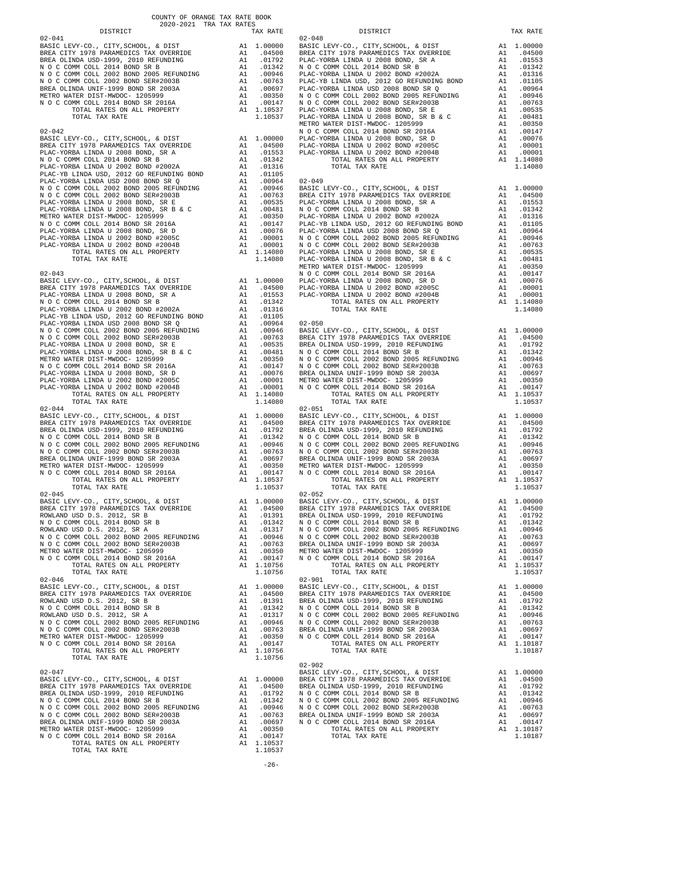COUNTY OF ORANGE TAX RATE BOOK
2020-2021 TRA TAX RATES

| DISTRICT | | TAX RATE |
|---|---|---|
| **02-041** | | |
| BASIC LEVY-CO., CITY,SCHOOL, & DIST | A1 | 1.00000 |
| BREA CITY 1978 PARAMEDICS TAX OVERRIDE | A1 | .04500 |
| BREA OLINDA USD-1999, 2010 REFUNDING | A1 | .01792 |
| N O C COMM COLL 2014 BOND SR B | A1 | .01342 |
| N O C COMM COLL 2002 BOND 2005 REFUNDING | A1 | .00946 |
| N O C COMM COLL 2002 BOND SER#2003B | A1 | .00763 |
| BREA OLINDA UNIF-1999 BOND SR 2003A | A1 | .00697 |
| METRO WATER DIST-MWDOC- 1205999 | A1 | .00350 |
| N O C COMM COLL 2014 BOND SR 2016A | A1 | .00147 |
| TOTAL RATES ON ALL PROPERTY | A1 | 1.10537 |
| TOTAL TAX RATE | | 1.10537 |
| **02-042** | | |
| BASIC LEVY-CO., CITY,SCHOOL, & DIST | A1 | 1.00000 |
| BREA CITY 1978 PARAMEDICS TAX OVERRIDE | A1 | .04500 |
| PLAC-YORBA LINDA U 2008 BOND, SR A | A1 | .01553 |
| N O C COMM COLL 2014 BOND SR B | A1 | .01342 |
| PLAC-YORBA LINDA U 2002 BOND #2002A | A1 | .01316 |
| PLAC-YB LINDA USD, 2012 GO REFUNDING BOND | A1 | .01105 |
| PLAC-YORBA LINDA USD 2008 BOND SR Q | A1 | .00964 |
| N O C COMM COLL 2002 BOND 2005 REFUNDING | A1 | .00946 |
| N O C COMM COLL 2002 BOND SER#2003B | A1 | .00763 |
| PLAC-YORBA LINDA U 2008 BOND, SR E | A1 | .00535 |
| PLAC-YORBA LINDA U 2008 BOND, SR B & C | A1 | .00481 |
| METRO WATER DIST-MWDOC- 1205999 | A1 | .00350 |
| N O C COMM COLL 2014 BOND SR 2016A | A1 | .00147 |
| PLAC-YORBA LINDA U 2008 BOND, SR D | A1 | .00076 |
| PLAC-YORBA LINDA U 2002 BOND #2005C | A1 | .00001 |
| PLAC-YORBA LINDA U 2002 BOND #2004B | A1 | .00001 |
| TOTAL RATES ON ALL PROPERTY | A1 | 1.14080 |
| TOTAL TAX RATE | | 1.14080 |
| **02-043** | | |
| BASIC LEVY-CO., CITY,SCHOOL, & DIST | A1 | 1.00000 |
| BREA CITY 1978 PARAMEDICS TAX OVERRIDE | A1 | .04500 |
| PLAC-YORBA LINDA U 2008 BOND, SR A | A1 | .01553 |
| N O C COMM COLL 2014 BOND SR B | A1 | .01342 |
| PLAC-YORBA LINDA U 2002 BOND #2002A | A1 | .01316 |
| PLAC-YB LINDA USD, 2012 GO REFUNDING BOND | A1 | .01105 |
| PLAC-YORBA LINDA USD 2008 BOND SR Q | A1 | .00964 |
| N O C COMM COLL 2002 BOND 2005 REFUNDING | A1 | .00946 |
| N O C COMM COLL 2002 BOND SER#2003B | A1 | .00763 |
| PLAC-YORBA LINDA U 2008 BOND, SR E | A1 | .00535 |
| PLAC-YORBA LINDA U 2008 BOND, SR B & C | A1 | .00481 |
| METRO WATER DIST-MWDOC- 1205999 | A1 | .00350 |
| N O C COMM COLL 2014 BOND SR 2016A | A1 | .00147 |
| PLAC-YORBA LINDA U 2008 BOND, SR D | A1 | .00076 |
| PLAC-YORBA LINDA U 2002 BOND #2005C | A1 | .00001 |
| PLAC-YORBA LINDA U 2002 BOND #2004B | A1 | .00001 |
| TOTAL RATES ON ALL PROPERTY | A1 | 1.14080 |
| TOTAL TAX RATE | | 1.14080 |
| **02-044** | | |
| BASIC LEVY-CO., CITY,SCHOOL, & DIST | A1 | 1.00000 |
| BREA CITY 1978 PARAMEDICS TAX OVERRIDE | A1 | .04500 |
| BREA OLINDA USD-1999, 2010 REFUNDING | A1 | .01792 |
| N O C COMM COLL 2014 BOND SR B | A1 | .01342 |
| N O C COMM COLL 2002 BOND 2005 REFUNDING | A1 | .00946 |
| N O C COMM COLL 2002 BOND SER#2003B | A1 | .00763 |
| BREA OLINDA UNIF-1999 BOND SR 2003A | A1 | .00697 |
| METRO WATER DIST-MWDOC- 1205999 | A1 | .00350 |
| N O C COMM COLL 2014 BOND SR 2016A | A1 | .00147 |
| TOTAL RATES ON ALL PROPERTY | A1 | 1.10537 |
| TOTAL TAX RATE | | 1.10537 |
| **02-045** | | |
| BASIC LEVY-CO., CITY,SCHOOL, & DIST | A1 | 1.00000 |
| BREA CITY 1978 PARAMEDICS TAX OVERRIDE | A1 | .04500 |
| ROWLAND USD D.S. 2012, SR B | A1 | .01391 |
| N O C COMM COLL 2014 BOND SR B | A1 | .01342 |
| ROWLAND USD D.S. 2012, SR A | A1 | .01317 |
| N O C COMM COLL 2002 BOND 2005 REFUNDING | A1 | .00946 |
| N O C COMM COLL 2002 BOND SER#2003B | A1 | .00763 |
| METRO WATER DIST-MWDOC- 1205999 | A1 | .00350 |
| N O C COMM COLL 2014 BOND SR 2016A | A1 | .00147 |
| TOTAL RATES ON ALL PROPERTY | A1 | 1.10756 |
| TOTAL TAX RATE | | 1.10756 |
| **02-046** | | |
| BASIC LEVY-CO., CITY,SCHOOL, & DIST | A1 | 1.00000 |
| BREA CITY 1978 PARAMEDICS TAX OVERRIDE | A1 | .04500 |
| ROWLAND USD D.S. 2012, SR B | A1 | .01391 |
| N O C COMM COLL 2014 BOND SR B | A1 | .01342 |
| ROWLAND USD D.S. 2012, SR A | A1 | .01317 |
| N O C COMM COLL 2002 BOND 2005 REFUNDING | A1 | .00946 |
| N O C COMM COLL 2002 BOND SER#2003B | A1 | .00763 |
| METRO WATER DIST-MWDOC- 1205999 | A1 | .00350 |
| N O C COMM COLL 2014 BOND SR 2016A | A1 | .00147 |
| TOTAL RATES ON ALL PROPERTY | A1 | 1.10756 |
| TOTAL TAX RATE | | 1.10756 |
| **02-047** | | |
| BASIC LEVY-CO., CITY,SCHOOL, & DIST | A1 | 1.00000 |
| BREA CITY 1978 PARAMEDICS TAX OVERRIDE | A1 | .04500 |
| BREA OLINDA USD-1999, 2010 REFUNDING | A1 | .01792 |
| N O C COMM COLL 2014 BOND SR B | A1 | .01342 |
| N O C COMM COLL 2002 BOND 2005 REFUNDING | A1 | .00946 |
| N O C COMM COLL 2002 BOND SER#2003B | A1 | .00763 |
| BREA OLINDA UNIF-1999 BOND SR 2003A | A1 | .00697 |
| METRO WATER DIST-MWDOC- 1205999 | A1 | .00350 |
| N O C COMM COLL 2014 BOND SR 2016A | A1 | .00147 |
| TOTAL RATES ON ALL PROPERTY | A1 | 1.10537 |
| TOTAL TAX RATE | | 1.10537 |
| **02-048** | | |
| BASIC LEVY-CO., CITY,SCHOOL, & DIST | A1 | 1.00000 |
| BREA CITY 1978 PARAMEDICS TAX OVERRIDE | A1 | .04500 |
| PLAC-YORBA LINDA U 2008 BOND, SR A | A1 | .01553 |
| N O C COMM COLL 2014 BOND SR B | A1 | .01342 |
| PLAC-YORBA LINDA U 2002 BOND #2002A | A1 | .01316 |
| PLAC-YB LINDA USD, 2012 GO REFUNDING BOND | A1 | .01105 |
| PLAC-YORBA LINDA USD 2008 BOND SR Q | A1 | .00964 |
| N O C COMM COLL 2002 BOND 2005 REFUNDING | A1 | .00946 |
| N O C COMM COLL 2002 BOND SER#2003B | A1 | .00763 |
| PLAC-YORBA LINDA U 2008 BOND, SR E | A1 | .00535 |
| PLAC-YORBA LINDA U 2008 BOND, SR B & C | A1 | .00481 |
| METRO WATER DIST-MWDOC- 1205999 | A1 | .00350 |
| N O C COMM COLL 2014 BOND SR 2016A | A1 | .00147 |
| PLAC-YORBA LINDA U 2008 BOND, SR D | A1 | .00076 |
| PLAC-YORBA LINDA U 2002 BOND #2005C | A1 | .00001 |
| PLAC-YORBA LINDA U 2002 BOND #2004B | A1 | .00001 |
| TOTAL RATES ON ALL PROPERTY | A1 | 1.14080 |
| TOTAL TAX RATE | | 1.14080 |
| **02-049** | | |
| BASIC LEVY-CO., CITY,SCHOOL, & DIST | A1 | 1.00000 |
| BREA CITY 1978 PARAMEDICS TAX OVERRIDE | A1 | .04500 |
| PLAC-YORBA LINDA U 2008 BOND, SR A | A1 | .01553 |
| N O C COMM COLL 2014 BOND SR B | A1 | .01342 |
| PLAC-YORBA LINDA U 2002 BOND #2002A | A1 | .01316 |
| PLAC-YB LINDA USD, 2012 GO REFUNDING BOND | A1 | .01105 |
| PLAC-YORBA LINDA USD 2008 BOND SR Q | A1 | .00964 |
| N O C COMM COLL 2002 BOND 2005 REFUNDING | A1 | .00946 |
| N O C COMM COLL 2002 BOND SER#2003B | A1 | .00763 |
| PLAC-YORBA LINDA U 2008 BOND, SR E | A1 | .00535 |
| PLAC-YORBA LINDA U 2008 BOND, SR B & C | A1 | .00481 |
| METRO WATER DIST-MWDOC- 1205999 | A1 | .00350 |
| N O C COMM COLL 2014 BOND SR 2016A | A1 | .00147 |
| PLAC-YORBA LINDA U 2008 BOND, SR D | A1 | .00076 |
| PLAC-YORBA LINDA U 2002 BOND #2005C | A1 | .00001 |
| PLAC-YORBA LINDA U 2002 BOND #2004B | A1 | .00001 |
| TOTAL RATES ON ALL PROPERTY | A1 | 1.14080 |
| TOTAL TAX RATE | | 1.14080 |
| **02-050** | | |
| BASIC LEVY-CO., CITY,SCHOOL, & DIST | A1 | 1.00000 |
| BREA CITY 1978 PARAMEDICS TAX OVERRIDE | A1 | .04500 |
| BREA OLINDA USD-1999, 2010 REFUNDING | A1 | .01792 |
| N O C COMM COLL 2014 BOND SR B | A1 | .01342 |
| N O C COMM COLL 2002 BOND 2005 REFUNDING | A1 | .00946 |
| N O C COMM COLL 2002 BOND SER#2003B | A1 | .00763 |
| BREA OLINDA UNIF-1999 BOND SR 2003A | A1 | .00697 |
| METRO WATER DIST-MWDOC- 1205999 | A1 | .00350 |
| N O C COMM COLL 2014 BOND SR 2016A | A1 | .00147 |
| TOTAL RATES ON ALL PROPERTY | A1 | 1.10537 |
| TOTAL TAX RATE | | 1.10537 |
| **02-051** | | |
| BASIC LEVY-CO., CITY,SCHOOL, & DIST | A1 | 1.00000 |
| BREA CITY 1978 PARAMEDICS TAX OVERRIDE | A1 | .04500 |
| BREA OLINDA USD-1999, 2010 REFUNDING | A1 | .01792 |
| N O C COMM COLL 2014 BOND SR B | A1 | .01342 |
| N O C COMM COLL 2002 BOND 2005 REFUNDING | A1 | .00946 |
| N O C COMM COLL 2002 BOND SER#2003B | A1 | .00763 |
| BREA OLINDA UNIF-1999 BOND SR 2003A | A1 | .00697 |
| METRO WATER DIST-MWDOC- 1205999 | A1 | .00350 |
| N O C COMM COLL 2014 BOND SR 2016A | A1 | .00147 |
| TOTAL RATES ON ALL PROPERTY | A1 | 1.10537 |
| TOTAL TAX RATE | | 1.10537 |
| **02-052** | | |
| BASIC LEVY-CO., CITY,SCHOOL, & DIST | A1 | 1.00000 |
| BREA CITY 1978 PARAMEDICS TAX OVERRIDE | A1 | .04500 |
| BREA OLINDA USD-1999, 2010 REFUNDING | A1 | .01792 |
| N O C COMM COLL 2014 BOND SR B | A1 | .01342 |
| N O C COMM COLL 2002 BOND 2005 REFUNDING | A1 | .00946 |
| N O C COMM COLL 2002 BOND SER#2003B | A1 | .00763 |
| BREA OLINDA UNIF-1999 BOND SR 2003A | A1 | .00697 |
| METRO WATER DIST-MWDOC- 1205999 | A1 | .00350 |
| N O C COMM COLL 2014 BOND SR 2016A | A1 | .00147 |
| TOTAL RATES ON ALL PROPERTY | A1 | 1.10537 |
| TOTAL TAX RATE | | 1.10537 |
| **02-901** | | |
| BASIC LEVY-CO., CITY,SCHOOL, & DIST | A1 | 1.00000 |
| BREA CITY 1978 PARAMEDICS TAX OVERRIDE | A1 | .04500 |
| BREA OLINDA USD-1999, 2010 REFUNDING | A1 | .01792 |
| N O C COMM COLL 2014 BOND SR B | A1 | .01342 |
| N O C COMM COLL 2002 BOND 2005 REFUNDING | A1 | .00946 |
| N O C COMM COLL 2002 BOND SER#2003B | A1 | .00763 |
| BREA OLINDA UNIF-1999 BOND SR 2003A | A1 | .00697 |
| N O C COMM COLL 2014 BOND SR 2016A | A1 | .00147 |
| TOTAL RATES ON ALL PROPERTY | A1 | 1.10187 |
| TOTAL TAX RATE | | 1.10187 |
| **02-902** | | |
| BASIC LEVY-CO., CITY,SCHOOL, & DIST | A1 | 1.00000 |
| BREA CITY 1978 PARAMEDICS TAX OVERRIDE | A1 | .04500 |
| BREA OLINDA USD-1999, 2010 REFUNDING | A1 | .01792 |
| N O C COMM COLL 2014 BOND SR B | A1 | .01342 |
| N O C COMM COLL 2002 BOND 2005 REFUNDING | A1 | .00946 |
| N O C COMM COLL 2002 BOND SER#2003B | A1 | .00763 |
| BREA OLINDA UNIF-1999 BOND SR 2003A | A1 | .00697 |
| N O C COMM COLL 2014 BOND SR 2016A | A1 | .00147 |
| TOTAL RATES ON ALL PROPERTY | A1 | 1.10187 |
| TOTAL TAX RATE | | 1.10187 |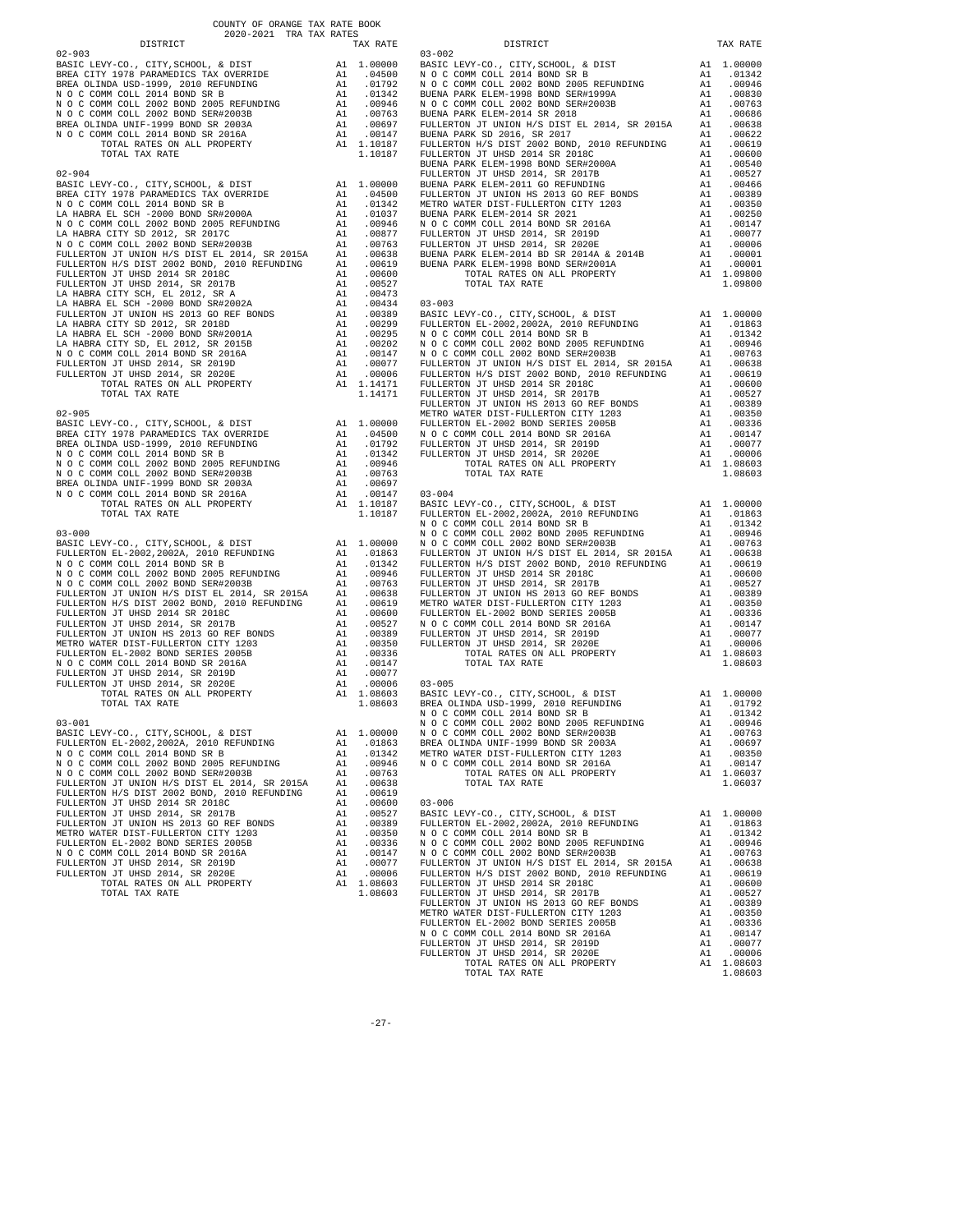COUNTY OF ORANGE TAX RATE BOOK
2020-2021 TRA TAX RATES

| DISTRICT | | TAX RATE |
|---|---|---|
| **02-903** | | |
| BASIC LEVY-CO., CITY,SCHOOL, & DIST | A1 | 1.00000 |
| BREA CITY 1978 PARAMEDICS TAX OVERRIDE | A1 | .04500 |
| BREA OLINDA USD-1999, 2010 REFUNDING | A1 | .01792 |
| N O C COMM COLL 2014 BOND SR B | A1 | .01342 |
| N O C COMM COLL 2002 BOND 2005 REFUNDING | A1 | .00946 |
| N O C COMM COLL 2002 BOND SER#2003B | A1 | .00763 |
| BREA OLINDA UNIF-1999 BOND SR 2003A | A1 | .00697 |
| N O C COMM COLL 2014 BOND SR 2016A | A1 | .00147 |
| TOTAL RATES ON ALL PROPERTY | A1 | 1.10187 |
| TOTAL TAX RATE | | 1.10187 |
| **02-904** | | |
| BASIC LEVY-CO., CITY,SCHOOL, & DIST | A1 | 1.00000 |
| BREA CITY 1978 PARAMEDICS TAX OVERRIDE | A1 | .04500 |
| N O C COMM COLL 2014 BOND SR B | A1 | .01342 |
| LA HABRA EL SCH -2000 BOND SR#2000A | A1 | .01037 |
| N O C COMM COLL 2002 BOND 2005 REFUNDING | A1 | .00946 |
| LA HABRA CITY SD 2012, SR 2017C | A1 | .00877 |
| N O C COMM COLL 2002 BOND SER#2003B | A1 | .00763 |
| FULLERTON JT UNION H/S DIST EL 2014, SR 2015A | A1 | .00638 |
| FULLERTON H/S DIST 2002 BOND, 2010 REFUNDING | A1 | .00619 |
| FULLERTON JT UHSD 2014 SR 2018C | A1 | .00600 |
| FULLERTON JT UHSD 2014, SR 2017B | A1 | .00527 |
| LA HABRA CITY SCH, EL 2012, SR A | A1 | .00473 |
| LA HABRA EL SCH -2000 BOND SR#2002A | A1 | .00434 |
| FULLERTON JT UNION HS 2013 GO REF BONDS | A1 | .00389 |
| LA HABRA CITY SD 2012, SR 2018D | A1 | .00299 |
| LA HABRA EL SCH -2000 BOND SR#2001A | A1 | .00295 |
| LA HABRA CITY SD, EL 2012, SR 2015B | A1 | .00202 |
| N O C COMM COLL 2014 BOND SR 2016A | A1 | .00147 |
| FULLERTON JT UHSD 2014, SR 2019D | A1 | .00077 |
| FULLERTON JT UHSD 2014, SR 2020E | A1 | .00006 |
| TOTAL RATES ON ALL PROPERTY | A1 | 1.14171 |
| TOTAL TAX RATE | | 1.14171 |
| **02-905** | | |
| BASIC LEVY-CO., CITY,SCHOOL, & DIST | A1 | 1.00000 |
| BREA CITY 1978 PARAMEDICS TAX OVERRIDE | A1 | .04500 |
| BREA OLINDA USD-1999, 2010 REFUNDING | A1 | .01792 |
| N O C COMM COLL 2014 BOND SR B | A1 | .01342 |
| N O C COMM COLL 2002 BOND 2005 REFUNDING | A1 | .00946 |
| N O C COMM COLL 2002 BOND SER#2003B | A1 | .00763 |
| BREA OLINDA UNIF-1999 BOND SR 2003A | A1 | .00697 |
| N O C COMM COLL 2014 BOND SR 2016A | A1 | .00147 |
| TOTAL RATES ON ALL PROPERTY | A1 | 1.10187 |
| TOTAL TAX RATE | | 1.10187 |
| **03-000** | | |
| BASIC LEVY-CO., CITY,SCHOOL, & DIST | A1 | 1.00000 |
| FULLERTON EL-2002,2002A, 2010 REFUNDING | A1 | .01863 |
| N O C COMM COLL 2014 BOND SR B | A1 | .01342 |
| N O C COMM COLL 2002 BOND 2005 REFUNDING | A1 | .00946 |
| N O C COMM COLL 2002 BOND SER#2003B | A1 | .00763 |
| FULLERTON JT UNION H/S DIST EL 2014, SR 2015A | A1 | .00638 |
| FULLERTON H/S DIST 2002 BOND, 2010 REFUNDING | A1 | .00619 |
| FULLERTON JT UHSD 2014 SR 2018C | A1 | .00600 |
| FULLERTON JT UHSD 2014, SR 2017B | A1 | .00527 |
| FULLERTON JT UNION HS 2013 GO REF BONDS | A1 | .00389 |
| METRO WATER DIST-FULLERTON CITY 1203 | A1 | .00350 |
| FULLERTON EL-2002 BOND SERIES 2005B | A1 | .00336 |
| N O C COMM COLL 2014 BOND SR 2016A | A1 | .00147 |
| FULLERTON JT UHSD 2014, SR 2019D | A1 | .00077 |
| FULLERTON JT UHSD 2014, SR 2020E | A1 | .00006 |
| TOTAL RATES ON ALL PROPERTY | A1 | 1.08603 |
| TOTAL TAX RATE | | 1.08603 |
| **03-001** | | |
| BASIC LEVY-CO., CITY,SCHOOL, & DIST | A1 | 1.00000 |
| FULLERTON EL-2002,2002A, 2010 REFUNDING | A1 | .01863 |
| N O C COMM COLL 2014 BOND SR B | A1 | .01342 |
| N O C COMM COLL 2002 BOND 2005 REFUNDING | A1 | .00946 |
| N O C COMM COLL 2002 BOND SER#2003B | A1 | .00763 |
| FULLERTON JT UNION H/S DIST EL 2014, SR 2015A | A1 | .00638 |
| FULLERTON H/S DIST 2002 BOND, 2010 REFUNDING | A1 | .00619 |
| FULLERTON JT UHSD 2014 SR 2018C | A1 | .00600 |
| FULLERTON JT UHSD 2014, SR 2017B | A1 | .00527 |
| FULLERTON JT UNION HS 2013 GO REF BONDS | A1 | .00389 |
| METRO WATER DIST-FULLERTON CITY 1203 | A1 | .00350 |
| FULLERTON EL-2002 BOND SERIES 2005B | A1 | .00336 |
| N O C COMM COLL 2014 BOND SR 2016A | A1 | .00147 |
| FULLERTON JT UHSD 2014, SR 2019D | A1 | .00077 |
| FULLERTON JT UHSD 2014, SR 2020E | A1 | .00006 |
| TOTAL RATES ON ALL PROPERTY | A1 | 1.08603 |
| TOTAL TAX RATE | | 1.08603 |
| **03-002** | | |
| BASIC LEVY-CO., CITY,SCHOOL, & DIST | A1 | 1.00000 |
| N O C COMM COLL 2014 BOND SR B | A1 | .01342 |
| N O C COMM COLL 2002 BOND 2005 REFUNDING | A1 | .00946 |
| BUENA PARK ELEM-1998 BOND SER#1999A | A1 | .00830 |
| N O C COMM COLL 2002 BOND SER#2003B | A1 | .00763 |
| BUENA PARK ELEM-2014 SR 2018 | A1 | .00686 |
| FULLERTON JT UNION H/S DIST EL 2014, SR 2015A | A1 | .00638 |
| BUENA PARK SD 2016, SR 2017 | A1 | .00622 |
| FULLERTON H/S DIST 2002 BOND, 2010 REFUNDING | A1 | .00619 |
| FULLERTON JT UHSD 2014 SR 2018C | A1 | .00600 |
| BUENA PARK ELEM-1998 BOND SER#2000A | A1 | .00540 |
| FULLERTON JT UHSD 2014, SR 2017B | A1 | .00527 |
| BUENA PARK ELEM-2011 GO REFUNDING | A1 | .00466 |
| FULLERTON JT UNION HS 2013 GO REF BONDS | A1 | .00389 |
| METRO WATER DIST-FULLERTON CITY 1203 | A1 | .00350 |
| BUENA PARK ELEM-2014 SR 2021 | A1 | .00250 |
| N O C COMM COLL 2014 BOND SR 2016A | A1 | .00147 |
| FULLERTON JT UHSD 2014, SR 2019D | A1 | .00077 |
| FULLERTON JT UHSD 2014, SR 2020E | A1 | .00006 |
| BUENA PARK ELEM-2014 BD SR 2014A & 2014B | A1 | .00001 |
| BUENA PARK ELEM-1998 BOND SER#2001A | A1 | .00001 |
| TOTAL RATES ON ALL PROPERTY | A1 | 1.09800 |
| TOTAL TAX RATE | | 1.09800 |
| **03-003** | | |
| BASIC LEVY-CO., CITY,SCHOOL, & DIST | A1 | 1.00000 |
| FULLERTON EL-2002,2002A, 2010 REFUNDING | A1 | .01863 |
| N O C COMM COLL 2014 BOND SR B | A1 | .01342 |
| N O C COMM COLL 2002 BOND 2005 REFUNDING | A1 | .00946 |
| N O C COMM COLL 2002 BOND SER#2003B | A1 | .00763 |
| FULLERTON JT UNION H/S DIST EL 2014, SR 2015A | A1 | .00638 |
| FULLERTON H/S DIST 2002 BOND, 2010 REFUNDING | A1 | .00619 |
| FULLERTON JT UHSD 2014 SR 2018C | A1 | .00600 |
| FULLERTON JT UHSD 2014, SR 2017B | A1 | .00527 |
| FULLERTON JT UNION HS 2013 GO REF BONDS | A1 | .00389 |
| METRO WATER DIST-FULLERTON CITY 1203 | A1 | .00350 |
| FULLERTON EL-2002 BOND SERIES 2005B | A1 | .00336 |
| N O C COMM COLL 2014 BOND SR 2016A | A1 | .00147 |
| FULLERTON JT UHSD 2014, SR 2019D | A1 | .00077 |
| FULLERTON JT UHSD 2014, SR 2020E | A1 | .00006 |
| TOTAL RATES ON ALL PROPERTY | A1 | 1.08603 |
| TOTAL TAX RATE | | 1.08603 |
| **03-004** | | |
| BASIC LEVY-CO., CITY,SCHOOL, & DIST | A1 | 1.00000 |
| FULLERTON EL-2002,2002A, 2010 REFUNDING | A1 | .01863 |
| N O C COMM COLL 2014 BOND SR B | A1 | .01342 |
| N O C COMM COLL 2002 BOND 2005 REFUNDING | A1 | .00946 |
| N O C COMM COLL 2002 BOND SER#2003B | A1 | .00763 |
| FULLERTON JT UNION H/S DIST EL 2014, SR 2015A | A1 | .00638 |
| FULLERTON H/S DIST 2002 BOND, 2010 REFUNDING | A1 | .00619 |
| FULLERTON JT UHSD 2014 SR 2018C | A1 | .00600 |
| FULLERTON JT UHSD 2014, SR 2017B | A1 | .00527 |
| FULLERTON JT UNION HS 2013 GO REF BONDS | A1 | .00389 |
| METRO WATER DIST-FULLERTON CITY 1203 | A1 | .00350 |
| FULLERTON EL-2002 BOND SERIES 2005B | A1 | .00336 |
| N O C COMM COLL 2014 BOND SR 2016A | A1 | .00147 |
| FULLERTON JT UHSD 2014, SR 2019D | A1 | .00077 |
| FULLERTON JT UHSD 2014, SR 2020E | A1 | .00006 |
| TOTAL RATES ON ALL PROPERTY | A1 | 1.08603 |
| TOTAL TAX RATE | | 1.08603 |
| **03-005** | | |
| BASIC LEVY-CO., CITY,SCHOOL, & DIST | A1 | 1.00000 |
| BREA OLINDA USD-1999, 2010 REFUNDING | A1 | .01792 |
| N O C COMM COLL 2014 BOND SR B | A1 | .01342 |
| N O C COMM COLL 2002 BOND 2005 REFUNDING | A1 | .00946 |
| N O C COMM COLL 2002 BOND SER#2003B | A1 | .00763 |
| BREA OLINDA UNIF-1999 BOND SR 2003A | A1 | .00697 |
| METRO WATER DIST-FULLERTON CITY 1203 | A1 | .00350 |
| N O C COMM COLL 2014 BOND SR 2016A | A1 | .00147 |
| TOTAL RATES ON ALL PROPERTY | A1 | 1.06037 |
| TOTAL TAX RATE | | 1.06037 |
| **03-006** | | |
| BASIC LEVY-CO., CITY,SCHOOL, & DIST | A1 | 1.00000 |
| FULLERTON EL-2002,2002A, 2010 REFUNDING | A1 | .01863 |
| N O C COMM COLL 2014 BOND SR B | A1 | .01342 |
| N O C COMM COLL 2002 BOND 2005 REFUNDING | A1 | .00946 |
| N O C COMM COLL 2002 BOND SER#2003B | A1 | .00763 |
| FULLERTON JT UNION H/S DIST EL 2014, SR 2015A | A1 | .00638 |
| FULLERTON H/S DIST 2002 BOND, 2010 REFUNDING | A1 | .00619 |
| FULLERTON JT UHSD 2014 SR 2018C | A1 | .00600 |
| FULLERTON JT UHSD 2014, SR 2017B | A1 | .00527 |
| FULLERTON JT UNION HS 2013 GO REF BONDS | A1 | .00389 |
| METRO WATER DIST-FULLERTON CITY 1203 | A1 | .00350 |
| FULLERTON EL-2002 BOND SERIES 2005B | A1 | .00336 |
| N O C COMM COLL 2014 BOND SR 2016A | A1 | .00147 |
| FULLERTON JT UHSD 2014, SR 2019D | A1 | .00077 |
| FULLERTON JT UHSD 2014, SR 2020E | A1 | .00006 |
| TOTAL RATES ON ALL PROPERTY | A1 | 1.08603 |
| TOTAL TAX RATE | | 1.08603 |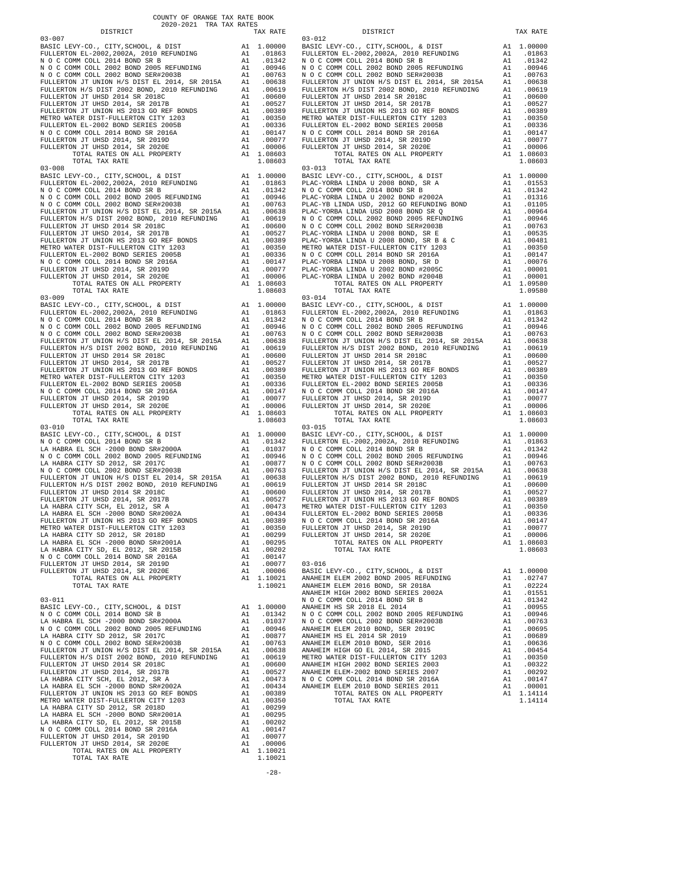COUNTY OF ORANGE TAX RATE BOOK
2020-2021 TRA TAX RATES

| DISTRICT | | TAX RATE |
|---|---|---|
| **03-007** | | |
| BASIC LEVY-CO., CITY,SCHOOL, & DIST | A1 | 1.00000 |
| FULLERTON EL-2002,2002A, 2010 REFUNDING | A1 | .01863 |
| N O C COMM COLL 2014 BOND SR B | A1 | .01342 |
| N O C COMM COLL 2002 BOND 2005 REFUNDING | A1 | .00946 |
| N O C COMM COLL 2002 BOND SER#2003B | A1 | .00763 |
| FULLERTON JT UNION H/S DIST EL 2014, SR 2015A | A1 | .00638 |
| FULLERTON H/S DIST 2002 BOND, 2010 REFUNDING | A1 | .00619 |
| FULLERTON JT UHSD 2014 SR 2018C | A1 | .00600 |
| FULLERTON JT UHSD 2014, SR 2017B | A1 | .00527 |
| FULLERTON JT UNION HS 2013 GO REF BONDS | A1 | .00389 |
| METRO WATER DIST-FULLERTON CITY 1203 | A1 | .00350 |
| FULLERTON EL-2002 BOND SERIES 2005B | A1 | .00336 |
| N O C COMM COLL 2014 BOND SR 2016A | A1 | .00147 |
| FULLERTON JT UHSD 2014, SR 2019D | A1 | .00077 |
| FULLERTON JT UHSD 2014, SR 2020E | A1 | .00006 |
| TOTAL RATES ON ALL PROPERTY | A1 | 1.08603 |
| TOTAL TAX RATE | | 1.08603 |
| **03-008** | | |
| BASIC LEVY-CO., CITY,SCHOOL, & DIST | A1 | 1.00000 |
| FULLERTON EL-2002,2002A, 2010 REFUNDING | A1 | .01863 |
| N O C COMM COLL 2014 BOND SR B | A1 | .01342 |
| N O C COMM COLL 2002 BOND 2005 REFUNDING | A1 | .00946 |
| N O C COMM COLL 2002 BOND SER#2003B | A1 | .00763 |
| FULLERTON JT UNION H/S DIST EL 2014, SR 2015A | A1 | .00638 |
| FULLERTON H/S DIST 2002 BOND, 2010 REFUNDING | A1 | .00619 |
| FULLERTON JT UHSD 2014 SR 2018C | A1 | .00600 |
| FULLERTON JT UHSD 2014, SR 2017B | A1 | .00527 |
| FULLERTON JT UNION HS 2013 GO REF BONDS | A1 | .00389 |
| METRO WATER DIST-FULLERTON CITY 1203 | A1 | .00350 |
| FULLERTON EL-2002 BOND SERIES 2005B | A1 | .00336 |
| N O C COMM COLL 2014 BOND SR 2016A | A1 | .00147 |
| FULLERTON JT UHSD 2014, SR 2019D | A1 | .00077 |
| FULLERTON JT UHSD 2014, SR 2020E | A1 | .00006 |
| TOTAL RATES ON ALL PROPERTY | A1 | 1.08603 |
| TOTAL TAX RATE | | 1.08603 |
| **03-009** | | |
| BASIC LEVY-CO., CITY,SCHOOL, & DIST | A1 | 1.00000 |
| FULLERTON EL-2002,2002A, 2010 REFUNDING | A1 | .01863 |
| N O C COMM COLL 2014 BOND SR B | A1 | .01342 |
| N O C COMM COLL 2002 BOND 2005 REFUNDING | A1 | .00946 |
| N O C COMM COLL 2002 BOND SER#2003B | A1 | .00763 |
| FULLERTON JT UNION H/S DIST EL 2014, SR 2015A | A1 | .00638 |
| FULLERTON H/S DIST 2002 BOND, 2010 REFUNDING | A1 | .00619 |
| FULLERTON JT UHSD 2014 SR 2018C | A1 | .00600 |
| FULLERTON JT UHSD 2014, SR 2017B | A1 | .00527 |
| FULLERTON JT UNION HS 2013 GO REF BONDS | A1 | .00389 |
| METRO WATER DIST-FULLERTON CITY 1203 | A1 | .00350 |
| FULLERTON EL-2002 BOND SERIES 2005B | A1 | .00336 |
| N O C COMM COLL 2014 BOND SR 2016A | A1 | .00147 |
| FULLERTON JT UHSD 2014, SR 2019D | A1 | .00077 |
| FULLERTON JT UHSD 2014, SR 2020E | A1 | .00006 |
| TOTAL RATES ON ALL PROPERTY | A1 | 1.08603 |
| TOTAL TAX RATE | | 1.08603 |
| **03-010** | | |
| BASIC LEVY-CO., CITY,SCHOOL, & DIST | A1 | 1.00000 |
| N O C COMM COLL 2014 BOND SR B | A1 | .01342 |
| LA HABRA EL SCH -2000 BOND SR#2000A | A1 | .01037 |
| N O C COMM COLL 2002 BOND 2005 REFUNDING | A1 | .00946 |
| LA HABRA CITY SD 2012, SR 2017C | A1 | .00877 |
| N O C COMM COLL 2002 BOND SER#2003B | A1 | .00763 |
| FULLERTON JT UNION H/S DIST EL 2014, SR 2015A | A1 | .00638 |
| FULLERTON H/S DIST 2002 BOND, 2010 REFUNDING | A1 | .00619 |
| FULLERTON JT UHSD 2014 SR 2018C | A1 | .00600 |
| FULLERTON JT UHSD 2014, SR 2017B | A1 | .00527 |
| LA HABRA CITY SCH, EL 2012, SR A | A1 | .00473 |
| LA HABRA EL SCH -2000 BOND SR#2002A | A1 | .00434 |
| FULLERTON JT UNION HS 2013 GO REF BONDS | A1 | .00389 |
| METRO WATER DIST-FULLERTON CITY 1203 | A1 | .00350 |
| LA HABRA CITY SD 2012, SR 2018D | A1 | .00299 |
| LA HABRA EL SCH -2000 BOND SR#2001A | A1 | .00295 |
| LA HABRA CITY SD, EL 2012, SR 2015B | A1 | .00202 |
| N O C COMM COLL 2014 BOND SR 2016A | A1 | .00147 |
| FULLERTON JT UHSD 2014, SR 2019D | A1 | .00077 |
| FULLERTON JT UHSD 2014, SR 2020E | A1 | .00006 |
| TOTAL RATES ON ALL PROPERTY | A1 | 1.10021 |
| TOTAL TAX RATE | | 1.10021 |
| **03-011** | | |
| BASIC LEVY-CO., CITY,SCHOOL, & DIST | A1 | 1.00000 |
| N O C COMM COLL 2014 BOND SR B | A1 | .01342 |
| LA HABRA EL SCH -2000 BOND SR#2000A | A1 | .01037 |
| N O C COMM COLL 2002 BOND 2005 REFUNDING | A1 | .00946 |
| LA HABRA CITY SD 2012, SR 2017C | A1 | .00877 |
| N O C COMM COLL 2002 BOND SER#2003B | A1 | .00763 |
| FULLERTON JT UNION H/S DIST EL 2014, SR 2015A | A1 | .00638 |
| FULLERTON H/S DIST 2002 BOND, 2010 REFUNDING | A1 | .00619 |
| FULLERTON JT UHSD 2014 SR 2018C | A1 | .00600 |
| FULLERTON JT UHSD 2014, SR 2017B | A1 | .00527 |
| LA HABRA CITY SCH, EL 2012, SR A | A1 | .00473 |
| LA HABRA EL SCH -2000 BOND SR#2002A | A1 | .00434 |
| FULLERTON JT UNION HS 2013 GO REF BONDS | A1 | .00389 |
| METRO WATER DIST-FULLERTON CITY 1203 | A1 | .00350 |
| LA HABRA CITY SD 2012, SR 2018D | A1 | .00299 |
| LA HABRA EL SCH -2000 BOND SR#2001A | A1 | .00295 |
| LA HABRA CITY SD, EL 2012, SR 2015B | A1 | .00202 |
| N O C COMM COLL 2014 BOND SR 2016A | A1 | .00147 |
| FULLERTON JT UHSD 2014, SR 2019D | A1 | .00077 |
| FULLERTON JT UHSD 2014, SR 2020E | A1 | .00006 |
| TOTAL RATES ON ALL PROPERTY | A1 | 1.10021 |
| TOTAL TAX RATE | | 1.10021 |
| **03-012** | | |
| BASIC LEVY-CO., CITY,SCHOOL, & DIST | A1 | 1.00000 |
| FULLERTON EL-2002,2002A, 2010 REFUNDING | A1 | .01863 |
| N O C COMM COLL 2014 BOND SR B | A1 | .01342 |
| N O C COMM COLL 2002 BOND 2005 REFUNDING | A1 | .00946 |
| N O C COMM COLL 2002 BOND SER#2003B | A1 | .00763 |
| FULLERTON JT UNION H/S DIST EL 2014, SR 2015A | A1 | .00638 |
| FULLERTON H/S DIST 2002 BOND, 2010 REFUNDING | A1 | .00619 |
| FULLERTON JT UHSD 2014 SR 2018C | A1 | .00600 |
| FULLERTON JT UHSD 2014, SR 2017B | A1 | .00527 |
| FULLERTON JT UNION HS 2013 GO REF BONDS | A1 | .00389 |
| METRO WATER DIST-FULLERTON CITY 1203 | A1 | .00350 |
| FULLERTON EL-2002 BOND SERIES 2005B | A1 | .00336 |
| N O C COMM COLL 2014 BOND SR 2016A | A1 | .00147 |
| FULLERTON JT UHSD 2014, SR 2019D | A1 | .00077 |
| FULLERTON JT UHSD 2014, SR 2020E | A1 | .00006 |
| TOTAL RATES ON ALL PROPERTY | A1 | 1.08603 |
| TOTAL TAX RATE | | 1.08603 |
| **03-013** | | |
| BASIC LEVY-CO., CITY,SCHOOL, & DIST | A1 | 1.00000 |
| PLAC-YORBA LINDA U 2008 BOND, SR A | A1 | .01553 |
| N O C COMM COLL 2014 BOND SR B | A1 | .01342 |
| PLAC-YORBA LINDA U 2002 BOND #2002A | A1 | .01316 |
| PLAC-YB LINDA USD, 2012 GO REFUNDING BOND | A1 | .01105 |
| PLAC-YORBA LINDA USD 2008 BOND SR Q | A1 | .00964 |
| N O C COMM COLL 2002 BOND 2005 REFUNDING | A1 | .00946 |
| N O C COMM COLL 2002 BOND SER#2003B | A1 | .00763 |
| PLAC-YORBA LINDA U 2008 BOND, SR E | A1 | .00535 |
| PLAC-YORBA LINDA U 2008 BOND, SR B & C | A1 | .00481 |
| METRO WATER DIST-FULLERTON CITY 1203 | A1 | .00350 |
| N O C COMM COLL 2014 BOND SR 2016A | A1 | .00147 |
| PLAC-YORBA LINDA U 2008 BOND, SR D | A1 | .00076 |
| PLAC-YORBA LINDA U 2002 BOND #2005C | A1 | .00001 |
| PLAC-YORBA LINDA U 2002 BOND #2004B | A1 | .00001 |
| TOTAL RATES ON ALL PROPERTY | A1 | 1.09580 |
| TOTAL TAX RATE | | 1.09580 |
| **03-014** | | |
| BASIC LEVY-CO., CITY,SCHOOL, & DIST | A1 | 1.00000 |
| FULLERTON EL-2002,2002A, 2010 REFUNDING | A1 | .01863 |
| N O C COMM COLL 2014 BOND SR B | A1 | .01342 |
| N O C COMM COLL 2002 BOND 2005 REFUNDING | A1 | .00946 |
| N O C COMM COLL 2002 BOND SER#2003B | A1 | .00763 |
| FULLERTON JT UNION H/S DIST EL 2014, SR 2015A | A1 | .00638 |
| FULLERTON H/S DIST 2002 BOND, 2010 REFUNDING | A1 | .00619 |
| FULLERTON JT UHSD 2014 SR 2018C | A1 | .00600 |
| FULLERTON JT UHSD 2014, SR 2017B | A1 | .00527 |
| FULLERTON JT UNION HS 2013 GO REF BONDS | A1 | .00389 |
| METRO WATER DIST-FULLERTON CITY 1203 | A1 | .00350 |
| FULLERTON EL-2002 BOND SERIES 2005B | A1 | .00336 |
| N O C COMM COLL 2014 BOND SR 2016A | A1 | .00147 |
| FULLERTON JT UHSD 2014, SR 2019D | A1 | .00077 |
| FULLERTON JT UHSD 2014, SR 2020E | A1 | .00006 |
| TOTAL RATES ON ALL PROPERTY | A1 | 1.08603 |
| TOTAL TAX RATE | | 1.08603 |
| **03-015** | | |
| BASIC LEVY-CO., CITY,SCHOOL, & DIST | A1 | 1.00000 |
| FULLERTON EL-2002,2002A, 2010 REFUNDING | A1 | .01863 |
| N O C COMM COLL 2014 BOND SR B | A1 | .01342 |
| N O C COMM COLL 2002 BOND 2005 REFUNDING | A1 | .00946 |
| N O C COMM COLL 2002 BOND SER#2003B | A1 | .00763 |
| FULLERTON JT UNION H/S DIST EL 2014, SR 2015A | A1 | .00638 |
| FULLERTON H/S DIST 2002 BOND, 2010 REFUNDING | A1 | .00619 |
| FULLERTON JT UHSD 2014 SR 2018C | A1 | .00600 |
| FULLERTON JT UHSD 2014, SR 2017B | A1 | .00527 |
| FULLERTON JT UNION HS 2013 GO REF BONDS | A1 | .00389 |
| METRO WATER DIST-FULLERTON CITY 1203 | A1 | .00350 |
| FULLERTON EL-2002 BOND SERIES 2005B | A1 | .00336 |
| N O C COMM COLL 2014 BOND SR 2016A | A1 | .00147 |
| FULLERTON JT UHSD 2014, SR 2019D | A1 | .00077 |
| FULLERTON JT UHSD 2014, SR 2020E | A1 | .00006 |
| TOTAL RATES ON ALL PROPERTY | A1 | 1.08603 |
| TOTAL TAX RATE | | 1.08603 |
| **03-016** | | |
| BASIC LEVY-CO., CITY,SCHOOL, & DIST | A1 | 1.00000 |
| ANAHEIM ELEM 2002 BOND 2005 REFUNDING | A1 | .02747 |
| ANAHEIM ELEM 2016 BOND, SR 2018A | A1 | .02224 |
| ANAHEIM HIGH 2002 BOND SERIES 2002A | A1 | .01551 |
| N O C COMM COLL 2014 BOND SR B | A1 | .01342 |
| ANAHEIM HS SR 2018 EL 2014 | A1 | .00955 |
| N O C COMM COLL 2002 BOND 2005 REFUNDING | A1 | .00946 |
| N O C COMM COLL 2002 BOND SER#2003B | A1 | .00763 |
| ANAHEIM ELEM 2010 BOND, SER 2019C | A1 | .00695 |
| ANAHEIM HS EL 2014 SR 2019 | A1 | .00689 |
| ANAHEIM ELEM 2010 BOND, SER 2016 | A1 | .00636 |
| ANAHEIM HIGH GO EL 2014, SR 2015 | A1 | .00454 |
| METRO WATER DIST-FULLERTON CITY 1203 | A1 | .00350 |
| ANAHEIM HIGH 2002 BOND SERIES 2003 | A1 | .00322 |
| ANAHEIM ELEM-2002 BOND SERIES 2007 | A1 | .00292 |
| N O C COMM COLL 2014 BOND SR 2016A | A1 | .00147 |
| ANAHEIM ELEM 2010 BOND SERIES 2011 | A1 | .00001 |
| TOTAL RATES ON ALL PROPERTY | A1 | 1.14114 |
| TOTAL TAX RATE | | 1.14114 |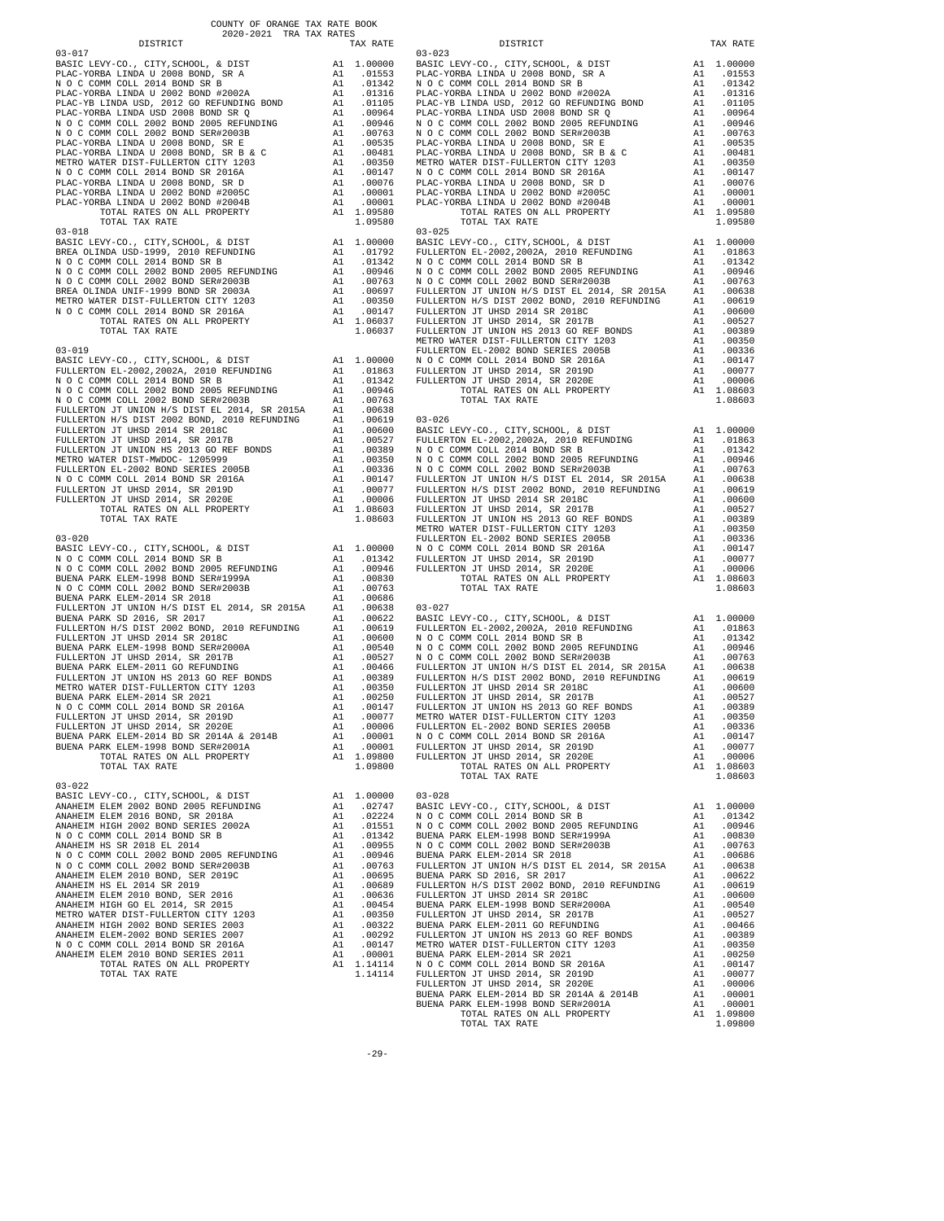COUNTY OF ORANGE TAX RATE BOOK
2020-2021 TRA TAX RATES

| DISTRICT | | TAX RATE |
|---|---|---|
| 03-017 | | |
| BASIC LEVY-CO., CITY,SCHOOL, & DIST | A1 | 1.00000 |
| PLAC-YORBA LINDA U 2008 BOND, SR A | A1 | .01553 |
| N O C COMM COLL 2014 BOND SR B | A1 | .01342 |
| PLAC-YORBA LINDA U 2002 BOND #2002A | A1 | .01316 |
| PLAC-YB LINDA USD, 2012 GO REFUNDING BOND | A1 | .01105 |
| PLAC-YORBA LINDA USD 2008 BOND SR Q | A1 | .00964 |
| N O C COMM COLL 2002 BOND 2005 REFUNDING | A1 | .00946 |
| N O C COMM COLL 2002 BOND SER#2003B | A1 | .00763 |
| PLAC-YORBA LINDA U 2008 BOND, SR E | A1 | .00535 |
| PLAC-YORBA LINDA U 2008 BOND, SR B & C | A1 | .00481 |
| METRO WATER DIST-FULLERTON CITY 1203 | A1 | .00350 |
| N O C COMM COLL 2014 BOND SR 2016A | A1 | .00147 |
| PLAC-YORBA LINDA U 2008 BOND, SR D | A1 | .00076 |
| PLAC-YORBA LINDA U 2002 BOND #2005C | A1 | .00001 |
| PLAC-YORBA LINDA U 2002 BOND #2004B | A1 | .00001 |
| TOTAL RATES ON ALL PROPERTY | A1 | 1.09580 |
| TOTAL TAX RATE | | 1.09580 |
| 03-018 | | |
| BASIC LEVY-CO., CITY,SCHOOL, & DIST | A1 | 1.00000 |
| BREA OLINDA USD-1999, 2010 REFUNDING | A1 | .01792 |
| N O C COMM COLL 2014 BOND SR B | A1 | .01342 |
| N O C COMM COLL 2002 BOND 2005 REFUNDING | A1 | .00946 |
| N O C COMM COLL 2002 BOND SER#2003B | A1 | .00763 |
| BREA OLINDA UNIF-1999 BOND SR 2003A | A1 | .00697 |
| METRO WATER DIST-FULLERTON CITY 1203 | A1 | .00350 |
| N O C COMM COLL 2014 BOND SR 2016A | A1 | .00147 |
| TOTAL RATES ON ALL PROPERTY | A1 | 1.06037 |
| TOTAL TAX RATE | | 1.06037 |
| 03-019 | | |
| BASIC LEVY-CO., CITY,SCHOOL, & DIST | A1 | 1.00000 |
| FULLERTON EL-2002,2002A, 2010 REFUNDING | A1 | .01863 |
| N O C COMM COLL 2014 BOND SR B | A1 | .01342 |
| N O C COMM COLL 2002 BOND 2005 REFUNDING | A1 | .00946 |
| N O C COMM COLL 2002 BOND SER#2003B | A1 | .00763 |
| FULLERTON JT UNION H/S DIST EL 2014, SR 2015A | A1 | .00638 |
| FULLERTON H/S DIST 2002 BOND, 2010 REFUNDING | A1 | .00619 |
| FULLERTON JT UHSD 2014 SR 2018C | A1 | .00600 |
| FULLERTON JT UHSD 2014, SR 2017B | A1 | .00527 |
| FULLERTON JT UNION HS 2013 GO REF BONDS | A1 | .00389 |
| METRO WATER DIST-MWDOC- 1205999 | A1 | .00350 |
| FULLERTON EL-2002 BOND SERIES 2005B | A1 | .00336 |
| N O C COMM COLL 2014 BOND SR 2016A | A1 | .00147 |
| FULLERTON JT UHSD 2014, SR 2019D | A1 | .00077 |
| FULLERTON JT UHSD 2014, SR 2020E | A1 | .00006 |
| TOTAL RATES ON ALL PROPERTY | A1 | 1.08603 |
| TOTAL TAX RATE | | 1.08603 |
| 03-020 | | |
| BASIC LEVY-CO., CITY,SCHOOL, & DIST | A1 | 1.00000 |
| N O C COMM COLL 2014 BOND SR B | A1 | .01342 |
| N O C COMM COLL 2002 BOND 2005 REFUNDING | A1 | .00946 |
| BUENA PARK ELEM-1998 BOND SER#1999A | A1 | .00830 |
| N O C COMM COLL 2002 BOND SER#2003B | A1 | .00763 |
| BUENA PARK ELEM-2014 SR 2018 | A1 | .00686 |
| FULLERTON JT UNION H/S DIST EL 2014, SR 2015A | A1 | .00638 |
| BUENA PARK SD 2016, SR 2017 | A1 | .00622 |
| FULLERTON H/S DIST 2002 BOND, 2010 REFUNDING | A1 | .00619 |
| FULLERTON JT UHSD 2014 SR 2018C | A1 | .00600 |
| BUENA PARK ELEM-1998 BOND SER#2000A | A1 | .00540 |
| FULLERTON JT UHSD 2014, SR 2017B | A1 | .00527 |
| BUENA PARK ELEM-2011 GO REFUNDING | A1 | .00466 |
| FULLERTON JT UNION HS 2013 GO REF BONDS | A1 | .00389 |
| METRO WATER DIST-FULLERTON CITY 1203 | A1 | .00350 |
| BUENA PARK ELEM-2014 SR 2021 | A1 | .00250 |
| N O C COMM COLL 2014 BOND SR 2016A | A1 | .00147 |
| FULLERTON JT UHSD 2014, SR 2019D | A1 | .00077 |
| FULLERTON JT UHSD 2014, SR 2020E | A1 | .00006 |
| BUENA PARK ELEM-2014 BD SR 2014A & 2014B | A1 | .00001 |
| BUENA PARK ELEM-1998 BOND SER#2001A | A1 | .00001 |
| TOTAL RATES ON ALL PROPERTY | A1 | 1.09800 |
| TOTAL TAX RATE | | 1.09800 |
| 03-022 | | |
| BASIC LEVY-CO., CITY,SCHOOL, & DIST | A1 | 1.00000 |
| ANAHEIM ELEM 2002 BOND 2005 REFUNDING | A1 | .02747 |
| ANAHEIM ELEM 2016 BOND, SR 2018A | A1 | .02224 |
| ANAHEIM HIGH 2002 BOND SERIES 2002A | A1 | .01551 |
| N O C COMM COLL 2014 BOND SR B | A1 | .01342 |
| ANAHEIM HS SR 2018 EL 2014 | A1 | .00955 |
| N O C COMM COLL 2002 BOND 2005 REFUNDING | A1 | .00946 |
| N O C COMM COLL 2002 BOND SER#2003B | A1 | .00763 |
| ANAHEIM ELEM 2010 BOND, SER 2019C | A1 | .00695 |
| ANAHEIM HS EL 2014 SR 2019 | A1 | .00689 |
| ANAHEIM ELEM 2010 BOND, SER 2016 | A1 | .00636 |
| ANAHEIM HIGH GO EL 2014, SR 2015 | A1 | .00454 |
| METRO WATER DIST-FULLERTON CITY 1203 | A1 | .00350 |
| ANAHEIM HIGH 2002 BOND SERIES 2003 | A1 | .00322 |
| ANAHEIM ELEM-2002 BOND SERIES 2007 | A1 | .00292 |
| N O C COMM COLL 2014 BOND SR 2016A | A1 | .00147 |
| ANAHEIM ELEM 2010 BOND SERIES 2011 | A1 | .00001 |
| TOTAL RATES ON ALL PROPERTY | A1 | 1.14114 |
| TOTAL TAX RATE | | 1.14114 |
| 03-023 | | |
| BASIC LEVY-CO., CITY,SCHOOL, & DIST | A1 | 1.00000 |
| PLAC-YORBA LINDA U 2008 BOND, SR A | A1 | .01553 |
| N O C COMM COLL 2014 BOND SR B | A1 | .01342 |
| PLAC-YORBA LINDA U 2002 BOND #2002A | A1 | .01316 |
| PLAC-YB LINDA USD, 2012 GO REFUNDING BOND | A1 | .01105 |
| PLAC-YORBA LINDA USD 2008 BOND SR Q | A1 | .00964 |
| N O C COMM COLL 2002 BOND 2005 REFUNDING | A1 | .00946 |
| N O C COMM COLL 2002 BOND SER#2003B | A1 | .00763 |
| PLAC-YORBA LINDA U 2008 BOND, SR E | A1 | .00535 |
| PLAC-YORBA LINDA U 2008 BOND, SR B & C | A1 | .00481 |
| METRO WATER DIST-FULLERTON CITY 1203 | A1 | .00350 |
| N O C COMM COLL 2014 BOND SR 2016A | A1 | .00147 |
| PLAC-YORBA LINDA U 2008 BOND, SR D | A1 | .00076 |
| PLAC-YORBA LINDA U 2002 BOND #2005C | A1 | .00001 |
| PLAC-YORBA LINDA U 2002 BOND #2004B | A1 | .00001 |
| TOTAL RATES ON ALL PROPERTY | A1 | 1.09580 |
| TOTAL TAX RATE | | 1.09580 |
| 03-025 | | |
| BASIC LEVY-CO., CITY,SCHOOL, & DIST | A1 | 1.00000 |
| FULLERTON EL-2002,2002A, 2010 REFUNDING | A1 | .01863 |
| N O C COMM COLL 2014 BOND SR B | A1 | .01342 |
| N O C COMM COLL 2002 BOND 2005 REFUNDING | A1 | .00946 |
| N O C COMM COLL 2002 BOND SER#2003B | A1 | .00763 |
| FULLERTON JT UNION H/S DIST EL 2014, SR 2015A | A1 | .00638 |
| FULLERTON H/S DIST 2002 BOND, 2010 REFUNDING | A1 | .00619 |
| FULLERTON JT UHSD 2014 SR 2018C | A1 | .00600 |
| FULLERTON JT UHSD 2014, SR 2017B | A1 | .00527 |
| FULLERTON JT UNION HS 2013 GO REF BONDS | A1 | .00389 |
| METRO WATER DIST-FULLERTON CITY 1203 | A1 | .00350 |
| FULLERTON EL-2002 BOND SERIES 2005B | A1 | .00336 |
| N O C COMM COLL 2014 BOND SR 2016A | A1 | .00147 |
| FULLERTON JT UHSD 2014, SR 2019D | A1 | .00077 |
| FULLERTON JT UHSD 2014, SR 2020E | A1 | .00006 |
| TOTAL RATES ON ALL PROPERTY | A1 | 1.08603 |
| TOTAL TAX RATE | | 1.08603 |
| 03-026 | | |
| BASIC LEVY-CO., CITY,SCHOOL, & DIST | A1 | 1.00000 |
| FULLERTON EL-2002,2002A, 2010 REFUNDING | A1 | .01863 |
| N O C COMM COLL 2014 BOND SR B | A1 | .01342 |
| N O C COMM COLL 2002 BOND 2005 REFUNDING | A1 | .00946 |
| N O C COMM COLL 2002 BOND SER#2003B | A1 | .00763 |
| FULLERTON JT UNION H/S DIST EL 2014, SR 2015A | A1 | .00638 |
| FULLERTON H/S DIST 2002 BOND, 2010 REFUNDING | A1 | .00619 |
| FULLERTON JT UHSD 2014 SR 2018C | A1 | .00600 |
| FULLERTON JT UHSD 2014, SR 2017B | A1 | .00527 |
| FULLERTON JT UNION HS 2013 GO REF BONDS | A1 | .00389 |
| METRO WATER DIST-FULLERTON CITY 1203 | A1 | .00350 |
| FULLERTON EL-2002 BOND SERIES 2005B | A1 | .00336 |
| N O C COMM COLL 2014 BOND SR 2016A | A1 | .00147 |
| FULLERTON JT UHSD 2014, SR 2019D | A1 | .00077 |
| FULLERTON JT UHSD 2014, SR 2020E | A1 | .00006 |
| TOTAL RATES ON ALL PROPERTY | A1 | 1.08603 |
| TOTAL TAX RATE | | 1.08603 |
| 03-027 | | |
| BASIC LEVY-CO., CITY,SCHOOL, & DIST | A1 | 1.00000 |
| FULLERTON EL-2002,2002A, 2010 REFUNDING | A1 | .01863 |
| N O C COMM COLL 2014 BOND SR B | A1 | .01342 |
| N O C COMM COLL 2002 BOND 2005 REFUNDING | A1 | .00946 |
| N O C COMM COLL 2002 BOND SER#2003B | A1 | .00763 |
| FULLERTON JT UNION H/S DIST EL 2014, SR 2015A | A1 | .00638 |
| FULLERTON H/S DIST 2002 BOND, 2010 REFUNDING | A1 | .00619 |
| FULLERTON JT UHSD 2014 SR 2018C | A1 | .00600 |
| FULLERTON JT UHSD 2014, SR 2017B | A1 | .00527 |
| FULLERTON JT UNION HS 2013 GO REF BONDS | A1 | .00389 |
| METRO WATER DIST-FULLERTON CITY 1203 | A1 | .00350 |
| FULLERTON EL-2002 BOND SERIES 2005B | A1 | .00336 |
| N O C COMM COLL 2014 BOND SR 2016A | A1 | .00147 |
| FULLERTON JT UHSD 2014, SR 2019D | A1 | .00077 |
| FULLERTON JT UHSD 2014, SR 2020E | A1 | .00006 |
| TOTAL RATES ON ALL PROPERTY | A1 | 1.08603 |
| TOTAL TAX RATE | | 1.08603 |
| 03-028 | | |
| BASIC LEVY-CO., CITY,SCHOOL, & DIST | A1 | 1.00000 |
| N O C COMM COLL 2014 BOND SR B | A1 | .01342 |
| N O C COMM COLL 2002 BOND 2005 REFUNDING | A1 | .00946 |
| BUENA PARK ELEM-1998 BOND SER#1999A | A1 | .00830 |
| N O C COMM COLL 2002 BOND SER#2003B | A1 | .00763 |
| BUENA PARK ELEM-2014 SR 2018 | A1 | .00686 |
| FULLERTON JT UNION H/S DIST EL 2014, SR 2015A | A1 | .00638 |
| BUENA PARK SD 2016, SR 2017 | A1 | .00622 |
| FULLERTON H/S DIST 2002 BOND, 2010 REFUNDING | A1 | .00619 |
| FULLERTON JT UHSD 2014 SR 2018C | A1 | .00600 |
| BUENA PARK ELEM-1998 BOND SER#2000A | A1 | .00540 |
| FULLERTON JT UHSD 2014, SR 2017B | A1 | .00527 |
| BUENA PARK ELEM-2011 GO REFUNDING | A1 | .00466 |
| FULLERTON JT UNION HS 2013 GO REF BONDS | A1 | .00389 |
| METRO WATER DIST-FULLERTON CITY 1203 | A1 | .00350 |
| BUENA PARK ELEM-2014 SR 2021 | A1 | .00250 |
| N O C COMM COLL 2014 BOND SR 2016A | A1 | .00147 |
| FULLERTON JT UHSD 2014, SR 2019D | A1 | .00077 |
| FULLERTON JT UHSD 2014, SR 2020E | A1 | .00006 |
| BUENA PARK ELEM-2014 BD SR 2014A & 2014B | A1 | .00001 |
| BUENA PARK ELEM-1998 BOND SER#2001A | A1 | .00001 |
| TOTAL RATES ON ALL PROPERTY | A1 | 1.09800 |
| TOTAL TAX RATE | | 1.09800 |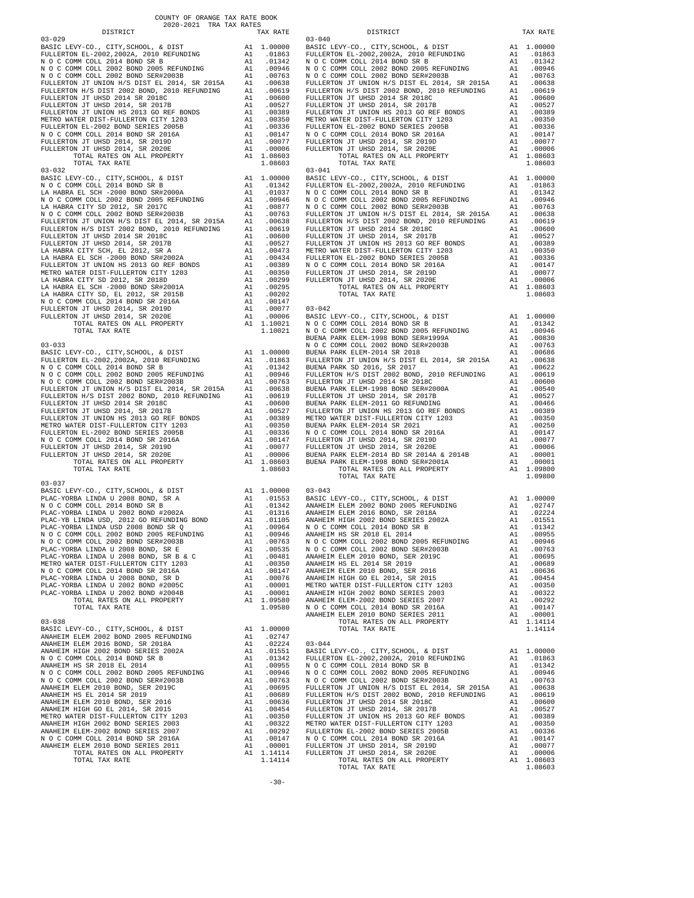COUNTY OF ORANGE TAX RATE BOOK
2020-2021 TRA TAX RATES

| DISTRICT | | TAX RATE |
|---|---|---|
| 03-029 | | |
| BASIC LEVY-CO., CITY,SCHOOL, & DIST | A1 | 1.00000 |
| FULLERTON EL-2002,2002A, 2010 REFUNDING | A1 | .01863 |
| N O C COMM COLL 2014 BOND SR B | A1 | .01342 |
| N O C COMM COLL 2002 BOND 2005 REFUNDING | A1 | .00946 |
| N O C COMM COLL 2002 BOND SER#2003B | A1 | .00763 |
| FULLERTON JT UNION H/S DIST EL 2014, SR 2015A | A1 | .00638 |
| FULLERTON H/S DIST 2002 BOND, 2010 REFUNDING | A1 | .00619 |
| FULLERTON JT UHSD 2014 SR 2018C | A1 | .00600 |
| FULLERTON JT UHSD 2014, SR 2017B | A1 | .00527 |
| FULLERTON JT UNION HS 2013 GO REF BONDS | A1 | .00389 |
| METRO WATER DIST-FULLERTON CITY 1203 | A1 | .00350 |
| FULLERTON EL-2002 BOND SERIES 2005B | A1 | .00336 |
| N O C COMM COLL 2014 BOND SR 2016A | A1 | .00147 |
| FULLERTON JT UHSD 2014, SR 2019D | A1 | .00077 |
| FULLERTON JT UHSD 2014, SR 2020E | A1 | .00006 |
| TOTAL RATES ON ALL PROPERTY | A1 | 1.08603 |
| TOTAL TAX RATE | | 1.08603 |
| 03-032 | | |
| BASIC LEVY-CO., CITY,SCHOOL, & DIST | A1 | 1.00000 |
| N O C COMM COLL 2014 BOND SR B | A1 | .01342 |
| LA HABRA EL SCH -2000 BOND SR#2000A | A1 | .01037 |
| N O C COMM COLL 2002 BOND 2005 REFUNDING | A1 | .00946 |
| LA HABRA CITY SD 2012, SR 2017C | A1 | .00877 |
| N O C COMM COLL 2002 BOND SER#2003B | A1 | .00763 |
| FULLERTON JT UNION H/S DIST EL 2014, SR 2015A | A1 | .00638 |
| FULLERTON H/S DIST 2002 BOND, 2010 REFUNDING | A1 | .00619 |
| FULLERTON JT UHSD 2014 SR 2018C | A1 | .00600 |
| FULLERTON JT UHSD 2014, SR 2017B | A1 | .00527 |
| LA HABRA CITY SCH, EL 2012, SR A | A1 | .00473 |
| LA HABRA EL SCH -2000 BOND SR#2002A | A1 | .00434 |
| FULLERTON JT UNION HS 2013 GO REF BONDS | A1 | .00389 |
| METRO WATER DIST-FULLERTON CITY 1203 | A1 | .00350 |
| LA HABRA CITY SD 2012, SR 2018D | A1 | .00299 |
| LA HABRA EL SCH -2000 BOND SR#2001A | A1 | .00295 |
| LA HABRA CITY SD, EL 2012, SR 2015B | A1 | .00202 |
| N O C COMM COLL 2014 BOND SR 2016A | A1 | .00147 |
| FULLERTON JT UHSD 2014, SR 2019D | A1 | .00077 |
| FULLERTON JT UHSD 2014, SR 2020E | A1 | .00006 |
| TOTAL RATES ON ALL PROPERTY | A1 | 1.10021 |
| TOTAL TAX RATE | | 1.10021 |
| 03-033 | | |
| BASIC LEVY-CO., CITY,SCHOOL, & DIST | A1 | 1.00000 |
| FULLERTON EL-2002,2002A, 2010 REFUNDING | A1 | .01863 |
| N O C COMM COLL 2014 BOND SR B | A1 | .01342 |
| N O C COMM COLL 2002 BOND 2005 REFUNDING | A1 | .00946 |
| N O C COMM COLL 2002 BOND SER#2003B | A1 | .00763 |
| FULLERTON JT UNION H/S DIST EL 2014, SR 2015A | A1 | .00638 |
| FULLERTON H/S DIST 2002 BOND, 2010 REFUNDING | A1 | .00619 |
| FULLERTON JT UHSD 2014 SR 2018C | A1 | .00600 |
| FULLERTON JT UHSD 2014, SR 2017B | A1 | .00527 |
| FULLERTON JT UNION HS 2013 GO REF BONDS | A1 | .00389 |
| METRO WATER DIST-FULLERTON CITY 1203 | A1 | .00350 |
| FULLERTON EL-2002 BOND SERIES 2005B | A1 | .00336 |
| N O C COMM COLL 2014 BOND SR 2016A | A1 | .00147 |
| FULLERTON JT UHSD 2014, SR 2019D | A1 | .00077 |
| FULLERTON JT UHSD 2014, SR 2020E | A1 | .00006 |
| TOTAL RATES ON ALL PROPERTY | A1 | 1.08603 |
| TOTAL TAX RATE | | 1.08603 |
| 03-037 | | |
| BASIC LEVY-CO., CITY,SCHOOL, & DIST | A1 | 1.00000 |
| PLAC-YORBA LINDA U 2008 BOND, SR A | A1 | .01553 |
| N O C COMM COLL 2014 BOND SR B | A1 | .01342 |
| PLAC-YORBA LINDA U 2002 BOND #2002A | A1 | .01316 |
| PLAC-YB LINDA USD, 2012 GO REFUNDING BOND | A1 | .01105 |
| PLAC-YORBA LINDA USD 2008 BOND SR Q | A1 | .00964 |
| N O C COMM COLL 2002 BOND 2005 REFUNDING | A1 | .00946 |
| N O C COMM COLL 2002 BOND SER#2003B | A1 | .00763 |
| PLAC-YORBA LINDA U 2008 BOND, SR E | A1 | .00535 |
| PLAC-YORBA LINDA U 2008 BOND, SR B & C | A1 | .00481 |
| METRO WATER DIST-FULLERTON CITY 1203 | A1 | .00350 |
| N O C COMM COLL 2014 BOND SR 2016A | A1 | .00147 |
| PLAC-YORBA LINDA U 2008 BOND, SR D | A1 | .00076 |
| PLAC-YORBA LINDA U 2002 BOND #2005C | A1 | .00001 |
| PLAC-YORBA LINDA U 2002 BOND #2004B | A1 | .00001 |
| TOTAL RATES ON ALL PROPERTY | A1 | 1.09580 |
| TOTAL TAX RATE | | 1.09580 |
| 03-038 | | |
| BASIC LEVY-CO., CITY,SCHOOL, & DIST | A1 | 1.00000 |
| ANAHEIM ELEM 2002 BOND 2005 REFUNDING | A1 | .02747 |
| ANAHEIM ELEM 2016 BOND, SR 2018A | A1 | .02224 |
| ANAHEIM HIGH 2002 BOND SERIES 2002A | A1 | .01551 |
| N O C COMM COLL 2014 BOND SR B | A1 | .01342 |
| ANAHEIM HS SR 2018 EL 2014 | A1 | .00955 |
| N O C COMM COLL 2002 BOND 2005 REFUNDING | A1 | .00946 |
| N O C COMM COLL 2002 BOND SER#2003B | A1 | .00763 |
| ANAHEIM ELEM 2010 BOND, SER 2019C | A1 | .00695 |
| ANAHEIM HS EL 2014 SR 2019 | A1 | .00689 |
| ANAHEIM ELEM 2010 BOND, SER 2016 | A1 | .00636 |
| ANAHEIM HIGH GO EL 2014, SR 2015 | A1 | .00454 |
| METRO WATER DIST-FULLERTON CITY 1203 | A1 | .00350 |
| ANAHEIM HIGH 2002 BOND SERIES 2003 | A1 | .00322 |
| ANAHEIM ELEM-2002 BOND SERIES 2007 | A1 | .00292 |
| N O C COMM COLL 2014 BOND SR 2016A | A1 | .00147 |
| ANAHEIM ELEM 2010 BOND SERIES 2011 | A1 | .00001 |
| TOTAL RATES ON ALL PROPERTY | A1 | 1.14114 |
| TOTAL TAX RATE | | 1.14114 |
| 03-040 | | |
| BASIC LEVY-CO., CITY,SCHOOL, & DIST | A1 | 1.00000 |
| FULLERTON EL-2002,2002A, 2010 REFUNDING | A1 | .01863 |
| N O C COMM COLL 2014 BOND SR B | A1 | .01342 |
| N O C COMM COLL 2002 BOND 2005 REFUNDING | A1 | .00946 |
| N O C COMM COLL 2002 BOND SER#2003B | A1 | .00763 |
| FULLERTON JT UNION H/S DIST EL 2014, SR 2015A | A1 | .00638 |
| FULLERTON H/S DIST 2002 BOND, 2010 REFUNDING | A1 | .00619 |
| FULLERTON JT UHSD 2014 SR 2018C | A1 | .00600 |
| FULLERTON JT UHSD 2014, SR 2017B | A1 | .00527 |
| FULLERTON JT UNION HS 2013 GO REF BONDS | A1 | .00389 |
| METRO WATER DIST-FULLERTON CITY 1203 | A1 | .00350 |
| FULLERTON EL-2002 BOND SERIES 2005B | A1 | .00336 |
| N O C COMM COLL 2014 BOND SR 2016A | A1 | .00147 |
| FULLERTON JT UHSD 2014, SR 2019D | A1 | .00077 |
| FULLERTON JT UHSD 2014, SR 2020E | A1 | .00006 |
| TOTAL RATES ON ALL PROPERTY | A1 | 1.08603 |
| TOTAL TAX RATE | | 1.08603 |
| 03-041 | | |
| BASIC LEVY-CO., CITY,SCHOOL, & DIST | A1 | 1.00000 |
| FULLERTON EL-2002,2002A, 2010 REFUNDING | A1 | .01863 |
| N O C COMM COLL 2014 BOND SR B | A1 | .01342 |
| N O C COMM COLL 2002 BOND 2005 REFUNDING | A1 | .00946 |
| N O C COMM COLL 2002 BOND SER#2003B | A1 | .00763 |
| FULLERTON JT UNION H/S DIST EL 2014, SR 2015A | A1 | .00638 |
| FULLERTON H/S DIST 2002 BOND, 2010 REFUNDING | A1 | .00619 |
| FULLERTON JT UHSD 2014 SR 2018C | A1 | .00600 |
| FULLERTON JT UHSD 2014, SR 2017B | A1 | .00527 |
| FULLERTON JT UNION HS 2013 GO REF BONDS | A1 | .00389 |
| METRO WATER DIST-FULLERTON CITY 1203 | A1 | .00350 |
| FULLERTON EL-2002 BOND SERIES 2005B | A1 | .00336 |
| N O C COMM COLL 2014 BOND SR 2016A | A1 | .00147 |
| FULLERTON JT UHSD 2014, SR 2019D | A1 | .00077 |
| FULLERTON JT UHSD 2014, SR 2020E | A1 | .00006 |
| TOTAL RATES ON ALL PROPERTY | A1 | 1.08603 |
| TOTAL TAX RATE | | 1.08603 |
| 03-042 | | |
| BASIC LEVY-CO., CITY,SCHOOL, & DIST | A1 | 1.00000 |
| N O C COMM COLL 2014 BOND SR B | A1 | .01342 |
| N O C COMM COLL 2002 BOND 2005 REFUNDING | A1 | .00946 |
| BUENA PARK ELEM-1998 BOND SER#1999A | A1 | .00830 |
| N O C COMM COLL 2002 BOND SER#2003B | A1 | .00763 |
| BUENA PARK ELEM-2014 SR 2018 | A1 | .00686 |
| FULLERTON JT UNION H/S DIST EL 2014, SR 2015A | A1 | .00638 |
| BUENA PARK SD 2016, SR 2017 | A1 | .00622 |
| FULLERTON H/S DIST 2002 BOND, 2010 REFUNDING | A1 | .00619 |
| FULLERTON JT UHSD 2014 SR 2018C | A1 | .00600 |
| BUENA PARK ELEM-1998 BOND SER#2000A | A1 | .00540 |
| FULLERTON JT UHSD 2014, SR 2017B | A1 | .00527 |
| BUENA PARK ELEM-2011 GO REFUNDING | A1 | .00466 |
| FULLERTON JT UNION HS 2013 GO REF BONDS | A1 | .00389 |
| METRO WATER DIST-FULLERTON CITY 1203 | A1 | .00350 |
| BUENA PARK ELEM-2014 SR 2021 | A1 | .00250 |
| N O C COMM COLL 2014 BOND SR 2016A | A1 | .00147 |
| FULLERTON JT UHSD 2014, SR 2019D | A1 | .00077 |
| FULLERTON JT UHSD 2014, SR 2020E | A1 | .00006 |
| BUENA PARK ELEM-2014 BD SR 2014A & 2014B | A1 | .00001 |
| BUENA PARK ELEM-1998 BOND SER#2001A | A1 | .00001 |
| TOTAL RATES ON ALL PROPERTY | A1 | 1.09800 |
| TOTAL TAX RATE | | 1.09800 |
| 03-043 | | |
| BASIC LEVY-CO., CITY,SCHOOL, & DIST | A1 | 1.00000 |
| ANAHEIM ELEM 2002 BOND 2005 REFUNDING | A1 | .02747 |
| ANAHEIM ELEM 2016 BOND, SR 2018A | A1 | .02224 |
| ANAHEIM HIGH 2002 BOND SERIES 2002A | A1 | .01551 |
| N O C COMM COLL 2014 BOND SR B | A1 | .01342 |
| ANAHEIM HS SR 2018 EL 2014 | A1 | .00955 |
| N O C COMM COLL 2002 BOND 2005 REFUNDING | A1 | .00946 |
| N O C COMM COLL 2002 BOND SER#2003B | A1 | .00763 |
| ANAHEIM ELEM 2010 BOND, SER 2019C | A1 | .00695 |
| ANAHEIM HS EL 2014 SR 2019 | A1 | .00689 |
| ANAHEIM ELEM 2010 BOND, SER 2016 | A1 | .00636 |
| ANAHEIM HIGH GO EL 2014, SR 2015 | A1 | .00454 |
| METRO WATER DIST-FULLERTON CITY 1203 | A1 | .00350 |
| ANAHEIM HIGH 2002 BOND SERIES 2003 | A1 | .00322 |
| ANAHEIM ELEM-2002 BOND SERIES 2007 | A1 | .00292 |
| N O C COMM COLL 2014 BOND SR 2016A | A1 | .00147 |
| ANAHEIM ELEM 2010 BOND SERIES 2011 | A1 | .00001 |
| TOTAL RATES ON ALL PROPERTY | A1 | 1.14114 |
| TOTAL TAX RATE | | 1.14114 |
| 03-044 | | |
| BASIC LEVY-CO., CITY,SCHOOL, & DIST | A1 | 1.00000 |
| FULLERTON EL-2002,2002A, 2010 REFUNDING | A1 | .01863 |
| N O C COMM COLL 2014 BOND SR B | A1 | .01342 |
| N O C COMM COLL 2002 BOND 2005 REFUNDING | A1 | .00946 |
| N O C COMM COLL 2002 BOND SER#2003B | A1 | .00763 |
| FULLERTON JT UNION H/S DIST EL 2014, SR 2015A | A1 | .00638 |
| FULLERTON H/S DIST 2002 BOND, 2010 REFUNDING | A1 | .00619 |
| FULLERTON JT UHSD 2014 SR 2018C | A1 | .00600 |
| FULLERTON JT UHSD 2014, SR 2017B | A1 | .00527 |
| FULLERTON JT UNION HS 2013 GO REF BONDS | A1 | .00389 |
| METRO WATER DIST-FULLERTON CITY 1203 | A1 | .00350 |
| FULLERTON EL-2002 BOND SERIES 2005B | A1 | .00336 |
| N O C COMM COLL 2014 BOND SR 2016A | A1 | .00147 |
| FULLERTON JT UHSD 2014, SR 2019D | A1 | .00077 |
| FULLERTON JT UHSD 2014, SR 2020E | A1 | .00006 |
| TOTAL RATES ON ALL PROPERTY | A1 | 1.08603 |
| TOTAL TAX RATE | | 1.08603 |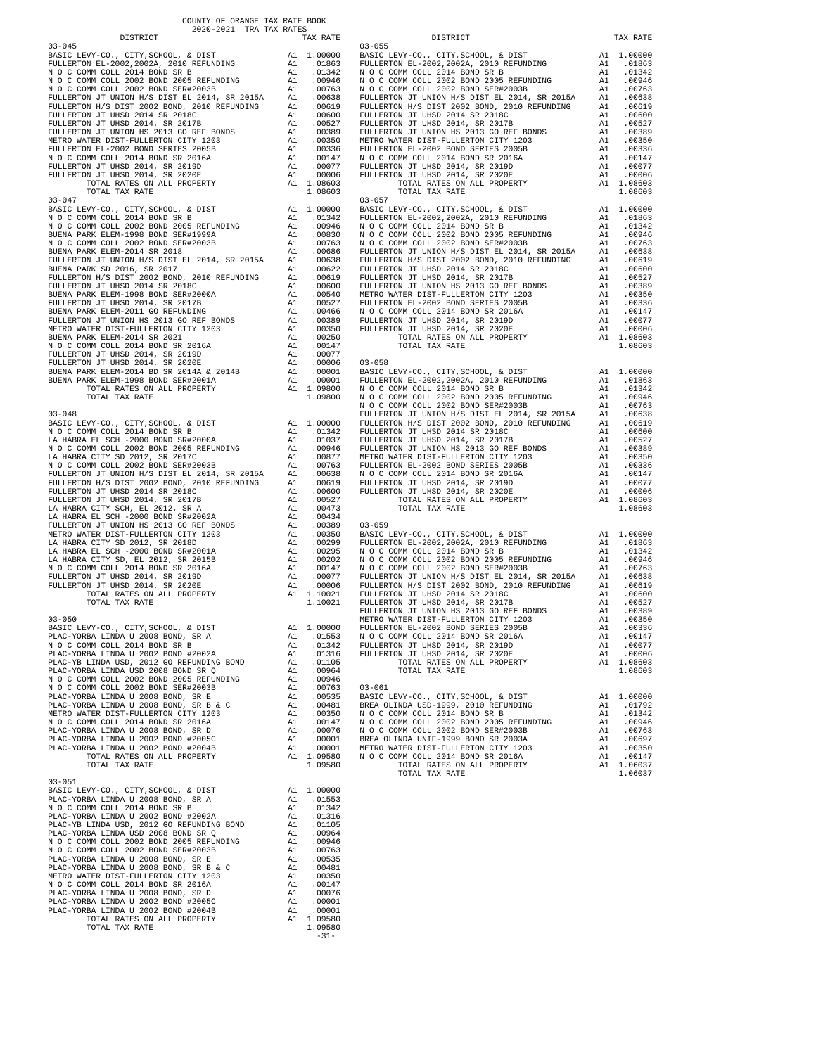COUNTY OF ORANGE TAX RATE BOOK
2020-2021 TRA TAX RATES

### 03-045

| DISTRICT | | TAX RATE |
|---|---|---|
| BASIC LEVY-CO., CITY,SCHOOL, & DIST | A1 | 1.00000 |
| FULLERTON EL-2002,2002A, 2010 REFUNDING | A1 | .01863 |
| N O C COMM COLL 2014 BOND SR B | A1 | .01342 |
| N O C COMM COLL 2002 BOND 2005 REFUNDING | A1 | .00946 |
| N O C COMM COLL 2002 BOND SER#2003B | A1 | .00763 |
| FULLERTON JT UNION H/S DIST EL 2014, SR 2015A | A1 | .00638 |
| FULLERTON H/S DIST 2002 BOND, 2010 REFUNDING | A1 | .00619 |
| FULLERTON JT UHSD 2014 SR 2018C | A1 | .00600 |
| FULLERTON JT UHSD 2014, SR 2017B | A1 | .00527 |
| FULLERTON JT UNION HS 2013 GO REF BONDS | A1 | .00389 |
| METRO WATER DIST-FULLERTON CITY 1203 | A1 | .00350 |
| FULLERTON EL-2002 BOND SERIES 2005B | A1 | .00336 |
| N O C COMM COLL 2014 BOND SR 2016A | A1 | .00147 |
| FULLERTON JT UHSD 2014, SR 2019D | A1 | .00077 |
| FULLERTON JT UHSD 2014, SR 2020E | A1 | .00006 |
| TOTAL RATES ON ALL PROPERTY | A1 | 1.08603 |
| TOTAL TAX RATE | | 1.08603 |

### 03-047

| DISTRICT | | TAX RATE |
|---|---|---|
| BASIC LEVY-CO., CITY,SCHOOL, & DIST | A1 | 1.00000 |
| N O C COMM COLL 2014 BOND SR B | A1 | .01342 |
| N O C COMM COLL 2002 BOND 2005 REFUNDING | A1 | .00946 |
| BUENA PARK ELEM-1998 BOND SER#1999A | A1 | .00830 |
| N O C COMM COLL 2002 BOND SER#2003B | A1 | .00763 |
| BUENA PARK ELEM-2014 SR 2018 | A1 | .00686 |
| FULLERTON JT UNION H/S DIST EL 2014, SR 2015A | A1 | .00638 |
| BUENA PARK SD 2016, SR 2017 | A1 | .00622 |
| FULLERTON H/S DIST 2002 BOND, 2010 REFUNDING | A1 | .00619 |
| FULLERTON JT UHSD 2014 SR 2018C | A1 | .00600 |
| BUENA PARK ELEM-1998 BOND SER#2000A | A1 | .00540 |
| FULLERTON JT UHSD 2014, SR 2017B | A1 | .00527 |
| BUENA PARK ELEM-2011 GO REFUNDING | A1 | .00466 |
| FULLERTON JT UNION HS 2013 GO REF BONDS | A1 | .00389 |
| METRO WATER DIST-FULLERTON CITY 1203 | A1 | .00350 |
| BUENA PARK ELEM-2014 SR 2021 | A1 | .00250 |
| N O C COMM COLL 2014 BOND SR 2016A | A1 | .00147 |
| FULLERTON JT UHSD 2014, SR 2019D | A1 | .00077 |
| FULLERTON JT UHSD 2014, SR 2020E | A1 | .00006 |
| BUENA PARK ELEM-2014 BD SR 2014A & 2014B | A1 | .00001 |
| BUENA PARK ELEM-1998 BOND SER#2001A | A1 | .00001 |
| TOTAL RATES ON ALL PROPERTY | A1 | 1.09800 |
| TOTAL TAX RATE | | 1.09800 |

### 03-048

| DISTRICT | | TAX RATE |
|---|---|---|
| BASIC LEVY-CO., CITY,SCHOOL, & DIST | A1 | 1.00000 |
| N O C COMM COLL 2014 BOND SR B | A1 | .01342 |
| LA HABRA EL SCH -2000 BOND SR#2000A | A1 | .01037 |
| N O C COMM COLL 2002 BOND 2005 REFUNDING | A1 | .00946 |
| LA HABRA CITY SD 2012, SR 2017C | A1 | .00877 |
| N O C COMM COLL 2002 BOND SER#2003B | A1 | .00763 |
| FULLERTON JT UNION H/S DIST EL 2014, SR 2015A | A1 | .00638 |
| FULLERTON H/S DIST 2002 BOND, 2010 REFUNDING | A1 | .00619 |
| FULLERTON JT UHSD 2014 SR 2018C | A1 | .00600 |
| FULLERTON JT UHSD 2014, SR 2017B | A1 | .00527 |
| LA HABRA CITY SCH, EL 2012, SR A | A1 | .00473 |
| LA HABRA EL SCH -2000 BOND SR#2002A | A1 | .00434 |
| FULLERTON JT UNION HS 2013 GO REF BONDS | A1 | .00389 |
| METRO WATER DIST-FULLERTON CITY 1203 | A1 | .00350 |
| LA HABRA CITY SD 2012, SR 2018D | A1 | .00299 |
| LA HABRA EL SCH -2000 BOND SR#2001A | A1 | .00295 |
| LA HABRA CITY SD, EL 2012, SR 2015B | A1 | .00202 |
| N O C COMM COLL 2014 BOND SR 2016A | A1 | .00147 |
| FULLERTON JT UHSD 2014, SR 2019D | A1 | .00077 |
| FULLERTON JT UHSD 2014, SR 2020E | A1 | .00006 |
| TOTAL RATES ON ALL PROPERTY | A1 | 1.10021 |
| TOTAL TAX RATE | | 1.10021 |

### 03-050

| DISTRICT | | TAX RATE |
|---|---|---|
| BASIC LEVY-CO., CITY,SCHOOL, & DIST | A1 | 1.00000 |
| PLAC-YORBA LINDA U 2008 BOND, SR A | A1 | .01553 |
| N O C COMM COLL 2014 BOND SR B | A1 | .01342 |
| PLAC-YORBA LINDA U 2002 BOND #2002A | A1 | .01316 |
| PLAC-YB LINDA USD, 2012 GO REFUNDING BOND | A1 | .01105 |
| PLAC-YORBA LINDA USD 2008 BOND SR Q | A1 | .00964 |
| N O C COMM COLL 2002 BOND 2005 REFUNDING | A1 | .00946 |
| N O C COMM COLL 2002 BOND SER#2003B | A1 | .00763 |
| PLAC-YORBA LINDA U 2008 BOND, SR E | A1 | .00535 |
| PLAC-YORBA LINDA U 2008 BOND, SR B & C | A1 | .00481 |
| METRO WATER DIST-FULLERTON CITY 1203 | A1 | .00350 |
| N O C COMM COLL 2014 BOND SR 2016A | A1 | .00147 |
| PLAC-YORBA LINDA U 2008 BOND, SR D | A1 | .00076 |
| PLAC-YORBA LINDA U 2002 BOND #2005C | A1 | .00001 |
| PLAC-YORBA LINDA U 2002 BOND #2004B | A1 | .00001 |
| TOTAL RATES ON ALL PROPERTY | A1 | 1.09580 |
| TOTAL TAX RATE | | 1.09580 |

### 03-051

| DISTRICT | | TAX RATE |
|---|---|---|
| BASIC LEVY-CO., CITY,SCHOOL, & DIST | A1 | 1.00000 |
| PLAC-YORBA LINDA U 2008 BOND, SR A | A1 | .01553 |
| N O C COMM COLL 2014 BOND SR B | A1 | .01342 |
| PLAC-YORBA LINDA U 2002 BOND #2002A | A1 | .01316 |
| PLAC-YB LINDA USD, 2012 GO REFUNDING BOND | A1 | .01105 |
| PLAC-YORBA LINDA USD 2008 BOND SR Q | A1 | .00964 |
| N O C COMM COLL 2002 BOND 2005 REFUNDING | A1 | .00946 |
| N O C COMM COLL 2002 BOND SER#2003B | A1 | .00763 |
| PLAC-YORBA LINDA U 2008 BOND, SR E | A1 | .00535 |
| PLAC-YORBA LINDA U 2008 BOND, SR B & C | A1 | .00481 |
| METRO WATER DIST-FULLERTON CITY 1203 | A1 | .00350 |
| N O C COMM COLL 2014 BOND SR 2016A | A1 | .00147 |
| PLAC-YORBA LINDA U 2008 BOND, SR D | A1 | .00076 |
| PLAC-YORBA LINDA U 2002 BOND #2005C | A1 | .00001 |
| PLAC-YORBA LINDA U 2002 BOND #2004B | A1 | .00001 |
| TOTAL RATES ON ALL PROPERTY | A1 | 1.09580 |
| TOTAL TAX RATE | | 1.09580 |

### 03-055

| DISTRICT | | TAX RATE |
|---|---|---|
| BASIC LEVY-CO., CITY,SCHOOL, & DIST | A1 | 1.00000 |
| FULLERTON EL-2002,2002A, 2010 REFUNDING | A1 | .01863 |
| N O C COMM COLL 2014 BOND SR B | A1 | .01342 |
| N O C COMM COLL 2002 BOND 2005 REFUNDING | A1 | .00946 |
| N O C COMM COLL 2002 BOND SER#2003B | A1 | .00763 |
| FULLERTON JT UNION H/S DIST EL 2014, SR 2015A | A1 | .00638 |
| FULLERTON H/S DIST 2002 BOND, 2010 REFUNDING | A1 | .00619 |
| FULLERTON JT UHSD 2014 SR 2018C | A1 | .00600 |
| FULLERTON JT UHSD 2014, SR 2017B | A1 | .00527 |
| FULLERTON JT UNION HS 2013 GO REF BONDS | A1 | .00389 |
| METRO WATER DIST-FULLERTON CITY 1203 | A1 | .00350 |
| FULLERTON EL-2002 BOND SERIES 2005B | A1 | .00336 |
| N O C COMM COLL 2014 BOND SR 2016A | A1 | .00147 |
| FULLERTON JT UHSD 2014, SR 2019D | A1 | .00077 |
| FULLERTON JT UHSD 2014, SR 2020E | A1 | .00006 |
| TOTAL RATES ON ALL PROPERTY | A1 | 1.08603 |
| TOTAL TAX RATE | | 1.08603 |

### 03-057

| DISTRICT | | TAX RATE |
|---|---|---|
| BASIC LEVY-CO., CITY,SCHOOL, & DIST | A1 | 1.00000 |
| FULLERTON EL-2002,2002A, 2010 REFUNDING | A1 | .01863 |
| N O C COMM COLL 2014 BOND SR B | A1 | .01342 |
| N O C COMM COLL 2002 BOND 2005 REFUNDING | A1 | .00946 |
| N O C COMM COLL 2002 BOND SER#2003B | A1 | .00763 |
| FULLERTON JT UNION H/S DIST EL 2014, SR 2015A | A1 | .00638 |
| FULLERTON H/S DIST 2002 BOND, 2010 REFUNDING | A1 | .00619 |
| FULLERTON JT UHSD 2014 SR 2018C | A1 | .00600 |
| FULLERTON JT UHSD 2014, SR 2017B | A1 | .00527 |
| FULLERTON JT UNION HS 2013 GO REF BONDS | A1 | .00389 |
| METRO WATER DIST-FULLERTON CITY 1203 | A1 | .00350 |
| FULLERTON EL-2002 BOND SERIES 2005B | A1 | .00336 |
| N O C COMM COLL 2014 BOND SR 2016A | A1 | .00147 |
| FULLERTON JT UHSD 2014, SR 2019D | A1 | .00077 |
| FULLERTON JT UHSD 2014, SR 2020E | A1 | .00006 |
| TOTAL RATES ON ALL PROPERTY | A1 | 1.08603 |
| TOTAL TAX RATE | | 1.08603 |

### 03-058

| DISTRICT | | TAX RATE |
|---|---|---|
| BASIC LEVY-CO., CITY,SCHOOL, & DIST | A1 | 1.00000 |
| FULLERTON EL-2002,2002A, 2010 REFUNDING | A1 | .01863 |
| N O C COMM COLL 2014 BOND SR B | A1 | .01342 |
| N O C COMM COLL 2002 BOND 2005 REFUNDING | A1 | .00946 |
| N O C COMM COLL 2002 BOND SER#2003B | A1 | .00763 |
| FULLERTON JT UNION H/S DIST EL 2014, SR 2015A | A1 | .00638 |
| FULLERTON H/S DIST 2002 BOND, 2010 REFUNDING | A1 | .00619 |
| FULLERTON JT UHSD 2014 SR 2018C | A1 | .00600 |
| FULLERTON JT UHSD 2014, SR 2017B | A1 | .00527 |
| FULLERTON JT UNION HS 2013 GO REF BONDS | A1 | .00389 |
| METRO WATER DIST-FULLERTON CITY 1203 | A1 | .00350 |
| FULLERTON EL-2002 BOND SERIES 2005B | A1 | .00336 |
| N O C COMM COLL 2014 BOND SR 2016A | A1 | .00147 |
| FULLERTON JT UHSD 2014, SR 2019D | A1 | .00077 |
| FULLERTON JT UHSD 2014, SR 2020E | A1 | .00006 |
| TOTAL RATES ON ALL PROPERTY | A1 | 1.08603 |
| TOTAL TAX RATE | | 1.08603 |

### 03-059

| DISTRICT | | TAX RATE |
|---|---|---|
| BASIC LEVY-CO., CITY,SCHOOL, & DIST | A1 | 1.00000 |
| FULLERTON EL-2002,2002A, 2010 REFUNDING | A1 | .01863 |
| N O C COMM COLL 2014 BOND SR B | A1 | .01342 |
| N O C COMM COLL 2002 BOND 2005 REFUNDING | A1 | .00946 |
| N O C COMM COLL 2002 BOND SER#2003B | A1 | .00763 |
| FULLERTON JT UNION H/S DIST EL 2014, SR 2015A | A1 | .00638 |
| FULLERTON H/S DIST 2002 BOND, 2010 REFUNDING | A1 | .00619 |
| FULLERTON JT UHSD 2014 SR 2018C | A1 | .00600 |
| FULLERTON JT UHSD 2014, SR 2017B | A1 | .00527 |
| FULLERTON JT UNION HS 2013 GO REF BONDS | A1 | .00389 |
| METRO WATER DIST-FULLERTON CITY 1203 | A1 | .00350 |
| FULLERTON EL-2002 BOND SERIES 2005B | A1 | .00336 |
| N O C COMM COLL 2014 BOND SR 2016A | A1 | .00147 |
| FULLERTON JT UHSD 2014, SR 2019D | A1 | .00077 |
| FULLERTON JT UHSD 2014, SR 2020E | A1 | .00006 |
| TOTAL RATES ON ALL PROPERTY | A1 | 1.08603 |
| TOTAL TAX RATE | | 1.08603 |

### 03-061

| DISTRICT | | TAX RATE |
|---|---|---|
| BASIC LEVY-CO., CITY,SCHOOL, & DIST | A1 | 1.00000 |
| BREA OLINDA USD-1999, 2010 REFUNDING | A1 | .01792 |
| N O C COMM COLL 2014 BOND SR B | A1 | .01342 |
| N O C COMM COLL 2002 BOND 2005 REFUNDING | A1 | .00946 |
| N O C COMM COLL 2002 BOND SER#2003B | A1 | .00763 |
| BREA OLINDA UNIF-1999 BOND SR 2003A | A1 | .00697 |
| METRO WATER DIST-FULLERTON CITY 1203 | A1 | .00350 |
| N O C COMM COLL 2014 BOND SR 2016A | A1 | .00147 |
| TOTAL RATES ON ALL PROPERTY | A1 | 1.06037 |
| TOTAL TAX RATE | | 1.06037 |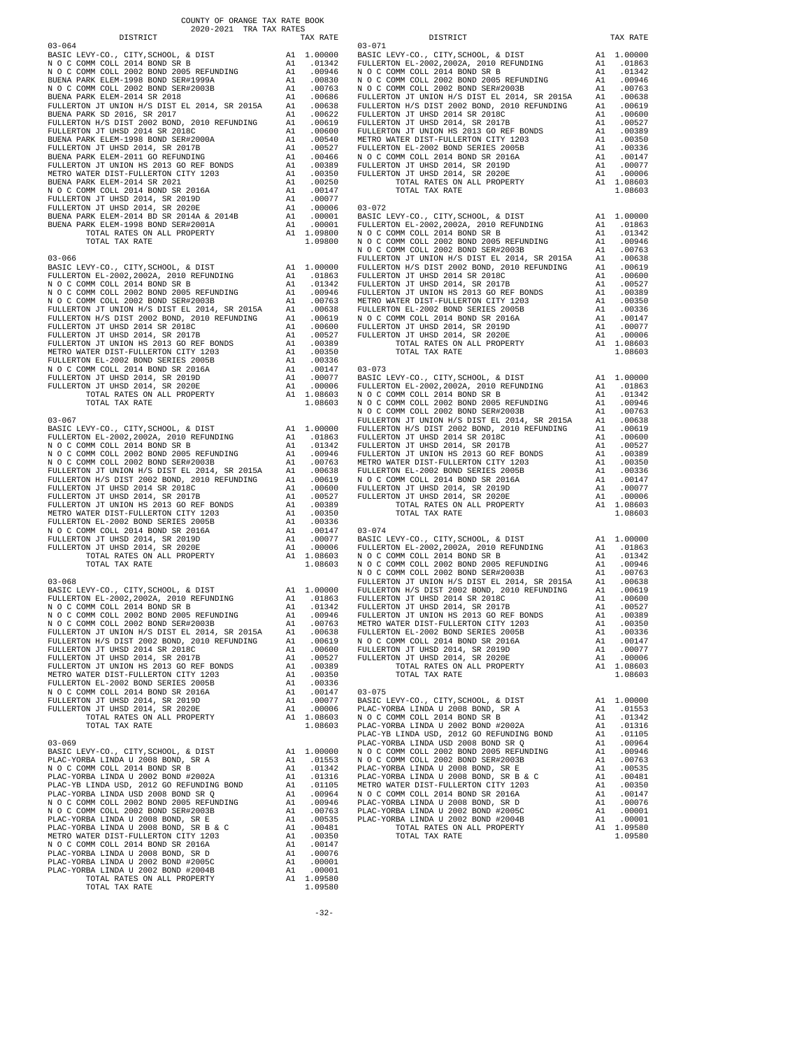COUNTY OF ORANGE TAX RATE BOOK
2020-2021 TRA TAX RATES

| DISTRICT | | TAX RATE |
|---|---|---|
| **03-064** | | |
| BASIC LEVY-CO., CITY,SCHOOL, & DIST | A1 | 1.00000 |
| N O C COMM COLL 2014 BOND SR B | A1 | .01342 |
| N O C COMM COLL 2002 BOND 2005 REFUNDING | A1 | .00946 |
| BUENA PARK ELEM-1998 BOND SER#1999A | A1 | .00830 |
| N O C COMM COLL 2002 BOND SER#2003B | A1 | .00763 |
| BUENA PARK ELEM-2014 SR 2018 | A1 | .00686 |
| FULLERTON JT UNION H/S DIST EL 2014, SR 2015A | A1 | .00638 |
| BUENA PARK SD 2016, SR 2017 | A1 | .00622 |
| FULLERTON H/S DIST 2002 BOND, 2010 REFUNDING | A1 | .00619 |
| FULLERTON JT UHSD 2014 SR 2018C | A1 | .00600 |
| BUENA PARK ELEM-1998 BOND SER#2000A | A1 | .00540 |
| FULLERTON JT UHSD 2014, SR 2017B | A1 | .00527 |
| BUENA PARK ELEM-2011 GO REFUNDING | A1 | .00466 |
| FULLERTON JT UNION HS 2013 GO REF BONDS | A1 | .00389 |
| METRO WATER DIST-FULLERTON CITY 1203 | A1 | .00350 |
| BUENA PARK ELEM-2014 SR 2021 | A1 | .00250 |
| N O C COMM COLL 2014 BOND SR 2016A | A1 | .00147 |
| FULLERTON JT UHSD 2014, SR 2019D | A1 | .00077 |
| FULLERTON JT UHSD 2014, SR 2020E | A1 | .00006 |
| BUENA PARK ELEM-2014 BD SR 2014A & 2014B | A1 | .00001 |
| BUENA PARK ELEM-1998 BOND SER#2001A | A1 | .00001 |
| TOTAL RATES ON ALL PROPERTY | A1 | 1.09800 |
| TOTAL TAX RATE | | 1.09800 |
| **03-066** | | |
| BASIC LEVY-CO., CITY,SCHOOL, & DIST | A1 | 1.00000 |
| FULLERTON EL-2002,2002A, 2010 REFUNDING | A1 | .01863 |
| N O C COMM COLL 2014 BOND SR B | A1 | .01342 |
| N O C COMM COLL 2002 BOND 2005 REFUNDING | A1 | .00946 |
| N O C COMM COLL 2002 BOND SER#2003B | A1 | .00763 |
| FULLERTON JT UNION H/S DIST EL 2014, SR 2015A | A1 | .00638 |
| FULLERTON H/S DIST 2002 BOND, 2010 REFUNDING | A1 | .00619 |
| FULLERTON JT UHSD 2014 SR 2018C | A1 | .00600 |
| FULLERTON JT UHSD 2014, SR 2017B | A1 | .00527 |
| FULLERTON JT UNION HS 2013 GO REF BONDS | A1 | .00389 |
| METRO WATER DIST-FULLERTON CITY 1203 | A1 | .00350 |
| FULLERTON EL-2002 BOND SERIES 2005B | A1 | .00336 |
| N O C COMM COLL 2014 BOND SR 2016A | A1 | .00147 |
| FULLERTON JT UHSD 2014, SR 2019D | A1 | .00077 |
| FULLERTON JT UHSD 2014, SR 2020E | A1 | .00006 |
| TOTAL RATES ON ALL PROPERTY | A1 | 1.08603 |
| TOTAL TAX RATE | | 1.08603 |
| **03-067** | | |
| BASIC LEVY-CO., CITY,SCHOOL, & DIST | A1 | 1.00000 |
| FULLERTON EL-2002,2002A, 2010 REFUNDING | A1 | .01863 |
| N O C COMM COLL 2014 BOND SR B | A1 | .01342 |
| N O C COMM COLL 2002 BOND 2005 REFUNDING | A1 | .00946 |
| N O C COMM COLL 2002 BOND SER#2003B | A1 | .00763 |
| FULLERTON JT UNION H/S DIST EL 2014, SR 2015A | A1 | .00638 |
| FULLERTON H/S DIST 2002 BOND, 2010 REFUNDING | A1 | .00619 |
| FULLERTON JT UHSD 2014 SR 2018C | A1 | .00600 |
| FULLERTON JT UHSD 2014, SR 2017B | A1 | .00527 |
| FULLERTON JT UNION HS 2013 GO REF BONDS | A1 | .00389 |
| METRO WATER DIST-FULLERTON CITY 1203 | A1 | .00350 |
| FULLERTON EL-2002 BOND SERIES 2005B | A1 | .00336 |
| N O C COMM COLL 2014 BOND SR 2016A | A1 | .00147 |
| FULLERTON JT UHSD 2014, SR 2019D | A1 | .00077 |
| FULLERTON JT UHSD 2014, SR 2020E | A1 | .00006 |
| TOTAL RATES ON ALL PROPERTY | A1 | 1.08603 |
| TOTAL TAX RATE | | 1.08603 |
| **03-068** | | |
| BASIC LEVY-CO., CITY,SCHOOL, & DIST | A1 | 1.00000 |
| FULLERTON EL-2002,2002A, 2010 REFUNDING | A1 | .01863 |
| N O C COMM COLL 2014 BOND SR B | A1 | .01342 |
| N O C COMM COLL 2002 BOND 2005 REFUNDING | A1 | .00946 |
| N O C COMM COLL 2002 BOND SER#2003B | A1 | .00763 |
| FULLERTON JT UNION H/S DIST EL 2014, SR 2015A | A1 | .00638 |
| FULLERTON H/S DIST 2002 BOND, 2010 REFUNDING | A1 | .00619 |
| FULLERTON JT UHSD 2014 SR 2018C | A1 | .00600 |
| FULLERTON JT UHSD 2014, SR 2017B | A1 | .00527 |
| FULLERTON JT UNION HS 2013 GO REF BONDS | A1 | .00389 |
| METRO WATER DIST-FULLERTON CITY 1203 | A1 | .00350 |
| FULLERTON EL-2002 BOND SERIES 2005B | A1 | .00336 |
| N O C COMM COLL 2014 BOND SR 2016A | A1 | .00147 |
| FULLERTON JT UHSD 2014, SR 2019D | A1 | .00077 |
| FULLERTON JT UHSD 2014, SR 2020E | A1 | .00006 |
| TOTAL RATES ON ALL PROPERTY | A1 | 1.08603 |
| TOTAL TAX RATE | | 1.08603 |
| **03-069** | | |
| BASIC LEVY-CO., CITY,SCHOOL, & DIST | A1 | 1.00000 |
| PLAC-YORBA LINDA U 2008 BOND, SR A | A1 | .01553 |
| N O C COMM COLL 2014 BOND SR B | A1 | .01342 |
| PLAC-YORBA LINDA U 2002 BOND #2002A | A1 | .01316 |
| PLAC-YB LINDA USD, 2012 GO REFUNDING BOND | A1 | .01105 |
| PLAC-YORBA LINDA USD 2008 BOND SR Q | A1 | .00964 |
| N O C COMM COLL 2002 BOND 2005 REFUNDING | A1 | .00946 |
| N O C COMM COLL 2002 BOND SER#2003B | A1 | .00763 |
| PLAC-YORBA LINDA U 2008 BOND, SR E | A1 | .00535 |
| PLAC-YORBA LINDA U 2008 BOND, SR B & C | A1 | .00481 |
| METRO WATER DIST-FULLERTON CITY 1203 | A1 | .00350 |
| N O C COMM COLL 2014 BOND SR 2016A | A1 | .00147 |
| PLAC-YORBA LINDA U 2008 BOND, SR D | A1 | .00076 |
| PLAC-YORBA LINDA U 2002 BOND #2005C | A1 | .00001 |
| PLAC-YORBA LINDA U 2002 BOND #2004B | A1 | .00001 |
| TOTAL RATES ON ALL PROPERTY | A1 | 1.09580 |
| TOTAL TAX RATE | | 1.09580 |
| **03-071** | | |
| BASIC LEVY-CO., CITY,SCHOOL, & DIST | A1 | 1.00000 |
| FULLERTON EL-2002,2002A, 2010 REFUNDING | A1 | .01863 |
| N O C COMM COLL 2014 BOND SR B | A1 | .01342 |
| N O C COMM COLL 2002 BOND 2005 REFUNDING | A1 | .00946 |
| N O C COMM COLL 2002 BOND SER#2003B | A1 | .00763 |
| FULLERTON JT UNION H/S DIST EL 2014, SR 2015A | A1 | .00638 |
| FULLERTON H/S DIST 2002 BOND, 2010 REFUNDING | A1 | .00619 |
| FULLERTON JT UHSD 2014 SR 2018C | A1 | .00600 |
| FULLERTON JT UHSD 2014, SR 2017B | A1 | .00527 |
| FULLERTON JT UNION HS 2013 GO REF BONDS | A1 | .00389 |
| METRO WATER DIST-FULLERTON CITY 1203 | A1 | .00350 |
| FULLERTON EL-2002 BOND SERIES 2005B | A1 | .00336 |
| N O C COMM COLL 2014 BOND SR 2016A | A1 | .00147 |
| FULLERTON JT UHSD 2014, SR 2019D | A1 | .00077 |
| FULLERTON JT UHSD 2014, SR 2020E | A1 | .00006 |
| TOTAL RATES ON ALL PROPERTY | A1 | 1.08603 |
| TOTAL TAX RATE | | 1.08603 |
| **03-072** | | |
| BASIC LEVY-CO., CITY,SCHOOL, & DIST | A1 | 1.00000 |
| FULLERTON EL-2002,2002A, 2010 REFUNDING | A1 | .01863 |
| N O C COMM COLL 2014 BOND SR B | A1 | .01342 |
| N O C COMM COLL 2002 BOND 2005 REFUNDING | A1 | .00946 |
| N O C COMM COLL 2002 BOND SER#2003B | A1 | .00763 |
| FULLERTON JT UNION H/S DIST EL 2014, SR 2015A | A1 | .00638 |
| FULLERTON H/S DIST 2002 BOND, 2010 REFUNDING | A1 | .00619 |
| FULLERTON JT UHSD 2014 SR 2018C | A1 | .00600 |
| FULLERTON JT UHSD 2014, SR 2017B | A1 | .00527 |
| FULLERTON JT UNION HS 2013 GO REF BONDS | A1 | .00389 |
| METRO WATER DIST-FULLERTON CITY 1203 | A1 | .00350 |
| FULLERTON EL-2002 BOND SERIES 2005B | A1 | .00336 |
| N O C COMM COLL 2014 BOND SR 2016A | A1 | .00147 |
| FULLERTON JT UHSD 2014, SR 2019D | A1 | .00077 |
| FULLERTON JT UHSD 2014, SR 2020E | A1 | .00006 |
| TOTAL RATES ON ALL PROPERTY | A1 | 1.08603 |
| TOTAL TAX RATE | | 1.08603 |
| **03-073** | | |
| BASIC LEVY-CO., CITY,SCHOOL, & DIST | A1 | 1.00000 |
| FULLERTON EL-2002,2002A, 2010 REFUNDING | A1 | .01863 |
| N O C COMM COLL 2014 BOND SR B | A1 | .01342 |
| N O C COMM COLL 2002 BOND 2005 REFUNDING | A1 | .00946 |
| N O C COMM COLL 2002 BOND SER#2003B | A1 | .00763 |
| FULLERTON JT UNION H/S DIST EL 2014, SR 2015A | A1 | .00638 |
| FULLERTON H/S DIST 2002 BOND, 2010 REFUNDING | A1 | .00619 |
| FULLERTON JT UHSD 2014 SR 2018C | A1 | .00600 |
| FULLERTON JT UHSD 2014, SR 2017B | A1 | .00527 |
| FULLERTON JT UNION HS 2013 GO REF BONDS | A1 | .00389 |
| METRO WATER DIST-FULLERTON CITY 1203 | A1 | .00350 |
| FULLERTON EL-2002 BOND SERIES 2005B | A1 | .00336 |
| N O C COMM COLL 2014 BOND SR 2016A | A1 | .00147 |
| FULLERTON JT UHSD 2014, SR 2019D | A1 | .00077 |
| FULLERTON JT UHSD 2014, SR 2020E | A1 | .00006 |
| TOTAL RATES ON ALL PROPERTY | A1 | 1.08603 |
| TOTAL TAX RATE | | 1.08603 |
| **03-074** | | |
| BASIC LEVY-CO., CITY,SCHOOL, & DIST | A1 | 1.00000 |
| FULLERTON EL-2002,2002A, 2010 REFUNDING | A1 | .01863 |
| N O C COMM COLL 2014 BOND SR B | A1 | .01342 |
| N O C COMM COLL 2002 BOND 2005 REFUNDING | A1 | .00946 |
| N O C COMM COLL 2002 BOND SER#2003B | A1 | .00763 |
| FULLERTON JT UNION H/S DIST EL 2014, SR 2015A | A1 | .00638 |
| FULLERTON H/S DIST 2002 BOND, 2010 REFUNDING | A1 | .00619 |
| FULLERTON JT UHSD 2014 SR 2018C | A1 | .00600 |
| FULLERTON JT UHSD 2014, SR 2017B | A1 | .00527 |
| FULLERTON JT UNION HS 2013 GO REF BONDS | A1 | .00389 |
| METRO WATER DIST-FULLERTON CITY 1203 | A1 | .00350 |
| FULLERTON EL-2002 BOND SERIES 2005B | A1 | .00336 |
| N O C COMM COLL 2014 BOND SR 2016A | A1 | .00147 |
| FULLERTON JT UHSD 2014, SR 2019D | A1 | .00077 |
| FULLERTON JT UHSD 2014, SR 2020E | A1 | .00006 |
| TOTAL RATES ON ALL PROPERTY | A1 | 1.08603 |
| TOTAL TAX RATE | | 1.08603 |
| **03-075** | | |
| BASIC LEVY-CO., CITY,SCHOOL, & DIST | A1 | 1.00000 |
| PLAC-YORBA LINDA U 2008 BOND, SR A | A1 | .01553 |
| N O C COMM COLL 2014 BOND SR B | A1 | .01342 |
| PLAC-YORBA LINDA U 2002 BOND #2002A | A1 | .01316 |
| PLAC-YB LINDA USD, 2012 GO REFUNDING BOND | A1 | .01105 |
| PLAC-YORBA LINDA USD 2008 BOND SR Q | A1 | .00964 |
| N O C COMM COLL 2002 BOND 2005 REFUNDING | A1 | .00946 |
| N O C COMM COLL 2002 BOND SER#2003B | A1 | .00763 |
| PLAC-YORBA LINDA U 2008 BOND, SR E | A1 | .00535 |
| PLAC-YORBA LINDA U 2008 BOND, SR B & C | A1 | .00481 |
| METRO WATER DIST-FULLERTON CITY 1203 | A1 | .00350 |
| N O C COMM COLL 2014 BOND SR 2016A | A1 | .00147 |
| PLAC-YORBA LINDA U 2008 BOND, SR D | A1 | .00076 |
| PLAC-YORBA LINDA U 2002 BOND #2005C | A1 | .00001 |
| PLAC-YORBA LINDA U 2002 BOND #2004B | A1 | .00001 |
| TOTAL RATES ON ALL PROPERTY | A1 | 1.09580 |
| TOTAL TAX RATE | | 1.09580 |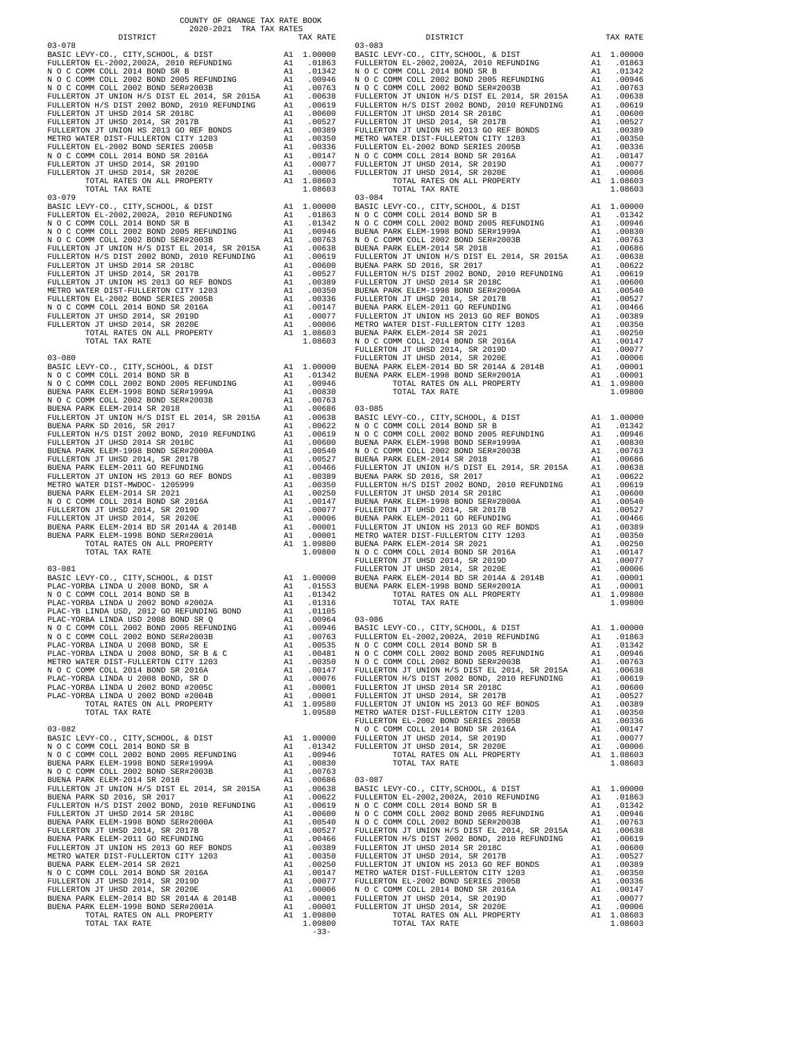COUNTY OF ORANGE TAX RATE BOOK
2020-2021 TRA TAX RATES

### 03-078

| DISTRICT | | TAX RATE |
|---|---|---|
| BASIC LEVY-CO., CITY,SCHOOL, & DIST | A1 | 1.00000 |
| FULLERTON EL-2002,2002A, 2010 REFUNDING | A1 | .01863 |
| N O C COMM COLL 2014 BOND SR B | A1 | .01342 |
| N O C COMM COLL 2002 BOND 2005 REFUNDING | A1 | .00946 |
| N O C COMM COLL 2002 BOND SER#2003B | A1 | .00763 |
| FULLERTON JT UNION H/S DIST EL 2014, SR 2015A | A1 | .00638 |
| FULLERTON H/S DIST 2002 BOND, 2010 REFUNDING | A1 | .00619 |
| FULLERTON JT UHSD 2014 SR 2018C | A1 | .00600 |
| FULLERTON JT UHSD 2014, SR 2017B | A1 | .00527 |
| FULLERTON JT UNION HS 2013 GO REF BONDS | A1 | .00389 |
| METRO WATER DIST-FULLERTON CITY 1203 | A1 | .00350 |
| FULLERTON EL-2002 BOND SERIES 2005B | A1 | .00336 |
| N O C COMM COLL 2014 BOND SR 2016A | A1 | .00147 |
| FULLERTON JT UHSD 2014, SR 2019D | A1 | .00077 |
| FULLERTON JT UHSD 2014, SR 2020E | A1 | .00006 |
| TOTAL RATES ON ALL PROPERTY | A1 | 1.08603 |
| TOTAL TAX RATE | | 1.08603 |

### 03-079

| DISTRICT | | TAX RATE |
|---|---|---|
| BASIC LEVY-CO., CITY,SCHOOL, & DIST | A1 | 1.00000 |
| FULLERTON EL-2002,2002A, 2010 REFUNDING | A1 | .01863 |
| N O C COMM COLL 2014 BOND SR B | A1 | .01342 |
| N O C COMM COLL 2002 BOND 2005 REFUNDING | A1 | .00946 |
| N O C COMM COLL 2002 BOND SER#2003B | A1 | .00763 |
| FULLERTON JT UNION H/S DIST EL 2014, SR 2015A | A1 | .00638 |
| FULLERTON H/S DIST 2002 BOND, 2010 REFUNDING | A1 | .00619 |
| FULLERTON JT UHSD 2014 SR 2018C | A1 | .00600 |
| FULLERTON JT UHSD 2014, SR 2017B | A1 | .00527 |
| FULLERTON JT UNION HS 2013 GO REF BONDS | A1 | .00389 |
| METRO WATER DIST-FULLERTON CITY 1203 | A1 | .00350 |
| FULLERTON EL-2002 BOND SERIES 2005B | A1 | .00336 |
| N O C COMM COLL 2014 BOND SR 2016A | A1 | .00147 |
| FULLERTON JT UHSD 2014, SR 2019D | A1 | .00077 |
| FULLERTON JT UHSD 2014, SR 2020E | A1 | .00006 |
| TOTAL RATES ON ALL PROPERTY | A1 | 1.08603 |
| TOTAL TAX RATE | | 1.08603 |

### 03-080

| DISTRICT | | TAX RATE |
|---|---|---|
| BASIC LEVY-CO., CITY,SCHOOL, & DIST | A1 | 1.00000 |
| N O C COMM COLL 2014 BOND SR B | A1 | .01342 |
| N O C COMM COLL 2002 BOND 2005 REFUNDING | A1 | .00946 |
| BUENA PARK ELEM-1998 BOND SER#1999A | A1 | .00830 |
| N O C COMM COLL 2002 BOND SER#2003B | A1 | .00763 |
| BUENA PARK ELEM-2014 SR 2018 | A1 | .00686 |
| FULLERTON JT UNION H/S DIST EL 2014, SR 2015A | A1 | .00638 |
| BUENA PARK SD 2016, SR 2017 | A1 | .00622 |
| FULLERTON H/S DIST 2002 BOND, 2010 REFUNDING | A1 | .00619 |
| FULLERTON JT UHSD 2014 SR 2018C | A1 | .00600 |
| BUENA PARK ELEM-1998 BOND SER#2000A | A1 | .00540 |
| FULLERTON JT UHSD 2014, SR 2017B | A1 | .00527 |
| BUENA PARK ELEM-2011 GO REFUNDING | A1 | .00466 |
| FULLERTON JT UNION HS 2013 GO REF BONDS | A1 | .00389 |
| METRO WATER DIST-MWDOC- 1205999 | A1 | .00350 |
| BUENA PARK ELEM-2014 SR 2021 | A1 | .00250 |
| N O C COMM COLL 2014 BOND SR 2016A | A1 | .00147 |
| FULLERTON JT UHSD 2014, SR 2019D | A1 | .00077 |
| FULLERTON JT UHSD 2014, SR 2020E | A1 | .00006 |
| BUENA PARK ELEM-2014 BD SR 2014A & 2014B | A1 | .00001 |
| BUENA PARK ELEM-1998 BOND SER#2001A | A1 | .00001 |
| TOTAL RATES ON ALL PROPERTY | A1 | 1.09800 |
| TOTAL TAX RATE | | 1.09800 |

### 03-081

| DISTRICT | | TAX RATE |
|---|---|---|
| BASIC LEVY-CO., CITY,SCHOOL, & DIST | A1 | 1.00000 |
| PLAC-YORBA LINDA U 2008 BOND, SR A | A1 | .01553 |
| N O C COMM COLL 2014 BOND SR B | A1 | .01342 |
| PLAC-YORBA LINDA U 2002 BOND #2002A | A1 | .01316 |
| PLAC-YB LINDA USD, 2012 GO REFUNDING BOND | A1 | .01105 |
| PLAC-YORBA LINDA USD 2008 BOND SR Q | A1 | .00964 |
| N O C COMM COLL 2002 BOND 2005 REFUNDING | A1 | .00946 |
| N O C COMM COLL 2002 BOND SER#2003B | A1 | .00763 |
| PLAC-YORBA LINDA U 2008 BOND, SR E | A1 | .00535 |
| PLAC-YORBA LINDA U 2008 BOND, SR B & C | A1 | .00481 |
| METRO WATER DIST-FULLERTON CITY 1203 | A1 | .00350 |
| N O C COMM COLL 2014 BOND SR 2016A | A1 | .00147 |
| PLAC-YORBA LINDA U 2008 BOND, SR D | A1 | .00076 |
| PLAC-YORBA LINDA U 2002 BOND #2005C | A1 | .00001 |
| PLAC-YORBA LINDA U 2002 BOND #2004B | A1 | .00001 |
| TOTAL RATES ON ALL PROPERTY | A1 | 1.09580 |
| TOTAL TAX RATE | | 1.09580 |

### 03-082

| DISTRICT | | TAX RATE |
|---|---|---|
| BASIC LEVY-CO., CITY,SCHOOL, & DIST | A1 | 1.00000 |
| N O C COMM COLL 2014 BOND SR B | A1 | .01342 |
| N O C COMM COLL 2002 BOND 2005 REFUNDING | A1 | .00946 |
| BUENA PARK ELEM-1998 BOND SER#1999A | A1 | .00830 |
| N O C COMM COLL 2002 BOND SER#2003B | A1 | .00763 |
| BUENA PARK ELEM-2014 SR 2018 | A1 | .00686 |
| FULLERTON JT UNION H/S DIST EL 2014, SR 2015A | A1 | .00638 |
| BUENA PARK SD 2016, SR 2017 | A1 | .00622 |
| FULLERTON H/S DIST 2002 BOND, 2010 REFUNDING | A1 | .00619 |
| FULLERTON JT UHSD 2014 SR 2018C | A1 | .00600 |
| BUENA PARK ELEM-1998 BOND SER#2000A | A1 | .00540 |
| FULLERTON JT UHSD 2014, SR 2017B | A1 | .00527 |
| BUENA PARK ELEM-2011 GO REFUNDING | A1 | .00466 |
| FULLERTON JT UNION HS 2013 GO REF BONDS | A1 | .00389 |
| METRO WATER DIST-FULLERTON CITY 1203 | A1 | .00350 |
| BUENA PARK ELEM-2014 SR 2021 | A1 | .00250 |
| N O C COMM COLL 2014 BOND SR 2016A | A1 | .00147 |
| FULLERTON JT UHSD 2014, SR 2019D | A1 | .00077 |
| FULLERTON JT UHSD 2014, SR 2020E | A1 | .00006 |
| BUENA PARK ELEM-2014 BD SR 2014A & 2014B | A1 | .00001 |
| BUENA PARK ELEM-1998 BOND SER#2001A | A1 | .00001 |
| TOTAL RATES ON ALL PROPERTY | A1 | 1.09800 |
| TOTAL TAX RATE | | 1.09800 |

### 03-083

| DISTRICT | | TAX RATE |
|---|---|---|
| BASIC LEVY-CO., CITY,SCHOOL, & DIST | A1 | 1.00000 |
| FULLERTON EL-2002,2002A, 2010 REFUNDING | A1 | .01863 |
| N O C COMM COLL 2014 BOND SR B | A1 | .01342 |
| N O C COMM COLL 2002 BOND 2005 REFUNDING | A1 | .00946 |
| N O C COMM COLL 2002 BOND SER#2003B | A1 | .00763 |
| FULLERTON JT UNION H/S DIST EL 2014, SR 2015A | A1 | .00638 |
| FULLERTON H/S DIST 2002 BOND, 2010 REFUNDING | A1 | .00619 |
| FULLERTON JT UHSD 2014 SR 2018C | A1 | .00600 |
| FULLERTON JT UHSD 2014, SR 2017B | A1 | .00527 |
| FULLERTON JT UNION HS 2013 GO REF BONDS | A1 | .00389 |
| METRO WATER DIST-FULLERTON CITY 1203 | A1 | .00350 |
| FULLERTON EL-2002 BOND SERIES 2005B | A1 | .00336 |
| N O C COMM COLL 2014 BOND SR 2016A | A1 | .00147 |
| FULLERTON JT UHSD 2014, SR 2019D | A1 | .00077 |
| FULLERTON JT UHSD 2014, SR 2020E | A1 | .00006 |
| TOTAL RATES ON ALL PROPERTY | A1 | 1.08603 |
| TOTAL TAX RATE | | 1.08603 |

### 03-084

| DISTRICT | | TAX RATE |
|---|---|---|
| BASIC LEVY-CO., CITY,SCHOOL, & DIST | A1 | 1.00000 |
| N O C COMM COLL 2014 BOND SR B | A1 | .01342 |
| N O C COMM COLL 2002 BOND 2005 REFUNDING | A1 | .00946 |
| BUENA PARK ELEM-1998 BOND SER#1999A | A1 | .00830 |
| N O C COMM COLL 2002 BOND SER#2003B | A1 | .00763 |
| BUENA PARK ELEM-2014 SR 2018 | A1 | .00686 |
| FULLERTON JT UNION H/S DIST EL 2014, SR 2015A | A1 | .00638 |
| BUENA PARK SD 2016, SR 2017 | A1 | .00622 |
| FULLERTON H/S DIST 2002 BOND, 2010 REFUNDING | A1 | .00619 |
| FULLERTON JT UHSD 2014 SR 2018C | A1 | .00600 |
| BUENA PARK ELEM-1998 BOND SER#2000A | A1 | .00540 |
| FULLERTON JT UHSD 2014, SR 2017B | A1 | .00527 |
| BUENA PARK ELEM-2011 GO REFUNDING | A1 | .00466 |
| FULLERTON JT UNION HS 2013 GO REF BONDS | A1 | .00389 |
| METRO WATER DIST-FULLERTON CITY 1203 | A1 | .00350 |
| BUENA PARK ELEM-2014 SR 2021 | A1 | .00250 |
| N O C COMM COLL 2014 BOND SR 2016A | A1 | .00147 |
| FULLERTON JT UHSD 2014, SR 2019D | A1 | .00077 |
| FULLERTON JT UHSD 2014, SR 2020E | A1 | .00006 |
| BUENA PARK ELEM-2014 BD SR 2014A & 2014B | A1 | .00001 |
| BUENA PARK ELEM-1998 BOND SER#2001A | A1 | .00001 |
| TOTAL RATES ON ALL PROPERTY | A1 | 1.09800 |
| TOTAL TAX RATE | | 1.09800 |

### 03-085

| DISTRICT | | TAX RATE |
|---|---|---|
| BASIC LEVY-CO., CITY,SCHOOL, & DIST | A1 | 1.00000 |
| N O C COMM COLL 2014 BOND SR B | A1 | .01342 |
| N O C COMM COLL 2002 BOND 2005 REFUNDING | A1 | .00946 |
| BUENA PARK ELEM-1998 BOND SER#1999A | A1 | .00830 |
| N O C COMM COLL 2002 BOND SER#2003B | A1 | .00763 |
| BUENA PARK ELEM-2014 SR 2018 | A1 | .00686 |
| FULLERTON JT UNION H/S DIST EL 2014, SR 2015A | A1 | .00638 |
| BUENA PARK SD 2016, SR 2017 | A1 | .00622 |
| FULLERTON H/S DIST 2002 BOND, 2010 REFUNDING | A1 | .00619 |
| FULLERTON JT UHSD 2014 SR 2018C | A1 | .00600 |
| BUENA PARK ELEM-1998 BOND SER#2000A | A1 | .00540 |
| FULLERTON JT UHSD 2014, SR 2017B | A1 | .00527 |
| BUENA PARK ELEM-2011 GO REFUNDING | A1 | .00466 |
| FULLERTON JT UNION HS 2013 GO REF BONDS | A1 | .00389 |
| METRO WATER DIST-FULLERTON CITY 1203 | A1 | .00350 |
| BUENA PARK ELEM-2014 SR 2021 | A1 | .00250 |
| N O C COMM COLL 2014 BOND SR 2016A | A1 | .00147 |
| FULLERTON JT UHSD 2014, SR 2019D | A1 | .00077 |
| FULLERTON JT UHSD 2014, SR 2020E | A1 | .00006 |
| BUENA PARK ELEM-2014 BD SR 2014A & 2014B | A1 | .00001 |
| BUENA PARK ELEM-1998 BOND SER#2001A | A1 | .00001 |
| TOTAL RATES ON ALL PROPERTY | A1 | 1.09800 |
| TOTAL TAX RATE | | 1.09800 |

### 03-086

| DISTRICT | | TAX RATE |
|---|---|---|
| BASIC LEVY-CO., CITY,SCHOOL, & DIST | A1 | 1.00000 |
| FULLERTON EL-2002,2002A, 2010 REFUNDING | A1 | .01863 |
| N O C COMM COLL 2014 BOND SR B | A1 | .01342 |
| N O C COMM COLL 2002 BOND 2005 REFUNDING | A1 | .00946 |
| N O C COMM COLL 2002 BOND SER#2003B | A1 | .00763 |
| FULLERTON JT UNION H/S DIST EL 2014, SR 2015A | A1 | .00638 |
| FULLERTON H/S DIST 2002 BOND, 2010 REFUNDING | A1 | .00619 |
| FULLERTON JT UHSD 2014 SR 2018C | A1 | .00600 |
| FULLERTON JT UHSD 2014, SR 2017B | A1 | .00527 |
| FULLERTON JT UNION HS 2013 GO REF BONDS | A1 | .00389 |
| METRO WATER DIST-FULLERTON CITY 1203 | A1 | .00350 |
| FULLERTON EL-2002 BOND SERIES 2005B | A1 | .00336 |
| N O C COMM COLL 2014 BOND SR 2016A | A1 | .00147 |
| FULLERTON JT UHSD 2014, SR 2019D | A1 | .00077 |
| FULLERTON JT UHSD 2014, SR 2020E | A1 | .00006 |
| TOTAL RATES ON ALL PROPERTY | A1 | 1.08603 |
| TOTAL TAX RATE | | 1.08603 |

### 03-087

| DISTRICT | | TAX RATE |
|---|---|---|
| BASIC LEVY-CO., CITY,SCHOOL, & DIST | A1 | 1.00000 |
| FULLERTON EL-2002,2002A, 2010 REFUNDING | A1 | .01863 |
| N O C COMM COLL 2014 BOND SR B | A1 | .01342 |
| N O C COMM COLL 2002 BOND 2005 REFUNDING | A1 | .00946 |
| N O C COMM COLL 2002 BOND SER#2003B | A1 | .00763 |
| FULLERTON JT UNION H/S DIST EL 2014, SR 2015A | A1 | .00638 |
| FULLERTON H/S DIST 2002 BOND, 2010 REFUNDING | A1 | .00619 |
| FULLERTON JT UHSD 2014 SR 2018C | A1 | .00600 |
| FULLERTON JT UHSD 2014, SR 2017B | A1 | .00527 |
| FULLERTON JT UNION HS 2013 GO REF BONDS | A1 | .00389 |
| METRO WATER DIST-FULLERTON CITY 1203 | A1 | .00350 |
| FULLERTON EL-2002 BOND SERIES 2005B | A1 | .00336 |
| N O C COMM COLL 2014 BOND SR 2016A | A1 | .00147 |
| FULLERTON JT UHSD 2014, SR 2019D | A1 | .00077 |
| FULLERTON JT UHSD 2014, SR 2020E | A1 | .00006 |
| TOTAL RATES ON ALL PROPERTY | A1 | 1.08603 |
| TOTAL TAX RATE | | 1.08603 |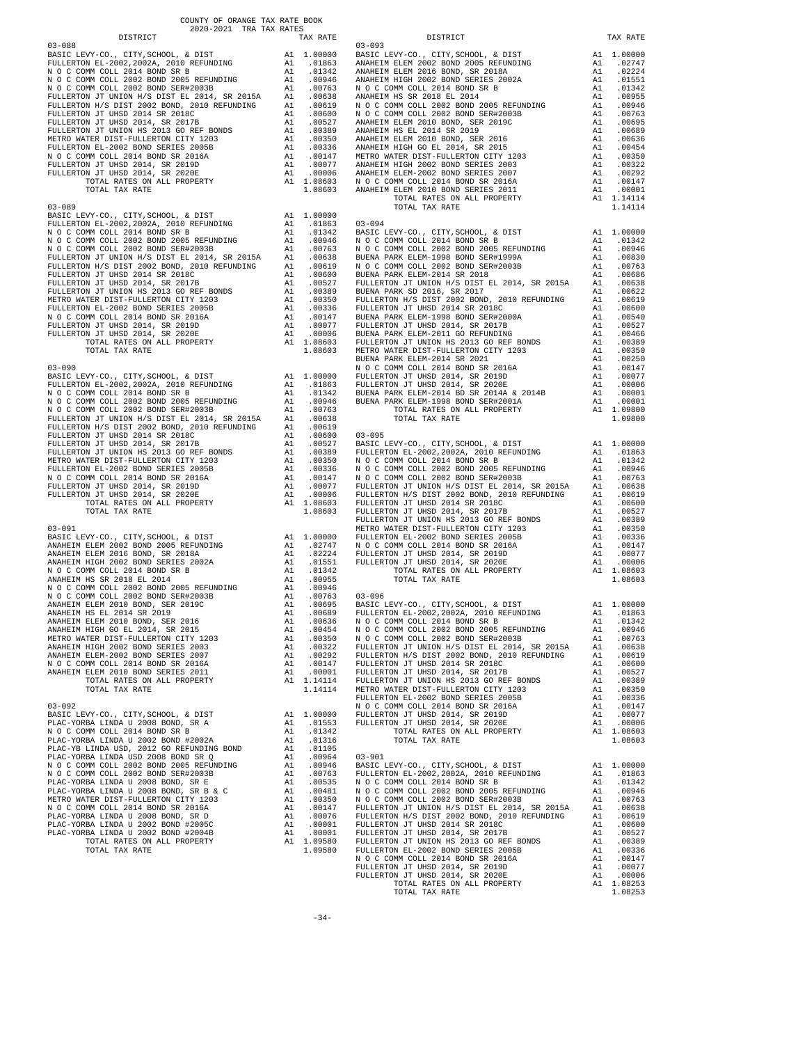COUNTY OF ORANGE TAX RATE BOOK
2020-2021 TRA TAX RATES

### 03-088

| DISTRICT | | TAX RATE |
|---|---|---|
| BASIC LEVY-CO., CITY,SCHOOL, & DIST | A1 | 1.00000 |
| FULLERTON EL-2002,2002A, 2010 REFUNDING | A1 | .01863 |
| N O C COMM COLL 2014 BOND SR B | A1 | .01342 |
| N O C COMM COLL 2002 BOND 2005 REFUNDING | A1 | .00946 |
| N O C COMM COLL 2002 BOND SER#2003B | A1 | .00763 |
| FULLERTON JT UNION H/S DIST EL 2014, SR 2015A | A1 | .00638 |
| FULLERTON H/S DIST 2002 BOND, 2010 REFUNDING | A1 | .00619 |
| FULLERTON JT UHSD 2014 SR 2018C | A1 | .00600 |
| FULLERTON JT UHSD 2014, SR 2017B | A1 | .00527 |
| FULLERTON JT UNION HS 2013 GO REF BONDS | A1 | .00389 |
| METRO WATER DIST-FULLERTON CITY 1203 | A1 | .00350 |
| FULLERTON EL-2002 BOND SERIES 2005B | A1 | .00336 |
| N O C COMM COLL 2014 BOND SR 2016A | A1 | .00147 |
| FULLERTON JT UHSD 2014, SR 2019D | A1 | .00077 |
| FULLERTON JT UHSD 2014, SR 2020E | A1 | .00006 |
| TOTAL RATES ON ALL PROPERTY | A1 | 1.08603 |
| TOTAL TAX RATE | | 1.08603 |

### 03-089

| DISTRICT | | TAX RATE |
|---|---|---|
| BASIC LEVY-CO., CITY,SCHOOL, & DIST | A1 | 1.00000 |
| FULLERTON EL-2002,2002A, 2010 REFUNDING | A1 | .01863 |
| N O C COMM COLL 2014 BOND SR B | A1 | .01342 |
| N O C COMM COLL 2002 BOND 2005 REFUNDING | A1 | .00946 |
| N O C COMM COLL 2002 BOND SER#2003B | A1 | .00763 |
| FULLERTON JT UNION H/S DIST EL 2014, SR 2015A | A1 | .00638 |
| FULLERTON H/S DIST 2002 BOND, 2010 REFUNDING | A1 | .00619 |
| FULLERTON JT UHSD 2014 SR 2018C | A1 | .00600 |
| FULLERTON JT UHSD 2014, SR 2017B | A1 | .00527 |
| FULLERTON JT UNION HS 2013 GO REF BONDS | A1 | .00389 |
| METRO WATER DIST-FULLERTON CITY 1203 | A1 | .00350 |
| FULLERTON EL-2002 BOND SERIES 2005B | A1 | .00336 |
| N O C COMM COLL 2014 BOND SR 2016A | A1 | .00147 |
| FULLERTON JT UHSD 2014, SR 2019D | A1 | .00077 |
| FULLERTON JT UHSD 2014, SR 2020E | A1 | .00006 |
| TOTAL RATES ON ALL PROPERTY | A1 | 1.08603 |
| TOTAL TAX RATE | | 1.08603 |

### 03-090

| DISTRICT | | TAX RATE |
|---|---|---|
| BASIC LEVY-CO., CITY,SCHOOL, & DIST | A1 | 1.00000 |
| FULLERTON EL-2002,2002A, 2010 REFUNDING | A1 | .01863 |
| N O C COMM COLL 2014 BOND SR B | A1 | .01342 |
| N O C COMM COLL 2002 BOND 2005 REFUNDING | A1 | .00946 |
| N O C COMM COLL 2002 BOND SER#2003B | A1 | .00763 |
| FULLERTON JT UNION H/S DIST EL 2014, SR 2015A | A1 | .00638 |
| FULLERTON H/S DIST 2002 BOND, 2010 REFUNDING | A1 | .00619 |
| FULLERTON JT UHSD 2014 SR 2018C | A1 | .00600 |
| FULLERTON JT UHSD 2014, SR 2017B | A1 | .00527 |
| FULLERTON JT UNION HS 2013 GO REF BONDS | A1 | .00389 |
| METRO WATER DIST-FULLERTON CITY 1203 | A1 | .00350 |
| FULLERTON EL-2002 BOND SERIES 2005B | A1 | .00336 |
| N O C COMM COLL 2014 BOND SR 2016A | A1 | .00147 |
| FULLERTON JT UHSD 2014, SR 2019D | A1 | .00077 |
| FULLERTON JT UHSD 2014, SR 2020E | A1 | .00006 |
| TOTAL RATES ON ALL PROPERTY | A1 | 1.08603 |
| TOTAL TAX RATE | | 1.08603 |

### 03-091

| DISTRICT | | TAX RATE |
|---|---|---|
| BASIC LEVY-CO., CITY,SCHOOL, & DIST | A1 | 1.00000 |
| ANAHEIM ELEM 2002 BOND 2005 REFUNDING | A1 | .02747 |
| ANAHEIM ELEM 2016 BOND, SR 2018A | A1 | .02224 |
| ANAHEIM HIGH 2002 BOND SERIES 2002A | A1 | .01551 |
| N O C COMM COLL 2014 BOND SR B | A1 | .01342 |
| ANAHEIM HS SR 2018 EL 2014 | A1 | .00955 |
| N O C COMM COLL 2002 BOND 2005 REFUNDING | A1 | .00946 |
| N O C COMM COLL 2002 BOND SER#2003B | A1 | .00763 |
| ANAHEIM ELEM 2010 BOND, SER 2019C | A1 | .00695 |
| ANAHEIM HS EL 2014 SR 2019 | A1 | .00689 |
| ANAHEIM ELEM 2010 BOND, SER 2016 | A1 | .00636 |
| ANAHEIM HIGH GO EL 2014, SR 2015 | A1 | .00454 |
| METRO WATER DIST-FULLERTON CITY 1203 | A1 | .00350 |
| ANAHEIM HIGH 2002 BOND SERIES 2003 | A1 | .00322 |
| ANAHEIM ELEM-2002 BOND SERIES 2007 | A1 | .00292 |
| N O C COMM COLL 2014 BOND SR 2016A | A1 | .00147 |
| ANAHEIM ELEM 2010 BOND SERIES 2011 | A1 | .00001 |
| TOTAL RATES ON ALL PROPERTY | A1 | 1.14114 |
| TOTAL TAX RATE | | 1.14114 |

### 03-092

| DISTRICT | | TAX RATE |
|---|---|---|
| BASIC LEVY-CO., CITY,SCHOOL, & DIST | A1 | 1.00000 |
| PLAC-YORBA LINDA U 2008 BOND, SR A | A1 | .01553 |
| N O C COMM COLL 2014 BOND SR B | A1 | .01342 |
| PLAC-YORBA LINDA U 2002 BOND #2002A | A1 | .01316 |
| PLAC-YB LINDA USD, 2012 GO REFUNDING BOND | A1 | .01105 |
| PLAC-YORBA LINDA USD 2008 BOND SR Q | A1 | .00964 |
| N O C COMM COLL 2002 BOND 2005 REFUNDING | A1 | .00946 |
| N O C COMM COLL 2002 BOND SER#2003B | A1 | .00763 |
| PLAC-YORBA LINDA U 2008 BOND, SR E | A1 | .00535 |
| PLAC-YORBA LINDA U 2008 BOND, SR B & C | A1 | .00481 |
| METRO WATER DIST-FULLERTON CITY 1203 | A1 | .00350 |
| N O C COMM COLL 2014 BOND SR 2016A | A1 | .00147 |
| PLAC-YORBA LINDA U 2008 BOND, SR D | A1 | .00076 |
| PLAC-YORBA LINDA U 2002 BOND #2005C | A1 | .00001 |
| PLAC-YORBA LINDA U 2002 BOND #2004B | A1 | .00001 |
| TOTAL RATES ON ALL PROPERTY | A1 | 1.09580 |
| TOTAL TAX RATE | | 1.09580 |

### 03-093

| DISTRICT | | TAX RATE |
|---|---|---|
| BASIC LEVY-CO., CITY,SCHOOL, & DIST | A1 | 1.00000 |
| ANAHEIM ELEM 2002 BOND 2005 REFUNDING | A1 | .02747 |
| ANAHEIM ELEM 2016 BOND, SR 2018A | A1 | .02224 |
| ANAHEIM HIGH 2002 BOND SERIES 2002A | A1 | .01551 |
| N O C COMM COLL 2014 BOND SR B | A1 | .01342 |
| ANAHEIM HS SR 2018 EL 2014 | A1 | .00955 |
| N O C COMM COLL 2002 BOND 2005 REFUNDING | A1 | .00946 |
| N O C COMM COLL 2002 BOND SER#2003B | A1 | .00763 |
| ANAHEIM ELEM 2010 BOND, SER 2019C | A1 | .00695 |
| ANAHEIM HS EL 2014 SR 2019 | A1 | .00689 |
| ANAHEIM ELEM 2010 BOND, SER 2016 | A1 | .00636 |
| ANAHEIM HIGH GO EL 2014, SR 2015 | A1 | .00454 |
| METRO WATER DIST-FULLERTON CITY 1203 | A1 | .00350 |
| ANAHEIM HIGH 2002 BOND SERIES 2003 | A1 | .00322 |
| ANAHEIM ELEM-2002 BOND SERIES 2007 | A1 | .00292 |
| N O C COMM COLL 2014 BOND SR 2016A | A1 | .00147 |
| ANAHEIM ELEM 2010 BOND SERIES 2011 | A1 | .00001 |
| TOTAL RATES ON ALL PROPERTY | A1 | 1.14114 |
| TOTAL TAX RATE | | 1.14114 |

### 03-094

| DISTRICT | | TAX RATE |
|---|---|---|
| BASIC LEVY-CO., CITY,SCHOOL, & DIST | A1 | 1.00000 |
| N O C COMM COLL 2014 BOND SR B | A1 | .01342 |
| N O C COMM COLL 2002 BOND 2005 REFUNDING | A1 | .00946 |
| BUENA PARK ELEM-1998 BOND SER#1999A | A1 | .00830 |
| N O C COMM COLL 2002 BOND SER#2003B | A1 | .00763 |
| BUENA PARK ELEM-2014 SR 2018 | A1 | .00686 |
| FULLERTON JT UNION H/S DIST EL 2014, SR 2015A | A1 | .00638 |
| BUENA PARK SD 2016, SR 2017 | A1 | .00622 |
| FULLERTON H/S DIST 2002 BOND, 2010 REFUNDING | A1 | .00619 |
| FULLERTON JT UHSD 2014 SR 2018C | A1 | .00600 |
| BUENA PARK ELEM-1998 BOND SER#2000A | A1 | .00540 |
| FULLERTON JT UHSD 2014, SR 2017B | A1 | .00527 |
| BUENA PARK ELEM-2011 GO REFUNDING | A1 | .00466 |
| FULLERTON JT UNION HS 2013 GO REF BONDS | A1 | .00389 |
| METRO WATER DIST-FULLERTON CITY 1203 | A1 | .00350 |
| BUENA PARK ELEM-2014 SR 2021 | A1 | .00250 |
| N O C COMM COLL 2014 BOND SR 2016A | A1 | .00147 |
| FULLERTON JT UHSD 2014, SR 2019D | A1 | .00077 |
| FULLERTON JT UHSD 2014, SR 2020E | A1 | .00006 |
| BUENA PARK ELEM-2014 BD SR 2014A & 2014B | A1 | .00001 |
| BUENA PARK ELEM-1998 BOND SER#2001A | A1 | .00001 |
| TOTAL RATES ON ALL PROPERTY | A1 | 1.09800 |
| TOTAL TAX RATE | | 1.09800 |

### 03-095

| DISTRICT | | TAX RATE |
|---|---|---|
| BASIC LEVY-CO., CITY,SCHOOL, & DIST | A1 | 1.00000 |
| FULLERTON EL-2002,2002A, 2010 REFUNDING | A1 | .01863 |
| N O C COMM COLL 2014 BOND SR B | A1 | .01342 |
| N O C COMM COLL 2002 BOND 2005 REFUNDING | A1 | .00946 |
| N O C COMM COLL 2002 BOND SER#2003B | A1 | .00763 |
| FULLERTON JT UNION H/S DIST EL 2014, SR 2015A | A1 | .00638 |
| FULLERTON H/S DIST 2002 BOND, 2010 REFUNDING | A1 | .00619 |
| FULLERTON JT UHSD 2014 SR 2018C | A1 | .00600 |
| FULLERTON JT UHSD 2014, SR 2017B | A1 | .00527 |
| FULLERTON JT UNION HS 2013 GO REF BONDS | A1 | .00389 |
| METRO WATER DIST-FULLERTON CITY 1203 | A1 | .00350 |
| FULLERTON EL-2002 BOND SERIES 2005B | A1 | .00336 |
| N O C COMM COLL 2014 BOND SR 2016A | A1 | .00147 |
| FULLERTON JT UHSD 2014, SR 2019D | A1 | .00077 |
| FULLERTON JT UHSD 2014, SR 2020E | A1 | .00006 |
| TOTAL RATES ON ALL PROPERTY | A1 | 1.08603 |
| TOTAL TAX RATE | | 1.08603 |

### 03-096

| DISTRICT | | TAX RATE |
|---|---|---|
| BASIC LEVY-CO., CITY,SCHOOL, & DIST | A1 | 1.00000 |
| FULLERTON EL-2002,2002A, 2010 REFUNDING | A1 | .01863 |
| N O C COMM COLL 2014 BOND SR B | A1 | .01342 |
| N O C COMM COLL 2002 BOND 2005 REFUNDING | A1 | .00946 |
| N O C COMM COLL 2002 BOND SER#2003B | A1 | .00763 |
| FULLERTON JT UNION H/S DIST EL 2014, SR 2015A | A1 | .00638 |
| FULLERTON H/S DIST 2002 BOND, 2010 REFUNDING | A1 | .00619 |
| FULLERTON JT UHSD 2014 SR 2018C | A1 | .00600 |
| FULLERTON JT UHSD 2014, SR 2017B | A1 | .00527 |
| FULLERTON JT UNION HS 2013 GO REF BONDS | A1 | .00389 |
| METRO WATER DIST-FULLERTON CITY 1203 | A1 | .00350 |
| FULLERTON EL-2002 BOND SERIES 2005B | A1 | .00336 |
| N O C COMM COLL 2014 BOND SR 2016A | A1 | .00147 |
| FULLERTON JT UHSD 2014, SR 2019D | A1 | .00077 |
| FULLERTON JT UHSD 2014, SR 2020E | A1 | .00006 |
| TOTAL RATES ON ALL PROPERTY | A1 | 1.08603 |
| TOTAL TAX RATE | | 1.08603 |

### 03-901

| DISTRICT | | TAX RATE |
|---|---|---|
| BASIC LEVY-CO., CITY,SCHOOL, & DIST | A1 | 1.00000 |
| FULLERTON EL-2002,2002A, 2010 REFUNDING | A1 | .01863 |
| N O C COMM COLL 2014 BOND SR B | A1 | .01342 |
| N O C COMM COLL 2002 BOND 2005 REFUNDING | A1 | .00946 |
| N O C COMM COLL 2002 BOND SER#2003B | A1 | .00763 |
| FULLERTON JT UNION H/S DIST EL 2014, SR 2015A | A1 | .00638 |
| FULLERTON H/S DIST 2002 BOND, 2010 REFUNDING | A1 | .00619 |
| FULLERTON JT UHSD 2014 SR 2018C | A1 | .00600 |
| FULLERTON JT UHSD 2014, SR 2017B | A1 | .00527 |
| FULLERTON JT UNION HS 2013 GO REF BONDS | A1 | .00389 |
| FULLERTON EL-2002 BOND SERIES 2005B | A1 | .00336 |
| N O C COMM COLL 2014 BOND SR 2016A | A1 | .00147 |
| FULLERTON JT UHSD 2014, SR 2019D | A1 | .00077 |
| FULLERTON JT UHSD 2014, SR 2020E | A1 | .00006 |
| TOTAL RATES ON ALL PROPERTY | A1 | 1.08253 |
| TOTAL TAX RATE | | 1.08253 |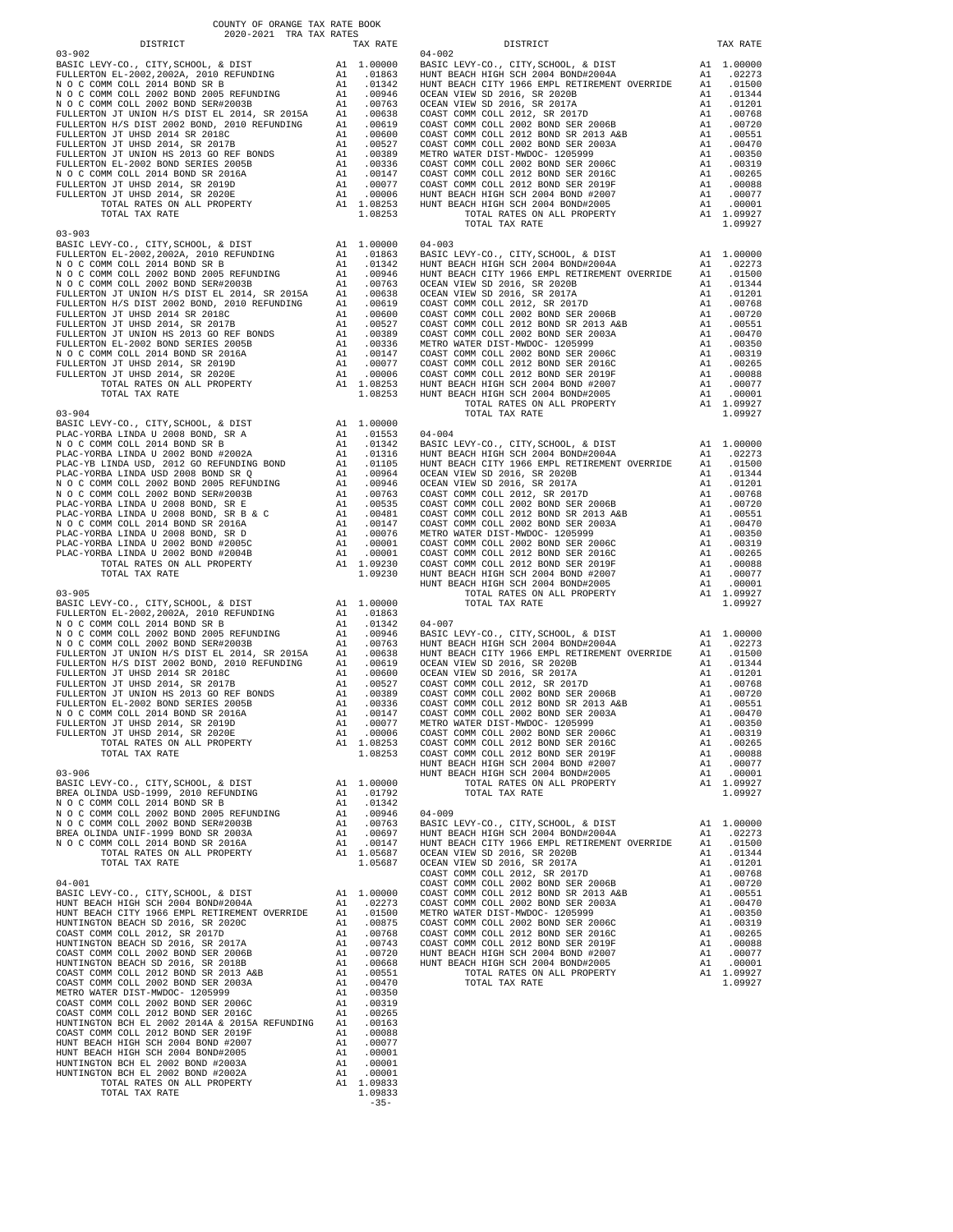COUNTY OF ORANGE TAX RATE BOOK
2020-2021 TRA TAX RATES

| DISTRICT | | TAX RATE |
|---|---|---|
| **03-902** | | |
| BASIC LEVY-CO., CITY,SCHOOL, & DIST | A1 | 1.00000 |
| FULLERTON EL-2002,2002A, 2010 REFUNDING | A1 | .01863 |
| N O C COMM COLL 2014 BOND SR B | A1 | .01342 |
| N O C COMM COLL 2002 BOND 2005 REFUNDING | A1 | .00946 |
| N O C COMM COLL 2002 BOND SER#2003B | A1 | .00763 |
| FULLERTON JT UNION H/S DIST EL 2014, SR 2015A | A1 | .00638 |
| FULLERTON H/S DIST 2002 BOND, 2010 REFUNDING | A1 | .00619 |
| FULLERTON JT UHSD 2014 SR 2018C | A1 | .00600 |
| FULLERTON JT UHSD 2014, SR 2017B | A1 | .00527 |
| FULLERTON JT UNION HS 2013 GO REF BONDS | A1 | .00389 |
| FULLERTON EL-2002 BOND SERIES 2005B | A1 | .00336 |
| N O C COMM COLL 2014 BOND SR 2016A | A1 | .00147 |
| FULLERTON JT UHSD 2014, SR 2019D | A1 | .00077 |
| FULLERTON JT UHSD 2014, SR 2020E | A1 | .00006 |
| TOTAL RATES ON ALL PROPERTY | A1 | 1.08253 |
| TOTAL TAX RATE | | 1.08253 |
| **03-903** | | |
| BASIC LEVY-CO., CITY,SCHOOL, & DIST | A1 | 1.00000 |
| FULLERTON EL-2002,2002A, 2010 REFUNDING | A1 | .01863 |
| N O C COMM COLL 2014 BOND SR B | A1 | .01342 |
| N O C COMM COLL 2002 BOND 2005 REFUNDING | A1 | .00946 |
| N O C COMM COLL 2002 BOND SER#2003B | A1 | .00763 |
| FULLERTON JT UNION H/S DIST EL 2014, SR 2015A | A1 | .00638 |
| FULLERTON H/S DIST 2002 BOND, 2010 REFUNDING | A1 | .00619 |
| FULLERTON JT UHSD 2014 SR 2018C | A1 | .00600 |
| FULLERTON JT UHSD 2014, SR 2017B | A1 | .00527 |
| FULLERTON JT UNION HS 2013 GO REF BONDS | A1 | .00389 |
| FULLERTON EL-2002 BOND SERIES 2005B | A1 | .00336 |
| N O C COMM COLL 2014 BOND SR 2016A | A1 | .00147 |
| FULLERTON JT UHSD 2014, SR 2019D | A1 | .00077 |
| FULLERTON JT UHSD 2014, SR 2020E | A1 | .00006 |
| TOTAL RATES ON ALL PROPERTY | A1 | 1.08253 |
| TOTAL TAX RATE | | 1.08253 |
| **03-904** | | |
| BASIC LEVY-CO., CITY,SCHOOL, & DIST | A1 | 1.00000 |
| PLAC-YORBA LINDA U 2008 BOND, SR A | A1 | .01553 |
| N O C COMM COLL 2014 BOND SR B | A1 | .01342 |
| PLAC-YORBA LINDA U 2002 BOND #2002A | A1 | .01316 |
| PLAC-YB LINDA USD, 2012 GO REFUNDING BOND | A1 | .01105 |
| PLAC-YORBA LINDA USD 2008 BOND SR Q | A1 | .00964 |
| N O C COMM COLL 2002 BOND 2005 REFUNDING | A1 | .00946 |
| N O C COMM COLL 2002 BOND SER#2003B | A1 | .00763 |
| PLAC-YORBA LINDA U 2008 BOND, SR E | A1 | .00535 |
| PLAC-YORBA LINDA U 2008 BOND, SR B & C | A1 | .00481 |
| N O C COMM COLL 2014 BOND SR 2016A | A1 | .00147 |
| PLAC-YORBA LINDA U 2008 BOND, SR D | A1 | .00076 |
| PLAC-YORBA LINDA U 2002 BOND #2005C | A1 | .00001 |
| PLAC-YORBA LINDA U 2002 BOND #2004B | A1 | .00001 |
| TOTAL RATES ON ALL PROPERTY | A1 | 1.09230 |
| TOTAL TAX RATE | | 1.09230 |
| **03-905** | | |
| BASIC LEVY-CO., CITY,SCHOOL, & DIST | A1 | 1.00000 |
| FULLERTON EL-2002,2002A, 2010 REFUNDING | A1 | .01863 |
| N O C COMM COLL 2014 BOND SR B | A1 | .01342 |
| N O C COMM COLL 2002 BOND 2005 REFUNDING | A1 | .00946 |
| N O C COMM COLL 2002 BOND SER#2003B | A1 | .00763 |
| FULLERTON JT UNION H/S DIST EL 2014, SR 2015A | A1 | .00638 |
| FULLERTON H/S DIST 2002 BOND, 2010 REFUNDING | A1 | .00619 |
| FULLERTON JT UHSD 2014 SR 2018C | A1 | .00600 |
| FULLERTON JT UHSD 2014, SR 2017B | A1 | .00527 |
| FULLERTON JT UNION HS 2013 GO REF BONDS | A1 | .00389 |
| FULLERTON EL-2002 BOND SERIES 2005B | A1 | .00336 |
| N O C COMM COLL 2014 BOND SR 2016A | A1 | .00147 |
| FULLERTON JT UHSD 2014, SR 2019D | A1 | .00077 |
| FULLERTON JT UHSD 2014, SR 2020E | A1 | .00006 |
| TOTAL RATES ON ALL PROPERTY | A1 | 1.08253 |
| TOTAL TAX RATE | | 1.08253 |
| **03-906** | | |
| BASIC LEVY-CO., CITY,SCHOOL, & DIST | A1 | 1.00000 |
| BREA OLINDA USD-1999, 2010 REFUNDING | A1 | .01792 |
| N O C COMM COLL 2014 BOND SR B | A1 | .01342 |
| N O C COMM COLL 2002 BOND 2005 REFUNDING | A1 | .00946 |
| N O C COMM COLL 2002 BOND SER#2003B | A1 | .00763 |
| BREA OLINDA UNIF-1999 BOND SR 2003A | A1 | .00697 |
| N O C COMM COLL 2014 BOND SR 2016A | A1 | .00147 |
| TOTAL RATES ON ALL PROPERTY | A1 | 1.05687 |
| TOTAL TAX RATE | | 1.05687 |
| **04-001** | | |
| BASIC LEVY-CO., CITY,SCHOOL, & DIST | A1 | 1.00000 |
| HUNT BEACH HIGH SCH 2004 BOND#2004A | A1 | .02273 |
| HUNT BEACH CITY 1966 EMPL RETIREMENT OVERRIDE | A1 | .01500 |
| HUNTINGTON BEACH SD 2016, SR 2020C | A1 | .00875 |
| COAST COMM COLL 2012, SR 2017D | A1 | .00768 |
| HUNTINGTON BEACH SD 2016, SR 2017A | A1 | .00743 |
| COAST COMM COLL 2002 BOND SER 2006B | A1 | .00720 |
| HUNTINGTON BEACH SD 2016, SR 2018B | A1 | .00668 |
| COAST COMM COLL 2012 BOND SR 2013 A&B | A1 | .00551 |
| COAST COMM COLL 2002 BOND SER 2003A | A1 | .00470 |
| METRO WATER DIST-MWDOC- 1205999 | A1 | .00350 |
| COAST COMM COLL 2002 BOND SER 2006C | A1 | .00319 |
| COAST COMM COLL 2012 BOND SER 2016C | A1 | .00265 |
| HUNTINGTON BCH EL 2002 2014A & 2015A REFUNDING | A1 | .00163 |
| COAST COMM COLL 2012 BOND SER 2019F | A1 | .00088 |
| HUNT BEACH HIGH SCH 2004 BOND #2007 | A1 | .00077 |
| HUNT BEACH HIGH SCH 2004 BOND#2005 | A1 | .00001 |
| HUNTINGTON BCH EL 2002 BOND #2003A | A1 | .00001 |
| HUNTINGTON BCH EL 2002 BOND #2002A | A1 | .00001 |
| TOTAL RATES ON ALL PROPERTY | A1 | 1.09833 |
| TOTAL TAX RATE | | 1.09833 |
| **04-002** | | |
| BASIC LEVY-CO., CITY,SCHOOL, & DIST | A1 | 1.00000 |
| HUNT BEACH HIGH SCH 2004 BOND#2004A | A1 | .02273 |
| HUNT BEACH CITY 1966 EMPL RETIREMENT OVERRIDE | A1 | .01500 |
| OCEAN VIEW SD 2016, SR 2020B | A1 | .01344 |
| OCEAN VIEW SD 2016, SR 2017A | A1 | .01201 |
| COAST COMM COLL 2012, SR 2017D | A1 | .00768 |
| COAST COMM COLL 2002 BOND SER 2006B | A1 | .00720 |
| COAST COMM COLL 2012 BOND SR 2013 A&B | A1 | .00551 |
| COAST COMM COLL 2002 BOND SER 2003A | A1 | .00470 |
| METRO WATER DIST-MWDOC- 1205999 | A1 | .00350 |
| COAST COMM COLL 2002 BOND SER 2006C | A1 | .00319 |
| COAST COMM COLL 2012 BOND SER 2016C | A1 | .00265 |
| COAST COMM COLL 2012 BOND SER 2019F | A1 | .00088 |
| HUNT BEACH HIGH SCH 2004 BOND #2007 | A1 | .00077 |
| HUNT BEACH HIGH SCH 2004 BOND#2005 | A1 | .00001 |
| TOTAL RATES ON ALL PROPERTY | A1 | 1.09927 |
| TOTAL TAX RATE | | 1.09927 |
| **04-003** | | |
| BASIC LEVY-CO., CITY,SCHOOL, & DIST | A1 | 1.00000 |
| HUNT BEACH HIGH SCH 2004 BOND#2004A | A1 | .02273 |
| HUNT BEACH CITY 1966 EMPL RETIREMENT OVERRIDE | A1 | .01500 |
| OCEAN VIEW SD 2016, SR 2020B | A1 | .01344 |
| OCEAN VIEW SD 2016, SR 2017A | A1 | .01201 |
| COAST COMM COLL 2012, SR 2017D | A1 | .00768 |
| COAST COMM COLL 2002 BOND SER 2006B | A1 | .00720 |
| COAST COMM COLL 2012 BOND SR 2013 A&B | A1 | .00551 |
| COAST COMM COLL 2002 BOND SER 2003A | A1 | .00470 |
| METRO WATER DIST-MWDOC- 1205999 | A1 | .00350 |
| COAST COMM COLL 2002 BOND SER 2006C | A1 | .00319 |
| COAST COMM COLL 2012 BOND SER 2016C | A1 | .00265 |
| COAST COMM COLL 2012 BOND SER 2019F | A1 | .00088 |
| HUNT BEACH HIGH SCH 2004 BOND #2007 | A1 | .00077 |
| HUNT BEACH HIGH SCH 2004 BOND#2005 | A1 | .00001 |
| TOTAL RATES ON ALL PROPERTY | A1 | 1.09927 |
| TOTAL TAX RATE | | 1.09927 |
| **04-004** | | |
| BASIC LEVY-CO., CITY,SCHOOL, & DIST | A1 | 1.00000 |
| HUNT BEACH HIGH SCH 2004 BOND#2004A | A1 | .02273 |
| HUNT BEACH CITY 1966 EMPL RETIREMENT OVERRIDE | A1 | .01500 |
| OCEAN VIEW SD 2016, SR 2020B | A1 | .01344 |
| OCEAN VIEW SD 2016, SR 2017A | A1 | .01201 |
| COAST COMM COLL 2012, SR 2017D | A1 | .00768 |
| COAST COMM COLL 2002 BOND SER 2006B | A1 | .00720 |
| COAST COMM COLL 2012 BOND SR 2013 A&B | A1 | .00551 |
| COAST COMM COLL 2002 BOND SER 2003A | A1 | .00470 |
| METRO WATER DIST-MWDOC- 1205999 | A1 | .00350 |
| COAST COMM COLL 2002 BOND SER 2006C | A1 | .00319 |
| COAST COMM COLL 2012 BOND SER 2016C | A1 | .00265 |
| COAST COMM COLL 2012 BOND SER 2019F | A1 | .00088 |
| HUNT BEACH HIGH SCH 2004 BOND #2007 | A1 | .00077 |
| HUNT BEACH HIGH SCH 2004 BOND#2005 | A1 | .00001 |
| TOTAL RATES ON ALL PROPERTY | A1 | 1.09927 |
| TOTAL TAX RATE | | 1.09927 |
| **04-007** | | |
| BASIC LEVY-CO., CITY,SCHOOL, & DIST | A1 | 1.00000 |
| HUNT BEACH HIGH SCH 2004 BOND#2004A | A1 | .02273 |
| HUNT BEACH CITY 1966 EMPL RETIREMENT OVERRIDE | A1 | .01500 |
| OCEAN VIEW SD 2016, SR 2020B | A1 | .01344 |
| OCEAN VIEW SD 2016, SR 2017A | A1 | .01201 |
| COAST COMM COLL 2012, SR 2017D | A1 | .00768 |
| COAST COMM COLL 2002 BOND SER 2006B | A1 | .00720 |
| COAST COMM COLL 2012 BOND SR 2013 A&B | A1 | .00551 |
| COAST COMM COLL 2002 BOND SER 2003A | A1 | .00470 |
| METRO WATER DIST-MWDOC- 1205999 | A1 | .00350 |
| COAST COMM COLL 2002 BOND SER 2006C | A1 | .00319 |
| COAST COMM COLL 2012 BOND SER 2016C | A1 | .00265 |
| COAST COMM COLL 2012 BOND SER 2019F | A1 | .00088 |
| HUNT BEACH HIGH SCH 2004 BOND #2007 | A1 | .00077 |
| HUNT BEACH HIGH SCH 2004 BOND#2005 | A1 | .00001 |
| TOTAL RATES ON ALL PROPERTY | A1 | 1.09927 |
| TOTAL TAX RATE | | 1.09927 |
| **04-009** | | |
| BASIC LEVY-CO., CITY,SCHOOL, & DIST | A1 | 1.00000 |
| HUNT BEACH HIGH SCH 2004 BOND#2004A | A1 | .02273 |
| HUNT BEACH CITY 1966 EMPL RETIREMENT OVERRIDE | A1 | .01500 |
| OCEAN VIEW SD 2016, SR 2020B | A1 | .01344 |
| OCEAN VIEW SD 2016, SR 2017A | A1 | .01201 |
| COAST COMM COLL 2012, SR 2017D | A1 | .00768 |
| COAST COMM COLL 2002 BOND SER 2006B | A1 | .00720 |
| COAST COMM COLL 2012 BOND SR 2013 A&B | A1 | .00551 |
| COAST COMM COLL 2002 BOND SER 2003A | A1 | .00470 |
| METRO WATER DIST-MWDOC- 1205999 | A1 | .00350 |
| COAST COMM COLL 2002 BOND SER 2006C | A1 | .00319 |
| COAST COMM COLL 2012 BOND SER 2016C | A1 | .00265 |
| COAST COMM COLL 2012 BOND SER 2019F | A1 | .00088 |
| HUNT BEACH HIGH SCH 2004 BOND #2007 | A1 | .00077 |
| HUNT BEACH HIGH SCH 2004 BOND#2005 | A1 | .00001 |
| TOTAL RATES ON ALL PROPERTY | A1 | 1.09927 |
| TOTAL TAX RATE | | 1.09927 |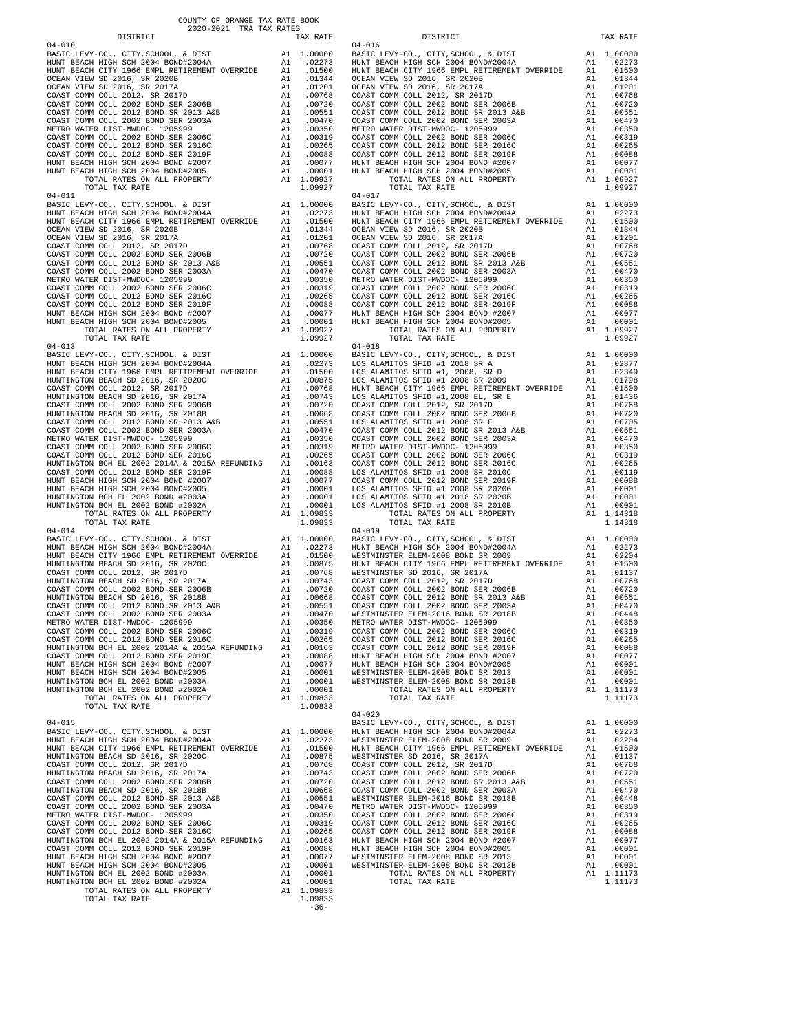COUNTY OF ORANGE TAX RATE BOOK
2020-2021 TRA TAX RATES

**04-010**

| DISTRICT | | TAX RATE |
|---|---|---|
| BASIC LEVY-CO., CITY,SCHOOL, & DIST | A1 | 1.00000 |
| HUNT BEACH HIGH SCH 2004 BOND#2004A | A1 | .02273 |
| HUNT BEACH CITY 1966 EMPL RETIREMENT OVERRIDE | A1 | .01500 |
| OCEAN VIEW SD 2016, SR 2020B | A1 | .01344 |
| OCEAN VIEW SD 2016, SR 2017A | A1 | .01201 |
| COAST COMM COLL 2012, SR 2017D | A1 | .00768 |
| COAST COMM COLL 2002 BOND SER 2006B | A1 | .00720 |
| COAST COMM COLL 2012 BOND SR 2013 A&B | A1 | .00551 |
| COAST COMM COLL 2002 BOND SER 2003A | A1 | .00470 |
| METRO WATER DIST-MWDOC- 1205999 | A1 | .00350 |
| COAST COMM COLL 2002 BOND SER 2006C | A1 | .00319 |
| COAST COMM COLL 2012 BOND SER 2016C | A1 | .00265 |
| COAST COMM COLL 2012 BOND SER 2019F | A1 | .00088 |
| HUNT BEACH HIGH SCH 2004 BOND #2007 | A1 | .00077 |
| HUNT BEACH HIGH SCH 2004 BOND#2005 | A1 | .00001 |
| TOTAL RATES ON ALL PROPERTY | A1 | 1.09927 |
| TOTAL TAX RATE | | 1.09927 |

**04-011**

| DISTRICT | | TAX RATE |
|---|---|---|
| BASIC LEVY-CO., CITY,SCHOOL, & DIST | A1 | 1.00000 |
| HUNT BEACH HIGH SCH 2004 BOND#2004A | A1 | .02273 |
| HUNT BEACH CITY 1966 EMPL RETIREMENT OVERRIDE | A1 | .01500 |
| OCEAN VIEW SD 2016, SR 2020B | A1 | .01344 |
| OCEAN VIEW SD 2016, SR 2017A | A1 | .01201 |
| COAST COMM COLL 2012, SR 2017D | A1 | .00768 |
| COAST COMM COLL 2002 BOND SER 2006B | A1 | .00720 |
| COAST COMM COLL 2012 BOND SR 2013 A&B | A1 | .00551 |
| COAST COMM COLL 2002 BOND SER 2003A | A1 | .00470 |
| METRO WATER DIST-MWDOC- 1205999 | A1 | .00350 |
| COAST COMM COLL 2002 BOND SER 2006C | A1 | .00319 |
| COAST COMM COLL 2012 BOND SER 2016C | A1 | .00265 |
| COAST COMM COLL 2012 BOND SER 2019F | A1 | .00088 |
| HUNT BEACH HIGH SCH 2004 BOND #2007 | A1 | .00077 |
| HUNT BEACH HIGH SCH 2004 BOND#2005 | A1 | .00001 |
| TOTAL RATES ON ALL PROPERTY | A1 | 1.09927 |
| TOTAL TAX RATE | | 1.09927 |

**04-013**

| DISTRICT | | TAX RATE |
|---|---|---|
| BASIC LEVY-CO., CITY,SCHOOL, & DIST | A1 | 1.00000 |
| HUNT BEACH HIGH SCH 2004 BOND#2004A | A1 | .02273 |
| HUNT BEACH CITY 1966 EMPL RETIREMENT OVERRIDE | A1 | .01500 |
| HUNTINGTON BEACH SD 2016, SR 2020C | A1 | .00875 |
| COAST COMM COLL 2012, SR 2017D | A1 | .00768 |
| HUNTINGTON BEACH SD 2016, SR 2017A | A1 | .00743 |
| COAST COMM COLL 2002 BOND SER 2006B | A1 | .00720 |
| HUNTINGTON BEACH SD 2016, SR 2018B | A1 | .00668 |
| COAST COMM COLL 2012 BOND SR 2013 A&B | A1 | .00551 |
| COAST COMM COLL 2002 BOND SER 2003A | A1 | .00470 |
| METRO WATER DIST-MWDOC- 1205999 | A1 | .00350 |
| COAST COMM COLL 2002 BOND SER 2006C | A1 | .00319 |
| COAST COMM COLL 2012 BOND SER 2016C | A1 | .00265 |
| HUNTINGTON BCH EL 2002 2014A & 2015A REFUNDING | A1 | .00163 |
| COAST COMM COLL 2012 BOND SER 2019F | A1 | .00088 |
| HUNT BEACH HIGH SCH 2004 BOND #2007 | A1 | .00077 |
| HUNT BEACH HIGH SCH 2004 BOND#2005 | A1 | .00001 |
| HUNTINGTON BCH EL 2002 BOND #2003A | A1 | .00001 |
| HUNTINGTON BCH EL 2002 BOND #2002A | A1 | .00001 |
| TOTAL RATES ON ALL PROPERTY | A1 | 1.09833 |
| TOTAL TAX RATE | | 1.09833 |

**04-014**

| DISTRICT | | TAX RATE |
|---|---|---|
| BASIC LEVY-CO., CITY,SCHOOL, & DIST | A1 | 1.00000 |
| HUNT BEACH HIGH SCH 2004 BOND#2004A | A1 | .02273 |
| HUNT BEACH CITY 1966 EMPL RETIREMENT OVERRIDE | A1 | .01500 |
| HUNTINGTON BEACH SD 2016, SR 2020C | A1 | .00875 |
| COAST COMM COLL 2012, SR 2017D | A1 | .00768 |
| HUNTINGTON BEACH SD 2016, SR 2017A | A1 | .00743 |
| COAST COMM COLL 2002 BOND SER 2006B | A1 | .00720 |
| HUNTINGTON BEACH SD 2016, SR 2018B | A1 | .00668 |
| COAST COMM COLL 2012 BOND SR 2013 A&B | A1 | .00551 |
| COAST COMM COLL 2002 BOND SER 2003A | A1 | .00470 |
| METRO WATER DIST-MWDOC- 1205999 | A1 | .00350 |
| COAST COMM COLL 2002 BOND SER 2006C | A1 | .00319 |
| COAST COMM COLL 2012 BOND SER 2016C | A1 | .00265 |
| HUNTINGTON BCH EL 2002 2014A & 2015A REFUNDING | A1 | .00163 |
| COAST COMM COLL 2012 BOND SER 2019F | A1 | .00088 |
| HUNT BEACH HIGH SCH 2004 BOND #2007 | A1 | .00077 |
| HUNT BEACH HIGH SCH 2004 BOND#2005 | A1 | .00001 |
| HUNTINGTON BCH EL 2002 BOND #2003A | A1 | .00001 |
| HUNTINGTON BCH EL 2002 BOND #2002A | A1 | .00001 |
| TOTAL RATES ON ALL PROPERTY | A1 | 1.09833 |
| TOTAL TAX RATE | | 1.09833 |

**04-015**

| DISTRICT | | TAX RATE |
|---|---|---|
| BASIC LEVY-CO., CITY,SCHOOL, & DIST | A1 | 1.00000 |
| HUNT BEACH HIGH SCH 2004 BOND#2004A | A1 | .02273 |
| HUNT BEACH CITY 1966 EMPL RETIREMENT OVERRIDE | A1 | .01500 |
| HUNTINGTON BEACH SD 2016, SR 2020C | A1 | .00875 |
| COAST COMM COLL 2012, SR 2017D | A1 | .00768 |
| HUNTINGTON BEACH SD 2016, SR 2017A | A1 | .00743 |
| COAST COMM COLL 2002 BOND SER 2006B | A1 | .00720 |
| HUNTINGTON BEACH SD 2016, SR 2018B | A1 | .00668 |
| COAST COMM COLL 2012 BOND SR 2013 A&B | A1 | .00551 |
| COAST COMM COLL 2002 BOND SER 2003A | A1 | .00470 |
| METRO WATER DIST-MWDOC- 1205999 | A1 | .00350 |
| COAST COMM COLL 2002 BOND SER 2006C | A1 | .00319 |
| COAST COMM COLL 2012 BOND SER 2016C | A1 | .00265 |
| HUNTINGTON BCH EL 2002 2014A & 2015A REFUNDING | A1 | .00163 |
| COAST COMM COLL 2012 BOND SER 2019F | A1 | .00088 |
| HUNT BEACH HIGH SCH 2004 BOND #2007 | A1 | .00077 |
| HUNT BEACH HIGH SCH 2004 BOND#2005 | A1 | .00001 |
| HUNTINGTON BCH EL 2002 BOND #2003A | A1 | .00001 |
| HUNTINGTON BCH EL 2002 BOND #2002A | A1 | .00001 |
| TOTAL RATES ON ALL PROPERTY | A1 | 1.09833 |
| TOTAL TAX RATE | | 1.09833 |

**04-016**

| DISTRICT | | TAX RATE |
|---|---|---|
| BASIC LEVY-CO., CITY,SCHOOL, & DIST | A1 | 1.00000 |
| HUNT BEACH HIGH SCH 2004 BOND#2004A | A1 | .02273 |
| HUNT BEACH CITY 1966 EMPL RETIREMENT OVERRIDE | A1 | .01500 |
| OCEAN VIEW SD 2016, SR 2020B | A1 | .01344 |
| OCEAN VIEW SD 2016, SR 2017A | A1 | .01201 |
| COAST COMM COLL 2012, SR 2017D | A1 | .00768 |
| COAST COMM COLL 2002 BOND SER 2006B | A1 | .00720 |
| COAST COMM COLL 2012 BOND SR 2013 A&B | A1 | .00551 |
| COAST COMM COLL 2002 BOND SER 2003A | A1 | .00470 |
| METRO WATER DIST-MWDOC- 1205999 | A1 | .00350 |
| COAST COMM COLL 2002 BOND SER 2006C | A1 | .00319 |
| COAST COMM COLL 2012 BOND SER 2016C | A1 | .00265 |
| COAST COMM COLL 2012 BOND SER 2019F | A1 | .00088 |
| HUNT BEACH HIGH SCH 2004 BOND #2007 | A1 | .00077 |
| HUNT BEACH HIGH SCH 2004 BOND#2005 | A1 | .00001 |
| TOTAL RATES ON ALL PROPERTY | A1 | 1.09927 |
| TOTAL TAX RATE | | 1.09927 |

**04-017**

| DISTRICT | | TAX RATE |
|---|---|---|
| BASIC LEVY-CO., CITY,SCHOOL, & DIST | A1 | 1.00000 |
| HUNT BEACH HIGH SCH 2004 BOND#2004A | A1 | .02273 |
| HUNT BEACH CITY 1966 EMPL RETIREMENT OVERRIDE | A1 | .01500 |
| OCEAN VIEW SD 2016, SR 2020B | A1 | .01344 |
| OCEAN VIEW SD 2016, SR 2017A | A1 | .01201 |
| COAST COMM COLL 2012, SR 2017D | A1 | .00768 |
| COAST COMM COLL 2002 BOND SER 2006B | A1 | .00720 |
| COAST COMM COLL 2012 BOND SR 2013 A&B | A1 | .00551 |
| COAST COMM COLL 2002 BOND SER 2003A | A1 | .00470 |
| METRO WATER DIST-MWDOC- 1205999 | A1 | .00350 |
| COAST COMM COLL 2002 BOND SER 2006C | A1 | .00319 |
| COAST COMM COLL 2012 BOND SER 2016C | A1 | .00265 |
| COAST COMM COLL 2012 BOND SER 2019F | A1 | .00088 |
| HUNT BEACH HIGH SCH 2004 BOND #2007 | A1 | .00077 |
| HUNT BEACH HIGH SCH 2004 BOND#2005 | A1 | .00001 |
| TOTAL RATES ON ALL PROPERTY | A1 | 1.09927 |
| TOTAL TAX RATE | | 1.09927 |

**04-018**

| DISTRICT | | TAX RATE |
|---|---|---|
| BASIC LEVY-CO., CITY,SCHOOL, & DIST | A1 | 1.00000 |
| LOS ALAMITOS SFID #1 2018 SR A | A1 | .02877 |
| LOS ALAMITOS SFID #1, 2008, SR D | A1 | .02349 |
| LOS ALAMITOS SFID #1 2008 SR 2009 | A1 | .01798 |
| HUNT BEACH CITY 1966 EMPL RETIREMENT OVERRIDE | A1 | .01500 |
| LOS ALAMITOS SFID #1,2008 EL, SR E | A1 | .01436 |
| COAST COMM COLL 2012, SR 2017D | A1 | .00768 |
| COAST COMM COLL 2002 BOND SER 2006B | A1 | .00720 |
| LOS ALAMITOS SFID #1 2008 SR F | A1 | .00705 |
| COAST COMM COLL 2012 BOND SR 2013 A&B | A1 | .00551 |
| COAST COMM COLL 2002 BOND SER 2003A | A1 | .00470 |
| METRO WATER DIST-MWDOC- 1205999 | A1 | .00350 |
| COAST COMM COLL 2002 BOND SER 2006C | A1 | .00319 |
| COAST COMM COLL 2012 BOND SER 2016C | A1 | .00265 |
| LOS ALAMITOS SFID #1 2008 SR 2010C | A1 | .00119 |
| COAST COMM COLL 2012 BOND SER 2019F | A1 | .00088 |
| LOS ALAMITOS SFID #1 2008 SR 2020G | A1 | .00001 |
| LOS ALAMITOS SFID #1 2018 SR 2020B | A1 | .00001 |
| LOS ALAMITOS SFID #1 2008 SR 2010B | A1 | .00001 |
| TOTAL RATES ON ALL PROPERTY | A1 | 1.14318 |
| TOTAL TAX RATE | | 1.14318 |

**04-019**

| DISTRICT | | TAX RATE |
|---|---|---|
| BASIC LEVY-CO., CITY,SCHOOL, & DIST | A1 | 1.00000 |
| HUNT BEACH HIGH SCH 2004 BOND#2004A | A1 | .02273 |
| WESTMINSTER ELEM-2008 BOND SR 2009 | A1 | .02204 |
| HUNT BEACH CITY 1966 EMPL RETIREMENT OVERRIDE | A1 | .01500 |
| WESTMINSTER SD 2016, SR 2017A | A1 | .01137 |
| COAST COMM COLL 2012, SR 2017D | A1 | .00768 |
| COAST COMM COLL 2002 BOND SER 2006B | A1 | .00720 |
| COAST COMM COLL 2012 BOND SR 2013 A&B | A1 | .00551 |
| COAST COMM COLL 2002 BOND SER 2003A | A1 | .00470 |
| WESTMINSTER ELEM-2016 BOND SR 2018B | A1 | .00448 |
| METRO WATER DIST-MWDOC- 1205999 | A1 | .00350 |
| COAST COMM COLL 2002 BOND SER 2006C | A1 | .00319 |
| COAST COMM COLL 2012 BOND SER 2016C | A1 | .00265 |
| COAST COMM COLL 2012 BOND SER 2019F | A1 | .00088 |
| HUNT BEACH HIGH SCH 2004 BOND #2007 | A1 | .00077 |
| HUNT BEACH HIGH SCH 2004 BOND#2005 | A1 | .00001 |
| WESTMINSTER ELEM-2008 BOND SR 2013 | A1 | .00001 |
| WESTMINSTER ELEM-2008 BOND SR 2013B | A1 | .00001 |
| TOTAL RATES ON ALL PROPERTY | A1 | 1.11173 |
| TOTAL TAX RATE | | 1.11173 |

**04-020**

| DISTRICT | | TAX RATE |
|---|---|---|
| BASIC LEVY-CO., CITY,SCHOOL, & DIST | A1 | 1.00000 |
| HUNT BEACH HIGH SCH 2004 BOND#2004A | A1 | .02273 |
| WESTMINSTER ELEM-2008 BOND SR 2009 | A1 | .02204 |
| HUNT BEACH CITY 1966 EMPL RETIREMENT OVERRIDE | A1 | .01500 |
| WESTMINSTER SD 2016, SR 2017A | A1 | .01137 |
| COAST COMM COLL 2012, SR 2017D | A1 | .00768 |
| COAST COMM COLL 2002 BOND SER 2006B | A1 | .00720 |
| COAST COMM COLL 2012 BOND SR 2013 A&B | A1 | .00551 |
| COAST COMM COLL 2002 BOND SER 2003A | A1 | .00470 |
| WESTMINSTER ELEM-2016 BOND SR 2018B | A1 | .00448 |
| METRO WATER DIST-MWDOC- 1205999 | A1 | .00350 |
| COAST COMM COLL 2002 BOND SER 2006C | A1 | .00319 |
| COAST COMM COLL 2012 BOND SER 2016C | A1 | .00265 |
| COAST COMM COLL 2012 BOND SER 2019F | A1 | .00088 |
| HUNT BEACH HIGH SCH 2004 BOND #2007 | A1 | .00077 |
| HUNT BEACH HIGH SCH 2004 BOND#2005 | A1 | .00001 |
| WESTMINSTER ELEM-2008 BOND SR 2013 | A1 | .00001 |
| WESTMINSTER ELEM-2008 BOND SR 2013B | A1 | .00001 |
| TOTAL RATES ON ALL PROPERTY | A1 | 1.11173 |
| TOTAL TAX RATE | | 1.11173 |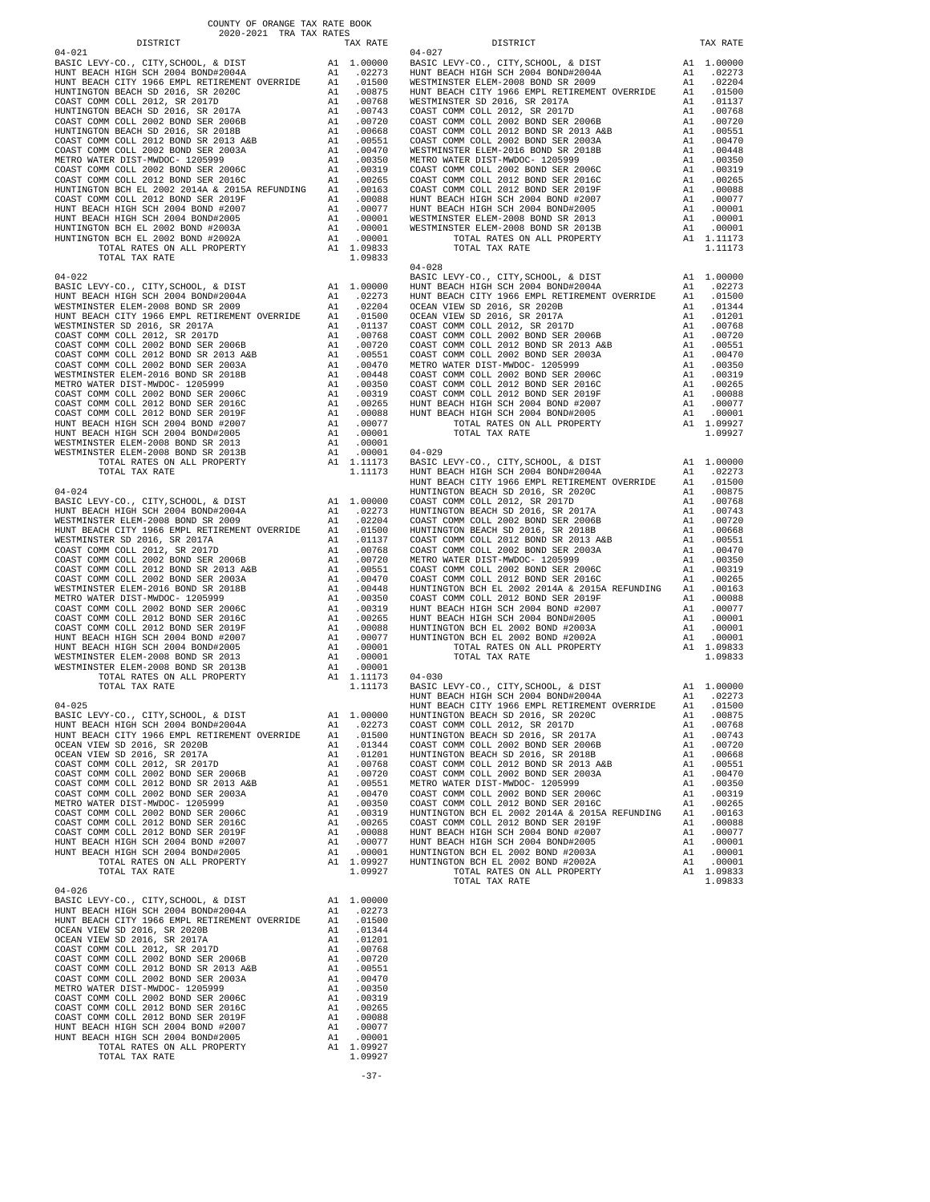COUNTY OF ORANGE TAX RATE BOOK
2020-2021 TRA TAX RATES

### 04-021

| DISTRICT | | TAX RATE |
|---|---|---|
| BASIC LEVY-CO., CITY,SCHOOL, & DIST | A1 | 1.00000 |
| HUNT BEACH HIGH SCH 2004 BOND#2004A | A1 | .02273 |
| HUNT BEACH CITY 1966 EMPL RETIREMENT OVERRIDE | A1 | .01500 |
| HUNTINGTON BEACH SD 2016, SR 2020C | A1 | .00875 |
| COAST COMM COLL 2012, SR 2017D | A1 | .00768 |
| HUNTINGTON BEACH SD 2016, SR 2017A | A1 | .00743 |
| COAST COMM COLL 2002 BOND SER 2006B | A1 | .00720 |
| HUNTINGTON BEACH SD 2016, SR 2018B | A1 | .00668 |
| COAST COMM COLL 2012 BOND SR 2013 A&B | A1 | .00551 |
| COAST COMM COLL 2002 BOND SER 2003A | A1 | .00470 |
| METRO WATER DIST-MWDOC- 1205999 | A1 | .00350 |
| COAST COMM COLL 2002 BOND SER 2006C | A1 | .00319 |
| COAST COMM COLL 2012 BOND SER 2016C | A1 | .00265 |
| HUNTINGTON BCH EL 2002 2014A & 2015A REFUNDING | A1 | .00163 |
| COAST COMM COLL 2012 BOND SER 2019F | A1 | .00088 |
| HUNT BEACH HIGH SCH 2004 BOND #2007 | A1 | .00077 |
| HUNT BEACH HIGH SCH 2004 BOND#2005 | A1 | .00001 |
| HUNTINGTON BCH EL 2002 BOND #2003A | A1 | .00001 |
| HUNTINGTON BCH EL 2002 BOND #2002A | A1 | .00001 |
| TOTAL RATES ON ALL PROPERTY | A1 | 1.09833 |
| TOTAL TAX RATE | | 1.09833 |

### 04-022

| DISTRICT | | TAX RATE |
|---|---|---|
| BASIC LEVY-CO., CITY,SCHOOL, & DIST | A1 | 1.00000 |
| HUNT BEACH HIGH SCH 2004 BOND#2004A | A1 | .02273 |
| WESTMINSTER ELEM-2008 BOND SR 2009 | A1 | .02204 |
| HUNT BEACH CITY 1966 EMPL RETIREMENT OVERRIDE | A1 | .01500 |
| WESTMINSTER SD 2016, SR 2017A | A1 | .01137 |
| COAST COMM COLL 2012, SR 2017D | A1 | .00768 |
| COAST COMM COLL 2002 BOND SER 2006B | A1 | .00720 |
| COAST COMM COLL 2012 BOND SR 2013 A&B | A1 | .00551 |
| COAST COMM COLL 2002 BOND SER 2003A | A1 | .00470 |
| WESTMINSTER ELEM-2016 BOND SR 2018B | A1 | .00448 |
| METRO WATER DIST-MWDOC- 1205999 | A1 | .00350 |
| COAST COMM COLL 2002 BOND SER 2006C | A1 | .00319 |
| COAST COMM COLL 2012 BOND SER 2016C | A1 | .00265 |
| COAST COMM COLL 2012 BOND SER 2019F | A1 | .00088 |
| HUNT BEACH HIGH SCH 2004 BOND #2007 | A1 | .00077 |
| HUNT BEACH HIGH SCH 2004 BOND#2005 | A1 | .00001 |
| WESTMINSTER ELEM-2008 BOND SR 2013 | A1 | .00001 |
| WESTMINSTER ELEM-2008 BOND SR 2013B | A1 | .00001 |
| TOTAL RATES ON ALL PROPERTY | A1 | 1.11173 |
| TOTAL TAX RATE | | 1.11173 |

### 04-024

| DISTRICT | | TAX RATE |
|---|---|---|
| BASIC LEVY-CO., CITY,SCHOOL, & DIST | A1 | 1.00000 |
| HUNT BEACH HIGH SCH 2004 BOND#2004A | A1 | .02273 |
| WESTMINSTER ELEM-2008 BOND SR 2009 | A1 | .02204 |
| HUNT BEACH CITY 1966 EMPL RETIREMENT OVERRIDE | A1 | .01500 |
| WESTMINSTER SD 2016, SR 2017A | A1 | .01137 |
| COAST COMM COLL 2012, SR 2017D | A1 | .00768 |
| COAST COMM COLL 2002 BOND SER 2006B | A1 | .00720 |
| COAST COMM COLL 2012 BOND SR 2013 A&B | A1 | .00551 |
| COAST COMM COLL 2002 BOND SER 2003A | A1 | .00470 |
| WESTMINSTER ELEM-2016 BOND SR 2018B | A1 | .00448 |
| METRO WATER DIST-MWDOC- 1205999 | A1 | .00350 |
| COAST COMM COLL 2002 BOND SER 2006C | A1 | .00319 |
| COAST COMM COLL 2012 BOND SER 2016C | A1 | .00265 |
| COAST COMM COLL 2012 BOND SER 2019F | A1 | .00088 |
| HUNT BEACH HIGH SCH 2004 BOND #2007 | A1 | .00077 |
| HUNT BEACH HIGH SCH 2004 BOND#2005 | A1 | .00001 |
| WESTMINSTER ELEM-2008 BOND SR 2013 | A1 | .00001 |
| WESTMINSTER ELEM-2008 BOND SR 2013B | A1 | .00001 |
| TOTAL RATES ON ALL PROPERTY | A1 | 1.11173 |
| TOTAL TAX RATE | | 1.11173 |

### 04-025

| DISTRICT | | TAX RATE |
|---|---|---|
| BASIC LEVY-CO., CITY,SCHOOL, & DIST | A1 | 1.00000 |
| HUNT BEACH HIGH SCH 2004 BOND#2004A | A1 | .02273 |
| HUNT BEACH CITY 1966 EMPL RETIREMENT OVERRIDE | A1 | .01500 |
| OCEAN VIEW SD 2016, SR 2020B | A1 | .01344 |
| OCEAN VIEW SD 2016, SR 2017A | A1 | .01201 |
| COAST COMM COLL 2012, SR 2017D | A1 | .00768 |
| COAST COMM COLL 2002 BOND SER 2006B | A1 | .00720 |
| COAST COMM COLL 2012 BOND SR 2013 A&B | A1 | .00551 |
| COAST COMM COLL 2002 BOND SER 2003A | A1 | .00470 |
| METRO WATER DIST-MWDOC- 1205999 | A1 | .00350 |
| COAST COMM COLL 2002 BOND SER 2006C | A1 | .00319 |
| COAST COMM COLL 2012 BOND SER 2016C | A1 | .00265 |
| COAST COMM COLL 2012 BOND SER 2019F | A1 | .00088 |
| HUNT BEACH HIGH SCH 2004 BOND #2007 | A1 | .00077 |
| HUNT BEACH HIGH SCH 2004 BOND#2005 | A1 | .00001 |
| TOTAL RATES ON ALL PROPERTY | A1 | 1.09927 |
| TOTAL TAX RATE | | 1.09927 |

### 04-026

| DISTRICT | | TAX RATE |
|---|---|---|
| BASIC LEVY-CO., CITY,SCHOOL, & DIST | A1 | 1.00000 |
| HUNT BEACH HIGH SCH 2004 BOND#2004A | A1 | .02273 |
| HUNT BEACH CITY 1966 EMPL RETIREMENT OVERRIDE | A1 | .01500 |
| OCEAN VIEW SD 2016, SR 2020B | A1 | .01344 |
| OCEAN VIEW SD 2016, SR 2017A | A1 | .01201 |
| COAST COMM COLL 2012, SR 2017D | A1 | .00768 |
| COAST COMM COLL 2002 BOND SER 2006B | A1 | .00720 |
| COAST COMM COLL 2012 BOND SR 2013 A&B | A1 | .00551 |
| COAST COMM COLL 2002 BOND SER 2003A | A1 | .00470 |
| METRO WATER DIST-MWDOC- 1205999 | A1 | .00350 |
| COAST COMM COLL 2002 BOND SER 2006C | A1 | .00319 |
| COAST COMM COLL 2012 BOND SER 2016C | A1 | .00265 |
| COAST COMM COLL 2012 BOND SER 2019F | A1 | .00088 |
| HUNT BEACH HIGH SCH 2004 BOND #2007 | A1 | .00077 |
| HUNT BEACH HIGH SCH 2004 BOND#2005 | A1 | .00001 |
| TOTAL RATES ON ALL PROPERTY | A1 | 1.09927 |
| TOTAL TAX RATE | | 1.09927 |

### 04-027

| DISTRICT | | TAX RATE |
|---|---|---|
| BASIC LEVY-CO., CITY,SCHOOL, & DIST | A1 | 1.00000 |
| HUNT BEACH HIGH SCH 2004 BOND#2004A | A1 | .02273 |
| WESTMINSTER ELEM-2008 BOND SR 2009 | A1 | .02204 |
| HUNT BEACH CITY 1966 EMPL RETIREMENT OVERRIDE | A1 | .01500 |
| WESTMINSTER SD 2016, SR 2017A | A1 | .01137 |
| COAST COMM COLL 2012, SR 2017D | A1 | .00768 |
| COAST COMM COLL 2002 BOND SER 2006B | A1 | .00720 |
| COAST COMM COLL 2012 BOND SR 2013 A&B | A1 | .00551 |
| COAST COMM COLL 2002 BOND SER 2003A | A1 | .00470 |
| WESTMINSTER ELEM-2016 BOND SR 2018B | A1 | .00448 |
| METRO WATER DIST-MWDOC- 1205999 | A1 | .00350 |
| COAST COMM COLL 2002 BOND SER 2006C | A1 | .00319 |
| COAST COMM COLL 2012 BOND SER 2016C | A1 | .00265 |
| COAST COMM COLL 2012 BOND SER 2019F | A1 | .00088 |
| HUNT BEACH HIGH SCH 2004 BOND #2007 | A1 | .00077 |
| HUNT BEACH HIGH SCH 2004 BOND#2005 | A1 | .00001 |
| WESTMINSTER ELEM-2008 BOND SR 2013 | A1 | .00001 |
| WESTMINSTER ELEM-2008 BOND SR 2013B | A1 | .00001 |
| TOTAL RATES ON ALL PROPERTY | A1 | 1.11173 |
| TOTAL TAX RATE | | 1.11173 |

### 04-028

| DISTRICT | | TAX RATE |
|---|---|---|
| BASIC LEVY-CO., CITY,SCHOOL, & DIST | A1 | 1.00000 |
| HUNT BEACH HIGH SCH 2004 BOND#2004A | A1 | .02273 |
| HUNT BEACH CITY 1966 EMPL RETIREMENT OVERRIDE | A1 | .01500 |
| OCEAN VIEW SD 2016, SR 2020B | A1 | .01344 |
| OCEAN VIEW SD 2016, SR 2017A | A1 | .01201 |
| COAST COMM COLL 2012, SR 2017D | A1 | .00768 |
| COAST COMM COLL 2002 BOND SER 2006B | A1 | .00720 |
| COAST COMM COLL 2012 BOND SR 2013 A&B | A1 | .00551 |
| COAST COMM COLL 2002 BOND SER 2003A | A1 | .00470 |
| METRO WATER DIST-MWDOC- 1205999 | A1 | .00350 |
| COAST COMM COLL 2002 BOND SER 2006C | A1 | .00319 |
| COAST COMM COLL 2012 BOND SER 2016C | A1 | .00265 |
| COAST COMM COLL 2012 BOND SER 2019F | A1 | .00088 |
| HUNT BEACH HIGH SCH 2004 BOND #2007 | A1 | .00077 |
| HUNT BEACH HIGH SCH 2004 BOND#2005 | A1 | .00001 |
| TOTAL RATES ON ALL PROPERTY | A1 | 1.09927 |
| TOTAL TAX RATE | | 1.09927 |

### 04-029

| DISTRICT | | TAX RATE |
|---|---|---|
| BASIC LEVY-CO., CITY,SCHOOL, & DIST | A1 | 1.00000 |
| HUNT BEACH HIGH SCH 2004 BOND#2004A | A1 | .02273 |
| HUNT BEACH CITY 1966 EMPL RETIREMENT OVERRIDE | A1 | .01500 |
| HUNTINGTON BEACH SD 2016, SR 2020C | A1 | .00875 |
| COAST COMM COLL 2012, SR 2017D | A1 | .00768 |
| HUNTINGTON BEACH SD 2016, SR 2017A | A1 | .00743 |
| COAST COMM COLL 2002 BOND SER 2006B | A1 | .00720 |
| HUNTINGTON BEACH SD 2016, SR 2018B | A1 | .00668 |
| COAST COMM COLL 2012 BOND SR 2013 A&B | A1 | .00551 |
| COAST COMM COLL 2002 BOND SER 2003A | A1 | .00470 |
| METRO WATER DIST-MWDOC- 1205999 | A1 | .00350 |
| COAST COMM COLL 2002 BOND SER 2006C | A1 | .00319 |
| COAST COMM COLL 2012 BOND SER 2016C | A1 | .00265 |
| HUNTINGTON BCH EL 2002 2014A & 2015A REFUNDING | A1 | .00163 |
| COAST COMM COLL 2012 BOND SER 2019F | A1 | .00088 |
| HUNT BEACH HIGH SCH 2004 BOND #2007 | A1 | .00077 |
| HUNT BEACH HIGH SCH 2004 BOND#2005 | A1 | .00001 |
| HUNTINGTON BCH EL 2002 BOND #2003A | A1 | .00001 |
| HUNTINGTON BCH EL 2002 BOND #2002A | A1 | .00001 |
| TOTAL RATES ON ALL PROPERTY | A1 | 1.09833 |
| TOTAL TAX RATE | | 1.09833 |

### 04-030

| DISTRICT | | TAX RATE |
|---|---|---|
| BASIC LEVY-CO., CITY,SCHOOL, & DIST | A1 | 1.00000 |
| HUNT BEACH HIGH SCH 2004 BOND#2004A | A1 | .02273 |
| HUNT BEACH CITY 1966 EMPL RETIREMENT OVERRIDE | A1 | .01500 |
| HUNTINGTON BEACH SD 2016, SR 2020C | A1 | .00875 |
| COAST COMM COLL 2012, SR 2017D | A1 | .00768 |
| HUNTINGTON BEACH SD 2016, SR 2017A | A1 | .00743 |
| COAST COMM COLL 2002 BOND SER 2006B | A1 | .00720 |
| HUNTINGTON BEACH SD 2016, SR 2018B | A1 | .00668 |
| COAST COMM COLL 2012 BOND SR 2013 A&B | A1 | .00551 |
| COAST COMM COLL 2002 BOND SER 2003A | A1 | .00470 |
| METRO WATER DIST-MWDOC- 1205999 | A1 | .00350 |
| COAST COMM COLL 2002 BOND SER 2006C | A1 | .00319 |
| COAST COMM COLL 2012 BOND SER 2016C | A1 | .00265 |
| HUNTINGTON BCH EL 2002 2014A & 2015A REFUNDING | A1 | .00163 |
| COAST COMM COLL 2012 BOND SER 2019F | A1 | .00088 |
| HUNT BEACH HIGH SCH 2004 BOND #2007 | A1 | .00077 |
| HUNT BEACH HIGH SCH 2004 BOND#2005 | A1 | .00001 |
| HUNTINGTON BCH EL 2002 BOND #2003A | A1 | .00001 |
| HUNTINGTON BCH EL 2002 BOND #2002A | A1 | .00001 |
| TOTAL RATES ON ALL PROPERTY | A1 | 1.09833 |
| TOTAL TAX RATE | | 1.09833 |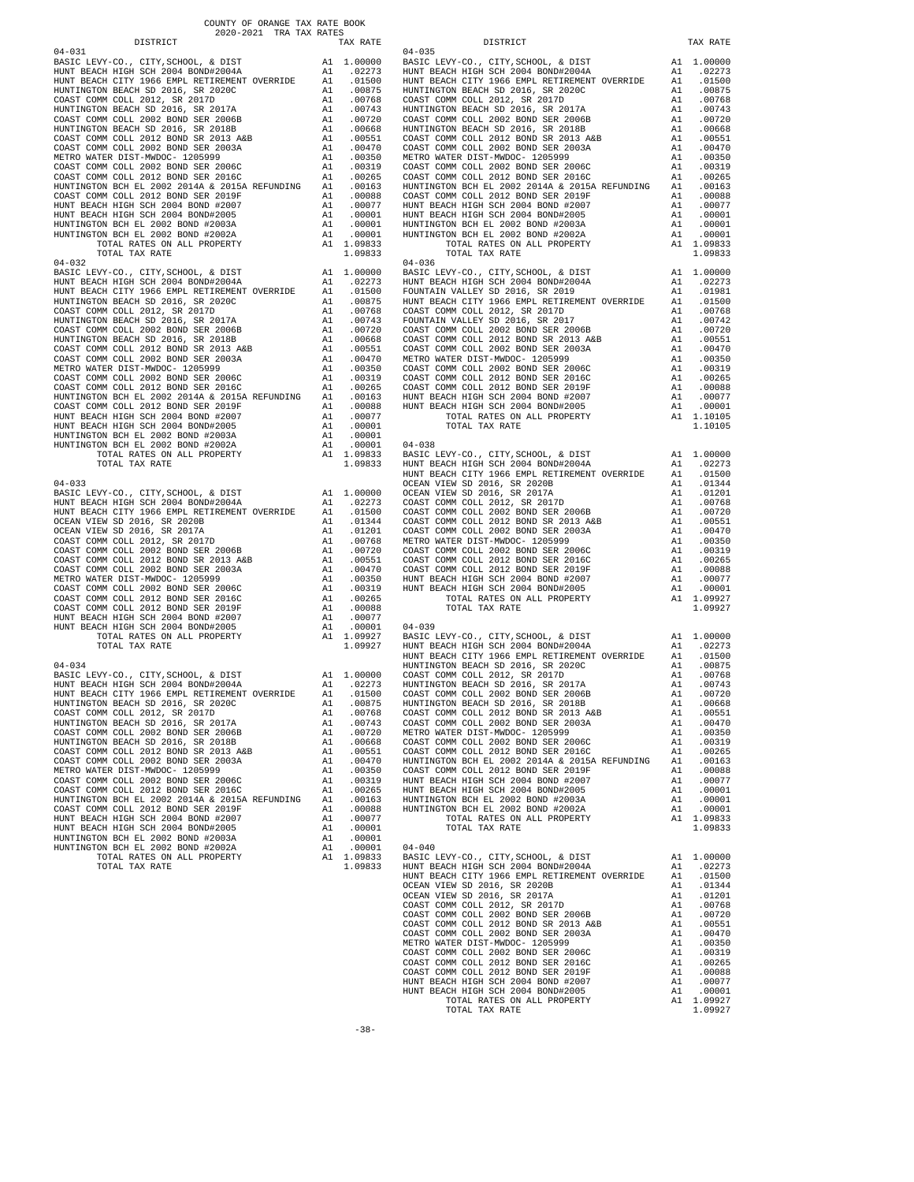COUNTY OF ORANGE TAX RATE BOOK
2020-2021 TRA TAX RATES

**04-031**

| DISTRICT | | TAX RATE |
|---|---|---|
| BASIC LEVY-CO., CITY,SCHOOL, & DIST | A1 | 1.00000 |
| HUNT BEACH HIGH SCH 2004 BOND#2004A | A1 | .02273 |
| HUNT BEACH CITY 1966 EMPL RETIREMENT OVERRIDE | A1 | .01500 |
| HUNTINGTON BEACH SD 2016, SR 2020C | A1 | .00875 |
| COAST COMM COLL 2012, SR 2017D | A1 | .00768 |
| HUNTINGTON BEACH SD 2016, SR 2017A | A1 | .00743 |
| COAST COMM COLL 2002 BOND SER 2006B | A1 | .00720 |
| HUNTINGTON BEACH SD 2016, SR 2018B | A1 | .00668 |
| COAST COMM COLL 2012 BOND SR 2013 A&B | A1 | .00551 |
| COAST COMM COLL 2002 BOND SER 2003A | A1 | .00470 |
| METRO WATER DIST-MWDOC- 1205999 | A1 | .00350 |
| COAST COMM COLL 2002 BOND SER 2006C | A1 | .00319 |
| COAST COMM COLL 2012 BOND SER 2016C | A1 | .00265 |
| HUNTINGTON BCH EL 2002 2014A & 2015A REFUNDING | A1 | .00163 |
| COAST COMM COLL 2012 BOND SER 2019F | A1 | .00088 |
| HUNT BEACH HIGH SCH 2004 BOND #2007 | A1 | .00077 |
| HUNT BEACH HIGH SCH 2004 BOND#2005 | A1 | .00001 |
| HUNTINGTON BCH EL 2002 BOND #2003A | A1 | .00001 |
| HUNTINGTON BCH EL 2002 BOND #2002A | A1 | .00001 |
| TOTAL RATES ON ALL PROPERTY | A1 | 1.09833 |
| TOTAL TAX RATE | | 1.09833 |

**04-032**

| DISTRICT | | TAX RATE |
|---|---|---|
| BASIC LEVY-CO., CITY,SCHOOL, & DIST | A1 | 1.00000 |
| HUNT BEACH HIGH SCH 2004 BOND#2004A | A1 | .02273 |
| HUNT BEACH CITY 1966 EMPL RETIREMENT OVERRIDE | A1 | .01500 |
| HUNTINGTON BEACH SD 2016, SR 2020C | A1 | .00875 |
| COAST COMM COLL 2012, SR 2017D | A1 | .00768 |
| HUNTINGTON BEACH SD 2016, SR 2017A | A1 | .00743 |
| COAST COMM COLL 2002 BOND SER 2006B | A1 | .00720 |
| HUNTINGTON BEACH SD 2016, SR 2018B | A1 | .00668 |
| COAST COMM COLL 2012 BOND SR 2013 A&B | A1 | .00551 |
| COAST COMM COLL 2002 BOND SER 2003A | A1 | .00470 |
| METRO WATER DIST-MWDOC- 1205999 | A1 | .00350 |
| COAST COMM COLL 2002 BOND SER 2006C | A1 | .00319 |
| COAST COMM COLL 2012 BOND SER 2016C | A1 | .00265 |
| HUNTINGTON BCH EL 2002 2014A & 2015A REFUNDING | A1 | .00163 |
| COAST COMM COLL 2012 BOND SER 2019F | A1 | .00088 |
| HUNT BEACH HIGH SCH 2004 BOND #2007 | A1 | .00077 |
| HUNT BEACH HIGH SCH 2004 BOND#2005 | A1 | .00001 |
| HUNTINGTON BCH EL 2002 BOND #2003A | A1 | .00001 |
| HUNTINGTON BCH EL 2002 BOND #2002A | A1 | .00001 |
| TOTAL RATES ON ALL PROPERTY | A1 | 1.09833 |
| TOTAL TAX RATE | | 1.09833 |

**04-033**

| DISTRICT | | TAX RATE |
|---|---|---|
| BASIC LEVY-CO., CITY,SCHOOL, & DIST | A1 | 1.00000 |
| HUNT BEACH HIGH SCH 2004 BOND#2004A | A1 | .02273 |
| HUNT BEACH CITY 1966 EMPL RETIREMENT OVERRIDE | A1 | .01500 |
| OCEAN VIEW SD 2016, SR 2020B | A1 | .01344 |
| OCEAN VIEW SD 2016, SR 2017A | A1 | .01201 |
| COAST COMM COLL 2012, SR 2017D | A1 | .00768 |
| COAST COMM COLL 2002 BOND SER 2006B | A1 | .00720 |
| COAST COMM COLL 2012 BOND SR 2013 A&B | A1 | .00551 |
| COAST COMM COLL 2002 BOND SER 2003A | A1 | .00470 |
| METRO WATER DIST-MWDOC- 1205999 | A1 | .00350 |
| COAST COMM COLL 2002 BOND SER 2006C | A1 | .00319 |
| COAST COMM COLL 2012 BOND SER 2016C | A1 | .00265 |
| COAST COMM COLL 2012 BOND SER 2019F | A1 | .00088 |
| HUNT BEACH HIGH SCH 2004 BOND #2007 | A1 | .00077 |
| HUNT BEACH HIGH SCH 2004 BOND#2005 | A1 | .00001 |
| TOTAL RATES ON ALL PROPERTY | A1 | 1.09927 |
| TOTAL TAX RATE | | 1.09927 |

**04-034**

| DISTRICT | | TAX RATE |
|---|---|---|
| BASIC LEVY-CO., CITY,SCHOOL, & DIST | A1 | 1.00000 |
| HUNT BEACH HIGH SCH 2004 BOND#2004A | A1 | .02273 |
| HUNT BEACH CITY 1966 EMPL RETIREMENT OVERRIDE | A1 | .01500 |
| HUNTINGTON BEACH SD 2016, SR 2020C | A1 | .00875 |
| COAST COMM COLL 2012, SR 2017D | A1 | .00768 |
| HUNTINGTON BEACH SD 2016, SR 2017A | A1 | .00743 |
| COAST COMM COLL 2002 BOND SER 2006B | A1 | .00720 |
| HUNTINGTON BEACH SD 2016, SR 2018B | A1 | .00668 |
| COAST COMM COLL 2012 BOND SR 2013 A&B | A1 | .00551 |
| COAST COMM COLL 2002 BOND SER 2003A | A1 | .00470 |
| METRO WATER DIST-MWDOC- 1205999 | A1 | .00350 |
| COAST COMM COLL 2002 BOND SER 2006C | A1 | .00319 |
| COAST COMM COLL 2012 BOND SER 2016C | A1 | .00265 |
| HUNTINGTON BCH EL 2002 2014A & 2015A REFUNDING | A1 | .00163 |
| COAST COMM COLL 2012 BOND SER 2019F | A1 | .00088 |
| HUNT BEACH HIGH SCH 2004 BOND #2007 | A1 | .00077 |
| HUNT BEACH HIGH SCH 2004 BOND#2005 | A1 | .00001 |
| HUNTINGTON BCH EL 2002 BOND #2003A | A1 | .00001 |
| HUNTINGTON BCH EL 2002 BOND #2002A | A1 | .00001 |
| TOTAL RATES ON ALL PROPERTY | A1 | 1.09833 |
| TOTAL TAX RATE | | 1.09833 |

**04-035**

| DISTRICT | | TAX RATE |
|---|---|---|
| BASIC LEVY-CO., CITY,SCHOOL, & DIST | A1 | 1.00000 |
| HUNT BEACH HIGH SCH 2004 BOND#2004A | A1 | .02273 |
| HUNT BEACH CITY 1966 EMPL RETIREMENT OVERRIDE | A1 | .01500 |
| HUNTINGTON BEACH SD 2016, SR 2020C | A1 | .00875 |
| COAST COMM COLL 2012, SR 2017D | A1 | .00768 |
| HUNTINGTON BEACH SD 2016, SR 2017A | A1 | .00743 |
| COAST COMM COLL 2002 BOND SER 2006B | A1 | .00720 |
| HUNTINGTON BEACH SD 2016, SR 2018B | A1 | .00668 |
| COAST COMM COLL 2012 BOND SR 2013 A&B | A1 | .00551 |
| COAST COMM COLL 2002 BOND SER 2003A | A1 | .00470 |
| METRO WATER DIST-MWDOC- 1205999 | A1 | .00350 |
| COAST COMM COLL 2002 BOND SER 2006C | A1 | .00319 |
| COAST COMM COLL 2012 BOND SER 2016C | A1 | .00265 |
| HUNTINGTON BCH EL 2002 2014A & 2015A REFUNDING | A1 | .00163 |
| COAST COMM COLL 2012 BOND SER 2019F | A1 | .00088 |
| HUNT BEACH HIGH SCH 2004 BOND #2007 | A1 | .00077 |
| HUNT BEACH HIGH SCH 2004 BOND#2005 | A1 | .00001 |
| HUNTINGTON BCH EL 2002 BOND #2003A | A1 | .00001 |
| HUNTINGTON BCH EL 2002 BOND #2002A | A1 | .00001 |
| TOTAL RATES ON ALL PROPERTY | A1 | 1.09833 |
| TOTAL TAX RATE | | 1.09833 |

**04-036**

| DISTRICT | | TAX RATE |
|---|---|---|
| BASIC LEVY-CO., CITY,SCHOOL, & DIST | A1 | 1.00000 |
| HUNT BEACH HIGH SCH 2004 BOND#2004A | A1 | .02273 |
| FOUNTAIN VALLEY SD 2016, SR 2019 | A1 | .01981 |
| HUNT BEACH CITY 1966 EMPL RETIREMENT OVERRIDE | A1 | .01500 |
| COAST COMM COLL 2012, SR 2017D | A1 | .00768 |
| FOUNTAIN VALLEY SD 2016, SR 2017 | A1 | .00742 |
| COAST COMM COLL 2002 BOND SER 2006B | A1 | .00720 |
| COAST COMM COLL 2012 BOND SR 2013 A&B | A1 | .00551 |
| COAST COMM COLL 2002 BOND SER 2003A | A1 | .00470 |
| METRO WATER DIST-MWDOC- 1205999 | A1 | .00350 |
| COAST COMM COLL 2002 BOND SER 2006C | A1 | .00319 |
| COAST COMM COLL 2012 BOND SER 2016C | A1 | .00265 |
| COAST COMM COLL 2012 BOND SER 2019F | A1 | .00088 |
| HUNT BEACH HIGH SCH 2004 BOND #2007 | A1 | .00077 |
| HUNT BEACH HIGH SCH 2004 BOND#2005 | A1 | .00001 |
| TOTAL RATES ON ALL PROPERTY | A1 | 1.10105 |
| TOTAL TAX RATE | | 1.10105 |

**04-038**

| DISTRICT | | TAX RATE |
|---|---|---|
| BASIC LEVY-CO., CITY,SCHOOL, & DIST | A1 | 1.00000 |
| HUNT BEACH HIGH SCH 2004 BOND#2004A | A1 | .02273 |
| HUNT BEACH CITY 1966 EMPL RETIREMENT OVERRIDE | A1 | .01500 |
| OCEAN VIEW SD 2016, SR 2020B | A1 | .01344 |
| OCEAN VIEW SD 2016, SR 2017A | A1 | .01201 |
| COAST COMM COLL 2012, SR 2017D | A1 | .00768 |
| COAST COMM COLL 2002 BOND SER 2006B | A1 | .00720 |
| COAST COMM COLL 2012 BOND SR 2013 A&B | A1 | .00551 |
| COAST COMM COLL 2002 BOND SER 2003A | A1 | .00470 |
| METRO WATER DIST-MWDOC- 1205999 | A1 | .00350 |
| COAST COMM COLL 2002 BOND SER 2006C | A1 | .00319 |
| COAST COMM COLL 2012 BOND SER 2016C | A1 | .00265 |
| COAST COMM COLL 2012 BOND SER 2019F | A1 | .00088 |
| HUNT BEACH HIGH SCH 2004 BOND #2007 | A1 | .00077 |
| HUNT BEACH HIGH SCH 2004 BOND#2005 | A1 | .00001 |
| TOTAL RATES ON ALL PROPERTY | A1 | 1.09927 |
| TOTAL TAX RATE | | 1.09927 |

**04-039**

| DISTRICT | | TAX RATE |
|---|---|---|
| BASIC LEVY-CO., CITY,SCHOOL, & DIST | A1 | 1.00000 |
| HUNT BEACH HIGH SCH 2004 BOND#2004A | A1 | .02273 |
| HUNT BEACH CITY 1966 EMPL RETIREMENT OVERRIDE | A1 | .01500 |
| HUNTINGTON BEACH SD 2016, SR 2020C | A1 | .00875 |
| COAST COMM COLL 2012, SR 2017D | A1 | .00768 |
| HUNTINGTON BEACH SD 2016, SR 2017A | A1 | .00743 |
| COAST COMM COLL 2002 BOND SER 2006B | A1 | .00720 |
| HUNTINGTON BEACH SD 2016, SR 2018B | A1 | .00668 |
| COAST COMM COLL 2012 BOND SR 2013 A&B | A1 | .00551 |
| COAST COMM COLL 2002 BOND SER 2003A | A1 | .00470 |
| METRO WATER DIST-MWDOC- 1205999 | A1 | .00350 |
| COAST COMM COLL 2002 BOND SER 2006C | A1 | .00319 |
| COAST COMM COLL 2012 BOND SER 2016C | A1 | .00265 |
| HUNTINGTON BCH EL 2002 2014A & 2015A REFUNDING | A1 | .00163 |
| COAST COMM COLL 2012 BOND SER 2019F | A1 | .00088 |
| HUNT BEACH HIGH SCH 2004 BOND #2007 | A1 | .00077 |
| HUNT BEACH HIGH SCH 2004 BOND#2005 | A1 | .00001 |
| HUNTINGTON BCH EL 2002 BOND #2003A | A1 | .00001 |
| HUNTINGTON BCH EL 2002 BOND #2002A | A1 | .00001 |
| TOTAL RATES ON ALL PROPERTY | A1 | 1.09833 |
| TOTAL TAX RATE | | 1.09833 |

**04-040**

| DISTRICT | | TAX RATE |
|---|---|---|
| BASIC LEVY-CO., CITY,SCHOOL, & DIST | A1 | 1.00000 |
| HUNT BEACH HIGH SCH 2004 BOND#2004A | A1 | .02273 |
| HUNT BEACH CITY 1966 EMPL RETIREMENT OVERRIDE | A1 | .01500 |
| OCEAN VIEW SD 2016, SR 2020B | A1 | .01344 |
| OCEAN VIEW SD 2016, SR 2017A | A1 | .01201 |
| COAST COMM COLL 2012, SR 2017D | A1 | .00768 |
| COAST COMM COLL 2002 BOND SER 2006B | A1 | .00720 |
| COAST COMM COLL 2012 BOND SR 2013 A&B | A1 | .00551 |
| COAST COMM COLL 2002 BOND SER 2003A | A1 | .00470 |
| METRO WATER DIST-MWDOC- 1205999 | A1 | .00350 |
| COAST COMM COLL 2002 BOND SER 2006C | A1 | .00319 |
| COAST COMM COLL 2012 BOND SER 2016C | A1 | .00265 |
| COAST COMM COLL 2012 BOND SER 2019F | A1 | .00088 |
| HUNT BEACH HIGH SCH 2004 BOND #2007 | A1 | .00077 |
| HUNT BEACH HIGH SCH 2004 BOND#2005 | A1 | .00001 |
| TOTAL RATES ON ALL PROPERTY | A1 | 1.09927 |
| TOTAL TAX RATE | | 1.09927 |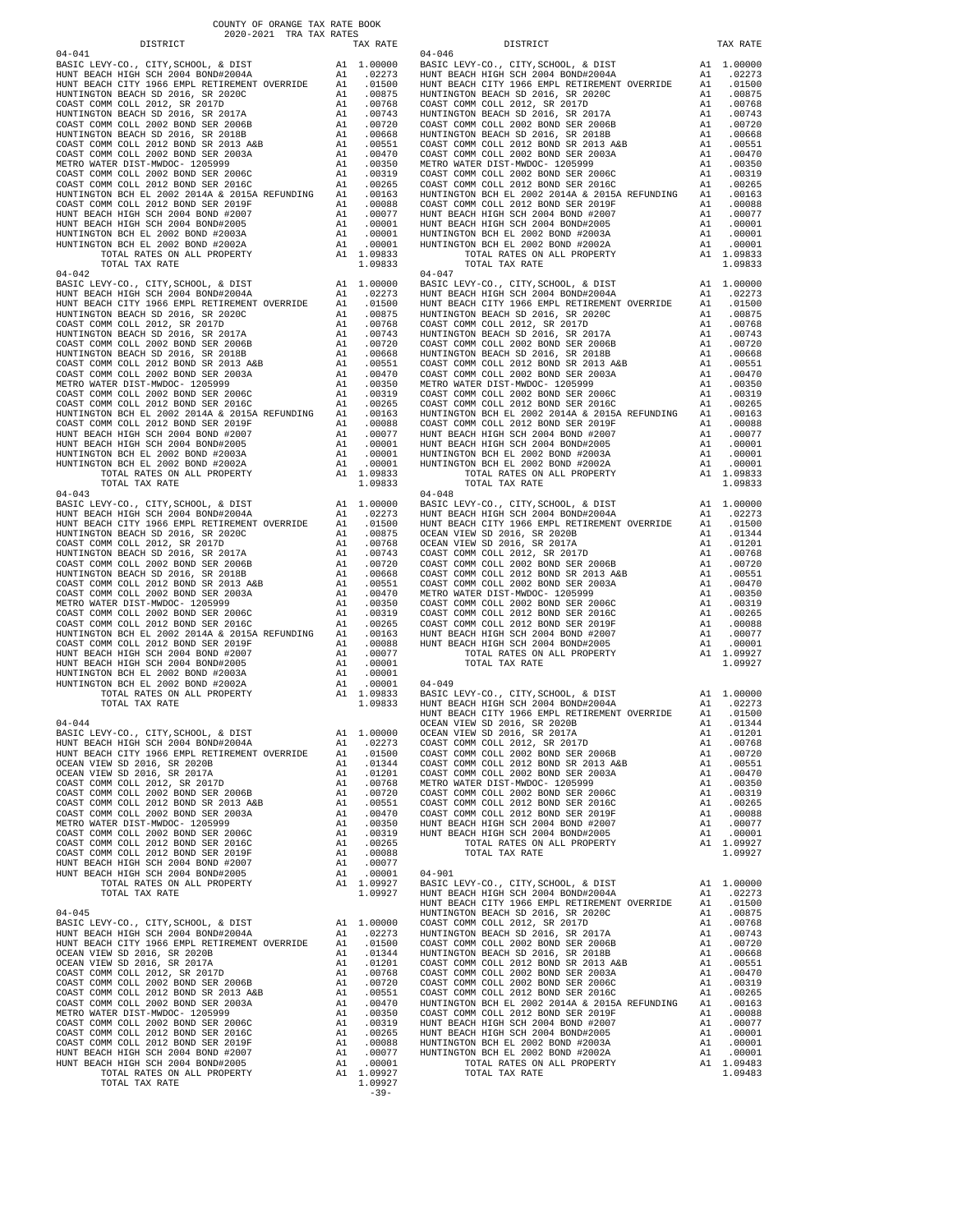COUNTY OF ORANGE TAX RATE BOOK
2020-2021 TRA TAX RATES

| DISTRICT | | TAX RATE |
|---|---|---|
| **04-041** | | |
| BASIC LEVY-CO., CITY,SCHOOL, & DIST | A1 | 1.00000 |
| HUNT BEACH HIGH SCH 2004 BOND#2004A | A1 | .02273 |
| HUNT BEACH CITY 1966 EMPL RETIREMENT OVERRIDE | A1 | .01500 |
| HUNTINGTON BEACH SD 2016, SR 2020C | A1 | .00875 |
| COAST COMM COLL 2012, SR 2017D | A1 | .00768 |
| HUNTINGTON BEACH SD 2016, SR 2017A | A1 | .00743 |
| COAST COMM COLL 2002 BOND SER 2006B | A1 | .00720 |
| HUNTINGTON BEACH SD 2016, SR 2018B | A1 | .00668 |
| COAST COMM COLL 2012 BOND SR 2013 A&B | A1 | .00551 |
| COAST COMM COLL 2002 BOND SER 2003A | A1 | .00470 |
| METRO WATER DIST-MWDOC- 1205999 | A1 | .00350 |
| COAST COMM COLL 2002 BOND SER 2006C | A1 | .00319 |
| COAST COMM COLL 2012 BOND SER 2016C | A1 | .00265 |
| HUNTINGTON BCH EL 2002 2014A & 2015A REFUNDING | A1 | .00163 |
| COAST COMM COLL 2012 BOND SER 2019F | A1 | .00088 |
| HUNT BEACH HIGH SCH 2004 BOND #2007 | A1 | .00077 |
| HUNT BEACH HIGH SCH 2004 BOND#2005 | A1 | .00001 |
| HUNTINGTON BCH EL 2002 BOND #2003A | A1 | .00001 |
| HUNTINGTON BCH EL 2002 BOND #2002A | A1 | .00001 |
| TOTAL RATES ON ALL PROPERTY | A1 | 1.09833 |
| TOTAL TAX RATE | | 1.09833 |
| **04-042** | | |
| BASIC LEVY-CO., CITY,SCHOOL, & DIST | A1 | 1.00000 |
| HUNT BEACH HIGH SCH 2004 BOND#2004A | A1 | .02273 |
| HUNT BEACH CITY 1966 EMPL RETIREMENT OVERRIDE | A1 | .01500 |
| HUNTINGTON BEACH SD 2016, SR 2020C | A1 | .00875 |
| COAST COMM COLL 2012, SR 2017D | A1 | .00768 |
| HUNTINGTON BEACH SD 2016, SR 2017A | A1 | .00743 |
| COAST COMM COLL 2002 BOND SER 2006B | A1 | .00720 |
| HUNTINGTON BEACH SD 2016, SR 2018B | A1 | .00668 |
| COAST COMM COLL 2012 BOND SR 2013 A&B | A1 | .00551 |
| COAST COMM COLL 2002 BOND SER 2003A | A1 | .00470 |
| METRO WATER DIST-MWDOC- 1205999 | A1 | .00350 |
| COAST COMM COLL 2002 BOND SER 2006C | A1 | .00319 |
| COAST COMM COLL 2012 BOND SER 2016C | A1 | .00265 |
| HUNTINGTON BCH EL 2002 2014A & 2015A REFUNDING | A1 | .00163 |
| COAST COMM COLL 2012 BOND SER 2019F | A1 | .00088 |
| HUNT BEACH HIGH SCH 2004 BOND #2007 | A1 | .00077 |
| HUNT BEACH HIGH SCH 2004 BOND#2005 | A1 | .00001 |
| HUNTINGTON BCH EL 2002 BOND #2003A | A1 | .00001 |
| HUNTINGTON BCH EL 2002 BOND #2002A | A1 | .00001 |
| TOTAL RATES ON ALL PROPERTY | A1 | 1.09833 |
| TOTAL TAX RATE | | 1.09833 |
| **04-043** | | |
| BASIC LEVY-CO., CITY,SCHOOL, & DIST | A1 | 1.00000 |
| HUNT BEACH HIGH SCH 2004 BOND#2004A | A1 | .02273 |
| HUNT BEACH CITY 1966 EMPL RETIREMENT OVERRIDE | A1 | .01500 |
| HUNTINGTON BEACH SD 2016, SR 2020C | A1 | .00875 |
| COAST COMM COLL 2012, SR 2017D | A1 | .00768 |
| HUNTINGTON BEACH SD 2016, SR 2017A | A1 | .00743 |
| COAST COMM COLL 2002 BOND SER 2006B | A1 | .00720 |
| HUNTINGTON BEACH SD 2016, SR 2018B | A1 | .00668 |
| COAST COMM COLL 2012 BOND SR 2013 A&B | A1 | .00551 |
| COAST COMM COLL 2002 BOND SER 2003A | A1 | .00470 |
| METRO WATER DIST-MWDOC- 1205999 | A1 | .00350 |
| COAST COMM COLL 2002 BOND SER 2006C | A1 | .00319 |
| COAST COMM COLL 2012 BOND SER 2016C | A1 | .00265 |
| HUNTINGTON BCH EL 2002 2014A & 2015A REFUNDING | A1 | .00163 |
| COAST COMM COLL 2012 BOND SER 2019F | A1 | .00088 |
| HUNT BEACH HIGH SCH 2004 BOND #2007 | A1 | .00077 |
| HUNT BEACH HIGH SCH 2004 BOND#2005 | A1 | .00001 |
| HUNTINGTON BCH EL 2002 BOND #2003A | A1 | .00001 |
| HUNTINGTON BCH EL 2002 BOND #2002A | A1 | .00001 |
| TOTAL RATES ON ALL PROPERTY | A1 | 1.09833 |
| TOTAL TAX RATE | | 1.09833 |
| **04-044** | | |
| BASIC LEVY-CO., CITY,SCHOOL, & DIST | A1 | 1.00000 |
| HUNT BEACH HIGH SCH 2004 BOND#2004A | A1 | .02273 |
| HUNT BEACH CITY 1966 EMPL RETIREMENT OVERRIDE | A1 | .01500 |
| OCEAN VIEW SD 2016, SR 2020B | A1 | .01344 |
| OCEAN VIEW SD 2016, SR 2017A | A1 | .01201 |
| COAST COMM COLL 2012, SR 2017D | A1 | .00768 |
| COAST COMM COLL 2002 BOND SER 2006B | A1 | .00720 |
| COAST COMM COLL 2012 BOND SR 2013 A&B | A1 | .00551 |
| COAST COMM COLL 2002 BOND SER 2003A | A1 | .00470 |
| METRO WATER DIST-MWDOC- 1205999 | A1 | .00350 |
| COAST COMM COLL 2002 BOND SER 2006C | A1 | .00319 |
| COAST COMM COLL 2012 BOND SER 2016C | A1 | .00265 |
| COAST COMM COLL 2012 BOND SER 2019F | A1 | .00088 |
| HUNT BEACH HIGH SCH 2004 BOND #2007 | A1 | .00077 |
| HUNT BEACH HIGH SCH 2004 BOND#2005 | A1 | .00001 |
| TOTAL RATES ON ALL PROPERTY | A1 | 1.09927 |
| TOTAL TAX RATE | | 1.09927 |
| **04-045** | | |
| BASIC LEVY-CO., CITY,SCHOOL, & DIST | A1 | 1.00000 |
| HUNT BEACH HIGH SCH 2004 BOND#2004A | A1 | .02273 |
| HUNT BEACH CITY 1966 EMPL RETIREMENT OVERRIDE | A1 | .01500 |
| OCEAN VIEW SD 2016, SR 2020B | A1 | .01344 |
| OCEAN VIEW SD 2016, SR 2017A | A1 | .01201 |
| COAST COMM COLL 2012, SR 2017D | A1 | .00768 |
| COAST COMM COLL 2002 BOND SER 2006B | A1 | .00720 |
| COAST COMM COLL 2012 BOND SR 2013 A&B | A1 | .00551 |
| COAST COMM COLL 2002 BOND SER 2003A | A1 | .00470 |
| METRO WATER DIST-MWDOC- 1205999 | A1 | .00350 |
| COAST COMM COLL 2002 BOND SER 2006C | A1 | .00319 |
| COAST COMM COLL 2012 BOND SER 2016C | A1 | .00265 |
| COAST COMM COLL 2012 BOND SER 2019F | A1 | .00088 |
| HUNT BEACH HIGH SCH 2004 BOND #2007 | A1 | .00077 |
| HUNT BEACH HIGH SCH 2004 BOND#2005 | A1 | .00001 |
| TOTAL RATES ON ALL PROPERTY | A1 | 1.09927 |
| TOTAL TAX RATE | | 1.09927 |
| **04-046** | | |
| BASIC LEVY-CO., CITY,SCHOOL, & DIST | A1 | 1.00000 |
| HUNT BEACH HIGH SCH 2004 BOND#2004A | A1 | .02273 |
| HUNT BEACH CITY 1966 EMPL RETIREMENT OVERRIDE | A1 | .01500 |
| HUNTINGTON BEACH SD 2016, SR 2020C | A1 | .00875 |
| COAST COMM COLL 2012, SR 2017D | A1 | .00768 |
| HUNTINGTON BEACH SD 2016, SR 2017A | A1 | .00743 |
| COAST COMM COLL 2002 BOND SER 2006B | A1 | .00720 |
| HUNTINGTON BEACH SD 2016, SR 2018B | A1 | .00668 |
| COAST COMM COLL 2012 BOND SR 2013 A&B | A1 | .00551 |
| COAST COMM COLL 2002 BOND SER 2003A | A1 | .00470 |
| METRO WATER DIST-MWDOC- 1205999 | A1 | .00350 |
| COAST COMM COLL 2002 BOND SER 2006C | A1 | .00319 |
| COAST COMM COLL 2012 BOND SER 2016C | A1 | .00265 |
| HUNTINGTON BCH EL 2002 2014A & 2015A REFUNDING | A1 | .00163 |
| COAST COMM COLL 2012 BOND SER 2019F | A1 | .00088 |
| HUNT BEACH HIGH SCH 2004 BOND #2007 | A1 | .00077 |
| HUNT BEACH HIGH SCH 2004 BOND#2005 | A1 | .00001 |
| HUNTINGTON BCH EL 2002 BOND #2003A | A1 | .00001 |
| HUNTINGTON BCH EL 2002 BOND #2002A | A1 | .00001 |
| TOTAL RATES ON ALL PROPERTY | A1 | 1.09833 |
| TOTAL TAX RATE | | 1.09833 |
| **04-047** | | |
| BASIC LEVY-CO., CITY,SCHOOL, & DIST | A1 | 1.00000 |
| HUNT BEACH HIGH SCH 2004 BOND#2004A | A1 | .02273 |
| HUNT BEACH CITY 1966 EMPL RETIREMENT OVERRIDE | A1 | .01500 |
| HUNTINGTON BEACH SD 2016, SR 2020C | A1 | .00875 |
| COAST COMM COLL 2012, SR 2017D | A1 | .00768 |
| HUNTINGTON BEACH SD 2016, SR 2017A | A1 | .00743 |
| COAST COMM COLL 2002 BOND SER 2006B | A1 | .00720 |
| HUNTINGTON BEACH SD 2016, SR 2018B | A1 | .00668 |
| COAST COMM COLL 2012 BOND SR 2013 A&B | A1 | .00551 |
| COAST COMM COLL 2002 BOND SER 2003A | A1 | .00470 |
| METRO WATER DIST-MWDOC- 1205999 | A1 | .00350 |
| COAST COMM COLL 2002 BOND SER 2006C | A1 | .00319 |
| COAST COMM COLL 2012 BOND SER 2016C | A1 | .00265 |
| HUNTINGTON BCH EL 2002 2014A & 2015A REFUNDING | A1 | .00163 |
| COAST COMM COLL 2012 BOND SER 2019F | A1 | .00088 |
| HUNT BEACH HIGH SCH 2004 BOND #2007 | A1 | .00077 |
| HUNT BEACH HIGH SCH 2004 BOND#2005 | A1 | .00001 |
| HUNTINGTON BCH EL 2002 BOND #2003A | A1 | .00001 |
| HUNTINGTON BCH EL 2002 BOND #2002A | A1 | .00001 |
| TOTAL RATES ON ALL PROPERTY | A1 | 1.09833 |
| TOTAL TAX RATE | | 1.09833 |
| **04-048** | | |
| BASIC LEVY-CO., CITY,SCHOOL, & DIST | A1 | 1.00000 |
| HUNT BEACH HIGH SCH 2004 BOND#2004A | A1 | .02273 |
| HUNT BEACH CITY 1966 EMPL RETIREMENT OVERRIDE | A1 | .01500 |
| OCEAN VIEW SD 2016, SR 2020B | A1 | .01344 |
| OCEAN VIEW SD 2016, SR 2017A | A1 | .01201 |
| COAST COMM COLL 2012, SR 2017D | A1 | .00768 |
| COAST COMM COLL 2002 BOND SER 2006B | A1 | .00720 |
| COAST COMM COLL 2012 BOND SR 2013 A&B | A1 | .00551 |
| COAST COMM COLL 2002 BOND SER 2003A | A1 | .00470 |
| METRO WATER DIST-MWDOC- 1205999 | A1 | .00350 |
| COAST COMM COLL 2002 BOND SER 2006C | A1 | .00319 |
| COAST COMM COLL 2012 BOND SER 2016C | A1 | .00265 |
| COAST COMM COLL 2012 BOND SER 2019F | A1 | .00088 |
| HUNT BEACH HIGH SCH 2004 BOND #2007 | A1 | .00077 |
| HUNT BEACH HIGH SCH 2004 BOND#2005 | A1 | .00001 |
| TOTAL RATES ON ALL PROPERTY | A1 | 1.09927 |
| TOTAL TAX RATE | | 1.09927 |
| **04-049** | | |
| BASIC LEVY-CO., CITY,SCHOOL, & DIST | A1 | 1.00000 |
| HUNT BEACH HIGH SCH 2004 BOND#2004A | A1 | .02273 |
| HUNT BEACH CITY 1966 EMPL RETIREMENT OVERRIDE | A1 | .01500 |
| OCEAN VIEW SD 2016, SR 2020B | A1 | .01344 |
| OCEAN VIEW SD 2016, SR 2017A | A1 | .01201 |
| COAST COMM COLL 2012, SR 2017D | A1 | .00768 |
| COAST COMM COLL 2002 BOND SER 2006B | A1 | .00720 |
| COAST COMM COLL 2012 BOND SR 2013 A&B | A1 | .00551 |
| COAST COMM COLL 2002 BOND SER 2003A | A1 | .00470 |
| METRO WATER DIST-MWDOC- 1205999 | A1 | .00350 |
| COAST COMM COLL 2002 BOND SER 2006C | A1 | .00319 |
| COAST COMM COLL 2012 BOND SER 2016C | A1 | .00265 |
| COAST COMM COLL 2012 BOND SER 2019F | A1 | .00088 |
| HUNT BEACH HIGH SCH 2004 BOND #2007 | A1 | .00077 |
| HUNT BEACH HIGH SCH 2004 BOND#2005 | A1 | .00001 |
| TOTAL RATES ON ALL PROPERTY | A1 | 1.09927 |
| TOTAL TAX RATE | | 1.09927 |
| **04-901** | | |
| BASIC LEVY-CO., CITY,SCHOOL, & DIST | A1 | 1.00000 |
| HUNT BEACH HIGH SCH 2004 BOND#2004A | A1 | .02273 |
| HUNT BEACH CITY 1966 EMPL RETIREMENT OVERRIDE | A1 | .01500 |
| HUNTINGTON BEACH SD 2016, SR 2020C | A1 | .00875 |
| COAST COMM COLL 2012, SR 2017D | A1 | .00768 |
| HUNTINGTON BEACH SD 2016, SR 2017A | A1 | .00743 |
| COAST COMM COLL 2002 BOND SER 2006B | A1 | .00720 |
| HUNTINGTON BEACH SD 2016, SR 2018B | A1 | .00668 |
| COAST COMM COLL 2012 BOND SR 2013 A&B | A1 | .00551 |
| COAST COMM COLL 2002 BOND SER 2003A | A1 | .00470 |
| COAST COMM COLL 2002 BOND SER 2006C | A1 | .00319 |
| COAST COMM COLL 2012 BOND SER 2016C | A1 | .00265 |
| HUNTINGTON BCH EL 2002 2014A & 2015A REFUNDING | A1 | .00163 |
| COAST COMM COLL 2012 BOND SER 2019F | A1 | .00088 |
| HUNT BEACH HIGH SCH 2004 BOND #2007 | A1 | .00077 |
| HUNT BEACH HIGH SCH 2004 BOND#2005 | A1 | .00001 |
| HUNTINGTON BCH EL 2002 BOND #2003A | A1 | .00001 |
| HUNTINGTON BCH EL 2002 BOND #2002A | A1 | .00001 |
| TOTAL RATES ON ALL PROPERTY | A1 | 1.09483 |
| TOTAL TAX RATE | | 1.09483 |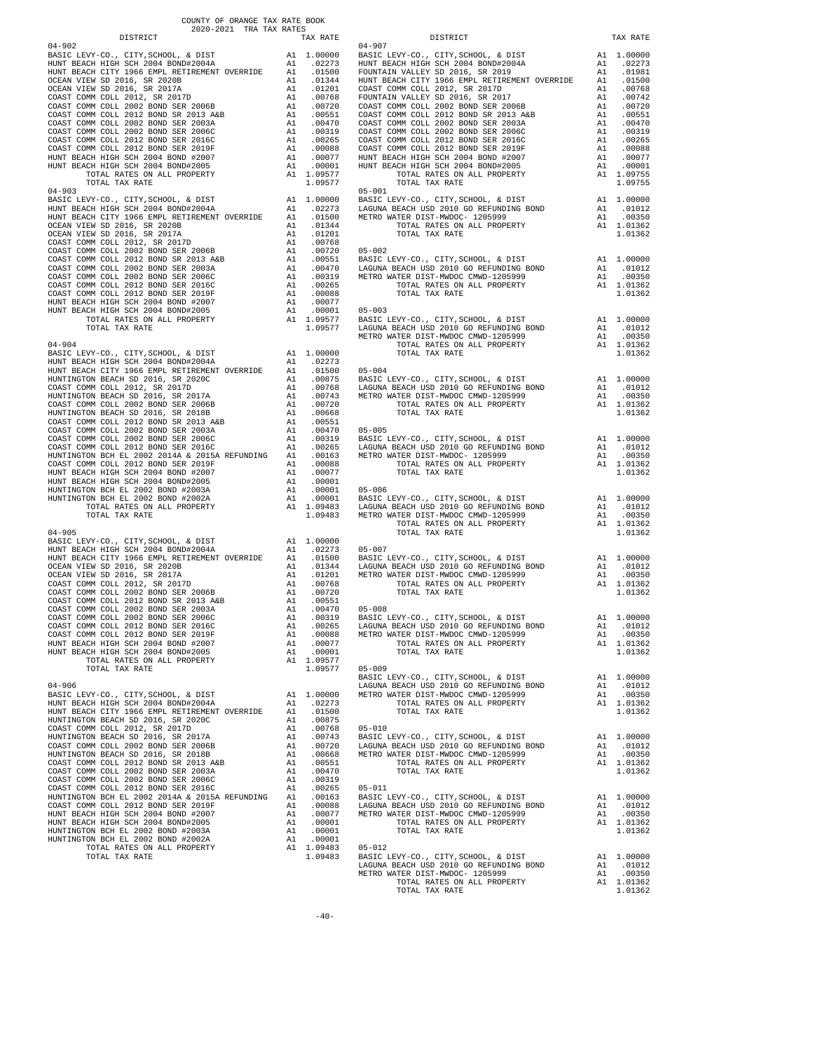COUNTY OF ORANGE TAX RATE BOOK
2020-2021 TRA TAX RATES

| DISTRICT | | TAX RATE |
|---|---|---|
| **04-902** | | |
| BASIC LEVY-CO., CITY,SCHOOL, & DIST | A1 | 1.00000 |
| HUNT BEACH HIGH SCH 2004 BOND#2004A | A1 | .02273 |
| HUNT BEACH CITY 1966 EMPL RETIREMENT OVERRIDE | A1 | .01500 |
| OCEAN VIEW SD 2016, SR 2020B | A1 | .01344 |
| OCEAN VIEW SD 2016, SR 2017A | A1 | .01201 |
| COAST COMM COLL 2012, SR 2017D | A1 | .00768 |
| COAST COMM COLL 2002 BOND SER 2006B | A1 | .00720 |
| COAST COMM COLL 2012 BOND SR 2013 A&B | A1 | .00551 |
| COAST COMM COLL 2002 BOND SER 2003A | A1 | .00470 |
| COAST COMM COLL 2002 BOND SER 2006C | A1 | .00319 |
| COAST COMM COLL 2012 BOND SER 2016C | A1 | .00265 |
| COAST COMM COLL 2012 BOND SER 2019F | A1 | .00088 |
| HUNT BEACH HIGH SCH 2004 BOND #2007 | A1 | .00077 |
| HUNT BEACH HIGH SCH 2004 BOND#2005 | A1 | .00001 |
| TOTAL RATES ON ALL PROPERTY | A1 | 1.09577 |
| TOTAL TAX RATE | | 1.09577 |
| **04-903** | | |
| BASIC LEVY-CO., CITY,SCHOOL, & DIST | A1 | 1.00000 |
| HUNT BEACH HIGH SCH 2004 BOND#2004A | A1 | .02273 |
| HUNT BEACH CITY 1966 EMPL RETIREMENT OVERRIDE | A1 | .01500 |
| OCEAN VIEW SD 2016, SR 2020B | A1 | .01344 |
| OCEAN VIEW SD 2016, SR 2017A | A1 | .01201 |
| COAST COMM COLL 2012, SR 2017D | A1 | .00768 |
| COAST COMM COLL 2002 BOND SER 2006B | A1 | .00720 |
| COAST COMM COLL 2012 BOND SR 2013 A&B | A1 | .00551 |
| COAST COMM COLL 2002 BOND SER 2003A | A1 | .00470 |
| COAST COMM COLL 2002 BOND SER 2006C | A1 | .00319 |
| COAST COMM COLL 2012 BOND SER 2016C | A1 | .00265 |
| COAST COMM COLL 2012 BOND SER 2019F | A1 | .00088 |
| HUNT BEACH HIGH SCH 2004 BOND #2007 | A1 | .00077 |
| HUNT BEACH HIGH SCH 2004 BOND#2005 | A1 | .00001 |
| TOTAL RATES ON ALL PROPERTY | A1 | 1.09577 |
| TOTAL TAX RATE | | 1.09577 |
| **04-904** | | |
| BASIC LEVY-CO., CITY,SCHOOL, & DIST | A1 | 1.00000 |
| HUNT BEACH HIGH SCH 2004 BOND#2004A | A1 | .02273 |
| HUNT BEACH CITY 1966 EMPL RETIREMENT OVERRIDE | A1 | .01500 |
| HUNTINGTON BEACH SD 2016, SR 2020C | A1 | .00875 |
| COAST COMM COLL 2012, SR 2017D | A1 | .00768 |
| HUNTINGTON BEACH SD 2016, SR 2017A | A1 | .00743 |
| COAST COMM COLL 2002 BOND SER 2006B | A1 | .00720 |
| HUNTINGTON BEACH SD 2016, SR 2018B | A1 | .00668 |
| COAST COMM COLL 2012 BOND SR 2013 A&B | A1 | .00551 |
| COAST COMM COLL 2002 BOND SER 2003A | A1 | .00470 |
| COAST COMM COLL 2002 BOND SER 2006C | A1 | .00319 |
| COAST COMM COLL 2012 BOND SER 2016C | A1 | .00265 |
| HUNTINGTON BCH EL 2002 2014A & 2015A REFUNDING | A1 | .00163 |
| COAST COMM COLL 2012 BOND SER 2019F | A1 | .00088 |
| HUNT BEACH HIGH SCH 2004 BOND #2007 | A1 | .00077 |
| HUNT BEACH HIGH SCH 2004 BOND#2005 | A1 | .00001 |
| HUNTINGTON BCH EL 2002 BOND #2003A | A1 | .00001 |
| HUNTINGTON BCH EL 2002 BOND #2002A | A1 | .00001 |
| TOTAL RATES ON ALL PROPERTY | A1 | 1.09483 |
| TOTAL TAX RATE | | 1.09483 |
| **04-905** | | |
| BASIC LEVY-CO., CITY,SCHOOL, & DIST | A1 | 1.00000 |
| HUNT BEACH HIGH SCH 2004 BOND#2004A | A1 | .02273 |
| HUNT BEACH CITY 1966 EMPL RETIREMENT OVERRIDE | A1 | .01500 |
| OCEAN VIEW SD 2016, SR 2020B | A1 | .01344 |
| OCEAN VIEW SD 2016, SR 2017A | A1 | .01201 |
| COAST COMM COLL 2012, SR 2017D | A1 | .00768 |
| COAST COMM COLL 2002 BOND SER 2006B | A1 | .00720 |
| COAST COMM COLL 2012 BOND SR 2013 A&B | A1 | .00551 |
| COAST COMM COLL 2002 BOND SER 2003A | A1 | .00470 |
| COAST COMM COLL 2002 BOND SER 2006C | A1 | .00319 |
| COAST COMM COLL 2012 BOND SER 2016C | A1 | .00265 |
| COAST COMM COLL 2012 BOND SER 2019F | A1 | .00088 |
| HUNT BEACH HIGH SCH 2004 BOND #2007 | A1 | .00077 |
| HUNT BEACH HIGH SCH 2004 BOND#2005 | A1 | .00001 |
| TOTAL RATES ON ALL PROPERTY | A1 | 1.09577 |
| TOTAL TAX RATE | | 1.09577 |
| **04-906** | | |
| BASIC LEVY-CO., CITY,SCHOOL, & DIST | A1 | 1.00000 |
| HUNT BEACH HIGH SCH 2004 BOND#2004A | A1 | .02273 |
| HUNT BEACH CITY 1966 EMPL RETIREMENT OVERRIDE | A1 | .01500 |
| HUNTINGTON BEACH SD 2016, SR 2020C | A1 | .00875 |
| COAST COMM COLL 2012, SR 2017D | A1 | .00768 |
| HUNTINGTON BEACH SD 2016, SR 2017A | A1 | .00743 |
| COAST COMM COLL 2002 BOND SER 2006B | A1 | .00720 |
| HUNTINGTON BEACH SD 2016, SR 2018B | A1 | .00668 |
| COAST COMM COLL 2012 BOND SR 2013 A&B | A1 | .00551 |
| COAST COMM COLL 2002 BOND SER 2003A | A1 | .00470 |
| COAST COMM COLL 2002 BOND SER 2006C | A1 | .00319 |
| COAST COMM COLL 2012 BOND SER 2016C | A1 | .00265 |
| HUNTINGTON BCH EL 2002 2014A & 2015A REFUNDING | A1 | .00163 |
| COAST COMM COLL 2012 BOND SER 2019F | A1 | .00088 |
| HUNT BEACH HIGH SCH 2004 BOND #2007 | A1 | .00077 |
| HUNT BEACH HIGH SCH 2004 BOND#2005 | A1 | .00001 |
| HUNTINGTON BCH EL 2002 BOND #2003A | A1 | .00001 |
| HUNTINGTON BCH EL 2002 BOND #2002A | A1 | .00001 |
| TOTAL RATES ON ALL PROPERTY | A1 | 1.09483 |
| TOTAL TAX RATE | | 1.09483 |
| **04-907** | | |
| BASIC LEVY-CO., CITY,SCHOOL, & DIST | A1 | 1.00000 |
| HUNT BEACH HIGH SCH 2004 BOND#2004A | A1 | .02273 |
| FOUNTAIN VALLEY SD 2016, SR 2019 | A1 | .01981 |
| HUNT BEACH CITY 1966 EMPL RETIREMENT OVERRIDE | A1 | .01500 |
| COAST COMM COLL 2012, SR 2017D | A1 | .00768 |
| FOUNTAIN VALLEY SD 2016, SR 2017 | A1 | .00742 |
| COAST COMM COLL 2002 BOND SER 2006B | A1 | .00720 |
| COAST COMM COLL 2012 BOND SR 2013 A&B | A1 | .00551 |
| COAST COMM COLL 2002 BOND SER 2003A | A1 | .00470 |
| COAST COMM COLL 2002 BOND SER 2006C | A1 | .00319 |
| COAST COMM COLL 2012 BOND SER 2016C | A1 | .00265 |
| COAST COMM COLL 2012 BOND SER 2019F | A1 | .00088 |
| HUNT BEACH HIGH SCH 2004 BOND #2007 | A1 | .00077 |
| HUNT BEACH HIGH SCH 2004 BOND#2005 | A1 | .00001 |
| TOTAL RATES ON ALL PROPERTY | A1 | 1.09755 |
| TOTAL TAX RATE | | 1.09755 |
| **05-001** | | |
| BASIC LEVY-CO., CITY,SCHOOL, & DIST | A1 | 1.00000 |
| LAGUNA BEACH USD 2010 GO REFUNDING BOND | A1 | .01012 |
| METRO WATER DIST-MWDOC- 1205999 | A1 | .00350 |
| TOTAL RATES ON ALL PROPERTY | A1 | 1.01362 |
| TOTAL TAX RATE | | 1.01362 |
| **05-002** | | |
| BASIC LEVY-CO., CITY,SCHOOL, & DIST | A1 | 1.00000 |
| LAGUNA BEACH USD 2010 GO REFUNDING BOND | A1 | .01012 |
| METRO WATER DIST-MWDOC CMWD-1205999 | A1 | .00350 |
| TOTAL RATES ON ALL PROPERTY | A1 | 1.01362 |
| TOTAL TAX RATE | | 1.01362 |
| **05-003** | | |
| BASIC LEVY-CO., CITY,SCHOOL, & DIST | A1 | 1.00000 |
| LAGUNA BEACH USD 2010 GO REFUNDING BOND | A1 | .01012 |
| METRO WATER DIST-MWDOC CMWD-1205999 | A1 | .00350 |
| TOTAL RATES ON ALL PROPERTY | A1 | 1.01362 |
| TOTAL TAX RATE | | 1.01362 |
| **05-004** | | |
| BASIC LEVY-CO., CITY,SCHOOL, & DIST | A1 | 1.00000 |
| LAGUNA BEACH USD 2010 GO REFUNDING BOND | A1 | .01012 |
| METRO WATER DIST-MWDOC CMWD-1205999 | A1 | .00350 |
| TOTAL RATES ON ALL PROPERTY | A1 | 1.01362 |
| TOTAL TAX RATE | | 1.01362 |
| **05-005** | | |
| BASIC LEVY-CO., CITY,SCHOOL, & DIST | A1 | 1.00000 |
| LAGUNA BEACH USD 2010 GO REFUNDING BOND | A1 | .01012 |
| METRO WATER DIST-MWDOC- 1205999 | A1 | .00350 |
| TOTAL RATES ON ALL PROPERTY | A1 | 1.01362 |
| TOTAL TAX RATE | | 1.01362 |
| **05-006** | | |
| BASIC LEVY-CO., CITY,SCHOOL, & DIST | A1 | 1.00000 |
| LAGUNA BEACH USD 2010 GO REFUNDING BOND | A1 | .01012 |
| METRO WATER DIST-MWDOC CMWD-1205999 | A1 | .00350 |
| TOTAL RATES ON ALL PROPERTY | A1 | 1.01362 |
| TOTAL TAX RATE | | 1.01362 |
| **05-007** | | |
| BASIC LEVY-CO., CITY,SCHOOL, & DIST | A1 | 1.00000 |
| LAGUNA BEACH USD 2010 GO REFUNDING BOND | A1 | .01012 |
| METRO WATER DIST-MWDOC CMWD-1205999 | A1 | .00350 |
| TOTAL RATES ON ALL PROPERTY | A1 | 1.01362 |
| TOTAL TAX RATE | | 1.01362 |
| **05-008** | | |
| BASIC LEVY-CO., CITY,SCHOOL, & DIST | A1 | 1.00000 |
| LAGUNA BEACH USD 2010 GO REFUNDING BOND | A1 | .01012 |
| METRO WATER DIST-MWDOC CMWD-1205999 | A1 | .00350 |
| TOTAL RATES ON ALL PROPERTY | A1 | 1.01362 |
| TOTAL TAX RATE | | 1.01362 |
| **05-009** | | |
| BASIC LEVY-CO., CITY,SCHOOL, & DIST | A1 | 1.00000 |
| LAGUNA BEACH USD 2010 GO REFUNDING BOND | A1 | .01012 |
| METRO WATER DIST-MWDOC CMWD-1205999 | A1 | .00350 |
| TOTAL RATES ON ALL PROPERTY | A1 | 1.01362 |
| TOTAL TAX RATE | | 1.01362 |
| **05-010** | | |
| BASIC LEVY-CO., CITY,SCHOOL, & DIST | A1 | 1.00000 |
| LAGUNA BEACH USD 2010 GO REFUNDING BOND | A1 | .01012 |
| METRO WATER DIST-MWDOC CMWD-1205999 | A1 | .00350 |
| TOTAL RATES ON ALL PROPERTY | A1 | 1.01362 |
| TOTAL TAX RATE | | 1.01362 |
| **05-011** | | |
| BASIC LEVY-CO., CITY,SCHOOL, & DIST | A1 | 1.00000 |
| LAGUNA BEACH USD 2010 GO REFUNDING BOND | A1 | .01012 |
| METRO WATER DIST-MWDOC CMWD-1205999 | A1 | .00350 |
| TOTAL RATES ON ALL PROPERTY | A1 | 1.01362 |
| TOTAL TAX RATE | | 1.01362 |
| **05-012** | | |
| BASIC LEVY-CO., CITY,SCHOOL, & DIST | A1 | 1.00000 |
| LAGUNA BEACH USD 2010 GO REFUNDING BOND | A1 | .01012 |
| METRO WATER DIST-MWDOC- 1205999 | A1 | .00350 |
| TOTAL RATES ON ALL PROPERTY | A1 | 1.01362 |
| TOTAL TAX RATE | | 1.01362 |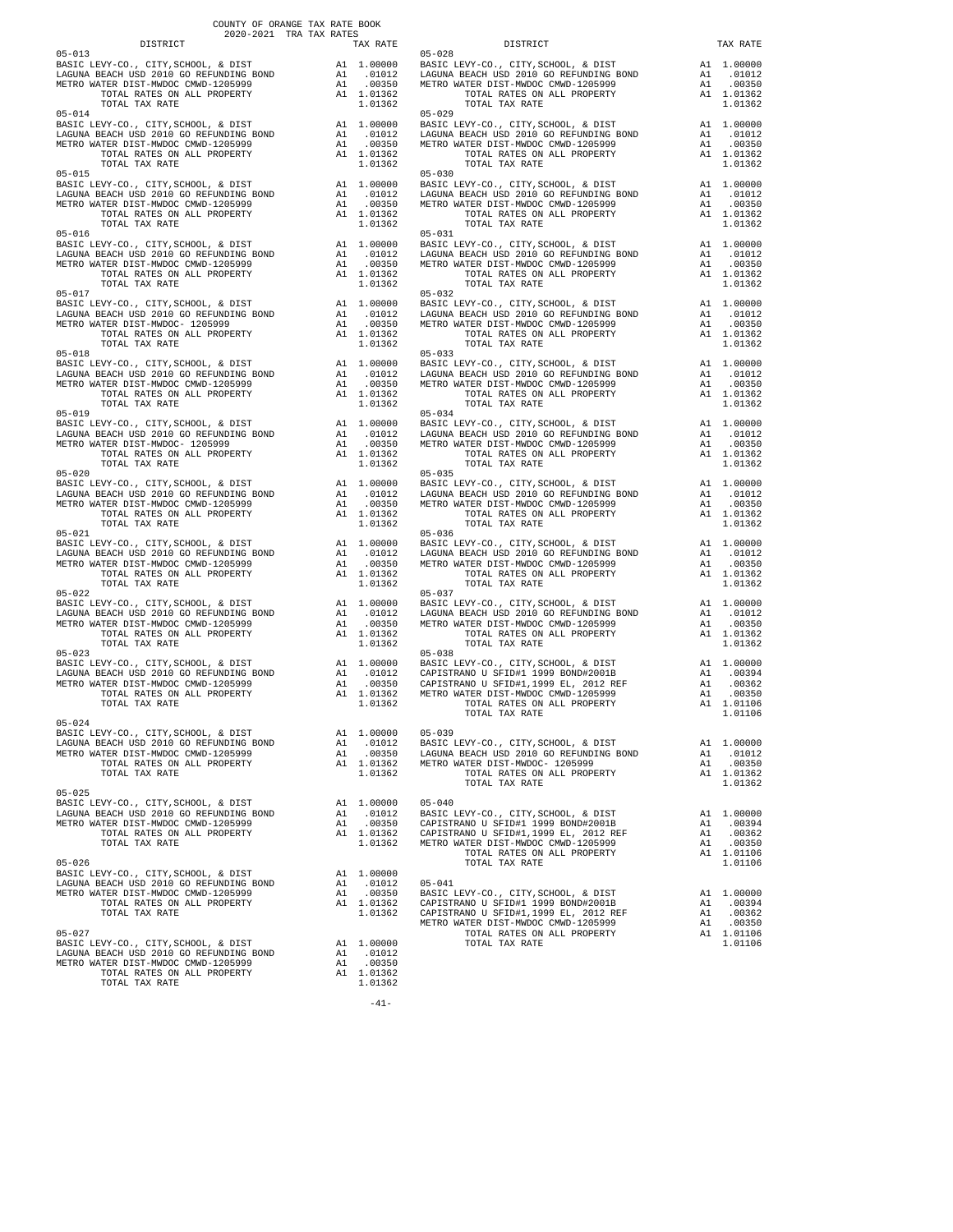COUNTY OF ORANGE TAX RATE BOOK
2020-2021 TRA TAX RATES

| DISTRICT | | TAX RATE |
|---|---|---|
| **05-013** | | |
| BASIC LEVY-CO., CITY,SCHOOL, & DIST | A1 | 1.00000 |
| LAGUNA BEACH USD 2010 GO REFUNDING BOND | A1 | .01012 |
| METRO WATER DIST-MWDOC CMWD-1205999 | A1 | .00350 |
| TOTAL RATES ON ALL PROPERTY | A1 | 1.01362 |
| TOTAL TAX RATE | | 1.01362 |
| **05-014** | | |
| BASIC LEVY-CO., CITY,SCHOOL, & DIST | A1 | 1.00000 |
| LAGUNA BEACH USD 2010 GO REFUNDING BOND | A1 | .01012 |
| METRO WATER DIST-MWDOC CMWD-1205999 | A1 | .00350 |
| TOTAL RATES ON ALL PROPERTY | A1 | 1.01362 |
| TOTAL TAX RATE | | 1.01362 |
| **05-015** | | |
| BASIC LEVY-CO., CITY,SCHOOL, & DIST | A1 | 1.00000 |
| LAGUNA BEACH USD 2010 GO REFUNDING BOND | A1 | .01012 |
| METRO WATER DIST-MWDOC CMWD-1205999 | A1 | .00350 |
| TOTAL RATES ON ALL PROPERTY | A1 | 1.01362 |
| TOTAL TAX RATE | | 1.01362 |
| **05-016** | | |
| BASIC LEVY-CO., CITY,SCHOOL, & DIST | A1 | 1.00000 |
| LAGUNA BEACH USD 2010 GO REFUNDING BOND | A1 | .01012 |
| METRO WATER DIST-MWDOC CMWD-1205999 | A1 | .00350 |
| TOTAL RATES ON ALL PROPERTY | A1 | 1.01362 |
| TOTAL TAX RATE | | 1.01362 |
| **05-017** | | |
| BASIC LEVY-CO., CITY,SCHOOL, & DIST | A1 | 1.00000 |
| LAGUNA BEACH USD 2010 GO REFUNDING BOND | A1 | .01012 |
| METRO WATER DIST-MWDOC- 1205999 | A1 | .00350 |
| TOTAL RATES ON ALL PROPERTY | A1 | 1.01362 |
| TOTAL TAX RATE | | 1.01362 |
| **05-018** | | |
| BASIC LEVY-CO., CITY,SCHOOL, & DIST | A1 | 1.00000 |
| LAGUNA BEACH USD 2010 GO REFUNDING BOND | A1 | .01012 |
| METRO WATER DIST-MWDOC CMWD-1205999 | A1 | .00350 |
| TOTAL RATES ON ALL PROPERTY | A1 | 1.01362 |
| TOTAL TAX RATE | | 1.01362 |
| **05-019** | | |
| BASIC LEVY-CO., CITY,SCHOOL, & DIST | A1 | 1.00000 |
| LAGUNA BEACH USD 2010 GO REFUNDING BOND | A1 | .01012 |
| METRO WATER DIST-MWDOC- 1205999 | A1 | .00350 |
| TOTAL RATES ON ALL PROPERTY | A1 | 1.01362 |
| TOTAL TAX RATE | | 1.01362 |
| **05-020** | | |
| BASIC LEVY-CO., CITY,SCHOOL, & DIST | A1 | 1.00000 |
| LAGUNA BEACH USD 2010 GO REFUNDING BOND | A1 | .01012 |
| METRO WATER DIST-MWDOC CMWD-1205999 | A1 | .00350 |
| TOTAL RATES ON ALL PROPERTY | A1 | 1.01362 |
| TOTAL TAX RATE | | 1.01362 |
| **05-021** | | |
| BASIC LEVY-CO., CITY,SCHOOL, & DIST | A1 | 1.00000 |
| LAGUNA BEACH USD 2010 GO REFUNDING BOND | A1 | .01012 |
| METRO WATER DIST-MWDOC CMWD-1205999 | A1 | .00350 |
| TOTAL RATES ON ALL PROPERTY | A1 | 1.01362 |
| TOTAL TAX RATE | | 1.01362 |
| **05-022** | | |
| BASIC LEVY-CO., CITY,SCHOOL, & DIST | A1 | 1.00000 |
| LAGUNA BEACH USD 2010 GO REFUNDING BOND | A1 | .01012 |
| METRO WATER DIST-MWDOC CMWD-1205999 | A1 | .00350 |
| TOTAL RATES ON ALL PROPERTY | A1 | 1.01362 |
| TOTAL TAX RATE | | 1.01362 |
| **05-023** | | |
| BASIC LEVY-CO., CITY,SCHOOL, & DIST | A1 | 1.00000 |
| LAGUNA BEACH USD 2010 GO REFUNDING BOND | A1 | .01012 |
| METRO WATER DIST-MWDOC CMWD-1205999 | A1 | .00350 |
| TOTAL RATES ON ALL PROPERTY | A1 | 1.01362 |
| TOTAL TAX RATE | | 1.01362 |
| **05-024** | | |
| BASIC LEVY-CO., CITY,SCHOOL, & DIST | A1 | 1.00000 |
| LAGUNA BEACH USD 2010 GO REFUNDING BOND | A1 | .01012 |
| METRO WATER DIST-MWDOC CMWD-1205999 | A1 | .00350 |
| TOTAL RATES ON ALL PROPERTY | A1 | 1.01362 |
| TOTAL TAX RATE | | 1.01362 |
| **05-025** | | |
| BASIC LEVY-CO., CITY,SCHOOL, & DIST | A1 | 1.00000 |
| LAGUNA BEACH USD 2010 GO REFUNDING BOND | A1 | .01012 |
| METRO WATER DIST-MWDOC CMWD-1205999 | A1 | .00350 |
| TOTAL RATES ON ALL PROPERTY | A1 | 1.01362 |
| TOTAL TAX RATE | | 1.01362 |
| **05-026** | | |
| BASIC LEVY-CO., CITY,SCHOOL, & DIST | A1 | 1.00000 |
| LAGUNA BEACH USD 2010 GO REFUNDING BOND | A1 | .01012 |
| METRO WATER DIST-MWDOC CMWD-1205999 | A1 | .00350 |
| TOTAL RATES ON ALL PROPERTY | A1 | 1.01362 |
| TOTAL TAX RATE | | 1.01362 |
| **05-027** | | |
| BASIC LEVY-CO., CITY,SCHOOL, & DIST | A1 | 1.00000 |
| LAGUNA BEACH USD 2010 GO REFUNDING BOND | A1 | .01012 |
| METRO WATER DIST-MWDOC CMWD-1205999 | A1 | .00350 |
| TOTAL RATES ON ALL PROPERTY | A1 | 1.01362 |
| TOTAL TAX RATE | | 1.01362 |
| **05-028** | | |
| BASIC LEVY-CO., CITY,SCHOOL, & DIST | A1 | 1.00000 |
| LAGUNA BEACH USD 2010 GO REFUNDING BOND | A1 | .01012 |
| METRO WATER DIST-MWDOC CMWD-1205999 | A1 | .00350 |
| TOTAL RATES ON ALL PROPERTY | A1 | 1.01362 |
| TOTAL TAX RATE | | 1.01362 |
| **05-029** | | |
| BASIC LEVY-CO., CITY,SCHOOL, & DIST | A1 | 1.00000 |
| LAGUNA BEACH USD 2010 GO REFUNDING BOND | A1 | .01012 |
| METRO WATER DIST-MWDOC CMWD-1205999 | A1 | .00350 |
| TOTAL RATES ON ALL PROPERTY | A1 | 1.01362 |
| TOTAL TAX RATE | | 1.01362 |
| **05-030** | | |
| BASIC LEVY-CO., CITY,SCHOOL, & DIST | A1 | 1.00000 |
| LAGUNA BEACH USD 2010 GO REFUNDING BOND | A1 | .01012 |
| METRO WATER DIST-MWDOC CMWD-1205999 | A1 | .00350 |
| TOTAL RATES ON ALL PROPERTY | A1 | 1.01362 |
| TOTAL TAX RATE | | 1.01362 |
| **05-031** | | |
| BASIC LEVY-CO., CITY,SCHOOL, & DIST | A1 | 1.00000 |
| LAGUNA BEACH USD 2010 GO REFUNDING BOND | A1 | .01012 |
| METRO WATER DIST-MWDOC CMWD-1205999 | A1 | .00350 |
| TOTAL RATES ON ALL PROPERTY | A1 | 1.01362 |
| TOTAL TAX RATE | | 1.01362 |
| **05-032** | | |
| BASIC LEVY-CO., CITY,SCHOOL, & DIST | A1 | 1.00000 |
| LAGUNA BEACH USD 2010 GO REFUNDING BOND | A1 | .01012 |
| METRO WATER DIST-MWDOC CMWD-1205999 | A1 | .00350 |
| TOTAL RATES ON ALL PROPERTY | A1 | 1.01362 |
| TOTAL TAX RATE | | 1.01362 |
| **05-033** | | |
| BASIC LEVY-CO., CITY,SCHOOL, & DIST | A1 | 1.00000 |
| LAGUNA BEACH USD 2010 GO REFUNDING BOND | A1 | .01012 |
| METRO WATER DIST-MWDOC CMWD-1205999 | A1 | .00350 |
| TOTAL RATES ON ALL PROPERTY | A1 | 1.01362 |
| TOTAL TAX RATE | | 1.01362 |
| **05-034** | | |
| BASIC LEVY-CO., CITY,SCHOOL, & DIST | A1 | 1.00000 |
| LAGUNA BEACH USD 2010 GO REFUNDING BOND | A1 | .01012 |
| METRO WATER DIST-MWDOC CMWD-1205999 | A1 | .00350 |
| TOTAL RATES ON ALL PROPERTY | A1 | 1.01362 |
| TOTAL TAX RATE | | 1.01362 |
| **05-035** | | |
| BASIC LEVY-CO., CITY,SCHOOL, & DIST | A1 | 1.00000 |
| LAGUNA BEACH USD 2010 GO REFUNDING BOND | A1 | .01012 |
| METRO WATER DIST-MWDOC CMWD-1205999 | A1 | .00350 |
| TOTAL RATES ON ALL PROPERTY | A1 | 1.01362 |
| TOTAL TAX RATE | | 1.01362 |
| **05-036** | | |
| BASIC LEVY-CO., CITY,SCHOOL, & DIST | A1 | 1.00000 |
| LAGUNA BEACH USD 2010 GO REFUNDING BOND | A1 | .01012 |
| METRO WATER DIST-MWDOC CMWD-1205999 | A1 | .00350 |
| TOTAL RATES ON ALL PROPERTY | A1 | 1.01362 |
| TOTAL TAX RATE | | 1.01362 |
| **05-037** | | |
| BASIC LEVY-CO., CITY,SCHOOL, & DIST | A1 | 1.00000 |
| LAGUNA BEACH USD 2010 GO REFUNDING BOND | A1 | .01012 |
| METRO WATER DIST-MWDOC CMWD-1205999 | A1 | .00350 |
| TOTAL RATES ON ALL PROPERTY | A1 | 1.01362 |
| TOTAL TAX RATE | | 1.01362 |
| **05-038** | | |
| BASIC LEVY-CO., CITY,SCHOOL, & DIST | A1 | 1.00000 |
| CAPISTRANO U SFID#1 1999 BOND#2001B | A1 | .00394 |
| CAPISTRANO U SFID#1,1999 EL, 2012 REF | A1 | .00362 |
| METRO WATER DIST-MWDOC CMWD-1205999 | A1 | .00350 |
| TOTAL RATES ON ALL PROPERTY | A1 | 1.01106 |
| TOTAL TAX RATE | | 1.01106 |
| **05-039** | | |
| BASIC LEVY-CO., CITY,SCHOOL, & DIST | A1 | 1.00000 |
| LAGUNA BEACH USD 2010 GO REFUNDING BOND | A1 | .01012 |
| METRO WATER DIST-MWDOC- 1205999 | A1 | .00350 |
| TOTAL RATES ON ALL PROPERTY | A1 | 1.01362 |
| TOTAL TAX RATE | | 1.01362 |
| **05-040** | | |
| BASIC LEVY-CO., CITY,SCHOOL, & DIST | A1 | 1.00000 |
| CAPISTRANO U SFID#1 1999 BOND#2001B | A1 | .00394 |
| CAPISTRANO U SFID#1,1999 EL, 2012 REF | A1 | .00362 |
| METRO WATER DIST-MWDOC CMWD-1205999 | A1 | .00350 |
| TOTAL RATES ON ALL PROPERTY | A1 | 1.01106 |
| TOTAL TAX RATE | | 1.01106 |
| **05-041** | | |
| BASIC LEVY-CO., CITY,SCHOOL, & DIST | A1 | 1.00000 |
| CAPISTRANO U SFID#1 1999 BOND#2001B | A1 | .00394 |
| CAPISTRANO U SFID#1,1999 EL, 2012 REF | A1 | .00362 |
| METRO WATER DIST-MWDOC CMWD-1205999 | A1 | .00350 |
| TOTAL RATES ON ALL PROPERTY | A1 | 1.01106 |
| TOTAL TAX RATE | | 1.01106 |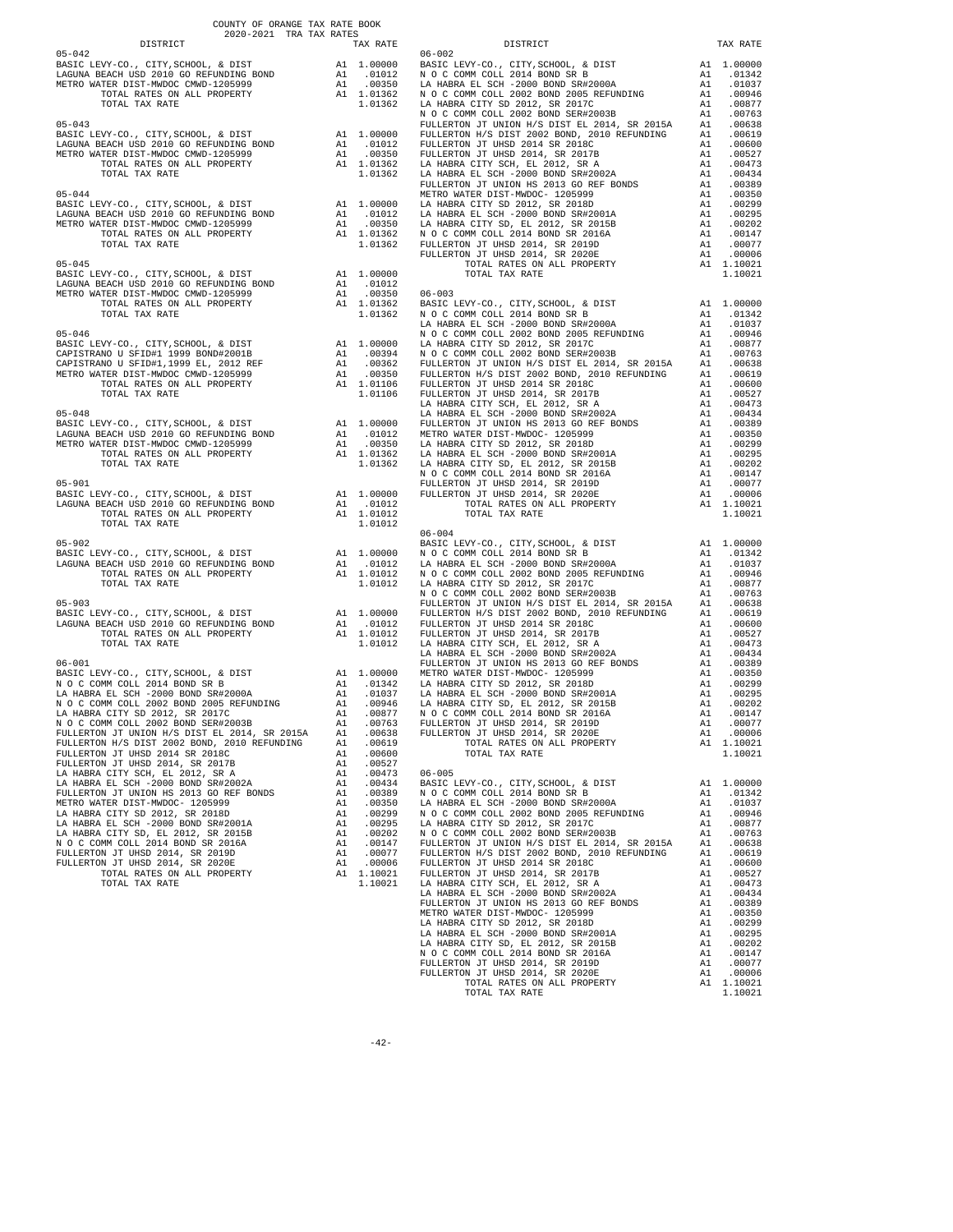COUNTY OF ORANGE TAX RATE BOOK
2020-2021 TRA TAX RATES

| DISTRICT | | TAX RATE |
|---|---|---|
| **05-042** | | |
| BASIC LEVY-CO., CITY,SCHOOL, & DIST | A1 | 1.00000 |
| LAGUNA BEACH USD 2010 GO REFUNDING BOND | A1 | .01012 |
| METRO WATER DIST-MWDOC CMWD-1205999 | A1 | .00350 |
| TOTAL RATES ON ALL PROPERTY | A1 | 1.01362 |
| TOTAL TAX RATE | | 1.01362 |
| **05-043** | | |
| BASIC LEVY-CO., CITY,SCHOOL, & DIST | A1 | 1.00000 |
| LAGUNA BEACH USD 2010 GO REFUNDING BOND | A1 | .01012 |
| METRO WATER DIST-MWDOC CMWD-1205999 | A1 | .00350 |
| TOTAL RATES ON ALL PROPERTY | A1 | 1.01362 |
| TOTAL TAX RATE | | 1.01362 |
| **05-044** | | |
| BASIC LEVY-CO., CITY,SCHOOL, & DIST | A1 | 1.00000 |
| LAGUNA BEACH USD 2010 GO REFUNDING BOND | A1 | .01012 |
| METRO WATER DIST-MWDOC CMWD-1205999 | A1 | .00350 |
| TOTAL RATES ON ALL PROPERTY | A1 | 1.01362 |
| TOTAL TAX RATE | | 1.01362 |
| **05-045** | | |
| BASIC LEVY-CO., CITY,SCHOOL, & DIST | A1 | 1.00000 |
| LAGUNA BEACH USD 2010 GO REFUNDING BOND | A1 | .01012 |
| METRO WATER DIST-MWDOC CMWD-1205999 | A1 | .00350 |
| TOTAL RATES ON ALL PROPERTY | A1 | 1.01362 |
| TOTAL TAX RATE | | 1.01362 |
| **05-046** | | |
| BASIC LEVY-CO., CITY,SCHOOL, & DIST | A1 | 1.00000 |
| CAPISTRANO U SFID#1 1999 BOND#2001B | A1 | .00394 |
| CAPISTRANO U SFID#1,1999 EL, 2012 REF | A1 | .00362 |
| METRO WATER DIST-MWDOC CMWD-1205999 | A1 | .00350 |
| TOTAL RATES ON ALL PROPERTY | A1 | 1.01106 |
| TOTAL TAX RATE | | 1.01106 |
| **05-048** | | |
| BASIC LEVY-CO., CITY,SCHOOL, & DIST | A1 | 1.00000 |
| LAGUNA BEACH USD 2010 GO REFUNDING BOND | A1 | .01012 |
| METRO WATER DIST-MWDOC CMWD-1205999 | A1 | .00350 |
| TOTAL RATES ON ALL PROPERTY | A1 | 1.01362 |
| TOTAL TAX RATE | | 1.01362 |
| **05-901** | | |
| BASIC LEVY-CO., CITY,SCHOOL, & DIST | A1 | 1.00000 |
| LAGUNA BEACH USD 2010 GO REFUNDING BOND | A1 | .01012 |
| TOTAL RATES ON ALL PROPERTY | A1 | 1.01012 |
| TOTAL TAX RATE | | 1.01012 |
| **05-902** | | |
| BASIC LEVY-CO., CITY,SCHOOL, & DIST | A1 | 1.00000 |
| LAGUNA BEACH USD 2010 GO REFUNDING BOND | A1 | .01012 |
| TOTAL RATES ON ALL PROPERTY | A1 | 1.01012 |
| TOTAL TAX RATE | | 1.01012 |
| **05-903** | | |
| BASIC LEVY-CO., CITY,SCHOOL, & DIST | A1 | 1.00000 |
| LAGUNA BEACH USD 2010 GO REFUNDING BOND | A1 | .01012 |
| TOTAL RATES ON ALL PROPERTY | A1 | 1.01012 |
| TOTAL TAX RATE | | 1.01012 |

| DISTRICT | | TAX RATE |
|---|---|---|
| **06-001**, **06-002**, **06-003**, **06-004**, **06-005** (identical rates for each) | | |
| BASIC LEVY-CO., CITY,SCHOOL, & DIST | A1 | 1.00000 |
| N O C COMM COLL 2014 BOND SR B | A1 | .01342 |
| LA HABRA EL SCH -2000 BOND SR#2000A | A1 | .01037 |
| N O C COMM COLL 2002 BOND 2005 REFUNDING | A1 | .00946 |
| LA HABRA CITY SD 2012, SR 2017C | A1 | .00877 |
| N O C COMM COLL 2002 BOND SER#2003B | A1 | .00763 |
| FULLERTON JT UNION H/S DIST EL 2014, SR 2015A | A1 | .00638 |
| FULLERTON H/S DIST 2002 BOND, 2010 REFUNDING | A1 | .00619 |
| FULLERTON JT UHSD 2014 SR 2018C | A1 | .00600 |
| FULLERTON JT UHSD 2014, SR 2017B | A1 | .00527 |
| LA HABRA CITY SCH, EL 2012, SR A | A1 | .00473 |
| LA HABRA EL SCH -2000 BOND SR#2002A | A1 | .00434 |
| FULLERTON JT UNION HS 2013 GO REF BONDS | A1 | .00389 |
| METRO WATER DIST-MWDOC- 1205999 | A1 | .00350 |
| LA HABRA CITY SD 2012, SR 2018D | A1 | .00299 |
| LA HABRA EL SCH -2000 BOND SR#2001A | A1 | .00295 |
| LA HABRA CITY SD, EL 2012, SR 2015B | A1 | .00202 |
| N O C COMM COLL 2014 BOND SR 2016A | A1 | .00147 |
| FULLERTON JT UHSD 2014, SR 2019D | A1 | .00077 |
| FULLERTON JT UHSD 2014, SR 2020E | A1 | .00006 |
| TOTAL RATES ON ALL PROPERTY | A1 | 1.10021 |
| TOTAL TAX RATE | | 1.10021 |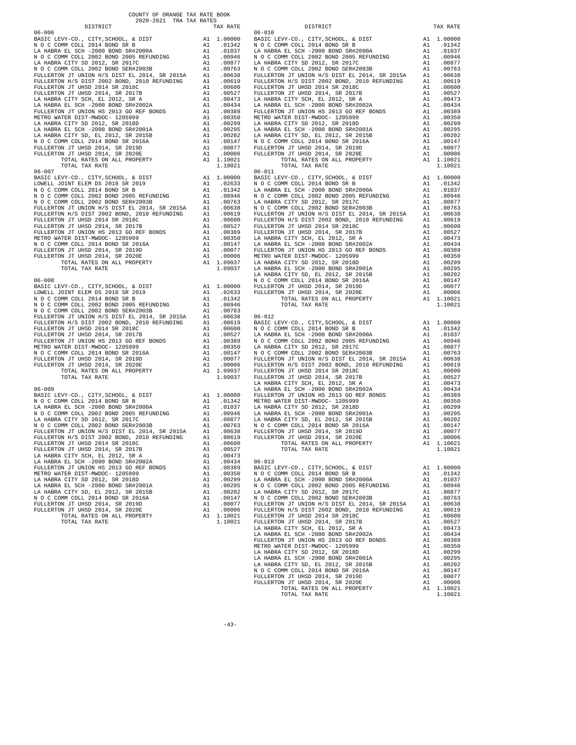COUNTY OF ORANGE TAX RATE BOOK
2020-2021 TRA TAX RATES

**06-006**

| DISTRICT | | TAX RATE |
|---|---|---|
| BASIC LEVY-CO., CITY,SCHOOL, & DIST | A1 | 1.00000 |
| N O C COMM COLL 2014 BOND SR B | A1 | .01342 |
| LA HABRA EL SCH -2000 BOND SR#2000A | A1 | .01037 |
| N O C COMM COLL 2002 BOND 2005 REFUNDING | A1 | .00946 |
| LA HABRA CITY SD 2012, SR 2017C | A1 | .00877 |
| N O C COMM COLL 2002 BOND SER#2003B | A1 | .00763 |
| FULLERTON JT UNION H/S DIST EL 2014, SR 2015A | A1 | .00638 |
| FULLERTON H/S DIST 2002 BOND, 2010 REFUNDING | A1 | .00619 |
| FULLERTON JT UHSD 2014 SR 2018C | A1 | .00600 |
| FULLERTON JT UHSD 2014, SR 2017B | A1 | .00527 |
| LA HABRA CITY SCH, EL 2012, SR A | A1 | .00473 |
| LA HABRA EL SCH -2000 BOND SR#2002A | A1 | .00434 |
| FULLERTON JT UNION HS 2013 GO REF BONDS | A1 | .00389 |
| METRO WATER DIST-MWDOC- 1205999 | A1 | .00350 |
| LA HABRA CITY SD 2012, SR 2018D | A1 | .00299 |
| LA HABRA EL SCH -2000 BOND SR#2001A | A1 | .00295 |
| LA HABRA CITY SD, EL 2012, SR 2015B | A1 | .00202 |
| N O C COMM COLL 2014 BOND SR 2016A | A1 | .00147 |
| FULLERTON JT UHSD 2014, SR 2019D | A1 | .00077 |
| FULLERTON JT UHSD 2014, SR 2020E | A1 | .00006 |
| TOTAL RATES ON ALL PROPERTY | A1 | 1.10021 |
| TOTAL TAX RATE | | 1.10021 |

**06-007**

| DISTRICT | | TAX RATE |
|---|---|---|
| BASIC LEVY-CO., CITY,SCHOOL, & DIST | A1 | 1.00000 |
| LOWELL JOINT ELEM DS 2018 SR 2019 | A1 | .02633 |
| N O C COMM COLL 2014 BOND SR B | A1 | .01342 |
| N O C COMM COLL 2002 BOND 2005 REFUNDING | A1 | .00946 |
| N O C COMM COLL 2002 BOND SER#2003B | A1 | .00763 |
| FULLERTON JT UNION H/S DIST EL 2014, SR 2015A | A1 | .00638 |
| FULLERTON H/S DIST 2002 BOND, 2010 REFUNDING | A1 | .00619 |
| FULLERTON JT UHSD 2014 SR 2018C | A1 | .00600 |
| FULLERTON JT UHSD 2014, SR 2017B | A1 | .00527 |
| FULLERTON JT UNION HS 2013 GO REF BONDS | A1 | .00389 |
| METRO WATER DIST-MWDOC- 1205999 | A1 | .00350 |
| N O C COMM COLL 2014 BOND SR 2016A | A1 | .00147 |
| FULLERTON JT UHSD 2014, SR 2019D | A1 | .00077 |
| FULLERTON JT UHSD 2014, SR 2020E | A1 | .00006 |
| TOTAL RATES ON ALL PROPERTY | A1 | 1.09037 |
| TOTAL TAX RATE | | 1.09037 |

**06-008**

| DISTRICT | | TAX RATE |
|---|---|---|
| BASIC LEVY-CO., CITY,SCHOOL, & DIST | A1 | 1.00000 |
| LOWELL JOINT ELEM DS 2018 SR 2019 | A1 | .02633 |
| N O C COMM COLL 2014 BOND SR B | A1 | .01342 |
| N O C COMM COLL 2002 BOND 2005 REFUNDING | A1 | .00946 |
| N O C COMM COLL 2002 BOND SER#2003B | A1 | .00763 |
| FULLERTON JT UNION H/S DIST EL 2014, SR 2015A | A1 | .00638 |
| FULLERTON H/S DIST 2002 BOND, 2010 REFUNDING | A1 | .00619 |
| FULLERTON JT UHSD 2014 SR 2018C | A1 | .00600 |
| FULLERTON JT UHSD 2014, SR 2017B | A1 | .00527 |
| FULLERTON JT UNION HS 2013 GO REF BONDS | A1 | .00389 |
| METRO WATER DIST-MWDOC- 1205999 | A1 | .00350 |
| N O C COMM COLL 2014 BOND SR 2016A | A1 | .00147 |
| FULLERTON JT UHSD 2014, SR 2019D | A1 | .00077 |
| FULLERTON JT UHSD 2014, SR 2020E | A1 | .00006 |
| TOTAL RATES ON ALL PROPERTY | A1 | 1.09037 |
| TOTAL TAX RATE | | 1.09037 |

**06-009**

| DISTRICT | | TAX RATE |
|---|---|---|
| BASIC LEVY-CO., CITY,SCHOOL, & DIST | A1 | 1.00000 |
| N O C COMM COLL 2014 BOND SR B | A1 | .01342 |
| LA HABRA EL SCH -2000 BOND SR#2000A | A1 | .01037 |
| N O C COMM COLL 2002 BOND 2005 REFUNDING | A1 | .00946 |
| LA HABRA CITY SD 2012, SR 2017C | A1 | .00877 |
| N O C COMM COLL 2002 BOND SER#2003B | A1 | .00763 |
| FULLERTON JT UNION H/S DIST EL 2014, SR 2015A | A1 | .00638 |
| FULLERTON H/S DIST 2002 BOND, 2010 REFUNDING | A1 | .00619 |
| FULLERTON JT UHSD 2014 SR 2018C | A1 | .00600 |
| FULLERTON JT UHSD 2014, SR 2017B | A1 | .00527 |
| LA HABRA CITY SCH, EL 2012, SR A | A1 | .00473 |
| LA HABRA EL SCH -2000 BOND SR#2002A | A1 | .00434 |
| FULLERTON JT UNION HS 2013 GO REF BONDS | A1 | .00389 |
| METRO WATER DIST-MWDOC- 1205999 | A1 | .00350 |
| LA HABRA CITY SD 2012, SR 2018D | A1 | .00299 |
| LA HABRA EL SCH -2000 BOND SR#2001A | A1 | .00295 |
| LA HABRA CITY SD, EL 2012, SR 2015B | A1 | .00202 |
| N O C COMM COLL 2014 BOND SR 2016A | A1 | .00147 |
| FULLERTON JT UHSD 2014, SR 2019D | A1 | .00077 |
| FULLERTON JT UHSD 2014, SR 2020E | A1 | .00006 |
| TOTAL RATES ON ALL PROPERTY | A1 | 1.10021 |
| TOTAL TAX RATE | | 1.10021 |

**06-010**

| DISTRICT | | TAX RATE |
|---|---|---|
| BASIC LEVY-CO., CITY,SCHOOL, & DIST | A1 | 1.00000 |
| N O C COMM COLL 2014 BOND SR B | A1 | .01342 |
| LA HABRA EL SCH -2000 BOND SR#2000A | A1 | .01037 |
| N O C COMM COLL 2002 BOND 2005 REFUNDING | A1 | .00946 |
| LA HABRA CITY SD 2012, SR 2017C | A1 | .00877 |
| N O C COMM COLL 2002 BOND SER#2003B | A1 | .00763 |
| FULLERTON JT UNION H/S DIST EL 2014, SR 2015A | A1 | .00638 |
| FULLERTON H/S DIST 2002 BOND, 2010 REFUNDING | A1 | .00619 |
| FULLERTON JT UHSD 2014 SR 2018C | A1 | .00600 |
| FULLERTON JT UHSD 2014, SR 2017B | A1 | .00527 |
| LA HABRA CITY SCH, EL 2012, SR A | A1 | .00473 |
| LA HABRA EL SCH -2000 BOND SR#2002A | A1 | .00434 |
| FULLERTON JT UNION HS 2013 GO REF BONDS | A1 | .00389 |
| METRO WATER DIST-MWDOC- 1205999 | A1 | .00350 |
| LA HABRA CITY SD 2012, SR 2018D | A1 | .00299 |
| LA HABRA EL SCH -2000 BOND SR#2001A | A1 | .00295 |
| LA HABRA CITY SD, EL 2012, SR 2015B | A1 | .00202 |
| N O C COMM COLL 2014 BOND SR 2016A | A1 | .00147 |
| FULLERTON JT UHSD 2014, SR 2019D | A1 | .00077 |
| FULLERTON JT UHSD 2014, SR 2020E | A1 | .00006 |
| TOTAL RATES ON ALL PROPERTY | A1 | 1.10021 |
| TOTAL TAX RATE | | 1.10021 |

**06-011**

| DISTRICT | | TAX RATE |
|---|---|---|
| BASIC LEVY-CO., CITY,SCHOOL, & DIST | A1 | 1.00000 |
| N O C COMM COLL 2014 BOND SR B | A1 | .01342 |
| LA HABRA EL SCH -2000 BOND SR#2000A | A1 | .01037 |
| N O C COMM COLL 2002 BOND 2005 REFUNDING | A1 | .00946 |
| LA HABRA CITY SD 2012, SR 2017C | A1 | .00877 |
| N O C COMM COLL 2002 BOND SER#2003B | A1 | .00763 |
| FULLERTON JT UNION H/S DIST EL 2014, SR 2015A | A1 | .00638 |
| FULLERTON H/S DIST 2002 BOND, 2010 REFUNDING | A1 | .00619 |
| FULLERTON JT UHSD 2014 SR 2018C | A1 | .00600 |
| FULLERTON JT UHSD 2014, SR 2017B | A1 | .00527 |
| LA HABRA CITY SCH, EL 2012, SR A | A1 | .00473 |
| LA HABRA EL SCH -2000 BOND SR#2002A | A1 | .00434 |
| FULLERTON JT UNION HS 2013 GO REF BONDS | A1 | .00389 |
| METRO WATER DIST-MWDOC- 1205999 | A1 | .00350 |
| LA HABRA CITY SD 2012, SR 2018D | A1 | .00299 |
| LA HABRA EL SCH -2000 BOND SR#2001A | A1 | .00295 |
| LA HABRA CITY SD, EL 2012, SR 2015B | A1 | .00202 |
| N O C COMM COLL 2014 BOND SR 2016A | A1 | .00147 |
| FULLERTON JT UHSD 2014, SR 2019D | A1 | .00077 |
| FULLERTON JT UHSD 2014, SR 2020E | A1 | .00006 |
| TOTAL RATES ON ALL PROPERTY | A1 | 1.10021 |
| TOTAL TAX RATE | | 1.10021 |

**06-012**

| DISTRICT | | TAX RATE |
|---|---|---|
| BASIC LEVY-CO., CITY,SCHOOL, & DIST | A1 | 1.00000 |
| N O C COMM COLL 2014 BOND SR B | A1 | .01342 |
| LA HABRA EL SCH -2000 BOND SR#2000A | A1 | .01037 |
| N O C COMM COLL 2002 BOND 2005 REFUNDING | A1 | .00946 |
| LA HABRA CITY SD 2012, SR 2017C | A1 | .00877 |
| N O C COMM COLL 2002 BOND SER#2003B | A1 | .00763 |
| FULLERTON JT UNION H/S DIST EL 2014, SR 2015A | A1 | .00638 |
| FULLERTON H/S DIST 2002 BOND, 2010 REFUNDING | A1 | .00619 |
| FULLERTON JT UHSD 2014 SR 2018C | A1 | .00600 |
| FULLERTON JT UHSD 2014, SR 2017B | A1 | .00527 |
| LA HABRA CITY SCH, EL 2012, SR A | A1 | .00473 |
| LA HABRA EL SCH -2000 BOND SR#2002A | A1 | .00434 |
| FULLERTON JT UNION HS 2013 GO REF BONDS | A1 | .00389 |
| METRO WATER DIST-MWDOC- 1205999 | A1 | .00350 |
| LA HABRA CITY SD 2012, SR 2018D | A1 | .00299 |
| LA HABRA EL SCH -2000 BOND SR#2001A | A1 | .00295 |
| LA HABRA CITY SD, EL 2012, SR 2015B | A1 | .00202 |
| N O C COMM COLL 2014 BOND SR 2016A | A1 | .00147 |
| FULLERTON JT UHSD 2014, SR 2019D | A1 | .00077 |
| FULLERTON JT UHSD 2014, SR 2020E | A1 | .00006 |
| TOTAL RATES ON ALL PROPERTY | A1 | 1.10021 |
| TOTAL TAX RATE | | 1.10021 |

**06-013**

| DISTRICT | | TAX RATE |
|---|---|---|
| BASIC LEVY-CO., CITY,SCHOOL, & DIST | A1 | 1.00000 |
| N O C COMM COLL 2014 BOND SR B | A1 | .01342 |
| LA HABRA EL SCH -2000 BOND SR#2000A | A1 | .01037 |
| N O C COMM COLL 2002 BOND 2005 REFUNDING | A1 | .00946 |
| LA HABRA CITY SD 2012, SR 2017C | A1 | .00877 |
| N O C COMM COLL 2002 BOND SER#2003B | A1 | .00763 |
| FULLERTON JT UNION H/S DIST EL 2014, SR 2015A | A1 | .00638 |
| FULLERTON H/S DIST 2002 BOND, 2010 REFUNDING | A1 | .00619 |
| FULLERTON JT UHSD 2014 SR 2018C | A1 | .00600 |
| FULLERTON JT UHSD 2014, SR 2017B | A1 | .00527 |
| LA HABRA CITY SCH, EL 2012, SR A | A1 | .00473 |
| LA HABRA EL SCH -2000 BOND SR#2002A | A1 | .00434 |
| FULLERTON JT UNION HS 2013 GO REF BONDS | A1 | .00389 |
| METRO WATER DIST-MWDOC- 1205999 | A1 | .00350 |
| LA HABRA CITY SD 2012, SR 2018D | A1 | .00299 |
| LA HABRA EL SCH -2000 BOND SR#2001A | A1 | .00295 |
| LA HABRA CITY SD, EL 2012, SR 2015B | A1 | .00202 |
| N O C COMM COLL 2014 BOND SR 2016A | A1 | .00147 |
| FULLERTON JT UHSD 2014, SR 2019D | A1 | .00077 |
| FULLERTON JT UHSD 2014, SR 2020E | A1 | .00006 |
| TOTAL RATES ON ALL PROPERTY | A1 | 1.10021 |
| TOTAL TAX RATE | | 1.10021 |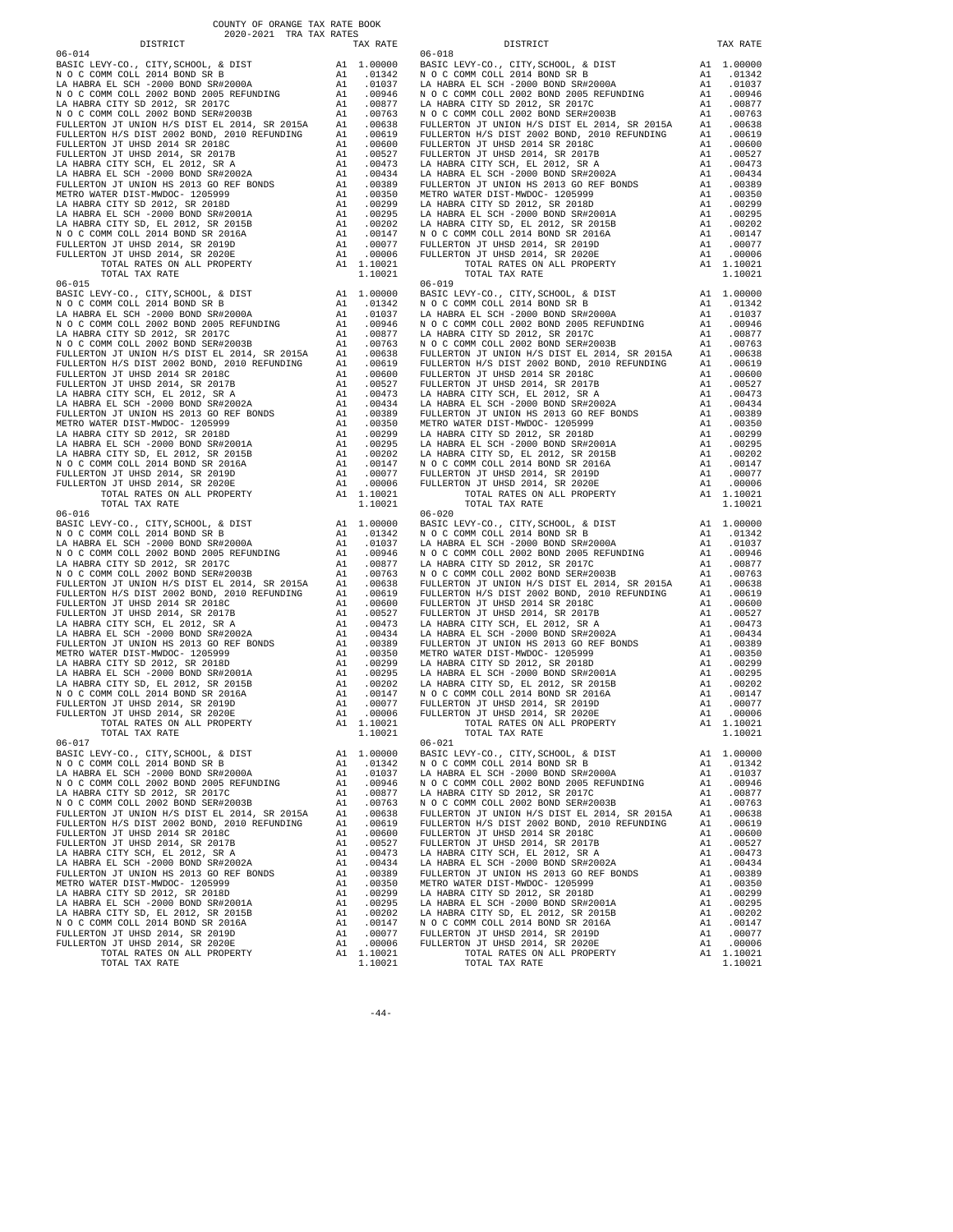COUNTY OF ORANGE TAX RATE BOOK
2020-2021 TRA TAX RATES

| DISTRICT | | TAX RATE |
|---|---|---|
| 06-014 | | |
| BASIC LEVY-CO., CITY,SCHOOL, & DIST | A1 | 1.00000 |
| N O C COMM COLL 2014 BOND SR B | A1 | .01342 |
| LA HABRA EL SCH -2000 BOND SR#2000A | A1 | .01037 |
| N O C COMM COLL 2002 BOND 2005 REFUNDING | A1 | .00946 |
| LA HABRA CITY SD 2012, SR 2017C | A1 | .00877 |
| N O C COMM COLL 2002 BOND SER#2003B | A1 | .00763 |
| FULLERTON JT UNION H/S DIST EL 2014, SR 2015A | A1 | .00638 |
| FULLERTON H/S DIST 2002 BOND, 2010 REFUNDING | A1 | .00619 |
| FULLERTON JT UHSD 2014 SR 2018C | A1 | .00600 |
| FULLERTON JT UHSD 2014, SR 2017B | A1 | .00527 |
| LA HABRA CITY SCH, EL 2012, SR A | A1 | .00473 |
| LA HABRA EL SCH -2000 BOND SR#2002A | A1 | .00434 |
| FULLERTON JT UNION HS 2013 GO REF BONDS | A1 | .00389 |
| METRO WATER DIST-MWDOC- 1205999 | A1 | .00350 |
| LA HABRA CITY SD 2012, SR 2018D | A1 | .00299 |
| LA HABRA EL SCH -2000 BOND SR#2001A | A1 | .00295 |
| LA HABRA CITY SD, EL 2012, SR 2015B | A1 | .00202 |
| N O C COMM COLL 2014 BOND SR 2016A | A1 | .00147 |
| FULLERTON JT UHSD 2014, SR 2019D | A1 | .00077 |
| FULLERTON JT UHSD 2014, SR 2020E | A1 | .00006 |
| TOTAL RATES ON ALL PROPERTY | A1 | 1.10021 |
| TOTAL TAX RATE | | 1.10021 |
| 06-015 | | |
| BASIC LEVY-CO., CITY,SCHOOL, & DIST | A1 | 1.00000 |
| N O C COMM COLL 2014 BOND SR B | A1 | .01342 |
| LA HABRA EL SCH -2000 BOND SR#2000A | A1 | .01037 |
| N O C COMM COLL 2002 BOND 2005 REFUNDING | A1 | .00946 |
| LA HABRA CITY SD 2012, SR 2017C | A1 | .00877 |
| N O C COMM COLL 2002 BOND SER#2003B | A1 | .00763 |
| FULLERTON JT UNION H/S DIST EL 2014, SR 2015A | A1 | .00638 |
| FULLERTON H/S DIST 2002 BOND, 2010 REFUNDING | A1 | .00619 |
| FULLERTON JT UHSD 2014 SR 2018C | A1 | .00600 |
| FULLERTON JT UHSD 2014, SR 2017B | A1 | .00527 |
| LA HABRA CITY SCH, EL 2012, SR A | A1 | .00473 |
| LA HABRA EL SCH -2000 BOND SR#2002A | A1 | .00434 |
| FULLERTON JT UNION HS 2013 GO REF BONDS | A1 | .00389 |
| METRO WATER DIST-MWDOC- 1205999 | A1 | .00350 |
| LA HABRA CITY SD 2012, SR 2018D | A1 | .00299 |
| LA HABRA EL SCH -2000 BOND SR#2001A | A1 | .00295 |
| LA HABRA CITY SD, EL 2012, SR 2015B | A1 | .00202 |
| N O C COMM COLL 2014 BOND SR 2016A | A1 | .00147 |
| FULLERTON JT UHSD 2014, SR 2019D | A1 | .00077 |
| FULLERTON JT UHSD 2014, SR 2020E | A1 | .00006 |
| TOTAL RATES ON ALL PROPERTY | A1 | 1.10021 |
| TOTAL TAX RATE | | 1.10021 |
| 06-016 | | |
| BASIC LEVY-CO., CITY,SCHOOL, & DIST | A1 | 1.00000 |
| N O C COMM COLL 2014 BOND SR B | A1 | .01342 |
| LA HABRA EL SCH -2000 BOND SR#2000A | A1 | .01037 |
| N O C COMM COLL 2002 BOND 2005 REFUNDING | A1 | .00946 |
| LA HABRA CITY SD 2012, SR 2017C | A1 | .00877 |
| N O C COMM COLL 2002 BOND SER#2003B | A1 | .00763 |
| FULLERTON JT UNION H/S DIST EL 2014, SR 2015A | A1 | .00638 |
| FULLERTON H/S DIST 2002 BOND, 2010 REFUNDING | A1 | .00619 |
| FULLERTON JT UHSD 2014 SR 2018C | A1 | .00600 |
| FULLERTON JT UHSD 2014, SR 2017B | A1 | .00527 |
| LA HABRA CITY SCH, EL 2012, SR A | A1 | .00473 |
| LA HABRA EL SCH -2000 BOND SR#2002A | A1 | .00434 |
| FULLERTON JT UNION HS 2013 GO REF BONDS | A1 | .00389 |
| METRO WATER DIST-MWDOC- 1205999 | A1 | .00350 |
| LA HABRA CITY SD 2012, SR 2018D | A1 | .00299 |
| LA HABRA EL SCH -2000 BOND SR#2001A | A1 | .00295 |
| LA HABRA CITY SD, EL 2012, SR 2015B | A1 | .00202 |
| N O C COMM COLL 2014 BOND SR 2016A | A1 | .00147 |
| FULLERTON JT UHSD 2014, SR 2019D | A1 | .00077 |
| FULLERTON JT UHSD 2014, SR 2020E | A1 | .00006 |
| TOTAL RATES ON ALL PROPERTY | A1 | 1.10021 |
| TOTAL TAX RATE | | 1.10021 |
| 06-017 | | |
| BASIC LEVY-CO., CITY,SCHOOL, & DIST | A1 | 1.00000 |
| N O C COMM COLL 2014 BOND SR B | A1 | .01342 |
| LA HABRA EL SCH -2000 BOND SR#2000A | A1 | .01037 |
| N O C COMM COLL 2002 BOND 2005 REFUNDING | A1 | .00946 |
| LA HABRA CITY SD 2012, SR 2017C | A1 | .00877 |
| N O C COMM COLL 2002 BOND SER#2003B | A1 | .00763 |
| FULLERTON JT UNION H/S DIST EL 2014, SR 2015A | A1 | .00638 |
| FULLERTON H/S DIST 2002 BOND, 2010 REFUNDING | A1 | .00619 |
| FULLERTON JT UHSD 2014 SR 2018C | A1 | .00600 |
| FULLERTON JT UHSD 2014, SR 2017B | A1 | .00527 |
| LA HABRA CITY SCH, EL 2012, SR A | A1 | .00473 |
| LA HABRA EL SCH -2000 BOND SR#2002A | A1 | .00434 |
| FULLERTON JT UNION HS 2013 GO REF BONDS | A1 | .00389 |
| METRO WATER DIST-MWDOC- 1205999 | A1 | .00350 |
| LA HABRA CITY SD 2012, SR 2018D | A1 | .00299 |
| LA HABRA EL SCH -2000 BOND SR#2001A | A1 | .00295 |
| LA HABRA CITY SD, EL 2012, SR 2015B | A1 | .00202 |
| N O C COMM COLL 2014 BOND SR 2016A | A1 | .00147 |
| FULLERTON JT UHSD 2014, SR 2019D | A1 | .00077 |
| FULLERTON JT UHSD 2014, SR 2020E | A1 | .00006 |
| TOTAL RATES ON ALL PROPERTY | A1 | 1.10021 |
| TOTAL TAX RATE | | 1.10021 |
| 06-018 | | |
| BASIC LEVY-CO., CITY,SCHOOL, & DIST | A1 | 1.00000 |
| N O C COMM COLL 2014 BOND SR B | A1 | .01342 |
| LA HABRA EL SCH -2000 BOND SR#2000A | A1 | .01037 |
| N O C COMM COLL 2002 BOND 2005 REFUNDING | A1 | .00946 |
| LA HABRA CITY SD 2012, SR 2017C | A1 | .00877 |
| N O C COMM COLL 2002 BOND SER#2003B | A1 | .00763 |
| FULLERTON JT UNION H/S DIST EL 2014, SR 2015A | A1 | .00638 |
| FULLERTON H/S DIST 2002 BOND, 2010 REFUNDING | A1 | .00619 |
| FULLERTON JT UHSD 2014 SR 2018C | A1 | .00600 |
| FULLERTON JT UHSD 2014, SR 2017B | A1 | .00527 |
| LA HABRA CITY SCH, EL 2012, SR A | A1 | .00473 |
| LA HABRA EL SCH -2000 BOND SR#2002A | A1 | .00434 |
| FULLERTON JT UNION HS 2013 GO REF BONDS | A1 | .00389 |
| METRO WATER DIST-MWDOC- 1205999 | A1 | .00350 |
| LA HABRA CITY SD 2012, SR 2018D | A1 | .00299 |
| LA HABRA EL SCH -2000 BOND SR#2001A | A1 | .00295 |
| LA HABRA CITY SD, EL 2012, SR 2015B | A1 | .00202 |
| N O C COMM COLL 2014 BOND SR 2016A | A1 | .00147 |
| FULLERTON JT UHSD 2014, SR 2019D | A1 | .00077 |
| FULLERTON JT UHSD 2014, SR 2020E | A1 | .00006 |
| TOTAL RATES ON ALL PROPERTY | A1 | 1.10021 |
| TOTAL TAX RATE | | 1.10021 |
| 06-019 | | |
| BASIC LEVY-CO., CITY,SCHOOL, & DIST | A1 | 1.00000 |
| N O C COMM COLL 2014 BOND SR B | A1 | .01342 |
| LA HABRA EL SCH -2000 BOND SR#2000A | A1 | .01037 |
| N O C COMM COLL 2002 BOND 2005 REFUNDING | A1 | .00946 |
| LA HABRA CITY SD 2012, SR 2017C | A1 | .00877 |
| N O C COMM COLL 2002 BOND SER#2003B | A1 | .00763 |
| FULLERTON JT UNION H/S DIST EL 2014, SR 2015A | A1 | .00638 |
| FULLERTON H/S DIST 2002 BOND, 2010 REFUNDING | A1 | .00619 |
| FULLERTON JT UHSD 2014 SR 2018C | A1 | .00600 |
| FULLERTON JT UHSD 2014, SR 2017B | A1 | .00527 |
| LA HABRA CITY SCH, EL 2012, SR A | A1 | .00473 |
| LA HABRA EL SCH -2000 BOND SR#2002A | A1 | .00434 |
| FULLERTON JT UNION HS 2013 GO REF BONDS | A1 | .00389 |
| METRO WATER DIST-MWDOC- 1205999 | A1 | .00350 |
| LA HABRA CITY SD 2012, SR 2018D | A1 | .00299 |
| LA HABRA EL SCH -2000 BOND SR#2001A | A1 | .00295 |
| LA HABRA CITY SD, EL 2012, SR 2015B | A1 | .00202 |
| N O C COMM COLL 2014 BOND SR 2016A | A1 | .00147 |
| FULLERTON JT UHSD 2014, SR 2019D | A1 | .00077 |
| FULLERTON JT UHSD 2014, SR 2020E | A1 | .00006 |
| TOTAL RATES ON ALL PROPERTY | A1 | 1.10021 |
| TOTAL TAX RATE | | 1.10021 |
| 06-020 | | |
| BASIC LEVY-CO., CITY,SCHOOL, & DIST | A1 | 1.00000 |
| N O C COMM COLL 2014 BOND SR B | A1 | .01342 |
| LA HABRA EL SCH -2000 BOND SR#2000A | A1 | .01037 |
| N O C COMM COLL 2002 BOND 2005 REFUNDING | A1 | .00946 |
| LA HABRA CITY SD 2012, SR 2017C | A1 | .00877 |
| N O C COMM COLL 2002 BOND SER#2003B | A1 | .00763 |
| FULLERTON JT UNION H/S DIST EL 2014, SR 2015A | A1 | .00638 |
| FULLERTON H/S DIST 2002 BOND, 2010 REFUNDING | A1 | .00619 |
| FULLERTON JT UHSD 2014 SR 2018C | A1 | .00600 |
| FULLERTON JT UHSD 2014, SR 2017B | A1 | .00527 |
| LA HABRA CITY SCH, EL 2012, SR A | A1 | .00473 |
| LA HABRA EL SCH -2000 BOND SR#2002A | A1 | .00434 |
| FULLERTON JT UNION HS 2013 GO REF BONDS | A1 | .00389 |
| METRO WATER DIST-MWDOC- 1205999 | A1 | .00350 |
| LA HABRA CITY SD 2012, SR 2018D | A1 | .00299 |
| LA HABRA EL SCH -2000 BOND SR#2001A | A1 | .00295 |
| LA HABRA CITY SD, EL 2012, SR 2015B | A1 | .00202 |
| N O C COMM COLL 2014 BOND SR 2016A | A1 | .00147 |
| FULLERTON JT UHSD 2014, SR 2019D | A1 | .00077 |
| FULLERTON JT UHSD 2014, SR 2020E | A1 | .00006 |
| TOTAL RATES ON ALL PROPERTY | A1 | 1.10021 |
| TOTAL TAX RATE | | 1.10021 |
| 06-021 | | |
| BASIC LEVY-CO., CITY,SCHOOL, & DIST | A1 | 1.00000 |
| N O C COMM COLL 2014 BOND SR B | A1 | .01342 |
| LA HABRA EL SCH -2000 BOND SR#2000A | A1 | .01037 |
| N O C COMM COLL 2002 BOND 2005 REFUNDING | A1 | .00946 |
| LA HABRA CITY SD 2012, SR 2017C | A1 | .00877 |
| N O C COMM COLL 2002 BOND SER#2003B | A1 | .00763 |
| FULLERTON JT UNION H/S DIST EL 2014, SR 2015A | A1 | .00638 |
| FULLERTON H/S DIST 2002 BOND, 2010 REFUNDING | A1 | .00619 |
| FULLERTON JT UHSD 2014 SR 2018C | A1 | .00600 |
| FULLERTON JT UHSD 2014, SR 2017B | A1 | .00527 |
| LA HABRA CITY SCH, EL 2012, SR A | A1 | .00473 |
| LA HABRA EL SCH -2000 BOND SR#2002A | A1 | .00434 |
| FULLERTON JT UNION HS 2013 GO REF BONDS | A1 | .00389 |
| METRO WATER DIST-MWDOC- 1205999 | A1 | .00350 |
| LA HABRA CITY SD 2012, SR 2018D | A1 | .00299 |
| LA HABRA EL SCH -2000 BOND SR#2001A | A1 | .00295 |
| LA HABRA CITY SD, EL 2012, SR 2015B | A1 | .00202 |
| N O C COMM COLL 2014 BOND SR 2016A | A1 | .00147 |
| FULLERTON JT UHSD 2014, SR 2019D | A1 | .00077 |
| FULLERTON JT UHSD 2014, SR 2020E | A1 | .00006 |
| TOTAL RATES ON ALL PROPERTY | A1 | 1.10021 |
| TOTAL TAX RATE | | 1.10021 |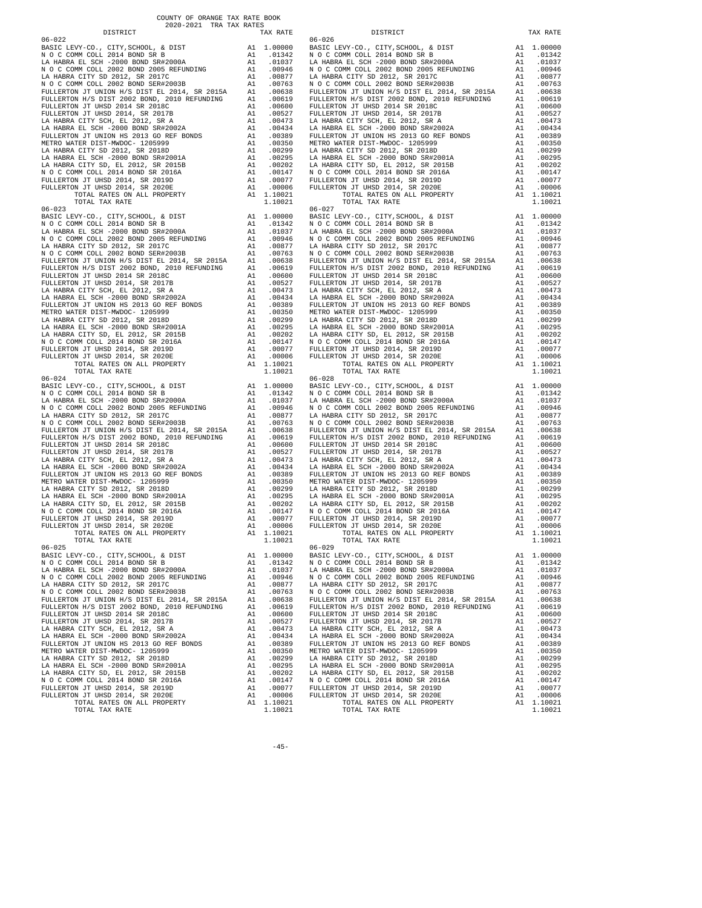COUNTY OF ORANGE TAX RATE BOOK
2020-2021 TRA TAX RATES

| DISTRICT | | TAX RATE |
|---|---|---|
| 06-022 | | |
| BASIC LEVY-CO., CITY,SCHOOL, & DIST | A1 | 1.00000 |
| N O C COMM COLL 2014 BOND SR B | A1 | .01342 |
| LA HABRA EL SCH -2000 BOND SR#2000A | A1 | .01037 |
| N O C COMM COLL 2002 BOND 2005 REFUNDING | A1 | .00946 |
| LA HABRA CITY SD 2012, SR 2017C | A1 | .00877 |
| N O C COMM COLL 2002 BOND SER#2003B | A1 | .00763 |
| FULLERTON JT UNION H/S DIST EL 2014, SR 2015A | A1 | .00638 |
| FULLERTON H/S DIST 2002 BOND, 2010 REFUNDING | A1 | .00619 |
| FULLERTON JT UHSD 2014 SR 2018C | A1 | .00600 |
| FULLERTON JT UHSD 2014, SR 2017B | A1 | .00527 |
| LA HABRA CITY SCH, EL 2012, SR A | A1 | .00473 |
| LA HABRA EL SCH -2000 BOND SR#2002A | A1 | .00434 |
| FULLERTON JT UNION HS 2013 GO REF BONDS | A1 | .00389 |
| METRO WATER DIST-MWDOC- 1205999 | A1 | .00350 |
| LA HABRA CITY SD 2012, SR 2018D | A1 | .00299 |
| LA HABRA EL SCH -2000 BOND SR#2001A | A1 | .00295 |
| LA HABRA CITY SD, EL 2012, SR 2015B | A1 | .00202 |
| N O C COMM COLL 2014 BOND SR 2016A | A1 | .00147 |
| FULLERTON JT UHSD 2014, SR 2019D | A1 | .00077 |
| FULLERTON JT UHSD 2014, SR 2020E | A1 | .00006 |
| TOTAL RATES ON ALL PROPERTY | A1 | 1.10021 |
| TOTAL TAX RATE | | 1.10021 |
| 06-023 | | |
| BASIC LEVY-CO., CITY,SCHOOL, & DIST | A1 | 1.00000 |
| N O C COMM COLL 2014 BOND SR B | A1 | .01342 |
| LA HABRA EL SCH -2000 BOND SR#2000A | A1 | .01037 |
| N O C COMM COLL 2002 BOND 2005 REFUNDING | A1 | .00946 |
| LA HABRA CITY SD 2012, SR 2017C | A1 | .00877 |
| N O C COMM COLL 2002 BOND SER#2003B | A1 | .00763 |
| FULLERTON JT UNION H/S DIST EL 2014, SR 2015A | A1 | .00638 |
| FULLERTON H/S DIST 2002 BOND, 2010 REFUNDING | A1 | .00619 |
| FULLERTON JT UHSD 2014 SR 2018C | A1 | .00600 |
| FULLERTON JT UHSD 2014, SR 2017B | A1 | .00527 |
| LA HABRA CITY SCH, EL 2012, SR A | A1 | .00473 |
| LA HABRA EL SCH -2000 BOND SR#2002A | A1 | .00434 |
| FULLERTON JT UNION HS 2013 GO REF BONDS | A1 | .00389 |
| METRO WATER DIST-MWDOC- 1205999 | A1 | .00350 |
| LA HABRA CITY SD 2012, SR 2018D | A1 | .00299 |
| LA HABRA EL SCH -2000 BOND SR#2001A | A1 | .00295 |
| LA HABRA CITY SD, EL 2012, SR 2015B | A1 | .00202 |
| N O C COMM COLL 2014 BOND SR 2016A | A1 | .00147 |
| FULLERTON JT UHSD 2014, SR 2019D | A1 | .00077 |
| FULLERTON JT UHSD 2014, SR 2020E | A1 | .00006 |
| TOTAL RATES ON ALL PROPERTY | A1 | 1.10021 |
| TOTAL TAX RATE | | 1.10021 |
| 06-024 | | |
| BASIC LEVY-CO., CITY,SCHOOL, & DIST | A1 | 1.00000 |
| N O C COMM COLL 2014 BOND SR B | A1 | .01342 |
| LA HABRA EL SCH -2000 BOND SR#2000A | A1 | .01037 |
| N O C COMM COLL 2002 BOND 2005 REFUNDING | A1 | .00946 |
| LA HABRA CITY SD 2012, SR 2017C | A1 | .00877 |
| N O C COMM COLL 2002 BOND SER#2003B | A1 | .00763 |
| FULLERTON JT UNION H/S DIST EL 2014, SR 2015A | A1 | .00638 |
| FULLERTON H/S DIST 2002 BOND, 2010 REFUNDING | A1 | .00619 |
| FULLERTON JT UHSD 2014 SR 2018C | A1 | .00600 |
| FULLERTON JT UHSD 2014, SR 2017B | A1 | .00527 |
| LA HABRA CITY SCH, EL 2012, SR A | A1 | .00473 |
| LA HABRA EL SCH -2000 BOND SR#2002A | A1 | .00434 |
| FULLERTON JT UNION HS 2013 GO REF BONDS | A1 | .00389 |
| METRO WATER DIST-MWDOC- 1205999 | A1 | .00350 |
| LA HABRA CITY SD 2012, SR 2018D | A1 | .00299 |
| LA HABRA EL SCH -2000 BOND SR#2001A | A1 | .00295 |
| LA HABRA CITY SD, EL 2012, SR 2015B | A1 | .00202 |
| N O C COMM COLL 2014 BOND SR 2016A | A1 | .00147 |
| FULLERTON JT UHSD 2014, SR 2019D | A1 | .00077 |
| FULLERTON JT UHSD 2014, SR 2020E | A1 | .00006 |
| TOTAL RATES ON ALL PROPERTY | A1 | 1.10021 |
| TOTAL TAX RATE | | 1.10021 |
| 06-025 | | |
| BASIC LEVY-CO., CITY,SCHOOL, & DIST | A1 | 1.00000 |
| N O C COMM COLL 2014 BOND SR B | A1 | .01342 |
| LA HABRA EL SCH -2000 BOND SR#2000A | A1 | .01037 |
| N O C COMM COLL 2002 BOND 2005 REFUNDING | A1 | .00946 |
| LA HABRA CITY SD 2012, SR 2017C | A1 | .00877 |
| N O C COMM COLL 2002 BOND SER#2003B | A1 | .00763 |
| FULLERTON JT UNION H/S DIST EL 2014, SR 2015A | A1 | .00638 |
| FULLERTON H/S DIST 2002 BOND, 2010 REFUNDING | A1 | .00619 |
| FULLERTON JT UHSD 2014 SR 2018C | A1 | .00600 |
| FULLERTON JT UHSD 2014, SR 2017B | A1 | .00527 |
| LA HABRA CITY SCH, EL 2012, SR A | A1 | .00473 |
| LA HABRA EL SCH -2000 BOND SR#2002A | A1 | .00434 |
| FULLERTON JT UNION HS 2013 GO REF BONDS | A1 | .00389 |
| METRO WATER DIST-MWDOC- 1205999 | A1 | .00350 |
| LA HABRA CITY SD 2012, SR 2018D | A1 | .00299 |
| LA HABRA EL SCH -2000 BOND SR#2001A | A1 | .00295 |
| LA HABRA CITY SD, EL 2012, SR 2015B | A1 | .00202 |
| N O C COMM COLL 2014 BOND SR 2016A | A1 | .00147 |
| FULLERTON JT UHSD 2014, SR 2019D | A1 | .00077 |
| FULLERTON JT UHSD 2014, SR 2020E | A1 | .00006 |
| TOTAL RATES ON ALL PROPERTY | A1 | 1.10021 |
| TOTAL TAX RATE | | 1.10021 |
| 06-026 | | |
| BASIC LEVY-CO., CITY,SCHOOL, & DIST | A1 | 1.00000 |
| N O C COMM COLL 2014 BOND SR B | A1 | .01342 |
| LA HABRA EL SCH -2000 BOND SR#2000A | A1 | .01037 |
| N O C COMM COLL 2002 BOND 2005 REFUNDING | A1 | .00946 |
| LA HABRA CITY SD 2012, SR 2017C | A1 | .00877 |
| N O C COMM COLL 2002 BOND SER#2003B | A1 | .00763 |
| FULLERTON JT UNION H/S DIST EL 2014, SR 2015A | A1 | .00638 |
| FULLERTON H/S DIST 2002 BOND, 2010 REFUNDING | A1 | .00619 |
| FULLERTON JT UHSD 2014 SR 2018C | A1 | .00600 |
| FULLERTON JT UHSD 2014, SR 2017B | A1 | .00527 |
| LA HABRA CITY SCH, EL 2012, SR A | A1 | .00473 |
| LA HABRA EL SCH -2000 BOND SR#2002A | A1 | .00434 |
| FULLERTON JT UNION HS 2013 GO REF BONDS | A1 | .00389 |
| METRO WATER DIST-MWDOC- 1205999 | A1 | .00350 |
| LA HABRA CITY SD 2012, SR 2018D | A1 | .00299 |
| LA HABRA EL SCH -2000 BOND SR#2001A | A1 | .00295 |
| LA HABRA CITY SD, EL 2012, SR 2015B | A1 | .00202 |
| N O C COMM COLL 2014 BOND SR 2016A | A1 | .00147 |
| FULLERTON JT UHSD 2014, SR 2019D | A1 | .00077 |
| FULLERTON JT UHSD 2014, SR 2020E | A1 | .00006 |
| TOTAL RATES ON ALL PROPERTY | A1 | 1.10021 |
| TOTAL TAX RATE | | 1.10021 |
| 06-027 | | |
| BASIC LEVY-CO., CITY,SCHOOL, & DIST | A1 | 1.00000 |
| N O C COMM COLL 2014 BOND SR B | A1 | .01342 |
| LA HABRA EL SCH -2000 BOND SR#2000A | A1 | .01037 |
| N O C COMM COLL 2002 BOND 2005 REFUNDING | A1 | .00946 |
| LA HABRA CITY SD 2012, SR 2017C | A1 | .00877 |
| N O C COMM COLL 2002 BOND SER#2003B | A1 | .00763 |
| FULLERTON JT UNION H/S DIST EL 2014, SR 2015A | A1 | .00638 |
| FULLERTON H/S DIST 2002 BOND, 2010 REFUNDING | A1 | .00619 |
| FULLERTON JT UHSD 2014 SR 2018C | A1 | .00600 |
| FULLERTON JT UHSD 2014, SR 2017B | A1 | .00527 |
| LA HABRA CITY SCH, EL 2012, SR A | A1 | .00473 |
| LA HABRA EL SCH -2000 BOND SR#2002A | A1 | .00434 |
| FULLERTON JT UNION HS 2013 GO REF BONDS | A1 | .00389 |
| METRO WATER DIST-MWDOC- 1205999 | A1 | .00350 |
| LA HABRA CITY SD 2012, SR 2018D | A1 | .00299 |
| LA HABRA EL SCH -2000 BOND SR#2001A | A1 | .00295 |
| LA HABRA CITY SD, EL 2012, SR 2015B | A1 | .00202 |
| N O C COMM COLL 2014 BOND SR 2016A | A1 | .00147 |
| FULLERTON JT UHSD 2014, SR 2019D | A1 | .00077 |
| FULLERTON JT UHSD 2014, SR 2020E | A1 | .00006 |
| TOTAL RATES ON ALL PROPERTY | A1 | 1.10021 |
| TOTAL TAX RATE | | 1.10021 |
| 06-028 | | |
| BASIC LEVY-CO., CITY,SCHOOL, & DIST | A1 | 1.00000 |
| N O C COMM COLL 2014 BOND SR B | A1 | .01342 |
| LA HABRA EL SCH -2000 BOND SR#2000A | A1 | .01037 |
| N O C COMM COLL 2002 BOND 2005 REFUNDING | A1 | .00946 |
| LA HABRA CITY SD 2012, SR 2017C | A1 | .00877 |
| N O C COMM COLL 2002 BOND SER#2003B | A1 | .00763 |
| FULLERTON JT UNION H/S DIST EL 2014, SR 2015A | A1 | .00638 |
| FULLERTON H/S DIST 2002 BOND, 2010 REFUNDING | A1 | .00619 |
| FULLERTON JT UHSD 2014 SR 2018C | A1 | .00600 |
| FULLERTON JT UHSD 2014, SR 2017B | A1 | .00527 |
| LA HABRA CITY SCH, EL 2012, SR A | A1 | .00473 |
| LA HABRA EL SCH -2000 BOND SR#2002A | A1 | .00434 |
| FULLERTON JT UNION HS 2013 GO REF BONDS | A1 | .00389 |
| METRO WATER DIST-MWDOC- 1205999 | A1 | .00350 |
| LA HABRA CITY SD 2012, SR 2018D | A1 | .00299 |
| LA HABRA EL SCH -2000 BOND SR#2001A | A1 | .00295 |
| LA HABRA CITY SD, EL 2012, SR 2015B | A1 | .00202 |
| N O C COMM COLL 2014 BOND SR 2016A | A1 | .00147 |
| FULLERTON JT UHSD 2014, SR 2019D | A1 | .00077 |
| FULLERTON JT UHSD 2014, SR 2020E | A1 | .00006 |
| TOTAL RATES ON ALL PROPERTY | A1 | 1.10021 |
| TOTAL TAX RATE | | 1.10021 |
| 06-029 | | |
| BASIC LEVY-CO., CITY,SCHOOL, & DIST | A1 | 1.00000 |
| N O C COMM COLL 2014 BOND SR B | A1 | .01342 |
| LA HABRA EL SCH -2000 BOND SR#2000A | A1 | .01037 |
| N O C COMM COLL 2002 BOND 2005 REFUNDING | A1 | .00946 |
| LA HABRA CITY SD 2012, SR 2017C | A1 | .00877 |
| N O C COMM COLL 2002 BOND SER#2003B | A1 | .00763 |
| FULLERTON JT UNION H/S DIST EL 2014, SR 2015A | A1 | .00638 |
| FULLERTON H/S DIST 2002 BOND, 2010 REFUNDING | A1 | .00619 |
| FULLERTON JT UHSD 2014 SR 2018C | A1 | .00600 |
| FULLERTON JT UHSD 2014, SR 2017B | A1 | .00527 |
| LA HABRA CITY SCH, EL 2012, SR A | A1 | .00473 |
| LA HABRA EL SCH -2000 BOND SR#2002A | A1 | .00434 |
| FULLERTON JT UNION HS 2013 GO REF BONDS | A1 | .00389 |
| METRO WATER DIST-MWDOC- 1205999 | A1 | .00350 |
| LA HABRA CITY SD 2012, SR 2018D | A1 | .00299 |
| LA HABRA EL SCH -2000 BOND SR#2001A | A1 | .00295 |
| LA HABRA CITY SD, EL 2012, SR 2015B | A1 | .00202 |
| N O C COMM COLL 2014 BOND SR 2016A | A1 | .00147 |
| FULLERTON JT UHSD 2014, SR 2019D | A1 | .00077 |
| FULLERTON JT UHSD 2014, SR 2020E | A1 | .00006 |
| TOTAL RATES ON ALL PROPERTY | A1 | 1.10021 |
| TOTAL TAX RATE | | 1.10021 |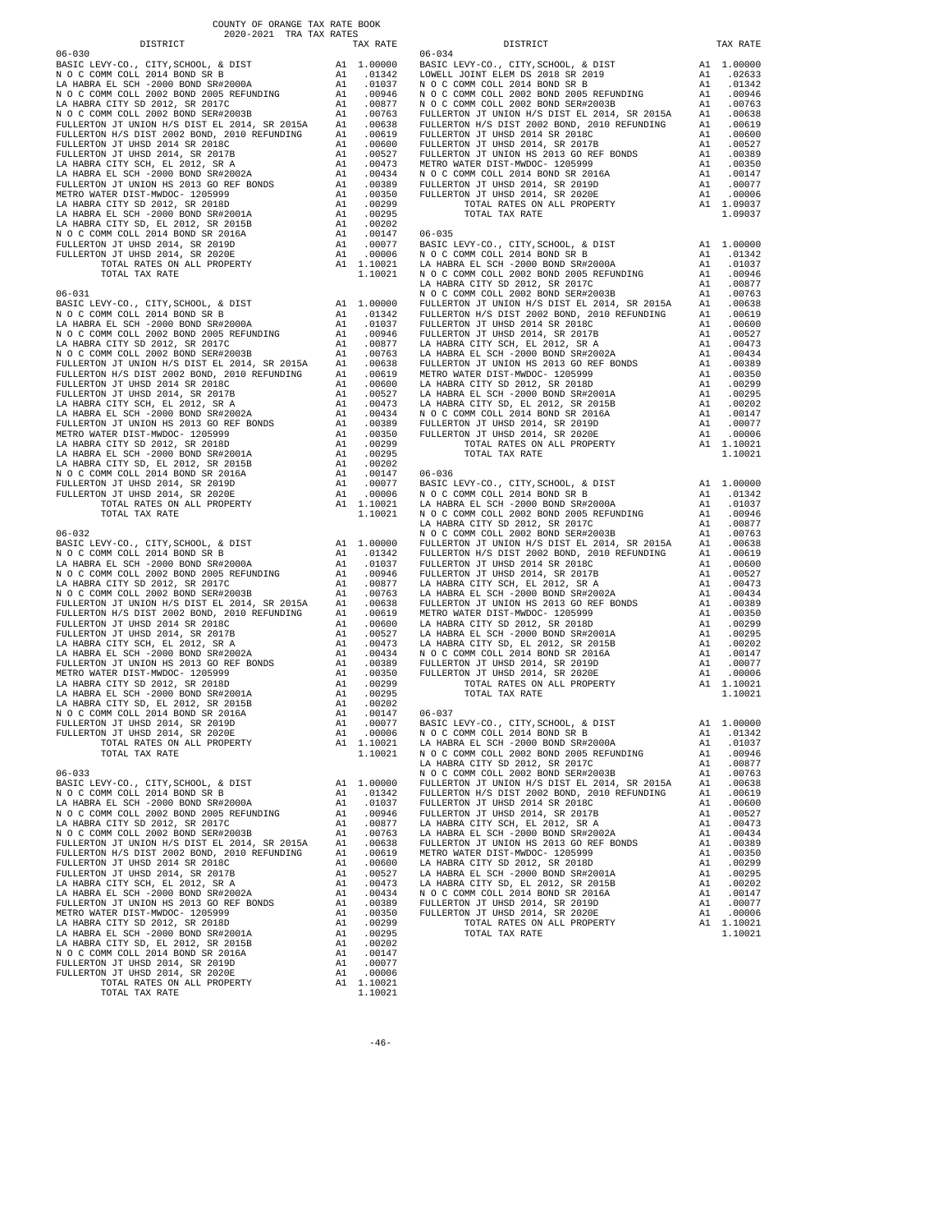COUNTY OF ORANGE TAX RATE BOOK
2020-2021 TRA TAX RATES

## 06-030

| DISTRICT | | TAX RATE |
|---|---|---|
| BASIC LEVY-CO., CITY,SCHOOL, & DIST | A1 | 1.00000 |
| N O C COMM COLL 2014 BOND SR B | A1 | .01342 |
| LA HABRA EL SCH -2000 BOND SR#2000A | A1 | .01037 |
| N O C COMM COLL 2002 BOND 2005 REFUNDING | A1 | .00946 |
| LA HABRA CITY SD 2012, SR 2017C | A1 | .00877 |
| N O C COMM COLL 2002 BOND SER#2003B | A1 | .00763 |
| FULLERTON JT UNION H/S DIST EL 2014, SR 2015A | A1 | .00638 |
| FULLERTON H/S DIST 2002 BOND, 2010 REFUNDING | A1 | .00619 |
| FULLERTON JT UHSD 2014 SR 2018C | A1 | .00600 |
| FULLERTON JT UHSD 2014, SR 2017B | A1 | .00527 |
| LA HABRA CITY SCH, EL 2012, SR A | A1 | .00473 |
| LA HABRA EL SCH -2000 BOND SR#2002A | A1 | .00434 |
| FULLERTON JT UNION HS 2013 GO REF BONDS | A1 | .00389 |
| METRO WATER DIST-MWDOC- 1205999 | A1 | .00350 |
| LA HABRA CITY SD 2012, SR 2018D | A1 | .00299 |
| LA HABRA EL SCH -2000 BOND SR#2001A | A1 | .00295 |
| LA HABRA CITY SD, EL 2012, SR 2015B | A1 | .00202 |
| N O C COMM COLL 2014 BOND SR 2016A | A1 | .00147 |
| FULLERTON JT UHSD 2014, SR 2019D | A1 | .00077 |
| FULLERTON JT UHSD 2014, SR 2020E | A1 | .00006 |
| TOTAL RATES ON ALL PROPERTY | A1 | 1.10021 |
| TOTAL TAX RATE | | 1.10021 |

## 06-031

| DISTRICT | | TAX RATE |
|---|---|---|
| BASIC LEVY-CO., CITY,SCHOOL, & DIST | A1 | 1.00000 |
| N O C COMM COLL 2014 BOND SR B | A1 | .01342 |
| LA HABRA EL SCH -2000 BOND SR#2000A | A1 | .01037 |
| N O C COMM COLL 2002 BOND 2005 REFUNDING | A1 | .00946 |
| LA HABRA CITY SD 2012, SR 2017C | A1 | .00877 |
| N O C COMM COLL 2002 BOND SER#2003B | A1 | .00763 |
| FULLERTON JT UNION H/S DIST EL 2014, SR 2015A | A1 | .00638 |
| FULLERTON H/S DIST 2002 BOND, 2010 REFUNDING | A1 | .00619 |
| FULLERTON JT UHSD 2014 SR 2018C | A1 | .00600 |
| FULLERTON JT UHSD 2014, SR 2017B | A1 | .00527 |
| LA HABRA CITY SCH, EL 2012, SR A | A1 | .00473 |
| LA HABRA EL SCH -2000 BOND SR#2002A | A1 | .00434 |
| FULLERTON JT UNION HS 2013 GO REF BONDS | A1 | .00389 |
| METRO WATER DIST-MWDOC- 1205999 | A1 | .00350 |
| LA HABRA CITY SD 2012, SR 2018D | A1 | .00299 |
| LA HABRA EL SCH -2000 BOND SR#2001A | A1 | .00295 |
| LA HABRA CITY SD, EL 2012, SR 2015B | A1 | .00202 |
| N O C COMM COLL 2014 BOND SR 2016A | A1 | .00147 |
| FULLERTON JT UHSD 2014, SR 2019D | A1 | .00077 |
| FULLERTON JT UHSD 2014, SR 2020E | A1 | .00006 |
| TOTAL RATES ON ALL PROPERTY | A1 | 1.10021 |
| TOTAL TAX RATE | | 1.10021 |

## 06-032

| DISTRICT | | TAX RATE |
|---|---|---|
| BASIC LEVY-CO., CITY,SCHOOL, & DIST | A1 | 1.00000 |
| N O C COMM COLL 2014 BOND SR B | A1 | .01342 |
| LA HABRA EL SCH -2000 BOND SR#2000A | A1 | .01037 |
| N O C COMM COLL 2002 BOND 2005 REFUNDING | A1 | .00946 |
| LA HABRA CITY SD 2012, SR 2017C | A1 | .00877 |
| N O C COMM COLL 2002 BOND SER#2003B | A1 | .00763 |
| FULLERTON JT UNION H/S DIST EL 2014, SR 2015A | A1 | .00638 |
| FULLERTON H/S DIST 2002 BOND, 2010 REFUNDING | A1 | .00619 |
| FULLERTON JT UHSD 2014 SR 2018C | A1 | .00600 |
| FULLERTON JT UHSD 2014, SR 2017B | A1 | .00527 |
| LA HABRA CITY SCH, EL 2012, SR A | A1 | .00473 |
| LA HABRA EL SCH -2000 BOND SR#2002A | A1 | .00434 |
| FULLERTON JT UNION HS 2013 GO REF BONDS | A1 | .00389 |
| METRO WATER DIST-MWDOC- 1205999 | A1 | .00350 |
| LA HABRA CITY SD 2012, SR 2018D | A1 | .00299 |
| LA HABRA EL SCH -2000 BOND SR#2001A | A1 | .00295 |
| LA HABRA CITY SD, EL 2012, SR 2015B | A1 | .00202 |
| N O C COMM COLL 2014 BOND SR 2016A | A1 | .00147 |
| FULLERTON JT UHSD 2014, SR 2019D | A1 | .00077 |
| FULLERTON JT UHSD 2014, SR 2020E | A1 | .00006 |
| TOTAL RATES ON ALL PROPERTY | A1 | 1.10021 |
| TOTAL TAX RATE | | 1.10021 |

## 06-033

| DISTRICT | | TAX RATE |
|---|---|---|
| BASIC LEVY-CO., CITY,SCHOOL, & DIST | A1 | 1.00000 |
| N O C COMM COLL 2014 BOND SR B | A1 | .01342 |
| LA HABRA EL SCH -2000 BOND SR#2000A | A1 | .01037 |
| N O C COMM COLL 2002 BOND 2005 REFUNDING | A1 | .00946 |
| LA HABRA CITY SD 2012, SR 2017C | A1 | .00877 |
| N O C COMM COLL 2002 BOND SER#2003B | A1 | .00763 |
| FULLERTON JT UNION H/S DIST EL 2014, SR 2015A | A1 | .00638 |
| FULLERTON H/S DIST 2002 BOND, 2010 REFUNDING | A1 | .00619 |
| FULLERTON JT UHSD 2014 SR 2018C | A1 | .00600 |
| FULLERTON JT UHSD 2014, SR 2017B | A1 | .00527 |
| LA HABRA CITY SCH, EL 2012, SR A | A1 | .00473 |
| LA HABRA EL SCH -2000 BOND SR#2002A | A1 | .00434 |
| FULLERTON JT UNION HS 2013 GO REF BONDS | A1 | .00389 |
| METRO WATER DIST-MWDOC- 1205999 | A1 | .00350 |
| LA HABRA CITY SD 2012, SR 2018D | A1 | .00299 |
| LA HABRA EL SCH -2000 BOND SR#2001A | A1 | .00295 |
| LA HABRA CITY SD, EL 2012, SR 2015B | A1 | .00202 |
| N O C COMM COLL 2014 BOND SR 2016A | A1 | .00147 |
| FULLERTON JT UHSD 2014, SR 2019D | A1 | .00077 |
| FULLERTON JT UHSD 2014, SR 2020E | A1 | .00006 |
| TOTAL RATES ON ALL PROPERTY | A1 | 1.10021 |
| TOTAL TAX RATE | | 1.10021 |

## 06-034

| DISTRICT | | TAX RATE |
|---|---|---|
| BASIC LEVY-CO., CITY,SCHOOL, & DIST | A1 | 1.00000 |
| LOWELL JOINT ELEM DS 2018 SR 2019 | A1 | .02633 |
| N O C COMM COLL 2014 BOND SR B | A1 | .01342 |
| N O C COMM COLL 2002 BOND 2005 REFUNDING | A1 | .00946 |
| N O C COMM COLL 2002 BOND SER#2003B | A1 | .00763 |
| FULLERTON JT UNION H/S DIST EL 2014, SR 2015A | A1 | .00638 |
| FULLERTON H/S DIST 2002 BOND, 2010 REFUNDING | A1 | .00619 |
| FULLERTON JT UHSD 2014 SR 2018C | A1 | .00600 |
| FULLERTON JT UHSD 2014, SR 2017B | A1 | .00527 |
| FULLERTON JT UNION HS 2013 GO REF BONDS | A1 | .00389 |
| METRO WATER DIST-MWDOC- 1205999 | A1 | .00350 |
| N O C COMM COLL 2014 BOND SR 2016A | A1 | .00147 |
| FULLERTON JT UHSD 2014, SR 2019D | A1 | .00077 |
| FULLERTON JT UHSD 2014, SR 2020E | A1 | .00006 |
| TOTAL RATES ON ALL PROPERTY | A1 | 1.09037 |
| TOTAL TAX RATE | | 1.09037 |

## 06-035

| DISTRICT | | TAX RATE |
|---|---|---|
| BASIC LEVY-CO., CITY,SCHOOL, & DIST | A1 | 1.00000 |
| N O C COMM COLL 2014 BOND SR B | A1 | .01342 |
| LA HABRA EL SCH -2000 BOND SR#2000A | A1 | .01037 |
| N O C COMM COLL 2002 BOND 2005 REFUNDING | A1 | .00946 |
| LA HABRA CITY SD 2012, SR 2017C | A1 | .00877 |
| N O C COMM COLL 2002 BOND SER#2003B | A1 | .00763 |
| FULLERTON JT UNION H/S DIST EL 2014, SR 2015A | A1 | .00638 |
| FULLERTON H/S DIST 2002 BOND, 2010 REFUNDING | A1 | .00619 |
| FULLERTON JT UHSD 2014 SR 2018C | A1 | .00600 |
| FULLERTON JT UHSD 2014, SR 2017B | A1 | .00527 |
| LA HABRA CITY SCH, EL 2012, SR A | A1 | .00473 |
| LA HABRA EL SCH -2000 BOND SR#2002A | A1 | .00434 |
| FULLERTON JT UNION HS 2013 GO REF BONDS | A1 | .00389 |
| METRO WATER DIST-MWDOC- 1205999 | A1 | .00350 |
| LA HABRA CITY SD 2012, SR 2018D | A1 | .00299 |
| LA HABRA EL SCH -2000 BOND SR#2001A | A1 | .00295 |
| LA HABRA CITY SD, EL 2012, SR 2015B | A1 | .00202 |
| N O C COMM COLL 2014 BOND SR 2016A | A1 | .00147 |
| FULLERTON JT UHSD 2014, SR 2019D | A1 | .00077 |
| FULLERTON JT UHSD 2014, SR 2020E | A1 | .00006 |
| TOTAL RATES ON ALL PROPERTY | A1 | 1.10021 |
| TOTAL TAX RATE | | 1.10021 |

## 06-036

| DISTRICT | | TAX RATE |
|---|---|---|
| BASIC LEVY-CO., CITY,SCHOOL, & DIST | A1 | 1.00000 |
| N O C COMM COLL 2014 BOND SR B | A1 | .01342 |
| LA HABRA EL SCH -2000 BOND SR#2000A | A1 | .01037 |
| N O C COMM COLL 2002 BOND 2005 REFUNDING | A1 | .00946 |
| LA HABRA CITY SD 2012, SR 2017C | A1 | .00877 |
| N O C COMM COLL 2002 BOND SER#2003B | A1 | .00763 |
| FULLERTON JT UNION H/S DIST EL 2014, SR 2015A | A1 | .00638 |
| FULLERTON H/S DIST 2002 BOND, 2010 REFUNDING | A1 | .00619 |
| FULLERTON JT UHSD 2014 SR 2018C | A1 | .00600 |
| FULLERTON JT UHSD 2014, SR 2017B | A1 | .00527 |
| LA HABRA CITY SCH, EL 2012, SR A | A1 | .00473 |
| LA HABRA EL SCH -2000 BOND SR#2002A | A1 | .00434 |
| FULLERTON JT UNION HS 2013 GO REF BONDS | A1 | .00389 |
| METRO WATER DIST-MWDOC- 1205999 | A1 | .00350 |
| LA HABRA CITY SD 2012, SR 2018D | A1 | .00299 |
| LA HABRA EL SCH -2000 BOND SR#2001A | A1 | .00295 |
| LA HABRA CITY SD, EL 2012, SR 2015B | A1 | .00202 |
| N O C COMM COLL 2014 BOND SR 2016A | A1 | .00147 |
| FULLERTON JT UHSD 2014, SR 2019D | A1 | .00077 |
| FULLERTON JT UHSD 2014, SR 2020E | A1 | .00006 |
| TOTAL RATES ON ALL PROPERTY | A1 | 1.10021 |
| TOTAL TAX RATE | | 1.10021 |

## 06-037

| DISTRICT | | TAX RATE |
|---|---|---|
| BASIC LEVY-CO., CITY,SCHOOL, & DIST | A1 | 1.00000 |
| N O C COMM COLL 2014 BOND SR B | A1 | .01342 |
| LA HABRA EL SCH -2000 BOND SR#2000A | A1 | .01037 |
| N O C COMM COLL 2002 BOND 2005 REFUNDING | A1 | .00946 |
| LA HABRA CITY SD 2012, SR 2017C | A1 | .00877 |
| N O C COMM COLL 2002 BOND SER#2003B | A1 | .00763 |
| FULLERTON JT UNION H/S DIST EL 2014, SR 2015A | A1 | .00638 |
| FULLERTON H/S DIST 2002 BOND, 2010 REFUNDING | A1 | .00619 |
| FULLERTON JT UHSD 2014 SR 2018C | A1 | .00600 |
| FULLERTON JT UHSD 2014, SR 2017B | A1 | .00527 |
| LA HABRA CITY SCH, EL 2012, SR A | A1 | .00473 |
| LA HABRA EL SCH -2000 BOND SR#2002A | A1 | .00434 |
| FULLERTON JT UNION HS 2013 GO REF BONDS | A1 | .00389 |
| METRO WATER DIST-MWDOC- 1205999 | A1 | .00350 |
| LA HABRA CITY SD 2012, SR 2018D | A1 | .00299 |
| LA HABRA EL SCH -2000 BOND SR#2001A | A1 | .00295 |
| LA HABRA CITY SD, EL 2012, SR 2015B | A1 | .00202 |
| N O C COMM COLL 2014 BOND SR 2016A | A1 | .00147 |
| FULLERTON JT UHSD 2014, SR 2019D | A1 | .00077 |
| FULLERTON JT UHSD 2014, SR 2020E | A1 | .00006 |
| TOTAL RATES ON ALL PROPERTY | A1 | 1.10021 |
| TOTAL TAX RATE | | 1.10021 |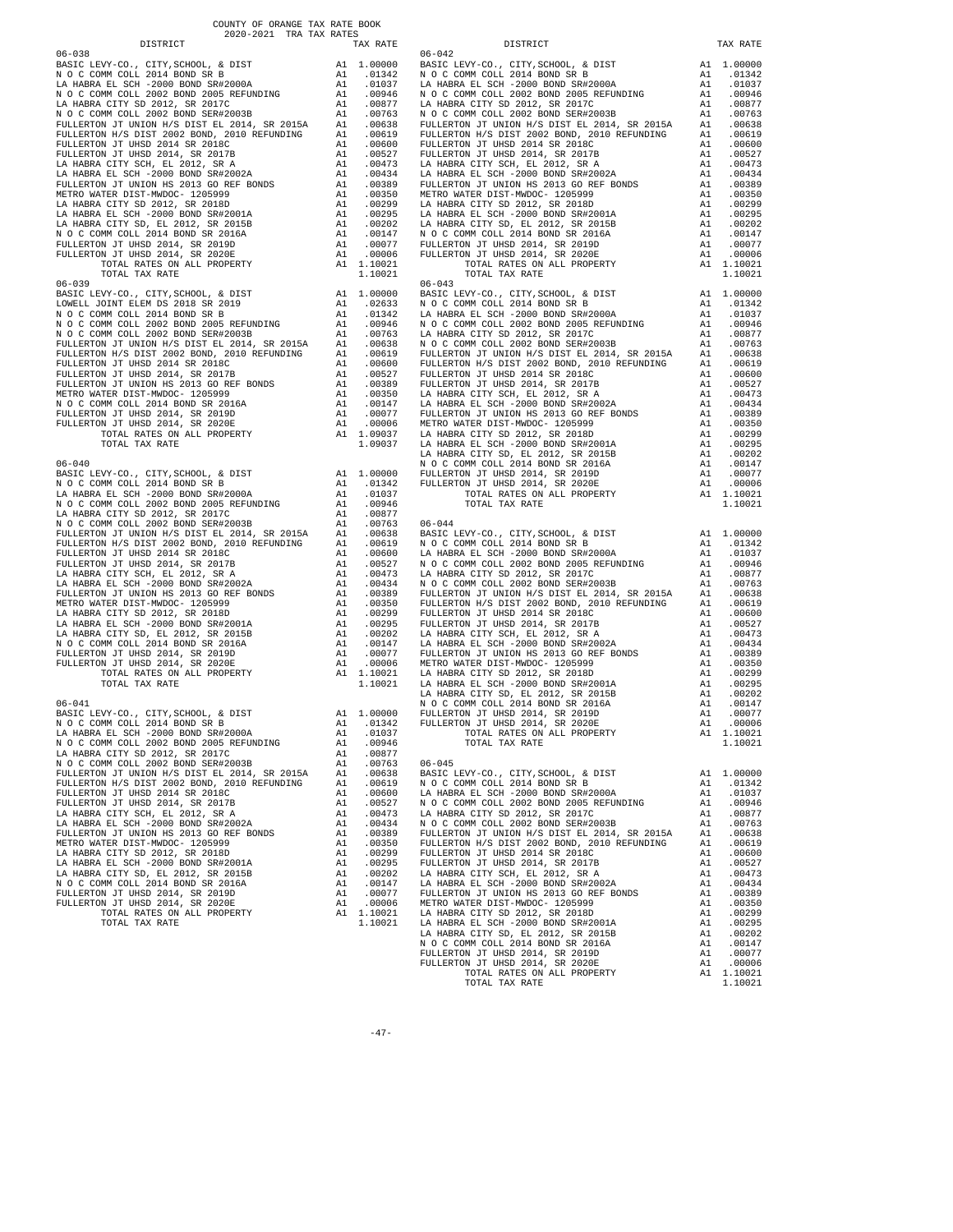COUNTY OF ORANGE TAX RATE BOOK
2020-2021 TRA TAX RATES

| DISTRICT | | TAX RATE |
|---|---|---|
| **06-038** | | |
| BASIC LEVY-CO., CITY,SCHOOL, & DIST | A1 | 1.00000 |
| N O C COMM COLL 2014 BOND SR B | A1 | .01342 |
| LA HABRA EL SCH -2000 BOND SR#2000A | A1 | .01037 |
| N O C COMM COLL 2002 BOND 2005 REFUNDING | A1 | .00946 |
| LA HABRA CITY SD 2012, SR 2017C | A1 | .00877 |
| N O C COMM COLL 2002 BOND SER#2003B | A1 | .00763 |
| FULLERTON JT UNION H/S DIST EL 2014, SR 2015A | A1 | .00638 |
| FULLERTON H/S DIST 2002 BOND, 2010 REFUNDING | A1 | .00619 |
| FULLERTON JT UHSD 2014 SR 2018C | A1 | .00600 |
| FULLERTON JT UHSD 2014, SR 2017B | A1 | .00527 |
| LA HABRA CITY SCH, EL 2012, SR A | A1 | .00473 |
| LA HABRA EL SCH -2000 BOND SR#2002A | A1 | .00434 |
| FULLERTON JT UNION HS 2013 GO REF BONDS | A1 | .00389 |
| METRO WATER DIST-MWDOC- 1205999 | A1 | .00350 |
| LA HABRA CITY SD 2012, SR 2018D | A1 | .00299 |
| LA HABRA EL SCH -2000 BOND SR#2001A | A1 | .00295 |
| LA HABRA CITY SD, EL 2012, SR 2015B | A1 | .00202 |
| N O C COMM COLL 2014 BOND SR 2016A | A1 | .00147 |
| FULLERTON JT UHSD 2014, SR 2019D | A1 | .00077 |
| FULLERTON JT UHSD 2014, SR 2020E | A1 | .00006 |
| TOTAL RATES ON ALL PROPERTY | A1 | 1.10021 |
| TOTAL TAX RATE | | 1.10021 |
| **06-039** | | |
| BASIC LEVY-CO., CITY,SCHOOL, & DIST | A1 | 1.00000 |
| LOWELL JOINT ELEM DS 2018 SR 2019 | A1 | .02633 |
| N O C COMM COLL 2014 BOND SR B | A1 | .01342 |
| N O C COMM COLL 2002 BOND 2005 REFUNDING | A1 | .00946 |
| N O C COMM COLL 2002 BOND SER#2003B | A1 | .00763 |
| FULLERTON JT UNION H/S DIST EL 2014, SR 2015A | A1 | .00638 |
| FULLERTON H/S DIST 2002 BOND, 2010 REFUNDING | A1 | .00619 |
| FULLERTON JT UHSD 2014 SR 2018C | A1 | .00600 |
| FULLERTON JT UHSD 2014, SR 2017B | A1 | .00527 |
| FULLERTON JT UNION HS 2013 GO REF BONDS | A1 | .00389 |
| METRO WATER DIST-MWDOC- 1205999 | A1 | .00350 |
| N O C COMM COLL 2014 BOND SR 2016A | A1 | .00147 |
| FULLERTON JT UHSD 2014, SR 2019D | A1 | .00077 |
| FULLERTON JT UHSD 2014, SR 2020E | A1 | .00006 |
| TOTAL RATES ON ALL PROPERTY | A1 | 1.09037 |
| TOTAL TAX RATE | | 1.09037 |
| **06-040** | | |
| BASIC LEVY-CO., CITY,SCHOOL, & DIST | A1 | 1.00000 |
| N O C COMM COLL 2014 BOND SR B | A1 | .01342 |
| LA HABRA EL SCH -2000 BOND SR#2000A | A1 | .01037 |
| N O C COMM COLL 2002 BOND 2005 REFUNDING | A1 | .00946 |
| LA HABRA CITY SD 2012, SR 2017C | A1 | .00877 |
| N O C COMM COLL 2002 BOND SER#2003B | A1 | .00763 |
| FULLERTON JT UNION H/S DIST EL 2014, SR 2015A | A1 | .00638 |
| FULLERTON H/S DIST 2002 BOND, 2010 REFUNDING | A1 | .00619 |
| FULLERTON JT UHSD 2014 SR 2018C | A1 | .00600 |
| FULLERTON JT UHSD 2014, SR 2017B | A1 | .00527 |
| LA HABRA CITY SCH, EL 2012, SR A | A1 | .00473 |
| LA HABRA EL SCH -2000 BOND SR#2002A | A1 | .00434 |
| FULLERTON JT UNION HS 2013 GO REF BONDS | A1 | .00389 |
| METRO WATER DIST-MWDOC- 1205999 | A1 | .00350 |
| LA HABRA CITY SD 2012, SR 2018D | A1 | .00299 |
| LA HABRA EL SCH -2000 BOND SR#2001A | A1 | .00295 |
| LA HABRA CITY SD, EL 2012, SR 2015B | A1 | .00202 |
| N O C COMM COLL 2014 BOND SR 2016A | A1 | .00147 |
| FULLERTON JT UHSD 2014, SR 2019D | A1 | .00077 |
| FULLERTON JT UHSD 2014, SR 2020E | A1 | .00006 |
| TOTAL RATES ON ALL PROPERTY | A1 | 1.10021 |
| TOTAL TAX RATE | | 1.10021 |
| **06-041** | | |
| BASIC LEVY-CO., CITY,SCHOOL, & DIST | A1 | 1.00000 |
| N O C COMM COLL 2014 BOND SR B | A1 | .01342 |
| LA HABRA EL SCH -2000 BOND SR#2000A | A1 | .01037 |
| N O C COMM COLL 2002 BOND 2005 REFUNDING | A1 | .00946 |
| LA HABRA CITY SD 2012, SR 2017C | A1 | .00877 |
| N O C COMM COLL 2002 BOND SER#2003B | A1 | .00763 |
| FULLERTON JT UNION H/S DIST EL 2014, SR 2015A | A1 | .00638 |
| FULLERTON H/S DIST 2002 BOND, 2010 REFUNDING | A1 | .00619 |
| FULLERTON JT UHSD 2014 SR 2018C | A1 | .00600 |
| FULLERTON JT UHSD 2014, SR 2017B | A1 | .00527 |
| LA HABRA CITY SCH, EL 2012, SR A | A1 | .00473 |
| LA HABRA EL SCH -2000 BOND SR#2002A | A1 | .00434 |
| FULLERTON JT UNION HS 2013 GO REF BONDS | A1 | .00389 |
| METRO WATER DIST-MWDOC- 1205999 | A1 | .00350 |
| LA HABRA CITY SD 2012, SR 2018D | A1 | .00299 |
| LA HABRA EL SCH -2000 BOND SR#2001A | A1 | .00295 |
| LA HABRA CITY SD, EL 2012, SR 2015B | A1 | .00202 |
| N O C COMM COLL 2014 BOND SR 2016A | A1 | .00147 |
| FULLERTON JT UHSD 2014, SR 2019D | A1 | .00077 |
| FULLERTON JT UHSD 2014, SR 2020E | A1 | .00006 |
| TOTAL RATES ON ALL PROPERTY | A1 | 1.10021 |
| TOTAL TAX RATE | | 1.10021 |
| **06-042** | | |
| BASIC LEVY-CO., CITY,SCHOOL, & DIST | A1 | 1.00000 |
| N O C COMM COLL 2014 BOND SR B | A1 | .01342 |
| LA HABRA EL SCH -2000 BOND SR#2000A | A1 | .01037 |
| N O C COMM COLL 2002 BOND 2005 REFUNDING | A1 | .00946 |
| LA HABRA CITY SD 2012, SR 2017C | A1 | .00877 |
| N O C COMM COLL 2002 BOND SER#2003B | A1 | .00763 |
| FULLERTON JT UNION H/S DIST EL 2014, SR 2015A | A1 | .00638 |
| FULLERTON H/S DIST 2002 BOND, 2010 REFUNDING | A1 | .00619 |
| FULLERTON JT UHSD 2014 SR 2018C | A1 | .00600 |
| FULLERTON JT UHSD 2014, SR 2017B | A1 | .00527 |
| LA HABRA CITY SCH, EL 2012, SR A | A1 | .00473 |
| LA HABRA EL SCH -2000 BOND SR#2002A | A1 | .00434 |
| FULLERTON JT UNION HS 2013 GO REF BONDS | A1 | .00389 |
| METRO WATER DIST-MWDOC- 1205999 | A1 | .00350 |
| LA HABRA CITY SD 2012, SR 2018D | A1 | .00299 |
| LA HABRA EL SCH -2000 BOND SR#2001A | A1 | .00295 |
| LA HABRA CITY SD, EL 2012, SR 2015B | A1 | .00202 |
| N O C COMM COLL 2014 BOND SR 2016A | A1 | .00147 |
| FULLERTON JT UHSD 2014, SR 2019D | A1 | .00077 |
| FULLERTON JT UHSD 2014, SR 2020E | A1 | .00006 |
| TOTAL RATES ON ALL PROPERTY | A1 | 1.10021 |
| TOTAL TAX RATE | | 1.10021 |
| **06-043** | | |
| BASIC LEVY-CO., CITY,SCHOOL, & DIST | A1 | 1.00000 |
| N O C COMM COLL 2014 BOND SR B | A1 | .01342 |
| LA HABRA EL SCH -2000 BOND SR#2000A | A1 | .01037 |
| N O C COMM COLL 2002 BOND 2005 REFUNDING | A1 | .00946 |
| LA HABRA CITY SD 2012, SR 2017C | A1 | .00877 |
| N O C COMM COLL 2002 BOND SER#2003B | A1 | .00763 |
| FULLERTON JT UNION H/S DIST EL 2014, SR 2015A | A1 | .00638 |
| FULLERTON H/S DIST 2002 BOND, 2010 REFUNDING | A1 | .00619 |
| FULLERTON JT UHSD 2014 SR 2018C | A1 | .00600 |
| FULLERTON JT UHSD 2014, SR 2017B | A1 | .00527 |
| LA HABRA CITY SCH, EL 2012, SR A | A1 | .00473 |
| LA HABRA EL SCH -2000 BOND SR#2002A | A1 | .00434 |
| FULLERTON JT UNION HS 2013 GO REF BONDS | A1 | .00389 |
| METRO WATER DIST-MWDOC- 1205999 | A1 | .00350 |
| LA HABRA CITY SD 2012, SR 2018D | A1 | .00299 |
| LA HABRA EL SCH -2000 BOND SR#2001A | A1 | .00295 |
| LA HABRA CITY SD, EL 2012, SR 2015B | A1 | .00202 |
| N O C COMM COLL 2014 BOND SR 2016A | A1 | .00147 |
| FULLERTON JT UHSD 2014, SR 2019D | A1 | .00077 |
| FULLERTON JT UHSD 2014, SR 2020E | A1 | .00006 |
| TOTAL RATES ON ALL PROPERTY | A1 | 1.10021 |
| TOTAL TAX RATE | | 1.10021 |
| **06-044** | | |
| BASIC LEVY-CO., CITY,SCHOOL, & DIST | A1 | 1.00000 |
| N O C COMM COLL 2014 BOND SR B | A1 | .01342 |
| LA HABRA EL SCH -2000 BOND SR#2000A | A1 | .01037 |
| N O C COMM COLL 2002 BOND 2005 REFUNDING | A1 | .00946 |
| LA HABRA CITY SD 2012, SR 2017C | A1 | .00877 |
| N O C COMM COLL 2002 BOND SER#2003B | A1 | .00763 |
| FULLERTON JT UNION H/S DIST EL 2014, SR 2015A | A1 | .00638 |
| FULLERTON H/S DIST 2002 BOND, 2010 REFUNDING | A1 | .00619 |
| FULLERTON JT UHSD 2014 SR 2018C | A1 | .00600 |
| FULLERTON JT UHSD 2014, SR 2017B | A1 | .00527 |
| LA HABRA CITY SCH, EL 2012, SR A | A1 | .00473 |
| LA HABRA EL SCH -2000 BOND SR#2002A | A1 | .00434 |
| FULLERTON JT UNION HS 2013 GO REF BONDS | A1 | .00389 |
| METRO WATER DIST-MWDOC- 1205999 | A1 | .00350 |
| LA HABRA CITY SD 2012, SR 2018D | A1 | .00299 |
| LA HABRA EL SCH -2000 BOND SR#2001A | A1 | .00295 |
| LA HABRA CITY SD, EL 2012, SR 2015B | A1 | .00202 |
| N O C COMM COLL 2014 BOND SR 2016A | A1 | .00147 |
| FULLERTON JT UHSD 2014, SR 2019D | A1 | .00077 |
| FULLERTON JT UHSD 2014, SR 2020E | A1 | .00006 |
| TOTAL RATES ON ALL PROPERTY | A1 | 1.10021 |
| TOTAL TAX RATE | | 1.10021 |
| **06-045** | | |
| BASIC LEVY-CO., CITY,SCHOOL, & DIST | A1 | 1.00000 |
| N O C COMM COLL 2014 BOND SR B | A1 | .01342 |
| LA HABRA EL SCH -2000 BOND SR#2000A | A1 | .01037 |
| N O C COMM COLL 2002 BOND 2005 REFUNDING | A1 | .00946 |
| LA HABRA CITY SD 2012, SR 2017C | A1 | .00877 |
| N O C COMM COLL 2002 BOND SER#2003B | A1 | .00763 |
| FULLERTON JT UNION H/S DIST EL 2014, SR 2015A | A1 | .00638 |
| FULLERTON H/S DIST 2002 BOND, 2010 REFUNDING | A1 | .00619 |
| FULLERTON JT UHSD 2014 SR 2018C | A1 | .00600 |
| FULLERTON JT UHSD 2014, SR 2017B | A1 | .00527 |
| LA HABRA CITY SCH, EL 2012, SR A | A1 | .00473 |
| LA HABRA EL SCH -2000 BOND SR#2002A | A1 | .00434 |
| FULLERTON JT UNION HS 2013 GO REF BONDS | A1 | .00389 |
| METRO WATER DIST-MWDOC- 1205999 | A1 | .00350 |
| LA HABRA CITY SD 2012, SR 2018D | A1 | .00299 |
| LA HABRA EL SCH -2000 BOND SR#2001A | A1 | .00295 |
| LA HABRA CITY SD, EL 2012, SR 2015B | A1 | .00202 |
| N O C COMM COLL 2014 BOND SR 2016A | A1 | .00147 |
| FULLERTON JT UHSD 2014, SR 2019D | A1 | .00077 |
| FULLERTON JT UHSD 2014, SR 2020E | A1 | .00006 |
| TOTAL RATES ON ALL PROPERTY | A1 | 1.10021 |
| TOTAL TAX RATE | | 1.10021 |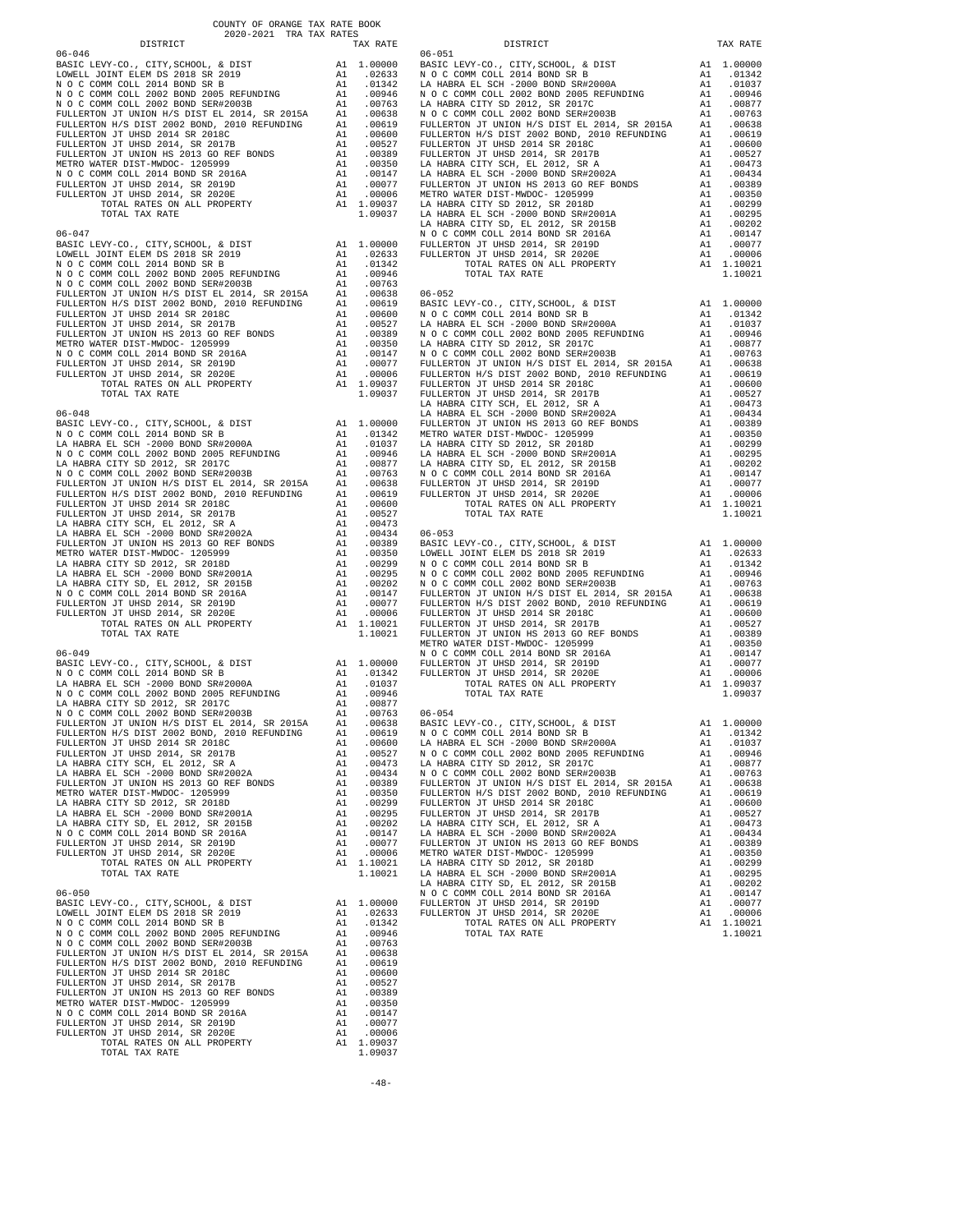COUNTY OF ORANGE TAX RATE BOOK

2020-2021 TRA TAX RATES

| DISTRICT | | TAX RATE |
|---|---|---|
| **06-046** | | |
| BASIC LEVY-CO., CITY,SCHOOL, & DIST | A1 | 1.00000 |
| LOWELL JOINT ELEM DS 2018 SR 2019 | A1 | .02633 |
| N O C COMM COLL 2014 BOND SR B | A1 | .01342 |
| N O C COMM COLL 2002 BOND 2005 REFUNDING | A1 | .00946 |
| N O C COMM COLL 2002 BOND SER#2003B | A1 | .00763 |
| FULLERTON JT UNION H/S DIST EL 2014, SR 2015A | A1 | .00638 |
| FULLERTON H/S DIST 2002 BOND, 2010 REFUNDING | A1 | .00619 |
| FULLERTON JT UHSD 2014 SR 2018C | A1 | .00600 |
| FULLERTON JT UHSD 2014, SR 2017B | A1 | .00527 |
| FULLERTON JT UNION HS 2013 GO REF BONDS | A1 | .00389 |
| METRO WATER DIST-MWDOC- 1205999 | A1 | .00350 |
| N O C COMM COLL 2014 BOND SR 2016A | A1 | .00147 |
| FULLERTON JT UHSD 2014, SR 2019D | A1 | .00077 |
| FULLERTON JT UHSD 2014, SR 2020E | A1 | .00006 |
| TOTAL RATES ON ALL PROPERTY | A1 | 1.09037 |
| TOTAL TAX RATE | | 1.09037 |
| **06-047** | | |
| BASIC LEVY-CO., CITY,SCHOOL, & DIST | A1 | 1.00000 |
| LOWELL JOINT ELEM DS 2018 SR 2019 | A1 | .02633 |
| N O C COMM COLL 2014 BOND SR B | A1 | .01342 |
| N O C COMM COLL 2002 BOND 2005 REFUNDING | A1 | .00946 |
| N O C COMM COLL 2002 BOND SER#2003B | A1 | .00763 |
| FULLERTON JT UNION H/S DIST EL 2014, SR 2015A | A1 | .00638 |
| FULLERTON H/S DIST 2002 BOND, 2010 REFUNDING | A1 | .00619 |
| FULLERTON JT UHSD 2014 SR 2018C | A1 | .00600 |
| FULLERTON JT UHSD 2014, SR 2017B | A1 | .00527 |
| FULLERTON JT UNION HS 2013 GO REF BONDS | A1 | .00389 |
| METRO WATER DIST-MWDOC- 1205999 | A1 | .00350 |
| N O C COMM COLL 2014 BOND SR 2016A | A1 | .00147 |
| FULLERTON JT UHSD 2014, SR 2019D | A1 | .00077 |
| FULLERTON JT UHSD 2014, SR 2020E | A1 | .00006 |
| TOTAL RATES ON ALL PROPERTY | A1 | 1.09037 |
| TOTAL TAX RATE | | 1.09037 |
| **06-048** | | |
| BASIC LEVY-CO., CITY,SCHOOL, & DIST | A1 | 1.00000 |
| N O C COMM COLL 2014 BOND SR B | A1 | .01342 |
| LA HABRA EL SCH -2000 BOND SR#2000A | A1 | .01037 |
| N O C COMM COLL 2002 BOND 2005 REFUNDING | A1 | .00946 |
| LA HABRA CITY SD 2012, SR 2017C | A1 | .00877 |
| N O C COMM COLL 2002 BOND SER#2003B | A1 | .00763 |
| FULLERTON JT UNION H/S DIST EL 2014, SR 2015A | A1 | .00638 |
| FULLERTON H/S DIST 2002 BOND, 2010 REFUNDING | A1 | .00619 |
| FULLERTON JT UHSD 2014 SR 2018C | A1 | .00600 |
| FULLERTON JT UHSD 2014, SR 2017B | A1 | .00527 |
| LA HABRA CITY SCH, EL 2012, SR A | A1 | .00473 |
| LA HABRA EL SCH -2000 BOND SR#2002A | A1 | .00434 |
| FULLERTON JT UNION HS 2013 GO REF BONDS | A1 | .00389 |
| METRO WATER DIST-MWDOC- 1205999 | A1 | .00350 |
| LA HABRA CITY SD 2012, SR 2018D | A1 | .00299 |
| LA HABRA EL SCH -2000 BOND SR#2001A | A1 | .00295 |
| LA HABRA CITY SD, EL 2012, SR 2015B | A1 | .00202 |
| N O C COMM COLL 2014 BOND SR 2016A | A1 | .00147 |
| FULLERTON JT UHSD 2014, SR 2019D | A1 | .00077 |
| FULLERTON JT UHSD 2014, SR 2020E | A1 | .00006 |
| TOTAL RATES ON ALL PROPERTY | A1 | 1.10021 |
| TOTAL TAX RATE | | 1.10021 |
| **06-049** | | |
| BASIC LEVY-CO., CITY,SCHOOL, & DIST | A1 | 1.00000 |
| N O C COMM COLL 2014 BOND SR B | A1 | .01342 |
| LA HABRA EL SCH -2000 BOND SR#2000A | A1 | .01037 |
| N O C COMM COLL 2002 BOND 2005 REFUNDING | A1 | .00946 |
| LA HABRA CITY SD 2012, SR 2017C | A1 | .00877 |
| N O C COMM COLL 2002 BOND SER#2003B | A1 | .00763 |
| FULLERTON JT UNION H/S DIST EL 2014, SR 2015A | A1 | .00638 |
| FULLERTON H/S DIST 2002 BOND, 2010 REFUNDING | A1 | .00619 |
| FULLERTON JT UHSD 2014 SR 2018C | A1 | .00600 |
| FULLERTON JT UHSD 2014, SR 2017B | A1 | .00527 |
| LA HABRA CITY SCH, EL 2012, SR A | A1 | .00473 |
| LA HABRA EL SCH -2000 BOND SR#2002A | A1 | .00434 |
| FULLERTON JT UNION HS 2013 GO REF BONDS | A1 | .00389 |
| METRO WATER DIST-MWDOC- 1205999 | A1 | .00350 |
| LA HABRA CITY SD 2012, SR 2018D | A1 | .00299 |
| LA HABRA EL SCH -2000 BOND SR#2001A | A1 | .00295 |
| LA HABRA CITY SD, EL 2012, SR 2015B | A1 | .00202 |
| N O C COMM COLL 2014 BOND SR 2016A | A1 | .00147 |
| FULLERTON JT UHSD 2014, SR 2019D | A1 | .00077 |
| FULLERTON JT UHSD 2014, SR 2020E | A1 | .00006 |
| TOTAL RATES ON ALL PROPERTY | A1 | 1.10021 |
| TOTAL TAX RATE | | 1.10021 |
| **06-050** | | |
| BASIC LEVY-CO., CITY,SCHOOL, & DIST | A1 | 1.00000 |
| LOWELL JOINT ELEM DS 2018 SR 2019 | A1 | .02633 |
| N O C COMM COLL 2014 BOND SR B | A1 | .01342 |
| N O C COMM COLL 2002 BOND 2005 REFUNDING | A1 | .00946 |
| N O C COMM COLL 2002 BOND SER#2003B | A1 | .00763 |
| FULLERTON JT UNION H/S DIST EL 2014, SR 2015A | A1 | .00638 |
| FULLERTON H/S DIST 2002 BOND, 2010 REFUNDING | A1 | .00619 |
| FULLERTON JT UHSD 2014 SR 2018C | A1 | .00600 |
| FULLERTON JT UHSD 2014, SR 2017B | A1 | .00527 |
| FULLERTON JT UNION HS 2013 GO REF BONDS | A1 | .00389 |
| METRO WATER DIST-MWDOC- 1205999 | A1 | .00350 |
| N O C COMM COLL 2014 BOND SR 2016A | A1 | .00147 |
| FULLERTON JT UHSD 2014, SR 2019D | A1 | .00077 |
| FULLERTON JT UHSD 2014, SR 2020E | A1 | .00006 |
| TOTAL RATES ON ALL PROPERTY | A1 | 1.09037 |
| TOTAL TAX RATE | | 1.09037 |
| **06-051** | | |
| BASIC LEVY-CO., CITY,SCHOOL, & DIST | A1 | 1.00000 |
| N O C COMM COLL 2014 BOND SR B | A1 | .01342 |
| LA HABRA EL SCH -2000 BOND SR#2000A | A1 | .01037 |
| N O C COMM COLL 2002 BOND 2005 REFUNDING | A1 | .00946 |
| LA HABRA CITY SD 2012, SR 2017C | A1 | .00877 |
| N O C COMM COLL 2002 BOND SER#2003B | A1 | .00763 |
| FULLERTON JT UNION H/S DIST EL 2014, SR 2015A | A1 | .00638 |
| FULLERTON H/S DIST 2002 BOND, 2010 REFUNDING | A1 | .00619 |
| FULLERTON JT UHSD 2014 SR 2018C | A1 | .00600 |
| FULLERTON JT UHSD 2014, SR 2017B | A1 | .00527 |
| LA HABRA CITY SCH, EL 2012, SR A | A1 | .00473 |
| LA HABRA EL SCH -2000 BOND SR#2002A | A1 | .00434 |
| FULLERTON JT UNION HS 2013 GO REF BONDS | A1 | .00389 |
| METRO WATER DIST-MWDOC- 1205999 | A1 | .00350 |
| LA HABRA CITY SD 2012, SR 2018D | A1 | .00299 |
| LA HABRA EL SCH -2000 BOND SR#2001A | A1 | .00295 |
| LA HABRA CITY SD, EL 2012, SR 2015B | A1 | .00202 |
| N O C COMM COLL 2014 BOND SR 2016A | A1 | .00147 |
| FULLERTON JT UHSD 2014, SR 2019D | A1 | .00077 |
| FULLERTON JT UHSD 2014, SR 2020E | A1 | .00006 |
| TOTAL RATES ON ALL PROPERTY | A1 | 1.10021 |
| TOTAL TAX RATE | | 1.10021 |
| **06-052** | | |
| BASIC LEVY-CO., CITY,SCHOOL, & DIST | A1 | 1.00000 |
| N O C COMM COLL 2014 BOND SR B | A1 | .01342 |
| LA HABRA EL SCH -2000 BOND SR#2000A | A1 | .01037 |
| N O C COMM COLL 2002 BOND 2005 REFUNDING | A1 | .00946 |
| LA HABRA CITY SD 2012, SR 2017C | A1 | .00877 |
| N O C COMM COLL 2002 BOND SER#2003B | A1 | .00763 |
| FULLERTON JT UNION H/S DIST EL 2014, SR 2015A | A1 | .00638 |
| FULLERTON H/S DIST 2002 BOND, 2010 REFUNDING | A1 | .00619 |
| FULLERTON JT UHSD 2014 SR 2018C | A1 | .00600 |
| FULLERTON JT UHSD 2014, SR 2017B | A1 | .00527 |
| LA HABRA CITY SCH, EL 2012, SR A | A1 | .00473 |
| LA HABRA EL SCH -2000 BOND SR#2002A | A1 | .00434 |
| FULLERTON JT UNION HS 2013 GO REF BONDS | A1 | .00389 |
| METRO WATER DIST-MWDOC- 1205999 | A1 | .00350 |
| LA HABRA CITY SD 2012, SR 2018D | A1 | .00299 |
| LA HABRA EL SCH -2000 BOND SR#2001A | A1 | .00295 |
| LA HABRA CITY SD, EL 2012, SR 2015B | A1 | .00202 |
| N O C COMM COLL 2014 BOND SR 2016A | A1 | .00147 |
| FULLERTON JT UHSD 2014, SR 2019D | A1 | .00077 |
| FULLERTON JT UHSD 2014, SR 2020E | A1 | .00006 |
| TOTAL RATES ON ALL PROPERTY | A1 | 1.10021 |
| TOTAL TAX RATE | | 1.10021 |
| **06-053** | | |
| BASIC LEVY-CO., CITY,SCHOOL, & DIST | A1 | 1.00000 |
| LOWELL JOINT ELEM DS 2018 SR 2019 | A1 | .02633 |
| N O C COMM COLL 2014 BOND SR B | A1 | .01342 |
| N O C COMM COLL 2002 BOND 2005 REFUNDING | A1 | .00946 |
| N O C COMM COLL 2002 BOND SER#2003B | A1 | .00763 |
| FULLERTON JT UNION H/S DIST EL 2014, SR 2015A | A1 | .00638 |
| FULLERTON H/S DIST 2002 BOND, 2010 REFUNDING | A1 | .00619 |
| FULLERTON JT UHSD 2014 SR 2018C | A1 | .00600 |
| FULLERTON JT UHSD 2014, SR 2017B | A1 | .00527 |
| FULLERTON JT UNION HS 2013 GO REF BONDS | A1 | .00389 |
| METRO WATER DIST-MWDOC- 1205999 | A1 | .00350 |
| N O C COMM COLL 2014 BOND SR 2016A | A1 | .00147 |
| FULLERTON JT UHSD 2014, SR 2019D | A1 | .00077 |
| FULLERTON JT UHSD 2014, SR 2020E | A1 | .00006 |
| TOTAL RATES ON ALL PROPERTY | A1 | 1.09037 |
| TOTAL TAX RATE | | 1.09037 |
| **06-054** | | |
| BASIC LEVY-CO., CITY,SCHOOL, & DIST | A1 | 1.00000 |
| N O C COMM COLL 2014 BOND SR B | A1 | .01342 |
| LA HABRA EL SCH -2000 BOND SR#2000A | A1 | .01037 |
| N O C COMM COLL 2002 BOND 2005 REFUNDING | A1 | .00946 |
| LA HABRA CITY SD 2012, SR 2017C | A1 | .00877 |
| N O C COMM COLL 2002 BOND SER#2003B | A1 | .00763 |
| FULLERTON JT UNION H/S DIST EL 2014, SR 2015A | A1 | .00638 |
| FULLERTON H/S DIST 2002 BOND, 2010 REFUNDING | A1 | .00619 |
| FULLERTON JT UHSD 2014 SR 2018C | A1 | .00600 |
| FULLERTON JT UHSD 2014, SR 2017B | A1 | .00527 |
| LA HABRA CITY SCH, EL 2012, SR A | A1 | .00473 |
| LA HABRA EL SCH -2000 BOND SR#2002A | A1 | .00434 |
| FULLERTON JT UNION HS 2013 GO REF BONDS | A1 | .00389 |
| METRO WATER DIST-MWDOC- 1205999 | A1 | .00350 |
| LA HABRA CITY SD 2012, SR 2018D | A1 | .00299 |
| LA HABRA EL SCH -2000 BOND SR#2001A | A1 | .00295 |
| LA HABRA CITY SD, EL 2012, SR 2015B | A1 | .00202 |
| N O C COMM COLL 2014 BOND SR 2016A | A1 | .00147 |
| FULLERTON JT UHSD 2014, SR 2019D | A1 | .00077 |
| FULLERTON JT UHSD 2014, SR 2020E | A1 | .00006 |
| TOTAL RATES ON ALL PROPERTY | A1 | 1.10021 |
| TOTAL TAX RATE | | 1.10021 |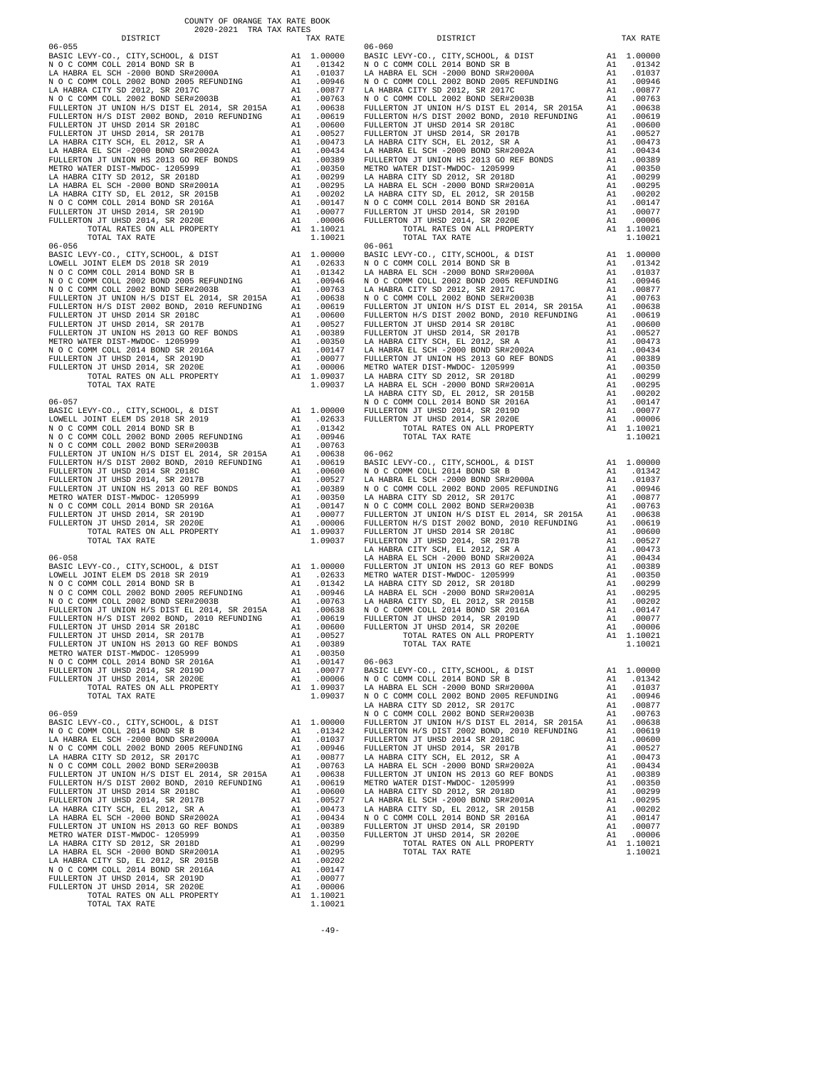COUNTY OF ORANGE TAX RATE BOOK
2020-2021 TRA TAX RATES

| DISTRICT | | TAX RATE |
|---|---|---|
| **06-055** | | |
| BASIC LEVY-CO., CITY,SCHOOL, & DIST | A1 | 1.00000 |
| N O C COMM COLL 2014 BOND SR B | A1 | .01342 |
| LA HABRA EL SCH -2000 BOND SR#2000A | A1 | .01037 |
| N O C COMM COLL 2002 BOND 2005 REFUNDING | A1 | .00946 |
| LA HABRA CITY SD 2012, SR 2017C | A1 | .00877 |
| N O C COMM COLL 2002 BOND SER#2003B | A1 | .00763 |
| FULLERTON JT UNION H/S DIST EL 2014, SR 2015A | A1 | .00638 |
| FULLERTON H/S DIST 2002 BOND, 2010 REFUNDING | A1 | .00619 |
| FULLERTON JT UHSD 2014 SR 2018C | A1 | .00600 |
| FULLERTON JT UHSD 2014, SR 2017B | A1 | .00527 |
| LA HABRA CITY SCH, EL 2012, SR A | A1 | .00473 |
| LA HABRA EL SCH -2000 BOND SR#2002A | A1 | .00434 |
| FULLERTON JT UNION HS 2013 GO REF BONDS | A1 | .00389 |
| METRO WATER DIST-MWDOC- 1205999 | A1 | .00350 |
| LA HABRA CITY SD 2012, SR 2018D | A1 | .00299 |
| LA HABRA EL SCH -2000 BOND SR#2001A | A1 | .00295 |
| LA HABRA CITY SD, EL 2012, SR 2015B | A1 | .00202 |
| N O C COMM COLL 2014 BOND SR 2016A | A1 | .00147 |
| FULLERTON JT UHSD 2014, SR 2019D | A1 | .00077 |
| FULLERTON JT UHSD 2014, SR 2020E | A1 | .00006 |
| TOTAL RATES ON ALL PROPERTY | A1 | 1.10021 |
| TOTAL TAX RATE | | 1.10021 |
| **06-056** | | |
| BASIC LEVY-CO., CITY,SCHOOL, & DIST | A1 | 1.00000 |
| LOWELL JOINT ELEM DS 2018 SR 2019 | A1 | .02633 |
| N O C COMM COLL 2014 BOND SR B | A1 | .01342 |
| N O C COMM COLL 2002 BOND 2005 REFUNDING | A1 | .00946 |
| N O C COMM COLL 2002 BOND SER#2003B | A1 | .00763 |
| FULLERTON JT UNION H/S DIST EL 2014, SR 2015A | A1 | .00638 |
| FULLERTON H/S DIST 2002 BOND, 2010 REFUNDING | A1 | .00619 |
| FULLERTON JT UHSD 2014 SR 2018C | A1 | .00600 |
| FULLERTON JT UHSD 2014, SR 2017B | A1 | .00527 |
| FULLERTON JT UNION HS 2013 GO REF BONDS | A1 | .00389 |
| METRO WATER DIST-MWDOC- 1205999 | A1 | .00350 |
| N O C COMM COLL 2014 BOND SR 2016A | A1 | .00147 |
| FULLERTON JT UHSD 2014, SR 2019D | A1 | .00077 |
| FULLERTON JT UHSD 2014, SR 2020E | A1 | .00006 |
| TOTAL RATES ON ALL PROPERTY | A1 | 1.09037 |
| TOTAL TAX RATE | | 1.09037 |
| **06-057** | | |
| BASIC LEVY-CO., CITY,SCHOOL, & DIST | A1 | 1.00000 |
| LOWELL JOINT ELEM DS 2018 SR 2019 | A1 | .02633 |
| N O C COMM COLL 2014 BOND SR B | A1 | .01342 |
| N O C COMM COLL 2002 BOND 2005 REFUNDING | A1 | .00946 |
| N O C COMM COLL 2002 BOND SER#2003B | A1 | .00763 |
| FULLERTON JT UNION H/S DIST EL 2014, SR 2015A | A1 | .00638 |
| FULLERTON H/S DIST 2002 BOND, 2010 REFUNDING | A1 | .00619 |
| FULLERTON JT UHSD 2014 SR 2018C | A1 | .00600 |
| FULLERTON JT UHSD 2014, SR 2017B | A1 | .00527 |
| FULLERTON JT UNION HS 2013 GO REF BONDS | A1 | .00389 |
| METRO WATER DIST-MWDOC- 1205999 | A1 | .00350 |
| N O C COMM COLL 2014 BOND SR 2016A | A1 | .00147 |
| FULLERTON JT UHSD 2014, SR 2019D | A1 | .00077 |
| FULLERTON JT UHSD 2014, SR 2020E | A1 | .00006 |
| TOTAL RATES ON ALL PROPERTY | A1 | 1.09037 |
| TOTAL TAX RATE | | 1.09037 |
| **06-058** | | |
| BASIC LEVY-CO., CITY,SCHOOL, & DIST | A1 | 1.00000 |
| LOWELL JOINT ELEM DS 2018 SR 2019 | A1 | .02633 |
| N O C COMM COLL 2014 BOND SR B | A1 | .01342 |
| N O C COMM COLL 2002 BOND 2005 REFUNDING | A1 | .00946 |
| N O C COMM COLL 2002 BOND SER#2003B | A1 | .00763 |
| FULLERTON JT UNION H/S DIST EL 2014, SR 2015A | A1 | .00638 |
| FULLERTON H/S DIST 2002 BOND, 2010 REFUNDING | A1 | .00619 |
| FULLERTON JT UHSD 2014 SR 2018C | A1 | .00600 |
| FULLERTON JT UHSD 2014, SR 2017B | A1 | .00527 |
| FULLERTON JT UNION HS 2013 GO REF BONDS | A1 | .00389 |
| METRO WATER DIST-MWDOC- 1205999 | A1 | .00350 |
| N O C COMM COLL 2014 BOND SR 2016A | A1 | .00147 |
| FULLERTON JT UHSD 2014, SR 2019D | A1 | .00077 |
| FULLERTON JT UHSD 2014, SR 2020E | A1 | .00006 |
| TOTAL RATES ON ALL PROPERTY | A1 | 1.09037 |
| TOTAL TAX RATE | | 1.09037 |
| **06-059** | | |
| BASIC LEVY-CO., CITY,SCHOOL, & DIST | A1 | 1.00000 |
| N O C COMM COLL 2014 BOND SR B | A1 | .01342 |
| LA HABRA EL SCH -2000 BOND SR#2000A | A1 | .01037 |
| N O C COMM COLL 2002 BOND 2005 REFUNDING | A1 | .00946 |
| LA HABRA CITY SD 2012, SR 2017C | A1 | .00877 |
| N O C COMM COLL 2002 BOND SER#2003B | A1 | .00763 |
| FULLERTON JT UNION H/S DIST EL 2014, SR 2015A | A1 | .00638 |
| FULLERTON H/S DIST 2002 BOND, 2010 REFUNDING | A1 | .00619 |
| FULLERTON JT UHSD 2014 SR 2018C | A1 | .00600 |
| FULLERTON JT UHSD 2014, SR 2017B | A1 | .00527 |
| LA HABRA CITY SCH, EL 2012, SR A | A1 | .00473 |
| LA HABRA EL SCH -2000 BOND SR#2002A | A1 | .00434 |
| FULLERTON JT UNION HS 2013 GO REF BONDS | A1 | .00389 |
| METRO WATER DIST-MWDOC- 1205999 | A1 | .00350 |
| LA HABRA CITY SD 2012, SR 2018D | A1 | .00299 |
| LA HABRA EL SCH -2000 BOND SR#2001A | A1 | .00295 |
| LA HABRA CITY SD, EL 2012, SR 2015B | A1 | .00202 |
| N O C COMM COLL 2014 BOND SR 2016A | A1 | .00147 |
| FULLERTON JT UHSD 2014, SR 2019D | A1 | .00077 |
| FULLERTON JT UHSD 2014, SR 2020E | A1 | .00006 |
| TOTAL RATES ON ALL PROPERTY | A1 | 1.10021 |
| TOTAL TAX RATE | | 1.10021 |
| **06-060** | | |
| BASIC LEVY-CO., CITY,SCHOOL, & DIST | A1 | 1.00000 |
| N O C COMM COLL 2014 BOND SR B | A1 | .01342 |
| LA HABRA EL SCH -2000 BOND SR#2000A | A1 | .01037 |
| N O C COMM COLL 2002 BOND 2005 REFUNDING | A1 | .00946 |
| LA HABRA CITY SD 2012, SR 2017C | A1 | .00877 |
| N O C COMM COLL 2002 BOND SER#2003B | A1 | .00763 |
| FULLERTON JT UNION H/S DIST EL 2014, SR 2015A | A1 | .00638 |
| FULLERTON H/S DIST 2002 BOND, 2010 REFUNDING | A1 | .00619 |
| FULLERTON JT UHSD 2014 SR 2018C | A1 | .00600 |
| FULLERTON JT UHSD 2014, SR 2017B | A1 | .00527 |
| LA HABRA CITY SCH, EL 2012, SR A | A1 | .00473 |
| LA HABRA EL SCH -2000 BOND SR#2002A | A1 | .00434 |
| FULLERTON JT UNION HS 2013 GO REF BONDS | A1 | .00389 |
| METRO WATER DIST-MWDOC- 1205999 | A1 | .00350 |
| LA HABRA CITY SD 2012, SR 2018D | A1 | .00299 |
| LA HABRA EL SCH -2000 BOND SR#2001A | A1 | .00295 |
| LA HABRA CITY SD, EL 2012, SR 2015B | A1 | .00202 |
| N O C COMM COLL 2014 BOND SR 2016A | A1 | .00147 |
| FULLERTON JT UHSD 2014, SR 2019D | A1 | .00077 |
| FULLERTON JT UHSD 2014, SR 2020E | A1 | .00006 |
| TOTAL RATES ON ALL PROPERTY | A1 | 1.10021 |
| TOTAL TAX RATE | | 1.10021 |
| **06-061** | | |
| BASIC LEVY-CO., CITY,SCHOOL, & DIST | A1 | 1.00000 |
| N O C COMM COLL 2014 BOND SR B | A1 | .01342 |
| LA HABRA EL SCH -2000 BOND SR#2000A | A1 | .01037 |
| N O C COMM COLL 2002 BOND 2005 REFUNDING | A1 | .00946 |
| LA HABRA CITY SD 2012, SR 2017C | A1 | .00877 |
| N O C COMM COLL 2002 BOND SER#2003B | A1 | .00763 |
| FULLERTON JT UNION H/S DIST EL 2014, SR 2015A | A1 | .00638 |
| FULLERTON H/S DIST 2002 BOND, 2010 REFUNDING | A1 | .00619 |
| FULLERTON JT UHSD 2014 SR 2018C | A1 | .00600 |
| FULLERTON JT UHSD 2014, SR 2017B | A1 | .00527 |
| LA HABRA CITY SCH, EL 2012, SR A | A1 | .00473 |
| LA HABRA EL SCH -2000 BOND SR#2002A | A1 | .00434 |
| FULLERTON JT UNION HS 2013 GO REF BONDS | A1 | .00389 |
| METRO WATER DIST-MWDOC- 1205999 | A1 | .00350 |
| LA HABRA CITY SD 2012, SR 2018D | A1 | .00299 |
| LA HABRA EL SCH -2000 BOND SR#2001A | A1 | .00295 |
| LA HABRA CITY SD, EL 2012, SR 2015B | A1 | .00202 |
| N O C COMM COLL 2014 BOND SR 2016A | A1 | .00147 |
| FULLERTON JT UHSD 2014, SR 2019D | A1 | .00077 |
| FULLERTON JT UHSD 2014, SR 2020E | A1 | .00006 |
| TOTAL RATES ON ALL PROPERTY | A1 | 1.10021 |
| TOTAL TAX RATE | | 1.10021 |
| **06-062** | | |
| BASIC LEVY-CO., CITY,SCHOOL, & DIST | A1 | 1.00000 |
| N O C COMM COLL 2014 BOND SR B | A1 | .01342 |
| LA HABRA EL SCH -2000 BOND SR#2000A | A1 | .01037 |
| N O C COMM COLL 2002 BOND 2005 REFUNDING | A1 | .00946 |
| LA HABRA CITY SD 2012, SR 2017C | A1 | .00877 |
| N O C COMM COLL 2002 BOND SER#2003B | A1 | .00763 |
| FULLERTON JT UNION H/S DIST EL 2014, SR 2015A | A1 | .00638 |
| FULLERTON H/S DIST 2002 BOND, 2010 REFUNDING | A1 | .00619 |
| FULLERTON JT UHSD 2014 SR 2018C | A1 | .00600 |
| FULLERTON JT UHSD 2014, SR 2017B | A1 | .00527 |
| LA HABRA CITY SCH, EL 2012, SR A | A1 | .00473 |
| LA HABRA EL SCH -2000 BOND SR#2002A | A1 | .00434 |
| FULLERTON JT UNION HS 2013 GO REF BONDS | A1 | .00389 |
| METRO WATER DIST-MWDOC- 1205999 | A1 | .00350 |
| LA HABRA CITY SD 2012, SR 2018D | A1 | .00299 |
| LA HABRA EL SCH -2000 BOND SR#2001A | A1 | .00295 |
| LA HABRA CITY SD, EL 2012, SR 2015B | A1 | .00202 |
| N O C COMM COLL 2014 BOND SR 2016A | A1 | .00147 |
| FULLERTON JT UHSD 2014, SR 2019D | A1 | .00077 |
| FULLERTON JT UHSD 2014, SR 2020E | A1 | .00006 |
| TOTAL RATES ON ALL PROPERTY | A1 | 1.10021 |
| TOTAL TAX RATE | | 1.10021 |
| **06-063** | | |
| BASIC LEVY-CO., CITY,SCHOOL, & DIST | A1 | 1.00000 |
| N O C COMM COLL 2014 BOND SR B | A1 | .01342 |
| LA HABRA EL SCH -2000 BOND SR#2000A | A1 | .01037 |
| N O C COMM COLL 2002 BOND 2005 REFUNDING | A1 | .00946 |
| LA HABRA CITY SD 2012, SR 2017C | A1 | .00877 |
| N O C COMM COLL 2002 BOND SER#2003B | A1 | .00763 |
| FULLERTON JT UNION H/S DIST EL 2014, SR 2015A | A1 | .00638 |
| FULLERTON H/S DIST 2002 BOND, 2010 REFUNDING | A1 | .00619 |
| FULLERTON JT UHSD 2014 SR 2018C | A1 | .00600 |
| FULLERTON JT UHSD 2014, SR 2017B | A1 | .00527 |
| LA HABRA CITY SCH, EL 2012, SR A | A1 | .00473 |
| LA HABRA EL SCH -2000 BOND SR#2002A | A1 | .00434 |
| FULLERTON JT UNION HS 2013 GO REF BONDS | A1 | .00389 |
| METRO WATER DIST-MWDOC- 1205999 | A1 | .00350 |
| LA HABRA CITY SD 2012, SR 2018D | A1 | .00299 |
| LA HABRA EL SCH -2000 BOND SR#2001A | A1 | .00295 |
| LA HABRA CITY SD, EL 2012, SR 2015B | A1 | .00202 |
| N O C COMM COLL 2014 BOND SR 2016A | A1 | .00147 |
| FULLERTON JT UHSD 2014, SR 2019D | A1 | .00077 |
| FULLERTON JT UHSD 2014, SR 2020E | A1 | .00006 |
| TOTAL RATES ON ALL PROPERTY | A1 | 1.10021 |
| TOTAL TAX RATE | | 1.10021 |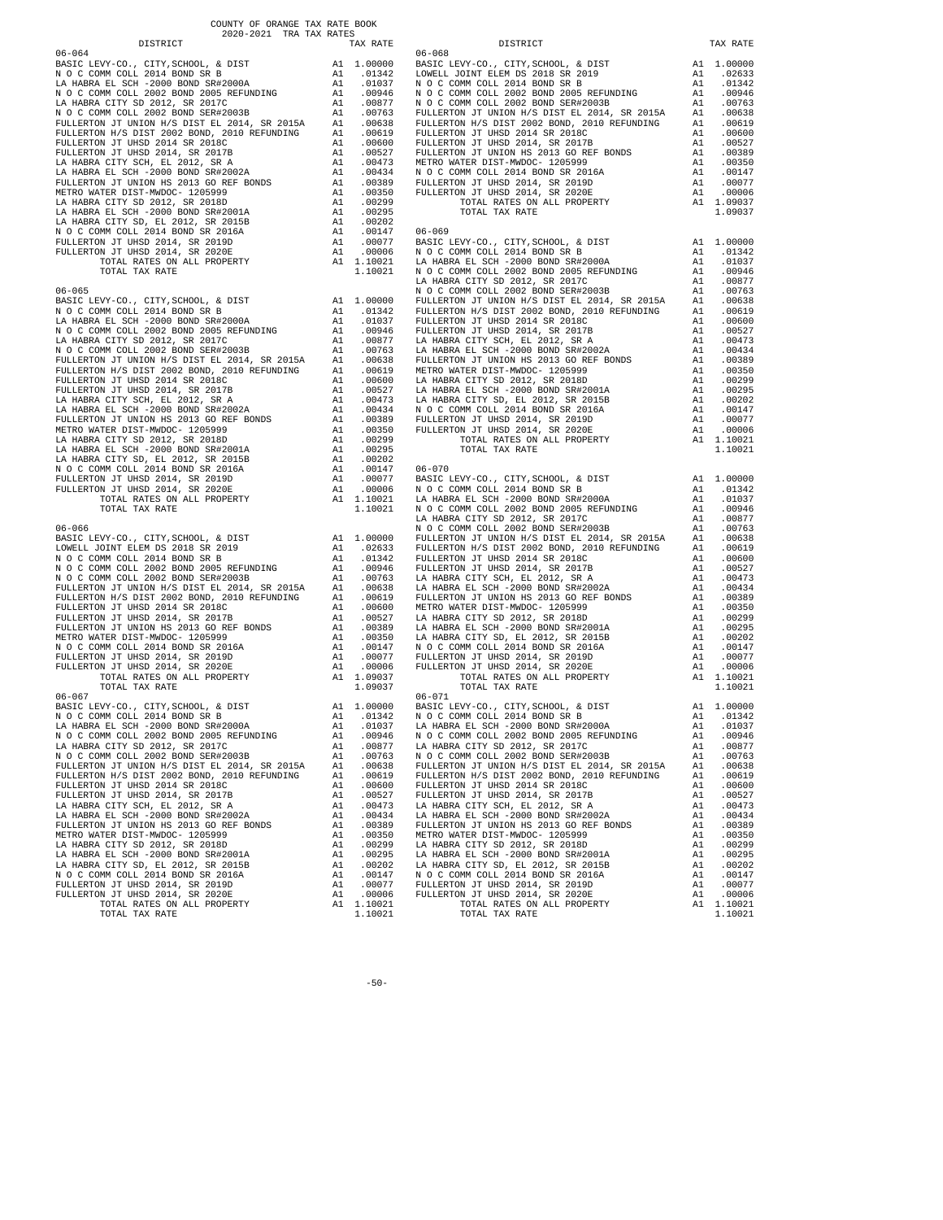COUNTY OF ORANGE TAX RATE BOOK
2020-2021 TRA TAX RATES

| DISTRICT | | TAX RATE |
|---|---|---|
| **06-064** | | |
| BASIC LEVY-CO., CITY,SCHOOL, & DIST | A1 | 1.00000 |
| N O C COMM COLL 2014 BOND SR B | A1 | .01342 |
| LA HABRA EL SCH -2000 BOND SR#2000A | A1 | .01037 |
| N O C COMM COLL 2002 BOND 2005 REFUNDING | A1 | .00946 |
| LA HABRA CITY SD 2012, SR 2017C | A1 | .00877 |
| N O C COMM COLL 2002 BOND SER#2003B | A1 | .00763 |
| FULLERTON JT UNION H/S DIST EL 2014, SR 2015A | A1 | .00638 |
| FULLERTON H/S DIST 2002 BOND, 2010 REFUNDING | A1 | .00619 |
| FULLERTON JT UHSD 2014 SR 2018C | A1 | .00600 |
| FULLERTON JT UHSD 2014, SR 2017B | A1 | .00527 |
| LA HABRA CITY SCH, EL 2012, SR A | A1 | .00473 |
| LA HABRA EL SCH -2000 BOND SR#2002A | A1 | .00434 |
| FULLERTON JT UNION HS 2013 GO REF BONDS | A1 | .00389 |
| METRO WATER DIST-MWDOC- 1205999 | A1 | .00350 |
| LA HABRA CITY SD 2012, SR 2018D | A1 | .00299 |
| LA HABRA EL SCH -2000 BOND SR#2001A | A1 | .00295 |
| LA HABRA CITY SD, EL 2012, SR 2015B | A1 | .00202 |
| N O C COMM COLL 2014 BOND SR 2016A | A1 | .00147 |
| FULLERTON JT UHSD 2014, SR 2019D | A1 | .00077 |
| FULLERTON JT UHSD 2014, SR 2020E | A1 | .00006 |
| TOTAL RATES ON ALL PROPERTY | A1 | 1.10021 |
| TOTAL TAX RATE | | 1.10021 |
| **06-065** | | |
| BASIC LEVY-CO., CITY,SCHOOL, & DIST | A1 | 1.00000 |
| N O C COMM COLL 2014 BOND SR B | A1 | .01342 |
| LA HABRA EL SCH -2000 BOND SR#2000A | A1 | .01037 |
| N O C COMM COLL 2002 BOND 2005 REFUNDING | A1 | .00946 |
| LA HABRA CITY SD 2012, SR 2017C | A1 | .00877 |
| N O C COMM COLL 2002 BOND SER#2003B | A1 | .00763 |
| FULLERTON JT UNION H/S DIST EL 2014, SR 2015A | A1 | .00638 |
| FULLERTON H/S DIST 2002 BOND, 2010 REFUNDING | A1 | .00619 |
| FULLERTON JT UHSD 2014 SR 2018C | A1 | .00600 |
| FULLERTON JT UHSD 2014, SR 2017B | A1 | .00527 |
| LA HABRA CITY SCH, EL 2012, SR A | A1 | .00473 |
| LA HABRA EL SCH -2000 BOND SR#2002A | A1 | .00434 |
| FULLERTON JT UNION HS 2013 GO REF BONDS | A1 | .00389 |
| METRO WATER DIST-MWDOC- 1205999 | A1 | .00350 |
| LA HABRA CITY SD 2012, SR 2018D | A1 | .00299 |
| LA HABRA EL SCH -2000 BOND SR#2001A | A1 | .00295 |
| LA HABRA CITY SD, EL 2012, SR 2015B | A1 | .00202 |
| N O C COMM COLL 2014 BOND SR 2016A | A1 | .00147 |
| FULLERTON JT UHSD 2014, SR 2019D | A1 | .00077 |
| FULLERTON JT UHSD 2014, SR 2020E | A1 | .00006 |
| TOTAL RATES ON ALL PROPERTY | A1 | 1.10021 |
| TOTAL TAX RATE | | 1.10021 |
| **06-066** | | |
| BASIC LEVY-CO., CITY,SCHOOL, & DIST | A1 | 1.00000 |
| LOWELL JOINT ELEM DS 2018 SR 2019 | A1 | .02633 |
| N O C COMM COLL 2014 BOND SR B | A1 | .01342 |
| N O C COMM COLL 2002 BOND 2005 REFUNDING | A1 | .00946 |
| N O C COMM COLL 2002 BOND SER#2003B | A1 | .00763 |
| FULLERTON JT UNION H/S DIST EL 2014, SR 2015A | A1 | .00638 |
| FULLERTON H/S DIST 2002 BOND, 2010 REFUNDING | A1 | .00619 |
| FULLERTON JT UHSD 2014 SR 2018C | A1 | .00600 |
| FULLERTON JT UHSD 2014, SR 2017B | A1 | .00527 |
| FULLERTON JT UNION HS 2013 GO REF BONDS | A1 | .00389 |
| METRO WATER DIST-MWDOC- 1205999 | A1 | .00350 |
| N O C COMM COLL 2014 BOND SR 2016A | A1 | .00147 |
| FULLERTON JT UHSD 2014, SR 2019D | A1 | .00077 |
| FULLERTON JT UHSD 2014, SR 2020E | A1 | .00006 |
| TOTAL RATES ON ALL PROPERTY | A1 | 1.09037 |
| TOTAL TAX RATE | | 1.09037 |
| **06-067** | | |
| BASIC LEVY-CO., CITY,SCHOOL, & DIST | A1 | 1.00000 |
| N O C COMM COLL 2014 BOND SR B | A1 | .01342 |
| LA HABRA EL SCH -2000 BOND SR#2000A | A1 | .01037 |
| N O C COMM COLL 2002 BOND 2005 REFUNDING | A1 | .00946 |
| LA HABRA CITY SD 2012, SR 2017C | A1 | .00877 |
| N O C COMM COLL 2002 BOND SER#2003B | A1 | .00763 |
| FULLERTON JT UNION H/S DIST EL 2014, SR 2015A | A1 | .00638 |
| FULLERTON H/S DIST 2002 BOND, 2010 REFUNDING | A1 | .00619 |
| FULLERTON JT UHSD 2014 SR 2018C | A1 | .00600 |
| FULLERTON JT UHSD 2014, SR 2017B | A1 | .00527 |
| LA HABRA CITY SCH, EL 2012, SR A | A1 | .00473 |
| LA HABRA EL SCH -2000 BOND SR#2002A | A1 | .00434 |
| FULLERTON JT UNION HS 2013 GO REF BONDS | A1 | .00389 |
| METRO WATER DIST-MWDOC- 1205999 | A1 | .00350 |
| LA HABRA CITY SD 2012, SR 2018D | A1 | .00299 |
| LA HABRA EL SCH -2000 BOND SR#2001A | A1 | .00295 |
| LA HABRA CITY SD, EL 2012, SR 2015B | A1 | .00202 |
| N O C COMM COLL 2014 BOND SR 2016A | A1 | .00147 |
| FULLERTON JT UHSD 2014, SR 2019D | A1 | .00077 |
| FULLERTON JT UHSD 2014, SR 2020E | A1 | .00006 |
| TOTAL RATES ON ALL PROPERTY | A1 | 1.10021 |
| TOTAL TAX RATE | | 1.10021 |
| **06-068** | | |
| BASIC LEVY-CO., CITY,SCHOOL, & DIST | A1 | 1.00000 |
| LOWELL JOINT ELEM DS 2018 SR 2019 | A1 | .02633 |
| N O C COMM COLL 2014 BOND SR B | A1 | .01342 |
| N O C COMM COLL 2002 BOND 2005 REFUNDING | A1 | .00946 |
| N O C COMM COLL 2002 BOND SER#2003B | A1 | .00763 |
| FULLERTON JT UNION H/S DIST EL 2014, SR 2015A | A1 | .00638 |
| FULLERTON H/S DIST 2002 BOND, 2010 REFUNDING | A1 | .00619 |
| FULLERTON JT UHSD 2014 SR 2018C | A1 | .00600 |
| FULLERTON JT UHSD 2014, SR 2017B | A1 | .00527 |
| FULLERTON JT UNION HS 2013 GO REF BONDS | A1 | .00389 |
| METRO WATER DIST-MWDOC- 1205999 | A1 | .00350 |
| N O C COMM COLL 2014 BOND SR 2016A | A1 | .00147 |
| FULLERTON JT UHSD 2014, SR 2019D | A1 | .00077 |
| FULLERTON JT UHSD 2014, SR 2020E | A1 | .00006 |
| TOTAL RATES ON ALL PROPERTY | A1 | 1.09037 |
| TOTAL TAX RATE | | 1.09037 |
| **06-069** | | |
| BASIC LEVY-CO., CITY,SCHOOL, & DIST | A1 | 1.00000 |
| N O C COMM COLL 2014 BOND SR B | A1 | .01342 |
| LA HABRA EL SCH -2000 BOND SR#2000A | A1 | .01037 |
| N O C COMM COLL 2002 BOND 2005 REFUNDING | A1 | .00946 |
| LA HABRA CITY SD 2012, SR 2017C | A1 | .00877 |
| N O C COMM COLL 2002 BOND SER#2003B | A1 | .00763 |
| FULLERTON JT UNION H/S DIST EL 2014, SR 2015A | A1 | .00638 |
| FULLERTON H/S DIST 2002 BOND, 2010 REFUNDING | A1 | .00619 |
| FULLERTON JT UHSD 2014 SR 2018C | A1 | .00600 |
| FULLERTON JT UHSD 2014, SR 2017B | A1 | .00527 |
| LA HABRA CITY SCH, EL 2012, SR A | A1 | .00473 |
| LA HABRA EL SCH -2000 BOND SR#2002A | A1 | .00434 |
| FULLERTON JT UNION HS 2013 GO REF BONDS | A1 | .00389 |
| METRO WATER DIST-MWDOC- 1205999 | A1 | .00350 |
| LA HABRA CITY SD 2012, SR 2018D | A1 | .00299 |
| LA HABRA EL SCH -2000 BOND SR#2001A | A1 | .00295 |
| LA HABRA CITY SD, EL 2012, SR 2015B | A1 | .00202 |
| N O C COMM COLL 2014 BOND SR 2016A | A1 | .00147 |
| FULLERTON JT UHSD 2014, SR 2019D | A1 | .00077 |
| FULLERTON JT UHSD 2014, SR 2020E | A1 | .00006 |
| TOTAL RATES ON ALL PROPERTY | A1 | 1.10021 |
| TOTAL TAX RATE | | 1.10021 |
| **06-070** | | |
| BASIC LEVY-CO., CITY,SCHOOL, & DIST | A1 | 1.00000 |
| N O C COMM COLL 2014 BOND SR B | A1 | .01342 |
| LA HABRA EL SCH -2000 BOND SR#2000A | A1 | .01037 |
| N O C COMM COLL 2002 BOND 2005 REFUNDING | A1 | .00946 |
| LA HABRA CITY SD 2012, SR 2017C | A1 | .00877 |
| N O C COMM COLL 2002 BOND SER#2003B | A1 | .00763 |
| FULLERTON JT UNION H/S DIST EL 2014, SR 2015A | A1 | .00638 |
| FULLERTON H/S DIST 2002 BOND, 2010 REFUNDING | A1 | .00619 |
| FULLERTON JT UHSD 2014 SR 2018C | A1 | .00600 |
| FULLERTON JT UHSD 2014, SR 2017B | A1 | .00527 |
| LA HABRA CITY SCH, EL 2012, SR A | A1 | .00473 |
| LA HABRA EL SCH -2000 BOND SR#2002A | A1 | .00434 |
| FULLERTON JT UNION HS 2013 GO REF BONDS | A1 | .00389 |
| METRO WATER DIST-MWDOC- 1205999 | A1 | .00350 |
| LA HABRA CITY SD 2012, SR 2018D | A1 | .00299 |
| LA HABRA EL SCH -2000 BOND SR#2001A | A1 | .00295 |
| LA HABRA CITY SD, EL 2012, SR 2015B | A1 | .00202 |
| N O C COMM COLL 2014 BOND SR 2016A | A1 | .00147 |
| FULLERTON JT UHSD 2014, SR 2019D | A1 | .00077 |
| FULLERTON JT UHSD 2014, SR 2020E | A1 | .00006 |
| TOTAL RATES ON ALL PROPERTY | A1 | 1.10021 |
| TOTAL TAX RATE | | 1.10021 |
| **06-071** | | |
| BASIC LEVY-CO., CITY,SCHOOL, & DIST | A1 | 1.00000 |
| N O C COMM COLL 2014 BOND SR B | A1 | .01342 |
| LA HABRA EL SCH -2000 BOND SR#2000A | A1 | .01037 |
| N O C COMM COLL 2002 BOND 2005 REFUNDING | A1 | .00946 |
| LA HABRA CITY SD 2012, SR 2017C | A1 | .00877 |
| N O C COMM COLL 2002 BOND SER#2003B | A1 | .00763 |
| FULLERTON JT UNION H/S DIST EL 2014, SR 2015A | A1 | .00638 |
| FULLERTON H/S DIST 2002 BOND, 2010 REFUNDING | A1 | .00619 |
| FULLERTON JT UHSD 2014 SR 2018C | A1 | .00600 |
| FULLERTON JT UHSD 2014, SR 2017B | A1 | .00527 |
| LA HABRA CITY SCH, EL 2012, SR A | A1 | .00473 |
| LA HABRA EL SCH -2000 BOND SR#2002A | A1 | .00434 |
| FULLERTON JT UNION HS 2013 GO REF BONDS | A1 | .00389 |
| METRO WATER DIST-MWDOC- 1205999 | A1 | .00350 |
| LA HABRA CITY SD 2012, SR 2018D | A1 | .00299 |
| LA HABRA EL SCH -2000 BOND SR#2001A | A1 | .00295 |
| LA HABRA CITY SD, EL 2012, SR 2015B | A1 | .00202 |
| N O C COMM COLL 2014 BOND SR 2016A | A1 | .00147 |
| FULLERTON JT UHSD 2014, SR 2019D | A1 | .00077 |
| FULLERTON JT UHSD 2014, SR 2020E | A1 | .00006 |
| TOTAL RATES ON ALL PROPERTY | A1 | 1.10021 |
| TOTAL TAX RATE | | 1.10021 |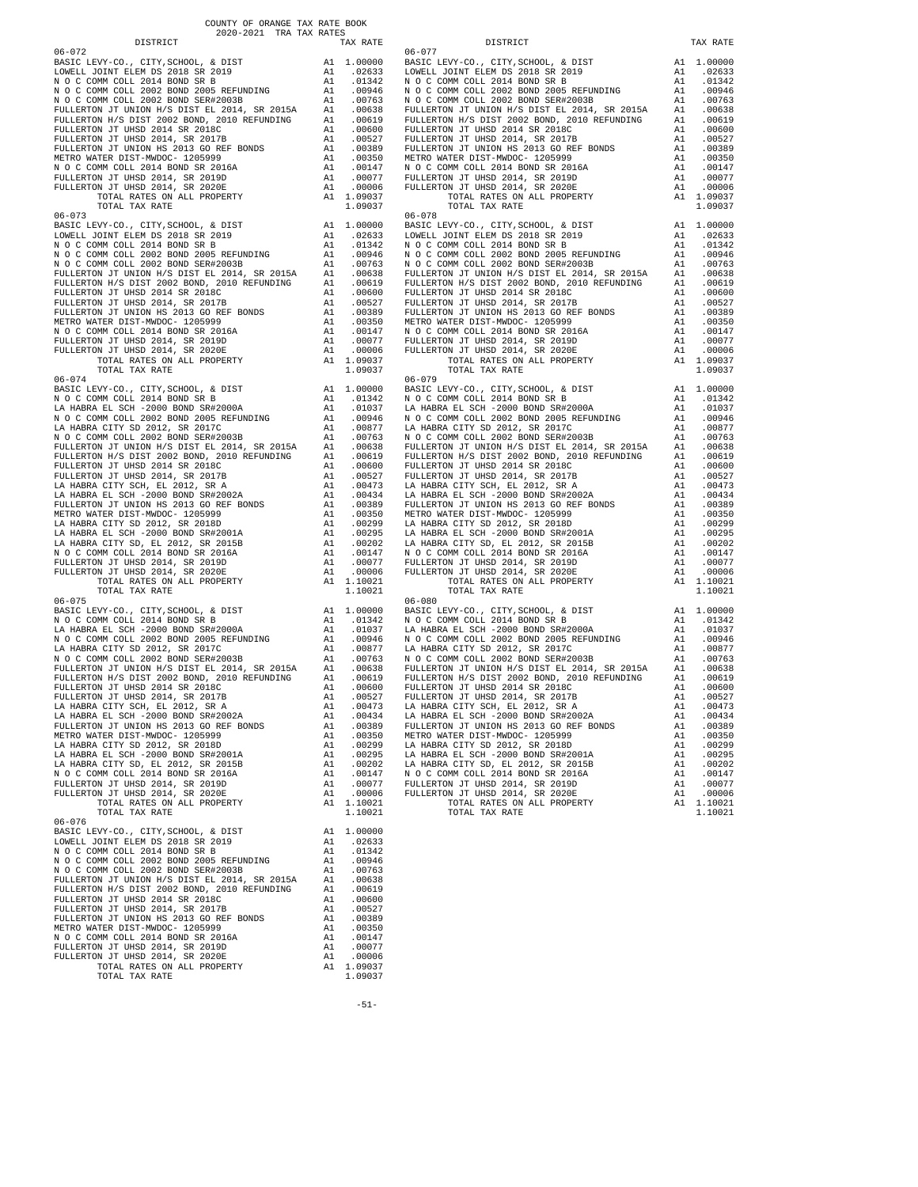COUNTY OF ORANGE TAX RATE BOOK
2020-2021 TRA TAX RATES

| DISTRICT | | TAX RATE |
|---|---|---|
| **06-072** | | |
| BASIC LEVY-CO., CITY,SCHOOL, & DIST | A1 | 1.00000 |
| LOWELL JOINT ELEM DS 2018 SR 2019 | A1 | .02633 |
| N O C COMM COLL 2014 BOND SR B | A1 | .01342 |
| N O C COMM COLL 2002 BOND 2005 REFUNDING | A1 | .00946 |
| N O C COMM COLL 2002 BOND SER#2003B | A1 | .00763 |
| FULLERTON JT UNION H/S DIST EL 2014, SR 2015A | A1 | .00638 |
| FULLERTON H/S DIST 2002 BOND, 2010 REFUNDING | A1 | .00619 |
| FULLERTON JT UHSD 2014 SR 2018C | A1 | .00600 |
| FULLERTON JT UHSD 2014, SR 2017B | A1 | .00527 |
| FULLERTON JT UNION HS 2013 GO REF BONDS | A1 | .00389 |
| METRO WATER DIST-MWDOC- 1205999 | A1 | .00350 |
| N O C COMM COLL 2014 BOND SR 2016A | A1 | .00147 |
| FULLERTON JT UHSD 2014, SR 2019D | A1 | .00077 |
| FULLERTON JT UHSD 2014, SR 2020E | A1 | .00006 |
| TOTAL RATES ON ALL PROPERTY | A1 | 1.09037 |
| TOTAL TAX RATE | | 1.09037 |
| **06-073** | | |
| BASIC LEVY-CO., CITY,SCHOOL, & DIST | A1 | 1.00000 |
| LOWELL JOINT ELEM DS 2018 SR 2019 | A1 | .02633 |
| N O C COMM COLL 2014 BOND SR B | A1 | .01342 |
| N O C COMM COLL 2002 BOND 2005 REFUNDING | A1 | .00946 |
| N O C COMM COLL 2002 BOND SER#2003B | A1 | .00763 |
| FULLERTON JT UNION H/S DIST EL 2014, SR 2015A | A1 | .00638 |
| FULLERTON H/S DIST 2002 BOND, 2010 REFUNDING | A1 | .00619 |
| FULLERTON JT UHSD 2014 SR 2018C | A1 | .00600 |
| FULLERTON JT UHSD 2014, SR 2017B | A1 | .00527 |
| FULLERTON JT UNION HS 2013 GO REF BONDS | A1 | .00389 |
| METRO WATER DIST-MWDOC- 1205999 | A1 | .00350 |
| N O C COMM COLL 2014 BOND SR 2016A | A1 | .00147 |
| FULLERTON JT UHSD 2014, SR 2019D | A1 | .00077 |
| FULLERTON JT UHSD 2014, SR 2020E | A1 | .00006 |
| TOTAL RATES ON ALL PROPERTY | A1 | 1.09037 |
| TOTAL TAX RATE | | 1.09037 |
| **06-074** | | |
| BASIC LEVY-CO., CITY,SCHOOL, & DIST | A1 | 1.00000 |
| N O C COMM COLL 2014 BOND SR B | A1 | .01342 |
| LA HABRA EL SCH -2000 BOND SR#2000A | A1 | .01037 |
| N O C COMM COLL 2002 BOND 2005 REFUNDING | A1 | .00946 |
| LA HABRA CITY SD 2012, SR 2017C | A1 | .00877 |
| N O C COMM COLL 2002 BOND SER#2003B | A1 | .00763 |
| FULLERTON JT UNION H/S DIST EL 2014, SR 2015A | A1 | .00638 |
| FULLERTON H/S DIST 2002 BOND, 2010 REFUNDING | A1 | .00619 |
| FULLERTON JT UHSD 2014 SR 2018C | A1 | .00600 |
| FULLERTON JT UHSD 2014, SR 2017B | A1 | .00527 |
| LA HABRA CITY SCH, EL 2012, SR A | A1 | .00473 |
| LA HABRA EL SCH -2000 BOND SR#2002A | A1 | .00434 |
| FULLERTON JT UNION HS 2013 GO REF BONDS | A1 | .00389 |
| METRO WATER DIST-MWDOC- 1205999 | A1 | .00350 |
| LA HABRA CITY SD 2012, SR 2018D | A1 | .00299 |
| LA HABRA EL SCH -2000 BOND SR#2001A | A1 | .00295 |
| LA HABRA CITY SD, EL 2012, SR 2015B | A1 | .00202 |
| N O C COMM COLL 2014 BOND SR 2016A | A1 | .00147 |
| FULLERTON JT UHSD 2014, SR 2019D | A1 | .00077 |
| FULLERTON JT UHSD 2014, SR 2020E | A1 | .00006 |
| TOTAL RATES ON ALL PROPERTY | A1 | 1.10021 |
| TOTAL TAX RATE | | 1.10021 |
| **06-075** | | |
| BASIC LEVY-CO., CITY,SCHOOL, & DIST | A1 | 1.00000 |
| N O C COMM COLL 2014 BOND SR B | A1 | .01342 |
| LA HABRA EL SCH -2000 BOND SR#2000A | A1 | .01037 |
| N O C COMM COLL 2002 BOND 2005 REFUNDING | A1 | .00946 |
| LA HABRA CITY SD 2012, SR 2017C | A1 | .00877 |
| N O C COMM COLL 2002 BOND SER#2003B | A1 | .00763 |
| FULLERTON JT UNION H/S DIST EL 2014, SR 2015A | A1 | .00638 |
| FULLERTON H/S DIST 2002 BOND, 2010 REFUNDING | A1 | .00619 |
| FULLERTON JT UHSD 2014 SR 2018C | A1 | .00600 |
| FULLERTON JT UHSD 2014, SR 2017B | A1 | .00527 |
| LA HABRA CITY SCH, EL 2012, SR A | A1 | .00473 |
| LA HABRA EL SCH -2000 BOND SR#2002A | A1 | .00434 |
| FULLERTON JT UNION HS 2013 GO REF BONDS | A1 | .00389 |
| METRO WATER DIST-MWDOC- 1205999 | A1 | .00350 |
| LA HABRA CITY SD 2012, SR 2018D | A1 | .00299 |
| LA HABRA EL SCH -2000 BOND SR#2001A | A1 | .00295 |
| LA HABRA CITY SD, EL 2012, SR 2015B | A1 | .00202 |
| N O C COMM COLL 2014 BOND SR 2016A | A1 | .00147 |
| FULLERTON JT UHSD 2014, SR 2019D | A1 | .00077 |
| FULLERTON JT UHSD 2014, SR 2020E | A1 | .00006 |
| TOTAL RATES ON ALL PROPERTY | A1 | 1.10021 |
| TOTAL TAX RATE | | 1.10021 |
| **06-076** | | |
| BASIC LEVY-CO., CITY,SCHOOL, & DIST | A1 | 1.00000 |
| LOWELL JOINT ELEM DS 2018 SR 2019 | A1 | .02633 |
| N O C COMM COLL 2014 BOND SR B | A1 | .01342 |
| N O C COMM COLL 2002 BOND 2005 REFUNDING | A1 | .00946 |
| N O C COMM COLL 2002 BOND SER#2003B | A1 | .00763 |
| FULLERTON JT UNION H/S DIST EL 2014, SR 2015A | A1 | .00638 |
| FULLERTON H/S DIST 2002 BOND, 2010 REFUNDING | A1 | .00619 |
| FULLERTON JT UHSD 2014 SR 2018C | A1 | .00600 |
| FULLERTON JT UHSD 2014, SR 2017B | A1 | .00527 |
| FULLERTON JT UNION HS 2013 GO REF BONDS | A1 | .00389 |
| METRO WATER DIST-MWDOC- 1205999 | A1 | .00350 |
| N O C COMM COLL 2014 BOND SR 2016A | A1 | .00147 |
| FULLERTON JT UHSD 2014, SR 2019D | A1 | .00077 |
| FULLERTON JT UHSD 2014, SR 2020E | A1 | .00006 |
| TOTAL RATES ON ALL PROPERTY | A1 | 1.09037 |
| TOTAL TAX RATE | | 1.09037 |
| **06-077** | | |
| BASIC LEVY-CO., CITY,SCHOOL, & DIST | A1 | 1.00000 |
| LOWELL JOINT ELEM DS 2018 SR 2019 | A1 | .02633 |
| N O C COMM COLL 2014 BOND SR B | A1 | .01342 |
| N O C COMM COLL 2002 BOND 2005 REFUNDING | A1 | .00946 |
| N O C COMM COLL 2002 BOND SER#2003B | A1 | .00763 |
| FULLERTON JT UNION H/S DIST EL 2014, SR 2015A | A1 | .00638 |
| FULLERTON H/S DIST 2002 BOND, 2010 REFUNDING | A1 | .00619 |
| FULLERTON JT UHSD 2014 SR 2018C | A1 | .00600 |
| FULLERTON JT UHSD 2014, SR 2017B | A1 | .00527 |
| FULLERTON JT UNION HS 2013 GO REF BONDS | A1 | .00389 |
| METRO WATER DIST-MWDOC- 1205999 | A1 | .00350 |
| N O C COMM COLL 2014 BOND SR 2016A | A1 | .00147 |
| FULLERTON JT UHSD 2014, SR 2019D | A1 | .00077 |
| FULLERTON JT UHSD 2014, SR 2020E | A1 | .00006 |
| TOTAL RATES ON ALL PROPERTY | A1 | 1.09037 |
| TOTAL TAX RATE | | 1.09037 |
| **06-078** | | |
| BASIC LEVY-CO., CITY,SCHOOL, & DIST | A1 | 1.00000 |
| LOWELL JOINT ELEM DS 2018 SR 2019 | A1 | .02633 |
| N O C COMM COLL 2014 BOND SR B | A1 | .01342 |
| N O C COMM COLL 2002 BOND 2005 REFUNDING | A1 | .00946 |
| N O C COMM COLL 2002 BOND SER#2003B | A1 | .00763 |
| FULLERTON JT UNION H/S DIST EL 2014, SR 2015A | A1 | .00638 |
| FULLERTON H/S DIST 2002 BOND, 2010 REFUNDING | A1 | .00619 |
| FULLERTON JT UHSD 2014 SR 2018C | A1 | .00600 |
| FULLERTON JT UHSD 2014, SR 2017B | A1 | .00527 |
| FULLERTON JT UNION HS 2013 GO REF BONDS | A1 | .00389 |
| METRO WATER DIST-MWDOC- 1205999 | A1 | .00350 |
| N O C COMM COLL 2014 BOND SR 2016A | A1 | .00147 |
| FULLERTON JT UHSD 2014, SR 2019D | A1 | .00077 |
| FULLERTON JT UHSD 2014, SR 2020E | A1 | .00006 |
| TOTAL RATES ON ALL PROPERTY | A1 | 1.09037 |
| TOTAL TAX RATE | | 1.09037 |
| **06-079** | | |
| BASIC LEVY-CO., CITY,SCHOOL, & DIST | A1 | 1.00000 |
| N O C COMM COLL 2014 BOND SR B | A1 | .01342 |
| LA HABRA EL SCH -2000 BOND SR#2000A | A1 | .01037 |
| N O C COMM COLL 2002 BOND 2005 REFUNDING | A1 | .00946 |
| LA HABRA CITY SD 2012, SR 2017C | A1 | .00877 |
| N O C COMM COLL 2002 BOND SER#2003B | A1 | .00763 |
| FULLERTON JT UNION H/S DIST EL 2014, SR 2015A | A1 | .00638 |
| FULLERTON H/S DIST 2002 BOND, 2010 REFUNDING | A1 | .00619 |
| FULLERTON JT UHSD 2014 SR 2018C | A1 | .00600 |
| FULLERTON JT UHSD 2014, SR 2017B | A1 | .00527 |
| LA HABRA CITY SCH, EL 2012, SR A | A1 | .00473 |
| LA HABRA EL SCH -2000 BOND SR#2002A | A1 | .00434 |
| FULLERTON JT UNION HS 2013 GO REF BONDS | A1 | .00389 |
| METRO WATER DIST-MWDOC- 1205999 | A1 | .00350 |
| LA HABRA CITY SD 2012, SR 2018D | A1 | .00299 |
| LA HABRA EL SCH -2000 BOND SR#2001A | A1 | .00295 |
| LA HABRA CITY SD, EL 2012, SR 2015B | A1 | .00202 |
| N O C COMM COLL 2014 BOND SR 2016A | A1 | .00147 |
| FULLERTON JT UHSD 2014, SR 2019D | A1 | .00077 |
| FULLERTON JT UHSD 2014, SR 2020E | A1 | .00006 |
| TOTAL RATES ON ALL PROPERTY | A1 | 1.10021 |
| TOTAL TAX RATE | | 1.10021 |
| **06-080** | | |
| BASIC LEVY-CO., CITY,SCHOOL, & DIST | A1 | 1.00000 |
| N O C COMM COLL 2014 BOND SR B | A1 | .01342 |
| LA HABRA EL SCH -2000 BOND SR#2000A | A1 | .01037 |
| N O C COMM COLL 2002 BOND 2005 REFUNDING | A1 | .00946 |
| LA HABRA CITY SD 2012, SR 2017C | A1 | .00877 |
| N O C COMM COLL 2002 BOND SER#2003B | A1 | .00763 |
| FULLERTON JT UNION H/S DIST EL 2014, SR 2015A | A1 | .00638 |
| FULLERTON H/S DIST 2002 BOND, 2010 REFUNDING | A1 | .00619 |
| FULLERTON JT UHSD 2014 SR 2018C | A1 | .00600 |
| FULLERTON JT UHSD 2014, SR 2017B | A1 | .00527 |
| LA HABRA CITY SCH, EL 2012, SR A | A1 | .00473 |
| LA HABRA EL SCH -2000 BOND SR#2002A | A1 | .00434 |
| FULLERTON JT UNION HS 2013 GO REF BONDS | A1 | .00389 |
| METRO WATER DIST-MWDOC- 1205999 | A1 | .00350 |
| LA HABRA CITY SD 2012, SR 2018D | A1 | .00299 |
| LA HABRA EL SCH -2000 BOND SR#2001A | A1 | .00295 |
| LA HABRA CITY SD, EL 2012, SR 2015B | A1 | .00202 |
| N O C COMM COLL 2014 BOND SR 2016A | A1 | .00147 |
| FULLERTON JT UHSD 2014, SR 2019D | A1 | .00077 |
| FULLERTON JT UHSD 2014, SR 2020E | A1 | .00006 |
| TOTAL RATES ON ALL PROPERTY | A1 | 1.10021 |
| TOTAL TAX RATE | | 1.10021 |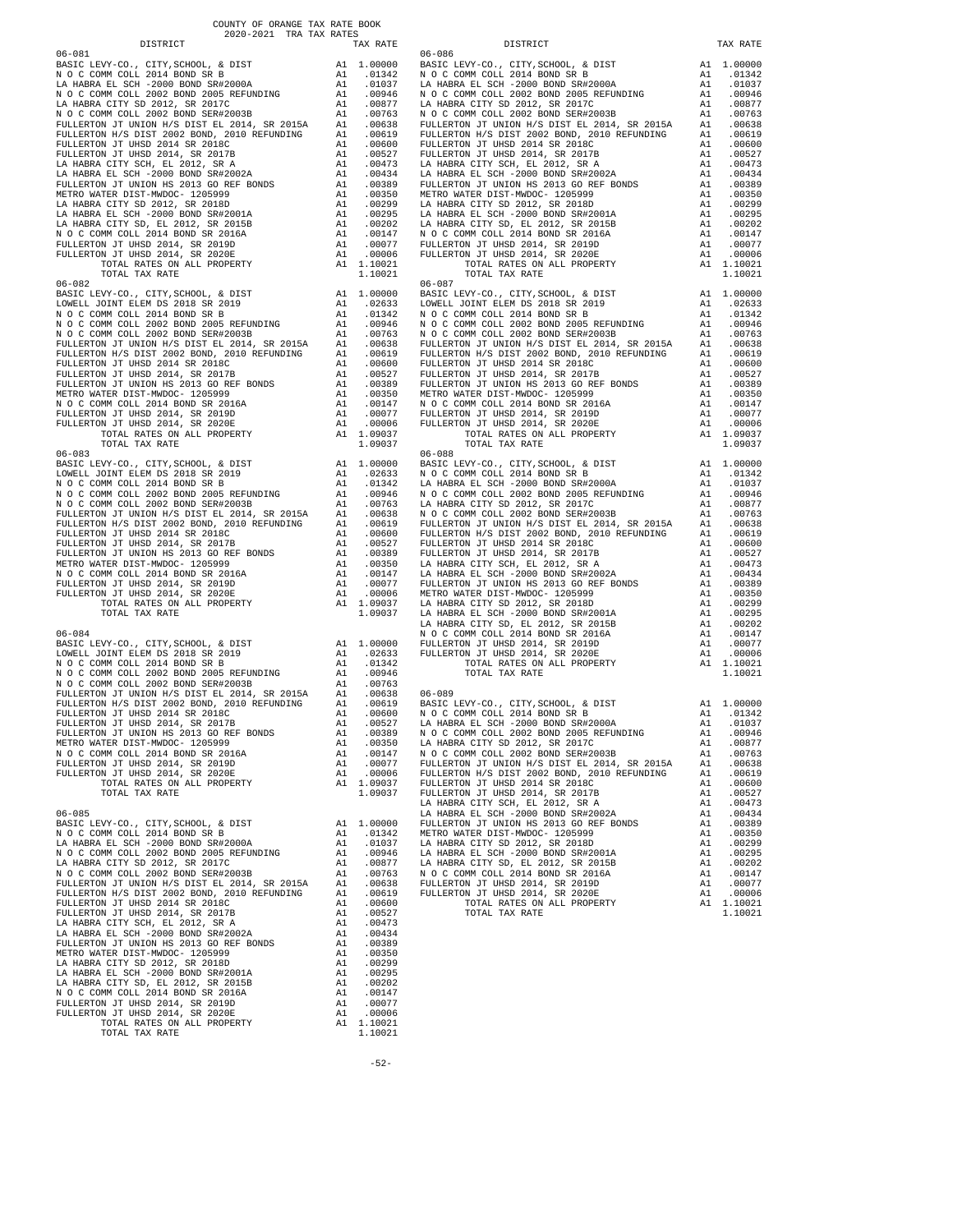COUNTY OF ORANGE TAX RATE BOOK
2020-2021 TRA TAX RATES

**06-081**

| DISTRICT | | TAX RATE |
|---|---|---|
| BASIC LEVY-CO., CITY,SCHOOL, & DIST | A1 | 1.00000 |
| N O C COMM COLL 2014 BOND SR B | A1 | .01342 |
| LA HABRA EL SCH -2000 BOND SR#2000A | A1 | .01037 |
| N O C COMM COLL 2002 BOND 2005 REFUNDING | A1 | .00946 |
| LA HABRA CITY SD 2012, SR 2017C | A1 | .00877 |
| N O C COMM COLL 2002 BOND SER#2003B | A1 | .00763 |
| FULLERTON JT UNION H/S DIST EL 2014, SR 2015A | A1 | .00638 |
| FULLERTON H/S DIST 2002 BOND, 2010 REFUNDING | A1 | .00619 |
| FULLERTON JT UHSD 2014 SR 2018C | A1 | .00600 |
| FULLERTON JT UHSD 2014, SR 2017B | A1 | .00527 |
| LA HABRA CITY SCH, EL 2012, SR A | A1 | .00473 |
| LA HABRA EL SCH -2000 BOND SR#2002A | A1 | .00434 |
| FULLERTON JT UNION HS 2013 GO REF BONDS | A1 | .00389 |
| METRO WATER DIST-MWDOC- 1205999 | A1 | .00350 |
| LA HABRA CITY SD 2012, SR 2018D | A1 | .00299 |
| LA HABRA EL SCH -2000 BOND SR#2001A | A1 | .00295 |
| LA HABRA CITY SD, EL 2012, SR 2015B | A1 | .00202 |
| N O C COMM COLL 2014 BOND SR 2016A | A1 | .00147 |
| FULLERTON JT UHSD 2014, SR 2019D | A1 | .00077 |
| FULLERTON JT UHSD 2014, SR 2020E | A1 | .00006 |
| TOTAL RATES ON ALL PROPERTY | A1 | 1.10021 |
| TOTAL TAX RATE | | 1.10021 |

**06-082**

| DISTRICT | | TAX RATE |
|---|---|---|
| BASIC LEVY-CO., CITY,SCHOOL, & DIST | A1 | 1.00000 |
| LOWELL JOINT ELEM DS 2018 SR 2019 | A1 | .02633 |
| N O C COMM COLL 2014 BOND SR B | A1 | .01342 |
| N O C COMM COLL 2002 BOND 2005 REFUNDING | A1 | .00946 |
| N O C COMM COLL 2002 BOND SER#2003B | A1 | .00763 |
| FULLERTON JT UNION H/S DIST EL 2014, SR 2015A | A1 | .00638 |
| FULLERTON H/S DIST 2002 BOND, 2010 REFUNDING | A1 | .00619 |
| FULLERTON JT UHSD 2014 SR 2018C | A1 | .00600 |
| FULLERTON JT UHSD 2014, SR 2017B | A1 | .00527 |
| FULLERTON JT UNION HS 2013 GO REF BONDS | A1 | .00389 |
| METRO WATER DIST-MWDOC- 1205999 | A1 | .00350 |
| N O C COMM COLL 2014 BOND SR 2016A | A1 | .00147 |
| FULLERTON JT UHSD 2014, SR 2019D | A1 | .00077 |
| FULLERTON JT UHSD 2014, SR 2020E | A1 | .00006 |
| TOTAL RATES ON ALL PROPERTY | A1 | 1.09037 |
| TOTAL TAX RATE | | 1.09037 |

**06-083**

| DISTRICT | | TAX RATE |
|---|---|---|
| BASIC LEVY-CO., CITY,SCHOOL, & DIST | A1 | 1.00000 |
| LOWELL JOINT ELEM DS 2018 SR 2019 | A1 | .02633 |
| N O C COMM COLL 2014 BOND SR B | A1 | .01342 |
| N O C COMM COLL 2002 BOND 2005 REFUNDING | A1 | .00946 |
| N O C COMM COLL 2002 BOND SER#2003B | A1 | .00763 |
| FULLERTON JT UNION H/S DIST EL 2014, SR 2015A | A1 | .00638 |
| FULLERTON H/S DIST 2002 BOND, 2010 REFUNDING | A1 | .00619 |
| FULLERTON JT UHSD 2014 SR 2018C | A1 | .00600 |
| FULLERTON JT UHSD 2014, SR 2017B | A1 | .00527 |
| FULLERTON JT UNION HS 2013 GO REF BONDS | A1 | .00389 |
| METRO WATER DIST-MWDOC- 1205999 | A1 | .00350 |
| N O C COMM COLL 2014 BOND SR 2016A | A1 | .00147 |
| FULLERTON JT UHSD 2014, SR 2019D | A1 | .00077 |
| FULLERTON JT UHSD 2014, SR 2020E | A1 | .00006 |
| TOTAL RATES ON ALL PROPERTY | A1 | 1.09037 |
| TOTAL TAX RATE | | 1.09037 |

**06-084**

| DISTRICT | | TAX RATE |
|---|---|---|
| BASIC LEVY-CO., CITY,SCHOOL, & DIST | A1 | 1.00000 |
| LOWELL JOINT ELEM DS 2018 SR 2019 | A1 | .02633 |
| N O C COMM COLL 2014 BOND SR B | A1 | .01342 |
| N O C COMM COLL 2002 BOND 2005 REFUNDING | A1 | .00946 |
| N O C COMM COLL 2002 BOND SER#2003B | A1 | .00763 |
| FULLERTON JT UNION H/S DIST EL 2014, SR 2015A | A1 | .00638 |
| FULLERTON H/S DIST 2002 BOND, 2010 REFUNDING | A1 | .00619 |
| FULLERTON JT UHSD 2014 SR 2018C | A1 | .00600 |
| FULLERTON JT UHSD 2014, SR 2017B | A1 | .00527 |
| FULLERTON JT UNION HS 2013 GO REF BONDS | A1 | .00389 |
| METRO WATER DIST-MWDOC- 1205999 | A1 | .00350 |
| N O C COMM COLL 2014 BOND SR 2016A | A1 | .00147 |
| FULLERTON JT UHSD 2014, SR 2019D | A1 | .00077 |
| FULLERTON JT UHSD 2014, SR 2020E | A1 | .00006 |
| TOTAL RATES ON ALL PROPERTY | A1 | 1.09037 |
| TOTAL TAX RATE | | 1.09037 |

**06-085**

| DISTRICT | | TAX RATE |
|---|---|---|
| BASIC LEVY-CO., CITY,SCHOOL, & DIST | A1 | 1.00000 |
| N O C COMM COLL 2014 BOND SR B | A1 | .01342 |
| LA HABRA EL SCH -2000 BOND SR#2000A | A1 | .01037 |
| N O C COMM COLL 2002 BOND 2005 REFUNDING | A1 | .00946 |
| LA HABRA CITY SD 2012, SR 2017C | A1 | .00877 |
| N O C COMM COLL 2002 BOND SER#2003B | A1 | .00763 |
| FULLERTON JT UNION H/S DIST EL 2014, SR 2015A | A1 | .00638 |
| FULLERTON H/S DIST 2002 BOND, 2010 REFUNDING | A1 | .00619 |
| FULLERTON JT UHSD 2014 SR 2018C | A1 | .00600 |
| FULLERTON JT UHSD 2014, SR 2017B | A1 | .00527 |
| LA HABRA CITY SCH, EL 2012, SR A | A1 | .00473 |
| LA HABRA EL SCH -2000 BOND SR#2002A | A1 | .00434 |
| FULLERTON JT UNION HS 2013 GO REF BONDS | A1 | .00389 |
| METRO WATER DIST-MWDOC- 1205999 | A1 | .00350 |
| LA HABRA CITY SD 2012, SR 2018D | A1 | .00299 |
| LA HABRA EL SCH -2000 BOND SR#2001A | A1 | .00295 |
| LA HABRA CITY SD, EL 2012, SR 2015B | A1 | .00202 |
| N O C COMM COLL 2014 BOND SR 2016A | A1 | .00147 |
| FULLERTON JT UHSD 2014, SR 2019D | A1 | .00077 |
| FULLERTON JT UHSD 2014, SR 2020E | A1 | .00006 |
| TOTAL RATES ON ALL PROPERTY | A1 | 1.10021 |
| TOTAL TAX RATE | | 1.10021 |

**06-086**

| DISTRICT | | TAX RATE |
|---|---|---|
| BASIC LEVY-CO., CITY,SCHOOL, & DIST | A1 | 1.00000 |
| N O C COMM COLL 2014 BOND SR B | A1 | .01342 |
| LA HABRA EL SCH -2000 BOND SR#2000A | A1 | .01037 |
| N O C COMM COLL 2002 BOND 2005 REFUNDING | A1 | .00946 |
| LA HABRA CITY SD 2012, SR 2017C | A1 | .00877 |
| N O C COMM COLL 2002 BOND SER#2003B | A1 | .00763 |
| FULLERTON JT UNION H/S DIST EL 2014, SR 2015A | A1 | .00638 |
| FULLERTON H/S DIST 2002 BOND, 2010 REFUNDING | A1 | .00619 |
| FULLERTON JT UHSD 2014 SR 2018C | A1 | .00600 |
| FULLERTON JT UHSD 2014, SR 2017B | A1 | .00527 |
| LA HABRA CITY SCH, EL 2012, SR A | A1 | .00473 |
| LA HABRA EL SCH -2000 BOND SR#2002A | A1 | .00434 |
| FULLERTON JT UNION HS 2013 GO REF BONDS | A1 | .00389 |
| METRO WATER DIST-MWDOC- 1205999 | A1 | .00350 |
| LA HABRA CITY SD 2012, SR 2018D | A1 | .00299 |
| LA HABRA EL SCH -2000 BOND SR#2001A | A1 | .00295 |
| LA HABRA CITY SD, EL 2012, SR 2015B | A1 | .00202 |
| N O C COMM COLL 2014 BOND SR 2016A | A1 | .00147 |
| FULLERTON JT UHSD 2014, SR 2019D | A1 | .00077 |
| FULLERTON JT UHSD 2014, SR 2020E | A1 | .00006 |
| TOTAL RATES ON ALL PROPERTY | A1 | 1.10021 |
| TOTAL TAX RATE | | 1.10021 |

**06-087**

| DISTRICT | | TAX RATE |
|---|---|---|
| BASIC LEVY-CO., CITY,SCHOOL, & DIST | A1 | 1.00000 |
| LOWELL JOINT ELEM DS 2018 SR 2019 | A1 | .02633 |
| N O C COMM COLL 2014 BOND SR B | A1 | .01342 |
| N O C COMM COLL 2002 BOND 2005 REFUNDING | A1 | .00946 |
| N O C COMM COLL 2002 BOND SER#2003B | A1 | .00763 |
| FULLERTON JT UNION H/S DIST EL 2014, SR 2015A | A1 | .00638 |
| FULLERTON H/S DIST 2002 BOND, 2010 REFUNDING | A1 | .00619 |
| FULLERTON JT UHSD 2014 SR 2018C | A1 | .00600 |
| FULLERTON JT UHSD 2014, SR 2017B | A1 | .00527 |
| FULLERTON JT UNION HS 2013 GO REF BONDS | A1 | .00389 |
| METRO WATER DIST-MWDOC- 1205999 | A1 | .00350 |
| N O C COMM COLL 2014 BOND SR 2016A | A1 | .00147 |
| FULLERTON JT UHSD 2014, SR 2019D | A1 | .00077 |
| FULLERTON JT UHSD 2014, SR 2020E | A1 | .00006 |
| TOTAL RATES ON ALL PROPERTY | A1 | 1.09037 |
| TOTAL TAX RATE | | 1.09037 |

**06-088**

| DISTRICT | | TAX RATE |
|---|---|---|
| BASIC LEVY-CO., CITY,SCHOOL, & DIST | A1 | 1.00000 |
| N O C COMM COLL 2014 BOND SR B | A1 | .01342 |
| LA HABRA EL SCH -2000 BOND SR#2000A | A1 | .01037 |
| N O C COMM COLL 2002 BOND 2005 REFUNDING | A1 | .00946 |
| LA HABRA CITY SD 2012, SR 2017C | A1 | .00877 |
| N O C COMM COLL 2002 BOND SER#2003B | A1 | .00763 |
| FULLERTON JT UNION H/S DIST EL 2014, SR 2015A | A1 | .00638 |
| FULLERTON H/S DIST 2002 BOND, 2010 REFUNDING | A1 | .00619 |
| FULLERTON JT UHSD 2014 SR 2018C | A1 | .00600 |
| FULLERTON JT UHSD 2014, SR 2017B | A1 | .00527 |
| LA HABRA CITY SCH, EL 2012, SR A | A1 | .00473 |
| LA HABRA EL SCH -2000 BOND SR#2002A | A1 | .00434 |
| FULLERTON JT UNION HS 2013 GO REF BONDS | A1 | .00389 |
| METRO WATER DIST-MWDOC- 1205999 | A1 | .00350 |
| LA HABRA CITY SD 2012, SR 2018D | A1 | .00299 |
| LA HABRA EL SCH -2000 BOND SR#2001A | A1 | .00295 |
| LA HABRA CITY SD, EL 2012, SR 2015B | A1 | .00202 |
| N O C COMM COLL 2014 BOND SR 2016A | A1 | .00147 |
| FULLERTON JT UHSD 2014, SR 2019D | A1 | .00077 |
| FULLERTON JT UHSD 2014, SR 2020E | A1 | .00006 |
| TOTAL RATES ON ALL PROPERTY | A1 | 1.10021 |
| TOTAL TAX RATE | | 1.10021 |

**06-089**

| DISTRICT | | TAX RATE |
|---|---|---|
| BASIC LEVY-CO., CITY,SCHOOL, & DIST | A1 | 1.00000 |
| N O C COMM COLL 2014 BOND SR B | A1 | .01342 |
| LA HABRA EL SCH -2000 BOND SR#2000A | A1 | .01037 |
| N O C COMM COLL 2002 BOND 2005 REFUNDING | A1 | .00946 |
| LA HABRA CITY SD 2012, SR 2017C | A1 | .00877 |
| N O C COMM COLL 2002 BOND SER#2003B | A1 | .00763 |
| FULLERTON JT UNION H/S DIST EL 2014, SR 2015A | A1 | .00638 |
| FULLERTON H/S DIST 2002 BOND, 2010 REFUNDING | A1 | .00619 |
| FULLERTON JT UHSD 2014 SR 2018C | A1 | .00600 |
| FULLERTON JT UHSD 2014, SR 2017B | A1 | .00527 |
| LA HABRA CITY SCH, EL 2012, SR A | A1 | .00473 |
| LA HABRA EL SCH -2000 BOND SR#2002A | A1 | .00434 |
| FULLERTON JT UNION HS 2013 GO REF BONDS | A1 | .00389 |
| METRO WATER DIST-MWDOC- 1205999 | A1 | .00350 |
| LA HABRA CITY SD 2012, SR 2018D | A1 | .00299 |
| LA HABRA EL SCH -2000 BOND SR#2001A | A1 | .00295 |
| LA HABRA CITY SD, EL 2012, SR 2015B | A1 | .00202 |
| N O C COMM COLL 2014 BOND SR 2016A | A1 | .00147 |
| FULLERTON JT UHSD 2014, SR 2019D | A1 | .00077 |
| FULLERTON JT UHSD 2014, SR 2020E | A1 | .00006 |
| TOTAL RATES ON ALL PROPERTY | A1 | 1.10021 |
| TOTAL TAX RATE | | 1.10021 |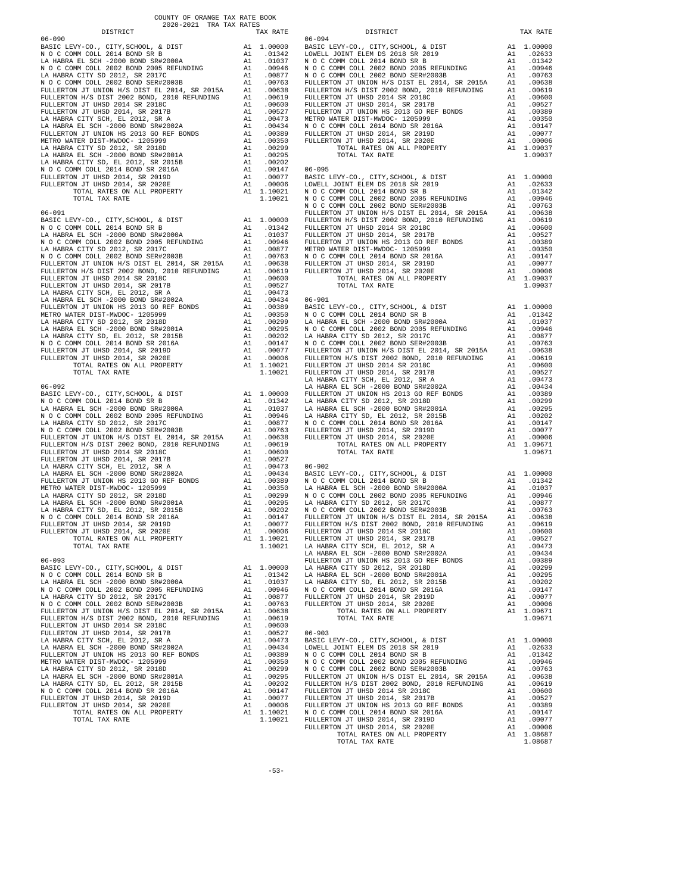COUNTY OF ORANGE TAX RATE BOOK
2020-2021 TRA TAX RATES

| DISTRICT | | TAX RATE |
|---|---|---|
| **06-090** | | |
| BASIC LEVY-CO., CITY,SCHOOL, & DIST | A1 | 1.00000 |
| N O C COMM COLL 2014 BOND SR B | A1 | .01342 |
| LA HABRA EL SCH -2000 BOND SR#2000A | A1 | .01037 |
| N O C COMM COLL 2002 BOND 2005 REFUNDING | A1 | .00946 |
| LA HABRA CITY SD 2012, SR 2017C | A1 | .00877 |
| N O C COMM COLL 2002 BOND SER#2003B | A1 | .00763 |
| FULLERTON JT UNION H/S DIST EL 2014, SR 2015A | A1 | .00638 |
| FULLERTON H/S DIST 2002 BOND, 2010 REFUNDING | A1 | .00619 |
| FULLERTON JT UHSD 2014 SR 2018C | A1 | .00600 |
| FULLERTON JT UHSD 2014, SR 2017B | A1 | .00527 |
| LA HABRA CITY SCH, EL 2012, SR A | A1 | .00473 |
| LA HABRA EL SCH -2000 BOND SR#2002A | A1 | .00434 |
| FULLERTON JT UNION HS 2013 GO REF BONDS | A1 | .00389 |
| METRO WATER DIST-MWDOC- 1205999 | A1 | .00350 |
| LA HABRA CITY SD 2012, SR 2018D | A1 | .00299 |
| LA HABRA EL SCH -2000 BOND SR#2001A | A1 | .00295 |
| LA HABRA CITY SD, EL 2012, SR 2015B | A1 | .00202 |
| N O C COMM COLL 2014 BOND SR 2016A | A1 | .00147 |
| FULLERTON JT UHSD 2014, SR 2019D | A1 | .00077 |
| FULLERTON JT UHSD 2014, SR 2020E | A1 | .00006 |
| TOTAL RATES ON ALL PROPERTY | A1 | 1.10021 |
| TOTAL TAX RATE | | 1.10021 |
| **06-091** | | |
| BASIC LEVY-CO., CITY,SCHOOL, & DIST | A1 | 1.00000 |
| N O C COMM COLL 2014 BOND SR B | A1 | .01342 |
| LA HABRA EL SCH -2000 BOND SR#2000A | A1 | .01037 |
| N O C COMM COLL 2002 BOND 2005 REFUNDING | A1 | .00946 |
| LA HABRA CITY SD 2012, SR 2017C | A1 | .00877 |
| N O C COMM COLL 2002 BOND SER#2003B | A1 | .00763 |
| FULLERTON JT UNION H/S DIST EL 2014, SR 2015A | A1 | .00638 |
| FULLERTON H/S DIST 2002 BOND, 2010 REFUNDING | A1 | .00619 |
| FULLERTON JT UHSD 2014 SR 2018C | A1 | .00600 |
| FULLERTON JT UHSD 2014, SR 2017B | A1 | .00527 |
| LA HABRA CITY SCH, EL 2012, SR A | A1 | .00473 |
| LA HABRA EL SCH -2000 BOND SR#2002A | A1 | .00434 |
| FULLERTON JT UNION HS 2013 GO REF BONDS | A1 | .00389 |
| METRO WATER DIST-MWDOC- 1205999 | A1 | .00350 |
| LA HABRA CITY SD 2012, SR 2018D | A1 | .00299 |
| LA HABRA EL SCH -2000 BOND SR#2001A | A1 | .00295 |
| LA HABRA CITY SD, EL 2012, SR 2015B | A1 | .00202 |
| N O C COMM COLL 2014 BOND SR 2016A | A1 | .00147 |
| FULLERTON JT UHSD 2014, SR 2019D | A1 | .00077 |
| FULLERTON JT UHSD 2014, SR 2020E | A1 | .00006 |
| TOTAL RATES ON ALL PROPERTY | A1 | 1.10021 |
| TOTAL TAX RATE | | 1.10021 |
| **06-092** | | |
| BASIC LEVY-CO., CITY,SCHOOL, & DIST | A1 | 1.00000 |
| N O C COMM COLL 2014 BOND SR B | A1 | .01342 |
| LA HABRA EL SCH -2000 BOND SR#2000A | A1 | .01037 |
| N O C COMM COLL 2002 BOND 2005 REFUNDING | A1 | .00946 |
| LA HABRA CITY SD 2012, SR 2017C | A1 | .00877 |
| N O C COMM COLL 2002 BOND SER#2003B | A1 | .00763 |
| FULLERTON JT UNION H/S DIST EL 2014, SR 2015A | A1 | .00638 |
| FULLERTON H/S DIST 2002 BOND, 2010 REFUNDING | A1 | .00619 |
| FULLERTON JT UHSD 2014 SR 2018C | A1 | .00600 |
| FULLERTON JT UHSD 2014, SR 2017B | A1 | .00527 |
| LA HABRA CITY SCH, EL 2012, SR A | A1 | .00473 |
| LA HABRA EL SCH -2000 BOND SR#2002A | A1 | .00434 |
| FULLERTON JT UNION HS 2013 GO REF BONDS | A1 | .00389 |
| METRO WATER DIST-MWDOC- 1205999 | A1 | .00350 |
| LA HABRA CITY SD 2012, SR 2018D | A1 | .00299 |
| LA HABRA EL SCH -2000 BOND SR#2001A | A1 | .00295 |
| LA HABRA CITY SD, EL 2012, SR 2015B | A1 | .00202 |
| N O C COMM COLL 2014 BOND SR 2016A | A1 | .00147 |
| FULLERTON JT UHSD 2014, SR 2019D | A1 | .00077 |
| FULLERTON JT UHSD 2014, SR 2020E | A1 | .00006 |
| TOTAL RATES ON ALL PROPERTY | A1 | 1.10021 |
| TOTAL TAX RATE | | 1.10021 |
| **06-093** | | |
| BASIC LEVY-CO., CITY,SCHOOL, & DIST | A1 | 1.00000 |
| N O C COMM COLL 2014 BOND SR B | A1 | .01342 |
| LA HABRA EL SCH -2000 BOND SR#2000A | A1 | .01037 |
| N O C COMM COLL 2002 BOND 2005 REFUNDING | A1 | .00946 |
| LA HABRA CITY SD 2012, SR 2017C | A1 | .00877 |
| N O C COMM COLL 2002 BOND SER#2003B | A1 | .00763 |
| FULLERTON JT UNION H/S DIST EL 2014, SR 2015A | A1 | .00638 |
| FULLERTON H/S DIST 2002 BOND, 2010 REFUNDING | A1 | .00619 |
| FULLERTON JT UHSD 2014 SR 2018C | A1 | .00600 |
| FULLERTON JT UHSD 2014, SR 2017B | A1 | .00527 |
| LA HABRA CITY SCH, EL 2012, SR A | A1 | .00473 |
| LA HABRA EL SCH -2000 BOND SR#2002A | A1 | .00434 |
| FULLERTON JT UNION HS 2013 GO REF BONDS | A1 | .00389 |
| METRO WATER DIST-MWDOC- 1205999 | A1 | .00350 |
| LA HABRA CITY SD 2012, SR 2018D | A1 | .00299 |
| LA HABRA EL SCH -2000 BOND SR#2001A | A1 | .00295 |
| LA HABRA CITY SD, EL 2012, SR 2015B | A1 | .00202 |
| N O C COMM COLL 2014 BOND SR 2016A | A1 | .00147 |
| FULLERTON JT UHSD 2014, SR 2019D | A1 | .00077 |
| FULLERTON JT UHSD 2014, SR 2020E | A1 | .00006 |
| TOTAL RATES ON ALL PROPERTY | A1 | 1.10021 |
| TOTAL TAX RATE | | 1.10021 |
| **06-094** | | |
| BASIC LEVY-CO., CITY,SCHOOL, & DIST | A1 | 1.00000 |
| LOWELL JOINT ELEM DS 2018 SR 2019 | A1 | .02633 |
| N O C COMM COLL 2014 BOND SR B | A1 | .01342 |
| N O C COMM COLL 2002 BOND 2005 REFUNDING | A1 | .00946 |
| N O C COMM COLL 2002 BOND SER#2003B | A1 | .00763 |
| FULLERTON JT UNION H/S DIST EL 2014, SR 2015A | A1 | .00638 |
| FULLERTON H/S DIST 2002 BOND, 2010 REFUNDING | A1 | .00619 |
| FULLERTON JT UHSD 2014 SR 2018C | A1 | .00600 |
| FULLERTON JT UHSD 2014, SR 2017B | A1 | .00527 |
| FULLERTON JT UNION HS 2013 GO REF BONDS | A1 | .00389 |
| METRO WATER DIST-MWDOC- 1205999 | A1 | .00350 |
| N O C COMM COLL 2014 BOND SR 2016A | A1 | .00147 |
| FULLERTON JT UHSD 2014, SR 2019D | A1 | .00077 |
| FULLERTON JT UHSD 2014, SR 2020E | A1 | .00006 |
| TOTAL RATES ON ALL PROPERTY | A1 | 1.09037 |
| TOTAL TAX RATE | | 1.09037 |
| **06-095** | | |
| BASIC LEVY-CO., CITY,SCHOOL, & DIST | A1 | 1.00000 |
| LOWELL JOINT ELEM DS 2018 SR 2019 | A1 | .02633 |
| N O C COMM COLL 2014 BOND SR B | A1 | .01342 |
| N O C COMM COLL 2002 BOND 2005 REFUNDING | A1 | .00946 |
| N O C COMM COLL 2002 BOND SER#2003B | A1 | .00763 |
| FULLERTON JT UNION H/S DIST EL 2014, SR 2015A | A1 | .00638 |
| FULLERTON H/S DIST 2002 BOND, 2010 REFUNDING | A1 | .00619 |
| FULLERTON JT UHSD 2014 SR 2018C | A1 | .00600 |
| FULLERTON JT UHSD 2014, SR 2017B | A1 | .00527 |
| FULLERTON JT UNION HS 2013 GO REF BONDS | A1 | .00389 |
| METRO WATER DIST-MWDOC- 1205999 | A1 | .00350 |
| N O C COMM COLL 2014 BOND SR 2016A | A1 | .00147 |
| FULLERTON JT UHSD 2014, SR 2019D | A1 | .00077 |
| FULLERTON JT UHSD 2014, SR 2020E | A1 | .00006 |
| TOTAL RATES ON ALL PROPERTY | A1 | 1.09037 |
| TOTAL TAX RATE | | 1.09037 |
| **06-901** | | |
| BASIC LEVY-CO., CITY,SCHOOL, & DIST | A1 | 1.00000 |
| N O C COMM COLL 2014 BOND SR B | A1 | .01342 |
| LA HABRA EL SCH -2000 BOND SR#2000A | A1 | .01037 |
| N O C COMM COLL 2002 BOND 2005 REFUNDING | A1 | .00946 |
| LA HABRA CITY SD 2012, SR 2017C | A1 | .00877 |
| N O C COMM COLL 2002 BOND SER#2003B | A1 | .00763 |
| FULLERTON JT UNION H/S DIST EL 2014, SR 2015A | A1 | .00638 |
| FULLERTON H/S DIST 2002 BOND, 2010 REFUNDING | A1 | .00619 |
| FULLERTON JT UHSD 2014 SR 2018C | A1 | .00600 |
| FULLERTON JT UHSD 2014, SR 2017B | A1 | .00527 |
| LA HABRA CITY SCH, EL 2012, SR A | A1 | .00473 |
| LA HABRA EL SCH -2000 BOND SR#2002A | A1 | .00434 |
| FULLERTON JT UNION HS 2013 GO REF BONDS | A1 | .00389 |
| LA HABRA CITY SD 2012, SR 2018D | A1 | .00299 |
| LA HABRA EL SCH -2000 BOND SR#2001A | A1 | .00295 |
| LA HABRA CITY SD, EL 2012, SR 2015B | A1 | .00202 |
| N O C COMM COLL 2014 BOND SR 2016A | A1 | .00147 |
| FULLERTON JT UHSD 2014, SR 2019D | A1 | .00077 |
| FULLERTON JT UHSD 2014, SR 2020E | A1 | .00006 |
| TOTAL RATES ON ALL PROPERTY | A1 | 1.09671 |
| TOTAL TAX RATE | | 1.09671 |
| **06-902** | | |
| BASIC LEVY-CO., CITY,SCHOOL, & DIST | A1 | 1.00000 |
| N O C COMM COLL 2014 BOND SR B | A1 | .01342 |
| LA HABRA EL SCH -2000 BOND SR#2000A | A1 | .01037 |
| N O C COMM COLL 2002 BOND 2005 REFUNDING | A1 | .00946 |
| LA HABRA CITY SD 2012, SR 2017C | A1 | .00877 |
| N O C COMM COLL 2002 BOND SER#2003B | A1 | .00763 |
| FULLERTON JT UNION H/S DIST EL 2014, SR 2015A | A1 | .00638 |
| FULLERTON H/S DIST 2002 BOND, 2010 REFUNDING | A1 | .00619 |
| FULLERTON JT UHSD 2014 SR 2018C | A1 | .00600 |
| FULLERTON JT UHSD 2014, SR 2017B | A1 | .00527 |
| LA HABRA CITY SCH, EL 2012, SR A | A1 | .00473 |
| LA HABRA EL SCH -2000 BOND SR#2002A | A1 | .00434 |
| FULLERTON JT UNION HS 2013 GO REF BONDS | A1 | .00389 |
| LA HABRA CITY SD 2012, SR 2018D | A1 | .00299 |
| LA HABRA EL SCH -2000 BOND SR#2001A | A1 | .00295 |
| LA HABRA CITY SD, EL 2012, SR 2015B | A1 | .00202 |
| N O C COMM COLL 2014 BOND SR 2016A | A1 | .00147 |
| FULLERTON JT UHSD 2014, SR 2019D | A1 | .00077 |
| FULLERTON JT UHSD 2014, SR 2020E | A1 | .00006 |
| TOTAL RATES ON ALL PROPERTY | A1 | 1.09671 |
| TOTAL TAX RATE | | 1.09671 |
| **06-903** | | |
| BASIC LEVY-CO., CITY,SCHOOL, & DIST | A1 | 1.00000 |
| LOWELL JOINT ELEM DS 2018 SR 2019 | A1 | .02633 |
| N O C COMM COLL 2014 BOND SR B | A1 | .01342 |
| N O C COMM COLL 2002 BOND 2005 REFUNDING | A1 | .00946 |
| N O C COMM COLL 2002 BOND SER#2003B | A1 | .00763 |
| FULLERTON JT UNION H/S DIST EL 2014, SR 2015A | A1 | .00638 |
| FULLERTON H/S DIST 2002 BOND, 2010 REFUNDING | A1 | .00619 |
| FULLERTON JT UHSD 2014 SR 2018C | A1 | .00600 |
| FULLERTON JT UHSD 2014, SR 2017B | A1 | .00527 |
| FULLERTON JT UNION HS 2013 GO REF BONDS | A1 | .00389 |
| N O C COMM COLL 2014 BOND SR 2016A | A1 | .00147 |
| FULLERTON JT UHSD 2014, SR 2019D | A1 | .00077 |
| FULLERTON JT UHSD 2014, SR 2020E | A1 | .00006 |
| TOTAL RATES ON ALL PROPERTY | A1 | 1.08687 |
| TOTAL TAX RATE | | 1.08687 |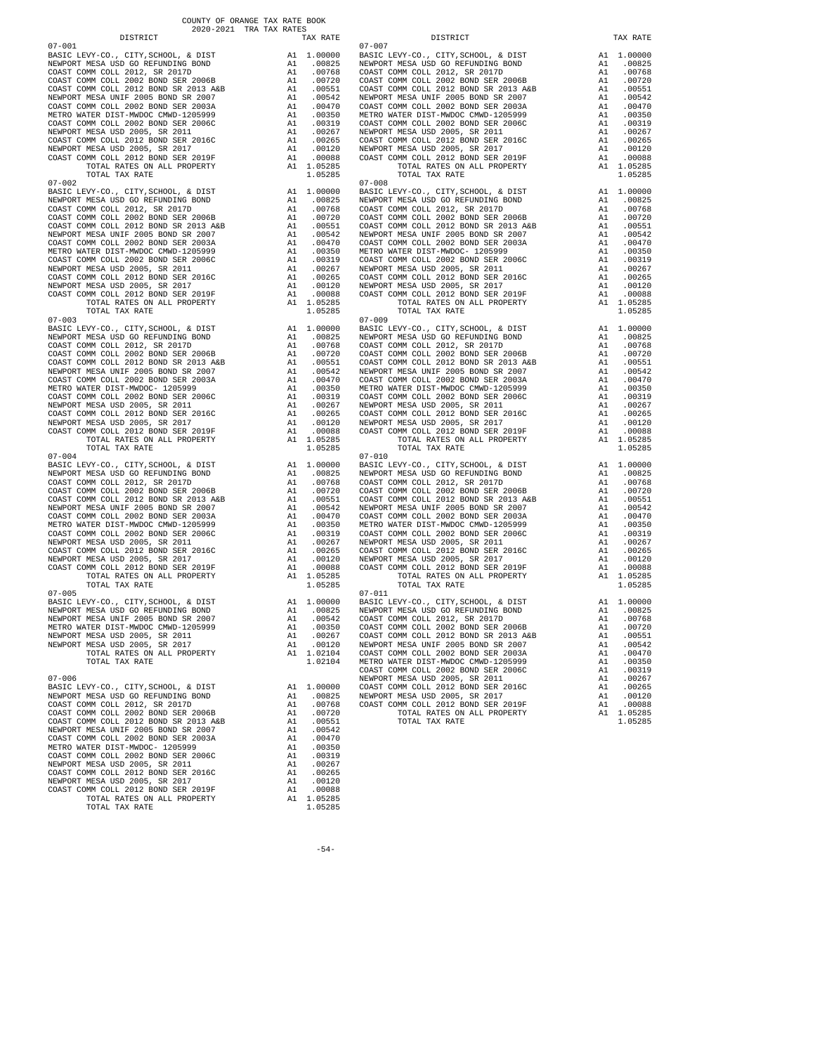COUNTY OF ORANGE TAX RATE BOOK
2020-2021 TRA TAX RATES

| DISTRICT | | TAX RATE |
|---|---|---|
| **07-001** | | |
| BASIC LEVY-CO., CITY,SCHOOL, & DIST | A1 | 1.00000 |
| NEWPORT MESA USD GO REFUNDING BOND | A1 | .00825 |
| COAST COMM COLL 2012, SR 2017D | A1 | .00768 |
| COAST COMM COLL 2002 BOND SER 2006B | A1 | .00720 |
| COAST COMM COLL 2012 BOND SR 2013 A&B | A1 | .00551 |
| NEWPORT MESA UNIF 2005 BOND SR 2007 | A1 | .00542 |
| COAST COMM COLL 2002 BOND SER 2003A | A1 | .00470 |
| METRO WATER DIST-MWDOC CMWD-1205999 | A1 | .00350 |
| COAST COMM COLL 2002 BOND SER 2006C | A1 | .00319 |
| NEWPORT MESA USD 2005, SR 2011 | A1 | .00267 |
| COAST COMM COLL 2012 BOND SER 2016C | A1 | .00265 |
| NEWPORT MESA USD 2005, SR 2017 | A1 | .00120 |
| COAST COMM COLL 2012 BOND SER 2019F | A1 | .00088 |
| TOTAL RATES ON ALL PROPERTY | A1 | 1.05285 |
| TOTAL TAX RATE | | 1.05285 |
| **07-002** | | |
| BASIC LEVY-CO., CITY,SCHOOL, & DIST | A1 | 1.00000 |
| NEWPORT MESA USD GO REFUNDING BOND | A1 | .00825 |
| COAST COMM COLL 2012, SR 2017D | A1 | .00768 |
| COAST COMM COLL 2002 BOND SER 2006B | A1 | .00720 |
| COAST COMM COLL 2012 BOND SR 2013 A&B | A1 | .00551 |
| NEWPORT MESA UNIF 2005 BOND SR 2007 | A1 | .00542 |
| COAST COMM COLL 2002 BOND SER 2003A | A1 | .00470 |
| METRO WATER DIST-MWDOC CMWD-1205999 | A1 | .00350 |
| COAST COMM COLL 2002 BOND SER 2006C | A1 | .00319 |
| NEWPORT MESA USD 2005, SR 2011 | A1 | .00267 |
| COAST COMM COLL 2012 BOND SER 2016C | A1 | .00265 |
| NEWPORT MESA USD 2005, SR 2017 | A1 | .00120 |
| COAST COMM COLL 2012 BOND SER 2019F | A1 | .00088 |
| TOTAL RATES ON ALL PROPERTY | A1 | 1.05285 |
| TOTAL TAX RATE | | 1.05285 |
| **07-003** | | |
| BASIC LEVY-CO., CITY,SCHOOL, & DIST | A1 | 1.00000 |
| NEWPORT MESA USD GO REFUNDING BOND | A1 | .00825 |
| COAST COMM COLL 2012, SR 2017D | A1 | .00768 |
| COAST COMM COLL 2002 BOND SER 2006B | A1 | .00720 |
| COAST COMM COLL 2012 BOND SR 2013 A&B | A1 | .00551 |
| NEWPORT MESA UNIF 2005 BOND SR 2007 | A1 | .00542 |
| COAST COMM COLL 2002 BOND SER 2003A | A1 | .00470 |
| METRO WATER DIST-MWDOC- 1205999 | A1 | .00350 |
| COAST COMM COLL 2002 BOND SER 2006C | A1 | .00319 |
| NEWPORT MESA USD 2005, SR 2011 | A1 | .00267 |
| COAST COMM COLL 2012 BOND SER 2016C | A1 | .00265 |
| NEWPORT MESA USD 2005, SR 2017 | A1 | .00120 |
| COAST COMM COLL 2012 BOND SER 2019F | A1 | .00088 |
| TOTAL RATES ON ALL PROPERTY | A1 | 1.05285 |
| TOTAL TAX RATE | | 1.05285 |
| **07-004** | | |
| BASIC LEVY-CO., CITY,SCHOOL, & DIST | A1 | 1.00000 |
| NEWPORT MESA USD GO REFUNDING BOND | A1 | .00825 |
| COAST COMM COLL 2012, SR 2017D | A1 | .00768 |
| COAST COMM COLL 2002 BOND SER 2006B | A1 | .00720 |
| COAST COMM COLL 2012 BOND SR 2013 A&B | A1 | .00551 |
| NEWPORT MESA UNIF 2005 BOND SR 2007 | A1 | .00542 |
| COAST COMM COLL 2002 BOND SER 2003A | A1 | .00470 |
| METRO WATER DIST-MWDOC CMWD-1205999 | A1 | .00350 |
| COAST COMM COLL 2002 BOND SER 2006C | A1 | .00319 |
| NEWPORT MESA USD 2005, SR 2011 | A1 | .00267 |
| COAST COMM COLL 2012 BOND SER 2016C | A1 | .00265 |
| NEWPORT MESA USD 2005, SR 2017 | A1 | .00120 |
| COAST COMM COLL 2012 BOND SER 2019F | A1 | .00088 |
| TOTAL RATES ON ALL PROPERTY | A1 | 1.05285 |
| TOTAL TAX RATE | | 1.05285 |
| **07-005** | | |
| BASIC LEVY-CO., CITY,SCHOOL, & DIST | A1 | 1.00000 |
| NEWPORT MESA USD GO REFUNDING BOND | A1 | .00825 |
| NEWPORT MESA UNIF 2005 BOND SR 2007 | A1 | .00542 |
| METRO WATER DIST-MWDOC CMWD-1205999 | A1 | .00350 |
| NEWPORT MESA USD 2005, SR 2011 | A1 | .00267 |
| NEWPORT MESA USD 2005, SR 2017 | A1 | .00120 |
| TOTAL RATES ON ALL PROPERTY | A1 | 1.02104 |
| TOTAL TAX RATE | | 1.02104 |
| **07-006** | | |
| BASIC LEVY-CO., CITY,SCHOOL, & DIST | A1 | 1.00000 |
| NEWPORT MESA USD GO REFUNDING BOND | A1 | .00825 |
| COAST COMM COLL 2012, SR 2017D | A1 | .00768 |
| COAST COMM COLL 2002 BOND SER 2006B | A1 | .00720 |
| COAST COMM COLL 2012 BOND SR 2013 A&B | A1 | .00551 |
| NEWPORT MESA UNIF 2005 BOND SR 2007 | A1 | .00542 |
| COAST COMM COLL 2002 BOND SER 2003A | A1 | .00470 |
| METRO WATER DIST-MWDOC- 1205999 | A1 | .00350 |
| COAST COMM COLL 2002 BOND SER 2006C | A1 | .00319 |
| NEWPORT MESA USD 2005, SR 2011 | A1 | .00267 |
| COAST COMM COLL 2012 BOND SER 2016C | A1 | .00265 |
| NEWPORT MESA USD 2005, SR 2017 | A1 | .00120 |
| COAST COMM COLL 2012 BOND SER 2019F | A1 | .00088 |
| TOTAL RATES ON ALL PROPERTY | A1 | 1.05285 |
| TOTAL TAX RATE | | 1.05285 |
| **07-007** | | |
| BASIC LEVY-CO., CITY,SCHOOL, & DIST | A1 | 1.00000 |
| NEWPORT MESA USD GO REFUNDING BOND | A1 | .00825 |
| COAST COMM COLL 2012, SR 2017D | A1 | .00768 |
| COAST COMM COLL 2002 BOND SER 2006B | A1 | .00720 |
| COAST COMM COLL 2012 BOND SR 2013 A&B | A1 | .00551 |
| NEWPORT MESA UNIF 2005 BOND SR 2007 | A1 | .00542 |
| COAST COMM COLL 2002 BOND SER 2003A | A1 | .00470 |
| METRO WATER DIST-MWDOC CMWD-1205999 | A1 | .00350 |
| COAST COMM COLL 2002 BOND SER 2006C | A1 | .00319 |
| NEWPORT MESA USD 2005, SR 2011 | A1 | .00267 |
| COAST COMM COLL 2012 BOND SER 2016C | A1 | .00265 |
| NEWPORT MESA USD 2005, SR 2017 | A1 | .00120 |
| COAST COMM COLL 2012 BOND SER 2019F | A1 | .00088 |
| TOTAL RATES ON ALL PROPERTY | A1 | 1.05285 |
| TOTAL TAX RATE | | 1.05285 |
| **07-008** | | |
| BASIC LEVY-CO., CITY,SCHOOL, & DIST | A1 | 1.00000 |
| NEWPORT MESA USD GO REFUNDING BOND | A1 | .00825 |
| COAST COMM COLL 2012, SR 2017D | A1 | .00768 |
| COAST COMM COLL 2002 BOND SER 2006B | A1 | .00720 |
| COAST COMM COLL 2012 BOND SR 2013 A&B | A1 | .00551 |
| NEWPORT MESA UNIF 2005 BOND SR 2007 | A1 | .00542 |
| COAST COMM COLL 2002 BOND SER 2003A | A1 | .00470 |
| METRO WATER DIST-MWDOC- 1205999 | A1 | .00350 |
| COAST COMM COLL 2002 BOND SER 2006C | A1 | .00319 |
| NEWPORT MESA USD 2005, SR 2011 | A1 | .00267 |
| COAST COMM COLL 2012 BOND SER 2016C | A1 | .00265 |
| NEWPORT MESA USD 2005, SR 2017 | A1 | .00120 |
| COAST COMM COLL 2012 BOND SER 2019F | A1 | .00088 |
| TOTAL RATES ON ALL PROPERTY | A1 | 1.05285 |
| TOTAL TAX RATE | | 1.05285 |
| **07-009** | | |
| BASIC LEVY-CO., CITY,SCHOOL, & DIST | A1 | 1.00000 |
| NEWPORT MESA USD GO REFUNDING BOND | A1 | .00825 |
| COAST COMM COLL 2012, SR 2017D | A1 | .00768 |
| COAST COMM COLL 2002 BOND SER 2006B | A1 | .00720 |
| COAST COMM COLL 2012 BOND SR 2013 A&B | A1 | .00551 |
| NEWPORT MESA UNIF 2005 BOND SR 2007 | A1 | .00542 |
| COAST COMM COLL 2002 BOND SER 2003A | A1 | .00470 |
| METRO WATER DIST-MWDOC CMWD-1205999 | A1 | .00350 |
| COAST COMM COLL 2002 BOND SER 2006C | A1 | .00319 |
| NEWPORT MESA USD 2005, SR 2011 | A1 | .00267 |
| COAST COMM COLL 2012 BOND SER 2016C | A1 | .00265 |
| NEWPORT MESA USD 2005, SR 2017 | A1 | .00120 |
| COAST COMM COLL 2012 BOND SER 2019F | A1 | .00088 |
| TOTAL RATES ON ALL PROPERTY | A1 | 1.05285 |
| TOTAL TAX RATE | | 1.05285 |
| **07-010** | | |
| BASIC LEVY-CO., CITY,SCHOOL, & DIST | A1 | 1.00000 |
| NEWPORT MESA USD GO REFUNDING BOND | A1 | .00825 |
| COAST COMM COLL 2012, SR 2017D | A1 | .00768 |
| COAST COMM COLL 2002 BOND SER 2006B | A1 | .00720 |
| COAST COMM COLL 2012 BOND SR 2013 A&B | A1 | .00551 |
| NEWPORT MESA UNIF 2005 BOND SR 2007 | A1 | .00542 |
| COAST COMM COLL 2002 BOND SER 2003A | A1 | .00470 |
| METRO WATER DIST-MWDOC CMWD-1205999 | A1 | .00350 |
| COAST COMM COLL 2002 BOND SER 2006C | A1 | .00319 |
| NEWPORT MESA USD 2005, SR 2011 | A1 | .00267 |
| COAST COMM COLL 2012 BOND SER 2016C | A1 | .00265 |
| NEWPORT MESA USD 2005, SR 2017 | A1 | .00120 |
| COAST COMM COLL 2012 BOND SER 2019F | A1 | .00088 |
| TOTAL RATES ON ALL PROPERTY | A1 | 1.05285 |
| TOTAL TAX RATE | | 1.05285 |
| **07-011** | | |
| BASIC LEVY-CO., CITY,SCHOOL, & DIST | A1 | 1.00000 |
| NEWPORT MESA USD GO REFUNDING BOND | A1 | .00825 |
| COAST COMM COLL 2012, SR 2017D | A1 | .00768 |
| COAST COMM COLL 2002 BOND SER 2006B | A1 | .00720 |
| COAST COMM COLL 2012 BOND SR 2013 A&B | A1 | .00551 |
| NEWPORT MESA UNIF 2005 BOND SR 2007 | A1 | .00542 |
| COAST COMM COLL 2002 BOND SER 2003A | A1 | .00470 |
| METRO WATER DIST-MWDOC CMWD-1205999 | A1 | .00350 |
| COAST COMM COLL 2002 BOND SER 2006C | A1 | .00319 |
| NEWPORT MESA USD 2005, SR 2011 | A1 | .00267 |
| COAST COMM COLL 2012 BOND SER 2016C | A1 | .00265 |
| NEWPORT MESA USD 2005, SR 2017 | A1 | .00120 |
| COAST COMM COLL 2012 BOND SER 2019F | A1 | .00088 |
| TOTAL RATES ON ALL PROPERTY | A1 | 1.05285 |
| TOTAL TAX RATE | | 1.05285 |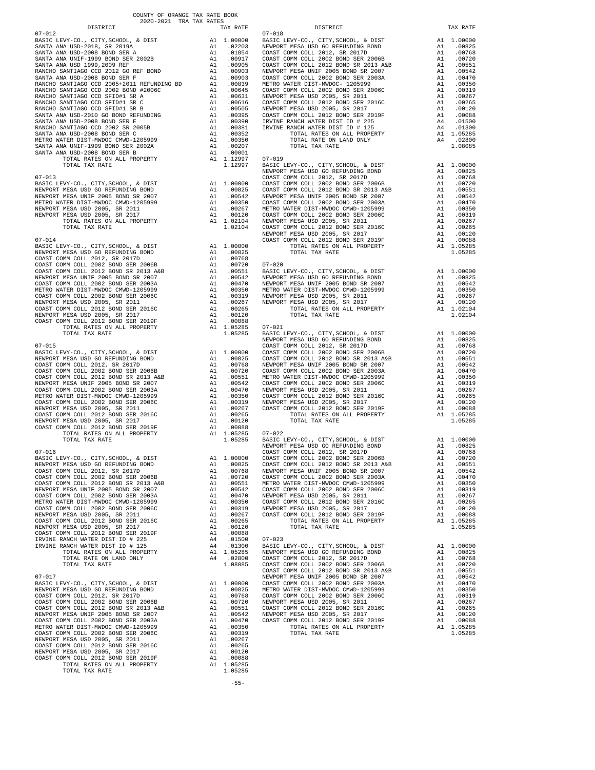COUNTY OF ORANGE TAX RATE BOOK
2020-2021 TRA TAX RATES

| DISTRICT | | TAX RATE |
|---|---|---|
| 07-012 | | |
| BASIC LEVY-CO., CITY,SCHOOL, & DIST | A1 | 1.00000 |
| SANTA ANA USD-2018, SR 2019A | A1 | .02203 |
| SANTA ANA USD-2008 BOND SER A | A1 | .01854 |
| SANTA ANA UNIF-1999 BOND SER 2002B | A1 | .00917 |
| SANTA ANA USD 1999,2009 REF | A1 | .00905 |
| RANCHO SANTIAGO CCD 2012 GO REF BOND | A1 | .00903 |
| SANTA ANA USD-2008 BOND SER F | A1 | .00903 |
| RANCHO SANTIAGO CCD 2005+2011 REFUNDING BD | A1 | .00839 |
| RANCHO SANTIAGO CCD 2002 BOND #2006C | A1 | .00645 |
| RANCHO SANTIAGO CCD SFID#1 SR A | A1 | .00631 |
| RANCHO SANTIAGO CCD SFID#1 SR C | A1 | .00616 |
| RANCHO SANTIAGO CCD SFID#1 SR B | A1 | .00505 |
| SANTA ANA USD-2010 GO BOND REFUNDING | A1 | .00395 |
| SANTA ANA USD-2008 BOND SER E | A1 | .00390 |
| RANCHO SANTIAGO CCD 2002 SR 2005B | A1 | .00381 |
| SANTA ANA USD-2008 BOND SER C | A1 | .00352 |
| METRO WATER DIST-MWDOC CMWD-1205999 | A1 | .00350 |
| SANTA ANA UNIF-1999 BOND SER 2002A | A1 | .00207 |
| SANTA ANA USD-2008 BOND SER B | A1 | .00001 |
| TOTAL RATES ON ALL PROPERTY | A1 | 1.12997 |
| TOTAL TAX RATE | | 1.12997 |
| 07-013 | | |
| BASIC LEVY-CO., CITY,SCHOOL, & DIST | A1 | 1.00000 |
| NEWPORT MESA USD GO REFUNDING BOND | A1 | .00825 |
| NEWPORT MESA UNIF 2005 BOND SR 2007 | A1 | .00542 |
| METRO WATER DIST-MWDOC CMWD-1205999 | A1 | .00350 |
| NEWPORT MESA USD 2005, SR 2011 | A1 | .00267 |
| NEWPORT MESA USD 2005, SR 2017 | A1 | .00120 |
| TOTAL RATES ON ALL PROPERTY | A1 | 1.02104 |
| TOTAL TAX RATE | | 1.02104 |
| 07-014 | | |
| BASIC LEVY-CO., CITY,SCHOOL, & DIST | A1 | 1.00000 |
| NEWPORT MESA USD GO REFUNDING BOND | A1 | .00825 |
| COAST COMM COLL 2012, SR 2017D | A1 | .00768 |
| COAST COMM COLL 2002 BOND SER 2006B | A1 | .00720 |
| COAST COMM COLL 2012 BOND SR 2013 A&B | A1 | .00551 |
| NEWPORT MESA UNIF 2005 BOND SR 2007 | A1 | .00542 |
| COAST COMM COLL 2002 BOND SER 2003A | A1 | .00470 |
| METRO WATER DIST-MWDOC CMWD-1205999 | A1 | .00350 |
| COAST COMM COLL 2002 BOND SER 2006C | A1 | .00319 |
| NEWPORT MESA USD 2005, SR 2011 | A1 | .00267 |
| COAST COMM COLL 2012 BOND SER 2016C | A1 | .00265 |
| NEWPORT MESA USD 2005, SR 2017 | A1 | .00120 |
| COAST COMM COLL 2012 BOND SER 2019F | A1 | .00088 |
| TOTAL RATES ON ALL PROPERTY | A1 | 1.05285 |
| TOTAL TAX RATE | | 1.05285 |
| 07-015 | | |
| BASIC LEVY-CO., CITY,SCHOOL, & DIST | A1 | 1.00000 |
| NEWPORT MESA USD GO REFUNDING BOND | A1 | .00825 |
| COAST COMM COLL 2012, SR 2017D | A1 | .00768 |
| COAST COMM COLL 2002 BOND SER 2006B | A1 | .00720 |
| COAST COMM COLL 2012 BOND SR 2013 A&B | A1 | .00551 |
| NEWPORT MESA UNIF 2005 BOND SR 2007 | A1 | .00542 |
| COAST COMM COLL 2002 BOND SER 2003A | A1 | .00470 |
| METRO WATER DIST-MWDOC CMWD-1205999 | A1 | .00350 |
| COAST COMM COLL 2002 BOND SER 2006C | A1 | .00319 |
| NEWPORT MESA USD 2005, SR 2011 | A1 | .00267 |
| COAST COMM COLL 2012 BOND SER 2016C | A1 | .00265 |
| NEWPORT MESA USD 2005, SR 2017 | A1 | .00120 |
| COAST COMM COLL 2012 BOND SER 2019F | A1 | .00088 |
| TOTAL RATES ON ALL PROPERTY | A1 | 1.05285 |
| TOTAL TAX RATE | | 1.05285 |
| 07-016 | | |
| BASIC LEVY-CO., CITY,SCHOOL, & DIST | A1 | 1.00000 |
| NEWPORT MESA USD GO REFUNDING BOND | A1 | .00825 |
| COAST COMM COLL 2012, SR 2017D | A1 | .00768 |
| COAST COMM COLL 2002 BOND SER 2006B | A1 | .00720 |
| COAST COMM COLL 2012 BOND SR 2013 A&B | A1 | .00551 |
| NEWPORT MESA UNIF 2005 BOND SR 2007 | A1 | .00542 |
| COAST COMM COLL 2002 BOND SER 2003A | A1 | .00470 |
| METRO WATER DIST-MWDOC CMWD-1205999 | A1 | .00350 |
| COAST COMM COLL 2002 BOND SER 2006C | A1 | .00319 |
| NEWPORT MESA USD 2005, SR 2011 | A1 | .00267 |
| COAST COMM COLL 2012 BOND SER 2016C | A1 | .00265 |
| NEWPORT MESA USD 2005, SR 2017 | A1 | .00120 |
| COAST COMM COLL 2012 BOND SER 2019F | A1 | .00088 |
| IRVINE RANCH WATER DIST ID # 225 | A4 | .01500 |
| IRVINE RANCH WATER DIST ID # 125 | A4 | .01300 |
| TOTAL RATES ON ALL PROPERTY | A1 | 1.05285 |
| TOTAL RATE ON LAND ONLY | A4 | .02800 |
| TOTAL TAX RATE | | 1.08085 |
| 07-017 | | |
| BASIC LEVY-CO., CITY,SCHOOL, & DIST | A1 | 1.00000 |
| NEWPORT MESA USD GO REFUNDING BOND | A1 | .00825 |
| COAST COMM COLL 2012, SR 2017D | A1 | .00768 |
| COAST COMM COLL 2002 BOND SER 2006B | A1 | .00720 |
| COAST COMM COLL 2012 BOND SR 2013 A&B | A1 | .00551 |
| NEWPORT MESA UNIF 2005 BOND SR 2007 | A1 | .00542 |
| COAST COMM COLL 2002 BOND SER 2003A | A1 | .00470 |
| METRO WATER DIST-MWDOC CMWD-1205999 | A1 | .00350 |
| COAST COMM COLL 2002 BOND SER 2006C | A1 | .00319 |
| NEWPORT MESA USD 2005, SR 2011 | A1 | .00267 |
| COAST COMM COLL 2012 BOND SER 2016C | A1 | .00265 |
| NEWPORT MESA USD 2005, SR 2017 | A1 | .00120 |
| COAST COMM COLL 2012 BOND SER 2019F | A1 | .00088 |
| TOTAL RATES ON ALL PROPERTY | A1 | 1.05285 |
| TOTAL TAX RATE | | 1.05285 |
| 07-018 | | |
| BASIC LEVY-CO., CITY,SCHOOL, & DIST | A1 | 1.00000 |
| NEWPORT MESA USD GO REFUNDING BOND | A1 | .00825 |
| COAST COMM COLL 2012, SR 2017D | A1 | .00768 |
| COAST COMM COLL 2002 BOND SER 2006B | A1 | .00720 |
| COAST COMM COLL 2012 BOND SR 2013 A&B | A1 | .00551 |
| NEWPORT MESA UNIF 2005 BOND SR 2007 | A1 | .00542 |
| COAST COMM COLL 2002 BOND SER 2003A | A1 | .00470 |
| METRO WATER DIST-MWDOC- 1205999 | A1 | .00350 |
| COAST COMM COLL 2002 BOND SER 2006C | A1 | .00319 |
| NEWPORT MESA USD 2005, SR 2011 | A1 | .00267 |
| COAST COMM COLL 2012 BOND SER 2016C | A1 | .00265 |
| NEWPORT MESA USD 2005, SR 2017 | A1 | .00120 |
| COAST COMM COLL 2012 BOND SER 2019F | A1 | .00088 |
| IRVINE RANCH WATER DIST ID # 225 | A4 | .01500 |
| IRVINE RANCH WATER DIST ID # 125 | A4 | .01300 |
| TOTAL RATES ON ALL PROPERTY | A1 | 1.05285 |
| TOTAL RATE ON LAND ONLY | A4 | .02800 |
| TOTAL TAX RATE | | 1.08085 |
| 07-019 | | |
| BASIC LEVY-CO., CITY,SCHOOL, & DIST | A1 | 1.00000 |
| NEWPORT MESA USD GO REFUNDING BOND | A1 | .00825 |
| COAST COMM COLL 2012, SR 2017D | A1 | .00768 |
| COAST COMM COLL 2002 BOND SER 2006B | A1 | .00720 |
| COAST COMM COLL 2012 BOND SR 2013 A&B | A1 | .00551 |
| NEWPORT MESA UNIF 2005 BOND SR 2007 | A1 | .00542 |
| COAST COMM COLL 2002 BOND SER 2003A | A1 | .00470 |
| METRO WATER DIST-MWDOC CMWD-1205999 | A1 | .00350 |
| COAST COMM COLL 2002 BOND SER 2006C | A1 | .00319 |
| NEWPORT MESA USD 2005, SR 2011 | A1 | .00267 |
| COAST COMM COLL 2012 BOND SER 2016C | A1 | .00265 |
| NEWPORT MESA USD 2005, SR 2017 | A1 | .00120 |
| COAST COMM COLL 2012 BOND SER 2019F | A1 | .00088 |
| TOTAL RATES ON ALL PROPERTY | A1 | 1.05285 |
| TOTAL TAX RATE | | 1.05285 |
| 07-020 | | |
| BASIC LEVY-CO., CITY,SCHOOL, & DIST | A1 | 1.00000 |
| NEWPORT MESA USD GO REFUNDING BOND | A1 | .00825 |
| NEWPORT MESA UNIF 2005 BOND SR 2007 | A1 | .00542 |
| METRO WATER DIST-MWDOC CMWD-1205999 | A1 | .00350 |
| NEWPORT MESA USD 2005, SR 2011 | A1 | .00267 |
| NEWPORT MESA USD 2005, SR 2017 | A1 | .00120 |
| TOTAL RATES ON ALL PROPERTY | A1 | 1.02104 |
| TOTAL TAX RATE | | 1.02104 |
| 07-021 | | |
| BASIC LEVY-CO., CITY,SCHOOL, & DIST | A1 | 1.00000 |
| NEWPORT MESA USD GO REFUNDING BOND | A1 | .00825 |
| COAST COMM COLL 2012, SR 2017D | A1 | .00768 |
| COAST COMM COLL 2002 BOND SER 2006B | A1 | .00720 |
| COAST COMM COLL 2012 BOND SR 2013 A&B | A1 | .00551 |
| NEWPORT MESA UNIF 2005 BOND SR 2007 | A1 | .00542 |
| COAST COMM COLL 2002 BOND SER 2003A | A1 | .00470 |
| METRO WATER DIST-MWDOC CMWD-1205999 | A1 | .00350 |
| COAST COMM COLL 2002 BOND SER 2006C | A1 | .00319 |
| NEWPORT MESA USD 2005, SR 2011 | A1 | .00267 |
| COAST COMM COLL 2012 BOND SER 2016C | A1 | .00265 |
| NEWPORT MESA USD 2005, SR 2017 | A1 | .00120 |
| COAST COMM COLL 2012 BOND SER 2019F | A1 | .00088 |
| TOTAL RATES ON ALL PROPERTY | A1 | 1.05285 |
| TOTAL TAX RATE | | 1.05285 |
| 07-022 | | |
| BASIC LEVY-CO., CITY,SCHOOL, & DIST | A1 | 1.00000 |
| NEWPORT MESA USD GO REFUNDING BOND | A1 | .00825 |
| COAST COMM COLL 2012, SR 2017D | A1 | .00768 |
| COAST COMM COLL 2002 BOND SER 2006B | A1 | .00720 |
| COAST COMM COLL 2012 BOND SR 2013 A&B | A1 | .00551 |
| NEWPORT MESA UNIF 2005 BOND SR 2007 | A1 | .00542 |
| COAST COMM COLL 2002 BOND SER 2003A | A1 | .00470 |
| METRO WATER DIST-MWDOC CMWD-1205999 | A1 | .00350 |
| COAST COMM COLL 2002 BOND SER 2006C | A1 | .00319 |
| NEWPORT MESA USD 2005, SR 2011 | A1 | .00267 |
| COAST COMM COLL 2012 BOND SER 2016C | A1 | .00265 |
| NEWPORT MESA USD 2005, SR 2017 | A1 | .00120 |
| COAST COMM COLL 2012 BOND SER 2019F | A1 | .00088 |
| TOTAL RATES ON ALL PROPERTY | A1 | 1.05285 |
| TOTAL TAX RATE | | 1.05285 |
| 07-023 | | |
| BASIC LEVY-CO., CITY,SCHOOL, & DIST | A1 | 1.00000 |
| NEWPORT MESA USD GO REFUNDING BOND | A1 | .00825 |
| COAST COMM COLL 2012, SR 2017D | A1 | .00768 |
| COAST COMM COLL 2002 BOND SER 2006B | A1 | .00720 |
| COAST COMM COLL 2012 BOND SR 2013 A&B | A1 | .00551 |
| NEWPORT MESA UNIF 2005 BOND SR 2007 | A1 | .00542 |
| COAST COMM COLL 2002 BOND SER 2003A | A1 | .00470 |
| METRO WATER DIST-MWDOC CMWD-1205999 | A1 | .00350 |
| COAST COMM COLL 2002 BOND SER 2006C | A1 | .00319 |
| NEWPORT MESA USD 2005, SR 2011 | A1 | .00267 |
| COAST COMM COLL 2012 BOND SER 2016C | A1 | .00265 |
| NEWPORT MESA USD 2005, SR 2017 | A1 | .00120 |
| COAST COMM COLL 2012 BOND SER 2019F | A1 | .00088 |
| TOTAL RATES ON ALL PROPERTY | A1 | 1.05285 |
| TOTAL TAX RATE | | 1.05285 |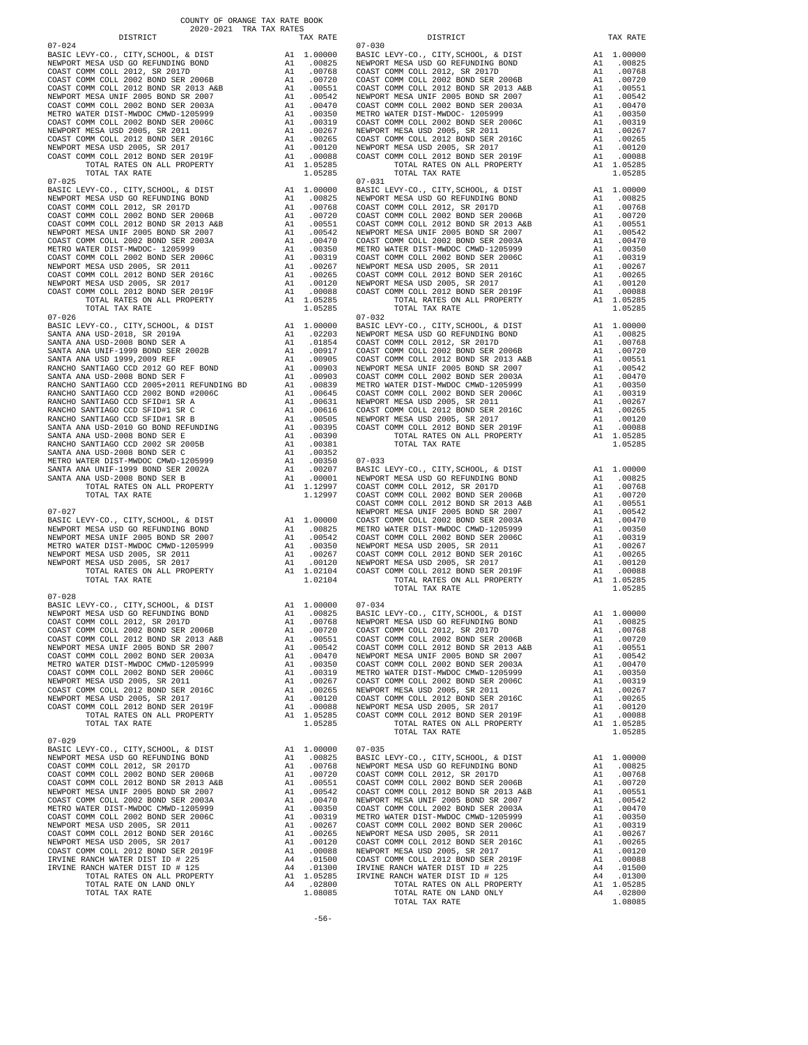COUNTY OF ORANGE TAX RATE BOOK
2020-2021 TRA TAX RATES

| DISTRICT | | TAX RATE |
|---|---|---|
| **07-024** | | |
| BASIC LEVY-CO., CITY,SCHOOL, & DIST | A1 | 1.00000 |
| NEWPORT MESA USD GO REFUNDING BOND | A1 | .00825 |
| COAST COMM COLL 2012, SR 2017D | A1 | .00768 |
| COAST COMM COLL 2002 BOND SER 2006B | A1 | .00720 |
| COAST COMM COLL 2012 BOND SR 2013 A&B | A1 | .00551 |
| NEWPORT MESA UNIF 2005 BOND SR 2007 | A1 | .00542 |
| COAST COMM COLL 2002 BOND SER 2003A | A1 | .00470 |
| METRO WATER DIST-MWDOC CMWD-1205999 | A1 | .00350 |
| COAST COMM COLL 2002 BOND SER 2006C | A1 | .00319 |
| NEWPORT MESA USD 2005, SR 2011 | A1 | .00267 |
| COAST COMM COLL 2012 BOND SER 2016C | A1 | .00265 |
| NEWPORT MESA USD 2005, SR 2017 | A1 | .00120 |
| COAST COMM COLL 2012 BOND SER 2019F | A1 | .00088 |
| TOTAL RATES ON ALL PROPERTY | A1 | 1.05285 |
| TOTAL TAX RATE | | 1.05285 |
| **07-025** | | |
| BASIC LEVY-CO., CITY,SCHOOL, & DIST | A1 | 1.00000 |
| NEWPORT MESA USD GO REFUNDING BOND | A1 | .00825 |
| COAST COMM COLL 2012, SR 2017D | A1 | .00768 |
| COAST COMM COLL 2002 BOND SER 2006B | A1 | .00720 |
| COAST COMM COLL 2012 BOND SR 2013 A&B | A1 | .00551 |
| NEWPORT MESA UNIF 2005 BOND SR 2007 | A1 | .00542 |
| COAST COMM COLL 2002 BOND SER 2003A | A1 | .00470 |
| METRO WATER DIST-MWDOC- 1205999 | A1 | .00350 |
| COAST COMM COLL 2002 BOND SER 2006C | A1 | .00319 |
| NEWPORT MESA USD 2005, SR 2011 | A1 | .00267 |
| COAST COMM COLL 2012 BOND SER 2016C | A1 | .00265 |
| NEWPORT MESA USD 2005, SR 2017 | A1 | .00120 |
| COAST COMM COLL 2012 BOND SER 2019F | A1 | .00088 |
| TOTAL RATES ON ALL PROPERTY | A1 | 1.05285 |
| TOTAL TAX RATE | | 1.05285 |
| **07-026** | | |
| BASIC LEVY-CO., CITY,SCHOOL, & DIST | A1 | 1.00000 |
| SANTA ANA USD-2018, SR 2019A | A1 | .02203 |
| SANTA ANA USD-2008 BOND SER A | A1 | .01854 |
| SANTA ANA UNIF-1999 BOND SER 2002B | A1 | .00917 |
| SANTA ANA USD 1999,2009 REF | A1 | .00905 |
| RANCHO SANTIAGO CCD 2012 GO REF BOND | A1 | .00903 |
| SANTA ANA USD-2008 BOND SER F | A1 | .00903 |
| RANCHO SANTIAGO CCD 2005+2011 REFUNDING BD | A1 | .00839 |
| RANCHO SANTIAGO CCD 2002 BOND #2006C | A1 | .00645 |
| RANCHO SANTIAGO CCD SFID#1 SR A | A1 | .00631 |
| RANCHO SANTIAGO CCD SFID#1 SR C | A1 | .00616 |
| RANCHO SANTIAGO CCD SFID#1 SR B | A1 | .00505 |
| SANTA ANA USD-2010 GO BOND REFUNDING | A1 | .00395 |
| SANTA ANA USD-2008 BOND SER E | A1 | .00390 |
| RANCHO SANTIAGO CCD 2002 SR 2005B | A1 | .00381 |
| SANTA ANA USD-2008 BOND SER C | A1 | .00352 |
| METRO WATER DIST-MWDOC CMWD-1205999 | A1 | .00350 |
| SANTA ANA UNIF-1999 BOND SER 2002A | A1 | .00207 |
| SANTA ANA USD-2008 BOND SER B | A1 | .00001 |
| TOTAL RATES ON ALL PROPERTY | A1 | 1.12997 |
| TOTAL TAX RATE | | 1.12997 |
| **07-027** | | |
| BASIC LEVY-CO., CITY,SCHOOL, & DIST | A1 | 1.00000 |
| NEWPORT MESA USD GO REFUNDING BOND | A1 | .00825 |
| NEWPORT MESA UNIF 2005 BOND SR 2007 | A1 | .00542 |
| METRO WATER DIST-MWDOC CMWD-1205999 | A1 | .00350 |
| NEWPORT MESA USD 2005, SR 2011 | A1 | .00267 |
| NEWPORT MESA USD 2005, SR 2017 | A1 | .00120 |
| TOTAL RATES ON ALL PROPERTY | A1 | 1.02104 |
| TOTAL TAX RATE | | 1.02104 |
| **07-028** | | |
| BASIC LEVY-CO., CITY,SCHOOL, & DIST | A1 | 1.00000 |
| NEWPORT MESA USD GO REFUNDING BOND | A1 | .00825 |
| COAST COMM COLL 2012, SR 2017D | A1 | .00768 |
| COAST COMM COLL 2002 BOND SER 2006B | A1 | .00720 |
| COAST COMM COLL 2012 BOND SR 2013 A&B | A1 | .00551 |
| NEWPORT MESA UNIF 2005 BOND SR 2007 | A1 | .00542 |
| COAST COMM COLL 2002 BOND SER 2003A | A1 | .00470 |
| METRO WATER DIST-MWDOC CMWD-1205999 | A1 | .00350 |
| COAST COMM COLL 2002 BOND SER 2006C | A1 | .00319 |
| NEWPORT MESA USD 2005, SR 2011 | A1 | .00267 |
| COAST COMM COLL 2012 BOND SER 2016C | A1 | .00265 |
| NEWPORT MESA USD 2005, SR 2017 | A1 | .00120 |
| COAST COMM COLL 2012 BOND SER 2019F | A1 | .00088 |
| TOTAL RATES ON ALL PROPERTY | A1 | 1.05285 |
| TOTAL TAX RATE | | 1.05285 |
| **07-029** | | |
| BASIC LEVY-CO., CITY,SCHOOL, & DIST | A1 | 1.00000 |
| NEWPORT MESA USD GO REFUNDING BOND | A1 | .00825 |
| COAST COMM COLL 2012, SR 2017D | A1 | .00768 |
| COAST COMM COLL 2002 BOND SER 2006B | A1 | .00720 |
| COAST COMM COLL 2012 BOND SR 2013 A&B | A1 | .00551 |
| NEWPORT MESA UNIF 2005 BOND SR 2007 | A1 | .00542 |
| COAST COMM COLL 2002 BOND SER 2003A | A1 | .00470 |
| METRO WATER DIST-MWDOC CMWD-1205999 | A1 | .00350 |
| COAST COMM COLL 2002 BOND SER 2006C | A1 | .00319 |
| NEWPORT MESA USD 2005, SR 2011 | A1 | .00267 |
| COAST COMM COLL 2012 BOND SER 2016C | A1 | .00265 |
| NEWPORT MESA USD 2005, SR 2017 | A1 | .00120 |
| COAST COMM COLL 2012 BOND SER 2019F | A1 | .00088 |
| IRVINE RANCH WATER DIST ID # 225 | A4 | .01500 |
| IRVINE RANCH WATER DIST ID # 125 | A4 | .01300 |
| TOTAL RATES ON ALL PROPERTY | A1 | 1.05285 |
| TOTAL RATE ON LAND ONLY | A4 | .02800 |
| TOTAL TAX RATE | | 1.08085 |
| **07-030** | | |
| BASIC LEVY-CO., CITY,SCHOOL, & DIST | A1 | 1.00000 |
| NEWPORT MESA USD GO REFUNDING BOND | A1 | .00825 |
| COAST COMM COLL 2012, SR 2017D | A1 | .00768 |
| COAST COMM COLL 2002 BOND SER 2006B | A1 | .00720 |
| COAST COMM COLL 2012 BOND SR 2013 A&B | A1 | .00551 |
| NEWPORT MESA UNIF 2005 BOND SR 2007 | A1 | .00542 |
| COAST COMM COLL 2002 BOND SER 2003A | A1 | .00470 |
| METRO WATER DIST-MWDOC- 1205999 | A1 | .00350 |
| COAST COMM COLL 2002 BOND SER 2006C | A1 | .00319 |
| NEWPORT MESA USD 2005, SR 2011 | A1 | .00267 |
| COAST COMM COLL 2012 BOND SER 2016C | A1 | .00265 |
| NEWPORT MESA USD 2005, SR 2017 | A1 | .00120 |
| COAST COMM COLL 2012 BOND SER 2019F | A1 | .00088 |
| TOTAL RATES ON ALL PROPERTY | A1 | 1.05285 |
| TOTAL TAX RATE | | 1.05285 |
| **07-031** | | |
| BASIC LEVY-CO., CITY,SCHOOL, & DIST | A1 | 1.00000 |
| NEWPORT MESA USD GO REFUNDING BOND | A1 | .00825 |
| COAST COMM COLL 2012, SR 2017D | A1 | .00768 |
| COAST COMM COLL 2002 BOND SER 2006B | A1 | .00720 |
| COAST COMM COLL 2012 BOND SR 2013 A&B | A1 | .00551 |
| NEWPORT MESA UNIF 2005 BOND SR 2007 | A1 | .00542 |
| COAST COMM COLL 2002 BOND SER 2003A | A1 | .00470 |
| METRO WATER DIST-MWDOC CMWD-1205999 | A1 | .00350 |
| COAST COMM COLL 2002 BOND SER 2006C | A1 | .00319 |
| NEWPORT MESA USD 2005, SR 2011 | A1 | .00267 |
| COAST COMM COLL 2012 BOND SER 2016C | A1 | .00265 |
| NEWPORT MESA USD 2005, SR 2017 | A1 | .00120 |
| COAST COMM COLL 2012 BOND SER 2019F | A1 | .00088 |
| TOTAL RATES ON ALL PROPERTY | A1 | 1.05285 |
| TOTAL TAX RATE | | 1.05285 |
| **07-032** | | |
| BASIC LEVY-CO., CITY,SCHOOL, & DIST | A1 | 1.00000 |
| NEWPORT MESA USD GO REFUNDING BOND | A1 | .00825 |
| COAST COMM COLL 2012, SR 2017D | A1 | .00768 |
| COAST COMM COLL 2002 BOND SER 2006B | A1 | .00720 |
| COAST COMM COLL 2012 BOND SR 2013 A&B | A1 | .00551 |
| NEWPORT MESA UNIF 2005 BOND SR 2007 | A1 | .00542 |
| COAST COMM COLL 2002 BOND SER 2003A | A1 | .00470 |
| METRO WATER DIST-MWDOC CMWD-1205999 | A1 | .00350 |
| COAST COMM COLL 2002 BOND SER 2006C | A1 | .00319 |
| NEWPORT MESA USD 2005, SR 2011 | A1 | .00267 |
| COAST COMM COLL 2012 BOND SER 2016C | A1 | .00265 |
| NEWPORT MESA USD 2005, SR 2017 | A1 | .00120 |
| COAST COMM COLL 2012 BOND SER 2019F | A1 | .00088 |
| TOTAL RATES ON ALL PROPERTY | A1 | 1.05285 |
| TOTAL TAX RATE | | 1.05285 |
| **07-033** | | |
| BASIC LEVY-CO., CITY,SCHOOL, & DIST | A1 | 1.00000 |
| NEWPORT MESA USD GO REFUNDING BOND | A1 | .00825 |
| COAST COMM COLL 2012, SR 2017D | A1 | .00768 |
| COAST COMM COLL 2002 BOND SER 2006B | A1 | .00720 |
| COAST COMM COLL 2012 BOND SR 2013 A&B | A1 | .00551 |
| NEWPORT MESA UNIF 2005 BOND SR 2007 | A1 | .00542 |
| COAST COMM COLL 2002 BOND SER 2003A | A1 | .00470 |
| METRO WATER DIST-MWDOC CMWD-1205999 | A1 | .00350 |
| COAST COMM COLL 2002 BOND SER 2006C | A1 | .00319 |
| NEWPORT MESA USD 2005, SR 2011 | A1 | .00267 |
| COAST COMM COLL 2012 BOND SER 2016C | A1 | .00265 |
| NEWPORT MESA USD 2005, SR 2017 | A1 | .00120 |
| COAST COMM COLL 2012 BOND SER 2019F | A1 | .00088 |
| TOTAL RATES ON ALL PROPERTY | A1 | 1.05285 |
| TOTAL TAX RATE | | 1.05285 |
| **07-034** | | |
| BASIC LEVY-CO., CITY,SCHOOL, & DIST | A1 | 1.00000 |
| NEWPORT MESA USD GO REFUNDING BOND | A1 | .00825 |
| COAST COMM COLL 2012, SR 2017D | A1 | .00768 |
| COAST COMM COLL 2002 BOND SER 2006B | A1 | .00720 |
| COAST COMM COLL 2012 BOND SR 2013 A&B | A1 | .00551 |
| NEWPORT MESA UNIF 2005 BOND SR 2007 | A1 | .00542 |
| COAST COMM COLL 2002 BOND SER 2003A | A1 | .00470 |
| METRO WATER DIST-MWDOC CMWD-1205999 | A1 | .00350 |
| COAST COMM COLL 2002 BOND SER 2006C | A1 | .00319 |
| NEWPORT MESA USD 2005, SR 2011 | A1 | .00267 |
| COAST COMM COLL 2012 BOND SER 2016C | A1 | .00265 |
| NEWPORT MESA USD 2005, SR 2017 | A1 | .00120 |
| COAST COMM COLL 2012 BOND SER 2019F | A1 | .00088 |
| TOTAL RATES ON ALL PROPERTY | A1 | 1.05285 |
| TOTAL TAX RATE | | 1.05285 |
| **07-035** | | |
| BASIC LEVY-CO., CITY,SCHOOL, & DIST | A1 | 1.00000 |
| NEWPORT MESA USD GO REFUNDING BOND | A1 | .00825 |
| COAST COMM COLL 2012, SR 2017D | A1 | .00768 |
| COAST COMM COLL 2002 BOND SER 2006B | A1 | .00720 |
| COAST COMM COLL 2012 BOND SR 2013 A&B | A1 | .00551 |
| NEWPORT MESA UNIF 2005 BOND SR 2007 | A1 | .00542 |
| COAST COMM COLL 2002 BOND SER 2003A | A1 | .00470 |
| METRO WATER DIST-MWDOC CMWD-1205999 | A1 | .00350 |
| COAST COMM COLL 2002 BOND SER 2006C | A1 | .00319 |
| NEWPORT MESA USD 2005, SR 2011 | A1 | .00267 |
| COAST COMM COLL 2012 BOND SER 2016C | A1 | .00265 |
| NEWPORT MESA USD 2005, SR 2017 | A1 | .00120 |
| COAST COMM COLL 2012 BOND SER 2019F | A1 | .00088 |
| IRVINE RANCH WATER DIST ID # 225 | A4 | .01500 |
| IRVINE RANCH WATER DIST ID # 125 | A4 | .01300 |
| TOTAL RATES ON ALL PROPERTY | A1 | 1.05285 |
| TOTAL RATE ON LAND ONLY | A4 | .02800 |
| TOTAL TAX RATE | | 1.08085 |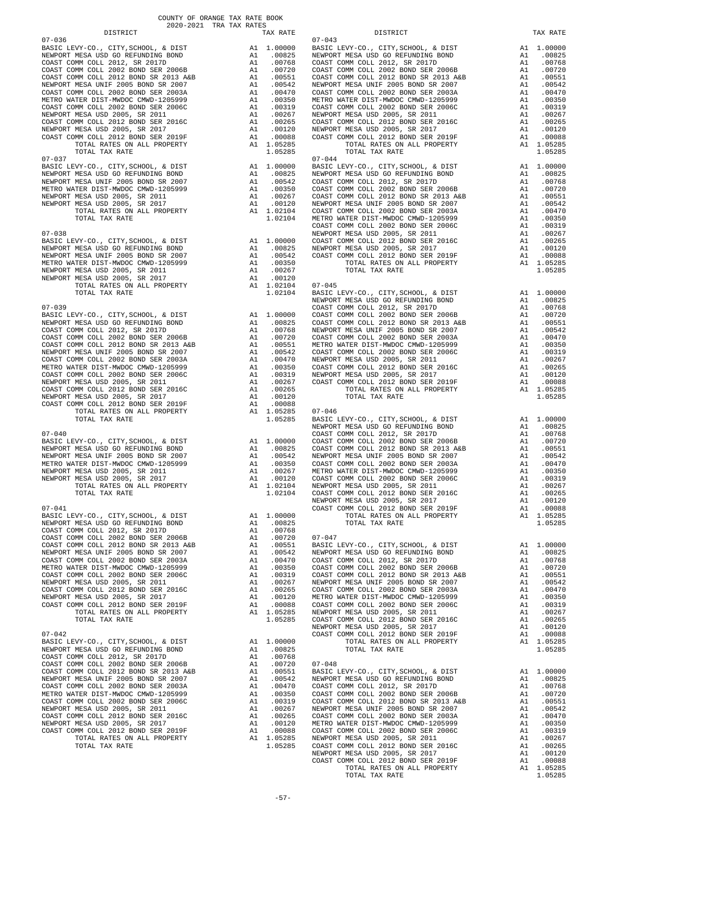COUNTY OF ORANGE TAX RATE BOOK
2020-2021 TRA TAX RATES

| DISTRICT | | TAX RATE |
|---|---|---|
| **07-036** | | |
| BASIC LEVY-CO., CITY,SCHOOL, & DIST | A1 | 1.00000 |
| NEWPORT MESA USD GO REFUNDING BOND | A1 | .00825 |
| COAST COMM COLL 2012, SR 2017D | A1 | .00768 |
| COAST COMM COLL 2002 BOND SER 2006B | A1 | .00720 |
| COAST COMM COLL 2012 BOND SR 2013 A&B | A1 | .00551 |
| NEWPORT MESA UNIF 2005 BOND SR 2007 | A1 | .00542 |
| COAST COMM COLL 2002 BOND SER 2003A | A1 | .00470 |
| METRO WATER DIST-MWDOC CMWD-1205999 | A1 | .00350 |
| COAST COMM COLL 2002 BOND SER 2006C | A1 | .00319 |
| NEWPORT MESA USD 2005, SR 2011 | A1 | .00267 |
| COAST COMM COLL 2012 BOND SER 2016C | A1 | .00265 |
| NEWPORT MESA USD 2005, SR 2017 | A1 | .00120 |
| COAST COMM COLL 2012 BOND SER 2019F | A1 | .00088 |
| TOTAL RATES ON ALL PROPERTY | A1 | 1.05285 |
| TOTAL TAX RATE | | 1.05285 |
| **07-037** | | |
| BASIC LEVY-CO., CITY,SCHOOL, & DIST | A1 | 1.00000 |
| NEWPORT MESA USD GO REFUNDING BOND | A1 | .00825 |
| NEWPORT MESA UNIF 2005 BOND SR 2007 | A1 | .00542 |
| METRO WATER DIST-MWDOC CMWD-1205999 | A1 | .00350 |
| NEWPORT MESA USD 2005, SR 2011 | A1 | .00267 |
| NEWPORT MESA USD 2005, SR 2017 | A1 | .00120 |
| TOTAL RATES ON ALL PROPERTY | A1 | 1.02104 |
| TOTAL TAX RATE | | 1.02104 |
| **07-038** | | |
| BASIC LEVY-CO., CITY,SCHOOL, & DIST | A1 | 1.00000 |
| NEWPORT MESA USD GO REFUNDING BOND | A1 | .00825 |
| NEWPORT MESA UNIF 2005 BOND SR 2007 | A1 | .00542 |
| METRO WATER DIST-MWDOC CMWD-1205999 | A1 | .00350 |
| NEWPORT MESA USD 2005, SR 2011 | A1 | .00267 |
| NEWPORT MESA USD 2005, SR 2017 | A1 | .00120 |
| TOTAL RATES ON ALL PROPERTY | A1 | 1.02104 |
| TOTAL TAX RATE | | 1.02104 |
| **07-039** | | |
| BASIC LEVY-CO., CITY,SCHOOL, & DIST | A1 | 1.00000 |
| NEWPORT MESA USD GO REFUNDING BOND | A1 | .00825 |
| COAST COMM COLL 2012, SR 2017D | A1 | .00768 |
| COAST COMM COLL 2002 BOND SER 2006B | A1 | .00720 |
| COAST COMM COLL 2012 BOND SR 2013 A&B | A1 | .00551 |
| NEWPORT MESA UNIF 2005 BOND SR 2007 | A1 | .00542 |
| COAST COMM COLL 2002 BOND SER 2003A | A1 | .00470 |
| METRO WATER DIST-MWDOC CMWD-1205999 | A1 | .00350 |
| COAST COMM COLL 2002 BOND SER 2006C | A1 | .00319 |
| NEWPORT MESA USD 2005, SR 2011 | A1 | .00267 |
| COAST COMM COLL 2012 BOND SER 2016C | A1 | .00265 |
| NEWPORT MESA USD 2005, SR 2017 | A1 | .00120 |
| COAST COMM COLL 2012 BOND SER 2019F | A1 | .00088 |
| TOTAL RATES ON ALL PROPERTY | A1 | 1.05285 |
| TOTAL TAX RATE | | 1.05285 |
| **07-040** | | |
| BASIC LEVY-CO., CITY,SCHOOL, & DIST | A1 | 1.00000 |
| NEWPORT MESA USD GO REFUNDING BOND | A1 | .00825 |
| NEWPORT MESA UNIF 2005 BOND SR 2007 | A1 | .00542 |
| METRO WATER DIST-MWDOC CMWD-1205999 | A1 | .00350 |
| NEWPORT MESA USD 2005, SR 2011 | A1 | .00267 |
| NEWPORT MESA USD 2005, SR 2017 | A1 | .00120 |
| TOTAL RATES ON ALL PROPERTY | A1 | 1.02104 |
| TOTAL TAX RATE | | 1.02104 |
| **07-041** | | |
| BASIC LEVY-CO., CITY,SCHOOL, & DIST | A1 | 1.00000 |
| NEWPORT MESA USD GO REFUNDING BOND | A1 | .00825 |
| COAST COMM COLL 2012, SR 2017D | A1 | .00768 |
| COAST COMM COLL 2002 BOND SER 2006B | A1 | .00720 |
| COAST COMM COLL 2012 BOND SR 2013 A&B | A1 | .00551 |
| NEWPORT MESA UNIF 2005 BOND SR 2007 | A1 | .00542 |
| COAST COMM COLL 2002 BOND SER 2003A | A1 | .00470 |
| METRO WATER DIST-MWDOC CMWD-1205999 | A1 | .00350 |
| COAST COMM COLL 2002 BOND SER 2006C | A1 | .00319 |
| NEWPORT MESA USD 2005, SR 2011 | A1 | .00267 |
| COAST COMM COLL 2012 BOND SER 2016C | A1 | .00265 |
| NEWPORT MESA USD 2005, SR 2017 | A1 | .00120 |
| COAST COMM COLL 2012 BOND SER 2019F | A1 | .00088 |
| TOTAL RATES ON ALL PROPERTY | A1 | 1.05285 |
| TOTAL TAX RATE | | 1.05285 |
| **07-042** | | |
| BASIC LEVY-CO., CITY,SCHOOL, & DIST | A1 | 1.00000 |
| NEWPORT MESA USD GO REFUNDING BOND | A1 | .00825 |
| COAST COMM COLL 2012, SR 2017D | A1 | .00768 |
| COAST COMM COLL 2002 BOND SER 2006B | A1 | .00720 |
| COAST COMM COLL 2012 BOND SR 2013 A&B | A1 | .00551 |
| NEWPORT MESA UNIF 2005 BOND SR 2007 | A1 | .00542 |
| COAST COMM COLL 2002 BOND SER 2003A | A1 | .00470 |
| METRO WATER DIST-MWDOC CMWD-1205999 | A1 | .00350 |
| COAST COMM COLL 2002 BOND SER 2006C | A1 | .00319 |
| NEWPORT MESA USD 2005, SR 2011 | A1 | .00267 |
| COAST COMM COLL 2012 BOND SER 2016C | A1 | .00265 |
| NEWPORT MESA USD 2005, SR 2017 | A1 | .00120 |
| COAST COMM COLL 2012 BOND SER 2019F | A1 | .00088 |
| TOTAL RATES ON ALL PROPERTY | A1 | 1.05285 |
| TOTAL TAX RATE | | 1.05285 |
| **07-043** | | |
| BASIC LEVY-CO., CITY,SCHOOL, & DIST | A1 | 1.00000 |
| NEWPORT MESA USD GO REFUNDING BOND | A1 | .00825 |
| COAST COMM COLL 2012, SR 2017D | A1 | .00768 |
| COAST COMM COLL 2002 BOND SER 2006B | A1 | .00720 |
| COAST COMM COLL 2012 BOND SR 2013 A&B | A1 | .00551 |
| NEWPORT MESA UNIF 2005 BOND SR 2007 | A1 | .00542 |
| COAST COMM COLL 2002 BOND SER 2003A | A1 | .00470 |
| METRO WATER DIST-MWDOC CMWD-1205999 | A1 | .00350 |
| COAST COMM COLL 2002 BOND SER 2006C | A1 | .00319 |
| NEWPORT MESA USD 2005, SR 2011 | A1 | .00267 |
| COAST COMM COLL 2012 BOND SER 2016C | A1 | .00265 |
| NEWPORT MESA USD 2005, SR 2017 | A1 | .00120 |
| COAST COMM COLL 2012 BOND SER 2019F | A1 | .00088 |
| TOTAL RATES ON ALL PROPERTY | A1 | 1.05285 |
| TOTAL TAX RATE | | 1.05285 |
| **07-044** | | |
| BASIC LEVY-CO., CITY,SCHOOL, & DIST | A1 | 1.00000 |
| NEWPORT MESA USD GO REFUNDING BOND | A1 | .00825 |
| COAST COMM COLL 2012, SR 2017D | A1 | .00768 |
| COAST COMM COLL 2002 BOND SER 2006B | A1 | .00720 |
| COAST COMM COLL 2012 BOND SR 2013 A&B | A1 | .00551 |
| NEWPORT MESA UNIF 2005 BOND SR 2007 | A1 | .00542 |
| COAST COMM COLL 2002 BOND SER 2003A | A1 | .00470 |
| METRO WATER DIST-MWDOC CMWD-1205999 | A1 | .00350 |
| COAST COMM COLL 2002 BOND SER 2006C | A1 | .00319 |
| NEWPORT MESA USD 2005, SR 2011 | A1 | .00267 |
| COAST COMM COLL 2012 BOND SER 2016C | A1 | .00265 |
| NEWPORT MESA USD 2005, SR 2017 | A1 | .00120 |
| COAST COMM COLL 2012 BOND SER 2019F | A1 | .00088 |
| TOTAL RATES ON ALL PROPERTY | A1 | 1.05285 |
| TOTAL TAX RATE | | 1.05285 |
| **07-045** | | |
| BASIC LEVY-CO., CITY,SCHOOL, & DIST | A1 | 1.00000 |
| NEWPORT MESA USD GO REFUNDING BOND | A1 | .00825 |
| COAST COMM COLL 2012, SR 2017D | A1 | .00768 |
| COAST COMM COLL 2002 BOND SER 2006B | A1 | .00720 |
| COAST COMM COLL 2012 BOND SR 2013 A&B | A1 | .00551 |
| NEWPORT MESA UNIF 2005 BOND SR 2007 | A1 | .00542 |
| COAST COMM COLL 2002 BOND SER 2003A | A1 | .00470 |
| METRO WATER DIST-MWDOC CMWD-1205999 | A1 | .00350 |
| COAST COMM COLL 2002 BOND SER 2006C | A1 | .00319 |
| NEWPORT MESA USD 2005, SR 2011 | A1 | .00267 |
| COAST COMM COLL 2012 BOND SER 2016C | A1 | .00265 |
| NEWPORT MESA USD 2005, SR 2017 | A1 | .00120 |
| COAST COMM COLL 2012 BOND SER 2019F | A1 | .00088 |
| TOTAL RATES ON ALL PROPERTY | A1 | 1.05285 |
| TOTAL TAX RATE | | 1.05285 |
| **07-046** | | |
| BASIC LEVY-CO., CITY,SCHOOL, & DIST | A1 | 1.00000 |
| NEWPORT MESA USD GO REFUNDING BOND | A1 | .00825 |
| COAST COMM COLL 2012, SR 2017D | A1 | .00768 |
| COAST COMM COLL 2002 BOND SER 2006B | A1 | .00720 |
| COAST COMM COLL 2012 BOND SR 2013 A&B | A1 | .00551 |
| NEWPORT MESA UNIF 2005 BOND SR 2007 | A1 | .00542 |
| COAST COMM COLL 2002 BOND SER 2003A | A1 | .00470 |
| METRO WATER DIST-MWDOC CMWD-1205999 | A1 | .00350 |
| COAST COMM COLL 2002 BOND SER 2006C | A1 | .00319 |
| NEWPORT MESA USD 2005, SR 2011 | A1 | .00267 |
| COAST COMM COLL 2012 BOND SER 2016C | A1 | .00265 |
| NEWPORT MESA USD 2005, SR 2017 | A1 | .00120 |
| COAST COMM COLL 2012 BOND SER 2019F | A1 | .00088 |
| TOTAL RATES ON ALL PROPERTY | A1 | 1.05285 |
| TOTAL TAX RATE | | 1.05285 |
| **07-047** | | |
| BASIC LEVY-CO., CITY,SCHOOL, & DIST | A1 | 1.00000 |
| NEWPORT MESA USD GO REFUNDING BOND | A1 | .00825 |
| COAST COMM COLL 2012, SR 2017D | A1 | .00768 |
| COAST COMM COLL 2002 BOND SER 2006B | A1 | .00720 |
| COAST COMM COLL 2012 BOND SR 2013 A&B | A1 | .00551 |
| NEWPORT MESA UNIF 2005 BOND SR 2007 | A1 | .00542 |
| COAST COMM COLL 2002 BOND SER 2003A | A1 | .00470 |
| METRO WATER DIST-MWDOC CMWD-1205999 | A1 | .00350 |
| COAST COMM COLL 2002 BOND SER 2006C | A1 | .00319 |
| NEWPORT MESA USD 2005, SR 2011 | A1 | .00267 |
| COAST COMM COLL 2012 BOND SER 2016C | A1 | .00265 |
| NEWPORT MESA USD 2005, SR 2017 | A1 | .00120 |
| COAST COMM COLL 2012 BOND SER 2019F | A1 | .00088 |
| TOTAL RATES ON ALL PROPERTY | A1 | 1.05285 |
| TOTAL TAX RATE | | 1.05285 |
| **07-048** | | |
| BASIC LEVY-CO., CITY,SCHOOL, & DIST | A1 | 1.00000 |
| NEWPORT MESA USD GO REFUNDING BOND | A1 | .00825 |
| COAST COMM COLL 2012, SR 2017D | A1 | .00768 |
| COAST COMM COLL 2002 BOND SER 2006B | A1 | .00720 |
| COAST COMM COLL 2012 BOND SR 2013 A&B | A1 | .00551 |
| NEWPORT MESA UNIF 2005 BOND SR 2007 | A1 | .00542 |
| COAST COMM COLL 2002 BOND SER 2003A | A1 | .00470 |
| METRO WATER DIST-MWDOC CMWD-1205999 | A1 | .00350 |
| COAST COMM COLL 2002 BOND SER 2006C | A1 | .00319 |
| NEWPORT MESA USD 2005, SR 2011 | A1 | .00267 |
| COAST COMM COLL 2012 BOND SER 2016C | A1 | .00265 |
| NEWPORT MESA USD 2005, SR 2017 | A1 | .00120 |
| COAST COMM COLL 2012 BOND SER 2019F | A1 | .00088 |
| TOTAL RATES ON ALL PROPERTY | A1 | 1.05285 |
| TOTAL TAX RATE | | 1.05285 |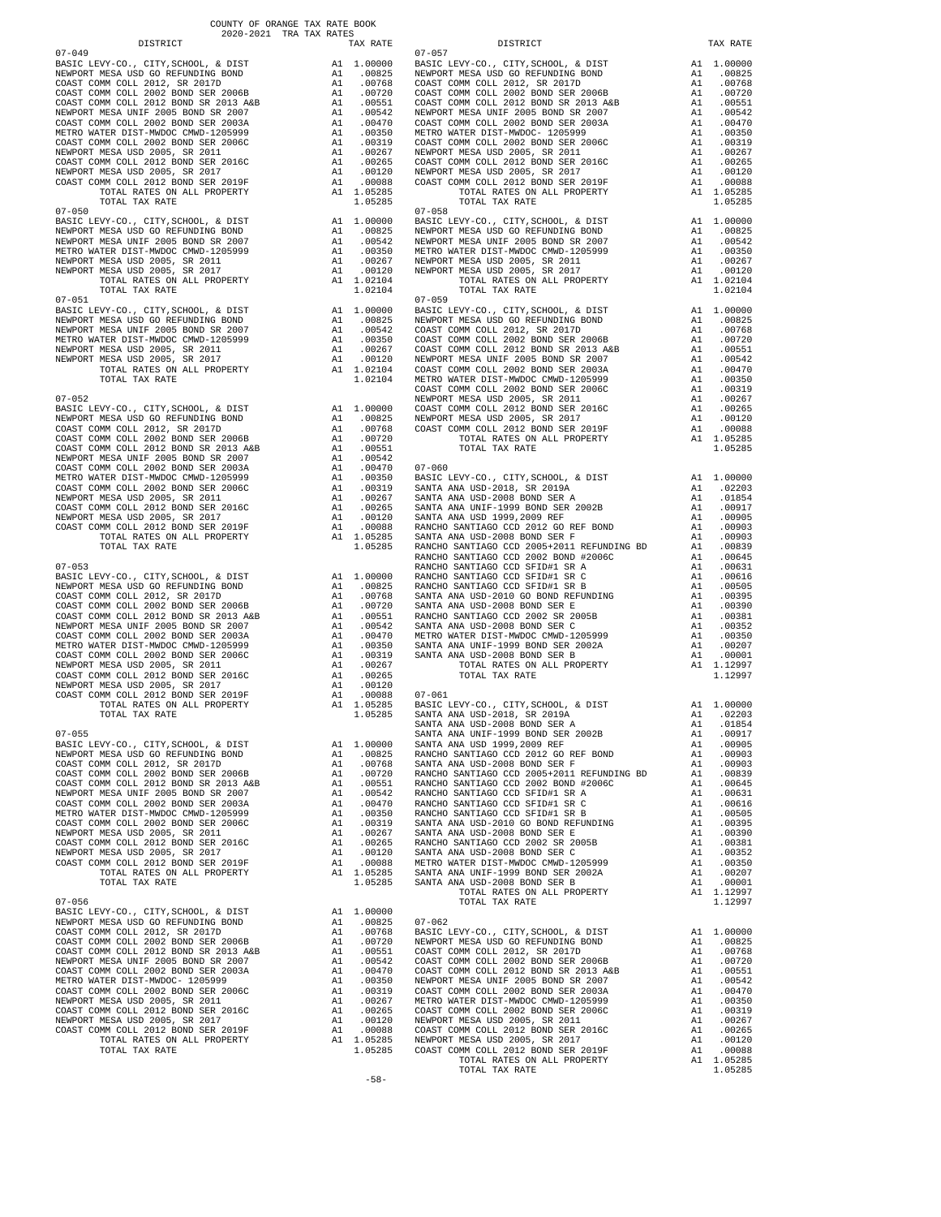COUNTY OF ORANGE TAX RATE BOOK
2020-2021 TRA TAX RATES

| DISTRICT | | TAX RATE |
|---|---|---|
| **07-049** | | |
| BASIC LEVY-CO., CITY,SCHOOL, & DIST | A1 | 1.00000 |
| NEWPORT MESA USD GO REFUNDING BOND | A1 | .00825 |
| COAST COMM COLL 2012, SR 2017D | A1 | .00768 |
| COAST COMM COLL 2002 BOND SER 2006B | A1 | .00720 |
| COAST COMM COLL 2012 BOND SR 2013 A&B | A1 | .00551 |
| NEWPORT MESA UNIF 2005 BOND SR 2007 | A1 | .00542 |
| COAST COMM COLL 2002 BOND SER 2003A | A1 | .00470 |
| METRO WATER DIST-MWDOC CMWD-1205999 | A1 | .00350 |
| COAST COMM COLL 2002 BOND SER 2006C | A1 | .00319 |
| NEWPORT MESA USD 2005, SR 2011 | A1 | .00267 |
| COAST COMM COLL 2012 BOND SER 2016C | A1 | .00265 |
| NEWPORT MESA USD 2005, SR 2017 | A1 | .00120 |
| COAST COMM COLL 2012 BOND SER 2019F | A1 | .00088 |
| TOTAL RATES ON ALL PROPERTY | A1 | 1.05285 |
| TOTAL TAX RATE | | 1.05285 |
| **07-050** | | |
| BASIC LEVY-CO., CITY,SCHOOL, & DIST | A1 | 1.00000 |
| NEWPORT MESA USD GO REFUNDING BOND | A1 | .00825 |
| NEWPORT MESA UNIF 2005 BOND SR 2007 | A1 | .00542 |
| METRO WATER DIST-MWDOC CMWD-1205999 | A1 | .00350 |
| NEWPORT MESA USD 2005, SR 2011 | A1 | .00267 |
| NEWPORT MESA USD 2005, SR 2017 | A1 | .00120 |
| TOTAL RATES ON ALL PROPERTY | A1 | 1.02104 |
| TOTAL TAX RATE | | 1.02104 |
| **07-051** | | |
| BASIC LEVY-CO., CITY,SCHOOL, & DIST | A1 | 1.00000 |
| NEWPORT MESA USD GO REFUNDING BOND | A1 | .00825 |
| NEWPORT MESA UNIF 2005 BOND SR 2007 | A1 | .00542 |
| METRO WATER DIST-MWDOC CMWD-1205999 | A1 | .00350 |
| NEWPORT MESA USD 2005, SR 2011 | A1 | .00267 |
| NEWPORT MESA USD 2005, SR 2017 | A1 | .00120 |
| TOTAL RATES ON ALL PROPERTY | A1 | 1.02104 |
| TOTAL TAX RATE | | 1.02104 |
| **07-052** | | |
| BASIC LEVY-CO., CITY,SCHOOL, & DIST | A1 | 1.00000 |
| NEWPORT MESA USD GO REFUNDING BOND | A1 | .00825 |
| COAST COMM COLL 2012, SR 2017D | A1 | .00768 |
| COAST COMM COLL 2002 BOND SER 2006B | A1 | .00720 |
| COAST COMM COLL 2012 BOND SR 2013 A&B | A1 | .00551 |
| NEWPORT MESA UNIF 2005 BOND SR 2007 | A1 | .00542 |
| COAST COMM COLL 2002 BOND SER 2003A | A1 | .00470 |
| METRO WATER DIST-MWDOC CMWD-1205999 | A1 | .00350 |
| COAST COMM COLL 2002 BOND SER 2006C | A1 | .00319 |
| NEWPORT MESA USD 2005, SR 2011 | A1 | .00267 |
| COAST COMM COLL 2012 BOND SER 2016C | A1 | .00265 |
| NEWPORT MESA USD 2005, SR 2017 | A1 | .00120 |
| COAST COMM COLL 2012 BOND SER 2019F | A1 | .00088 |
| TOTAL RATES ON ALL PROPERTY | A1 | 1.05285 |
| TOTAL TAX RATE | | 1.05285 |
| **07-053** | | |
| BASIC LEVY-CO., CITY,SCHOOL, & DIST | A1 | 1.00000 |
| NEWPORT MESA USD GO REFUNDING BOND | A1 | .00825 |
| COAST COMM COLL 2012, SR 2017D | A1 | .00768 |
| COAST COMM COLL 2002 BOND SER 2006B | A1 | .00720 |
| COAST COMM COLL 2012 BOND SR 2013 A&B | A1 | .00551 |
| NEWPORT MESA UNIF 2005 BOND SR 2007 | A1 | .00542 |
| COAST COMM COLL 2002 BOND SER 2003A | A1 | .00470 |
| METRO WATER DIST-MWDOC CMWD-1205999 | A1 | .00350 |
| COAST COMM COLL 2002 BOND SER 2006C | A1 | .00319 |
| NEWPORT MESA USD 2005, SR 2011 | A1 | .00267 |
| COAST COMM COLL 2012 BOND SER 2016C | A1 | .00265 |
| NEWPORT MESA USD 2005, SR 2017 | A1 | .00120 |
| COAST COMM COLL 2012 BOND SER 2019F | A1 | .00088 |
| TOTAL RATES ON ALL PROPERTY | A1 | 1.05285 |
| TOTAL TAX RATE | | 1.05285 |
| **07-055** | | |
| BASIC LEVY-CO., CITY,SCHOOL, & DIST | A1 | 1.00000 |
| NEWPORT MESA USD GO REFUNDING BOND | A1 | .00825 |
| COAST COMM COLL 2012, SR 2017D | A1 | .00768 |
| COAST COMM COLL 2002 BOND SER 2006B | A1 | .00720 |
| COAST COMM COLL 2012 BOND SR 2013 A&B | A1 | .00551 |
| NEWPORT MESA UNIF 2005 BOND SR 2007 | A1 | .00542 |
| COAST COMM COLL 2002 BOND SER 2003A | A1 | .00470 |
| METRO WATER DIST-MWDOC CMWD-1205999 | A1 | .00350 |
| COAST COMM COLL 2002 BOND SER 2006C | A1 | .00319 |
| NEWPORT MESA USD 2005, SR 2011 | A1 | .00267 |
| COAST COMM COLL 2012 BOND SER 2016C | A1 | .00265 |
| NEWPORT MESA USD 2005, SR 2017 | A1 | .00120 |
| COAST COMM COLL 2012 BOND SER 2019F | A1 | .00088 |
| TOTAL RATES ON ALL PROPERTY | A1 | 1.05285 |
| TOTAL TAX RATE | | 1.05285 |
| **07-056** | | |
| BASIC LEVY-CO., CITY,SCHOOL, & DIST | A1 | 1.00000 |
| NEWPORT MESA USD GO REFUNDING BOND | A1 | .00825 |
| COAST COMM COLL 2012, SR 2017D | A1 | .00768 |
| COAST COMM COLL 2002 BOND SER 2006B | A1 | .00720 |
| COAST COMM COLL 2012 BOND SR 2013 A&B | A1 | .00551 |
| NEWPORT MESA UNIF 2005 BOND SR 2007 | A1 | .00542 |
| COAST COMM COLL 2002 BOND SER 2003A | A1 | .00470 |
| METRO WATER DIST-MWDOC- 1205999 | A1 | .00350 |
| COAST COMM COLL 2002 BOND SER 2006C | A1 | .00319 |
| NEWPORT MESA USD 2005, SR 2011 | A1 | .00267 |
| COAST COMM COLL 2012 BOND SER 2016C | A1 | .00265 |
| NEWPORT MESA USD 2005, SR 2017 | A1 | .00120 |
| COAST COMM COLL 2012 BOND SER 2019F | A1 | .00088 |
| TOTAL RATES ON ALL PROPERTY | A1 | 1.05285 |
| TOTAL TAX RATE | | 1.05285 |
| **07-057** | | |
| BASIC LEVY-CO., CITY,SCHOOL, & DIST | A1 | 1.00000 |
| NEWPORT MESA USD GO REFUNDING BOND | A1 | .00825 |
| COAST COMM COLL 2012, SR 2017D | A1 | .00768 |
| COAST COMM COLL 2002 BOND SER 2006B | A1 | .00720 |
| COAST COMM COLL 2012 BOND SR 2013 A&B | A1 | .00551 |
| NEWPORT MESA UNIF 2005 BOND SR 2007 | A1 | .00542 |
| COAST COMM COLL 2002 BOND SER 2003A | A1 | .00470 |
| METRO WATER DIST-MWDOC- 1205999 | A1 | .00350 |
| COAST COMM COLL 2002 BOND SER 2006C | A1 | .00319 |
| NEWPORT MESA USD 2005, SR 2011 | A1 | .00267 |
| COAST COMM COLL 2012 BOND SER 2016C | A1 | .00265 |
| NEWPORT MESA USD 2005, SR 2017 | A1 | .00120 |
| COAST COMM COLL 2012 BOND SER 2019F | A1 | .00088 |
| TOTAL RATES ON ALL PROPERTY | A1 | 1.05285 |
| TOTAL TAX RATE | | 1.05285 |
| **07-058** | | |
| BASIC LEVY-CO., CITY,SCHOOL, & DIST | A1 | 1.00000 |
| NEWPORT MESA USD GO REFUNDING BOND | A1 | .00825 |
| NEWPORT MESA UNIF 2005 BOND SR 2007 | A1 | .00542 |
| METRO WATER DIST-MWDOC CMWD-1205999 | A1 | .00350 |
| NEWPORT MESA USD 2005, SR 2011 | A1 | .00267 |
| NEWPORT MESA USD 2005, SR 2017 | A1 | .00120 |
| TOTAL RATES ON ALL PROPERTY | A1 | 1.02104 |
| TOTAL TAX RATE | | 1.02104 |
| **07-059** | | |
| BASIC LEVY-CO., CITY,SCHOOL, & DIST | A1 | 1.00000 |
| NEWPORT MESA USD GO REFUNDING BOND | A1 | .00825 |
| COAST COMM COLL 2012, SR 2017D | A1 | .00768 |
| COAST COMM COLL 2002 BOND SER 2006B | A1 | .00720 |
| COAST COMM COLL 2012 BOND SR 2013 A&B | A1 | .00551 |
| NEWPORT MESA UNIF 2005 BOND SR 2007 | A1 | .00542 |
| COAST COMM COLL 2002 BOND SER 2003A | A1 | .00470 |
| METRO WATER DIST-MWDOC CMWD-1205999 | A1 | .00350 |
| COAST COMM COLL 2002 BOND SER 2006C | A1 | .00319 |
| NEWPORT MESA USD 2005, SR 2011 | A1 | .00267 |
| COAST COMM COLL 2012 BOND SER 2016C | A1 | .00265 |
| NEWPORT MESA USD 2005, SR 2017 | A1 | .00120 |
| COAST COMM COLL 2012 BOND SER 2019F | A1 | .00088 |
| TOTAL RATES ON ALL PROPERTY | A1 | 1.05285 |
| TOTAL TAX RATE | | 1.05285 |
| **07-060** | | |
| BASIC LEVY-CO., CITY,SCHOOL, & DIST | A1 | 1.00000 |
| SANTA ANA USD-2018, SR 2019A | A1 | .02203 |
| SANTA ANA USD-2008 BOND SER A | A1 | .01854 |
| SANTA ANA UNIF-1999 BOND SER 2002B | A1 | .00917 |
| SANTA ANA USD 1999,2009 REF | A1 | .00905 |
| RANCHO SANTIAGO CCD 2012 GO REF BOND | A1 | .00903 |
| SANTA ANA USD-2008 BOND SER F | A1 | .00903 |
| RANCHO SANTIAGO CCD 2005+2011 REFUNDING BD | A1 | .00839 |
| RANCHO SANTIAGO CCD 2002 BOND #2006C | A1 | .00645 |
| RANCHO SANTIAGO CCD SFID#1 SR A | A1 | .00631 |
| RANCHO SANTIAGO CCD SFID#1 SR C | A1 | .00616 |
| RANCHO SANTIAGO CCD SFID#1 SR B | A1 | .00505 |
| SANTA ANA USD-2010 GO BOND REFUNDING | A1 | .00395 |
| SANTA ANA USD-2008 BOND SER E | A1 | .00390 |
| RANCHO SANTIAGO CCD 2002 SR 2005B | A1 | .00381 |
| SANTA ANA USD-2008 BOND SER C | A1 | .00352 |
| METRO WATER DIST-MWDOC CMWD-1205999 | A1 | .00350 |
| SANTA ANA UNIF-1999 BOND SER 2002A | A1 | .00207 |
| SANTA ANA USD-2008 BOND SER B | A1 | .00001 |
| TOTAL RATES ON ALL PROPERTY | A1 | 1.12997 |
| TOTAL TAX RATE | | 1.12997 |
| **07-061** | | |
| BASIC LEVY-CO., CITY,SCHOOL, & DIST | A1 | 1.00000 |
| SANTA ANA USD-2018, SR 2019A | A1 | .02203 |
| SANTA ANA USD-2008 BOND SER A | A1 | .01854 |
| SANTA ANA UNIF-1999 BOND SER 2002B | A1 | .00917 |
| SANTA ANA USD 1999,2009 REF | A1 | .00905 |
| RANCHO SANTIAGO CCD 2012 GO REF BOND | A1 | .00903 |
| SANTA ANA USD-2008 BOND SER F | A1 | .00903 |
| RANCHO SANTIAGO CCD 2005+2011 REFUNDING BD | A1 | .00839 |
| RANCHO SANTIAGO CCD 2002 BOND #2006C | A1 | .00645 |
| RANCHO SANTIAGO CCD SFID#1 SR A | A1 | .00631 |
| RANCHO SANTIAGO CCD SFID#1 SR C | A1 | .00616 |
| RANCHO SANTIAGO CCD SFID#1 SR B | A1 | .00505 |
| SANTA ANA USD-2010 GO BOND REFUNDING | A1 | .00395 |
| SANTA ANA USD-2008 BOND SER E | A1 | .00390 |
| RANCHO SANTIAGO CCD 2002 SR 2005B | A1 | .00381 |
| SANTA ANA USD-2008 BOND SER C | A1 | .00352 |
| METRO WATER DIST-MWDOC CMWD-1205999 | A1 | .00350 |
| SANTA ANA UNIF-1999 BOND SER 2002A | A1 | .00207 |
| SANTA ANA USD-2008 BOND SER B | A1 | .00001 |
| TOTAL RATES ON ALL PROPERTY | A1 | 1.12997 |
| TOTAL TAX RATE | | 1.12997 |
| **07-062** | | |
| BASIC LEVY-CO., CITY,SCHOOL, & DIST | A1 | 1.00000 |
| NEWPORT MESA USD GO REFUNDING BOND | A1 | .00825 |
| COAST COMM COLL 2012, SR 2017D | A1 | .00768 |
| COAST COMM COLL 2002 BOND SER 2006B | A1 | .00720 |
| COAST COMM COLL 2012 BOND SR 2013 A&B | A1 | .00551 |
| NEWPORT MESA UNIF 2005 BOND SR 2007 | A1 | .00542 |
| COAST COMM COLL 2002 BOND SER 2003A | A1 | .00470 |
| METRO WATER DIST-MWDOC CMWD-1205999 | A1 | .00350 |
| COAST COMM COLL 2002 BOND SER 2006C | A1 | .00319 |
| NEWPORT MESA USD 2005, SR 2011 | A1 | .00267 |
| COAST COMM COLL 2012 BOND SER 2016C | A1 | .00265 |
| NEWPORT MESA USD 2005, SR 2017 | A1 | .00120 |
| COAST COMM COLL 2012 BOND SER 2019F | A1 | .00088 |
| TOTAL RATES ON ALL PROPERTY | A1 | 1.05285 |
| TOTAL TAX RATE | | 1.05285 |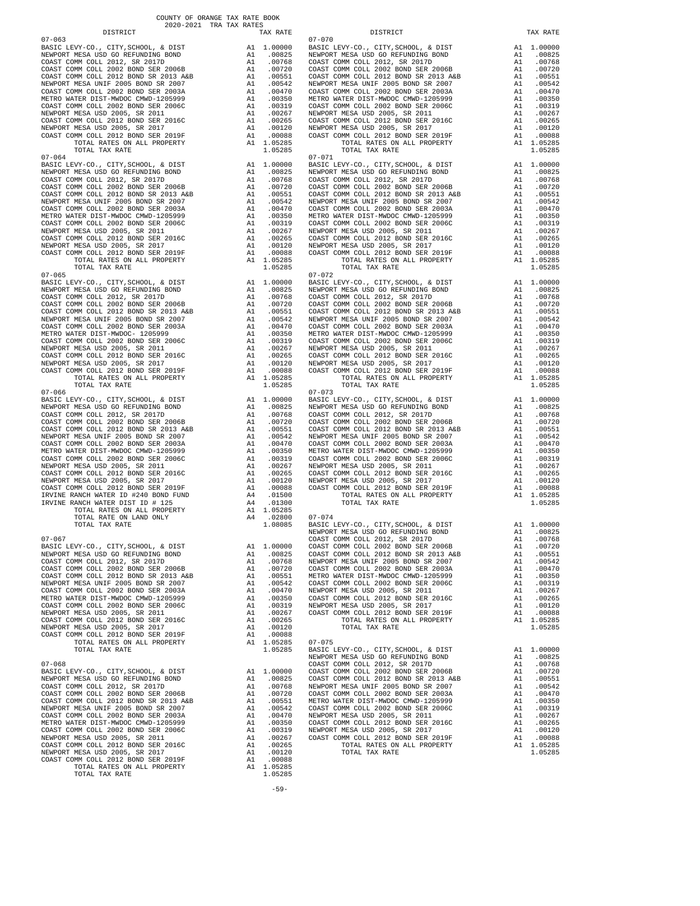COUNTY OF ORANGE TAX RATE BOOK
2020-2021 TRA TAX RATES

| DISTRICT | | TAX RATE |
|---|---|---|
| 07-063 | | |
| BASIC LEVY-CO., CITY,SCHOOL, & DIST | A1 | 1.00000 |
| NEWPORT MESA USD GO REFUNDING BOND | A1 | .00825 |
| COAST COMM COLL 2012, SR 2017D | A1 | .00768 |
| COAST COMM COLL 2002 BOND SER 2006B | A1 | .00720 |
| COAST COMM COLL 2012 BOND SR 2013 A&B | A1 | .00551 |
| NEWPORT MESA UNIF 2005 BOND SR 2007 | A1 | .00542 |
| COAST COMM COLL 2002 BOND SER 2003A | A1 | .00470 |
| METRO WATER DIST-MWDOC CMWD-1205999 | A1 | .00350 |
| COAST COMM COLL 2002 BOND SER 2006C | A1 | .00319 |
| NEWPORT MESA USD 2005, SR 2011 | A1 | .00267 |
| COAST COMM COLL 2012 BOND SER 2016C | A1 | .00265 |
| NEWPORT MESA USD 2005, SR 2017 | A1 | .00120 |
| COAST COMM COLL 2012 BOND SER 2019F | A1 | .00088 |
| TOTAL RATES ON ALL PROPERTY | A1 | 1.05285 |
| TOTAL TAX RATE | | 1.05285 |
| 07-064 | | |
| BASIC LEVY-CO., CITY,SCHOOL, & DIST | A1 | 1.00000 |
| NEWPORT MESA USD GO REFUNDING BOND | A1 | .00825 |
| COAST COMM COLL 2012, SR 2017D | A1 | .00768 |
| COAST COMM COLL 2002 BOND SER 2006B | A1 | .00720 |
| COAST COMM COLL 2012 BOND SR 2013 A&B | A1 | .00551 |
| NEWPORT MESA UNIF 2005 BOND SR 2007 | A1 | .00542 |
| COAST COMM COLL 2002 BOND SER 2003A | A1 | .00470 |
| METRO WATER DIST-MWDOC CMWD-1205999 | A1 | .00350 |
| COAST COMM COLL 2002 BOND SER 2006C | A1 | .00319 |
| NEWPORT MESA USD 2005, SR 2011 | A1 | .00267 |
| COAST COMM COLL 2012 BOND SER 2016C | A1 | .00265 |
| NEWPORT MESA USD 2005, SR 2017 | A1 | .00120 |
| COAST COMM COLL 2012 BOND SER 2019F | A1 | .00088 |
| TOTAL RATES ON ALL PROPERTY | A1 | 1.05285 |
| TOTAL TAX RATE | | 1.05285 |
| 07-065 | | |
| BASIC LEVY-CO., CITY,SCHOOL, & DIST | A1 | 1.00000 |
| NEWPORT MESA USD GO REFUNDING BOND | A1 | .00825 |
| COAST COMM COLL 2012, SR 2017D | A1 | .00768 |
| COAST COMM COLL 2002 BOND SER 2006B | A1 | .00720 |
| COAST COMM COLL 2012 BOND SR 2013 A&B | A1 | .00551 |
| NEWPORT MESA UNIF 2005 BOND SER 2007 | A1 | .00542 |
| COAST COMM COLL 2002 BOND SER 2003A | A1 | .00470 |
| METRO WATER DIST-MWDOC- 1205999 | A1 | .00350 |
| COAST COMM COLL 2002 BOND SER 2006C | A1 | .00319 |
| NEWPORT MESA USD 2005, SR 2011 | A1 | .00267 |
| COAST COMM COLL 2012 BOND SER 2016C | A1 | .00265 |
| NEWPORT MESA USD 2005, SR 2017 | A1 | .00120 |
| COAST COMM COLL 2012 BOND SER 2019F | A1 | .00088 |
| TOTAL RATES ON ALL PROPERTY | A1 | 1.05285 |
| TOTAL TAX RATE | | 1.05285 |
| 07-066 | | |
| BASIC LEVY-CO., CITY,SCHOOL, & DIST | A1 | 1.00000 |
| NEWPORT MESA USD GO REFUNDING BOND | A1 | .00825 |
| COAST COMM COLL 2012, SR 2017D | A1 | .00768 |
| COAST COMM COLL 2002 BOND SER 2006B | A1 | .00720 |
| COAST COMM COLL 2012 BOND SR 2013 A&B | A1 | .00551 |
| NEWPORT MESA UNIF 2005 BOND SR 2007 | A1 | .00542 |
| COAST COMM COLL 2002 BOND SER 2003A | A1 | .00470 |
| METRO WATER DIST-MWDOC CMWD-1205999 | A1 | .00350 |
| COAST COMM COLL 2002 BOND SER 2006C | A1 | .00319 |
| NEWPORT MESA USD 2005, SR 2011 | A1 | .00267 |
| COAST COMM COLL 2012 BOND SER 2016C | A1 | .00265 |
| NEWPORT MESA USD 2005, SR 2017 | A1 | .00120 |
| COAST COMM COLL 2012 BOND SER 2019F | A1 | .00088 |
| IRVINE RANCH WATER ID #240 BOND FUND | A4 | .01500 |
| IRVINE RANCH WATER DIST ID # 125 | A4 | .01300 |
| TOTAL RATES ON ALL PROPERTY | A1 | 1.05285 |
| TOTAL RATE ON LAND ONLY | A4 | .02800 |
| TOTAL TAX RATE | | 1.08085 |
| 07-067 | | |
| BASIC LEVY-CO., CITY,SCHOOL, & DIST | A1 | 1.00000 |
| NEWPORT MESA USD GO REFUNDING BOND | A1 | .00825 |
| COAST COMM COLL 2012, SR 2017D | A1 | .00768 |
| COAST COMM COLL 2002 BOND SER 2006B | A1 | .00720 |
| COAST COMM COLL 2012 BOND SR 2013 A&B | A1 | .00551 |
| NEWPORT MESA UNIF 2005 BOND SR 2007 | A1 | .00542 |
| COAST COMM COLL 2002 BOND SER 2003A | A1 | .00470 |
| METRO WATER DIST-MWDOC CMWD-1205999 | A1 | .00350 |
| COAST COMM COLL 2002 BOND SER 2006C | A1 | .00319 |
| NEWPORT MESA USD 2005, SR 2011 | A1 | .00267 |
| COAST COMM COLL 2012 BOND SER 2016C | A1 | .00265 |
| NEWPORT MESA USD 2005, SR 2017 | A1 | .00120 |
| COAST COMM COLL 2012 BOND SER 2019F | A1 | .00088 |
| TOTAL RATES ON ALL PROPERTY | A1 | 1.05285 |
| TOTAL TAX RATE | | 1.05285 |
| 07-068 | | |
| BASIC LEVY-CO., CITY,SCHOOL, & DIST | A1 | 1.00000 |
| NEWPORT MESA USD GO REFUNDING BOND | A1 | .00825 |
| COAST COMM COLL 2012, SR 2017D | A1 | .00768 |
| COAST COMM COLL 2002 BOND SER 2006B | A1 | .00720 |
| COAST COMM COLL 2012 BOND SR 2013 A&B | A1 | .00551 |
| NEWPORT MESA UNIF 2005 BOND SR 2007 | A1 | .00542 |
| COAST COMM COLL 2002 BOND SER 2003A | A1 | .00470 |
| METRO WATER DIST-MWDOC CMWD-1205999 | A1 | .00350 |
| COAST COMM COLL 2002 BOND SER 2006C | A1 | .00319 |
| NEWPORT MESA USD 2005, SR 2011 | A1 | .00267 |
| COAST COMM COLL 2012 BOND SER 2016C | A1 | .00265 |
| NEWPORT MESA USD 2005, SR 2017 | A1 | .00120 |
| COAST COMM COLL 2012 BOND SER 2019F | A1 | .00088 |
| TOTAL RATES ON ALL PROPERTY | A1 | 1.05285 |
| TOTAL TAX RATE | | 1.05285 |
| 07-070 | | |
| BASIC LEVY-CO., CITY,SCHOOL, & DIST | A1 | 1.00000 |
| NEWPORT MESA USD GO REFUNDING BOND | A1 | .00825 |
| COAST COMM COLL 2012, SR 2017D | A1 | .00768 |
| COAST COMM COLL 2002 BOND SER 2006B | A1 | .00720 |
| COAST COMM COLL 2012 BOND SR 2013 A&B | A1 | .00551 |
| NEWPORT MESA UNIF 2005 BOND SR 2007 | A1 | .00542 |
| COAST COMM COLL 2002 BOND SER 2003A | A1 | .00470 |
| METRO WATER DIST-MWDOC CMWD-1205999 | A1 | .00350 |
| COAST COMM COLL 2002 BOND SER 2006C | A1 | .00319 |
| NEWPORT MESA USD 2005, SR 2011 | A1 | .00267 |
| COAST COMM COLL 2012 BOND SER 2016C | A1 | .00265 |
| NEWPORT MESA USD 2005, SR 2017 | A1 | .00120 |
| COAST COMM COLL 2012 BOND SER 2019F | A1 | .00088 |
| TOTAL RATES ON ALL PROPERTY | A1 | 1.05285 |
| TOTAL TAX RATE | | 1.05285 |
| 07-071 | | |
| BASIC LEVY-CO., CITY,SCHOOL, & DIST | A1 | 1.00000 |
| NEWPORT MESA USD GO REFUNDING BOND | A1 | .00825 |
| COAST COMM COLL 2012, SR 2017D | A1 | .00768 |
| COAST COMM COLL 2002 BOND SER 2006B | A1 | .00720 |
| COAST COMM COLL 2012 BOND SR 2013 A&B | A1 | .00551 |
| NEWPORT MESA UNIF 2005 BOND SR 2007 | A1 | .00542 |
| COAST COMM COLL 2002 BOND SER 2003A | A1 | .00470 |
| METRO WATER DIST-MWDOC CMWD-1205999 | A1 | .00350 |
| COAST COMM COLL 2002 BOND SER 2006C | A1 | .00319 |
| NEWPORT MESA USD 2005, SR 2011 | A1 | .00267 |
| COAST COMM COLL 2012 BOND SER 2016C | A1 | .00265 |
| NEWPORT MESA USD 2005, SR 2017 | A1 | .00120 |
| COAST COMM COLL 2012 BOND SER 2019F | A1 | .00088 |
| TOTAL RATES ON ALL PROPERTY | A1 | 1.05285 |
| TOTAL TAX RATE | | 1.05285 |
| 07-072 | | |
| BASIC LEVY-CO., CITY,SCHOOL, & DIST | A1 | 1.00000 |
| NEWPORT MESA USD GO REFUNDING BOND | A1 | .00825 |
| COAST COMM COLL 2012, SR 2017D | A1 | .00768 |
| COAST COMM COLL 2002 BOND SER 2006B | A1 | .00720 |
| COAST COMM COLL 2012 BOND SR 2013 A&B | A1 | .00551 |
| NEWPORT MESA UNIF 2005 BOND SR 2007 | A1 | .00542 |
| COAST COMM COLL 2002 BOND SER 2003A | A1 | .00470 |
| METRO WATER DIST-MWDOC CMWD-1205999 | A1 | .00350 |
| COAST COMM COLL 2002 BOND SER 2006C | A1 | .00319 |
| NEWPORT MESA USD 2005, SR 2011 | A1 | .00267 |
| COAST COMM COLL 2012 BOND SER 2016C | A1 | .00265 |
| NEWPORT MESA USD 2005, SR 2017 | A1 | .00120 |
| COAST COMM COLL 2012 BOND SER 2019F | A1 | .00088 |
| TOTAL RATES ON ALL PROPERTY | A1 | 1.05285 |
| TOTAL TAX RATE | | 1.05285 |
| 07-073 | | |
| BASIC LEVY-CO., CITY,SCHOOL, & DIST | A1 | 1.00000 |
| NEWPORT MESA USD GO REFUNDING BOND | A1 | .00825 |
| COAST COMM COLL 2012, SR 2017D | A1 | .00768 |
| COAST COMM COLL 2002 BOND SER 2006B | A1 | .00720 |
| COAST COMM COLL 2012 BOND SR 2013 A&B | A1 | .00551 |
| NEWPORT MESA UNIF 2005 BOND SR 2007 | A1 | .00542 |
| COAST COMM COLL 2002 BOND SER 2003A | A1 | .00470 |
| METRO WATER DIST-MWDOC CMWD-1205999 | A1 | .00350 |
| COAST COMM COLL 2002 BOND SER 2006C | A1 | .00319 |
| NEWPORT MESA USD 2005, SR 2011 | A1 | .00267 |
| COAST COMM COLL 2012 BOND SER 2016C | A1 | .00265 |
| NEWPORT MESA USD 2005, SR 2017 | A1 | .00120 |
| COAST COMM COLL 2012 BOND SER 2019F | A1 | .00088 |
| TOTAL RATES ON ALL PROPERTY | A1 | 1.05285 |
| TOTAL TAX RATE | | 1.05285 |
| 07-074 | | |
| BASIC LEVY-CO., CITY,SCHOOL, & DIST | A1 | 1.00000 |
| NEWPORT MESA USD GO REFUNDING BOND | A1 | .00825 |
| COAST COMM COLL 2012, SR 2017D | A1 | .00768 |
| COAST COMM COLL 2002 BOND SER 2006B | A1 | .00720 |
| COAST COMM COLL 2012 BOND SR 2013 A&B | A1 | .00551 |
| NEWPORT MESA UNIF 2005 BOND SR 2007 | A1 | .00542 |
| COAST COMM COLL 2002 BOND SER 2003A | A1 | .00470 |
| METRO WATER DIST-MWDOC CMWD-1205999 | A1 | .00350 |
| COAST COMM COLL 2002 BOND SER 2006C | A1 | .00319 |
| NEWPORT MESA USD 2005, SR 2011 | A1 | .00267 |
| COAST COMM COLL 2012 BOND SER 2016C | A1 | .00265 |
| NEWPORT MESA USD 2005, SR 2017 | A1 | .00120 |
| COAST COMM COLL 2012 BOND SER 2019F | A1 | .00088 |
| TOTAL RATES ON ALL PROPERTY | A1 | 1.05285 |
| TOTAL TAX RATE | | 1.05285 |
| 07-075 | | |
| BASIC LEVY-CO., CITY,SCHOOL, & DIST | A1 | 1.00000 |
| NEWPORT MESA USD GO REFUNDING BOND | A1 | .00825 |
| COAST COMM COLL 2012, SR 2017D | A1 | .00768 |
| COAST COMM COLL 2002 BOND SER 2006B | A1 | .00720 |
| COAST COMM COLL 2012 BOND SR 2013 A&B | A1 | .00551 |
| NEWPORT MESA UNIF 2005 BOND SR 2007 | A1 | .00542 |
| COAST COMM COLL 2002 BOND SER 2003A | A1 | .00470 |
| METRO WATER DIST-MWDOC CMWD-1205999 | A1 | .00350 |
| COAST COMM COLL 2002 BOND SER 2006C | A1 | .00319 |
| NEWPORT MESA USD 2005, SR 2011 | A1 | .00267 |
| COAST COMM COLL 2012 BOND SER 2016C | A1 | .00265 |
| NEWPORT MESA USD 2005, SR 2017 | A1 | .00120 |
| COAST COMM COLL 2012 BOND SER 2019F | A1 | .00088 |
| TOTAL RATES ON ALL PROPERTY | A1 | 1.05285 |
| TOTAL TAX RATE | | 1.05285 |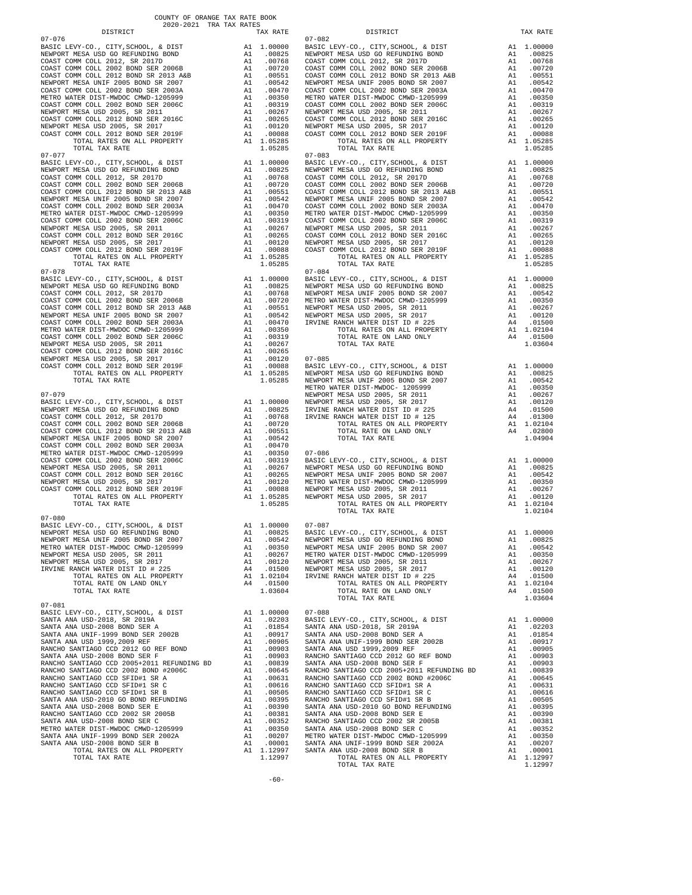COUNTY OF ORANGE TAX RATE BOOK
2020-2021 TRA TAX RATES

| DISTRICT | | TAX RATE |
|---|---|---|
| **07-076** | | |
| BASIC LEVY-CO., CITY,SCHOOL, & DIST | A1 | 1.00000 |
| NEWPORT MESA USD GO REFUNDING BOND | A1 | .00825 |
| COAST COMM COLL 2012, SR 2017D | A1 | .00768 |
| COAST COMM COLL 2002 BOND SER 2006B | A1 | .00720 |
| COAST COMM COLL 2012 BOND SR 2013 A&B | A1 | .00551 |
| NEWPORT MESA UNIF 2005 BOND SR 2007 | A1 | .00542 |
| COAST COMM COLL 2002 BOND SER 2003A | A1 | .00470 |
| METRO WATER DIST-MWDOC CMWD-1205999 | A1 | .00350 |
| COAST COMM COLL 2002 BOND SER 2006C | A1 | .00319 |
| NEWPORT MESA USD 2005, SR 2011 | A1 | .00267 |
| COAST COMM COLL 2012 BOND SER 2016C | A1 | .00265 |
| NEWPORT MESA USD 2005, SR 2017 | A1 | .00120 |
| COAST COMM COLL 2012 BOND SER 2019F | A1 | .00088 |
| TOTAL RATES ON ALL PROPERTY | A1 | 1.05285 |
| TOTAL TAX RATE | | 1.05285 |
| **07-077** | | |
| BASIC LEVY-CO., CITY,SCHOOL, & DIST | A1 | 1.00000 |
| NEWPORT MESA USD GO REFUNDING BOND | A1 | .00825 |
| COAST COMM COLL 2012, SR 2017D | A1 | .00768 |
| COAST COMM COLL 2002 BOND SER 2006B | A1 | .00720 |
| COAST COMM COLL 2012 BOND SR 2013 A&B | A1 | .00551 |
| NEWPORT MESA UNIF 2005 BOND SR 2007 | A1 | .00542 |
| COAST COMM COLL 2002 BOND SER 2003A | A1 | .00470 |
| METRO WATER DIST-MWDOC CMWD-1205999 | A1 | .00350 |
| COAST COMM COLL 2002 BOND SER 2006C | A1 | .00319 |
| NEWPORT MESA USD 2005, SR 2011 | A1 | .00267 |
| COAST COMM COLL 2012 BOND SER 2016C | A1 | .00265 |
| NEWPORT MESA USD 2005, SR 2017 | A1 | .00120 |
| COAST COMM COLL 2012 BOND SER 2019F | A1 | .00088 |
| TOTAL RATES ON ALL PROPERTY | A1 | 1.05285 |
| TOTAL TAX RATE | | 1.05285 |
| **07-078** | | |
| BASIC LEVY-CO., CITY,SCHOOL, & DIST | A1 | 1.00000 |
| NEWPORT MESA USD GO REFUNDING BOND | A1 | .00825 |
| COAST COMM COLL 2012, SR 2017D | A1 | .00768 |
| COAST COMM COLL 2002 BOND SER 2006B | A1 | .00720 |
| COAST COMM COLL 2012 BOND SR 2013 A&B | A1 | .00551 |
| NEWPORT MESA UNIF 2005 BOND SR 2007 | A1 | .00542 |
| COAST COMM COLL 2002 BOND SER 2003A | A1 | .00470 |
| METRO WATER DIST-MWDOC CMWD-1205999 | A1 | .00350 |
| COAST COMM COLL 2002 BOND SER 2006C | A1 | .00319 |
| NEWPORT MESA USD 2005, SR 2011 | A1 | .00267 |
| COAST COMM COLL 2012 BOND SER 2016C | A1 | .00265 |
| NEWPORT MESA USD 2005, SR 2017 | A1 | .00120 |
| COAST COMM COLL 2012 BOND SER 2019F | A1 | .00088 |
| TOTAL RATES ON ALL PROPERTY | A1 | 1.05285 |
| TOTAL TAX RATE | | 1.05285 |
| **07-079** | | |
| BASIC LEVY-CO., CITY,SCHOOL, & DIST | A1 | 1.00000 |
| NEWPORT MESA USD GO REFUNDING BOND | A1 | .00825 |
| COAST COMM COLL 2012, SR 2017D | A1 | .00768 |
| COAST COMM COLL 2002 BOND SER 2006B | A1 | .00720 |
| COAST COMM COLL 2012 BOND SR 2013 A&B | A1 | .00551 |
| NEWPORT MESA UNIF 2005 BOND SR 2007 | A1 | .00542 |
| COAST COMM COLL 2002 BOND SER 2003A | A1 | .00470 |
| METRO WATER DIST-MWDOC CMWD-1205999 | A1 | .00350 |
| COAST COMM COLL 2002 BOND SER 2006C | A1 | .00319 |
| NEWPORT MESA USD 2005, SR 2011 | A1 | .00267 |
| COAST COMM COLL 2012 BOND SER 2016C | A1 | .00265 |
| NEWPORT MESA USD 2005, SR 2017 | A1 | .00120 |
| COAST COMM COLL 2012 BOND SER 2019F | A1 | .00088 |
| TOTAL RATES ON ALL PROPERTY | A1 | 1.05285 |
| TOTAL TAX RATE | | 1.05285 |
| **07-080** | | |
| BASIC LEVY-CO., CITY,SCHOOL, & DIST | A1 | 1.00000 |
| NEWPORT MESA USD GO REFUNDING BOND | A1 | .00825 |
| NEWPORT MESA UNIF 2005 BOND SR 2007 | A1 | .00542 |
| METRO WATER DIST-MWDOC CMWD-1205999 | A1 | .00350 |
| NEWPORT MESA USD 2005, SR 2011 | A1 | .00267 |
| NEWPORT MESA USD 2005, SR 2017 | A1 | .00120 |
| IRVINE RANCH WATER DIST ID # 225 | A4 | .01500 |
| TOTAL RATES ON ALL PROPERTY | A1 | 1.02104 |
| TOTAL RATE ON LAND ONLY | A4 | .01500 |
| TOTAL TAX RATE | | 1.03604 |
| **07-081** | | |
| BASIC LEVY-CO., CITY,SCHOOL, & DIST | A1 | 1.00000 |
| SANTA ANA USD-2018, SR 2019A | A1 | .02203 |
| SANTA ANA USD-2008 BOND SER A | A1 | .01854 |
| SANTA ANA UNIF-1999 BOND SER 2002B | A1 | .00917 |
| SANTA ANA USD 1999,2009 REF | A1 | .00905 |
| RANCHO SANTIAGO CCD 2012 GO REF BOND | A1 | .00903 |
| SANTA ANA USD-2008 BOND SER F | A1 | .00903 |
| RANCHO SANTIAGO CCD 2005+2011 REFUNDING BD | A1 | .00839 |
| RANCHO SANTIAGO CCD 2002 BOND #2006C | A1 | .00645 |
| RANCHO SANTIAGO CCD SFID#1 SR A | A1 | .00631 |
| RANCHO SANTIAGO CCD SFID#1 SR C | A1 | .00616 |
| RANCHO SANTIAGO CCD SFID#1 SR B | A1 | .00505 |
| SANTA ANA USD-2010 GO BOND REFUNDING | A1 | .00395 |
| SANTA ANA USD-2008 BOND SER E | A1 | .00390 |
| RANCHO SANTIAGO CCD 2002 SR 2005B | A1 | .00381 |
| SANTA ANA USD-2008 BOND SER C | A1 | .00352 |
| METRO WATER DIST-MWDOC CMWD-1205999 | A1 | .00350 |
| SANTA ANA UNIF-1999 BOND SER 2002A | A1 | .00207 |
| SANTA ANA USD-2008 BOND SER B | A1 | .00001 |
| TOTAL RATES ON ALL PROPERTY | A1 | 1.12997 |
| TOTAL TAX RATE | | 1.12997 |
| **07-082** | | |
| BASIC LEVY-CO., CITY,SCHOOL, & DIST | A1 | 1.00000 |
| NEWPORT MESA USD GO REFUNDING BOND | A1 | .00825 |
| COAST COMM COLL 2012, SR 2017D | A1 | .00768 |
| COAST COMM COLL 2002 BOND SER 2006B | A1 | .00720 |
| COAST COMM COLL 2012 BOND SR 2013 A&B | A1 | .00551 |
| NEWPORT MESA UNIF 2005 BOND SR 2007 | A1 | .00542 |
| COAST COMM COLL 2002 BOND SER 2003A | A1 | .00470 |
| METRO WATER DIST-MWDOC CMWD-1205999 | A1 | .00350 |
| COAST COMM COLL 2002 BOND SER 2006C | A1 | .00319 |
| NEWPORT MESA USD 2005, SR 2011 | A1 | .00267 |
| COAST COMM COLL 2012 BOND SER 2016C | A1 | .00265 |
| NEWPORT MESA USD 2005, SR 2017 | A1 | .00120 |
| COAST COMM COLL 2012 BOND SER 2019F | A1 | .00088 |
| TOTAL RATES ON ALL PROPERTY | A1 | 1.05285 |
| TOTAL TAX RATE | | 1.05285 |
| **07-083** | | |
| BASIC LEVY-CO., CITY,SCHOOL, & DIST | A1 | 1.00000 |
| NEWPORT MESA USD GO REFUNDING BOND | A1 | .00825 |
| COAST COMM COLL 2012, SR 2017D | A1 | .00768 |
| COAST COMM COLL 2002 BOND SER 2006B | A1 | .00720 |
| COAST COMM COLL 2012 BOND SR 2013 A&B | A1 | .00551 |
| NEWPORT MESA UNIF 2005 BOND SR 2007 | A1 | .00542 |
| COAST COMM COLL 2002 BOND SER 2003A | A1 | .00470 |
| METRO WATER DIST-MWDOC CMWD-1205999 | A1 | .00350 |
| COAST COMM COLL 2002 BOND SER 2006C | A1 | .00319 |
| NEWPORT MESA USD 2005, SR 2011 | A1 | .00267 |
| COAST COMM COLL 2012 BOND SER 2016C | A1 | .00265 |
| NEWPORT MESA USD 2005, SR 2017 | A1 | .00120 |
| COAST COMM COLL 2012 BOND SER 2019F | A1 | .00088 |
| TOTAL RATES ON ALL PROPERTY | A1 | 1.05285 |
| TOTAL TAX RATE | | 1.05285 |
| **07-084** | | |
| BASIC LEVY-CO., CITY,SCHOOL, & DIST | A1 | 1.00000 |
| NEWPORT MESA USD GO REFUNDING BOND | A1 | .00825 |
| NEWPORT MESA UNIF 2005 BOND SR 2007 | A1 | .00542 |
| METRO WATER DIST-MWDOC CMWD-1205999 | A1 | .00350 |
| NEWPORT MESA USD 2005, SR 2011 | A1 | .00267 |
| NEWPORT MESA USD 2005, SR 2017 | A1 | .00120 |
| IRVINE RANCH WATER DIST ID # 225 | A4 | .01500 |
| TOTAL RATES ON ALL PROPERTY | A1 | 1.02104 |
| TOTAL RATE ON LAND ONLY | A4 | .01500 |
| TOTAL TAX RATE | | 1.03604 |
| **07-085** | | |
| BASIC LEVY-CO., CITY,SCHOOL, & DIST | A1 | 1.00000 |
| NEWPORT MESA USD GO REFUNDING BOND | A1 | .00825 |
| NEWPORT MESA UNIF 2005 BOND SR 2007 | A1 | .00542 |
| METRO WATER DIST-MWDOC- 1205999 | A1 | .00350 |
| NEWPORT MESA USD 2005, SR 2011 | A1 | .00267 |
| NEWPORT MESA USD 2005, SR 2017 | A1 | .00120 |
| IRVINE RANCH WATER DIST ID # 225 | A4 | .01500 |
| IRVINE RANCH WATER DIST ID # 125 | A4 | .01300 |
| TOTAL RATES ON ALL PROPERTY | A1 | 1.02104 |
| TOTAL RATE ON LAND ONLY | A4 | .02800 |
| TOTAL TAX RATE | | 1.04904 |
| **07-086** | | |
| BASIC LEVY-CO., CITY,SCHOOL, & DIST | A1 | 1.00000 |
| NEWPORT MESA USD GO REFUNDING BOND | A1 | .00825 |
| NEWPORT MESA UNIF 2005 BOND SR 2007 | A1 | .00542 |
| METRO WATER DIST-MWDOC CMWD-1205999 | A1 | .00350 |
| NEWPORT MESA USD 2005, SR 2011 | A1 | .00267 |
| NEWPORT MESA USD 2005, SR 2017 | A1 | .00120 |
| TOTAL RATES ON ALL PROPERTY | A1 | 1.02104 |
| TOTAL TAX RATE | | 1.02104 |
| **07-087** | | |
| BASIC LEVY-CO., CITY,SCHOOL, & DIST | A1 | 1.00000 |
| NEWPORT MESA USD GO REFUNDING BOND | A1 | .00825 |
| NEWPORT MESA UNIF 2005 BOND SR 2007 | A1 | .00542 |
| METRO WATER DIST-MWDOC CMWD-1205999 | A1 | .00350 |
| NEWPORT MESA USD 2005, SR 2011 | A1 | .00267 |
| NEWPORT MESA USD 2005, SR 2017 | A1 | .00120 |
| IRVINE RANCH WATER DIST ID # 225 | A4 | .01500 |
| TOTAL RATES ON ALL PROPERTY | A1 | 1.02104 |
| TOTAL RATE ON LAND ONLY | A4 | .01500 |
| TOTAL TAX RATE | | 1.03604 |
| **07-088** | | |
| BASIC LEVY-CO., CITY,SCHOOL, & DIST | A1 | 1.00000 |
| SANTA ANA USD-2018, SR 2019A | A1 | .02203 |
| SANTA ANA USD-2008 BOND SER A | A1 | .01854 |
| SANTA ANA UNIF-1999 BOND SER 2002B | A1 | .00917 |
| SANTA ANA USD 1999,2009 REF | A1 | .00905 |
| RANCHO SANTIAGO CCD 2012 GO REF BOND | A1 | .00903 |
| SANTA ANA USD-2008 BOND SER F | A1 | .00903 |
| RANCHO SANTIAGO CCD 2005+2011 REFUNDING BD | A1 | .00839 |
| RANCHO SANTIAGO CCD 2002 BOND #2006C | A1 | .00645 |
| RANCHO SANTIAGO CCD SFID#1 SR A | A1 | .00631 |
| RANCHO SANTIAGO CCD SFID#1 SR C | A1 | .00616 |
| RANCHO SANTIAGO CCD SFID#1 SR B | A1 | .00505 |
| SANTA ANA USD-2010 GO BOND REFUNDING | A1 | .00395 |
| SANTA ANA USD-2008 BOND SER E | A1 | .00390 |
| RANCHO SANTIAGO CCD 2002 SR 2005B | A1 | .00381 |
| SANTA ANA USD-2008 BOND SER C | A1 | .00352 |
| METRO WATER DIST-MWDOC CMWD-1205999 | A1 | .00350 |
| SANTA ANA UNIF-1999 BOND SER 2002A | A1 | .00207 |
| SANTA ANA USD-2008 BOND SER B | A1 | .00001 |
| TOTAL RATES ON ALL PROPERTY | A1 | 1.12997 |
| TOTAL TAX RATE | | 1.12997 |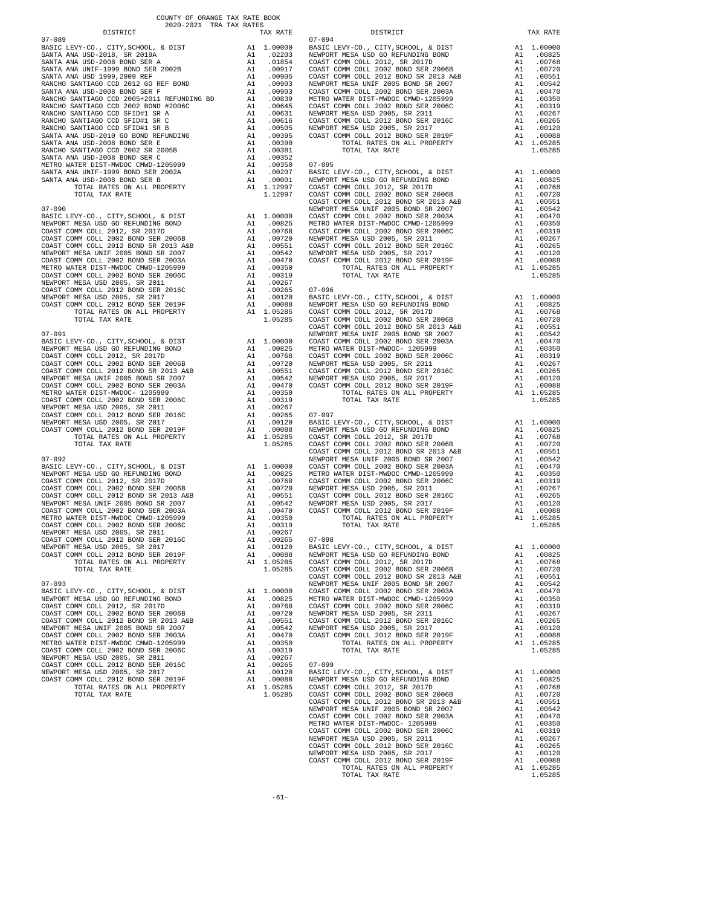COUNTY OF ORANGE TAX RATE BOOK
2020-2021 TRA TAX RATES

| DISTRICT | | TAX RATE |
|---|---|---|
| **07-089** | | |
| BASIC LEVY-CO., CITY,SCHOOL, & DIST | A1 | 1.00000 |
| SANTA ANA USD-2018, SR 2019A | A1 | .02203 |
| SANTA ANA USD-2008 BOND SER A | A1 | .01854 |
| SANTA ANA UNIF-1999 BOND SER 2002B | A1 | .00917 |
| SANTA ANA USD 1999,2009 REF | A1 | .00905 |
| RANCHO SANTIAGO CCD 2012 GO REF BOND | A1 | .00903 |
| SANTA ANA USD-2008 BOND SER F | A1 | .00903 |
| RANCHO SANTIAGO CCD 2005+2011 REFUNDING BD | A1 | .00839 |
| RANCHO SANTIAGO CCD 2002 BOND #2006C | A1 | .00645 |
| RANCHO SANTIAGO CCD SFID#1 SR A | A1 | .00631 |
| RANCHO SANTIAGO CCD SFID#1 SR C | A1 | .00616 |
| RANCHO SANTIAGO CCD SFID#1 SR B | A1 | .00505 |
| SANTA ANA USD-2010 GO BOND REFUNDING | A1 | .00395 |
| SANTA ANA USD-2008 BOND SER E | A1 | .00390 |
| RANCHO SANTIAGO CCD 2002 SER 2005B | A1 | .00381 |
| SANTA ANA USD-2008 BOND SER C | A1 | .00352 |
| METRO WATER DIST-MWDOC CMWD-1205999 | A1 | .00350 |
| SANTA ANA UNIF-1999 BOND SER 2002A | A1 | .00207 |
| SANTA ANA USD-2008 BOND SER B | A1 | .00001 |
| TOTAL RATES ON ALL PROPERTY | A1 | 1.12997 |
| TOTAL TAX RATE | | 1.12997 |
| **07-090** | | |
| BASIC LEVY-CO., CITY,SCHOOL, & DIST | A1 | 1.00000 |
| NEWPORT MESA USD GO REFUNDING BOND | A1 | .00825 |
| COAST COMM COLL 2012, SR 2017D | A1 | .00768 |
| COAST COMM COLL 2002 BOND SER 2006B | A1 | .00720 |
| COAST COMM COLL 2012 BOND SR 2013 A&B | A1 | .00551 |
| NEWPORT MESA UNIF 2005 BOND SR 2007 | A1 | .00542 |
| COAST COMM COLL 2002 BOND SER 2003A | A1 | .00470 |
| METRO WATER DIST-MWDOC CMWD-1205999 | A1 | .00350 |
| COAST COMM COLL 2002 BOND SER 2006C | A1 | .00319 |
| NEWPORT MESA USD 2005, SR 2011 | A1 | .00267 |
| COAST COMM COLL 2012 BOND SER 2016C | A1 | .00265 |
| NEWPORT MESA USD 2005, SR 2017 | A1 | .00120 |
| COAST COMM COLL 2012 BOND SER 2019F | A1 | .00088 |
| TOTAL RATES ON ALL PROPERTY | A1 | 1.05285 |
| TOTAL TAX RATE | | 1.05285 |
| **07-091** | | |
| BASIC LEVY-CO., CITY,SCHOOL, & DIST | A1 | 1.00000 |
| NEWPORT MESA USD GO REFUNDING BOND | A1 | .00825 |
| COAST COMM COLL 2012, SR 2017D | A1 | .00768 |
| COAST COMM COLL 2002 BOND SER 2006B | A1 | .00720 |
| COAST COMM COLL 2012 BOND SR 2013 A&B | A1 | .00551 |
| NEWPORT MESA UNIF 2005 BOND SR 2007 | A1 | .00542 |
| COAST COMM COLL 2002 BOND SER 2003A | A1 | .00470 |
| METRO WATER DIST-MWDOC- 1205999 | A1 | .00350 |
| COAST COMM COLL 2002 BOND SER 2006C | A1 | .00319 |
| NEWPORT MESA USD 2005, SR 2011 | A1 | .00267 |
| COAST COMM COLL 2012 BOND SER 2016C | A1 | .00265 |
| NEWPORT MESA USD 2005, SR 2017 | A1 | .00120 |
| COAST COMM COLL 2012 BOND SER 2019F | A1 | .00088 |
| TOTAL RATES ON ALL PROPERTY | A1 | 1.05285 |
| TOTAL TAX RATE | | 1.05285 |
| **07-092** | | |
| BASIC LEVY-CO., CITY,SCHOOL, & DIST | A1 | 1.00000 |
| NEWPORT MESA USD GO REFUNDING BOND | A1 | .00825 |
| COAST COMM COLL 2012, SR 2017D | A1 | .00768 |
| COAST COMM COLL 2002 BOND SER 2006B | A1 | .00720 |
| COAST COMM COLL 2012 BOND SR 2013 A&B | A1 | .00551 |
| NEWPORT MESA UNIF 2005 BOND SR 2007 | A1 | .00542 |
| COAST COMM COLL 2002 BOND SER 2003A | A1 | .00470 |
| METRO WATER DIST-MWDOC CMWD-1205999 | A1 | .00350 |
| COAST COMM COLL 2002 BOND SER 2006C | A1 | .00319 |
| NEWPORT MESA USD 2005, SR 2011 | A1 | .00267 |
| COAST COMM COLL 2012 BOND SER 2016C | A1 | .00265 |
| NEWPORT MESA USD 2005, SR 2017 | A1 | .00120 |
| COAST COMM COLL 2012 BOND SER 2019F | A1 | .00088 |
| TOTAL RATES ON ALL PROPERTY | A1 | 1.05285 |
| TOTAL TAX RATE | | 1.05285 |
| **07-093** | | |
| BASIC LEVY-CO., CITY,SCHOOL, & DIST | A1 | 1.00000 |
| NEWPORT MESA USD GO REFUNDING BOND | A1 | .00825 |
| COAST COMM COLL 2012, SR 2017D | A1 | .00768 |
| COAST COMM COLL 2002 BOND SER 2006B | A1 | .00720 |
| COAST COMM COLL 2012 BOND SR 2013 A&B | A1 | .00551 |
| NEWPORT MESA UNIF 2005 BOND SR 2007 | A1 | .00542 |
| COAST COMM COLL 2002 BOND SER 2003A | A1 | .00470 |
| METRO WATER DIST-MWDOC CMWD-1205999 | A1 | .00350 |
| COAST COMM COLL 2002 BOND SER 2006C | A1 | .00319 |
| NEWPORT MESA USD 2005, SR 2011 | A1 | .00267 |
| COAST COMM COLL 2012 BOND SER 2016C | A1 | .00265 |
| NEWPORT MESA USD 2005, SR 2017 | A1 | .00120 |
| COAST COMM COLL 2012 BOND SER 2019F | A1 | .00088 |
| TOTAL RATES ON ALL PROPERTY | A1 | 1.05285 |
| TOTAL TAX RATE | | 1.05285 |
| **07-094** | | |
| BASIC LEVY-CO., CITY,SCHOOL, & DIST | A1 | 1.00000 |
| NEWPORT MESA USD GO REFUNDING BOND | A1 | .00825 |
| COAST COMM COLL 2012, SR 2017D | A1 | .00768 |
| COAST COMM COLL 2002 BOND SER 2006B | A1 | .00720 |
| COAST COMM COLL 2012 BOND SR 2013 A&B | A1 | .00551 |
| NEWPORT MESA UNIF 2005 BOND SR 2007 | A1 | .00542 |
| COAST COMM COLL 2002 BOND SER 2003A | A1 | .00470 |
| METRO WATER DIST-MWDOC CMWD-1205999 | A1 | .00350 |
| COAST COMM COLL 2002 BOND SER 2006C | A1 | .00319 |
| NEWPORT MESA USD 2005, SR 2011 | A1 | .00267 |
| COAST COMM COLL 2012 BOND SER 2016C | A1 | .00265 |
| NEWPORT MESA USD 2005, SR 2017 | A1 | .00120 |
| COAST COMM COLL 2012 BOND SER 2019F | A1 | .00088 |
| TOTAL RATES ON ALL PROPERTY | A1 | 1.05285 |
| TOTAL TAX RATE | | 1.05285 |
| **07-095** | | |
| BASIC LEVY-CO., CITY,SCHOOL, & DIST | A1 | 1.00000 |
| NEWPORT MESA USD GO REFUNDING BOND | A1 | .00825 |
| COAST COMM COLL 2012, SR 2017D | A1 | .00768 |
| COAST COMM COLL 2002 BOND SER 2006B | A1 | .00720 |
| COAST COMM COLL 2012 BOND SR 2013 A&B | A1 | .00551 |
| NEWPORT MESA UNIF 2005 BOND SR 2007 | A1 | .00542 |
| COAST COMM COLL 2002 BOND SER 2003A | A1 | .00470 |
| METRO WATER DIST-MWDOC CMWD-1205999 | A1 | .00350 |
| COAST COMM COLL 2002 BOND SER 2006C | A1 | .00319 |
| NEWPORT MESA USD 2005, SR 2011 | A1 | .00267 |
| COAST COMM COLL 2012 BOND SER 2016C | A1 | .00265 |
| NEWPORT MESA USD 2005, SR 2017 | A1 | .00120 |
| COAST COMM COLL 2012 BOND SER 2019F | A1 | .00088 |
| TOTAL RATES ON ALL PROPERTY | A1 | 1.05285 |
| TOTAL TAX RATE | | 1.05285 |
| **07-096** | | |
| BASIC LEVY-CO., CITY,SCHOOL, & DIST | A1 | 1.00000 |
| NEWPORT MESA USD GO REFUNDING BOND | A1 | .00825 |
| COAST COMM COLL 2012, SR 2017D | A1 | .00768 |
| COAST COMM COLL 2002 BOND SER 2006B | A1 | .00720 |
| COAST COMM COLL 2012 BOND SR 2013 A&B | A1 | .00551 |
| NEWPORT MESA UNIF 2005 BOND SR 2007 | A1 | .00542 |
| COAST COMM COLL 2002 BOND SER 2003A | A1 | .00470 |
| METRO WATER DIST-MWDOC- 1205999 | A1 | .00350 |
| COAST COMM COLL 2002 BOND SER 2006C | A1 | .00319 |
| NEWPORT MESA USD 2005, SR 2011 | A1 | .00267 |
| COAST COMM COLL 2012 BOND SER 2016C | A1 | .00265 |
| NEWPORT MESA USD 2005, SR 2017 | A1 | .00120 |
| COAST COMM COLL 2012 BOND SER 2019F | A1 | .00088 |
| TOTAL RATES ON ALL PROPERTY | A1 | 1.05285 |
| TOTAL TAX RATE | | 1.05285 |
| **07-097** | | |
| BASIC LEVY-CO., CITY,SCHOOL, & DIST | A1 | 1.00000 |
| NEWPORT MESA USD GO REFUNDING BOND | A1 | .00825 |
| COAST COMM COLL 2012, SR 2017D | A1 | .00768 |
| COAST COMM COLL 2002 BOND SER 2006B | A1 | .00720 |
| COAST COMM COLL 2012 BOND SR 2013 A&B | A1 | .00551 |
| NEWPORT MESA UNIF 2005 BOND SR 2007 | A1 | .00542 |
| COAST COMM COLL 2002 BOND SER 2003A | A1 | .00470 |
| METRO WATER DIST-MWDOC CMWD-1205999 | A1 | .00350 |
| COAST COMM COLL 2002 BOND SER 2006C | A1 | .00319 |
| NEWPORT MESA USD 2005, SR 2011 | A1 | .00267 |
| COAST COMM COLL 2012 BOND SER 2016C | A1 | .00265 |
| NEWPORT MESA USD 2005, SR 2017 | A1 | .00120 |
| COAST COMM COLL 2012 BOND SER 2019F | A1 | .00088 |
| TOTAL RATES ON ALL PROPERTY | A1 | 1.05285 |
| TOTAL TAX RATE | | 1.05285 |
| **07-098** | | |
| BASIC LEVY-CO., CITY,SCHOOL, & DIST | A1 | 1.00000 |
| NEWPORT MESA USD GO REFUNDING BOND | A1 | .00825 |
| COAST COMM COLL 2012, SR 2017D | A1 | .00768 |
| COAST COMM COLL 2002 BOND SER 2006B | A1 | .00720 |
| COAST COMM COLL 2012 BOND SR 2013 A&B | A1 | .00551 |
| NEWPORT MESA UNIF 2005 BOND SR 2007 | A1 | .00542 |
| COAST COMM COLL 2002 BOND SER 2003A | A1 | .00470 |
| METRO WATER DIST-MWDOC CMWD-1205999 | A1 | .00350 |
| COAST COMM COLL 2002 BOND SER 2006C | A1 | .00319 |
| NEWPORT MESA USD 2005, SR 2011 | A1 | .00267 |
| COAST COMM COLL 2012 BOND SER 2016C | A1 | .00265 |
| NEWPORT MESA USD 2005, SR 2017 | A1 | .00120 |
| COAST COMM COLL 2012 BOND SER 2019F | A1 | .00088 |
| TOTAL RATES ON ALL PROPERTY | A1 | 1.05285 |
| TOTAL TAX RATE | | 1.05285 |
| **07-099** | | |
| BASIC LEVY-CO., CITY,SCHOOL, & DIST | A1 | 1.00000 |
| NEWPORT MESA USD GO REFUNDING BOND | A1 | .00825 |
| COAST COMM COLL 2012, SR 2017D | A1 | .00768 |
| COAST COMM COLL 2002 BOND SER 2006B | A1 | .00720 |
| COAST COMM COLL 2012 BOND SR 2013 A&B | A1 | .00551 |
| NEWPORT MESA UNIF 2005 BOND SR 2007 | A1 | .00542 |
| COAST COMM COLL 2002 BOND SER 2003A | A1 | .00470 |
| METRO WATER DIST-MWDOC- 1205999 | A1 | .00350 |
| COAST COMM COLL 2002 BOND SER 2006C | A1 | .00319 |
| NEWPORT MESA USD 2005, SR 2011 | A1 | .00267 |
| COAST COMM COLL 2012 BOND SER 2016C | A1 | .00265 |
| NEWPORT MESA USD 2005, SR 2017 | A1 | .00120 |
| COAST COMM COLL 2012 BOND SER 2019F | A1 | .00088 |
| TOTAL RATES ON ALL PROPERTY | A1 | 1.05285 |
| TOTAL TAX RATE | | 1.05285 |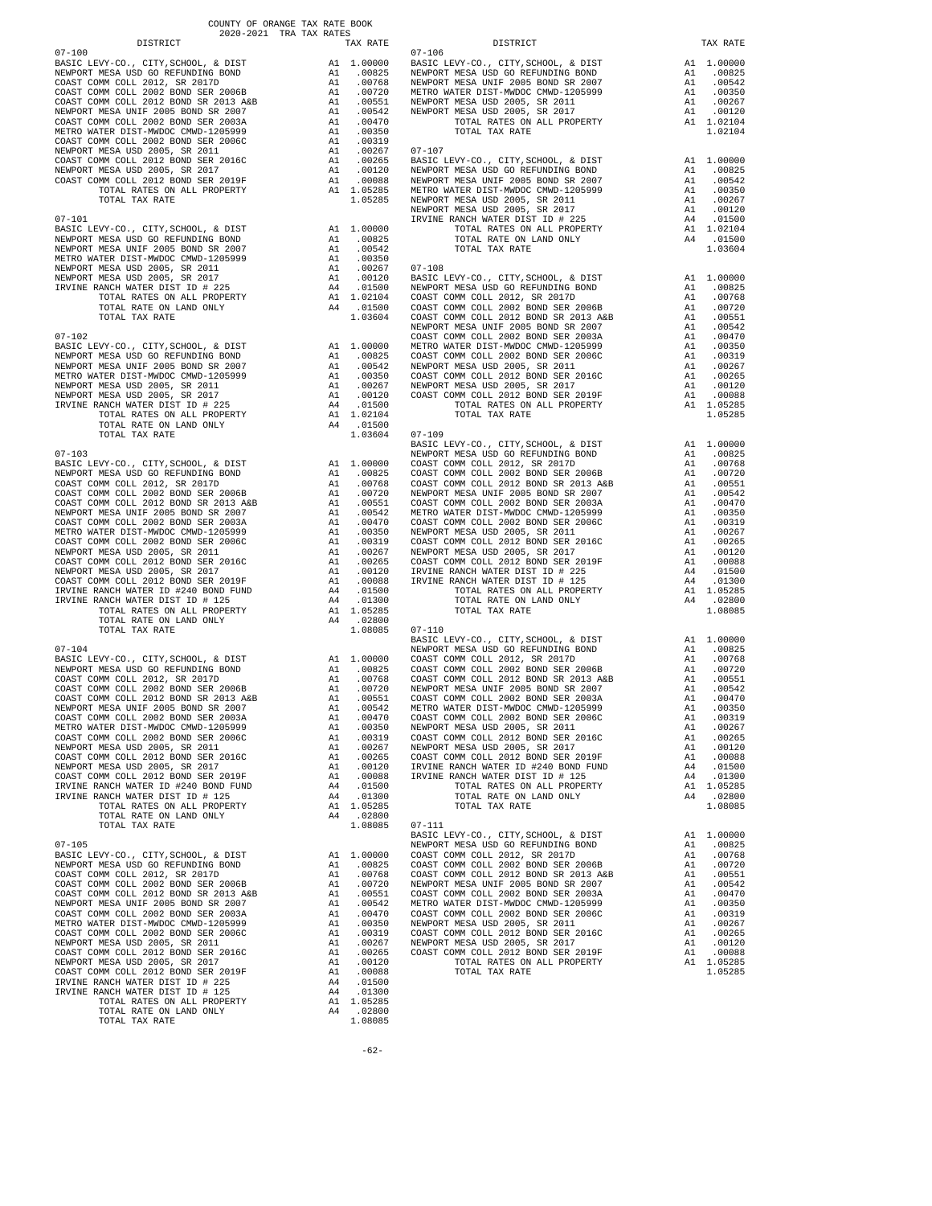COUNTY OF ORANGE TAX RATE BOOK
2020-2021 TRA TAX RATES

| DISTRICT | | TAX RATE |
|---|---|---|
| **07-100** | | |
| BASIC LEVY-CO., CITY,SCHOOL, & DIST | A1 | 1.00000 |
| NEWPORT MESA USD GO REFUNDING BOND | A1 | .00825 |
| COAST COMM COLL 2012, SR 2017D | A1 | .00768 |
| COAST COMM COLL 2002 BOND SER 2006B | A1 | .00720 |
| COAST COMM COLL 2012 BOND SR 2013 A&B | A1 | .00551 |
| NEWPORT MESA UNIF 2005 BOND SR 2007 | A1 | .00542 |
| COAST COMM COLL 2002 BOND SER 2003A | A1 | .00470 |
| METRO WATER DIST-MWDOC CMWD-1205999 | A1 | .00350 |
| COAST COMM COLL 2002 BOND SER 2006C | A1 | .00319 |
| NEWPORT MESA USD 2005, SR 2011 | A1 | .00267 |
| COAST COMM COLL 2012 BOND SER 2016C | A1 | .00265 |
| NEWPORT MESA USD 2005, SR 2017 | A1 | .00120 |
| COAST COMM COLL 2012 BOND SER 2019F | A1 | .00088 |
| TOTAL RATES ON ALL PROPERTY | A1 | 1.05285 |
| TOTAL TAX RATE | | 1.05285 |
| **07-101** | | |
| BASIC LEVY-CO., CITY,SCHOOL, & DIST | A1 | 1.00000 |
| NEWPORT MESA USD GO REFUNDING BOND | A1 | .00825 |
| NEWPORT MESA UNIF 2005 BOND SR 2007 | A1 | .00542 |
| METRO WATER DIST-MWDOC CMWD-1205999 | A1 | .00350 |
| NEWPORT MESA USD 2005, SR 2011 | A1 | .00267 |
| NEWPORT MESA USD 2005, SR 2017 | A1 | .00120 |
| IRVINE RANCH WATER DIST ID # 225 | A4 | .01500 |
| TOTAL RATES ON ALL PROPERTY | A1 | 1.02104 |
| TOTAL RATE ON LAND ONLY | A4 | .01500 |
| TOTAL TAX RATE | | 1.03604 |
| **07-102** | | |
| BASIC LEVY-CO., CITY,SCHOOL, & DIST | A1 | 1.00000 |
| NEWPORT MESA USD GO REFUNDING BOND | A1 | .00825 |
| NEWPORT MESA UNIF 2005 BOND SR 2007 | A1 | .00542 |
| METRO WATER DIST-MWDOC CMWD-1205999 | A1 | .00350 |
| NEWPORT MESA USD 2005, SR 2011 | A1 | .00267 |
| NEWPORT MESA USD 2005, SR 2017 | A1 | .00120 |
| IRVINE RANCH WATER DIST ID # 225 | A4 | .01500 |
| TOTAL RATES ON ALL PROPERTY | A1 | 1.02104 |
| TOTAL RATE ON LAND ONLY | A4 | .01500 |
| TOTAL TAX RATE | | 1.03604 |
| **07-103** | | |
| BASIC LEVY-CO., CITY,SCHOOL, & DIST | A1 | 1.00000 |
| NEWPORT MESA USD GO REFUNDING BOND | A1 | .00825 |
| COAST COMM COLL 2012, SR 2017D | A1 | .00768 |
| COAST COMM COLL 2002 BOND SER 2006B | A1 | .00720 |
| COAST COMM COLL 2012 BOND SR 2013 A&B | A1 | .00551 |
| NEWPORT MESA UNIF 2005 BOND SR 2007 | A1 | .00542 |
| COAST COMM COLL 2002 BOND SER 2003A | A1 | .00470 |
| METRO WATER DIST-MWDOC CMWD-1205999 | A1 | .00350 |
| COAST COMM COLL 2002 BOND SER 2006C | A1 | .00319 |
| NEWPORT MESA USD 2005, SR 2011 | A1 | .00267 |
| COAST COMM COLL 2012 BOND SER 2016C | A1 | .00265 |
| NEWPORT MESA USD 2005, SR 2017 | A1 | .00120 |
| COAST COMM COLL 2012 BOND SER 2019F | A1 | .00088 |
| IRVINE RANCH WATER ID #240 BOND FUND | A4 | .01500 |
| IRVINE RANCH WATER DIST ID # 125 | A4 | .01300 |
| TOTAL RATES ON ALL PROPERTY | A1 | 1.05285 |
| TOTAL RATE ON LAND ONLY | A4 | .02800 |
| TOTAL TAX RATE | | 1.08085 |
| **07-104** | | |
| BASIC LEVY-CO., CITY,SCHOOL, & DIST | A1 | 1.00000 |
| NEWPORT MESA USD GO REFUNDING BOND | A1 | .00825 |
| COAST COMM COLL 2012, SR 2017D | A1 | .00768 |
| COAST COMM COLL 2002 BOND SER 2006B | A1 | .00720 |
| COAST COMM COLL 2012 BOND SR 2013 A&B | A1 | .00551 |
| NEWPORT MESA UNIF 2005 BOND SR 2007 | A1 | .00542 |
| COAST COMM COLL 2002 BOND SER 2003A | A1 | .00470 |
| METRO WATER DIST-MWDOC CMWD-1205999 | A1 | .00350 |
| COAST COMM COLL 2002 BOND SER 2006C | A1 | .00319 |
| NEWPORT MESA USD 2005, SR 2011 | A1 | .00267 |
| COAST COMM COLL 2012 BOND SER 2016C | A1 | .00265 |
| NEWPORT MESA USD 2005, SR 2017 | A1 | .00120 |
| COAST COMM COLL 2012 BOND SER 2019F | A1 | .00088 |
| IRVINE RANCH WATER ID #240 BOND FUND | A4 | .01500 |
| IRVINE RANCH WATER DIST ID # 125 | A4 | .01300 |
| TOTAL RATES ON ALL PROPERTY | A1 | 1.05285 |
| TOTAL RATE ON LAND ONLY | A4 | .02800 |
| TOTAL TAX RATE | | 1.08085 |
| **07-105** | | |
| BASIC LEVY-CO., CITY,SCHOOL, & DIST | A1 | 1.00000 |
| NEWPORT MESA USD GO REFUNDING BOND | A1 | .00825 |
| COAST COMM COLL 2012, SR 2017D | A1 | .00768 |
| COAST COMM COLL 2002 BOND SER 2006B | A1 | .00720 |
| COAST COMM COLL 2012 BOND SR 2013 A&B | A1 | .00551 |
| NEWPORT MESA UNIF 2005 BOND SR 2007 | A1 | .00542 |
| COAST COMM COLL 2002 BOND SER 2003A | A1 | .00470 |
| METRO WATER DIST-MWDOC CMWD-1205999 | A1 | .00350 |
| COAST COMM COLL 2002 BOND SER 2006C | A1 | .00319 |
| NEWPORT MESA USD 2005, SR 2011 | A1 | .00267 |
| COAST COMM COLL 2012 BOND SER 2016C | A1 | .00265 |
| NEWPORT MESA USD 2005, SR 2017 | A1 | .00120 |
| COAST COMM COLL 2012 BOND SER 2019F | A1 | .00088 |
| IRVINE RANCH WATER DIST ID # 225 | A4 | .01500 |
| IRVINE RANCH WATER DIST ID # 125 | A4 | .01300 |
| TOTAL RATES ON ALL PROPERTY | A1 | 1.05285 |
| TOTAL RATE ON LAND ONLY | A4 | .02800 |
| TOTAL TAX RATE | | 1.08085 |
| **07-106** | | |
| BASIC LEVY-CO., CITY,SCHOOL, & DIST | A1 | 1.00000 |
| NEWPORT MESA USD GO REFUNDING BOND | A1 | .00825 |
| NEWPORT MESA UNIF 2005 BOND SR 2007 | A1 | .00542 |
| METRO WATER DIST-MWDOC CMWD-1205999 | A1 | .00350 |
| NEWPORT MESA USD 2005, SR 2011 | A1 | .00267 |
| NEWPORT MESA USD 2005, SR 2017 | A1 | .00120 |
| TOTAL RATES ON ALL PROPERTY | A1 | 1.02104 |
| TOTAL TAX RATE | | 1.02104 |
| **07-107** | | |
| BASIC LEVY-CO., CITY,SCHOOL, & DIST | A1 | 1.00000 |
| NEWPORT MESA USD GO REFUNDING BOND | A1 | .00825 |
| NEWPORT MESA UNIF 2005 BOND SR 2007 | A1 | .00542 |
| METRO WATER DIST-MWDOC CMWD-1205999 | A1 | .00350 |
| NEWPORT MESA USD 2005, SR 2011 | A1 | .00267 |
| NEWPORT MESA USD 2005, SR 2017 | A1 | .00120 |
| IRVINE RANCH WATER DIST ID # 225 | A4 | .01500 |
| TOTAL RATES ON ALL PROPERTY | A1 | 1.02104 |
| TOTAL RATE ON LAND ONLY | A4 | .01500 |
| TOTAL TAX RATE | | 1.03604 |
| **07-108** | | |
| BASIC LEVY-CO., CITY,SCHOOL, & DIST | A1 | 1.00000 |
| NEWPORT MESA USD GO REFUNDING BOND | A1 | .00825 |
| COAST COMM COLL 2012, SR 2017D | A1 | .00768 |
| COAST COMM COLL 2002 BOND SER 2006B | A1 | .00720 |
| COAST COMM COLL 2012 BOND SR 2013 A&B | A1 | .00551 |
| NEWPORT MESA UNIF 2005 BOND SR 2007 | A1 | .00542 |
| COAST COMM COLL 2002 BOND SER 2003A | A1 | .00470 |
| METRO WATER DIST-MWDOC CMWD-1205999 | A1 | .00350 |
| COAST COMM COLL 2002 BOND SER 2006C | A1 | .00319 |
| NEWPORT MESA USD 2005, SR 2011 | A1 | .00267 |
| COAST COMM COLL 2012 BOND SER 2016C | A1 | .00265 |
| NEWPORT MESA USD 2005, SR 2017 | A1 | .00120 |
| COAST COMM COLL 2012 BOND SER 2019F | A1 | .00088 |
| TOTAL RATES ON ALL PROPERTY | A1 | 1.05285 |
| TOTAL TAX RATE | | 1.05285 |
| **07-109** | | |
| BASIC LEVY-CO., CITY,SCHOOL, & DIST | A1 | 1.00000 |
| NEWPORT MESA USD GO REFUNDING BOND | A1 | .00825 |
| COAST COMM COLL 2012, SR 2017D | A1 | .00768 |
| COAST COMM COLL 2002 BOND SER 2006B | A1 | .00720 |
| COAST COMM COLL 2012 BOND SR 2013 A&B | A1 | .00551 |
| NEWPORT MESA UNIF 2005 BOND SR 2007 | A1 | .00542 |
| COAST COMM COLL 2002 BOND SER 2003A | A1 | .00470 |
| METRO WATER DIST-MWDOC CMWD-1205999 | A1 | .00350 |
| COAST COMM COLL 2002 BOND SER 2006C | A1 | .00319 |
| NEWPORT MESA USD 2005, SR 2011 | A1 | .00267 |
| COAST COMM COLL 2012 BOND SER 2016C | A1 | .00265 |
| NEWPORT MESA USD 2005, SR 2017 | A1 | .00120 |
| COAST COMM COLL 2012 BOND SER 2019F | A1 | .00088 |
| IRVINE RANCH WATER DIST ID # 225 | A4 | .01500 |
| IRVINE RANCH WATER DIST ID # 125 | A4 | .01300 |
| TOTAL RATES ON ALL PROPERTY | A1 | 1.05285 |
| TOTAL RATE ON LAND ONLY | A4 | .02800 |
| TOTAL TAX RATE | | 1.08085 |
| **07-110** | | |
| BASIC LEVY-CO., CITY,SCHOOL, & DIST | A1 | 1.00000 |
| NEWPORT MESA USD GO REFUNDING BOND | A1 | .00825 |
| COAST COMM COLL 2012, SR 2017D | A1 | .00768 |
| COAST COMM COLL 2002 BOND SER 2006B | A1 | .00720 |
| COAST COMM COLL 2012 BOND SR 2013 A&B | A1 | .00551 |
| NEWPORT MESA UNIF 2005 BOND SR 2007 | A1 | .00542 |
| COAST COMM COLL 2002 BOND SER 2003A | A1 | .00470 |
| METRO WATER DIST-MWDOC CMWD-1205999 | A1 | .00350 |
| COAST COMM COLL 2002 BOND SER 2006C | A1 | .00319 |
| NEWPORT MESA USD 2005, SR 2011 | A1 | .00267 |
| COAST COMM COLL 2012 BOND SER 2016C | A1 | .00265 |
| NEWPORT MESA USD 2005, SR 2017 | A1 | .00120 |
| COAST COMM COLL 2012 BOND SER 2019F | A1 | .00088 |
| IRVINE RANCH WATER ID #240 BOND FUND | A4 | .01500 |
| IRVINE RANCH WATER DIST ID # 125 | A4 | .01300 |
| TOTAL RATES ON ALL PROPERTY | A1 | 1.05285 |
| TOTAL RATE ON LAND ONLY | A4 | .02800 |
| TOTAL TAX RATE | | 1.08085 |
| **07-111** | | |
| BASIC LEVY-CO., CITY,SCHOOL, & DIST | A1 | 1.00000 |
| NEWPORT MESA USD GO REFUNDING BOND | A1 | .00825 |
| COAST COMM COLL 2012, SR 2017D | A1 | .00768 |
| COAST COMM COLL 2002 BOND SER 2006B | A1 | .00720 |
| COAST COMM COLL 2012 BOND SR 2013 A&B | A1 | .00551 |
| NEWPORT MESA UNIF 2005 BOND SR 2007 | A1 | .00542 |
| COAST COMM COLL 2002 BOND SER 2003A | A1 | .00470 |
| METRO WATER DIST-MWDOC CMWD-1205999 | A1 | .00350 |
| COAST COMM COLL 2002 BOND SER 2006C | A1 | .00319 |
| NEWPORT MESA USD 2005, SR 2011 | A1 | .00267 |
| COAST COMM COLL 2012 BOND SER 2016C | A1 | .00265 |
| NEWPORT MESA USD 2005, SR 2017 | A1 | .00120 |
| COAST COMM COLL 2012 BOND SER 2019F | A1 | .00088 |
| TOTAL RATES ON ALL PROPERTY | A1 | 1.05285 |
| TOTAL TAX RATE | | 1.05285 |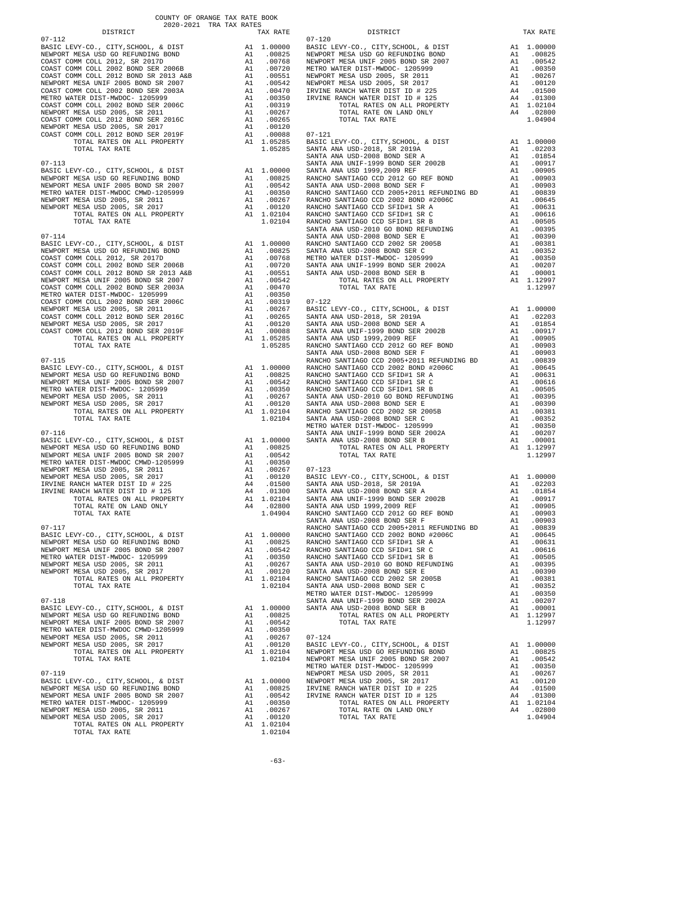COUNTY OF ORANGE TAX RATE BOOK
2020-2021 TRA TAX RATES

| DISTRICT | | TAX RATE |
|---|---|---|
| **07-112** | | |
| BASIC LEVY-CO., CITY,SCHOOL, & DIST | A1 | 1.00000 |
| NEWPORT MESA USD GO REFUNDING BOND | A1 | .00825 |
| COAST COMM COLL 2012, SR 2017D | A1 | .00768 |
| COAST COMM COLL 2002 BOND SER 2006B | A1 | .00720 |
| COAST COMM COLL 2012 BOND SER 2013 A&B | A1 | .00551 |
| NEWPORT MESA UNIF 2005 BOND SR 2007 | A1 | .00542 |
| COAST COMM COLL 2002 BOND SER 2003A | A1 | .00470 |
| METRO WATER DIST-MWDOC- 1205999 | A1 | .00350 |
| COAST COMM COLL 2002 BOND SER 2006C | A1 | .00319 |
| NEWPORT MESA USD 2005, SR 2011 | A1 | .00267 |
| COAST COMM COLL 2012 BOND SER 2016C | A1 | .00265 |
| NEWPORT MESA USD 2005, SR 2017 | A1 | .00120 |
| COAST COMM COLL 2012 BOND SER 2019F | A1 | .00088 |
| TOTAL RATES ON ALL PROPERTY | A1 | 1.05285 |
| TOTAL TAX RATE | | 1.05285 |
| **07-113** | | |
| BASIC LEVY-CO., CITY,SCHOOL, & DIST | A1 | 1.00000 |
| NEWPORT MESA USD GO REFUNDING BOND | A1 | .00825 |
| NEWPORT MESA UNIF 2005 BOND SR 2007 | A1 | .00542 |
| METRO WATER DIST-MWDOC CMWD-1205999 | A1 | .00350 |
| NEWPORT MESA USD 2005, SR 2011 | A1 | .00267 |
| NEWPORT MESA USD 2005, SR 2017 | A1 | .00120 |
| TOTAL RATES ON ALL PROPERTY | A1 | 1.02104 |
| TOTAL TAX RATE | | 1.02104 |
| **07-114** | | |
| BASIC LEVY-CO., CITY,SCHOOL, & DIST | A1 | 1.00000 |
| NEWPORT MESA USD GO REFUNDING BOND | A1 | .00825 |
| COAST COMM COLL 2012, SR 2017D | A1 | .00768 |
| COAST COMM COLL 2002 BOND SER 2006B | A1 | .00720 |
| COAST COMM COLL 2012 BOND SER 2013 A&B | A1 | .00551 |
| NEWPORT MESA UNIF 2005 BOND SR 2007 | A1 | .00542 |
| COAST COMM COLL 2002 BOND SER 2003A | A1 | .00470 |
| METRO WATER DIST-MWDOC- 1205999 | A1 | .00350 |
| COAST COMM COLL 2002 BOND SER 2006C | A1 | .00319 |
| NEWPORT MESA USD 2005, SR 2011 | A1 | .00267 |
| COAST COMM COLL 2012 BOND SER 2016C | A1 | .00265 |
| NEWPORT MESA USD 2005, SR 2017 | A1 | .00120 |
| COAST COMM COLL 2012 BOND SER 2019F | A1 | .00088 |
| TOTAL RATES ON ALL PROPERTY | A1 | 1.05285 |
| TOTAL TAX RATE | | 1.05285 |
| **07-115** | | |
| BASIC LEVY-CO., CITY,SCHOOL, & DIST | A1 | 1.00000 |
| NEWPORT MESA USD GO REFUNDING BOND | A1 | .00825 |
| NEWPORT MESA UNIF 2005 BOND SR 2007 | A1 | .00542 |
| METRO WATER DIST-MWDOC- 1205999 | A1 | .00350 |
| NEWPORT MESA USD 2005, SR 2011 | A1 | .00267 |
| NEWPORT MESA USD 2005, SR 2017 | A1 | .00120 |
| TOTAL RATES ON ALL PROPERTY | A1 | 1.02104 |
| TOTAL TAX RATE | | 1.02104 |
| **07-116** | | |
| BASIC LEVY-CO., CITY,SCHOOL, & DIST | A1 | 1.00000 |
| NEWPORT MESA USD GO REFUNDING BOND | A1 | .00825 |
| NEWPORT MESA UNIF 2005 BOND SR 2007 | A1 | .00542 |
| METRO WATER DIST-MWDOC CMWD-1205999 | A1 | .00350 |
| NEWPORT MESA USD 2005, SR 2011 | A1 | .00267 |
| NEWPORT MESA USD 2005, SR 2017 | A1 | .00120 |
| IRVINE RANCH WATER DIST ID # 225 | A4 | .01500 |
| IRVINE RANCH WATER DIST ID # 125 | A4 | .01300 |
| TOTAL RATES ON ALL PROPERTY | A1 | 1.02104 |
| TOTAL RATE ON LAND ONLY | A4 | .02800 |
| TOTAL TAX RATE | | 1.04904 |
| **07-117** | | |
| BASIC LEVY-CO., CITY,SCHOOL, & DIST | A1 | 1.00000 |
| NEWPORT MESA USD GO REFUNDING BOND | A1 | .00825 |
| NEWPORT MESA UNIF 2005 BOND SR 2007 | A1 | .00542 |
| METRO WATER DIST-MWDOC- 1205999 | A1 | .00350 |
| NEWPORT MESA USD 2005, SR 2011 | A1 | .00267 |
| NEWPORT MESA USD 2005, SR 2017 | A1 | .00120 |
| TOTAL RATES ON ALL PROPERTY | A1 | 1.02104 |
| TOTAL TAX RATE | | 1.02104 |
| **07-118** | | |
| BASIC LEVY-CO., CITY,SCHOOL, & DIST | A1 | 1.00000 |
| NEWPORT MESA USD GO REFUNDING BOND | A1 | .00825 |
| NEWPORT MESA UNIF 2005 BOND SR 2007 | A1 | .00542 |
| METRO WATER DIST-MWDOC CMWD-1205999 | A1 | .00350 |
| NEWPORT MESA USD 2005, SR 2011 | A1 | .00267 |
| NEWPORT MESA USD 2005, SR 2017 | A1 | .00120 |
| TOTAL RATES ON ALL PROPERTY | A1 | 1.02104 |
| TOTAL TAX RATE | | 1.02104 |
| **07-119** | | |
| BASIC LEVY-CO., CITY,SCHOOL, & DIST | A1 | 1.00000 |
| NEWPORT MESA USD GO REFUNDING BOND | A1 | .00825 |
| NEWPORT MESA UNIF 2005 BOND SR 2007 | A1 | .00542 |
| METRO WATER DIST-MWDOC- 1205999 | A1 | .00350 |
| NEWPORT MESA USD 2005, SR 2011 | A1 | .00267 |
| NEWPORT MESA USD 2005, SR 2017 | A1 | .00120 |
| TOTAL RATES ON ALL PROPERTY | A1 | 1.02104 |
| TOTAL TAX RATE | | 1.02104 |
| **07-120** | | |
| BASIC LEVY-CO., CITY,SCHOOL, & DIST | A1 | 1.00000 |
| NEWPORT MESA USD GO REFUNDING BOND | A1 | .00825 |
| NEWPORT MESA UNIF 2005 BOND SR 2007 | A1 | .00542 |
| METRO WATER DIST-MWDOC- 1205999 | A1 | .00350 |
| NEWPORT MESA USD 2005, SR 2011 | A1 | .00267 |
| NEWPORT MESA USD 2005, SR 2017 | A1 | .00120 |
| IRVINE RANCH WATER DIST ID # 225 | A4 | .01500 |
| IRVINE RANCH WATER DIST ID # 125 | A4 | .01300 |
| TOTAL RATES ON ALL PROPERTY | A1 | 1.02104 |
| TOTAL RATE ON LAND ONLY | A4 | .02800 |
| TOTAL TAX RATE | | 1.04904 |
| **07-121** | | |
| BASIC LEVY-CO., CITY,SCHOOL, & DIST | A1 | 1.00000 |
| SANTA ANA USD-2018, SR 2019A | A1 | .02203 |
| SANTA ANA USD-2008 BOND SER A | A1 | .01854 |
| SANTA ANA UNIF-1999 BOND SER 2002B | A1 | .00917 |
| SANTA ANA USD 1999,2009 REF | A1 | .00905 |
| RANCHO SANTIAGO CCD 2012 GO REF BOND | A1 | .00903 |
| SANTA ANA USD-2008 BOND SER F | A1 | .00903 |
| RANCHO SANTIAGO CCD 2005+2011 REFUNDING BD | A1 | .00839 |
| RANCHO SANTIAGO CCD 2002 BOND #2006C | A1 | .00645 |
| RANCHO SANTIAGO CCD SFID#1 SR A | A1 | .00631 |
| RANCHO SANTIAGO CCD SFID#1 SR C | A1 | .00616 |
| RANCHO SANTIAGO CCD SFID#1 SR B | A1 | .00505 |
| SANTA ANA USD-2010 GO BOND REFUNDING | A1 | .00395 |
| SANTA ANA USD-2008 BOND SER E | A1 | .00390 |
| RANCHO SANTIAGO CCD 2002 SR 2005B | A1 | .00381 |
| SANTA ANA USD-2008 BOND SER C | A1 | .00352 |
| METRO WATER DIST-MWDOC- 1205999 | A1 | .00350 |
| SANTA ANA UNIF-1999 BOND SER 2002A | A1 | .00207 |
| SANTA ANA USD-2008 BOND SER B | A1 | .00001 |
| TOTAL RATES ON ALL PROPERTY | A1 | 1.12997 |
| TOTAL TAX RATE | | 1.12997 |
| **07-122** | | |
| BASIC LEVY-CO., CITY,SCHOOL, & DIST | A1 | 1.00000 |
| SANTA ANA USD-2018, SR 2019A | A1 | .02203 |
| SANTA ANA USD-2008 BOND SER A | A1 | .01854 |
| SANTA ANA UNIF-1999 BOND SER 2002B | A1 | .00917 |
| SANTA ANA USD 1999,2009 REF | A1 | .00905 |
| RANCHO SANTIAGO CCD 2012 GO REF BOND | A1 | .00903 |
| SANTA ANA USD-2008 BOND SER F | A1 | .00903 |
| RANCHO SANTIAGO CCD 2005+2011 REFUNDING BD | A1 | .00839 |
| RANCHO SANTIAGO CCD 2002 BOND #2006C | A1 | .00645 |
| RANCHO SANTIAGO CCD SFID#1 SR A | A1 | .00631 |
| RANCHO SANTIAGO CCD SFID#1 SR C | A1 | .00616 |
| RANCHO SANTIAGO CCD SFID#1 SR B | A1 | .00505 |
| SANTA ANA USD-2010 GO BOND REFUNDING | A1 | .00395 |
| SANTA ANA USD-2008 BOND SER E | A1 | .00390 |
| RANCHO SANTIAGO CCD 2002 SR 2005B | A1 | .00381 |
| SANTA ANA USD-2008 BOND SER C | A1 | .00352 |
| METRO WATER DIST-MWDOC- 1205999 | A1 | .00350 |
| SANTA ANA UNIF-1999 BOND SER 2002A | A1 | .00207 |
| SANTA ANA USD-2008 BOND SER B | A1 | .00001 |
| TOTAL RATES ON ALL PROPERTY | A1 | 1.12997 |
| TOTAL TAX RATE | | 1.12997 |
| **07-123** | | |
| BASIC LEVY-CO., CITY,SCHOOL, & DIST | A1 | 1.00000 |
| SANTA ANA USD-2018, SR 2019A | A1 | .02203 |
| SANTA ANA USD-2008 BOND SER A | A1 | .01854 |
| SANTA ANA UNIF-1999 BOND SER 2002B | A1 | .00917 |
| SANTA ANA USD 1999,2009 REF | A1 | .00905 |
| RANCHO SANTIAGO CCD 2012 GO REF BOND | A1 | .00903 |
| SANTA ANA USD-2008 BOND SER F | A1 | .00903 |
| RANCHO SANTIAGO CCD 2005+2011 REFUNDING BD | A1 | .00839 |
| RANCHO SANTIAGO CCD 2002 BOND #2006C | A1 | .00645 |
| RANCHO SANTIAGO CCD SFID#1 SR A | A1 | .00631 |
| RANCHO SANTIAGO CCD SFID#1 SR C | A1 | .00616 |
| RANCHO SANTIAGO CCD SFID#1 SR B | A1 | .00505 |
| SANTA ANA USD-2010 GO BOND REFUNDING | A1 | .00395 |
| SANTA ANA USD-2008 BOND SER E | A1 | .00390 |
| RANCHO SANTIAGO CCD 2002 SR 2005B | A1 | .00381 |
| SANTA ANA USD-2008 BOND SER C | A1 | .00352 |
| METRO WATER DIST-MWDOC- 1205999 | A1 | .00350 |
| SANTA ANA UNIF-1999 BOND SER 2002A | A1 | .00207 |
| SANTA ANA USD-2008 BOND SER B | A1 | .00001 |
| TOTAL RATES ON ALL PROPERTY | A1 | 1.12997 |
| TOTAL TAX RATE | | 1.12997 |
| **07-124** | | |
| BASIC LEVY-CO., CITY,SCHOOL, & DIST | A1 | 1.00000 |
| NEWPORT MESA USD GO REFUNDING BOND | A1 | .00825 |
| NEWPORT MESA UNIF 2005 BOND SR 2007 | A1 | .00542 |
| METRO WATER DIST-MWDOC- 1205999 | A1 | .00350 |
| NEWPORT MESA USD 2005, SR 2011 | A1 | .00267 |
| NEWPORT MESA USD 2005, SR 2017 | A1 | .00120 |
| IRVINE RANCH WATER DIST ID # 225 | A4 | .01500 |
| IRVINE RANCH WATER DIST ID # 125 | A4 | .01300 |
| TOTAL RATES ON ALL PROPERTY | A1 | 1.02104 |
| TOTAL RATE ON LAND ONLY | A4 | .02800 |
| TOTAL TAX RATE | | 1.04904 |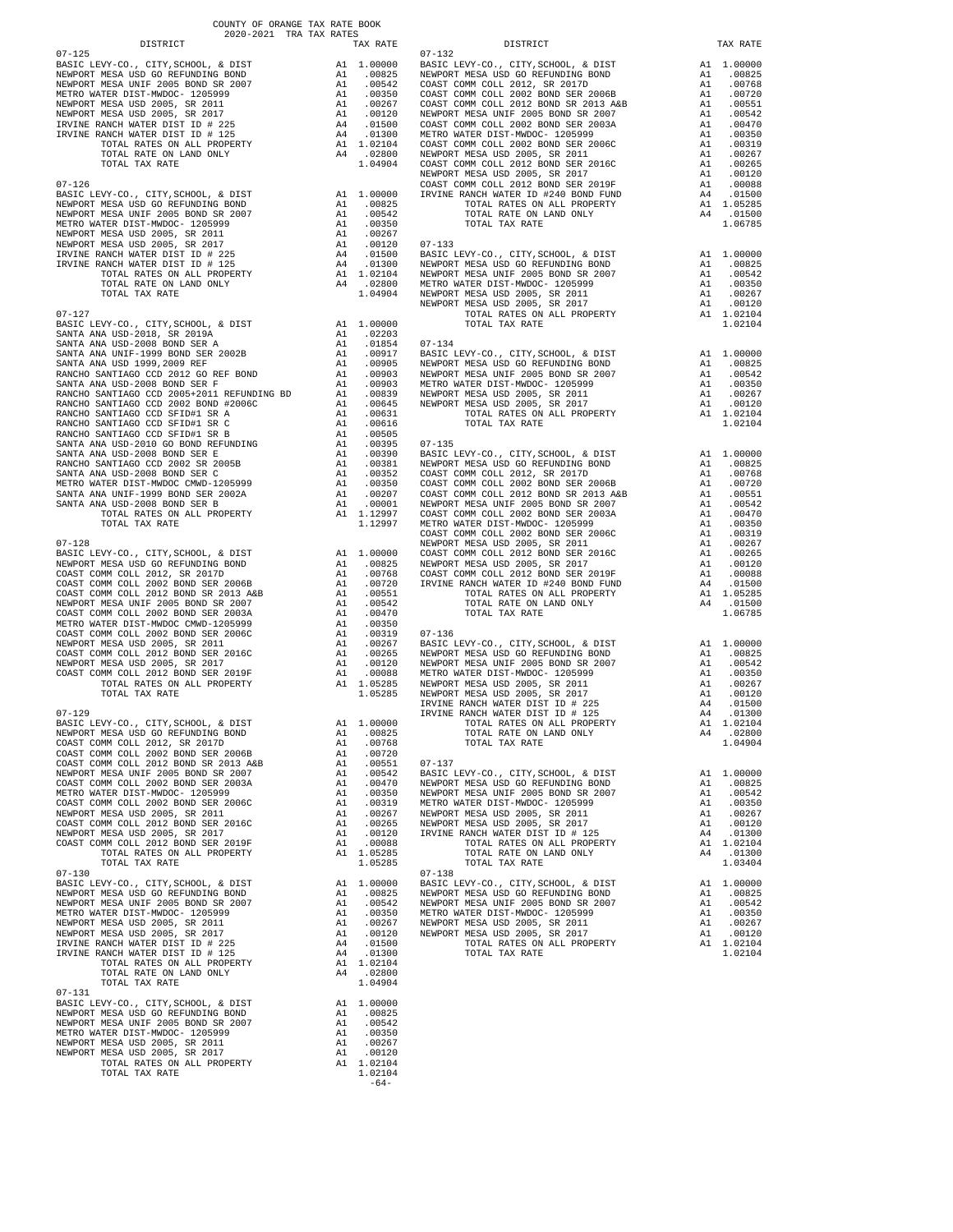COUNTY OF ORANGE TAX RATE BOOK
2020-2021 TRA TAX RATES

| DISTRICT | | TAX RATE |
|---|---|---|
| **07-125** | | |
| BASIC LEVY-CO., CITY,SCHOOL, & DIST | A1 | 1.00000 |
| NEWPORT MESA USD GO REFUNDING BOND | A1 | .00825 |
| NEWPORT MESA UNIF 2005 BOND SR 2007 | A1 | .00542 |
| METRO WATER DIST-MWDOC- 1205999 | A1 | .00350 |
| NEWPORT MESA USD 2005, SR 2011 | A1 | .00267 |
| NEWPORT MESA USD 2005, SR 2017 | A1 | .00120 |
| IRVINE RANCH WATER DIST ID # 225 | A4 | .01500 |
| IRVINE RANCH WATER DIST ID # 125 | A4 | .01300 |
| TOTAL RATES ON ALL PROPERTY | A1 | 1.02104 |
| TOTAL RATE ON LAND ONLY | A4 | .02800 |
| TOTAL TAX RATE | | 1.04904 |
| **07-126** | | |
| BASIC LEVY-CO., CITY,SCHOOL, & DIST | A1 | 1.00000 |
| NEWPORT MESA USD GO REFUNDING BOND | A1 | .00825 |
| NEWPORT MESA UNIF 2005 BOND SR 2007 | A1 | .00542 |
| METRO WATER DIST-MWDOC- 1205999 | A1 | .00350 |
| NEWPORT MESA USD 2005, SR 2011 | A1 | .00267 |
| NEWPORT MESA USD 2005, SR 2017 | A1 | .00120 |
| IRVINE RANCH WATER DIST ID # 225 | A4 | .01500 |
| IRVINE RANCH WATER DIST ID # 125 | A4 | .01300 |
| TOTAL RATES ON ALL PROPERTY | A1 | 1.02104 |
| TOTAL RATE ON LAND ONLY | A4 | .02800 |
| TOTAL TAX RATE | | 1.04904 |
| **07-127** | | |
| BASIC LEVY-CO., CITY,SCHOOL, & DIST | A1 | 1.00000 |
| SANTA ANA USD-2018, SR 2019A | A1 | .02203 |
| SANTA ANA USD-2008 BOND SER A | A1 | .01854 |
| SANTA ANA UNIF-1999 BOND SER 2002B | A1 | .00917 |
| SANTA ANA USD 1999,2009 REF | A1 | .00905 |
| RANCHO SANTIAGO CCD 2012 GO REF BOND | A1 | .00903 |
| SANTA ANA USD-2008 BOND SER F | A1 | .00903 |
| RANCHO SANTIAGO CCD 2005+2011 REFUNDING BD | A1 | .00839 |
| RANCHO SANTIAGO CCD 2002 BOND #2006C | A1 | .00645 |
| RANCHO SANTIAGO CCD SFID#1 SR A | A1 | .00631 |
| RANCHO SANTIAGO CCD SFID#1 SR C | A1 | .00616 |
| RANCHO SANTIAGO CCD SFID#1 SR B | A1 | .00505 |
| SANTA ANA USD-2010 GO BOND REFUNDING | A1 | .00395 |
| SANTA ANA USD-2008 BOND SER E | A1 | .00390 |
| RANCHO SANTIAGO CCD 2002 SR 2005B | A1 | .00381 |
| SANTA ANA USD-2008 BOND SER C | A1 | .00352 |
| METRO WATER DIST-MWDOC CMWD-1205999 | A1 | .00350 |
| SANTA ANA UNIF-1999 BOND SER 2002A | A1 | .00207 |
| SANTA ANA USD-2008 BOND SER B | A1 | .00001 |
| TOTAL RATES ON ALL PROPERTY | A1 | 1.12997 |
| TOTAL TAX RATE | | 1.12997 |
| **07-128** | | |
| BASIC LEVY-CO., CITY,SCHOOL, & DIST | A1 | 1.00000 |
| NEWPORT MESA USD GO REFUNDING BOND | A1 | .00825 |
| COAST COMM COLL 2012, SR 2017D | A1 | .00768 |
| COAST COMM COLL 2002 BOND SER 2006B | A1 | .00720 |
| COAST COMM COLL 2012 BOND SER 2013 A&B | A1 | .00551 |
| NEWPORT MESA UNIF 2005 BOND SR 2007 | A1 | .00542 |
| COAST COMM COLL 2002 BOND SER 2003A | A1 | .00470 |
| METRO WATER DIST-MWDOC CMWD-1205999 | A1 | .00350 |
| COAST COMM COLL 2002 BOND SER 2006C | A1 | .00319 |
| NEWPORT MESA USD 2005, SR 2011 | A1 | .00267 |
| COAST COMM COLL 2012 BOND SER 2016C | A1 | .00265 |
| NEWPORT MESA USD 2005, SR 2017 | A1 | .00120 |
| COAST COMM COLL 2012 BOND SER 2019F | A1 | .00088 |
| TOTAL RATES ON ALL PROPERTY | A1 | 1.05285 |
| TOTAL TAX RATE | | 1.05285 |
| **07-129** | | |
| BASIC LEVY-CO., CITY,SCHOOL, & DIST | A1 | 1.00000 |
| NEWPORT MESA USD GO REFUNDING BOND | A1 | .00825 |
| COAST COMM COLL 2012, SR 2017D | A1 | .00768 |
| COAST COMM COLL 2002 BOND SER 2006B | A1 | .00720 |
| COAST COMM COLL 2012 BOND SER 2013 A&B | A1 | .00551 |
| NEWPORT MESA UNIF 2005 BOND SR 2007 | A1 | .00542 |
| COAST COMM COLL 2002 BOND SER 2003A | A1 | .00470 |
| METRO WATER DIST-MWDOC- 1205999 | A1 | .00350 |
| COAST COMM COLL 2002 BOND SER 2006C | A1 | .00319 |
| NEWPORT MESA USD 2005, SR 2011 | A1 | .00267 |
| COAST COMM COLL 2012 BOND SER 2016C | A1 | .00265 |
| NEWPORT MESA USD 2005, SR 2017 | A1 | .00120 |
| COAST COMM COLL 2012 BOND SER 2019F | A1 | .00088 |
| TOTAL RATES ON ALL PROPERTY | A1 | 1.05285 |
| TOTAL TAX RATE | | 1.05285 |
| **07-130** | | |
| BASIC LEVY-CO., CITY,SCHOOL, & DIST | A1 | 1.00000 |
| NEWPORT MESA USD GO REFUNDING BOND | A1 | .00825 |
| NEWPORT MESA UNIF 2005 BOND SR 2007 | A1 | .00542 |
| METRO WATER DIST-MWDOC- 1205999 | A1 | .00350 |
| NEWPORT MESA USD 2005, SR 2011 | A1 | .00267 |
| NEWPORT MESA USD 2005, SR 2017 | A1 | .00120 |
| IRVINE RANCH WATER DIST ID # 225 | A4 | .01500 |
| IRVINE RANCH WATER DIST ID # 125 | A4 | .01300 |
| TOTAL RATES ON ALL PROPERTY | A1 | 1.02104 |
| TOTAL RATE ON LAND ONLY | A4 | .02800 |
| TOTAL TAX RATE | | 1.04904 |
| **07-131** | | |
| BASIC LEVY-CO., CITY,SCHOOL, & DIST | A1 | 1.00000 |
| NEWPORT MESA USD GO REFUNDING BOND | A1 | .00825 |
| NEWPORT MESA UNIF 2005 BOND SR 2007 | A1 | .00542 |
| METRO WATER DIST-MWDOC- 1205999 | A1 | .00350 |
| NEWPORT MESA USD 2005, SR 2011 | A1 | .00267 |
| NEWPORT MESA USD 2005, SR 2017 | A1 | .00120 |
| TOTAL RATES ON ALL PROPERTY | A1 | 1.02104 |
| TOTAL TAX RATE | | 1.02104 |
| **07-132** | | |
| BASIC LEVY-CO., CITY,SCHOOL, & DIST | A1 | 1.00000 |
| NEWPORT MESA USD GO REFUNDING BOND | A1 | .00825 |
| COAST COMM COLL 2012, SR 2017D | A1 | .00768 |
| COAST COMM COLL 2002 BOND SER 2006B | A1 | .00720 |
| COAST COMM COLL 2012 BOND SER 2013 A&B | A1 | .00551 |
| NEWPORT MESA UNIF 2005 BOND SR 2007 | A1 | .00542 |
| COAST COMM COLL 2002 BOND SER 2003A | A1 | .00470 |
| METRO WATER DIST-MWDOC- 1205999 | A1 | .00350 |
| COAST COMM COLL 2002 BOND SER 2006C | A1 | .00319 |
| NEWPORT MESA USD 2005, SR 2011 | A1 | .00267 |
| COAST COMM COLL 2012 BOND SER 2016C | A1 | .00265 |
| NEWPORT MESA USD 2005, SR 2017 | A1 | .00120 |
| COAST COMM COLL 2012 BOND SER 2019F | A1 | .00088 |
| IRVINE RANCH WATER ID #240 BOND FUND | A4 | .01500 |
| TOTAL RATES ON ALL PROPERTY | A1 | 1.05285 |
| TOTAL RATE ON LAND ONLY | A4 | .01500 |
| TOTAL TAX RATE | | 1.06785 |
| **07-133** | | |
| BASIC LEVY-CO., CITY,SCHOOL, & DIST | A1 | 1.00000 |
| NEWPORT MESA USD GO REFUNDING BOND | A1 | .00825 |
| NEWPORT MESA UNIF 2005 BOND SR 2007 | A1 | .00542 |
| METRO WATER DIST-MWDOC- 1205999 | A1 | .00350 |
| NEWPORT MESA USD 2005, SR 2011 | A1 | .00267 |
| NEWPORT MESA USD 2005, SR 2017 | A1 | .00120 |
| TOTAL RATES ON ALL PROPERTY | A1 | 1.02104 |
| TOTAL TAX RATE | | 1.02104 |
| **07-134** | | |
| BASIC LEVY-CO., CITY,SCHOOL, & DIST | A1 | 1.00000 |
| NEWPORT MESA USD GO REFUNDING BOND | A1 | .00825 |
| NEWPORT MESA UNIF 2005 BOND SR 2007 | A1 | .00542 |
| METRO WATER DIST-MWDOC- 1205999 | A1 | .00350 |
| NEWPORT MESA USD 2005, SR 2011 | A1 | .00267 |
| NEWPORT MESA USD 2005, SR 2017 | A1 | .00120 |
| TOTAL RATES ON ALL PROPERTY | A1 | 1.02104 |
| TOTAL TAX RATE | | 1.02104 |
| **07-135** | | |
| BASIC LEVY-CO., CITY,SCHOOL, & DIST | A1 | 1.00000 |
| NEWPORT MESA USD GO REFUNDING BOND | A1 | .00825 |
| COAST COMM COLL 2012, SR 2017D | A1 | .00768 |
| COAST COMM COLL 2002 BOND SER 2006B | A1 | .00720 |
| COAST COMM COLL 2012 BOND SER 2013 A&B | A1 | .00551 |
| NEWPORT MESA UNIF 2005 BOND SR 2007 | A1 | .00542 |
| COAST COMM COLL 2002 BOND SER 2003A | A1 | .00470 |
| METRO WATER DIST-MWDOC- 1205999 | A1 | .00350 |
| COAST COMM COLL 2002 BOND SER 2006C | A1 | .00319 |
| NEWPORT MESA USD 2005, SR 2011 | A1 | .00267 |
| COAST COMM COLL 2012 BOND SER 2016C | A1 | .00265 |
| NEWPORT MESA USD 2005, SR 2017 | A1 | .00120 |
| COAST COMM COLL 2012 BOND SER 2019F | A1 | .00088 |
| IRVINE RANCH WATER ID #240 BOND FUND | A4 | .01500 |
| TOTAL RATES ON ALL PROPERTY | A1 | 1.05285 |
| TOTAL RATE ON LAND ONLY | A4 | .01500 |
| TOTAL TAX RATE | | 1.06785 |
| **07-136** | | |
| BASIC LEVY-CO., CITY,SCHOOL, & DIST | A1 | 1.00000 |
| NEWPORT MESA USD GO REFUNDING BOND | A1 | .00825 |
| NEWPORT MESA UNIF 2005 BOND SR 2007 | A1 | .00542 |
| METRO WATER DIST-MWDOC- 1205999 | A1 | .00350 |
| NEWPORT MESA USD 2005, SR 2011 | A1 | .00267 |
| NEWPORT MESA USD 2005, SR 2017 | A1 | .00120 |
| IRVINE RANCH WATER DIST ID # 225 | A4 | .01500 |
| IRVINE RANCH WATER DIST ID # 125 | A4 | .01300 |
| TOTAL RATES ON ALL PROPERTY | A1 | 1.02104 |
| TOTAL RATE ON LAND ONLY | A4 | .02800 |
| TOTAL TAX RATE | | 1.04904 |
| **07-137** | | |
| BASIC LEVY-CO., CITY,SCHOOL, & DIST | A1 | 1.00000 |
| NEWPORT MESA USD GO REFUNDING BOND | A1 | .00825 |
| NEWPORT MESA UNIF 2005 BOND SR 2007 | A1 | .00542 |
| METRO WATER DIST-MWDOC- 1205999 | A1 | .00350 |
| NEWPORT MESA USD 2005, SR 2011 | A1 | .00267 |
| NEWPORT MESA USD 2005, SR 2017 | A1 | .00120 |
| IRVINE RANCH WATER DIST ID # 125 | A4 | .01300 |
| TOTAL RATES ON ALL PROPERTY | A1 | 1.02104 |
| TOTAL RATE ON LAND ONLY | A4 | .01300 |
| TOTAL TAX RATE | | 1.03404 |
| **07-138** | | |
| BASIC LEVY-CO., CITY,SCHOOL, & DIST | A1 | 1.00000 |
| NEWPORT MESA USD GO REFUNDING BOND | A1 | .00825 |
| NEWPORT MESA UNIF 2005 BOND SR 2007 | A1 | .00542 |
| METRO WATER DIST-MWDOC- 1205999 | A1 | .00350 |
| NEWPORT MESA USD 2005, SR 2011 | A1 | .00267 |
| NEWPORT MESA USD 2005, SR 2017 | A1 | .00120 |
| TOTAL RATES ON ALL PROPERTY | A1 | 1.02104 |
| TOTAL TAX RATE | | 1.02104 |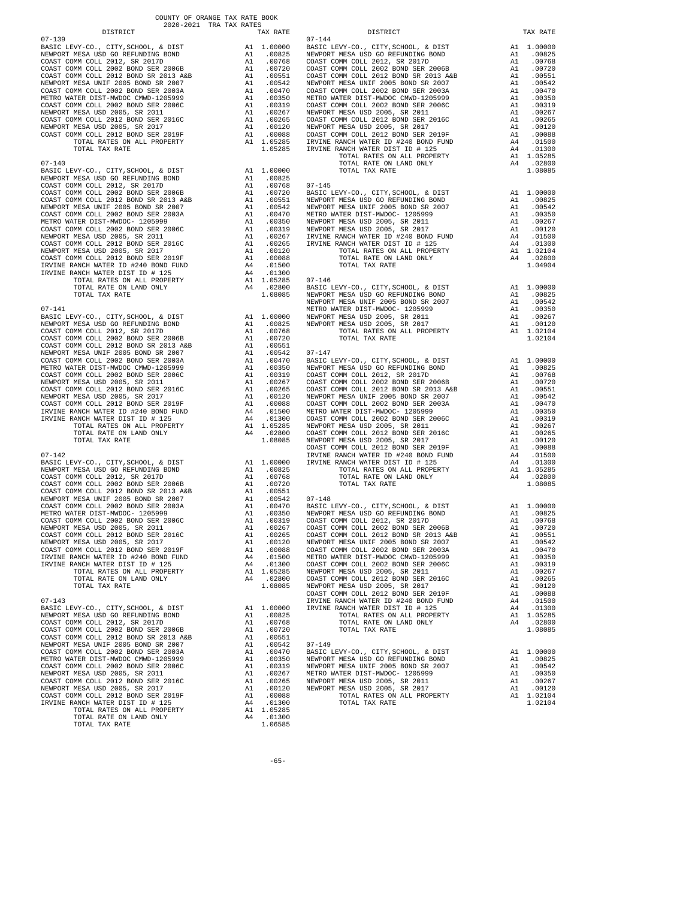COUNTY OF ORANGE TAX RATE BOOK
2020-2021 TRA TAX RATES

| DISTRICT | | TAX RATE |
|---|---|---|
| **07-139** | | |
| BASIC LEVY-CO., CITY,SCHOOL, & DIST | A1 | 1.00000 |
| NEWPORT MESA USD GO REFUNDING BOND | A1 | .00825 |
| COAST COMM COLL 2012, SR 2017D | A1 | .00768 |
| COAST COMM COLL 2002 BOND SER 2006B | A1 | .00720 |
| COAST COMM COLL 2012 BOND SR 2013 A&B | A1 | .00551 |
| NEWPORT MESA UNIF 2005 BOND SR 2007 | A1 | .00542 |
| COAST COMM COLL 2002 BOND SER 2003A | A1 | .00470 |
| METRO WATER DIST-MWDOC CMWD-1205999 | A1 | .00350 |
| COAST COMM COLL 2002 BOND SER 2006C | A1 | .00319 |
| NEWPORT MESA USD 2005, SR 2011 | A1 | .00267 |
| COAST COMM COLL 2012 BOND SER 2016C | A1 | .00265 |
| NEWPORT MESA USD 2005, SR 2017 | A1 | .00120 |
| COAST COMM COLL 2012 BOND SER 2019F | A1 | .00088 |
| TOTAL RATES ON ALL PROPERTY | A1 | 1.05285 |
| TOTAL TAX RATE | | 1.05285 |
| **07-140** | | |
| BASIC LEVY-CO., CITY,SCHOOL, & DIST | A1 | 1.00000 |
| NEWPORT MESA USD GO REFUNDING BOND | A1 | .00825 |
| COAST COMM COLL 2012, SR 2017D | A1 | .00768 |
| COAST COMM COLL 2002 BOND SER 2006B | A1 | .00720 |
| COAST COMM COLL 2012 BOND SR 2013 A&B | A1 | .00551 |
| NEWPORT MESA UNIF 2005 BOND SR 2007 | A1 | .00542 |
| COAST COMM COLL 2002 BOND SER 2003A | A1 | .00470 |
| METRO WATER DIST-MWDOC- 1205999 | A1 | .00350 |
| COAST COMM COLL 2002 BOND SER 2006C | A1 | .00319 |
| NEWPORT MESA USD 2005, SR 2011 | A1 | .00267 |
| COAST COMM COLL 2012 BOND SER 2016C | A1 | .00265 |
| NEWPORT MESA USD 2005, SR 2017 | A1 | .00120 |
| COAST COMM COLL 2012 BOND SER 2019F | A1 | .00088 |
| IRVINE RANCH WATER ID #240 BOND FUND | A4 | .01500 |
| IRVINE RANCH WATER DIST ID # 125 | A4 | .01300 |
| TOTAL RATES ON ALL PROPERTY | A1 | 1.05285 |
| TOTAL RATE ON LAND ONLY | A4 | .02800 |
| TOTAL TAX RATE | | 1.08085 |
| **07-141** | | |
| BASIC LEVY-CO., CITY,SCHOOL, & DIST | A1 | 1.00000 |
| NEWPORT MESA USD GO REFUNDING BOND | A1 | .00825 |
| COAST COMM COLL 2012, SR 2017D | A1 | .00768 |
| COAST COMM COLL 2002 BOND SER 2006B | A1 | .00720 |
| COAST COMM COLL 2012 BOND SR 2013 A&B | A1 | .00551 |
| NEWPORT MESA UNIF 2005 BOND SR 2007 | A1 | .00542 |
| COAST COMM COLL 2002 BOND SER 2003A | A1 | .00470 |
| METRO WATER DIST-MWDOC CMWD-1205999 | A1 | .00350 |
| COAST COMM COLL 2002 BOND SER 2006C | A1 | .00319 |
| NEWPORT MESA USD 2005, SR 2011 | A1 | .00267 |
| COAST COMM COLL 2012 BOND SER 2016C | A1 | .00265 |
| NEWPORT MESA USD 2005, SR 2017 | A1 | .00120 |
| COAST COMM COLL 2012 BOND SER 2019F | A1 | .00088 |
| IRVINE RANCH WATER ID #240 BOND FUND | A4 | .01500 |
| IRVINE RANCH WATER DIST ID # 125 | A4 | .01300 |
| TOTAL RATES ON ALL PROPERTY | A1 | 1.05285 |
| TOTAL RATE ON LAND ONLY | A4 | .02800 |
| TOTAL TAX RATE | | 1.08085 |
| **07-142** | | |
| BASIC LEVY-CO., CITY,SCHOOL, & DIST | A1 | 1.00000 |
| NEWPORT MESA USD GO REFUNDING BOND | A1 | .00825 |
| COAST COMM COLL 2012, SR 2017D | A1 | .00768 |
| COAST COMM COLL 2002 BOND SER 2006B | A1 | .00720 |
| COAST COMM COLL 2012 BOND SR 2013 A&B | A1 | .00551 |
| NEWPORT MESA UNIF 2005 BOND SR 2007 | A1 | .00542 |
| COAST COMM COLL 2002 BOND SER 2003A | A1 | .00470 |
| METRO WATER DIST-MWDOC- 1205999 | A1 | .00350 |
| COAST COMM COLL 2002 BOND SER 2006C | A1 | .00319 |
| NEWPORT MESA USD 2005, SR 2011 | A1 | .00267 |
| COAST COMM COLL 2012 BOND SER 2016C | A1 | .00265 |
| NEWPORT MESA USD 2005, SR 2017 | A1 | .00120 |
| COAST COMM COLL 2012 BOND SER 2019F | A1 | .00088 |
| IRVINE RANCH WATER ID #240 BOND FUND | A4 | .01500 |
| IRVINE RANCH WATER DIST ID # 125 | A4 | .01300 |
| TOTAL RATES ON ALL PROPERTY | A1 | 1.05285 |
| TOTAL RATE ON LAND ONLY | A4 | .02800 |
| TOTAL TAX RATE | | 1.08085 |
| **07-143** | | |
| BASIC LEVY-CO., CITY,SCHOOL, & DIST | A1 | 1.00000 |
| NEWPORT MESA USD GO REFUNDING BOND | A1 | .00825 |
| COAST COMM COLL 2012, SR 2017D | A1 | .00768 |
| COAST COMM COLL 2002 BOND SER 2006B | A1 | .00720 |
| COAST COMM COLL 2012 BOND SR 2013 A&B | A1 | .00551 |
| NEWPORT MESA UNIF 2005 BOND SR 2007 | A1 | .00542 |
| COAST COMM COLL 2002 BOND SER 2003A | A1 | .00470 |
| METRO WATER DIST-MWDOC CMWD-1205999 | A1 | .00350 |
| COAST COMM COLL 2002 BOND SER 2006C | A1 | .00319 |
| NEWPORT MESA USD 2005, SR 2011 | A1 | .00267 |
| COAST COMM COLL 2012 BOND SER 2016C | A1 | .00265 |
| NEWPORT MESA USD 2005, SR 2017 | A1 | .00120 |
| COAST COMM COLL 2012 BOND SER 2019F | A1 | .00088 |
| IRVINE RANCH WATER DIST ID # 125 | A4 | .01300 |
| TOTAL RATES ON ALL PROPERTY | A1 | 1.05285 |
| TOTAL RATE ON LAND ONLY | A4 | .01300 |
| TOTAL TAX RATE | | 1.06585 |
| **07-144** | | |
| BASIC LEVY-CO., CITY,SCHOOL, & DIST | A1 | 1.00000 |
| NEWPORT MESA USD GO REFUNDING BOND | A1 | .00825 |
| COAST COMM COLL 2012, SR 2017D | A1 | .00768 |
| COAST COMM COLL 2002 BOND SER 2006B | A1 | .00720 |
| COAST COMM COLL 2012 BOND SR 2013 A&B | A1 | .00551 |
| NEWPORT MESA UNIF 2005 BOND SR 2007 | A1 | .00542 |
| COAST COMM COLL 2002 BOND SER 2003A | A1 | .00470 |
| METRO WATER DIST-MWDOC CMWD-1205999 | A1 | .00350 |
| COAST COMM COLL 2002 BOND SER 2006C | A1 | .00319 |
| NEWPORT MESA USD 2005, SR 2011 | A1 | .00267 |
| COAST COMM COLL 2012 BOND SER 2016C | A1 | .00265 |
| NEWPORT MESA USD 2005, SR 2017 | A1 | .00120 |
| COAST COMM COLL 2012 BOND SER 2019F | A1 | .00088 |
| IRVINE RANCH WATER ID #240 BOND FUND | A4 | .01500 |
| IRVINE RANCH WATER DIST ID # 125 | A4 | .01300 |
| TOTAL RATES ON ALL PROPERTY | A1 | 1.05285 |
| TOTAL RATE ON LAND ONLY | A4 | .02800 |
| TOTAL TAX RATE | | 1.08085 |
| **07-145** | | |
| BASIC LEVY-CO., CITY,SCHOOL, & DIST | A1 | 1.00000 |
| NEWPORT MESA USD GO REFUNDING BOND | A1 | .00825 |
| NEWPORT MESA UNIF 2005 BOND SR 2007 | A1 | .00542 |
| METRO WATER DIST-MWDOC- 1205999 | A1 | .00350 |
| NEWPORT MESA USD 2005, SR 2011 | A1 | .00267 |
| NEWPORT MESA USD 2005, SR 2017 | A1 | .00120 |
| IRVINE RANCH WATER ID #240 BOND FUND | A4 | .01500 |
| IRVINE RANCH WATER DIST ID # 125 | A4 | .01300 |
| TOTAL RATES ON ALL PROPERTY | A1 | 1.02104 |
| TOTAL RATE ON LAND ONLY | A4 | .02800 |
| TOTAL TAX RATE | | 1.04904 |
| **07-146** | | |
| BASIC LEVY-CO., CITY,SCHOOL, & DIST | A1 | 1.00000 |
| NEWPORT MESA USD GO REFUNDING BOND | A1 | .00825 |
| NEWPORT MESA UNIF 2005 BOND SR 2007 | A1 | .00542 |
| METRO WATER DIST-MWDOC- 1205999 | A1 | .00350 |
| NEWPORT MESA USD 2005, SR 2011 | A1 | .00267 |
| NEWPORT MESA USD 2005, SR 2017 | A1 | .00120 |
| TOTAL RATES ON ALL PROPERTY | A1 | 1.02104 |
| TOTAL TAX RATE | | 1.02104 |
| **07-147** | | |
| BASIC LEVY-CO., CITY,SCHOOL, & DIST | A1 | 1.00000 |
| NEWPORT MESA USD GO REFUNDING BOND | A1 | .00825 |
| COAST COMM COLL 2012, SR 2017D | A1 | .00768 |
| COAST COMM COLL 2002 BOND SER 2006B | A1 | .00720 |
| COAST COMM COLL 2012 BOND SR 2013 A&B | A1 | .00551 |
| NEWPORT MESA UNIF 2005 BOND SR 2007 | A1 | .00542 |
| COAST COMM COLL 2002 BOND SER 2003A | A1 | .00470 |
| METRO WATER DIST-MWDOC- 1205999 | A1 | .00350 |
| COAST COMM COLL 2002 BOND SER 2006C | A1 | .00319 |
| NEWPORT MESA USD 2005, SR 2011 | A1 | .00267 |
| COAST COMM COLL 2012 BOND SER 2016C | A1 | .00265 |
| NEWPORT MESA USD 2005, SR 2017 | A1 | .00120 |
| COAST COMM COLL 2012 BOND SER 2019F | A1 | .00088 |
| IRVINE RANCH WATER ID #240 BOND FUND | A4 | .01500 |
| IRVINE RANCH WATER DIST ID # 125 | A4 | .01300 |
| TOTAL RATES ON ALL PROPERTY | A1 | 1.05285 |
| TOTAL RATE ON LAND ONLY | A4 | .02800 |
| TOTAL TAX RATE | | 1.08085 |
| **07-148** | | |
| BASIC LEVY-CO., CITY,SCHOOL, & DIST | A1 | 1.00000 |
| NEWPORT MESA USD GO REFUNDING BOND | A1 | .00825 |
| COAST COMM COLL 2012, SR 2017D | A1 | .00768 |
| COAST COMM COLL 2002 BOND SER 2006B | A1 | .00720 |
| COAST COMM COLL 2012 BOND SR 2013 A&B | A1 | .00551 |
| NEWPORT MESA UNIF 2005 BOND SR 2007 | A1 | .00542 |
| COAST COMM COLL 2002 BOND SER 2003A | A1 | .00470 |
| METRO WATER DIST-MWDOC CMWD-1205999 | A1 | .00350 |
| COAST COMM COLL 2002 BOND SER 2006C | A1 | .00319 |
| NEWPORT MESA USD 2005, SR 2011 | A1 | .00267 |
| COAST COMM COLL 2012 BOND SER 2016C | A1 | .00265 |
| NEWPORT MESA USD 2005, SR 2017 | A1 | .00120 |
| COAST COMM COLL 2012 BOND SER 2019F | A1 | .00088 |
| IRVINE RANCH WATER ID #240 BOND FUND | A4 | .01500 |
| IRVINE RANCH WATER DIST ID # 125 | A4 | .01300 |
| TOTAL RATES ON ALL PROPERTY | A1 | 1.05285 |
| TOTAL RATE ON LAND ONLY | A4 | .02800 |
| TOTAL TAX RATE | | 1.08085 |
| **07-149** | | |
| BASIC LEVY-CO., CITY,SCHOOL, & DIST | A1 | 1.00000 |
| NEWPORT MESA USD GO REFUNDING BOND | A1 | .00825 |
| NEWPORT MESA UNIF 2005 BOND SR 2007 | A1 | .00542 |
| METRO WATER DIST-MWDOC- 1205999 | A1 | .00350 |
| NEWPORT MESA USD 2005, SR 2011 | A1 | .00267 |
| NEWPORT MESA USD 2005, SR 2017 | A1 | .00120 |
| TOTAL RATES ON ALL PROPERTY | A1 | 1.02104 |
| TOTAL TAX RATE | | 1.02104 |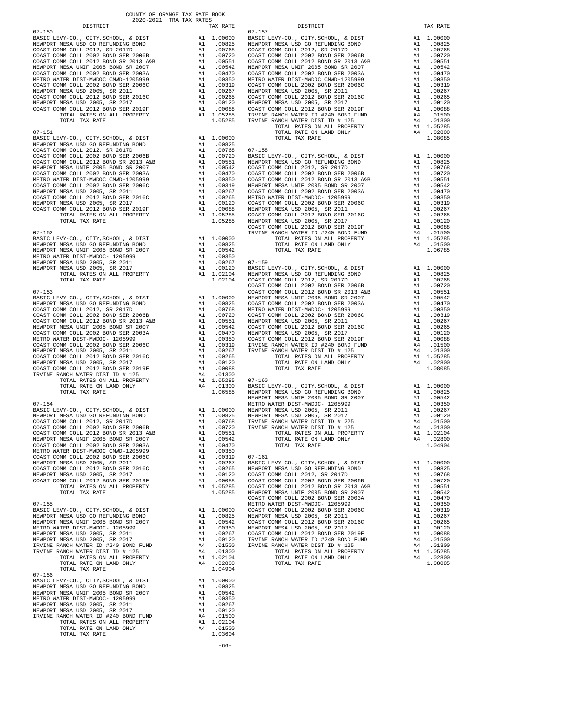COUNTY OF ORANGE TAX RATE BOOK
2020-2021 TRA TAX RATES

| DISTRICT | | TAX RATE |
|---|---|---|
| **07-150** | | |
| BASIC LEVY-CO., CITY,SCHOOL, & DIST | A1 | 1.00000 |
| NEWPORT MESA USD GO REFUNDING BOND | A1 | .00825 |
| COAST COMM COLL 2012, SR 2017D | A1 | .00768 |
| COAST COMM COLL 2002 BOND SER 2006B | A1 | .00720 |
| COAST COMM COLL 2012 BOND SR 2013 A&B | A1 | .00551 |
| NEWPORT MESA UNIF 2005 BOND SR 2007 | A1 | .00542 |
| COAST COMM COLL 2002 BOND SER 2003A | A1 | .00470 |
| METRO WATER DIST-MWDOC CMWD-1205999 | A1 | .00350 |
| COAST COMM COLL 2002 BOND SER 2006C | A1 | .00319 |
| NEWPORT MESA USD 2005, SR 2011 | A1 | .00267 |
| COAST COMM COLL 2012 BOND SER 2016C | A1 | .00265 |
| NEWPORT MESA USD 2005, SR 2017 | A1 | .00120 |
| COAST COMM COLL 2012 BOND SER 2019F | A1 | .00088 |
| TOTAL RATES ON ALL PROPERTY | A1 | 1.05285 |
| TOTAL TAX RATE | | 1.05285 |
| **07-151** | | |
| BASIC LEVY-CO., CITY,SCHOOL, & DIST | A1 | 1.00000 |
| NEWPORT MESA USD GO REFUNDING BOND | A1 | .00825 |
| COAST COMM COLL 2012, SR 2017D | A1 | .00768 |
| COAST COMM COLL 2002 BOND SER 2006B | A1 | .00720 |
| COAST COMM COLL 2012 BOND SR 2013 A&B | A1 | .00551 |
| NEWPORT MESA UNIF 2005 BOND SR 2007 | A1 | .00542 |
| COAST COMM COLL 2002 BOND SER 2003A | A1 | .00470 |
| METRO WATER DIST-MWDOC CMWD-1205999 | A1 | .00350 |
| COAST COMM COLL 2002 BOND SER 2006C | A1 | .00319 |
| NEWPORT MESA USD 2005, SR 2011 | A1 | .00267 |
| COAST COMM COLL 2012 BOND SER 2016C | A1 | .00265 |
| NEWPORT MESA USD 2005, SR 2017 | A1 | .00120 |
| COAST COMM COLL 2012 BOND SER 2019F | A1 | .00088 |
| TOTAL RATES ON ALL PROPERTY | A1 | 1.05285 |
| TOTAL TAX RATE | | 1.05285 |
| **07-152** | | |
| BASIC LEVY-CO., CITY,SCHOOL, & DIST | A1 | 1.00000 |
| NEWPORT MESA USD GO REFUNDING BOND | A1 | .00825 |
| NEWPORT MESA UNIF 2005 BOND SR 2007 | A1 | .00542 |
| METRO WATER DIST-MWDOC- 1205999 | A1 | .00350 |
| NEWPORT MESA USD 2005, SR 2011 | A1 | .00267 |
| NEWPORT MESA USD 2005, SR 2017 | A1 | .00120 |
| TOTAL RATES ON ALL PROPERTY | A1 | 1.02104 |
| TOTAL TAX RATE | | 1.02104 |
| **07-153** | | |
| BASIC LEVY-CO., CITY,SCHOOL, & DIST | A1 | 1.00000 |
| NEWPORT MESA USD GO REFUNDING BOND | A1 | .00825 |
| COAST COMM COLL 2012, SR 2017D | A1 | .00768 |
| COAST COMM COLL 2002 BOND SER 2006B | A1 | .00720 |
| COAST COMM COLL 2012 BOND SR 2013 A&B | A1 | .00551 |
| NEWPORT MESA UNIF 2005 BOND SR 2007 | A1 | .00542 |
| COAST COMM COLL 2002 BOND SER 2003A | A1 | .00470 |
| METRO WATER DIST-MWDOC- 1205999 | A1 | .00350 |
| COAST COMM COLL 2002 BOND SER 2006C | A1 | .00319 |
| NEWPORT MESA USD 2005, SR 2011 | A1 | .00267 |
| COAST COMM COLL 2012 BOND SER 2016C | A1 | .00265 |
| NEWPORT MESA USD 2005, SR 2017 | A1 | .00120 |
| COAST COMM COLL 2012 BOND SER 2019F | A1 | .00088 |
| IRVINE RANCH WATER DIST ID # 125 | A4 | .01300 |
| TOTAL RATES ON ALL PROPERTY | A1 | 1.05285 |
| TOTAL RATE ON LAND ONLY | A4 | .01300 |
| TOTAL TAX RATE | | 1.06585 |
| **07-154** | | |
| BASIC LEVY-CO., CITY,SCHOOL, & DIST | A1 | 1.00000 |
| NEWPORT MESA USD GO REFUNDING BOND | A1 | .00825 |
| COAST COMM COLL 2012, SR 2017D | A1 | .00768 |
| COAST COMM COLL 2002 BOND SER 2006B | A1 | .00720 |
| COAST COMM COLL 2012 BOND SR 2013 A&B | A1 | .00551 |
| NEWPORT MESA UNIF 2005 BOND SR 2007 | A1 | .00542 |
| COAST COMM COLL 2002 BOND SER 2003A | A1 | .00470 |
| METRO WATER DIST-MWDOC CMWD-1205999 | A1 | .00350 |
| COAST COMM COLL 2002 BOND SER 2006C | A1 | .00319 |
| NEWPORT MESA USD 2005, SR 2011 | A1 | .00267 |
| COAST COMM COLL 2012 BOND SER 2016C | A1 | .00265 |
| NEWPORT MESA USD 2005, SR 2017 | A1 | .00120 |
| COAST COMM COLL 2012 BOND SER 2019F | A1 | .00088 |
| TOTAL RATES ON ALL PROPERTY | A1 | 1.05285 |
| TOTAL TAX RATE | | 1.05285 |
| **07-155** | | |
| BASIC LEVY-CO., CITY,SCHOOL, & DIST | A1 | 1.00000 |
| NEWPORT MESA USD GO REFUNDING BOND | A1 | .00825 |
| NEWPORT MESA UNIF 2005 BOND SR 2007 | A1 | .00542 |
| METRO WATER DIST-MWDOC- 1205999 | A1 | .00350 |
| NEWPORT MESA USD 2005, SR 2011 | A1 | .00267 |
| NEWPORT MESA USD 2005, SR 2017 | A1 | .00120 |
| IRVINE RANCH WATER ID #240 BOND FUND | A4 | .01500 |
| IRVINE RANCH WATER DIST ID # 125 | A4 | .01300 |
| TOTAL RATES ON ALL PROPERTY | A1 | 1.02104 |
| TOTAL RATE ON LAND ONLY | A4 | .02800 |
| TOTAL TAX RATE | | 1.04904 |
| **07-156** | | |
| BASIC LEVY-CO., CITY,SCHOOL, & DIST | A1 | 1.00000 |
| NEWPORT MESA USD GO REFUNDING BOND | A1 | .00825 |
| NEWPORT MESA UNIF 2005 BOND SR 2007 | A1 | .00542 |
| METRO WATER DIST-MWDOC- 1205999 | A1 | .00350 |
| NEWPORT MESA USD 2005, SR 2011 | A1 | .00267 |
| NEWPORT MESA USD 2005, SR 2017 | A1 | .00120 |
| IRVINE RANCH WATER ID #240 BOND FUND | A4 | .01500 |
| TOTAL RATES ON ALL PROPERTY | A1 | 1.02104 |
| TOTAL RATE ON LAND ONLY | A4 | .01500 |
| TOTAL TAX RATE | | 1.03604 |
| **07-157** | | |
| BASIC LEVY-CO., CITY,SCHOOL, & DIST | A1 | 1.00000 |
| NEWPORT MESA USD GO REFUNDING BOND | A1 | .00825 |
| COAST COMM COLL 2012, SR 2017D | A1 | .00768 |
| COAST COMM COLL 2002 BOND SER 2006B | A1 | .00720 |
| COAST COMM COLL 2012 BOND SR 2013 A&B | A1 | .00551 |
| NEWPORT MESA UNIF 2005 BOND SR 2007 | A1 | .00542 |
| COAST COMM COLL 2002 BOND SER 2003A | A1 | .00470 |
| METRO WATER DIST-MWDOC CMWD-1205999 | A1 | .00350 |
| COAST COMM COLL 2002 BOND SER 2006C | A1 | .00319 |
| NEWPORT MESA USD 2005, SR 2011 | A1 | .00267 |
| COAST COMM COLL 2012 BOND SER 2016C | A1 | .00265 |
| NEWPORT MESA USD 2005, SR 2017 | A1 | .00120 |
| COAST COMM COLL 2012 BOND SER 2019F | A1 | .00088 |
| IRVINE RANCH WATER ID #240 BOND FUND | A4 | .01500 |
| IRVINE RANCH WATER DIST ID # 125 | A4 | .01300 |
| TOTAL RATES ON ALL PROPERTY | A1 | 1.05285 |
| TOTAL RATE ON LAND ONLY | A4 | .02800 |
| TOTAL TAX RATE | | 1.08085 |
| **07-158** | | |
| BASIC LEVY-CO., CITY,SCHOOL, & DIST | A1 | 1.00000 |
| NEWPORT MESA USD GO REFUNDING BOND | A1 | .00825 |
| COAST COMM COLL 2012, SR 2017D | A1 | .00768 |
| COAST COMM COLL 2002 BOND SER 2006B | A1 | .00720 |
| COAST COMM COLL 2012 BOND SR 2013 A&B | A1 | .00551 |
| NEWPORT MESA UNIF 2005 BOND SR 2007 | A1 | .00542 |
| COAST COMM COLL 2002 BOND SER 2003A | A1 | .00470 |
| METRO WATER DIST-MWDOC- 1205999 | A1 | .00350 |
| COAST COMM COLL 2002 BOND SER 2006C | A1 | .00319 |
| NEWPORT MESA USD 2005, SR 2011 | A1 | .00267 |
| COAST COMM COLL 2012 BOND SER 2016C | A1 | .00265 |
| NEWPORT MESA USD 2005, SR 2017 | A1 | .00120 |
| COAST COMM COLL 2012 BOND SER 2019F | A1 | .00088 |
| IRVINE RANCH WATER ID #240 BOND FUND | A4 | .01500 |
| TOTAL RATES ON ALL PROPERTY | A1 | 1.05285 |
| TOTAL RATE ON LAND ONLY | A4 | .01500 |
| TOTAL TAX RATE | | 1.06785 |
| **07-159** | | |
| BASIC LEVY-CO., CITY,SCHOOL, & DIST | A1 | 1.00000 |
| NEWPORT MESA USD GO REFUNDING BOND | A1 | .00825 |
| COAST COMM COLL 2012, SR 2017D | A1 | .00768 |
| COAST COMM COLL 2002 BOND SER 2006B | A1 | .00720 |
| COAST COMM COLL 2012 BOND SR 2013 A&B | A1 | .00551 |
| NEWPORT MESA UNIF 2005 BOND SR 2007 | A1 | .00542 |
| COAST COMM COLL 2002 BOND SER 2003A | A1 | .00470 |
| METRO WATER DIST-MWDOC- 1205999 | A1 | .00350 |
| COAST COMM COLL 2002 BOND SER 2006C | A1 | .00319 |
| NEWPORT MESA USD 2005, SR 2011 | A1 | .00267 |
| COAST COMM COLL 2012 BOND SER 2016C | A1 | .00265 |
| NEWPORT MESA USD 2005, SR 2017 | A1 | .00120 |
| COAST COMM COLL 2012 BOND SER 2019F | A1 | .00088 |
| IRVINE RANCH WATER ID #240 BOND FUND | A4 | .01500 |
| IRVINE RANCH WATER DIST ID # 125 | A4 | .01300 |
| TOTAL RATES ON ALL PROPERTY | A1 | 1.05285 |
| TOTAL RATE ON LAND ONLY | A4 | .02800 |
| TOTAL TAX RATE | | 1.08085 |
| **07-160** | | |
| BASIC LEVY-CO., CITY,SCHOOL, & DIST | A1 | 1.00000 |
| NEWPORT MESA USD GO REFUNDING BOND | A1 | .00825 |
| NEWPORT MESA UNIF 2005 BOND SR 2007 | A1 | .00542 |
| METRO WATER DIST-MWDOC- 1205999 | A1 | .00350 |
| NEWPORT MESA USD 2005, SR 2011 | A1 | .00267 |
| NEWPORT MESA USD 2005, SR 2017 | A1 | .00120 |
| IRVINE RANCH WATER DIST ID # 225 | A4 | .01500 |
| IRVINE RANCH WATER DIST ID # 125 | A4 | .01300 |
| TOTAL RATES ON ALL PROPERTY | A1 | 1.02104 |
| TOTAL RATE ON LAND ONLY | A4 | .02800 |
| TOTAL TAX RATE | | 1.04904 |
| **07-161** | | |
| BASIC LEVY-CO., CITY,SCHOOL, & DIST | A1 | 1.00000 |
| NEWPORT MESA USD GO REFUNDING BOND | A1 | .00825 |
| COAST COMM COLL 2012, SR 2017D | A1 | .00768 |
| COAST COMM COLL 2002 BOND SER 2006B | A1 | .00720 |
| COAST COMM COLL 2012 BOND SR 2013 A&B | A1 | .00551 |
| NEWPORT MESA UNIF 2005 BOND SR 2007 | A1 | .00542 |
| COAST COMM COLL 2002 BOND SER 2003A | A1 | .00470 |
| METRO WATER DIST-MWDOC- 1205999 | A1 | .00350 |
| COAST COMM COLL 2002 BOND SER 2006C | A1 | .00319 |
| NEWPORT MESA USD 2005, SR 2011 | A1 | .00267 |
| COAST COMM COLL 2012 BOND SER 2016C | A1 | .00265 |
| NEWPORT MESA USD 2005, SR 2017 | A1 | .00120 |
| COAST COMM COLL 2012 BOND SER 2019F | A1 | .00088 |
| IRVINE RANCH WATER ID #240 BOND FUND | A4 | .01500 |
| IRVINE RANCH WATER DIST ID # 125 | A4 | .01300 |
| TOTAL RATES ON ALL PROPERTY | A1 | 1.05285 |
| TOTAL RATE ON LAND ONLY | A4 | .02800 |
| TOTAL TAX RATE | | 1.08085 |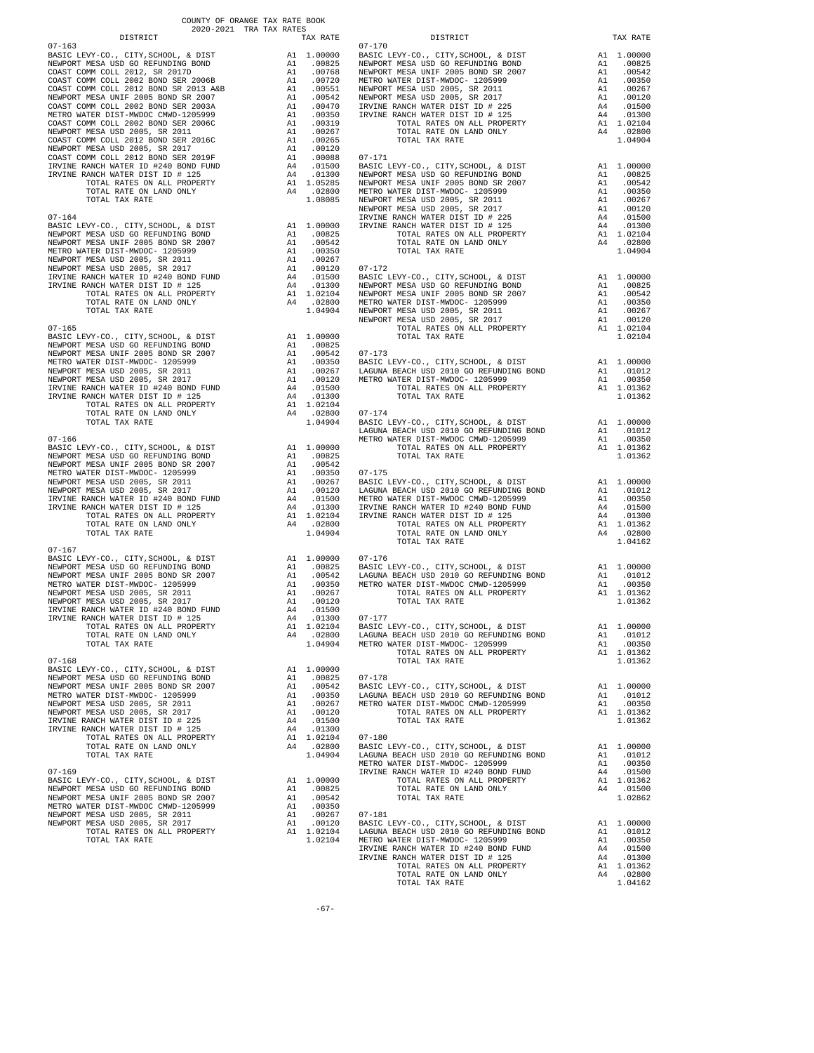COUNTY OF ORANGE TAX RATE BOOK
2020-2021 TRA TAX RATES

| DISTRICT | | TAX RATE |
|---|---|---|
| **07-163** | | |
| BASIC LEVY-CO., CITY,SCHOOL, & DIST | A1 | 1.00000 |
| NEWPORT MESA USD GO REFUNDING BOND | A1 | .00825 |
| COAST COMM COLL 2012, SR 2017D | A1 | .00768 |
| COAST COMM COLL 2002 BOND SER 2006B | A1 | .00720 |
| COAST COMM COLL 2012 BOND SR 2013 A&B | A1 | .00551 |
| NEWPORT MESA UNIF 2005 BOND SR 2007 | A1 | .00542 |
| COAST COMM COLL 2002 BOND SER 2003A | A1 | .00470 |
| METRO WATER DIST-MWDOC CMWD-1205999 | A1 | .00350 |
| COAST COMM COLL 2002 BOND SER 2006C | A1 | .00319 |
| NEWPORT MESA USD 2005, SR 2011 | A1 | .00267 |
| COAST COMM COLL 2012 BOND SER 2016C | A1 | .00265 |
| NEWPORT MESA USD 2005, SR 2017 | A1 | .00120 |
| COAST COMM COLL 2012 BOND SER 2019F | A1 | .00088 |
| IRVINE RANCH WATER ID #240 BOND FUND | A4 | .01500 |
| IRVINE RANCH WATER DIST ID # 125 | A4 | .01300 |
| TOTAL RATES ON ALL PROPERTY | A1 | 1.05285 |
| TOTAL RATE ON LAND ONLY | A4 | .02800 |
| TOTAL TAX RATE | | 1.08085 |
| **07-164** | | |
| BASIC LEVY-CO., CITY,SCHOOL, & DIST | A1 | 1.00000 |
| NEWPORT MESA USD GO REFUNDING BOND | A1 | .00825 |
| NEWPORT MESA UNIF 2005 BOND SR 2007 | A1 | .00542 |
| METRO WATER DIST-MWDOC- 1205999 | A1 | .00350 |
| NEWPORT MESA USD 2005, SR 2011 | A1 | .00267 |
| NEWPORT MESA USD 2005, SR 2017 | A1 | .00120 |
| IRVINE RANCH WATER ID #240 BOND FUND | A4 | .01500 |
| IRVINE RANCH WATER DIST ID # 125 | A4 | .01300 |
| TOTAL RATES ON ALL PROPERTY | A1 | 1.02104 |
| TOTAL RATE ON LAND ONLY | A4 | .02800 |
| TOTAL TAX RATE | | 1.04904 |
| **07-165** | | |
| BASIC LEVY-CO., CITY,SCHOOL, & DIST | A1 | 1.00000 |
| NEWPORT MESA USD GO REFUNDING BOND | A1 | .00825 |
| NEWPORT MESA UNIF 2005 BOND SR 2007 | A1 | .00542 |
| METRO WATER DIST-MWDOC- 1205999 | A1 | .00350 |
| NEWPORT MESA USD 2005, SR 2011 | A1 | .00267 |
| NEWPORT MESA USD 2005, SR 2017 | A1 | .00120 |
| IRVINE RANCH WATER ID #240 BOND FUND | A4 | .01500 |
| IRVINE RANCH WATER DIST ID # 125 | A4 | .01300 |
| TOTAL RATES ON ALL PROPERTY | A1 | 1.02104 |
| TOTAL RATE ON LAND ONLY | A4 | .02800 |
| TOTAL TAX RATE | | 1.04904 |
| **07-166** | | |
| BASIC LEVY-CO., CITY,SCHOOL, & DIST | A1 | 1.00000 |
| NEWPORT MESA USD GO REFUNDING BOND | A1 | .00825 |
| NEWPORT MESA UNIF 2005 BOND SR 2007 | A1 | .00542 |
| METRO WATER DIST-MWDOC- 1205999 | A1 | .00350 |
| NEWPORT MESA USD 2005, SR 2011 | A1 | .00267 |
| NEWPORT MESA USD 2005, SR 2017 | A1 | .00120 |
| IRVINE RANCH WATER ID #240 BOND FUND | A4 | .01500 |
| IRVINE RANCH WATER DIST ID # 125 | A4 | .01300 |
| TOTAL RATES ON ALL PROPERTY | A1 | 1.02104 |
| TOTAL RATE ON LAND ONLY | A4 | .02800 |
| TOTAL TAX RATE | | 1.04904 |
| **07-167** | | |
| BASIC LEVY-CO., CITY,SCHOOL, & DIST | A1 | 1.00000 |
| NEWPORT MESA USD GO REFUNDING BOND | A1 | .00825 |
| NEWPORT MESA UNIF 2005 BOND SR 2007 | A1 | .00542 |
| METRO WATER DIST-MWDOC- 1205999 | A1 | .00350 |
| NEWPORT MESA USD 2005, SR 2011 | A1 | .00267 |
| NEWPORT MESA USD 2005, SR 2017 | A1 | .00120 |
| IRVINE RANCH WATER ID #240 BOND FUND | A4 | .01500 |
| IRVINE RANCH WATER DIST ID # 125 | A4 | .01300 |
| TOTAL RATES ON ALL PROPERTY | A1 | 1.02104 |
| TOTAL RATE ON LAND ONLY | A4 | .02800 |
| TOTAL TAX RATE | | 1.04904 |
| **07-168** | | |
| BASIC LEVY-CO., CITY,SCHOOL, & DIST | A1 | 1.00000 |
| NEWPORT MESA USD GO REFUNDING BOND | A1 | .00825 |
| NEWPORT MESA UNIF 2005 BOND SR 2007 | A1 | .00542 |
| METRO WATER DIST-MWDOC- 1205999 | A1 | .00350 |
| NEWPORT MESA USD 2005, SR 2011 | A1 | .00267 |
| NEWPORT MESA USD 2005, SR 2017 | A1 | .00120 |
| IRVINE RANCH WATER DIST ID # 225 | A4 | .01500 |
| IRVINE RANCH WATER DIST ID # 125 | A4 | .01300 |
| TOTAL RATES ON ALL PROPERTY | A1 | 1.02104 |
| TOTAL RATE ON LAND ONLY | A4 | .02800 |
| TOTAL TAX RATE | | 1.04904 |
| **07-169** | | |
| BASIC LEVY-CO., CITY,SCHOOL, & DIST | A1 | 1.00000 |
| NEWPORT MESA USD GO REFUNDING BOND | A1 | .00825 |
| NEWPORT MESA UNIF 2005 BOND SR 2007 | A1 | .00542 |
| METRO WATER DIST-MWDOC CMWD-1205999 | A1 | .00350 |
| NEWPORT MESA USD 2005, SR 2011 | A1 | .00267 |
| NEWPORT MESA USD 2005, SR 2017 | A1 | .00120 |
| TOTAL RATES ON ALL PROPERTY | A1 | 1.02104 |
| TOTAL TAX RATE | | 1.02104 |
| **07-170** | | |
| BASIC LEVY-CO., CITY,SCHOOL, & DIST | A1 | 1.00000 |
| NEWPORT MESA USD GO REFUNDING BOND | A1 | .00825 |
| NEWPORT MESA UNIF 2005 BOND SR 2007 | A1 | .00542 |
| METRO WATER DIST-MWDOC- 1205999 | A1 | .00350 |
| NEWPORT MESA USD 2005, SR 2011 | A1 | .00267 |
| NEWPORT MESA USD 2005, SR 2017 | A1 | .00120 |
| IRVINE RANCH WATER DIST ID # 225 | A4 | .01500 |
| IRVINE RANCH WATER DIST ID # 125 | A4 | .01300 |
| TOTAL RATES ON ALL PROPERTY | A1 | 1.02104 |
| TOTAL RATE ON LAND ONLY | A4 | .02800 |
| TOTAL TAX RATE | | 1.04904 |
| **07-171** | | |
| BASIC LEVY-CO., CITY,SCHOOL, & DIST | A1 | 1.00000 |
| NEWPORT MESA USD GO REFUNDING BOND | A1 | .00825 |
| NEWPORT MESA UNIF 2005 BOND SR 2007 | A1 | .00542 |
| METRO WATER DIST-MWDOC- 1205999 | A1 | .00350 |
| NEWPORT MESA USD 2005, SR 2011 | A1 | .00267 |
| NEWPORT MESA USD 2005, SR 2017 | A1 | .00120 |
| IRVINE RANCH WATER DIST ID # 225 | A4 | .01500 |
| IRVINE RANCH WATER DIST ID # 125 | A4 | .01300 |
| TOTAL RATES ON ALL PROPERTY | A1 | 1.02104 |
| TOTAL RATE ON LAND ONLY | A4 | .02800 |
| TOTAL TAX RATE | | 1.04904 |
| **07-172** | | |
| BASIC LEVY-CO., CITY,SCHOOL, & DIST | A1 | 1.00000 |
| NEWPORT MESA USD GO REFUNDING BOND | A1 | .00825 |
| NEWPORT MESA UNIF 2005 BOND SR 2007 | A1 | .00542 |
| METRO WATER DIST-MWDOC- 1205999 | A1 | .00350 |
| NEWPORT MESA USD 2005, SR 2011 | A1 | .00267 |
| NEWPORT MESA USD 2005, SR 2017 | A1 | .00120 |
| TOTAL RATES ON ALL PROPERTY | A1 | 1.02104 |
| TOTAL TAX RATE | | 1.02104 |
| **07-173** | | |
| BASIC LEVY-CO., CITY,SCHOOL, & DIST | A1 | 1.00000 |
| LAGUNA BEACH USD 2010 GO REFUNDING BOND | A1 | .01012 |
| METRO WATER DIST-MWDOC- 1205999 | A1 | .00350 |
| TOTAL RATES ON ALL PROPERTY | A1 | 1.01362 |
| TOTAL TAX RATE | | 1.01362 |
| **07-174** | | |
| BASIC LEVY-CO., CITY,SCHOOL, & DIST | A1 | 1.00000 |
| LAGUNA BEACH USD 2010 GO REFUNDING BOND | A1 | .01012 |
| METRO WATER DIST-MWDOC CMWD-1205999 | A1 | .00350 |
| TOTAL RATES ON ALL PROPERTY | A1 | 1.01362 |
| TOTAL TAX RATE | | 1.01362 |
| **07-175** | | |
| BASIC LEVY-CO., CITY,SCHOOL, & DIST | A1 | 1.00000 |
| LAGUNA BEACH USD 2010 GO REFUNDING BOND | A1 | .01012 |
| METRO WATER DIST-MWDOC CMWD-1205999 | A1 | .00350 |
| IRVINE RANCH WATER ID #240 BOND FUND | A4 | .01500 |
| IRVINE RANCH WATER DIST ID # 125 | A4 | .01300 |
| TOTAL RATES ON ALL PROPERTY | A1 | 1.01362 |
| TOTAL RATE ON LAND ONLY | A4 | .02800 |
| TOTAL TAX RATE | | 1.04162 |
| **07-176** | | |
| BASIC LEVY-CO., CITY,SCHOOL, & DIST | A1 | 1.00000 |
| LAGUNA BEACH USD 2010 GO REFUNDING BOND | A1 | .01012 |
| METRO WATER DIST-MWDOC CMWD-1205999 | A1 | .00350 |
| TOTAL RATES ON ALL PROPERTY | A1 | 1.01362 |
| TOTAL TAX RATE | | 1.01362 |
| **07-177** | | |
| BASIC LEVY-CO., CITY,SCHOOL, & DIST | A1 | 1.00000 |
| LAGUNA BEACH USD 2010 GO REFUNDING BOND | A1 | .01012 |
| METRO WATER DIST-MWDOC- 1205999 | A1 | .00350 |
| TOTAL RATES ON ALL PROPERTY | A1 | 1.01362 |
| TOTAL TAX RATE | | 1.01362 |
| **07-178** | | |
| BASIC LEVY-CO., CITY,SCHOOL, & DIST | A1 | 1.00000 |
| LAGUNA BEACH USD 2010 GO REFUNDING BOND | A1 | .01012 |
| METRO WATER DIST-MWDOC CMWD-1205999 | A1 | .00350 |
| TOTAL RATES ON ALL PROPERTY | A1 | 1.01362 |
| TOTAL TAX RATE | | 1.01362 |
| **07-180** | | |
| BASIC LEVY-CO., CITY,SCHOOL, & DIST | A1 | 1.00000 |
| LAGUNA BEACH USD 2010 GO REFUNDING BOND | A1 | .01012 |
| METRO WATER DIST-MWDOC- 1205999 | A1 | .00350 |
| IRVINE RANCH WATER ID #240 BOND FUND | A4 | .01500 |
| TOTAL RATES ON ALL PROPERTY | A1 | 1.01362 |
| TOTAL RATE ON LAND ONLY | A4 | .01500 |
| TOTAL TAX RATE | | 1.02862 |
| **07-181** | | |
| BASIC LEVY-CO., CITY,SCHOOL, & DIST | A1 | 1.00000 |
| LAGUNA BEACH USD 2010 GO REFUNDING BOND | A1 | .01012 |
| METRO WATER DIST-MWDOC- 1205999 | A1 | .00350 |
| IRVINE RANCH WATER ID #240 BOND FUND | A4 | .01500 |
| IRVINE RANCH WATER DIST ID # 125 | A4 | .01300 |
| TOTAL RATES ON ALL PROPERTY | A1 | 1.01362 |
| TOTAL RATE ON LAND ONLY | A4 | .02800 |
| TOTAL TAX RATE | | 1.04162 |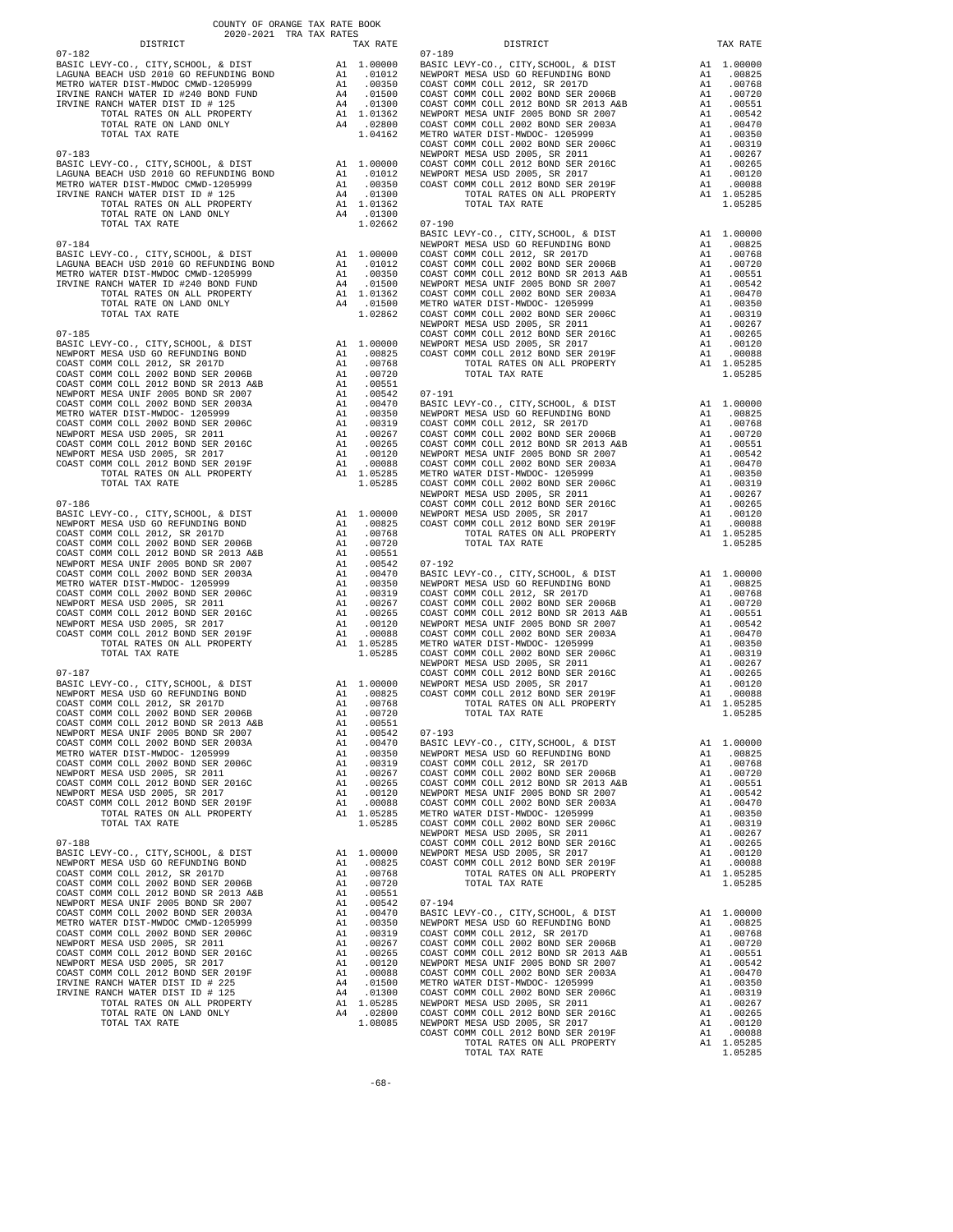COUNTY OF ORANGE TAX RATE BOOK
2020-2021 TRA TAX RATES

| DISTRICT | | TAX RATE |
|---|---|---|
| 07-182 | | |
| BASIC LEVY-CO., CITY,SCHOOL, & DIST | A1 | 1.00000 |
| LAGUNA BEACH USD 2010 GO REFUNDING BOND | A1 | .01012 |
| METRO WATER DIST-MWDOC CMWD-1205999 | A1 | .00350 |
| IRVINE RANCH WATER ID #240 BOND FUND | A4 | .01500 |
| IRVINE RANCH WATER DIST ID # 125 | A4 | .01300 |
| TOTAL RATES ON ALL PROPERTY | A1 | 1.01362 |
| TOTAL RATE ON LAND ONLY | A4 | .02800 |
| TOTAL TAX RATE | | 1.04162 |
| 07-183 | | |
| BASIC LEVY-CO., CITY,SCHOOL, & DIST | A1 | 1.00000 |
| LAGUNA BEACH USD 2010 GO REFUNDING BOND | A1 | .01012 |
| METRO WATER DIST-MWDOC CMWD-1205999 | A1 | .00350 |
| IRVINE RANCH WATER DIST ID # 125 | A4 | .01300 |
| TOTAL RATES ON ALL PROPERTY | A1 | 1.01362 |
| TOTAL RATE ON LAND ONLY | A4 | .01300 |
| TOTAL TAX RATE | | 1.02662 |
| 07-184 | | |
| BASIC LEVY-CO., CITY,SCHOOL, & DIST | A1 | 1.00000 |
| LAGUNA BEACH USD 2010 GO REFUNDING BOND | A1 | .01012 |
| METRO WATER DIST-MWDOC CMWD-1205999 | A1 | .00350 |
| IRVINE RANCH WATER ID #240 BOND FUND | A4 | .01500 |
| TOTAL RATES ON ALL PROPERTY | A1 | 1.01362 |
| TOTAL RATE ON LAND ONLY | A4 | .01500 |
| TOTAL TAX RATE | | 1.02862 |
| 07-185 | | |
| BASIC LEVY-CO., CITY,SCHOOL, & DIST | A1 | 1.00000 |
| NEWPORT MESA USD GO REFUNDING BOND | A1 | .00825 |
| COAST COMM COLL 2012, SR 2017D | A1 | .00768 |
| COAST COMM COLL 2002 BOND SER 2006B | A1 | .00720 |
| COAST COMM COLL 2012 BOND SR 2013 A&B | A1 | .00551 |
| NEWPORT MESA UNIF 2005 BOND SR 2007 | A1 | .00542 |
| COAST COMM COLL 2002 BOND SER 2003A | A1 | .00470 |
| METRO WATER DIST-MWDOC- 1205999 | A1 | .00350 |
| COAST COMM COLL 2002 BOND SER 2006C | A1 | .00319 |
| NEWPORT MESA USD 2005, SR 2011 | A1 | .00267 |
| COAST COMM COLL 2012 BOND SER 2016C | A1 | .00265 |
| NEWPORT MESA USD 2005, SR 2017 | A1 | .00120 |
| COAST COMM COLL 2012 BOND SER 2019F | A1 | .00088 |
| TOTAL RATES ON ALL PROPERTY | A1 | 1.05285 |
| TOTAL TAX RATE | | 1.05285 |
| 07-186 | | |
| BASIC LEVY-CO., CITY,SCHOOL, & DIST | A1 | 1.00000 |
| NEWPORT MESA USD GO REFUNDING BOND | A1 | .00825 |
| COAST COMM COLL 2012, SR 2017D | A1 | .00768 |
| COAST COMM COLL 2002 BOND SER 2006B | A1 | .00720 |
| COAST COMM COLL 2012 BOND SR 2013 A&B | A1 | .00551 |
| NEWPORT MESA UNIF 2005 BOND SR 2007 | A1 | .00542 |
| COAST COMM COLL 2002 BOND SER 2003A | A1 | .00470 |
| METRO WATER DIST-MWDOC- 1205999 | A1 | .00350 |
| COAST COMM COLL 2002 BOND SER 2006C | A1 | .00319 |
| NEWPORT MESA USD 2005, SR 2011 | A1 | .00267 |
| COAST COMM COLL 2012 BOND SER 2016C | A1 | .00265 |
| NEWPORT MESA USD 2005, SR 2017 | A1 | .00120 |
| COAST COMM COLL 2012 BOND SER 2019F | A1 | .00088 |
| TOTAL RATES ON ALL PROPERTY | A1 | 1.05285 |
| TOTAL TAX RATE | | 1.05285 |
| 07-187 | | |
| BASIC LEVY-CO., CITY,SCHOOL, & DIST | A1 | 1.00000 |
| NEWPORT MESA USD GO REFUNDING BOND | A1 | .00825 |
| COAST COMM COLL 2012, SR 2017D | A1 | .00768 |
| COAST COMM COLL 2002 BOND SER 2006B | A1 | .00720 |
| COAST COMM COLL 2012 BOND SR 2013 A&B | A1 | .00551 |
| NEWPORT MESA UNIF 2005 BOND SR 2007 | A1 | .00542 |
| COAST COMM COLL 2002 BOND SER 2003A | A1 | .00470 |
| METRO WATER DIST-MWDOC- 1205999 | A1 | .00350 |
| COAST COMM COLL 2002 BOND SER 2006C | A1 | .00319 |
| NEWPORT MESA USD 2005, SR 2011 | A1 | .00267 |
| COAST COMM COLL 2012 BOND SER 2016C | A1 | .00265 |
| NEWPORT MESA USD 2005, SR 2017 | A1 | .00120 |
| COAST COMM COLL 2012 BOND SER 2019F | A1 | .00088 |
| TOTAL RATES ON ALL PROPERTY | A1 | 1.05285 |
| TOTAL TAX RATE | | 1.05285 |
| 07-188 | | |
| BASIC LEVY-CO., CITY,SCHOOL, & DIST | A1 | 1.00000 |
| NEWPORT MESA USD GO REFUNDING BOND | A1 | .00825 |
| COAST COMM COLL 2012, SR 2017D | A1 | .00768 |
| COAST COMM COLL 2002 BOND SER 2006B | A1 | .00720 |
| COAST COMM COLL 2012 BOND SR 2013 A&B | A1 | .00551 |
| NEWPORT MESA UNIF 2005 BOND SR 2007 | A1 | .00542 |
| COAST COMM COLL 2002 BOND SER 2003A | A1 | .00470 |
| METRO WATER DIST-MWDOC CMWD-1205999 | A1 | .00350 |
| COAST COMM COLL 2002 BOND SER 2006C | A1 | .00319 |
| NEWPORT MESA USD 2005, SR 2011 | A1 | .00267 |
| COAST COMM COLL 2012 BOND SER 2016C | A1 | .00265 |
| NEWPORT MESA USD 2005, SR 2017 | A1 | .00120 |
| COAST COMM COLL 2012 BOND SER 2019F | A1 | .00088 |
| IRVINE RANCH WATER DIST ID # 225 | A4 | .01500 |
| IRVINE RANCH WATER DIST ID # 125 | A4 | .01300 |
| TOTAL RATES ON ALL PROPERTY | A1 | 1.05285 |
| TOTAL RATE ON LAND ONLY | A4 | .02800 |
| TOTAL TAX RATE | | 1.08085 |
| 07-189 | | |
| BASIC LEVY-CO., CITY,SCHOOL, & DIST | A1 | 1.00000 |
| NEWPORT MESA USD GO REFUNDING BOND | A1 | .00825 |
| COAST COMM COLL 2012, SR 2017D | A1 | .00768 |
| COAST COMM COLL 2002 BOND SER 2006B | A1 | .00720 |
| COAST COMM COLL 2012 BOND SR 2013 A&B | A1 | .00551 |
| NEWPORT MESA UNIF 2005 BOND SR 2007 | A1 | .00542 |
| COAST COMM COLL 2002 BOND SER 2003A | A1 | .00470 |
| METRO WATER DIST-MWDOC- 1205999 | A1 | .00350 |
| COAST COMM COLL 2002 BOND SER 2006C | A1 | .00319 |
| NEWPORT MESA USD 2005, SR 2011 | A1 | .00267 |
| COAST COMM COLL 2012 BOND SER 2016C | A1 | .00265 |
| NEWPORT MESA USD 2005, SR 2017 | A1 | .00120 |
| COAST COMM COLL 2012 BOND SER 2019F | A1 | .00088 |
| TOTAL RATES ON ALL PROPERTY | A1 | 1.05285 |
| TOTAL TAX RATE | | 1.05285 |
| 07-190 | | |
| BASIC LEVY-CO., CITY,SCHOOL, & DIST | A1 | 1.00000 |
| NEWPORT MESA USD GO REFUNDING BOND | A1 | .00825 |
| COAST COMM COLL 2012, SR 2017D | A1 | .00768 |
| COAST COMM COLL 2002 BOND SER 2006B | A1 | .00720 |
| COAST COMM COLL 2012 BOND SR 2013 A&B | A1 | .00551 |
| NEWPORT MESA UNIF 2005 BOND SR 2007 | A1 | .00542 |
| COAST COMM COLL 2002 BOND SER 2003A | A1 | .00470 |
| METRO WATER DIST-MWDOC- 1205999 | A1 | .00350 |
| COAST COMM COLL 2002 BOND SER 2006C | A1 | .00319 |
| NEWPORT MESA USD 2005, SR 2011 | A1 | .00267 |
| COAST COMM COLL 2012 BOND SER 2016C | A1 | .00265 |
| NEWPORT MESA USD 2005, SR 2017 | A1 | .00120 |
| COAST COMM COLL 2012 BOND SER 2019F | A1 | .00088 |
| TOTAL RATES ON ALL PROPERTY | A1 | 1.05285 |
| TOTAL TAX RATE | | 1.05285 |
| 07-191 | | |
| BASIC LEVY-CO., CITY,SCHOOL, & DIST | A1 | 1.00000 |
| NEWPORT MESA USD GO REFUNDING BOND | A1 | .00825 |
| COAST COMM COLL 2012, SR 2017D | A1 | .00768 |
| COAST COMM COLL 2002 BOND SER 2006B | A1 | .00720 |
| COAST COMM COLL 2012 BOND SR 2013 A&B | A1 | .00551 |
| NEWPORT MESA UNIF 2005 BOND SR 2007 | A1 | .00542 |
| COAST COMM COLL 2002 BOND SER 2003A | A1 | .00470 |
| METRO WATER DIST-MWDOC- 1205999 | A1 | .00350 |
| COAST COMM COLL 2002 BOND SER 2006C | A1 | .00319 |
| NEWPORT MESA USD 2005, SR 2011 | A1 | .00267 |
| COAST COMM COLL 2012 BOND SER 2016C | A1 | .00265 |
| NEWPORT MESA USD 2005, SR 2017 | A1 | .00120 |
| COAST COMM COLL 2012 BOND SER 2019F | A1 | .00088 |
| TOTAL RATES ON ALL PROPERTY | A1 | 1.05285 |
| TOTAL TAX RATE | | 1.05285 |
| 07-192 | | |
| BASIC LEVY-CO., CITY,SCHOOL, & DIST | A1 | 1.00000 |
| NEWPORT MESA USD GO REFUNDING BOND | A1 | .00825 |
| COAST COMM COLL 2012, SR 2017D | A1 | .00768 |
| COAST COMM COLL 2002 BOND SER 2006B | A1 | .00720 |
| COAST COMM COLL 2012 BOND SR 2013 A&B | A1 | .00551 |
| NEWPORT MESA UNIF 2005 BOND SR 2007 | A1 | .00542 |
| COAST COMM COLL 2002 BOND SER 2003A | A1 | .00470 |
| METRO WATER DIST-MWDOC- 1205999 | A1 | .00350 |
| COAST COMM COLL 2002 BOND SER 2006C | A1 | .00319 |
| NEWPORT MESA USD 2005, SR 2011 | A1 | .00267 |
| COAST COMM COLL 2012 BOND SER 2016C | A1 | .00265 |
| NEWPORT MESA USD 2005, SR 2017 | A1 | .00120 |
| COAST COMM COLL 2012 BOND SER 2019F | A1 | .00088 |
| TOTAL RATES ON ALL PROPERTY | A1 | 1.05285 |
| TOTAL TAX RATE | | 1.05285 |
| 07-193 | | |
| BASIC LEVY-CO., CITY,SCHOOL, & DIST | A1 | 1.00000 |
| NEWPORT MESA USD GO REFUNDING BOND | A1 | .00825 |
| COAST COMM COLL 2012, SR 2017D | A1 | .00768 |
| COAST COMM COLL 2002 BOND SER 2006B | A1 | .00720 |
| COAST COMM COLL 2012 BOND SR 2013 A&B | A1 | .00551 |
| NEWPORT MESA UNIF 2005 BOND SR 2007 | A1 | .00542 |
| COAST COMM COLL 2002 BOND SER 2003A | A1 | .00470 |
| METRO WATER DIST-MWDOC- 1205999 | A1 | .00350 |
| COAST COMM COLL 2002 BOND SER 2006C | A1 | .00319 |
| NEWPORT MESA USD 2005, SR 2011 | A1 | .00267 |
| COAST COMM COLL 2012 BOND SER 2016C | A1 | .00265 |
| NEWPORT MESA USD 2005, SR 2017 | A1 | .00120 |
| COAST COMM COLL 2012 BOND SER 2019F | A1 | .00088 |
| TOTAL RATES ON ALL PROPERTY | A1 | 1.05285 |
| TOTAL TAX RATE | | 1.05285 |
| 07-194 | | |
| BASIC LEVY-CO., CITY,SCHOOL, & DIST | A1 | 1.00000 |
| NEWPORT MESA USD GO REFUNDING BOND | A1 | .00825 |
| COAST COMM COLL 2012, SR 2017D | A1 | .00768 |
| COAST COMM COLL 2002 BOND SER 2006B | A1 | .00720 |
| COAST COMM COLL 2012 BOND SR 2013 A&B | A1 | .00551 |
| NEWPORT MESA UNIF 2005 BOND SR 2007 | A1 | .00542 |
| COAST COMM COLL 2002 BOND SER 2003A | A1 | .00470 |
| METRO WATER DIST-MWDOC- 1205999 | A1 | .00350 |
| COAST COMM COLL 2002 BOND SER 2006C | A1 | .00319 |
| NEWPORT MESA USD 2005, SR 2011 | A1 | .00267 |
| COAST COMM COLL 2012 BOND SER 2016C | A1 | .00265 |
| NEWPORT MESA USD 2005, SR 2017 | A1 | .00120 |
| COAST COMM COLL 2012 BOND SER 2019F | A1 | .00088 |
| TOTAL RATES ON ALL PROPERTY | A1 | 1.05285 |
| TOTAL TAX RATE | | 1.05285 |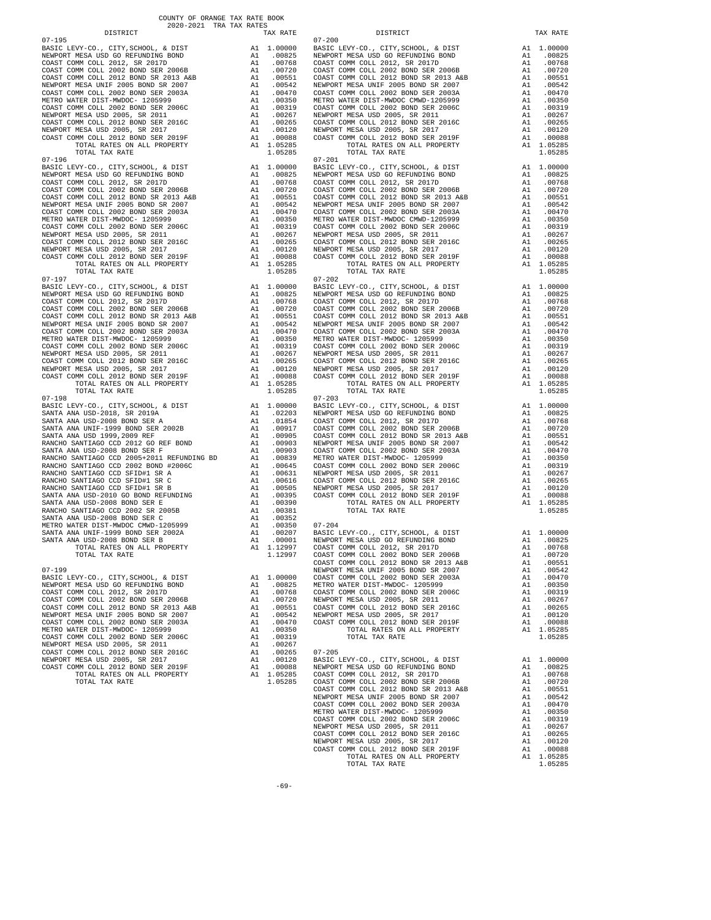COUNTY OF ORANGE TAX RATE BOOK
2020-2021 TRA TAX RATES

| DISTRICT | | TAX RATE |
|---|---|---|
| **07-195** | | |
| BASIC LEVY-CO., CITY,SCHOOL, & DIST | A1 | 1.00000 |
| NEWPORT MESA USD GO REFUNDING BOND | A1 | .00825 |
| COAST COMM COLL 2012, SR 2017D | A1 | .00768 |
| COAST COMM COLL 2002 BOND SER 2006B | A1 | .00720 |
| COAST COMM COLL 2012 BOND SR 2013 A&B | A1 | .00551 |
| NEWPORT MESA UNIF 2005 BOND SR 2007 | A1 | .00542 |
| COAST COMM COLL 2002 BOND SER 2003A | A1 | .00470 |
| METRO WATER DIST-MWDOC- 1205999 | A1 | .00350 |
| COAST COMM COLL 2002 BOND SER 2006C | A1 | .00319 |
| NEWPORT MESA USD 2005, SR 2011 | A1 | .00267 |
| COAST COMM COLL 2012 BOND SER 2016C | A1 | .00265 |
| NEWPORT MESA USD 2005, SR 2017 | A1 | .00120 |
| COAST COMM COLL 2012 BOND SER 2019F | A1 | .00088 |
| TOTAL RATES ON ALL PROPERTY | A1 | 1.05285 |
| TOTAL TAX RATE | | 1.05285 |
| **07-196** | | |
| BASIC LEVY-CO., CITY,SCHOOL, & DIST | A1 | 1.00000 |
| NEWPORT MESA USD GO REFUNDING BOND | A1 | .00825 |
| COAST COMM COLL 2012, SR 2017D | A1 | .00768 |
| COAST COMM COLL 2002 BOND SER 2006B | A1 | .00720 |
| COAST COMM COLL 2012 BOND SR 2013 A&B | A1 | .00551 |
| NEWPORT MESA UNIF 2005 BOND SR 2007 | A1 | .00542 |
| COAST COMM COLL 2002 BOND SER 2003A | A1 | .00470 |
| METRO WATER DIST-MWDOC- 1205999 | A1 | .00350 |
| COAST COMM COLL 2002 BOND SER 2006C | A1 | .00319 |
| NEWPORT MESA USD 2005, SR 2011 | A1 | .00267 |
| COAST COMM COLL 2012 BOND SER 2016C | A1 | .00265 |
| NEWPORT MESA USD 2005, SR 2017 | A1 | .00120 |
| COAST COMM COLL 2012 BOND SER 2019F | A1 | .00088 |
| TOTAL RATES ON ALL PROPERTY | A1 | 1.05285 |
| TOTAL TAX RATE | | 1.05285 |
| **07-197** | | |
| BASIC LEVY-CO., CITY,SCHOOL, & DIST | A1 | 1.00000 |
| NEWPORT MESA USD GO REFUNDING BOND | A1 | .00825 |
| COAST COMM COLL 2012, SR 2017D | A1 | .00768 |
| COAST COMM COLL 2002 BOND SER 2006B | A1 | .00720 |
| COAST COMM COLL 2012 BOND SR 2013 A&B | A1 | .00551 |
| NEWPORT MESA UNIF 2005 BOND SR 2007 | A1 | .00542 |
| COAST COMM COLL 2002 BOND SER 2003A | A1 | .00470 |
| METRO WATER DIST-MWDOC- 1205999 | A1 | .00350 |
| COAST COMM COLL 2002 BOND SER 2006C | A1 | .00319 |
| NEWPORT MESA USD 2005, SR 2011 | A1 | .00267 |
| COAST COMM COLL 2012 BOND SER 2016C | A1 | .00265 |
| NEWPORT MESA USD 2005, SR 2017 | A1 | .00120 |
| COAST COMM COLL 2012 BOND SER 2019F | A1 | .00088 |
| TOTAL RATES ON ALL PROPERTY | A1 | 1.05285 |
| TOTAL TAX RATE | | 1.05285 |
| **07-198** | | |
| BASIC LEVY-CO., CITY,SCHOOL, & DIST | A1 | 1.00000 |
| SANTA ANA USD-2018, SR 2019A | A1 | .02203 |
| SANTA ANA USD-2008 BOND SER A | A1 | .01854 |
| SANTA ANA UNIF-1999 BOND SER 2002B | A1 | .00917 |
| SANTA ANA USD 1999,2009 REF | A1 | .00905 |
| RANCHO SANTIAGO CCD 2012 GO REF BOND | A1 | .00903 |
| SANTA ANA USD-2008 BOND SER F | A1 | .00903 |
| RANCHO SANTIAGO CCD 2005+2011 REFUNDING BD | A1 | .00839 |
| RANCHO SANTIAGO CCD 2002 BOND #2006C | A1 | .00645 |
| RANCHO SANTIAGO CCD SFID#1 SR A | A1 | .00631 |
| RANCHO SANTIAGO CCD SFID#1 SR C | A1 | .00616 |
| RANCHO SANTIAGO CCD SFID#1 SR B | A1 | .00505 |
| SANTA ANA USD-2010 GO BOND REFUNDING | A1 | .00395 |
| SANTA ANA USD-2008 BOND SER E | A1 | .00390 |
| RANCHO SANTIAGO CCD 2002 SR 2005B | A1 | .00381 |
| SANTA ANA USD-2008 BOND SER C | A1 | .00352 |
| METRO WATER DIST-MWDOC CMWD-1205999 | A1 | .00350 |
| SANTA ANA UNIF-1999 BOND SER 2002A | A1 | .00207 |
| SANTA ANA USD-2008 BOND SER B | A1 | .00001 |
| TOTAL RATES ON ALL PROPERTY | A1 | 1.12997 |
| TOTAL TAX RATE | | 1.12997 |
| **07-199** | | |
| BASIC LEVY-CO., CITY,SCHOOL, & DIST | A1 | 1.00000 |
| NEWPORT MESA USD GO REFUNDING BOND | A1 | .00825 |
| COAST COMM COLL 2012, SR 2017D | A1 | .00768 |
| COAST COMM COLL 2002 BOND SER 2006B | A1 | .00720 |
| COAST COMM COLL 2012 BOND SR 2013 A&B | A1 | .00551 |
| NEWPORT MESA UNIF 2005 BOND SR 2007 | A1 | .00542 |
| COAST COMM COLL 2002 BOND SER 2003A | A1 | .00470 |
| METRO WATER DIST-MWDOC- 1205999 | A1 | .00350 |
| COAST COMM COLL 2002 BOND SER 2006C | A1 | .00319 |
| NEWPORT MESA USD 2005, SR 2011 | A1 | .00267 |
| COAST COMM COLL 2012 BOND SER 2016C | A1 | .00265 |
| NEWPORT MESA USD 2005, SR 2017 | A1 | .00120 |
| COAST COMM COLL 2012 BOND SER 2019F | A1 | .00088 |
| TOTAL RATES ON ALL PROPERTY | A1 | 1.05285 |
| TOTAL TAX RATE | | 1.05285 |
| **07-200** | | |
| BASIC LEVY-CO., CITY,SCHOOL, & DIST | A1 | 1.00000 |
| NEWPORT MESA USD GO REFUNDING BOND | A1 | .00825 |
| COAST COMM COLL 2012, SR 2017D | A1 | .00768 |
| COAST COMM COLL 2002 BOND SER 2006B | A1 | .00720 |
| COAST COMM COLL 2012 BOND SR 2013 A&B | A1 | .00551 |
| NEWPORT MESA UNIF 2005 BOND SR 2007 | A1 | .00542 |
| COAST COMM COLL 2002 BOND SER 2003A | A1 | .00470 |
| METRO WATER DIST-MWDOC CMWD-1205999 | A1 | .00350 |
| COAST COMM COLL 2002 BOND SER 2006C | A1 | .00319 |
| NEWPORT MESA USD 2005, SR 2011 | A1 | .00267 |
| COAST COMM COLL 2012 BOND SER 2016C | A1 | .00265 |
| NEWPORT MESA USD 2005, SR 2017 | A1 | .00120 |
| COAST COMM COLL 2012 BOND SER 2019F | A1 | .00088 |
| TOTAL RATES ON ALL PROPERTY | A1 | 1.05285 |
| TOTAL TAX RATE | | 1.05285 |
| **07-201** | | |
| BASIC LEVY-CO., CITY,SCHOOL, & DIST | A1 | 1.00000 |
| NEWPORT MESA USD GO REFUNDING BOND | A1 | .00825 |
| COAST COMM COLL 2012, SR 2017D | A1 | .00768 |
| COAST COMM COLL 2002 BOND SER 2006B | A1 | .00720 |
| COAST COMM COLL 2012 BOND SR 2013 A&B | A1 | .00551 |
| NEWPORT MESA UNIF 2005 BOND SR 2007 | A1 | .00542 |
| COAST COMM COLL 2002 BOND SER 2003A | A1 | .00470 |
| METRO WATER DIST-MWDOC CMWD-1205999 | A1 | .00350 |
| COAST COMM COLL 2002 BOND SER 2006C | A1 | .00319 |
| NEWPORT MESA USD 2005, SR 2011 | A1 | .00267 |
| COAST COMM COLL 2012 BOND SER 2016C | A1 | .00265 |
| NEWPORT MESA USD 2005, SR 2017 | A1 | .00120 |
| COAST COMM COLL 2012 BOND SER 2019F | A1 | .00088 |
| TOTAL RATES ON ALL PROPERTY | A1 | 1.05285 |
| TOTAL TAX RATE | | 1.05285 |
| **07-202** | | |
| BASIC LEVY-CO., CITY,SCHOOL, & DIST | A1 | 1.00000 |
| NEWPORT MESA USD GO REFUNDING BOND | A1 | .00825 |
| COAST COMM COLL 2012, SR 2017D | A1 | .00768 |
| COAST COMM COLL 2002 BOND SER 2006B | A1 | .00720 |
| COAST COMM COLL 2012 BOND SR 2013 A&B | A1 | .00551 |
| NEWPORT MESA UNIF 2005 BOND SR 2007 | A1 | .00542 |
| COAST COMM COLL 2002 BOND SER 2003A | A1 | .00470 |
| METRO WATER DIST-MWDOC- 1205999 | A1 | .00350 |
| COAST COMM COLL 2002 BOND SER 2006C | A1 | .00319 |
| NEWPORT MESA USD 2005, SR 2011 | A1 | .00267 |
| COAST COMM COLL 2012 BOND SER 2016C | A1 | .00265 |
| NEWPORT MESA USD 2005, SR 2017 | A1 | .00120 |
| COAST COMM COLL 2012 BOND SER 2019F | A1 | .00088 |
| TOTAL RATES ON ALL PROPERTY | A1 | 1.05285 |
| TOTAL TAX RATE | | 1.05285 |
| **07-203** | | |
| BASIC LEVY-CO., CITY,SCHOOL, & DIST | A1 | 1.00000 |
| NEWPORT MESA USD GO REFUNDING BOND | A1 | .00825 |
| COAST COMM COLL 2012, SR 2017D | A1 | .00768 |
| COAST COMM COLL 2002 BOND SER 2006B | A1 | .00720 |
| COAST COMM COLL 2012 BOND SR 2013 A&B | A1 | .00551 |
| NEWPORT MESA UNIF 2005 BOND SR 2007 | A1 | .00542 |
| COAST COMM COLL 2002 BOND SER 2003A | A1 | .00470 |
| METRO WATER DIST-MWDOC- 1205999 | A1 | .00350 |
| COAST COMM COLL 2002 BOND SER 2006C | A1 | .00319 |
| NEWPORT MESA USD 2005, SR 2011 | A1 | .00267 |
| COAST COMM COLL 2012 BOND SER 2016C | A1 | .00265 |
| NEWPORT MESA USD 2005, SR 2017 | A1 | .00120 |
| COAST COMM COLL 2012 BOND SER 2019F | A1 | .00088 |
| TOTAL RATES ON ALL PROPERTY | A1 | 1.05285 |
| TOTAL TAX RATE | | 1.05285 |
| **07-204** | | |
| BASIC LEVY-CO., CITY,SCHOOL, & DIST | A1 | 1.00000 |
| NEWPORT MESA USD GO REFUNDING BOND | A1 | .00825 |
| COAST COMM COLL 2012, SR 2017D | A1 | .00768 |
| COAST COMM COLL 2002 BOND SER 2006B | A1 | .00720 |
| COAST COMM COLL 2012 BOND SR 2013 A&B | A1 | .00551 |
| NEWPORT MESA UNIF 2005 BOND SR 2007 | A1 | .00542 |
| COAST COMM COLL 2002 BOND SER 2003A | A1 | .00470 |
| METRO WATER DIST-MWDOC- 1205999 | A1 | .00350 |
| COAST COMM COLL 2002 BOND SER 2006C | A1 | .00319 |
| NEWPORT MESA USD 2005, SR 2011 | A1 | .00267 |
| COAST COMM COLL 2012 BOND SER 2016C | A1 | .00265 |
| NEWPORT MESA USD 2005, SR 2017 | A1 | .00120 |
| COAST COMM COLL 2012 BOND SER 2019F | A1 | .00088 |
| TOTAL RATES ON ALL PROPERTY | A1 | 1.05285 |
| TOTAL TAX RATE | | 1.05285 |
| **07-205** | | |
| BASIC LEVY-CO., CITY,SCHOOL, & DIST | A1 | 1.00000 |
| NEWPORT MESA USD GO REFUNDING BOND | A1 | .00825 |
| COAST COMM COLL 2012, SR 2017D | A1 | .00768 |
| COAST COMM COLL 2002 BOND SER 2006B | A1 | .00720 |
| COAST COMM COLL 2012 BOND SR 2013 A&B | A1 | .00551 |
| NEWPORT MESA UNIF 2005 BOND SR 2007 | A1 | .00542 |
| COAST COMM COLL 2002 BOND SER 2003A | A1 | .00470 |
| METRO WATER DIST-MWDOC- 1205999 | A1 | .00350 |
| COAST COMM COLL 2002 BOND SER 2006C | A1 | .00319 |
| NEWPORT MESA USD 2005, SR 2011 | A1 | .00267 |
| COAST COMM COLL 2012 BOND SER 2016C | A1 | .00265 |
| NEWPORT MESA USD 2005, SR 2017 | A1 | .00120 |
| COAST COMM COLL 2012 BOND SER 2019F | A1 | .00088 |
| TOTAL RATES ON ALL PROPERTY | A1 | 1.05285 |
| TOTAL TAX RATE | | 1.05285 |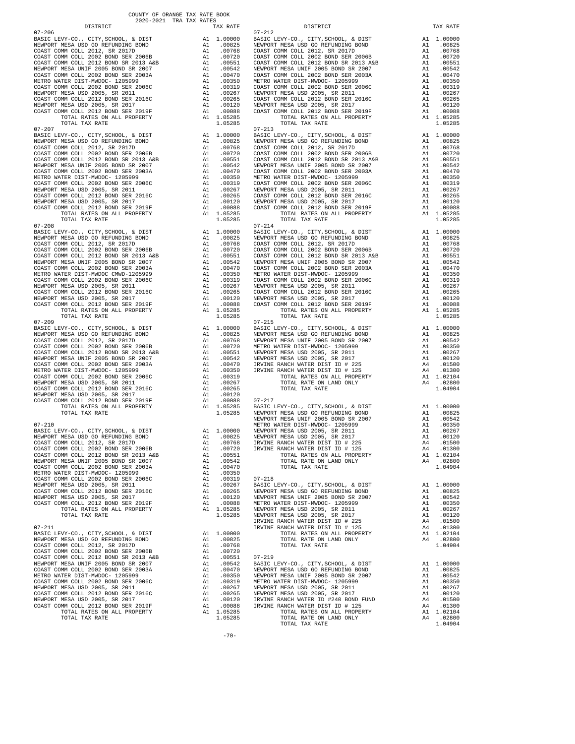COUNTY OF ORANGE TAX RATE BOOK
2020-2021 TRA TAX RATES

| DISTRICT | | TAX RATE |
|---|---|---|
| **07-206** | | |
| BASIC LEVY-CO., CITY,SCHOOL, & DIST | A1 | 1.00000 |
| NEWPORT MESA USD GO REFUNDING BOND | A1 | .00825 |
| COAST COMM COLL 2012, SR 2017D | A1 | .00768 |
| COAST COMM COLL 2002 BOND SER 2006B | A1 | .00720 |
| COAST COMM COLL 2012 BOND SR 2013 A&B | A1 | .00551 |
| NEWPORT MESA UNIF 2005 BOND SR 2007 | A1 | .00542 |
| COAST COMM COLL 2002 BOND SER 2003A | A1 | .00470 |
| METRO WATER DIST-MWDOC- 1205999 | A1 | .00350 |
| COAST COMM COLL 2002 BOND SER 2006C | A1 | .00319 |
| NEWPORT MESA USD 2005, SR 2011 | A1 | .00267 |
| COAST COMM COLL 2012 BOND SER 2016C | A1 | .00265 |
| NEWPORT MESA USD 2005, SR 2017 | A1 | .00120 |
| COAST COMM COLL 2012 BOND SER 2019F | A1 | .00088 |
| TOTAL RATES ON ALL PROPERTY | A1 | 1.05285 |
| TOTAL TAX RATE | | 1.05285 |
| **07-207** | | |
| BASIC LEVY-CO., CITY,SCHOOL, & DIST | A1 | 1.00000 |
| NEWPORT MESA USD GO REFUNDING BOND | A1 | .00825 |
| COAST COMM COLL 2012, SR 2017D | A1 | .00768 |
| COAST COMM COLL 2002 BOND SER 2006B | A1 | .00720 |
| COAST COMM COLL 2012 BOND SR 2013 A&B | A1 | .00551 |
| NEWPORT MESA UNIF 2005 BOND SR 2007 | A1 | .00542 |
| COAST COMM COLL 2002 BOND SER 2003A | A1 | .00470 |
| METRO WATER DIST-MWDOC- 1205999 | A1 | .00350 |
| COAST COMM COLL 2002 BOND SER 2006C | A1 | .00319 |
| NEWPORT MESA USD 2005, SR 2011 | A1 | .00267 |
| COAST COMM COLL 2012 BOND SER 2016C | A1 | .00265 |
| NEWPORT MESA USD 2005, SR 2017 | A1 | .00120 |
| COAST COMM COLL 2012 BOND SER 2019F | A1 | .00088 |
| TOTAL RATES ON ALL PROPERTY | A1 | 1.05285 |
| TOTAL TAX RATE | | 1.05285 |
| **07-208** | | |
| BASIC LEVY-CO., CITY,SCHOOL, & DIST | A1 | 1.00000 |
| NEWPORT MESA USD GO REFUNDING BOND | A1 | .00825 |
| COAST COMM COLL 2012, SR 2017D | A1 | .00768 |
| COAST COMM COLL 2002 BOND SER 2006B | A1 | .00720 |
| COAST COMM COLL 2012 BOND SR 2013 A&B | A1 | .00551 |
| NEWPORT MESA UNIF 2005 BOND SR 2007 | A1 | .00542 |
| COAST COMM COLL 2002 BOND SER 2003A | A1 | .00470 |
| METRO WATER DIST-MWDOC CMWD-1205999 | A1 | .00350 |
| COAST COMM COLL 2002 BOND SER 2006C | A1 | .00319 |
| NEWPORT MESA USD 2005, SR 2011 | A1 | .00267 |
| COAST COMM COLL 2012 BOND SER 2016C | A1 | .00265 |
| NEWPORT MESA USD 2005, SR 2017 | A1 | .00120 |
| COAST COMM COLL 2012 BOND SER 2019F | A1 | .00088 |
| TOTAL RATES ON ALL PROPERTY | A1 | 1.05285 |
| TOTAL TAX RATE | | 1.05285 |
| **07-209** | | |
| BASIC LEVY-CO., CITY,SCHOOL, & DIST | A1 | 1.00000 |
| NEWPORT MESA USD GO REFUNDING BOND | A1 | .00825 |
| COAST COMM COLL 2012, SR 2017D | A1 | .00768 |
| COAST COMM COLL 2002 BOND SER 2006B | A1 | .00720 |
| COAST COMM COLL 2012 BOND SR 2013 A&B | A1 | .00551 |
| NEWPORT MESA UNIF 2005 BOND SR 2007 | A1 | .00542 |
| COAST COMM COLL 2002 BOND SER 2003A | A1 | .00470 |
| METRO WATER DIST-MWDOC- 1205999 | A1 | .00350 |
| COAST COMM COLL 2002 BOND SER 2006C | A1 | .00319 |
| NEWPORT MESA USD 2005, SR 2011 | A1 | .00267 |
| COAST COMM COLL 2012 BOND SER 2016C | A1 | .00265 |
| NEWPORT MESA USD 2005, SR 2017 | A1 | .00120 |
| COAST COMM COLL 2012 BOND SER 2019F | A1 | .00088 |
| TOTAL RATES ON ALL PROPERTY | A1 | 1.05285 |
| TOTAL TAX RATE | | 1.05285 |
| **07-210** | | |
| BASIC LEVY-CO., CITY,SCHOOL, & DIST | A1 | 1.00000 |
| NEWPORT MESA USD GO REFUNDING BOND | A1 | .00825 |
| COAST COMM COLL 2012, SR 2017D | A1 | .00768 |
| COAST COMM COLL 2002 BOND SER 2006B | A1 | .00720 |
| COAST COMM COLL 2012 BOND SR 2013 A&B | A1 | .00551 |
| NEWPORT MESA UNIF 2005 BOND SR 2007 | A1 | .00542 |
| COAST COMM COLL 2002 BOND SER 2003A | A1 | .00470 |
| METRO WATER DIST-MWDOC- 1205999 | A1 | .00350 |
| COAST COMM COLL 2002 BOND SER 2006C | A1 | .00319 |
| NEWPORT MESA USD 2005, SR 2011 | A1 | .00267 |
| COAST COMM COLL 2012 BOND SER 2016C | A1 | .00265 |
| NEWPORT MESA USD 2005, SR 2017 | A1 | .00120 |
| COAST COMM COLL 2012 BOND SER 2019F | A1 | .00088 |
| TOTAL RATES ON ALL PROPERTY | A1 | 1.05285 |
| TOTAL TAX RATE | | 1.05285 |
| **07-211** | | |
| BASIC LEVY-CO., CITY,SCHOOL, & DIST | A1 | 1.00000 |
| NEWPORT MESA USD GO REFUNDING BOND | A1 | .00825 |
| COAST COMM COLL 2012, SR 2017D | A1 | .00768 |
| COAST COMM COLL 2002 BOND SER 2006B | A1 | .00720 |
| COAST COMM COLL 2012 BOND SR 2013 A&B | A1 | .00551 |
| NEWPORT MESA UNIF 2005 BOND SR 2007 | A1 | .00542 |
| COAST COMM COLL 2002 BOND SER 2003A | A1 | .00470 |
| METRO WATER DIST-MWDOC- 1205999 | A1 | .00350 |
| COAST COMM COLL 2002 BOND SER 2006C | A1 | .00319 |
| NEWPORT MESA USD 2005, SR 2011 | A1 | .00267 |
| COAST COMM COLL 2012 BOND SER 2016C | A1 | .00265 |
| NEWPORT MESA USD 2005, SR 2017 | A1 | .00120 |
| COAST COMM COLL 2012 BOND SER 2019F | A1 | .00088 |
| TOTAL RATES ON ALL PROPERTY | A1 | 1.05285 |
| TOTAL TAX RATE | | 1.05285 |
| **07-212** | | |
| BASIC LEVY-CO., CITY,SCHOOL, & DIST | A1 | 1.00000 |
| NEWPORT MESA USD GO REFUNDING BOND | A1 | .00825 |
| COAST COMM COLL 2012, SR 2017D | A1 | .00768 |
| COAST COMM COLL 2002 BOND SER 2006B | A1 | .00720 |
| COAST COMM COLL 2012 BOND SR 2013 A&B | A1 | .00551 |
| NEWPORT MESA UNIF 2005 BOND SR 2007 | A1 | .00542 |
| COAST COMM COLL 2002 BOND SER 2003A | A1 | .00470 |
| METRO WATER DIST-MWDOC- 1205999 | A1 | .00350 |
| COAST COMM COLL 2002 BOND SER 2006C | A1 | .00319 |
| NEWPORT MESA USD 2005, SR 2011 | A1 | .00267 |
| COAST COMM COLL 2012 BOND SER 2016C | A1 | .00265 |
| NEWPORT MESA USD 2005, SR 2017 | A1 | .00120 |
| COAST COMM COLL 2012 BOND SER 2019F | A1 | .00088 |
| TOTAL RATES ON ALL PROPERTY | A1 | 1.05285 |
| TOTAL TAX RATE | | 1.05285 |
| **07-213** | | |
| BASIC LEVY-CO., CITY,SCHOOL, & DIST | A1 | 1.00000 |
| NEWPORT MESA USD GO REFUNDING BOND | A1 | .00825 |
| COAST COMM COLL 2012, SR 2017D | A1 | .00768 |
| COAST COMM COLL 2002 BOND SER 2006B | A1 | .00720 |
| COAST COMM COLL 2012 BOND SR 2013 A&B | A1 | .00551 |
| NEWPORT MESA UNIF 2005 BOND SR 2007 | A1 | .00542 |
| COAST COMM COLL 2002 BOND SER 2003A | A1 | .00470 |
| METRO WATER DIST-MWDOC- 1205999 | A1 | .00350 |
| COAST COMM COLL 2002 BOND SER 2006C | A1 | .00319 |
| NEWPORT MESA USD 2005, SR 2011 | A1 | .00267 |
| COAST COMM COLL 2012 BOND SER 2016C | A1 | .00265 |
| NEWPORT MESA USD 2005, SR 2017 | A1 | .00120 |
| COAST COMM COLL 2012 BOND SER 2019F | A1 | .00088 |
| TOTAL RATES ON ALL PROPERTY | A1 | 1.05285 |
| TOTAL TAX RATE | | 1.05285 |
| **07-214** | | |
| BASIC LEVY-CO., CITY,SCHOOL, & DIST | A1 | 1.00000 |
| NEWPORT MESA USD GO REFUNDING BOND | A1 | .00825 |
| COAST COMM COLL 2012, SR 2017D | A1 | .00768 |
| COAST COMM COLL 2002 BOND SER 2006B | A1 | .00720 |
| COAST COMM COLL 2012 BOND SR 2013 A&B | A1 | .00551 |
| NEWPORT MESA UNIF 2005 BOND SR 2007 | A1 | .00542 |
| COAST COMM COLL 2002 BOND SER 2003A | A1 | .00470 |
| METRO WATER DIST-MWDOC- 1205999 | A1 | .00350 |
| COAST COMM COLL 2002 BOND SER 2006C | A1 | .00319 |
| NEWPORT MESA USD 2005, SR 2011 | A1 | .00267 |
| COAST COMM COLL 2012 BOND SER 2016C | A1 | .00265 |
| NEWPORT MESA USD 2005, SR 2017 | A1 | .00120 |
| COAST COMM COLL 2012 BOND SER 2019F | A1 | .00088 |
| TOTAL RATES ON ALL PROPERTY | A1 | 1.05285 |
| TOTAL TAX RATE | | 1.05285 |
| **07-215** | | |
| BASIC LEVY-CO., CITY,SCHOOL, & DIST | A1 | 1.00000 |
| NEWPORT MESA USD GO REFUNDING BOND | A1 | .00825 |
| NEWPORT MESA UNIF 2005 BOND SR 2007 | A1 | .00542 |
| METRO WATER DIST-MWDOC- 1205999 | A1 | .00350 |
| NEWPORT MESA USD 2005, SR 2011 | A1 | .00267 |
| NEWPORT MESA USD 2005, SR 2017 | A1 | .00120 |
| IRVINE RANCH WATER DIST ID # 225 | A4 | .01500 |
| IRVINE RANCH WATER DIST ID # 125 | A4 | .01300 |
| TOTAL RATES ON ALL PROPERTY | A1 | 1.02104 |
| TOTAL RATE ON LAND ONLY | A4 | .02800 |
| TOTAL TAX RATE | | 1.04904 |
| **07-217** | | |
| BASIC LEVY-CO., CITY,SCHOOL, & DIST | A1 | 1.00000 |
| NEWPORT MESA USD GO REFUNDING BOND | A1 | .00825 |
| NEWPORT MESA UNIF 2005 BOND SR 2007 | A1 | .00542 |
| METRO WATER DIST-MWDOC- 1205999 | A1 | .00350 |
| NEWPORT MESA USD 2005, SR 2011 | A1 | .00267 |
| NEWPORT MESA USD 2005, SR 2017 | A1 | .00120 |
| IRVINE RANCH WATER DIST ID # 225 | A4 | .01500 |
| IRVINE RANCH WATER DIST ID # 125 | A4 | .01300 |
| TOTAL RATES ON ALL PROPERTY | A1 | 1.02104 |
| TOTAL RATE ON LAND ONLY | A4 | .02800 |
| TOTAL TAX RATE | | 1.04904 |
| **07-218** | | |
| BASIC LEVY-CO., CITY,SCHOOL, & DIST | A1 | 1.00000 |
| NEWPORT MESA USD GO REFUNDING BOND | A1 | .00825 |
| NEWPORT MESA UNIF 2005 BOND SR 2007 | A1 | .00542 |
| METRO WATER DIST-MWDOC- 1205999 | A1 | .00350 |
| NEWPORT MESA USD 2005, SR 2011 | A1 | .00267 |
| NEWPORT MESA USD 2005, SR 2017 | A1 | .00120 |
| IRVINE RANCH WATER DIST ID # 225 | A4 | .01500 |
| IRVINE RANCH WATER DIST ID # 125 | A4 | .01300 |
| TOTAL RATES ON ALL PROPERTY | A1 | 1.02104 |
| TOTAL RATE ON LAND ONLY | A4 | .02800 |
| TOTAL TAX RATE | | 1.04904 |
| **07-219** | | |
| BASIC LEVY-CO., CITY,SCHOOL, & DIST | A1 | 1.00000 |
| NEWPORT MESA USD GO REFUNDING BOND | A1 | .00825 |
| NEWPORT MESA UNIF 2005 BOND SR 2007 | A1 | .00542 |
| METRO WATER DIST-MWDOC- 1205999 | A1 | .00350 |
| NEWPORT MESA USD 2005, SR 2011 | A1 | .00267 |
| NEWPORT MESA USD 2005, SR 2017 | A1 | .00120 |
| IRVINE RANCH WATER ID #240 BOND FUND | A4 | .01500 |
| IRVINE RANCH WATER DIST ID # 125 | A4 | .01300 |
| TOTAL RATES ON ALL PROPERTY | A1 | 1.02104 |
| TOTAL RATE ON LAND ONLY | A4 | .02800 |
| TOTAL TAX RATE | | 1.04904 |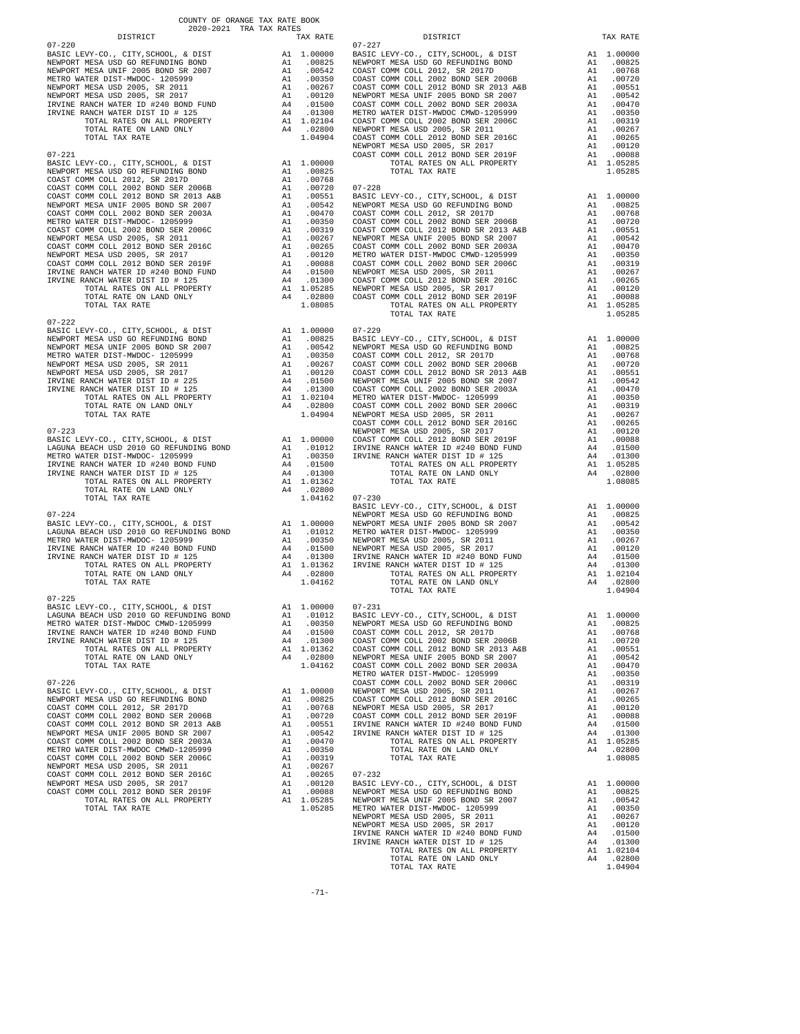COUNTY OF ORANGE TAX RATE BOOK
2020-2021 TRA TAX RATES

| DISTRICT | | TAX RATE |
|---|---|---|
| **07-220** | | |
| BASIC LEVY-CO., CITY,SCHOOL, & DIST | A1 | 1.00000 |
| NEWPORT MESA USD GO REFUNDING BOND | A1 | .00825 |
| NEWPORT MESA UNIF 2005 BOND SER 2007 | A1 | .00542 |
| METRO WATER DIST-MWDOC- 1205999 | A1 | .00350 |
| NEWPORT MESA USD 2005, SR 2011 | A1 | .00267 |
| NEWPORT MESA USD 2005, SR 2017 | A1 | .00120 |
| IRVINE RANCH WATER ID #240 BOND FUND | A4 | .01500 |
| IRVINE RANCH WATER DIST ID # 125 | A4 | .01300 |
| TOTAL RATES ON ALL PROPERTY | A1 | 1.02104 |
| TOTAL RATE ON LAND ONLY | A4 | .02800 |
| TOTAL TAX RATE | | 1.04904 |
| **07-221** | | |
| BASIC LEVY-CO., CITY,SCHOOL, & DIST | A1 | 1.00000 |
| NEWPORT MESA USD GO REFUNDING BOND | A1 | .00825 |
| COAST COMM COLL 2012, SR 2017D | A1 | .00768 |
| COAST COMM COLL 2002 BOND SER 2006B | A1 | .00720 |
| COAST COMM COLL 2012 BOND SR 2013 A&B | A1 | .00551 |
| NEWPORT MESA UNIF 2005 BOND SER 2007 | A1 | .00542 |
| COAST COMM COLL 2002 BOND SER 2003A | A1 | .00470 |
| METRO WATER DIST-MWDOC- 1205999 | A1 | .00350 |
| COAST COMM COLL 2002 BOND SER 2006C | A1 | .00319 |
| NEWPORT MESA USD 2005, SR 2011 | A1 | .00267 |
| COAST COMM COLL 2012 BOND SER 2016C | A1 | .00265 |
| NEWPORT MESA USD 2005, SR 2017 | A1 | .00120 |
| COAST COMM COLL 2012 BOND SER 2019F | A1 | .00088 |
| IRVINE RANCH WATER ID #240 BOND FUND | A4 | .01500 |
| IRVINE RANCH WATER DIST ID # 125 | A4 | .01300 |
| TOTAL RATES ON ALL PROPERTY | A1 | 1.05285 |
| TOTAL RATE ON LAND ONLY | A4 | .02800 |
| TOTAL TAX RATE | | 1.08085 |
| **07-222** | | |
| BASIC LEVY-CO., CITY,SCHOOL, & DIST | A1 | 1.00000 |
| NEWPORT MESA USD GO REFUNDING BOND | A1 | .00825 |
| NEWPORT MESA UNIF 2005 BOND SER 2007 | A1 | .00542 |
| METRO WATER DIST-MWDOC- 1205999 | A1 | .00350 |
| NEWPORT MESA USD 2005, SR 2011 | A1 | .00267 |
| NEWPORT MESA USD 2005, SR 2017 | A1 | .00120 |
| IRVINE RANCH WATER DIST ID # 225 | A4 | .01500 |
| IRVINE RANCH WATER DIST ID # 125 | A4 | .01300 |
| TOTAL RATES ON ALL PROPERTY | A1 | 1.02104 |
| TOTAL RATE ON LAND ONLY | A4 | .02800 |
| TOTAL TAX RATE | | 1.04904 |
| **07-223** | | |
| BASIC LEVY-CO., CITY,SCHOOL, & DIST | A1 | 1.00000 |
| LAGUNA BEACH USD 2010 GO REFUNDING BOND | A1 | .01012 |
| METRO WATER DIST-MWDOC- 1205999 | A1 | .00350 |
| IRVINE RANCH WATER ID #240 BOND FUND | A4 | .01500 |
| IRVINE RANCH WATER DIST ID # 125 | A4 | .01300 |
| TOTAL RATES ON ALL PROPERTY | A1 | 1.01362 |
| TOTAL RATE ON LAND ONLY | A4 | .02800 |
| TOTAL TAX RATE | | 1.04162 |
| **07-224** | | |
| BASIC LEVY-CO., CITY,SCHOOL, & DIST | A1 | 1.00000 |
| LAGUNA BEACH USD 2010 GO REFUNDING BOND | A1 | .01012 |
| METRO WATER DIST-MWDOC- 1205999 | A1 | .00350 |
| IRVINE RANCH WATER ID #240 BOND FUND | A4 | .01500 |
| IRVINE RANCH WATER DIST ID # 125 | A4 | .01300 |
| TOTAL RATES ON ALL PROPERTY | A1 | 1.01362 |
| TOTAL RATE ON LAND ONLY | A4 | .02800 |
| TOTAL TAX RATE | | 1.04162 |
| **07-225** | | |
| BASIC LEVY-CO., CITY,SCHOOL, & DIST | A1 | 1.00000 |
| LAGUNA BEACH USD 2010 GO REFUNDING BOND | A1 | .01012 |
| METRO WATER DIST-MWDOC CMWD-1205999 | A1 | .00350 |
| IRVINE RANCH WATER ID #240 BOND FUND | A4 | .01500 |
| IRVINE RANCH WATER DIST ID # 125 | A4 | .01300 |
| TOTAL RATES ON ALL PROPERTY | A1 | 1.01362 |
| TOTAL RATE ON LAND ONLY | A4 | .02800 |
| TOTAL TAX RATE | | 1.04162 |
| **07-226** | | |
| BASIC LEVY-CO., CITY,SCHOOL, & DIST | A1 | 1.00000 |
| NEWPORT MESA USD GO REFUNDING BOND | A1 | .00825 |
| COAST COMM COLL 2012, SR 2017D | A1 | .00768 |
| COAST COMM COLL 2002 BOND SER 2006B | A1 | .00720 |
| COAST COMM COLL 2012 BOND SR 2013 A&B | A1 | .00551 |
| NEWPORT MESA UNIF 2005 BOND SER 2007 | A1 | .00542 |
| COAST COMM COLL 2002 BOND SER 2003A | A1 | .00470 |
| METRO WATER DIST-MWDOC CMWD-1205999 | A1 | .00350 |
| COAST COMM COLL 2002 BOND SER 2006C | A1 | .00319 |
| NEWPORT MESA USD 2005, SR 2011 | A1 | .00267 |
| COAST COMM COLL 2012 BOND SER 2016C | A1 | .00265 |
| NEWPORT MESA USD 2005, SR 2017 | A1 | .00120 |
| COAST COMM COLL 2012 BOND SER 2019F | A1 | .00088 |
| TOTAL RATES ON ALL PROPERTY | A1 | 1.05285 |
| TOTAL TAX RATE | | 1.05285 |
| **07-227** | | |
| BASIC LEVY-CO., CITY,SCHOOL, & DIST | A1 | 1.00000 |
| NEWPORT MESA USD GO REFUNDING BOND | A1 | .00825 |
| COAST COMM COLL 2012, SR 2017D | A1 | .00768 |
| COAST COMM COLL 2002 BOND SER 2006B | A1 | .00720 |
| COAST COMM COLL 2012 BOND SR 2013 A&B | A1 | .00551 |
| NEWPORT MESA UNIF 2005 BOND SER 2007 | A1 | .00542 |
| COAST COMM COLL 2002 BOND SER 2003A | A1 | .00470 |
| METRO WATER DIST-MWDOC CMWD-1205999 | A1 | .00350 |
| COAST COMM COLL 2002 BOND SER 2006C | A1 | .00319 |
| NEWPORT MESA USD 2005, SR 2011 | A1 | .00267 |
| COAST COMM COLL 2012 BOND SER 2016C | A1 | .00265 |
| NEWPORT MESA USD 2005, SR 2017 | A1 | .00120 |
| COAST COMM COLL 2012 BOND SER 2019F | A1 | .00088 |
| TOTAL RATES ON ALL PROPERTY | A1 | 1.05285 |
| TOTAL TAX RATE | | 1.05285 |
| **07-228** | | |
| BASIC LEVY-CO., CITY,SCHOOL, & DIST | A1 | 1.00000 |
| NEWPORT MESA USD GO REFUNDING BOND | A1 | .00825 |
| COAST COMM COLL 2012, SR 2017D | A1 | .00768 |
| COAST COMM COLL 2002 BOND SER 2006B | A1 | .00720 |
| COAST COMM COLL 2012 BOND SR 2013 A&B | A1 | .00551 |
| NEWPORT MESA UNIF 2005 BOND SER 2007 | A1 | .00542 |
| COAST COMM COLL 2002 BOND SER 2003A | A1 | .00470 |
| METRO WATER DIST-MWDOC CMWD-1205999 | A1 | .00350 |
| COAST COMM COLL 2002 BOND SER 2006C | A1 | .00319 |
| NEWPORT MESA USD 2005, SR 2011 | A1 | .00267 |
| COAST COMM COLL 2012 BOND SER 2016C | A1 | .00265 |
| NEWPORT MESA USD 2005, SR 2017 | A1 | .00120 |
| COAST COMM COLL 2012 BOND SER 2019F | A1 | .00088 |
| TOTAL RATES ON ALL PROPERTY | A1 | 1.05285 |
| TOTAL TAX RATE | | 1.05285 |
| **07-229** | | |
| BASIC LEVY-CO., CITY,SCHOOL, & DIST | A1 | 1.00000 |
| NEWPORT MESA USD GO REFUNDING BOND | A1 | .00825 |
| COAST COMM COLL 2012, SR 2017D | A1 | .00768 |
| COAST COMM COLL 2002 BOND SER 2006B | A1 | .00720 |
| COAST COMM COLL 2012 BOND SR 2013 A&B | A1 | .00551 |
| NEWPORT MESA UNIF 2005 BOND SER 2007 | A1 | .00542 |
| COAST COMM COLL 2002 BOND SER 2003A | A1 | .00470 |
| METRO WATER DIST-MWDOC- 1205999 | A1 | .00350 |
| COAST COMM COLL 2002 BOND SER 2006C | A1 | .00319 |
| NEWPORT MESA USD 2005, SR 2011 | A1 | .00267 |
| COAST COMM COLL 2012 BOND SER 2016C | A1 | .00265 |
| NEWPORT MESA USD 2005, SR 2017 | A1 | .00120 |
| COAST COMM COLL 2012 BOND SER 2019F | A1 | .00088 |
| IRVINE RANCH WATER ID #240 BOND FUND | A4 | .01500 |
| IRVINE RANCH WATER DIST ID # 125 | A4 | .01300 |
| TOTAL RATES ON ALL PROPERTY | A1 | 1.05285 |
| TOTAL RATE ON LAND ONLY | A4 | .02800 |
| TOTAL TAX RATE | | 1.08085 |
| **07-230** | | |
| BASIC LEVY-CO., CITY,SCHOOL, & DIST | A1 | 1.00000 |
| NEWPORT MESA USD GO REFUNDING BOND | A1 | .00825 |
| NEWPORT MESA UNIF 2005 BOND SER 2007 | A1 | .00542 |
| METRO WATER DIST-MWDOC- 1205999 | A1 | .00350 |
| NEWPORT MESA USD 2005, SR 2011 | A1 | .00267 |
| NEWPORT MESA USD 2005, SR 2017 | A1 | .00120 |
| IRVINE RANCH WATER ID #240 BOND FUND | A4 | .01500 |
| IRVINE RANCH WATER DIST ID # 125 | A4 | .01300 |
| TOTAL RATES ON ALL PROPERTY | A1 | 1.02104 |
| TOTAL RATE ON LAND ONLY | A4 | .02800 |
| TOTAL TAX RATE | | 1.04904 |
| **07-231** | | |
| BASIC LEVY-CO., CITY,SCHOOL, & DIST | A1 | 1.00000 |
| NEWPORT MESA USD GO REFUNDING BOND | A1 | .00825 |
| COAST COMM COLL 2012, SR 2017D | A1 | .00768 |
| COAST COMM COLL 2002 BOND SER 2006B | A1 | .00720 |
| COAST COMM COLL 2012 BOND SR 2013 A&B | A1 | .00551 |
| NEWPORT MESA UNIF 2005 BOND SER 2007 | A1 | .00542 |
| COAST COMM COLL 2002 BOND SER 2003A | A1 | .00470 |
| METRO WATER DIST-MWDOC- 1205999 | A1 | .00350 |
| COAST COMM COLL 2002 BOND SER 2006C | A1 | .00319 |
| NEWPORT MESA USD 2005, SR 2011 | A1 | .00267 |
| COAST COMM COLL 2012 BOND SER 2016C | A1 | .00265 |
| NEWPORT MESA USD 2005, SR 2017 | A1 | .00120 |
| COAST COMM COLL 2012 BOND SER 2019F | A1 | .00088 |
| IRVINE RANCH WATER ID #240 BOND FUND | A4 | .01500 |
| IRVINE RANCH WATER DIST ID # 125 | A4 | .01300 |
| TOTAL RATES ON ALL PROPERTY | A1 | 1.05285 |
| TOTAL RATE ON LAND ONLY | A4 | .02800 |
| TOTAL TAX RATE | | 1.08085 |
| **07-232** | | |
| BASIC LEVY-CO., CITY,SCHOOL, & DIST | A1 | 1.00000 |
| NEWPORT MESA USD GO REFUNDING BOND | A1 | .00825 |
| NEWPORT MESA UNIF 2005 BOND SER 2007 | A1 | .00542 |
| METRO WATER DIST-MWDOC- 1205999 | A1 | .00350 |
| NEWPORT MESA USD 2005, SR 2011 | A1 | .00267 |
| NEWPORT MESA USD 2005, SR 2017 | A1 | .00120 |
| IRVINE RANCH WATER ID #240 BOND FUND | A4 | .01500 |
| IRVINE RANCH WATER DIST ID # 125 | A4 | .01300 |
| TOTAL RATES ON ALL PROPERTY | A1 | 1.02104 |
| TOTAL RATE ON LAND ONLY | A4 | .02800 |
| TOTAL TAX RATE | | 1.04904 |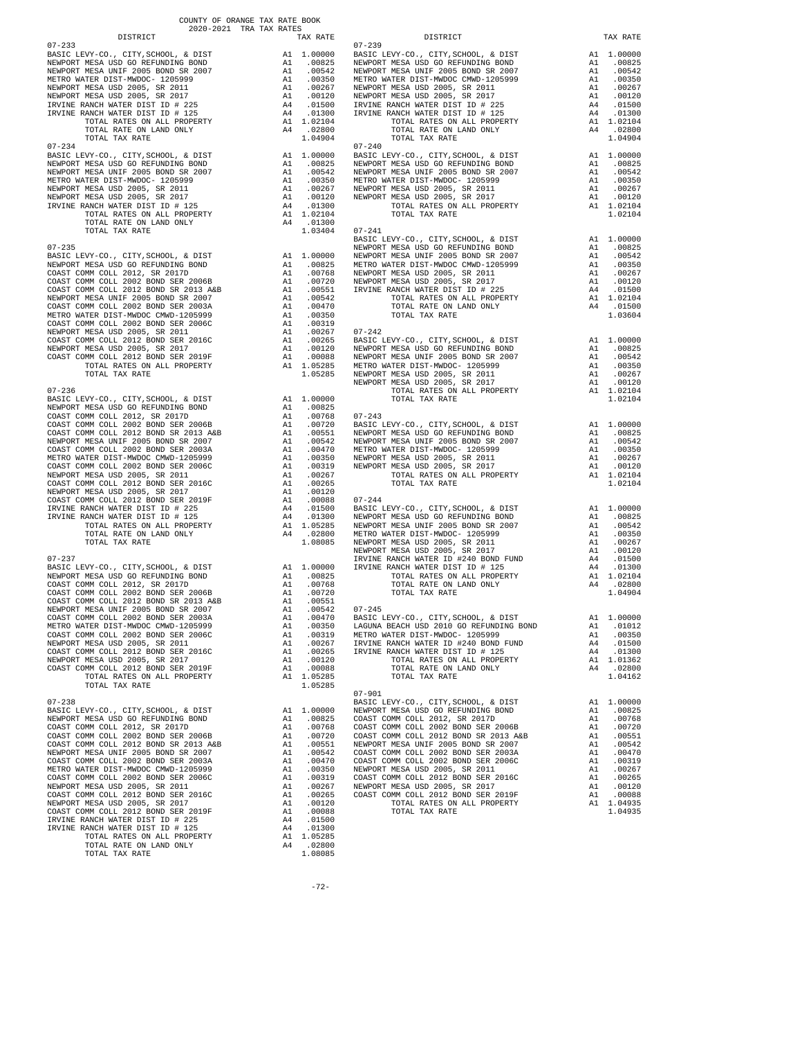COUNTY OF ORANGE TAX RATE BOOK
2020-2021 TRA TAX RATES

| DISTRICT | | TAX RATE |
|---|---|---|
| **07-233** | | |
| BASIC LEVY-CO., CITY,SCHOOL, & DIST | A1 | 1.00000 |
| NEWPORT MESA USD GO REFUNDING BOND | A1 | .00825 |
| NEWPORT MESA UNIF 2005 BOND SR 2007 | A1 | .00542 |
| METRO WATER DIST-MWDOC- 1205999 | A1 | .00350 |
| NEWPORT MESA USD 2005, SR 2011 | A1 | .00267 |
| NEWPORT MESA USD 2005, SR 2017 | A1 | .00120 |
| IRVINE RANCH WATER DIST ID # 225 | A4 | .01500 |
| IRVINE RANCH WATER DIST ID # 125 | A4 | .01300 |
| TOTAL RATES ON ALL PROPERTY | A1 | 1.02104 |
| TOTAL RATE ON LAND ONLY | A4 | .02800 |
| TOTAL TAX RATE | | 1.04904 |
| **07-234** | | |
| BASIC LEVY-CO., CITY,SCHOOL, & DIST | A1 | 1.00000 |
| NEWPORT MESA USD GO REFUNDING BOND | A1 | .00825 |
| NEWPORT MESA UNIF 2005 BOND SR 2007 | A1 | .00542 |
| METRO WATER DIST-MWDOC- 1205999 | A1 | .00350 |
| NEWPORT MESA USD 2005, SR 2011 | A1 | .00267 |
| NEWPORT MESA USD 2005, SR 2017 | A1 | .00120 |
| IRVINE RANCH WATER DIST ID # 125 | A4 | .01300 |
| TOTAL RATES ON ALL PROPERTY | A1 | 1.02104 |
| TOTAL RATE ON LAND ONLY | A4 | .01300 |
| TOTAL TAX RATE | | 1.03404 |
| **07-235** | | |
| BASIC LEVY-CO., CITY,SCHOOL, & DIST | A1 | 1.00000 |
| NEWPORT MESA USD GO REFUNDING BOND | A1 | .00825 |
| COAST COMM COLL 2012, SR 2017D | A1 | .00768 |
| COAST COMM COLL 2002 BOND SER 2006B | A1 | .00720 |
| COAST COMM COLL 2012 BOND SR 2013 A&B | A1 | .00551 |
| NEWPORT MESA UNIF 2005 BOND SR 2007 | A1 | .00542 |
| COAST COMM COLL 2002 BOND SER 2003A | A1 | .00470 |
| METRO WATER DIST-MWDOC CMWD-1205999 | A1 | .00350 |
| COAST COMM COLL 2002 BOND SER 2006C | A1 | .00319 |
| NEWPORT MESA USD 2005, SR 2011 | A1 | .00267 |
| COAST COMM COLL 2012 BOND SER 2016C | A1 | .00265 |
| NEWPORT MESA USD 2005, SR 2017 | A1 | .00120 |
| COAST COMM COLL 2012 BOND SER 2019F | A1 | .00088 |
| TOTAL RATES ON ALL PROPERTY | A1 | 1.05285 |
| TOTAL TAX RATE | | 1.05285 |
| **07-236** | | |
| BASIC LEVY-CO., CITY,SCHOOL, & DIST | A1 | 1.00000 |
| NEWPORT MESA USD GO REFUNDING BOND | A1 | .00825 |
| COAST COMM COLL 2012, SR 2017D | A1 | .00768 |
| COAST COMM COLL 2002 BOND SER 2006B | A1 | .00720 |
| COAST COMM COLL 2012 BOND SR 2013 A&B | A1 | .00551 |
| NEWPORT MESA UNIF 2005 BOND SR 2007 | A1 | .00542 |
| COAST COMM COLL 2002 BOND SER 2003A | A1 | .00470 |
| METRO WATER DIST-MWDOC CMWD-1205999 | A1 | .00350 |
| COAST COMM COLL 2002 BOND SER 2006C | A1 | .00319 |
| NEWPORT MESA USD 2005, SR 2011 | A1 | .00267 |
| COAST COMM COLL 2012 BOND SER 2016C | A1 | .00265 |
| NEWPORT MESA USD 2005, SR 2017 | A1 | .00120 |
| COAST COMM COLL 2012 BOND SER 2019F | A1 | .00088 |
| IRVINE RANCH WATER DIST ID # 225 | A4 | .01500 |
| IRVINE RANCH WATER DIST ID # 125 | A4 | .01300 |
| TOTAL RATES ON ALL PROPERTY | A1 | 1.05285 |
| TOTAL RATE ON LAND ONLY | A4 | .02800 |
| TOTAL TAX RATE | | 1.08085 |
| **07-237** | | |
| BASIC LEVY-CO., CITY,SCHOOL, & DIST | A1 | 1.00000 |
| NEWPORT MESA USD GO REFUNDING BOND | A1 | .00825 |
| COAST COMM COLL 2012, SR 2017D | A1 | .00768 |
| COAST COMM COLL 2002 BOND SER 2006B | A1 | .00720 |
| COAST COMM COLL 2012 BOND SR 2013 A&B | A1 | .00551 |
| NEWPORT MESA UNIF 2005 BOND SR 2007 | A1 | .00542 |
| COAST COMM COLL 2002 BOND SER 2003A | A1 | .00470 |
| METRO WATER DIST-MWDOC CMWD-1205999 | A1 | .00350 |
| COAST COMM COLL 2002 BOND SER 2006C | A1 | .00319 |
| NEWPORT MESA USD 2005, SR 2011 | A1 | .00267 |
| COAST COMM COLL 2012 BOND SER 2016C | A1 | .00265 |
| NEWPORT MESA USD 2005, SR 2017 | A1 | .00120 |
| COAST COMM COLL 2012 BOND SER 2019F | A1 | .00088 |
| TOTAL RATES ON ALL PROPERTY | A1 | 1.05285 |
| TOTAL TAX RATE | | 1.05285 |
| **07-238** | | |
| BASIC LEVY-CO., CITY,SCHOOL, & DIST | A1 | 1.00000 |
| NEWPORT MESA USD GO REFUNDING BOND | A1 | .00825 |
| COAST COMM COLL 2012, SR 2017D | A1 | .00768 |
| COAST COMM COLL 2002 BOND SER 2006B | A1 | .00720 |
| COAST COMM COLL 2012 BOND SR 2013 A&B | A1 | .00551 |
| NEWPORT MESA UNIF 2005 BOND SR 2007 | A1 | .00542 |
| COAST COMM COLL 2002 BOND SER 2003A | A1 | .00470 |
| METRO WATER DIST-MWDOC CMWD-1205999 | A1 | .00350 |
| COAST COMM COLL 2002 BOND SER 2006C | A1 | .00319 |
| NEWPORT MESA USD 2005, SR 2011 | A1 | .00267 |
| COAST COMM COLL 2012 BOND SER 2016C | A1 | .00265 |
| NEWPORT MESA USD 2005, SR 2017 | A1 | .00120 |
| COAST COMM COLL 2012 BOND SER 2019F | A1 | .00088 |
| IRVINE RANCH WATER DIST ID # 225 | A4 | .01500 |
| IRVINE RANCH WATER DIST ID # 125 | A4 | .01300 |
| TOTAL RATES ON ALL PROPERTY | A1 | 1.05285 |
| TOTAL RATE ON LAND ONLY | A4 | .02800 |
| TOTAL TAX RATE | | 1.08085 |
| **07-239** | | |
| BASIC LEVY-CO., CITY,SCHOOL, & DIST | A1 | 1.00000 |
| NEWPORT MESA USD GO REFUNDING BOND | A1 | .00825 |
| NEWPORT MESA UNIF 2005 BOND SR 2007 | A1 | .00542 |
| METRO WATER DIST-MWDOC CMWD-1205999 | A1 | .00350 |
| NEWPORT MESA USD 2005, SR 2011 | A1 | .00267 |
| NEWPORT MESA USD 2005, SR 2017 | A1 | .00120 |
| IRVINE RANCH WATER DIST ID # 225 | A4 | .01500 |
| IRVINE RANCH WATER DIST ID # 125 | A4 | .01300 |
| TOTAL RATES ON ALL PROPERTY | A1 | 1.02104 |
| TOTAL RATE ON LAND ONLY | A4 | .02800 |
| TOTAL TAX RATE | | 1.04904 |
| **07-240** | | |
| BASIC LEVY-CO., CITY,SCHOOL, & DIST | A1 | 1.00000 |
| NEWPORT MESA USD GO REFUNDING BOND | A1 | .00825 |
| NEWPORT MESA UNIF 2005 BOND SR 2007 | A1 | .00542 |
| METRO WATER DIST-MWDOC CMWD-1205999 | A1 | .00350 |
| NEWPORT MESA USD 2005, SR 2011 | A1 | .00267 |
| NEWPORT MESA USD 2005, SR 2017 | A1 | .00120 |
| TOTAL RATES ON ALL PROPERTY | A1 | 1.02104 |
| TOTAL TAX RATE | | 1.02104 |
| **07-241** | | |
| BASIC LEVY-CO., CITY,SCHOOL, & DIST | A1 | 1.00000 |
| NEWPORT MESA USD GO REFUNDING BOND | A1 | .00825 |
| NEWPORT MESA UNIF 2005 BOND SR 2007 | A1 | .00542 |
| METRO WATER DIST-MWDOC CMWD-1205999 | A1 | .00350 |
| NEWPORT MESA USD 2005, SR 2011 | A1 | .00267 |
| NEWPORT MESA USD 2005, SR 2017 | A1 | .00120 |
| IRVINE RANCH WATER DIST ID # 225 | A4 | .01500 |
| TOTAL RATES ON ALL PROPERTY | A1 | 1.02104 |
| TOTAL RATE ON LAND ONLY | A4 | .01500 |
| TOTAL TAX RATE | | 1.03604 |
| **07-242** | | |
| BASIC LEVY-CO., CITY,SCHOOL, & DIST | A1 | 1.00000 |
| NEWPORT MESA USD GO REFUNDING BOND | A1 | .00825 |
| NEWPORT MESA UNIF 2005 BOND SR 2007 | A1 | .00542 |
| METRO WATER DIST-MWDOC- 1205999 | A1 | .00350 |
| NEWPORT MESA USD 2005, SR 2011 | A1 | .00267 |
| NEWPORT MESA USD 2005, SR 2017 | A1 | .00120 |
| TOTAL RATES ON ALL PROPERTY | A1 | 1.02104 |
| TOTAL TAX RATE | | 1.02104 |
| **07-243** | | |
| BASIC LEVY-CO., CITY,SCHOOL, & DIST | A1 | 1.00000 |
| NEWPORT MESA USD GO REFUNDING BOND | A1 | .00825 |
| NEWPORT MESA UNIF 2005 BOND SR 2007 | A1 | .00542 |
| METRO WATER DIST-MWDOC- 1205999 | A1 | .00350 |
| NEWPORT MESA USD 2005, SR 2011 | A1 | .00267 |
| NEWPORT MESA USD 2005, SR 2017 | A1 | .00120 |
| TOTAL RATES ON ALL PROPERTY | A1 | 1.02104 |
| TOTAL TAX RATE | | 1.02104 |
| **07-244** | | |
| BASIC LEVY-CO., CITY,SCHOOL, & DIST | A1 | 1.00000 |
| NEWPORT MESA USD GO REFUNDING BOND | A1 | .00825 |
| NEWPORT MESA UNIF 2005 BOND SR 2007 | A1 | .00542 |
| METRO WATER DIST-MWDOC- 1205999 | A1 | .00350 |
| NEWPORT MESA USD 2005, SR 2011 | A1 | .00267 |
| NEWPORT MESA USD 2005, SR 2017 | A1 | .00120 |
| IRVINE RANCH WATER ID #240 BOND FUND | A4 | .01500 |
| IRVINE RANCH WATER DIST ID # 125 | A4 | .01300 |
| TOTAL RATES ON ALL PROPERTY | A1 | 1.02104 |
| TOTAL RATE ON LAND ONLY | A4 | .02800 |
| TOTAL TAX RATE | | 1.04904 |
| **07-245** | | |
| BASIC LEVY-CO., CITY,SCHOOL, & DIST | A1 | 1.00000 |
| LAGUNA BEACH USD 2010 GO REFUNDING BOND | A1 | .01012 |
| METRO WATER DIST-MWDOC- 1205999 | A1 | .00350 |
| IRVINE RANCH WATER ID #240 BOND FUND | A4 | .01500 |
| IRVINE RANCH WATER DIST ID # 125 | A4 | .01300 |
| TOTAL RATES ON ALL PROPERTY | A1 | 1.01362 |
| TOTAL RATE ON LAND ONLY | A4 | .02800 |
| TOTAL TAX RATE | | 1.04162 |
| **07-901** | | |
| BASIC LEVY-CO., CITY,SCHOOL, & DIST | A1 | 1.00000 |
| NEWPORT MESA USD GO REFUNDING BOND | A1 | .00825 |
| COAST COMM COLL 2012, SR 2017D | A1 | .00768 |
| COAST COMM COLL 2002 BOND SER 2006B | A1 | .00720 |
| COAST COMM COLL 2012 BOND SR 2013 A&B | A1 | .00551 |
| NEWPORT MESA UNIF 2005 BOND SR 2007 | A1 | .00542 |
| COAST COMM COLL 2002 BOND SER 2003A | A1 | .00470 |
| COAST COMM COLL 2002 BOND SER 2006C | A1 | .00319 |
| NEWPORT MESA USD 2005, SR 2011 | A1 | .00267 |
| COAST COMM COLL 2012 BOND SER 2016C | A1 | .00265 |
| NEWPORT MESA USD 2005, SR 2017 | A1 | .00120 |
| COAST COMM COLL 2012 BOND SER 2019F | A1 | .00088 |
| TOTAL RATES ON ALL PROPERTY | A1 | 1.04935 |
| TOTAL TAX RATE | | 1.04935 |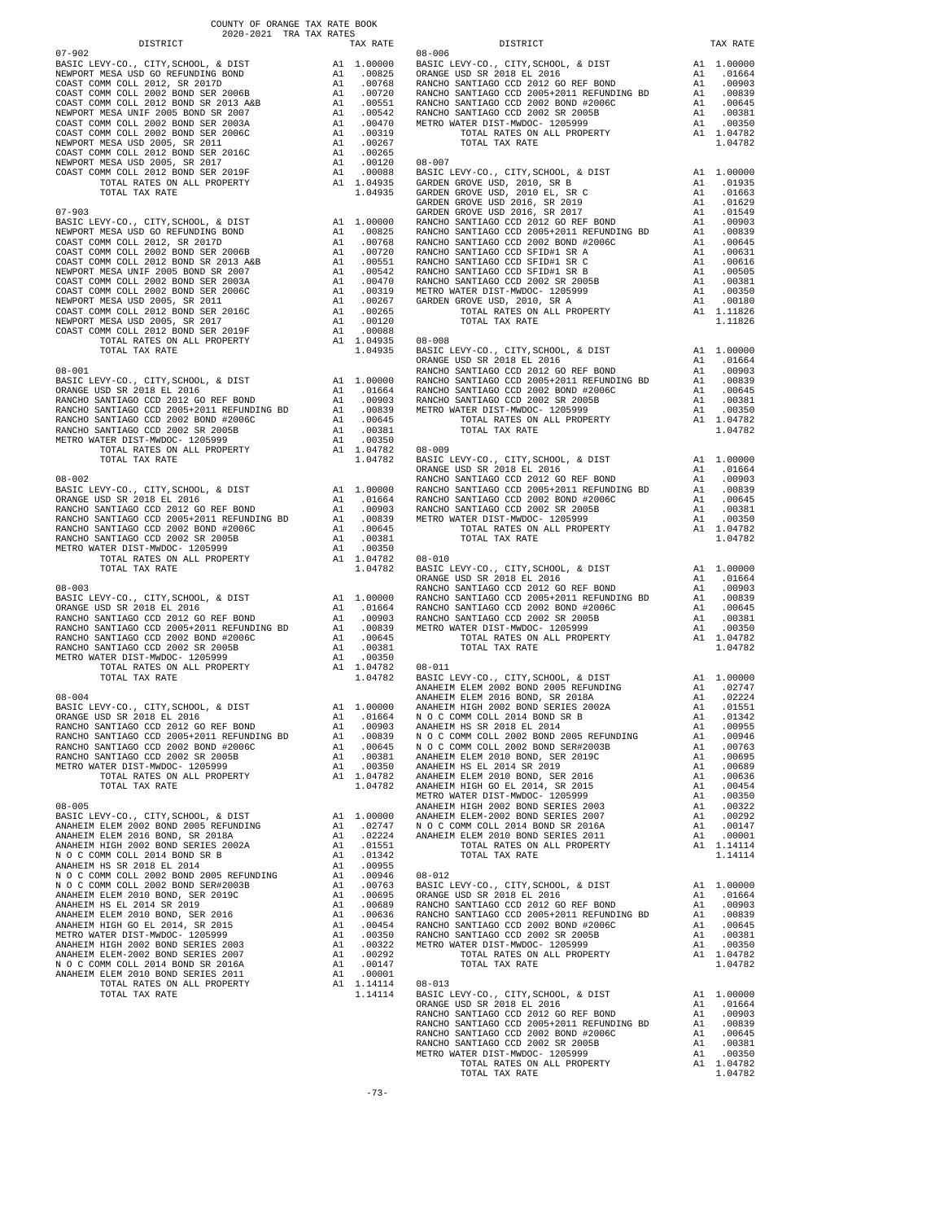COUNTY OF ORANGE TAX RATE BOOK
2020-2021 TRA TAX RATES

| DISTRICT | | TAX RATE |
|---|---|---|
| **07-902** | | |
| BASIC LEVY-CO., CITY,SCHOOL, & DIST | A1 | 1.00000 |
| NEWPORT MESA USD GO REFUNDING BOND | A1 | .00825 |
| COAST COMM COLL 2012, SR 2017D | A1 | .00768 |
| COAST COMM COLL 2002 BOND SER 2006B | A1 | .00720 |
| COAST COMM COLL 2012 BOND SR 2013 A&B | A1 | .00551 |
| NEWPORT MESA UNIF 2005 BOND SR 2007 | A1 | .00542 |
| COAST COMM COLL 2002 BOND SER 2003A | A1 | .00470 |
| COAST COMM COLL 2002 BOND SER 2006C | A1 | .00319 |
| NEWPORT MESA USD 2005, SR 2011 | A1 | .00267 |
| COAST COMM COLL 2012 BOND SER 2016C | A1 | .00265 |
| NEWPORT MESA USD 2005, SR 2017 | A1 | .00120 |
| COAST COMM COLL 2012 BOND SER 2019F | A1 | .00088 |
| TOTAL RATES ON ALL PROPERTY | A1 | 1.04935 |
| TOTAL TAX RATE | | 1.04935 |
| **07-903** | | |
| BASIC LEVY-CO., CITY,SCHOOL, & DIST | A1 | 1.00000 |
| NEWPORT MESA USD GO REFUNDING BOND | A1 | .00825 |
| COAST COMM COLL 2012, SR 2017D | A1 | .00768 |
| COAST COMM COLL 2002 BOND SER 2006B | A1 | .00720 |
| COAST COMM COLL 2012 BOND SR 2013 A&B | A1 | .00551 |
| NEWPORT MESA UNIF 2005 BOND SR 2007 | A1 | .00542 |
| COAST COMM COLL 2002 BOND SER 2003A | A1 | .00470 |
| COAST COMM COLL 2002 BOND SER 2006C | A1 | .00319 |
| NEWPORT MESA USD 2005, SR 2011 | A1 | .00267 |
| COAST COMM COLL 2012 BOND SER 2016C | A1 | .00265 |
| NEWPORT MESA USD 2005, SR 2017 | A1 | .00120 |
| COAST COMM COLL 2012 BOND SER 2019F | A1 | .00088 |
| TOTAL RATES ON ALL PROPERTY | A1 | 1.04935 |
| TOTAL TAX RATE | | 1.04935 |
| **08-001** | | |
| BASIC LEVY-CO., CITY,SCHOOL, & DIST | A1 | 1.00000 |
| ORANGE USD SR 2018 EL 2016 | A1 | .01664 |
| RANCHO SANTIAGO CCD 2012 GO REF BOND | A1 | .00903 |
| RANCHO SANTIAGO CCD 2005+2011 REFUNDING BD | A1 | .00839 |
| RANCHO SANTIAGO CCD 2002 BOND #2006C | A1 | .00645 |
| RANCHO SANTIAGO CCD 2002 SR 2005B | A1 | .00381 |
| METRO WATER DIST-MWDOC- 1205999 | A1 | .00350 |
| TOTAL RATES ON ALL PROPERTY | A1 | 1.04782 |
| TOTAL TAX RATE | | 1.04782 |
| **08-002** | | |
| BASIC LEVY-CO., CITY,SCHOOL, & DIST | A1 | 1.00000 |
| ORANGE USD SR 2018 EL 2016 | A1 | .01664 |
| RANCHO SANTIAGO CCD 2012 GO REF BOND | A1 | .00903 |
| RANCHO SANTIAGO CCD 2005+2011 REFUNDING BD | A1 | .00839 |
| RANCHO SANTIAGO CCD 2002 BOND #2006C | A1 | .00645 |
| RANCHO SANTIAGO CCD 2002 SR 2005B | A1 | .00381 |
| METRO WATER DIST-MWDOC- 1205999 | A1 | .00350 |
| TOTAL RATES ON ALL PROPERTY | A1 | 1.04782 |
| TOTAL TAX RATE | | 1.04782 |
| **08-003** | | |
| BASIC LEVY-CO., CITY,SCHOOL, & DIST | A1 | 1.00000 |
| ORANGE USD SR 2018 EL 2016 | A1 | .01664 |
| RANCHO SANTIAGO CCD 2012 GO REF BOND | A1 | .00903 |
| RANCHO SANTIAGO CCD 2005+2011 REFUNDING BD | A1 | .00839 |
| RANCHO SANTIAGO CCD 2002 BOND #2006C | A1 | .00645 |
| RANCHO SANTIAGO CCD 2002 SR 2005B | A1 | .00381 |
| METRO WATER DIST-MWDOC- 1205999 | A1 | .00350 |
| TOTAL RATES ON ALL PROPERTY | A1 | 1.04782 |
| TOTAL TAX RATE | | 1.04782 |
| **08-004** | | |
| BASIC LEVY-CO., CITY,SCHOOL, & DIST | A1 | 1.00000 |
| ORANGE USD SR 2018 EL 2016 | A1 | .01664 |
| RANCHO SANTIAGO CCD 2012 GO REF BOND | A1 | .00903 |
| RANCHO SANTIAGO CCD 2005+2011 REFUNDING BD | A1 | .00839 |
| RANCHO SANTIAGO CCD 2002 BOND #2006C | A1 | .00645 |
| RANCHO SANTIAGO CCD 2002 SR 2005B | A1 | .00381 |
| METRO WATER DIST-MWDOC- 1205999 | A1 | .00350 |
| TOTAL RATES ON ALL PROPERTY | A1 | 1.04782 |
| TOTAL TAX RATE | | 1.04782 |
| **08-005** | | |
| BASIC LEVY-CO., CITY,SCHOOL, & DIST | A1 | 1.00000 |
| ANAHEIM ELEM 2002 BOND 2005 REFUNDING | A1 | .02747 |
| ANAHEIM ELEM 2016 BOND, SR 2018A | A1 | .02224 |
| ANAHEIM HIGH 2002 BOND SERIES 2002A | A1 | .01551 |
| N O C COMM COLL 2014 BOND SR B | A1 | .01342 |
| ANAHEIM HS SR 2018 EL 2014 | A1 | .00955 |
| N O C COMM COLL 2002 BOND 2005 REFUNDING | A1 | .00946 |
| N O C COMM COLL 2002 BOND SER#2003B | A1 | .00763 |
| ANAHEIM ELEM 2010 BOND, SER 2019C | A1 | .00695 |
| ANAHEIM HS EL 2014 SR 2019 | A1 | .00689 |
| ANAHEIM ELEM 2010 BOND, SER 2016 | A1 | .00636 |
| ANAHEIM HIGH GO EL 2014, SR 2015 | A1 | .00454 |
| METRO WATER DIST-MWDOC- 1205999 | A1 | .00350 |
| ANAHEIM HIGH 2002 BOND SERIES 2003 | A1 | .00322 |
| ANAHEIM ELEM-2002 BOND SERIES 2007 | A1 | .00292 |
| N O C COMM COLL 2014 BOND SR 2016A | A1 | .00147 |
| ANAHEIM ELEM 2010 BOND SERIES 2011 | A1 | .00001 |
| TOTAL RATES ON ALL PROPERTY | A1 | 1.14114 |
| TOTAL TAX RATE | | 1.14114 |
| **08-006** | | |
| BASIC LEVY-CO., CITY,SCHOOL, & DIST | A1 | 1.00000 |
| ORANGE USD SR 2018 EL 2016 | A1 | .01664 |
| RANCHO SANTIAGO CCD 2012 GO REF BOND | A1 | .00903 |
| RANCHO SANTIAGO CCD 2005+2011 REFUNDING BD | A1 | .00839 |
| RANCHO SANTIAGO CCD 2002 BOND #2006C | A1 | .00645 |
| RANCHO SANTIAGO CCD 2002 SR 2005B | A1 | .00381 |
| METRO WATER DIST-MWDOC- 1205999 | A1 | .00350 |
| TOTAL RATES ON ALL PROPERTY | A1 | 1.04782 |
| TOTAL TAX RATE | | 1.04782 |
| **08-007** | | |
| BASIC LEVY-CO., CITY,SCHOOL, & DIST | A1 | 1.00000 |
| GARDEN GROVE USD, 2010, SR B | A1 | .01935 |
| GARDEN GROVE USD, 2010 EL, SR C | A1 | .01663 |
| GARDEN GROVE USD 2016, SR 2019 | A1 | .01629 |
| GARDEN GROVE USD 2016, SR 2017 | A1 | .01549 |
| RANCHO SANTIAGO CCD 2012 GO REF BOND | A1 | .00903 |
| RANCHO SANTIAGO CCD 2005+2011 REFUNDING BD | A1 | .00839 |
| RANCHO SANTIAGO CCD 2002 BOND #2006C | A1 | .00645 |
| RANCHO SANTIAGO CCD SFID#1 SR A | A1 | .00631 |
| RANCHO SANTIAGO CCD SFID#1 SR C | A1 | .00616 |
| RANCHO SANTIAGO CCD SFID#1 SR B | A1 | .00505 |
| RANCHO SANTIAGO CCD 2002 SR 2005B | A1 | .00381 |
| METRO WATER DIST-MWDOC- 1205999 | A1 | .00350 |
| GARDEN GROVE USD, 2010, SR A | A1 | .00180 |
| TOTAL RATES ON ALL PROPERTY | A1 | 1.11826 |
| TOTAL TAX RATE | | 1.11826 |
| **08-008** | | |
| BASIC LEVY-CO., CITY,SCHOOL, & DIST | A1 | 1.00000 |
| ORANGE USD SR 2018 EL 2016 | A1 | .01664 |
| RANCHO SANTIAGO CCD 2012 GO REF BOND | A1 | .00903 |
| RANCHO SANTIAGO CCD 2005+2011 REFUNDING BD | A1 | .00839 |
| RANCHO SANTIAGO CCD 2002 BOND #2006C | A1 | .00645 |
| RANCHO SANTIAGO CCD 2002 SR 2005B | A1 | .00381 |
| METRO WATER DIST-MWDOC- 1205999 | A1 | .00350 |
| TOTAL RATES ON ALL PROPERTY | A1 | 1.04782 |
| TOTAL TAX RATE | | 1.04782 |
| **08-009** | | |
| BASIC LEVY-CO., CITY,SCHOOL, & DIST | A1 | 1.00000 |
| ORANGE USD SR 2018 EL 2016 | A1 | .01664 |
| RANCHO SANTIAGO CCD 2012 GO REF BOND | A1 | .00903 |
| RANCHO SANTIAGO CCD 2005+2011 REFUNDING BD | A1 | .00839 |
| RANCHO SANTIAGO CCD 2002 BOND #2006C | A1 | .00645 |
| RANCHO SANTIAGO CCD 2002 SR 2005B | A1 | .00381 |
| METRO WATER DIST-MWDOC- 1205999 | A1 | .00350 |
| TOTAL RATES ON ALL PROPERTY | A1 | 1.04782 |
| TOTAL TAX RATE | | 1.04782 |
| **08-010** | | |
| BASIC LEVY-CO., CITY,SCHOOL, & DIST | A1 | 1.00000 |
| ORANGE USD SR 2018 EL 2016 | A1 | .01664 |
| RANCHO SANTIAGO CCD 2012 GO REF BOND | A1 | .00903 |
| RANCHO SANTIAGO CCD 2005+2011 REFUNDING BD | A1 | .00839 |
| RANCHO SANTIAGO CCD 2002 BOND #2006C | A1 | .00645 |
| RANCHO SANTIAGO CCD 2002 SR 2005B | A1 | .00381 |
| METRO WATER DIST-MWDOC- 1205999 | A1 | .00350 |
| TOTAL RATES ON ALL PROPERTY | A1 | 1.04782 |
| TOTAL TAX RATE | | 1.04782 |
| **08-011** | | |
| BASIC LEVY-CO., CITY,SCHOOL, & DIST | A1 | 1.00000 |
| ANAHEIM ELEM 2002 BOND 2005 REFUNDING | A1 | .02747 |
| ANAHEIM ELEM 2016 BOND, SR 2018A | A1 | .02224 |
| ANAHEIM HIGH 2002 BOND SERIES 2002A | A1 | .01551 |
| N O C COMM COLL 2014 BOND SR B | A1 | .01342 |
| ANAHEIM HS SR 2018 EL 2014 | A1 | .00955 |
| N O C COMM COLL 2002 BOND 2005 REFUNDING | A1 | .00946 |
| N O C COMM COLL 2002 BOND SER#2003B | A1 | .00763 |
| ANAHEIM ELEM 2010 BOND, SER 2019C | A1 | .00695 |
| ANAHEIM HS EL 2014 SR 2019 | A1 | .00689 |
| ANAHEIM ELEM 2010 BOND, SER 2016 | A1 | .00636 |
| ANAHEIM HIGH GO EL 2014, SR 2015 | A1 | .00454 |
| METRO WATER DIST-MWDOC- 1205999 | A1 | .00350 |
| ANAHEIM HIGH 2002 BOND SERIES 2003 | A1 | .00322 |
| ANAHEIM ELEM-2002 BOND SERIES 2007 | A1 | .00292 |
| N O C COMM COLL 2014 BOND SR 2016A | A1 | .00147 |
| ANAHEIM ELEM 2010 BOND SERIES 2011 | A1 | .00001 |
| TOTAL RATES ON ALL PROPERTY | A1 | 1.14114 |
| TOTAL TAX RATE | | 1.14114 |
| **08-012** | | |
| BASIC LEVY-CO., CITY,SCHOOL, & DIST | A1 | 1.00000 |
| ORANGE USD SR 2018 EL 2016 | A1 | .01664 |
| RANCHO SANTIAGO CCD 2012 GO REF BOND | A1 | .00903 |
| RANCHO SANTIAGO CCD 2005+2011 REFUNDING BD | A1 | .00839 |
| RANCHO SANTIAGO CCD 2002 BOND #2006C | A1 | .00645 |
| RANCHO SANTIAGO CCD 2002 SR 2005B | A1 | .00381 |
| METRO WATER DIST-MWDOC- 1205999 | A1 | .00350 |
| TOTAL RATES ON ALL PROPERTY | A1 | 1.04782 |
| TOTAL TAX RATE | | 1.04782 |
| **08-013** | | |
| BASIC LEVY-CO., CITY,SCHOOL, & DIST | A1 | 1.00000 |
| ORANGE USD SR 2018 EL 2016 | A1 | .01664 |
| RANCHO SANTIAGO CCD 2012 GO REF BOND | A1 | .00903 |
| RANCHO SANTIAGO CCD 2005+2011 REFUNDING BD | A1 | .00839 |
| RANCHO SANTIAGO CCD 2002 BOND #2006C | A1 | .00645 |
| RANCHO SANTIAGO CCD 2002 SR 2005B | A1 | .00381 |
| METRO WATER DIST-MWDOC- 1205999 | A1 | .00350 |
| TOTAL RATES ON ALL PROPERTY | A1 | 1.04782 |
| TOTAL TAX RATE | | 1.04782 |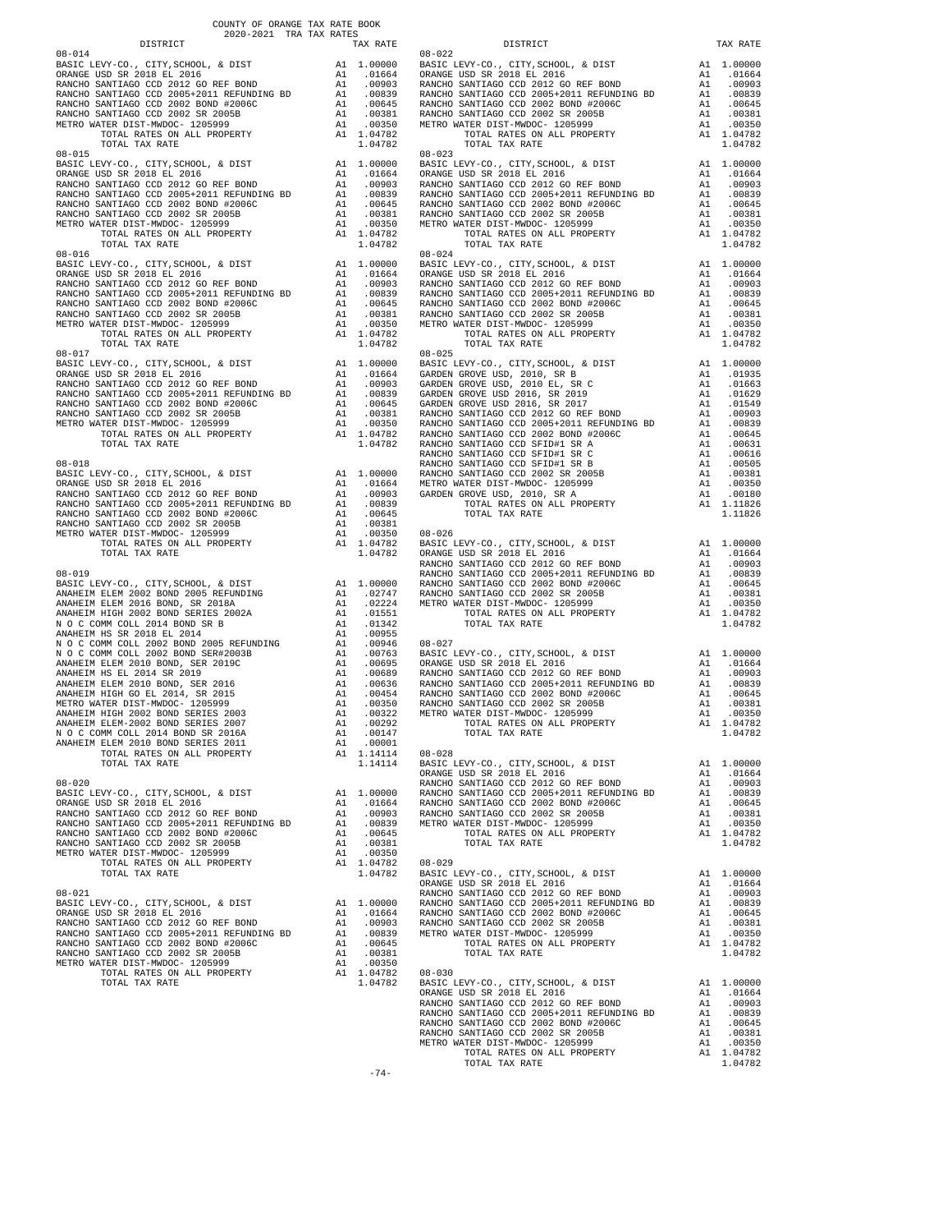COUNTY OF ORANGE TAX RATE BOOK
2020-2021 TRA TAX RATES

| DISTRICT | | TAX RATE |
|---|---|---|
| **08-014** | | |
| BASIC LEVY-CO., CITY,SCHOOL, & DIST | A1 | 1.00000 |
| ORANGE USD SR 2018 EL 2016 | A1 | .01664 |
| RANCHO SANTIAGO CCD 2012 GO REF BOND | A1 | .00903 |
| RANCHO SANTIAGO CCD 2005+2011 REFUNDING BD | A1 | .00839 |
| RANCHO SANTIAGO CCD 2002 BOND #2006C | A1 | .00645 |
| RANCHO SANTIAGO CCD 2002 SR 2005B | A1 | .00381 |
| METRO WATER DIST-MWDOC- 1205999 | A1 | .00350 |
| TOTAL RATES ON ALL PROPERTY | A1 | 1.04782 |
| TOTAL TAX RATE | | 1.04782 |
| **08-015** | | |
| BASIC LEVY-CO., CITY,SCHOOL, & DIST | A1 | 1.00000 |
| ORANGE USD SR 2018 EL 2016 | A1 | .01664 |
| RANCHO SANTIAGO CCD 2012 GO REF BOND | A1 | .00903 |
| RANCHO SANTIAGO CCD 2005+2011 REFUNDING BD | A1 | .00839 |
| RANCHO SANTIAGO CCD 2002 BOND #2006C | A1 | .00645 |
| RANCHO SANTIAGO CCD 2002 SR 2005B | A1 | .00381 |
| METRO WATER DIST-MWDOC- 1205999 | A1 | .00350 |
| TOTAL RATES ON ALL PROPERTY | A1 | 1.04782 |
| TOTAL TAX RATE | | 1.04782 |
| **08-016** | | |
| BASIC LEVY-CO., CITY,SCHOOL, & DIST | A1 | 1.00000 |
| ORANGE USD SR 2018 EL 2016 | A1 | .01664 |
| RANCHO SANTIAGO CCD 2012 GO REF BOND | A1 | .00903 |
| RANCHO SANTIAGO CCD 2005+2011 REFUNDING BD | A1 | .00839 |
| RANCHO SANTIAGO CCD 2002 BOND #2006C | A1 | .00645 |
| RANCHO SANTIAGO CCD 2002 SR 2005B | A1 | .00381 |
| METRO WATER DIST-MWDOC- 1205999 | A1 | .00350 |
| TOTAL RATES ON ALL PROPERTY | A1 | 1.04782 |
| TOTAL TAX RATE | | 1.04782 |
| **08-017** | | |
| BASIC LEVY-CO., CITY,SCHOOL, & DIST | A1 | 1.00000 |
| ORANGE USD SR 2018 EL 2016 | A1 | .01664 |
| RANCHO SANTIAGO CCD 2012 GO REF BOND | A1 | .00903 |
| RANCHO SANTIAGO CCD 2005+2011 REFUNDING BD | A1 | .00839 |
| RANCHO SANTIAGO CCD 2002 BOND #2006C | A1 | .00645 |
| RANCHO SANTIAGO CCD 2002 SR 2005B | A1 | .00381 |
| METRO WATER DIST-MWDOC- 1205999 | A1 | .00350 |
| TOTAL RATES ON ALL PROPERTY | A1 | 1.04782 |
| TOTAL TAX RATE | | 1.04782 |
| **08-018** | | |
| BASIC LEVY-CO., CITY,SCHOOL, & DIST | A1 | 1.00000 |
| ORANGE USD SR 2018 EL 2016 | A1 | .01664 |
| RANCHO SANTIAGO CCD 2012 GO REF BOND | A1 | .00903 |
| RANCHO SANTIAGO CCD 2005+2011 REFUNDING BD | A1 | .00839 |
| RANCHO SANTIAGO CCD 2002 BOND #2006C | A1 | .00645 |
| RANCHO SANTIAGO CCD 2002 SR 2005B | A1 | .00381 |
| METRO WATER DIST-MWDOC- 1205999 | A1 | .00350 |
| TOTAL RATES ON ALL PROPERTY | A1 | 1.04782 |
| TOTAL TAX RATE | | 1.04782 |
| **08-019** | | |
| BASIC LEVY-CO., CITY,SCHOOL, & DIST | A1 | 1.00000 |
| ANAHEIM ELEM 2002 BOND 2005 REFUNDING | A1 | .02747 |
| ANAHEIM ELEM 2016 BOND, SR 2018A | A1 | .02224 |
| ANAHEIM HIGH 2002 BOND SERIES 2002A | A1 | .01551 |
| N O C COMM COLL 2014 BOND SR B | A1 | .01342 |
| ANAHEIM HS SR 2018 EL 2014 | A1 | .00955 |
| N O C COMM COLL 2002 BOND 2005 REFUNDING | A1 | .00946 |
| N O C COMM COLL 2002 BOND SER#2003B | A1 | .00763 |
| ANAHEIM ELEM 2010 BOND, SER 2019C | A1 | .00695 |
| ANAHEIM HS EL 2014 SR 2019 | A1 | .00689 |
| ANAHEIM ELEM 2010 BOND, SER 2016 | A1 | .00636 |
| ANAHEIM HIGH GO EL 2014, SR 2015 | A1 | .00454 |
| METRO WATER DIST-MWDOC- 1205999 | A1 | .00350 |
| ANAHEIM HIGH 2002 BOND SERIES 2003 | A1 | .00322 |
| ANAHEIM ELEM-2002 BOND SERIES 2007 | A1 | .00292 |
| N O C COMM COLL 2014 BOND SR 2016A | A1 | .00147 |
| ANAHEIM ELEM 2010 BOND SERIES 2011 | A1 | .00001 |
| TOTAL RATES ON ALL PROPERTY | A1 | 1.14114 |
| TOTAL TAX RATE | | 1.14114 |
| **08-020** | | |
| BASIC LEVY-CO., CITY,SCHOOL, & DIST | A1 | 1.00000 |
| ORANGE USD SR 2018 EL 2016 | A1 | .01664 |
| RANCHO SANTIAGO CCD 2012 GO REF BOND | A1 | .00903 |
| RANCHO SANTIAGO CCD 2005+2011 REFUNDING BD | A1 | .00839 |
| RANCHO SANTIAGO CCD 2002 BOND #2006C | A1 | .00645 |
| RANCHO SANTIAGO CCD 2002 SR 2005B | A1 | .00381 |
| METRO WATER DIST-MWDOC- 1205999 | A1 | .00350 |
| TOTAL RATES ON ALL PROPERTY | A1 | 1.04782 |
| TOTAL TAX RATE | | 1.04782 |
| **08-021** | | |
| BASIC LEVY-CO., CITY,SCHOOL, & DIST | A1 | 1.00000 |
| ORANGE USD SR 2018 EL 2016 | A1 | .01664 |
| RANCHO SANTIAGO CCD 2012 GO REF BOND | A1 | .00903 |
| RANCHO SANTIAGO CCD 2005+2011 REFUNDING BD | A1 | .00839 |
| RANCHO SANTIAGO CCD 2002 BOND #2006C | A1 | .00645 |
| RANCHO SANTIAGO CCD 2002 SR 2005B | A1 | .00381 |
| METRO WATER DIST-MWDOC- 1205999 | A1 | .00350 |
| TOTAL RATES ON ALL PROPERTY | A1 | 1.04782 |
| TOTAL TAX RATE | | 1.04782 |
| **08-022** | | |
| BASIC LEVY-CO., CITY,SCHOOL, & DIST | A1 | 1.00000 |
| ORANGE USD SR 2018 EL 2016 | A1 | .01664 |
| RANCHO SANTIAGO CCD 2012 GO REF BOND | A1 | .00903 |
| RANCHO SANTIAGO CCD 2005+2011 REFUNDING BD | A1 | .00839 |
| RANCHO SANTIAGO CCD 2002 BOND #2006C | A1 | .00645 |
| RANCHO SANTIAGO CCD 2002 SR 2005B | A1 | .00381 |
| METRO WATER DIST-MWDOC- 1205999 | A1 | .00350 |
| TOTAL RATES ON ALL PROPERTY | A1 | 1.04782 |
| TOTAL TAX RATE | | 1.04782 |
| **08-023** | | |
| BASIC LEVY-CO., CITY,SCHOOL, & DIST | A1 | 1.00000 |
| ORANGE USD SR 2018 EL 2016 | A1 | .01664 |
| RANCHO SANTIAGO CCD 2012 GO REF BOND | A1 | .00903 |
| RANCHO SANTIAGO CCD 2005+2011 REFUNDING BD | A1 | .00839 |
| RANCHO SANTIAGO CCD 2002 BOND #2006C | A1 | .00645 |
| RANCHO SANTIAGO CCD 2002 SR 2005B | A1 | .00381 |
| METRO WATER DIST-MWDOC- 1205999 | A1 | .00350 |
| TOTAL RATES ON ALL PROPERTY | A1 | 1.04782 |
| TOTAL TAX RATE | | 1.04782 |
| **08-024** | | |
| BASIC LEVY-CO., CITY,SCHOOL, & DIST | A1 | 1.00000 |
| ORANGE USD SR 2018 EL 2016 | A1 | .01664 |
| RANCHO SANTIAGO CCD 2012 GO REF BOND | A1 | .00903 |
| RANCHO SANTIAGO CCD 2005+2011 REFUNDING BD | A1 | .00839 |
| RANCHO SANTIAGO CCD 2002 BOND #2006C | A1 | .00645 |
| RANCHO SANTIAGO CCD 2002 SR 2005B | A1 | .00381 |
| METRO WATER DIST-MWDOC- 1205999 | A1 | .00350 |
| TOTAL RATES ON ALL PROPERTY | A1 | 1.04782 |
| TOTAL TAX RATE | | 1.04782 |
| **08-025** | | |
| BASIC LEVY-CO., CITY,SCHOOL, & DIST | A1 | 1.00000 |
| GARDEN GROVE USD, 2010, SR B | A1 | .01935 |
| GARDEN GROVE USD, 2010 EL, SR C | A1 | .01663 |
| GARDEN GROVE USD 2016, SR 2019 | A1 | .01629 |
| GARDEN GROVE USD 2016, SR 2017 | A1 | .01549 |
| RANCHO SANTIAGO CCD 2012 GO REF BOND | A1 | .00903 |
| RANCHO SANTIAGO CCD 2005+2011 REFUNDING BD | A1 | .00839 |
| RANCHO SANTIAGO CCD 2002 BOND #2006C | A1 | .00645 |
| RANCHO SANTIAGO CCD SFID#1 SR A | A1 | .00631 |
| RANCHO SANTIAGO CCD SFID#1 SR C | A1 | .00616 |
| RANCHO SANTIAGO CCD SFID#1 SR B | A1 | .00505 |
| RANCHO SANTIAGO CCD 2002 SR 2005B | A1 | .00381 |
| METRO WATER DIST-MWDOC- 1205999 | A1 | .00350 |
| GARDEN GROVE USD, 2010, SR A | A1 | .00180 |
| TOTAL RATES ON ALL PROPERTY | A1 | 1.11826 |
| TOTAL TAX RATE | | 1.11826 |
| **08-026** | | |
| BASIC LEVY-CO., CITY,SCHOOL, & DIST | A1 | 1.00000 |
| ORANGE USD SR 2018 EL 2016 | A1 | .01664 |
| RANCHO SANTIAGO CCD 2012 GO REF BOND | A1 | .00903 |
| RANCHO SANTIAGO CCD 2005+2011 REFUNDING BD | A1 | .00839 |
| RANCHO SANTIAGO CCD 2002 BOND #2006C | A1 | .00645 |
| RANCHO SANTIAGO CCD 2002 SR 2005B | A1 | .00381 |
| METRO WATER DIST-MWDOC- 1205999 | A1 | .00350 |
| TOTAL RATES ON ALL PROPERTY | A1 | 1.04782 |
| TOTAL TAX RATE | | 1.04782 |
| **08-027** | | |
| BASIC LEVY-CO., CITY,SCHOOL, & DIST | A1 | 1.00000 |
| ORANGE USD SR 2018 EL 2016 | A1 | .01664 |
| RANCHO SANTIAGO CCD 2012 GO REF BOND | A1 | .00903 |
| RANCHO SANTIAGO CCD 2005+2011 REFUNDING BD | A1 | .00839 |
| RANCHO SANTIAGO CCD 2002 BOND #2006C | A1 | .00645 |
| RANCHO SANTIAGO CCD 2002 SR 2005B | A1 | .00381 |
| METRO WATER DIST-MWDOC- 1205999 | A1 | .00350 |
| TOTAL RATES ON ALL PROPERTY | A1 | 1.04782 |
| TOTAL TAX RATE | | 1.04782 |
| **08-028** | | |
| BASIC LEVY-CO., CITY,SCHOOL, & DIST | A1 | 1.00000 |
| ORANGE USD SR 2018 EL 2016 | A1 | .01664 |
| RANCHO SANTIAGO CCD 2012 GO REF BOND | A1 | .00903 |
| RANCHO SANTIAGO CCD 2005+2011 REFUNDING BD | A1 | .00839 |
| RANCHO SANTIAGO CCD 2002 BOND #2006C | A1 | .00645 |
| RANCHO SANTIAGO CCD 2002 SR 2005B | A1 | .00381 |
| METRO WATER DIST-MWDOC- 1205999 | A1 | .00350 |
| TOTAL RATES ON ALL PROPERTY | A1 | 1.04782 |
| TOTAL TAX RATE | | 1.04782 |
| **08-029** | | |
| BASIC LEVY-CO., CITY,SCHOOL, & DIST | A1 | 1.00000 |
| ORANGE USD SR 2018 EL 2016 | A1 | .01664 |
| RANCHO SANTIAGO CCD 2012 GO REF BOND | A1 | .00903 |
| RANCHO SANTIAGO CCD 2005+2011 REFUNDING BD | A1 | .00839 |
| RANCHO SANTIAGO CCD 2002 BOND #2006C | A1 | .00645 |
| RANCHO SANTIAGO CCD 2002 SR 2005B | A1 | .00381 |
| METRO WATER DIST-MWDOC- 1205999 | A1 | .00350 |
| TOTAL RATES ON ALL PROPERTY | A1 | 1.04782 |
| TOTAL TAX RATE | | 1.04782 |
| **08-030** | | |
| BASIC LEVY-CO., CITY,SCHOOL, & DIST | A1 | 1.00000 |
| ORANGE USD SR 2018 EL 2016 | A1 | .01664 |
| RANCHO SANTIAGO CCD 2012 GO REF BOND | A1 | .00903 |
| RANCHO SANTIAGO CCD 2005+2011 REFUNDING BD | A1 | .00839 |
| RANCHO SANTIAGO CCD 2002 BOND #2006C | A1 | .00645 |
| RANCHO SANTIAGO CCD 2002 SR 2005B | A1 | .00381 |
| METRO WATER DIST-MWDOC- 1205999 | A1 | .00350 |
| TOTAL RATES ON ALL PROPERTY | A1 | 1.04782 |
| TOTAL TAX RATE | | 1.04782 |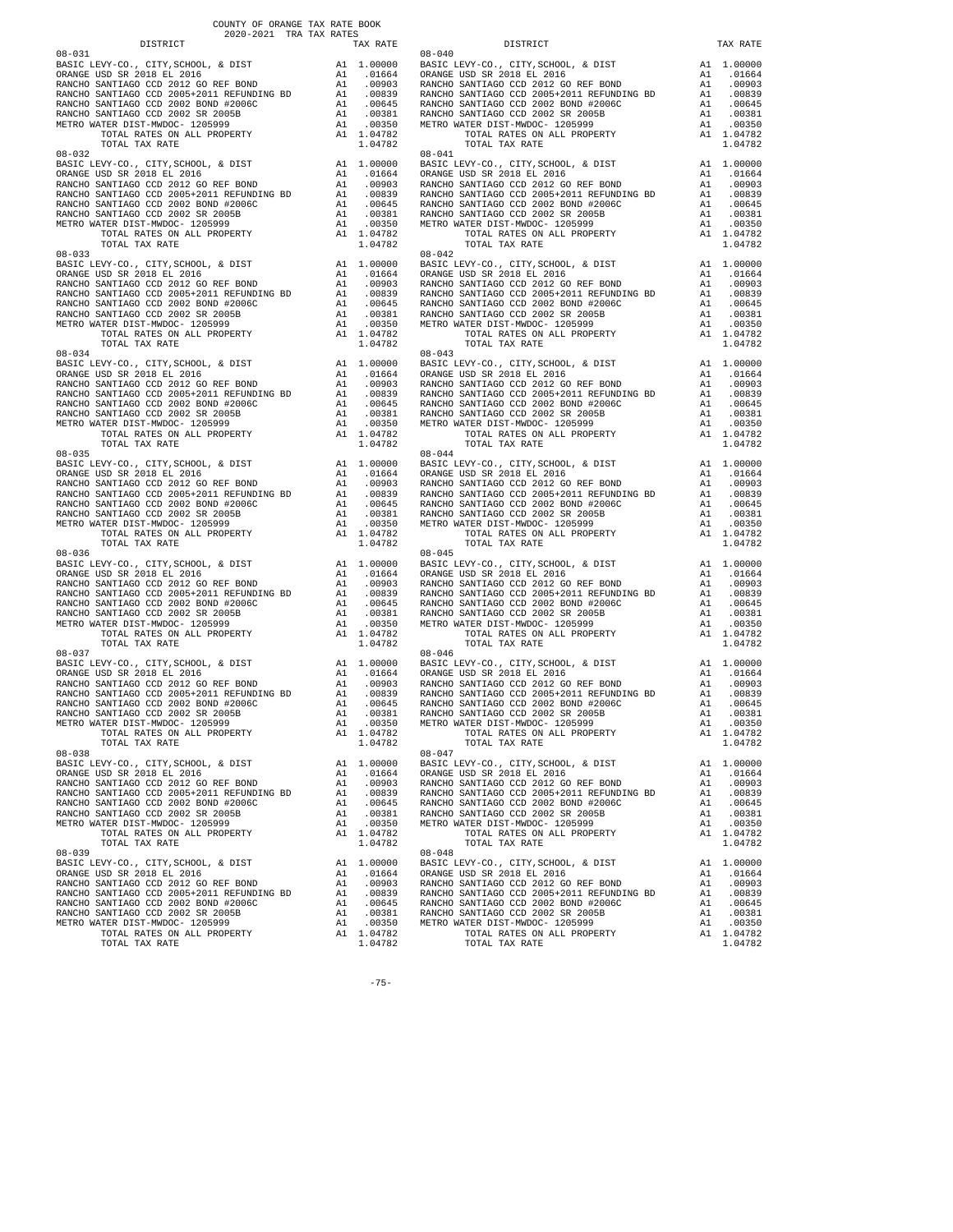COUNTY OF ORANGE TAX RATE BOOK
2020-2021 TRA TAX RATES

| DISTRICT | | TAX RATE |
|---|---|---|
| **08-031** | | |
| BASIC LEVY-CO., CITY,SCHOOL, & DIST | A1 | 1.00000 |
| ORANGE USD SR 2018 EL 2016 | A1 | .01664 |
| RANCHO SANTIAGO CCD 2012 GO REF BOND | A1 | .00903 |
| RANCHO SANTIAGO CCD 2005+2011 REFUNDING BD | A1 | .00839 |
| RANCHO SANTIAGO CCD 2002 BOND #2006C | A1 | .00645 |
| RANCHO SANTIAGO CCD 2002 SR 2005B | A1 | .00381 |
| METRO WATER DIST-MWDOC- 1205999 | A1 | .00350 |
| TOTAL RATES ON ALL PROPERTY | A1 | 1.04782 |
| TOTAL TAX RATE | | 1.04782 |
| **08-032** | | |
| BASIC LEVY-CO., CITY,SCHOOL, & DIST | A1 | 1.00000 |
| ORANGE USD SR 2018 EL 2016 | A1 | .01664 |
| RANCHO SANTIAGO CCD 2012 GO REF BOND | A1 | .00903 |
| RANCHO SANTIAGO CCD 2005+2011 REFUNDING BD | A1 | .00839 |
| RANCHO SANTIAGO CCD 2002 BOND #2006C | A1 | .00645 |
| RANCHO SANTIAGO CCD 2002 SR 2005B | A1 | .00381 |
| METRO WATER DIST-MWDOC- 1205999 | A1 | .00350 |
| TOTAL RATES ON ALL PROPERTY | A1 | 1.04782 |
| TOTAL TAX RATE | | 1.04782 |
| **08-033** | | |
| BASIC LEVY-CO., CITY,SCHOOL, & DIST | A1 | 1.00000 |
| ORANGE USD SR 2018 EL 2016 | A1 | .01664 |
| RANCHO SANTIAGO CCD 2012 GO REF BOND | A1 | .00903 |
| RANCHO SANTIAGO CCD 2005+2011 REFUNDING BD | A1 | .00839 |
| RANCHO SANTIAGO CCD 2002 BOND #2006C | A1 | .00645 |
| RANCHO SANTIAGO CCD 2002 SR 2005B | A1 | .00381 |
| METRO WATER DIST-MWDOC- 1205999 | A1 | .00350 |
| TOTAL RATES ON ALL PROPERTY | A1 | 1.04782 |
| TOTAL TAX RATE | | 1.04782 |
| **08-034** | | |
| BASIC LEVY-CO., CITY,SCHOOL, & DIST | A1 | 1.00000 |
| ORANGE USD SR 2018 EL 2016 | A1 | .01664 |
| RANCHO SANTIAGO CCD 2012 GO REF BOND | A1 | .00903 |
| RANCHO SANTIAGO CCD 2005+2011 REFUNDING BD | A1 | .00839 |
| RANCHO SANTIAGO CCD 2002 BOND #2006C | A1 | .00645 |
| RANCHO SANTIAGO CCD 2002 SR 2005B | A1 | .00381 |
| METRO WATER DIST-MWDOC- 1205999 | A1 | .00350 |
| TOTAL RATES ON ALL PROPERTY | A1 | 1.04782 |
| TOTAL TAX RATE | | 1.04782 |
| **08-035** | | |
| BASIC LEVY-CO., CITY,SCHOOL, & DIST | A1 | 1.00000 |
| ORANGE USD SR 2018 EL 2016 | A1 | .01664 |
| RANCHO SANTIAGO CCD 2012 GO REF BOND | A1 | .00903 |
| RANCHO SANTIAGO CCD 2005+2011 REFUNDING BD | A1 | .00839 |
| RANCHO SANTIAGO CCD 2002 BOND #2006C | A1 | .00645 |
| RANCHO SANTIAGO CCD 2002 SR 2005B | A1 | .00381 |
| METRO WATER DIST-MWDOC- 1205999 | A1 | .00350 |
| TOTAL RATES ON ALL PROPERTY | A1 | 1.04782 |
| TOTAL TAX RATE | | 1.04782 |
| **08-036** | | |
| BASIC LEVY-CO., CITY,SCHOOL, & DIST | A1 | 1.00000 |
| ORANGE USD SR 2018 EL 2016 | A1 | .01664 |
| RANCHO SANTIAGO CCD 2012 GO REF BOND | A1 | .00903 |
| RANCHO SANTIAGO CCD 2005+2011 REFUNDING BD | A1 | .00839 |
| RANCHO SANTIAGO CCD 2002 BOND #2006C | A1 | .00645 |
| RANCHO SANTIAGO CCD 2002 SR 2005B | A1 | .00381 |
| METRO WATER DIST-MWDOC- 1205999 | A1 | .00350 |
| TOTAL RATES ON ALL PROPERTY | A1 | 1.04782 |
| TOTAL TAX RATE | | 1.04782 |
| **08-037** | | |
| BASIC LEVY-CO., CITY,SCHOOL, & DIST | A1 | 1.00000 |
| ORANGE USD SR 2018 EL 2016 | A1 | .01664 |
| RANCHO SANTIAGO CCD 2012 GO REF BOND | A1 | .00903 |
| RANCHO SANTIAGO CCD 2005+2011 REFUNDING BD | A1 | .00839 |
| RANCHO SANTIAGO CCD 2002 BOND #2006C | A1 | .00645 |
| RANCHO SANTIAGO CCD 2002 SR 2005B | A1 | .00381 |
| METRO WATER DIST-MWDOC- 1205999 | A1 | .00350 |
| TOTAL RATES ON ALL PROPERTY | A1 | 1.04782 |
| TOTAL TAX RATE | | 1.04782 |
| **08-038** | | |
| BASIC LEVY-CO., CITY,SCHOOL, & DIST | A1 | 1.00000 |
| ORANGE USD SR 2018 EL 2016 | A1 | .01664 |
| RANCHO SANTIAGO CCD 2012 GO REF BOND | A1 | .00903 |
| RANCHO SANTIAGO CCD 2005+2011 REFUNDING BD | A1 | .00839 |
| RANCHO SANTIAGO CCD 2002 BOND #2006C | A1 | .00645 |
| RANCHO SANTIAGO CCD 2002 SR 2005B | A1 | .00381 |
| METRO WATER DIST-MWDOC- 1205999 | A1 | .00350 |
| TOTAL RATES ON ALL PROPERTY | A1 | 1.04782 |
| TOTAL TAX RATE | | 1.04782 |
| **08-039** | | |
| BASIC LEVY-CO., CITY,SCHOOL, & DIST | A1 | 1.00000 |
| ORANGE USD SR 2018 EL 2016 | A1 | .01664 |
| RANCHO SANTIAGO CCD 2012 GO REF BOND | A1 | .00903 |
| RANCHO SANTIAGO CCD 2005+2011 REFUNDING BD | A1 | .00839 |
| RANCHO SANTIAGO CCD 2002 BOND #2006C | A1 | .00645 |
| RANCHO SANTIAGO CCD 2002 SR 2005B | A1 | .00381 |
| METRO WATER DIST-MWDOC- 1205999 | A1 | .00350 |
| TOTAL RATES ON ALL PROPERTY | A1 | 1.04782 |
| TOTAL TAX RATE | | 1.04782 |
| **08-040** | | |
| BASIC LEVY-CO., CITY,SCHOOL, & DIST | A1 | 1.00000 |
| ORANGE USD SR 2018 EL 2016 | A1 | .01664 |
| RANCHO SANTIAGO CCD 2012 GO REF BOND | A1 | .00903 |
| RANCHO SANTIAGO CCD 2005+2011 REFUNDING BD | A1 | .00839 |
| RANCHO SANTIAGO CCD 2002 BOND #2006C | A1 | .00645 |
| RANCHO SANTIAGO CCD 2002 SR 2005B | A1 | .00381 |
| METRO WATER DIST-MWDOC- 1205999 | A1 | .00350 |
| TOTAL RATES ON ALL PROPERTY | A1 | 1.04782 |
| TOTAL TAX RATE | | 1.04782 |
| **08-041** | | |
| BASIC LEVY-CO., CITY,SCHOOL, & DIST | A1 | 1.00000 |
| ORANGE USD SR 2018 EL 2016 | A1 | .01664 |
| RANCHO SANTIAGO CCD 2012 GO REF BOND | A1 | .00903 |
| RANCHO SANTIAGO CCD 2005+2011 REFUNDING BD | A1 | .00839 |
| RANCHO SANTIAGO CCD 2002 BOND #2006C | A1 | .00645 |
| RANCHO SANTIAGO CCD 2002 SR 2005B | A1 | .00381 |
| METRO WATER DIST-MWDOC- 1205999 | A1 | .00350 |
| TOTAL RATES ON ALL PROPERTY | A1 | 1.04782 |
| TOTAL TAX RATE | | 1.04782 |
| **08-042** | | |
| BASIC LEVY-CO., CITY,SCHOOL, & DIST | A1 | 1.00000 |
| ORANGE USD SR 2018 EL 2016 | A1 | .01664 |
| RANCHO SANTIAGO CCD 2012 GO REF BOND | A1 | .00903 |
| RANCHO SANTIAGO CCD 2005+2011 REFUNDING BD | A1 | .00839 |
| RANCHO SANTIAGO CCD 2002 BOND #2006C | A1 | .00645 |
| RANCHO SANTIAGO CCD 2002 SR 2005B | A1 | .00381 |
| METRO WATER DIST-MWDOC- 1205999 | A1 | .00350 |
| TOTAL RATES ON ALL PROPERTY | A1 | 1.04782 |
| TOTAL TAX RATE | | 1.04782 |
| **08-043** | | |
| BASIC LEVY-CO., CITY,SCHOOL, & DIST | A1 | 1.00000 |
| ORANGE USD SR 2018 EL 2016 | A1 | .01664 |
| RANCHO SANTIAGO CCD 2012 GO REF BOND | A1 | .00903 |
| RANCHO SANTIAGO CCD 2005+2011 REFUNDING BD | A1 | .00839 |
| RANCHO SANTIAGO CCD 2002 BOND #2006C | A1 | .00645 |
| RANCHO SANTIAGO CCD 2002 SR 2005B | A1 | .00381 |
| METRO WATER DIST-MWDOC- 1205999 | A1 | .00350 |
| TOTAL RATES ON ALL PROPERTY | A1 | 1.04782 |
| TOTAL TAX RATE | | 1.04782 |
| **08-044** | | |
| BASIC LEVY-CO., CITY,SCHOOL, & DIST | A1 | 1.00000 |
| ORANGE USD SR 2018 EL 2016 | A1 | .01664 |
| RANCHO SANTIAGO CCD 2012 GO REF BOND | A1 | .00903 |
| RANCHO SANTIAGO CCD 2005+2011 REFUNDING BD | A1 | .00839 |
| RANCHO SANTIAGO CCD 2002 BOND #2006C | A1 | .00645 |
| RANCHO SANTIAGO CCD 2002 SR 2005B | A1 | .00381 |
| METRO WATER DIST-MWDOC- 1205999 | A1 | .00350 |
| TOTAL RATES ON ALL PROPERTY | A1 | 1.04782 |
| TOTAL TAX RATE | | 1.04782 |
| **08-045** | | |
| BASIC LEVY-CO., CITY,SCHOOL, & DIST | A1 | 1.00000 |
| ORANGE USD SR 2018 EL 2016 | A1 | .01664 |
| RANCHO SANTIAGO CCD 2012 GO REF BOND | A1 | .00903 |
| RANCHO SANTIAGO CCD 2005+2011 REFUNDING BD | A1 | .00839 |
| RANCHO SANTIAGO CCD 2002 BOND #2006C | A1 | .00645 |
| RANCHO SANTIAGO CCD 2002 SR 2005B | A1 | .00381 |
| METRO WATER DIST-MWDOC- 1205999 | A1 | .00350 |
| TOTAL RATES ON ALL PROPERTY | A1 | 1.04782 |
| TOTAL TAX RATE | | 1.04782 |
| **08-046** | | |
| BASIC LEVY-CO., CITY,SCHOOL, & DIST | A1 | 1.00000 |
| ORANGE USD SR 2018 EL 2016 | A1 | .01664 |
| RANCHO SANTIAGO CCD 2012 GO REF BOND | A1 | .00903 |
| RANCHO SANTIAGO CCD 2005+2011 REFUNDING BD | A1 | .00839 |
| RANCHO SANTIAGO CCD 2002 BOND #2006C | A1 | .00645 |
| RANCHO SANTIAGO CCD 2002 SR 2005B | A1 | .00381 |
| METRO WATER DIST-MWDOC- 1205999 | A1 | .00350 |
| TOTAL RATES ON ALL PROPERTY | A1 | 1.04782 |
| TOTAL TAX RATE | | 1.04782 |
| **08-047** | | |
| BASIC LEVY-CO., CITY,SCHOOL, & DIST | A1 | 1.00000 |
| ORANGE USD SR 2018 EL 2016 | A1 | .01664 |
| RANCHO SANTIAGO CCD 2012 GO REF BOND | A1 | .00903 |
| RANCHO SANTIAGO CCD 2005+2011 REFUNDING BD | A1 | .00839 |
| RANCHO SANTIAGO CCD 2002 BOND #2006C | A1 | .00645 |
| RANCHO SANTIAGO CCD 2002 SR 2005B | A1 | .00381 |
| METRO WATER DIST-MWDOC- 1205999 | A1 | .00350 |
| TOTAL RATES ON ALL PROPERTY | A1 | 1.04782 |
| TOTAL TAX RATE | | 1.04782 |
| **08-048** | | |
| BASIC LEVY-CO., CITY,SCHOOL, & DIST | A1 | 1.00000 |
| ORANGE USD SR 2018 EL 2016 | A1 | .01664 |
| RANCHO SANTIAGO CCD 2012 GO REF BOND | A1 | .00903 |
| RANCHO SANTIAGO CCD 2005+2011 REFUNDING BD | A1 | .00839 |
| RANCHO SANTIAGO CCD 2002 BOND #2006C | A1 | .00645 |
| RANCHO SANTIAGO CCD 2002 SR 2005B | A1 | .00381 |
| METRO WATER DIST-MWDOC- 1205999 | A1 | .00350 |
| TOTAL RATES ON ALL PROPERTY | A1 | 1.04782 |
| TOTAL TAX RATE | | 1.04782 |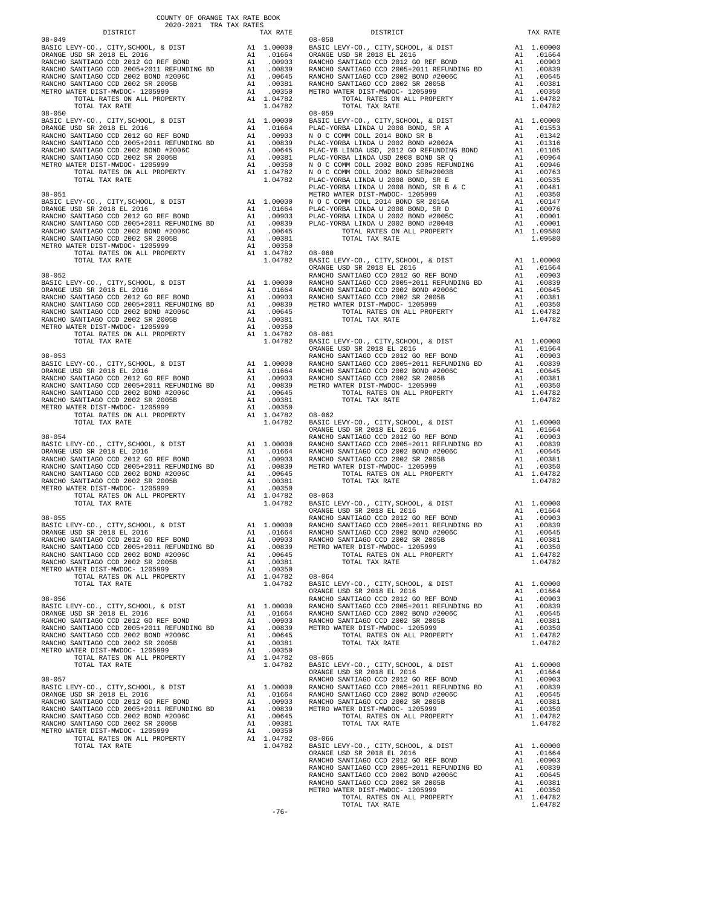COUNTY OF ORANGE TAX RATE BOOK
2020-2021 TRA TAX RATES

| DISTRICT | | TAX RATE |
|---|---|---|
| **08-049** | | |
| BASIC LEVY-CO., CITY,SCHOOL, & DIST | A1 | 1.00000 |
| ORANGE USD SR 2018 EL 2016 | A1 | .01664 |
| RANCHO SANTIAGO CCD 2012 GO REF BOND | A1 | .00903 |
| RANCHO SANTIAGO CCD 2005+2011 REFUNDING BD | A1 | .00839 |
| RANCHO SANTIAGO CCD 2002 BOND #2006C | A1 | .00645 |
| RANCHO SANTIAGO CCD 2002 SR 2005B | A1 | .00381 |
| METRO WATER DIST-MWDOC- 1205999 | A1 | .00350 |
| TOTAL RATES ON ALL PROPERTY | A1 | 1.04782 |
| TOTAL TAX RATE | | 1.04782 |
| **08-050** | | |
| BASIC LEVY-CO., CITY,SCHOOL, & DIST | A1 | 1.00000 |
| ORANGE USD SR 2018 EL 2016 | A1 | .01664 |
| RANCHO SANTIAGO CCD 2012 GO REF BOND | A1 | .00903 |
| RANCHO SANTIAGO CCD 2005+2011 REFUNDING BD | A1 | .00839 |
| RANCHO SANTIAGO CCD 2002 BOND #2006C | A1 | .00645 |
| RANCHO SANTIAGO CCD 2002 SR 2005B | A1 | .00381 |
| METRO WATER DIST-MWDOC- 1205999 | A1 | .00350 |
| TOTAL RATES ON ALL PROPERTY | A1 | 1.04782 |
| TOTAL TAX RATE | | 1.04782 |
| **08-051** | | |
| BASIC LEVY-CO., CITY,SCHOOL, & DIST | A1 | 1.00000 |
| ORANGE USD SR 2018 EL 2016 | A1 | .01664 |
| RANCHO SANTIAGO CCD 2012 GO REF BOND | A1 | .00903 |
| RANCHO SANTIAGO CCD 2005+2011 REFUNDING BD | A1 | .00839 |
| RANCHO SANTIAGO CCD 2002 BOND #2006C | A1 | .00645 |
| RANCHO SANTIAGO CCD 2002 SR 2005B | A1 | .00381 |
| METRO WATER DIST-MWDOC- 1205999 | A1 | .00350 |
| TOTAL RATES ON ALL PROPERTY | A1 | 1.04782 |
| TOTAL TAX RATE | | 1.04782 |
| **08-052** | | |
| BASIC LEVY-CO., CITY,SCHOOL, & DIST | A1 | 1.00000 |
| ORANGE USD SR 2018 EL 2016 | A1 | .01664 |
| RANCHO SANTIAGO CCD 2012 GO REF BOND | A1 | .00903 |
| RANCHO SANTIAGO CCD 2005+2011 REFUNDING BD | A1 | .00839 |
| RANCHO SANTIAGO CCD 2002 BOND #2006C | A1 | .00645 |
| RANCHO SANTIAGO CCD 2002 SR 2005B | A1 | .00381 |
| METRO WATER DIST-MWDOC- 1205999 | A1 | .00350 |
| TOTAL RATES ON ALL PROPERTY | A1 | 1.04782 |
| TOTAL TAX RATE | | 1.04782 |
| **08-053** | | |
| BASIC LEVY-CO., CITY,SCHOOL, & DIST | A1 | 1.00000 |
| ORANGE USD SR 2018 EL 2016 | A1 | .01664 |
| RANCHO SANTIAGO CCD 2012 GO REF BOND | A1 | .00903 |
| RANCHO SANTIAGO CCD 2005+2011 REFUNDING BD | A1 | .00839 |
| RANCHO SANTIAGO CCD 2002 BOND #2006C | A1 | .00645 |
| RANCHO SANTIAGO CCD 2002 SR 2005B | A1 | .00381 |
| METRO WATER DIST-MWDOC- 1205999 | A1 | .00350 |
| TOTAL RATES ON ALL PROPERTY | A1 | 1.04782 |
| TOTAL TAX RATE | | 1.04782 |
| **08-054** | | |
| BASIC LEVY-CO., CITY,SCHOOL, & DIST | A1 | 1.00000 |
| ORANGE USD SR 2018 EL 2016 | A1 | .01664 |
| RANCHO SANTIAGO CCD 2012 GO REF BOND | A1 | .00903 |
| RANCHO SANTIAGO CCD 2005+2011 REFUNDING BD | A1 | .00839 |
| RANCHO SANTIAGO CCD 2002 BOND #2006C | A1 | .00645 |
| RANCHO SANTIAGO CCD 2002 SR 2005B | A1 | .00381 |
| METRO WATER DIST-MWDOC- 1205999 | A1 | .00350 |
| TOTAL RATES ON ALL PROPERTY | A1 | 1.04782 |
| TOTAL TAX RATE | | 1.04782 |
| **08-055** | | |
| BASIC LEVY-CO., CITY,SCHOOL, & DIST | A1 | 1.00000 |
| ORANGE USD SR 2018 EL 2016 | A1 | .01664 |
| RANCHO SANTIAGO CCD 2012 GO REF BOND | A1 | .00903 |
| RANCHO SANTIAGO CCD 2005+2011 REFUNDING BD | A1 | .00839 |
| RANCHO SANTIAGO CCD 2002 BOND #2006C | A1 | .00645 |
| RANCHO SANTIAGO CCD 2002 SR 2005B | A1 | .00381 |
| METRO WATER DIST-MWDOC- 1205999 | A1 | .00350 |
| TOTAL RATES ON ALL PROPERTY | A1 | 1.04782 |
| TOTAL TAX RATE | | 1.04782 |
| **08-056** | | |
| BASIC LEVY-CO., CITY,SCHOOL, & DIST | A1 | 1.00000 |
| ORANGE USD SR 2018 EL 2016 | A1 | .01664 |
| RANCHO SANTIAGO CCD 2012 GO REF BOND | A1 | .00903 |
| RANCHO SANTIAGO CCD 2005+2011 REFUNDING BD | A1 | .00839 |
| RANCHO SANTIAGO CCD 2002 BOND #2006C | A1 | .00645 |
| RANCHO SANTIAGO CCD 2002 SR 2005B | A1 | .00381 |
| METRO WATER DIST-MWDOC- 1205999 | A1 | .00350 |
| TOTAL RATES ON ALL PROPERTY | A1 | 1.04782 |
| TOTAL TAX RATE | | 1.04782 |
| **08-057** | | |
| BASIC LEVY-CO., CITY,SCHOOL, & DIST | A1 | 1.00000 |
| ORANGE USD SR 2018 EL 2016 | A1 | .01664 |
| RANCHO SANTIAGO CCD 2012 GO REF BOND | A1 | .00903 |
| RANCHO SANTIAGO CCD 2005+2011 REFUNDING BD | A1 | .00839 |
| RANCHO SANTIAGO CCD 2002 BOND #2006C | A1 | .00645 |
| RANCHO SANTIAGO CCD 2002 SR 2005B | A1 | .00381 |
| METRO WATER DIST-MWDOC- 1205999 | A1 | .00350 |
| TOTAL RATES ON ALL PROPERTY | A1 | 1.04782 |
| TOTAL TAX RATE | | 1.04782 |
| **08-058** | | |
| BASIC LEVY-CO., CITY,SCHOOL, & DIST | A1 | 1.00000 |
| ORANGE USD SR 2018 EL 2016 | A1 | .01664 |
| RANCHO SANTIAGO CCD 2012 GO REF BOND | A1 | .00903 |
| RANCHO SANTIAGO CCD 2005+2011 REFUNDING BD | A1 | .00839 |
| RANCHO SANTIAGO CCD 2002 BOND #2006C | A1 | .00645 |
| RANCHO SANTIAGO CCD 2002 SR 2005B | A1 | .00381 |
| METRO WATER DIST-MWDOC- 1205999 | A1 | .00350 |
| TOTAL RATES ON ALL PROPERTY | A1 | 1.04782 |
| TOTAL TAX RATE | | 1.04782 |
| **08-059** | | |
| BASIC LEVY-CO., CITY,SCHOOL, & DIST | A1 | 1.00000 |
| PLAC-YORBA LINDA U 2008 BOND, SR A | A1 | .01553 |
| N O C COMM COLL 2014 BOND SR B | A1 | .01342 |
| PLAC-YORBA LINDA U 2002 BOND #2002A | A1 | .01316 |
| PLAC-YB LINDA USD, 2012 GO REFUNDING BOND | A1 | .01105 |
| PLAC-YORBA LINDA USD 2008 BOND SR Q | A1 | .00964 |
| N O C COMM COLL 2002 BOND 2005 REFUNDING | A1 | .00946 |
| N O C COMM COLL 2002 BOND SER#2003B | A1 | .00763 |
| PLAC-YORBA LINDA U 2008 BOND, SR E | A1 | .00535 |
| PLAC-YORBA LINDA U 2008 BOND, SR B & C | A1 | .00481 |
| METRO WATER DIST-MWDOC- 1205999 | A1 | .00350 |
| N O C COMM COLL 2014 BOND SR 2016A | A1 | .00147 |
| PLAC-YORBA LINDA U 2008 BOND, SR D | A1 | .00076 |
| PLAC-YORBA LINDA U 2002 BOND #2005C | A1 | .00001 |
| PLAC-YORBA LINDA U 2002 BOND #2004B | A1 | .00001 |
| TOTAL RATES ON ALL PROPERTY | A1 | 1.09580 |
| TOTAL TAX RATE | | 1.09580 |
| **08-060** | | |
| BASIC LEVY-CO., CITY,SCHOOL, & DIST | A1 | 1.00000 |
| ORANGE USD SR 2018 EL 2016 | A1 | .01664 |
| RANCHO SANTIAGO CCD 2012 GO REF BOND | A1 | .00903 |
| RANCHO SANTIAGO CCD 2005+2011 REFUNDING BD | A1 | .00839 |
| RANCHO SANTIAGO CCD 2002 BOND #2006C | A1 | .00645 |
| RANCHO SANTIAGO CCD 2002 SR 2005B | A1 | .00381 |
| METRO WATER DIST-MWDOC- 1205999 | A1 | .00350 |
| TOTAL RATES ON ALL PROPERTY | A1 | 1.04782 |
| TOTAL TAX RATE | | 1.04782 |
| **08-061** | | |
| BASIC LEVY-CO., CITY,SCHOOL, & DIST | A1 | 1.00000 |
| ORANGE USD SR 2018 EL 2016 | A1 | .01664 |
| RANCHO SANTIAGO CCD 2012 GO REF BOND | A1 | .00903 |
| RANCHO SANTIAGO CCD 2005+2011 REFUNDING BD | A1 | .00839 |
| RANCHO SANTIAGO CCD 2002 BOND #2006C | A1 | .00645 |
| RANCHO SANTIAGO CCD 2002 SR 2005B | A1 | .00381 |
| METRO WATER DIST-MWDOC- 1205999 | A1 | .00350 |
| TOTAL RATES ON ALL PROPERTY | A1 | 1.04782 |
| TOTAL TAX RATE | | 1.04782 |
| **08-062** | | |
| BASIC LEVY-CO., CITY,SCHOOL, & DIST | A1 | 1.00000 |
| ORANGE USD SR 2018 EL 2016 | A1 | .01664 |
| RANCHO SANTIAGO CCD 2012 GO REF BOND | A1 | .00903 |
| RANCHO SANTIAGO CCD 2005+2011 REFUNDING BD | A1 | .00839 |
| RANCHO SANTIAGO CCD 2002 BOND #2006C | A1 | .00645 |
| RANCHO SANTIAGO CCD 2002 SR 2005B | A1 | .00381 |
| METRO WATER DIST-MWDOC- 1205999 | A1 | .00350 |
| TOTAL RATES ON ALL PROPERTY | A1 | 1.04782 |
| TOTAL TAX RATE | | 1.04782 |
| **08-063** | | |
| BASIC LEVY-CO., CITY,SCHOOL, & DIST | A1 | 1.00000 |
| ORANGE USD SR 2018 EL 2016 | A1 | .01664 |
| RANCHO SANTIAGO CCD 2012 GO REF BOND | A1 | .00903 |
| RANCHO SANTIAGO CCD 2005+2011 REFUNDING BD | A1 | .00839 |
| RANCHO SANTIAGO CCD 2002 BOND #2006C | A1 | .00645 |
| RANCHO SANTIAGO CCD 2002 SR 2005B | A1 | .00381 |
| METRO WATER DIST-MWDOC- 1205999 | A1 | .00350 |
| TOTAL RATES ON ALL PROPERTY | A1 | 1.04782 |
| TOTAL TAX RATE | | 1.04782 |
| **08-064** | | |
| BASIC LEVY-CO., CITY,SCHOOL, & DIST | A1 | 1.00000 |
| ORANGE USD SR 2018 EL 2016 | A1 | .01664 |
| RANCHO SANTIAGO CCD 2012 GO REF BOND | A1 | .00903 |
| RANCHO SANTIAGO CCD 2005+2011 REFUNDING BD | A1 | .00839 |
| RANCHO SANTIAGO CCD 2002 BOND #2006C | A1 | .00645 |
| RANCHO SANTIAGO CCD 2002 SR 2005B | A1 | .00381 |
| METRO WATER DIST-MWDOC- 1205999 | A1 | .00350 |
| TOTAL RATES ON ALL PROPERTY | A1 | 1.04782 |
| TOTAL TAX RATE | | 1.04782 |
| **08-065** | | |
| BASIC LEVY-CO., CITY,SCHOOL, & DIST | A1 | 1.00000 |
| ORANGE USD SR 2018 EL 2016 | A1 | .01664 |
| RANCHO SANTIAGO CCD 2012 GO REF BOND | A1 | .00903 |
| RANCHO SANTIAGO CCD 2005+2011 REFUNDING BD | A1 | .00839 |
| RANCHO SANTIAGO CCD 2002 BOND #2006C | A1 | .00645 |
| RANCHO SANTIAGO CCD 2002 SR 2005B | A1 | .00381 |
| METRO WATER DIST-MWDOC- 1205999 | A1 | .00350 |
| TOTAL RATES ON ALL PROPERTY | A1 | 1.04782 |
| TOTAL TAX RATE | | 1.04782 |
| **08-066** | | |
| BASIC LEVY-CO., CITY,SCHOOL, & DIST | A1 | 1.00000 |
| ORANGE USD SR 2018 EL 2016 | A1 | .01664 |
| RANCHO SANTIAGO CCD 2012 GO REF BOND | A1 | .00903 |
| RANCHO SANTIAGO CCD 2005+2011 REFUNDING BD | A1 | .00839 |
| RANCHO SANTIAGO CCD 2002 BOND #2006C | A1 | .00645 |
| RANCHO SANTIAGO CCD 2002 SR 2005B | A1 | .00381 |
| METRO WATER DIST-MWDOC- 1205999 | A1 | .00350 |
| TOTAL RATES ON ALL PROPERTY | A1 | 1.04782 |
| TOTAL TAX RATE | | 1.04782 |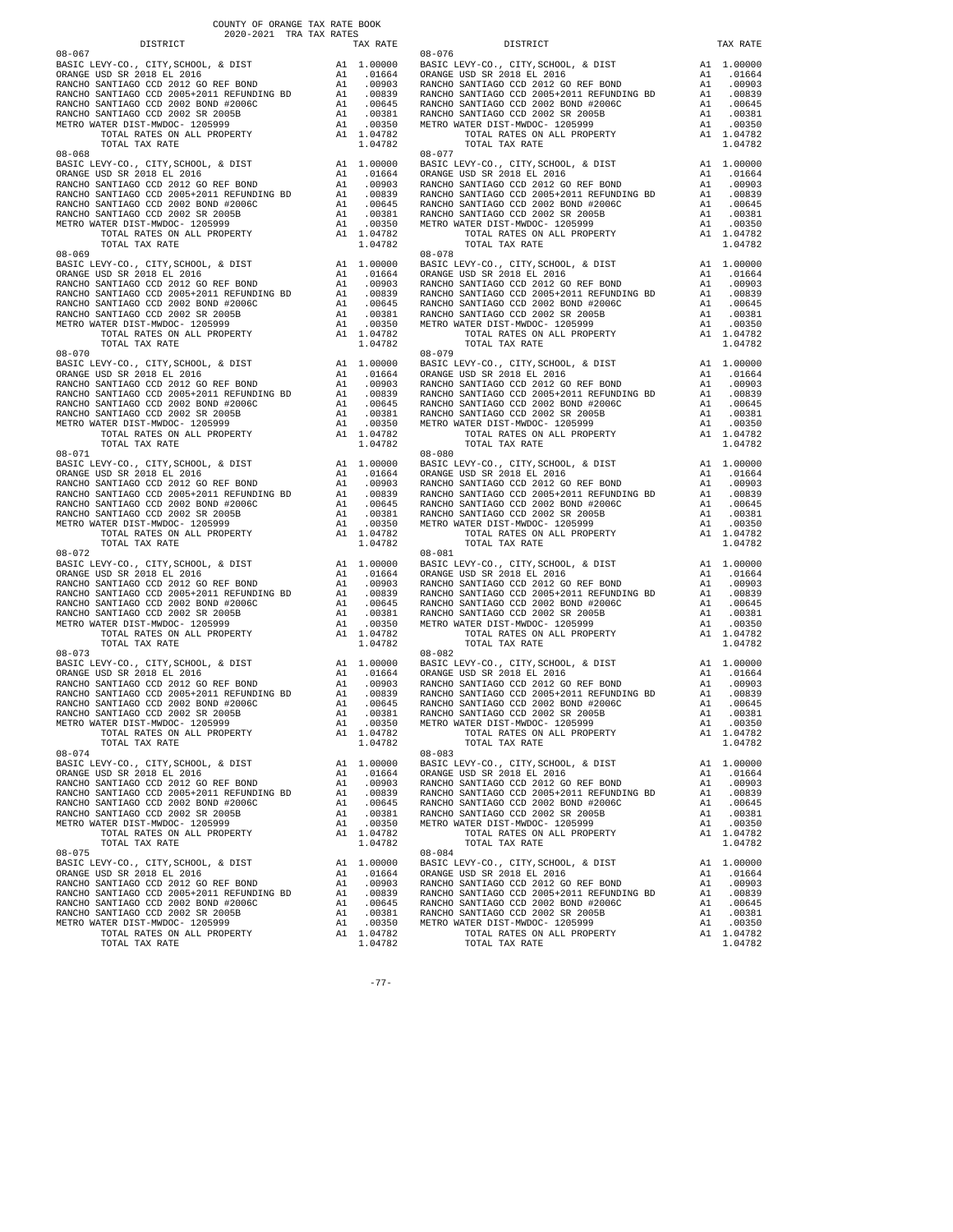COUNTY OF ORANGE TAX RATE BOOK
2020-2021 TRA TAX RATES

| DISTRICT | | TAX RATE |
|---|---|---|
| 08-067 | | |
| BASIC LEVY-CO., CITY,SCHOOL, & DIST | A1 | 1.00000 |
| ORANGE USD SR 2018 EL 2016 | A1 | .01664 |
| RANCHO SANTIAGO CCD 2012 GO REF BOND | A1 | .00903 |
| RANCHO SANTIAGO CCD 2005+2011 REFUNDING BD | A1 | .00839 |
| RANCHO SANTIAGO CCD 2002 BOND #2006C | A1 | .00645 |
| RANCHO SANTIAGO CCD 2002 SR 2005B | A1 | .00381 |
| METRO WATER DIST-MWDOC- 1205999 | A1 | .00350 |
| TOTAL RATES ON ALL PROPERTY | A1 | 1.04782 |
| TOTAL TAX RATE | | 1.04782 |
| 08-068 | | |
| BASIC LEVY-CO., CITY,SCHOOL, & DIST | A1 | 1.00000 |
| ORANGE USD SR 2018 EL 2016 | A1 | .01664 |
| RANCHO SANTIAGO CCD 2012 GO REF BOND | A1 | .00903 |
| RANCHO SANTIAGO CCD 2005+2011 REFUNDING BD | A1 | .00839 |
| RANCHO SANTIAGO CCD 2002 BOND #2006C | A1 | .00645 |
| RANCHO SANTIAGO CCD 2002 SR 2005B | A1 | .00381 |
| METRO WATER DIST-MWDOC- 1205999 | A1 | .00350 |
| TOTAL RATES ON ALL PROPERTY | A1 | 1.04782 |
| TOTAL TAX RATE | | 1.04782 |
| 08-069 | | |
| BASIC LEVY-CO., CITY,SCHOOL, & DIST | A1 | 1.00000 |
| ORANGE USD SR 2018 EL 2016 | A1 | .01664 |
| RANCHO SANTIAGO CCD 2012 GO REF BOND | A1 | .00903 |
| RANCHO SANTIAGO CCD 2005+2011 REFUNDING BD | A1 | .00839 |
| RANCHO SANTIAGO CCD 2002 BOND #2006C | A1 | .00645 |
| RANCHO SANTIAGO CCD 2002 SR 2005B | A1 | .00381 |
| METRO WATER DIST-MWDOC- 1205999 | A1 | .00350 |
| TOTAL RATES ON ALL PROPERTY | A1 | 1.04782 |
| TOTAL TAX RATE | | 1.04782 |
| 08-070 | | |
| BASIC LEVY-CO., CITY,SCHOOL, & DIST | A1 | 1.00000 |
| ORANGE USD SR 2018 EL 2016 | A1 | .01664 |
| RANCHO SANTIAGO CCD 2012 GO REF BOND | A1 | .00903 |
| RANCHO SANTIAGO CCD 2005+2011 REFUNDING BD | A1 | .00839 |
| RANCHO SANTIAGO CCD 2002 BOND #2006C | A1 | .00645 |
| RANCHO SANTIAGO CCD 2002 SR 2005B | A1 | .00381 |
| METRO WATER DIST-MWDOC- 1205999 | A1 | .00350 |
| TOTAL RATES ON ALL PROPERTY | A1 | 1.04782 |
| TOTAL TAX RATE | | 1.04782 |
| 08-071 | | |
| BASIC LEVY-CO., CITY,SCHOOL, & DIST | A1 | 1.00000 |
| ORANGE USD SR 2018 EL 2016 | A1 | .01664 |
| RANCHO SANTIAGO CCD 2012 GO REF BOND | A1 | .00903 |
| RANCHO SANTIAGO CCD 2005+2011 REFUNDING BD | A1 | .00839 |
| RANCHO SANTIAGO CCD 2002 BOND #2006C | A1 | .00645 |
| RANCHO SANTIAGO CCD 2002 SR 2005B | A1 | .00381 |
| METRO WATER DIST-MWDOC- 1205999 | A1 | .00350 |
| TOTAL RATES ON ALL PROPERTY | A1 | 1.04782 |
| TOTAL TAX RATE | | 1.04782 |
| 08-072 | | |
| BASIC LEVY-CO., CITY,SCHOOL, & DIST | A1 | 1.00000 |
| ORANGE USD SR 2018 EL 2016 | A1 | .01664 |
| RANCHO SANTIAGO CCD 2012 GO REF BOND | A1 | .00903 |
| RANCHO SANTIAGO CCD 2005+2011 REFUNDING BD | A1 | .00839 |
| RANCHO SANTIAGO CCD 2002 BOND #2006C | A1 | .00645 |
| RANCHO SANTIAGO CCD 2002 SR 2005B | A1 | .00381 |
| METRO WATER DIST-MWDOC- 1205999 | A1 | .00350 |
| TOTAL RATES ON ALL PROPERTY | A1 | 1.04782 |
| TOTAL TAX RATE | | 1.04782 |
| 08-073 | | |
| BASIC LEVY-CO., CITY,SCHOOL, & DIST | A1 | 1.00000 |
| ORANGE USD SR 2018 EL 2016 | A1 | .01664 |
| RANCHO SANTIAGO CCD 2012 GO REF BOND | A1 | .00903 |
| RANCHO SANTIAGO CCD 2005+2011 REFUNDING BD | A1 | .00839 |
| RANCHO SANTIAGO CCD 2002 BOND #2006C | A1 | .00645 |
| RANCHO SANTIAGO CCD 2002 SR 2005B | A1 | .00381 |
| METRO WATER DIST-MWDOC- 1205999 | A1 | .00350 |
| TOTAL RATES ON ALL PROPERTY | A1 | 1.04782 |
| TOTAL TAX RATE | | 1.04782 |
| 08-074 | | |
| BASIC LEVY-CO., CITY,SCHOOL, & DIST | A1 | 1.00000 |
| ORANGE USD SR 2018 EL 2016 | A1 | .01664 |
| RANCHO SANTIAGO CCD 2012 GO REF BOND | A1 | .00903 |
| RANCHO SANTIAGO CCD 2005+2011 REFUNDING BD | A1 | .00839 |
| RANCHO SANTIAGO CCD 2002 BOND #2006C | A1 | .00645 |
| RANCHO SANTIAGO CCD 2002 SR 2005B | A1 | .00381 |
| METRO WATER DIST-MWDOC- 1205999 | A1 | .00350 |
| TOTAL RATES ON ALL PROPERTY | A1 | 1.04782 |
| TOTAL TAX RATE | | 1.04782 |
| 08-075 | | |
| BASIC LEVY-CO., CITY,SCHOOL, & DIST | A1 | 1.00000 |
| ORANGE USD SR 2018 EL 2016 | A1 | .01664 |
| RANCHO SANTIAGO CCD 2012 GO REF BOND | A1 | .00903 |
| RANCHO SANTIAGO CCD 2005+2011 REFUNDING BD | A1 | .00839 |
| RANCHO SANTIAGO CCD 2002 BOND #2006C | A1 | .00645 |
| RANCHO SANTIAGO CCD 2002 SR 2005B | A1 | .00381 |
| METRO WATER DIST-MWDOC- 1205999 | A1 | .00350 |
| TOTAL RATES ON ALL PROPERTY | A1 | 1.04782 |
| TOTAL TAX RATE | | 1.04782 |
| 08-076 | | |
| BASIC LEVY-CO., CITY,SCHOOL, & DIST | A1 | 1.00000 |
| ORANGE USD SR 2018 EL 2016 | A1 | .01664 |
| RANCHO SANTIAGO CCD 2012 GO REF BOND | A1 | .00903 |
| RANCHO SANTIAGO CCD 2005+2011 REFUNDING BD | A1 | .00839 |
| RANCHO SANTIAGO CCD 2002 BOND #2006C | A1 | .00645 |
| RANCHO SANTIAGO CCD 2002 SR 2005B | A1 | .00381 |
| METRO WATER DIST-MWDOC- 1205999 | A1 | .00350 |
| TOTAL RATES ON ALL PROPERTY | A1 | 1.04782 |
| TOTAL TAX RATE | | 1.04782 |
| 08-077 | | |
| BASIC LEVY-CO., CITY,SCHOOL, & DIST | A1 | 1.00000 |
| ORANGE USD SR 2018 EL 2016 | A1 | .01664 |
| RANCHO SANTIAGO CCD 2012 GO REF BOND | A1 | .00903 |
| RANCHO SANTIAGO CCD 2005+2011 REFUNDING BD | A1 | .00839 |
| RANCHO SANTIAGO CCD 2002 BOND #2006C | A1 | .00645 |
| RANCHO SANTIAGO CCD 2002 SR 2005B | A1 | .00381 |
| METRO WATER DIST-MWDOC- 1205999 | A1 | .00350 |
| TOTAL RATES ON ALL PROPERTY | A1 | 1.04782 |
| TOTAL TAX RATE | | 1.04782 |
| 08-078 | | |
| BASIC LEVY-CO., CITY,SCHOOL, & DIST | A1 | 1.00000 |
| ORANGE USD SR 2018 EL 2016 | A1 | .01664 |
| RANCHO SANTIAGO CCD 2012 GO REF BOND | A1 | .00903 |
| RANCHO SANTIAGO CCD 2005+2011 REFUNDING BD | A1 | .00839 |
| RANCHO SANTIAGO CCD 2002 BOND #2006C | A1 | .00645 |
| RANCHO SANTIAGO CCD 2002 SR 2005B | A1 | .00381 |
| METRO WATER DIST-MWDOC- 1205999 | A1 | .00350 |
| TOTAL RATES ON ALL PROPERTY | A1 | 1.04782 |
| TOTAL TAX RATE | | 1.04782 |
| 08-079 | | |
| BASIC LEVY-CO., CITY,SCHOOL, & DIST | A1 | 1.00000 |
| ORANGE USD SR 2018 EL 2016 | A1 | .01664 |
| RANCHO SANTIAGO CCD 2012 GO REF BOND | A1 | .00903 |
| RANCHO SANTIAGO CCD 2005+2011 REFUNDING BD | A1 | .00839 |
| RANCHO SANTIAGO CCD 2002 BOND #2006C | A1 | .00645 |
| RANCHO SANTIAGO CCD 2002 SR 2005B | A1 | .00381 |
| METRO WATER DIST-MWDOC- 1205999 | A1 | .00350 |
| TOTAL RATES ON ALL PROPERTY | A1 | 1.04782 |
| TOTAL TAX RATE | | 1.04782 |
| 08-080 | | |
| BASIC LEVY-CO., CITY,SCHOOL, & DIST | A1 | 1.00000 |
| ORANGE USD SR 2018 EL 2016 | A1 | .01664 |
| RANCHO SANTIAGO CCD 2012 GO REF BOND | A1 | .00903 |
| RANCHO SANTIAGO CCD 2005+2011 REFUNDING BD | A1 | .00839 |
| RANCHO SANTIAGO CCD 2002 BOND #2006C | A1 | .00645 |
| RANCHO SANTIAGO CCD 2002 SR 2005B | A1 | .00381 |
| METRO WATER DIST-MWDOC- 1205999 | A1 | .00350 |
| TOTAL RATES ON ALL PROPERTY | A1 | 1.04782 |
| TOTAL TAX RATE | | 1.04782 |
| 08-081 | | |
| BASIC LEVY-CO., CITY,SCHOOL, & DIST | A1 | 1.00000 |
| ORANGE USD SR 2018 EL 2016 | A1 | .01664 |
| RANCHO SANTIAGO CCD 2012 GO REF BOND | A1 | .00903 |
| RANCHO SANTIAGO CCD 2005+2011 REFUNDING BD | A1 | .00839 |
| RANCHO SANTIAGO CCD 2002 BOND #2006C | A1 | .00645 |
| RANCHO SANTIAGO CCD 2002 SR 2005B | A1 | .00381 |
| METRO WATER DIST-MWDOC- 1205999 | A1 | .00350 |
| TOTAL RATES ON ALL PROPERTY | A1 | 1.04782 |
| TOTAL TAX RATE | | 1.04782 |
| 08-082 | | |
| BASIC LEVY-CO., CITY,SCHOOL, & DIST | A1 | 1.00000 |
| ORANGE USD SR 2018 EL 2016 | A1 | .01664 |
| RANCHO SANTIAGO CCD 2012 GO REF BOND | A1 | .00903 |
| RANCHO SANTIAGO CCD 2005+2011 REFUNDING BD | A1 | .00839 |
| RANCHO SANTIAGO CCD 2002 BOND #2006C | A1 | .00645 |
| RANCHO SANTIAGO CCD 2002 SR 2005B | A1 | .00381 |
| METRO WATER DIST-MWDOC- 1205999 | A1 | .00350 |
| TOTAL RATES ON ALL PROPERTY | A1 | 1.04782 |
| TOTAL TAX RATE | | 1.04782 |
| 08-083 | | |
| BASIC LEVY-CO., CITY,SCHOOL, & DIST | A1 | 1.00000 |
| ORANGE USD SR 2018 EL 2016 | A1 | .01664 |
| RANCHO SANTIAGO CCD 2012 GO REF BOND | A1 | .00903 |
| RANCHO SANTIAGO CCD 2005+2011 REFUNDING BD | A1 | .00839 |
| RANCHO SANTIAGO CCD 2002 BOND #2006C | A1 | .00645 |
| RANCHO SANTIAGO CCD 2002 SR 2005B | A1 | .00381 |
| METRO WATER DIST-MWDOC- 1205999 | A1 | .00350 |
| TOTAL RATES ON ALL PROPERTY | A1 | 1.04782 |
| TOTAL TAX RATE | | 1.04782 |
| 08-084 | | |
| BASIC LEVY-CO., CITY,SCHOOL, & DIST | A1 | 1.00000 |
| ORANGE USD SR 2018 EL 2016 | A1 | .01664 |
| RANCHO SANTIAGO CCD 2012 GO REF BOND | A1 | .00903 |
| RANCHO SANTIAGO CCD 2005+2011 REFUNDING BD | A1 | .00839 |
| RANCHO SANTIAGO CCD 2002 BOND #2006C | A1 | .00645 |
| RANCHO SANTIAGO CCD 2002 SR 2005B | A1 | .00381 |
| METRO WATER DIST-MWDOC- 1205999 | A1 | .00350 |
| TOTAL RATES ON ALL PROPERTY | A1 | 1.04782 |
| TOTAL TAX RATE | | 1.04782 |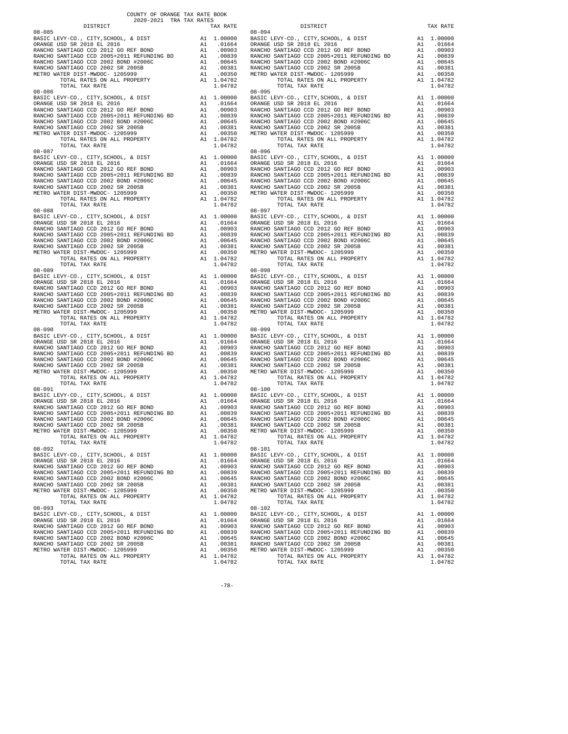COUNTY OF ORANGE TAX RATE BOOK
2020-2021 TRA TAX RATES

| DISTRICT | | TAX RATE |
|---|---|---|
| 08-085 | | |
| BASIC LEVY-CO., CITY,SCHOOL, & DIST | A1 | 1.00000 |
| ORANGE USD SR 2018 EL 2016 | A1 | .01664 |
| RANCHO SANTIAGO CCD 2012 GO REF BOND | A1 | .00903 |
| RANCHO SANTIAGO CCD 2005+2011 REFUNDING BD | A1 | .00839 |
| RANCHO SANTIAGO CCD 2002 BOND #2006C | A1 | .00645 |
| RANCHO SANTIAGO CCD 2002 SR 2005B | A1 | .00381 |
| METRO WATER DIST-MWDOC- 1205999 | A1 | .00350 |
| TOTAL RATES ON ALL PROPERTY | A1 | 1.04782 |
| TOTAL TAX RATE | | 1.04782 |
| 08-086 | | |
| BASIC LEVY-CO., CITY,SCHOOL, & DIST | A1 | 1.00000 |
| ORANGE USD SR 2018 EL 2016 | A1 | .01664 |
| RANCHO SANTIAGO CCD 2012 GO REF BOND | A1 | .00903 |
| RANCHO SANTIAGO CCD 2005+2011 REFUNDING BD | A1 | .00839 |
| RANCHO SANTIAGO CCD 2002 BOND #2006C | A1 | .00645 |
| RANCHO SANTIAGO CCD 2002 SR 2005B | A1 | .00381 |
| METRO WATER DIST-MWDOC- 1205999 | A1 | .00350 |
| TOTAL RATES ON ALL PROPERTY | A1 | 1.04782 |
| TOTAL TAX RATE | | 1.04782 |
| 08-087 | | |
| BASIC LEVY-CO., CITY,SCHOOL, & DIST | A1 | 1.00000 |
| ORANGE USD SR 2018 EL 2016 | A1 | .01664 |
| RANCHO SANTIAGO CCD 2012 GO REF BOND | A1 | .00903 |
| RANCHO SANTIAGO CCD 2005+2011 REFUNDING BD | A1 | .00839 |
| RANCHO SANTIAGO CCD 2002 BOND #2006C | A1 | .00645 |
| RANCHO SANTIAGO CCD 2002 SR 2005B | A1 | .00381 |
| METRO WATER DIST-MWDOC- 1205999 | A1 | .00350 |
| TOTAL RATES ON ALL PROPERTY | A1 | 1.04782 |
| TOTAL TAX RATE | | 1.04782 |
| 08-088 | | |
| BASIC LEVY-CO., CITY,SCHOOL, & DIST | A1 | 1.00000 |
| ORANGE USD SR 2018 EL 2016 | A1 | .01664 |
| RANCHO SANTIAGO CCD 2012 GO REF BOND | A1 | .00903 |
| RANCHO SANTIAGO CCD 2005+2011 REFUNDING BD | A1 | .00839 |
| RANCHO SANTIAGO CCD 2002 BOND #2006C | A1 | .00645 |
| RANCHO SANTIAGO CCD 2002 SR 2005B | A1 | .00381 |
| METRO WATER DIST-MWDOC- 1205999 | A1 | .00350 |
| TOTAL RATES ON ALL PROPERTY | A1 | 1.04782 |
| TOTAL TAX RATE | | 1.04782 |
| 08-089 | | |
| BASIC LEVY-CO., CITY,SCHOOL, & DIST | A1 | 1.00000 |
| ORANGE USD SR 2018 EL 2016 | A1 | .01664 |
| RANCHO SANTIAGO CCD 2012 GO REF BOND | A1 | .00903 |
| RANCHO SANTIAGO CCD 2005+2011 REFUNDING BD | A1 | .00839 |
| RANCHO SANTIAGO CCD 2002 BOND #2006C | A1 | .00645 |
| RANCHO SANTIAGO CCD 2002 SR 2005B | A1 | .00381 |
| METRO WATER DIST-MWDOC- 1205999 | A1 | .00350 |
| TOTAL RATES ON ALL PROPERTY | A1 | 1.04782 |
| TOTAL TAX RATE | | 1.04782 |
| 08-090 | | |
| BASIC LEVY-CO., CITY,SCHOOL, & DIST | A1 | 1.00000 |
| ORANGE USD SR 2018 EL 2016 | A1 | .01664 |
| RANCHO SANTIAGO CCD 2012 GO REF BOND | A1 | .00903 |
| RANCHO SANTIAGO CCD 2005+2011 REFUNDING BD | A1 | .00839 |
| RANCHO SANTIAGO CCD 2002 BOND #2006C | A1 | .00645 |
| RANCHO SANTIAGO CCD 2002 SR 2005B | A1 | .00381 |
| METRO WATER DIST-MWDOC- 1205999 | A1 | .00350 |
| TOTAL RATES ON ALL PROPERTY | A1 | 1.04782 |
| TOTAL TAX RATE | | 1.04782 |
| 08-091 | | |
| BASIC LEVY-CO., CITY,SCHOOL, & DIST | A1 | 1.00000 |
| ORANGE USD SR 2018 EL 2016 | A1 | .01664 |
| RANCHO SANTIAGO CCD 2012 GO REF BOND | A1 | .00903 |
| RANCHO SANTIAGO CCD 2005+2011 REFUNDING BD | A1 | .00839 |
| RANCHO SANTIAGO CCD 2002 BOND #2006C | A1 | .00645 |
| RANCHO SANTIAGO CCD 2002 SR 2005B | A1 | .00381 |
| METRO WATER DIST-MWDOC- 1205999 | A1 | .00350 |
| TOTAL RATES ON ALL PROPERTY | A1 | 1.04782 |
| TOTAL TAX RATE | | 1.04782 |
| 08-092 | | |
| BASIC LEVY-CO., CITY,SCHOOL, & DIST | A1 | 1.00000 |
| ORANGE USD SR 2018 EL 2016 | A1 | .01664 |
| RANCHO SANTIAGO CCD 2012 GO REF BOND | A1 | .00903 |
| RANCHO SANTIAGO CCD 2005+2011 REFUNDING BD | A1 | .00839 |
| RANCHO SANTIAGO CCD 2002 BOND #2006C | A1 | .00645 |
| RANCHO SANTIAGO CCD 2002 SR 2005B | A1 | .00381 |
| METRO WATER DIST-MWDOC- 1205999 | A1 | .00350 |
| TOTAL RATES ON ALL PROPERTY | A1 | 1.04782 |
| TOTAL TAX RATE | | 1.04782 |
| 08-093 | | |
| BASIC LEVY-CO., CITY,SCHOOL, & DIST | A1 | 1.00000 |
| ORANGE USD SR 2018 EL 2016 | A1 | .01664 |
| RANCHO SANTIAGO CCD 2012 GO REF BOND | A1 | .00903 |
| RANCHO SANTIAGO CCD 2005+2011 REFUNDING BD | A1 | .00839 |
| RANCHO SANTIAGO CCD 2002 BOND #2006C | A1 | .00645 |
| RANCHO SANTIAGO CCD 2002 SR 2005B | A1 | .00381 |
| METRO WATER DIST-MWDOC- 1205999 | A1 | .00350 |
| TOTAL RATES ON ALL PROPERTY | A1 | 1.04782 |
| TOTAL TAX RATE | | 1.04782 |
| 08-094 | | |
| BASIC LEVY-CO., CITY,SCHOOL, & DIST | A1 | 1.00000 |
| ORANGE USD SR 2018 EL 2016 | A1 | .01664 |
| RANCHO SANTIAGO CCD 2012 GO REF BOND | A1 | .00903 |
| RANCHO SANTIAGO CCD 2005+2011 REFUNDING BD | A1 | .00839 |
| RANCHO SANTIAGO CCD 2002 BOND #2006C | A1 | .00645 |
| RANCHO SANTIAGO CCD 2002 SR 2005B | A1 | .00381 |
| METRO WATER DIST-MWDOC- 1205999 | A1 | .00350 |
| TOTAL RATES ON ALL PROPERTY | A1 | 1.04782 |
| TOTAL TAX RATE | | 1.04782 |
| 08-095 | | |
| BASIC LEVY-CO., CITY,SCHOOL, & DIST | A1 | 1.00000 |
| ORANGE USD SR 2018 EL 2016 | A1 | .01664 |
| RANCHO SANTIAGO CCD 2012 GO REF BOND | A1 | .00903 |
| RANCHO SANTIAGO CCD 2005+2011 REFUNDING BD | A1 | .00839 |
| RANCHO SANTIAGO CCD 2002 BOND #2006C | A1 | .00645 |
| RANCHO SANTIAGO CCD 2002 SR 2005B | A1 | .00381 |
| METRO WATER DIST-MWDOC- 1205999 | A1 | .00350 |
| TOTAL RATES ON ALL PROPERTY | A1 | 1.04782 |
| TOTAL TAX RATE | | 1.04782 |
| 08-096 | | |
| BASIC LEVY-CO., CITY,SCHOOL, & DIST | A1 | 1.00000 |
| ORANGE USD SR 2018 EL 2016 | A1 | .01664 |
| RANCHO SANTIAGO CCD 2012 GO REF BOND | A1 | .00903 |
| RANCHO SANTIAGO CCD 2005+2011 REFUNDING BD | A1 | .00839 |
| RANCHO SANTIAGO CCD 2002 BOND #2006C | A1 | .00645 |
| RANCHO SANTIAGO CCD 2002 SR 2005B | A1 | .00381 |
| METRO WATER DIST-MWDOC- 1205999 | A1 | .00350 |
| TOTAL RATES ON ALL PROPERTY | A1 | 1.04782 |
| TOTAL TAX RATE | | 1.04782 |
| 08-097 | | |
| BASIC LEVY-CO., CITY,SCHOOL, & DIST | A1 | 1.00000 |
| ORANGE USD SR 2018 EL 2016 | A1 | .01664 |
| RANCHO SANTIAGO CCD 2012 GO REF BOND | A1 | .00903 |
| RANCHO SANTIAGO CCD 2005+2011 REFUNDING BD | A1 | .00839 |
| RANCHO SANTIAGO CCD 2002 BOND #2006C | A1 | .00645 |
| RANCHO SANTIAGO CCD 2002 SR 2005B | A1 | .00381 |
| METRO WATER DIST-MWDOC- 1205999 | A1 | .00350 |
| TOTAL RATES ON ALL PROPERTY | A1 | 1.04782 |
| TOTAL TAX RATE | | 1.04782 |
| 08-098 | | |
| BASIC LEVY-CO., CITY,SCHOOL, & DIST | A1 | 1.00000 |
| ORANGE USD SR 2018 EL 2016 | A1 | .01664 |
| RANCHO SANTIAGO CCD 2012 GO REF BOND | A1 | .00903 |
| RANCHO SANTIAGO CCD 2005+2011 REFUNDING BD | A1 | .00839 |
| RANCHO SANTIAGO CCD 2002 BOND #2006C | A1 | .00645 |
| RANCHO SANTIAGO CCD 2002 SR 2005B | A1 | .00381 |
| METRO WATER DIST-MWDOC- 1205999 | A1 | .00350 |
| TOTAL RATES ON ALL PROPERTY | A1 | 1.04782 |
| TOTAL TAX RATE | | 1.04782 |
| 08-099 | | |
| BASIC LEVY-CO., CITY,SCHOOL, & DIST | A1 | 1.00000 |
| ORANGE USD SR 2018 EL 2016 | A1 | .01664 |
| RANCHO SANTIAGO CCD 2012 GO REF BOND | A1 | .00903 |
| RANCHO SANTIAGO CCD 2005+2011 REFUNDING BD | A1 | .00839 |
| RANCHO SANTIAGO CCD 2002 BOND #2006C | A1 | .00645 |
| RANCHO SANTIAGO CCD 2002 SR 2005B | A1 | .00381 |
| METRO WATER DIST-MWDOC- 1205999 | A1 | .00350 |
| TOTAL RATES ON ALL PROPERTY | A1 | 1.04782 |
| TOTAL TAX RATE | | 1.04782 |
| 08-100 | | |
| BASIC LEVY-CO., CITY,SCHOOL, & DIST | A1 | 1.00000 |
| ORANGE USD SR 2018 EL 2016 | A1 | .01664 |
| RANCHO SANTIAGO CCD 2012 GO REF BOND | A1 | .00903 |
| RANCHO SANTIAGO CCD 2005+2011 REFUNDING BD | A1 | .00839 |
| RANCHO SANTIAGO CCD 2002 BOND #2006C | A1 | .00645 |
| RANCHO SANTIAGO CCD 2002 SR 2005B | A1 | .00381 |
| METRO WATER DIST-MWDOC- 1205999 | A1 | .00350 |
| TOTAL RATES ON ALL PROPERTY | A1 | 1.04782 |
| TOTAL TAX RATE | | 1.04782 |
| 08-101 | | |
| BASIC LEVY-CO., CITY,SCHOOL, & DIST | A1 | 1.00000 |
| ORANGE USD SR 2018 EL 2016 | A1 | .01664 |
| RANCHO SANTIAGO CCD 2012 GO REF BOND | A1 | .00903 |
| RANCHO SANTIAGO CCD 2005+2011 REFUNDING BD | A1 | .00839 |
| RANCHO SANTIAGO CCD 2002 BOND #2006C | A1 | .00645 |
| RANCHO SANTIAGO CCD 2002 SR 2005B | A1 | .00381 |
| METRO WATER DIST-MWDOC- 1205999 | A1 | .00350 |
| TOTAL RATES ON ALL PROPERTY | A1 | 1.04782 |
| TOTAL TAX RATE | | 1.04782 |
| 08-102 | | |
| BASIC LEVY-CO., CITY,SCHOOL, & DIST | A1 | 1.00000 |
| ORANGE USD SR 2018 EL 2016 | A1 | .01664 |
| RANCHO SANTIAGO CCD 2012 GO REF BOND | A1 | .00903 |
| RANCHO SANTIAGO CCD 2005+2011 REFUNDING BD | A1 | .00839 |
| RANCHO SANTIAGO CCD 2002 BOND #2006C | A1 | .00645 |
| RANCHO SANTIAGO CCD 2002 SR 2005B | A1 | .00381 |
| METRO WATER DIST-MWDOC- 1205999 | A1 | .00350 |
| TOTAL RATES ON ALL PROPERTY | A1 | 1.04782 |
| TOTAL TAX RATE | | 1.04782 |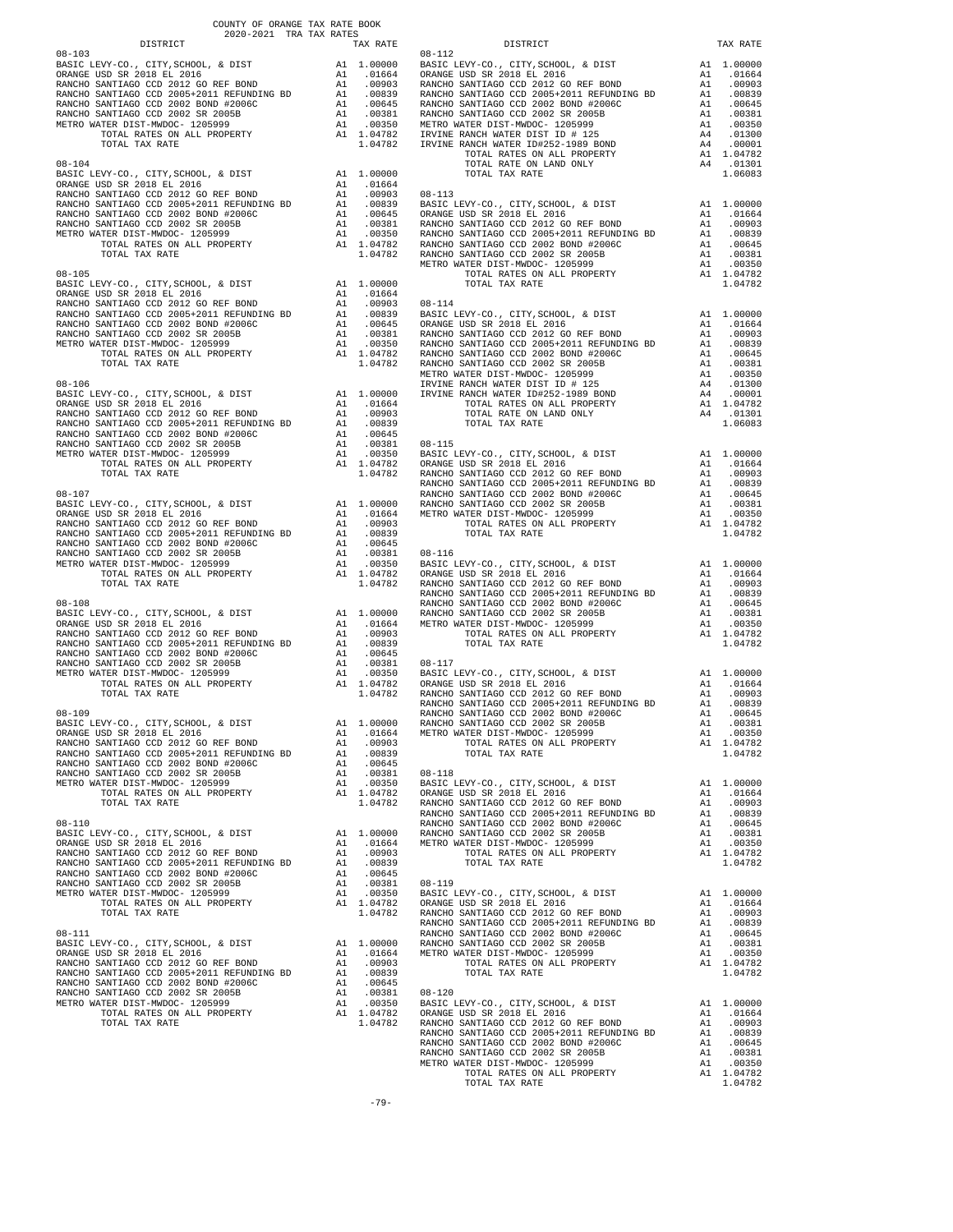COUNTY OF ORANGE TAX RATE BOOK
2020-2021 TRA TAX RATES

| DISTRICT | | TAX RATE |
|---|---|---|
| **08-103** | | |
| BASIC LEVY-CO., CITY,SCHOOL, & DIST | A1 | 1.00000 |
| ORANGE USD SR 2018 EL 2016 | A1 | .01664 |
| RANCHO SANTIAGO CCD 2012 GO REF BOND | A1 | .00903 |
| RANCHO SANTIAGO CCD 2005+2011 REFUNDING BD | A1 | .00839 |
| RANCHO SANTIAGO CCD 2002 BOND #2006C | A1 | .00645 |
| RANCHO SANTIAGO CCD 2002 SR 2005B | A1 | .00381 |
| METRO WATER DIST-MWDOC- 1205999 | A1 | .00350 |
| TOTAL RATES ON ALL PROPERTY | A1 | 1.04782 |
| TOTAL TAX RATE | | 1.04782 |
| **08-104** | | |
| BASIC LEVY-CO., CITY,SCHOOL, & DIST | A1 | 1.00000 |
| ORANGE USD SR 2018 EL 2016 | A1 | .01664 |
| RANCHO SANTIAGO CCD 2012 GO REF BOND | A1 | .00903 |
| RANCHO SANTIAGO CCD 2005+2011 REFUNDING BD | A1 | .00839 |
| RANCHO SANTIAGO CCD 2002 BOND #2006C | A1 | .00645 |
| RANCHO SANTIAGO CCD 2002 SR 2005B | A1 | .00381 |
| METRO WATER DIST-MWDOC- 1205999 | A1 | .00350 |
| TOTAL RATES ON ALL PROPERTY | A1 | 1.04782 |
| TOTAL TAX RATE | | 1.04782 |
| **08-105** | | |
| BASIC LEVY-CO., CITY,SCHOOL, & DIST | A1 | 1.00000 |
| ORANGE USD SR 2018 EL 2016 | A1 | .01664 |
| RANCHO SANTIAGO CCD 2012 GO REF BOND | A1 | .00903 |
| RANCHO SANTIAGO CCD 2005+2011 REFUNDING BD | A1 | .00839 |
| RANCHO SANTIAGO CCD 2002 BOND #2006C | A1 | .00645 |
| RANCHO SANTIAGO CCD 2002 SR 2005B | A1 | .00381 |
| METRO WATER DIST-MWDOC- 1205999 | A1 | .00350 |
| TOTAL RATES ON ALL PROPERTY | A1 | 1.04782 |
| TOTAL TAX RATE | | 1.04782 |
| **08-106** | | |
| BASIC LEVY-CO., CITY,SCHOOL, & DIST | A1 | 1.00000 |
| ORANGE USD SR 2018 EL 2016 | A1 | .01664 |
| RANCHO SANTIAGO CCD 2012 GO REF BOND | A1 | .00903 |
| RANCHO SANTIAGO CCD 2005+2011 REFUNDING BD | A1 | .00839 |
| RANCHO SANTIAGO CCD 2002 BOND #2006C | A1 | .00645 |
| RANCHO SANTIAGO CCD 2002 SR 2005B | A1 | .00381 |
| METRO WATER DIST-MWDOC- 1205999 | A1 | .00350 |
| TOTAL RATES ON ALL PROPERTY | A1 | 1.04782 |
| TOTAL TAX RATE | | 1.04782 |
| **08-107** | | |
| BASIC LEVY-CO., CITY,SCHOOL, & DIST | A1 | 1.00000 |
| ORANGE USD SR 2018 EL 2016 | A1 | .01664 |
| RANCHO SANTIAGO CCD 2012 GO REF BOND | A1 | .00903 |
| RANCHO SANTIAGO CCD 2005+2011 REFUNDING BD | A1 | .00839 |
| RANCHO SANTIAGO CCD 2002 BOND #2006C | A1 | .00645 |
| RANCHO SANTIAGO CCD 2002 SR 2005B | A1 | .00381 |
| METRO WATER DIST-MWDOC- 1205999 | A1 | .00350 |
| TOTAL RATES ON ALL PROPERTY | A1 | 1.04782 |
| TOTAL TAX RATE | | 1.04782 |
| **08-108** | | |
| BASIC LEVY-CO., CITY,SCHOOL, & DIST | A1 | 1.00000 |
| ORANGE USD SR 2018 EL 2016 | A1 | .01664 |
| RANCHO SANTIAGO CCD 2012 GO REF BOND | A1 | .00903 |
| RANCHO SANTIAGO CCD 2005+2011 REFUNDING BD | A1 | .00839 |
| RANCHO SANTIAGO CCD 2002 BOND #2006C | A1 | .00645 |
| RANCHO SANTIAGO CCD 2002 SR 2005B | A1 | .00381 |
| METRO WATER DIST-MWDOC- 1205999 | A1 | .00350 |
| TOTAL RATES ON ALL PROPERTY | A1 | 1.04782 |
| TOTAL TAX RATE | | 1.04782 |
| **08-109** | | |
| BASIC LEVY-CO., CITY,SCHOOL, & DIST | A1 | 1.00000 |
| ORANGE USD SR 2018 EL 2016 | A1 | .01664 |
| RANCHO SANTIAGO CCD 2012 GO REF BOND | A1 | .00903 |
| RANCHO SANTIAGO CCD 2005+2011 REFUNDING BD | A1 | .00839 |
| RANCHO SANTIAGO CCD 2002 BOND #2006C | A1 | .00645 |
| RANCHO SANTIAGO CCD 2002 SR 2005B | A1 | .00381 |
| METRO WATER DIST-MWDOC- 1205999 | A1 | .00350 |
| TOTAL RATES ON ALL PROPERTY | A1 | 1.04782 |
| TOTAL TAX RATE | | 1.04782 |
| **08-110** | | |
| BASIC LEVY-CO., CITY,SCHOOL, & DIST | A1 | 1.00000 |
| ORANGE USD SR 2018 EL 2016 | A1 | .01664 |
| RANCHO SANTIAGO CCD 2012 GO REF BOND | A1 | .00903 |
| RANCHO SANTIAGO CCD 2005+2011 REFUNDING BD | A1 | .00839 |
| RANCHO SANTIAGO CCD 2002 BOND #2006C | A1 | .00645 |
| RANCHO SANTIAGO CCD 2002 SR 2005B | A1 | .00381 |
| METRO WATER DIST-MWDOC- 1205999 | A1 | .00350 |
| TOTAL RATES ON ALL PROPERTY | A1 | 1.04782 |
| TOTAL TAX RATE | | 1.04782 |
| **08-111** | | |
| BASIC LEVY-CO., CITY,SCHOOL, & DIST | A1 | 1.00000 |
| ORANGE USD SR 2018 EL 2016 | A1 | .01664 |
| RANCHO SANTIAGO CCD 2012 GO REF BOND | A1 | .00903 |
| RANCHO SANTIAGO CCD 2005+2011 REFUNDING BD | A1 | .00839 |
| RANCHO SANTIAGO CCD 2002 BOND #2006C | A1 | .00645 |
| RANCHO SANTIAGO CCD 2002 SR 2005B | A1 | .00381 |
| METRO WATER DIST-MWDOC- 1205999 | A1 | .00350 |
| TOTAL RATES ON ALL PROPERTY | A1 | 1.04782 |
| TOTAL TAX RATE | | 1.04782 |
| **08-112** | | |
| BASIC LEVY-CO., CITY,SCHOOL, & DIST | A1 | 1.00000 |
| ORANGE USD SR 2018 EL 2016 | A1 | .01664 |
| RANCHO SANTIAGO CCD 2012 GO REF BOND | A1 | .00903 |
| RANCHO SANTIAGO CCD 2005+2011 REFUNDING BD | A1 | .00839 |
| RANCHO SANTIAGO CCD 2002 BOND #2006C | A1 | .00645 |
| RANCHO SANTIAGO CCD 2002 SR 2005B | A1 | .00381 |
| METRO WATER DIST-MWDOC- 1205999 | A1 | .00350 |
| IRVINE RANCH WATER DIST ID # 125 | A4 | .01300 |
| IRVINE RANCH WATER ID#252-1989 BOND | A4 | .00001 |
| TOTAL RATES ON ALL PROPERTY | A1 | 1.04782 |
| TOTAL RATE ON LAND ONLY | A4 | .01301 |
| TOTAL TAX RATE | | 1.06083 |
| **08-113** | | |
| BASIC LEVY-CO., CITY,SCHOOL, & DIST | A1 | 1.00000 |
| ORANGE USD SR 2018 EL 2016 | A1 | .01664 |
| RANCHO SANTIAGO CCD 2012 GO REF BOND | A1 | .00903 |
| RANCHO SANTIAGO CCD 2005+2011 REFUNDING BD | A1 | .00839 |
| RANCHO SANTIAGO CCD 2002 BOND #2006C | A1 | .00645 |
| RANCHO SANTIAGO CCD 2002 SR 2005B | A1 | .00381 |
| METRO WATER DIST-MWDOC- 1205999 | A1 | .00350 |
| TOTAL RATES ON ALL PROPERTY | A1 | 1.04782 |
| TOTAL TAX RATE | | 1.04782 |
| **08-114** | | |
| BASIC LEVY-CO., CITY,SCHOOL, & DIST | A1 | 1.00000 |
| ORANGE USD SR 2018 EL 2016 | A1 | .01664 |
| RANCHO SANTIAGO CCD 2012 GO REF BOND | A1 | .00903 |
| RANCHO SANTIAGO CCD 2005+2011 REFUNDING BD | A1 | .00839 |
| RANCHO SANTIAGO CCD 2002 BOND #2006C | A1 | .00645 |
| RANCHO SANTIAGO CCD 2002 SR 2005B | A1 | .00381 |
| METRO WATER DIST-MWDOC- 1205999 | A1 | .00350 |
| IRVINE RANCH WATER DIST ID # 125 | A4 | .01300 |
| IRVINE RANCH WATER ID#252-1989 BOND | A4 | .00001 |
| TOTAL RATES ON ALL PROPERTY | A1 | 1.04782 |
| TOTAL RATE ON LAND ONLY | A4 | .01301 |
| TOTAL TAX RATE | | 1.06083 |
| **08-115** | | |
| BASIC LEVY-CO., CITY,SCHOOL, & DIST | A1 | 1.00000 |
| ORANGE USD SR 2018 EL 2016 | A1 | .01664 |
| RANCHO SANTIAGO CCD 2012 GO REF BOND | A1 | .00903 |
| RANCHO SANTIAGO CCD 2005+2011 REFUNDING BD | A1 | .00839 |
| RANCHO SANTIAGO CCD 2002 BOND #2006C | A1 | .00645 |
| RANCHO SANTIAGO CCD 2002 SR 2005B | A1 | .00381 |
| METRO WATER DIST-MWDOC- 1205999 | A1 | .00350 |
| TOTAL RATES ON ALL PROPERTY | A1 | 1.04782 |
| TOTAL TAX RATE | | 1.04782 |
| **08-116** | | |
| BASIC LEVY-CO., CITY,SCHOOL, & DIST | A1 | 1.00000 |
| ORANGE USD SR 2018 EL 2016 | A1 | .01664 |
| RANCHO SANTIAGO CCD 2012 GO REF BOND | A1 | .00903 |
| RANCHO SANTIAGO CCD 2005+2011 REFUNDING BD | A1 | .00839 |
| RANCHO SANTIAGO CCD 2002 BOND #2006C | A1 | .00645 |
| RANCHO SANTIAGO CCD 2002 SR 2005B | A1 | .00381 |
| METRO WATER DIST-MWDOC- 1205999 | A1 | .00350 |
| TOTAL RATES ON ALL PROPERTY | A1 | 1.04782 |
| TOTAL TAX RATE | | 1.04782 |
| **08-117** | | |
| BASIC LEVY-CO., CITY,SCHOOL, & DIST | A1 | 1.00000 |
| ORANGE USD SR 2018 EL 2016 | A1 | .01664 |
| RANCHO SANTIAGO CCD 2012 GO REF BOND | A1 | .00903 |
| RANCHO SANTIAGO CCD 2005+2011 REFUNDING BD | A1 | .00839 |
| RANCHO SANTIAGO CCD 2002 BOND #2006C | A1 | .00645 |
| RANCHO SANTIAGO CCD 2002 SR 2005B | A1 | .00381 |
| METRO WATER DIST-MWDOC- 1205999 | A1 | .00350 |
| TOTAL RATES ON ALL PROPERTY | A1 | 1.04782 |
| TOTAL TAX RATE | | 1.04782 |
| **08-118** | | |
| BASIC LEVY-CO., CITY,SCHOOL, & DIST | A1 | 1.00000 |
| ORANGE USD SR 2018 EL 2016 | A1 | .01664 |
| RANCHO SANTIAGO CCD 2012 GO REF BOND | A1 | .00903 |
| RANCHO SANTIAGO CCD 2005+2011 REFUNDING BD | A1 | .00839 |
| RANCHO SANTIAGO CCD 2002 BOND #2006C | A1 | .00645 |
| RANCHO SANTIAGO CCD 2002 SR 2005B | A1 | .00381 |
| METRO WATER DIST-MWDOC- 1205999 | A1 | .00350 |
| TOTAL RATES ON ALL PROPERTY | A1 | 1.04782 |
| TOTAL TAX RATE | | 1.04782 |
| **08-119** | | |
| BASIC LEVY-CO., CITY,SCHOOL, & DIST | A1 | 1.00000 |
| ORANGE USD SR 2018 EL 2016 | A1 | .01664 |
| RANCHO SANTIAGO CCD 2012 GO REF BOND | A1 | .00903 |
| RANCHO SANTIAGO CCD 2005+2011 REFUNDING BD | A1 | .00839 |
| RANCHO SANTIAGO CCD 2002 BOND #2006C | A1 | .00645 |
| RANCHO SANTIAGO CCD 2002 SR 2005B | A1 | .00381 |
| METRO WATER DIST-MWDOC- 1205999 | A1 | .00350 |
| TOTAL RATES ON ALL PROPERTY | A1 | 1.04782 |
| TOTAL TAX RATE | | 1.04782 |
| **08-120** | | |
| BASIC LEVY-CO., CITY,SCHOOL, & DIST | A1 | 1.00000 |
| ORANGE USD SR 2018 EL 2016 | A1 | .01664 |
| RANCHO SANTIAGO CCD 2012 GO REF BOND | A1 | .00903 |
| RANCHO SANTIAGO CCD 2005+2011 REFUNDING BD | A1 | .00839 |
| RANCHO SANTIAGO CCD 2002 BOND #2006C | A1 | .00645 |
| RANCHO SANTIAGO CCD 2002 SR 2005B | A1 | .00381 |
| METRO WATER DIST-MWDOC- 1205999 | A1 | .00350 |
| TOTAL RATES ON ALL PROPERTY | A1 | 1.04782 |
| TOTAL TAX RATE | | 1.04782 |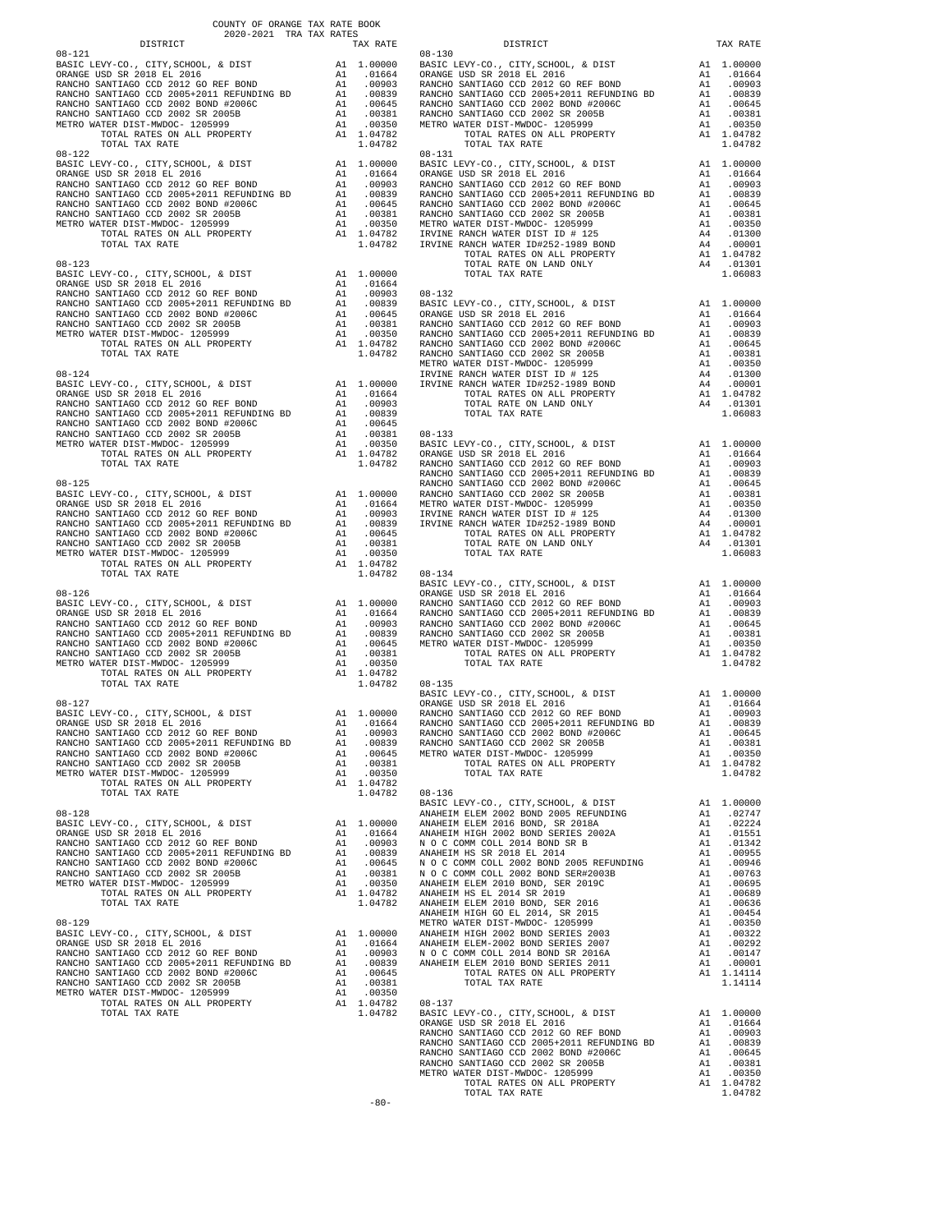COUNTY OF ORANGE TAX RATE BOOK
2020-2021 TRA TAX RATES

| DISTRICT | | TAX RATE |
|---|---|---|
| **08-121** | | |
| BASIC LEVY-CO., CITY,SCHOOL, & DIST | A1 | 1.00000 |
| ORANGE USD SR 2018 EL 2016 | A1 | .01664 |
| RANCHO SANTIAGO CCD 2012 GO REF BOND | A1 | .00903 |
| RANCHO SANTIAGO CCD 2005+2011 REFUNDING BD | A1 | .00839 |
| RANCHO SANTIAGO CCD 2002 BOND #2006C | A1 | .00645 |
| RANCHO SANTIAGO CCD 2002 SR 2005B | A1 | .00381 |
| METRO WATER DIST-MWDOC- 1205999 | A1 | .00350 |
| TOTAL RATES ON ALL PROPERTY | A1 | 1.04782 |
| TOTAL TAX RATE | | 1.04782 |
| **08-122** | | |
| BASIC LEVY-CO., CITY,SCHOOL, & DIST | A1 | 1.00000 |
| ORANGE USD SR 2018 EL 2016 | A1 | .01664 |
| RANCHO SANTIAGO CCD 2012 GO REF BOND | A1 | .00903 |
| RANCHO SANTIAGO CCD 2005+2011 REFUNDING BD | A1 | .00839 |
| RANCHO SANTIAGO CCD 2002 BOND #2006C | A1 | .00645 |
| RANCHO SANTIAGO CCD 2002 SR 2005B | A1 | .00381 |
| METRO WATER DIST-MWDOC- 1205999 | A1 | .00350 |
| TOTAL RATES ON ALL PROPERTY | A1 | 1.04782 |
| TOTAL TAX RATE | | 1.04782 |
| **08-123** | | |
| BASIC LEVY-CO., CITY,SCHOOL, & DIST | A1 | 1.00000 |
| ORANGE USD SR 2018 EL 2016 | A1 | .01664 |
| RANCHO SANTIAGO CCD 2012 GO REF BOND | A1 | .00903 |
| RANCHO SANTIAGO CCD 2005+2011 REFUNDING BD | A1 | .00839 |
| RANCHO SANTIAGO CCD 2002 BOND #2006C | A1 | .00645 |
| RANCHO SANTIAGO CCD 2002 SR 2005B | A1 | .00381 |
| METRO WATER DIST-MWDOC- 1205999 | A1 | .00350 |
| TOTAL RATES ON ALL PROPERTY | A1 | 1.04782 |
| TOTAL TAX RATE | | 1.04782 |
| **08-124** | | |
| BASIC LEVY-CO., CITY,SCHOOL, & DIST | A1 | 1.00000 |
| ORANGE USD SR 2018 EL 2016 | A1 | .01664 |
| RANCHO SANTIAGO CCD 2012 GO REF BOND | A1 | .00903 |
| RANCHO SANTIAGO CCD 2005+2011 REFUNDING BD | A1 | .00839 |
| RANCHO SANTIAGO CCD 2002 BOND #2006C | A1 | .00645 |
| RANCHO SANTIAGO CCD 2002 SR 2005B | A1 | .00381 |
| METRO WATER DIST-MWDOC- 1205999 | A1 | .00350 |
| TOTAL RATES ON ALL PROPERTY | A1 | 1.04782 |
| TOTAL TAX RATE | | 1.04782 |
| **08-125** | | |
| BASIC LEVY-CO., CITY,SCHOOL, & DIST | A1 | 1.00000 |
| ORANGE USD SR 2018 EL 2016 | A1 | .01664 |
| RANCHO SANTIAGO CCD 2012 GO REF BOND | A1 | .00903 |
| RANCHO SANTIAGO CCD 2005+2011 REFUNDING BD | A1 | .00839 |
| RANCHO SANTIAGO CCD 2002 BOND #2006C | A1 | .00645 |
| RANCHO SANTIAGO CCD 2002 SR 2005B | A1 | .00381 |
| METRO WATER DIST-MWDOC- 1205999 | A1 | .00350 |
| TOTAL RATES ON ALL PROPERTY | A1 | 1.04782 |
| TOTAL TAX RATE | | 1.04782 |
| **08-126** | | |
| BASIC LEVY-CO., CITY,SCHOOL, & DIST | A1 | 1.00000 |
| ORANGE USD SR 2018 EL 2016 | A1 | .01664 |
| RANCHO SANTIAGO CCD 2012 GO REF BOND | A1 | .00903 |
| RANCHO SANTIAGO CCD 2005+2011 REFUNDING BD | A1 | .00839 |
| RANCHO SANTIAGO CCD 2002 BOND #2006C | A1 | .00645 |
| RANCHO SANTIAGO CCD 2002 SR 2005B | A1 | .00381 |
| METRO WATER DIST-MWDOC- 1205999 | A1 | .00350 |
| TOTAL RATES ON ALL PROPERTY | A1 | 1.04782 |
| TOTAL TAX RATE | | 1.04782 |
| **08-127** | | |
| BASIC LEVY-CO., CITY,SCHOOL, & DIST | A1 | 1.00000 |
| ORANGE USD SR 2018 EL 2016 | A1 | .01664 |
| RANCHO SANTIAGO CCD 2012 GO REF BOND | A1 | .00903 |
| RANCHO SANTIAGO CCD 2005+2011 REFUNDING BD | A1 | .00839 |
| RANCHO SANTIAGO CCD 2002 BOND #2006C | A1 | .00645 |
| RANCHO SANTIAGO CCD 2002 SR 2005B | A1 | .00381 |
| METRO WATER DIST-MWDOC- 1205999 | A1 | .00350 |
| TOTAL RATES ON ALL PROPERTY | A1 | 1.04782 |
| TOTAL TAX RATE | | 1.04782 |
| **08-128** | | |
| BASIC LEVY-CO., CITY,SCHOOL, & DIST | A1 | 1.00000 |
| ORANGE USD SR 2018 EL 2016 | A1 | .01664 |
| RANCHO SANTIAGO CCD 2012 GO REF BOND | A1 | .00903 |
| RANCHO SANTIAGO CCD 2005+2011 REFUNDING BD | A1 | .00839 |
| RANCHO SANTIAGO CCD 2002 BOND #2006C | A1 | .00645 |
| RANCHO SANTIAGO CCD 2002 SR 2005B | A1 | .00381 |
| METRO WATER DIST-MWDOC- 1205999 | A1 | .00350 |
| TOTAL RATES ON ALL PROPERTY | A1 | 1.04782 |
| TOTAL TAX RATE | | 1.04782 |
| **08-129** | | |
| BASIC LEVY-CO., CITY,SCHOOL, & DIST | A1 | 1.00000 |
| ORANGE USD SR 2018 EL 2016 | A1 | .01664 |
| RANCHO SANTIAGO CCD 2012 GO REF BOND | A1 | .00903 |
| RANCHO SANTIAGO CCD 2005+2011 REFUNDING BD | A1 | .00839 |
| RANCHO SANTIAGO CCD 2002 BOND #2006C | A1 | .00645 |
| RANCHO SANTIAGO CCD 2002 SR 2005B | A1 | .00381 |
| METRO WATER DIST-MWDOC- 1205999 | A1 | .00350 |
| TOTAL RATES ON ALL PROPERTY | A1 | 1.04782 |
| TOTAL TAX RATE | | 1.04782 |
| **08-130** | | |
| BASIC LEVY-CO., CITY,SCHOOL, & DIST | A1 | 1.00000 |
| ORANGE USD SR 2018 EL 2016 | A1 | .01664 |
| RANCHO SANTIAGO CCD 2012 GO REF BOND | A1 | .00903 |
| RANCHO SANTIAGO CCD 2005+2011 REFUNDING BD | A1 | .00839 |
| RANCHO SANTIAGO CCD 2002 BOND #2006C | A1 | .00645 |
| RANCHO SANTIAGO CCD 2002 SR 2005B | A1 | .00381 |
| METRO WATER DIST-MWDOC- 1205999 | A1 | .00350 |
| TOTAL RATES ON ALL PROPERTY | A1 | 1.04782 |
| TOTAL TAX RATE | | 1.04782 |
| **08-131** | | |
| BASIC LEVY-CO., CITY,SCHOOL, & DIST | A1 | 1.00000 |
| ORANGE USD SR 2018 EL 2016 | A1 | .01664 |
| RANCHO SANTIAGO CCD 2012 GO REF BOND | A1 | .00903 |
| RANCHO SANTIAGO CCD 2005+2011 REFUNDING BD | A1 | .00839 |
| RANCHO SANTIAGO CCD 2002 BOND #2006C | A1 | .00645 |
| RANCHO SANTIAGO CCD 2002 SR 2005B | A1 | .00381 |
| METRO WATER DIST-MWDOC- 1205999 | A1 | .00350 |
| IRVINE RANCH WATER DIST ID # 125 | A4 | .01300 |
| IRVINE RANCH WATER ID#252-1989 BOND | A4 | .00001 |
| TOTAL RATES ON ALL PROPERTY | A1 | 1.04782 |
| TOTAL RATE ON LAND ONLY | A4 | .01301 |
| TOTAL TAX RATE | | 1.06083 |
| **08-132** | | |
| BASIC LEVY-CO., CITY,SCHOOL, & DIST | A1 | 1.00000 |
| ORANGE USD SR 2018 EL 2016 | A1 | .01664 |
| RANCHO SANTIAGO CCD 2012 GO REF BOND | A1 | .00903 |
| RANCHO SANTIAGO CCD 2005+2011 REFUNDING BD | A1 | .00839 |
| RANCHO SANTIAGO CCD 2002 BOND #2006C | A1 | .00645 |
| RANCHO SANTIAGO CCD 2002 SR 2005B | A1 | .00381 |
| METRO WATER DIST-MWDOC- 1205999 | A1 | .00350 |
| IRVINE RANCH WATER DIST ID # 125 | A4 | .01300 |
| IRVINE RANCH WATER ID#252-1989 BOND | A4 | .00001 |
| TOTAL RATES ON ALL PROPERTY | A1 | 1.04782 |
| TOTAL RATE ON LAND ONLY | A4 | .01301 |
| TOTAL TAX RATE | | 1.06083 |
| **08-133** | | |
| BASIC LEVY-CO., CITY,SCHOOL, & DIST | A1 | 1.00000 |
| ORANGE USD SR 2018 EL 2016 | A1 | .01664 |
| RANCHO SANTIAGO CCD 2012 GO REF BOND | A1 | .00903 |
| RANCHO SANTIAGO CCD 2005+2011 REFUNDING BD | A1 | .00839 |
| RANCHO SANTIAGO CCD 2002 BOND #2006C | A1 | .00645 |
| RANCHO SANTIAGO CCD 2002 SR 2005B | A1 | .00381 |
| METRO WATER DIST-MWDOC- 1205999 | A1 | .00350 |
| IRVINE RANCH WATER DIST ID # 125 | A4 | .01300 |
| IRVINE RANCH WATER ID#252-1989 BOND | A4 | .00001 |
| TOTAL RATES ON ALL PROPERTY | A1 | 1.04782 |
| TOTAL RATE ON LAND ONLY | A4 | .01301 |
| TOTAL TAX RATE | | 1.06083 |
| **08-134** | | |
| BASIC LEVY-CO., CITY,SCHOOL, & DIST | A1 | 1.00000 |
| ORANGE USD SR 2018 EL 2016 | A1 | .01664 |
| RANCHO SANTIAGO CCD 2012 GO REF BOND | A1 | .00903 |
| RANCHO SANTIAGO CCD 2005+2011 REFUNDING BD | A1 | .00839 |
| RANCHO SANTIAGO CCD 2002 BOND #2006C | A1 | .00645 |
| RANCHO SANTIAGO CCD 2002 SR 2005B | A1 | .00381 |
| METRO WATER DIST-MWDOC- 1205999 | A1 | .00350 |
| TOTAL RATES ON ALL PROPERTY | A1 | 1.04782 |
| TOTAL TAX RATE | | 1.04782 |
| **08-135** | | |
| BASIC LEVY-CO., CITY,SCHOOL, & DIST | A1 | 1.00000 |
| ORANGE USD SR 2018 EL 2016 | A1 | .01664 |
| RANCHO SANTIAGO CCD 2012 GO REF BOND | A1 | .00903 |
| RANCHO SANTIAGO CCD 2005+2011 REFUNDING BD | A1 | .00839 |
| RANCHO SANTIAGO CCD 2002 BOND #2006C | A1 | .00645 |
| RANCHO SANTIAGO CCD 2002 SR 2005B | A1 | .00381 |
| METRO WATER DIST-MWDOC- 1205999 | A1 | .00350 |
| TOTAL RATES ON ALL PROPERTY | A1 | 1.04782 |
| TOTAL TAX RATE | | 1.04782 |
| **08-136** | | |
| BASIC LEVY-CO., CITY,SCHOOL, & DIST | A1 | 1.00000 |
| ANAHEIM ELEM 2002 BOND 2005 REFUNDING | A1 | .02747 |
| ANAHEIM ELEM 2016 BOND, SR 2018A | A1 | .02224 |
| ANAHEIM HIGH 2002 BOND SERIES 2002A | A1 | .01551 |
| N O C COMM COLL 2014 BOND SR B | A1 | .01342 |
| ANAHEIM HS SR 2018 EL 2014 | A1 | .00955 |
| N O C COMM COLL 2002 BOND 2005 REFUNDING | A1 | .00946 |
| N O C COMM COLL 2002 BOND SER#2003B | A1 | .00763 |
| ANAHEIM ELEM 2010 BOND, SER 2019C | A1 | .00695 |
| ANAHEIM HS EL 2014 SR 2019 | A1 | .00689 |
| ANAHEIM ELEM 2010 BOND, SER 2016 | A1 | .00636 |
| ANAHEIM HIGH GO EL 2014, SR 2015 | A1 | .00454 |
| METRO WATER DIST-MWDOC- 1205999 | A1 | .00350 |
| ANAHEIM HIGH 2002 BOND SERIES 2003 | A1 | .00322 |
| ANAHEIM ELEM-2002 BOND SERIES 2007 | A1 | .00292 |
| N O C COMM COLL 2014 BOND SR 2016A | A1 | .00147 |
| ANAHEIM ELEM 2010 BOND SERIES 2011 | A1 | .00001 |
| TOTAL RATES ON ALL PROPERTY | A1 | 1.14114 |
| TOTAL TAX RATE | | 1.14114 |
| **08-137** | | |
| BASIC LEVY-CO., CITY,SCHOOL, & DIST | A1 | 1.00000 |
| ORANGE USD SR 2018 EL 2016 | A1 | .01664 |
| RANCHO SANTIAGO CCD 2012 GO REF BOND | A1 | .00903 |
| RANCHO SANTIAGO CCD 2005+2011 REFUNDING BD | A1 | .00839 |
| RANCHO SANTIAGO CCD 2002 BOND #2006C | A1 | .00645 |
| RANCHO SANTIAGO CCD 2002 SR 2005B | A1 | .00381 |
| METRO WATER DIST-MWDOC- 1205999 | A1 | .00350 |
| TOTAL RATES ON ALL PROPERTY | A1 | 1.04782 |
| TOTAL TAX RATE | | 1.04782 |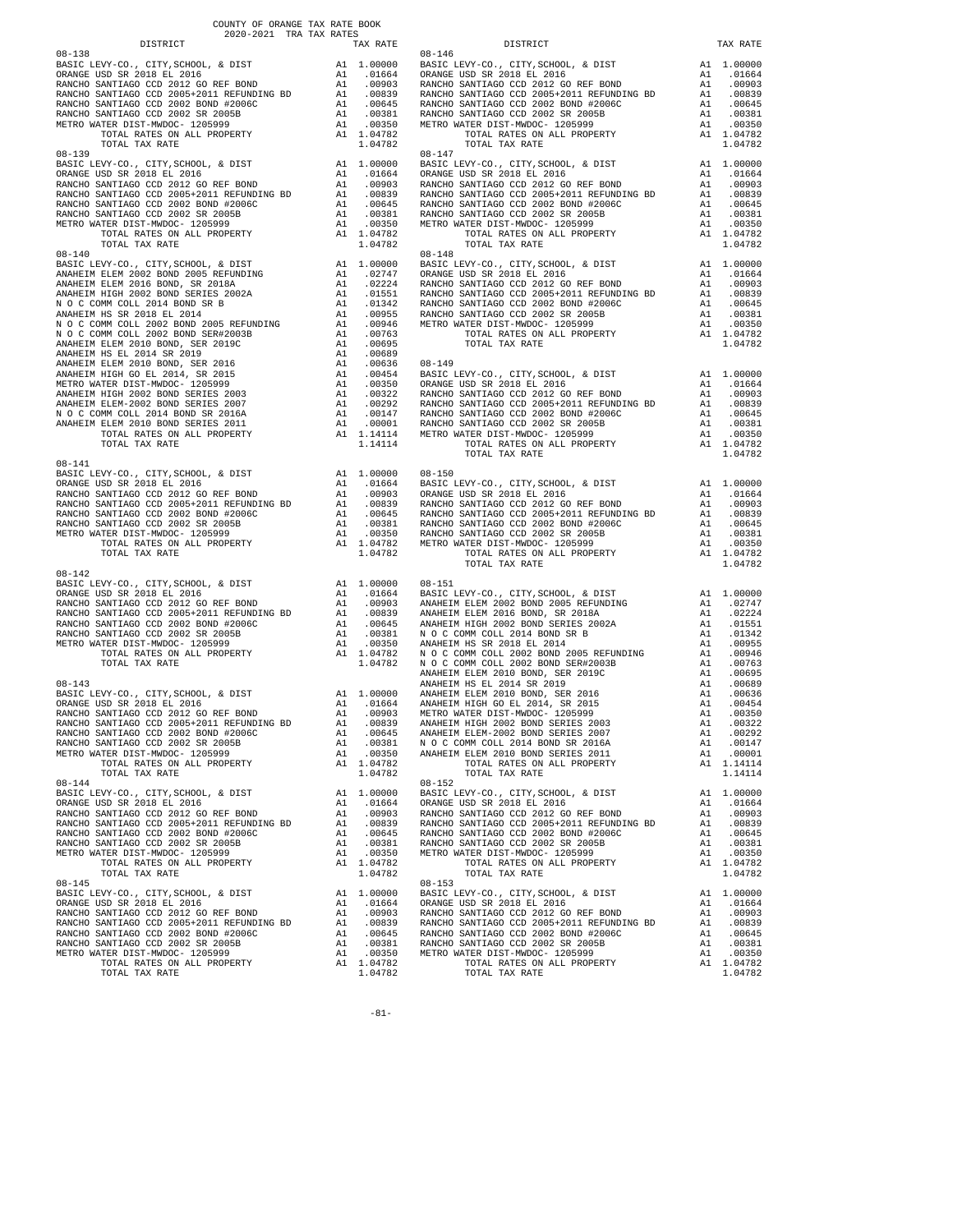COUNTY OF ORANGE TAX RATE BOOK
2020-2021 TRA TAX RATES

| DISTRICT | | TAX RATE |
|---|---|---|
| 08-138 | | |
| BASIC LEVY-CO., CITY,SCHOOL, & DIST | A1 | 1.00000 |
| ORANGE USD SR 2018 EL 2016 | A1 | .01664 |
| RANCHO SANTIAGO CCD 2012 GO REF BOND | A1 | .00903 |
| RANCHO SANTIAGO CCD 2005+2011 REFUNDING BD | A1 | .00839 |
| RANCHO SANTIAGO CCD 2002 BOND #2006C | A1 | .00645 |
| RANCHO SANTIAGO CCD 2002 SR 2005B | A1 | .00381 |
| METRO WATER DIST-MWDOC- 1205999 | A1 | .00350 |
| TOTAL RATES ON ALL PROPERTY | A1 | 1.04782 |
| TOTAL TAX RATE | | 1.04782 |
| 08-139 | | |
| BASIC LEVY-CO., CITY,SCHOOL, & DIST | A1 | 1.00000 |
| ORANGE USD SR 2018 EL 2016 | A1 | .01664 |
| RANCHO SANTIAGO CCD 2012 GO REF BOND | A1 | .00903 |
| RANCHO SANTIAGO CCD 2005+2011 REFUNDING BD | A1 | .00839 |
| RANCHO SANTIAGO CCD 2002 BOND #2006C | A1 | .00645 |
| RANCHO SANTIAGO CCD 2002 SR 2005B | A1 | .00381 |
| METRO WATER DIST-MWDOC- 1205999 | A1 | .00350 |
| TOTAL RATES ON ALL PROPERTY | A1 | 1.04782 |
| TOTAL TAX RATE | | 1.04782 |
| 08-140 | | |
| BASIC LEVY-CO., CITY,SCHOOL, & DIST | A1 | 1.00000 |
| ANAHEIM ELEM 2002 BOND 2005 REFUNDING | A1 | .02747 |
| ANAHEIM ELEM 2016 BOND, SR 2018A | A1 | .02224 |
| ANAHEIM HIGH 2002 BOND SERIES 2002A | A1 | .01551 |
| N O C COMM COLL 2014 BOND SR B | A1 | .01342 |
| ANAHEIM HS SR 2018 EL 2014 | A1 | .00955 |
| N O C COMM COLL 2002 BOND 2005 REFUNDING | A1 | .00946 |
| N O C COMM COLL 2002 BOND SER#2003B | A1 | .00763 |
| ANAHEIM ELEM 2010 BOND, SER 2019C | A1 | .00695 |
| ANAHEIM HS EL 2014 SR 2019 | A1 | .00689 |
| ANAHEIM ELEM 2010 BOND, SER 2016 | A1 | .00636 |
| ANAHEIM HIGH GO EL 2014, SR 2015 | A1 | .00454 |
| METRO WATER DIST-MWDOC- 1205999 | A1 | .00350 |
| ANAHEIM HIGH 2002 BOND SERIES 2003 | A1 | .00322 |
| ANAHEIM ELEM-2002 BOND SERIES 2007 | A1 | .00292 |
| N O C COMM COLL 2014 BOND SR 2016A | A1 | .00147 |
| ANAHEIM ELEM 2010 BOND SERIES 2011 | A1 | .00001 |
| TOTAL RATES ON ALL PROPERTY | A1 | 1.14114 |
| TOTAL TAX RATE | | 1.14114 |
| 08-141 | | |
| BASIC LEVY-CO., CITY,SCHOOL, & DIST | A1 | 1.00000 |
| ORANGE USD SR 2018 EL 2016 | A1 | .01664 |
| RANCHO SANTIAGO CCD 2012 GO REF BOND | A1 | .00903 |
| RANCHO SANTIAGO CCD 2005+2011 REFUNDING BD | A1 | .00839 |
| RANCHO SANTIAGO CCD 2002 BOND #2006C | A1 | .00645 |
| RANCHO SANTIAGO CCD 2002 SR 2005B | A1 | .00381 |
| METRO WATER DIST-MWDOC- 1205999 | A1 | .00350 |
| TOTAL RATES ON ALL PROPERTY | A1 | 1.04782 |
| TOTAL TAX RATE | | 1.04782 |
| 08-142 | | |
| BASIC LEVY-CO., CITY,SCHOOL, & DIST | A1 | 1.00000 |
| ORANGE USD SR 2018 EL 2016 | A1 | .01664 |
| RANCHO SANTIAGO CCD 2012 GO REF BOND | A1 | .00903 |
| RANCHO SANTIAGO CCD 2005+2011 REFUNDING BD | A1 | .00839 |
| RANCHO SANTIAGO CCD 2002 BOND #2006C | A1 | .00645 |
| RANCHO SANTIAGO CCD 2002 SR 2005B | A1 | .00381 |
| METRO WATER DIST-MWDOC- 1205999 | A1 | .00350 |
| TOTAL RATES ON ALL PROPERTY | A1 | 1.04782 |
| TOTAL TAX RATE | | 1.04782 |
| 08-143 | | |
| BASIC LEVY-CO., CITY,SCHOOL, & DIST | A1 | 1.00000 |
| ORANGE USD SR 2018 EL 2016 | A1 | .01664 |
| RANCHO SANTIAGO CCD 2012 GO REF BOND | A1 | .00903 |
| RANCHO SANTIAGO CCD 2005+2011 REFUNDING BD | A1 | .00839 |
| RANCHO SANTIAGO CCD 2002 BOND #2006C | A1 | .00645 |
| RANCHO SANTIAGO CCD 2002 SR 2005B | A1 | .00381 |
| METRO WATER DIST-MWDOC- 1205999 | A1 | .00350 |
| TOTAL RATES ON ALL PROPERTY | A1 | 1.04782 |
| TOTAL TAX RATE | | 1.04782 |
| 08-144 | | |
| BASIC LEVY-CO., CITY,SCHOOL, & DIST | A1 | 1.00000 |
| ORANGE USD SR 2018 EL 2016 | A1 | .01664 |
| RANCHO SANTIAGO CCD 2012 GO REF BOND | A1 | .00903 |
| RANCHO SANTIAGO CCD 2005+2011 REFUNDING BD | A1 | .00839 |
| RANCHO SANTIAGO CCD 2002 BOND #2006C | A1 | .00645 |
| RANCHO SANTIAGO CCD 2002 SR 2005B | A1 | .00381 |
| METRO WATER DIST-MWDOC- 1205999 | A1 | .00350 |
| TOTAL RATES ON ALL PROPERTY | A1 | 1.04782 |
| TOTAL TAX RATE | | 1.04782 |
| 08-145 | | |
| BASIC LEVY-CO., CITY,SCHOOL, & DIST | A1 | 1.00000 |
| ORANGE USD SR 2018 EL 2016 | A1 | .01664 |
| RANCHO SANTIAGO CCD 2012 GO REF BOND | A1 | .00903 |
| RANCHO SANTIAGO CCD 2005+2011 REFUNDING BD | A1 | .00839 |
| RANCHO SANTIAGO CCD 2002 BOND #2006C | A1 | .00645 |
| RANCHO SANTIAGO CCD 2002 SR 2005B | A1 | .00381 |
| METRO WATER DIST-MWDOC- 1205999 | A1 | .00350 |
| TOTAL RATES ON ALL PROPERTY | A1 | 1.04782 |
| TOTAL TAX RATE | | 1.04782 |
| 08-146 | | |
| BASIC LEVY-CO., CITY,SCHOOL, & DIST | A1 | 1.00000 |
| ORANGE USD SR 2018 EL 2016 | A1 | .01664 |
| RANCHO SANTIAGO CCD 2012 GO REF BOND | A1 | .00903 |
| RANCHO SANTIAGO CCD 2005+2011 REFUNDING BD | A1 | .00839 |
| RANCHO SANTIAGO CCD 2002 BOND #2006C | A1 | .00645 |
| RANCHO SANTIAGO CCD 2002 SR 2005B | A1 | .00381 |
| METRO WATER DIST-MWDOC- 1205999 | A1 | .00350 |
| TOTAL RATES ON ALL PROPERTY | A1 | 1.04782 |
| TOTAL TAX RATE | | 1.04782 |
| 08-147 | | |
| BASIC LEVY-CO., CITY,SCHOOL, & DIST | A1 | 1.00000 |
| ORANGE USD SR 2018 EL 2016 | A1 | .01664 |
| RANCHO SANTIAGO CCD 2012 GO REF BOND | A1 | .00903 |
| RANCHO SANTIAGO CCD 2005+2011 REFUNDING BD | A1 | .00839 |
| RANCHO SANTIAGO CCD 2002 BOND #2006C | A1 | .00645 |
| RANCHO SANTIAGO CCD 2002 SR 2005B | A1 | .00381 |
| METRO WATER DIST-MWDOC- 1205999 | A1 | .00350 |
| TOTAL RATES ON ALL PROPERTY | A1 | 1.04782 |
| TOTAL TAX RATE | | 1.04782 |
| 08-148 | | |
| BASIC LEVY-CO., CITY,SCHOOL, & DIST | A1 | 1.00000 |
| ORANGE USD SR 2018 EL 2016 | A1 | .01664 |
| RANCHO SANTIAGO CCD 2012 GO REF BOND | A1 | .00903 |
| RANCHO SANTIAGO CCD 2005+2011 REFUNDING BD | A1 | .00839 |
| RANCHO SANTIAGO CCD 2002 BOND #2006C | A1 | .00645 |
| RANCHO SANTIAGO CCD 2002 SR 2005B | A1 | .00381 |
| METRO WATER DIST-MWDOC- 1205999 | A1 | .00350 |
| TOTAL RATES ON ALL PROPERTY | A1 | 1.04782 |
| TOTAL TAX RATE | | 1.04782 |
| 08-149 | | |
| BASIC LEVY-CO., CITY,SCHOOL, & DIST | A1 | 1.00000 |
| ORANGE USD SR 2018 EL 2016 | A1 | .01664 |
| RANCHO SANTIAGO CCD 2012 GO REF BOND | A1 | .00903 |
| RANCHO SANTIAGO CCD 2005+2011 REFUNDING BD | A1 | .00839 |
| RANCHO SANTIAGO CCD 2002 BOND #2006C | A1 | .00645 |
| RANCHO SANTIAGO CCD 2002 SR 2005B | A1 | .00381 |
| METRO WATER DIST-MWDOC- 1205999 | A1 | .00350 |
| TOTAL RATES ON ALL PROPERTY | A1 | 1.04782 |
| TOTAL TAX RATE | | 1.04782 |
| 08-150 | | |
| BASIC LEVY-CO., CITY,SCHOOL, & DIST | A1 | 1.00000 |
| ORANGE USD SR 2018 EL 2016 | A1 | .01664 |
| RANCHO SANTIAGO CCD 2012 GO REF BOND | A1 | .00903 |
| RANCHO SANTIAGO CCD 2005+2011 REFUNDING BD | A1 | .00839 |
| RANCHO SANTIAGO CCD 2002 BOND #2006C | A1 | .00645 |
| RANCHO SANTIAGO CCD 2002 SR 2005B | A1 | .00381 |
| METRO WATER DIST-MWDOC- 1205999 | A1 | .00350 |
| TOTAL RATES ON ALL PROPERTY | A1 | 1.04782 |
| TOTAL TAX RATE | | 1.04782 |
| 08-151 | | |
| BASIC LEVY-CO., CITY,SCHOOL, & DIST | A1 | 1.00000 |
| ANAHEIM ELEM 2002 BOND 2005 REFUNDING | A1 | .02747 |
| ANAHEIM ELEM 2016 BOND, SR 2018A | A1 | .02224 |
| ANAHEIM HIGH 2002 BOND SERIES 2002A | A1 | .01551 |
| N O C COMM COLL 2014 BOND SR B | A1 | .01342 |
| ANAHEIM HS SR 2018 EL 2014 | A1 | .00955 |
| N O C COMM COLL 2002 BOND 2005 REFUNDING | A1 | .00946 |
| N O C COMM COLL 2002 BOND SER#2003B | A1 | .00763 |
| ANAHEIM ELEM 2010 BOND, SER 2019C | A1 | .00695 |
| ANAHEIM HS EL 2014 SR 2019 | A1 | .00689 |
| ANAHEIM ELEM 2010 BOND, SER 2016 | A1 | .00636 |
| ANAHEIM HIGH GO EL 2014, SR 2015 | A1 | .00454 |
| METRO WATER DIST-MWDOC- 1205999 | A1 | .00350 |
| ANAHEIM HIGH 2002 BOND SERIES 2003 | A1 | .00322 |
| ANAHEIM ELEM-2002 BOND SERIES 2007 | A1 | .00292 |
| N O C COMM COLL 2014 BOND SR 2016A | A1 | .00147 |
| ANAHEIM ELEM 2010 BOND SERIES 2011 | A1 | .00001 |
| TOTAL RATES ON ALL PROPERTY | A1 | 1.14114 |
| TOTAL TAX RATE | | 1.14114 |
| 08-152 | | |
| BASIC LEVY-CO., CITY,SCHOOL, & DIST | A1 | 1.00000 |
| ORANGE USD SR 2018 EL 2016 | A1 | .01664 |
| RANCHO SANTIAGO CCD 2012 GO REF BOND | A1 | .00903 |
| RANCHO SANTIAGO CCD 2005+2011 REFUNDING BD | A1 | .00839 |
| RANCHO SANTIAGO CCD 2002 BOND #2006C | A1 | .00645 |
| RANCHO SANTIAGO CCD 2002 SR 2005B | A1 | .00381 |
| METRO WATER DIST-MWDOC- 1205999 | A1 | .00350 |
| TOTAL RATES ON ALL PROPERTY | A1 | 1.04782 |
| TOTAL TAX RATE | | 1.04782 |
| 08-153 | | |
| BASIC LEVY-CO., CITY,SCHOOL, & DIST | A1 | 1.00000 |
| ORANGE USD SR 2018 EL 2016 | A1 | .01664 |
| RANCHO SANTIAGO CCD 2012 GO REF BOND | A1 | .00903 |
| RANCHO SANTIAGO CCD 2005+2011 REFUNDING BD | A1 | .00839 |
| RANCHO SANTIAGO CCD 2002 BOND #2006C | A1 | .00645 |
| RANCHO SANTIAGO CCD 2002 SR 2005B | A1 | .00381 |
| METRO WATER DIST-MWDOC- 1205999 | A1 | .00350 |
| TOTAL RATES ON ALL PROPERTY | A1 | 1.04782 |
| TOTAL TAX RATE | | 1.04782 |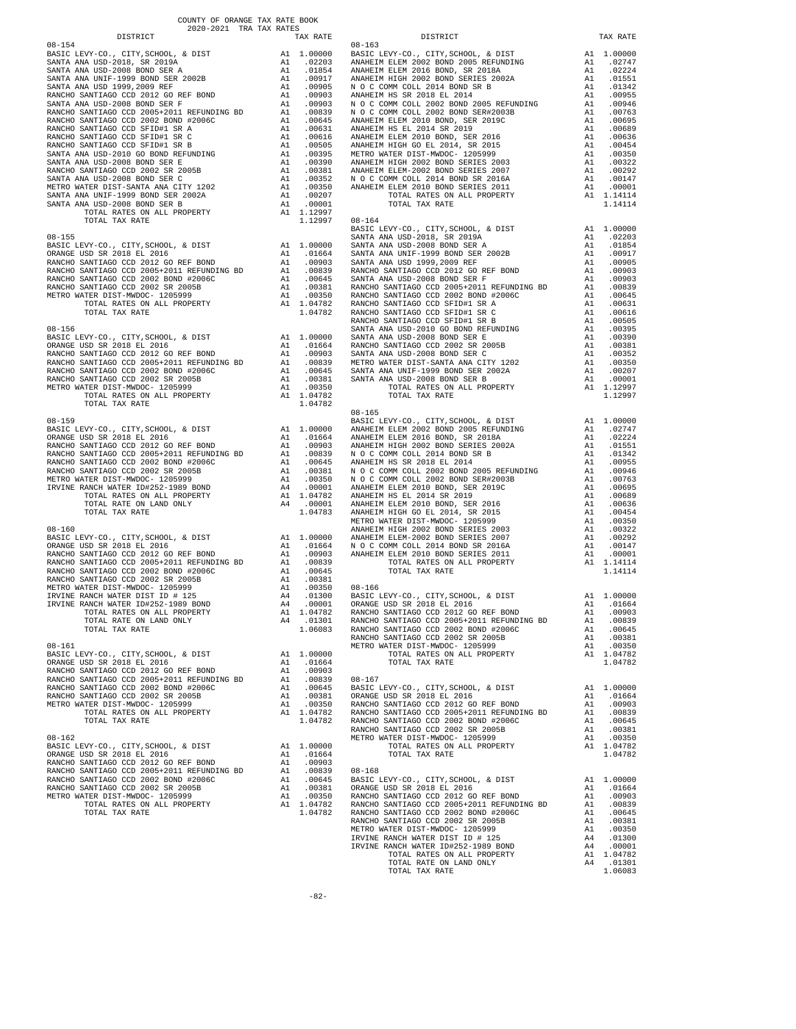COUNTY OF ORANGE TAX RATE BOOK
2020-2021 TRA TAX RATES

| DISTRICT | | TAX RATE |
|---|---|---|
| **08-154** | | |
| BASIC LEVY-CO., CITY,SCHOOL, & DIST | A1 | 1.00000 |
| SANTA ANA USD-2018, SR 2019A | A1 | .02203 |
| SANTA ANA USD-2008 BOND SER A | A1 | .01854 |
| SANTA ANA UNIF-1999 BOND SER 2002B | A1 | .00917 |
| SANTA ANA USD 1999,2009 REF | A1 | .00905 |
| RANCHO SANTIAGO CCD 2012 GO REF BOND | A1 | .00903 |
| SANTA ANA USD-2008 BOND SER F | A1 | .00903 |
| RANCHO SANTIAGO CCD 2005+2011 REFUNDING BD | A1 | .00839 |
| RANCHO SANTIAGO CCD 2002 BOND #2006C | A1 | .00645 |
| RANCHO SANTIAGO CCD SFID#1 SR A | A1 | .00631 |
| RANCHO SANTIAGO CCD SFID#1 SR C | A1 | .00616 |
| RANCHO SANTIAGO CCD SFID#1 SR B | A1 | .00505 |
| SANTA ANA USD-2010 GO BOND REFUNDING | A1 | .00395 |
| SANTA ANA USD-2008 BOND SER E | A1 | .00390 |
| RANCHO SANTIAGO CCD 2002 SR 2005B | A1 | .00381 |
| SANTA ANA USD-2008 BOND SER C | A1 | .00352 |
| METRO WATER DIST-SANTA ANA CITY 1202 | A1 | .00350 |
| SANTA ANA UNIF-1999 BOND SER 2002A | A1 | .00207 |
| SANTA ANA USD-2008 BOND SER B | A1 | .00001 |
| TOTAL RATES ON ALL PROPERTY | A1 | 1.12997 |
| TOTAL TAX RATE | | 1.12997 |
| **08-155** | | |
| BASIC LEVY-CO., CITY,SCHOOL, & DIST | A1 | 1.00000 |
| ORANGE USD SR 2018 EL 2016 | A1 | .01664 |
| RANCHO SANTIAGO CCD 2012 GO REF BOND | A1 | .00903 |
| RANCHO SANTIAGO CCD 2005+2011 REFUNDING BD | A1 | .00839 |
| RANCHO SANTIAGO CCD 2002 BOND #2006C | A1 | .00645 |
| RANCHO SANTIAGO CCD 2002 SR 2005B | A1 | .00381 |
| METRO WATER DIST-MWDOC- 1205999 | A1 | .00350 |
| TOTAL RATES ON ALL PROPERTY | A1 | 1.04782 |
| TOTAL TAX RATE | | 1.04782 |
| **08-156** | | |
| BASIC LEVY-CO., CITY,SCHOOL, & DIST | A1 | 1.00000 |
| ORANGE USD SR 2018 EL 2016 | A1 | .01664 |
| RANCHO SANTIAGO CCD 2012 GO REF BOND | A1 | .00903 |
| RANCHO SANTIAGO CCD 2005+2011 REFUNDING BD | A1 | .00839 |
| RANCHO SANTIAGO CCD 2002 BOND #2006C | A1 | .00645 |
| RANCHO SANTIAGO CCD 2002 SR 2005B | A1 | .00381 |
| METRO WATER DIST-MWDOC- 1205999 | A1 | .00350 |
| TOTAL RATES ON ALL PROPERTY | A1 | 1.04782 |
| TOTAL TAX RATE | | 1.04782 |
| **08-159** | | |
| BASIC LEVY-CO., CITY,SCHOOL, & DIST | A1 | 1.00000 |
| ORANGE USD SR 2018 EL 2016 | A1 | .01664 |
| RANCHO SANTIAGO CCD 2012 GO REF BOND | A1 | .00903 |
| RANCHO SANTIAGO CCD 2005+2011 REFUNDING BD | A1 | .00839 |
| RANCHO SANTIAGO CCD 2002 BOND #2006C | A1 | .00645 |
| RANCHO SANTIAGO CCD 2002 SR 2005B | A1 | .00381 |
| METRO WATER DIST-MWDOC- 1205999 | A1 | .00350 |
| IRVINE RANCH WATER ID#252-1989 BOND | A4 | .00001 |
| TOTAL RATES ON ALL PROPERTY | A1 | 1.04782 |
| TOTAL RATE ON LAND ONLY | A4 | .00001 |
| TOTAL TAX RATE | | 1.04783 |
| **08-160** | | |
| BASIC LEVY-CO., CITY,SCHOOL, & DIST | A1 | 1.00000 |
| ORANGE USD SR 2018 EL 2016 | A1 | .01664 |
| RANCHO SANTIAGO CCD 2012 GO REF BOND | A1 | .00903 |
| RANCHO SANTIAGO CCD 2005+2011 REFUNDING BD | A1 | .00839 |
| RANCHO SANTIAGO CCD 2002 BOND #2006C | A1 | .00645 |
| RANCHO SANTIAGO CCD 2002 SR 2005B | A1 | .00381 |
| METRO WATER DIST-MWDOC- 1205999 | A1 | .00350 |
| IRVINE RANCH WATER DIST ID # 125 | A4 | .01300 |
| IRVINE RANCH WATER ID#252-1989 BOND | A4 | .00001 |
| TOTAL RATES ON ALL PROPERTY | A1 | 1.04782 |
| TOTAL RATE ON LAND ONLY | A4 | .01301 |
| TOTAL TAX RATE | | 1.06083 |
| **08-161** | | |
| BASIC LEVY-CO., CITY,SCHOOL, & DIST | A1 | 1.00000 |
| ORANGE USD SR 2018 EL 2016 | A1 | .01664 |
| RANCHO SANTIAGO CCD 2012 GO REF BOND | A1 | .00903 |
| RANCHO SANTIAGO CCD 2005+2011 REFUNDING BD | A1 | .00839 |
| RANCHO SANTIAGO CCD 2002 BOND #2006C | A1 | .00645 |
| RANCHO SANTIAGO CCD 2002 SR 2005B | A1 | .00381 |
| METRO WATER DIST-MWDOC- 1205999 | A1 | .00350 |
| TOTAL RATES ON ALL PROPERTY | A1 | 1.04782 |
| TOTAL TAX RATE | | 1.04782 |
| **08-162** | | |
| BASIC LEVY-CO., CITY,SCHOOL, & DIST | A1 | 1.00000 |
| ORANGE USD SR 2018 EL 2016 | A1 | .01664 |
| RANCHO SANTIAGO CCD 2012 GO REF BOND | A1 | .00903 |
| RANCHO SANTIAGO CCD 2005+2011 REFUNDING BD | A1 | .00839 |
| RANCHO SANTIAGO CCD 2002 BOND #2006C | A1 | .00645 |
| RANCHO SANTIAGO CCD 2002 SR 2005B | A1 | .00381 |
| METRO WATER DIST-MWDOC- 1205999 | A1 | .00350 |
| TOTAL RATES ON ALL PROPERTY | A1 | 1.04782 |
| TOTAL TAX RATE | | 1.04782 |
| **08-163** | | |
| BASIC LEVY-CO., CITY,SCHOOL, & DIST | A1 | 1.00000 |
| ANAHEIM ELEM 2002 BOND 2005 REFUNDING | A1 | .02747 |
| ANAHEIM ELEM 2016 BOND, SR 2018A | A1 | .02224 |
| ANAHEIM HIGH 2002 BOND SERIES 2002A | A1 | .01551 |
| N O C COMM COLL 2014 BOND SR B | A1 | .01342 |
| ANAHEIM HS SR 2018 EL 2014 | A1 | .00955 |
| N O C COMM COLL 2002 BOND 2005 REFUNDING | A1 | .00946 |
| N O C COMM COLL 2002 BOND SER#2003B | A1 | .00763 |
| ANAHEIM ELEM 2010 BOND, SER 2019C | A1 | .00695 |
| ANAHEIM HS EL 2014 SR 2019 | A1 | .00689 |
| ANAHEIM ELEM 2010 BOND, SER 2016 | A1 | .00636 |
| ANAHEIM HIGH GO EL 2014, SR 2015 | A1 | .00454 |
| METRO WATER DIST-MWDOC- 1205999 | A1 | .00350 |
| ANAHEIM HIGH 2002 BOND SERIES 2003 | A1 | .00322 |
| ANAHEIM ELEM-2002 BOND SERIES 2007 | A1 | .00292 |
| N O C COMM COLL 2014 BOND SR 2016A | A1 | .00147 |
| ANAHEIM ELEM 2010 BOND SERIES 2011 | A1 | .00001 |
| TOTAL RATES ON ALL PROPERTY | A1 | 1.14114 |
| TOTAL TAX RATE | | 1.14114 |
| **08-164** | | |
| BASIC LEVY-CO., CITY,SCHOOL, & DIST | A1 | 1.00000 |
| SANTA ANA USD-2018, SR 2019A | A1 | .02203 |
| SANTA ANA USD-2008 BOND SER A | A1 | .01854 |
| SANTA ANA UNIF-1999 BOND SER 2002B | A1 | .00917 |
| SANTA ANA USD 1999,2009 REF | A1 | .00905 |
| RANCHO SANTIAGO CCD 2012 GO REF BOND | A1 | .00903 |
| SANTA ANA USD-2008 BOND SER F | A1 | .00903 |
| RANCHO SANTIAGO CCD 2005+2011 REFUNDING BD | A1 | .00839 |
| RANCHO SANTIAGO CCD 2002 BOND #2006C | A1 | .00645 |
| RANCHO SANTIAGO CCD SFID#1 SR A | A1 | .00631 |
| RANCHO SANTIAGO CCD SFID#1 SR C | A1 | .00616 |
| RANCHO SANTIAGO CCD SFID#1 SR B | A1 | .00505 |
| SANTA ANA USD-2010 GO BOND REFUNDING | A1 | .00395 |
| SANTA ANA USD-2008 BOND SER E | A1 | .00390 |
| RANCHO SANTIAGO CCD 2002 SR 2005B | A1 | .00381 |
| SANTA ANA USD-2008 BOND SER C | A1 | .00352 |
| METRO WATER DIST-SANTA ANA CITY 1202 | A1 | .00350 |
| SANTA ANA UNIF-1999 BOND SER 2002A | A1 | .00207 |
| SANTA ANA USD-2008 BOND SER B | A1 | .00001 |
| TOTAL RATES ON ALL PROPERTY | A1 | 1.12997 |
| TOTAL TAX RATE | | 1.12997 |
| **08-165** | | |
| BASIC LEVY-CO., CITY,SCHOOL, & DIST | A1 | 1.00000 |
| ANAHEIM ELEM 2002 BOND 2005 REFUNDING | A1 | .02747 |
| ANAHEIM ELEM 2016 BOND, SR 2018A | A1 | .02224 |
| ANAHEIM HIGH 2002 BOND SERIES 2002A | A1 | .01551 |
| N O C COMM COLL 2014 BOND SR B | A1 | .01342 |
| ANAHEIM HS SR 2018 EL 2014 | A1 | .00955 |
| N O C COMM COLL 2002 BOND 2005 REFUNDING | A1 | .00946 |
| N O C COMM COLL 2002 BOND SER#2003B | A1 | .00763 |
| ANAHEIM ELEM 2010 BOND, SER 2019C | A1 | .00695 |
| ANAHEIM HS EL 2014 SR 2019 | A1 | .00689 |
| ANAHEIM ELEM 2010 BOND, SER 2016 | A1 | .00636 |
| ANAHEIM HIGH GO EL 2014, SR 2015 | A1 | .00454 |
| METRO WATER DIST-MWDOC- 1205999 | A1 | .00350 |
| ANAHEIM HIGH 2002 BOND SERIES 2003 | A1 | .00322 |
| ANAHEIM ELEM-2002 BOND SERIES 2007 | A1 | .00292 |
| N O C COMM COLL 2014 BOND SR 2016A | A1 | .00147 |
| ANAHEIM ELEM 2010 BOND SERIES 2011 | A1 | .00001 |
| TOTAL RATES ON ALL PROPERTY | A1 | 1.14114 |
| TOTAL TAX RATE | | 1.14114 |
| **08-166** | | |
| BASIC LEVY-CO., CITY,SCHOOL, & DIST | A1 | 1.00000 |
| ORANGE USD SR 2018 EL 2016 | A1 | .01664 |
| RANCHO SANTIAGO CCD 2012 GO REF BOND | A1 | .00903 |
| RANCHO SANTIAGO CCD 2005+2011 REFUNDING BD | A1 | .00839 |
| RANCHO SANTIAGO CCD 2002 BOND #2006C | A1 | .00645 |
| RANCHO SANTIAGO CCD 2002 SR 2005B | A1 | .00381 |
| METRO WATER DIST-MWDOC- 1205999 | A1 | .00350 |
| TOTAL RATES ON ALL PROPERTY | A1 | 1.04782 |
| TOTAL TAX RATE | | 1.04782 |
| **08-167** | | |
| BASIC LEVY-CO., CITY,SCHOOL, & DIST | A1 | 1.00000 |
| ORANGE USD SR 2018 EL 2016 | A1 | .01664 |
| RANCHO SANTIAGO CCD 2012 GO REF BOND | A1 | .00903 |
| RANCHO SANTIAGO CCD 2005+2011 REFUNDING BD | A1 | .00839 |
| RANCHO SANTIAGO CCD 2002 BOND #2006C | A1 | .00645 |
| RANCHO SANTIAGO CCD 2002 SR 2005B | A1 | .00381 |
| METRO WATER DIST-MWDOC- 1205999 | A1 | .00350 |
| TOTAL RATES ON ALL PROPERTY | A1 | 1.04782 |
| TOTAL TAX RATE | | 1.04782 |
| **08-168** | | |
| BASIC LEVY-CO., CITY,SCHOOL, & DIST | A1 | 1.00000 |
| ORANGE USD SR 2018 EL 2016 | A1 | .01664 |
| RANCHO SANTIAGO CCD 2012 GO REF BOND | A1 | .00903 |
| RANCHO SANTIAGO CCD 2005+2011 REFUNDING BD | A1 | .00839 |
| RANCHO SANTIAGO CCD 2002 BOND #2006C | A1 | .00645 |
| RANCHO SANTIAGO CCD 2002 SR 2005B | A1 | .00381 |
| METRO WATER DIST-MWDOC- 1205999 | A1 | .00350 |
| IRVINE RANCH WATER DIST ID # 125 | A4 | .01300 |
| IRVINE RANCH WATER ID#252-1989 BOND | A4 | .00001 |
| TOTAL RATES ON ALL PROPERTY | A1 | 1.04782 |
| TOTAL RATE ON LAND ONLY | A4 | .01301 |
| TOTAL TAX RATE | | 1.06083 |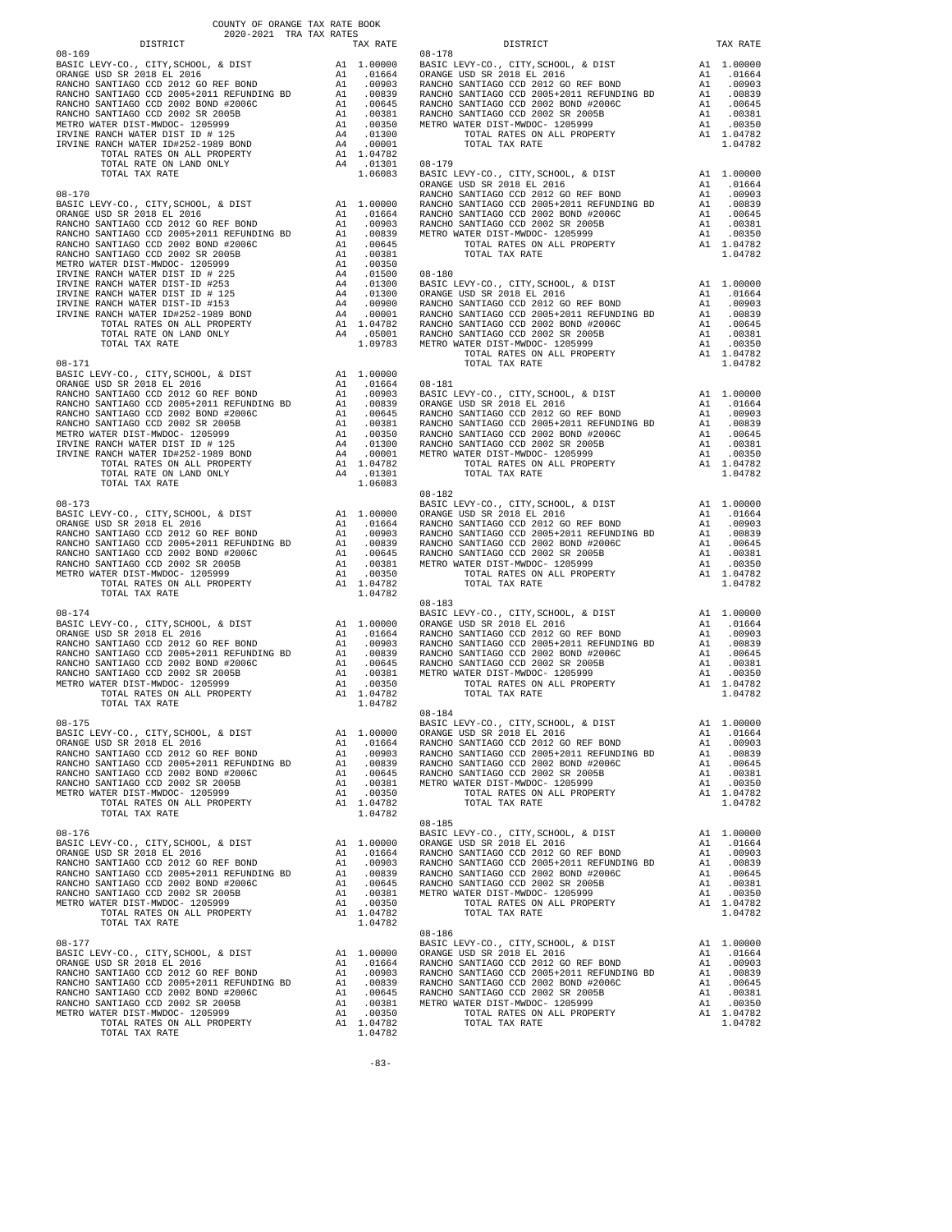COUNTY OF ORANGE TAX RATE BOOK
2020-2021 TRA TAX RATES

**08-169**

| DISTRICT | | TAX RATE |
|---|---|---|
| BASIC LEVY-CO., CITY,SCHOOL, & DIST | A1 | 1.00000 |
| ORANGE USD SR 2018 EL 2016 | A1 | .01664 |
| RANCHO SANTIAGO CCD 2012 GO REF BOND | A1 | .00903 |
| RANCHO SANTIAGO CCD 2005+2011 REFUNDING BD | A1 | .00839 |
| RANCHO SANTIAGO CCD 2002 BOND #2006C | A1 | .00645 |
| RANCHO SANTIAGO CCD 2002 SR 2005B | A1 | .00381 |
| METRO WATER DIST-MWDOC- 1205999 | A1 | .00350 |
| IRVINE RANCH WATER DIST ID # 125 | A4 | .01300 |
| IRVINE RANCH WATER ID#252-1989 BOND | A4 | .00001 |
| TOTAL RATES ON ALL PROPERTY | A1 | 1.04782 |
| TOTAL RATE ON LAND ONLY | A4 | .01301 |
| TOTAL TAX RATE | | 1.06083 |

**08-170**

| DISTRICT | | TAX RATE |
|---|---|---|
| BASIC LEVY-CO., CITY,SCHOOL, & DIST | A1 | 1.00000 |
| ORANGE USD SR 2018 EL 2016 | A1 | .01664 |
| RANCHO SANTIAGO CCD 2012 GO REF BOND | A1 | .00903 |
| RANCHO SANTIAGO CCD 2005+2011 REFUNDING BD | A1 | .00839 |
| RANCHO SANTIAGO CCD 2002 BOND #2006C | A1 | .00645 |
| RANCHO SANTIAGO CCD 2002 SR 2005B | A1 | .00381 |
| METRO WATER DIST-MWDOC- 1205999 | A1 | .00350 |
| IRVINE RANCH WATER DIST ID # 225 | A4 | .01500 |
| IRVINE RANCH WATER DIST-ID #253 | A4 | .01300 |
| IRVINE RANCH WATER DIST ID # 125 | A4 | .01300 |
| IRVINE RANCH WATER DIST-ID #153 | A4 | .00900 |
| IRVINE RANCH WATER ID#252-1989 BOND | A4 | .00001 |
| TOTAL RATES ON ALL PROPERTY | A1 | 1.04782 |
| TOTAL RATE ON LAND ONLY | A4 | .05001 |
| TOTAL TAX RATE | | 1.09783 |

**08-171**

| DISTRICT | | TAX RATE |
|---|---|---|
| BASIC LEVY-CO., CITY,SCHOOL, & DIST | A1 | 1.00000 |
| ORANGE USD SR 2018 EL 2016 | A1 | .01664 |
| RANCHO SANTIAGO CCD 2012 GO REF BOND | A1 | .00903 |
| RANCHO SANTIAGO CCD 2005+2011 REFUNDING BD | A1 | .00839 |
| RANCHO SANTIAGO CCD 2002 BOND #2006C | A1 | .00645 |
| RANCHO SANTIAGO CCD 2002 SR 2005B | A1 | .00381 |
| METRO WATER DIST-MWDOC- 1205999 | A1 | .00350 |
| IRVINE RANCH WATER DIST ID # 125 | A4 | .01300 |
| IRVINE RANCH WATER ID#252-1989 BOND | A4 | .00001 |
| TOTAL RATES ON ALL PROPERTY | A1 | 1.04782 |
| TOTAL RATE ON LAND ONLY | A4 | .01301 |
| TOTAL TAX RATE | | 1.06083 |

**08-173, 08-174, 08-175, 08-176, 08-177, 08-178, 08-179, 08-180, 08-181, 08-182, 08-183, 08-184, 08-185, 08-186** (each TRA has the following identical rates)

| DISTRICT | | TAX RATE |
|---|---|---|
| BASIC LEVY-CO., CITY,SCHOOL, & DIST | A1 | 1.00000 |
| ORANGE USD SR 2018 EL 2016 | A1 | .01664 |
| RANCHO SANTIAGO CCD 2012 GO REF BOND | A1 | .00903 |
| RANCHO SANTIAGO CCD 2005+2011 REFUNDING BD | A1 | .00839 |
| RANCHO SANTIAGO CCD 2002 BOND #2006C | A1 | .00645 |
| RANCHO SANTIAGO CCD 2002 SR 2005B | A1 | .00381 |
| METRO WATER DIST-MWDOC- 1205999 | A1 | .00350 |
| TOTAL RATES ON ALL PROPERTY | A1 | 1.04782 |
| TOTAL TAX RATE | | 1.04782 |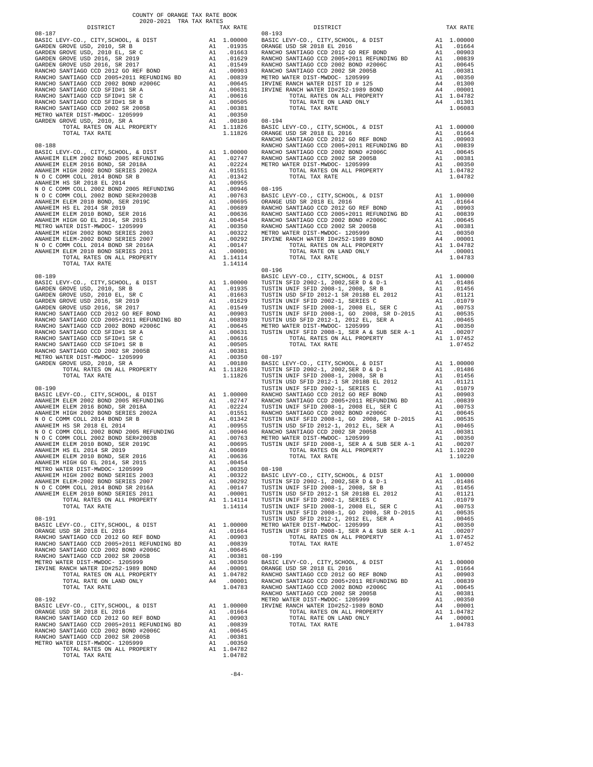COUNTY OF ORANGE TAX RATE BOOK
2020-2021 TRA TAX RATES

| DISTRICT | | TAX RATE |
|---|---|---|
| **08-187** | | |
| BASIC LEVY-CO., CITY,SCHOOL, & DIST | A1 | 1.00000 |
| GARDEN GROVE USD, 2010, SR B | A1 | .01935 |
| GARDEN GROVE USD, 2010 EL, SR C | A1 | .01663 |
| GARDEN GROVE USD 2016, SR 2019 | A1 | .01629 |
| GARDEN GROVE USD 2016, SR 2017 | A1 | .01549 |
| RANCHO SANTIAGO CCD 2012 GO REF BOND | A1 | .00903 |
| RANCHO SANTIAGO CCD 2005+2011 REFUNDING BD | A1 | .00839 |
| RANCHO SANTIAGO CCD 2002 BOND #2006C | A1 | .00645 |
| RANCHO SANTIAGO CCD SFID#1 SR A | A1 | .00631 |
| RANCHO SANTIAGO CCD SFID#1 SR C | A1 | .00616 |
| RANCHO SANTIAGO CCD SFID#1 SR B | A1 | .00505 |
| RANCHO SANTIAGO CCD 2002 SR 2005B | A1 | .00381 |
| METRO WATER DIST-MWDOC- 1205999 | A1 | .00350 |
| GARDEN GROVE USD, 2010, SR A | A1 | .00180 |
| TOTAL RATES ON ALL PROPERTY | A1 | 1.11826 |
| TOTAL TAX RATE | | 1.11826 |
| **08-188** | | |
| BASIC LEVY-CO., CITY,SCHOOL, & DIST | A1 | 1.00000 |
| ANAHEIM ELEM 2002 BOND 2005 REFUNDING | A1 | .02747 |
| ANAHEIM ELEM 2016 BOND, SR 2018A | A1 | .02224 |
| ANAHEIM HIGH 2002 BOND SERIES 2002A | A1 | .01551 |
| N O C COMM COLL 2014 BOND SR B | A1 | .01342 |
| ANAHEIM HS SR 2018 EL 2014 | A1 | .00955 |
| N O C COMM COLL 2002 BOND 2005 REFUNDING | A1 | .00946 |
| N O C COMM COLL 2002 BOND SER#2003B | A1 | .00763 |
| ANAHEIM ELEM 2010 BOND, SER 2019C | A1 | .00695 |
| ANAHEIM HS EL 2014 SR 2019 | A1 | .00689 |
| ANAHEIM ELEM 2010 BOND, SER 2016 | A1 | .00636 |
| ANAHEIM HIGH GO EL 2014, SR 2015 | A1 | .00454 |
| METRO WATER DIST-MWDOC- 1205999 | A1 | .00350 |
| ANAHEIM HIGH 2002 BOND SERIES 2003 | A1 | .00322 |
| ANAHEIM ELEM-2002 BOND SERIES 2007 | A1 | .00292 |
| N O C COMM COLL 2014 BOND SR 2016A | A1 | .00147 |
| ANAHEIM ELEM 2010 BOND SERIES 2011 | A1 | .00001 |
| TOTAL RATES ON ALL PROPERTY | A1 | 1.14114 |
| TOTAL TAX RATE | | 1.14114 |
| **08-189** | | |
| BASIC LEVY-CO., CITY,SCHOOL, & DIST | A1 | 1.00000 |
| GARDEN GROVE USD, 2010, SR B | A1 | .01935 |
| GARDEN GROVE USD, 2010 EL, SR C | A1 | .01663 |
| GARDEN GROVE USD 2016, SR 2019 | A1 | .01629 |
| GARDEN GROVE USD 2016, SR 2017 | A1 | .01549 |
| RANCHO SANTIAGO CCD 2012 GO REF BOND | A1 | .00903 |
| RANCHO SANTIAGO CCD 2005+2011 REFUNDING BD | A1 | .00839 |
| RANCHO SANTIAGO CCD 2002 BOND #2006C | A1 | .00645 |
| RANCHO SANTIAGO CCD SFID#1 SR A | A1 | .00631 |
| RANCHO SANTIAGO CCD SFID#1 SR C | A1 | .00616 |
| RANCHO SANTIAGO CCD SFID#1 SR B | A1 | .00505 |
| RANCHO SANTIAGO CCD 2002 SR 2005B | A1 | .00381 |
| METRO WATER DIST-MWDOC- 1205999 | A1 | .00350 |
| GARDEN GROVE USD, 2010, SR A | A1 | .00180 |
| TOTAL RATES ON ALL PROPERTY | A1 | 1.11826 |
| TOTAL TAX RATE | | 1.11826 |
| **08-190** | | |
| BASIC LEVY-CO., CITY,SCHOOL, & DIST | A1 | 1.00000 |
| ANAHEIM ELEM 2002 BOND 2005 REFUNDING | A1 | .02747 |
| ANAHEIM ELEM 2016 BOND, SR 2018A | A1 | .02224 |
| ANAHEIM HIGH 2002 BOND SERIES 2002A | A1 | .01551 |
| N O C COMM COLL 2014 BOND SR B | A1 | .01342 |
| ANAHEIM HS SR 2018 EL 2014 | A1 | .00955 |
| N O C COMM COLL 2002 BOND 2005 REFUNDING | A1 | .00946 |
| N O C COMM COLL 2002 BOND SER#2003B | A1 | .00763 |
| ANAHEIM ELEM 2010 BOND, SER 2019C | A1 | .00695 |
| ANAHEIM HS EL 2014 SR 2019 | A1 | .00689 |
| ANAHEIM ELEM 2010 BOND, SER 2016 | A1 | .00636 |
| ANAHEIM HIGH GO EL 2014, SR 2015 | A1 | .00454 |
| METRO WATER DIST-MWDOC- 1205999 | A1 | .00350 |
| ANAHEIM HIGH 2002 BOND SERIES 2003 | A1 | .00322 |
| ANAHEIM ELEM-2002 BOND SERIES 2007 | A1 | .00292 |
| N O C COMM COLL 2014 BOND SR 2016A | A1 | .00147 |
| ANAHEIM ELEM 2010 BOND SERIES 2011 | A1 | .00001 |
| TOTAL RATES ON ALL PROPERTY | A1 | 1.14114 |
| TOTAL TAX RATE | | 1.14114 |
| **08-191** | | |
| BASIC LEVY-CO., CITY,SCHOOL, & DIST | A1 | 1.00000 |
| ORANGE USD SR 2018 EL 2016 | A1 | .01664 |
| RANCHO SANTIAGO CCD 2012 GO REF BOND | A1 | .00903 |
| RANCHO SANTIAGO CCD 2005+2011 REFUNDING BD | A1 | .00839 |
| RANCHO SANTIAGO CCD 2002 BOND #2006C | A1 | .00645 |
| RANCHO SANTIAGO CCD 2002 SR 2005B | A1 | .00381 |
| METRO WATER DIST-MWDOC- 1205999 | A1 | .00350 |
| IRVINE RANCH WATER ID#252-1989 BOND | A4 | .00001 |
| TOTAL RATES ON ALL PROPERTY | A1 | 1.04782 |
| TOTAL RATE ON LAND ONLY | A4 | .00001 |
| TOTAL TAX RATE | | 1.04783 |
| **08-192** | | |
| BASIC LEVY-CO., CITY,SCHOOL, & DIST | A1 | 1.00000 |
| ORANGE USD SR 2018 EL 2016 | A1 | .01664 |
| RANCHO SANTIAGO CCD 2012 GO REF BOND | A1 | .00903 |
| RANCHO SANTIAGO CCD 2005+2011 REFUNDING BD | A1 | .00839 |
| RANCHO SANTIAGO CCD 2002 BOND #2006C | A1 | .00645 |
| RANCHO SANTIAGO CCD 2002 SR 2005B | A1 | .00381 |
| METRO WATER DIST-MWDOC- 1205999 | A1 | .00350 |
| TOTAL RATES ON ALL PROPERTY | A1 | 1.04782 |
| TOTAL TAX RATE | | 1.04782 |
| **08-193** | | |
| BASIC LEVY-CO., CITY,SCHOOL, & DIST | A1 | 1.00000 |
| ORANGE USD SR 2018 EL 2016 | A1 | .01664 |
| RANCHO SANTIAGO CCD 2012 GO REF BOND | A1 | .00903 |
| RANCHO SANTIAGO CCD 2005+2011 REFUNDING BD | A1 | .00839 |
| RANCHO SANTIAGO CCD 2002 BOND #2006C | A1 | .00645 |
| RANCHO SANTIAGO CCD 2002 SR 2005B | A1 | .00381 |
| METRO WATER DIST-MWDOC- 1205999 | A1 | .00350 |
| IRVINE RANCH WATER DIST ID # 125 | A4 | .01300 |
| IRVINE RANCH WATER ID#252-1989 BOND | A4 | .00001 |
| TOTAL RATES ON ALL PROPERTY | A1 | 1.04782 |
| TOTAL RATE ON LAND ONLY | A4 | .01301 |
| TOTAL TAX RATE | | 1.06083 |
| **08-194** | | |
| BASIC LEVY-CO., CITY,SCHOOL, & DIST | A1 | 1.00000 |
| ORANGE USD SR 2018 EL 2016 | A1 | .01664 |
| RANCHO SANTIAGO CCD 2012 GO REF BOND | A1 | .00903 |
| RANCHO SANTIAGO CCD 2005+2011 REFUNDING BD | A1 | .00839 |
| RANCHO SANTIAGO CCD 2002 BOND #2006C | A1 | .00645 |
| RANCHO SANTIAGO CCD 2002 SR 2005B | A1 | .00381 |
| METRO WATER DIST-MWDOC- 1205999 | A1 | .00350 |
| TOTAL RATES ON ALL PROPERTY | A1 | 1.04782 |
| TOTAL TAX RATE | | 1.04782 |
| **08-195** | | |
| BASIC LEVY-CO., CITY,SCHOOL, & DIST | A1 | 1.00000 |
| ORANGE USD SR 2018 EL 2016 | A1 | .01664 |
| RANCHO SANTIAGO CCD 2012 GO REF BOND | A1 | .00903 |
| RANCHO SANTIAGO CCD 2005+2011 REFUNDING BD | A1 | .00839 |
| RANCHO SANTIAGO CCD 2002 BOND #2006C | A1 | .00645 |
| RANCHO SANTIAGO CCD 2002 SR 2005B | A1 | .00381 |
| METRO WATER DIST-MWDOC- 1205999 | A1 | .00350 |
| IRVINE RANCH WATER ID#252-1989 BOND | A4 | .00001 |
| TOTAL RATES ON ALL PROPERTY | A1 | 1.04782 |
| TOTAL RATE ON LAND ONLY | A4 | .00001 |
| TOTAL TAX RATE | | 1.04783 |
| **08-196** | | |
| BASIC LEVY-CO., CITY,SCHOOL, & DIST | A1 | 1.00000 |
| TUSTIN SFID 2002-1, 2002,SER D & D-1 | A1 | .01486 |
| TUSTIN UNIF SFID 2008-1, 2008, SR B | A1 | .01456 |
| TUSTIN USD SFID 2012-1 SR 2018B EL 2012 | A1 | .01121 |
| TUSTIN UNIF SFID 2002-1, SERIES C | A1 | .01079 |
| TUSTIN UNIF SFID 2008-1, 2008 EL, SER C | A1 | .00753 |
| TUSTIN UNIF SFID 2008-1, GO 2008, SR D-2015 | A1 | .00535 |
| TUSTIN USD SFID 2012-1, 2012 EL, SER A | A1 | .00465 |
| METRO WATER DIST-MWDOC- 1205999 | A1 | .00350 |
| TUSTIN UNIF SFID 2008-1, SER A & SUB SER A-1 | A1 | .00207 |
| TOTAL RATES ON ALL PROPERTY | A1 | 1.07452 |
| TOTAL TAX RATE | | 1.07452 |
| **08-197** | | |
| BASIC LEVY-CO., CITY,SCHOOL, & DIST | A1 | 1.00000 |
| TUSTIN SFID 2002-1, 2002,SER D & D-1 | A1 | .01486 |
| TUSTIN UNIF SFID 2008-1, 2008, SR B | A1 | .01456 |
| TUSTIN USD SFID 2012-1 SR 2018B EL 2012 | A1 | .01121 |
| TUSTIN UNIF SFID 2002-1, SERIES C | A1 | .01079 |
| RANCHO SANTIAGO CCD 2012 GO REF BOND | A1 | .00903 |
| RANCHO SANTIAGO CCD 2005+2011 REFUNDING BD | A1 | .00839 |
| TUSTIN UNIF SFID 2008-1, 2008 EL, SER C | A1 | .00753 |
| RANCHO SANTIAGO CCD 2002 BOND #2006C | A1 | .00645 |
| TUSTIN UNIF SFID 2008-1, GO 2008, SR D-2015 | A1 | .00535 |
| TUSTIN USD SFID 2012-1, 2012 EL, SER A | A1 | .00465 |
| RANCHO SANTIAGO CCD 2002 SR 2005B | A1 | .00381 |
| METRO WATER DIST-MWDOC- 1205999 | A1 | .00350 |
| TUSTIN UNIF SFID 2008-1, SER A & SUB SER A-1 | A1 | .00207 |
| TOTAL RATES ON ALL PROPERTY | A1 | 1.10220 |
| TOTAL TAX RATE | | 1.10220 |
| **08-198** | | |
| BASIC LEVY-CO., CITY,SCHOOL, & DIST | A1 | 1.00000 |
| TUSTIN SFID 2002-1, 2002,SER D & D-1 | A1 | .01486 |
| TUSTIN UNIF SFID 2008-1, 2008, SR B | A1 | .01456 |
| TUSTIN USD SFID 2012-1 SR 2018B EL 2012 | A1 | .01121 |
| TUSTIN UNIF SFID 2002-1, SERIES C | A1 | .01079 |
| TUSTIN UNIF SFID 2008-1, 2008 EL, SER C | A1 | .00753 |
| TUSTIN UNIF SFID 2008-1, GO 2008, SR D-2015 | A1 | .00535 |
| TUSTIN USD SFID 2012-1, 2012 EL, SER A | A1 | .00465 |
| METRO WATER DIST-MWDOC- 1205999 | A1 | .00350 |
| TUSTIN UNIF SFID 2008-1, SER A & SUB SER A-1 | A1 | .00207 |
| TOTAL RATES ON ALL PROPERTY | A1 | 1.07452 |
| TOTAL TAX RATE | | 1.07452 |
| **08-199** | | |
| BASIC LEVY-CO., CITY,SCHOOL, & DIST | A1 | 1.00000 |
| ORANGE USD SR 2018 EL 2016 | A1 | .01664 |
| RANCHO SANTIAGO CCD 2012 GO REF BOND | A1 | .00903 |
| RANCHO SANTIAGO CCD 2005+2011 REFUNDING BD | A1 | .00839 |
| RANCHO SANTIAGO CCD 2002 BOND #2006C | A1 | .00645 |
| RANCHO SANTIAGO CCD 2002 SR 2005B | A1 | .00381 |
| METRO WATER DIST-MWDOC- 1205999 | A1 | .00350 |
| IRVINE RANCH WATER ID#252-1989 BOND | A4 | .00001 |
| TOTAL RATES ON ALL PROPERTY | A1 | 1.04782 |
| TOTAL RATE ON LAND ONLY | A4 | .00001 |
| TOTAL TAX RATE | | 1.04783 |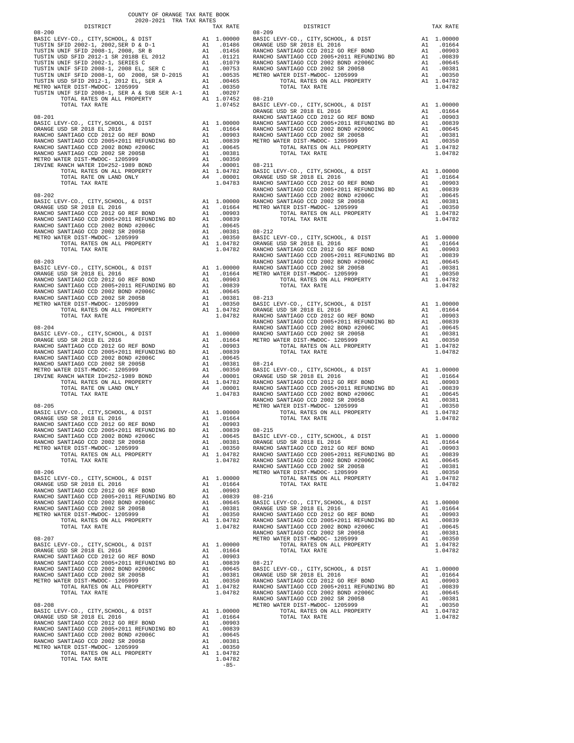COUNTY OF ORANGE TAX RATE BOOK
2020-2021 TRA TAX RATES

| DISTRICT | | TAX RATE |
|---|---|---|
| **08-200** | | |
| BASIC LEVY-CO., CITY,SCHOOL, & DIST | A1 | 1.00000 |
| TUSTIN SFID 2002-1, 2002,SER D & D-1 | A1 | .01486 |
| TUSTIN UNIF SFID 2008-1, 2008, SR B | A1 | .01456 |
| TUSTIN USD SFID 2012-1 SR 2018B EL 2012 | A1 | .01121 |
| TUSTIN UNIF SFID 2002-1, SERIES C | A1 | .01079 |
| TUSTIN UNIF SFID 2008-1, 2008 EL, SER C | A1 | .00753 |
| TUSTIN UNIF SFID 2008-1, GO 2008, SR D-2015 | A1 | .00535 |
| TUSTIN USD SFID 2012-1, 2012 EL, SER A | A1 | .00465 |
| METRO WATER DIST-MWDOC- 1205999 | A1 | .00350 |
| TUSTIN UNIF SFID 2008-1, SER A & SUB SER A-1 | A1 | .00207 |
| TOTAL RATES ON ALL PROPERTY | A1 | 1.07452 |
| TOTAL TAX RATE | | 1.07452 |
| **08-201** | | |
| BASIC LEVY-CO., CITY,SCHOOL, & DIST | A1 | 1.00000 |
| ORANGE USD SR 2018 EL 2016 | A1 | .01664 |
| RANCHO SANTIAGO CCD 2012 GO REF BOND | A1 | .00903 |
| RANCHO SANTIAGO CCD 2005+2011 REFUNDING BD | A1 | .00839 |
| RANCHO SANTIAGO CCD 2002 BOND #2006C | A1 | .00645 |
| RANCHO SANTIAGO CCD 2002 SR 2005B | A1 | .00381 |
| METRO WATER DIST-MWDOC- 1205999 | A1 | .00350 |
| IRVINE RANCH WATER ID#252-1989 BOND | A4 | .00001 |
| TOTAL RATES ON ALL PROPERTY | A1 | 1.04782 |
| TOTAL RATE ON LAND ONLY | A4 | .00001 |
| TOTAL TAX RATE | | 1.04783 |
| **08-202** | | |
| BASIC LEVY-CO., CITY,SCHOOL, & DIST | A1 | 1.00000 |
| ORANGE USD SR 2018 EL 2016 | A1 | .01664 |
| RANCHO SANTIAGO CCD 2012 GO REF BOND | A1 | .00903 |
| RANCHO SANTIAGO CCD 2005+2011 REFUNDING BD | A1 | .00839 |
| RANCHO SANTIAGO CCD 2002 BOND #2006C | A1 | .00645 |
| RANCHO SANTIAGO CCD 2002 SR 2005B | A1 | .00381 |
| METRO WATER DIST-MWDOC- 1205999 | A1 | .00350 |
| TOTAL RATES ON ALL PROPERTY | A1 | 1.04782 |
| TOTAL TAX RATE | | 1.04782 |
| **08-203** | | |
| BASIC LEVY-CO., CITY,SCHOOL, & DIST | A1 | 1.00000 |
| ORANGE USD SR 2018 EL 2016 | A1 | .01664 |
| RANCHO SANTIAGO CCD 2012 GO REF BOND | A1 | .00903 |
| RANCHO SANTIAGO CCD 2005+2011 REFUNDING BD | A1 | .00839 |
| RANCHO SANTIAGO CCD 2002 BOND #2006C | A1 | .00645 |
| RANCHO SANTIAGO CCD 2002 SR 2005B | A1 | .00381 |
| METRO WATER DIST-MWDOC- 1205999 | A1 | .00350 |
| TOTAL RATES ON ALL PROPERTY | A1 | 1.04782 |
| TOTAL TAX RATE | | 1.04782 |
| **08-204** | | |
| BASIC LEVY-CO., CITY,SCHOOL, & DIST | A1 | 1.00000 |
| ORANGE USD SR 2018 EL 2016 | A1 | .01664 |
| RANCHO SANTIAGO CCD 2012 GO REF BOND | A1 | .00903 |
| RANCHO SANTIAGO CCD 2005+2011 REFUNDING BD | A1 | .00839 |
| RANCHO SANTIAGO CCD 2002 BOND #2006C | A1 | .00645 |
| RANCHO SANTIAGO CCD 2002 SR 2005B | A1 | .00381 |
| METRO WATER DIST-MWDOC- 1205999 | A1 | .00350 |
| IRVINE RANCH WATER ID#252-1989 BOND | A4 | .00001 |
| TOTAL RATES ON ALL PROPERTY | A1 | 1.04782 |
| TOTAL RATE ON LAND ONLY | A4 | .00001 |
| TOTAL TAX RATE | | 1.04783 |
| **08-205** | | |
| BASIC LEVY-CO., CITY,SCHOOL, & DIST | A1 | 1.00000 |
| ORANGE USD SR 2018 EL 2016 | A1 | .01664 |
| RANCHO SANTIAGO CCD 2012 GO REF BOND | A1 | .00903 |
| RANCHO SANTIAGO CCD 2005+2011 REFUNDING BD | A1 | .00839 |
| RANCHO SANTIAGO CCD 2002 BOND #2006C | A1 | .00645 |
| RANCHO SANTIAGO CCD 2002 SR 2005B | A1 | .00381 |
| METRO WATER DIST-MWDOC- 1205999 | A1 | .00350 |
| TOTAL RATES ON ALL PROPERTY | A1 | 1.04782 |
| TOTAL TAX RATE | | 1.04782 |
| **08-206** | | |
| BASIC LEVY-CO., CITY,SCHOOL, & DIST | A1 | 1.00000 |
| ORANGE USD SR 2018 EL 2016 | A1 | .01664 |
| RANCHO SANTIAGO CCD 2012 GO REF BOND | A1 | .00903 |
| RANCHO SANTIAGO CCD 2005+2011 REFUNDING BD | A1 | .00839 |
| RANCHO SANTIAGO CCD 2002 BOND #2006C | A1 | .00645 |
| RANCHO SANTIAGO CCD 2002 SR 2005B | A1 | .00381 |
| METRO WATER DIST-MWDOC- 1205999 | A1 | .00350 |
| TOTAL RATES ON ALL PROPERTY | A1 | 1.04782 |
| TOTAL TAX RATE | | 1.04782 |
| **08-207** | | |
| BASIC LEVY-CO., CITY,SCHOOL, & DIST | A1 | 1.00000 |
| ORANGE USD SR 2018 EL 2016 | A1 | .01664 |
| RANCHO SANTIAGO CCD 2012 GO REF BOND | A1 | .00903 |
| RANCHO SANTIAGO CCD 2005+2011 REFUNDING BD | A1 | .00839 |
| RANCHO SANTIAGO CCD 2002 BOND #2006C | A1 | .00645 |
| RANCHO SANTIAGO CCD 2002 SR 2005B | A1 | .00381 |
| METRO WATER DIST-MWDOC- 1205999 | A1 | .00350 |
| TOTAL RATES ON ALL PROPERTY | A1 | 1.04782 |
| TOTAL TAX RATE | | 1.04782 |
| **08-208** | | |
| BASIC LEVY-CO., CITY,SCHOOL, & DIST | A1 | 1.00000 |
| ORANGE USD SR 2018 EL 2016 | A1 | .01664 |
| RANCHO SANTIAGO CCD 2012 GO REF BOND | A1 | .00903 |
| RANCHO SANTIAGO CCD 2005+2011 REFUNDING BD | A1 | .00839 |
| RANCHO SANTIAGO CCD 2002 BOND #2006C | A1 | .00645 |
| RANCHO SANTIAGO CCD 2002 SR 2005B | A1 | .00381 |
| METRO WATER DIST-MWDOC- 1205999 | A1 | .00350 |
| TOTAL RATES ON ALL PROPERTY | A1 | 1.04782 |
| TOTAL TAX RATE | | 1.04782 |
| **08-209** | | |
| BASIC LEVY-CO., CITY,SCHOOL, & DIST | A1 | 1.00000 |
| ORANGE USD SR 2018 EL 2016 | A1 | .01664 |
| RANCHO SANTIAGO CCD 2012 GO REF BOND | A1 | .00903 |
| RANCHO SANTIAGO CCD 2005+2011 REFUNDING BD | A1 | .00839 |
| RANCHO SANTIAGO CCD 2002 BOND #2006C | A1 | .00645 |
| RANCHO SANTIAGO CCD 2002 SR 2005B | A1 | .00381 |
| METRO WATER DIST-MWDOC- 1205999 | A1 | .00350 |
| TOTAL RATES ON ALL PROPERTY | A1 | 1.04782 |
| TOTAL TAX RATE | | 1.04782 |
| **08-210** | | |
| BASIC LEVY-CO., CITY,SCHOOL, & DIST | A1 | 1.00000 |
| ORANGE USD SR 2018 EL 2016 | A1 | .01664 |
| RANCHO SANTIAGO CCD 2012 GO REF BOND | A1 | .00903 |
| RANCHO SANTIAGO CCD 2005+2011 REFUNDING BD | A1 | .00839 |
| RANCHO SANTIAGO CCD 2002 BOND #2006C | A1 | .00645 |
| RANCHO SANTIAGO CCD 2002 SR 2005B | A1 | .00381 |
| METRO WATER DIST-MWDOC- 1205999 | A1 | .00350 |
| TOTAL RATES ON ALL PROPERTY | A1 | 1.04782 |
| TOTAL TAX RATE | | 1.04782 |
| **08-211** | | |
| BASIC LEVY-CO., CITY,SCHOOL, & DIST | A1 | 1.00000 |
| ORANGE USD SR 2018 EL 2016 | A1 | .01664 |
| RANCHO SANTIAGO CCD 2012 GO REF BOND | A1 | .00903 |
| RANCHO SANTIAGO CCD 2005+2011 REFUNDING BD | A1 | .00839 |
| RANCHO SANTIAGO CCD 2002 BOND #2006C | A1 | .00645 |
| RANCHO SANTIAGO CCD 2002 SR 2005B | A1 | .00381 |
| METRO WATER DIST-MWDOC- 1205999 | A1 | .00350 |
| TOTAL RATES ON ALL PROPERTY | A1 | 1.04782 |
| TOTAL TAX RATE | | 1.04782 |
| **08-212** | | |
| BASIC LEVY-CO., CITY,SCHOOL, & DIST | A1 | 1.00000 |
| ORANGE USD SR 2018 EL 2016 | A1 | .01664 |
| RANCHO SANTIAGO CCD 2012 GO REF BOND | A1 | .00903 |
| RANCHO SANTIAGO CCD 2005+2011 REFUNDING BD | A1 | .00839 |
| RANCHO SANTIAGO CCD 2002 BOND #2006C | A1 | .00645 |
| RANCHO SANTIAGO CCD 2002 SR 2005B | A1 | .00381 |
| METRO WATER DIST-MWDOC- 1205999 | A1 | .00350 |
| TOTAL RATES ON ALL PROPERTY | A1 | 1.04782 |
| TOTAL TAX RATE | | 1.04782 |
| **08-213** | | |
| BASIC LEVY-CO., CITY,SCHOOL, & DIST | A1 | 1.00000 |
| ORANGE USD SR 2018 EL 2016 | A1 | .01664 |
| RANCHO SANTIAGO CCD 2012 GO REF BOND | A1 | .00903 |
| RANCHO SANTIAGO CCD 2005+2011 REFUNDING BD | A1 | .00839 |
| RANCHO SANTIAGO CCD 2002 BOND #2006C | A1 | .00645 |
| RANCHO SANTIAGO CCD 2002 SR 2005B | A1 | .00381 |
| METRO WATER DIST-MWDOC- 1205999 | A1 | .00350 |
| TOTAL RATES ON ALL PROPERTY | A1 | 1.04782 |
| TOTAL TAX RATE | | 1.04782 |
| **08-214** | | |
| BASIC LEVY-CO., CITY,SCHOOL, & DIST | A1 | 1.00000 |
| ORANGE USD SR 2018 EL 2016 | A1 | .01664 |
| RANCHO SANTIAGO CCD 2012 GO REF BOND | A1 | .00903 |
| RANCHO SANTIAGO CCD 2005+2011 REFUNDING BD | A1 | .00839 |
| RANCHO SANTIAGO CCD 2002 BOND #2006C | A1 | .00645 |
| RANCHO SANTIAGO CCD 2002 SR 2005B | A1 | .00381 |
| METRO WATER DIST-MWDOC- 1205999 | A1 | .00350 |
| TOTAL RATES ON ALL PROPERTY | A1 | 1.04782 |
| TOTAL TAX RATE | | 1.04782 |
| **08-215** | | |
| BASIC LEVY-CO., CITY,SCHOOL, & DIST | A1 | 1.00000 |
| ORANGE USD SR 2018 EL 2016 | A1 | .01664 |
| RANCHO SANTIAGO CCD 2012 GO REF BOND | A1 | .00903 |
| RANCHO SANTIAGO CCD 2005+2011 REFUNDING BD | A1 | .00839 |
| RANCHO SANTIAGO CCD 2002 BOND #2006C | A1 | .00645 |
| RANCHO SANTIAGO CCD 2002 SR 2005B | A1 | .00381 |
| METRO WATER DIST-MWDOC- 1205999 | A1 | .00350 |
| TOTAL RATES ON ALL PROPERTY | A1 | 1.04782 |
| TOTAL TAX RATE | | 1.04782 |
| **08-216** | | |
| BASIC LEVY-CO., CITY,SCHOOL, & DIST | A1 | 1.00000 |
| ORANGE USD SR 2018 EL 2016 | A1 | .01664 |
| RANCHO SANTIAGO CCD 2012 GO REF BOND | A1 | .00903 |
| RANCHO SANTIAGO CCD 2005+2011 REFUNDING BD | A1 | .00839 |
| RANCHO SANTIAGO CCD 2002 BOND #2006C | A1 | .00645 |
| RANCHO SANTIAGO CCD 2002 SR 2005B | A1 | .00381 |
| METRO WATER DIST-MWDOC- 1205999 | A1 | .00350 |
| TOTAL RATES ON ALL PROPERTY | A1 | 1.04782 |
| TOTAL TAX RATE | | 1.04782 |
| **08-217** | | |
| BASIC LEVY-CO., CITY,SCHOOL, & DIST | A1 | 1.00000 |
| ORANGE USD SR 2018 EL 2016 | A1 | .01664 |
| RANCHO SANTIAGO CCD 2012 GO REF BOND | A1 | .00903 |
| RANCHO SANTIAGO CCD 2005+2011 REFUNDING BD | A1 | .00839 |
| RANCHO SANTIAGO CCD 2002 BOND #2006C | A1 | .00645 |
| RANCHO SANTIAGO CCD 2002 SR 2005B | A1 | .00381 |
| METRO WATER DIST-MWDOC- 1205999 | A1 | .00350 |
| TOTAL RATES ON ALL PROPERTY | A1 | 1.04782 |
| TOTAL TAX RATE | | 1.04782 |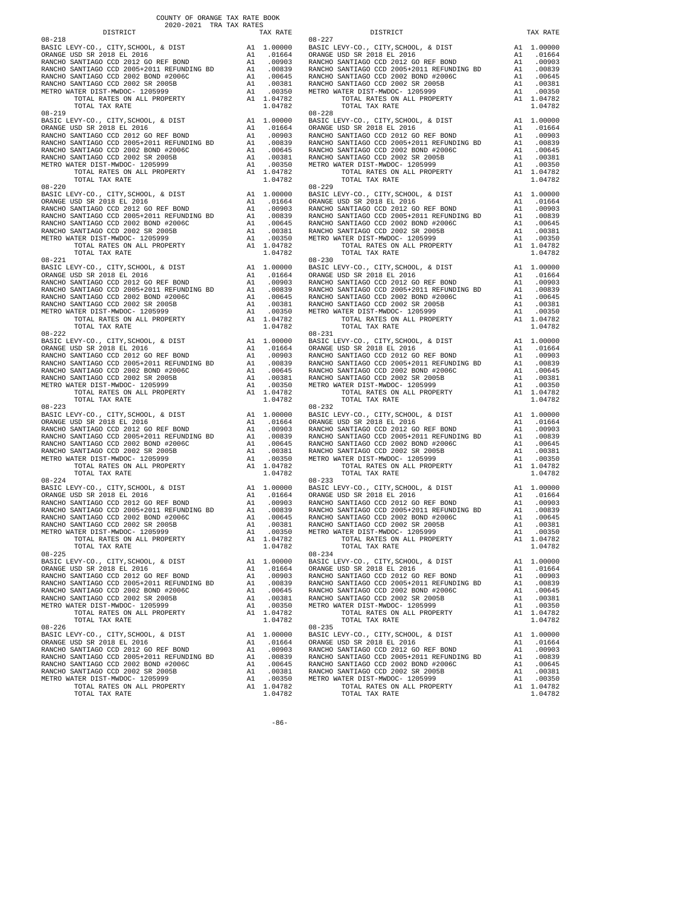COUNTY OF ORANGE TAX RATE BOOK
2020-2021 TRA TAX RATES

| DISTRICT | | TAX RATE | DISTRICT | | TAX RATE |
|---|---|---|---|---|---|
| 08-218 | | | 08-227 | | |
| BASIC LEVY-CO., CITY,SCHOOL, & DIST | A1 | 1.00000 | BASIC LEVY-CO., CITY,SCHOOL, & DIST | A1 | 1.00000 |
| ORANGE USD SR 2018 EL 2016 | A1 | .01664 | ORANGE USD SR 2018 EL 2016 | A1 | .01664 |
| RANCHO SANTIAGO CCD 2012 GO REF BOND | A1 | .00903 | RANCHO SANTIAGO CCD 2012 GO REF BOND | A1 | .00903 |
| RANCHO SANTIAGO CCD 2005+2011 REFUNDING BD | A1 | .00839 | RANCHO SANTIAGO CCD 2005+2011 REFUNDING BD | A1 | .00839 |
| RANCHO SANTIAGO CCD 2002 BOND #2006C | A1 | .00645 | RANCHO SANTIAGO CCD 2002 BOND #2006C | A1 | .00645 |
| RANCHO SANTIAGO CCD 2002 SR 2005B | A1 | .00381 | RANCHO SANTIAGO CCD 2002 SR 2005B | A1 | .00381 |
| METRO WATER DIST-MWDOC- 1205999 | A1 | .00350 | METRO WATER DIST-MWDOC- 1205999 | A1 | .00350 |
| TOTAL RATES ON ALL PROPERTY | A1 | 1.04782 | TOTAL RATES ON ALL PROPERTY | A1 | 1.04782 |
| TOTAL TAX RATE | | 1.04782 | TOTAL TAX RATE | | 1.04782 |
| 08-219 | | | 08-228 | | |
| BASIC LEVY-CO., CITY,SCHOOL, & DIST | A1 | 1.00000 | BASIC LEVY-CO., CITY,SCHOOL, & DIST | A1 | 1.00000 |
| ORANGE USD SR 2018 EL 2016 | A1 | .01664 | ORANGE USD SR 2018 EL 2016 | A1 | .01664 |
| RANCHO SANTIAGO CCD 2012 GO REF BOND | A1 | .00903 | RANCHO SANTIAGO CCD 2012 GO REF BOND | A1 | .00903 |
| RANCHO SANTIAGO CCD 2005+2011 REFUNDING BD | A1 | .00839 | RANCHO SANTIAGO CCD 2005+2011 REFUNDING BD | A1 | .00839 |
| RANCHO SANTIAGO CCD 2002 BOND #2006C | A1 | .00645 | RANCHO SANTIAGO CCD 2002 BOND #2006C | A1 | .00645 |
| RANCHO SANTIAGO CCD 2002 SR 2005B | A1 | .00381 | RANCHO SANTIAGO CCD 2002 SR 2005B | A1 | .00381 |
| METRO WATER DIST-MWDOC- 1205999 | A1 | .00350 | METRO WATER DIST-MWDOC- 1205999 | A1 | .00350 |
| TOTAL RATES ON ALL PROPERTY | A1 | 1.04782 | TOTAL RATES ON ALL PROPERTY | A1 | 1.04782 |
| TOTAL TAX RATE | | 1.04782 | TOTAL TAX RATE | | 1.04782 |
| 08-220 | | | 08-229 | | |
| BASIC LEVY-CO., CITY,SCHOOL, & DIST | A1 | 1.00000 | BASIC LEVY-CO., CITY,SCHOOL, & DIST | A1 | 1.00000 |
| ORANGE USD SR 2018 EL 2016 | A1 | .01664 | ORANGE USD SR 2018 EL 2016 | A1 | .01664 |
| RANCHO SANTIAGO CCD 2012 GO REF BOND | A1 | .00903 | RANCHO SANTIAGO CCD 2012 GO REF BOND | A1 | .00903 |
| RANCHO SANTIAGO CCD 2005+2011 REFUNDING BD | A1 | .00839 | RANCHO SANTIAGO CCD 2005+2011 REFUNDING BD | A1 | .00839 |
| RANCHO SANTIAGO CCD 2002 BOND #2006C | A1 | .00645 | RANCHO SANTIAGO CCD 2002 BOND #2006C | A1 | .00645 |
| RANCHO SANTIAGO CCD 2002 SR 2005B | A1 | .00381 | RANCHO SANTIAGO CCD 2002 SR 2005B | A1 | .00381 |
| METRO WATER DIST-MWDOC- 1205999 | A1 | .00350 | METRO WATER DIST-MWDOC- 1205999 | A1 | .00350 |
| TOTAL RATES ON ALL PROPERTY | A1 | 1.04782 | TOTAL RATES ON ALL PROPERTY | A1 | 1.04782 |
| TOTAL TAX RATE | | 1.04782 | TOTAL TAX RATE | | 1.04782 |
| 08-221 | | | 08-230 | | |
| BASIC LEVY-CO., CITY,SCHOOL, & DIST | A1 | 1.00000 | BASIC LEVY-CO., CITY,SCHOOL, & DIST | A1 | 1.00000 |
| ORANGE USD SR 2018 EL 2016 | A1 | .01664 | ORANGE USD SR 2018 EL 2016 | A1 | .01664 |
| RANCHO SANTIAGO CCD 2012 GO REF BOND | A1 | .00903 | RANCHO SANTIAGO CCD 2012 GO REF BOND | A1 | .00903 |
| RANCHO SANTIAGO CCD 2005+2011 REFUNDING BD | A1 | .00839 | RANCHO SANTIAGO CCD 2005+2011 REFUNDING BD | A1 | .00839 |
| RANCHO SANTIAGO CCD 2002 BOND #2006C | A1 | .00645 | RANCHO SANTIAGO CCD 2002 BOND #2006C | A1 | .00645 |
| RANCHO SANTIAGO CCD 2002 SR 2005B | A1 | .00381 | RANCHO SANTIAGO CCD 2002 SR 2005B | A1 | .00381 |
| METRO WATER DIST-MWDOC- 1205999 | A1 | .00350 | METRO WATER DIST-MWDOC- 1205999 | A1 | .00350 |
| TOTAL RATES ON ALL PROPERTY | A1 | 1.04782 | TOTAL RATES ON ALL PROPERTY | A1 | 1.04782 |
| TOTAL TAX RATE | | 1.04782 | TOTAL TAX RATE | | 1.04782 |
| 08-222 | | | 08-231 | | |
| BASIC LEVY-CO., CITY,SCHOOL, & DIST | A1 | 1.00000 | BASIC LEVY-CO., CITY,SCHOOL, & DIST | A1 | 1.00000 |
| ORANGE USD SR 2018 EL 2016 | A1 | .01664 | ORANGE USD SR 2018 EL 2016 | A1 | .01664 |
| RANCHO SANTIAGO CCD 2012 GO REF BOND | A1 | .00903 | RANCHO SANTIAGO CCD 2012 GO REF BOND | A1 | .00903 |
| RANCHO SANTIAGO CCD 2005+2011 REFUNDING BD | A1 | .00839 | RANCHO SANTIAGO CCD 2005+2011 REFUNDING BD | A1 | .00839 |
| RANCHO SANTIAGO CCD 2002 BOND #2006C | A1 | .00645 | RANCHO SANTIAGO CCD 2002 BOND #2006C | A1 | .00645 |
| RANCHO SANTIAGO CCD 2002 SR 2005B | A1 | .00381 | RANCHO SANTIAGO CCD 2002 SR 2005B | A1 | .00381 |
| METRO WATER DIST-MWDOC- 1205999 | A1 | .00350 | METRO WATER DIST-MWDOC- 1205999 | A1 | .00350 |
| TOTAL RATES ON ALL PROPERTY | A1 | 1.04782 | TOTAL RATES ON ALL PROPERTY | A1 | 1.04782 |
| TOTAL TAX RATE | | 1.04782 | TOTAL TAX RATE | | 1.04782 |
| 08-223 | | | 08-232 | | |
| BASIC LEVY-CO., CITY,SCHOOL, & DIST | A1 | 1.00000 | BASIC LEVY-CO., CITY,SCHOOL, & DIST | A1 | 1.00000 |
| ORANGE USD SR 2018 EL 2016 | A1 | .01664 | ORANGE USD SR 2018 EL 2016 | A1 | .01664 |
| RANCHO SANTIAGO CCD 2012 GO REF BOND | A1 | .00903 | RANCHO SANTIAGO CCD 2012 GO REF BOND | A1 | .00903 |
| RANCHO SANTIAGO CCD 2005+2011 REFUNDING BD | A1 | .00839 | RANCHO SANTIAGO CCD 2005+2011 REFUNDING BD | A1 | .00839 |
| RANCHO SANTIAGO CCD 2002 BOND #2006C | A1 | .00645 | RANCHO SANTIAGO CCD 2002 BOND #2006C | A1 | .00645 |
| RANCHO SANTIAGO CCD 2002 SR 2005B | A1 | .00381 | RANCHO SANTIAGO CCD 2002 SR 2005B | A1 | .00381 |
| METRO WATER DIST-MWDOC- 1205999 | A1 | .00350 | METRO WATER DIST-MWDOC- 1205999 | A1 | .00350 |
| TOTAL RATES ON ALL PROPERTY | A1 | 1.04782 | TOTAL RATES ON ALL PROPERTY | A1 | 1.04782 |
| TOTAL TAX RATE | | 1.04782 | TOTAL TAX RATE | | 1.04782 |
| 08-224 | | | 08-233 | | |
| BASIC LEVY-CO., CITY,SCHOOL, & DIST | A1 | 1.00000 | BASIC LEVY-CO., CITY,SCHOOL, & DIST | A1 | 1.00000 |
| ORANGE USD SR 2018 EL 2016 | A1 | .01664 | ORANGE USD SR 2018 EL 2016 | A1 | .01664 |
| RANCHO SANTIAGO CCD 2012 GO REF BOND | A1 | .00903 | RANCHO SANTIAGO CCD 2012 GO REF BOND | A1 | .00903 |
| RANCHO SANTIAGO CCD 2005+2011 REFUNDING BD | A1 | .00839 | RANCHO SANTIAGO CCD 2005+2011 REFUNDING BD | A1 | .00839 |
| RANCHO SANTIAGO CCD 2002 BOND #2006C | A1 | .00645 | RANCHO SANTIAGO CCD 2002 BOND #2006C | A1 | .00645 |
| RANCHO SANTIAGO CCD 2002 SR 2005B | A1 | .00381 | RANCHO SANTIAGO CCD 2002 SR 2005B | A1 | .00381 |
| METRO WATER DIST-MWDOC- 1205999 | A1 | .00350 | METRO WATER DIST-MWDOC- 1205999 | A1 | .00350 |
| TOTAL RATES ON ALL PROPERTY | A1 | 1.04782 | TOTAL RATES ON ALL PROPERTY | A1 | 1.04782 |
| TOTAL TAX RATE | | 1.04782 | TOTAL TAX RATE | | 1.04782 |
| 08-225 | | | 08-234 | | |
| BASIC LEVY-CO., CITY,SCHOOL, & DIST | A1 | 1.00000 | BASIC LEVY-CO., CITY,SCHOOL, & DIST | A1 | 1.00000 |
| ORANGE USD SR 2018 EL 2016 | A1 | .01664 | ORANGE USD SR 2018 EL 2016 | A1 | .01664 |
| RANCHO SANTIAGO CCD 2012 GO REF BOND | A1 | .00903 | RANCHO SANTIAGO CCD 2012 GO REF BOND | A1 | .00903 |
| RANCHO SANTIAGO CCD 2005+2011 REFUNDING BD | A1 | .00839 | RANCHO SANTIAGO CCD 2005+2011 REFUNDING BD | A1 | .00839 |
| RANCHO SANTIAGO CCD 2002 BOND #2006C | A1 | .00645 | RANCHO SANTIAGO CCD 2002 BOND #2006C | A1 | .00645 |
| RANCHO SANTIAGO CCD 2002 SR 2005B | A1 | .00381 | RANCHO SANTIAGO CCD 2002 SR 2005B | A1 | .00381 |
| METRO WATER DIST-MWDOC- 1205999 | A1 | .00350 | METRO WATER DIST-MWDOC- 1205999 | A1 | .00350 |
| TOTAL RATES ON ALL PROPERTY | A1 | 1.04782 | TOTAL RATES ON ALL PROPERTY | A1 | 1.04782 |
| TOTAL TAX RATE | | 1.04782 | TOTAL TAX RATE | | 1.04782 |
| 08-226 | | | 08-235 | | |
| BASIC LEVY-CO., CITY,SCHOOL, & DIST | A1 | 1.00000 | BASIC LEVY-CO., CITY,SCHOOL, & DIST | A1 | 1.00000 |
| ORANGE USD SR 2018 EL 2016 | A1 | .01664 | ORANGE USD SR 2018 EL 2016 | A1 | .01664 |
| RANCHO SANTIAGO CCD 2012 GO REF BOND | A1 | .00903 | RANCHO SANTIAGO CCD 2012 GO REF BOND | A1 | .00903 |
| RANCHO SANTIAGO CCD 2005+2011 REFUNDING BD | A1 | .00839 | RANCHO SANTIAGO CCD 2005+2011 REFUNDING BD | A1 | .00839 |
| RANCHO SANTIAGO CCD 2002 BOND #2006C | A1 | .00645 | RANCHO SANTIAGO CCD 2002 BOND #2006C | A1 | .00645 |
| RANCHO SANTIAGO CCD 2002 SR 2005B | A1 | .00381 | RANCHO SANTIAGO CCD 2002 SR 2005B | A1 | .00381 |
| METRO WATER DIST-MWDOC- 1205999 | A1 | .00350 | METRO WATER DIST-MWDOC- 1205999 | A1 | .00350 |
| TOTAL RATES ON ALL PROPERTY | A1 | 1.04782 | TOTAL RATES ON ALL PROPERTY | A1 | 1.04782 |
| TOTAL TAX RATE | | 1.04782 | TOTAL TAX RATE | | 1.04782 |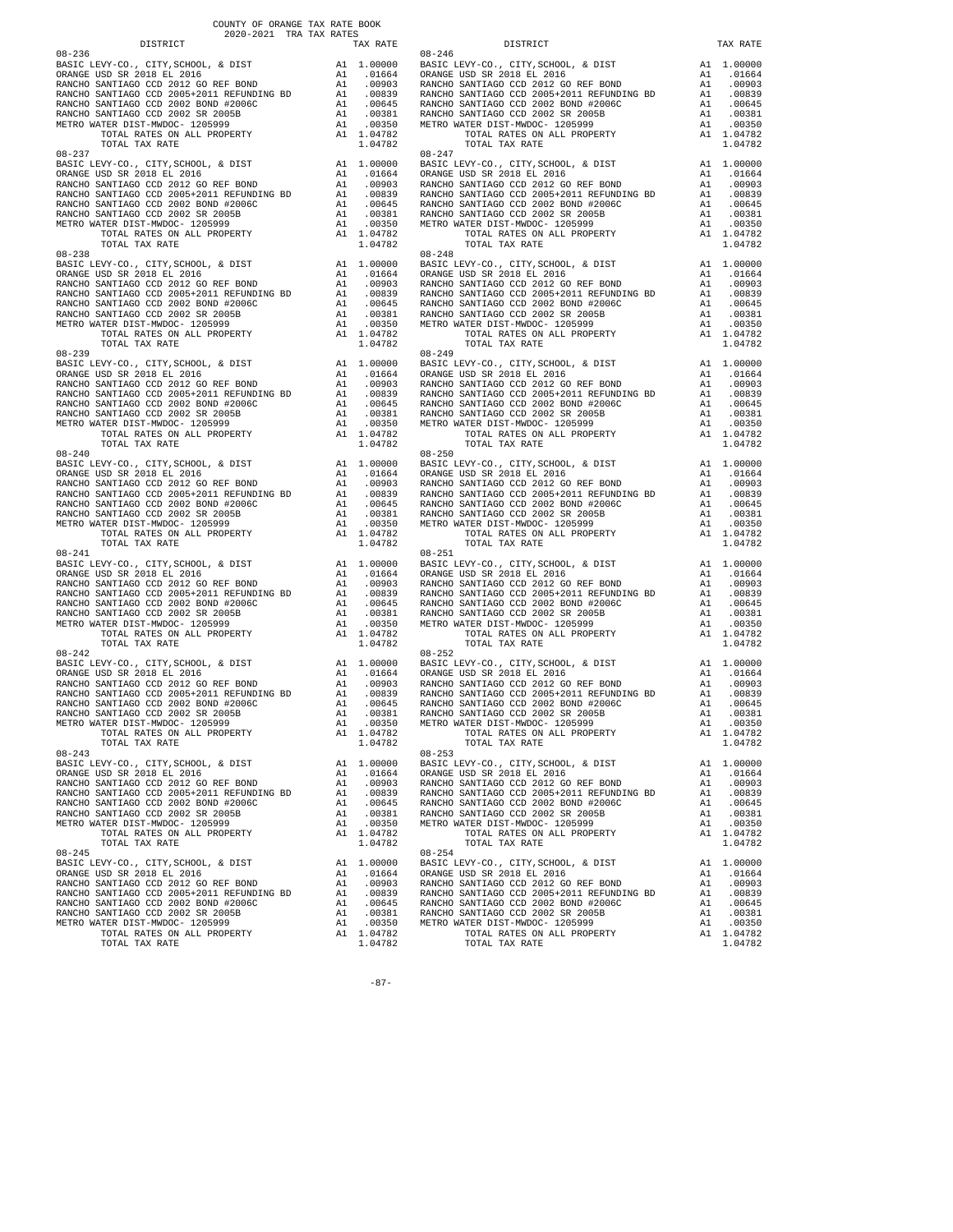COUNTY OF ORANGE TAX RATE BOOK
2020-2021 TRA TAX RATES

| DISTRICT | | TAX RATE |
|---|---|---|
| 08-236 | | |
| BASIC LEVY-CO., CITY,SCHOOL, & DIST | A1 | 1.00000 |
| ORANGE USD SR 2018 EL 2016 | A1 | .01664 |
| RANCHO SANTIAGO CCD 2012 GO REF BOND | A1 | .00903 |
| RANCHO SANTIAGO CCD 2005+2011 REFUNDING BD | A1 | .00839 |
| RANCHO SANTIAGO CCD 2002 BOND #2006C | A1 | .00645 |
| RANCHO SANTIAGO CCD 2002 SR 2005B | A1 | .00381 |
| METRO WATER DIST-MWDOC- 1205999 | A1 | .00350 |
| TOTAL RATES ON ALL PROPERTY | A1 | 1.04782 |
| TOTAL TAX RATE | | 1.04782 |
| 08-237 | | |
| BASIC LEVY-CO., CITY,SCHOOL, & DIST | A1 | 1.00000 |
| ORANGE USD SR 2018 EL 2016 | A1 | .01664 |
| RANCHO SANTIAGO CCD 2012 GO REF BOND | A1 | .00903 |
| RANCHO SANTIAGO CCD 2005+2011 REFUNDING BD | A1 | .00839 |
| RANCHO SANTIAGO CCD 2002 BOND #2006C | A1 | .00645 |
| RANCHO SANTIAGO CCD 2002 SR 2005B | A1 | .00381 |
| METRO WATER DIST-MWDOC- 1205999 | A1 | .00350 |
| TOTAL RATES ON ALL PROPERTY | A1 | 1.04782 |
| TOTAL TAX RATE | | 1.04782 |
| 08-238 | | |
| BASIC LEVY-CO., CITY,SCHOOL, & DIST | A1 | 1.00000 |
| ORANGE USD SR 2018 EL 2016 | A1 | .01664 |
| RANCHO SANTIAGO CCD 2012 GO REF BOND | A1 | .00903 |
| RANCHO SANTIAGO CCD 2005+2011 REFUNDING BD | A1 | .00839 |
| RANCHO SANTIAGO CCD 2002 BOND #2006C | A1 | .00645 |
| RANCHO SANTIAGO CCD 2002 SR 2005B | A1 | .00381 |
| METRO WATER DIST-MWDOC- 1205999 | A1 | .00350 |
| TOTAL RATES ON ALL PROPERTY | A1 | 1.04782 |
| TOTAL TAX RATE | | 1.04782 |
| 08-239 | | |
| BASIC LEVY-CO., CITY,SCHOOL, & DIST | A1 | 1.00000 |
| ORANGE USD SR 2018 EL 2016 | A1 | .01664 |
| RANCHO SANTIAGO CCD 2012 GO REF BOND | A1 | .00903 |
| RANCHO SANTIAGO CCD 2005+2011 REFUNDING BD | A1 | .00839 |
| RANCHO SANTIAGO CCD 2002 BOND #2006C | A1 | .00645 |
| RANCHO SANTIAGO CCD 2002 SR 2005B | A1 | .00381 |
| METRO WATER DIST-MWDOC- 1205999 | A1 | .00350 |
| TOTAL RATES ON ALL PROPERTY | A1 | 1.04782 |
| TOTAL TAX RATE | | 1.04782 |
| 08-240 | | |
| BASIC LEVY-CO., CITY,SCHOOL, & DIST | A1 | 1.00000 |
| ORANGE USD SR 2018 EL 2016 | A1 | .01664 |
| RANCHO SANTIAGO CCD 2012 GO REF BOND | A1 | .00903 |
| RANCHO SANTIAGO CCD 2005+2011 REFUNDING BD | A1 | .00839 |
| RANCHO SANTIAGO CCD 2002 BOND #2006C | A1 | .00645 |
| RANCHO SANTIAGO CCD 2002 SR 2005B | A1 | .00381 |
| METRO WATER DIST-MWDOC- 1205999 | A1 | .00350 |
| TOTAL RATES ON ALL PROPERTY | A1 | 1.04782 |
| TOTAL TAX RATE | | 1.04782 |
| 08-241 | | |
| BASIC LEVY-CO., CITY,SCHOOL, & DIST | A1 | 1.00000 |
| ORANGE USD SR 2018 EL 2016 | A1 | .01664 |
| RANCHO SANTIAGO CCD 2012 GO REF BOND | A1 | .00903 |
| RANCHO SANTIAGO CCD 2005+2011 REFUNDING BD | A1 | .00839 |
| RANCHO SANTIAGO CCD 2002 BOND #2006C | A1 | .00645 |
| RANCHO SANTIAGO CCD 2002 SR 2005B | A1 | .00381 |
| METRO WATER DIST-MWDOC- 1205999 | A1 | .00350 |
| TOTAL RATES ON ALL PROPERTY | A1 | 1.04782 |
| TOTAL TAX RATE | | 1.04782 |
| 08-242 | | |
| BASIC LEVY-CO., CITY,SCHOOL, & DIST | A1 | 1.00000 |
| ORANGE USD SR 2018 EL 2016 | A1 | .01664 |
| RANCHO SANTIAGO CCD 2012 GO REF BOND | A1 | .00903 |
| RANCHO SANTIAGO CCD 2005+2011 REFUNDING BD | A1 | .00839 |
| RANCHO SANTIAGO CCD 2002 BOND #2006C | A1 | .00645 |
| RANCHO SANTIAGO CCD 2002 SR 2005B | A1 | .00381 |
| METRO WATER DIST-MWDOC- 1205999 | A1 | .00350 |
| TOTAL RATES ON ALL PROPERTY | A1 | 1.04782 |
| TOTAL TAX RATE | | 1.04782 |
| 08-243 | | |
| BASIC LEVY-CO., CITY,SCHOOL, & DIST | A1 | 1.00000 |
| ORANGE USD SR 2018 EL 2016 | A1 | .01664 |
| RANCHO SANTIAGO CCD 2012 GO REF BOND | A1 | .00903 |
| RANCHO SANTIAGO CCD 2005+2011 REFUNDING BD | A1 | .00839 |
| RANCHO SANTIAGO CCD 2002 BOND #2006C | A1 | .00645 |
| RANCHO SANTIAGO CCD 2002 SR 2005B | A1 | .00381 |
| METRO WATER DIST-MWDOC- 1205999 | A1 | .00350 |
| TOTAL RATES ON ALL PROPERTY | A1 | 1.04782 |
| TOTAL TAX RATE | | 1.04782 |
| 08-245 | | |
| BASIC LEVY-CO., CITY,SCHOOL, & DIST | A1 | 1.00000 |
| ORANGE USD SR 2018 EL 2016 | A1 | .01664 |
| RANCHO SANTIAGO CCD 2012 GO REF BOND | A1 | .00903 |
| RANCHO SANTIAGO CCD 2005+2011 REFUNDING BD | A1 | .00839 |
| RANCHO SANTIAGO CCD 2002 BOND #2006C | A1 | .00645 |
| RANCHO SANTIAGO CCD 2002 SR 2005B | A1 | .00381 |
| METRO WATER DIST-MWDOC- 1205999 | A1 | .00350 |
| TOTAL RATES ON ALL PROPERTY | A1 | 1.04782 |
| TOTAL TAX RATE | | 1.04782 |
| 08-246 | | |
| BASIC LEVY-CO., CITY,SCHOOL, & DIST | A1 | 1.00000 |
| ORANGE USD SR 2018 EL 2016 | A1 | .01664 |
| RANCHO SANTIAGO CCD 2012 GO REF BOND | A1 | .00903 |
| RANCHO SANTIAGO CCD 2005+2011 REFUNDING BD | A1 | .00839 |
| RANCHO SANTIAGO CCD 2002 BOND #2006C | A1 | .00645 |
| RANCHO SANTIAGO CCD 2002 SR 2005B | A1 | .00381 |
| METRO WATER DIST-MWDOC- 1205999 | A1 | .00350 |
| TOTAL RATES ON ALL PROPERTY | A1 | 1.04782 |
| TOTAL TAX RATE | | 1.04782 |
| 08-247 | | |
| BASIC LEVY-CO., CITY,SCHOOL, & DIST | A1 | 1.00000 |
| ORANGE USD SR 2018 EL 2016 | A1 | .01664 |
| RANCHO SANTIAGO CCD 2012 GO REF BOND | A1 | .00903 |
| RANCHO SANTIAGO CCD 2005+2011 REFUNDING BD | A1 | .00839 |
| RANCHO SANTIAGO CCD 2002 BOND #2006C | A1 | .00645 |
| RANCHO SANTIAGO CCD 2002 SR 2005B | A1 | .00381 |
| METRO WATER DIST-MWDOC- 1205999 | A1 | .00350 |
| TOTAL RATES ON ALL PROPERTY | A1 | 1.04782 |
| TOTAL TAX RATE | | 1.04782 |
| 08-248 | | |
| BASIC LEVY-CO., CITY,SCHOOL, & DIST | A1 | 1.00000 |
| ORANGE USD SR 2018 EL 2016 | A1 | .01664 |
| RANCHO SANTIAGO CCD 2012 GO REF BOND | A1 | .00903 |
| RANCHO SANTIAGO CCD 2005+2011 REFUNDING BD | A1 | .00839 |
| RANCHO SANTIAGO CCD 2002 BOND #2006C | A1 | .00645 |
| RANCHO SANTIAGO CCD 2002 SR 2005B | A1 | .00381 |
| METRO WATER DIST-MWDOC- 1205999 | A1 | .00350 |
| TOTAL RATES ON ALL PROPERTY | A1 | 1.04782 |
| TOTAL TAX RATE | | 1.04782 |
| 08-249 | | |
| BASIC LEVY-CO., CITY,SCHOOL, & DIST | A1 | 1.00000 |
| ORANGE USD SR 2018 EL 2016 | A1 | .01664 |
| RANCHO SANTIAGO CCD 2012 GO REF BOND | A1 | .00903 |
| RANCHO SANTIAGO CCD 2005+2011 REFUNDING BD | A1 | .00839 |
| RANCHO SANTIAGO CCD 2002 BOND #2006C | A1 | .00645 |
| RANCHO SANTIAGO CCD 2002 SR 2005B | A1 | .00381 |
| METRO WATER DIST-MWDOC- 1205999 | A1 | .00350 |
| TOTAL RATES ON ALL PROPERTY | A1 | 1.04782 |
| TOTAL TAX RATE | | 1.04782 |
| 08-250 | | |
| BASIC LEVY-CO., CITY,SCHOOL, & DIST | A1 | 1.00000 |
| ORANGE USD SR 2018 EL 2016 | A1 | .01664 |
| RANCHO SANTIAGO CCD 2012 GO REF BOND | A1 | .00903 |
| RANCHO SANTIAGO CCD 2005+2011 REFUNDING BD | A1 | .00839 |
| RANCHO SANTIAGO CCD 2002 BOND #2006C | A1 | .00645 |
| RANCHO SANTIAGO CCD 2002 SR 2005B | A1 | .00381 |
| METRO WATER DIST-MWDOC- 1205999 | A1 | .00350 |
| TOTAL RATES ON ALL PROPERTY | A1 | 1.04782 |
| TOTAL TAX RATE | | 1.04782 |
| 08-251 | | |
| BASIC LEVY-CO., CITY,SCHOOL, & DIST | A1 | 1.00000 |
| ORANGE USD SR 2018 EL 2016 | A1 | .01664 |
| RANCHO SANTIAGO CCD 2012 GO REF BOND | A1 | .00903 |
| RANCHO SANTIAGO CCD 2005+2011 REFUNDING BD | A1 | .00839 |
| RANCHO SANTIAGO CCD 2002 BOND #2006C | A1 | .00645 |
| RANCHO SANTIAGO CCD 2002 SR 2005B | A1 | .00381 |
| METRO WATER DIST-MWDOC- 1205999 | A1 | .00350 |
| TOTAL RATES ON ALL PROPERTY | A1 | 1.04782 |
| TOTAL TAX RATE | | 1.04782 |
| 08-252 | | |
| BASIC LEVY-CO., CITY,SCHOOL, & DIST | A1 | 1.00000 |
| ORANGE USD SR 2018 EL 2016 | A1 | .01664 |
| RANCHO SANTIAGO CCD 2012 GO REF BOND | A1 | .00903 |
| RANCHO SANTIAGO CCD 2005+2011 REFUNDING BD | A1 | .00839 |
| RANCHO SANTIAGO CCD 2002 BOND #2006C | A1 | .00645 |
| RANCHO SANTIAGO CCD 2002 SR 2005B | A1 | .00381 |
| METRO WATER DIST-MWDOC- 1205999 | A1 | .00350 |
| TOTAL RATES ON ALL PROPERTY | A1 | 1.04782 |
| TOTAL TAX RATE | | 1.04782 |
| 08-253 | | |
| BASIC LEVY-CO., CITY,SCHOOL, & DIST | A1 | 1.00000 |
| ORANGE USD SR 2018 EL 2016 | A1 | .01664 |
| RANCHO SANTIAGO CCD 2012 GO REF BOND | A1 | .00903 |
| RANCHO SANTIAGO CCD 2005+2011 REFUNDING BD | A1 | .00839 |
| RANCHO SANTIAGO CCD 2002 BOND #2006C | A1 | .00645 |
| RANCHO SANTIAGO CCD 2002 SR 2005B | A1 | .00381 |
| METRO WATER DIST-MWDOC- 1205999 | A1 | .00350 |
| TOTAL RATES ON ALL PROPERTY | A1 | 1.04782 |
| TOTAL TAX RATE | | 1.04782 |
| 08-254 | | |
| BASIC LEVY-CO., CITY,SCHOOL, & DIST | A1 | 1.00000 |
| ORANGE USD SR 2018 EL 2016 | A1 | .01664 |
| RANCHO SANTIAGO CCD 2012 GO REF BOND | A1 | .00903 |
| RANCHO SANTIAGO CCD 2005+2011 REFUNDING BD | A1 | .00839 |
| RANCHO SANTIAGO CCD 2002 BOND #2006C | A1 | .00645 |
| RANCHO SANTIAGO CCD 2002 SR 2005B | A1 | .00381 |
| METRO WATER DIST-MWDOC- 1205999 | A1 | .00350 |
| TOTAL RATES ON ALL PROPERTY | A1 | 1.04782 |
| TOTAL TAX RATE | | 1.04782 |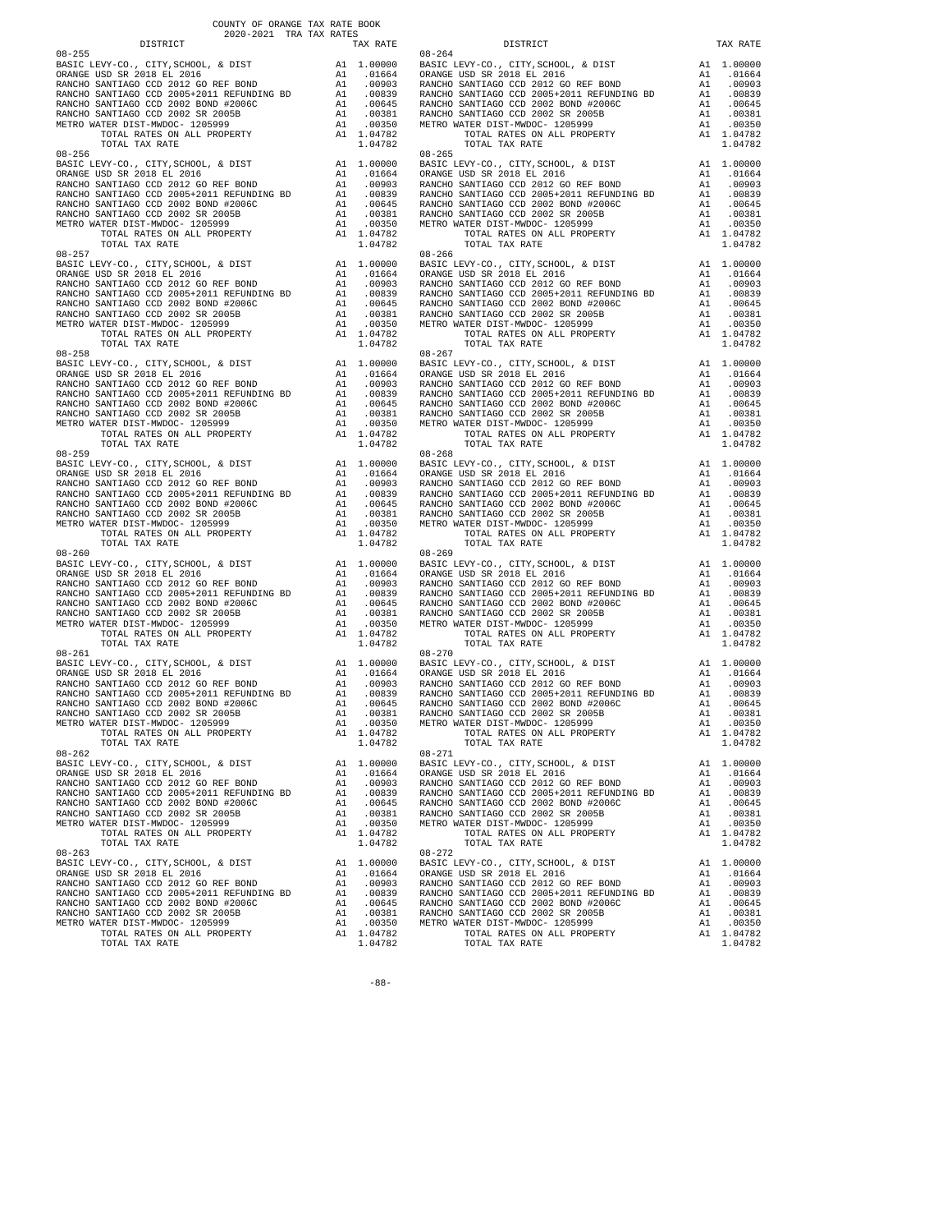COUNTY OF ORANGE TAX RATE BOOK
2020-2021 TRA TAX RATES

| DISTRICT | | TAX RATE |
|---|---|---|
| 08-255 | | |
| BASIC LEVY-CO., CITY,SCHOOL, & DIST | A1 | 1.00000 |
| ORANGE USD SR 2018 EL 2016 | A1 | .01664 |
| RANCHO SANTIAGO CCD 2012 GO REF BOND | A1 | .00903 |
| RANCHO SANTIAGO CCD 2005+2011 REFUNDING BD | A1 | .00839 |
| RANCHO SANTIAGO CCD 2002 BOND #2006C | A1 | .00645 |
| RANCHO SANTIAGO CCD 2002 SR 2005B | A1 | .00381 |
| METRO WATER DIST-MWDOC- 1205999 | A1 | .00350 |
| TOTAL RATES ON ALL PROPERTY | A1 | 1.04782 |
| TOTAL TAX RATE | | 1.04782 |
| 08-256 | | |
| BASIC LEVY-CO., CITY,SCHOOL, & DIST | A1 | 1.00000 |
| ORANGE USD SR 2018 EL 2016 | A1 | .01664 |
| RANCHO SANTIAGO CCD 2012 GO REF BOND | A1 | .00903 |
| RANCHO SANTIAGO CCD 2005+2011 REFUNDING BD | A1 | .00839 |
| RANCHO SANTIAGO CCD 2002 BOND #2006C | A1 | .00645 |
| RANCHO SANTIAGO CCD 2002 SR 2005B | A1 | .00381 |
| METRO WATER DIST-MWDOC- 1205999 | A1 | .00350 |
| TOTAL RATES ON ALL PROPERTY | A1 | 1.04782 |
| TOTAL TAX RATE | | 1.04782 |
| 08-257 | | |
| BASIC LEVY-CO., CITY,SCHOOL, & DIST | A1 | 1.00000 |
| ORANGE USD SR 2018 EL 2016 | A1 | .01664 |
| RANCHO SANTIAGO CCD 2012 GO REF BOND | A1 | .00903 |
| RANCHO SANTIAGO CCD 2005+2011 REFUNDING BD | A1 | .00839 |
| RANCHO SANTIAGO CCD 2002 BOND #2006C | A1 | .00645 |
| RANCHO SANTIAGO CCD 2002 SR 2005B | A1 | .00381 |
| METRO WATER DIST-MWDOC- 1205999 | A1 | .00350 |
| TOTAL RATES ON ALL PROPERTY | A1 | 1.04782 |
| TOTAL TAX RATE | | 1.04782 |
| 08-258 | | |
| BASIC LEVY-CO., CITY,SCHOOL, & DIST | A1 | 1.00000 |
| ORANGE USD SR 2018 EL 2016 | A1 | .01664 |
| RANCHO SANTIAGO CCD 2012 GO REF BOND | A1 | .00903 |
| RANCHO SANTIAGO CCD 2005+2011 REFUNDING BD | A1 | .00839 |
| RANCHO SANTIAGO CCD 2002 BOND #2006C | A1 | .00645 |
| RANCHO SANTIAGO CCD 2002 SR 2005B | A1 | .00381 |
| METRO WATER DIST-MWDOC- 1205999 | A1 | .00350 |
| TOTAL RATES ON ALL PROPERTY | A1 | 1.04782 |
| TOTAL TAX RATE | | 1.04782 |
| 08-259 | | |
| BASIC LEVY-CO., CITY,SCHOOL, & DIST | A1 | 1.00000 |
| ORANGE USD SR 2018 EL 2016 | A1 | .01664 |
| RANCHO SANTIAGO CCD 2012 GO REF BOND | A1 | .00903 |
| RANCHO SANTIAGO CCD 2005+2011 REFUNDING BD | A1 | .00839 |
| RANCHO SANTIAGO CCD 2002 BOND #2006C | A1 | .00645 |
| RANCHO SANTIAGO CCD 2002 SR 2005B | A1 | .00381 |
| METRO WATER DIST-MWDOC- 1205999 | A1 | .00350 |
| TOTAL RATES ON ALL PROPERTY | A1 | 1.04782 |
| TOTAL TAX RATE | | 1.04782 |
| 08-260 | | |
| BASIC LEVY-CO., CITY,SCHOOL, & DIST | A1 | 1.00000 |
| ORANGE USD SR 2018 EL 2016 | A1 | .01664 |
| RANCHO SANTIAGO CCD 2012 GO REF BOND | A1 | .00903 |
| RANCHO SANTIAGO CCD 2005+2011 REFUNDING BD | A1 | .00839 |
| RANCHO SANTIAGO CCD 2002 BOND #2006C | A1 | .00645 |
| RANCHO SANTIAGO CCD 2002 SR 2005B | A1 | .00381 |
| METRO WATER DIST-MWDOC- 1205999 | A1 | .00350 |
| TOTAL RATES ON ALL PROPERTY | A1 | 1.04782 |
| TOTAL TAX RATE | | 1.04782 |
| 08-261 | | |
| BASIC LEVY-CO., CITY,SCHOOL, & DIST | A1 | 1.00000 |
| ORANGE USD SR 2018 EL 2016 | A1 | .01664 |
| RANCHO SANTIAGO CCD 2012 GO REF BOND | A1 | .00903 |
| RANCHO SANTIAGO CCD 2005+2011 REFUNDING BD | A1 | .00839 |
| RANCHO SANTIAGO CCD 2002 BOND #2006C | A1 | .00645 |
| RANCHO SANTIAGO CCD 2002 SR 2005B | A1 | .00381 |
| METRO WATER DIST-MWDOC- 1205999 | A1 | .00350 |
| TOTAL RATES ON ALL PROPERTY | A1 | 1.04782 |
| TOTAL TAX RATE | | 1.04782 |
| 08-262 | | |
| BASIC LEVY-CO., CITY,SCHOOL, & DIST | A1 | 1.00000 |
| ORANGE USD SR 2018 EL 2016 | A1 | .01664 |
| RANCHO SANTIAGO CCD 2012 GO REF BOND | A1 | .00903 |
| RANCHO SANTIAGO CCD 2005+2011 REFUNDING BD | A1 | .00839 |
| RANCHO SANTIAGO CCD 2002 BOND #2006C | A1 | .00645 |
| RANCHO SANTIAGO CCD 2002 SR 2005B | A1 | .00381 |
| METRO WATER DIST-MWDOC- 1205999 | A1 | .00350 |
| TOTAL RATES ON ALL PROPERTY | A1 | 1.04782 |
| TOTAL TAX RATE | | 1.04782 |
| 08-263 | | |
| BASIC LEVY-CO., CITY,SCHOOL, & DIST | A1 | 1.00000 |
| ORANGE USD SR 2018 EL 2016 | A1 | .01664 |
| RANCHO SANTIAGO CCD 2012 GO REF BOND | A1 | .00903 |
| RANCHO SANTIAGO CCD 2005+2011 REFUNDING BD | A1 | .00839 |
| RANCHO SANTIAGO CCD 2002 BOND #2006C | A1 | .00645 |
| RANCHO SANTIAGO CCD 2002 SR 2005B | A1 | .00381 |
| METRO WATER DIST-MWDOC- 1205999 | A1 | .00350 |
| TOTAL RATES ON ALL PROPERTY | A1 | 1.04782 |
| TOTAL TAX RATE | | 1.04782 |
| 08-264 | | |
| BASIC LEVY-CO., CITY,SCHOOL, & DIST | A1 | 1.00000 |
| ORANGE USD SR 2018 EL 2016 | A1 | .01664 |
| RANCHO SANTIAGO CCD 2012 GO REF BOND | A1 | .00903 |
| RANCHO SANTIAGO CCD 2005+2011 REFUNDING BD | A1 | .00839 |
| RANCHO SANTIAGO CCD 2002 BOND #2006C | A1 | .00645 |
| RANCHO SANTIAGO CCD 2002 SR 2005B | A1 | .00381 |
| METRO WATER DIST-MWDOC- 1205999 | A1 | .00350 |
| TOTAL RATES ON ALL PROPERTY | A1 | 1.04782 |
| TOTAL TAX RATE | | 1.04782 |
| 08-265 | | |
| BASIC LEVY-CO., CITY,SCHOOL, & DIST | A1 | 1.00000 |
| ORANGE USD SR 2018 EL 2016 | A1 | .01664 |
| RANCHO SANTIAGO CCD 2012 GO REF BOND | A1 | .00903 |
| RANCHO SANTIAGO CCD 2005+2011 REFUNDING BD | A1 | .00839 |
| RANCHO SANTIAGO CCD 2002 BOND #2006C | A1 | .00645 |
| RANCHO SANTIAGO CCD 2002 SR 2005B | A1 | .00381 |
| METRO WATER DIST-MWDOC- 1205999 | A1 | .00350 |
| TOTAL RATES ON ALL PROPERTY | A1 | 1.04782 |
| TOTAL TAX RATE | | 1.04782 |
| 08-266 | | |
| BASIC LEVY-CO., CITY,SCHOOL, & DIST | A1 | 1.00000 |
| ORANGE USD SR 2018 EL 2016 | A1 | .01664 |
| RANCHO SANTIAGO CCD 2012 GO REF BOND | A1 | .00903 |
| RANCHO SANTIAGO CCD 2005+2011 REFUNDING BD | A1 | .00839 |
| RANCHO SANTIAGO CCD 2002 BOND #2006C | A1 | .00645 |
| RANCHO SANTIAGO CCD 2002 SR 2005B | A1 | .00381 |
| METRO WATER DIST-MWDOC- 1205999 | A1 | .00350 |
| TOTAL RATES ON ALL PROPERTY | A1 | 1.04782 |
| TOTAL TAX RATE | | 1.04782 |
| 08-267 | | |
| BASIC LEVY-CO., CITY,SCHOOL, & DIST | A1 | 1.00000 |
| ORANGE USD SR 2018 EL 2016 | A1 | .01664 |
| RANCHO SANTIAGO CCD 2012 GO REF BOND | A1 | .00903 |
| RANCHO SANTIAGO CCD 2005+2011 REFUNDING BD | A1 | .00839 |
| RANCHO SANTIAGO CCD 2002 BOND #2006C | A1 | .00645 |
| RANCHO SANTIAGO CCD 2002 SR 2005B | A1 | .00381 |
| METRO WATER DIST-MWDOC- 1205999 | A1 | .00350 |
| TOTAL RATES ON ALL PROPERTY | A1 | 1.04782 |
| TOTAL TAX RATE | | 1.04782 |
| 08-268 | | |
| BASIC LEVY-CO., CITY,SCHOOL, & DIST | A1 | 1.00000 |
| ORANGE USD SR 2018 EL 2016 | A1 | .01664 |
| RANCHO SANTIAGO CCD 2012 GO REF BOND | A1 | .00903 |
| RANCHO SANTIAGO CCD 2005+2011 REFUNDING BD | A1 | .00839 |
| RANCHO SANTIAGO CCD 2002 BOND #2006C | A1 | .00645 |
| RANCHO SANTIAGO CCD 2002 SR 2005B | A1 | .00381 |
| METRO WATER DIST-MWDOC- 1205999 | A1 | .00350 |
| TOTAL RATES ON ALL PROPERTY | A1 | 1.04782 |
| TOTAL TAX RATE | | 1.04782 |
| 08-269 | | |
| BASIC LEVY-CO., CITY,SCHOOL, & DIST | A1 | 1.00000 |
| ORANGE USD SR 2018 EL 2016 | A1 | .01664 |
| RANCHO SANTIAGO CCD 2012 GO REF BOND | A1 | .00903 |
| RANCHO SANTIAGO CCD 2005+2011 REFUNDING BD | A1 | .00839 |
| RANCHO SANTIAGO CCD 2002 BOND #2006C | A1 | .00645 |
| RANCHO SANTIAGO CCD 2002 SR 2005B | A1 | .00381 |
| METRO WATER DIST-MWDOC- 1205999 | A1 | .00350 |
| TOTAL RATES ON ALL PROPERTY | A1 | 1.04782 |
| TOTAL TAX RATE | | 1.04782 |
| 08-270 | | |
| BASIC LEVY-CO., CITY,SCHOOL, & DIST | A1 | 1.00000 |
| ORANGE USD SR 2018 EL 2016 | A1 | .01664 |
| RANCHO SANTIAGO CCD 2012 GO REF BOND | A1 | .00903 |
| RANCHO SANTIAGO CCD 2005+2011 REFUNDING BD | A1 | .00839 |
| RANCHO SANTIAGO CCD 2002 BOND #2006C | A1 | .00645 |
| RANCHO SANTIAGO CCD 2002 SR 2005B | A1 | .00381 |
| METRO WATER DIST-MWDOC- 1205999 | A1 | .00350 |
| TOTAL RATES ON ALL PROPERTY | A1 | 1.04782 |
| TOTAL TAX RATE | | 1.04782 |
| 08-271 | | |
| BASIC LEVY-CO., CITY,SCHOOL, & DIST | A1 | 1.00000 |
| ORANGE USD SR 2018 EL 2016 | A1 | .01664 |
| RANCHO SANTIAGO CCD 2012 GO REF BOND | A1 | .00903 |
| RANCHO SANTIAGO CCD 2005+2011 REFUNDING BD | A1 | .00839 |
| RANCHO SANTIAGO CCD 2002 BOND #2006C | A1 | .00645 |
| RANCHO SANTIAGO CCD 2002 SR 2005B | A1 | .00381 |
| METRO WATER DIST-MWDOC- 1205999 | A1 | .00350 |
| TOTAL RATES ON ALL PROPERTY | A1 | 1.04782 |
| TOTAL TAX RATE | | 1.04782 |
| 08-272 | | |
| BASIC LEVY-CO., CITY,SCHOOL, & DIST | A1 | 1.00000 |
| ORANGE USD SR 2018 EL 2016 | A1 | .01664 |
| RANCHO SANTIAGO CCD 2012 GO REF BOND | A1 | .00903 |
| RANCHO SANTIAGO CCD 2005+2011 REFUNDING BD | A1 | .00839 |
| RANCHO SANTIAGO CCD 2002 BOND #2006C | A1 | .00645 |
| RANCHO SANTIAGO CCD 2002 SR 2005B | A1 | .00381 |
| METRO WATER DIST-MWDOC- 1205999 | A1 | .00350 |
| TOTAL RATES ON ALL PROPERTY | A1 | 1.04782 |
| TOTAL TAX RATE | | 1.04782 |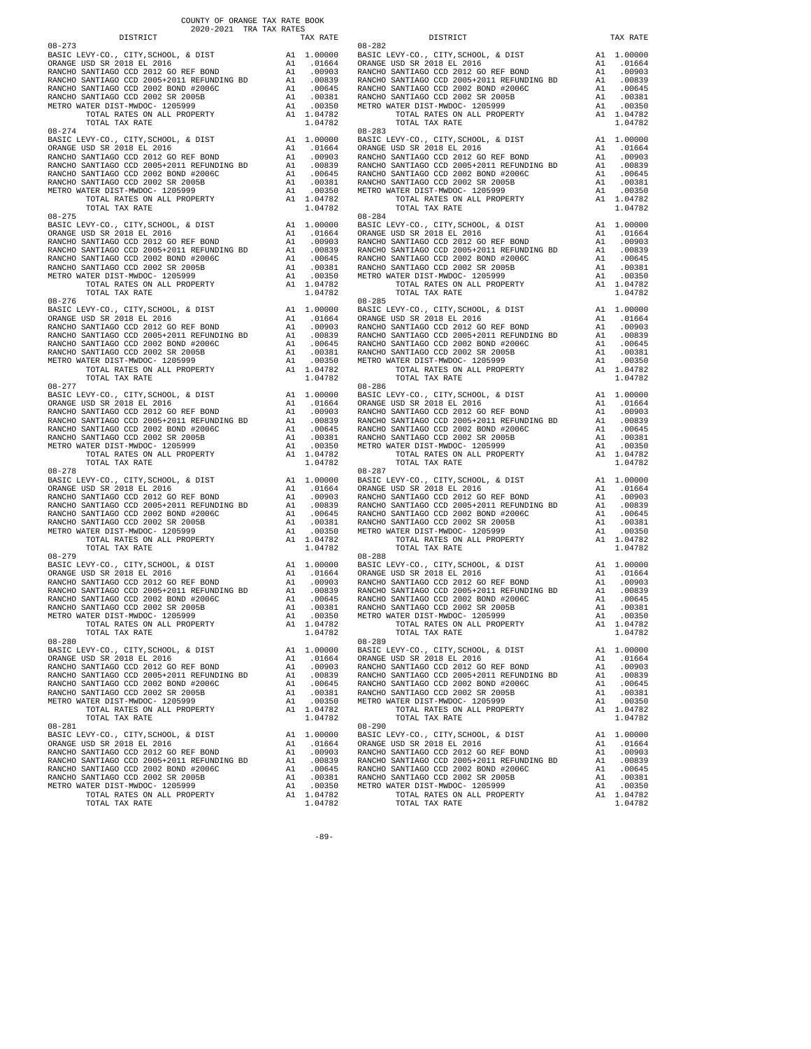COUNTY OF ORANGE TAX RATE BOOK
2020-2021 TRA TAX RATES

| DISTRICT | | TAX RATE |
|---|---|---|
| **08-273** | | |
| BASIC LEVY-CO., CITY,SCHOOL, & DIST | A1 | 1.00000 |
| ORANGE USD SR 2018 EL 2016 | A1 | .01664 |
| RANCHO SANTIAGO CCD 2012 GO REF BOND | A1 | .00903 |
| RANCHO SANTIAGO CCD 2005+2011 REFUNDING BD | A1 | .00839 |
| RANCHO SANTIAGO CCD 2002 BOND #2006C | A1 | .00645 |
| RANCHO SANTIAGO CCD 2002 SR 2005B | A1 | .00381 |
| METRO WATER DIST-MWDOC- 1205999 | A1 | .00350 |
| TOTAL RATES ON ALL PROPERTY | A1 | 1.04782 |
| TOTAL TAX RATE | | 1.04782 |
| **08-274** | | |
| BASIC LEVY-CO., CITY,SCHOOL, & DIST | A1 | 1.00000 |
| ORANGE USD SR 2018 EL 2016 | A1 | .01664 |
| RANCHO SANTIAGO CCD 2012 GO REF BOND | A1 | .00903 |
| RANCHO SANTIAGO CCD 2005+2011 REFUNDING BD | A1 | .00839 |
| RANCHO SANTIAGO CCD 2002 BOND #2006C | A1 | .00645 |
| RANCHO SANTIAGO CCD 2002 SR 2005B | A1 | .00381 |
| METRO WATER DIST-MWDOC- 1205999 | A1 | .00350 |
| TOTAL RATES ON ALL PROPERTY | A1 | 1.04782 |
| TOTAL TAX RATE | | 1.04782 |
| **08-275** | | |
| BASIC LEVY-CO., CITY,SCHOOL, & DIST | A1 | 1.00000 |
| ORANGE USD SR 2018 EL 2016 | A1 | .01664 |
| RANCHO SANTIAGO CCD 2012 GO REF BOND | A1 | .00903 |
| RANCHO SANTIAGO CCD 2005+2011 REFUNDING BD | A1 | .00839 |
| RANCHO SANTIAGO CCD 2002 BOND #2006C | A1 | .00645 |
| RANCHO SANTIAGO CCD 2002 SR 2005B | A1 | .00381 |
| METRO WATER DIST-MWDOC- 1205999 | A1 | .00350 |
| TOTAL RATES ON ALL PROPERTY | A1 | 1.04782 |
| TOTAL TAX RATE | | 1.04782 |
| **08-276** | | |
| BASIC LEVY-CO., CITY,SCHOOL, & DIST | A1 | 1.00000 |
| ORANGE USD SR 2018 EL 2016 | A1 | .01664 |
| RANCHO SANTIAGO CCD 2012 GO REF BOND | A1 | .00903 |
| RANCHO SANTIAGO CCD 2005+2011 REFUNDING BD | A1 | .00839 |
| RANCHO SANTIAGO CCD 2002 BOND #2006C | A1 | .00645 |
| RANCHO SANTIAGO CCD 2002 SR 2005B | A1 | .00381 |
| METRO WATER DIST-MWDOC- 1205999 | A1 | .00350 |
| TOTAL RATES ON ALL PROPERTY | A1 | 1.04782 |
| TOTAL TAX RATE | | 1.04782 |
| **08-277** | | |
| BASIC LEVY-CO., CITY,SCHOOL, & DIST | A1 | 1.00000 |
| ORANGE USD SR 2018 EL 2016 | A1 | .01664 |
| RANCHO SANTIAGO CCD 2012 GO REF BOND | A1 | .00903 |
| RANCHO SANTIAGO CCD 2005+2011 REFUNDING BD | A1 | .00839 |
| RANCHO SANTIAGO CCD 2002 BOND #2006C | A1 | .00645 |
| RANCHO SANTIAGO CCD 2002 SR 2005B | A1 | .00381 |
| METRO WATER DIST-MWDOC- 1205999 | A1 | .00350 |
| TOTAL RATES ON ALL PROPERTY | A1 | 1.04782 |
| TOTAL TAX RATE | | 1.04782 |
| **08-278** | | |
| BASIC LEVY-CO., CITY,SCHOOL, & DIST | A1 | 1.00000 |
| ORANGE USD SR 2018 EL 2016 | A1 | .01664 |
| RANCHO SANTIAGO CCD 2012 GO REF BOND | A1 | .00903 |
| RANCHO SANTIAGO CCD 2005+2011 REFUNDING BD | A1 | .00839 |
| RANCHO SANTIAGO CCD 2002 BOND #2006C | A1 | .00645 |
| RANCHO SANTIAGO CCD 2002 SR 2005B | A1 | .00381 |
| METRO WATER DIST-MWDOC- 1205999 | A1 | .00350 |
| TOTAL RATES ON ALL PROPERTY | A1 | 1.04782 |
| TOTAL TAX RATE | | 1.04782 |
| **08-279** | | |
| BASIC LEVY-CO., CITY,SCHOOL, & DIST | A1 | 1.00000 |
| ORANGE USD SR 2018 EL 2016 | A1 | .01664 |
| RANCHO SANTIAGO CCD 2012 GO REF BOND | A1 | .00903 |
| RANCHO SANTIAGO CCD 2005+2011 REFUNDING BD | A1 | .00839 |
| RANCHO SANTIAGO CCD 2002 BOND #2006C | A1 | .00645 |
| RANCHO SANTIAGO CCD 2002 SR 2005B | A1 | .00381 |
| METRO WATER DIST-MWDOC- 1205999 | A1 | .00350 |
| TOTAL RATES ON ALL PROPERTY | A1 | 1.04782 |
| TOTAL TAX RATE | | 1.04782 |
| **08-280** | | |
| BASIC LEVY-CO., CITY,SCHOOL, & DIST | A1 | 1.00000 |
| ORANGE USD SR 2018 EL 2016 | A1 | .01664 |
| RANCHO SANTIAGO CCD 2012 GO REF BOND | A1 | .00903 |
| RANCHO SANTIAGO CCD 2005+2011 REFUNDING BD | A1 | .00839 |
| RANCHO SANTIAGO CCD 2002 BOND #2006C | A1 | .00645 |
| RANCHO SANTIAGO CCD 2002 SR 2005B | A1 | .00381 |
| METRO WATER DIST-MWDOC- 1205999 | A1 | .00350 |
| TOTAL RATES ON ALL PROPERTY | A1 | 1.04782 |
| TOTAL TAX RATE | | 1.04782 |
| **08-281** | | |
| BASIC LEVY-CO., CITY,SCHOOL, & DIST | A1 | 1.00000 |
| ORANGE USD SR 2018 EL 2016 | A1 | .01664 |
| RANCHO SANTIAGO CCD 2012 GO REF BOND | A1 | .00903 |
| RANCHO SANTIAGO CCD 2005+2011 REFUNDING BD | A1 | .00839 |
| RANCHO SANTIAGO CCD 2002 BOND #2006C | A1 | .00645 |
| RANCHO SANTIAGO CCD 2002 SR 2005B | A1 | .00381 |
| METRO WATER DIST-MWDOC- 1205999 | A1 | .00350 |
| TOTAL RATES ON ALL PROPERTY | A1 | 1.04782 |
| TOTAL TAX RATE | | 1.04782 |
| **08-282** | | |
| BASIC LEVY-CO., CITY,SCHOOL, & DIST | A1 | 1.00000 |
| ORANGE USD SR 2018 EL 2016 | A1 | .01664 |
| RANCHO SANTIAGO CCD 2012 GO REF BOND | A1 | .00903 |
| RANCHO SANTIAGO CCD 2005+2011 REFUNDING BD | A1 | .00839 |
| RANCHO SANTIAGO CCD 2002 BOND #2006C | A1 | .00645 |
| RANCHO SANTIAGO CCD 2002 SR 2005B | A1 | .00381 |
| METRO WATER DIST-MWDOC- 1205999 | A1 | .00350 |
| TOTAL RATES ON ALL PROPERTY | A1 | 1.04782 |
| TOTAL TAX RATE | | 1.04782 |
| **08-283** | | |
| BASIC LEVY-CO., CITY,SCHOOL, & DIST | A1 | 1.00000 |
| ORANGE USD SR 2018 EL 2016 | A1 | .01664 |
| RANCHO SANTIAGO CCD 2012 GO REF BOND | A1 | .00903 |
| RANCHO SANTIAGO CCD 2005+2011 REFUNDING BD | A1 | .00839 |
| RANCHO SANTIAGO CCD 2002 BOND #2006C | A1 | .00645 |
| RANCHO SANTIAGO CCD 2002 SR 2005B | A1 | .00381 |
| METRO WATER DIST-MWDOC- 1205999 | A1 | .00350 |
| TOTAL RATES ON ALL PROPERTY | A1 | 1.04782 |
| TOTAL TAX RATE | | 1.04782 |
| **08-284** | | |
| BASIC LEVY-CO., CITY,SCHOOL, & DIST | A1 | 1.00000 |
| ORANGE USD SR 2018 EL 2016 | A1 | .01664 |
| RANCHO SANTIAGO CCD 2012 GO REF BOND | A1 | .00903 |
| RANCHO SANTIAGO CCD 2005+2011 REFUNDING BD | A1 | .00839 |
| RANCHO SANTIAGO CCD 2002 BOND #2006C | A1 | .00645 |
| RANCHO SANTIAGO CCD 2002 SR 2005B | A1 | .00381 |
| METRO WATER DIST-MWDOC- 1205999 | A1 | .00350 |
| TOTAL RATES ON ALL PROPERTY | A1 | 1.04782 |
| TOTAL TAX RATE | | 1.04782 |
| **08-285** | | |
| BASIC LEVY-CO., CITY,SCHOOL, & DIST | A1 | 1.00000 |
| ORANGE USD SR 2018 EL 2016 | A1 | .01664 |
| RANCHO SANTIAGO CCD 2012 GO REF BOND | A1 | .00903 |
| RANCHO SANTIAGO CCD 2005+2011 REFUNDING BD | A1 | .00839 |
| RANCHO SANTIAGO CCD 2002 BOND #2006C | A1 | .00645 |
| RANCHO SANTIAGO CCD 2002 SR 2005B | A1 | .00381 |
| METRO WATER DIST-MWDOC- 1205999 | A1 | .00350 |
| TOTAL RATES ON ALL PROPERTY | A1 | 1.04782 |
| TOTAL TAX RATE | | 1.04782 |
| **08-286** | | |
| BASIC LEVY-CO., CITY,SCHOOL, & DIST | A1 | 1.00000 |
| ORANGE USD SR 2018 EL 2016 | A1 | .01664 |
| RANCHO SANTIAGO CCD 2012 GO REF BOND | A1 | .00903 |
| RANCHO SANTIAGO CCD 2005+2011 REFUNDING BD | A1 | .00839 |
| RANCHO SANTIAGO CCD 2002 BOND #2006C | A1 | .00645 |
| RANCHO SANTIAGO CCD 2002 SR 2005B | A1 | .00381 |
| METRO WATER DIST-MWDOC- 1205999 | A1 | .00350 |
| TOTAL RATES ON ALL PROPERTY | A1 | 1.04782 |
| TOTAL TAX RATE | | 1.04782 |
| **08-287** | | |
| BASIC LEVY-CO., CITY,SCHOOL, & DIST | A1 | 1.00000 |
| ORANGE USD SR 2018 EL 2016 | A1 | .01664 |
| RANCHO SANTIAGO CCD 2012 GO REF BOND | A1 | .00903 |
| RANCHO SANTIAGO CCD 2005+2011 REFUNDING BD | A1 | .00839 |
| RANCHO SANTIAGO CCD 2002 BOND #2006C | A1 | .00645 |
| RANCHO SANTIAGO CCD 2002 SR 2005B | A1 | .00381 |
| METRO WATER DIST-MWDOC- 1205999 | A1 | .00350 |
| TOTAL RATES ON ALL PROPERTY | A1 | 1.04782 |
| TOTAL TAX RATE | | 1.04782 |
| **08-288** | | |
| BASIC LEVY-CO., CITY,SCHOOL, & DIST | A1 | 1.00000 |
| ORANGE USD SR 2018 EL 2016 | A1 | .01664 |
| RANCHO SANTIAGO CCD 2012 GO REF BOND | A1 | .00903 |
| RANCHO SANTIAGO CCD 2005+2011 REFUNDING BD | A1 | .00839 |
| RANCHO SANTIAGO CCD 2002 BOND #2006C | A1 | .00645 |
| RANCHO SANTIAGO CCD 2002 SR 2005B | A1 | .00381 |
| METRO WATER DIST-MWDOC- 1205999 | A1 | .00350 |
| TOTAL RATES ON ALL PROPERTY | A1 | 1.04782 |
| TOTAL TAX RATE | | 1.04782 |
| **08-289** | | |
| BASIC LEVY-CO., CITY,SCHOOL, & DIST | A1 | 1.00000 |
| ORANGE USD SR 2018 EL 2016 | A1 | .01664 |
| RANCHO SANTIAGO CCD 2012 GO REF BOND | A1 | .00903 |
| RANCHO SANTIAGO CCD 2005+2011 REFUNDING BD | A1 | .00839 |
| RANCHO SANTIAGO CCD 2002 BOND #2006C | A1 | .00645 |
| RANCHO SANTIAGO CCD 2002 SR 2005B | A1 | .00381 |
| METRO WATER DIST-MWDOC- 1205999 | A1 | .00350 |
| TOTAL RATES ON ALL PROPERTY | A1 | 1.04782 |
| TOTAL TAX RATE | | 1.04782 |
| **08-290** | | |
| BASIC LEVY-CO., CITY,SCHOOL, & DIST | A1 | 1.00000 |
| ORANGE USD SR 2018 EL 2016 | A1 | .01664 |
| RANCHO SANTIAGO CCD 2012 GO REF BOND | A1 | .00903 |
| RANCHO SANTIAGO CCD 2005+2011 REFUNDING BD | A1 | .00839 |
| RANCHO SANTIAGO CCD 2002 BOND #2006C | A1 | .00645 |
| RANCHO SANTIAGO CCD 2002 SR 2005B | A1 | .00381 |
| METRO WATER DIST-MWDOC- 1205999 | A1 | .00350 |
| TOTAL RATES ON ALL PROPERTY | A1 | 1.04782 |
| TOTAL TAX RATE | | 1.04782 |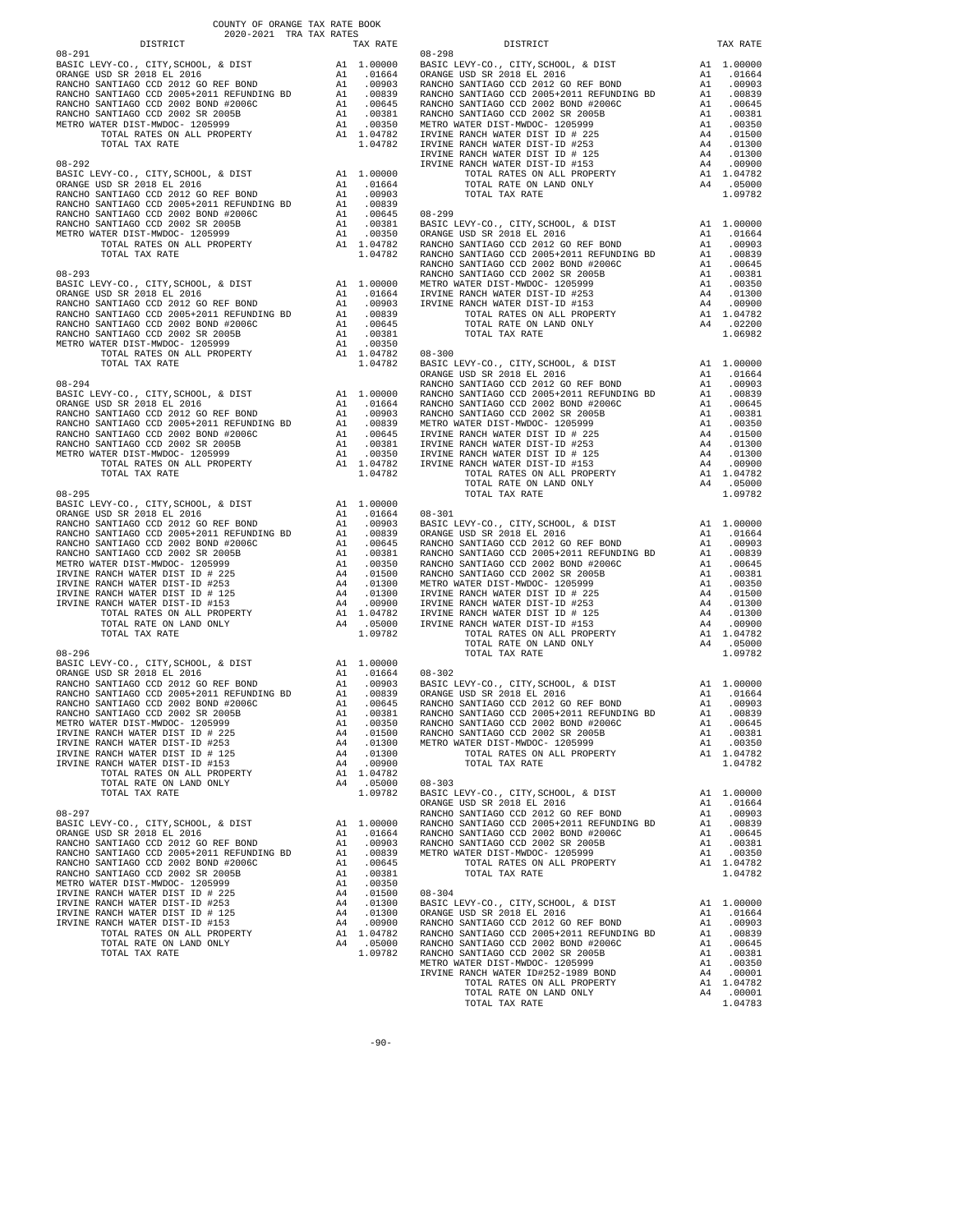COUNTY OF ORANGE TAX RATE BOOK
2020-2021 TRA TAX RATES

| DISTRICT | | TAX RATE |
|---|---|---|
| **08-291** | | |
| BASIC LEVY-CO., CITY,SCHOOL, & DIST | A1 | 1.00000 |
| ORANGE USD SR 2018 EL 2016 | A1 | .01664 |
| RANCHO SANTIAGO CCD 2012 GO REF BOND | A1 | .00903 |
| RANCHO SANTIAGO CCD 2005+2011 REFUNDING BD | A1 | .00839 |
| RANCHO SANTIAGO CCD 2002 BOND #2006C | A1 | .00645 |
| RANCHO SANTIAGO CCD 2002 SR 2005B | A1 | .00381 |
| METRO WATER DIST-MWDOC- 1205999 | A1 | .00350 |
| TOTAL RATES ON ALL PROPERTY | A1 | 1.04782 |
| TOTAL TAX RATE | | 1.04782 |
| **08-292** | | |
| BASIC LEVY-CO., CITY,SCHOOL, & DIST | A1 | 1.00000 |
| ORANGE USD SR 2018 EL 2016 | A1 | .01664 |
| RANCHO SANTIAGO CCD 2012 GO REF BOND | A1 | .00903 |
| RANCHO SANTIAGO CCD 2005+2011 REFUNDING BD | A1 | .00839 |
| RANCHO SANTIAGO CCD 2002 BOND #2006C | A1 | .00645 |
| RANCHO SANTIAGO CCD 2002 SR 2005B | A1 | .00381 |
| METRO WATER DIST-MWDOC- 1205999 | A1 | .00350 |
| TOTAL RATES ON ALL PROPERTY | A1 | 1.04782 |
| TOTAL TAX RATE | | 1.04782 |
| **08-293** | | |
| BASIC LEVY-CO., CITY,SCHOOL, & DIST | A1 | 1.00000 |
| ORANGE USD SR 2018 EL 2016 | A1 | .01664 |
| RANCHO SANTIAGO CCD 2012 GO REF BOND | A1 | .00903 |
| RANCHO SANTIAGO CCD 2005+2011 REFUNDING BD | A1 | .00839 |
| RANCHO SANTIAGO CCD 2002 BOND #2006C | A1 | .00645 |
| RANCHO SANTIAGO CCD 2002 SR 2005B | A1 | .00381 |
| METRO WATER DIST-MWDOC- 1205999 | A1 | .00350 |
| TOTAL RATES ON ALL PROPERTY | A1 | 1.04782 |
| TOTAL TAX RATE | | 1.04782 |
| **08-294** | | |
| BASIC LEVY-CO., CITY,SCHOOL, & DIST | A1 | 1.00000 |
| ORANGE USD SR 2018 EL 2016 | A1 | .01664 |
| RANCHO SANTIAGO CCD 2012 GO REF BOND | A1 | .00903 |
| RANCHO SANTIAGO CCD 2005+2011 REFUNDING BD | A1 | .00839 |
| RANCHO SANTIAGO CCD 2002 BOND #2006C | A1 | .00645 |
| RANCHO SANTIAGO CCD 2002 SR 2005B | A1 | .00381 |
| METRO WATER DIST-MWDOC- 1205999 | A1 | .00350 |
| TOTAL RATES ON ALL PROPERTY | A1 | 1.04782 |
| TOTAL TAX RATE | | 1.04782 |
| **08-295** | | |
| BASIC LEVY-CO., CITY,SCHOOL, & DIST | A1 | 1.00000 |
| ORANGE USD SR 2018 EL 2016 | A1 | .01664 |
| RANCHO SANTIAGO CCD 2012 GO REF BOND | A1 | .00903 |
| RANCHO SANTIAGO CCD 2005+2011 REFUNDING BD | A1 | .00839 |
| RANCHO SANTIAGO CCD 2002 BOND #2006C | A1 | .00645 |
| RANCHO SANTIAGO CCD 2002 SR 2005B | A1 | .00381 |
| METRO WATER DIST-MWDOC- 1205999 | A1 | .00350 |
| IRVINE RANCH WATER DIST ID # 225 | A4 | .01500 |
| IRVINE RANCH WATER DIST-ID #253 | A4 | .01300 |
| IRVINE RANCH WATER DIST ID # 125 | A4 | .01300 |
| IRVINE RANCH WATER DIST-ID #153 | A4 | .00900 |
| TOTAL RATES ON ALL PROPERTY | A1 | 1.04782 |
| TOTAL RATE ON LAND ONLY | A4 | .05000 |
| TOTAL TAX RATE | | 1.09782 |
| **08-296** | | |
| BASIC LEVY-CO., CITY,SCHOOL, & DIST | A1 | 1.00000 |
| ORANGE USD SR 2018 EL 2016 | A1 | .01664 |
| RANCHO SANTIAGO CCD 2012 GO REF BOND | A1 | .00903 |
| RANCHO SANTIAGO CCD 2005+2011 REFUNDING BD | A1 | .00839 |
| RANCHO SANTIAGO CCD 2002 BOND #2006C | A1 | .00645 |
| RANCHO SANTIAGO CCD 2002 SR 2005B | A1 | .00381 |
| METRO WATER DIST-MWDOC- 1205999 | A1 | .00350 |
| IRVINE RANCH WATER DIST ID # 225 | A4 | .01500 |
| IRVINE RANCH WATER DIST-ID #253 | A4 | .01300 |
| IRVINE RANCH WATER DIST ID # 125 | A4 | .01300 |
| IRVINE RANCH WATER DIST-ID #153 | A4 | .00900 |
| TOTAL RATES ON ALL PROPERTY | A1 | 1.04782 |
| TOTAL RATE ON LAND ONLY | A4 | .05000 |
| TOTAL TAX RATE | | 1.09782 |
| **08-297** | | |
| BASIC LEVY-CO., CITY,SCHOOL, & DIST | A1 | 1.00000 |
| ORANGE USD SR 2018 EL 2016 | A1 | .01664 |
| RANCHO SANTIAGO CCD 2012 GO REF BOND | A1 | .00903 |
| RANCHO SANTIAGO CCD 2005+2011 REFUNDING BD | A1 | .00839 |
| RANCHO SANTIAGO CCD 2002 BOND #2006C | A1 | .00645 |
| RANCHO SANTIAGO CCD 2002 SR 2005B | A1 | .00381 |
| METRO WATER DIST-MWDOC- 1205999 | A1 | .00350 |
| IRVINE RANCH WATER DIST ID # 225 | A4 | .01500 |
| IRVINE RANCH WATER DIST-ID #253 | A4 | .01300 |
| IRVINE RANCH WATER DIST ID # 125 | A4 | .01300 |
| IRVINE RANCH WATER DIST-ID #153 | A4 | .00900 |
| TOTAL RATES ON ALL PROPERTY | A1 | 1.04782 |
| TOTAL RATE ON LAND ONLY | A4 | .05000 |
| TOTAL TAX RATE | | 1.09782 |
| **08-298** | | |
| BASIC LEVY-CO., CITY,SCHOOL, & DIST | A1 | 1.00000 |
| ORANGE USD SR 2018 EL 2016 | A1 | .01664 |
| RANCHO SANTIAGO CCD 2012 GO REF BOND | A1 | .00903 |
| RANCHO SANTIAGO CCD 2005+2011 REFUNDING BD | A1 | .00839 |
| RANCHO SANTIAGO CCD 2002 BOND #2006C | A1 | .00645 |
| RANCHO SANTIAGO CCD 2002 SR 2005B | A1 | .00381 |
| METRO WATER DIST-MWDOC- 1205999 | A1 | .00350 |
| IRVINE RANCH WATER DIST ID # 225 | A4 | .01500 |
| IRVINE RANCH WATER DIST-ID #253 | A4 | .01300 |
| IRVINE RANCH WATER DIST ID # 125 | A4 | .01300 |
| IRVINE RANCH WATER DIST-ID #153 | A4 | .00900 |
| TOTAL RATES ON ALL PROPERTY | A1 | 1.04782 |
| TOTAL RATE ON LAND ONLY | A4 | .05000 |
| TOTAL TAX RATE | | 1.09782 |
| **08-299** | | |
| BASIC LEVY-CO., CITY,SCHOOL, & DIST | A1 | 1.00000 |
| ORANGE USD SR 2018 EL 2016 | A1 | .01664 |
| RANCHO SANTIAGO CCD 2012 GO REF BOND | A1 | .00903 |
| RANCHO SANTIAGO CCD 2005+2011 REFUNDING BD | A1 | .00839 |
| RANCHO SANTIAGO CCD 2002 BOND #2006C | A1 | .00645 |
| RANCHO SANTIAGO CCD 2002 SR 2005B | A1 | .00381 |
| METRO WATER DIST-MWDOC- 1205999 | A1 | .00350 |
| IRVINE RANCH WATER DIST-ID #253 | A4 | .01300 |
| IRVINE RANCH WATER DIST-ID #153 | A4 | .00900 |
| TOTAL RATES ON ALL PROPERTY | A1 | 1.04782 |
| TOTAL RATE ON LAND ONLY | A4 | .02200 |
| TOTAL TAX RATE | | 1.06982 |
| **08-300** | | |
| BASIC LEVY-CO., CITY,SCHOOL, & DIST | A1 | 1.00000 |
| ORANGE USD SR 2018 EL 2016 | A1 | .01664 |
| RANCHO SANTIAGO CCD 2012 GO REF BOND | A1 | .00903 |
| RANCHO SANTIAGO CCD 2005+2011 REFUNDING BD | A1 | .00839 |
| RANCHO SANTIAGO CCD 2002 BOND #2006C | A1 | .00645 |
| RANCHO SANTIAGO CCD 2002 SR 2005B | A1 | .00381 |
| METRO WATER DIST-MWDOC- 1205999 | A1 | .00350 |
| IRVINE RANCH WATER DIST ID # 225 | A4 | .01500 |
| IRVINE RANCH WATER DIST-ID #253 | A4 | .01300 |
| IRVINE RANCH WATER DIST ID # 125 | A4 | .01300 |
| IRVINE RANCH WATER DIST-ID #153 | A4 | .00900 |
| TOTAL RATES ON ALL PROPERTY | A1 | 1.04782 |
| TOTAL RATE ON LAND ONLY | A4 | .05000 |
| TOTAL TAX RATE | | 1.09782 |
| **08-301** | | |
| BASIC LEVY-CO., CITY,SCHOOL, & DIST | A1 | 1.00000 |
| ORANGE USD SR 2018 EL 2016 | A1 | .01664 |
| RANCHO SANTIAGO CCD 2012 GO REF BOND | A1 | .00903 |
| RANCHO SANTIAGO CCD 2005+2011 REFUNDING BD | A1 | .00839 |
| RANCHO SANTIAGO CCD 2002 BOND #2006C | A1 | .00645 |
| RANCHO SANTIAGO CCD 2002 SR 2005B | A1 | .00381 |
| METRO WATER DIST-MWDOC- 1205999 | A1 | .00350 |
| IRVINE RANCH WATER DIST ID # 225 | A4 | .01500 |
| IRVINE RANCH WATER DIST-ID #253 | A4 | .01300 |
| IRVINE RANCH WATER DIST ID # 125 | A4 | .01300 |
| IRVINE RANCH WATER DIST-ID #153 | A4 | .00900 |
| TOTAL RATES ON ALL PROPERTY | A1 | 1.04782 |
| TOTAL RATE ON LAND ONLY | A4 | .05000 |
| TOTAL TAX RATE | | 1.09782 |
| **08-302** | | |
| BASIC LEVY-CO., CITY,SCHOOL, & DIST | A1 | 1.00000 |
| ORANGE USD SR 2018 EL 2016 | A1 | .01664 |
| RANCHO SANTIAGO CCD 2012 GO REF BOND | A1 | .00903 |
| RANCHO SANTIAGO CCD 2005+2011 REFUNDING BD | A1 | .00839 |
| RANCHO SANTIAGO CCD 2002 BOND #2006C | A1 | .00645 |
| RANCHO SANTIAGO CCD 2002 SR 2005B | A1 | .00381 |
| METRO WATER DIST-MWDOC- 1205999 | A1 | .00350 |
| TOTAL RATES ON ALL PROPERTY | A1 | 1.04782 |
| TOTAL TAX RATE | | 1.04782 |
| **08-303** | | |
| BASIC LEVY-CO., CITY,SCHOOL, & DIST | A1 | 1.00000 |
| ORANGE USD SR 2018 EL 2016 | A1 | .01664 |
| RANCHO SANTIAGO CCD 2012 GO REF BOND | A1 | .00903 |
| RANCHO SANTIAGO CCD 2005+2011 REFUNDING BD | A1 | .00839 |
| RANCHO SANTIAGO CCD 2002 BOND #2006C | A1 | .00645 |
| RANCHO SANTIAGO CCD 2002 SR 2005B | A1 | .00381 |
| METRO WATER DIST-MWDOC- 1205999 | A1 | .00350 |
| TOTAL RATES ON ALL PROPERTY | A1 | 1.04782 |
| TOTAL TAX RATE | | 1.04782 |
| **08-304** | | |
| BASIC LEVY-CO., CITY,SCHOOL, & DIST | A1 | 1.00000 |
| ORANGE USD SR 2018 EL 2016 | A1 | .01664 |
| RANCHO SANTIAGO CCD 2012 GO REF BOND | A1 | .00903 |
| RANCHO SANTIAGO CCD 2005+2011 REFUNDING BD | A1 | .00839 |
| RANCHO SANTIAGO CCD 2002 BOND #2006C | A1 | .00645 |
| RANCHO SANTIAGO CCD 2002 SR 2005B | A1 | .00381 |
| METRO WATER DIST-MWDOC- 1205999 | A1 | .00350 |
| IRVINE RANCH WATER ID#252-1989 BOND | A4 | .00001 |
| TOTAL RATES ON ALL PROPERTY | A1 | 1.04782 |
| TOTAL RATE ON LAND ONLY | A4 | .00001 |
| TOTAL TAX RATE | | 1.04783 |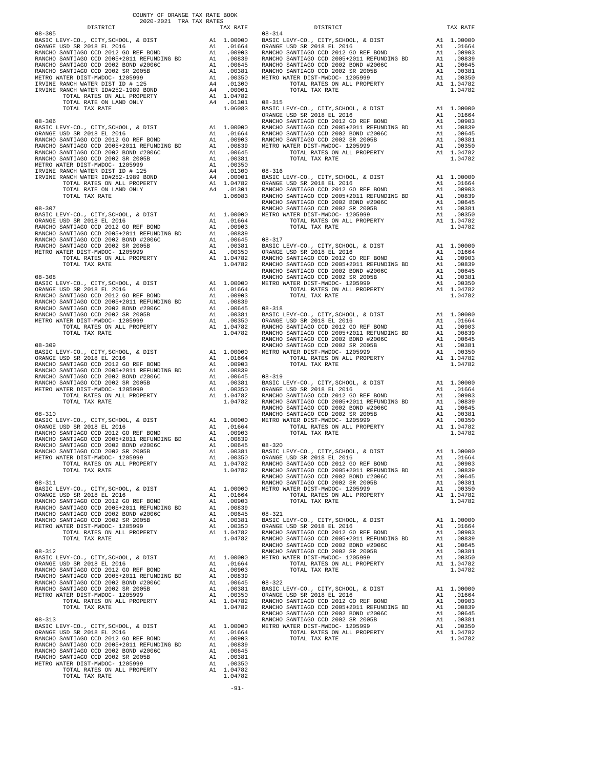COUNTY OF ORANGE TAX RATE BOOK
2020-2021 TRA TAX RATES

| DISTRICT | | TAX RATE |
|---|---|---|
| 08-305 | | |
| BASIC LEVY-CO., CITY,SCHOOL, & DIST | A1 | 1.00000 |
| ORANGE USD SR 2018 EL 2016 | A1 | .01664 |
| RANCHO SANTIAGO CCD 2012 GO REF BOND | A1 | .00903 |
| RANCHO SANTIAGO CCD 2005+2011 REFUNDING BD | A1 | .00839 |
| RANCHO SANTIAGO CCD 2002 BOND #2006C | A1 | .00645 |
| RANCHO SANTIAGO CCD 2002 SR 2005B | A1 | .00381 |
| METRO WATER DIST-MWDOC- 1205999 | A1 | .00350 |
| IRVINE RANCH WATER DIST ID # 125 | A4 | .01300 |
| IRVINE RANCH WATER ID#252-1989 BOND | A4 | .00001 |
| TOTAL RATES ON ALL PROPERTY | A1 | 1.04782 |
| TOTAL RATE ON LAND ONLY | A4 | .01301 |
| TOTAL TAX RATE | | 1.06083 |
| 08-306 | | |
| BASIC LEVY-CO., CITY,SCHOOL, & DIST | A1 | 1.00000 |
| ORANGE USD SR 2018 EL 2016 | A1 | .01664 |
| RANCHO SANTIAGO CCD 2012 GO REF BOND | A1 | .00903 |
| RANCHO SANTIAGO CCD 2005+2011 REFUNDING BD | A1 | .00839 |
| RANCHO SANTIAGO CCD 2002 BOND #2006C | A1 | .00645 |
| RANCHO SANTIAGO CCD 2002 SR 2005B | A1 | .00381 |
| METRO WATER DIST-MWDOC- 1205999 | A1 | .00350 |
| IRVINE RANCH WATER DIST ID # 125 | A4 | .01300 |
| IRVINE RANCH WATER ID#252-1989 BOND | A4 | .00001 |
| TOTAL RATES ON ALL PROPERTY | A1 | 1.04782 |
| TOTAL RATE ON LAND ONLY | A4 | .01301 |
| TOTAL TAX RATE | | 1.06083 |
| 08-307 | | |
| BASIC LEVY-CO., CITY,SCHOOL, & DIST | A1 | 1.00000 |
| ORANGE USD SR 2018 EL 2016 | A1 | .01664 |
| RANCHO SANTIAGO CCD 2012 GO REF BOND | A1 | .00903 |
| RANCHO SANTIAGO CCD 2005+2011 REFUNDING BD | A1 | .00839 |
| RANCHO SANTIAGO CCD 2002 BOND #2006C | A1 | .00645 |
| RANCHO SANTIAGO CCD 2002 SR 2005B | A1 | .00381 |
| METRO WATER DIST-MWDOC- 1205999 | A1 | .00350 |
| TOTAL RATES ON ALL PROPERTY | A1 | 1.04782 |
| TOTAL TAX RATE | | 1.04782 |
| 08-308 | | |
| BASIC LEVY-CO., CITY,SCHOOL, & DIST | A1 | 1.00000 |
| ORANGE USD SR 2018 EL 2016 | A1 | .01664 |
| RANCHO SANTIAGO CCD 2012 GO REF BOND | A1 | .00903 |
| RANCHO SANTIAGO CCD 2005+2011 REFUNDING BD | A1 | .00839 |
| RANCHO SANTIAGO CCD 2002 BOND #2006C | A1 | .00645 |
| RANCHO SANTIAGO CCD 2002 SR 2005B | A1 | .00381 |
| METRO WATER DIST-MWDOC- 1205999 | A1 | .00350 |
| TOTAL RATES ON ALL PROPERTY | A1 | 1.04782 |
| TOTAL TAX RATE | | 1.04782 |
| 08-309 | | |
| BASIC LEVY-CO., CITY,SCHOOL, & DIST | A1 | 1.00000 |
| ORANGE USD SR 2018 EL 2016 | A1 | .01664 |
| RANCHO SANTIAGO CCD 2012 GO REF BOND | A1 | .00903 |
| RANCHO SANTIAGO CCD 2005+2011 REFUNDING BD | A1 | .00839 |
| RANCHO SANTIAGO CCD 2002 BOND #2006C | A1 | .00645 |
| RANCHO SANTIAGO CCD 2002 SR 2005B | A1 | .00381 |
| METRO WATER DIST-MWDOC- 1205999 | A1 | .00350 |
| TOTAL RATES ON ALL PROPERTY | A1 | 1.04782 |
| TOTAL TAX RATE | | 1.04782 |
| 08-310 | | |
| BASIC LEVY-CO., CITY,SCHOOL, & DIST | A1 | 1.00000 |
| ORANGE USD SR 2018 EL 2016 | A1 | .01664 |
| RANCHO SANTIAGO CCD 2012 GO REF BOND | A1 | .00903 |
| RANCHO SANTIAGO CCD 2005+2011 REFUNDING BD | A1 | .00839 |
| RANCHO SANTIAGO CCD 2002 BOND #2006C | A1 | .00645 |
| RANCHO SANTIAGO CCD 2002 SR 2005B | A1 | .00381 |
| METRO WATER DIST-MWDOC- 1205999 | A1 | .00350 |
| TOTAL RATES ON ALL PROPERTY | A1 | 1.04782 |
| TOTAL TAX RATE | | 1.04782 |
| 08-311 | | |
| BASIC LEVY-CO., CITY,SCHOOL, & DIST | A1 | 1.00000 |
| ORANGE USD SR 2018 EL 2016 | A1 | .01664 |
| RANCHO SANTIAGO CCD 2012 GO REF BOND | A1 | .00903 |
| RANCHO SANTIAGO CCD 2005+2011 REFUNDING BD | A1 | .00839 |
| RANCHO SANTIAGO CCD 2002 BOND #2006C | A1 | .00645 |
| RANCHO SANTIAGO CCD 2002 SR 2005B | A1 | .00381 |
| METRO WATER DIST-MWDOC- 1205999 | A1 | .00350 |
| TOTAL RATES ON ALL PROPERTY | A1 | 1.04782 |
| TOTAL TAX RATE | | 1.04782 |
| 08-312 | | |
| BASIC LEVY-CO., CITY,SCHOOL, & DIST | A1 | 1.00000 |
| ORANGE USD SR 2018 EL 2016 | A1 | .01664 |
| RANCHO SANTIAGO CCD 2012 GO REF BOND | A1 | .00903 |
| RANCHO SANTIAGO CCD 2005+2011 REFUNDING BD | A1 | .00839 |
| RANCHO SANTIAGO CCD 2002 BOND #2006C | A1 | .00645 |
| RANCHO SANTIAGO CCD 2002 SR 2005B | A1 | .00381 |
| METRO WATER DIST-MWDOC- 1205999 | A1 | .00350 |
| TOTAL RATES ON ALL PROPERTY | A1 | 1.04782 |
| TOTAL TAX RATE | | 1.04782 |
| 08-313 | | |
| BASIC LEVY-CO., CITY,SCHOOL, & DIST | A1 | 1.00000 |
| ORANGE USD SR 2018 EL 2016 | A1 | .01664 |
| RANCHO SANTIAGO CCD 2012 GO REF BOND | A1 | .00903 |
| RANCHO SANTIAGO CCD 2005+2011 REFUNDING BD | A1 | .00839 |
| RANCHO SANTIAGO CCD 2002 BOND #2006C | A1 | .00645 |
| RANCHO SANTIAGO CCD 2002 SR 2005B | A1 | .00381 |
| METRO WATER DIST-MWDOC- 1205999 | A1 | .00350 |
| TOTAL RATES ON ALL PROPERTY | A1 | 1.04782 |
| TOTAL TAX RATE | | 1.04782 |
| 08-314 | | |
| BASIC LEVY-CO., CITY,SCHOOL, & DIST | A1 | 1.00000 |
| ORANGE USD SR 2018 EL 2016 | A1 | .01664 |
| RANCHO SANTIAGO CCD 2012 GO REF BOND | A1 | .00903 |
| RANCHO SANTIAGO CCD 2005+2011 REFUNDING BD | A1 | .00839 |
| RANCHO SANTIAGO CCD 2002 BOND #2006C | A1 | .00645 |
| RANCHO SANTIAGO CCD 2002 SR 2005B | A1 | .00381 |
| METRO WATER DIST-MWDOC- 1205999 | A1 | .00350 |
| TOTAL RATES ON ALL PROPERTY | A1 | 1.04782 |
| TOTAL TAX RATE | | 1.04782 |
| 08-315 | | |
| BASIC LEVY-CO., CITY,SCHOOL, & DIST | A1 | 1.00000 |
| ORANGE USD SR 2018 EL 2016 | A1 | .01664 |
| RANCHO SANTIAGO CCD 2012 GO REF BOND | A1 | .00903 |
| RANCHO SANTIAGO CCD 2005+2011 REFUNDING BD | A1 | .00839 |
| RANCHO SANTIAGO CCD 2002 BOND #2006C | A1 | .00645 |
| RANCHO SANTIAGO CCD 2002 SR 2005B | A1 | .00381 |
| METRO WATER DIST-MWDOC- 1205999 | A1 | .00350 |
| TOTAL RATES ON ALL PROPERTY | A1 | 1.04782 |
| TOTAL TAX RATE | | 1.04782 |
| 08-316 | | |
| BASIC LEVY-CO., CITY,SCHOOL, & DIST | A1 | 1.00000 |
| ORANGE USD SR 2018 EL 2016 | A1 | .01664 |
| RANCHO SANTIAGO CCD 2012 GO REF BOND | A1 | .00903 |
| RANCHO SANTIAGO CCD 2005+2011 REFUNDING BD | A1 | .00839 |
| RANCHO SANTIAGO CCD 2002 BOND #2006C | A1 | .00645 |
| RANCHO SANTIAGO CCD 2002 SR 2005B | A1 | .00381 |
| METRO WATER DIST-MWDOC- 1205999 | A1 | .00350 |
| TOTAL RATES ON ALL PROPERTY | A1 | 1.04782 |
| TOTAL TAX RATE | | 1.04782 |
| 08-317 | | |
| BASIC LEVY-CO., CITY,SCHOOL, & DIST | A1 | 1.00000 |
| ORANGE USD SR 2018 EL 2016 | A1 | .01664 |
| RANCHO SANTIAGO CCD 2012 GO REF BOND | A1 | .00903 |
| RANCHO SANTIAGO CCD 2005+2011 REFUNDING BD | A1 | .00839 |
| RANCHO SANTIAGO CCD 2002 BOND #2006C | A1 | .00645 |
| RANCHO SANTIAGO CCD 2002 SR 2005B | A1 | .00381 |
| METRO WATER DIST-MWDOC- 1205999 | A1 | .00350 |
| TOTAL RATES ON ALL PROPERTY | A1 | 1.04782 |
| TOTAL TAX RATE | | 1.04782 |
| 08-318 | | |
| BASIC LEVY-CO., CITY,SCHOOL, & DIST | A1 | 1.00000 |
| ORANGE USD SR 2018 EL 2016 | A1 | .01664 |
| RANCHO SANTIAGO CCD 2012 GO REF BOND | A1 | .00903 |
| RANCHO SANTIAGO CCD 2005+2011 REFUNDING BD | A1 | .00839 |
| RANCHO SANTIAGO CCD 2002 BOND #2006C | A1 | .00645 |
| RANCHO SANTIAGO CCD 2002 SR 2005B | A1 | .00381 |
| METRO WATER DIST-MWDOC- 1205999 | A1 | .00350 |
| TOTAL RATES ON ALL PROPERTY | A1 | 1.04782 |
| TOTAL TAX RATE | | 1.04782 |
| 08-319 | | |
| BASIC LEVY-CO., CITY,SCHOOL, & DIST | A1 | 1.00000 |
| ORANGE USD SR 2018 EL 2016 | A1 | .01664 |
| RANCHO SANTIAGO CCD 2012 GO REF BOND | A1 | .00903 |
| RANCHO SANTIAGO CCD 2005+2011 REFUNDING BD | A1 | .00839 |
| RANCHO SANTIAGO CCD 2002 BOND #2006C | A1 | .00645 |
| RANCHO SANTIAGO CCD 2002 SR 2005B | A1 | .00381 |
| METRO WATER DIST-MWDOC- 1205999 | A1 | .00350 |
| TOTAL RATES ON ALL PROPERTY | A1 | 1.04782 |
| TOTAL TAX RATE | | 1.04782 |
| 08-320 | | |
| BASIC LEVY-CO., CITY,SCHOOL, & DIST | A1 | 1.00000 |
| ORANGE USD SR 2018 EL 2016 | A1 | .01664 |
| RANCHO SANTIAGO CCD 2012 GO REF BOND | A1 | .00903 |
| RANCHO SANTIAGO CCD 2005+2011 REFUNDING BD | A1 | .00839 |
| RANCHO SANTIAGO CCD 2002 BOND #2006C | A1 | .00645 |
| RANCHO SANTIAGO CCD 2002 SR 2005B | A1 | .00381 |
| METRO WATER DIST-MWDOC- 1205999 | A1 | .00350 |
| TOTAL RATES ON ALL PROPERTY | A1 | 1.04782 |
| TOTAL TAX RATE | | 1.04782 |
| 08-321 | | |
| BASIC LEVY-CO., CITY,SCHOOL, & DIST | A1 | 1.00000 |
| ORANGE USD SR 2018 EL 2016 | A1 | .01664 |
| RANCHO SANTIAGO CCD 2012 GO REF BOND | A1 | .00903 |
| RANCHO SANTIAGO CCD 2005+2011 REFUNDING BD | A1 | .00839 |
| RANCHO SANTIAGO CCD 2002 BOND #2006C | A1 | .00645 |
| RANCHO SANTIAGO CCD 2002 SR 2005B | A1 | .00381 |
| METRO WATER DIST-MWDOC- 1205999 | A1 | .00350 |
| TOTAL RATES ON ALL PROPERTY | A1 | 1.04782 |
| TOTAL TAX RATE | | 1.04782 |
| 08-322 | | |
| BASIC LEVY-CO., CITY,SCHOOL, & DIST | A1 | 1.00000 |
| ORANGE USD SR 2018 EL 2016 | A1 | .01664 |
| RANCHO SANTIAGO CCD 2012 GO REF BOND | A1 | .00903 |
| RANCHO SANTIAGO CCD 2005+2011 REFUNDING BD | A1 | .00839 |
| RANCHO SANTIAGO CCD 2002 BOND #2006C | A1 | .00645 |
| RANCHO SANTIAGO CCD 2002 SR 2005B | A1 | .00381 |
| METRO WATER DIST-MWDOC- 1205999 | A1 | .00350 |
| TOTAL RATES ON ALL PROPERTY | A1 | 1.04782 |
| TOTAL TAX RATE | | 1.04782 |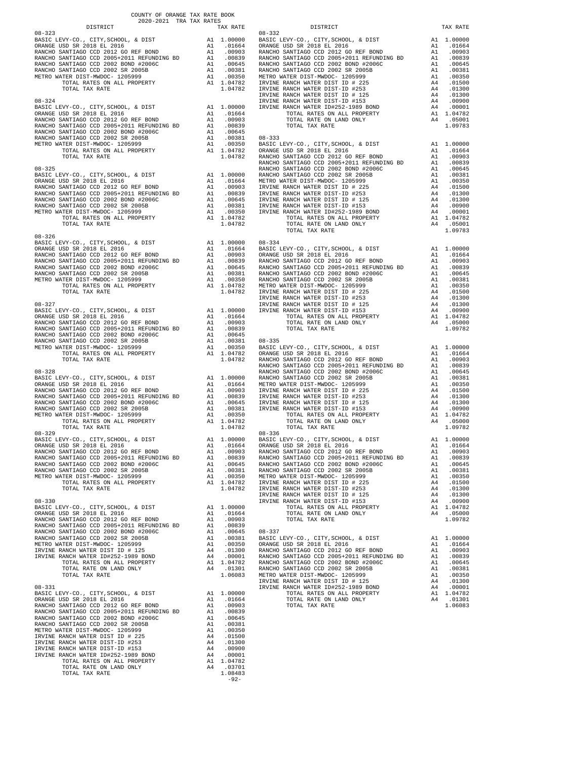COUNTY OF ORANGE TAX RATE BOOK
2020-2021 TRA TAX RATES

| DISTRICT | | TAX RATE |
|---|---|---|
| **08-323** | | |
| BASIC LEVY-CO., CITY,SCHOOL, & DIST | A1 | 1.00000 |
| ORANGE USD SR 2018 EL 2016 | A1 | .01664 |
| RANCHO SANTIAGO CCD 2012 GO REF BOND | A1 | .00903 |
| RANCHO SANTIAGO CCD 2005+2011 REFUNDING BD | A1 | .00839 |
| RANCHO SANTIAGO CCD 2002 BOND #2006C | A1 | .00645 |
| RANCHO SANTIAGO CCD 2002 SR 2005B | A1 | .00381 |
| METRO WATER DIST-MWDOC- 1205999 | A1 | .00350 |
| TOTAL RATES ON ALL PROPERTY | A1 | 1.04782 |
| TOTAL TAX RATE | | 1.04782 |
| **08-324** | | |
| BASIC LEVY-CO., CITY,SCHOOL, & DIST | A1 | 1.00000 |
| ORANGE USD SR 2018 EL 2016 | A1 | .01664 |
| RANCHO SANTIAGO CCD 2012 GO REF BOND | A1 | .00903 |
| RANCHO SANTIAGO CCD 2005+2011 REFUNDING BD | A1 | .00839 |
| RANCHO SANTIAGO CCD 2002 BOND #2006C | A1 | .00645 |
| RANCHO SANTIAGO CCD 2002 SR 2005B | A1 | .00381 |
| METRO WATER DIST-MWDOC- 1205999 | A1 | .00350 |
| TOTAL RATES ON ALL PROPERTY | A1 | 1.04782 |
| TOTAL TAX RATE | | 1.04782 |
| **08-325** | | |
| BASIC LEVY-CO., CITY,SCHOOL, & DIST | A1 | 1.00000 |
| ORANGE USD SR 2018 EL 2016 | A1 | .01664 |
| RANCHO SANTIAGO CCD 2012 GO REF BOND | A1 | .00903 |
| RANCHO SANTIAGO CCD 2005+2011 REFUNDING BD | A1 | .00839 |
| RANCHO SANTIAGO CCD 2002 BOND #2006C | A1 | .00645 |
| RANCHO SANTIAGO CCD 2002 SR 2005B | A1 | .00381 |
| METRO WATER DIST-MWDOC- 1205999 | A1 | .00350 |
| TOTAL RATES ON ALL PROPERTY | A1 | 1.04782 |
| TOTAL TAX RATE | | 1.04782 |
| **08-326** | | |
| BASIC LEVY-CO., CITY,SCHOOL, & DIST | A1 | 1.00000 |
| ORANGE USD SR 2018 EL 2016 | A1 | .01664 |
| RANCHO SANTIAGO CCD 2012 GO REF BOND | A1 | .00903 |
| RANCHO SANTIAGO CCD 2005+2011 REFUNDING BD | A1 | .00839 |
| RANCHO SANTIAGO CCD 2002 BOND #2006C | A1 | .00645 |
| RANCHO SANTIAGO CCD 2002 SR 2005B | A1 | .00381 |
| METRO WATER DIST-MWDOC- 1205999 | A1 | .00350 |
| TOTAL RATES ON ALL PROPERTY | A1 | 1.04782 |
| TOTAL TAX RATE | | 1.04782 |
| **08-327** | | |
| BASIC LEVY-CO., CITY,SCHOOL, & DIST | A1 | 1.00000 |
| ORANGE USD SR 2018 EL 2016 | A1 | .01664 |
| RANCHO SANTIAGO CCD 2012 GO REF BOND | A1 | .00903 |
| RANCHO SANTIAGO CCD 2005+2011 REFUNDING BD | A1 | .00839 |
| RANCHO SANTIAGO CCD 2002 BOND #2006C | A1 | .00645 |
| RANCHO SANTIAGO CCD 2002 SR 2005B | A1 | .00381 |
| METRO WATER DIST-MWDOC- 1205999 | A1 | .00350 |
| TOTAL RATES ON ALL PROPERTY | A1 | 1.04782 |
| TOTAL TAX RATE | | 1.04782 |
| **08-328** | | |
| BASIC LEVY-CO., CITY,SCHOOL, & DIST | A1 | 1.00000 |
| ORANGE USD SR 2018 EL 2016 | A1 | .01664 |
| RANCHO SANTIAGO CCD 2012 GO REF BOND | A1 | .00903 |
| RANCHO SANTIAGO CCD 2005+2011 REFUNDING BD | A1 | .00839 |
| RANCHO SANTIAGO CCD 2002 BOND #2006C | A1 | .00645 |
| RANCHO SANTIAGO CCD 2002 SR 2005B | A1 | .00381 |
| METRO WATER DIST-MWDOC- 1205999 | A1 | .00350 |
| TOTAL RATES ON ALL PROPERTY | A1 | 1.04782 |
| TOTAL TAX RATE | | 1.04782 |
| **08-329** | | |
| BASIC LEVY-CO., CITY,SCHOOL, & DIST | A1 | 1.00000 |
| ORANGE USD SR 2018 EL 2016 | A1 | .01664 |
| RANCHO SANTIAGO CCD 2012 GO REF BOND | A1 | .00903 |
| RANCHO SANTIAGO CCD 2005+2011 REFUNDING BD | A1 | .00839 |
| RANCHO SANTIAGO CCD 2002 BOND #2006C | A1 | .00645 |
| RANCHO SANTIAGO CCD 2002 SR 2005B | A1 | .00381 |
| METRO WATER DIST-MWDOC- 1205999 | A1 | .00350 |
| TOTAL RATES ON ALL PROPERTY | A1 | 1.04782 |
| TOTAL TAX RATE | | 1.04782 |
| **08-330** | | |
| BASIC LEVY-CO., CITY,SCHOOL, & DIST | A1 | 1.00000 |
| ORANGE USD SR 2018 EL 2016 | A1 | .01664 |
| RANCHO SANTIAGO CCD 2012 GO REF BOND | A1 | .00903 |
| RANCHO SANTIAGO CCD 2005+2011 REFUNDING BD | A1 | .00839 |
| RANCHO SANTIAGO CCD 2002 BOND #2006C | A1 | .00645 |
| RANCHO SANTIAGO CCD 2002 SR 2005B | A1 | .00381 |
| METRO WATER DIST-MWDOC- 1205999 | A1 | .00350 |
| IRVINE RANCH WATER DIST ID # 125 | A4 | .01300 |
| IRVINE RANCH WATER ID#252-1989 BOND | A4 | .00001 |
| TOTAL RATES ON ALL PROPERTY | A1 | 1.04782 |
| TOTAL RATE ON LAND ONLY | A4 | .01301 |
| TOTAL TAX RATE | | 1.06083 |
| **08-331** | | |
| BASIC LEVY-CO., CITY,SCHOOL, & DIST | A1 | 1.00000 |
| ORANGE USD SR 2018 EL 2016 | A1 | .01664 |
| RANCHO SANTIAGO CCD 2012 GO REF BOND | A1 | .00903 |
| RANCHO SANTIAGO CCD 2005+2011 REFUNDING BD | A1 | .00839 |
| RANCHO SANTIAGO CCD 2002 BOND #2006C | A1 | .00645 |
| RANCHO SANTIAGO CCD 2002 SR 2005B | A1 | .00381 |
| METRO WATER DIST-MWDOC- 1205999 | A1 | .00350 |
| IRVINE RANCH WATER DIST ID # 225 | A4 | .01500 |
| IRVINE RANCH WATER DIST-ID #253 | A4 | .01300 |
| IRVINE RANCH WATER DIST-ID #153 | A4 | .00900 |
| IRVINE RANCH WATER ID#252-1989 BOND | A4 | .00001 |
| TOTAL RATES ON ALL PROPERTY | A1 | 1.04782 |
| TOTAL RATE ON LAND ONLY | A4 | .03701 |
| TOTAL TAX RATE | | 1.08483 |
| **08-332** | | |
| BASIC LEVY-CO., CITY,SCHOOL, & DIST | A1 | 1.00000 |
| ORANGE USD SR 2018 EL 2016 | A1 | .01664 |
| RANCHO SANTIAGO CCD 2012 GO REF BOND | A1 | .00903 |
| RANCHO SANTIAGO CCD 2005+2011 REFUNDING BD | A1 | .00839 |
| RANCHO SANTIAGO CCD 2002 BOND #2006C | A1 | .00645 |
| RANCHO SANTIAGO CCD 2002 SR 2005B | A1 | .00381 |
| METRO WATER DIST-MWDOC- 1205999 | A1 | .00350 |
| IRVINE RANCH WATER DIST ID # 225 | A4 | .01500 |
| IRVINE RANCH WATER DIST-ID #253 | A4 | .01300 |
| IRVINE RANCH WATER DIST ID # 125 | A4 | .01300 |
| IRVINE RANCH WATER DIST-ID #153 | A4 | .00900 |
| IRVINE RANCH WATER ID#252-1989 BOND | A4 | .00001 |
| TOTAL RATES ON ALL PROPERTY | A1 | 1.04782 |
| TOTAL RATE ON LAND ONLY | A4 | .05001 |
| TOTAL TAX RATE | | 1.09783 |
| **08-333** | | |
| BASIC LEVY-CO., CITY,SCHOOL, & DIST | A1 | 1.00000 |
| ORANGE USD SR 2018 EL 2016 | A1 | .01664 |
| RANCHO SANTIAGO CCD 2012 GO REF BOND | A1 | .00903 |
| RANCHO SANTIAGO CCD 2005+2011 REFUNDING BD | A1 | .00839 |
| RANCHO SANTIAGO CCD 2002 BOND #2006C | A1 | .00645 |
| RANCHO SANTIAGO CCD 2002 SR 2005B | A1 | .00381 |
| METRO WATER DIST-MWDOC- 1205999 | A1 | .00350 |
| IRVINE RANCH WATER DIST ID # 225 | A4 | .01500 |
| IRVINE RANCH WATER DIST-ID #253 | A4 | .01300 |
| IRVINE RANCH WATER DIST ID # 125 | A4 | .01300 |
| IRVINE RANCH WATER DIST-ID #153 | A4 | .00900 |
| IRVINE RANCH WATER ID#252-1989 BOND | A4 | .00001 |
| TOTAL RATES ON ALL PROPERTY | A1 | 1.04782 |
| TOTAL RATE ON LAND ONLY | A4 | .05001 |
| TOTAL TAX RATE | | 1.09783 |
| **08-334** | | |
| BASIC LEVY-CO., CITY,SCHOOL, & DIST | A1 | 1.00000 |
| ORANGE USD SR 2018 EL 2016 | A1 | .01664 |
| RANCHO SANTIAGO CCD 2012 GO REF BOND | A1 | .00903 |
| RANCHO SANTIAGO CCD 2005+2011 REFUNDING BD | A1 | .00839 |
| RANCHO SANTIAGO CCD 2002 BOND #2006C | A1 | .00645 |
| RANCHO SANTIAGO CCD 2002 SR 2005B | A1 | .00381 |
| METRO WATER DIST-MWDOC- 1205999 | A1 | .00350 |
| IRVINE RANCH WATER DIST ID # 225 | A4 | .01500 |
| IRVINE RANCH WATER DIST-ID #253 | A4 | .01300 |
| IRVINE RANCH WATER DIST ID # 125 | A4 | .01300 |
| IRVINE RANCH WATER DIST-ID #153 | A4 | .00900 |
| TOTAL RATES ON ALL PROPERTY | A1 | 1.04782 |
| TOTAL RATE ON LAND ONLY | A4 | .05000 |
| TOTAL TAX RATE | | 1.09782 |
| **08-335** | | |
| BASIC LEVY-CO., CITY,SCHOOL, & DIST | A1 | 1.00000 |
| ORANGE USD SR 2018 EL 2016 | A1 | .01664 |
| RANCHO SANTIAGO CCD 2012 GO REF BOND | A1 | .00903 |
| RANCHO SANTIAGO CCD 2005+2011 REFUNDING BD | A1 | .00839 |
| RANCHO SANTIAGO CCD 2002 BOND #2006C | A1 | .00645 |
| RANCHO SANTIAGO CCD 2002 SR 2005B | A1 | .00381 |
| METRO WATER DIST-MWDOC- 1205999 | A1 | .00350 |
| IRVINE RANCH WATER DIST ID # 225 | A4 | .01500 |
| IRVINE RANCH WATER DIST-ID #253 | A4 | .01300 |
| IRVINE RANCH WATER DIST ID # 125 | A4 | .01300 |
| IRVINE RANCH WATER DIST-ID #153 | A4 | .00900 |
| TOTAL RATES ON ALL PROPERTY | A1 | 1.04782 |
| TOTAL RATE ON LAND ONLY | A4 | .05000 |
| TOTAL TAX RATE | | 1.09782 |
| **08-336** | | |
| BASIC LEVY-CO., CITY,SCHOOL, & DIST | A1 | 1.00000 |
| ORANGE USD SR 2018 EL 2016 | A1 | .01664 |
| RANCHO SANTIAGO CCD 2012 GO REF BOND | A1 | .00903 |
| RANCHO SANTIAGO CCD 2005+2011 REFUNDING BD | A1 | .00839 |
| RANCHO SANTIAGO CCD 2002 BOND #2006C | A1 | .00645 |
| RANCHO SANTIAGO CCD 2002 SR 2005B | A1 | .00381 |
| METRO WATER DIST-MWDOC- 1205999 | A1 | .00350 |
| IRVINE RANCH WATER DIST ID # 225 | A4 | .01500 |
| IRVINE RANCH WATER DIST-ID #253 | A4 | .01300 |
| IRVINE RANCH WATER DIST ID # 125 | A4 | .01300 |
| IRVINE RANCH WATER DIST-ID #153 | A4 | .00900 |
| TOTAL RATES ON ALL PROPERTY | A1 | 1.04782 |
| TOTAL RATE ON LAND ONLY | A4 | .05000 |
| TOTAL TAX RATE | | 1.09782 |
| **08-337** | | |
| BASIC LEVY-CO., CITY,SCHOOL, & DIST | A1 | 1.00000 |
| ORANGE USD SR 2018 EL 2016 | A1 | .01664 |
| RANCHO SANTIAGO CCD 2012 GO REF BOND | A1 | .00903 |
| RANCHO SANTIAGO CCD 2005+2011 REFUNDING BD | A1 | .00839 |
| RANCHO SANTIAGO CCD 2002 BOND #2006C | A1 | .00645 |
| RANCHO SANTIAGO CCD 2002 SR 2005B | A1 | .00381 |
| METRO WATER DIST-MWDOC- 1205999 | A1 | .00350 |
| IRVINE RANCH WATER DIST ID # 125 | A4 | .01300 |
| IRVINE RANCH WATER ID#252-1989 BOND | A4 | .00001 |
| TOTAL RATES ON ALL PROPERTY | A1 | 1.04782 |
| TOTAL RATE ON LAND ONLY | A4 | .01301 |
| TOTAL TAX RATE | | 1.06083 |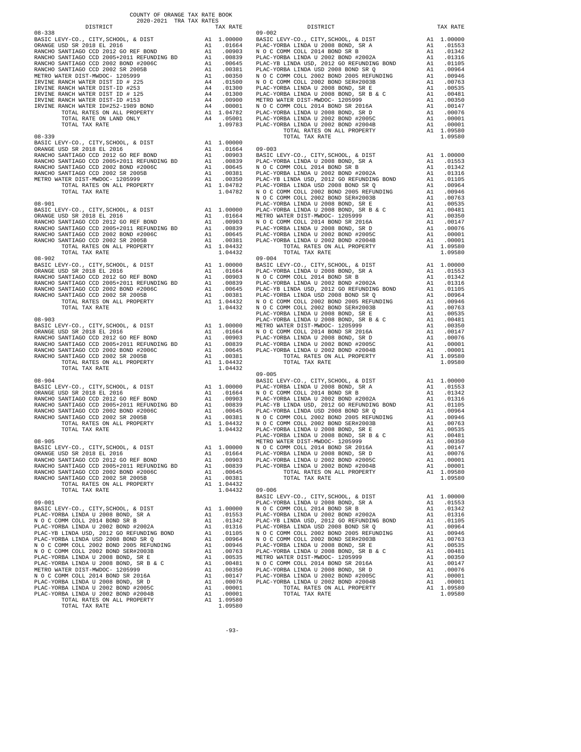COUNTY OF ORANGE TAX RATE BOOK
2020-2021 TRA TAX RATES

| DISTRICT | | TAX RATE |
|---|---|---|
| **08-338** | | |
| BASIC LEVY-CO., CITY,SCHOOL, & DIST | A1 | 1.00000 |
| ORANGE USD SR 2018 EL 2016 | A1 | .01664 |
| RANCHO SANTIAGO CCD 2012 GO REF BOND | A1 | .00903 |
| RANCHO SANTIAGO CCD 2005+2011 REFUNDING BD | A1 | .00839 |
| RANCHO SANTIAGO CCD 2002 BOND #2006C | A1 | .00645 |
| RANCHO SANTIAGO CCD 2002 SR 2005B | A1 | .00381 |
| METRO WATER DIST-MWDOC- 1205999 | A1 | .00350 |
| IRVINE RANCH WATER DIST ID # 225 | A4 | .01500 |
| IRVINE RANCH WATER DIST-ID #253 | A4 | .01300 |
| IRVINE RANCH WATER DIST ID # 125 | A4 | .01300 |
| IRVINE RANCH WATER DIST-ID #153 | A4 | .00900 |
| IRVINE RANCH WATER ID#252-1989 BOND | A4 | .00001 |
| TOTAL RATES ON ALL PROPERTY | A1 | 1.04782 |
| TOTAL RATE ON LAND ONLY | A4 | .05001 |
| TOTAL TAX RATE | | 1.09783 |
| **08-339** | | |
| BASIC LEVY-CO., CITY,SCHOOL, & DIST | A1 | 1.00000 |
| ORANGE USD SR 2018 EL 2016 | A1 | .01664 |
| RANCHO SANTIAGO CCD 2012 GO REF BOND | A1 | .00903 |
| RANCHO SANTIAGO CCD 2005+2011 REFUNDING BD | A1 | .00839 |
| RANCHO SANTIAGO CCD 2002 BOND #2006C | A1 | .00645 |
| RANCHO SANTIAGO CCD 2002 SR 2005B | A1 | .00381 |
| METRO WATER DIST-MWDOC- 1205999 | A1 | .00350 |
| TOTAL RATES ON ALL PROPERTY | A1 | 1.04782 |
| TOTAL TAX RATE | | 1.04782 |
| **08-901** | | |
| BASIC LEVY-CO., CITY,SCHOOL, & DIST | A1 | 1.00000 |
| ORANGE USD SR 2018 EL 2016 | A1 | .01664 |
| RANCHO SANTIAGO CCD 2012 GO REF BOND | A1 | .00903 |
| RANCHO SANTIAGO CCD 2005+2011 REFUNDING BD | A1 | .00839 |
| RANCHO SANTIAGO CCD 2002 BOND #2006C | A1 | .00645 |
| RANCHO SANTIAGO CCD 2002 SR 2005B | A1 | .00381 |
| TOTAL RATES ON ALL PROPERTY | A1 | 1.04432 |
| TOTAL TAX RATE | | 1.04432 |
| **08-902** | | |
| BASIC LEVY-CO., CITY,SCHOOL, & DIST | A1 | 1.00000 |
| ORANGE USD SR 2018 EL 2016 | A1 | .01664 |
| RANCHO SANTIAGO CCD 2012 GO REF BOND | A1 | .00903 |
| RANCHO SANTIAGO CCD 2005+2011 REFUNDING BD | A1 | .00839 |
| RANCHO SANTIAGO CCD 2002 BOND #2006C | A1 | .00645 |
| RANCHO SANTIAGO CCD 2002 SR 2005B | A1 | .00381 |
| TOTAL RATES ON ALL PROPERTY | A1 | 1.04432 |
| TOTAL TAX RATE | | 1.04432 |
| **08-903** | | |
| BASIC LEVY-CO., CITY,SCHOOL, & DIST | A1 | 1.00000 |
| ORANGE USD SR 2018 EL 2016 | A1 | .01664 |
| RANCHO SANTIAGO CCD 2012 GO REF BOND | A1 | .00903 |
| RANCHO SANTIAGO CCD 2005+2011 REFUNDING BD | A1 | .00839 |
| RANCHO SANTIAGO CCD 2002 BOND #2006C | A1 | .00645 |
| RANCHO SANTIAGO CCD 2002 SR 2005B | A1 | .00381 |
| TOTAL RATES ON ALL PROPERTY | A1 | 1.04432 |
| TOTAL TAX RATE | | 1.04432 |
| **08-904** | | |
| BASIC LEVY-CO., CITY,SCHOOL, & DIST | A1 | 1.00000 |
| ORANGE USD SR 2018 EL 2016 | A1 | .01664 |
| RANCHO SANTIAGO CCD 2012 GO REF BOND | A1 | .00903 |
| RANCHO SANTIAGO CCD 2005+2011 REFUNDING BD | A1 | .00839 |
| RANCHO SANTIAGO CCD 2002 BOND #2006C | A1 | .00645 |
| RANCHO SANTIAGO CCD 2002 SR 2005B | A1 | .00381 |
| TOTAL RATES ON ALL PROPERTY | A1 | 1.04432 |
| TOTAL TAX RATE | | 1.04432 |
| **08-905** | | |
| BASIC LEVY-CO., CITY,SCHOOL, & DIST | A1 | 1.00000 |
| ORANGE USD SR 2018 EL 2016 | A1 | .01664 |
| RANCHO SANTIAGO CCD 2012 GO REF BOND | A1 | .00903 |
| RANCHO SANTIAGO CCD 2005+2011 REFUNDING BD | A1 | .00839 |
| RANCHO SANTIAGO CCD 2002 BOND #2006C | A1 | .00645 |
| RANCHO SANTIAGO CCD 2002 SR 2005B | A1 | .00381 |
| TOTAL RATES ON ALL PROPERTY | A1 | 1.04432 |
| TOTAL TAX RATE | | 1.04432 |
| **09-001** | | |
| BASIC LEVY-CO., CITY,SCHOOL, & DIST | A1 | 1.00000 |
| PLAC-YORBA LINDA U 2008 BOND, SR A | A1 | .01553 |
| N O C COMM COLL 2014 BOND SR B | A1 | .01342 |
| PLAC-YORBA LINDA U 2002 BOND #2002A | A1 | .01316 |
| PLAC-YB LINDA USD, 2012 GO REFUNDING BOND | A1 | .01105 |
| PLAC-YORBA LINDA USD 2008 BOND SR Q | A1 | .00964 |
| N O C COMM COLL 2002 BOND 2005 REFUNDING | A1 | .00946 |
| N O C COMM COLL 2002 BOND SER#2003B | A1 | .00763 |
| PLAC-YORBA LINDA U 2008 BOND, SR E | A1 | .00535 |
| PLAC-YORBA LINDA U 2008 BOND, SR B & C | A1 | .00481 |
| METRO WATER DIST-MWDOC- 1205999 | A1 | .00350 |
| N O C COMM COLL 2014 BOND SR 2016A | A1 | .00147 |
| PLAC-YORBA LINDA U 2008 BOND, SR D | A1 | .00076 |
| PLAC-YORBA LINDA U 2002 BOND #2005C | A1 | .00001 |
| PLAC-YORBA LINDA U 2002 BOND #2004B | A1 | .00001 |
| TOTAL RATES ON ALL PROPERTY | A1 | 1.09580 |
| TOTAL TAX RATE | | 1.09580 |
| **09-002** | | |
| BASIC LEVY-CO., CITY,SCHOOL, & DIST | A1 | 1.00000 |
| PLAC-YORBA LINDA U 2008 BOND, SR A | A1 | .01553 |
| N O C COMM COLL 2014 BOND SR B | A1 | .01342 |
| PLAC-YORBA LINDA U 2002 BOND #2002A | A1 | .01316 |
| PLAC-YB LINDA USD, 2012 GO REFUNDING BOND | A1 | .01105 |
| PLAC-YORBA LINDA USD 2008 BOND SR Q | A1 | .00964 |
| N O C COMM COLL 2002 BOND 2005 REFUNDING | A1 | .00946 |
| N O C COMM COLL 2002 BOND SER#2003B | A1 | .00763 |
| PLAC-YORBA LINDA U 2008 BOND, SR E | A1 | .00535 |
| PLAC-YORBA LINDA U 2008 BOND, SR B & C | A1 | .00481 |
| METRO WATER DIST-MWDOC- 1205999 | A1 | .00350 |
| N O C COMM COLL 2014 BOND SR 2016A | A1 | .00147 |
| PLAC-YORBA LINDA U 2008 BOND, SR D | A1 | .00076 |
| PLAC-YORBA LINDA U 2002 BOND #2005C | A1 | .00001 |
| PLAC-YORBA LINDA U 2002 BOND #2004B | A1 | .00001 |
| TOTAL RATES ON ALL PROPERTY | A1 | 1.09580 |
| TOTAL TAX RATE | | 1.09580 |
| **09-003** | | |
| BASIC LEVY-CO., CITY,SCHOOL, & DIST | A1 | 1.00000 |
| PLAC-YORBA LINDA U 2008 BOND, SR A | A1 | .01553 |
| N O C COMM COLL 2014 BOND SR B | A1 | .01342 |
| PLAC-YORBA LINDA U 2002 BOND #2002A | A1 | .01316 |
| PLAC-YB LINDA USD, 2012 GO REFUNDING BOND | A1 | .01105 |
| PLAC-YORBA LINDA USD 2008 BOND SR Q | A1 | .00964 |
| N O C COMM COLL 2002 BOND 2005 REFUNDING | A1 | .00946 |
| N O C COMM COLL 2002 BOND SER#2003B | A1 | .00763 |
| PLAC-YORBA LINDA U 2008 BOND, SR E | A1 | .00535 |
| PLAC-YORBA LINDA U 2008 BOND, SR B & C | A1 | .00481 |
| METRO WATER DIST-MWDOC- 1205999 | A1 | .00350 |
| N O C COMM COLL 2014 BOND SR 2016A | A1 | .00147 |
| PLAC-YORBA LINDA U 2008 BOND, SR D | A1 | .00076 |
| PLAC-YORBA LINDA U 2002 BOND #2005C | A1 | .00001 |
| PLAC-YORBA LINDA U 2002 BOND #2004B | A1 | .00001 |
| TOTAL RATES ON ALL PROPERTY | A1 | 1.09580 |
| TOTAL TAX RATE | | 1.09580 |
| **09-004** | | |
| BASIC LEVY-CO., CITY,SCHOOL, & DIST | A1 | 1.00000 |
| PLAC-YORBA LINDA U 2008 BOND, SR A | A1 | .01553 |
| N O C COMM COLL 2014 BOND SR B | A1 | .01342 |
| PLAC-YORBA LINDA U 2002 BOND #2002A | A1 | .01316 |
| PLAC-YB LINDA USD, 2012 GO REFUNDING BOND | A1 | .01105 |
| PLAC-YORBA LINDA USD 2008 BOND SR Q | A1 | .00964 |
| N O C COMM COLL 2002 BOND 2005 REFUNDING | A1 | .00946 |
| N O C COMM COLL 2002 BOND SER#2003B | A1 | .00763 |
| PLAC-YORBA LINDA U 2008 BOND, SR E | A1 | .00535 |
| PLAC-YORBA LINDA U 2008 BOND, SR B & C | A1 | .00481 |
| METRO WATER DIST-MWDOC- 1205999 | A1 | .00350 |
| N O C COMM COLL 2014 BOND SR 2016A | A1 | .00147 |
| PLAC-YORBA LINDA U 2008 BOND, SR D | A1 | .00076 |
| PLAC-YORBA LINDA U 2002 BOND #2005C | A1 | .00001 |
| PLAC-YORBA LINDA U 2002 BOND #2004B | A1 | .00001 |
| TOTAL RATES ON ALL PROPERTY | A1 | 1.09580 |
| TOTAL TAX RATE | | 1.09580 |
| **09-005** | | |
| BASIC LEVY-CO., CITY,SCHOOL, & DIST | A1 | 1.00000 |
| PLAC-YORBA LINDA U 2008 BOND, SR A | A1 | .01553 |
| N O C COMM COLL 2014 BOND SR B | A1 | .01342 |
| PLAC-YORBA LINDA U 2002 BOND #2002A | A1 | .01316 |
| PLAC-YB LINDA USD, 2012 GO REFUNDING BOND | A1 | .01105 |
| PLAC-YORBA LINDA USD 2008 BOND SR Q | A1 | .00964 |
| N O C COMM COLL 2002 BOND 2005 REFUNDING | A1 | .00946 |
| N O C COMM COLL 2002 BOND SER#2003B | A1 | .00763 |
| PLAC-YORBA LINDA U 2008 BOND, SR E | A1 | .00535 |
| PLAC-YORBA LINDA U 2008 BOND, SR B & C | A1 | .00481 |
| METRO WATER DIST-MWDOC- 1205999 | A1 | .00350 |
| N O C COMM COLL 2014 BOND SR 2016A | A1 | .00147 |
| PLAC-YORBA LINDA U 2008 BOND, SR D | A1 | .00076 |
| PLAC-YORBA LINDA U 2002 BOND #2005C | A1 | .00001 |
| PLAC-YORBA LINDA U 2002 BOND #2004B | A1 | .00001 |
| TOTAL RATES ON ALL PROPERTY | A1 | 1.09580 |
| TOTAL TAX RATE | | 1.09580 |
| **09-006** | | |
| BASIC LEVY-CO., CITY,SCHOOL, & DIST | A1 | 1.00000 |
| PLAC-YORBA LINDA U 2008 BOND, SR A | A1 | .01553 |
| N O C COMM COLL 2014 BOND SR B | A1 | .01342 |
| PLAC-YORBA LINDA U 2002 BOND #2002A | A1 | .01316 |
| PLAC-YB LINDA USD, 2012 GO REFUNDING BOND | A1 | .01105 |
| PLAC-YORBA LINDA USD 2008 BOND SR Q | A1 | .00964 |
| N O C COMM COLL 2002 BOND 2005 REFUNDING | A1 | .00946 |
| N O C COMM COLL 2002 BOND SER#2003B | A1 | .00763 |
| PLAC-YORBA LINDA U 2008 BOND, SR E | A1 | .00535 |
| PLAC-YORBA LINDA U 2008 BOND, SR B & C | A1 | .00481 |
| METRO WATER DIST-MWDOC- 1205999 | A1 | .00350 |
| N O C COMM COLL 2014 BOND SR 2016A | A1 | .00147 |
| PLAC-YORBA LINDA U 2008 BOND, SR D | A1 | .00076 |
| PLAC-YORBA LINDA U 2002 BOND #2005C | A1 | .00001 |
| PLAC-YORBA LINDA U 2002 BOND #2004B | A1 | .00001 |
| TOTAL RATES ON ALL PROPERTY | A1 | 1.09580 |
| TOTAL TAX RATE | | 1.09580 |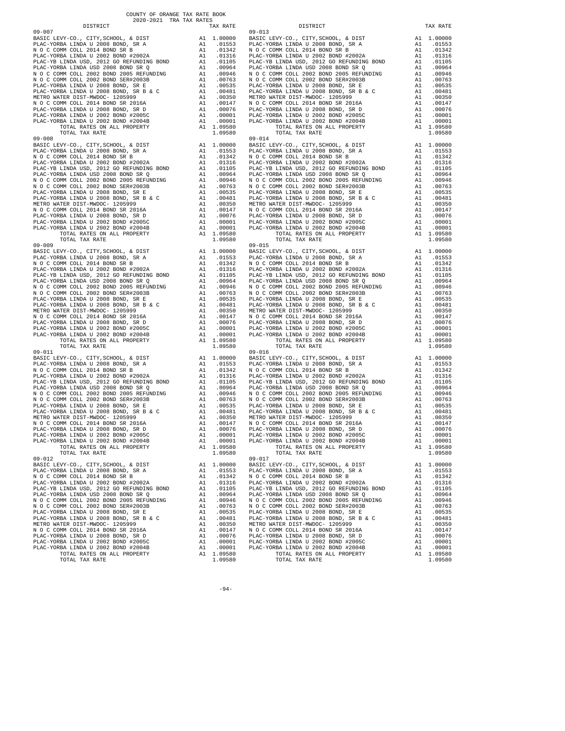COUNTY OF ORANGE TAX RATE BOOK
2020-2021 TRA TAX RATES

| DISTRICT | | TAX RATE |
|---|---|---|
| 09-007 | | |
| BASIC LEVY-CO., CITY,SCHOOL, & DIST | A1 | 1.00000 |
| PLAC-YORBA LINDA U 2008 BOND, SR A | A1 | .01553 |
| N O C COMM COLL 2014 BOND SR B | A1 | .01342 |
| PLAC-YORBA LINDA U 2002 BOND #2002A | A1 | .01316 |
| PLAC-YB LINDA USD, 2012 GO REFUNDING BOND | A1 | .01105 |
| PLAC-YORBA LINDA USD 2008 BOND SR Q | A1 | .00964 |
| N O C COMM COLL 2002 BOND 2005 REFUNDING | A1 | .00946 |
| N O C COMM COLL 2002 BOND SER#2003B | A1 | .00763 |
| PLAC-YORBA LINDA U 2008 BOND, SR E | A1 | .00535 |
| PLAC-YORBA LINDA U 2008 BOND, SR B & C | A1 | .00481 |
| METRO WATER DIST-MWDOC- 1205999 | A1 | .00350 |
| N O C COMM COLL 2014 BOND SR 2016A | A1 | .00147 |
| PLAC-YORBA LINDA U 2008 BOND, SR D | A1 | .00076 |
| PLAC-YORBA LINDA U 2002 BOND #2005C | A1 | .00001 |
| PLAC-YORBA LINDA U 2002 BOND #2004B | A1 | .00001 |
| TOTAL RATES ON ALL PROPERTY | A1 | 1.09580 |
| TOTAL TAX RATE | | 1.09580 |
| 09-008 | | |
| BASIC LEVY-CO., CITY,SCHOOL, & DIST | A1 | 1.00000 |
| PLAC-YORBA LINDA U 2008 BOND, SR A | A1 | .01553 |
| N O C COMM COLL 2014 BOND SR B | A1 | .01342 |
| PLAC-YORBA LINDA U 2002 BOND #2002A | A1 | .01316 |
| PLAC-YB LINDA USD, 2012 GO REFUNDING BOND | A1 | .01105 |
| PLAC-YORBA LINDA USD 2008 BOND SR Q | A1 | .00964 |
| N O C COMM COLL 2002 BOND 2005 REFUNDING | A1 | .00946 |
| N O C COMM COLL 2002 BOND SER#2003B | A1 | .00763 |
| PLAC-YORBA LINDA U 2008 BOND, SR E | A1 | .00535 |
| PLAC-YORBA LINDA U 2008 BOND, SR B & C | A1 | .00481 |
| METRO WATER DIST-MWDOC- 1205999 | A1 | .00350 |
| N O C COMM COLL 2014 BOND SR 2016A | A1 | .00147 |
| PLAC-YORBA LINDA U 2008 BOND, SR D | A1 | .00076 |
| PLAC-YORBA LINDA U 2002 BOND #2005C | A1 | .00001 |
| PLAC-YORBA LINDA U 2002 BOND #2004B | A1 | .00001 |
| TOTAL RATES ON ALL PROPERTY | A1 | 1.09580 |
| TOTAL TAX RATE | | 1.09580 |
| 09-009 | | |
| BASIC LEVY-CO., CITY,SCHOOL, & DIST | A1 | 1.00000 |
| PLAC-YORBA LINDA U 2008 BOND, SR A | A1 | .01553 |
| N O C COMM COLL 2014 BOND SR B | A1 | .01342 |
| PLAC-YORBA LINDA U 2002 BOND #2002A | A1 | .01316 |
| PLAC-YB LINDA USD, 2012 GO REFUNDING BOND | A1 | .01105 |
| PLAC-YORBA LINDA USD 2008 BOND SR Q | A1 | .00964 |
| N O C COMM COLL 2002 BOND 2005 REFUNDING | A1 | .00946 |
| N O C COMM COLL 2002 BOND SER#2003B | A1 | .00763 |
| PLAC-YORBA LINDA U 2008 BOND, SR E | A1 | .00535 |
| PLAC-YORBA LINDA U 2008 BOND, SR B & C | A1 | .00481 |
| METRO WATER DIST-MWDOC- 1205999 | A1 | .00350 |
| N O C COMM COLL 2014 BOND SR 2016A | A1 | .00147 |
| PLAC-YORBA LINDA U 2008 BOND, SR D | A1 | .00076 |
| PLAC-YORBA LINDA U 2002 BOND #2005C | A1 | .00001 |
| PLAC-YORBA LINDA U 2002 BOND #2004B | A1 | .00001 |
| TOTAL RATES ON ALL PROPERTY | A1 | 1.09580 |
| TOTAL TAX RATE | | 1.09580 |
| 09-011 | | |
| BASIC LEVY-CO., CITY,SCHOOL, & DIST | A1 | 1.00000 |
| PLAC-YORBA LINDA U 2008 BOND, SR A | A1 | .01553 |
| N O C COMM COLL 2014 BOND SR B | A1 | .01342 |
| PLAC-YORBA LINDA U 2002 BOND #2002A | A1 | .01316 |
| PLAC-YB LINDA USD, 2012 GO REFUNDING BOND | A1 | .01105 |
| PLAC-YORBA LINDA USD 2008 BOND SR Q | A1 | .00964 |
| N O C COMM COLL 2002 BOND 2005 REFUNDING | A1 | .00946 |
| N O C COMM COLL 2002 BOND SER#2003B | A1 | .00763 |
| PLAC-YORBA LINDA U 2008 BOND, SR E | A1 | .00535 |
| PLAC-YORBA LINDA U 2008 BOND, SR B & C | A1 | .00481 |
| METRO WATER DIST-MWDOC- 1205999 | A1 | .00350 |
| N O C COMM COLL 2014 BOND SR 2016A | A1 | .00147 |
| PLAC-YORBA LINDA U 2008 BOND, SR D | A1 | .00076 |
| PLAC-YORBA LINDA U 2002 BOND #2005C | A1 | .00001 |
| PLAC-YORBA LINDA U 2002 BOND #2004B | A1 | .00001 |
| TOTAL RATES ON ALL PROPERTY | A1 | 1.09580 |
| TOTAL TAX RATE | | 1.09580 |
| 09-012 | | |
| BASIC LEVY-CO., CITY,SCHOOL, & DIST | A1 | 1.00000 |
| PLAC-YORBA LINDA U 2008 BOND, SR A | A1 | .01553 |
| N O C COMM COLL 2014 BOND SR B | A1 | .01342 |
| PLAC-YORBA LINDA U 2002 BOND #2002A | A1 | .01316 |
| PLAC-YB LINDA USD, 2012 GO REFUNDING BOND | A1 | .01105 |
| PLAC-YORBA LINDA USD 2008 BOND SR Q | A1 | .00964 |
| N O C COMM COLL 2002 BOND 2005 REFUNDING | A1 | .00946 |
| N O C COMM COLL 2002 BOND SER#2003B | A1 | .00763 |
| PLAC-YORBA LINDA U 2008 BOND, SR E | A1 | .00535 |
| PLAC-YORBA LINDA U 2008 BOND, SR B & C | A1 | .00481 |
| METRO WATER DIST-MWDOC- 1205999 | A1 | .00350 |
| N O C COMM COLL 2014 BOND SR 2016A | A1 | .00147 |
| PLAC-YORBA LINDA U 2008 BOND, SR D | A1 | .00076 |
| PLAC-YORBA LINDA U 2002 BOND #2005C | A1 | .00001 |
| PLAC-YORBA LINDA U 2002 BOND #2004B | A1 | .00001 |
| TOTAL RATES ON ALL PROPERTY | A1 | 1.09580 |
| TOTAL TAX RATE | | 1.09580 |
| 09-013 | | |
| BASIC LEVY-CO., CITY,SCHOOL, & DIST | A1 | 1.00000 |
| PLAC-YORBA LINDA U 2008 BOND, SR A | A1 | .01553 |
| N O C COMM COLL 2014 BOND SR B | A1 | .01342 |
| PLAC-YORBA LINDA U 2002 BOND #2002A | A1 | .01316 |
| PLAC-YB LINDA USD, 2012 GO REFUNDING BOND | A1 | .01105 |
| PLAC-YORBA LINDA USD 2008 BOND SR Q | A1 | .00964 |
| N O C COMM COLL 2002 BOND 2005 REFUNDING | A1 | .00946 |
| N O C COMM COLL 2002 BOND SER#2003B | A1 | .00763 |
| PLAC-YORBA LINDA U 2008 BOND, SR E | A1 | .00535 |
| PLAC-YORBA LINDA U 2008 BOND, SR B & C | A1 | .00481 |
| METRO WATER DIST-MWDOC- 1205999 | A1 | .00350 |
| N O C COMM COLL 2014 BOND SR 2016A | A1 | .00147 |
| PLAC-YORBA LINDA U 2008 BOND, SR D | A1 | .00076 |
| PLAC-YORBA LINDA U 2002 BOND #2005C | A1 | .00001 |
| PLAC-YORBA LINDA U 2002 BOND #2004B | A1 | .00001 |
| TOTAL RATES ON ALL PROPERTY | A1 | 1.09580 |
| TOTAL TAX RATE | | 1.09580 |
| 09-014 | | |
| BASIC LEVY-CO., CITY,SCHOOL, & DIST | A1 | 1.00000 |
| PLAC-YORBA LINDA U 2008 BOND, SR A | A1 | .01553 |
| N O C COMM COLL 2014 BOND SR B | A1 | .01342 |
| PLAC-YORBA LINDA U 2002 BOND #2002A | A1 | .01316 |
| PLAC-YB LINDA USD, 2012 GO REFUNDING BOND | A1 | .01105 |
| PLAC-YORBA LINDA USD 2008 BOND SR Q | A1 | .00964 |
| N O C COMM COLL 2002 BOND 2005 REFUNDING | A1 | .00946 |
| N O C COMM COLL 2002 BOND SER#2003B | A1 | .00763 |
| PLAC-YORBA LINDA U 2008 BOND, SR E | A1 | .00535 |
| PLAC-YORBA LINDA U 2008 BOND, SR B & C | A1 | .00481 |
| METRO WATER DIST-MWDOC- 1205999 | A1 | .00350 |
| N O C COMM COLL 2014 BOND SR 2016A | A1 | .00147 |
| PLAC-YORBA LINDA U 2008 BOND, SR D | A1 | .00076 |
| PLAC-YORBA LINDA U 2002 BOND #2005C | A1 | .00001 |
| PLAC-YORBA LINDA U 2002 BOND #2004B | A1 | .00001 |
| TOTAL RATES ON ALL PROPERTY | A1 | 1.09580 |
| TOTAL TAX RATE | | 1.09580 |
| 09-015 | | |
| BASIC LEVY-CO., CITY,SCHOOL, & DIST | A1 | 1.00000 |
| PLAC-YORBA LINDA U 2008 BOND, SR A | A1 | .01553 |
| N O C COMM COLL 2014 BOND SR B | A1 | .01342 |
| PLAC-YORBA LINDA U 2002 BOND #2002A | A1 | .01316 |
| PLAC-YB LINDA USD, 2012 GO REFUNDING BOND | A1 | .01105 |
| PLAC-YORBA LINDA USD 2008 BOND SR Q | A1 | .00964 |
| N O C COMM COLL 2002 BOND 2005 REFUNDING | A1 | .00946 |
| N O C COMM COLL 2002 BOND SER#2003B | A1 | .00763 |
| PLAC-YORBA LINDA U 2008 BOND, SR E | A1 | .00535 |
| PLAC-YORBA LINDA U 2008 BOND, SR B & C | A1 | .00481 |
| METRO WATER DIST-MWDOC- 1205999 | A1 | .00350 |
| N O C COMM COLL 2014 BOND SR 2016A | A1 | .00147 |
| PLAC-YORBA LINDA U 2008 BOND, SR D | A1 | .00076 |
| PLAC-YORBA LINDA U 2002 BOND #2005C | A1 | .00001 |
| PLAC-YORBA LINDA U 2002 BOND #2004B | A1 | .00001 |
| TOTAL RATES ON ALL PROPERTY | A1 | 1.09580 |
| TOTAL TAX RATE | | 1.09580 |
| 09-016 | | |
| BASIC LEVY-CO., CITY,SCHOOL, & DIST | A1 | 1.00000 |
| PLAC-YORBA LINDA U 2008 BOND, SR A | A1 | .01553 |
| N O C COMM COLL 2014 BOND SR B | A1 | .01342 |
| PLAC-YORBA LINDA U 2002 BOND #2002A | A1 | .01316 |
| PLAC-YB LINDA USD, 2012 GO REFUNDING BOND | A1 | .01105 |
| PLAC-YORBA LINDA USD 2008 BOND SR Q | A1 | .00964 |
| N O C COMM COLL 2002 BOND 2005 REFUNDING | A1 | .00946 |
| N O C COMM COLL 2002 BOND SER#2003B | A1 | .00763 |
| PLAC-YORBA LINDA U 2008 BOND, SR E | A1 | .00535 |
| PLAC-YORBA LINDA U 2008 BOND, SR B & C | A1 | .00481 |
| METRO WATER DIST-MWDOC- 1205999 | A1 | .00350 |
| N O C COMM COLL 2014 BOND SR 2016A | A1 | .00147 |
| PLAC-YORBA LINDA U 2008 BOND, SR D | A1 | .00076 |
| PLAC-YORBA LINDA U 2002 BOND #2005C | A1 | .00001 |
| PLAC-YORBA LINDA U 2002 BOND #2004B | A1 | .00001 |
| TOTAL RATES ON ALL PROPERTY | A1 | 1.09580 |
| TOTAL TAX RATE | | 1.09580 |
| 09-017 | | |
| BASIC LEVY-CO., CITY,SCHOOL, & DIST | A1 | 1.00000 |
| PLAC-YORBA LINDA U 2008 BOND, SR A | A1 | .01553 |
| N O C COMM COLL 2014 BOND SR B | A1 | .01342 |
| PLAC-YORBA LINDA U 2002 BOND #2002A | A1 | .01316 |
| PLAC-YB LINDA USD, 2012 GO REFUNDING BOND | A1 | .01105 |
| PLAC-YORBA LINDA USD 2008 BOND SR Q | A1 | .00964 |
| N O C COMM COLL 2002 BOND 2005 REFUNDING | A1 | .00946 |
| N O C COMM COLL 2002 BOND SER#2003B | A1 | .00763 |
| PLAC-YORBA LINDA U 2008 BOND, SR E | A1 | .00535 |
| PLAC-YORBA LINDA U 2008 BOND, SR B & C | A1 | .00481 |
| METRO WATER DIST-MWDOC- 1205999 | A1 | .00350 |
| N O C COMM COLL 2014 BOND SR 2016A | A1 | .00147 |
| PLAC-YORBA LINDA U 2008 BOND, SR D | A1 | .00076 |
| PLAC-YORBA LINDA U 2002 BOND #2005C | A1 | .00001 |
| PLAC-YORBA LINDA U 2002 BOND #2004B | A1 | .00001 |
| TOTAL RATES ON ALL PROPERTY | A1 | 1.09580 |
| TOTAL TAX RATE | | 1.09580 |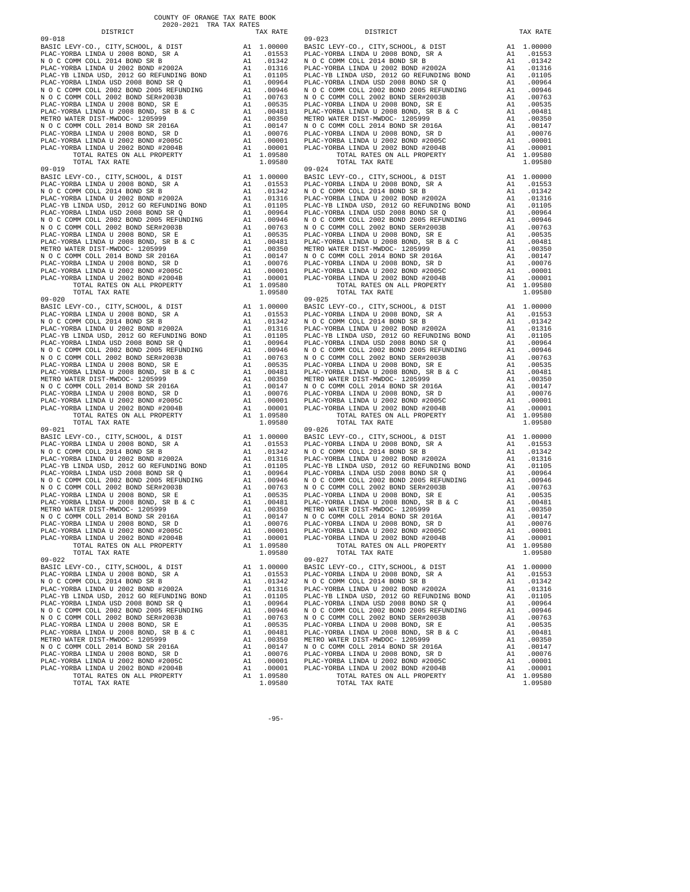COUNTY OF ORANGE TAX RATE BOOK
2020-2021 TRA TAX RATES

| DISTRICT | | TAX RATE |
|---|---|---|
| 09-018 | | |
| BASIC LEVY-CO., CITY,SCHOOL, & DIST | A1 | 1.00000 |
| PLAC-YORBA LINDA U 2008 BOND, SR A | A1 | .01553 |
| N O C COMM COLL 2014 BOND SR B | A1 | .01342 |
| PLAC-YORBA LINDA U 2002 BOND #2002A | A1 | .01316 |
| PLAC-YB LINDA USD, 2012 GO REFUNDING BOND | A1 | .01105 |
| PLAC-YORBA LINDA USD 2008 BOND SR Q | A1 | .00964 |
| N O C COMM COLL 2002 BOND 2005 REFUNDING | A1 | .00946 |
| N O C COMM COLL 2002 BOND SER#2003B | A1 | .00763 |
| PLAC-YORBA LINDA U 2008 BOND, SR E | A1 | .00535 |
| PLAC-YORBA LINDA U 2008 BOND, SR B & C | A1 | .00481 |
| METRO WATER DIST-MWDOC- 1205999 | A1 | .00350 |
| N O C COMM COLL 2014 BOND SR 2016A | A1 | .00147 |
| PLAC-YORBA LINDA U 2008 BOND, SR D | A1 | .00076 |
| PLAC-YORBA LINDA U 2002 BOND #2005C | A1 | .00001 |
| PLAC-YORBA LINDA U 2002 BOND #2004B | A1 | .00001 |
| TOTAL RATES ON ALL PROPERTY | A1 | 1.09580 |
| TOTAL TAX RATE | | 1.09580 |
| 09-019 | | |
| BASIC LEVY-CO., CITY,SCHOOL, & DIST | A1 | 1.00000 |
| PLAC-YORBA LINDA U 2008 BOND, SR A | A1 | .01553 |
| N O C COMM COLL 2014 BOND SR B | A1 | .01342 |
| PLAC-YORBA LINDA U 2002 BOND #2002A | A1 | .01316 |
| PLAC-YB LINDA USD, 2012 GO REFUNDING BOND | A1 | .01105 |
| PLAC-YORBA LINDA USD 2008 BOND SR Q | A1 | .00964 |
| N O C COMM COLL 2002 BOND 2005 REFUNDING | A1 | .00946 |
| N O C COMM COLL 2002 BOND SER#2003B | A1 | .00763 |
| PLAC-YORBA LINDA U 2008 BOND, SR E | A1 | .00535 |
| PLAC-YORBA LINDA U 2008 BOND, SR B & C | A1 | .00481 |
| METRO WATER DIST-MWDOC- 1205999 | A1 | .00350 |
| N O C COMM COLL 2014 BOND SR 2016A | A1 | .00147 |
| PLAC-YORBA LINDA U 2008 BOND, SR D | A1 | .00076 |
| PLAC-YORBA LINDA U 2002 BOND #2005C | A1 | .00001 |
| PLAC-YORBA LINDA U 2002 BOND #2004B | A1 | .00001 |
| TOTAL RATES ON ALL PROPERTY | A1 | 1.09580 |
| TOTAL TAX RATE | | 1.09580 |
| 09-020 | | |
| BASIC LEVY-CO., CITY,SCHOOL, & DIST | A1 | 1.00000 |
| PLAC-YORBA LINDA U 2008 BOND, SR A | A1 | .01553 |
| N O C COMM COLL 2014 BOND SR B | A1 | .01342 |
| PLAC-YORBA LINDA U 2002 BOND #2002A | A1 | .01316 |
| PLAC-YB LINDA USD, 2012 GO REFUNDING BOND | A1 | .01105 |
| PLAC-YORBA LINDA USD 2008 BOND SR Q | A1 | .00964 |
| N O C COMM COLL 2002 BOND 2005 REFUNDING | A1 | .00946 |
| N O C COMM COLL 2002 BOND SER#2003B | A1 | .00763 |
| PLAC-YORBA LINDA U 2008 BOND, SR E | A1 | .00535 |
| PLAC-YORBA LINDA U 2008 BOND, SR B & C | A1 | .00481 |
| METRO WATER DIST-MWDOC- 1205999 | A1 | .00350 |
| N O C COMM COLL 2014 BOND SR 2016A | A1 | .00147 |
| PLAC-YORBA LINDA U 2008 BOND, SR D | A1 | .00076 |
| PLAC-YORBA LINDA U 2002 BOND #2005C | A1 | .00001 |
| PLAC-YORBA LINDA U 2002 BOND #2004B | A1 | .00001 |
| TOTAL RATES ON ALL PROPERTY | A1 | 1.09580 |
| TOTAL TAX RATE | | 1.09580 |
| 09-021 | | |
| BASIC LEVY-CO., CITY,SCHOOL, & DIST | A1 | 1.00000 |
| PLAC-YORBA LINDA U 2008 BOND, SR A | A1 | .01553 |
| N O C COMM COLL 2014 BOND SR B | A1 | .01342 |
| PLAC-YORBA LINDA U 2002 BOND #2002A | A1 | .01316 |
| PLAC-YB LINDA USD, 2012 GO REFUNDING BOND | A1 | .01105 |
| PLAC-YORBA LINDA USD 2008 BOND SR Q | A1 | .00964 |
| N O C COMM COLL 2002 BOND 2005 REFUNDING | A1 | .00946 |
| N O C COMM COLL 2002 BOND SER#2003B | A1 | .00763 |
| PLAC-YORBA LINDA U 2008 BOND, SR E | A1 | .00535 |
| PLAC-YORBA LINDA U 2008 BOND, SR B & C | A1 | .00481 |
| METRO WATER DIST-MWDOC- 1205999 | A1 | .00350 |
| N O C COMM COLL 2014 BOND SR 2016A | A1 | .00147 |
| PLAC-YORBA LINDA U 2008 BOND, SR D | A1 | .00076 |
| PLAC-YORBA LINDA U 2002 BOND #2005C | A1 | .00001 |
| PLAC-YORBA LINDA U 2002 BOND #2004B | A1 | .00001 |
| TOTAL RATES ON ALL PROPERTY | A1 | 1.09580 |
| TOTAL TAX RATE | | 1.09580 |
| 09-022 | | |
| BASIC LEVY-CO., CITY,SCHOOL, & DIST | A1 | 1.00000 |
| PLAC-YORBA LINDA U 2008 BOND, SR A | A1 | .01553 |
| N O C COMM COLL 2014 BOND SR B | A1 | .01342 |
| PLAC-YORBA LINDA U 2002 BOND #2002A | A1 | .01316 |
| PLAC-YB LINDA USD, 2012 GO REFUNDING BOND | A1 | .01105 |
| PLAC-YORBA LINDA USD 2008 BOND SR Q | A1 | .00964 |
| N O C COMM COLL 2002 BOND 2005 REFUNDING | A1 | .00946 |
| N O C COMM COLL 2002 BOND SER#2003B | A1 | .00763 |
| PLAC-YORBA LINDA U 2008 BOND, SR E | A1 | .00535 |
| PLAC-YORBA LINDA U 2008 BOND, SR B & C | A1 | .00481 |
| METRO WATER DIST-MWDOC- 1205999 | A1 | .00350 |
| N O C COMM COLL 2014 BOND SR 2016A | A1 | .00147 |
| PLAC-YORBA LINDA U 2008 BOND, SR D | A1 | .00076 |
| PLAC-YORBA LINDA U 2002 BOND #2005C | A1 | .00001 |
| PLAC-YORBA LINDA U 2002 BOND #2004B | A1 | .00001 |
| TOTAL RATES ON ALL PROPERTY | A1 | 1.09580 |
| TOTAL TAX RATE | | 1.09580 |
| 09-023 | | |
| BASIC LEVY-CO., CITY,SCHOOL, & DIST | A1 | 1.00000 |
| PLAC-YORBA LINDA U 2008 BOND, SR A | A1 | .01553 |
| N O C COMM COLL 2014 BOND SR B | A1 | .01342 |
| PLAC-YORBA LINDA U 2002 BOND #2002A | A1 | .01316 |
| PLAC-YB LINDA USD, 2012 GO REFUNDING BOND | A1 | .01105 |
| PLAC-YORBA LINDA USD 2008 BOND SR Q | A1 | .00964 |
| N O C COMM COLL 2002 BOND 2005 REFUNDING | A1 | .00946 |
| N O C COMM COLL 2002 BOND SER#2003B | A1 | .00763 |
| PLAC-YORBA LINDA U 2008 BOND, SR E | A1 | .00535 |
| PLAC-YORBA LINDA U 2008 BOND, SR B & C | A1 | .00481 |
| METRO WATER DIST-MWDOC- 1205999 | A1 | .00350 |
| N O C COMM COLL 2014 BOND SR 2016A | A1 | .00147 |
| PLAC-YORBA LINDA U 2008 BOND, SR D | A1 | .00076 |
| PLAC-YORBA LINDA U 2002 BOND #2005C | A1 | .00001 |
| PLAC-YORBA LINDA U 2002 BOND #2004B | A1 | .00001 |
| TOTAL RATES ON ALL PROPERTY | A1 | 1.09580 |
| TOTAL TAX RATE | | 1.09580 |
| 09-024 | | |
| BASIC LEVY-CO., CITY,SCHOOL, & DIST | A1 | 1.00000 |
| PLAC-YORBA LINDA U 2008 BOND, SR A | A1 | .01553 |
| N O C COMM COLL 2014 BOND SR B | A1 | .01342 |
| PLAC-YORBA LINDA U 2002 BOND #2002A | A1 | .01316 |
| PLAC-YB LINDA USD, 2012 GO REFUNDING BOND | A1 | .01105 |
| PLAC-YORBA LINDA USD 2008 BOND SR Q | A1 | .00964 |
| N O C COMM COLL 2002 BOND 2005 REFUNDING | A1 | .00946 |
| N O C COMM COLL 2002 BOND SER#2003B | A1 | .00763 |
| PLAC-YORBA LINDA U 2008 BOND, SR E | A1 | .00535 |
| PLAC-YORBA LINDA U 2008 BOND, SR B & C | A1 | .00481 |
| METRO WATER DIST-MWDOC- 1205999 | A1 | .00350 |
| N O C COMM COLL 2014 BOND SR 2016A | A1 | .00147 |
| PLAC-YORBA LINDA U 2008 BOND, SR D | A1 | .00076 |
| PLAC-YORBA LINDA U 2002 BOND #2005C | A1 | .00001 |
| PLAC-YORBA LINDA U 2002 BOND #2004B | A1 | .00001 |
| TOTAL RATES ON ALL PROPERTY | A1 | 1.09580 |
| TOTAL TAX RATE | | 1.09580 |
| 09-025 | | |
| BASIC LEVY-CO., CITY,SCHOOL, & DIST | A1 | 1.00000 |
| PLAC-YORBA LINDA U 2008 BOND, SR A | A1 | .01553 |
| N O C COMM COLL 2014 BOND SR B | A1 | .01342 |
| PLAC-YORBA LINDA U 2002 BOND #2002A | A1 | .01316 |
| PLAC-YB LINDA USD, 2012 GO REFUNDING BOND | A1 | .01105 |
| PLAC-YORBA LINDA USD 2008 BOND SR Q | A1 | .00964 |
| N O C COMM COLL 2002 BOND 2005 REFUNDING | A1 | .00946 |
| N O C COMM COLL 2002 BOND SER#2003B | A1 | .00763 |
| PLAC-YORBA LINDA U 2008 BOND, SR E | A1 | .00535 |
| PLAC-YORBA LINDA U 2008 BOND, SR B & C | A1 | .00481 |
| METRO WATER DIST-MWDOC- 1205999 | A1 | .00350 |
| N O C COMM COLL 2014 BOND SR 2016A | A1 | .00147 |
| PLAC-YORBA LINDA U 2008 BOND, SR D | A1 | .00076 |
| PLAC-YORBA LINDA U 2002 BOND #2005C | A1 | .00001 |
| PLAC-YORBA LINDA U 2002 BOND #2004B | A1 | .00001 |
| TOTAL RATES ON ALL PROPERTY | A1 | 1.09580 |
| TOTAL TAX RATE | | 1.09580 |
| 09-026 | | |
| BASIC LEVY-CO., CITY,SCHOOL, & DIST | A1 | 1.00000 |
| PLAC-YORBA LINDA U 2008 BOND, SR A | A1 | .01553 |
| N O C COMM COLL 2014 BOND SR B | A1 | .01342 |
| PLAC-YORBA LINDA U 2002 BOND #2002A | A1 | .01316 |
| PLAC-YB LINDA USD, 2012 GO REFUNDING BOND | A1 | .01105 |
| PLAC-YORBA LINDA USD 2008 BOND SR Q | A1 | .00964 |
| N O C COMM COLL 2002 BOND 2005 REFUNDING | A1 | .00946 |
| N O C COMM COLL 2002 BOND SER#2003B | A1 | .00763 |
| PLAC-YORBA LINDA U 2008 BOND, SR E | A1 | .00535 |
| PLAC-YORBA LINDA U 2008 BOND, SR B & C | A1 | .00481 |
| METRO WATER DIST-MWDOC- 1205999 | A1 | .00350 |
| N O C COMM COLL 2014 BOND SR 2016A | A1 | .00147 |
| PLAC-YORBA LINDA U 2008 BOND, SR D | A1 | .00076 |
| PLAC-YORBA LINDA U 2002 BOND #2005C | A1 | .00001 |
| PLAC-YORBA LINDA U 2002 BOND #2004B | A1 | .00001 |
| TOTAL RATES ON ALL PROPERTY | A1 | 1.09580 |
| TOTAL TAX RATE | | 1.09580 |
| 09-027 | | |
| BASIC LEVY-CO., CITY,SCHOOL, & DIST | A1 | 1.00000 |
| PLAC-YORBA LINDA U 2008 BOND, SR A | A1 | .01553 |
| N O C COMM COLL 2014 BOND SR B | A1 | .01342 |
| PLAC-YORBA LINDA U 2002 BOND #2002A | A1 | .01316 |
| PLAC-YB LINDA USD, 2012 GO REFUNDING BOND | A1 | .01105 |
| PLAC-YORBA LINDA USD 2008 BOND SR Q | A1 | .00964 |
| N O C COMM COLL 2002 BOND 2005 REFUNDING | A1 | .00946 |
| N O C COMM COLL 2002 BOND SER#2003B | A1 | .00763 |
| PLAC-YORBA LINDA U 2008 BOND, SR E | A1 | .00535 |
| PLAC-YORBA LINDA U 2008 BOND, SR B & C | A1 | .00481 |
| METRO WATER DIST-MWDOC- 1205999 | A1 | .00350 |
| N O C COMM COLL 2014 BOND SR 2016A | A1 | .00147 |
| PLAC-YORBA LINDA U 2008 BOND, SR D | A1 | .00076 |
| PLAC-YORBA LINDA U 2002 BOND #2005C | A1 | .00001 |
| PLAC-YORBA LINDA U 2002 BOND #2004B | A1 | .00001 |
| TOTAL RATES ON ALL PROPERTY | A1 | 1.09580 |
| TOTAL TAX RATE | | 1.09580 |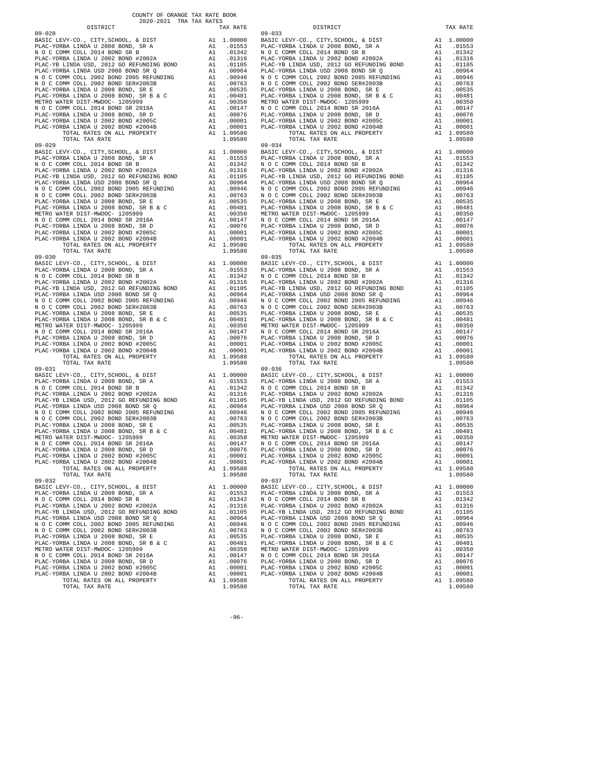COUNTY OF ORANGE TAX RATE BOOK
2020-2021 TRA TAX RATES

| DISTRICT | | TAX RATE |
|---|---|---|
| 09-028 | | |
| BASIC LEVY-CO., CITY,SCHOOL, & DIST | A1 | 1.00000 |
| PLAC-YORBA LINDA U 2008 BOND, SR A | A1 | .01553 |
| N O C COMM COLL 2014 BOND SR B | A1 | .01342 |
| PLAC-YORBA LINDA U 2002 BOND #2002A | A1 | .01316 |
| PLAC-YB LINDA USD, 2012 GO REFUNDING BOND | A1 | .01105 |
| PLAC-YORBA LINDA USD 2008 BOND SR Q | A1 | .00964 |
| N O C COMM COLL 2002 BOND 2005 REFUNDING | A1 | .00946 |
| N O C COMM COLL 2002 BOND SER#2003B | A1 | .00763 |
| PLAC-YORBA LINDA U 2008 BOND, SR E | A1 | .00535 |
| PLAC-YORBA LINDA U 2008 BOND, SR B & C | A1 | .00481 |
| METRO WATER DIST-MWDOC- 1205999 | A1 | .00350 |
| N O C COMM COLL 2014 BOND SR 2016A | A1 | .00147 |
| PLAC-YORBA LINDA U 2008 BOND, SR D | A1 | .00076 |
| PLAC-YORBA LINDA U 2002 BOND #2005C | A1 | .00001 |
| PLAC-YORBA LINDA U 2002 BOND #2004B | A1 | .00001 |
| TOTAL RATES ON ALL PROPERTY | A1 | 1.09580 |
| TOTAL TAX RATE | | 1.09580 |
| 09-029 | | |
| BASIC LEVY-CO., CITY,SCHOOL, & DIST | A1 | 1.00000 |
| PLAC-YORBA LINDA U 2008 BOND, SR A | A1 | .01553 |
| N O C COMM COLL 2014 BOND SR B | A1 | .01342 |
| PLAC-YORBA LINDA U 2002 BOND #2002A | A1 | .01316 |
| PLAC-YB LINDA USD, 2012 GO REFUNDING BOND | A1 | .01105 |
| PLAC-YORBA LINDA USD 2008 BOND SR Q | A1 | .00964 |
| N O C COMM COLL 2002 BOND 2005 REFUNDING | A1 | .00946 |
| N O C COMM COLL 2002 BOND SER#2003B | A1 | .00763 |
| PLAC-YORBA LINDA U 2008 BOND, SR E | A1 | .00535 |
| PLAC-YORBA LINDA U 2008 BOND, SR B & C | A1 | .00481 |
| METRO WATER DIST-MWDOC- 1205999 | A1 | .00350 |
| N O C COMM COLL 2014 BOND SR 2016A | A1 | .00147 |
| PLAC-YORBA LINDA U 2008 BOND, SR D | A1 | .00076 |
| PLAC-YORBA LINDA U 2002 BOND #2005C | A1 | .00001 |
| PLAC-YORBA LINDA U 2002 BOND #2004B | A1 | .00001 |
| TOTAL RATES ON ALL PROPERTY | A1 | 1.09580 |
| TOTAL TAX RATE | | 1.09580 |
| 09-030 | | |
| BASIC LEVY-CO., CITY,SCHOOL, & DIST | A1 | 1.00000 |
| PLAC-YORBA LINDA U 2008 BOND, SR A | A1 | .01553 |
| N O C COMM COLL 2014 BOND SR B | A1 | .01342 |
| PLAC-YORBA LINDA U 2002 BOND #2002A | A1 | .01316 |
| PLAC-YB LINDA USD, 2012 GO REFUNDING BOND | A1 | .01105 |
| PLAC-YORBA LINDA USD 2008 BOND SR Q | A1 | .00964 |
| N O C COMM COLL 2002 BOND 2005 REFUNDING | A1 | .00946 |
| N O C COMM COLL 2002 BOND SER#2003B | A1 | .00763 |
| PLAC-YORBA LINDA U 2008 BOND, SR E | A1 | .00535 |
| PLAC-YORBA LINDA U 2008 BOND, SR B & C | A1 | .00481 |
| METRO WATER DIST-MWDOC- 1205999 | A1 | .00350 |
| N O C COMM COLL 2014 BOND SR 2016A | A1 | .00147 |
| PLAC-YORBA LINDA U 2008 BOND, SR D | A1 | .00076 |
| PLAC-YORBA LINDA U 2002 BOND #2005C | A1 | .00001 |
| PLAC-YORBA LINDA U 2002 BOND #2004B | A1 | .00001 |
| TOTAL RATES ON ALL PROPERTY | A1 | 1.09580 |
| TOTAL TAX RATE | | 1.09580 |
| 09-031 | | |
| BASIC LEVY-CO., CITY,SCHOOL, & DIST | A1 | 1.00000 |
| PLAC-YORBA LINDA U 2008 BOND, SR A | A1 | .01553 |
| N O C COMM COLL 2014 BOND SR B | A1 | .01342 |
| PLAC-YORBA LINDA U 2002 BOND #2002A | A1 | .01316 |
| PLAC-YB LINDA USD, 2012 GO REFUNDING BOND | A1 | .01105 |
| PLAC-YORBA LINDA USD 2008 BOND SR Q | A1 | .00964 |
| N O C COMM COLL 2002 BOND 2005 REFUNDING | A1 | .00946 |
| N O C COMM COLL 2002 BOND SER#2003B | A1 | .00763 |
| PLAC-YORBA LINDA U 2008 BOND, SR E | A1 | .00535 |
| PLAC-YORBA LINDA U 2008 BOND, SR B & C | A1 | .00481 |
| METRO WATER DIST-MWDOC- 1205999 | A1 | .00350 |
| N O C COMM COLL 2014 BOND SR 2016A | A1 | .00147 |
| PLAC-YORBA LINDA U 2008 BOND, SR D | A1 | .00076 |
| PLAC-YORBA LINDA U 2002 BOND #2005C | A1 | .00001 |
| PLAC-YORBA LINDA U 2002 BOND #2004B | A1 | .00001 |
| TOTAL RATES ON ALL PROPERTY | A1 | 1.09580 |
| TOTAL TAX RATE | | 1.09580 |
| 09-032 | | |
| BASIC LEVY-CO., CITY,SCHOOL, & DIST | A1 | 1.00000 |
| PLAC-YORBA LINDA U 2008 BOND, SR A | A1 | .01553 |
| N O C COMM COLL 2014 BOND SR B | A1 | .01342 |
| PLAC-YORBA LINDA U 2002 BOND #2002A | A1 | .01316 |
| PLAC-YB LINDA USD, 2012 GO REFUNDING BOND | A1 | .01105 |
| PLAC-YORBA LINDA USD 2008 BOND SR Q | A1 | .00964 |
| N O C COMM COLL 2002 BOND 2005 REFUNDING | A1 | .00946 |
| N O C COMM COLL 2002 BOND SER#2003B | A1 | .00763 |
| PLAC-YORBA LINDA U 2008 BOND, SR E | A1 | .00535 |
| PLAC-YORBA LINDA U 2008 BOND, SR B & C | A1 | .00481 |
| METRO WATER DIST-MWDOC- 1205999 | A1 | .00350 |
| N O C COMM COLL 2014 BOND SR 2016A | A1 | .00147 |
| PLAC-YORBA LINDA U 2008 BOND, SR D | A1 | .00076 |
| PLAC-YORBA LINDA U 2002 BOND #2005C | A1 | .00001 |
| PLAC-YORBA LINDA U 2002 BOND #2004B | A1 | .00001 |
| TOTAL RATES ON ALL PROPERTY | A1 | 1.09580 |
| TOTAL TAX RATE | | 1.09580 |
| 09-033 | | |
| BASIC LEVY-CO., CITY,SCHOOL, & DIST | A1 | 1.00000 |
| PLAC-YORBA LINDA U 2008 BOND, SR A | A1 | .01553 |
| N O C COMM COLL 2014 BOND SR B | A1 | .01342 |
| PLAC-YORBA LINDA U 2002 BOND #2002A | A1 | .01316 |
| PLAC-YB LINDA USD, 2012 GO REFUNDING BOND | A1 | .01105 |
| PLAC-YORBA LINDA USD 2008 BOND SR Q | A1 | .00964 |
| N O C COMM COLL 2002 BOND 2005 REFUNDING | A1 | .00946 |
| N O C COMM COLL 2002 BOND SER#2003B | A1 | .00763 |
| PLAC-YORBA LINDA U 2008 BOND, SR E | A1 | .00535 |
| PLAC-YORBA LINDA U 2008 BOND, SR B & C | A1 | .00481 |
| METRO WATER DIST-MWDOC- 1205999 | A1 | .00350 |
| N O C COMM COLL 2014 BOND SR 2016A | A1 | .00147 |
| PLAC-YORBA LINDA U 2008 BOND, SR D | A1 | .00076 |
| PLAC-YORBA LINDA U 2002 BOND #2005C | A1 | .00001 |
| PLAC-YORBA LINDA U 2002 BOND #2004B | A1 | .00001 |
| TOTAL RATES ON ALL PROPERTY | A1 | 1.09580 |
| TOTAL TAX RATE | | 1.09580 |
| 09-034 | | |
| BASIC LEVY-CO., CITY,SCHOOL, & DIST | A1 | 1.00000 |
| PLAC-YORBA LINDA U 2008 BOND, SR A | A1 | .01553 |
| N O C COMM COLL 2014 BOND SR B | A1 | .01342 |
| PLAC-YORBA LINDA U 2002 BOND #2002A | A1 | .01316 |
| PLAC-YB LINDA USD, 2012 GO REFUNDING BOND | A1 | .01105 |
| PLAC-YORBA LINDA USD 2008 BOND SR Q | A1 | .00964 |
| N O C COMM COLL 2002 BOND 2005 REFUNDING | A1 | .00946 |
| N O C COMM COLL 2002 BOND SER#2003B | A1 | .00763 |
| PLAC-YORBA LINDA U 2008 BOND, SR E | A1 | .00535 |
| PLAC-YORBA LINDA U 2008 BOND, SR B & C | A1 | .00481 |
| METRO WATER DIST-MWDOC- 1205999 | A1 | .00350 |
| N O C COMM COLL 2014 BOND SR 2016A | A1 | .00147 |
| PLAC-YORBA LINDA U 2008 BOND, SR D | A1 | .00076 |
| PLAC-YORBA LINDA U 2002 BOND #2005C | A1 | .00001 |
| PLAC-YORBA LINDA U 2002 BOND #2004B | A1 | .00001 |
| TOTAL RATES ON ALL PROPERTY | A1 | 1.09580 |
| TOTAL TAX RATE | | 1.09580 |
| 09-035 | | |
| BASIC LEVY-CO., CITY,SCHOOL, & DIST | A1 | 1.00000 |
| PLAC-YORBA LINDA U 2008 BOND, SR A | A1 | .01553 |
| N O C COMM COLL 2014 BOND SR B | A1 | .01342 |
| PLAC-YORBA LINDA U 2002 BOND #2002A | A1 | .01316 |
| PLAC-YB LINDA USD, 2012 GO REFUNDING BOND | A1 | .01105 |
| PLAC-YORBA LINDA USD 2008 BOND SR Q | A1 | .00964 |
| N O C COMM COLL 2002 BOND 2005 REFUNDING | A1 | .00946 |
| N O C COMM COLL 2002 BOND SER#2003B | A1 | .00763 |
| PLAC-YORBA LINDA U 2008 BOND, SR E | A1 | .00535 |
| PLAC-YORBA LINDA U 2008 BOND, SR B & C | A1 | .00481 |
| METRO WATER DIST-MWDOC- 1205999 | A1 | .00350 |
| N O C COMM COLL 2014 BOND SR 2016A | A1 | .00147 |
| PLAC-YORBA LINDA U 2008 BOND, SR D | A1 | .00076 |
| PLAC-YORBA LINDA U 2002 BOND #2005C | A1 | .00001 |
| PLAC-YORBA LINDA U 2002 BOND #2004B | A1 | .00001 |
| TOTAL RATES ON ALL PROPERTY | A1 | 1.09580 |
| TOTAL TAX RATE | | 1.09580 |
| 09-036 | | |
| BASIC LEVY-CO., CITY,SCHOOL, & DIST | A1 | 1.00000 |
| PLAC-YORBA LINDA U 2008 BOND, SR A | A1 | .01553 |
| N O C COMM COLL 2014 BOND SR B | A1 | .01342 |
| PLAC-YORBA LINDA U 2002 BOND #2002A | A1 | .01316 |
| PLAC-YB LINDA USD, 2012 GO REFUNDING BOND | A1 | .01105 |
| PLAC-YORBA LINDA USD 2008 BOND SR Q | A1 | .00964 |
| N O C COMM COLL 2002 BOND 2005 REFUNDING | A1 | .00946 |
| N O C COMM COLL 2002 BOND SER#2003B | A1 | .00763 |
| PLAC-YORBA LINDA U 2008 BOND, SR E | A1 | .00535 |
| PLAC-YORBA LINDA U 2008 BOND, SR B & C | A1 | .00481 |
| METRO WATER DIST-MWDOC- 1205999 | A1 | .00350 |
| N O C COMM COLL 2014 BOND SR 2016A | A1 | .00147 |
| PLAC-YORBA LINDA U 2008 BOND, SR D | A1 | .00076 |
| PLAC-YORBA LINDA U 2002 BOND #2005C | A1 | .00001 |
| PLAC-YORBA LINDA U 2002 BOND #2004B | A1 | .00001 |
| TOTAL RATES ON ALL PROPERTY | A1 | 1.09580 |
| TOTAL TAX RATE | | 1.09580 |
| 09-037 | | |
| BASIC LEVY-CO., CITY,SCHOOL, & DIST | A1 | 1.00000 |
| PLAC-YORBA LINDA U 2008 BOND, SR A | A1 | .01553 |
| N O C COMM COLL 2014 BOND SR B | A1 | .01342 |
| PLAC-YORBA LINDA U 2002 BOND #2002A | A1 | .01316 |
| PLAC-YB LINDA USD, 2012 GO REFUNDING BOND | A1 | .01105 |
| PLAC-YORBA LINDA USD 2008 BOND SR Q | A1 | .00964 |
| N O C COMM COLL 2002 BOND 2005 REFUNDING | A1 | .00946 |
| N O C COMM COLL 2002 BOND SER#2003B | A1 | .00763 |
| PLAC-YORBA LINDA U 2008 BOND, SR E | A1 | .00535 |
| PLAC-YORBA LINDA U 2008 BOND, SR B & C | A1 | .00481 |
| METRO WATER DIST-MWDOC- 1205999 | A1 | .00350 |
| N O C COMM COLL 2014 BOND SR 2016A | A1 | .00147 |
| PLAC-YORBA LINDA U 2008 BOND, SR D | A1 | .00076 |
| PLAC-YORBA LINDA U 2002 BOND #2005C | A1 | .00001 |
| PLAC-YORBA LINDA U 2002 BOND #2004B | A1 | .00001 |
| TOTAL RATES ON ALL PROPERTY | A1 | 1.09580 |
| TOTAL TAX RATE | | 1.09580 |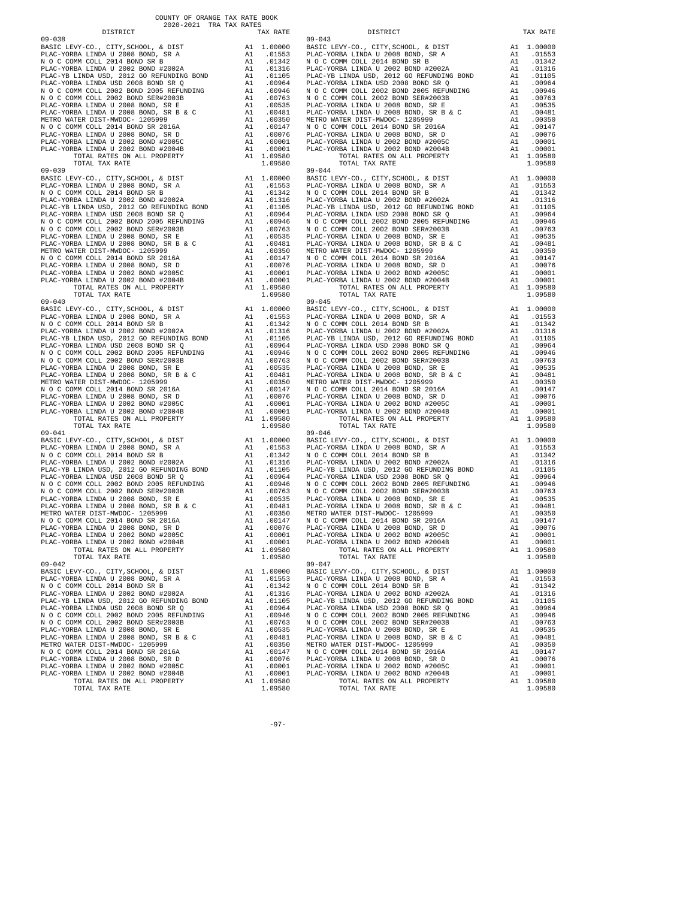COUNTY OF ORANGE TAX RATE BOOK
2020-2021 TRA TAX RATES

| DISTRICT | | TAX RATE |
|---|---|---|
| **09-038** | | |
| BASIC LEVY-CO., CITY,SCHOOL, & DIST | A1 | 1.00000 |
| PLAC-YORBA LINDA U 2008 BOND, SR A | A1 | .01553 |
| N O C COMM COLL 2014 BOND SR B | A1 | .01342 |
| PLAC-YORBA LINDA U 2002 BOND #2002A | A1 | .01316 |
| PLAC-YB LINDA USD, 2012 GO REFUNDING BOND | A1 | .01105 |
| PLAC-YORBA LINDA USD 2008 BOND SR Q | A1 | .00964 |
| N O C COMM COLL 2002 BOND 2005 REFUNDING | A1 | .00946 |
| N O C COMM COLL 2002 BOND SER#2003B | A1 | .00763 |
| PLAC-YORBA LINDA U 2008 BOND, SR E | A1 | .00535 |
| PLAC-YORBA LINDA U 2008 BOND, SR B & C | A1 | .00481 |
| METRO WATER DIST-MWDOC- 1205999 | A1 | .00350 |
| N O C COMM COLL 2014 BOND SR 2016A | A1 | .00147 |
| PLAC-YORBA LINDA U 2008 BOND, SR D | A1 | .00076 |
| PLAC-YORBA LINDA U 2002 BOND #2005C | A1 | .00001 |
| PLAC-YORBA LINDA U 2002 BOND #2004B | A1 | .00001 |
| TOTAL RATES ON ALL PROPERTY | A1 | 1.09580 |
| TOTAL TAX RATE | | 1.09580 |
| **09-039** | | |
| BASIC LEVY-CO., CITY,SCHOOL, & DIST | A1 | 1.00000 |
| PLAC-YORBA LINDA U 2008 BOND, SR A | A1 | .01553 |
| N O C COMM COLL 2014 BOND SR B | A1 | .01342 |
| PLAC-YORBA LINDA U 2002 BOND #2002A | A1 | .01316 |
| PLAC-YB LINDA USD, 2012 GO REFUNDING BOND | A1 | .01105 |
| PLAC-YORBA LINDA USD 2008 BOND SR Q | A1 | .00964 |
| N O C COMM COLL 2002 BOND 2005 REFUNDING | A1 | .00946 |
| N O C COMM COLL 2002 BOND SER#2003B | A1 | .00763 |
| PLAC-YORBA LINDA U 2008 BOND, SR E | A1 | .00535 |
| PLAC-YORBA LINDA U 2008 BOND, SR B & C | A1 | .00481 |
| METRO WATER DIST-MWDOC- 1205999 | A1 | .00350 |
| N O C COMM COLL 2014 BOND SR 2016A | A1 | .00147 |
| PLAC-YORBA LINDA U 2008 BOND, SR D | A1 | .00076 |
| PLAC-YORBA LINDA U 2002 BOND #2005C | A1 | .00001 |
| PLAC-YORBA LINDA U 2002 BOND #2004B | A1 | .00001 |
| TOTAL RATES ON ALL PROPERTY | A1 | 1.09580 |
| TOTAL TAX RATE | | 1.09580 |
| **09-040** | | |
| BASIC LEVY-CO., CITY,SCHOOL, & DIST | A1 | 1.00000 |
| PLAC-YORBA LINDA U 2008 BOND, SR A | A1 | .01553 |
| N O C COMM COLL 2014 BOND SR B | A1 | .01342 |
| PLAC-YORBA LINDA U 2002 BOND #2002A | A1 | .01316 |
| PLAC-YB LINDA USD, 2012 GO REFUNDING BOND | A1 | .01105 |
| PLAC-YORBA LINDA USD 2008 BOND SR Q | A1 | .00964 |
| N O C COMM COLL 2002 BOND 2005 REFUNDING | A1 | .00946 |
| N O C COMM COLL 2002 BOND SER#2003B | A1 | .00763 |
| PLAC-YORBA LINDA U 2008 BOND, SR E | A1 | .00535 |
| PLAC-YORBA LINDA U 2008 BOND, SR B & C | A1 | .00481 |
| METRO WATER DIST-MWDOC- 1205999 | A1 | .00350 |
| N O C COMM COLL 2014 BOND SR 2016A | A1 | .00147 |
| PLAC-YORBA LINDA U 2008 BOND, SR D | A1 | .00076 |
| PLAC-YORBA LINDA U 2002 BOND #2005C | A1 | .00001 |
| PLAC-YORBA LINDA U 2002 BOND #2004B | A1 | .00001 |
| TOTAL RATES ON ALL PROPERTY | A1 | 1.09580 |
| TOTAL TAX RATE | | 1.09580 |
| **09-041** | | |
| BASIC LEVY-CO., CITY,SCHOOL, & DIST | A1 | 1.00000 |
| PLAC-YORBA LINDA U 2008 BOND, SR A | A1 | .01553 |
| N O C COMM COLL 2014 BOND SR B | A1 | .01342 |
| PLAC-YORBA LINDA U 2002 BOND #2002A | A1 | .01316 |
| PLAC-YB LINDA USD, 2012 GO REFUNDING BOND | A1 | .01105 |
| PLAC-YORBA LINDA USD 2008 BOND SR Q | A1 | .00964 |
| N O C COMM COLL 2002 BOND 2005 REFUNDING | A1 | .00946 |
| N O C COMM COLL 2002 BOND SER#2003B | A1 | .00763 |
| PLAC-YORBA LINDA U 2008 BOND, SR E | A1 | .00535 |
| PLAC-YORBA LINDA U 2008 BOND, SR B & C | A1 | .00481 |
| METRO WATER DIST-MWDOC- 1205999 | A1 | .00350 |
| N O C COMM COLL 2014 BOND SR 2016A | A1 | .00147 |
| PLAC-YORBA LINDA U 2008 BOND, SR D | A1 | .00076 |
| PLAC-YORBA LINDA U 2002 BOND #2005C | A1 | .00001 |
| PLAC-YORBA LINDA U 2002 BOND #2004B | A1 | .00001 |
| TOTAL RATES ON ALL PROPERTY | A1 | 1.09580 |
| TOTAL TAX RATE | | 1.09580 |
| **09-042** | | |
| BASIC LEVY-CO., CITY,SCHOOL, & DIST | A1 | 1.00000 |
| PLAC-YORBA LINDA U 2008 BOND, SR A | A1 | .01553 |
| N O C COMM COLL 2014 BOND SR B | A1 | .01342 |
| PLAC-YORBA LINDA U 2002 BOND #2002A | A1 | .01316 |
| PLAC-YB LINDA USD, 2012 GO REFUNDING BOND | A1 | .01105 |
| PLAC-YORBA LINDA USD 2008 BOND SR Q | A1 | .00964 |
| N O C COMM COLL 2002 BOND 2005 REFUNDING | A1 | .00946 |
| N O C COMM COLL 2002 BOND SER#2003B | A1 | .00763 |
| PLAC-YORBA LINDA U 2008 BOND, SR E | A1 | .00535 |
| PLAC-YORBA LINDA U 2008 BOND, SR B & C | A1 | .00481 |
| METRO WATER DIST-MWDOC- 1205999 | A1 | .00350 |
| N O C COMM COLL 2014 BOND SR 2016A | A1 | .00147 |
| PLAC-YORBA LINDA U 2008 BOND, SR D | A1 | .00076 |
| PLAC-YORBA LINDA U 2002 BOND #2005C | A1 | .00001 |
| PLAC-YORBA LINDA U 2002 BOND #2004B | A1 | .00001 |
| TOTAL RATES ON ALL PROPERTY | A1 | 1.09580 |
| TOTAL TAX RATE | | 1.09580 |
| **09-043** | | |
| BASIC LEVY-CO., CITY,SCHOOL, & DIST | A1 | 1.00000 |
| PLAC-YORBA LINDA U 2008 BOND, SR A | A1 | .01553 |
| N O C COMM COLL 2014 BOND SR B | A1 | .01342 |
| PLAC-YORBA LINDA U 2002 BOND #2002A | A1 | .01316 |
| PLAC-YB LINDA USD, 2012 GO REFUNDING BOND | A1 | .01105 |
| PLAC-YORBA LINDA USD 2008 BOND SR Q | A1 | .00964 |
| N O C COMM COLL 2002 BOND 2005 REFUNDING | A1 | .00946 |
| N O C COMM COLL 2002 BOND SER#2003B | A1 | .00763 |
| PLAC-YORBA LINDA U 2008 BOND, SR E | A1 | .00535 |
| PLAC-YORBA LINDA U 2008 BOND, SR B & C | A1 | .00481 |
| METRO WATER DIST-MWDOC- 1205999 | A1 | .00350 |
| N O C COMM COLL 2014 BOND SR 2016A | A1 | .00147 |
| PLAC-YORBA LINDA U 2008 BOND, SR D | A1 | .00076 |
| PLAC-YORBA LINDA U 2002 BOND #2005C | A1 | .00001 |
| PLAC-YORBA LINDA U 2002 BOND #2004B | A1 | .00001 |
| TOTAL RATES ON ALL PROPERTY | A1 | 1.09580 |
| TOTAL TAX RATE | | 1.09580 |
| **09-044** | | |
| BASIC LEVY-CO., CITY,SCHOOL, & DIST | A1 | 1.00000 |
| PLAC-YORBA LINDA U 2008 BOND, SR A | A1 | .01553 |
| N O C COMM COLL 2014 BOND SR B | A1 | .01342 |
| PLAC-YORBA LINDA U 2002 BOND #2002A | A1 | .01316 |
| PLAC-YB LINDA USD, 2012 GO REFUNDING BOND | A1 | .01105 |
| PLAC-YORBA LINDA USD 2008 BOND SR Q | A1 | .00964 |
| N O C COMM COLL 2002 BOND 2005 REFUNDING | A1 | .00946 |
| N O C COMM COLL 2002 BOND SER#2003B | A1 | .00763 |
| PLAC-YORBA LINDA U 2008 BOND, SR E | A1 | .00535 |
| PLAC-YORBA LINDA U 2008 BOND, SR B & C | A1 | .00481 |
| METRO WATER DIST-MWDOC- 1205999 | A1 | .00350 |
| N O C COMM COLL 2014 BOND SR 2016A | A1 | .00147 |
| PLAC-YORBA LINDA U 2008 BOND, SR D | A1 | .00076 |
| PLAC-YORBA LINDA U 2002 BOND #2005C | A1 | .00001 |
| PLAC-YORBA LINDA U 2002 BOND #2004B | A1 | .00001 |
| TOTAL RATES ON ALL PROPERTY | A1 | 1.09580 |
| TOTAL TAX RATE | | 1.09580 |
| **09-045** | | |
| BASIC LEVY-CO., CITY,SCHOOL, & DIST | A1 | 1.00000 |
| PLAC-YORBA LINDA U 2008 BOND, SR A | A1 | .01553 |
| N O C COMM COLL 2014 BOND SR B | A1 | .01342 |
| PLAC-YORBA LINDA U 2002 BOND #2002A | A1 | .01316 |
| PLAC-YB LINDA USD, 2012 GO REFUNDING BOND | A1 | .01105 |
| PLAC-YORBA LINDA USD 2008 BOND SR Q | A1 | .00964 |
| N O C COMM COLL 2002 BOND 2005 REFUNDING | A1 | .00946 |
| N O C COMM COLL 2002 BOND SER#2003B | A1 | .00763 |
| PLAC-YORBA LINDA U 2008 BOND, SR E | A1 | .00535 |
| PLAC-YORBA LINDA U 2008 BOND, SR B & C | A1 | .00481 |
| METRO WATER DIST-MWDOC- 1205999 | A1 | .00350 |
| N O C COMM COLL 2014 BOND SR 2016A | A1 | .00147 |
| PLAC-YORBA LINDA U 2008 BOND, SR D | A1 | .00076 |
| PLAC-YORBA LINDA U 2002 BOND #2005C | A1 | .00001 |
| PLAC-YORBA LINDA U 2002 BOND #2004B | A1 | .00001 |
| TOTAL RATES ON ALL PROPERTY | A1 | 1.09580 |
| TOTAL TAX RATE | | 1.09580 |
| **09-046** | | |
| BASIC LEVY-CO., CITY,SCHOOL, & DIST | A1 | 1.00000 |
| PLAC-YORBA LINDA U 2008 BOND, SR A | A1 | .01553 |
| N O C COMM COLL 2014 BOND SR B | A1 | .01342 |
| PLAC-YORBA LINDA U 2002 BOND #2002A | A1 | .01316 |
| PLAC-YB LINDA USD, 2012 GO REFUNDING BOND | A1 | .01105 |
| PLAC-YORBA LINDA USD 2008 BOND SR Q | A1 | .00964 |
| N O C COMM COLL 2002 BOND 2005 REFUNDING | A1 | .00946 |
| N O C COMM COLL 2002 BOND SER#2003B | A1 | .00763 |
| PLAC-YORBA LINDA U 2008 BOND, SR E | A1 | .00535 |
| PLAC-YORBA LINDA U 2008 BOND, SR B & C | A1 | .00481 |
| METRO WATER DIST-MWDOC- 1205999 | A1 | .00350 |
| N O C COMM COLL 2014 BOND SR 2016A | A1 | .00147 |
| PLAC-YORBA LINDA U 2008 BOND, SR D | A1 | .00076 |
| PLAC-YORBA LINDA U 2002 BOND #2005C | A1 | .00001 |
| PLAC-YORBA LINDA U 2002 BOND #2004B | A1 | .00001 |
| TOTAL RATES ON ALL PROPERTY | A1 | 1.09580 |
| TOTAL TAX RATE | | 1.09580 |
| **09-047** | | |
| BASIC LEVY-CO., CITY,SCHOOL, & DIST | A1 | 1.00000 |
| PLAC-YORBA LINDA U 2008 BOND, SR A | A1 | .01553 |
| N O C COMM COLL 2014 BOND SR B | A1 | .01342 |
| PLAC-YORBA LINDA U 2002 BOND #2002A | A1 | .01316 |
| PLAC-YB LINDA USD, 2012 GO REFUNDING BOND | A1 | .01105 |
| PLAC-YORBA LINDA USD 2008 BOND SR Q | A1 | .00964 |
| N O C COMM COLL 2002 BOND 2005 REFUNDING | A1 | .00946 |
| N O C COMM COLL 2002 BOND SER#2003B | A1 | .00763 |
| PLAC-YORBA LINDA U 2008 BOND, SR E | A1 | .00535 |
| PLAC-YORBA LINDA U 2008 BOND, SR B & C | A1 | .00481 |
| METRO WATER DIST-MWDOC- 1205999 | A1 | .00350 |
| N O C COMM COLL 2014 BOND SR 2016A | A1 | .00147 |
| PLAC-YORBA LINDA U 2008 BOND, SR D | A1 | .00076 |
| PLAC-YORBA LINDA U 2002 BOND #2005C | A1 | .00001 |
| PLAC-YORBA LINDA U 2002 BOND #2004B | A1 | .00001 |
| TOTAL RATES ON ALL PROPERTY | A1 | 1.09580 |
| TOTAL TAX RATE | | 1.09580 |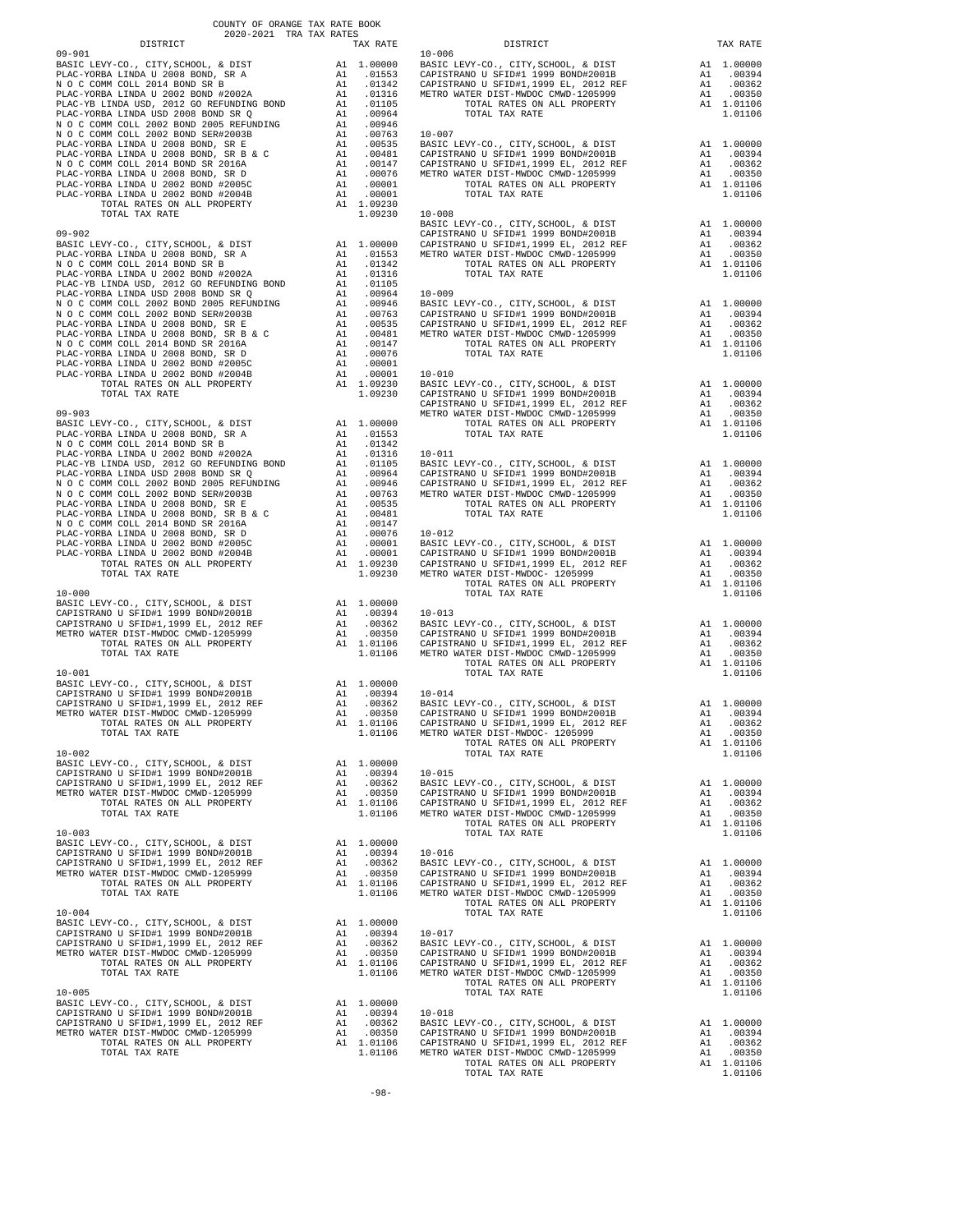COUNTY OF ORANGE TAX RATE BOOK
2020-2021 TRA TAX RATES

| DISTRICT | TAX RATE |
|---|---|
| **09-901** | |
| BASIC LEVY-CO., CITY,SCHOOL, & DIST | A1 1.00000 |
| PLAC-YORBA LINDA U 2008 BOND, SR A | A1 .01553 |
| N O C COMM COLL 2014 BOND SR B | A1 .01342 |
| PLAC-YORBA LINDA U 2002 BOND #2002A | A1 .01316 |
| PLAC-YB LINDA USD, 2012 GO REFUNDING BOND | A1 .01105 |
| PLAC-YORBA LINDA USD 2008 BOND SR Q | A1 .00964 |
| N O C COMM COLL 2002 BOND 2005 REFUNDING | A1 .00946 |
| N O C COMM COLL 2002 BOND SER#2003B | A1 .00763 |
| PLAC-YORBA LINDA U 2008 BOND, SR E | A1 .00535 |
| PLAC-YORBA LINDA U 2008 BOND, SR B & C | A1 .00481 |
| N O C COMM COLL 2014 BOND SR 2016A | A1 .00147 |
| PLAC-YORBA LINDA U 2008 BOND, SR D | A1 .00076 |
| PLAC-YORBA LINDA U 2002 BOND #2005C | A1 .00001 |
| PLAC-YORBA LINDA U 2002 BOND #2004B | A1 .00001 |
| TOTAL RATES ON ALL PROPERTY | A1 1.09230 |
| TOTAL TAX RATE | 1.09230 |
| **09-902** | |
| BASIC LEVY-CO., CITY,SCHOOL, & DIST | A1 1.00000 |
| PLAC-YORBA LINDA U 2008 BOND, SR A | A1 .01553 |
| N O C COMM COLL 2014 BOND SR B | A1 .01342 |
| PLAC-YORBA LINDA U 2002 BOND #2002A | A1 .01316 |
| PLAC-YB LINDA USD, 2012 GO REFUNDING BOND | A1 .01105 |
| PLAC-YORBA LINDA USD 2008 BOND SR Q | A1 .00964 |
| N O C COMM COLL 2002 BOND 2005 REFUNDING | A1 .00946 |
| N O C COMM COLL 2002 BOND SER#2003B | A1 .00763 |
| PLAC-YORBA LINDA U 2008 BOND, SR E | A1 .00535 |
| PLAC-YORBA LINDA U 2008 BOND, SR B & C | A1 .00481 |
| N O C COMM COLL 2014 BOND SR 2016A | A1 .00147 |
| PLAC-YORBA LINDA U 2008 BOND, SR D | A1 .00076 |
| PLAC-YORBA LINDA U 2002 BOND #2005C | A1 .00001 |
| PLAC-YORBA LINDA U 2002 BOND #2004B | A1 .00001 |
| TOTAL RATES ON ALL PROPERTY | A1 1.09230 |
| TOTAL TAX RATE | 1.09230 |
| **09-903** | |
| BASIC LEVY-CO., CITY,SCHOOL, & DIST | A1 1.00000 |
| PLAC-YORBA LINDA U 2008 BOND, SR A | A1 .01553 |
| N O C COMM COLL 2014 BOND SR B | A1 .01342 |
| PLAC-YORBA LINDA U 2002 BOND #2002A | A1 .01316 |
| PLAC-YB LINDA USD, 2012 GO REFUNDING BOND | A1 .01105 |
| PLAC-YORBA LINDA USD 2008 BOND SR Q | A1 .00964 |
| N O C COMM COLL 2002 BOND 2005 REFUNDING | A1 .00946 |
| N O C COMM COLL 2002 BOND SER#2003B | A1 .00763 |
| PLAC-YORBA LINDA U 2008 BOND, SR E | A1 .00535 |
| PLAC-YORBA LINDA U 2008 BOND, SR B & C | A1 .00481 |
| N O C COMM COLL 2014 BOND SR 2016A | A1 .00147 |
| PLAC-YORBA LINDA U 2008 BOND, SR D | A1 .00076 |
| PLAC-YORBA LINDA U 2002 BOND #2005C | A1 .00001 |
| PLAC-YORBA LINDA U 2002 BOND #2004B | A1 .00001 |
| TOTAL RATES ON ALL PROPERTY | A1 1.09230 |
| TOTAL TAX RATE | 1.09230 |
| **10-000** | |
| BASIC LEVY-CO., CITY,SCHOOL, & DIST | A1 1.00000 |
| CAPISTRANO U SFID#1 1999 BOND#2001B | A1 .00394 |
| CAPISTRANO U SFID#1,1999 EL, 2012 REF | A1 .00362 |
| METRO WATER DIST-MWDOC CMWD-1205999 | A1 .00350 |
| TOTAL RATES ON ALL PROPERTY | A1 1.01106 |
| TOTAL TAX RATE | 1.01106 |
| **10-001** | |
| BASIC LEVY-CO., CITY,SCHOOL, & DIST | A1 1.00000 |
| CAPISTRANO U SFID#1 1999 BOND#2001B | A1 .00394 |
| CAPISTRANO U SFID#1,1999 EL, 2012 REF | A1 .00362 |
| METRO WATER DIST-MWDOC CMWD-1205999 | A1 .00350 |
| TOTAL RATES ON ALL PROPERTY | A1 1.01106 |
| TOTAL TAX RATE | 1.01106 |
| **10-002** | |
| BASIC LEVY-CO., CITY,SCHOOL, & DIST | A1 1.00000 |
| CAPISTRANO U SFID#1 1999 BOND#2001B | A1 .00394 |
| CAPISTRANO U SFID#1,1999 EL, 2012 REF | A1 .00362 |
| METRO WATER DIST-MWDOC CMWD-1205999 | A1 .00350 |
| TOTAL RATES ON ALL PROPERTY | A1 1.01106 |
| TOTAL TAX RATE | 1.01106 |
| **10-003** | |
| BASIC LEVY-CO., CITY,SCHOOL, & DIST | A1 1.00000 |
| CAPISTRANO U SFID#1 1999 BOND#2001B | A1 .00394 |
| CAPISTRANO U SFID#1,1999 EL, 2012 REF | A1 .00362 |
| METRO WATER DIST-MWDOC CMWD-1205999 | A1 .00350 |
| TOTAL RATES ON ALL PROPERTY | A1 1.01106 |
| TOTAL TAX RATE | 1.01106 |
| **10-004** | |
| BASIC LEVY-CO., CITY,SCHOOL, & DIST | A1 1.00000 |
| CAPISTRANO U SFID#1 1999 BOND#2001B | A1 .00394 |
| CAPISTRANO U SFID#1,1999 EL, 2012 REF | A1 .00362 |
| METRO WATER DIST-MWDOC CMWD-1205999 | A1 .00350 |
| TOTAL RATES ON ALL PROPERTY | A1 1.01106 |
| TOTAL TAX RATE | 1.01106 |
| **10-005** | |
| BASIC LEVY-CO., CITY,SCHOOL, & DIST | A1 1.00000 |
| CAPISTRANO U SFID#1 1999 BOND#2001B | A1 .00394 |
| CAPISTRANO U SFID#1,1999 EL, 2012 REF | A1 .00362 |
| METRO WATER DIST-MWDOC CMWD-1205999 | A1 .00350 |
| TOTAL RATES ON ALL PROPERTY | A1 1.01106 |
| TOTAL TAX RATE | 1.01106 |
| **10-006** | |
| BASIC LEVY-CO., CITY,SCHOOL, & DIST | A1 1.00000 |
| CAPISTRANO U SFID#1 1999 BOND#2001B | A1 .00394 |
| CAPISTRANO U SFID#1,1999 EL, 2012 REF | A1 .00362 |
| METRO WATER DIST-MWDOC CMWD-1205999 | A1 .00350 |
| TOTAL RATES ON ALL PROPERTY | A1 1.01106 |
| TOTAL TAX RATE | 1.01106 |
| **10-007** | |
| BASIC LEVY-CO., CITY,SCHOOL, & DIST | A1 1.00000 |
| CAPISTRANO U SFID#1 1999 BOND#2001B | A1 .00394 |
| CAPISTRANO U SFID#1,1999 EL, 2012 REF | A1 .00362 |
| METRO WATER DIST-MWDOC CMWD-1205999 | A1 .00350 |
| TOTAL RATES ON ALL PROPERTY | A1 1.01106 |
| TOTAL TAX RATE | 1.01106 |
| **10-008** | |
| BASIC LEVY-CO., CITY,SCHOOL, & DIST | A1 1.00000 |
| CAPISTRANO U SFID#1 1999 BOND#2001B | A1 .00394 |
| CAPISTRANO U SFID#1,1999 EL, 2012 REF | A1 .00362 |
| METRO WATER DIST-MWDOC CMWD-1205999 | A1 .00350 |
| TOTAL RATES ON ALL PROPERTY | A1 1.01106 |
| TOTAL TAX RATE | 1.01106 |
| **10-009** | |
| BASIC LEVY-CO., CITY,SCHOOL, & DIST | A1 1.00000 |
| CAPISTRANO U SFID#1 1999 BOND#2001B | A1 .00394 |
| CAPISTRANO U SFID#1,1999 EL, 2012 REF | A1 .00362 |
| METRO WATER DIST-MWDOC CMWD-1205999 | A1 .00350 |
| TOTAL RATES ON ALL PROPERTY | A1 1.01106 |
| TOTAL TAX RATE | 1.01106 |
| **10-010** | |
| BASIC LEVY-CO., CITY,SCHOOL, & DIST | A1 1.00000 |
| CAPISTRANO U SFID#1 1999 BOND#2001B | A1 .00394 |
| CAPISTRANO U SFID#1,1999 EL, 2012 REF | A1 .00362 |
| METRO WATER DIST-MWDOC CMWD-1205999 | A1 .00350 |
| TOTAL RATES ON ALL PROPERTY | A1 1.01106 |
| TOTAL TAX RATE | 1.01106 |
| **10-011** | |
| BASIC LEVY-CO., CITY,SCHOOL, & DIST | A1 1.00000 |
| CAPISTRANO U SFID#1 1999 BOND#2001B | A1 .00394 |
| CAPISTRANO U SFID#1,1999 EL, 2012 REF | A1 .00362 |
| METRO WATER DIST-MWDOC CMWD-1205999 | A1 .00350 |
| TOTAL RATES ON ALL PROPERTY | A1 1.01106 |
| TOTAL TAX RATE | 1.01106 |
| **10-012** | |
| BASIC LEVY-CO., CITY,SCHOOL, & DIST | A1 1.00000 |
| CAPISTRANO U SFID#1 1999 BOND#2001B | A1 .00394 |
| CAPISTRANO U SFID#1,1999 EL, 2012 REF | A1 .00362 |
| METRO WATER DIST-MWDOC- 1205999 | A1 .00350 |
| TOTAL RATES ON ALL PROPERTY | A1 1.01106 |
| TOTAL TAX RATE | 1.01106 |
| **10-013** | |
| BASIC LEVY-CO., CITY,SCHOOL, & DIST | A1 1.00000 |
| CAPISTRANO U SFID#1 1999 BOND#2001B | A1 .00394 |
| CAPISTRANO U SFID#1,1999 EL, 2012 REF | A1 .00362 |
| METRO WATER DIST-MWDOC CMWD-1205999 | A1 .00350 |
| TOTAL RATES ON ALL PROPERTY | A1 1.01106 |
| TOTAL TAX RATE | 1.01106 |
| **10-014** | |
| BASIC LEVY-CO., CITY,SCHOOL, & DIST | A1 1.00000 |
| CAPISTRANO U SFID#1 1999 BOND#2001B | A1 .00394 |
| CAPISTRANO U SFID#1,1999 EL, 2012 REF | A1 .00362 |
| METRO WATER DIST-MWDOC- 1205999 | A1 .00350 |
| TOTAL RATES ON ALL PROPERTY | A1 1.01106 |
| TOTAL TAX RATE | 1.01106 |
| **10-015** | |
| BASIC LEVY-CO., CITY,SCHOOL, & DIST | A1 1.00000 |
| CAPISTRANO U SFID#1 1999 BOND#2001B | A1 .00394 |
| CAPISTRANO U SFID#1,1999 EL, 2012 REF | A1 .00362 |
| METRO WATER DIST-MWDOC CMWD-1205999 | A1 .00350 |
| TOTAL RATES ON ALL PROPERTY | A1 1.01106 |
| TOTAL TAX RATE | 1.01106 |
| **10-016** | |
| BASIC LEVY-CO., CITY,SCHOOL, & DIST | A1 1.00000 |
| CAPISTRANO U SFID#1 1999 BOND#2001B | A1 .00394 |
| CAPISTRANO U SFID#1,1999 EL, 2012 REF | A1 .00362 |
| METRO WATER DIST-MWDOC CMWD-1205999 | A1 .00350 |
| TOTAL RATES ON ALL PROPERTY | A1 1.01106 |
| TOTAL TAX RATE | 1.01106 |
| **10-017** | |
| BASIC LEVY-CO., CITY,SCHOOL, & DIST | A1 1.00000 |
| CAPISTRANO U SFID#1 1999 BOND#2001B | A1 .00394 |
| CAPISTRANO U SFID#1,1999 EL, 2012 REF | A1 .00362 |
| METRO WATER DIST-MWDOC CMWD-1205999 | A1 .00350 |
| TOTAL RATES ON ALL PROPERTY | A1 1.01106 |
| TOTAL TAX RATE | 1.01106 |
| **10-018** | |
| BASIC LEVY-CO., CITY,SCHOOL, & DIST | A1 1.00000 |
| CAPISTRANO U SFID#1 1999 BOND#2001B | A1 .00394 |
| CAPISTRANO U SFID#1,1999 EL, 2012 REF | A1 .00362 |
| METRO WATER DIST-MWDOC CMWD-1205999 | A1 .00350 |
| TOTAL RATES ON ALL PROPERTY | A1 1.01106 |
| TOTAL TAX RATE | 1.01106 |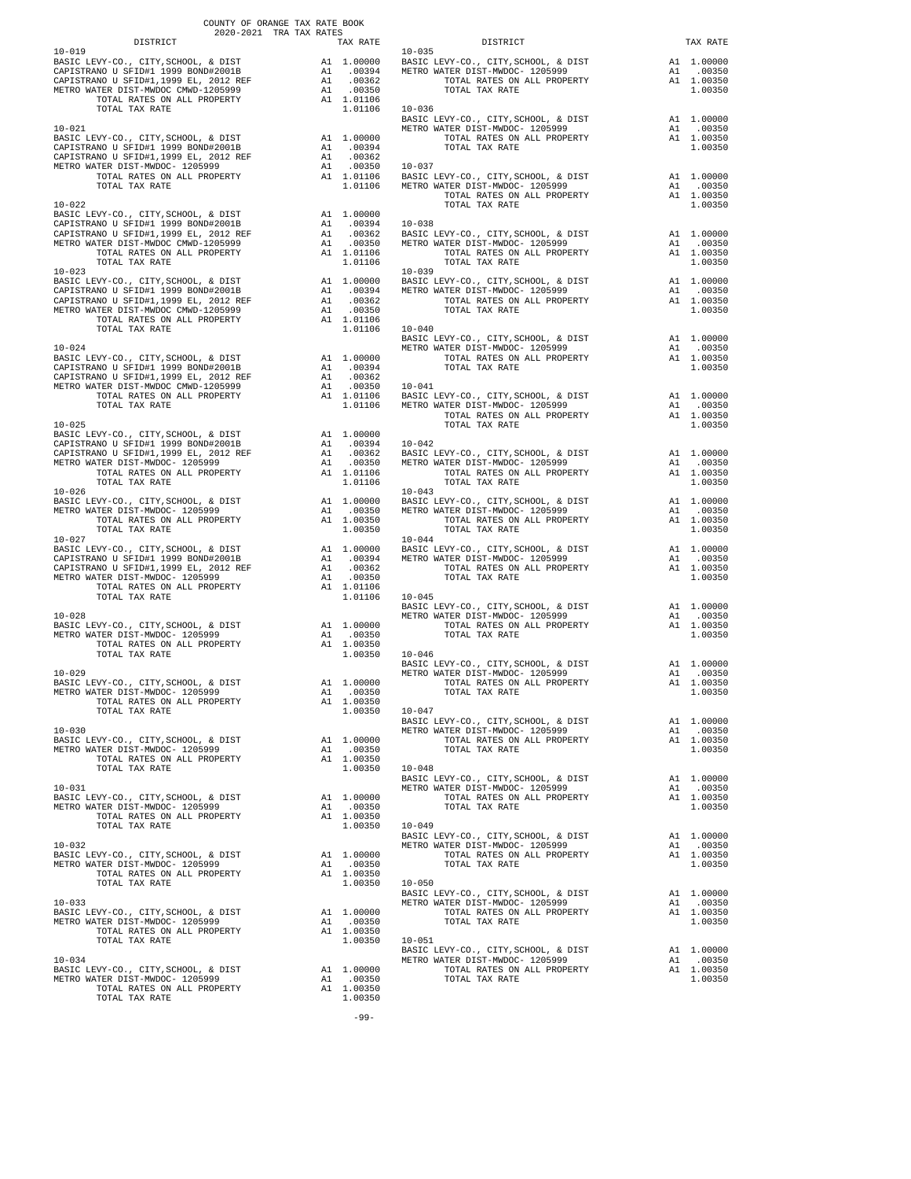COUNTY OF ORANGE TAX RATE BOOK
2020-2021 TRA TAX RATES

| DISTRICT | | TAX RATE |
|---|---|---|
| **10-019** | | |
| BASIC LEVY-CO., CITY,SCHOOL, & DIST | A1 | 1.00000 |
| CAPISTRANO U SFID#1 1999 BOND#2001B | A1 | .00394 |
| CAPISTRANO U SFID#1,1999 EL, 2012 REF | A1 | .00362 |
| METRO WATER DIST-MWDOC CMWD-1205999 | A1 | .00350 |
| TOTAL RATES ON ALL PROPERTY | A1 | 1.01106 |
| TOTAL TAX RATE | | 1.01106 |
| **10-021** | | |
| BASIC LEVY-CO., CITY,SCHOOL, & DIST | A1 | 1.00000 |
| CAPISTRANO U SFID#1 1999 BOND#2001B | A1 | .00394 |
| CAPISTRANO U SFID#1,1999 EL, 2012 REF | A1 | .00362 |
| METRO WATER DIST-MWDOC- 1205999 | A1 | .00350 |
| TOTAL RATES ON ALL PROPERTY | A1 | 1.01106 |
| TOTAL TAX RATE | | 1.01106 |
| **10-022** | | |
| BASIC LEVY-CO., CITY,SCHOOL, & DIST | A1 | 1.00000 |
| CAPISTRANO U SFID#1 1999 BOND#2001B | A1 | .00394 |
| CAPISTRANO U SFID#1,1999 EL, 2012 REF | A1 | .00362 |
| METRO WATER DIST-MWDOC CMWD-1205999 | A1 | .00350 |
| TOTAL RATES ON ALL PROPERTY | A1 | 1.01106 |
| TOTAL TAX RATE | | 1.01106 |
| **10-023** | | |
| BASIC LEVY-CO., CITY,SCHOOL, & DIST | A1 | 1.00000 |
| CAPISTRANO U SFID#1 1999 BOND#2001B | A1 | .00394 |
| CAPISTRANO U SFID#1,1999 EL, 2012 REF | A1 | .00362 |
| METRO WATER DIST-MWDOC CMWD-1205999 | A1 | .00350 |
| TOTAL RATES ON ALL PROPERTY | A1 | 1.01106 |
| TOTAL TAX RATE | | 1.01106 |
| **10-024** | | |
| BASIC LEVY-CO., CITY,SCHOOL, & DIST | A1 | 1.00000 |
| CAPISTRANO U SFID#1 1999 BOND#2001B | A1 | .00394 |
| CAPISTRANO U SFID#1,1999 EL, 2012 REF | A1 | .00362 |
| METRO WATER DIST-MWDOC CMWD-1205999 | A1 | .00350 |
| TOTAL RATES ON ALL PROPERTY | A1 | 1.01106 |
| TOTAL TAX RATE | | 1.01106 |
| **10-025** | | |
| BASIC LEVY-CO., CITY,SCHOOL, & DIST | A1 | 1.00000 |
| CAPISTRANO U SFID#1 1999 BOND#2001B | A1 | .00394 |
| CAPISTRANO U SFID#1,1999 EL, 2012 REF | A1 | .00362 |
| METRO WATER DIST-MWDOC- 1205999 | A1 | .00350 |
| TOTAL RATES ON ALL PROPERTY | A1 | 1.01106 |
| TOTAL TAX RATE | | 1.01106 |
| **10-026** | | |
| BASIC LEVY-CO., CITY,SCHOOL, & DIST | A1 | 1.00000 |
| METRO WATER DIST-MWDOC- 1205999 | A1 | .00350 |
| TOTAL RATES ON ALL PROPERTY | A1 | 1.00350 |
| TOTAL TAX RATE | | 1.00350 |
| **10-027** | | |
| BASIC LEVY-CO., CITY,SCHOOL, & DIST | A1 | 1.00000 |
| CAPISTRANO U SFID#1 1999 BOND#2001B | A1 | .00394 |
| CAPISTRANO U SFID#1,1999 EL, 2012 REF | A1 | .00362 |
| METRO WATER DIST-MWDOC- 1205999 | A1 | .00350 |
| TOTAL RATES ON ALL PROPERTY | A1 | 1.01106 |
| TOTAL TAX RATE | | 1.01106 |
| **10-028** | | |
| BASIC LEVY-CO., CITY,SCHOOL, & DIST | A1 | 1.00000 |
| METRO WATER DIST-MWDOC- 1205999 | A1 | .00350 |
| TOTAL RATES ON ALL PROPERTY | A1 | 1.00350 |
| TOTAL TAX RATE | | 1.00350 |
| **10-029** | | |
| BASIC LEVY-CO., CITY,SCHOOL, & DIST | A1 | 1.00000 |
| METRO WATER DIST-MWDOC- 1205999 | A1 | .00350 |
| TOTAL RATES ON ALL PROPERTY | A1 | 1.00350 |
| TOTAL TAX RATE | | 1.00350 |
| **10-030** | | |
| BASIC LEVY-CO., CITY,SCHOOL, & DIST | A1 | 1.00000 |
| METRO WATER DIST-MWDOC- 1205999 | A1 | .00350 |
| TOTAL RATES ON ALL PROPERTY | A1 | 1.00350 |
| TOTAL TAX RATE | | 1.00350 |
| **10-031** | | |
| BASIC LEVY-CO., CITY,SCHOOL, & DIST | A1 | 1.00000 |
| METRO WATER DIST-MWDOC- 1205999 | A1 | .00350 |
| TOTAL RATES ON ALL PROPERTY | A1 | 1.00350 |
| TOTAL TAX RATE | | 1.00350 |
| **10-032** | | |
| BASIC LEVY-CO., CITY,SCHOOL, & DIST | A1 | 1.00000 |
| METRO WATER DIST-MWDOC- 1205999 | A1 | .00350 |
| TOTAL RATES ON ALL PROPERTY | A1 | 1.00350 |
| TOTAL TAX RATE | | 1.00350 |
| **10-033** | | |
| BASIC LEVY-CO., CITY,SCHOOL, & DIST | A1 | 1.00000 |
| METRO WATER DIST-MWDOC- 1205999 | A1 | .00350 |
| TOTAL RATES ON ALL PROPERTY | A1 | 1.00350 |
| TOTAL TAX RATE | | 1.00350 |
| **10-034** | | |
| BASIC LEVY-CO., CITY,SCHOOL, & DIST | A1 | 1.00000 |
| METRO WATER DIST-MWDOC- 1205999 | A1 | .00350 |
| TOTAL RATES ON ALL PROPERTY | A1 | 1.00350 |
| TOTAL TAX RATE | | 1.00350 |
| **10-035** | | |
| BASIC LEVY-CO., CITY,SCHOOL, & DIST | A1 | 1.00000 |
| METRO WATER DIST-MWDOC- 1205999 | A1 | .00350 |
| TOTAL RATES ON ALL PROPERTY | A1 | 1.00350 |
| TOTAL TAX RATE | | 1.00350 |
| **10-036** | | |
| BASIC LEVY-CO., CITY,SCHOOL, & DIST | A1 | 1.00000 |
| METRO WATER DIST-MWDOC- 1205999 | A1 | .00350 |
| TOTAL RATES ON ALL PROPERTY | A1 | 1.00350 |
| TOTAL TAX RATE | | 1.00350 |
| **10-037** | | |
| BASIC LEVY-CO., CITY,SCHOOL, & DIST | A1 | 1.00000 |
| METRO WATER DIST-MWDOC- 1205999 | A1 | .00350 |
| TOTAL RATES ON ALL PROPERTY | A1 | 1.00350 |
| TOTAL TAX RATE | | 1.00350 |
| **10-038** | | |
| BASIC LEVY-CO., CITY,SCHOOL, & DIST | A1 | 1.00000 |
| METRO WATER DIST-MWDOC- 1205999 | A1 | .00350 |
| TOTAL RATES ON ALL PROPERTY | A1 | 1.00350 |
| TOTAL TAX RATE | | 1.00350 |
| **10-039** | | |
| BASIC LEVY-CO., CITY,SCHOOL, & DIST | A1 | 1.00000 |
| METRO WATER DIST-MWDOC- 1205999 | A1 | .00350 |
| TOTAL RATES ON ALL PROPERTY | A1 | 1.00350 |
| TOTAL TAX RATE | | 1.00350 |
| **10-040** | | |
| BASIC LEVY-CO., CITY,SCHOOL, & DIST | A1 | 1.00000 |
| METRO WATER DIST-MWDOC- 1205999 | A1 | .00350 |
| TOTAL RATES ON ALL PROPERTY | A1 | 1.00350 |
| TOTAL TAX RATE | | 1.00350 |
| **10-041** | | |
| BASIC LEVY-CO., CITY,SCHOOL, & DIST | A1 | 1.00000 |
| METRO WATER DIST-MWDOC- 1205999 | A1 | .00350 |
| TOTAL RATES ON ALL PROPERTY | A1 | 1.00350 |
| TOTAL TAX RATE | | 1.00350 |
| **10-042** | | |
| BASIC LEVY-CO., CITY,SCHOOL, & DIST | A1 | 1.00000 |
| METRO WATER DIST-MWDOC- 1205999 | A1 | .00350 |
| TOTAL RATES ON ALL PROPERTY | A1 | 1.00350 |
| TOTAL TAX RATE | | 1.00350 |
| **10-043** | | |
| BASIC LEVY-CO., CITY,SCHOOL, & DIST | A1 | 1.00000 |
| METRO WATER DIST-MWDOC- 1205999 | A1 | .00350 |
| TOTAL RATES ON ALL PROPERTY | A1 | 1.00350 |
| TOTAL TAX RATE | | 1.00350 |
| **10-044** | | |
| BASIC LEVY-CO., CITY,SCHOOL, & DIST | A1 | 1.00000 |
| METRO WATER DIST-MWDOC- 1205999 | A1 | .00350 |
| TOTAL RATES ON ALL PROPERTY | A1 | 1.00350 |
| TOTAL TAX RATE | | 1.00350 |
| **10-045** | | |
| BASIC LEVY-CO., CITY,SCHOOL, & DIST | A1 | 1.00000 |
| METRO WATER DIST-MWDOC- 1205999 | A1 | .00350 |
| TOTAL RATES ON ALL PROPERTY | A1 | 1.00350 |
| TOTAL TAX RATE | | 1.00350 |
| **10-046** | | |
| BASIC LEVY-CO., CITY,SCHOOL, & DIST | A1 | 1.00000 |
| METRO WATER DIST-MWDOC- 1205999 | A1 | .00350 |
| TOTAL RATES ON ALL PROPERTY | A1 | 1.00350 |
| TOTAL TAX RATE | | 1.00350 |
| **10-047** | | |
| BASIC LEVY-CO., CITY,SCHOOL, & DIST | A1 | 1.00000 |
| METRO WATER DIST-MWDOC- 1205999 | A1 | .00350 |
| TOTAL RATES ON ALL PROPERTY | A1 | 1.00350 |
| TOTAL TAX RATE | | 1.00350 |
| **10-048** | | |
| BASIC LEVY-CO., CITY,SCHOOL, & DIST | A1 | 1.00000 |
| METRO WATER DIST-MWDOC- 1205999 | A1 | .00350 |
| TOTAL RATES ON ALL PROPERTY | A1 | 1.00350 |
| TOTAL TAX RATE | | 1.00350 |
| **10-049** | | |
| BASIC LEVY-CO., CITY,SCHOOL, & DIST | A1 | 1.00000 |
| METRO WATER DIST-MWDOC- 1205999 | A1 | .00350 |
| TOTAL RATES ON ALL PROPERTY | A1 | 1.00350 |
| TOTAL TAX RATE | | 1.00350 |
| **10-050** | | |
| BASIC LEVY-CO., CITY,SCHOOL, & DIST | A1 | 1.00000 |
| METRO WATER DIST-MWDOC- 1205999 | A1 | .00350 |
| TOTAL RATES ON ALL PROPERTY | A1 | 1.00350 |
| TOTAL TAX RATE | | 1.00350 |
| **10-051** | | |
| BASIC LEVY-CO., CITY,SCHOOL, & DIST | A1 | 1.00000 |
| METRO WATER DIST-MWDOC- 1205999 | A1 | .00350 |
| TOTAL RATES ON ALL PROPERTY | A1 | 1.00350 |
| TOTAL TAX RATE | | 1.00350 |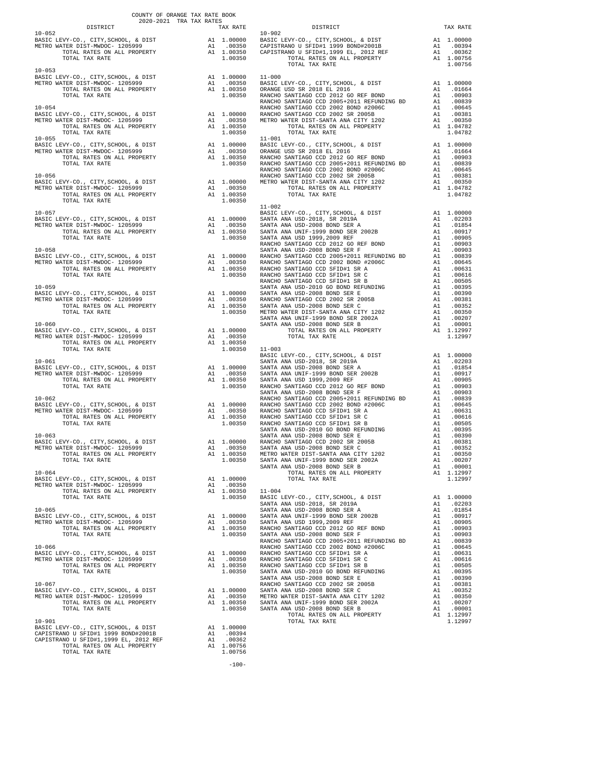COUNTY OF ORANGE TAX RATE BOOK
2020-2021 TRA TAX RATES

| DISTRICT | | TAX RATE |
|---|---|---|
| 10-052 | | |
| BASIC LEVY-CO., CITY,SCHOOL, & DIST | A1 | 1.00000 |
| METRO WATER DIST-MWDOC- 1205999 | A1 | .00350 |
| TOTAL RATES ON ALL PROPERTY | A1 | 1.00350 |
| TOTAL TAX RATE | | 1.00350 |
| 10-053 | | |
| BASIC LEVY-CO., CITY,SCHOOL, & DIST | A1 | 1.00000 |
| METRO WATER DIST-MWDOC- 1205999 | A1 | .00350 |
| TOTAL RATES ON ALL PROPERTY | A1 | 1.00350 |
| TOTAL TAX RATE | | 1.00350 |
| 10-054 | | |
| BASIC LEVY-CO., CITY,SCHOOL, & DIST | A1 | 1.00000 |
| METRO WATER DIST-MWDOC- 1205999 | A1 | .00350 |
| TOTAL RATES ON ALL PROPERTY | A1 | 1.00350 |
| TOTAL TAX RATE | | 1.00350 |
| 10-055 | | |
| BASIC LEVY-CO., CITY,SCHOOL, & DIST | A1 | 1.00000 |
| METRO WATER DIST-MWDOC- 1205999 | A1 | .00350 |
| TOTAL RATES ON ALL PROPERTY | A1 | 1.00350 |
| TOTAL TAX RATE | | 1.00350 |
| 10-056 | | |
| BASIC LEVY-CO., CITY,SCHOOL, & DIST | A1 | 1.00000 |
| METRO WATER DIST-MWDOC- 1205999 | A1 | .00350 |
| TOTAL RATES ON ALL PROPERTY | A1 | 1.00350 |
| TOTAL TAX RATE | | 1.00350 |
| 10-057 | | |
| BASIC LEVY-CO., CITY,SCHOOL, & DIST | A1 | 1.00000 |
| METRO WATER DIST-MWDOC- 1205999 | A1 | .00350 |
| TOTAL RATES ON ALL PROPERTY | A1 | 1.00350 |
| TOTAL TAX RATE | | 1.00350 |
| 10-058 | | |
| BASIC LEVY-CO., CITY,SCHOOL, & DIST | A1 | 1.00000 |
| METRO WATER DIST-MWDOC- 1205999 | A1 | .00350 |
| TOTAL RATES ON ALL PROPERTY | A1 | 1.00350 |
| TOTAL TAX RATE | | 1.00350 |
| 10-059 | | |
| BASIC LEVY-CO., CITY,SCHOOL, & DIST | A1 | 1.00000 |
| METRO WATER DIST-MWDOC- 1205999 | A1 | .00350 |
| TOTAL RATES ON ALL PROPERTY | A1 | 1.00350 |
| TOTAL TAX RATE | | 1.00350 |
| 10-060 | | |
| BASIC LEVY-CO., CITY,SCHOOL, & DIST | A1 | 1.00000 |
| METRO WATER DIST-MWDOC- 1205999 | A1 | .00350 |
| TOTAL RATES ON ALL PROPERTY | A1 | 1.00350 |
| TOTAL TAX RATE | | 1.00350 |
| 10-061 | | |
| BASIC LEVY-CO., CITY,SCHOOL, & DIST | A1 | 1.00000 |
| METRO WATER DIST-MWDOC- 1205999 | A1 | .00350 |
| TOTAL RATES ON ALL PROPERTY | A1 | 1.00350 |
| TOTAL TAX RATE | | 1.00350 |
| 10-062 | | |
| BASIC LEVY-CO., CITY,SCHOOL, & DIST | A1 | 1.00000 |
| METRO WATER DIST-MWDOC- 1205999 | A1 | .00350 |
| TOTAL RATES ON ALL PROPERTY | A1 | 1.00350 |
| TOTAL TAX RATE | | 1.00350 |
| 10-063 | | |
| BASIC LEVY-CO., CITY,SCHOOL, & DIST | A1 | 1.00000 |
| METRO WATER DIST-MWDOC- 1205999 | A1 | .00350 |
| TOTAL RATES ON ALL PROPERTY | A1 | 1.00350 |
| TOTAL TAX RATE | | 1.00350 |
| 10-064 | | |
| BASIC LEVY-CO., CITY,SCHOOL, & DIST | A1 | 1.00000 |
| METRO WATER DIST-MWDOC- 1205999 | A1 | .00350 |
| TOTAL RATES ON ALL PROPERTY | A1 | 1.00350 |
| TOTAL TAX RATE | | 1.00350 |
| 10-065 | | |
| BASIC LEVY-CO., CITY,SCHOOL, & DIST | A1 | 1.00000 |
| METRO WATER DIST-MWDOC- 1205999 | A1 | .00350 |
| TOTAL RATES ON ALL PROPERTY | A1 | 1.00350 |
| TOTAL TAX RATE | | 1.00350 |
| 10-066 | | |
| BASIC LEVY-CO., CITY,SCHOOL, & DIST | A1 | 1.00000 |
| METRO WATER DIST-MWDOC- 1205999 | A1 | .00350 |
| TOTAL RATES ON ALL PROPERTY | A1 | 1.00350 |
| TOTAL TAX RATE | | 1.00350 |
| 10-067 | | |
| BASIC LEVY-CO., CITY,SCHOOL, & DIST | A1 | 1.00000 |
| METRO WATER DIST-MWDOC- 1205999 | A1 | .00350 |
| TOTAL RATES ON ALL PROPERTY | A1 | 1.00350 |
| TOTAL TAX RATE | | 1.00350 |
| 10-901 | | |
| BASIC LEVY-CO., CITY,SCHOOL, & DIST | A1 | 1.00000 |
| CAPISTRANO U SFID#1 1999 BOND#2001B | A1 | .00394 |
| CAPISTRANO U SFID#1,1999 EL, 2012 REF | A1 | .00362 |
| TOTAL RATES ON ALL PROPERTY | A1 | 1.00756 |
| TOTAL TAX RATE | | 1.00756 |
| 10-902 | | |
| BASIC LEVY-CO., CITY,SCHOOL, & DIST | A1 | 1.00000 |
| CAPISTRANO U SFID#1 1999 BOND#2001B | A1 | .00394 |
| CAPISTRANO U SFID#1,1999 EL, 2012 REF | A1 | .00362 |
| TOTAL RATES ON ALL PROPERTY | A1 | 1.00756 |
| TOTAL TAX RATE | | 1.00756 |
| 11-000 | | |
| BASIC LEVY-CO., CITY,SCHOOL, & DIST | A1 | 1.00000 |
| ORANGE USD SR 2018 EL 2016 | A1 | .01664 |
| RANCHO SANTIAGO CCD 2012 GO REF BOND | A1 | .00903 |
| RANCHO SANTIAGO CCD 2005+2011 REFUNDING BD | A1 | .00839 |
| RANCHO SANTIAGO CCD 2002 BOND #2006C | A1 | .00645 |
| RANCHO SANTIAGO CCD 2002 SR 2005B | A1 | .00381 |
| METRO WATER DIST-SANTA ANA CITY 1202 | A1 | .00350 |
| TOTAL RATES ON ALL PROPERTY | A1 | 1.04782 |
| TOTAL TAX RATE | | 1.04782 |
| 11-001 | | |
| BASIC LEVY-CO., CITY,SCHOOL, & DIST | A1 | 1.00000 |
| ORANGE USD SR 2018 EL 2016 | A1 | .01664 |
| RANCHO SANTIAGO CCD 2012 GO REF BOND | A1 | .00903 |
| RANCHO SANTIAGO CCD 2005+2011 REFUNDING BD | A1 | .00839 |
| RANCHO SANTIAGO CCD 2002 BOND #2006C | A1 | .00645 |
| RANCHO SANTIAGO CCD 2002 SR 2005B | A1 | .00381 |
| METRO WATER DIST-SANTA ANA CITY 1202 | A1 | .00350 |
| TOTAL RATES ON ALL PROPERTY | A1 | 1.04782 |
| TOTAL TAX RATE | | 1.04782 |
| 11-002 | | |
| BASIC LEVY-CO., CITY,SCHOOL, & DIST | A1 | 1.00000 |
| SANTA ANA USD-2018, SR 2019A | A1 | .02203 |
| SANTA ANA USD-2008 BOND SER A | A1 | .01854 |
| SANTA ANA UNIF-1999 BOND SER 2002B | A1 | .00917 |
| SANTA ANA USD 1999,2009 REF | A1 | .00905 |
| RANCHO SANTIAGO CCD 2012 GO REF BOND | A1 | .00903 |
| SANTA ANA USD-2008 BOND SER F | A1 | .00903 |
| RANCHO SANTIAGO CCD 2005+2011 REFUNDING BD | A1 | .00839 |
| RANCHO SANTIAGO CCD 2002 BOND #2006C | A1 | .00645 |
| RANCHO SANTIAGO CCD SFID#1 SR A | A1 | .00631 |
| RANCHO SANTIAGO CCD SFID#1 SR C | A1 | .00616 |
| RANCHO SANTIAGO CCD SFID#1 SR B | A1 | .00505 |
| SANTA ANA USD-2010 GO BOND REFUNDING | A1 | .00395 |
| SANTA ANA USD-2008 BOND SER E | A1 | .00390 |
| RANCHO SANTIAGO CCD 2002 SR 2005B | A1 | .00381 |
| SANTA ANA USD-2008 BOND SER C | A1 | .00352 |
| METRO WATER DIST-SANTA ANA CITY 1202 | A1 | .00350 |
| SANTA ANA UNIF-1999 BOND SER 2002A | A1 | .00207 |
| SANTA ANA USD-2008 BOND SER B | A1 | .00001 |
| TOTAL RATES ON ALL PROPERTY | A1 | 1.12997 |
| TOTAL TAX RATE | | 1.12997 |
| 11-003 | | |
| BASIC LEVY-CO., CITY,SCHOOL, & DIST | A1 | 1.00000 |
| SANTA ANA USD-2018, SR 2019A | A1 | .02203 |
| SANTA ANA USD-2008 BOND SER A | A1 | .01854 |
| SANTA ANA UNIF-1999 BOND SER 2002B | A1 | .00917 |
| SANTA ANA USD 1999,2009 REF | A1 | .00905 |
| RANCHO SANTIAGO CCD 2012 GO REF BOND | A1 | .00903 |
| SANTA ANA USD-2008 BOND SER F | A1 | .00903 |
| RANCHO SANTIAGO CCD 2005+2011 REFUNDING BD | A1 | .00839 |
| RANCHO SANTIAGO CCD 2002 BOND #2006C | A1 | .00645 |
| RANCHO SANTIAGO CCD SFID#1 SR A | A1 | .00631 |
| RANCHO SANTIAGO CCD SFID#1 SR C | A1 | .00616 |
| RANCHO SANTIAGO CCD SFID#1 SR B | A1 | .00505 |
| SANTA ANA USD-2010 GO BOND REFUNDING | A1 | .00395 |
| SANTA ANA USD-2008 BOND SER E | A1 | .00390 |
| RANCHO SANTIAGO CCD 2002 SR 2005B | A1 | .00381 |
| SANTA ANA USD-2008 BOND SER C | A1 | .00352 |
| METRO WATER DIST-SANTA ANA CITY 1202 | A1 | .00350 |
| SANTA ANA UNIF-1999 BOND SER 2002A | A1 | .00207 |
| SANTA ANA USD-2008 BOND SER B | A1 | .00001 |
| TOTAL RATES ON ALL PROPERTY | A1 | 1.12997 |
| TOTAL TAX RATE | | 1.12997 |
| 11-004 | | |
| BASIC LEVY-CO., CITY,SCHOOL, & DIST | A1 | 1.00000 |
| SANTA ANA USD-2018, SR 2019A | A1 | .02203 |
| SANTA ANA USD-2008 BOND SER A | A1 | .01854 |
| SANTA ANA UNIF-1999 BOND SER 2002B | A1 | .00917 |
| SANTA ANA USD 1999,2009 REF | A1 | .00905 |
| RANCHO SANTIAGO CCD 2012 GO REF BOND | A1 | .00903 |
| SANTA ANA USD-2008 BOND SER F | A1 | .00903 |
| RANCHO SANTIAGO CCD 2005+2011 REFUNDING BD | A1 | .00839 |
| RANCHO SANTIAGO CCD 2002 BOND #2006C | A1 | .00645 |
| RANCHO SANTIAGO CCD SFID#1 SR A | A1 | .00631 |
| RANCHO SANTIAGO CCD SFID#1 SR C | A1 | .00616 |
| RANCHO SANTIAGO CCD SFID#1 SR B | A1 | .00505 |
| SANTA ANA USD-2010 GO BOND REFUNDING | A1 | .00395 |
| SANTA ANA USD-2008 BOND SER E | A1 | .00390 |
| RANCHO SANTIAGO CCD 2002 SR 2005B | A1 | .00381 |
| SANTA ANA USD-2008 BOND SER C | A1 | .00352 |
| METRO WATER DIST-SANTA ANA CITY 1202 | A1 | .00350 |
| SANTA ANA UNIF-1999 BOND SER 2002A | A1 | .00207 |
| SANTA ANA USD-2008 BOND SER B | A1 | .00001 |
| TOTAL RATES ON ALL PROPERTY | A1 | 1.12997 |
| TOTAL TAX RATE | | 1.12997 |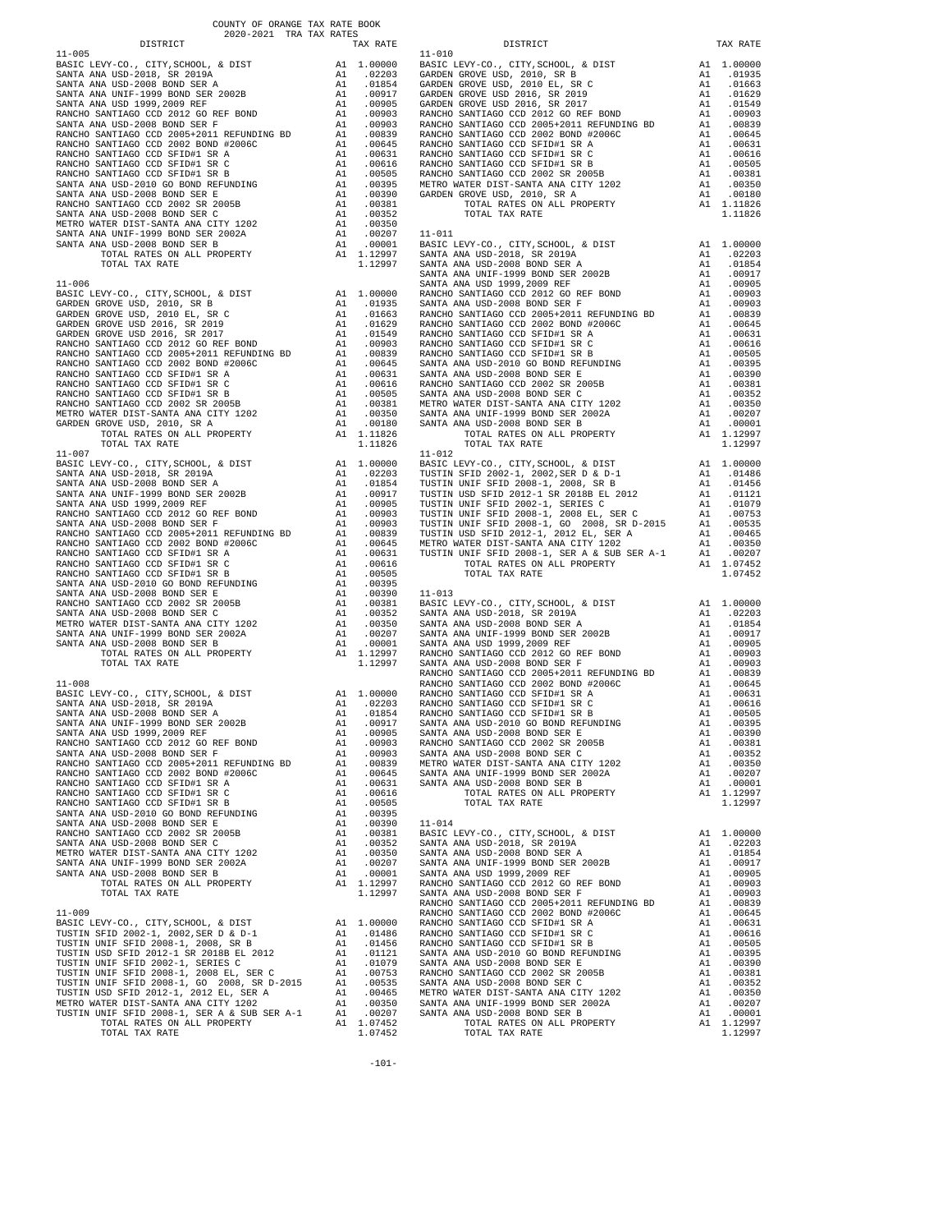COUNTY OF ORANGE TAX RATE BOOK
2020-2021 TRA TAX RATES

**11-005**

| DISTRICT | | TAX RATE |
|---|---|---|
| BASIC LEVY-CO., CITY,SCHOOL, & DIST | A1 | 1.00000 |
| SANTA ANA USD-2018, SR 2019A | A1 | .02203 |
| SANTA ANA USD-2008 BOND SER A | A1 | .01854 |
| SANTA ANA UNIF-1999 BOND SER 2002B | A1 | .00917 |
| SANTA ANA USD 1999,2009 REF | A1 | .00905 |
| RANCHO SANTIAGO CCD 2012 GO REF BOND | A1 | .00903 |
| SANTA ANA USD-2008 BOND SER F | A1 | .00903 |
| RANCHO SANTIAGO CCD 2005+2011 REFUNDING BD | A1 | .00839 |
| RANCHO SANTIAGO CCD 2002 BOND #2006C | A1 | .00645 |
| RANCHO SANTIAGO CCD SFID#1 SR A | A1 | .00631 |
| RANCHO SANTIAGO CCD SFID#1 SR C | A1 | .00616 |
| RANCHO SANTIAGO CCD SFID#1 SR B | A1 | .00505 |
| SANTA ANA USD-2010 GO BOND REFUNDING | A1 | .00395 |
| SANTA ANA USD-2008 BOND SER E | A1 | .00390 |
| RANCHO SANTIAGO CCD 2002 SR 2005B | A1 | .00381 |
| SANTA ANA USD-2008 BOND SER C | A1 | .00352 |
| METRO WATER DIST-SANTA ANA CITY 1202 | A1 | .00350 |
| SANTA ANA UNIF-1999 BOND SER 2002A | A1 | .00207 |
| SANTA ANA USD-2008 BOND SER B | A1 | .00001 |
| TOTAL RATES ON ALL PROPERTY | A1 | 1.12997 |
| TOTAL TAX RATE | | 1.12997 |

**11-006**

| DISTRICT | | TAX RATE |
|---|---|---|
| BASIC LEVY-CO., CITY,SCHOOL, & DIST | A1 | 1.00000 |
| GARDEN GROVE USD, 2010, SR B | A1 | .01935 |
| GARDEN GROVE USD, 2010 EL, SR C | A1 | .01663 |
| GARDEN GROVE USD 2016, SR 2019 | A1 | .01629 |
| GARDEN GROVE USD 2016, SR 2017 | A1 | .01549 |
| RANCHO SANTIAGO CCD 2012 GO REF BOND | A1 | .00903 |
| RANCHO SANTIAGO CCD 2005+2011 REFUNDING BD | A1 | .00839 |
| RANCHO SANTIAGO CCD 2002 BOND #2006C | A1 | .00645 |
| RANCHO SANTIAGO CCD SFID#1 SR A | A1 | .00631 |
| RANCHO SANTIAGO CCD SFID#1 SR C | A1 | .00616 |
| RANCHO SANTIAGO CCD SFID#1 SR B | A1 | .00505 |
| RANCHO SANTIAGO CCD 2002 SR 2005B | A1 | .00381 |
| METRO WATER DIST-SANTA ANA CITY 1202 | A1 | .00350 |
| GARDEN GROVE USD, 2010, SR A | A1 | .00180 |
| TOTAL RATES ON ALL PROPERTY | A1 | 1.11826 |
| TOTAL TAX RATE | | 1.11826 |

**11-007**

| DISTRICT | | TAX RATE |
|---|---|---|
| BASIC LEVY-CO., CITY,SCHOOL, & DIST | A1 | 1.00000 |
| SANTA ANA USD-2018, SR 2019A | A1 | .02203 |
| SANTA ANA USD-2008 BOND SER A | A1 | .01854 |
| SANTA ANA UNIF-1999 BOND SER 2002B | A1 | .00917 |
| SANTA ANA USD 1999,2009 REF | A1 | .00905 |
| RANCHO SANTIAGO CCD 2012 GO REF BOND | A1 | .00903 |
| SANTA ANA USD-2008 BOND SER F | A1 | .00903 |
| RANCHO SANTIAGO CCD 2005+2011 REFUNDING BD | A1 | .00839 |
| RANCHO SANTIAGO CCD 2002 BOND #2006C | A1 | .00645 |
| RANCHO SANTIAGO CCD SFID#1 SR A | A1 | .00631 |
| RANCHO SANTIAGO CCD SFID#1 SR C | A1 | .00616 |
| RANCHO SANTIAGO CCD SFID#1 SR B | A1 | .00505 |
| SANTA ANA USD-2010 GO BOND REFUNDING | A1 | .00395 |
| SANTA ANA USD-2008 BOND SER E | A1 | .00390 |
| RANCHO SANTIAGO CCD 2002 SR 2005B | A1 | .00381 |
| SANTA ANA USD-2008 BOND SER C | A1 | .00352 |
| METRO WATER DIST-SANTA ANA CITY 1202 | A1 | .00350 |
| SANTA ANA UNIF-1999 BOND SER 2002A | A1 | .00207 |
| SANTA ANA USD-2008 BOND SER B | A1 | .00001 |
| TOTAL RATES ON ALL PROPERTY | A1 | 1.12997 |
| TOTAL TAX RATE | | 1.12997 |

**11-008**

| DISTRICT | | TAX RATE |
|---|---|---|
| BASIC LEVY-CO., CITY,SCHOOL, & DIST | A1 | 1.00000 |
| SANTA ANA USD-2018, SR 2019A | A1 | .02203 |
| SANTA ANA USD-2008 BOND SER A | A1 | .01854 |
| SANTA ANA UNIF-1999 BOND SER 2002B | A1 | .00917 |
| SANTA ANA USD 1999,2009 REF | A1 | .00905 |
| RANCHO SANTIAGO CCD 2012 GO REF BOND | A1 | .00903 |
| SANTA ANA USD-2008 BOND SER F | A1 | .00903 |
| RANCHO SANTIAGO CCD 2005+2011 REFUNDING BD | A1 | .00839 |
| RANCHO SANTIAGO CCD 2002 BOND #2006C | A1 | .00645 |
| RANCHO SANTIAGO CCD SFID#1 SR A | A1 | .00631 |
| RANCHO SANTIAGO CCD SFID#1 SR C | A1 | .00616 |
| RANCHO SANTIAGO CCD SFID#1 SR B | A1 | .00505 |
| SANTA ANA USD-2010 GO BOND REFUNDING | A1 | .00395 |
| SANTA ANA USD-2008 BOND SER E | A1 | .00390 |
| RANCHO SANTIAGO CCD 2002 SR 2005B | A1 | .00381 |
| SANTA ANA USD-2008 BOND SER C | A1 | .00352 |
| METRO WATER DIST-SANTA ANA CITY 1202 | A1 | .00350 |
| SANTA ANA UNIF-1999 BOND SER 2002A | A1 | .00207 |
| SANTA ANA USD-2008 BOND SER B | A1 | .00001 |
| TOTAL RATES ON ALL PROPERTY | A1 | 1.12997 |
| TOTAL TAX RATE | | 1.12997 |

**11-009**

| DISTRICT | | TAX RATE |
|---|---|---|
| BASIC LEVY-CO., CITY,SCHOOL, & DIST | A1 | 1.00000 |
| TUSTIN SFID 2002-1, 2002,SER D & D-1 | A1 | .01486 |
| TUSTIN UNIF SFID 2008-1, 2008, SR B | A1 | .01456 |
| TUSTIN USD SFID 2012-1 SR 2018B EL 2012 | A1 | .01121 |
| TUSTIN UNIF SFID 2002-1, SERIES C | A1 | .01079 |
| TUSTIN UNIF SFID 2008-1, 2008 EL, SER C | A1 | .00753 |
| TUSTIN UNIF SFID 2008-1, GO 2008, SR D-2015 | A1 | .00535 |
| TUSTIN USD SFID 2012-1, 2012 EL, SER A | A1 | .00465 |
| METRO WATER DIST-SANTA ANA CITY 1202 | A1 | .00350 |
| TUSTIN UNIF SFID 2008-1, SER A & SUB SER A-1 | A1 | .00207 |
| TOTAL RATES ON ALL PROPERTY | A1 | 1.07452 |
| TOTAL TAX RATE | | 1.07452 |

**11-010**

| DISTRICT | | TAX RATE |
|---|---|---|
| BASIC LEVY-CO., CITY,SCHOOL, & DIST | A1 | 1.00000 |
| GARDEN GROVE USD, 2010, SR B | A1 | .01935 |
| GARDEN GROVE USD, 2010 EL, SR C | A1 | .01663 |
| GARDEN GROVE USD 2016, SR 2019 | A1 | .01629 |
| GARDEN GROVE USD 2016, SR 2017 | A1 | .01549 |
| RANCHO SANTIAGO CCD 2012 GO REF BOND | A1 | .00903 |
| RANCHO SANTIAGO CCD 2005+2011 REFUNDING BD | A1 | .00839 |
| RANCHO SANTIAGO CCD 2002 BOND #2006C | A1 | .00645 |
| RANCHO SANTIAGO CCD SFID#1 SR A | A1 | .00631 |
| RANCHO SANTIAGO CCD SFID#1 SR C | A1 | .00616 |
| RANCHO SANTIAGO CCD SFID#1 SR B | A1 | .00505 |
| RANCHO SANTIAGO CCD 2002 SR 2005B | A1 | .00381 |
| METRO WATER DIST-SANTA ANA CITY 1202 | A1 | .00350 |
| GARDEN GROVE USD, 2010, SR A | A1 | .00180 |
| TOTAL RATES ON ALL PROPERTY | A1 | 1.11826 |
| TOTAL TAX RATE | | 1.11826 |

**11-011**

| DISTRICT | | TAX RATE |
|---|---|---|
| BASIC LEVY-CO., CITY,SCHOOL, & DIST | A1 | 1.00000 |
| SANTA ANA USD-2018, SR 2019A | A1 | .02203 |
| SANTA ANA USD-2008 BOND SER A | A1 | .01854 |
| SANTA ANA UNIF-1999 BOND SER 2002B | A1 | .00917 |
| SANTA ANA USD 1999,2009 REF | A1 | .00905 |
| RANCHO SANTIAGO CCD 2012 GO REF BOND | A1 | .00903 |
| SANTA ANA USD-2008 BOND SER F | A1 | .00903 |
| RANCHO SANTIAGO CCD 2005+2011 REFUNDING BD | A1 | .00839 |
| RANCHO SANTIAGO CCD 2002 BOND #2006C | A1 | .00645 |
| RANCHO SANTIAGO CCD SFID#1 SR A | A1 | .00631 |
| RANCHO SANTIAGO CCD SFID#1 SR C | A1 | .00616 |
| RANCHO SANTIAGO CCD SFID#1 SR B | A1 | .00505 |
| SANTA ANA USD-2010 GO BOND REFUNDING | A1 | .00395 |
| SANTA ANA USD-2008 BOND SER E | A1 | .00390 |
| RANCHO SANTIAGO CCD 2002 SR 2005B | A1 | .00381 |
| SANTA ANA USD-2008 BOND SER C | A1 | .00352 |
| METRO WATER DIST-SANTA ANA CITY 1202 | A1 | .00350 |
| SANTA ANA UNIF-1999 BOND SER 2002A | A1 | .00207 |
| SANTA ANA USD-2008 BOND SER B | A1 | .00001 |
| TOTAL RATES ON ALL PROPERTY | A1 | 1.12997 |
| TOTAL TAX RATE | | 1.12997 |

**11-012**

| DISTRICT | | TAX RATE |
|---|---|---|
| BASIC LEVY-CO., CITY,SCHOOL, & DIST | A1 | 1.00000 |
| TUSTIN SFID 2002-1, 2002,SER D & D-1 | A1 | .01486 |
| TUSTIN UNIF SFID 2008-1, 2008, SR B | A1 | .01456 |
| TUSTIN USD SFID 2012-1 SR 2018B EL 2012 | A1 | .01121 |
| TUSTIN UNIF SFID 2002-1, SERIES C | A1 | .01079 |
| TUSTIN UNIF SFID 2008-1, 2008 EL, SER C | A1 | .00753 |
| TUSTIN UNIF SFID 2008-1, GO 2008, SR D-2015 | A1 | .00535 |
| TUSTIN USD SFID 2012-1, 2012 EL, SER A | A1 | .00465 |
| METRO WATER DIST-SANTA ANA CITY 1202 | A1 | .00350 |
| TUSTIN UNIF SFID 2008-1, SER A & SUB SER A-1 | A1 | .00207 |
| TOTAL RATES ON ALL PROPERTY | A1 | 1.07452 |
| TOTAL TAX RATE | | 1.07452 |

**11-013**

| DISTRICT | | TAX RATE |
|---|---|---|
| BASIC LEVY-CO., CITY,SCHOOL, & DIST | A1 | 1.00000 |
| SANTA ANA USD-2018, SR 2019A | A1 | .02203 |
| SANTA ANA USD-2008 BOND SER A | A1 | .01854 |
| SANTA ANA UNIF-1999 BOND SER 2002B | A1 | .00917 |
| SANTA ANA USD 1999,2009 REF | A1 | .00905 |
| RANCHO SANTIAGO CCD 2012 GO REF BOND | A1 | .00903 |
| SANTA ANA USD-2008 BOND SER F | A1 | .00903 |
| RANCHO SANTIAGO CCD 2005+2011 REFUNDING BD | A1 | .00839 |
| RANCHO SANTIAGO CCD 2002 BOND #2006C | A1 | .00645 |
| RANCHO SANTIAGO CCD SFID#1 SR A | A1 | .00631 |
| RANCHO SANTIAGO CCD SFID#1 SR C | A1 | .00616 |
| RANCHO SANTIAGO CCD SFID#1 SR B | A1 | .00505 |
| SANTA ANA USD-2010 GO BOND REFUNDING | A1 | .00395 |
| SANTA ANA USD-2008 BOND SER E | A1 | .00390 |
| RANCHO SANTIAGO CCD 2002 SR 2005B | A1 | .00381 |
| SANTA ANA USD-2008 BOND SER C | A1 | .00352 |
| METRO WATER DIST-SANTA ANA CITY 1202 | A1 | .00350 |
| SANTA ANA UNIF-1999 BOND SER 2002A | A1 | .00207 |
| SANTA ANA USD-2008 BOND SER B | A1 | .00001 |
| TOTAL RATES ON ALL PROPERTY | A1 | 1.12997 |
| TOTAL TAX RATE | | 1.12997 |

**11-014**

| DISTRICT | | TAX RATE |
|---|---|---|
| BASIC LEVY-CO., CITY,SCHOOL, & DIST | A1 | 1.00000 |
| SANTA ANA USD-2018, SR 2019A | A1 | .02203 |
| SANTA ANA USD-2008 BOND SER A | A1 | .01854 |
| SANTA ANA UNIF-1999 BOND SER 2002B | A1 | .00917 |
| SANTA ANA USD 1999,2009 REF | A1 | .00905 |
| RANCHO SANTIAGO CCD 2012 GO REF BOND | A1 | .00903 |
| SANTA ANA USD-2008 BOND SER F | A1 | .00903 |
| RANCHO SANTIAGO CCD 2005+2011 REFUNDING BD | A1 | .00839 |
| RANCHO SANTIAGO CCD 2002 BOND #2006C | A1 | .00645 |
| RANCHO SANTIAGO CCD SFID#1 SR A | A1 | .00631 |
| RANCHO SANTIAGO CCD SFID#1 SR C | A1 | .00616 |
| RANCHO SANTIAGO CCD SFID#1 SR B | A1 | .00505 |
| SANTA ANA USD-2010 GO BOND REFUNDING | A1 | .00395 |
| SANTA ANA USD-2008 BOND SER E | A1 | .00390 |
| RANCHO SANTIAGO CCD 2002 SR 2005B | A1 | .00381 |
| SANTA ANA USD-2008 BOND SER C | A1 | .00352 |
| METRO WATER DIST-SANTA ANA CITY 1202 | A1 | .00350 |
| SANTA ANA UNIF-1999 BOND SER 2002A | A1 | .00207 |
| SANTA ANA USD-2008 BOND SER B | A1 | .00001 |
| TOTAL RATES ON ALL PROPERTY | A1 | 1.12997 |
| TOTAL TAX RATE | | 1.12997 |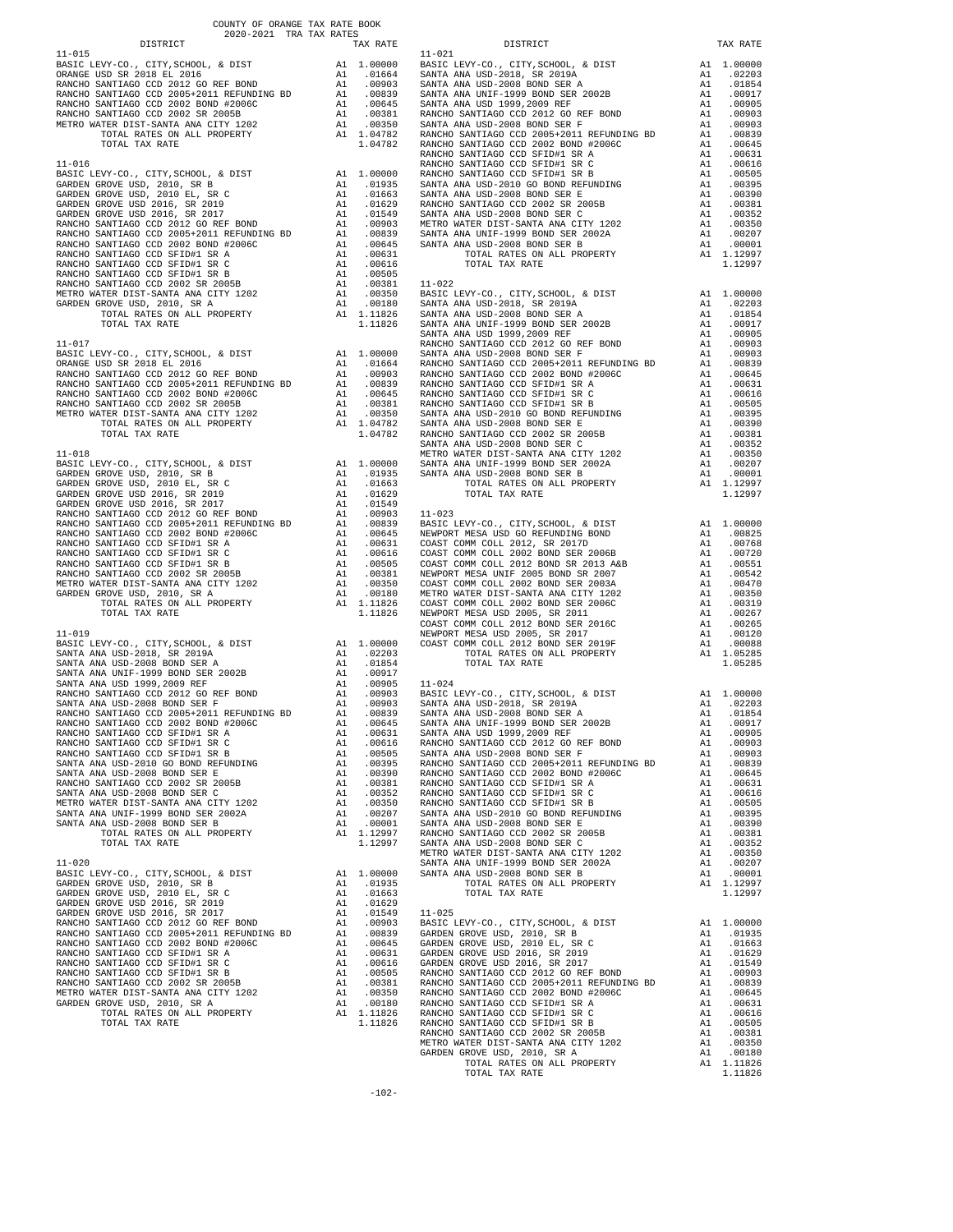COUNTY OF ORANGE TAX RATE BOOK
2020-2021 TRA TAX RATES

| DISTRICT | | TAX RATE |
|---|---|---|
| 11-015 | | |
| BASIC LEVY-CO., CITY,SCHOOL, & DIST | A1 | 1.00000 |
| ORANGE USD SR 2018 EL 2016 | A1 | .01664 |
| RANCHO SANTIAGO CCD 2012 GO REF BOND | A1 | .00903 |
| RANCHO SANTIAGO CCD 2005+2011 REFUNDING BD | A1 | .00839 |
| RANCHO SANTIAGO CCD 2002 BOND #2006C | A1 | .00645 |
| RANCHO SANTIAGO CCD 2002 SR 2005B | A1 | .00381 |
| METRO WATER DIST-SANTA ANA CITY 1202 | A1 | .00350 |
| TOTAL RATES ON ALL PROPERTY | A1 | 1.04782 |
| TOTAL TAX RATE | | 1.04782 |
| 11-016 | | |
| BASIC LEVY-CO., CITY,SCHOOL, & DIST | A1 | 1.00000 |
| GARDEN GROVE USD, 2010, SR B | A1 | .01935 |
| GARDEN GROVE USD, 2010 EL, SR C | A1 | .01663 |
| GARDEN GROVE USD 2016, SR 2019 | A1 | .01629 |
| GARDEN GROVE USD 2016, SR 2017 | A1 | .01549 |
| RANCHO SANTIAGO CCD 2012 GO REF BOND | A1 | .00903 |
| RANCHO SANTIAGO CCD 2005+2011 REFUNDING BD | A1 | .00839 |
| RANCHO SANTIAGO CCD 2002 BOND #2006C | A1 | .00645 |
| RANCHO SANTIAGO CCD SFID#1 SR A | A1 | .00631 |
| RANCHO SANTIAGO CCD SFID#1 SR C | A1 | .00616 |
| RANCHO SANTIAGO CCD SFID#1 SR B | A1 | .00505 |
| RANCHO SANTIAGO CCD 2002 SR 2005B | A1 | .00381 |
| METRO WATER DIST-SANTA ANA CITY 1202 | A1 | .00350 |
| GARDEN GROVE USD, 2010, SR A | A1 | .00180 |
| TOTAL RATES ON ALL PROPERTY | A1 | 1.11826 |
| TOTAL TAX RATE | | 1.11826 |
| 11-017 | | |
| BASIC LEVY-CO., CITY,SCHOOL, & DIST | A1 | 1.00000 |
| ORANGE USD SR 2018 EL 2016 | A1 | .01664 |
| RANCHO SANTIAGO CCD 2012 GO REF BOND | A1 | .00903 |
| RANCHO SANTIAGO CCD 2005+2011 REFUNDING BD | A1 | .00839 |
| RANCHO SANTIAGO CCD 2002 BOND #2006C | A1 | .00645 |
| RANCHO SANTIAGO CCD 2002 SR 2005B | A1 | .00381 |
| METRO WATER DIST-SANTA ANA CITY 1202 | A1 | .00350 |
| TOTAL RATES ON ALL PROPERTY | A1 | 1.04782 |
| TOTAL TAX RATE | | 1.04782 |
| 11-018 | | |
| BASIC LEVY-CO., CITY,SCHOOL, & DIST | A1 | 1.00000 |
| GARDEN GROVE USD, 2010, SR B | A1 | .01935 |
| GARDEN GROVE USD, 2010 EL, SR C | A1 | .01663 |
| GARDEN GROVE USD 2016, SR 2019 | A1 | .01629 |
| GARDEN GROVE USD 2016, SR 2017 | A1 | .01549 |
| RANCHO SANTIAGO CCD 2012 GO REF BOND | A1 | .00903 |
| RANCHO SANTIAGO CCD 2005+2011 REFUNDING BD | A1 | .00839 |
| RANCHO SANTIAGO CCD 2002 BOND #2006C | A1 | .00645 |
| RANCHO SANTIAGO CCD SFID#1 SR A | A1 | .00631 |
| RANCHO SANTIAGO CCD SFID#1 SR C | A1 | .00616 |
| RANCHO SANTIAGO CCD SFID#1 SR B | A1 | .00505 |
| RANCHO SANTIAGO CCD 2002 SR 2005B | A1 | .00381 |
| METRO WATER DIST-SANTA ANA CITY 1202 | A1 | .00350 |
| GARDEN GROVE USD, 2010, SR A | A1 | .00180 |
| TOTAL RATES ON ALL PROPERTY | A1 | 1.11826 |
| TOTAL TAX RATE | | 1.11826 |
| 11-019 | | |
| BASIC LEVY-CO., CITY,SCHOOL, & DIST | A1 | 1.00000 |
| SANTA ANA USD-2018, SR 2019A | A1 | .02203 |
| SANTA ANA USD-2008 BOND SER A | A1 | .01854 |
| SANTA ANA UNIF-1999 BOND SER 2002B | A1 | .00917 |
| SANTA ANA USD 1999,2009 REF | A1 | .00905 |
| RANCHO SANTIAGO CCD 2012 GO REF BOND | A1 | .00903 |
| SANTA ANA USD-2008 BOND SER F | A1 | .00903 |
| RANCHO SANTIAGO CCD 2005+2011 REFUNDING BD | A1 | .00839 |
| RANCHO SANTIAGO CCD 2002 BOND #2006C | A1 | .00645 |
| RANCHO SANTIAGO CCD SFID#1 SR A | A1 | .00631 |
| RANCHO SANTIAGO CCD SFID#1 SR C | A1 | .00616 |
| RANCHO SANTIAGO CCD SFID#1 SR B | A1 | .00505 |
| SANTA ANA USD-2010 GO BOND REFUNDING | A1 | .00395 |
| SANTA ANA USD-2008 BOND SER E | A1 | .00390 |
| RANCHO SANTIAGO CCD 2002 SR 2005B | A1 | .00381 |
| SANTA ANA USD-2008 BOND SER C | A1 | .00352 |
| METRO WATER DIST-SANTA ANA CITY 1202 | A1 | .00350 |
| SANTA ANA UNIF-1999 BOND SER 2002A | A1 | .00207 |
| SANTA ANA USD-2008 BOND SER B | A1 | .00001 |
| TOTAL RATES ON ALL PROPERTY | A1 | 1.12997 |
| TOTAL TAX RATE | | 1.12997 |
| 11-020 | | |
| BASIC LEVY-CO., CITY,SCHOOL, & DIST | A1 | 1.00000 |
| GARDEN GROVE USD, 2010, SR B | A1 | .01935 |
| GARDEN GROVE USD, 2010 EL, SR C | A1 | .01663 |
| GARDEN GROVE USD 2016, SR 2019 | A1 | .01629 |
| GARDEN GROVE USD 2016, SR 2017 | A1 | .01549 |
| RANCHO SANTIAGO CCD 2012 GO REF BOND | A1 | .00903 |
| RANCHO SANTIAGO CCD 2005+2011 REFUNDING BD | A1 | .00839 |
| RANCHO SANTIAGO CCD 2002 BOND #2006C | A1 | .00645 |
| RANCHO SANTIAGO CCD SFID#1 SR A | A1 | .00631 |
| RANCHO SANTIAGO CCD SFID#1 SR C | A1 | .00616 |
| RANCHO SANTIAGO CCD SFID#1 SR B | A1 | .00505 |
| RANCHO SANTIAGO CCD 2002 SR 2005B | A1 | .00381 |
| METRO WATER DIST-SANTA ANA CITY 1202 | A1 | .00350 |
| GARDEN GROVE USD, 2010, SR A | A1 | .00180 |
| TOTAL RATES ON ALL PROPERTY | A1 | 1.11826 |
| TOTAL TAX RATE | | 1.11826 |
| 11-021 | | |
| BASIC LEVY-CO., CITY,SCHOOL, & DIST | A1 | 1.00000 |
| SANTA ANA USD-2018, SR 2019A | A1 | .02203 |
| SANTA ANA USD-2008 BOND SER A | A1 | .01854 |
| SANTA ANA UNIF-1999 BOND SER 2002B | A1 | .00917 |
| SANTA ANA USD 1999,2009 REF | A1 | .00905 |
| RANCHO SANTIAGO CCD 2012 GO REF BOND | A1 | .00903 |
| SANTA ANA USD-2008 BOND SER F | A1 | .00903 |
| RANCHO SANTIAGO CCD 2005+2011 REFUNDING BD | A1 | .00839 |
| RANCHO SANTIAGO CCD 2002 BOND #2006C | A1 | .00645 |
| RANCHO SANTIAGO CCD SFID#1 SR A | A1 | .00631 |
| RANCHO SANTIAGO CCD SFID#1 SR C | A1 | .00616 |
| RANCHO SANTIAGO CCD SFID#1 SR B | A1 | .00505 |
| SANTA ANA USD-2010 GO BOND REFUNDING | A1 | .00395 |
| SANTA ANA USD-2008 BOND SER E | A1 | .00390 |
| RANCHO SANTIAGO CCD 2002 SR 2005B | A1 | .00381 |
| SANTA ANA USD-2008 BOND SER C | A1 | .00352 |
| METRO WATER DIST-SANTA ANA CITY 1202 | A1 | .00350 |
| SANTA ANA UNIF-1999 BOND SER 2002A | A1 | .00207 |
| SANTA ANA USD-2008 BOND SER B | A1 | .00001 |
| TOTAL RATES ON ALL PROPERTY | A1 | 1.12997 |
| TOTAL TAX RATE | | 1.12997 |
| 11-022 | | |
| BASIC LEVY-CO., CITY,SCHOOL, & DIST | A1 | 1.00000 |
| SANTA ANA USD-2018, SR 2019A | A1 | .02203 |
| SANTA ANA USD-2008 BOND SER A | A1 | .01854 |
| SANTA ANA UNIF-1999 BOND SER 2002B | A1 | .00917 |
| SANTA ANA USD 1999,2009 REF | A1 | .00905 |
| RANCHO SANTIAGO CCD 2012 GO REF BOND | A1 | .00903 |
| SANTA ANA USD-2008 BOND SER F | A1 | .00903 |
| RANCHO SANTIAGO CCD 2005+2011 REFUNDING BD | A1 | .00839 |
| RANCHO SANTIAGO CCD 2002 BOND #2006C | A1 | .00645 |
| RANCHO SANTIAGO CCD SFID#1 SR A | A1 | .00631 |
| RANCHO SANTIAGO CCD SFID#1 SR C | A1 | .00616 |
| RANCHO SANTIAGO CCD SFID#1 SR B | A1 | .00505 |
| SANTA ANA USD-2010 GO BOND REFUNDING | A1 | .00395 |
| SANTA ANA USD-2008 BOND SER E | A1 | .00390 |
| RANCHO SANTIAGO CCD 2002 SR 2005B | A1 | .00381 |
| SANTA ANA USD-2008 BOND SER C | A1 | .00352 |
| METRO WATER DIST-SANTA ANA CITY 1202 | A1 | .00350 |
| SANTA ANA UNIF-1999 BOND SER 2002A | A1 | .00207 |
| SANTA ANA USD-2008 BOND SER B | A1 | .00001 |
| TOTAL RATES ON ALL PROPERTY | A1 | 1.12997 |
| TOTAL TAX RATE | | 1.12997 |
| 11-023 | | |
| BASIC LEVY-CO., CITY,SCHOOL, & DIST | A1 | 1.00000 |
| NEWPORT MESA USD GO REFUNDING BOND | A1 | .00825 |
| COAST COMM COLL 2012, SR 2017D | A1 | .00768 |
| COAST COMM COLL 2002 BOND SER 2006B | A1 | .00720 |
| COAST COMM COLL 2012 BOND SR 2013 A&B | A1 | .00551 |
| NEWPORT MESA UNIF 2005 BOND SR 2007 | A1 | .00542 |
| COAST COMM COLL 2002 BOND SER 2003A | A1 | .00470 |
| METRO WATER DIST-SANTA ANA CITY 1202 | A1 | .00350 |
| COAST COMM COLL 2002 BOND SER 2006C | A1 | .00319 |
| NEWPORT MESA USD 2005, SR 2011 | A1 | .00267 |
| COAST COMM COLL 2012 BOND SER 2016C | A1 | .00265 |
| NEWPORT MESA USD 2005, SR 2017 | A1 | .00120 |
| COAST COMM COLL 2012 BOND SER 2019F | A1 | .00088 |
| TOTAL RATES ON ALL PROPERTY | A1 | 1.05285 |
| TOTAL TAX RATE | | 1.05285 |
| 11-024 | | |
| BASIC LEVY-CO., CITY,SCHOOL, & DIST | A1 | 1.00000 |
| SANTA ANA USD-2018, SR 2019A | A1 | .02203 |
| SANTA ANA USD-2008 BOND SER A | A1 | .01854 |
| SANTA ANA UNIF-1999 BOND SER 2002B | A1 | .00917 |
| SANTA ANA USD 1999,2009 REF | A1 | .00905 |
| RANCHO SANTIAGO CCD 2012 GO REF BOND | A1 | .00903 |
| SANTA ANA USD-2008 BOND SER F | A1 | .00903 |
| RANCHO SANTIAGO CCD 2005+2011 REFUNDING BD | A1 | .00839 |
| RANCHO SANTIAGO CCD 2002 BOND #2006C | A1 | .00645 |
| RANCHO SANTIAGO CCD SFID#1 SR A | A1 | .00631 |
| RANCHO SANTIAGO CCD SFID#1 SR C | A1 | .00616 |
| RANCHO SANTIAGO CCD SFID#1 SR B | A1 | .00505 |
| SANTA ANA USD-2010 GO BOND REFUNDING | A1 | .00395 |
| SANTA ANA USD-2008 BOND SER E | A1 | .00390 |
| RANCHO SANTIAGO CCD 2002 SR 2005B | A1 | .00381 |
| SANTA ANA USD-2008 BOND SER C | A1 | .00352 |
| METRO WATER DIST-SANTA ANA CITY 1202 | A1 | .00350 |
| SANTA ANA UNIF-1999 BOND SER 2002A | A1 | .00207 |
| SANTA ANA USD-2008 BOND SER B | A1 | .00001 |
| TOTAL RATES ON ALL PROPERTY | A1 | 1.12997 |
| TOTAL TAX RATE | | 1.12997 |
| 11-025 | | |
| BASIC LEVY-CO., CITY,SCHOOL, & DIST | A1 | 1.00000 |
| GARDEN GROVE USD, 2010, SR B | A1 | .01935 |
| GARDEN GROVE USD, 2010 EL, SR C | A1 | .01663 |
| GARDEN GROVE USD 2016, SR 2019 | A1 | .01629 |
| GARDEN GROVE USD 2016, SR 2017 | A1 | .01549 |
| RANCHO SANTIAGO CCD 2012 GO REF BOND | A1 | .00903 |
| RANCHO SANTIAGO CCD 2005+2011 REFUNDING BD | A1 | .00839 |
| RANCHO SANTIAGO CCD 2002 BOND #2006C | A1 | .00645 |
| RANCHO SANTIAGO CCD SFID#1 SR A | A1 | .00631 |
| RANCHO SANTIAGO CCD SFID#1 SR C | A1 | .00616 |
| RANCHO SANTIAGO CCD SFID#1 SR B | A1 | .00505 |
| RANCHO SANTIAGO CCD 2002 SR 2005B | A1 | .00381 |
| METRO WATER DIST-SANTA ANA CITY 1202 | A1 | .00350 |
| GARDEN GROVE USD, 2010, SR A | A1 | .00180 |
| TOTAL RATES ON ALL PROPERTY | A1 | 1.11826 |
| TOTAL TAX RATE | | 1.11826 |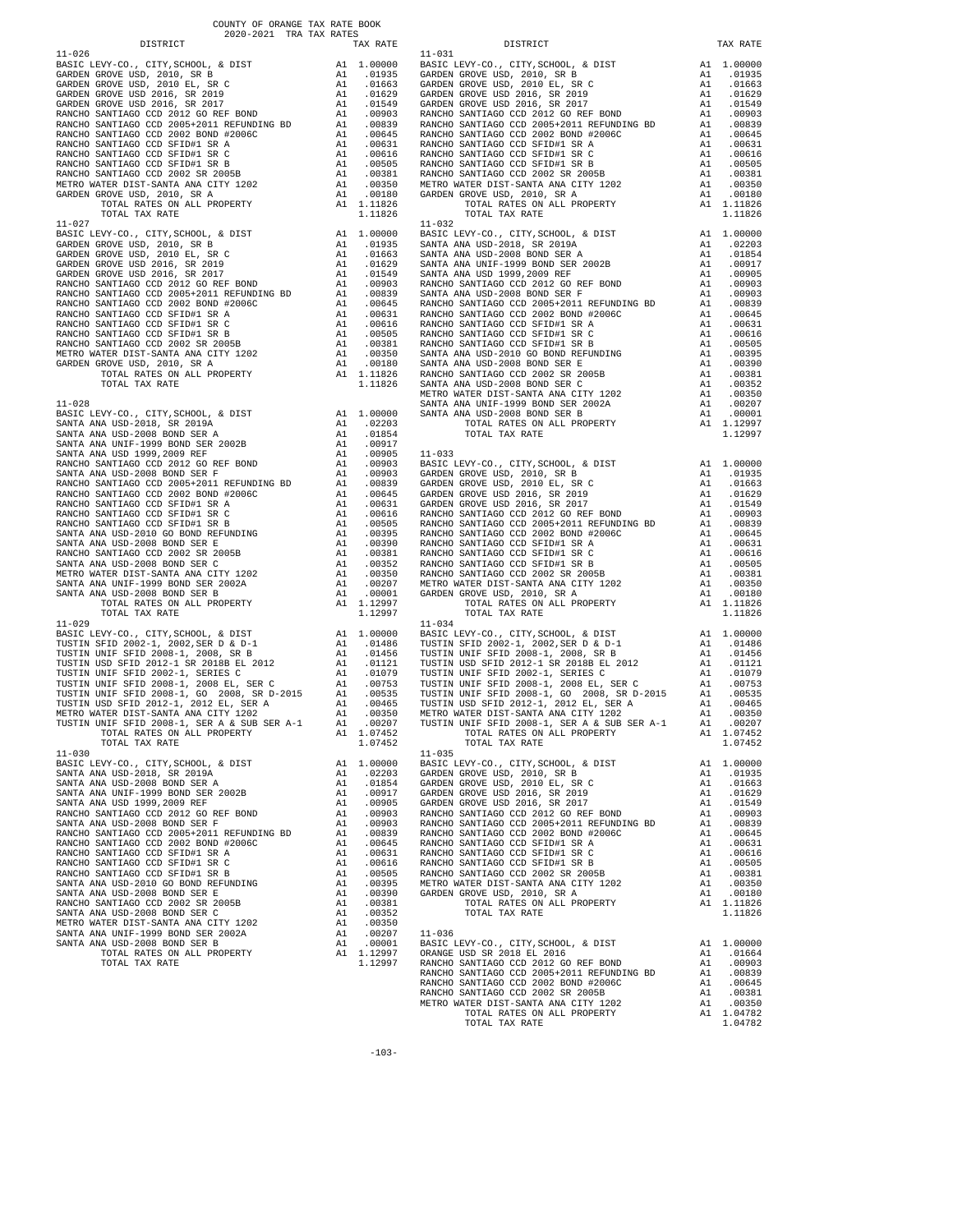COUNTY OF ORANGE TAX RATE BOOK
2020-2021 TRA TAX RATES

| DISTRICT | | TAX RATE |
|---|---|---|
| 11-026 | | |
| BASIC LEVY-CO., CITY,SCHOOL, & DIST | A1 | 1.00000 |
| GARDEN GROVE USD, 2010, SR B | A1 | .01935 |
| GARDEN GROVE USD, 2010 EL, SR C | A1 | .01663 |
| GARDEN GROVE USD 2016, SR 2019 | A1 | .01629 |
| GARDEN GROVE USD 2016, SR 2017 | A1 | .01549 |
| RANCHO SANTIAGO CCD 2012 GO REF BOND | A1 | .00903 |
| RANCHO SANTIAGO CCD 2005+2011 REFUNDING BD | A1 | .00839 |
| RANCHO SANTIAGO CCD 2002 BOND #2006C | A1 | .00645 |
| RANCHO SANTIAGO CCD SFID#1 SR A | A1 | .00631 |
| RANCHO SANTIAGO CCD SFID#1 SR C | A1 | .00616 |
| RANCHO SANTIAGO CCD SFID#1 SR B | A1 | .00505 |
| RANCHO SANTIAGO CCD 2002 SR 2005B | A1 | .00381 |
| METRO WATER DIST-SANTA ANA CITY 1202 | A1 | .00350 |
| GARDEN GROVE USD, 2010, SR A | A1 | .00180 |
| TOTAL RATES ON ALL PROPERTY | A1 | 1.11826 |
| TOTAL TAX RATE | | 1.11826 |
| 11-027 | | |
| BASIC LEVY-CO., CITY,SCHOOL, & DIST | A1 | 1.00000 |
| GARDEN GROVE USD, 2010, SR B | A1 | .01935 |
| GARDEN GROVE USD, 2010 EL, SR C | A1 | .01663 |
| GARDEN GROVE USD 2016, SR 2019 | A1 | .01629 |
| GARDEN GROVE USD 2016, SR 2017 | A1 | .01549 |
| RANCHO SANTIAGO CCD 2012 GO REF BOND | A1 | .00903 |
| RANCHO SANTIAGO CCD 2005+2011 REFUNDING BD | A1 | .00839 |
| RANCHO SANTIAGO CCD 2002 BOND #2006C | A1 | .00645 |
| RANCHO SANTIAGO CCD SFID#1 SR A | A1 | .00631 |
| RANCHO SANTIAGO CCD SFID#1 SR C | A1 | .00616 |
| RANCHO SANTIAGO CCD SFID#1 SR B | A1 | .00505 |
| RANCHO SANTIAGO CCD 2002 SR 2005B | A1 | .00381 |
| METRO WATER DIST-SANTA ANA CITY 1202 | A1 | .00350 |
| GARDEN GROVE USD, 2010, SR A | A1 | .00180 |
| TOTAL RATES ON ALL PROPERTY | A1 | 1.11826 |
| TOTAL TAX RATE | | 1.11826 |
| 11-028 | | |
| BASIC LEVY-CO., CITY,SCHOOL, & DIST | A1 | 1.00000 |
| SANTA ANA USD-2018, SR 2019A | A1 | .02203 |
| SANTA ANA USD-2008 BOND SER A | A1 | .01854 |
| SANTA ANA UNIF-1999 BOND SER 2002B | A1 | .00917 |
| SANTA ANA USD 1999,2009 REF | A1 | .00905 |
| RANCHO SANTIAGO CCD 2012 GO REF BOND | A1 | .00903 |
| SANTA ANA USD-2008 BOND SER F | A1 | .00903 |
| RANCHO SANTIAGO CCD 2005+2011 REFUNDING BD | A1 | .00839 |
| RANCHO SANTIAGO CCD 2002 BOND #2006C | A1 | .00645 |
| RANCHO SANTIAGO CCD SFID#1 SR A | A1 | .00631 |
| RANCHO SANTIAGO CCD SFID#1 SR C | A1 | .00616 |
| RANCHO SANTIAGO CCD SFID#1 SR B | A1 | .00505 |
| SANTA ANA USD-2010 GO BOND REFUNDING | A1 | .00395 |
| SANTA ANA USD-2008 BOND SER E | A1 | .00390 |
| RANCHO SANTIAGO CCD 2002 SR 2005B | A1 | .00381 |
| SANTA ANA USD-2008 BOND SER C | A1 | .00352 |
| METRO WATER DIST-SANTA ANA CITY 1202 | A1 | .00350 |
| SANTA ANA UNIF-1999 BOND SER 2002A | A1 | .00207 |
| SANTA ANA USD-2008 BOND SER B | A1 | .00001 |
| TOTAL RATES ON ALL PROPERTY | A1 | 1.12997 |
| TOTAL TAX RATE | | 1.12997 |
| 11-029 | | |
| BASIC LEVY-CO., CITY,SCHOOL, & DIST | A1 | 1.00000 |
| TUSTIN SFID 2002-1, 2002,SER D & D-1 | A1 | .01486 |
| TUSTIN UNIF SFID 2008-1, 2008, SR B | A1 | .01456 |
| TUSTIN USD SFID 2012-1 SR 2018B EL 2012 | A1 | .01121 |
| TUSTIN UNIF SFID 2002-1, SERIES C | A1 | .01079 |
| TUSTIN UNIF SFID 2008-1, 2008 EL, SER C | A1 | .00753 |
| TUSTIN UNIF SFID 2008-1, GO 2008, SR D-2015 | A1 | .00535 |
| TUSTIN USD SFID 2012-1, 2012 EL, SER A | A1 | .00465 |
| METRO WATER DIST-SANTA ANA CITY 1202 | A1 | .00350 |
| TUSTIN UNIF SFID 2008-1, SER A & SUB SER A-1 | A1 | .00207 |
| TOTAL RATES ON ALL PROPERTY | A1 | 1.07452 |
| TOTAL TAX RATE | | 1.07452 |
| 11-030 | | |
| BASIC LEVY-CO., CITY,SCHOOL, & DIST | A1 | 1.00000 |
| SANTA ANA USD-2018, SR 2019A | A1 | .02203 |
| SANTA ANA USD-2008 BOND SER A | A1 | .01854 |
| SANTA ANA UNIF-1999 BOND SER 2002B | A1 | .00917 |
| SANTA ANA USD 1999,2009 REF | A1 | .00905 |
| RANCHO SANTIAGO CCD 2012 GO REF BOND | A1 | .00903 |
| SANTA ANA USD-2008 BOND SER F | A1 | .00903 |
| RANCHO SANTIAGO CCD 2005+2011 REFUNDING BD | A1 | .00839 |
| RANCHO SANTIAGO CCD 2002 BOND #2006C | A1 | .00645 |
| RANCHO SANTIAGO CCD SFID#1 SR A | A1 | .00631 |
| RANCHO SANTIAGO CCD SFID#1 SR C | A1 | .00616 |
| RANCHO SANTIAGO CCD SFID#1 SR B | A1 | .00505 |
| SANTA ANA USD-2010 GO BOND REFUNDING | A1 | .00395 |
| SANTA ANA USD-2008 BOND SER E | A1 | .00390 |
| RANCHO SANTIAGO CCD 2002 SR 2005B | A1 | .00381 |
| SANTA ANA USD-2008 BOND SER C | A1 | .00352 |
| METRO WATER DIST-SANTA ANA CITY 1202 | A1 | .00350 |
| SANTA ANA UNIF-1999 BOND SER 2002A | A1 | .00207 |
| SANTA ANA USD-2008 BOND SER B | A1 | .00001 |
| TOTAL RATES ON ALL PROPERTY | A1 | 1.12997 |
| TOTAL TAX RATE | | 1.12997 |
| 11-031 | | |
| BASIC LEVY-CO., CITY,SCHOOL, & DIST | A1 | 1.00000 |
| GARDEN GROVE USD, 2010, SR B | A1 | .01935 |
| GARDEN GROVE USD, 2010 EL, SR C | A1 | .01663 |
| GARDEN GROVE USD 2016, SR 2019 | A1 | .01629 |
| GARDEN GROVE USD 2016, SR 2017 | A1 | .01549 |
| RANCHO SANTIAGO CCD 2012 GO REF BOND | A1 | .00903 |
| RANCHO SANTIAGO CCD 2005+2011 REFUNDING BD | A1 | .00839 |
| RANCHO SANTIAGO CCD 2002 BOND #2006C | A1 | .00645 |
| RANCHO SANTIAGO CCD SFID#1 SR A | A1 | .00631 |
| RANCHO SANTIAGO CCD SFID#1 SR C | A1 | .00616 |
| RANCHO SANTIAGO CCD SFID#1 SR B | A1 | .00505 |
| RANCHO SANTIAGO CCD 2002 SR 2005B | A1 | .00381 |
| METRO WATER DIST-SANTA ANA CITY 1202 | A1 | .00350 |
| GARDEN GROVE USD, 2010, SR A | A1 | .00180 |
| TOTAL RATES ON ALL PROPERTY | A1 | 1.11826 |
| TOTAL TAX RATE | | 1.11826 |
| 11-032 | | |
| BASIC LEVY-CO., CITY,SCHOOL, & DIST | A1 | 1.00000 |
| SANTA ANA USD-2018, SR 2019A | A1 | .02203 |
| SANTA ANA USD-2008 BOND SER A | A1 | .01854 |
| SANTA ANA UNIF-1999 BOND SER 2002B | A1 | .00917 |
| SANTA ANA USD 1999,2009 REF | A1 | .00905 |
| RANCHO SANTIAGO CCD 2012 GO REF BOND | A1 | .00903 |
| SANTA ANA USD-2008 BOND SER F | A1 | .00903 |
| RANCHO SANTIAGO CCD 2005+2011 REFUNDING BD | A1 | .00839 |
| RANCHO SANTIAGO CCD 2002 BOND #2006C | A1 | .00645 |
| RANCHO SANTIAGO CCD SFID#1 SR A | A1 | .00631 |
| RANCHO SANTIAGO CCD SFID#1 SR C | A1 | .00616 |
| RANCHO SANTIAGO CCD SFID#1 SR B | A1 | .00505 |
| SANTA ANA USD-2010 GO BOND REFUNDING | A1 | .00395 |
| SANTA ANA USD-2008 BOND SER E | A1 | .00390 |
| RANCHO SANTIAGO CCD 2002 SR 2005B | A1 | .00381 |
| SANTA ANA USD-2008 BOND SER C | A1 | .00352 |
| METRO WATER DIST-SANTA ANA CITY 1202 | A1 | .00350 |
| SANTA ANA UNIF-1999 BOND SER 2002A | A1 | .00207 |
| SANTA ANA USD-2008 BOND SER B | A1 | .00001 |
| TOTAL RATES ON ALL PROPERTY | A1 | 1.12997 |
| TOTAL TAX RATE | | 1.12997 |
| 11-033 | | |
| BASIC LEVY-CO., CITY,SCHOOL, & DIST | A1 | 1.00000 |
| GARDEN GROVE USD, 2010, SR B | A1 | .01935 |
| GARDEN GROVE USD, 2010 EL, SR C | A1 | .01663 |
| GARDEN GROVE USD 2016, SR 2019 | A1 | .01629 |
| GARDEN GROVE USD 2016, SR 2017 | A1 | .01549 |
| RANCHO SANTIAGO CCD 2012 GO REF BOND | A1 | .00903 |
| RANCHO SANTIAGO CCD 2005+2011 REFUNDING BD | A1 | .00839 |
| RANCHO SANTIAGO CCD 2002 BOND #2006C | A1 | .00645 |
| RANCHO SANTIAGO CCD SFID#1 SR A | A1 | .00631 |
| RANCHO SANTIAGO CCD SFID#1 SR C | A1 | .00616 |
| RANCHO SANTIAGO CCD SFID#1 SR B | A1 | .00505 |
| RANCHO SANTIAGO CCD 2002 SR 2005B | A1 | .00381 |
| METRO WATER DIST-SANTA ANA CITY 1202 | A1 | .00350 |
| GARDEN GROVE USD, 2010, SR A | A1 | .00180 |
| TOTAL RATES ON ALL PROPERTY | A1 | 1.11826 |
| TOTAL TAX RATE | | 1.11826 |
| 11-034 | | |
| BASIC LEVY-CO., CITY,SCHOOL, & DIST | A1 | 1.00000 |
| TUSTIN SFID 2002-1, 2002,SER D & D-1 | A1 | .01486 |
| TUSTIN UNIF SFID 2008-1, 2008, SR B | A1 | .01456 |
| TUSTIN USD SFID 2012-1 SR 2018B EL 2012 | A1 | .01121 |
| TUSTIN UNIF SFID 2002-1, SERIES C | A1 | .01079 |
| TUSTIN UNIF SFID 2008-1, 2008 EL, SER C | A1 | .00753 |
| TUSTIN UNIF SFID 2008-1, GO 2008, SR D-2015 | A1 | .00535 |
| TUSTIN USD SFID 2012-1, 2012 EL, SER A | A1 | .00465 |
| METRO WATER DIST-SANTA ANA CITY 1202 | A1 | .00350 |
| TUSTIN UNIF SFID 2008-1, SER A & SUB SER A-1 | A1 | .00207 |
| TOTAL RATES ON ALL PROPERTY | A1 | 1.07452 |
| TOTAL TAX RATE | | 1.07452 |
| 11-035 | | |
| BASIC LEVY-CO., CITY,SCHOOL, & DIST | A1 | 1.00000 |
| GARDEN GROVE USD, 2010, SR B | A1 | .01935 |
| GARDEN GROVE USD, 2010 EL, SR C | A1 | .01663 |
| GARDEN GROVE USD 2016, SR 2019 | A1 | .01629 |
| GARDEN GROVE USD 2016, SR 2017 | A1 | .01549 |
| RANCHO SANTIAGO CCD 2012 GO REF BOND | A1 | .00903 |
| RANCHO SANTIAGO CCD 2005+2011 REFUNDING BD | A1 | .00839 |
| RANCHO SANTIAGO CCD 2002 BOND #2006C | A1 | .00645 |
| RANCHO SANTIAGO CCD SFID#1 SR A | A1 | .00631 |
| RANCHO SANTIAGO CCD SFID#1 SR C | A1 | .00616 |
| RANCHO SANTIAGO CCD SFID#1 SR B | A1 | .00505 |
| RANCHO SANTIAGO CCD 2002 SR 2005B | A1 | .00381 |
| METRO WATER DIST-SANTA ANA CITY 1202 | A1 | .00350 |
| GARDEN GROVE USD, 2010, SR A | A1 | .00180 |
| TOTAL RATES ON ALL PROPERTY | A1 | 1.11826 |
| TOTAL TAX RATE | | 1.11826 |
| 11-036 | | |
| BASIC LEVY-CO., CITY,SCHOOL, & DIST | A1 | 1.00000 |
| ORANGE USD SR 2018 EL 2016 | A1 | .01664 |
| RANCHO SANTIAGO CCD 2012 GO REF BOND | A1 | .00903 |
| RANCHO SANTIAGO CCD 2005+2011 REFUNDING BD | A1 | .00839 |
| RANCHO SANTIAGO CCD 2002 BOND #2006C | A1 | .00645 |
| RANCHO SANTIAGO CCD 2002 SR 2005B | A1 | .00381 |
| METRO WATER DIST-SANTA ANA CITY 1202 | A1 | .00350 |
| TOTAL RATES ON ALL PROPERTY | A1 | 1.04782 |
| TOTAL TAX RATE | | 1.04782 |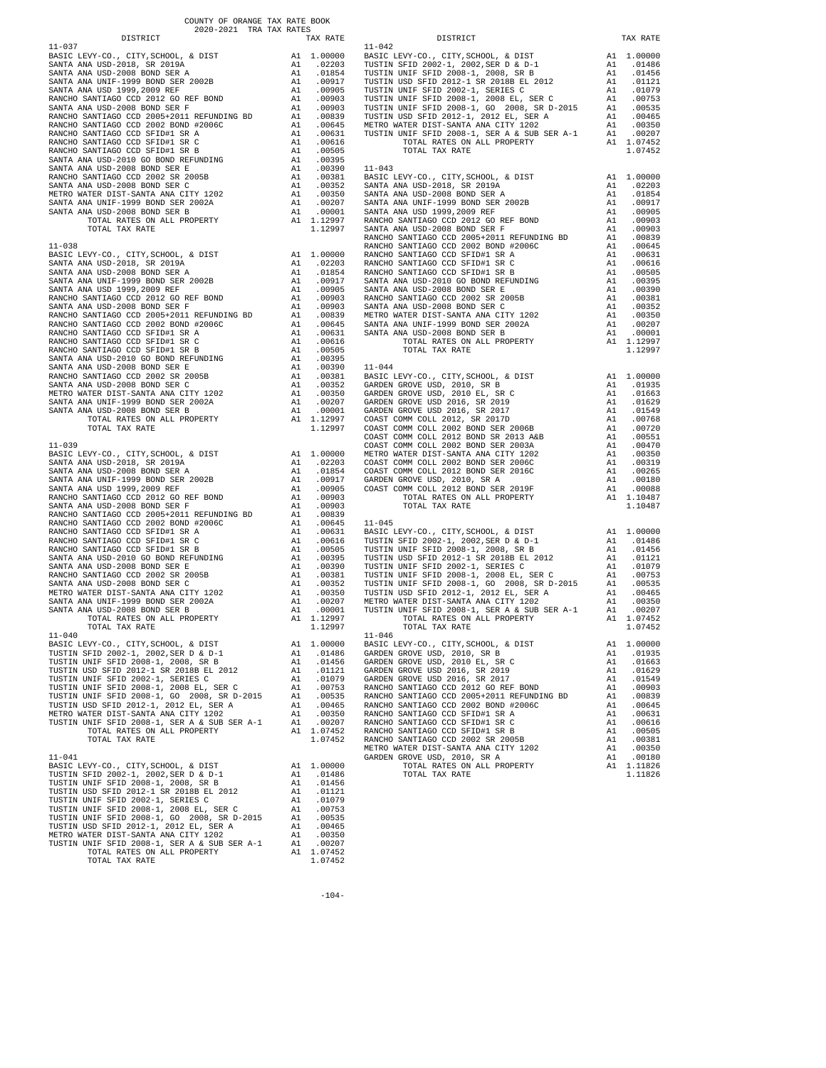COUNTY OF ORANGE TAX RATE BOOK
2020-2021 TRA TAX RATES

| DISTRICT | | TAX RATE |
|---|---|---|
| 11-037 | | |
| BASIC LEVY-CO., CITY,SCHOOL, & DIST | A1 | 1.00000 |
| SANTA ANA USD-2018, SR 2019A | A1 | .02203 |
| SANTA ANA USD-2008 BOND SER A | A1 | .01854 |
| SANTA ANA UNIF-1999 BOND SER 2002B | A1 | .00917 |
| SANTA ANA USD 1999,2009 REF | A1 | .00905 |
| RANCHO SANTIAGO CCD 2012 GO REF BOND | A1 | .00903 |
| SANTA ANA USD-2008 BOND SER F | A1 | .00903 |
| RANCHO SANTIAGO CCD 2005+2011 REFUNDING BD | A1 | .00839 |
| RANCHO SANTIAGO CCD 2002 BOND #2006C | A1 | .00645 |
| RANCHO SANTIAGO CCD SFID#1 SR A | A1 | .00631 |
| RANCHO SANTIAGO CCD SFID#1 SR C | A1 | .00616 |
| RANCHO SANTIAGO CCD SFID#1 SR B | A1 | .00505 |
| SANTA ANA USD-2010 GO BOND REFUNDING | A1 | .00395 |
| SANTA ANA USD-2008 BOND SER E | A1 | .00390 |
| RANCHO SANTIAGO CCD 2002 SR 2005B | A1 | .00381 |
| SANTA ANA USD-2008 BOND SER C | A1 | .00352 |
| METRO WATER DIST-SANTA ANA CITY 1202 | A1 | .00350 |
| SANTA ANA UNIF-1999 BOND SER 2002A | A1 | .00207 |
| SANTA ANA USD-2008 BOND SER B | A1 | .00001 |
| TOTAL RATES ON ALL PROPERTY | A1 | 1.12997 |
| TOTAL TAX RATE | | 1.12997 |
| 11-038 | | |
| BASIC LEVY-CO., CITY,SCHOOL, & DIST | A1 | 1.00000 |
| SANTA ANA USD-2018, SR 2019A | A1 | .02203 |
| SANTA ANA USD-2008 BOND SER A | A1 | .01854 |
| SANTA ANA UNIF-1999 BOND SER 2002B | A1 | .00917 |
| SANTA ANA USD 1999,2009 REF | A1 | .00905 |
| RANCHO SANTIAGO CCD 2012 GO REF BOND | A1 | .00903 |
| SANTA ANA USD-2008 BOND SER F | A1 | .00903 |
| RANCHO SANTIAGO CCD 2005+2011 REFUNDING BD | A1 | .00839 |
| RANCHO SANTIAGO CCD 2002 BOND #2006C | A1 | .00645 |
| RANCHO SANTIAGO CCD SFID#1 SR A | A1 | .00631 |
| RANCHO SANTIAGO CCD SFID#1 SR C | A1 | .00616 |
| RANCHO SANTIAGO CCD SFID#1 SR B | A1 | .00505 |
| SANTA ANA USD-2010 GO BOND REFUNDING | A1 | .00395 |
| SANTA ANA USD-2008 BOND SER E | A1 | .00390 |
| RANCHO SANTIAGO CCD 2002 SR 2005B | A1 | .00381 |
| SANTA ANA USD-2008 BOND SER C | A1 | .00352 |
| METRO WATER DIST-SANTA ANA CITY 1202 | A1 | .00350 |
| SANTA ANA UNIF-1999 BOND SER 2002A | A1 | .00207 |
| SANTA ANA USD-2008 BOND SER B | A1 | .00001 |
| TOTAL RATES ON ALL PROPERTY | A1 | 1.12997 |
| TOTAL TAX RATE | | 1.12997 |
| 11-039 | | |
| BASIC LEVY-CO., CITY,SCHOOL, & DIST | A1 | 1.00000 |
| SANTA ANA USD-2018, SR 2019A | A1 | .02203 |
| SANTA ANA USD-2008 BOND SER A | A1 | .01854 |
| SANTA ANA UNIF-1999 BOND SER 2002B | A1 | .00917 |
| SANTA ANA USD 1999,2009 REF | A1 | .00905 |
| RANCHO SANTIAGO CCD 2012 GO REF BOND | A1 | .00903 |
| SANTA ANA USD-2008 BOND SER F | A1 | .00903 |
| RANCHO SANTIAGO CCD 2005+2011 REFUNDING BD | A1 | .00839 |
| RANCHO SANTIAGO CCD 2002 BOND #2006C | A1 | .00645 |
| RANCHO SANTIAGO CCD SFID#1 SR A | A1 | .00631 |
| RANCHO SANTIAGO CCD SFID#1 SR C | A1 | .00616 |
| RANCHO SANTIAGO CCD SFID#1 SR B | A1 | .00505 |
| SANTA ANA USD-2010 GO BOND REFUNDING | A1 | .00395 |
| SANTA ANA USD-2008 BOND SER E | A1 | .00390 |
| RANCHO SANTIAGO CCD 2002 SR 2005B | A1 | .00381 |
| SANTA ANA USD-2008 BOND SER C | A1 | .00352 |
| METRO WATER DIST-SANTA ANA CITY 1202 | A1 | .00350 |
| SANTA ANA UNIF-1999 BOND SER 2002A | A1 | .00207 |
| SANTA ANA USD-2008 BOND SER B | A1 | .00001 |
| TOTAL RATES ON ALL PROPERTY | A1 | 1.12997 |
| TOTAL TAX RATE | | 1.12997 |
| 11-040 | | |
| BASIC LEVY-CO., CITY,SCHOOL, & DIST | A1 | 1.00000 |
| TUSTIN SFID 2002-1, 2002,SER D & D-1 | A1 | .01486 |
| TUSTIN UNIF SFID 2008-1, 2008, SR B | A1 | .01456 |
| TUSTIN USD SFID 2012-1 SR 2018B EL 2012 | A1 | .01121 |
| TUSTIN UNIF SFID 2002-1, SERIES C | A1 | .01079 |
| TUSTIN UNIF SFID 2008-1, 2008 EL, SER C | A1 | .00753 |
| TUSTIN UNIF SFID 2008-1, GO 2008, SR D-2015 | A1 | .00535 |
| TUSTIN USD SFID 2012-1, 2012 EL, SER A | A1 | .00465 |
| METRO WATER DIST-SANTA ANA CITY 1202 | A1 | .00350 |
| TUSTIN UNIF SFID 2008-1, SER A & SUB SER A-1 | A1 | .00207 |
| TOTAL RATES ON ALL PROPERTY | A1 | 1.07452 |
| TOTAL TAX RATE | | 1.07452 |
| 11-041 | | |
| BASIC LEVY-CO., CITY,SCHOOL, & DIST | A1 | 1.00000 |
| TUSTIN SFID 2002-1, 2002,SER D & D-1 | A1 | .01486 |
| TUSTIN UNIF SFID 2008-1, 2008, SR B | A1 | .01456 |
| TUSTIN USD SFID 2012-1 SR 2018B EL 2012 | A1 | .01121 |
| TUSTIN UNIF SFID 2002-1, SERIES C | A1 | .01079 |
| TUSTIN UNIF SFID 2008-1, 2008 EL, SER C | A1 | .00753 |
| TUSTIN UNIF SFID 2008-1, GO 2008, SR D-2015 | A1 | .00535 |
| TUSTIN USD SFID 2012-1, 2012 EL, SER A | A1 | .00465 |
| METRO WATER DIST-SANTA ANA CITY 1202 | A1 | .00350 |
| TUSTIN UNIF SFID 2008-1, SER A & SUB SER A-1 | A1 | .00207 |
| TOTAL RATES ON ALL PROPERTY | A1 | 1.07452 |
| TOTAL TAX RATE | | 1.07452 |
| 11-042 | | |
| BASIC LEVY-CO., CITY,SCHOOL, & DIST | A1 | 1.00000 |
| TUSTIN SFID 2002-1, 2002,SER D & D-1 | A1 | .01486 |
| TUSTIN UNIF SFID 2008-1, 2008, SR B | A1 | .01456 |
| TUSTIN USD SFID 2012-1 SR 2018B EL 2012 | A1 | .01121 |
| TUSTIN UNIF SFID 2002-1, SERIES C | A1 | .01079 |
| TUSTIN UNIF SFID 2008-1, 2008 EL, SER C | A1 | .00753 |
| TUSTIN UNIF SFID 2008-1, GO 2008, SR D-2015 | A1 | .00535 |
| TUSTIN USD SFID 2012-1, 2012 EL, SER A | A1 | .00465 |
| METRO WATER DIST-SANTA ANA CITY 1202 | A1 | .00350 |
| TUSTIN UNIF SFID 2008-1, SER A & SUB SER A-1 | A1 | .00207 |
| TOTAL RATES ON ALL PROPERTY | A1 | 1.07452 |
| TOTAL TAX RATE | | 1.07452 |
| 11-043 | | |
| BASIC LEVY-CO., CITY,SCHOOL, & DIST | A1 | 1.00000 |
| SANTA ANA USD-2018, SR 2019A | A1 | .02203 |
| SANTA ANA USD-2008 BOND SER A | A1 | .01854 |
| SANTA ANA UNIF-1999 BOND SER 2002B | A1 | .00917 |
| SANTA ANA USD 1999,2009 REF | A1 | .00905 |
| RANCHO SANTIAGO CCD 2012 GO REF BOND | A1 | .00903 |
| SANTA ANA USD-2008 BOND SER F | A1 | .00903 |
| RANCHO SANTIAGO CCD 2005+2011 REFUNDING BD | A1 | .00839 |
| RANCHO SANTIAGO CCD 2002 BOND #2006C | A1 | .00645 |
| RANCHO SANTIAGO CCD SFID#1 SR A | A1 | .00631 |
| RANCHO SANTIAGO CCD SFID#1 SR C | A1 | .00616 |
| RANCHO SANTIAGO CCD SFID#1 SR B | A1 | .00505 |
| SANTA ANA USD-2010 GO BOND REFUNDING | A1 | .00395 |
| SANTA ANA USD-2008 BOND SER E | A1 | .00390 |
| RANCHO SANTIAGO CCD 2002 SR 2005B | A1 | .00381 |
| SANTA ANA USD-2008 BOND SER C | A1 | .00352 |
| METRO WATER DIST-SANTA ANA CITY 1202 | A1 | .00350 |
| SANTA ANA UNIF-1999 BOND SER 2002A | A1 | .00207 |
| SANTA ANA USD-2008 BOND SER B | A1 | .00001 |
| TOTAL RATES ON ALL PROPERTY | A1 | 1.12997 |
| TOTAL TAX RATE | | 1.12997 |
| 11-044 | | |
| BASIC LEVY-CO., CITY,SCHOOL, & DIST | A1 | 1.00000 |
| GARDEN GROVE USD, 2010, SR B | A1 | .01935 |
| GARDEN GROVE USD, 2010 EL, SR C | A1 | .01663 |
| GARDEN GROVE USD 2016, SR 2019 | A1 | .01629 |
| GARDEN GROVE USD 2016, SR 2017 | A1 | .01549 |
| COAST COMM COLL 2012, SR 2017D | A1 | .00768 |
| COAST COMM COLL 2002 BOND SER 2006B | A1 | .00720 |
| COAST COMM COLL 2012 BOND SR 2013 A&B | A1 | .00551 |
| COAST COMM COLL 2002 BOND SER 2003A | A1 | .00470 |
| METRO WATER DIST-SANTA ANA CITY 1202 | A1 | .00350 |
| COAST COMM COLL 2002 BOND SER 2006C | A1 | .00319 |
| COAST COMM COLL 2012 BOND SER 2016C | A1 | .00265 |
| GARDEN GROVE USD, 2010, SR A | A1 | .00180 |
| COAST COMM COLL 2012 BOND SER 2019F | A1 | .00088 |
| TOTAL RATES ON ALL PROPERTY | A1 | 1.10487 |
| TOTAL TAX RATE | | 1.10487 |
| 11-045 | | |
| BASIC LEVY-CO., CITY,SCHOOL, & DIST | A1 | 1.00000 |
| TUSTIN SFID 2002-1, 2002,SER D & D-1 | A1 | .01486 |
| TUSTIN UNIF SFID 2008-1, 2008, SR B | A1 | .01456 |
| TUSTIN USD SFID 2012-1 SR 2018B EL 2012 | A1 | .01121 |
| TUSTIN UNIF SFID 2002-1, SERIES C | A1 | .01079 |
| TUSTIN UNIF SFID 2008-1, 2008 EL, SER C | A1 | .00753 |
| TUSTIN UNIF SFID 2008-1, GO 2008, SR D-2015 | A1 | .00535 |
| TUSTIN USD SFID 2012-1, 2012 EL, SER A | A1 | .00465 |
| METRO WATER DIST-SANTA ANA CITY 1202 | A1 | .00350 |
| TUSTIN UNIF SFID 2008-1, SER A & SUB SER A-1 | A1 | .00207 |
| TOTAL RATES ON ALL PROPERTY | A1 | 1.07452 |
| TOTAL TAX RATE | | 1.07452 |
| 11-046 | | |
| BASIC LEVY-CO., CITY,SCHOOL, & DIST | A1 | 1.00000 |
| GARDEN GROVE USD, 2010, SR B | A1 | .01935 |
| GARDEN GROVE USD, 2010 EL, SR C | A1 | .01663 |
| GARDEN GROVE USD 2016, SR 2019 | A1 | .01629 |
| GARDEN GROVE USD 2016, SR 2017 | A1 | .01549 |
| RANCHO SANTIAGO CCD 2012 GO REF BOND | A1 | .00903 |
| RANCHO SANTIAGO CCD 2005+2011 REFUNDING BD | A1 | .00839 |
| RANCHO SANTIAGO CCD 2002 BOND #2006C | A1 | .00645 |
| RANCHO SANTIAGO CCD SFID#1 SR A | A1 | .00631 |
| RANCHO SANTIAGO CCD SFID#1 SR C | A1 | .00616 |
| RANCHO SANTIAGO CCD SFID#1 SR B | A1 | .00505 |
| RANCHO SANTIAGO CCD 2002 SR 2005B | A1 | .00381 |
| METRO WATER DIST-SANTA ANA CITY 1202 | A1 | .00350 |
| GARDEN GROVE USD, 2010, SR A | A1 | .00180 |
| TOTAL RATES ON ALL PROPERTY | A1 | 1.11826 |
| TOTAL TAX RATE | | 1.11826 |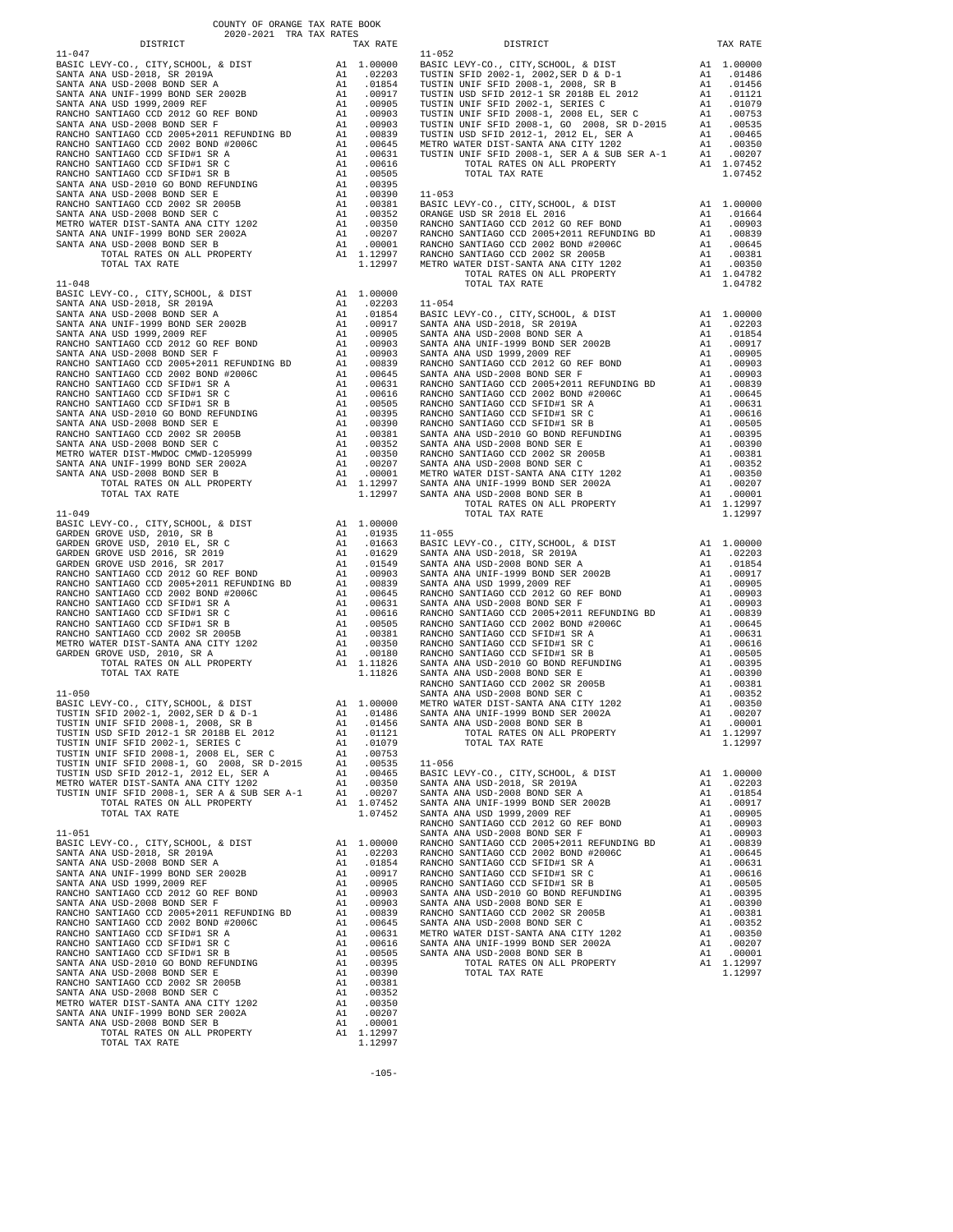COUNTY OF ORANGE TAX RATE BOOK
2020-2021 TRA TAX RATES

| DISTRICT | | TAX RATE |
|---|---|---|
| 11-047 | | |
| BASIC LEVY-CO., CITY,SCHOOL, & DIST | A1 | 1.00000 |
| SANTA ANA USD-2018, SR 2019A | A1 | .02203 |
| SANTA ANA USD-2008 BOND SER A | A1 | .01854 |
| SANTA ANA UNIF-1999 BOND SER 2002B | A1 | .00917 |
| SANTA ANA USD 1999,2009 REF | A1 | .00905 |
| RANCHO SANTIAGO CCD 2012 GO REF BOND | A1 | .00903 |
| SANTA ANA USD-2008 BOND SER F | A1 | .00903 |
| RANCHO SANTIAGO CCD 2005+2011 REFUNDING BD | A1 | .00839 |
| RANCHO SANTIAGO CCD 2002 BOND #2006C | A1 | .00645 |
| RANCHO SANTIAGO CCD SFID#1 SR A | A1 | .00631 |
| RANCHO SANTIAGO CCD SFID#1 SR C | A1 | .00616 |
| RANCHO SANTIAGO CCD SFID#1 SR B | A1 | .00505 |
| SANTA ANA USD-2010 GO BOND REFUNDING | A1 | .00395 |
| SANTA ANA USD-2008 BOND SER E | A1 | .00390 |
| RANCHO SANTIAGO CCD 2002 SR 2005B | A1 | .00381 |
| SANTA ANA USD-2008 BOND SER C | A1 | .00352 |
| METRO WATER DIST-SANTA ANA CITY 1202 | A1 | .00350 |
| SANTA ANA UNIF-1999 BOND SER 2002A | A1 | .00207 |
| SANTA ANA USD-2008 BOND SER B | A1 | .00001 |
| TOTAL RATES ON ALL PROPERTY | A1 | 1.12997 |
| TOTAL TAX RATE | | 1.12997 |
| 11-048 | | |
| BASIC LEVY-CO., CITY,SCHOOL, & DIST | A1 | 1.00000 |
| SANTA ANA USD-2018, SR 2019A | A1 | .02203 |
| SANTA ANA USD-2008 BOND SER A | A1 | .01854 |
| SANTA ANA UNIF-1999 BOND SER 2002B | A1 | .00917 |
| SANTA ANA USD 1999,2009 REF | A1 | .00905 |
| RANCHO SANTIAGO CCD 2012 GO REF BOND | A1 | .00903 |
| SANTA ANA USD-2008 BOND SER F | A1 | .00903 |
| RANCHO SANTIAGO CCD 2005+2011 REFUNDING BD | A1 | .00839 |
| RANCHO SANTIAGO CCD 2002 BOND #2006C | A1 | .00645 |
| RANCHO SANTIAGO CCD SFID#1 SR A | A1 | .00631 |
| RANCHO SANTIAGO CCD SFID#1 SR C | A1 | .00616 |
| RANCHO SANTIAGO CCD SFID#1 SR B | A1 | .00505 |
| SANTA ANA USD-2010 GO BOND REFUNDING | A1 | .00395 |
| SANTA ANA USD-2008 BOND SER E | A1 | .00390 |
| RANCHO SANTIAGO CCD 2002 SR 2005B | A1 | .00381 |
| SANTA ANA USD-2008 BOND SER C | A1 | .00352 |
| METRO WATER DIST-MWDOC CMWD-1205999 | A1 | .00350 |
| SANTA ANA UNIF-1999 BOND SER 2002A | A1 | .00207 |
| SANTA ANA USD-2008 BOND SER B | A1 | .00001 |
| TOTAL RATES ON ALL PROPERTY | A1 | 1.12997 |
| TOTAL TAX RATE | | 1.12997 |
| 11-049 | | |
| BASIC LEVY-CO., CITY,SCHOOL, & DIST | A1 | 1.00000 |
| GARDEN GROVE USD, 2010, SR B | A1 | .01935 |
| GARDEN GROVE USD, 2010 EL, SR C | A1 | .01663 |
| GARDEN GROVE USD 2016, SR 2019 | A1 | .01629 |
| GARDEN GROVE USD 2016, SR 2017 | A1 | .01549 |
| RANCHO SANTIAGO CCD 2012 GO REF BOND | A1 | .00903 |
| RANCHO SANTIAGO CCD 2005+2011 REFUNDING BD | A1 | .00839 |
| RANCHO SANTIAGO CCD 2002 BOND #2006C | A1 | .00645 |
| RANCHO SANTIAGO CCD SFID#1 SR A | A1 | .00631 |
| RANCHO SANTIAGO CCD SFID#1 SR C | A1 | .00616 |
| RANCHO SANTIAGO CCD SFID#1 SR B | A1 | .00505 |
| RANCHO SANTIAGO CCD 2002 SR 2005B | A1 | .00381 |
| METRO WATER DIST-SANTA ANA CITY 1202 | A1 | .00350 |
| GARDEN GROVE USD, 2010, SR A | A1 | .00180 |
| TOTAL RATES ON ALL PROPERTY | A1 | 1.11826 |
| TOTAL TAX RATE | | 1.11826 |
| 11-050 | | |
| BASIC LEVY-CO., CITY,SCHOOL, & DIST | A1 | 1.00000 |
| TUSTIN SFID 2002-1, 2002,SER D & D-1 | A1 | .01486 |
| TUSTIN UNIF SFID 2008-1, 2008, SR B | A1 | .01456 |
| TUSTIN USD SFID 2012-1 SR 2018B EL 2012 | A1 | .01121 |
| TUSTIN UNIF SFID 2002-1, SERIES C | A1 | .01079 |
| TUSTIN UNIF SFID 2008-1, 2008 EL, SER C | A1 | .00753 |
| TUSTIN UNIF SFID 2008-1, GO 2008, SR D-2015 | A1 | .00535 |
| TUSTIN USD SFID 2012-1, 2012 EL, SER A | A1 | .00465 |
| METRO WATER DIST-SANTA ANA CITY 1202 | A1 | .00350 |
| TUSTIN UNIF SFID 2008-1, SER A & SUB SER A-1 | A1 | .00207 |
| TOTAL RATES ON ALL PROPERTY | A1 | 1.07452 |
| TOTAL TAX RATE | | 1.07452 |
| 11-051 | | |
| BASIC LEVY-CO., CITY,SCHOOL, & DIST | A1 | 1.00000 |
| SANTA ANA USD-2018, SR 2019A | A1 | .02203 |
| SANTA ANA USD-2008 BOND SER A | A1 | .01854 |
| SANTA ANA UNIF-1999 BOND SER 2002B | A1 | .00917 |
| SANTA ANA USD 1999,2009 REF | A1 | .00905 |
| RANCHO SANTIAGO CCD 2012 GO REF BOND | A1 | .00903 |
| SANTA ANA USD-2008 BOND SER F | A1 | .00903 |
| RANCHO SANTIAGO CCD 2005+2011 REFUNDING BD | A1 | .00839 |
| RANCHO SANTIAGO CCD 2002 BOND #2006C | A1 | .00645 |
| RANCHO SANTIAGO CCD SFID#1 SR A | A1 | .00631 |
| RANCHO SANTIAGO CCD SFID#1 SR C | A1 | .00616 |
| RANCHO SANTIAGO CCD SFID#1 SR B | A1 | .00505 |
| SANTA ANA USD-2010 GO BOND REFUNDING | A1 | .00395 |
| SANTA ANA USD-2008 BOND SER E | A1 | .00390 |
| RANCHO SANTIAGO CCD 2002 SR 2005B | A1 | .00381 |
| SANTA ANA USD-2008 BOND SER C | A1 | .00352 |
| METRO WATER DIST-SANTA ANA CITY 1202 | A1 | .00350 |
| SANTA ANA UNIF-1999 BOND SER 2002A | A1 | .00207 |
| SANTA ANA USD-2008 BOND SER B | A1 | .00001 |
| TOTAL RATES ON ALL PROPERTY | A1 | 1.12997 |
| TOTAL TAX RATE | | 1.12997 |
| 11-052 | | |
| BASIC LEVY-CO., CITY,SCHOOL, & DIST | A1 | 1.00000 |
| TUSTIN SFID 2002-1, 2002,SER D & D-1 | A1 | .01486 |
| TUSTIN UNIF SFID 2008-1, 2008, SR B | A1 | .01456 |
| TUSTIN USD SFID 2012-1 SR 2018B EL 2012 | A1 | .01121 |
| TUSTIN UNIF SFID 2002-1, SERIES C | A1 | .01079 |
| TUSTIN UNIF SFID 2008-1, 2008 EL, SER C | A1 | .00753 |
| TUSTIN UNIF SFID 2008-1, GO 2008, SR D-2015 | A1 | .00535 |
| TUSTIN USD SFID 2012-1, 2012 EL, SER A | A1 | .00465 |
| METRO WATER DIST-SANTA ANA CITY 1202 | A1 | .00350 |
| TUSTIN UNIF SFID 2008-1, SER A & SUB SER A-1 | A1 | .00207 |
| TOTAL RATES ON ALL PROPERTY | A1 | 1.07452 |
| TOTAL TAX RATE | | 1.07452 |
| 11-053 | | |
| BASIC LEVY-CO., CITY,SCHOOL, & DIST | A1 | 1.00000 |
| ORANGE USD SR 2018 EL 2016 | A1 | .01664 |
| RANCHO SANTIAGO CCD 2012 GO REF BOND | A1 | .00903 |
| RANCHO SANTIAGO CCD 2005+2011 REFUNDING BD | A1 | .00839 |
| RANCHO SANTIAGO CCD 2002 BOND #2006C | A1 | .00645 |
| RANCHO SANTIAGO CCD 2002 SR 2005B | A1 | .00381 |
| METRO WATER DIST-SANTA ANA CITY 1202 | A1 | .00350 |
| TOTAL RATES ON ALL PROPERTY | A1 | 1.04782 |
| TOTAL TAX RATE | | 1.04782 |
| 11-054 | | |
| BASIC LEVY-CO., CITY,SCHOOL, & DIST | A1 | 1.00000 |
| SANTA ANA USD-2018, SR 2019A | A1 | .02203 |
| SANTA ANA USD-2008 BOND SER A | A1 | .01854 |
| SANTA ANA UNIF-1999 BOND SER 2002B | A1 | .00917 |
| SANTA ANA USD 1999,2009 REF | A1 | .00905 |
| RANCHO SANTIAGO CCD 2012 GO REF BOND | A1 | .00903 |
| SANTA ANA USD-2008 BOND SER F | A1 | .00903 |
| RANCHO SANTIAGO CCD 2005+2011 REFUNDING BD | A1 | .00839 |
| RANCHO SANTIAGO CCD 2002 BOND #2006C | A1 | .00645 |
| RANCHO SANTIAGO CCD SFID#1 SR A | A1 | .00631 |
| RANCHO SANTIAGO CCD SFID#1 SR C | A1 | .00616 |
| RANCHO SANTIAGO CCD SFID#1 SR B | A1 | .00505 |
| SANTA ANA USD-2010 GO BOND REFUNDING | A1 | .00395 |
| SANTA ANA USD-2008 BOND SER E | A1 | .00390 |
| RANCHO SANTIAGO CCD 2002 SR 2005B | A1 | .00381 |
| SANTA ANA USD-2008 BOND SER C | A1 | .00352 |
| METRO WATER DIST-SANTA ANA CITY 1202 | A1 | .00350 |
| SANTA ANA UNIF-1999 BOND SER 2002A | A1 | .00207 |
| SANTA ANA USD-2008 BOND SER B | A1 | .00001 |
| TOTAL RATES ON ALL PROPERTY | A1 | 1.12997 |
| TOTAL TAX RATE | | 1.12997 |
| 11-055 | | |
| BASIC LEVY-CO., CITY,SCHOOL, & DIST | A1 | 1.00000 |
| SANTA ANA USD-2018, SR 2019A | A1 | .02203 |
| SANTA ANA USD-2008 BOND SER A | A1 | .01854 |
| SANTA ANA UNIF-1999 BOND SER 2002B | A1 | .00917 |
| SANTA ANA USD 1999,2009 REF | A1 | .00905 |
| RANCHO SANTIAGO CCD 2012 GO REF BOND | A1 | .00903 |
| SANTA ANA USD-2008 BOND SER F | A1 | .00903 |
| RANCHO SANTIAGO CCD 2005+2011 REFUNDING BD | A1 | .00839 |
| RANCHO SANTIAGO CCD 2002 BOND #2006C | A1 | .00645 |
| RANCHO SANTIAGO CCD SFID#1 SR A | A1 | .00631 |
| RANCHO SANTIAGO CCD SFID#1 SR C | A1 | .00616 |
| RANCHO SANTIAGO CCD SFID#1 SR B | A1 | .00505 |
| SANTA ANA USD-2010 GO BOND REFUNDING | A1 | .00395 |
| SANTA ANA USD-2008 BOND SER E | A1 | .00390 |
| RANCHO SANTIAGO CCD 2002 SR 2005B | A1 | .00381 |
| SANTA ANA USD-2008 BOND SER C | A1 | .00352 |
| METRO WATER DIST-SANTA ANA CITY 1202 | A1 | .00350 |
| SANTA ANA UNIF-1999 BOND SER 2002A | A1 | .00207 |
| SANTA ANA USD-2008 BOND SER B | A1 | .00001 |
| TOTAL RATES ON ALL PROPERTY | A1 | 1.12997 |
| TOTAL TAX RATE | | 1.12997 |
| 11-056 | | |
| BASIC LEVY-CO., CITY,SCHOOL, & DIST | A1 | 1.00000 |
| SANTA ANA USD-2018, SR 2019A | A1 | .02203 |
| SANTA ANA USD-2008 BOND SER A | A1 | .01854 |
| SANTA ANA UNIF-1999 BOND SER 2002B | A1 | .00917 |
| SANTA ANA USD 1999,2009 REF | A1 | .00905 |
| RANCHO SANTIAGO CCD 2012 GO REF BOND | A1 | .00903 |
| SANTA ANA USD-2008 BOND SER F | A1 | .00903 |
| RANCHO SANTIAGO CCD 2005+2011 REFUNDING BD | A1 | .00839 |
| RANCHO SANTIAGO CCD 2002 BOND #2006C | A1 | .00645 |
| RANCHO SANTIAGO CCD SFID#1 SR A | A1 | .00631 |
| RANCHO SANTIAGO CCD SFID#1 SR C | A1 | .00616 |
| RANCHO SANTIAGO CCD SFID#1 SR B | A1 | .00505 |
| SANTA ANA USD-2010 GO BOND REFUNDING | A1 | .00395 |
| SANTA ANA USD-2008 BOND SER E | A1 | .00390 |
| RANCHO SANTIAGO CCD 2002 SR 2005B | A1 | .00381 |
| SANTA ANA USD-2008 BOND SER C | A1 | .00352 |
| METRO WATER DIST-SANTA ANA CITY 1202 | A1 | .00350 |
| SANTA ANA UNIF-1999 BOND SER 2002A | A1 | .00207 |
| SANTA ANA USD-2008 BOND SER B | A1 | .00001 |
| TOTAL RATES ON ALL PROPERTY | A1 | 1.12997 |
| TOTAL TAX RATE | | 1.12997 |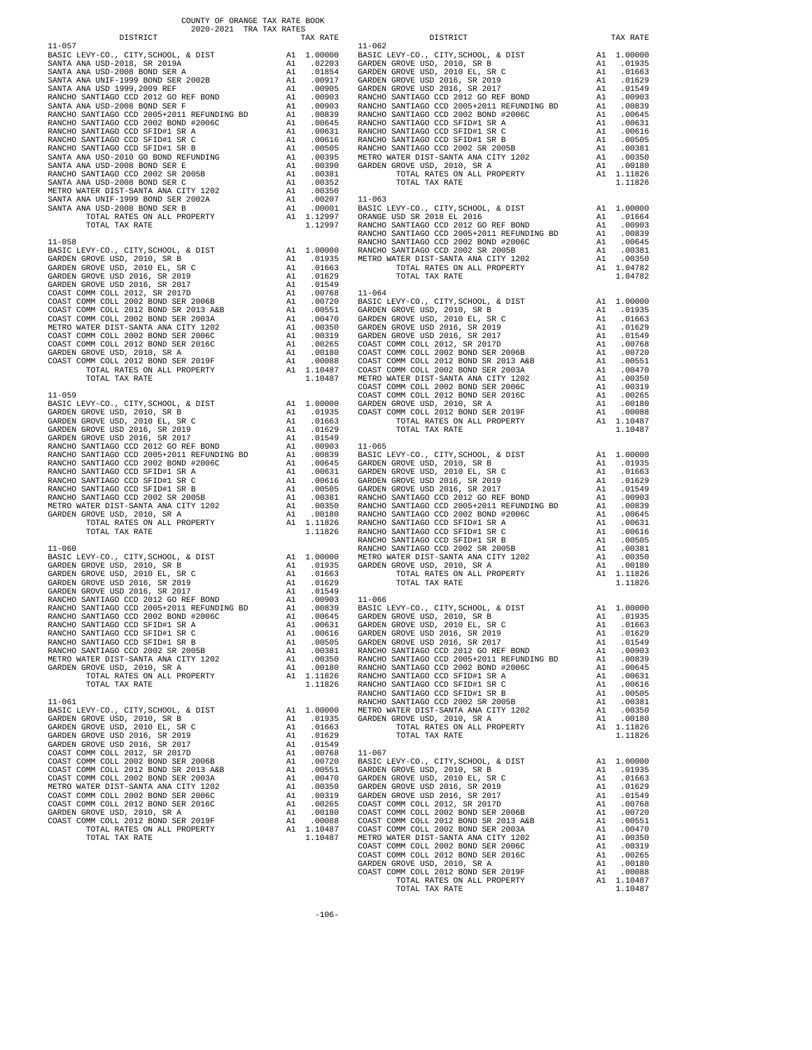COUNTY OF ORANGE TAX RATE BOOK
2020-2021 TRA TAX RATES

| DISTRICT | | TAX RATE |
|---|---|---|
| **11-057** | | |
| BASIC LEVY-CO., CITY,SCHOOL, & DIST | A1 | 1.00000 |
| SANTA ANA USD-2018, SR 2019A | A1 | .02203 |
| SANTA ANA USD-2008 BOND SER A | A1 | .01854 |
| SANTA ANA UNIF-1999 BOND SER 2002B | A1 | .00917 |
| SANTA ANA USD 1999,2009 REF | A1 | .00905 |
| RANCHO SANTIAGO CCD 2012 GO REF BOND | A1 | .00903 |
| SANTA ANA USD-2008 BOND SER F | A1 | .00903 |
| RANCHO SANTIAGO CCD 2005+2011 REFUNDING BD | A1 | .00839 |
| RANCHO SANTIAGO CCD 2002 BOND #2006C | A1 | .00645 |
| RANCHO SANTIAGO CCD SFID#1 SR A | A1 | .00631 |
| RANCHO SANTIAGO CCD SFID#1 SR C | A1 | .00616 |
| RANCHO SANTIAGO CCD SFID#1 SR B | A1 | .00505 |
| SANTA ANA USD-2010 GO BOND REFUNDING | A1 | .00395 |
| SANTA ANA USD-2008 BOND SER E | A1 | .00390 |
| RANCHO SANTIAGO CCD 2002 SR 2005B | A1 | .00381 |
| SANTA ANA USD-2008 BOND SER C | A1 | .00352 |
| METRO WATER DIST-SANTA ANA CITY 1202 | A1 | .00350 |
| SANTA ANA UNIF-1999 BOND SER 2002A | A1 | .00207 |
| SANTA ANA USD-2008 BOND SER B | A1 | .00001 |
| TOTAL RATES ON ALL PROPERTY | A1 | 1.12997 |
| TOTAL TAX RATE | | 1.12997 |
| **11-058** | | |
| BASIC LEVY-CO., CITY,SCHOOL, & DIST | A1 | 1.00000 |
| GARDEN GROVE USD, 2010, SR B | A1 | .01935 |
| GARDEN GROVE USD, 2010 EL, SR C | A1 | .01663 |
| GARDEN GROVE USD 2016, SR 2019 | A1 | .01629 |
| GARDEN GROVE USD 2016, SR 2017 | A1 | .01549 |
| COAST COMM COLL 2012, SR 2017D | A1 | .00768 |
| COAST COMM COLL 2002 BOND SER 2006B | A1 | .00720 |
| COAST COMM COLL 2012 BOND SR 2013 A&B | A1 | .00551 |
| COAST COMM COLL 2002 BOND SER 2003A | A1 | .00470 |
| METRO WATER DIST-SANTA ANA CITY 1202 | A1 | .00350 |
| COAST COMM COLL 2002 BOND SER 2006C | A1 | .00319 |
| COAST COMM COLL 2012 BOND SER 2016C | A1 | .00265 |
| GARDEN GROVE USD, 2010, SR A | A1 | .00180 |
| COAST COMM COLL 2012 BOND SER 2019F | A1 | .00088 |
| TOTAL RATES ON ALL PROPERTY | A1 | 1.10487 |
| TOTAL TAX RATE | | 1.10487 |
| **11-059** | | |
| BASIC LEVY-CO., CITY,SCHOOL, & DIST | A1 | 1.00000 |
| GARDEN GROVE USD, 2010, SR B | A1 | .01935 |
| GARDEN GROVE USD, 2010 EL, SR C | A1 | .01663 |
| GARDEN GROVE USD 2016, SR 2019 | A1 | .01629 |
| GARDEN GROVE USD 2016, SR 2017 | A1 | .01549 |
| RANCHO SANTIAGO CCD 2012 GO REF BOND | A1 | .00903 |
| RANCHO SANTIAGO CCD 2005+2011 REFUNDING BD | A1 | .00839 |
| RANCHO SANTIAGO CCD 2002 BOND #2006C | A1 | .00645 |
| RANCHO SANTIAGO CCD SFID#1 SR A | A1 | .00631 |
| RANCHO SANTIAGO CCD SFID#1 SR C | A1 | .00616 |
| RANCHO SANTIAGO CCD SFID#1 SR B | A1 | .00505 |
| RANCHO SANTIAGO CCD 2002 SR 2005B | A1 | .00381 |
| METRO WATER DIST-SANTA ANA CITY 1202 | A1 | .00350 |
| GARDEN GROVE USD, 2010, SR A | A1 | .00180 |
| TOTAL RATES ON ALL PROPERTY | A1 | 1.11826 |
| TOTAL TAX RATE | | 1.11826 |
| **11-060** | | |
| BASIC LEVY-CO., CITY,SCHOOL, & DIST | A1 | 1.00000 |
| GARDEN GROVE USD, 2010, SR B | A1 | .01935 |
| GARDEN GROVE USD, 2010 EL, SR C | A1 | .01663 |
| GARDEN GROVE USD 2016, SR 2019 | A1 | .01629 |
| GARDEN GROVE USD 2016, SR 2017 | A1 | .01549 |
| RANCHO SANTIAGO CCD 2012 GO REF BOND | A1 | .00903 |
| RANCHO SANTIAGO CCD 2005+2011 REFUNDING BD | A1 | .00839 |
| RANCHO SANTIAGO CCD 2002 BOND #2006C | A1 | .00645 |
| RANCHO SANTIAGO CCD SFID#1 SR A | A1 | .00631 |
| RANCHO SANTIAGO CCD SFID#1 SR C | A1 | .00616 |
| RANCHO SANTIAGO CCD SFID#1 SR B | A1 | .00505 |
| RANCHO SANTIAGO CCD 2002 SR 2005B | A1 | .00381 |
| METRO WATER DIST-SANTA ANA CITY 1202 | A1 | .00350 |
| GARDEN GROVE USD, 2010, SR A | A1 | .00180 |
| TOTAL RATES ON ALL PROPERTY | A1 | 1.11826 |
| TOTAL TAX RATE | | 1.11826 |
| **11-061** | | |
| BASIC LEVY-CO., CITY,SCHOOL, & DIST | A1 | 1.00000 |
| GARDEN GROVE USD, 2010, SR B | A1 | .01935 |
| GARDEN GROVE USD, 2010 EL, SR C | A1 | .01663 |
| GARDEN GROVE USD 2016, SR 2019 | A1 | .01629 |
| GARDEN GROVE USD 2016, SR 2017 | A1 | .01549 |
| COAST COMM COLL 2012, SR 2017D | A1 | .00768 |
| COAST COMM COLL 2002 BOND SER 2006B | A1 | .00720 |
| COAST COMM COLL 2012 BOND SR 2013 A&B | A1 | .00551 |
| COAST COMM COLL 2002 BOND SER 2003A | A1 | .00470 |
| METRO WATER DIST-SANTA ANA CITY 1202 | A1 | .00350 |
| COAST COMM COLL 2002 BOND SER 2006C | A1 | .00319 |
| COAST COMM COLL 2012 BOND SER 2016C | A1 | .00265 |
| GARDEN GROVE USD, 2010, SR A | A1 | .00180 |
| COAST COMM COLL 2012 BOND SER 2019F | A1 | .00088 |
| TOTAL RATES ON ALL PROPERTY | A1 | 1.10487 |
| TOTAL TAX RATE | | 1.10487 |
| **11-062** | | |
| BASIC LEVY-CO., CITY,SCHOOL, & DIST | A1 | 1.00000 |
| GARDEN GROVE USD, 2010, SR B | A1 | .01935 |
| GARDEN GROVE USD, 2010 EL, SR C | A1 | .01663 |
| GARDEN GROVE USD 2016, SR 2019 | A1 | .01629 |
| GARDEN GROVE USD 2016, SR 2017 | A1 | .01549 |
| RANCHO SANTIAGO CCD 2012 GO REF BOND | A1 | .00903 |
| RANCHO SANTIAGO CCD 2005+2011 REFUNDING BD | A1 | .00839 |
| RANCHO SANTIAGO CCD 2002 BOND #2006C | A1 | .00645 |
| RANCHO SANTIAGO CCD SFID#1 SR A | A1 | .00631 |
| RANCHO SANTIAGO CCD SFID#1 SR C | A1 | .00616 |
| RANCHO SANTIAGO CCD SFID#1 SR B | A1 | .00505 |
| RANCHO SANTIAGO CCD 2002 SR 2005B | A1 | .00381 |
| METRO WATER DIST-SANTA ANA CITY 1202 | A1 | .00350 |
| GARDEN GROVE USD, 2010, SR A | A1 | .00180 |
| TOTAL RATES ON ALL PROPERTY | A1 | 1.11826 |
| TOTAL TAX RATE | | 1.11826 |
| **11-063** | | |
| BASIC LEVY-CO., CITY,SCHOOL, & DIST | A1 | 1.00000 |
| ORANGE USD SR 2018 EL 2016 | A1 | .01664 |
| RANCHO SANTIAGO CCD 2012 GO REF BOND | A1 | .00903 |
| RANCHO SANTIAGO CCD 2005+2011 REFUNDING BD | A1 | .00839 |
| RANCHO SANTIAGO CCD 2002 BOND #2006C | A1 | .00645 |
| RANCHO SANTIAGO CCD 2002 SR 2005B | A1 | .00381 |
| METRO WATER DIST-SANTA ANA CITY 1202 | A1 | .00350 |
| TOTAL RATES ON ALL PROPERTY | A1 | 1.04782 |
| TOTAL TAX RATE | | 1.04782 |
| **11-064** | | |
| BASIC LEVY-CO., CITY,SCHOOL, & DIST | A1 | 1.00000 |
| GARDEN GROVE USD, 2010, SR B | A1 | .01935 |
| GARDEN GROVE USD, 2010 EL, SR C | A1 | .01663 |
| GARDEN GROVE USD 2016, SR 2019 | A1 | .01629 |
| GARDEN GROVE USD 2016, SR 2017 | A1 | .01549 |
| COAST COMM COLL 2012, SR 2017D | A1 | .00768 |
| COAST COMM COLL 2002 BOND SER 2006B | A1 | .00720 |
| COAST COMM COLL 2012 BOND SR 2013 A&B | A1 | .00551 |
| COAST COMM COLL 2002 BOND SER 2003A | A1 | .00470 |
| METRO WATER DIST-SANTA ANA CITY 1202 | A1 | .00350 |
| COAST COMM COLL 2002 BOND SER 2006C | A1 | .00319 |
| COAST COMM COLL 2012 BOND SER 2016C | A1 | .00265 |
| GARDEN GROVE USD, 2010, SR A | A1 | .00180 |
| COAST COMM COLL 2012 BOND SER 2019F | A1 | .00088 |
| TOTAL RATES ON ALL PROPERTY | A1 | 1.10487 |
| TOTAL TAX RATE | | 1.10487 |
| **11-065** | | |
| BASIC LEVY-CO., CITY,SCHOOL, & DIST | A1 | 1.00000 |
| GARDEN GROVE USD, 2010, SR B | A1 | .01935 |
| GARDEN GROVE USD, 2010 EL, SR C | A1 | .01663 |
| GARDEN GROVE USD 2016, SR 2019 | A1 | .01629 |
| GARDEN GROVE USD 2016, SR 2017 | A1 | .01549 |
| RANCHO SANTIAGO CCD 2012 GO REF BOND | A1 | .00903 |
| RANCHO SANTIAGO CCD 2005+2011 REFUNDING BD | A1 | .00839 |
| RANCHO SANTIAGO CCD 2002 BOND #2006C | A1 | .00645 |
| RANCHO SANTIAGO CCD SFID#1 SR A | A1 | .00631 |
| RANCHO SANTIAGO CCD SFID#1 SR C | A1 | .00616 |
| RANCHO SANTIAGO CCD SFID#1 SR B | A1 | .00505 |
| RANCHO SANTIAGO CCD 2002 SR 2005B | A1 | .00381 |
| METRO WATER DIST-SANTA ANA CITY 1202 | A1 | .00350 |
| GARDEN GROVE USD, 2010, SR A | A1 | .00180 |
| TOTAL RATES ON ALL PROPERTY | A1 | 1.11826 |
| TOTAL TAX RATE | | 1.11826 |
| **11-066** | | |
| BASIC LEVY-CO., CITY,SCHOOL, & DIST | A1 | 1.00000 |
| GARDEN GROVE USD, 2010, SR B | A1 | .01935 |
| GARDEN GROVE USD, 2010 EL, SR C | A1 | .01663 |
| GARDEN GROVE USD 2016, SR 2019 | A1 | .01629 |
| GARDEN GROVE USD 2016, SR 2017 | A1 | .01549 |
| RANCHO SANTIAGO CCD 2012 GO REF BOND | A1 | .00903 |
| RANCHO SANTIAGO CCD 2005+2011 REFUNDING BD | A1 | .00839 |
| RANCHO SANTIAGO CCD 2002 BOND #2006C | A1 | .00645 |
| RANCHO SANTIAGO CCD SFID#1 SR A | A1 | .00631 |
| RANCHO SANTIAGO CCD SFID#1 SR C | A1 | .00616 |
| RANCHO SANTIAGO CCD SFID#1 SR B | A1 | .00505 |
| RANCHO SANTIAGO CCD 2002 SR 2005B | A1 | .00381 |
| METRO WATER DIST-SANTA ANA CITY 1202 | A1 | .00350 |
| GARDEN GROVE USD, 2010, SR A | A1 | .00180 |
| TOTAL RATES ON ALL PROPERTY | A1 | 1.11826 |
| TOTAL TAX RATE | | 1.11826 |
| **11-067** | | |
| BASIC LEVY-CO., CITY,SCHOOL, & DIST | A1 | 1.00000 |
| GARDEN GROVE USD, 2010, SR B | A1 | .01935 |
| GARDEN GROVE USD, 2010 EL, SR C | A1 | .01663 |
| GARDEN GROVE USD 2016, SR 2019 | A1 | .01629 |
| GARDEN GROVE USD 2016, SR 2017 | A1 | .01549 |
| COAST COMM COLL 2012, SR 2017D | A1 | .00768 |
| COAST COMM COLL 2002 BOND SER 2006B | A1 | .00720 |
| COAST COMM COLL 2012 BOND SR 2013 A&B | A1 | .00551 |
| COAST COMM COLL 2002 BOND SER 2003A | A1 | .00470 |
| METRO WATER DIST-SANTA ANA CITY 1202 | A1 | .00350 |
| COAST COMM COLL 2002 BOND SER 2006C | A1 | .00319 |
| COAST COMM COLL 2012 BOND SER 2016C | A1 | .00265 |
| GARDEN GROVE USD, 2010, SR A | A1 | .00180 |
| COAST COMM COLL 2012 BOND SER 2019F | A1 | .00088 |
| TOTAL RATES ON ALL PROPERTY | A1 | 1.10487 |
| TOTAL TAX RATE | | 1.10487 |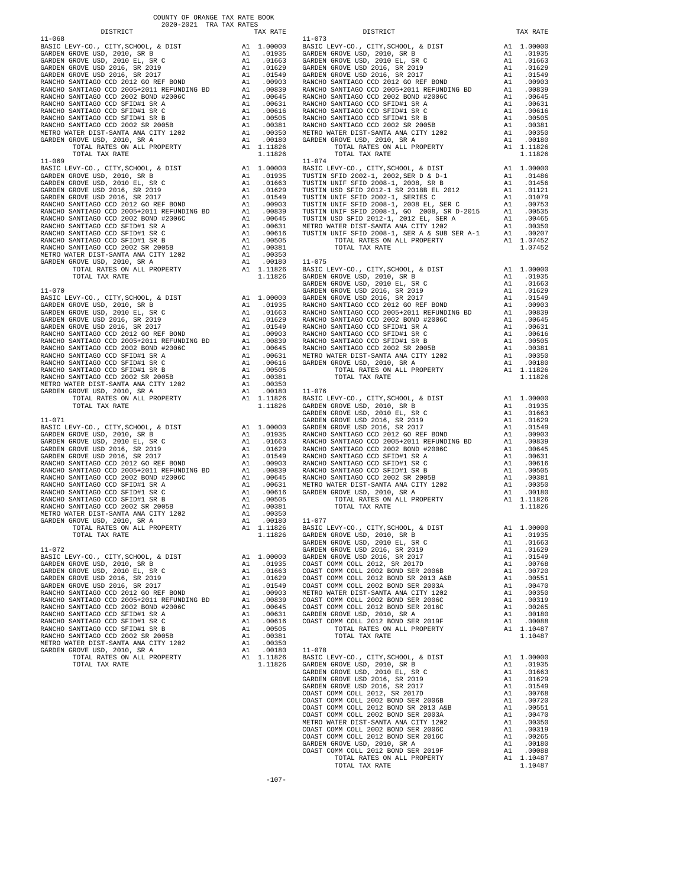COUNTY OF ORANGE TAX RATE BOOK
2020-2021 TRA TAX RATES

| DISTRICT | | TAX RATE |
|---|---|---|
| **11-068** | | |
| BASIC LEVY-CO., CITY,SCHOOL, & DIST | A1 | 1.00000 |
| GARDEN GROVE USD, 2010, SR B | A1 | .01935 |
| GARDEN GROVE USD, 2010 EL, SR C | A1 | .01663 |
| GARDEN GROVE USD 2016, SR 2019 | A1 | .01629 |
| GARDEN GROVE USD 2016, SR 2017 | A1 | .01549 |
| RANCHO SANTIAGO CCD 2012 GO REF BOND | A1 | .00903 |
| RANCHO SANTIAGO CCD 2005+2011 REFUNDING BD | A1 | .00839 |
| RANCHO SANTIAGO CCD 2002 BOND #2006C | A1 | .00645 |
| RANCHO SANTIAGO CCD SFID#1 SR A | A1 | .00631 |
| RANCHO SANTIAGO CCD SFID#1 SR C | A1 | .00616 |
| RANCHO SANTIAGO CCD SFID#1 SR B | A1 | .00505 |
| RANCHO SANTIAGO CCD 2002 SR 2005B | A1 | .00381 |
| METRO WATER DIST-SANTA ANA CITY 1202 | A1 | .00350 |
| GARDEN GROVE USD, 2010, SR A | A1 | .00180 |
| TOTAL RATES ON ALL PROPERTY | A1 | 1.11826 |
| TOTAL TAX RATE | | 1.11826 |
| **11-069** | | |
| BASIC LEVY-CO., CITY,SCHOOL, & DIST | A1 | 1.00000 |
| GARDEN GROVE USD, 2010, SR B | A1 | .01935 |
| GARDEN GROVE USD, 2010 EL, SR C | A1 | .01663 |
| GARDEN GROVE USD 2016, SR 2019 | A1 | .01629 |
| GARDEN GROVE USD 2016, SR 2017 | A1 | .01549 |
| RANCHO SANTIAGO CCD 2012 GO REF BOND | A1 | .00903 |
| RANCHO SANTIAGO CCD 2005+2011 REFUNDING BD | A1 | .00839 |
| RANCHO SANTIAGO CCD 2002 BOND #2006C | A1 | .00645 |
| RANCHO SANTIAGO CCD SFID#1 SR A | A1 | .00631 |
| RANCHO SANTIAGO CCD SFID#1 SR C | A1 | .00616 |
| RANCHO SANTIAGO CCD SFID#1 SR B | A1 | .00505 |
| RANCHO SANTIAGO CCD 2002 SR 2005B | A1 | .00381 |
| METRO WATER DIST-SANTA ANA CITY 1202 | A1 | .00350 |
| GARDEN GROVE USD, 2010, SR A | A1 | .00180 |
| TOTAL RATES ON ALL PROPERTY | A1 | 1.11826 |
| TOTAL TAX RATE | | 1.11826 |
| **11-070** | | |
| BASIC LEVY-CO., CITY,SCHOOL, & DIST | A1 | 1.00000 |
| GARDEN GROVE USD, 2010, SR B | A1 | .01935 |
| GARDEN GROVE USD, 2010 EL, SR C | A1 | .01663 |
| GARDEN GROVE USD 2016, SR 2019 | A1 | .01629 |
| GARDEN GROVE USD 2016, SR 2017 | A1 | .01549 |
| RANCHO SANTIAGO CCD 2012 GO REF BOND | A1 | .00903 |
| RANCHO SANTIAGO CCD 2005+2011 REFUNDING BD | A1 | .00839 |
| RANCHO SANTIAGO CCD 2002 BOND #2006C | A1 | .00645 |
| RANCHO SANTIAGO CCD SFID#1 SR A | A1 | .00631 |
| RANCHO SANTIAGO CCD SFID#1 SR C | A1 | .00616 |
| RANCHO SANTIAGO CCD SFID#1 SR B | A1 | .00505 |
| RANCHO SANTIAGO CCD 2002 SR 2005B | A1 | .00381 |
| METRO WATER DIST-SANTA ANA CITY 1202 | A1 | .00350 |
| GARDEN GROVE USD, 2010, SR A | A1 | .00180 |
| TOTAL RATES ON ALL PROPERTY | A1 | 1.11826 |
| TOTAL TAX RATE | | 1.11826 |
| **11-071** | | |
| BASIC LEVY-CO., CITY,SCHOOL, & DIST | A1 | 1.00000 |
| GARDEN GROVE USD, 2010, SR B | A1 | .01935 |
| GARDEN GROVE USD, 2010 EL, SR C | A1 | .01663 |
| GARDEN GROVE USD 2016, SR 2019 | A1 | .01629 |
| GARDEN GROVE USD 2016, SR 2017 | A1 | .01549 |
| RANCHO SANTIAGO CCD 2012 GO REF BOND | A1 | .00903 |
| RANCHO SANTIAGO CCD 2005+2011 REFUNDING BD | A1 | .00839 |
| RANCHO SANTIAGO CCD 2002 BOND #2006C | A1 | .00645 |
| RANCHO SANTIAGO CCD SFID#1 SR A | A1 | .00631 |
| RANCHO SANTIAGO CCD SFID#1 SR C | A1 | .00616 |
| RANCHO SANTIAGO CCD SFID#1 SR B | A1 | .00505 |
| RANCHO SANTIAGO CCD 2002 SR 2005B | A1 | .00381 |
| METRO WATER DIST-SANTA ANA CITY 1202 | A1 | .00350 |
| GARDEN GROVE USD, 2010, SR A | A1 | .00180 |
| TOTAL RATES ON ALL PROPERTY | A1 | 1.11826 |
| TOTAL TAX RATE | | 1.11826 |
| **11-072** | | |
| BASIC LEVY-CO., CITY,SCHOOL, & DIST | A1 | 1.00000 |
| GARDEN GROVE USD, 2010, SR B | A1 | .01935 |
| GARDEN GROVE USD, 2010 EL, SR C | A1 | .01663 |
| GARDEN GROVE USD 2016, SR 2019 | A1 | .01629 |
| GARDEN GROVE USD 2016, SR 2017 | A1 | .01549 |
| RANCHO SANTIAGO CCD 2012 GO REF BOND | A1 | .00903 |
| RANCHO SANTIAGO CCD 2005+2011 REFUNDING BD | A1 | .00839 |
| RANCHO SANTIAGO CCD 2002 BOND #2006C | A1 | .00645 |
| RANCHO SANTIAGO CCD SFID#1 SR A | A1 | .00631 |
| RANCHO SANTIAGO CCD SFID#1 SR C | A1 | .00616 |
| RANCHO SANTIAGO CCD SFID#1 SR B | A1 | .00505 |
| RANCHO SANTIAGO CCD 2002 SR 2005B | A1 | .00381 |
| METRO WATER DIST-SANTA ANA CITY 1202 | A1 | .00350 |
| GARDEN GROVE USD, 2010, SR A | A1 | .00180 |
| TOTAL RATES ON ALL PROPERTY | A1 | 1.11826 |
| TOTAL TAX RATE | | 1.11826 |
| **11-073** | | |
| BASIC LEVY-CO., CITY,SCHOOL, & DIST | A1 | 1.00000 |
| GARDEN GROVE USD, 2010, SR B | A1 | .01935 |
| GARDEN GROVE USD, 2010 EL, SR C | A1 | .01663 |
| GARDEN GROVE USD 2016, SR 2019 | A1 | .01629 |
| GARDEN GROVE USD 2016, SR 2017 | A1 | .01549 |
| RANCHO SANTIAGO CCD 2012 GO REF BOND | A1 | .00903 |
| RANCHO SANTIAGO CCD 2005+2011 REFUNDING BD | A1 | .00839 |
| RANCHO SANTIAGO CCD 2002 BOND #2006C | A1 | .00645 |
| RANCHO SANTIAGO CCD SFID#1 SR A | A1 | .00631 |
| RANCHO SANTIAGO CCD SFID#1 SR C | A1 | .00616 |
| RANCHO SANTIAGO CCD SFID#1 SR B | A1 | .00505 |
| RANCHO SANTIAGO CCD 2002 SR 2005B | A1 | .00381 |
| METRO WATER DIST-SANTA ANA CITY 1202 | A1 | .00350 |
| GARDEN GROVE USD, 2010, SR A | A1 | .00180 |
| TOTAL RATES ON ALL PROPERTY | A1 | 1.11826 |
| TOTAL TAX RATE | | 1.11826 |
| **11-074** | | |
| BASIC LEVY-CO., CITY,SCHOOL, & DIST | A1 | 1.00000 |
| TUSTIN SFID 2002-1, 2002,SER D & D-1 | A1 | .01486 |
| TUSTIN UNIF SFID 2008-1, 2008, SR B | A1 | .01456 |
| TUSTIN USD SFID 2012-1 SR 2018B EL 2012 | A1 | .01121 |
| TUSTIN UNIF SFID 2002-1, SERIES C | A1 | .01079 |
| TUSTIN UNIF SFID 2008-1, 2008 EL, SER C | A1 | .00753 |
| TUSTIN UNIF SFID 2008-1, GO 2008, SR D-2015 | A1 | .00535 |
| TUSTIN USD SFID 2012-1, 2012 EL, SER A | A1 | .00465 |
| METRO WATER DIST-SANTA ANA CITY 1202 | A1 | .00350 |
| TUSTIN UNIF SFID 2008-1, SER A & SUB SER A-1 | A1 | .00207 |
| TOTAL RATES ON ALL PROPERTY | A1 | 1.07452 |
| TOTAL TAX RATE | | 1.07452 |
| **11-075** | | |
| BASIC LEVY-CO., CITY,SCHOOL, & DIST | A1 | 1.00000 |
| GARDEN GROVE USD, 2010, SR B | A1 | .01935 |
| GARDEN GROVE USD, 2010 EL, SR C | A1 | .01663 |
| GARDEN GROVE USD 2016, SR 2019 | A1 | .01629 |
| GARDEN GROVE USD 2016, SR 2017 | A1 | .01549 |
| RANCHO SANTIAGO CCD 2012 GO REF BOND | A1 | .00903 |
| RANCHO SANTIAGO CCD 2005+2011 REFUNDING BD | A1 | .00839 |
| RANCHO SANTIAGO CCD 2002 BOND #2006C | A1 | .00645 |
| RANCHO SANTIAGO CCD SFID#1 SR A | A1 | .00631 |
| RANCHO SANTIAGO CCD SFID#1 SR C | A1 | .00616 |
| RANCHO SANTIAGO CCD SFID#1 SR B | A1 | .00505 |
| RANCHO SANTIAGO CCD 2002 SR 2005B | A1 | .00381 |
| METRO WATER DIST-SANTA ANA CITY 1202 | A1 | .00350 |
| GARDEN GROVE USD, 2010, SR A | A1 | .00180 |
| TOTAL RATES ON ALL PROPERTY | A1 | 1.11826 |
| TOTAL TAX RATE | | 1.11826 |
| **11-076** | | |
| BASIC LEVY-CO., CITY,SCHOOL, & DIST | A1 | 1.00000 |
| GARDEN GROVE USD, 2010, SR B | A1 | .01935 |
| GARDEN GROVE USD, 2010 EL, SR C | A1 | .01663 |
| GARDEN GROVE USD 2016, SR 2019 | A1 | .01629 |
| GARDEN GROVE USD 2016, SR 2017 | A1 | .01549 |
| RANCHO SANTIAGO CCD 2012 GO REF BOND | A1 | .00903 |
| RANCHO SANTIAGO CCD 2005+2011 REFUNDING BD | A1 | .00839 |
| RANCHO SANTIAGO CCD 2002 BOND #2006C | A1 | .00645 |
| RANCHO SANTIAGO CCD SFID#1 SR A | A1 | .00631 |
| RANCHO SANTIAGO CCD SFID#1 SR C | A1 | .00616 |
| RANCHO SANTIAGO CCD SFID#1 SR B | A1 | .00505 |
| RANCHO SANTIAGO CCD 2002 SR 2005B | A1 | .00381 |
| METRO WATER DIST-SANTA ANA CITY 1202 | A1 | .00350 |
| GARDEN GROVE USD, 2010, SR A | A1 | .00180 |
| TOTAL RATES ON ALL PROPERTY | A1 | 1.11826 |
| TOTAL TAX RATE | | 1.11826 |
| **11-077** | | |
| BASIC LEVY-CO., CITY,SCHOOL, & DIST | A1 | 1.00000 |
| GARDEN GROVE USD, 2010, SR B | A1 | .01935 |
| GARDEN GROVE USD, 2010 EL, SR C | A1 | .01663 |
| GARDEN GROVE USD 2016, SR 2019 | A1 | .01629 |
| GARDEN GROVE USD 2016, SR 2017 | A1 | .01549 |
| COAST COMM COLL 2012, SR 2017D | A1 | .00768 |
| COAST COMM COLL 2002 BOND SER 2006B | A1 | .00720 |
| COAST COMM COLL 2012 BOND SR 2013 A&B | A1 | .00551 |
| COAST COMM COLL 2002 BOND SER 2003A | A1 | .00470 |
| METRO WATER DIST-SANTA ANA CITY 1202 | A1 | .00350 |
| COAST COMM COLL 2002 BOND SER 2006C | A1 | .00319 |
| COAST COMM COLL 2012 BOND SER 2016C | A1 | .00265 |
| GARDEN GROVE USD, 2010, SR A | A1 | .00180 |
| COAST COMM COLL 2012 BOND SER 2019F | A1 | .00088 |
| TOTAL RATES ON ALL PROPERTY | A1 | 1.10487 |
| TOTAL TAX RATE | | 1.10487 |
| **11-078** | | |
| BASIC LEVY-CO., CITY,SCHOOL, & DIST | A1 | 1.00000 |
| GARDEN GROVE USD, 2010, SR B | A1 | .01935 |
| GARDEN GROVE USD, 2010 EL, SR C | A1 | .01663 |
| GARDEN GROVE USD 2016, SR 2019 | A1 | .01629 |
| GARDEN GROVE USD 2016, SR 2017 | A1 | .01549 |
| COAST COMM COLL 2012, SR 2017D | A1 | .00768 |
| COAST COMM COLL 2002 BOND SER 2006B | A1 | .00720 |
| COAST COMM COLL 2012 BOND SR 2013 A&B | A1 | .00551 |
| COAST COMM COLL 2002 BOND SER 2003A | A1 | .00470 |
| METRO WATER DIST-SANTA ANA CITY 1202 | A1 | .00350 |
| COAST COMM COLL 2002 BOND SER 2006C | A1 | .00319 |
| COAST COMM COLL 2012 BOND SER 2016C | A1 | .00265 |
| GARDEN GROVE USD, 2010, SR A | A1 | .00180 |
| COAST COMM COLL 2012 BOND SER 2019F | A1 | .00088 |
| TOTAL RATES ON ALL PROPERTY | A1 | 1.10487 |
| TOTAL TAX RATE | | 1.10487 |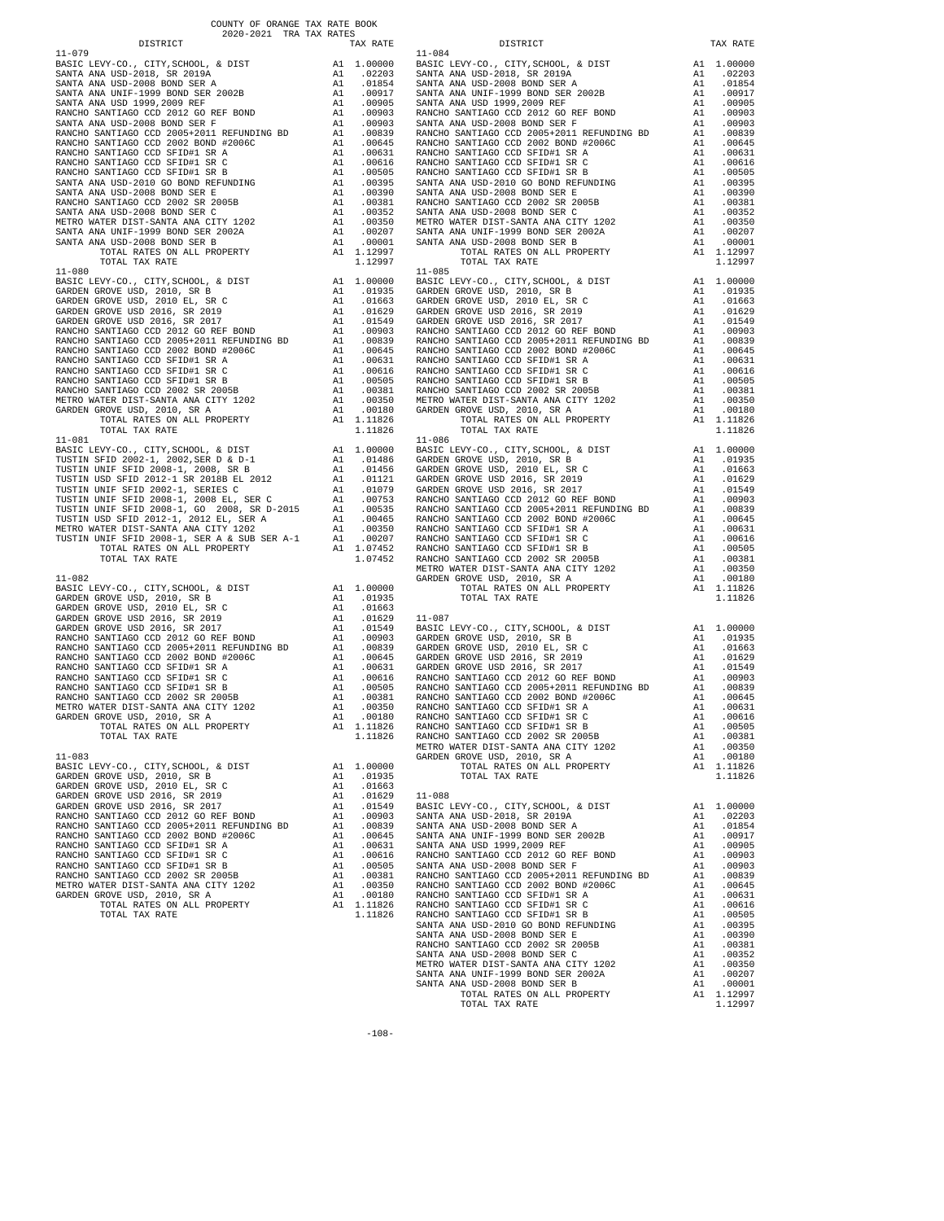COUNTY OF ORANGE TAX RATE BOOK
2020-2021 TRA TAX RATES

| DISTRICT | | TAX RATE |
|---|---|---|
| **11-079** | | |
| BASIC LEVY-CO., CITY,SCHOOL, & DIST | A1 | 1.00000 |
| SANTA ANA USD-2018, SR 2019A | A1 | .02203 |
| SANTA ANA USD-2008 BOND SER A | A1 | .01854 |
| SANTA ANA UNIF-1999 BOND SER 2002B | A1 | .00917 |
| SANTA ANA USD 1999,2009 REF | A1 | .00905 |
| RANCHO SANTIAGO CCD 2012 GO REF BOND | A1 | .00903 |
| SANTA ANA USD-2008 BOND SER F | A1 | .00903 |
| RANCHO SANTIAGO CCD 2005+2011 REFUNDING BD | A1 | .00839 |
| RANCHO SANTIAGO CCD 2002 BOND #2006C | A1 | .00645 |
| RANCHO SANTIAGO CCD SFID#1 SR A | A1 | .00631 |
| RANCHO SANTIAGO CCD SFID#1 SR C | A1 | .00616 |
| RANCHO SANTIAGO CCD SFID#1 SR B | A1 | .00505 |
| SANTA ANA USD-2010 GO BOND REFUNDING | A1 | .00395 |
| SANTA ANA USD-2008 BOND SER E | A1 | .00390 |
| RANCHO SANTIAGO CCD 2002 SR 2005B | A1 | .00381 |
| SANTA ANA USD-2008 BOND SER C | A1 | .00352 |
| METRO WATER DIST-SANTA ANA CITY 1202 | A1 | .00350 |
| SANTA ANA UNIF-1999 BOND SER 2002A | A1 | .00207 |
| SANTA ANA USD-2008 BOND SER B | A1 | .00001 |
| TOTAL RATES ON ALL PROPERTY | A1 | 1.12997 |
| TOTAL TAX RATE | | 1.12997 |
| **11-080** | | |
| BASIC LEVY-CO., CITY,SCHOOL, & DIST | A1 | 1.00000 |
| GARDEN GROVE USD, 2010, SR B | A1 | .01935 |
| GARDEN GROVE USD, 2010 EL, SR C | A1 | .01663 |
| GARDEN GROVE USD 2016, SR 2019 | A1 | .01629 |
| GARDEN GROVE USD 2016, SR 2017 | A1 | .01549 |
| RANCHO SANTIAGO CCD 2012 GO REF BOND | A1 | .00903 |
| RANCHO SANTIAGO CCD 2005+2011 REFUNDING BD | A1 | .00839 |
| RANCHO SANTIAGO CCD 2002 BOND #2006C | A1 | .00645 |
| RANCHO SANTIAGO CCD SFID#1 SR A | A1 | .00631 |
| RANCHO SANTIAGO CCD SFID#1 SR C | A1 | .00616 |
| RANCHO SANTIAGO CCD SFID#1 SR B | A1 | .00505 |
| RANCHO SANTIAGO CCD 2002 SR 2005B | A1 | .00381 |
| METRO WATER DIST-SANTA ANA CITY 1202 | A1 | .00350 |
| GARDEN GROVE USD, 2010, SR A | A1 | .00180 |
| TOTAL RATES ON ALL PROPERTY | A1 | 1.11826 |
| TOTAL TAX RATE | | 1.11826 |
| **11-081** | | |
| BASIC LEVY-CO., CITY,SCHOOL, & DIST | A1 | 1.00000 |
| TUSTIN SFID 2002-1, 2002,SER D & D-1 | A1 | .01486 |
| TUSTIN UNIF SFID 2008-1, 2008, SR B | A1 | .01456 |
| TUSTIN USD SFID 2012-1 SR 2018B EL 2012 | A1 | .01121 |
| TUSTIN UNIF SFID 2002-1, SERIES C | A1 | .01079 |
| TUSTIN UNIF SFID 2008-1, 2008 EL, SER C | A1 | .00753 |
| TUSTIN UNIF SFID 2008-1, GO 2008, SR D-2015 | A1 | .00535 |
| TUSTIN USD SFID 2012-1, 2012 EL, SER A | A1 | .00465 |
| METRO WATER DIST-SANTA ANA CITY 1202 | A1 | .00350 |
| TUSTIN UNIF SFID 2008-1, SR A & SUB SER A-1 | A1 | .00207 |
| TOTAL RATES ON ALL PROPERTY | A1 | 1.07452 |
| TOTAL TAX RATE | | 1.07452 |
| **11-082** | | |
| BASIC LEVY-CO., CITY,SCHOOL, & DIST | A1 | 1.00000 |
| GARDEN GROVE USD, 2010, SR B | A1 | .01935 |
| GARDEN GROVE USD, 2010 EL, SR C | A1 | .01663 |
| GARDEN GROVE USD 2016, SR 2019 | A1 | .01629 |
| GARDEN GROVE USD 2016, SR 2017 | A1 | .01549 |
| RANCHO SANTIAGO CCD 2012 GO REF BOND | A1 | .00903 |
| RANCHO SANTIAGO CCD 2005+2011 REFUNDING BD | A1 | .00839 |
| RANCHO SANTIAGO CCD 2002 BOND #2006C | A1 | .00645 |
| RANCHO SANTIAGO CCD SFID#1 SR A | A1 | .00631 |
| RANCHO SANTIAGO CCD SFID#1 SR C | A1 | .00616 |
| RANCHO SANTIAGO CCD SFID#1 SR B | A1 | .00505 |
| RANCHO SANTIAGO CCD 2002 SR 2005B | A1 | .00381 |
| METRO WATER DIST-SANTA ANA CITY 1202 | A1 | .00350 |
| GARDEN GROVE USD, 2010, SR A | A1 | .00180 |
| TOTAL RATES ON ALL PROPERTY | A1 | 1.11826 |
| TOTAL TAX RATE | | 1.11826 |
| **11-083** | | |
| BASIC LEVY-CO., CITY,SCHOOL, & DIST | A1 | 1.00000 |
| GARDEN GROVE USD, 2010, SR B | A1 | .01935 |
| GARDEN GROVE USD, 2010 EL, SR C | A1 | .01663 |
| GARDEN GROVE USD 2016, SR 2019 | A1 | .01629 |
| GARDEN GROVE USD 2016, SR 2017 | A1 | .01549 |
| RANCHO SANTIAGO CCD 2012 GO REF BOND | A1 | .00903 |
| RANCHO SANTIAGO CCD 2005+2011 REFUNDING BD | A1 | .00839 |
| RANCHO SANTIAGO CCD 2002 BOND #2006C | A1 | .00645 |
| RANCHO SANTIAGO CCD SFID#1 SR A | A1 | .00631 |
| RANCHO SANTIAGO CCD SFID#1 SR C | A1 | .00616 |
| RANCHO SANTIAGO CCD SFID#1 SR B | A1 | .00505 |
| RANCHO SANTIAGO CCD 2002 SR 2005B | A1 | .00381 |
| METRO WATER DIST-SANTA ANA CITY 1202 | A1 | .00350 |
| GARDEN GROVE USD, 2010, SR A | A1 | .00180 |
| TOTAL RATES ON ALL PROPERTY | A1 | 1.11826 |
| TOTAL TAX RATE | | 1.11826 |
| **11-084** | | |
| BASIC LEVY-CO., CITY,SCHOOL, & DIST | A1 | 1.00000 |
| SANTA ANA USD-2018, SR 2019A | A1 | .02203 |
| SANTA ANA USD-2008 BOND SER A | A1 | .01854 |
| SANTA ANA UNIF-1999 BOND SER 2002B | A1 | .00917 |
| SANTA ANA USD 1999,2009 REF | A1 | .00905 |
| RANCHO SANTIAGO CCD 2012 GO REF BOND | A1 | .00903 |
| SANTA ANA USD-2008 BOND SER F | A1 | .00903 |
| RANCHO SANTIAGO CCD 2005+2011 REFUNDING BD | A1 | .00839 |
| RANCHO SANTIAGO CCD 2002 BOND #2006C | A1 | .00645 |
| RANCHO SANTIAGO CCD SFID#1 SR A | A1 | .00631 |
| RANCHO SANTIAGO CCD SFID#1 SR C | A1 | .00616 |
| RANCHO SANTIAGO CCD SFID#1 SR B | A1 | .00505 |
| SANTA ANA USD-2010 GO BOND REFUNDING | A1 | .00395 |
| SANTA ANA USD-2008 BOND SER E | A1 | .00390 |
| RANCHO SANTIAGO CCD 2002 SR 2005B | A1 | .00381 |
| SANTA ANA USD-2008 BOND SER C | A1 | .00352 |
| METRO WATER DIST-SANTA ANA CITY 1202 | A1 | .00350 |
| SANTA ANA UNIF-1999 BOND SER 2002A | A1 | .00207 |
| SANTA ANA USD-2008 BOND SER B | A1 | .00001 |
| TOTAL RATES ON ALL PROPERTY | A1 | 1.12997 |
| TOTAL TAX RATE | | 1.12997 |
| **11-085** | | |
| BASIC LEVY-CO., CITY,SCHOOL, & DIST | A1 | 1.00000 |
| GARDEN GROVE USD, 2010, SR B | A1 | .01935 |
| GARDEN GROVE USD, 2010 EL, SR C | A1 | .01663 |
| GARDEN GROVE USD 2016, SR 2019 | A1 | .01629 |
| GARDEN GROVE USD 2016, SR 2017 | A1 | .01549 |
| RANCHO SANTIAGO CCD 2012 GO REF BOND | A1 | .00903 |
| RANCHO SANTIAGO CCD 2005+2011 REFUNDING BD | A1 | .00839 |
| RANCHO SANTIAGO CCD 2002 BOND #2006C | A1 | .00645 |
| RANCHO SANTIAGO CCD SFID#1 SR A | A1 | .00631 |
| RANCHO SANTIAGO CCD SFID#1 SR C | A1 | .00616 |
| RANCHO SANTIAGO CCD SFID#1 SR B | A1 | .00505 |
| RANCHO SANTIAGO CCD 2002 SR 2005B | A1 | .00381 |
| METRO WATER DIST-SANTA ANA CITY 1202 | A1 | .00350 |
| GARDEN GROVE USD, 2010, SR A | A1 | .00180 |
| TOTAL RATES ON ALL PROPERTY | A1 | 1.11826 |
| TOTAL TAX RATE | | 1.11826 |
| **11-086** | | |
| BASIC LEVY-CO., CITY,SCHOOL, & DIST | A1 | 1.00000 |
| GARDEN GROVE USD, 2010, SR B | A1 | .01935 |
| GARDEN GROVE USD, 2010 EL, SR C | A1 | .01663 |
| GARDEN GROVE USD 2016, SR 2019 | A1 | .01629 |
| GARDEN GROVE USD 2016, SR 2017 | A1 | .01549 |
| RANCHO SANTIAGO CCD 2012 GO REF BOND | A1 | .00903 |
| RANCHO SANTIAGO CCD 2005+2011 REFUNDING BD | A1 | .00839 |
| RANCHO SANTIAGO CCD 2002 BOND #2006C | A1 | .00645 |
| RANCHO SANTIAGO CCD SFID#1 SR A | A1 | .00631 |
| RANCHO SANTIAGO CCD SFID#1 SR C | A1 | .00616 |
| RANCHO SANTIAGO CCD SFID#1 SR B | A1 | .00505 |
| RANCHO SANTIAGO CCD 2002 SR 2005B | A1 | .00381 |
| METRO WATER DIST-SANTA ANA CITY 1202 | A1 | .00350 |
| GARDEN GROVE USD, 2010, SR A | A1 | .00180 |
| TOTAL RATES ON ALL PROPERTY | A1 | 1.11826 |
| TOTAL TAX RATE | | 1.11826 |
| **11-087** | | |
| BASIC LEVY-CO., CITY,SCHOOL, & DIST | A1 | 1.00000 |
| GARDEN GROVE USD, 2010, SR B | A1 | .01935 |
| GARDEN GROVE USD, 2010 EL, SR C | A1 | .01663 |
| GARDEN GROVE USD 2016, SR 2019 | A1 | .01629 |
| GARDEN GROVE USD 2016, SR 2017 | A1 | .01549 |
| RANCHO SANTIAGO CCD 2012 GO REF BOND | A1 | .00903 |
| RANCHO SANTIAGO CCD 2005+2011 REFUNDING BD | A1 | .00839 |
| RANCHO SANTIAGO CCD 2002 BOND #2006C | A1 | .00645 |
| RANCHO SANTIAGO CCD SFID#1 SR A | A1 | .00631 |
| RANCHO SANTIAGO CCD SFID#1 SR C | A1 | .00616 |
| RANCHO SANTIAGO CCD SFID#1 SR B | A1 | .00505 |
| RANCHO SANTIAGO CCD 2002 SR 2005B | A1 | .00381 |
| METRO WATER DIST-SANTA ANA CITY 1202 | A1 | .00350 |
| GARDEN GROVE USD, 2010, SR A | A1 | .00180 |
| TOTAL RATES ON ALL PROPERTY | A1 | 1.11826 |
| TOTAL TAX RATE | | 1.11826 |
| **11-088** | | |
| BASIC LEVY-CO., CITY,SCHOOL, & DIST | A1 | 1.00000 |
| SANTA ANA USD-2018, SR 2019A | A1 | .02203 |
| SANTA ANA USD-2008 BOND SER A | A1 | .01854 |
| SANTA ANA UNIF-1999 BOND SER 2002B | A1 | .00917 |
| SANTA ANA USD 1999,2009 REF | A1 | .00905 |
| RANCHO SANTIAGO CCD 2012 GO REF BOND | A1 | .00903 |
| SANTA ANA USD-2008 BOND SER F | A1 | .00903 |
| RANCHO SANTIAGO CCD 2005+2011 REFUNDING BD | A1 | .00839 |
| RANCHO SANTIAGO CCD 2002 BOND #2006C | A1 | .00645 |
| RANCHO SANTIAGO CCD SFID#1 SR A | A1 | .00631 |
| RANCHO SANTIAGO CCD SFID#1 SR C | A1 | .00616 |
| RANCHO SANTIAGO CCD SFID#1 SR B | A1 | .00505 |
| SANTA ANA USD-2010 GO BOND REFUNDING | A1 | .00395 |
| SANTA ANA USD-2008 BOND SER E | A1 | .00390 |
| RANCHO SANTIAGO CCD 2002 SR 2005B | A1 | .00381 |
| SANTA ANA USD-2008 BOND SER C | A1 | .00352 |
| METRO WATER DIST-SANTA ANA CITY 1202 | A1 | .00350 |
| SANTA ANA UNIF-1999 BOND SER 2002A | A1 | .00207 |
| SANTA ANA USD-2008 BOND SER B | A1 | .00001 |
| TOTAL RATES ON ALL PROPERTY | A1 | 1.12997 |
| TOTAL TAX RATE | | 1.12997 |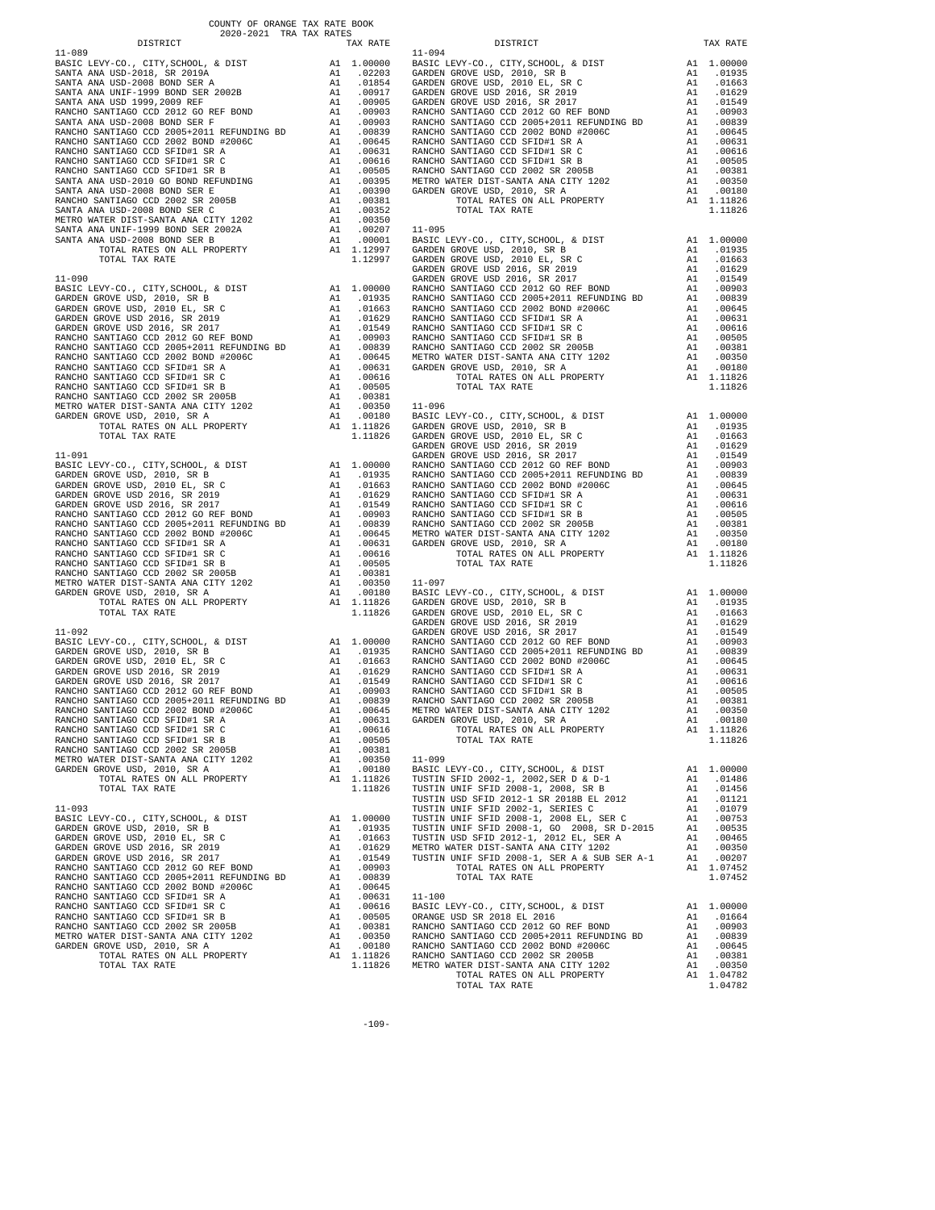COUNTY OF ORANGE TAX RATE BOOK
2020-2021 TRA TAX RATES

| DISTRICT | | TAX RATE |
|---|---|---|
| **11-089** | | |
| BASIC LEVY-CO., CITY,SCHOOL, & DIST | A1 | 1.00000 |
| SANTA ANA USD-2018, SR 2019A | A1 | .02203 |
| SANTA ANA USD-2008 BOND SER A | A1 | .01854 |
| SANTA ANA UNIF-1999 BOND SER 2002B | A1 | .00917 |
| SANTA ANA USD 1999,2009 REF | A1 | .00905 |
| RANCHO SANTIAGO CCD 2012 GO REF BOND | A1 | .00903 |
| SANTA ANA USD-2008 BOND SER F | A1 | .00903 |
| RANCHO SANTIAGO CCD 2005+2011 REFUNDING BD | A1 | .00839 |
| RANCHO SANTIAGO CCD 2002 BOND #2006C | A1 | .00645 |
| RANCHO SANTIAGO CCD SFID#1 SR A | A1 | .00631 |
| RANCHO SANTIAGO CCD SFID#1 SR C | A1 | .00616 |
| RANCHO SANTIAGO CCD SFID#1 SR B | A1 | .00505 |
| SANTA ANA USD-2010 GO BOND REFUNDING | A1 | .00395 |
| SANTA ANA USD-2008 BOND SER E | A1 | .00390 |
| RANCHO SANTIAGO CCD 2002 SR 2005B | A1 | .00381 |
| SANTA ANA USD-2008 BOND SER C | A1 | .00352 |
| METRO WATER DIST-SANTA ANA CITY 1202 | A1 | .00350 |
| SANTA ANA UNIF-1999 BOND SER 2002A | A1 | .00207 |
| SANTA ANA USD-2008 BOND SER B | A1 | .00001 |
| TOTAL RATES ON ALL PROPERTY | A1 | 1.12997 |
| TOTAL TAX RATE | | 1.12997 |
| **11-090** | | |
| BASIC LEVY-CO., CITY,SCHOOL, & DIST | A1 | 1.00000 |
| GARDEN GROVE USD, 2010, SR B | A1 | .01935 |
| GARDEN GROVE USD, 2010 EL, SR C | A1 | .01663 |
| GARDEN GROVE USD 2016, SR 2019 | A1 | .01629 |
| GARDEN GROVE USD 2016, SR 2017 | A1 | .01549 |
| RANCHO SANTIAGO CCD 2012 GO REF BOND | A1 | .00903 |
| RANCHO SANTIAGO CCD 2005+2011 REFUNDING BD | A1 | .00839 |
| RANCHO SANTIAGO CCD 2002 BOND #2006C | A1 | .00645 |
| RANCHO SANTIAGO CCD SFID#1 SR A | A1 | .00631 |
| RANCHO SANTIAGO CCD SFID#1 SR C | A1 | .00616 |
| RANCHO SANTIAGO CCD SFID#1 SR B | A1 | .00505 |
| RANCHO SANTIAGO CCD 2002 SR 2005B | A1 | .00381 |
| METRO WATER DIST-SANTA ANA CITY 1202 | A1 | .00350 |
| GARDEN GROVE USD, 2010, SR A | A1 | .00180 |
| TOTAL RATES ON ALL PROPERTY | A1 | 1.11826 |
| TOTAL TAX RATE | | 1.11826 |
| **11-091** | | |
| BASIC LEVY-CO., CITY,SCHOOL, & DIST | A1 | 1.00000 |
| GARDEN GROVE USD, 2010, SR B | A1 | .01935 |
| GARDEN GROVE USD, 2010 EL, SR C | A1 | .01663 |
| GARDEN GROVE USD 2016, SR 2019 | A1 | .01629 |
| GARDEN GROVE USD 2016, SR 2017 | A1 | .01549 |
| RANCHO SANTIAGO CCD 2012 GO REF BOND | A1 | .00903 |
| RANCHO SANTIAGO CCD 2005+2011 REFUNDING BD | A1 | .00839 |
| RANCHO SANTIAGO CCD 2002 BOND #2006C | A1 | .00645 |
| RANCHO SANTIAGO CCD SFID#1 SR A | A1 | .00631 |
| RANCHO SANTIAGO CCD SFID#1 SR C | A1 | .00616 |
| RANCHO SANTIAGO CCD SFID#1 SR B | A1 | .00505 |
| RANCHO SANTIAGO CCD 2002 SR 2005B | A1 | .00381 |
| METRO WATER DIST-SANTA ANA CITY 1202 | A1 | .00350 |
| GARDEN GROVE USD, 2010, SR A | A1 | .00180 |
| TOTAL RATES ON ALL PROPERTY | A1 | 1.11826 |
| TOTAL TAX RATE | | 1.11826 |
| **11-092** | | |
| BASIC LEVY-CO., CITY,SCHOOL, & DIST | A1 | 1.00000 |
| GARDEN GROVE USD, 2010, SR B | A1 | .01935 |
| GARDEN GROVE USD, 2010 EL, SR C | A1 | .01663 |
| GARDEN GROVE USD 2016, SR 2019 | A1 | .01629 |
| GARDEN GROVE USD 2016, SR 2017 | A1 | .01549 |
| RANCHO SANTIAGO CCD 2012 GO REF BOND | A1 | .00903 |
| RANCHO SANTIAGO CCD 2005+2011 REFUNDING BD | A1 | .00839 |
| RANCHO SANTIAGO CCD 2002 BOND #2006C | A1 | .00645 |
| RANCHO SANTIAGO CCD SFID#1 SR A | A1 | .00631 |
| RANCHO SANTIAGO CCD SFID#1 SR C | A1 | .00616 |
| RANCHO SANTIAGO CCD SFID#1 SR B | A1 | .00505 |
| RANCHO SANTIAGO CCD 2002 SR 2005B | A1 | .00381 |
| METRO WATER DIST-SANTA ANA CITY 1202 | A1 | .00350 |
| GARDEN GROVE USD, 2010, SR A | A1 | .00180 |
| TOTAL RATES ON ALL PROPERTY | A1 | 1.11826 |
| TOTAL TAX RATE | | 1.11826 |
| **11-093** | | |
| BASIC LEVY-CO., CITY,SCHOOL, & DIST | A1 | 1.00000 |
| GARDEN GROVE USD, 2010, SR B | A1 | .01935 |
| GARDEN GROVE USD, 2010 EL, SR C | A1 | .01663 |
| GARDEN GROVE USD 2016, SR 2019 | A1 | .01629 |
| GARDEN GROVE USD 2016, SR 2017 | A1 | .01549 |
| RANCHO SANTIAGO CCD 2012 GO REF BOND | A1 | .00903 |
| RANCHO SANTIAGO CCD 2005+2011 REFUNDING BD | A1 | .00839 |
| RANCHO SANTIAGO CCD 2002 BOND #2006C | A1 | .00645 |
| RANCHO SANTIAGO CCD SFID#1 SR A | A1 | .00631 |
| RANCHO SANTIAGO CCD SFID#1 SR C | A1 | .00616 |
| RANCHO SANTIAGO CCD SFID#1 SR B | A1 | .00505 |
| RANCHO SANTIAGO CCD 2002 SR 2005B | A1 | .00381 |
| METRO WATER DIST-SANTA ANA CITY 1202 | A1 | .00350 |
| GARDEN GROVE USD, 2010, SR A | A1 | .00180 |
| TOTAL RATES ON ALL PROPERTY | A1 | 1.11826 |
| TOTAL TAX RATE | | 1.11826 |
| **11-094** | | |
| BASIC LEVY-CO., CITY,SCHOOL, & DIST | A1 | 1.00000 |
| GARDEN GROVE USD, 2010, SR B | A1 | .01935 |
| GARDEN GROVE USD, 2010 EL, SR C | A1 | .01663 |
| GARDEN GROVE USD 2016, SR 2019 | A1 | .01629 |
| GARDEN GROVE USD 2016, SR 2017 | A1 | .01549 |
| RANCHO SANTIAGO CCD 2012 GO REF BOND | A1 | .00903 |
| RANCHO SANTIAGO CCD 2005+2011 REFUNDING BD | A1 | .00839 |
| RANCHO SANTIAGO CCD 2002 BOND #2006C | A1 | .00645 |
| RANCHO SANTIAGO CCD SFID#1 SR A | A1 | .00631 |
| RANCHO SANTIAGO CCD SFID#1 SR C | A1 | .00616 |
| RANCHO SANTIAGO CCD SFID#1 SR B | A1 | .00505 |
| RANCHO SANTIAGO CCD 2002 SR 2005B | A1 | .00381 |
| METRO WATER DIST-SANTA ANA CITY 1202 | A1 | .00350 |
| GARDEN GROVE USD, 2010, SR A | A1 | .00180 |
| TOTAL RATES ON ALL PROPERTY | A1 | 1.11826 |
| TOTAL TAX RATE | | 1.11826 |
| **11-095** | | |
| BASIC LEVY-CO., CITY,SCHOOL, & DIST | A1 | 1.00000 |
| GARDEN GROVE USD, 2010, SR B | A1 | .01935 |
| GARDEN GROVE USD, 2010 EL, SR C | A1 | .01663 |
| GARDEN GROVE USD 2016, SR 2019 | A1 | .01629 |
| GARDEN GROVE USD 2016, SR 2017 | A1 | .01549 |
| RANCHO SANTIAGO CCD 2012 GO REF BOND | A1 | .00903 |
| RANCHO SANTIAGO CCD 2005+2011 REFUNDING BD | A1 | .00839 |
| RANCHO SANTIAGO CCD 2002 BOND #2006C | A1 | .00645 |
| RANCHO SANTIAGO CCD SFID#1 SR A | A1 | .00631 |
| RANCHO SANTIAGO CCD SFID#1 SR C | A1 | .00616 |
| RANCHO SANTIAGO CCD SFID#1 SR B | A1 | .00505 |
| RANCHO SANTIAGO CCD 2002 SR 2005B | A1 | .00381 |
| METRO WATER DIST-SANTA ANA CITY 1202 | A1 | .00350 |
| GARDEN GROVE USD, 2010, SR A | A1 | .00180 |
| TOTAL RATES ON ALL PROPERTY | A1 | 1.11826 |
| TOTAL TAX RATE | | 1.11826 |
| **11-096** | | |
| BASIC LEVY-CO., CITY,SCHOOL, & DIST | A1 | 1.00000 |
| GARDEN GROVE USD, 2010, SR B | A1 | .01935 |
| GARDEN GROVE USD, 2010 EL, SR C | A1 | .01663 |
| GARDEN GROVE USD 2016, SR 2019 | A1 | .01629 |
| GARDEN GROVE USD 2016, SR 2017 | A1 | .01549 |
| RANCHO SANTIAGO CCD 2012 GO REF BOND | A1 | .00903 |
| RANCHO SANTIAGO CCD 2005+2011 REFUNDING BD | A1 | .00839 |
| RANCHO SANTIAGO CCD 2002 BOND #2006C | A1 | .00645 |
| RANCHO SANTIAGO CCD SFID#1 SR A | A1 | .00631 |
| RANCHO SANTIAGO CCD SFID#1 SR C | A1 | .00616 |
| RANCHO SANTIAGO CCD SFID#1 SR B | A1 | .00505 |
| RANCHO SANTIAGO CCD 2002 SR 2005B | A1 | .00381 |
| METRO WATER DIST-SANTA ANA CITY 1202 | A1 | .00350 |
| GARDEN GROVE USD, 2010, SR A | A1 | .00180 |
| TOTAL RATES ON ALL PROPERTY | A1 | 1.11826 |
| TOTAL TAX RATE | | 1.11826 |
| **11-097** | | |
| BASIC LEVY-CO., CITY,SCHOOL, & DIST | A1 | 1.00000 |
| GARDEN GROVE USD, 2010, SR B | A1 | .01935 |
| GARDEN GROVE USD, 2010 EL, SR C | A1 | .01663 |
| GARDEN GROVE USD 2016, SR 2019 | A1 | .01629 |
| GARDEN GROVE USD 2016, SR 2017 | A1 | .01549 |
| RANCHO SANTIAGO CCD 2012 GO REF BOND | A1 | .00903 |
| RANCHO SANTIAGO CCD 2005+2011 REFUNDING BD | A1 | .00839 |
| RANCHO SANTIAGO CCD 2002 BOND #2006C | A1 | .00645 |
| RANCHO SANTIAGO CCD SFID#1 SR A | A1 | .00631 |
| RANCHO SANTIAGO CCD SFID#1 SR C | A1 | .00616 |
| RANCHO SANTIAGO CCD SFID#1 SR B | A1 | .00505 |
| RANCHO SANTIAGO CCD 2002 SR 2005B | A1 | .00381 |
| METRO WATER DIST-SANTA ANA CITY 1202 | A1 | .00350 |
| GARDEN GROVE USD, 2010, SR A | A1 | .00180 |
| TOTAL RATES ON ALL PROPERTY | A1 | 1.11826 |
| TOTAL TAX RATE | | 1.11826 |
| **11-099** | | |
| BASIC LEVY-CO., CITY,SCHOOL, & DIST | A1 | 1.00000 |
| TUSTIN SFID 2002-1, 2002,SER D & D-1 | A1 | .01486 |
| TUSTIN UNIF SFID 2008-1, 2008, SR B | A1 | .01456 |
| TUSTIN USD SFID 2012-1 SR 2018B EL 2012 | A1 | .01121 |
| TUSTIN UNIF SFID 2002-1, SERIES C | A1 | .01079 |
| TUSTIN UNIF SFID 2008-1, 2008 EL, SER C | A1 | .00753 |
| TUSTIN UNIF SFID 2008-1, GO 2008, SR D-2015 | A1 | .00535 |
| TUSTIN USD SFID 2012-1, 2012 EL, SER A | A1 | .00465 |
| METRO WATER DIST-SANTA ANA CITY 1202 | A1 | .00350 |
| TUSTIN UNIF SFID 2008-1, SER A & SUB SER A-1 | A1 | .00207 |
| TOTAL RATES ON ALL PROPERTY | A1 | 1.07452 |
| TOTAL TAX RATE | | 1.07452 |
| **11-100** | | |
| BASIC LEVY-CO., CITY,SCHOOL, & DIST | A1 | 1.00000 |
| ORANGE USD SR 2018 EL 2016 | A1 | .01664 |
| RANCHO SANTIAGO CCD 2012 GO REF BOND | A1 | .00903 |
| RANCHO SANTIAGO CCD 2005+2011 REFUNDING BD | A1 | .00839 |
| RANCHO SANTIAGO CCD 2002 BOND #2006C | A1 | .00645 |
| RANCHO SANTIAGO CCD 2002 SR 2005B | A1 | .00381 |
| METRO WATER DIST-SANTA ANA CITY 1202 | A1 | .00350 |
| TOTAL RATES ON ALL PROPERTY | A1 | 1.04782 |
| TOTAL TAX RATE | | 1.04782 |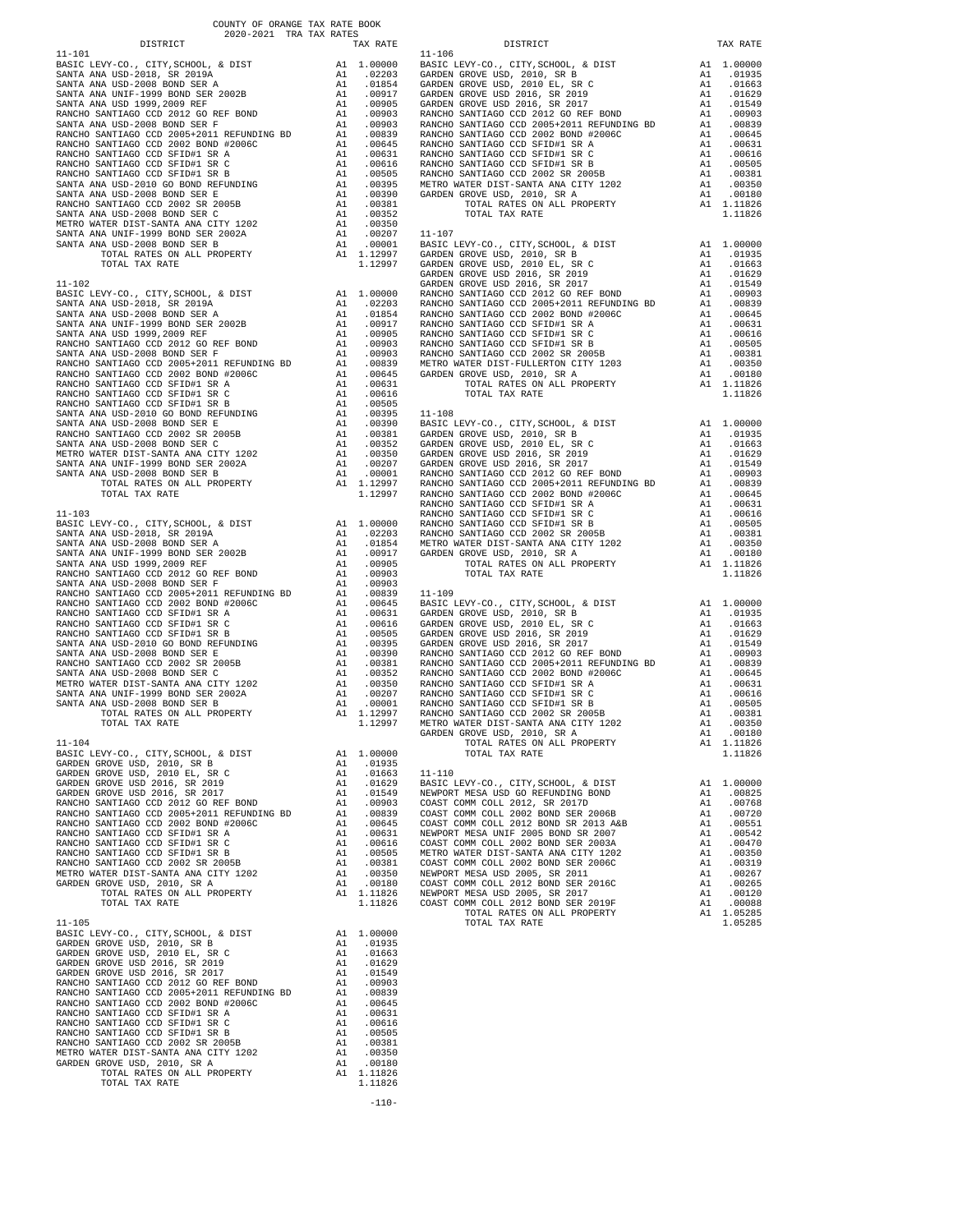COUNTY OF ORANGE TAX RATE BOOK
2020-2021 TRA TAX RATES

| DISTRICT | | TAX RATE |
|---|---|---|
| **11-101** | | |
| BASIC LEVY-CO., CITY,SCHOOL, & DIST | A1 | 1.00000 |
| SANTA ANA USD-2018, SR 2019A | A1 | .02203 |
| SANTA ANA USD-2008 BOND SER A | A1 | .01854 |
| SANTA ANA UNIF-1999 BOND SER 2002B | A1 | .00917 |
| SANTA ANA USD 1999,2009 REF | A1 | .00905 |
| RANCHO SANTIAGO CCD 2012 GO REF BOND | A1 | .00903 |
| SANTA ANA USD-2008 BOND SER F | A1 | .00903 |
| RANCHO SANTIAGO CCD 2005+2011 REFUNDING BD | A1 | .00839 |
| RANCHO SANTIAGO CCD 2002 BOND #2006C | A1 | .00645 |
| RANCHO SANTIAGO CCD SFID#1 SR A | A1 | .00631 |
| RANCHO SANTIAGO CCD SFID#1 SR C | A1 | .00616 |
| RANCHO SANTIAGO CCD SFID#1 SR B | A1 | .00505 |
| SANTA ANA USD-2010 GO BOND REFUNDING | A1 | .00395 |
| SANTA ANA USD-2008 BOND SER E | A1 | .00390 |
| RANCHO SANTIAGO CCD 2002 SR 2005B | A1 | .00381 |
| SANTA ANA USD-2008 BOND SER C | A1 | .00352 |
| METRO WATER DIST-SANTA ANA CITY 1202 | A1 | .00350 |
| SANTA ANA UNIF-1999 BOND SER 2002A | A1 | .00207 |
| SANTA ANA USD-2008 BOND SER B | A1 | .00001 |
| TOTAL RATES ON ALL PROPERTY | A1 | 1.12997 |
| TOTAL TAX RATE | | 1.12997 |
| **11-102** | | |
| BASIC LEVY-CO., CITY,SCHOOL, & DIST | A1 | 1.00000 |
| SANTA ANA USD-2018, SR 2019A | A1 | .02203 |
| SANTA ANA USD-2008 BOND SER A | A1 | .01854 |
| SANTA ANA UNIF-1999 BOND SER 2002B | A1 | .00917 |
| SANTA ANA USD 1999,2009 REF | A1 | .00905 |
| RANCHO SANTIAGO CCD 2012 GO REF BOND | A1 | .00903 |
| SANTA ANA USD-2008 BOND SER F | A1 | .00903 |
| RANCHO SANTIAGO CCD 2005+2011 REFUNDING BD | A1 | .00839 |
| RANCHO SANTIAGO CCD 2002 BOND #2006C | A1 | .00645 |
| RANCHO SANTIAGO CCD SFID#1 SR A | A1 | .00631 |
| RANCHO SANTIAGO CCD SFID#1 SR C | A1 | .00616 |
| RANCHO SANTIAGO CCD SFID#1 SR B | A1 | .00505 |
| SANTA ANA USD-2010 GO BOND REFUNDING | A1 | .00395 |
| SANTA ANA USD-2008 BOND SER E | A1 | .00390 |
| RANCHO SANTIAGO CCD 2002 SR 2005B | A1 | .00381 |
| SANTA ANA USD-2008 BOND SER C | A1 | .00352 |
| METRO WATER DIST-SANTA ANA CITY 1202 | A1 | .00350 |
| SANTA ANA UNIF-1999 BOND SER 2002A | A1 | .00207 |
| SANTA ANA USD-2008 BOND SER B | A1 | .00001 |
| TOTAL RATES ON ALL PROPERTY | A1 | 1.12997 |
| TOTAL TAX RATE | | 1.12997 |
| **11-103** | | |
| BASIC LEVY-CO., CITY,SCHOOL, & DIST | A1 | 1.00000 |
| SANTA ANA USD-2018, SR 2019A | A1 | .02203 |
| SANTA ANA USD-2008 BOND SER A | A1 | .01854 |
| SANTA ANA UNIF-1999 BOND SER 2002B | A1 | .00917 |
| SANTA ANA USD 1999,2009 REF | A1 | .00905 |
| RANCHO SANTIAGO CCD 2012 GO REF BOND | A1 | .00903 |
| SANTA ANA USD-2008 BOND SER F | A1 | .00903 |
| RANCHO SANTIAGO CCD 2005+2011 REFUNDING BD | A1 | .00839 |
| RANCHO SANTIAGO CCD 2002 BOND #2006C | A1 | .00645 |
| RANCHO SANTIAGO CCD SFID#1 SR A | A1 | .00631 |
| RANCHO SANTIAGO CCD SFID#1 SR C | A1 | .00616 |
| RANCHO SANTIAGO CCD SFID#1 SR B | A1 | .00505 |
| SANTA ANA USD-2010 GO BOND REFUNDING | A1 | .00395 |
| SANTA ANA USD-2008 BOND SER E | A1 | .00390 |
| RANCHO SANTIAGO CCD 2002 SR 2005B | A1 | .00381 |
| SANTA ANA USD-2008 BOND SER C | A1 | .00352 |
| METRO WATER DIST-SANTA ANA CITY 1202 | A1 | .00350 |
| SANTA ANA UNIF-1999 BOND SER 2002A | A1 | .00207 |
| SANTA ANA USD-2008 BOND SER B | A1 | .00001 |
| TOTAL RATES ON ALL PROPERTY | A1 | 1.12997 |
| TOTAL TAX RATE | | 1.12997 |
| **11-104** | | |
| BASIC LEVY-CO., CITY,SCHOOL, & DIST | A1 | 1.00000 |
| GARDEN GROVE USD, 2010, SR B | A1 | .01935 |
| GARDEN GROVE USD, 2010 EL, SR C | A1 | .01663 |
| GARDEN GROVE USD 2016, SR 2019 | A1 | .01629 |
| GARDEN GROVE USD 2016, SR 2017 | A1 | .01549 |
| RANCHO SANTIAGO CCD 2012 GO REF BOND | A1 | .00903 |
| RANCHO SANTIAGO CCD 2005+2011 REFUNDING BD | A1 | .00839 |
| RANCHO SANTIAGO CCD 2002 BOND #2006C | A1 | .00645 |
| RANCHO SANTIAGO CCD SFID#1 SR A | A1 | .00631 |
| RANCHO SANTIAGO CCD SFID#1 SR C | A1 | .00616 |
| RANCHO SANTIAGO CCD SFID#1 SR B | A1 | .00505 |
| RANCHO SANTIAGO CCD 2002 SR 2005B | A1 | .00381 |
| METRO WATER DIST-SANTA ANA CITY 1202 | A1 | .00350 |
| GARDEN GROVE USD, 2010, SR A | A1 | .00180 |
| TOTAL RATES ON ALL PROPERTY | A1 | 1.11826 |
| TOTAL TAX RATE | | 1.11826 |
| **11-105** | | |
| BASIC LEVY-CO., CITY,SCHOOL, & DIST | A1 | 1.00000 |
| GARDEN GROVE USD, 2010, SR B | A1 | .01935 |
| GARDEN GROVE USD, 2010 EL, SR C | A1 | .01663 |
| GARDEN GROVE USD 2016, SR 2019 | A1 | .01629 |
| GARDEN GROVE USD 2016, SR 2017 | A1 | .01549 |
| RANCHO SANTIAGO CCD 2012 GO REF BOND | A1 | .00903 |
| RANCHO SANTIAGO CCD 2005+2011 REFUNDING BD | A1 | .00839 |
| RANCHO SANTIAGO CCD 2002 BOND #2006C | A1 | .00645 |
| RANCHO SANTIAGO CCD SFID#1 SR A | A1 | .00631 |
| RANCHO SANTIAGO CCD SFID#1 SR C | A1 | .00616 |
| RANCHO SANTIAGO CCD SFID#1 SR B | A1 | .00505 |
| RANCHO SANTIAGO CCD 2002 SR 2005B | A1 | .00381 |
| METRO WATER DIST-SANTA ANA CITY 1202 | A1 | .00350 |
| GARDEN GROVE USD, 2010, SR A | A1 | .00180 |
| TOTAL RATES ON ALL PROPERTY | A1 | 1.11826 |
| TOTAL TAX RATE | | 1.11826 |
| **11-106** | | |
| BASIC LEVY-CO., CITY,SCHOOL, & DIST | A1 | 1.00000 |
| GARDEN GROVE USD, 2010, SR B | A1 | .01935 |
| GARDEN GROVE USD, 2010 EL, SR C | A1 | .01663 |
| GARDEN GROVE USD 2016, SR 2019 | A1 | .01629 |
| GARDEN GROVE USD 2016, SR 2017 | A1 | .01549 |
| RANCHO SANTIAGO CCD 2012 GO REF BOND | A1 | .00903 |
| RANCHO SANTIAGO CCD 2005+2011 REFUNDING BD | A1 | .00839 |
| RANCHO SANTIAGO CCD 2002 BOND #2006C | A1 | .00645 |
| RANCHO SANTIAGO CCD SFID#1 SR A | A1 | .00631 |
| RANCHO SANTIAGO CCD SFID#1 SR C | A1 | .00616 |
| RANCHO SANTIAGO CCD SFID#1 SR B | A1 | .00505 |
| RANCHO SANTIAGO CCD 2002 SR 2005B | A1 | .00381 |
| METRO WATER DIST-SANTA ANA CITY 1202 | A1 | .00350 |
| GARDEN GROVE USD, 2010, SR A | A1 | .00180 |
| TOTAL RATES ON ALL PROPERTY | A1 | 1.11826 |
| TOTAL TAX RATE | | 1.11826 |
| **11-107** | | |
| BASIC LEVY-CO., CITY,SCHOOL, & DIST | A1 | 1.00000 |
| GARDEN GROVE USD, 2010, SR B | A1 | .01935 |
| GARDEN GROVE USD, 2010 EL, SR C | A1 | .01663 |
| GARDEN GROVE USD 2016, SR 2019 | A1 | .01629 |
| GARDEN GROVE USD 2016, SR 2017 | A1 | .01549 |
| RANCHO SANTIAGO CCD 2012 GO REF BOND | A1 | .00903 |
| RANCHO SANTIAGO CCD 2005+2011 REFUNDING BD | A1 | .00839 |
| RANCHO SANTIAGO CCD 2002 BOND #2006C | A1 | .00645 |
| RANCHO SANTIAGO CCD SFID#1 SR A | A1 | .00631 |
| RANCHO SANTIAGO CCD SFID#1 SR C | A1 | .00616 |
| RANCHO SANTIAGO CCD SFID#1 SR B | A1 | .00505 |
| RANCHO SANTIAGO CCD 2002 SR 2005B | A1 | .00381 |
| METRO WATER DIST-FULLERTON CITY 1203 | A1 | .00350 |
| GARDEN GROVE USD, 2010, SR A | A1 | .00180 |
| TOTAL RATES ON ALL PROPERTY | A1 | 1.11826 |
| TOTAL TAX RATE | | 1.11826 |
| **11-108** | | |
| BASIC LEVY-CO., CITY,SCHOOL, & DIST | A1 | 1.00000 |
| GARDEN GROVE USD, 2010, SR B | A1 | .01935 |
| GARDEN GROVE USD, 2010 EL, SR C | A1 | .01663 |
| GARDEN GROVE USD 2016, SR 2019 | A1 | .01629 |
| GARDEN GROVE USD 2016, SR 2017 | A1 | .01549 |
| RANCHO SANTIAGO CCD 2012 GO REF BOND | A1 | .00903 |
| RANCHO SANTIAGO CCD 2005+2011 REFUNDING BD | A1 | .00839 |
| RANCHO SANTIAGO CCD 2002 BOND #2006C | A1 | .00645 |
| RANCHO SANTIAGO CCD SFID#1 SR A | A1 | .00631 |
| RANCHO SANTIAGO CCD SFID#1 SR C | A1 | .00616 |
| RANCHO SANTIAGO CCD SFID#1 SR B | A1 | .00505 |
| RANCHO SANTIAGO CCD 2002 SR 2005B | A1 | .00381 |
| METRO WATER DIST-SANTA ANA CITY 1202 | A1 | .00350 |
| GARDEN GROVE USD, 2010, SR A | A1 | .00180 |
| TOTAL RATES ON ALL PROPERTY | A1 | 1.11826 |
| TOTAL TAX RATE | | 1.11826 |
| **11-109** | | |
| BASIC LEVY-CO., CITY,SCHOOL, & DIST | A1 | 1.00000 |
| GARDEN GROVE USD, 2010, SR B | A1 | .01935 |
| GARDEN GROVE USD, 2010 EL, SR C | A1 | .01663 |
| GARDEN GROVE USD 2016, SR 2019 | A1 | .01629 |
| GARDEN GROVE USD 2016, SR 2017 | A1 | .01549 |
| RANCHO SANTIAGO CCD 2012 GO REF BOND | A1 | .00903 |
| RANCHO SANTIAGO CCD 2005+2011 REFUNDING BD | A1 | .00839 |
| RANCHO SANTIAGO CCD 2002 BOND #2006C | A1 | .00645 |
| RANCHO SANTIAGO CCD SFID#1 SR A | A1 | .00631 |
| RANCHO SANTIAGO CCD SFID#1 SR C | A1 | .00616 |
| RANCHO SANTIAGO CCD SFID#1 SR B | A1 | .00505 |
| RANCHO SANTIAGO CCD 2002 SR 2005B | A1 | .00381 |
| METRO WATER DIST-SANTA ANA CITY 1202 | A1 | .00350 |
| GARDEN GROVE USD, 2010, SR A | A1 | .00180 |
| TOTAL RATES ON ALL PROPERTY | A1 | 1.11826 |
| TOTAL TAX RATE | | 1.11826 |
| **11-110** | | |
| BASIC LEVY-CO., CITY,SCHOOL, & DIST | A1 | 1.00000 |
| NEWPORT MESA USD GO REFUNDING BOND | A1 | .00825 |
| COAST COMM COLL 2012, SR 2017D | A1 | .00768 |
| COAST COMM COLL 2002 BOND SER 2006B | A1 | .00720 |
| COAST COMM COLL 2012 BOND SER 2013 A&B | A1 | .00551 |
| NEWPORT MESA UNIF 2005 BOND SER 2007 | A1 | .00542 |
| COAST COMM COLL 2002 BOND SER 2003A | A1 | .00470 |
| METRO WATER DIST-SANTA ANA CITY 1202 | A1 | .00350 |
| COAST COMM COLL 2002 BOND SER 2006C | A1 | .00319 |
| NEWPORT MESA USD 2005, SR 2011 | A1 | .00267 |
| COAST COMM COLL 2012 BOND SER 2016C | A1 | .00265 |
| NEWPORT MESA USD 2005, SR 2017 | A1 | .00120 |
| COAST COMM COLL 2012 BOND SER 2019F | A1 | .00088 |
| TOTAL RATES ON ALL PROPERTY | A1 | 1.05285 |
| TOTAL TAX RATE | | 1.05285 |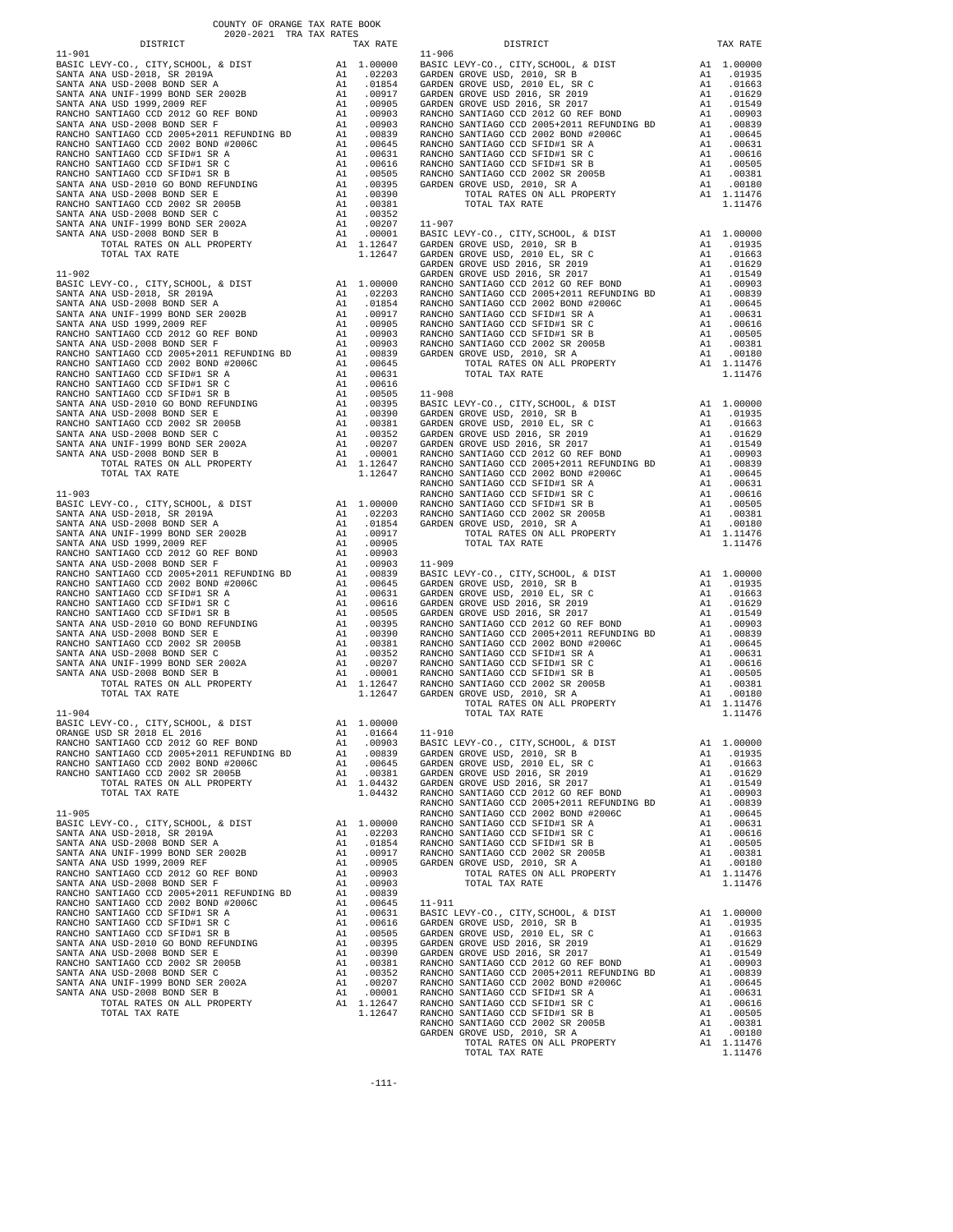COUNTY OF ORANGE TAX RATE BOOK
2020-2021 TRA TAX RATES

### 11-901

| DISTRICT | | TAX RATE |
|---|---|---|
| BASIC LEVY-CO., CITY,SCHOOL, & DIST | A1 | 1.00000 |
| SANTA ANA USD-2018, SR 2019A | A1 | .02203 |
| SANTA ANA USD-2008 BOND SER A | A1 | .01854 |
| SANTA ANA UNIF-1999 BOND SER 2002B | A1 | .00917 |
| SANTA ANA USD 1999,2009 REF | A1 | .00905 |
| RANCHO SANTIAGO CCD 2012 GO REF BOND | A1 | .00903 |
| SANTA ANA USD-2008 BOND SER F | A1 | .00903 |
| RANCHO SANTIAGO CCD 2005+2011 REFUNDING BD | A1 | .00839 |
| RANCHO SANTIAGO CCD 2002 BOND #2006C | A1 | .00645 |
| RANCHO SANTIAGO CCD SFID#1 SR A | A1 | .00631 |
| RANCHO SANTIAGO CCD SFID#1 SR C | A1 | .00616 |
| RANCHO SANTIAGO CCD SFID#1 SR B | A1 | .00505 |
| SANTA ANA USD-2010 GO BOND REFUNDING | A1 | .00395 |
| SANTA ANA USD-2008 BOND SER E | A1 | .00390 |
| RANCHO SANTIAGO CCD 2002 SR 2005B | A1 | .00381 |
| SANTA ANA USD-2008 BOND SER C | A1 | .00352 |
| SANTA ANA UNIF-1999 BOND SER 2002A | A1 | .00207 |
| SANTA ANA USD-2008 BOND SER B | A1 | .00001 |
| TOTAL RATES ON ALL PROPERTY | A1 | 1.12647 |
| TOTAL TAX RATE | | 1.12647 |

### 11-902

| DISTRICT | | TAX RATE |
|---|---|---|
| BASIC LEVY-CO., CITY,SCHOOL, & DIST | A1 | 1.00000 |
| SANTA ANA USD-2018, SR 2019A | A1 | .02203 |
| SANTA ANA USD-2008 BOND SER A | A1 | .01854 |
| SANTA ANA UNIF-1999 BOND SER 2002B | A1 | .00917 |
| SANTA ANA USD 1999,2009 REF | A1 | .00905 |
| RANCHO SANTIAGO CCD 2012 GO REF BOND | A1 | .00903 |
| SANTA ANA USD-2008 BOND SER F | A1 | .00903 |
| RANCHO SANTIAGO CCD 2005+2011 REFUNDING BD | A1 | .00839 |
| RANCHO SANTIAGO CCD 2002 BOND #2006C | A1 | .00645 |
| RANCHO SANTIAGO CCD SFID#1 SR A | A1 | .00631 |
| RANCHO SANTIAGO CCD SFID#1 SR C | A1 | .00616 |
| RANCHO SANTIAGO CCD SFID#1 SR B | A1 | .00505 |
| SANTA ANA USD-2010 GO BOND REFUNDING | A1 | .00395 |
| SANTA ANA USD-2008 BOND SER E | A1 | .00390 |
| RANCHO SANTIAGO CCD 2002 SR 2005B | A1 | .00381 |
| SANTA ANA USD-2008 BOND SER C | A1 | .00352 |
| SANTA ANA UNIF-1999 BOND SER 2002A | A1 | .00207 |
| SANTA ANA USD-2008 BOND SER B | A1 | .00001 |
| TOTAL RATES ON ALL PROPERTY | A1 | 1.12647 |
| TOTAL TAX RATE | | 1.12647 |

### 11-903

| DISTRICT | | TAX RATE |
|---|---|---|
| BASIC LEVY-CO., CITY,SCHOOL, & DIST | A1 | 1.00000 |
| SANTA ANA USD-2018, SR 2019A | A1 | .02203 |
| SANTA ANA USD-2008 BOND SER A | A1 | .01854 |
| SANTA ANA UNIF-1999 BOND SER 2002B | A1 | .00917 |
| SANTA ANA USD 1999,2009 REF | A1 | .00905 |
| RANCHO SANTIAGO CCD 2012 GO REF BOND | A1 | .00903 |
| SANTA ANA USD-2008 BOND SER F | A1 | .00903 |
| RANCHO SANTIAGO CCD 2005+2011 REFUNDING BD | A1 | .00839 |
| RANCHO SANTIAGO CCD 2002 BOND #2006C | A1 | .00645 |
| RANCHO SANTIAGO CCD SFID#1 SR A | A1 | .00631 |
| RANCHO SANTIAGO CCD SFID#1 SR C | A1 | .00616 |
| RANCHO SANTIAGO CCD SFID#1 SR B | A1 | .00505 |
| SANTA ANA USD-2010 GO BOND REFUNDING | A1 | .00395 |
| SANTA ANA USD-2008 BOND SER E | A1 | .00390 |
| RANCHO SANTIAGO CCD 2002 SR 2005B | A1 | .00381 |
| SANTA ANA USD-2008 BOND SER C | A1 | .00352 |
| SANTA ANA UNIF-1999 BOND SER 2002A | A1 | .00207 |
| SANTA ANA USD-2008 BOND SER B | A1 | .00001 |
| TOTAL RATES ON ALL PROPERTY | A1 | 1.12647 |
| TOTAL TAX RATE | | 1.12647 |

### 11-904

| DISTRICT | | TAX RATE |
|---|---|---|
| BASIC LEVY-CO., CITY,SCHOOL, & DIST | A1 | 1.00000 |
| ORANGE USD SR 2018 EL 2016 | A1 | .01664 |
| RANCHO SANTIAGO CCD 2012 GO REF BOND | A1 | .00903 |
| RANCHO SANTIAGO CCD 2005+2011 REFUNDING BD | A1 | .00839 |
| RANCHO SANTIAGO CCD 2002 BOND #2006C | A1 | .00645 |
| RANCHO SANTIAGO CCD 2002 SR 2005B | A1 | .00381 |
| TOTAL RATES ON ALL PROPERTY | A1 | 1.04432 |
| TOTAL TAX RATE | | 1.04432 |

### 11-905

| DISTRICT | | TAX RATE |
|---|---|---|
| BASIC LEVY-CO., CITY,SCHOOL, & DIST | A1 | 1.00000 |
| SANTA ANA USD-2018, SR 2019A | A1 | .02203 |
| SANTA ANA USD-2008 BOND SER A | A1 | .01854 |
| SANTA ANA UNIF-1999 BOND SER 2002B | A1 | .00917 |
| SANTA ANA USD 1999,2009 REF | A1 | .00905 |
| RANCHO SANTIAGO CCD 2012 GO REF BOND | A1 | .00903 |
| SANTA ANA USD-2008 BOND SER F | A1 | .00903 |
| RANCHO SANTIAGO CCD 2005+2011 REFUNDING BD | A1 | .00839 |
| RANCHO SANTIAGO CCD 2002 BOND #2006C | A1 | .00645 |
| RANCHO SANTIAGO CCD SFID#1 SR A | A1 | .00631 |
| RANCHO SANTIAGO CCD SFID#1 SR C | A1 | .00616 |
| RANCHO SANTIAGO CCD SFID#1 SR B | A1 | .00505 |
| SANTA ANA USD-2010 GO BOND REFUNDING | A1 | .00395 |
| SANTA ANA USD-2008 BOND SER E | A1 | .00390 |
| RANCHO SANTIAGO CCD 2002 SR 2005B | A1 | .00381 |
| SANTA ANA USD-2008 BOND SER C | A1 | .00352 |
| SANTA ANA UNIF-1999 BOND SER 2002A | A1 | .00207 |
| SANTA ANA USD-2008 BOND SER B | A1 | .00001 |
| TOTAL RATES ON ALL PROPERTY | A1 | 1.12647 |
| TOTAL TAX RATE | | 1.12647 |

### 11-906

| DISTRICT | | TAX RATE |
|---|---|---|
| BASIC LEVY-CO., CITY,SCHOOL, & DIST | A1 | 1.00000 |
| GARDEN GROVE USD, 2010, SR B | A1 | .01935 |
| GARDEN GROVE USD, 2010 EL, SR C | A1 | .01663 |
| GARDEN GROVE USD 2016, SR 2019 | A1 | .01629 |
| GARDEN GROVE USD 2016, SR 2017 | A1 | .01549 |
| RANCHO SANTIAGO CCD 2012 GO REF BOND | A1 | .00903 |
| RANCHO SANTIAGO CCD 2005+2011 REFUNDING BD | A1 | .00839 |
| RANCHO SANTIAGO CCD 2002 BOND #2006C | A1 | .00645 |
| RANCHO SANTIAGO CCD SFID#1 SR A | A1 | .00631 |
| RANCHO SANTIAGO CCD SFID#1 SR C | A1 | .00616 |
| RANCHO SANTIAGO CCD SFID#1 SR B | A1 | .00505 |
| RANCHO SANTIAGO CCD 2002 SR 2005B | A1 | .00381 |
| GARDEN GROVE USD, 2010, SR A | A1 | .00180 |
| TOTAL RATES ON ALL PROPERTY | A1 | 1.11476 |
| TOTAL TAX RATE | | 1.11476 |

### 11-907

| DISTRICT | | TAX RATE |
|---|---|---|
| BASIC LEVY-CO., CITY,SCHOOL, & DIST | A1 | 1.00000 |
| GARDEN GROVE USD, 2010, SR B | A1 | .01935 |
| GARDEN GROVE USD, 2010 EL, SR C | A1 | .01663 |
| GARDEN GROVE USD 2016, SR 2019 | A1 | .01629 |
| GARDEN GROVE USD 2016, SR 2017 | A1 | .01549 |
| RANCHO SANTIAGO CCD 2012 GO REF BOND | A1 | .00903 |
| RANCHO SANTIAGO CCD 2005+2011 REFUNDING BD | A1 | .00839 |
| RANCHO SANTIAGO CCD 2002 BOND #2006C | A1 | .00645 |
| RANCHO SANTIAGO CCD SFID#1 SR A | A1 | .00631 |
| RANCHO SANTIAGO CCD SFID#1 SR C | A1 | .00616 |
| RANCHO SANTIAGO CCD SFID#1 SR B | A1 | .00505 |
| RANCHO SANTIAGO CCD 2002 SR 2005B | A1 | .00381 |
| GARDEN GROVE USD, 2010, SR A | A1 | .00180 |
| TOTAL RATES ON ALL PROPERTY | A1 | 1.11476 |
| TOTAL TAX RATE | | 1.11476 |

### 11-908

| DISTRICT | | TAX RATE |
|---|---|---|
| BASIC LEVY-CO., CITY,SCHOOL, & DIST | A1 | 1.00000 |
| GARDEN GROVE USD, 2010, SR B | A1 | .01935 |
| GARDEN GROVE USD, 2010 EL, SR C | A1 | .01663 |
| GARDEN GROVE USD 2016, SR 2019 | A1 | .01629 |
| GARDEN GROVE USD 2016, SR 2017 | A1 | .01549 |
| RANCHO SANTIAGO CCD 2012 GO REF BOND | A1 | .00903 |
| RANCHO SANTIAGO CCD 2005+2011 REFUNDING BD | A1 | .00839 |
| RANCHO SANTIAGO CCD 2002 BOND #2006C | A1 | .00645 |
| RANCHO SANTIAGO CCD SFID#1 SR A | A1 | .00631 |
| RANCHO SANTIAGO CCD SFID#1 SR C | A1 | .00616 |
| RANCHO SANTIAGO CCD SFID#1 SR B | A1 | .00505 |
| RANCHO SANTIAGO CCD 2002 SR 2005B | A1 | .00381 |
| GARDEN GROVE USD, 2010, SR A | A1 | .00180 |
| TOTAL RATES ON ALL PROPERTY | A1 | 1.11476 |
| TOTAL TAX RATE | | 1.11476 |

### 11-909

| DISTRICT | | TAX RATE |
|---|---|---|
| BASIC LEVY-CO., CITY,SCHOOL, & DIST | A1 | 1.00000 |
| GARDEN GROVE USD, 2010, SR B | A1 | .01935 |
| GARDEN GROVE USD, 2010 EL, SR C | A1 | .01663 |
| GARDEN GROVE USD 2016, SR 2019 | A1 | .01629 |
| GARDEN GROVE USD 2016, SR 2017 | A1 | .01549 |
| RANCHO SANTIAGO CCD 2012 GO REF BOND | A1 | .00903 |
| RANCHO SANTIAGO CCD 2005+2011 REFUNDING BD | A1 | .00839 |
| RANCHO SANTIAGO CCD 2002 BOND #2006C | A1 | .00645 |
| RANCHO SANTIAGO CCD SFID#1 SR A | A1 | .00631 |
| RANCHO SANTIAGO CCD SFID#1 SR C | A1 | .00616 |
| RANCHO SANTIAGO CCD SFID#1 SR B | A1 | .00505 |
| RANCHO SANTIAGO CCD 2002 SR 2005B | A1 | .00381 |
| GARDEN GROVE USD, 2010, SR A | A1 | .00180 |
| TOTAL RATES ON ALL PROPERTY | A1 | 1.11476 |
| TOTAL TAX RATE | | 1.11476 |

### 11-910

| DISTRICT | | TAX RATE |
|---|---|---|
| BASIC LEVY-CO., CITY,SCHOOL, & DIST | A1 | 1.00000 |
| GARDEN GROVE USD, 2010, SR B | A1 | .01935 |
| GARDEN GROVE USD, 2010 EL, SR C | A1 | .01663 |
| GARDEN GROVE USD 2016, SR 2019 | A1 | .01629 |
| GARDEN GROVE USD 2016, SR 2017 | A1 | .01549 |
| RANCHO SANTIAGO CCD 2012 GO REF BOND | A1 | .00903 |
| RANCHO SANTIAGO CCD 2005+2011 REFUNDING BD | A1 | .00839 |
| RANCHO SANTIAGO CCD 2002 BOND #2006C | A1 | .00645 |
| RANCHO SANTIAGO CCD SFID#1 SR A | A1 | .00631 |
| RANCHO SANTIAGO CCD SFID#1 SR C | A1 | .00616 |
| RANCHO SANTIAGO CCD SFID#1 SR B | A1 | .00505 |
| RANCHO SANTIAGO CCD 2002 SR 2005B | A1 | .00381 |
| GARDEN GROVE USD, 2010, SR A | A1 | .00180 |
| TOTAL RATES ON ALL PROPERTY | A1 | 1.11476 |
| TOTAL TAX RATE | | 1.11476 |

### 11-911

| DISTRICT | | TAX RATE |
|---|---|---|
| BASIC LEVY-CO., CITY,SCHOOL, & DIST | A1 | 1.00000 |
| GARDEN GROVE USD, 2010, SR B | A1 | .01935 |
| GARDEN GROVE USD, 2010 EL, SR C | A1 | .01663 |
| GARDEN GROVE USD 2016, SR 2019 | A1 | .01629 |
| GARDEN GROVE USD 2016, SR 2017 | A1 | .01549 |
| RANCHO SANTIAGO CCD 2012 GO REF BOND | A1 | .00903 |
| RANCHO SANTIAGO CCD 2005+2011 REFUNDING BD | A1 | .00839 |
| RANCHO SANTIAGO CCD 2002 BOND #2006C | A1 | .00645 |
| RANCHO SANTIAGO CCD SFID#1 SR A | A1 | .00631 |
| RANCHO SANTIAGO CCD SFID#1 SR C | A1 | .00616 |
| RANCHO SANTIAGO CCD SFID#1 SR B | A1 | .00505 |
| RANCHO SANTIAGO CCD 2002 SR 2005B | A1 | .00381 |
| GARDEN GROVE USD, 2010, SR A | A1 | .00180 |
| TOTAL RATES ON ALL PROPERTY | A1 | 1.11476 |
| TOTAL TAX RATE | | 1.11476 |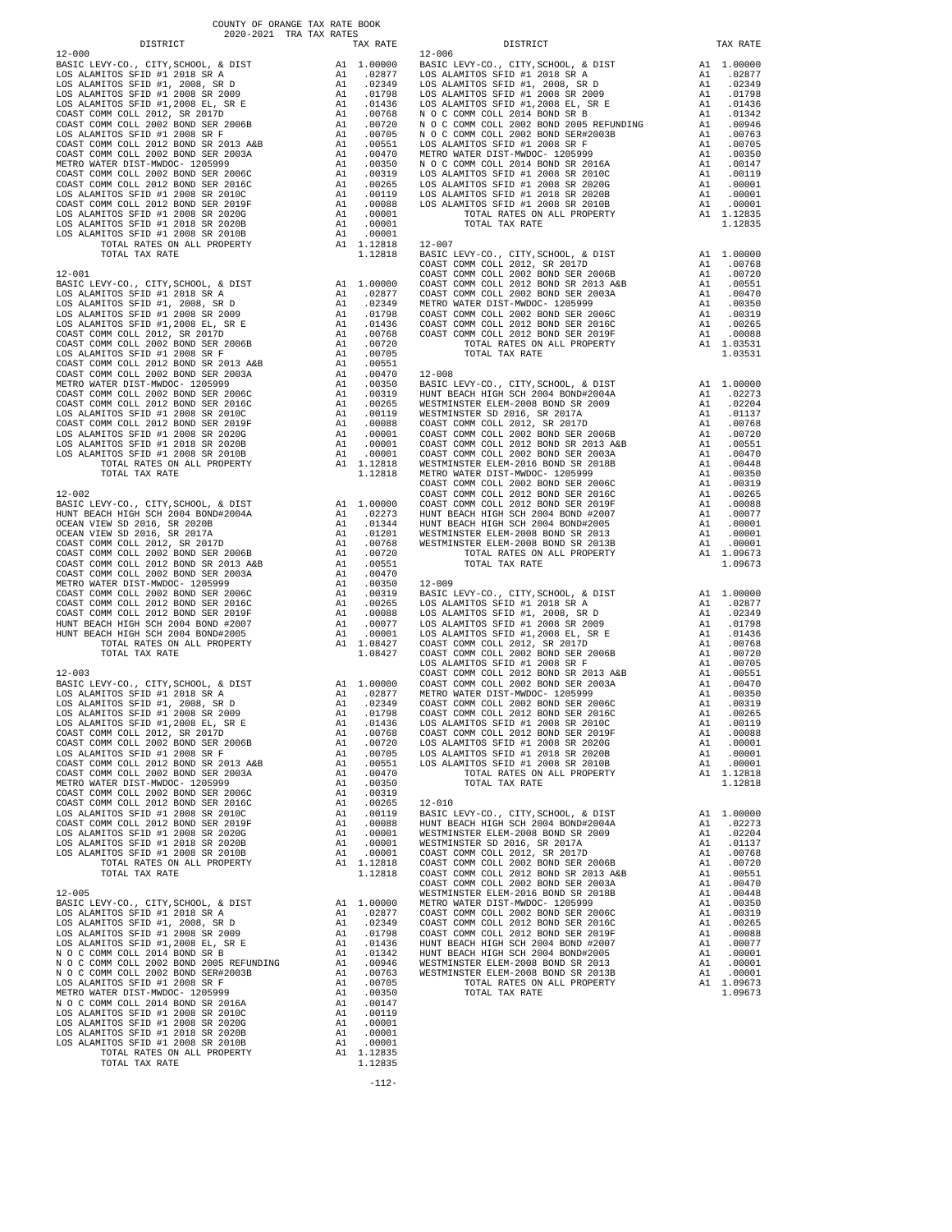COUNTY OF ORANGE TAX RATE BOOK
2020-2021 TRA TAX RATES

| DISTRICT | | TAX RATE |
|---|---|---|
| **12-000** | | |
| BASIC LEVY-CO., CITY,SCHOOL, & DIST | A1 | 1.00000 |
| LOS ALAMITOS SFID #1 2018 SR A | A1 | .02877 |
| LOS ALAMITOS SFID #1, 2008, SR D | A1 | .02349 |
| LOS ALAMITOS SFID #1 2008 SR 2009 | A1 | .01798 |
| LOS ALAMITOS SFID #1,2008 EL, SR E | A1 | .01436 |
| COAST COMM COLL 2012, SR 2017D | A1 | .00768 |
| COAST COMM COLL 2002 BOND SER 2006B | A1 | .00720 |
| LOS ALAMITOS SFID #1 2008 SR F | A1 | .00705 |
| COAST COMM COLL 2012 BOND SR 2013 A&B | A1 | .00551 |
| COAST COMM COLL 2002 BOND SER 2003A | A1 | .00470 |
| METRO WATER DIST-MWDOC- 1205999 | A1 | .00350 |
| COAST COMM COLL 2002 BOND SER 2006C | A1 | .00319 |
| COAST COMM COLL 2012 BOND SER 2016C | A1 | .00265 |
| LOS ALAMITOS SFID #1 2008 SR 2010C | A1 | .00119 |
| COAST COMM COLL 2012 BOND SER 2019F | A1 | .00088 |
| LOS ALAMITOS SFID #1 2008 SR 2020G | A1 | .00001 |
| LOS ALAMITOS SFID #1 2018 SR 2020B | A1 | .00001 |
| LOS ALAMITOS SFID #1 2008 SR 2010B | A1 | .00001 |
| TOTAL RATES ON ALL PROPERTY | A1 | 1.12818 |
| TOTAL TAX RATE | | 1.12818 |
| **12-001** | | |
| BASIC LEVY-CO., CITY,SCHOOL, & DIST | A1 | 1.00000 |
| LOS ALAMITOS SFID #1 2018 SR A | A1 | .02877 |
| LOS ALAMITOS SFID #1, 2008, SR D | A1 | .02349 |
| LOS ALAMITOS SFID #1 2008 SR 2009 | A1 | .01798 |
| LOS ALAMITOS SFID #1,2008 EL, SR E | A1 | .01436 |
| COAST COMM COLL 2012, SR 2017D | A1 | .00768 |
| COAST COMM COLL 2002 BOND SER 2006B | A1 | .00720 |
| LOS ALAMITOS SFID #1 2008 SR F | A1 | .00705 |
| COAST COMM COLL 2012 BOND SR 2013 A&B | A1 | .00551 |
| COAST COMM COLL 2002 BOND SER 2003A | A1 | .00470 |
| METRO WATER DIST-MWDOC- 1205999 | A1 | .00350 |
| COAST COMM COLL 2002 BOND SER 2006C | A1 | .00319 |
| COAST COMM COLL 2012 BOND SER 2016C | A1 | .00265 |
| LOS ALAMITOS SFID #1 2008 SR 2010C | A1 | .00119 |
| COAST COMM COLL 2012 BOND SER 2019F | A1 | .00088 |
| LOS ALAMITOS SFID #1 2008 SR 2020G | A1 | .00001 |
| LOS ALAMITOS SFID #1 2018 SR 2020B | A1 | .00001 |
| LOS ALAMITOS SFID #1 2008 SR 2010B | A1 | .00001 |
| TOTAL RATES ON ALL PROPERTY | A1 | 1.12818 |
| TOTAL TAX RATE | | 1.12818 |
| **12-002** | | |
| BASIC LEVY-CO., CITY,SCHOOL, & DIST | A1 | 1.00000 |
| HUNT BEACH HIGH SCH 2004 BOND#2004A | A1 | .02273 |
| OCEAN VIEW SD 2016, SR 2020B | A1 | .01344 |
| OCEAN VIEW SD 2016, SR 2017A | A1 | .01201 |
| COAST COMM COLL 2012, SR 2017D | A1 | .00768 |
| COAST COMM COLL 2002 BOND SER 2006B | A1 | .00720 |
| COAST COMM COLL 2012 BOND SR 2013 A&B | A1 | .00551 |
| COAST COMM COLL 2002 BOND SER 2003A | A1 | .00470 |
| METRO WATER DIST-MWDOC- 1205999 | A1 | .00350 |
| COAST COMM COLL 2002 BOND SER 2006C | A1 | .00319 |
| COAST COMM COLL 2012 BOND SER 2016C | A1 | .00265 |
| COAST COMM COLL 2012 BOND SER 2019F | A1 | .00088 |
| HUNT BEACH HIGH SCH 2004 BOND #2007 | A1 | .00077 |
| HUNT BEACH HIGH SCH 2004 BOND#2005 | A1 | .00001 |
| TOTAL RATES ON ALL PROPERTY | A1 | 1.08427 |
| TOTAL TAX RATE | | 1.08427 |
| **12-003** | | |
| BASIC LEVY-CO., CITY,SCHOOL, & DIST | A1 | 1.00000 |
| LOS ALAMITOS SFID #1 2018 SR A | A1 | .02877 |
| LOS ALAMITOS SFID #1, 2008, SR D | A1 | .02349 |
| LOS ALAMITOS SFID #1 2008 SR 2009 | A1 | .01798 |
| LOS ALAMITOS SFID #1,2008 EL, SR E | A1 | .01436 |
| COAST COMM COLL 2012, SR 2017D | A1 | .00768 |
| COAST COMM COLL 2002 BOND SER 2006B | A1 | .00720 |
| LOS ALAMITOS SFID #1 2008 SR F | A1 | .00705 |
| COAST COMM COLL 2012 BOND SR 2013 A&B | A1 | .00551 |
| COAST COMM COLL 2002 BOND SER 2003A | A1 | .00470 |
| METRO WATER DIST-MWDOC- 1205999 | A1 | .00350 |
| COAST COMM COLL 2002 BOND SER 2006C | A1 | .00319 |
| COAST COMM COLL 2012 BOND SER 2016C | A1 | .00265 |
| LOS ALAMITOS SFID #1 2008 SR 2010C | A1 | .00119 |
| COAST COMM COLL 2012 BOND SER 2019F | A1 | .00088 |
| LOS ALAMITOS SFID #1 2008 SR 2020G | A1 | .00001 |
| LOS ALAMITOS SFID #1 2018 SR 2020B | A1 | .00001 |
| LOS ALAMITOS SFID #1 2008 SR 2010B | A1 | .00001 |
| TOTAL RATES ON ALL PROPERTY | A1 | 1.12818 |
| TOTAL TAX RATE | | 1.12818 |
| **12-005** | | |
| BASIC LEVY-CO., CITY,SCHOOL, & DIST | A1 | 1.00000 |
| LOS ALAMITOS SFID #1 2018 SR A | A1 | .02877 |
| LOS ALAMITOS SFID #1, 2008, SR D | A1 | .02349 |
| LOS ALAMITOS SFID #1 2008 SR 2009 | A1 | .01798 |
| LOS ALAMITOS SFID #1,2008 EL, SR E | A1 | .01436 |
| N O C COMM COLL 2014 BOND SR B | A1 | .01342 |
| N O C COMM COLL 2002 BOND 2005 REFUNDING | A1 | .00946 |
| N O C COMM COLL 2002 BOND SER#2003B | A1 | .00763 |
| LOS ALAMITOS SFID #1 2008 SR F | A1 | .00705 |
| METRO WATER DIST-MWDOC- 1205999 | A1 | .00350 |
| N O C COMM COLL 2014 BOND SR 2016A | A1 | .00147 |
| LOS ALAMITOS SFID #1 2008 SR 2010C | A1 | .00119 |
| LOS ALAMITOS SFID #1 2008 SR 2020G | A1 | .00001 |
| LOS ALAMITOS SFID #1 2018 SR 2020B | A1 | .00001 |
| LOS ALAMITOS SFID #1 2008 SR 2010B | A1 | .00001 |
| TOTAL RATES ON ALL PROPERTY | A1 | 1.12835 |
| TOTAL TAX RATE | | 1.12835 |
| **12-006** | | |
| BASIC LEVY-CO., CITY,SCHOOL, & DIST | A1 | 1.00000 |
| LOS ALAMITOS SFID #1 2018 SR A | A1 | .02877 |
| LOS ALAMITOS SFID #1, 2008, SR D | A1 | .02349 |
| LOS ALAMITOS SFID #1 2008 SR 2009 | A1 | .01798 |
| LOS ALAMITOS SFID #1,2008 EL, SR E | A1 | .01436 |
| N O C COMM COLL 2014 BOND SR B | A1 | .01342 |
| N O C COMM COLL 2002 BOND 2005 REFUNDING | A1 | .00946 |
| N O C COMM COLL 2002 BOND SER#2003B | A1 | .00763 |
| LOS ALAMITOS SFID #1 2008 SR F | A1 | .00705 |
| METRO WATER DIST-MWDOC- 1205999 | A1 | .00350 |
| N O C COMM COLL 2014 BOND SR 2016A | A1 | .00147 |
| LOS ALAMITOS SFID #1 2008 SR 2010C | A1 | .00119 |
| LOS ALAMITOS SFID #1 2008 SR 2020G | A1 | .00001 |
| LOS ALAMITOS SFID #1 2018 SR 2020B | A1 | .00001 |
| LOS ALAMITOS SFID #1 2008 SR 2010B | A1 | .00001 |
| TOTAL RATES ON ALL PROPERTY | A1 | 1.12835 |
| TOTAL TAX RATE | | 1.12835 |
| **12-007** | | |
| BASIC LEVY-CO., CITY,SCHOOL, & DIST | A1 | 1.00000 |
| COAST COMM COLL 2012, SR 2017D | A1 | .00768 |
| COAST COMM COLL 2002 BOND SER 2006B | A1 | .00720 |
| COAST COMM COLL 2012 BOND SR 2013 A&B | A1 | .00551 |
| COAST COMM COLL 2002 BOND SER 2003A | A1 | .00470 |
| METRO WATER DIST-MWDOC- 1205999 | A1 | .00350 |
| COAST COMM COLL 2002 BOND SER 2006C | A1 | .00319 |
| COAST COMM COLL 2012 BOND SER 2016C | A1 | .00265 |
| COAST COMM COLL 2012 BOND SER 2019F | A1 | .00088 |
| TOTAL RATES ON ALL PROPERTY | A1 | 1.03531 |
| TOTAL TAX RATE | | 1.03531 |
| **12-008** | | |
| BASIC LEVY-CO., CITY,SCHOOL, & DIST | A1 | 1.00000 |
| HUNT BEACH HIGH SCH 2004 BOND#2004A | A1 | .02273 |
| WESTMINSTER ELEM-2008 BOND SR 2009 | A1 | .02204 |
| WESTMINSTER SD 2016, SR 2017A | A1 | .01137 |
| COAST COMM COLL 2012, SR 2017D | A1 | .00768 |
| COAST COMM COLL 2002 BOND SER 2006B | A1 | .00720 |
| COAST COMM COLL 2012 BOND SR 2013 A&B | A1 | .00551 |
| COAST COMM COLL 2002 BOND SER 2003A | A1 | .00470 |
| WESTMINSTER ELEM-2016 BOND SR 2018B | A1 | .00448 |
| METRO WATER DIST-MWDOC- 1205999 | A1 | .00350 |
| COAST COMM COLL 2002 BOND SER 2006C | A1 | .00319 |
| COAST COMM COLL 2012 BOND SER 2016C | A1 | .00265 |
| COAST COMM COLL 2012 BOND SER 2019F | A1 | .00088 |
| HUNT BEACH HIGH SCH 2004 BOND #2007 | A1 | .00077 |
| HUNT BEACH HIGH SCH 2004 BOND#2005 | A1 | .00001 |
| WESTMINSTER ELEM-2008 BOND SR 2013 | A1 | .00001 |
| WESTMINSTER ELEM-2008 BOND SR 2013B | A1 | .00001 |
| TOTAL RATES ON ALL PROPERTY | A1 | 1.09673 |
| TOTAL TAX RATE | | 1.09673 |
| **12-009** | | |
| BASIC LEVY-CO., CITY,SCHOOL, & DIST | A1 | 1.00000 |
| LOS ALAMITOS SFID #1 2018 SR A | A1 | .02877 |
| LOS ALAMITOS SFID #1, 2008, SR D | A1 | .02349 |
| LOS ALAMITOS SFID #1 2008 SR 2009 | A1 | .01798 |
| LOS ALAMITOS SFID #1,2008 EL, SR E | A1 | .01436 |
| COAST COMM COLL 2012, SR 2017D | A1 | .00768 |
| COAST COMM COLL 2002 BOND SER 2006B | A1 | .00720 |
| LOS ALAMITOS SFID #1 2008 SR F | A1 | .00705 |
| COAST COMM COLL 2012 BOND SR 2013 A&B | A1 | .00551 |
| COAST COMM COLL 2002 BOND SER 2003A | A1 | .00470 |
| METRO WATER DIST-MWDOC- 1205999 | A1 | .00350 |
| COAST COMM COLL 2002 BOND SER 2006C | A1 | .00319 |
| COAST COMM COLL 2012 BOND SER 2016C | A1 | .00265 |
| LOS ALAMITOS SFID #1 2008 SR 2010C | A1 | .00119 |
| COAST COMM COLL 2012 BOND SER 2019F | A1 | .00088 |
| LOS ALAMITOS SFID #1 2008 SR 2020G | A1 | .00001 |
| LOS ALAMITOS SFID #1 2018 SR 2020B | A1 | .00001 |
| LOS ALAMITOS SFID #1 2008 SR 2010B | A1 | .00001 |
| TOTAL RATES ON ALL PROPERTY | A1 | 1.12818 |
| TOTAL TAX RATE | | 1.12818 |
| **12-010** | | |
| BASIC LEVY-CO., CITY,SCHOOL, & DIST | A1 | 1.00000 |
| HUNT BEACH HIGH SCH 2004 BOND#2004A | A1 | .02273 |
| WESTMINSTER ELEM-2008 BOND SR 2009 | A1 | .02204 |
| WESTMINSTER SD 2016, SR 2017A | A1 | .01137 |
| COAST COMM COLL 2012, SR 2017D | A1 | .00768 |
| COAST COMM COLL 2002 BOND SER 2006B | A1 | .00720 |
| COAST COMM COLL 2012 BOND SR 2013 A&B | A1 | .00551 |
| COAST COMM COLL 2002 BOND SER 2003A | A1 | .00470 |
| WESTMINSTER ELEM-2016 BOND SR 2018B | A1 | .00448 |
| METRO WATER DIST-MWDOC- 1205999 | A1 | .00350 |
| COAST COMM COLL 2002 BOND SER 2006C | A1 | .00319 |
| COAST COMM COLL 2012 BOND SER 2016C | A1 | .00265 |
| COAST COMM COLL 2012 BOND SER 2019F | A1 | .00088 |
| HUNT BEACH HIGH SCH 2004 BOND #2007 | A1 | .00077 |
| HUNT BEACH HIGH SCH 2004 BOND#2005 | A1 | .00001 |
| WESTMINSTER ELEM-2008 BOND SR 2013 | A1 | .00001 |
| WESTMINSTER ELEM-2008 BOND SR 2013B | A1 | .00001 |
| TOTAL RATES ON ALL PROPERTY | A1 | 1.09673 |
| TOTAL TAX RATE | | 1.09673 |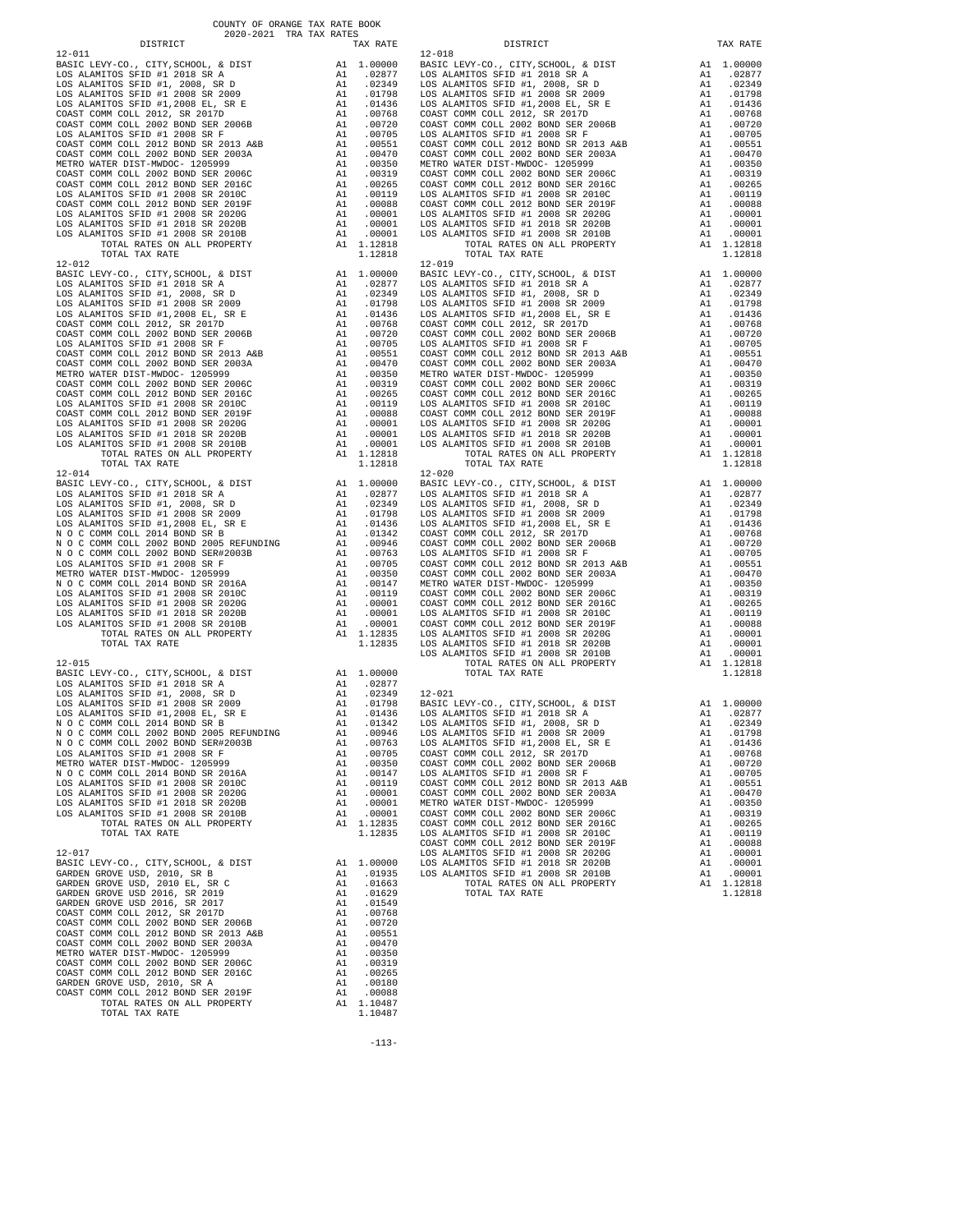COUNTY OF ORANGE TAX RATE BOOK
2020-2021 TRA TAX RATES

| DISTRICT | | TAX RATE |
|---|---|---|
| **12-011** | | |
| BASIC LEVY-CO., CITY,SCHOOL, & DIST | A1 | 1.00000 |
| LOS ALAMITOS SFID #1 2018 SR A | A1 | .02877 |
| LOS ALAMITOS SFID #1, 2008, SR D | A1 | .02349 |
| LOS ALAMITOS SFID #1 2008 SR 2009 | A1 | .01798 |
| LOS ALAMITOS SFID #1,2008 EL, SR E | A1 | .01436 |
| COAST COMM COLL 2012, SR 2017D | A1 | .00768 |
| COAST COMM COLL 2002 BOND SER 2006B | A1 | .00720 |
| LOS ALAMITOS SFID #1 2008 SR F | A1 | .00705 |
| COAST COMM COLL 2012 BOND SR 2013 A&B | A1 | .00551 |
| COAST COMM COLL 2002 BOND SER 2003A | A1 | .00470 |
| METRO WATER DIST-MWDOC- 1205999 | A1 | .00350 |
| COAST COMM COLL 2002 BOND SER 2006C | A1 | .00319 |
| COAST COMM COLL 2012 BOND SER 2016C | A1 | .00265 |
| LOS ALAMITOS SFID #1 2008 SR 2010C | A1 | .00119 |
| COAST COMM COLL 2012 BOND SER 2019F | A1 | .00088 |
| LOS ALAMITOS SFID #1 2008 SR 2020G | A1 | .00001 |
| LOS ALAMITOS SFID #1 2018 SR 2020B | A1 | .00001 |
| LOS ALAMITOS SFID #1 2008 SR 2010B | A1 | .00001 |
| TOTAL RATES ON ALL PROPERTY | A1 | 1.12818 |
| TOTAL TAX RATE | | 1.12818 |
| **12-012** | | |
| BASIC LEVY-CO., CITY,SCHOOL, & DIST | A1 | 1.00000 |
| LOS ALAMITOS SFID #1 2018 SR A | A1 | .02877 |
| LOS ALAMITOS SFID #1, 2008, SR D | A1 | .02349 |
| LOS ALAMITOS SFID #1 2008 SR 2009 | A1 | .01798 |
| LOS ALAMITOS SFID #1,2008 EL, SR E | A1 | .01436 |
| COAST COMM COLL 2012, SR 2017D | A1 | .00768 |
| COAST COMM COLL 2002 BOND SER 2006B | A1 | .00720 |
| LOS ALAMITOS SFID #1 2008 SR F | A1 | .00705 |
| COAST COMM COLL 2012 BOND SR 2013 A&B | A1 | .00551 |
| COAST COMM COLL 2002 BOND SER 2003A | A1 | .00470 |
| METRO WATER DIST-MWDOC- 1205999 | A1 | .00350 |
| COAST COMM COLL 2002 BOND SER 2006C | A1 | .00319 |
| COAST COMM COLL 2012 BOND SER 2016C | A1 | .00265 |
| LOS ALAMITOS SFID #1 2008 SR 2010C | A1 | .00119 |
| COAST COMM COLL 2012 BOND SER 2019F | A1 | .00088 |
| LOS ALAMITOS SFID #1 2008 SR 2020G | A1 | .00001 |
| LOS ALAMITOS SFID #1 2018 SR 2020B | A1 | .00001 |
| LOS ALAMITOS SFID #1 2008 SR 2010B | A1 | .00001 |
| TOTAL RATES ON ALL PROPERTY | A1 | 1.12818 |
| TOTAL TAX RATE | | 1.12818 |
| **12-014** | | |
| BASIC LEVY-CO., CITY,SCHOOL, & DIST | A1 | 1.00000 |
| LOS ALAMITOS SFID #1 2018 SR A | A1 | .02877 |
| LOS ALAMITOS SFID #1, 2008, SR D | A1 | .02349 |
| LOS ALAMITOS SFID #1 2008 SR 2009 | A1 | .01798 |
| LOS ALAMITOS SFID #1,2008 EL, SR E | A1 | .01436 |
| N O C COMM COLL 2014 BOND SR B | A1 | .01342 |
| N O C COMM COLL 2002 BOND 2005 REFUNDING | A1 | .00946 |
| N O C COMM COLL 2002 BOND SER#2003B | A1 | .00763 |
| LOS ALAMITOS SFID #1 2008 SR F | A1 | .00705 |
| METRO WATER DIST-MWDOC- 1205999 | A1 | .00350 |
| N O C COMM COLL 2014 BOND SR 2016A | A1 | .00147 |
| LOS ALAMITOS SFID #1 2008 SR 2010C | A1 | .00119 |
| LOS ALAMITOS SFID #1 2008 SR 2020G | A1 | .00001 |
| LOS ALAMITOS SFID #1 2018 SR 2020B | A1 | .00001 |
| LOS ALAMITOS SFID #1 2008 SR 2010B | A1 | .00001 |
| TOTAL RATES ON ALL PROPERTY | A1 | 1.12835 |
| TOTAL TAX RATE | | 1.12835 |
| **12-015** | | |
| BASIC LEVY-CO., CITY,SCHOOL, & DIST | A1 | 1.00000 |
| LOS ALAMITOS SFID #1 2018 SR A | A1 | .02877 |
| LOS ALAMITOS SFID #1, 2008, SR D | A1 | .02349 |
| LOS ALAMITOS SFID #1 2008 SR 2009 | A1 | .01798 |
| LOS ALAMITOS SFID #1,2008 EL, SR E | A1 | .01436 |
| N O C COMM COLL 2014 BOND SR B | A1 | .01342 |
| N O C COMM COLL 2002 BOND 2005 REFUNDING | A1 | .00946 |
| N O C COMM COLL 2002 BOND SER#2003B | A1 | .00763 |
| LOS ALAMITOS SFID #1 2008 SR F | A1 | .00705 |
| METRO WATER DIST-MWDOC- 1205999 | A1 | .00350 |
| N O C COMM COLL 2014 BOND SR 2016A | A1 | .00147 |
| LOS ALAMITOS SFID #1 2008 SR 2010C | A1 | .00119 |
| LOS ALAMITOS SFID #1 2008 SR 2020G | A1 | .00001 |
| LOS ALAMITOS SFID #1 2018 SR 2020B | A1 | .00001 |
| LOS ALAMITOS SFID #1 2008 SR 2010B | A1 | .00001 |
| TOTAL RATES ON ALL PROPERTY | A1 | 1.12835 |
| TOTAL TAX RATE | | 1.12835 |
| **12-017** | | |
| BASIC LEVY-CO., CITY,SCHOOL, & DIST | A1 | 1.00000 |
| GARDEN GROVE USD, 2010, SR B | A1 | .01935 |
| GARDEN GROVE USD, 2010 EL, SR C | A1 | .01663 |
| GARDEN GROVE USD 2016, SR 2019 | A1 | .01629 |
| GARDEN GROVE USD 2016, SR 2017 | A1 | .01549 |
| COAST COMM COLL 2012, SR 2017D | A1 | .00768 |
| COAST COMM COLL 2002 BOND SER 2006B | A1 | .00720 |
| COAST COMM COLL 2012 BOND SR 2013 A&B | A1 | .00551 |
| COAST COMM COLL 2002 BOND SER 2003A | A1 | .00470 |
| METRO WATER DIST-MWDOC- 1205999 | A1 | .00350 |
| COAST COMM COLL 2002 BOND SER 2006C | A1 | .00319 |
| COAST COMM COLL 2012 BOND SER 2016C | A1 | .00265 |
| GARDEN GROVE USD, 2010, SR A | A1 | .00180 |
| COAST COMM COLL 2012 BOND SER 2019F | A1 | .00088 |
| TOTAL RATES ON ALL PROPERTY | A1 | 1.10487 |
| TOTAL TAX RATE | | 1.10487 |
| **12-018** | | |
| BASIC LEVY-CO., CITY,SCHOOL, & DIST | A1 | 1.00000 |
| LOS ALAMITOS SFID #1 2018 SR A | A1 | .02877 |
| LOS ALAMITOS SFID #1, 2008, SR D | A1 | .02349 |
| LOS ALAMITOS SFID #1 2008 SR 2009 | A1 | .01798 |
| LOS ALAMITOS SFID #1,2008 EL, SR E | A1 | .01436 |
| COAST COMM COLL 2012, SR 2017D | A1 | .00768 |
| COAST COMM COLL 2002 BOND SER 2006B | A1 | .00720 |
| LOS ALAMITOS SFID #1 2008 SR F | A1 | .00705 |
| COAST COMM COLL 2012 BOND SR 2013 A&B | A1 | .00551 |
| COAST COMM COLL 2002 BOND SER 2003A | A1 | .00470 |
| METRO WATER DIST-MWDOC- 1205999 | A1 | .00350 |
| COAST COMM COLL 2002 BOND SER 2006C | A1 | .00319 |
| COAST COMM COLL 2012 BOND SER 2016C | A1 | .00265 |
| LOS ALAMITOS SFID #1 2008 SR 2010C | A1 | .00119 |
| COAST COMM COLL 2012 BOND SER 2019F | A1 | .00088 |
| LOS ALAMITOS SFID #1 2008 SR 2020G | A1 | .00001 |
| LOS ALAMITOS SFID #1 2018 SR 2020B | A1 | .00001 |
| LOS ALAMITOS SFID #1 2008 SR 2010B | A1 | .00001 |
| TOTAL RATES ON ALL PROPERTY | A1 | 1.12818 |
| TOTAL TAX RATE | | 1.12818 |
| **12-019** | | |
| BASIC LEVY-CO., CITY,SCHOOL, & DIST | A1 | 1.00000 |
| LOS ALAMITOS SFID #1 2018 SR A | A1 | .02877 |
| LOS ALAMITOS SFID #1, 2008, SR D | A1 | .02349 |
| LOS ALAMITOS SFID #1 2008 SR 2009 | A1 | .01798 |
| LOS ALAMITOS SFID #1,2008 EL, SR E | A1 | .01436 |
| COAST COMM COLL 2012, SR 2017D | A1 | .00768 |
| COAST COMM COLL 2002 BOND SER 2006B | A1 | .00720 |
| LOS ALAMITOS SFID #1 2008 SR F | A1 | .00705 |
| COAST COMM COLL 2012 BOND SR 2013 A&B | A1 | .00551 |
| COAST COMM COLL 2002 BOND SER 2003A | A1 | .00470 |
| METRO WATER DIST-MWDOC- 1205999 | A1 | .00350 |
| COAST COMM COLL 2002 BOND SER 2006C | A1 | .00319 |
| COAST COMM COLL 2012 BOND SER 2016C | A1 | .00265 |
| LOS ALAMITOS SFID #1 2008 SR 2010C | A1 | .00119 |
| COAST COMM COLL 2012 BOND SER 2019F | A1 | .00088 |
| LOS ALAMITOS SFID #1 2008 SR 2020G | A1 | .00001 |
| LOS ALAMITOS SFID #1 2018 SR 2020B | A1 | .00001 |
| LOS ALAMITOS SFID #1 2008 SR 2010B | A1 | .00001 |
| TOTAL RATES ON ALL PROPERTY | A1 | 1.12818 |
| TOTAL TAX RATE | | 1.12818 |
| **12-020** | | |
| BASIC LEVY-CO., CITY,SCHOOL, & DIST | A1 | 1.00000 |
| LOS ALAMITOS SFID #1 2018 SR A | A1 | .02877 |
| LOS ALAMITOS SFID #1, 2008, SR D | A1 | .02349 |
| LOS ALAMITOS SFID #1 2008 SR 2009 | A1 | .01798 |
| LOS ALAMITOS SFID #1,2008 EL, SR E | A1 | .01436 |
| COAST COMM COLL 2012, SR 2017D | A1 | .00768 |
| COAST COMM COLL 2002 BOND SER 2006B | A1 | .00720 |
| LOS ALAMITOS SFID #1 2008 SR F | A1 | .00705 |
| COAST COMM COLL 2012 BOND SR 2013 A&B | A1 | .00551 |
| COAST COMM COLL 2002 BOND SER 2003A | A1 | .00470 |
| METRO WATER DIST-MWDOC- 1205999 | A1 | .00350 |
| COAST COMM COLL 2002 BOND SER 2006C | A1 | .00319 |
| COAST COMM COLL 2012 BOND SER 2016C | A1 | .00265 |
| LOS ALAMITOS SFID #1 2008 SR 2010C | A1 | .00119 |
| COAST COMM COLL 2012 BOND SER 2019F | A1 | .00088 |
| LOS ALAMITOS SFID #1 2008 SR 2020G | A1 | .00001 |
| LOS ALAMITOS SFID #1 2018 SR 2020B | A1 | .00001 |
| LOS ALAMITOS SFID #1 2008 SR 2010B | A1 | .00001 |
| TOTAL RATES ON ALL PROPERTY | A1 | 1.12818 |
| TOTAL TAX RATE | | 1.12818 |
| **12-021** | | |
| BASIC LEVY-CO., CITY,SCHOOL, & DIST | A1 | 1.00000 |
| LOS ALAMITOS SFID #1 2018 SR A | A1 | .02877 |
| LOS ALAMITOS SFID #1, 2008, SR D | A1 | .02349 |
| LOS ALAMITOS SFID #1 2008 SR 2009 | A1 | .01798 |
| LOS ALAMITOS SFID #1,2008 EL, SR E | A1 | .01436 |
| COAST COMM COLL 2012, SR 2017D | A1 | .00768 |
| COAST COMM COLL 2002 BOND SER 2006B | A1 | .00720 |
| LOS ALAMITOS SFID #1 2008 SR F | A1 | .00705 |
| COAST COMM COLL 2012 BOND SR 2013 A&B | A1 | .00551 |
| COAST COMM COLL 2002 BOND SER 2003A | A1 | .00470 |
| METRO WATER DIST-MWDOC- 1205999 | A1 | .00350 |
| COAST COMM COLL 2002 BOND SER 2006C | A1 | .00319 |
| COAST COMM COLL 2012 BOND SER 2016C | A1 | .00265 |
| LOS ALAMITOS SFID #1 2008 SR 2010C | A1 | .00119 |
| COAST COMM COLL 2012 BOND SER 2019F | A1 | .00088 |
| LOS ALAMITOS SFID #1 2008 SR 2020G | A1 | .00001 |
| LOS ALAMITOS SFID #1 2018 SR 2020B | A1 | .00001 |
| LOS ALAMITOS SFID #1 2008 SR 2010B | A1 | .00001 |
| TOTAL RATES ON ALL PROPERTY | A1 | 1.12818 |
| TOTAL TAX RATE | | 1.12818 |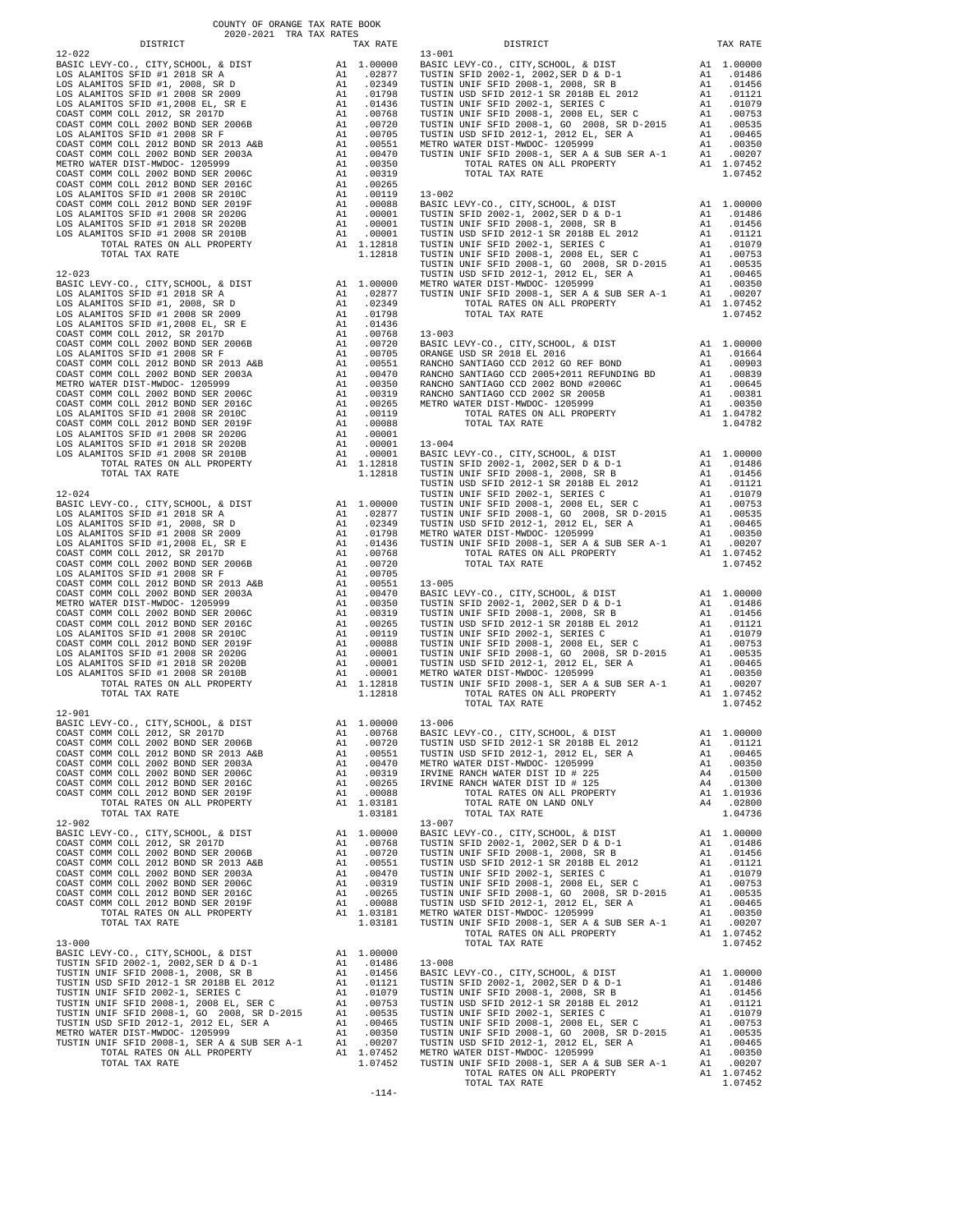COUNTY OF ORANGE TAX RATE BOOK
2020-2021 TRA TAX RATES

| DISTRICT | | TAX RATE |
|---|---|---|
| **12-022** | | |
| BASIC LEVY-CO., CITY,SCHOOL, & DIST | A1 | 1.00000 |
| LOS ALAMITOS SFID #1 2018 SR A | A1 | .02877 |
| LOS ALAMITOS SFID #1, 2008, SR D | A1 | .02349 |
| LOS ALAMITOS SFID #1 2008 SR 2009 | A1 | .01798 |
| LOS ALAMITOS SFID #1,2008 EL, SR E | A1 | .01436 |
| COAST COMM COLL 2012, SR 2017D | A1 | .00768 |
| COAST COMM COLL 2002 BOND SER 2006B | A1 | .00720 |
| LOS ALAMITOS SFID #1 2008 SR F | A1 | .00705 |
| COAST COMM COLL 2012 BOND SR 2013 A&B | A1 | .00551 |
| COAST COMM COLL 2002 BOND SER 2003A | A1 | .00470 |
| METRO WATER DIST-MWDOC- 1205999 | A1 | .00350 |
| COAST COMM COLL 2002 BOND SER 2006C | A1 | .00319 |
| COAST COMM COLL 2012 BOND SR 2016C | A1 | .00265 |
| LOS ALAMITOS SFID #1 2008 SR 2010C | A1 | .00119 |
| COAST COMM COLL 2012 BOND SER 2019F | A1 | .00088 |
| LOS ALAMITOS SFID #1 2008 SR 2020G | A1 | .00001 |
| LOS ALAMITOS SFID #1 2018 SR 2020B | A1 | .00001 |
| LOS ALAMITOS SFID #1 2008 SR 2010B | A1 | .00001 |
| TOTAL RATES ON ALL PROPERTY | A1 | 1.12818 |
| TOTAL TAX RATE | | 1.12818 |
| **12-023** | | |
| BASIC LEVY-CO., CITY,SCHOOL, & DIST | A1 | 1.00000 |
| LOS ALAMITOS SFID #1 2018 SR A | A1 | .02877 |
| LOS ALAMITOS SFID #1, 2008, SR D | A1 | .02349 |
| LOS ALAMITOS SFID #1 2008 SR 2009 | A1 | .01798 |
| LOS ALAMITOS SFID #1,2008 EL, SR E | A1 | .01436 |
| COAST COMM COLL 2012, SR 2017D | A1 | .00768 |
| COAST COMM COLL 2002 BOND SER 2006B | A1 | .00720 |
| LOS ALAMITOS SFID #1 2008 SR F | A1 | .00705 |
| COAST COMM COLL 2012 BOND SR 2013 A&B | A1 | .00551 |
| COAST COMM COLL 2002 BOND SER 2003A | A1 | .00470 |
| METRO WATER DIST-MWDOC- 1205999 | A1 | .00350 |
| COAST COMM COLL 2002 BOND SER 2006C | A1 | .00319 |
| COAST COMM COLL 2012 BOND SR 2016C | A1 | .00265 |
| LOS ALAMITOS SFID #1 2008 SR 2010C | A1 | .00119 |
| COAST COMM COLL 2012 BOND SER 2019F | A1 | .00088 |
| LOS ALAMITOS SFID #1 2008 SR 2020G | A1 | .00001 |
| LOS ALAMITOS SFID #1 2018 SR 2020B | A1 | .00001 |
| LOS ALAMITOS SFID #1 2008 SR 2010B | A1 | .00001 |
| TOTAL RATES ON ALL PROPERTY | A1 | 1.12818 |
| TOTAL TAX RATE | | 1.12818 |
| **12-024** | | |
| BASIC LEVY-CO., CITY,SCHOOL, & DIST | A1 | 1.00000 |
| LOS ALAMITOS SFID #1 2018 SR A | A1 | .02877 |
| LOS ALAMITOS SFID #1, 2008, SR D | A1 | .02349 |
| LOS ALAMITOS SFID #1 2008 SR 2009 | A1 | .01798 |
| LOS ALAMITOS SFID #1,2008 EL, SR E | A1 | .01436 |
| COAST COMM COLL 2012, SR 2017D | A1 | .00768 |
| COAST COMM COLL 2002 BOND SER 2006B | A1 | .00720 |
| LOS ALAMITOS SFID #1 2008 SR F | A1 | .00705 |
| COAST COMM COLL 2012 BOND SR 2013 A&B | A1 | .00551 |
| COAST COMM COLL 2002 BOND SER 2003A | A1 | .00470 |
| METRO WATER DIST-MWDOC- 1205999 | A1 | .00350 |
| COAST COMM COLL 2002 BOND SER 2006C | A1 | .00319 |
| COAST COMM COLL 2012 BOND SR 2016C | A1 | .00265 |
| LOS ALAMITOS SFID #1 2008 SR 2010C | A1 | .00119 |
| COAST COMM COLL 2012 BOND SER 2019F | A1 | .00088 |
| LOS ALAMITOS SFID #1 2008 SR 2020G | A1 | .00001 |
| LOS ALAMITOS SFID #1 2018 SR 2020B | A1 | .00001 |
| LOS ALAMITOS SFID #1 2008 SR 2010B | A1 | .00001 |
| TOTAL RATES ON ALL PROPERTY | A1 | 1.12818 |
| TOTAL TAX RATE | | 1.12818 |
| **12-901** | | |
| BASIC LEVY-CO., CITY,SCHOOL, & DIST | A1 | 1.00000 |
| COAST COMM COLL 2012, SR 2017D | A1 | .00768 |
| COAST COMM COLL 2002 BOND SER 2006B | A1 | .00720 |
| COAST COMM COLL 2012 BOND SR 2013 A&B | A1 | .00551 |
| COAST COMM COLL 2002 BOND SER 2003A | A1 | .00470 |
| COAST COMM COLL 2002 BOND SER 2006C | A1 | .00319 |
| COAST COMM COLL 2012 BOND SR 2016C | A1 | .00265 |
| COAST COMM COLL 2012 BOND SER 2019F | A1 | .00088 |
| TOTAL RATES ON ALL PROPERTY | A1 | 1.03181 |
| TOTAL TAX RATE | | 1.03181 |
| **12-902** | | |
| BASIC LEVY-CO., CITY,SCHOOL, & DIST | A1 | 1.00000 |
| COAST COMM COLL 2012, SR 2017D | A1 | .00768 |
| COAST COMM COLL 2002 BOND SER 2006B | A1 | .00720 |
| COAST COMM COLL 2012 BOND SR 2013 A&B | A1 | .00551 |
| COAST COMM COLL 2002 BOND SER 2003A | A1 | .00470 |
| COAST COMM COLL 2002 BOND SER 2006C | A1 | .00319 |
| COAST COMM COLL 2012 BOND SR 2016C | A1 | .00265 |
| COAST COMM COLL 2012 BOND SER 2019F | A1 | .00088 |
| TOTAL RATES ON ALL PROPERTY | A1 | 1.03181 |
| TOTAL TAX RATE | | 1.03181 |
| **13-000** | | |
| BASIC LEVY-CO., CITY,SCHOOL, & DIST | A1 | 1.00000 |
| TUSTIN SFID 2002-1, 2002,SER D & D-1 | A1 | .01486 |
| TUSTIN UNIF SFID 2008-1, 2008, SR B | A1 | .01456 |
| TUSTIN USD SFID 2012-1 SR 2018B EL 2012 | A1 | .01121 |
| TUSTIN UNIF SFID 2002-1, SERIES C | A1 | .01079 |
| TUSTIN UNIF SFID 2008-1, 2008 EL, SER C | A1 | .00753 |
| TUSTIN UNIF SFID 2008-1, GO 2008, SR D-2015 | A1 | .00535 |
| TUSTIN USD SFID 2012-1, 2012 EL, SER A | A1 | .00465 |
| METRO WATER DIST-MWDOC- 1205999 | A1 | .00350 |
| TUSTIN UNIF SFID 2008-1, SER A & SUB SER A-1 | A1 | .00207 |
| TOTAL RATES ON ALL PROPERTY | A1 | 1.07452 |
| TOTAL TAX RATE | | 1.07452 |
| **13-001** | | |
| BASIC LEVY-CO., CITY,SCHOOL, & DIST | A1 | 1.00000 |
| TUSTIN SFID 2002-1, 2002,SER D & D-1 | A1 | .01486 |
| TUSTIN UNIF SFID 2008-1, 2008, SR B | A1 | .01456 |
| TUSTIN USD SFID 2012-1 SR 2018B EL 2012 | A1 | .01121 |
| TUSTIN UNIF SFID 2002-1, SERIES C | A1 | .01079 |
| TUSTIN UNIF SFID 2008-1, 2008 EL, SER C | A1 | .00753 |
| TUSTIN UNIF SFID 2008-1, GO 2008, SR D-2015 | A1 | .00535 |
| TUSTIN USD SFID 2012-1, 2012 EL, SER A | A1 | .00465 |
| METRO WATER DIST-MWDOC- 1205999 | A1 | .00350 |
| TUSTIN UNIF SFID 2008-1, SER A & SUB SER A-1 | A1 | .00207 |
| TOTAL RATES ON ALL PROPERTY | A1 | 1.07452 |
| TOTAL TAX RATE | | 1.07452 |
| **13-002** | | |
| BASIC LEVY-CO., CITY,SCHOOL, & DIST | A1 | 1.00000 |
| TUSTIN SFID 2002-1, 2002,SER D & D-1 | A1 | .01486 |
| TUSTIN UNIF SFID 2008-1, 2008, SR B | A1 | .01456 |
| TUSTIN USD SFID 2012-1 SR 2018B EL 2012 | A1 | .01121 |
| TUSTIN UNIF SFID 2002-1, SERIES C | A1 | .01079 |
| TUSTIN UNIF SFID 2008-1, 2008 EL, SER C | A1 | .00753 |
| TUSTIN UNIF SFID 2008-1, GO 2008, SR D-2015 | A1 | .00535 |
| TUSTIN USD SFID 2012-1, 2012 EL, SER A | A1 | .00465 |
| METRO WATER DIST-MWDOC- 1205999 | A1 | .00350 |
| TUSTIN UNIF SFID 2008-1, SER A & SUB SER A-1 | A1 | .00207 |
| TOTAL RATES ON ALL PROPERTY | A1 | 1.07452 |
| TOTAL TAX RATE | | 1.07452 |
| **13-003** | | |
| BASIC LEVY-CO., CITY,SCHOOL, & DIST | A1 | 1.00000 |
| ORANGE USD SR 2018 EL 2016 | A1 | .01664 |
| RANCHO SANTIAGO CCD 2012 GO REF BOND | A1 | .00903 |
| RANCHO SANTIAGO CCD 2005+2011 REFUNDING BD | A1 | .00839 |
| RANCHO SANTIAGO CCD 2002 BOND #2006C | A1 | .00645 |
| RANCHO SANTIAGO CCD 2002 SR 2005B | A1 | .00381 |
| METRO WATER DIST-MWDOC- 1205999 | A1 | .00350 |
| TOTAL RATES ON ALL PROPERTY | A1 | 1.04782 |
| TOTAL TAX RATE | | 1.04782 |
| **13-004** | | |
| BASIC LEVY-CO., CITY,SCHOOL, & DIST | A1 | 1.00000 |
| TUSTIN SFID 2002-1, 2002,SER D & D-1 | A1 | .01486 |
| TUSTIN UNIF SFID 2008-1, 2008, SR B | A1 | .01456 |
| TUSTIN USD SFID 2012-1 SR 2018B EL 2012 | A1 | .01121 |
| TUSTIN UNIF SFID 2002-1, SERIES C | A1 | .01079 |
| TUSTIN UNIF SFID 2008-1, 2008 EL, SER C | A1 | .00753 |
| TUSTIN UNIF SFID 2008-1, GO 2008, SR D-2015 | A1 | .00535 |
| TUSTIN USD SFID 2012-1, 2012 EL, SER A | A1 | .00465 |
| METRO WATER DIST-MWDOC- 1205999 | A1 | .00350 |
| TUSTIN UNIF SFID 2008-1, SER A & SUB SER A-1 | A1 | .00207 |
| TOTAL RATES ON ALL PROPERTY | A1 | 1.07452 |
| TOTAL TAX RATE | | 1.07452 |
| **13-005** | | |
| BASIC LEVY-CO., CITY,SCHOOL, & DIST | A1 | 1.00000 |
| TUSTIN SFID 2002-1, 2002,SER D & D-1 | A1 | .01486 |
| TUSTIN UNIF SFID 2008-1, 2008, SR B | A1 | .01456 |
| TUSTIN USD SFID 2012-1 SR 2018B EL 2012 | A1 | .01121 |
| TUSTIN UNIF SFID 2002-1, SERIES C | A1 | .01079 |
| TUSTIN UNIF SFID 2008-1, 2008 EL, SER C | A1 | .00753 |
| TUSTIN UNIF SFID 2008-1, GO 2008, SR D-2015 | A1 | .00535 |
| TUSTIN USD SFID 2012-1, 2012 EL, SER A | A1 | .00465 |
| METRO WATER DIST-MWDOC- 1205999 | A1 | .00350 |
| TUSTIN UNIF SFID 2008-1, SER A & SUB SER A-1 | A1 | .00207 |
| TOTAL RATES ON ALL PROPERTY | A1 | 1.07452 |
| TOTAL TAX RATE | | 1.07452 |
| **13-006** | | |
| BASIC LEVY-CO., CITY,SCHOOL, & DIST | A1 | 1.00000 |
| TUSTIN USD SFID 2012-1 SR 2018B EL 2012 | A1 | .01121 |
| TUSTIN USD SFID 2012-1, 2012 EL, SER A | A1 | .00465 |
| METRO WATER DIST-MWDOC- 1205999 | A1 | .00350 |
| IRVINE RANCH WATER DIST ID # 225 | A4 | .01500 |
| IRVINE RANCH WATER DIST ID # 125 | A4 | .01300 |
| TOTAL RATES ON ALL PROPERTY | A1 | 1.01936 |
| TOTAL RATE ON LAND ONLY | A4 | .02800 |
| TOTAL TAX RATE | | 1.04736 |
| **13-007** | | |
| BASIC LEVY-CO., CITY,SCHOOL, & DIST | A1 | 1.00000 |
| TUSTIN SFID 2002-1, 2002,SER D & D-1 | A1 | .01486 |
| TUSTIN UNIF SFID 2008-1, 2008, SR B | A1 | .01456 |
| TUSTIN USD SFID 2012-1 SR 2018B EL 2012 | A1 | .01121 |
| TUSTIN UNIF SFID 2002-1, SERIES C | A1 | .01079 |
| TUSTIN UNIF SFID 2008-1, 2008 EL, SER C | A1 | .00753 |
| TUSTIN UNIF SFID 2008-1, GO 2008, SR D-2015 | A1 | .00535 |
| TUSTIN USD SFID 2012-1, 2012 EL, SER A | A1 | .00465 |
| METRO WATER DIST-MWDOC- 1205999 | A1 | .00350 |
| TUSTIN UNIF SFID 2008-1, SER A & SUB SER A-1 | A1 | .00207 |
| TOTAL RATES ON ALL PROPERTY | A1 | 1.07452 |
| TOTAL TAX RATE | | 1.07452 |
| **13-008** | | |
| BASIC LEVY-CO., CITY,SCHOOL, & DIST | A1 | 1.00000 |
| TUSTIN SFID 2002-1, 2002,SER D & D-1 | A1 | .01486 |
| TUSTIN UNIF SFID 2008-1, 2008, SR B | A1 | .01456 |
| TUSTIN USD SFID 2012-1 SR 2018B EL 2012 | A1 | .01121 |
| TUSTIN UNIF SFID 2002-1, SERIES C | A1 | .01079 |
| TUSTIN UNIF SFID 2008-1, 2008 EL, SER C | A1 | .00753 |
| TUSTIN UNIF SFID 2008-1, GO 2008, SR D-2015 | A1 | .00535 |
| TUSTIN USD SFID 2012-1, 2012 EL, SER A | A1 | .00465 |
| METRO WATER DIST-MWDOC- 1205999 | A1 | .00350 |
| TUSTIN UNIF SFID 2008-1, SER A & SUB SER A-1 | A1 | .00207 |
| TOTAL RATES ON ALL PROPERTY | A1 | 1.07452 |
| TOTAL TAX RATE | | 1.07452 |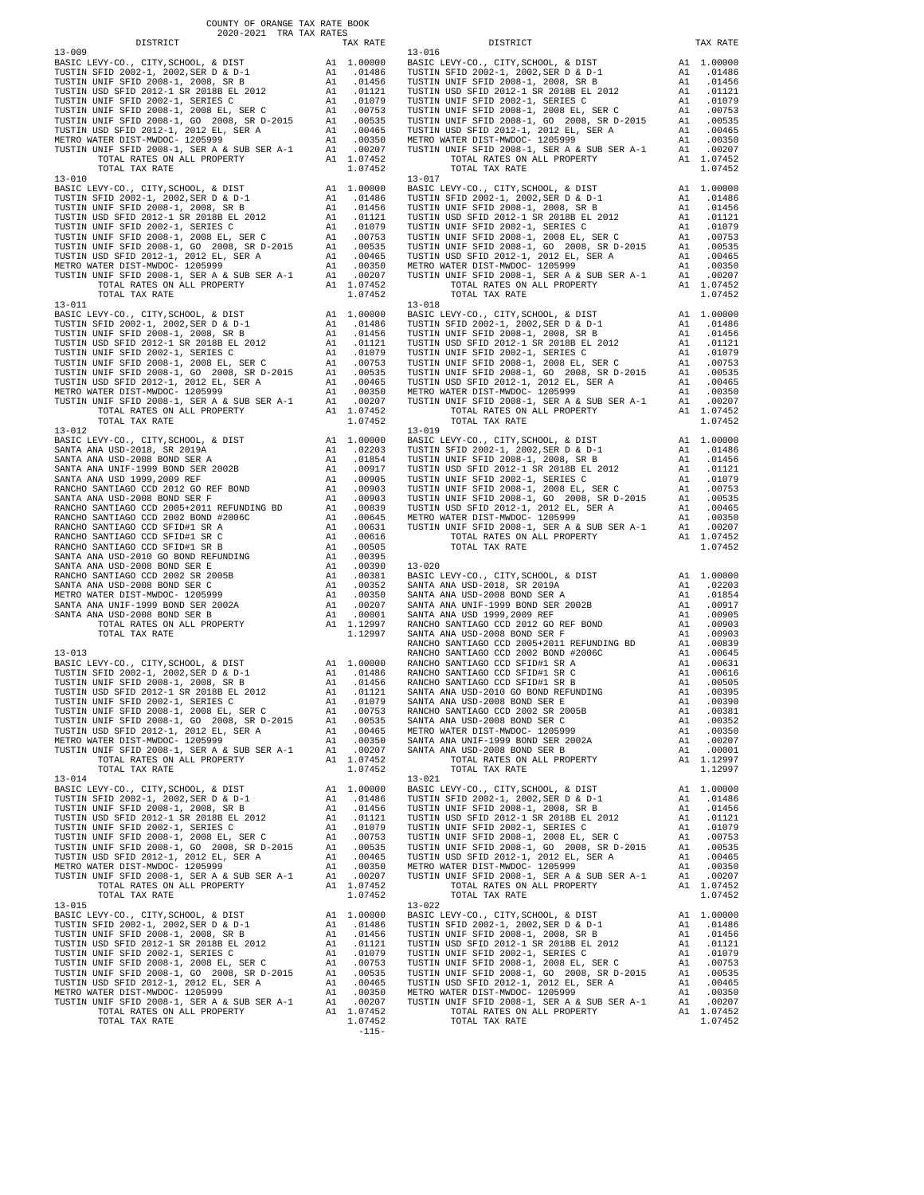COUNTY OF ORANGE TAX RATE BOOK
2020-2021 TRA TAX RATES

| DISTRICT | | TAX RATE |
|---|---|---|
| **13-009** | | |
| BASIC LEVY-CO., CITY,SCHOOL, & DIST | A1 | 1.00000 |
| TUSTIN SFID 2002-1, 2002,SER D & D-1 | A1 | .01486 |
| TUSTIN UNIF SFID 2008-1, 2008, SR B | A1 | .01456 |
| TUSTIN USD SFID 2012-1 SR 2018B EL 2012 | A1 | .01121 |
| TUSTIN UNIF SFID 2002-1, SERIES C | A1 | .01079 |
| TUSTIN UNIF SFID 2008-1, 2008 EL, SER C | A1 | .00753 |
| TUSTIN UNIF SFID 2008-1, GO 2008, SR D-2015 | A1 | .00535 |
| TUSTIN USD SFID 2012-1, 2012 EL, SER A | A1 | .00465 |
| METRO WATER DIST-MWDOC- 1205999 | A1 | .00350 |
| TUSTIN UNIF SFID 2008-1, SER A & SUB SER A-1 | A1 | .00207 |
| TOTAL RATES ON ALL PROPERTY | A1 | 1.07452 |
| TOTAL TAX RATE | | 1.07452 |
| **13-010** | | |
| BASIC LEVY-CO., CITY,SCHOOL, & DIST | A1 | 1.00000 |
| TUSTIN SFID 2002-1, 2002,SER D & D-1 | A1 | .01486 |
| TUSTIN UNIF SFID 2008-1, 2008, SR B | A1 | .01456 |
| TUSTIN USD SFID 2012-1 SR 2018B EL 2012 | A1 | .01121 |
| TUSTIN UNIF SFID 2002-1, SERIES C | A1 | .01079 |
| TUSTIN UNIF SFID 2008-1, 2008 EL, SER C | A1 | .00753 |
| TUSTIN UNIF SFID 2008-1, GO 2008, SR D-2015 | A1 | .00535 |
| TUSTIN USD SFID 2012-1, 2012 EL, SER A | A1 | .00465 |
| METRO WATER DIST-MWDOC- 1205999 | A1 | .00350 |
| TUSTIN UNIF SFID 2008-1, SER A & SUB SER A-1 | A1 | .00207 |
| TOTAL RATES ON ALL PROPERTY | A1 | 1.07452 |
| TOTAL TAX RATE | | 1.07452 |
| **13-011** | | |
| BASIC LEVY-CO., CITY,SCHOOL, & DIST | A1 | 1.00000 |
| TUSTIN SFID 2002-1, 2002,SER D & D-1 | A1 | .01486 |
| TUSTIN UNIF SFID 2008-1, 2008, SR B | A1 | .01456 |
| TUSTIN USD SFID 2012-1 SR 2018B EL 2012 | A1 | .01121 |
| TUSTIN UNIF SFID 2002-1, SERIES C | A1 | .01079 |
| TUSTIN UNIF SFID 2008-1, 2008 EL, SER C | A1 | .00753 |
| TUSTIN UNIF SFID 2008-1, GO 2008, SR D-2015 | A1 | .00535 |
| TUSTIN USD SFID 2012-1, 2012 EL, SER A | A1 | .00465 |
| METRO WATER DIST-MWDOC- 1205999 | A1 | .00350 |
| TUSTIN UNIF SFID 2008-1, SER A & SUB SER A-1 | A1 | .00207 |
| TOTAL RATES ON ALL PROPERTY | A1 | 1.07452 |
| TOTAL TAX RATE | | 1.07452 |
| **13-012** | | |
| BASIC LEVY-CO., CITY,SCHOOL, & DIST | A1 | 1.00000 |
| SANTA ANA USD-2018, SR 2019A | A1 | .02203 |
| SANTA ANA USD-2008 BOND SER A | A1 | .01854 |
| SANTA ANA UNIF-1999 BOND SER 2002B | A1 | .00917 |
| SANTA ANA USD 1999,2009 REF | A1 | .00905 |
| RANCHO SANTIAGO CCD 2012 GO REF BOND | A1 | .00903 |
| SANTA ANA USD-2008 BOND SER F | A1 | .00903 |
| RANCHO SANTIAGO CCD 2005+2011 REFUNDING BD | A1 | .00839 |
| RANCHO SANTIAGO CCD 2002 BOND #2006C | A1 | .00645 |
| RANCHO SANTIAGO CCD SFID#1 SR A | A1 | .00631 |
| RANCHO SANTIAGO CCD SFID#1 SR C | A1 | .00616 |
| RANCHO SANTIAGO CCD SFID#1 SR B | A1 | .00505 |
| SANTA ANA USD-2010 GO BOND REFUNDING | A1 | .00395 |
| SANTA ANA USD-2008 BOND SER E | A1 | .00390 |
| RANCHO SANTIAGO CCD 2002 SR 2005B | A1 | .00381 |
| SANTA ANA USD-2008 BOND SER C | A1 | .00352 |
| METRO WATER DIST-MWDOC- 1205999 | A1 | .00350 |
| SANTA ANA UNIF-1999 BOND SER 2002A | A1 | .00207 |
| SANTA ANA USD-2008 BOND SER B | A1 | .00001 |
| TOTAL RATES ON ALL PROPERTY | A1 | 1.12997 |
| TOTAL TAX RATE | | 1.12997 |
| **13-013** | | |
| BASIC LEVY-CO., CITY,SCHOOL, & DIST | A1 | 1.00000 |
| TUSTIN SFID 2002-1, 2002,SER D & D-1 | A1 | .01486 |
| TUSTIN UNIF SFID 2008-1, 2008, SR B | A1 | .01456 |
| TUSTIN USD SFID 2012-1 SR 2018B EL 2012 | A1 | .01121 |
| TUSTIN UNIF SFID 2002-1, SERIES C | A1 | .01079 |
| TUSTIN UNIF SFID 2008-1, 2008 EL, SER C | A1 | .00753 |
| TUSTIN UNIF SFID 2008-1, GO 2008, SR D-2015 | A1 | .00535 |
| TUSTIN USD SFID 2012-1, 2012 EL, SER A | A1 | .00465 |
| METRO WATER DIST-MWDOC- 1205999 | A1 | .00350 |
| TUSTIN UNIF SFID 2008-1, SER A & SUB SER A-1 | A1 | .00207 |
| TOTAL RATES ON ALL PROPERTY | A1 | 1.07452 |
| TOTAL TAX RATE | | 1.07452 |
| **13-014** | | |
| BASIC LEVY-CO., CITY,SCHOOL, & DIST | A1 | 1.00000 |
| TUSTIN SFID 2002-1, 2002,SER D & D-1 | A1 | .01486 |
| TUSTIN UNIF SFID 2008-1, 2008, SR B | A1 | .01456 |
| TUSTIN USD SFID 2012-1 SR 2018B EL 2012 | A1 | .01121 |
| TUSTIN UNIF SFID 2002-1, SERIES C | A1 | .01079 |
| TUSTIN UNIF SFID 2008-1, 2008 EL, SER C | A1 | .00753 |
| TUSTIN UNIF SFID 2008-1, GO 2008, SR D-2015 | A1 | .00535 |
| TUSTIN USD SFID 2012-1, 2012 EL, SER A | A1 | .00465 |
| METRO WATER DIST-MWDOC- 1205999 | A1 | .00350 |
| TUSTIN UNIF SFID 2008-1, SER A & SUB SER A-1 | A1 | .00207 |
| TOTAL RATES ON ALL PROPERTY | A1 | 1.07452 |
| TOTAL TAX RATE | | 1.07452 |
| **13-015** | | |
| BASIC LEVY-CO., CITY,SCHOOL, & DIST | A1 | 1.00000 |
| TUSTIN SFID 2002-1, 2002,SER D & D-1 | A1 | .01486 |
| TUSTIN UNIF SFID 2008-1, 2008, SR B | A1 | .01456 |
| TUSTIN USD SFID 2012-1 SR 2018B EL 2012 | A1 | .01121 |
| TUSTIN UNIF SFID 2002-1, SERIES C | A1 | .01079 |
| TUSTIN UNIF SFID 2008-1, 2008 EL, SER C | A1 | .00753 |
| TUSTIN UNIF SFID 2008-1, GO 2008, SR D-2015 | A1 | .00535 |
| TUSTIN USD SFID 2012-1, 2012 EL, SER A | A1 | .00465 |
| METRO WATER DIST-MWDOC- 1205999 | A1 | .00350 |
| TUSTIN UNIF SFID 2008-1, SER A & SUB SER A-1 | A1 | .00207 |
| TOTAL RATES ON ALL PROPERTY | A1 | 1.07452 |
| TOTAL TAX RATE | | 1.07452 |
| **13-016** | | |
| BASIC LEVY-CO., CITY,SCHOOL, & DIST | A1 | 1.00000 |
| TUSTIN SFID 2002-1, 2002,SER D & D-1 | A1 | .01486 |
| TUSTIN UNIF SFID 2008-1, 2008, SR B | A1 | .01456 |
| TUSTIN USD SFID 2012-1 SR 2018B EL 2012 | A1 | .01121 |
| TUSTIN UNIF SFID 2002-1, SERIES C | A1 | .01079 |
| TUSTIN UNIF SFID 2008-1, 2008 EL, SER C | A1 | .00753 |
| TUSTIN UNIF SFID 2008-1, GO 2008, SR D-2015 | A1 | .00535 |
| TUSTIN USD SFID 2012-1, 2012 EL, SER A | A1 | .00465 |
| METRO WATER DIST-MWDOC- 1205999 | A1 | .00350 |
| TUSTIN UNIF SFID 2008-1, SER A & SUB SER A-1 | A1 | .00207 |
| TOTAL RATES ON ALL PROPERTY | A1 | 1.07452 |
| TOTAL TAX RATE | | 1.07452 |
| **13-017** | | |
| BASIC LEVY-CO., CITY,SCHOOL, & DIST | A1 | 1.00000 |
| TUSTIN SFID 2002-1, 2002,SER D & D-1 | A1 | .01486 |
| TUSTIN UNIF SFID 2008-1, 2008, SR B | A1 | .01456 |
| TUSTIN USD SFID 2012-1 SR 2018B EL 2012 | A1 | .01121 |
| TUSTIN UNIF SFID 2002-1, SERIES C | A1 | .01079 |
| TUSTIN UNIF SFID 2008-1, 2008 EL, SER C | A1 | .00753 |
| TUSTIN UNIF SFID 2008-1, GO 2008, SR D-2015 | A1 | .00535 |
| TUSTIN USD SFID 2012-1, 2012 EL, SER A | A1 | .00465 |
| METRO WATER DIST-MWDOC- 1205999 | A1 | .00350 |
| TUSTIN UNIF SFID 2008-1, SER A & SUB SER A-1 | A1 | .00207 |
| TOTAL RATES ON ALL PROPERTY | A1 | 1.07452 |
| TOTAL TAX RATE | | 1.07452 |
| **13-018** | | |
| BASIC LEVY-CO., CITY,SCHOOL, & DIST | A1 | 1.00000 |
| TUSTIN SFID 2002-1, 2002,SER D & D-1 | A1 | .01486 |
| TUSTIN UNIF SFID 2008-1, 2008, SR B | A1 | .01456 |
| TUSTIN USD SFID 2012-1 SR 2018B EL 2012 | A1 | .01121 |
| TUSTIN UNIF SFID 2002-1, SERIES C | A1 | .01079 |
| TUSTIN UNIF SFID 2008-1, 2008 EL, SER C | A1 | .00753 |
| TUSTIN UNIF SFID 2008-1, GO 2008, SR D-2015 | A1 | .00535 |
| TUSTIN USD SFID 2012-1, 2012 EL, SER A | A1 | .00465 |
| METRO WATER DIST-MWDOC- 1205999 | A1 | .00350 |
| TUSTIN UNIF SFID 2008-1, SER A & SUB SER A-1 | A1 | .00207 |
| TOTAL RATES ON ALL PROPERTY | A1 | 1.07452 |
| TOTAL TAX RATE | | 1.07452 |
| **13-019** | | |
| BASIC LEVY-CO., CITY,SCHOOL, & DIST | A1 | 1.00000 |
| TUSTIN SFID 2002-1, 2002,SER D & D-1 | A1 | .01486 |
| TUSTIN UNIF SFID 2008-1, 2008, SR B | A1 | .01456 |
| TUSTIN USD SFID 2012-1 SR 2018B EL 2012 | A1 | .01121 |
| TUSTIN UNIF SFID 2002-1, SERIES C | A1 | .01079 |
| TUSTIN UNIF SFID 2008-1, 2008 EL, SER C | A1 | .00753 |
| TUSTIN UNIF SFID 2008-1, GO 2008, SR D-2015 | A1 | .00535 |
| TUSTIN USD SFID 2012-1, 2012 EL, SER A | A1 | .00465 |
| METRO WATER DIST-MWDOC- 1205999 | A1 | .00350 |
| TUSTIN UNIF SFID 2008-1, SER A & SUB SER A-1 | A1 | .00207 |
| TOTAL RATES ON ALL PROPERTY | A1 | 1.07452 |
| TOTAL TAX RATE | | 1.07452 |
| **13-020** | | |
| BASIC LEVY-CO., CITY,SCHOOL, & DIST | A1 | 1.00000 |
| SANTA ANA USD-2018, SR 2019A | A1 | .02203 |
| SANTA ANA USD-2008 BOND SER A | A1 | .01854 |
| SANTA ANA UNIF-1999 BOND SER 2002B | A1 | .00917 |
| SANTA ANA USD 1999,2009 REF | A1 | .00905 |
| RANCHO SANTIAGO CCD 2012 GO REF BOND | A1 | .00903 |
| SANTA ANA USD-2008 BOND SER F | A1 | .00903 |
| RANCHO SANTIAGO CCD 2005+2011 REFUNDING BD | A1 | .00839 |
| RANCHO SANTIAGO CCD 2002 BOND #2006C | A1 | .00645 |
| RANCHO SANTIAGO CCD SFID#1 SR A | A1 | .00631 |
| RANCHO SANTIAGO CCD SFID#1 SR C | A1 | .00616 |
| RANCHO SANTIAGO CCD SFID#1 SR B | A1 | .00505 |
| SANTA ANA USD-2010 GO BOND REFUNDING | A1 | .00395 |
| SANTA ANA USD-2008 BOND SER E | A1 | .00390 |
| RANCHO SANTIAGO CCD 2002 SR 2005B | A1 | .00381 |
| SANTA ANA USD-2008 BOND SER C | A1 | .00352 |
| METRO WATER DIST-MWDOC- 1205999 | A1 | .00350 |
| SANTA ANA UNIF-1999 BOND SER 2002A | A1 | .00207 |
| SANTA ANA USD-2008 BOND SER B | A1 | .00001 |
| TOTAL RATES ON ALL PROPERTY | A1 | 1.12997 |
| TOTAL TAX RATE | | 1.12997 |
| **13-021** | | |
| BASIC LEVY-CO., CITY,SCHOOL, & DIST | A1 | 1.00000 |
| TUSTIN SFID 2002-1, 2002,SER D & D-1 | A1 | .01486 |
| TUSTIN UNIF SFID 2008-1, 2008, SR B | A1 | .01456 |
| TUSTIN USD SFID 2012-1 SR 2018B EL 2012 | A1 | .01121 |
| TUSTIN UNIF SFID 2002-1, SERIES C | A1 | .01079 |
| TUSTIN UNIF SFID 2008-1, 2008 EL, SER C | A1 | .00753 |
| TUSTIN UNIF SFID 2008-1, GO 2008, SR D-2015 | A1 | .00535 |
| TUSTIN USD SFID 2012-1, 2012 EL, SER A | A1 | .00465 |
| METRO WATER DIST-MWDOC- 1205999 | A1 | .00350 |
| TUSTIN UNIF SFID 2008-1, SER A & SUB SER A-1 | A1 | .00207 |
| TOTAL RATES ON ALL PROPERTY | A1 | 1.07452 |
| TOTAL TAX RATE | | 1.07452 |
| **13-022** | | |
| BASIC LEVY-CO., CITY,SCHOOL, & DIST | A1 | 1.00000 |
| TUSTIN SFID 2002-1, 2002,SER D & D-1 | A1 | .01486 |
| TUSTIN UNIF SFID 2008-1, 2008, SR B | A1 | .01456 |
| TUSTIN USD SFID 2012-1 SR 2018B EL 2012 | A1 | .01121 |
| TUSTIN UNIF SFID 2002-1, SERIES C | A1 | .01079 |
| TUSTIN UNIF SFID 2008-1, 2008 EL, SER C | A1 | .00753 |
| TUSTIN UNIF SFID 2008-1, GO 2008, SR D-2015 | A1 | .00535 |
| TUSTIN USD SFID 2012-1, 2012 EL, SER A | A1 | .00465 |
| METRO WATER DIST-MWDOC- 1205999 | A1 | .00350 |
| TUSTIN UNIF SFID 2008-1, SER A & SUB SER A-1 | A1 | .00207 |
| TOTAL RATES ON ALL PROPERTY | A1 | 1.07452 |
| TOTAL TAX RATE | | 1.07452 |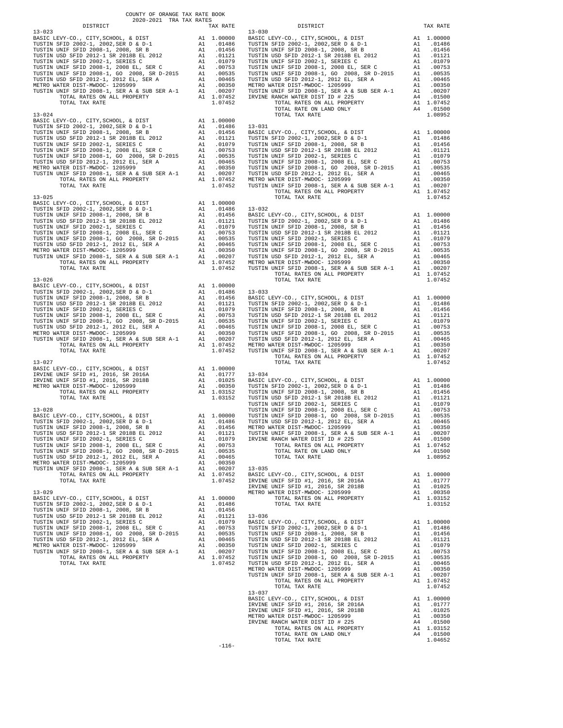COUNTY OF ORANGE TAX RATE BOOK
2020-2021 TRA TAX RATES

| DISTRICT | | TAX RATE |
|---|---|---|
| **13-023** | | |
| BASIC LEVY-CO., CITY,SCHOOL, & DIST | A1 | 1.00000 |
| TUSTIN SFID 2002-1, 2002,SER D & D-1 | A1 | .01486 |
| TUSTIN UNIF SFID 2008-1, 2008, SR B | A1 | .01456 |
| TUSTIN USD SFID 2012-1 SR 2018B EL 2012 | A1 | .01121 |
| TUSTIN UNIF SFID 2002-1, SERIES C | A1 | .01079 |
| TUSTIN UNIF SFID 2008-1, 2008 EL, SER C | A1 | .00753 |
| TUSTIN UNIF SFID 2008-1, GO 2008, SR D-2015 | A1 | .00535 |
| TUSTIN USD SFID 2012-1, 2012 EL, SER A | A1 | .00465 |
| METRO WATER DIST-MWDOC- 1205999 | A1 | .00350 |
| TUSTIN UNIF SFID 2008-1, SER A & SUB SER A-1 | A1 | .00207 |
| TOTAL RATES ON ALL PROPERTY | A1 | 1.07452 |
| TOTAL TAX RATE | | 1.07452 |
| **13-024** | | |
| BASIC LEVY-CO., CITY,SCHOOL, & DIST | A1 | 1.00000 |
| TUSTIN SFID 2002-1, 2002,SER D & D-1 | A1 | .01486 |
| TUSTIN UNIF SFID 2008-1, 2008, SR B | A1 | .01456 |
| TUSTIN USD SFID 2012-1 SR 2018B EL 2012 | A1 | .01121 |
| TUSTIN UNIF SFID 2002-1, SERIES C | A1 | .01079 |
| TUSTIN UNIF SFID 2008-1, 2008 EL, SER C | A1 | .00753 |
| TUSTIN UNIF SFID 2008-1, GO 2008, SR D-2015 | A1 | .00535 |
| TUSTIN USD SFID 2012-1, 2012 EL, SER A | A1 | .00465 |
| METRO WATER DIST-MWDOC- 1205999 | A1 | .00350 |
| TUSTIN UNIF SFID 2008-1, SER A & SUB SER A-1 | A1 | .00207 |
| TOTAL RATES ON ALL PROPERTY | A1 | 1.07452 |
| TOTAL TAX RATE | | 1.07452 |
| **13-025** | | |
| BASIC LEVY-CO., CITY,SCHOOL, & DIST | A1 | 1.00000 |
| TUSTIN SFID 2002-1, 2002,SER D & D-1 | A1 | .01486 |
| TUSTIN UNIF SFID 2008-1, 2008, SR B | A1 | .01456 |
| TUSTIN USD SFID 2012-1 SR 2018B EL 2012 | A1 | .01121 |
| TUSTIN UNIF SFID 2002-1, SERIES C | A1 | .01079 |
| TUSTIN UNIF SFID 2008-1, 2008 EL, SER C | A1 | .00753 |
| TUSTIN UNIF SFID 2008-1, GO 2008, SR D-2015 | A1 | .00535 |
| TUSTIN USD SFID 2012-1, 2012 EL, SER A | A1 | .00465 |
| METRO WATER DIST-MWDOC- 1205999 | A1 | .00350 |
| TUSTIN UNIF SFID 2008-1, SER A & SUB SER A-1 | A1 | .00207 |
| TOTAL RATES ON ALL PROPERTY | A1 | 1.07452 |
| TOTAL TAX RATE | | 1.07452 |
| **13-026** | | |
| BASIC LEVY-CO., CITY,SCHOOL, & DIST | A1 | 1.00000 |
| TUSTIN SFID 2002-1, 2002,SER D & D-1 | A1 | .01486 |
| TUSTIN UNIF SFID 2008-1, 2008, SR B | A1 | .01456 |
| TUSTIN USD SFID 2012-1 SR 2018B EL 2012 | A1 | .01121 |
| TUSTIN UNIF SFID 2002-1, SERIES C | A1 | .01079 |
| TUSTIN UNIF SFID 2008-1, 2008 EL, SER C | A1 | .00753 |
| TUSTIN UNIF SFID 2008-1, GO 2008, SR D-2015 | A1 | .00535 |
| TUSTIN USD SFID 2012-1, 2012 EL, SER A | A1 | .00465 |
| METRO WATER DIST-MWDOC- 1205999 | A1 | .00350 |
| TUSTIN UNIF SFID 2008-1, SER A & SUB SER A-1 | A1 | .00207 |
| TOTAL RATES ON ALL PROPERTY | A1 | 1.07452 |
| TOTAL TAX RATE | | 1.07452 |
| **13-027** | | |
| BASIC LEVY-CO., CITY,SCHOOL, & DIST | A1 | 1.00000 |
| IRVINE UNIF SFID #1, 2016, SR 2016A | A1 | .01777 |
| IRVINE UNIF SFID #1, 2016, SR 2018B | A1 | .01025 |
| METRO WATER DIST-MWDOC- 1205999 | A1 | .00350 |
| TOTAL RATES ON ALL PROPERTY | A1 | 1.03152 |
| TOTAL TAX RATE | | 1.03152 |
| **13-028** | | |
| BASIC LEVY-CO., CITY,SCHOOL, & DIST | A1 | 1.00000 |
| TUSTIN SFID 2002-1, 2002,SER D & D-1 | A1 | .01486 |
| TUSTIN UNIF SFID 2008-1, 2008, SR B | A1 | .01456 |
| TUSTIN USD SFID 2012-1 SR 2018B EL 2012 | A1 | .01121 |
| TUSTIN UNIF SFID 2002-1, SERIES C | A1 | .01079 |
| TUSTIN UNIF SFID 2008-1, 2008 EL, SER C | A1 | .00753 |
| TUSTIN UNIF SFID 2008-1, GO 2008, SR D-2015 | A1 | .00535 |
| TUSTIN USD SFID 2012-1, 2012 EL, SER A | A1 | .00465 |
| METRO WATER DIST-MWDOC- 1205999 | A1 | .00350 |
| TUSTIN UNIF SFID 2008-1, SER A & SUB SER A-1 | A1 | .00207 |
| TOTAL RATES ON ALL PROPERTY | A1 | 1.07452 |
| TOTAL TAX RATE | | 1.07452 |
| **13-029** | | |
| BASIC LEVY-CO., CITY,SCHOOL, & DIST | A1 | 1.00000 |
| TUSTIN SFID 2002-1, 2002,SER D & D-1 | A1 | .01486 |
| TUSTIN UNIF SFID 2008-1, 2008, SR B | A1 | .01456 |
| TUSTIN USD SFID 2012-1 SR 2018B EL 2012 | A1 | .01121 |
| TUSTIN UNIF SFID 2002-1, SERIES C | A1 | .01079 |
| TUSTIN UNIF SFID 2008-1, 2008 EL, SER C | A1 | .00753 |
| TUSTIN UNIF SFID 2008-1, GO 2008, SR D-2015 | A1 | .00535 |
| TUSTIN USD SFID 2012-1, 2012 EL, SER A | A1 | .00465 |
| METRO WATER DIST-MWDOC- 1205999 | A1 | .00350 |
| TUSTIN UNIF SFID 2008-1, SER A & SUB SER A-1 | A1 | .00207 |
| TOTAL RATES ON ALL PROPERTY | A1 | 1.07452 |
| TOTAL TAX RATE | | 1.07452 |
| **13-030** | | |
| BASIC LEVY-CO., CITY,SCHOOL, & DIST | A1 | 1.00000 |
| TUSTIN SFID 2002-1, 2002,SER D & D-1 | A1 | .01486 |
| TUSTIN UNIF SFID 2008-1, 2008, SR B | A1 | .01456 |
| TUSTIN USD SFID 2012-1 SR 2018B EL 2012 | A1 | .01121 |
| TUSTIN UNIF SFID 2002-1, SERIES C | A1 | .01079 |
| TUSTIN UNIF SFID 2008-1, 2008 EL, SER C | A1 | .00753 |
| TUSTIN UNIF SFID 2008-1, GO 2008, SR D-2015 | A1 | .00535 |
| TUSTIN USD SFID 2012-1, 2012 EL, SER A | A1 | .00465 |
| METRO WATER DIST-MWDOC- 1205999 | A1 | .00350 |
| TUSTIN UNIF SFID 2008-1, SER A & SUB SER A-1 | A1 | .00207 |
| IRVINE RANCH WATER DIST ID # 225 | A4 | .01500 |
| TOTAL RATES ON ALL PROPERTY | A1 | 1.07452 |
| TOTAL RATE ON LAND ONLY | A4 | .01500 |
| TOTAL TAX RATE | | 1.08952 |
| **13-031** | | |
| BASIC LEVY-CO., CITY,SCHOOL, & DIST | A1 | 1.00000 |
| TUSTIN SFID 2002-1, 2002,SER D & D-1 | A1 | .01486 |
| TUSTIN UNIF SFID 2008-1, 2008, SR B | A1 | .01456 |
| TUSTIN USD SFID 2012-1 SR 2018B EL 2012 | A1 | .01121 |
| TUSTIN UNIF SFID 2002-1, SERIES C | A1 | .01079 |
| TUSTIN UNIF SFID 2008-1, 2008 EL, SER C | A1 | .00753 |
| TUSTIN UNIF SFID 2008-1, GO 2008, SR D-2015 | A1 | .00535 |
| TUSTIN USD SFID 2012-1, 2012 EL, SER A | A1 | .00465 |
| METRO WATER DIST-MWDOC- 1205999 | A1 | .00350 |
| TUSTIN UNIF SFID 2008-1, SER A & SUB SER A-1 | A1 | .00207 |
| TOTAL RATES ON ALL PROPERTY | A1 | 1.07452 |
| TOTAL TAX RATE | | 1.07452 |
| **13-032** | | |
| BASIC LEVY-CO., CITY,SCHOOL, & DIST | A1 | 1.00000 |
| TUSTIN SFID 2002-1, 2002,SER D & D-1 | A1 | .01486 |
| TUSTIN UNIF SFID 2008-1, 2008, SR B | A1 | .01456 |
| TUSTIN USD SFID 2012-1 SR 2018B EL 2012 | A1 | .01121 |
| TUSTIN UNIF SFID 2002-1, SERIES C | A1 | .01079 |
| TUSTIN UNIF SFID 2008-1, 2008 EL, SER C | A1 | .00753 |
| TUSTIN UNIF SFID 2008-1, GO 2008, SR D-2015 | A1 | .00535 |
| TUSTIN USD SFID 2012-1, 2012 EL, SER A | A1 | .00465 |
| METRO WATER DIST-MWDOC- 1205999 | A1 | .00350 |
| TUSTIN UNIF SFID 2008-1, SER A & SUB SER A-1 | A1 | .00207 |
| TOTAL RATES ON ALL PROPERTY | A1 | 1.07452 |
| TOTAL TAX RATE | | 1.07452 |
| **13-033** | | |
| BASIC LEVY-CO., CITY,SCHOOL, & DIST | A1 | 1.00000 |
| TUSTIN SFID 2002-1, 2002,SER D & D-1 | A1 | .01486 |
| TUSTIN UNIF SFID 2008-1, 2008, SR B | A1 | .01456 |
| TUSTIN USD SFID 2012-1 SR 2018B EL 2012 | A1 | .01121 |
| TUSTIN UNIF SFID 2002-1, SERIES C | A1 | .01079 |
| TUSTIN UNIF SFID 2008-1, 2008 EL, SER C | A1 | .00753 |
| TUSTIN UNIF SFID 2008-1, GO 2008, SR D-2015 | A1 | .00535 |
| TUSTIN USD SFID 2012-1, 2012 EL, SER A | A1 | .00465 |
| METRO WATER DIST-MWDOC- 1205999 | A1 | .00350 |
| TUSTIN UNIF SFID 2008-1, SER A & SUB SER A-1 | A1 | .00207 |
| TOTAL RATES ON ALL PROPERTY | A1 | 1.07452 |
| TOTAL TAX RATE | | 1.07452 |
| **13-034** | | |
| BASIC LEVY-CO., CITY,SCHOOL, & DIST | A1 | 1.00000 |
| TUSTIN SFID 2002-1, 2002,SER D & D-1 | A1 | .01486 |
| TUSTIN UNIF SFID 2008-1, 2008, SR B | A1 | .01456 |
| TUSTIN USD SFID 2012-1 SR 2018B EL 2012 | A1 | .01121 |
| TUSTIN UNIF SFID 2002-1, SERIES C | A1 | .01079 |
| TUSTIN UNIF SFID 2008-1, 2008 EL, SER C | A1 | .00753 |
| TUSTIN UNIF SFID 2008-1, GO 2008, SR D-2015 | A1 | .00535 |
| TUSTIN USD SFID 2012-1, 2012 EL, SER A | A1 | .00465 |
| METRO WATER DIST-MWDOC- 1205999 | A1 | .00350 |
| TUSTIN UNIF SFID 2008-1, SER A & SUB SER A-1 | A1 | .00207 |
| IRVINE RANCH WATER DIST ID # 225 | A4 | .01500 |
| TOTAL RATES ON ALL PROPERTY | A1 | 1.07452 |
| TOTAL RATE ON LAND ONLY | A4 | .01500 |
| TOTAL TAX RATE | | 1.08952 |
| **13-035** | | |
| BASIC LEVY-CO., CITY,SCHOOL, & DIST | A1 | 1.00000 |
| IRVINE UNIF SFID #1, 2016, SR 2016A | A1 | .01777 |
| IRVINE UNIF SFID #1, 2016, SR 2018B | A1 | .01025 |
| METRO WATER DIST-MWDOC- 1205999 | A1 | .00350 |
| TOTAL RATES ON ALL PROPERTY | A1 | 1.03152 |
| TOTAL TAX RATE | | 1.03152 |
| **13-036** | | |
| BASIC LEVY-CO., CITY,SCHOOL, & DIST | A1 | 1.00000 |
| TUSTIN SFID 2002-1, 2002,SER D & D-1 | A1 | .01486 |
| TUSTIN UNIF SFID 2008-1, 2008, SR B | A1 | .01456 |
| TUSTIN USD SFID 2012-1 SR 2018B EL 2012 | A1 | .01121 |
| TUSTIN UNIF SFID 2002-1, SERIES C | A1 | .01079 |
| TUSTIN UNIF SFID 2008-1, 2008 EL, SER C | A1 | .00753 |
| TUSTIN UNIF SFID 2008-1, GO 2008, SR D-2015 | A1 | .00535 |
| TUSTIN USD SFID 2012-1, 2012 EL, SER A | A1 | .00465 |
| METRO WATER DIST-MWDOC- 1205999 | A1 | .00350 |
| TUSTIN UNIF SFID 2008-1, SER A & SUB SER A-1 | A1 | .00207 |
| TOTAL RATES ON ALL PROPERTY | A1 | 1.07452 |
| TOTAL TAX RATE | | 1.07452 |
| **13-037** | | |
| BASIC LEVY-CO., CITY,SCHOOL, & DIST | A1 | 1.00000 |
| IRVINE UNIF SFID #1, 2016, SR 2016A | A1 | .01777 |
| IRVINE UNIF SFID #1, 2016, SR 2018B | A1 | .01025 |
| METRO WATER DIST-MWDOC- 1205999 | A1 | .00350 |
| IRVINE RANCH WATER DIST ID # 225 | A4 | .01500 |
| TOTAL RATES ON ALL PROPERTY | A1 | 1.03152 |
| TOTAL RATE ON LAND ONLY | A4 | .01500 |
| TOTAL TAX RATE | | 1.04652 |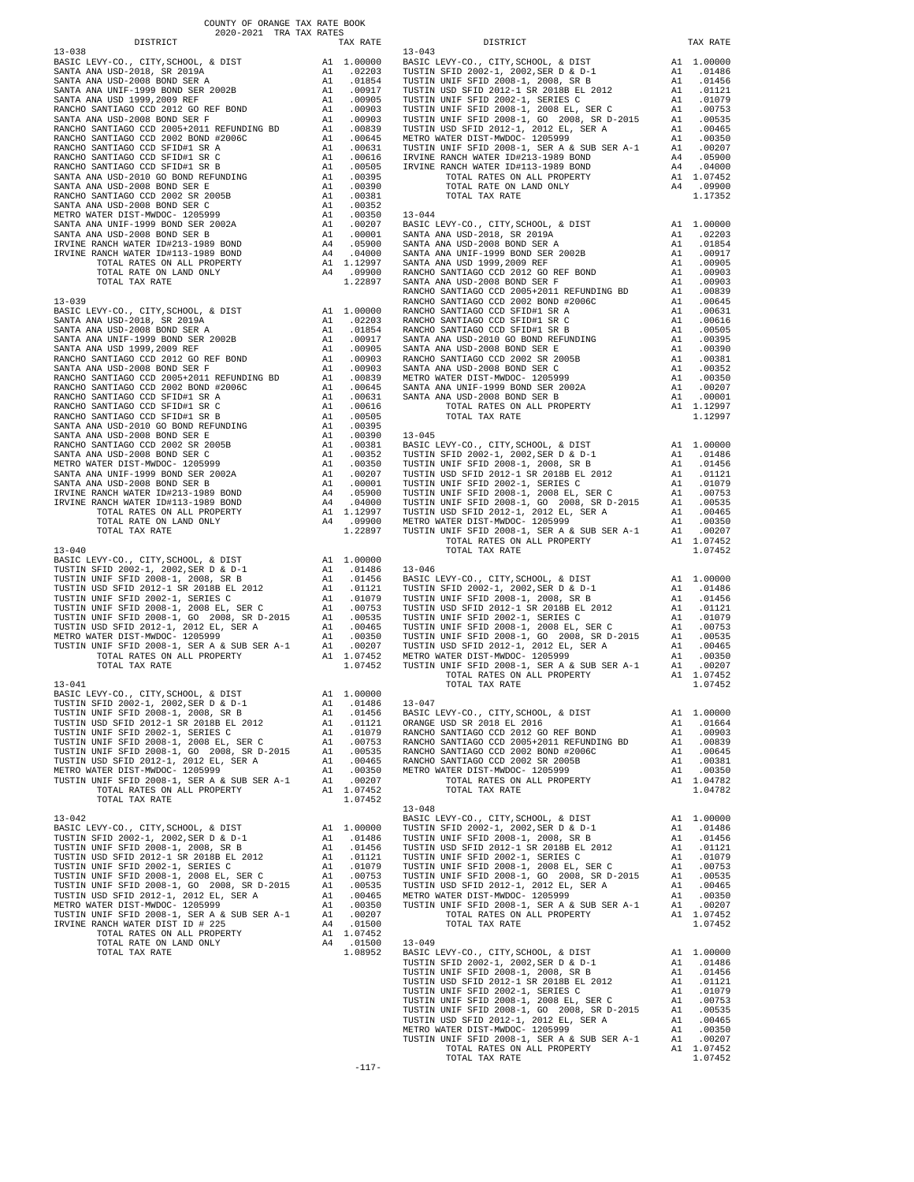COUNTY OF ORANGE TAX RATE BOOK
2020-2021 TRA TAX RATES

| DISTRICT | | TAX RATE |
|---|---|---|
| **13-038** | | |
| BASIC LEVY-CO., CITY,SCHOOL, & DIST | A1 | 1.00000 |
| SANTA ANA USD-2018, SR 2019A | A1 | .02203 |
| SANTA ANA USD-2008 BOND SER A | A1 | .01854 |
| SANTA ANA UNIF-1999 BOND SER 2002B | A1 | .00917 |
| SANTA ANA USD 1999,2009 REF | A1 | .00905 |
| RANCHO SANTIAGO CCD 2012 GO REF BOND | A1 | .00903 |
| SANTA ANA USD-2008 BOND SER F | A1 | .00903 |
| RANCHO SANTIAGO CCD 2005+2011 REFUNDING BD | A1 | .00839 |
| RANCHO SANTIAGO CCD 2002 BOND #2006C | A1 | .00645 |
| RANCHO SANTIAGO CCD SFID#1 SR A | A1 | .00631 |
| RANCHO SANTIAGO CCD SFID#1 SR C | A1 | .00616 |
| RANCHO SANTIAGO CCD SFID#1 SR B | A1 | .00505 |
| SANTA ANA USD-2010 GO BOND REFUNDING | A1 | .00395 |
| SANTA ANA USD-2008 BOND SER E | A1 | .00390 |
| RANCHO SANTIAGO CCD 2002 SR 2005B | A1 | .00381 |
| SANTA ANA USD-2008 BOND SER C | A1 | .00352 |
| METRO WATER DIST-MWDOC- 1205999 | A1 | .00350 |
| SANTA ANA UNIF-1999 BOND SER 2002A | A1 | .00207 |
| SANTA ANA USD-2008 BOND SER B | A1 | .00001 |
| IRVINE RANCH WATER ID#213-1989 BOND | A4 | .05900 |
| IRVINE RANCH WATER ID#113-1989 BOND | A4 | .04000 |
| TOTAL RATES ON ALL PROPERTY | A1 | 1.12997 |
| TOTAL RATE ON LAND ONLY | A4 | .09900 |
| TOTAL TAX RATE | | 1.22897 |
| **13-039** | | |
| BASIC LEVY-CO., CITY,SCHOOL, & DIST | A1 | 1.00000 |
| SANTA ANA USD-2018, SR 2019A | A1 | .02203 |
| SANTA ANA USD-2008 BOND SER A | A1 | .01854 |
| SANTA ANA UNIF-1999 BOND SER 2002B | A1 | .00917 |
| SANTA ANA USD 1999,2009 REF | A1 | .00905 |
| RANCHO SANTIAGO CCD 2012 GO REF BOND | A1 | .00903 |
| SANTA ANA USD-2008 BOND SER F | A1 | .00903 |
| RANCHO SANTIAGO CCD 2005+2011 REFUNDING BD | A1 | .00839 |
| RANCHO SANTIAGO CCD 2002 BOND #2006C | A1 | .00645 |
| RANCHO SANTIAGO CCD SFID#1 SR A | A1 | .00631 |
| RANCHO SANTIAGO CCD SFID#1 SR C | A1 | .00616 |
| RANCHO SANTIAGO CCD SFID#1 SR B | A1 | .00505 |
| SANTA ANA USD-2010 GO BOND REFUNDING | A1 | .00395 |
| SANTA ANA USD-2008 BOND SER E | A1 | .00390 |
| RANCHO SANTIAGO CCD 2002 SR 2005B | A1 | .00381 |
| SANTA ANA USD-2008 BOND SER C | A1 | .00352 |
| METRO WATER DIST-MWDOC- 1205999 | A1 | .00350 |
| SANTA ANA UNIF-1999 BOND SER 2002A | A1 | .00207 |
| SANTA ANA USD-2008 BOND SER B | A1 | .00001 |
| IRVINE RANCH WATER ID#213-1989 BOND | A4 | .05900 |
| IRVINE RANCH WATER ID#113-1989 BOND | A4 | .04000 |
| TOTAL RATES ON ALL PROPERTY | A1 | 1.12997 |
| TOTAL RATE ON LAND ONLY | A4 | .09900 |
| TOTAL TAX RATE | | 1.22897 |
| **13-040** | | |
| BASIC LEVY-CO., CITY,SCHOOL, & DIST | A1 | 1.00000 |
| TUSTIN SFID 2002-1, 2002,SER D & D-1 | A1 | .01486 |
| TUSTIN UNIF SFID 2008-1, 2008, SR B | A1 | .01456 |
| TUSTIN USD SFID 2012-1 SR 2018B EL 2012 | A1 | .01121 |
| TUSTIN UNIF SFID 2002-1, SERIES C | A1 | .01079 |
| TUSTIN UNIF SFID 2008-1, 2008 EL, SER C | A1 | .00753 |
| TUSTIN UNIF SFID 2008-1, GO 2008, SR D-2015 | A1 | .00535 |
| TUSTIN USD SFID 2012-1, 2012 EL, SER A | A1 | .00465 |
| METRO WATER DIST-MWDOC- 1205999 | A1 | .00350 |
| TUSTIN UNIF SFID 2008-1, SER A & SUB SER A-1 | A1 | .00207 |
| TOTAL RATES ON ALL PROPERTY | A1 | 1.07452 |
| TOTAL TAX RATE | | 1.07452 |
| **13-041** | | |
| BASIC LEVY-CO., CITY,SCHOOL, & DIST | A1 | 1.00000 |
| TUSTIN SFID 2002-1, 2002,SER D & D-1 | A1 | .01486 |
| TUSTIN UNIF SFID 2008-1, 2008, SR B | A1 | .01456 |
| TUSTIN USD SFID 2012-1 SR 2018B EL 2012 | A1 | .01121 |
| TUSTIN UNIF SFID 2002-1, SERIES C | A1 | .01079 |
| TUSTIN UNIF SFID 2008-1, 2008 EL, SER C | A1 | .00753 |
| TUSTIN UNIF SFID 2008-1, GO 2008, SR D-2015 | A1 | .00535 |
| TUSTIN USD SFID 2012-1, 2012 EL, SER A | A1 | .00465 |
| METRO WATER DIST-MWDOC- 1205999 | A1 | .00350 |
| TUSTIN UNIF SFID 2008-1, SER A & SUB SER A-1 | A1 | .00207 |
| TOTAL RATES ON ALL PROPERTY | A1 | 1.07452 |
| TOTAL TAX RATE | | 1.07452 |
| **13-042** | | |
| BASIC LEVY-CO., CITY,SCHOOL, & DIST | A1 | 1.00000 |
| TUSTIN SFID 2002-1, 2002,SER D & D-1 | A1 | .01486 |
| TUSTIN UNIF SFID 2008-1, 2008, SR B | A1 | .01456 |
| TUSTIN USD SFID 2012-1 SR 2018B EL 2012 | A1 | .01121 |
| TUSTIN UNIF SFID 2002-1, SERIES C | A1 | .01079 |
| TUSTIN UNIF SFID 2008-1, 2008 EL, SER C | A1 | .00753 |
| TUSTIN UNIF SFID 2008-1, GO 2008, SR D-2015 | A1 | .00535 |
| TUSTIN USD SFID 2012-1, 2012 EL, SER A | A1 | .00465 |
| METRO WATER DIST-MWDOC- 1205999 | A1 | .00350 |
| TUSTIN UNIF SFID 2008-1, SER A & SUB SER A-1 | A1 | .00207 |
| IRVINE RANCH WATER DIST ID # 225 | A4 | .01500 |
| TOTAL RATES ON ALL PROPERTY | A1 | 1.07452 |
| TOTAL RATE ON LAND ONLY | A4 | .01500 |
| TOTAL TAX RATE | | 1.08952 |
| **13-043** | | |
| BASIC LEVY-CO., CITY,SCHOOL, & DIST | A1 | 1.00000 |
| TUSTIN SFID 2002-1, 2002,SER D & D-1 | A1 | .01486 |
| TUSTIN UNIF SFID 2008-1, 2008, SR B | A1 | .01456 |
| TUSTIN USD SFID 2012-1 SR 2018B EL 2012 | A1 | .01121 |
| TUSTIN UNIF SFID 2002-1, SERIES C | A1 | .01079 |
| TUSTIN UNIF SFID 2008-1, 2008 EL, SER C | A1 | .00753 |
| TUSTIN UNIF SFID 2008-1, GO 2008, SR D-2015 | A1 | .00535 |
| TUSTIN USD SFID 2012-1, 2012 EL, SER A | A1 | .00465 |
| METRO WATER DIST-MWDOC- 1205999 | A1 | .00350 |
| TUSTIN UNIF SFID 2008-1, SER A & SUB SER A-1 | A1 | .00207 |
| IRVINE RANCH WATER ID#213-1989 BOND | A4 | .05900 |
| IRVINE RANCH WATER ID#113-1989 BOND | A4 | .04000 |
| TOTAL RATES ON ALL PROPERTY | A1 | 1.07452 |
| TOTAL RATE ON LAND ONLY | A4 | .09900 |
| TOTAL TAX RATE | | 1.17352 |
| **13-044** | | |
| BASIC LEVY-CO., CITY,SCHOOL, & DIST | A1 | 1.00000 |
| SANTA ANA USD-2018, SR 2019A | A1 | .02203 |
| SANTA ANA USD-2008 BOND SER A | A1 | .01854 |
| SANTA ANA UNIF-1999 BOND SER 2002B | A1 | .00917 |
| SANTA ANA USD 1999,2009 REF | A1 | .00905 |
| RANCHO SANTIAGO CCD 2012 GO REF BOND | A1 | .00903 |
| SANTA ANA USD-2008 BOND SER F | A1 | .00903 |
| RANCHO SANTIAGO CCD 2005+2011 REFUNDING BD | A1 | .00839 |
| RANCHO SANTIAGO CCD 2002 BOND #2006C | A1 | .00645 |
| RANCHO SANTIAGO CCD SFID#1 SR A | A1 | .00631 |
| RANCHO SANTIAGO CCD SFID#1 SR C | A1 | .00616 |
| RANCHO SANTIAGO CCD SFID#1 SR B | A1 | .00505 |
| SANTA ANA USD-2010 GO BOND REFUNDING | A1 | .00395 |
| SANTA ANA USD-2008 BOND SER E | A1 | .00390 |
| RANCHO SANTIAGO CCD 2002 SR 2005B | A1 | .00381 |
| SANTA ANA USD-2008 BOND SER C | A1 | .00352 |
| METRO WATER DIST-MWDOC- 1205999 | A1 | .00350 |
| SANTA ANA UNIF-1999 BOND SER 2002A | A1 | .00207 |
| SANTA ANA USD-2008 BOND SER B | A1 | .00001 |
| TOTAL RATES ON ALL PROPERTY | A1 | 1.12997 |
| TOTAL TAX RATE | | 1.12997 |
| **13-045** | | |
| BASIC LEVY-CO., CITY,SCHOOL, & DIST | A1 | 1.00000 |
| TUSTIN SFID 2002-1, 2002,SER D & D-1 | A1 | .01486 |
| TUSTIN UNIF SFID 2008-1, 2008, SR B | A1 | .01456 |
| TUSTIN USD SFID 2012-1 SR 2018B EL 2012 | A1 | .01121 |
| TUSTIN UNIF SFID 2002-1, SERIES C | A1 | .01079 |
| TUSTIN UNIF SFID 2008-1, 2008 EL, SER C | A1 | .00753 |
| TUSTIN UNIF SFID 2008-1, GO 2008, SR D-2015 | A1 | .00535 |
| TUSTIN USD SFID 2012-1, 2012 EL, SER A | A1 | .00465 |
| METRO WATER DIST-MWDOC- 1205999 | A1 | .00350 |
| TUSTIN UNIF SFID 2008-1, SER A & SUB SER A-1 | A1 | .00207 |
| TOTAL RATES ON ALL PROPERTY | A1 | 1.07452 |
| TOTAL TAX RATE | | 1.07452 |
| **13-046** | | |
| BASIC LEVY-CO., CITY,SCHOOL, & DIST | A1 | 1.00000 |
| TUSTIN SFID 2002-1, 2002,SER D & D-1 | A1 | .01486 |
| TUSTIN UNIF SFID 2008-1, 2008, SR B | A1 | .01456 |
| TUSTIN USD SFID 2012-1 SR 2018B EL 2012 | A1 | .01121 |
| TUSTIN UNIF SFID 2002-1, SERIES C | A1 | .01079 |
| TUSTIN UNIF SFID 2008-1, 2008 EL, SER C | A1 | .00753 |
| TUSTIN UNIF SFID 2008-1, GO 2008, SR D-2015 | A1 | .00535 |
| TUSTIN USD SFID 2012-1, 2012 EL, SER A | A1 | .00465 |
| METRO WATER DIST-MWDOC- 1205999 | A1 | .00350 |
| TUSTIN UNIF SFID 2008-1, SER A & SUB SER A-1 | A1 | .00207 |
| TOTAL RATES ON ALL PROPERTY | A1 | 1.07452 |
| TOTAL TAX RATE | | 1.07452 |
| **13-047** | | |
| BASIC LEVY-CO., CITY,SCHOOL, & DIST | A1 | 1.00000 |
| ORANGE USD SR 2018 EL 2016 | A1 | .01664 |
| RANCHO SANTIAGO CCD 2012 GO REF BOND | A1 | .00903 |
| RANCHO SANTIAGO CCD 2005+2011 REFUNDING BD | A1 | .00839 |
| RANCHO SANTIAGO CCD 2002 BOND #2006C | A1 | .00645 |
| RANCHO SANTIAGO CCD 2002 SR 2005B | A1 | .00381 |
| METRO WATER DIST-MWDOC- 1205999 | A1 | .00350 |
| TOTAL RATES ON ALL PROPERTY | A1 | 1.04782 |
| TOTAL TAX RATE | | 1.04782 |
| **13-048** | | |
| BASIC LEVY-CO., CITY,SCHOOL, & DIST | A1 | 1.00000 |
| TUSTIN SFID 2002-1, 2002,SER D & D-1 | A1 | .01486 |
| TUSTIN UNIF SFID 2008-1, 2008, SR B | A1 | .01456 |
| TUSTIN USD SFID 2012-1 SR 2018B EL 2012 | A1 | .01121 |
| TUSTIN UNIF SFID 2002-1, SERIES C | A1 | .01079 |
| TUSTIN UNIF SFID 2008-1, 2008 EL, SER C | A1 | .00753 |
| TUSTIN UNIF SFID 2008-1, GO 2008, SR D-2015 | A1 | .00535 |
| TUSTIN USD SFID 2012-1, 2012 EL, SER A | A1 | .00465 |
| METRO WATER DIST-MWDOC- 1205999 | A1 | .00350 |
| TUSTIN UNIF SFID 2008-1, SER A & SUB SER A-1 | A1 | .00207 |
| TOTAL RATES ON ALL PROPERTY | A1 | 1.07452 |
| TOTAL TAX RATE | | 1.07452 |
| **13-049** | | |
| BASIC LEVY-CO., CITY,SCHOOL, & DIST | A1 | 1.00000 |
| TUSTIN SFID 2002-1, 2002,SER D & D-1 | A1 | .01486 |
| TUSTIN UNIF SFID 2008-1, 2008, SR B | A1 | .01456 |
| TUSTIN USD SFID 2012-1 SR 2018B EL 2012 | A1 | .01121 |
| TUSTIN UNIF SFID 2002-1, SERIES C | A1 | .01079 |
| TUSTIN UNIF SFID 2008-1, 2008 EL, SER C | A1 | .00753 |
| TUSTIN UNIF SFID 2008-1, GO 2008, SR D-2015 | A1 | .00535 |
| TUSTIN USD SFID 2012-1, 2012 EL, SER A | A1 | .00465 |
| METRO WATER DIST-MWDOC- 1205999 | A1 | .00350 |
| TUSTIN UNIF SFID 2008-1, SER A & SUB SER A-1 | A1 | .00207 |
| TOTAL RATES ON ALL PROPERTY | A1 | 1.07452 |
| TOTAL TAX RATE | | 1.07452 |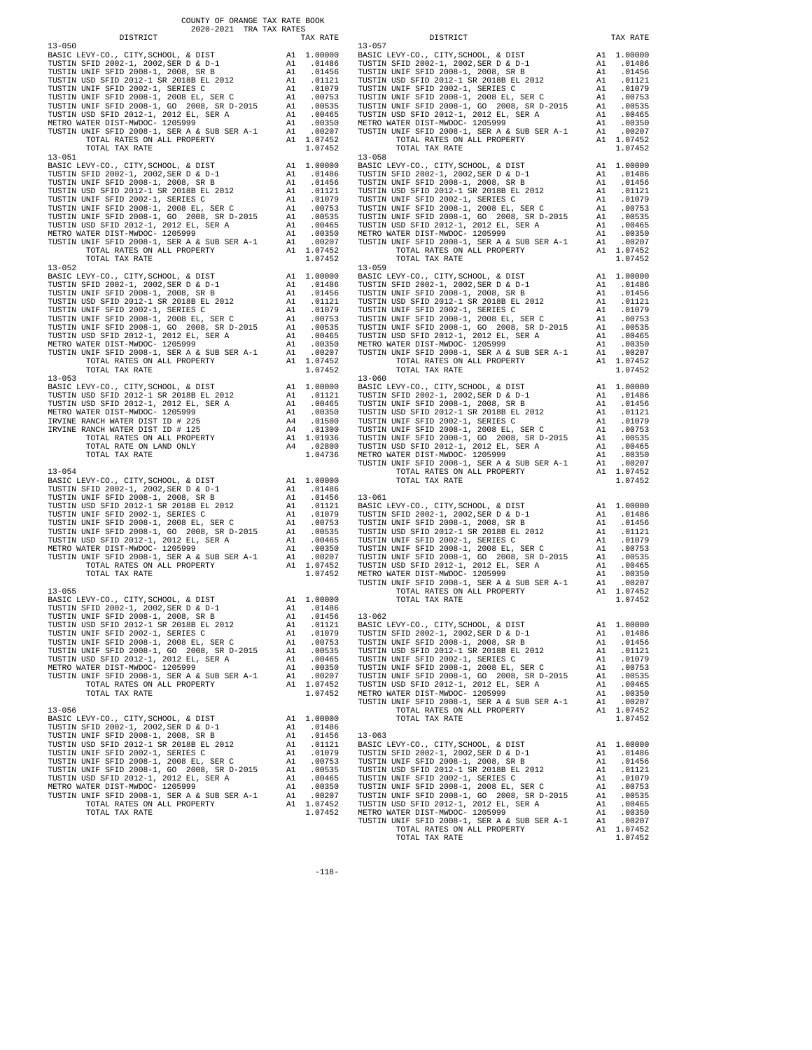COUNTY OF ORANGE TAX RATE BOOK
2020-2021 TRA TAX RATES

| DISTRICT | | TAX RATE |
|---|---|---|
| **13-050** | | |
| BASIC LEVY-CO., CITY,SCHOOL, & DIST | A1 | 1.00000 |
| TUSTIN SFID 2002-1, 2002,SER D & D-1 | A1 | .01486 |
| TUSTIN UNIF SFID 2008-1, 2008, SR B | A1 | .01456 |
| TUSTIN USD SFID 2012-1 SR 2018B EL 2012 | A1 | .01121 |
| TUSTIN UNIF SFID 2002-1, SERIES C | A1 | .01079 |
| TUSTIN UNIF SFID 2008-1, 2008 EL, SER C | A1 | .00753 |
| TUSTIN UNIF SFID 2008-1, GO 2008, SR D-2015 | A1 | .00535 |
| TUSTIN USD SFID 2012-1, 2012 EL, SER A | A1 | .00465 |
| METRO WATER DIST-MWDOC- 1205999 | A1 | .00350 |
| TUSTIN UNIF SFID 2008-1, SER A & SUB SER A-1 | A1 | .00207 |
| TOTAL RATES ON ALL PROPERTY | A1 | 1.07452 |
| TOTAL TAX RATE | | 1.07452 |
| **13-051** | | |
| BASIC LEVY-CO., CITY,SCHOOL, & DIST | A1 | 1.00000 |
| TUSTIN SFID 2002-1, 2002,SER D & D-1 | A1 | .01486 |
| TUSTIN UNIF SFID 2008-1, 2008, SR B | A1 | .01456 |
| TUSTIN USD SFID 2012-1 SR 2018B EL 2012 | A1 | .01121 |
| TUSTIN UNIF SFID 2002-1, SERIES C | A1 | .01079 |
| TUSTIN UNIF SFID 2008-1, 2008 EL, SER C | A1 | .00753 |
| TUSTIN UNIF SFID 2008-1, GO 2008, SR D-2015 | A1 | .00535 |
| TUSTIN USD SFID 2012-1, 2012 EL, SER A | A1 | .00465 |
| METRO WATER DIST-MWDOC- 1205999 | A1 | .00350 |
| TUSTIN UNIF SFID 2008-1, SER A & SUB SER A-1 | A1 | .00207 |
| TOTAL RATES ON ALL PROPERTY | A1 | 1.07452 |
| TOTAL TAX RATE | | 1.07452 |
| **13-052** | | |
| BASIC LEVY-CO., CITY,SCHOOL, & DIST | A1 | 1.00000 |
| TUSTIN SFID 2002-1, 2002,SER D & D-1 | A1 | .01486 |
| TUSTIN UNIF SFID 2008-1, 2008, SR B | A1 | .01456 |
| TUSTIN USD SFID 2012-1 SR 2018B EL 2012 | A1 | .01121 |
| TUSTIN UNIF SFID 2002-1, SERIES C | A1 | .01079 |
| TUSTIN UNIF SFID 2008-1, 2008 EL, SER C | A1 | .00753 |
| TUSTIN UNIF SFID 2008-1, GO 2008, SR D-2015 | A1 | .00535 |
| TUSTIN USD SFID 2012-1, 2012 EL, SER A | A1 | .00465 |
| METRO WATER DIST-MWDOC- 1205999 | A1 | .00350 |
| TUSTIN UNIF SFID 2008-1, SER A & SUB SER A-1 | A1 | .00207 |
| TOTAL RATES ON ALL PROPERTY | A1 | 1.07452 |
| TOTAL TAX RATE | | 1.07452 |
| **13-053** | | |
| BASIC LEVY-CO., CITY,SCHOOL, & DIST | A1 | 1.00000 |
| TUSTIN USD SFID 2012-1 SR 2018B EL 2012 | A1 | .01121 |
| TUSTIN USD SFID 2012-1, 2012 EL, SER A | A1 | .00465 |
| METRO WATER DIST-MWDOC- 1205999 | A1 | .00350 |
| IRVINE RANCH WATER DIST ID # 225 | A4 | .01500 |
| IRVINE RANCH WATER DIST ID # 125 | A4 | .01300 |
| TOTAL RATES ON ALL PROPERTY | A1 | 1.01936 |
| TOTAL RATE ON LAND ONLY | A4 | .02800 |
| TOTAL TAX RATE | | 1.04736 |
| **13-054** | | |
| BASIC LEVY-CO., CITY,SCHOOL, & DIST | A1 | 1.00000 |
| TUSTIN SFID 2002-1, 2002,SER D & D-1 | A1 | .01486 |
| TUSTIN UNIF SFID 2008-1, 2008, SR B | A1 | .01456 |
| TUSTIN USD SFID 2012-1 SR 2018B EL 2012 | A1 | .01121 |
| TUSTIN UNIF SFID 2002-1, SERIES C | A1 | .01079 |
| TUSTIN UNIF SFID 2008-1, 2008 EL, SER C | A1 | .00753 |
| TUSTIN UNIF SFID 2008-1, GO 2008, SR D-2015 | A1 | .00535 |
| TUSTIN USD SFID 2012-1, 2012 EL, SER A | A1 | .00465 |
| METRO WATER DIST-MWDOC- 1205999 | A1 | .00350 |
| TUSTIN UNIF SFID 2008-1, SER A & SUB SER A-1 | A1 | .00207 |
| TOTAL RATES ON ALL PROPERTY | A1 | 1.07452 |
| TOTAL TAX RATE | | 1.07452 |
| **13-055** | | |
| BASIC LEVY-CO., CITY,SCHOOL, & DIST | A1 | 1.00000 |
| TUSTIN SFID 2002-1, 2002,SER D & D-1 | A1 | .01486 |
| TUSTIN UNIF SFID 2008-1, 2008, SR B | A1 | .01456 |
| TUSTIN USD SFID 2012-1 SR 2018B EL 2012 | A1 | .01121 |
| TUSTIN UNIF SFID 2002-1, SERIES C | A1 | .01079 |
| TUSTIN UNIF SFID 2008-1, 2008 EL, SER C | A1 | .00753 |
| TUSTIN UNIF SFID 2008-1, GO 2008, SR D-2015 | A1 | .00535 |
| TUSTIN USD SFID 2012-1, 2012 EL, SER A | A1 | .00465 |
| METRO WATER DIST-MWDOC- 1205999 | A1 | .00350 |
| TUSTIN UNIF SFID 2008-1, SER A & SUB SER A-1 | A1 | .00207 |
| TOTAL RATES ON ALL PROPERTY | A1 | 1.07452 |
| TOTAL TAX RATE | | 1.07452 |
| **13-056** | | |
| BASIC LEVY-CO., CITY,SCHOOL, & DIST | A1 | 1.00000 |
| TUSTIN SFID 2002-1, 2002,SER D & D-1 | A1 | .01486 |
| TUSTIN UNIF SFID 2008-1, 2008, SR B | A1 | .01456 |
| TUSTIN USD SFID 2012-1 SR 2018B EL 2012 | A1 | .01121 |
| TUSTIN UNIF SFID 2002-1, SERIES C | A1 | .01079 |
| TUSTIN UNIF SFID 2008-1, 2008 EL, SER C | A1 | .00753 |
| TUSTIN UNIF SFID 2008-1, GO 2008, SR D-2015 | A1 | .00535 |
| TUSTIN USD SFID 2012-1, 2012 EL, SER A | A1 | .00465 |
| METRO WATER DIST-MWDOC- 1205999 | A1 | .00350 |
| TUSTIN UNIF SFID 2008-1, SER A & SUB SER A-1 | A1 | .00207 |
| TOTAL RATES ON ALL PROPERTY | A1 | 1.07452 |
| TOTAL TAX RATE | | 1.07452 |
| **13-057** | | |
| BASIC LEVY-CO., CITY,SCHOOL, & DIST | A1 | 1.00000 |
| TUSTIN SFID 2002-1, 2002,SER D & D-1 | A1 | .01486 |
| TUSTIN UNIF SFID 2008-1, 2008, SR B | A1 | .01456 |
| TUSTIN USD SFID 2012-1 SR 2018B EL 2012 | A1 | .01121 |
| TUSTIN UNIF SFID 2002-1, SERIES C | A1 | .01079 |
| TUSTIN UNIF SFID 2008-1, 2008 EL, SER C | A1 | .00753 |
| TUSTIN UNIF SFID 2008-1, GO 2008, SR D-2015 | A1 | .00535 |
| TUSTIN USD SFID 2012-1, 2012 EL, SER A | A1 | .00465 |
| METRO WATER DIST-MWDOC- 1205999 | A1 | .00350 |
| TUSTIN UNIF SFID 2008-1, SER A & SUB SER A-1 | A1 | .00207 |
| TOTAL RATES ON ALL PROPERTY | A1 | 1.07452 |
| TOTAL TAX RATE | | 1.07452 |
| **13-058** | | |
| BASIC LEVY-CO., CITY,SCHOOL, & DIST | A1 | 1.00000 |
| TUSTIN SFID 2002-1, 2002,SER D & D-1 | A1 | .01486 |
| TUSTIN UNIF SFID 2008-1, 2008, SR B | A1 | .01456 |
| TUSTIN USD SFID 2012-1 SR 2018B EL 2012 | A1 | .01121 |
| TUSTIN UNIF SFID 2002-1, SERIES C | A1 | .01079 |
| TUSTIN UNIF SFID 2008-1, 2008 EL, SER C | A1 | .00753 |
| TUSTIN UNIF SFID 2008-1, GO 2008, SR D-2015 | A1 | .00535 |
| TUSTIN USD SFID 2012-1, 2012 EL, SER A | A1 | .00465 |
| METRO WATER DIST-MWDOC- 1205999 | A1 | .00350 |
| TUSTIN UNIF SFID 2008-1, SER A & SUB SER A-1 | A1 | .00207 |
| TOTAL RATES ON ALL PROPERTY | A1 | 1.07452 |
| TOTAL TAX RATE | | 1.07452 |
| **13-059** | | |
| BASIC LEVY-CO., CITY,SCHOOL, & DIST | A1 | 1.00000 |
| TUSTIN SFID 2002-1, 2002,SER D & D-1 | A1 | .01486 |
| TUSTIN UNIF SFID 2008-1, 2008, SR B | A1 | .01456 |
| TUSTIN USD SFID 2012-1 SR 2018B EL 2012 | A1 | .01121 |
| TUSTIN UNIF SFID 2002-1, SERIES C | A1 | .01079 |
| TUSTIN UNIF SFID 2008-1, 2008 EL, SER C | A1 | .00753 |
| TUSTIN UNIF SFID 2008-1, GO 2008, SR D-2015 | A1 | .00535 |
| TUSTIN USD SFID 2012-1, 2012 EL, SER A | A1 | .00465 |
| METRO WATER DIST-MWDOC- 1205999 | A1 | .00350 |
| TUSTIN UNIF SFID 2008-1, SER A & SUB SER A-1 | A1 | .00207 |
| TOTAL RATES ON ALL PROPERTY | A1 | 1.07452 |
| TOTAL TAX RATE | | 1.07452 |
| **13-060** | | |
| BASIC LEVY-CO., CITY,SCHOOL, & DIST | A1 | 1.00000 |
| TUSTIN SFID 2002-1, 2002,SER D & D-1 | A1 | .01486 |
| TUSTIN UNIF SFID 2008-1, 2008, SR B | A1 | .01456 |
| TUSTIN USD SFID 2012-1 SR 2018B EL 2012 | A1 | .01121 |
| TUSTIN UNIF SFID 2002-1, SERIES C | A1 | .01079 |
| TUSTIN UNIF SFID 2008-1, 2008 EL, SER C | A1 | .00753 |
| TUSTIN UNIF SFID 2008-1, GO 2008, SR D-2015 | A1 | .00535 |
| TUSTIN USD SFID 2012-1, 2012 EL, SER A | A1 | .00465 |
| METRO WATER DIST-MWDOC- 1205999 | A1 | .00350 |
| TUSTIN UNIF SFID 2008-1, SER A & SUB SER A-1 | A1 | .00207 |
| TOTAL RATES ON ALL PROPERTY | A1 | 1.07452 |
| TOTAL TAX RATE | | 1.07452 |
| **13-061** | | |
| BASIC LEVY-CO., CITY,SCHOOL, & DIST | A1 | 1.00000 |
| TUSTIN SFID 2002-1, 2002,SER D & D-1 | A1 | .01486 |
| TUSTIN UNIF SFID 2008-1, 2008, SR B | A1 | .01456 |
| TUSTIN USD SFID 2012-1 SR 2018B EL 2012 | A1 | .01121 |
| TUSTIN UNIF SFID 2002-1, SERIES C | A1 | .01079 |
| TUSTIN UNIF SFID 2008-1, 2008 EL, SER C | A1 | .00753 |
| TUSTIN UNIF SFID 2008-1, GO 2008, SR D-2015 | A1 | .00535 |
| TUSTIN USD SFID 2012-1, 2012 EL, SER A | A1 | .00465 |
| METRO WATER DIST-MWDOC- 1205999 | A1 | .00350 |
| TUSTIN UNIF SFID 2008-1, SER A & SUB SER A-1 | A1 | .00207 |
| TOTAL RATES ON ALL PROPERTY | A1 | 1.07452 |
| TOTAL TAX RATE | | 1.07452 |
| **13-062** | | |
| BASIC LEVY-CO., CITY,SCHOOL, & DIST | A1 | 1.00000 |
| TUSTIN SFID 2002-1, 2002,SER D & D-1 | A1 | .01486 |
| TUSTIN UNIF SFID 2008-1, 2008, SR B | A1 | .01456 |
| TUSTIN USD SFID 2012-1 SR 2018B EL 2012 | A1 | .01121 |
| TUSTIN UNIF SFID 2002-1, SERIES C | A1 | .01079 |
| TUSTIN UNIF SFID 2008-1, 2008 EL, SER C | A1 | .00753 |
| TUSTIN UNIF SFID 2008-1, GO 2008, SR D-2015 | A1 | .00535 |
| TUSTIN USD SFID 2012-1, 2012 EL, SER A | A1 | .00465 |
| METRO WATER DIST-MWDOC- 1205999 | A1 | .00350 |
| TUSTIN UNIF SFID 2008-1, SER A & SUB SER A-1 | A1 | .00207 |
| TOTAL RATES ON ALL PROPERTY | A1 | 1.07452 |
| TOTAL TAX RATE | | 1.07452 |
| **13-063** | | |
| BASIC LEVY-CO., CITY,SCHOOL, & DIST | A1 | 1.00000 |
| TUSTIN SFID 2002-1, 2002,SER D & D-1 | A1 | .01486 |
| TUSTIN UNIF SFID 2008-1, 2008, SR B | A1 | .01456 |
| TUSTIN USD SFID 2012-1 SR 2018B EL 2012 | A1 | .01121 |
| TUSTIN UNIF SFID 2002-1, SERIES C | A1 | .01079 |
| TUSTIN UNIF SFID 2008-1, 2008 EL, SER C | A1 | .00753 |
| TUSTIN UNIF SFID 2008-1, GO 2008, SR D-2015 | A1 | .00535 |
| TUSTIN USD SFID 2012-1, 2012 EL, SER A | A1 | .00465 |
| METRO WATER DIST-MWDOC- 1205999 | A1 | .00350 |
| TUSTIN UNIF SFID 2008-1, SER A & SUB SER A-1 | A1 | .00207 |
| TOTAL RATES ON ALL PROPERTY | A1 | 1.07452 |
| TOTAL TAX RATE | | 1.07452 |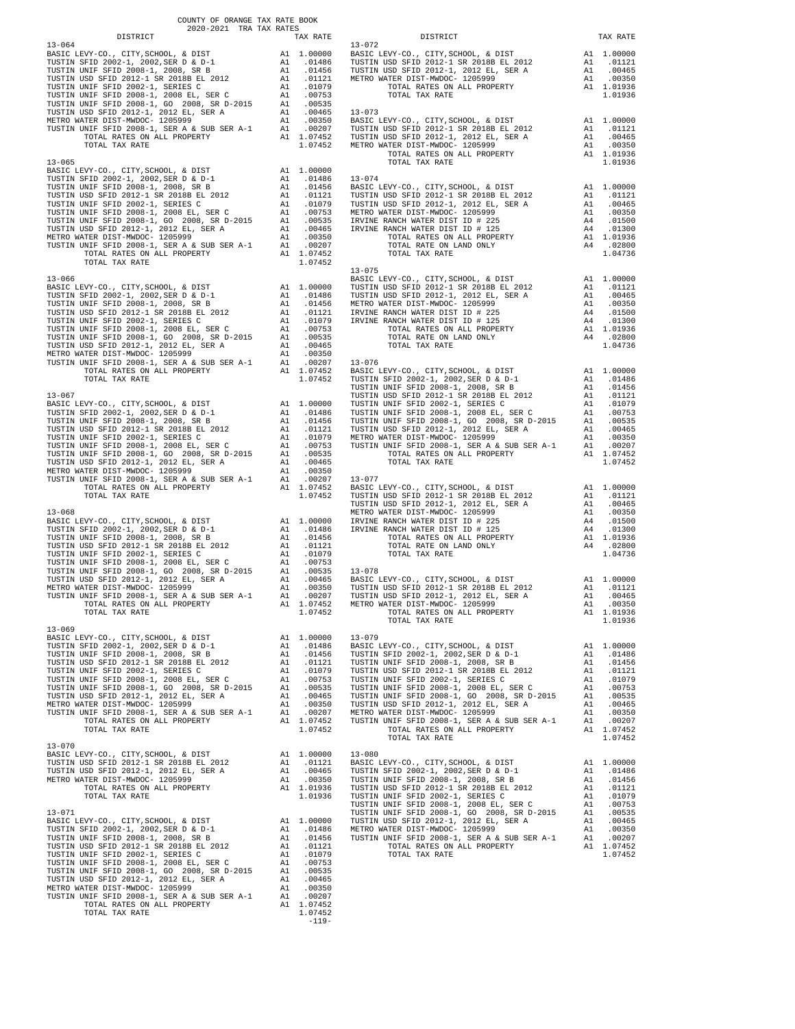COUNTY OF ORANGE TAX RATE BOOK
2020-2021 TRA TAX RATES

| DISTRICT | | TAX RATE |
|---|---|---|
| **13-064** | | |
| BASIC LEVY-CO., CITY,SCHOOL, & DIST | A1 | 1.00000 |
| TUSTIN SFID 2002-1, 2002,SER D & D-1 | A1 | .01486 |
| TUSTIN UNIF SFID 2008-1, 2008, SR B | A1 | .01456 |
| TUSTIN USD SFID 2012-1 SR 2018B EL 2012 | A1 | .01121 |
| TUSTIN UNIF SFID 2002-1, SERIES C | A1 | .01079 |
| TUSTIN UNIF SFID 2008-1, 2008 EL, SER C | A1 | .00753 |
| TUSTIN UNIF SFID 2008-1, GO 2008, SR D-2015 | A1 | .00535 |
| TUSTIN USD SFID 2012-1, 2012 EL, SER A | A1 | .00465 |
| METRO WATER DIST-MWDOC- 1205999 | A1 | .00350 |
| TUSTIN UNIF SFID 2008-1, SER A & SUB SER A-1 | A1 | .00207 |
| TOTAL RATES ON ALL PROPERTY | A1 | 1.07452 |
| TOTAL TAX RATE | | 1.07452 |
| **13-065** | | |
| BASIC LEVY-CO., CITY,SCHOOL, & DIST | A1 | 1.00000 |
| TUSTIN SFID 2002-1, 2002,SER D & D-1 | A1 | .01486 |
| TUSTIN UNIF SFID 2008-1, 2008, SR B | A1 | .01456 |
| TUSTIN USD SFID 2012-1 SR 2018B EL 2012 | A1 | .01121 |
| TUSTIN UNIF SFID 2002-1, SERIES C | A1 | .01079 |
| TUSTIN UNIF SFID 2008-1, 2008 EL, SER C | A1 | .00753 |
| TUSTIN UNIF SFID 2008-1, GO 2008, SR D-2015 | A1 | .00535 |
| TUSTIN USD SFID 2012-1, 2012 EL, SER A | A1 | .00465 |
| METRO WATER DIST-MWDOC- 1205999 | A1 | .00350 |
| TUSTIN UNIF SFID 2008-1, SER A & SUB SER A-1 | A1 | .00207 |
| TOTAL RATES ON ALL PROPERTY | A1 | 1.07452 |
| TOTAL TAX RATE | | 1.07452 |
| **13-066** | | |
| BASIC LEVY-CO., CITY,SCHOOL, & DIST | A1 | 1.00000 |
| TUSTIN SFID 2002-1, 2002,SER D & D-1 | A1 | .01486 |
| TUSTIN UNIF SFID 2008-1, 2008, SR B | A1 | .01456 |
| TUSTIN USD SFID 2012-1 SR 2018B EL 2012 | A1 | .01121 |
| TUSTIN UNIF SFID 2002-1, SERIES C | A1 | .01079 |
| TUSTIN UNIF SFID 2008-1, 2008 EL, SER C | A1 | .00753 |
| TUSTIN UNIF SFID 2008-1, GO 2008, SR D-2015 | A1 | .00535 |
| TUSTIN USD SFID 2012-1, 2012 EL, SER A | A1 | .00465 |
| METRO WATER DIST-MWDOC- 1205999 | A1 | .00350 |
| TUSTIN UNIF SFID 2008-1, SER A & SUB SER A-1 | A1 | .00207 |
| TOTAL RATES ON ALL PROPERTY | A1 | 1.07452 |
| TOTAL TAX RATE | | 1.07452 |
| **13-067** | | |
| BASIC LEVY-CO., CITY,SCHOOL, & DIST | A1 | 1.00000 |
| TUSTIN SFID 2002-1, 2002,SER D & D-1 | A1 | .01486 |
| TUSTIN UNIF SFID 2008-1, 2008, SR B | A1 | .01456 |
| TUSTIN USD SFID 2012-1 SR 2018B EL 2012 | A1 | .01121 |
| TUSTIN UNIF SFID 2002-1, SERIES C | A1 | .01079 |
| TUSTIN UNIF SFID 2008-1, 2008 EL, SER C | A1 | .00753 |
| TUSTIN UNIF SFID 2008-1, GO 2008, SR D-2015 | A1 | .00535 |
| TUSTIN USD SFID 2012-1, 2012 EL, SER A | A1 | .00465 |
| METRO WATER DIST-MWDOC- 1205999 | A1 | .00350 |
| TUSTIN UNIF SFID 2008-1, SER A & SUB SER A-1 | A1 | .00207 |
| TOTAL RATES ON ALL PROPERTY | A1 | 1.07452 |
| TOTAL TAX RATE | | 1.07452 |
| **13-068** | | |
| BASIC LEVY-CO., CITY,SCHOOL, & DIST | A1 | 1.00000 |
| TUSTIN SFID 2002-1, 2002,SER D & D-1 | A1 | .01486 |
| TUSTIN UNIF SFID 2008-1, 2008, SR B | A1 | .01456 |
| TUSTIN USD SFID 2012-1 SR 2018B EL 2012 | A1 | .01121 |
| TUSTIN UNIF SFID 2002-1, SERIES C | A1 | .01079 |
| TUSTIN UNIF SFID 2008-1, 2008 EL, SER C | A1 | .00753 |
| TUSTIN UNIF SFID 2008-1, GO 2008, SR D-2015 | A1 | .00535 |
| TUSTIN USD SFID 2012-1, 2012 EL, SER A | A1 | .00465 |
| METRO WATER DIST-MWDOC- 1205999 | A1 | .00350 |
| TUSTIN UNIF SFID 2008-1, SER A & SUB SER A-1 | A1 | .00207 |
| TOTAL RATES ON ALL PROPERTY | A1 | 1.07452 |
| TOTAL TAX RATE | | 1.07452 |
| **13-069** | | |
| BASIC LEVY-CO., CITY,SCHOOL, & DIST | A1 | 1.00000 |
| TUSTIN SFID 2002-1, 2002,SER D & D-1 | A1 | .01486 |
| TUSTIN UNIF SFID 2008-1, 2008, SR B | A1 | .01456 |
| TUSTIN USD SFID 2012-1 SR 2018B EL 2012 | A1 | .01121 |
| TUSTIN UNIF SFID 2002-1, SERIES C | A1 | .01079 |
| TUSTIN UNIF SFID 2008-1, 2008 EL, SER C | A1 | .00753 |
| TUSTIN UNIF SFID 2008-1, GO 2008, SR D-2015 | A1 | .00535 |
| TUSTIN USD SFID 2012-1, 2012 EL, SER A | A1 | .00465 |
| METRO WATER DIST-MWDOC- 1205999 | A1 | .00350 |
| TUSTIN UNIF SFID 2008-1, SER A & SUB SER A-1 | A1 | .00207 |
| TOTAL RATES ON ALL PROPERTY | A1 | 1.07452 |
| TOTAL TAX RATE | | 1.07452 |
| **13-070** | | |
| BASIC LEVY-CO., CITY,SCHOOL, & DIST | A1 | 1.00000 |
| TUSTIN USD SFID 2012-1 SR 2018B EL 2012 | A1 | .01121 |
| TUSTIN USD SFID 2012-1, 2012 EL, SER A | A1 | .00465 |
| METRO WATER DIST-MWDOC- 1205999 | A1 | .00350 |
| TOTAL RATES ON ALL PROPERTY | A1 | 1.01936 |
| TOTAL TAX RATE | | 1.01936 |
| **13-071** | | |
| BASIC LEVY-CO., CITY,SCHOOL, & DIST | A1 | 1.00000 |
| TUSTIN SFID 2002-1, 2002,SER D & D-1 | A1 | .01486 |
| TUSTIN UNIF SFID 2008-1, 2008, SR B | A1 | .01456 |
| TUSTIN USD SFID 2012-1 SR 2018B EL 2012 | A1 | .01121 |
| TUSTIN UNIF SFID 2002-1, SERIES C | A1 | .01079 |
| TUSTIN UNIF SFID 2008-1, 2008 EL, SER C | A1 | .00753 |
| TUSTIN UNIF SFID 2008-1, GO 2008, SR D-2015 | A1 | .00535 |
| TUSTIN USD SFID 2012-1, 2012 EL, SER A | A1 | .00465 |
| METRO WATER DIST-MWDOC- 1205999 | A1 | .00350 |
| TUSTIN UNIF SFID 2008-1, SER A & SUB SER A-1 | A1 | .00207 |
| TOTAL RATES ON ALL PROPERTY | A1 | 1.07452 |
| TOTAL TAX RATE | | 1.07452 |
| **13-072** | | |
| BASIC LEVY-CO., CITY,SCHOOL, & DIST | A1 | 1.00000 |
| TUSTIN USD SFID 2012-1 SR 2018B EL 2012 | A1 | .01121 |
| TUSTIN USD SFID 2012-1, 2012 EL, SER A | A1 | .00465 |
| METRO WATER DIST-MWDOC- 1205999 | A1 | .00350 |
| TOTAL RATES ON ALL PROPERTY | A1 | 1.01936 |
| TOTAL TAX RATE | | 1.01936 |
| **13-073** | | |
| BASIC LEVY-CO., CITY,SCHOOL, & DIST | A1 | 1.00000 |
| TUSTIN USD SFID 2012-1 SR 2018B EL 2012 | A1 | .01121 |
| TUSTIN USD SFID 2012-1, 2012 EL, SER A | A1 | .00465 |
| METRO WATER DIST-MWDOC- 1205999 | A1 | .00350 |
| TOTAL RATES ON ALL PROPERTY | A1 | 1.01936 |
| TOTAL TAX RATE | | 1.01936 |
| **13-074** | | |
| BASIC LEVY-CO., CITY,SCHOOL, & DIST | A1 | 1.00000 |
| TUSTIN USD SFID 2012-1 SR 2018B EL 2012 | A1 | .01121 |
| TUSTIN USD SFID 2012-1, 2012 EL, SER A | A1 | .00465 |
| METRO WATER DIST-MWDOC- 1205999 | A1 | .00350 |
| IRVINE RANCH WATER DIST ID # 225 | A4 | .01500 |
| IRVINE RANCH WATER DIST ID # 125 | A4 | .01300 |
| TOTAL RATES ON ALL PROPERTY | A1 | 1.01936 |
| TOTAL RATE ON LAND ONLY | A4 | .02800 |
| TOTAL TAX RATE | | 1.04736 |
| **13-075** | | |
| BASIC LEVY-CO., CITY,SCHOOL, & DIST | A1 | 1.00000 |
| TUSTIN USD SFID 2012-1 SR 2018B EL 2012 | A1 | .01121 |
| TUSTIN USD SFID 2012-1, 2012 EL, SER A | A1 | .00465 |
| METRO WATER DIST-MWDOC- 1205999 | A1 | .00350 |
| IRVINE RANCH WATER DIST ID # 225 | A4 | .01500 |
| IRVINE RANCH WATER DIST ID # 125 | A4 | .01300 |
| TOTAL RATES ON ALL PROPERTY | A1 | 1.01936 |
| TOTAL RATE ON LAND ONLY | A4 | .02800 |
| TOTAL TAX RATE | | 1.04736 |
| **13-076** | | |
| BASIC LEVY-CO., CITY,SCHOOL, & DIST | A1 | 1.00000 |
| TUSTIN SFID 2002-1, 2002,SER D & D-1 | A1 | .01486 |
| TUSTIN UNIF SFID 2008-1, 2008, SR B | A1 | .01456 |
| TUSTIN USD SFID 2012-1 SR 2018B EL 2012 | A1 | .01121 |
| TUSTIN UNIF SFID 2002-1, SERIES C | A1 | .01079 |
| TUSTIN UNIF SFID 2008-1, 2008 EL, SER C | A1 | .00753 |
| TUSTIN UNIF SFID 2008-1, GO 2008, SR D-2015 | A1 | .00535 |
| TUSTIN USD SFID 2012-1, 2012 EL, SER A | A1 | .00465 |
| METRO WATER DIST-MWDOC- 1205999 | A1 | .00350 |
| TUSTIN UNIF SFID 2008-1, SER A & SUB SER A-1 | A1 | .00207 |
| TOTAL RATES ON ALL PROPERTY | A1 | 1.07452 |
| TOTAL TAX RATE | | 1.07452 |
| **13-077** | | |
| BASIC LEVY-CO., CITY,SCHOOL, & DIST | A1 | 1.00000 |
| TUSTIN USD SFID 2012-1 SR 2018B EL 2012 | A1 | .01121 |
| TUSTIN USD SFID 2012-1, 2012 EL, SER A | A1 | .00465 |
| METRO WATER DIST-MWDOC- 1205999 | A1 | .00350 |
| IRVINE RANCH WATER DIST ID # 225 | A4 | .01500 |
| IRVINE RANCH WATER DIST ID # 125 | A4 | .01300 |
| TOTAL RATES ON ALL PROPERTY | A1 | 1.01936 |
| TOTAL RATE ON LAND ONLY | A4 | .02800 |
| TOTAL TAX RATE | | 1.04736 |
| **13-078** | | |
| BASIC LEVY-CO., CITY,SCHOOL, & DIST | A1 | 1.00000 |
| TUSTIN USD SFID 2012-1 SR 2018B EL 2012 | A1 | .01121 |
| TUSTIN USD SFID 2012-1, 2012 EL, SER A | A1 | .00465 |
| METRO WATER DIST-MWDOC- 1205999 | A1 | .00350 |
| TOTAL RATES ON ALL PROPERTY | A1 | 1.01936 |
| TOTAL TAX RATE | | 1.01936 |
| **13-079** | | |
| BASIC LEVY-CO., CITY,SCHOOL, & DIST | A1 | 1.00000 |
| TUSTIN SFID 2002-1, 2002,SER D & D-1 | A1 | .01486 |
| TUSTIN UNIF SFID 2008-1, 2008, SR B | A1 | .01456 |
| TUSTIN USD SFID 2012-1 SR 2018B EL 2012 | A1 | .01121 |
| TUSTIN UNIF SFID 2002-1, SERIES C | A1 | .01079 |
| TUSTIN UNIF SFID 2008-1, 2008 EL, SER C | A1 | .00753 |
| TUSTIN UNIF SFID 2008-1, GO 2008, SR D-2015 | A1 | .00535 |
| TUSTIN USD SFID 2012-1, 2012 EL, SER A | A1 | .00465 |
| METRO WATER DIST-MWDOC- 1205999 | A1 | .00350 |
| TUSTIN UNIF SFID 2008-1, SER A & SUB SER A-1 | A1 | .00207 |
| TOTAL RATES ON ALL PROPERTY | A1 | 1.07452 |
| TOTAL TAX RATE | | 1.07452 |
| **13-080** | | |
| BASIC LEVY-CO., CITY,SCHOOL, & DIST | A1 | 1.00000 |
| TUSTIN SFID 2002-1, 2002,SER D & D-1 | A1 | .01486 |
| TUSTIN UNIF SFID 2008-1, 2008, SR B | A1 | .01456 |
| TUSTIN USD SFID 2012-1 SR 2018B EL 2012 | A1 | .01121 |
| TUSTIN UNIF SFID 2002-1, SERIES C | A1 | .01079 |
| TUSTIN UNIF SFID 2008-1, 2008 EL, SER C | A1 | .00753 |
| TUSTIN UNIF SFID 2008-1, GO 2008, SR D-2015 | A1 | .00535 |
| TUSTIN USD SFID 2012-1, 2012 EL, SER A | A1 | .00465 |
| METRO WATER DIST-MWDOC- 1205999 | A1 | .00350 |
| TUSTIN UNIF SFID 2008-1, SER A & SUB SER A-1 | A1 | .00207 |
| TOTAL RATES ON ALL PROPERTY | A1 | 1.07452 |
| TOTAL TAX RATE | | 1.07452 |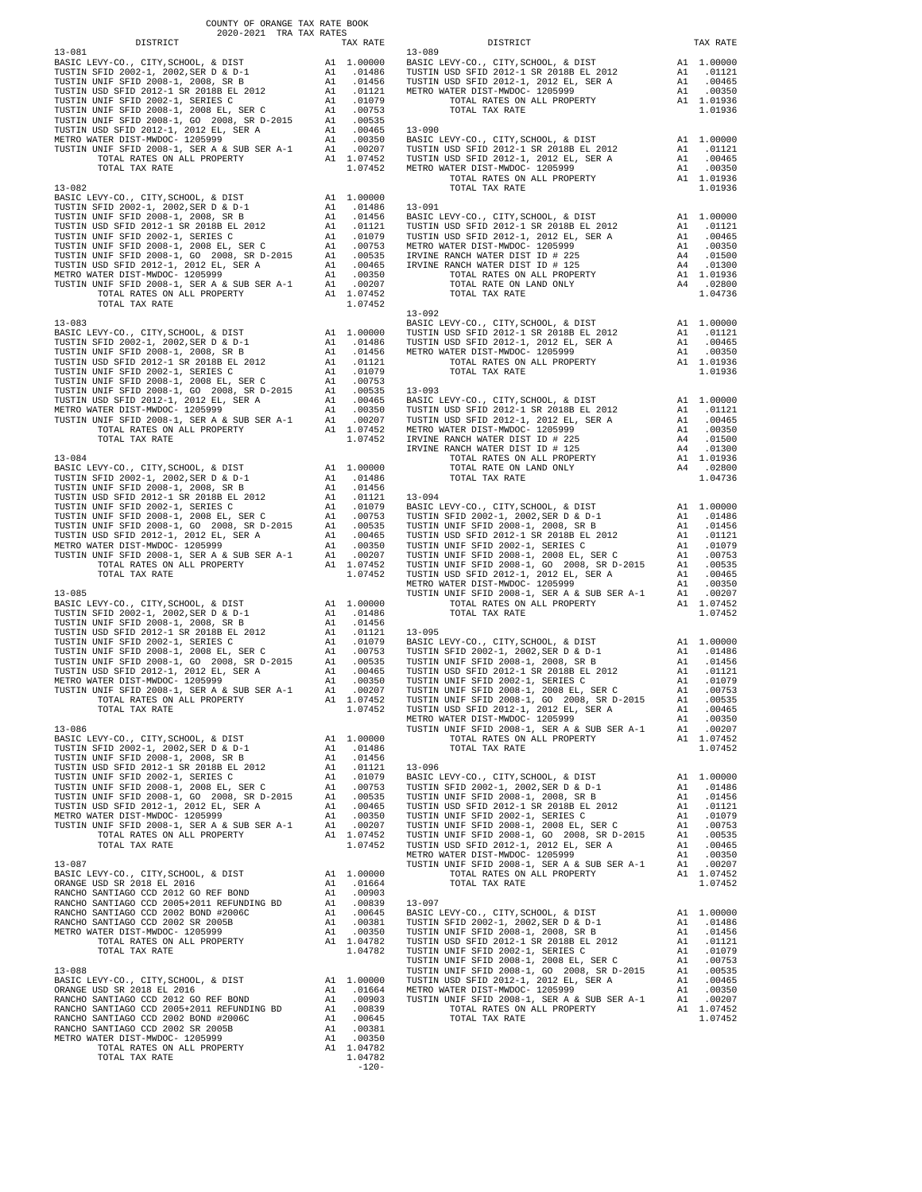COUNTY OF ORANGE TAX RATE BOOK
2020-2021 TRA TAX RATES

| DISTRICT | | TAX RATE |
|---|---|---|
| **13-081** | | |
| BASIC LEVY-CO., CITY,SCHOOL, & DIST | A1 | 1.00000 |
| TUSTIN SFID 2002-1, 2002,SER D & D-1 | A1 | .01486 |
| TUSTIN UNIF SFID 2008-1, 2008, SR B | A1 | .01456 |
| TUSTIN USD SFID 2012-1 SR 2018B EL 2012 | A1 | .01121 |
| TUSTIN UNIF SFID 2002-1, SERIES C | A1 | .01079 |
| TUSTIN UNIF SFID 2008-1, 2008 EL, SER C | A1 | .00753 |
| TUSTIN UNIF SFID 2008-1, GO 2008, SR D-2015 | A1 | .00535 |
| TUSTIN USD SFID 2012-1, 2012 EL, SER A | A1 | .00465 |
| METRO WATER DIST-MWDOC- 1205999 | A1 | .00350 |
| TUSTIN UNIF SFID 2008-1, SER A & SUB SER A-1 | A1 | .00207 |
| TOTAL RATES ON ALL PROPERTY | A1 | 1.07452 |
| TOTAL TAX RATE | | 1.07452 |
| **13-082** | | |
| BASIC LEVY-CO., CITY,SCHOOL, & DIST | A1 | 1.00000 |
| TUSTIN SFID 2002-1, 2002,SER D & D-1 | A1 | .01486 |
| TUSTIN UNIF SFID 2008-1, 2008, SR B | A1 | .01456 |
| TUSTIN USD SFID 2012-1 SR 2018B EL 2012 | A1 | .01121 |
| TUSTIN UNIF SFID 2002-1, SERIES C | A1 | .01079 |
| TUSTIN UNIF SFID 2008-1, 2008 EL, SER C | A1 | .00753 |
| TUSTIN UNIF SFID 2008-1, GO 2008, SR D-2015 | A1 | .00535 |
| TUSTIN USD SFID 2012-1, 2012 EL, SER A | A1 | .00465 |
| METRO WATER DIST-MWDOC- 1205999 | A1 | .00350 |
| TUSTIN UNIF SFID 2008-1, SER A & SUB SER A-1 | A1 | .00207 |
| TOTAL RATES ON ALL PROPERTY | A1 | 1.07452 |
| TOTAL TAX RATE | | 1.07452 |
| **13-083** | | |
| BASIC LEVY-CO., CITY,SCHOOL, & DIST | A1 | 1.00000 |
| TUSTIN SFID 2002-1, 2002,SER D & D-1 | A1 | .01486 |
| TUSTIN UNIF SFID 2008-1, 2008, SR B | A1 | .01456 |
| TUSTIN USD SFID 2012-1 SR 2018B EL 2012 | A1 | .01121 |
| TUSTIN UNIF SFID 2002-1, SERIES C | A1 | .01079 |
| TUSTIN UNIF SFID 2008-1, 2008 EL, SER C | A1 | .00753 |
| TUSTIN UNIF SFID 2008-1, GO 2008, SR D-2015 | A1 | .00535 |
| TUSTIN USD SFID 2012-1, 2012 EL, SER A | A1 | .00465 |
| METRO WATER DIST-MWDOC- 1205999 | A1 | .00350 |
| TUSTIN UNIF SFID 2008-1, SER A & SUB SER A-1 | A1 | .00207 |
| TOTAL RATES ON ALL PROPERTY | A1 | 1.07452 |
| TOTAL TAX RATE | | 1.07452 |
| **13-084** | | |
| BASIC LEVY-CO., CITY,SCHOOL, & DIST | A1 | 1.00000 |
| TUSTIN SFID 2002-1, 2002,SER D & D-1 | A1 | .01486 |
| TUSTIN UNIF SFID 2008-1, 2008, SR B | A1 | .01456 |
| TUSTIN USD SFID 2012-1 SR 2018B EL 2012 | A1 | .01121 |
| TUSTIN UNIF SFID 2002-1, SERIES C | A1 | .01079 |
| TUSTIN UNIF SFID 2008-1, 2008 EL, SER C | A1 | .00753 |
| TUSTIN UNIF SFID 2008-1, GO 2008, SR D-2015 | A1 | .00535 |
| TUSTIN USD SFID 2012-1, 2012 EL, SER A | A1 | .00465 |
| METRO WATER DIST-MWDOC- 1205999 | A1 | .00350 |
| TUSTIN UNIF SFID 2008-1, SER A & SUB SER A-1 | A1 | .00207 |
| TOTAL RATES ON ALL PROPERTY | A1 | 1.07452 |
| TOTAL TAX RATE | | 1.07452 |
| **13-085** | | |
| BASIC LEVY-CO., CITY,SCHOOL, & DIST | A1 | 1.00000 |
| TUSTIN SFID 2002-1, 2002,SER D & D-1 | A1 | .01486 |
| TUSTIN UNIF SFID 2008-1, 2008, SR B | A1 | .01456 |
| TUSTIN USD SFID 2012-1 SR 2018B EL 2012 | A1 | .01121 |
| TUSTIN UNIF SFID 2002-1, SERIES C | A1 | .01079 |
| TUSTIN UNIF SFID 2008-1, 2008 EL, SER C | A1 | .00753 |
| TUSTIN UNIF SFID 2008-1, GO 2008, SR D-2015 | A1 | .00535 |
| TUSTIN USD SFID 2012-1, 2012 EL, SER A | A1 | .00465 |
| METRO WATER DIST-MWDOC- 1205999 | A1 | .00350 |
| TUSTIN UNIF SFID 2008-1, SER A & SUB SER A-1 | A1 | .00207 |
| TOTAL RATES ON ALL PROPERTY | A1 | 1.07452 |
| TOTAL TAX RATE | | 1.07452 |
| **13-086** | | |
| BASIC LEVY-CO., CITY,SCHOOL, & DIST | A1 | 1.00000 |
| TUSTIN SFID 2002-1, 2002,SER D & D-1 | A1 | .01486 |
| TUSTIN UNIF SFID 2008-1, 2008, SR B | A1 | .01456 |
| TUSTIN USD SFID 2012-1 SR 2018B EL 2012 | A1 | .01121 |
| TUSTIN UNIF SFID 2002-1, SERIES C | A1 | .01079 |
| TUSTIN UNIF SFID 2008-1, 2008 EL, SER C | A1 | .00753 |
| TUSTIN UNIF SFID 2008-1, GO 2008, SR D-2015 | A1 | .00535 |
| TUSTIN USD SFID 2012-1, 2012 EL, SER A | A1 | .00465 |
| METRO WATER DIST-MWDOC- 1205999 | A1 | .00350 |
| TUSTIN UNIF SFID 2008-1, SER A & SUB SER A-1 | A1 | .00207 |
| TOTAL RATES ON ALL PROPERTY | A1 | 1.07452 |
| TOTAL TAX RATE | | 1.07452 |
| **13-087** | | |
| BASIC LEVY-CO., CITY,SCHOOL, & DIST | A1 | 1.00000 |
| ORANGE USD SR 2018 EL 2016 | A1 | .01664 |
| RANCHO SANTIAGO CCD 2012 GO REF BOND | A1 | .00903 |
| RANCHO SANTIAGO CCD 2005+2011 REFUNDING BD | A1 | .00839 |
| RANCHO SANTIAGO CCD 2002 BOND #2006C | A1 | .00645 |
| RANCHO SANTIAGO CCD 2002 SR 2005B | A1 | .00381 |
| METRO WATER DIST-MWDOC- 1205999 | A1 | .00350 |
| TOTAL RATES ON ALL PROPERTY | A1 | 1.04782 |
| TOTAL TAX RATE | | 1.04782 |
| **13-088** | | |
| BASIC LEVY-CO., CITY,SCHOOL, & DIST | A1 | 1.00000 |
| ORANGE USD SR 2018 EL 2016 | A1 | .01664 |
| RANCHO SANTIAGO CCD 2012 GO REF BOND | A1 | .00903 |
| RANCHO SANTIAGO CCD 2005+2011 REFUNDING BD | A1 | .00839 |
| RANCHO SANTIAGO CCD 2002 BOND #2006C | A1 | .00645 |
| RANCHO SANTIAGO CCD 2002 SR 2005B | A1 | .00381 |
| METRO WATER DIST-MWDOC- 1205999 | A1 | .00350 |
| TOTAL RATES ON ALL PROPERTY | A1 | 1.04782 |
| TOTAL TAX RATE | | 1.04782 |
| **13-089** | | |
| BASIC LEVY-CO., CITY,SCHOOL, & DIST | A1 | 1.00000 |
| TUSTIN USD SFID 2012-1 SR 2018B EL 2012 | A1 | .01121 |
| TUSTIN USD SFID 2012-1, 2012 EL, SER A | A1 | .00465 |
| METRO WATER DIST-MWDOC- 1205999 | A1 | .00350 |
| TOTAL RATES ON ALL PROPERTY | A1 | 1.01936 |
| TOTAL TAX RATE | | 1.01936 |
| **13-090** | | |
| BASIC LEVY-CO., CITY,SCHOOL, & DIST | A1 | 1.00000 |
| TUSTIN USD SFID 2012-1 SR 2018B EL 2012 | A1 | .01121 |
| TUSTIN USD SFID 2012-1, 2012 EL, SER A | A1 | .00465 |
| METRO WATER DIST-MWDOC- 1205999 | A1 | .00350 |
| TOTAL RATES ON ALL PROPERTY | A1 | 1.01936 |
| TOTAL TAX RATE | | 1.01936 |
| **13-091** | | |
| BASIC LEVY-CO., CITY,SCHOOL, & DIST | A1 | 1.00000 |
| TUSTIN USD SFID 2012-1 SR 2018B EL 2012 | A1 | .01121 |
| TUSTIN USD SFID 2012-1, 2012 EL, SER A | A1 | .00465 |
| METRO WATER DIST-MWDOC- 1205999 | A1 | .00350 |
| IRVINE RANCH WATER DIST ID # 225 | A4 | .01500 |
| IRVINE RANCH WATER DIST ID # 125 | A4 | .01300 |
| TOTAL RATES ON ALL PROPERTY | A1 | 1.01936 |
| TOTAL RATE ON LAND ONLY | A4 | .02800 |
| TOTAL TAX RATE | | 1.04736 |
| **13-092** | | |
| BASIC LEVY-CO., CITY,SCHOOL, & DIST | A1 | 1.00000 |
| TUSTIN USD SFID 2012-1 SR 2018B EL 2012 | A1 | .01121 |
| TUSTIN USD SFID 2012-1, 2012 EL, SER A | A1 | .00465 |
| METRO WATER DIST-MWDOC- 1205999 | A1 | .00350 |
| TOTAL RATES ON ALL PROPERTY | A1 | 1.01936 |
| TOTAL TAX RATE | | 1.01936 |
| **13-093** | | |
| BASIC LEVY-CO., CITY,SCHOOL, & DIST | A1 | 1.00000 |
| TUSTIN USD SFID 2012-1 SR 2018B EL 2012 | A1 | .01121 |
| TUSTIN USD SFID 2012-1, 2012 EL, SER A | A1 | .00465 |
| METRO WATER DIST-MWDOC- 1205999 | A1 | .00350 |
| IRVINE RANCH WATER DIST ID # 225 | A4 | .01500 |
| IRVINE RANCH WATER DIST ID # 125 | A4 | .01300 |
| TOTAL RATES ON ALL PROPERTY | A1 | 1.01936 |
| TOTAL RATE ON LAND ONLY | A4 | .02800 |
| TOTAL TAX RATE | | 1.04736 |
| **13-094** | | |
| BASIC LEVY-CO., CITY,SCHOOL, & DIST | A1 | 1.00000 |
| TUSTIN SFID 2002-1, 2002,SER D & D-1 | A1 | .01486 |
| TUSTIN UNIF SFID 2008-1, 2008, SR B | A1 | .01456 |
| TUSTIN USD SFID 2012-1 SR 2018B EL 2012 | A1 | .01121 |
| TUSTIN UNIF SFID 2002-1, SERIES C | A1 | .01079 |
| TUSTIN UNIF SFID 2008-1, 2008 EL, SER C | A1 | .00753 |
| TUSTIN UNIF SFID 2008-1, GO 2008, SR D-2015 | A1 | .00535 |
| TUSTIN USD SFID 2012-1, 2012 EL, SER A | A1 | .00465 |
| METRO WATER DIST-MWDOC- 1205999 | A1 | .00350 |
| TUSTIN UNIF SFID 2008-1, SER A & SUB SER A-1 | A1 | .00207 |
| TOTAL RATES ON ALL PROPERTY | A1 | 1.07452 |
| TOTAL TAX RATE | | 1.07452 |
| **13-095** | | |
| BASIC LEVY-CO., CITY,SCHOOL, & DIST | A1 | 1.00000 |
| TUSTIN SFID 2002-1, 2002,SER D & D-1 | A1 | .01486 |
| TUSTIN UNIF SFID 2008-1, 2008, SR B | A1 | .01456 |
| TUSTIN USD SFID 2012-1 SR 2018B EL 2012 | A1 | .01121 |
| TUSTIN UNIF SFID 2002-1, SERIES C | A1 | .01079 |
| TUSTIN UNIF SFID 2008-1, 2008 EL, SER C | A1 | .00753 |
| TUSTIN UNIF SFID 2008-1, GO 2008, SR D-2015 | A1 | .00535 |
| TUSTIN USD SFID 2012-1, 2012 EL, SER A | A1 | .00465 |
| METRO WATER DIST-MWDOC- 1205999 | A1 | .00350 |
| TUSTIN UNIF SFID 2008-1, SER A & SUB SER A-1 | A1 | .00207 |
| TOTAL RATES ON ALL PROPERTY | A1 | 1.07452 |
| TOTAL TAX RATE | | 1.07452 |
| **13-096** | | |
| BASIC LEVY-CO., CITY,SCHOOL, & DIST | A1 | 1.00000 |
| TUSTIN SFID 2002-1, 2002,SER D & D-1 | A1 | .01486 |
| TUSTIN UNIF SFID 2008-1, 2008, SR B | A1 | .01456 |
| TUSTIN USD SFID 2012-1 SR 2018B EL 2012 | A1 | .01121 |
| TUSTIN UNIF SFID 2002-1, SERIES C | A1 | .01079 |
| TUSTIN UNIF SFID 2008-1, 2008 EL, SER C | A1 | .00753 |
| TUSTIN UNIF SFID 2008-1, GO 2008, SR D-2015 | A1 | .00535 |
| TUSTIN USD SFID 2012-1, 2012 EL, SER A | A1 | .00465 |
| METRO WATER DIST-MWDOC- 1205999 | A1 | .00350 |
| TUSTIN UNIF SFID 2008-1, SER A & SUB SER A-1 | A1 | .00207 |
| TOTAL RATES ON ALL PROPERTY | A1 | 1.07452 |
| TOTAL TAX RATE | | 1.07452 |
| **13-097** | | |
| BASIC LEVY-CO., CITY,SCHOOL, & DIST | A1 | 1.00000 |
| TUSTIN SFID 2002-1, 2002,SER D & D-1 | A1 | .01486 |
| TUSTIN UNIF SFID 2008-1, 2008, SR B | A1 | .01456 |
| TUSTIN USD SFID 2012-1 SR 2018B EL 2012 | A1 | .01121 |
| TUSTIN UNIF SFID 2002-1, SERIES C | A1 | .01079 |
| TUSTIN UNIF SFID 2008-1, 2008 EL, SER C | A1 | .00753 |
| TUSTIN UNIF SFID 2008-1, GO 2008, SR D-2015 | A1 | .00535 |
| TUSTIN USD SFID 2012-1, 2012 EL, SER A | A1 | .00465 |
| METRO WATER DIST-MWDOC- 1205999 | A1 | .00350 |
| TUSTIN UNIF SFID 2008-1, SER A & SUB SER A-1 | A1 | .00207 |
| TOTAL RATES ON ALL PROPERTY | A1 | 1.07452 |
| TOTAL TAX RATE | | 1.07452 |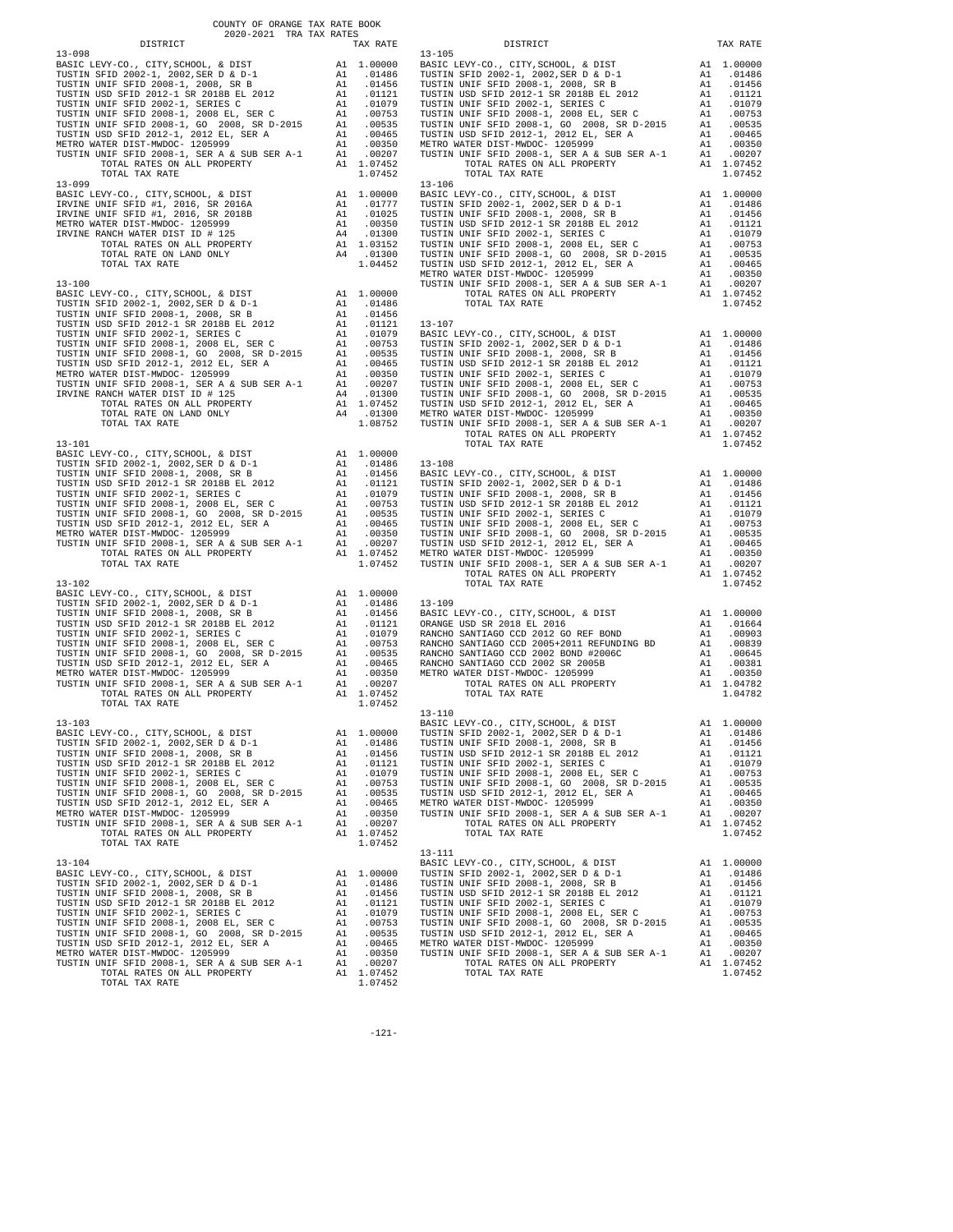COUNTY OF ORANGE TAX RATE BOOK
2020-2021 TRA TAX RATES

| DISTRICT | | TAX RATE |
|---|---|---|
| **13-098** | | |
| BASIC LEVY-CO., CITY,SCHOOL, & DIST | A1 | 1.00000 |
| TUSTIN SFID 2002-1, 2002,SER D & D-1 | A1 | .01486 |
| TUSTIN UNIF SFID 2008-1, 2008, SR B | A1 | .01456 |
| TUSTIN USD SFID 2012-1 SR 2018B EL 2012 | A1 | .01121 |
| TUSTIN UNIF SFID 2002-1, SERIES C | A1 | .01079 |
| TUSTIN UNIF SFID 2008-1, 2008 EL, SER C | A1 | .00753 |
| TUSTIN UNIF SFID 2008-1, GO 2008, SR D-2015 | A1 | .00535 |
| TUSTIN USD SFID 2012-1, 2012 EL, SER A | A1 | .00465 |
| METRO WATER DIST-MWDOC- 1205999 | A1 | .00350 |
| TUSTIN UNIF SFID 2008-1, SER A & SUB SER A-1 | A1 | .00207 |
| TOTAL RATES ON ALL PROPERTY | A1 | 1.07452 |
| TOTAL TAX RATE | | 1.07452 |
| **13-099** | | |
| BASIC LEVY-CO., CITY,SCHOOL, & DIST | A1 | 1.00000 |
| IRVINE UNIF SFID #1, 2016, SR 2016A | A1 | .01777 |
| IRVINE UNIF SFID #1, 2016, SR 2018B | A1 | .01025 |
| METRO WATER DIST-MWDOC- 1205999 | A1 | .00350 |
| IRVINE RANCH WATER DIST ID # 125 | A4 | .01300 |
| TOTAL RATES ON ALL PROPERTY | A1 | 1.03152 |
| TOTAL RATE ON LAND ONLY | A4 | .01300 |
| TOTAL TAX RATE | | 1.04452 |
| **13-100** | | |
| BASIC LEVY-CO., CITY,SCHOOL, & DIST | A1 | 1.00000 |
| TUSTIN SFID 2002-1, 2002,SER D & D-1 | A1 | .01486 |
| TUSTIN UNIF SFID 2008-1, 2008, SR B | A1 | .01456 |
| TUSTIN USD SFID 2012-1 SR 2018B EL 2012 | A1 | .01121 |
| TUSTIN UNIF SFID 2002-1, SERIES C | A1 | .01079 |
| TUSTIN UNIF SFID 2008-1, 2008 EL, SER C | A1 | .00753 |
| TUSTIN UNIF SFID 2008-1, GO 2008, SR D-2015 | A1 | .00535 |
| TUSTIN USD SFID 2012-1, 2012 EL, SER A | A1 | .00465 |
| METRO WATER DIST-MWDOC- 1205999 | A1 | .00350 |
| TUSTIN UNIF SFID 2008-1, SER A & SUB SER A-1 | A1 | .00207 |
| IRVINE RANCH WATER DIST ID # 125 | A4 | .01300 |
| TOTAL RATES ON ALL PROPERTY | A1 | 1.07452 |
| TOTAL RATE ON LAND ONLY | A4 | .01300 |
| TOTAL TAX RATE | | 1.08752 |
| **13-101** | | |
| BASIC LEVY-CO., CITY,SCHOOL, & DIST | A1 | 1.00000 |
| TUSTIN SFID 2002-1, 2002,SER D & D-1 | A1 | .01486 |
| TUSTIN UNIF SFID 2008-1, 2008, SR B | A1 | .01456 |
| TUSTIN USD SFID 2012-1 SR 2018B EL 2012 | A1 | .01121 |
| TUSTIN UNIF SFID 2002-1, SERIES C | A1 | .01079 |
| TUSTIN UNIF SFID 2008-1, 2008 EL, SER C | A1 | .00753 |
| TUSTIN UNIF SFID 2008-1, GO 2008, SR D-2015 | A1 | .00535 |
| TUSTIN USD SFID 2012-1, 2012 EL, SER A | A1 | .00465 |
| METRO WATER DIST-MWDOC- 1205999 | A1 | .00350 |
| TUSTIN UNIF SFID 2008-1, SER A & SUB SER A-1 | A1 | .00207 |
| TOTAL RATES ON ALL PROPERTY | A1 | 1.07452 |
| TOTAL TAX RATE | | 1.07452 |
| **13-102** | | |
| BASIC LEVY-CO., CITY,SCHOOL, & DIST | A1 | 1.00000 |
| TUSTIN SFID 2002-1, 2002,SER D & D-1 | A1 | .01486 |
| TUSTIN UNIF SFID 2008-1, 2008, SR B | A1 | .01456 |
| TUSTIN USD SFID 2012-1 SR 2018B EL 2012 | A1 | .01121 |
| TUSTIN UNIF SFID 2002-1, SERIES C | A1 | .01079 |
| TUSTIN UNIF SFID 2008-1, 2008 EL, SER C | A1 | .00753 |
| TUSTIN UNIF SFID 2008-1, GO 2008, SR D-2015 | A1 | .00535 |
| TUSTIN USD SFID 2012-1, 2012 EL, SER A | A1 | .00465 |
| METRO WATER DIST-MWDOC- 1205999 | A1 | .00350 |
| TUSTIN UNIF SFID 2008-1, SER A & SUB SER A-1 | A1 | .00207 |
| TOTAL RATES ON ALL PROPERTY | A1 | 1.07452 |
| TOTAL TAX RATE | | 1.07452 |
| **13-103** | | |
| BASIC LEVY-CO., CITY,SCHOOL, & DIST | A1 | 1.00000 |
| TUSTIN SFID 2002-1, 2002,SER D & D-1 | A1 | .01486 |
| TUSTIN UNIF SFID 2008-1, 2008, SR B | A1 | .01456 |
| TUSTIN USD SFID 2012-1 SR 2018B EL 2012 | A1 | .01121 |
| TUSTIN UNIF SFID 2002-1, SERIES C | A1 | .01079 |
| TUSTIN UNIF SFID 2008-1, 2008 EL, SER C | A1 | .00753 |
| TUSTIN UNIF SFID 2008-1, GO 2008, SR D-2015 | A1 | .00535 |
| TUSTIN USD SFID 2012-1, 2012 EL, SER A | A1 | .00465 |
| METRO WATER DIST-MWDOC- 1205999 | A1 | .00350 |
| TUSTIN UNIF SFID 2008-1, SER A & SUB SER A-1 | A1 | .00207 |
| TOTAL RATES ON ALL PROPERTY | A1 | 1.07452 |
| TOTAL TAX RATE | | 1.07452 |
| **13-104** | | |
| BASIC LEVY-CO., CITY,SCHOOL, & DIST | A1 | 1.00000 |
| TUSTIN SFID 2002-1, 2002,SER D & D-1 | A1 | .01486 |
| TUSTIN UNIF SFID 2008-1, 2008, SR B | A1 | .01456 |
| TUSTIN USD SFID 2012-1 SR 2018B EL 2012 | A1 | .01121 |
| TUSTIN UNIF SFID 2002-1, SERIES C | A1 | .01079 |
| TUSTIN UNIF SFID 2008-1, 2008 EL, SER C | A1 | .00753 |
| TUSTIN UNIF SFID 2008-1, GO 2008, SR D-2015 | A1 | .00535 |
| TUSTIN USD SFID 2012-1, 2012 EL, SER A | A1 | .00465 |
| METRO WATER DIST-MWDOC- 1205999 | A1 | .00350 |
| TUSTIN UNIF SFID 2008-1, SER A & SUB SER A-1 | A1 | .00207 |
| TOTAL RATES ON ALL PROPERTY | A1 | 1.07452 |
| TOTAL TAX RATE | | 1.07452 |
| **13-105** | | |
| BASIC LEVY-CO., CITY,SCHOOL, & DIST | A1 | 1.00000 |
| TUSTIN SFID 2002-1, 2002,SER D & D-1 | A1 | .01486 |
| TUSTIN UNIF SFID 2008-1, 2008, SR B | A1 | .01456 |
| TUSTIN USD SFID 2012-1 SR 2018B EL 2012 | A1 | .01121 |
| TUSTIN UNIF SFID 2002-1, SERIES C | A1 | .01079 |
| TUSTIN UNIF SFID 2008-1, 2008 EL, SER C | A1 | .00753 |
| TUSTIN UNIF SFID 2008-1, GO 2008, SR D-2015 | A1 | .00535 |
| TUSTIN USD SFID 2012-1, 2012 EL, SER A | A1 | .00465 |
| METRO WATER DIST-MWDOC- 1205999 | A1 | .00350 |
| TUSTIN UNIF SFID 2008-1, SER A & SUB SER A-1 | A1 | .00207 |
| TOTAL RATES ON ALL PROPERTY | A1 | 1.07452 |
| TOTAL TAX RATE | | 1.07452 |
| **13-106** | | |
| BASIC LEVY-CO., CITY,SCHOOL, & DIST | A1 | 1.00000 |
| TUSTIN SFID 2002-1, 2002,SER D & D-1 | A1 | .01486 |
| TUSTIN UNIF SFID 2008-1, 2008, SR B | A1 | .01456 |
| TUSTIN USD SFID 2012-1 SR 2018B EL 2012 | A1 | .01121 |
| TUSTIN UNIF SFID 2002-1, SERIES C | A1 | .01079 |
| TUSTIN UNIF SFID 2008-1, 2008 EL, SER C | A1 | .00753 |
| TUSTIN UNIF SFID 2008-1, GO 2008, SR D-2015 | A1 | .00535 |
| TUSTIN USD SFID 2012-1, 2012 EL, SER A | A1 | .00465 |
| METRO WATER DIST-MWDOC- 1205999 | A1 | .00350 |
| TUSTIN UNIF SFID 2008-1, SER A & SUB SER A-1 | A1 | .00207 |
| TOTAL RATES ON ALL PROPERTY | A1 | 1.07452 |
| TOTAL TAX RATE | | 1.07452 |
| **13-107** | | |
| BASIC LEVY-CO., CITY,SCHOOL, & DIST | A1 | 1.00000 |
| TUSTIN SFID 2002-1, 2002,SER D & D-1 | A1 | .01486 |
| TUSTIN UNIF SFID 2008-1, 2008, SR B | A1 | .01456 |
| TUSTIN USD SFID 2012-1 SR 2018B EL 2012 | A1 | .01121 |
| TUSTIN UNIF SFID 2002-1, SERIES C | A1 | .01079 |
| TUSTIN UNIF SFID 2008-1, 2008 EL, SER C | A1 | .00753 |
| TUSTIN UNIF SFID 2008-1, GO 2008, SR D-2015 | A1 | .00535 |
| TUSTIN USD SFID 2012-1, 2012 EL, SER A | A1 | .00465 |
| METRO WATER DIST-MWDOC- 1205999 | A1 | .00350 |
| TUSTIN UNIF SFID 2008-1, SER A & SUB SER A-1 | A1 | .00207 |
| TOTAL RATES ON ALL PROPERTY | A1 | 1.07452 |
| TOTAL TAX RATE | | 1.07452 |
| **13-108** | | |
| BASIC LEVY-CO., CITY,SCHOOL, & DIST | A1 | 1.00000 |
| TUSTIN SFID 2002-1, 2002,SER D & D-1 | A1 | .01486 |
| TUSTIN UNIF SFID 2008-1, 2008, SR B | A1 | .01456 |
| TUSTIN USD SFID 2012-1 SR 2018B EL 2012 | A1 | .01121 |
| TUSTIN UNIF SFID 2002-1, SERIES C | A1 | .01079 |
| TUSTIN UNIF SFID 2008-1, 2008 EL, SER C | A1 | .00753 |
| TUSTIN UNIF SFID 2008-1, GO 2008, SR D-2015 | A1 | .00535 |
| TUSTIN USD SFID 2012-1, 2012 EL, SER A | A1 | .00465 |
| METRO WATER DIST-MWDOC- 1205999 | A1 | .00350 |
| TUSTIN UNIF SFID 2008-1, SER A & SUB SER A-1 | A1 | .00207 |
| TOTAL RATES ON ALL PROPERTY | A1 | 1.07452 |
| TOTAL TAX RATE | | 1.07452 |
| **13-109** | | |
| BASIC LEVY-CO., CITY,SCHOOL, & DIST | A1 | 1.00000 |
| ORANGE USD SR 2018 EL 2016 | A1 | .01664 |
| RANCHO SANTIAGO CCD 2012 GO REF BOND | A1 | .00903 |
| RANCHO SANTIAGO CCD 2005+2011 REFUNDING BD | A1 | .00839 |
| RANCHO SANTIAGO CCD 2002 BOND #2006C | A1 | .00645 |
| RANCHO SANTIAGO CCD 2002 SR 2005B | A1 | .00381 |
| METRO WATER DIST-MWDOC- 1205999 | A1 | .00350 |
| TOTAL RATES ON ALL PROPERTY | A1 | 1.04782 |
| TOTAL TAX RATE | | 1.04782 |
| **13-110** | | |
| BASIC LEVY-CO., CITY,SCHOOL, & DIST | A1 | 1.00000 |
| TUSTIN SFID 2002-1, 2002,SER D & D-1 | A1 | .01486 |
| TUSTIN UNIF SFID 2008-1, 2008, SR B | A1 | .01456 |
| TUSTIN USD SFID 2012-1 SR 2018B EL 2012 | A1 | .01121 |
| TUSTIN UNIF SFID 2002-1, SERIES C | A1 | .01079 |
| TUSTIN UNIF SFID 2008-1, 2008 EL, SER C | A1 | .00753 |
| TUSTIN UNIF SFID 2008-1, GO 2008, SR D-2015 | A1 | .00535 |
| TUSTIN USD SFID 2012-1, 2012 EL, SER A | A1 | .00465 |
| METRO WATER DIST-MWDOC- 1205999 | A1 | .00350 |
| TUSTIN UNIF SFID 2008-1, SER A & SUB SER A-1 | A1 | .00207 |
| TOTAL RATES ON ALL PROPERTY | A1 | 1.07452 |
| TOTAL TAX RATE | | 1.07452 |
| **13-111** | | |
| BASIC LEVY-CO., CITY,SCHOOL, & DIST | A1 | 1.00000 |
| TUSTIN SFID 2002-1, 2002,SER D & D-1 | A1 | .01486 |
| TUSTIN UNIF SFID 2008-1, 2008, SR B | A1 | .01456 |
| TUSTIN USD SFID 2012-1 SR 2018B EL 2012 | A1 | .01121 |
| TUSTIN UNIF SFID 2002-1, SERIES C | A1 | .01079 |
| TUSTIN UNIF SFID 2008-1, 2008 EL, SER C | A1 | .00753 |
| TUSTIN UNIF SFID 2008-1, GO 2008, SR D-2015 | A1 | .00535 |
| TUSTIN USD SFID 2012-1, 2012 EL, SER A | A1 | .00465 |
| METRO WATER DIST-MWDOC- 1205999 | A1 | .00350 |
| TUSTIN UNIF SFID 2008-1, SER A & SUB SER A-1 | A1 | .00207 |
| TOTAL RATES ON ALL PROPERTY | A1 | 1.07452 |
| TOTAL TAX RATE | | 1.07452 |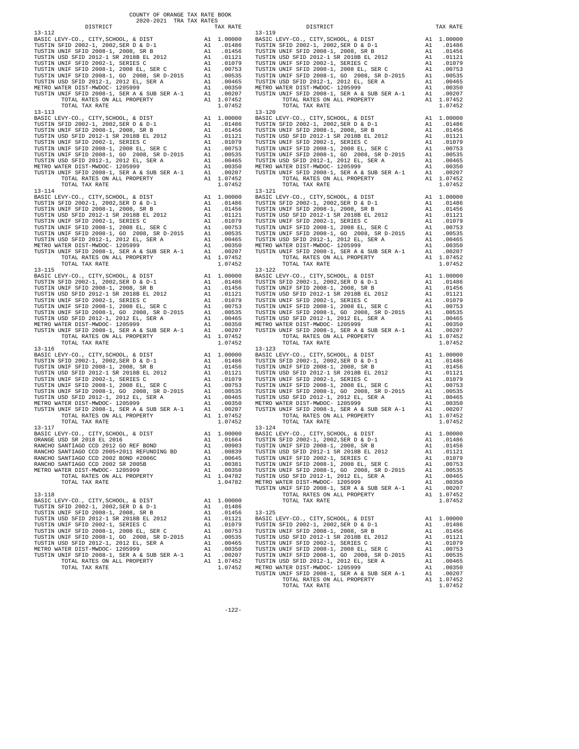COUNTY OF ORANGE TAX RATE BOOK
2020-2021 TRA TAX RATES

| DISTRICT | | TAX RATE |
|---|---|---|
| 13-112 | | |
| BASIC LEVY-CO., CITY,SCHOOL, & DIST | A1 | 1.00000 |
| TUSTIN SFID 2002-1, 2002,SER D & D-1 | A1 | .01486 |
| TUSTIN UNIF SFID 2008-1, 2008, SR B | A1 | .01456 |
| TUSTIN USD SFID 2012-1 SR 2018B EL 2012 | A1 | .01121 |
| TUSTIN UNIF SFID 2002-1, SERIES C | A1 | .01079 |
| TUSTIN UNIF SFID 2008-1, 2008 EL, SER C | A1 | .00753 |
| TUSTIN UNIF SFID 2008-1, GO 2008, SR D-2015 | A1 | .00535 |
| TUSTIN USD SFID 2012-1, 2012 EL, SER A | A1 | .00465 |
| METRO WATER DIST-MWDOC- 1205999 | A1 | .00350 |
| TUSTIN UNIF SFID 2008-1, SER A & SUB SER A-1 | A1 | .00207 |
| TOTAL RATES ON ALL PROPERTY | A1 | 1.07452 |
| TOTAL TAX RATE | | 1.07452 |
| 13-113 | | |
| BASIC LEVY-CO., CITY,SCHOOL, & DIST | A1 | 1.00000 |
| TUSTIN SFID 2002-1, 2002,SER D & D-1 | A1 | .01486 |
| TUSTIN UNIF SFID 2008-1, 2008, SR B | A1 | .01456 |
| TUSTIN USD SFID 2012-1 SR 2018B EL 2012 | A1 | .01121 |
| TUSTIN UNIF SFID 2002-1, SERIES C | A1 | .01079 |
| TUSTIN UNIF SFID 2008-1, 2008 EL, SER C | A1 | .00753 |
| TUSTIN UNIF SFID 2008-1, GO 2008, SR D-2015 | A1 | .00535 |
| TUSTIN USD SFID 2012-1, 2012 EL, SER A | A1 | .00465 |
| METRO WATER DIST-MWDOC- 1205999 | A1 | .00350 |
| TUSTIN UNIF SFID 2008-1, SER A & SUB SER A-1 | A1 | .00207 |
| TOTAL RATES ON ALL PROPERTY | A1 | 1.07452 |
| TOTAL TAX RATE | | 1.07452 |
| 13-114 | | |
| BASIC LEVY-CO., CITY,SCHOOL, & DIST | A1 | 1.00000 |
| TUSTIN SFID 2002-1, 2002,SER D & D-1 | A1 | .01486 |
| TUSTIN UNIF SFID 2008-1, 2008, SR B | A1 | .01456 |
| TUSTIN USD SFID 2012-1 SR 2018B EL 2012 | A1 | .01121 |
| TUSTIN UNIF SFID 2002-1, SERIES C | A1 | .01079 |
| TUSTIN UNIF SFID 2008-1, 2008 EL, SER C | A1 | .00753 |
| TUSTIN UNIF SFID 2008-1, GO 2008, SR D-2015 | A1 | .00535 |
| TUSTIN USD SFID 2012-1, 2012 EL, SER A | A1 | .00465 |
| METRO WATER DIST-MWDOC- 1205999 | A1 | .00350 |
| TUSTIN UNIF SFID 2008-1, SER A & SUB SER A-1 | A1 | .00207 |
| TOTAL RATES ON ALL PROPERTY | A1 | 1.07452 |
| TOTAL TAX RATE | | 1.07452 |
| 13-115 | | |
| BASIC LEVY-CO., CITY,SCHOOL, & DIST | A1 | 1.00000 |
| TUSTIN SFID 2002-1, 2002,SER D & D-1 | A1 | .01486 |
| TUSTIN UNIF SFID 2008-1, 2008, SR B | A1 | .01456 |
| TUSTIN USD SFID 2012-1 SR 2018B EL 2012 | A1 | .01121 |
| TUSTIN UNIF SFID 2002-1, SERIES C | A1 | .01079 |
| TUSTIN UNIF SFID 2008-1, 2008 EL, SER C | A1 | .00753 |
| TUSTIN UNIF SFID 2008-1, GO 2008, SR D-2015 | A1 | .00535 |
| TUSTIN USD SFID 2012-1, 2012 EL, SER A | A1 | .00465 |
| METRO WATER DIST-MWDOC- 1205999 | A1 | .00350 |
| TUSTIN UNIF SFID 2008-1, SER A & SUB SER A-1 | A1 | .00207 |
| TOTAL RATES ON ALL PROPERTY | A1 | 1.07452 |
| TOTAL TAX RATE | | 1.07452 |
| 13-116 | | |
| BASIC LEVY-CO., CITY,SCHOOL, & DIST | A1 | 1.00000 |
| TUSTIN SFID 2002-1, 2002,SER D & D-1 | A1 | .01486 |
| TUSTIN UNIF SFID 2008-1, 2008, SR B | A1 | .01456 |
| TUSTIN USD SFID 2012-1 SR 2018B EL 2012 | A1 | .01121 |
| TUSTIN UNIF SFID 2002-1, SERIES C | A1 | .01079 |
| TUSTIN UNIF SFID 2008-1, 2008 EL, SER C | A1 | .00753 |
| TUSTIN UNIF SFID 2008-1, GO 2008, SR D-2015 | A1 | .00535 |
| TUSTIN USD SFID 2012-1, 2012 EL, SER A | A1 | .00465 |
| METRO WATER DIST-MWDOC- 1205999 | A1 | .00350 |
| TUSTIN UNIF SFID 2008-1, SER A & SUB SER A-1 | A1 | .00207 |
| TOTAL RATES ON ALL PROPERTY | A1 | 1.07452 |
| TOTAL TAX RATE | | 1.07452 |
| 13-117 | | |
| BASIC LEVY-CO., CITY,SCHOOL, & DIST | A1 | 1.00000 |
| ORANGE USD SR 2018 EL 2016 | A1 | .01664 |
| RANCHO SANTIAGO CCD 2012 GO REF BOND | A1 | .00903 |
| RANCHO SANTIAGO CCD 2005+2011 REFUNDING BD | A1 | .00839 |
| RANCHO SANTIAGO CCD 2002 BOND #2006C | A1 | .00645 |
| RANCHO SANTIAGO CCD 2002 SR 2005B | A1 | .00381 |
| METRO WATER DIST-MWDOC- 1205999 | A1 | .00350 |
| TOTAL RATES ON ALL PROPERTY | A1 | 1.04782 |
| TOTAL TAX RATE | | 1.04782 |
| 13-118 | | |
| BASIC LEVY-CO., CITY,SCHOOL, & DIST | A1 | 1.00000 |
| TUSTIN SFID 2002-1, 2002,SER D & D-1 | A1 | .01486 |
| TUSTIN UNIF SFID 2008-1, 2008, SR B | A1 | .01456 |
| TUSTIN USD SFID 2012-1 SR 2018B EL 2012 | A1 | .01121 |
| TUSTIN UNIF SFID 2002-1, SERIES C | A1 | .01079 |
| TUSTIN UNIF SFID 2008-1, 2008 EL, SER C | A1 | .00753 |
| TUSTIN UNIF SFID 2008-1, GO 2008, SR D-2015 | A1 | .00535 |
| TUSTIN USD SFID 2012-1, 2012 EL, SER A | A1 | .00465 |
| METRO WATER DIST-MWDOC- 1205999 | A1 | .00350 |
| TUSTIN UNIF SFID 2008-1, SER A & SUB SER A-1 | A1 | .00207 |
| TOTAL RATES ON ALL PROPERTY | A1 | 1.07452 |
| TOTAL TAX RATE | | 1.07452 |
| 13-119 | | |
| BASIC LEVY-CO., CITY,SCHOOL, & DIST | A1 | 1.00000 |
| TUSTIN SFID 2002-1, 2002,SER D & D-1 | A1 | .01486 |
| TUSTIN UNIF SFID 2008-1, 2008, SR B | A1 | .01456 |
| TUSTIN USD SFID 2012-1 SR 2018B EL 2012 | A1 | .01121 |
| TUSTIN UNIF SFID 2002-1, SERIES C | A1 | .01079 |
| TUSTIN UNIF SFID 2008-1, 2008 EL, SER C | A1 | .00753 |
| TUSTIN UNIF SFID 2008-1, GO 2008, SR D-2015 | A1 | .00535 |
| TUSTIN USD SFID 2012-1, 2012 EL, SER A | A1 | .00465 |
| METRO WATER DIST-MWDOC- 1205999 | A1 | .00350 |
| TUSTIN UNIF SFID 2008-1, SER A & SUB SER A-1 | A1 | .00207 |
| TOTAL RATES ON ALL PROPERTY | A1 | 1.07452 |
| TOTAL TAX RATE | | 1.07452 |
| 13-120 | | |
| BASIC LEVY-CO., CITY,SCHOOL, & DIST | A1 | 1.00000 |
| TUSTIN SFID 2002-1, 2002,SER D & D-1 | A1 | .01486 |
| TUSTIN UNIF SFID 2008-1, 2008, SR B | A1 | .01456 |
| TUSTIN USD SFID 2012-1 SR 2018B EL 2012 | A1 | .01121 |
| TUSTIN UNIF SFID 2002-1, SERIES C | A1 | .01079 |
| TUSTIN UNIF SFID 2008-1, 2008 EL, SER C | A1 | .00753 |
| TUSTIN UNIF SFID 2008-1, GO 2008, SR D-2015 | A1 | .00535 |
| TUSTIN USD SFID 2012-1, 2012 EL, SER A | A1 | .00465 |
| METRO WATER DIST-MWDOC- 1205999 | A1 | .00350 |
| TUSTIN UNIF SFID 2008-1, SER A & SUB SER A-1 | A1 | .00207 |
| TOTAL RATES ON ALL PROPERTY | A1 | 1.07452 |
| TOTAL TAX RATE | | 1.07452 |
| 13-121 | | |
| BASIC LEVY-CO., CITY,SCHOOL, & DIST | A1 | 1.00000 |
| TUSTIN SFID 2002-1, 2002,SER D & D-1 | A1 | .01486 |
| TUSTIN UNIF SFID 2008-1, 2008, SR B | A1 | .01456 |
| TUSTIN USD SFID 2012-1 SR 2018B EL 2012 | A1 | .01121 |
| TUSTIN UNIF SFID 2002-1, SERIES C | A1 | .01079 |
| TUSTIN UNIF SFID 2008-1, 2008 EL, SER C | A1 | .00753 |
| TUSTIN UNIF SFID 2008-1, GO 2008, SR D-2015 | A1 | .00535 |
| TUSTIN USD SFID 2012-1, 2012 EL, SER A | A1 | .00465 |
| METRO WATER DIST-MWDOC- 1205999 | A1 | .00350 |
| TUSTIN UNIF SFID 2008-1, SER A & SUB SER A-1 | A1 | .00207 |
| TOTAL RATES ON ALL PROPERTY | A1 | 1.07452 |
| TOTAL TAX RATE | | 1.07452 |
| 13-122 | | |
| BASIC LEVY-CO., CITY,SCHOOL, & DIST | A1 | 1.00000 |
| TUSTIN SFID 2002-1, 2002,SER D & D-1 | A1 | .01486 |
| TUSTIN UNIF SFID 2008-1, 2008, SR B | A1 | .01456 |
| TUSTIN USD SFID 2012-1 SR 2018B EL 2012 | A1 | .01121 |
| TUSTIN UNIF SFID 2002-1, SERIES C | A1 | .01079 |
| TUSTIN UNIF SFID 2008-1, 2008 EL, SER C | A1 | .00753 |
| TUSTIN UNIF SFID 2008-1, GO 2008, SR D-2015 | A1 | .00535 |
| TUSTIN USD SFID 2012-1, 2012 EL, SER A | A1 | .00465 |
| METRO WATER DIST-MWDOC- 1205999 | A1 | .00350 |
| TUSTIN UNIF SFID 2008-1, SER A & SUB SER A-1 | A1 | .00207 |
| TOTAL RATES ON ALL PROPERTY | A1 | 1.07452 |
| TOTAL TAX RATE | | 1.07452 |
| 13-123 | | |
| BASIC LEVY-CO., CITY,SCHOOL, & DIST | A1 | 1.00000 |
| TUSTIN SFID 2002-1, 2002,SER D & D-1 | A1 | .01486 |
| TUSTIN UNIF SFID 2008-1, 2008, SR B | A1 | .01456 |
| TUSTIN USD SFID 2012-1 SR 2018B EL 2012 | A1 | .01121 |
| TUSTIN UNIF SFID 2002-1, SERIES C | A1 | .01079 |
| TUSTIN UNIF SFID 2008-1, 2008 EL, SER C | A1 | .00753 |
| TUSTIN UNIF SFID 2008-1, GO 2008, SR D-2015 | A1 | .00535 |
| TUSTIN USD SFID 2012-1, 2012 EL, SER A | A1 | .00465 |
| METRO WATER DIST-MWDOC- 1205999 | A1 | .00350 |
| TUSTIN UNIF SFID 2008-1, SER A & SUB SER A-1 | A1 | .00207 |
| TOTAL RATES ON ALL PROPERTY | A1 | 1.07452 |
| TOTAL TAX RATE | | 1.07452 |
| 13-124 | | |
| BASIC LEVY-CO., CITY,SCHOOL, & DIST | A1 | 1.00000 |
| TUSTIN SFID 2002-1, 2002,SER D & D-1 | A1 | .01486 |
| TUSTIN UNIF SFID 2008-1, 2008, SR B | A1 | .01456 |
| TUSTIN USD SFID 2012-1 SR 2018B EL 2012 | A1 | .01121 |
| TUSTIN UNIF SFID 2002-1, SERIES C | A1 | .01079 |
| TUSTIN UNIF SFID 2008-1, 2008 EL, SER C | A1 | .00753 |
| TUSTIN UNIF SFID 2008-1, GO 2008, SR D-2015 | A1 | .00535 |
| TUSTIN USD SFID 2012-1, 2012 EL, SER A | A1 | .00465 |
| METRO WATER DIST-MWDOC- 1205999 | A1 | .00350 |
| TUSTIN UNIF SFID 2008-1, SER A & SUB SER A-1 | A1 | .00207 |
| TOTAL RATES ON ALL PROPERTY | A1 | 1.07452 |
| TOTAL TAX RATE | | 1.07452 |
| 13-125 | | |
| BASIC LEVY-CO., CITY,SCHOOL, & DIST | A1 | 1.00000 |
| TUSTIN SFID 2002-1, 2002,SER D & D-1 | A1 | .01486 |
| TUSTIN UNIF SFID 2008-1, 2008, SR B | A1 | .01456 |
| TUSTIN USD SFID 2012-1 SR 2018B EL 2012 | A1 | .01121 |
| TUSTIN UNIF SFID 2002-1, SERIES C | A1 | .01079 |
| TUSTIN UNIF SFID 2008-1, 2008 EL, SER C | A1 | .00753 |
| TUSTIN UNIF SFID 2008-1, GO 2008, SR D-2015 | A1 | .00535 |
| TUSTIN USD SFID 2012-1, 2012 EL, SER A | A1 | .00465 |
| METRO WATER DIST-MWDOC- 1205999 | A1 | .00350 |
| TUSTIN UNIF SFID 2008-1, SER A & SUB SER A-1 | A1 | .00207 |
| TOTAL RATES ON ALL PROPERTY | A1 | 1.07452 |
| TOTAL TAX RATE | | 1.07452 |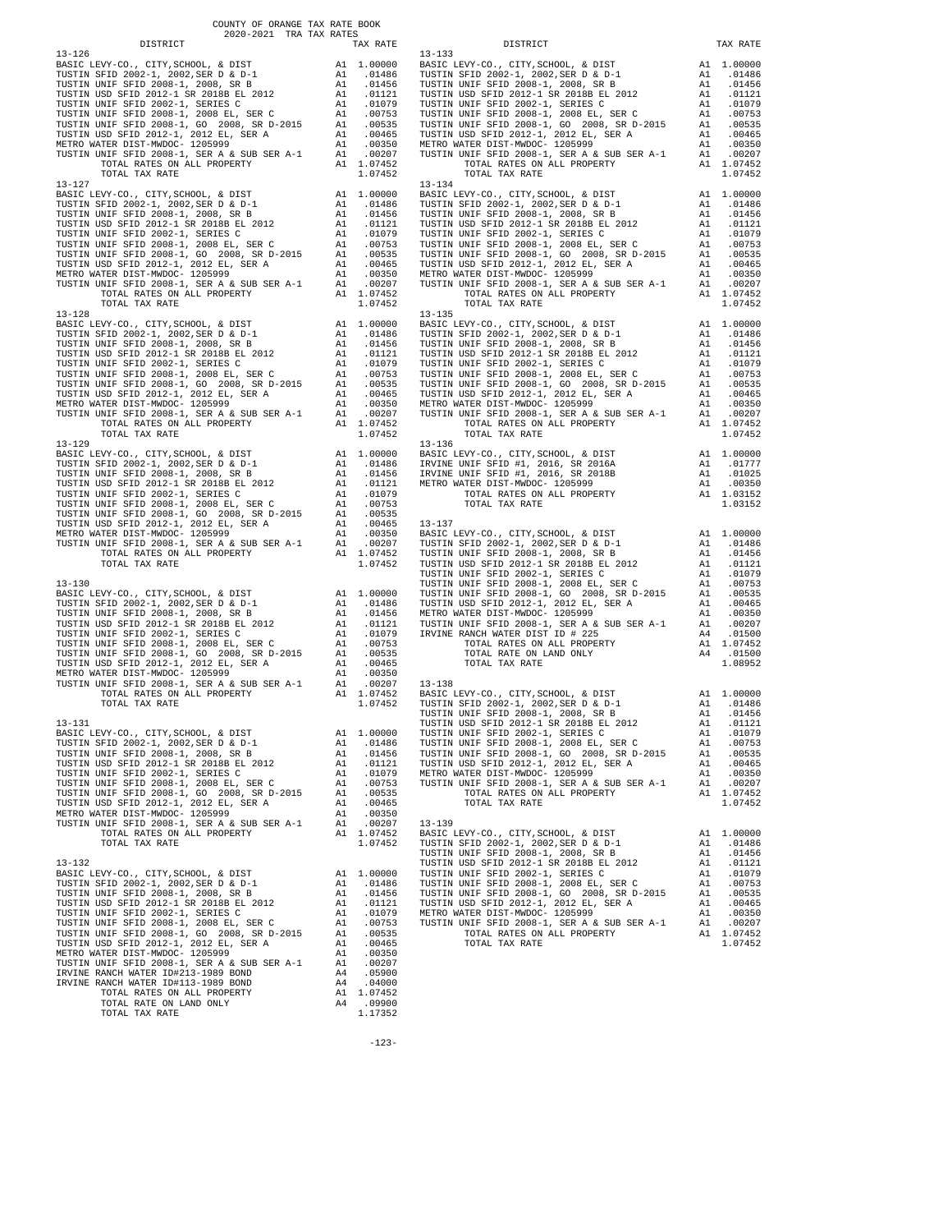COUNTY OF ORANGE TAX RATE BOOK
2020-2021 TRA TAX RATES

| DISTRICT | | TAX RATE |
|---|---|---|
| **13-126** | | |
| BASIC LEVY-CO., CITY,SCHOOL, & DIST | A1 | 1.00000 |
| TUSTIN SFID 2002-1, 2002,SER D & D-1 | A1 | .01486 |
| TUSTIN UNIF SFID 2008-1, 2008, SR B | A1 | .01456 |
| TUSTIN USD SFID 2012-1 SR 2018B EL 2012 | A1 | .01121 |
| TUSTIN UNIF SFID 2002-1, SERIES C | A1 | .01079 |
| TUSTIN UNIF SFID 2008-1, 2008 EL, SER C | A1 | .00753 |
| TUSTIN UNIF SFID 2008-1, GO 2008, SR D-2015 | A1 | .00535 |
| TUSTIN USD SFID 2012-1, 2012 EL, SER A | A1 | .00465 |
| METRO WATER DIST-MWDOC- 1205999 | A1 | .00350 |
| TUSTIN UNIF SFID 2008-1, SER A & SUB SER A-1 | A1 | .00207 |
| TOTAL RATES ON ALL PROPERTY | A1 | 1.07452 |
| TOTAL TAX RATE | | 1.07452 |
| **13-127** | | |
| BASIC LEVY-CO., CITY,SCHOOL, & DIST | A1 | 1.00000 |
| TUSTIN SFID 2002-1, 2002,SER D & D-1 | A1 | .01486 |
| TUSTIN UNIF SFID 2008-1, 2008, SR B | A1 | .01456 |
| TUSTIN USD SFID 2012-1 SR 2018B EL 2012 | A1 | .01121 |
| TUSTIN UNIF SFID 2002-1, SERIES C | A1 | .01079 |
| TUSTIN UNIF SFID 2008-1, 2008 EL, SER C | A1 | .00753 |
| TUSTIN UNIF SFID 2008-1, GO 2008, SR D-2015 | A1 | .00535 |
| TUSTIN USD SFID 2012-1, 2012 EL, SER A | A1 | .00465 |
| METRO WATER DIST-MWDOC- 1205999 | A1 | .00350 |
| TUSTIN UNIF SFID 2008-1, SER A & SUB SER A-1 | A1 | .00207 |
| TOTAL RATES ON ALL PROPERTY | A1 | 1.07452 |
| TOTAL TAX RATE | | 1.07452 |
| **13-128** | | |
| BASIC LEVY-CO., CITY,SCHOOL, & DIST | A1 | 1.00000 |
| TUSTIN SFID 2002-1, 2002,SER D & D-1 | A1 | .01486 |
| TUSTIN UNIF SFID 2008-1, 2008, SR B | A1 | .01456 |
| TUSTIN USD SFID 2012-1 SR 2018B EL 2012 | A1 | .01121 |
| TUSTIN UNIF SFID 2002-1, SERIES C | A1 | .01079 |
| TUSTIN UNIF SFID 2008-1, 2008 EL, SER C | A1 | .00753 |
| TUSTIN UNIF SFID 2008-1, GO 2008, SR D-2015 | A1 | .00535 |
| TUSTIN USD SFID 2012-1, 2012 EL, SER A | A1 | .00465 |
| METRO WATER DIST-MWDOC- 1205999 | A1 | .00350 |
| TUSTIN UNIF SFID 2008-1, SER A & SUB SER A-1 | A1 | .00207 |
| TOTAL RATES ON ALL PROPERTY | A1 | 1.07452 |
| TOTAL TAX RATE | | 1.07452 |
| **13-129** | | |
| BASIC LEVY-CO., CITY,SCHOOL, & DIST | A1 | 1.00000 |
| TUSTIN SFID 2002-1, 2002,SER D & D-1 | A1 | .01486 |
| TUSTIN UNIF SFID 2008-1, 2008, SR B | A1 | .01456 |
| TUSTIN USD SFID 2012-1 SR 2018B EL 2012 | A1 | .01121 |
| TUSTIN UNIF SFID 2002-1, SERIES C | A1 | .01079 |
| TUSTIN UNIF SFID 2008-1, 2008 EL, SER C | A1 | .00753 |
| TUSTIN UNIF SFID 2008-1, GO 2008, SR D-2015 | A1 | .00535 |
| TUSTIN USD SFID 2012-1, 2012 EL, SER A | A1 | .00465 |
| METRO WATER DIST-MWDOC- 1205999 | A1 | .00350 |
| TUSTIN UNIF SFID 2008-1, SER A & SUB SER A-1 | A1 | .00207 |
| TOTAL RATES ON ALL PROPERTY | A1 | 1.07452 |
| TOTAL TAX RATE | | 1.07452 |
| **13-130** | | |
| BASIC LEVY-CO., CITY,SCHOOL, & DIST | A1 | 1.00000 |
| TUSTIN SFID 2002-1, 2002,SER D & D-1 | A1 | .01486 |
| TUSTIN UNIF SFID 2008-1, 2008, SR B | A1 | .01456 |
| TUSTIN USD SFID 2012-1 SR 2018B EL 2012 | A1 | .01121 |
| TUSTIN UNIF SFID 2002-1, SERIES C | A1 | .01079 |
| TUSTIN UNIF SFID 2008-1, 2008 EL, SER C | A1 | .00753 |
| TUSTIN UNIF SFID 2008-1, GO 2008, SR D-2015 | A1 | .00535 |
| TUSTIN USD SFID 2012-1, 2012 EL, SER A | A1 | .00465 |
| METRO WATER DIST-MWDOC- 1205999 | A1 | .00350 |
| TUSTIN UNIF SFID 2008-1, SER A & SUB SER A-1 | A1 | .00207 |
| TOTAL RATES ON ALL PROPERTY | A1 | 1.07452 |
| TOTAL TAX RATE | | 1.07452 |
| **13-131** | | |
| BASIC LEVY-CO., CITY,SCHOOL, & DIST | A1 | 1.00000 |
| TUSTIN SFID 2002-1, 2002,SER D & D-1 | A1 | .01486 |
| TUSTIN UNIF SFID 2008-1, 2008, SR B | A1 | .01456 |
| TUSTIN USD SFID 2012-1 SR 2018B EL 2012 | A1 | .01121 |
| TUSTIN UNIF SFID 2002-1, SERIES C | A1 | .01079 |
| TUSTIN UNIF SFID 2008-1, 2008 EL, SER C | A1 | .00753 |
| TUSTIN UNIF SFID 2008-1, GO 2008, SR D-2015 | A1 | .00535 |
| TUSTIN USD SFID 2012-1, 2012 EL, SER A | A1 | .00465 |
| METRO WATER DIST-MWDOC- 1205999 | A1 | .00350 |
| TUSTIN UNIF SFID 2008-1, SER A & SUB SER A-1 | A1 | .00207 |
| TOTAL RATES ON ALL PROPERTY | A1 | 1.07452 |
| TOTAL TAX RATE | | 1.07452 |
| **13-132** | | |
| BASIC LEVY-CO., CITY,SCHOOL, & DIST | A1 | 1.00000 |
| TUSTIN SFID 2002-1, 2002,SER D & D-1 | A1 | .01486 |
| TUSTIN UNIF SFID 2008-1, 2008, SR B | A1 | .01456 |
| TUSTIN USD SFID 2012-1 SR 2018B EL 2012 | A1 | .01121 |
| TUSTIN UNIF SFID 2002-1, SERIES C | A1 | .01079 |
| TUSTIN UNIF SFID 2008-1, 2008 EL, SER C | A1 | .00753 |
| TUSTIN UNIF SFID 2008-1, GO 2008, SR D-2015 | A1 | .00535 |
| TUSTIN USD SFID 2012-1, 2012 EL, SER A | A1 | .00465 |
| METRO WATER DIST-MWDOC- 1205999 | A1 | .00350 |
| TUSTIN UNIF SFID 2008-1, SER A & SUB SER A-1 | A1 | .00207 |
| IRVINE RANCH WATER ID#213-1989 BOND | A4 | .05900 |
| IRVINE RANCH WATER ID#113-1989 BOND | A4 | .04000 |
| TOTAL RATES ON ALL PROPERTY | A1 | 1.07452 |
| TOTAL RATE ON LAND ONLY | A4 | .09900 |
| TOTAL TAX RATE | | 1.17352 |
| **13-133** | | |
| BASIC LEVY-CO., CITY,SCHOOL, & DIST | A1 | 1.00000 |
| TUSTIN SFID 2002-1, 2002,SER D & D-1 | A1 | .01486 |
| TUSTIN UNIF SFID 2008-1, 2008, SR B | A1 | .01456 |
| TUSTIN USD SFID 2012-1 SR 2018B EL 2012 | A1 | .01121 |
| TUSTIN UNIF SFID 2002-1, SERIES C | A1 | .01079 |
| TUSTIN UNIF SFID 2008-1, 2008 EL, SER C | A1 | .00753 |
| TUSTIN UNIF SFID 2008-1, GO 2008, SR D-2015 | A1 | .00535 |
| TUSTIN USD SFID 2012-1, 2012 EL, SER A | A1 | .00465 |
| METRO WATER DIST-MWDOC- 1205999 | A1 | .00350 |
| TUSTIN UNIF SFID 2008-1, SER A & SUB SER A-1 | A1 | .00207 |
| TOTAL RATES ON ALL PROPERTY | A1 | 1.07452 |
| TOTAL TAX RATE | | 1.07452 |
| **13-134** | | |
| BASIC LEVY-CO., CITY,SCHOOL, & DIST | A1 | 1.00000 |
| TUSTIN SFID 2002-1, 2002,SER D & D-1 | A1 | .01486 |
| TUSTIN UNIF SFID 2008-1, 2008, SR B | A1 | .01456 |
| TUSTIN USD SFID 2012-1 SR 2018B EL 2012 | A1 | .01121 |
| TUSTIN UNIF SFID 2002-1, SERIES C | A1 | .01079 |
| TUSTIN UNIF SFID 2008-1, 2008 EL, SER C | A1 | .00753 |
| TUSTIN UNIF SFID 2008-1, GO 2008, SR D-2015 | A1 | .00535 |
| TUSTIN USD SFID 2012-1, 2012 EL, SER A | A1 | .00465 |
| METRO WATER DIST-MWDOC- 1205999 | A1 | .00350 |
| TUSTIN UNIF SFID 2008-1, SER A & SUB SER A-1 | A1 | .00207 |
| TOTAL RATES ON ALL PROPERTY | A1 | 1.07452 |
| TOTAL TAX RATE | | 1.07452 |
| **13-135** | | |
| BASIC LEVY-CO., CITY,SCHOOL, & DIST | A1 | 1.00000 |
| TUSTIN SFID 2002-1, 2002,SER D & D-1 | A1 | .01486 |
| TUSTIN UNIF SFID 2008-1, 2008, SR B | A1 | .01456 |
| TUSTIN USD SFID 2012-1 SR 2018B EL 2012 | A1 | .01121 |
| TUSTIN UNIF SFID 2002-1, SERIES C | A1 | .01079 |
| TUSTIN UNIF SFID 2008-1, 2008 EL, SER C | A1 | .00753 |
| TUSTIN UNIF SFID 2008-1, GO 2008, SR D-2015 | A1 | .00535 |
| TUSTIN USD SFID 2012-1, 2012 EL, SER A | A1 | .00465 |
| METRO WATER DIST-MWDOC- 1205999 | A1 | .00350 |
| TUSTIN UNIF SFID 2008-1, SER A & SUB SER A-1 | A1 | .00207 |
| TOTAL RATES ON ALL PROPERTY | A1 | 1.07452 |
| TOTAL TAX RATE | | 1.07452 |
| **13-136** | | |
| BASIC LEVY-CO., CITY,SCHOOL, & DIST | A1 | 1.00000 |
| IRVINE UNIF SFID #1, 2016, SR 2016A | A1 | .01777 |
| IRVINE UNIF SFID #1, 2016, SR 2018B | A1 | .01025 |
| METRO WATER DIST-MWDOC- 1205999 | A1 | .00350 |
| TOTAL RATES ON ALL PROPERTY | A1 | 1.03152 |
| TOTAL TAX RATE | | 1.03152 |
| **13-137** | | |
| BASIC LEVY-CO., CITY,SCHOOL, & DIST | A1 | 1.00000 |
| TUSTIN SFID 2002-1, 2002,SER D & D-1 | A1 | .01486 |
| TUSTIN UNIF SFID 2008-1, 2008, SR B | A1 | .01456 |
| TUSTIN USD SFID 2012-1 SR 2018B EL 2012 | A1 | .01121 |
| TUSTIN UNIF SFID 2002-1, SERIES C | A1 | .01079 |
| TUSTIN UNIF SFID 2008-1, 2008 EL, SER C | A1 | .00753 |
| TUSTIN UNIF SFID 2008-1, GO 2008, SR D-2015 | A1 | .00535 |
| TUSTIN USD SFID 2012-1, 2012 EL, SER A | A1 | .00465 |
| METRO WATER DIST-MWDOC- 1205999 | A1 | .00350 |
| TUSTIN UNIF SFID 2008-1, SER A & SUB SER A-1 | A1 | .00207 |
| IRVINE RANCH WATER DIST ID # 225 | A4 | .01500 |
| TOTAL RATES ON ALL PROPERTY | A1 | 1.07452 |
| TOTAL RATE ON LAND ONLY | A4 | .01500 |
| TOTAL TAX RATE | | 1.08952 |
| **13-138** | | |
| BASIC LEVY-CO., CITY,SCHOOL, & DIST | A1 | 1.00000 |
| TUSTIN SFID 2002-1, 2002,SER D & D-1 | A1 | .01486 |
| TUSTIN UNIF SFID 2008-1, 2008, SR B | A1 | .01456 |
| TUSTIN USD SFID 2012-1 SR 2018B EL 2012 | A1 | .01121 |
| TUSTIN UNIF SFID 2002-1, SERIES C | A1 | .01079 |
| TUSTIN UNIF SFID 2008-1, 2008 EL, SER C | A1 | .00753 |
| TUSTIN UNIF SFID 2008-1, GO 2008, SR D-2015 | A1 | .00535 |
| TUSTIN USD SFID 2012-1, 2012 EL, SER A | A1 | .00465 |
| METRO WATER DIST-MWDOC- 1205999 | A1 | .00350 |
| TUSTIN UNIF SFID 2008-1, SER A & SUB SER A-1 | A1 | .00207 |
| TOTAL RATES ON ALL PROPERTY | A1 | 1.07452 |
| TOTAL TAX RATE | | 1.07452 |
| **13-139** | | |
| BASIC LEVY-CO., CITY,SCHOOL, & DIST | A1 | 1.00000 |
| TUSTIN SFID 2002-1, 2002,SER D & D-1 | A1 | .01486 |
| TUSTIN UNIF SFID 2008-1, 2008, SR B | A1 | .01456 |
| TUSTIN USD SFID 2012-1 SR 2018B EL 2012 | A1 | .01121 |
| TUSTIN UNIF SFID 2002-1, SERIES C | A1 | .01079 |
| TUSTIN UNIF SFID 2008-1, 2008 EL, SER C | A1 | .00753 |
| TUSTIN UNIF SFID 2008-1, GO 2008, SR D-2015 | A1 | .00535 |
| TUSTIN USD SFID 2012-1, 2012 EL, SER A | A1 | .00465 |
| METRO WATER DIST-MWDOC- 1205999 | A1 | .00350 |
| TUSTIN UNIF SFID 2008-1, SER A & SUB SER A-1 | A1 | .00207 |
| TOTAL RATES ON ALL PROPERTY | A1 | 1.07452 |
| TOTAL TAX RATE | | 1.07452 |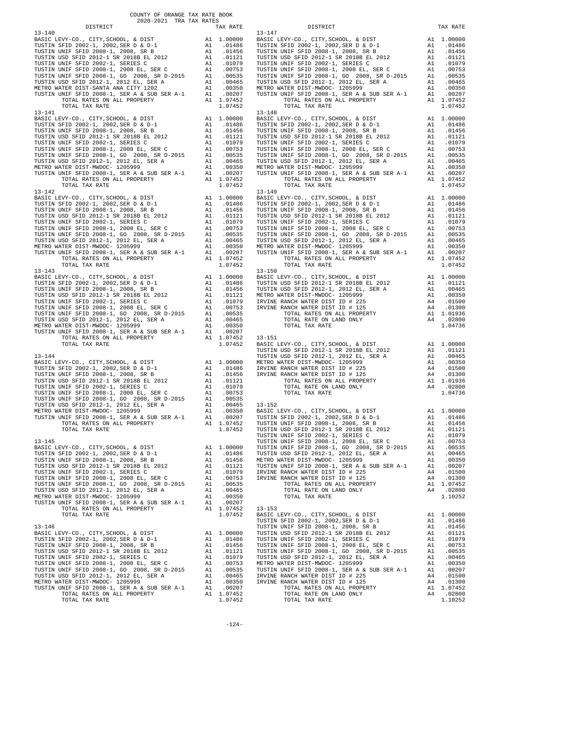COUNTY OF ORANGE TAX RATE BOOK
2020-2021 TRA TAX RATES

| DISTRICT | | TAX RATE |
|---|---|---|
| **13-140** | | |
| BASIC LEVY-CO., CITY,SCHOOL, & DIST | A1 | 1.00000 |
| TUSTIN SFID 2002-1, 2002,SER D & D-1 | A1 | .01486 |
| TUSTIN UNIF SFID 2008-1, 2008, SR B | A1 | .01456 |
| TUSTIN USD SFID 2012-1 SR 2018B EL 2012 | A1 | .01121 |
| TUSTIN UNIF SFID 2002-1, SERIES C | A1 | .01079 |
| TUSTIN UNIF SFID 2008-1, 2008 EL, SER C | A1 | .00753 |
| TUSTIN UNIF SFID 2008-1, GO 2008, SR D-2015 | A1 | .00535 |
| TUSTIN USD SFID 2012-1, 2012 EL, SER A | A1 | .00465 |
| METRO WATER DIST-SANTA ANA CITY 1202 | A1 | .00350 |
| TUSTIN UNIF SFID 2008-1, SER A & SUB SER A-1 | A1 | .00207 |
| TOTAL RATES ON ALL PROPERTY | A1 | 1.07452 |
| TOTAL TAX RATE | | 1.07452 |
| **13-141** | | |
| BASIC LEVY-CO., CITY,SCHOOL, & DIST | A1 | 1.00000 |
| TUSTIN SFID 2002-1, 2002,SER D & D-1 | A1 | .01486 |
| TUSTIN UNIF SFID 2008-1, 2008, SR B | A1 | .01456 |
| TUSTIN USD SFID 2012-1 SR 2018B EL 2012 | A1 | .01121 |
| TUSTIN UNIF SFID 2002-1, SERIES C | A1 | .01079 |
| TUSTIN UNIF SFID 2008-1, 2008 EL, SER C | A1 | .00753 |
| TUSTIN UNIF SFID 2008-1, GO 2008, SR D-2015 | A1 | .00535 |
| TUSTIN USD SFID 2012-1, 2012 EL, SER A | A1 | .00465 |
| METRO WATER DIST-MWDOC- 1205999 | A1 | .00350 |
| TUSTIN UNIF SFID 2008-1, SER A & SUB SER A-1 | A1 | .00207 |
| TOTAL RATES ON ALL PROPERTY | A1 | 1.07452 |
| TOTAL TAX RATE | | 1.07452 |
| **13-142** | | |
| BASIC LEVY-CO., CITY,SCHOOL, & DIST | A1 | 1.00000 |
| TUSTIN SFID 2002-1, 2002,SER D & D-1 | A1 | .01486 |
| TUSTIN UNIF SFID 2008-1, 2008, SR B | A1 | .01456 |
| TUSTIN USD SFID 2012-1 SR 2018B EL 2012 | A1 | .01121 |
| TUSTIN UNIF SFID 2002-1, SERIES C | A1 | .01079 |
| TUSTIN UNIF SFID 2008-1, 2008 EL, SER C | A1 | .00753 |
| TUSTIN UNIF SFID 2008-1, GO 2008, SR D-2015 | A1 | .00535 |
| TUSTIN USD SFID 2012-1, 2012 EL, SER A | A1 | .00465 |
| METRO WATER DIST-MWDOC- 1205999 | A1 | .00350 |
| TUSTIN UNIF SFID 2008-1, SER A & SUB SER A-1 | A1 | .00207 |
| TOTAL RATES ON ALL PROPERTY | A1 | 1.07452 |
| TOTAL TAX RATE | | 1.07452 |
| **13-143** | | |
| BASIC LEVY-CO., CITY,SCHOOL, & DIST | A1 | 1.00000 |
| TUSTIN SFID 2002-1, 2002,SER D & D-1 | A1 | .01486 |
| TUSTIN UNIF SFID 2008-1, 2008, SR B | A1 | .01456 |
| TUSTIN USD SFID 2012-1 SR 2018B EL 2012 | A1 | .01121 |
| TUSTIN UNIF SFID 2002-1, SERIES C | A1 | .01079 |
| TUSTIN UNIF SFID 2008-1, 2008 EL, SER C | A1 | .00753 |
| TUSTIN UNIF SFID 2008-1, GO 2008, SR D-2015 | A1 | .00535 |
| TUSTIN USD SFID 2012-1, 2012 EL, SER A | A1 | .00465 |
| METRO WATER DIST-MWDOC- 1205999 | A1 | .00350 |
| TUSTIN UNIF SFID 2008-1, SER A & SUB SER A-1 | A1 | .00207 |
| TOTAL RATES ON ALL PROPERTY | A1 | 1.07452 |
| TOTAL TAX RATE | | 1.07452 |
| **13-144** | | |
| BASIC LEVY-CO., CITY,SCHOOL, & DIST | A1 | 1.00000 |
| TUSTIN SFID 2002-1, 2002,SER D & D-1 | A1 | .01486 |
| TUSTIN UNIF SFID 2008-1, 2008, SR B | A1 | .01456 |
| TUSTIN USD SFID 2012-1 SR 2018B EL 2012 | A1 | .01121 |
| TUSTIN UNIF SFID 2002-1, SERIES C | A1 | .01079 |
| TUSTIN UNIF SFID 2008-1, 2008 EL, SER C | A1 | .00753 |
| TUSTIN UNIF SFID 2008-1, GO 2008, SR D-2015 | A1 | .00535 |
| TUSTIN USD SFID 2012-1, 2012 EL, SER A | A1 | .00465 |
| METRO WATER DIST-MWDOC- 1205999 | A1 | .00350 |
| TUSTIN UNIF SFID 2008-1, SER A & SUB SER A-1 | A1 | .00207 |
| TOTAL RATES ON ALL PROPERTY | A1 | 1.07452 |
| TOTAL TAX RATE | | 1.07452 |
| **13-145** | | |
| BASIC LEVY-CO., CITY,SCHOOL, & DIST | A1 | 1.00000 |
| TUSTIN SFID 2002-1, 2002,SER D & D-1 | A1 | .01486 |
| TUSTIN UNIF SFID 2008-1, 2008, SR B | A1 | .01456 |
| TUSTIN USD SFID 2012-1 SR 2018B EL 2012 | A1 | .01121 |
| TUSTIN UNIF SFID 2002-1, SERIES C | A1 | .01079 |
| TUSTIN UNIF SFID 2008-1, 2008 EL, SER C | A1 | .00753 |
| TUSTIN UNIF SFID 2008-1, GO 2008, SR D-2015 | A1 | .00535 |
| TUSTIN USD SFID 2012-1, 2012 EL, SER A | A1 | .00465 |
| METRO WATER DIST-MWDOC- 1205999 | A1 | .00350 |
| TUSTIN UNIF SFID 2008-1, SER A & SUB SER A-1 | A1 | .00207 |
| TOTAL RATES ON ALL PROPERTY | A1 | 1.07452 |
| TOTAL TAX RATE | | 1.07452 |
| **13-146** | | |
| BASIC LEVY-CO., CITY,SCHOOL, & DIST | A1 | 1.00000 |
| TUSTIN SFID 2002-1, 2002,SER D & D-1 | A1 | .01486 |
| TUSTIN UNIF SFID 2008-1, 2008, SR B | A1 | .01456 |
| TUSTIN USD SFID 2012-1 SR 2018B EL 2012 | A1 | .01121 |
| TUSTIN UNIF SFID 2002-1, SERIES C | A1 | .01079 |
| TUSTIN UNIF SFID 2008-1, 2008 EL, SER C | A1 | .00753 |
| TUSTIN UNIF SFID 2008-1, GO 2008, SR D-2015 | A1 | .00535 |
| TUSTIN USD SFID 2012-1, 2012 EL, SER A | A1 | .00465 |
| METRO WATER DIST-MWDOC- 1205999 | A1 | .00350 |
| TUSTIN UNIF SFID 2008-1, SER A & SUB SER A-1 | A1 | .00207 |
| TOTAL RATES ON ALL PROPERTY | A1 | 1.07452 |
| TOTAL TAX RATE | | 1.07452 |
| **13-147** | | |
| BASIC LEVY-CO., CITY,SCHOOL, & DIST | A1 | 1.00000 |
| TUSTIN SFID 2002-1, 2002,SER D & D-1 | A1 | .01486 |
| TUSTIN UNIF SFID 2008-1, 2008, SR B | A1 | .01456 |
| TUSTIN USD SFID 2012-1 SR 2018B EL 2012 | A1 | .01121 |
| TUSTIN UNIF SFID 2002-1, SERIES C | A1 | .01079 |
| TUSTIN UNIF SFID 2008-1, 2008 EL, SER C | A1 | .00753 |
| TUSTIN UNIF SFID 2008-1, GO 2008, SR D-2015 | A1 | .00535 |
| TUSTIN USD SFID 2012-1, 2012 EL, SER A | A1 | .00465 |
| METRO WATER DIST-MWDOC- 1205999 | A1 | .00350 |
| TUSTIN UNIF SFID 2008-1, SER A & SUB SER A-1 | A1 | .00207 |
| TOTAL RATES ON ALL PROPERTY | A1 | 1.07452 |
| TOTAL TAX RATE | | 1.07452 |
| **13-148** | | |
| BASIC LEVY-CO., CITY,SCHOOL, & DIST | A1 | 1.00000 |
| TUSTIN SFID 2002-1, 2002,SER D & D-1 | A1 | .01486 |
| TUSTIN UNIF SFID 2008-1, 2008, SR B | A1 | .01456 |
| TUSTIN USD SFID 2012-1 SR 2018B EL 2012 | A1 | .01121 |
| TUSTIN UNIF SFID 2002-1, SERIES C | A1 | .01079 |
| TUSTIN UNIF SFID 2008-1, 2008 EL, SER C | A1 | .00753 |
| TUSTIN UNIF SFID 2008-1, GO 2008, SR D-2015 | A1 | .00535 |
| TUSTIN USD SFID 2012-1, 2012 EL, SER A | A1 | .00465 |
| METRO WATER DIST-MWDOC- 1205999 | A1 | .00350 |
| TUSTIN UNIF SFID 2008-1, SER A & SUB SER A-1 | A1 | .00207 |
| TOTAL RATES ON ALL PROPERTY | A1 | 1.07452 |
| TOTAL TAX RATE | | 1.07452 |
| **13-149** | | |
| BASIC LEVY-CO., CITY,SCHOOL, & DIST | A1 | 1.00000 |
| TUSTIN SFID 2002-1, 2002,SER D & D-1 | A1 | .01486 |
| TUSTIN UNIF SFID 2008-1, 2008, SR B | A1 | .01456 |
| TUSTIN USD SFID 2012-1 SR 2018B EL 2012 | A1 | .01121 |
| TUSTIN UNIF SFID 2002-1, SERIES C | A1 | .01079 |
| TUSTIN UNIF SFID 2008-1, 2008 EL, SER C | A1 | .00753 |
| TUSTIN UNIF SFID 2008-1, GO 2008, SR D-2015 | A1 | .00535 |
| TUSTIN USD SFID 2012-1, 2012 EL, SER A | A1 | .00465 |
| METRO WATER DIST-MWDOC- 1205999 | A1 | .00350 |
| TUSTIN UNIF SFID 2008-1, SER A & SUB SER A-1 | A1 | .00207 |
| TOTAL RATES ON ALL PROPERTY | A1 | 1.07452 |
| TOTAL TAX RATE | | 1.07452 |
| **13-150** | | |
| BASIC LEVY-CO., CITY,SCHOOL, & DIST | A1 | 1.00000 |
| TUSTIN USD SFID 2012-1 SR 2018B EL 2012 | A1 | .01121 |
| TUSTIN USD SFID 2012-1, 2012 EL, SER A | A1 | .00465 |
| METRO WATER DIST-MWDOC- 1205999 | A1 | .00350 |
| IRVINE RANCH WATER DIST ID # 225 | A4 | .01500 |
| IRVINE RANCH WATER DIST ID # 125 | A4 | .01300 |
| TOTAL RATES ON ALL PROPERTY | A1 | 1.01936 |
| TOTAL RATE ON LAND ONLY | A4 | .02800 |
| TOTAL TAX RATE | | 1.04736 |
| **13-151** | | |
| BASIC LEVY-CO., CITY,SCHOOL, & DIST | A1 | 1.00000 |
| TUSTIN USD SFID 2012-1 SR 2018B EL 2012 | A1 | .01121 |
| TUSTIN USD SFID 2012-1, 2012 EL, SER A | A1 | .00465 |
| METRO WATER DIST-MWDOC- 1205999 | A1 | .00350 |
| IRVINE RANCH WATER DIST ID # 225 | A4 | .01500 |
| IRVINE RANCH WATER DIST ID # 125 | A4 | .01300 |
| TOTAL RATES ON ALL PROPERTY | A1 | 1.01936 |
| TOTAL RATE ON LAND ONLY | A4 | .02800 |
| TOTAL TAX RATE | | 1.04736 |
| **13-152** | | |
| BASIC LEVY-CO., CITY,SCHOOL, & DIST | A1 | 1.00000 |
| TUSTIN SFID 2002-1, 2002,SER D & D-1 | A1 | .01486 |
| TUSTIN UNIF SFID 2008-1, 2008, SR B | A1 | .01456 |
| TUSTIN USD SFID 2012-1 SR 2018B EL 2012 | A1 | .01121 |
| TUSTIN UNIF SFID 2002-1, SERIES C | A1 | .01079 |
| TUSTIN UNIF SFID 2008-1, 2008 EL, SER C | A1 | .00753 |
| TUSTIN UNIF SFID 2008-1, GO 2008, SR D-2015 | A1 | .00535 |
| TUSTIN USD SFID 2012-1, 2012 EL, SER A | A1 | .00465 |
| METRO WATER DIST-MWDOC- 1205999 | A1 | .00350 |
| TUSTIN UNIF SFID 2008-1, SER A & SUB SER A-1 | A1 | .00207 |
| IRVINE RANCH WATER DIST ID # 225 | A4 | .01500 |
| IRVINE RANCH WATER DIST ID # 125 | A4 | .01300 |
| TOTAL RATES ON ALL PROPERTY | A1 | 1.07452 |
| TOTAL RATE ON LAND ONLY | A4 | .02800 |
| TOTAL TAX RATE | | 1.10252 |
| **13-153** | | |
| BASIC LEVY-CO., CITY,SCHOOL, & DIST | A1 | 1.00000 |
| TUSTIN SFID 2002-1, 2002,SER D & D-1 | A1 | .01486 |
| TUSTIN UNIF SFID 2008-1, 2008, SR B | A1 | .01456 |
| TUSTIN USD SFID 2012-1 SR 2018B EL 2012 | A1 | .01121 |
| TUSTIN UNIF SFID 2002-1, SERIES C | A1 | .01079 |
| TUSTIN UNIF SFID 2008-1, 2008 EL, SER C | A1 | .00753 |
| TUSTIN UNIF SFID 2008-1, GO 2008, SR D-2015 | A1 | .00535 |
| TUSTIN USD SFID 2012-1, 2012 EL, SER A | A1 | .00465 |
| METRO WATER DIST-MWDOC- 1205999 | A1 | .00350 |
| TUSTIN UNIF SFID 2008-1, SER A & SUB SER A-1 | A1 | .00207 |
| IRVINE RANCH WATER DIST ID # 225 | A4 | .01500 |
| IRVINE RANCH WATER DIST ID # 125 | A4 | .01300 |
| TOTAL RATES ON ALL PROPERTY | A1 | 1.07452 |
| TOTAL RATE ON LAND ONLY | A4 | .02800 |
| TOTAL TAX RATE | | 1.10252 |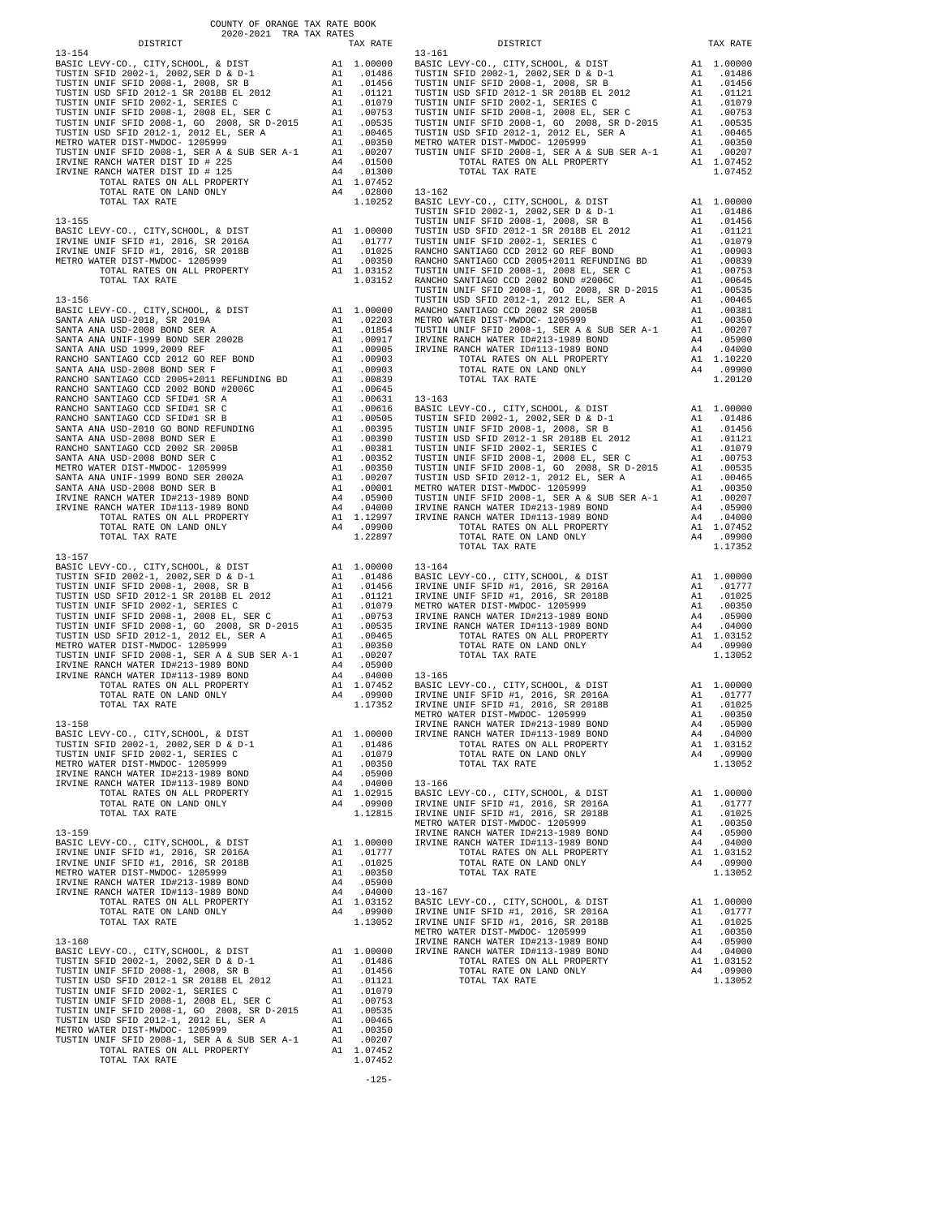COUNTY OF ORANGE TAX RATE BOOK
2020-2021 TRA TAX RATES

| DISTRICT | | TAX RATE |
|---|---|---|
| **13-154** | | |
| BASIC LEVY-CO., CITY,SCHOOL, & DIST | A1 | 1.00000 |
| TUSTIN SFID 2002-1, 2002,SER D & D-1 | A1 | .01486 |
| TUSTIN UNIF SFID 2008-1, 2008, SR B | A1 | .01456 |
| TUSTIN USD SFID 2012-1 SR 2018B EL 2012 | A1 | .01121 |
| TUSTIN UNIF SFID 2002-1, SERIES C | A1 | .01079 |
| TUSTIN UNIF SFID 2008-1, 2008 EL, SER C | A1 | .00753 |
| TUSTIN UNIF SFID 2008-1, GO 2008, SR D-2015 | A1 | .00535 |
| TUSTIN USD SFID 2012-1, 2012 EL, SER A | A1 | .00465 |
| METRO WATER DIST-MWDOC- 1205999 | A1 | .00350 |
| TUSTIN UNIF SFID 2008-1, SER A & SUB SER A-1 | A1 | .00207 |
| IRVINE RANCH WATER DIST ID # 225 | A4 | .01500 |
| IRVINE RANCH WATER DIST ID # 125 | A4 | .01300 |
| TOTAL RATES ON ALL PROPERTY | A1 | 1.07452 |
| TOTAL RATE ON LAND ONLY | A4 | .02800 |
| TOTAL TAX RATE | | 1.10252 |
| **13-155** | | |
| BASIC LEVY-CO., CITY,SCHOOL, & DIST | A1 | 1.00000 |
| IRVINE UNIF SFID #1, 2016, SR 2016A | A1 | .01777 |
| IRVINE UNIF SFID #1, 2016, SR 2018B | A1 | .01025 |
| METRO WATER DIST-MWDOC- 1205999 | A1 | .00350 |
| TOTAL RATES ON ALL PROPERTY | A1 | 1.03152 |
| TOTAL TAX RATE | | 1.03152 |
| **13-156** | | |
| BASIC LEVY-CO., CITY,SCHOOL, & DIST | A1 | 1.00000 |
| SANTA ANA USD-2018, SR 2019A | A1 | .02203 |
| SANTA ANA USD-2008 BOND SER A | A1 | .01854 |
| SANTA ANA UNIF-1999 BOND SER 2002B | A1 | .00917 |
| SANTA ANA USD 1999,2009 REF | A1 | .00905 |
| RANCHO SANTIAGO CCD 2012 GO REF BOND | A1 | .00903 |
| SANTA ANA USD-2008 BOND SER F | A1 | .00903 |
| RANCHO SANTIAGO CCD 2005+2011 REFUNDING BD | A1 | .00839 |
| RANCHO SANTIAGO CCD 2002 BOND #2006C | A1 | .00645 |
| RANCHO SANTIAGO CCD SFID#1 SR A | A1 | .00631 |
| RANCHO SANTIAGO CCD SFID#1 SR C | A1 | .00616 |
| RANCHO SANTIAGO CCD SFID#1 SR B | A1 | .00505 |
| SANTA ANA USD-2010 GO BOND REFUNDING | A1 | .00395 |
| SANTA ANA USD-2008 BOND SER E | A1 | .00390 |
| RANCHO SANTIAGO CCD 2002 SR 2005B | A1 | .00381 |
| SANTA ANA USD-2008 BOND SER C | A1 | .00352 |
| METRO WATER DIST-MWDOC- 1205999 | A1 | .00350 |
| SANTA ANA UNIF-1999 BOND SER 2002A | A1 | .00207 |
| SANTA ANA USD-2008 BOND SER B | A1 | .00001 |
| IRVINE RANCH WATER ID#213-1989 BOND | A4 | .05900 |
| IRVINE RANCH WATER ID#113-1989 BOND | A4 | .04000 |
| TOTAL RATES ON ALL PROPERTY | A1 | 1.12997 |
| TOTAL RATE ON LAND ONLY | A4 | .09900 |
| TOTAL TAX RATE | | 1.22897 |
| **13-157** | | |
| BASIC LEVY-CO., CITY,SCHOOL, & DIST | A1 | 1.00000 |
| TUSTIN SFID 2002-1, 2002,SER D & D-1 | A1 | .01486 |
| TUSTIN UNIF SFID 2008-1, 2008, SR B | A1 | .01456 |
| TUSTIN USD SFID 2012-1 SR 2018B EL 2012 | A1 | .01121 |
| TUSTIN UNIF SFID 2002-1, SERIES C | A1 | .01079 |
| TUSTIN UNIF SFID 2008-1, 2008 EL, SER C | A1 | .00753 |
| TUSTIN UNIF SFID 2008-1, GO 2008, SR D-2015 | A1 | .00535 |
| TUSTIN USD SFID 2012-1, 2012 EL, SER A | A1 | .00465 |
| METRO WATER DIST-MWDOC- 1205999 | A1 | .00350 |
| TUSTIN UNIF SFID 2008-1, SER A & SUB SER A-1 | A1 | .00207 |
| IRVINE RANCH WATER ID#213-1989 BOND | A4 | .05900 |
| IRVINE RANCH WATER ID#113-1989 BOND | A4 | .04000 |
| TOTAL RATES ON ALL PROPERTY | A1 | 1.07452 |
| TOTAL RATE ON LAND ONLY | A4 | .09900 |
| TOTAL TAX RATE | | 1.17352 |
| **13-158** | | |
| BASIC LEVY-CO., CITY,SCHOOL, & DIST | A1 | 1.00000 |
| TUSTIN SFID 2002-1, 2002,SER D & D-1 | A1 | .01486 |
| TUSTIN UNIF SFID 2002-1, SERIES C | A1 | .01079 |
| METRO WATER DIST-MWDOC- 1205999 | A1 | .00350 |
| IRVINE RANCH WATER ID#213-1989 BOND | A4 | .05900 |
| IRVINE RANCH WATER ID#113-1989 BOND | A4 | .04000 |
| TOTAL RATES ON ALL PROPERTY | A1 | 1.02915 |
| TOTAL RATE ON LAND ONLY | A4 | .09900 |
| TOTAL TAX RATE | | 1.12815 |
| **13-159** | | |
| BASIC LEVY-CO., CITY,SCHOOL, & DIST | A1 | 1.00000 |
| IRVINE UNIF SFID #1, 2016, SR 2016A | A1 | .01777 |
| IRVINE UNIF SFID #1, 2016, SR 2018B | A1 | .01025 |
| METRO WATER DIST-MWDOC- 1205999 | A1 | .00350 |
| IRVINE RANCH WATER ID#213-1989 BOND | A4 | .05900 |
| IRVINE RANCH WATER ID#113-1989 BOND | A4 | .04000 |
| TOTAL RATES ON ALL PROPERTY | A1 | 1.03152 |
| TOTAL RATE ON LAND ONLY | A4 | .09900 |
| TOTAL TAX RATE | | 1.13052 |
| **13-160** | | |
| BASIC LEVY-CO., CITY,SCHOOL, & DIST | A1 | 1.00000 |
| TUSTIN SFID 2002-1, 2002,SER D & D-1 | A1 | .01486 |
| TUSTIN UNIF SFID 2008-1, 2008, SR B | A1 | .01456 |
| TUSTIN USD SFID 2012-1 SR 2018B EL 2012 | A1 | .01121 |
| TUSTIN UNIF SFID 2002-1, SERIES C | A1 | .01079 |
| TUSTIN UNIF SFID 2008-1, 2008 EL, SER C | A1 | .00753 |
| TUSTIN UNIF SFID 2008-1, GO 2008, SR D-2015 | A1 | .00535 |
| TUSTIN USD SFID 2012-1, 2012 EL, SER A | A1 | .00465 |
| METRO WATER DIST-MWDOC- 1205999 | A1 | .00350 |
| TUSTIN UNIF SFID 2008-1, SER A & SUB SER A-1 | A1 | .00207 |
| TOTAL RATES ON ALL PROPERTY | A1 | 1.07452 |
| TOTAL TAX RATE | | 1.07452 |
| **13-161** | | |
| BASIC LEVY-CO., CITY,SCHOOL, & DIST | A1 | 1.00000 |
| TUSTIN SFID 2002-1, 2002,SER D & D-1 | A1 | .01486 |
| TUSTIN UNIF SFID 2008-1, 2008, SR B | A1 | .01456 |
| TUSTIN USD SFID 2012-1 SR 2018B EL 2012 | A1 | .01121 |
| TUSTIN UNIF SFID 2002-1, SERIES C | A1 | .01079 |
| TUSTIN UNIF SFID 2008-1, 2008 EL, SER C | A1 | .00753 |
| TUSTIN UNIF SFID 2008-1, GO 2008, SR D-2015 | A1 | .00535 |
| TUSTIN USD SFID 2012-1, 2012 EL, SER A | A1 | .00465 |
| METRO WATER DIST-MWDOC- 1205999 | A1 | .00350 |
| TUSTIN UNIF SFID 2008-1, SER A & SUB SER A-1 | A1 | .00207 |
| TOTAL RATES ON ALL PROPERTY | A1 | 1.07452 |
| TOTAL TAX RATE | | 1.07452 |
| **13-162** | | |
| BASIC LEVY-CO., CITY,SCHOOL, & DIST | A1 | 1.00000 |
| TUSTIN SFID 2002-1, 2002,SER D & D-1 | A1 | .01486 |
| TUSTIN UNIF SFID 2008-1, 2008, SR B | A1 | .01456 |
| TUSTIN USD SFID 2012-1 SR 2018B EL 2012 | A1 | .01121 |
| TUSTIN UNIF SFID 2002-1, SERIES C | A1 | .01079 |
| RANCHO SANTIAGO CCD 2012 GO REF BOND | A1 | .00903 |
| RANCHO SANTIAGO CCD 2005+2011 REFUNDING BD | A1 | .00839 |
| TUSTIN UNIF SFID 2008-1, 2008 EL, SER C | A1 | .00753 |
| RANCHO SANTIAGO CCD 2002 BOND #2006C | A1 | .00645 |
| TUSTIN UNIF SFID 2008-1, GO 2008, SR D-2015 | A1 | .00535 |
| TUSTIN USD SFID 2012-1, 2012 EL, SER A | A1 | .00465 |
| RANCHO SANTIAGO CCD 2002 SR 2005B | A1 | .00381 |
| METRO WATER DIST-MWDOC- 1205999 | A1 | .00350 |
| TUSTIN UNIF SFID 2008-1, SER A & SUB SER A-1 | A1 | .00207 |
| IRVINE RANCH WATER ID#213-1989 BOND | A4 | .05900 |
| IRVINE RANCH WATER ID#113-1989 BOND | A4 | .04000 |
| TOTAL RATES ON ALL PROPERTY | A1 | 1.10220 |
| TOTAL RATE ON LAND ONLY | A4 | .09900 |
| TOTAL TAX RATE | | 1.20120 |
| **13-163** | | |
| BASIC LEVY-CO., CITY,SCHOOL, & DIST | A1 | 1.00000 |
| TUSTIN SFID 2002-1, 2002,SER D & D-1 | A1 | .01486 |
| TUSTIN UNIF SFID 2008-1, 2008, SR B | A1 | .01456 |
| TUSTIN USD SFID 2012-1 SR 2018B EL 2012 | A1 | .01121 |
| TUSTIN UNIF SFID 2002-1, SERIES C | A1 | .01079 |
| TUSTIN UNIF SFID 2008-1, 2008 EL, SER C | A1 | .00753 |
| TUSTIN UNIF SFID 2008-1, GO 2008, SR D-2015 | A1 | .00535 |
| TUSTIN USD SFID 2012-1, 2012 EL, SER A | A1 | .00465 |
| METRO WATER DIST-MWDOC- 1205999 | A1 | .00350 |
| TUSTIN UNIF SFID 2008-1, SER A & SUB SER A-1 | A1 | .00207 |
| IRVINE RANCH WATER ID#213-1989 BOND | A4 | .05900 |
| IRVINE RANCH WATER ID#113-1989 BOND | A4 | .04000 |
| TOTAL RATES ON ALL PROPERTY | A1 | 1.07452 |
| TOTAL RATE ON LAND ONLY | A4 | .09900 |
| TOTAL TAX RATE | | 1.17352 |
| **13-164** | | |
| BASIC LEVY-CO., CITY,SCHOOL, & DIST | A1 | 1.00000 |
| IRVINE UNIF SFID #1, 2016, SR 2016A | A1 | .01777 |
| IRVINE UNIF SFID #1, 2016, SR 2018B | A1 | .01025 |
| METRO WATER DIST-MWDOC- 1205999 | A1 | .00350 |
| IRVINE RANCH WATER ID#213-1989 BOND | A4 | .05900 |
| IRVINE RANCH WATER ID#113-1989 BOND | A4 | .04000 |
| TOTAL RATES ON ALL PROPERTY | A1 | 1.03152 |
| TOTAL RATE ON LAND ONLY | A4 | .09900 |
| TOTAL TAX RATE | | 1.13052 |
| **13-165** | | |
| BASIC LEVY-CO., CITY,SCHOOL, & DIST | A1 | 1.00000 |
| IRVINE UNIF SFID #1, 2016, SR 2016A | A1 | .01777 |
| IRVINE UNIF SFID #1, 2016, SR 2018B | A1 | .01025 |
| METRO WATER DIST-MWDOC- 1205999 | A1 | .00350 |
| IRVINE RANCH WATER ID#213-1989 BOND | A4 | .05900 |
| IRVINE RANCH WATER ID#113-1989 BOND | A4 | .04000 |
| TOTAL RATES ON ALL PROPERTY | A1 | 1.03152 |
| TOTAL RATE ON LAND ONLY | A4 | .09900 |
| TOTAL TAX RATE | | 1.13052 |
| **13-166** | | |
| BASIC LEVY-CO., CITY,SCHOOL, & DIST | A1 | 1.00000 |
| IRVINE UNIF SFID #1, 2016, SR 2016A | A1 | .01777 |
| IRVINE UNIF SFID #1, 2016, SR 2018B | A1 | .01025 |
| METRO WATER DIST-MWDOC- 1205999 | A1 | .00350 |
| IRVINE RANCH WATER ID#213-1989 BOND | A4 | .05900 |
| IRVINE RANCH WATER ID#113-1989 BOND | A4 | .04000 |
| TOTAL RATES ON ALL PROPERTY | A1 | 1.03152 |
| TOTAL RATE ON LAND ONLY | A4 | .09900 |
| TOTAL TAX RATE | | 1.13052 |
| **13-167** | | |
| BASIC LEVY-CO., CITY,SCHOOL, & DIST | A1 | 1.00000 |
| IRVINE UNIF SFID #1, 2016, SR 2016A | A1 | .01777 |
| IRVINE UNIF SFID #1, 2016, SR 2018B | A1 | .01025 |
| METRO WATER DIST-MWDOC- 1205999 | A1 | .00350 |
| IRVINE RANCH WATER ID#213-1989 BOND | A4 | .05900 |
| IRVINE RANCH WATER ID#113-1989 BOND | A4 | .04000 |
| TOTAL RATES ON ALL PROPERTY | A1 | 1.03152 |
| TOTAL RATE ON LAND ONLY | A4 | .09900 |
| TOTAL TAX RATE | | 1.13052 |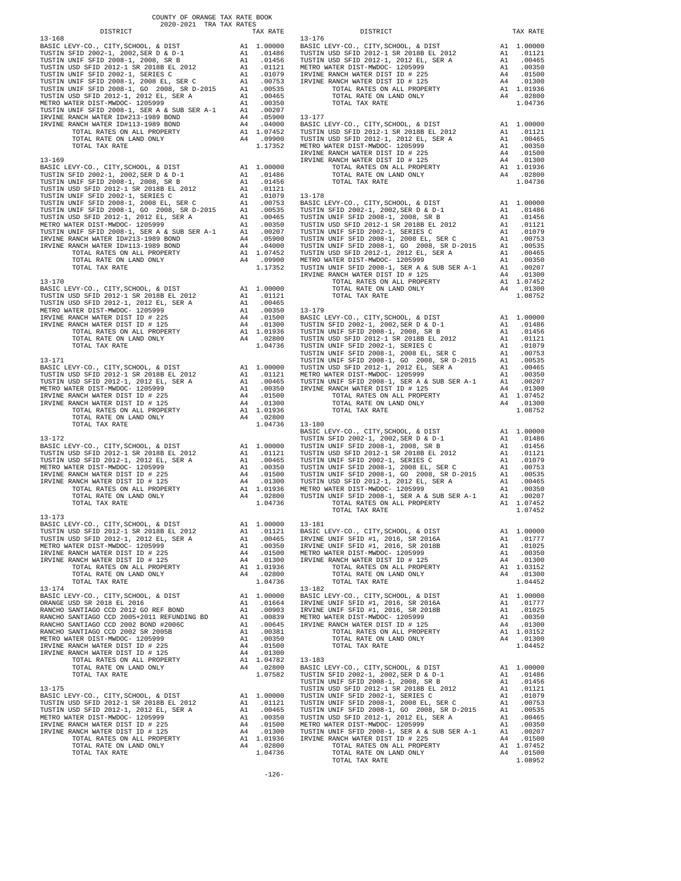COUNTY OF ORANGE TAX RATE BOOK
2020-2021 TRA TAX RATES

| DISTRICT | | TAX RATE |
|---|---|---|
| **13-168** | | |
| BASIC LEVY-CO., CITY,SCHOOL, & DIST | A1 | 1.00000 |
| TUSTIN SFID 2002-1, 2002,SER D & D-1 | A1 | .01486 |
| TUSTIN UNIF SFID 2008-1, 2008, SR B | A1 | .01456 |
| TUSTIN USD SFID 2012-1 SR 2018B EL 2012 | A1 | .01121 |
| TUSTIN UNIF SFID 2002-1, SERIES C | A1 | .01079 |
| TUSTIN UNIF SFID 2008-1, 2008 EL, SER C | A1 | .00753 |
| TUSTIN UNIF SFID 2008-1, GO 2008, SR D-2015 | A1 | .00535 |
| TUSTIN USD SFID 2012-1, 2012 EL, SER A | A1 | .00465 |
| METRO WATER DIST-MWDOC- 1205999 | A1 | .00350 |
| TUSTIN UNIF SFID 2008-1, SER A & SUB SER A-1 | A1 | .00207 |
| IRVINE RANCH WATER ID#213-1989 BOND | A4 | .05900 |
| IRVINE RANCH WATER ID#113-1989 BOND | A4 | .04000 |
| TOTAL RATES ON ALL PROPERTY | A1 | 1.07452 |
| TOTAL RATE ON LAND ONLY | A4 | .09900 |
| TOTAL TAX RATE | | 1.17352 |
| **13-169** | | |
| BASIC LEVY-CO., CITY,SCHOOL, & DIST | A1 | 1.00000 |
| TUSTIN SFID 2002-1, 2002,SER D & D-1 | A1 | .01486 |
| TUSTIN UNIF SFID 2008-1, 2008, SR B | A1 | .01456 |
| TUSTIN USD SFID 2012-1 SR 2018B EL 2012 | A1 | .01121 |
| TUSTIN UNIF SFID 2002-1, SERIES C | A1 | .01079 |
| TUSTIN UNIF SFID 2008-1, 2008 EL, SER C | A1 | .00753 |
| TUSTIN UNIF SFID 2008-1, GO 2008, SR D-2015 | A1 | .00535 |
| TUSTIN USD SFID 2012-1, 2012 EL, SER A | A1 | .00465 |
| METRO WATER DIST-MWDOC- 1205999 | A1 | .00350 |
| TUSTIN UNIF SFID 2008-1, SER A & SUB SER A-1 | A1 | .00207 |
| IRVINE RANCH WATER ID#213-1989 BOND | A4 | .05900 |
| IRVINE RANCH WATER ID#113-1989 BOND | A4 | .04000 |
| TOTAL RATES ON ALL PROPERTY | A1 | 1.07452 |
| TOTAL RATE ON LAND ONLY | A4 | .09900 |
| TOTAL TAX RATE | | 1.17352 |
| **13-170** | | |
| BASIC LEVY-CO., CITY,SCHOOL, & DIST | A1 | 1.00000 |
| TUSTIN USD SFID 2012-1 SR 2018B EL 2012 | A1 | .01121 |
| TUSTIN USD SFID 2012-1, 2012 EL, SER A | A1 | .00465 |
| METRO WATER DIST-MWDOC- 1205999 | A1 | .00350 |
| IRVINE RANCH WATER DIST ID # 225 | A4 | .01500 |
| IRVINE RANCH WATER DIST ID # 125 | A4 | .01300 |
| TOTAL RATES ON ALL PROPERTY | A1 | 1.01936 |
| TOTAL RATE ON LAND ONLY | A4 | .02800 |
| TOTAL TAX RATE | | 1.04736 |
| **13-171** | | |
| BASIC LEVY-CO., CITY,SCHOOL, & DIST | A1 | 1.00000 |
| TUSTIN USD SFID 2012-1 SR 2018B EL 2012 | A1 | .01121 |
| TUSTIN USD SFID 2012-1, 2012 EL, SER A | A1 | .00465 |
| METRO WATER DIST-MWDOC- 1205999 | A1 | .00350 |
| IRVINE RANCH WATER DIST ID # 225 | A4 | .01500 |
| IRVINE RANCH WATER DIST ID # 125 | A4 | .01300 |
| TOTAL RATES ON ALL PROPERTY | A1 | 1.01936 |
| TOTAL RATE ON LAND ONLY | A4 | .02800 |
| TOTAL TAX RATE | | 1.04736 |
| **13-172** | | |
| BASIC LEVY-CO., CITY,SCHOOL, & DIST | A1 | 1.00000 |
| TUSTIN USD SFID 2012-1 SR 2018B EL 2012 | A1 | .01121 |
| TUSTIN USD SFID 2012-1, 2012 EL, SER A | A1 | .00465 |
| METRO WATER DIST-MWDOC- 1205999 | A1 | .00350 |
| IRVINE RANCH WATER DIST ID # 225 | A4 | .01500 |
| IRVINE RANCH WATER DIST ID # 125 | A4 | .01300 |
| TOTAL RATES ON ALL PROPERTY | A1 | 1.01936 |
| TOTAL RATE ON LAND ONLY | A4 | .02800 |
| TOTAL TAX RATE | | 1.04736 |
| **13-173** | | |
| BASIC LEVY-CO., CITY,SCHOOL, & DIST | A1 | 1.00000 |
| TUSTIN USD SFID 2012-1 SR 2018B EL 2012 | A1 | .01121 |
| TUSTIN USD SFID 2012-1, 2012 EL, SER A | A1 | .00465 |
| METRO WATER DIST-MWDOC- 1205999 | A1 | .00350 |
| IRVINE RANCH WATER DIST ID # 225 | A4 | .01500 |
| IRVINE RANCH WATER DIST ID # 125 | A4 | .01300 |
| TOTAL RATES ON ALL PROPERTY | A1 | 1.01936 |
| TOTAL RATE ON LAND ONLY | A4 | .02800 |
| TOTAL TAX RATE | | 1.04736 |
| **13-174** | | |
| BASIC LEVY-CO., CITY,SCHOOL, & DIST | A1 | 1.00000 |
| ORANGE USD SR 2018 EL 2016 | A1 | .01664 |
| RANCHO SANTIAGO CCD 2012 GO REF BOND | A1 | .00903 |
| RANCHO SANTIAGO CCD 2005+2011 REFUNDING BD | A1 | .00839 |
| RANCHO SANTIAGO CCD 2002 BOND #2006C | A1 | .00645 |
| RANCHO SANTIAGO CCD 2002 SR 2005B | A1 | .00381 |
| METRO WATER DIST-MWDOC- 1205999 | A1 | .00350 |
| IRVINE RANCH WATER DIST ID # 225 | A4 | .01500 |
| IRVINE RANCH WATER DIST ID # 125 | A4 | .01300 |
| TOTAL RATES ON ALL PROPERTY | A1 | 1.04782 |
| TOTAL RATE ON LAND ONLY | A4 | .02800 |
| TOTAL TAX RATE | | 1.07582 |
| **13-175** | | |
| BASIC LEVY-CO., CITY,SCHOOL, & DIST | A1 | 1.00000 |
| TUSTIN USD SFID 2012-1 SR 2018B EL 2012 | A1 | .01121 |
| TUSTIN USD SFID 2012-1, 2012 EL, SER A | A1 | .00465 |
| METRO WATER DIST-MWDOC- 1205999 | A1 | .00350 |
| IRVINE RANCH WATER DIST ID # 225 | A4 | .01500 |
| IRVINE RANCH WATER DIST ID # 125 | A4 | .01300 |
| TOTAL RATES ON ALL PROPERTY | A1 | 1.01936 |
| TOTAL RATE ON LAND ONLY | A4 | .02800 |
| TOTAL TAX RATE | | 1.04736 |
| **13-176** | | |
| BASIC LEVY-CO., CITY,SCHOOL, & DIST | A1 | 1.00000 |
| TUSTIN USD SFID 2012-1 SR 2018B EL 2012 | A1 | .01121 |
| TUSTIN USD SFID 2012-1, 2012 EL, SER A | A1 | .00465 |
| METRO WATER DIST-MWDOC- 1205999 | A1 | .00350 |
| IRVINE RANCH WATER DIST ID # 225 | A4 | .01500 |
| IRVINE RANCH WATER DIST ID # 125 | A4 | .01300 |
| TOTAL RATES ON ALL PROPERTY | A1 | 1.01936 |
| TOTAL RATE ON LAND ONLY | A4 | .02800 |
| TOTAL TAX RATE | | 1.04736 |
| **13-177** | | |
| BASIC LEVY-CO., CITY,SCHOOL, & DIST | A1 | 1.00000 |
| TUSTIN USD SFID 2012-1 SR 2018B EL 2012 | A1 | .01121 |
| TUSTIN USD SFID 2012-1, 2012 EL, SER A | A1 | .00465 |
| METRO WATER DIST-MWDOC- 1205999 | A1 | .00350 |
| IRVINE RANCH WATER DIST ID # 225 | A4 | .01500 |
| IRVINE RANCH WATER DIST ID # 125 | A4 | .01300 |
| TOTAL RATES ON ALL PROPERTY | A1 | 1.01936 |
| TOTAL RATE ON LAND ONLY | A4 | .02800 |
| TOTAL TAX RATE | | 1.04736 |
| **13-178** | | |
| BASIC LEVY-CO., CITY,SCHOOL, & DIST | A1 | 1.00000 |
| TUSTIN SFID 2002-1, 2002,SER D & D-1 | A1 | .01486 |
| TUSTIN UNIF SFID 2008-1, 2008, SR B | A1 | .01456 |
| TUSTIN USD SFID 2012-1 SR 2018B EL 2012 | A1 | .01121 |
| TUSTIN UNIF SFID 2002-1, SERIES C | A1 | .01079 |
| TUSTIN UNIF SFID 2008-1, 2008 EL, SER C | A1 | .00753 |
| TUSTIN UNIF SFID 2008-1, GO 2008, SR D-2015 | A1 | .00535 |
| TUSTIN USD SFID 2012-1, 2012 EL, SER A | A1 | .00465 |
| METRO WATER DIST-MWDOC- 1205999 | A1 | .00350 |
| TUSTIN UNIF SFID 2008-1, SER A & SUB SER A-1 | A1 | .00207 |
| IRVINE RANCH WATER DIST ID # 125 | A4 | .01300 |
| TOTAL RATES ON ALL PROPERTY | A1 | 1.07452 |
| TOTAL RATE ON LAND ONLY | A4 | .01300 |
| TOTAL TAX RATE | | 1.08752 |
| **13-179** | | |
| BASIC LEVY-CO., CITY,SCHOOL, & DIST | A1 | 1.00000 |
| TUSTIN SFID 2002-1, 2002,SER D & D-1 | A1 | .01486 |
| TUSTIN UNIF SFID 2008-1, 2008, SR B | A1 | .01456 |
| TUSTIN USD SFID 2012-1 SR 2018B EL 2012 | A1 | .01121 |
| TUSTIN UNIF SFID 2002-1, SERIES C | A1 | .01079 |
| TUSTIN UNIF SFID 2008-1, 2008 EL, SER C | A1 | .00753 |
| TUSTIN UNIF SFID 2008-1, GO 2008, SR D-2015 | A1 | .00535 |
| TUSTIN USD SFID 2012-1, 2012 EL, SER A | A1 | .00465 |
| METRO WATER DIST-MWDOC- 1205999 | A1 | .00350 |
| TUSTIN UNIF SFID 2008-1, SER A & SUB SER A-1 | A1 | .00207 |
| IRVINE RANCH WATER DIST ID # 125 | A4 | .01300 |
| TOTAL RATES ON ALL PROPERTY | A1 | 1.07452 |
| TOTAL RATE ON LAND ONLY | A4 | .01300 |
| TOTAL TAX RATE | | 1.08752 |
| **13-180** | | |
| BASIC LEVY-CO., CITY,SCHOOL, & DIST | A1 | 1.00000 |
| TUSTIN SFID 2002-1, 2002,SER D & D-1 | A1 | .01486 |
| TUSTIN UNIF SFID 2008-1, 2008, SR B | A1 | .01456 |
| TUSTIN USD SFID 2012-1 SR 2018B EL 2012 | A1 | .01121 |
| TUSTIN UNIF SFID 2002-1, SERIES C | A1 | .01079 |
| TUSTIN UNIF SFID 2008-1, 2008 EL, SER C | A1 | .00753 |
| TUSTIN UNIF SFID 2008-1, GO 2008, SR D-2015 | A1 | .00535 |
| TUSTIN USD SFID 2012-1, 2012 EL, SER A | A1 | .00465 |
| METRO WATER DIST-MWDOC- 1205999 | A1 | .00350 |
| TUSTIN UNIF SFID 2008-1, SER A & SUB SER A-1 | A1 | .00207 |
| TOTAL RATES ON ALL PROPERTY | A1 | 1.07452 |
| TOTAL TAX RATE | | 1.07452 |
| **13-181** | | |
| BASIC LEVY-CO., CITY,SCHOOL, & DIST | A1 | 1.00000 |
| IRVINE UNIF SFID #1, 2016, SR 2016A | A1 | .01777 |
| IRVINE UNIF SFID #1, 2016, SR 2018B | A1 | .01025 |
| METRO WATER DIST-MWDOC- 1205999 | A1 | .00350 |
| IRVINE RANCH WATER DIST ID # 125 | A4 | .01300 |
| TOTAL RATES ON ALL PROPERTY | A1 | 1.03152 |
| TOTAL RATE ON LAND ONLY | A4 | .01300 |
| TOTAL TAX RATE | | 1.04452 |
| **13-182** | | |
| BASIC LEVY-CO., CITY,SCHOOL, & DIST | A1 | 1.00000 |
| IRVINE UNIF SFID #1, 2016, SR 2016A | A1 | .01777 |
| IRVINE UNIF SFID #1, 2016, SR 2018B | A1 | .01025 |
| METRO WATER DIST-MWDOC- 1205999 | A1 | .00350 |
| IRVINE RANCH WATER DIST ID # 125 | A4 | .01300 |
| TOTAL RATES ON ALL PROPERTY | A1 | 1.03152 |
| TOTAL RATE ON LAND ONLY | A4 | .01300 |
| TOTAL TAX RATE | | 1.04452 |
| **13-183** | | |
| BASIC LEVY-CO., CITY,SCHOOL, & DIST | A1 | 1.00000 |
| TUSTIN SFID 2002-1, 2002,SER D & D-1 | A1 | .01486 |
| TUSTIN UNIF SFID 2008-1, 2008, SR B | A1 | .01456 |
| TUSTIN USD SFID 2012-1 SR 2018B EL 2012 | A1 | .01121 |
| TUSTIN UNIF SFID 2002-1, SERIES C | A1 | .01079 |
| TUSTIN UNIF SFID 2008-1, 2008 EL, SER C | A1 | .00753 |
| TUSTIN UNIF SFID 2008-1, GO 2008, SR D-2015 | A1 | .00535 |
| TUSTIN USD SFID 2012-1, 2012 EL, SER A | A1 | .00465 |
| METRO WATER DIST-MWDOC- 1205999 | A1 | .00350 |
| TUSTIN UNIF SFID 2008-1, SER A & SUB SER A-1 | A1 | .00207 |
| IRVINE RANCH WATER DIST ID # 225 | A4 | .01500 |
| TOTAL RATES ON ALL PROPERTY | A1 | 1.07452 |
| TOTAL RATE ON LAND ONLY | A4 | .01500 |
| TOTAL TAX RATE | | 1.08952 |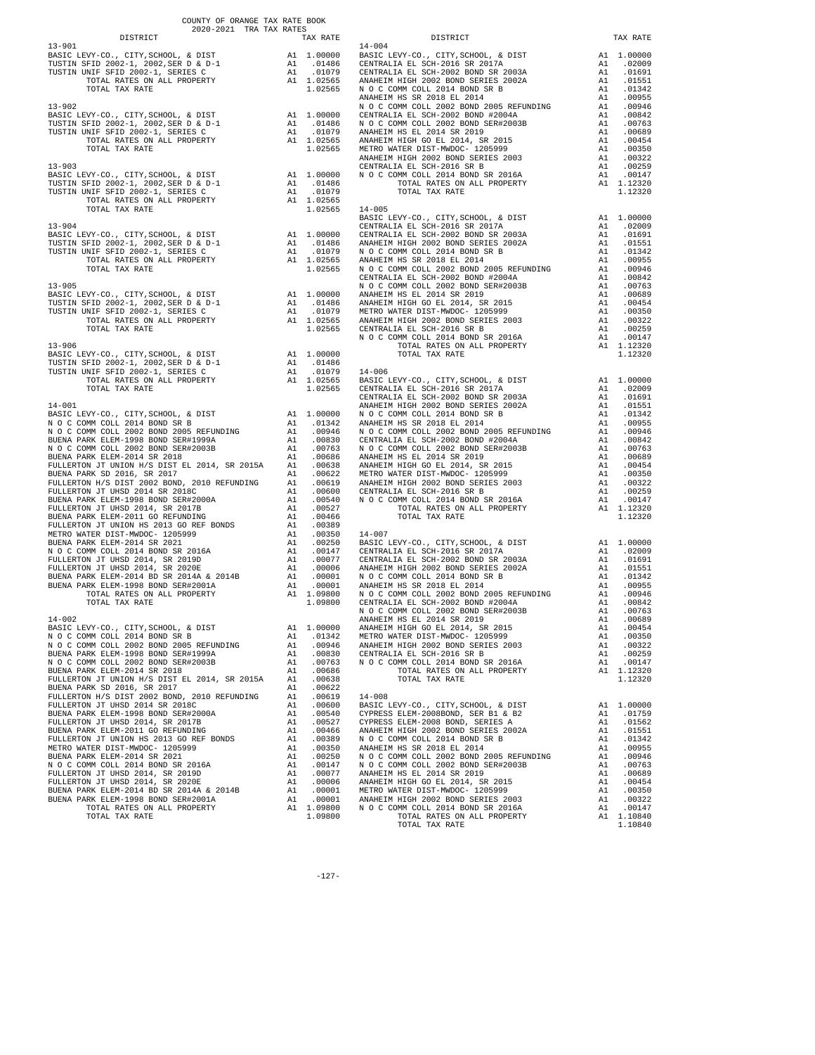COUNTY OF ORANGE TAX RATE BOOK
2020-2021 TRA TAX RATES

| DISTRICT | | TAX RATE |
|---|---|---|
| **13-901** | | |
| BASIC LEVY-CO., CITY,SCHOOL, & DIST | A1 | 1.00000 |
| TUSTIN SFID 2002-1, 2002,SER D & D-1 | A1 | .01486 |
| TUSTIN UNIF SFID 2002-1, SERIES C | A1 | .01079 |
| TOTAL RATES ON ALL PROPERTY | A1 | 1.02565 |
| TOTAL TAX RATE | | 1.02565 |
| **13-902** | | |
| BASIC LEVY-CO., CITY,SCHOOL, & DIST | A1 | 1.00000 |
| TUSTIN SFID 2002-1, 2002,SER D & D-1 | A1 | .01486 |
| TUSTIN UNIF SFID 2002-1, SERIES C | A1 | .01079 |
| TOTAL RATES ON ALL PROPERTY | A1 | 1.02565 |
| TOTAL TAX RATE | | 1.02565 |
| **13-903** | | |
| BASIC LEVY-CO., CITY,SCHOOL, & DIST | A1 | 1.00000 |
| TUSTIN SFID 2002-1, 2002,SER D & D-1 | A1 | .01486 |
| TUSTIN UNIF SFID 2002-1, SERIES C | A1 | .01079 |
| TOTAL RATES ON ALL PROPERTY | A1 | 1.02565 |
| TOTAL TAX RATE | | 1.02565 |
| **13-904** | | |
| BASIC LEVY-CO., CITY,SCHOOL, & DIST | A1 | 1.00000 |
| TUSTIN SFID 2002-1, 2002,SER D & D-1 | A1 | .01486 |
| TUSTIN UNIF SFID 2002-1, SERIES C | A1 | .01079 |
| TOTAL RATES ON ALL PROPERTY | A1 | 1.02565 |
| TOTAL TAX RATE | | 1.02565 |
| **13-905** | | |
| BASIC LEVY-CO., CITY,SCHOOL, & DIST | A1 | 1.00000 |
| TUSTIN SFID 2002-1, 2002,SER D & D-1 | A1 | .01486 |
| TUSTIN UNIF SFID 2002-1, SERIES C | A1 | .01079 |
| TOTAL RATES ON ALL PROPERTY | A1 | 1.02565 |
| TOTAL TAX RATE | | 1.02565 |
| **13-906** | | |
| BASIC LEVY-CO., CITY,SCHOOL, & DIST | A1 | 1.00000 |
| TUSTIN SFID 2002-1, 2002,SER D & D-1 | A1 | .01486 |
| TUSTIN UNIF SFID 2002-1, SERIES C | A1 | .01079 |
| TOTAL RATES ON ALL PROPERTY | A1 | 1.02565 |
| TOTAL TAX RATE | | 1.02565 |
| **14-001** | | |
| BASIC LEVY-CO., CITY,SCHOOL, & DIST | A1 | 1.00000 |
| N O C COMM COLL 2014 BOND SR B | A1 | .01342 |
| N O C COMM COLL 2002 BOND 2005 REFUNDING | A1 | .00946 |
| BUENA PARK ELEM-1998 BOND SER#1999A | A1 | .00830 |
| N O C COMM COLL 2002 BOND SER#2003B | A1 | .00763 |
| BUENA PARK ELEM-2014 SR 2018 | A1 | .00686 |
| FULLERTON JT UNION H/S DIST EL 2014, SR 2015A | A1 | .00638 |
| BUENA PARK SD 2016, SR 2017 | A1 | .00622 |
| FULLERTON H/S DIST 2002 BOND, 2010 REFUNDING | A1 | .00619 |
| FULLERTON JT UHSD 2014 SR 2018C | A1 | .00600 |
| BUENA PARK ELEM-1998 BOND SER#2000A | A1 | .00540 |
| FULLERTON JT UHSD 2014, SR 2017B | A1 | .00527 |
| BUENA PARK ELEM-2011 GO REFUNDING | A1 | .00466 |
| FULLERTON JT UNION HS 2013 GO REF BONDS | A1 | .00389 |
| METRO WATER DIST-MWDOC- 1205999 | A1 | .00350 |
| BUENA PARK ELEM-2014 SR 2021 | A1 | .00250 |
| N O C COMM COLL 2014 BOND SR 2016A | A1 | .00147 |
| FULLERTON JT UHSD 2014, SR 2019D | A1 | .00077 |
| FULLERTON JT UHSD 2014, SR 2020E | A1 | .00006 |
| BUENA PARK ELEM-2014 BD SR 2014A & 2014B | A1 | .00001 |
| BUENA PARK ELEM-1998 BOND SER#2001A | A1 | .00001 |
| TOTAL RATES ON ALL PROPERTY | A1 | 1.09800 |
| TOTAL TAX RATE | | 1.09800 |
| **14-002** | | |
| BASIC LEVY-CO., CITY,SCHOOL, & DIST | A1 | 1.00000 |
| N O C COMM COLL 2014 BOND SR B | A1 | .01342 |
| N O C COMM COLL 2002 BOND 2005 REFUNDING | A1 | .00946 |
| BUENA PARK ELEM-1998 BOND SER#1999A | A1 | .00830 |
| N O C COMM COLL 2002 BOND SER#2003B | A1 | .00763 |
| BUENA PARK ELEM-2014 SR 2018 | A1 | .00686 |
| FULLERTON JT UNION H/S DIST EL 2014, SR 2015A | A1 | .00638 |
| BUENA PARK SD 2016, SR 2017 | A1 | .00622 |
| FULLERTON H/S DIST 2002 BOND, 2010 REFUNDING | A1 | .00619 |
| FULLERTON JT UHSD 2014 SR 2018C | A1 | .00600 |
| BUENA PARK ELEM-1998 BOND SER#2000A | A1 | .00540 |
| FULLERTON JT UHSD 2014, SR 2017B | A1 | .00527 |
| BUENA PARK ELEM-2011 GO REFUNDING | A1 | .00466 |
| FULLERTON JT UNION HS 2013 GO REF BONDS | A1 | .00389 |
| METRO WATER DIST-MWDOC- 1205999 | A1 | .00350 |
| BUENA PARK ELEM-2014 SR 2021 | A1 | .00250 |
| N O C COMM COLL 2014 BOND SR 2016A | A1 | .00147 |
| FULLERTON JT UHSD 2014, SR 2019D | A1 | .00077 |
| FULLERTON JT UHSD 2014, SR 2020E | A1 | .00006 |
| BUENA PARK ELEM-2014 BD SR 2014A & 2014B | A1 | .00001 |
| BUENA PARK ELEM-1998 BOND SER#2001A | A1 | .00001 |
| TOTAL RATES ON ALL PROPERTY | A1 | 1.09800 |
| TOTAL TAX RATE | | 1.09800 |
| **14-004** | | |
| BASIC LEVY-CO., CITY,SCHOOL, & DIST | A1 | 1.00000 |
| CENTRALIA EL SCH-2016 SR 2017A | A1 | .02009 |
| CENTRALIA EL SCH-2002 BOND SR 2003A | A1 | .01691 |
| ANAHEIM HIGH 2002 BOND SERIES 2002A | A1 | .01551 |
| N O C COMM COLL 2014 BOND SR B | A1 | .01342 |
| ANAHEIM HS SR 2018 EL 2014 | A1 | .00955 |
| N O C COMM COLL 2002 BOND 2005 REFUNDING | A1 | .00946 |
| CENTRALIA EL SCH-2002 BOND #2004A | A1 | .00842 |
| N O C COMM COLL 2002 BOND SER#2003B | A1 | .00763 |
| ANAHEIM HS EL 2014 SR 2019 | A1 | .00689 |
| ANAHEIM HIGH GO EL 2014, SR 2015 | A1 | .00454 |
| METRO WATER DIST-MWDOC- 1205999 | A1 | .00350 |
| ANAHEIM HIGH 2002 BOND SERIES 2003 | A1 | .00322 |
| CENTRALIA EL SCH-2016 SR B | A1 | .00259 |
| N O C COMM COLL 2014 BOND SR 2016A | A1 | .00147 |
| TOTAL RATES ON ALL PROPERTY | A1 | 1.12320 |
| TOTAL TAX RATE | | 1.12320 |
| **14-005** | | |
| BASIC LEVY-CO., CITY,SCHOOL, & DIST | A1 | 1.00000 |
| CENTRALIA EL SCH-2016 SR 2017A | A1 | .02009 |
| CENTRALIA EL SCH-2002 BOND SR 2003A | A1 | .01691 |
| ANAHEIM HIGH 2002 BOND SERIES 2002A | A1 | .01551 |
| N O C COMM COLL 2014 BOND SR B | A1 | .01342 |
| ANAHEIM HS SR 2018 EL 2014 | A1 | .00955 |
| N O C COMM COLL 2002 BOND 2005 REFUNDING | A1 | .00946 |
| CENTRALIA EL SCH-2002 BOND #2004A | A1 | .00842 |
| N O C COMM COLL 2002 BOND SER#2003B | A1 | .00763 |
| ANAHEIM HS EL 2014 SR 2019 | A1 | .00689 |
| ANAHEIM HIGH GO EL 2014, SR 2015 | A1 | .00454 |
| METRO WATER DIST-MWDOC- 1205999 | A1 | .00350 |
| ANAHEIM HIGH 2002 BOND SERIES 2003 | A1 | .00322 |
| CENTRALIA EL SCH-2016 SR B | A1 | .00259 |
| N O C COMM COLL 2014 BOND SR 2016A | A1 | .00147 |
| TOTAL RATES ON ALL PROPERTY | A1 | 1.12320 |
| TOTAL TAX RATE | | 1.12320 |
| **14-006** | | |
| BASIC LEVY-CO., CITY,SCHOOL, & DIST | A1 | 1.00000 |
| CENTRALIA EL SCH-2016 SR 2017A | A1 | .02009 |
| CENTRALIA EL SCH-2002 BOND SR 2003A | A1 | .01691 |
| ANAHEIM HIGH 2002 BOND SERIES 2002A | A1 | .01551 |
| N O C COMM COLL 2014 BOND SR B | A1 | .01342 |
| ANAHEIM HS SR 2018 EL 2014 | A1 | .00955 |
| N O C COMM COLL 2002 BOND 2005 REFUNDING | A1 | .00946 |
| CENTRALIA EL SCH-2002 BOND #2004A | A1 | .00842 |
| N O C COMM COLL 2002 BOND SER#2003B | A1 | .00763 |
| ANAHEIM HS EL 2014 SR 2019 | A1 | .00689 |
| ANAHEIM HIGH GO EL 2014, SR 2015 | A1 | .00454 |
| METRO WATER DIST-MWDOC- 1205999 | A1 | .00350 |
| ANAHEIM HIGH 2002 BOND SERIES 2003 | A1 | .00322 |
| CENTRALIA EL SCH-2016 SR B | A1 | .00259 |
| N O C COMM COLL 2014 BOND SR 2016A | A1 | .00147 |
| TOTAL RATES ON ALL PROPERTY | A1 | 1.12320 |
| TOTAL TAX RATE | | 1.12320 |
| **14-007** | | |
| BASIC LEVY-CO., CITY,SCHOOL, & DIST | A1 | 1.00000 |
| CENTRALIA EL SCH-2016 SR 2017A | A1 | .02009 |
| CENTRALIA EL SCH-2002 BOND SR 2003A | A1 | .01691 |
| ANAHEIM HIGH 2002 BOND SERIES 2002A | A1 | .01551 |
| N O C COMM COLL 2014 BOND SR B | A1 | .01342 |
| ANAHEIM HS SR 2018 EL 2014 | A1 | .00955 |
| N O C COMM COLL 2002 BOND 2005 REFUNDING | A1 | .00946 |
| CENTRALIA EL SCH-2002 BOND #2004A | A1 | .00842 |
| N O C COMM COLL 2002 BOND SER#2003B | A1 | .00763 |
| ANAHEIM HS EL 2014 SR 2019 | A1 | .00689 |
| ANAHEIM HIGH GO EL 2014, SR 2015 | A1 | .00454 |
| METRO WATER DIST-MWDOC- 1205999 | A1 | .00350 |
| ANAHEIM HIGH 2002 BOND SERIES 2003 | A1 | .00322 |
| CENTRALIA EL SCH-2016 SR B | A1 | .00259 |
| N O C COMM COLL 2014 BOND SR 2016A | A1 | .00147 |
| TOTAL RATES ON ALL PROPERTY | A1 | 1.12320 |
| TOTAL TAX RATE | | 1.12320 |
| **14-008** | | |
| BASIC LEVY-CO., CITY,SCHOOL, & DIST | A1 | 1.00000 |
| CYPRESS ELEM-2008BOND, SER B1 & B2 | A1 | .01759 |
| CYPRESS ELEM-2008 BOND, SERIES A | A1 | .01562 |
| ANAHEIM HIGH 2002 BOND SERIES 2002A | A1 | .01551 |
| N O C COMM COLL 2014 BOND SR B | A1 | .01342 |
| ANAHEIM HS SR 2018 EL 2014 | A1 | .00955 |
| N O C COMM COLL 2002 BOND 2005 REFUNDING | A1 | .00946 |
| N O C COMM COLL 2002 BOND SER#2003B | A1 | .00763 |
| ANAHEIM HS EL 2014 SR 2019 | A1 | .00689 |
| ANAHEIM HIGH GO EL 2014, SR 2015 | A1 | .00454 |
| METRO WATER DIST-MWDOC- 1205999 | A1 | .00350 |
| ANAHEIM HIGH 2002 BOND SERIES 2003 | A1 | .00322 |
| N O C COMM COLL 2014 BOND SR 2016A | A1 | .00147 |
| TOTAL RATES ON ALL PROPERTY | A1 | 1.10840 |
| TOTAL TAX RATE | | 1.10840 |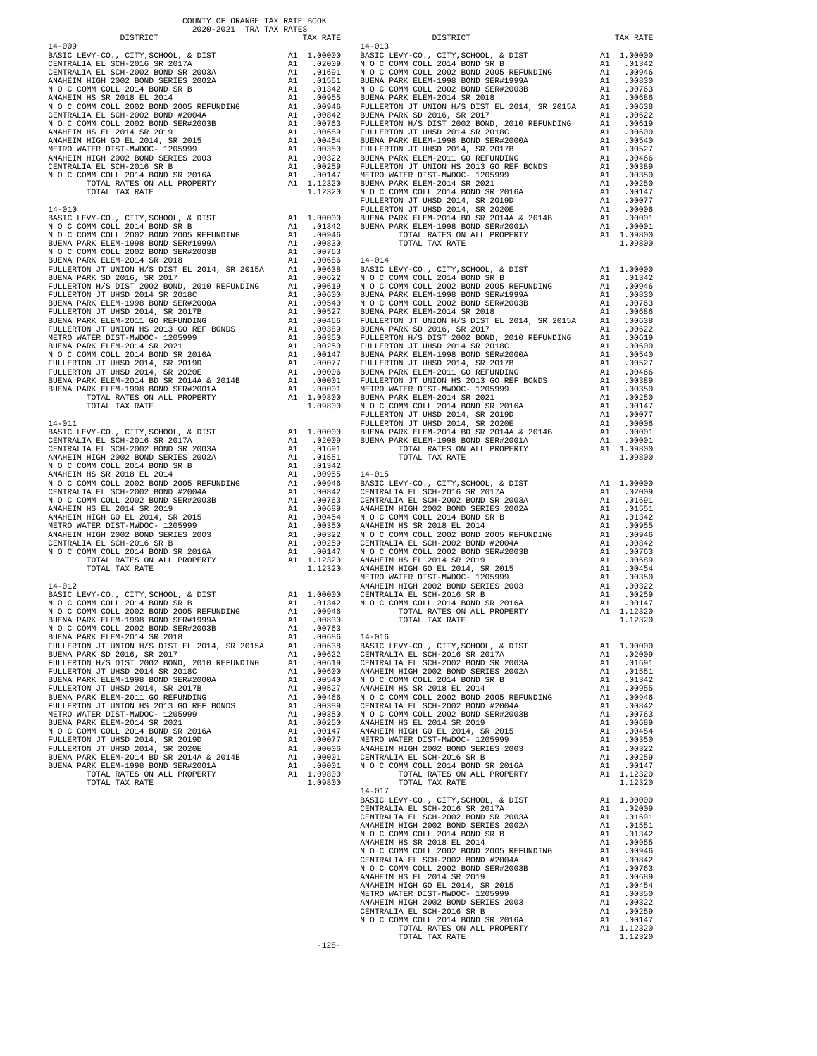COUNTY OF ORANGE TAX RATE BOOK
2020-2021 TRA TAX RATES

| DISTRICT | | TAX RATE |
|---|---|---|
| **14-009** | | |
| BASIC LEVY-CO., CITY,SCHOOL, & DIST | A1 | 1.00000 |
| CENTRALIA EL SCH-2016 SR 2017A | A1 | .02009 |
| CENTRALIA EL SCH-2002 BOND SR 2003A | A1 | .01691 |
| ANAHEIM HIGH 2002 BOND SERIES 2002A | A1 | .01551 |
| N O C COMM COLL 2014 BOND SR B | A1 | .01342 |
| ANAHEIM HS SR 2018 EL 2014 | A1 | .00955 |
| N O C COMM COLL 2002 BOND 2005 REFUNDING | A1 | .00946 |
| CENTRALIA EL SCH-2002 BOND #2004A | A1 | .00842 |
| N O C COMM COLL 2002 BOND SER#2003B | A1 | .00763 |
| ANAHEIM HS EL 2014 SR 2019 | A1 | .00689 |
| ANAHEIM HIGH GO EL 2014, SR 2015 | A1 | .00454 |
| METRO WATER DIST-MWDOC- 1205999 | A1 | .00350 |
| ANAHEIM HIGH 2002 BOND SERIES 2003 | A1 | .00322 |
| CENTRALIA EL SCH-2016 SR B | A1 | .00259 |
| N O C COMM COLL 2014 BOND SR 2016A | A1 | .00147 |
| TOTAL RATES ON ALL PROPERTY | A1 | 1.12320 |
| TOTAL TAX RATE | | 1.12320 |
| **14-010** | | |
| BASIC LEVY-CO., CITY,SCHOOL, & DIST | A1 | 1.00000 |
| N O C COMM COLL 2014 BOND SR B | A1 | .01342 |
| N O C COMM COLL 2002 BOND 2005 REFUNDING | A1 | .00946 |
| BUENA PARK ELEM-1998 BOND SER#1999A | A1 | .00830 |
| N O C COMM COLL 2002 BOND SER#2003B | A1 | .00763 |
| BUENA PARK ELEM-2014 SR 2018 | A1 | .00686 |
| FULLERTON JT UNION H/S DIST EL 2014, SR 2015A | A1 | .00638 |
| BUENA PARK SD 2016, SR 2017 | A1 | .00622 |
| FULLERTON H/S DIST 2002 BOND, 2010 REFUNDING | A1 | .00619 |
| FULLERTON JT UHSD 2014 SR 2018C | A1 | .00600 |
| BUENA PARK ELEM-1998 BOND SER#2000A | A1 | .00540 |
| FULLERTON JT UHSD 2014, SR 2017B | A1 | .00527 |
| BUENA PARK ELEM-2011 GO REFUNDING | A1 | .00466 |
| FULLERTON JT UNION HS 2013 GO REF BONDS | A1 | .00389 |
| METRO WATER DIST-MWDOC- 1205999 | A1 | .00350 |
| BUENA PARK ELEM-2014 SR 2021 | A1 | .00250 |
| N O C COMM COLL 2014 BOND SR 2016A | A1 | .00147 |
| FULLERTON JT UHSD 2014, SR 2019D | A1 | .00077 |
| FULLERTON JT UHSD 2014, SR 2020E | A1 | .00006 |
| BUENA PARK ELEM-2014 BD SR 2014A & 2014B | A1 | .00001 |
| BUENA PARK ELEM-1998 BOND SER#2001A | A1 | .00001 |
| TOTAL RATES ON ALL PROPERTY | A1 | 1.09800 |
| TOTAL TAX RATE | | 1.09800 |
| **14-011** | | |
| BASIC LEVY-CO., CITY,SCHOOL, & DIST | A1 | 1.00000 |
| CENTRALIA EL SCH-2016 SR 2017A | A1 | .02009 |
| CENTRALIA EL SCH-2002 BOND SR 2003A | A1 | .01691 |
| ANAHEIM HIGH 2002 BOND SERIES 2002A | A1 | .01551 |
| N O C COMM COLL 2014 BOND SR B | A1 | .01342 |
| ANAHEIM HS SR 2018 EL 2014 | A1 | .00955 |
| N O C COMM COLL 2002 BOND 2005 REFUNDING | A1 | .00946 |
| CENTRALIA EL SCH-2002 BOND #2004A | A1 | .00842 |
| N O C COMM COLL 2002 BOND SER#2003B | A1 | .00763 |
| ANAHEIM HS EL 2014 SR 2019 | A1 | .00689 |
| ANAHEIM HIGH GO EL 2014, SR 2015 | A1 | .00454 |
| METRO WATER DIST-MWDOC- 1205999 | A1 | .00350 |
| ANAHEIM HIGH 2002 BOND SERIES 2003 | A1 | .00322 |
| CENTRALIA EL SCH-2016 SR B | A1 | .00259 |
| N O C COMM COLL 2014 BOND SR 2016A | A1 | .00147 |
| TOTAL RATES ON ALL PROPERTY | A1 | 1.12320 |
| TOTAL TAX RATE | | 1.12320 |
| **14-012** | | |
| BASIC LEVY-CO., CITY,SCHOOL, & DIST | A1 | 1.00000 |
| N O C COMM COLL 2014 BOND SR B | A1 | .01342 |
| N O C COMM COLL 2002 BOND 2005 REFUNDING | A1 | .00946 |
| BUENA PARK ELEM-1998 BOND SER#1999A | A1 | .00830 |
| N O C COMM COLL 2002 BOND SER#2003B | A1 | .00763 |
| BUENA PARK ELEM-2014 SR 2018 | A1 | .00686 |
| FULLERTON JT UNION H/S DIST EL 2014, SR 2015A | A1 | .00638 |
| BUENA PARK SD 2016, SR 2017 | A1 | .00622 |
| FULLERTON H/S DIST 2002 BOND, 2010 REFUNDING | A1 | .00619 |
| FULLERTON JT UHSD 2014 SR 2018C | A1 | .00600 |
| BUENA PARK ELEM-1998 BOND SER#2000A | A1 | .00540 |
| FULLERTON JT UHSD 2014, SR 2017B | A1 | .00527 |
| BUENA PARK ELEM-2011 GO REFUNDING | A1 | .00466 |
| FULLERTON JT UNION HS 2013 GO REF BONDS | A1 | .00389 |
| METRO WATER DIST-MWDOC- 1205999 | A1 | .00350 |
| BUENA PARK ELEM-2014 SR 2021 | A1 | .00250 |
| N O C COMM COLL 2014 BOND SR 2016A | A1 | .00147 |
| FULLERTON JT UHSD 2014, SR 2019D | A1 | .00077 |
| FULLERTON JT UHSD 2014, SR 2020E | A1 | .00006 |
| BUENA PARK ELEM-2014 BD SR 2014A & 2014B | A1 | .00001 |
| BUENA PARK ELEM-1998 BOND SER#2001A | A1 | .00001 |
| TOTAL RATES ON ALL PROPERTY | A1 | 1.09800 |
| TOTAL TAX RATE | | 1.09800 |
| **14-013** | | |
| BASIC LEVY-CO., CITY,SCHOOL, & DIST | A1 | 1.00000 |
| N O C COMM COLL 2014 BOND SR B | A1 | .01342 |
| N O C COMM COLL 2002 BOND 2005 REFUNDING | A1 | .00946 |
| BUENA PARK ELEM-1998 BOND SER#1999A | A1 | .00830 |
| N O C COMM COLL 2002 BOND SER#2003B | A1 | .00763 |
| BUENA PARK ELEM-2014 SR 2018 | A1 | .00686 |
| FULLERTON JT UNION H/S DIST EL 2014, SR 2015A | A1 | .00638 |
| BUENA PARK SD 2016, SR 2017 | A1 | .00622 |
| FULLERTON H/S DIST 2002 BOND, 2010 REFUNDING | A1 | .00619 |
| FULLERTON JT UHSD 2014 SR 2018C | A1 | .00600 |
| BUENA PARK ELEM-1998 BOND SER#2000A | A1 | .00540 |
| FULLERTON JT UHSD 2014, SR 2017B | A1 | .00527 |
| BUENA PARK ELEM-2011 GO REFUNDING | A1 | .00466 |
| FULLERTON JT UNION HS 2013 GO REF BONDS | A1 | .00389 |
| METRO WATER DIST-MWDOC- 1205999 | A1 | .00350 |
| BUENA PARK ELEM-2014 SR 2021 | A1 | .00250 |
| N O C COMM COLL 2014 BOND SR 2016A | A1 | .00147 |
| FULLERTON JT UHSD 2014, SR 2019D | A1 | .00077 |
| FULLERTON JT UHSD 2014, SR 2020E | A1 | .00006 |
| BUENA PARK ELEM-2014 BD SR 2014A & 2014B | A1 | .00001 |
| BUENA PARK ELEM-1998 BOND SER#2001A | A1 | .00001 |
| TOTAL RATES ON ALL PROPERTY | A1 | 1.09800 |
| TOTAL TAX RATE | | 1.09800 |
| **14-014** | | |
| BASIC LEVY-CO., CITY,SCHOOL, & DIST | A1 | 1.00000 |
| N O C COMM COLL 2014 BOND SR B | A1 | .01342 |
| N O C COMM COLL 2002 BOND 2005 REFUNDING | A1 | .00946 |
| BUENA PARK ELEM-1998 BOND SER#1999A | A1 | .00830 |
| N O C COMM COLL 2002 BOND SER#2003B | A1 | .00763 |
| BUENA PARK ELEM-2014 SR 2018 | A1 | .00686 |
| FULLERTON JT UNION H/S DIST EL 2014, SR 2015A | A1 | .00638 |
| BUENA PARK SD 2016, SR 2017 | A1 | .00622 |
| FULLERTON H/S DIST 2002 BOND, 2010 REFUNDING | A1 | .00619 |
| FULLERTON JT UHSD 2014 SR 2018C | A1 | .00600 |
| BUENA PARK ELEM-1998 BOND SER#2000A | A1 | .00540 |
| FULLERTON JT UHSD 2014, SR 2017B | A1 | .00527 |
| BUENA PARK ELEM-2011 GO REFUNDING | A1 | .00466 |
| FULLERTON JT UNION HS 2013 GO REF BONDS | A1 | .00389 |
| METRO WATER DIST-MWDOC- 1205999 | A1 | .00350 |
| BUENA PARK ELEM-2014 SR 2021 | A1 | .00250 |
| N O C COMM COLL 2014 BOND SR 2016A | A1 | .00147 |
| FULLERTON JT UHSD 2014, SR 2019D | A1 | .00077 |
| FULLERTON JT UHSD 2014, SR 2020E | A1 | .00006 |
| BUENA PARK ELEM-2014 BD SR 2014A & 2014B | A1 | .00001 |
| BUENA PARK ELEM-1998 BOND SER#2001A | A1 | .00001 |
| TOTAL RATES ON ALL PROPERTY | A1 | 1.09800 |
| TOTAL TAX RATE | | 1.09800 |
| **14-015** | | |
| BASIC LEVY-CO., CITY,SCHOOL, & DIST | A1 | 1.00000 |
| CENTRALIA EL SCH-2016 SR 2017A | A1 | .02009 |
| CENTRALIA EL SCH-2002 BOND SR 2003A | A1 | .01691 |
| ANAHEIM HIGH 2002 BOND SERIES 2002A | A1 | .01551 |
| N O C COMM COLL 2014 BOND SR B | A1 | .01342 |
| ANAHEIM HS SR 2018 EL 2014 | A1 | .00955 |
| N O C COMM COLL 2002 BOND 2005 REFUNDING | A1 | .00946 |
| CENTRALIA EL SCH-2002 BOND #2004A | A1 | .00842 |
| N O C COMM COLL 2002 BOND SER#2003B | A1 | .00763 |
| ANAHEIM HS EL 2014 SR 2019 | A1 | .00689 |
| ANAHEIM HIGH GO EL 2014, SR 2015 | A1 | .00454 |
| METRO WATER DIST-MWDOC- 1205999 | A1 | .00350 |
| ANAHEIM HIGH 2002 BOND SERIES 2003 | A1 | .00322 |
| CENTRALIA EL SCH-2016 SR B | A1 | .00259 |
| N O C COMM COLL 2014 BOND SR 2016A | A1 | .00147 |
| TOTAL RATES ON ALL PROPERTY | A1 | 1.12320 |
| TOTAL TAX RATE | | 1.12320 |
| **14-016** | | |
| BASIC LEVY-CO., CITY,SCHOOL, & DIST | A1 | 1.00000 |
| CENTRALIA EL SCH-2016 SR 2017A | A1 | .02009 |
| CENTRALIA EL SCH-2002 BOND SR 2003A | A1 | .01691 |
| ANAHEIM HIGH 2002 BOND SERIES 2002A | A1 | .01551 |
| N O C COMM COLL 2014 BOND SR B | A1 | .01342 |
| ANAHEIM HS SR 2018 EL 2014 | A1 | .00955 |
| N O C COMM COLL 2002 BOND 2005 REFUNDING | A1 | .00946 |
| CENTRALIA EL SCH-2002 BOND #2004A | A1 | .00842 |
| N O C COMM COLL 2002 BOND SER#2003B | A1 | .00763 |
| ANAHEIM HS EL 2014 SR 2019 | A1 | .00689 |
| ANAHEIM HIGH GO EL 2014, SR 2015 | A1 | .00454 |
| METRO WATER DIST-MWDOC- 1205999 | A1 | .00350 |
| ANAHEIM HIGH 2002 BOND SERIES 2003 | A1 | .00322 |
| CENTRALIA EL SCH-2016 SR B | A1 | .00259 |
| N O C COMM COLL 2014 BOND SR 2016A | A1 | .00147 |
| TOTAL RATES ON ALL PROPERTY | A1 | 1.12320 |
| TOTAL TAX RATE | | 1.12320 |
| **14-017** | | |
| BASIC LEVY-CO., CITY,SCHOOL, & DIST | A1 | 1.00000 |
| CENTRALIA EL SCH-2016 SR 2017A | A1 | .02009 |
| CENTRALIA EL SCH-2002 BOND SR 2003A | A1 | .01691 |
| ANAHEIM HIGH 2002 BOND SERIES 2002A | A1 | .01551 |
| N O C COMM COLL 2014 BOND SR B | A1 | .01342 |
| ANAHEIM HS SR 2018 EL 2014 | A1 | .00955 |
| N O C COMM COLL 2002 BOND 2005 REFUNDING | A1 | .00946 |
| CENTRALIA EL SCH-2002 BOND #2004A | A1 | .00842 |
| N O C COMM COLL 2002 BOND SER#2003B | A1 | .00763 |
| ANAHEIM HS EL 2014 SR 2019 | A1 | .00689 |
| ANAHEIM HIGH GO EL 2014, SR 2015 | A1 | .00454 |
| METRO WATER DIST-MWDOC- 1205999 | A1 | .00350 |
| ANAHEIM HIGH 2002 BOND SERIES 2003 | A1 | .00322 |
| CENTRALIA EL SCH-2016 SR B | A1 | .00259 |
| N O C COMM COLL 2014 BOND SR 2016A | A1 | .00147 |
| TOTAL RATES ON ALL PROPERTY | A1 | 1.12320 |
| TOTAL TAX RATE | | 1.12320 |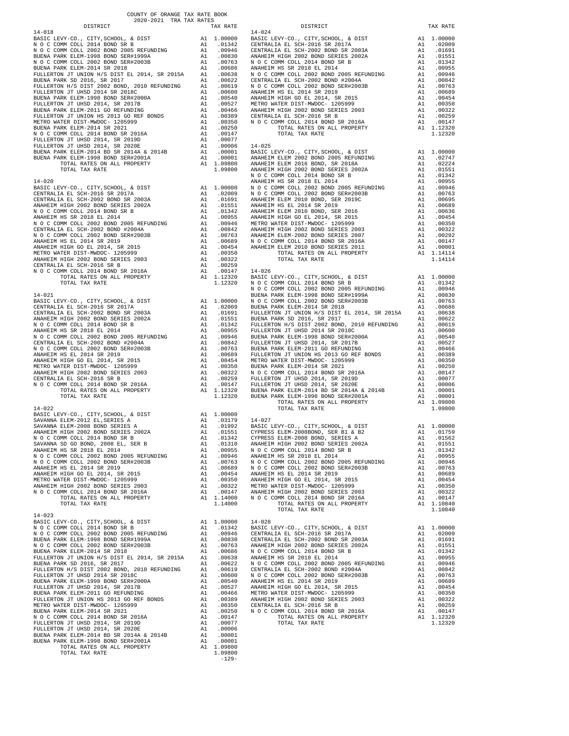COUNTY OF ORANGE TAX RATE BOOK
2020-2021 TRA TAX RATES

| DISTRICT | | TAX RATE |
|---|---|---|
| **14-018** | | |
| BASIC LEVY-CO., CITY,SCHOOL, & DIST | A1 | 1.00000 |
| N O C COMM COLL 2014 BOND SR B | A1 | .01342 |
| N O C COMM COLL 2002 BOND 2005 REFUNDING | A1 | .00946 |
| BUENA PARK ELEM-1998 BOND SER#1999A | A1 | .00830 |
| N O C COMM COLL 2002 BOND SER#2003B | A1 | .00763 |
| BUENA PARK ELEM-2014 SR 2018 | A1 | .00686 |
| FULLERTON JT UNION H/S DIST EL 2014, SR 2015A | A1 | .00638 |
| BUENA PARK SD 2016, SR 2017 | A1 | .00622 |
| FULLERTON H/S DIST 2002 BOND, 2010 REFUNDING | A1 | .00619 |
| FULLERTON JT UHSD 2014 SR 2018C | A1 | .00600 |
| BUENA PARK ELEM-1998 BOND SER#2000A | A1 | .00540 |
| FULLERTON JT UHSD 2014, SR 2017B | A1 | .00527 |
| BUENA PARK ELEM-2011 GO REFUNDING | A1 | .00466 |
| FULLERTON JT UNION HS 2013 GO REF BONDS | A1 | .00389 |
| METRO WATER DIST-MWDOC- 1205999 | A1 | .00350 |
| BUENA PARK ELEM-2014 SR 2021 | A1 | .00250 |
| N O C COMM COLL 2014 BOND SR 2016A | A1 | .00147 |
| FULLERTON JT UHSD 2014, SR 2019D | A1 | .00077 |
| FULLERTON JT UHSD 2014, SR 2020E | A1 | .00006 |
| BUENA PARK ELEM-2014 BD SR 2014A & 2014B | A1 | .00001 |
| BUENA PARK ELEM-1998 BOND SER#2001A | A1 | .00001 |
| TOTAL RATES ON ALL PROPERTY | A1 | 1.09800 |
| TOTAL TAX RATE | | 1.09800 |
| **14-020** | | |
| BASIC LEVY-CO., CITY,SCHOOL, & DIST | A1 | 1.00000 |
| CENTRALIA EL SCH-2016 SR 2017A | A1 | .02009 |
| CENTRALIA EL SCH-2002 BOND SR 2003A | A1 | .01691 |
| ANAHEIM HIGH 2002 BOND SERIES 2002A | A1 | .01551 |
| N O C COMM COLL 2014 BOND SR B | A1 | .01342 |
| ANAHEIM HS SR 2018 EL 2014 | A1 | .00955 |
| N O C COMM COLL 2002 BOND 2005 REFUNDING | A1 | .00946 |
| CENTRALIA EL SCH-2002 BOND #2004A | A1 | .00842 |
| N O C COMM COLL 2002 BOND SER#2003B | A1 | .00763 |
| ANAHEIM HS EL 2014 SR 2019 | A1 | .00689 |
| ANAHEIM HIGH GO EL 2014, SR 2015 | A1 | .00454 |
| METRO WATER DIST-MWDOC- 1205999 | A1 | .00350 |
| ANAHEIM HIGH 2002 BOND SERIES 2003 | A1 | .00322 |
| CENTRALIA EL SCH-2016 SR B | A1 | .00259 |
| N O C COMM COLL 2014 BOND SR 2016A | A1 | .00147 |
| TOTAL RATES ON ALL PROPERTY | A1 | 1.12320 |
| TOTAL TAX RATE | | 1.12320 |
| **14-021** | | |
| BASIC LEVY-CO., CITY,SCHOOL, & DIST | A1 | 1.00000 |
| CENTRALIA EL SCH-2016 SR 2017A | A1 | .02009 |
| CENTRALIA EL SCH-2002 BOND SR 2003A | A1 | .01691 |
| ANAHEIM HIGH 2002 BOND SERIES 2002A | A1 | .01551 |
| N O C COMM COLL 2014 BOND SR B | A1 | .01342 |
| ANAHEIM HS SR 2018 EL 2014 | A1 | .00955 |
| N O C COMM COLL 2002 BOND 2005 REFUNDING | A1 | .00946 |
| CENTRALIA EL SCH-2002 BOND #2004A | A1 | .00842 |
| N O C COMM COLL 2002 BOND SER#2003B | A1 | .00763 |
| ANAHEIM HS EL 2014 SR 2019 | A1 | .00689 |
| ANAHEIM HIGH GO EL 2014, SR 2015 | A1 | .00454 |
| METRO WATER DIST-MWDOC- 1205999 | A1 | .00350 |
| ANAHEIM HIGH 2002 BOND SERIES 2003 | A1 | .00322 |
| CENTRALIA EL SCH-2016 SR B | A1 | .00259 |
| N O C COMM COLL 2014 BOND SR 2016A | A1 | .00147 |
| TOTAL RATES ON ALL PROPERTY | A1 | 1.12320 |
| TOTAL TAX RATE | | 1.12320 |
| **14-022** | | |
| BASIC LEVY-CO., CITY,SCHOOL, & DIST | A1 | 1.00000 |
| SAVANNA ELEM-2012 EL,SERIES A | A1 | .03179 |
| SAVANNA ELEM-2008 BOND SERIES A | A1 | .01992 |
| ANAHEIM HIGH 2002 BOND SERIES 2002A | A1 | .01551 |
| N O C COMM COLL 2014 BOND SR B | A1 | .01342 |
| SAVANNA SD GO BOND, 2008 EL, SER B | A1 | .01310 |
| ANAHEIM HS SR 2018 EL 2014 | A1 | .00955 |
| N O C COMM COLL 2002 BOND 2005 REFUNDING | A1 | .00946 |
| N O C COMM COLL 2002 BOND SER#2003B | A1 | .00763 |
| ANAHEIM HS EL 2014 SR 2019 | A1 | .00689 |
| ANAHEIM HIGH GO EL 2014, SR 2015 | A1 | .00454 |
| METRO WATER DIST-MWDOC- 1205999 | A1 | .00350 |
| ANAHEIM HIGH 2002 BOND SERIES 2003 | A1 | .00322 |
| N O C COMM COLL 2014 BOND SR 2016A | A1 | .00147 |
| TOTAL RATES ON ALL PROPERTY | A1 | 1.14000 |
| TOTAL TAX RATE | | 1.14000 |
| **14-023** | | |
| BASIC LEVY-CO., CITY,SCHOOL, & DIST | A1 | 1.00000 |
| N O C COMM COLL 2014 BOND SR B | A1 | .01342 |
| N O C COMM COLL 2002 BOND 2005 REFUNDING | A1 | .00946 |
| BUENA PARK ELEM-1998 BOND SER#1999A | A1 | .00830 |
| N O C COMM COLL 2002 BOND SER#2003B | A1 | .00763 |
| BUENA PARK ELEM-2014 SR 2018 | A1 | .00686 |
| FULLERTON JT UNION H/S DIST EL 2014, SR 2015A | A1 | .00638 |
| BUENA PARK SD 2016, SR 2017 | A1 | .00622 |
| FULLERTON H/S DIST 2002 BOND, 2010 REFUNDING | A1 | .00619 |
| FULLERTON JT UHSD 2014 SR 2018C | A1 | .00600 |
| BUENA PARK ELEM-1998 BOND SER#2000A | A1 | .00540 |
| FULLERTON JT UHSD 2014, SR 2017B | A1 | .00527 |
| BUENA PARK ELEM-2011 GO REFUNDING | A1 | .00466 |
| FULLERTON JT UNION HS 2013 GO REF BONDS | A1 | .00389 |
| METRO WATER DIST-MWDOC- 1205999 | A1 | .00350 |
| BUENA PARK ELEM-2014 SR 2021 | A1 | .00250 |
| N O C COMM COLL 2014 BOND SR 2016A | A1 | .00147 |
| FULLERTON JT UHSD 2014, SR 2019D | A1 | .00077 |
| FULLERTON JT UHSD 2014, SR 2020E | A1 | .00006 |
| BUENA PARK ELEM-2014 BD SR 2014A & 2014B | A1 | .00001 |
| BUENA PARK ELEM-1998 BOND SER#2001A | A1 | .00001 |
| TOTAL RATES ON ALL PROPERTY | A1 | 1.09800 |
| TOTAL TAX RATE | | 1.09800 |
| **14-024** | | |
| BASIC LEVY-CO., CITY,SCHOOL, & DIST | A1 | 1.00000 |
| CENTRALIA EL SCH-2016 SR 2017A | A1 | .02009 |
| CENTRALIA EL SCH-2002 BOND SR 2003A | A1 | .01691 |
| ANAHEIM HIGH 2002 BOND SERIES 2002A | A1 | .01551 |
| N O C COMM COLL 2014 BOND SR B | A1 | .01342 |
| ANAHEIM HS SR 2018 EL 2014 | A1 | .00955 |
| N O C COMM COLL 2002 BOND 2005 REFUNDING | A1 | .00946 |
| CENTRALIA EL SCH-2002 BOND #2004A | A1 | .00842 |
| N O C COMM COLL 2002 BOND SER#2003B | A1 | .00763 |
| ANAHEIM HS EL 2014 SR 2019 | A1 | .00689 |
| ANAHEIM HIGH GO EL 2014, SR 2015 | A1 | .00454 |
| METRO WATER DIST-MWDOC- 1205999 | A1 | .00350 |
| ANAHEIM HIGH 2002 BOND SERIES 2003 | A1 | .00322 |
| CENTRALIA EL SCH-2016 SR B | A1 | .00259 |
| N O C COMM COLL 2014 BOND SR 2016A | A1 | .00147 |
| TOTAL RATES ON ALL PROPERTY | A1 | 1.12320 |
| TOTAL TAX RATE | | 1.12320 |
| **14-025** | | |
| BASIC LEVY-CO., CITY,SCHOOL, & DIST | A1 | 1.00000 |
| ANAHEIM ELEM 2002 BOND 2005 REFUNDING | A1 | .02747 |
| ANAHEIM ELEM 2016 BOND, SR 2018A | A1 | .02224 |
| ANAHEIM HIGH 2002 BOND SERIES 2002A | A1 | .01551 |
| N O C COMM COLL 2014 BOND SR B | A1 | .01342 |
| ANAHEIM HS SR 2018 EL 2014 | A1 | .00955 |
| N O C COMM COLL 2002 BOND 2005 REFUNDING | A1 | .00946 |
| N O C COMM COLL 2002 BOND SER#2003B | A1 | .00763 |
| ANAHEIM ELEM 2010 BOND, SER 2019C | A1 | .00695 |
| ANAHEIM HS EL 2014 SR 2019 | A1 | .00689 |
| ANAHEIM ELEM 2010 BOND, SER 2016 | A1 | .00636 |
| ANAHEIM HIGH GO EL 2014, SR 2015 | A1 | .00454 |
| METRO WATER DIST-MWDOC- 1205999 | A1 | .00350 |
| ANAHEIM HIGH 2002 BOND SERIES 2003 | A1 | .00322 |
| ANAHEIM ELEM-2002 BOND SERIES 2007 | A1 | .00292 |
| N O C COMM COLL 2014 BOND SR 2016A | A1 | .00147 |
| ANAHEIM ELEM 2010 BOND SERIES 2011 | A1 | .00001 |
| TOTAL RATES ON ALL PROPERTY | A1 | 1.14114 |
| TOTAL TAX RATE | | 1.14114 |
| **14-026** | | |
| BASIC LEVY-CO., CITY,SCHOOL, & DIST | A1 | 1.00000 |
| N O C COMM COLL 2014 BOND SR B | A1 | .01342 |
| N O C COMM COLL 2002 BOND 2005 REFUNDING | A1 | .00946 |
| BUENA PARK ELEM-1998 BOND SER#1999A | A1 | .00830 |
| N O C COMM COLL 2002 BOND SER#2003B | A1 | .00763 |
| BUENA PARK ELEM-2014 SR 2018 | A1 | .00686 |
| FULLERTON JT UNION H/S DIST EL 2014, SR 2015A | A1 | .00638 |
| BUENA PARK SD 2016, SR 2017 | A1 | .00622 |
| FULLERTON H/S DIST 2002 BOND, 2010 REFUNDING | A1 | .00619 |
| FULLERTON JT UHSD 2014 SR 2018C | A1 | .00600 |
| BUENA PARK ELEM-1998 BOND SER#2000A | A1 | .00540 |
| FULLERTON JT UHSD 2014, SR 2017B | A1 | .00527 |
| BUENA PARK ELEM-2011 GO REFUNDING | A1 | .00466 |
| FULLERTON JT UNION HS 2013 GO REF BONDS | A1 | .00389 |
| METRO WATER DIST-MWDOC- 1205999 | A1 | .00350 |
| BUENA PARK ELEM-2014 SR 2021 | A1 | .00250 |
| N O C COMM COLL 2014 BOND SR 2016A | A1 | .00147 |
| FULLERTON JT UHSD 2014, SR 2019D | A1 | .00077 |
| FULLERTON JT UHSD 2014, SR 2020E | A1 | .00006 |
| BUENA PARK ELEM-2014 BD SR 2014A & 2014B | A1 | .00001 |
| BUENA PARK ELEM-1998 BOND SER#2001A | A1 | .00001 |
| TOTAL RATES ON ALL PROPERTY | A1 | 1.09800 |
| TOTAL TAX RATE | | 1.09800 |
| **14-027** | | |
| BASIC LEVY-CO., CITY,SCHOOL, & DIST | A1 | 1.00000 |
| CYPRESS ELEM-2008BOND, SER B1 & B2 | A1 | .01759 |
| CYPRESS ELEM-2008 BOND, SERIES A | A1 | .01562 |
| ANAHEIM HIGH 2002 BOND SERIES 2002A | A1 | .01551 |
| N O C COMM COLL 2014 BOND SR B | A1 | .01342 |
| ANAHEIM HS SR 2018 EL 2014 | A1 | .00955 |
| N O C COMM COLL 2002 BOND 2005 REFUNDING | A1 | .00946 |
| N O C COMM COLL 2002 BOND SER#2003B | A1 | .00763 |
| ANAHEIM HS EL 2014 SR 2019 | A1 | .00689 |
| ANAHEIM HIGH GO EL 2014, SR 2015 | A1 | .00454 |
| METRO WATER DIST-MWDOC- 1205999 | A1 | .00350 |
| ANAHEIM HIGH 2002 BOND SERIES 2003 | A1 | .00322 |
| N O C COMM COLL 2014 BOND SR 2016A | A1 | .00147 |
| TOTAL RATES ON ALL PROPERTY | A1 | 1.10840 |
| TOTAL TAX RATE | | 1.10840 |
| **14-028** | | |
| BASIC LEVY-CO., CITY,SCHOOL, & DIST | A1 | 1.00000 |
| CENTRALIA EL SCH-2016 SR 2017A | A1 | .02009 |
| CENTRALIA EL SCH-2002 BOND SR 2003A | A1 | .01691 |
| ANAHEIM HIGH 2002 BOND SERIES 2002A | A1 | .01551 |
| N O C COMM COLL 2014 BOND SR B | A1 | .01342 |
| ANAHEIM HS SR 2018 EL 2014 | A1 | .00955 |
| N O C COMM COLL 2002 BOND 2005 REFUNDING | A1 | .00946 |
| CENTRALIA EL SCH-2002 BOND #2004A | A1 | .00842 |
| N O C COMM COLL 2002 BOND SER#2003B | A1 | .00763 |
| ANAHEIM HS EL 2014 SR 2019 | A1 | .00689 |
| ANAHEIM HIGH GO EL 2014, SR 2015 | A1 | .00454 |
| METRO WATER DIST-MWDOC- 1205999 | A1 | .00350 |
| ANAHEIM HIGH 2002 BOND SERIES 2003 | A1 | .00322 |
| CENTRALIA EL SCH-2016 SR B | A1 | .00259 |
| N O C COMM COLL 2014 BOND SR 2016A | A1 | .00147 |
| TOTAL RATES ON ALL PROPERTY | A1 | 1.12320 |
| TOTAL TAX RATE | | 1.12320 |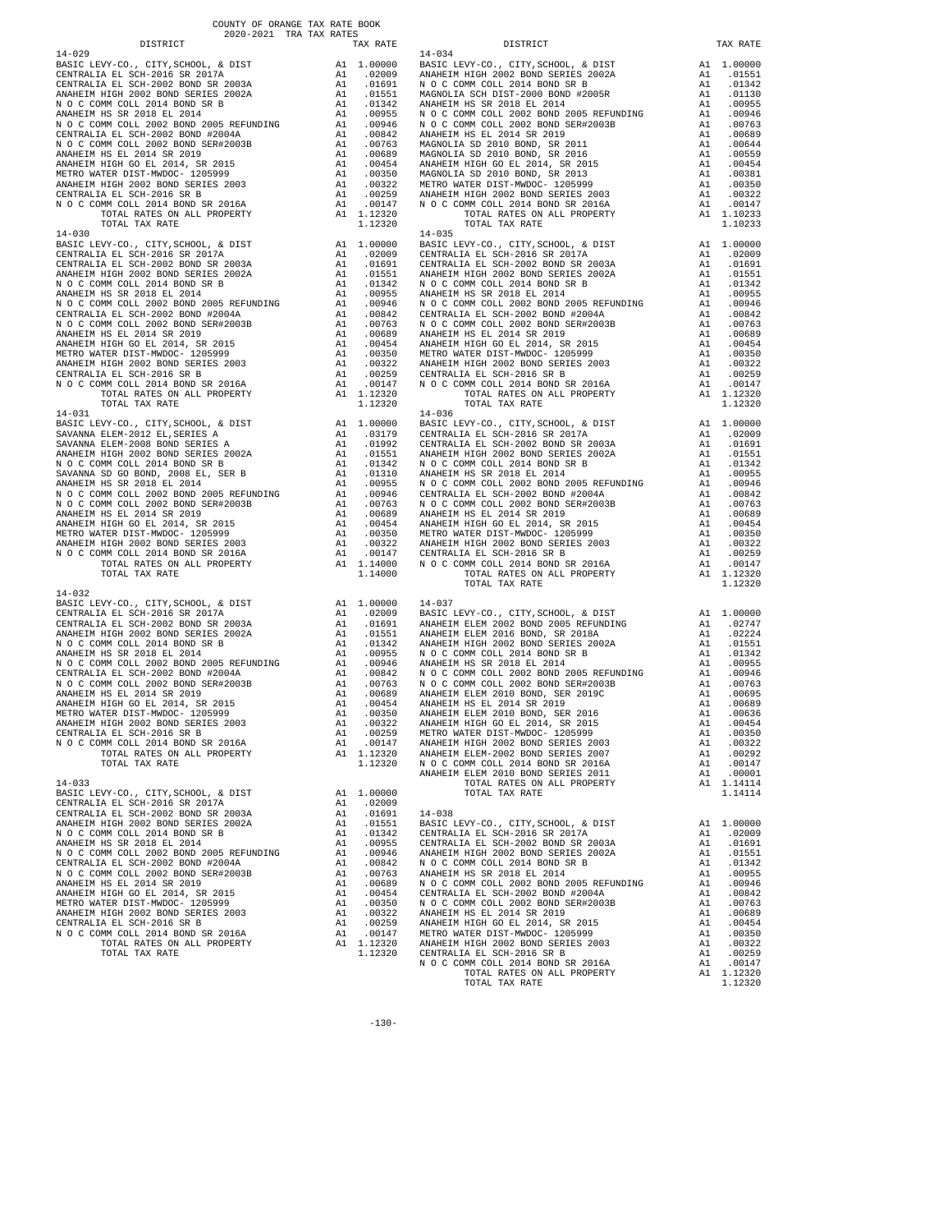COUNTY OF ORANGE TAX RATE BOOK
2020-2021 TRA TAX RATES

**14-029**

| DISTRICT | | TAX RATE |
|---|---|---|
| BASIC LEVY-CO., CITY,SCHOOL, & DIST | A1 | 1.00000 |
| CENTRALIA EL SCH-2016 SR 2017A | A1 | .02009 |
| CENTRALIA EL SCH-2002 BOND SR 2003A | A1 | .01691 |
| ANAHEIM HIGH 2002 BOND SERIES 2002A | A1 | .01551 |
| N O C COMM COLL 2014 BOND SR B | A1 | .01342 |
| ANAHEIM HS SR 2018 EL 2014 | A1 | .00955 |
| N O C COMM COLL 2002 BOND 2005 REFUNDING | A1 | .00946 |
| CENTRALIA EL SCH-2002 BOND #2004A | A1 | .00842 |
| N O C COMM COLL 2002 BOND SER#2003B | A1 | .00763 |
| ANAHEIM HS EL 2014 SR 2019 | A1 | .00689 |
| ANAHEIM HIGH GO EL 2014, SR 2015 | A1 | .00454 |
| METRO WATER DIST-MWDOC- 1205999 | A1 | .00350 |
| ANAHEIM HIGH 2002 BOND SERIES 2003 | A1 | .00322 |
| CENTRALIA EL SCH-2016 SR B | A1 | .00259 |
| N O C COMM COLL 2014 BOND SR 2016A | A1 | .00147 |
| TOTAL RATES ON ALL PROPERTY | A1 | 1.12320 |
| TOTAL TAX RATE | | 1.12320 |

**14-030**

| DISTRICT | | TAX RATE |
|---|---|---|
| BASIC LEVY-CO., CITY,SCHOOL, & DIST | A1 | 1.00000 |
| CENTRALIA EL SCH-2016 SR 2017A | A1 | .02009 |
| CENTRALIA EL SCH-2002 BOND SR 2003A | A1 | .01691 |
| ANAHEIM HIGH 2002 BOND SERIES 2002A | A1 | .01551 |
| N O C COMM COLL 2014 BOND SR B | A1 | .01342 |
| ANAHEIM HS SR 2018 EL 2014 | A1 | .00955 |
| N O C COMM COLL 2002 BOND 2005 REFUNDING | A1 | .00946 |
| CENTRALIA EL SCH-2002 BOND #2004A | A1 | .00842 |
| N O C COMM COLL 2002 BOND SER#2003B | A1 | .00763 |
| ANAHEIM HS EL 2014 SR 2019 | A1 | .00689 |
| ANAHEIM HIGH GO EL 2014, SR 2015 | A1 | .00454 |
| METRO WATER DIST-MWDOC- 1205999 | A1 | .00350 |
| ANAHEIM HIGH 2002 BOND SERIES 2003 | A1 | .00322 |
| CENTRALIA EL SCH-2016 SR B | A1 | .00259 |
| N O C COMM COLL 2014 BOND SR 2016A | A1 | .00147 |
| TOTAL RATES ON ALL PROPERTY | A1 | 1.12320 |
| TOTAL TAX RATE | | 1.12320 |

**14-031**

| DISTRICT | | TAX RATE |
|---|---|---|
| BASIC LEVY-CO., CITY,SCHOOL, & DIST | A1 | 1.00000 |
| SAVANNA ELEM-2012 EL,SERIES A | A1 | .03179 |
| SAVANNA ELEM-2008 BOND SERIES A | A1 | .01992 |
| ANAHEIM HIGH 2002 BOND SERIES 2002A | A1 | .01551 |
| N O C COMM COLL 2014 BOND SR B | A1 | .01342 |
| SAVANNA SD GO BOND, 2008 EL, SER B | A1 | .01310 |
| ANAHEIM HS SR 2018 EL 2014 | A1 | .00955 |
| N O C COMM COLL 2002 BOND 2005 REFUNDING | A1 | .00946 |
| N O C COMM COLL 2002 BOND SER#2003B | A1 | .00763 |
| ANAHEIM HS EL 2014 SR 2019 | A1 | .00689 |
| ANAHEIM HIGH GO EL 2014, SR 2015 | A1 | .00454 |
| METRO WATER DIST-MWDOC- 1205999 | A1 | .00350 |
| ANAHEIM HIGH 2002 BOND SERIES 2003 | A1 | .00322 |
| N O C COMM COLL 2014 BOND SR 2016A | A1 | .00147 |
| TOTAL RATES ON ALL PROPERTY | A1 | 1.14000 |
| TOTAL TAX RATE | | 1.14000 |

**14-032**

| DISTRICT | | TAX RATE |
|---|---|---|
| BASIC LEVY-CO., CITY,SCHOOL, & DIST | A1 | 1.00000 |
| CENTRALIA EL SCH-2016 SR 2017A | A1 | .02009 |
| CENTRALIA EL SCH-2002 BOND SR 2003A | A1 | .01691 |
| ANAHEIM HIGH 2002 BOND SERIES 2002A | A1 | .01551 |
| N O C COMM COLL 2014 BOND SR B | A1 | .01342 |
| ANAHEIM HS SR 2018 EL 2014 | A1 | .00955 |
| N O C COMM COLL 2002 BOND 2005 REFUNDING | A1 | .00946 |
| CENTRALIA EL SCH-2002 BOND #2004A | A1 | .00842 |
| N O C COMM COLL 2002 BOND SER#2003B | A1 | .00763 |
| ANAHEIM HS EL 2014 SR 2019 | A1 | .00689 |
| ANAHEIM HIGH GO EL 2014, SR 2015 | A1 | .00454 |
| METRO WATER DIST-MWDOC- 1205999 | A1 | .00350 |
| ANAHEIM HIGH 2002 BOND SERIES 2003 | A1 | .00322 |
| CENTRALIA EL SCH-2016 SR B | A1 | .00259 |
| N O C COMM COLL 2014 BOND SR 2016A | A1 | .00147 |
| TOTAL RATES ON ALL PROPERTY | A1 | 1.12320 |
| TOTAL TAX RATE | | 1.12320 |

**14-033**

| DISTRICT | | TAX RATE |
|---|---|---|
| BASIC LEVY-CO., CITY,SCHOOL, & DIST | A1 | 1.00000 |
| CENTRALIA EL SCH-2016 SR 2017A | A1 | .02009 |
| CENTRALIA EL SCH-2002 BOND SR 2003A | A1 | .01691 |
| ANAHEIM HIGH 2002 BOND SERIES 2002A | A1 | .01551 |
| N O C COMM COLL 2014 BOND SR B | A1 | .01342 |
| ANAHEIM HS SR 2018 EL 2014 | A1 | .00955 |
| N O C COMM COLL 2002 BOND 2005 REFUNDING | A1 | .00946 |
| CENTRALIA EL SCH-2002 BOND #2004A | A1 | .00842 |
| N O C COMM COLL 2002 BOND SER#2003B | A1 | .00763 |
| ANAHEIM HS EL 2014 SR 2019 | A1 | .00689 |
| ANAHEIM HIGH GO EL 2014, SR 2015 | A1 | .00454 |
| METRO WATER DIST-MWDOC- 1205999 | A1 | .00350 |
| ANAHEIM HIGH 2002 BOND SERIES 2003 | A1 | .00322 |
| CENTRALIA EL SCH-2016 SR B | A1 | .00259 |
| N O C COMM COLL 2014 BOND SR 2016A | A1 | .00147 |
| TOTAL RATES ON ALL PROPERTY | A1 | 1.12320 |
| TOTAL TAX RATE | | 1.12320 |

**14-034**

| DISTRICT | | TAX RATE |
|---|---|---|
| BASIC LEVY-CO., CITY,SCHOOL, & DIST | A1 | 1.00000 |
| ANAHEIM HIGH 2002 BOND SERIES 2002A | A1 | .01551 |
| N O C COMM COLL 2014 BOND SR B | A1 | .01342 |
| MAGNOLIA SCH DIST-2000 BOND #2005R | A1 | .01130 |
| ANAHEIM HS SR 2018 EL 2014 | A1 | .00955 |
| N O C COMM COLL 2002 BOND 2005 REFUNDING | A1 | .00946 |
| N O C COMM COLL 2002 BOND SER#2003B | A1 | .00763 |
| ANAHEIM HS EL 2014 SR 2019 | A1 | .00689 |
| MAGNOLIA SD 2010 BOND, SR 2011 | A1 | .00644 |
| MAGNOLIA SD 2010 BOND, SR 2016 | A1 | .00559 |
| ANAHEIM HIGH GO EL 2014, SR 2015 | A1 | .00454 |
| MAGNOLIA SD 2010 BOND, SR 2013 | A1 | .00381 |
| METRO WATER DIST-MWDOC- 1205999 | A1 | .00350 |
| ANAHEIM HIGH 2002 BOND SERIES 2003 | A1 | .00322 |
| N O C COMM COLL 2014 BOND SR 2016A | A1 | .00147 |
| TOTAL RATES ON ALL PROPERTY | A1 | 1.10233 |
| TOTAL TAX RATE | | 1.10233 |

**14-035**

| DISTRICT | | TAX RATE |
|---|---|---|
| BASIC LEVY-CO., CITY,SCHOOL, & DIST | A1 | 1.00000 |
| CENTRALIA EL SCH-2016 SR 2017A | A1 | .02009 |
| CENTRALIA EL SCH-2002 BOND SR 2003A | A1 | .01691 |
| ANAHEIM HIGH 2002 BOND SERIES 2002A | A1 | .01551 |
| N O C COMM COLL 2014 BOND SR B | A1 | .01342 |
| ANAHEIM HS SR 2018 EL 2014 | A1 | .00955 |
| N O C COMM COLL 2002 BOND 2005 REFUNDING | A1 | .00946 |
| CENTRALIA EL SCH-2002 BOND #2004A | A1 | .00842 |
| N O C COMM COLL 2002 BOND SER#2003B | A1 | .00763 |
| ANAHEIM HS EL 2014 SR 2019 | A1 | .00689 |
| ANAHEIM HIGH GO EL 2014, SR 2015 | A1 | .00454 |
| METRO WATER DIST-MWDOC- 1205999 | A1 | .00350 |
| ANAHEIM HIGH 2002 BOND SERIES 2003 | A1 | .00322 |
| CENTRALIA EL SCH-2016 SR B | A1 | .00259 |
| N O C COMM COLL 2014 BOND SR 2016A | A1 | .00147 |
| TOTAL RATES ON ALL PROPERTY | A1 | 1.12320 |
| TOTAL TAX RATE | | 1.12320 |

**14-036**

| DISTRICT | | TAX RATE |
|---|---|---|
| BASIC LEVY-CO., CITY,SCHOOL, & DIST | A1 | 1.00000 |
| CENTRALIA EL SCH-2016 SR 2017A | A1 | .02009 |
| CENTRALIA EL SCH-2002 BOND SR 2003A | A1 | .01691 |
| ANAHEIM HIGH 2002 BOND SERIES 2002A | A1 | .01551 |
| N O C COMM COLL 2014 BOND SR B | A1 | .01342 |
| ANAHEIM HS SR 2018 EL 2014 | A1 | .00955 |
| N O C COMM COLL 2002 BOND 2005 REFUNDING | A1 | .00946 |
| CENTRALIA EL SCH-2002 BOND #2004A | A1 | .00842 |
| N O C COMM COLL 2002 BOND SER#2003B | A1 | .00763 |
| ANAHEIM HS EL 2014 SR 2019 | A1 | .00689 |
| ANAHEIM HIGH GO EL 2014, SR 2015 | A1 | .00454 |
| METRO WATER DIST-MWDOC- 1205999 | A1 | .00350 |
| ANAHEIM HIGH 2002 BOND SERIES 2003 | A1 | .00322 |
| CENTRALIA EL SCH-2016 SR B | A1 | .00259 |
| N O C COMM COLL 2014 BOND SR 2016A | A1 | .00147 |
| TOTAL RATES ON ALL PROPERTY | A1 | 1.12320 |
| TOTAL TAX RATE | | 1.12320 |

**14-037**

| DISTRICT | | TAX RATE |
|---|---|---|
| BASIC LEVY-CO., CITY,SCHOOL, & DIST | A1 | 1.00000 |
| ANAHEIM ELEM 2002 BOND 2005 REFUNDING | A1 | .02747 |
| ANAHEIM ELEM 2016 BOND, SR 2018A | A1 | .02224 |
| ANAHEIM HIGH 2002 BOND SERIES 2002A | A1 | .01551 |
| N O C COMM COLL 2014 BOND SR B | A1 | .01342 |
| ANAHEIM HS SR 2018 EL 2014 | A1 | .00955 |
| N O C COMM COLL 2002 BOND 2005 REFUNDING | A1 | .00946 |
| N O C COMM COLL 2002 BOND SER#2003B | A1 | .00763 |
| ANAHEIM ELEM 2010 BOND, SER 2019C | A1 | .00695 |
| ANAHEIM HS EL 2014 SR 2019 | A1 | .00689 |
| ANAHEIM ELEM 2010 BOND, SER 2016 | A1 | .00636 |
| ANAHEIM HIGH GO EL 2014, SR 2015 | A1 | .00454 |
| METRO WATER DIST-MWDOC- 1205999 | A1 | .00350 |
| ANAHEIM HIGH 2002 BOND SERIES 2003 | A1 | .00322 |
| ANAHEIM ELEM-2002 BOND SERIES 2007 | A1 | .00292 |
| N O C COMM COLL 2014 BOND SR 2016A | A1 | .00147 |
| ANAHEIM ELEM 2010 BOND SERIES 2011 | A1 | .00001 |
| TOTAL RATES ON ALL PROPERTY | A1 | 1.14114 |
| TOTAL TAX RATE | | 1.14114 |

**14-038**

| DISTRICT | | TAX RATE |
|---|---|---|
| BASIC LEVY-CO., CITY,SCHOOL, & DIST | A1 | 1.00000 |
| CENTRALIA EL SCH-2016 SR 2017A | A1 | .02009 |
| CENTRALIA EL SCH-2002 BOND SR 2003A | A1 | .01691 |
| ANAHEIM HIGH 2002 BOND SERIES 2002A | A1 | .01551 |
| N O C COMM COLL 2014 BOND SR B | A1 | .01342 |
| ANAHEIM HS SR 2018 EL 2014 | A1 | .00955 |
| N O C COMM COLL 2002 BOND 2005 REFUNDING | A1 | .00946 |
| CENTRALIA EL SCH-2002 BOND #2004A | A1 | .00842 |
| N O C COMM COLL 2002 BOND SER#2003B | A1 | .00763 |
| ANAHEIM HS EL 2014 SR 2019 | A1 | .00689 |
| ANAHEIM HIGH GO EL 2014, SR 2015 | A1 | .00454 |
| METRO WATER DIST-MWDOC- 1205999 | A1 | .00350 |
| ANAHEIM HIGH 2002 BOND SERIES 2003 | A1 | .00322 |
| CENTRALIA EL SCH-2016 SR B | A1 | .00259 |
| N O C COMM COLL 2014 BOND SR 2016A | A1 | .00147 |
| TOTAL RATES ON ALL PROPERTY | A1 | 1.12320 |
| TOTAL TAX RATE | | 1.12320 |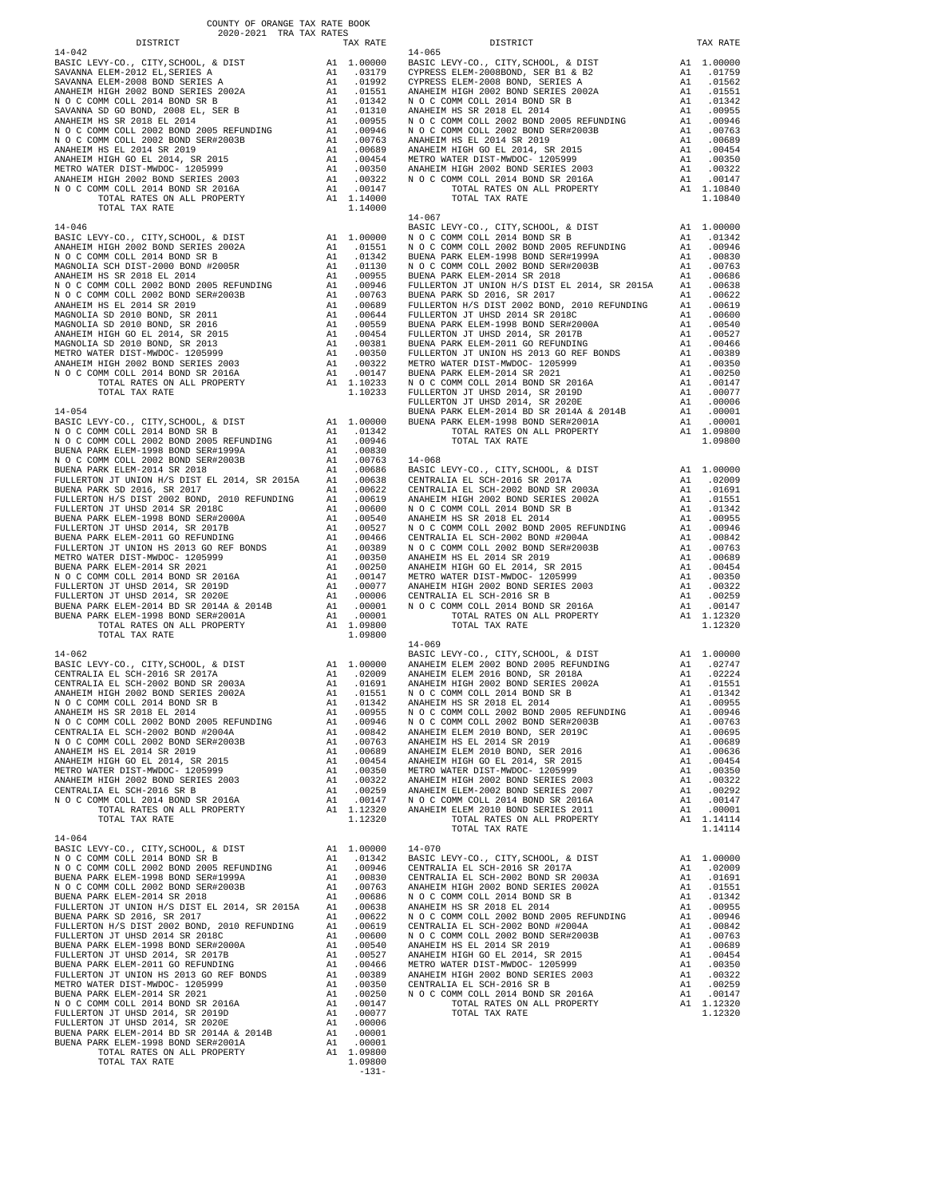COUNTY OF ORANGE TAX RATE BOOK
2020-2021 TRA TAX RATES

### 14-042

| DISTRICT | | TAX RATE |
|---|---|---|
| BASIC LEVY-CO., CITY,SCHOOL, & DIST | A1 | 1.00000 |
| SAVANNA ELEM-2012 EL,SERIES A | A1 | .03179 |
| SAVANNA ELEM-2008 BOND SERIES A | A1 | .01992 |
| ANAHEIM HIGH 2002 BOND SERIES 2002A | A1 | .01551 |
| N O C COMM COLL 2014 BOND SR B | A1 | .01342 |
| SAVANNA SD GO BOND, 2008 EL, SER B | A1 | .01310 |
| ANAHEIM HS SR 2018 EL 2014 | A1 | .00955 |
| N O C COMM COLL 2002 BOND 2005 REFUNDING | A1 | .00946 |
| N O C COMM COLL 2002 BOND SER#2003B | A1 | .00763 |
| ANAHEIM HS EL 2014 SR 2019 | A1 | .00689 |
| ANAHEIM HIGH GO EL 2014, SR 2015 | A1 | .00454 |
| METRO WATER DIST-MWDOC- 1205999 | A1 | .00350 |
| ANAHEIM HIGH 2002 BOND SERIES 2003 | A1 | .00322 |
| N O C COMM COLL 2014 BOND SR 2016A | A1 | .00147 |
| TOTAL RATES ON ALL PROPERTY | A1 | 1.14000 |
| TOTAL TAX RATE | | 1.14000 |

### 14-046

| DISTRICT | | TAX RATE |
|---|---|---|
| BASIC LEVY-CO., CITY,SCHOOL, & DIST | A1 | 1.00000 |
| ANAHEIM HIGH 2002 BOND SERIES 2002A | A1 | .01551 |
| N O C COMM COLL 2014 BOND SR B | A1 | .01342 |
| MAGNOLIA SCH DIST-2000 BOND #2005R | A1 | .01130 |
| ANAHEIM HS SR 2018 EL 2014 | A1 | .00955 |
| N O C COMM COLL 2002 BOND 2005 REFUNDING | A1 | .00946 |
| N O C COMM COLL 2002 BOND SER#2003B | A1 | .00763 |
| ANAHEIM HS EL 2014 SR 2019 | A1 | .00689 |
| MAGNOLIA SD 2010 BOND, SR 2011 | A1 | .00644 |
| MAGNOLIA SD 2010 BOND, SR 2016 | A1 | .00559 |
| ANAHEIM HIGH GO EL 2014, SR 2015 | A1 | .00454 |
| MAGNOLIA SD 2010 BOND, SR 2013 | A1 | .00381 |
| METRO WATER DIST-MWDOC- 1205999 | A1 | .00350 |
| ANAHEIM HIGH 2002 BOND SERIES 2003 | A1 | .00322 |
| N O C COMM COLL 2014 BOND SR 2016A | A1 | .00147 |
| TOTAL RATES ON ALL PROPERTY | A1 | 1.10233 |
| TOTAL TAX RATE | | 1.10233 |

### 14-054

| DISTRICT | | TAX RATE |
|---|---|---|
| BASIC LEVY-CO., CITY,SCHOOL, & DIST | A1 | 1.00000 |
| N O C COMM COLL 2014 BOND SR B | A1 | .01342 |
| N O C COMM COLL 2002 BOND 2005 REFUNDING | A1 | .00946 |
| BUENA PARK ELEM-1998 BOND SER#1999A | A1 | .00830 |
| N O C COMM COLL 2002 BOND SER#2003B | A1 | .00763 |
| BUENA PARK ELEM-2014 SR 2018 | A1 | .00686 |
| FULLERTON JT UNION H/S DIST EL 2014, SR 2015A | A1 | .00638 |
| BUENA PARK SD 2016, SR 2017 | A1 | .00622 |
| FULLERTON H/S DIST 2002 BOND, 2010 REFUNDING | A1 | .00619 |
| FULLERTON JT UHSD 2014 SR 2018C | A1 | .00600 |
| BUENA PARK ELEM-1998 BOND SER#2000A | A1 | .00540 |
| FULLERTON JT UHSD 2014, SR 2017B | A1 | .00527 |
| BUENA PARK ELEM-2011 GO REFUNDING | A1 | .00466 |
| FULLERTON JT UNION HS 2013 GO REF BONDS | A1 | .00389 |
| METRO WATER DIST-MWDOC- 1205999 | A1 | .00350 |
| BUENA PARK ELEM-2014 SR 2021 | A1 | .00250 |
| N O C COMM COLL 2014 BOND SR 2016A | A1 | .00147 |
| FULLERTON JT UHSD 2014, SR 2019D | A1 | .00077 |
| FULLERTON JT UHSD 2014, SR 2020E | A1 | .00006 |
| BUENA PARK ELEM-2014 BD SR 2014A & 2014B | A1 | .00001 |
| BUENA PARK ELEM-1998 BOND SER#2001A | A1 | .00001 |
| TOTAL RATES ON ALL PROPERTY | A1 | 1.09800 |
| TOTAL TAX RATE | | 1.09800 |

### 14-062

| DISTRICT | | TAX RATE |
|---|---|---|
| BASIC LEVY-CO., CITY,SCHOOL, & DIST | A1 | 1.00000 |
| CENTRALIA EL SCH-2016 SR 2017A | A1 | .02009 |
| CENTRALIA EL SCH-2002 BOND SR 2003A | A1 | .01691 |
| ANAHEIM HIGH 2002 BOND SERIES 2002A | A1 | .01551 |
| N O C COMM COLL 2014 BOND SR B | A1 | .01342 |
| ANAHEIM HS SR 2018 EL 2014 | A1 | .00955 |
| N O C COMM COLL 2002 BOND 2005 REFUNDING | A1 | .00946 |
| CENTRALIA EL SCH-2002 BOND #2004A | A1 | .00842 |
| N O C COMM COLL 2002 BOND SER#2003B | A1 | .00763 |
| ANAHEIM HS EL 2014 SR 2019 | A1 | .00689 |
| ANAHEIM HIGH GO EL 2014, SR 2015 | A1 | .00454 |
| METRO WATER DIST-MWDOC- 1205999 | A1 | .00350 |
| ANAHEIM HIGH 2002 BOND SERIES 2003 | A1 | .00322 |
| CENTRALIA EL SCH-2016 SR B | A1 | .00259 |
| N O C COMM COLL 2014 BOND SR 2016A | A1 | .00147 |
| TOTAL RATES ON ALL PROPERTY | A1 | 1.12320 |
| TOTAL TAX RATE | | 1.12320 |

### 14-064

| DISTRICT | | TAX RATE |
|---|---|---|
| BASIC LEVY-CO., CITY,SCHOOL, & DIST | A1 | 1.00000 |
| N O C COMM COLL 2014 BOND SR B | A1 | .01342 |
| N O C COMM COLL 2002 BOND 2005 REFUNDING | A1 | .00946 |
| BUENA PARK ELEM-1998 BOND SER#1999A | A1 | .00830 |
| N O C COMM COLL 2002 BOND SER#2003B | A1 | .00763 |
| BUENA PARK ELEM-2014 SR 2018 | A1 | .00686 |
| FULLERTON JT UNION H/S DIST EL 2014, SR 2015A | A1 | .00638 |
| BUENA PARK SD 2016, SR 2017 | A1 | .00622 |
| FULLERTON H/S DIST 2002 BOND, 2010 REFUNDING | A1 | .00619 |
| FULLERTON JT UHSD 2014 SR 2018C | A1 | .00600 |
| BUENA PARK ELEM-1998 BOND SER#2000A | A1 | .00540 |
| FULLERTON JT UHSD 2014, SR 2017B | A1 | .00527 |
| BUENA PARK ELEM-2011 GO REFUNDING | A1 | .00466 |
| FULLERTON JT UNION HS 2013 GO REF BONDS | A1 | .00389 |
| METRO WATER DIST-MWDOC- 1205999 | A1 | .00350 |
| BUENA PARK ELEM-2014 SR 2021 | A1 | .00250 |
| N O C COMM COLL 2014 BOND SR 2016A | A1 | .00147 |
| FULLERTON JT UHSD 2014, SR 2019D | A1 | .00077 |
| FULLERTON JT UHSD 2014, SR 2020E | A1 | .00006 |
| BUENA PARK ELEM-2014 BD SR 2014A & 2014B | A1 | .00001 |
| BUENA PARK ELEM-1998 BOND SER#2001A | A1 | .00001 |
| TOTAL RATES ON ALL PROPERTY | A1 | 1.09800 |
| TOTAL TAX RATE | | 1.09800 |

### 14-065

| DISTRICT | | TAX RATE |
|---|---|---|
| BASIC LEVY-CO., CITY,SCHOOL, & DIST | A1 | 1.00000 |
| CYPRESS ELEM-2008BOND, SER B1 & B2 | A1 | .01759 |
| CYPRESS ELEM-2008 BOND, SERIES A | A1 | .01562 |
| ANAHEIM HIGH 2002 BOND SERIES 2002A | A1 | .01551 |
| N O C COMM COLL 2014 BOND SR B | A1 | .01342 |
| ANAHEIM HS SR 2018 EL 2014 | A1 | .00955 |
| N O C COMM COLL 2002 BOND 2005 REFUNDING | A1 | .00946 |
| N O C COMM COLL 2002 BOND SER#2003B | A1 | .00763 |
| ANAHEIM HS EL 2014 SR 2019 | A1 | .00689 |
| ANAHEIM HIGH GO EL 2014, SR 2015 | A1 | .00454 |
| METRO WATER DIST-MWDOC- 1205999 | A1 | .00350 |
| ANAHEIM HIGH 2002 BOND SERIES 2003 | A1 | .00322 |
| N O C COMM COLL 2014 BOND SR 2016A | A1 | .00147 |
| TOTAL RATES ON ALL PROPERTY | A1 | 1.10840 |
| TOTAL TAX RATE | | 1.10840 |

### 14-067

| DISTRICT | | TAX RATE |
|---|---|---|
| BASIC LEVY-CO., CITY,SCHOOL, & DIST | A1 | 1.00000 |
| N O C COMM COLL 2014 BOND SR B | A1 | .01342 |
| N O C COMM COLL 2002 BOND 2005 REFUNDING | A1 | .00946 |
| BUENA PARK ELEM-1998 BOND SER#1999A | A1 | .00830 |
| N O C COMM COLL 2002 BOND SER#2003B | A1 | .00763 |
| BUENA PARK ELEM-2014 SR 2018 | A1 | .00686 |
| FULLERTON JT UNION H/S DIST EL 2014, SR 2015A | A1 | .00638 |
| BUENA PARK SD 2016, SR 2017 | A1 | .00622 |
| FULLERTON H/S DIST 2002 BOND, 2010 REFUNDING | A1 | .00619 |
| FULLERTON JT UHSD 2014 SR 2018C | A1 | .00600 |
| BUENA PARK ELEM-1998 BOND SER#2000A | A1 | .00540 |
| FULLERTON JT UHSD 2014, SR 2017B | A1 | .00527 |
| BUENA PARK ELEM-2011 GO REFUNDING | A1 | .00466 |
| FULLERTON JT UNION HS 2013 GO REF BONDS | A1 | .00389 |
| METRO WATER DIST-MWDOC- 1205999 | A1 | .00350 |
| BUENA PARK ELEM-2014 SR 2021 | A1 | .00250 |
| N O C COMM COLL 2014 BOND SR 2016A | A1 | .00147 |
| FULLERTON JT UHSD 2014, SR 2019D | A1 | .00077 |
| FULLERTON JT UHSD 2014, SR 2020E | A1 | .00006 |
| BUENA PARK ELEM-2014 BD SR 2014A & 2014B | A1 | .00001 |
| BUENA PARK ELEM-1998 BOND SER#2001A | A1 | .00001 |
| TOTAL RATES ON ALL PROPERTY | A1 | 1.09800 |
| TOTAL TAX RATE | | 1.09800 |

### 14-068

| DISTRICT | | TAX RATE |
|---|---|---|
| BASIC LEVY-CO., CITY,SCHOOL, & DIST | A1 | 1.00000 |
| CENTRALIA EL SCH-2016 SR 2017A | A1 | .02009 |
| CENTRALIA EL SCH-2002 BOND SR 2003A | A1 | .01691 |
| ANAHEIM HIGH 2002 BOND SERIES 2002A | A1 | .01551 |
| N O C COMM COLL 2014 BOND SR B | A1 | .01342 |
| ANAHEIM HS SR 2018 EL 2014 | A1 | .00955 |
| N O C COMM COLL 2002 BOND 2005 REFUNDING | A1 | .00946 |
| CENTRALIA EL SCH-2002 BOND #2004A | A1 | .00842 |
| N O C COMM COLL 2002 BOND SER#2003B | A1 | .00763 |
| ANAHEIM HS EL 2014 SR 2019 | A1 | .00689 |
| ANAHEIM HIGH GO EL 2014, SR 2015 | A1 | .00454 |
| METRO WATER DIST-MWDOC- 1205999 | A1 | .00350 |
| ANAHEIM HIGH 2002 BOND SERIES 2003 | A1 | .00322 |
| CENTRALIA EL SCH-2016 SR B | A1 | .00259 |
| N O C COMM COLL 2014 BOND SR 2016A | A1 | .00147 |
| TOTAL RATES ON ALL PROPERTY | A1 | 1.12320 |
| TOTAL TAX RATE | | 1.12320 |

### 14-069

| DISTRICT | | TAX RATE |
|---|---|---|
| BASIC LEVY-CO., CITY,SCHOOL, & DIST | A1 | 1.00000 |
| ANAHEIM ELEM 2002 BOND 2005 REFUNDING | A1 | .02747 |
| ANAHEIM ELEM 2016 BOND, SR 2018A | A1 | .02224 |
| ANAHEIM HIGH 2002 BOND SERIES 2002A | A1 | .01551 |
| N O C COMM COLL 2014 BOND SR B | A1 | .01342 |
| ANAHEIM HS SR 2018 EL 2014 | A1 | .00955 |
| N O C COMM COLL 2002 BOND 2005 REFUNDING | A1 | .00946 |
| N O C COMM COLL 2002 BOND SER#2003B | A1 | .00763 |
| ANAHEIM ELEM 2010 BOND, SER 2019C | A1 | .00695 |
| ANAHEIM HS EL 2014 SR 2019 | A1 | .00689 |
| ANAHEIM ELEM 2010 BOND, SER 2016 | A1 | .00636 |
| ANAHEIM HIGH GO EL 2014, SR 2015 | A1 | .00454 |
| METRO WATER DIST-MWDOC- 1205999 | A1 | .00350 |
| ANAHEIM HIGH 2002 BOND SERIES 2003 | A1 | .00322 |
| ANAHEIM ELEM-2002 BOND SERIES 2007 | A1 | .00292 |
| N O C COMM COLL 2014 BOND SR 2016A | A1 | .00147 |
| ANAHEIM ELEM 2010 BOND SERIES 2011 | A1 | .00001 |
| TOTAL RATES ON ALL PROPERTY | A1 | 1.14114 |
| TOTAL TAX RATE | | 1.14114 |

### 14-070

| DISTRICT | | TAX RATE |
|---|---|---|
| BASIC LEVY-CO., CITY,SCHOOL, & DIST | A1 | 1.00000 |
| CENTRALIA EL SCH-2016 SR 2017A | A1 | .02009 |
| CENTRALIA EL SCH-2002 BOND SR 2003A | A1 | .01691 |
| ANAHEIM HIGH 2002 BOND SERIES 2002A | A1 | .01551 |
| N O C COMM COLL 2014 BOND SR B | A1 | .01342 |
| ANAHEIM HS SR 2018 EL 2014 | A1 | .00955 |
| N O C COMM COLL 2002 BOND 2005 REFUNDING | A1 | .00946 |
| CENTRALIA EL SCH-2002 BOND #2004A | A1 | .00842 |
| N O C COMM COLL 2002 BOND SER#2003B | A1 | .00763 |
| ANAHEIM HS EL 2014 SR 2019 | A1 | .00689 |
| ANAHEIM HIGH GO EL 2014, SR 2015 | A1 | .00454 |
| METRO WATER DIST-MWDOC- 1205999 | A1 | .00350 |
| ANAHEIM HIGH 2002 BOND SERIES 2003 | A1 | .00322 |
| CENTRALIA EL SCH-2016 SR B | A1 | .00259 |
| N O C COMM COLL 2014 BOND SR 2016A | A1 | .00147 |
| TOTAL RATES ON ALL PROPERTY | A1 | 1.12320 |
| TOTAL TAX RATE | | 1.12320 |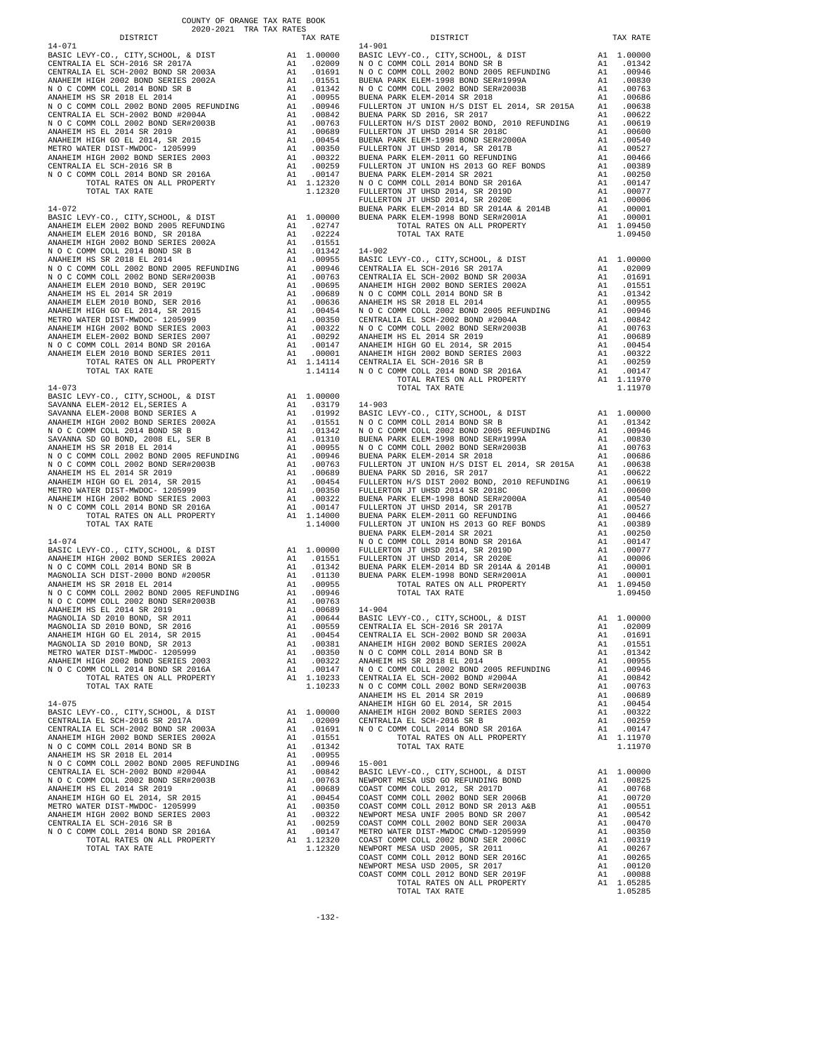COUNTY OF ORANGE TAX RATE BOOK
2020-2021 TRA TAX RATES

| DISTRICT | | TAX RATE |
|---|---|---|
| **14-071** | | |
| BASIC LEVY-CO., CITY,SCHOOL, & DIST | A1 | 1.00000 |
| CENTRALIA EL SCH-2016 SR 2017A | A1 | .02009 |
| CENTRALIA EL SCH-2002 BOND SR 2003A | A1 | .01691 |
| ANAHEIM HIGH 2002 BOND SERIES 2002A | A1 | .01551 |
| N O C COMM COLL 2014 BOND SR B | A1 | .01342 |
| ANAHEIM HS SR 2018 EL 2014 | A1 | .00955 |
| N O C COMM COLL 2002 BOND 2005 REFUNDING | A1 | .00946 |
| CENTRALIA EL SCH-2002 BOND #2004A | A1 | .00842 |
| N O C COMM COLL 2002 BOND SER#2003B | A1 | .00763 |
| ANAHEIM HS EL 2014 SR 2019 | A1 | .00689 |
| ANAHEIM HIGH GO EL 2014, SR 2015 | A1 | .00454 |
| METRO WATER DIST-MWDOC- 1205999 | A1 | .00350 |
| ANAHEIM HIGH 2002 BOND SERIES 2003 | A1 | .00322 |
| CENTRALIA EL SCH-2016 SR B | A1 | .00259 |
| N O C COMM COLL 2014 BOND SR 2016A | A1 | .00147 |
| TOTAL RATES ON ALL PROPERTY | A1 | 1.12320 |
| TOTAL TAX RATE | | 1.12320 |
| **14-072** | | |
| BASIC LEVY-CO., CITY,SCHOOL, & DIST | A1 | 1.00000 |
| ANAHEIM ELEM 2002 BOND 2005 REFUNDING | A1 | .02747 |
| ANAHEIM ELEM 2016 BOND, SR 2018A | A1 | .02224 |
| ANAHEIM HIGH 2002 BOND SERIES 2002A | A1 | .01551 |
| N O C COMM COLL 2014 BOND SR B | A1 | .01342 |
| ANAHEIM HS SR 2018 EL 2014 | A1 | .00955 |
| N O C COMM COLL 2002 BOND 2005 REFUNDING | A1 | .00946 |
| N O C COMM COLL 2002 BOND SER#2003B | A1 | .00763 |
| ANAHEIM ELEM 2010 BOND, SER 2019C | A1 | .00695 |
| ANAHEIM HS EL 2014 SR 2019 | A1 | .00689 |
| ANAHEIM ELEM 2010 BOND, SER 2016 | A1 | .00636 |
| ANAHEIM HIGH GO EL 2014, SR 2015 | A1 | .00454 |
| METRO WATER DIST-MWDOC- 1205999 | A1 | .00350 |
| ANAHEIM HIGH 2002 BOND SERIES 2003 | A1 | .00322 |
| ANAHEIM ELEM-2002 BOND SERIES 2007 | A1 | .00292 |
| N O C COMM COLL 2014 BOND SR 2016A | A1 | .00147 |
| ANAHEIM ELEM 2010 BOND SERIES 2011 | A1 | .00001 |
| TOTAL RATES ON ALL PROPERTY | A1 | 1.14114 |
| TOTAL TAX RATE | | 1.14114 |
| **14-073** | | |
| BASIC LEVY-CO., CITY,SCHOOL, & DIST | A1 | 1.00000 |
| SAVANNA ELEM-2012 EL,SERIES A | A1 | .03179 |
| SAVANNA ELEM-2008 BOND SERIES A | A1 | .01992 |
| ANAHEIM HIGH 2002 BOND SERIES 2002A | A1 | .01551 |
| N O C COMM COLL 2014 BOND SR B | A1 | .01342 |
| SAVANNA SD GO BOND, 2008 EL, SER B | A1 | .01310 |
| ANAHEIM HS SR 2018 EL 2014 | A1 | .00955 |
| N O C COMM COLL 2002 BOND 2005 REFUNDING | A1 | .00946 |
| N O C COMM COLL 2002 BOND SER#2003B | A1 | .00763 |
| ANAHEIM HS EL 2014 SR 2019 | A1 | .00689 |
| ANAHEIM HIGH GO EL 2014, SR 2015 | A1 | .00454 |
| METRO WATER DIST-MWDOC- 1205999 | A1 | .00350 |
| ANAHEIM HIGH 2002 BOND SERIES 2003 | A1 | .00322 |
| N O C COMM COLL 2014 BOND SR 2016A | A1 | .00147 |
| TOTAL RATES ON ALL PROPERTY | A1 | 1.14000 |
| TOTAL TAX RATE | | 1.14000 |
| **14-074** | | |
| BASIC LEVY-CO., CITY,SCHOOL, & DIST | A1 | 1.00000 |
| ANAHEIM HIGH 2002 BOND SERIES 2002A | A1 | .01551 |
| N O C COMM COLL 2014 BOND SR B | A1 | .01342 |
| MAGNOLIA SCH DIST-2000 BOND #2005R | A1 | .01130 |
| ANAHEIM HS SR 2018 EL 2014 | A1 | .00955 |
| N O C COMM COLL 2002 BOND 2005 REFUNDING | A1 | .00946 |
| N O C COMM COLL 2002 BOND SER#2003B | A1 | .00763 |
| ANAHEIM HS EL 2014 SR 2019 | A1 | .00689 |
| MAGNOLIA SD 2010 BOND, SR 2011 | A1 | .00644 |
| MAGNOLIA SD 2010 BOND, SR 2016 | A1 | .00559 |
| ANAHEIM HIGH GO EL 2014, SR 2015 | A1 | .00454 |
| MAGNOLIA SD 2010 BOND, SR 2013 | A1 | .00381 |
| METRO WATER DIST-MWDOC- 1205999 | A1 | .00350 |
| ANAHEIM HIGH 2002 BOND SERIES 2003 | A1 | .00322 |
| N O C COMM COLL 2014 BOND SR 2016A | A1 | .00147 |
| TOTAL RATES ON ALL PROPERTY | A1 | 1.10233 |
| TOTAL TAX RATE | | 1.10233 |
| **14-075** | | |
| BASIC LEVY-CO., CITY,SCHOOL, & DIST | A1 | 1.00000 |
| CENTRALIA EL SCH-2016 SR 2017A | A1 | .02009 |
| CENTRALIA EL SCH-2002 BOND SR 2003A | A1 | .01691 |
| ANAHEIM HIGH 2002 BOND SERIES 2002A | A1 | .01551 |
| N O C COMM COLL 2014 BOND SR B | A1 | .01342 |
| ANAHEIM HS SR 2018 EL 2014 | A1 | .00955 |
| N O C COMM COLL 2002 BOND 2005 REFUNDING | A1 | .00946 |
| CENTRALIA EL SCH-2002 BOND #2004A | A1 | .00842 |
| N O C COMM COLL 2002 BOND SER#2003B | A1 | .00763 |
| ANAHEIM HS EL 2014 SR 2019 | A1 | .00689 |
| ANAHEIM HIGH GO EL 2014, SR 2015 | A1 | .00454 |
| METRO WATER DIST-MWDOC- 1205999 | A1 | .00350 |
| ANAHEIM HIGH 2002 BOND SERIES 2003 | A1 | .00322 |
| CENTRALIA EL SCH-2016 SR B | A1 | .00259 |
| N O C COMM COLL 2014 BOND SR 2016A | A1 | .00147 |
| TOTAL RATES ON ALL PROPERTY | A1 | 1.12320 |
| TOTAL TAX RATE | | 1.12320 |
| **14-901** | | |
| BASIC LEVY-CO., CITY,SCHOOL, & DIST | A1 | 1.00000 |
| N O C COMM COLL 2014 BOND SR B | A1 | .01342 |
| N O C COMM COLL 2002 BOND 2005 REFUNDING | A1 | .00946 |
| BUENA PARK ELEM-1998 BOND SER#1999A | A1 | .00830 |
| N O C COMM COLL 2002 BOND SER#2003B | A1 | .00763 |
| BUENA PARK ELEM-2014 SR 2018 | A1 | .00686 |
| FULLERTON JT UNION H/S DIST EL 2014, SR 2015A | A1 | .00638 |
| BUENA PARK SD 2016, SR 2017 | A1 | .00622 |
| FULLERTON H/S DIST 2002 BOND, 2010 REFUNDING | A1 | .00619 |
| FULLERTON JT UHSD 2014 SR 2018C | A1 | .00600 |
| BUENA PARK ELEM-1998 BOND SER#2000A | A1 | .00540 |
| FULLERTON JT UHSD 2014, SR 2017B | A1 | .00527 |
| BUENA PARK ELEM-2011 GO REFUNDING | A1 | .00466 |
| FULLERTON JT UNION HS 2013 GO REF BONDS | A1 | .00389 |
| BUENA PARK ELEM-2014 SR 2021 | A1 | .00250 |
| N O C COMM COLL 2014 BOND SR 2016A | A1 | .00147 |
| FULLERTON JT UHSD 2014, SR 2019D | A1 | .00077 |
| FULLERTON JT UHSD 2014, SR 2020E | A1 | .00006 |
| BUENA PARK ELEM-2014 BD SR 2014A & 2014B | A1 | .00001 |
| BUENA PARK ELEM-1998 BOND SER#2001A | A1 | .00001 |
| TOTAL RATES ON ALL PROPERTY | A1 | 1.09450 |
| TOTAL TAX RATE | | 1.09450 |
| **14-902** | | |
| BASIC LEVY-CO., CITY,SCHOOL, & DIST | A1 | 1.00000 |
| CENTRALIA EL SCH-2016 SR 2017A | A1 | .02009 |
| CENTRALIA EL SCH-2002 BOND SR 2003A | A1 | .01691 |
| ANAHEIM HIGH 2002 BOND SERIES 2002A | A1 | .01551 |
| N O C COMM COLL 2014 BOND SR B | A1 | .01342 |
| ANAHEIM HS SR 2018 EL 2014 | A1 | .00955 |
| N O C COMM COLL 2002 BOND 2005 REFUNDING | A1 | .00946 |
| CENTRALIA EL SCH-2002 BOND #2004A | A1 | .00842 |
| N O C COMM COLL 2002 BOND SER#2003B | A1 | .00763 |
| ANAHEIM HS EL 2014 SR 2019 | A1 | .00689 |
| ANAHEIM HIGH GO EL 2014, SR 2015 | A1 | .00454 |
| ANAHEIM HIGH 2002 BOND SERIES 2003 | A1 | .00322 |
| CENTRALIA EL SCH-2016 SR B | A1 | .00259 |
| N O C COMM COLL 2014 BOND SR 2016A | A1 | .00147 |
| TOTAL RATES ON ALL PROPERTY | A1 | 1.11970 |
| TOTAL TAX RATE | | 1.11970 |
| **14-903** | | |
| BASIC LEVY-CO., CITY,SCHOOL, & DIST | A1 | 1.00000 |
| N O C COMM COLL 2014 BOND SR B | A1 | .01342 |
| N O C COMM COLL 2002 BOND 2005 REFUNDING | A1 | .00946 |
| BUENA PARK ELEM-1998 BOND SER#1999A | A1 | .00830 |
| N O C COMM COLL 2002 BOND SER#2003B | A1 | .00763 |
| BUENA PARK ELEM-2014 SR 2018 | A1 | .00686 |
| FULLERTON JT UNION H/S DIST EL 2014, SR 2015A | A1 | .00638 |
| BUENA PARK SD 2016, SR 2017 | A1 | .00622 |
| FULLERTON H/S DIST 2002 BOND, 2010 REFUNDING | A1 | .00619 |
| FULLERTON JT UHSD 2014 SR 2018C | A1 | .00600 |
| BUENA PARK ELEM-1998 BOND SER#2000A | A1 | .00540 |
| FULLERTON JT UHSD 2014, SR 2017B | A1 | .00527 |
| BUENA PARK ELEM-2011 GO REFUNDING | A1 | .00466 |
| FULLERTON JT UNION HS 2013 GO REF BONDS | A1 | .00389 |
| BUENA PARK ELEM-2014 SR 2021 | A1 | .00250 |
| N O C COMM COLL 2014 BOND SR 2016A | A1 | .00147 |
| FULLERTON JT UHSD 2014, SR 2019D | A1 | .00077 |
| FULLERTON JT UHSD 2014, SR 2020E | A1 | .00006 |
| BUENA PARK ELEM-2014 BD SR 2014A & 2014B | A1 | .00001 |
| BUENA PARK ELEM-1998 BOND SER#2001A | A1 | .00001 |
| TOTAL RATES ON ALL PROPERTY | A1 | 1.09450 |
| TOTAL TAX RATE | | 1.09450 |
| **14-904** | | |
| BASIC LEVY-CO., CITY,SCHOOL, & DIST | A1 | 1.00000 |
| CENTRALIA EL SCH-2016 SR 2017A | A1 | .02009 |
| CENTRALIA EL SCH-2002 BOND SR 2003A | A1 | .01691 |
| ANAHEIM HIGH 2002 BOND SERIES 2002A | A1 | .01551 |
| N O C COMM COLL 2014 BOND SR B | A1 | .01342 |
| ANAHEIM HS SR 2018 EL 2014 | A1 | .00955 |
| N O C COMM COLL 2002 BOND 2005 REFUNDING | A1 | .00946 |
| CENTRALIA EL SCH-2002 BOND #2004A | A1 | .00842 |
| N O C COMM COLL 2002 BOND SER#2003B | A1 | .00763 |
| ANAHEIM HS EL 2014 SR 2019 | A1 | .00689 |
| ANAHEIM HIGH GO EL 2014, SR 2015 | A1 | .00454 |
| ANAHEIM HIGH 2002 BOND SERIES 2003 | A1 | .00322 |
| CENTRALIA EL SCH-2016 SR B | A1 | .00259 |
| N O C COMM COLL 2014 BOND SR 2016A | A1 | .00147 |
| TOTAL RATES ON ALL PROPERTY | A1 | 1.11970 |
| TOTAL TAX RATE | | 1.11970 |
| **15-001** | | |
| BASIC LEVY-CO., CITY,SCHOOL, & DIST | A1 | 1.00000 |
| NEWPORT MESA USD GO REFUNDING BOND | A1 | .00825 |
| COAST COMM COLL 2012, SR 2017D | A1 | .00768 |
| COAST COMM COLL 2002 BOND SER 2006B | A1 | .00720 |
| COAST COMM COLL 2012 BOND SR 2013 A&B | A1 | .00551 |
| NEWPORT MESA UNIF 2005 BOND SR 2007 | A1 | .00542 |
| COAST COMM COLL 2002 BOND SER 2003A | A1 | .00470 |
| METRO WATER DIST-MWDOC CMWD-1205999 | A1 | .00350 |
| COAST COMM COLL 2002 BOND SER 2006C | A1 | .00319 |
| NEWPORT MESA USD 2005, SR 2011 | A1 | .00267 |
| COAST COMM COLL 2012 BOND SER 2016C | A1 | .00265 |
| NEWPORT MESA USD 2005, SR 2017 | A1 | .00120 |
| COAST COMM COLL 2012 BOND SER 2019F | A1 | .00088 |
| TOTAL RATES ON ALL PROPERTY | A1 | 1.05285 |
| TOTAL TAX RATE | | 1.05285 |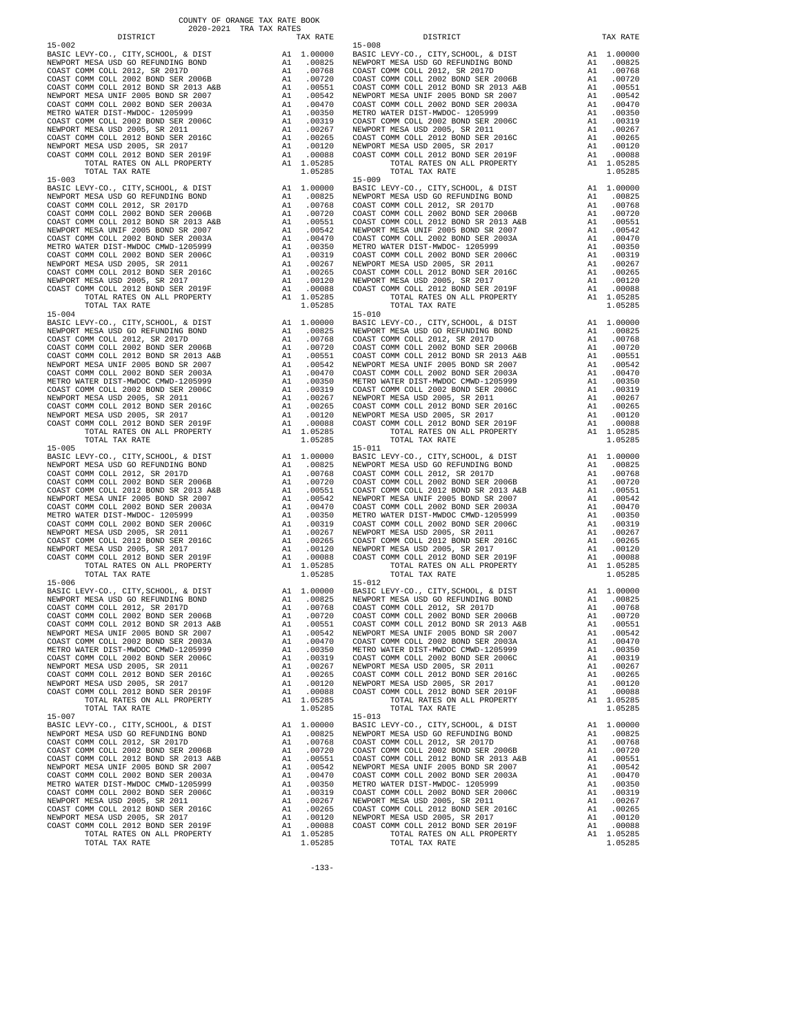COUNTY OF ORANGE TAX RATE BOOK
2020-2021 TRA TAX RATES

| DISTRICT | | TAX RATE |
|---|---|---|
| **15-002** | | |
| BASIC LEVY-CO., CITY,SCHOOL, & DIST | A1 | 1.00000 |
| NEWPORT MESA USD GO REFUNDING BOND | A1 | .00825 |
| COAST COMM COLL 2012, SR 2017D | A1 | .00768 |
| COAST COMM COLL 2002 BOND SER 2006B | A1 | .00720 |
| COAST COMM COLL 2012 BOND SR 2013 A&B | A1 | .00551 |
| NEWPORT MESA UNIF 2005 BOND SR 2007 | A1 | .00542 |
| COAST COMM COLL 2002 BOND SER 2003A | A1 | .00470 |
| METRO WATER DIST-MWDOC- 1205999 | A1 | .00350 |
| COAST COMM COLL 2002 BOND SER 2006C | A1 | .00319 |
| NEWPORT MESA USD 2005, SR 2011 | A1 | .00267 |
| COAST COMM COLL 2012 BOND SER 2016C | A1 | .00265 |
| NEWPORT MESA USD 2005, SR 2017 | A1 | .00120 |
| COAST COMM COLL 2012 BOND SER 2019F | A1 | .00088 |
| TOTAL RATES ON ALL PROPERTY | A1 | 1.05285 |
| TOTAL TAX RATE | | 1.05285 |
| **15-003** | | |
| BASIC LEVY-CO., CITY,SCHOOL, & DIST | A1 | 1.00000 |
| NEWPORT MESA USD GO REFUNDING BOND | A1 | .00825 |
| COAST COMM COLL 2012, SR 2017D | A1 | .00768 |
| COAST COMM COLL 2002 BOND SER 2006B | A1 | .00720 |
| COAST COMM COLL 2012 BOND SR 2013 A&B | A1 | .00551 |
| NEWPORT MESA UNIF 2005 BOND SR 2007 | A1 | .00542 |
| COAST COMM COLL 2002 BOND SER 2003A | A1 | .00470 |
| METRO WATER DIST-MWDOC CMWD-1205999 | A1 | .00350 |
| COAST COMM COLL 2002 BOND SER 2006C | A1 | .00319 |
| NEWPORT MESA USD 2005, SR 2011 | A1 | .00267 |
| COAST COMM COLL 2012 BOND SER 2016C | A1 | .00265 |
| NEWPORT MESA USD 2005, SR 2017 | A1 | .00120 |
| COAST COMM COLL 2012 BOND SER 2019F | A1 | .00088 |
| TOTAL RATES ON ALL PROPERTY | A1 | 1.05285 |
| TOTAL TAX RATE | | 1.05285 |
| **15-004** | | |
| BASIC LEVY-CO., CITY,SCHOOL, & DIST | A1 | 1.00000 |
| NEWPORT MESA USD GO REFUNDING BOND | A1 | .00825 |
| COAST COMM COLL 2012, SR 2017D | A1 | .00768 |
| COAST COMM COLL 2002 BOND SER 2006B | A1 | .00720 |
| COAST COMM COLL 2012 BOND SR 2013 A&B | A1 | .00551 |
| NEWPORT MESA UNIF 2005 BOND SR 2007 | A1 | .00542 |
| COAST COMM COLL 2002 BOND SER 2003A | A1 | .00470 |
| METRO WATER DIST-MWDOC CMWD-1205999 | A1 | .00350 |
| COAST COMM COLL 2002 BOND SER 2006C | A1 | .00319 |
| NEWPORT MESA USD 2005, SR 2011 | A1 | .00267 |
| COAST COMM COLL 2012 BOND SER 2016C | A1 | .00265 |
| NEWPORT MESA USD 2005, SR 2017 | A1 | .00120 |
| COAST COMM COLL 2012 BOND SER 2019F | A1 | .00088 |
| TOTAL RATES ON ALL PROPERTY | A1 | 1.05285 |
| TOTAL TAX RATE | | 1.05285 |
| **15-005** | | |
| BASIC LEVY-CO., CITY,SCHOOL, & DIST | A1 | 1.00000 |
| NEWPORT MESA USD GO REFUNDING BOND | A1 | .00825 |
| COAST COMM COLL 2012, SR 2017D | A1 | .00768 |
| COAST COMM COLL 2002 BOND SER 2006B | A1 | .00720 |
| COAST COMM COLL 2012 BOND SR 2013 A&B | A1 | .00551 |
| NEWPORT MESA UNIF 2005 BOND SR 2007 | A1 | .00542 |
| COAST COMM COLL 2002 BOND SER 2003A | A1 | .00470 |
| METRO WATER DIST-MWDOC- 1205999 | A1 | .00350 |
| COAST COMM COLL 2002 BOND SER 2006C | A1 | .00319 |
| NEWPORT MESA USD 2005, SR 2011 | A1 | .00267 |
| COAST COMM COLL 2012 BOND SER 2016C | A1 | .00265 |
| NEWPORT MESA USD 2005, SR 2017 | A1 | .00120 |
| COAST COMM COLL 2012 BOND SER 2019F | A1 | .00088 |
| TOTAL RATES ON ALL PROPERTY | A1 | 1.05285 |
| TOTAL TAX RATE | | 1.05285 |
| **15-006** | | |
| BASIC LEVY-CO., CITY,SCHOOL, & DIST | A1 | 1.00000 |
| NEWPORT MESA USD GO REFUNDING BOND | A1 | .00825 |
| COAST COMM COLL 2012, SR 2017D | A1 | .00768 |
| COAST COMM COLL 2002 BOND SER 2006B | A1 | .00720 |
| COAST COMM COLL 2012 BOND SR 2013 A&B | A1 | .00551 |
| NEWPORT MESA UNIF 2005 BOND SR 2007 | A1 | .00542 |
| COAST COMM COLL 2002 BOND SER 2003A | A1 | .00470 |
| METRO WATER DIST-MWDOC CMWD-1205999 | A1 | .00350 |
| COAST COMM COLL 2002 BOND SER 2006C | A1 | .00319 |
| NEWPORT MESA USD 2005, SR 2011 | A1 | .00267 |
| COAST COMM COLL 2012 BOND SER 2016C | A1 | .00265 |
| NEWPORT MESA USD 2005, SR 2017 | A1 | .00120 |
| COAST COMM COLL 2012 BOND SER 2019F | A1 | .00088 |
| TOTAL RATES ON ALL PROPERTY | A1 | 1.05285 |
| TOTAL TAX RATE | | 1.05285 |
| **15-007** | | |
| BASIC LEVY-CO., CITY,SCHOOL, & DIST | A1 | 1.00000 |
| NEWPORT MESA USD GO REFUNDING BOND | A1 | .00825 |
| COAST COMM COLL 2012, SR 2017D | A1 | .00768 |
| COAST COMM COLL 2002 BOND SER 2006B | A1 | .00720 |
| COAST COMM COLL 2012 BOND SR 2013 A&B | A1 | .00551 |
| NEWPORT MESA UNIF 2005 BOND SR 2007 | A1 | .00542 |
| COAST COMM COLL 2002 BOND SER 2003A | A1 | .00470 |
| METRO WATER DIST-MWDOC CMWD-1205999 | A1 | .00350 |
| COAST COMM COLL 2002 BOND SER 2006C | A1 | .00319 |
| NEWPORT MESA USD 2005, SR 2011 | A1 | .00267 |
| COAST COMM COLL 2012 BOND SER 2016C | A1 | .00265 |
| NEWPORT MESA USD 2005, SR 2017 | A1 | .00120 |
| COAST COMM COLL 2012 BOND SER 2019F | A1 | .00088 |
| TOTAL RATES ON ALL PROPERTY | A1 | 1.05285 |
| TOTAL TAX RATE | | 1.05285 |
| **15-008** | | |
| BASIC LEVY-CO., CITY,SCHOOL, & DIST | A1 | 1.00000 |
| NEWPORT MESA USD GO REFUNDING BOND | A1 | .00825 |
| COAST COMM COLL 2012, SR 2017D | A1 | .00768 |
| COAST COMM COLL 2002 BOND SER 2006B | A1 | .00720 |
| COAST COMM COLL 2012 BOND SR 2013 A&B | A1 | .00551 |
| NEWPORT MESA UNIF 2005 BOND SR 2007 | A1 | .00542 |
| COAST COMM COLL 2002 BOND SER 2003A | A1 | .00470 |
| METRO WATER DIST-MWDOC- 1205999 | A1 | .00350 |
| COAST COMM COLL 2002 BOND SER 2006C | A1 | .00319 |
| NEWPORT MESA USD 2005, SR 2011 | A1 | .00267 |
| COAST COMM COLL 2012 BOND SER 2016C | A1 | .00265 |
| NEWPORT MESA USD 2005, SR 2017 | A1 | .00120 |
| COAST COMM COLL 2012 BOND SER 2019F | A1 | .00088 |
| TOTAL RATES ON ALL PROPERTY | A1 | 1.05285 |
| TOTAL TAX RATE | | 1.05285 |
| **15-009** | | |
| BASIC LEVY-CO., CITY,SCHOOL, & DIST | A1 | 1.00000 |
| NEWPORT MESA USD GO REFUNDING BOND | A1 | .00825 |
| COAST COMM COLL 2012, SR 2017D | A1 | .00768 |
| COAST COMM COLL 2002 BOND SER 2006B | A1 | .00720 |
| COAST COMM COLL 2012 BOND SR 2013 A&B | A1 | .00551 |
| NEWPORT MESA UNIF 2005 BOND SR 2007 | A1 | .00542 |
| COAST COMM COLL 2002 BOND SER 2003A | A1 | .00470 |
| METRO WATER DIST-MWDOC- 1205999 | A1 | .00350 |
| COAST COMM COLL 2002 BOND SER 2006C | A1 | .00319 |
| NEWPORT MESA USD 2005, SR 2011 | A1 | .00267 |
| COAST COMM COLL 2012 BOND SER 2016C | A1 | .00265 |
| NEWPORT MESA USD 2005, SR 2017 | A1 | .00120 |
| COAST COMM COLL 2012 BOND SER 2019F | A1 | .00088 |
| TOTAL RATES ON ALL PROPERTY | A1 | 1.05285 |
| TOTAL TAX RATE | | 1.05285 |
| **15-010** | | |
| BASIC LEVY-CO., CITY,SCHOOL, & DIST | A1 | 1.00000 |
| NEWPORT MESA USD GO REFUNDING BOND | A1 | .00825 |
| COAST COMM COLL 2012, SR 2017D | A1 | .00768 |
| COAST COMM COLL 2002 BOND SER 2006B | A1 | .00720 |
| COAST COMM COLL 2012 BOND SR 2013 A&B | A1 | .00551 |
| NEWPORT MESA UNIF 2005 BOND SR 2007 | A1 | .00542 |
| COAST COMM COLL 2002 BOND SER 2003A | A1 | .00470 |
| METRO WATER DIST-MWDOC CMWD-1205999 | A1 | .00350 |
| COAST COMM COLL 2002 BOND SER 2006C | A1 | .00319 |
| NEWPORT MESA USD 2005, SR 2011 | A1 | .00267 |
| COAST COMM COLL 2012 BOND SER 2016C | A1 | .00265 |
| NEWPORT MESA USD 2005, SR 2017 | A1 | .00120 |
| COAST COMM COLL 2012 BOND SER 2019F | A1 | .00088 |
| TOTAL RATES ON ALL PROPERTY | A1 | 1.05285 |
| TOTAL TAX RATE | | 1.05285 |
| **15-011** | | |
| BASIC LEVY-CO., CITY,SCHOOL, & DIST | A1 | 1.00000 |
| NEWPORT MESA USD GO REFUNDING BOND | A1 | .00825 |
| COAST COMM COLL 2012, SR 2017D | A1 | .00768 |
| COAST COMM COLL 2002 BOND SER 2006B | A1 | .00720 |
| COAST COMM COLL 2012 BOND SR 2013 A&B | A1 | .00551 |
| NEWPORT MESA UNIF 2005 BOND SR 2007 | A1 | .00542 |
| COAST COMM COLL 2002 BOND SER 2003A | A1 | .00470 |
| METRO WATER DIST-MWDOC CMWD-1205999 | A1 | .00350 |
| COAST COMM COLL 2002 BOND SER 2006C | A1 | .00319 |
| NEWPORT MESA USD 2005, SR 2011 | A1 | .00267 |
| COAST COMM COLL 2012 BOND SER 2016C | A1 | .00265 |
| NEWPORT MESA USD 2005, SR 2017 | A1 | .00120 |
| COAST COMM COLL 2012 BOND SER 2019F | A1 | .00088 |
| TOTAL RATES ON ALL PROPERTY | A1 | 1.05285 |
| TOTAL TAX RATE | | 1.05285 |
| **15-012** | | |
| BASIC LEVY-CO., CITY,SCHOOL, & DIST | A1 | 1.00000 |
| NEWPORT MESA USD GO REFUNDING BOND | A1 | .00825 |
| COAST COMM COLL 2012, SR 2017D | A1 | .00768 |
| COAST COMM COLL 2002 BOND SER 2006B | A1 | .00720 |
| COAST COMM COLL 2012 BOND SR 2013 A&B | A1 | .00551 |
| NEWPORT MESA UNIF 2005 BOND SR 2007 | A1 | .00542 |
| COAST COMM COLL 2002 BOND SER 2003A | A1 | .00470 |
| METRO WATER DIST-MWDOC CMWD-1205999 | A1 | .00350 |
| COAST COMM COLL 2002 BOND SER 2006C | A1 | .00319 |
| NEWPORT MESA USD 2005, SR 2011 | A1 | .00267 |
| COAST COMM COLL 2012 BOND SER 2016C | A1 | .00265 |
| NEWPORT MESA USD 2005, SR 2017 | A1 | .00120 |
| COAST COMM COLL 2012 BOND SER 2019F | A1 | .00088 |
| TOTAL RATES ON ALL PROPERTY | A1 | 1.05285 |
| TOTAL TAX RATE | | 1.05285 |
| **15-013** | | |
| BASIC LEVY-CO., CITY,SCHOOL, & DIST | A1 | 1.00000 |
| NEWPORT MESA USD GO REFUNDING BOND | A1 | .00825 |
| COAST COMM COLL 2012, SR 2017D | A1 | .00768 |
| COAST COMM COLL 2002 BOND SER 2006B | A1 | .00720 |
| COAST COMM COLL 2012 BOND SR 2013 A&B | A1 | .00551 |
| NEWPORT MESA UNIF 2005 BOND SR 2007 | A1 | .00542 |
| COAST COMM COLL 2002 BOND SER 2003A | A1 | .00470 |
| METRO WATER DIST-MWDOC- 1205999 | A1 | .00350 |
| COAST COMM COLL 2002 BOND SER 2006C | A1 | .00319 |
| NEWPORT MESA USD 2005, SR 2011 | A1 | .00267 |
| COAST COMM COLL 2012 BOND SER 2016C | A1 | .00265 |
| NEWPORT MESA USD 2005, SR 2017 | A1 | .00120 |
| COAST COMM COLL 2012 BOND SER 2019F | A1 | .00088 |
| TOTAL RATES ON ALL PROPERTY | A1 | 1.05285 |
| TOTAL TAX RATE | | 1.05285 |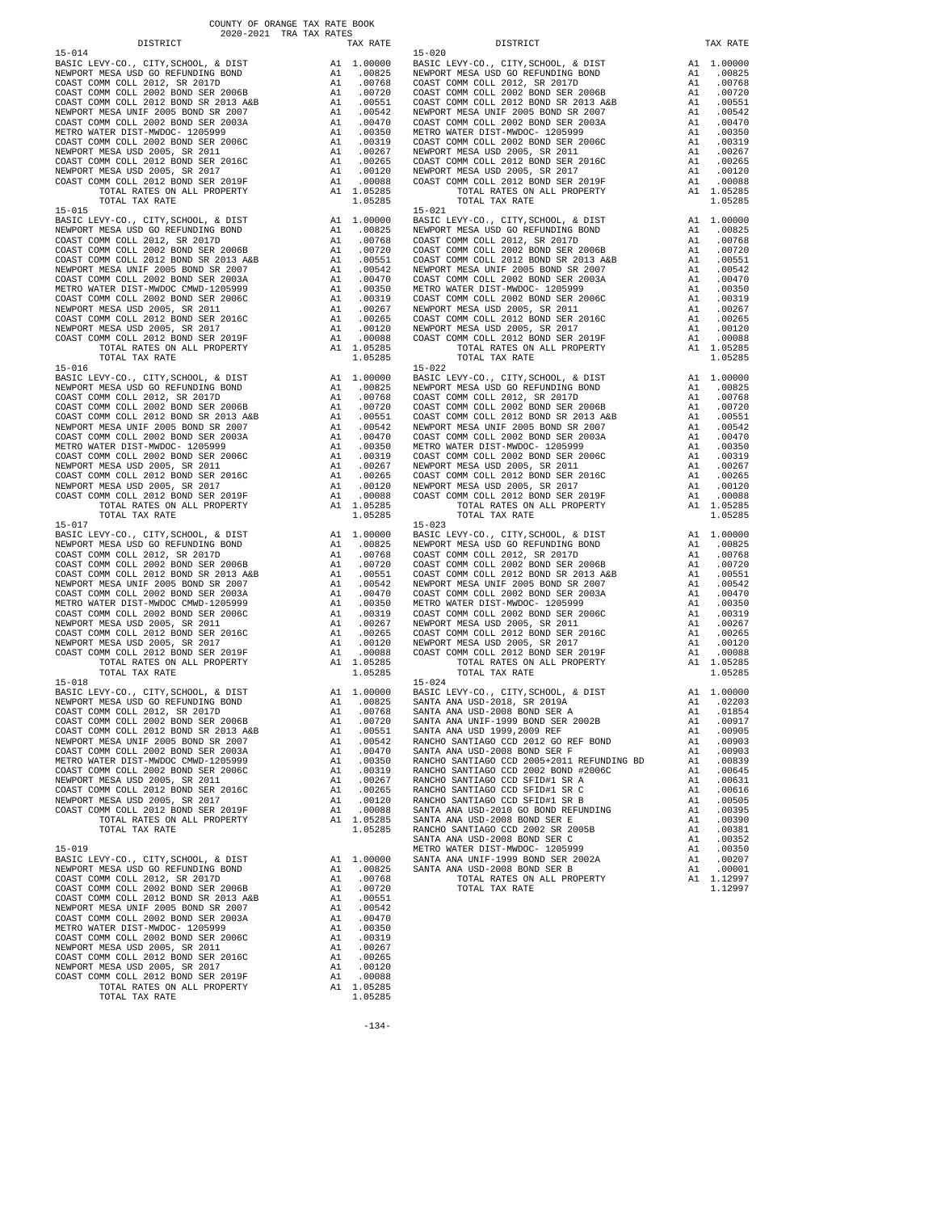COUNTY OF ORANGE TAX RATE BOOK
2020-2021 TRA TAX RATES

**15-014**

| DISTRICT | | TAX RATE |
|---|---|---|
| BASIC LEVY-CO., CITY,SCHOOL, & DIST | A1 | 1.00000 |
| NEWPORT MESA USD GO REFUNDING BOND | A1 | .00825 |
| COAST COMM COLL 2012, SR 2017D | A1 | .00768 |
| COAST COMM COLL 2002 BOND SER 2006B | A1 | .00720 |
| COAST COMM COLL 2012 BOND SR 2013 A&B | A1 | .00551 |
| NEWPORT MESA UNIF 2005 BOND SR 2007 | A1 | .00542 |
| COAST COMM COLL 2002 BOND SER 2003A | A1 | .00470 |
| METRO WATER DIST-MWDOC- 1205999 | A1 | .00350 |
| COAST COMM COLL 2002 BOND SER 2006C | A1 | .00319 |
| NEWPORT MESA USD 2005, SR 2011 | A1 | .00267 |
| COAST COMM COLL 2012 BOND SER 2016C | A1 | .00265 |
| NEWPORT MESA USD 2005, SR 2017 | A1 | .00120 |
| COAST COMM COLL 2012 BOND SER 2019F | A1 | .00088 |
| TOTAL RATES ON ALL PROPERTY | A1 | 1.05285 |
| TOTAL TAX RATE | | 1.05285 |

**15-015**

| DISTRICT | | TAX RATE |
|---|---|---|
| BASIC LEVY-CO., CITY,SCHOOL, & DIST | A1 | 1.00000 |
| NEWPORT MESA USD GO REFUNDING BOND | A1 | .00825 |
| COAST COMM COLL 2012, SR 2017D | A1 | .00768 |
| COAST COMM COLL 2002 BOND SER 2006B | A1 | .00720 |
| COAST COMM COLL 2012 BOND SR 2013 A&B | A1 | .00551 |
| NEWPORT MESA UNIF 2005 BOND SR 2007 | A1 | .00542 |
| COAST COMM COLL 2002 BOND SER 2003A | A1 | .00470 |
| METRO WATER DIST-MWDOC CMWD-1205999 | A1 | .00350 |
| COAST COMM COLL 2002 BOND SER 2006C | A1 | .00319 |
| NEWPORT MESA USD 2005, SR 2011 | A1 | .00267 |
| COAST COMM COLL 2012 BOND SER 2016C | A1 | .00265 |
| NEWPORT MESA USD 2005, SR 2017 | A1 | .00120 |
| COAST COMM COLL 2012 BOND SER 2019F | A1 | .00088 |
| TOTAL RATES ON ALL PROPERTY | A1 | 1.05285 |
| TOTAL TAX RATE | | 1.05285 |

**15-016**

| DISTRICT | | TAX RATE |
|---|---|---|
| BASIC LEVY-CO., CITY,SCHOOL, & DIST | A1 | 1.00000 |
| NEWPORT MESA USD GO REFUNDING BOND | A1 | .00825 |
| COAST COMM COLL 2012, SR 2017D | A1 | .00768 |
| COAST COMM COLL 2002 BOND SER 2006B | A1 | .00720 |
| COAST COMM COLL 2012 BOND SR 2013 A&B | A1 | .00551 |
| NEWPORT MESA UNIF 2005 BOND SR 2007 | A1 | .00542 |
| COAST COMM COLL 2002 BOND SER 2003A | A1 | .00470 |
| METRO WATER DIST-MWDOC- 1205999 | A1 | .00350 |
| COAST COMM COLL 2002 BOND SER 2006C | A1 | .00319 |
| NEWPORT MESA USD 2005, SR 2011 | A1 | .00267 |
| COAST COMM COLL 2012 BOND SER 2016C | A1 | .00265 |
| NEWPORT MESA USD 2005, SR 2017 | A1 | .00120 |
| COAST COMM COLL 2012 BOND SER 2019F | A1 | .00088 |
| TOTAL RATES ON ALL PROPERTY | A1 | 1.05285 |
| TOTAL TAX RATE | | 1.05285 |

**15-017**

| DISTRICT | | TAX RATE |
|---|---|---|
| BASIC LEVY-CO., CITY,SCHOOL, & DIST | A1 | 1.00000 |
| NEWPORT MESA USD GO REFUNDING BOND | A1 | .00825 |
| COAST COMM COLL 2012, SR 2017D | A1 | .00768 |
| COAST COMM COLL 2002 BOND SER 2006B | A1 | .00720 |
| COAST COMM COLL 2012 BOND SR 2013 A&B | A1 | .00551 |
| NEWPORT MESA UNIF 2005 BOND SR 2007 | A1 | .00542 |
| COAST COMM COLL 2002 BOND SER 2003A | A1 | .00470 |
| METRO WATER DIST-MWDOC CMWD-1205999 | A1 | .00350 |
| COAST COMM COLL 2002 BOND SER 2006C | A1 | .00319 |
| NEWPORT MESA USD 2005, SR 2011 | A1 | .00267 |
| COAST COMM COLL 2012 BOND SER 2016C | A1 | .00265 |
| NEWPORT MESA USD 2005, SR 2017 | A1 | .00120 |
| COAST COMM COLL 2012 BOND SER 2019F | A1 | .00088 |
| TOTAL RATES ON ALL PROPERTY | A1 | 1.05285 |
| TOTAL TAX RATE | | 1.05285 |

**15-018**

| DISTRICT | | TAX RATE |
|---|---|---|
| BASIC LEVY-CO., CITY,SCHOOL, & DIST | A1 | 1.00000 |
| NEWPORT MESA USD GO REFUNDING BOND | A1 | .00825 |
| COAST COMM COLL 2012, SR 2017D | A1 | .00768 |
| COAST COMM COLL 2002 BOND SER 2006B | A1 | .00720 |
| COAST COMM COLL 2012 BOND SR 2013 A&B | A1 | .00551 |
| NEWPORT MESA UNIF 2005 BOND SR 2007 | A1 | .00542 |
| COAST COMM COLL 2002 BOND SER 2003A | A1 | .00470 |
| METRO WATER DIST-MWDOC CMWD-1205999 | A1 | .00350 |
| COAST COMM COLL 2002 BOND SER 2006C | A1 | .00319 |
| NEWPORT MESA USD 2005, SR 2011 | A1 | .00267 |
| COAST COMM COLL 2012 BOND SER 2016C | A1 | .00265 |
| NEWPORT MESA USD 2005, SR 2017 | A1 | .00120 |
| COAST COMM COLL 2012 BOND SER 2019F | A1 | .00088 |
| TOTAL RATES ON ALL PROPERTY | A1 | 1.05285 |
| TOTAL TAX RATE | | 1.05285 |

**15-019**

| DISTRICT | | TAX RATE |
|---|---|---|
| BASIC LEVY-CO., CITY,SCHOOL, & DIST | A1 | 1.00000 |
| NEWPORT MESA USD GO REFUNDING BOND | A1 | .00825 |
| COAST COMM COLL 2012, SR 2017D | A1 | .00768 |
| COAST COMM COLL 2002 BOND SER 2006B | A1 | .00720 |
| COAST COMM COLL 2012 BOND SR 2013 A&B | A1 | .00551 |
| NEWPORT MESA UNIF 2005 BOND SR 2007 | A1 | .00542 |
| COAST COMM COLL 2002 BOND SER 2003A | A1 | .00470 |
| METRO WATER DIST-MWDOC- 1205999 | A1 | .00350 |
| COAST COMM COLL 2002 BOND SER 2006C | A1 | .00319 |
| NEWPORT MESA USD 2005, SR 2011 | A1 | .00267 |
| COAST COMM COLL 2012 BOND SER 2016C | A1 | .00265 |
| NEWPORT MESA USD 2005, SR 2017 | A1 | .00120 |
| COAST COMM COLL 2012 BOND SER 2019F | A1 | .00088 |
| TOTAL RATES ON ALL PROPERTY | A1 | 1.05285 |
| TOTAL TAX RATE | | 1.05285 |

**15-020**

| DISTRICT | | TAX RATE |
|---|---|---|
| BASIC LEVY-CO., CITY,SCHOOL, & DIST | A1 | 1.00000 |
| NEWPORT MESA USD GO REFUNDING BOND | A1 | .00825 |
| COAST COMM COLL 2012, SR 2017D | A1 | .00768 |
| COAST COMM COLL 2002 BOND SER 2006B | A1 | .00720 |
| COAST COMM COLL 2012 BOND SR 2013 A&B | A1 | .00551 |
| NEWPORT MESA UNIF 2005 BOND SR 2007 | A1 | .00542 |
| COAST COMM COLL 2002 BOND SER 2003A | A1 | .00470 |
| METRO WATER DIST-MWDOC- 1205999 | A1 | .00350 |
| COAST COMM COLL 2002 BOND SER 2006C | A1 | .00319 |
| NEWPORT MESA USD 2005, SR 2011 | A1 | .00267 |
| COAST COMM COLL 2012 BOND SER 2016C | A1 | .00265 |
| NEWPORT MESA USD 2005, SR 2017 | A1 | .00120 |
| COAST COMM COLL 2012 BOND SER 2019F | A1 | .00088 |
| TOTAL RATES ON ALL PROPERTY | A1 | 1.05285 |
| TOTAL TAX RATE | | 1.05285 |

**15-021**

| DISTRICT | | TAX RATE |
|---|---|---|
| BASIC LEVY-CO., CITY,SCHOOL, & DIST | A1 | 1.00000 |
| NEWPORT MESA USD GO REFUNDING BOND | A1 | .00825 |
| COAST COMM COLL 2012, SR 2017D | A1 | .00768 |
| COAST COMM COLL 2002 BOND SER 2006B | A1 | .00720 |
| COAST COMM COLL 2012 BOND SR 2013 A&B | A1 | .00551 |
| NEWPORT MESA UNIF 2005 BOND SR 2007 | A1 | .00542 |
| COAST COMM COLL 2002 BOND SER 2003A | A1 | .00470 |
| METRO WATER DIST-MWDOC- 1205999 | A1 | .00350 |
| COAST COMM COLL 2002 BOND SER 2006C | A1 | .00319 |
| NEWPORT MESA USD 2005, SR 2011 | A1 | .00267 |
| COAST COMM COLL 2012 BOND SER 2016C | A1 | .00265 |
| NEWPORT MESA USD 2005, SR 2017 | A1 | .00120 |
| COAST COMM COLL 2012 BOND SER 2019F | A1 | .00088 |
| TOTAL RATES ON ALL PROPERTY | A1 | 1.05285 |
| TOTAL TAX RATE | | 1.05285 |

**15-022**

| DISTRICT | | TAX RATE |
|---|---|---|
| BASIC LEVY-CO., CITY,SCHOOL, & DIST | A1 | 1.00000 |
| NEWPORT MESA USD GO REFUNDING BOND | A1 | .00825 |
| COAST COMM COLL 2012, SR 2017D | A1 | .00768 |
| COAST COMM COLL 2002 BOND SER 2006B | A1 | .00720 |
| COAST COMM COLL 2012 BOND SR 2013 A&B | A1 | .00551 |
| NEWPORT MESA UNIF 2005 BOND SR 2007 | A1 | .00542 |
| COAST COMM COLL 2002 BOND SER 2003A | A1 | .00470 |
| METRO WATER DIST-MWDOC- 1205999 | A1 | .00350 |
| COAST COMM COLL 2002 BOND SER 2006C | A1 | .00319 |
| NEWPORT MESA USD 2005, SR 2011 | A1 | .00267 |
| COAST COMM COLL 2012 BOND SER 2016C | A1 | .00265 |
| NEWPORT MESA USD 2005, SR 2017 | A1 | .00120 |
| COAST COMM COLL 2012 BOND SER 2019F | A1 | .00088 |
| TOTAL RATES ON ALL PROPERTY | A1 | 1.05285 |
| TOTAL TAX RATE | | 1.05285 |

**15-023**

| DISTRICT | | TAX RATE |
|---|---|---|
| BASIC LEVY-CO., CITY,SCHOOL, & DIST | A1 | 1.00000 |
| NEWPORT MESA USD GO REFUNDING BOND | A1 | .00825 |
| COAST COMM COLL 2012, SR 2017D | A1 | .00768 |
| COAST COMM COLL 2002 BOND SER 2006B | A1 | .00720 |
| COAST COMM COLL 2012 BOND SR 2013 A&B | A1 | .00551 |
| NEWPORT MESA UNIF 2005 BOND SR 2007 | A1 | .00542 |
| COAST COMM COLL 2002 BOND SER 2003A | A1 | .00470 |
| METRO WATER DIST-MWDOC- 1205999 | A1 | .00350 |
| COAST COMM COLL 2002 BOND SER 2006C | A1 | .00319 |
| NEWPORT MESA USD 2005, SR 2011 | A1 | .00267 |
| COAST COMM COLL 2012 BOND SER 2016C | A1 | .00265 |
| NEWPORT MESA USD 2005, SR 2017 | A1 | .00120 |
| COAST COMM COLL 2012 BOND SER 2019F | A1 | .00088 |
| TOTAL RATES ON ALL PROPERTY | A1 | 1.05285 |
| TOTAL TAX RATE | | 1.05285 |

**15-024**

| DISTRICT | | TAX RATE |
|---|---|---|
| BASIC LEVY-CO., CITY,SCHOOL, & DIST | A1 | 1.00000 |
| SANTA ANA USD-2018, SR 2019A | A1 | .02203 |
| SANTA ANA USD-2008 BOND SER A | A1 | .01854 |
| SANTA ANA UNIF-1999 BOND SER 2002B | A1 | .00917 |
| SANTA ANA USD 1999,2009 REF | A1 | .00905 |
| RANCHO SANTIAGO CCD 2012 GO REF BOND | A1 | .00903 |
| SANTA ANA USD-2008 BOND SER F | A1 | .00903 |
| RANCHO SANTIAGO CCD 2005+2011 REFUNDING BD | A1 | .00839 |
| RANCHO SANTIAGO CCD 2002 BOND #2006C | A1 | .00645 |
| RANCHO SANTIAGO CCD SFID#1 SR A | A1 | .00631 |
| RANCHO SANTIAGO CCD SFID#1 SR C | A1 | .00616 |
| RANCHO SANTIAGO CCD SFID#1 SR B | A1 | .00505 |
| SANTA ANA USD-2010 GO BOND REFUNDING | A1 | .00395 |
| SANTA ANA USD-2008 BOND SER E | A1 | .00390 |
| RANCHO SANTIAGO CCD 2002 SR 2005B | A1 | .00381 |
| SANTA ANA USD-2008 BOND SER C | A1 | .00352 |
| METRO WATER DIST-MWDOC- 1205999 | A1 | .00350 |
| SANTA ANA UNIF-1999 BOND SER 2002A | A1 | .00207 |
| SANTA ANA USD-2008 BOND SER B | A1 | .00001 |
| TOTAL RATES ON ALL PROPERTY | A1 | 1.12997 |
| TOTAL TAX RATE | | 1.12997 |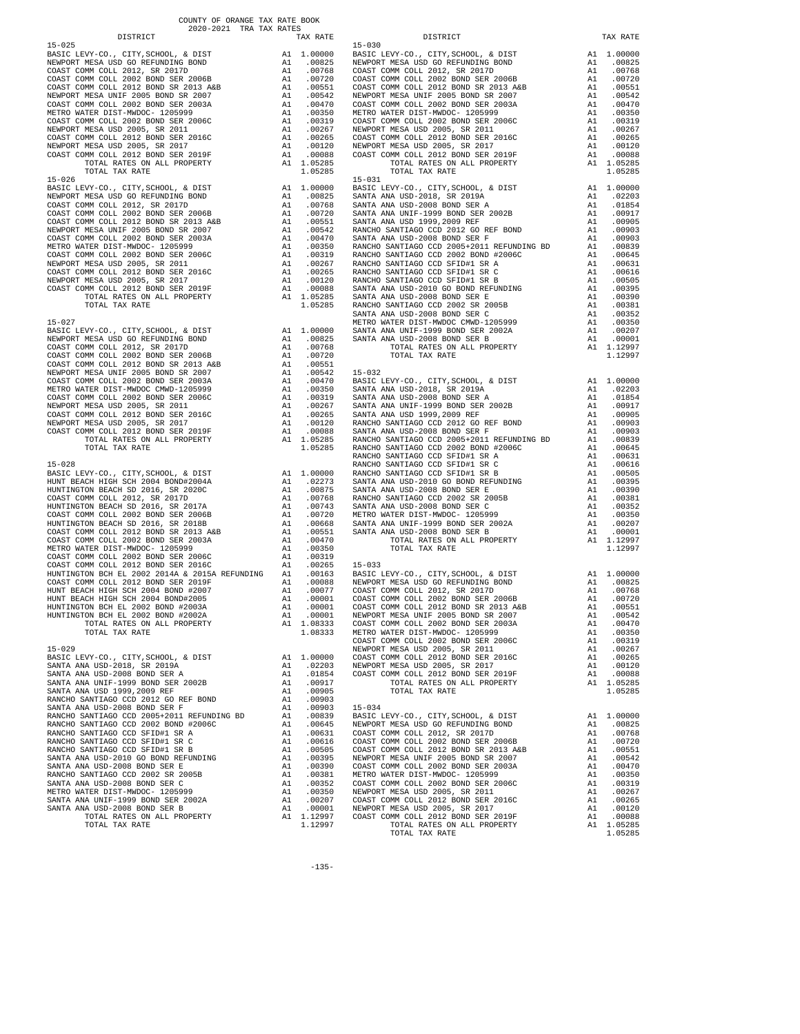COUNTY OF ORANGE TAX RATE BOOK
2020-2021 TRA TAX RATES

| DISTRICT | | TAX RATE |
|---|---|---|
| 15-025 | | |
| BASIC LEVY-CO., CITY,SCHOOL, & DIST | A1 | 1.00000 |
| NEWPORT MESA USD GO REFUNDING BOND | A1 | .00825 |
| COAST COMM COLL 2012, SR 2017D | A1 | .00768 |
| COAST COMM COLL 2002 BOND SER 2006B | A1 | .00720 |
| COAST COMM COLL 2012 BOND SR 2013 A&B | A1 | .00551 |
| NEWPORT MESA UNIF 2005 BOND SR 2007 | A1 | .00542 |
| COAST COMM COLL 2002 BOND SER 2003A | A1 | .00470 |
| METRO WATER DIST-MWDOC- 1205999 | A1 | .00350 |
| COAST COMM COLL 2002 BOND SER 2006C | A1 | .00319 |
| NEWPORT MESA USD 2005, SR 2011 | A1 | .00267 |
| COAST COMM COLL 2012 BOND SER 2016C | A1 | .00265 |
| NEWPORT MESA USD 2005, SR 2017 | A1 | .00120 |
| COAST COMM COLL 2012 BOND SER 2019F | A1 | .00088 |
| TOTAL RATES ON ALL PROPERTY | A1 | 1.05285 |
| TOTAL TAX RATE | | 1.05285 |
| 15-026 | | |
| BASIC LEVY-CO., CITY,SCHOOL, & DIST | A1 | 1.00000 |
| NEWPORT MESA USD GO REFUNDING BOND | A1 | .00825 |
| COAST COMM COLL 2012, SR 2017D | A1 | .00768 |
| COAST COMM COLL 2002 BOND SER 2006B | A1 | .00720 |
| COAST COMM COLL 2012 BOND SR 2013 A&B | A1 | .00551 |
| NEWPORT MESA UNIF 2005 BOND SR 2007 | A1 | .00542 |
| COAST COMM COLL 2002 BOND SER 2003A | A1 | .00470 |
| METRO WATER DIST-MWDOC- 1205999 | A1 | .00350 |
| COAST COMM COLL 2002 BOND SER 2006C | A1 | .00319 |
| NEWPORT MESA USD 2005, SR 2011 | A1 | .00267 |
| COAST COMM COLL 2012 BOND SER 2016C | A1 | .00265 |
| NEWPORT MESA USD 2005, SR 2017 | A1 | .00120 |
| COAST COMM COLL 2012 BOND SER 2019F | A1 | .00088 |
| TOTAL RATES ON ALL PROPERTY | A1 | 1.05285 |
| TOTAL TAX RATE | | 1.05285 |
| 15-027 | | |
| BASIC LEVY-CO., CITY,SCHOOL, & DIST | A1 | 1.00000 |
| NEWPORT MESA USD GO REFUNDING BOND | A1 | .00825 |
| COAST COMM COLL 2012, SR 2017D | A1 | .00768 |
| COAST COMM COLL 2002 BOND SER 2006B | A1 | .00720 |
| COAST COMM COLL 2012 BOND SR 2013 A&B | A1 | .00551 |
| NEWPORT MESA UNIF 2005 BOND SR 2007 | A1 | .00542 |
| COAST COMM COLL 2002 BOND SER 2003A | A1 | .00470 |
| METRO WATER DIST-MWDOC CMWD-1205999 | A1 | .00350 |
| COAST COMM COLL 2002 BOND SER 2006C | A1 | .00319 |
| NEWPORT MESA USD 2005, SR 2011 | A1 | .00267 |
| COAST COMM COLL 2012 BOND SER 2016C | A1 | .00265 |
| NEWPORT MESA USD 2005, SR 2017 | A1 | .00120 |
| COAST COMM COLL 2012 BOND SER 2019F | A1 | .00088 |
| TOTAL RATES ON ALL PROPERTY | A1 | 1.05285 |
| TOTAL TAX RATE | | 1.05285 |
| 15-028 | | |
| BASIC LEVY-CO., CITY,SCHOOL, & DIST | A1 | 1.00000 |
| HUNT BEACH HIGH SCH 2004 BOND#2004A | A1 | .02273 |
| HUNTINGTON BEACH SD 2016, SR 2020C | A1 | .00875 |
| COAST COMM COLL 2012, SR 2017D | A1 | .00768 |
| HUNTINGTON BEACH SD 2016, SR 2017A | A1 | .00743 |
| COAST COMM COLL 2002 BOND SER 2006B | A1 | .00720 |
| HUNTINGTON BEACH SD 2016, SR 2018B | A1 | .00668 |
| COAST COMM COLL 2012 BOND SR 2013 A&B | A1 | .00551 |
| COAST COMM COLL 2002 BOND SER 2003A | A1 | .00470 |
| METRO WATER DIST-MWDOC- 1205999 | A1 | .00350 |
| COAST COMM COLL 2002 BOND SER 2006C | A1 | .00319 |
| COAST COMM COLL 2012 BOND SER 2016C | A1 | .00265 |
| HUNTINGTON BCH EL 2002 2014A & 2015A REFUNDING | A1 | .00163 |
| COAST COMM COLL 2012 BOND SER 2019F | A1 | .00088 |
| HUNT BEACH HIGH SCH 2004 BOND #2007 | A1 | .00077 |
| HUNT BEACH HIGH SCH 2004 BOND#2005 | A1 | .00001 |
| HUNTINGTON BCH EL 2002 BOND #2003A | A1 | .00001 |
| HUNTINGTON BCH EL 2002 BOND #2002A | A1 | .00001 |
| TOTAL RATES ON ALL PROPERTY | A1 | 1.08333 |
| TOTAL TAX RATE | | 1.08333 |
| 15-029 | | |
| BASIC LEVY-CO., CITY,SCHOOL, & DIST | A1 | 1.00000 |
| SANTA ANA USD-2018, SR 2019A | A1 | .02203 |
| SANTA ANA USD-2008 BOND SER A | A1 | .01854 |
| SANTA ANA UNIF-1999 BOND SER 2002B | A1 | .00917 |
| SANTA ANA USD 1999,2009 REF | A1 | .00905 |
| RANCHO SANTIAGO CCD 2012 GO REF BOND | A1 | .00903 |
| SANTA ANA USD-2008 BOND SER F | A1 | .00903 |
| RANCHO SANTIAGO CCD 2005+2011 REFUNDING BD | A1 | .00839 |
| RANCHO SANTIAGO CCD 2002 BOND #2006C | A1 | .00645 |
| RANCHO SANTIAGO CCD SFID#1 SR A | A1 | .00631 |
| RANCHO SANTIAGO CCD SFID#1 SR C | A1 | .00616 |
| RANCHO SANTIAGO CCD SFID#1 SR B | A1 | .00505 |
| SANTA ANA USD-2010 GO BOND REFUNDING | A1 | .00395 |
| SANTA ANA USD-2008 BOND SER E | A1 | .00390 |
| RANCHO SANTIAGO CCD 2002 SR 2005B | A1 | .00381 |
| SANTA ANA USD-2008 BOND SER C | A1 | .00352 |
| METRO WATER DIST-MWDOC- 1205999 | A1 | .00350 |
| SANTA ANA UNIF-1999 BOND SER 2002A | A1 | .00207 |
| SANTA ANA USD-2008 BOND SER B | A1 | .00001 |
| TOTAL RATES ON ALL PROPERTY | A1 | 1.12997 |
| TOTAL TAX RATE | | 1.12997 |
| 15-030 | | |
| BASIC LEVY-CO., CITY,SCHOOL, & DIST | A1 | 1.00000 |
| NEWPORT MESA USD GO REFUNDING BOND | A1 | .00825 |
| COAST COMM COLL 2012, SR 2017D | A1 | .00768 |
| COAST COMM COLL 2002 BOND SER 2006B | A1 | .00720 |
| COAST COMM COLL 2012 BOND SR 2013 A&B | A1 | .00551 |
| NEWPORT MESA UNIF 2005 BOND SR 2007 | A1 | .00542 |
| COAST COMM COLL 2002 BOND SER 2003A | A1 | .00470 |
| METRO WATER DIST-MWDOC- 1205999 | A1 | .00350 |
| COAST COMM COLL 2002 BOND SER 2006C | A1 | .00319 |
| NEWPORT MESA USD 2005, SR 2011 | A1 | .00267 |
| COAST COMM COLL 2012 BOND SER 2016C | A1 | .00265 |
| NEWPORT MESA USD 2005, SR 2017 | A1 | .00120 |
| COAST COMM COLL 2012 BOND SER 2019F | A1 | .00088 |
| TOTAL RATES ON ALL PROPERTY | A1 | 1.05285 |
| TOTAL TAX RATE | | 1.05285 |
| 15-031 | | |
| BASIC LEVY-CO., CITY,SCHOOL, & DIST | A1 | 1.00000 |
| SANTA ANA USD-2018, SR 2019A | A1 | .02203 |
| SANTA ANA USD-2008 BOND SER A | A1 | .01854 |
| SANTA ANA UNIF-1999 BOND SER 2002B | A1 | .00917 |
| SANTA ANA USD 1999,2009 REF | A1 | .00905 |
| RANCHO SANTIAGO CCD 2012 GO REF BOND | A1 | .00903 |
| SANTA ANA USD-2008 BOND SER F | A1 | .00903 |
| RANCHO SANTIAGO CCD 2005+2011 REFUNDING BD | A1 | .00839 |
| RANCHO SANTIAGO CCD 2002 BOND #2006C | A1 | .00645 |
| RANCHO SANTIAGO CCD SFID#1 SR A | A1 | .00631 |
| RANCHO SANTIAGO CCD SFID#1 SR C | A1 | .00616 |
| RANCHO SANTIAGO CCD SFID#1 SR B | A1 | .00505 |
| SANTA ANA USD-2010 GO BOND REFUNDING | A1 | .00395 |
| SANTA ANA USD-2008 BOND SER E | A1 | .00390 |
| RANCHO SANTIAGO CCD 2002 SR 2005B | A1 | .00381 |
| SANTA ANA USD-2008 BOND SER C | A1 | .00352 |
| METRO WATER DIST-MWDOC CMWD-1205999 | A1 | .00350 |
| SANTA ANA UNIF-1999 BOND SER 2002A | A1 | .00207 |
| SANTA ANA USD-2008 BOND SER B | A1 | .00001 |
| TOTAL RATES ON ALL PROPERTY | A1 | 1.12997 |
| TOTAL TAX RATE | | 1.12997 |
| 15-032 | | |
| BASIC LEVY-CO., CITY,SCHOOL, & DIST | A1 | 1.00000 |
| SANTA ANA USD-2018, SR 2019A | A1 | .02203 |
| SANTA ANA USD-2008 BOND SER A | A1 | .01854 |
| SANTA ANA UNIF-1999 BOND SER 2002B | A1 | .00917 |
| SANTA ANA USD 1999,2009 REF | A1 | .00905 |
| RANCHO SANTIAGO CCD 2012 GO REF BOND | A1 | .00903 |
| SANTA ANA USD-2008 BOND SER F | A1 | .00903 |
| RANCHO SANTIAGO CCD 2005+2011 REFUNDING BD | A1 | .00839 |
| RANCHO SANTIAGO CCD 2002 BOND #2006C | A1 | .00645 |
| RANCHO SANTIAGO CCD SFID#1 SR A | A1 | .00631 |
| RANCHO SANTIAGO CCD SFID#1 SR C | A1 | .00616 |
| RANCHO SANTIAGO CCD SFID#1 SR B | A1 | .00505 |
| SANTA ANA USD-2010 GO BOND REFUNDING | A1 | .00395 |
| SANTA ANA USD-2008 BOND SER E | A1 | .00390 |
| RANCHO SANTIAGO CCD 2002 SR 2005B | A1 | .00381 |
| SANTA ANA USD-2008 BOND SER C | A1 | .00352 |
| METRO WATER DIST-MWDOC- 1205999 | A1 | .00350 |
| SANTA ANA UNIF-1999 BOND SER 2002A | A1 | .00207 |
| SANTA ANA USD-2008 BOND SER B | A1 | .00001 |
| TOTAL RATES ON ALL PROPERTY | A1 | 1.12997 |
| TOTAL TAX RATE | | 1.12997 |
| 15-033 | | |
| BASIC LEVY-CO., CITY,SCHOOL, & DIST | A1 | 1.00000 |
| NEWPORT MESA USD GO REFUNDING BOND | A1 | .00825 |
| COAST COMM COLL 2012, SR 2017D | A1 | .00768 |
| COAST COMM COLL 2002 BOND SER 2006B | A1 | .00720 |
| COAST COMM COLL 2012 BOND SR 2013 A&B | A1 | .00551 |
| NEWPORT MESA UNIF 2005 BOND SR 2007 | A1 | .00542 |
| COAST COMM COLL 2002 BOND SER 2003A | A1 | .00470 |
| METRO WATER DIST-MWDOC- 1205999 | A1 | .00350 |
| COAST COMM COLL 2002 BOND SER 2006C | A1 | .00319 |
| NEWPORT MESA USD 2005, SR 2011 | A1 | .00267 |
| COAST COMM COLL 2012 BOND SER 2016C | A1 | .00265 |
| NEWPORT MESA USD 2005, SR 2017 | A1 | .00120 |
| COAST COMM COLL 2012 BOND SER 2019F | A1 | .00088 |
| TOTAL RATES ON ALL PROPERTY | A1 | 1.05285 |
| TOTAL TAX RATE | | 1.05285 |
| 15-034 | | |
| BASIC LEVY-CO., CITY,SCHOOL, & DIST | A1 | 1.00000 |
| NEWPORT MESA USD GO REFUNDING BOND | A1 | .00825 |
| COAST COMM COLL 2012, SR 2017D | A1 | .00768 |
| COAST COMM COLL 2002 BOND SER 2006B | A1 | .00720 |
| COAST COMM COLL 2012 BOND SR 2013 A&B | A1 | .00551 |
| NEWPORT MESA UNIF 2005 BOND SR 2007 | A1 | .00542 |
| COAST COMM COLL 2002 BOND SER 2003A | A1 | .00470 |
| METRO WATER DIST-MWDOC- 1205999 | A1 | .00350 |
| COAST COMM COLL 2002 BOND SER 2006C | A1 | .00319 |
| NEWPORT MESA USD 2005, SR 2011 | A1 | .00267 |
| COAST COMM COLL 2012 BOND SER 2016C | A1 | .00265 |
| NEWPORT MESA USD 2005, SR 2017 | A1 | .00120 |
| COAST COMM COLL 2012 BOND SER 2019F | A1 | .00088 |
| TOTAL RATES ON ALL PROPERTY | A1 | 1.05285 |
| TOTAL TAX RATE | | 1.05285 |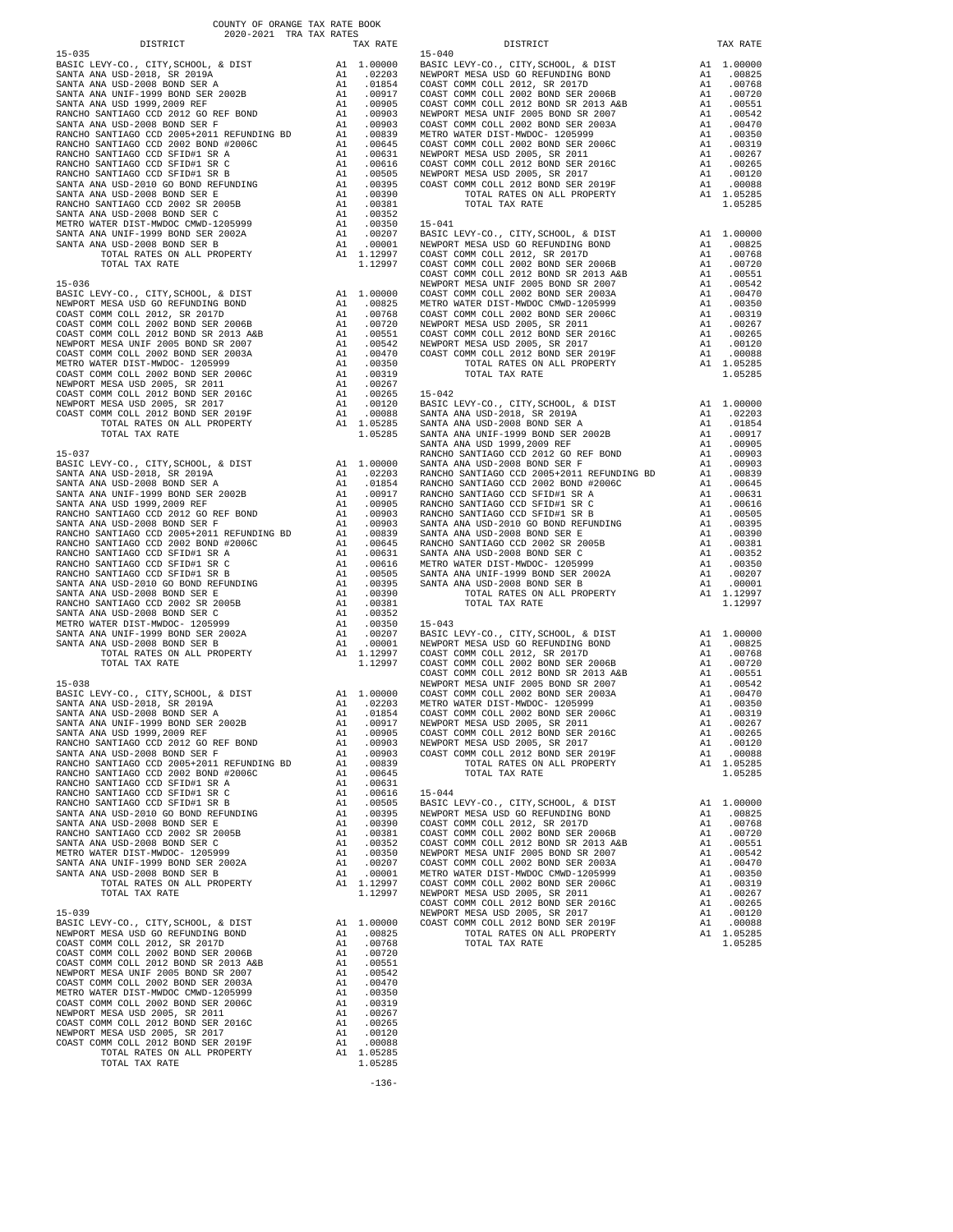COUNTY OF ORANGE TAX RATE BOOK
2020-2021 TRA TAX RATES

**15-035**

| DISTRICT | | TAX RATE |
|---|---|---|
| BASIC LEVY-CO., CITY,SCHOOL, & DIST | A1 | 1.00000 |
| SANTA ANA USD-2018, SR 2019A | A1 | .02203 |
| SANTA ANA USD-2008 BOND SER A | A1 | .01854 |
| SANTA ANA UNIF-1999 BOND SER 2002B | A1 | .00917 |
| SANTA ANA USD 1999,2009 REF | A1 | .00905 |
| RANCHO SANTIAGO CCD 2012 GO REF BOND | A1 | .00903 |
| SANTA ANA USD-2008 BOND SER F | A1 | .00903 |
| RANCHO SANTIAGO CCD 2005+2011 REFUNDING BD | A1 | .00839 |
| RANCHO SANTIAGO CCD 2002 BOND #2006C | A1 | .00645 |
| RANCHO SANTIAGO CCD SFID#1 SR A | A1 | .00631 |
| RANCHO SANTIAGO CCD SFID#1 SR C | A1 | .00616 |
| RANCHO SANTIAGO CCD SFID#1 SR B | A1 | .00505 |
| SANTA ANA USD-2010 GO BOND REFUNDING | A1 | .00395 |
| SANTA ANA USD-2008 BOND SER E | A1 | .00390 |
| RANCHO SANTIAGO CCD 2002 SR 2005B | A1 | .00381 |
| SANTA ANA USD-2008 BOND SER C | A1 | .00352 |
| METRO WATER DIST-MWDOC CMWD-1205999 | A1 | .00350 |
| SANTA ANA UNIF-1999 BOND SER 2002A | A1 | .00207 |
| SANTA ANA USD-2008 BOND SER B | A1 | .00001 |
| TOTAL RATES ON ALL PROPERTY | A1 | 1.12997 |
| TOTAL TAX RATE | | 1.12997 |

**15-036**

| DISTRICT | | TAX RATE |
|---|---|---|
| BASIC LEVY-CO., CITY,SCHOOL, & DIST | A1 | 1.00000 |
| NEWPORT MESA USD GO REFUNDING BOND | A1 | .00825 |
| COAST COMM COLL 2012, SR 2017D | A1 | .00768 |
| COAST COMM COLL 2002 BOND SER 2006B | A1 | .00720 |
| COAST COMM COLL 2012 BOND SR 2013 A&B | A1 | .00551 |
| NEWPORT MESA UNIF 2005 BOND SR 2007 | A1 | .00542 |
| COAST COMM COLL 2002 BOND SER 2003A | A1 | .00470 |
| METRO WATER DIST-MWDOC- 1205999 | A1 | .00350 |
| COAST COMM COLL 2002 BOND SER 2006C | A1 | .00319 |
| NEWPORT MESA USD 2005, SR 2011 | A1 | .00267 |
| COAST COMM COLL 2012 BOND SER 2016C | A1 | .00265 |
| NEWPORT MESA USD 2005, SR 2017 | A1 | .00120 |
| COAST COMM COLL 2012 BOND SER 2019F | A1 | .00088 |
| TOTAL RATES ON ALL PROPERTY | A1 | 1.05285 |
| TOTAL TAX RATE | | 1.05285 |

**15-037**

| DISTRICT | | TAX RATE |
|---|---|---|
| BASIC LEVY-CO., CITY,SCHOOL, & DIST | A1 | 1.00000 |
| SANTA ANA USD-2018, SR 2019A | A1 | .02203 |
| SANTA ANA USD-2008 BOND SER A | A1 | .01854 |
| SANTA ANA UNIF-1999 BOND SER 2002B | A1 | .00917 |
| SANTA ANA USD 1999,2009 REF | A1 | .00905 |
| RANCHO SANTIAGO CCD 2012 GO REF BOND | A1 | .00903 |
| SANTA ANA USD-2008 BOND SER F | A1 | .00903 |
| RANCHO SANTIAGO CCD 2005+2011 REFUNDING BD | A1 | .00839 |
| RANCHO SANTIAGO CCD 2002 BOND #2006C | A1 | .00645 |
| RANCHO SANTIAGO CCD SFID#1 SR A | A1 | .00631 |
| RANCHO SANTIAGO CCD SFID#1 SR C | A1 | .00616 |
| RANCHO SANTIAGO CCD SFID#1 SR B | A1 | .00505 |
| SANTA ANA USD-2010 GO BOND REFUNDING | A1 | .00395 |
| SANTA ANA USD-2008 BOND SER E | A1 | .00390 |
| RANCHO SANTIAGO CCD 2002 SR 2005B | A1 | .00381 |
| SANTA ANA USD-2008 BOND SER C | A1 | .00352 |
| METRO WATER DIST-MWDOC- 1205999 | A1 | .00350 |
| SANTA ANA UNIF-1999 BOND SER 2002A | A1 | .00207 |
| SANTA ANA USD-2008 BOND SER B | A1 | .00001 |
| TOTAL RATES ON ALL PROPERTY | A1 | 1.12997 |
| TOTAL TAX RATE | | 1.12997 |

**15-038**

| DISTRICT | | TAX RATE |
|---|---|---|
| BASIC LEVY-CO., CITY,SCHOOL, & DIST | A1 | 1.00000 |
| SANTA ANA USD-2018, SR 2019A | A1 | .02203 |
| SANTA ANA USD-2008 BOND SER A | A1 | .01854 |
| SANTA ANA UNIF-1999 BOND SER 2002B | A1 | .00917 |
| SANTA ANA USD 1999,2009 REF | A1 | .00905 |
| RANCHO SANTIAGO CCD 2012 GO REF BOND | A1 | .00903 |
| SANTA ANA USD-2008 BOND SER F | A1 | .00903 |
| RANCHO SANTIAGO CCD 2005+2011 REFUNDING BD | A1 | .00839 |
| RANCHO SANTIAGO CCD 2002 BOND #2006C | A1 | .00645 |
| RANCHO SANTIAGO CCD SFID#1 SR A | A1 | .00631 |
| RANCHO SANTIAGO CCD SFID#1 SR C | A1 | .00616 |
| RANCHO SANTIAGO CCD SFID#1 SR B | A1 | .00505 |
| SANTA ANA USD-2010 GO BOND REFUNDING | A1 | .00395 |
| SANTA ANA USD-2008 BOND SER E | A1 | .00390 |
| RANCHO SANTIAGO CCD 2002 SR 2005B | A1 | .00381 |
| SANTA ANA USD-2008 BOND SER C | A1 | .00352 |
| METRO WATER DIST-MWDOC- 1205999 | A1 | .00350 |
| SANTA ANA UNIF-1999 BOND SER 2002A | A1 | .00207 |
| SANTA ANA USD-2008 BOND SER B | A1 | .00001 |
| TOTAL RATES ON ALL PROPERTY | A1 | 1.12997 |
| TOTAL TAX RATE | | 1.12997 |

**15-039**

| DISTRICT | | TAX RATE |
|---|---|---|
| BASIC LEVY-CO., CITY,SCHOOL, & DIST | A1 | 1.00000 |
| NEWPORT MESA USD GO REFUNDING BOND | A1 | .00825 |
| COAST COMM COLL 2012, SR 2017D | A1 | .00768 |
| COAST COMM COLL 2002 BOND SER 2006B | A1 | .00720 |
| COAST COMM COLL 2012 BOND SR 2013 A&B | A1 | .00551 |
| NEWPORT MESA UNIF 2005 BOND SR 2007 | A1 | .00542 |
| COAST COMM COLL 2002 BOND SER 2003A | A1 | .00470 |
| METRO WATER DIST-MWDOC CMWD-1205999 | A1 | .00350 |
| COAST COMM COLL 2002 BOND SER 2006C | A1 | .00319 |
| NEWPORT MESA USD 2005, SR 2011 | A1 | .00267 |
| COAST COMM COLL 2012 BOND SER 2016C | A1 | .00265 |
| NEWPORT MESA USD 2005, SR 2017 | A1 | .00120 |
| COAST COMM COLL 2012 BOND SER 2019F | A1 | .00088 |
| TOTAL RATES ON ALL PROPERTY | A1 | 1.05285 |
| TOTAL TAX RATE | | 1.05285 |

**15-040**

| DISTRICT | | TAX RATE |
|---|---|---|
| BASIC LEVY-CO., CITY,SCHOOL, & DIST | A1 | 1.00000 |
| NEWPORT MESA USD GO REFUNDING BOND | A1 | .00825 |
| COAST COMM COLL 2012, SR 2017D | A1 | .00768 |
| COAST COMM COLL 2002 BOND SER 2006B | A1 | .00720 |
| COAST COMM COLL 2012 BOND SR 2013 A&B | A1 | .00551 |
| NEWPORT MESA UNIF 2005 BOND SR 2007 | A1 | .00542 |
| COAST COMM COLL 2002 BOND SER 2003A | A1 | .00470 |
| METRO WATER DIST-MWDOC- 1205999 | A1 | .00350 |
| COAST COMM COLL 2002 BOND SER 2006C | A1 | .00319 |
| NEWPORT MESA USD 2005, SR 2011 | A1 | .00267 |
| COAST COMM COLL 2012 BOND SER 2016C | A1 | .00265 |
| NEWPORT MESA USD 2005, SR 2017 | A1 | .00120 |
| COAST COMM COLL 2012 BOND SER 2019F | A1 | .00088 |
| TOTAL RATES ON ALL PROPERTY | A1 | 1.05285 |
| TOTAL TAX RATE | | 1.05285 |

**15-041**

| DISTRICT | | TAX RATE |
|---|---|---|
| BASIC LEVY-CO., CITY,SCHOOL, & DIST | A1 | 1.00000 |
| NEWPORT MESA USD GO REFUNDING BOND | A1 | .00825 |
| COAST COMM COLL 2012, SR 2017D | A1 | .00768 |
| COAST COMM COLL 2002 BOND SER 2006B | A1 | .00720 |
| COAST COMM COLL 2012 BOND SR 2013 A&B | A1 | .00551 |
| NEWPORT MESA UNIF 2005 BOND SR 2007 | A1 | .00542 |
| COAST COMM COLL 2002 BOND SER 2003A | A1 | .00470 |
| METRO WATER DIST-MWDOC CMWD-1205999 | A1 | .00350 |
| COAST COMM COLL 2002 BOND SER 2006C | A1 | .00319 |
| NEWPORT MESA USD 2005, SR 2011 | A1 | .00267 |
| COAST COMM COLL 2012 BOND SER 2016C | A1 | .00265 |
| NEWPORT MESA USD 2005, SR 2017 | A1 | .00120 |
| COAST COMM COLL 2012 BOND SER 2019F | A1 | .00088 |
| TOTAL RATES ON ALL PROPERTY | A1 | 1.05285 |
| TOTAL TAX RATE | | 1.05285 |

**15-042**

| DISTRICT | | TAX RATE |
|---|---|---|
| BASIC LEVY-CO., CITY,SCHOOL, & DIST | A1 | 1.00000 |
| SANTA ANA USD-2018, SR 2019A | A1 | .02203 |
| SANTA ANA USD-2008 BOND SER A | A1 | .01854 |
| SANTA ANA UNIF-1999 BOND SER 2002B | A1 | .00917 |
| SANTA ANA USD 1999,2009 REF | A1 | .00905 |
| RANCHO SANTIAGO CCD 2012 GO REF BOND | A1 | .00903 |
| SANTA ANA USD-2008 BOND SER F | A1 | .00903 |
| RANCHO SANTIAGO CCD 2005+2011 REFUNDING BD | A1 | .00839 |
| RANCHO SANTIAGO CCD 2002 BOND #2006C | A1 | .00645 |
| RANCHO SANTIAGO CCD SFID#1 SR A | A1 | .00631 |
| RANCHO SANTIAGO CCD SFID#1 SR C | A1 | .00616 |
| RANCHO SANTIAGO CCD SFID#1 SR B | A1 | .00505 |
| SANTA ANA USD-2010 GO BOND REFUNDING | A1 | .00395 |
| SANTA ANA USD-2008 BOND SER E | A1 | .00390 |
| RANCHO SANTIAGO CCD 2002 SR 2005B | A1 | .00381 |
| SANTA ANA USD-2008 BOND SER C | A1 | .00352 |
| METRO WATER DIST-MWDOC- 1205999 | A1 | .00350 |
| SANTA ANA UNIF-1999 BOND SER 2002A | A1 | .00207 |
| SANTA ANA USD-2008 BOND SER B | A1 | .00001 |
| TOTAL RATES ON ALL PROPERTY | A1 | 1.12997 |
| TOTAL TAX RATE | | 1.12997 |

**15-043**

| DISTRICT | | TAX RATE |
|---|---|---|
| BASIC LEVY-CO., CITY,SCHOOL, & DIST | A1 | 1.00000 |
| NEWPORT MESA USD GO REFUNDING BOND | A1 | .00825 |
| COAST COMM COLL 2012, SR 2017D | A1 | .00768 |
| COAST COMM COLL 2002 BOND SER 2006B | A1 | .00720 |
| COAST COMM COLL 2012 BOND SR 2013 A&B | A1 | .00551 |
| NEWPORT MESA UNIF 2005 BOND SR 2007 | A1 | .00542 |
| COAST COMM COLL 2002 BOND SER 2003A | A1 | .00470 |
| METRO WATER DIST-MWDOC- 1205999 | A1 | .00350 |
| COAST COMM COLL 2002 BOND SER 2006C | A1 | .00319 |
| NEWPORT MESA USD 2005, SR 2011 | A1 | .00267 |
| COAST COMM COLL 2012 BOND SER 2016C | A1 | .00265 |
| NEWPORT MESA USD 2005, SR 2017 | A1 | .00120 |
| COAST COMM COLL 2012 BOND SER 2019F | A1 | .00088 |
| TOTAL RATES ON ALL PROPERTY | A1 | 1.05285 |
| TOTAL TAX RATE | | 1.05285 |

**15-044**

| DISTRICT | | TAX RATE |
|---|---|---|
| BASIC LEVY-CO., CITY,SCHOOL, & DIST | A1 | 1.00000 |
| NEWPORT MESA USD GO REFUNDING BOND | A1 | .00825 |
| COAST COMM COLL 2012, SR 2017D | A1 | .00768 |
| COAST COMM COLL 2002 BOND SER 2006B | A1 | .00720 |
| COAST COMM COLL 2012 BOND SR 2013 A&B | A1 | .00551 |
| NEWPORT MESA UNIF 2005 BOND SR 2007 | A1 | .00542 |
| COAST COMM COLL 2002 BOND SER 2003A | A1 | .00470 |
| METRO WATER DIST-MWDOC CMWD-1205999 | A1 | .00350 |
| COAST COMM COLL 2002 BOND SER 2006C | A1 | .00319 |
| NEWPORT MESA USD 2005, SR 2011 | A1 | .00267 |
| COAST COMM COLL 2012 BOND SER 2016C | A1 | .00265 |
| NEWPORT MESA USD 2005, SR 2017 | A1 | .00120 |
| COAST COMM COLL 2012 BOND SER 2019F | A1 | .00088 |
| TOTAL RATES ON ALL PROPERTY | A1 | 1.05285 |
| TOTAL TAX RATE | | 1.05285 |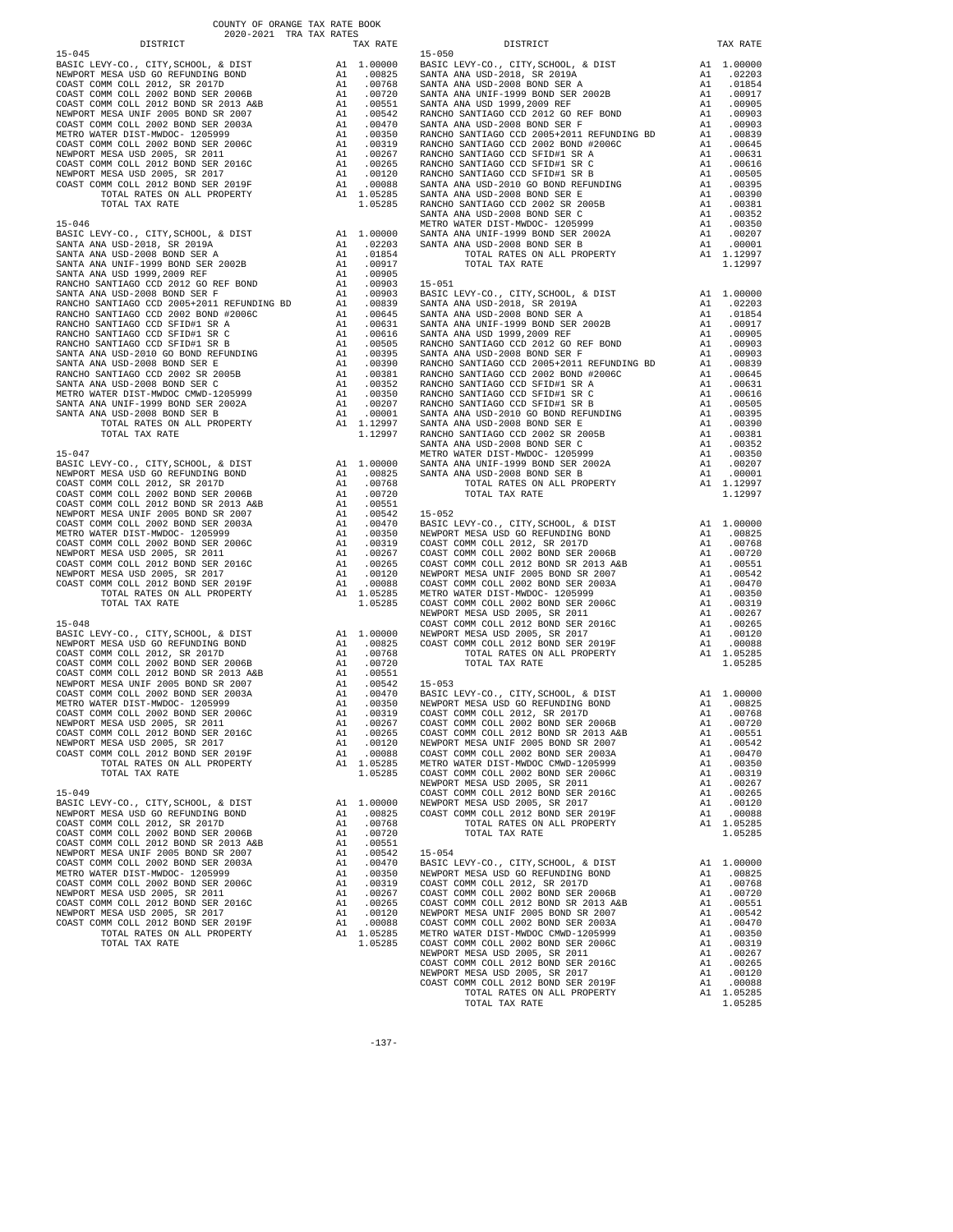COUNTY OF ORANGE TAX RATE BOOK
2020-2021 TRA TAX RATES

| DISTRICT | | TAX RATE |
|---|---|---|
| **15-045** | | |
| BASIC LEVY-CO., CITY,SCHOOL, & DIST | A1 | 1.00000 |
| NEWPORT MESA USD GO REFUNDING BOND | A1 | .00825 |
| COAST COMM COLL 2012, SR 2017D | A1 | .00768 |
| COAST COMM COLL 2002 BOND SER 2006B | A1 | .00720 |
| COAST COMM COLL 2012 BOND SR 2013 A&B | A1 | .00551 |
| NEWPORT MESA UNIF 2005 BOND SR 2007 | A1 | .00542 |
| COAST COMM COLL 2002 BOND SER 2003A | A1 | .00470 |
| METRO WATER DIST-MWDOC- 1205999 | A1 | .00350 |
| COAST COMM COLL 2002 BOND SER 2006C | A1 | .00319 |
| NEWPORT MESA USD 2005, SR 2011 | A1 | .00267 |
| COAST COMM COLL 2012 BOND SER 2016C | A1 | .00265 |
| NEWPORT MESA USD 2005, SR 2017 | A1 | .00120 |
| COAST COMM COLL 2012 BOND SER 2019F | A1 | .00088 |
| TOTAL RATES ON ALL PROPERTY | A1 | 1.05285 |
| TOTAL TAX RATE | | 1.05285 |
| **15-046** | | |
| BASIC LEVY-CO., CITY,SCHOOL, & DIST | A1 | 1.00000 |
| SANTA ANA USD-2018, SR 2019A | A1 | .02203 |
| SANTA ANA USD-2008 BOND SER A | A1 | .01854 |
| SANTA ANA UNIF-1999 BOND SER 2002B | A1 | .00917 |
| SANTA ANA USD 1999,2009 REF | A1 | .00905 |
| RANCHO SANTIAGO CCD 2012 GO REF BOND | A1 | .00903 |
| SANTA ANA USD-2008 BOND SER F | A1 | .00903 |
| RANCHO SANTIAGO CCD 2005+2011 REFUNDING BD | A1 | .00839 |
| RANCHO SANTIAGO CCD 2002 BOND #2006C | A1 | .00645 |
| RANCHO SANTIAGO CCD SFID#1 SR A | A1 | .00631 |
| RANCHO SANTIAGO CCD SFID#1 SR C | A1 | .00616 |
| RANCHO SANTIAGO CCD SFID#1 SR B | A1 | .00505 |
| SANTA ANA USD-2010 GO BOND REFUNDING | A1 | .00395 |
| SANTA ANA USD-2008 BOND SER E | A1 | .00390 |
| RANCHO SANTIAGO CCD 2002 SR 2005B | A1 | .00381 |
| SANTA ANA USD-2008 BOND SER C | A1 | .00352 |
| METRO WATER DIST-MWDOC CMWD-1205999 | A1 | .00350 |
| SANTA ANA UNIF-1999 BOND SER 2002A | A1 | .00207 |
| SANTA ANA USD-2008 BOND SER B | A1 | .00001 |
| TOTAL RATES ON ALL PROPERTY | A1 | 1.12997 |
| TOTAL TAX RATE | | 1.12997 |
| **15-047** | | |
| BASIC LEVY-CO., CITY,SCHOOL, & DIST | A1 | 1.00000 |
| NEWPORT MESA USD GO REFUNDING BOND | A1 | .00825 |
| COAST COMM COLL 2012, SR 2017D | A1 | .00768 |
| COAST COMM COLL 2002 BOND SER 2006B | A1 | .00720 |
| COAST COMM COLL 2012 BOND SR 2013 A&B | A1 | .00551 |
| NEWPORT MESA UNIF 2005 BOND SR 2007 | A1 | .00542 |
| COAST COMM COLL 2002 BOND SER 2003A | A1 | .00470 |
| METRO WATER DIST-MWDOC- 1205999 | A1 | .00350 |
| COAST COMM COLL 2002 BOND SER 2006C | A1 | .00319 |
| NEWPORT MESA USD 2005, SR 2011 | A1 | .00267 |
| COAST COMM COLL 2012 BOND SER 2016C | A1 | .00265 |
| NEWPORT MESA USD 2005, SR 2017 | A1 | .00120 |
| COAST COMM COLL 2012 BOND SER 2019F | A1 | .00088 |
| TOTAL RATES ON ALL PROPERTY | A1 | 1.05285 |
| TOTAL TAX RATE | | 1.05285 |
| **15-048** | | |
| BASIC LEVY-CO., CITY,SCHOOL, & DIST | A1 | 1.00000 |
| NEWPORT MESA USD GO REFUNDING BOND | A1 | .00825 |
| COAST COMM COLL 2012, SR 2017D | A1 | .00768 |
| COAST COMM COLL 2002 BOND SER 2006B | A1 | .00720 |
| COAST COMM COLL 2012 BOND SR 2013 A&B | A1 | .00551 |
| NEWPORT MESA UNIF 2005 BOND SR 2007 | A1 | .00542 |
| COAST COMM COLL 2002 BOND SER 2003A | A1 | .00470 |
| METRO WATER DIST-MWDOC- 1205999 | A1 | .00350 |
| COAST COMM COLL 2002 BOND SER 2006C | A1 | .00319 |
| NEWPORT MESA USD 2005, SR 2011 | A1 | .00267 |
| COAST COMM COLL 2012 BOND SER 2016C | A1 | .00265 |
| NEWPORT MESA USD 2005, SR 2017 | A1 | .00120 |
| COAST COMM COLL 2012 BOND SER 2019F | A1 | .00088 |
| TOTAL RATES ON ALL PROPERTY | A1 | 1.05285 |
| TOTAL TAX RATE | | 1.05285 |
| **15-049** | | |
| BASIC LEVY-CO., CITY,SCHOOL, & DIST | A1 | 1.00000 |
| NEWPORT MESA USD GO REFUNDING BOND | A1 | .00825 |
| COAST COMM COLL 2012, SR 2017D | A1 | .00768 |
| COAST COMM COLL 2002 BOND SER 2006B | A1 | .00720 |
| COAST COMM COLL 2012 BOND SR 2013 A&B | A1 | .00551 |
| NEWPORT MESA UNIF 2005 BOND SR 2007 | A1 | .00542 |
| COAST COMM COLL 2002 BOND SER 2003A | A1 | .00470 |
| METRO WATER DIST-MWDOC- 1205999 | A1 | .00350 |
| COAST COMM COLL 2002 BOND SER 2006C | A1 | .00319 |
| NEWPORT MESA USD 2005, SR 2011 | A1 | .00267 |
| COAST COMM COLL 2012 BOND SER 2016C | A1 | .00265 |
| NEWPORT MESA USD 2005, SR 2017 | A1 | .00120 |
| COAST COMM COLL 2012 BOND SER 2019F | A1 | .00088 |
| TOTAL RATES ON ALL PROPERTY | A1 | 1.05285 |
| TOTAL TAX RATE | | 1.05285 |
| **15-050** | | |
| BASIC LEVY-CO., CITY,SCHOOL, & DIST | A1 | 1.00000 |
| SANTA ANA USD-2018, SR 2019A | A1 | .02203 |
| SANTA ANA USD-2008 BOND SER A | A1 | .01854 |
| SANTA ANA UNIF-1999 BOND SER 2002B | A1 | .00917 |
| SANTA ANA USD 1999,2009 REF | A1 | .00905 |
| RANCHO SANTIAGO CCD 2012 GO REF BOND | A1 | .00903 |
| SANTA ANA USD-2008 BOND SER F | A1 | .00903 |
| RANCHO SANTIAGO CCD 2005+2011 REFUNDING BD | A1 | .00839 |
| RANCHO SANTIAGO CCD 2002 BOND #2006C | A1 | .00645 |
| RANCHO SANTIAGO CCD SFID#1 SR A | A1 | .00631 |
| RANCHO SANTIAGO CCD SFID#1 SR C | A1 | .00616 |
| RANCHO SANTIAGO CCD SFID#1 SR B | A1 | .00505 |
| SANTA ANA USD-2010 GO BOND REFUNDING | A1 | .00395 |
| SANTA ANA USD-2008 BOND SER E | A1 | .00390 |
| RANCHO SANTIAGO CCD 2002 SR 2005B | A1 | .00381 |
| SANTA ANA USD-2008 BOND SER C | A1 | .00352 |
| METRO WATER DIST-MWDOC- 1205999 | A1 | .00350 |
| SANTA ANA UNIF-1999 BOND SER 2002A | A1 | .00207 |
| SANTA ANA USD-2008 BOND SER B | A1 | .00001 |
| TOTAL RATES ON ALL PROPERTY | A1 | 1.12997 |
| TOTAL TAX RATE | | 1.12997 |
| **15-051** | | |
| BASIC LEVY-CO., CITY,SCHOOL, & DIST | A1 | 1.00000 |
| SANTA ANA USD-2018, SR 2019A | A1 | .02203 |
| SANTA ANA USD-2008 BOND SER A | A1 | .01854 |
| SANTA ANA UNIF-1999 BOND SER 2002B | A1 | .00917 |
| SANTA ANA USD 1999,2009 REF | A1 | .00905 |
| RANCHO SANTIAGO CCD 2012 GO REF BOND | A1 | .00903 |
| SANTA ANA USD-2008 BOND SER F | A1 | .00903 |
| RANCHO SANTIAGO CCD 2005+2011 REFUNDING BD | A1 | .00839 |
| RANCHO SANTIAGO CCD 2002 BOND #2006C | A1 | .00645 |
| RANCHO SANTIAGO CCD SFID#1 SR A | A1 | .00631 |
| RANCHO SANTIAGO CCD SFID#1 SR C | A1 | .00616 |
| RANCHO SANTIAGO CCD SFID#1 SR B | A1 | .00505 |
| SANTA ANA USD-2010 GO BOND REFUNDING | A1 | .00395 |
| SANTA ANA USD-2008 BOND SER E | A1 | .00390 |
| RANCHO SANTIAGO CCD 2002 SR 2005B | A1 | .00381 |
| SANTA ANA USD-2008 BOND SER C | A1 | .00352 |
| METRO WATER DIST-MWDOC- 1205999 | A1 | .00350 |
| SANTA ANA UNIF-1999 BOND SER 2002A | A1 | .00207 |
| SANTA ANA USD-2008 BOND SER B | A1 | .00001 |
| TOTAL RATES ON ALL PROPERTY | A1 | 1.12997 |
| TOTAL TAX RATE | | 1.12997 |
| **15-052** | | |
| BASIC LEVY-CO., CITY,SCHOOL, & DIST | A1 | 1.00000 |
| NEWPORT MESA USD GO REFUNDING BOND | A1 | .00825 |
| COAST COMM COLL 2012, SR 2017D | A1 | .00768 |
| COAST COMM COLL 2002 BOND SER 2006B | A1 | .00720 |
| COAST COMM COLL 2012 BOND SR 2013 A&B | A1 | .00551 |
| NEWPORT MESA UNIF 2005 BOND SR 2007 | A1 | .00542 |
| COAST COMM COLL 2002 BOND SER 2003A | A1 | .00470 |
| METRO WATER DIST-MWDOC- 1205999 | A1 | .00350 |
| COAST COMM COLL 2002 BOND SER 2006C | A1 | .00319 |
| NEWPORT MESA USD 2005, SR 2011 | A1 | .00267 |
| COAST COMM COLL 2012 BOND SER 2016C | A1 | .00265 |
| NEWPORT MESA USD 2005, SR 2017 | A1 | .00120 |
| COAST COMM COLL 2012 BOND SER 2019F | A1 | .00088 |
| TOTAL RATES ON ALL PROPERTY | A1 | 1.05285 |
| TOTAL TAX RATE | | 1.05285 |
| **15-053** | | |
| BASIC LEVY-CO., CITY,SCHOOL, & DIST | A1 | 1.00000 |
| NEWPORT MESA USD GO REFUNDING BOND | A1 | .00825 |
| COAST COMM COLL 2012, SR 2017D | A1 | .00768 |
| COAST COMM COLL 2002 BOND SER 2006B | A1 | .00720 |
| COAST COMM COLL 2012 BOND SR 2013 A&B | A1 | .00551 |
| NEWPORT MESA UNIF 2005 BOND SR 2007 | A1 | .00542 |
| COAST COMM COLL 2002 BOND SER 2003A | A1 | .00470 |
| METRO WATER DIST-MWDOC CMWD-1205999 | A1 | .00350 |
| COAST COMM COLL 2002 BOND SER 2006C | A1 | .00319 |
| NEWPORT MESA USD 2005, SR 2011 | A1 | .00267 |
| COAST COMM COLL 2012 BOND SER 2016C | A1 | .00265 |
| NEWPORT MESA USD 2005, SR 2017 | A1 | .00120 |
| COAST COMM COLL 2012 BOND SER 2019F | A1 | .00088 |
| TOTAL RATES ON ALL PROPERTY | A1 | 1.05285 |
| TOTAL TAX RATE | | 1.05285 |
| **15-054** | | |
| BASIC LEVY-CO., CITY,SCHOOL, & DIST | A1 | 1.00000 |
| NEWPORT MESA USD GO REFUNDING BOND | A1 | .00825 |
| COAST COMM COLL 2012, SR 2017D | A1 | .00768 |
| COAST COMM COLL 2002 BOND SER 2006B | A1 | .00720 |
| COAST COMM COLL 2012 BOND SR 2013 A&B | A1 | .00551 |
| NEWPORT MESA UNIF 2005 BOND SR 2007 | A1 | .00542 |
| COAST COMM COLL 2002 BOND SER 2003A | A1 | .00470 |
| METRO WATER DIST-MWDOC CMWD-1205999 | A1 | .00350 |
| COAST COMM COLL 2002 BOND SER 2006C | A1 | .00319 |
| NEWPORT MESA USD 2005, SR 2011 | A1 | .00267 |
| COAST COMM COLL 2012 BOND SER 2016C | A1 | .00265 |
| NEWPORT MESA USD 2005, SR 2017 | A1 | .00120 |
| COAST COMM COLL 2012 BOND SER 2019F | A1 | .00088 |
| TOTAL RATES ON ALL PROPERTY | A1 | 1.05285 |
| TOTAL TAX RATE | | 1.05285 |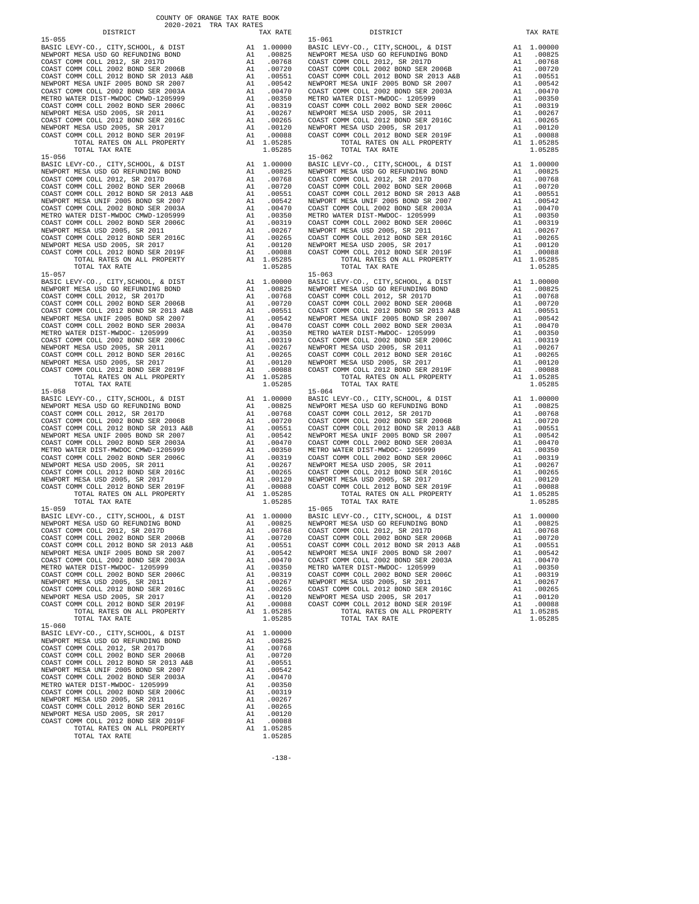COUNTY OF ORANGE TAX RATE BOOK
2020-2021 TRA TAX RATES

| DISTRICT | TAX RATE |
|---|---|
| **15-055** | |
| BASIC LEVY-CO., CITY,SCHOOL, & DIST | A1 1.00000 |
| NEWPORT MESA USD GO REFUNDING BOND | A1 .00825 |
| COAST COMM COLL 2012, SR 2017D | A1 .00768 |
| COAST COMM COLL 2002 BOND SER 2006B | A1 .00720 |
| COAST COMM COLL 2012 BOND SR 2013 A&B | A1 .00551 |
| NEWPORT MESA UNIF 2005 BOND SR 2007 | A1 .00542 |
| COAST COMM COLL 2002 BOND SER 2003A | A1 .00470 |
| METRO WATER DIST-MWDOC CMWD-1205999 | A1 .00350 |
| COAST COMM COLL 2002 BOND SER 2006C | A1 .00319 |
| NEWPORT MESA USD 2005, SR 2011 | A1 .00267 |
| COAST COMM COLL 2012 BOND SER 2016C | A1 .00265 |
| NEWPORT MESA USD 2005, SR 2017 | A1 .00120 |
| COAST COMM COLL 2012 BOND SER 2019F | A1 .00088 |
| TOTAL RATES ON ALL PROPERTY | A1 1.05285 |
| TOTAL TAX RATE | 1.05285 |
| **15-056** | |
| BASIC LEVY-CO., CITY,SCHOOL, & DIST | A1 1.00000 |
| NEWPORT MESA USD GO REFUNDING BOND | A1 .00825 |
| COAST COMM COLL 2012, SR 2017D | A1 .00768 |
| COAST COMM COLL 2002 BOND SER 2006B | A1 .00720 |
| COAST COMM COLL 2012 BOND SR 2013 A&B | A1 .00551 |
| NEWPORT MESA UNIF 2005 BOND SR 2007 | A1 .00542 |
| COAST COMM COLL 2002 BOND SER 2003A | A1 .00470 |
| METRO WATER DIST-MWDOC CMWD-1205999 | A1 .00350 |
| COAST COMM COLL 2002 BOND SER 2006C | A1 .00319 |
| NEWPORT MESA USD 2005, SR 2011 | A1 .00267 |
| COAST COMM COLL 2012 BOND SER 2016C | A1 .00265 |
| NEWPORT MESA USD 2005, SR 2017 | A1 .00120 |
| COAST COMM COLL 2012 BOND SER 2019F | A1 .00088 |
| TOTAL RATES ON ALL PROPERTY | A1 1.05285 |
| TOTAL TAX RATE | 1.05285 |
| **15-057** | |
| BASIC LEVY-CO., CITY,SCHOOL, & DIST | A1 1.00000 |
| NEWPORT MESA USD GO REFUNDING BOND | A1 .00825 |
| COAST COMM COLL 2012, SR 2017D | A1 .00768 |
| COAST COMM COLL 2002 BOND SER 2006B | A1 .00720 |
| COAST COMM COLL 2012 BOND SR 2013 A&B | A1 .00551 |
| NEWPORT MESA UNIF 2005 BOND SR 2007 | A1 .00542 |
| COAST COMM COLL 2002 BOND SER 2003A | A1 .00470 |
| METRO WATER DIST-MWDOC- 1205999 | A1 .00350 |
| COAST COMM COLL 2002 BOND SER 2006C | A1 .00319 |
| NEWPORT MESA USD 2005, SR 2011 | A1 .00267 |
| COAST COMM COLL 2012 BOND SER 2016C | A1 .00265 |
| NEWPORT MESA USD 2005, SR 2017 | A1 .00120 |
| COAST COMM COLL 2012 BOND SER 2019F | A1 .00088 |
| TOTAL RATES ON ALL PROPERTY | A1 1.05285 |
| TOTAL TAX RATE | 1.05285 |
| **15-058** | |
| BASIC LEVY-CO., CITY,SCHOOL, & DIST | A1 1.00000 |
| NEWPORT MESA USD GO REFUNDING BOND | A1 .00825 |
| COAST COMM COLL 2012, SR 2017D | A1 .00768 |
| COAST COMM COLL 2002 BOND SER 2006B | A1 .00720 |
| COAST COMM COLL 2012 BOND SR 2013 A&B | A1 .00551 |
| NEWPORT MESA UNIF 2005 BOND SR 2007 | A1 .00542 |
| COAST COMM COLL 2002 BOND SER 2003A | A1 .00470 |
| METRO WATER DIST-MWDOC CMWD-1205999 | A1 .00350 |
| COAST COMM COLL 2002 BOND SER 2006C | A1 .00319 |
| NEWPORT MESA USD 2005, SR 2011 | A1 .00267 |
| COAST COMM COLL 2012 BOND SER 2016C | A1 .00265 |
| NEWPORT MESA USD 2005, SR 2017 | A1 .00120 |
| COAST COMM COLL 2012 BOND SER 2019F | A1 .00088 |
| TOTAL RATES ON ALL PROPERTY | A1 1.05285 |
| TOTAL TAX RATE | 1.05285 |
| **15-059** | |
| BASIC LEVY-CO., CITY,SCHOOL, & DIST | A1 1.00000 |
| NEWPORT MESA USD GO REFUNDING BOND | A1 .00825 |
| COAST COMM COLL 2012, SR 2017D | A1 .00768 |
| COAST COMM COLL 2002 BOND SER 2006B | A1 .00720 |
| COAST COMM COLL 2012 BOND SR 2013 A&B | A1 .00551 |
| NEWPORT MESA UNIF 2005 BOND SR 2007 | A1 .00542 |
| COAST COMM COLL 2002 BOND SER 2003A | A1 .00470 |
| METRO WATER DIST-MWDOC- 1205999 | A1 .00350 |
| COAST COMM COLL 2002 BOND SER 2006C | A1 .00319 |
| NEWPORT MESA USD 2005, SR 2011 | A1 .00267 |
| COAST COMM COLL 2012 BOND SER 2016C | A1 .00265 |
| NEWPORT MESA USD 2005, SR 2017 | A1 .00120 |
| COAST COMM COLL 2012 BOND SER 2019F | A1 .00088 |
| TOTAL RATES ON ALL PROPERTY | A1 1.05285 |
| TOTAL TAX RATE | 1.05285 |
| **15-060** | |
| BASIC LEVY-CO., CITY,SCHOOL, & DIST | A1 1.00000 |
| NEWPORT MESA USD GO REFUNDING BOND | A1 .00825 |
| COAST COMM COLL 2012, SR 2017D | A1 .00768 |
| COAST COMM COLL 2002 BOND SER 2006B | A1 .00720 |
| COAST COMM COLL 2012 BOND SR 2013 A&B | A1 .00551 |
| NEWPORT MESA UNIF 2005 BOND SR 2007 | A1 .00542 |
| COAST COMM COLL 2002 BOND SER 2003A | A1 .00470 |
| METRO WATER DIST-MWDOC- 1205999 | A1 .00350 |
| COAST COMM COLL 2002 BOND SER 2006C | A1 .00319 |
| NEWPORT MESA USD 2005, SR 2011 | A1 .00267 |
| COAST COMM COLL 2012 BOND SER 2016C | A1 .00265 |
| NEWPORT MESA USD 2005, SR 2017 | A1 .00120 |
| COAST COMM COLL 2012 BOND SER 2019F | A1 .00088 |
| TOTAL RATES ON ALL PROPERTY | A1 1.05285 |
| TOTAL TAX RATE | 1.05285 |
| **15-061** | |
| BASIC LEVY-CO., CITY,SCHOOL, & DIST | A1 1.00000 |
| NEWPORT MESA USD GO REFUNDING BOND | A1 .00825 |
| COAST COMM COLL 2012, SR 2017D | A1 .00768 |
| COAST COMM COLL 2002 BOND SER 2006B | A1 .00720 |
| COAST COMM COLL 2012 BOND SR 2013 A&B | A1 .00551 |
| NEWPORT MESA UNIF 2005 BOND SR 2007 | A1 .00542 |
| COAST COMM COLL 2002 BOND SER 2003A | A1 .00470 |
| METRO WATER DIST-MWDOC- 1205999 | A1 .00350 |
| COAST COMM COLL 2002 BOND SER 2006C | A1 .00319 |
| NEWPORT MESA USD 2005, SR 2011 | A1 .00267 |
| COAST COMM COLL 2012 BOND SER 2016C | A1 .00265 |
| NEWPORT MESA USD 2005, SR 2017 | A1 .00120 |
| COAST COMM COLL 2012 BOND SER 2019F | A1 .00088 |
| TOTAL RATES ON ALL PROPERTY | A1 1.05285 |
| TOTAL TAX RATE | 1.05285 |
| **15-062** | |
| BASIC LEVY-CO., CITY,SCHOOL, & DIST | A1 1.00000 |
| NEWPORT MESA USD GO REFUNDING BOND | A1 .00825 |
| COAST COMM COLL 2012, SR 2017D | A1 .00768 |
| COAST COMM COLL 2002 BOND SER 2006B | A1 .00720 |
| COAST COMM COLL 2012 BOND SR 2013 A&B | A1 .00551 |
| NEWPORT MESA UNIF 2005 BOND SR 2007 | A1 .00542 |
| COAST COMM COLL 2002 BOND SER 2003A | A1 .00470 |
| METRO WATER DIST-MWDOC- 1205999 | A1 .00350 |
| COAST COMM COLL 2002 BOND SER 2006C | A1 .00319 |
| NEWPORT MESA USD 2005, SR 2011 | A1 .00267 |
| COAST COMM COLL 2012 BOND SER 2016C | A1 .00265 |
| NEWPORT MESA USD 2005, SR 2017 | A1 .00120 |
| COAST COMM COLL 2012 BOND SER 2019F | A1 .00088 |
| TOTAL RATES ON ALL PROPERTY | A1 1.05285 |
| TOTAL TAX RATE | 1.05285 |
| **15-063** | |
| BASIC LEVY-CO., CITY,SCHOOL, & DIST | A1 1.00000 |
| NEWPORT MESA USD GO REFUNDING BOND | A1 .00825 |
| COAST COMM COLL 2012, SR 2017D | A1 .00768 |
| COAST COMM COLL 2002 BOND SER 2006B | A1 .00720 |
| COAST COMM COLL 2012 BOND SR 2013 A&B | A1 .00551 |
| NEWPORT MESA UNIF 2005 BOND SR 2007 | A1 .00542 |
| COAST COMM COLL 2002 BOND SER 2003A | A1 .00470 |
| METRO WATER DIST-MWDOC- 1205999 | A1 .00350 |
| COAST COMM COLL 2002 BOND SER 2006C | A1 .00319 |
| NEWPORT MESA USD 2005, SR 2011 | A1 .00267 |
| COAST COMM COLL 2012 BOND SER 2016C | A1 .00265 |
| NEWPORT MESA USD 2005, SR 2017 | A1 .00120 |
| COAST COMM COLL 2012 BOND SER 2019F | A1 .00088 |
| TOTAL RATES ON ALL PROPERTY | A1 1.05285 |
| TOTAL TAX RATE | 1.05285 |
| **15-064** | |
| BASIC LEVY-CO., CITY,SCHOOL, & DIST | A1 1.00000 |
| NEWPORT MESA USD GO REFUNDING BOND | A1 .00825 |
| COAST COMM COLL 2012, SR 2017D | A1 .00768 |
| COAST COMM COLL 2002 BOND SER 2006B | A1 .00720 |
| COAST COMM COLL 2012 BOND SR 2013 A&B | A1 .00551 |
| NEWPORT MESA UNIF 2005 BOND SR 2007 | A1 .00542 |
| COAST COMM COLL 2002 BOND SER 2003A | A1 .00470 |
| METRO WATER DIST-MWDOC- 1205999 | A1 .00350 |
| COAST COMM COLL 2002 BOND SER 2006C | A1 .00319 |
| NEWPORT MESA USD 2005, SR 2011 | A1 .00267 |
| COAST COMM COLL 2012 BOND SER 2016C | A1 .00265 |
| NEWPORT MESA USD 2005, SR 2017 | A1 .00120 |
| COAST COMM COLL 2012 BOND SER 2019F | A1 .00088 |
| TOTAL RATES ON ALL PROPERTY | A1 1.05285 |
| TOTAL TAX RATE | 1.05285 |
| **15-065** | |
| BASIC LEVY-CO., CITY,SCHOOL, & DIST | A1 1.00000 |
| NEWPORT MESA USD GO REFUNDING BOND | A1 .00825 |
| COAST COMM COLL 2012, SR 2017D | A1 .00768 |
| COAST COMM COLL 2002 BOND SER 2006B | A1 .00720 |
| COAST COMM COLL 2012 BOND SR 2013 A&B | A1 .00551 |
| NEWPORT MESA UNIF 2005 BOND SR 2007 | A1 .00542 |
| COAST COMM COLL 2002 BOND SER 2003A | A1 .00470 |
| METRO WATER DIST-MWDOC- 1205999 | A1 .00350 |
| COAST COMM COLL 2002 BOND SER 2006C | A1 .00319 |
| NEWPORT MESA USD 2005, SR 2011 | A1 .00267 |
| COAST COMM COLL 2012 BOND SER 2016C | A1 .00265 |
| NEWPORT MESA USD 2005, SR 2017 | A1 .00120 |
| COAST COMM COLL 2012 BOND SER 2019F | A1 .00088 |
| TOTAL RATES ON ALL PROPERTY | A1 1.05285 |
| TOTAL TAX RATE | 1.05285 |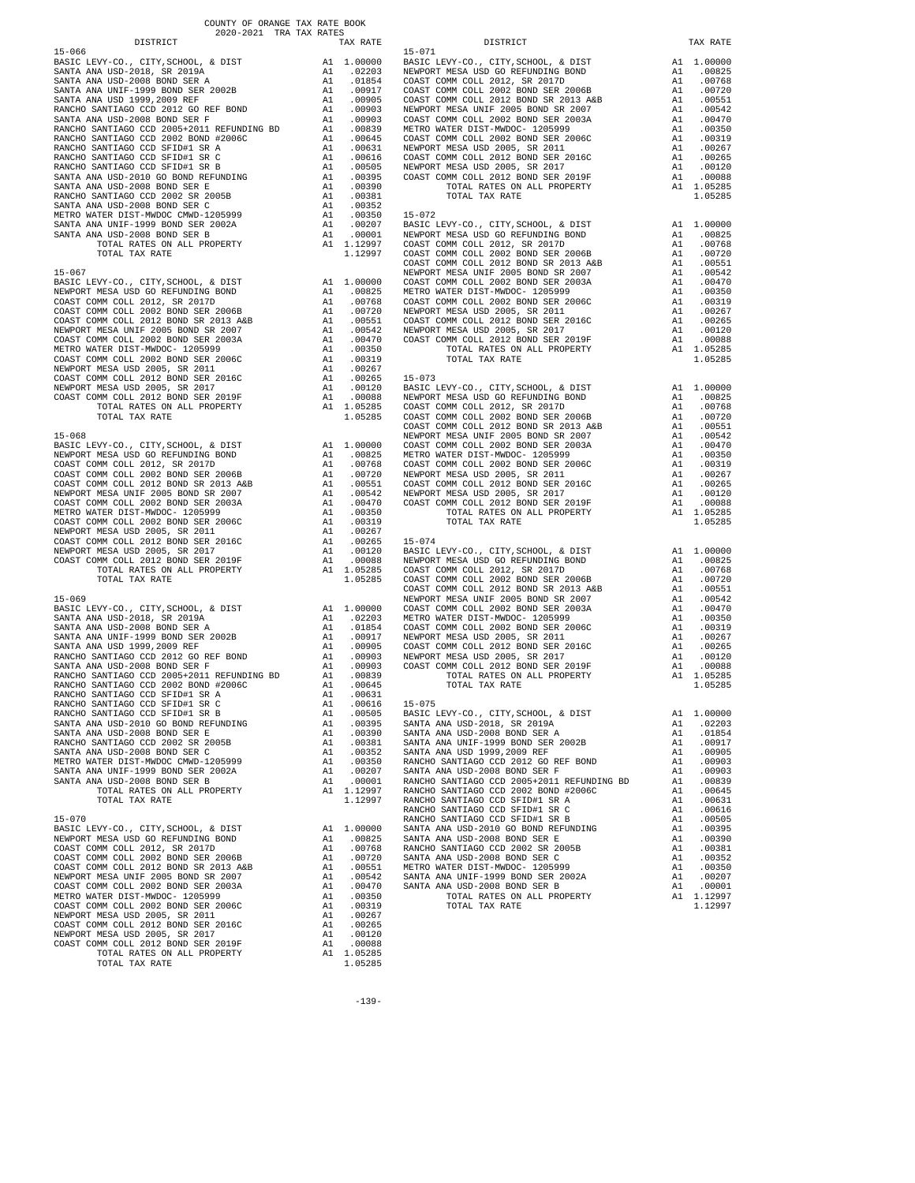COUNTY OF ORANGE TAX RATE BOOK
2020-2021 TRA TAX RATES

| DISTRICT | | TAX RATE |
|---|---|---|
| **15-066** | | |
| BASIC LEVY-CO., CITY,SCHOOL, & DIST | A1 | 1.00000 |
| SANTA ANA USD-2018, SR 2019A | A1 | .02203 |
| SANTA ANA USD-2008 BOND SER A | A1 | .01854 |
| SANTA ANA UNIF-1999 BOND SER 2002B | A1 | .00917 |
| SANTA ANA USD 1999,2009 REF | A1 | .00905 |
| RANCHO SANTIAGO CCD 2012 GO REF BOND | A1 | .00903 |
| SANTA ANA USD-2008 BOND SER F | A1 | .00903 |
| RANCHO SANTIAGO CCD 2005+2011 REFUNDING BD | A1 | .00839 |
| RANCHO SANTIAGO CCD 2002 BOND #2006C | A1 | .00645 |
| RANCHO SANTIAGO CCD SFID#1 SR A | A1 | .00631 |
| RANCHO SANTIAGO CCD SFID#1 SR C | A1 | .00616 |
| RANCHO SANTIAGO CCD SFID#1 SR B | A1 | .00505 |
| SANTA ANA USD-2010 GO BOND REFUNDING | A1 | .00395 |
| SANTA ANA USD-2008 BOND SER E | A1 | .00390 |
| RANCHO SANTIAGO CCD 2002 SR 2005B | A1 | .00381 |
| SANTA ANA USD-2008 BOND SER C | A1 | .00352 |
| METRO WATER DIST-MWDOC CMWD-1205999 | A1 | .00350 |
| SANTA ANA UNIF-1999 BOND SER 2002A | A1 | .00207 |
| SANTA ANA USD-2008 BOND SER B | A1 | .00001 |
| TOTAL RATES ON ALL PROPERTY | A1 | 1.12997 |
| TOTAL TAX RATE | | 1.12997 |
| **15-067** | | |
| BASIC LEVY-CO., CITY,SCHOOL, & DIST | A1 | 1.00000 |
| NEWPORT MESA USD GO REFUNDING BOND | A1 | .00825 |
| COAST COMM COLL 2012, SR 2017D | A1 | .00768 |
| COAST COMM COLL 2002 BOND SER 2006B | A1 | .00720 |
| COAST COMM COLL 2012 BOND SR 2013 A&B | A1 | .00551 |
| NEWPORT MESA UNIF 2005 BOND SR 2007 | A1 | .00542 |
| COAST COMM COLL 2002 BOND SER 2003A | A1 | .00470 |
| METRO WATER DIST-MWDOC- 1205999 | A1 | .00350 |
| COAST COMM COLL 2002 BOND SER 2006C | A1 | .00319 |
| NEWPORT MESA USD 2005, SR 2011 | A1 | .00267 |
| COAST COMM COLL 2012 BOND SER 2016C | A1 | .00265 |
| NEWPORT MESA USD 2005, SR 2017 | A1 | .00120 |
| COAST COMM COLL 2012 BOND SER 2019F | A1 | .00088 |
| TOTAL RATES ON ALL PROPERTY | A1 | 1.05285 |
| TOTAL TAX RATE | | 1.05285 |
| **15-068** | | |
| BASIC LEVY-CO., CITY,SCHOOL, & DIST | A1 | 1.00000 |
| NEWPORT MESA USD GO REFUNDING BOND | A1 | .00825 |
| COAST COMM COLL 2012, SR 2017D | A1 | .00768 |
| COAST COMM COLL 2002 BOND SER 2006B | A1 | .00720 |
| COAST COMM COLL 2012 BOND SR 2013 A&B | A1 | .00551 |
| NEWPORT MESA UNIF 2005 BOND SR 2007 | A1 | .00542 |
| COAST COMM COLL 2002 BOND SER 2003A | A1 | .00470 |
| METRO WATER DIST-MWDOC- 1205999 | A1 | .00350 |
| COAST COMM COLL 2002 BOND SER 2006C | A1 | .00319 |
| NEWPORT MESA USD 2005, SR 2011 | A1 | .00267 |
| COAST COMM COLL 2012 BOND SER 2016C | A1 | .00265 |
| NEWPORT MESA USD 2005, SR 2017 | A1 | .00120 |
| COAST COMM COLL 2012 BOND SER 2019F | A1 | .00088 |
| TOTAL RATES ON ALL PROPERTY | A1 | 1.05285 |
| TOTAL TAX RATE | | 1.05285 |
| **15-069** | | |
| BASIC LEVY-CO., CITY,SCHOOL, & DIST | A1 | 1.00000 |
| SANTA ANA USD-2018, SR 2019A | A1 | .02203 |
| SANTA ANA USD-2008 BOND SER A | A1 | .01854 |
| SANTA ANA UNIF-1999 BOND SER 2002B | A1 | .00917 |
| SANTA ANA USD 1999,2009 REF | A1 | .00905 |
| RANCHO SANTIAGO CCD 2012 GO REF BOND | A1 | .00903 |
| SANTA ANA USD-2008 BOND SER F | A1 | .00903 |
| RANCHO SANTIAGO CCD 2005+2011 REFUNDING BD | A1 | .00839 |
| RANCHO SANTIAGO CCD 2002 BOND #2006C | A1 | .00645 |
| RANCHO SANTIAGO CCD SFID#1 SR A | A1 | .00631 |
| RANCHO SANTIAGO CCD SFID#1 SR C | A1 | .00616 |
| RANCHO SANTIAGO CCD SFID#1 SR B | A1 | .00505 |
| SANTA ANA USD-2010 GO BOND REFUNDING | A1 | .00395 |
| SANTA ANA USD-2008 BOND SER E | A1 | .00390 |
| RANCHO SANTIAGO CCD 2002 SR 2005B | A1 | .00381 |
| SANTA ANA USD-2008 BOND SER C | A1 | .00352 |
| METRO WATER DIST-MWDOC CMWD-1205999 | A1 | .00350 |
| SANTA ANA UNIF-1999 BOND SER 2002A | A1 | .00207 |
| SANTA ANA USD-2008 BOND SER B | A1 | .00001 |
| TOTAL RATES ON ALL PROPERTY | A1 | 1.12997 |
| TOTAL TAX RATE | | 1.12997 |
| **15-070** | | |
| BASIC LEVY-CO., CITY,SCHOOL, & DIST | A1 | 1.00000 |
| NEWPORT MESA USD GO REFUNDING BOND | A1 | .00825 |
| COAST COMM COLL 2012, SR 2017D | A1 | .00768 |
| COAST COMM COLL 2002 BOND SER 2006B | A1 | .00720 |
| COAST COMM COLL 2012 BOND SR 2013 A&B | A1 | .00551 |
| NEWPORT MESA UNIF 2005 BOND SR 2007 | A1 | .00542 |
| COAST COMM COLL 2002 BOND SER 2003A | A1 | .00470 |
| METRO WATER DIST-MWDOC- 1205999 | A1 | .00350 |
| COAST COMM COLL 2002 BOND SER 2006C | A1 | .00319 |
| NEWPORT MESA USD 2005, SR 2011 | A1 | .00267 |
| COAST COMM COLL 2012 BOND SER 2016C | A1 | .00265 |
| NEWPORT MESA USD 2005, SR 2017 | A1 | .00120 |
| COAST COMM COLL 2012 BOND SER 2019F | A1 | .00088 |
| TOTAL RATES ON ALL PROPERTY | A1 | 1.05285 |
| TOTAL TAX RATE | | 1.05285 |
| **15-071** | | |
| BASIC LEVY-CO., CITY,SCHOOL, & DIST | A1 | 1.00000 |
| NEWPORT MESA USD GO REFUNDING BOND | A1 | .00825 |
| COAST COMM COLL 2012, SR 2017D | A1 | .00768 |
| COAST COMM COLL 2002 BOND SER 2006B | A1 | .00720 |
| COAST COMM COLL 2012 BOND SR 2013 A&B | A1 | .00551 |
| NEWPORT MESA UNIF 2005 BOND SR 2007 | A1 | .00542 |
| COAST COMM COLL 2002 BOND SER 2003A | A1 | .00470 |
| METRO WATER DIST-MWDOC- 1205999 | A1 | .00350 |
| COAST COMM COLL 2002 BOND SER 2006C | A1 | .00319 |
| NEWPORT MESA USD 2005, SR 2011 | A1 | .00267 |
| COAST COMM COLL 2012 BOND SER 2016C | A1 | .00265 |
| NEWPORT MESA USD 2005, SR 2017 | A1 | .00120 |
| COAST COMM COLL 2012 BOND SER 2019F | A1 | .00088 |
| TOTAL RATES ON ALL PROPERTY | A1 | 1.05285 |
| TOTAL TAX RATE | | 1.05285 |
| **15-072** | | |
| BASIC LEVY-CO., CITY,SCHOOL, & DIST | A1 | 1.00000 |
| NEWPORT MESA USD GO REFUNDING BOND | A1 | .00825 |
| COAST COMM COLL 2012, SR 2017D | A1 | .00768 |
| COAST COMM COLL 2002 BOND SER 2006B | A1 | .00720 |
| COAST COMM COLL 2012 BOND SR 2013 A&B | A1 | .00551 |
| NEWPORT MESA UNIF 2005 BOND SR 2007 | A1 | .00542 |
| COAST COMM COLL 2002 BOND SER 2003A | A1 | .00470 |
| METRO WATER DIST-MWDOC- 1205999 | A1 | .00350 |
| COAST COMM COLL 2002 BOND SER 2006C | A1 | .00319 |
| NEWPORT MESA USD 2005, SR 2011 | A1 | .00267 |
| COAST COMM COLL 2012 BOND SER 2016C | A1 | .00265 |
| NEWPORT MESA USD 2005, SR 2017 | A1 | .00120 |
| COAST COMM COLL 2012 BOND SER 2019F | A1 | .00088 |
| TOTAL RATES ON ALL PROPERTY | A1 | 1.05285 |
| TOTAL TAX RATE | | 1.05285 |
| **15-073** | | |
| BASIC LEVY-CO., CITY,SCHOOL, & DIST | A1 | 1.00000 |
| NEWPORT MESA USD GO REFUNDING BOND | A1 | .00825 |
| COAST COMM COLL 2012, SR 2017D | A1 | .00768 |
| COAST COMM COLL 2002 BOND SER 2006B | A1 | .00720 |
| COAST COMM COLL 2012 BOND SR 2013 A&B | A1 | .00551 |
| NEWPORT MESA UNIF 2005 BOND SR 2007 | A1 | .00542 |
| COAST COMM COLL 2002 BOND SER 2003A | A1 | .00470 |
| METRO WATER DIST-MWDOC- 1205999 | A1 | .00350 |
| COAST COMM COLL 2002 BOND SER 2006C | A1 | .00319 |
| NEWPORT MESA USD 2005, SR 2011 | A1 | .00267 |
| COAST COMM COLL 2012 BOND SER 2016C | A1 | .00265 |
| NEWPORT MESA USD 2005, SR 2017 | A1 | .00120 |
| COAST COMM COLL 2012 BOND SER 2019F | A1 | .00088 |
| TOTAL RATES ON ALL PROPERTY | A1 | 1.05285 |
| TOTAL TAX RATE | | 1.05285 |
| **15-074** | | |
| BASIC LEVY-CO., CITY,SCHOOL, & DIST | A1 | 1.00000 |
| NEWPORT MESA USD GO REFUNDING BOND | A1 | .00825 |
| COAST COMM COLL 2012, SR 2017D | A1 | .00768 |
| COAST COMM COLL 2002 BOND SER 2006B | A1 | .00720 |
| COAST COMM COLL 2012 BOND SR 2013 A&B | A1 | .00551 |
| NEWPORT MESA UNIF 2005 BOND SR 2007 | A1 | .00542 |
| COAST COMM COLL 2002 BOND SER 2003A | A1 | .00470 |
| METRO WATER DIST-MWDOC- 1205999 | A1 | .00350 |
| COAST COMM COLL 2002 BOND SER 2006C | A1 | .00319 |
| NEWPORT MESA USD 2005, SR 2011 | A1 | .00267 |
| COAST COMM COLL 2012 BOND SER 2016C | A1 | .00265 |
| NEWPORT MESA USD 2005, SR 2017 | A1 | .00120 |
| COAST COMM COLL 2012 BOND SER 2019F | A1 | .00088 |
| TOTAL RATES ON ALL PROPERTY | A1 | 1.05285 |
| TOTAL TAX RATE | | 1.05285 |
| **15-075** | | |
| BASIC LEVY-CO., CITY,SCHOOL, & DIST | A1 | 1.00000 |
| SANTA ANA USD-2018, SR 2019A | A1 | .02203 |
| SANTA ANA USD-2008 BOND SER A | A1 | .01854 |
| SANTA ANA UNIF-1999 BOND SER 2002B | A1 | .00917 |
| SANTA ANA USD 1999,2009 REF | A1 | .00905 |
| RANCHO SANTIAGO CCD 2012 GO REF BOND | A1 | .00903 |
| SANTA ANA USD-2008 BOND SER F | A1 | .00903 |
| RANCHO SANTIAGO CCD 2005+2011 REFUNDING BD | A1 | .00839 |
| RANCHO SANTIAGO CCD 2002 BOND #2006C | A1 | .00645 |
| RANCHO SANTIAGO CCD SFID#1 SR A | A1 | .00631 |
| RANCHO SANTIAGO CCD SFID#1 SR C | A1 | .00616 |
| RANCHO SANTIAGO CCD SFID#1 SR B | A1 | .00505 |
| SANTA ANA USD-2010 GO BOND REFUNDING | A1 | .00395 |
| SANTA ANA USD-2008 BOND SER E | A1 | .00390 |
| RANCHO SANTIAGO CCD 2002 SR 2005B | A1 | .00381 |
| SANTA ANA USD-2008 BOND SER C | A1 | .00352 |
| METRO WATER DIST-MWDOC- 1205999 | A1 | .00350 |
| SANTA ANA UNIF-1999 BOND SER 2002A | A1 | .00207 |
| SANTA ANA USD-2008 BOND SER B | A1 | .00001 |
| TOTAL RATES ON ALL PROPERTY | A1 | 1.12997 |
| TOTAL TAX RATE | | 1.12997 |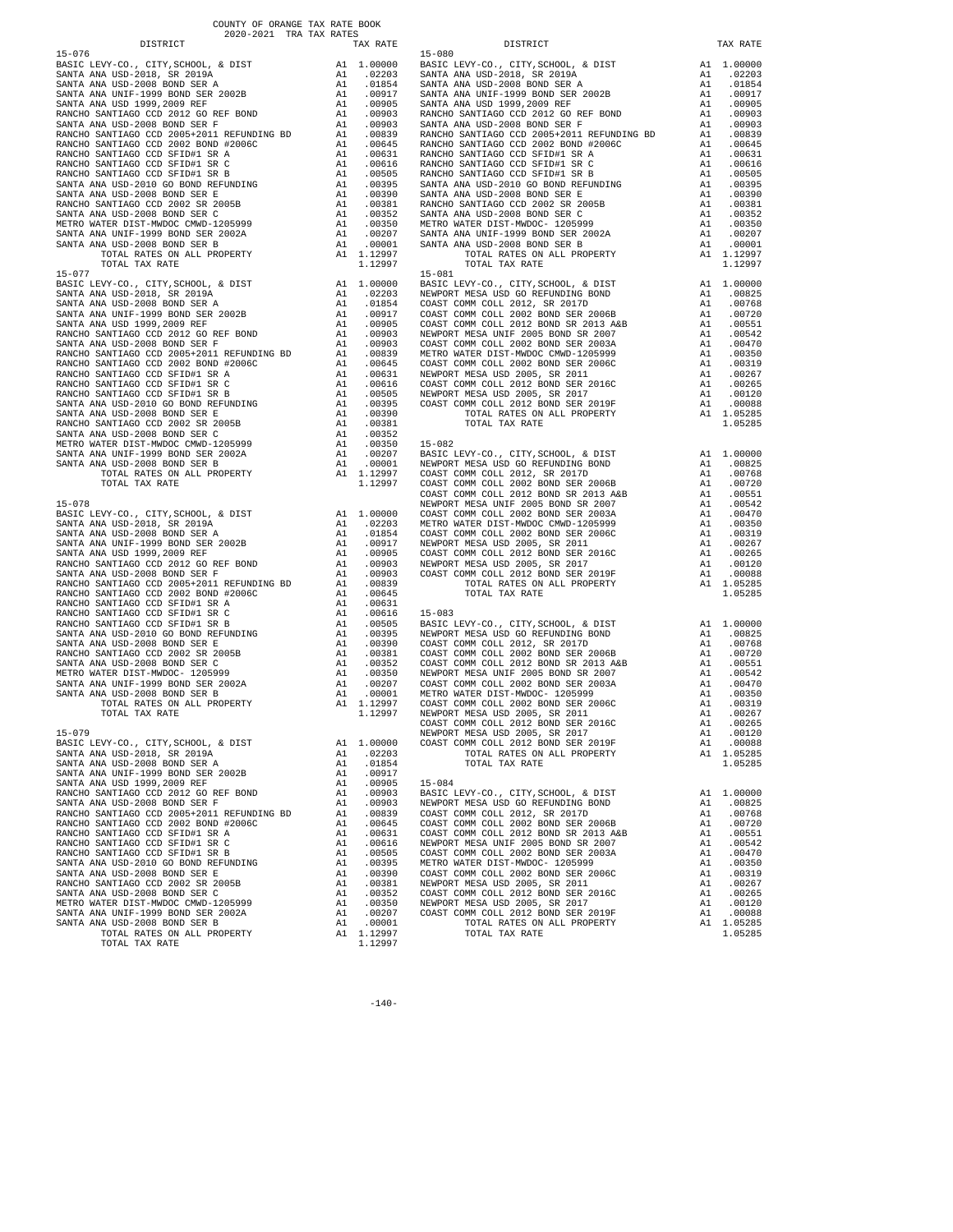COUNTY OF ORANGE TAX RATE BOOK
2020-2021 TRA TAX RATES

| DISTRICT | | TAX RATE |
|---|---|---|
| **15-076** | | |
| BASIC LEVY-CO., CITY,SCHOOL, & DIST | A1 | 1.00000 |
| SANTA ANA USD-2018, SR 2019A | A1 | .02203 |
| SANTA ANA USD-2008 BOND SER A | A1 | .01854 |
| SANTA ANA UNIF-1999 BOND SER 2002B | A1 | .00917 |
| SANTA ANA USD 1999,2009 REF | A1 | .00905 |
| RANCHO SANTIAGO CCD 2012 GO REF BOND | A1 | .00903 |
| SANTA ANA USD-2008 BOND SER F | A1 | .00903 |
| RANCHO SANTIAGO CCD 2005+2011 REFUNDING BD | A1 | .00839 |
| RANCHO SANTIAGO CCD 2002 BOND #2006C | A1 | .00645 |
| RANCHO SANTIAGO CCD SFID#1 SR A | A1 | .00631 |
| RANCHO SANTIAGO CCD SFID#1 SR C | A1 | .00616 |
| RANCHO SANTIAGO CCD SFID#1 SR B | A1 | .00505 |
| SANTA ANA USD-2010 GO BOND REFUNDING | A1 | .00395 |
| SANTA ANA USD-2008 BOND SER E | A1 | .00390 |
| RANCHO SANTIAGO CCD 2002 SR 2005B | A1 | .00381 |
| SANTA ANA USD-2008 BOND SER C | A1 | .00352 |
| METRO WATER DIST-MWDOC CMWD-1205999 | A1 | .00350 |
| SANTA ANA UNIF-1999 BOND SER 2002A | A1 | .00207 |
| SANTA ANA USD-2008 BOND SER B | A1 | .00001 |
| TOTAL RATES ON ALL PROPERTY | A1 | 1.12997 |
| TOTAL TAX RATE | | 1.12997 |
| **15-077** | | |
| BASIC LEVY-CO., CITY,SCHOOL, & DIST | A1 | 1.00000 |
| SANTA ANA USD-2018, SR 2019A | A1 | .02203 |
| SANTA ANA USD-2008 BOND SER A | A1 | .01854 |
| SANTA ANA UNIF-1999 BOND SER 2002B | A1 | .00917 |
| SANTA ANA USD 1999,2009 REF | A1 | .00905 |
| RANCHO SANTIAGO CCD 2012 GO REF BOND | A1 | .00903 |
| SANTA ANA USD-2008 BOND SER F | A1 | .00903 |
| RANCHO SANTIAGO CCD 2005+2011 REFUNDING BD | A1 | .00839 |
| RANCHO SANTIAGO CCD 2002 BOND #2006C | A1 | .00645 |
| RANCHO SANTIAGO CCD SFID#1 SR A | A1 | .00631 |
| RANCHO SANTIAGO CCD SFID#1 SR C | A1 | .00616 |
| RANCHO SANTIAGO CCD SFID#1 SR B | A1 | .00505 |
| SANTA ANA USD-2010 GO BOND REFUNDING | A1 | .00395 |
| SANTA ANA USD-2008 BOND SER E | A1 | .00390 |
| RANCHO SANTIAGO CCD 2002 SR 2005B | A1 | .00381 |
| SANTA ANA USD-2008 BOND SER C | A1 | .00352 |
| METRO WATER DIST-MWDOC CMWD-1205999 | A1 | .00350 |
| SANTA ANA UNIF-1999 BOND SER 2002A | A1 | .00207 |
| SANTA ANA USD-2008 BOND SER B | A1 | .00001 |
| TOTAL RATES ON ALL PROPERTY | A1 | 1.12997 |
| TOTAL TAX RATE | | 1.12997 |
| **15-078** | | |
| BASIC LEVY-CO., CITY,SCHOOL, & DIST | A1 | 1.00000 |
| SANTA ANA USD-2018, SR 2019A | A1 | .02203 |
| SANTA ANA USD-2008 BOND SER A | A1 | .01854 |
| SANTA ANA UNIF-1999 BOND SER 2002B | A1 | .00917 |
| SANTA ANA USD 1999,2009 REF | A1 | .00905 |
| RANCHO SANTIAGO CCD 2012 GO REF BOND | A1 | .00903 |
| SANTA ANA USD-2008 BOND SER F | A1 | .00903 |
| RANCHO SANTIAGO CCD 2005+2011 REFUNDING BD | A1 | .00839 |
| RANCHO SANTIAGO CCD 2002 BOND #2006C | A1 | .00645 |
| RANCHO SANTIAGO CCD SFID#1 SR A | A1 | .00631 |
| RANCHO SANTIAGO CCD SFID#1 SR C | A1 | .00616 |
| RANCHO SANTIAGO CCD SFID#1 SR B | A1 | .00505 |
| SANTA ANA USD-2010 GO BOND REFUNDING | A1 | .00395 |
| SANTA ANA USD-2008 BOND SER E | A1 | .00390 |
| RANCHO SANTIAGO CCD 2002 SR 2005B | A1 | .00381 |
| SANTA ANA USD-2008 BOND SER C | A1 | .00352 |
| METRO WATER DIST-MWDOC- 1205999 | A1 | .00350 |
| SANTA ANA UNIF-1999 BOND SER 2002A | A1 | .00207 |
| SANTA ANA USD-2008 BOND SER B | A1 | .00001 |
| TOTAL RATES ON ALL PROPERTY | A1 | 1.12997 |
| TOTAL TAX RATE | | 1.12997 |
| **15-079** | | |
| BASIC LEVY-CO., CITY,SCHOOL, & DIST | A1 | 1.00000 |
| SANTA ANA USD-2018, SR 2019A | A1 | .02203 |
| SANTA ANA USD-2008 BOND SER A | A1 | .01854 |
| SANTA ANA UNIF-1999 BOND SER 2002B | A1 | .00917 |
| SANTA ANA USD 1999,2009 REF | A1 | .00905 |
| RANCHO SANTIAGO CCD 2012 GO REF BOND | A1 | .00903 |
| SANTA ANA USD-2008 BOND SER F | A1 | .00903 |
| RANCHO SANTIAGO CCD 2005+2011 REFUNDING BD | A1 | .00839 |
| RANCHO SANTIAGO CCD 2002 BOND #2006C | A1 | .00645 |
| RANCHO SANTIAGO CCD SFID#1 SR A | A1 | .00631 |
| RANCHO SANTIAGO CCD SFID#1 SR C | A1 | .00616 |
| RANCHO SANTIAGO CCD SFID#1 SR B | A1 | .00505 |
| SANTA ANA USD-2010 GO BOND REFUNDING | A1 | .00395 |
| SANTA ANA USD-2008 BOND SER E | A1 | .00390 |
| RANCHO SANTIAGO CCD 2002 SR 2005B | A1 | .00381 |
| SANTA ANA USD-2008 BOND SER C | A1 | .00352 |
| METRO WATER DIST-MWDOC CMWD-1205999 | A1 | .00350 |
| SANTA ANA UNIF-1999 BOND SER 2002A | A1 | .00207 |
| SANTA ANA USD-2008 BOND SER B | A1 | .00001 |
| TOTAL RATES ON ALL PROPERTY | A1 | 1.12997 |
| TOTAL TAX RATE | | 1.12997 |
| **15-080** | | |
| BASIC LEVY-CO., CITY,SCHOOL, & DIST | A1 | 1.00000 |
| SANTA ANA USD-2018, SR 2019A | A1 | .02203 |
| SANTA ANA USD-2008 BOND SER A | A1 | .01854 |
| SANTA ANA UNIF-1999 BOND SER 2002B | A1 | .00917 |
| SANTA ANA USD 1999,2009 REF | A1 | .00905 |
| RANCHO SANTIAGO CCD 2012 GO REF BOND | A1 | .00903 |
| SANTA ANA USD-2008 BOND SER F | A1 | .00903 |
| RANCHO SANTIAGO CCD 2005+2011 REFUNDING BD | A1 | .00839 |
| RANCHO SANTIAGO CCD 2002 BOND #2006C | A1 | .00645 |
| RANCHO SANTIAGO CCD SFID#1 SR A | A1 | .00631 |
| RANCHO SANTIAGO CCD SFID#1 SR C | A1 | .00616 |
| RANCHO SANTIAGO CCD SFID#1 SR B | A1 | .00505 |
| SANTA ANA USD-2010 GO BOND REFUNDING | A1 | .00395 |
| SANTA ANA USD-2008 BOND SER E | A1 | .00390 |
| RANCHO SANTIAGO CCD 2002 SR 2005B | A1 | .00381 |
| SANTA ANA USD-2008 BOND SER C | A1 | .00352 |
| METRO WATER DIST-MWDOC- 1205999 | A1 | .00350 |
| SANTA ANA UNIF-1999 BOND SER 2002A | A1 | .00207 |
| SANTA ANA USD-2008 BOND SER B | A1 | .00001 |
| TOTAL RATES ON ALL PROPERTY | A1 | 1.12997 |
| TOTAL TAX RATE | | 1.12997 |
| **15-081** | | |
| BASIC LEVY-CO., CITY,SCHOOL, & DIST | A1 | 1.00000 |
| NEWPORT MESA USD GO REFUNDING BOND | A1 | .00825 |
| COAST COMM COLL 2012, SR 2017D | A1 | .00768 |
| COAST COMM COLL 2002 BOND SER 2006B | A1 | .00720 |
| COAST COMM COLL 2012 BOND SR 2013 A&B | A1 | .00551 |
| NEWPORT MESA UNIF 2005 BOND SR 2007 | A1 | .00542 |
| COAST COMM COLL 2002 BOND SER 2003A | A1 | .00470 |
| METRO WATER DIST-MWDOC CMWD-1205999 | A1 | .00350 |
| COAST COMM COLL 2002 BOND SER 2006C | A1 | .00319 |
| NEWPORT MESA USD 2005, SR 2011 | A1 | .00267 |
| COAST COMM COLL 2012 BOND SER 2016C | A1 | .00265 |
| NEWPORT MESA USD 2005, SR 2017 | A1 | .00120 |
| COAST COMM COLL 2012 BOND SER 2019F | A1 | .00088 |
| TOTAL RATES ON ALL PROPERTY | A1 | 1.05285 |
| TOTAL TAX RATE | | 1.05285 |
| **15-082** | | |
| BASIC LEVY-CO., CITY,SCHOOL, & DIST | A1 | 1.00000 |
| NEWPORT MESA USD GO REFUNDING BOND | A1 | .00825 |
| COAST COMM COLL 2012, SR 2017D | A1 | .00768 |
| COAST COMM COLL 2002 BOND SER 2006B | A1 | .00720 |
| COAST COMM COLL 2012 BOND SR 2013 A&B | A1 | .00551 |
| NEWPORT MESA UNIF 2005 BOND SR 2007 | A1 | .00542 |
| COAST COMM COLL 2002 BOND SER 2003A | A1 | .00470 |
| METRO WATER DIST-MWDOC CMWD-1205999 | A1 | .00350 |
| COAST COMM COLL 2002 BOND SER 2006C | A1 | .00319 |
| NEWPORT MESA USD 2005, SR 2011 | A1 | .00267 |
| COAST COMM COLL 2012 BOND SER 2016C | A1 | .00265 |
| NEWPORT MESA USD 2005, SR 2017 | A1 | .00120 |
| COAST COMM COLL 2012 BOND SER 2019F | A1 | .00088 |
| TOTAL RATES ON ALL PROPERTY | A1 | 1.05285 |
| TOTAL TAX RATE | | 1.05285 |
| **15-083** | | |
| BASIC LEVY-CO., CITY,SCHOOL, & DIST | A1 | 1.00000 |
| NEWPORT MESA USD GO REFUNDING BOND | A1 | .00825 |
| COAST COMM COLL 2012, SR 2017D | A1 | .00768 |
| COAST COMM COLL 2002 BOND SER 2006B | A1 | .00720 |
| COAST COMM COLL 2012 BOND SR 2013 A&B | A1 | .00551 |
| NEWPORT MESA UNIF 2005 BOND SR 2007 | A1 | .00542 |
| COAST COMM COLL 2002 BOND SER 2003A | A1 | .00470 |
| METRO WATER DIST-MWDOC- 1205999 | A1 | .00350 |
| COAST COMM COLL 2002 BOND SER 2006C | A1 | .00319 |
| NEWPORT MESA USD 2005, SR 2011 | A1 | .00267 |
| COAST COMM COLL 2012 BOND SER 2016C | A1 | .00265 |
| NEWPORT MESA USD 2005, SR 2017 | A1 | .00120 |
| COAST COMM COLL 2012 BOND SER 2019F | A1 | .00088 |
| TOTAL RATES ON ALL PROPERTY | A1 | 1.05285 |
| TOTAL TAX RATE | | 1.05285 |
| **15-084** | | |
| BASIC LEVY-CO., CITY,SCHOOL, & DIST | A1 | 1.00000 |
| NEWPORT MESA USD GO REFUNDING BOND | A1 | .00825 |
| COAST COMM COLL 2012, SR 2017D | A1 | .00768 |
| COAST COMM COLL 2002 BOND SER 2006B | A1 | .00720 |
| COAST COMM COLL 2012 BOND SR 2013 A&B | A1 | .00551 |
| NEWPORT MESA UNIF 2005 BOND SR 2007 | A1 | .00542 |
| COAST COMM COLL 2002 BOND SER 2003A | A1 | .00470 |
| METRO WATER DIST-MWDOC- 1205999 | A1 | .00350 |
| COAST COMM COLL 2002 BOND SER 2006C | A1 | .00319 |
| NEWPORT MESA USD 2005, SR 2011 | A1 | .00267 |
| COAST COMM COLL 2012 BOND SER 2016C | A1 | .00265 |
| NEWPORT MESA USD 2005, SR 2017 | A1 | .00120 |
| COAST COMM COLL 2012 BOND SER 2019F | A1 | .00088 |
| TOTAL RATES ON ALL PROPERTY | A1 | 1.05285 |
| TOTAL TAX RATE | | 1.05285 |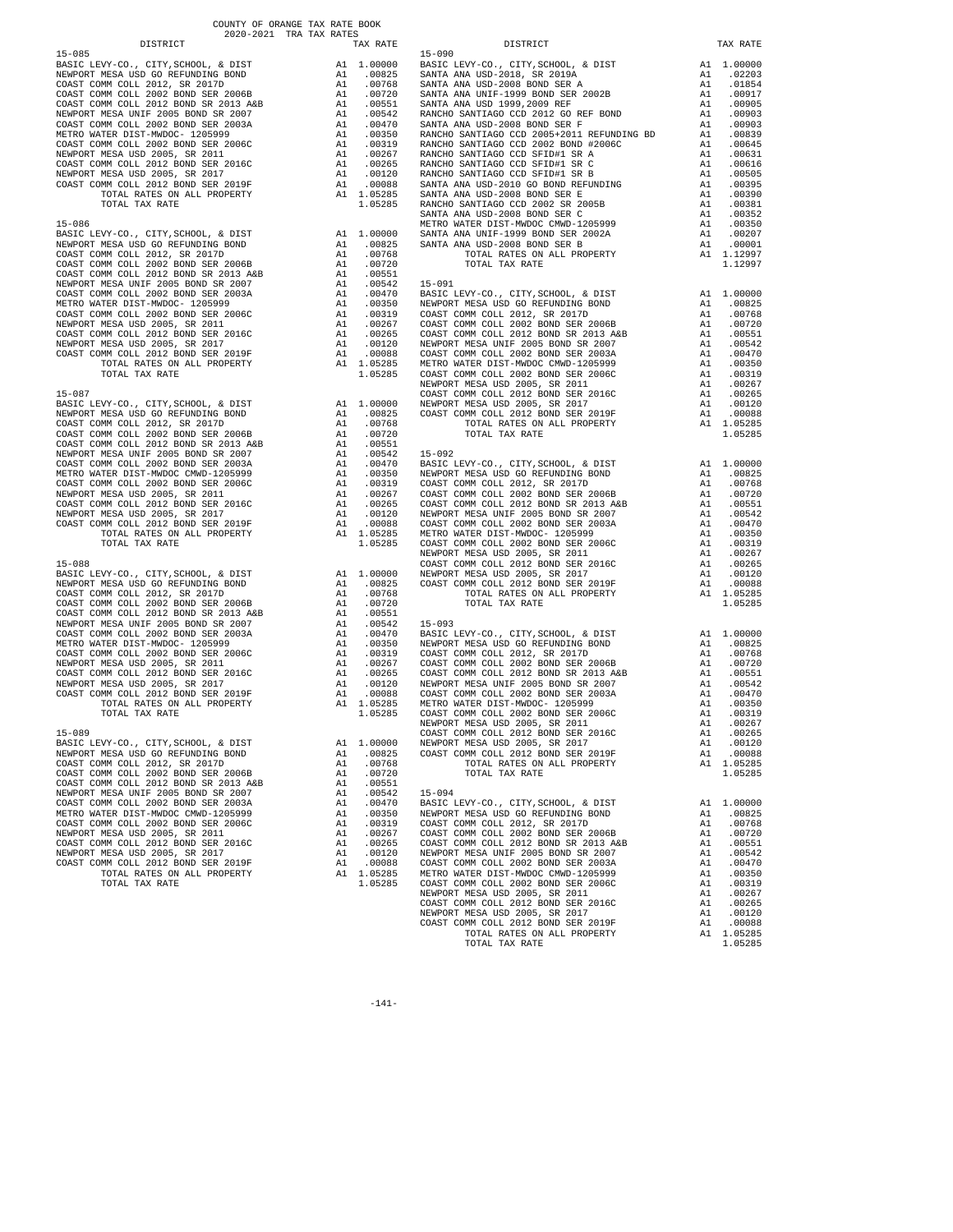COUNTY OF ORANGE TAX RATE BOOK
2020-2021 TRA TAX RATES

| DISTRICT | | TAX RATE |
|---|---|---|
| **15-085** | | |
| BASIC LEVY-CO., CITY,SCHOOL, & DIST | A1 | 1.00000 |
| NEWPORT MESA USD GO REFUNDING BOND | A1 | .00825 |
| COAST COMM COLL 2012, SR 2017D | A1 | .00768 |
| COAST COMM COLL 2002 BOND SER 2006B | A1 | .00720 |
| COAST COMM COLL 2012 BOND SR 2013 A&B | A1 | .00551 |
| NEWPORT MESA UNIF 2005 BOND SR 2007 | A1 | .00542 |
| COAST COMM COLL 2002 BOND SER 2003A | A1 | .00470 |
| METRO WATER DIST-MWDOC- 1205999 | A1 | .00350 |
| COAST COMM COLL 2002 BOND SER 2006C | A1 | .00319 |
| NEWPORT MESA USD 2005, SR 2011 | A1 | .00267 |
| COAST COMM COLL 2012 BOND SER 2016C | A1 | .00265 |
| NEWPORT MESA USD 2005, SR 2017 | A1 | .00120 |
| COAST COMM COLL 2012 BOND SER 2019F | A1 | .00088 |
| TOTAL RATES ON ALL PROPERTY | A1 | 1.05285 |
| TOTAL TAX RATE | | 1.05285 |
| **15-086** | | |
| BASIC LEVY-CO., CITY,SCHOOL, & DIST | A1 | 1.00000 |
| NEWPORT MESA USD GO REFUNDING BOND | A1 | .00825 |
| COAST COMM COLL 2012, SR 2017D | A1 | .00768 |
| COAST COMM COLL 2002 BOND SER 2006B | A1 | .00720 |
| COAST COMM COLL 2012 BOND SR 2013 A&B | A1 | .00551 |
| NEWPORT MESA UNIF 2005 BOND SR 2007 | A1 | .00542 |
| COAST COMM COLL 2002 BOND SER 2003A | A1 | .00470 |
| METRO WATER DIST-MWDOC- 1205999 | A1 | .00350 |
| COAST COMM COLL 2002 BOND SER 2006C | A1 | .00319 |
| NEWPORT MESA USD 2005, SR 2011 | A1 | .00267 |
| COAST COMM COLL 2012 BOND SER 2016C | A1 | .00265 |
| NEWPORT MESA USD 2005, SR 2017 | A1 | .00120 |
| COAST COMM COLL 2012 BOND SER 2019F | A1 | .00088 |
| TOTAL RATES ON ALL PROPERTY | A1 | 1.05285 |
| TOTAL TAX RATE | | 1.05285 |
| **15-087** | | |
| BASIC LEVY-CO., CITY,SCHOOL, & DIST | A1 | 1.00000 |
| NEWPORT MESA USD GO REFUNDING BOND | A1 | .00825 |
| COAST COMM COLL 2012, SR 2017D | A1 | .00768 |
| COAST COMM COLL 2002 BOND SER 2006B | A1 | .00720 |
| COAST COMM COLL 2012 BOND SR 2013 A&B | A1 | .00551 |
| NEWPORT MESA UNIF 2005 BOND SR 2007 | A1 | .00542 |
| COAST COMM COLL 2002 BOND SER 2003A | A1 | .00470 |
| METRO WATER DIST-MWDOC CMWD-1205999 | A1 | .00350 |
| COAST COMM COLL 2002 BOND SER 2006C | A1 | .00319 |
| NEWPORT MESA USD 2005, SR 2011 | A1 | .00267 |
| COAST COMM COLL 2012 BOND SER 2016C | A1 | .00265 |
| NEWPORT MESA USD 2005, SR 2017 | A1 | .00120 |
| COAST COMM COLL 2012 BOND SER 2019F | A1 | .00088 |
| TOTAL RATES ON ALL PROPERTY | A1 | 1.05285 |
| TOTAL TAX RATE | | 1.05285 |
| **15-088** | | |
| BASIC LEVY-CO., CITY,SCHOOL, & DIST | A1 | 1.00000 |
| NEWPORT MESA USD GO REFUNDING BOND | A1 | .00825 |
| COAST COMM COLL 2012, SR 2017D | A1 | .00768 |
| COAST COMM COLL 2002 BOND SER 2006B | A1 | .00720 |
| COAST COMM COLL 2012 BOND SR 2013 A&B | A1 | .00551 |
| NEWPORT MESA UNIF 2005 BOND SR 2007 | A1 | .00542 |
| COAST COMM COLL 2002 BOND SER 2003A | A1 | .00470 |
| METRO WATER DIST-MWDOC- 1205999 | A1 | .00350 |
| COAST COMM COLL 2002 BOND SER 2006C | A1 | .00319 |
| NEWPORT MESA USD 2005, SR 2011 | A1 | .00267 |
| COAST COMM COLL 2012 BOND SER 2016C | A1 | .00265 |
| NEWPORT MESA USD 2005, SR 2017 | A1 | .00120 |
| COAST COMM COLL 2012 BOND SER 2019F | A1 | .00088 |
| TOTAL RATES ON ALL PROPERTY | A1 | 1.05285 |
| TOTAL TAX RATE | | 1.05285 |
| **15-089** | | |
| BASIC LEVY-CO., CITY,SCHOOL, & DIST | A1 | 1.00000 |
| NEWPORT MESA USD GO REFUNDING BOND | A1 | .00825 |
| COAST COMM COLL 2012, SR 2017D | A1 | .00768 |
| COAST COMM COLL 2002 BOND SER 2006B | A1 | .00720 |
| COAST COMM COLL 2012 BOND SR 2013 A&B | A1 | .00551 |
| NEWPORT MESA UNIF 2005 BOND SR 2007 | A1 | .00542 |
| COAST COMM COLL 2002 BOND SER 2003A | A1 | .00470 |
| METRO WATER DIST-MWDOC CMWD-1205999 | A1 | .00350 |
| COAST COMM COLL 2002 BOND SER 2006C | A1 | .00319 |
| NEWPORT MESA USD 2005, SR 2011 | A1 | .00267 |
| COAST COMM COLL 2012 BOND SER 2016C | A1 | .00265 |
| NEWPORT MESA USD 2005, SR 2017 | A1 | .00120 |
| COAST COMM COLL 2012 BOND SER 2019F | A1 | .00088 |
| TOTAL RATES ON ALL PROPERTY | A1 | 1.05285 |
| TOTAL TAX RATE | | 1.05285 |
| **15-090** | | |
| BASIC LEVY-CO., CITY,SCHOOL, & DIST | A1 | 1.00000 |
| SANTA ANA USD-2018, SR 2019A | A1 | .02203 |
| SANTA ANA USD-2008 BOND SER A | A1 | .01854 |
| SANTA ANA UNIF-1999 BOND SER 2002B | A1 | .00917 |
| SANTA ANA USD 1999,2009 REF | A1 | .00905 |
| RANCHO SANTIAGO CCD 2012 GO REF BOND | A1 | .00903 |
| SANTA ANA USD-2008 BOND SER F | A1 | .00903 |
| RANCHO SANTIAGO CCD 2005+2011 REFUNDING BD | A1 | .00839 |
| RANCHO SANTIAGO CCD 2002 BOND #2006C | A1 | .00645 |
| RANCHO SANTIAGO CCD SFID#1 SR A | A1 | .00631 |
| RANCHO SANTIAGO CCD SFID#1 SR C | A1 | .00616 |
| RANCHO SANTIAGO CCD SFID#1 SR B | A1 | .00505 |
| SANTA ANA USD-2010 GO BOND REFUNDING | A1 | .00395 |
| SANTA ANA USD-2008 BOND SER E | A1 | .00390 |
| RANCHO SANTIAGO CCD 2002 SR 2005B | A1 | .00381 |
| SANTA ANA USD-2008 BOND SER C | A1 | .00352 |
| METRO WATER DIST-MWDOC CMWD-1205999 | A1 | .00350 |
| SANTA ANA UNIF-1999 BOND SER 2002A | A1 | .00207 |
| SANTA ANA USD-2008 BOND SER B | A1 | .00001 |
| TOTAL RATES ON ALL PROPERTY | A1 | 1.12997 |
| TOTAL TAX RATE | | 1.12997 |
| **15-091** | | |
| BASIC LEVY-CO., CITY,SCHOOL, & DIST | A1 | 1.00000 |
| NEWPORT MESA USD GO REFUNDING BOND | A1 | .00825 |
| COAST COMM COLL 2012, SR 2017D | A1 | .00768 |
| COAST COMM COLL 2002 BOND SER 2006B | A1 | .00720 |
| COAST COMM COLL 2012 BOND SR 2013 A&B | A1 | .00551 |
| NEWPORT MESA UNIF 2005 BOND SR 2007 | A1 | .00542 |
| COAST COMM COLL 2002 BOND SER 2003A | A1 | .00470 |
| METRO WATER DIST-MWDOC CMWD-1205999 | A1 | .00350 |
| COAST COMM COLL 2002 BOND SER 2006C | A1 | .00319 |
| NEWPORT MESA USD 2005, SR 2011 | A1 | .00267 |
| COAST COMM COLL 2012 BOND SER 2016C | A1 | .00265 |
| NEWPORT MESA USD 2005, SR 2017 | A1 | .00120 |
| COAST COMM COLL 2012 BOND SER 2019F | A1 | .00088 |
| TOTAL RATES ON ALL PROPERTY | A1 | 1.05285 |
| TOTAL TAX RATE | | 1.05285 |
| **15-092** | | |
| BASIC LEVY-CO., CITY,SCHOOL, & DIST | A1 | 1.00000 |
| NEWPORT MESA USD GO REFUNDING BOND | A1 | .00825 |
| COAST COMM COLL 2012, SR 2017D | A1 | .00768 |
| COAST COMM COLL 2002 BOND SER 2006B | A1 | .00720 |
| COAST COMM COLL 2012 BOND SR 2013 A&B | A1 | .00551 |
| NEWPORT MESA UNIF 2005 BOND SR 2007 | A1 | .00542 |
| COAST COMM COLL 2002 BOND SER 2003A | A1 | .00470 |
| METRO WATER DIST-MWDOC- 1205999 | A1 | .00350 |
| COAST COMM COLL 2002 BOND SER 2006C | A1 | .00319 |
| NEWPORT MESA USD 2005, SR 2011 | A1 | .00267 |
| COAST COMM COLL 2012 BOND SER 2016C | A1 | .00265 |
| NEWPORT MESA USD 2005, SR 2017 | A1 | .00120 |
| COAST COMM COLL 2012 BOND SER 2019F | A1 | .00088 |
| TOTAL RATES ON ALL PROPERTY | A1 | 1.05285 |
| TOTAL TAX RATE | | 1.05285 |
| **15-093** | | |
| BASIC LEVY-CO., CITY,SCHOOL, & DIST | A1 | 1.00000 |
| NEWPORT MESA USD GO REFUNDING BOND | A1 | .00825 |
| COAST COMM COLL 2012, SR 2017D | A1 | .00768 |
| COAST COMM COLL 2002 BOND SER 2006B | A1 | .00720 |
| COAST COMM COLL 2012 BOND SR 2013 A&B | A1 | .00551 |
| NEWPORT MESA UNIF 2005 BOND SR 2007 | A1 | .00542 |
| COAST COMM COLL 2002 BOND SER 2003A | A1 | .00470 |
| METRO WATER DIST-MWDOC- 1205999 | A1 | .00350 |
| COAST COMM COLL 2002 BOND SER 2006C | A1 | .00319 |
| NEWPORT MESA USD 2005, SR 2011 | A1 | .00267 |
| COAST COMM COLL 2012 BOND SER 2016C | A1 | .00265 |
| NEWPORT MESA USD 2005, SR 2017 | A1 | .00120 |
| COAST COMM COLL 2012 BOND SER 2019F | A1 | .00088 |
| TOTAL RATES ON ALL PROPERTY | A1 | 1.05285 |
| TOTAL TAX RATE | | 1.05285 |
| **15-094** | | |
| BASIC LEVY-CO., CITY,SCHOOL, & DIST | A1 | 1.00000 |
| NEWPORT MESA USD GO REFUNDING BOND | A1 | .00825 |
| COAST COMM COLL 2012, SR 2017D | A1 | .00768 |
| COAST COMM COLL 2002 BOND SER 2006B | A1 | .00720 |
| COAST COMM COLL 2012 BOND SR 2013 A&B | A1 | .00551 |
| NEWPORT MESA UNIF 2005 BOND SR 2007 | A1 | .00542 |
| COAST COMM COLL 2002 BOND SER 2003A | A1 | .00470 |
| METRO WATER DIST-MWDOC CMWD-1205999 | A1 | .00350 |
| COAST COMM COLL 2002 BOND SER 2006C | A1 | .00319 |
| NEWPORT MESA USD 2005, SR 2011 | A1 | .00267 |
| COAST COMM COLL 2012 BOND SER 2016C | A1 | .00265 |
| NEWPORT MESA USD 2005, SR 2017 | A1 | .00120 |
| COAST COMM COLL 2012 BOND SER 2019F | A1 | .00088 |
| TOTAL RATES ON ALL PROPERTY | A1 | 1.05285 |
| TOTAL TAX RATE | | 1.05285 |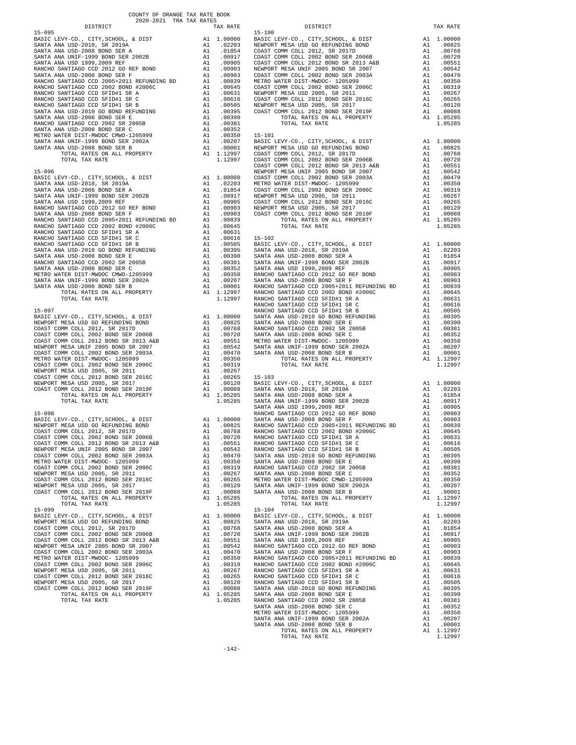COUNTY OF ORANGE TAX RATE BOOK
2020-2021 TRA TAX RATES

| DISTRICT | | TAX RATE |
|---|---|---|
| **15-095** | | |
| BASIC LEVY-CO., CITY,SCHOOL, & DIST | A1 | 1.00000 |
| SANTA ANA USD-2018, SR 2019A | A1 | .02203 |
| SANTA ANA USD-2008 BOND SER A | A1 | .01854 |
| SANTA ANA UNIF-1999 BOND SER 2002B | A1 | .00917 |
| SANTA ANA USD 1999,2009 REF | A1 | .00905 |
| RANCHO SANTIAGO CCD 2012 GO REF BOND | A1 | .00903 |
| SANTA ANA USD-2008 BOND SER F | A1 | .00903 |
| RANCHO SANTIAGO CCD 2005+2011 REFUNDING BD | A1 | .00839 |
| RANCHO SANTIAGO CCD 2002 BOND #2006C | A1 | .00645 |
| RANCHO SANTIAGO CCD SFID#1 SR A | A1 | .00631 |
| RANCHO SANTIAGO CCD SFID#1 SR C | A1 | .00616 |
| RANCHO SANTIAGO CCD SFID#1 SR B | A1 | .00505 |
| SANTA ANA USD-2010 GO BOND REFUNDING | A1 | .00395 |
| SANTA ANA USD-2008 BOND SER E | A1 | .00390 |
| RANCHO SANTIAGO CCD 2002 SR 2005B | A1 | .00381 |
| SANTA ANA USD-2008 BOND SER C | A1 | .00352 |
| METRO WATER DIST-MWDOC CMWD-1205999 | A1 | .00350 |
| SANTA ANA UNIF-1999 BOND SER 2002A | A1 | .00207 |
| SANTA ANA USD-2008 BOND SER B | A1 | .00001 |
| TOTAL RATES ON ALL PROPERTY | A1 | 1.12997 |
| TOTAL TAX RATE | | 1.12997 |
| **15-096** | | |
| BASIC LEVY-CO., CITY,SCHOOL, & DIST | A1 | 1.00000 |
| SANTA ANA USD-2018, SR 2019A | A1 | .02203 |
| SANTA ANA USD-2008 BOND SER A | A1 | .01854 |
| SANTA ANA UNIF-1999 BOND SER 2002B | A1 | .00917 |
| SANTA ANA USD 1999,2009 REF | A1 | .00905 |
| RANCHO SANTIAGO CCD 2012 GO REF BOND | A1 | .00903 |
| SANTA ANA USD-2008 BOND SER F | A1 | .00903 |
| RANCHO SANTIAGO CCD 2005+2011 REFUNDING BD | A1 | .00839 |
| RANCHO SANTIAGO CCD 2002 BOND #2006C | A1 | .00645 |
| RANCHO SANTIAGO CCD SFID#1 SR A | A1 | .00631 |
| RANCHO SANTIAGO CCD SFID#1 SR C | A1 | .00616 |
| RANCHO SANTIAGO CCD SFID#1 SR B | A1 | .00505 |
| SANTA ANA USD-2010 GO BOND REFUNDING | A1 | .00395 |
| SANTA ANA USD-2008 BOND SER E | A1 | .00390 |
| RANCHO SANTIAGO CCD 2002 SR 2005B | A1 | .00381 |
| SANTA ANA USD-2008 BOND SER C | A1 | .00352 |
| METRO WATER DIST-MWDOC CMWD-1205999 | A1 | .00350 |
| SANTA ANA UNIF-1999 BOND SER 2002A | A1 | .00207 |
| SANTA ANA USD-2008 BOND SER B | A1 | .00001 |
| TOTAL RATES ON ALL PROPERTY | A1 | 1.12997 |
| TOTAL TAX RATE | | 1.12997 |
| **15-097** | | |
| BASIC LEVY-CO., CITY,SCHOOL, & DIST | A1 | 1.00000 |
| NEWPORT MESA USD GO REFUNDING BOND | A1 | .00825 |
| COAST COMM COLL 2012, SR 2017D | A1 | .00768 |
| COAST COMM COLL 2002 BOND SER 2006B | A1 | .00720 |
| COAST COMM COLL 2012 BOND SR 2013 A&B | A1 | .00551 |
| NEWPORT MESA UNIF 2005 BOND SR 2007 | A1 | .00542 |
| COAST COMM COLL 2002 BOND SER 2003A | A1 | .00470 |
| METRO WATER DIST-MWDOC- 1205999 | A1 | .00350 |
| COAST COMM COLL 2002 BOND SER 2006C | A1 | .00319 |
| NEWPORT MESA USD 2005, SR 2011 | A1 | .00267 |
| COAST COMM COLL 2012 BOND SER 2016C | A1 | .00265 |
| NEWPORT MESA USD 2005, SR 2017 | A1 | .00120 |
| COAST COMM COLL 2012 BOND SER 2019F | A1 | .00088 |
| TOTAL RATES ON ALL PROPERTY | A1 | 1.05285 |
| TOTAL TAX RATE | | 1.05285 |
| **15-098** | | |
| BASIC LEVY-CO., CITY,SCHOOL, & DIST | A1 | 1.00000 |
| NEWPORT MESA USD GO REFUNDING BOND | A1 | .00825 |
| COAST COMM COLL 2012, SR 2017D | A1 | .00768 |
| COAST COMM COLL 2002 BOND SER 2006B | A1 | .00720 |
| COAST COMM COLL 2012 BOND SR 2013 A&B | A1 | .00551 |
| NEWPORT MESA UNIF 2005 BOND SR 2007 | A1 | .00542 |
| COAST COMM COLL 2002 BOND SER 2003A | A1 | .00470 |
| METRO WATER DIST-MWDOC- 1205999 | A1 | .00350 |
| COAST COMM COLL 2002 BOND SER 2006C | A1 | .00319 |
| NEWPORT MESA USD 2005, SR 2011 | A1 | .00267 |
| COAST COMM COLL 2012 BOND SER 2016C | A1 | .00265 |
| NEWPORT MESA USD 2005, SR 2017 | A1 | .00120 |
| COAST COMM COLL 2012 BOND SER 2019F | A1 | .00088 |
| TOTAL RATES ON ALL PROPERTY | A1 | 1.05285 |
| TOTAL TAX RATE | | 1.05285 |
| **15-099** | | |
| BASIC LEVY-CO., CITY,SCHOOL, & DIST | A1 | 1.00000 |
| NEWPORT MESA USD GO REFUNDING BOND | A1 | .00825 |
| COAST COMM COLL 2012, SR 2017D | A1 | .00768 |
| COAST COMM COLL 2002 BOND SER 2006B | A1 | .00720 |
| COAST COMM COLL 2012 BOND SR 2013 A&B | A1 | .00551 |
| NEWPORT MESA UNIF 2005 BOND SR 2007 | A1 | .00542 |
| COAST COMM COLL 2002 BOND SER 2003A | A1 | .00470 |
| METRO WATER DIST-MWDOC- 1205999 | A1 | .00350 |
| COAST COMM COLL 2002 BOND SER 2006C | A1 | .00319 |
| NEWPORT MESA USD 2005, SR 2011 | A1 | .00267 |
| COAST COMM COLL 2012 BOND SER 2016C | A1 | .00265 |
| NEWPORT MESA USD 2005, SR 2017 | A1 | .00120 |
| COAST COMM COLL 2012 BOND SER 2019F | A1 | .00088 |
| TOTAL RATES ON ALL PROPERTY | A1 | 1.05285 |
| TOTAL TAX RATE | | 1.05285 |
| **15-100** | | |
| BASIC LEVY-CO., CITY,SCHOOL, & DIST | A1 | 1.00000 |
| NEWPORT MESA USD GO REFUNDING BOND | A1 | .00825 |
| COAST COMM COLL 2012, SR 2017D | A1 | .00768 |
| COAST COMM COLL 2002 BOND SER 2006B | A1 | .00720 |
| COAST COMM COLL 2012 BOND SR 2013 A&B | A1 | .00551 |
| NEWPORT MESA UNIF 2005 BOND SR 2007 | A1 | .00542 |
| COAST COMM COLL 2002 BOND SER 2003A | A1 | .00470 |
| METRO WATER DIST-MWDOC- 1205999 | A1 | .00350 |
| COAST COMM COLL 2002 BOND SER 2006C | A1 | .00319 |
| NEWPORT MESA USD 2005, SR 2011 | A1 | .00267 |
| COAST COMM COLL 2012 BOND SER 2016C | A1 | .00265 |
| NEWPORT MESA USD 2005, SR 2017 | A1 | .00120 |
| COAST COMM COLL 2012 BOND SER 2019F | A1 | .00088 |
| TOTAL RATES ON ALL PROPERTY | A1 | 1.05285 |
| TOTAL TAX RATE | | 1.05285 |
| **15-101** | | |
| BASIC LEVY-CO., CITY,SCHOOL, & DIST | A1 | 1.00000 |
| NEWPORT MESA USD GO REFUNDING BOND | A1 | .00825 |
| COAST COMM COLL 2012, SR 2017D | A1 | .00768 |
| COAST COMM COLL 2002 BOND SER 2006B | A1 | .00720 |
| COAST COMM COLL 2012 BOND SR 2013 A&B | A1 | .00551 |
| NEWPORT MESA UNIF 2005 BOND SR 2007 | A1 | .00542 |
| COAST COMM COLL 2002 BOND SER 2003A | A1 | .00470 |
| METRO WATER DIST-MWDOC- 1205999 | A1 | .00350 |
| COAST COMM COLL 2002 BOND SER 2006C | A1 | .00319 |
| NEWPORT MESA USD 2005, SR 2011 | A1 | .00267 |
| COAST COMM COLL 2012 BOND SER 2016C | A1 | .00265 |
| NEWPORT MESA USD 2005, SR 2017 | A1 | .00120 |
| COAST COMM COLL 2012 BOND SER 2019F | A1 | .00088 |
| TOTAL RATES ON ALL PROPERTY | A1 | 1.05285 |
| TOTAL TAX RATE | | 1.05285 |
| **15-102** | | |
| BASIC LEVY-CO., CITY,SCHOOL, & DIST | A1 | 1.00000 |
| SANTA ANA USD-2018, SR 2019A | A1 | .02203 |
| SANTA ANA USD-2008 BOND SER A | A1 | .01854 |
| SANTA ANA UNIF-1999 BOND SER 2002B | A1 | .00917 |
| SANTA ANA USD 1999,2009 REF | A1 | .00905 |
| RANCHO SANTIAGO CCD 2012 GO REF BOND | A1 | .00903 |
| SANTA ANA USD-2008 BOND SER F | A1 | .00903 |
| RANCHO SANTIAGO CCD 2005+2011 REFUNDING BD | A1 | .00839 |
| RANCHO SANTIAGO CCD 2002 BOND #2006C | A1 | .00645 |
| RANCHO SANTIAGO CCD SFID#1 SR A | A1 | .00631 |
| RANCHO SANTIAGO CCD SFID#1 SR C | A1 | .00616 |
| RANCHO SANTIAGO CCD SFID#1 SR B | A1 | .00505 |
| SANTA ANA USD-2010 GO BOND REFUNDING | A1 | .00395 |
| SANTA ANA USD-2008 BOND SER E | A1 | .00390 |
| RANCHO SANTIAGO CCD 2002 SR 2005B | A1 | .00381 |
| SANTA ANA USD-2008 BOND SER C | A1 | .00352 |
| METRO WATER DIST-MWDOC- 1205999 | A1 | .00350 |
| SANTA ANA UNIF-1999 BOND SER 2002A | A1 | .00207 |
| SANTA ANA USD-2008 BOND SER B | A1 | .00001 |
| TOTAL RATES ON ALL PROPERTY | A1 | 1.12997 |
| TOTAL TAX RATE | | 1.12997 |
| **15-103** | | |
| BASIC LEVY-CO., CITY,SCHOOL, & DIST | A1 | 1.00000 |
| SANTA ANA USD-2018, SR 2019A | A1 | .02203 |
| SANTA ANA USD-2008 BOND SER A | A1 | .01854 |
| SANTA ANA UNIF-1999 BOND SER 2002B | A1 | .00917 |
| SANTA ANA USD 1999,2009 REF | A1 | .00905 |
| RANCHO SANTIAGO CCD 2012 GO REF BOND | A1 | .00903 |
| SANTA ANA USD-2008 BOND SER F | A1 | .00903 |
| RANCHO SANTIAGO CCD 2005+2011 REFUNDING BD | A1 | .00839 |
| RANCHO SANTIAGO CCD 2002 BOND #2006C | A1 | .00645 |
| RANCHO SANTIAGO CCD SFID#1 SR A | A1 | .00631 |
| RANCHO SANTIAGO CCD SFID#1 SR C | A1 | .00616 |
| RANCHO SANTIAGO CCD SFID#1 SR B | A1 | .00505 |
| SANTA ANA USD-2010 GO BOND REFUNDING | A1 | .00395 |
| SANTA ANA USD-2008 BOND SER E | A1 | .00390 |
| RANCHO SANTIAGO CCD 2002 SR 2005B | A1 | .00381 |
| SANTA ANA USD-2008 BOND SER C | A1 | .00352 |
| METRO WATER DIST-MWDOC CMWD-1205999 | A1 | .00350 |
| SANTA ANA UNIF-1999 BOND SER 2002A | A1 | .00207 |
| SANTA ANA USD-2008 BOND SER B | A1 | .00001 |
| TOTAL RATES ON ALL PROPERTY | A1 | 1.12997 |
| TOTAL TAX RATE | | 1.12997 |
| **15-104** | | |
| BASIC LEVY-CO., CITY,SCHOOL, & DIST | A1 | 1.00000 |
| SANTA ANA USD-2018, SR 2019A | A1 | .02203 |
| SANTA ANA USD-2008 BOND SER A | A1 | .01854 |
| SANTA ANA UNIF-1999 BOND SER 2002B | A1 | .00917 |
| SANTA ANA USD 1999,2009 REF | A1 | .00905 |
| RANCHO SANTIAGO CCD 2012 GO REF BOND | A1 | .00903 |
| SANTA ANA USD-2008 BOND SER F | A1 | .00903 |
| RANCHO SANTIAGO CCD 2005+2011 REFUNDING BD | A1 | .00839 |
| RANCHO SANTIAGO CCD 2002 BOND #2006C | A1 | .00645 |
| RANCHO SANTIAGO CCD SFID#1 SR A | A1 | .00631 |
| RANCHO SANTIAGO CCD SFID#1 SR C | A1 | .00616 |
| RANCHO SANTIAGO CCD SFID#1 SR B | A1 | .00505 |
| SANTA ANA USD-2010 GO BOND REFUNDING | A1 | .00395 |
| SANTA ANA USD-2008 BOND SER E | A1 | .00390 |
| RANCHO SANTIAGO CCD 2002 SR 2005B | A1 | .00381 |
| SANTA ANA USD-2008 BOND SER C | A1 | .00352 |
| METRO WATER DIST-MWDOC- 1205999 | A1 | .00350 |
| SANTA ANA UNIF-1999 BOND SER 2002A | A1 | .00207 |
| SANTA ANA USD-2008 BOND SER B | A1 | .00001 |
| TOTAL RATES ON ALL PROPERTY | A1 | 1.12997 |
| TOTAL TAX RATE | | 1.12997 |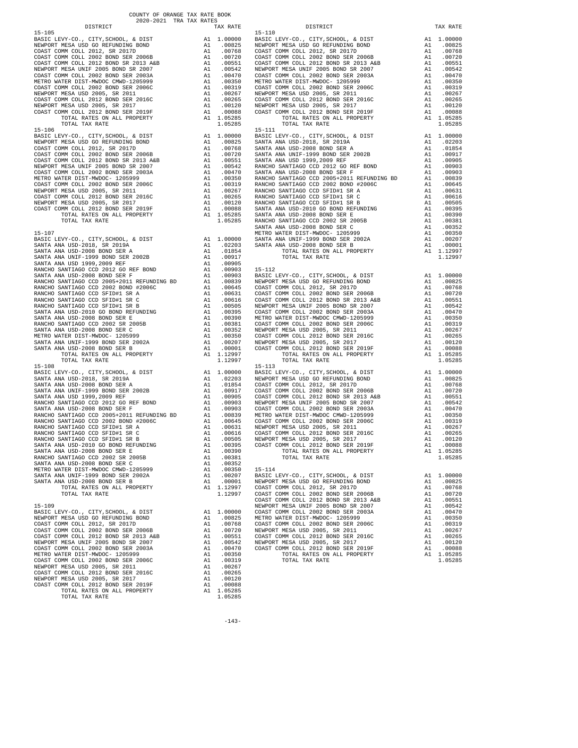COUNTY OF ORANGE TAX RATE BOOK
2020-2021 TRA TAX RATES

| DISTRICT | | TAX RATE |
|---|---|---|
| **15-105** | | |
| BASIC LEVY-CO., CITY,SCHOOL, & DIST | A1 | 1.00000 |
| NEWPORT MESA USD GO REFUNDING BOND | A1 | .00825 |
| COAST COMM COLL 2012, SR 2017D | A1 | .00768 |
| COAST COMM COLL 2002 BOND SER 2006B | A1 | .00720 |
| COAST COMM COLL 2012 BOND SR 2013 A&B | A1 | .00551 |
| NEWPORT MESA UNIF 2005 BOND SR 2007 | A1 | .00542 |
| COAST COMM COLL 2002 BOND SER 2003A | A1 | .00470 |
| METRO WATER DIST-MWDOC CMWD-1205999 | A1 | .00350 |
| COAST COMM COLL 2002 BOND SER 2006C | A1 | .00319 |
| NEWPORT MESA USD 2005, SR 2011 | A1 | .00267 |
| COAST COMM COLL 2012 BOND SER 2016C | A1 | .00265 |
| NEWPORT MESA USD 2005, SR 2017 | A1 | .00120 |
| COAST COMM COLL 2012 BOND SER 2019F | A1 | .00088 |
| TOTAL RATES ON ALL PROPERTY | A1 | 1.05285 |
| TOTAL TAX RATE | | 1.05285 |
| **15-106** | | |
| BASIC LEVY-CO., CITY,SCHOOL, & DIST | A1 | 1.00000 |
| NEWPORT MESA USD GO REFUNDING BOND | A1 | .00825 |
| COAST COMM COLL 2012, SR 2017D | A1 | .00768 |
| COAST COMM COLL 2002 BOND SER 2006B | A1 | .00720 |
| COAST COMM COLL 2012 BOND SR 2013 A&B | A1 | .00551 |
| NEWPORT MESA UNIF 2005 BOND SR 2007 | A1 | .00542 |
| COAST COMM COLL 2002 BOND SER 2003A | A1 | .00470 |
| METRO WATER DIST-MWDOC- 1205999 | A1 | .00350 |
| COAST COMM COLL 2002 BOND SER 2006C | A1 | .00319 |
| NEWPORT MESA USD 2005, SR 2011 | A1 | .00267 |
| COAST COMM COLL 2012 BOND SER 2016C | A1 | .00265 |
| NEWPORT MESA USD 2005, SR 2017 | A1 | .00120 |
| COAST COMM COLL 2012 BOND SER 2019F | A1 | .00088 |
| TOTAL RATES ON ALL PROPERTY | A1 | 1.05285 |
| TOTAL TAX RATE | | 1.05285 |
| **15-107** | | |
| BASIC LEVY-CO., CITY,SCHOOL, & DIST | A1 | 1.00000 |
| SANTA ANA USD-2018, SR 2019A | A1 | .02203 |
| SANTA ANA USD-2008 BOND SER A | A1 | .01854 |
| SANTA ANA UNIF-1999 BOND SER 2002B | A1 | .00917 |
| SANTA ANA USD 1999,2009 REF | A1 | .00905 |
| RANCHO SANTIAGO CCD 2012 GO REF BOND | A1 | .00903 |
| SANTA ANA USD-2008 BOND SER F | A1 | .00903 |
| RANCHO SANTIAGO CCD 2005+2011 REFUNDING BD | A1 | .00839 |
| RANCHO SANTIAGO CCD 2002 BOND #2006C | A1 | .00645 |
| RANCHO SANTIAGO CCD SFID#1 SR A | A1 | .00631 |
| RANCHO SANTIAGO CCD SFID#1 SR C | A1 | .00616 |
| RANCHO SANTIAGO CCD SFID#1 SR B | A1 | .00505 |
| SANTA ANA USD-2010 GO BOND REFUNDING | A1 | .00395 |
| SANTA ANA USD-2008 BOND SER E | A1 | .00390 |
| RANCHO SANTIAGO CCD 2002 SR 2005B | A1 | .00381 |
| SANTA ANA USD-2008 BOND SER C | A1 | .00352 |
| METRO WATER DIST-MWDOC- 1205999 | A1 | .00350 |
| SANTA ANA UNIF-1999 BOND SER 2002A | A1 | .00207 |
| SANTA ANA USD-2008 BOND SER B | A1 | .00001 |
| TOTAL RATES ON ALL PROPERTY | A1 | 1.12997 |
| TOTAL TAX RATE | | 1.12997 |
| **15-108** | | |
| BASIC LEVY-CO., CITY,SCHOOL, & DIST | A1 | 1.00000 |
| SANTA ANA USD-2018, SR 2019A | A1 | .02203 |
| SANTA ANA USD-2008 BOND SER A | A1 | .01854 |
| SANTA ANA UNIF-1999 BOND SER 2002B | A1 | .00917 |
| SANTA ANA USD 1999,2009 REF | A1 | .00905 |
| RANCHO SANTIAGO CCD 2012 GO REF BOND | A1 | .00903 |
| SANTA ANA USD-2008 BOND SER F | A1 | .00903 |
| RANCHO SANTIAGO CCD 2005+2011 REFUNDING BD | A1 | .00839 |
| RANCHO SANTIAGO CCD 2002 BOND #2006C | A1 | .00645 |
| RANCHO SANTIAGO CCD SFID#1 SR A | A1 | .00631 |
| RANCHO SANTIAGO CCD SFID#1 SR C | A1 | .00616 |
| RANCHO SANTIAGO CCD SFID#1 SR B | A1 | .00505 |
| SANTA ANA USD-2010 GO BOND REFUNDING | A1 | .00395 |
| SANTA ANA USD-2008 BOND SER E | A1 | .00390 |
| RANCHO SANTIAGO CCD 2002 SR 2005B | A1 | .00381 |
| SANTA ANA USD-2008 BOND SER C | A1 | .00352 |
| METRO WATER DIST-MWDOC CMWD-1205999 | A1 | .00350 |
| SANTA ANA UNIF-1999 BOND SER 2002A | A1 | .00207 |
| SANTA ANA USD-2008 BOND SER B | A1 | .00001 |
| TOTAL RATES ON ALL PROPERTY | A1 | 1.12997 |
| TOTAL TAX RATE | | 1.12997 |
| **15-109** | | |
| BASIC LEVY-CO., CITY,SCHOOL, & DIST | A1 | 1.00000 |
| NEWPORT MESA USD GO REFUNDING BOND | A1 | .00825 |
| COAST COMM COLL 2012, SR 2017D | A1 | .00768 |
| COAST COMM COLL 2002 BOND SER 2006B | A1 | .00720 |
| COAST COMM COLL 2012 BOND SR 2013 A&B | A1 | .00551 |
| NEWPORT MESA UNIF 2005 BOND SR 2007 | A1 | .00542 |
| COAST COMM COLL 2002 BOND SER 2003A | A1 | .00470 |
| METRO WATER DIST-MWDOC- 1205999 | A1 | .00350 |
| COAST COMM COLL 2002 BOND SER 2006C | A1 | .00319 |
| NEWPORT MESA USD 2005, SR 2011 | A1 | .00267 |
| COAST COMM COLL 2012 BOND SER 2016C | A1 | .00265 |
| NEWPORT MESA USD 2005, SR 2017 | A1 | .00120 |
| COAST COMM COLL 2012 BOND SER 2019F | A1 | .00088 |
| TOTAL RATES ON ALL PROPERTY | A1 | 1.05285 |
| TOTAL TAX RATE | | 1.05285 |
| **15-110** | | |
| BASIC LEVY-CO., CITY,SCHOOL, & DIST | A1 | 1.00000 |
| NEWPORT MESA USD GO REFUNDING BOND | A1 | .00825 |
| COAST COMM COLL 2012, SR 2017D | A1 | .00768 |
| COAST COMM COLL 2002 BOND SER 2006B | A1 | .00720 |
| COAST COMM COLL 2012 BOND SR 2013 A&B | A1 | .00551 |
| NEWPORT MESA UNIF 2005 BOND SR 2007 | A1 | .00542 |
| COAST COMM COLL 2002 BOND SER 2003A | A1 | .00470 |
| METRO WATER DIST-MWDOC- 1205999 | A1 | .00350 |
| COAST COMM COLL 2002 BOND SER 2006C | A1 | .00319 |
| NEWPORT MESA USD 2005, SR 2011 | A1 | .00267 |
| COAST COMM COLL 2012 BOND SER 2016C | A1 | .00265 |
| NEWPORT MESA USD 2005, SR 2017 | A1 | .00120 |
| COAST COMM COLL 2012 BOND SER 2019F | A1 | .00088 |
| TOTAL RATES ON ALL PROPERTY | A1 | 1.05285 |
| TOTAL TAX RATE | | 1.05285 |
| **15-111** | | |
| BASIC LEVY-CO., CITY,SCHOOL, & DIST | A1 | 1.00000 |
| SANTA ANA USD-2018, SR 2019A | A1 | .02203 |
| SANTA ANA USD-2008 BOND SER A | A1 | .01854 |
| SANTA ANA UNIF-1999 BOND SER 2002B | A1 | .00917 |
| SANTA ANA USD 1999,2009 REF | A1 | .00905 |
| RANCHO SANTIAGO CCD 2012 GO REF BOND | A1 | .00903 |
| SANTA ANA USD-2008 BOND SER F | A1 | .00903 |
| RANCHO SANTIAGO CCD 2005+2011 REFUNDING BD | A1 | .00839 |
| RANCHO SANTIAGO CCD 2002 BOND #2006C | A1 | .00645 |
| RANCHO SANTIAGO CCD SFID#1 SR A | A1 | .00631 |
| RANCHO SANTIAGO CCD SFID#1 SR C | A1 | .00616 |
| RANCHO SANTIAGO CCD SFID#1 SR B | A1 | .00505 |
| SANTA ANA USD-2010 GO BOND REFUNDING | A1 | .00395 |
| SANTA ANA USD-2008 BOND SER E | A1 | .00390 |
| RANCHO SANTIAGO CCD 2002 SR 2005B | A1 | .00381 |
| SANTA ANA USD-2008 BOND SER C | A1 | .00352 |
| METRO WATER DIST-MWDOC- 1205999 | A1 | .00350 |
| SANTA ANA UNIF-1999 BOND SER 2002A | A1 | .00207 |
| SANTA ANA USD-2008 BOND SER B | A1 | .00001 |
| TOTAL RATES ON ALL PROPERTY | A1 | 1.12997 |
| TOTAL TAX RATE | | 1.12997 |
| **15-112** | | |
| BASIC LEVY-CO., CITY,SCHOOL, & DIST | A1 | 1.00000 |
| NEWPORT MESA USD GO REFUNDING BOND | A1 | .00825 |
| COAST COMM COLL 2012, SR 2017D | A1 | .00768 |
| COAST COMM COLL 2002 BOND SER 2006B | A1 | .00720 |
| COAST COMM COLL 2012 BOND SR 2013 A&B | A1 | .00551 |
| NEWPORT MESA UNIF 2005 BOND SR 2007 | A1 | .00542 |
| COAST COMM COLL 2002 BOND SER 2003A | A1 | .00470 |
| METRO WATER DIST-MWDOC CMWD-1205999 | A1 | .00350 |
| COAST COMM COLL 2002 BOND SER 2006C | A1 | .00319 |
| NEWPORT MESA USD 2005, SR 2011 | A1 | .00267 |
| COAST COMM COLL 2012 BOND SER 2016C | A1 | .00265 |
| NEWPORT MESA USD 2005, SR 2017 | A1 | .00120 |
| COAST COMM COLL 2012 BOND SER 2019F | A1 | .00088 |
| TOTAL RATES ON ALL PROPERTY | A1 | 1.05285 |
| TOTAL TAX RATE | | 1.05285 |
| **15-113** | | |
| BASIC LEVY-CO., CITY,SCHOOL, & DIST | A1 | 1.00000 |
| NEWPORT MESA USD GO REFUNDING BOND | A1 | .00825 |
| COAST COMM COLL 2012, SR 2017D | A1 | .00768 |
| COAST COMM COLL 2002 BOND SER 2006B | A1 | .00720 |
| COAST COMM COLL 2012 BOND SR 2013 A&B | A1 | .00551 |
| NEWPORT MESA UNIF 2005 BOND SR 2007 | A1 | .00542 |
| COAST COMM COLL 2002 BOND SER 2003A | A1 | .00470 |
| METRO WATER DIST-MWDOC CMWD-1205999 | A1 | .00350 |
| COAST COMM COLL 2002 BOND SER 2006C | A1 | .00319 |
| NEWPORT MESA USD 2005, SR 2011 | A1 | .00267 |
| COAST COMM COLL 2012 BOND SER 2016C | A1 | .00265 |
| NEWPORT MESA USD 2005, SR 2017 | A1 | .00120 |
| COAST COMM COLL 2012 BOND SER 2019F | A1 | .00088 |
| TOTAL RATES ON ALL PROPERTY | A1 | 1.05285 |
| TOTAL TAX RATE | | 1.05285 |
| **15-114** | | |
| BASIC LEVY-CO., CITY,SCHOOL, & DIST | A1 | 1.00000 |
| NEWPORT MESA USD GO REFUNDING BOND | A1 | .00825 |
| COAST COMM COLL 2012, SR 2017D | A1 | .00768 |
| COAST COMM COLL 2002 BOND SER 2006B | A1 | .00720 |
| COAST COMM COLL 2012 BOND SR 2013 A&B | A1 | .00551 |
| NEWPORT MESA UNIF 2005 BOND SR 2007 | A1 | .00542 |
| COAST COMM COLL 2002 BOND SER 2003A | A1 | .00470 |
| METRO WATER DIST-MWDOC- 1205999 | A1 | .00350 |
| COAST COMM COLL 2002 BOND SER 2006C | A1 | .00319 |
| NEWPORT MESA USD 2005, SR 2011 | A1 | .00267 |
| COAST COMM COLL 2012 BOND SER 2016C | A1 | .00265 |
| NEWPORT MESA USD 2005, SR 2017 | A1 | .00120 |
| COAST COMM COLL 2012 BOND SER 2019F | A1 | .00088 |
| TOTAL RATES ON ALL PROPERTY | A1 | 1.05285 |
| TOTAL TAX RATE | | 1.05285 |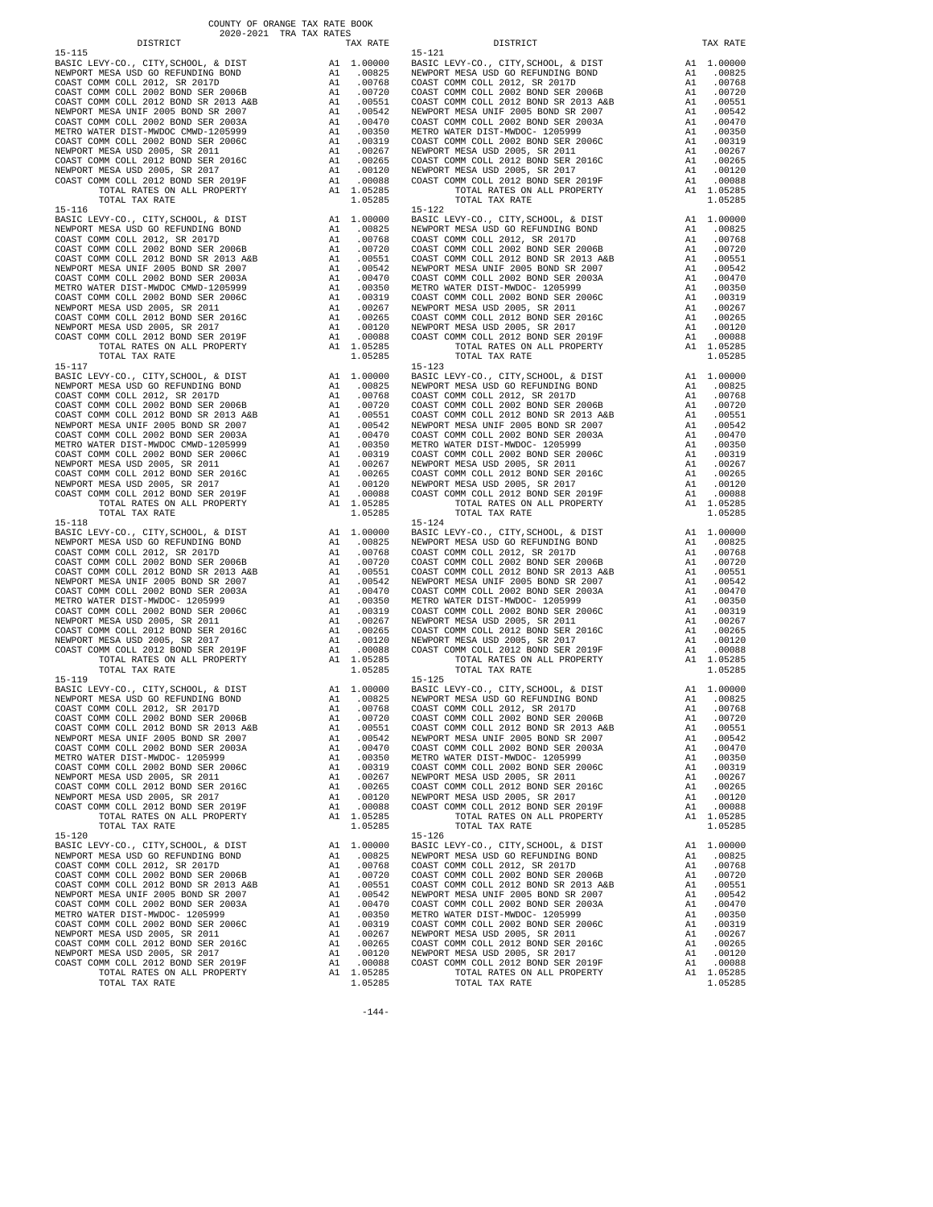COUNTY OF ORANGE TAX RATE BOOK
2020-2021 TRA TAX RATES

| DISTRICT | | TAX RATE |
|---|---|---|
| 15-115 | | |
| BASIC LEVY-CO., CITY,SCHOOL, & DIST | A1 | 1.00000 |
| NEWPORT MESA USD GO REFUNDING BOND | A1 | .00825 |
| COAST COMM COLL 2012, SR 2017D | A1 | .00768 |
| COAST COMM COLL 2002 BOND SER 2006B | A1 | .00720 |
| COAST COMM COLL 2012 BOND SR 2013 A&B | A1 | .00551 |
| NEWPORT MESA UNIF 2005 BOND SR 2007 | A1 | .00542 |
| COAST COMM COLL 2002 BOND SER 2003A | A1 | .00470 |
| METRO WATER DIST-MWDOC CMWD-1205999 | A1 | .00350 |
| COAST COMM COLL 2002 BOND SER 2006C | A1 | .00319 |
| NEWPORT MESA USD 2005, SR 2011 | A1 | .00267 |
| COAST COMM COLL 2012 BOND SER 2016C | A1 | .00265 |
| NEWPORT MESA USD 2005, SR 2017 | A1 | .00120 |
| COAST COMM COLL 2012 BOND SER 2019F | A1 | .00088 |
| TOTAL RATES ON ALL PROPERTY | A1 | 1.05285 |
| TOTAL TAX RATE | | 1.05285 |
| 15-116 | | |
| BASIC LEVY-CO., CITY,SCHOOL, & DIST | A1 | 1.00000 |
| NEWPORT MESA USD GO REFUNDING BOND | A1 | .00825 |
| COAST COMM COLL 2012, SR 2017D | A1 | .00768 |
| COAST COMM COLL 2002 BOND SER 2006B | A1 | .00720 |
| COAST COMM COLL 2012 BOND SR 2013 A&B | A1 | .00551 |
| NEWPORT MESA UNIF 2005 BOND SR 2007 | A1 | .00542 |
| COAST COMM COLL 2002 BOND SER 2003A | A1 | .00470 |
| METRO WATER DIST-MWDOC CMWD-1205999 | A1 | .00350 |
| COAST COMM COLL 2002 BOND SER 2006C | A1 | .00319 |
| NEWPORT MESA USD 2005, SR 2011 | A1 | .00267 |
| COAST COMM COLL 2012 BOND SER 2016C | A1 | .00265 |
| NEWPORT MESA USD 2005, SR 2017 | A1 | .00120 |
| COAST COMM COLL 2012 BOND SER 2019F | A1 | .00088 |
| TOTAL RATES ON ALL PROPERTY | A1 | 1.05285 |
| TOTAL TAX RATE | | 1.05285 |
| 15-117 | | |
| BASIC LEVY-CO., CITY,SCHOOL, & DIST | A1 | 1.00000 |
| NEWPORT MESA USD GO REFUNDING BOND | A1 | .00825 |
| COAST COMM COLL 2012, SR 2017D | A1 | .00768 |
| COAST COMM COLL 2002 BOND SER 2006B | A1 | .00720 |
| COAST COMM COLL 2012 BOND SR 2013 A&B | A1 | .00551 |
| NEWPORT MESA UNIF 2005 BOND SR 2007 | A1 | .00542 |
| COAST COMM COLL 2002 BOND SER 2003A | A1 | .00470 |
| METRO WATER DIST-MWDOC CMWD-1205999 | A1 | .00350 |
| COAST COMM COLL 2002 BOND SER 2006C | A1 | .00319 |
| NEWPORT MESA USD 2005, SR 2011 | A1 | .00267 |
| COAST COMM COLL 2012 BOND SER 2016C | A1 | .00265 |
| NEWPORT MESA USD 2005, SR 2017 | A1 | .00120 |
| COAST COMM COLL 2012 BOND SER 2019F | A1 | .00088 |
| TOTAL RATES ON ALL PROPERTY | A1 | 1.05285 |
| TOTAL TAX RATE | | 1.05285 |
| 15-118 | | |
| BASIC LEVY-CO., CITY,SCHOOL, & DIST | A1 | 1.00000 |
| NEWPORT MESA USD GO REFUNDING BOND | A1 | .00825 |
| COAST COMM COLL 2012, SR 2017D | A1 | .00768 |
| COAST COMM COLL 2002 BOND SER 2006B | A1 | .00720 |
| COAST COMM COLL 2012 BOND SR 2013 A&B | A1 | .00551 |
| NEWPORT MESA UNIF 2005 BOND SR 2007 | A1 | .00542 |
| COAST COMM COLL 2002 BOND SER 2003A | A1 | .00470 |
| METRO WATER DIST-MWDOC- 1205999 | A1 | .00350 |
| COAST COMM COLL 2002 BOND SER 2006C | A1 | .00319 |
| NEWPORT MESA USD 2005, SR 2011 | A1 | .00267 |
| COAST COMM COLL 2012 BOND SER 2016C | A1 | .00265 |
| NEWPORT MESA USD 2005, SR 2017 | A1 | .00120 |
| COAST COMM COLL 2012 BOND SER 2019F | A1 | .00088 |
| TOTAL RATES ON ALL PROPERTY | A1 | 1.05285 |
| TOTAL TAX RATE | | 1.05285 |
| 15-119 | | |
| BASIC LEVY-CO., CITY,SCHOOL, & DIST | A1 | 1.00000 |
| NEWPORT MESA USD GO REFUNDING BOND | A1 | .00825 |
| COAST COMM COLL 2012, SR 2017D | A1 | .00768 |
| COAST COMM COLL 2002 BOND SER 2006B | A1 | .00720 |
| COAST COMM COLL 2012 BOND SR 2013 A&B | A1 | .00551 |
| NEWPORT MESA UNIF 2005 BOND SR 2007 | A1 | .00542 |
| COAST COMM COLL 2002 BOND SER 2003A | A1 | .00470 |
| METRO WATER DIST-MWDOC- 1205999 | A1 | .00350 |
| COAST COMM COLL 2002 BOND SER 2006C | A1 | .00319 |
| NEWPORT MESA USD 2005, SR 2011 | A1 | .00267 |
| COAST COMM COLL 2012 BOND SER 2016C | A1 | .00265 |
| NEWPORT MESA USD 2005, SR 2017 | A1 | .00120 |
| COAST COMM COLL 2012 BOND SER 2019F | A1 | .00088 |
| TOTAL RATES ON ALL PROPERTY | A1 | 1.05285 |
| TOTAL TAX RATE | | 1.05285 |
| 15-120 | | |
| BASIC LEVY-CO., CITY,SCHOOL, & DIST | A1 | 1.00000 |
| NEWPORT MESA USD GO REFUNDING BOND | A1 | .00825 |
| COAST COMM COLL 2012, SR 2017D | A1 | .00768 |
| COAST COMM COLL 2002 BOND SER 2006B | A1 | .00720 |
| COAST COMM COLL 2012 BOND SR 2013 A&B | A1 | .00551 |
| NEWPORT MESA UNIF 2005 BOND SR 2007 | A1 | .00542 |
| COAST COMM COLL 2002 BOND SER 2003A | A1 | .00470 |
| METRO WATER DIST-MWDOC- 1205999 | A1 | .00350 |
| COAST COMM COLL 2002 BOND SER 2006C | A1 | .00319 |
| NEWPORT MESA USD 2005, SR 2011 | A1 | .00267 |
| COAST COMM COLL 2012 BOND SER 2016C | A1 | .00265 |
| NEWPORT MESA USD 2005, SR 2017 | A1 | .00120 |
| COAST COMM COLL 2012 BOND SER 2019F | A1 | .00088 |
| TOTAL RATES ON ALL PROPERTY | A1 | 1.05285 |
| TOTAL TAX RATE | | 1.05285 |
| 15-121 | | |
| BASIC LEVY-CO., CITY,SCHOOL, & DIST | A1 | 1.00000 |
| NEWPORT MESA USD GO REFUNDING BOND | A1 | .00825 |
| COAST COMM COLL 2012, SR 2017D | A1 | .00768 |
| COAST COMM COLL 2002 BOND SER 2006B | A1 | .00720 |
| COAST COMM COLL 2012 BOND SR 2013 A&B | A1 | .00551 |
| NEWPORT MESA UNIF 2005 BOND SR 2007 | A1 | .00542 |
| COAST COMM COLL 2002 BOND SER 2003A | A1 | .00470 |
| METRO WATER DIST-MWDOC- 1205999 | A1 | .00350 |
| COAST COMM COLL 2002 BOND SER 2006C | A1 | .00319 |
| NEWPORT MESA USD 2005, SR 2011 | A1 | .00267 |
| COAST COMM COLL 2012 BOND SER 2016C | A1 | .00265 |
| NEWPORT MESA USD 2005, SR 2017 | A1 | .00120 |
| COAST COMM COLL 2012 BOND SER 2019F | A1 | .00088 |
| TOTAL RATES ON ALL PROPERTY | A1 | 1.05285 |
| TOTAL TAX RATE | | 1.05285 |
| 15-122 | | |
| BASIC LEVY-CO., CITY,SCHOOL, & DIST | A1 | 1.00000 |
| NEWPORT MESA USD GO REFUNDING BOND | A1 | .00825 |
| COAST COMM COLL 2012, SR 2017D | A1 | .00768 |
| COAST COMM COLL 2002 BOND SER 2006B | A1 | .00720 |
| COAST COMM COLL 2012 BOND SR 2013 A&B | A1 | .00551 |
| NEWPORT MESA UNIF 2005 BOND SER 2007 | A1 | .00542 |
| COAST COMM COLL 2002 BOND SER 2003A | A1 | .00470 |
| METRO WATER DIST-MWDOC- 1205999 | A1 | .00350 |
| COAST COMM COLL 2002 BOND SER 2006C | A1 | .00319 |
| NEWPORT MESA USD 2005, SR 2011 | A1 | .00267 |
| COAST COMM COLL 2012 BOND SER 2016C | A1 | .00265 |
| NEWPORT MESA USD 2005, SR 2017 | A1 | .00120 |
| COAST COMM COLL 2012 BOND SER 2019F | A1 | .00088 |
| TOTAL RATES ON ALL PROPERTY | A1 | 1.05285 |
| TOTAL TAX RATE | | 1.05285 |
| 15-123 | | |
| BASIC LEVY-CO., CITY,SCHOOL, & DIST | A1 | 1.00000 |
| NEWPORT MESA USD GO REFUNDING BOND | A1 | .00825 |
| COAST COMM COLL 2012, SR 2017D | A1 | .00768 |
| COAST COMM COLL 2002 BOND SER 2006B | A1 | .00720 |
| COAST COMM COLL 2012 BOND SR 2013 A&B | A1 | .00551 |
| NEWPORT MESA UNIF 2005 BOND SR 2007 | A1 | .00542 |
| COAST COMM COLL 2002 BOND SER 2003A | A1 | .00470 |
| METRO WATER DIST-MWDOC- 1205999 | A1 | .00350 |
| COAST COMM COLL 2002 BOND SER 2006C | A1 | .00319 |
| NEWPORT MESA USD 2005, SR 2011 | A1 | .00267 |
| COAST COMM COLL 2012 BOND SER 2016C | A1 | .00265 |
| NEWPORT MESA USD 2005, SR 2017 | A1 | .00120 |
| COAST COMM COLL 2012 BOND SER 2019F | A1 | .00088 |
| TOTAL RATES ON ALL PROPERTY | A1 | 1.05285 |
| TOTAL TAX RATE | | 1.05285 |
| 15-124 | | |
| BASIC LEVY-CO., CITY,SCHOOL, & DIST | A1 | 1.00000 |
| NEWPORT MESA USD GO REFUNDING BOND | A1 | .00825 |
| COAST COMM COLL 2012, SR 2017D | A1 | .00768 |
| COAST COMM COLL 2002 BOND SER 2006B | A1 | .00720 |
| COAST COMM COLL 2012 BOND SR 2013 A&B | A1 | .00551 |
| NEWPORT MESA UNIF 2005 BOND SR 2007 | A1 | .00542 |
| COAST COMM COLL 2002 BOND SER 2003A | A1 | .00470 |
| METRO WATER DIST-MWDOC- 1205999 | A1 | .00350 |
| COAST COMM COLL 2002 BOND SER 2006C | A1 | .00319 |
| NEWPORT MESA USD 2005, SR 2011 | A1 | .00267 |
| COAST COMM COLL 2012 BOND SER 2016C | A1 | .00265 |
| NEWPORT MESA USD 2005, SR 2017 | A1 | .00120 |
| COAST COMM COLL 2012 BOND SER 2019F | A1 | .00088 |
| TOTAL RATES ON ALL PROPERTY | A1 | 1.05285 |
| TOTAL TAX RATE | | 1.05285 |
| 15-125 | | |
| BASIC LEVY-CO., CITY,SCHOOL, & DIST | A1 | 1.00000 |
| NEWPORT MESA USD GO REFUNDING BOND | A1 | .00825 |
| COAST COMM COLL 2012, SR 2017D | A1 | .00768 |
| COAST COMM COLL 2002 BOND SER 2006B | A1 | .00720 |
| COAST COMM COLL 2012 BOND SR 2013 A&B | A1 | .00551 |
| NEWPORT MESA UNIF 2005 BOND SR 2007 | A1 | .00542 |
| COAST COMM COLL 2002 BOND SER 2003A | A1 | .00470 |
| METRO WATER DIST-MWDOC- 1205999 | A1 | .00350 |
| COAST COMM COLL 2002 BOND SER 2006C | A1 | .00319 |
| NEWPORT MESA USD 2005, SR 2011 | A1 | .00267 |
| COAST COMM COLL 2012 BOND SER 2016C | A1 | .00265 |
| NEWPORT MESA USD 2005, SR 2017 | A1 | .00120 |
| COAST COMM COLL 2012 BOND SER 2019F | A1 | .00088 |
| TOTAL RATES ON ALL PROPERTY | A1 | 1.05285 |
| TOTAL TAX RATE | | 1.05285 |
| 15-126 | | |
| BASIC LEVY-CO., CITY,SCHOOL, & DIST | A1 | 1.00000 |
| NEWPORT MESA USD GO REFUNDING BOND | A1 | .00825 |
| COAST COMM COLL 2012, SR 2017D | A1 | .00768 |
| COAST COMM COLL 2002 BOND SER 2006B | A1 | .00720 |
| COAST COMM COLL 2012 BOND SR 2013 A&B | A1 | .00551 |
| NEWPORT MESA UNIF 2005 BOND SR 2007 | A1 | .00542 |
| COAST COMM COLL 2002 BOND SER 2003A | A1 | .00470 |
| METRO WATER DIST-MWDOC- 1205999 | A1 | .00350 |
| COAST COMM COLL 2002 BOND SER 2006C | A1 | .00319 |
| NEWPORT MESA USD 2005, SR 2011 | A1 | .00267 |
| COAST COMM COLL 2012 BOND SER 2016C | A1 | .00265 |
| NEWPORT MESA USD 2005, SR 2017 | A1 | .00120 |
| COAST COMM COLL 2012 BOND SER 2019F | A1 | .00088 |
| TOTAL RATES ON ALL PROPERTY | A1 | 1.05285 |
| TOTAL TAX RATE | | 1.05285 |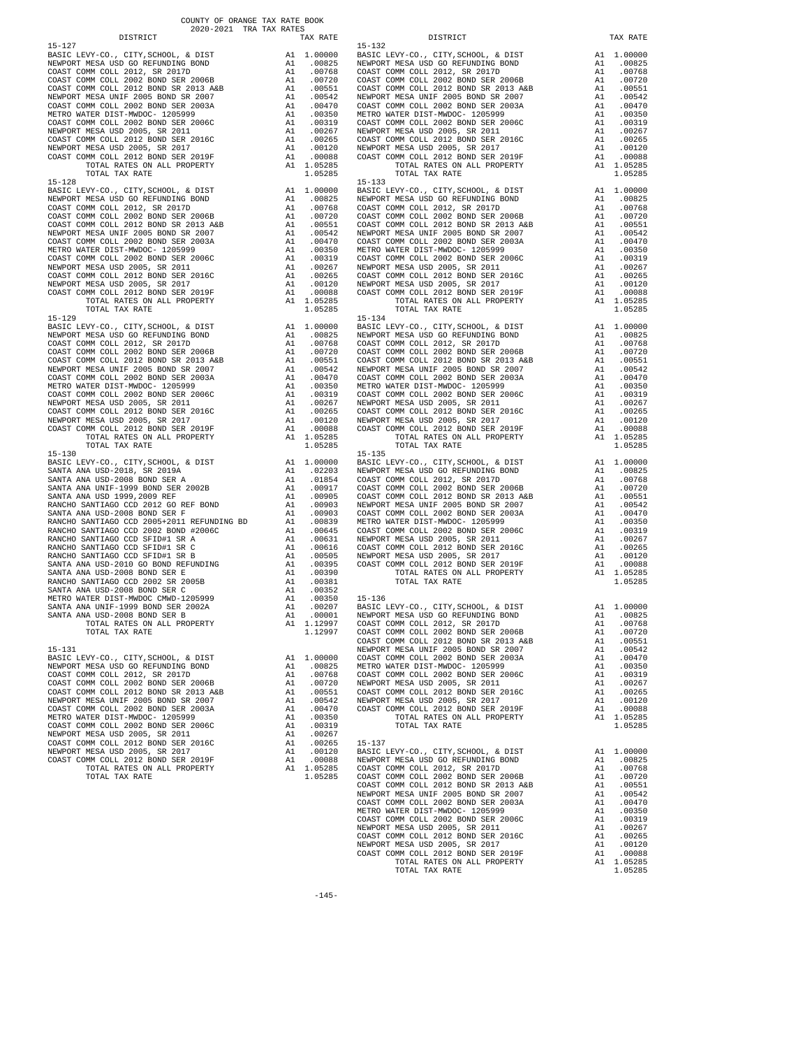COUNTY OF ORANGE TAX RATE BOOK
2020-2021 TRA TAX RATES

| DISTRICT | | TAX RATE |
|---|---|---|
| **15-127** | | |
| BASIC LEVY-CO., CITY,SCHOOL, & DIST | A1 | 1.00000 |
| NEWPORT MESA USD GO REFUNDING BOND | A1 | .00825 |
| COAST COMM COLL 2012, SR 2017D | A1 | .00768 |
| COAST COMM COLL 2002 BOND SER 2006B | A1 | .00720 |
| COAST COMM COLL 2012 BOND SR 2013 A&B | A1 | .00551 |
| NEWPORT MESA UNIF 2005 BOND SR 2007 | A1 | .00542 |
| COAST COMM COLL 2002 BOND SER 2003A | A1 | .00470 |
| METRO WATER DIST-MWDOC- 1205999 | A1 | .00350 |
| COAST COMM COLL 2002 BOND SER 2006C | A1 | .00319 |
| NEWPORT MESA USD 2005, SR 2011 | A1 | .00267 |
| COAST COMM COLL 2012 BOND SER 2016C | A1 | .00265 |
| NEWPORT MESA USD 2005, SR 2017 | A1 | .00120 |
| COAST COMM COLL 2012 BOND SER 2019F | A1 | .00088 |
| TOTAL RATES ON ALL PROPERTY | A1 | 1.05285 |
| TOTAL TAX RATE | | 1.05285 |
| **15-128** | | |
| BASIC LEVY-CO., CITY,SCHOOL, & DIST | A1 | 1.00000 |
| NEWPORT MESA USD GO REFUNDING BOND | A1 | .00825 |
| COAST COMM COLL 2012, SR 2017D | A1 | .00768 |
| COAST COMM COLL 2002 BOND SER 2006B | A1 | .00720 |
| COAST COMM COLL 2012 BOND SR 2013 A&B | A1 | .00551 |
| NEWPORT MESA UNIF 2005 BOND SR 2007 | A1 | .00542 |
| COAST COMM COLL 2002 BOND SER 2003A | A1 | .00470 |
| METRO WATER DIST-MWDOC- 1205999 | A1 | .00350 |
| COAST COMM COLL 2002 BOND SER 2006C | A1 | .00319 |
| NEWPORT MESA USD 2005, SR 2011 | A1 | .00267 |
| COAST COMM COLL 2012 BOND SER 2016C | A1 | .00265 |
| NEWPORT MESA USD 2005, SR 2017 | A1 | .00120 |
| COAST COMM COLL 2012 BOND SER 2019F | A1 | .00088 |
| TOTAL RATES ON ALL PROPERTY | A1 | 1.05285 |
| TOTAL TAX RATE | | 1.05285 |
| **15-129** | | |
| BASIC LEVY-CO., CITY,SCHOOL, & DIST | A1 | 1.00000 |
| NEWPORT MESA USD GO REFUNDING BOND | A1 | .00825 |
| COAST COMM COLL 2012, SR 2017D | A1 | .00768 |
| COAST COMM COLL 2002 BOND SER 2006B | A1 | .00720 |
| COAST COMM COLL 2012 BOND SR 2013 A&B | A1 | .00551 |
| NEWPORT MESA UNIF 2005 BOND SR 2007 | A1 | .00542 |
| COAST COMM COLL 2002 BOND SER 2003A | A1 | .00470 |
| METRO WATER DIST-MWDOC- 1205999 | A1 | .00350 |
| COAST COMM COLL 2002 BOND SER 2006C | A1 | .00319 |
| NEWPORT MESA USD 2005, SR 2011 | A1 | .00267 |
| COAST COMM COLL 2012 BOND SER 2016C | A1 | .00265 |
| NEWPORT MESA USD 2005, SR 2017 | A1 | .00120 |
| COAST COMM COLL 2012 BOND SER 2019F | A1 | .00088 |
| TOTAL RATES ON ALL PROPERTY | A1 | 1.05285 |
| TOTAL TAX RATE | | 1.05285 |
| **15-130** | | |
| BASIC LEVY-CO., CITY,SCHOOL, & DIST | A1 | 1.00000 |
| SANTA ANA USD-2018, SR 2019A | A1 | .02203 |
| SANTA ANA USD-2008 BOND SER A | A1 | .01854 |
| SANTA ANA UNIF-1999 BOND SER 2002B | A1 | .00917 |
| SANTA ANA USD 1999,2009 REF | A1 | .00905 |
| RANCHO SANTIAGO CCD 2012 GO REF BOND | A1 | .00903 |
| SANTA ANA USD-2008 BOND SER F | A1 | .00903 |
| RANCHO SANTIAGO CCD 2005+2011 REFUNDING BD | A1 | .00839 |
| RANCHO SANTIAGO CCD 2002 BOND #2006C | A1 | .00645 |
| RANCHO SANTIAGO CCD SFID#1 SR A | A1 | .00631 |
| RANCHO SANTIAGO CCD SFID#1 SR C | A1 | .00616 |
| RANCHO SANTIAGO CCD SFID#1 SR B | A1 | .00505 |
| SANTA ANA USD-2010 GO BOND REFUNDING | A1 | .00395 |
| SANTA ANA USD-2008 BOND SER E | A1 | .00390 |
| RANCHO SANTIAGO CCD 2002 SR 2005B | A1 | .00381 |
| SANTA ANA USD-2008 BOND SER C | A1 | .00352 |
| METRO WATER DIST-MWDOC CMWD-1205999 | A1 | .00350 |
| SANTA ANA UNIF-1999 BOND SER 2002A | A1 | .00207 |
| SANTA ANA USD-2008 BOND SER B | A1 | .00001 |
| TOTAL RATES ON ALL PROPERTY | A1 | 1.12997 |
| TOTAL TAX RATE | | 1.12997 |
| **15-131** | | |
| BASIC LEVY-CO., CITY,SCHOOL, & DIST | A1 | 1.00000 |
| NEWPORT MESA USD GO REFUNDING BOND | A1 | .00825 |
| COAST COMM COLL 2012, SR 2017D | A1 | .00768 |
| COAST COMM COLL 2002 BOND SER 2006B | A1 | .00720 |
| COAST COMM COLL 2012 BOND SR 2013 A&B | A1 | .00551 |
| NEWPORT MESA UNIF 2005 BOND SR 2007 | A1 | .00542 |
| COAST COMM COLL 2002 BOND SER 2003A | A1 | .00470 |
| METRO WATER DIST-MWDOC- 1205999 | A1 | .00350 |
| COAST COMM COLL 2002 BOND SER 2006C | A1 | .00319 |
| NEWPORT MESA USD 2005, SR 2011 | A1 | .00267 |
| COAST COMM COLL 2012 BOND SER 2016C | A1 | .00265 |
| NEWPORT MESA USD 2005, SR 2017 | A1 | .00120 |
| COAST COMM COLL 2012 BOND SER 2019F | A1 | .00088 |
| TOTAL RATES ON ALL PROPERTY | A1 | 1.05285 |
| TOTAL TAX RATE | | 1.05285 |
| **15-132** | | |
| BASIC LEVY-CO., CITY,SCHOOL, & DIST | A1 | 1.00000 |
| NEWPORT MESA USD GO REFUNDING BOND | A1 | .00825 |
| COAST COMM COLL 2012, SR 2017D | A1 | .00768 |
| COAST COMM COLL 2002 BOND SER 2006B | A1 | .00720 |
| COAST COMM COLL 2012 BOND SR 2013 A&B | A1 | .00551 |
| NEWPORT MESA UNIF 2005 BOND SR 2007 | A1 | .00542 |
| COAST COMM COLL 2002 BOND SER 2003A | A1 | .00470 |
| METRO WATER DIST-MWDOC- 1205999 | A1 | .00350 |
| COAST COMM COLL 2002 BOND SER 2006C | A1 | .00319 |
| NEWPORT MESA USD 2005, SR 2011 | A1 | .00267 |
| COAST COMM COLL 2012 BOND SER 2016C | A1 | .00265 |
| NEWPORT MESA USD 2005, SR 2017 | A1 | .00120 |
| COAST COMM COLL 2012 BOND SER 2019F | A1 | .00088 |
| TOTAL RATES ON ALL PROPERTY | A1 | 1.05285 |
| TOTAL TAX RATE | | 1.05285 |
| **15-133** | | |
| BASIC LEVY-CO., CITY,SCHOOL, & DIST | A1 | 1.00000 |
| NEWPORT MESA USD GO REFUNDING BOND | A1 | .00825 |
| COAST COMM COLL 2012, SR 2017D | A1 | .00768 |
| COAST COMM COLL 2002 BOND SER 2006B | A1 | .00720 |
| COAST COMM COLL 2012 BOND SR 2013 A&B | A1 | .00551 |
| NEWPORT MESA UNIF 2005 BOND SR 2007 | A1 | .00542 |
| COAST COMM COLL 2002 BOND SER 2003A | A1 | .00470 |
| METRO WATER DIST-MWDOC- 1205999 | A1 | .00350 |
| COAST COMM COLL 2002 BOND SER 2006C | A1 | .00319 |
| NEWPORT MESA USD 2005, SR 2011 | A1 | .00267 |
| COAST COMM COLL 2012 BOND SER 2016C | A1 | .00265 |
| NEWPORT MESA USD 2005, SR 2017 | A1 | .00120 |
| COAST COMM COLL 2012 BOND SER 2019F | A1 | .00088 |
| TOTAL RATES ON ALL PROPERTY | A1 | 1.05285 |
| TOTAL TAX RATE | | 1.05285 |
| **15-134** | | |
| BASIC LEVY-CO., CITY,SCHOOL, & DIST | A1 | 1.00000 |
| NEWPORT MESA USD GO REFUNDING BOND | A1 | .00825 |
| COAST COMM COLL 2012, SR 2017D | A1 | .00768 |
| COAST COMM COLL 2002 BOND SER 2006B | A1 | .00720 |
| COAST COMM COLL 2012 BOND SR 2013 A&B | A1 | .00551 |
| NEWPORT MESA UNIF 2005 BOND SR 2007 | A1 | .00542 |
| COAST COMM COLL 2002 BOND SER 2003A | A1 | .00470 |
| METRO WATER DIST-MWDOC- 1205999 | A1 | .00350 |
| COAST COMM COLL 2002 BOND SER 2006C | A1 | .00319 |
| NEWPORT MESA USD 2005, SR 2011 | A1 | .00267 |
| COAST COMM COLL 2012 BOND SER 2016C | A1 | .00265 |
| NEWPORT MESA USD 2005, SR 2017 | A1 | .00120 |
| COAST COMM COLL 2012 BOND SER 2019F | A1 | .00088 |
| TOTAL RATES ON ALL PROPERTY | A1 | 1.05285 |
| TOTAL TAX RATE | | 1.05285 |
| **15-135** | | |
| BASIC LEVY-CO., CITY,SCHOOL, & DIST | A1 | 1.00000 |
| NEWPORT MESA USD GO REFUNDING BOND | A1 | .00825 |
| COAST COMM COLL 2012, SR 2017D | A1 | .00768 |
| COAST COMM COLL 2002 BOND SER 2006B | A1 | .00720 |
| COAST COMM COLL 2012 BOND SR 2013 A&B | A1 | .00551 |
| NEWPORT MESA UNIF 2005 BOND SR 2007 | A1 | .00542 |
| COAST COMM COLL 2002 BOND SER 2003A | A1 | .00470 |
| METRO WATER DIST-MWDOC- 1205999 | A1 | .00350 |
| COAST COMM COLL 2002 BOND SER 2006C | A1 | .00319 |
| NEWPORT MESA USD 2005, SR 2011 | A1 | .00267 |
| COAST COMM COLL 2012 BOND SER 2016C | A1 | .00265 |
| NEWPORT MESA USD 2005, SR 2017 | A1 | .00120 |
| COAST COMM COLL 2012 BOND SER 2019F | A1 | .00088 |
| TOTAL RATES ON ALL PROPERTY | A1 | 1.05285 |
| TOTAL TAX RATE | | 1.05285 |
| **15-136** | | |
| BASIC LEVY-CO., CITY,SCHOOL, & DIST | A1 | 1.00000 |
| NEWPORT MESA USD GO REFUNDING BOND | A1 | .00825 |
| COAST COMM COLL 2012, SR 2017D | A1 | .00768 |
| COAST COMM COLL 2002 BOND SER 2006B | A1 | .00720 |
| COAST COMM COLL 2012 BOND SR 2013 A&B | A1 | .00551 |
| NEWPORT MESA UNIF 2005 BOND SR 2007 | A1 | .00542 |
| COAST COMM COLL 2002 BOND SER 2003A | A1 | .00470 |
| METRO WATER DIST-MWDOC- 1205999 | A1 | .00350 |
| COAST COMM COLL 2002 BOND SER 2006C | A1 | .00319 |
| NEWPORT MESA USD 2005, SR 2011 | A1 | .00267 |
| COAST COMM COLL 2012 BOND SER 2016C | A1 | .00265 |
| NEWPORT MESA USD 2005, SR 2017 | A1 | .00120 |
| COAST COMM COLL 2012 BOND SER 2019F | A1 | .00088 |
| TOTAL RATES ON ALL PROPERTY | A1 | 1.05285 |
| TOTAL TAX RATE | | 1.05285 |
| **15-137** | | |
| BASIC LEVY-CO., CITY,SCHOOL, & DIST | A1 | 1.00000 |
| NEWPORT MESA USD GO REFUNDING BOND | A1 | .00825 |
| COAST COMM COLL 2012, SR 2017D | A1 | .00768 |
| COAST COMM COLL 2002 BOND SER 2006B | A1 | .00720 |
| COAST COMM COLL 2012 BOND SR 2013 A&B | A1 | .00551 |
| NEWPORT MESA UNIF 2005 BOND SR 2007 | A1 | .00542 |
| COAST COMM COLL 2002 BOND SER 2003A | A1 | .00470 |
| METRO WATER DIST-MWDOC- 1205999 | A1 | .00350 |
| COAST COMM COLL 2002 BOND SER 2006C | A1 | .00319 |
| NEWPORT MESA USD 2005, SR 2011 | A1 | .00267 |
| COAST COMM COLL 2012 BOND SER 2016C | A1 | .00265 |
| NEWPORT MESA USD 2005, SR 2017 | A1 | .00120 |
| COAST COMM COLL 2012 BOND SER 2019F | A1 | .00088 |
| TOTAL RATES ON ALL PROPERTY | A1 | 1.05285 |
| TOTAL TAX RATE | | 1.05285 |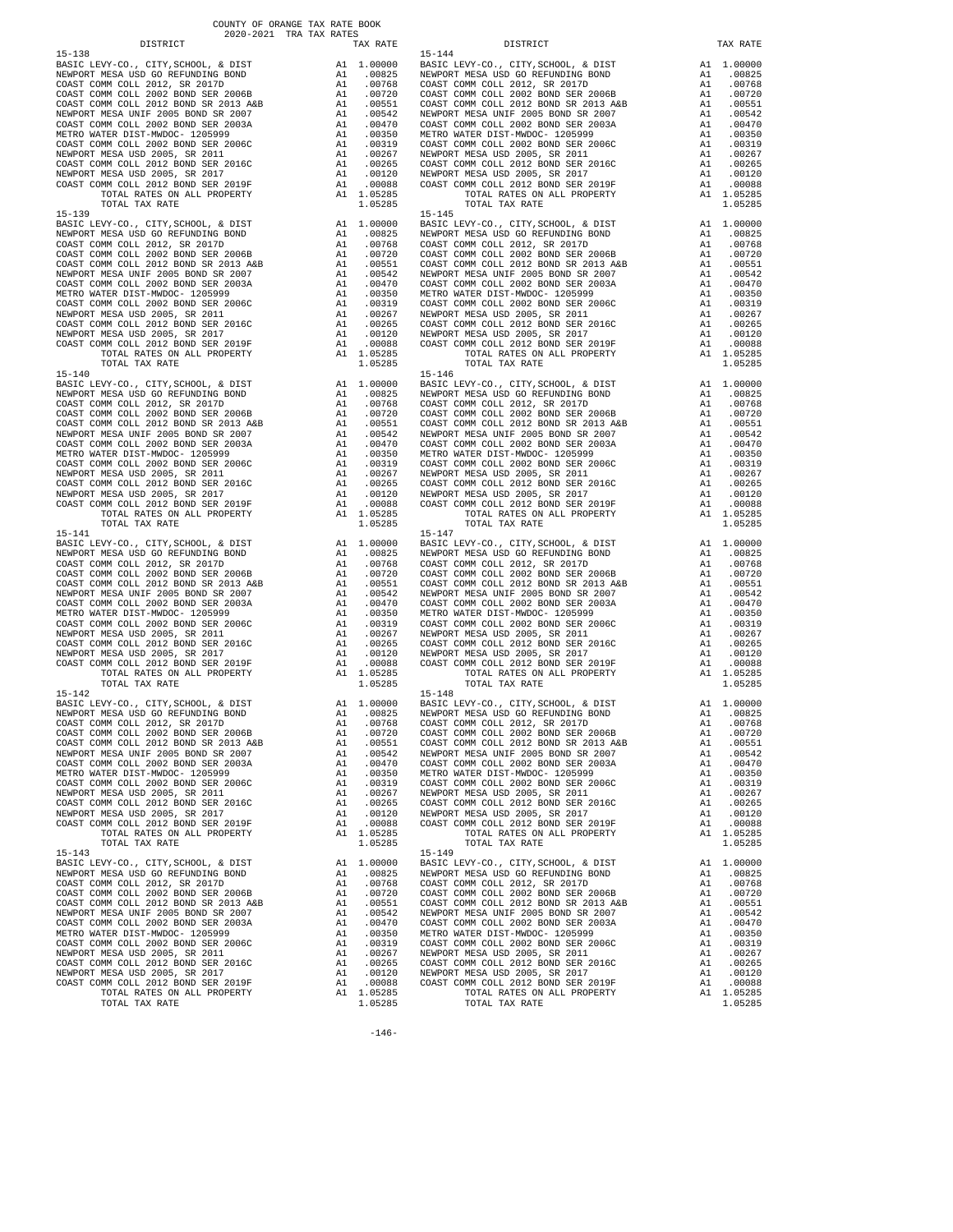COUNTY OF ORANGE TAX RATE BOOK
2020-2021 TRA TAX RATES

| DISTRICT | TAX RATE | DISTRICT | TAX RATE |
|---|---|---|---|
| 15-138 | | 15-144 | |
| BASIC LEVY-CO., CITY,SCHOOL, & DIST | A1 1.00000 | BASIC LEVY-CO., CITY,SCHOOL, & DIST | A1 1.00000 |
| NEWPORT MESA USD GO REFUNDING BOND | A1 .00825 | NEWPORT MESA USD GO REFUNDING BOND | A1 .00825 |
| COAST COMM COLL 2012, SR 2017D | A1 .00768 | COAST COMM COLL 2012, SR 2017D | A1 .00768 |
| COAST COMM COLL 2002 BOND SER 2006B | A1 .00720 | COAST COMM COLL 2002 BOND SER 2006B | A1 .00720 |
| COAST COMM COLL 2012 BOND SR 2013 A&B | A1 .00551 | COAST COMM COLL 2012 BOND SR 2013 A&B | A1 .00551 |
| NEWPORT MESA UNIF 2005 BOND SR 2007 | A1 .00542 | NEWPORT MESA UNIF 2005 BOND SR 2007 | A1 .00542 |
| COAST COMM COLL 2002 BOND SER 2003A | A1 .00470 | COAST COMM COLL 2002 BOND SER 2003A | A1 .00470 |
| METRO WATER DIST-MWDOC- 1205999 | A1 .00350 | METRO WATER DIST-MWDOC- 1205999 | A1 .00350 |
| COAST COMM COLL 2002 BOND SER 2006C | A1 .00319 | COAST COMM COLL 2002 BOND SER 2006C | A1 .00319 |
| NEWPORT MESA USD 2005, SR 2011 | A1 .00267 | NEWPORT MESA USD 2005, SR 2011 | A1 .00267 |
| COAST COMM COLL 2012 BOND SER 2016C | A1 .00265 | COAST COMM COLL 2012 BOND SER 2016C | A1 .00265 |
| NEWPORT MESA USD 2005, SR 2017 | A1 .00120 | NEWPORT MESA USD 2005, SR 2017 | A1 .00120 |
| COAST COMM COLL 2012 BOND SER 2019F | A1 .00088 | COAST COMM COLL 2012 BOND SER 2019F | A1 .00088 |
| TOTAL RATES ON ALL PROPERTY | A1 1.05285 | TOTAL RATES ON ALL PROPERTY | A1 1.05285 |
| TOTAL TAX RATE | 1.05285 | TOTAL TAX RATE | 1.05285 |
| 15-139 | | 15-145 | |
| BASIC LEVY-CO., CITY,SCHOOL, & DIST | A1 1.00000 | BASIC LEVY-CO., CITY,SCHOOL, & DIST | A1 1.00000 |
| NEWPORT MESA USD GO REFUNDING BOND | A1 .00825 | NEWPORT MESA USD GO REFUNDING BOND | A1 .00825 |
| COAST COMM COLL 2012, SR 2017D | A1 .00768 | COAST COMM COLL 2012, SR 2017D | A1 .00768 |
| COAST COMM COLL 2002 BOND SER 2006B | A1 .00720 | COAST COMM COLL 2002 BOND SER 2006B | A1 .00720 |
| COAST COMM COLL 2012 BOND SR 2013 A&B | A1 .00551 | COAST COMM COLL 2012 BOND SR 2013 A&B | A1 .00551 |
| NEWPORT MESA UNIF 2005 BOND SR 2007 | A1 .00542 | NEWPORT MESA UNIF 2005 BOND SR 2007 | A1 .00542 |
| COAST COMM COLL 2002 BOND SER 2003A | A1 .00470 | COAST COMM COLL 2002 BOND SER 2003A | A1 .00470 |
| METRO WATER DIST-MWDOC- 1205999 | A1 .00350 | METRO WATER DIST-MWDOC- 1205999 | A1 .00350 |
| COAST COMM COLL 2002 BOND SER 2006C | A1 .00319 | COAST COMM COLL 2002 BOND SER 2006C | A1 .00319 |
| NEWPORT MESA USD 2005, SR 2011 | A1 .00267 | NEWPORT MESA USD 2005, SR 2011 | A1 .00267 |
| COAST COMM COLL 2012 BOND SER 2016C | A1 .00265 | COAST COMM COLL 2012 BOND SER 2016C | A1 .00265 |
| NEWPORT MESA USD 2005, SR 2017 | A1 .00120 | NEWPORT MESA USD 2005, SR 2017 | A1 .00120 |
| COAST COMM COLL 2012 BOND SER 2019F | A1 .00088 | COAST COMM COLL 2012 BOND SER 2019F | A1 .00088 |
| TOTAL RATES ON ALL PROPERTY | A1 1.05285 | TOTAL RATES ON ALL PROPERTY | A1 1.05285 |
| TOTAL TAX RATE | 1.05285 | TOTAL TAX RATE | 1.05285 |
| 15-140 | | 15-146 | |
| BASIC LEVY-CO., CITY,SCHOOL, & DIST | A1 1.00000 | BASIC LEVY-CO., CITY,SCHOOL, & DIST | A1 1.00000 |
| NEWPORT MESA USD GO REFUNDING BOND | A1 .00825 | NEWPORT MESA USD GO REFUNDING BOND | A1 .00825 |
| COAST COMM COLL 2012, SR 2017D | A1 .00768 | COAST COMM COLL 2012, SR 2017D | A1 .00768 |
| COAST COMM COLL 2002 BOND SER 2006B | A1 .00720 | COAST COMM COLL 2002 BOND SER 2006B | A1 .00720 |
| COAST COMM COLL 2012 BOND SR 2013 A&B | A1 .00551 | COAST COMM COLL 2012 BOND SR 2013 A&B | A1 .00551 |
| NEWPORT MESA UNIF 2005 BOND SR 2007 | A1 .00542 | NEWPORT MESA UNIF 2005 BOND SR 2007 | A1 .00542 |
| COAST COMM COLL 2002 BOND SER 2003A | A1 .00470 | COAST COMM COLL 2002 BOND SER 2003A | A1 .00470 |
| METRO WATER DIST-MWDOC- 1205999 | A1 .00350 | METRO WATER DIST-MWDOC- 1205999 | A1 .00350 |
| COAST COMM COLL 2002 BOND SER 2006C | A1 .00319 | COAST COMM COLL 2002 BOND SER 2006C | A1 .00319 |
| NEWPORT MESA USD 2005, SR 2011 | A1 .00267 | NEWPORT MESA USD 2005, SR 2011 | A1 .00267 |
| COAST COMM COLL 2012 BOND SER 2016C | A1 .00265 | COAST COMM COLL 2012 BOND SER 2016C | A1 .00265 |
| NEWPORT MESA USD 2005, SR 2017 | A1 .00120 | NEWPORT MESA USD 2005, SR 2017 | A1 .00120 |
| COAST COMM COLL 2012 BOND SER 2019F | A1 .00088 | COAST COMM COLL 2012 BOND SER 2019F | A1 .00088 |
| TOTAL RATES ON ALL PROPERTY | A1 1.05285 | TOTAL RATES ON ALL PROPERTY | A1 1.05285 |
| TOTAL TAX RATE | 1.05285 | TOTAL TAX RATE | 1.05285 |
| 15-141 | | 15-147 | |
| BASIC LEVY-CO., CITY,SCHOOL, & DIST | A1 1.00000 | BASIC LEVY-CO., CITY,SCHOOL, & DIST | A1 1.00000 |
| NEWPORT MESA USD GO REFUNDING BOND | A1 .00825 | NEWPORT MESA USD GO REFUNDING BOND | A1 .00825 |
| COAST COMM COLL 2012, SR 2017D | A1 .00768 | COAST COMM COLL 2012, SR 2017D | A1 .00768 |
| COAST COMM COLL 2002 BOND SER 2006B | A1 .00720 | COAST COMM COLL 2002 BOND SER 2006B | A1 .00720 |
| COAST COMM COLL 2012 BOND SR 2013 A&B | A1 .00551 | COAST COMM COLL 2012 BOND SR 2013 A&B | A1 .00551 |
| NEWPORT MESA UNIF 2005 BOND SR 2007 | A1 .00542 | NEWPORT MESA UNIF 2005 BOND SR 2007 | A1 .00542 |
| COAST COMM COLL 2002 BOND SER 2003A | A1 .00470 | COAST COMM COLL 2002 BOND SER 2003A | A1 .00470 |
| METRO WATER DIST-MWDOC- 1205999 | A1 .00350 | METRO WATER DIST-MWDOC- 1205999 | A1 .00350 |
| COAST COMM COLL 2002 BOND SER 2006C | A1 .00319 | COAST COMM COLL 2002 BOND SER 2006C | A1 .00319 |
| NEWPORT MESA USD 2005, SR 2011 | A1 .00267 | NEWPORT MESA USD 2005, SR 2011 | A1 .00267 |
| COAST COMM COLL 2012 BOND SER 2016C | A1 .00265 | COAST COMM COLL 2012 BOND SER 2016C | A1 .00265 |
| NEWPORT MESA USD 2005, SR 2017 | A1 .00120 | NEWPORT MESA USD 2005, SR 2017 | A1 .00120 |
| COAST COMM COLL 2012 BOND SER 2019F | A1 .00088 | COAST COMM COLL 2012 BOND SER 2019F | A1 .00088 |
| TOTAL RATES ON ALL PROPERTY | A1 1.05285 | TOTAL RATES ON ALL PROPERTY | A1 1.05285 |
| TOTAL TAX RATE | 1.05285 | TOTAL TAX RATE | 1.05285 |
| 15-142 | | 15-148 | |
| BASIC LEVY-CO., CITY,SCHOOL, & DIST | A1 1.00000 | BASIC LEVY-CO., CITY,SCHOOL, & DIST | A1 1.00000 |
| NEWPORT MESA USD GO REFUNDING BOND | A1 .00825 | NEWPORT MESA USD GO REFUNDING BOND | A1 .00825 |
| COAST COMM COLL 2012, SR 2017D | A1 .00768 | COAST COMM COLL 2012, SR 2017D | A1 .00768 |
| COAST COMM COLL 2002 BOND SER 2006B | A1 .00720 | COAST COMM COLL 2002 BOND SER 2006B | A1 .00720 |
| COAST COMM COLL 2012 BOND SR 2013 A&B | A1 .00551 | COAST COMM COLL 2012 BOND SR 2013 A&B | A1 .00551 |
| NEWPORT MESA UNIF 2005 BOND SR 2007 | A1 .00542 | NEWPORT MESA UNIF 2005 BOND SR 2007 | A1 .00542 |
| COAST COMM COLL 2002 BOND SER 2003A | A1 .00470 | COAST COMM COLL 2002 BOND SER 2003A | A1 .00470 |
| METRO WATER DIST-MWDOC- 1205999 | A1 .00350 | METRO WATER DIST-MWDOC- 1205999 | A1 .00350 |
| COAST COMM COLL 2002 BOND SER 2006C | A1 .00319 | COAST COMM COLL 2002 BOND SER 2006C | A1 .00319 |
| NEWPORT MESA USD 2005, SR 2011 | A1 .00267 | NEWPORT MESA USD 2005, SR 2011 | A1 .00267 |
| COAST COMM COLL 2012 BOND SER 2016C | A1 .00265 | COAST COMM COLL 2012 BOND SER 2016C | A1 .00265 |
| NEWPORT MESA USD 2005, SR 2017 | A1 .00120 | NEWPORT MESA USD 2005, SR 2017 | A1 .00120 |
| COAST COMM COLL 2012 BOND SER 2019F | A1 .00088 | COAST COMM COLL 2012 BOND SER 2019F | A1 .00088 |
| TOTAL RATES ON ALL PROPERTY | A1 1.05285 | TOTAL RATES ON ALL PROPERTY | A1 1.05285 |
| TOTAL TAX RATE | 1.05285 | TOTAL TAX RATE | 1.05285 |
| 15-143 | | 15-149 | |
| BASIC LEVY-CO., CITY,SCHOOL, & DIST | A1 1.00000 | BASIC LEVY-CO., CITY,SCHOOL, & DIST | A1 1.00000 |
| NEWPORT MESA USD GO REFUNDING BOND | A1 .00825 | NEWPORT MESA USD GO REFUNDING BOND | A1 .00825 |
| COAST COMM COLL 2012, SR 2017D | A1 .00768 | COAST COMM COLL 2012, SR 2017D | A1 .00768 |
| COAST COMM COLL 2002 BOND SER 2006B | A1 .00720 | COAST COMM COLL 2002 BOND SER 2006B | A1 .00720 |
| COAST COMM COLL 2012 BOND SR 2013 A&B | A1 .00551 | COAST COMM COLL 2012 BOND SR 2013 A&B | A1 .00551 |
| NEWPORT MESA UNIF 2005 BOND SR 2007 | A1 .00542 | NEWPORT MESA UNIF 2005 BOND SR 2007 | A1 .00542 |
| COAST COMM COLL 2002 BOND SER 2003A | A1 .00470 | COAST COMM COLL 2002 BOND SER 2003A | A1 .00470 |
| METRO WATER DIST-MWDOC- 1205999 | A1 .00350 | METRO WATER DIST-MWDOC- 1205999 | A1 .00350 |
| COAST COMM COLL 2002 BOND SER 2006C | A1 .00319 | COAST COMM COLL 2002 BOND SER 2006C | A1 .00319 |
| NEWPORT MESA USD 2005, SR 2011 | A1 .00267 | NEWPORT MESA USD 2005, SR 2011 | A1 .00267 |
| COAST COMM COLL 2012 BOND SER 2016C | A1 .00265 | COAST COMM COLL 2012 BOND SER 2016C | A1 .00265 |
| NEWPORT MESA USD 2005, SR 2017 | A1 .00120 | NEWPORT MESA USD 2005, SR 2017 | A1 .00120 |
| COAST COMM COLL 2012 BOND SER 2019F | A1 .00088 | COAST COMM COLL 2012 BOND SER 2019F | A1 .00088 |
| TOTAL RATES ON ALL PROPERTY | A1 1.05285 | TOTAL RATES ON ALL PROPERTY | A1 1.05285 |
| TOTAL TAX RATE | 1.05285 | TOTAL TAX RATE | 1.05285 |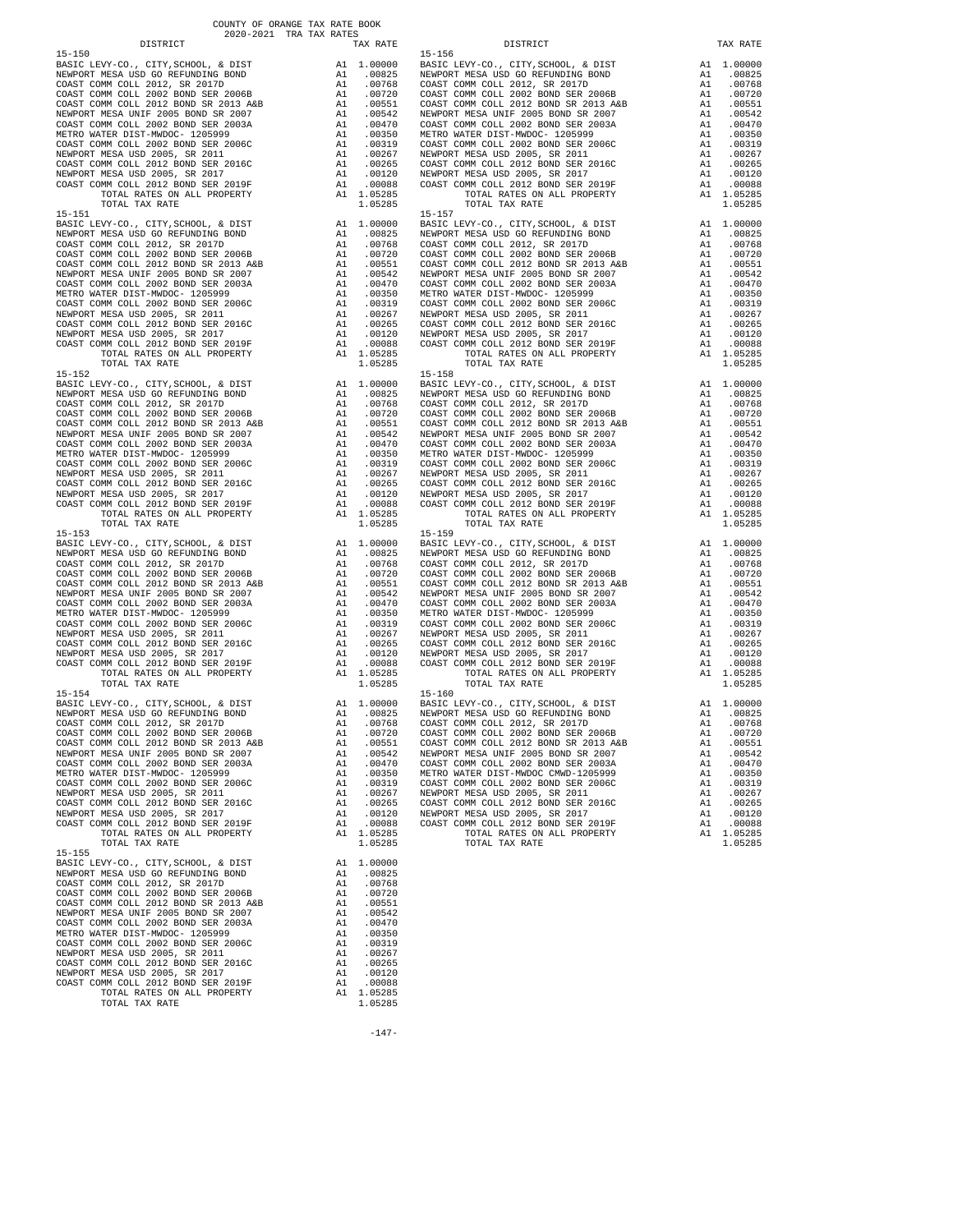COUNTY OF ORANGE TAX RATE BOOK
2020-2021 TRA TAX RATES

| DISTRICT | | TAX RATE |
|---|---|---|
| 15-150 | | |
| BASIC LEVY-CO., CITY,SCHOOL, & DIST | A1 | 1.00000 |
| NEWPORT MESA USD GO REFUNDING BOND | A1 | .00825 |
| COAST COMM COLL 2012, SR 2017D | A1 | .00768 |
| COAST COMM COLL 2002 BOND SER 2006B | A1 | .00720 |
| COAST COMM COLL 2012 BOND SR 2013 A&B | A1 | .00551 |
| NEWPORT MESA UNIF 2005 BOND SR 2007 | A1 | .00542 |
| COAST COMM COLL 2002 BOND SER 2003A | A1 | .00470 |
| METRO WATER DIST-MWDOC- 1205999 | A1 | .00350 |
| COAST COMM COLL 2002 BOND SER 2006C | A1 | .00319 |
| NEWPORT MESA USD 2005, SR 2011 | A1 | .00267 |
| COAST COMM COLL 2012 BOND SER 2016C | A1 | .00265 |
| NEWPORT MESA USD 2005, SR 2017 | A1 | .00120 |
| COAST COMM COLL 2012 BOND SER 2019F | A1 | .00088 |
| TOTAL RATES ON ALL PROPERTY | A1 | 1.05285 |
| TOTAL TAX RATE | | 1.05285 |
| 15-151 | | |
| BASIC LEVY-CO., CITY,SCHOOL, & DIST | A1 | 1.00000 |
| NEWPORT MESA USD GO REFUNDING BOND | A1 | .00825 |
| COAST COMM COLL 2012, SR 2017D | A1 | .00768 |
| COAST COMM COLL 2002 BOND SER 2006B | A1 | .00720 |
| COAST COMM COLL 2012 BOND SR 2013 A&B | A1 | .00551 |
| NEWPORT MESA UNIF 2005 BOND SR 2007 | A1 | .00542 |
| COAST COMM COLL 2002 BOND SER 2003A | A1 | .00470 |
| METRO WATER DIST-MWDOC- 1205999 | A1 | .00350 |
| COAST COMM COLL 2002 BOND SER 2006C | A1 | .00319 |
| NEWPORT MESA USD 2005, SR 2011 | A1 | .00267 |
| COAST COMM COLL 2012 BOND SER 2016C | A1 | .00265 |
| NEWPORT MESA USD 2005, SR 2017 | A1 | .00120 |
| COAST COMM COLL 2012 BOND SER 2019F | A1 | .00088 |
| TOTAL RATES ON ALL PROPERTY | A1 | 1.05285 |
| TOTAL TAX RATE | | 1.05285 |
| 15-152 | | |
| BASIC LEVY-CO., CITY,SCHOOL, & DIST | A1 | 1.00000 |
| NEWPORT MESA USD GO REFUNDING BOND | A1 | .00825 |
| COAST COMM COLL 2012, SR 2017D | A1 | .00768 |
| COAST COMM COLL 2002 BOND SER 2006B | A1 | .00720 |
| COAST COMM COLL 2012 BOND SR 2013 A&B | A1 | .00551 |
| NEWPORT MESA UNIF 2005 BOND SR 2007 | A1 | .00542 |
| COAST COMM COLL 2002 BOND SER 2003A | A1 | .00470 |
| METRO WATER DIST-MWDOC- 1205999 | A1 | .00350 |
| COAST COMM COLL 2002 BOND SER 2006C | A1 | .00319 |
| NEWPORT MESA USD 2005, SR 2011 | A1 | .00267 |
| COAST COMM COLL 2012 BOND SER 2016C | A1 | .00265 |
| NEWPORT MESA USD 2005, SR 2017 | A1 | .00120 |
| COAST COMM COLL 2012 BOND SER 2019F | A1 | .00088 |
| TOTAL RATES ON ALL PROPERTY | A1 | 1.05285 |
| TOTAL TAX RATE | | 1.05285 |
| 15-153 | | |
| BASIC LEVY-CO., CITY,SCHOOL, & DIST | A1 | 1.00000 |
| NEWPORT MESA USD GO REFUNDING BOND | A1 | .00825 |
| COAST COMM COLL 2012, SR 2017D | A1 | .00768 |
| COAST COMM COLL 2002 BOND SER 2006B | A1 | .00720 |
| COAST COMM COLL 2012 BOND SR 2013 A&B | A1 | .00551 |
| NEWPORT MESA UNIF 2005 BOND SR 2007 | A1 | .00542 |
| COAST COMM COLL 2002 BOND SER 2003A | A1 | .00470 |
| METRO WATER DIST-MWDOC- 1205999 | A1 | .00350 |
| COAST COMM COLL 2002 BOND SER 2006C | A1 | .00319 |
| NEWPORT MESA USD 2005, SR 2011 | A1 | .00267 |
| COAST COMM COLL 2012 BOND SER 2016C | A1 | .00265 |
| NEWPORT MESA USD 2005, SR 2017 | A1 | .00120 |
| COAST COMM COLL 2012 BOND SER 2019F | A1 | .00088 |
| TOTAL RATES ON ALL PROPERTY | A1 | 1.05285 |
| TOTAL TAX RATE | | 1.05285 |
| 15-154 | | |
| BASIC LEVY-CO., CITY,SCHOOL, & DIST | A1 | 1.00000 |
| NEWPORT MESA USD GO REFUNDING BOND | A1 | .00825 |
| COAST COMM COLL 2012, SR 2017D | A1 | .00768 |
| COAST COMM COLL 2002 BOND SER 2006B | A1 | .00720 |
| COAST COMM COLL 2012 BOND SR 2013 A&B | A1 | .00551 |
| NEWPORT MESA UNIF 2005 BOND SR 2007 | A1 | .00542 |
| COAST COMM COLL 2002 BOND SER 2003A | A1 | .00470 |
| METRO WATER DIST-MWDOC- 1205999 | A1 | .00350 |
| COAST COMM COLL 2002 BOND SER 2006C | A1 | .00319 |
| NEWPORT MESA USD 2005, SR 2011 | A1 | .00267 |
| COAST COMM COLL 2012 BOND SER 2016C | A1 | .00265 |
| NEWPORT MESA USD 2005, SR 2017 | A1 | .00120 |
| COAST COMM COLL 2012 BOND SER 2019F | A1 | .00088 |
| TOTAL RATES ON ALL PROPERTY | A1 | 1.05285 |
| TOTAL TAX RATE | | 1.05285 |
| 15-155 | | |
| BASIC LEVY-CO., CITY,SCHOOL, & DIST | A1 | 1.00000 |
| NEWPORT MESA USD GO REFUNDING BOND | A1 | .00825 |
| COAST COMM COLL 2012, SR 2017D | A1 | .00768 |
| COAST COMM COLL 2002 BOND SER 2006B | A1 | .00720 |
| COAST COMM COLL 2012 BOND SR 2013 A&B | A1 | .00551 |
| NEWPORT MESA UNIF 2005 BOND SR 2007 | A1 | .00542 |
| COAST COMM COLL 2002 BOND SER 2003A | A1 | .00470 |
| METRO WATER DIST-MWDOC- 1205999 | A1 | .00350 |
| COAST COMM COLL 2002 BOND SER 2006C | A1 | .00319 |
| NEWPORT MESA USD 2005, SR 2011 | A1 | .00267 |
| COAST COMM COLL 2012 BOND SER 2016C | A1 | .00265 |
| NEWPORT MESA USD 2005, SR 2017 | A1 | .00120 |
| COAST COMM COLL 2012 BOND SER 2019F | A1 | .00088 |
| TOTAL RATES ON ALL PROPERTY | A1 | 1.05285 |
| TOTAL TAX RATE | | 1.05285 |
| 15-156 | | |
| BASIC LEVY-CO., CITY,SCHOOL, & DIST | A1 | 1.00000 |
| NEWPORT MESA USD GO REFUNDING BOND | A1 | .00825 |
| COAST COMM COLL 2012, SR 2017D | A1 | .00768 |
| COAST COMM COLL 2002 BOND SER 2006B | A1 | .00720 |
| COAST COMM COLL 2012 BOND SR 2013 A&B | A1 | .00551 |
| NEWPORT MESA UNIF 2005 BOND SR 2007 | A1 | .00542 |
| COAST COMM COLL 2002 BOND SER 2003A | A1 | .00470 |
| METRO WATER DIST-MWDOC- 1205999 | A1 | .00350 |
| COAST COMM COLL 2002 BOND SER 2006C | A1 | .00319 |
| NEWPORT MESA USD 2005, SR 2011 | A1 | .00267 |
| COAST COMM COLL 2012 BOND SER 2016C | A1 | .00265 |
| NEWPORT MESA USD 2005, SR 2017 | A1 | .00120 |
| COAST COMM COLL 2012 BOND SER 2019F | A1 | .00088 |
| TOTAL RATES ON ALL PROPERTY | A1 | 1.05285 |
| TOTAL TAX RATE | | 1.05285 |
| 15-157 | | |
| BASIC LEVY-CO., CITY,SCHOOL, & DIST | A1 | 1.00000 |
| NEWPORT MESA USD GO REFUNDING BOND | A1 | .00825 |
| COAST COMM COLL 2012, SR 2017D | A1 | .00768 |
| COAST COMM COLL 2002 BOND SER 2006B | A1 | .00720 |
| COAST COMM COLL 2012 BOND SR 2013 A&B | A1 | .00551 |
| NEWPORT MESA UNIF 2005 BOND SR 2007 | A1 | .00542 |
| COAST COMM COLL 2002 BOND SER 2003A | A1 | .00470 |
| METRO WATER DIST-MWDOC- 1205999 | A1 | .00350 |
| COAST COMM COLL 2002 BOND SER 2006C | A1 | .00319 |
| NEWPORT MESA USD 2005, SR 2011 | A1 | .00267 |
| COAST COMM COLL 2012 BOND SER 2016C | A1 | .00265 |
| NEWPORT MESA USD 2005, SR 2017 | A1 | .00120 |
| COAST COMM COLL 2012 BOND SER 2019F | A1 | .00088 |
| TOTAL RATES ON ALL PROPERTY | A1 | 1.05285 |
| TOTAL TAX RATE | | 1.05285 |
| 15-158 | | |
| BASIC LEVY-CO., CITY,SCHOOL, & DIST | A1 | 1.00000 |
| NEWPORT MESA USD GO REFUNDING BOND | A1 | .00825 |
| COAST COMM COLL 2012, SR 2017D | A1 | .00768 |
| COAST COMM COLL 2002 BOND SER 2006B | A1 | .00720 |
| COAST COMM COLL 2012 BOND SR 2013 A&B | A1 | .00551 |
| NEWPORT MESA UNIF 2005 BOND SR 2007 | A1 | .00542 |
| COAST COMM COLL 2002 BOND SER 2003A | A1 | .00470 |
| METRO WATER DIST-MWDOC- 1205999 | A1 | .00350 |
| COAST COMM COLL 2002 BOND SER 2006C | A1 | .00319 |
| NEWPORT MESA USD 2005, SR 2011 | A1 | .00267 |
| COAST COMM COLL 2012 BOND SER 2016C | A1 | .00265 |
| NEWPORT MESA USD 2005, SR 2017 | A1 | .00120 |
| COAST COMM COLL 2012 BOND SER 2019F | A1 | .00088 |
| TOTAL RATES ON ALL PROPERTY | A1 | 1.05285 |
| TOTAL TAX RATE | | 1.05285 |
| 15-159 | | |
| BASIC LEVY-CO., CITY,SCHOOL, & DIST | A1 | 1.00000 |
| NEWPORT MESA USD GO REFUNDING BOND | A1 | .00825 |
| COAST COMM COLL 2012, SR 2017D | A1 | .00768 |
| COAST COMM COLL 2002 BOND SER 2006B | A1 | .00720 |
| COAST COMM COLL 2012 BOND SR 2013 A&B | A1 | .00551 |
| NEWPORT MESA UNIF 2005 BOND SR 2007 | A1 | .00542 |
| COAST COMM COLL 2002 BOND SER 2003A | A1 | .00470 |
| METRO WATER DIST-MWDOC- 1205999 | A1 | .00350 |
| COAST COMM COLL 2002 BOND SER 2006C | A1 | .00319 |
| NEWPORT MESA USD 2005, SR 2011 | A1 | .00267 |
| COAST COMM COLL 2012 BOND SER 2016C | A1 | .00265 |
| NEWPORT MESA USD 2005, SR 2017 | A1 | .00120 |
| COAST COMM COLL 2012 BOND SER 2019F | A1 | .00088 |
| TOTAL RATES ON ALL PROPERTY | A1 | 1.05285 |
| TOTAL TAX RATE | | 1.05285 |
| 15-160 | | |
| BASIC LEVY-CO., CITY,SCHOOL, & DIST | A1 | 1.00000 |
| NEWPORT MESA USD GO REFUNDING BOND | A1 | .00825 |
| COAST COMM COLL 2012, SR 2017D | A1 | .00768 |
| COAST COMM COLL 2002 BOND SER 2006B | A1 | .00720 |
| COAST COMM COLL 2012 BOND SR 2013 A&B | A1 | .00551 |
| NEWPORT MESA UNIF 2005 BOND SR 2007 | A1 | .00542 |
| COAST COMM COLL 2002 BOND SER 2003A | A1 | .00470 |
| METRO WATER DIST-MWDOC CMWD-1205999 | A1 | .00350 |
| COAST COMM COLL 2002 BOND SER 2006C | A1 | .00319 |
| NEWPORT MESA USD 2005, SR 2011 | A1 | .00267 |
| COAST COMM COLL 2012 BOND SER 2016C | A1 | .00265 |
| NEWPORT MESA USD 2005, SR 2017 | A1 | .00120 |
| COAST COMM COLL 2012 BOND SER 2019F | A1 | .00088 |
| TOTAL RATES ON ALL PROPERTY | A1 | 1.05285 |
| TOTAL TAX RATE | | 1.05285 |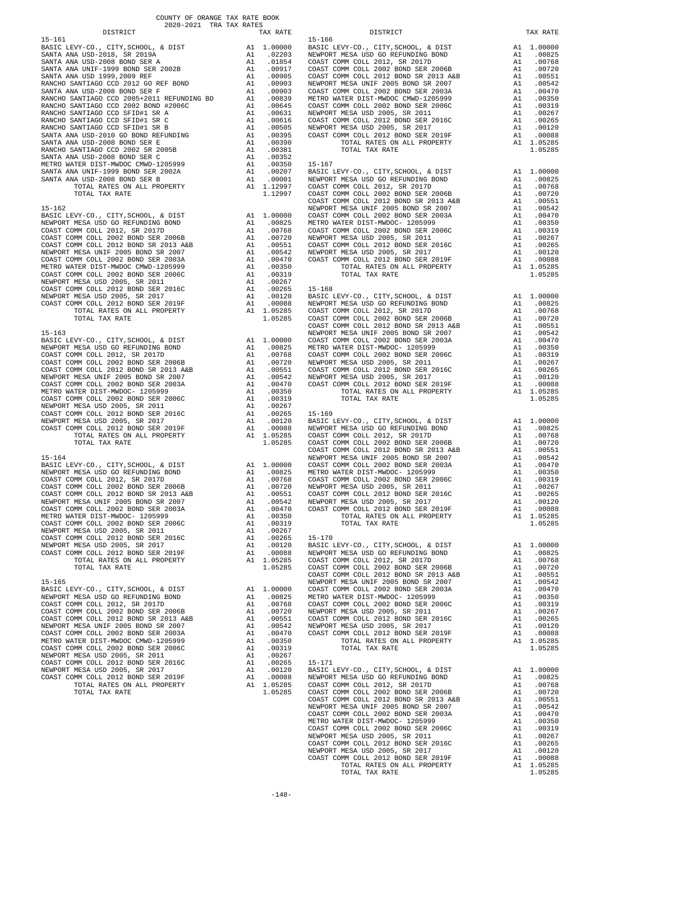COUNTY OF ORANGE TAX RATE BOOK
2020-2021 TRA TAX RATES

| DISTRICT | | TAX RATE |
|---|---|---|
| **15-161** | | |
| BASIC LEVY-CO., CITY,SCHOOL, & DIST | A1 | 1.00000 |
| SANTA ANA USD-2018, SR 2019A | A1 | .02203 |
| SANTA ANA USD-2008 BOND SER A | A1 | .01854 |
| SANTA ANA UNIF-1999 BOND SER 2002B | A1 | .00917 |
| SANTA ANA USD 1999,2009 REF | A1 | .00905 |
| RANCHO SANTIAGO CCD 2012 GO REF BOND | A1 | .00903 |
| SANTA ANA USD-2008 BOND SER F | A1 | .00903 |
| RANCHO SANTIAGO CCD 2005+2011 REFUNDING BD | A1 | .00839 |
| RANCHO SANTIAGO CCD 2002 BOND #2006C | A1 | .00645 |
| RANCHO SANTIAGO CCD SFID#1 SR A | A1 | .00631 |
| RANCHO SANTIAGO CCD SFID#1 SR C | A1 | .00616 |
| RANCHO SANTIAGO CCD SFID#1 SR B | A1 | .00505 |
| SANTA ANA USD-2010 GO BOND REFUNDING | A1 | .00395 |
| SANTA ANA USD-2008 BOND SER E | A1 | .00390 |
| RANCHO SANTIAGO CCD 2002 SER 2005B | A1 | .00381 |
| SANTA ANA USD-2008 BOND SER C | A1 | .00352 |
| METRO WATER DIST-MWDOC CMWD-1205999 | A1 | .00350 |
| SANTA ANA UNIF-1999 BOND SER 2002A | A1 | .00207 |
| SANTA ANA USD-2008 BOND SER B | A1 | .00001 |
| TOTAL RATES ON ALL PROPERTY | A1 | 1.12997 |
| TOTAL TAX RATE | | 1.12997 |
| **15-162** | | |
| BASIC LEVY-CO., CITY,SCHOOL, & DIST | A1 | 1.00000 |
| NEWPORT MESA USD GO REFUNDING BOND | A1 | .00825 |
| COAST COMM COLL 2012, SR 2017D | A1 | .00768 |
| COAST COMM COLL 2002 BOND SER 2006B | A1 | .00720 |
| COAST COMM COLL 2012 BOND SR 2013 A&B | A1 | .00551 |
| NEWPORT MESA UNIF 2005 BOND SR 2007 | A1 | .00542 |
| COAST COMM COLL 2002 BOND SER 2003A | A1 | .00470 |
| METRO WATER DIST-MWDOC CMWD-1205999 | A1 | .00350 |
| COAST COMM COLL 2002 BOND SER 2006C | A1 | .00319 |
| NEWPORT MESA USD 2005, SR 2011 | A1 | .00267 |
| COAST COMM COLL 2012 BOND SER 2016C | A1 | .00265 |
| NEWPORT MESA USD 2005, SR 2017 | A1 | .00120 |
| COAST COMM COLL 2012 BOND SER 2019F | A1 | .00088 |
| TOTAL RATES ON ALL PROPERTY | A1 | 1.05285 |
| TOTAL TAX RATE | | 1.05285 |
| **15-163** | | |
| BASIC LEVY-CO., CITY,SCHOOL, & DIST | A1 | 1.00000 |
| NEWPORT MESA USD GO REFUNDING BOND | A1 | .00825 |
| COAST COMM COLL 2012, SR 2017D | A1 | .00768 |
| COAST COMM COLL 2002 BOND SER 2006B | A1 | .00720 |
| COAST COMM COLL 2012 BOND SR 2013 A&B | A1 | .00551 |
| NEWPORT MESA UNIF 2005 BOND SR 2007 | A1 | .00542 |
| COAST COMM COLL 2002 BOND SER 2003A | A1 | .00470 |
| METRO WATER DIST-MWDOC- 1205999 | A1 | .00350 |
| COAST COMM COLL 2002 BOND SER 2006C | A1 | .00319 |
| NEWPORT MESA USD 2005, SR 2011 | A1 | .00267 |
| COAST COMM COLL 2012 BOND SER 2016C | A1 | .00265 |
| NEWPORT MESA USD 2005, SR 2017 | A1 | .00120 |
| COAST COMM COLL 2012 BOND SER 2019F | A1 | .00088 |
| TOTAL RATES ON ALL PROPERTY | A1 | 1.05285 |
| TOTAL TAX RATE | | 1.05285 |
| **15-164** | | |
| BASIC LEVY-CO., CITY,SCHOOL, & DIST | A1 | 1.00000 |
| NEWPORT MESA USD GO REFUNDING BOND | A1 | .00825 |
| COAST COMM COLL 2012, SR 2017D | A1 | .00768 |
| COAST COMM COLL 2002 BOND SER 2006B | A1 | .00720 |
| COAST COMM COLL 2012 BOND SR 2013 A&B | A1 | .00551 |
| NEWPORT MESA UNIF 2005 BOND SR 2007 | A1 | .00542 |
| COAST COMM COLL 2002 BOND SER 2003A | A1 | .00470 |
| METRO WATER DIST-MWDOC- 1205999 | A1 | .00350 |
| COAST COMM COLL 2002 BOND SER 2006C | A1 | .00319 |
| NEWPORT MESA USD 2005, SR 2011 | A1 | .00267 |
| COAST COMM COLL 2012 BOND SER 2016C | A1 | .00265 |
| NEWPORT MESA USD 2005, SR 2017 | A1 | .00120 |
| COAST COMM COLL 2012 BOND SER 2019F | A1 | .00088 |
| TOTAL RATES ON ALL PROPERTY | A1 | 1.05285 |
| TOTAL TAX RATE | | 1.05285 |
| **15-165** | | |
| BASIC LEVY-CO., CITY,SCHOOL, & DIST | A1 | 1.00000 |
| NEWPORT MESA USD GO REFUNDING BOND | A1 | .00825 |
| COAST COMM COLL 2012, SR 2017D | A1 | .00768 |
| COAST COMM COLL 2002 BOND SER 2006B | A1 | .00720 |
| COAST COMM COLL 2012 BOND SR 2013 A&B | A1 | .00551 |
| NEWPORT MESA UNIF 2005 BOND SR 2007 | A1 | .00542 |
| COAST COMM COLL 2002 BOND SER 2003A | A1 | .00470 |
| METRO WATER DIST-MWDOC CMWD-1205999 | A1 | .00350 |
| COAST COMM COLL 2002 BOND SER 2006C | A1 | .00319 |
| NEWPORT MESA USD 2005, SR 2011 | A1 | .00267 |
| COAST COMM COLL 2012 BOND SER 2016C | A1 | .00265 |
| NEWPORT MESA USD 2005, SR 2017 | A1 | .00120 |
| COAST COMM COLL 2012 BOND SER 2019F | A1 | .00088 |
| TOTAL RATES ON ALL PROPERTY | A1 | 1.05285 |
| TOTAL TAX RATE | | 1.05285 |
| **15-166** | | |
| BASIC LEVY-CO., CITY,SCHOOL, & DIST | A1 | 1.00000 |
| NEWPORT MESA USD GO REFUNDING BOND | A1 | .00825 |
| COAST COMM COLL 2012, SR 2017D | A1 | .00768 |
| COAST COMM COLL 2002 BOND SER 2006B | A1 | .00720 |
| COAST COMM COLL 2012 BOND SR 2013 A&B | A1 | .00551 |
| NEWPORT MESA UNIF 2005 BOND SR 2007 | A1 | .00542 |
| COAST COMM COLL 2002 BOND SER 2003A | A1 | .00470 |
| METRO WATER DIST-MWDOC CMWD-1205999 | A1 | .00350 |
| COAST COMM COLL 2002 BOND SER 2006C | A1 | .00319 |
| NEWPORT MESA USD 2005, SR 2011 | A1 | .00267 |
| COAST COMM COLL 2012 BOND SER 2016C | A1 | .00265 |
| NEWPORT MESA USD 2005, SR 2017 | A1 | .00120 |
| COAST COMM COLL 2012 BOND SER 2019F | A1 | .00088 |
| TOTAL RATES ON ALL PROPERTY | A1 | 1.05285 |
| TOTAL TAX RATE | | 1.05285 |
| **15-167** | | |
| BASIC LEVY-CO., CITY,SCHOOL, & DIST | A1 | 1.00000 |
| NEWPORT MESA USD GO REFUNDING BOND | A1 | .00825 |
| COAST COMM COLL 2012, SR 2017D | A1 | .00768 |
| COAST COMM COLL 2002 BOND SER 2006B | A1 | .00720 |
| COAST COMM COLL 2012 BOND SR 2013 A&B | A1 | .00551 |
| NEWPORT MESA UNIF 2005 BOND SR 2007 | A1 | .00542 |
| COAST COMM COLL 2002 BOND SER 2003A | A1 | .00470 |
| METRO WATER DIST-MWDOC- 1205999 | A1 | .00350 |
| COAST COMM COLL 2002 BOND SER 2006C | A1 | .00319 |
| NEWPORT MESA USD 2005, SR 2011 | A1 | .00267 |
| COAST COMM COLL 2012 BOND SER 2016C | A1 | .00265 |
| NEWPORT MESA USD 2005, SR 2017 | A1 | .00120 |
| COAST COMM COLL 2012 BOND SER 2019F | A1 | .00088 |
| TOTAL RATES ON ALL PROPERTY | A1 | 1.05285 |
| TOTAL TAX RATE | | 1.05285 |
| **15-168** | | |
| BASIC LEVY-CO., CITY,SCHOOL, & DIST | A1 | 1.00000 |
| NEWPORT MESA USD GO REFUNDING BOND | A1 | .00825 |
| COAST COMM COLL 2012, SR 2017D | A1 | .00768 |
| COAST COMM COLL 2002 BOND SER 2006B | A1 | .00720 |
| COAST COMM COLL 2012 BOND SR 2013 A&B | A1 | .00551 |
| NEWPORT MESA UNIF 2005 BOND SR 2007 | A1 | .00542 |
| COAST COMM COLL 2002 BOND SER 2003A | A1 | .00470 |
| METRO WATER DIST-MWDOC- 1205999 | A1 | .00350 |
| COAST COMM COLL 2002 BOND SER 2006C | A1 | .00319 |
| NEWPORT MESA USD 2005, SR 2011 | A1 | .00267 |
| COAST COMM COLL 2012 BOND SER 2016C | A1 | .00265 |
| NEWPORT MESA USD 2005, SR 2017 | A1 | .00120 |
| COAST COMM COLL 2012 BOND SER 2019F | A1 | .00088 |
| TOTAL RATES ON ALL PROPERTY | A1 | 1.05285 |
| TOTAL TAX RATE | | 1.05285 |
| **15-169** | | |
| BASIC LEVY-CO., CITY,SCHOOL, & DIST | A1 | 1.00000 |
| NEWPORT MESA USD GO REFUNDING BOND | A1 | .00825 |
| COAST COMM COLL 2012, SR 2017D | A1 | .00768 |
| COAST COMM COLL 2002 BOND SER 2006B | A1 | .00720 |
| COAST COMM COLL 2012 BOND SR 2013 A&B | A1 | .00551 |
| NEWPORT MESA UNIF 2005 BOND SR 2007 | A1 | .00542 |
| COAST COMM COLL 2002 BOND SER 2003A | A1 | .00470 |
| METRO WATER DIST-MWDOC- 1205999 | A1 | .00350 |
| COAST COMM COLL 2002 BOND SER 2006C | A1 | .00319 |
| NEWPORT MESA USD 2005, SR 2011 | A1 | .00267 |
| COAST COMM COLL 2012 BOND SER 2016C | A1 | .00265 |
| NEWPORT MESA USD 2005, SR 2017 | A1 | .00120 |
| COAST COMM COLL 2012 BOND SER 2019F | A1 | .00088 |
| TOTAL RATES ON ALL PROPERTY | A1 | 1.05285 |
| TOTAL TAX RATE | | 1.05285 |
| **15-170** | | |
| BASIC LEVY-CO., CITY,SCHOOL, & DIST | A1 | 1.00000 |
| NEWPORT MESA USD GO REFUNDING BOND | A1 | .00825 |
| COAST COMM COLL 2012, SR 2017D | A1 | .00768 |
| COAST COMM COLL 2002 BOND SER 2006B | A1 | .00720 |
| COAST COMM COLL 2012 BOND SR 2013 A&B | A1 | .00551 |
| NEWPORT MESA UNIF 2005 BOND SR 2007 | A1 | .00542 |
| COAST COMM COLL 2002 BOND SER 2003A | A1 | .00470 |
| METRO WATER DIST-MWDOC- 1205999 | A1 | .00350 |
| COAST COMM COLL 2002 BOND SER 2006C | A1 | .00319 |
| NEWPORT MESA USD 2005, SR 2011 | A1 | .00267 |
| COAST COMM COLL 2012 BOND SER 2016C | A1 | .00265 |
| NEWPORT MESA USD 2005, SR 2017 | A1 | .00120 |
| COAST COMM COLL 2012 BOND SER 2019F | A1 | .00088 |
| TOTAL RATES ON ALL PROPERTY | A1 | 1.05285 |
| TOTAL TAX RATE | | 1.05285 |
| **15-171** | | |
| BASIC LEVY-CO., CITY,SCHOOL, & DIST | A1 | 1.00000 |
| NEWPORT MESA USD GO REFUNDING BOND | A1 | .00825 |
| COAST COMM COLL 2012, SR 2017D | A1 | .00768 |
| COAST COMM COLL 2002 BOND SER 2006B | A1 | .00720 |
| COAST COMM COLL 2012 BOND SR 2013 A&B | A1 | .00551 |
| NEWPORT MESA UNIF 2005 BOND SR 2007 | A1 | .00542 |
| COAST COMM COLL 2002 BOND SER 2003A | A1 | .00470 |
| METRO WATER DIST-MWDOC- 1205999 | A1 | .00350 |
| COAST COMM COLL 2002 BOND SER 2006C | A1 | .00319 |
| NEWPORT MESA USD 2005, SR 2011 | A1 | .00267 |
| COAST COMM COLL 2012 BOND SER 2016C | A1 | .00265 |
| NEWPORT MESA USD 2005, SR 2017 | A1 | .00120 |
| COAST COMM COLL 2012 BOND SER 2019F | A1 | .00088 |
| TOTAL RATES ON ALL PROPERTY | A1 | 1.05285 |
| TOTAL TAX RATE | | 1.05285 |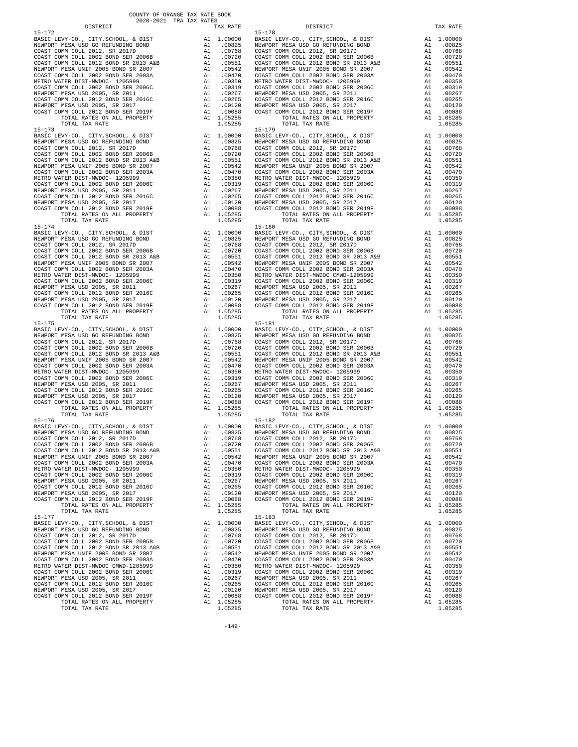COUNTY OF ORANGE TAX RATE BOOK
2020-2021 TRA TAX RATES

| DISTRICT | | TAX RATE |
|---|---|---|
| 15-172 | | |
| BASIC LEVY-CO., CITY,SCHOOL, & DIST | A1 | 1.00000 |
| NEWPORT MESA USD GO REFUNDING BOND | A1 | .00825 |
| COAST COMM COLL 2012, SR 2017D | A1 | .00768 |
| COAST COMM COLL 2002 BOND SER 2006B | A1 | .00720 |
| COAST COMM COLL 2012 BOND SR 2013 A&B | A1 | .00551 |
| NEWPORT MESA UNIF 2005 BOND SR 2007 | A1 | .00542 |
| COAST COMM COLL 2002 BOND SER 2003A | A1 | .00470 |
| METRO WATER DIST-MWDOC- 1205999 | A1 | .00350 |
| COAST COMM COLL 2002 BOND SER 2006C | A1 | .00319 |
| NEWPORT MESA USD 2005, SR 2011 | A1 | .00267 |
| COAST COMM COLL 2012 BOND SER 2016C | A1 | .00265 |
| NEWPORT MESA USD 2005, SR 2017 | A1 | .00120 |
| COAST COMM COLL 2012 BOND SER 2019F | A1 | .00088 |
| TOTAL RATES ON ALL PROPERTY | A1 | 1.05285 |
| TOTAL TAX RATE | | 1.05285 |
| 15-173 | | |
| BASIC LEVY-CO., CITY,SCHOOL, & DIST | A1 | 1.00000 |
| NEWPORT MESA USD GO REFUNDING BOND | A1 | .00825 |
| COAST COMM COLL 2012, SR 2017D | A1 | .00768 |
| COAST COMM COLL 2002 BOND SER 2006B | A1 | .00720 |
| COAST COMM COLL 2012 BOND SR 2013 A&B | A1 | .00551 |
| NEWPORT MESA UNIF 2005 BOND SR 2007 | A1 | .00542 |
| COAST COMM COLL 2002 BOND SER 2003A | A1 | .00470 |
| METRO WATER DIST-MWDOC- 1205999 | A1 | .00350 |
| COAST COMM COLL 2002 BOND SER 2006C | A1 | .00319 |
| NEWPORT MESA USD 2005, SR 2011 | A1 | .00267 |
| COAST COMM COLL 2012 BOND SER 2016C | A1 | .00265 |
| NEWPORT MESA USD 2005, SR 2017 | A1 | .00120 |
| COAST COMM COLL 2012 BOND SER 2019F | A1 | .00088 |
| TOTAL RATES ON ALL PROPERTY | A1 | 1.05285 |
| TOTAL TAX RATE | | 1.05285 |
| 15-174 | | |
| BASIC LEVY-CO., CITY,SCHOOL, & DIST | A1 | 1.00000 |
| NEWPORT MESA USD GO REFUNDING BOND | A1 | .00825 |
| COAST COMM COLL 2012, SR 2017D | A1 | .00768 |
| COAST COMM COLL 2002 BOND SER 2006B | A1 | .00720 |
| COAST COMM COLL 2012 BOND SR 2013 A&B | A1 | .00551 |
| NEWPORT MESA UNIF 2005 BOND SR 2007 | A1 | .00542 |
| COAST COMM COLL 2002 BOND SER 2003A | A1 | .00470 |
| METRO WATER DIST-MWDOC- 1205999 | A1 | .00350 |
| COAST COMM COLL 2002 BOND SER 2006C | A1 | .00319 |
| NEWPORT MESA USD 2005, SR 2011 | A1 | .00267 |
| COAST COMM COLL 2012 BOND SER 2016C | A1 | .00265 |
| NEWPORT MESA USD 2005, SR 2017 | A1 | .00120 |
| COAST COMM COLL 2012 BOND SER 2019F | A1 | .00088 |
| TOTAL RATES ON ALL PROPERTY | A1 | 1.05285 |
| TOTAL TAX RATE | | 1.05285 |
| 15-175 | | |
| BASIC LEVY-CO., CITY,SCHOOL, & DIST | A1 | 1.00000 |
| NEWPORT MESA USD GO REFUNDING BOND | A1 | .00825 |
| COAST COMM COLL 2012, SR 2017D | A1 | .00768 |
| COAST COMM COLL 2002 BOND SER 2006B | A1 | .00720 |
| COAST COMM COLL 2012 BOND SR 2013 A&B | A1 | .00551 |
| NEWPORT MESA UNIF 2005 BOND SR 2007 | A1 | .00542 |
| COAST COMM COLL 2002 BOND SER 2003A | A1 | .00470 |
| METRO WATER DIST-MWDOC- 1205999 | A1 | .00350 |
| COAST COMM COLL 2002 BOND SER 2006C | A1 | .00319 |
| NEWPORT MESA USD 2005, SR 2011 | A1 | .00267 |
| COAST COMM COLL 2012 BOND SER 2016C | A1 | .00265 |
| NEWPORT MESA USD 2005, SR 2017 | A1 | .00120 |
| COAST COMM COLL 2012 BOND SER 2019F | A1 | .00088 |
| TOTAL RATES ON ALL PROPERTY | A1 | 1.05285 |
| TOTAL TAX RATE | | 1.05285 |
| 15-176 | | |
| BASIC LEVY-CO., CITY,SCHOOL, & DIST | A1 | 1.00000 |
| NEWPORT MESA USD GO REFUNDING BOND | A1 | .00825 |
| COAST COMM COLL 2012, SR 2017D | A1 | .00768 |
| COAST COMM COLL 2002 BOND SER 2006B | A1 | .00720 |
| COAST COMM COLL 2012 BOND SR 2013 A&B | A1 | .00551 |
| NEWPORT MESA UNIF 2005 BOND SR 2007 | A1 | .00542 |
| COAST COMM COLL 2002 BOND SER 2003A | A1 | .00470 |
| METRO WATER DIST-MWDOC- 1205999 | A1 | .00350 |
| COAST COMM COLL 2002 BOND SER 2006C | A1 | .00319 |
| NEWPORT MESA USD 2005, SR 2011 | A1 | .00267 |
| COAST COMM COLL 2012 BOND SER 2016C | A1 | .00265 |
| NEWPORT MESA USD 2005, SR 2017 | A1 | .00120 |
| COAST COMM COLL 2012 BOND SER 2019F | A1 | .00088 |
| TOTAL RATES ON ALL PROPERTY | A1 | 1.05285 |
| TOTAL TAX RATE | | 1.05285 |
| 15-177 | | |
| BASIC LEVY-CO., CITY,SCHOOL, & DIST | A1 | 1.00000 |
| NEWPORT MESA USD GO REFUNDING BOND | A1 | .00825 |
| COAST COMM COLL 2012, SR 2017D | A1 | .00768 |
| COAST COMM COLL 2002 BOND SER 2006B | A1 | .00720 |
| COAST COMM COLL 2012 BOND SR 2013 A&B | A1 | .00551 |
| NEWPORT MESA UNIF 2005 BOND SR 2007 | A1 | .00542 |
| COAST COMM COLL 2002 BOND SER 2003A | A1 | .00470 |
| METRO WATER DIST-MWDOC CMWD-1205999 | A1 | .00350 |
| COAST COMM COLL 2002 BOND SER 2006C | A1 | .00319 |
| NEWPORT MESA USD 2005, SR 2011 | A1 | .00267 |
| COAST COMM COLL 2012 BOND SER 2016C | A1 | .00265 |
| NEWPORT MESA USD 2005, SR 2017 | A1 | .00120 |
| COAST COMM COLL 2012 BOND SER 2019F | A1 | .00088 |
| TOTAL RATES ON ALL PROPERTY | A1 | 1.05285 |
| TOTAL TAX RATE | | 1.05285 |
| 15-178 | | |
| BASIC LEVY-CO., CITY,SCHOOL, & DIST | A1 | 1.00000 |
| NEWPORT MESA USD GO REFUNDING BOND | A1 | .00825 |
| COAST COMM COLL 2012, SR 2017D | A1 | .00768 |
| COAST COMM COLL 2002 BOND SER 2006B | A1 | .00720 |
| COAST COMM COLL 2012 BOND SR 2013 A&B | A1 | .00551 |
| NEWPORT MESA UNIF 2005 BOND SR 2007 | A1 | .00542 |
| COAST COMM COLL 2002 BOND SER 2003A | A1 | .00470 |
| METRO WATER DIST-MWDOC- 1205999 | A1 | .00350 |
| COAST COMM COLL 2002 BOND SER 2006C | A1 | .00319 |
| NEWPORT MESA USD 2005, SR 2011 | A1 | .00267 |
| COAST COMM COLL 2012 BOND SER 2016C | A1 | .00265 |
| NEWPORT MESA USD 2005, SR 2017 | A1 | .00120 |
| COAST COMM COLL 2012 BOND SER 2019F | A1 | .00088 |
| TOTAL RATES ON ALL PROPERTY | A1 | 1.05285 |
| TOTAL TAX RATE | | 1.05285 |
| 15-179 | | |
| BASIC LEVY-CO., CITY,SCHOOL, & DIST | A1 | 1.00000 |
| NEWPORT MESA USD GO REFUNDING BOND | A1 | .00825 |
| COAST COMM COLL 2012, SR 2017D | A1 | .00768 |
| COAST COMM COLL 2002 BOND SER 2006B | A1 | .00720 |
| COAST COMM COLL 2012 BOND SR 2013 A&B | A1 | .00551 |
| NEWPORT MESA UNIF 2005 BOND SR 2007 | A1 | .00542 |
| COAST COMM COLL 2002 BOND SER 2003A | A1 | .00470 |
| METRO WATER DIST-MWDOC- 1205999 | A1 | .00350 |
| COAST COMM COLL 2002 BOND SER 2006C | A1 | .00319 |
| NEWPORT MESA USD 2005, SR 2011 | A1 | .00267 |
| COAST COMM COLL 2012 BOND SER 2016C | A1 | .00265 |
| NEWPORT MESA USD 2005, SR 2017 | A1 | .00120 |
| COAST COMM COLL 2012 BOND SER 2019F | A1 | .00088 |
| TOTAL RATES ON ALL PROPERTY | A1 | 1.05285 |
| TOTAL TAX RATE | | 1.05285 |
| 15-180 | | |
| BASIC LEVY-CO., CITY,SCHOOL, & DIST | A1 | 1.00000 |
| NEWPORT MESA USD GO REFUNDING BOND | A1 | .00825 |
| COAST COMM COLL 2012, SR 2017D | A1 | .00768 |
| COAST COMM COLL 2002 BOND SER 2006B | A1 | .00720 |
| COAST COMM COLL 2012 BOND SR 2013 A&B | A1 | .00551 |
| NEWPORT MESA UNIF 2005 BOND SR 2007 | A1 | .00542 |
| COAST COMM COLL 2002 BOND SER 2003A | A1 | .00470 |
| METRO WATER DIST-MWDOC CMWD-1205999 | A1 | .00350 |
| COAST COMM COLL 2002 BOND SER 2006C | A1 | .00319 |
| NEWPORT MESA USD 2005, SR 2011 | A1 | .00267 |
| COAST COMM COLL 2012 BOND SER 2016C | A1 | .00265 |
| NEWPORT MESA USD 2005, SR 2017 | A1 | .00120 |
| COAST COMM COLL 2012 BOND SER 2019F | A1 | .00088 |
| TOTAL RATES ON ALL PROPERTY | A1 | 1.05285 |
| TOTAL TAX RATE | | 1.05285 |
| 15-181 | | |
| BASIC LEVY-CO., CITY,SCHOOL, & DIST | A1 | 1.00000 |
| NEWPORT MESA USD GO REFUNDING BOND | A1 | .00825 |
| COAST COMM COLL 2012, SR 2017D | A1 | .00768 |
| COAST COMM COLL 2002 BOND SER 2006B | A1 | .00720 |
| COAST COMM COLL 2012 BOND SR 2013 A&B | A1 | .00551 |
| NEWPORT MESA UNIF 2005 BOND SR 2007 | A1 | .00542 |
| COAST COMM COLL 2002 BOND SER 2003A | A1 | .00470 |
| METRO WATER DIST-MWDOC- 1205999 | A1 | .00350 |
| COAST COMM COLL 2002 BOND SER 2006C | A1 | .00319 |
| NEWPORT MESA USD 2005, SR 2011 | A1 | .00267 |
| COAST COMM COLL 2012 BOND SER 2016C | A1 | .00265 |
| NEWPORT MESA USD 2005, SR 2017 | A1 | .00120 |
| COAST COMM COLL 2012 BOND SER 2019F | A1 | .00088 |
| TOTAL RATES ON ALL PROPERTY | A1 | 1.05285 |
| TOTAL TAX RATE | | 1.05285 |
| 15-182 | | |
| BASIC LEVY-CO., CITY,SCHOOL, & DIST | A1 | 1.00000 |
| NEWPORT MESA USD GO REFUNDING BOND | A1 | .00825 |
| COAST COMM COLL 2012, SR 2017D | A1 | .00768 |
| COAST COMM COLL 2002 BOND SER 2006B | A1 | .00720 |
| COAST COMM COLL 2012 BOND SR 2013 A&B | A1 | .00551 |
| NEWPORT MESA UNIF 2005 BOND SR 2007 | A1 | .00542 |
| COAST COMM COLL 2002 BOND SER 2003A | A1 | .00470 |
| METRO WATER DIST-MWDOC- 1205999 | A1 | .00350 |
| COAST COMM COLL 2002 BOND SER 2006C | A1 | .00319 |
| NEWPORT MESA USD 2005, SR 2011 | A1 | .00267 |
| COAST COMM COLL 2012 BOND SER 2016C | A1 | .00265 |
| NEWPORT MESA USD 2005, SR 2017 | A1 | .00120 |
| COAST COMM COLL 2012 BOND SER 2019F | A1 | .00088 |
| TOTAL RATES ON ALL PROPERTY | A1 | 1.05285 |
| TOTAL TAX RATE | | 1.05285 |
| 15-183 | | |
| BASIC LEVY-CO., CITY,SCHOOL, & DIST | A1 | 1.00000 |
| NEWPORT MESA USD GO REFUNDING BOND | A1 | .00825 |
| COAST COMM COLL 2012, SR 2017D | A1 | .00768 |
| COAST COMM COLL 2002 BOND SER 2006B | A1 | .00720 |
| COAST COMM COLL 2012 BOND SR 2013 A&B | A1 | .00551 |
| NEWPORT MESA UNIF 2005 BOND SR 2007 | A1 | .00542 |
| COAST COMM COLL 2002 BOND SER 2003A | A1 | .00470 |
| METRO WATER DIST-MWDOC- 1205999 | A1 | .00350 |
| COAST COMM COLL 2002 BOND SER 2006C | A1 | .00319 |
| NEWPORT MESA USD 2005, SR 2011 | A1 | .00267 |
| COAST COMM COLL 2012 BOND SER 2016C | A1 | .00265 |
| NEWPORT MESA USD 2005, SR 2017 | A1 | .00120 |
| COAST COMM COLL 2012 BOND SER 2019F | A1 | .00088 |
| TOTAL RATES ON ALL PROPERTY | A1 | 1.05285 |
| TOTAL TAX RATE | | 1.05285 |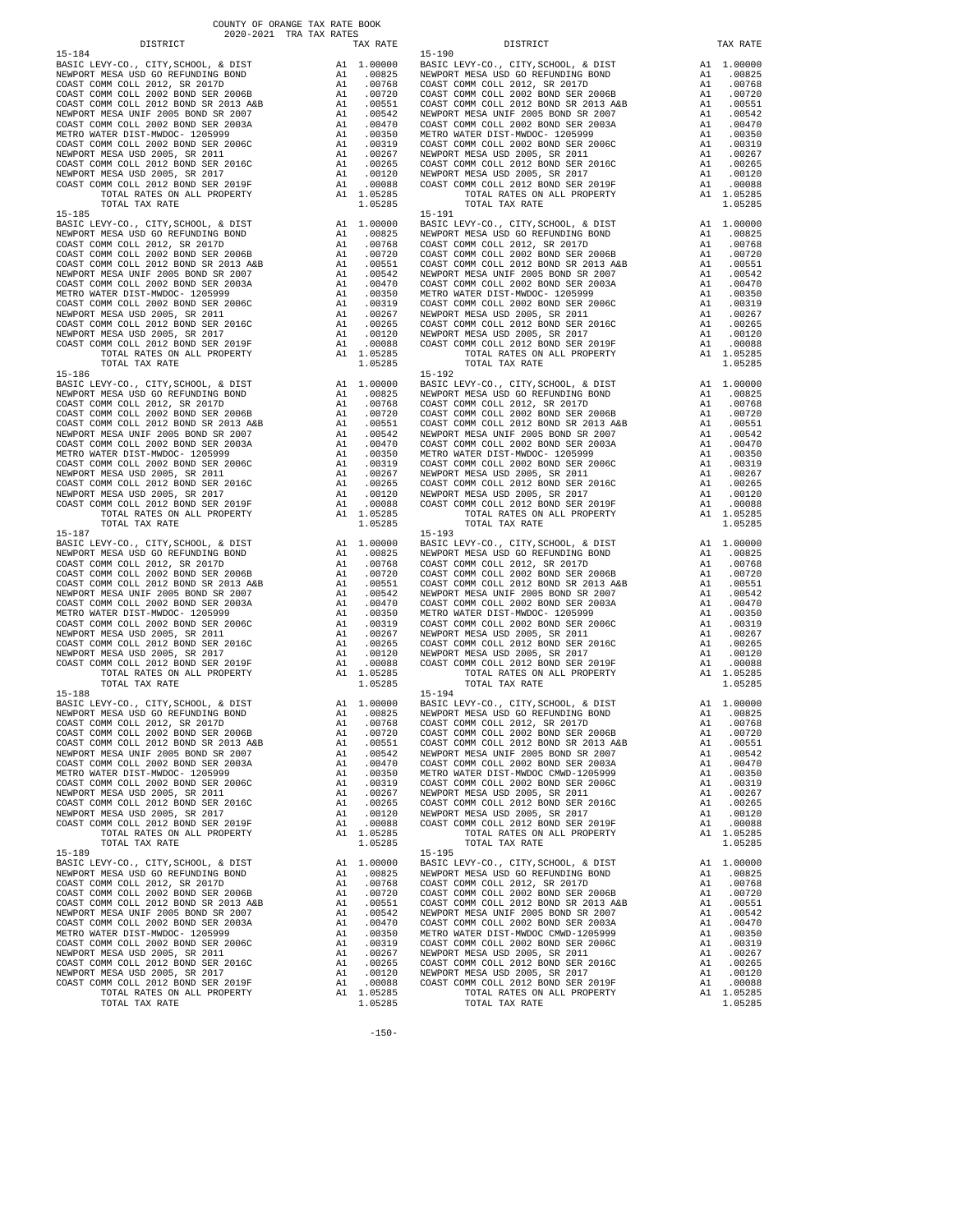COUNTY OF ORANGE TAX RATE BOOK
2020-2021 TRA TAX RATES

| DISTRICT | | TAX RATE |
|---|---|---|
| 15-184 | | |
| BASIC LEVY-CO., CITY,SCHOOL, & DIST | A1 | 1.00000 |
| NEWPORT MESA USD GO REFUNDING BOND | A1 | .00825 |
| COAST COMM COLL 2012, SR 2017D | A1 | .00768 |
| COAST COMM COLL 2002 BOND SER 2006B | A1 | .00720 |
| COAST COMM COLL 2012 BOND SR 2013 A&B | A1 | .00551 |
| NEWPORT MESA UNIF 2005 BOND SR 2007 | A1 | .00542 |
| COAST COMM COLL 2002 BOND SER 2003A | A1 | .00470 |
| METRO WATER DIST-MWDOC- 1205999 | A1 | .00350 |
| COAST COMM COLL 2002 BOND SER 2006C | A1 | .00319 |
| NEWPORT MESA USD 2005, SR 2011 | A1 | .00267 |
| COAST COMM COLL 2012 BOND SER 2016C | A1 | .00265 |
| NEWPORT MESA USD 2005, SR 2017 | A1 | .00120 |
| COAST COMM COLL 2012 BOND SER 2019F | A1 | .00088 |
| TOTAL RATES ON ALL PROPERTY | A1 | 1.05285 |
| TOTAL TAX RATE | | 1.05285 |
| 15-185 | | |
| BASIC LEVY-CO., CITY,SCHOOL, & DIST | A1 | 1.00000 |
| NEWPORT MESA USD GO REFUNDING BOND | A1 | .00825 |
| COAST COMM COLL 2012, SR 2017D | A1 | .00768 |
| COAST COMM COLL 2002 BOND SER 2006B | A1 | .00720 |
| COAST COMM COLL 2012 BOND SR 2013 A&B | A1 | .00551 |
| NEWPORT MESA UNIF 2005 BOND SR 2007 | A1 | .00542 |
| COAST COMM COLL 2002 BOND SER 2003A | A1 | .00470 |
| METRO WATER DIST-MWDOC- 1205999 | A1 | .00350 |
| COAST COMM COLL 2002 BOND SER 2006C | A1 | .00319 |
| NEWPORT MESA USD 2005, SR 2011 | A1 | .00267 |
| COAST COMM COLL 2012 BOND SER 2016C | A1 | .00265 |
| NEWPORT MESA USD 2005, SR 2017 | A1 | .00120 |
| COAST COMM COLL 2012 BOND SER 2019F | A1 | .00088 |
| TOTAL RATES ON ALL PROPERTY | A1 | 1.05285 |
| TOTAL TAX RATE | | 1.05285 |
| 15-186 | | |
| BASIC LEVY-CO., CITY,SCHOOL, & DIST | A1 | 1.00000 |
| NEWPORT MESA USD GO REFUNDING BOND | A1 | .00825 |
| COAST COMM COLL 2012, SR 2017D | A1 | .00768 |
| COAST COMM COLL 2002 BOND SER 2006B | A1 | .00720 |
| COAST COMM COLL 2012 BOND SR 2013 A&B | A1 | .00551 |
| NEWPORT MESA UNIF 2005 BOND SR 2007 | A1 | .00542 |
| COAST COMM COLL 2002 BOND SER 2003A | A1 | .00470 |
| METRO WATER DIST-MWDOC- 1205999 | A1 | .00350 |
| COAST COMM COLL 2002 BOND SER 2006C | A1 | .00319 |
| NEWPORT MESA USD 2005, SR 2011 | A1 | .00267 |
| COAST COMM COLL 2012 BOND SER 2016C | A1 | .00265 |
| NEWPORT MESA USD 2005, SR 2017 | A1 | .00120 |
| COAST COMM COLL 2012 BOND SER 2019F | A1 | .00088 |
| TOTAL RATES ON ALL PROPERTY | A1 | 1.05285 |
| TOTAL TAX RATE | | 1.05285 |
| 15-187 | | |
| BASIC LEVY-CO., CITY,SCHOOL, & DIST | A1 | 1.00000 |
| NEWPORT MESA USD GO REFUNDING BOND | A1 | .00825 |
| COAST COMM COLL 2012, SR 2017D | A1 | .00768 |
| COAST COMM COLL 2002 BOND SER 2006B | A1 | .00720 |
| COAST COMM COLL 2012 BOND SR 2013 A&B | A1 | .00551 |
| NEWPORT MESA UNIF 2005 BOND SR 2007 | A1 | .00542 |
| COAST COMM COLL 2002 BOND SER 2003A | A1 | .00470 |
| METRO WATER DIST-MWDOC- 1205999 | A1 | .00350 |
| COAST COMM COLL 2002 BOND SER 2006C | A1 | .00319 |
| NEWPORT MESA USD 2005, SR 2011 | A1 | .00267 |
| COAST COMM COLL 2012 BOND SER 2016C | A1 | .00265 |
| NEWPORT MESA USD 2005, SR 2017 | A1 | .00120 |
| COAST COMM COLL 2012 BOND SER 2019F | A1 | .00088 |
| TOTAL RATES ON ALL PROPERTY | A1 | 1.05285 |
| TOTAL TAX RATE | | 1.05285 |
| 15-188 | | |
| BASIC LEVY-CO., CITY,SCHOOL, & DIST | A1 | 1.00000 |
| NEWPORT MESA USD GO REFUNDING BOND | A1 | .00825 |
| COAST COMM COLL 2012, SR 2017D | A1 | .00768 |
| COAST COMM COLL 2002 BOND SER 2006B | A1 | .00720 |
| COAST COMM COLL 2012 BOND SR 2013 A&B | A1 | .00551 |
| NEWPORT MESA UNIF 2005 BOND SR 2007 | A1 | .00542 |
| COAST COMM COLL 2002 BOND SER 2003A | A1 | .00470 |
| METRO WATER DIST-MWDOC- 1205999 | A1 | .00350 |
| COAST COMM COLL 2002 BOND SER 2006C | A1 | .00319 |
| NEWPORT MESA USD 2005, SR 2011 | A1 | .00267 |
| COAST COMM COLL 2012 BOND SER 2016C | A1 | .00265 |
| NEWPORT MESA USD 2005, SR 2017 | A1 | .00120 |
| COAST COMM COLL 2012 BOND SER 2019F | A1 | .00088 |
| TOTAL RATES ON ALL PROPERTY | A1 | 1.05285 |
| TOTAL TAX RATE | | 1.05285 |
| 15-189 | | |
| BASIC LEVY-CO., CITY,SCHOOL, & DIST | A1 | 1.00000 |
| NEWPORT MESA USD GO REFUNDING BOND | A1 | .00825 |
| COAST COMM COLL 2012, SR 2017D | A1 | .00768 |
| COAST COMM COLL 2002 BOND SER 2006B | A1 | .00720 |
| COAST COMM COLL 2012 BOND SR 2013 A&B | A1 | .00551 |
| NEWPORT MESA UNIF 2005 BOND SR 2007 | A1 | .00542 |
| COAST COMM COLL 2002 BOND SER 2003A | A1 | .00470 |
| METRO WATER DIST-MWDOC- 1205999 | A1 | .00350 |
| COAST COMM COLL 2002 BOND SER 2006C | A1 | .00319 |
| NEWPORT MESA USD 2005, SR 2011 | A1 | .00267 |
| COAST COMM COLL 2012 BOND SER 2016C | A1 | .00265 |
| NEWPORT MESA USD 2005, SR 2017 | A1 | .00120 |
| COAST COMM COLL 2012 BOND SER 2019F | A1 | .00088 |
| TOTAL RATES ON ALL PROPERTY | A1 | 1.05285 |
| TOTAL TAX RATE | | 1.05285 |
| 15-190 | | |
| BASIC LEVY-CO., CITY,SCHOOL, & DIST | A1 | 1.00000 |
| NEWPORT MESA USD GO REFUNDING BOND | A1 | .00825 |
| COAST COMM COLL 2012, SR 2017D | A1 | .00768 |
| COAST COMM COLL 2002 BOND SER 2006B | A1 | .00720 |
| COAST COMM COLL 2012 BOND SR 2013 A&B | A1 | .00551 |
| NEWPORT MESA UNIF 2005 BOND SR 2007 | A1 | .00542 |
| COAST COMM COLL 2002 BOND SER 2003A | A1 | .00470 |
| METRO WATER DIST-MWDOC- 1205999 | A1 | .00350 |
| COAST COMM COLL 2002 BOND SER 2006C | A1 | .00319 |
| NEWPORT MESA USD 2005, SR 2011 | A1 | .00267 |
| COAST COMM COLL 2012 BOND SER 2016C | A1 | .00265 |
| NEWPORT MESA USD 2005, SR 2017 | A1 | .00120 |
| COAST COMM COLL 2012 BOND SER 2019F | A1 | .00088 |
| TOTAL RATES ON ALL PROPERTY | A1 | 1.05285 |
| TOTAL TAX RATE | | 1.05285 |
| 15-191 | | |
| BASIC LEVY-CO., CITY,SCHOOL, & DIST | A1 | 1.00000 |
| NEWPORT MESA USD GO REFUNDING BOND | A1 | .00825 |
| COAST COMM COLL 2012, SR 2017D | A1 | .00768 |
| COAST COMM COLL 2002 BOND SER 2006B | A1 | .00720 |
| COAST COMM COLL 2012 BOND SR 2013 A&B | A1 | .00551 |
| NEWPORT MESA UNIF 2005 BOND SR 2007 | A1 | .00542 |
| COAST COMM COLL 2002 BOND SER 2003A | A1 | .00470 |
| METRO WATER DIST-MWDOC- 1205999 | A1 | .00350 |
| COAST COMM COLL 2002 BOND SER 2006C | A1 | .00319 |
| NEWPORT MESA USD 2005, SR 2011 | A1 | .00267 |
| COAST COMM COLL 2012 BOND SER 2016C | A1 | .00265 |
| NEWPORT MESA USD 2005, SR 2017 | A1 | .00120 |
| COAST COMM COLL 2012 BOND SER 2019F | A1 | .00088 |
| TOTAL RATES ON ALL PROPERTY | A1 | 1.05285 |
| TOTAL TAX RATE | | 1.05285 |
| 15-192 | | |
| BASIC LEVY-CO., CITY,SCHOOL, & DIST | A1 | 1.00000 |
| NEWPORT MESA USD GO REFUNDING BOND | A1 | .00825 |
| COAST COMM COLL 2012, SR 2017D | A1 | .00768 |
| COAST COMM COLL 2002 BOND SER 2006B | A1 | .00720 |
| COAST COMM COLL 2012 BOND SR 2013 A&B | A1 | .00551 |
| NEWPORT MESA UNIF 2005 BOND SR 2007 | A1 | .00542 |
| COAST COMM COLL 2002 BOND SER 2003A | A1 | .00470 |
| METRO WATER DIST-MWDOC- 1205999 | A1 | .00350 |
| COAST COMM COLL 2002 BOND SER 2006C | A1 | .00319 |
| NEWPORT MESA USD 2005, SR 2011 | A1 | .00267 |
| COAST COMM COLL 2012 BOND SER 2016C | A1 | .00265 |
| NEWPORT MESA USD 2005, SR 2017 | A1 | .00120 |
| COAST COMM COLL 2012 BOND SER 2019F | A1 | .00088 |
| TOTAL RATES ON ALL PROPERTY | A1 | 1.05285 |
| TOTAL TAX RATE | | 1.05285 |
| 15-193 | | |
| BASIC LEVY-CO., CITY,SCHOOL, & DIST | A1 | 1.00000 |
| NEWPORT MESA USD GO REFUNDING BOND | A1 | .00825 |
| COAST COMM COLL 2012, SR 2017D | A1 | .00768 |
| COAST COMM COLL 2002 BOND SER 2006B | A1 | .00720 |
| COAST COMM COLL 2012 BOND SR 2013 A&B | A1 | .00551 |
| NEWPORT MESA UNIF 2005 BOND SR 2007 | A1 | .00542 |
| COAST COMM COLL 2002 BOND SER 2003A | A1 | .00470 |
| METRO WATER DIST-MWDOC- 1205999 | A1 | .00350 |
| COAST COMM COLL 2002 BOND SER 2006C | A1 | .00319 |
| NEWPORT MESA USD 2005, SR 2011 | A1 | .00267 |
| COAST COMM COLL 2012 BOND SER 2016C | A1 | .00265 |
| NEWPORT MESA USD 2005, SR 2017 | A1 | .00120 |
| COAST COMM COLL 2012 BOND SER 2019F | A1 | .00088 |
| TOTAL RATES ON ALL PROPERTY | A1 | 1.05285 |
| TOTAL TAX RATE | | 1.05285 |
| 15-194 | | |
| BASIC LEVY-CO., CITY,SCHOOL, & DIST | A1 | 1.00000 |
| NEWPORT MESA USD GO REFUNDING BOND | A1 | .00825 |
| COAST COMM COLL 2012, SR 2017D | A1 | .00768 |
| COAST COMM COLL 2002 BOND SER 2006B | A1 | .00720 |
| COAST COMM COLL 2012 BOND SR 2013 A&B | A1 | .00551 |
| NEWPORT MESA UNIF 2005 BOND SR 2007 | A1 | .00542 |
| COAST COMM COLL 2002 BOND SER 2003A | A1 | .00470 |
| METRO WATER DIST-MWDOC CMWD-1205999 | A1 | .00350 |
| COAST COMM COLL 2002 BOND SER 2006C | A1 | .00319 |
| NEWPORT MESA USD 2005, SR 2011 | A1 | .00267 |
| COAST COMM COLL 2012 BOND SER 2016C | A1 | .00265 |
| NEWPORT MESA USD 2005, SR 2017 | A1 | .00120 |
| COAST COMM COLL 2012 BOND SER 2019F | A1 | .00088 |
| TOTAL RATES ON ALL PROPERTY | A1 | 1.05285 |
| TOTAL TAX RATE | | 1.05285 |
| 15-195 | | |
| BASIC LEVY-CO., CITY,SCHOOL, & DIST | A1 | 1.00000 |
| NEWPORT MESA USD GO REFUNDING BOND | A1 | .00825 |
| COAST COMM COLL 2012, SR 2017D | A1 | .00768 |
| COAST COMM COLL 2002 BOND SER 2006B | A1 | .00720 |
| COAST COMM COLL 2012 BOND SR 2013 A&B | A1 | .00551 |
| NEWPORT MESA UNIF 2005 BOND SR 2007 | A1 | .00542 |
| COAST COMM COLL 2002 BOND SER 2003A | A1 | .00470 |
| METRO WATER DIST-MWDOC CMWD-1205999 | A1 | .00350 |
| COAST COMM COLL 2002 BOND SER 2006C | A1 | .00319 |
| NEWPORT MESA USD 2005, SR 2011 | A1 | .00267 |
| COAST COMM COLL 2012 BOND SER 2016C | A1 | .00265 |
| NEWPORT MESA USD 2005, SR 2017 | A1 | .00120 |
| COAST COMM COLL 2012 BOND SER 2019F | A1 | .00088 |
| TOTAL RATES ON ALL PROPERTY | A1 | 1.05285 |
| TOTAL TAX RATE | | 1.05285 |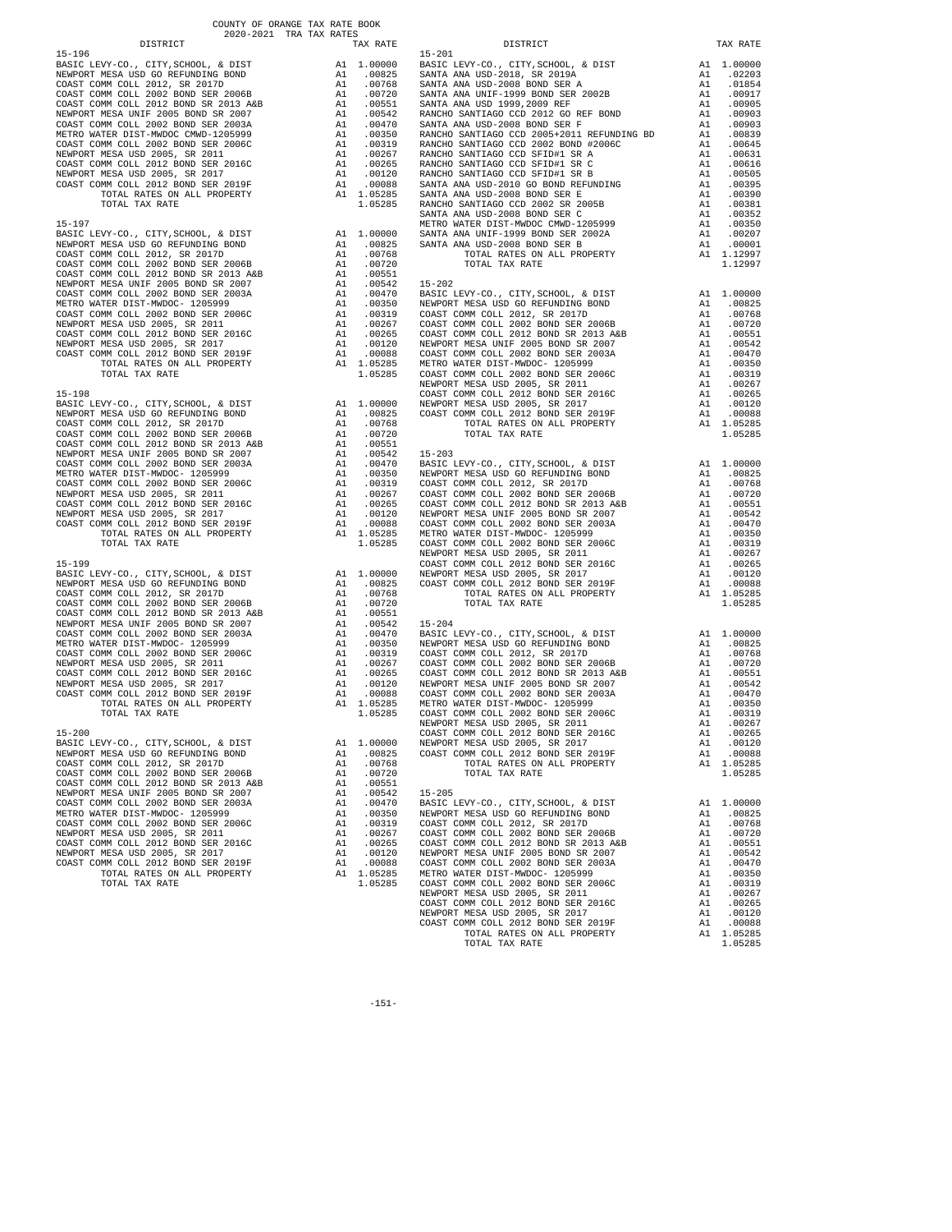COUNTY OF ORANGE TAX RATE BOOK
2020-2021 TRA TAX RATES

| DISTRICT | | TAX RATE |
|---|---|---|
| 15-196 | | |
| BASIC LEVY-CO., CITY,SCHOOL, & DIST | A1 | 1.00000 |
| NEWPORT MESA USD GO REFUNDING BOND | A1 | .00825 |
| COAST COMM COLL 2012, SR 2017D | A1 | .00768 |
| COAST COMM COLL 2002 BOND SER 2006B | A1 | .00720 |
| COAST COMM COLL 2012 BOND SR 2013 A&B | A1 | .00551 |
| NEWPORT MESA UNIF 2005 BOND SR 2007 | A1 | .00542 |
| COAST COMM COLL 2002 BOND SER 2003A | A1 | .00470 |
| METRO WATER DIST-MWDOC CMWD-1205999 | A1 | .00350 |
| COAST COMM COLL 2002 BOND SER 2006C | A1 | .00319 |
| NEWPORT MESA USD 2005, SR 2011 | A1 | .00267 |
| COAST COMM COLL 2012 BOND SER 2016C | A1 | .00265 |
| NEWPORT MESA USD 2005, SR 2017 | A1 | .00120 |
| COAST COMM COLL 2012 BOND SER 2019F | A1 | .00088 |
| TOTAL RATES ON ALL PROPERTY | A1 | 1.05285 |
| TOTAL TAX RATE | | 1.05285 |
| 15-197 | | |
| BASIC LEVY-CO., CITY,SCHOOL, & DIST | A1 | 1.00000 |
| NEWPORT MESA USD GO REFUNDING BOND | A1 | .00825 |
| COAST COMM COLL 2012, SR 2017D | A1 | .00768 |
| COAST COMM COLL 2002 BOND SER 2006B | A1 | .00720 |
| COAST COMM COLL 2012 BOND SR 2013 A&B | A1 | .00551 |
| NEWPORT MESA UNIF 2005 BOND SR 2007 | A1 | .00542 |
| COAST COMM COLL 2002 BOND SER 2003A | A1 | .00470 |
| METRO WATER DIST-MWDOC- 1205999 | A1 | .00350 |
| COAST COMM COLL 2002 BOND SER 2006C | A1 | .00319 |
| NEWPORT MESA USD 2005, SR 2011 | A1 | .00267 |
| COAST COMM COLL 2012 BOND SER 2016C | A1 | .00265 |
| NEWPORT MESA USD 2005, SR 2017 | A1 | .00120 |
| COAST COMM COLL 2012 BOND SER 2019F | A1 | .00088 |
| TOTAL RATES ON ALL PROPERTY | A1 | 1.05285 |
| TOTAL TAX RATE | | 1.05285 |
| 15-198 | | |
| BASIC LEVY-CO., CITY,SCHOOL, & DIST | A1 | 1.00000 |
| NEWPORT MESA USD GO REFUNDING BOND | A1 | .00825 |
| COAST COMM COLL 2012, SR 2017D | A1 | .00768 |
| COAST COMM COLL 2002 BOND SER 2006B | A1 | .00720 |
| COAST COMM COLL 2012 BOND SR 2013 A&B | A1 | .00551 |
| NEWPORT MESA UNIF 2005 BOND SR 2007 | A1 | .00542 |
| COAST COMM COLL 2002 BOND SER 2003A | A1 | .00470 |
| METRO WATER DIST-MWDOC- 1205999 | A1 | .00350 |
| COAST COMM COLL 2002 BOND SER 2006C | A1 | .00319 |
| NEWPORT MESA USD 2005, SR 2011 | A1 | .00267 |
| COAST COMM COLL 2012 BOND SER 2016C | A1 | .00265 |
| NEWPORT MESA USD 2005, SR 2017 | A1 | .00120 |
| COAST COMM COLL 2012 BOND SER 2019F | A1 | .00088 |
| TOTAL RATES ON ALL PROPERTY | A1 | 1.05285 |
| TOTAL TAX RATE | | 1.05285 |
| 15-199 | | |
| BASIC LEVY-CO., CITY,SCHOOL, & DIST | A1 | 1.00000 |
| NEWPORT MESA USD GO REFUNDING BOND | A1 | .00825 |
| COAST COMM COLL 2012, SR 2017D | A1 | .00768 |
| COAST COMM COLL 2002 BOND SER 2006B | A1 | .00720 |
| COAST COMM COLL 2012 BOND SR 2013 A&B | A1 | .00551 |
| NEWPORT MESA UNIF 2005 BOND SR 2007 | A1 | .00542 |
| COAST COMM COLL 2002 BOND SER 2003A | A1 | .00470 |
| METRO WATER DIST-MWDOC- 1205999 | A1 | .00350 |
| COAST COMM COLL 2002 BOND SER 2006C | A1 | .00319 |
| NEWPORT MESA USD 2005, SR 2011 | A1 | .00267 |
| COAST COMM COLL 2012 BOND SER 2016C | A1 | .00265 |
| NEWPORT MESA USD 2005, SR 2017 | A1 | .00120 |
| COAST COMM COLL 2012 BOND SER 2019F | A1 | .00088 |
| TOTAL RATES ON ALL PROPERTY | A1 | 1.05285 |
| TOTAL TAX RATE | | 1.05285 |
| 15-200 | | |
| BASIC LEVY-CO., CITY,SCHOOL, & DIST | A1 | 1.00000 |
| NEWPORT MESA USD GO REFUNDING BOND | A1 | .00825 |
| COAST COMM COLL 2012, SR 2017D | A1 | .00768 |
| COAST COMM COLL 2002 BOND SER 2006B | A1 | .00720 |
| COAST COMM COLL 2012 BOND SR 2013 A&B | A1 | .00551 |
| NEWPORT MESA UNIF 2005 BOND SR 2007 | A1 | .00542 |
| COAST COMM COLL 2002 BOND SER 2003A | A1 | .00470 |
| METRO WATER DIST-MWDOC- 1205999 | A1 | .00350 |
| COAST COMM COLL 2002 BOND SER 2006C | A1 | .00319 |
| NEWPORT MESA USD 2005, SR 2011 | A1 | .00267 |
| COAST COMM COLL 2012 BOND SER 2016C | A1 | .00265 |
| NEWPORT MESA USD 2005, SR 2017 | A1 | .00120 |
| COAST COMM COLL 2012 BOND SER 2019F | A1 | .00088 |
| TOTAL RATES ON ALL PROPERTY | A1 | 1.05285 |
| TOTAL TAX RATE | | 1.05285 |
| 15-201 | | |
| BASIC LEVY-CO., CITY,SCHOOL, & DIST | A1 | 1.00000 |
| SANTA ANA USD-2018, SR 2019A | A1 | .02203 |
| SANTA ANA USD-2008 BOND SER A | A1 | .01854 |
| SANTA ANA UNIF-1999 BOND SER 2002B | A1 | .00917 |
| SANTA ANA USD 1999,2009 REF | A1 | .00905 |
| RANCHO SANTIAGO CCD 2012 GO REF BOND | A1 | .00903 |
| SANTA ANA USD-2008 BOND SER F | A1 | .00903 |
| RANCHO SANTIAGO CCD 2005+2011 REFUNDING BD | A1 | .00839 |
| RANCHO SANTIAGO CCD 2002 BOND #2006C | A1 | .00645 |
| RANCHO SANTIAGO CCD SFID#1 SR A | A1 | .00631 |
| RANCHO SANTIAGO CCD SFID#1 SR C | A1 | .00616 |
| RANCHO SANTIAGO CCD SFID#1 SR B | A1 | .00505 |
| SANTA ANA USD-2010 GO BOND REFUNDING | A1 | .00395 |
| SANTA ANA USD-2008 BOND SER E | A1 | .00390 |
| RANCHO SANTIAGO CCD 2002 SR 2005B | A1 | .00381 |
| SANTA ANA USD-2008 BOND SER C | A1 | .00352 |
| METRO WATER DIST-MWDOC CMWD-1205999 | A1 | .00350 |
| SANTA ANA UNIF-1999 BOND SER 2002A | A1 | .00207 |
| SANTA ANA USD-2008 BOND SER B | A1 | .00001 |
| TOTAL RATES ON ALL PROPERTY | A1 | 1.12997 |
| TOTAL TAX RATE | | 1.12997 |
| 15-202 | | |
| BASIC LEVY-CO., CITY,SCHOOL, & DIST | A1 | 1.00000 |
| NEWPORT MESA USD GO REFUNDING BOND | A1 | .00825 |
| COAST COMM COLL 2012, SR 2017D | A1 | .00768 |
| COAST COMM COLL 2002 BOND SER 2006B | A1 | .00720 |
| COAST COMM COLL 2012 BOND SR 2013 A&B | A1 | .00551 |
| NEWPORT MESA UNIF 2005 BOND SR 2007 | A1 | .00542 |
| COAST COMM COLL 2002 BOND SER 2003A | A1 | .00470 |
| METRO WATER DIST-MWDOC- 1205999 | A1 | .00350 |
| COAST COMM COLL 2002 BOND SER 2006C | A1 | .00319 |
| NEWPORT MESA USD 2005, SR 2011 | A1 | .00267 |
| COAST COMM COLL 2012 BOND SER 2016C | A1 | .00265 |
| NEWPORT MESA USD 2005, SR 2017 | A1 | .00120 |
| COAST COMM COLL 2012 BOND SER 2019F | A1 | .00088 |
| TOTAL RATES ON ALL PROPERTY | A1 | 1.05285 |
| TOTAL TAX RATE | | 1.05285 |
| 15-203 | | |
| BASIC LEVY-CO., CITY,SCHOOL, & DIST | A1 | 1.00000 |
| NEWPORT MESA USD GO REFUNDING BOND | A1 | .00825 |
| COAST COMM COLL 2012, SR 2017D | A1 | .00768 |
| COAST COMM COLL 2002 BOND SER 2006B | A1 | .00720 |
| COAST COMM COLL 2012 BOND SR 2013 A&B | A1 | .00551 |
| NEWPORT MESA UNIF 2005 BOND SR 2007 | A1 | .00542 |
| COAST COMM COLL 2002 BOND SER 2003A | A1 | .00470 |
| METRO WATER DIST-MWDOC- 1205999 | A1 | .00350 |
| COAST COMM COLL 2002 BOND SER 2006C | A1 | .00319 |
| NEWPORT MESA USD 2005, SR 2011 | A1 | .00267 |
| COAST COMM COLL 2012 BOND SER 2016C | A1 | .00265 |
| NEWPORT MESA USD 2005, SR 2017 | A1 | .00120 |
| COAST COMM COLL 2012 BOND SER 2019F | A1 | .00088 |
| TOTAL RATES ON ALL PROPERTY | A1 | 1.05285 |
| TOTAL TAX RATE | | 1.05285 |
| 15-204 | | |
| BASIC LEVY-CO., CITY,SCHOOL, & DIST | A1 | 1.00000 |
| NEWPORT MESA USD GO REFUNDING BOND | A1 | .00825 |
| COAST COMM COLL 2012, SR 2017D | A1 | .00768 |
| COAST COMM COLL 2002 BOND SER 2006B | A1 | .00720 |
| COAST COMM COLL 2012 BOND SR 2013 A&B | A1 | .00551 |
| NEWPORT MESA UNIF 2005 BOND SR 2007 | A1 | .00542 |
| COAST COMM COLL 2002 BOND SER 2003A | A1 | .00470 |
| METRO WATER DIST-MWDOC- 1205999 | A1 | .00350 |
| COAST COMM COLL 2002 BOND SER 2006C | A1 | .00319 |
| NEWPORT MESA USD 2005, SR 2011 | A1 | .00267 |
| COAST COMM COLL 2012 BOND SER 2016C | A1 | .00265 |
| NEWPORT MESA USD 2005, SR 2017 | A1 | .00120 |
| COAST COMM COLL 2012 BOND SER 2019F | A1 | .00088 |
| TOTAL RATES ON ALL PROPERTY | A1 | 1.05285 |
| TOTAL TAX RATE | | 1.05285 |
| 15-205 | | |
| BASIC LEVY-CO., CITY,SCHOOL, & DIST | A1 | 1.00000 |
| NEWPORT MESA USD GO REFUNDING BOND | A1 | .00825 |
| COAST COMM COLL 2012, SR 2017D | A1 | .00768 |
| COAST COMM COLL 2002 BOND SER 2006B | A1 | .00720 |
| COAST COMM COLL 2012 BOND SR 2013 A&B | A1 | .00551 |
| NEWPORT MESA UNIF 2005 BOND SR 2007 | A1 | .00542 |
| COAST COMM COLL 2002 BOND SER 2003A | A1 | .00470 |
| METRO WATER DIST-MWDOC- 1205999 | A1 | .00350 |
| COAST COMM COLL 2002 BOND SER 2006C | A1 | .00319 |
| NEWPORT MESA USD 2005, SR 2011 | A1 | .00267 |
| COAST COMM COLL 2012 BOND SER 2016C | A1 | .00265 |
| NEWPORT MESA USD 2005, SR 2017 | A1 | .00120 |
| COAST COMM COLL 2012 BOND SER 2019F | A1 | .00088 |
| TOTAL RATES ON ALL PROPERTY | A1 | 1.05285 |
| TOTAL TAX RATE | | 1.05285 |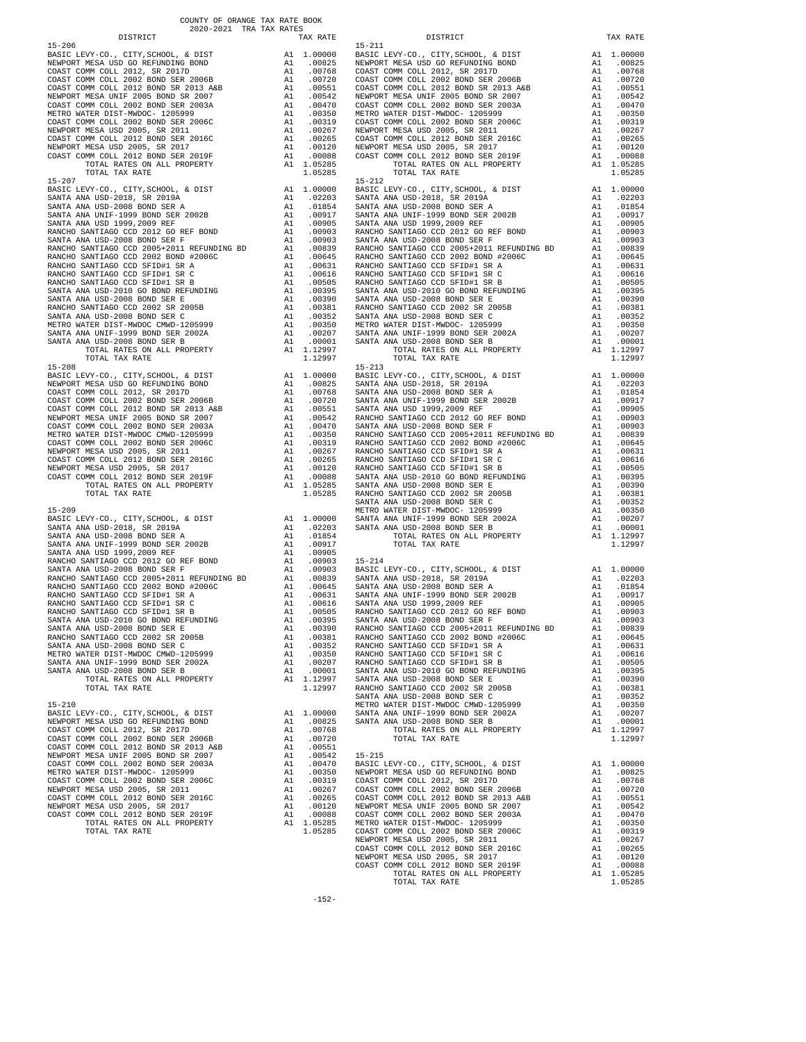COUNTY OF ORANGE TAX RATE BOOK
2020-2021 TRA TAX RATES

| DISTRICT | | TAX RATE |
|---|---|---|
| **15-206** | | |
| BASIC LEVY-CO., CITY,SCHOOL, & DIST | A1 | 1.00000 |
| NEWPORT MESA USD GO REFUNDING BOND | A1 | .00825 |
| COAST COMM COLL 2012, SR 2017D | A1 | .00768 |
| COAST COMM COLL 2002 BOND SER 2006B | A1 | .00720 |
| COAST COMM COLL 2012 BOND SR 2013 A&B | A1 | .00551 |
| NEWPORT MESA UNIF 2005 BOND SR 2007 | A1 | .00542 |
| COAST COMM COLL 2002 BOND SER 2003A | A1 | .00470 |
| METRO WATER DIST-MWDOC- 1205999 | A1 | .00350 |
| COAST COMM COLL 2002 BOND SER 2006C | A1 | .00319 |
| NEWPORT MESA USD 2005, SR 2011 | A1 | .00267 |
| COAST COMM COLL 2012 BOND SER 2016C | A1 | .00265 |
| NEWPORT MESA USD 2005, SR 2017 | A1 | .00120 |
| COAST COMM COLL 2012 BOND SER 2019F | A1 | .00088 |
| TOTAL RATES ON ALL PROPERTY | A1 | 1.05285 |
| TOTAL TAX RATE | | 1.05285 |
| **15-207** | | |
| BASIC LEVY-CO., CITY,SCHOOL, & DIST | A1 | 1.00000 |
| SANTA ANA USD-2018, SR 2019A | A1 | .02203 |
| SANTA ANA USD-2008 BOND SER A | A1 | .01854 |
| SANTA ANA UNIF-1999 BOND SER 2002B | A1 | .00917 |
| SANTA ANA USD 1999,2009 REF | A1 | .00905 |
| RANCHO SANTIAGO CCD 2012 GO REF BOND | A1 | .00903 |
| SANTA ANA USD-2008 BOND SER F | A1 | .00903 |
| RANCHO SANTIAGO CCD 2005+2011 REFUNDING BD | A1 | .00839 |
| RANCHO SANTIAGO CCD 2002 BOND #2006C | A1 | .00645 |
| RANCHO SANTIAGO CCD SFID#1 SR A | A1 | .00631 |
| RANCHO SANTIAGO CCD SFID#1 SR C | A1 | .00616 |
| RANCHO SANTIAGO CCD SFID#1 SR B | A1 | .00505 |
| SANTA ANA USD-2010 GO BOND REFUNDING | A1 | .00395 |
| SANTA ANA USD-2008 BOND SER E | A1 | .00390 |
| RANCHO SANTIAGO CCD 2002 SR 2005B | A1 | .00381 |
| SANTA ANA USD-2008 BOND SER C | A1 | .00352 |
| METRO WATER DIST-MWDOC CMWD-1205999 | A1 | .00350 |
| SANTA ANA UNIF-1999 BOND SER 2002A | A1 | .00207 |
| SANTA ANA USD-2008 BOND SER B | A1 | .00001 |
| TOTAL RATES ON ALL PROPERTY | A1 | 1.12997 |
| TOTAL TAX RATE | | 1.12997 |
| **15-208** | | |
| BASIC LEVY-CO., CITY,SCHOOL, & DIST | A1 | 1.00000 |
| NEWPORT MESA USD GO REFUNDING BOND | A1 | .00825 |
| COAST COMM COLL 2012, SR 2017D | A1 | .00768 |
| COAST COMM COLL 2002 BOND SER 2006B | A1 | .00720 |
| COAST COMM COLL 2012 BOND SR 2013 A&B | A1 | .00551 |
| NEWPORT MESA UNIF 2005 BOND SR 2007 | A1 | .00542 |
| COAST COMM COLL 2002 BOND SER 2003A | A1 | .00470 |
| METRO WATER DIST-MWDOC CMWD-1205999 | A1 | .00350 |
| COAST COMM COLL 2002 BOND SER 2006C | A1 | .00319 |
| NEWPORT MESA USD 2005, SR 2011 | A1 | .00267 |
| COAST COMM COLL 2012 BOND SER 2016C | A1 | .00265 |
| NEWPORT MESA USD 2005, SR 2017 | A1 | .00120 |
| COAST COMM COLL 2012 BOND SER 2019F | A1 | .00088 |
| TOTAL RATES ON ALL PROPERTY | A1 | 1.05285 |
| TOTAL TAX RATE | | 1.05285 |
| **15-209** | | |
| BASIC LEVY-CO., CITY,SCHOOL, & DIST | A1 | 1.00000 |
| SANTA ANA USD-2018, SR 2019A | A1 | .02203 |
| SANTA ANA USD-2008 BOND SER A | A1 | .01854 |
| SANTA ANA UNIF-1999 BOND SER 2002B | A1 | .00917 |
| SANTA ANA USD 1999,2009 REF | A1 | .00905 |
| RANCHO SANTIAGO CCD 2012 GO REF BOND | A1 | .00903 |
| SANTA ANA USD-2008 BOND SER F | A1 | .00903 |
| RANCHO SANTIAGO CCD 2005+2011 REFUNDING BD | A1 | .00839 |
| RANCHO SANTIAGO CCD 2002 BOND #2006C | A1 | .00645 |
| RANCHO SANTIAGO CCD SFID#1 SR A | A1 | .00631 |
| RANCHO SANTIAGO CCD SFID#1 SR C | A1 | .00616 |
| RANCHO SANTIAGO CCD SFID#1 SR B | A1 | .00505 |
| SANTA ANA USD-2010 GO BOND REFUNDING | A1 | .00395 |
| SANTA ANA USD-2008 BOND SER E | A1 | .00390 |
| RANCHO SANTIAGO CCD 2002 SR 2005B | A1 | .00381 |
| SANTA ANA USD-2008 BOND SER C | A1 | .00352 |
| METRO WATER DIST-MWDOC CMWD-1205999 | A1 | .00350 |
| SANTA ANA UNIF-1999 BOND SER 2002A | A1 | .00207 |
| SANTA ANA USD-2008 BOND SER B | A1 | .00001 |
| TOTAL RATES ON ALL PROPERTY | A1 | 1.12997 |
| TOTAL TAX RATE | | 1.12997 |
| **15-210** | | |
| BASIC LEVY-CO., CITY,SCHOOL, & DIST | A1 | 1.00000 |
| NEWPORT MESA USD GO REFUNDING BOND | A1 | .00825 |
| COAST COMM COLL 2012, SR 2017D | A1 | .00768 |
| COAST COMM COLL 2002 BOND SER 2006B | A1 | .00720 |
| COAST COMM COLL 2012 BOND SR 2013 A&B | A1 | .00551 |
| NEWPORT MESA UNIF 2005 BOND SR 2007 | A1 | .00542 |
| COAST COMM COLL 2002 BOND SER 2003A | A1 | .00470 |
| METRO WATER DIST-MWDOC- 1205999 | A1 | .00350 |
| COAST COMM COLL 2002 BOND SER 2006C | A1 | .00319 |
| NEWPORT MESA USD 2005, SR 2011 | A1 | .00267 |
| COAST COMM COLL 2012 BOND SER 2016C | A1 | .00265 |
| NEWPORT MESA USD 2005, SR 2017 | A1 | .00120 |
| COAST COMM COLL 2012 BOND SER 2019F | A1 | .00088 |
| TOTAL RATES ON ALL PROPERTY | A1 | 1.05285 |
| TOTAL TAX RATE | | 1.05285 |
| **15-211** | | |
| BASIC LEVY-CO., CITY,SCHOOL, & DIST | A1 | 1.00000 |
| NEWPORT MESA USD GO REFUNDING BOND | A1 | .00825 |
| COAST COMM COLL 2012, SR 2017D | A1 | .00768 |
| COAST COMM COLL 2002 BOND SER 2006B | A1 | .00720 |
| COAST COMM COLL 2012 BOND SR 2013 A&B | A1 | .00551 |
| NEWPORT MESA UNIF 2005 BOND SR 2007 | A1 | .00542 |
| COAST COMM COLL 2002 BOND SER 2003A | A1 | .00470 |
| METRO WATER DIST-MWDOC- 1205999 | A1 | .00350 |
| COAST COMM COLL 2002 BOND SER 2006C | A1 | .00319 |
| NEWPORT MESA USD 2005, SR 2011 | A1 | .00267 |
| COAST COMM COLL 2012 BOND SER 2016C | A1 | .00265 |
| NEWPORT MESA USD 2005, SR 2017 | A1 | .00120 |
| COAST COMM COLL 2012 BOND SER 2019F | A1 | .00088 |
| TOTAL RATES ON ALL PROPERTY | A1 | 1.05285 |
| TOTAL TAX RATE | | 1.05285 |
| **15-212** | | |
| BASIC LEVY-CO., CITY,SCHOOL, & DIST | A1 | 1.00000 |
| SANTA ANA USD-2018, SR 2019A | A1 | .02203 |
| SANTA ANA USD-2008 BOND SER A | A1 | .01854 |
| SANTA ANA UNIF-1999 BOND SER 2002B | A1 | .00917 |
| SANTA ANA USD 1999,2009 REF | A1 | .00905 |
| RANCHO SANTIAGO CCD 2012 GO REF BOND | A1 | .00903 |
| SANTA ANA USD-2008 BOND SER F | A1 | .00903 |
| RANCHO SANTIAGO CCD 2005+2011 REFUNDING BD | A1 | .00839 |
| RANCHO SANTIAGO CCD 2002 BOND #2006C | A1 | .00645 |
| RANCHO SANTIAGO CCD SFID#1 SR A | A1 | .00631 |
| RANCHO SANTIAGO CCD SFID#1 SR C | A1 | .00616 |
| RANCHO SANTIAGO CCD SFID#1 SR B | A1 | .00505 |
| SANTA ANA USD-2010 GO BOND REFUNDING | A1 | .00395 |
| SANTA ANA USD-2008 BOND SER E | A1 | .00390 |
| RANCHO SANTIAGO CCD 2002 SR 2005B | A1 | .00381 |
| SANTA ANA USD-2008 BOND SER C | A1 | .00352 |
| METRO WATER DIST-MWDOC- 1205999 | A1 | .00350 |
| SANTA ANA UNIF-1999 BOND SER 2002A | A1 | .00207 |
| SANTA ANA USD-2008 BOND SER B | A1 | .00001 |
| TOTAL RATES ON ALL PROPERTY | A1 | 1.12997 |
| TOTAL TAX RATE | | 1.12997 |
| **15-213** | | |
| BASIC LEVY-CO., CITY,SCHOOL, & DIST | A1 | 1.00000 |
| SANTA ANA USD-2018, SR 2019A | A1 | .02203 |
| SANTA ANA USD-2008 BOND SER A | A1 | .01854 |
| SANTA ANA UNIF-1999 BOND SER 2002B | A1 | .00917 |
| SANTA ANA USD 1999,2009 REF | A1 | .00905 |
| RANCHO SANTIAGO CCD 2012 GO REF BOND | A1 | .00903 |
| SANTA ANA USD-2008 BOND SER F | A1 | .00903 |
| RANCHO SANTIAGO CCD 2005+2011 REFUNDING BD | A1 | .00839 |
| RANCHO SANTIAGO CCD 2002 BOND #2006C | A1 | .00645 |
| RANCHO SANTIAGO CCD SFID#1 SR A | A1 | .00631 |
| RANCHO SANTIAGO CCD SFID#1 SR C | A1 | .00616 |
| RANCHO SANTIAGO CCD SFID#1 SR B | A1 | .00505 |
| SANTA ANA USD-2010 GO BOND REFUNDING | A1 | .00395 |
| SANTA ANA USD-2008 BOND SER E | A1 | .00390 |
| RANCHO SANTIAGO CCD 2002 SR 2005B | A1 | .00381 |
| SANTA ANA USD-2008 BOND SER C | A1 | .00352 |
| METRO WATER DIST-MWDOC- 1205999 | A1 | .00350 |
| SANTA ANA UNIF-1999 BOND SER 2002A | A1 | .00207 |
| SANTA ANA USD-2008 BOND SER B | A1 | .00001 |
| TOTAL RATES ON ALL PROPERTY | A1 | 1.12997 |
| TOTAL TAX RATE | | 1.12997 |
| **15-214** | | |
| BASIC LEVY-CO., CITY,SCHOOL, & DIST | A1 | 1.00000 |
| SANTA ANA USD-2018, SR 2019A | A1 | .02203 |
| SANTA ANA USD-2008 BOND SER A | A1 | .01854 |
| SANTA ANA UNIF-1999 BOND SER 2002B | A1 | .00917 |
| SANTA ANA USD 1999,2009 REF | A1 | .00905 |
| RANCHO SANTIAGO CCD 2012 GO REF BOND | A1 | .00903 |
| SANTA ANA USD-2008 BOND SER F | A1 | .00903 |
| RANCHO SANTIAGO CCD 2005+2011 REFUNDING BD | A1 | .00839 |
| RANCHO SANTIAGO CCD 2002 BOND #2006C | A1 | .00645 |
| RANCHO SANTIAGO CCD SFID#1 SR A | A1 | .00631 |
| RANCHO SANTIAGO CCD SFID#1 SR C | A1 | .00616 |
| RANCHO SANTIAGO CCD SFID#1 SR B | A1 | .00505 |
| SANTA ANA USD-2010 GO BOND REFUNDING | A1 | .00395 |
| SANTA ANA USD-2008 BOND SER E | A1 | .00390 |
| RANCHO SANTIAGO CCD 2002 SR 2005B | A1 | .00381 |
| SANTA ANA USD-2008 BOND SER C | A1 | .00352 |
| METRO WATER DIST-MWDOC CMWD-1205999 | A1 | .00350 |
| SANTA ANA UNIF-1999 BOND SER 2002A | A1 | .00207 |
| SANTA ANA USD-2008 BOND SER B | A1 | .00001 |
| TOTAL RATES ON ALL PROPERTY | A1 | 1.12997 |
| TOTAL TAX RATE | | 1.12997 |
| **15-215** | | |
| BASIC LEVY-CO., CITY,SCHOOL, & DIST | A1 | 1.00000 |
| NEWPORT MESA USD GO REFUNDING BOND | A1 | .00825 |
| COAST COMM COLL 2012, SR 2017D | A1 | .00768 |
| COAST COMM COLL 2002 BOND SER 2006B | A1 | .00720 |
| COAST COMM COLL 2012 BOND SR 2013 A&B | A1 | .00551 |
| NEWPORT MESA UNIF 2005 BOND SR 2007 | A1 | .00542 |
| COAST COMM COLL 2002 BOND SER 2003A | A1 | .00470 |
| METRO WATER DIST-MWDOC- 1205999 | A1 | .00350 |
| COAST COMM COLL 2002 BOND SER 2006C | A1 | .00319 |
| NEWPORT MESA USD 2005, SR 2011 | A1 | .00267 |
| COAST COMM COLL 2012 BOND SER 2016C | A1 | .00265 |
| NEWPORT MESA USD 2005, SR 2017 | A1 | .00120 |
| COAST COMM COLL 2012 BOND SER 2019F | A1 | .00088 |
| TOTAL RATES ON ALL PROPERTY | A1 | 1.05285 |
| TOTAL TAX RATE | | 1.05285 |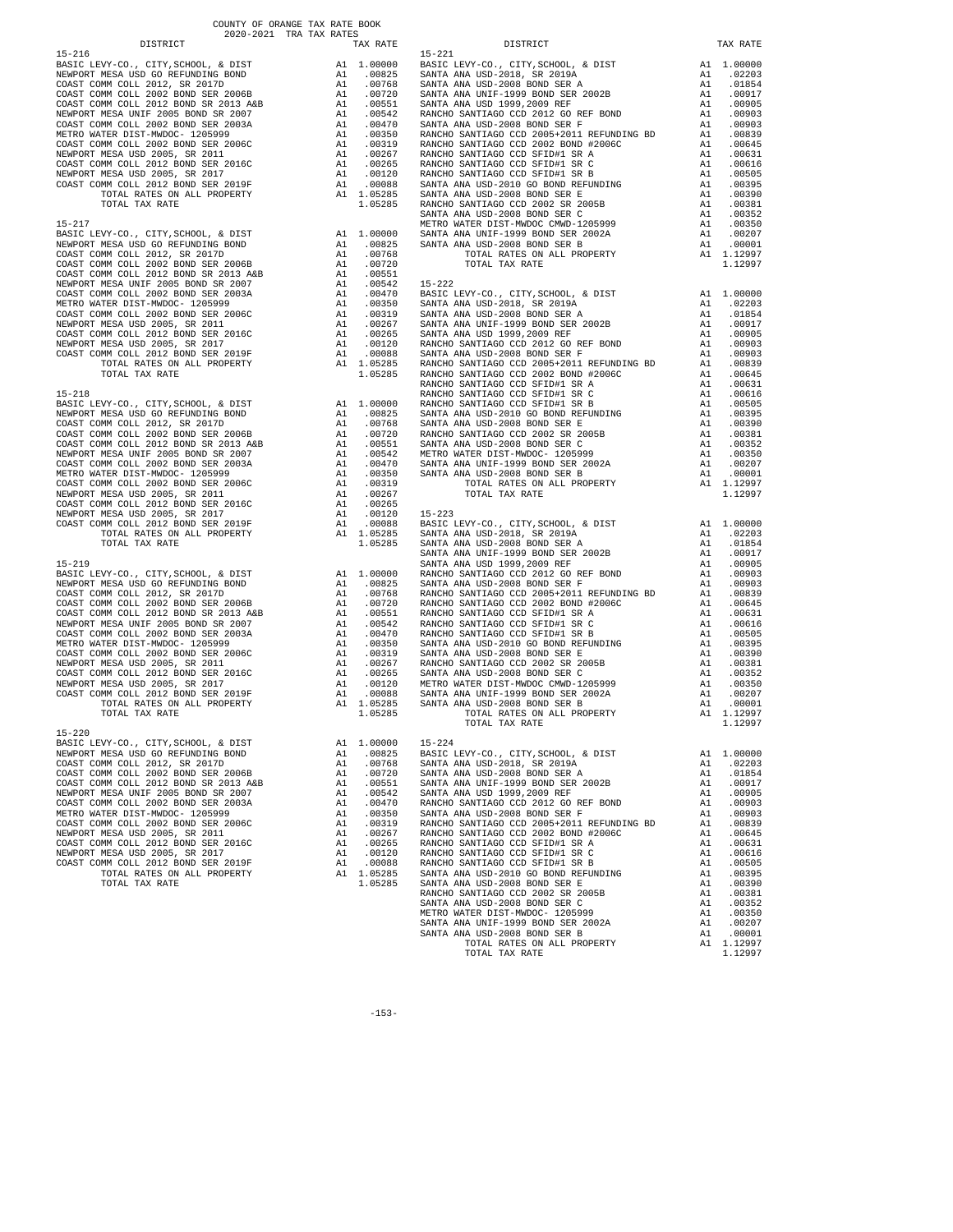COUNTY OF ORANGE TAX RATE BOOK

2020-2021 TRA TAX RATES

| DISTRICT | | TAX RATE |
|---|---|---|
| **15-216** | | |
| BASIC LEVY-CO., CITY,SCHOOL, & DIST | A1 | 1.00000 |
| NEWPORT MESA USD GO REFUNDING BOND | A1 | .00825 |
| COAST COMM COLL 2012, SR 2017D | A1 | .00768 |
| COAST COMM COLL 2002 BOND SER 2006B | A1 | .00720 |
| COAST COMM COLL 2012 BOND SER 2013 A&B | A1 | .00551 |
| NEWPORT MESA UNIF 2005 BOND SR 2007 | A1 | .00542 |
| COAST COMM COLL 2002 BOND SER 2003A | A1 | .00470 |
| METRO WATER DIST-MWDOC- 1205999 | A1 | .00350 |
| COAST COMM COLL 2002 BOND SER 2006C | A1 | .00319 |
| NEWPORT MESA USD 2005, SR 2011 | A1 | .00267 |
| COAST COMM COLL 2012 BOND SER 2016C | A1 | .00265 |
| NEWPORT MESA USD 2005, SR 2017 | A1 | .00120 |
| COAST COMM COLL 2012 BOND SER 2019F | A1 | .00088 |
| TOTAL RATES ON ALL PROPERTY | A1 | 1.05285 |
| TOTAL TAX RATE | | 1.05285 |
| **15-217** | | |
| BASIC LEVY-CO., CITY,SCHOOL, & DIST | A1 | 1.00000 |
| NEWPORT MESA USD GO REFUNDING BOND | A1 | .00825 |
| COAST COMM COLL 2012, SR 2017D | A1 | .00768 |
| COAST COMM COLL 2002 BOND SER 2006B | A1 | .00720 |
| COAST COMM COLL 2012 BOND SER 2013 A&B | A1 | .00551 |
| NEWPORT MESA UNIF 2005 BOND SR 2007 | A1 | .00542 |
| COAST COMM COLL 2002 BOND SER 2003A | A1 | .00470 |
| METRO WATER DIST-MWDOC- 1205999 | A1 | .00350 |
| COAST COMM COLL 2002 BOND SER 2006C | A1 | .00319 |
| NEWPORT MESA USD 2005, SR 2011 | A1 | .00267 |
| COAST COMM COLL 2012 BOND SER 2016C | A1 | .00265 |
| NEWPORT MESA USD 2005, SR 2017 | A1 | .00120 |
| COAST COMM COLL 2012 BOND SER 2019F | A1 | .00088 |
| TOTAL RATES ON ALL PROPERTY | A1 | 1.05285 |
| TOTAL TAX RATE | | 1.05285 |
| **15-218** | | |
| BASIC LEVY-CO., CITY,SCHOOL, & DIST | A1 | 1.00000 |
| NEWPORT MESA USD GO REFUNDING BOND | A1 | .00825 |
| COAST COMM COLL 2012, SR 2017D | A1 | .00768 |
| COAST COMM COLL 2002 BOND SER 2006B | A1 | .00720 |
| COAST COMM COLL 2012 BOND SER 2013 A&B | A1 | .00551 |
| NEWPORT MESA UNIF 2005 BOND SR 2007 | A1 | .00542 |
| COAST COMM COLL 2002 BOND SER 2003A | A1 | .00470 |
| METRO WATER DIST-MWDOC- 1205999 | A1 | .00350 |
| COAST COMM COLL 2002 BOND SER 2006C | A1 | .00319 |
| NEWPORT MESA USD 2005, SR 2011 | A1 | .00267 |
| COAST COMM COLL 2012 BOND SER 2016C | A1 | .00265 |
| NEWPORT MESA USD 2005, SR 2017 | A1 | .00120 |
| COAST COMM COLL 2012 BOND SER 2019F | A1 | .00088 |
| TOTAL RATES ON ALL PROPERTY | A1 | 1.05285 |
| TOTAL TAX RATE | | 1.05285 |
| **15-219** | | |
| BASIC LEVY-CO., CITY,SCHOOL, & DIST | A1 | 1.00000 |
| NEWPORT MESA USD GO REFUNDING BOND | A1 | .00825 |
| COAST COMM COLL 2012, SR 2017D | A1 | .00768 |
| COAST COMM COLL 2002 BOND SER 2006B | A1 | .00720 |
| COAST COMM COLL 2012 BOND SER 2013 A&B | A1 | .00551 |
| NEWPORT MESA UNIF 2005 BOND SR 2007 | A1 | .00542 |
| COAST COMM COLL 2002 BOND SER 2003A | A1 | .00470 |
| METRO WATER DIST-MWDOC- 1205999 | A1 | .00350 |
| COAST COMM COLL 2002 BOND SER 2006C | A1 | .00319 |
| NEWPORT MESA USD 2005, SR 2011 | A1 | .00267 |
| COAST COMM COLL 2012 BOND SER 2016C | A1 | .00265 |
| NEWPORT MESA USD 2005, SR 2017 | A1 | .00120 |
| COAST COMM COLL 2012 BOND SER 2019F | A1 | .00088 |
| TOTAL RATES ON ALL PROPERTY | A1 | 1.05285 |
| TOTAL TAX RATE | | 1.05285 |
| **15-220** | | |
| BASIC LEVY-CO., CITY,SCHOOL, & DIST | A1 | 1.00000 |
| NEWPORT MESA USD GO REFUNDING BOND | A1 | .00825 |
| COAST COMM COLL 2012, SR 2017D | A1 | .00768 |
| COAST COMM COLL 2002 BOND SER 2006B | A1 | .00720 |
| COAST COMM COLL 2012 BOND SER 2013 A&B | A1 | .00551 |
| NEWPORT MESA UNIF 2005 BOND SR 2007 | A1 | .00542 |
| COAST COMM COLL 2002 BOND SER 2003A | A1 | .00470 |
| METRO WATER DIST-MWDOC- 1205999 | A1 | .00350 |
| COAST COMM COLL 2002 BOND SER 2006C | A1 | .00319 |
| NEWPORT MESA USD 2005, SR 2011 | A1 | .00267 |
| COAST COMM COLL 2012 BOND SER 2016C | A1 | .00265 |
| NEWPORT MESA USD 2005, SR 2017 | A1 | .00120 |
| COAST COMM COLL 2012 BOND SER 2019F | A1 | .00088 |
| TOTAL RATES ON ALL PROPERTY | A1 | 1.05285 |
| TOTAL TAX RATE | | 1.05285 |
| **15-221** | | |
| BASIC LEVY-CO., CITY,SCHOOL, & DIST | A1 | 1.00000 |
| SANTA ANA USD-2018, SR 2019A | A1 | .02203 |
| SANTA ANA USD-2008 BOND SER A | A1 | .01854 |
| SANTA ANA UNIF-1999 BOND SER 2002B | A1 | .00917 |
| SANTA ANA USD 1999,2009 REF | A1 | .00905 |
| RANCHO SANTIAGO CCD 2012 GO REF BOND | A1 | .00903 |
| SANTA ANA USD-2008 BOND SER F | A1 | .00903 |
| RANCHO SANTIAGO CCD 2005+2011 REFUNDING BD | A1 | .00839 |
| RANCHO SANTIAGO CCD 2002 BOND #2006C | A1 | .00645 |
| RANCHO SANTIAGO CCD SFID#1 SR A | A1 | .00631 |
| RANCHO SANTIAGO CCD SFID#1 SR C | A1 | .00616 |
| RANCHO SANTIAGO CCD SFID#1 SR B | A1 | .00505 |
| SANTA ANA USD-2010 GO BOND REFUNDING | A1 | .00395 |
| SANTA ANA USD-2008 BOND SER E | A1 | .00390 |
| RANCHO SANTIAGO CCD 2002 SR 2005B | A1 | .00381 |
| SANTA ANA USD-2008 BOND SER C | A1 | .00352 |
| METRO WATER DIST-MWDOC CMWD-1205999 | A1 | .00350 |
| SANTA ANA UNIF-1999 BOND SER 2002A | A1 | .00207 |
| SANTA ANA USD-2008 BOND SER B | A1 | .00001 |
| TOTAL RATES ON ALL PROPERTY | A1 | 1.12997 |
| TOTAL TAX RATE | | 1.12997 |
| **15-222** | | |
| BASIC LEVY-CO., CITY,SCHOOL, & DIST | A1 | 1.00000 |
| SANTA ANA USD-2018, SR 2019A | A1 | .02203 |
| SANTA ANA USD-2008 BOND SER A | A1 | .01854 |
| SANTA ANA UNIF-1999 BOND SER 2002B | A1 | .00917 |
| SANTA ANA USD 1999,2009 REF | A1 | .00905 |
| RANCHO SANTIAGO CCD 2012 GO REF BOND | A1 | .00903 |
| SANTA ANA USD-2008 BOND SER F | A1 | .00903 |
| RANCHO SANTIAGO CCD 2005+2011 REFUNDING BD | A1 | .00839 |
| RANCHO SANTIAGO CCD 2002 BOND #2006C | A1 | .00645 |
| RANCHO SANTIAGO CCD SFID#1 SR A | A1 | .00631 |
| RANCHO SANTIAGO CCD SFID#1 SR C | A1 | .00616 |
| RANCHO SANTIAGO CCD SFID#1 SR B | A1 | .00505 |
| SANTA ANA USD-2010 GO BOND REFUNDING | A1 | .00395 |
| SANTA ANA USD-2008 BOND SER E | A1 | .00390 |
| RANCHO SANTIAGO CCD 2002 SR 2005B | A1 | .00381 |
| SANTA ANA USD-2008 BOND SER C | A1 | .00352 |
| METRO WATER DIST-MWDOC- 1205999 | A1 | .00350 |
| SANTA ANA UNIF-1999 BOND SER 2002A | A1 | .00207 |
| SANTA ANA USD-2008 BOND SER B | A1 | .00001 |
| TOTAL RATES ON ALL PROPERTY | A1 | 1.12997 |
| TOTAL TAX RATE | | 1.12997 |
| **15-223** | | |
| BASIC LEVY-CO., CITY,SCHOOL, & DIST | A1 | 1.00000 |
| SANTA ANA USD-2018, SR 2019A | A1 | .02203 |
| SANTA ANA USD-2008 BOND SER A | A1 | .01854 |
| SANTA ANA UNIF-1999 BOND SER 2002B | A1 | .00917 |
| SANTA ANA USD 1999,2009 REF | A1 | .00905 |
| RANCHO SANTIAGO CCD 2012 GO REF BOND | A1 | .00903 |
| SANTA ANA USD-2008 BOND SER F | A1 | .00903 |
| RANCHO SANTIAGO CCD 2005+2011 REFUNDING BD | A1 | .00839 |
| RANCHO SANTIAGO CCD 2002 BOND #2006C | A1 | .00645 |
| RANCHO SANTIAGO CCD SFID#1 SR A | A1 | .00631 |
| RANCHO SANTIAGO CCD SFID#1 SR C | A1 | .00616 |
| RANCHO SANTIAGO CCD SFID#1 SR B | A1 | .00505 |
| SANTA ANA USD-2010 GO BOND REFUNDING | A1 | .00395 |
| SANTA ANA USD-2008 BOND SER E | A1 | .00390 |
| RANCHO SANTIAGO CCD 2002 SR 2005B | A1 | .00381 |
| SANTA ANA USD-2008 BOND SER C | A1 | .00352 |
| METRO WATER DIST-MWDOC CMWD-1205999 | A1 | .00350 |
| SANTA ANA UNIF-1999 BOND SER 2002A | A1 | .00207 |
| SANTA ANA USD-2008 BOND SER B | A1 | .00001 |
| TOTAL RATES ON ALL PROPERTY | A1 | 1.12997 |
| TOTAL TAX RATE | | 1.12997 |
| **15-224** | | |
| BASIC LEVY-CO., CITY,SCHOOL, & DIST | A1 | 1.00000 |
| SANTA ANA USD-2018, SR 2019A | A1 | .02203 |
| SANTA ANA USD-2008 BOND SER A | A1 | .01854 |
| SANTA ANA UNIF-1999 BOND SER 2002B | A1 | .00917 |
| SANTA ANA USD 1999,2009 REF | A1 | .00905 |
| RANCHO SANTIAGO CCD 2012 GO REF BOND | A1 | .00903 |
| SANTA ANA USD-2008 BOND SER F | A1 | .00903 |
| RANCHO SANTIAGO CCD 2005+2011 REFUNDING BD | A1 | .00839 |
| RANCHO SANTIAGO CCD 2002 BOND #2006C | A1 | .00645 |
| RANCHO SANTIAGO CCD SFID#1 SR A | A1 | .00631 |
| RANCHO SANTIAGO CCD SFID#1 SR C | A1 | .00616 |
| RANCHO SANTIAGO CCD SFID#1 SR B | A1 | .00505 |
| SANTA ANA USD-2010 GO BOND REFUNDING | A1 | .00395 |
| SANTA ANA USD-2008 BOND SER E | A1 | .00390 |
| RANCHO SANTIAGO CCD 2002 SR 2005B | A1 | .00381 |
| SANTA ANA USD-2008 BOND SER C | A1 | .00352 |
| METRO WATER DIST-MWDOC- 1205999 | A1 | .00350 |
| SANTA ANA UNIF-1999 BOND SER 2002A | A1 | .00207 |
| SANTA ANA USD-2008 BOND SER B | A1 | .00001 |
| TOTAL RATES ON ALL PROPERTY | A1 | 1.12997 |
| TOTAL TAX RATE | | 1.12997 |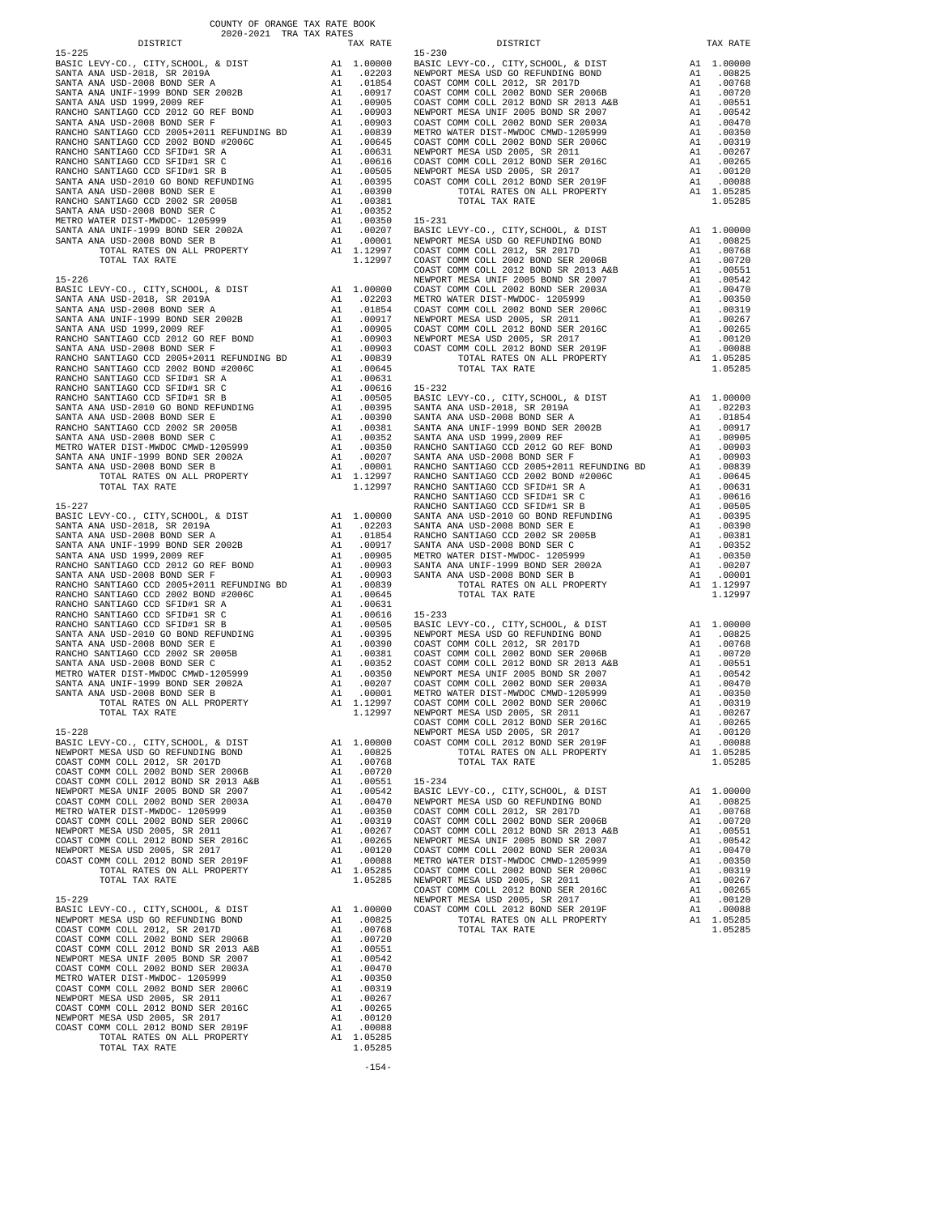COUNTY OF ORANGE TAX RATE BOOK
2020-2021 TRA TAX RATES

### 15-225

| DISTRICT | | TAX RATE |
|---|---|---|
| BASIC LEVY-CO., CITY,SCHOOL, & DIST | A1 | 1.00000 |
| SANTA ANA USD-2018, SR 2019A | A1 | .02203 |
| SANTA ANA USD-2008 BOND SER A | A1 | .01854 |
| SANTA ANA UNIF-1999 BOND SER 2002B | A1 | .00917 |
| SANTA ANA USD 1999,2009 REF | A1 | .00905 |
| RANCHO SANTIAGO CCD 2012 GO REF BOND | A1 | .00903 |
| SANTA ANA USD-2008 BOND SER F | A1 | .00903 |
| RANCHO SANTIAGO CCD 2005+2011 REFUNDING BD | A1 | .00839 |
| RANCHO SANTIAGO CCD 2002 BOND #2006C | A1 | .00645 |
| RANCHO SANTIAGO CCD SFID#1 SR A | A1 | .00631 |
| RANCHO SANTIAGO CCD SFID#1 SR C | A1 | .00616 |
| RANCHO SANTIAGO CCD SFID#1 SR B | A1 | .00505 |
| SANTA ANA USD-2010 GO BOND REFUNDING | A1 | .00395 |
| SANTA ANA USD-2008 BOND SER E | A1 | .00390 |
| RANCHO SANTIAGO CCD 2002 SR 2005B | A1 | .00381 |
| SANTA ANA USD-2008 BOND SER C | A1 | .00352 |
| METRO WATER DIST-MWDOC- 1205999 | A1 | .00350 |
| SANTA ANA UNIF-1999 BOND SER 2002A | A1 | .00207 |
| SANTA ANA USD-2008 BOND SER B | A1 | .00001 |
| TOTAL RATES ON ALL PROPERTY | A1 | 1.12997 |
| TOTAL TAX RATE | | 1.12997 |

### 15-226

| DISTRICT | | TAX RATE |
|---|---|---|
| BASIC LEVY-CO., CITY,SCHOOL, & DIST | A1 | 1.00000 |
| SANTA ANA USD-2018, SR 2019A | A1 | .02203 |
| SANTA ANA USD-2008 BOND SER A | A1 | .01854 |
| SANTA ANA UNIF-1999 BOND SER 2002B | A1 | .00917 |
| SANTA ANA USD 1999,2009 REF | A1 | .00905 |
| RANCHO SANTIAGO CCD 2012 GO REF BOND | A1 | .00903 |
| SANTA ANA USD-2008 BOND SER F | A1 | .00903 |
| RANCHO SANTIAGO CCD 2005+2011 REFUNDING BD | A1 | .00839 |
| RANCHO SANTIAGO CCD 2002 BOND #2006C | A1 | .00645 |
| RANCHO SANTIAGO CCD SFID#1 SR A | A1 | .00631 |
| RANCHO SANTIAGO CCD SFID#1 SR C | A1 | .00616 |
| RANCHO SANTIAGO CCD SFID#1 SR B | A1 | .00505 |
| SANTA ANA USD-2010 GO BOND REFUNDING | A1 | .00395 |
| SANTA ANA USD-2008 BOND SER E | A1 | .00390 |
| RANCHO SANTIAGO CCD 2002 SR 2005B | A1 | .00381 |
| SANTA ANA USD-2008 BOND SER C | A1 | .00352 |
| METRO WATER DIST-MWDOC CMWD-1205999 | A1 | .00350 |
| SANTA ANA UNIF-1999 BOND SER 2002A | A1 | .00207 |
| SANTA ANA USD-2008 BOND SER B | A1 | .00001 |
| TOTAL RATES ON ALL PROPERTY | A1 | 1.12997 |
| TOTAL TAX RATE | | 1.12997 |

### 15-227

| DISTRICT | | TAX RATE |
|---|---|---|
| BASIC LEVY-CO., CITY,SCHOOL, & DIST | A1 | 1.00000 |
| SANTA ANA USD-2018, SR 2019A | A1 | .02203 |
| SANTA ANA USD-2008 BOND SER A | A1 | .01854 |
| SANTA ANA UNIF-1999 BOND SER 2002B | A1 | .00917 |
| SANTA ANA USD 1999,2009 REF | A1 | .00905 |
| RANCHO SANTIAGO CCD 2012 GO REF BOND | A1 | .00903 |
| SANTA ANA USD-2008 BOND SER F | A1 | .00903 |
| RANCHO SANTIAGO CCD 2005+2011 REFUNDING BD | A1 | .00839 |
| RANCHO SANTIAGO CCD 2002 BOND #2006C | A1 | .00645 |
| RANCHO SANTIAGO CCD SFID#1 SR A | A1 | .00631 |
| RANCHO SANTIAGO CCD SFID#1 SR C | A1 | .00616 |
| RANCHO SANTIAGO CCD SFID#1 SR B | A1 | .00505 |
| SANTA ANA USD-2010 GO BOND REFUNDING | A1 | .00395 |
| SANTA ANA USD-2008 BOND SER E | A1 | .00390 |
| RANCHO SANTIAGO CCD 2002 SR 2005B | A1 | .00381 |
| SANTA ANA USD-2008 BOND SER C | A1 | .00352 |
| METRO WATER DIST-MWDOC CMWD-1205999 | A1 | .00350 |
| SANTA ANA UNIF-1999 BOND SER 2002A | A1 | .00207 |
| SANTA ANA USD-2008 BOND SER B | A1 | .00001 |
| TOTAL RATES ON ALL PROPERTY | A1 | 1.12997 |
| TOTAL TAX RATE | | 1.12997 |

### 15-228

| DISTRICT | | TAX RATE |
|---|---|---|
| BASIC LEVY-CO., CITY,SCHOOL, & DIST | A1 | 1.00000 |
| NEWPORT MESA USD GO REFUNDING BOND | A1 | .00825 |
| COAST COMM COLL 2012, SR 2017D | A1 | .00768 |
| COAST COMM COLL 2002 BOND SER 2006B | A1 | .00720 |
| COAST COMM COLL 2012 BOND SR 2013 A&B | A1 | .00551 |
| NEWPORT MESA UNIF 2005 BOND SR 2007 | A1 | .00542 |
| COAST COMM COLL 2002 BOND SER 2003A | A1 | .00470 |
| METRO WATER DIST-MWDOC- 1205999 | A1 | .00350 |
| COAST COMM COLL 2002 BOND SER 2006C | A1 | .00319 |
| NEWPORT MESA USD 2005, SR 2011 | A1 | .00267 |
| COAST COMM COLL 2012 BOND SER 2016C | A1 | .00265 |
| NEWPORT MESA USD 2005, SR 2017 | A1 | .00120 |
| COAST COMM COLL 2012 BOND SER 2019F | A1 | .00088 |
| TOTAL RATES ON ALL PROPERTY | A1 | 1.05285 |
| TOTAL TAX RATE | | 1.05285 |

### 15-229

| DISTRICT | | TAX RATE |
|---|---|---|
| BASIC LEVY-CO., CITY,SCHOOL, & DIST | A1 | 1.00000 |
| NEWPORT MESA USD GO REFUNDING BOND | A1 | .00825 |
| COAST COMM COLL 2012, SR 2017D | A1 | .00768 |
| COAST COMM COLL 2002 BOND SER 2006B | A1 | .00720 |
| COAST COMM COLL 2012 BOND SR 2013 A&B | A1 | .00551 |
| NEWPORT MESA UNIF 2005 BOND SR 2007 | A1 | .00542 |
| COAST COMM COLL 2002 BOND SER 2003A | A1 | .00470 |
| METRO WATER DIST-MWDOC- 1205999 | A1 | .00350 |
| COAST COMM COLL 2002 BOND SER 2006C | A1 | .00319 |
| NEWPORT MESA USD 2005, SR 2011 | A1 | .00267 |
| COAST COMM COLL 2012 BOND SER 2016C | A1 | .00265 |
| NEWPORT MESA USD 2005, SR 2017 | A1 | .00120 |
| COAST COMM COLL 2012 BOND SER 2019F | A1 | .00088 |
| TOTAL RATES ON ALL PROPERTY | A1 | 1.05285 |
| TOTAL TAX RATE | | 1.05285 |

### 15-230

| DISTRICT | | TAX RATE |
|---|---|---|
| BASIC LEVY-CO., CITY,SCHOOL, & DIST | A1 | 1.00000 |
| NEWPORT MESA USD GO REFUNDING BOND | A1 | .00825 |
| COAST COMM COLL 2012, SR 2017D | A1 | .00768 |
| COAST COMM COLL 2002 BOND SER 2006B | A1 | .00720 |
| COAST COMM COLL 2012 BOND SR 2013 A&B | A1 | .00551 |
| NEWPORT MESA UNIF 2005 BOND SR 2007 | A1 | .00542 |
| COAST COMM COLL 2002 BOND SER 2003A | A1 | .00470 |
| METRO WATER DIST-MWDOC CMWD-1205999 | A1 | .00350 |
| COAST COMM COLL 2002 BOND SER 2006C | A1 | .00319 |
| NEWPORT MESA USD 2005, SR 2011 | A1 | .00267 |
| COAST COMM COLL 2012 BOND SER 2016C | A1 | .00265 |
| NEWPORT MESA USD 2005, SR 2017 | A1 | .00120 |
| COAST COMM COLL 2012 BOND SER 2019F | A1 | .00088 |
| TOTAL RATES ON ALL PROPERTY | A1 | 1.05285 |
| TOTAL TAX RATE | | 1.05285 |

### 15-231

| DISTRICT | | TAX RATE |
|---|---|---|
| BASIC LEVY-CO., CITY,SCHOOL, & DIST | A1 | 1.00000 |
| NEWPORT MESA USD GO REFUNDING BOND | A1 | .00825 |
| COAST COMM COLL 2012, SR 2017D | A1 | .00768 |
| COAST COMM COLL 2002 BOND SER 2006B | A1 | .00720 |
| COAST COMM COLL 2012 BOND SR 2013 A&B | A1 | .00551 |
| NEWPORT MESA UNIF 2005 BOND SR 2007 | A1 | .00542 |
| COAST COMM COLL 2002 BOND SER 2003A | A1 | .00470 |
| METRO WATER DIST-MWDOC- 1205999 | A1 | .00350 |
| COAST COMM COLL 2002 BOND SER 2006C | A1 | .00319 |
| NEWPORT MESA USD 2005, SR 2011 | A1 | .00267 |
| COAST COMM COLL 2012 BOND SER 2016C | A1 | .00265 |
| NEWPORT MESA USD 2005, SR 2017 | A1 | .00120 |
| COAST COMM COLL 2012 BOND SER 2019F | A1 | .00088 |
| TOTAL RATES ON ALL PROPERTY | A1 | 1.05285 |
| TOTAL TAX RATE | | 1.05285 |

### 15-232

| DISTRICT | | TAX RATE |
|---|---|---|
| BASIC LEVY-CO., CITY,SCHOOL, & DIST | A1 | 1.00000 |
| SANTA ANA USD-2018, SR 2019A | A1 | .02203 |
| SANTA ANA USD-2008 BOND SER A | A1 | .01854 |
| SANTA ANA UNIF-1999 BOND SER 2002B | A1 | .00917 |
| SANTA ANA USD 1999,2009 REF | A1 | .00905 |
| RANCHO SANTIAGO CCD 2012 GO REF BOND | A1 | .00903 |
| SANTA ANA USD-2008 BOND SER F | A1 | .00903 |
| RANCHO SANTIAGO CCD 2005+2011 REFUNDING BD | A1 | .00839 |
| RANCHO SANTIAGO CCD 2002 BOND #2006C | A1 | .00645 |
| RANCHO SANTIAGO CCD SFID#1 SR A | A1 | .00631 |
| RANCHO SANTIAGO CCD SFID#1 SR C | A1 | .00616 |
| RANCHO SANTIAGO CCD SFID#1 SR B | A1 | .00505 |
| SANTA ANA USD-2010 GO BOND REFUNDING | A1 | .00395 |
| SANTA ANA USD-2008 BOND SER E | A1 | .00390 |
| RANCHO SANTIAGO CCD 2002 SR 2005B | A1 | .00381 |
| SANTA ANA USD-2008 BOND SER C | A1 | .00352 |
| METRO WATER DIST-MWDOC- 1205999 | A1 | .00350 |
| SANTA ANA UNIF-1999 BOND SER 2002A | A1 | .00207 |
| SANTA ANA USD-2008 BOND SER B | A1 | .00001 |
| TOTAL RATES ON ALL PROPERTY | A1 | 1.12997 |
| TOTAL TAX RATE | | 1.12997 |

### 15-233

| DISTRICT | | TAX RATE |
|---|---|---|
| BASIC LEVY-CO., CITY,SCHOOL, & DIST | A1 | 1.00000 |
| NEWPORT MESA USD GO REFUNDING BOND | A1 | .00825 |
| COAST COMM COLL 2012, SR 2017D | A1 | .00768 |
| COAST COMM COLL 2002 BOND SER 2006B | A1 | .00720 |
| COAST COMM COLL 2012 BOND SR 2013 A&B | A1 | .00551 |
| NEWPORT MESA UNIF 2005 BOND SR 2007 | A1 | .00542 |
| COAST COMM COLL 2002 BOND SER 2003A | A1 | .00470 |
| METRO WATER DIST-MWDOC CMWD-1205999 | A1 | .00350 |
| COAST COMM COLL 2002 BOND SER 2006C | A1 | .00319 |
| NEWPORT MESA USD 2005, SR 2011 | A1 | .00267 |
| COAST COMM COLL 2012 BOND SER 2016C | A1 | .00265 |
| NEWPORT MESA USD 2005, SR 2017 | A1 | .00120 |
| COAST COMM COLL 2012 BOND SER 2019F | A1 | .00088 |
| TOTAL RATES ON ALL PROPERTY | A1 | 1.05285 |
| TOTAL TAX RATE | | 1.05285 |

### 15-234

| DISTRICT | | TAX RATE |
|---|---|---|
| BASIC LEVY-CO., CITY,SCHOOL, & DIST | A1 | 1.00000 |
| NEWPORT MESA USD GO REFUNDING BOND | A1 | .00825 |
| COAST COMM COLL 2012, SR 2017D | A1 | .00768 |
| COAST COMM COLL 2002 BOND SER 2006B | A1 | .00720 |
| COAST COMM COLL 2012 BOND SR 2013 A&B | A1 | .00551 |
| NEWPORT MESA UNIF 2005 BOND SR 2007 | A1 | .00542 |
| COAST COMM COLL 2002 BOND SER 2003A | A1 | .00470 |
| METRO WATER DIST-MWDOC CMWD-1205999 | A1 | .00350 |
| COAST COMM COLL 2002 BOND SER 2006C | A1 | .00319 |
| NEWPORT MESA USD 2005, SR 2011 | A1 | .00267 |
| COAST COMM COLL 2012 BOND SER 2016C | A1 | .00265 |
| NEWPORT MESA USD 2005, SR 2017 | A1 | .00120 |
| COAST COMM COLL 2012 BOND SER 2019F | A1 | .00088 |
| TOTAL RATES ON ALL PROPERTY | A1 | 1.05285 |
| TOTAL TAX RATE | | 1.05285 |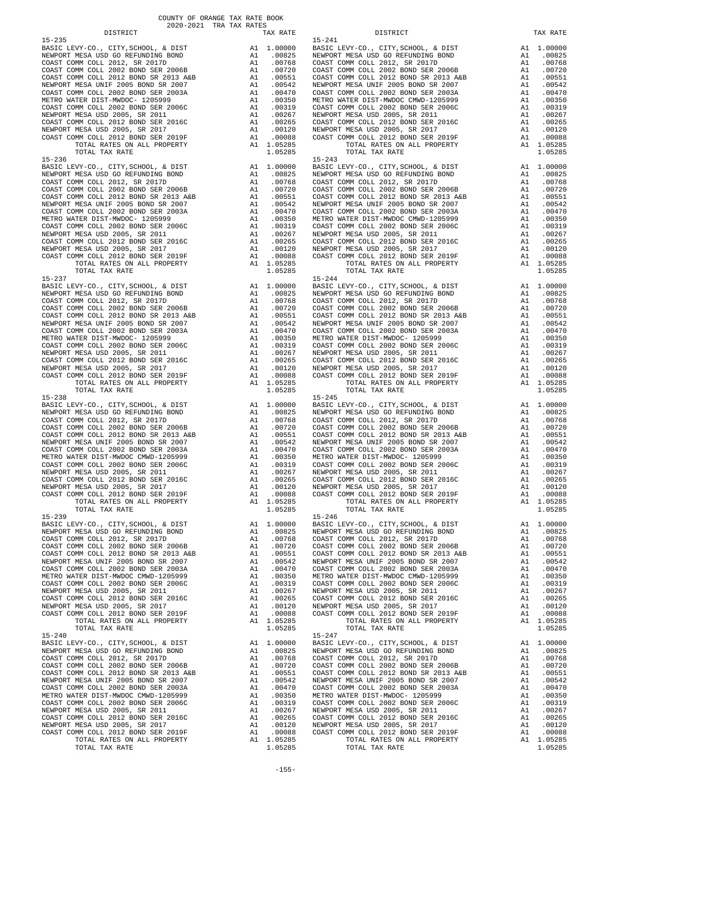COUNTY OF ORANGE TAX RATE BOOK
2020-2021 TRA TAX RATES

| DISTRICT | | TAX RATE |
|---|---|---|
| **15-235** | | |
| BASIC LEVY-CO., CITY,SCHOOL, & DIST | A1 | 1.00000 |
| NEWPORT MESA USD GO REFUNDING BOND | A1 | .00825 |
| COAST COMM COLL 2012, SR 2017D | A1 | .00768 |
| COAST COMM COLL 2002 BOND SER 2006B | A1 | .00720 |
| COAST COMM COLL 2012 BOND SR 2013 A&B | A1 | .00551 |
| NEWPORT MESA UNIF 2005 BOND SR 2007 | A1 | .00542 |
| COAST COMM COLL 2002 BOND SER 2003A | A1 | .00470 |
| METRO WATER DIST-MWDOC- 1205999 | A1 | .00350 |
| COAST COMM COLL 2002 BOND SER 2006C | A1 | .00319 |
| NEWPORT MESA USD 2005, SR 2011 | A1 | .00267 |
| COAST COMM COLL 2012 BOND SER 2016C | A1 | .00265 |
| NEWPORT MESA USD 2005, SR 2017 | A1 | .00120 |
| COAST COMM COLL 2012 BOND SER 2019F | A1 | .00088 |
| TOTAL RATES ON ALL PROPERTY | A1 | 1.05285 |
| TOTAL TAX RATE | | 1.05285 |
| **15-236** | | |
| BASIC LEVY-CO., CITY,SCHOOL, & DIST | A1 | 1.00000 |
| NEWPORT MESA USD GO REFUNDING BOND | A1 | .00825 |
| COAST COMM COLL 2012, SR 2017D | A1 | .00768 |
| COAST COMM COLL 2002 BOND SER 2006B | A1 | .00720 |
| COAST COMM COLL 2012 BOND SR 2013 A&B | A1 | .00551 |
| NEWPORT MESA UNIF 2005 BOND SR 2007 | A1 | .00542 |
| COAST COMM COLL 2002 BOND SER 2003A | A1 | .00470 |
| METRO WATER DIST-MWDOC- 1205999 | A1 | .00350 |
| COAST COMM COLL 2002 BOND SER 2006C | A1 | .00319 |
| NEWPORT MESA USD 2005, SR 2011 | A1 | .00267 |
| COAST COMM COLL 2012 BOND SER 2016C | A1 | .00265 |
| NEWPORT MESA USD 2005, SR 2017 | A1 | .00120 |
| COAST COMM COLL 2012 BOND SER 2019F | A1 | .00088 |
| TOTAL RATES ON ALL PROPERTY | A1 | 1.05285 |
| TOTAL TAX RATE | | 1.05285 |
| **15-237** | | |
| BASIC LEVY-CO., CITY,SCHOOL, & DIST | A1 | 1.00000 |
| NEWPORT MESA USD GO REFUNDING BOND | A1 | .00825 |
| COAST COMM COLL 2012, SR 2017D | A1 | .00768 |
| COAST COMM COLL 2002 BOND SER 2006B | A1 | .00720 |
| COAST COMM COLL 2012 BOND SR 2013 A&B | A1 | .00551 |
| NEWPORT MESA UNIF 2005 BOND SR 2007 | A1 | .00542 |
| COAST COMM COLL 2002 BOND SER 2003A | A1 | .00470 |
| METRO WATER DIST-MWDOC- 1205999 | A1 | .00350 |
| COAST COMM COLL 2002 BOND SER 2006C | A1 | .00319 |
| NEWPORT MESA USD 2005, SR 2011 | A1 | .00267 |
| COAST COMM COLL 2012 BOND SER 2016C | A1 | .00265 |
| NEWPORT MESA USD 2005, SR 2017 | A1 | .00120 |
| COAST COMM COLL 2012 BOND SER 2019F | A1 | .00088 |
| TOTAL RATES ON ALL PROPERTY | A1 | 1.05285 |
| TOTAL TAX RATE | | 1.05285 |
| **15-238** | | |
| BASIC LEVY-CO., CITY,SCHOOL, & DIST | A1 | 1.00000 |
| NEWPORT MESA USD GO REFUNDING BOND | A1 | .00825 |
| COAST COMM COLL 2012, SR 2017D | A1 | .00768 |
| COAST COMM COLL 2002 BOND SER 2006B | A1 | .00720 |
| COAST COMM COLL 2012 BOND SR 2013 A&B | A1 | .00551 |
| NEWPORT MESA UNIF 2005 BOND SR 2007 | A1 | .00542 |
| COAST COMM COLL 2002 BOND SER 2003A | A1 | .00470 |
| METRO WATER DIST-MWDOC CMWD-1205999 | A1 | .00350 |
| COAST COMM COLL 2002 BOND SER 2006C | A1 | .00319 |
| NEWPORT MESA USD 2005, SR 2011 | A1 | .00267 |
| COAST COMM COLL 2012 BOND SER 2016C | A1 | .00265 |
| NEWPORT MESA USD 2005, SR 2017 | A1 | .00120 |
| COAST COMM COLL 2012 BOND SER 2019F | A1 | .00088 |
| TOTAL RATES ON ALL PROPERTY | A1 | 1.05285 |
| TOTAL TAX RATE | | 1.05285 |
| **15-239** | | |
| BASIC LEVY-CO., CITY,SCHOOL, & DIST | A1 | 1.00000 |
| NEWPORT MESA USD GO REFUNDING BOND | A1 | .00825 |
| COAST COMM COLL 2012, SR 2017D | A1 | .00768 |
| COAST COMM COLL 2002 BOND SER 2006B | A1 | .00720 |
| COAST COMM COLL 2012 BOND SR 2013 A&B | A1 | .00551 |
| NEWPORT MESA UNIF 2005 BOND SR 2007 | A1 | .00542 |
| COAST COMM COLL 2002 BOND SER 2003A | A1 | .00470 |
| METRO WATER DIST-MWDOC CMWD-1205999 | A1 | .00350 |
| COAST COMM COLL 2002 BOND SER 2006C | A1 | .00319 |
| NEWPORT MESA USD 2005, SR 2011 | A1 | .00267 |
| COAST COMM COLL 2012 BOND SER 2016C | A1 | .00265 |
| NEWPORT MESA USD 2005, SR 2017 | A1 | .00120 |
| COAST COMM COLL 2012 BOND SER 2019F | A1 | .00088 |
| TOTAL RATES ON ALL PROPERTY | A1 | 1.05285 |
| TOTAL TAX RATE | | 1.05285 |
| **15-240** | | |
| BASIC LEVY-CO., CITY,SCHOOL, & DIST | A1 | 1.00000 |
| NEWPORT MESA USD GO REFUNDING BOND | A1 | .00825 |
| COAST COMM COLL 2012, SR 2017D | A1 | .00768 |
| COAST COMM COLL 2002 BOND SER 2006B | A1 | .00720 |
| COAST COMM COLL 2012 BOND SR 2013 A&B | A1 | .00551 |
| NEWPORT MESA UNIF 2005 BOND SR 2007 | A1 | .00542 |
| COAST COMM COLL 2002 BOND SER 2003A | A1 | .00470 |
| METRO WATER DIST-MWDOC CMWD-1205999 | A1 | .00350 |
| COAST COMM COLL 2002 BOND SER 2006C | A1 | .00319 |
| NEWPORT MESA USD 2005, SR 2011 | A1 | .00267 |
| COAST COMM COLL 2012 BOND SER 2016C | A1 | .00265 |
| NEWPORT MESA USD 2005, SR 2017 | A1 | .00120 |
| COAST COMM COLL 2012 BOND SER 2019F | A1 | .00088 |
| TOTAL RATES ON ALL PROPERTY | A1 | 1.05285 |
| TOTAL TAX RATE | | 1.05285 |
| **15-241** | | |
| BASIC LEVY-CO., CITY,SCHOOL, & DIST | A1 | 1.00000 |
| NEWPORT MESA USD GO REFUNDING BOND | A1 | .00825 |
| COAST COMM COLL 2012, SR 2017D | A1 | .00768 |
| COAST COMM COLL 2002 BOND SER 2006B | A1 | .00720 |
| COAST COMM COLL 2012 BOND SR 2013 A&B | A1 | .00551 |
| NEWPORT MESA UNIF 2005 BOND SR 2007 | A1 | .00542 |
| COAST COMM COLL 2002 BOND SER 2003A | A1 | .00470 |
| METRO WATER DIST-MWDOC CMWD-1205999 | A1 | .00350 |
| COAST COMM COLL 2002 BOND SER 2006C | A1 | .00319 |
| NEWPORT MESA USD 2005, SR 2011 | A1 | .00267 |
| COAST COMM COLL 2012 BOND SER 2016C | A1 | .00265 |
| NEWPORT MESA USD 2005, SR 2017 | A1 | .00120 |
| COAST COMM COLL 2012 BOND SER 2019F | A1 | .00088 |
| TOTAL RATES ON ALL PROPERTY | A1 | 1.05285 |
| TOTAL TAX RATE | | 1.05285 |
| **15-243** | | |
| BASIC LEVY-CO., CITY,SCHOOL, & DIST | A1 | 1.00000 |
| NEWPORT MESA USD GO REFUNDING BOND | A1 | .00825 |
| COAST COMM COLL 2012, SR 2017D | A1 | .00768 |
| COAST COMM COLL 2002 BOND SER 2006B | A1 | .00720 |
| COAST COMM COLL 2012 BOND SR 2013 A&B | A1 | .00551 |
| NEWPORT MESA UNIF 2005 BOND SR 2007 | A1 | .00542 |
| COAST COMM COLL 2002 BOND SER 2003A | A1 | .00470 |
| METRO WATER DIST-MWDOC CMWD-1205999 | A1 | .00350 |
| COAST COMM COLL 2002 BOND SER 2006C | A1 | .00319 |
| NEWPORT MESA USD 2005, SR 2011 | A1 | .00267 |
| COAST COMM COLL 2012 BOND SER 2016C | A1 | .00265 |
| NEWPORT MESA USD 2005, SR 2017 | A1 | .00120 |
| COAST COMM COLL 2012 BOND SER 2019F | A1 | .00088 |
| TOTAL RATES ON ALL PROPERTY | A1 | 1.05285 |
| TOTAL TAX RATE | | 1.05285 |
| **15-244** | | |
| BASIC LEVY-CO., CITY,SCHOOL, & DIST | A1 | 1.00000 |
| NEWPORT MESA USD GO REFUNDING BOND | A1 | .00825 |
| COAST COMM COLL 2012, SR 2017D | A1 | .00768 |
| COAST COMM COLL 2002 BOND SER 2006B | A1 | .00720 |
| COAST COMM COLL 2012 BOND SR 2013 A&B | A1 | .00551 |
| NEWPORT MESA UNIF 2005 BOND SR 2007 | A1 | .00542 |
| COAST COMM COLL 2002 BOND SER 2003A | A1 | .00470 |
| METRO WATER DIST-MWDOC- 1205999 | A1 | .00350 |
| COAST COMM COLL 2002 BOND SER 2006C | A1 | .00319 |
| NEWPORT MESA USD 2005, SR 2011 | A1 | .00267 |
| COAST COMM COLL 2012 BOND SER 2016C | A1 | .00265 |
| NEWPORT MESA USD 2005, SR 2017 | A1 | .00120 |
| COAST COMM COLL 2012 BOND SER 2019F | A1 | .00088 |
| TOTAL RATES ON ALL PROPERTY | A1 | 1.05285 |
| TOTAL TAX RATE | | 1.05285 |
| **15-245** | | |
| BASIC LEVY-CO., CITY,SCHOOL, & DIST | A1 | 1.00000 |
| NEWPORT MESA USD GO REFUNDING BOND | A1 | .00825 |
| COAST COMM COLL 2012, SR 2017D | A1 | .00768 |
| COAST COMM COLL 2002 BOND SER 2006B | A1 | .00720 |
| COAST COMM COLL 2012 BOND SR 2013 A&B | A1 | .00551 |
| NEWPORT MESA UNIF 2005 BOND SR 2007 | A1 | .00542 |
| COAST COMM COLL 2002 BOND SER 2003A | A1 | .00470 |
| METRO WATER DIST-MWDOC- 1205999 | A1 | .00350 |
| COAST COMM COLL 2002 BOND SER 2006C | A1 | .00319 |
| NEWPORT MESA USD 2005, SR 2011 | A1 | .00267 |
| COAST COMM COLL 2012 BOND SER 2016C | A1 | .00265 |
| NEWPORT MESA USD 2005, SR 2017 | A1 | .00120 |
| COAST COMM COLL 2012 BOND SER 2019F | A1 | .00088 |
| TOTAL RATES ON ALL PROPERTY | A1 | 1.05285 |
| TOTAL TAX RATE | | 1.05285 |
| **15-246** | | |
| BASIC LEVY-CO., CITY,SCHOOL, & DIST | A1 | 1.00000 |
| NEWPORT MESA USD GO REFUNDING BOND | A1 | .00825 |
| COAST COMM COLL 2012, SR 2017D | A1 | .00768 |
| COAST COMM COLL 2002 BOND SER 2006B | A1 | .00720 |
| COAST COMM COLL 2012 BOND SR 2013 A&B | A1 | .00551 |
| NEWPORT MESA UNIF 2005 BOND SR 2007 | A1 | .00542 |
| COAST COMM COLL 2002 BOND SER 2003A | A1 | .00470 |
| METRO WATER DIST-MWDOC CMWD-1205999 | A1 | .00350 |
| COAST COMM COLL 2002 BOND SER 2006C | A1 | .00319 |
| NEWPORT MESA USD 2005, SR 2011 | A1 | .00267 |
| COAST COMM COLL 2012 BOND SER 2016C | A1 | .00265 |
| NEWPORT MESA USD 2005, SR 2017 | A1 | .00120 |
| COAST COMM COLL 2012 BOND SER 2019F | A1 | .00088 |
| TOTAL RATES ON ALL PROPERTY | A1 | 1.05285 |
| TOTAL TAX RATE | | 1.05285 |
| **15-247** | | |
| BASIC LEVY-CO., CITY,SCHOOL, & DIST | A1 | 1.00000 |
| NEWPORT MESA USD GO REFUNDING BOND | A1 | .00825 |
| COAST COMM COLL 2012, SR 2017D | A1 | .00768 |
| COAST COMM COLL 2002 BOND SER 2006B | A1 | .00720 |
| COAST COMM COLL 2012 BOND SR 2013 A&B | A1 | .00551 |
| NEWPORT MESA UNIF 2005 BOND SR 2007 | A1 | .00542 |
| COAST COMM COLL 2002 BOND SER 2003A | A1 | .00470 |
| METRO WATER DIST-MWDOC- 1205999 | A1 | .00350 |
| COAST COMM COLL 2002 BOND SER 2006C | A1 | .00319 |
| NEWPORT MESA USD 2005, SR 2011 | A1 | .00267 |
| COAST COMM COLL 2012 BOND SER 2016C | A1 | .00265 |
| NEWPORT MESA USD 2005, SR 2017 | A1 | .00120 |
| COAST COMM COLL 2012 BOND SER 2019F | A1 | .00088 |
| TOTAL RATES ON ALL PROPERTY | A1 | 1.05285 |
| TOTAL TAX RATE | | 1.05285 |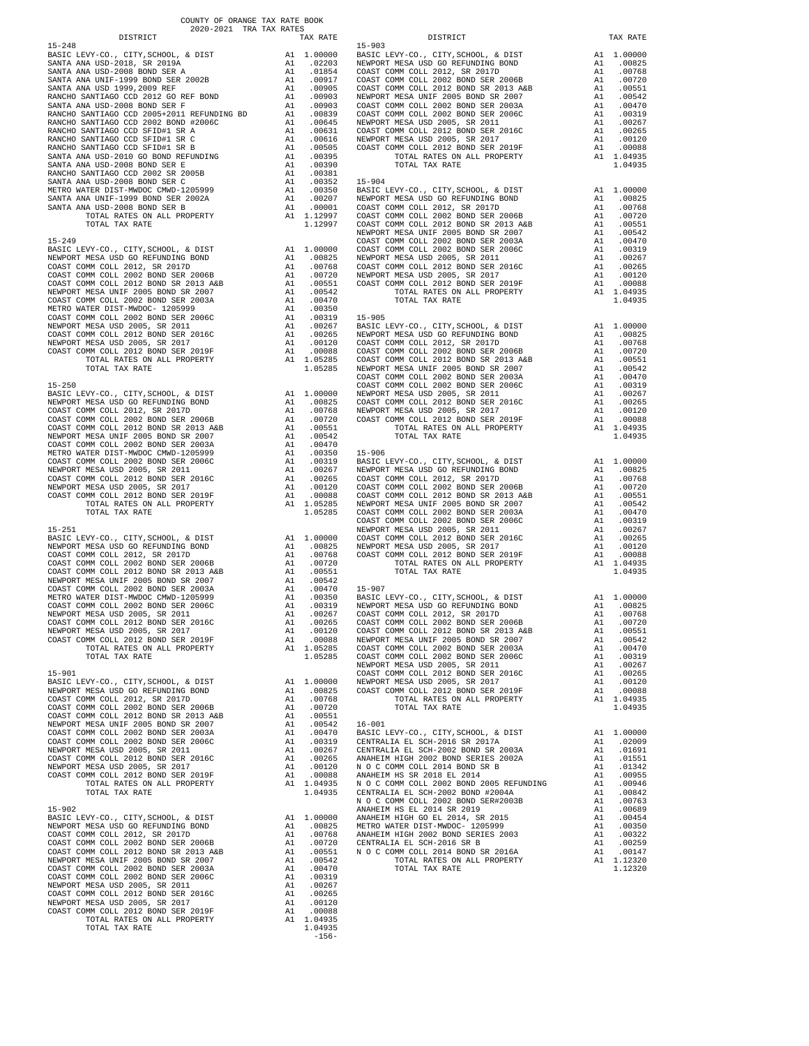COUNTY OF ORANGE TAX RATE BOOK
2020-2021 TRA TAX RATES

**15-248**

| DISTRICT | | TAX RATE |
|---|---|---|
| BASIC LEVY-CO., CITY,SCHOOL, & DIST | A1 | 1.00000 |
| SANTA ANA USD-2018, SR 2019A | A1 | .02203 |
| SANTA ANA USD-2008 BOND SER A | A1 | .01854 |
| SANTA ANA UNIF-1999 BOND SER 2002B | A1 | .00917 |
| SANTA ANA USD 1999,2009 REF | A1 | .00905 |
| RANCHO SANTIAGO CCD 2012 GO REF BOND | A1 | .00903 |
| SANTA ANA USD-2008 BOND SER F | A1 | .00903 |
| RANCHO SANTIAGO CCD 2005+2011 REFUNDING BD | A1 | .00839 |
| RANCHO SANTIAGO CCD 2002 BOND #2006C | A1 | .00645 |
| RANCHO SANTIAGO CCD SFID#1 SR A | A1 | .00631 |
| RANCHO SANTIAGO CCD SFID#1 SR C | A1 | .00616 |
| RANCHO SANTIAGO CCD SFID#1 SR B | A1 | .00505 |
| SANTA ANA USD-2010 GO BOND REFUNDING | A1 | .00395 |
| SANTA ANA USD-2008 BOND SER E | A1 | .00390 |
| RANCHO SANTIAGO CCD 2002 SR 2005B | A1 | .00381 |
| SANTA ANA USD-2008 BOND SER C | A1 | .00352 |
| METRO WATER DIST-MWDOC CMWD-1205999 | A1 | .00350 |
| SANTA ANA UNIF-1999 BOND SER 2002A | A1 | .00207 |
| SANTA ANA USD-2008 BOND SER B | A1 | .00001 |
| TOTAL RATES ON ALL PROPERTY | A1 | 1.12997 |
| TOTAL TAX RATE | | 1.12997 |

**15-249**

| DISTRICT | | TAX RATE |
|---|---|---|
| BASIC LEVY-CO., CITY,SCHOOL, & DIST | A1 | 1.00000 |
| NEWPORT MESA USD GO REFUNDING BOND | A1 | .00825 |
| COAST COMM COLL 2012, SR 2017D | A1 | .00768 |
| COAST COMM COLL 2002 BOND SER 2006B | A1 | .00720 |
| COAST COMM COLL 2012 BOND SR 2013 A&B | A1 | .00551 |
| NEWPORT MESA UNIF 2005 BOND SR 2007 | A1 | .00542 |
| COAST COMM COLL 2002 BOND SER 2003A | A1 | .00470 |
| METRO WATER DIST-MWDOC- 1205999 | A1 | .00350 |
| COAST COMM COLL 2002 BOND SER 2006C | A1 | .00319 |
| NEWPORT MESA USD 2005, SR 2011 | A1 | .00267 |
| COAST COMM COLL 2012 BOND SER 2016C | A1 | .00265 |
| NEWPORT MESA USD 2005, SR 2017 | A1 | .00120 |
| COAST COMM COLL 2012 BOND SER 2019F | A1 | .00088 |
| TOTAL RATES ON ALL PROPERTY | A1 | 1.05285 |
| TOTAL TAX RATE | | 1.05285 |

**15-250**

| DISTRICT | | TAX RATE |
|---|---|---|
| BASIC LEVY-CO., CITY,SCHOOL, & DIST | A1 | 1.00000 |
| NEWPORT MESA USD GO REFUNDING BOND | A1 | .00825 |
| COAST COMM COLL 2012, SR 2017D | A1 | .00768 |
| COAST COMM COLL 2002 BOND SER 2006B | A1 | .00720 |
| COAST COMM COLL 2012 BOND SR 2013 A&B | A1 | .00551 |
| NEWPORT MESA UNIF 2005 BOND SR 2007 | A1 | .00542 |
| COAST COMM COLL 2002 BOND SER 2003A | A1 | .00470 |
| METRO WATER DIST-MWDOC CMWD-1205999 | A1 | .00350 |
| COAST COMM COLL 2002 BOND SER 2006C | A1 | .00319 |
| NEWPORT MESA USD 2005, SR 2011 | A1 | .00267 |
| COAST COMM COLL 2012 BOND SER 2016C | A1 | .00265 |
| NEWPORT MESA USD 2005, SR 2017 | A1 | .00120 |
| COAST COMM COLL 2012 BOND SER 2019F | A1 | .00088 |
| TOTAL RATES ON ALL PROPERTY | A1 | 1.05285 |
| TOTAL TAX RATE | | 1.05285 |

**15-251**

| DISTRICT | | TAX RATE |
|---|---|---|
| BASIC LEVY-CO., CITY,SCHOOL, & DIST | A1 | 1.00000 |
| NEWPORT MESA USD GO REFUNDING BOND | A1 | .00825 |
| COAST COMM COLL 2012, SR 2017D | A1 | .00768 |
| COAST COMM COLL 2002 BOND SER 2006B | A1 | .00720 |
| COAST COMM COLL 2012 BOND SR 2013 A&B | A1 | .00551 |
| NEWPORT MESA UNIF 2005 BOND SR 2007 | A1 | .00542 |
| COAST COMM COLL 2002 BOND SER 2003A | A1 | .00470 |
| METRO WATER DIST-MWDOC CMWD-1205999 | A1 | .00350 |
| COAST COMM COLL 2002 BOND SER 2006C | A1 | .00319 |
| NEWPORT MESA USD 2005, SR 2011 | A1 | .00267 |
| COAST COMM COLL 2012 BOND SER 2016C | A1 | .00265 |
| NEWPORT MESA USD 2005, SR 2017 | A1 | .00120 |
| COAST COMM COLL 2012 BOND SER 2019F | A1 | .00088 |
| TOTAL RATES ON ALL PROPERTY | A1 | 1.05285 |
| TOTAL TAX RATE | | 1.05285 |

**15-901**

| DISTRICT | | TAX RATE |
|---|---|---|
| BASIC LEVY-CO., CITY,SCHOOL, & DIST | A1 | 1.00000 |
| NEWPORT MESA USD GO REFUNDING BOND | A1 | .00825 |
| COAST COMM COLL 2012, SR 2017D | A1 | .00768 |
| COAST COMM COLL 2002 BOND SER 2006B | A1 | .00720 |
| COAST COMM COLL 2012 BOND SR 2013 A&B | A1 | .00551 |
| NEWPORT MESA UNIF 2005 BOND SR 2007 | A1 | .00542 |
| COAST COMM COLL 2002 BOND SER 2003A | A1 | .00470 |
| COAST COMM COLL 2002 BOND SER 2006C | A1 | .00319 |
| NEWPORT MESA USD 2005, SR 2011 | A1 | .00267 |
| COAST COMM COLL 2012 BOND SER 2016C | A1 | .00265 |
| NEWPORT MESA USD 2005, SR 2017 | A1 | .00120 |
| COAST COMM COLL 2012 BOND SER 2019F | A1 | .00088 |
| TOTAL RATES ON ALL PROPERTY | A1 | 1.04935 |
| TOTAL TAX RATE | | 1.04935 |

**15-902**

| DISTRICT | | TAX RATE |
|---|---|---|
| BASIC LEVY-CO., CITY,SCHOOL, & DIST | A1 | 1.00000 |
| NEWPORT MESA USD GO REFUNDING BOND | A1 | .00825 |
| COAST COMM COLL 2012, SR 2017D | A1 | .00768 |
| COAST COMM COLL 2002 BOND SER 2006B | A1 | .00720 |
| COAST COMM COLL 2012 BOND SR 2013 A&B | A1 | .00551 |
| NEWPORT MESA UNIF 2005 BOND SR 2007 | A1 | .00542 |
| COAST COMM COLL 2002 BOND SER 2003A | A1 | .00470 |
| COAST COMM COLL 2002 BOND SER 2006C | A1 | .00319 |
| NEWPORT MESA USD 2005, SR 2011 | A1 | .00267 |
| COAST COMM COLL 2012 BOND SER 2016C | A1 | .00265 |
| NEWPORT MESA USD 2005, SR 2017 | A1 | .00120 |
| COAST COMM COLL 2012 BOND SER 2019F | A1 | .00088 |
| TOTAL RATES ON ALL PROPERTY | A1 | 1.04935 |
| TOTAL TAX RATE | | 1.04935 |

**15-903**

| DISTRICT | | TAX RATE |
|---|---|---|
| BASIC LEVY-CO., CITY,SCHOOL, & DIST | A1 | 1.00000 |
| NEWPORT MESA USD GO REFUNDING BOND | A1 | .00825 |
| COAST COMM COLL 2012, SR 2017D | A1 | .00768 |
| COAST COMM COLL 2002 BOND SER 2006B | A1 | .00720 |
| COAST COMM COLL 2012 BOND SR 2013 A&B | A1 | .00551 |
| NEWPORT MESA UNIF 2005 BOND SR 2007 | A1 | .00542 |
| COAST COMM COLL 2002 BOND SER 2003A | A1 | .00470 |
| COAST COMM COLL 2002 BOND SER 2006C | A1 | .00319 |
| NEWPORT MESA USD 2005, SR 2011 | A1 | .00267 |
| COAST COMM COLL 2012 BOND SER 2016C | A1 | .00265 |
| NEWPORT MESA USD 2005, SR 2017 | A1 | .00120 |
| COAST COMM COLL 2012 BOND SER 2019F | A1 | .00088 |
| TOTAL RATES ON ALL PROPERTY | A1 | 1.04935 |
| TOTAL TAX RATE | | 1.04935 |

**15-904**

| DISTRICT | | TAX RATE |
|---|---|---|
| BASIC LEVY-CO., CITY,SCHOOL, & DIST | A1 | 1.00000 |
| NEWPORT MESA USD GO REFUNDING BOND | A1 | .00825 |
| COAST COMM COLL 2012, SR 2017D | A1 | .00768 |
| COAST COMM COLL 2002 BOND SER 2006B | A1 | .00720 |
| COAST COMM COLL 2012 BOND SR 2013 A&B | A1 | .00551 |
| NEWPORT MESA UNIF 2005 BOND SR 2007 | A1 | .00542 |
| COAST COMM COLL 2002 BOND SER 2003A | A1 | .00470 |
| COAST COMM COLL 2002 BOND SER 2006C | A1 | .00319 |
| NEWPORT MESA USD 2005, SR 2011 | A1 | .00267 |
| COAST COMM COLL 2012 BOND SER 2016C | A1 | .00265 |
| NEWPORT MESA USD 2005, SR 2017 | A1 | .00120 |
| COAST COMM COLL 2012 BOND SER 2019F | A1 | .00088 |
| TOTAL RATES ON ALL PROPERTY | A1 | 1.04935 |
| TOTAL TAX RATE | | 1.04935 |

**15-905**

| DISTRICT | | TAX RATE |
|---|---|---|
| BASIC LEVY-CO., CITY,SCHOOL, & DIST | A1 | 1.00000 |
| NEWPORT MESA USD GO REFUNDING BOND | A1 | .00825 |
| COAST COMM COLL 2012, SR 2017D | A1 | .00768 |
| COAST COMM COLL 2002 BOND SER 2006B | A1 | .00720 |
| COAST COMM COLL 2012 BOND SR 2013 A&B | A1 | .00551 |
| NEWPORT MESA UNIF 2005 BOND SR 2007 | A1 | .00542 |
| COAST COMM COLL 2002 BOND SER 2003A | A1 | .00470 |
| COAST COMM COLL 2002 BOND SER 2006C | A1 | .00319 |
| NEWPORT MESA USD 2005, SR 2011 | A1 | .00267 |
| COAST COMM COLL 2012 BOND SER 2016C | A1 | .00265 |
| NEWPORT MESA USD 2005, SR 2017 | A1 | .00120 |
| COAST COMM COLL 2012 BOND SER 2019F | A1 | .00088 |
| TOTAL RATES ON ALL PROPERTY | A1 | 1.04935 |
| TOTAL TAX RATE | | 1.04935 |

**15-906**

| DISTRICT | | TAX RATE |
|---|---|---|
| BASIC LEVY-CO., CITY,SCHOOL, & DIST | A1 | 1.00000 |
| NEWPORT MESA USD GO REFUNDING BOND | A1 | .00825 |
| COAST COMM COLL 2012, SR 2017D | A1 | .00768 |
| COAST COMM COLL 2002 BOND SER 2006B | A1 | .00720 |
| COAST COMM COLL 2012 BOND SR 2013 A&B | A1 | .00551 |
| NEWPORT MESA UNIF 2005 BOND SR 2007 | A1 | .00542 |
| COAST COMM COLL 2002 BOND SER 2003A | A1 | .00470 |
| COAST COMM COLL 2002 BOND SER 2006C | A1 | .00319 |
| NEWPORT MESA USD 2005, SR 2011 | A1 | .00267 |
| COAST COMM COLL 2012 BOND SER 2016C | A1 | .00265 |
| NEWPORT MESA USD 2005, SR 2017 | A1 | .00120 |
| COAST COMM COLL 2012 BOND SER 2019F | A1 | .00088 |
| TOTAL RATES ON ALL PROPERTY | A1 | 1.04935 |
| TOTAL TAX RATE | | 1.04935 |

**15-907**

| DISTRICT | | TAX RATE |
|---|---|---|
| BASIC LEVY-CO., CITY,SCHOOL, & DIST | A1 | 1.00000 |
| NEWPORT MESA USD GO REFUNDING BOND | A1 | .00825 |
| COAST COMM COLL 2012, SR 2017D | A1 | .00768 |
| COAST COMM COLL 2002 BOND SER 2006B | A1 | .00720 |
| COAST COMM COLL 2012 BOND SR 2013 A&B | A1 | .00551 |
| NEWPORT MESA UNIF 2005 BOND SR 2007 | A1 | .00542 |
| COAST COMM COLL 2002 BOND SER 2003A | A1 | .00470 |
| COAST COMM COLL 2002 BOND SER 2006C | A1 | .00319 |
| NEWPORT MESA USD 2005, SR 2011 | A1 | .00267 |
| COAST COMM COLL 2012 BOND SER 2016C | A1 | .00265 |
| NEWPORT MESA USD 2005, SR 2017 | A1 | .00120 |
| COAST COMM COLL 2012 BOND SER 2019F | A1 | .00088 |
| TOTAL RATES ON ALL PROPERTY | A1 | 1.04935 |
| TOTAL TAX RATE | | 1.04935 |

**16-001**

| DISTRICT | | TAX RATE |
|---|---|---|
| BASIC LEVY-CO., CITY,SCHOOL, & DIST | A1 | 1.00000 |
| CENTRALIA EL SCH-2016 SR 2017A | A1 | .02009 |
| CENTRALIA EL SCH-2002 BOND SR 2003A | A1 | .01691 |
| ANAHEIM HIGH 2002 BOND SERIES 2002A | A1 | .01551 |
| N O C COMM COLL 2014 BOND SR B | A1 | .01342 |
| ANAHEIM HS SR 2018 EL 2014 | A1 | .00955 |
| N O C COMM COLL 2002 BOND 2005 REFUNDING | A1 | .00946 |
| CENTRALIA EL SCH-2002 BOND #2004A | A1 | .00842 |
| N O C COMM COLL 2002 BOND SER#2003B | A1 | .00763 |
| ANAHEIM HS EL 2014 SR 2019 | A1 | .00689 |
| ANAHEIM HIGH GO EL 2014, SR 2015 | A1 | .00454 |
| METRO WATER DIST-MWDOC- 1205999 | A1 | .00350 |
| ANAHEIM HIGH 2002 BOND SERIES 2003 | A1 | .00322 |
| CENTRALIA EL SCH-2016 SR B | A1 | .00259 |
| N O C COMM COLL 2014 BOND SR 2016A | A1 | .00147 |
| TOTAL RATES ON ALL PROPERTY | A1 | 1.12320 |
| TOTAL TAX RATE | | 1.12320 |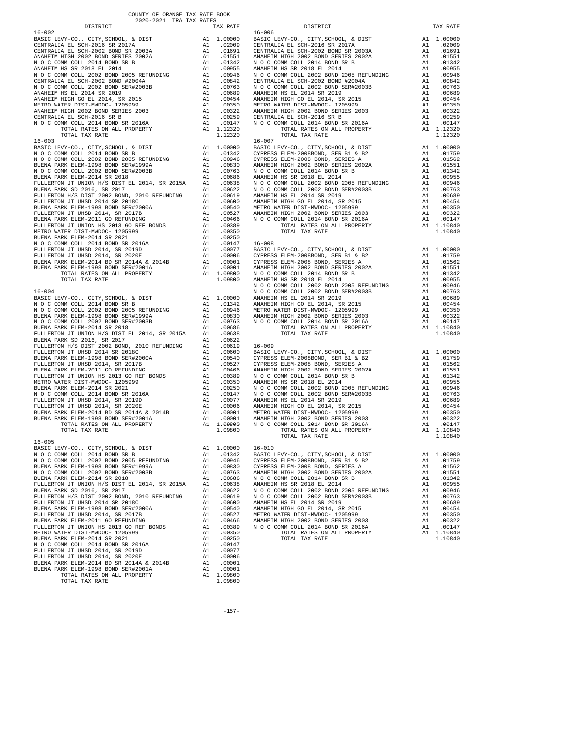COUNTY OF ORANGE TAX RATE BOOK
2020-2021 TRA TAX RATES

**16-002**

| DISTRICT | | TAX RATE |
|---|---|---|
| BASIC LEVY-CO., CITY,SCHOOL, & DIST | A1 | 1.00000 |
| CENTRALIA EL SCH-2016 SR 2017A | A1 | .02009 |
| CENTRALIA EL SCH-2002 BOND SR 2003A | A1 | .01691 |
| ANAHEIM HIGH 2002 BOND SERIES 2002A | A1 | .01551 |
| N O C COMM COLL 2014 BOND SR B | A1 | .01342 |
| ANAHEIM HS SR 2018 EL 2014 | A1 | .00955 |
| N O C COMM COLL 2002 BOND 2005 REFUNDING | A1 | .00946 |
| CENTRALIA EL SCH-2002 BOND #2004A | A1 | .00842 |
| N O C COMM COLL 2002 BOND SER#2003B | A1 | .00763 |
| ANAHEIM HS EL 2014 SR 2019 | A1 | .00689 |
| ANAHEIM HIGH GO EL 2014, SR 2015 | A1 | .00454 |
| METRO WATER DIST-MWDOC- 1205999 | A1 | .00350 |
| ANAHEIM HIGH 2002 BOND SERIES 2003 | A1 | .00322 |
| CENTRALIA EL SCH-2016 SR B | A1 | .00259 |
| N O C COMM COLL 2014 BOND SR 2016A | A1 | .00147 |
| TOTAL RATES ON ALL PROPERTY | A1 | 1.12320 |
| TOTAL TAX RATE | | 1.12320 |

**16-003**

| DISTRICT | | TAX RATE |
|---|---|---|
| BASIC LEVY-CO., CITY,SCHOOL, & DIST | A1 | 1.00000 |
| N O C COMM COLL 2014 BOND SR B | A1 | .01342 |
| N O C COMM COLL 2002 BOND 2005 REFUNDING | A1 | .00946 |
| BUENA PARK ELEM-1998 BOND SER#1999A | A1 | .00830 |
| N O C COMM COLL 2002 BOND SER#2003B | A1 | .00763 |
| BUENA PARK ELEM-2014 SR 2018 | A1 | .00686 |
| FULLERTON JT UNION H/S DIST EL 2014, SR 2015A | A1 | .00638 |
| BUENA PARK SD 2016, SR 2017 | A1 | .00622 |
| FULLERTON H/S DIST 2002 BOND, 2010 REFUNDING | A1 | .00619 |
| FULLERTON JT UHSD 2014 SR 2018C | A1 | .00600 |
| BUENA PARK ELEM-1998 BOND SER#2000A | A1 | .00540 |
| FULLERTON JT UHSD 2014, SR 2017B | A1 | .00527 |
| BUENA PARK ELEM-2011 GO REFUNDING | A1 | .00466 |
| FULLERTON JT UNION HS 2013 GO REF BONDS | A1 | .00389 |
| METRO WATER DIST-MWDOC- 1205999 | A1 | .00350 |
| BUENA PARK ELEM-2014 SR 2021 | A1 | .00250 |
| N O C COMM COLL 2014 BOND SR 2016A | A1 | .00147 |
| FULLERTON JT UHSD 2014, SR 2019D | A1 | .00077 |
| FULLERTON JT UHSD 2014, SR 2020E | A1 | .00006 |
| BUENA PARK ELEM-2014 BD SR 2014A & 2014B | A1 | .00001 |
| BUENA PARK ELEM-1998 BOND SER#2001A | A1 | .00001 |
| TOTAL RATES ON ALL PROPERTY | A1 | 1.09800 |
| TOTAL TAX RATE | | 1.09800 |

**16-004**

| DISTRICT | | TAX RATE |
|---|---|---|
| BASIC LEVY-CO., CITY,SCHOOL, & DIST | A1 | 1.00000 |
| N O C COMM COLL 2014 BOND SR B | A1 | .01342 |
| N O C COMM COLL 2002 BOND 2005 REFUNDING | A1 | .00946 |
| BUENA PARK ELEM-1998 BOND SER#1999A | A1 | .00830 |
| N O C COMM COLL 2002 BOND SER#2003B | A1 | .00763 |
| BUENA PARK ELEM-2014 SR 2018 | A1 | .00686 |
| FULLERTON JT UNION H/S DIST EL 2014, SR 2015A | A1 | .00638 |
| BUENA PARK SD 2016, SR 2017 | A1 | .00622 |
| FULLERTON H/S DIST 2002 BOND, 2010 REFUNDING | A1 | .00619 |
| FULLERTON JT UHSD 2014 SR 2018C | A1 | .00600 |
| BUENA PARK ELEM-1998 BOND SER#2000A | A1 | .00540 |
| FULLERTON JT UHSD 2014, SR 2017B | A1 | .00527 |
| BUENA PARK ELEM-2011 GO REFUNDING | A1 | .00466 |
| FULLERTON JT UNION HS 2013 GO REF BONDS | A1 | .00389 |
| METRO WATER DIST-MWDOC- 1205999 | A1 | .00350 |
| BUENA PARK ELEM-2014 SR 2021 | A1 | .00250 |
| N O C COMM COLL 2014 BOND SR 2016A | A1 | .00147 |
| FULLERTON JT UHSD 2014, SR 2019D | A1 | .00077 |
| FULLERTON JT UHSD 2014, SR 2020E | A1 | .00006 |
| BUENA PARK ELEM-2014 BD SR 2014A & 2014B | A1 | .00001 |
| BUENA PARK ELEM-1998 BOND SER#2001A | A1 | .00001 |
| TOTAL RATES ON ALL PROPERTY | A1 | 1.09800 |
| TOTAL TAX RATE | | 1.09800 |

**16-005**

| DISTRICT | | TAX RATE |
|---|---|---|
| BASIC LEVY-CO., CITY,SCHOOL, & DIST | A1 | 1.00000 |
| N O C COMM COLL 2014 BOND SR B | A1 | .01342 |
| N O C COMM COLL 2002 BOND 2005 REFUNDING | A1 | .00946 |
| BUENA PARK ELEM-1998 BOND SER#1999A | A1 | .00830 |
| N O C COMM COLL 2002 BOND SER#2003B | A1 | .00763 |
| BUENA PARK ELEM-2014 SR 2018 | A1 | .00686 |
| FULLERTON JT UNION H/S DIST EL 2014, SR 2015A | A1 | .00638 |
| BUENA PARK SD 2016, SR 2017 | A1 | .00622 |
| FULLERTON H/S DIST 2002 BOND, 2010 REFUNDING | A1 | .00619 |
| FULLERTON JT UHSD 2014 SR 2018C | A1 | .00600 |
| BUENA PARK ELEM-1998 BOND SER#2000A | A1 | .00540 |
| FULLERTON JT UHSD 2014, SR 2017B | A1 | .00527 |
| BUENA PARK ELEM-2011 GO REFUNDING | A1 | .00466 |
| FULLERTON JT UNION HS 2013 GO REF BONDS | A1 | .00389 |
| METRO WATER DIST-MWDOC- 1205999 | A1 | .00350 |
| BUENA PARK ELEM-2014 SR 2021 | A1 | .00250 |
| N O C COMM COLL 2014 BOND SR 2016A | A1 | .00147 |
| FULLERTON JT UHSD 2014, SR 2019D | A1 | .00077 |
| FULLERTON JT UHSD 2014, SR 2020E | A1 | .00006 |
| BUENA PARK ELEM-2014 BD SR 2014A & 2014B | A1 | .00001 |
| BUENA PARK ELEM-1998 BOND SER#2001A | A1 | .00001 |
| TOTAL RATES ON ALL PROPERTY | A1 | 1.09800 |
| TOTAL TAX RATE | | 1.09800 |

**16-006**

| DISTRICT | | TAX RATE |
|---|---|---|
| BASIC LEVY-CO., CITY,SCHOOL, & DIST | A1 | 1.00000 |
| CENTRALIA EL SCH-2016 SR 2017A | A1 | .02009 |
| CENTRALIA EL SCH-2002 BOND SR 2003A | A1 | .01691 |
| ANAHEIM HIGH 2002 BOND SERIES 2002A | A1 | .01551 |
| N O C COMM COLL 2014 BOND SR B | A1 | .01342 |
| ANAHEIM HS SR 2018 EL 2014 | A1 | .00955 |
| N O C COMM COLL 2002 BOND 2005 REFUNDING | A1 | .00946 |
| CENTRALIA EL SCH-2002 BOND #2004A | A1 | .00842 |
| N O C COMM COLL 2002 BOND SER#2003B | A1 | .00763 |
| ANAHEIM HS EL 2014 SR 2019 | A1 | .00689 |
| ANAHEIM HIGH GO EL 2014, SR 2015 | A1 | .00454 |
| METRO WATER DIST-MWDOC- 1205999 | A1 | .00350 |
| ANAHEIM HIGH 2002 BOND SERIES 2003 | A1 | .00322 |
| CENTRALIA EL SCH-2016 SR B | A1 | .00259 |
| N O C COMM COLL 2014 BOND SR 2016A | A1 | .00147 |
| TOTAL RATES ON ALL PROPERTY | A1 | 1.12320 |
| TOTAL TAX RATE | | 1.12320 |

**16-007**

| DISTRICT | | TAX RATE |
|---|---|---|
| BASIC LEVY-CO., CITY,SCHOOL, & DIST | A1 | 1.00000 |
| CYPRESS ELEM-2008BOND, SER B1 & B2 | A1 | .01759 |
| CYPRESS ELEM-2008 BOND, SERIES A | A1 | .01562 |
| ANAHEIM HIGH 2002 BOND SERIES 2002A | A1 | .01551 |
| N O C COMM COLL 2014 BOND SR B | A1 | .01342 |
| ANAHEIM HS SR 2018 EL 2014 | A1 | .00955 |
| N O C COMM COLL 2002 BOND 2005 REFUNDING | A1 | .00946 |
| N O C COMM COLL 2002 BOND SER#2003B | A1 | .00763 |
| ANAHEIM HS EL 2014 SR 2019 | A1 | .00689 |
| ANAHEIM HIGH GO EL 2014, SR 2015 | A1 | .00454 |
| METRO WATER DIST-MWDOC- 1205999 | A1 | .00350 |
| ANAHEIM HIGH 2002 BOND SERIES 2003 | A1 | .00322 |
| N O C COMM COLL 2014 BOND SR 2016A | A1 | .00147 |
| TOTAL RATES ON ALL PROPERTY | A1 | 1.10840 |
| TOTAL TAX RATE | | 1.10840 |

**16-008**

| DISTRICT | | TAX RATE |
|---|---|---|
| BASIC LEVY-CO., CITY,SCHOOL, & DIST | A1 | 1.00000 |
| CYPRESS ELEM-2008BOND, SER B1 & B2 | A1 | .01759 |
| CYPRESS ELEM-2008 BOND, SERIES A | A1 | .01562 |
| ANAHEIM HIGH 2002 BOND SERIES 2002A | A1 | .01551 |
| N O C COMM COLL 2014 BOND SR B | A1 | .01342 |
| ANAHEIM HS SR 2018 EL 2014 | A1 | .00955 |
| N O C COMM COLL 2002 BOND 2005 REFUNDING | A1 | .00946 |
| N O C COMM COLL 2002 BOND SER#2003B | A1 | .00763 |
| ANAHEIM HS EL 2014 SR 2019 | A1 | .00689 |
| ANAHEIM HIGH GO EL 2014, SR 2015 | A1 | .00454 |
| METRO WATER DIST-MWDOC- 1205999 | A1 | .00350 |
| ANAHEIM HIGH 2002 BOND SERIES 2003 | A1 | .00322 |
| N O C COMM COLL 2014 BOND SR 2016A | A1 | .00147 |
| TOTAL RATES ON ALL PROPERTY | A1 | 1.10840 |
| TOTAL TAX RATE | | 1.10840 |

**16-009**

| DISTRICT | | TAX RATE |
|---|---|---|
| BASIC LEVY-CO., CITY,SCHOOL, & DIST | A1 | 1.00000 |
| CYPRESS ELEM-2008BOND, SER B1 & B2 | A1 | .01759 |
| CYPRESS ELEM-2008 BOND, SERIES A | A1 | .01562 |
| ANAHEIM HIGH 2002 BOND SERIES 2002A | A1 | .01551 |
| N O C COMM COLL 2014 BOND SR B | A1 | .01342 |
| ANAHEIM HS SR 2018 EL 2014 | A1 | .00955 |
| N O C COMM COLL 2002 BOND 2005 REFUNDING | A1 | .00946 |
| N O C COMM COLL 2002 BOND SER#2003B | A1 | .00763 |
| ANAHEIM HS EL 2014 SR 2019 | A1 | .00689 |
| ANAHEIM HIGH GO EL 2014, SR 2015 | A1 | .00454 |
| METRO WATER DIST-MWDOC- 1205999 | A1 | .00350 |
| ANAHEIM HIGH 2002 BOND SERIES 2003 | A1 | .00322 |
| N O C COMM COLL 2014 BOND SR 2016A | A1 | .00147 |
| TOTAL RATES ON ALL PROPERTY | A1 | 1.10840 |
| TOTAL TAX RATE | | 1.10840 |

**16-010**

| DISTRICT | | TAX RATE |
|---|---|---|
| BASIC LEVY-CO., CITY,SCHOOL, & DIST | A1 | 1.00000 |
| CYPRESS ELEM-2008BOND, SER B1 & B2 | A1 | .01759 |
| CYPRESS ELEM-2008 BOND, SERIES A | A1 | .01562 |
| ANAHEIM HIGH 2002 BOND SERIES 2002A | A1 | .01551 |
| N O C COMM COLL 2014 BOND SR B | A1 | .01342 |
| ANAHEIM HS SR 2018 EL 2014 | A1 | .00955 |
| N O C COMM COLL 2002 BOND 2005 REFUNDING | A1 | .00946 |
| N O C COMM COLL 2002 BOND SER#2003B | A1 | .00763 |
| ANAHEIM HS EL 2014 SR 2019 | A1 | .00689 |
| ANAHEIM HIGH GO EL 2014, SR 2015 | A1 | .00454 |
| METRO WATER DIST-MWDOC- 1205999 | A1 | .00350 |
| ANAHEIM HIGH 2002 BOND SERIES 2003 | A1 | .00322 |
| N O C COMM COLL 2014 BOND SR 2016A | A1 | .00147 |
| TOTAL RATES ON ALL PROPERTY | A1 | 1.10840 |
| TOTAL TAX RATE | | 1.10840 |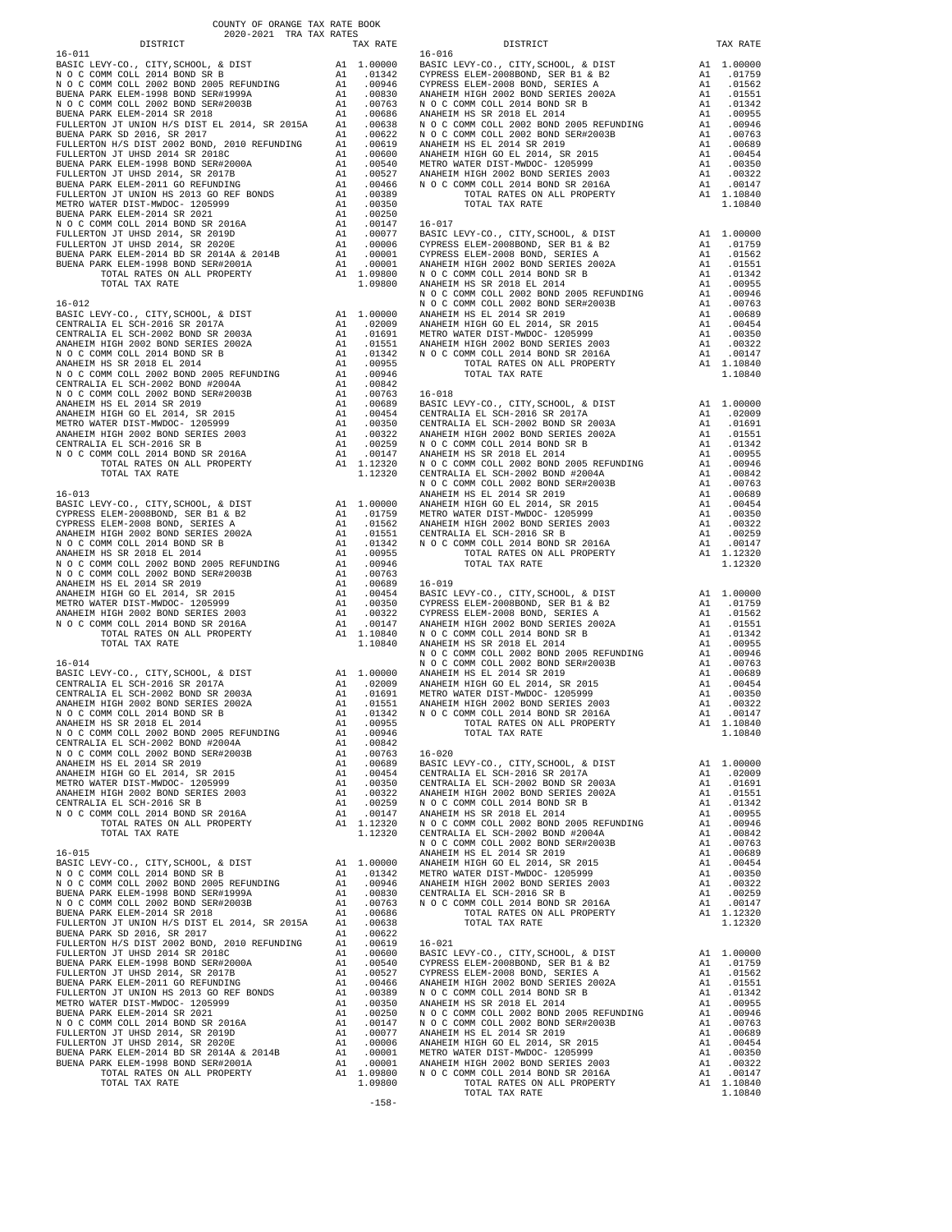COUNTY OF ORANGE TAX RATE BOOK
2020-2021 TRA TAX RATES

| DISTRICT | | TAX RATE |
|---|---|---|
| **16-011** | | |
| BASIC LEVY-CO., CITY,SCHOOL, & DIST | A1 | 1.00000 |
| N O C COMM COLL 2014 BOND SR B | A1 | .01342 |
| N O C COMM COLL 2002 BOND 2005 REFUNDING | A1 | .00946 |
| BUENA PARK ELEM-1998 BOND SER#1999A | A1 | .00830 |
| N O C COMM COLL 2002 BOND SER#2003B | A1 | .00763 |
| BUENA PARK ELEM-2014 SR 2018 | A1 | .00686 |
| FULLERTON JT UNION H/S DIST EL 2014, SR 2015A | A1 | .00638 |
| BUENA PARK SD 2016, SR 2017 | A1 | .00622 |
| FULLERTON H/S DIST 2002 BOND, 2010 REFUNDING | A1 | .00619 |
| FULLERTON JT UHSD 2014 SR 2018C | A1 | .00600 |
| BUENA PARK ELEM-1998 BOND SER#2000A | A1 | .00540 |
| FULLERTON JT UHSD 2014, SR 2017B | A1 | .00527 |
| BUENA PARK ELEM-2011 GO REFUNDING | A1 | .00466 |
| FULLERTON JT UNION HS 2013 GO REF BONDS | A1 | .00389 |
| METRO WATER DIST-MWDOC- 1205999 | A1 | .00350 |
| BUENA PARK ELEM-2014 SR 2021 | A1 | .00250 |
| N O C COMM COLL 2014 BOND SR 2016A | A1 | .00147 |
| FULLERTON JT UHSD 2014, SR 2019D | A1 | .00077 |
| FULLERTON JT UHSD 2014, SR 2020E | A1 | .00006 |
| BUENA PARK ELEM-2014 BD SR 2014A & 2014B | A1 | .00001 |
| BUENA PARK ELEM-1998 BOND SER#2001A | A1 | .00001 |
| TOTAL RATES ON ALL PROPERTY | A1 | 1.09800 |
| TOTAL TAX RATE | | 1.09800 |
| **16-012** | | |
| BASIC LEVY-CO., CITY,SCHOOL, & DIST | A1 | 1.00000 |
| CENTRALIA EL SCH-2016 SR 2017A | A1 | .02009 |
| CENTRALIA EL SCH-2002 BOND SR 2003A | A1 | .01691 |
| ANAHEIM HIGH 2002 BOND SERIES 2002A | A1 | .01551 |
| N O C COMM COLL 2014 BOND SR B | A1 | .01342 |
| ANAHEIM HS SR 2018 EL 2014 | A1 | .00955 |
| N O C COMM COLL 2002 BOND 2005 REFUNDING | A1 | .00946 |
| CENTRALIA EL SCH-2002 BOND #2004A | A1 | .00842 |
| N O C COMM COLL 2002 BOND SER#2003B | A1 | .00763 |
| ANAHEIM HS EL 2014 SR 2019 | A1 | .00689 |
| ANAHEIM HIGH GO EL 2014, SR 2015 | A1 | .00454 |
| METRO WATER DIST-MWDOC- 1205999 | A1 | .00350 |
| ANAHEIM HIGH 2002 BOND SERIES 2003 | A1 | .00322 |
| CENTRALIA EL SCH-2016 SR B | A1 | .00259 |
| N O C COMM COLL 2014 BOND SR 2016A | A1 | .00147 |
| TOTAL RATES ON ALL PROPERTY | A1 | 1.12320 |
| TOTAL TAX RATE | | 1.12320 |
| **16-013** | | |
| BASIC LEVY-CO., CITY,SCHOOL, & DIST | A1 | 1.00000 |
| CYPRESS ELEM-2008BOND, SER B1 & B2 | A1 | .01759 |
| CYPRESS ELEM-2008 BOND, SERIES A | A1 | .01562 |
| ANAHEIM HIGH 2002 BOND SERIES 2002A | A1 | .01551 |
| N O C COMM COLL 2014 BOND SR B | A1 | .01342 |
| ANAHEIM HS SR 2018 EL 2014 | A1 | .00955 |
| N O C COMM COLL 2002 BOND 2005 REFUNDING | A1 | .00946 |
| N O C COMM COLL 2002 BOND SER#2003B | A1 | .00763 |
| ANAHEIM HS EL 2014 SR 2019 | A1 | .00689 |
| ANAHEIM HIGH GO EL 2014, SR 2015 | A1 | .00454 |
| METRO WATER DIST-MWDOC- 1205999 | A1 | .00350 |
| ANAHEIM HIGH 2002 BOND SERIES 2003 | A1 | .00322 |
| N O C COMM COLL 2014 BOND SR 2016A | A1 | .00147 |
| TOTAL RATES ON ALL PROPERTY | A1 | 1.10840 |
| TOTAL TAX RATE | | 1.10840 |
| **16-014** | | |
| BASIC LEVY-CO., CITY,SCHOOL, & DIST | A1 | 1.00000 |
| CENTRALIA EL SCH-2016 SR 2017A | A1 | .02009 |
| CENTRALIA EL SCH-2002 BOND SR 2003A | A1 | .01691 |
| ANAHEIM HIGH 2002 BOND SERIES 2002A | A1 | .01551 |
| N O C COMM COLL 2014 BOND SR B | A1 | .01342 |
| ANAHEIM HS SR 2018 EL 2014 | A1 | .00955 |
| N O C COMM COLL 2002 BOND 2005 REFUNDING | A1 | .00946 |
| CENTRALIA EL SCH-2002 BOND #2004A | A1 | .00842 |
| N O C COMM COLL 2002 BOND SER#2003B | A1 | .00763 |
| ANAHEIM HS EL 2014 SR 2019 | A1 | .00689 |
| ANAHEIM HIGH GO EL 2014, SR 2015 | A1 | .00454 |
| METRO WATER DIST-MWDOC- 1205999 | A1 | .00350 |
| ANAHEIM HIGH 2002 BOND SERIES 2003 | A1 | .00322 |
| CENTRALIA EL SCH-2016 SR B | A1 | .00259 |
| N O C COMM COLL 2014 BOND SR 2016A | A1 | .00147 |
| TOTAL RATES ON ALL PROPERTY | A1 | 1.12320 |
| TOTAL TAX RATE | | 1.12320 |
| **16-015** | | |
| BASIC LEVY-CO., CITY,SCHOOL, & DIST | A1 | 1.00000 |
| N O C COMM COLL 2014 BOND SR B | A1 | .01342 |
| N O C COMM COLL 2002 BOND 2005 REFUNDING | A1 | .00946 |
| BUENA PARK ELEM-1998 BOND SER#1999A | A1 | .00830 |
| N O C COMM COLL 2002 BOND SER#2003B | A1 | .00763 |
| BUENA PARK ELEM-2014 SR 2018 | A1 | .00686 |
| FULLERTON JT UNION H/S DIST EL 2014, SR 2015A | A1 | .00638 |
| BUENA PARK SD 2016, SR 2017 | A1 | .00622 |
| FULLERTON H/S DIST 2002 BOND, 2010 REFUNDING | A1 | .00619 |
| FULLERTON JT UHSD 2014 SR 2018C | A1 | .00600 |
| BUENA PARK ELEM-1998 BOND SER#2000A | A1 | .00540 |
| FULLERTON JT UHSD 2014, SR 2017B | A1 | .00527 |
| BUENA PARK ELEM-2011 GO REFUNDING | A1 | .00466 |
| FULLERTON JT UNION HS 2013 GO REF BONDS | A1 | .00389 |
| METRO WATER DIST-MWDOC- 1205999 | A1 | .00350 |
| BUENA PARK ELEM-2014 SR 2021 | A1 | .00250 |
| N O C COMM COLL 2014 BOND SR 2016A | A1 | .00147 |
| FULLERTON JT UHSD 2014, SR 2019D | A1 | .00077 |
| FULLERTON JT UHSD 2014, SR 2020E | A1 | .00006 |
| BUENA PARK ELEM-2014 BD SR 2014A & 2014B | A1 | .00001 |
| BUENA PARK ELEM-1998 BOND SER#2001A | A1 | .00001 |
| TOTAL RATES ON ALL PROPERTY | A1 | 1.09800 |
| TOTAL TAX RATE | | 1.09800 |
| **16-016** | | |
| BASIC LEVY-CO., CITY,SCHOOL, & DIST | A1 | 1.00000 |
| CYPRESS ELEM-2008BOND, SER B1 & B2 | A1 | .01759 |
| CYPRESS ELEM-2008 BOND, SERIES A | A1 | .01562 |
| ANAHEIM HIGH 2002 BOND SERIES 2002A | A1 | .01551 |
| N O C COMM COLL 2014 BOND SR B | A1 | .01342 |
| ANAHEIM HS SR 2018 EL 2014 | A1 | .00955 |
| N O C COMM COLL 2002 BOND 2005 REFUNDING | A1 | .00946 |
| N O C COMM COLL 2002 BOND SER#2003B | A1 | .00763 |
| ANAHEIM HS EL 2014 SR 2019 | A1 | .00689 |
| ANAHEIM HIGH GO EL 2014, SR 2015 | A1 | .00454 |
| METRO WATER DIST-MWDOC- 1205999 | A1 | .00350 |
| ANAHEIM HIGH 2002 BOND SERIES 2003 | A1 | .00322 |
| N O C COMM COLL 2014 BOND SR 2016A | A1 | .00147 |
| TOTAL RATES ON ALL PROPERTY | A1 | 1.10840 |
| TOTAL TAX RATE | | 1.10840 |
| **16-017** | | |
| BASIC LEVY-CO., CITY,SCHOOL, & DIST | A1 | 1.00000 |
| CYPRESS ELEM-2008BOND, SER B1 & B2 | A1 | .01759 |
| CYPRESS ELEM-2008 BOND, SERIES A | A1 | .01562 |
| ANAHEIM HIGH 2002 BOND SERIES 2002A | A1 | .01551 |
| N O C COMM COLL 2014 BOND SR B | A1 | .01342 |
| ANAHEIM HS SR 2018 EL 2014 | A1 | .00955 |
| N O C COMM COLL 2002 BOND 2005 REFUNDING | A1 | .00946 |
| N O C COMM COLL 2002 BOND SER#2003B | A1 | .00763 |
| ANAHEIM HS EL 2014 SR 2019 | A1 | .00689 |
| ANAHEIM HIGH GO EL 2014, SR 2015 | A1 | .00454 |
| METRO WATER DIST-MWDOC- 1205999 | A1 | .00350 |
| ANAHEIM HIGH 2002 BOND SERIES 2003 | A1 | .00322 |
| N O C COMM COLL 2014 BOND SR 2016A | A1 | .00147 |
| TOTAL RATES ON ALL PROPERTY | A1 | 1.10840 |
| TOTAL TAX RATE | | 1.10840 |
| **16-018** | | |
| BASIC LEVY-CO., CITY,SCHOOL, & DIST | A1 | 1.00000 |
| CENTRALIA EL SCH-2016 SR 2017A | A1 | .02009 |
| CENTRALIA EL SCH-2002 BOND SR 2003A | A1 | .01691 |
| ANAHEIM HIGH 2002 BOND SERIES 2002A | A1 | .01551 |
| N O C COMM COLL 2014 BOND SR B | A1 | .01342 |
| ANAHEIM HS SR 2018 EL 2014 | A1 | .00955 |
| N O C COMM COLL 2002 BOND 2005 REFUNDING | A1 | .00946 |
| CENTRALIA EL SCH-2002 BOND #2004A | A1 | .00842 |
| N O C COMM COLL 2002 BOND SER#2003B | A1 | .00763 |
| ANAHEIM HS EL 2014 SR 2019 | A1 | .00689 |
| ANAHEIM HIGH GO EL 2014, SR 2015 | A1 | .00454 |
| METRO WATER DIST-MWDOC- 1205999 | A1 | .00350 |
| ANAHEIM HIGH 2002 BOND SERIES 2003 | A1 | .00322 |
| CENTRALIA EL SCH-2016 SR B | A1 | .00259 |
| N O C COMM COLL 2014 BOND SR 2016A | A1 | .00147 |
| TOTAL RATES ON ALL PROPERTY | A1 | 1.12320 |
| TOTAL TAX RATE | | 1.12320 |
| **16-019** | | |
| BASIC LEVY-CO., CITY,SCHOOL, & DIST | A1 | 1.00000 |
| CYPRESS ELEM-2008BOND, SER B1 & B2 | A1 | .01759 |
| CYPRESS ELEM-2008 BOND, SERIES A | A1 | .01562 |
| ANAHEIM HIGH 2002 BOND SERIES 2002A | A1 | .01551 |
| N O C COMM COLL 2014 BOND SR B | A1 | .01342 |
| ANAHEIM HS SR 2018 EL 2014 | A1 | .00955 |
| N O C COMM COLL 2002 BOND 2005 REFUNDING | A1 | .00946 |
| N O C COMM COLL 2002 BOND SER#2003B | A1 | .00763 |
| ANAHEIM HS EL 2014 SR 2019 | A1 | .00689 |
| ANAHEIM HIGH GO EL 2014, SR 2015 | A1 | .00454 |
| METRO WATER DIST-MWDOC- 1205999 | A1 | .00350 |
| ANAHEIM HIGH 2002 BOND SERIES 2003 | A1 | .00322 |
| N O C COMM COLL 2014 BOND SR 2016A | A1 | .00147 |
| TOTAL RATES ON ALL PROPERTY | A1 | 1.10840 |
| TOTAL TAX RATE | | 1.10840 |
| **16-020** | | |
| BASIC LEVY-CO., CITY,SCHOOL, & DIST | A1 | 1.00000 |
| CENTRALIA EL SCH-2016 SR 2017A | A1 | .02009 |
| CENTRALIA EL SCH-2002 BOND SR 2003A | A1 | .01691 |
| ANAHEIM HIGH 2002 BOND SERIES 2002A | A1 | .01551 |
| N O C COMM COLL 2014 BOND SR B | A1 | .01342 |
| ANAHEIM HS SR 2018 EL 2014 | A1 | .00955 |
| N O C COMM COLL 2002 BOND 2005 REFUNDING | A1 | .00946 |
| CENTRALIA EL SCH-2002 BOND #2004A | A1 | .00842 |
| N O C COMM COLL 2002 BOND SER#2003B | A1 | .00763 |
| ANAHEIM HS EL 2014 SR 2019 | A1 | .00689 |
| ANAHEIM HIGH GO EL 2014, SR 2015 | A1 | .00454 |
| METRO WATER DIST-MWDOC- 1205999 | A1 | .00350 |
| ANAHEIM HIGH 2002 BOND SERIES 2003 | A1 | .00322 |
| CENTRALIA EL SCH-2016 SR B | A1 | .00259 |
| N O C COMM COLL 2014 BOND SR 2016A | A1 | .00147 |
| TOTAL RATES ON ALL PROPERTY | A1 | 1.12320 |
| TOTAL TAX RATE | | 1.12320 |
| **16-021** | | |
| BASIC LEVY-CO., CITY,SCHOOL, & DIST | A1 | 1.00000 |
| CYPRESS ELEM-2008BOND, SER B1 & B2 | A1 | .01759 |
| CYPRESS ELEM-2008 BOND, SERIES A | A1 | .01562 |
| ANAHEIM HIGH 2002 BOND SERIES 2002A | A1 | .01551 |
| N O C COMM COLL 2014 BOND SR B | A1 | .01342 |
| ANAHEIM HS SR 2018 EL 2014 | A1 | .00955 |
| N O C COMM COLL 2002 BOND 2005 REFUNDING | A1 | .00946 |
| N O C COMM COLL 2002 BOND SER#2003B | A1 | .00763 |
| ANAHEIM HS EL 2014 SR 2019 | A1 | .00689 |
| ANAHEIM HIGH GO EL 2014, SR 2015 | A1 | .00454 |
| METRO WATER DIST-MWDOC- 1205999 | A1 | .00350 |
| ANAHEIM HIGH 2002 BOND SERIES 2003 | A1 | .00322 |
| N O C COMM COLL 2014 BOND SR 2016A | A1 | .00147 |
| TOTAL RATES ON ALL PROPERTY | A1 | 1.10840 |
| TOTAL TAX RATE | | 1.10840 |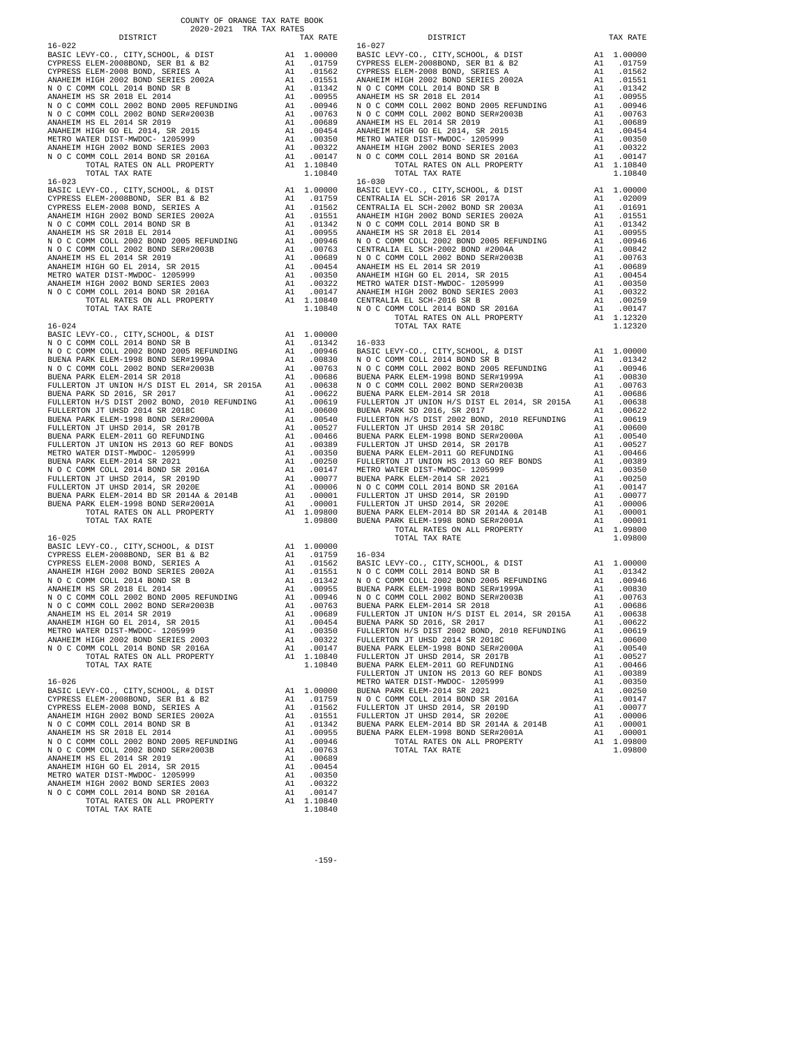COUNTY OF ORANGE TAX RATE BOOK
2020-2021 TRA TAX RATES

| DISTRICT | | TAX RATE |
|---|---|---|
| 16-022 | | |
| BASIC LEVY-CO., CITY,SCHOOL, & DIST | A1 | 1.00000 |
| CYPRESS ELEM-2008BOND, SER B1 & B2 | A1 | .01759 |
| CYPRESS ELEM-2008 BOND, SERIES A | A1 | .01562 |
| ANAHEIM HIGH 2002 BOND SERIES 2002A | A1 | .01551 |
| N O C COMM COLL 2014 BOND SR B | A1 | .01342 |
| ANAHEIM HS SR 2018 EL 2014 | A1 | .00955 |
| N O C COMM COLL 2002 BOND 2005 REFUNDING | A1 | .00946 |
| N O C COMM COLL 2002 BOND SER#2003B | A1 | .00763 |
| ANAHEIM HS EL 2014 SR 2019 | A1 | .00689 |
| ANAHEIM HIGH GO EL 2014, SR 2015 | A1 | .00454 |
| METRO WATER DIST-MWDOC- 1205999 | A1 | .00350 |
| ANAHEIM HIGH 2002 BOND SERIES 2003 | A1 | .00322 |
| N O C COMM COLL 2014 BOND SR 2016A | A1 | .00147 |
| TOTAL RATES ON ALL PROPERTY | A1 | 1.10840 |
| TOTAL TAX RATE | | 1.10840 |
| 16-023 | | |
| BASIC LEVY-CO., CITY,SCHOOL, & DIST | A1 | 1.00000 |
| CYPRESS ELEM-2008BOND, SER B1 & B2 | A1 | .01759 |
| CYPRESS ELEM-2008 BOND, SERIES A | A1 | .01562 |
| ANAHEIM HIGH 2002 BOND SERIES 2002A | A1 | .01551 |
| N O C COMM COLL 2014 BOND SR B | A1 | .01342 |
| ANAHEIM HS SR 2018 EL 2014 | A1 | .00955 |
| N O C COMM COLL 2002 BOND 2005 REFUNDING | A1 | .00946 |
| N O C COMM COLL 2002 BOND SER#2003B | A1 | .00763 |
| ANAHEIM HS EL 2014 SR 2019 | A1 | .00689 |
| ANAHEIM HIGH GO EL 2014, SR 2015 | A1 | .00454 |
| METRO WATER DIST-MWDOC- 1205999 | A1 | .00350 |
| ANAHEIM HIGH 2002 BOND SERIES 2003 | A1 | .00322 |
| N O C COMM COLL 2014 BOND SR 2016A | A1 | .00147 |
| TOTAL RATES ON ALL PROPERTY | A1 | 1.10840 |
| TOTAL TAX RATE | | 1.10840 |
| 16-024 | | |
| BASIC LEVY-CO., CITY,SCHOOL, & DIST | A1 | 1.00000 |
| N O C COMM COLL 2014 BOND SR B | A1 | .01342 |
| N O C COMM COLL 2002 BOND 2005 REFUNDING | A1 | .00946 |
| BUENA PARK ELEM-1998 BOND SER#1999A | A1 | .00830 |
| N O C COMM COLL 2002 BOND SER#2003B | A1 | .00763 |
| BUENA PARK ELEM-2014 SR 2018 | A1 | .00686 |
| FULLERTON JT UNION H/S DIST EL 2014, SR 2015A | A1 | .00638 |
| BUENA PARK SD 2016, SR 2017 | A1 | .00622 |
| FULLERTON H/S DIST 2002 BOND, 2010 REFUNDING | A1 | .00619 |
| FULLERTON JT UHSD 2014 SR 2018C | A1 | .00600 |
| BUENA PARK ELEM-1998 BOND SER#2000A | A1 | .00540 |
| FULLERTON JT UHSD 2014, SR 2017B | A1 | .00527 |
| BUENA PARK ELEM-2011 GO REFUNDING | A1 | .00466 |
| FULLERTON JT UNION HS 2013 GO REF BONDS | A1 | .00389 |
| METRO WATER DIST-MWDOC- 1205999 | A1 | .00350 |
| BUENA PARK ELEM-2014 SR 2021 | A1 | .00250 |
| N O C COMM COLL 2014 BOND SR 2016A | A1 | .00147 |
| FULLERTON JT UHSD 2014, SR 2019D | A1 | .00077 |
| FULLERTON JT UHSD 2014, SR 2020E | A1 | .00006 |
| BUENA PARK ELEM-2014 BD SR 2014A & 2014B | A1 | .00001 |
| BUENA PARK ELEM-1998 BOND SER#2001A | A1 | .00001 |
| TOTAL RATES ON ALL PROPERTY | A1 | 1.09800 |
| TOTAL TAX RATE | | 1.09800 |
| 16-025 | | |
| BASIC LEVY-CO., CITY,SCHOOL, & DIST | A1 | 1.00000 |
| CYPRESS ELEM-2008BOND, SER B1 & B2 | A1 | .01759 |
| CYPRESS ELEM-2008 BOND, SERIES A | A1 | .01562 |
| ANAHEIM HIGH 2002 BOND SERIES 2002A | A1 | .01551 |
| N O C COMM COLL 2014 BOND SR B | A1 | .01342 |
| ANAHEIM HS SR 2018 EL 2014 | A1 | .00955 |
| N O C COMM COLL 2002 BOND 2005 REFUNDING | A1 | .00946 |
| N O C COMM COLL 2002 BOND SER#2003B | A1 | .00763 |
| ANAHEIM HS EL 2014 SR 2019 | A1 | .00689 |
| ANAHEIM HIGH GO EL 2014, SR 2015 | A1 | .00454 |
| METRO WATER DIST-MWDOC- 1205999 | A1 | .00350 |
| ANAHEIM HIGH 2002 BOND SERIES 2003 | A1 | .00322 |
| N O C COMM COLL 2014 BOND SR 2016A | A1 | .00147 |
| TOTAL RATES ON ALL PROPERTY | A1 | 1.10840 |
| TOTAL TAX RATE | | 1.10840 |
| 16-026 | | |
| BASIC LEVY-CO., CITY,SCHOOL, & DIST | A1 | 1.00000 |
| CYPRESS ELEM-2008BOND, SER B1 & B2 | A1 | .01759 |
| CYPRESS ELEM-2008 BOND, SERIES A | A1 | .01562 |
| ANAHEIM HIGH 2002 BOND SERIES 2002A | A1 | .01551 |
| N O C COMM COLL 2014 BOND SR B | A1 | .01342 |
| ANAHEIM HS SR 2018 EL 2014 | A1 | .00955 |
| N O C COMM COLL 2002 BOND 2005 REFUNDING | A1 | .00946 |
| N O C COMM COLL 2002 BOND SER#2003B | A1 | .00763 |
| ANAHEIM HS EL 2014 SR 2019 | A1 | .00689 |
| ANAHEIM HIGH GO EL 2014, SR 2015 | A1 | .00454 |
| METRO WATER DIST-MWDOC- 1205999 | A1 | .00350 |
| ANAHEIM HIGH 2002 BOND SERIES 2003 | A1 | .00322 |
| N O C COMM COLL 2014 BOND SR 2016A | A1 | .00147 |
| TOTAL RATES ON ALL PROPERTY | A1 | 1.10840 |
| TOTAL TAX RATE | | 1.10840 |
| 16-027 | | |
| BASIC LEVY-CO., CITY,SCHOOL, & DIST | A1 | 1.00000 |
| CYPRESS ELEM-2008BOND, SER B1 & B2 | A1 | .01759 |
| CYPRESS ELEM-2008 BOND, SERIES A | A1 | .01562 |
| ANAHEIM HIGH 2002 BOND SERIES 2002A | A1 | .01551 |
| N O C COMM COLL 2014 BOND SR B | A1 | .01342 |
| ANAHEIM HS SR 2018 EL 2014 | A1 | .00955 |
| N O C COMM COLL 2002 BOND 2005 REFUNDING | A1 | .00946 |
| N O C COMM COLL 2002 BOND SER#2003B | A1 | .00763 |
| ANAHEIM HS EL 2014 SR 2019 | A1 | .00689 |
| ANAHEIM HIGH GO EL 2014, SR 2015 | A1 | .00454 |
| METRO WATER DIST-MWDOC- 1205999 | A1 | .00350 |
| ANAHEIM HIGH 2002 BOND SERIES 2003 | A1 | .00322 |
| N O C COMM COLL 2014 BOND SR 2016A | A1 | .00147 |
| TOTAL RATES ON ALL PROPERTY | A1 | 1.10840 |
| TOTAL TAX RATE | | 1.10840 |
| 16-030 | | |
| BASIC LEVY-CO., CITY,SCHOOL, & DIST | A1 | 1.00000 |
| CENTRALIA EL SCH-2016 SR 2017A | A1 | .02009 |
| CENTRALIA EL SCH-2002 BOND SR 2003A | A1 | .01691 |
| ANAHEIM HIGH 2002 BOND SERIES 2002A | A1 | .01551 |
| N O C COMM COLL 2014 BOND SR B | A1 | .01342 |
| ANAHEIM HS SR 2018 EL 2014 | A1 | .00955 |
| N O C COMM COLL 2002 BOND 2005 REFUNDING | A1 | .00946 |
| CENTRALIA EL SCH-2002 BOND #2004A | A1 | .00842 |
| N O C COMM COLL 2002 BOND SER#2003B | A1 | .00763 |
| ANAHEIM HS EL 2014 SR 2019 | A1 | .00689 |
| ANAHEIM HIGH GO EL 2014, SR 2015 | A1 | .00454 |
| METRO WATER DIST-MWDOC- 1205999 | A1 | .00350 |
| ANAHEIM HIGH 2002 BOND SERIES 2003 | A1 | .00322 |
| CENTRALIA EL SCH-2016 SR B | A1 | .00259 |
| N O C COMM COLL 2014 BOND SR 2016A | A1 | .00147 |
| TOTAL RATES ON ALL PROPERTY | A1 | 1.12320 |
| TOTAL TAX RATE | | 1.12320 |
| 16-033 | | |
| BASIC LEVY-CO., CITY,SCHOOL, & DIST | A1 | 1.00000 |
| N O C COMM COLL 2014 BOND SR B | A1 | .01342 |
| N O C COMM COLL 2002 BOND 2005 REFUNDING | A1 | .00946 |
| BUENA PARK ELEM-1998 BOND SER#1999A | A1 | .00830 |
| N O C COMM COLL 2002 BOND SER#2003B | A1 | .00763 |
| BUENA PARK ELEM-2014 SR 2018 | A1 | .00686 |
| FULLERTON JT UNION H/S DIST EL 2014, SR 2015A | A1 | .00638 |
| BUENA PARK SD 2016, SR 2017 | A1 | .00622 |
| FULLERTON H/S DIST 2002 BOND, 2010 REFUNDING | A1 | .00619 |
| FULLERTON JT UHSD 2014 SR 2018C | A1 | .00600 |
| BUENA PARK ELEM-1998 BOND SER#2000A | A1 | .00540 |
| FULLERTON JT UHSD 2014, SR 2017B | A1 | .00527 |
| BUENA PARK ELEM-2011 GO REFUNDING | A1 | .00466 |
| FULLERTON JT UNION HS 2013 GO REF BONDS | A1 | .00389 |
| METRO WATER DIST-MWDOC- 1205999 | A1 | .00350 |
| BUENA PARK ELEM-2014 SR 2021 | A1 | .00250 |
| N O C COMM COLL 2014 BOND SR 2016A | A1 | .00147 |
| FULLERTON JT UHSD 2014, SR 2019D | A1 | .00077 |
| FULLERTON JT UHSD 2014, SR 2020E | A1 | .00006 |
| BUENA PARK ELEM-2014 BD SR 2014A & 2014B | A1 | .00001 |
| BUENA PARK ELEM-1998 BOND SER#2001A | A1 | .00001 |
| TOTAL RATES ON ALL PROPERTY | A1 | 1.09800 |
| TOTAL TAX RATE | | 1.09800 |
| 16-034 | | |
| BASIC LEVY-CO., CITY,SCHOOL, & DIST | A1 | 1.00000 |
| N O C COMM COLL 2014 BOND SR B | A1 | .01342 |
| N O C COMM COLL 2002 BOND 2005 REFUNDING | A1 | .00946 |
| BUENA PARK ELEM-1998 BOND SER#1999A | A1 | .00830 |
| N O C COMM COLL 2002 BOND SER#2003B | A1 | .00763 |
| BUENA PARK ELEM-2014 SR 2018 | A1 | .00686 |
| FULLERTON JT UNION H/S DIST EL 2014, SR 2015A | A1 | .00638 |
| BUENA PARK SD 2016, SR 2017 | A1 | .00622 |
| FULLERTON H/S DIST 2002 BOND, 2010 REFUNDING | A1 | .00619 |
| FULLERTON JT UHSD 2014 SR 2018C | A1 | .00600 |
| BUENA PARK ELEM-1998 BOND SER#2000A | A1 | .00540 |
| FULLERTON JT UHSD 2014, SR 2017B | A1 | .00527 |
| BUENA PARK ELEM-2011 GO REFUNDING | A1 | .00466 |
| FULLERTON JT UNION HS 2013 GO REF BONDS | A1 | .00389 |
| METRO WATER DIST-MWDOC- 1205999 | A1 | .00350 |
| BUENA PARK ELEM-2014 SR 2021 | A1 | .00250 |
| N O C COMM COLL 2014 BOND SR 2016A | A1 | .00147 |
| FULLERTON JT UHSD 2014, SR 2019D | A1 | .00077 |
| FULLERTON JT UHSD 2014, SR 2020E | A1 | .00006 |
| BUENA PARK ELEM-2014 BD SR 2014A & 2014B | A1 | .00001 |
| BUENA PARK ELEM-1998 BOND SER#2001A | A1 | .00001 |
| TOTAL RATES ON ALL PROPERTY | A1 | 1.09800 |
| TOTAL TAX RATE | | 1.09800 |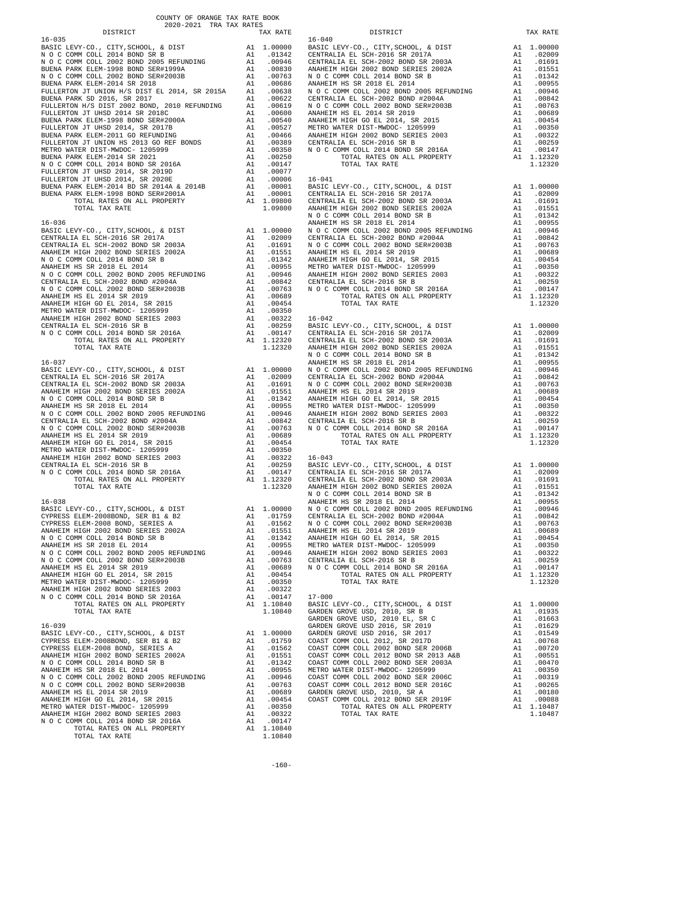COUNTY OF ORANGE TAX RATE BOOK
2020-2021 TRA TAX RATES

**16-035**

| DISTRICT | | TAX RATE |
|---|---|---|
| BASIC LEVY-CO., CITY,SCHOOL, & DIST | A1 | 1.00000 |
| N O C COMM COLL 2014 BOND SR B | A1 | .01342 |
| N O C COMM COLL 2002 BOND 2005 REFUNDING | A1 | .00946 |
| BUENA PARK ELEM-1998 BOND SER#1999A | A1 | .00830 |
| N O C COMM COLL 2002 BOND SER#2003B | A1 | .00763 |
| BUENA PARK ELEM-2014 SR 2018 | A1 | .00686 |
| FULLERTON JT UNION H/S DIST EL 2014, SR 2015A | A1 | .00638 |
| BUENA PARK SD 2016, SR 2017 | A1 | .00622 |
| FULLERTON H/S DIST 2002 BOND, 2010 REFUNDING | A1 | .00619 |
| FULLERTON JT UHSD 2014 SR 2018C | A1 | .00600 |
| BUENA PARK ELEM-1998 BOND SER#2000A | A1 | .00540 |
| FULLERTON JT UHSD 2014, SR 2017B | A1 | .00527 |
| BUENA PARK ELEM-2011 GO REFUNDING | A1 | .00466 |
| FULLERTON JT UNION HS 2013 GO REF BONDS | A1 | .00389 |
| METRO WATER DIST-MWDOC- 1205999 | A1 | .00350 |
| BUENA PARK ELEM-2014 SR 2021 | A1 | .00250 |
| N O C COMM COLL 2014 BOND SR 2016A | A1 | .00147 |
| FULLERTON JT UHSD 2014, SR 2019D | A1 | .00077 |
| FULLERTON JT UHSD 2014, SR 2020E | A1 | .00006 |
| BUENA PARK ELEM-2014 BD SR 2014A & 2014B | A1 | .00001 |
| BUENA PARK ELEM-1998 BOND SER#2001A | A1 | .00001 |
| TOTAL RATES ON ALL PROPERTY | A1 | 1.09800 |
| TOTAL TAX RATE | | 1.09800 |

**16-036**

| DISTRICT | | TAX RATE |
|---|---|---|
| BASIC LEVY-CO., CITY,SCHOOL, & DIST | A1 | 1.00000 |
| CENTRALIA EL SCH-2016 SR 2017A | A1 | .02009 |
| CENTRALIA EL SCH-2002 BOND SR 2003A | A1 | .01691 |
| ANAHEIM HIGH 2002 BOND SERIES 2002A | A1 | .01551 |
| N O C COMM COLL 2014 BOND SR B | A1 | .01342 |
| ANAHEIM HS SR 2018 EL 2014 | A1 | .00955 |
| N O C COMM COLL 2002 BOND 2005 REFUNDING | A1 | .00946 |
| CENTRALIA EL SCH-2002 BOND #2004A | A1 | .00842 |
| N O C COMM COLL 2002 BOND SER#2003B | A1 | .00763 |
| ANAHEIM HS EL 2014 SR 2019 | A1 | .00689 |
| ANAHEIM HIGH GO EL 2014, SR 2015 | A1 | .00454 |
| METRO WATER DIST-MWDOC- 1205999 | A1 | .00350 |
| ANAHEIM HIGH 2002 BOND SERIES 2003 | A1 | .00322 |
| CENTRALIA EL SCH-2016 SR B | A1 | .00259 |
| N O C COMM COLL 2014 BOND SR 2016A | A1 | .00147 |
| TOTAL RATES ON ALL PROPERTY | A1 | 1.12320 |
| TOTAL TAX RATE | | 1.12320 |

**16-037**

| DISTRICT | | TAX RATE |
|---|---|---|
| BASIC LEVY-CO., CITY,SCHOOL, & DIST | A1 | 1.00000 |
| CENTRALIA EL SCH-2016 SR 2017A | A1 | .02009 |
| CENTRALIA EL SCH-2002 BOND SR 2003A | A1 | .01691 |
| ANAHEIM HIGH 2002 BOND SERIES 2002A | A1 | .01551 |
| N O C COMM COLL 2014 BOND SR B | A1 | .01342 |
| ANAHEIM HS SR 2018 EL 2014 | A1 | .00955 |
| N O C COMM COLL 2002 BOND 2005 REFUNDING | A1 | .00946 |
| CENTRALIA EL SCH-2002 BOND #2004A | A1 | .00842 |
| N O C COMM COLL 2002 BOND SER#2003B | A1 | .00763 |
| ANAHEIM HS EL 2014 SR 2019 | A1 | .00689 |
| ANAHEIM HIGH GO EL 2014, SR 2015 | A1 | .00454 |
| METRO WATER DIST-MWDOC- 1205999 | A1 | .00350 |
| ANAHEIM HIGH 2002 BOND SERIES 2003 | A1 | .00322 |
| CENTRALIA EL SCH-2016 SR B | A1 | .00259 |
| N O C COMM COLL 2014 BOND SR 2016A | A1 | .00147 |
| TOTAL RATES ON ALL PROPERTY | A1 | 1.12320 |
| TOTAL TAX RATE | | 1.12320 |

**16-038**

| DISTRICT | | TAX RATE |
|---|---|---|
| BASIC LEVY-CO., CITY,SCHOOL, & DIST | A1 | 1.00000 |
| CYPRESS ELEM-2008BOND, SER B1 & B2 | A1 | .01759 |
| CYPRESS ELEM-2008 BOND, SERIES A | A1 | .01562 |
| ANAHEIM HIGH 2002 BOND SERIES 2002A | A1 | .01551 |
| N O C COMM COLL 2014 BOND SR B | A1 | .01342 |
| ANAHEIM HS SR 2018 EL 2014 | A1 | .00955 |
| N O C COMM COLL 2002 BOND 2005 REFUNDING | A1 | .00946 |
| N O C COMM COLL 2002 BOND SER#2003B | A1 | .00763 |
| ANAHEIM HS EL 2014 SR 2019 | A1 | .00689 |
| ANAHEIM HIGH GO EL 2014, SR 2015 | A1 | .00454 |
| METRO WATER DIST-MWDOC- 1205999 | A1 | .00350 |
| ANAHEIM HIGH 2002 BOND SERIES 2003 | A1 | .00322 |
| N O C COMM COLL 2014 BOND SR 2016A | A1 | .00147 |
| TOTAL RATES ON ALL PROPERTY | A1 | 1.10840 |
| TOTAL TAX RATE | | 1.10840 |

**16-039**

| DISTRICT | | TAX RATE |
|---|---|---|
| BASIC LEVY-CO., CITY,SCHOOL, & DIST | A1 | 1.00000 |
| CYPRESS ELEM-2008BOND, SER B1 & B2 | A1 | .01759 |
| CYPRESS ELEM-2008 BOND, SERIES A | A1 | .01562 |
| ANAHEIM HIGH 2002 BOND SERIES 2002A | A1 | .01551 |
| N O C COMM COLL 2014 BOND SR B | A1 | .01342 |
| ANAHEIM HS SR 2018 EL 2014 | A1 | .00955 |
| N O C COMM COLL 2002 BOND 2005 REFUNDING | A1 | .00946 |
| N O C COMM COLL 2002 BOND SER#2003B | A1 | .00763 |
| ANAHEIM HS EL 2014 SR 2019 | A1 | .00689 |
| ANAHEIM HIGH GO EL 2014, SR 2015 | A1 | .00454 |
| METRO WATER DIST-MWDOC- 1205999 | A1 | .00350 |
| ANAHEIM HIGH 2002 BOND SERIES 2003 | A1 | .00322 |
| N O C COMM COLL 2014 BOND SR 2016A | A1 | .00147 |
| TOTAL RATES ON ALL PROPERTY | A1 | 1.10840 |
| TOTAL TAX RATE | | 1.10840 |

**16-040**

| DISTRICT | | TAX RATE |
|---|---|---|
| BASIC LEVY-CO., CITY,SCHOOL, & DIST | A1 | 1.00000 |
| CENTRALIA EL SCH-2016 SR 2017A | A1 | .02009 |
| CENTRALIA EL SCH-2002 BOND SR 2003A | A1 | .01691 |
| ANAHEIM HIGH 2002 BOND SERIES 2002A | A1 | .01551 |
| N O C COMM COLL 2014 BOND SR B | A1 | .01342 |
| ANAHEIM HS SR 2018 EL 2014 | A1 | .00955 |
| N O C COMM COLL 2002 BOND 2005 REFUNDING | A1 | .00946 |
| CENTRALIA EL SCH-2002 BOND #2004A | A1 | .00842 |
| N O C COMM COLL 2002 BOND SER#2003B | A1 | .00763 |
| ANAHEIM HS EL 2014 SR 2019 | A1 | .00689 |
| ANAHEIM HIGH GO EL 2014, SR 2015 | A1 | .00454 |
| METRO WATER DIST-MWDOC- 1205999 | A1 | .00350 |
| ANAHEIM HIGH 2002 BOND SERIES 2003 | A1 | .00322 |
| CENTRALIA EL SCH-2016 SR B | A1 | .00259 |
| N O C COMM COLL 2014 BOND SR 2016A | A1 | .00147 |
| TOTAL RATES ON ALL PROPERTY | A1 | 1.12320 |
| TOTAL TAX RATE | | 1.12320 |

**16-041**

| DISTRICT | | TAX RATE |
|---|---|---|
| BASIC LEVY-CO., CITY,SCHOOL, & DIST | A1 | 1.00000 |
| CENTRALIA EL SCH-2016 SR 2017A | A1 | .02009 |
| CENTRALIA EL SCH-2002 BOND SR 2003A | A1 | .01691 |
| ANAHEIM HIGH 2002 BOND SERIES 2002A | A1 | .01551 |
| N O C COMM COLL 2014 BOND SR B | A1 | .01342 |
| ANAHEIM HS SR 2018 EL 2014 | A1 | .00955 |
| N O C COMM COLL 2002 BOND 2005 REFUNDING | A1 | .00946 |
| CENTRALIA EL SCH-2002 BOND #2004A | A1 | .00842 |
| N O C COMM COLL 2002 BOND SER#2003B | A1 | .00763 |
| ANAHEIM HS EL 2014 SR 2019 | A1 | .00689 |
| ANAHEIM HIGH GO EL 2014, SR 2015 | A1 | .00454 |
| METRO WATER DIST-MWDOC- 1205999 | A1 | .00350 |
| ANAHEIM HIGH 2002 BOND SERIES 2003 | A1 | .00322 |
| CENTRALIA EL SCH-2016 SR B | A1 | .00259 |
| N O C COMM COLL 2014 BOND SR 2016A | A1 | .00147 |
| TOTAL RATES ON ALL PROPERTY | A1 | 1.12320 |
| TOTAL TAX RATE | | 1.12320 |

**16-042**

| DISTRICT | | TAX RATE |
|---|---|---|
| BASIC LEVY-CO., CITY,SCHOOL, & DIST | A1 | 1.00000 |
| CENTRALIA EL SCH-2016 SR 2017A | A1 | .02009 |
| CENTRALIA EL SCH-2002 BOND SR 2003A | A1 | .01691 |
| ANAHEIM HIGH 2002 BOND SERIES 2002A | A1 | .01551 |
| N O C COMM COLL 2014 BOND SR B | A1 | .01342 |
| ANAHEIM HS SR 2018 EL 2014 | A1 | .00955 |
| N O C COMM COLL 2002 BOND 2005 REFUNDING | A1 | .00946 |
| CENTRALIA EL SCH-2002 BOND #2004A | A1 | .00842 |
| N O C COMM COLL 2002 BOND SER#2003B | A1 | .00763 |
| ANAHEIM HS EL 2014 SR 2019 | A1 | .00689 |
| ANAHEIM HIGH GO EL 2014, SR 2015 | A1 | .00454 |
| METRO WATER DIST-MWDOC- 1205999 | A1 | .00350 |
| ANAHEIM HIGH 2002 BOND SERIES 2003 | A1 | .00322 |
| CENTRALIA EL SCH-2016 SR B | A1 | .00259 |
| N O C COMM COLL 2014 BOND SR 2016A | A1 | .00147 |
| TOTAL RATES ON ALL PROPERTY | A1 | 1.12320 |
| TOTAL TAX RATE | | 1.12320 |

**16-043**

| DISTRICT | | TAX RATE |
|---|---|---|
| BASIC LEVY-CO., CITY,SCHOOL, & DIST | A1 | 1.00000 |
| CENTRALIA EL SCH-2016 SR 2017A | A1 | .02009 |
| CENTRALIA EL SCH-2002 BOND SR 2003A | A1 | .01691 |
| ANAHEIM HIGH 2002 BOND SERIES 2002A | A1 | .01551 |
| N O C COMM COLL 2014 BOND SR B | A1 | .01342 |
| ANAHEIM HS SR 2018 EL 2014 | A1 | .00955 |
| N O C COMM COLL 2002 BOND 2005 REFUNDING | A1 | .00946 |
| CENTRALIA EL SCH-2002 BOND #2004A | A1 | .00842 |
| N O C COMM COLL 2002 BOND SER#2003B | A1 | .00763 |
| ANAHEIM HS EL 2014 SR 2019 | A1 | .00689 |
| ANAHEIM HIGH GO EL 2014, SR 2015 | A1 | .00454 |
| METRO WATER DIST-MWDOC- 1205999 | A1 | .00350 |
| ANAHEIM HIGH 2002 BOND SERIES 2003 | A1 | .00322 |
| CENTRALIA EL SCH-2016 SR B | A1 | .00259 |
| N O C COMM COLL 2014 BOND SR 2016A | A1 | .00147 |
| TOTAL RATES ON ALL PROPERTY | A1 | 1.12320 |
| TOTAL TAX RATE | | 1.12320 |

**17-000**

| DISTRICT | | TAX RATE |
|---|---|---|
| BASIC LEVY-CO., CITY,SCHOOL, & DIST | A1 | 1.00000 |
| GARDEN GROVE USD, 2010, SR B | A1 | .01935 |
| GARDEN GROVE USD, 2010 EL, SR C | A1 | .01663 |
| GARDEN GROVE USD 2016, SR 2019 | A1 | .01629 |
| GARDEN GROVE USD 2016, SR 2017 | A1 | .01549 |
| COAST COMM COLL 2012, SR 2017D | A1 | .00768 |
| COAST COMM COLL 2002 BOND SER 2006B | A1 | .00720 |
| COAST COMM COLL 2012 BOND SR 2013 A&B | A1 | .00551 |
| COAST COMM COLL 2002 BOND SER 2003A | A1 | .00470 |
| METRO WATER DIST-MWDOC- 1205999 | A1 | .00350 |
| COAST COMM COLL 2002 BOND SER 2006C | A1 | .00319 |
| COAST COMM COLL 2012 BOND SR 2016C | A1 | .00265 |
| GARDEN GROVE USD, 2010, SR A | A1 | .00180 |
| COAST COMM COLL 2012 BOND SER 2019F | A1 | .00088 |
| TOTAL RATES ON ALL PROPERTY | A1 | 1.10487 |
| TOTAL TAX RATE | | 1.10487 |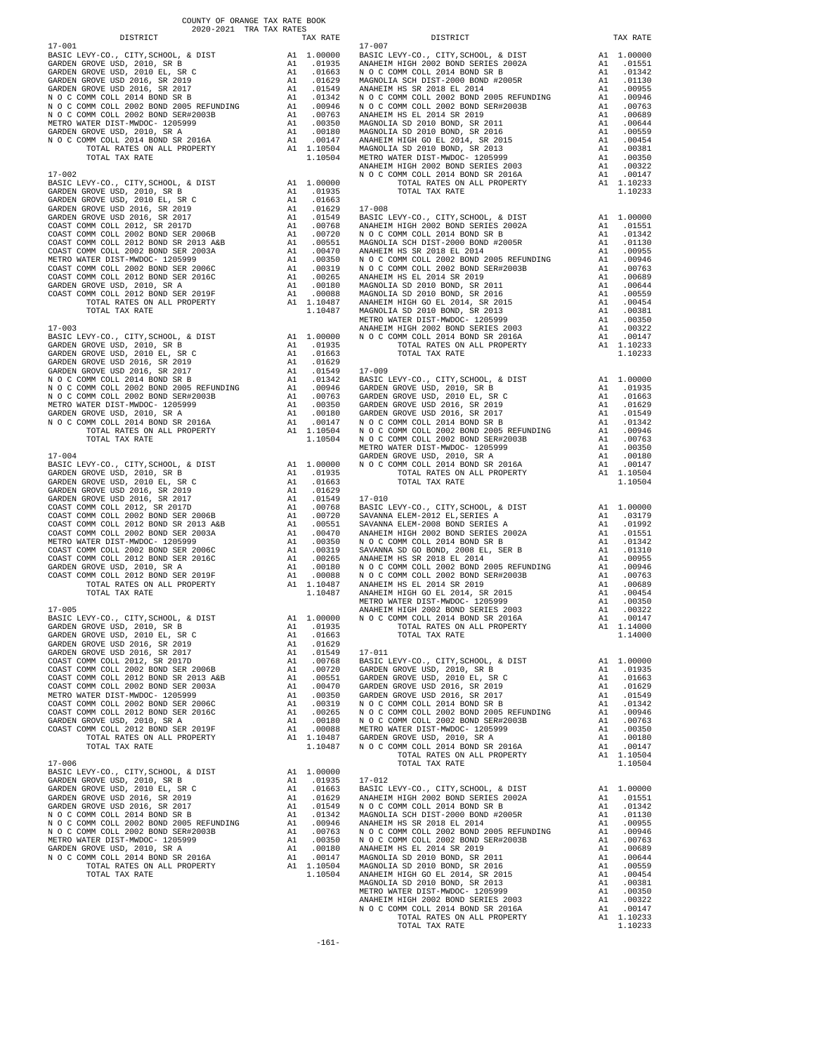COUNTY OF ORANGE TAX RATE BOOK
2020-2021 TRA TAX RATES

| DISTRICT | | TAX RATE |
|---|---|---|
| **17-001** | | |
| BASIC LEVY-CO., CITY,SCHOOL, & DIST | A1 | 1.00000 |
| GARDEN GROVE USD, 2010, SR B | A1 | .01935 |
| GARDEN GROVE USD, 2010 EL, SR C | A1 | .01663 |
| GARDEN GROVE USD 2016, SR 2019 | A1 | .01629 |
| GARDEN GROVE USD 2016, SR 2017 | A1 | .01549 |
| N O C COMM COLL 2014 BOND SR B | A1 | .01342 |
| N O C COMM COLL 2002 BOND 2005 REFUNDING | A1 | .00946 |
| N O C COMM COLL 2002 BOND SER#2003B | A1 | .00763 |
| METRO WATER DIST-MWDOC- 1205999 | A1 | .00350 |
| GARDEN GROVE USD, 2010, SR A | A1 | .00180 |
| N O C COMM COLL 2014 BOND SR 2016A | A1 | .00147 |
| TOTAL RATES ON ALL PROPERTY | A1 | 1.10504 |
| TOTAL TAX RATE | | 1.10504 |
| **17-002** | | |
| BASIC LEVY-CO., CITY,SCHOOL, & DIST | A1 | 1.00000 |
| GARDEN GROVE USD, 2010, SR B | A1 | .01935 |
| GARDEN GROVE USD, 2010 EL, SR C | A1 | .01663 |
| GARDEN GROVE USD 2016, SR 2019 | A1 | .01629 |
| GARDEN GROVE USD 2016, SR 2017 | A1 | .01549 |
| COAST COMM COLL 2012, SR 2017D | A1 | .00768 |
| COAST COMM COLL 2002 BOND SER 2006B | A1 | .00720 |
| COAST COMM COLL 2012 BOND SR 2013 A&B | A1 | .00551 |
| COAST COMM COLL 2002 BOND SER 2003A | A1 | .00470 |
| METRO WATER DIST-MWDOC- 1205999 | A1 | .00350 |
| COAST COMM COLL 2002 BOND SER 2006C | A1 | .00319 |
| COAST COMM COLL 2012 BOND SER 2016C | A1 | .00265 |
| GARDEN GROVE USD, 2010, SR A | A1 | .00180 |
| COAST COMM COLL 2012 BOND SER 2019F | A1 | .00088 |
| TOTAL RATES ON ALL PROPERTY | A1 | 1.10487 |
| TOTAL TAX RATE | | 1.10487 |
| **17-003** | | |
| BASIC LEVY-CO., CITY,SCHOOL, & DIST | A1 | 1.00000 |
| GARDEN GROVE USD, 2010, SR B | A1 | .01935 |
| GARDEN GROVE USD, 2010 EL, SR C | A1 | .01663 |
| GARDEN GROVE USD 2016, SR 2019 | A1 | .01629 |
| GARDEN GROVE USD 2016, SR 2017 | A1 | .01549 |
| N O C COMM COLL 2014 BOND SR B | A1 | .01342 |
| N O C COMM COLL 2002 BOND 2005 REFUNDING | A1 | .00946 |
| N O C COMM COLL 2002 BOND SER#2003B | A1 | .00763 |
| METRO WATER DIST-MWDOC- 1205999 | A1 | .00350 |
| GARDEN GROVE USD, 2010, SR A | A1 | .00180 |
| N O C COMM COLL 2014 BOND SR 2016A | A1 | .00147 |
| TOTAL RATES ON ALL PROPERTY | A1 | 1.10504 |
| TOTAL TAX RATE | | 1.10504 |
| **17-004** | | |
| BASIC LEVY-CO., CITY,SCHOOL, & DIST | A1 | 1.00000 |
| GARDEN GROVE USD, 2010, SR B | A1 | .01935 |
| GARDEN GROVE USD, 2010 EL, SR C | A1 | .01663 |
| GARDEN GROVE USD 2016, SR 2019 | A1 | .01629 |
| GARDEN GROVE USD 2016, SR 2017 | A1 | .01549 |
| COAST COMM COLL 2012, SR 2017D | A1 | .00768 |
| COAST COMM COLL 2002 BOND SER 2006B | A1 | .00720 |
| COAST COMM COLL 2012 BOND SR 2013 A&B | A1 | .00551 |
| COAST COMM COLL 2002 BOND SER 2003A | A1 | .00470 |
| METRO WATER DIST-MWDOC- 1205999 | A1 | .00350 |
| COAST COMM COLL 2002 BOND SER 2006C | A1 | .00319 |
| COAST COMM COLL 2012 BOND SER 2016C | A1 | .00265 |
| GARDEN GROVE USD, 2010, SR A | A1 | .00180 |
| COAST COMM COLL 2012 BOND SER 2019F | A1 | .00088 |
| TOTAL RATES ON ALL PROPERTY | A1 | 1.10487 |
| TOTAL TAX RATE | | 1.10487 |
| **17-005** | | |
| BASIC LEVY-CO., CITY,SCHOOL, & DIST | A1 | 1.00000 |
| GARDEN GROVE USD, 2010, SR B | A1 | .01935 |
| GARDEN GROVE USD, 2010 EL, SR C | A1 | .01663 |
| GARDEN GROVE USD 2016, SR 2019 | A1 | .01629 |
| GARDEN GROVE USD 2016, SR 2017 | A1 | .01549 |
| COAST COMM COLL 2012, SR 2017D | A1 | .00768 |
| COAST COMM COLL 2002 BOND SER 2006B | A1 | .00720 |
| COAST COMM COLL 2012 BOND SR 2013 A&B | A1 | .00551 |
| COAST COMM COLL 2002 BOND SER 2003A | A1 | .00470 |
| METRO WATER DIST-MWDOC- 1205999 | A1 | .00350 |
| COAST COMM COLL 2002 BOND SER 2006C | A1 | .00319 |
| COAST COMM COLL 2012 BOND SER 2016C | A1 | .00265 |
| GARDEN GROVE USD, 2010, SR A | A1 | .00180 |
| COAST COMM COLL 2012 BOND SER 2019F | A1 | .00088 |
| TOTAL RATES ON ALL PROPERTY | A1 | 1.10487 |
| TOTAL TAX RATE | | 1.10487 |
| **17-006** | | |
| BASIC LEVY-CO., CITY,SCHOOL, & DIST | A1 | 1.00000 |
| GARDEN GROVE USD, 2010, SR B | A1 | .01935 |
| GARDEN GROVE USD, 2010 EL, SR C | A1 | .01663 |
| GARDEN GROVE USD 2016, SR 2019 | A1 | .01629 |
| GARDEN GROVE USD 2016, SR 2017 | A1 | .01549 |
| N O C COMM COLL 2014 BOND SR B | A1 | .01342 |
| N O C COMM COLL 2002 BOND 2005 REFUNDING | A1 | .00946 |
| N O C COMM COLL 2002 BOND SER#2003B | A1 | .00763 |
| METRO WATER DIST-MWDOC- 1205999 | A1 | .00350 |
| GARDEN GROVE USD, 2010, SR A | A1 | .00180 |
| N O C COMM COLL 2014 BOND SR 2016A | A1 | .00147 |
| TOTAL RATES ON ALL PROPERTY | A1 | 1.10504 |
| TOTAL TAX RATE | | 1.10504 |
| **17-007** | | |
| BASIC LEVY-CO., CITY,SCHOOL, & DIST | A1 | 1.00000 |
| ANAHEIM HIGH 2002 BOND SERIES 2002A | A1 | .01551 |
| N O C COMM COLL 2014 BOND SR B | A1 | .01342 |
| MAGNOLIA SCH DIST-2000 BOND #2005R | A1 | .01130 |
| ANAHEIM HS SR 2018 EL 2014 | A1 | .00955 |
| N O C COMM COLL 2002 BOND 2005 REFUNDING | A1 | .00946 |
| N O C COMM COLL 2002 BOND SER#2003B | A1 | .00763 |
| ANAHEIM HS EL 2014 SR 2019 | A1 | .00689 |
| MAGNOLIA SD 2010 BOND, SR 2011 | A1 | .00644 |
| MAGNOLIA SD 2010 BOND, SR 2016 | A1 | .00559 |
| ANAHEIM HIGH GO EL 2014, SR 2015 | A1 | .00454 |
| MAGNOLIA SD 2010 BOND, SR 2013 | A1 | .00381 |
| METRO WATER DIST-MWDOC- 1205999 | A1 | .00350 |
| ANAHEIM HIGH 2002 BOND SERIES 2003 | A1 | .00322 |
| N O C COMM COLL 2014 BOND SR 2016A | A1 | .00147 |
| TOTAL RATES ON ALL PROPERTY | A1 | 1.10233 |
| TOTAL TAX RATE | | 1.10233 |
| **17-008** | | |
| BASIC LEVY-CO., CITY,SCHOOL, & DIST | A1 | 1.00000 |
| ANAHEIM HIGH 2002 BOND SERIES 2002A | A1 | .01551 |
| N O C COMM COLL 2014 BOND SR B | A1 | .01342 |
| MAGNOLIA SCH DIST-2000 BOND #2005R | A1 | .01130 |
| ANAHEIM HS SR 2018 EL 2014 | A1 | .00955 |
| N O C COMM COLL 2002 BOND 2005 REFUNDING | A1 | .00946 |
| N O C COMM COLL 2002 BOND SER#2003B | A1 | .00763 |
| ANAHEIM HS EL 2014 SR 2019 | A1 | .00689 |
| MAGNOLIA SD 2010 BOND, SR 2011 | A1 | .00644 |
| MAGNOLIA SD 2010 BOND, SR 2016 | A1 | .00559 |
| ANAHEIM HIGH GO EL 2014, SR 2015 | A1 | .00454 |
| MAGNOLIA SD 2010 BOND, SR 2013 | A1 | .00381 |
| METRO WATER DIST-MWDOC- 1205999 | A1 | .00350 |
| ANAHEIM HIGH 2002 BOND SERIES 2003 | A1 | .00322 |
| N O C COMM COLL 2014 BOND SR 2016A | A1 | .00147 |
| TOTAL RATES ON ALL PROPERTY | A1 | 1.10233 |
| TOTAL TAX RATE | | 1.10233 |
| **17-009** | | |
| BASIC LEVY-CO., CITY,SCHOOL, & DIST | A1 | 1.00000 |
| GARDEN GROVE USD, 2010, SR B | A1 | .01935 |
| GARDEN GROVE USD, 2010 EL, SR C | A1 | .01663 |
| GARDEN GROVE USD 2016, SR 2019 | A1 | .01629 |
| GARDEN GROVE USD 2016, SR 2017 | A1 | .01549 |
| N O C COMM COLL 2014 BOND SR B | A1 | .01342 |
| N O C COMM COLL 2002 BOND 2005 REFUNDING | A1 | .00946 |
| N O C COMM COLL 2002 BOND SER#2003B | A1 | .00763 |
| METRO WATER DIST-MWDOC- 1205999 | A1 | .00350 |
| GARDEN GROVE USD, 2010, SR A | A1 | .00180 |
| N O C COMM COLL 2014 BOND SR 2016A | A1 | .00147 |
| TOTAL RATES ON ALL PROPERTY | A1 | 1.10504 |
| TOTAL TAX RATE | | 1.10504 |
| **17-010** | | |
| BASIC LEVY-CO., CITY,SCHOOL, & DIST | A1 | 1.00000 |
| SAVANNA ELEM-2012 EL,SERIES A | A1 | .03179 |
| SAVANNA ELEM-2008 BOND SERIES A | A1 | .01992 |
| ANAHEIM HIGH 2002 BOND SERIES 2002A | A1 | .01551 |
| N O C COMM COLL 2014 BOND SR B | A1 | .01342 |
| SAVANNA SD GO BOND, 2008 EL, SER B | A1 | .01310 |
| ANAHEIM HS SR 2018 EL 2014 | A1 | .00955 |
| N O C COMM COLL 2002 BOND 2005 REFUNDING | A1 | .00946 |
| N O C COMM COLL 2002 BOND SER#2003B | A1 | .00763 |
| ANAHEIM HS EL 2014 SR 2019 | A1 | .00689 |
| ANAHEIM HIGH GO EL 2014, SR 2015 | A1 | .00454 |
| METRO WATER DIST-MWDOC- 1205999 | A1 | .00350 |
| ANAHEIM HIGH 2002 BOND SERIES 2003 | A1 | .00322 |
| N O C COMM COLL 2014 BOND SR 2016A | A1 | .00147 |
| TOTAL RATES ON ALL PROPERTY | A1 | 1.14000 |
| TOTAL TAX RATE | | 1.14000 |
| **17-011** | | |
| BASIC LEVY-CO., CITY,SCHOOL, & DIST | A1 | 1.00000 |
| GARDEN GROVE USD, 2010, SR B | A1 | .01935 |
| GARDEN GROVE USD, 2010 EL, SR C | A1 | .01663 |
| GARDEN GROVE USD 2016, SR 2019 | A1 | .01629 |
| GARDEN GROVE USD 2016, SR 2017 | A1 | .01549 |
| N O C COMM COLL 2014 BOND SR B | A1 | .01342 |
| N O C COMM COLL 2002 BOND 2005 REFUNDING | A1 | .00946 |
| N O C COMM COLL 2002 BOND SER#2003B | A1 | .00763 |
| METRO WATER DIST-MWDOC- 1205999 | A1 | .00350 |
| GARDEN GROVE USD, 2010, SR A | A1 | .00180 |
| N O C COMM COLL 2014 BOND SR 2016A | A1 | .00147 |
| TOTAL RATES ON ALL PROPERTY | A1 | 1.10504 |
| TOTAL TAX RATE | | 1.10504 |
| **17-012** | | |
| BASIC LEVY-CO., CITY,SCHOOL, & DIST | A1 | 1.00000 |
| ANAHEIM HIGH 2002 BOND SERIES 2002A | A1 | .01551 |
| N O C COMM COLL 2014 BOND SR B | A1 | .01342 |
| MAGNOLIA SCH DIST-2000 BOND #2005R | A1 | .01130 |
| ANAHEIM HS SR 2018 EL 2014 | A1 | .00955 |
| N O C COMM COLL 2002 BOND 2005 REFUNDING | A1 | .00946 |
| N O C COMM COLL 2002 BOND SER#2003B | A1 | .00763 |
| ANAHEIM HS EL 2014 SR 2019 | A1 | .00689 |
| MAGNOLIA SD 2010 BOND, SR 2011 | A1 | .00644 |
| MAGNOLIA SD 2010 BOND, SR 2016 | A1 | .00559 |
| ANAHEIM HIGH GO EL 2014, SR 2015 | A1 | .00454 |
| MAGNOLIA SD 2010 BOND, SR 2013 | A1 | .00381 |
| METRO WATER DIST-MWDOC- 1205999 | A1 | .00350 |
| ANAHEIM HIGH 2002 BOND SERIES 2003 | A1 | .00322 |
| N O C COMM COLL 2014 BOND SR 2016A | A1 | .00147 |
| TOTAL RATES ON ALL PROPERTY | A1 | 1.10233 |
| TOTAL TAX RATE | | 1.10233 |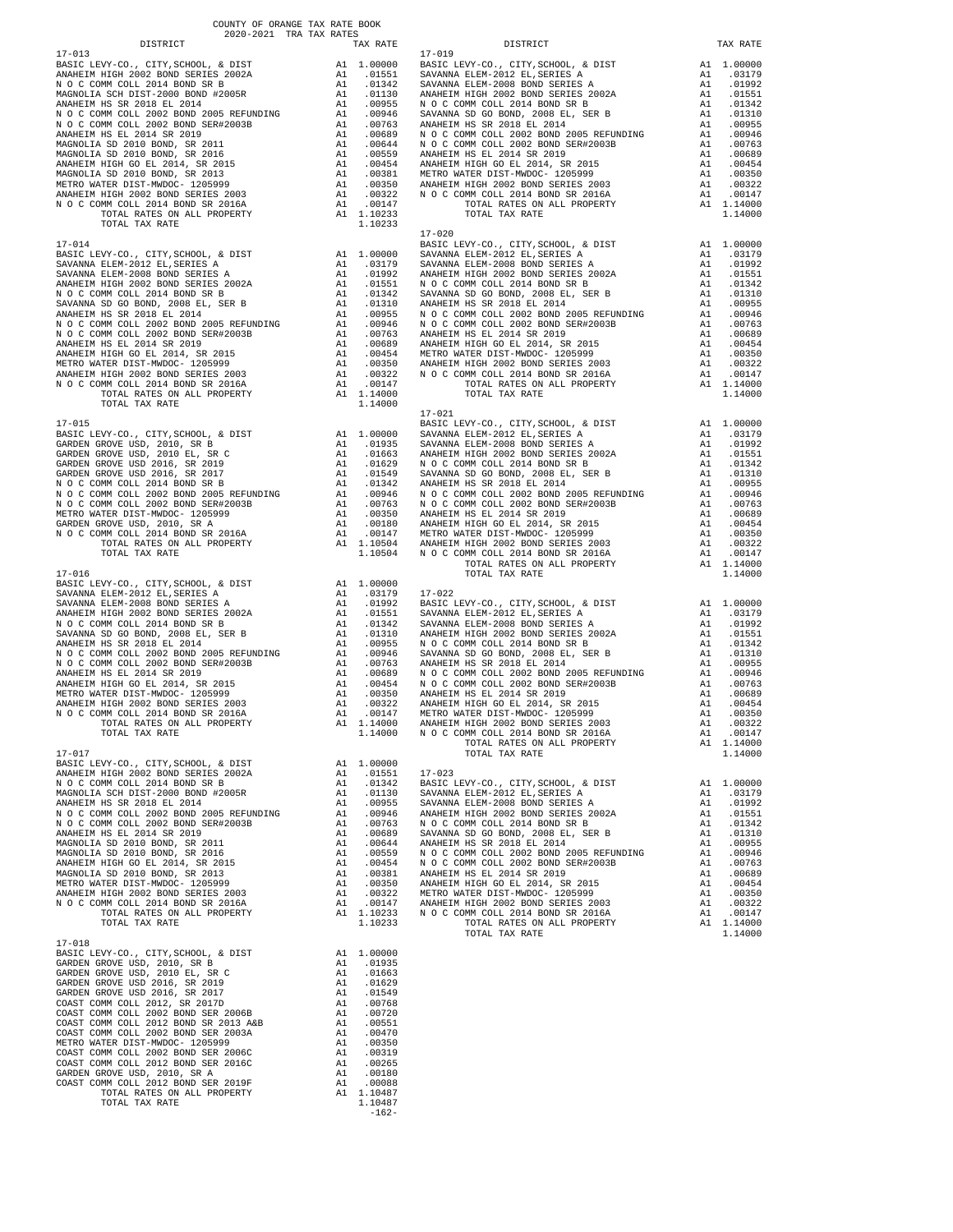COUNTY OF ORANGE TAX RATE BOOK
2020-2021 TRA TAX RATES

| DISTRICT | | TAX RATE |
|---|---|---|
| **17-013** | | |
| BASIC LEVY-CO., CITY,SCHOOL, & DIST | A1 | 1.00000 |
| ANAHEIM HIGH 2002 BOND SERIES 2002A | A1 | .01551 |
| N O C COMM COLL 2014 BOND SR B | A1 | .01342 |
| MAGNOLIA SCH DIST-2000 BOND #2005R | A1 | .01130 |
| ANAHEIM HS SR 2018 EL 2014 | A1 | .00955 |
| N O C COMM COLL 2002 BOND 2005 REFUNDING | A1 | .00946 |
| N O C COMM COLL 2002 BOND SER#2003B | A1 | .00763 |
| ANAHEIM HS EL 2014 SR 2019 | A1 | .00689 |
| MAGNOLIA SD 2010 BOND, SR 2011 | A1 | .00644 |
| MAGNOLIA SD 2010 BOND, SR 2016 | A1 | .00559 |
| ANAHEIM HIGH GO EL 2014, SR 2015 | A1 | .00454 |
| MAGNOLIA SD 2010 BOND, SR 2013 | A1 | .00381 |
| METRO WATER DIST-MWDOC- 1205999 | A1 | .00350 |
| ANAHEIM HIGH 2002 BOND SERIES 2003 | A1 | .00322 |
| N O C COMM COLL 2014 BOND SR 2016A | A1 | .00147 |
| TOTAL RATES ON ALL PROPERTY | A1 | 1.10233 |
| TOTAL TAX RATE | | 1.10233 |
| **17-014** | | |
| BASIC LEVY-CO., CITY,SCHOOL, & DIST | A1 | 1.00000 |
| SAVANNA ELEM-2012 EL,SERIES A | A1 | .03179 |
| SAVANNA ELEM-2008 BOND SERIES A | A1 | .01992 |
| ANAHEIM HIGH 2002 BOND SERIES 2002A | A1 | .01551 |
| N O C COMM COLL 2014 BOND SR B | A1 | .01342 |
| SAVANNA SD GO BOND, 2008 EL, SER B | A1 | .01310 |
| ANAHEIM HS SR 2018 EL 2014 | A1 | .00955 |
| N O C COMM COLL 2002 BOND 2005 REFUNDING | A1 | .00946 |
| N O C COMM COLL 2002 BOND SER#2003B | A1 | .00763 |
| ANAHEIM HS EL 2014 SR 2019 | A1 | .00689 |
| ANAHEIM HIGH GO EL 2014, SR 2015 | A1 | .00454 |
| METRO WATER DIST-MWDOC- 1205999 | A1 | .00350 |
| ANAHEIM HIGH 2002 BOND SERIES 2003 | A1 | .00322 |
| N O C COMM COLL 2014 BOND SR 2016A | A1 | .00147 |
| TOTAL RATES ON ALL PROPERTY | A1 | 1.14000 |
| TOTAL TAX RATE | | 1.14000 |
| **17-015** | | |
| BASIC LEVY-CO., CITY,SCHOOL, & DIST | A1 | 1.00000 |
| GARDEN GROVE USD, 2010, SR B | A1 | .01935 |
| GARDEN GROVE USD, 2010 EL, SR C | A1 | .01663 |
| GARDEN GROVE USD 2016, SR 2019 | A1 | .01629 |
| GARDEN GROVE USD 2016, SR 2017 | A1 | .01549 |
| N O C COMM COLL 2014 BOND SR B | A1 | .01342 |
| N O C COMM COLL 2002 BOND 2005 REFUNDING | A1 | .00946 |
| N O C COMM COLL 2002 BOND SER#2003B | A1 | .00763 |
| METRO WATER DIST-MWDOC- 1205999 | A1 | .00350 |
| GARDEN GROVE USD, 2010, SR A | A1 | .00180 |
| N O C COMM COLL 2014 BOND SR 2016A | A1 | .00147 |
| TOTAL RATES ON ALL PROPERTY | A1 | 1.10504 |
| TOTAL TAX RATE | | 1.10504 |
| **17-016** | | |
| BASIC LEVY-CO., CITY,SCHOOL, & DIST | A1 | 1.00000 |
| SAVANNA ELEM-2012 EL,SERIES A | A1 | .03179 |
| SAVANNA ELEM-2008 BOND SERIES A | A1 | .01992 |
| ANAHEIM HIGH 2002 BOND SERIES 2002A | A1 | .01551 |
| N O C COMM COLL 2014 BOND SR B | A1 | .01342 |
| SAVANNA SD GO BOND, 2008 EL, SER B | A1 | .01310 |
| ANAHEIM HS SR 2018 EL 2014 | A1 | .00955 |
| N O C COMM COLL 2002 BOND 2005 REFUNDING | A1 | .00946 |
| N O C COMM COLL 2002 BOND SER#2003B | A1 | .00763 |
| ANAHEIM HS EL 2014 SR 2019 | A1 | .00689 |
| ANAHEIM HIGH GO EL 2014, SR 2015 | A1 | .00454 |
| METRO WATER DIST-MWDOC- 1205999 | A1 | .00350 |
| ANAHEIM HIGH 2002 BOND SERIES 2003 | A1 | .00322 |
| N O C COMM COLL 2014 BOND SR 2016A | A1 | .00147 |
| TOTAL RATES ON ALL PROPERTY | A1 | 1.14000 |
| TOTAL TAX RATE | | 1.14000 |
| **17-017** | | |
| BASIC LEVY-CO., CITY,SCHOOL, & DIST | A1 | 1.00000 |
| ANAHEIM HIGH 2002 BOND SERIES 2002A | A1 | .01551 |
| N O C COMM COLL 2014 BOND SR B | A1 | .01342 |
| MAGNOLIA SCH DIST-2000 BOND #2005R | A1 | .01130 |
| ANAHEIM HS SR 2018 EL 2014 | A1 | .00955 |
| N O C COMM COLL 2002 BOND 2005 REFUNDING | A1 | .00946 |
| N O C COMM COLL 2002 BOND SER#2003B | A1 | .00763 |
| ANAHEIM HS EL 2014 SR 2019 | A1 | .00689 |
| MAGNOLIA SD 2010 BOND, SR 2011 | A1 | .00644 |
| MAGNOLIA SD 2010 BOND, SR 2016 | A1 | .00559 |
| ANAHEIM HIGH GO EL 2014, SR 2015 | A1 | .00454 |
| MAGNOLIA SD 2010 BOND, SR 2013 | A1 | .00381 |
| METRO WATER DIST-MWDOC- 1205999 | A1 | .00350 |
| ANAHEIM HIGH 2002 BOND SERIES 2003 | A1 | .00322 |
| N O C COMM COLL 2014 BOND SR 2016A | A1 | .00147 |
| TOTAL RATES ON ALL PROPERTY | A1 | 1.10233 |
| TOTAL TAX RATE | | 1.10233 |
| **17-018** | | |
| BASIC LEVY-CO., CITY,SCHOOL, & DIST | A1 | 1.00000 |
| GARDEN GROVE USD, 2010, SR B | A1 | .01935 |
| GARDEN GROVE USD, 2010 EL, SR C | A1 | .01663 |
| GARDEN GROVE USD 2016, SR 2019 | A1 | .01629 |
| GARDEN GROVE USD 2016, SR 2017 | A1 | .01549 |
| COAST COMM COLL 2012, SR 2017D | A1 | .00768 |
| COAST COMM COLL 2002 BOND SER 2006B | A1 | .00720 |
| COAST COMM COLL 2012 BOND SR 2013 A&B | A1 | .00551 |
| COAST COMM COLL 2002 BOND SER 2003A | A1 | .00470 |
| METRO WATER DIST-MWDOC- 1205999 | A1 | .00350 |
| COAST COMM COLL 2002 BOND SER 2006C | A1 | .00319 |
| COAST COMM COLL 2012 BOND SER 2016C | A1 | .00265 |
| GARDEN GROVE USD, 2010, SR A | A1 | .00180 |
| COAST COMM COLL 2012 BOND SR 2019F | A1 | .00088 |
| TOTAL RATES ON ALL PROPERTY | A1 | 1.10487 |
| TOTAL TAX RATE | | 1.10487 |
| **17-019** | | |
| BASIC LEVY-CO., CITY,SCHOOL, & DIST | A1 | 1.00000 |
| SAVANNA ELEM-2012 EL,SERIES A | A1 | .03179 |
| SAVANNA ELEM-2008 BOND SERIES A | A1 | .01992 |
| ANAHEIM HIGH 2002 BOND SERIES 2002A | A1 | .01551 |
| N O C COMM COLL 2014 BOND SR B | A1 | .01342 |
| SAVANNA SD GO BOND, 2008 EL, SER B | A1 | .01310 |
| ANAHEIM HS SR 2018 EL 2014 | A1 | .00955 |
| N O C COMM COLL 2002 BOND 2005 REFUNDING | A1 | .00946 |
| N O C COMM COLL 2002 BOND SER#2003B | A1 | .00763 |
| ANAHEIM HS EL 2014 SR 2019 | A1 | .00689 |
| ANAHEIM HIGH GO EL 2014, SR 2015 | A1 | .00454 |
| METRO WATER DIST-MWDOC- 1205999 | A1 | .00350 |
| ANAHEIM HIGH 2002 BOND SERIES 2003 | A1 | .00322 |
| N O C COMM COLL 2014 BOND SR 2016A | A1 | .00147 |
| TOTAL RATES ON ALL PROPERTY | A1 | 1.14000 |
| TOTAL TAX RATE | | 1.14000 |
| **17-020** | | |
| BASIC LEVY-CO., CITY,SCHOOL, & DIST | A1 | 1.00000 |
| SAVANNA ELEM-2012 EL,SERIES A | A1 | .03179 |
| SAVANNA ELEM-2008 BOND SERIES A | A1 | .01992 |
| ANAHEIM HIGH 2002 BOND SERIES 2002A | A1 | .01551 |
| N O C COMM COLL 2014 BOND SR B | A1 | .01342 |
| SAVANNA SD GO BOND, 2008 EL, SER B | A1 | .01310 |
| ANAHEIM HS SR 2018 EL 2014 | A1 | .00955 |
| N O C COMM COLL 2002 BOND 2005 REFUNDING | A1 | .00946 |
| N O C COMM COLL 2002 BOND SER#2003B | A1 | .00763 |
| ANAHEIM HS EL 2014 SR 2019 | A1 | .00689 |
| ANAHEIM HIGH GO EL 2014, SR 2015 | A1 | .00454 |
| METRO WATER DIST-MWDOC- 1205999 | A1 | .00350 |
| ANAHEIM HIGH 2002 BOND SERIES 2003 | A1 | .00322 |
| N O C COMM COLL 2014 BOND SR 2016A | A1 | .00147 |
| TOTAL RATES ON ALL PROPERTY | A1 | 1.14000 |
| TOTAL TAX RATE | | 1.14000 |
| **17-021** | | |
| BASIC LEVY-CO., CITY,SCHOOL, & DIST | A1 | 1.00000 |
| SAVANNA ELEM-2012 EL,SERIES A | A1 | .03179 |
| SAVANNA ELEM-2008 BOND SERIES A | A1 | .01992 |
| ANAHEIM HIGH 2002 BOND SERIES 2002A | A1 | .01551 |
| N O C COMM COLL 2014 BOND SR B | A1 | .01342 |
| SAVANNA SD GO BOND, 2008 EL, SER B | A1 | .01310 |
| ANAHEIM HS SR 2018 EL 2014 | A1 | .00955 |
| N O C COMM COLL 2002 BOND 2005 REFUNDING | A1 | .00946 |
| N O C COMM COLL 2002 BOND SER#2003B | A1 | .00763 |
| ANAHEIM HS EL 2014 SR 2019 | A1 | .00689 |
| ANAHEIM HIGH GO EL 2014, SR 2015 | A1 | .00454 |
| METRO WATER DIST-MWDOC- 1205999 | A1 | .00350 |
| ANAHEIM HIGH 2002 BOND SERIES 2003 | A1 | .00322 |
| N O C COMM COLL 2014 BOND SR 2016A | A1 | .00147 |
| TOTAL RATES ON ALL PROPERTY | A1 | 1.14000 |
| TOTAL TAX RATE | | 1.14000 |
| **17-022** | | |
| BASIC LEVY-CO., CITY,SCHOOL, & DIST | A1 | 1.00000 |
| SAVANNA ELEM-2012 EL,SERIES A | A1 | .03179 |
| SAVANNA ELEM-2008 BOND SERIES A | A1 | .01992 |
| ANAHEIM HIGH 2002 BOND SERIES 2002A | A1 | .01551 |
| N O C COMM COLL 2014 BOND SR B | A1 | .01342 |
| SAVANNA SD GO BOND, 2008 EL, SER B | A1 | .01310 |
| ANAHEIM HS SR 2018 EL 2014 | A1 | .00955 |
| N O C COMM COLL 2002 BOND 2005 REFUNDING | A1 | .00946 |
| N O C COMM COLL 2002 BOND SER#2003B | A1 | .00763 |
| ANAHEIM HS EL 2014 SR 2019 | A1 | .00689 |
| ANAHEIM HIGH GO EL 2014, SR 2015 | A1 | .00454 |
| METRO WATER DIST-MWDOC- 1205999 | A1 | .00350 |
| ANAHEIM HIGH 2002 BOND SERIES 2003 | A1 | .00322 |
| N O C COMM COLL 2014 BOND SR 2016A | A1 | .00147 |
| TOTAL RATES ON ALL PROPERTY | A1 | 1.14000 |
| TOTAL TAX RATE | | 1.14000 |
| **17-023** | | |
| BASIC LEVY-CO., CITY,SCHOOL, & DIST | A1 | 1.00000 |
| SAVANNA ELEM-2012 EL,SERIES A | A1 | .03179 |
| SAVANNA ELEM-2008 BOND SERIES A | A1 | .01992 |
| ANAHEIM HIGH 2002 BOND SERIES 2002A | A1 | .01551 |
| N O C COMM COLL 2014 BOND SR B | A1 | .01342 |
| SAVANNA SD GO BOND, 2008 EL, SER B | A1 | .01310 |
| ANAHEIM HS SR 2018 EL 2014 | A1 | .00955 |
| N O C COMM COLL 2002 BOND 2005 REFUNDING | A1 | .00946 |
| N O C COMM COLL 2002 BOND SER#2003B | A1 | .00763 |
| ANAHEIM HS EL 2014 SR 2019 | A1 | .00689 |
| ANAHEIM HIGH GO EL 2014, SR 2015 | A1 | .00454 |
| METRO WATER DIST-MWDOC- 1205999 | A1 | .00350 |
| ANAHEIM HIGH 2002 BOND SERIES 2003 | A1 | .00322 |
| N O C COMM COLL 2014 BOND SR 2016A | A1 | .00147 |
| TOTAL RATES ON ALL PROPERTY | A1 | 1.14000 |
| TOTAL TAX RATE | | 1.14000 |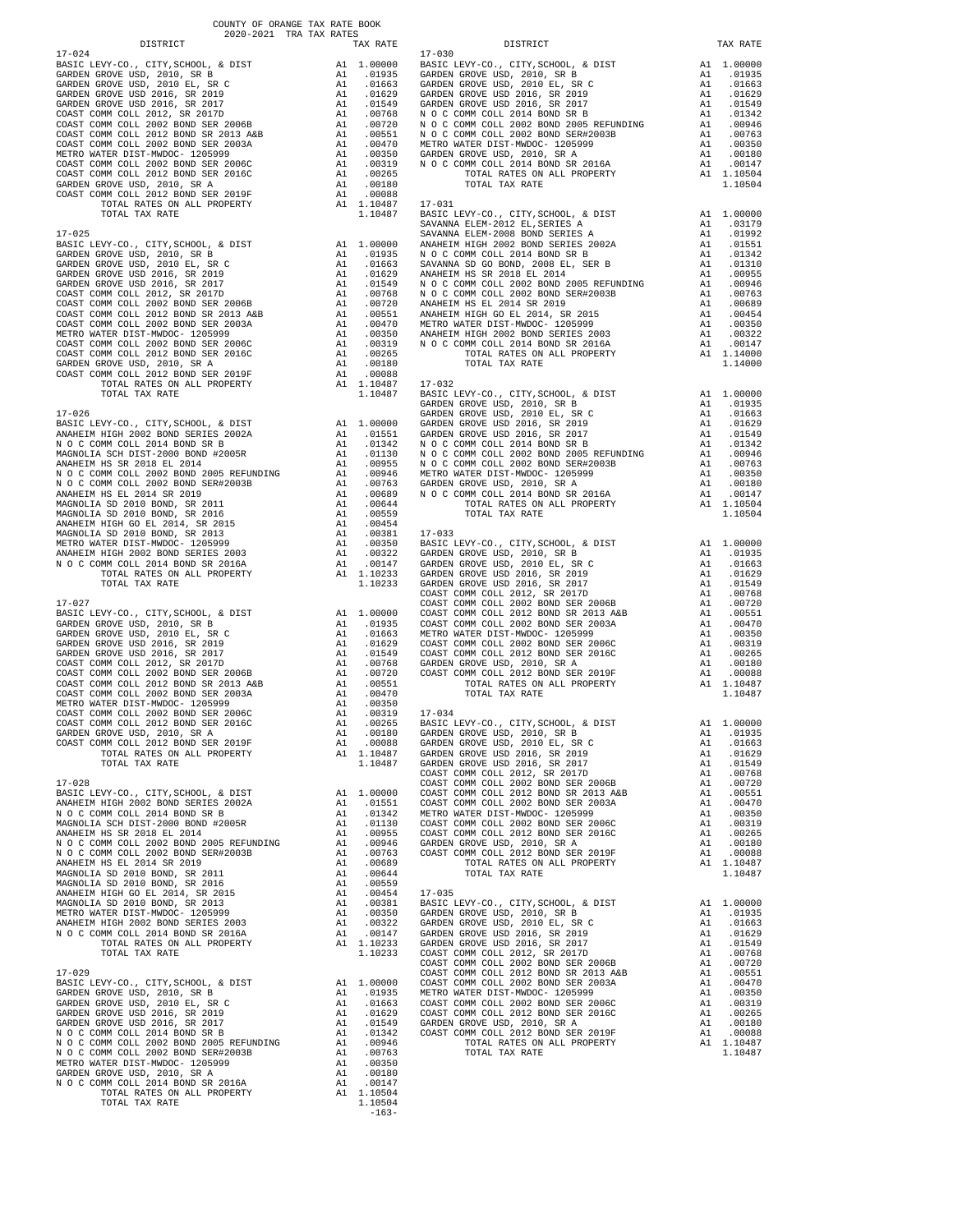# COUNTY OF ORANGE TAX RATE BOOK
## 2020-2021 TRA TAX RATES

### 17-024

| DISTRICT | | TAX RATE |
|---|---|---|
| BASIC LEVY-CO., CITY,SCHOOL, & DIST | A1 | 1.00000 |
| GARDEN GROVE USD, 2010, SR B | A1 | .01935 |
| GARDEN GROVE USD, 2010 EL, SR C | A1 | .01663 |
| GARDEN GROVE USD 2016, SR 2019 | A1 | .01629 |
| GARDEN GROVE USD 2016, SR 2017 | A1 | .01549 |
| COAST COMM COLL 2012, SR 2017D | A1 | .00768 |
| COAST COMM COLL 2002 BOND SER 2006B | A1 | .00720 |
| COAST COMM COLL 2012 BOND SR 2013 A&B | A1 | .00551 |
| COAST COMM COLL 2002 BOND SER 2003A | A1 | .00470 |
| METRO WATER DIST-MWDOC- 1205999 | A1 | .00350 |
| COAST COMM COLL 2002 BOND SER 2006C | A1 | .00319 |
| COAST COMM COLL 2012 BOND SER 2016C | A1 | .00265 |
| GARDEN GROVE USD, 2010, SR A | A1 | .00180 |
| COAST COMM COLL 2012 BOND SER 2019F | A1 | .00088 |
| TOTAL RATES ON ALL PROPERTY | A1 | 1.10487 |
| TOTAL TAX RATE | | 1.10487 |

### 17-025

| DISTRICT | | TAX RATE |
|---|---|---|
| BASIC LEVY-CO., CITY,SCHOOL, & DIST | A1 | 1.00000 |
| GARDEN GROVE USD, 2010, SR B | A1 | .01935 |
| GARDEN GROVE USD, 2010 EL, SR C | A1 | .01663 |
| GARDEN GROVE USD 2016, SR 2019 | A1 | .01629 |
| GARDEN GROVE USD 2016, SR 2017 | A1 | .01549 |
| COAST COMM COLL 2012, SR 2017D | A1 | .00768 |
| COAST COMM COLL 2002 BOND SER 2006B | A1 | .00720 |
| COAST COMM COLL 2012 BOND SR 2013 A&B | A1 | .00551 |
| COAST COMM COLL 2002 BOND SER 2003A | A1 | .00470 |
| METRO WATER DIST-MWDOC- 1205999 | A1 | .00350 |
| COAST COMM COLL 2002 BOND SER 2006C | A1 | .00319 |
| COAST COMM COLL 2012 BOND SER 2016C | A1 | .00265 |
| GARDEN GROVE USD, 2010, SR A | A1 | .00180 |
| COAST COMM COLL 2012 BOND SER 2019F | A1 | .00088 |
| TOTAL RATES ON ALL PROPERTY | A1 | 1.10487 |
| TOTAL TAX RATE | | 1.10487 |

### 17-026

| DISTRICT | | TAX RATE |
|---|---|---|
| BASIC LEVY-CO., CITY,SCHOOL, & DIST | A1 | 1.00000 |
| ANAHEIM HIGH 2002 BOND SERIES 2002A | A1 | .01551 |
| N O C COMM COLL 2014 BOND SR B | A1 | .01342 |
| MAGNOLIA SCH DIST-2000 BOND #2005R | A1 | .01130 |
| ANAHEIM HS SR 2018 EL 2014 | A1 | .00955 |
| N O C COMM COLL 2002 BOND 2005 REFUNDING | A1 | .00946 |
| N O C COMM COLL 2002 BOND SER#2003B | A1 | .00763 |
| ANAHEIM HS EL 2014 SR 2019 | A1 | .00689 |
| MAGNOLIA SD 2010 BOND, SR 2011 | A1 | .00644 |
| MAGNOLIA SD 2010 BOND, SR 2016 | A1 | .00559 |
| ANAHEIM HIGH GO EL 2014, SR 2015 | A1 | .00454 |
| MAGNOLIA SD 2010 BOND, SR 2013 | A1 | .00381 |
| METRO WATER DIST-MWDOC- 1205999 | A1 | .00350 |
| ANAHEIM HIGH 2002 BOND SERIES 2003 | A1 | .00322 |
| N O C COMM COLL 2014 BOND SR 2016A | A1 | .00147 |
| TOTAL RATES ON ALL PROPERTY | A1 | 1.10233 |
| TOTAL TAX RATE | | 1.10233 |

### 17-027

| DISTRICT | | TAX RATE |
|---|---|---|
| BASIC LEVY-CO., CITY,SCHOOL, & DIST | A1 | 1.00000 |
| GARDEN GROVE USD, 2010, SR B | A1 | .01935 |
| GARDEN GROVE USD, 2010 EL, SR C | A1 | .01663 |
| GARDEN GROVE USD 2016, SR 2019 | A1 | .01629 |
| GARDEN GROVE USD 2016, SR 2017 | A1 | .01549 |
| COAST COMM COLL 2012, SR 2017D | A1 | .00768 |
| COAST COMM COLL 2002 BOND SER 2006B | A1 | .00720 |
| COAST COMM COLL 2012 BOND SR 2013 A&B | A1 | .00551 |
| COAST COMM COLL 2002 BOND SER 2003A | A1 | .00470 |
| METRO WATER DIST-MWDOC- 1205999 | A1 | .00350 |
| COAST COMM COLL 2002 BOND SER 2006C | A1 | .00319 |
| COAST COMM COLL 2012 BOND SER 2016C | A1 | .00265 |
| GARDEN GROVE USD, 2010, SR A | A1 | .00180 |
| COAST COMM COLL 2012 BOND SER 2019F | A1 | .00088 |
| TOTAL RATES ON ALL PROPERTY | A1 | 1.10487 |
| TOTAL TAX RATE | | 1.10487 |

### 17-028

| DISTRICT | | TAX RATE |
|---|---|---|
| BASIC LEVY-CO., CITY,SCHOOL, & DIST | A1 | 1.00000 |
| ANAHEIM HIGH 2002 BOND SERIES 2002A | A1 | .01551 |
| N O C COMM COLL 2014 BOND SR B | A1 | .01342 |
| MAGNOLIA SCH DIST-2000 BOND #2005R | A1 | .01130 |
| ANAHEIM HS SR 2018 EL 2014 | A1 | .00955 |
| N O C COMM COLL 2002 BOND 2005 REFUNDING | A1 | .00946 |
| N O C COMM COLL 2002 BOND SER#2003B | A1 | .00763 |
| ANAHEIM HS EL 2014 SR 2019 | A1 | .00689 |
| MAGNOLIA SD 2010 BOND, SR 2011 | A1 | .00644 |
| MAGNOLIA SD 2010 BOND, SR 2016 | A1 | .00559 |
| ANAHEIM HIGH GO EL 2014, SR 2015 | A1 | .00454 |
| MAGNOLIA SD 2010 BOND, SR 2013 | A1 | .00381 |
| METRO WATER DIST-MWDOC- 1205999 | A1 | .00350 |
| ANAHEIM HIGH 2002 BOND SERIES 2003 | A1 | .00322 |
| N O C COMM COLL 2014 BOND SR 2016A | A1 | .00147 |
| TOTAL RATES ON ALL PROPERTY | A1 | 1.10233 |
| TOTAL TAX RATE | | 1.10233 |

### 17-029

| DISTRICT | | TAX RATE |
|---|---|---|
| BASIC LEVY-CO., CITY,SCHOOL, & DIST | A1 | 1.00000 |
| GARDEN GROVE USD, 2010, SR B | A1 | .01935 |
| GARDEN GROVE USD, 2010 EL, SR C | A1 | .01663 |
| GARDEN GROVE USD 2016, SR 2019 | A1 | .01629 |
| GARDEN GROVE USD 2016, SR 2017 | A1 | .01549 |
| N O C COMM COLL 2014 BOND SR B | A1 | .01342 |
| N O C COMM COLL 2002 BOND 2005 REFUNDING | A1 | .00946 |
| N O C COMM COLL 2002 BOND SER#2003B | A1 | .00763 |
| METRO WATER DIST-MWDOC- 1205999 | A1 | .00350 |
| GARDEN GROVE USD, 2010, SR A | A1 | .00180 |
| N O C COMM COLL 2014 BOND SR 2016A | A1 | .00147 |
| TOTAL RATES ON ALL PROPERTY | A1 | 1.10504 |
| TOTAL TAX RATE | | 1.10504 |

### 17-030

| DISTRICT | | TAX RATE |
|---|---|---|
| BASIC LEVY-CO., CITY,SCHOOL, & DIST | A1 | 1.00000 |
| GARDEN GROVE USD, 2010, SR B | A1 | .01935 |
| GARDEN GROVE USD, 2010 EL, SR C | A1 | .01663 |
| GARDEN GROVE USD 2016, SR 2019 | A1 | .01629 |
| GARDEN GROVE USD 2016, SR 2017 | A1 | .01549 |
| N O C COMM COLL 2014 BOND SR B | A1 | .01342 |
| N O C COMM COLL 2002 BOND 2005 REFUNDING | A1 | .00946 |
| N O C COMM COLL 2002 BOND SER#2003B | A1 | .00763 |
| METRO WATER DIST-MWDOC- 1205999 | A1 | .00350 |
| GARDEN GROVE USD, 2010, SR A | A1 | .00180 |
| N O C COMM COLL 2014 BOND SR 2016A | A1 | .00147 |
| TOTAL RATES ON ALL PROPERTY | A1 | 1.10504 |
| TOTAL TAX RATE | | 1.10504 |

### 17-031

| DISTRICT | | TAX RATE |
|---|---|---|
| BASIC LEVY-CO., CITY,SCHOOL, & DIST | A1 | 1.00000 |
| SAVANNA ELEM-2012 EL,SERIES A | A1 | .03179 |
| SAVANNA ELEM-2008 BOND SERIES A | A1 | .01992 |
| ANAHEIM HIGH 2002 BOND SERIES 2002A | A1 | .01551 |
| N O C COMM COLL 2014 BOND SR B | A1 | .01342 |
| SAVANNA SD GO BOND, 2008 EL, SER B | A1 | .01310 |
| ANAHEIM HS SR 2018 EL 2014 | A1 | .00955 |
| N O C COMM COLL 2002 BOND 2005 REFUNDING | A1 | .00946 |
| N O C COMM COLL 2002 BOND SER#2003B | A1 | .00763 |
| ANAHEIM HS EL 2014 SR 2019 | A1 | .00689 |
| ANAHEIM HIGH GO EL 2014, SR 2015 | A1 | .00454 |
| METRO WATER DIST-MWDOC- 1205999 | A1 | .00350 |
| ANAHEIM HIGH 2002 BOND SERIES 2003 | A1 | .00322 |
| N O C COMM COLL 2014 BOND SR 2016A | A1 | .00147 |
| TOTAL RATES ON ALL PROPERTY | A1 | 1.14000 |
| TOTAL TAX RATE | | 1.14000 |

### 17-032

| DISTRICT | | TAX RATE |
|---|---|---|
| BASIC LEVY-CO., CITY,SCHOOL, & DIST | A1 | 1.00000 |
| GARDEN GROVE USD, 2010, SR B | A1 | .01935 |
| GARDEN GROVE USD, 2010 EL, SR C | A1 | .01663 |
| GARDEN GROVE USD 2016, SR 2019 | A1 | .01629 |
| GARDEN GROVE USD 2016, SR 2017 | A1 | .01549 |
| N O C COMM COLL 2014 BOND SR B | A1 | .01342 |
| N O C COMM COLL 2002 BOND 2005 REFUNDING | A1 | .00946 |
| N O C COMM COLL 2002 BOND SER#2003B | A1 | .00763 |
| METRO WATER DIST-MWDOC- 1205999 | A1 | .00350 |
| GARDEN GROVE USD, 2010, SR A | A1 | .00180 |
| N O C COMM COLL 2014 BOND SR 2016A | A1 | .00147 |
| TOTAL RATES ON ALL PROPERTY | A1 | 1.10504 |
| TOTAL TAX RATE | | 1.10504 |

### 17-033

| DISTRICT | | TAX RATE |
|---|---|---|
| BASIC LEVY-CO., CITY,SCHOOL, & DIST | A1 | 1.00000 |
| GARDEN GROVE USD, 2010, SR B | A1 | .01935 |
| GARDEN GROVE USD, 2010 EL, SR C | A1 | .01663 |
| GARDEN GROVE USD 2016, SR 2019 | A1 | .01629 |
| GARDEN GROVE USD 2016, SR 2017 | A1 | .01549 |
| COAST COMM COLL 2012, SR 2017D | A1 | .00768 |
| COAST COMM COLL 2002 BOND SER 2006B | A1 | .00720 |
| COAST COMM COLL 2012 BOND SR 2013 A&B | A1 | .00551 |
| COAST COMM COLL 2002 BOND SER 2003A | A1 | .00470 |
| METRO WATER DIST-MWDOC- 1205999 | A1 | .00350 |
| COAST COMM COLL 2002 BOND SER 2006C | A1 | .00319 |
| COAST COMM COLL 2012 BOND SER 2016C | A1 | .00265 |
| GARDEN GROVE USD, 2010, SR A | A1 | .00180 |
| COAST COMM COLL 2012 BOND SER 2019F | A1 | .00088 |
| TOTAL RATES ON ALL PROPERTY | A1 | 1.10487 |
| TOTAL TAX RATE | | 1.10487 |

### 17-034

| DISTRICT | | TAX RATE |
|---|---|---|
| BASIC LEVY-CO., CITY,SCHOOL, & DIST | A1 | 1.00000 |
| GARDEN GROVE USD, 2010, SR B | A1 | .01935 |
| GARDEN GROVE USD, 2010 EL, SR C | A1 | .01663 |
| GARDEN GROVE USD 2016, SR 2019 | A1 | .01629 |
| GARDEN GROVE USD 2016, SR 2017 | A1 | .01549 |
| COAST COMM COLL 2012, SR 2017D | A1 | .00768 |
| COAST COMM COLL 2002 BOND SER 2006B | A1 | .00720 |
| COAST COMM COLL 2012 BOND SR 2013 A&B | A1 | .00551 |
| COAST COMM COLL 2002 BOND SER 2003A | A1 | .00470 |
| METRO WATER DIST-MWDOC- 1205999 | A1 | .00350 |
| COAST COMM COLL 2002 BOND SER 2006C | A1 | .00319 |
| COAST COMM COLL 2012 BOND SER 2016C | A1 | .00265 |
| GARDEN GROVE USD, 2010, SR A | A1 | .00180 |
| COAST COMM COLL 2012 BOND SER 2019F | A1 | .00088 |
| TOTAL RATES ON ALL PROPERTY | A1 | 1.10487 |
| TOTAL TAX RATE | | 1.10487 |

### 17-035

| DISTRICT | | TAX RATE |
|---|---|---|
| BASIC LEVY-CO., CITY,SCHOOL, & DIST | A1 | 1.00000 |
| GARDEN GROVE USD, 2010, SR B | A1 | .01935 |
| GARDEN GROVE USD, 2010 EL, SR C | A1 | .01663 |
| GARDEN GROVE USD 2016, SR 2019 | A1 | .01629 |
| GARDEN GROVE USD 2016, SR 2017 | A1 | .01549 |
| COAST COMM COLL 2012, SR 2017D | A1 | .00768 |
| COAST COMM COLL 2002 BOND SER 2006B | A1 | .00720 |
| COAST COMM COLL 2012 BOND SR 2013 A&B | A1 | .00551 |
| COAST COMM COLL 2002 BOND SER 2003A | A1 | .00470 |
| METRO WATER DIST-MWDOC- 1205999 | A1 | .00350 |
| COAST COMM COLL 2002 BOND SER 2006C | A1 | .00319 |
| COAST COMM COLL 2012 BOND SER 2016C | A1 | .00265 |
| GARDEN GROVE USD, 2010, SR A | A1 | .00180 |
| COAST COMM COLL 2012 BOND SER 2019F | A1 | .00088 |
| TOTAL RATES ON ALL PROPERTY | A1 | 1.10487 |
| TOTAL TAX RATE | | 1.10487 |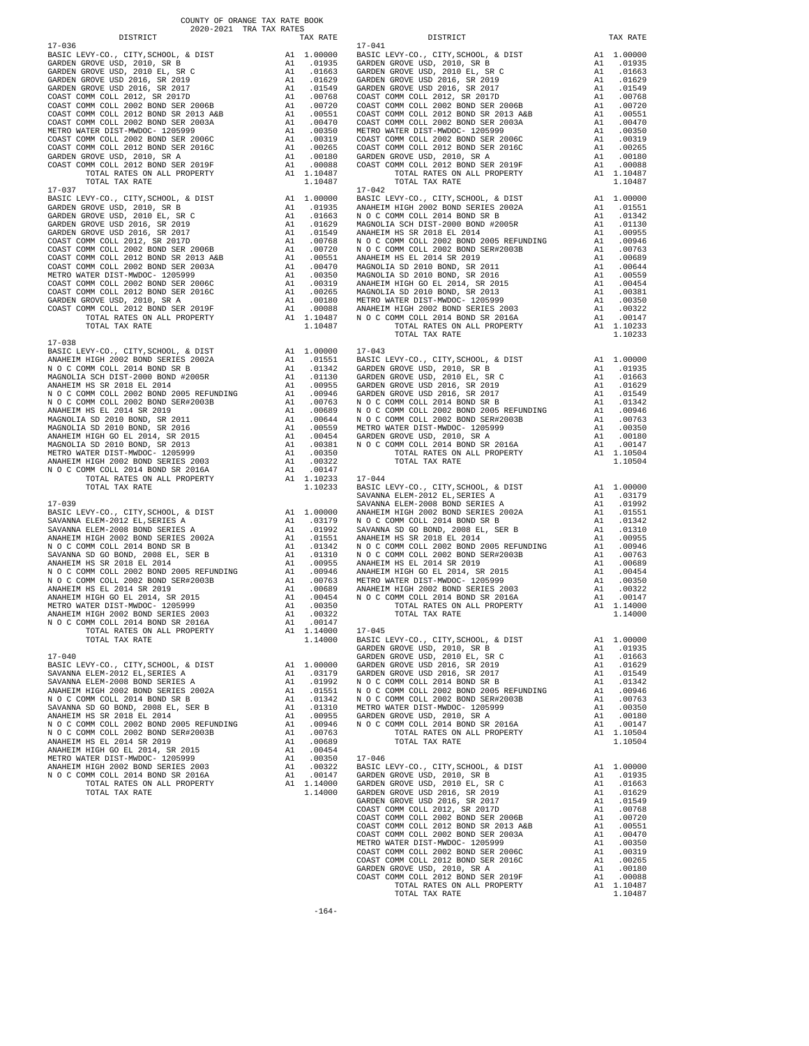COUNTY OF ORANGE TAX RATE BOOK
2020-2021 TRA TAX RATES

| DISTRICT | | TAX RATE |
|---|---|---|
| **17-036** | | |
| BASIC LEVY-CO., CITY,SCHOOL, & DIST | A1 | 1.00000 |
| GARDEN GROVE USD, 2010, SR B | A1 | .01935 |
| GARDEN GROVE USD, 2010 EL, SR C | A1 | .01663 |
| GARDEN GROVE USD 2016, SR 2019 | A1 | .01629 |
| GARDEN GROVE USD 2016, SR 2017 | A1 | .01549 |
| COAST COMM COLL 2012, SR 2017D | A1 | .00768 |
| COAST COMM COLL 2002 BOND SER 2006B | A1 | .00720 |
| COAST COMM COLL 2012 BOND SR 2013 A&B | A1 | .00551 |
| COAST COMM COLL 2002 BOND SER 2003A | A1 | .00470 |
| METRO WATER DIST-MWDOC- 1205999 | A1 | .00350 |
| COAST COMM COLL 2002 BOND SER 2006C | A1 | .00319 |
| COAST COMM COLL 2012 BOND SER 2016C | A1 | .00265 |
| GARDEN GROVE USD, 2010, SR A | A1 | .00180 |
| COAST COMM COLL 2012 BOND SER 2019F | A1 | .00088 |
| TOTAL RATES ON ALL PROPERTY | A1 | 1.10487 |
| TOTAL TAX RATE | | 1.10487 |
| **17-037** | | |
| BASIC LEVY-CO., CITY,SCHOOL, & DIST | A1 | 1.00000 |
| GARDEN GROVE USD, 2010, SR B | A1 | .01935 |
| GARDEN GROVE USD, 2010 EL, SR C | A1 | .01663 |
| GARDEN GROVE USD 2016, SR 2019 | A1 | .01629 |
| GARDEN GROVE USD 2016, SR 2017 | A1 | .01549 |
| COAST COMM COLL 2012, SR 2017D | A1 | .00768 |
| COAST COMM COLL 2002 BOND SER 2006B | A1 | .00720 |
| COAST COMM COLL 2012 BOND SR 2013 A&B | A1 | .00551 |
| COAST COMM COLL 2002 BOND SER 2003A | A1 | .00470 |
| METRO WATER DIST-MWDOC- 1205999 | A1 | .00350 |
| COAST COMM COLL 2002 BOND SER 2006C | A1 | .00319 |
| COAST COMM COLL 2012 BOND SER 2016C | A1 | .00265 |
| GARDEN GROVE USD, 2010, SR A | A1 | .00180 |
| COAST COMM COLL 2012 BOND SER 2019F | A1 | .00088 |
| TOTAL RATES ON ALL PROPERTY | A1 | 1.10487 |
| TOTAL TAX RATE | | 1.10487 |
| **17-038** | | |
| BASIC LEVY-CO., CITY,SCHOOL, & DIST | A1 | 1.00000 |
| ANAHEIM HIGH 2002 BOND SERIES 2002A | A1 | .01551 |
| N O C COMM COLL 2014 BOND SR B | A1 | .01342 |
| MAGNOLIA SCH DIST-2000 BOND #2005R | A1 | .01130 |
| ANAHEIM HS SR 2018 EL 2014 | A1 | .00955 |
| N O C COMM COLL 2002 BOND 2005 REFUNDING | A1 | .00946 |
| N O C COMM COLL 2002 BOND SER#2003B | A1 | .00763 |
| ANAHEIM HS EL 2014 SR 2019 | A1 | .00689 |
| MAGNOLIA SD 2010 BOND, SR 2011 | A1 | .00644 |
| MAGNOLIA SD 2010 BOND, SR 2016 | A1 | .00559 |
| ANAHEIM HIGH GO EL 2014, SR 2015 | A1 | .00454 |
| MAGNOLIA SD 2010 BOND, SR 2013 | A1 | .00381 |
| METRO WATER DIST-MWDOC- 1205999 | A1 | .00350 |
| ANAHEIM HIGH 2002 BOND SERIES 2003 | A1 | .00322 |
| N O C COMM COLL 2014 BOND SR 2016A | A1 | .00147 |
| TOTAL RATES ON ALL PROPERTY | A1 | 1.10233 |
| TOTAL TAX RATE | | 1.10233 |
| **17-039** | | |
| BASIC LEVY-CO., CITY,SCHOOL, & DIST | A1 | 1.00000 |
| SAVANNA ELEM-2012 EL,SERIES A | A1 | .03179 |
| SAVANNA ELEM-2008 BOND SERIES A | A1 | .01992 |
| ANAHEIM HIGH 2002 BOND SERIES 2002A | A1 | .01551 |
| N O C COMM COLL 2014 BOND SR B | A1 | .01342 |
| SAVANNA SD GO BOND, 2008 EL, SER B | A1 | .01310 |
| ANAHEIM HS SR 2018 EL 2014 | A1 | .00955 |
| N O C COMM COLL 2002 BOND 2005 REFUNDING | A1 | .00946 |
| N O C COMM COLL 2002 BOND SER#2003B | A1 | .00763 |
| ANAHEIM HS EL 2014 SR 2019 | A1 | .00689 |
| ANAHEIM HIGH GO EL 2014, SR 2015 | A1 | .00454 |
| METRO WATER DIST-MWDOC- 1205999 | A1 | .00350 |
| ANAHEIM HIGH 2002 BOND SERIES 2003 | A1 | .00322 |
| N O C COMM COLL 2014 BOND SR 2016A | A1 | .00147 |
| TOTAL RATES ON ALL PROPERTY | A1 | 1.14000 |
| TOTAL TAX RATE | | 1.14000 |
| **17-040** | | |
| BASIC LEVY-CO., CITY,SCHOOL, & DIST | A1 | 1.00000 |
| SAVANNA ELEM-2012 EL,SERIES A | A1 | .03179 |
| SAVANNA ELEM-2008 BOND SERIES A | A1 | .01992 |
| ANAHEIM HIGH 2002 BOND SERIES 2002A | A1 | .01551 |
| N O C COMM COLL 2014 BOND SR B | A1 | .01342 |
| SAVANNA SD GO BOND, 2008 EL, SER B | A1 | .01310 |
| ANAHEIM HS SR 2018 EL 2014 | A1 | .00955 |
| N O C COMM COLL 2002 BOND 2005 REFUNDING | A1 | .00946 |
| N O C COMM COLL 2002 BOND SER#2003B | A1 | .00763 |
| ANAHEIM HS EL 2014 SR 2019 | A1 | .00689 |
| ANAHEIM HIGH GO EL 2014, SR 2015 | A1 | .00454 |
| METRO WATER DIST-MWDOC- 1205999 | A1 | .00350 |
| ANAHEIM HIGH 2002 BOND SERIES 2003 | A1 | .00322 |
| N O C COMM COLL 2014 BOND SR 2016A | A1 | .00147 |
| TOTAL RATES ON ALL PROPERTY | A1 | 1.14000 |
| TOTAL TAX RATE | | 1.14000 |
| **17-041** | | |
| BASIC LEVY-CO., CITY,SCHOOL, & DIST | A1 | 1.00000 |
| GARDEN GROVE USD, 2010, SR B | A1 | .01935 |
| GARDEN GROVE USD, 2010 EL, SR C | A1 | .01663 |
| GARDEN GROVE USD 2016, SR 2019 | A1 | .01629 |
| GARDEN GROVE USD 2016, SR 2017 | A1 | .01549 |
| COAST COMM COLL 2012, SR 2017D | A1 | .00768 |
| COAST COMM COLL 2002 BOND SER 2006B | A1 | .00720 |
| COAST COMM COLL 2012 BOND SR 2013 A&B | A1 | .00551 |
| COAST COMM COLL 2002 BOND SER 2003A | A1 | .00470 |
| METRO WATER DIST-MWDOC- 1205999 | A1 | .00350 |
| COAST COMM COLL 2002 BOND SER 2006C | A1 | .00319 |
| COAST COMM COLL 2012 BOND SER 2016C | A1 | .00265 |
| GARDEN GROVE USD, 2010, SR A | A1 | .00180 |
| COAST COMM COLL 2012 BOND SER 2019F | A1 | .00088 |
| TOTAL RATES ON ALL PROPERTY | A1 | 1.10487 |
| TOTAL TAX RATE | | 1.10487 |
| **17-042** | | |
| BASIC LEVY-CO., CITY,SCHOOL, & DIST | A1 | 1.00000 |
| ANAHEIM HIGH 2002 BOND SERIES 2002A | A1 | .01551 |
| N O C COMM COLL 2014 BOND SR B | A1 | .01342 |
| MAGNOLIA SCH DIST-2000 BOND #2005R | A1 | .01130 |
| ANAHEIM HS SR 2018 EL 2014 | A1 | .00955 |
| N O C COMM COLL 2002 BOND 2005 REFUNDING | A1 | .00946 |
| N O C COMM COLL 2002 BOND SER#2003B | A1 | .00763 |
| ANAHEIM HS EL 2014 SR 2019 | A1 | .00689 |
| MAGNOLIA SD 2010 BOND, SR 2011 | A1 | .00644 |
| MAGNOLIA SD 2010 BOND, SR 2016 | A1 | .00559 |
| ANAHEIM HIGH GO EL 2014, SR 2015 | A1 | .00454 |
| MAGNOLIA SD 2010 BOND, SR 2013 | A1 | .00381 |
| METRO WATER DIST-MWDOC- 1205999 | A1 | .00350 |
| ANAHEIM HIGH 2002 BOND SERIES 2003 | A1 | .00322 |
| N O C COMM COLL 2014 BOND SR 2016A | A1 | .00147 |
| TOTAL RATES ON ALL PROPERTY | A1 | 1.10233 |
| TOTAL TAX RATE | | 1.10233 |
| **17-043** | | |
| BASIC LEVY-CO., CITY,SCHOOL, & DIST | A1 | 1.00000 |
| GARDEN GROVE USD, 2010, SR B | A1 | .01935 |
| GARDEN GROVE USD, 2010 EL, SR C | A1 | .01663 |
| GARDEN GROVE USD 2016, SR 2019 | A1 | .01629 |
| GARDEN GROVE USD 2016, SR 2017 | A1 | .01549 |
| N O C COMM COLL 2014 BOND SR B | A1 | .01342 |
| N O C COMM COLL 2002 BOND 2005 REFUNDING | A1 | .00946 |
| N O C COMM COLL 2002 BOND SER#2003B | A1 | .00763 |
| METRO WATER DIST-MWDOC- 1205999 | A1 | .00350 |
| GARDEN GROVE USD, 2010, SR A | A1 | .00180 |
| N O C COMM COLL 2014 BOND SR 2016A | A1 | .00147 |
| TOTAL RATES ON ALL PROPERTY | A1 | 1.10504 |
| TOTAL TAX RATE | | 1.10504 |
| **17-044** | | |
| BASIC LEVY-CO., CITY,SCHOOL, & DIST | A1 | 1.00000 |
| SAVANNA ELEM-2012 EL,SERIES A | A1 | .03179 |
| SAVANNA ELEM-2008 BOND SERIES A | A1 | .01992 |
| ANAHEIM HIGH 2002 BOND SERIES 2002A | A1 | .01551 |
| N O C COMM COLL 2014 BOND SR B | A1 | .01342 |
| SAVANNA SD GO BOND, 2008 EL, SER B | A1 | .01310 |
| ANAHEIM HS SR 2018 EL 2014 | A1 | .00955 |
| N O C COMM COLL 2002 BOND 2005 REFUNDING | A1 | .00946 |
| N O C COMM COLL 2002 BOND SER#2003B | A1 | .00763 |
| ANAHEIM HS EL 2014 SR 2019 | A1 | .00689 |
| ANAHEIM HIGH GO EL 2014, SR 2015 | A1 | .00454 |
| METRO WATER DIST-MWDOC- 1205999 | A1 | .00350 |
| ANAHEIM HIGH 2002 BOND SERIES 2003 | A1 | .00322 |
| N O C COMM COLL 2014 BOND SR 2016A | A1 | .00147 |
| TOTAL RATES ON ALL PROPERTY | A1 | 1.14000 |
| TOTAL TAX RATE | | 1.14000 |
| **17-045** | | |
| BASIC LEVY-CO., CITY,SCHOOL, & DIST | A1 | 1.00000 |
| GARDEN GROVE USD, 2010, SR B | A1 | .01935 |
| GARDEN GROVE USD, 2010 EL, SR C | A1 | .01663 |
| GARDEN GROVE USD 2016, SR 2019 | A1 | .01629 |
| GARDEN GROVE USD 2016, SR 2017 | A1 | .01549 |
| N O C COMM COLL 2014 BOND SR B | A1 | .01342 |
| N O C COMM COLL 2002 BOND 2005 REFUNDING | A1 | .00946 |
| N O C COMM COLL 2002 BOND SER#2003B | A1 | .00763 |
| METRO WATER DIST-MWDOC- 1205999 | A1 | .00350 |
| GARDEN GROVE USD, 2010, SR A | A1 | .00180 |
| N O C COMM COLL 2014 BOND SR 2016A | A1 | .00147 |
| TOTAL RATES ON ALL PROPERTY | A1 | 1.10504 |
| TOTAL TAX RATE | | 1.10504 |
| **17-046** | | |
| BASIC LEVY-CO., CITY,SCHOOL, & DIST | A1 | 1.00000 |
| GARDEN GROVE USD, 2010, SR B | A1 | .01935 |
| GARDEN GROVE USD, 2010 EL, SR C | A1 | .01663 |
| GARDEN GROVE USD 2016, SR 2019 | A1 | .01629 |
| GARDEN GROVE USD 2016, SR 2017 | A1 | .01549 |
| COAST COMM COLL 2012, SR 2017D | A1 | .00768 |
| COAST COMM COLL 2002 BOND SER 2006B | A1 | .00720 |
| COAST COMM COLL 2012 BOND SR 2013 A&B | A1 | .00551 |
| COAST COMM COLL 2002 BOND SER 2003A | A1 | .00470 |
| METRO WATER DIST-MWDOC- 1205999 | A1 | .00350 |
| COAST COMM COLL 2002 BOND SER 2006C | A1 | .00319 |
| COAST COMM COLL 2012 BOND SER 2016C | A1 | .00265 |
| GARDEN GROVE USD, 2010, SR A | A1 | .00180 |
| COAST COMM COLL 2012 BOND SER 2019F | A1 | .00088 |
| TOTAL RATES ON ALL PROPERTY | A1 | 1.10487 |
| TOTAL TAX RATE | | 1.10487 |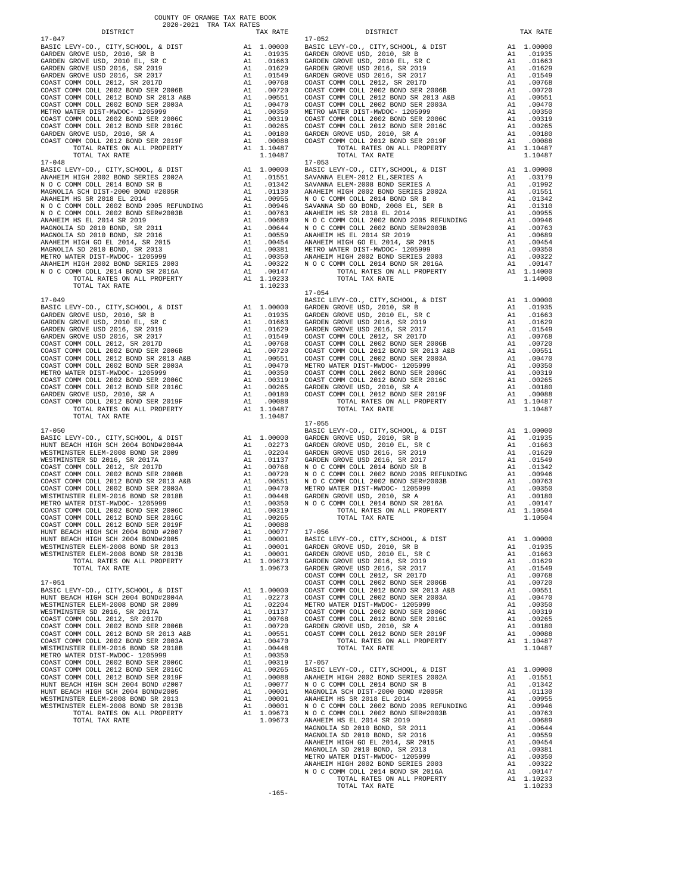COUNTY OF ORANGE TAX RATE BOOK
2020-2021 TRA TAX RATES

| DISTRICT | | TAX RATE |
|---|---|---|
| **17-047** | | |
| BASIC LEVY-CO., CITY,SCHOOL, & DIST | A1 | 1.00000 |
| GARDEN GROVE USD, 2010, SR B | A1 | .01935 |
| GARDEN GROVE USD, 2010 EL, SR C | A1 | .01663 |
| GARDEN GROVE USD 2016, SR 2019 | A1 | .01629 |
| GARDEN GROVE USD 2016, SR 2017 | A1 | .01549 |
| COAST COMM COLL 2012, SR 2017D | A1 | .00768 |
| COAST COMM COLL 2002 BOND SER 2006B | A1 | .00720 |
| COAST COMM COLL 2012 BOND SR 2013 A&B | A1 | .00551 |
| COAST COMM COLL 2002 BOND SER 2003A | A1 | .00470 |
| METRO WATER DIST-MWDOC- 1205999 | A1 | .00350 |
| COAST COMM COLL 2002 BOND SER 2006C | A1 | .00319 |
| COAST COMM COLL 2012 BOND SER 2016C | A1 | .00265 |
| GARDEN GROVE USD, 2010, SR A | A1 | .00180 |
| COAST COMM COLL 2012 BOND SER 2019F | A1 | .00088 |
| TOTAL RATES ON ALL PROPERTY | A1 | 1.10487 |
| TOTAL TAX RATE | | 1.10487 |
| **17-048** | | |
| BASIC LEVY-CO., CITY,SCHOOL, & DIST | A1 | 1.00000 |
| ANAHEIM HIGH 2002 BOND SERIES 2002A | A1 | .01551 |
| N O C COMM COLL 2014 BOND SR B | A1 | .01342 |
| MAGNOLIA SCH DIST-2000 BOND #2005R | A1 | .01130 |
| ANAHEIM HS SR 2018 EL 2014 | A1 | .00955 |
| N O C COMM COLL 2002 BOND 2005 REFUNDING | A1 | .00946 |
| N O C COMM COLL 2002 BOND SER#2003B | A1 | .00763 |
| ANAHEIM HS EL 2014 SR 2019 | A1 | .00689 |
| MAGNOLIA SD 2010 BOND, SR 2011 | A1 | .00644 |
| MAGNOLIA SD 2010 BOND, SR 2016 | A1 | .00559 |
| ANAHEIM HIGH GO EL 2014, SR 2015 | A1 | .00454 |
| MAGNOLIA SD 2010 BOND, SR 2013 | A1 | .00381 |
| METRO WATER DIST-MWDOC- 1205999 | A1 | .00350 |
| ANAHEIM HIGH 2002 BOND SERIES 2003 | A1 | .00322 |
| N O C COMM COLL 2014 BOND SR 2016A | A1 | .00147 |
| TOTAL RATES ON ALL PROPERTY | A1 | 1.10233 |
| TOTAL TAX RATE | | 1.10233 |
| **17-049** | | |
| BASIC LEVY-CO., CITY,SCHOOL, & DIST | A1 | 1.00000 |
| GARDEN GROVE USD, 2010, SR B | A1 | .01935 |
| GARDEN GROVE USD, 2010 EL, SR C | A1 | .01663 |
| GARDEN GROVE USD 2016, SR 2019 | A1 | .01629 |
| GARDEN GROVE USD 2016, SR 2017 | A1 | .01549 |
| COAST COMM COLL 2012, SR 2017D | A1 | .00768 |
| COAST COMM COLL 2002 BOND SER 2006B | A1 | .00720 |
| COAST COMM COLL 2012 BOND SR 2013 A&B | A1 | .00551 |
| COAST COMM COLL 2002 BOND SER 2003A | A1 | .00470 |
| METRO WATER DIST-MWDOC- 1205999 | A1 | .00350 |
| COAST COMM COLL 2002 BOND SER 2006C | A1 | .00319 |
| COAST COMM COLL 2012 BOND SER 2016C | A1 | .00265 |
| GARDEN GROVE USD, 2010, SR A | A1 | .00180 |
| COAST COMM COLL 2012 BOND SER 2019F | A1 | .00088 |
| TOTAL RATES ON ALL PROPERTY | A1 | 1.10487 |
| TOTAL TAX RATE | | 1.10487 |
| **17-050** | | |
| BASIC LEVY-CO., CITY,SCHOOL, & DIST | A1 | 1.00000 |
| HUNT BEACH HIGH SCH 2004 BOND#2004A | A1 | .02273 |
| WESTMINSTER ELEM-2008 BOND SR 2009 | A1 | .02204 |
| WESTMINSTER SD 2016, SR 2017A | A1 | .01137 |
| COAST COMM COLL 2012, SR 2017D | A1 | .00768 |
| COAST COMM COLL 2002 BOND SER 2006B | A1 | .00720 |
| COAST COMM COLL 2012 BOND SR 2013 A&B | A1 | .00551 |
| COAST COMM COLL 2002 BOND SER 2003A | A1 | .00470 |
| WESTMINSTER ELEM-2016 BOND SR 2018B | A1 | .00448 |
| METRO WATER DIST-MWDOC- 1205999 | A1 | .00350 |
| COAST COMM COLL 2002 BOND SER 2006C | A1 | .00319 |
| COAST COMM COLL 2012 BOND SER 2016C | A1 | .00265 |
| COAST COMM COLL 2012 BOND SER 2019F | A1 | .00088 |
| HUNT BEACH HIGH SCH 2004 BOND #2007 | A1 | .00077 |
| HUNT BEACH HIGH SCH 2004 BOND#2005 | A1 | .00001 |
| WESTMINSTER ELEM-2008 BOND SR 2013 | A1 | .00001 |
| WESTMINSTER ELEM-2008 BOND SR 2013B | A1 | .00001 |
| TOTAL RATES ON ALL PROPERTY | A1 | 1.09673 |
| TOTAL TAX RATE | | 1.09673 |
| **17-051** | | |
| BASIC LEVY-CO., CITY,SCHOOL, & DIST | A1 | 1.00000 |
| HUNT BEACH HIGH SCH 2004 BOND#2004A | A1 | .02273 |
| WESTMINSTER ELEM-2008 BOND SR 2009 | A1 | .02204 |
| WESTMINSTER SD 2016, SR 2017A | A1 | .01137 |
| COAST COMM COLL 2012, SR 2017D | A1 | .00768 |
| COAST COMM COLL 2002 BOND SER 2006B | A1 | .00720 |
| COAST COMM COLL 2012 BOND SR 2013 A&B | A1 | .00551 |
| COAST COMM COLL 2002 BOND SER 2003A | A1 | .00470 |
| WESTMINSTER ELEM-2016 BOND SR 2018B | A1 | .00448 |
| METRO WATER DIST-MWDOC- 1205999 | A1 | .00350 |
| COAST COMM COLL 2002 BOND SER 2006C | A1 | .00319 |
| COAST COMM COLL 2012 BOND SER 2016C | A1 | .00265 |
| COAST COMM COLL 2012 BOND SER 2019F | A1 | .00088 |
| HUNT BEACH HIGH SCH 2004 BOND #2007 | A1 | .00077 |
| HUNT BEACH HIGH SCH 2004 BOND#2005 | A1 | .00001 |
| WESTMINSTER ELEM-2008 BOND SR 2013 | A1 | .00001 |
| WESTMINSTER ELEM-2008 BOND SR 2013B | A1 | .00001 |
| TOTAL RATES ON ALL PROPERTY | A1 | 1.09673 |
| TOTAL TAX RATE | | 1.09673 |
| **17-052** | | |
| BASIC LEVY-CO., CITY,SCHOOL, & DIST | A1 | 1.00000 |
| GARDEN GROVE USD, 2010, SR B | A1 | .01935 |
| GARDEN GROVE USD, 2010 EL, SR C | A1 | .01663 |
| GARDEN GROVE USD 2016, SR 2019 | A1 | .01629 |
| GARDEN GROVE USD 2016, SR 2017 | A1 | .01549 |
| COAST COMM COLL 2012, SR 2017D | A1 | .00768 |
| COAST COMM COLL 2002 BOND SER 2006B | A1 | .00720 |
| COAST COMM COLL 2012 BOND SR 2013 A&B | A1 | .00551 |
| COAST COMM COLL 2002 BOND SER 2003A | A1 | .00470 |
| METRO WATER DIST-MWDOC- 1205999 | A1 | .00350 |
| COAST COMM COLL 2002 BOND SER 2006C | A1 | .00319 |
| COAST COMM COLL 2012 BOND SER 2016C | A1 | .00265 |
| GARDEN GROVE USD, 2010, SR A | A1 | .00180 |
| COAST COMM COLL 2012 BOND SER 2019F | A1 | .00088 |
| TOTAL RATES ON ALL PROPERTY | A1 | 1.10487 |
| TOTAL TAX RATE | | 1.10487 |
| **17-053** | | |
| BASIC LEVY-CO., CITY,SCHOOL, & DIST | A1 | 1.00000 |
| SAVANNA ELEM-2012 EL,SERIES A | A1 | .03179 |
| SAVANNA ELEM-2008 BOND SERIES A | A1 | .01992 |
| ANAHEIM HIGH 2002 BOND SERIES 2002A | A1 | .01551 |
| N O C COMM COLL 2014 BOND SR B | A1 | .01342 |
| SAVANNA SD GO BOND, 2008 EL, SER B | A1 | .01310 |
| ANAHEIM HS SR 2018 EL 2014 | A1 | .00955 |
| N O C COMM COLL 2002 BOND 2005 REFUNDING | A1 | .00946 |
| N O C COMM COLL 2002 BOND SER#2003B | A1 | .00763 |
| ANAHEIM HS EL 2014 SR 2019 | A1 | .00689 |
| ANAHEIM HIGH GO EL 2014, SR 2015 | A1 | .00454 |
| METRO WATER DIST-MWDOC- 1205999 | A1 | .00350 |
| ANAHEIM HIGH 2002 BOND SERIES 2003 | A1 | .00322 |
| N O C COMM COLL 2014 BOND SR 2016A | A1 | .00147 |
| TOTAL RATES ON ALL PROPERTY | A1 | 1.14000 |
| TOTAL TAX RATE | | 1.14000 |
| **17-054** | | |
| BASIC LEVY-CO., CITY,SCHOOL, & DIST | A1 | 1.00000 |
| GARDEN GROVE USD, 2010, SR B | A1 | .01935 |
| GARDEN GROVE USD, 2010 EL, SR C | A1 | .01663 |
| GARDEN GROVE USD 2016, SR 2019 | A1 | .01629 |
| GARDEN GROVE USD 2016, SR 2017 | A1 | .01549 |
| COAST COMM COLL 2012, SR 2017D | A1 | .00768 |
| COAST COMM COLL 2002 BOND SER 2006B | A1 | .00720 |
| COAST COMM COLL 2012 BOND SR 2013 A&B | A1 | .00551 |
| COAST COMM COLL 2002 BOND SER 2003A | A1 | .00470 |
| METRO WATER DIST-MWDOC- 1205999 | A1 | .00350 |
| COAST COMM COLL 2002 BOND SER 2006C | A1 | .00319 |
| COAST COMM COLL 2012 BOND SER 2016C | A1 | .00265 |
| GARDEN GROVE USD, 2010, SR A | A1 | .00180 |
| COAST COMM COLL 2012 BOND SER 2019F | A1 | .00088 |
| TOTAL RATES ON ALL PROPERTY | A1 | 1.10487 |
| TOTAL TAX RATE | | 1.10487 |
| **17-055** | | |
| BASIC LEVY-CO., CITY,SCHOOL, & DIST | A1 | 1.00000 |
| GARDEN GROVE USD, 2010, SR B | A1 | .01935 |
| GARDEN GROVE USD, 2010 EL, SR C | A1 | .01663 |
| GARDEN GROVE USD 2016, SR 2019 | A1 | .01629 |
| GARDEN GROVE USD 2016, SR 2017 | A1 | .01549 |
| N O C COMM COLL 2014 BOND SR B | A1 | .01342 |
| N O C COMM COLL 2002 BOND 2005 REFUNDING | A1 | .00946 |
| N O C COMM COLL 2002 BOND SER#2003B | A1 | .00763 |
| METRO WATER DIST-MWDOC- 1205999 | A1 | .00350 |
| GARDEN GROVE USD, 2010, SR A | A1 | .00180 |
| N O C COMM COLL 2014 BOND SR 2016A | A1 | .00147 |
| TOTAL RATES ON ALL PROPERTY | A1 | 1.10504 |
| TOTAL TAX RATE | | 1.10504 |
| **17-056** | | |
| BASIC LEVY-CO., CITY,SCHOOL, & DIST | A1 | 1.00000 |
| GARDEN GROVE USD, 2010, SR B | A1 | .01935 |
| GARDEN GROVE USD, 2010 EL, SR C | A1 | .01663 |
| GARDEN GROVE USD 2016, SR 2019 | A1 | .01629 |
| GARDEN GROVE USD 2016, SR 2017 | A1 | .01549 |
| COAST COMM COLL 2012, SR 2017D | A1 | .00768 |
| COAST COMM COLL 2002 BOND SER 2006B | A1 | .00720 |
| COAST COMM COLL 2012 BOND SR 2013 A&B | A1 | .00551 |
| COAST COMM COLL 2002 BOND SER 2003A | A1 | .00470 |
| METRO WATER DIST-MWDOC- 1205999 | A1 | .00350 |
| COAST COMM COLL 2002 BOND SER 2006C | A1 | .00319 |
| COAST COMM COLL 2012 BOND SER 2016C | A1 | .00265 |
| GARDEN GROVE USD, 2010, SR A | A1 | .00180 |
| COAST COMM COLL 2012 BOND SER 2019F | A1 | .00088 |
| TOTAL RATES ON ALL PROPERTY | A1 | 1.10487 |
| TOTAL TAX RATE | | 1.10487 |
| **17-057** | | |
| BASIC LEVY-CO., CITY,SCHOOL, & DIST | A1 | 1.00000 |
| ANAHEIM HIGH 2002 BOND SERIES 2002A | A1 | .01551 |
| N O C COMM COLL 2014 BOND SR B | A1 | .01342 |
| MAGNOLIA SCH DIST-2000 BOND #2005R | A1 | .01130 |
| ANAHEIM HS SR 2018 EL 2014 | A1 | .00955 |
| N O C COMM COLL 2002 BOND 2005 REFUNDING | A1 | .00946 |
| N O C COMM COLL 2002 BOND SER#2003B | A1 | .00763 |
| ANAHEIM HS EL 2014 SR 2019 | A1 | .00689 |
| MAGNOLIA SD 2010 BOND, SR 2011 | A1 | .00644 |
| MAGNOLIA SD 2010 BOND, SR 2016 | A1 | .00559 |
| ANAHEIM HIGH GO EL 2014, SR 2015 | A1 | .00454 |
| MAGNOLIA SD 2010 BOND, SR 2013 | A1 | .00381 |
| METRO WATER DIST-MWDOC- 1205999 | A1 | .00350 |
| ANAHEIM HIGH 2002 BOND SERIES 2003 | A1 | .00322 |
| N O C COMM COLL 2014 BOND SR 2016A | A1 | .00147 |
| TOTAL RATES ON ALL PROPERTY | A1 | 1.10233 |
| TOTAL TAX RATE | | 1.10233 |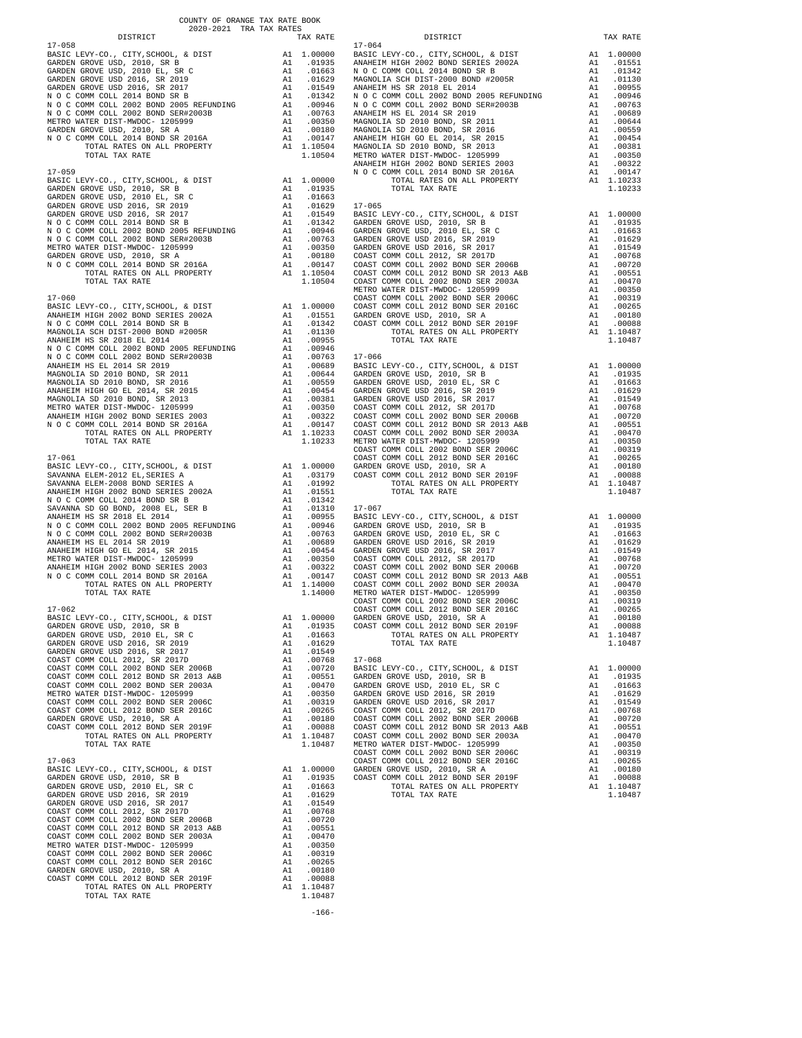COUNTY OF ORANGE TAX RATE BOOK
2020-2021 TRA TAX RATES

**17-058**

| DISTRICT | | TAX RATE |
|---|---|---|
| BASIC LEVY-CO., CITY,SCHOOL, & DIST | A1 | 1.00000 |
| GARDEN GROVE USD, 2010, SR B | A1 | .01935 |
| GARDEN GROVE USD, 2010 EL, SR C | A1 | .01663 |
| GARDEN GROVE USD 2016, SR 2019 | A1 | .01629 |
| GARDEN GROVE USD 2016, SR 2017 | A1 | .01549 |
| N O C COMM COLL 2014 BOND SR B | A1 | .01342 |
| N O C COMM COLL 2002 BOND 2005 REFUNDING | A1 | .00946 |
| N O C COMM COLL 2002 BOND SER#2003B | A1 | .00763 |
| METRO WATER DIST-MWDOC- 1205999 | A1 | .00350 |
| GARDEN GROVE USD, 2010, SR A | A1 | .00180 |
| N O C COMM COLL 2014 BOND SR 2016A | A1 | .00147 |
| TOTAL RATES ON ALL PROPERTY | A1 | 1.10504 |
| TOTAL TAX RATE | | 1.10504 |

**17-059**

| DISTRICT | | TAX RATE |
|---|---|---|
| BASIC LEVY-CO., CITY,SCHOOL, & DIST | A1 | 1.00000 |
| GARDEN GROVE USD, 2010, SR B | A1 | .01935 |
| GARDEN GROVE USD, 2010 EL, SR C | A1 | .01663 |
| GARDEN GROVE USD 2016, SR 2019 | A1 | .01629 |
| GARDEN GROVE USD 2016, SR 2017 | A1 | .01549 |
| N O C COMM COLL 2014 BOND SR B | A1 | .01342 |
| N O C COMM COLL 2002 BOND 2005 REFUNDING | A1 | .00946 |
| N O C COMM COLL 2002 BOND SER#2003B | A1 | .00763 |
| METRO WATER DIST-MWDOC- 1205999 | A1 | .00350 |
| GARDEN GROVE USD, 2010, SR A | A1 | .00180 |
| N O C COMM COLL 2014 BOND SR 2016A | A1 | .00147 |
| TOTAL RATES ON ALL PROPERTY | A1 | 1.10504 |
| TOTAL TAX RATE | | 1.10504 |

**17-060**

| DISTRICT | | TAX RATE |
|---|---|---|
| BASIC LEVY-CO., CITY,SCHOOL, & DIST | A1 | 1.00000 |
| ANAHEIM HIGH 2002 BOND SERIES 2002A | A1 | .01551 |
| N O C COMM COLL 2014 BOND SR B | A1 | .01342 |
| MAGNOLIA SCH DIST-2000 BOND #2005R | A1 | .01130 |
| ANAHEIM HS SR 2018 EL 2014 | A1 | .00955 |
| N O C COMM COLL 2002 BOND 2005 REFUNDING | A1 | .00946 |
| N O C COMM COLL 2002 BOND SER#2003B | A1 | .00763 |
| ANAHEIM HS EL 2014 SR 2019 | A1 | .00689 |
| MAGNOLIA SD 2010 BOND, SR 2011 | A1 | .00644 |
| MAGNOLIA SD 2010 BOND, SR 2016 | A1 | .00559 |
| ANAHEIM HIGH GO EL 2014, SR 2015 | A1 | .00454 |
| MAGNOLIA SD 2010 BOND, SR 2013 | A1 | .00381 |
| METRO WATER DIST-MWDOC- 1205999 | A1 | .00350 |
| ANAHEIM HIGH 2002 BOND SERIES 2003 | A1 | .00322 |
| N O C COMM COLL 2014 BOND SR 2016A | A1 | .00147 |
| TOTAL RATES ON ALL PROPERTY | A1 | 1.10233 |
| TOTAL TAX RATE | | 1.10233 |

**17-061**

| DISTRICT | | TAX RATE |
|---|---|---|
| BASIC LEVY-CO., CITY,SCHOOL, & DIST | A1 | 1.00000 |
| SAVANNA ELEM-2012 EL,SERIES A | A1 | .03179 |
| SAVANNA ELEM-2008 BOND SERIES A | A1 | .01992 |
| ANAHEIM HIGH 2002 BOND SERIES 2002A | A1 | .01551 |
| N O C COMM COLL 2014 BOND SR B | A1 | .01342 |
| SAVANNA SD GO BOND, 2008 EL, SER B | A1 | .01310 |
| ANAHEIM HS SR 2018 EL 2014 | A1 | .00955 |
| N O C COMM COLL 2002 BOND 2005 REFUNDING | A1 | .00946 |
| N O C COMM COLL 2002 BOND SER#2003B | A1 | .00763 |
| ANAHEIM HS EL 2014 SR 2019 | A1 | .00689 |
| ANAHEIM HIGH GO EL 2014, SR 2015 | A1 | .00454 |
| METRO WATER DIST-MWDOC- 1205999 | A1 | .00350 |
| ANAHEIM HIGH 2002 BOND SERIES 2003 | A1 | .00322 |
| N O C COMM COLL 2014 BOND SR 2016A | A1 | .00147 |
| TOTAL RATES ON ALL PROPERTY | A1 | 1.14000 |
| TOTAL TAX RATE | | 1.14000 |

**17-062**

| DISTRICT | | TAX RATE |
|---|---|---|
| BASIC LEVY-CO., CITY,SCHOOL, & DIST | A1 | 1.00000 |
| GARDEN GROVE USD, 2010, SR B | A1 | .01935 |
| GARDEN GROVE USD, 2010 EL, SR C | A1 | .01663 |
| GARDEN GROVE USD 2016, SR 2019 | A1 | .01629 |
| GARDEN GROVE USD 2016, SR 2017 | A1 | .01549 |
| COAST COMM COLL 2012, SR 2017D | A1 | .00768 |
| COAST COMM COLL 2002 BOND SER 2006B | A1 | .00720 |
| COAST COMM COLL 2012 BOND SR 2013 A&B | A1 | .00551 |
| COAST COMM COLL 2002 BOND SER 2003A | A1 | .00470 |
| METRO WATER DIST-MWDOC- 1205999 | A1 | .00350 |
| COAST COMM COLL 2002 BOND SER 2006C | A1 | .00319 |
| COAST COMM COLL 2012 BOND SER 2016C | A1 | .00265 |
| GARDEN GROVE USD, 2010, SR A | A1 | .00180 |
| COAST COMM COLL 2012 BOND SER 2019F | A1 | .00088 |
| TOTAL RATES ON ALL PROPERTY | A1 | 1.10487 |
| TOTAL TAX RATE | | 1.10487 |

**17-063**

| DISTRICT | | TAX RATE |
|---|---|---|
| BASIC LEVY-CO., CITY,SCHOOL, & DIST | A1 | 1.00000 |
| GARDEN GROVE USD, 2010, SR B | A1 | .01935 |
| GARDEN GROVE USD, 2010 EL, SR C | A1 | .01663 |
| GARDEN GROVE USD 2016, SR 2019 | A1 | .01629 |
| GARDEN GROVE USD 2016, SR 2017 | A1 | .01549 |
| COAST COMM COLL 2012, SR 2017D | A1 | .00768 |
| COAST COMM COLL 2002 BOND SER 2006B | A1 | .00720 |
| COAST COMM COLL 2012 BOND SR 2013 A&B | A1 | .00551 |
| COAST COMM COLL 2002 BOND SER 2003A | A1 | .00470 |
| METRO WATER DIST-MWDOC- 1205999 | A1 | .00350 |
| COAST COMM COLL 2002 BOND SER 2006C | A1 | .00319 |
| COAST COMM COLL 2012 BOND SER 2016C | A1 | .00265 |
| GARDEN GROVE USD, 2010, SR A | A1 | .00180 |
| COAST COMM COLL 2012 BOND SER 2019F | A1 | .00088 |
| TOTAL RATES ON ALL PROPERTY | A1 | 1.10487 |
| TOTAL TAX RATE | | 1.10487 |

**17-064**

| DISTRICT | | TAX RATE |
|---|---|---|
| BASIC LEVY-CO., CITY,SCHOOL, & DIST | A1 | 1.00000 |
| ANAHEIM HIGH 2002 BOND SERIES 2002A | A1 | .01551 |
| N O C COMM COLL 2014 BOND SR B | A1 | .01342 |
| MAGNOLIA SCH DIST-2000 BOND #2005R | A1 | .01130 |
| ANAHEIM HS SR 2018 EL 2014 | A1 | .00955 |
| N O C COMM COLL 2002 BOND 2005 REFUNDING | A1 | .00946 |
| N O C COMM COLL 2002 BOND SER#2003B | A1 | .00763 |
| ANAHEIM HS EL 2014 SR 2019 | A1 | .00689 |
| MAGNOLIA SD 2010 BOND, SR 2011 | A1 | .00644 |
| MAGNOLIA SD 2010 BOND, SR 2016 | A1 | .00559 |
| ANAHEIM HIGH GO EL 2014, SR 2015 | A1 | .00454 |
| MAGNOLIA SD 2010 BOND, SR 2013 | A1 | .00381 |
| METRO WATER DIST-MWDOC- 1205999 | A1 | .00350 |
| ANAHEIM HIGH 2002 BOND SERIES 2003 | A1 | .00322 |
| N O C COMM COLL 2014 BOND SR 2016A | A1 | .00147 |
| TOTAL RATES ON ALL PROPERTY | A1 | 1.10233 |
| TOTAL TAX RATE | | 1.10233 |

**17-065**

| DISTRICT | | TAX RATE |
|---|---|---|
| BASIC LEVY-CO., CITY,SCHOOL, & DIST | A1 | 1.00000 |
| GARDEN GROVE USD, 2010, SR B | A1 | .01935 |
| GARDEN GROVE USD, 2010 EL, SR C | A1 | .01663 |
| GARDEN GROVE USD 2016, SR 2019 | A1 | .01629 |
| GARDEN GROVE USD 2016, SR 2017 | A1 | .01549 |
| COAST COMM COLL 2012, SR 2017D | A1 | .00768 |
| COAST COMM COLL 2002 BOND SER 2006B | A1 | .00720 |
| COAST COMM COLL 2012 BOND SR 2013 A&B | A1 | .00551 |
| COAST COMM COLL 2002 BOND SER 2003A | A1 | .00470 |
| METRO WATER DIST-MWDOC- 1205999 | A1 | .00350 |
| COAST COMM COLL 2002 BOND SER 2006C | A1 | .00319 |
| COAST COMM COLL 2012 BOND SER 2016C | A1 | .00265 |
| GARDEN GROVE USD, 2010, SR A | A1 | .00180 |
| COAST COMM COLL 2012 BOND SER 2019F | A1 | .00088 |
| TOTAL RATES ON ALL PROPERTY | A1 | 1.10487 |
| TOTAL TAX RATE | | 1.10487 |

**17-066**

| DISTRICT | | TAX RATE |
|---|---|---|
| BASIC LEVY-CO., CITY,SCHOOL, & DIST | A1 | 1.00000 |
| GARDEN GROVE USD, 2010, SR B | A1 | .01935 |
| GARDEN GROVE USD, 2010 EL, SR C | A1 | .01663 |
| GARDEN GROVE USD 2016, SR 2019 | A1 | .01629 |
| GARDEN GROVE USD 2016, SR 2017 | A1 | .01549 |
| COAST COMM COLL 2012, SR 2017D | A1 | .00768 |
| COAST COMM COLL 2002 BOND SER 2006B | A1 | .00720 |
| COAST COMM COLL 2012 BOND SR 2013 A&B | A1 | .00551 |
| COAST COMM COLL 2002 BOND SER 2003A | A1 | .00470 |
| METRO WATER DIST-MWDOC- 1205999 | A1 | .00350 |
| COAST COMM COLL 2002 BOND SER 2006C | A1 | .00319 |
| COAST COMM COLL 2012 BOND SER 2016C | A1 | .00265 |
| GARDEN GROVE USD, 2010, SR A | A1 | .00180 |
| COAST COMM COLL 2012 BOND SER 2019F | A1 | .00088 |
| TOTAL RATES ON ALL PROPERTY | A1 | 1.10487 |
| TOTAL TAX RATE | | 1.10487 |

**17-067**

| DISTRICT | | TAX RATE |
|---|---|---|
| BASIC LEVY-CO., CITY,SCHOOL, & DIST | A1 | 1.00000 |
| GARDEN GROVE USD, 2010, SR B | A1 | .01935 |
| GARDEN GROVE USD, 2010 EL, SR C | A1 | .01663 |
| GARDEN GROVE USD 2016, SR 2019 | A1 | .01629 |
| GARDEN GROVE USD 2016, SR 2017 | A1 | .01549 |
| COAST COMM COLL 2012, SR 2017D | A1 | .00768 |
| COAST COMM COLL 2002 BOND SER 2006B | A1 | .00720 |
| COAST COMM COLL 2012 BOND SR 2013 A&B | A1 | .00551 |
| COAST COMM COLL 2002 BOND SER 2003A | A1 | .00470 |
| METRO WATER DIST-MWDOC- 1205999 | A1 | .00350 |
| COAST COMM COLL 2002 BOND SER 2006C | A1 | .00319 |
| COAST COMM COLL 2012 BOND SER 2016C | A1 | .00265 |
| GARDEN GROVE USD, 2010, SR A | A1 | .00180 |
| COAST COMM COLL 2012 BOND SER 2019F | A1 | .00088 |
| TOTAL RATES ON ALL PROPERTY | A1 | 1.10487 |
| TOTAL TAX RATE | | 1.10487 |

**17-068**

| DISTRICT | | TAX RATE |
|---|---|---|
| BASIC LEVY-CO., CITY,SCHOOL, & DIST | A1 | 1.00000 |
| GARDEN GROVE USD, 2010, SR B | A1 | .01935 |
| GARDEN GROVE USD, 2010 EL, SR C | A1 | .01663 |
| GARDEN GROVE USD 2016, SR 2019 | A1 | .01629 |
| GARDEN GROVE USD 2016, SR 2017 | A1 | .01549 |
| COAST COMM COLL 2012, SR 2017D | A1 | .00768 |
| COAST COMM COLL 2002 BOND SER 2006B | A1 | .00720 |
| COAST COMM COLL 2012 BOND SR 2013 A&B | A1 | .00551 |
| COAST COMM COLL 2002 BOND SER 2003A | A1 | .00470 |
| METRO WATER DIST-MWDOC- 1205999 | A1 | .00350 |
| COAST COMM COLL 2002 BOND SER 2006C | A1 | .00319 |
| COAST COMM COLL 2012 BOND SER 2016C | A1 | .00265 |
| GARDEN GROVE USD, 2010, SR A | A1 | .00180 |
| COAST COMM COLL 2012 BOND SER 2019F | A1 | .00088 |
| TOTAL RATES ON ALL PROPERTY | A1 | 1.10487 |
| TOTAL TAX RATE | | 1.10487 |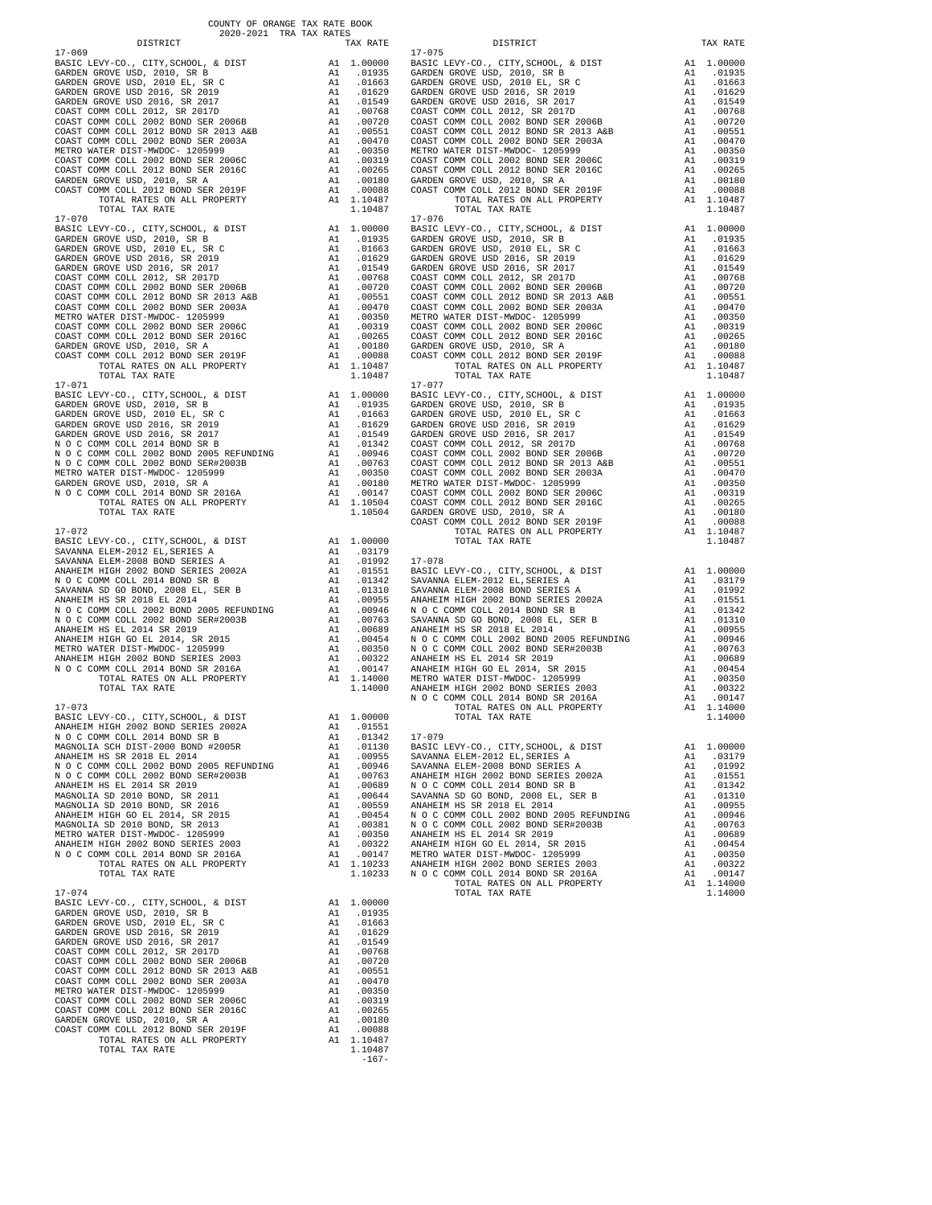COUNTY OF ORANGE TAX RATE BOOK
2020-2021 TRA TAX RATES

| DISTRICT | | TAX RATE |
|---|---|---|
| **17-069** | | |
| BASIC LEVY-CO., CITY,SCHOOL, & DIST | A1 | 1.00000 |
| GARDEN GROVE USD, 2010, SR B | A1 | .01935 |
| GARDEN GROVE USD, 2010 EL, SR C | A1 | .01663 |
| GARDEN GROVE USD 2016, SR 2019 | A1 | .01629 |
| GARDEN GROVE USD 2016, SR 2017 | A1 | .01549 |
| COAST COMM COLL 2012, SR 2017D | A1 | .00768 |
| COAST COMM COLL 2002 BOND SER 2006B | A1 | .00720 |
| COAST COMM COLL 2012 BOND SR 2013 A&B | A1 | .00551 |
| COAST COMM COLL 2002 BOND SER 2003A | A1 | .00470 |
| METRO WATER DIST-MWDOC- 1205999 | A1 | .00350 |
| COAST COMM COLL 2002 BOND SER 2006C | A1 | .00319 |
| COAST COMM COLL 2012 BOND SER 2016C | A1 | .00265 |
| GARDEN GROVE USD, 2010, SR A | A1 | .00180 |
| COAST COMM COLL 2012 BOND SER 2019F | A1 | .00088 |
| TOTAL RATES ON ALL PROPERTY | A1 | 1.10487 |
| TOTAL TAX RATE | | 1.10487 |
| **17-070** | | |
| BASIC LEVY-CO., CITY,SCHOOL, & DIST | A1 | 1.00000 |
| GARDEN GROVE USD, 2010, SR B | A1 | .01935 |
| GARDEN GROVE USD, 2010 EL, SR C | A1 | .01663 |
| GARDEN GROVE USD 2016, SR 2019 | A1 | .01629 |
| GARDEN GROVE USD 2016, SR 2017 | A1 | .01549 |
| COAST COMM COLL 2012, SR 2017D | A1 | .00768 |
| COAST COMM COLL 2002 BOND SER 2006B | A1 | .00720 |
| COAST COMM COLL 2012 BOND SR 2013 A&B | A1 | .00551 |
| COAST COMM COLL 2002 BOND SER 2003A | A1 | .00470 |
| METRO WATER DIST-MWDOC- 1205999 | A1 | .00350 |
| COAST COMM COLL 2002 BOND SER 2006C | A1 | .00319 |
| COAST COMM COLL 2012 BOND SER 2016C | A1 | .00265 |
| GARDEN GROVE USD, 2010, SR A | A1 | .00180 |
| COAST COMM COLL 2012 BOND SER 2019F | A1 | .00088 |
| TOTAL RATES ON ALL PROPERTY | A1 | 1.10487 |
| TOTAL TAX RATE | | 1.10487 |
| **17-071** | | |
| BASIC LEVY-CO., CITY,SCHOOL, & DIST | A1 | 1.00000 |
| GARDEN GROVE USD, 2010, SR B | A1 | .01935 |
| GARDEN GROVE USD, 2010 EL, SR C | A1 | .01663 |
| GARDEN GROVE USD 2016, SR 2019 | A1 | .01629 |
| GARDEN GROVE USD 2016, SR 2017 | A1 | .01549 |
| N O C COMM COLL 2014 BOND SR B | A1 | .01342 |
| N O C COMM COLL 2002 BOND 2005 REFUNDING | A1 | .00946 |
| N O C COMM COLL 2002 BOND SER#2003B | A1 | .00763 |
| METRO WATER DIST-MWDOC- 1205999 | A1 | .00350 |
| GARDEN GROVE USD, 2010, SR A | A1 | .00180 |
| N O C COMM COLL 2014 BOND SR 2016A | A1 | .00147 |
| TOTAL RATES ON ALL PROPERTY | A1 | 1.10504 |
| TOTAL TAX RATE | | 1.10504 |
| **17-072** | | |
| BASIC LEVY-CO., CITY,SCHOOL, & DIST | A1 | 1.00000 |
| SAVANNA ELEM-2012 EL,SERIES A | A1 | .03179 |
| SAVANNA ELEM-2008 BOND SERIES A | A1 | .01992 |
| ANAHEIM HIGH 2002 BOND SERIES 2002A | A1 | .01551 |
| N O C COMM COLL 2014 BOND SR B | A1 | .01342 |
| SAVANNA SD GO BOND, 2008 EL, SER B | A1 | .01310 |
| ANAHEIM HS SR 2018 EL 2014 | A1 | .00955 |
| N O C COMM COLL 2002 BOND 2005 REFUNDING | A1 | .00946 |
| N O C COMM COLL 2002 BOND SER#2003B | A1 | .00763 |
| ANAHEIM HS EL 2014 SR 2019 | A1 | .00689 |
| ANAHEIM HIGH GO EL 2014, SR 2015 | A1 | .00454 |
| METRO WATER DIST-MWDOC- 1205999 | A1 | .00350 |
| ANAHEIM HIGH 2002 BOND SERIES 2003 | A1 | .00322 |
| N O C COMM COLL 2014 BOND SR 2016A | A1 | .00147 |
| TOTAL RATES ON ALL PROPERTY | A1 | 1.14000 |
| TOTAL TAX RATE | | 1.14000 |
| **17-073** | | |
| BASIC LEVY-CO., CITY,SCHOOL, & DIST | A1 | 1.00000 |
| ANAHEIM HIGH 2002 BOND SERIES 2002A | A1 | .01551 |
| N O C COMM COLL 2014 BOND SR B | A1 | .01342 |
| MAGNOLIA SCH DIST-2000 BOND #2005R | A1 | .01130 |
| ANAHEIM HS SR 2018 EL 2014 | A1 | .00955 |
| N O C COMM COLL 2002 BOND 2005 REFUNDING | A1 | .00946 |
| N O C COMM COLL 2002 BOND SER#2003B | A1 | .00763 |
| ANAHEIM HS EL 2014 SR 2019 | A1 | .00689 |
| MAGNOLIA SD 2010 BOND, SR 2011 | A1 | .00644 |
| MAGNOLIA SD 2010 BOND, SR 2016 | A1 | .00559 |
| ANAHEIM HIGH GO EL 2014, SR 2015 | A1 | .00454 |
| MAGNOLIA SD 2010 BOND, SR 2013 | A1 | .00381 |
| METRO WATER DIST-MWDOC- 1205999 | A1 | .00350 |
| ANAHEIM HIGH 2002 BOND SERIES 2003 | A1 | .00322 |
| N O C COMM COLL 2014 BOND SR 2016A | A1 | .00147 |
| TOTAL RATES ON ALL PROPERTY | A1 | 1.10233 |
| TOTAL TAX RATE | | 1.10233 |
| **17-074** | | |
| BASIC LEVY-CO., CITY,SCHOOL, & DIST | A1 | 1.00000 |
| GARDEN GROVE USD, 2010, SR B | A1 | .01935 |
| GARDEN GROVE USD, 2010 EL, SR C | A1 | .01663 |
| GARDEN GROVE USD 2016, SR 2019 | A1 | .01629 |
| GARDEN GROVE USD 2016, SR 2017 | A1 | .01549 |
| COAST COMM COLL 2012, SR 2017D | A1 | .00768 |
| COAST COMM COLL 2002 BOND SER 2006B | A1 | .00720 |
| COAST COMM COLL 2012 BOND SR 2013 A&B | A1 | .00551 |
| COAST COMM COLL 2002 BOND SER 2003A | A1 | .00470 |
| METRO WATER DIST-MWDOC- 1205999 | A1 | .00350 |
| COAST COMM COLL 2002 BOND SER 2006C | A1 | .00319 |
| COAST COMM COLL 2012 BOND SER 2016C | A1 | .00265 |
| GARDEN GROVE USD, 2010, SR A | A1 | .00180 |
| COAST COMM COLL 2012 BOND SER 2019F | A1 | .00088 |
| TOTAL RATES ON ALL PROPERTY | A1 | 1.10487 |
| TOTAL TAX RATE | | 1.10487 |
| **17-075** | | |
| BASIC LEVY-CO., CITY,SCHOOL, & DIST | A1 | 1.00000 |
| GARDEN GROVE USD, 2010, SR B | A1 | .01935 |
| GARDEN GROVE USD, 2010 EL, SR C | A1 | .01663 |
| GARDEN GROVE USD 2016, SR 2019 | A1 | .01629 |
| GARDEN GROVE USD 2016, SR 2017 | A1 | .01549 |
| COAST COMM COLL 2012, SR 2017D | A1 | .00768 |
| COAST COMM COLL 2002 BOND SER 2006B | A1 | .00720 |
| COAST COMM COLL 2012 BOND SR 2013 A&B | A1 | .00551 |
| COAST COMM COLL 2002 BOND SER 2003A | A1 | .00470 |
| METRO WATER DIST-MWDOC- 1205999 | A1 | .00350 |
| COAST COMM COLL 2002 BOND SER 2006C | A1 | .00319 |
| COAST COMM COLL 2012 BOND SER 2016C | A1 | .00265 |
| GARDEN GROVE USD, 2010, SR A | A1 | .00180 |
| COAST COMM COLL 2012 BOND SER 2019F | A1 | .00088 |
| TOTAL RATES ON ALL PROPERTY | A1 | 1.10487 |
| TOTAL TAX RATE | | 1.10487 |
| **17-076** | | |
| BASIC LEVY-CO., CITY,SCHOOL, & DIST | A1 | 1.00000 |
| GARDEN GROVE USD, 2010, SR B | A1 | .01935 |
| GARDEN GROVE USD, 2010 EL, SR C | A1 | .01663 |
| GARDEN GROVE USD 2016, SR 2019 | A1 | .01629 |
| GARDEN GROVE USD 2016, SR 2017 | A1 | .01549 |
| COAST COMM COLL 2012, SR 2017D | A1 | .00768 |
| COAST COMM COLL 2002 BOND SER 2006B | A1 | .00720 |
| COAST COMM COLL 2012 BOND SR 2013 A&B | A1 | .00551 |
| COAST COMM COLL 2002 BOND SER 2003A | A1 | .00470 |
| METRO WATER DIST-MWDOC- 1205999 | A1 | .00350 |
| COAST COMM COLL 2002 BOND SER 2006C | A1 | .00319 |
| COAST COMM COLL 2012 BOND SER 2016C | A1 | .00265 |
| GARDEN GROVE USD, 2010, SR A | A1 | .00180 |
| COAST COMM COLL 2012 BOND SER 2019F | A1 | .00088 |
| TOTAL RATES ON ALL PROPERTY | A1 | 1.10487 |
| TOTAL TAX RATE | | 1.10487 |
| **17-077** | | |
| BASIC LEVY-CO., CITY,SCHOOL, & DIST | A1 | 1.00000 |
| GARDEN GROVE USD, 2010, SR B | A1 | .01935 |
| GARDEN GROVE USD, 2010 EL, SR C | A1 | .01663 |
| GARDEN GROVE USD 2016, SR 2019 | A1 | .01629 |
| GARDEN GROVE USD 2016, SR 2017 | A1 | .01549 |
| COAST COMM COLL 2012, SR 2017D | A1 | .00768 |
| COAST COMM COLL 2002 BOND SER 2006B | A1 | .00720 |
| COAST COMM COLL 2012 BOND SR 2013 A&B | A1 | .00551 |
| COAST COMM COLL 2002 BOND SER 2003A | A1 | .00470 |
| METRO WATER DIST-MWDOC- 1205999 | A1 | .00350 |
| COAST COMM COLL 2002 BOND SER 2006C | A1 | .00319 |
| COAST COMM COLL 2012 BOND SER 2016C | A1 | .00265 |
| GARDEN GROVE USD, 2010, SR A | A1 | .00180 |
| COAST COMM COLL 2012 BOND SER 2019F | A1 | .00088 |
| TOTAL RATES ON ALL PROPERTY | A1 | 1.10487 |
| TOTAL TAX RATE | | 1.10487 |
| **17-078** | | |
| BASIC LEVY-CO., CITY,SCHOOL, & DIST | A1 | 1.00000 |
| SAVANNA ELEM-2012 EL,SERIES A | A1 | .03179 |
| SAVANNA ELEM-2008 BOND SERIES A | A1 | .01992 |
| ANAHEIM HIGH 2002 BOND SERIES 2002A | A1 | .01551 |
| N O C COMM COLL 2014 BOND SR B | A1 | .01342 |
| SAVANNA SD GO BOND, 2008 EL, SER B | A1 | .01310 |
| ANAHEIM HS SR 2018 EL 2014 | A1 | .00955 |
| N O C COMM COLL 2002 BOND 2005 REFUNDING | A1 | .00946 |
| N O C COMM COLL 2002 BOND SER#2003B | A1 | .00763 |
| ANAHEIM HS EL 2014 SR 2019 | A1 | .00689 |
| ANAHEIM HIGH GO EL 2014, SR 2015 | A1 | .00454 |
| METRO WATER DIST-MWDOC- 1205999 | A1 | .00350 |
| ANAHEIM HIGH 2002 BOND SERIES 2003 | A1 | .00322 |
| N O C COMM COLL 2014 BOND SR 2016A | A1 | .00147 |
| TOTAL RATES ON ALL PROPERTY | A1 | 1.14000 |
| TOTAL TAX RATE | | 1.14000 |
| **17-079** | | |
| BASIC LEVY-CO., CITY,SCHOOL, & DIST | A1 | 1.00000 |
| SAVANNA ELEM-2012 EL,SERIES A | A1 | .03179 |
| SAVANNA ELEM-2008 BOND SERIES A | A1 | .01992 |
| ANAHEIM HIGH 2002 BOND SERIES 2002A | A1 | .01551 |
| N O C COMM COLL 2014 BOND SR B | A1 | .01342 |
| SAVANNA SD GO BOND, 2008 EL, SER B | A1 | .01310 |
| ANAHEIM HS SR 2018 EL 2014 | A1 | .00955 |
| N O C COMM COLL 2002 BOND 2005 REFUNDING | A1 | .00946 |
| N O C COMM COLL 2002 BOND SER#2003B | A1 | .00763 |
| ANAHEIM HS EL 2014 SR 2019 | A1 | .00689 |
| ANAHEIM HIGH GO EL 2014, SR 2015 | A1 | .00454 |
| METRO WATER DIST-MWDOC- 1205999 | A1 | .00350 |
| ANAHEIM HIGH 2002 BOND SERIES 2003 | A1 | .00322 |
| N O C COMM COLL 2014 BOND SR 2016A | A1 | .00147 |
| TOTAL RATES ON ALL PROPERTY | A1 | 1.14000 |
| TOTAL TAX RATE | | 1.14000 |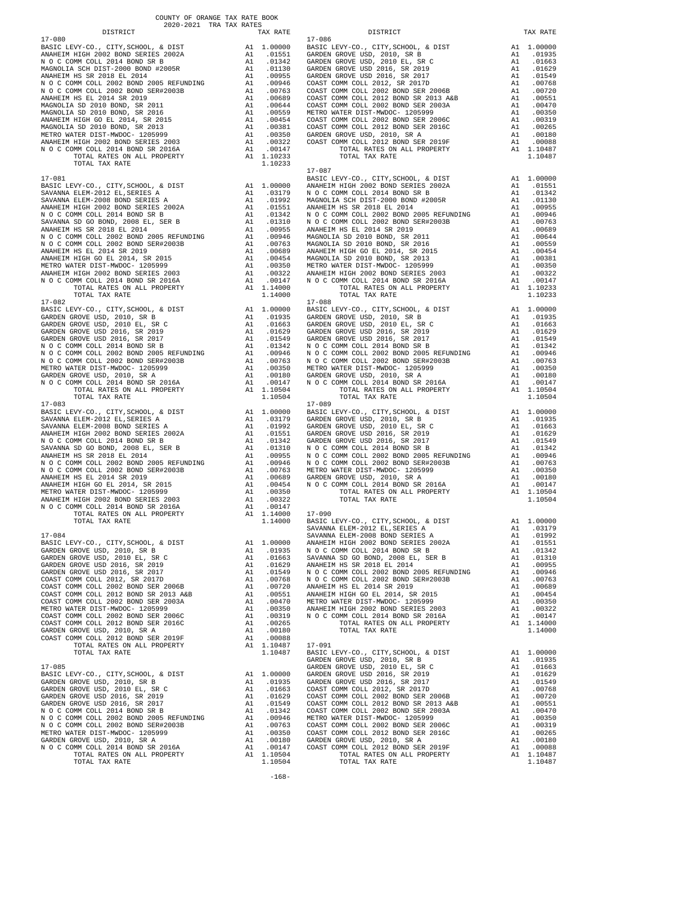COUNTY OF ORANGE TAX RATE BOOK
2020-2021 TRA TAX RATES

**17-080**

| DISTRICT | | TAX RATE |
|---|---|---|
| BASIC LEVY-CO., CITY,SCHOOL, & DIST | A1 | 1.00000 |
| ANAHEIM HIGH 2002 BOND SERIES 2002A | A1 | .01551 |
| N O C COMM COLL 2014 BOND SR B | A1 | .01342 |
| MAGNOLIA SCH DIST-2000 BOND #2005R | A1 | .01130 |
| ANAHEIM HS SR 2018 EL 2014 | A1 | .00955 |
| N O C COMM COLL 2002 BOND 2005 REFUNDING | A1 | .00946 |
| N O C COMM COLL 2002 BOND SER#2003B | A1 | .00763 |
| ANAHEIM HS EL 2014 SR 2019 | A1 | .00689 |
| MAGNOLIA SD 2010 BOND, SR 2011 | A1 | .00644 |
| MAGNOLIA SD 2010 BOND, SR 2016 | A1 | .00559 |
| ANAHEIM HIGH GO EL 2014, SR 2015 | A1 | .00454 |
| MAGNOLIA SD 2010 BOND, SR 2013 | A1 | .00381 |
| METRO WATER DIST-MWDOC- 1205999 | A1 | .00350 |
| ANAHEIM HIGH 2002 BOND SERIES 2003 | A1 | .00322 |
| N O C COMM COLL 2014 BOND SR 2016A | A1 | .00147 |
| TOTAL RATES ON ALL PROPERTY | A1 | 1.10233 |
| TOTAL TAX RATE | | 1.10233 |

**17-081**

| DISTRICT | | TAX RATE |
|---|---|---|
| BASIC LEVY-CO., CITY,SCHOOL, & DIST | A1 | 1.00000 |
| SAVANNA ELEM-2012 EL,SERIES A | A1 | .03179 |
| SAVANNA ELEM-2008 BOND SERIES A | A1 | .01992 |
| ANAHEIM HIGH 2002 BOND SERIES 2002A | A1 | .01551 |
| N O C COMM COLL 2014 BOND SR B | A1 | .01342 |
| SAVANNA SD GO BOND, 2008 EL, SER B | A1 | .01310 |
| ANAHEIM HS SR 2018 EL 2014 | A1 | .00955 |
| N O C COMM COLL 2002 BOND 2005 REFUNDING | A1 | .00946 |
| N O C COMM COLL 2002 BOND SER#2003B | A1 | .00763 |
| ANAHEIM HS EL 2014 SR 2019 | A1 | .00689 |
| ANAHEIM HIGH GO EL 2014, SR 2015 | A1 | .00454 |
| METRO WATER DIST-MWDOC- 1205999 | A1 | .00350 |
| ANAHEIM HIGH 2002 BOND SERIES 2003 | A1 | .00322 |
| N O C COMM COLL 2014 BOND SR 2016A | A1 | .00147 |
| TOTAL RATES ON ALL PROPERTY | A1 | 1.14000 |
| TOTAL TAX RATE | | 1.14000 |

**17-082**

| DISTRICT | | TAX RATE |
|---|---|---|
| BASIC LEVY-CO., CITY,SCHOOL, & DIST | A1 | 1.00000 |
| GARDEN GROVE USD, 2010, SR B | A1 | .01935 |
| GARDEN GROVE USD, 2010 EL, SR C | A1 | .01663 |
| GARDEN GROVE USD 2016, SR 2019 | A1 | .01629 |
| GARDEN GROVE USD 2016, SR 2017 | A1 | .01549 |
| N O C COMM COLL 2014 BOND SR B | A1 | .01342 |
| N O C COMM COLL 2002 BOND 2005 REFUNDING | A1 | .00946 |
| N O C COMM COLL 2002 BOND SER#2003B | A1 | .00763 |
| METRO WATER DIST-MWDOC- 1205999 | A1 | .00350 |
| GARDEN GROVE USD, 2010, SR A | A1 | .00180 |
| N O C COMM COLL 2014 BOND SR 2016A | A1 | .00147 |
| TOTAL RATES ON ALL PROPERTY | A1 | 1.10504 |
| TOTAL TAX RATE | | 1.10504 |

**17-083**

| DISTRICT | | TAX RATE |
|---|---|---|
| BASIC LEVY-CO., CITY,SCHOOL, & DIST | A1 | 1.00000 |
| SAVANNA ELEM-2012 EL,SERIES A | A1 | .03179 |
| SAVANNA ELEM-2008 BOND SERIES A | A1 | .01992 |
| ANAHEIM HIGH 2002 BOND SERIES 2002A | A1 | .01551 |
| N O C COMM COLL 2014 BOND SR B | A1 | .01342 |
| SAVANNA SD GO BOND, 2008 EL, SER B | A1 | .01310 |
| ANAHEIM HS SR 2018 EL 2014 | A1 | .00955 |
| N O C COMM COLL 2002 BOND 2005 REFUNDING | A1 | .00946 |
| N O C COMM COLL 2002 BOND SER#2003B | A1 | .00763 |
| ANAHEIM HS EL 2014 SR 2019 | A1 | .00689 |
| ANAHEIM HIGH GO EL 2014, SR 2015 | A1 | .00454 |
| METRO WATER DIST-MWDOC- 1205999 | A1 | .00350 |
| ANAHEIM HIGH 2002 BOND SERIES 2003 | A1 | .00322 |
| N O C COMM COLL 2014 BOND SR 2016A | A1 | .00147 |
| TOTAL RATES ON ALL PROPERTY | A1 | 1.14000 |
| TOTAL TAX RATE | | 1.14000 |

**17-084**

| DISTRICT | | TAX RATE |
|---|---|---|
| BASIC LEVY-CO., CITY,SCHOOL, & DIST | A1 | 1.00000 |
| GARDEN GROVE USD, 2010, SR B | A1 | .01935 |
| GARDEN GROVE USD, 2010 EL, SR C | A1 | .01663 |
| GARDEN GROVE USD 2016, SR 2019 | A1 | .01629 |
| GARDEN GROVE USD 2016, SR 2017 | A1 | .01549 |
| COAST COMM COLL 2012, SR 2017D | A1 | .00768 |
| COAST COMM COLL 2002 BOND SER 2006B | A1 | .00720 |
| COAST COMM COLL 2012 BOND SR 2013 A&B | A1 | .00551 |
| COAST COMM COLL 2002 BOND SER 2003A | A1 | .00470 |
| METRO WATER DIST-MWDOC- 1205999 | A1 | .00350 |
| COAST COMM COLL 2002 BOND SER 2006C | A1 | .00319 |
| COAST COMM COLL 2012 BOND SER 2016C | A1 | .00265 |
| GARDEN GROVE USD, 2010, SR A | A1 | .00180 |
| COAST COMM COLL 2012 BOND SER 2019F | A1 | .00088 |
| TOTAL RATES ON ALL PROPERTY | A1 | 1.10487 |
| TOTAL TAX RATE | | 1.10487 |

**17-085**

| DISTRICT | | TAX RATE |
|---|---|---|
| BASIC LEVY-CO., CITY,SCHOOL, & DIST | A1 | 1.00000 |
| GARDEN GROVE USD, 2010, SR B | A1 | .01935 |
| GARDEN GROVE USD, 2010 EL, SR C | A1 | .01663 |
| GARDEN GROVE USD 2016, SR 2019 | A1 | .01629 |
| GARDEN GROVE USD 2016, SR 2017 | A1 | .01549 |
| N O C COMM COLL 2014 BOND SR B | A1 | .01342 |
| N O C COMM COLL 2002 BOND 2005 REFUNDING | A1 | .00946 |
| N O C COMM COLL 2002 BOND SER#2003B | A1 | .00763 |
| METRO WATER DIST-MWDOC- 1205999 | A1 | .00350 |
| GARDEN GROVE USD, 2010, SR A | A1 | .00180 |
| N O C COMM COLL 2014 BOND SR 2016A | A1 | .00147 |
| TOTAL RATES ON ALL PROPERTY | A1 | 1.10504 |
| TOTAL TAX RATE | | 1.10504 |

**17-086**

| DISTRICT | | TAX RATE |
|---|---|---|
| BASIC LEVY-CO., CITY,SCHOOL, & DIST | A1 | 1.00000 |
| GARDEN GROVE USD, 2010, SR B | A1 | .01935 |
| GARDEN GROVE USD, 2010 EL, SR C | A1 | .01663 |
| GARDEN GROVE USD 2016, SR 2019 | A1 | .01629 |
| GARDEN GROVE USD 2016, SR 2017 | A1 | .01549 |
| COAST COMM COLL 2012, SR 2017D | A1 | .00768 |
| COAST COMM COLL 2002 BOND SER 2006B | A1 | .00720 |
| COAST COMM COLL 2012 BOND SR 2013 A&B | A1 | .00551 |
| COAST COMM COLL 2002 BOND SER 2003A | A1 | .00470 |
| METRO WATER DIST-MWDOC- 1205999 | A1 | .00350 |
| COAST COMM COLL 2002 BOND SER 2006C | A1 | .00319 |
| COAST COMM COLL 2012 BOND SER 2016C | A1 | .00265 |
| GARDEN GROVE USD, 2010, SR A | A1 | .00180 |
| COAST COMM COLL 2012 BOND SER 2019F | A1 | .00088 |
| TOTAL RATES ON ALL PROPERTY | A1 | 1.10487 |
| TOTAL TAX RATE | | 1.10487 |

**17-087**

| DISTRICT | | TAX RATE |
|---|---|---|
| BASIC LEVY-CO., CITY,SCHOOL, & DIST | A1 | 1.00000 |
| ANAHEIM HIGH 2002 BOND SERIES 2002A | A1 | .01551 |
| N O C COMM COLL 2014 BOND SR B | A1 | .01342 |
| MAGNOLIA SCH DIST-2000 BOND #2005R | A1 | .01130 |
| ANAHEIM HS SR 2018 EL 2014 | A1 | .00955 |
| N O C COMM COLL 2002 BOND 2005 REFUNDING | A1 | .00946 |
| N O C COMM COLL 2002 BOND SER#2003B | A1 | .00763 |
| ANAHEIM HS EL 2014 SR 2019 | A1 | .00689 |
| MAGNOLIA SD 2010 BOND, SR 2011 | A1 | .00644 |
| MAGNOLIA SD 2010 BOND, SR 2016 | A1 | .00559 |
| ANAHEIM HIGH GO EL 2014, SR 2015 | A1 | .00454 |
| MAGNOLIA SD 2010 BOND, SR 2013 | A1 | .00381 |
| METRO WATER DIST-MWDOC- 1205999 | A1 | .00350 |
| ANAHEIM HIGH 2002 BOND SERIES 2003 | A1 | .00322 |
| N O C COMM COLL 2014 BOND SR 2016A | A1 | .00147 |
| TOTAL RATES ON ALL PROPERTY | A1 | 1.10233 |
| TOTAL TAX RATE | | 1.10233 |

**17-088**

| DISTRICT | | TAX RATE |
|---|---|---|
| BASIC LEVY-CO., CITY,SCHOOL, & DIST | A1 | 1.00000 |
| GARDEN GROVE USD, 2010, SR B | A1 | .01935 |
| GARDEN GROVE USD, 2010 EL, SR C | A1 | .01663 |
| GARDEN GROVE USD 2016, SR 2019 | A1 | .01629 |
| GARDEN GROVE USD 2016, SR 2017 | A1 | .01549 |
| N O C COMM COLL 2014 BOND SR B | A1 | .01342 |
| N O C COMM COLL 2002 BOND 2005 REFUNDING | A1 | .00946 |
| N O C COMM COLL 2002 BOND SER#2003B | A1 | .00763 |
| METRO WATER DIST-MWDOC- 1205999 | A1 | .00350 |
| GARDEN GROVE USD, 2010, SR A | A1 | .00180 |
| N O C COMM COLL 2014 BOND SR 2016A | A1 | .00147 |
| TOTAL RATES ON ALL PROPERTY | A1 | 1.10504 |
| TOTAL TAX RATE | | 1.10504 |

**17-089**

| DISTRICT | | TAX RATE |
|---|---|---|
| BASIC LEVY-CO., CITY,SCHOOL, & DIST | A1 | 1.00000 |
| GARDEN GROVE USD, 2010, SR B | A1 | .01935 |
| GARDEN GROVE USD, 2010 EL, SR C | A1 | .01663 |
| GARDEN GROVE USD 2016, SR 2019 | A1 | .01629 |
| GARDEN GROVE USD 2016, SR 2017 | A1 | .01549 |
| N O C COMM COLL 2014 BOND SR B | A1 | .01342 |
| N O C COMM COLL 2002 BOND 2005 REFUNDING | A1 | .00946 |
| N O C COMM COLL 2002 BOND SER#2003B | A1 | .00763 |
| METRO WATER DIST-MWDOC- 1205999 | A1 | .00350 |
| GARDEN GROVE USD, 2010, SR A | A1 | .00180 |
| N O C COMM COLL 2014 BOND SR 2016A | A1 | .00147 |
| TOTAL RATES ON ALL PROPERTY | A1 | 1.10504 |
| TOTAL TAX RATE | | 1.10504 |

**17-090**

| DISTRICT | | TAX RATE |
|---|---|---|
| BASIC LEVY-CO., CITY,SCHOOL, & DIST | A1 | 1.00000 |
| SAVANNA ELEM-2012 EL,SERIES A | A1 | .03179 |
| SAVANNA ELEM-2008 BOND SERIES A | A1 | .01992 |
| ANAHEIM HIGH 2002 BOND SERIES 2002A | A1 | .01551 |
| N O C COMM COLL 2014 BOND SR B | A1 | .01342 |
| SAVANNA SD GO BOND, 2008 EL, SER B | A1 | .01310 |
| ANAHEIM HS SR 2018 EL 2014 | A1 | .00955 |
| N O C COMM COLL 2002 BOND 2005 REFUNDING | A1 | .00946 |
| N O C COMM COLL 2002 BOND SER#2003B | A1 | .00763 |
| ANAHEIM HS EL 2014 SR 2019 | A1 | .00689 |
| ANAHEIM HIGH GO EL 2014, SR 2015 | A1 | .00454 |
| METRO WATER DIST-MWDOC- 1205999 | A1 | .00350 |
| ANAHEIM HIGH 2002 BOND SERIES 2003 | A1 | .00322 |
| N O C COMM COLL 2014 BOND SR 2016A | A1 | .00147 |
| TOTAL RATES ON ALL PROPERTY | A1 | 1.14000 |
| TOTAL TAX RATE | | 1.14000 |

**17-091**

| DISTRICT | | TAX RATE |
|---|---|---|
| BASIC LEVY-CO., CITY,SCHOOL, & DIST | A1 | 1.00000 |
| GARDEN GROVE USD, 2010, SR B | A1 | .01935 |
| GARDEN GROVE USD, 2010 EL, SR C | A1 | .01663 |
| GARDEN GROVE USD 2016, SR 2019 | A1 | .01629 |
| GARDEN GROVE USD 2016, SR 2017 | A1 | .01549 |
| COAST COMM COLL 2012, SR 2017D | A1 | .00768 |
| COAST COMM COLL 2002 BOND SER 2006B | A1 | .00720 |
| COAST COMM COLL 2012 BOND SR 2013 A&B | A1 | .00551 |
| COAST COMM COLL 2002 BOND SER 2003A | A1 | .00470 |
| METRO WATER DIST-MWDOC- 1205999 | A1 | .00350 |
| COAST COMM COLL 2002 BOND SER 2006C | A1 | .00319 |
| COAST COMM COLL 2012 BOND SER 2016C | A1 | .00265 |
| GARDEN GROVE USD, 2010, SR A | A1 | .00180 |
| COAST COMM COLL 2012 BOND SER 2019F | A1 | .00088 |
| TOTAL RATES ON ALL PROPERTY | A1 | 1.10487 |
| TOTAL TAX RATE | | 1.10487 |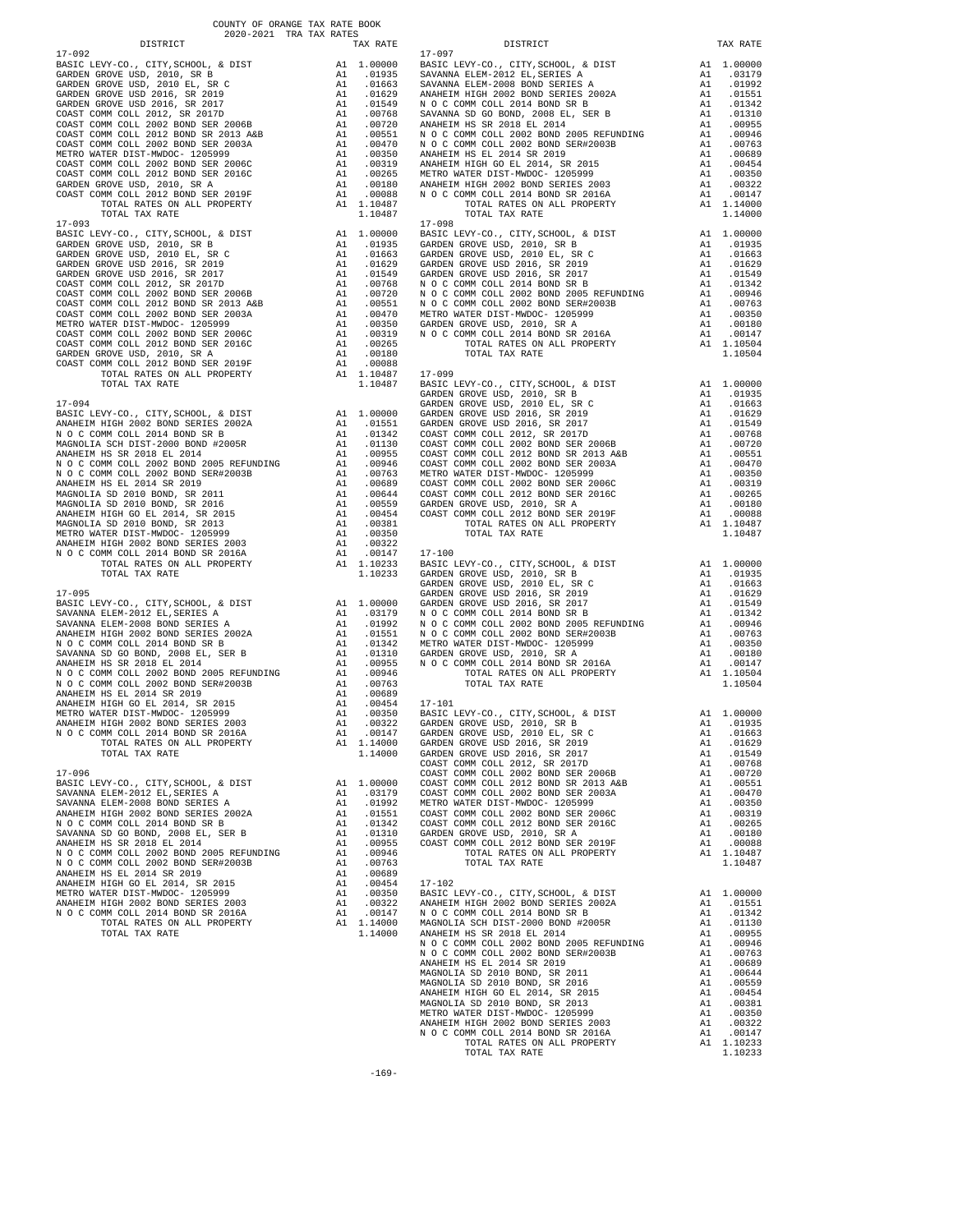COUNTY OF ORANGE TAX RATE BOOK
2020-2021 TRA TAX RATES

| DISTRICT | | TAX RATE |
|---|---|---|
| **17-092** | | |
| BASIC LEVY-CO., CITY,SCHOOL, & DIST | A1 | 1.00000 |
| GARDEN GROVE USD, 2010, SR B | A1 | .01935 |
| GARDEN GROVE USD, 2010 EL, SR C | A1 | .01663 |
| GARDEN GROVE USD 2016, SR 2019 | A1 | .01629 |
| GARDEN GROVE USD 2016, SR 2017 | A1 | .01549 |
| COAST COMM COLL 2012, SR 2017D | A1 | .00768 |
| COAST COMM COLL 2002 BOND SER 2006B | A1 | .00720 |
| COAST COMM COLL 2012 BOND SR 2013 A&B | A1 | .00551 |
| COAST COMM COLL 2002 BOND SER 2003A | A1 | .00470 |
| METRO WATER DIST-MWDOC- 1205999 | A1 | .00350 |
| COAST COMM COLL 2002 BOND SER 2006C | A1 | .00319 |
| COAST COMM COLL 2012 BOND SER 2016C | A1 | .00265 |
| GARDEN GROVE USD, 2010, SR A | A1 | .00180 |
| COAST COMM COLL 2012 BOND SER 2019F | A1 | .00088 |
| TOTAL RATES ON ALL PROPERTY | A1 | 1.10487 |
| TOTAL TAX RATE | | 1.10487 |
| **17-093** | | |
| BASIC LEVY-CO., CITY,SCHOOL, & DIST | A1 | 1.00000 |
| GARDEN GROVE USD, 2010, SR B | A1 | .01935 |
| GARDEN GROVE USD, 2010 EL, SR C | A1 | .01663 |
| GARDEN GROVE USD 2016, SR 2019 | A1 | .01629 |
| GARDEN GROVE USD 2016, SR 2017 | A1 | .01549 |
| COAST COMM COLL 2012, SR 2017D | A1 | .00768 |
| COAST COMM COLL 2002 BOND SER 2006B | A1 | .00720 |
| COAST COMM COLL 2012 BOND SR 2013 A&B | A1 | .00551 |
| COAST COMM COLL 2002 BOND SER 2003A | A1 | .00470 |
| METRO WATER DIST-MWDOC- 1205999 | A1 | .00350 |
| COAST COMM COLL 2002 BOND SER 2006C | A1 | .00319 |
| COAST COMM COLL 2012 BOND SER 2016C | A1 | .00265 |
| GARDEN GROVE USD, 2010, SR A | A1 | .00180 |
| COAST COMM COLL 2012 BOND SER 2019F | A1 | .00088 |
| TOTAL RATES ON ALL PROPERTY | A1 | 1.10487 |
| TOTAL TAX RATE | | 1.10487 |
| **17-094** | | |
| BASIC LEVY-CO., CITY,SCHOOL, & DIST | A1 | 1.00000 |
| ANAHEIM HIGH 2002 BOND SERIES 2002A | A1 | .01551 |
| N O C COMM COLL 2014 BOND SR B | A1 | .01342 |
| MAGNOLIA SCH DIST-2000 BOND #2005R | A1 | .01130 |
| ANAHEIM HS SR 2018 EL 2014 | A1 | .00955 |
| N O C COMM COLL 2002 BOND 2005 REFUNDING | A1 | .00946 |
| N O C COMM COLL 2002 BOND SER#2003B | A1 | .00763 |
| ANAHEIM HS EL 2014 SR 2019 | A1 | .00689 |
| MAGNOLIA SD 2010 BOND, SR 2011 | A1 | .00644 |
| MAGNOLIA SD 2010 BOND, SR 2016 | A1 | .00559 |
| ANAHEIM HIGH GO EL 2014, SR 2015 | A1 | .00454 |
| MAGNOLIA SD 2010 BOND, SR 2013 | A1 | .00381 |
| METRO WATER DIST-MWDOC- 1205999 | A1 | .00350 |
| ANAHEIM HIGH 2002 BOND SERIES 2003 | A1 | .00322 |
| N O C COMM COLL 2014 BOND SR 2016A | A1 | .00147 |
| TOTAL RATES ON ALL PROPERTY | A1 | 1.10233 |
| TOTAL TAX RATE | | 1.10233 |
| **17-095** | | |
| BASIC LEVY-CO., CITY,SCHOOL, & DIST | A1 | 1.00000 |
| SAVANNA ELEM-2012 EL,SERIES A | A1 | .03179 |
| SAVANNA ELEM-2008 BOND SERIES A | A1 | .01992 |
| ANAHEIM HIGH 2002 BOND SERIES 2002A | A1 | .01551 |
| N O C COMM COLL 2014 BOND SR B | A1 | .01342 |
| SAVANNA SD GO BOND, 2008 EL, SER B | A1 | .01310 |
| ANAHEIM HS SR 2018 EL 2014 | A1 | .00955 |
| N O C COMM COLL 2002 BOND 2005 REFUNDING | A1 | .00946 |
| N O C COMM COLL 2002 BOND SER#2003B | A1 | .00763 |
| ANAHEIM HS EL 2014 SR 2019 | A1 | .00689 |
| ANAHEIM HIGH GO EL 2014, SR 2015 | A1 | .00454 |
| METRO WATER DIST-MWDOC- 1205999 | A1 | .00350 |
| ANAHEIM HIGH 2002 BOND SERIES 2003 | A1 | .00322 |
| N O C COMM COLL 2014 BOND SR 2016A | A1 | .00147 |
| TOTAL RATES ON ALL PROPERTY | A1 | 1.14000 |
| TOTAL TAX RATE | | 1.14000 |
| **17-096** | | |
| BASIC LEVY-CO., CITY,SCHOOL, & DIST | A1 | 1.00000 |
| SAVANNA ELEM-2012 EL,SERIES A | A1 | .03179 |
| SAVANNA ELEM-2008 BOND SERIES A | A1 | .01992 |
| ANAHEIM HIGH 2002 BOND SERIES 2002A | A1 | .01551 |
| N O C COMM COLL 2014 BOND SR B | A1 | .01342 |
| SAVANNA SD GO BOND, 2008 EL, SER B | A1 | .01310 |
| ANAHEIM HS SR 2018 EL 2014 | A1 | .00955 |
| N O C COMM COLL 2002 BOND 2005 REFUNDING | A1 | .00946 |
| N O C COMM COLL 2002 BOND SER#2003B | A1 | .00763 |
| ANAHEIM HS EL 2014 SR 2019 | A1 | .00689 |
| ANAHEIM HIGH GO EL 2014, SR 2015 | A1 | .00454 |
| METRO WATER DIST-MWDOC- 1205999 | A1 | .00350 |
| ANAHEIM HIGH 2002 BOND SERIES 2003 | A1 | .00322 |
| N O C COMM COLL 2014 BOND SR 2016A | A1 | .00147 |
| TOTAL RATES ON ALL PROPERTY | A1 | 1.14000 |
| TOTAL TAX RATE | | 1.14000 |
| **17-097** | | |
| BASIC LEVY-CO., CITY,SCHOOL, & DIST | A1 | 1.00000 |
| SAVANNA ELEM-2012 EL,SERIES A | A1 | .03179 |
| SAVANNA ELEM-2008 BOND SERIES A | A1 | .01992 |
| ANAHEIM HIGH 2002 BOND SERIES 2002A | A1 | .01551 |
| N O C COMM COLL 2014 BOND SR B | A1 | .01342 |
| SAVANNA SD GO BOND, 2008 EL, SER B | A1 | .01310 |
| ANAHEIM HS SR 2018 EL 2014 | A1 | .00955 |
| N O C COMM COLL 2002 BOND 2005 REFUNDING | A1 | .00946 |
| N O C COMM COLL 2002 BOND SER#2003B | A1 | .00763 |
| ANAHEIM HS EL 2014 SR 2019 | A1 | .00689 |
| ANAHEIM HIGH GO EL 2014, SR 2015 | A1 | .00454 |
| METRO WATER DIST-MWDOC- 1205999 | A1 | .00350 |
| ANAHEIM HIGH 2002 BOND SERIES 2003 | A1 | .00322 |
| N O C COMM COLL 2014 BOND SR 2016A | A1 | .00147 |
| TOTAL RATES ON ALL PROPERTY | A1 | 1.14000 |
| TOTAL TAX RATE | | 1.14000 |
| **17-098** | | |
| BASIC LEVY-CO., CITY,SCHOOL, & DIST | A1 | 1.00000 |
| GARDEN GROVE USD, 2010, SR B | A1 | .01935 |
| GARDEN GROVE USD, 2010 EL, SR C | A1 | .01663 |
| GARDEN GROVE USD 2016, SR 2019 | A1 | .01629 |
| GARDEN GROVE USD 2016, SR 2017 | A1 | .01549 |
| N O C COMM COLL 2014 BOND SR B | A1 | .01342 |
| N O C COMM COLL 2002 BOND 2005 REFUNDING | A1 | .00946 |
| N O C COMM COLL 2002 BOND SER#2003B | A1 | .00763 |
| METRO WATER DIST-MWDOC- 1205999 | A1 | .00350 |
| GARDEN GROVE USD, 2010, SR A | A1 | .00180 |
| N O C COMM COLL 2014 BOND SR 2016A | A1 | .00147 |
| TOTAL RATES ON ALL PROPERTY | A1 | 1.10504 |
| TOTAL TAX RATE | | 1.10504 |
| **17-099** | | |
| BASIC LEVY-CO., CITY,SCHOOL, & DIST | A1 | 1.00000 |
| GARDEN GROVE USD, 2010, SR B | A1 | .01935 |
| GARDEN GROVE USD, 2010 EL, SR C | A1 | .01663 |
| GARDEN GROVE USD 2016, SR 2019 | A1 | .01629 |
| GARDEN GROVE USD 2016, SR 2017 | A1 | .01549 |
| COAST COMM COLL 2012, SR 2017D | A1 | .00768 |
| COAST COMM COLL 2002 BOND SER 2006B | A1 | .00720 |
| COAST COMM COLL 2012 BOND SR 2013 A&B | A1 | .00551 |
| COAST COMM COLL 2002 BOND SER 2003A | A1 | .00470 |
| METRO WATER DIST-MWDOC- 1205999 | A1 | .00350 |
| COAST COMM COLL 2002 BOND SER 2006C | A1 | .00319 |
| COAST COMM COLL 2012 BOND SER 2016C | A1 | .00265 |
| GARDEN GROVE USD, 2010, SR A | A1 | .00180 |
| COAST COMM COLL 2012 BOND SER 2019F | A1 | .00088 |
| TOTAL RATES ON ALL PROPERTY | A1 | 1.10487 |
| TOTAL TAX RATE | | 1.10487 |
| **17-100** | | |
| BASIC LEVY-CO., CITY,SCHOOL, & DIST | A1 | 1.00000 |
| GARDEN GROVE USD, 2010, SR B | A1 | .01935 |
| GARDEN GROVE USD, 2010 EL, SR C | A1 | .01663 |
| GARDEN GROVE USD 2016, SR 2019 | A1 | .01629 |
| GARDEN GROVE USD 2016, SR 2017 | A1 | .01549 |
| N O C COMM COLL 2014 BOND SR B | A1 | .01342 |
| N O C COMM COLL 2002 BOND 2005 REFUNDING | A1 | .00946 |
| N O C COMM COLL 2002 BOND SER#2003B | A1 | .00763 |
| METRO WATER DIST-MWDOC- 1205999 | A1 | .00350 |
| GARDEN GROVE USD, 2010, SR A | A1 | .00180 |
| N O C COMM COLL 2014 BOND SR 2016A | A1 | .00147 |
| TOTAL RATES ON ALL PROPERTY | A1 | 1.10504 |
| TOTAL TAX RATE | | 1.10504 |
| **17-101** | | |
| BASIC LEVY-CO., CITY,SCHOOL, & DIST | A1 | 1.00000 |
| GARDEN GROVE USD, 2010, SR B | A1 | .01935 |
| GARDEN GROVE USD, 2010 EL, SR C | A1 | .01663 |
| GARDEN GROVE USD 2016, SR 2019 | A1 | .01629 |
| GARDEN GROVE USD 2016, SR 2017 | A1 | .01549 |
| COAST COMM COLL 2012, SR 2017D | A1 | .00768 |
| COAST COMM COLL 2002 BOND SER 2006B | A1 | .00720 |
| COAST COMM COLL 2012 BOND SR 2013 A&B | A1 | .00551 |
| COAST COMM COLL 2002 BOND SER 2003A | A1 | .00470 |
| METRO WATER DIST-MWDOC- 1205999 | A1 | .00350 |
| COAST COMM COLL 2002 BOND SER 2006C | A1 | .00319 |
| COAST COMM COLL 2012 BOND SER 2016C | A1 | .00265 |
| GARDEN GROVE USD, 2010, SR A | A1 | .00180 |
| COAST COMM COLL 2012 BOND SER 2019F | A1 | .00088 |
| TOTAL RATES ON ALL PROPERTY | A1 | 1.10487 |
| TOTAL TAX RATE | | 1.10487 |
| **17-102** | | |
| BASIC LEVY-CO., CITY,SCHOOL, & DIST | A1 | 1.00000 |
| ANAHEIM HIGH 2002 BOND SERIES 2002A | A1 | .01551 |
| N O C COMM COLL 2014 BOND SR B | A1 | .01342 |
| MAGNOLIA SCH DIST-2000 BOND #2005R | A1 | .01130 |
| ANAHEIM HS SR 2018 EL 2014 | A1 | .00955 |
| N O C COMM COLL 2002 BOND 2005 REFUNDING | A1 | .00946 |
| N O C COMM COLL 2002 BOND SER#2003B | A1 | .00763 |
| ANAHEIM HS EL 2014 SR 2019 | A1 | .00689 |
| MAGNOLIA SD 2010 BOND, SR 2011 | A1 | .00644 |
| MAGNOLIA SD 2010 BOND, SR 2016 | A1 | .00559 |
| ANAHEIM HIGH GO EL 2014, SR 2015 | A1 | .00454 |
| MAGNOLIA SD 2010 BOND, SR 2013 | A1 | .00381 |
| METRO WATER DIST-MWDOC- 1205999 | A1 | .00350 |
| ANAHEIM HIGH 2002 BOND SERIES 2003 | A1 | .00322 |
| N O C COMM COLL 2014 BOND SR 2016A | A1 | .00147 |
| TOTAL RATES ON ALL PROPERTY | A1 | 1.10233 |
| TOTAL TAX RATE | | 1.10233 |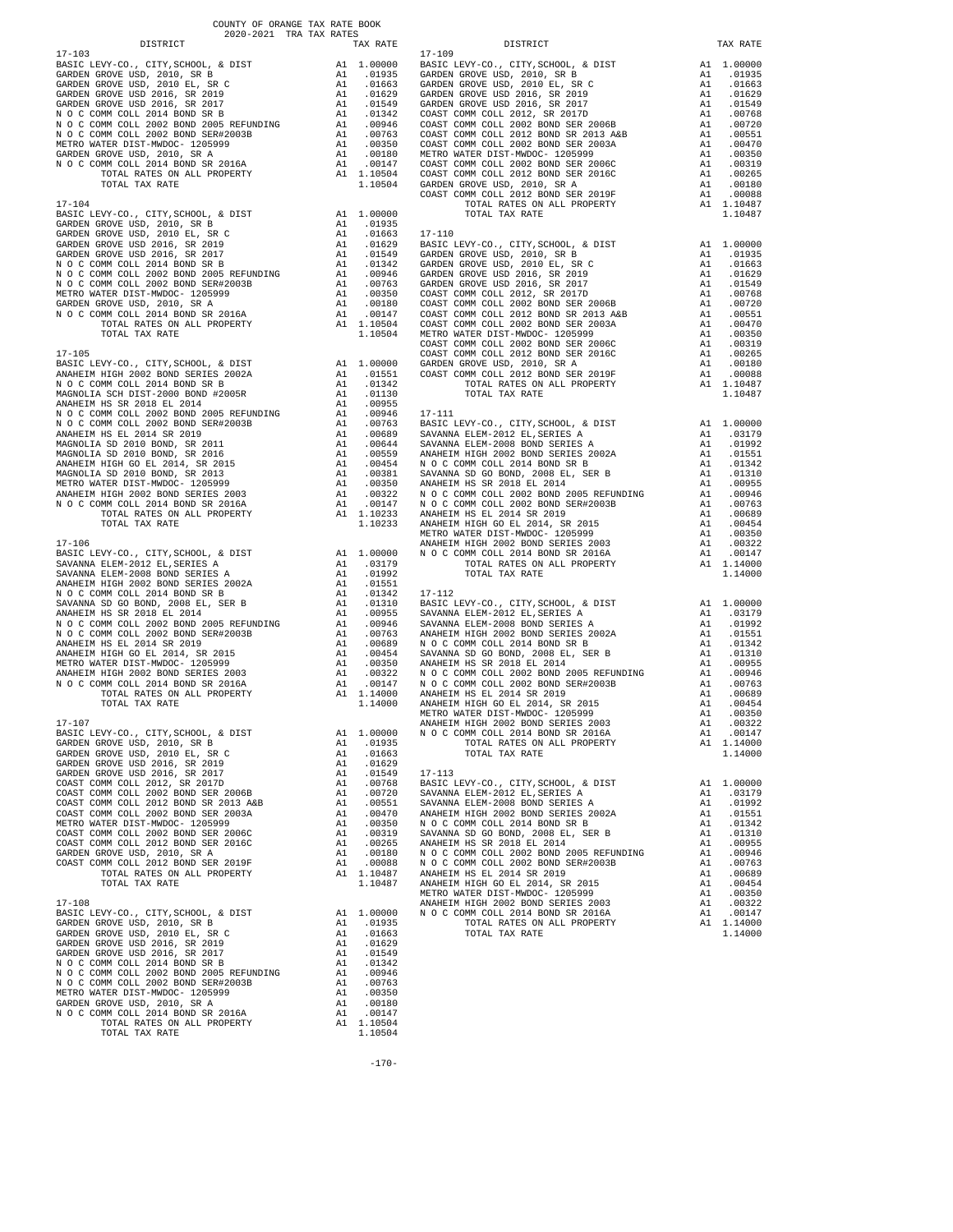COUNTY OF ORANGE TAX RATE BOOK
2020-2021 TRA TAX RATES

| DISTRICT | | TAX RATE |
|---|---|---|
| **17-103** | | |
| BASIC LEVY-CO., CITY,SCHOOL, & DIST | A1 | 1.00000 |
| GARDEN GROVE USD, 2010, SR B | A1 | .01935 |
| GARDEN GROVE USD, 2010 EL, SR C | A1 | .01663 |
| GARDEN GROVE USD 2016, SR 2019 | A1 | .01629 |
| GARDEN GROVE USD 2016, SR 2017 | A1 | .01549 |
| N O C COMM COLL 2014 BOND SR B | A1 | .01342 |
| N O C COMM COLL 2002 BOND 2005 REFUNDING | A1 | .00946 |
| N O C COMM COLL 2002 BOND SER#2003B | A1 | .00763 |
| METRO WATER DIST-MWDOC- 1205999 | A1 | .00350 |
| GARDEN GROVE USD, 2010, SR A | A1 | .00180 |
| N O C COMM COLL 2014 BOND SR 2016A | A1 | .00147 |
| TOTAL RATES ON ALL PROPERTY | A1 | 1.10504 |
| TOTAL TAX RATE | | 1.10504 |
| **17-104** | | |
| BASIC LEVY-CO., CITY,SCHOOL, & DIST | A1 | 1.00000 |
| GARDEN GROVE USD, 2010, SR B | A1 | .01935 |
| GARDEN GROVE USD, 2010 EL, SR C | A1 | .01663 |
| GARDEN GROVE USD 2016, SR 2019 | A1 | .01629 |
| GARDEN GROVE USD 2016, SR 2017 | A1 | .01549 |
| N O C COMM COLL 2014 BOND SR B | A1 | .01342 |
| N O C COMM COLL 2002 BOND 2005 REFUNDING | A1 | .00946 |
| N O C COMM COLL 2002 BOND SER#2003B | A1 | .00763 |
| METRO WATER DIST-MWDOC- 1205999 | A1 | .00350 |
| GARDEN GROVE USD, 2010, SR A | A1 | .00180 |
| N O C COMM COLL 2014 BOND SR 2016A | A1 | .00147 |
| TOTAL RATES ON ALL PROPERTY | A1 | 1.10504 |
| TOTAL TAX RATE | | 1.10504 |
| **17-105** | | |
| BASIC LEVY-CO., CITY,SCHOOL, & DIST | A1 | 1.00000 |
| ANAHEIM HIGH 2002 BOND SERIES 2002A | A1 | .01551 |
| N O C COMM COLL 2014 BOND SR B | A1 | .01342 |
| MAGNOLIA SCH DIST-2000 BOND #2005R | A1 | .01130 |
| ANAHEIM HS SR 2018 EL 2014 | A1 | .00955 |
| N O C COMM COLL 2002 BOND 2005 REFUNDING | A1 | .00946 |
| N O C COMM COLL 2002 BOND SER#2003B | A1 | .00763 |
| ANAHEIM HS EL 2014 SR 2019 | A1 | .00689 |
| MAGNOLIA SD 2010 BOND, SR 2011 | A1 | .00644 |
| MAGNOLIA SD 2010 BOND, SR 2016 | A1 | .00559 |
| ANAHEIM HIGH GO EL 2014, SR 2015 | A1 | .00454 |
| MAGNOLIA SD 2010 BOND, SR 2013 | A1 | .00381 |
| METRO WATER DIST-MWDOC- 1205999 | A1 | .00350 |
| ANAHEIM HIGH 2002 BOND SERIES 2003 | A1 | .00322 |
| N O C COMM COLL 2014 BOND SR 2016A | A1 | .00147 |
| TOTAL RATES ON ALL PROPERTY | A1 | 1.10233 |
| TOTAL TAX RATE | | 1.10233 |
| **17-106** | | |
| BASIC LEVY-CO., CITY,SCHOOL, & DIST | A1 | 1.00000 |
| SAVANNA ELEM-2012 EL,SERIES A | A1 | .03179 |
| SAVANNA ELEM-2008 BOND SERIES A | A1 | .01992 |
| ANAHEIM HIGH 2002 BOND SERIES 2002A | A1 | .01551 |
| N O C COMM COLL 2014 BOND SR B | A1 | .01342 |
| SAVANNA SD GO BOND, 2008 EL, SER B | A1 | .01310 |
| ANAHEIM HS SR 2018 EL 2014 | A1 | .00955 |
| N O C COMM COLL 2002 BOND 2005 REFUNDING | A1 | .00946 |
| N O C COMM COLL 2002 BOND SER#2003B | A1 | .00763 |
| ANAHEIM HS EL 2014 SR 2019 | A1 | .00689 |
| ANAHEIM HIGH GO EL 2014, SR 2015 | A1 | .00454 |
| METRO WATER DIST-MWDOC- 1205999 | A1 | .00350 |
| ANAHEIM HIGH 2002 BOND SERIES 2003 | A1 | .00322 |
| N O C COMM COLL 2014 BOND SR 2016A | A1 | .00147 |
| TOTAL RATES ON ALL PROPERTY | A1 | 1.14000 |
| TOTAL TAX RATE | | 1.14000 |
| **17-107** | | |
| BASIC LEVY-CO., CITY,SCHOOL, & DIST | A1 | 1.00000 |
| GARDEN GROVE USD, 2010, SR B | A1 | .01935 |
| GARDEN GROVE USD, 2010 EL, SR C | A1 | .01663 |
| GARDEN GROVE USD 2016, SR 2019 | A1 | .01629 |
| GARDEN GROVE USD 2016, SR 2017 | A1 | .01549 |
| COAST COMM COLL 2012, SR 2017D | A1 | .00768 |
| COAST COMM COLL 2002 BOND SER 2006B | A1 | .00720 |
| COAST COMM COLL 2012 BOND SR 2013 A&B | A1 | .00551 |
| COAST COMM COLL 2002 BOND SER 2003A | A1 | .00470 |
| METRO WATER DIST-MWDOC- 1205999 | A1 | .00350 |
| COAST COMM COLL 2002 BOND SER 2006C | A1 | .00319 |
| COAST COMM COLL 2012 BOND SER 2016C | A1 | .00265 |
| GARDEN GROVE USD, 2010, SR A | A1 | .00180 |
| COAST COMM COLL 2012 BOND SER 2019F | A1 | .00088 |
| TOTAL RATES ON ALL PROPERTY | A1 | 1.10487 |
| TOTAL TAX RATE | | 1.10487 |
| **17-108** | | |
| BASIC LEVY-CO., CITY,SCHOOL, & DIST | A1 | 1.00000 |
| GARDEN GROVE USD, 2010, SR B | A1 | .01935 |
| GARDEN GROVE USD, 2010 EL, SR C | A1 | .01663 |
| GARDEN GROVE USD 2016, SR 2019 | A1 | .01629 |
| GARDEN GROVE USD 2016, SR 2017 | A1 | .01549 |
| N O C COMM COLL 2014 BOND SR B | A1 | .01342 |
| N O C COMM COLL 2002 BOND 2005 REFUNDING | A1 | .00946 |
| N O C COMM COLL 2002 BOND SER#2003B | A1 | .00763 |
| METRO WATER DIST-MWDOC- 1205999 | A1 | .00350 |
| GARDEN GROVE USD, 2010, SR A | A1 | .00180 |
| N O C COMM COLL 2014 BOND SR 2016A | A1 | .00147 |
| TOTAL RATES ON ALL PROPERTY | A1 | 1.10504 |
| TOTAL TAX RATE | | 1.10504 |
| **17-109** | | |
| BASIC LEVY-CO., CITY,SCHOOL, & DIST | A1 | 1.00000 |
| GARDEN GROVE USD, 2010, SR B | A1 | .01935 |
| GARDEN GROVE USD, 2010 EL, SR C | A1 | .01663 |
| GARDEN GROVE USD 2016, SR 2019 | A1 | .01629 |
| GARDEN GROVE USD 2016, SR 2017 | A1 | .01549 |
| COAST COMM COLL 2012, SR 2017D | A1 | .00768 |
| COAST COMM COLL 2002 BOND SER 2006B | A1 | .00720 |
| COAST COMM COLL 2012 BOND SR 2013 A&B | A1 | .00551 |
| COAST COMM COLL 2002 BOND SER 2003A | A1 | .00470 |
| METRO WATER DIST-MWDOC- 1205999 | A1 | .00350 |
| COAST COMM COLL 2002 BOND SER 2006C | A1 | .00319 |
| COAST COMM COLL 2012 BOND SER 2016C | A1 | .00265 |
| GARDEN GROVE USD, 2010, SR A | A1 | .00180 |
| COAST COMM COLL 2012 BOND SER 2019F | A1 | .00088 |
| TOTAL RATES ON ALL PROPERTY | A1 | 1.10487 |
| TOTAL TAX RATE | | 1.10487 |
| **17-110** | | |
| BASIC LEVY-CO., CITY,SCHOOL, & DIST | A1 | 1.00000 |
| GARDEN GROVE USD, 2010, SR B | A1 | .01935 |
| GARDEN GROVE USD, 2010 EL, SR C | A1 | .01663 |
| GARDEN GROVE USD 2016, SR 2019 | A1 | .01629 |
| GARDEN GROVE USD 2016, SR 2017 | A1 | .01549 |
| COAST COMM COLL 2012, SR 2017D | A1 | .00768 |
| COAST COMM COLL 2002 BOND SER 2006B | A1 | .00720 |
| COAST COMM COLL 2012 BOND SR 2013 A&B | A1 | .00551 |
| COAST COMM COLL 2002 BOND SER 2003A | A1 | .00470 |
| METRO WATER DIST-MWDOC- 1205999 | A1 | .00350 |
| COAST COMM COLL 2002 BOND SER 2006C | A1 | .00319 |
| COAST COMM COLL 2012 BOND SER 2016C | A1 | .00265 |
| GARDEN GROVE USD, 2010, SR A | A1 | .00180 |
| COAST COMM COLL 2012 BOND SER 2019F | A1 | .00088 |
| TOTAL RATES ON ALL PROPERTY | A1 | 1.10487 |
| TOTAL TAX RATE | | 1.10487 |
| **17-111** | | |
| BASIC LEVY-CO., CITY,SCHOOL, & DIST | A1 | 1.00000 |
| SAVANNA ELEM-2012 EL,SERIES A | A1 | .03179 |
| SAVANNA ELEM-2008 BOND SERIES A | A1 | .01992 |
| ANAHEIM HIGH 2002 BOND SERIES 2002A | A1 | .01551 |
| N O C COMM COLL 2014 BOND SR B | A1 | .01342 |
| SAVANNA SD GO BOND, 2008 EL, SER B | A1 | .01310 |
| ANAHEIM HS SR 2018 EL 2014 | A1 | .00955 |
| N O C COMM COLL 2002 BOND 2005 REFUNDING | A1 | .00946 |
| N O C COMM COLL 2002 BOND SER#2003B | A1 | .00763 |
| ANAHEIM HS EL 2014 SR 2019 | A1 | .00689 |
| ANAHEIM HIGH GO EL 2014, SR 2015 | A1 | .00454 |
| METRO WATER DIST-MWDOC- 1205999 | A1 | .00350 |
| ANAHEIM HIGH 2002 BOND SERIES 2003 | A1 | .00322 |
| N O C COMM COLL 2014 BOND SR 2016A | A1 | .00147 |
| TOTAL RATES ON ALL PROPERTY | A1 | 1.14000 |
| TOTAL TAX RATE | | 1.14000 |
| **17-112** | | |
| BASIC LEVY-CO., CITY,SCHOOL, & DIST | A1 | 1.00000 |
| SAVANNA ELEM-2012 EL,SERIES A | A1 | .03179 |
| SAVANNA ELEM-2008 BOND SERIES A | A1 | .01992 |
| ANAHEIM HIGH 2002 BOND SERIES 2002A | A1 | .01551 |
| N O C COMM COLL 2014 BOND SR B | A1 | .01342 |
| SAVANNA SD GO BOND, 2008 EL, SER B | A1 | .01310 |
| ANAHEIM HS SR 2018 EL 2014 | A1 | .00955 |
| N O C COMM COLL 2002 BOND 2005 REFUNDING | A1 | .00946 |
| N O C COMM COLL 2002 BOND SER#2003B | A1 | .00763 |
| ANAHEIM HS EL 2014 SR 2019 | A1 | .00689 |
| ANAHEIM HIGH GO EL 2014, SR 2015 | A1 | .00454 |
| METRO WATER DIST-MWDOC- 1205999 | A1 | .00350 |
| ANAHEIM HIGH 2002 BOND SERIES 2003 | A1 | .00322 |
| N O C COMM COLL 2014 BOND SR 2016A | A1 | .00147 |
| TOTAL RATES ON ALL PROPERTY | A1 | 1.14000 |
| TOTAL TAX RATE | | 1.14000 |
| **17-113** | | |
| BASIC LEVY-CO., CITY,SCHOOL, & DIST | A1 | 1.00000 |
| SAVANNA ELEM-2012 EL,SERIES A | A1 | .03179 |
| SAVANNA ELEM-2008 BOND SERIES A | A1 | .01992 |
| ANAHEIM HIGH 2002 BOND SERIES 2002A | A1 | .01551 |
| N O C COMM COLL 2014 BOND SR B | A1 | .01342 |
| SAVANNA SD GO BOND, 2008 EL, SER B | A1 | .01310 |
| ANAHEIM HS SR 2018 EL 2014 | A1 | .00955 |
| N O C COMM COLL 2002 BOND 2005 REFUNDING | A1 | .00946 |
| N O C COMM COLL 2002 BOND SER#2003B | A1 | .00763 |
| ANAHEIM HS EL 2014 SR 2019 | A1 | .00689 |
| ANAHEIM HIGH GO EL 2014, SR 2015 | A1 | .00454 |
| METRO WATER DIST-MWDOC- 1205999 | A1 | .00350 |
| ANAHEIM HIGH 2002 BOND SERIES 2003 | A1 | .00322 |
| N O C COMM COLL 2014 BOND SR 2016A | A1 | .00147 |
| TOTAL RATES ON ALL PROPERTY | A1 | 1.14000 |
| TOTAL TAX RATE | | 1.14000 |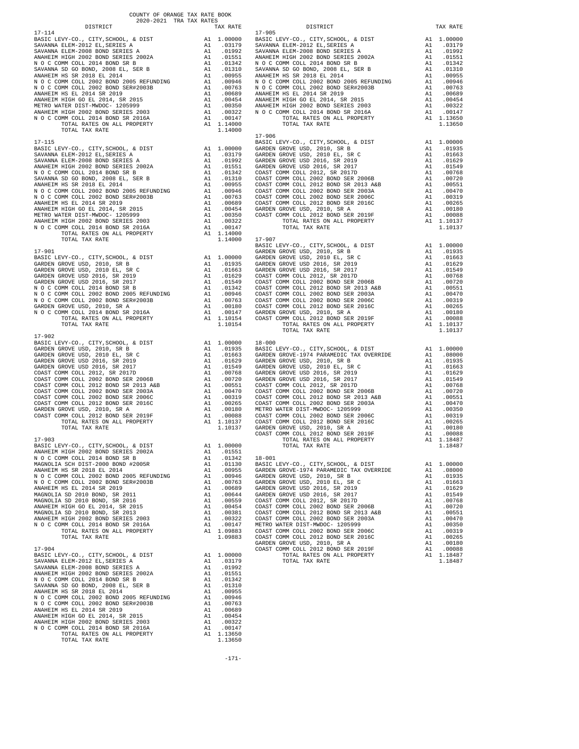COUNTY OF ORANGE TAX RATE BOOK
2020-2021 TRA TAX RATES

| DISTRICT | | TAX RATE |
|---|---|---|
| **17-114** | | |
| BASIC LEVY-CO., CITY,SCHOOL, & DIST | A1 | 1.00000 |
| SAVANNA ELEM-2012 EL,SERIES A | A1 | .03179 |
| SAVANNA ELEM-2008 BOND SERIES A | A1 | .01992 |
| ANAHEIM HIGH 2002 BOND SERIES 2002A | A1 | .01551 |
| N O C COMM COLL 2014 BOND SR B | A1 | .01342 |
| SAVANNA SD GO BOND, 2008 EL, SER B | A1 | .01310 |
| ANAHEIM HS SR 2018 EL 2014 | A1 | .00955 |
| N O C COMM COLL 2002 BOND 2005 REFUNDING | A1 | .00946 |
| N O C COMM COLL 2002 BOND SER#2003B | A1 | .00763 |
| ANAHEIM HS EL 2014 SR 2019 | A1 | .00689 |
| ANAHEIM HIGH GO EL 2014, SR 2015 | A1 | .00454 |
| METRO WATER DIST-MWDOC- 1205999 | A1 | .00350 |
| ANAHEIM HIGH 2002 BOND SERIES 2003 | A1 | .00322 |
| N O C COMM COLL 2014 BOND SR 2016A | A1 | .00147 |
| TOTAL RATES ON ALL PROPERTY | A1 | 1.14000 |
| TOTAL TAX RATE | | 1.14000 |
| **17-115** | | |
| BASIC LEVY-CO., CITY,SCHOOL, & DIST | A1 | 1.00000 |
| SAVANNA ELEM-2012 EL,SERIES A | A1 | .03179 |
| SAVANNA ELEM-2008 BOND SERIES A | A1 | .01992 |
| ANAHEIM HIGH 2002 BOND SERIES 2002A | A1 | .01551 |
| N O C COMM COLL 2014 BOND SR B | A1 | .01342 |
| SAVANNA SD GO BOND, 2008 EL, SER B | A1 | .01310 |
| ANAHEIM HS SR 2018 EL 2014 | A1 | .00955 |
| N O C COMM COLL 2002 BOND 2005 REFUNDING | A1 | .00946 |
| N O C COMM COLL 2002 BOND SER#2003B | A1 | .00763 |
| ANAHEIM HS EL 2014 SR 2019 | A1 | .00689 |
| ANAHEIM HIGH GO EL 2014, SR 2015 | A1 | .00454 |
| METRO WATER DIST-MWDOC- 1205999 | A1 | .00350 |
| ANAHEIM HIGH 2002 BOND SERIES 2003 | A1 | .00322 |
| N O C COMM COLL 2014 BOND SR 2016A | A1 | .00147 |
| TOTAL RATES ON ALL PROPERTY | A1 | 1.14000 |
| TOTAL TAX RATE | | 1.14000 |
| **17-901** | | |
| BASIC LEVY-CO., CITY,SCHOOL, & DIST | A1 | 1.00000 |
| GARDEN GROVE USD, 2010, SR B | A1 | .01935 |
| GARDEN GROVE USD, 2010 EL, SR C | A1 | .01663 |
| GARDEN GROVE USD 2016, SR 2019 | A1 | .01629 |
| GARDEN GROVE USD 2016, SR 2017 | A1 | .01549 |
| N O C COMM COLL 2014 BOND SR B | A1 | .01342 |
| N O C COMM COLL 2002 BOND 2005 REFUNDING | A1 | .00946 |
| N O C COMM COLL 2002 BOND SER#2003B | A1 | .00763 |
| GARDEN GROVE USD, 2010, SR A | A1 | .00180 |
| N O C COMM COLL 2014 BOND SR 2016A | A1 | .00147 |
| TOTAL RATES ON ALL PROPERTY | A1 | 1.10154 |
| TOTAL TAX RATE | | 1.10154 |
| **17-902** | | |
| BASIC LEVY-CO., CITY,SCHOOL, & DIST | A1 | 1.00000 |
| GARDEN GROVE USD, 2010, SR B | A1 | .01935 |
| GARDEN GROVE USD, 2010 EL, SR C | A1 | .01663 |
| GARDEN GROVE USD 2016, SR 2019 | A1 | .01629 |
| GARDEN GROVE USD 2016, SR 2017 | A1 | .01549 |
| COAST COMM COLL 2012, SR 2017D | A1 | .00768 |
| COAST COMM COLL 2002 BOND SER 2006B | A1 | .00720 |
| COAST COMM COLL 2012 BOND SR 2013 A&B | A1 | .00551 |
| COAST COMM COLL 2002 BOND SER 2003A | A1 | .00470 |
| COAST COMM COLL 2002 BOND SER 2006C | A1 | .00319 |
| COAST COMM COLL 2012 BOND SER 2016C | A1 | .00265 |
| GARDEN GROVE USD, 2010, SR A | A1 | .00180 |
| COAST COMM COLL 2012 BOND SER 2019F | A1 | .00088 |
| TOTAL RATES ON ALL PROPERTY | A1 | 1.10137 |
| TOTAL TAX RATE | | 1.10137 |
| **17-903** | | |
| BASIC LEVY-CO., CITY,SCHOOL, & DIST | A1 | 1.00000 |
| ANAHEIM HIGH 2002 BOND SERIES 2002A | A1 | .01551 |
| N O C COMM COLL 2014 BOND SR B | A1 | .01342 |
| MAGNOLIA SCH DIST-2000 BOND #2005R | A1 | .01130 |
| ANAHEIM HS SR 2018 EL 2014 | A1 | .00955 |
| N O C COMM COLL 2002 BOND 2005 REFUNDING | A1 | .00946 |
| N O C COMM COLL 2002 BOND SER#2003B | A1 | .00763 |
| ANAHEIM HS EL 2014 SR 2019 | A1 | .00689 |
| MAGNOLIA SD 2010 BOND, SR 2011 | A1 | .00644 |
| MAGNOLIA SD 2010 BOND, SR 2016 | A1 | .00559 |
| ANAHEIM HIGH GO EL 2014, SR 2015 | A1 | .00454 |
| MAGNOLIA SD 2010 BOND, SR 2013 | A1 | .00381 |
| ANAHEIM HIGH 2002 BOND SERIES 2003 | A1 | .00322 |
| N O C COMM COLL 2014 BOND SR 2016A | A1 | .00147 |
| TOTAL RATES ON ALL PROPERTY | A1 | 1.09883 |
| TOTAL TAX RATE | | 1.09883 |
| **17-904** | | |
| BASIC LEVY-CO., CITY,SCHOOL, & DIST | A1 | 1.00000 |
| SAVANNA ELEM-2012 EL,SERIES A | A1 | .03179 |
| SAVANNA ELEM-2008 BOND SERIES A | A1 | .01992 |
| ANAHEIM HIGH 2002 BOND SERIES 2002A | A1 | .01551 |
| N O C COMM COLL 2014 BOND SR B | A1 | .01342 |
| SAVANNA SD GO BOND, 2008 EL, SER B | A1 | .01310 |
| ANAHEIM HS SR 2018 EL 2014 | A1 | .00955 |
| N O C COMM COLL 2002 BOND 2005 REFUNDING | A1 | .00946 |
| N O C COMM COLL 2002 BOND SER#2003B | A1 | .00763 |
| ANAHEIM HS EL 2014 SR 2019 | A1 | .00689 |
| ANAHEIM HIGH GO EL 2014, SR 2015 | A1 | .00454 |
| ANAHEIM HIGH 2002 BOND SERIES 2003 | A1 | .00322 |
| N O C COMM COLL 2014 BOND SR 2016A | A1 | .00147 |
| TOTAL RATES ON ALL PROPERTY | A1 | 1.13650 |
| TOTAL TAX RATE | | 1.13650 |
| **17-905** | | |
| BASIC LEVY-CO., CITY,SCHOOL, & DIST | A1 | 1.00000 |
| SAVANNA ELEM-2012 EL,SERIES A | A1 | .03179 |
| SAVANNA ELEM-2008 BOND SERIES A | A1 | .01992 |
| ANAHEIM HIGH 2002 BOND SERIES 2002A | A1 | .01551 |
| N O C COMM COLL 2014 BOND SR B | A1 | .01342 |
| SAVANNA SD GO BOND, 2008 EL, SER B | A1 | .01310 |
| ANAHEIM HS SR 2018 EL 2014 | A1 | .00955 |
| N O C COMM COLL 2002 BOND 2005 REFUNDING | A1 | .00946 |
| N O C COMM COLL 2002 BOND SER#2003B | A1 | .00763 |
| ANAHEIM HS EL 2014 SR 2019 | A1 | .00689 |
| ANAHEIM HIGH GO EL 2014, SR 2015 | A1 | .00454 |
| ANAHEIM HIGH 2002 BOND SERIES 2003 | A1 | .00322 |
| N O C COMM COLL 2014 BOND SR 2016A | A1 | .00147 |
| TOTAL RATES ON ALL PROPERTY | A1 | 1.13650 |
| TOTAL TAX RATE | | 1.13650 |
| **17-906** | | |
| BASIC LEVY-CO., CITY,SCHOOL, & DIST | A1 | 1.00000 |
| GARDEN GROVE USD, 2010, SR B | A1 | .01935 |
| GARDEN GROVE USD, 2010 EL, SR C | A1 | .01663 |
| GARDEN GROVE USD 2016, SR 2019 | A1 | .01629 |
| GARDEN GROVE USD 2016, SR 2017 | A1 | .01549 |
| COAST COMM COLL 2012, SR 2017D | A1 | .00768 |
| COAST COMM COLL 2002 BOND SER 2006B | A1 | .00720 |
| COAST COMM COLL 2012 BOND SR 2013 A&B | A1 | .00551 |
| COAST COMM COLL 2002 BOND SER 2003A | A1 | .00470 |
| COAST COMM COLL 2002 BOND SER 2006C | A1 | .00319 |
| COAST COMM COLL 2012 BOND SER 2016C | A1 | .00265 |
| GARDEN GROVE USD, 2010, SR A | A1 | .00180 |
| COAST COMM COLL 2012 BOND SER 2019F | A1 | .00088 |
| TOTAL RATES ON ALL PROPERTY | A1 | 1.10137 |
| TOTAL TAX RATE | | 1.10137 |
| **17-907** | | |
| BASIC LEVY-CO., CITY,SCHOOL, & DIST | A1 | 1.00000 |
| GARDEN GROVE USD, 2010, SR B | A1 | .01935 |
| GARDEN GROVE USD, 2010 EL, SR C | A1 | .01663 |
| GARDEN GROVE USD 2016, SR 2019 | A1 | .01629 |
| GARDEN GROVE USD 2016, SR 2017 | A1 | .01549 |
| COAST COMM COLL 2012, SR 2017D | A1 | .00768 |
| COAST COMM COLL 2002 BOND SER 2006B | A1 | .00720 |
| COAST COMM COLL 2012 BOND SR 2013 A&B | A1 | .00551 |
| COAST COMM COLL 2002 BOND SER 2003A | A1 | .00470 |
| COAST COMM COLL 2002 BOND SER 2006C | A1 | .00319 |
| COAST COMM COLL 2012 BOND SER 2016C | A1 | .00265 |
| GARDEN GROVE USD, 2010, SR A | A1 | .00180 |
| COAST COMM COLL 2012 BOND SER 2019F | A1 | .00088 |
| TOTAL RATES ON ALL PROPERTY | A1 | 1.10137 |
| TOTAL TAX RATE | | 1.10137 |
| **18-000** | | |
| BASIC LEVY-CO., CITY,SCHOOL, & DIST | A1 | 1.00000 |
| GARDEN GROVE-1974 PARAMEDIC TAX OVERRIDE | A1 | .08000 |
| GARDEN GROVE USD, 2010, SR B | A1 | .01935 |
| GARDEN GROVE USD, 2010 EL, SR C | A1 | .01663 |
| GARDEN GROVE USD 2016, SR 2019 | A1 | .01629 |
| GARDEN GROVE USD 2016, SR 2017 | A1 | .01549 |
| COAST COMM COLL 2012, SR 2017D | A1 | .00768 |
| COAST COMM COLL 2002 BOND SER 2006B | A1 | .00720 |
| COAST COMM COLL 2012 BOND SR 2013 A&B | A1 | .00551 |
| COAST COMM COLL 2002 BOND SER 2003A | A1 | .00470 |
| METRO WATER DIST-MWDOC- 1205999 | A1 | .00350 |
| COAST COMM COLL 2002 BOND SER 2006C | A1 | .00319 |
| COAST COMM COLL 2012 BOND SER 2016C | A1 | .00265 |
| GARDEN GROVE USD, 2010, SR A | A1 | .00180 |
| COAST COMM COLL 2012 BOND SER 2019F | A1 | .00088 |
| TOTAL RATES ON ALL PROPERTY | A1 | 1.18487 |
| TOTAL TAX RATE | | 1.18487 |
| **18-001** | | |
| BASIC LEVY-CO., CITY,SCHOOL, & DIST | A1 | 1.00000 |
| GARDEN GROVE-1974 PARAMEDIC TAX OVERRIDE | A1 | .08000 |
| GARDEN GROVE USD, 2010, SR B | A1 | .01935 |
| GARDEN GROVE USD, 2010 EL, SR C | A1 | .01663 |
| GARDEN GROVE USD 2016, SR 2019 | A1 | .01629 |
| GARDEN GROVE USD 2016, SR 2017 | A1 | .01549 |
| COAST COMM COLL 2012, SR 2017D | A1 | .00768 |
| COAST COMM COLL 2002 BOND SER 2006B | A1 | .00720 |
| COAST COMM COLL 2012 BOND SR 2013 A&B | A1 | .00551 |
| COAST COMM COLL 2002 BOND SER 2003A | A1 | .00470 |
| METRO WATER DIST-MWDOC- 1205999 | A1 | .00350 |
| COAST COMM COLL 2002 BOND SER 2006C | A1 | .00319 |
| COAST COMM COLL 2012 BOND SER 2016C | A1 | .00265 |
| GARDEN GROVE USD, 2010, SR A | A1 | .00180 |
| COAST COMM COLL 2012 BOND SER 2019F | A1 | .00088 |
| TOTAL RATES ON ALL PROPERTY | A1 | 1.18487 |
| TOTAL TAX RATE | | 1.18487 |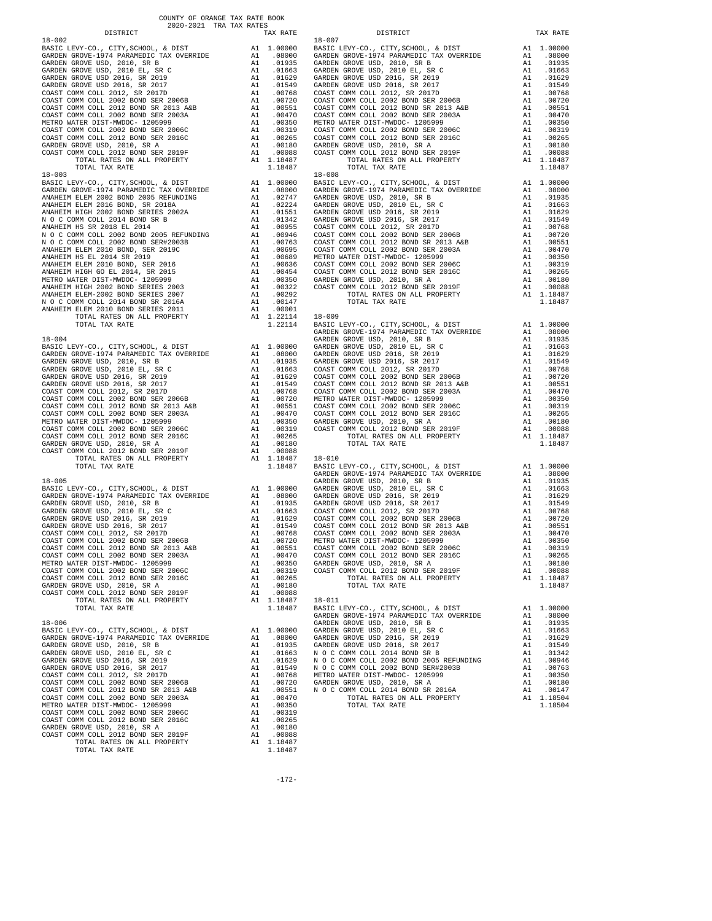COUNTY OF ORANGE TAX RATE BOOK
2020-2021 TRA TAX RATES

| DISTRICT | | TAX RATE |
|---|---|---|
| **18-002** | | |
| BASIC LEVY-CO., CITY,SCHOOL, & DIST | A1 | 1.00000 |
| GARDEN GROVE-1974 PARAMEDIC TAX OVERRIDE | A1 | .08000 |
| GARDEN GROVE USD, 2010, SR B | A1 | .01935 |
| GARDEN GROVE USD, 2010 EL, SR C | A1 | .01663 |
| GARDEN GROVE USD 2016, SR 2019 | A1 | .01629 |
| GARDEN GROVE USD 2016, SR 2017 | A1 | .01549 |
| COAST COMM COLL 2012, SR 2017D | A1 | .00768 |
| COAST COMM COLL 2002 BOND SER 2006B | A1 | .00720 |
| COAST COMM COLL 2012 BOND SR 2013 A&B | A1 | .00551 |
| COAST COMM COLL 2002 BOND SER 2003A | A1 | .00470 |
| METRO WATER DIST-MWDOC- 1205999 | A1 | .00350 |
| COAST COMM COLL 2002 BOND SER 2006C | A1 | .00319 |
| COAST COMM COLL 2012 BOND SER 2016C | A1 | .00265 |
| GARDEN GROVE USD, 2010, SR A | A1 | .00180 |
| COAST COMM COLL 2012 BOND SER 2019F | A1 | .00088 |
| TOTAL RATES ON ALL PROPERTY | A1 | 1.18487 |
| TOTAL TAX RATE | | 1.18487 |
| **18-003** | | |
| BASIC LEVY-CO., CITY,SCHOOL, & DIST | A1 | 1.00000 |
| GARDEN GROVE-1974 PARAMEDIC TAX OVERRIDE | A1 | .08000 |
| ANAHEIM ELEM 2002 BOND 2005 REFUNDING | A1 | .02747 |
| ANAHEIM ELEM 2016 BOND, SR 2018A | A1 | .02224 |
| ANAHEIM HIGH 2002 BOND SERIES 2002A | A1 | .01551 |
| N O C COMM COLL 2014 BOND SR B | A1 | .01342 |
| ANAHEIM HS SR 2018 EL 2014 | A1 | .00955 |
| N O C COMM COLL 2002 BOND 2005 REFUNDING | A1 | .00946 |
| N O C COMM COLL 2002 BOND SER#2003B | A1 | .00763 |
| ANAHEIM ELEM 2010 BOND, SER 2019C | A1 | .00695 |
| ANAHEIM HS EL 2014 SR 2019 | A1 | .00689 |
| ANAHEIM ELEM 2010 BOND, SER 2016 | A1 | .00636 |
| ANAHEIM HIGH GO EL 2014, SR 2015 | A1 | .00454 |
| METRO WATER DIST-MWDOC- 1205999 | A1 | .00350 |
| ANAHEIM HIGH 2002 BOND SERIES 2003 | A1 | .00322 |
| ANAHEIM ELEM-2002 BOND SERIES 2007 | A1 | .00292 |
| N O C COMM COLL 2014 BOND SR 2016A | A1 | .00147 |
| ANAHEIM ELEM 2010 BOND SERIES 2011 | A1 | .00001 |
| TOTAL RATES ON ALL PROPERTY | A1 | 1.22114 |
| TOTAL TAX RATE | | 1.22114 |
| **18-004** | | |
| BASIC LEVY-CO., CITY,SCHOOL, & DIST | A1 | 1.00000 |
| GARDEN GROVE-1974 PARAMEDIC TAX OVERRIDE | A1 | .08000 |
| GARDEN GROVE USD, 2010, SR B | A1 | .01935 |
| GARDEN GROVE USD, 2010 EL, SR C | A1 | .01663 |
| GARDEN GROVE USD 2016, SR 2019 | A1 | .01629 |
| GARDEN GROVE USD 2016, SR 2017 | A1 | .01549 |
| COAST COMM COLL 2012, SR 2017D | A1 | .00768 |
| COAST COMM COLL 2002 BOND SER 2006B | A1 | .00720 |
| COAST COMM COLL 2012 BOND SR 2013 A&B | A1 | .00551 |
| COAST COMM COLL 2002 BOND SER 2003A | A1 | .00470 |
| METRO WATER DIST-MWDOC- 1205999 | A1 | .00350 |
| COAST COMM COLL 2002 BOND SER 2006C | A1 | .00319 |
| COAST COMM COLL 2012 BOND SER 2016C | A1 | .00265 |
| GARDEN GROVE USD, 2010, SR A | A1 | .00180 |
| COAST COMM COLL 2012 BOND SER 2019F | A1 | .00088 |
| TOTAL RATES ON ALL PROPERTY | A1 | 1.18487 |
| TOTAL TAX RATE | | 1.18487 |
| **18-005** | | |
| BASIC LEVY-CO., CITY,SCHOOL, & DIST | A1 | 1.00000 |
| GARDEN GROVE-1974 PARAMEDIC TAX OVERRIDE | A1 | .08000 |
| GARDEN GROVE USD, 2010, SR B | A1 | .01935 |
| GARDEN GROVE USD, 2010 EL, SR C | A1 | .01663 |
| GARDEN GROVE USD 2016, SR 2019 | A1 | .01629 |
| GARDEN GROVE USD 2016, SR 2017 | A1 | .01549 |
| COAST COMM COLL 2012, SR 2017D | A1 | .00768 |
| COAST COMM COLL 2002 BOND SER 2006B | A1 | .00720 |
| COAST COMM COLL 2012 BOND SR 2013 A&B | A1 | .00551 |
| COAST COMM COLL 2002 BOND SER 2003A | A1 | .00470 |
| METRO WATER DIST-MWDOC- 1205999 | A1 | .00350 |
| COAST COMM COLL 2002 BOND SER 2006C | A1 | .00319 |
| COAST COMM COLL 2012 BOND SER 2016C | A1 | .00265 |
| GARDEN GROVE USD, 2010, SR A | A1 | .00180 |
| COAST COMM COLL 2012 BOND SER 2019F | A1 | .00088 |
| TOTAL RATES ON ALL PROPERTY | A1 | 1.18487 |
| TOTAL TAX RATE | | 1.18487 |
| **18-006** | | |
| BASIC LEVY-CO., CITY,SCHOOL, & DIST | A1 | 1.00000 |
| GARDEN GROVE-1974 PARAMEDIC TAX OVERRIDE | A1 | .08000 |
| GARDEN GROVE USD, 2010, SR B | A1 | .01935 |
| GARDEN GROVE USD, 2010 EL, SR C | A1 | .01663 |
| GARDEN GROVE USD 2016, SR 2019 | A1 | .01629 |
| GARDEN GROVE USD 2016, SR 2017 | A1 | .01549 |
| COAST COMM COLL 2012, SR 2017D | A1 | .00768 |
| COAST COMM COLL 2002 BOND SER 2006B | A1 | .00720 |
| COAST COMM COLL 2012 BOND SR 2013 A&B | A1 | .00551 |
| COAST COMM COLL 2002 BOND SER 2003A | A1 | .00470 |
| METRO WATER DIST-MWDOC- 1205999 | A1 | .00350 |
| COAST COMM COLL 2002 BOND SER 2006C | A1 | .00319 |
| COAST COMM COLL 2012 BOND SER 2016C | A1 | .00265 |
| GARDEN GROVE USD, 2010, SR A | A1 | .00180 |
| COAST COMM COLL 2012 BOND SER 2019F | A1 | .00088 |
| TOTAL RATES ON ALL PROPERTY | A1 | 1.18487 |
| TOTAL TAX RATE | | 1.18487 |
| **18-007** | | |
| BASIC LEVY-CO., CITY,SCHOOL, & DIST | A1 | 1.00000 |
| GARDEN GROVE-1974 PARAMEDIC TAX OVERRIDE | A1 | .08000 |
| GARDEN GROVE USD, 2010, SR B | A1 | .01935 |
| GARDEN GROVE USD, 2010 EL, SR C | A1 | .01663 |
| GARDEN GROVE USD 2016, SR 2019 | A1 | .01629 |
| GARDEN GROVE USD 2016, SR 2017 | A1 | .01549 |
| COAST COMM COLL 2012, SR 2017D | A1 | .00768 |
| COAST COMM COLL 2002 BOND SER 2006B | A1 | .00720 |
| COAST COMM COLL 2012 BOND SR 2013 A&B | A1 | .00551 |
| COAST COMM COLL 2002 BOND SER 2003A | A1 | .00470 |
| METRO WATER DIST-MWDOC- 1205999 | A1 | .00350 |
| COAST COMM COLL 2002 BOND SER 2006C | A1 | .00319 |
| COAST COMM COLL 2012 BOND SER 2016C | A1 | .00265 |
| GARDEN GROVE USD, 2010, SR A | A1 | .00180 |
| COAST COMM COLL 2012 BOND SER 2019F | A1 | .00088 |
| TOTAL RATES ON ALL PROPERTY | A1 | 1.18487 |
| TOTAL TAX RATE | | 1.18487 |
| **18-008** | | |
| BASIC LEVY-CO., CITY,SCHOOL, & DIST | A1 | 1.00000 |
| GARDEN GROVE-1974 PARAMEDIC TAX OVERRIDE | A1 | .08000 |
| GARDEN GROVE USD, 2010, SR B | A1 | .01935 |
| GARDEN GROVE USD, 2010 EL, SR C | A1 | .01663 |
| GARDEN GROVE USD 2016, SR 2019 | A1 | .01629 |
| GARDEN GROVE USD 2016, SR 2017 | A1 | .01549 |
| COAST COMM COLL 2012, SR 2017D | A1 | .00768 |
| COAST COMM COLL 2002 BOND SER 2006B | A1 | .00720 |
| COAST COMM COLL 2012 BOND SR 2013 A&B | A1 | .00551 |
| COAST COMM COLL 2002 BOND SER 2003A | A1 | .00470 |
| METRO WATER DIST-MWDOC- 1205999 | A1 | .00350 |
| COAST COMM COLL 2002 BOND SER 2006C | A1 | .00319 |
| COAST COMM COLL 2012 BOND SER 2016C | A1 | .00265 |
| GARDEN GROVE USD, 2010, SR A | A1 | .00180 |
| COAST COMM COLL 2012 BOND SER 2019F | A1 | .00088 |
| TOTAL RATES ON ALL PROPERTY | A1 | 1.18487 |
| TOTAL TAX RATE | | 1.18487 |
| **18-009** | | |
| BASIC LEVY-CO., CITY,SCHOOL, & DIST | A1 | 1.00000 |
| GARDEN GROVE-1974 PARAMEDIC TAX OVERRIDE | A1 | .08000 |
| GARDEN GROVE USD, 2010, SR B | A1 | .01935 |
| GARDEN GROVE USD, 2010 EL, SR C | A1 | .01663 |
| GARDEN GROVE USD 2016, SR 2019 | A1 | .01629 |
| GARDEN GROVE USD 2016, SR 2017 | A1 | .01549 |
| COAST COMM COLL 2012, SR 2017D | A1 | .00768 |
| COAST COMM COLL 2002 BOND SER 2006B | A1 | .00720 |
| COAST COMM COLL 2012 BOND SR 2013 A&B | A1 | .00551 |
| COAST COMM COLL 2002 BOND SER 2003A | A1 | .00470 |
| METRO WATER DIST-MWDOC- 1205999 | A1 | .00350 |
| COAST COMM COLL 2002 BOND SER 2006C | A1 | .00319 |
| COAST COMM COLL 2012 BOND SER 2016C | A1 | .00265 |
| GARDEN GROVE USD, 2010, SR A | A1 | .00180 |
| COAST COMM COLL 2012 BOND SER 2019F | A1 | .00088 |
| TOTAL RATES ON ALL PROPERTY | A1 | 1.18487 |
| TOTAL TAX RATE | | 1.18487 |
| **18-010** | | |
| BASIC LEVY-CO., CITY,SCHOOL, & DIST | A1 | 1.00000 |
| GARDEN GROVE-1974 PARAMEDIC TAX OVERRIDE | A1 | .08000 |
| GARDEN GROVE USD, 2010, SR B | A1 | .01935 |
| GARDEN GROVE USD, 2010 EL, SR C | A1 | .01663 |
| GARDEN GROVE USD 2016, SR 2019 | A1 | .01629 |
| GARDEN GROVE USD 2016, SR 2017 | A1 | .01549 |
| COAST COMM COLL 2012, SR 2017D | A1 | .00768 |
| COAST COMM COLL 2002 BOND SER 2006B | A1 | .00720 |
| COAST COMM COLL 2012 BOND SR 2013 A&B | A1 | .00551 |
| COAST COMM COLL 2002 BOND SER 2003A | A1 | .00470 |
| METRO WATER DIST-MWDOC- 1205999 | A1 | .00350 |
| COAST COMM COLL 2002 BOND SER 2006C | A1 | .00319 |
| COAST COMM COLL 2012 BOND SER 2016C | A1 | .00265 |
| GARDEN GROVE USD, 2010, SR A | A1 | .00180 |
| COAST COMM COLL 2012 BOND SER 2019F | A1 | .00088 |
| TOTAL RATES ON ALL PROPERTY | A1 | 1.18487 |
| TOTAL TAX RATE | | 1.18487 |
| **18-011** | | |
| BASIC LEVY-CO., CITY,SCHOOL, & DIST | A1 | 1.00000 |
| GARDEN GROVE-1974 PARAMEDIC TAX OVERRIDE | A1 | .08000 |
| GARDEN GROVE USD, 2010, SR B | A1 | .01935 |
| GARDEN GROVE USD, 2010 EL, SR C | A1 | .01663 |
| GARDEN GROVE USD 2016, SR 2019 | A1 | .01629 |
| GARDEN GROVE USD 2016, SR 2017 | A1 | .01549 |
| N O C COMM COLL 2014 BOND SR B | A1 | .01342 |
| N O C COMM COLL 2002 BOND 2005 REFUNDING | A1 | .00946 |
| N O C COMM COLL 2002 BOND SER#2003B | A1 | .00763 |
| METRO WATER DIST-MWDOC- 1205999 | A1 | .00350 |
| GARDEN GROVE USD, 2010, SR A | A1 | .00180 |
| N O C COMM COLL 2014 BOND SR 2016A | A1 | .00147 |
| TOTAL RATES ON ALL PROPERTY | A1 | 1.18504 |
| TOTAL TAX RATE | | 1.18504 |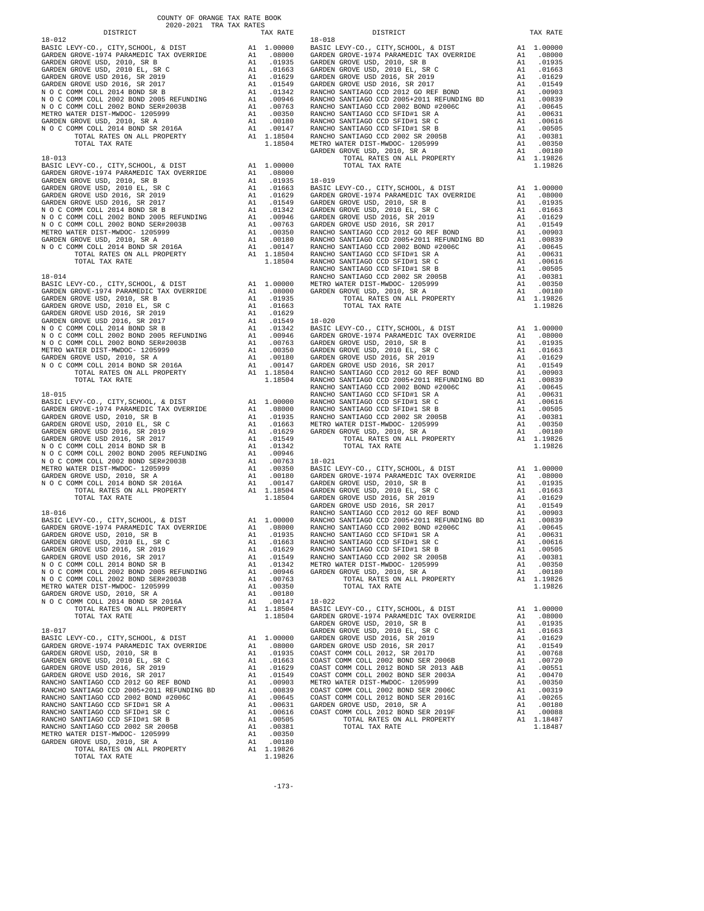COUNTY OF ORANGE TAX RATE BOOK
2020-2021 TRA TAX RATES

**18-012**

| DISTRICT | | TAX RATE |
|---|---|---|
| BASIC LEVY-CO., CITY,SCHOOL, & DIST | A1 | 1.00000 |
| GARDEN GROVE-1974 PARAMEDIC TAX OVERRIDE | A1 | .08000 |
| GARDEN GROVE USD, 2010, SR B | A1 | .01935 |
| GARDEN GROVE USD, 2010 EL, SR C | A1 | .01663 |
| GARDEN GROVE USD 2016, SR 2019 | A1 | .01629 |
| GARDEN GROVE USD 2016, SR 2017 | A1 | .01549 |
| N O C COMM COLL 2014 BOND SR B | A1 | .01342 |
| N O C COMM COLL 2002 BOND 2005 REFUNDING | A1 | .00946 |
| N O C COMM COLL 2002 BOND SER#2003B | A1 | .00763 |
| METRO WATER DIST-MWDOC- 1205999 | A1 | .00350 |
| GARDEN GROVE USD, 2010, SR A | A1 | .00180 |
| N O C COMM COLL 2014 BOND SR 2016A | A1 | .00147 |
| TOTAL RATES ON ALL PROPERTY | A1 | 1.18504 |
| TOTAL TAX RATE | | 1.18504 |

**18-013**

| DISTRICT | | TAX RATE |
|---|---|---|
| BASIC LEVY-CO., CITY,SCHOOL, & DIST | A1 | 1.00000 |
| GARDEN GROVE-1974 PARAMEDIC TAX OVERRIDE | A1 | .08000 |
| GARDEN GROVE USD, 2010, SR B | A1 | .01935 |
| GARDEN GROVE USD, 2010 EL, SR C | A1 | .01663 |
| GARDEN GROVE USD 2016, SR 2019 | A1 | .01629 |
| GARDEN GROVE USD 2016, SR 2017 | A1 | .01549 |
| N O C COMM COLL 2014 BOND SR B | A1 | .01342 |
| N O C COMM COLL 2002 BOND 2005 REFUNDING | A1 | .00946 |
| N O C COMM COLL 2002 BOND SER#2003B | A1 | .00763 |
| METRO WATER DIST-MWDOC- 1205999 | A1 | .00350 |
| GARDEN GROVE USD, 2010, SR A | A1 | .00180 |
| N O C COMM COLL 2014 BOND SR 2016A | A1 | .00147 |
| TOTAL RATES ON ALL PROPERTY | A1 | 1.18504 |
| TOTAL TAX RATE | | 1.18504 |

**18-014**

| DISTRICT | | TAX RATE |
|---|---|---|
| BASIC LEVY-CO., CITY,SCHOOL, & DIST | A1 | 1.00000 |
| GARDEN GROVE-1974 PARAMEDIC TAX OVERRIDE | A1 | .08000 |
| GARDEN GROVE USD, 2010, SR B | A1 | .01935 |
| GARDEN GROVE USD, 2010 EL, SR C | A1 | .01663 |
| GARDEN GROVE USD 2016, SR 2019 | A1 | .01629 |
| GARDEN GROVE USD 2016, SR 2017 | A1 | .01549 |
| N O C COMM COLL 2014 BOND SR B | A1 | .01342 |
| N O C COMM COLL 2002 BOND 2005 REFUNDING | A1 | .00946 |
| N O C COMM COLL 2002 BOND SER#2003B | A1 | .00763 |
| METRO WATER DIST-MWDOC- 1205999 | A1 | .00350 |
| GARDEN GROVE USD, 2010, SR A | A1 | .00180 |
| N O C COMM COLL 2014 BOND SR 2016A | A1 | .00147 |
| TOTAL RATES ON ALL PROPERTY | A1 | 1.18504 |
| TOTAL TAX RATE | | 1.18504 |

**18-015**

| DISTRICT | | TAX RATE |
|---|---|---|
| BASIC LEVY-CO., CITY,SCHOOL, & DIST | A1 | 1.00000 |
| GARDEN GROVE-1974 PARAMEDIC TAX OVERRIDE | A1 | .08000 |
| GARDEN GROVE USD, 2010, SR B | A1 | .01935 |
| GARDEN GROVE USD, 2010 EL, SR C | A1 | .01663 |
| GARDEN GROVE USD 2016, SR 2019 | A1 | .01629 |
| GARDEN GROVE USD 2016, SR 2017 | A1 | .01549 |
| N O C COMM COLL 2014 BOND SR B | A1 | .01342 |
| N O C COMM COLL 2002 BOND 2005 REFUNDING | A1 | .00946 |
| N O C COMM COLL 2002 BOND SER#2003B | A1 | .00763 |
| METRO WATER DIST-MWDOC- 1205999 | A1 | .00350 |
| GARDEN GROVE USD, 2010, SR A | A1 | .00180 |
| N O C COMM COLL 2014 BOND SR 2016A | A1 | .00147 |
| TOTAL RATES ON ALL PROPERTY | A1 | 1.18504 |
| TOTAL TAX RATE | | 1.18504 |

**18-016**

| DISTRICT | | TAX RATE |
|---|---|---|
| BASIC LEVY-CO., CITY,SCHOOL, & DIST | A1 | 1.00000 |
| GARDEN GROVE-1974 PARAMEDIC TAX OVERRIDE | A1 | .08000 |
| GARDEN GROVE USD, 2010, SR B | A1 | .01935 |
| GARDEN GROVE USD, 2010 EL, SR C | A1 | .01663 |
| GARDEN GROVE USD 2016, SR 2019 | A1 | .01629 |
| GARDEN GROVE USD 2016, SR 2017 | A1 | .01549 |
| N O C COMM COLL 2014 BOND SR B | A1 | .01342 |
| N O C COMM COLL 2002 BOND 2005 REFUNDING | A1 | .00946 |
| N O C COMM COLL 2002 BOND SER#2003B | A1 | .00763 |
| METRO WATER DIST-MWDOC- 1205999 | A1 | .00350 |
| GARDEN GROVE USD, 2010, SR A | A1 | .00180 |
| N O C COMM COLL 2014 BOND SR 2016A | A1 | .00147 |
| TOTAL RATES ON ALL PROPERTY | A1 | 1.18504 |
| TOTAL TAX RATE | | 1.18504 |

**18-017**

| DISTRICT | | TAX RATE |
|---|---|---|
| BASIC LEVY-CO., CITY,SCHOOL, & DIST | A1 | 1.00000 |
| GARDEN GROVE-1974 PARAMEDIC TAX OVERRIDE | A1 | .08000 |
| GARDEN GROVE USD, 2010, SR B | A1 | .01935 |
| GARDEN GROVE USD, 2010 EL, SR C | A1 | .01663 |
| GARDEN GROVE USD 2016, SR 2019 | A1 | .01629 |
| GARDEN GROVE USD 2016, SR 2017 | A1 | .01549 |
| RANCHO SANTIAGO CCD 2012 GO REF BOND | A1 | .00903 |
| RANCHO SANTIAGO CCD 2005+2011 REFUNDING BD | A1 | .00839 |
| RANCHO SANTIAGO CCD 2002 BOND #2006C | A1 | .00645 |
| RANCHO SANTIAGO CCD SFID#1 SR A | A1 | .00631 |
| RANCHO SANTIAGO CCD SFID#1 SR C | A1 | .00616 |
| RANCHO SANTIAGO CCD SFID#1 SR B | A1 | .00505 |
| RANCHO SANTIAGO CCD 2002 SR 2005B | A1 | .00381 |
| METRO WATER DIST-MWDOC- 1205999 | A1 | .00350 |
| GARDEN GROVE USD, 2010, SR A | A1 | .00180 |
| TOTAL RATES ON ALL PROPERTY | A1 | 1.19826 |
| TOTAL TAX RATE | | 1.19826 |

**18-018**

| DISTRICT | | TAX RATE |
|---|---|---|
| BASIC LEVY-CO., CITY,SCHOOL, & DIST | A1 | 1.00000 |
| GARDEN GROVE-1974 PARAMEDIC TAX OVERRIDE | A1 | .08000 |
| GARDEN GROVE USD, 2010, SR B | A1 | .01935 |
| GARDEN GROVE USD, 2010 EL, SR C | A1 | .01663 |
| GARDEN GROVE USD 2016, SR 2019 | A1 | .01629 |
| GARDEN GROVE USD 2016, SR 2017 | A1 | .01549 |
| RANCHO SANTIAGO CCD 2012 GO REF BOND | A1 | .00903 |
| RANCHO SANTIAGO CCD 2005+2011 REFUNDING BD | A1 | .00839 |
| RANCHO SANTIAGO CCD 2002 BOND #2006C | A1 | .00645 |
| RANCHO SANTIAGO CCD SFID#1 SR A | A1 | .00631 |
| RANCHO SANTIAGO CCD SFID#1 SR C | A1 | .00616 |
| RANCHO SANTIAGO CCD SFID#1 SR B | A1 | .00505 |
| RANCHO SANTIAGO CCD 2002 SR 2005B | A1 | .00381 |
| METRO WATER DIST-MWDOC- 1205999 | A1 | .00350 |
| GARDEN GROVE USD, 2010, SR A | A1 | .00180 |
| TOTAL RATES ON ALL PROPERTY | A1 | 1.19826 |
| TOTAL TAX RATE | | 1.19826 |

**18-019**

| DISTRICT | | TAX RATE |
|---|---|---|
| BASIC LEVY-CO., CITY,SCHOOL, & DIST | A1 | 1.00000 |
| GARDEN GROVE-1974 PARAMEDIC TAX OVERRIDE | A1 | .08000 |
| GARDEN GROVE USD, 2010, SR B | A1 | .01935 |
| GARDEN GROVE USD, 2010 EL, SR C | A1 | .01663 |
| GARDEN GROVE USD 2016, SR 2019 | A1 | .01629 |
| GARDEN GROVE USD 2016, SR 2017 | A1 | .01549 |
| RANCHO SANTIAGO CCD 2012 GO REF BOND | A1 | .00903 |
| RANCHO SANTIAGO CCD 2005+2011 REFUNDING BD | A1 | .00839 |
| RANCHO SANTIAGO CCD 2002 BOND #2006C | A1 | .00645 |
| RANCHO SANTIAGO CCD SFID#1 SR A | A1 | .00631 |
| RANCHO SANTIAGO CCD SFID#1 SR C | A1 | .00616 |
| RANCHO SANTIAGO CCD SFID#1 SR B | A1 | .00505 |
| RANCHO SANTIAGO CCD 2002 SR 2005B | A1 | .00381 |
| METRO WATER DIST-MWDOC- 1205999 | A1 | .00350 |
| GARDEN GROVE USD, 2010, SR A | A1 | .00180 |
| TOTAL RATES ON ALL PROPERTY | A1 | 1.19826 |
| TOTAL TAX RATE | | 1.19826 |

**18-020**

| DISTRICT | | TAX RATE |
|---|---|---|
| BASIC LEVY-CO., CITY,SCHOOL, & DIST | A1 | 1.00000 |
| GARDEN GROVE-1974 PARAMEDIC TAX OVERRIDE | A1 | .08000 |
| GARDEN GROVE USD, 2010, SR B | A1 | .01935 |
| GARDEN GROVE USD, 2010 EL, SR C | A1 | .01663 |
| GARDEN GROVE USD 2016, SR 2019 | A1 | .01629 |
| GARDEN GROVE USD 2016, SR 2017 | A1 | .01549 |
| RANCHO SANTIAGO CCD 2012 GO REF BOND | A1 | .00903 |
| RANCHO SANTIAGO CCD 2005+2011 REFUNDING BD | A1 | .00839 |
| RANCHO SANTIAGO CCD 2002 BOND #2006C | A1 | .00645 |
| RANCHO SANTIAGO CCD SFID#1 SR A | A1 | .00631 |
| RANCHO SANTIAGO CCD SFID#1 SR C | A1 | .00616 |
| RANCHO SANTIAGO CCD SFID#1 SR B | A1 | .00505 |
| RANCHO SANTIAGO CCD 2002 SR 2005B | A1 | .00381 |
| METRO WATER DIST-MWDOC- 1205999 | A1 | .00350 |
| GARDEN GROVE USD, 2010, SR A | A1 | .00180 |
| TOTAL RATES ON ALL PROPERTY | A1 | 1.19826 |
| TOTAL TAX RATE | | 1.19826 |

**18-021**

| DISTRICT | | TAX RATE |
|---|---|---|
| BASIC LEVY-CO., CITY,SCHOOL, & DIST | A1 | 1.00000 |
| GARDEN GROVE-1974 PARAMEDIC TAX OVERRIDE | A1 | .08000 |
| GARDEN GROVE USD, 2010, SR B | A1 | .01935 |
| GARDEN GROVE USD, 2010 EL, SR C | A1 | .01663 |
| GARDEN GROVE USD 2016, SR 2019 | A1 | .01629 |
| GARDEN GROVE USD 2016, SR 2017 | A1 | .01549 |
| RANCHO SANTIAGO CCD 2012 GO REF BOND | A1 | .00903 |
| RANCHO SANTIAGO CCD 2005+2011 REFUNDING BD | A1 | .00839 |
| RANCHO SANTIAGO CCD 2002 BOND #2006C | A1 | .00645 |
| RANCHO SANTIAGO CCD SFID#1 SR A | A1 | .00631 |
| RANCHO SANTIAGO CCD SFID#1 SR C | A1 | .00616 |
| RANCHO SANTIAGO CCD SFID#1 SR B | A1 | .00505 |
| RANCHO SANTIAGO CCD 2002 SR 2005B | A1 | .00381 |
| METRO WATER DIST-MWDOC- 1205999 | A1 | .00350 |
| GARDEN GROVE USD, 2010, SR A | A1 | .00180 |
| TOTAL RATES ON ALL PROPERTY | A1 | 1.19826 |
| TOTAL TAX RATE | | 1.19826 |

**18-022**

| DISTRICT | | TAX RATE |
|---|---|---|
| BASIC LEVY-CO., CITY,SCHOOL, & DIST | A1 | 1.00000 |
| GARDEN GROVE-1974 PARAMEDIC TAX OVERRIDE | A1 | .08000 |
| GARDEN GROVE USD, 2010, SR B | A1 | .01935 |
| GARDEN GROVE USD, 2010 EL, SR C | A1 | .01663 |
| GARDEN GROVE USD 2016, SR 2019 | A1 | .01629 |
| GARDEN GROVE USD 2016, SR 2017 | A1 | .01549 |
| COAST COMM COLL 2012, SR 2017D | A1 | .00768 |
| COAST COMM COLL 2002 BOND SER 2006B | A1 | .00720 |
| COAST COMM COLL 2012 BOND SR 2013 A&B | A1 | .00551 |
| COAST COMM COLL 2002 BOND SR 2003A | A1 | .00470 |
| METRO WATER DIST-MWDOC- 1205999 | A1 | .00350 |
| COAST COMM COLL 2002 BOND SER 2006C | A1 | .00319 |
| COAST COMM COLL 2012 BOND SR 2016C | A1 | .00265 |
| GARDEN GROVE USD, 2010, SR A | A1 | .00180 |
| COAST COMM COLL 2012 BOND SR 2019F | A1 | .00088 |
| TOTAL RATES ON ALL PROPERTY | A1 | 1.18487 |
| TOTAL TAX RATE | | 1.18487 |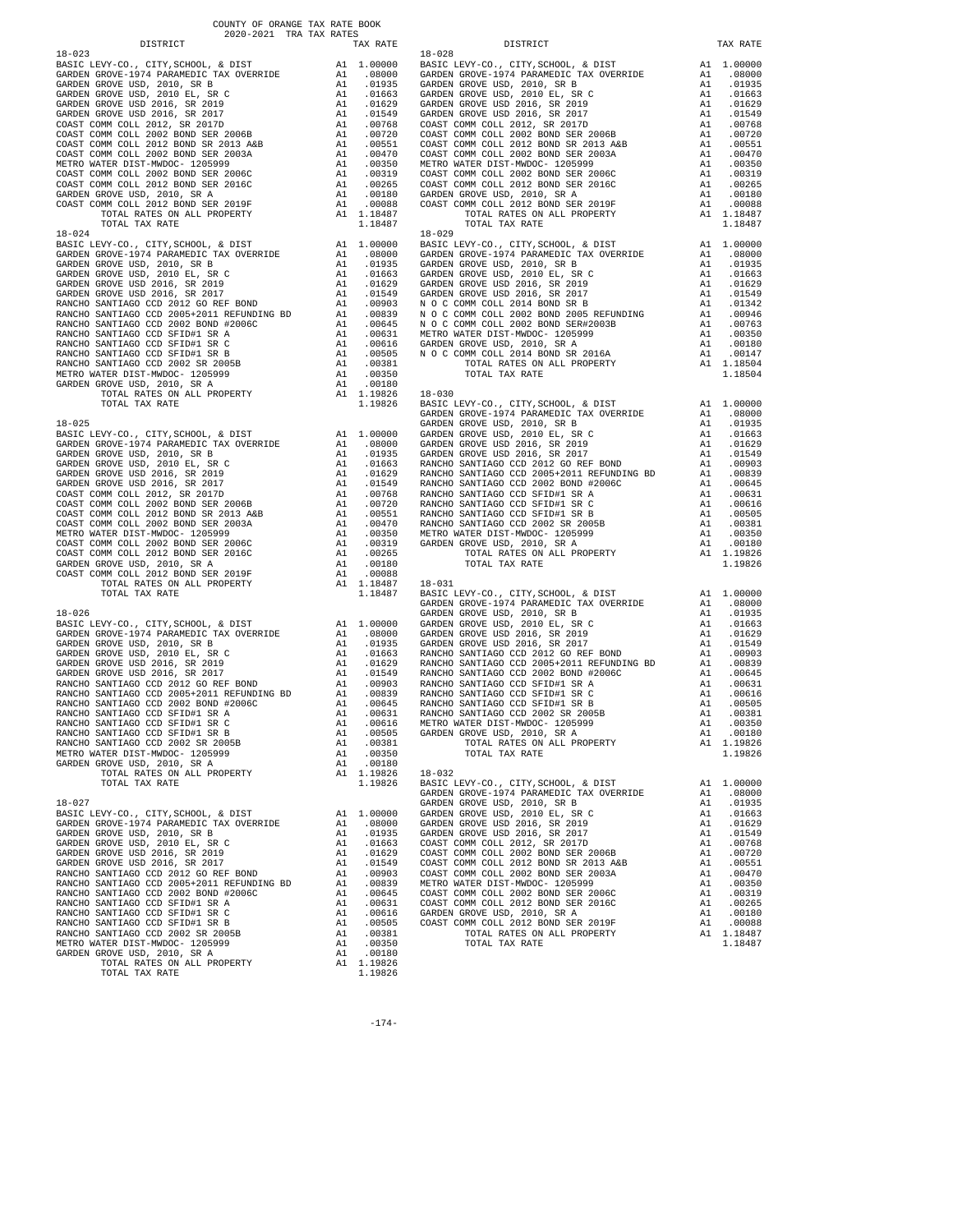COUNTY OF ORANGE TAX RATE BOOK
2020-2021 TRA TAX RATES

| DISTRICT | | TAX RATE |
|---|---|---|
| **18-023** | | |
| BASIC LEVY-CO., CITY,SCHOOL, & DIST | A1 | 1.00000 |
| GARDEN GROVE-1974 PARAMEDIC TAX OVERRIDE | A1 | .08000 |
| GARDEN GROVE USD, 2010, SR B | A1 | .01935 |
| GARDEN GROVE USD, 2010 EL, SR C | A1 | .01663 |
| GARDEN GROVE USD 2016, SR 2019 | A1 | .01629 |
| GARDEN GROVE USD 2016, SR 2017 | A1 | .01549 |
| COAST COMM COLL 2012, SR 2017D | A1 | .00768 |
| COAST COMM COLL 2002 BOND SER 2006B | A1 | .00720 |
| COAST COMM COLL 2012 BOND SR 2013 A&B | A1 | .00551 |
| COAST COMM COLL 2002 BOND SER 2003A | A1 | .00470 |
| METRO WATER DIST-MWDOC- 1205999 | A1 | .00350 |
| COAST COMM COLL 2002 BOND SER 2006C | A1 | .00319 |
| COAST COMM COLL 2012 BOND SER 2016C | A1 | .00265 |
| GARDEN GROVE USD, 2010, SR A | A1 | .00180 |
| COAST COMM COLL 2012 BOND SER 2019F | A1 | .00088 |
| TOTAL RATES ON ALL PROPERTY | A1 | 1.18487 |
| TOTAL TAX RATE | | 1.18487 |
| **18-024** | | |
| BASIC LEVY-CO., CITY,SCHOOL, & DIST | A1 | 1.00000 |
| GARDEN GROVE-1974 PARAMEDIC TAX OVERRIDE | A1 | .08000 |
| GARDEN GROVE USD, 2010, SR B | A1 | .01935 |
| GARDEN GROVE USD, 2010 EL, SR C | A1 | .01663 |
| GARDEN GROVE USD 2016, SR 2019 | A1 | .01629 |
| GARDEN GROVE USD 2016, SR 2017 | A1 | .01549 |
| RANCHO SANTIAGO CCD 2012 GO REF BOND | A1 | .00903 |
| RANCHO SANTIAGO CCD 2005+2011 REFUNDING BD | A1 | .00839 |
| RANCHO SANTIAGO CCD 2002 BOND #2006C | A1 | .00645 |
| RANCHO SANTIAGO CCD SFID#1 SR A | A1 | .00631 |
| RANCHO SANTIAGO CCD SFID#1 SR C | A1 | .00616 |
| RANCHO SANTIAGO CCD SFID#1 SR B | A1 | .00505 |
| RANCHO SANTIAGO CCD 2002 SR 2005B | A1 | .00381 |
| METRO WATER DIST-MWDOC- 1205999 | A1 | .00350 |
| GARDEN GROVE USD, 2010, SR A | A1 | .00180 |
| TOTAL RATES ON ALL PROPERTY | A1 | 1.19826 |
| TOTAL TAX RATE | | 1.19826 |
| **18-025** | | |
| BASIC LEVY-CO., CITY,SCHOOL, & DIST | A1 | 1.00000 |
| GARDEN GROVE-1974 PARAMEDIC TAX OVERRIDE | A1 | .08000 |
| GARDEN GROVE USD, 2010, SR B | A1 | .01935 |
| GARDEN GROVE USD, 2010 EL, SR C | A1 | .01663 |
| GARDEN GROVE USD 2016, SR 2019 | A1 | .01629 |
| GARDEN GROVE USD 2016, SR 2017 | A1 | .01549 |
| COAST COMM COLL 2012, SR 2017D | A1 | .00768 |
| COAST COMM COLL 2002 BOND SER 2006B | A1 | .00720 |
| COAST COMM COLL 2012 BOND SR 2013 A&B | A1 | .00551 |
| COAST COMM COLL 2002 BOND SER 2003A | A1 | .00470 |
| METRO WATER DIST-MWDOC- 1205999 | A1 | .00350 |
| COAST COMM COLL 2002 BOND SER 2006C | A1 | .00319 |
| COAST COMM COLL 2012 BOND SER 2016C | A1 | .00265 |
| GARDEN GROVE USD, 2010, SR A | A1 | .00180 |
| COAST COMM COLL 2012 BOND SER 2019F | A1 | .00088 |
| TOTAL RATES ON ALL PROPERTY | A1 | 1.18487 |
| TOTAL TAX RATE | | 1.18487 |
| **18-026** | | |
| BASIC LEVY-CO., CITY,SCHOOL, & DIST | A1 | 1.00000 |
| GARDEN GROVE-1974 PARAMEDIC TAX OVERRIDE | A1 | .08000 |
| GARDEN GROVE USD, 2010, SR B | A1 | .01935 |
| GARDEN GROVE USD, 2010 EL, SR C | A1 | .01663 |
| GARDEN GROVE USD 2016, SR 2019 | A1 | .01629 |
| GARDEN GROVE USD 2016, SR 2017 | A1 | .01549 |
| RANCHO SANTIAGO CCD 2012 GO REF BOND | A1 | .00903 |
| RANCHO SANTIAGO CCD 2005+2011 REFUNDING BD | A1 | .00839 |
| RANCHO SANTIAGO CCD 2002 BOND #2006C | A1 | .00645 |
| RANCHO SANTIAGO CCD SFID#1 SR A | A1 | .00631 |
| RANCHO SANTIAGO CCD SFID#1 SR C | A1 | .00616 |
| RANCHO SANTIAGO CCD SFID#1 SR B | A1 | .00505 |
| RANCHO SANTIAGO CCD 2002 SR 2005B | A1 | .00381 |
| METRO WATER DIST-MWDOC- 1205999 | A1 | .00350 |
| GARDEN GROVE USD, 2010, SR A | A1 | .00180 |
| TOTAL RATES ON ALL PROPERTY | A1 | 1.19826 |
| TOTAL TAX RATE | | 1.19826 |
| **18-027** | | |
| BASIC LEVY-CO., CITY,SCHOOL, & DIST | A1 | 1.00000 |
| GARDEN GROVE-1974 PARAMEDIC TAX OVERRIDE | A1 | .08000 |
| GARDEN GROVE USD, 2010, SR B | A1 | .01935 |
| GARDEN GROVE USD, 2010 EL, SR C | A1 | .01663 |
| GARDEN GROVE USD 2016, SR 2019 | A1 | .01629 |
| GARDEN GROVE USD 2016, SR 2017 | A1 | .01549 |
| RANCHO SANTIAGO CCD 2012 GO REF BOND | A1 | .00903 |
| RANCHO SANTIAGO CCD 2005+2011 REFUNDING BD | A1 | .00839 |
| RANCHO SANTIAGO CCD 2002 BOND #2006C | A1 | .00645 |
| RANCHO SANTIAGO CCD SFID#1 SR A | A1 | .00631 |
| RANCHO SANTIAGO CCD SFID#1 SR C | A1 | .00616 |
| RANCHO SANTIAGO CCD SFID#1 SR B | A1 | .00505 |
| RANCHO SANTIAGO CCD 2002 SR 2005B | A1 | .00381 |
| METRO WATER DIST-MWDOC- 1205999 | A1 | .00350 |
| GARDEN GROVE USD, 2010, SR A | A1 | .00180 |
| TOTAL RATES ON ALL PROPERTY | A1 | 1.19826 |
| TOTAL TAX RATE | | 1.19826 |
| **18-028** | | |
| BASIC LEVY-CO., CITY,SCHOOL, & DIST | A1 | 1.00000 |
| GARDEN GROVE-1974 PARAMEDIC TAX OVERRIDE | A1 | .08000 |
| GARDEN GROVE USD, 2010, SR B | A1 | .01935 |
| GARDEN GROVE USD, 2010 EL, SR C | A1 | .01663 |
| GARDEN GROVE USD 2016, SR 2019 | A1 | .01629 |
| GARDEN GROVE USD 2016, SR 2017 | A1 | .01549 |
| COAST COMM COLL 2012, SR 2017D | A1 | .00768 |
| COAST COMM COLL 2002 BOND SER 2006B | A1 | .00720 |
| COAST COMM COLL 2012 BOND SR 2013 A&B | A1 | .00551 |
| COAST COMM COLL 2002 BOND SER 2003A | A1 | .00470 |
| METRO WATER DIST-MWDOC- 1205999 | A1 | .00350 |
| COAST COMM COLL 2002 BOND SER 2006C | A1 | .00319 |
| COAST COMM COLL 2012 BOND SER 2016C | A1 | .00265 |
| GARDEN GROVE USD, 2010, SR A | A1 | .00180 |
| COAST COMM COLL 2012 BOND SER 2019F | A1 | .00088 |
| TOTAL RATES ON ALL PROPERTY | A1 | 1.18487 |
| TOTAL TAX RATE | | 1.18487 |
| **18-029** | | |
| BASIC LEVY-CO., CITY,SCHOOL, & DIST | A1 | 1.00000 |
| GARDEN GROVE-1974 PARAMEDIC TAX OVERRIDE | A1 | .08000 |
| GARDEN GROVE USD, 2010, SR B | A1 | .01935 |
| GARDEN GROVE USD, 2010 EL, SR C | A1 | .01663 |
| GARDEN GROVE USD 2016, SR 2019 | A1 | .01629 |
| GARDEN GROVE USD 2016, SR 2017 | A1 | .01549 |
| N O C COMM COLL 2014 BOND SR B | A1 | .01342 |
| N O C COMM COLL 2002 BOND 2005 REFUNDING | A1 | .00946 |
| N O C COMM COLL 2002 BOND SER#2003B | A1 | .00763 |
| METRO WATER DIST-MWDOC- 1205999 | A1 | .00350 |
| GARDEN GROVE USD, 2010, SR A | A1 | .00180 |
| N O C COMM COLL 2014 BOND SR 2016A | A1 | .00147 |
| TOTAL RATES ON ALL PROPERTY | A1 | 1.18504 |
| TOTAL TAX RATE | | 1.18504 |
| **18-030** | | |
| BASIC LEVY-CO., CITY,SCHOOL, & DIST | A1 | 1.00000 |
| GARDEN GROVE-1974 PARAMEDIC TAX OVERRIDE | A1 | .08000 |
| GARDEN GROVE USD, 2010, SR B | A1 | .01935 |
| GARDEN GROVE USD, 2010 EL, SR C | A1 | .01663 |
| GARDEN GROVE USD 2016, SR 2019 | A1 | .01629 |
| GARDEN GROVE USD 2016, SR 2017 | A1 | .01549 |
| RANCHO SANTIAGO CCD 2012 GO REF BOND | A1 | .00903 |
| RANCHO SANTIAGO CCD 2005+2011 REFUNDING BD | A1 | .00839 |
| RANCHO SANTIAGO CCD 2002 BOND #2006C | A1 | .00645 |
| RANCHO SANTIAGO CCD SFID#1 SR A | A1 | .00631 |
| RANCHO SANTIAGO CCD SFID#1 SR C | A1 | .00616 |
| RANCHO SANTIAGO CCD SFID#1 SR B | A1 | .00505 |
| RANCHO SANTIAGO CCD 2002 SR 2005B | A1 | .00381 |
| METRO WATER DIST-MWDOC- 1205999 | A1 | .00350 |
| GARDEN GROVE USD, 2010, SR A | A1 | .00180 |
| TOTAL RATES ON ALL PROPERTY | A1 | 1.19826 |
| TOTAL TAX RATE | | 1.19826 |
| **18-031** | | |
| BASIC LEVY-CO., CITY,SCHOOL, & DIST | A1 | 1.00000 |
| GARDEN GROVE-1974 PARAMEDIC TAX OVERRIDE | A1 | .08000 |
| GARDEN GROVE USD, 2010, SR B | A1 | .01935 |
| GARDEN GROVE USD, 2010 EL, SR C | A1 | .01663 |
| GARDEN GROVE USD 2016, SR 2019 | A1 | .01629 |
| GARDEN GROVE USD 2016, SR 2017 | A1 | .01549 |
| RANCHO SANTIAGO CCD 2012 GO REF BOND | A1 | .00903 |
| RANCHO SANTIAGO CCD 2005+2011 REFUNDING BD | A1 | .00839 |
| RANCHO SANTIAGO CCD 2002 BOND #2006C | A1 | .00645 |
| RANCHO SANTIAGO CCD SFID#1 SR A | A1 | .00631 |
| RANCHO SANTIAGO CCD SFID#1 SR C | A1 | .00616 |
| RANCHO SANTIAGO CCD SFID#1 SR B | A1 | .00505 |
| RANCHO SANTIAGO CCD 2002 SR 2005B | A1 | .00381 |
| METRO WATER DIST-MWDOC- 1205999 | A1 | .00350 |
| GARDEN GROVE USD, 2010, SR A | A1 | .00180 |
| TOTAL RATES ON ALL PROPERTY | A1 | 1.19826 |
| TOTAL TAX RATE | | 1.19826 |
| **18-032** | | |
| BASIC LEVY-CO., CITY,SCHOOL, & DIST | A1 | 1.00000 |
| GARDEN GROVE-1974 PARAMEDIC TAX OVERRIDE | A1 | .08000 |
| GARDEN GROVE USD, 2010, SR B | A1 | .01935 |
| GARDEN GROVE USD, 2010 EL, SR C | A1 | .01663 |
| GARDEN GROVE USD 2016, SR 2019 | A1 | .01629 |
| GARDEN GROVE USD 2016, SR 2017 | A1 | .01549 |
| COAST COMM COLL 2012, SR 2017D | A1 | .00768 |
| COAST COMM COLL 2002 BOND SER 2006B | A1 | .00720 |
| COAST COMM COLL 2012 BOND SR 2013 A&B | A1 | .00551 |
| COAST COMM COLL 2002 BOND SER 2003A | A1 | .00470 |
| METRO WATER DIST-MWDOC- 1205999 | A1 | .00350 |
| COAST COMM COLL 2002 BOND SER 2006C | A1 | .00319 |
| COAST COMM COLL 2012 BOND SER 2016C | A1 | .00265 |
| GARDEN GROVE USD, 2010, SR A | A1 | .00180 |
| COAST COMM COLL 2012 BOND SER 2019F | A1 | .00088 |
| TOTAL RATES ON ALL PROPERTY | A1 | 1.18487 |
| TOTAL TAX RATE | | 1.18487 |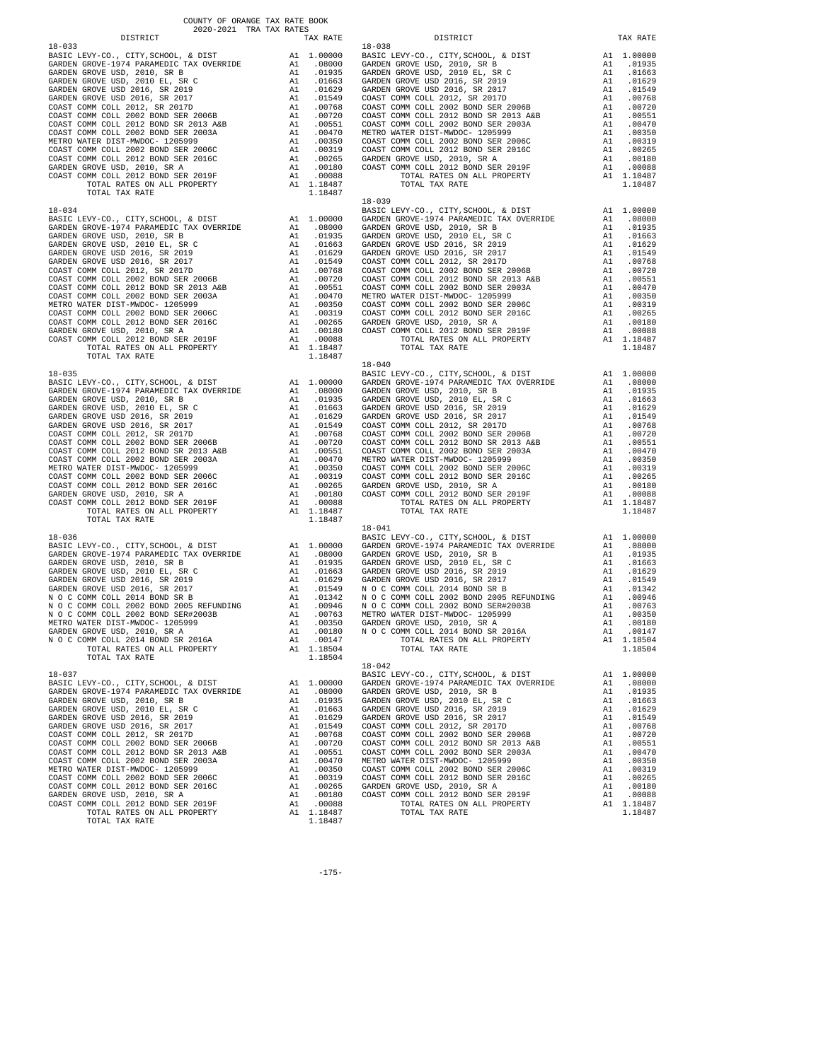COUNTY OF ORANGE TAX RATE BOOK
2020-2021 TRA TAX RATES

| DISTRICT | | TAX RATE |
|---|---|---|
| **18-033** | | |
| BASIC LEVY-CO., CITY,SCHOOL, & DIST | A1 | 1.00000 |
| GARDEN GROVE-1974 PARAMEDIC TAX OVERRIDE | A1 | .08000 |
| GARDEN GROVE USD, 2010, SR B | A1 | .01935 |
| GARDEN GROVE USD, 2010 EL, SR C | A1 | .01663 |
| GARDEN GROVE USD 2016, SR 2019 | A1 | .01629 |
| GARDEN GROVE USD 2016, SR 2017 | A1 | .01549 |
| COAST COMM COLL 2012, SR 2017D | A1 | .00768 |
| COAST COMM COLL 2002 BOND SER 2006B | A1 | .00720 |
| COAST COMM COLL 2012 BOND SR 2013 A&B | A1 | .00551 |
| COAST COMM COLL 2002 BOND SER 2003A | A1 | .00470 |
| METRO WATER DIST-MWDOC- 1205999 | A1 | .00350 |
| COAST COMM COLL 2002 BOND SER 2006C | A1 | .00319 |
| COAST COMM COLL 2012 BOND SER 2016C | A1 | .00265 |
| GARDEN GROVE USD, 2010, SR A | A1 | .00180 |
| COAST COMM COLL 2012 BOND SER 2019F | A1 | .00088 |
| TOTAL RATES ON ALL PROPERTY | A1 | 1.18487 |
| TOTAL TAX RATE | | 1.18487 |
| **18-034** | | |
| BASIC LEVY-CO., CITY,SCHOOL, & DIST | A1 | 1.00000 |
| GARDEN GROVE-1974 PARAMEDIC TAX OVERRIDE | A1 | .08000 |
| GARDEN GROVE USD, 2010, SR B | A1 | .01935 |
| GARDEN GROVE USD, 2010 EL, SR C | A1 | .01663 |
| GARDEN GROVE USD 2016, SR 2019 | A1 | .01629 |
| GARDEN GROVE USD 2016, SR 2017 | A1 | .01549 |
| COAST COMM COLL 2012, SR 2017D | A1 | .00768 |
| COAST COMM COLL 2002 BOND SER 2006B | A1 | .00720 |
| COAST COMM COLL 2012 BOND SR 2013 A&B | A1 | .00551 |
| COAST COMM COLL 2002 BOND SER 2003A | A1 | .00470 |
| METRO WATER DIST-MWDOC- 1205999 | A1 | .00350 |
| COAST COMM COLL 2002 BOND SER 2006C | A1 | .00319 |
| COAST COMM COLL 2012 BOND SER 2016C | A1 | .00265 |
| GARDEN GROVE USD, 2010, SR A | A1 | .00180 |
| COAST COMM COLL 2012 BOND SER 2019F | A1 | .00088 |
| TOTAL RATES ON ALL PROPERTY | A1 | 1.18487 |
| TOTAL TAX RATE | | 1.18487 |
| **18-035** | | |
| BASIC LEVY-CO., CITY,SCHOOL, & DIST | A1 | 1.00000 |
| GARDEN GROVE-1974 PARAMEDIC TAX OVERRIDE | A1 | .08000 |
| GARDEN GROVE USD, 2010, SR B | A1 | .01935 |
| GARDEN GROVE USD, 2010 EL, SR C | A1 | .01663 |
| GARDEN GROVE USD 2016, SR 2019 | A1 | .01629 |
| GARDEN GROVE USD 2016, SR 2017 | A1 | .01549 |
| COAST COMM COLL 2012, SR 2017D | A1 | .00768 |
| COAST COMM COLL 2002 BOND SER 2006B | A1 | .00720 |
| COAST COMM COLL 2012 BOND SR 2013 A&B | A1 | .00551 |
| COAST COMM COLL 2002 BOND SER 2003A | A1 | .00470 |
| METRO WATER DIST-MWDOC- 1205999 | A1 | .00350 |
| COAST COMM COLL 2002 BOND SER 2006C | A1 | .00319 |
| COAST COMM COLL 2012 BOND SER 2016C | A1 | .00265 |
| GARDEN GROVE USD, 2010, SR A | A1 | .00180 |
| COAST COMM COLL 2012 BOND SER 2019F | A1 | .00088 |
| TOTAL RATES ON ALL PROPERTY | A1 | 1.18487 |
| TOTAL TAX RATE | | 1.18487 |
| **18-036** | | |
| BASIC LEVY-CO., CITY,SCHOOL, & DIST | A1 | 1.00000 |
| GARDEN GROVE-1974 PARAMEDIC TAX OVERRIDE | A1 | .08000 |
| GARDEN GROVE USD, 2010, SR B | A1 | .01935 |
| GARDEN GROVE USD, 2010 EL, SR C | A1 | .01663 |
| GARDEN GROVE USD 2016, SR 2019 | A1 | .01629 |
| GARDEN GROVE USD 2016, SR 2017 | A1 | .01549 |
| N O C COMM COLL 2014 BOND SR B | A1 | .01342 |
| N O C COMM COLL 2002 BOND 2005 REFUNDING | A1 | .00946 |
| N O C COMM COLL 2002 BOND SER#2003B | A1 | .00763 |
| METRO WATER DIST-MWDOC- 1205999 | A1 | .00350 |
| GARDEN GROVE USD, 2010, SR A | A1 | .00180 |
| N O C COMM COLL 2014 BOND SR 2016A | A1 | .00147 |
| TOTAL RATES ON ALL PROPERTY | A1 | 1.18504 |
| TOTAL TAX RATE | | 1.18504 |
| **18-037** | | |
| BASIC LEVY-CO., CITY,SCHOOL, & DIST | A1 | 1.00000 |
| GARDEN GROVE-1974 PARAMEDIC TAX OVERRIDE | A1 | .08000 |
| GARDEN GROVE USD, 2010, SR B | A1 | .01935 |
| GARDEN GROVE USD, 2010 EL, SR C | A1 | .01663 |
| GARDEN GROVE USD 2016, SR 2019 | A1 | .01629 |
| GARDEN GROVE USD 2016, SR 2017 | A1 | .01549 |
| COAST COMM COLL 2012, SR 2017D | A1 | .00768 |
| COAST COMM COLL 2002 BOND SER 2006B | A1 | .00720 |
| COAST COMM COLL 2012 BOND SR 2013 A&B | A1 | .00551 |
| COAST COMM COLL 2002 BOND SER 2003A | A1 | .00470 |
| METRO WATER DIST-MWDOC- 1205999 | A1 | .00350 |
| COAST COMM COLL 2002 BOND SER 2006C | A1 | .00319 |
| COAST COMM COLL 2012 BOND SER 2016C | A1 | .00265 |
| GARDEN GROVE USD, 2010, SR A | A1 | .00180 |
| COAST COMM COLL 2012 BOND SER 2019F | A1 | .00088 |
| TOTAL RATES ON ALL PROPERTY | A1 | 1.18487 |
| TOTAL TAX RATE | | 1.18487 |
| **18-038** | | |
| BASIC LEVY-CO., CITY,SCHOOL, & DIST | A1 | 1.00000 |
| GARDEN GROVE USD, 2010, SR B | A1 | .01935 |
| GARDEN GROVE USD, 2010 EL, SR C | A1 | .01663 |
| GARDEN GROVE USD 2016, SR 2019 | A1 | .01629 |
| GARDEN GROVE USD 2016, SR 2017 | A1 | .01549 |
| COAST COMM COLL 2012, SR 2017D | A1 | .00768 |
| COAST COMM COLL 2002 BOND SER 2006B | A1 | .00720 |
| COAST COMM COLL 2012 BOND SR 2013 A&B | A1 | .00551 |
| COAST COMM COLL 2002 BOND SER 2003A | A1 | .00470 |
| METRO WATER DIST-MWDOC- 1205999 | A1 | .00350 |
| COAST COMM COLL 2002 BOND SER 2006C | A1 | .00319 |
| COAST COMM COLL 2012 BOND SER 2016C | A1 | .00265 |
| GARDEN GROVE USD, 2010, SR A | A1 | .00180 |
| COAST COMM COLL 2012 BOND SER 2019F | A1 | .00088 |
| TOTAL RATES ON ALL PROPERTY | A1 | 1.10487 |
| TOTAL TAX RATE | | 1.10487 |
| **18-039** | | |
| BASIC LEVY-CO., CITY,SCHOOL, & DIST | A1 | 1.00000 |
| GARDEN GROVE-1974 PARAMEDIC TAX OVERRIDE | A1 | .08000 |
| GARDEN GROVE USD, 2010, SR B | A1 | .01935 |
| GARDEN GROVE USD, 2010 EL, SR C | A1 | .01663 |
| GARDEN GROVE USD 2016, SR 2019 | A1 | .01629 |
| GARDEN GROVE USD 2016, SR 2017 | A1 | .01549 |
| COAST COMM COLL 2012, SR 2017D | A1 | .00768 |
| COAST COMM COLL 2002 BOND SER 2006B | A1 | .00720 |
| COAST COMM COLL 2012 BOND SR 2013 A&B | A1 | .00551 |
| COAST COMM COLL 2002 BOND SER 2003A | A1 | .00470 |
| METRO WATER DIST-MWDOC- 1205999 | A1 | .00350 |
| COAST COMM COLL 2002 BOND SER 2006C | A1 | .00319 |
| COAST COMM COLL 2012 BOND SER 2016C | A1 | .00265 |
| GARDEN GROVE USD, 2010, SR A | A1 | .00180 |
| COAST COMM COLL 2012 BOND SER 2019F | A1 | .00088 |
| TOTAL RATES ON ALL PROPERTY | A1 | 1.18487 |
| TOTAL TAX RATE | | 1.18487 |
| **18-040** | | |
| BASIC LEVY-CO., CITY,SCHOOL, & DIST | A1 | 1.00000 |
| GARDEN GROVE-1974 PARAMEDIC TAX OVERRIDE | A1 | .08000 |
| GARDEN GROVE USD, 2010, SR B | A1 | .01935 |
| GARDEN GROVE USD, 2010 EL, SR C | A1 | .01663 |
| GARDEN GROVE USD 2016, SR 2019 | A1 | .01629 |
| GARDEN GROVE USD 2016, SR 2017 | A1 | .01549 |
| COAST COMM COLL 2012, SR 2017D | A1 | .00768 |
| COAST COMM COLL 2002 BOND SER 2006B | A1 | .00720 |
| COAST COMM COLL 2012 BOND SR 2013 A&B | A1 | .00551 |
| COAST COMM COLL 2002 BOND SER 2003A | A1 | .00470 |
| METRO WATER DIST-MWDOC- 1205999 | A1 | .00350 |
| COAST COMM COLL 2002 BOND SER 2006C | A1 | .00319 |
| COAST COMM COLL 2012 BOND SER 2016C | A1 | .00265 |
| GARDEN GROVE USD, 2010, SR A | A1 | .00180 |
| COAST COMM COLL 2012 BOND SER 2019F | A1 | .00088 |
| TOTAL RATES ON ALL PROPERTY | A1 | 1.18487 |
| TOTAL TAX RATE | | 1.18487 |
| **18-041** | | |
| BASIC LEVY-CO., CITY,SCHOOL, & DIST | A1 | 1.00000 |
| GARDEN GROVE-1974 PARAMEDIC TAX OVERRIDE | A1 | .08000 |
| GARDEN GROVE USD, 2010, SR B | A1 | .01935 |
| GARDEN GROVE USD, 2010 EL, SR C | A1 | .01663 |
| GARDEN GROVE USD 2016, SR 2019 | A1 | .01629 |
| GARDEN GROVE USD 2016, SR 2017 | A1 | .01549 |
| N O C COMM COLL 2014 BOND SR B | A1 | .01342 |
| N O C COMM COLL 2002 BOND 2005 REFUNDING | A1 | .00946 |
| N O C COMM COLL 2002 BOND SER#2003B | A1 | .00763 |
| METRO WATER DIST-MWDOC- 1205999 | A1 | .00350 |
| GARDEN GROVE USD, 2010, SR A | A1 | .00180 |
| N O C COMM COLL 2014 BOND SR 2016A | A1 | .00147 |
| TOTAL RATES ON ALL PROPERTY | A1 | 1.18504 |
| TOTAL TAX RATE | | 1.18504 |
| **18-042** | | |
| BASIC LEVY-CO., CITY,SCHOOL, & DIST | A1 | 1.00000 |
| GARDEN GROVE-1974 PARAMEDIC TAX OVERRIDE | A1 | .08000 |
| GARDEN GROVE USD, 2010, SR B | A1 | .01935 |
| GARDEN GROVE USD, 2010 EL, SR C | A1 | .01663 |
| GARDEN GROVE USD 2016, SR 2019 | A1 | .01629 |
| GARDEN GROVE USD 2016, SR 2017 | A1 | .01549 |
| COAST COMM COLL 2012, SR 2017D | A1 | .00768 |
| COAST COMM COLL 2002 BOND SER 2006B | A1 | .00720 |
| COAST COMM COLL 2012 BOND SR 2013 A&B | A1 | .00551 |
| COAST COMM COLL 2002 BOND SER 2003A | A1 | .00470 |
| METRO WATER DIST-MWDOC- 1205999 | A1 | .00350 |
| COAST COMM COLL 2002 BOND SER 2006C | A1 | .00319 |
| COAST COMM COLL 2012 BOND SER 2016C | A1 | .00265 |
| GARDEN GROVE USD, 2010, SR A | A1 | .00180 |
| COAST COMM COLL 2012 BOND SER 2019F | A1 | .00088 |
| TOTAL RATES ON ALL PROPERTY | A1 | 1.18487 |
| TOTAL TAX RATE | | 1.18487 |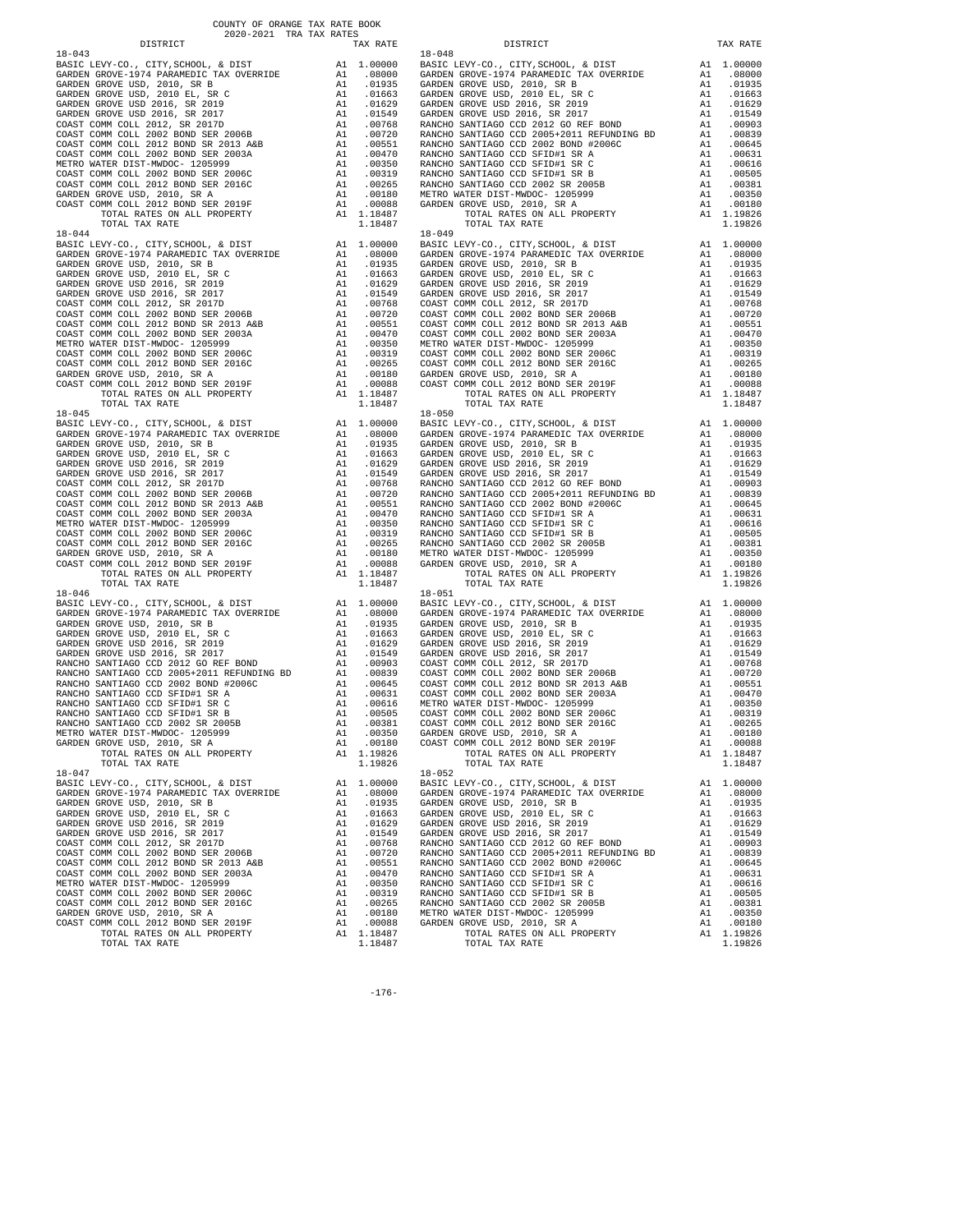COUNTY OF ORANGE TAX RATE BOOK
2020-2021 TRA TAX RATES

| DISTRICT | | TAX RATE |
|---|---|---|
| **18-043** | | |
| BASIC LEVY-CO., CITY,SCHOOL, & DIST | A1 | 1.00000 |
| GARDEN GROVE-1974 PARAMEDIC TAX OVERRIDE | A1 | .08000 |
| GARDEN GROVE USD, 2010, SR B | A1 | .01935 |
| GARDEN GROVE USD, 2010 EL, SR C | A1 | .01663 |
| GARDEN GROVE USD 2016, SR 2019 | A1 | .01629 |
| GARDEN GROVE USD 2016, SR 2017 | A1 | .01549 |
| COAST COMM COLL 2012, SR 2017D | A1 | .00768 |
| COAST COMM COLL 2002 BOND SER 2006B | A1 | .00720 |
| COAST COMM COLL 2012 BOND SR 2013 A&B | A1 | .00551 |
| COAST COMM COLL 2002 BOND SER 2003A | A1 | .00470 |
| METRO WATER DIST-MWDOC- 1205999 | A1 | .00350 |
| COAST COMM COLL 2002 BOND SER 2006C | A1 | .00319 |
| COAST COMM COLL 2012 BOND SER 2016C | A1 | .00265 |
| GARDEN GROVE USD, 2010, SR A | A1 | .00180 |
| COAST COMM COLL 2012 BOND SER 2019F | A1 | .00088 |
| TOTAL RATES ON ALL PROPERTY | A1 | 1.18487 |
| TOTAL TAX RATE | | 1.18487 |
| **18-044** | | |
| BASIC LEVY-CO., CITY,SCHOOL, & DIST | A1 | 1.00000 |
| GARDEN GROVE-1974 PARAMEDIC TAX OVERRIDE | A1 | .08000 |
| GARDEN GROVE USD, 2010, SR B | A1 | .01935 |
| GARDEN GROVE USD, 2010 EL, SR C | A1 | .01663 |
| GARDEN GROVE USD 2016, SR 2019 | A1 | .01629 |
| GARDEN GROVE USD 2016, SR 2017 | A1 | .01549 |
| COAST COMM COLL 2012, SR 2017D | A1 | .00768 |
| COAST COMM COLL 2002 BOND SER 2006B | A1 | .00720 |
| COAST COMM COLL 2012 BOND SR 2013 A&B | A1 | .00551 |
| COAST COMM COLL 2002 BOND SER 2003A | A1 | .00470 |
| METRO WATER DIST-MWDOC- 1205999 | A1 | .00350 |
| COAST COMM COLL 2002 BOND SER 2006C | A1 | .00319 |
| COAST COMM COLL 2012 BOND SER 2016C | A1 | .00265 |
| GARDEN GROVE USD, 2010, SR A | A1 | .00180 |
| COAST COMM COLL 2012 BOND SER 2019F | A1 | .00088 |
| TOTAL RATES ON ALL PROPERTY | A1 | 1.18487 |
| TOTAL TAX RATE | | 1.18487 |
| **18-045** | | |
| BASIC LEVY-CO., CITY,SCHOOL, & DIST | A1 | 1.00000 |
| GARDEN GROVE-1974 PARAMEDIC TAX OVERRIDE | A1 | .08000 |
| GARDEN GROVE USD, 2010, SR B | A1 | .01935 |
| GARDEN GROVE USD, 2010 EL, SR C | A1 | .01663 |
| GARDEN GROVE USD 2016, SR 2019 | A1 | .01629 |
| GARDEN GROVE USD 2016, SR 2017 | A1 | .01549 |
| COAST COMM COLL 2012, SR 2017D | A1 | .00768 |
| COAST COMM COLL 2002 BOND SER 2006B | A1 | .00720 |
| COAST COMM COLL 2012 BOND SR 2013 A&B | A1 | .00551 |
| COAST COMM COLL 2002 BOND SER 2003A | A1 | .00470 |
| METRO WATER DIST-MWDOC- 1205999 | A1 | .00350 |
| COAST COMM COLL 2002 BOND SER 2006C | A1 | .00319 |
| COAST COMM COLL 2012 BOND SER 2016C | A1 | .00265 |
| GARDEN GROVE USD, 2010, SR A | A1 | .00180 |
| COAST COMM COLL 2012 BOND SER 2019F | A1 | .00088 |
| TOTAL RATES ON ALL PROPERTY | A1 | 1.18487 |
| TOTAL TAX RATE | | 1.18487 |
| **18-046** | | |
| BASIC LEVY-CO., CITY,SCHOOL, & DIST | A1 | 1.00000 |
| GARDEN GROVE-1974 PARAMEDIC TAX OVERRIDE | A1 | .08000 |
| GARDEN GROVE USD, 2010, SR B | A1 | .01935 |
| GARDEN GROVE USD, 2010 EL, SR C | A1 | .01663 |
| GARDEN GROVE USD 2016, SR 2019 | A1 | .01629 |
| GARDEN GROVE USD 2016, SR 2017 | A1 | .01549 |
| RANCHO SANTIAGO CCD 2012 GO REF BOND | A1 | .00903 |
| RANCHO SANTIAGO CCD 2005+2011 REFUNDING BD | A1 | .00839 |
| RANCHO SANTIAGO CCD 2002 BOND #2006C | A1 | .00645 |
| RANCHO SANTIAGO CCD SFID#1 SR A | A1 | .00631 |
| RANCHO SANTIAGO CCD SFID#1 SR C | A1 | .00616 |
| RANCHO SANTIAGO CCD SFID#1 SR B | A1 | .00505 |
| RANCHO SANTIAGO CCD 2002 SR 2005B | A1 | .00381 |
| METRO WATER DIST-MWDOC- 1205999 | A1 | .00350 |
| GARDEN GROVE USD, 2010, SR A | A1 | .00180 |
| TOTAL RATES ON ALL PROPERTY | A1 | 1.19826 |
| TOTAL TAX RATE | | 1.19826 |
| **18-047** | | |
| BASIC LEVY-CO., CITY,SCHOOL, & DIST | A1 | 1.00000 |
| GARDEN GROVE-1974 PARAMEDIC TAX OVERRIDE | A1 | .08000 |
| GARDEN GROVE USD, 2010, SR B | A1 | .01935 |
| GARDEN GROVE USD, 2010 EL, SR C | A1 | .01663 |
| GARDEN GROVE USD 2016, SR 2019 | A1 | .01629 |
| GARDEN GROVE USD 2016, SR 2017 | A1 | .01549 |
| COAST COMM COLL 2012, SR 2017D | A1 | .00768 |
| COAST COMM COLL 2002 BOND SER 2006B | A1 | .00720 |
| COAST COMM COLL 2012 BOND SR 2013 A&B | A1 | .00551 |
| COAST COMM COLL 2002 BOND SER 2003A | A1 | .00470 |
| METRO WATER DIST-MWDOC- 1205999 | A1 | .00350 |
| COAST COMM COLL 2002 BOND SER 2006C | A1 | .00319 |
| COAST COMM COLL 2012 BOND SER 2016C | A1 | .00265 |
| GARDEN GROVE USD, 2010, SR A | A1 | .00180 |
| COAST COMM COLL 2012 BOND SER 2019F | A1 | .00088 |
| TOTAL RATES ON ALL PROPERTY | A1 | 1.18487 |
| TOTAL TAX RATE | | 1.18487 |
| **18-048** | | |
| BASIC LEVY-CO., CITY,SCHOOL, & DIST | A1 | 1.00000 |
| GARDEN GROVE-1974 PARAMEDIC TAX OVERRIDE | A1 | .08000 |
| GARDEN GROVE USD, 2010, SR B | A1 | .01935 |
| GARDEN GROVE USD, 2010 EL, SR C | A1 | .01663 |
| GARDEN GROVE USD 2016, SR 2019 | A1 | .01629 |
| GARDEN GROVE USD 2016, SR 2017 | A1 | .01549 |
| RANCHO SANTIAGO CCD 2012 GO REF BOND | A1 | .00903 |
| RANCHO SANTIAGO CCD 2005+2011 REFUNDING BD | A1 | .00839 |
| RANCHO SANTIAGO CCD 2002 BOND #2006C | A1 | .00645 |
| RANCHO SANTIAGO CCD SFID#1 SR A | A1 | .00631 |
| RANCHO SANTIAGO CCD SFID#1 SR C | A1 | .00616 |
| RANCHO SANTIAGO CCD SFID#1 SR B | A1 | .00505 |
| RANCHO SANTIAGO CCD 2002 SR 2005B | A1 | .00381 |
| METRO WATER DIST-MWDOC- 1205999 | A1 | .00350 |
| GARDEN GROVE USD, 2010, SR A | A1 | .00180 |
| TOTAL RATES ON ALL PROPERTY | A1 | 1.19826 |
| TOTAL TAX RATE | | 1.19826 |
| **18-049** | | |
| BASIC LEVY-CO., CITY,SCHOOL, & DIST | A1 | 1.00000 |
| GARDEN GROVE-1974 PARAMEDIC TAX OVERRIDE | A1 | .08000 |
| GARDEN GROVE USD, 2010, SR B | A1 | .01935 |
| GARDEN GROVE USD, 2010 EL, SR C | A1 | .01663 |
| GARDEN GROVE USD 2016, SR 2019 | A1 | .01629 |
| GARDEN GROVE USD 2016, SR 2017 | A1 | .01549 |
| COAST COMM COLL 2012, SR 2017D | A1 | .00768 |
| COAST COMM COLL 2002 BOND SER 2006B | A1 | .00720 |
| COAST COMM COLL 2012 BOND SR 2013 A&B | A1 | .00551 |
| COAST COMM COLL 2002 BOND SER 2003A | A1 | .00470 |
| METRO WATER DIST-MWDOC- 1205999 | A1 | .00350 |
| COAST COMM COLL 2002 BOND SER 2006C | A1 | .00319 |
| COAST COMM COLL 2012 BOND SER 2016C | A1 | .00265 |
| GARDEN GROVE USD, 2010, SR A | A1 | .00180 |
| COAST COMM COLL 2012 BOND SER 2019F | A1 | .00088 |
| TOTAL RATES ON ALL PROPERTY | A1 | 1.18487 |
| TOTAL TAX RATE | | 1.18487 |
| **18-050** | | |
| BASIC LEVY-CO., CITY,SCHOOL, & DIST | A1 | 1.00000 |
| GARDEN GROVE-1974 PARAMEDIC TAX OVERRIDE | A1 | .08000 |
| GARDEN GROVE USD, 2010, SR B | A1 | .01935 |
| GARDEN GROVE USD, 2010 EL, SR C | A1 | .01663 |
| GARDEN GROVE USD 2016, SR 2019 | A1 | .01629 |
| GARDEN GROVE USD 2016, SR 2017 | A1 | .01549 |
| RANCHO SANTIAGO CCD 2012 GO REF BOND | A1 | .00903 |
| RANCHO SANTIAGO CCD 2005+2011 REFUNDING BD | A1 | .00839 |
| RANCHO SANTIAGO CCD 2002 BOND #2006C | A1 | .00645 |
| RANCHO SANTIAGO CCD SFID#1 SR A | A1 | .00631 |
| RANCHO SANTIAGO CCD SFID#1 SR C | A1 | .00616 |
| RANCHO SANTIAGO CCD SFID#1 SR B | A1 | .00505 |
| RANCHO SANTIAGO CCD 2002 SR 2005B | A1 | .00381 |
| METRO WATER DIST-MWDOC- 1205999 | A1 | .00350 |
| GARDEN GROVE USD, 2010, SR A | A1 | .00180 |
| TOTAL RATES ON ALL PROPERTY | A1 | 1.19826 |
| TOTAL TAX RATE | | 1.19826 |
| **18-051** | | |
| BASIC LEVY-CO., CITY,SCHOOL, & DIST | A1 | 1.00000 |
| GARDEN GROVE-1974 PARAMEDIC TAX OVERRIDE | A1 | .08000 |
| GARDEN GROVE USD, 2010, SR B | A1 | .01935 |
| GARDEN GROVE USD, 2010 EL, SR C | A1 | .01663 |
| GARDEN GROVE USD 2016, SR 2019 | A1 | .01629 |
| GARDEN GROVE USD 2016, SR 2017 | A1 | .01549 |
| COAST COMM COLL 2012, SR 2017D | A1 | .00768 |
| COAST COMM COLL 2002 BOND SER 2006B | A1 | .00720 |
| COAST COMM COLL 2012 BOND SR 2013 A&B | A1 | .00551 |
| COAST COMM COLL 2002 BOND SER 2003A | A1 | .00470 |
| METRO WATER DIST-MWDOC- 1205999 | A1 | .00350 |
| COAST COMM COLL 2002 BOND SER 2006C | A1 | .00319 |
| COAST COMM COLL 2012 BOND SER 2016C | A1 | .00265 |
| GARDEN GROVE USD, 2010, SR A | A1 | .00180 |
| COAST COMM COLL 2012 BOND SER 2019F | A1 | .00088 |
| TOTAL RATES ON ALL PROPERTY | A1 | 1.18487 |
| TOTAL TAX RATE | | 1.18487 |
| **18-052** | | |
| BASIC LEVY-CO., CITY,SCHOOL, & DIST | A1 | 1.00000 |
| GARDEN GROVE-1974 PARAMEDIC TAX OVERRIDE | A1 | .08000 |
| GARDEN GROVE USD, 2010, SR B | A1 | .01935 |
| GARDEN GROVE USD, 2010 EL, SR C | A1 | .01663 |
| GARDEN GROVE USD 2016, SR 2019 | A1 | .01629 |
| GARDEN GROVE USD 2016, SR 2017 | A1 | .01549 |
| RANCHO SANTIAGO CCD 2012 GO REF BOND | A1 | .00903 |
| RANCHO SANTIAGO CCD 2005+2011 REFUNDING BD | A1 | .00839 |
| RANCHO SANTIAGO CCD 2002 BOND #2006C | A1 | .00645 |
| RANCHO SANTIAGO CCD SFID#1 SR A | A1 | .00631 |
| RANCHO SANTIAGO CCD SFID#1 SR C | A1 | .00616 |
| RANCHO SANTIAGO CCD SFID#1 SR B | A1 | .00505 |
| RANCHO SANTIAGO CCD 2002 SR 2005B | A1 | .00381 |
| METRO WATER DIST-MWDOC- 1205999 | A1 | .00350 |
| GARDEN GROVE USD, 2010, SR A | A1 | .00180 |
| TOTAL RATES ON ALL PROPERTY | A1 | 1.19826 |
| TOTAL TAX RATE | | 1.19826 |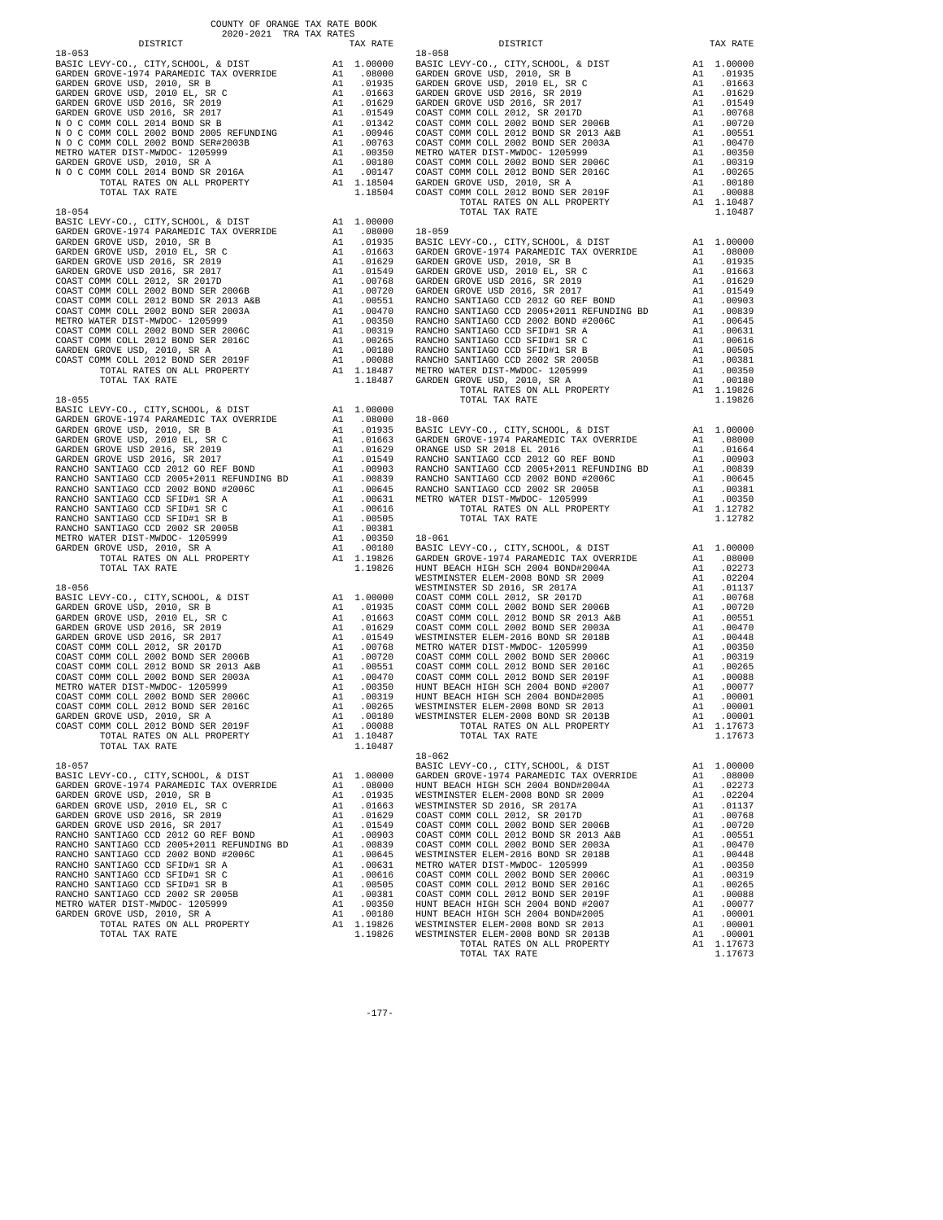COUNTY OF ORANGE TAX RATE BOOK
2020-2021 TRA TAX RATES

**18-053**

| DISTRICT | | TAX RATE |
|---|---|---|
| BASIC LEVY-CO., CITY,SCHOOL, & DIST | A1 | 1.00000 |
| GARDEN GROVE-1974 PARAMEDIC TAX OVERRIDE | A1 | .08000 |
| GARDEN GROVE USD, 2010, SR B | A1 | .01935 |
| GARDEN GROVE USD, 2010 EL, SR C | A1 | .01663 |
| GARDEN GROVE USD 2016, SR 2019 | A1 | .01629 |
| GARDEN GROVE USD 2016, SR 2017 | A1 | .01549 |
| N O C COMM COLL 2014 BOND SR B | A1 | .01342 |
| N O C COMM COLL 2002 BOND 2005 REFUNDING | A1 | .00946 |
| N O C COMM COLL 2002 BOND SER#2003B | A1 | .00763 |
| METRO WATER DIST-MWDOC- 1205999 | A1 | .00350 |
| GARDEN GROVE USD, 2010, SR A | A1 | .00180 |
| N O C COMM COLL 2014 BOND SR 2016A | A1 | .00147 |
| TOTAL RATES ON ALL PROPERTY | A1 | 1.18504 |
| TOTAL TAX RATE | | 1.18504 |

**18-054**

| DISTRICT | | TAX RATE |
|---|---|---|
| BASIC LEVY-CO., CITY,SCHOOL, & DIST | A1 | 1.00000 |
| GARDEN GROVE-1974 PARAMEDIC TAX OVERRIDE | A1 | .08000 |
| GARDEN GROVE USD, 2010, SR B | A1 | .01935 |
| GARDEN GROVE USD, 2010 EL, SR C | A1 | .01663 |
| GARDEN GROVE USD 2016, SR 2019 | A1 | .01629 |
| GARDEN GROVE USD 2016, SR 2017 | A1 | .01549 |
| COAST COMM COLL 2012, SR 2017D | A1 | .00768 |
| COAST COMM COLL 2002 BOND SER 2006B | A1 | .00720 |
| COAST COMM COLL 2012 BOND SR 2013 A&B | A1 | .00551 |
| COAST COMM COLL 2002 BOND SER 2003A | A1 | .00470 |
| METRO WATER DIST-MWDOC- 1205999 | A1 | .00350 |
| COAST COMM COLL 2002 BOND SER 2006C | A1 | .00319 |
| COAST COMM COLL 2012 BOND SER 2016C | A1 | .00265 |
| GARDEN GROVE USD, 2010, SR A | A1 | .00180 |
| COAST COMM COLL 2012 BOND SER 2019F | A1 | .00088 |
| TOTAL RATES ON ALL PROPERTY | A1 | 1.18487 |
| TOTAL TAX RATE | | 1.18487 |

**18-055**

| DISTRICT | | TAX RATE |
|---|---|---|
| BASIC LEVY-CO., CITY,SCHOOL, & DIST | A1 | 1.00000 |
| GARDEN GROVE-1974 PARAMEDIC TAX OVERRIDE | A1 | .08000 |
| GARDEN GROVE USD, 2010, SR B | A1 | .01935 |
| GARDEN GROVE USD, 2010 EL, SR C | A1 | .01663 |
| GARDEN GROVE USD 2016, SR 2019 | A1 | .01629 |
| GARDEN GROVE USD 2016, SR 2017 | A1 | .01549 |
| RANCHO SANTIAGO CCD 2012 GO REF BOND | A1 | .00903 |
| RANCHO SANTIAGO CCD 2005+2011 REFUNDING BD | A1 | .00839 |
| RANCHO SANTIAGO CCD 2002 BOND #2006C | A1 | .00645 |
| RANCHO SANTIAGO CCD SFID#1 SR A | A1 | .00631 |
| RANCHO SANTIAGO CCD SFID#1 SR C | A1 | .00616 |
| RANCHO SANTIAGO CCD SFID#1 SR B | A1 | .00505 |
| RANCHO SANTIAGO CCD 2002 SR 2005B | A1 | .00381 |
| METRO WATER DIST-MWDOC- 1205999 | A1 | .00350 |
| GARDEN GROVE USD, 2010, SR A | A1 | .00180 |
| TOTAL RATES ON ALL PROPERTY | A1 | 1.19826 |
| TOTAL TAX RATE | | 1.19826 |

**18-056**

| DISTRICT | | TAX RATE |
|---|---|---|
| BASIC LEVY-CO., CITY,SCHOOL, & DIST | A1 | 1.00000 |
| GARDEN GROVE USD, 2010, SR B | A1 | .01935 |
| GARDEN GROVE USD, 2010 EL, SR C | A1 | .01663 |
| GARDEN GROVE USD 2016, SR 2019 | A1 | .01629 |
| GARDEN GROVE USD 2016, SR 2017 | A1 | .01549 |
| COAST COMM COLL 2012, SR 2017D | A1 | .00768 |
| COAST COMM COLL 2002 BOND SER 2006B | A1 | .00720 |
| COAST COMM COLL 2012 BOND SR 2013 A&B | A1 | .00551 |
| COAST COMM COLL 2002 BOND SER 2003A | A1 | .00470 |
| METRO WATER DIST-MWDOC- 1205999 | A1 | .00350 |
| COAST COMM COLL 2002 BOND SER 2006C | A1 | .00319 |
| COAST COMM COLL 2012 BOND SER 2016C | A1 | .00265 |
| GARDEN GROVE USD, 2010, SR A | A1 | .00180 |
| COAST COMM COLL 2012 BOND SER 2019F | A1 | .00088 |
| TOTAL RATES ON ALL PROPERTY | A1 | 1.10487 |
| TOTAL TAX RATE | | 1.10487 |

**18-057**

| DISTRICT | | TAX RATE |
|---|---|---|
| BASIC LEVY-CO., CITY,SCHOOL, & DIST | A1 | 1.00000 |
| GARDEN GROVE-1974 PARAMEDIC TAX OVERRIDE | A1 | .08000 |
| GARDEN GROVE USD, 2010, SR B | A1 | .01935 |
| GARDEN GROVE USD, 2010 EL, SR C | A1 | .01663 |
| GARDEN GROVE USD 2016, SR 2019 | A1 | .01629 |
| GARDEN GROVE USD 2016, SR 2017 | A1 | .01549 |
| RANCHO SANTIAGO CCD 2012 GO REF BOND | A1 | .00903 |
| RANCHO SANTIAGO CCD 2005+2011 REFUNDING BD | A1 | .00839 |
| RANCHO SANTIAGO CCD 2002 BOND #2006C | A1 | .00645 |
| RANCHO SANTIAGO CCD SFID#1 SR A | A1 | .00631 |
| RANCHO SANTIAGO CCD SFID#1 SR C | A1 | .00616 |
| RANCHO SANTIAGO CCD SFID#1 SR B | A1 | .00505 |
| RANCHO SANTIAGO CCD 2002 SR 2005B | A1 | .00381 |
| METRO WATER DIST-MWDOC- 1205999 | A1 | .00350 |
| GARDEN GROVE USD, 2010, SR A | A1 | .00180 |
| TOTAL RATES ON ALL PROPERTY | A1 | 1.19826 |
| TOTAL TAX RATE | | 1.19826 |

**18-058**

| DISTRICT | | TAX RATE |
|---|---|---|
| BASIC LEVY-CO., CITY,SCHOOL, & DIST | A1 | 1.00000 |
| GARDEN GROVE USD, 2010, SR B | A1 | .01935 |
| GARDEN GROVE USD, 2010 EL, SR C | A1 | .01663 |
| GARDEN GROVE USD 2016, SR 2019 | A1 | .01629 |
| GARDEN GROVE USD 2016, SR 2017 | A1 | .01549 |
| COAST COMM COLL 2012, SR 2017D | A1 | .00768 |
| COAST COMM COLL 2002 BOND SER 2006B | A1 | .00720 |
| COAST COMM COLL 2012 BOND SR 2013 A&B | A1 | .00551 |
| COAST COMM COLL 2002 BOND SER 2003A | A1 | .00470 |
| METRO WATER DIST-MWDOC- 1205999 | A1 | .00350 |
| COAST COMM COLL 2002 BOND SER 2006C | A1 | .00319 |
| COAST COMM COLL 2012 BOND SER 2016C | A1 | .00265 |
| GARDEN GROVE USD, 2010, SR A | A1 | .00180 |
| COAST COMM COLL 2012 BOND SER 2019F | A1 | .00088 |
| TOTAL RATES ON ALL PROPERTY | A1 | 1.10487 |
| TOTAL TAX RATE | | 1.10487 |

**18-059**

| DISTRICT | | TAX RATE |
|---|---|---|
| BASIC LEVY-CO., CITY,SCHOOL, & DIST | A1 | 1.00000 |
| GARDEN GROVE-1974 PARAMEDIC TAX OVERRIDE | A1 | .08000 |
| GARDEN GROVE USD, 2010, SR B | A1 | .01935 |
| GARDEN GROVE USD, 2010 EL, SR C | A1 | .01663 |
| GARDEN GROVE USD 2016, SR 2019 | A1 | .01629 |
| GARDEN GROVE USD 2016, SR 2017 | A1 | .01549 |
| RANCHO SANTIAGO CCD 2012 GO REF BOND | A1 | .00903 |
| RANCHO SANTIAGO CCD 2005+2011 REFUNDING BD | A1 | .00839 |
| RANCHO SANTIAGO CCD 2002 BOND #2006C | A1 | .00645 |
| RANCHO SANTIAGO CCD SFID#1 SR A | A1 | .00631 |
| RANCHO SANTIAGO CCD SFID#1 SR C | A1 | .00616 |
| RANCHO SANTIAGO CCD SFID#1 SR B | A1 | .00505 |
| RANCHO SANTIAGO CCD 2002 SR 2005B | A1 | .00381 |
| METRO WATER DIST-MWDOC- 1205999 | A1 | .00350 |
| GARDEN GROVE USD, 2010, SR A | A1 | .00180 |
| TOTAL RATES ON ALL PROPERTY | A1 | 1.19826 |
| TOTAL TAX RATE | | 1.19826 |

**18-060**

| DISTRICT | | TAX RATE |
|---|---|---|
| BASIC LEVY-CO., CITY,SCHOOL, & DIST | A1 | 1.00000 |
| GARDEN GROVE-1974 PARAMEDIC TAX OVERRIDE | A1 | .08000 |
| ORANGE USD SR 2018 EL 2016 | A1 | .01664 |
| RANCHO SANTIAGO CCD 2012 GO REF BOND | A1 | .00903 |
| RANCHO SANTIAGO CCD 2005+2011 REFUNDING BD | A1 | .00839 |
| RANCHO SANTIAGO CCD 2002 BOND #2006C | A1 | .00645 |
| RANCHO SANTIAGO CCD 2002 SR 2005B | A1 | .00381 |
| METRO WATER DIST-MWDOC- 1205999 | A1 | .00350 |
| TOTAL RATES ON ALL PROPERTY | A1 | 1.12782 |
| TOTAL TAX RATE | | 1.12782 |

**18-061**

| DISTRICT | | TAX RATE |
|---|---|---|
| BASIC LEVY-CO., CITY,SCHOOL, & DIST | A1 | 1.00000 |
| GARDEN GROVE-1974 PARAMEDIC TAX OVERRIDE | A1 | .08000 |
| HUNT BEACH HIGH SCH 2004 BOND#2004A | A1 | .02273 |
| WESTMINSTER ELEM-2008 BOND SR 2009 | A1 | .02204 |
| WESTMINSTER SD 2016, SR 2017A | A1 | .01137 |
| COAST COMM COLL 2012, SR 2017D | A1 | .00768 |
| COAST COMM COLL 2002 BOND SER 2006B | A1 | .00720 |
| COAST COMM COLL 2012 BOND SR 2013 A&B | A1 | .00551 |
| COAST COMM COLL 2002 BOND SER 2003A | A1 | .00470 |
| WESTMINSTER ELEM-2016 BOND SR 2018B | A1 | .00448 |
| METRO WATER DIST-MWDOC- 1205999 | A1 | .00350 |
| COAST COMM COLL 2002 BOND SER 2006C | A1 | .00319 |
| COAST COMM COLL 2012 BOND SER 2016C | A1 | .00265 |
| COAST COMM COLL 2012 BOND SER 2019F | A1 | .00088 |
| HUNT BEACH HIGH SCH 2004 BOND #2007 | A1 | .00077 |
| HUNT BEACH HIGH SCH 2004 BOND#2005 | A1 | .00001 |
| WESTMINSTER ELEM-2008 BOND SR 2013 | A1 | .00001 |
| WESTMINSTER ELEM-2008 BOND SR 2013B | A1 | .00001 |
| TOTAL RATES ON ALL PROPERTY | A1 | 1.17673 |
| TOTAL TAX RATE | | 1.17673 |

**18-062**

| DISTRICT | | TAX RATE |
|---|---|---|
| BASIC LEVY-CO., CITY,SCHOOL, & DIST | A1 | 1.00000 |
| GARDEN GROVE-1974 PARAMEDIC TAX OVERRIDE | A1 | .08000 |
| HUNT BEACH HIGH SCH 2004 BOND#2004A | A1 | .02273 |
| WESTMINSTER ELEM-2008 BOND SR 2009 | A1 | .02204 |
| WESTMINSTER SD 2016, SR 2017A | A1 | .01137 |
| COAST COMM COLL 2012, SR 2017D | A1 | .00768 |
| COAST COMM COLL 2002 BOND SER 2006B | A1 | .00720 |
| COAST COMM COLL 2012 BOND SR 2013 A&B | A1 | .00551 |
| COAST COMM COLL 2002 BOND SER 2003A | A1 | .00470 |
| WESTMINSTER ELEM-2016 BOND SR 2018B | A1 | .00448 |
| METRO WATER DIST-MWDOC- 1205999 | A1 | .00350 |
| COAST COMM COLL 2002 BOND SER 2006C | A1 | .00319 |
| COAST COMM COLL 2012 BOND SER 2016C | A1 | .00265 |
| COAST COMM COLL 2012 BOND SER 2019F | A1 | .00088 |
| HUNT BEACH HIGH SCH 2004 BOND #2007 | A1 | .00077 |
| HUNT BEACH HIGH SCH 2004 BOND#2005 | A1 | .00001 |
| WESTMINSTER ELEM-2008 BOND SR 2013 | A1 | .00001 |
| WESTMINSTER ELEM-2008 BOND SR 2013B | A1 | .00001 |
| TOTAL RATES ON ALL PROPERTY | A1 | 1.17673 |
| TOTAL TAX RATE | | 1.17673 |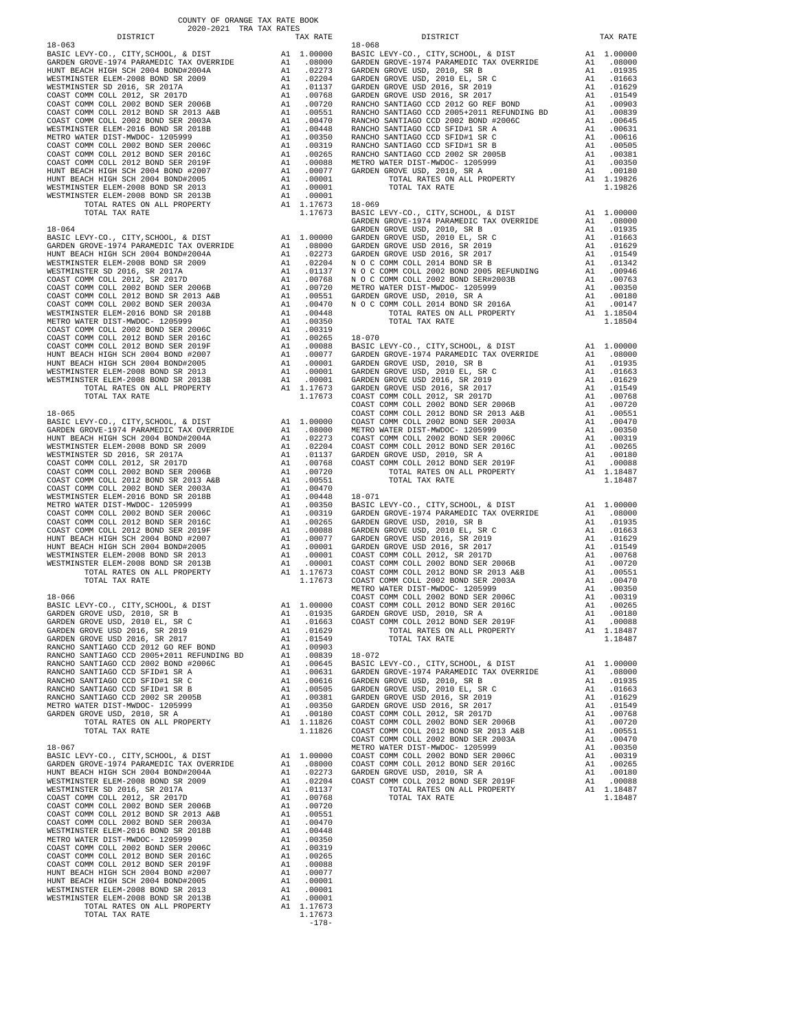COUNTY OF ORANGE TAX RATE BOOK
2020-2021 TRA TAX RATES

### 18-063

| DISTRICT | | TAX RATE |
|---|---|---|
| BASIC LEVY-CO., CITY,SCHOOL, & DIST | A1 | 1.00000 |
| GARDEN GROVE-1974 PARAMEDIC TAX OVERRIDE | A1 | .08000 |
| HUNT BEACH HIGH SCH 2004 BOND#2004A | A1 | .02273 |
| WESTMINSTER ELEM-2008 BOND SR 2009 | A1 | .02204 |
| WESTMINSTER SD 2016, SR 2017A | A1 | .01137 |
| COAST COMM COLL 2012, SR 2017D | A1 | .00768 |
| COAST COMM COLL 2002 BOND SER 2006B | A1 | .00720 |
| COAST COMM COLL 2012 BOND SR 2013 A&B | A1 | .00551 |
| COAST COMM COLL 2002 BOND SER 2003A | A1 | .00470 |
| WESTMINSTER ELEM-2016 BOND SR 2018B | A1 | .00448 |
| METRO WATER DIST-MWDOC- 1205999 | A1 | .00350 |
| COAST COMM COLL 2002 BOND SER 2006C | A1 | .00319 |
| COAST COMM COLL 2012 BOND SER 2016C | A1 | .00265 |
| COAST COMM COLL 2012 BOND SER 2019F | A1 | .00088 |
| HUNT BEACH HIGH SCH 2004 BOND #2007 | A1 | .00077 |
| HUNT BEACH HIGH SCH 2004 BOND#2005 | A1 | .00001 |
| WESTMINSTER ELEM-2008 BOND SR 2013 | A1 | .00001 |
| WESTMINSTER ELEM-2008 BOND SR 2013B | A1 | .00001 |
| TOTAL RATES ON ALL PROPERTY | A1 | 1.17673 |
| TOTAL TAX RATE | | 1.17673 |

### 18-064

| DISTRICT | | TAX RATE |
|---|---|---|
| BASIC LEVY-CO., CITY,SCHOOL, & DIST | A1 | 1.00000 |
| GARDEN GROVE-1974 PARAMEDIC TAX OVERRIDE | A1 | .08000 |
| HUNT BEACH HIGH SCH 2004 BOND#2004A | A1 | .02273 |
| WESTMINSTER ELEM-2008 BOND SR 2009 | A1 | .02204 |
| WESTMINSTER SD 2016, SR 2017A | A1 | .01137 |
| COAST COMM COLL 2012, SR 2017D | A1 | .00768 |
| COAST COMM COLL 2002 BOND SER 2006B | A1 | .00720 |
| COAST COMM COLL 2012 BOND SR 2013 A&B | A1 | .00551 |
| COAST COMM COLL 2002 BOND SER 2003A | A1 | .00470 |
| WESTMINSTER ELEM-2016 BOND SR 2018B | A1 | .00448 |
| METRO WATER DIST-MWDOC- 1205999 | A1 | .00350 |
| COAST COMM COLL 2002 BOND SER 2006C | A1 | .00319 |
| COAST COMM COLL 2012 BOND SER 2016C | A1 | .00265 |
| COAST COMM COLL 2012 BOND SER 2019F | A1 | .00088 |
| HUNT BEACH HIGH SCH 2004 BOND #2007 | A1 | .00077 |
| HUNT BEACH HIGH SCH 2004 BOND#2005 | A1 | .00001 |
| WESTMINSTER ELEM-2008 BOND SR 2013 | A1 | .00001 |
| WESTMINSTER ELEM-2008 BOND SR 2013B | A1 | .00001 |
| TOTAL RATES ON ALL PROPERTY | A1 | 1.17673 |
| TOTAL TAX RATE | | 1.17673 |

### 18-065

| DISTRICT | | TAX RATE |
|---|---|---|
| BASIC LEVY-CO., CITY,SCHOOL, & DIST | A1 | 1.00000 |
| GARDEN GROVE-1974 PARAMEDIC TAX OVERRIDE | A1 | .08000 |
| HUNT BEACH HIGH SCH 2004 BOND#2004A | A1 | .02273 |
| WESTMINSTER ELEM-2008 BOND SR 2009 | A1 | .02204 |
| WESTMINSTER SD 2016, SR 2017A | A1 | .01137 |
| COAST COMM COLL 2012, SR 2017D | A1 | .00768 |
| COAST COMM COLL 2002 BOND SER 2006B | A1 | .00720 |
| COAST COMM COLL 2012 BOND SR 2013 A&B | A1 | .00551 |
| COAST COMM COLL 2002 BOND SER 2003A | A1 | .00470 |
| WESTMINSTER ELEM-2016 BOND SR 2018B | A1 | .00448 |
| METRO WATER DIST-MWDOC- 1205999 | A1 | .00350 |
| COAST COMM COLL 2002 BOND SER 2006C | A1 | .00319 |
| COAST COMM COLL 2012 BOND SER 2016C | A1 | .00265 |
| COAST COMM COLL 2012 BOND SER 2019F | A1 | .00088 |
| HUNT BEACH HIGH SCH 2004 BOND #2007 | A1 | .00077 |
| HUNT BEACH HIGH SCH 2004 BOND#2005 | A1 | .00001 |
| WESTMINSTER ELEM-2008 BOND SR 2013 | A1 | .00001 |
| WESTMINSTER ELEM-2008 BOND SR 2013B | A1 | .00001 |
| TOTAL RATES ON ALL PROPERTY | A1 | 1.17673 |
| TOTAL TAX RATE | | 1.17673 |

### 18-066

| DISTRICT | | TAX RATE |
|---|---|---|
| BASIC LEVY-CO., CITY,SCHOOL, & DIST | A1 | 1.00000 |
| GARDEN GROVE USD, 2010, SR B | A1 | .01935 |
| GARDEN GROVE USD, 2010 EL, SR C | A1 | .01663 |
| GARDEN GROVE USD 2016, SR 2019 | A1 | .01629 |
| GARDEN GROVE USD 2016, SR 2017 | A1 | .01549 |
| RANCHO SANTIAGO CCD 2012 GO REF BOND | A1 | .00903 |
| RANCHO SANTIAGO CCD 2005+2011 REFUNDING BD | A1 | .00839 |
| RANCHO SANTIAGO CCD 2002 BOND #2006C | A1 | .00645 |
| RANCHO SANTIAGO CCD SFID#1 SR A | A1 | .00631 |
| RANCHO SANTIAGO CCD SFID#1 SR C | A1 | .00616 |
| RANCHO SANTIAGO CCD SFID#1 SR B | A1 | .00505 |
| RANCHO SANTIAGO CCD 2002 SR 2005B | A1 | .00381 |
| METRO WATER DIST-MWDOC- 1205999 | A1 | .00350 |
| GARDEN GROVE USD, 2010, SR A | A1 | .00180 |
| TOTAL RATES ON ALL PROPERTY | A1 | 1.11826 |
| TOTAL TAX RATE | | 1.11826 |

### 18-067

| DISTRICT | | TAX RATE |
|---|---|---|
| BASIC LEVY-CO., CITY,SCHOOL, & DIST | A1 | 1.00000 |
| GARDEN GROVE-1974 PARAMEDIC TAX OVERRIDE | A1 | .08000 |
| HUNT BEACH HIGH SCH 2004 BOND#2004A | A1 | .02273 |
| WESTMINSTER ELEM-2008 BOND SR 2009 | A1 | .02204 |
| WESTMINSTER SD 2016, SR 2017A | A1 | .01137 |
| COAST COMM COLL 2012, SR 2017D | A1 | .00768 |
| COAST COMM COLL 2002 BOND SER 2006B | A1 | .00720 |
| COAST COMM COLL 2012 BOND SR 2013 A&B | A1 | .00551 |
| COAST COMM COLL 2002 BOND SER 2003A | A1 | .00470 |
| WESTMINSTER ELEM-2016 BOND SR 2018B | A1 | .00448 |
| METRO WATER DIST-MWDOC- 1205999 | A1 | .00350 |
| COAST COMM COLL 2002 BOND SER 2006C | A1 | .00319 |
| COAST COMM COLL 2012 BOND SER 2016C | A1 | .00265 |
| COAST COMM COLL 2012 BOND SER 2019F | A1 | .00088 |
| HUNT BEACH HIGH SCH 2004 BOND #2007 | A1 | .00077 |
| HUNT BEACH HIGH SCH 2004 BOND#2005 | A1 | .00001 |
| WESTMINSTER ELEM-2008 BOND SR 2013 | A1 | .00001 |
| WESTMINSTER ELEM-2008 BOND SR 2013B | A1 | .00001 |
| TOTAL RATES ON ALL PROPERTY | A1 | 1.17673 |
| TOTAL TAX RATE | | 1.17673 |

### 18-068

| DISTRICT | | TAX RATE |
|---|---|---|
| BASIC LEVY-CO., CITY,SCHOOL, & DIST | A1 | 1.00000 |
| GARDEN GROVE-1974 PARAMEDIC TAX OVERRIDE | A1 | .08000 |
| GARDEN GROVE USD, 2010, SR B | A1 | .01935 |
| GARDEN GROVE USD, 2010 EL, SR C | A1 | .01663 |
| GARDEN GROVE USD 2016, SR 2019 | A1 | .01629 |
| GARDEN GROVE USD 2016, SR 2017 | A1 | .01549 |
| RANCHO SANTIAGO CCD 2012 GO REF BOND | A1 | .00903 |
| RANCHO SANTIAGO CCD 2005+2011 REFUNDING BD | A1 | .00839 |
| RANCHO SANTIAGO CCD 2002 BOND #2006C | A1 | .00645 |
| RANCHO SANTIAGO CCD SFID#1 SR A | A1 | .00631 |
| RANCHO SANTIAGO CCD SFID#1 SR C | A1 | .00616 |
| RANCHO SANTIAGO CCD SFID#1 SR B | A1 | .00505 |
| RANCHO SANTIAGO CCD 2002 SR 2005B | A1 | .00381 |
| METRO WATER DIST-MWDOC- 1205999 | A1 | .00350 |
| GARDEN GROVE USD, 2010, SR A | A1 | .00180 |
| TOTAL RATES ON ALL PROPERTY | A1 | 1.19826 |
| TOTAL TAX RATE | | 1.19826 |

### 18-069

| DISTRICT | | TAX RATE |
|---|---|---|
| BASIC LEVY-CO., CITY,SCHOOL, & DIST | A1 | 1.00000 |
| GARDEN GROVE-1974 PARAMEDIC TAX OVERRIDE | A1 | .08000 |
| GARDEN GROVE USD, 2010, SR B | A1 | .01935 |
| GARDEN GROVE USD, 2010 EL, SR C | A1 | .01663 |
| GARDEN GROVE USD 2016, SR 2019 | A1 | .01629 |
| GARDEN GROVE USD 2016, SR 2017 | A1 | .01549 |
| N O C COMM COLL 2014 BOND SR B | A1 | .01342 |
| N O C COMM COLL 2002 BOND 2005 REFUNDING | A1 | .00946 |
| N O C COMM COLL 2002 BOND SER#2003B | A1 | .00763 |
| METRO WATER DIST-MWDOC- 1205999 | A1 | .00350 |
| GARDEN GROVE USD, 2010, SR A | A1 | .00180 |
| N O C COMM COLL 2014 BOND SR 2016A | A1 | .00147 |
| TOTAL RATES ON ALL PROPERTY | A1 | 1.18504 |
| TOTAL TAX RATE | | 1.18504 |

### 18-070

| DISTRICT | | TAX RATE |
|---|---|---|
| BASIC LEVY-CO., CITY,SCHOOL, & DIST | A1 | 1.00000 |
| GARDEN GROVE-1974 PARAMEDIC TAX OVERRIDE | A1 | .08000 |
| GARDEN GROVE USD, 2010, SR B | A1 | .01935 |
| GARDEN GROVE USD, 2010 EL, SR C | A1 | .01663 |
| GARDEN GROVE USD 2016, SR 2019 | A1 | .01629 |
| GARDEN GROVE USD 2016, SR 2017 | A1 | .01549 |
| COAST COMM COLL 2012, SR 2017D | A1 | .00768 |
| COAST COMM COLL 2002 BOND SER 2006B | A1 | .00720 |
| COAST COMM COLL 2012 BOND SR 2013 A&B | A1 | .00551 |
| COAST COMM COLL 2002 BOND SER 2003A | A1 | .00470 |
| METRO WATER DIST-MWDOC- 1205999 | A1 | .00350 |
| COAST COMM COLL 2002 BOND SER 2006C | A1 | .00319 |
| COAST COMM COLL 2012 BOND SER 2016C | A1 | .00265 |
| GARDEN GROVE USD, 2010, SR A | A1 | .00180 |
| COAST COMM COLL 2012 BOND SER 2019F | A1 | .00088 |
| TOTAL RATES ON ALL PROPERTY | A1 | 1.18487 |
| TOTAL TAX RATE | | 1.18487 |

### 18-071

| DISTRICT | | TAX RATE |
|---|---|---|
| BASIC LEVY-CO., CITY,SCHOOL, & DIST | A1 | 1.00000 |
| GARDEN GROVE-1974 PARAMEDIC TAX OVERRIDE | A1 | .08000 |
| GARDEN GROVE USD, 2010, SR B | A1 | .01935 |
| GARDEN GROVE USD, 2010 EL, SR C | A1 | .01663 |
| GARDEN GROVE USD 2016, SR 2019 | A1 | .01629 |
| GARDEN GROVE USD 2016, SR 2017 | A1 | .01549 |
| COAST COMM COLL 2012, SR 2017D | A1 | .00768 |
| COAST COMM COLL 2002 BOND SER 2006B | A1 | .00720 |
| COAST COMM COLL 2012 BOND SR 2013 A&B | A1 | .00551 |
| COAST COMM COLL 2002 BOND SER 2003A | A1 | .00470 |
| METRO WATER DIST-MWDOC- 1205999 | A1 | .00350 |
| COAST COMM COLL 2002 BOND SER 2006C | A1 | .00319 |
| COAST COMM COLL 2012 BOND SER 2016C | A1 | .00265 |
| GARDEN GROVE USD, 2010, SR A | A1 | .00180 |
| COAST COMM COLL 2012 BOND SER 2019F | A1 | .00088 |
| TOTAL RATES ON ALL PROPERTY | A1 | 1.18487 |
| TOTAL TAX RATE | | 1.18487 |

### 18-072

| DISTRICT | | TAX RATE |
|---|---|---|
| BASIC LEVY-CO., CITY,SCHOOL, & DIST | A1 | 1.00000 |
| GARDEN GROVE-1974 PARAMEDIC TAX OVERRIDE | A1 | .08000 |
| GARDEN GROVE USD, 2010, SR B | A1 | .01935 |
| GARDEN GROVE USD, 2010 EL, SR C | A1 | .01663 |
| GARDEN GROVE USD 2016, SR 2019 | A1 | .01629 |
| GARDEN GROVE USD 2016, SR 2017 | A1 | .01549 |
| COAST COMM COLL 2012, SR 2017D | A1 | .00768 |
| COAST COMM COLL 2002 BOND SER 2006B | A1 | .00720 |
| COAST COMM COLL 2012 BOND SR 2013 A&B | A1 | .00551 |
| COAST COMM COLL 2002 BOND SER 2003A | A1 | .00470 |
| METRO WATER DIST-MWDOC- 1205999 | A1 | .00350 |
| COAST COMM COLL 2002 BOND SER 2006C | A1 | .00319 |
| COAST COMM COLL 2012 BOND SER 2016C | A1 | .00265 |
| GARDEN GROVE USD, 2010, SR A | A1 | .00180 |
| COAST COMM COLL 2012 BOND SER 2019F | A1 | .00088 |
| TOTAL RATES ON ALL PROPERTY | A1 | 1.18487 |
| TOTAL TAX RATE | | 1.18487 |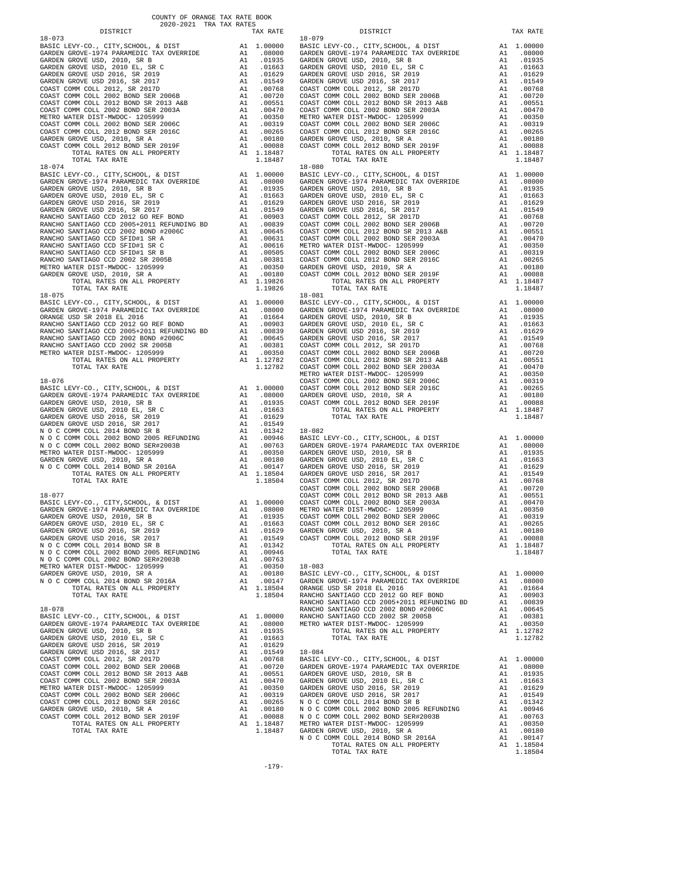COUNTY OF ORANGE TAX RATE BOOK
2020-2021 TRA TAX RATES

| DISTRICT | | TAX RATE |
|---|---|---|
| **18-073** | | |
| BASIC LEVY-CO., CITY,SCHOOL, & DIST | A1 | 1.00000 |
| GARDEN GROVE-1974 PARAMEDIC TAX OVERRIDE | A1 | .08000 |
| GARDEN GROVE USD, 2010, SR B | A1 | .01935 |
| GARDEN GROVE USD, 2010 EL, SR C | A1 | .01663 |
| GARDEN GROVE USD 2016, SR 2019 | A1 | .01629 |
| GARDEN GROVE USD 2016, SR 2017 | A1 | .01549 |
| COAST COMM COLL 2012, SR 2017D | A1 | .00768 |
| COAST COMM COLL 2002 BOND SER 2006B | A1 | .00720 |
| COAST COMM COLL 2012 BOND SR 2013 A&B | A1 | .00551 |
| COAST COMM COLL 2002 BOND SER 2003A | A1 | .00470 |
| METRO WATER DIST-MWDOC- 1205999 | A1 | .00350 |
| COAST COMM COLL 2002 BOND SER 2006C | A1 | .00319 |
| COAST COMM COLL 2012 BOND SER 2016C | A1 | .00265 |
| GARDEN GROVE USD, 2010, SR A | A1 | .00180 |
| COAST COMM COLL 2012 BOND SER 2019F | A1 | .00088 |
| TOTAL RATES ON ALL PROPERTY | A1 | 1.18487 |
| TOTAL TAX RATE | | 1.18487 |
| **18-074** | | |
| BASIC LEVY-CO., CITY,SCHOOL, & DIST | A1 | 1.00000 |
| GARDEN GROVE-1974 PARAMEDIC TAX OVERRIDE | A1 | .08000 |
| GARDEN GROVE USD, 2010, SR B | A1 | .01935 |
| GARDEN GROVE USD, 2010 EL, SR C | A1 | .01663 |
| GARDEN GROVE USD 2016, SR 2019 | A1 | .01629 |
| GARDEN GROVE USD 2016, SR 2017 | A1 | .01549 |
| RANCHO SANTIAGO CCD 2012 GO REF BOND | A1 | .00903 |
| RANCHO SANTIAGO CCD 2005+2011 REFUNDING BD | A1 | .00839 |
| RANCHO SANTIAGO CCD 2002 BOND #2006C | A1 | .00645 |
| RANCHO SANTIAGO CCD SFID#1 SR A | A1 | .00631 |
| RANCHO SANTIAGO CCD SFID#1 SR C | A1 | .00616 |
| RANCHO SANTIAGO CCD SFID#1 SR B | A1 | .00505 |
| RANCHO SANTIAGO CCD 2002 SR 2005B | A1 | .00381 |
| METRO WATER DIST-MWDOC- 1205999 | A1 | .00350 |
| GARDEN GROVE USD, 2010, SR A | A1 | .00180 |
| TOTAL RATES ON ALL PROPERTY | A1 | 1.19826 |
| TOTAL TAX RATE | | 1.19826 |
| **18-075** | | |
| BASIC LEVY-CO., CITY,SCHOOL, & DIST | A1 | 1.00000 |
| GARDEN GROVE-1974 PARAMEDIC TAX OVERRIDE | A1 | .08000 |
| ORANGE USD SR 2018 EL 2016 | A1 | .01664 |
| RANCHO SANTIAGO CCD 2012 GO REF BOND | A1 | .00903 |
| RANCHO SANTIAGO CCD 2005+2011 REFUNDING BD | A1 | .00839 |
| RANCHO SANTIAGO CCD 2002 BOND #2006C | A1 | .00645 |
| RANCHO SANTIAGO CCD 2002 SR 2005B | A1 | .00381 |
| METRO WATER DIST-MWDOC- 1205999 | A1 | .00350 |
| TOTAL RATES ON ALL PROPERTY | A1 | 1.12782 |
| TOTAL TAX RATE | | 1.12782 |
| **18-076** | | |
| BASIC LEVY-CO., CITY,SCHOOL, & DIST | A1 | 1.00000 |
| GARDEN GROVE-1974 PARAMEDIC TAX OVERRIDE | A1 | .08000 |
| GARDEN GROVE USD, 2010, SR B | A1 | .01935 |
| GARDEN GROVE USD, 2010 EL, SR C | A1 | .01663 |
| GARDEN GROVE USD 2016, SR 2019 | A1 | .01629 |
| GARDEN GROVE USD 2016, SR 2017 | A1 | .01549 |
| N O C COMM COLL 2014 BOND SR B | A1 | .01342 |
| N O C COMM COLL 2002 BOND 2005 REFUNDING | A1 | .00946 |
| N O C COMM COLL 2002 BOND SER#2003B | A1 | .00763 |
| METRO WATER DIST-MWDOC- 1205999 | A1 | .00350 |
| GARDEN GROVE USD, 2010, SR A | A1 | .00180 |
| N O C COMM COLL 2014 BOND SR 2016A | A1 | .00147 |
| TOTAL RATES ON ALL PROPERTY | A1 | 1.18504 |
| TOTAL TAX RATE | | 1.18504 |
| **18-077** | | |
| BASIC LEVY-CO., CITY,SCHOOL, & DIST | A1 | 1.00000 |
| GARDEN GROVE-1974 PARAMEDIC TAX OVERRIDE | A1 | .08000 |
| GARDEN GROVE USD, 2010, SR B | A1 | .01935 |
| GARDEN GROVE USD, 2010 EL, SR C | A1 | .01663 |
| GARDEN GROVE USD 2016, SR 2019 | A1 | .01629 |
| GARDEN GROVE USD 2016, SR 2017 | A1 | .01549 |
| N O C COMM COLL 2014 BOND SR B | A1 | .01342 |
| N O C COMM COLL 2002 BOND 2005 REFUNDING | A1 | .00946 |
| N O C COMM COLL 2002 BOND SER#2003B | A1 | .00763 |
| METRO WATER DIST-MWDOC- 1205999 | A1 | .00350 |
| GARDEN GROVE USD, 2010, SR A | A1 | .00180 |
| N O C COMM COLL 2014 BOND SR 2016A | A1 | .00147 |
| TOTAL RATES ON ALL PROPERTY | A1 | 1.18504 |
| TOTAL TAX RATE | | 1.18504 |
| **18-078** | | |
| BASIC LEVY-CO., CITY,SCHOOL, & DIST | A1 | 1.00000 |
| GARDEN GROVE-1974 PARAMEDIC TAX OVERRIDE | A1 | .08000 |
| GARDEN GROVE USD, 2010, SR B | A1 | .01935 |
| GARDEN GROVE USD, 2010 EL, SR C | A1 | .01663 |
| GARDEN GROVE USD 2016, SR 2019 | A1 | .01629 |
| GARDEN GROVE USD 2016, SR 2017 | A1 | .01549 |
| COAST COMM COLL 2012, SR 2017D | A1 | .00768 |
| COAST COMM COLL 2002 BOND SER 2006B | A1 | .00720 |
| COAST COMM COLL 2012 BOND SR 2013 A&B | A1 | .00551 |
| COAST COMM COLL 2002 BOND SER 2003A | A1 | .00470 |
| METRO WATER DIST-MWDOC- 1205999 | A1 | .00350 |
| COAST COMM COLL 2002 BOND SER 2006C | A1 | .00319 |
| COAST COMM COLL 2012 BOND SER 2016C | A1 | .00265 |
| GARDEN GROVE USD, 2010, SR A | A1 | .00180 |
| COAST COMM COLL 2012 BOND SER 2019F | A1 | .00088 |
| TOTAL RATES ON ALL PROPERTY | A1 | 1.18487 |
| TOTAL TAX RATE | | 1.18487 |
| **18-079** | | |
| BASIC LEVY-CO., CITY,SCHOOL, & DIST | A1 | 1.00000 |
| GARDEN GROVE-1974 PARAMEDIC TAX OVERRIDE | A1 | .08000 |
| GARDEN GROVE USD, 2010, SR B | A1 | .01935 |
| GARDEN GROVE USD, 2010 EL, SR C | A1 | .01663 |
| GARDEN GROVE USD 2016, SR 2019 | A1 | .01629 |
| GARDEN GROVE USD 2016, SR 2017 | A1 | .01549 |
| COAST COMM COLL 2012, SR 2017D | A1 | .00768 |
| COAST COMM COLL 2002 BOND SER 2006B | A1 | .00720 |
| COAST COMM COLL 2012 BOND SR 2013 A&B | A1 | .00551 |
| COAST COMM COLL 2002 BOND SER 2003A | A1 | .00470 |
| METRO WATER DIST-MWDOC- 1205999 | A1 | .00350 |
| COAST COMM COLL 2002 BOND SER 2006C | A1 | .00319 |
| COAST COMM COLL 2012 BOND SER 2016C | A1 | .00265 |
| GARDEN GROVE USD, 2010, SR A | A1 | .00180 |
| COAST COMM COLL 2012 BOND SER 2019F | A1 | .00088 |
| TOTAL RATES ON ALL PROPERTY | A1 | 1.18487 |
| TOTAL TAX RATE | | 1.18487 |
| **18-080** | | |
| BASIC LEVY-CO., CITY,SCHOOL, & DIST | A1 | 1.00000 |
| GARDEN GROVE-1974 PARAMEDIC TAX OVERRIDE | A1 | .08000 |
| GARDEN GROVE USD, 2010, SR B | A1 | .01935 |
| GARDEN GROVE USD, 2010 EL, SR C | A1 | .01663 |
| GARDEN GROVE USD 2016, SR 2019 | A1 | .01629 |
| GARDEN GROVE USD 2016, SR 2017 | A1 | .01549 |
| COAST COMM COLL 2012, SR 2017D | A1 | .00768 |
| COAST COMM COLL 2002 BOND SER 2006B | A1 | .00720 |
| COAST COMM COLL 2012 BOND SR 2013 A&B | A1 | .00551 |
| COAST COMM COLL 2002 BOND SER 2003A | A1 | .00470 |
| METRO WATER DIST-MWDOC- 1205999 | A1 | .00350 |
| COAST COMM COLL 2002 BOND SER 2006C | A1 | .00319 |
| COAST COMM COLL 2012 BOND SER 2016C | A1 | .00265 |
| GARDEN GROVE USD, 2010, SR A | A1 | .00180 |
| COAST COMM COLL 2012 BOND SER 2019F | A1 | .00088 |
| TOTAL RATES ON ALL PROPERTY | A1 | 1.18487 |
| TOTAL TAX RATE | | 1.18487 |
| **18-081** | | |
| BASIC LEVY-CO., CITY,SCHOOL, & DIST | A1 | 1.00000 |
| GARDEN GROVE-1974 PARAMEDIC TAX OVERRIDE | A1 | .08000 |
| GARDEN GROVE USD, 2010, SR B | A1 | .01935 |
| GARDEN GROVE USD, 2010 EL, SR C | A1 | .01663 |
| GARDEN GROVE USD 2016, SR 2019 | A1 | .01629 |
| GARDEN GROVE USD 2016, SR 2017 | A1 | .01549 |
| COAST COMM COLL 2012, SR 2017D | A1 | .00768 |
| COAST COMM COLL 2002 BOND SER 2006B | A1 | .00720 |
| COAST COMM COLL 2012 BOND SR 2013 A&B | A1 | .00551 |
| COAST COMM COLL 2002 BOND SER 2003A | A1 | .00470 |
| METRO WATER DIST-MWDOC- 1205999 | A1 | .00350 |
| COAST COMM COLL 2002 BOND SER 2006C | A1 | .00319 |
| COAST COMM COLL 2012 BOND SER 2016C | A1 | .00265 |
| GARDEN GROVE USD, 2010, SR A | A1 | .00180 |
| COAST COMM COLL 2012 BOND SER 2019F | A1 | .00088 |
| TOTAL RATES ON ALL PROPERTY | A1 | 1.18487 |
| TOTAL TAX RATE | | 1.18487 |
| **18-082** | | |
| BASIC LEVY-CO., CITY,SCHOOL, & DIST | A1 | 1.00000 |
| GARDEN GROVE-1974 PARAMEDIC TAX OVERRIDE | A1 | .08000 |
| GARDEN GROVE USD, 2010, SR B | A1 | .01935 |
| GARDEN GROVE USD, 2010 EL, SR C | A1 | .01663 |
| GARDEN GROVE USD 2016, SR 2019 | A1 | .01629 |
| GARDEN GROVE USD 2016, SR 2017 | A1 | .01549 |
| COAST COMM COLL 2012, SR 2017D | A1 | .00768 |
| COAST COMM COLL 2002 BOND SER 2006B | A1 | .00720 |
| COAST COMM COLL 2012 BOND SR 2013 A&B | A1 | .00551 |
| COAST COMM COLL 2002 BOND SER 2003A | A1 | .00470 |
| METRO WATER DIST-MWDOC- 1205999 | A1 | .00350 |
| COAST COMM COLL 2002 BOND SER 2006C | A1 | .00319 |
| COAST COMM COLL 2012 BOND SER 2016C | A1 | .00265 |
| GARDEN GROVE USD, 2010, SR A | A1 | .00180 |
| COAST COMM COLL 2012 BOND SER 2019F | A1 | .00088 |
| TOTAL RATES ON ALL PROPERTY | A1 | 1.18487 |
| TOTAL TAX RATE | | 1.18487 |
| **18-083** | | |
| BASIC LEVY-CO., CITY,SCHOOL, & DIST | A1 | 1.00000 |
| GARDEN GROVE-1974 PARAMEDIC TAX OVERRIDE | A1 | .08000 |
| ORANGE USD SR 2018 EL 2016 | A1 | .01664 |
| RANCHO SANTIAGO CCD 2012 GO REF BOND | A1 | .00903 |
| RANCHO SANTIAGO CCD 2005+2011 REFUNDING BD | A1 | .00839 |
| RANCHO SANTIAGO CCD 2002 BOND #2006C | A1 | .00645 |
| RANCHO SANTIAGO CCD 2002 SR 2005B | A1 | .00381 |
| METRO WATER DIST-MWDOC- 1205999 | A1 | .00350 |
| TOTAL RATES ON ALL PROPERTY | A1 | 1.12782 |
| TOTAL TAX RATE | | 1.12782 |
| **18-084** | | |
| BASIC LEVY-CO., CITY,SCHOOL, & DIST | A1 | 1.00000 |
| GARDEN GROVE-1974 PARAMEDIC TAX OVERRIDE | A1 | .08000 |
| GARDEN GROVE USD, 2010, SR B | A1 | .01935 |
| GARDEN GROVE USD, 2010 EL, SR C | A1 | .01663 |
| GARDEN GROVE USD 2016, SR 2019 | A1 | .01629 |
| GARDEN GROVE USD 2016, SR 2017 | A1 | .01549 |
| N O C COMM COLL 2014 BOND SR B | A1 | .01342 |
| N O C COMM COLL 2002 BOND 2005 REFUNDING | A1 | .00946 |
| N O C COMM COLL 2002 BOND SER#2003B | A1 | .00763 |
| METRO WATER DIST-MWDOC- 1205999 | A1 | .00350 |
| GARDEN GROVE USD, 2010, SR A | A1 | .00180 |
| N O C COMM COLL 2014 BOND SR 2016A | A1 | .00147 |
| TOTAL RATES ON ALL PROPERTY | A1 | 1.18504 |
| TOTAL TAX RATE | | 1.18504 |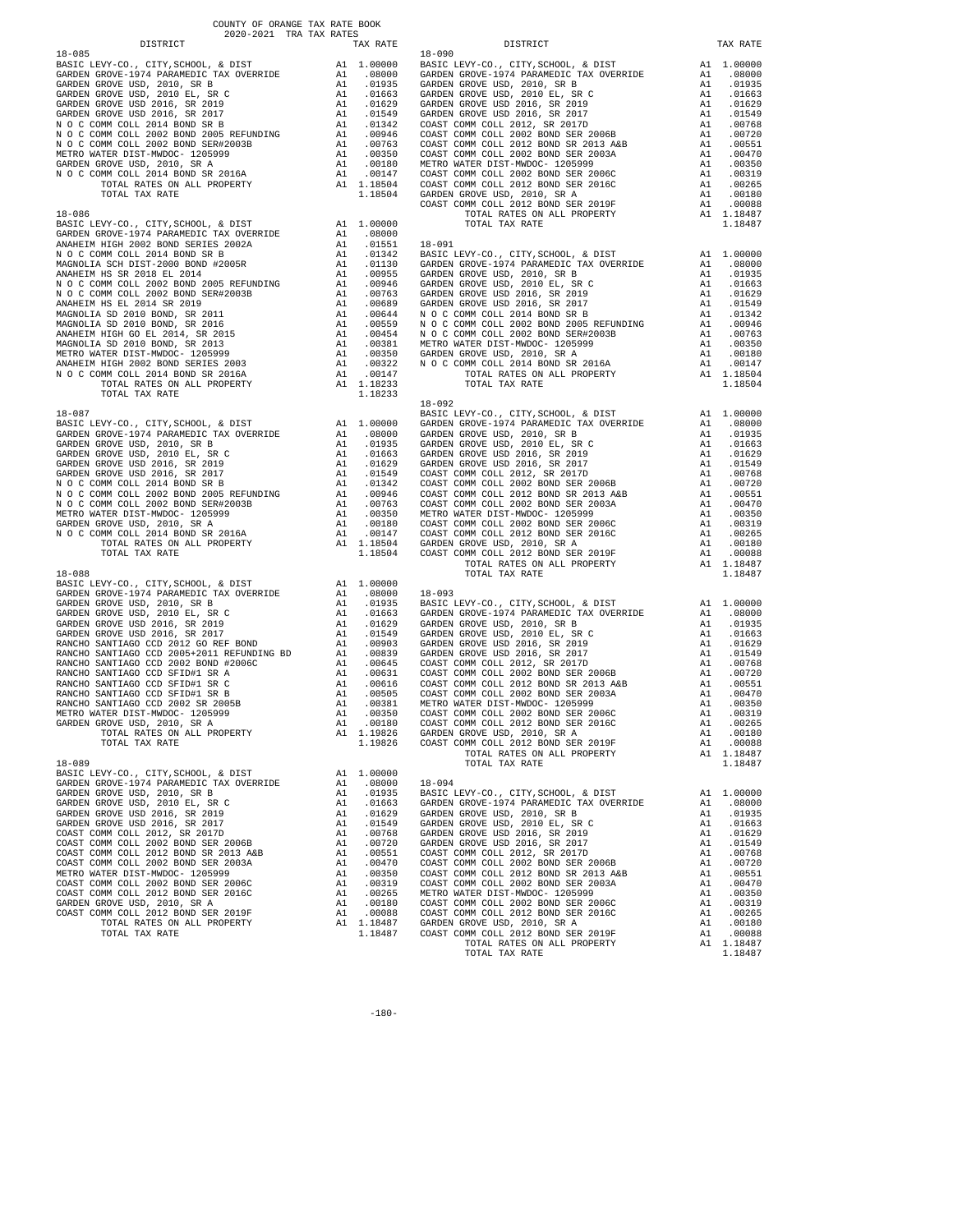COUNTY OF ORANGE TAX RATE BOOK
2020-2021 TRA TAX RATES

**18-085**

| DISTRICT | | TAX RATE |
|---|---|---|
| BASIC LEVY-CO., CITY,SCHOOL, & DIST | A1 | 1.00000 |
| GARDEN GROVE-1974 PARAMEDIC TAX OVERRIDE | A1 | .08000 |
| GARDEN GROVE USD, 2010, SR B | A1 | .01935 |
| GARDEN GROVE USD, 2010 EL, SR C | A1 | .01663 |
| GARDEN GROVE USD 2016, SR 2019 | A1 | .01629 |
| GARDEN GROVE USD 2016, SR 2017 | A1 | .01549 |
| N O C COMM COLL 2014 BOND SR B | A1 | .01342 |
| N O C COMM COLL 2002 BOND 2005 REFUNDING | A1 | .00946 |
| N O C COMM COLL 2002 BOND SER#2003B | A1 | .00763 |
| METRO WATER DIST-MWDOC- 1205999 | A1 | .00350 |
| GARDEN GROVE USD, 2010, SR A | A1 | .00180 |
| N O C COMM COLL 2014 BOND SR 2016A | A1 | .00147 |
| TOTAL RATES ON ALL PROPERTY | A1 | 1.18504 |
| TOTAL TAX RATE | | 1.18504 |

**18-086**

| DISTRICT | | TAX RATE |
|---|---|---|
| BASIC LEVY-CO., CITY,SCHOOL, & DIST | A1 | 1.00000 |
| GARDEN GROVE-1974 PARAMEDIC TAX OVERRIDE | A1 | .08000 |
| ANAHEIM HIGH 2002 BOND SERIES 2002A | A1 | .01551 |
| N O C COMM COLL 2014 BOND SR B | A1 | .01342 |
| MAGNOLIA SCH DIST-2000 BOND #2005R | A1 | .01130 |
| ANAHEIM HS SR 2018 EL 2014 | A1 | .00955 |
| N O C COMM COLL 2002 BOND 2005 REFUNDING | A1 | .00946 |
| N O C COMM COLL 2002 BOND SER#2003B | A1 | .00763 |
| ANAHEIM HS EL 2014 SR 2019 | A1 | .00689 |
| MAGNOLIA SD 2010 BOND, SR 2011 | A1 | .00644 |
| MAGNOLIA SD 2010 BOND, SR 2016 | A1 | .00559 |
| ANAHEIM HIGH GO EL 2014, SR 2015 | A1 | .00454 |
| MAGNOLIA SD 2010 BOND, SR 2013 | A1 | .00381 |
| METRO WATER DIST-MWDOC- 1205999 | A1 | .00350 |
| ANAHEIM HIGH 2002 BOND SERIES 2003 | A1 | .00322 |
| N O C COMM COLL 2014 BOND SR 2016A | A1 | .00147 |
| TOTAL RATES ON ALL PROPERTY | A1 | 1.18233 |
| TOTAL TAX RATE | | 1.18233 |

**18-087**

| DISTRICT | | TAX RATE |
|---|---|---|
| BASIC LEVY-CO., CITY,SCHOOL, & DIST | A1 | 1.00000 |
| GARDEN GROVE-1974 PARAMEDIC TAX OVERRIDE | A1 | .08000 |
| GARDEN GROVE USD, 2010, SR B | A1 | .01935 |
| GARDEN GROVE USD, 2010 EL, SR C | A1 | .01663 |
| GARDEN GROVE USD 2016, SR 2019 | A1 | .01629 |
| GARDEN GROVE USD 2016, SR 2017 | A1 | .01549 |
| N O C COMM COLL 2014 BOND SR B | A1 | .01342 |
| N O C COMM COLL 2002 BOND 2005 REFUNDING | A1 | .00946 |
| N O C COMM COLL 2002 BOND SER#2003B | A1 | .00763 |
| METRO WATER DIST-MWDOC- 1205999 | A1 | .00350 |
| GARDEN GROVE USD, 2010, SR A | A1 | .00180 |
| N O C COMM COLL 2014 BOND SR 2016A | A1 | .00147 |
| TOTAL RATES ON ALL PROPERTY | A1 | 1.18504 |
| TOTAL TAX RATE | | 1.18504 |

**18-088**

| DISTRICT | | TAX RATE |
|---|---|---|
| BASIC LEVY-CO., CITY,SCHOOL, & DIST | A1 | 1.00000 |
| GARDEN GROVE-1974 PARAMEDIC TAX OVERRIDE | A1 | .08000 |
| GARDEN GROVE USD, 2010, SR B | A1 | .01935 |
| GARDEN GROVE USD, 2010 EL, SR C | A1 | .01663 |
| GARDEN GROVE USD 2016, SR 2019 | A1 | .01629 |
| GARDEN GROVE USD 2016, SR 2017 | A1 | .01549 |
| RANCHO SANTIAGO CCD 2012 GO REF BOND | A1 | .00903 |
| RANCHO SANTIAGO CCD 2005+2011 REFUNDING BD | A1 | .00839 |
| RANCHO SANTIAGO CCD 2002 BOND #2006C | A1 | .00645 |
| RANCHO SANTIAGO CCD SFID#1 SR A | A1 | .00631 |
| RANCHO SANTIAGO CCD SFID#1 SR C | A1 | .00616 |
| RANCHO SANTIAGO CCD SFID#1 SR B | A1 | .00505 |
| RANCHO SANTIAGO CCD 2002 SR 2005B | A1 | .00381 |
| METRO WATER DIST-MWDOC- 1205999 | A1 | .00350 |
| GARDEN GROVE USD, 2010, SR A | A1 | .00180 |
| TOTAL RATES ON ALL PROPERTY | A1 | 1.19826 |
| TOTAL TAX RATE | | 1.19826 |

**18-089**

| DISTRICT | | TAX RATE |
|---|---|---|
| BASIC LEVY-CO., CITY,SCHOOL, & DIST | A1 | 1.00000 |
| GARDEN GROVE-1974 PARAMEDIC TAX OVERRIDE | A1 | .08000 |
| GARDEN GROVE USD, 2010, SR B | A1 | .01935 |
| GARDEN GROVE USD, 2010 EL, SR C | A1 | .01663 |
| GARDEN GROVE USD 2016, SR 2019 | A1 | .01629 |
| GARDEN GROVE USD 2016, SR 2017 | A1 | .01549 |
| COAST COMM COLL 2012, SR 2017D | A1 | .00768 |
| COAST COMM COLL 2002 BOND SER 2006B | A1 | .00720 |
| COAST COMM COLL 2012 BOND SR 2013 A&B | A1 | .00551 |
| COAST COMM COLL 2002 BOND SER 2003A | A1 | .00470 |
| METRO WATER DIST-MWDOC- 1205999 | A1 | .00350 |
| COAST COMM COLL 2002 BOND SER 2006C | A1 | .00319 |
| COAST COMM COLL 2012 BOND SER 2016C | A1 | .00265 |
| GARDEN GROVE USD, 2010, SR A | A1 | .00180 |
| COAST COMM COLL 2012 BOND SER 2019F | A1 | .00088 |
| TOTAL RATES ON ALL PROPERTY | A1 | 1.18487 |
| TOTAL TAX RATE | | 1.18487 |

**18-090**

| DISTRICT | | TAX RATE |
|---|---|---|
| BASIC LEVY-CO., CITY,SCHOOL, & DIST | A1 | 1.00000 |
| GARDEN GROVE-1974 PARAMEDIC TAX OVERRIDE | A1 | .08000 |
| GARDEN GROVE USD, 2010, SR B | A1 | .01935 |
| GARDEN GROVE USD, 2010 EL, SR C | A1 | .01663 |
| GARDEN GROVE USD 2016, SR 2019 | A1 | .01629 |
| GARDEN GROVE USD 2016, SR 2017 | A1 | .01549 |
| COAST COMM COLL 2012, SR 2017D | A1 | .00768 |
| COAST COMM COLL 2002 BOND SER 2006B | A1 | .00720 |
| COAST COMM COLL 2012 BOND SR 2013 A&B | A1 | .00551 |
| COAST COMM COLL 2002 BOND SER 2003A | A1 | .00470 |
| METRO WATER DIST-MWDOC- 1205999 | A1 | .00350 |
| COAST COMM COLL 2002 BOND SER 2006C | A1 | .00319 |
| COAST COMM COLL 2012 BOND SER 2016C | A1 | .00265 |
| GARDEN GROVE USD, 2010, SR A | A1 | .00180 |
| COAST COMM COLL 2012 BOND SER 2019F | A1 | .00088 |
| TOTAL RATES ON ALL PROPERTY | A1 | 1.18487 |
| TOTAL TAX RATE | | 1.18487 |

**18-091**

| DISTRICT | | TAX RATE |
|---|---|---|
| BASIC LEVY-CO., CITY,SCHOOL, & DIST | A1 | 1.00000 |
| GARDEN GROVE-1974 PARAMEDIC TAX OVERRIDE | A1 | .08000 |
| GARDEN GROVE USD, 2010, SR B | A1 | .01935 |
| GARDEN GROVE USD, 2010 EL, SR C | A1 | .01663 |
| GARDEN GROVE USD 2016, SR 2019 | A1 | .01629 |
| GARDEN GROVE USD 2016, SR 2017 | A1 | .01549 |
| N O C COMM COLL 2014 BOND SR B | A1 | .01342 |
| N O C COMM COLL 2002 BOND 2005 REFUNDING | A1 | .00946 |
| N O C COMM COLL 2002 BOND SER#2003B | A1 | .00763 |
| METRO WATER DIST-MWDOC- 1205999 | A1 | .00350 |
| GARDEN GROVE USD, 2010, SR A | A1 | .00180 |
| N O C COMM COLL 2014 BOND SR 2016A | A1 | .00147 |
| TOTAL RATES ON ALL PROPERTY | A1 | 1.18504 |
| TOTAL TAX RATE | | 1.18504 |

**18-092**

| DISTRICT | | TAX RATE |
|---|---|---|
| BASIC LEVY-CO., CITY,SCHOOL, & DIST | A1 | 1.00000 |
| GARDEN GROVE-1974 PARAMEDIC TAX OVERRIDE | A1 | .08000 |
| GARDEN GROVE USD, 2010, SR B | A1 | .01935 |
| GARDEN GROVE USD, 2010 EL, SR C | A1 | .01663 |
| GARDEN GROVE USD 2016, SR 2019 | A1 | .01629 |
| GARDEN GROVE USD 2016, SR 2017 | A1 | .01549 |
| COAST COMM COLL 2012, SR 2017D | A1 | .00768 |
| COAST COMM COLL 2002 BOND SER 2006B | A1 | .00720 |
| COAST COMM COLL 2012 BOND SR 2013 A&B | A1 | .00551 |
| COAST COMM COLL 2002 BOND SER 2003A | A1 | .00470 |
| METRO WATER DIST-MWDOC- 1205999 | A1 | .00350 |
| COAST COMM COLL 2002 BOND SER 2006C | A1 | .00319 |
| COAST COMM COLL 2012 BOND SER 2016C | A1 | .00265 |
| GARDEN GROVE USD, 2010, SR A | A1 | .00180 |
| COAST COMM COLL 2012 BOND SER 2019F | A1 | .00088 |
| TOTAL RATES ON ALL PROPERTY | A1 | 1.18487 |
| TOTAL TAX RATE | | 1.18487 |

**18-093**

| DISTRICT | | TAX RATE |
|---|---|---|
| BASIC LEVY-CO., CITY,SCHOOL, & DIST | A1 | 1.00000 |
| GARDEN GROVE-1974 PARAMEDIC TAX OVERRIDE | A1 | .08000 |
| GARDEN GROVE USD, 2010, SR B | A1 | .01935 |
| GARDEN GROVE USD, 2010 EL, SR C | A1 | .01663 |
| GARDEN GROVE USD 2016, SR 2019 | A1 | .01629 |
| GARDEN GROVE USD 2016, SR 2017 | A1 | .01549 |
| COAST COMM COLL 2012, SR 2017D | A1 | .00768 |
| COAST COMM COLL 2002 BOND SER 2006B | A1 | .00720 |
| COAST COMM COLL 2012 BOND SR 2013 A&B | A1 | .00551 |
| COAST COMM COLL 2002 BOND SER 2003A | A1 | .00470 |
| METRO WATER DIST-MWDOC- 1205999 | A1 | .00350 |
| COAST COMM COLL 2002 BOND SER 2006C | A1 | .00319 |
| COAST COMM COLL 2012 BOND SER 2016C | A1 | .00265 |
| GARDEN GROVE USD, 2010, SR A | A1 | .00180 |
| COAST COMM COLL 2012 BOND SER 2019F | A1 | .00088 |
| TOTAL RATES ON ALL PROPERTY | A1 | 1.18487 |
| TOTAL TAX RATE | | 1.18487 |

**18-094**

| DISTRICT | | TAX RATE |
|---|---|---|
| BASIC LEVY-CO., CITY,SCHOOL, & DIST | A1 | 1.00000 |
| GARDEN GROVE-1974 PARAMEDIC TAX OVERRIDE | A1 | .08000 |
| GARDEN GROVE USD, 2010, SR B | A1 | .01935 |
| GARDEN GROVE USD, 2010 EL, SR C | A1 | .01663 |
| GARDEN GROVE USD 2016, SR 2019 | A1 | .01629 |
| GARDEN GROVE USD 2016, SR 2017 | A1 | .01549 |
| COAST COMM COLL 2012, SR 2017D | A1 | .00768 |
| COAST COMM COLL 2002 BOND SER 2006B | A1 | .00720 |
| COAST COMM COLL 2002 BOND SER 2003A | A1 | .00470 |
| COAST COMM COLL 2012 BOND SR 2013 A&B | A1 | .00551 |
| METRO WATER DIST-MWDOC- 1205999 | A1 | .00350 |
| COAST COMM COLL 2002 BOND SER 2006C | A1 | .00319 |
| COAST COMM COLL 2012 BOND SER 2016C | A1 | .00265 |
| GARDEN GROVE USD, 2010, SR A | A1 | .00180 |
| COAST COMM COLL 2012 BOND SER 2019F | A1 | .00088 |
| TOTAL RATES ON ALL PROPERTY | A1 | 1.18487 |
| TOTAL TAX RATE | | 1.18487 |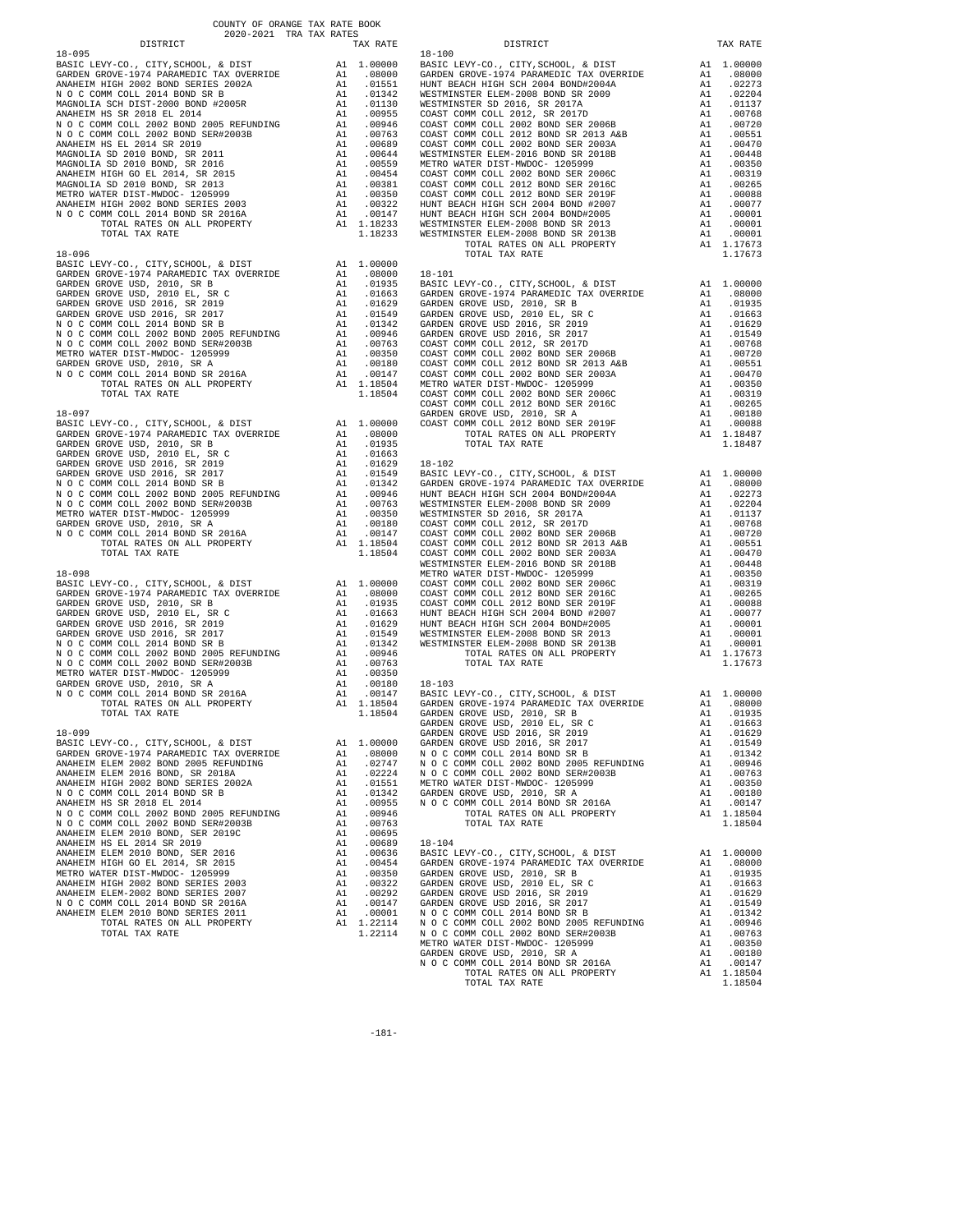COUNTY OF ORANGE TAX RATE BOOK
2020-2021 TRA TAX RATES

| DISTRICT | | TAX RATE |
|---|---|---|
| **18-095** | | |
| BASIC LEVY-CO., CITY,SCHOOL, & DIST | A1 | 1.00000 |
| GARDEN GROVE-1974 PARAMEDIC TAX OVERRIDE | A1 | .08000 |
| ANAHEIM HIGH 2002 BOND SERIES 2002A | A1 | .01551 |
| N O C COMM COLL 2014 BOND SR B | A1 | .01342 |
| MAGNOLIA SCH DIST-2000 BOND #2005R | A1 | .01130 |
| ANAHEIM HS SR 2018 EL 2014 | A1 | .00955 |
| N O C COMM COLL 2002 BOND 2005 REFUNDING | A1 | .00946 |
| N O C COMM COLL 2002 BOND SER#2003B | A1 | .00763 |
| ANAHEIM HS EL 2014 SR 2019 | A1 | .00689 |
| MAGNOLIA SD 2010 BOND, SR 2011 | A1 | .00644 |
| MAGNOLIA SD 2010 BOND, SR 2016 | A1 | .00559 |
| ANAHEIM HIGH GO EL 2014, SR 2015 | A1 | .00454 |
| MAGNOLIA SD 2010 BOND, SR 2013 | A1 | .00381 |
| METRO WATER DIST-MWDOC- 1205999 | A1 | .00350 |
| ANAHEIM HIGH 2002 BOND SERIES 2003 | A1 | .00322 |
| N O C COMM COLL 2014 BOND SR 2016A | A1 | .00147 |
| TOTAL RATES ON ALL PROPERTY | A1 | 1.18233 |
| TOTAL TAX RATE | | 1.18233 |
| **18-096** | | |
| BASIC LEVY-CO., CITY,SCHOOL, & DIST | A1 | 1.00000 |
| GARDEN GROVE-1974 PARAMEDIC TAX OVERRIDE | A1 | .08000 |
| GARDEN GROVE USD, 2010, SR B | A1 | .01935 |
| GARDEN GROVE USD, 2010 EL, SR C | A1 | .01663 |
| GARDEN GROVE USD 2016, SR 2019 | A1 | .01629 |
| GARDEN GROVE USD 2016, SR 2017 | A1 | .01549 |
| N O C COMM COLL 2014 BOND SR B | A1 | .01342 |
| N O C COMM COLL 2002 BOND 2005 REFUNDING | A1 | .00946 |
| N O C COMM COLL 2002 BOND SER#2003B | A1 | .00763 |
| METRO WATER DIST-MWDOC- 1205999 | A1 | .00350 |
| GARDEN GROVE USD, 2010, SR A | A1 | .00180 |
| N O C COMM COLL 2014 BOND SR 2016A | A1 | .00147 |
| TOTAL RATES ON ALL PROPERTY | A1 | 1.18504 |
| TOTAL TAX RATE | | 1.18504 |
| **18-097** | | |
| BASIC LEVY-CO., CITY,SCHOOL, & DIST | A1 | 1.00000 |
| GARDEN GROVE-1974 PARAMEDIC TAX OVERRIDE | A1 | .08000 |
| GARDEN GROVE USD, 2010, SR B | A1 | .01935 |
| GARDEN GROVE USD, 2010 EL, SR C | A1 | .01663 |
| GARDEN GROVE USD 2016, SR 2019 | A1 | .01629 |
| GARDEN GROVE USD 2016, SR 2017 | A1 | .01549 |
| N O C COMM COLL 2014 BOND SR B | A1 | .01342 |
| N O C COMM COLL 2002 BOND 2005 REFUNDING | A1 | .00946 |
| N O C COMM COLL 2002 BOND SER#2003B | A1 | .00763 |
| METRO WATER DIST-MWDOC- 1205999 | A1 | .00350 |
| GARDEN GROVE USD, 2010, SR A | A1 | .00180 |
| N O C COMM COLL 2014 BOND SR 2016A | A1 | .00147 |
| TOTAL RATES ON ALL PROPERTY | A1 | 1.18504 |
| TOTAL TAX RATE | | 1.18504 |
| **18-098** | | |
| BASIC LEVY-CO., CITY,SCHOOL, & DIST | A1 | 1.00000 |
| GARDEN GROVE-1974 PARAMEDIC TAX OVERRIDE | A1 | .08000 |
| GARDEN GROVE USD, 2010, SR B | A1 | .01935 |
| GARDEN GROVE USD, 2010 EL, SR C | A1 | .01663 |
| GARDEN GROVE USD 2016, SR 2019 | A1 | .01629 |
| GARDEN GROVE USD 2016, SR 2017 | A1 | .01549 |
| N O C COMM COLL 2014 BOND SR B | A1 | .01342 |
| N O C COMM COLL 2002 BOND 2005 REFUNDING | A1 | .00946 |
| N O C COMM COLL 2002 BOND SER#2003B | A1 | .00763 |
| METRO WATER DIST-MWDOC- 1205999 | A1 | .00350 |
| GARDEN GROVE USD, 2010, SR A | A1 | .00180 |
| N O C COMM COLL 2014 BOND SR 2016A | A1 | .00147 |
| TOTAL RATES ON ALL PROPERTY | A1 | 1.18504 |
| TOTAL TAX RATE | | 1.18504 |
| **18-099** | | |
| BASIC LEVY-CO., CITY,SCHOOL, & DIST | A1 | 1.00000 |
| GARDEN GROVE-1974 PARAMEDIC TAX OVERRIDE | A1 | .08000 |
| ANAHEIM ELEM 2002 BOND 2005 REFUNDING | A1 | .02747 |
| ANAHEIM ELEM 2016 BOND, SR 2018A | A1 | .02224 |
| ANAHEIM HIGH 2002 BOND SERIES 2002A | A1 | .01551 |
| N O C COMM COLL 2014 BOND SR B | A1 | .01342 |
| ANAHEIM HS SR 2018 EL 2014 | A1 | .00955 |
| N O C COMM COLL 2002 BOND 2005 REFUNDING | A1 | .00946 |
| N O C COMM COLL 2002 BOND SER#2003B | A1 | .00763 |
| ANAHEIM ELEM 2010 BOND, SER 2019C | A1 | .00695 |
| ANAHEIM HS EL 2014 SR 2019 | A1 | .00689 |
| ANAHEIM ELEM 2010 BOND, SER 2016 | A1 | .00636 |
| ANAHEIM HIGH GO EL 2014, SR 2015 | A1 | .00454 |
| METRO WATER DIST-MWDOC- 1205999 | A1 | .00350 |
| ANAHEIM HIGH 2002 BOND SERIES 2003 | A1 | .00322 |
| ANAHEIM ELEM-2002 BOND SERIES 2007 | A1 | .00292 |
| N O C COMM COLL 2014 BOND SR 2016A | A1 | .00147 |
| ANAHEIM ELEM 2010 BOND SERIES 2011 | A1 | .00001 |
| TOTAL RATES ON ALL PROPERTY | A1 | 1.22114 |
| TOTAL TAX RATE | | 1.22114 |
| **18-100** | | |
| BASIC LEVY-CO., CITY,SCHOOL, & DIST | A1 | 1.00000 |
| GARDEN GROVE-1974 PARAMEDIC TAX OVERRIDE | A1 | .08000 |
| HUNT BEACH HIGH SCH 2004 BOND#2004A | A1 | .02273 |
| WESTMINSTER ELEM-2008 BOND SR 2009 | A1 | .02204 |
| WESTMINSTER SD 2016, SR 2017A | A1 | .01137 |
| COAST COMM COLL 2012, SR 2017D | A1 | .00768 |
| COAST COMM COLL 2002 BOND SER 2006B | A1 | .00720 |
| COAST COMM COLL 2012 BOND SER 2013 A&B | A1 | .00551 |
| COAST COMM COLL 2002 BOND SER 2003A | A1 | .00470 |
| WESTMINSTER ELEM-2016 BOND SR 2018B | A1 | .00448 |
| METRO WATER DIST-MWDOC- 1205999 | A1 | .00350 |
| COAST COMM COLL 2002 BOND SER 2006C | A1 | .00319 |
| COAST COMM COLL 2012 BOND SER 2016C | A1 | .00265 |
| COAST COMM COLL 2012 BOND SER 2019F | A1 | .00088 |
| HUNT BEACH HIGH SCH 2004 BOND #2007 | A1 | .00077 |
| HUNT BEACH HIGH SCH 2004 BOND#2005 | A1 | .00001 |
| WESTMINSTER ELEM-2008 BOND SR 2013 | A1 | .00001 |
| WESTMINSTER ELEM-2008 BOND SR 2013B | A1 | .00001 |
| TOTAL RATES ON ALL PROPERTY | A1 | 1.17673 |
| TOTAL TAX RATE | | 1.17673 |
| **18-101** | | |
| BASIC LEVY-CO., CITY,SCHOOL, & DIST | A1 | 1.00000 |
| GARDEN GROVE-1974 PARAMEDIC TAX OVERRIDE | A1 | .08000 |
| GARDEN GROVE USD, 2010, SR B | A1 | .01935 |
| GARDEN GROVE USD, 2010 EL, SR C | A1 | .01663 |
| GARDEN GROVE USD 2016, SR 2019 | A1 | .01629 |
| GARDEN GROVE USD 2016, SR 2017 | A1 | .01549 |
| COAST COMM COLL 2012, SR 2017D | A1 | .00768 |
| COAST COMM COLL 2002 BOND SER 2006B | A1 | .00720 |
| COAST COMM COLL 2012 BOND SER 2013 A&B | A1 | .00551 |
| COAST COMM COLL 2002 BOND SER 2003A | A1 | .00470 |
| METRO WATER DIST-MWDOC- 1205999 | A1 | .00350 |
| COAST COMM COLL 2002 BOND SER 2006C | A1 | .00319 |
| COAST COMM COLL 2012 BOND SER 2016C | A1 | .00265 |
| GARDEN GROVE USD, 2010, SR A | A1 | .00180 |
| COAST COMM COLL 2012 BOND SER 2019F | A1 | .00088 |
| TOTAL RATES ON ALL PROPERTY | A1 | 1.18487 |
| TOTAL TAX RATE | | 1.18487 |
| **18-102** | | |
| BASIC LEVY-CO., CITY,SCHOOL, & DIST | A1 | 1.00000 |
| GARDEN GROVE-1974 PARAMEDIC TAX OVERRIDE | A1 | .08000 |
| HUNT BEACH HIGH SCH 2004 BOND#2004A | A1 | .02273 |
| WESTMINSTER ELEM-2008 BOND SR 2009 | A1 | .02204 |
| WESTMINSTER SD 2016, SR 2017A | A1 | .01137 |
| COAST COMM COLL 2012, SR 2017D | A1 | .00768 |
| COAST COMM COLL 2002 BOND SER 2006B | A1 | .00720 |
| COAST COMM COLL 2012 BOND SER 2013 A&B | A1 | .00551 |
| COAST COMM COLL 2002 BOND SER 2003A | A1 | .00470 |
| WESTMINSTER ELEM-2016 BOND SR 2018B | A1 | .00448 |
| METRO WATER DIST-MWDOC- 1205999 | A1 | .00350 |
| COAST COMM COLL 2002 BOND SER 2006C | A1 | .00319 |
| COAST COMM COLL 2012 BOND SER 2016C | A1 | .00265 |
| COAST COMM COLL 2012 BOND SER 2019F | A1 | .00088 |
| HUNT BEACH HIGH SCH 2004 BOND #2007 | A1 | .00077 |
| HUNT BEACH HIGH SCH 2004 BOND#2005 | A1 | .00001 |
| WESTMINSTER ELEM-2008 BOND SR 2013 | A1 | .00001 |
| WESTMINSTER ELEM-2008 BOND SR 2013B | A1 | .00001 |
| TOTAL RATES ON ALL PROPERTY | A1 | 1.17673 |
| TOTAL TAX RATE | | 1.17673 |
| **18-103** | | |
| BASIC LEVY-CO., CITY,SCHOOL, & DIST | A1 | 1.00000 |
| GARDEN GROVE-1974 PARAMEDIC TAX OVERRIDE | A1 | .08000 |
| GARDEN GROVE USD, 2010, SR B | A1 | .01935 |
| GARDEN GROVE USD, 2010 EL, SR C | A1 | .01663 |
| GARDEN GROVE USD 2016, SR 2019 | A1 | .01629 |
| GARDEN GROVE USD 2016, SR 2017 | A1 | .01549 |
| N O C COMM COLL 2014 BOND SR B | A1 | .01342 |
| N O C COMM COLL 2002 BOND 2005 REFUNDING | A1 | .00946 |
| N O C COMM COLL 2002 BOND SER#2003B | A1 | .00763 |
| METRO WATER DIST-MWDOC- 1205999 | A1 | .00350 |
| GARDEN GROVE USD, 2010, SR A | A1 | .00180 |
| N O C COMM COLL 2014 BOND SR 2016A | A1 | .00147 |
| TOTAL RATES ON ALL PROPERTY | A1 | 1.18504 |
| TOTAL TAX RATE | | 1.18504 |
| **18-104** | | |
| BASIC LEVY-CO., CITY,SCHOOL, & DIST | A1 | 1.00000 |
| GARDEN GROVE-1974 PARAMEDIC TAX OVERRIDE | A1 | .08000 |
| GARDEN GROVE USD, 2010, SR B | A1 | .01935 |
| GARDEN GROVE USD, 2010 EL, SR C | A1 | .01663 |
| GARDEN GROVE USD 2016, SR 2019 | A1 | .01629 |
| GARDEN GROVE USD 2016, SR 2017 | A1 | .01549 |
| N O C COMM COLL 2014 BOND SR B | A1 | .01342 |
| N O C COMM COLL 2002 BOND 2005 REFUNDING | A1 | .00946 |
| N O C COMM COLL 2002 BOND SER#2003B | A1 | .00763 |
| METRO WATER DIST-MWDOC- 1205999 | A1 | .00350 |
| GARDEN GROVE USD, 2010, SR A | A1 | .00180 |
| N O C COMM COLL 2014 BOND SR 2016A | A1 | .00147 |
| TOTAL RATES ON ALL PROPERTY | A1 | 1.18504 |
| TOTAL TAX RATE | | 1.18504 |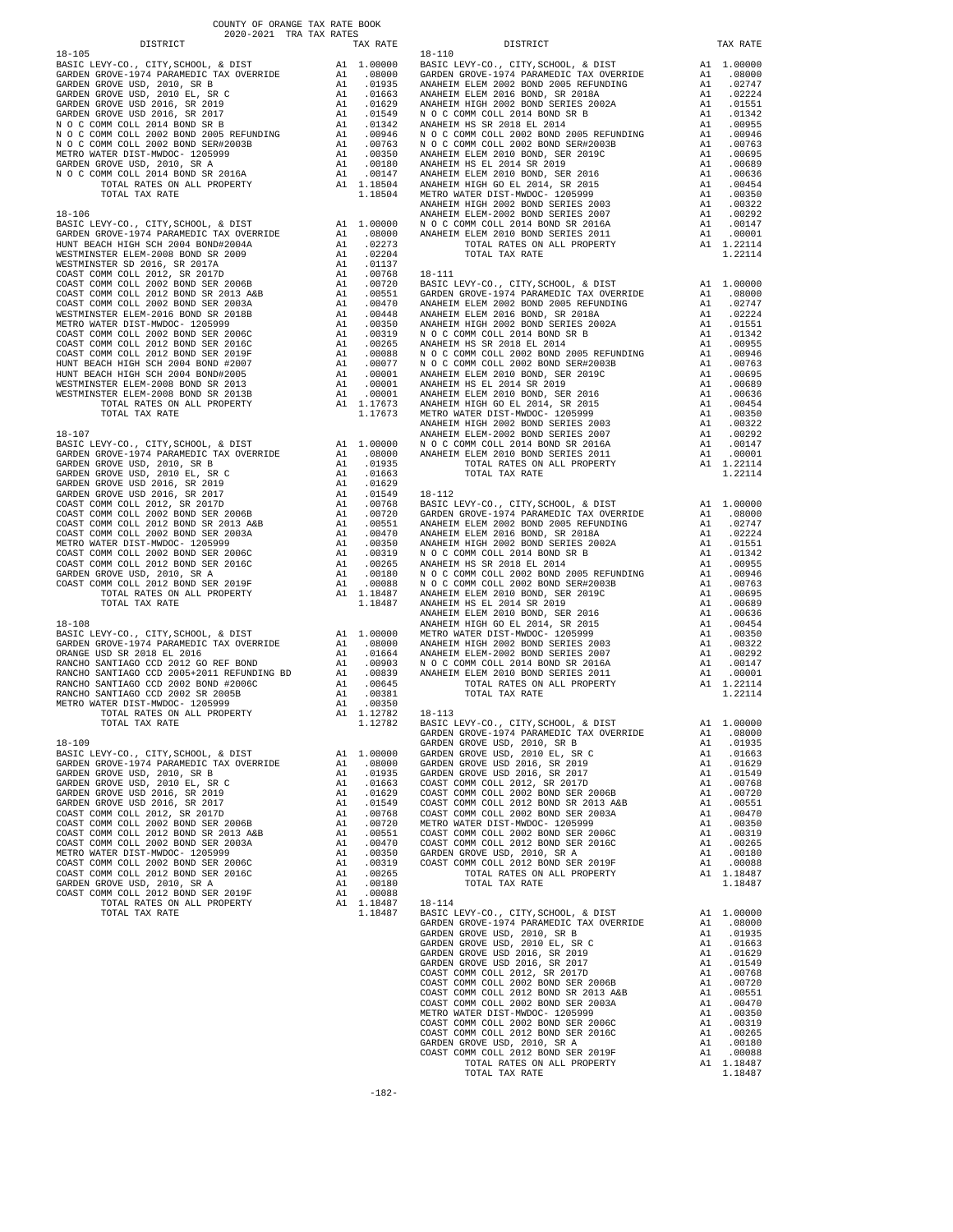COUNTY OF ORANGE TAX RATE BOOK
2020-2021 TRA TAX RATES

| DISTRICT | | TAX RATE |
|---|---|---|
| **18-105** | | |
| BASIC LEVY-CO., CITY,SCHOOL, & DIST | A1 | 1.00000 |
| GARDEN GROVE-1974 PARAMEDIC TAX OVERRIDE | A1 | .08000 |
| GARDEN GROVE USD, 2010, SR B | A1 | .01935 |
| GARDEN GROVE USD, 2010 EL, SR C | A1 | .01663 |
| GARDEN GROVE USD 2016, SR 2019 | A1 | .01629 |
| GARDEN GROVE USD 2016, SR 2017 | A1 | .01549 |
| N O C COMM COLL 2014 BOND SR B | A1 | .01342 |
| N O C COMM COLL 2002 BOND 2005 REFUNDING | A1 | .00946 |
| N O C COMM COLL 2002 BOND SER#2003B | A1 | .00763 |
| METRO WATER DIST-MWDOC- 1205999 | A1 | .00350 |
| GARDEN GROVE USD, 2010, SR A | A1 | .00180 |
| N O C COMM COLL 2014 BOND SR 2016A | A1 | .00147 |
| TOTAL RATES ON ALL PROPERTY | A1 | 1.18504 |
| TOTAL TAX RATE | | 1.18504 |
| **18-106** | | |
| BASIC LEVY-CO., CITY,SCHOOL, & DIST | A1 | 1.00000 |
| GARDEN GROVE-1974 PARAMEDIC TAX OVERRIDE | A1 | .08000 |
| HUNT BEACH HIGH SCH 2004 BOND#2004A | A1 | .02273 |
| WESTMINSTER ELEM-2008 BOND SR 2009 | A1 | .02204 |
| WESTMINSTER SD 2016, SR 2017A | A1 | .01137 |
| COAST COMM COLL 2012, SR 2017D | A1 | .00768 |
| COAST COMM COLL 2002 BOND SER 2006B | A1 | .00720 |
| COAST COMM COLL 2012 BOND SR 2013 A&B | A1 | .00551 |
| COAST COMM COLL 2002 BOND SER 2003A | A1 | .00470 |
| WESTMINSTER ELEM-2016 BOND SR 2018B | A1 | .00448 |
| METRO WATER DIST-MWDOC- 1205999 | A1 | .00350 |
| COAST COMM COLL 2002 BOND SER 2006C | A1 | .00319 |
| COAST COMM COLL 2012 BOND SER 2016C | A1 | .00265 |
| COAST COMM COLL 2012 BOND SER 2019F | A1 | .00088 |
| HUNT BEACH HIGH SCH 2004 BOND #2007 | A1 | .00077 |
| HUNT BEACH HIGH SCH 2004 BOND#2005 | A1 | .00001 |
| WESTMINSTER ELEM-2008 BOND SR 2013 | A1 | .00001 |
| WESTMINSTER ELEM-2008 BOND SR 2013B | A1 | .00001 |
| TOTAL RATES ON ALL PROPERTY | A1 | 1.17673 |
| TOTAL TAX RATE | | 1.17673 |
| **18-107** | | |
| BASIC LEVY-CO., CITY,SCHOOL, & DIST | A1 | 1.00000 |
| GARDEN GROVE-1974 PARAMEDIC TAX OVERRIDE | A1 | .08000 |
| GARDEN GROVE USD, 2010, SR B | A1 | .01935 |
| GARDEN GROVE USD, 2010 EL, SR C | A1 | .01663 |
| GARDEN GROVE USD 2016, SR 2019 | A1 | .01629 |
| GARDEN GROVE USD 2016, SR 2017 | A1 | .01549 |
| COAST COMM COLL 2012, SR 2017D | A1 | .00768 |
| COAST COMM COLL 2002 BOND SER 2006B | A1 | .00720 |
| COAST COMM COLL 2012 BOND SR 2013 A&B | A1 | .00551 |
| COAST COMM COLL 2002 BOND SER 2003A | A1 | .00470 |
| METRO WATER DIST-MWDOC- 1205999 | A1 | .00350 |
| COAST COMM COLL 2002 BOND SER 2006C | A1 | .00319 |
| COAST COMM COLL 2012 BOND SER 2016C | A1 | .00265 |
| GARDEN GROVE USD, 2010, SR A | A1 | .00180 |
| COAST COMM COLL 2012 BOND SER 2019F | A1 | .00088 |
| TOTAL RATES ON ALL PROPERTY | A1 | 1.18487 |
| TOTAL TAX RATE | | 1.18487 |
| **18-108** | | |
| BASIC LEVY-CO., CITY,SCHOOL, & DIST | A1 | 1.00000 |
| GARDEN GROVE-1974 PARAMEDIC TAX OVERRIDE | A1 | .08000 |
| ORANGE USD SR 2018 EL 2016 | A1 | .01664 |
| RANCHO SANTIAGO CCD 2012 GO REF BOND | A1 | .00903 |
| RANCHO SANTIAGO CCD 2005+2011 REFUNDING BD | A1 | .00839 |
| RANCHO SANTIAGO CCD 2002 BOND #2006C | A1 | .00645 |
| RANCHO SANTIAGO CCD 2002 SR 2005B | A1 | .00381 |
| METRO WATER DIST-MWDOC- 1205999 | A1 | .00350 |
| TOTAL RATES ON ALL PROPERTY | A1 | 1.12782 |
| TOTAL TAX RATE | | 1.12782 |
| **18-109** | | |
| BASIC LEVY-CO., CITY,SCHOOL, & DIST | A1 | 1.00000 |
| GARDEN GROVE-1974 PARAMEDIC TAX OVERRIDE | A1 | .08000 |
| GARDEN GROVE USD, 2010, SR B | A1 | .01935 |
| GARDEN GROVE USD, 2010 EL, SR C | A1 | .01663 |
| GARDEN GROVE USD 2016, SR 2019 | A1 | .01629 |
| GARDEN GROVE USD 2016, SR 2017 | A1 | .01549 |
| COAST COMM COLL 2012, SR 2017D | A1 | .00768 |
| COAST COMM COLL 2002 BOND SER 2006B | A1 | .00720 |
| COAST COMM COLL 2012 BOND SR 2013 A&B | A1 | .00551 |
| COAST COMM COLL 2002 BOND SER 2003A | A1 | .00470 |
| METRO WATER DIST-MWDOC- 1205999 | A1 | .00350 |
| COAST COMM COLL 2002 BOND SER 2006C | A1 | .00319 |
| COAST COMM COLL 2012 BOND SER 2016C | A1 | .00265 |
| GARDEN GROVE USD, 2010, SR A | A1 | .00180 |
| COAST COMM COLL 2012 BOND SER 2019F | A1 | .00088 |
| TOTAL RATES ON ALL PROPERTY | A1 | 1.18487 |
| TOTAL TAX RATE | | 1.18487 |
| **18-110** | | |
| BASIC LEVY-CO., CITY,SCHOOL, & DIST | A1 | 1.00000 |
| GARDEN GROVE-1974 PARAMEDIC TAX OVERRIDE | A1 | .08000 |
| ANAHEIM ELEM 2002 BOND 2005 REFUNDING | A1 | .02747 |
| ANAHEIM ELEM 2016 BOND, SR 2018A | A1 | .02224 |
| ANAHEIM HIGH 2002 BOND SERIES 2002A | A1 | .01551 |
| N O C COMM COLL 2014 BOND SR B | A1 | .01342 |
| ANAHEIM HS SR 2018 EL 2014 | A1 | .00955 |
| N O C COMM COLL 2002 BOND 2005 REFUNDING | A1 | .00946 |
| N O C COMM COLL 2002 BOND SER#2003B | A1 | .00763 |
| ANAHEIM ELEM 2010 BOND, SER 2019C | A1 | .00695 |
| ANAHEIM HS EL 2014 SR 2019 | A1 | .00689 |
| ANAHEIM ELEM 2010 BOND, SER 2016 | A1 | .00636 |
| ANAHEIM HIGH GO EL 2014, SR 2015 | A1 | .00454 |
| METRO WATER DIST-MWDOC- 1205999 | A1 | .00350 |
| ANAHEIM HIGH 2002 BOND SERIES 2003 | A1 | .00322 |
| ANAHEIM ELEM-2002 BOND SERIES 2007 | A1 | .00292 |
| N O C COMM COLL 2014 BOND SR 2016A | A1 | .00147 |
| ANAHEIM ELEM 2010 BOND SERIES 2011 | A1 | .00001 |
| TOTAL RATES ON ALL PROPERTY | A1 | 1.22114 |
| TOTAL TAX RATE | | 1.22114 |
| **18-111** | | |
| BASIC LEVY-CO., CITY,SCHOOL, & DIST | A1 | 1.00000 |
| GARDEN GROVE-1974 PARAMEDIC TAX OVERRIDE | A1 | .08000 |
| ANAHEIM ELEM 2002 BOND 2005 REFUNDING | A1 | .02747 |
| ANAHEIM ELEM 2016 BOND, SR 2018A | A1 | .02224 |
| ANAHEIM HIGH 2002 BOND SERIES 2002A | A1 | .01551 |
| N O C COMM COLL 2014 BOND SR B | A1 | .01342 |
| ANAHEIM HS SR 2018 EL 2014 | A1 | .00955 |
| N O C COMM COLL 2002 BOND 2005 REFUNDING | A1 | .00946 |
| N O C COMM COLL 2002 BOND SER#2003B | A1 | .00763 |
| ANAHEIM ELEM 2010 BOND, SER 2019C | A1 | .00695 |
| ANAHEIM HS EL 2014 SR 2019 | A1 | .00689 |
| ANAHEIM ELEM 2010 BOND, SER 2016 | A1 | .00636 |
| ANAHEIM HIGH GO EL 2014, SR 2015 | A1 | .00454 |
| METRO WATER DIST-MWDOC- 1205999 | A1 | .00350 |
| ANAHEIM HIGH 2002 BOND SERIES 2003 | A1 | .00322 |
| ANAHEIM ELEM-2002 BOND SERIES 2007 | A1 | .00292 |
| N O C COMM COLL 2014 BOND SR 2016A | A1 | .00147 |
| ANAHEIM ELEM 2010 BOND SERIES 2011 | A1 | .00001 |
| TOTAL RATES ON ALL PROPERTY | A1 | 1.22114 |
| TOTAL TAX RATE | | 1.22114 |
| **18-112** | | |
| BASIC LEVY-CO., CITY,SCHOOL, & DIST | A1 | 1.00000 |
| GARDEN GROVE-1974 PARAMEDIC TAX OVERRIDE | A1 | .08000 |
| ANAHEIM ELEM 2002 BOND 2005 REFUNDING | A1 | .02747 |
| ANAHEIM ELEM 2016 BOND, SR 2018A | A1 | .02224 |
| ANAHEIM HIGH 2002 BOND SERIES 2002A | A1 | .01551 |
| N O C COMM COLL 2014 BOND SR B | A1 | .01342 |
| ANAHEIM HS SR 2018 EL 2014 | A1 | .00955 |
| N O C COMM COLL 2002 BOND 2005 REFUNDING | A1 | .00946 |
| N O C COMM COLL 2002 BOND SER#2003B | A1 | .00763 |
| ANAHEIM ELEM 2010 BOND, SER 2019C | A1 | .00695 |
| ANAHEIM HS EL 2014 SR 2019 | A1 | .00689 |
| ANAHEIM ELEM 2010 BOND, SER 2016 | A1 | .00636 |
| ANAHEIM HIGH GO EL 2014, SR 2015 | A1 | .00454 |
| METRO WATER DIST-MWDOC- 1205999 | A1 | .00350 |
| ANAHEIM HIGH 2002 BOND SERIES 2003 | A1 | .00322 |
| ANAHEIM ELEM-2002 BOND SERIES 2007 | A1 | .00292 |
| N O C COMM COLL 2014 BOND SR 2016A | A1 | .00147 |
| ANAHEIM ELEM 2010 BOND SERIES 2011 | A1 | .00001 |
| TOTAL RATES ON ALL PROPERTY | A1 | 1.22114 |
| TOTAL TAX RATE | | 1.22114 |
| **18-113** | | |
| BASIC LEVY-CO., CITY,SCHOOL, & DIST | A1 | 1.00000 |
| GARDEN GROVE-1974 PARAMEDIC TAX OVERRIDE | A1 | .08000 |
| GARDEN GROVE USD, 2010, SR B | A1 | .01935 |
| GARDEN GROVE USD, 2010 EL, SR C | A1 | .01663 |
| GARDEN GROVE USD 2016, SR 2019 | A1 | .01629 |
| GARDEN GROVE USD 2016, SR 2017 | A1 | .01549 |
| COAST COMM COLL 2012, SR 2017D | A1 | .00768 |
| COAST COMM COLL 2002 BOND SER 2006B | A1 | .00720 |
| COAST COMM COLL 2012 BOND SR 2013 A&B | A1 | .00551 |
| COAST COMM COLL 2002 BOND SER 2003A | A1 | .00470 |
| METRO WATER DIST-MWDOC- 1205999 | A1 | .00350 |
| COAST COMM COLL 2002 BOND SER 2006C | A1 | .00319 |
| COAST COMM COLL 2012 BOND SER 2016C | A1 | .00265 |
| GARDEN GROVE USD, 2010, SR A | A1 | .00180 |
| COAST COMM COLL 2012 BOND SER 2019F | A1 | .00088 |
| TOTAL RATES ON ALL PROPERTY | A1 | 1.18487 |
| TOTAL TAX RATE | | 1.18487 |
| **18-114** | | |
| BASIC LEVY-CO., CITY,SCHOOL, & DIST | A1 | 1.00000 |
| GARDEN GROVE-1974 PARAMEDIC TAX OVERRIDE | A1 | .08000 |
| GARDEN GROVE USD, 2010, SR B | A1 | .01935 |
| GARDEN GROVE USD, 2010 EL, SR C | A1 | .01663 |
| GARDEN GROVE USD 2016, SR 2019 | A1 | .01629 |
| GARDEN GROVE USD 2016, SR 2017 | A1 | .01549 |
| COAST COMM COLL 2012, SR 2017D | A1 | .00768 |
| COAST COMM COLL 2002 BOND SER 2006B | A1 | .00720 |
| COAST COMM COLL 2012 BOND SR 2013 A&B | A1 | .00551 |
| COAST COMM COLL 2002 BOND SER 2003A | A1 | .00470 |
| METRO WATER DIST-MWDOC- 1205999 | A1 | .00350 |
| COAST COMM COLL 2002 BOND SER 2006C | A1 | .00319 |
| COAST COMM COLL 2012 BOND SER 2016C | A1 | .00265 |
| GARDEN GROVE USD, 2010, SR A | A1 | .00180 |
| COAST COMM COLL 2012 BOND SER 2019F | A1 | .00088 |
| TOTAL RATES ON ALL PROPERTY | A1 | 1.18487 |
| TOTAL TAX RATE | | 1.18487 |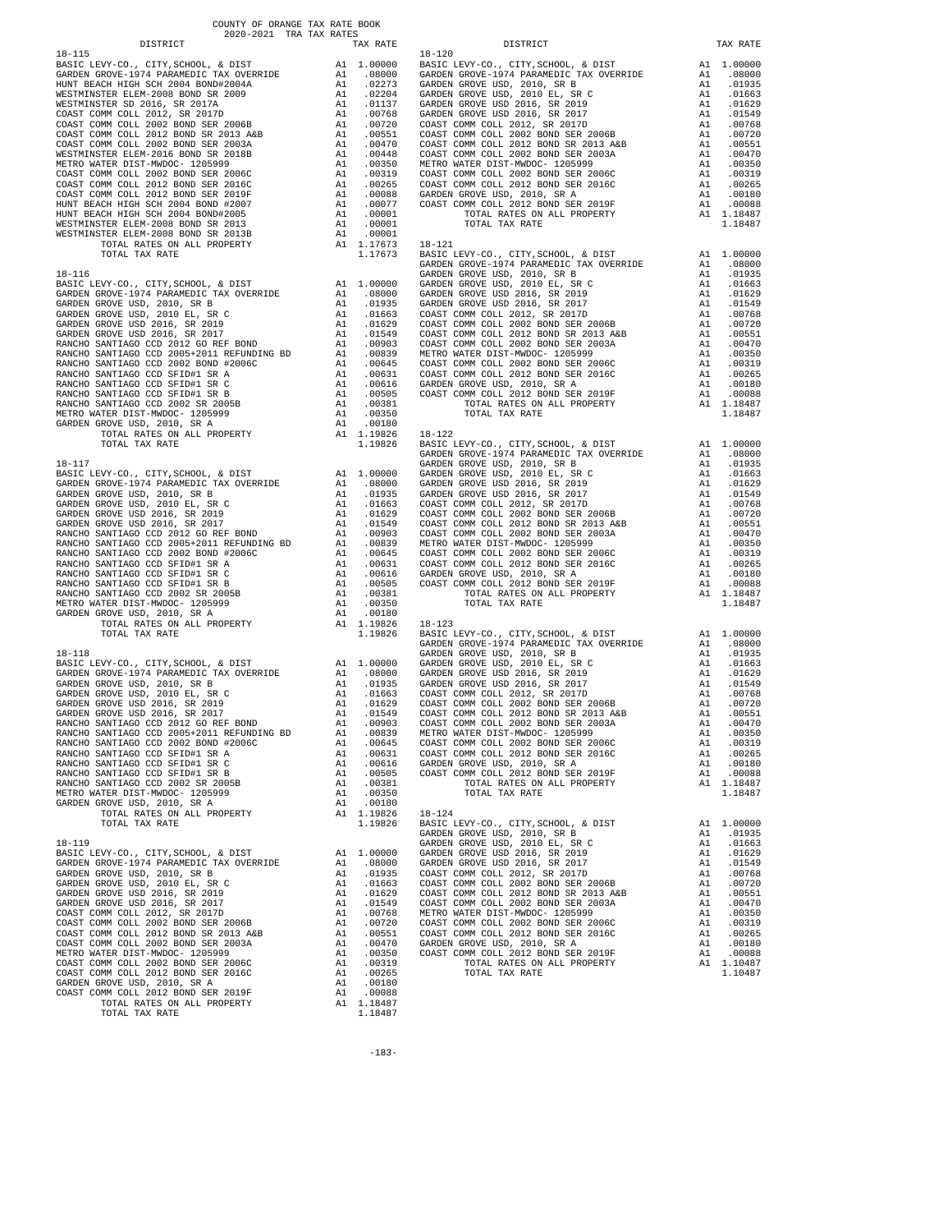COUNTY OF ORANGE TAX RATE BOOK
2020-2021 TRA TAX RATES

### 18-115

| DISTRICT | | TAX RATE |
|---|---|---|
| BASIC LEVY-CO., CITY,SCHOOL, & DIST | A1 | 1.00000 |
| GARDEN GROVE-1974 PARAMEDIC TAX OVERRIDE | A1 | .08000 |
| HUNT BEACH HIGH SCH 2004 BOND#2004A | A1 | .02273 |
| WESTMINSTER ELEM-2008 BOND SR 2009 | A1 | .02204 |
| WESTMINSTER SD 2016, SR 2017A | A1 | .01137 |
| COAST COMM COLL 2012, SR 2017D | A1 | .00768 |
| COAST COMM COLL 2002 BOND SER 2006B | A1 | .00720 |
| COAST COMM COLL 2012 BOND SR 2013 A&B | A1 | .00551 |
| COAST COMM COLL 2002 BOND SER 2003A | A1 | .00470 |
| WESTMINSTER ELEM-2016 BOND SR 2018B | A1 | .00448 |
| METRO WATER DIST-MWDOC- 1205999 | A1 | .00350 |
| COAST COMM COLL 2002 BOND SER 2006C | A1 | .00319 |
| COAST COMM COLL 2012 BOND SER 2016C | A1 | .00265 |
| COAST COMM COLL 2012 BOND SER 2019F | A1 | .00088 |
| HUNT BEACH HIGH SCH 2004 BOND #2007 | A1 | .00077 |
| HUNT BEACH HIGH SCH 2004 BOND#2005 | A1 | .00001 |
| WESTMINSTER ELEM-2008 BOND SR 2013 | A1 | .00001 |
| WESTMINSTER ELEM-2008 BOND SR 2013B | A1 | .00001 |
| TOTAL RATES ON ALL PROPERTY | A1 | 1.17673 |
| TOTAL TAX RATE | | 1.17673 |

### 18-116

| DISTRICT | | TAX RATE |
|---|---|---|
| BASIC LEVY-CO., CITY,SCHOOL, & DIST | A1 | 1.00000 |
| GARDEN GROVE-1974 PARAMEDIC TAX OVERRIDE | A1 | .08000 |
| GARDEN GROVE USD, 2010, SR B | A1 | .01935 |
| GARDEN GROVE USD, 2010 EL, SR C | A1 | .01663 |
| GARDEN GROVE USD 2016, SR 2019 | A1 | .01629 |
| GARDEN GROVE USD 2016, SR 2017 | A1 | .01549 |
| RANCHO SANTIAGO CCD 2012 GO REF BOND | A1 | .00903 |
| RANCHO SANTIAGO CCD 2005+2011 REFUNDING BD | A1 | .00839 |
| RANCHO SANTIAGO CCD 2002 BOND #2006C | A1 | .00645 |
| RANCHO SANTIAGO CCD SFID#1 SR A | A1 | .00631 |
| RANCHO SANTIAGO CCD SFID#1 SR C | A1 | .00616 |
| RANCHO SANTIAGO CCD SFID#1 SR B | A1 | .00505 |
| RANCHO SANTIAGO CCD 2002 SR 2005B | A1 | .00381 |
| METRO WATER DIST-MWDOC- 1205999 | A1 | .00350 |
| GARDEN GROVE USD, 2010, SR A | A1 | .00180 |
| TOTAL RATES ON ALL PROPERTY | A1 | 1.19826 |
| TOTAL TAX RATE | | 1.19826 |

### 18-117

| DISTRICT | | TAX RATE |
|---|---|---|
| BASIC LEVY-CO., CITY,SCHOOL, & DIST | A1 | 1.00000 |
| GARDEN GROVE-1974 PARAMEDIC TAX OVERRIDE | A1 | .08000 |
| GARDEN GROVE USD, 2010, SR B | A1 | .01935 |
| GARDEN GROVE USD, 2010 EL, SR C | A1 | .01663 |
| GARDEN GROVE USD 2016, SR 2019 | A1 | .01629 |
| GARDEN GROVE USD 2016, SR 2017 | A1 | .01549 |
| RANCHO SANTIAGO CCD 2012 GO REF BOND | A1 | .00903 |
| RANCHO SANTIAGO CCD 2005+2011 REFUNDING BD | A1 | .00839 |
| RANCHO SANTIAGO CCD 2002 BOND #2006C | A1 | .00645 |
| RANCHO SANTIAGO CCD SFID#1 SR A | A1 | .00631 |
| RANCHO SANTIAGO CCD SFID#1 SR C | A1 | .00616 |
| RANCHO SANTIAGO CCD SFID#1 SR B | A1 | .00505 |
| RANCHO SANTIAGO CCD 2002 SR 2005B | A1 | .00381 |
| METRO WATER DIST-MWDOC- 1205999 | A1 | .00350 |
| GARDEN GROVE USD, 2010, SR A | A1 | .00180 |
| TOTAL RATES ON ALL PROPERTY | A1 | 1.19826 |
| TOTAL TAX RATE | | 1.19826 |

### 18-118

| DISTRICT | | TAX RATE |
|---|---|---|
| BASIC LEVY-CO., CITY,SCHOOL, & DIST | A1 | 1.00000 |
| GARDEN GROVE-1974 PARAMEDIC TAX OVERRIDE | A1 | .08000 |
| GARDEN GROVE USD, 2010, SR B | A1 | .01935 |
| GARDEN GROVE USD, 2010 EL, SR C | A1 | .01663 |
| GARDEN GROVE USD 2016, SR 2019 | A1 | .01629 |
| GARDEN GROVE USD 2016, SR 2017 | A1 | .01549 |
| RANCHO SANTIAGO CCD 2012 GO REF BOND | A1 | .00903 |
| RANCHO SANTIAGO CCD 2005+2011 REFUNDING BD | A1 | .00839 |
| RANCHO SANTIAGO CCD 2002 BOND #2006C | A1 | .00645 |
| RANCHO SANTIAGO CCD SFID#1 SR A | A1 | .00631 |
| RANCHO SANTIAGO CCD SFID#1 SR C | A1 | .00616 |
| RANCHO SANTIAGO CCD SFID#1 SR B | A1 | .00505 |
| RANCHO SANTIAGO CCD 2002 SR 2005B | A1 | .00381 |
| METRO WATER DIST-MWDOC- 1205999 | A1 | .00350 |
| GARDEN GROVE USD, 2010, SR A | A1 | .00180 |
| TOTAL RATES ON ALL PROPERTY | A1 | 1.19826 |
| TOTAL TAX RATE | | 1.19826 |

### 18-119

| DISTRICT | | TAX RATE |
|---|---|---|
| BASIC LEVY-CO., CITY,SCHOOL, & DIST | A1 | 1.00000 |
| GARDEN GROVE-1974 PARAMEDIC TAX OVERRIDE | A1 | .08000 |
| GARDEN GROVE USD, 2010, SR B | A1 | .01935 |
| GARDEN GROVE USD, 2010 EL, SR C | A1 | .01663 |
| GARDEN GROVE USD 2016, SR 2019 | A1 | .01629 |
| GARDEN GROVE USD 2016, SR 2017 | A1 | .01549 |
| COAST COMM COLL 2012, SR 2017D | A1 | .00768 |
| COAST COMM COLL 2002 BOND SER 2006B | A1 | .00720 |
| COAST COMM COLL 2012 BOND SR 2013 A&B | A1 | .00551 |
| COAST COMM COLL 2002 BOND SER 2003A | A1 | .00470 |
| METRO WATER DIST-MWDOC- 1205999 | A1 | .00350 |
| COAST COMM COLL 2002 BOND SER 2006C | A1 | .00319 |
| COAST COMM COLL 2012 BOND SER 2016C | A1 | .00265 |
| GARDEN GROVE USD, 2010, SR A | A1 | .00180 |
| COAST COMM COLL 2012 BOND SER 2019F | A1 | .00088 |
| TOTAL RATES ON ALL PROPERTY | A1 | 1.18487 |
| TOTAL TAX RATE | | 1.18487 |

### 18-120

| DISTRICT | | TAX RATE |
|---|---|---|
| BASIC LEVY-CO., CITY,SCHOOL, & DIST | A1 | 1.00000 |
| GARDEN GROVE-1974 PARAMEDIC TAX OVERRIDE | A1 | .08000 |
| GARDEN GROVE USD, 2010, SR B | A1 | .01935 |
| GARDEN GROVE USD, 2010 EL, SR C | A1 | .01663 |
| GARDEN GROVE USD 2016, SR 2019 | A1 | .01629 |
| GARDEN GROVE USD 2016, SR 2017 | A1 | .01549 |
| COAST COMM COLL 2012, SR 2017D | A1 | .00768 |
| COAST COMM COLL 2002 BOND SER 2006B | A1 | .00720 |
| COAST COMM COLL 2012 BOND SR 2013 A&B | A1 | .00551 |
| COAST COMM COLL 2002 BOND SER 2003A | A1 | .00470 |
| METRO WATER DIST-MWDOC- 1205999 | A1 | .00350 |
| COAST COMM COLL 2002 BOND SER 2006C | A1 | .00319 |
| COAST COMM COLL 2012 BOND SER 2016C | A1 | .00265 |
| GARDEN GROVE USD, 2010, SR A | A1 | .00180 |
| COAST COMM COLL 2012 BOND SER 2019F | A1 | .00088 |
| TOTAL RATES ON ALL PROPERTY | A1 | 1.18487 |
| TOTAL TAX RATE | | 1.18487 |

### 18-121

| DISTRICT | | TAX RATE |
|---|---|---|
| BASIC LEVY-CO., CITY,SCHOOL, & DIST | A1 | 1.00000 |
| GARDEN GROVE-1974 PARAMEDIC TAX OVERRIDE | A1 | .08000 |
| GARDEN GROVE USD, 2010, SR B | A1 | .01935 |
| GARDEN GROVE USD, 2010 EL, SR C | A1 | .01663 |
| GARDEN GROVE USD 2016, SR 2019 | A1 | .01629 |
| GARDEN GROVE USD 2016, SR 2017 | A1 | .01549 |
| COAST COMM COLL 2012, SR 2017D | A1 | .00768 |
| COAST COMM COLL 2002 BOND SER 2006B | A1 | .00720 |
| COAST COMM COLL 2012 BOND SR 2013 A&B | A1 | .00551 |
| COAST COMM COLL 2002 BOND SER 2003A | A1 | .00470 |
| METRO WATER DIST-MWDOC- 1205999 | A1 | .00350 |
| COAST COMM COLL 2002 BOND SER 2006C | A1 | .00319 |
| COAST COMM COLL 2012 BOND SER 2016C | A1 | .00265 |
| GARDEN GROVE USD, 2010, SR A | A1 | .00180 |
| COAST COMM COLL 2012 BOND SER 2019F | A1 | .00088 |
| TOTAL RATES ON ALL PROPERTY | A1 | 1.18487 |
| TOTAL TAX RATE | | 1.18487 |

### 18-122

| DISTRICT | | TAX RATE |
|---|---|---|
| BASIC LEVY-CO., CITY,SCHOOL, & DIST | A1 | 1.00000 |
| GARDEN GROVE-1974 PARAMEDIC TAX OVERRIDE | A1 | .08000 |
| GARDEN GROVE USD, 2010, SR B | A1 | .01935 |
| GARDEN GROVE USD, 2010 EL, SR C | A1 | .01663 |
| GARDEN GROVE USD 2016, SR 2019 | A1 | .01629 |
| GARDEN GROVE USD 2016, SR 2017 | A1 | .01549 |
| COAST COMM COLL 2012, SR 2017D | A1 | .00768 |
| COAST COMM COLL 2002 BOND SER 2006B | A1 | .00720 |
| COAST COMM COLL 2012 BOND SR 2013 A&B | A1 | .00551 |
| COAST COMM COLL 2002 BOND SER 2003A | A1 | .00470 |
| METRO WATER DIST-MWDOC- 1205999 | A1 | .00350 |
| COAST COMM COLL 2002 BOND SER 2006C | A1 | .00319 |
| COAST COMM COLL 2012 BOND SER 2016C | A1 | .00265 |
| GARDEN GROVE USD, 2010, SR A | A1 | .00180 |
| COAST COMM COLL 2012 BOND SER 2019F | A1 | .00088 |
| TOTAL RATES ON ALL PROPERTY | A1 | 1.18487 |
| TOTAL TAX RATE | | 1.18487 |

### 18-123

| DISTRICT | | TAX RATE |
|---|---|---|
| BASIC LEVY-CO., CITY,SCHOOL, & DIST | A1 | 1.00000 |
| GARDEN GROVE-1974 PARAMEDIC TAX OVERRIDE | A1 | .08000 |
| GARDEN GROVE USD, 2010, SR B | A1 | .01935 |
| GARDEN GROVE USD, 2010 EL, SR C | A1 | .01663 |
| GARDEN GROVE USD 2016, SR 2019 | A1 | .01629 |
| GARDEN GROVE USD 2016, SR 2017 | A1 | .01549 |
| COAST COMM COLL 2012, SR 2017D | A1 | .00768 |
| COAST COMM COLL 2002 BOND SER 2006B | A1 | .00720 |
| COAST COMM COLL 2012 BOND SR 2013 A&B | A1 | .00551 |
| COAST COMM COLL 2002 BOND SER 2003A | A1 | .00470 |
| METRO WATER DIST-MWDOC- 1205999 | A1 | .00350 |
| COAST COMM COLL 2002 BOND SER 2006C | A1 | .00319 |
| COAST COMM COLL 2012 BOND SER 2016C | A1 | .00265 |
| GARDEN GROVE USD, 2010, SR A | A1 | .00180 |
| COAST COMM COLL 2012 BOND SER 2019F | A1 | .00088 |
| TOTAL RATES ON ALL PROPERTY | A1 | 1.18487 |
| TOTAL TAX RATE | | 1.18487 |

### 18-124

| DISTRICT | | TAX RATE |
|---|---|---|
| BASIC LEVY-CO., CITY,SCHOOL, & DIST | A1 | 1.00000 |
| GARDEN GROVE USD, 2010, SR B | A1 | .01935 |
| GARDEN GROVE USD, 2010 EL, SR C | A1 | .01663 |
| GARDEN GROVE USD 2016, SR 2019 | A1 | .01629 |
| GARDEN GROVE USD 2016, SR 2017 | A1 | .01549 |
| COAST COMM COLL 2012, SR 2017D | A1 | .00768 |
| COAST COMM COLL 2002 BOND SER 2006B | A1 | .00720 |
| COAST COMM COLL 2012 BOND SR 2013 A&B | A1 | .00551 |
| COAST COMM COLL 2002 BOND SER 2003A | A1 | .00470 |
| METRO WATER DIST-MWDOC- 1205999 | A1 | .00350 |
| COAST COMM COLL 2002 BOND SER 2006C | A1 | .00319 |
| COAST COMM COLL 2012 BOND SER 2016C | A1 | .00265 |
| GARDEN GROVE USD, 2010, SR A | A1 | .00180 |
| COAST COMM COLL 2012 BOND SER 2019F | A1 | .00088 |
| TOTAL RATES ON ALL PROPERTY | A1 | 1.10487 |
| TOTAL TAX RATE | | 1.10487 |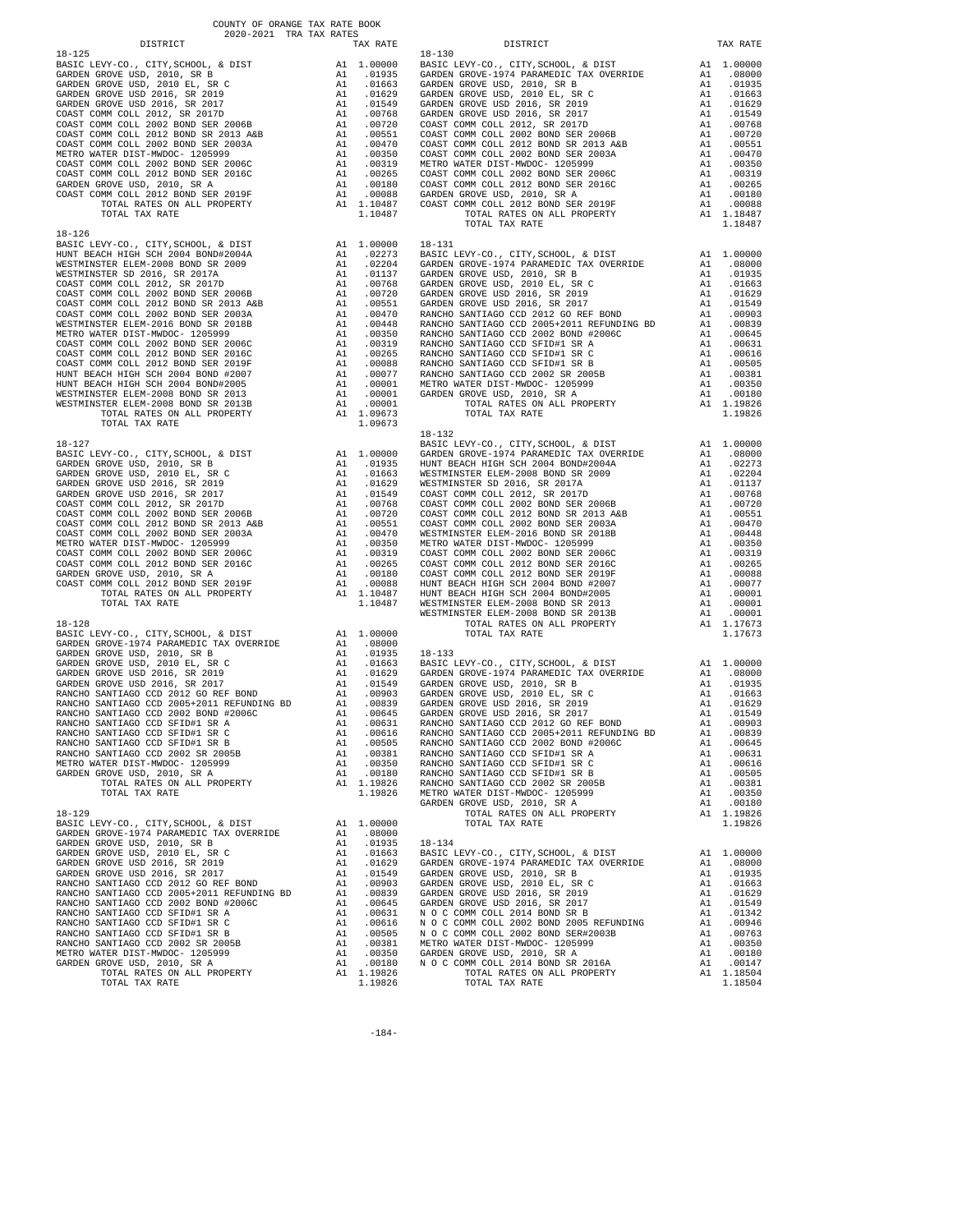COUNTY OF ORANGE TAX RATE BOOK
2020-2021 TRA TAX RATES

| DISTRICT | | TAX RATE |
|---|---|---|
| **18-125** | | |
| BASIC LEVY-CO., CITY,SCHOOL, & DIST | A1 | 1.00000 |
| GARDEN GROVE USD, 2010, SR B | A1 | .01935 |
| GARDEN GROVE USD, 2010 EL, SR C | A1 | .01663 |
| GARDEN GROVE USD 2016, SR 2019 | A1 | .01629 |
| GARDEN GROVE USD 2016, SR 2017 | A1 | .01549 |
| COAST COMM COLL 2012, SR 2017D | A1 | .00768 |
| COAST COMM COLL 2002 BOND SER 2006B | A1 | .00720 |
| COAST COMM COLL 2012 BOND SR 2013 A&B | A1 | .00551 |
| COAST COMM COLL 2002 BOND SER 2003A | A1 | .00470 |
| METRO WATER DIST-MWDOC- 1205999 | A1 | .00350 |
| COAST COMM COLL 2002 BOND SER 2006C | A1 | .00319 |
| COAST COMM COLL 2012 BOND SER 2016C | A1 | .00265 |
| GARDEN GROVE USD, 2010, SR A | A1 | .00180 |
| COAST COMM COLL 2012 BOND SER 2019F | A1 | .00088 |
| TOTAL RATES ON ALL PROPERTY | A1 | 1.10487 |
| TOTAL TAX RATE | | 1.10487 |
| **18-126** | | |
| BASIC LEVY-CO., CITY,SCHOOL, & DIST | A1 | 1.00000 |
| HUNT BEACH HIGH SCH 2004 BOND#2004A | A1 | .02273 |
| WESTMINSTER ELEM-2008 BOND SR 2009 | A1 | .02204 |
| WESTMINSTER SD 2016, SR 2017A | A1 | .01137 |
| COAST COMM COLL 2012, SR 2017D | A1 | .00768 |
| COAST COMM COLL 2002 BOND SER 2006B | A1 | .00720 |
| COAST COMM COLL 2012 BOND SR 2013 A&B | A1 | .00551 |
| COAST COMM COLL 2002 BOND SER 2003A | A1 | .00470 |
| WESTMINSTER ELEM-2016 BOND SR 2018B | A1 | .00448 |
| METRO WATER DIST-MWDOC- 1205999 | A1 | .00350 |
| COAST COMM COLL 2002 BOND SER 2006C | A1 | .00319 |
| COAST COMM COLL 2012 BOND SER 2016C | A1 | .00265 |
| COAST COMM COLL 2012 BOND SER 2019F | A1 | .00088 |
| HUNT BEACH HIGH SCH 2004 BOND #2007 | A1 | .00077 |
| HUNT BEACH HIGH SCH 2004 BOND#2005 | A1 | .00001 |
| WESTMINSTER ELEM-2008 BOND SR 2013 | A1 | .00001 |
| WESTMINSTER ELEM-2008 BOND SR 2013B | A1 | .00001 |
| TOTAL RATES ON ALL PROPERTY | A1 | 1.09673 |
| TOTAL TAX RATE | | 1.09673 |
| **18-127** | | |
| BASIC LEVY-CO., CITY,SCHOOL, & DIST | A1 | 1.00000 |
| GARDEN GROVE USD, 2010, SR B | A1 | .01935 |
| GARDEN GROVE USD, 2010 EL, SR C | A1 | .01663 |
| GARDEN GROVE USD 2016, SR 2019 | A1 | .01629 |
| GARDEN GROVE USD 2016, SR 2017 | A1 | .01549 |
| COAST COMM COLL 2012, SR 2017D | A1 | .00768 |
| COAST COMM COLL 2002 BOND SER 2006B | A1 | .00720 |
| COAST COMM COLL 2012 BOND SR 2013 A&B | A1 | .00551 |
| COAST COMM COLL 2002 BOND SER 2003A | A1 | .00470 |
| METRO WATER DIST-MWDOC- 1205999 | A1 | .00350 |
| COAST COMM COLL 2002 BOND SER 2006C | A1 | .00319 |
| COAST COMM COLL 2012 BOND SER 2016C | A1 | .00265 |
| GARDEN GROVE USD, 2010, SR A | A1 | .00180 |
| COAST COMM COLL 2012 BOND SER 2019F | A1 | .00088 |
| TOTAL RATES ON ALL PROPERTY | A1 | 1.10487 |
| TOTAL TAX RATE | | 1.10487 |
| **18-128** | | |
| BASIC LEVY-CO., CITY,SCHOOL, & DIST | A1 | 1.00000 |
| GARDEN GROVE-1974 PARAMEDIC TAX OVERRIDE | A1 | .08000 |
| GARDEN GROVE USD, 2010, SR B | A1 | .01935 |
| GARDEN GROVE USD, 2010 EL, SR C | A1 | .01663 |
| GARDEN GROVE USD 2016, SR 2019 | A1 | .01629 |
| GARDEN GROVE USD 2016, SR 2017 | A1 | .01549 |
| RANCHO SANTIAGO CCD 2012 GO REF BOND | A1 | .00903 |
| RANCHO SANTIAGO CCD 2005+2011 REFUNDING BD | A1 | .00839 |
| RANCHO SANTIAGO CCD 2002 BOND #2006C | A1 | .00645 |
| RANCHO SANTIAGO CCD SFID#1 SR A | A1 | .00631 |
| RANCHO SANTIAGO CCD SFID#1 SR C | A1 | .00616 |
| RANCHO SANTIAGO CCD SFID#1 SR B | A1 | .00505 |
| RANCHO SANTIAGO CCD 2002 SR 2005B | A1 | .00381 |
| METRO WATER DIST-MWDOC- 1205999 | A1 | .00350 |
| GARDEN GROVE USD, 2010, SR A | A1 | .00180 |
| TOTAL RATES ON ALL PROPERTY | A1 | 1.19826 |
| TOTAL TAX RATE | | 1.19826 |
| **18-129** | | |
| BASIC LEVY-CO., CITY,SCHOOL, & DIST | A1 | 1.00000 |
| GARDEN GROVE-1974 PARAMEDIC TAX OVERRIDE | A1 | .08000 |
| GARDEN GROVE USD, 2010, SR B | A1 | .01935 |
| GARDEN GROVE USD, 2010 EL, SR C | A1 | .01663 |
| GARDEN GROVE USD 2016, SR 2019 | A1 | .01629 |
| GARDEN GROVE USD 2016, SR 2017 | A1 | .01549 |
| RANCHO SANTIAGO CCD 2012 GO REF BOND | A1 | .00903 |
| RANCHO SANTIAGO CCD 2005+2011 REFUNDING BD | A1 | .00839 |
| RANCHO SANTIAGO CCD 2002 BOND #2006C | A1 | .00645 |
| RANCHO SANTIAGO CCD SFID#1 SR A | A1 | .00631 |
| RANCHO SANTIAGO CCD SFID#1 SR C | A1 | .00616 |
| RANCHO SANTIAGO CCD SFID#1 SR B | A1 | .00505 |
| RANCHO SANTIAGO CCD 2002 SR 2005B | A1 | .00381 |
| METRO WATER DIST-MWDOC- 1205999 | A1 | .00350 |
| GARDEN GROVE USD, 2010, SR A | A1 | .00180 |
| TOTAL RATES ON ALL PROPERTY | A1 | 1.19826 |
| TOTAL TAX RATE | | 1.19826 |
| **18-130** | | |
| BASIC LEVY-CO., CITY,SCHOOL, & DIST | A1 | 1.00000 |
| GARDEN GROVE-1974 PARAMEDIC TAX OVERRIDE | A1 | .08000 |
| GARDEN GROVE USD, 2010, SR B | A1 | .01935 |
| GARDEN GROVE USD, 2010 EL, SR C | A1 | .01663 |
| GARDEN GROVE USD 2016, SR 2019 | A1 | .01629 |
| GARDEN GROVE USD 2016, SR 2017 | A1 | .01549 |
| COAST COMM COLL 2012, SR 2017D | A1 | .00768 |
| COAST COMM COLL 2002 BOND SER 2006B | A1 | .00720 |
| COAST COMM COLL 2012 BOND SR 2013 A&B | A1 | .00551 |
| COAST COMM COLL 2002 BOND SER 2003A | A1 | .00470 |
| METRO WATER DIST-MWDOC- 1205999 | A1 | .00350 |
| COAST COMM COLL 2002 BOND SER 2006C | A1 | .00319 |
| COAST COMM COLL 2012 BOND SER 2016C | A1 | .00265 |
| GARDEN GROVE USD, 2010, SR A | A1 | .00180 |
| COAST COMM COLL 2012 BOND SER 2019F | A1 | .00088 |
| TOTAL RATES ON ALL PROPERTY | A1 | 1.18487 |
| TOTAL TAX RATE | | 1.18487 |
| **18-131** | | |
| BASIC LEVY-CO., CITY,SCHOOL, & DIST | A1 | 1.00000 |
| GARDEN GROVE-1974 PARAMEDIC TAX OVERRIDE | A1 | .08000 |
| GARDEN GROVE USD, 2010, SR B | A1 | .01935 |
| GARDEN GROVE USD, 2010 EL, SR C | A1 | .01663 |
| GARDEN GROVE USD 2016, SR 2019 | A1 | .01629 |
| GARDEN GROVE USD 2016, SR 2017 | A1 | .01549 |
| RANCHO SANTIAGO CCD 2012 GO REF BOND | A1 | .00903 |
| RANCHO SANTIAGO CCD 2005+2011 REFUNDING BD | A1 | .00839 |
| RANCHO SANTIAGO CCD 2002 BOND #2006C | A1 | .00645 |
| RANCHO SANTIAGO CCD SFID#1 SR A | A1 | .00631 |
| RANCHO SANTIAGO CCD SFID#1 SR C | A1 | .00616 |
| RANCHO SANTIAGO CCD SFID#1 SR B | A1 | .00505 |
| RANCHO SANTIAGO CCD 2002 SR 2005B | A1 | .00381 |
| METRO WATER DIST-MWDOC- 1205999 | A1 | .00350 |
| GARDEN GROVE USD, 2010, SR A | A1 | .00180 |
| TOTAL RATES ON ALL PROPERTY | A1 | 1.19826 |
| TOTAL TAX RATE | | 1.19826 |
| **18-132** | | |
| BASIC LEVY-CO., CITY,SCHOOL, & DIST | A1 | 1.00000 |
| GARDEN GROVE-1974 PARAMEDIC TAX OVERRIDE | A1 | .08000 |
| HUNT BEACH HIGH SCH 2004 BOND#2004A | A1 | .02273 |
| WESTMINSTER ELEM-2008 BOND SR 2009 | A1 | .02204 |
| WESTMINSTER SD 2016, SR 2017A | A1 | .01137 |
| COAST COMM COLL 2012, SR 2017D | A1 | .00768 |
| COAST COMM COLL 2002 BOND SER 2006B | A1 | .00720 |
| COAST COMM COLL 2012 BOND SR 2013 A&B | A1 | .00551 |
| COAST COMM COLL 2002 BOND SER 2003A | A1 | .00470 |
| WESTMINSTER ELEM-2016 BOND SR 2018B | A1 | .00448 |
| METRO WATER DIST-MWDOC- 1205999 | A1 | .00350 |
| COAST COMM COLL 2002 BOND SER 2006C | A1 | .00319 |
| COAST COMM COLL 2012 BOND SER 2016C | A1 | .00265 |
| COAST COMM COLL 2012 BOND SER 2019F | A1 | .00088 |
| HUNT BEACH HIGH SCH 2004 BOND #2007 | A1 | .00077 |
| HUNT BEACH HIGH SCH 2004 BOND#2005 | A1 | .00001 |
| WESTMINSTER ELEM-2008 BOND SR 2013 | A1 | .00001 |
| WESTMINSTER ELEM-2008 BOND SR 2013B | A1 | .00001 |
| TOTAL RATES ON ALL PROPERTY | A1 | 1.17673 |
| TOTAL TAX RATE | | 1.17673 |
| **18-133** | | |
| BASIC LEVY-CO., CITY,SCHOOL, & DIST | A1 | 1.00000 |
| GARDEN GROVE-1974 PARAMEDIC TAX OVERRIDE | A1 | .08000 |
| GARDEN GROVE USD, 2010, SR B | A1 | .01935 |
| GARDEN GROVE USD, 2010 EL, SR C | A1 | .01663 |
| GARDEN GROVE USD 2016, SR 2019 | A1 | .01629 |
| GARDEN GROVE USD 2016, SR 2017 | A1 | .01549 |
| RANCHO SANTIAGO CCD 2012 GO REF BOND | A1 | .00903 |
| RANCHO SANTIAGO CCD 2005+2011 REFUNDING BD | A1 | .00839 |
| RANCHO SANTIAGO CCD 2002 BOND #2006C | A1 | .00645 |
| RANCHO SANTIAGO CCD SFID#1 SR A | A1 | .00631 |
| RANCHO SANTIAGO CCD SFID#1 SR C | A1 | .00616 |
| RANCHO SANTIAGO CCD SFID#1 SR B | A1 | .00505 |
| RANCHO SANTIAGO CCD 2002 SR 2005B | A1 | .00381 |
| METRO WATER DIST-MWDOC- 1205999 | A1 | .00350 |
| GARDEN GROVE USD, 2010, SR A | A1 | .00180 |
| TOTAL RATES ON ALL PROPERTY | A1 | 1.19826 |
| TOTAL TAX RATE | | 1.19826 |
| **18-134** | | |
| BASIC LEVY-CO., CITY,SCHOOL, & DIST | A1 | 1.00000 |
| GARDEN GROVE-1974 PARAMEDIC TAX OVERRIDE | A1 | .08000 |
| GARDEN GROVE USD, 2010, SR B | A1 | .01935 |
| GARDEN GROVE USD, 2010 EL, SR C | A1 | .01663 |
| GARDEN GROVE USD 2016, SR 2019 | A1 | .01629 |
| GARDEN GROVE USD 2016, SR 2017 | A1 | .01549 |
| N O C COMM COLL 2014 BOND SR B | A1 | .01342 |
| N O C COMM COLL 2002 BOND 2005 REFUNDING | A1 | .00946 |
| N O C COMM COLL 2002 BOND SER#2003B | A1 | .00763 |
| METRO WATER DIST-MWDOC- 1205999 | A1 | .00350 |
| GARDEN GROVE USD, 2010, SR A | A1 | .00180 |
| N O C COMM COLL 2014 BOND SR 2016A | A1 | .00147 |
| TOTAL RATES ON ALL PROPERTY | A1 | 1.18504 |
| TOTAL TAX RATE | | 1.18504 |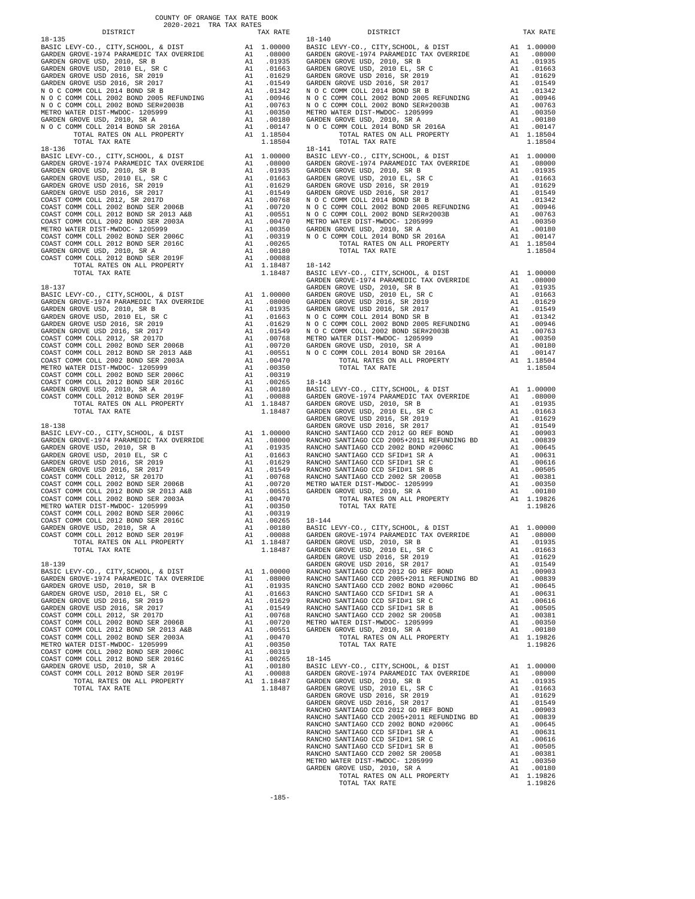COUNTY OF ORANGE TAX RATE BOOK
2020-2021 TRA TAX RATES

| DISTRICT | | TAX RATE |
|---|---|---|
| **18-135** | | |
| BASIC LEVY-CO., CITY,SCHOOL, & DIST | A1 | 1.00000 |
| GARDEN GROVE-1974 PARAMEDIC TAX OVERRIDE | A1 | .08000 |
| GARDEN GROVE USD, 2010, SR B | A1 | .01935 |
| GARDEN GROVE USD, 2010 EL, SR C | A1 | .01663 |
| GARDEN GROVE USD 2016, SR 2019 | A1 | .01629 |
| GARDEN GROVE USD 2016, SR 2017 | A1 | .01549 |
| N O C COMM COLL 2014 BOND SR B | A1 | .01342 |
| N O C COMM COLL 2002 BOND 2005 REFUNDING | A1 | .00946 |
| N O C COMM COLL 2002 BOND SER#2003B | A1 | .00763 |
| METRO WATER DIST-MWDOC- 1205999 | A1 | .00350 |
| GARDEN GROVE USD, 2010, SR A | A1 | .00180 |
| N O C COMM COLL 2014 BOND SR 2016A | A1 | .00147 |
| TOTAL RATES ON ALL PROPERTY | A1 | 1.18504 |
| TOTAL TAX RATE | | 1.18504 |
| **18-136** | | |
| BASIC LEVY-CO., CITY,SCHOOL, & DIST | A1 | 1.00000 |
| GARDEN GROVE-1974 PARAMEDIC TAX OVERRIDE | A1 | .08000 |
| GARDEN GROVE USD, 2010, SR B | A1 | .01935 |
| GARDEN GROVE USD, 2010 EL, SR C | A1 | .01663 |
| GARDEN GROVE USD 2016, SR 2019 | A1 | .01629 |
| GARDEN GROVE USD 2016, SR 2017 | A1 | .01549 |
| COAST COMM COLL 2012, SR 2017D | A1 | .00768 |
| COAST COMM COLL 2002 BOND SER 2006B | A1 | .00720 |
| COAST COMM COLL 2012 BOND SR 2013 A&B | A1 | .00551 |
| COAST COMM COLL 2002 BOND SER 2003A | A1 | .00470 |
| METRO WATER DIST-MWDOC- 1205999 | A1 | .00350 |
| COAST COMM COLL 2002 BOND SER 2006C | A1 | .00319 |
| COAST COMM COLL 2012 BOND SER 2016C | A1 | .00265 |
| GARDEN GROVE USD, 2010, SR A | A1 | .00180 |
| COAST COMM COLL 2012 BOND SER 2019F | A1 | .00088 |
| TOTAL RATES ON ALL PROPERTY | A1 | 1.18487 |
| TOTAL TAX RATE | | 1.18487 |
| **18-137** | | |
| BASIC LEVY-CO., CITY,SCHOOL, & DIST | A1 | 1.00000 |
| GARDEN GROVE-1974 PARAMEDIC TAX OVERRIDE | A1 | .08000 |
| GARDEN GROVE USD, 2010, SR B | A1 | .01935 |
| GARDEN GROVE USD, 2010 EL, SR C | A1 | .01663 |
| GARDEN GROVE USD 2016, SR 2019 | A1 | .01629 |
| GARDEN GROVE USD 2016, SR 2017 | A1 | .01549 |
| COAST COMM COLL 2012, SR 2017D | A1 | .00768 |
| COAST COMM COLL 2002 BOND SER 2006B | A1 | .00720 |
| COAST COMM COLL 2012 BOND SR 2013 A&B | A1 | .00551 |
| COAST COMM COLL 2002 BOND SER 2003A | A1 | .00470 |
| METRO WATER DIST-MWDOC- 1205999 | A1 | .00350 |
| COAST COMM COLL 2002 BOND SER 2006C | A1 | .00319 |
| COAST COMM COLL 2012 BOND SER 2016C | A1 | .00265 |
| GARDEN GROVE USD, 2010, SR A | A1 | .00180 |
| COAST COMM COLL 2012 BOND SER 2019F | A1 | .00088 |
| TOTAL RATES ON ALL PROPERTY | A1 | 1.18487 |
| TOTAL TAX RATE | | 1.18487 |
| **18-138** | | |
| BASIC LEVY-CO., CITY,SCHOOL, & DIST | A1 | 1.00000 |
| GARDEN GROVE-1974 PARAMEDIC TAX OVERRIDE | A1 | .08000 |
| GARDEN GROVE USD, 2010, SR B | A1 | .01935 |
| GARDEN GROVE USD, 2010 EL, SR C | A1 | .01663 |
| GARDEN GROVE USD 2016, SR 2019 | A1 | .01629 |
| GARDEN GROVE USD 2016, SR 2017 | A1 | .01549 |
| COAST COMM COLL 2012, SR 2017D | A1 | .00768 |
| COAST COMM COLL 2002 BOND SER 2006B | A1 | .00720 |
| COAST COMM COLL 2012 BOND SR 2013 A&B | A1 | .00551 |
| COAST COMM COLL 2002 BOND SER 2003A | A1 | .00470 |
| METRO WATER DIST-MWDOC- 1205999 | A1 | .00350 |
| COAST COMM COLL 2002 BOND SER 2006C | A1 | .00319 |
| COAST COMM COLL 2012 BOND SER 2016C | A1 | .00265 |
| GARDEN GROVE USD, 2010, SR A | A1 | .00180 |
| COAST COMM COLL 2012 BOND SER 2019F | A1 | .00088 |
| TOTAL RATES ON ALL PROPERTY | A1 | 1.18487 |
| TOTAL TAX RATE | | 1.18487 |
| **18-139** | | |
| BASIC LEVY-CO., CITY,SCHOOL, & DIST | A1 | 1.00000 |
| GARDEN GROVE-1974 PARAMEDIC TAX OVERRIDE | A1 | .08000 |
| GARDEN GROVE USD, 2010, SR B | A1 | .01935 |
| GARDEN GROVE USD, 2010 EL, SR C | A1 | .01663 |
| GARDEN GROVE USD 2016, SR 2019 | A1 | .01629 |
| GARDEN GROVE USD 2016, SR 2017 | A1 | .01549 |
| COAST COMM COLL 2012, SR 2017D | A1 | .00768 |
| COAST COMM COLL 2002 BOND SER 2006B | A1 | .00720 |
| COAST COMM COLL 2012 BOND SR 2013 A&B | A1 | .00551 |
| COAST COMM COLL 2002 BOND SER 2003A | A1 | .00470 |
| METRO WATER DIST-MWDOC- 1205999 | A1 | .00350 |
| COAST COMM COLL 2002 BOND SER 2006C | A1 | .00319 |
| COAST COMM COLL 2012 BOND SER 2016C | A1 | .00265 |
| GARDEN GROVE USD, 2010, SR A | A1 | .00180 |
| COAST COMM COLL 2012 BOND SER 2019F | A1 | .00088 |
| TOTAL RATES ON ALL PROPERTY | A1 | 1.18487 |
| TOTAL TAX RATE | | 1.18487 |
| **18-140** | | |
| BASIC LEVY-CO., CITY,SCHOOL, & DIST | A1 | 1.00000 |
| GARDEN GROVE-1974 PARAMEDIC TAX OVERRIDE | A1 | .08000 |
| GARDEN GROVE USD, 2010, SR B | A1 | .01935 |
| GARDEN GROVE USD, 2010 EL, SR C | A1 | .01663 |
| GARDEN GROVE USD 2016, SR 2019 | A1 | .01629 |
| GARDEN GROVE USD 2016, SR 2017 | A1 | .01549 |
| N O C COMM COLL 2014 BOND SR B | A1 | .01342 |
| N O C COMM COLL 2002 BOND 2005 REFUNDING | A1 | .00946 |
| N O C COMM COLL 2002 BOND SER#2003B | A1 | .00763 |
| METRO WATER DIST-MWDOC- 1205999 | A1 | .00350 |
| GARDEN GROVE USD, 2010, SR A | A1 | .00180 |
| N O C COMM COLL 2014 BOND SR 2016A | A1 | .00147 |
| TOTAL RATES ON ALL PROPERTY | A1 | 1.18504 |
| TOTAL TAX RATE | | 1.18504 |
| **18-141** | | |
| BASIC LEVY-CO., CITY,SCHOOL, & DIST | A1 | 1.00000 |
| GARDEN GROVE-1974 PARAMEDIC TAX OVERRIDE | A1 | .08000 |
| GARDEN GROVE USD, 2010, SR B | A1 | .01935 |
| GARDEN GROVE USD, 2010 EL, SR C | A1 | .01663 |
| GARDEN GROVE USD 2016, SR 2019 | A1 | .01629 |
| GARDEN GROVE USD 2016, SR 2017 | A1 | .01549 |
| N O C COMM COLL 2014 BOND SR B | A1 | .01342 |
| N O C COMM COLL 2002 BOND 2005 REFUNDING | A1 | .00946 |
| N O C COMM COLL 2002 BOND SER#2003B | A1 | .00763 |
| METRO WATER DIST-MWDOC- 1205999 | A1 | .00350 |
| GARDEN GROVE USD, 2010, SR A | A1 | .00180 |
| N O C COMM COLL 2014 BOND SR 2016A | A1 | .00147 |
| TOTAL RATES ON ALL PROPERTY | A1 | 1.18504 |
| TOTAL TAX RATE | | 1.18504 |
| **18-142** | | |
| BASIC LEVY-CO., CITY,SCHOOL, & DIST | A1 | 1.00000 |
| GARDEN GROVE-1974 PARAMEDIC TAX OVERRIDE | A1 | .08000 |
| GARDEN GROVE USD, 2010, SR B | A1 | .01935 |
| GARDEN GROVE USD, 2010 EL, SR C | A1 | .01663 |
| GARDEN GROVE USD 2016, SR 2019 | A1 | .01629 |
| GARDEN GROVE USD 2016, SR 2017 | A1 | .01549 |
| N O C COMM COLL 2014 BOND SR B | A1 | .01342 |
| N O C COMM COLL 2002 BOND 2005 REFUNDING | A1 | .00946 |
| N O C COMM COLL 2002 BOND SER#2003B | A1 | .00763 |
| METRO WATER DIST-MWDOC- 1205999 | A1 | .00350 |
| GARDEN GROVE USD, 2010, SR A | A1 | .00180 |
| N O C COMM COLL 2014 BOND SR 2016A | A1 | .00147 |
| TOTAL RATES ON ALL PROPERTY | A1 | 1.18504 |
| TOTAL TAX RATE | | 1.18504 |
| **18-143** | | |
| BASIC LEVY-CO., CITY,SCHOOL, & DIST | A1 | 1.00000 |
| GARDEN GROVE-1974 PARAMEDIC TAX OVERRIDE | A1 | .08000 |
| GARDEN GROVE USD, 2010, SR B | A1 | .01935 |
| GARDEN GROVE USD, 2010 EL, SR C | A1 | .01663 |
| GARDEN GROVE USD 2016, SR 2019 | A1 | .01629 |
| GARDEN GROVE USD 2016, SR 2017 | A1 | .01549 |
| RANCHO SANTIAGO CCD 2012 GO REF BOND | A1 | .00903 |
| RANCHO SANTIAGO CCD 2005+2011 REFUNDING BD | A1 | .00839 |
| RANCHO SANTIAGO CCD 2002 BOND #2006C | A1 | .00645 |
| RANCHO SANTIAGO CCD SFID#1 SR A | A1 | .00631 |
| RANCHO SANTIAGO CCD SFID#1 SR C | A1 | .00616 |
| RANCHO SANTIAGO CCD SFID#1 SR B | A1 | .00505 |
| RANCHO SANTIAGO CCD 2002 SR 2005B | A1 | .00381 |
| METRO WATER DIST-MWDOC- 1205999 | A1 | .00350 |
| GARDEN GROVE USD, 2010, SR A | A1 | .00180 |
| TOTAL RATES ON ALL PROPERTY | A1 | 1.19826 |
| TOTAL TAX RATE | | 1.19826 |
| **18-144** | | |
| BASIC LEVY-CO., CITY,SCHOOL, & DIST | A1 | 1.00000 |
| GARDEN GROVE-1974 PARAMEDIC TAX OVERRIDE | A1 | .08000 |
| GARDEN GROVE USD, 2010, SR B | A1 | .01935 |
| GARDEN GROVE USD, 2010 EL, SR C | A1 | .01663 |
| GARDEN GROVE USD 2016, SR 2019 | A1 | .01629 |
| GARDEN GROVE USD 2016, SR 2017 | A1 | .01549 |
| RANCHO SANTIAGO CCD 2012 GO REF BOND | A1 | .00903 |
| RANCHO SANTIAGO CCD 2005+2011 REFUNDING BD | A1 | .00839 |
| RANCHO SANTIAGO CCD 2002 BOND #2006C | A1 | .00645 |
| RANCHO SANTIAGO CCD SFID#1 SR A | A1 | .00631 |
| RANCHO SANTIAGO CCD SFID#1 SR C | A1 | .00616 |
| RANCHO SANTIAGO CCD SFID#1 SR B | A1 | .00505 |
| RANCHO SANTIAGO CCD 2002 SR 2005B | A1 | .00381 |
| METRO WATER DIST-MWDOC- 1205999 | A1 | .00350 |
| GARDEN GROVE USD, 2010, SR A | A1 | .00180 |
| TOTAL RATES ON ALL PROPERTY | A1 | 1.19826 |
| TOTAL TAX RATE | | 1.19826 |
| **18-145** | | |
| BASIC LEVY-CO., CITY,SCHOOL, & DIST | A1 | 1.00000 |
| GARDEN GROVE-1974 PARAMEDIC TAX OVERRIDE | A1 | .08000 |
| GARDEN GROVE USD, 2010, SR B | A1 | .01935 |
| GARDEN GROVE USD, 2010 EL, SR C | A1 | .01663 |
| GARDEN GROVE USD 2016, SR 2019 | A1 | .01629 |
| GARDEN GROVE USD 2016, SR 2017 | A1 | .01549 |
| RANCHO SANTIAGO CCD 2012 GO REF BOND | A1 | .00903 |
| RANCHO SANTIAGO CCD 2005+2011 REFUNDING BD | A1 | .00839 |
| RANCHO SANTIAGO CCD 2002 BOND #2006C | A1 | .00645 |
| RANCHO SANTIAGO CCD SFID#1 SR A | A1 | .00631 |
| RANCHO SANTIAGO CCD SFID#1 SR C | A1 | .00616 |
| RANCHO SANTIAGO CCD SFID#1 SR B | A1 | .00505 |
| RANCHO SANTIAGO CCD 2002 SR 2005B | A1 | .00381 |
| METRO WATER DIST-MWDOC- 1205999 | A1 | .00350 |
| GARDEN GROVE USD, 2010, SR A | A1 | .00180 |
| TOTAL RATES ON ALL PROPERTY | A1 | 1.19826 |
| TOTAL TAX RATE | | 1.19826 |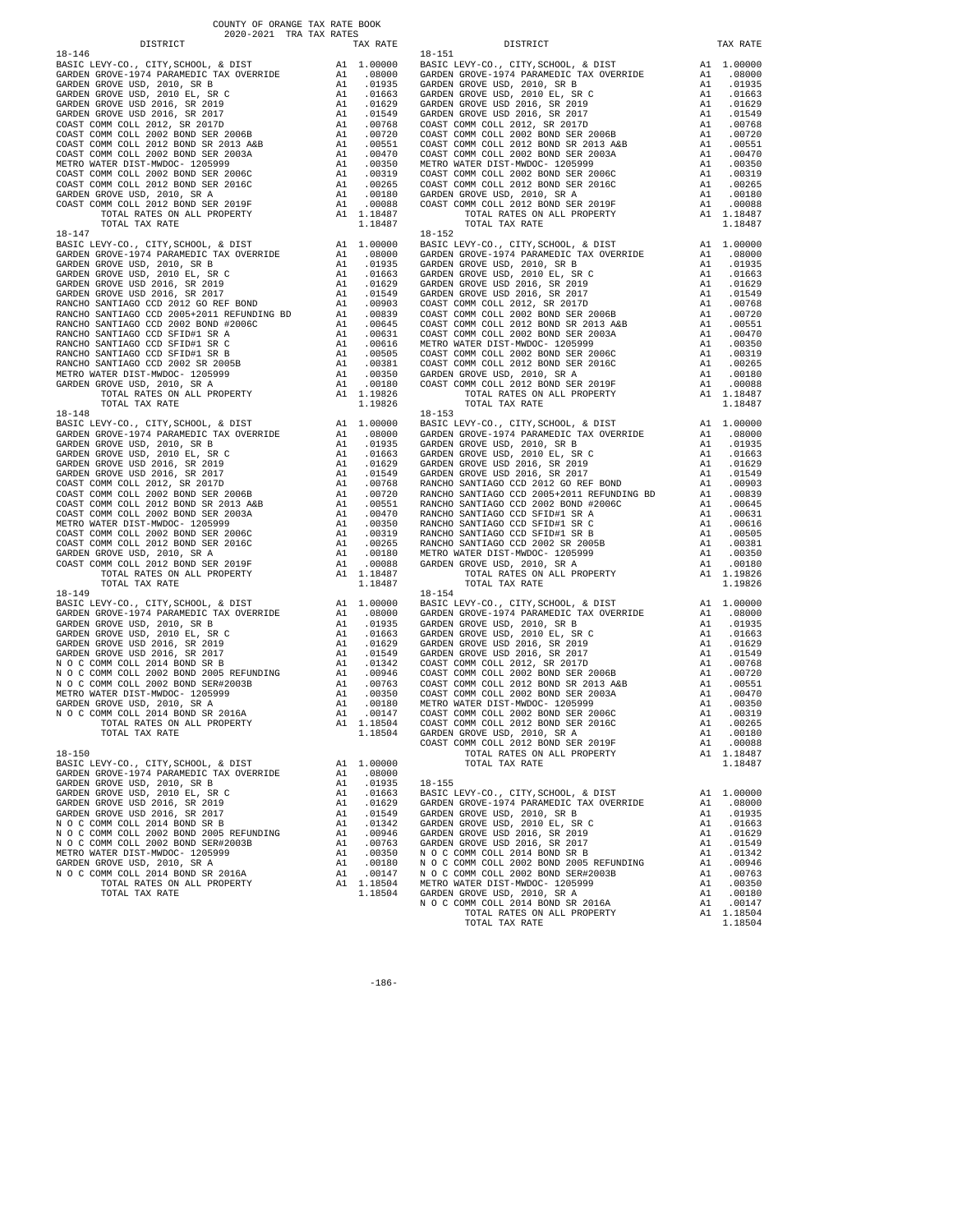COUNTY OF ORANGE TAX RATE BOOK
2020-2021 TRA TAX RATES

| DISTRICT | | TAX RATE |
|---|---|---|
| **18-146** | | |
| BASIC LEVY-CO., CITY,SCHOOL, & DIST | A1 | 1.00000 |
| GARDEN GROVE-1974 PARAMEDIC TAX OVERRIDE | A1 | .08000 |
| GARDEN GROVE USD, 2010, SR B | A1 | .01935 |
| GARDEN GROVE USD, 2010 EL, SR C | A1 | .01663 |
| GARDEN GROVE USD 2016, SR 2019 | A1 | .01629 |
| GARDEN GROVE USD 2016, SR 2017 | A1 | .01549 |
| COAST COMM COLL 2012, SR 2017D | A1 | .00768 |
| COAST COMM COLL 2002 BOND SER 2006B | A1 | .00720 |
| COAST COMM COLL 2012 BOND SR 2013 A&B | A1 | .00551 |
| COAST COMM COLL 2002 BOND SER 2003A | A1 | .00470 |
| METRO WATER DIST-MWDOC- 1205999 | A1 | .00350 |
| COAST COMM COLL 2002 BOND SER 2006C | A1 | .00319 |
| COAST COMM COLL 2012 BOND SER 2016C | A1 | .00265 |
| GARDEN GROVE USD, 2010, SR A | A1 | .00180 |
| COAST COMM COLL 2012 BOND SER 2019F | A1 | .00088 |
| TOTAL RATES ON ALL PROPERTY | A1 | 1.18487 |
| TOTAL TAX RATE | | 1.18487 |
| **18-147** | | |
| BASIC LEVY-CO., CITY,SCHOOL, & DIST | A1 | 1.00000 |
| GARDEN GROVE-1974 PARAMEDIC TAX OVERRIDE | A1 | .08000 |
| GARDEN GROVE USD, 2010, SR B | A1 | .01935 |
| GARDEN GROVE USD, 2010 EL, SR C | A1 | .01663 |
| GARDEN GROVE USD 2016, SR 2019 | A1 | .01629 |
| GARDEN GROVE USD 2016, SR 2017 | A1 | .01549 |
| RANCHO SANTIAGO CCD 2012 GO REF BOND | A1 | .00903 |
| RANCHO SANTIAGO CCD 2005+2011 REFUNDING BD | A1 | .00839 |
| RANCHO SANTIAGO CCD 2002 BOND #2006C | A1 | .00645 |
| RANCHO SANTIAGO CCD SFID#1 SR A | A1 | .00631 |
| RANCHO SANTIAGO CCD SFID#1 SR C | A1 | .00616 |
| RANCHO SANTIAGO CCD SFID#1 SR B | A1 | .00505 |
| RANCHO SANTIAGO CCD 2002 SR 2005B | A1 | .00381 |
| METRO WATER DIST-MWDOC- 1205999 | A1 | .00350 |
| GARDEN GROVE USD, 2010, SR A | A1 | .00180 |
| TOTAL RATES ON ALL PROPERTY | A1 | 1.19826 |
| TOTAL TAX RATE | | 1.19826 |
| **18-148** | | |
| BASIC LEVY-CO., CITY,SCHOOL, & DIST | A1 | 1.00000 |
| GARDEN GROVE-1974 PARAMEDIC TAX OVERRIDE | A1 | .08000 |
| GARDEN GROVE USD, 2010, SR B | A1 | .01935 |
| GARDEN GROVE USD, 2010 EL, SR C | A1 | .01663 |
| GARDEN GROVE USD 2016, SR 2019 | A1 | .01629 |
| GARDEN GROVE USD 2016, SR 2017 | A1 | .01549 |
| COAST COMM COLL 2012, SR 2017D | A1 | .00768 |
| COAST COMM COLL 2002 BOND SER 2006B | A1 | .00720 |
| COAST COMM COLL 2012 BOND SR 2013 A&B | A1 | .00551 |
| COAST COMM COLL 2002 BOND SER 2003A | A1 | .00470 |
| METRO WATER DIST-MWDOC- 1205999 | A1 | .00350 |
| COAST COMM COLL 2002 BOND SER 2006C | A1 | .00319 |
| COAST COMM COLL 2012 BOND SER 2016C | A1 | .00265 |
| GARDEN GROVE USD, 2010, SR A | A1 | .00180 |
| COAST COMM COLL 2012 BOND SER 2019F | A1 | .00088 |
| TOTAL RATES ON ALL PROPERTY | A1 | 1.18487 |
| TOTAL TAX RATE | | 1.18487 |
| **18-149** | | |
| BASIC LEVY-CO., CITY,SCHOOL, & DIST | A1 | 1.00000 |
| GARDEN GROVE-1974 PARAMEDIC TAX OVERRIDE | A1 | .08000 |
| GARDEN GROVE USD, 2010, SR B | A1 | .01935 |
| GARDEN GROVE USD, 2010 EL, SR C | A1 | .01663 |
| GARDEN GROVE USD 2016, SR 2019 | A1 | .01629 |
| GARDEN GROVE USD 2016, SR 2017 | A1 | .01549 |
| N O C COMM COLL 2014 BOND SR B | A1 | .01342 |
| N O C COMM COLL 2002 BOND 2005 REFUNDING | A1 | .00946 |
| N O C COMM COLL 2002 BOND SER#2003B | A1 | .00763 |
| METRO WATER DIST-MWDOC- 1205999 | A1 | .00350 |
| GARDEN GROVE USD, 2010, SR A | A1 | .00180 |
| N O C COMM COLL 2014 BOND SR 2016A | A1 | .00147 |
| TOTAL RATES ON ALL PROPERTY | A1 | 1.18504 |
| TOTAL TAX RATE | | 1.18504 |
| **18-150** | | |
| BASIC LEVY-CO., CITY,SCHOOL, & DIST | A1 | 1.00000 |
| GARDEN GROVE-1974 PARAMEDIC TAX OVERRIDE | A1 | .08000 |
| GARDEN GROVE USD, 2010, SR B | A1 | .01935 |
| GARDEN GROVE USD, 2010 EL, SR C | A1 | .01663 |
| GARDEN GROVE USD 2016, SR 2019 | A1 | .01629 |
| GARDEN GROVE USD 2016, SR 2017 | A1 | .01549 |
| N O C COMM COLL 2014 BOND SR B | A1 | .01342 |
| N O C COMM COLL 2002 BOND 2005 REFUNDING | A1 | .00946 |
| N O C COMM COLL 2002 BOND SER#2003B | A1 | .00763 |
| METRO WATER DIST-MWDOC- 1205999 | A1 | .00350 |
| GARDEN GROVE USD, 2010, SR A | A1 | .00180 |
| N O C COMM COLL 2014 BOND SR 2016A | A1 | .00147 |
| TOTAL RATES ON ALL PROPERTY | A1 | 1.18504 |
| TOTAL TAX RATE | | 1.18504 |
| **18-151** | | |
| BASIC LEVY-CO., CITY,SCHOOL, & DIST | A1 | 1.00000 |
| GARDEN GROVE-1974 PARAMEDIC TAX OVERRIDE | A1 | .08000 |
| GARDEN GROVE USD, 2010, SR B | A1 | .01935 |
| GARDEN GROVE USD, 2010 EL, SR C | A1 | .01663 |
| GARDEN GROVE USD 2016, SR 2019 | A1 | .01629 |
| GARDEN GROVE USD 2016, SR 2017 | A1 | .01549 |
| COAST COMM COLL 2012, SR 2017D | A1 | .00768 |
| COAST COMM COLL 2002 BOND SER 2006B | A1 | .00720 |
| COAST COMM COLL 2012 BOND SR 2013 A&B | A1 | .00551 |
| COAST COMM COLL 2002 BOND SER 2003A | A1 | .00470 |
| METRO WATER DIST-MWDOC- 1205999 | A1 | .00350 |
| COAST COMM COLL 2002 BOND SER 2006C | A1 | .00319 |
| COAST COMM COLL 2012 BOND SER 2016C | A1 | .00265 |
| GARDEN GROVE USD, 2010, SR A | A1 | .00180 |
| COAST COMM COLL 2012 BOND SER 2019F | A1 | .00088 |
| TOTAL RATES ON ALL PROPERTY | A1 | 1.18487 |
| TOTAL TAX RATE | | 1.18487 |
| **18-152** | | |
| BASIC LEVY-CO., CITY,SCHOOL, & DIST | A1 | 1.00000 |
| GARDEN GROVE-1974 PARAMEDIC TAX OVERRIDE | A1 | .08000 |
| GARDEN GROVE USD, 2010, SR B | A1 | .01935 |
| GARDEN GROVE USD, 2010 EL, SR C | A1 | .01663 |
| GARDEN GROVE USD 2016, SR 2019 | A1 | .01629 |
| GARDEN GROVE USD 2016, SR 2017 | A1 | .01549 |
| COAST COMM COLL 2012, SR 2017D | A1 | .00768 |
| COAST COMM COLL 2002 BOND SER 2006B | A1 | .00720 |
| COAST COMM COLL 2012 BOND SR 2013 A&B | A1 | .00551 |
| COAST COMM COLL 2002 BOND SER 2003A | A1 | .00470 |
| METRO WATER DIST-MWDOC- 1205999 | A1 | .00350 |
| COAST COMM COLL 2002 BOND SER 2006C | A1 | .00319 |
| COAST COMM COLL 2012 BOND SER 2016C | A1 | .00265 |
| GARDEN GROVE USD, 2010, SR A | A1 | .00180 |
| COAST COMM COLL 2012 BOND SER 2019F | A1 | .00088 |
| TOTAL RATES ON ALL PROPERTY | A1 | 1.18487 |
| TOTAL TAX RATE | | 1.18487 |
| **18-153** | | |
| BASIC LEVY-CO., CITY,SCHOOL, & DIST | A1 | 1.00000 |
| GARDEN GROVE-1974 PARAMEDIC TAX OVERRIDE | A1 | .08000 |
| GARDEN GROVE USD, 2010, SR B | A1 | .01935 |
| GARDEN GROVE USD, 2010 EL, SR C | A1 | .01663 |
| GARDEN GROVE USD 2016, SR 2019 | A1 | .01629 |
| GARDEN GROVE USD 2016, SR 2017 | A1 | .01549 |
| RANCHO SANTIAGO CCD 2012 GO REF BOND | A1 | .00903 |
| RANCHO SANTIAGO CCD 2005+2011 REFUNDING BD | A1 | .00839 |
| RANCHO SANTIAGO CCD 2002 BOND #2006C | A1 | .00645 |
| RANCHO SANTIAGO CCD SFID#1 SR A | A1 | .00631 |
| RANCHO SANTIAGO CCD SFID#1 SR C | A1 | .00616 |
| RANCHO SANTIAGO CCD SFID#1 SR B | A1 | .00505 |
| RANCHO SANTIAGO CCD 2002 SR 2005B | A1 | .00381 |
| METRO WATER DIST-MWDOC- 1205999 | A1 | .00350 |
| GARDEN GROVE USD, 2010, SR A | A1 | .00180 |
| TOTAL RATES ON ALL PROPERTY | A1 | 1.19826 |
| TOTAL TAX RATE | | 1.19826 |
| **18-154** | | |
| BASIC LEVY-CO., CITY,SCHOOL, & DIST | A1 | 1.00000 |
| GARDEN GROVE-1974 PARAMEDIC TAX OVERRIDE | A1 | .08000 |
| GARDEN GROVE USD, 2010, SR B | A1 | .01935 |
| GARDEN GROVE USD, 2010 EL, SR C | A1 | .01663 |
| GARDEN GROVE USD 2016, SR 2019 | A1 | .01629 |
| GARDEN GROVE USD 2016, SR 2017 | A1 | .01549 |
| COAST COMM COLL 2012, SR 2017D | A1 | .00768 |
| COAST COMM COLL 2002 BOND SER 2006B | A1 | .00720 |
| COAST COMM COLL 2012 BOND SR 2013 A&B | A1 | .00551 |
| COAST COMM COLL 2002 BOND SER 2003A | A1 | .00470 |
| METRO WATER DIST-MWDOC- 1205999 | A1 | .00350 |
| COAST COMM COLL 2002 BOND SER 2006C | A1 | .00319 |
| COAST COMM COLL 2012 BOND SER 2016C | A1 | .00265 |
| GARDEN GROVE USD, 2010, SR A | A1 | .00180 |
| COAST COMM COLL 2012 BOND SER 2019F | A1 | .00088 |
| TOTAL RATES ON ALL PROPERTY | A1 | 1.18487 |
| TOTAL TAX RATE | | 1.18487 |
| **18-155** | | |
| BASIC LEVY-CO., CITY,SCHOOL, & DIST | A1 | 1.00000 |
| GARDEN GROVE-1974 PARAMEDIC TAX OVERRIDE | A1 | .08000 |
| GARDEN GROVE USD, 2010, SR B | A1 | .01935 |
| GARDEN GROVE USD, 2010 EL, SR C | A1 | .01663 |
| GARDEN GROVE USD 2016, SR 2019 | A1 | .01629 |
| GARDEN GROVE USD 2016, SR 2017 | A1 | .01549 |
| N O C COMM COLL 2014 BOND SR B | A1 | .01342 |
| N O C COMM COLL 2002 BOND 2005 REFUNDING | A1 | .00946 |
| N O C COMM COLL 2002 BOND SER#2003B | A1 | .00763 |
| METRO WATER DIST-MWDOC- 1205999 | A1 | .00350 |
| GARDEN GROVE USD, 2010, SR A | A1 | .00180 |
| N O C COMM COLL 2014 BOND SR 2016A | A1 | .00147 |
| TOTAL RATES ON ALL PROPERTY | A1 | 1.18504 |
| TOTAL TAX RATE | | 1.18504 |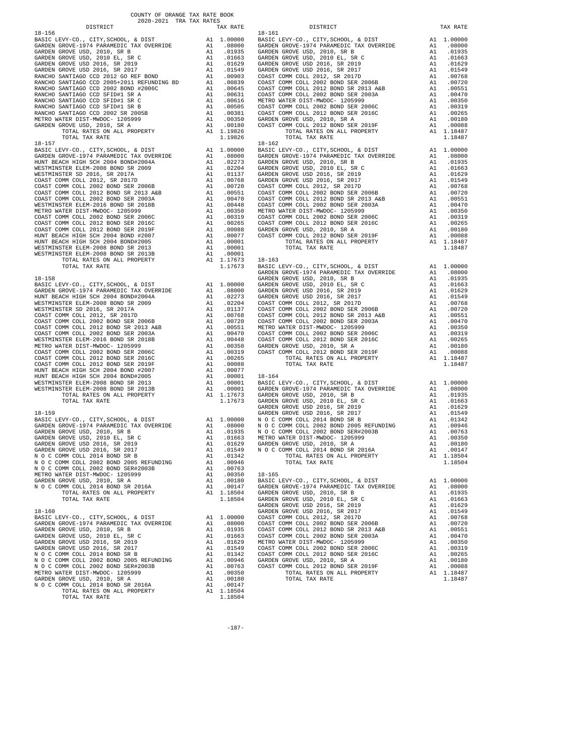COUNTY OF ORANGE TAX RATE BOOK
2020-2021 TRA TAX RATES

**18-156**

| DISTRICT | | TAX RATE |
|---|---|---|
| BASIC LEVY-CO., CITY,SCHOOL, & DIST | A1 | 1.00000 |
| GARDEN GROVE-1974 PARAMEDIC TAX OVERRIDE | A1 | .08000 |
| GARDEN GROVE USD, 2010, SR B | A1 | .01935 |
| GARDEN GROVE USD, 2010 EL, SR C | A1 | .01663 |
| GARDEN GROVE USD 2016, SR 2019 | A1 | .01629 |
| GARDEN GROVE USD 2016, SR 2017 | A1 | .01549 |
| RANCHO SANTIAGO CCD 2012 GO REF BOND | A1 | .00903 |
| RANCHO SANTIAGO CCD 2005+2011 REFUNDING BD | A1 | .00839 |
| RANCHO SANTIAGO CCD 2002 BOND #2006C | A1 | .00645 |
| RANCHO SANTIAGO CCD SFID#1 SR A | A1 | .00631 |
| RANCHO SANTIAGO CCD SFID#1 SR C | A1 | .00616 |
| RANCHO SANTIAGO CCD SFID#1 SR B | A1 | .00505 |
| RANCHO SANTIAGO CCD 2002 SER 2005B | A1 | .00381 |
| METRO WATER DIST-MWDOC- 1205999 | A1 | .00350 |
| GARDEN GROVE USD, 2010, SR A | A1 | .00180 |
| TOTAL RATES ON ALL PROPERTY | A1 | 1.19826 |
| TOTAL TAX RATE | | 1.19826 |

**18-157**

| DISTRICT | | TAX RATE |
|---|---|---|
| BASIC LEVY-CO., CITY,SCHOOL, & DIST | A1 | 1.00000 |
| GARDEN GROVE-1974 PARAMEDIC TAX OVERRIDE | A1 | .08000 |
| HUNT BEACH HIGH SCH 2004 BOND#2004A | A1 | .02273 |
| WESTMINSTER ELEM-2008 BOND SR 2009 | A1 | .02204 |
| WESTMINSTER SD 2016, SR 2017A | A1 | .01137 |
| COAST COMM COLL 2012, SR 2017D | A1 | .00768 |
| COAST COMM COLL 2002 BOND SER 2006B | A1 | .00720 |
| COAST COMM COLL 2012 BOND SR 2013 A&B | A1 | .00551 |
| COAST COMM COLL 2002 BOND SER 2003A | A1 | .00470 |
| WESTMINSTER ELEM-2016 BOND SR 2018B | A1 | .00448 |
| METRO WATER DIST-MWDOC- 1205999 | A1 | .00350 |
| COAST COMM COLL 2002 BOND SER 2006C | A1 | .00319 |
| COAST COMM COLL 2012 BOND SER 2016C | A1 | .00265 |
| COAST COMM COLL 2012 BOND SER 2019F | A1 | .00088 |
| HUNT BEACH HIGH SCH 2004 BOND #2007 | A1 | .00077 |
| HUNT BEACH HIGH SCH 2004 BOND#2005 | A1 | .00001 |
| WESTMINSTER ELEM-2008 BOND SR 2013 | A1 | .00001 |
| WESTMINSTER ELEM-2008 BOND SR 2013B | A1 | .00001 |
| TOTAL RATES ON ALL PROPERTY | A1 | 1.17673 |
| TOTAL TAX RATE | | 1.17673 |

**18-158**

| DISTRICT | | TAX RATE |
|---|---|---|
| BASIC LEVY-CO., CITY,SCHOOL, & DIST | A1 | 1.00000 |
| GARDEN GROVE-1974 PARAMEDIC TAX OVERRIDE | A1 | .08000 |
| HUNT BEACH HIGH SCH 2004 BOND#2004A | A1 | .02273 |
| WESTMINSTER ELEM-2008 BOND SR 2009 | A1 | .02204 |
| WESTMINSTER SD 2016, SR 2017A | A1 | .01137 |
| COAST COMM COLL 2012, SR 2017D | A1 | .00768 |
| COAST COMM COLL 2002 BOND SER 2006B | A1 | .00720 |
| COAST COMM COLL 2012 BOND SR 2013 A&B | A1 | .00551 |
| COAST COMM COLL 2002 BOND SER 2003A | A1 | .00470 |
| WESTMINSTER ELEM-2016 BOND SR 2018B | A1 | .00448 |
| METRO WATER DIST-MWDOC- 1205999 | A1 | .00350 |
| COAST COMM COLL 2002 BOND SER 2006C | A1 | .00319 |
| COAST COMM COLL 2012 BOND SER 2016C | A1 | .00265 |
| COAST COMM COLL 2012 BOND SER 2019F | A1 | .00088 |
| HUNT BEACH HIGH SCH 2004 BOND #2007 | A1 | .00077 |
| HUNT BEACH HIGH SCH 2004 BOND#2005 | A1 | .00001 |
| WESTMINSTER ELEM-2008 BOND SR 2013 | A1 | .00001 |
| WESTMINSTER ELEM-2008 BOND SR 2013B | A1 | .00001 |
| TOTAL RATES ON ALL PROPERTY | A1 | 1.17673 |
| TOTAL TAX RATE | | 1.17673 |

**18-159**

| DISTRICT | | TAX RATE |
|---|---|---|
| BASIC LEVY-CO., CITY,SCHOOL, & DIST | A1 | 1.00000 |
| GARDEN GROVE-1974 PARAMEDIC TAX OVERRIDE | A1 | .08000 |
| GARDEN GROVE USD, 2010, SR B | A1 | .01935 |
| GARDEN GROVE USD, 2010 EL, SR C | A1 | .01663 |
| GARDEN GROVE USD 2016, SR 2019 | A1 | .01629 |
| GARDEN GROVE USD 2016, SR 2017 | A1 | .01549 |
| N O C COMM COLL 2014 BOND SR B | A1 | .01342 |
| N O C COMM COLL 2002 BOND 2005 REFUNDING | A1 | .00946 |
| N O C COMM COLL 2002 BOND SER#2003B | A1 | .00763 |
| METRO WATER DIST-MWDOC- 1205999 | A1 | .00350 |
| GARDEN GROVE USD, 2010, SR A | A1 | .00180 |
| N O C COMM COLL 2014 BOND SR 2016A | A1 | .00147 |
| TOTAL RATES ON ALL PROPERTY | A1 | 1.18504 |
| TOTAL TAX RATE | | 1.18504 |

**18-160**

| DISTRICT | | TAX RATE |
|---|---|---|
| BASIC LEVY-CO., CITY,SCHOOL, & DIST | A1 | 1.00000 |
| GARDEN GROVE-1974 PARAMEDIC TAX OVERRIDE | A1 | .08000 |
| GARDEN GROVE USD, 2010, SR B | A1 | .01935 |
| GARDEN GROVE USD, 2010 EL, SR C | A1 | .01663 |
| GARDEN GROVE USD 2016, SR 2019 | A1 | .01629 |
| GARDEN GROVE USD 2016, SR 2017 | A1 | .01549 |
| N O C COMM COLL 2014 BOND SR B | A1 | .01342 |
| N O C COMM COLL 2002 BOND 2005 REFUNDING | A1 | .00946 |
| N O C COMM COLL 2002 BOND SER#2003B | A1 | .00763 |
| METRO WATER DIST-MWDOC- 1205999 | A1 | .00350 |
| GARDEN GROVE USD, 2010, SR A | A1 | .00180 |
| N O C COMM COLL 2014 BOND SR 2016A | A1 | .00147 |
| TOTAL RATES ON ALL PROPERTY | A1 | 1.18504 |
| TOTAL TAX RATE | | 1.18504 |

**18-161**

| DISTRICT | | TAX RATE |
|---|---|---|
| BASIC LEVY-CO., CITY,SCHOOL, & DIST | A1 | 1.00000 |
| GARDEN GROVE-1974 PARAMEDIC TAX OVERRIDE | A1 | .08000 |
| GARDEN GROVE USD, 2010, SR B | A1 | .01935 |
| GARDEN GROVE USD, 2010 EL, SR C | A1 | .01663 |
| GARDEN GROVE USD 2016, SR 2019 | A1 | .01629 |
| GARDEN GROVE USD 2016, SR 2017 | A1 | .01549 |
| COAST COMM COLL 2012, SR 2017D | A1 | .00768 |
| COAST COMM COLL 2002 BOND SER 2006B | A1 | .00720 |
| COAST COMM COLL 2012 BOND SR 2013 A&B | A1 | .00551 |
| COAST COMM COLL 2002 BOND SER 2003A | A1 | .00470 |
| METRO WATER DIST-MWDOC- 1205999 | A1 | .00350 |
| COAST COMM COLL 2002 BOND SER 2006C | A1 | .00319 |
| COAST COMM COLL 2012 BOND SER 2016C | A1 | .00265 |
| GARDEN GROVE USD, 2010, SR A | A1 | .00180 |
| COAST COMM COLL 2012 BOND SER 2019F | A1 | .00088 |
| TOTAL RATES ON ALL PROPERTY | A1 | 1.18487 |
| TOTAL TAX RATE | | 1.18487 |

**18-162**

| DISTRICT | | TAX RATE |
|---|---|---|
| BASIC LEVY-CO., CITY,SCHOOL, & DIST | A1 | 1.00000 |
| GARDEN GROVE-1974 PARAMEDIC TAX OVERRIDE | A1 | .08000 |
| GARDEN GROVE USD, 2010, SR B | A1 | .01935 |
| GARDEN GROVE USD, 2010 EL, SR C | A1 | .01663 |
| GARDEN GROVE USD 2016, SR 2019 | A1 | .01629 |
| GARDEN GROVE USD 2016, SR 2017 | A1 | .01549 |
| COAST COMM COLL 2012, SR 2017D | A1 | .00768 |
| COAST COMM COLL 2002 BOND SER 2006B | A1 | .00720 |
| COAST COMM COLL 2012 BOND SR 2013 A&B | A1 | .00551 |
| COAST COMM COLL 2002 BOND SER 2003A | A1 | .00470 |
| METRO WATER DIST-MWDOC- 1205999 | A1 | .00350 |
| COAST COMM COLL 2002 BOND SER 2006C | A1 | .00319 |
| COAST COMM COLL 2012 BOND SER 2016C | A1 | .00265 |
| GARDEN GROVE USD, 2010, SR A | A1 | .00180 |
| COAST COMM COLL 2012 BOND SER 2019F | A1 | .00088 |
| TOTAL RATES ON ALL PROPERTY | A1 | 1.18487 |
| TOTAL TAX RATE | | 1.18487 |

**18-163**

| DISTRICT | | TAX RATE |
|---|---|---|
| BASIC LEVY-CO., CITY,SCHOOL, & DIST | A1 | 1.00000 |
| GARDEN GROVE-1974 PARAMEDIC TAX OVERRIDE | A1 | .08000 |
| GARDEN GROVE USD, 2010, SR B | A1 | .01935 |
| GARDEN GROVE USD, 2010 EL, SR C | A1 | .01663 |
| GARDEN GROVE USD 2016, SR 2019 | A1 | .01629 |
| GARDEN GROVE USD 2016, SR 2017 | A1 | .01549 |
| COAST COMM COLL 2012, SR 2017D | A1 | .00768 |
| COAST COMM COLL 2002 BOND SER 2006B | A1 | .00720 |
| COAST COMM COLL 2012 BOND SR 2013 A&B | A1 | .00551 |
| COAST COMM COLL 2002 BOND SER 2003A | A1 | .00470 |
| METRO WATER DIST-MWDOC- 1205999 | A1 | .00350 |
| COAST COMM COLL 2002 BOND SER 2006C | A1 | .00319 |
| COAST COMM COLL 2012 BOND SER 2016C | A1 | .00265 |
| GARDEN GROVE USD, 2010, SR A | A1 | .00180 |
| COAST COMM COLL 2012 BOND SER 2019F | A1 | .00088 |
| TOTAL RATES ON ALL PROPERTY | A1 | 1.18487 |
| TOTAL TAX RATE | | 1.18487 |

**18-164**

| DISTRICT | | TAX RATE |
|---|---|---|
| BASIC LEVY-CO., CITY,SCHOOL, & DIST | A1 | 1.00000 |
| GARDEN GROVE-1974 PARAMEDIC TAX OVERRIDE | A1 | .08000 |
| GARDEN GROVE USD, 2010, SR B | A1 | .01935 |
| GARDEN GROVE USD, 2010 EL, SR C | A1 | .01663 |
| GARDEN GROVE USD 2016, SR 2019 | A1 | .01629 |
| GARDEN GROVE USD 2016, SR 2017 | A1 | .01549 |
| N O C COMM COLL 2014 BOND SR B | A1 | .01342 |
| N O C COMM COLL 2002 BOND 2005 REFUNDING | A1 | .00946 |
| N O C COMM COLL 2002 BOND SER#2003B | A1 | .00763 |
| METRO WATER DIST-MWDOC- 1205999 | A1 | .00350 |
| GARDEN GROVE USD, 2010, SR A | A1 | .00180 |
| N O C COMM COLL 2014 BOND SR 2016A | A1 | .00147 |
| TOTAL RATES ON ALL PROPERTY | A1 | 1.18504 |
| TOTAL TAX RATE | | 1.18504 |

**18-165**

| DISTRICT | | TAX RATE |
|---|---|---|
| BASIC LEVY-CO., CITY,SCHOOL, & DIST | A1 | 1.00000 |
| GARDEN GROVE-1974 PARAMEDIC TAX OVERRIDE | A1 | .08000 |
| GARDEN GROVE USD, 2010, SR B | A1 | .01935 |
| GARDEN GROVE USD, 2010 EL, SR C | A1 | .01663 |
| GARDEN GROVE USD 2016, SR 2019 | A1 | .01629 |
| GARDEN GROVE USD 2016, SR 2017 | A1 | .01549 |
| COAST COMM COLL 2012, SR 2017D | A1 | .00768 |
| COAST COMM COLL 2002 BOND SER 2006B | A1 | .00720 |
| COAST COMM COLL 2012 BOND SR 2013 A&B | A1 | .00551 |
| COAST COMM COLL 2002 BOND SER 2003A | A1 | .00470 |
| METRO WATER DIST-MWDOC- 1205999 | A1 | .00350 |
| COAST COMM COLL 2002 BOND SER 2006C | A1 | .00319 |
| COAST COMM COLL 2012 BOND SER 2016C | A1 | .00265 |
| GARDEN GROVE USD, 2010, SR A | A1 | .00180 |
| COAST COMM COLL 2012 BOND SER 2019F | A1 | .00088 |
| TOTAL RATES ON ALL PROPERTY | A1 | 1.18487 |
| TOTAL TAX RATE | | 1.18487 |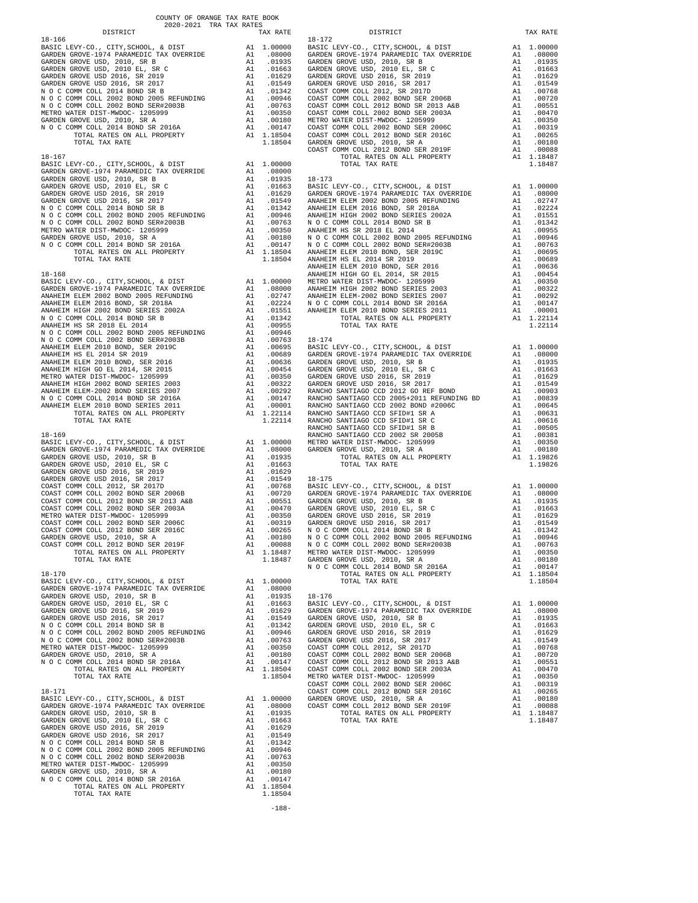COUNTY OF ORANGE TAX RATE BOOK
2020-2021 TRA TAX RATES

| DISTRICT | | TAX RATE |
|---|---|---|
| **18-166** | | |
| BASIC LEVY-CO., CITY,SCHOOL, & DIST | A1 | 1.00000 |
| GARDEN GROVE-1974 PARAMEDIC TAX OVERRIDE | A1 | .08000 |
| GARDEN GROVE USD, 2010, SR B | A1 | .01935 |
| GARDEN GROVE USD, 2010 EL, SR C | A1 | .01663 |
| GARDEN GROVE USD 2016, SR 2019 | A1 | .01629 |
| GARDEN GROVE USD 2016, SR 2017 | A1 | .01549 |
| N O C COMM COLL 2014 BOND SR B | A1 | .01342 |
| N O C COMM COLL 2002 BOND 2005 REFUNDING | A1 | .00946 |
| N O C COMM COLL 2002 BOND SER#2003B | A1 | .00763 |
| METRO WATER DIST-MWDOC- 1205999 | A1 | .00350 |
| GARDEN GROVE USD, 2010, SR A | A1 | .00180 |
| N O C COMM COLL 2014 BOND SR 2016A | A1 | .00147 |
| TOTAL RATES ON ALL PROPERTY | A1 | 1.18504 |
| TOTAL TAX RATE | | 1.18504 |
| **18-167** | | |
| BASIC LEVY-CO., CITY,SCHOOL, & DIST | A1 | 1.00000 |
| GARDEN GROVE-1974 PARAMEDIC TAX OVERRIDE | A1 | .08000 |
| GARDEN GROVE USD, 2010, SR B | A1 | .01935 |
| GARDEN GROVE USD, 2010 EL, SR C | A1 | .01663 |
| GARDEN GROVE USD 2016, SR 2019 | A1 | .01629 |
| GARDEN GROVE USD 2016, SR 2017 | A1 | .01549 |
| N O C COMM COLL 2014 BOND SR B | A1 | .01342 |
| N O C COMM COLL 2002 BOND 2005 REFUNDING | A1 | .00946 |
| N O C COMM COLL 2002 BOND SER#2003B | A1 | .00763 |
| METRO WATER DIST-MWDOC- 1205999 | A1 | .00350 |
| GARDEN GROVE USD, 2010, SR A | A1 | .00180 |
| N O C COMM COLL 2014 BOND SR 2016A | A1 | .00147 |
| TOTAL RATES ON ALL PROPERTY | A1 | 1.18504 |
| TOTAL TAX RATE | | 1.18504 |
| **18-168** | | |
| BASIC LEVY-CO., CITY,SCHOOL, & DIST | A1 | 1.00000 |
| GARDEN GROVE-1974 PARAMEDIC TAX OVERRIDE | A1 | .08000 |
| ANAHEIM ELEM 2002 BOND 2005 REFUNDING | A1 | .02747 |
| ANAHEIM ELEM 2016 BOND, SR 2018A | A1 | .02224 |
| ANAHEIM HIGH 2002 BOND SERIES 2002A | A1 | .01551 |
| N O C COMM COLL 2014 BOND SR B | A1 | .01342 |
| ANAHEIM HS SR 2018 EL 2014 | A1 | .00955 |
| N O C COMM COLL 2002 BOND 2005 REFUNDING | A1 | .00946 |
| N O C COMM COLL 2002 BOND SER#2003B | A1 | .00763 |
| ANAHEIM ELEM 2010 BOND, SER 2019C | A1 | .00695 |
| ANAHEIM HS EL 2014 SR 2019 | A1 | .00689 |
| ANAHEIM ELEM 2010 BOND, SER 2016 | A1 | .00636 |
| ANAHEIM HIGH GO EL 2014, SR 2015 | A1 | .00454 |
| METRO WATER DIST-MWDOC- 1205999 | A1 | .00350 |
| ANAHEIM HIGH 2002 BOND SERIES 2003 | A1 | .00322 |
| ANAHEIM ELEM-2002 BOND SERIES 2007 | A1 | .00292 |
| N O C COMM COLL 2014 BOND SR 2016A | A1 | .00147 |
| ANAHEIM ELEM 2010 BOND SERIES 2011 | A1 | .00001 |
| TOTAL RATES ON ALL PROPERTY | A1 | 1.22114 |
| TOTAL TAX RATE | | 1.22114 |
| **18-169** | | |
| BASIC LEVY-CO., CITY,SCHOOL, & DIST | A1 | 1.00000 |
| GARDEN GROVE-1974 PARAMEDIC TAX OVERRIDE | A1 | .08000 |
| GARDEN GROVE USD, 2010, SR B | A1 | .01935 |
| GARDEN GROVE USD, 2010 EL, SR C | A1 | .01663 |
| GARDEN GROVE USD 2016, SR 2019 | A1 | .01629 |
| GARDEN GROVE USD 2016, SR 2017 | A1 | .01549 |
| COAST COMM COLL 2012, SR 2017D | A1 | .00768 |
| COAST COMM COLL 2002 BOND SER 2006B | A1 | .00720 |
| COAST COMM COLL 2012 BOND SR 2013 A&B | A1 | .00551 |
| COAST COMM COLL 2002 BOND SER 2003A | A1 | .00470 |
| METRO WATER DIST-MWDOC- 1205999 | A1 | .00350 |
| COAST COMM COLL 2002 BOND SER 2006C | A1 | .00319 |
| COAST COMM COLL 2012 BOND SER 2016C | A1 | .00265 |
| GARDEN GROVE USD, 2010, SR A | A1 | .00180 |
| COAST COMM COLL 2012 BOND SER 2019F | A1 | .00088 |
| TOTAL RATES ON ALL PROPERTY | A1 | 1.18487 |
| TOTAL TAX RATE | | 1.18487 |
| **18-170** | | |
| BASIC LEVY-CO., CITY,SCHOOL, & DIST | A1 | 1.00000 |
| GARDEN GROVE-1974 PARAMEDIC TAX OVERRIDE | A1 | .08000 |
| GARDEN GROVE USD, 2010, SR B | A1 | .01935 |
| GARDEN GROVE USD, 2010 EL, SR C | A1 | .01663 |
| GARDEN GROVE USD 2016, SR 2019 | A1 | .01629 |
| GARDEN GROVE USD 2016, SR 2017 | A1 | .01549 |
| N O C COMM COLL 2014 BOND SR B | A1 | .01342 |
| N O C COMM COLL 2002 BOND 2005 REFUNDING | A1 | .00946 |
| N O C COMM COLL 2002 BOND SER#2003B | A1 | .00763 |
| METRO WATER DIST-MWDOC- 1205999 | A1 | .00350 |
| GARDEN GROVE USD, 2010, SR A | A1 | .00180 |
| N O C COMM COLL 2014 BOND SR 2016A | A1 | .00147 |
| TOTAL RATES ON ALL PROPERTY | A1 | 1.18504 |
| TOTAL TAX RATE | | 1.18504 |
| **18-171** | | |
| BASIC LEVY-CO., CITY,SCHOOL, & DIST | A1 | 1.00000 |
| GARDEN GROVE-1974 PARAMEDIC TAX OVERRIDE | A1 | .08000 |
| GARDEN GROVE USD, 2010, SR B | A1 | .01935 |
| GARDEN GROVE USD, 2010 EL, SR C | A1 | .01663 |
| GARDEN GROVE USD 2016, SR 2019 | A1 | .01629 |
| GARDEN GROVE USD 2016, SR 2017 | A1 | .01549 |
| N O C COMM COLL 2014 BOND SR B | A1 | .01342 |
| N O C COMM COLL 2002 BOND 2005 REFUNDING | A1 | .00946 |
| N O C COMM COLL 2002 BOND SER#2003B | A1 | .00763 |
| METRO WATER DIST-MWDOC- 1205999 | A1 | .00350 |
| GARDEN GROVE USD, 2010, SR A | A1 | .00180 |
| N O C COMM COLL 2014 BOND SR 2016A | A1 | .00147 |
| TOTAL RATES ON ALL PROPERTY | A1 | 1.18504 |
| TOTAL TAX RATE | | 1.18504 |
| **18-172** | | |
| BASIC LEVY-CO., CITY,SCHOOL, & DIST | A1 | 1.00000 |
| GARDEN GROVE-1974 PARAMEDIC TAX OVERRIDE | A1 | .08000 |
| GARDEN GROVE USD, 2010, SR B | A1 | .01935 |
| GARDEN GROVE USD, 2010 EL, SR C | A1 | .01663 |
| GARDEN GROVE USD 2016, SR 2019 | A1 | .01629 |
| GARDEN GROVE USD 2016, SR 2017 | A1 | .01549 |
| COAST COMM COLL 2012, SR 2017D | A1 | .00768 |
| COAST COMM COLL 2002 BOND SER 2006B | A1 | .00720 |
| COAST COMM COLL 2012 BOND SR 2013 A&B | A1 | .00551 |
| COAST COMM COLL 2002 BOND SER 2003A | A1 | .00470 |
| METRO WATER DIST-MWDOC- 1205999 | A1 | .00350 |
| COAST COMM COLL 2002 BOND SER 2006C | A1 | .00319 |
| COAST COMM COLL 2012 BOND SER 2016C | A1 | .00265 |
| GARDEN GROVE USD, 2010, SR A | A1 | .00180 |
| COAST COMM COLL 2012 BOND SER 2019F | A1 | .00088 |
| TOTAL RATES ON ALL PROPERTY | A1 | 1.18487 |
| TOTAL TAX RATE | | 1.18487 |
| **18-173** | | |
| BASIC LEVY-CO., CITY,SCHOOL, & DIST | A1 | 1.00000 |
| GARDEN GROVE-1974 PARAMEDIC TAX OVERRIDE | A1 | .08000 |
| ANAHEIM ELEM 2002 BOND 2005 REFUNDING | A1 | .02747 |
| ANAHEIM ELEM 2016 BOND, SR 2018A | A1 | .02224 |
| ANAHEIM HIGH 2002 BOND SERIES 2002A | A1 | .01551 |
| N O C COMM COLL 2014 BOND SR B | A1 | .01342 |
| ANAHEIM HS SR 2018 EL 2014 | A1 | .00955 |
| N O C COMM COLL 2002 BOND 2005 REFUNDING | A1 | .00946 |
| N O C COMM COLL 2002 BOND SER#2003B | A1 | .00763 |
| ANAHEIM ELEM 2010 BOND, SER 2019C | A1 | .00695 |
| ANAHEIM HS EL 2014 SR 2019 | A1 | .00689 |
| ANAHEIM ELEM 2010 BOND, SER 2016 | A1 | .00636 |
| ANAHEIM HIGH GO EL 2014, SR 2015 | A1 | .00454 |
| METRO WATER DIST-MWDOC- 1205999 | A1 | .00350 |
| ANAHEIM HIGH 2002 BOND SERIES 2003 | A1 | .00322 |
| ANAHEIM ELEM-2002 BOND SERIES 2007 | A1 | .00292 |
| N O C COMM COLL 2014 BOND SR 2016A | A1 | .00147 |
| ANAHEIM ELEM 2010 BOND SERIES 2011 | A1 | .00001 |
| TOTAL RATES ON ALL PROPERTY | A1 | 1.22114 |
| TOTAL TAX RATE | | 1.22114 |
| **18-174** | | |
| BASIC LEVY-CO., CITY,SCHOOL, & DIST | A1 | 1.00000 |
| GARDEN GROVE-1974 PARAMEDIC TAX OVERRIDE | A1 | .08000 |
| GARDEN GROVE USD, 2010, SR B | A1 | .01935 |
| GARDEN GROVE USD, 2010 EL, SR C | A1 | .01663 |
| GARDEN GROVE USD 2016, SR 2019 | A1 | .01629 |
| GARDEN GROVE USD 2016, SR 2017 | A1 | .01549 |
| RANCHO SANTIAGO CCD 2012 GO REF BOND | A1 | .00903 |
| RANCHO SANTIAGO CCD 2005+2011 REFUNDING BD | A1 | .00839 |
| RANCHO SANTIAGO CCD 2002 BOND #2006C | A1 | .00645 |
| RANCHO SANTIAGO CCD SFID#1 SR A | A1 | .00631 |
| RANCHO SANTIAGO CCD SFID#1 SR C | A1 | .00616 |
| RANCHO SANTIAGO CCD SFID#1 SR B | A1 | .00505 |
| RANCHO SANTIAGO CCD 2002 SR 2005B | A1 | .00381 |
| METRO WATER DIST-MWDOC- 1205999 | A1 | .00350 |
| GARDEN GROVE USD, 2010, SR A | A1 | .00180 |
| TOTAL RATES ON ALL PROPERTY | A1 | 1.19826 |
| TOTAL TAX RATE | | 1.19826 |
| **18-175** | | |
| BASIC LEVY-CO., CITY,SCHOOL, & DIST | A1 | 1.00000 |
| GARDEN GROVE-1974 PARAMEDIC TAX OVERRIDE | A1 | .08000 |
| GARDEN GROVE USD, 2010, SR B | A1 | .01935 |
| GARDEN GROVE USD, 2010 EL, SR C | A1 | .01663 |
| GARDEN GROVE USD 2016, SR 2019 | A1 | .01629 |
| GARDEN GROVE USD 2016, SR 2017 | A1 | .01549 |
| N O C COMM COLL 2014 BOND SR B | A1 | .01342 |
| N O C COMM COLL 2002 BOND 2005 REFUNDING | A1 | .00946 |
| N O C COMM COLL 2002 BOND SER#2003B | A1 | .00763 |
| METRO WATER DIST-MWDOC- 1205999 | A1 | .00350 |
| GARDEN GROVE USD, 2010, SR A | A1 | .00180 |
| N O C COMM COLL 2014 BOND SR 2016A | A1 | .00147 |
| TOTAL RATES ON ALL PROPERTY | A1 | 1.18504 |
| TOTAL TAX RATE | | 1.18504 |
| **18-176** | | |
| BASIC LEVY-CO., CITY,SCHOOL, & DIST | A1 | 1.00000 |
| GARDEN GROVE-1974 PARAMEDIC TAX OVERRIDE | A1 | .08000 |
| GARDEN GROVE USD, 2010, SR B | A1 | .01935 |
| GARDEN GROVE USD, 2010 EL, SR C | A1 | .01663 |
| GARDEN GROVE USD 2016, SR 2019 | A1 | .01629 |
| GARDEN GROVE USD 2016, SR 2017 | A1 | .01549 |
| COAST COMM COLL 2012, SR 2017D | A1 | .00768 |
| COAST COMM COLL 2002 BOND SER 2006B | A1 | .00720 |
| COAST COMM COLL 2012 BOND SR 2013 A&B | A1 | .00551 |
| COAST COMM COLL 2002 BOND SER 2003A | A1 | .00470 |
| METRO WATER DIST-MWDOC- 1205999 | A1 | .00350 |
| COAST COMM COLL 2002 BOND SER 2006C | A1 | .00319 |
| COAST COMM COLL 2012 BOND SER 2016C | A1 | .00265 |
| GARDEN GROVE USD, 2010, SR A | A1 | .00180 |
| COAST COMM COLL 2012 BOND SER 2019F | A1 | .00088 |
| TOTAL RATES ON ALL PROPERTY | A1 | 1.18487 |
| TOTAL TAX RATE | | 1.18487 |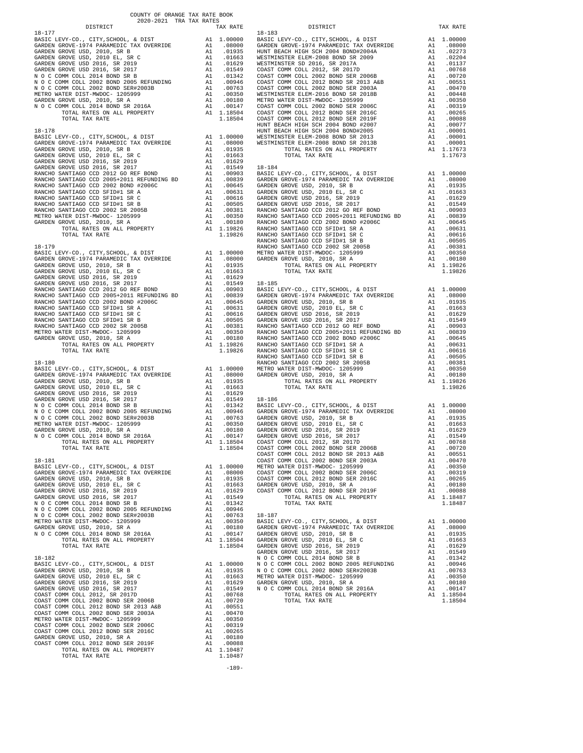COUNTY OF ORANGE TAX RATE BOOK
2020-2021 TRA TAX RATES

| DISTRICT | | TAX RATE |
|---|---|---|
| **18-177** | | |
| BASIC LEVY-CO., CITY,SCHOOL, & DIST | A1 | 1.00000 |
| GARDEN GROVE-1974 PARAMEDIC TAX OVERRIDE | A1 | .08000 |
| GARDEN GROVE USD, 2010, SR B | A1 | .01935 |
| GARDEN GROVE USD, 2010 EL, SR C | A1 | .01663 |
| GARDEN GROVE USD 2016, SR 2019 | A1 | .01629 |
| GARDEN GROVE USD 2016, SR 2017 | A1 | .01549 |
| N O C COMM COLL 2014 BOND SR B | A1 | .01342 |
| N O C COMM COLL 2002 BOND 2005 REFUNDING | A1 | .00946 |
| N O C COMM COLL 2002 BOND SER#2003B | A1 | .00763 |
| METRO WATER DIST-MWDOC- 1205999 | A1 | .00350 |
| GARDEN GROVE USD, 2010, SR A | A1 | .00180 |
| N O C COMM COLL 2014 BOND SR 2016A | A1 | .00147 |
| TOTAL RATES ON ALL PROPERTY | A1 | 1.18504 |
| TOTAL TAX RATE | | 1.18504 |
| **18-178** | | |
| BASIC LEVY-CO., CITY,SCHOOL, & DIST | A1 | 1.00000 |
| GARDEN GROVE-1974 PARAMEDIC TAX OVERRIDE | A1 | .08000 |
| GARDEN GROVE USD, 2010, SR B | A1 | .01935 |
| GARDEN GROVE USD, 2010 EL, SR C | A1 | .01663 |
| GARDEN GROVE USD 2016, SR 2019 | A1 | .01629 |
| GARDEN GROVE USD 2016, SR 2017 | A1 | .01549 |
| RANCHO SANTIAGO CCD 2012 GO REF BOND | A1 | .00903 |
| RANCHO SANTIAGO CCD 2005+2011 REFUNDING BD | A1 | .00839 |
| RANCHO SANTIAGO CCD 2002 BOND #2006C | A1 | .00645 |
| RANCHO SANTIAGO CCD SFID#1 SR A | A1 | .00631 |
| RANCHO SANTIAGO CCD SFID#1 SR C | A1 | .00616 |
| RANCHO SANTIAGO CCD SFID#1 SR B | A1 | .00505 |
| RANCHO SANTIAGO CCD 2002 SR 2005B | A1 | .00381 |
| METRO WATER DIST-MWDOC- 1205999 | A1 | .00350 |
| GARDEN GROVE USD, 2010, SR A | A1 | .00180 |
| TOTAL RATES ON ALL PROPERTY | A1 | 1.19826 |
| TOTAL TAX RATE | | 1.19826 |
| **18-179** | | |
| BASIC LEVY-CO., CITY,SCHOOL, & DIST | A1 | 1.00000 |
| GARDEN GROVE-1974 PARAMEDIC TAX OVERRIDE | A1 | .08000 |
| GARDEN GROVE USD, 2010, SR B | A1 | .01935 |
| GARDEN GROVE USD, 2010 EL, SR C | A1 | .01663 |
| GARDEN GROVE USD 2016, SR 2019 | A1 | .01629 |
| GARDEN GROVE USD 2016, SR 2017 | A1 | .01549 |
| RANCHO SANTIAGO CCD 2012 GO REF BOND | A1 | .00903 |
| RANCHO SANTIAGO CCD 2005+2011 REFUNDING BD | A1 | .00839 |
| RANCHO SANTIAGO CCD 2002 BOND #2006C | A1 | .00645 |
| RANCHO SANTIAGO CCD SFID#1 SR A | A1 | .00631 |
| RANCHO SANTIAGO CCD SFID#1 SR C | A1 | .00616 |
| RANCHO SANTIAGO CCD SFID#1 SR B | A1 | .00505 |
| RANCHO SANTIAGO CCD 2002 SR 2005B | A1 | .00381 |
| METRO WATER DIST-MWDOC- 1205999 | A1 | .00350 |
| GARDEN GROVE USD, 2010, SR A | A1 | .00180 |
| TOTAL RATES ON ALL PROPERTY | A1 | 1.19826 |
| TOTAL TAX RATE | | 1.19826 |
| **18-180** | | |
| BASIC LEVY-CO., CITY,SCHOOL, & DIST | A1 | 1.00000 |
| GARDEN GROVE-1974 PARAMEDIC TAX OVERRIDE | A1 | .08000 |
| GARDEN GROVE USD, 2010, SR B | A1 | .01935 |
| GARDEN GROVE USD, 2010 EL, SR C | A1 | .01663 |
| GARDEN GROVE USD 2016, SR 2019 | A1 | .01629 |
| GARDEN GROVE USD 2016, SR 2017 | A1 | .01549 |
| N O C COMM COLL 2014 BOND SR B | A1 | .01342 |
| N O C COMM COLL 2002 BOND 2005 REFUNDING | A1 | .00946 |
| N O C COMM COLL 2002 BOND SER#2003B | A1 | .00763 |
| METRO WATER DIST-MWDOC- 1205999 | A1 | .00350 |
| GARDEN GROVE USD, 2010, SR A | A1 | .00180 |
| N O C COMM COLL 2014 BOND SR 2016A | A1 | .00147 |
| TOTAL RATES ON ALL PROPERTY | A1 | 1.18504 |
| TOTAL TAX RATE | | 1.18504 |
| **18-181** | | |
| BASIC LEVY-CO., CITY,SCHOOL, & DIST | A1 | 1.00000 |
| GARDEN GROVE-1974 PARAMEDIC TAX OVERRIDE | A1 | .08000 |
| GARDEN GROVE USD, 2010, SR B | A1 | .01935 |
| GARDEN GROVE USD, 2010 EL, SR C | A1 | .01663 |
| GARDEN GROVE USD 2016, SR 2019 | A1 | .01629 |
| GARDEN GROVE USD 2016, SR 2017 | A1 | .01549 |
| N O C COMM COLL 2014 BOND SR B | A1 | .01342 |
| N O C COMM COLL 2002 BOND 2005 REFUNDING | A1 | .00946 |
| N O C COMM COLL 2002 BOND SER#2003B | A1 | .00763 |
| METRO WATER DIST-MWDOC- 1205999 | A1 | .00350 |
| GARDEN GROVE USD, 2010, SR A | A1 | .00180 |
| N O C COMM COLL 2014 BOND SR 2016A | A1 | .00147 |
| TOTAL RATES ON ALL PROPERTY | A1 | 1.18504 |
| TOTAL TAX RATE | | 1.18504 |
| **18-182** | | |
| BASIC LEVY-CO., CITY,SCHOOL, & DIST | A1 | 1.00000 |
| GARDEN GROVE USD, 2010, SR B | A1 | .01935 |
| GARDEN GROVE USD, 2010 EL, SR C | A1 | .01663 |
| GARDEN GROVE USD 2016, SR 2019 | A1 | .01629 |
| GARDEN GROVE USD 2016, SR 2017 | A1 | .01549 |
| COAST COMM COLL 2012, SR 2017D | A1 | .00768 |
| COAST COMM COLL 2002 BOND SER 2006B | A1 | .00720 |
| COAST COMM COLL 2012 BOND SR 2013 A&B | A1 | .00551 |
| COAST COMM COLL 2002 BOND SER 2003A | A1 | .00470 |
| METRO WATER DIST-MWDOC- 1205999 | A1 | .00350 |
| COAST COMM COLL 2002 BOND SER 2006C | A1 | .00319 |
| COAST COMM COLL 2012 BOND SER 2016C | A1 | .00265 |
| GARDEN GROVE USD, 2010, SR A | A1 | .00180 |
| COAST COMM COLL 2012 BOND SER 2019F | A1 | .00088 |
| TOTAL RATES ON ALL PROPERTY | A1 | 1.10487 |
| TOTAL TAX RATE | | 1.10487 |
| **18-183** | | |
| BASIC LEVY-CO., CITY,SCHOOL, & DIST | A1 | 1.00000 |
| GARDEN GROVE-1974 PARAMEDIC TAX OVERRIDE | A1 | .08000 |
| HUNT BEACH HIGH SCH 2004 BOND#2004A | A1 | .02273 |
| WESTMINSTER ELEM-2008 BOND SR 2009 | A1 | .02204 |
| WESTMINSTER SD 2016, SR 2017A | A1 | .01137 |
| COAST COMM COLL 2012, SR 2017D | A1 | .00768 |
| COAST COMM COLL 2002 BOND SER 2006B | A1 | .00720 |
| COAST COMM COLL 2012 BOND SR 2013 A&B | A1 | .00551 |
| COAST COMM COLL 2002 BOND SER 2003A | A1 | .00470 |
| WESTMINSTER ELEM-2016 BOND SR 2018B | A1 | .00448 |
| METRO WATER DIST-MWDOC- 1205999 | A1 | .00350 |
| COAST COMM COLL 2002 BOND SER 2006C | A1 | .00319 |
| COAST COMM COLL 2012 BOND SER 2016C | A1 | .00265 |
| COAST COMM COLL 2012 BOND SER 2019F | A1 | .00088 |
| HUNT BEACH HIGH SCH 2004 BOND #2007 | A1 | .00077 |
| HUNT BEACH HIGH SCH 2004 BOND#2005 | A1 | .00001 |
| WESTMINSTER ELEM-2008 BOND SR 2013 | A1 | .00001 |
| WESTMINSTER ELEM-2008 BOND SR 2013B | A1 | .00001 |
| TOTAL RATES ON ALL PROPERTY | A1 | 1.17673 |
| TOTAL TAX RATE | | 1.17673 |
| **18-184** | | |
| BASIC LEVY-CO., CITY,SCHOOL, & DIST | A1 | 1.00000 |
| GARDEN GROVE-1974 PARAMEDIC TAX OVERRIDE | A1 | .08000 |
| GARDEN GROVE USD, 2010, SR B | A1 | .01935 |
| GARDEN GROVE USD, 2010 EL, SR C | A1 | .01663 |
| GARDEN GROVE USD 2016, SR 2019 | A1 | .01629 |
| GARDEN GROVE USD 2016, SR 2017 | A1 | .01549 |
| RANCHO SANTIAGO CCD 2012 GO REF BOND | A1 | .00903 |
| RANCHO SANTIAGO CCD 2005+2011 REFUNDING BD | A1 | .00839 |
| RANCHO SANTIAGO CCD 2002 BOND #2006C | A1 | .00645 |
| RANCHO SANTIAGO CCD SFID#1 SR A | A1 | .00631 |
| RANCHO SANTIAGO CCD SFID#1 SR C | A1 | .00616 |
| RANCHO SANTIAGO CCD SFID#1 SR B | A1 | .00505 |
| RANCHO SANTIAGO CCD 2002 SR 2005B | A1 | .00381 |
| METRO WATER DIST-MWDOC- 1205999 | A1 | .00350 |
| GARDEN GROVE USD, 2010, SR A | A1 | .00180 |
| TOTAL RATES ON ALL PROPERTY | A1 | 1.19826 |
| TOTAL TAX RATE | | 1.19826 |
| **18-185** | | |
| BASIC LEVY-CO., CITY,SCHOOL, & DIST | A1 | 1.00000 |
| GARDEN GROVE-1974 PARAMEDIC TAX OVERRIDE | A1 | .08000 |
| GARDEN GROVE USD, 2010, SR B | A1 | .01935 |
| GARDEN GROVE USD, 2010 EL, SR C | A1 | .01663 |
| GARDEN GROVE USD 2016, SR 2019 | A1 | .01629 |
| GARDEN GROVE USD 2016, SR 2017 | A1 | .01549 |
| RANCHO SANTIAGO CCD 2012 GO REF BOND | A1 | .00903 |
| RANCHO SANTIAGO CCD 2005+2011 REFUNDING BD | A1 | .00839 |
| RANCHO SANTIAGO CCD 2002 BOND #2006C | A1 | .00645 |
| RANCHO SANTIAGO CCD SFID#1 SR A | A1 | .00631 |
| RANCHO SANTIAGO CCD SFID#1 SR C | A1 | .00616 |
| RANCHO SANTIAGO CCD SFID#1 SR B | A1 | .00505 |
| RANCHO SANTIAGO CCD 2002 SR 2005B | A1 | .00381 |
| METRO WATER DIST-MWDOC- 1205999 | A1 | .00350 |
| GARDEN GROVE USD, 2010, SR A | A1 | .00180 |
| TOTAL RATES ON ALL PROPERTY | A1 | 1.19826 |
| TOTAL TAX RATE | | 1.19826 |
| **18-186** | | |
| BASIC LEVY-CO., CITY,SCHOOL, & DIST | A1 | 1.00000 |
| GARDEN GROVE-1974 PARAMEDIC TAX OVERRIDE | A1 | .08000 |
| GARDEN GROVE USD, 2010, SR B | A1 | .01935 |
| GARDEN GROVE USD, 2010 EL, SR C | A1 | .01663 |
| GARDEN GROVE USD 2016, SR 2019 | A1 | .01629 |
| GARDEN GROVE USD 2016, SR 2017 | A1 | .01549 |
| COAST COMM COLL 2012, SR 2017D | A1 | .00768 |
| COAST COMM COLL 2002 BOND SER 2006B | A1 | .00720 |
| COAST COMM COLL 2012 BOND SR 2013 A&B | A1 | .00551 |
| COAST COMM COLL 2002 BOND SER 2003A | A1 | .00470 |
| METRO WATER DIST-MWDOC- 1205999 | A1 | .00350 |
| COAST COMM COLL 2002 BOND SER 2006C | A1 | .00319 |
| COAST COMM COLL 2012 BOND SER 2016C | A1 | .00265 |
| GARDEN GROVE USD, 2010, SR A | A1 | .00180 |
| COAST COMM COLL 2012 BOND SER 2019F | A1 | .00088 |
| TOTAL RATES ON ALL PROPERTY | A1 | 1.18487 |
| TOTAL TAX RATE | | 1.18487 |
| **18-187** | | |
| BASIC LEVY-CO., CITY,SCHOOL, & DIST | A1 | 1.00000 |
| GARDEN GROVE-1974 PARAMEDIC TAX OVERRIDE | A1 | .08000 |
| GARDEN GROVE USD, 2010, SR B | A1 | .01935 |
| GARDEN GROVE USD, 2010 EL, SR C | A1 | .01663 |
| GARDEN GROVE USD 2016, SR 2019 | A1 | .01629 |
| GARDEN GROVE USD 2016, SR 2017 | A1 | .01549 |
| N O C COMM COLL 2014 BOND SR B | A1 | .01342 |
| N O C COMM COLL 2002 BOND 2005 REFUNDING | A1 | .00946 |
| N O C COMM COLL 2002 BOND SER#2003B | A1 | .00763 |
| METRO WATER DIST-MWDOC- 1205999 | A1 | .00350 |
| GARDEN GROVE USD, 2010, SR A | A1 | .00180 |
| N O C COMM COLL 2014 BOND SR 2016A | A1 | .00147 |
| TOTAL RATES ON ALL PROPERTY | A1 | 1.18504 |
| TOTAL TAX RATE | | 1.18504 |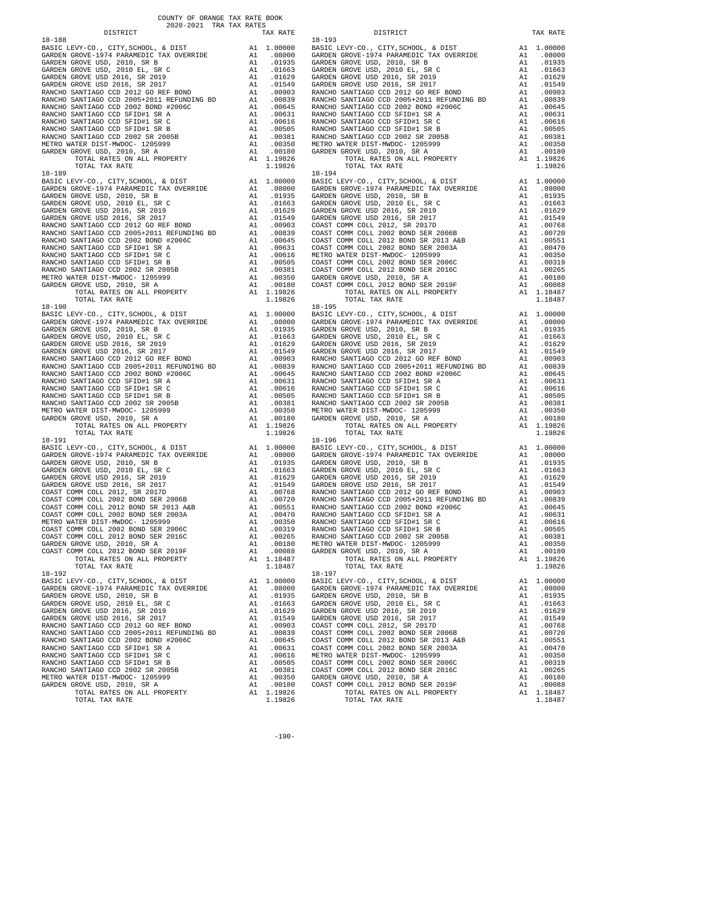COUNTY OF ORANGE TAX RATE BOOK
2020-2021 TRA TAX RATES

| DISTRICT | | TAX RATE |
|---|---|---|
| **18-188** | | |
| BASIC LEVY-CO., CITY,SCHOOL, & DIST | A1 | 1.00000 |
| GARDEN GROVE-1974 PARAMEDIC TAX OVERRIDE | A1 | .08000 |
| GARDEN GROVE USD, 2010, SR B | A1 | .01935 |
| GARDEN GROVE USD, 2010 EL, SR C | A1 | .01663 |
| GARDEN GROVE USD 2016, SR 2019 | A1 | .01629 |
| GARDEN GROVE USD 2016, SR 2017 | A1 | .01549 |
| RANCHO SANTIAGO CCD 2012 GO REF BOND | A1 | .00903 |
| RANCHO SANTIAGO CCD 2005+2011 REFUNDING BD | A1 | .00839 |
| RANCHO SANTIAGO CCD 2002 BOND #2006C | A1 | .00645 |
| RANCHO SANTIAGO CCD SFID#1 SR A | A1 | .00631 |
| RANCHO SANTIAGO CCD SFID#1 SR C | A1 | .00616 |
| RANCHO SANTIAGO CCD SFID#1 SR B | A1 | .00505 |
| RANCHO SANTIAGO CCD 2002 SR 2005B | A1 | .00381 |
| METRO WATER DIST-MWDOC- 1205999 | A1 | .00350 |
| GARDEN GROVE USD, 2010, SR A | A1 | .00180 |
| TOTAL RATES ON ALL PROPERTY | A1 | 1.19826 |
| TOTAL TAX RATE | | 1.19826 |
| **18-189** | | |
| BASIC LEVY-CO., CITY,SCHOOL, & DIST | A1 | 1.00000 |
| GARDEN GROVE-1974 PARAMEDIC TAX OVERRIDE | A1 | .08000 |
| GARDEN GROVE USD, 2010, SR B | A1 | .01935 |
| GARDEN GROVE USD, 2010 EL, SR C | A1 | .01663 |
| GARDEN GROVE USD 2016, SR 2019 | A1 | .01629 |
| GARDEN GROVE USD 2016, SR 2017 | A1 | .01549 |
| RANCHO SANTIAGO CCD 2012 GO REF BOND | A1 | .00903 |
| RANCHO SANTIAGO CCD 2005+2011 REFUNDING BD | A1 | .00839 |
| RANCHO SANTIAGO CCD 2002 BOND #2006C | A1 | .00645 |
| RANCHO SANTIAGO CCD SFID#1 SR A | A1 | .00631 |
| RANCHO SANTIAGO CCD SFID#1 SR C | A1 | .00616 |
| RANCHO SANTIAGO CCD SFID#1 SR B | A1 | .00505 |
| RANCHO SANTIAGO CCD 2002 SR 2005B | A1 | .00381 |
| METRO WATER DIST-MWDOC- 1205999 | A1 | .00350 |
| GARDEN GROVE USD, 2010, SR A | A1 | .00180 |
| TOTAL RATES ON ALL PROPERTY | A1 | 1.19826 |
| TOTAL TAX RATE | | 1.19826 |
| **18-190** | | |
| BASIC LEVY-CO., CITY,SCHOOL, & DIST | A1 | 1.00000 |
| GARDEN GROVE-1974 PARAMEDIC TAX OVERRIDE | A1 | .08000 |
| GARDEN GROVE USD, 2010, SR B | A1 | .01935 |
| GARDEN GROVE USD, 2010 EL, SR C | A1 | .01663 |
| GARDEN GROVE USD 2016, SR 2019 | A1 | .01629 |
| GARDEN GROVE USD 2016, SR 2017 | A1 | .01549 |
| RANCHO SANTIAGO CCD 2012 GO REF BOND | A1 | .00903 |
| RANCHO SANTIAGO CCD 2005+2011 REFUNDING BD | A1 | .00839 |
| RANCHO SANTIAGO CCD 2002 BOND #2006C | A1 | .00645 |
| RANCHO SANTIAGO CCD SFID#1 SR A | A1 | .00631 |
| RANCHO SANTIAGO CCD SFID#1 SR C | A1 | .00616 |
| RANCHO SANTIAGO CCD SFID#1 SR B | A1 | .00505 |
| RANCHO SANTIAGO CCD 2002 SR 2005B | A1 | .00381 |
| METRO WATER DIST-MWDOC- 1205999 | A1 | .00350 |
| GARDEN GROVE USD, 2010, SR A | A1 | .00180 |
| TOTAL RATES ON ALL PROPERTY | A1 | 1.19826 |
| TOTAL TAX RATE | | 1.19826 |
| **18-191** | | |
| BASIC LEVY-CO., CITY,SCHOOL, & DIST | A1 | 1.00000 |
| GARDEN GROVE-1974 PARAMEDIC TAX OVERRIDE | A1 | .08000 |
| GARDEN GROVE USD, 2010, SR B | A1 | .01935 |
| GARDEN GROVE USD, 2010 EL, SR C | A1 | .01663 |
| GARDEN GROVE USD 2016, SR 2019 | A1 | .01629 |
| GARDEN GROVE USD 2016, SR 2017 | A1 | .01549 |
| COAST COMM COLL 2012, SR 2017D | A1 | .00768 |
| COAST COMM COLL 2002 BOND SER 2006B | A1 | .00720 |
| COAST COMM COLL 2012 BOND SR 2013 A&B | A1 | .00551 |
| COAST COMM COLL 2002 BOND SER 2003A | A1 | .00470 |
| METRO WATER DIST-MWDOC- 1205999 | A1 | .00350 |
| COAST COMM COLL 2002 BOND SER 2006C | A1 | .00319 |
| COAST COMM COLL 2012 BOND SER 2016C | A1 | .00265 |
| GARDEN GROVE USD, 2010, SR A | A1 | .00180 |
| COAST COMM COLL 2012 BOND SER 2019F | A1 | .00088 |
| TOTAL RATES ON ALL PROPERTY | A1 | 1.18487 |
| TOTAL TAX RATE | | 1.18487 |
| **18-192** | | |
| BASIC LEVY-CO., CITY,SCHOOL, & DIST | A1 | 1.00000 |
| GARDEN GROVE-1974 PARAMEDIC TAX OVERRIDE | A1 | .08000 |
| GARDEN GROVE USD, 2010, SR B | A1 | .01935 |
| GARDEN GROVE USD, 2010 EL, SR C | A1 | .01663 |
| GARDEN GROVE USD 2016, SR 2019 | A1 | .01629 |
| GARDEN GROVE USD 2016, SR 2017 | A1 | .01549 |
| RANCHO SANTIAGO CCD 2012 GO REF BOND | A1 | .00903 |
| RANCHO SANTIAGO CCD 2005+2011 REFUNDING BD | A1 | .00839 |
| RANCHO SANTIAGO CCD 2002 BOND #2006C | A1 | .00645 |
| RANCHO SANTIAGO CCD SFID#1 SR A | A1 | .00631 |
| RANCHO SANTIAGO CCD SFID#1 SR C | A1 | .00616 |
| RANCHO SANTIAGO CCD SFID#1 SR B | A1 | .00505 |
| RANCHO SANTIAGO CCD 2002 SR 2005B | A1 | .00381 |
| METRO WATER DIST-MWDOC- 1205999 | A1 | .00350 |
| GARDEN GROVE USD, 2010, SR A | A1 | .00180 |
| TOTAL RATES ON ALL PROPERTY | A1 | 1.19826 |
| TOTAL TAX RATE | | 1.19826 |
| **18-193** | | |
| BASIC LEVY-CO., CITY,SCHOOL, & DIST | A1 | 1.00000 |
| GARDEN GROVE-1974 PARAMEDIC TAX OVERRIDE | A1 | .08000 |
| GARDEN GROVE USD, 2010, SR B | A1 | .01935 |
| GARDEN GROVE USD, 2010 EL, SR C | A1 | .01663 |
| GARDEN GROVE USD 2016, SR 2019 | A1 | .01629 |
| GARDEN GROVE USD 2016, SR 2017 | A1 | .01549 |
| RANCHO SANTIAGO CCD 2012 GO REF BOND | A1 | .00903 |
| RANCHO SANTIAGO CCD 2005+2011 REFUNDING BD | A1 | .00839 |
| RANCHO SANTIAGO CCD 2002 BOND #2006C | A1 | .00645 |
| RANCHO SANTIAGO CCD SFID#1 SR A | A1 | .00631 |
| RANCHO SANTIAGO CCD SFID#1 SR C | A1 | .00616 |
| RANCHO SANTIAGO CCD SFID#1 SR B | A1 | .00505 |
| RANCHO SANTIAGO CCD 2002 SR 2005B | A1 | .00381 |
| METRO WATER DIST-MWDOC- 1205999 | A1 | .00350 |
| GARDEN GROVE USD, 2010, SR A | A1 | .00180 |
| TOTAL RATES ON ALL PROPERTY | A1 | 1.19826 |
| TOTAL TAX RATE | | 1.19826 |
| **18-194** | | |
| BASIC LEVY-CO., CITY,SCHOOL, & DIST | A1 | 1.00000 |
| GARDEN GROVE-1974 PARAMEDIC TAX OVERRIDE | A1 | .08000 |
| GARDEN GROVE USD, 2010, SR B | A1 | .01935 |
| GARDEN GROVE USD, 2010 EL, SR C | A1 | .01663 |
| GARDEN GROVE USD 2016, SR 2019 | A1 | .01629 |
| GARDEN GROVE USD 2016, SR 2017 | A1 | .01549 |
| COAST COMM COLL 2012, SR 2017D | A1 | .00768 |
| COAST COMM COLL 2002 BOND SER 2006B | A1 | .00720 |
| COAST COMM COLL 2012 BOND SR 2013 A&B | A1 | .00551 |
| COAST COMM COLL 2002 BOND SER 2003A | A1 | .00470 |
| METRO WATER DIST-MWDOC- 1205999 | A1 | .00350 |
| COAST COMM COLL 2002 BOND SER 2006C | A1 | .00319 |
| COAST COMM COLL 2012 BOND SER 2016C | A1 | .00265 |
| GARDEN GROVE USD, 2010, SR A | A1 | .00180 |
| COAST COMM COLL 2012 BOND SER 2019F | A1 | .00088 |
| TOTAL RATES ON ALL PROPERTY | A1 | 1.18487 |
| TOTAL TAX RATE | | 1.18487 |
| **18-195** | | |
| BASIC LEVY-CO., CITY,SCHOOL, & DIST | A1 | 1.00000 |
| GARDEN GROVE-1974 PARAMEDIC TAX OVERRIDE | A1 | .08000 |
| GARDEN GROVE USD, 2010, SR B | A1 | .01935 |
| GARDEN GROVE USD, 2010 EL, SR C | A1 | .01663 |
| GARDEN GROVE USD 2016, SR 2019 | A1 | .01629 |
| GARDEN GROVE USD 2016, SR 2017 | A1 | .01549 |
| RANCHO SANTIAGO CCD 2012 GO REF BOND | A1 | .00903 |
| RANCHO SANTIAGO CCD 2005+2011 REFUNDING BD | A1 | .00839 |
| RANCHO SANTIAGO CCD 2002 BOND #2006C | A1 | .00645 |
| RANCHO SANTIAGO CCD SFID#1 SR A | A1 | .00631 |
| RANCHO SANTIAGO CCD SFID#1 SR C | A1 | .00616 |
| RANCHO SANTIAGO CCD SFID#1 SR B | A1 | .00505 |
| RANCHO SANTIAGO CCD 2002 SR 2005B | A1 | .00381 |
| METRO WATER DIST-MWDOC- 1205999 | A1 | .00350 |
| GARDEN GROVE USD, 2010, SR A | A1 | .00180 |
| TOTAL RATES ON ALL PROPERTY | A1 | 1.19826 |
| TOTAL TAX RATE | | 1.19826 |
| **18-196** | | |
| BASIC LEVY-CO., CITY,SCHOOL, & DIST | A1 | 1.00000 |
| GARDEN GROVE-1974 PARAMEDIC TAX OVERRIDE | A1 | .08000 |
| GARDEN GROVE USD, 2010, SR B | A1 | .01935 |
| GARDEN GROVE USD, 2010 EL, SR C | A1 | .01663 |
| GARDEN GROVE USD 2016, SR 2019 | A1 | .01629 |
| GARDEN GROVE USD 2016, SR 2017 | A1 | .01549 |
| RANCHO SANTIAGO CCD 2012 GO REF BOND | A1 | .00903 |
| RANCHO SANTIAGO CCD 2005+2011 REFUNDING BD | A1 | .00839 |
| RANCHO SANTIAGO CCD 2002 BOND #2006C | A1 | .00645 |
| RANCHO SANTIAGO CCD SFID#1 SR A | A1 | .00631 |
| RANCHO SANTIAGO CCD SFID#1 SR C | A1 | .00616 |
| RANCHO SANTIAGO CCD SFID#1 SR B | A1 | .00505 |
| RANCHO SANTIAGO CCD 2002 SR 2005B | A1 | .00381 |
| METRO WATER DIST-MWDOC- 1205999 | A1 | .00350 |
| GARDEN GROVE USD, 2010, SR A | A1 | .00180 |
| TOTAL RATES ON ALL PROPERTY | A1 | 1.19826 |
| TOTAL TAX RATE | | 1.19826 |
| **18-197** | | |
| BASIC LEVY-CO., CITY,SCHOOL, & DIST | A1 | 1.00000 |
| GARDEN GROVE-1974 PARAMEDIC TAX OVERRIDE | A1 | .08000 |
| GARDEN GROVE USD, 2010, SR B | A1 | .01935 |
| GARDEN GROVE USD, 2010 EL, SR C | A1 | .01663 |
| GARDEN GROVE USD 2016, SR 2019 | A1 | .01629 |
| GARDEN GROVE USD 2016, SR 2017 | A1 | .01549 |
| COAST COMM COLL 2012, SR 2017D | A1 | .00768 |
| COAST COMM COLL 2002 BOND SER 2006B | A1 | .00720 |
| COAST COMM COLL 2012 BOND SR 2013 A&B | A1 | .00551 |
| COAST COMM COLL 2002 BOND SER 2003A | A1 | .00470 |
| METRO WATER DIST-MWDOC- 1205999 | A1 | .00350 |
| COAST COMM COLL 2002 BOND SER 2006C | A1 | .00319 |
| COAST COMM COLL 2012 BOND SER 2016C | A1 | .00265 |
| GARDEN GROVE USD, 2010, SR A | A1 | .00180 |
| COAST COMM COLL 2012 BOND SER 2019F | A1 | .00088 |
| TOTAL RATES ON ALL PROPERTY | A1 | 1.18487 |
| TOTAL TAX RATE | | 1.18487 |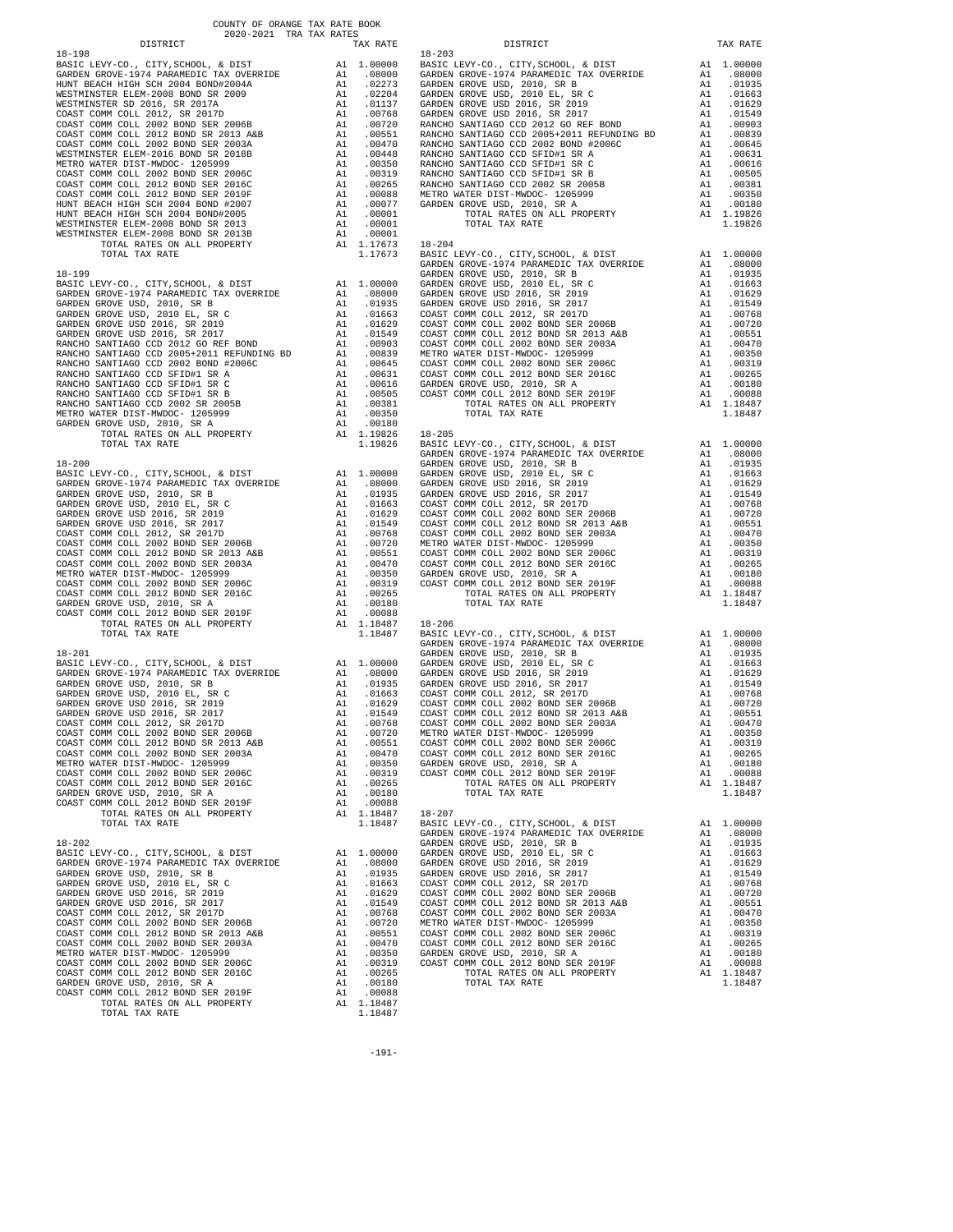COUNTY OF ORANGE TAX RATE BOOK
2020-2021 TRA TAX RATES

**18-198**

| DISTRICT | | TAX RATE |
|---|---|---|
| BASIC LEVY-CO., CITY,SCHOOL, & DIST | A1 | 1.00000 |
| GARDEN GROVE-1974 PARAMEDIC TAX OVERRIDE | A1 | .08000 |
| HUNT BEACH HIGH SCH 2004 BOND#2004A | A1 | .02273 |
| WESTMINSTER ELEM-2008 BOND SR 2009 | A1 | .02204 |
| WESTMINSTER SD 2016, SR 2017A | A1 | .01137 |
| COAST COMM COLL 2012, SR 2017D | A1 | .00768 |
| COAST COMM COLL 2002 BOND SER 2006B | A1 | .00720 |
| COAST COMM COLL 2012 BOND SR 2013 A&B | A1 | .00551 |
| COAST COMM COLL 2002 BOND SER 2003A | A1 | .00470 |
| WESTMINSTER ELEM-2016 BOND SR 2018B | A1 | .00448 |
| METRO WATER DIST-MWDOC- 1205999 | A1 | .00350 |
| COAST COMM COLL 2002 BOND SER 2006C | A1 | .00319 |
| COAST COMM COLL 2012 BOND SER 2016C | A1 | .00265 |
| COAST COMM COLL 2012 BOND SER 2019F | A1 | .00088 |
| HUNT BEACH HIGH SCH 2004 BOND #2007 | A1 | .00077 |
| HUNT BEACH HIGH SCH 2004 BOND#2005 | A1 | .00001 |
| WESTMINSTER ELEM-2008 BOND SR 2013 | A1 | .00001 |
| WESTMINSTER ELEM-2008 BOND SR 2013B | A1 | .00001 |
| TOTAL RATES ON ALL PROPERTY | A1 | 1.17673 |
| TOTAL TAX RATE | | 1.17673 |

**18-199**

| DISTRICT | | TAX RATE |
|---|---|---|
| BASIC LEVY-CO., CITY,SCHOOL, & DIST | A1 | 1.00000 |
| GARDEN GROVE-1974 PARAMEDIC TAX OVERRIDE | A1 | .08000 |
| GARDEN GROVE USD, 2010, SR B | A1 | .01935 |
| GARDEN GROVE USD, 2010 EL, SR C | A1 | .01663 |
| GARDEN GROVE USD 2016, SR 2019 | A1 | .01629 |
| GARDEN GROVE USD 2016, SR 2017 | A1 | .01549 |
| RANCHO SANTIAGO CCD 2012 GO REF BOND | A1 | .00903 |
| RANCHO SANTIAGO CCD 2005+2011 REFUNDING BD | A1 | .00839 |
| RANCHO SANTIAGO CCD 2002 BOND #2006C | A1 | .00645 |
| RANCHO SANTIAGO CCD SFID#1 SR A | A1 | .00631 |
| RANCHO SANTIAGO CCD SFID#1 SR C | A1 | .00616 |
| RANCHO SANTIAGO CCD SFID#1 SR B | A1 | .00505 |
| RANCHO SANTIAGO CCD 2002 SR 2005B | A1 | .00381 |
| METRO WATER DIST-MWDOC- 1205999 | A1 | .00350 |
| GARDEN GROVE USD, 2010, SR A | A1 | .00180 |
| TOTAL RATES ON ALL PROPERTY | A1 | 1.19826 |
| TOTAL TAX RATE | | 1.19826 |

**18-200**

| DISTRICT | | TAX RATE |
|---|---|---|
| BASIC LEVY-CO., CITY,SCHOOL, & DIST | A1 | 1.00000 |
| GARDEN GROVE-1974 PARAMEDIC TAX OVERRIDE | A1 | .08000 |
| GARDEN GROVE USD, 2010, SR B | A1 | .01935 |
| GARDEN GROVE USD, 2010 EL, SR C | A1 | .01663 |
| GARDEN GROVE USD 2016, SR 2019 | A1 | .01629 |
| GARDEN GROVE USD 2016, SR 2017 | A1 | .01549 |
| COAST COMM COLL 2012, SR 2017D | A1 | .00768 |
| COAST COMM COLL 2002 BOND SER 2006B | A1 | .00720 |
| COAST COMM COLL 2012 BOND SR 2013 A&B | A1 | .00551 |
| COAST COMM COLL 2002 BOND SER 2003A | A1 | .00470 |
| METRO WATER DIST-MWDOC- 1205999 | A1 | .00350 |
| COAST COMM COLL 2002 BOND SER 2006C | A1 | .00319 |
| COAST COMM COLL 2012 BOND SER 2016C | A1 | .00265 |
| GARDEN GROVE USD, 2010, SR A | A1 | .00180 |
| COAST COMM COLL 2012 BOND SER 2019F | A1 | .00088 |
| TOTAL RATES ON ALL PROPERTY | A1 | 1.18487 |
| TOTAL TAX RATE | | 1.18487 |

**18-201**

| DISTRICT | | TAX RATE |
|---|---|---|
| BASIC LEVY-CO., CITY,SCHOOL, & DIST | A1 | 1.00000 |
| GARDEN GROVE-1974 PARAMEDIC TAX OVERRIDE | A1 | .08000 |
| GARDEN GROVE USD, 2010, SR B | A1 | .01935 |
| GARDEN GROVE USD, 2010 EL, SR C | A1 | .01663 |
| GARDEN GROVE USD 2016, SR 2019 | A1 | .01629 |
| GARDEN GROVE USD 2016, SR 2017 | A1 | .01549 |
| COAST COMM COLL 2012, SR 2017D | A1 | .00768 |
| COAST COMM COLL 2002 BOND SER 2006B | A1 | .00720 |
| COAST COMM COLL 2012 BOND SR 2013 A&B | A1 | .00551 |
| COAST COMM COLL 2002 BOND SER 2003A | A1 | .00470 |
| METRO WATER DIST-MWDOC- 1205999 | A1 | .00350 |
| COAST COMM COLL 2002 BOND SER 2006C | A1 | .00319 |
| COAST COMM COLL 2012 BOND SER 2016C | A1 | .00265 |
| GARDEN GROVE USD, 2010, SR A | A1 | .00180 |
| COAST COMM COLL 2012 BOND SER 2019F | A1 | .00088 |
| TOTAL RATES ON ALL PROPERTY | A1 | 1.18487 |
| TOTAL TAX RATE | | 1.18487 |

**18-202**

| DISTRICT | | TAX RATE |
|---|---|---|
| BASIC LEVY-CO., CITY,SCHOOL, & DIST | A1 | 1.00000 |
| GARDEN GROVE-1974 PARAMEDIC TAX OVERRIDE | A1 | .08000 |
| GARDEN GROVE USD, 2010, SR B | A1 | .01935 |
| GARDEN GROVE USD, 2010 EL, SR C | A1 | .01663 |
| GARDEN GROVE USD 2016, SR 2019 | A1 | .01629 |
| GARDEN GROVE USD 2016, SR 2017 | A1 | .01549 |
| COAST COMM COLL 2012, SR 2017D | A1 | .00768 |
| COAST COMM COLL 2002 BOND SER 2006B | A1 | .00720 |
| COAST COMM COLL 2012 BOND SR 2013 A&B | A1 | .00551 |
| COAST COMM COLL 2002 BOND SER 2003A | A1 | .00470 |
| METRO WATER DIST-MWDOC- 1205999 | A1 | .00350 |
| COAST COMM COLL 2002 BOND SER 2006C | A1 | .00319 |
| COAST COMM COLL 2012 BOND SER 2016C | A1 | .00265 |
| GARDEN GROVE USD, 2010, SR A | A1 | .00180 |
| COAST COMM COLL 2012 BOND SER 2019F | A1 | .00088 |
| TOTAL RATES ON ALL PROPERTY | A1 | 1.18487 |
| TOTAL TAX RATE | | 1.18487 |

**18-203**

| DISTRICT | | TAX RATE |
|---|---|---|
| BASIC LEVY-CO., CITY,SCHOOL, & DIST | A1 | 1.00000 |
| GARDEN GROVE-1974 PARAMEDIC TAX OVERRIDE | A1 | .08000 |
| GARDEN GROVE USD, 2010, SR B | A1 | .01935 |
| GARDEN GROVE USD, 2010 EL, SR C | A1 | .01663 |
| GARDEN GROVE USD 2016, SR 2019 | A1 | .01629 |
| GARDEN GROVE USD 2016, SR 2017 | A1 | .01549 |
| RANCHO SANTIAGO CCD 2012 GO REF BOND | A1 | .00903 |
| RANCHO SANTIAGO CCD 2005+2011 REFUNDING BD | A1 | .00839 |
| RANCHO SANTIAGO CCD 2002 BOND #2006C | A1 | .00645 |
| RANCHO SANTIAGO CCD SFID#1 SR A | A1 | .00631 |
| RANCHO SANTIAGO CCD SFID#1 SR C | A1 | .00616 |
| RANCHO SANTIAGO CCD SFID#1 SR B | A1 | .00505 |
| RANCHO SANTIAGO CCD 2002 SR 2005B | A1 | .00381 |
| METRO WATER DIST-MWDOC- 1205999 | A1 | .00350 |
| GARDEN GROVE USD, 2010, SR A | A1 | .00180 |
| TOTAL RATES ON ALL PROPERTY | A1 | 1.19826 |
| TOTAL TAX RATE | | 1.19826 |

**18-204**

| DISTRICT | | TAX RATE |
|---|---|---|
| BASIC LEVY-CO., CITY,SCHOOL, & DIST | A1 | 1.00000 |
| GARDEN GROVE-1974 PARAMEDIC TAX OVERRIDE | A1 | .08000 |
| GARDEN GROVE USD, 2010, SR B | A1 | .01935 |
| GARDEN GROVE USD, 2010 EL, SR C | A1 | .01663 |
| GARDEN GROVE USD 2016, SR 2019 | A1 | .01629 |
| GARDEN GROVE USD 2016, SR 2017 | A1 | .01549 |
| COAST COMM COLL 2012, SR 2017D | A1 | .00768 |
| COAST COMM COLL 2002 BOND SER 2006B | A1 | .00720 |
| COAST COMM COLL 2012 BOND SR 2013 A&B | A1 | .00551 |
| COAST COMM COLL 2002 BOND SER 2003A | A1 | .00470 |
| METRO WATER DIST-MWDOC- 1205999 | A1 | .00350 |
| COAST COMM COLL 2002 BOND SER 2006C | A1 | .00319 |
| COAST COMM COLL 2012 BOND SER 2016C | A1 | .00265 |
| GARDEN GROVE USD, 2010, SR A | A1 | .00180 |
| COAST COMM COLL 2012 BOND SER 2019F | A1 | .00088 |
| TOTAL RATES ON ALL PROPERTY | A1 | 1.18487 |
| TOTAL TAX RATE | | 1.18487 |

**18-205**

| DISTRICT | | TAX RATE |
|---|---|---|
| BASIC LEVY-CO., CITY,SCHOOL, & DIST | A1 | 1.00000 |
| GARDEN GROVE-1974 PARAMEDIC TAX OVERRIDE | A1 | .08000 |
| GARDEN GROVE USD, 2010, SR B | A1 | .01935 |
| GARDEN GROVE USD, 2010 EL, SR C | A1 | .01663 |
| GARDEN GROVE USD 2016, SR 2019 | A1 | .01629 |
| GARDEN GROVE USD 2016, SR 2017 | A1 | .01549 |
| COAST COMM COLL 2012, SR 2017D | A1 | .00768 |
| COAST COMM COLL 2002 BOND SER 2006B | A1 | .00720 |
| COAST COMM COLL 2012 BOND SR 2013 A&B | A1 | .00551 |
| COAST COMM COLL 2002 BOND SER 2003A | A1 | .00470 |
| METRO WATER DIST-MWDOC- 1205999 | A1 | .00350 |
| COAST COMM COLL 2002 BOND SER 2006C | A1 | .00319 |
| COAST COMM COLL 2012 BOND SER 2016C | A1 | .00265 |
| GARDEN GROVE USD, 2010, SR A | A1 | .00180 |
| COAST COMM COLL 2012 BOND SER 2019F | A1 | .00088 |
| TOTAL RATES ON ALL PROPERTY | A1 | 1.18487 |
| TOTAL TAX RATE | | 1.18487 |

**18-206**

| DISTRICT | | TAX RATE |
|---|---|---|
| BASIC LEVY-CO., CITY,SCHOOL, & DIST | A1 | 1.00000 |
| GARDEN GROVE-1974 PARAMEDIC TAX OVERRIDE | A1 | .08000 |
| GARDEN GROVE USD, 2010, SR B | A1 | .01935 |
| GARDEN GROVE USD, 2010 EL, SR C | A1 | .01663 |
| GARDEN GROVE USD 2016, SR 2019 | A1 | .01629 |
| GARDEN GROVE USD 2016, SR 2017 | A1 | .01549 |
| COAST COMM COLL 2012, SR 2017D | A1 | .00768 |
| COAST COMM COLL 2002 BOND SER 2006B | A1 | .00720 |
| COAST COMM COLL 2012 BOND SR 2013 A&B | A1 | .00551 |
| COAST COMM COLL 2002 BOND SER 2003A | A1 | .00470 |
| METRO WATER DIST-MWDOC- 1205999 | A1 | .00350 |
| COAST COMM COLL 2002 BOND SER 2006C | A1 | .00319 |
| COAST COMM COLL 2012 BOND SER 2016C | A1 | .00265 |
| GARDEN GROVE USD, 2010, SR A | A1 | .00180 |
| COAST COMM COLL 2012 BOND SER 2019F | A1 | .00088 |
| TOTAL RATES ON ALL PROPERTY | A1 | 1.18487 |
| TOTAL TAX RATE | | 1.18487 |

**18-207**

| DISTRICT | | TAX RATE |
|---|---|---|
| BASIC LEVY-CO., CITY,SCHOOL, & DIST | A1 | 1.00000 |
| GARDEN GROVE-1974 PARAMEDIC TAX OVERRIDE | A1 | .08000 |
| GARDEN GROVE USD, 2010, SR B | A1 | .01935 |
| GARDEN GROVE USD, 2010 EL, SR C | A1 | .01663 |
| GARDEN GROVE USD 2016, SR 2019 | A1 | .01629 |
| GARDEN GROVE USD 2016, SR 2017 | A1 | .01549 |
| COAST COMM COLL 2012, SR 2017D | A1 | .00768 |
| COAST COMM COLL 2002 BOND SER 2006B | A1 | .00720 |
| COAST COMM COLL 2012 BOND SR 2013 A&B | A1 | .00551 |
| COAST COMM COLL 2002 BOND SER 2003A | A1 | .00470 |
| METRO WATER DIST-MWDOC- 1205999 | A1 | .00350 |
| COAST COMM COLL 2002 BOND SER 2006C | A1 | .00319 |
| COAST COMM COLL 2012 BOND SER 2016C | A1 | .00265 |
| GARDEN GROVE USD, 2010, SR A | A1 | .00180 |
| COAST COMM COLL 2012 BOND SER 2019F | A1 | .00088 |
| TOTAL RATES ON ALL PROPERTY | A1 | 1.18487 |
| TOTAL TAX RATE | | 1.18487 |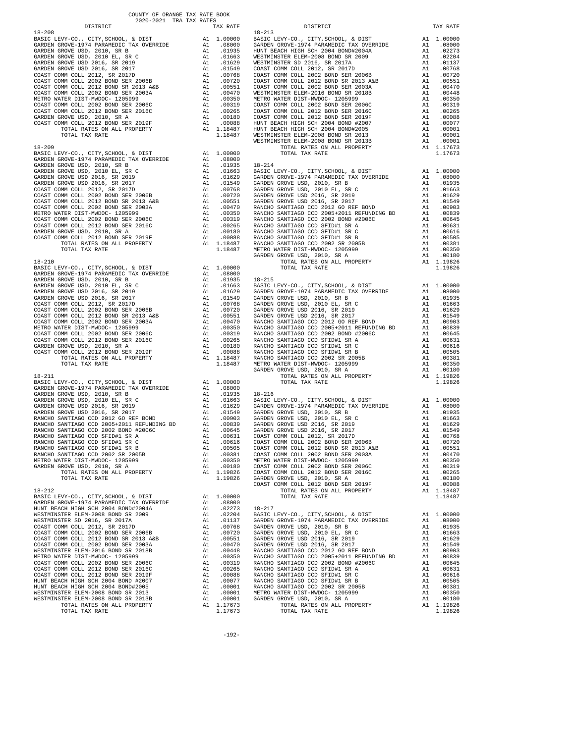COUNTY OF ORANGE TAX RATE BOOK

2020-2021 TRA TAX RATES

**18-208**

| DISTRICT | | TAX RATE |
|---|---|---|
| BASIC LEVY-CO., CITY,SCHOOL, & DIST | A1 | 1.00000 |
| GARDEN GROVE-1974 PARAMEDIC TAX OVERRIDE | A1 | .08000 |
| GARDEN GROVE USD, 2010, SR B | A1 | .01935 |
| GARDEN GROVE USD, 2010 EL, SR C | A1 | .01663 |
| GARDEN GROVE USD 2016, SR 2019 | A1 | .01629 |
| GARDEN GROVE USD 2016, SR 2017 | A1 | .01549 |
| COAST COMM COLL 2012, SR 2017D | A1 | .00768 |
| COAST COMM COLL 2002 BOND SER 2006B | A1 | .00720 |
| COAST COMM COLL 2012 BOND SR 2013 A&B | A1 | .00551 |
| COAST COMM COLL 2002 BOND SER 2003A | A1 | .00470 |
| METRO WATER DIST-MWDOC- 1205999 | A1 | .00350 |
| COAST COMM COLL 2002 BOND SER 2006C | A1 | .00319 |
| COAST COMM COLL 2012 BOND SER 2016C | A1 | .00265 |
| GARDEN GROVE USD, 2010, SR A | A1 | .00180 |
| COAST COMM COLL 2012 BOND SER 2019F | A1 | .00088 |
| TOTAL RATES ON ALL PROPERTY | A1 | 1.18487 |
| TOTAL TAX RATE | | 1.18487 |

**18-209**

| DISTRICT | | TAX RATE |
|---|---|---|
| BASIC LEVY-CO., CITY,SCHOOL, & DIST | A1 | 1.00000 |
| GARDEN GROVE-1974 PARAMEDIC TAX OVERRIDE | A1 | .08000 |
| GARDEN GROVE USD, 2010, SR B | A1 | .01935 |
| GARDEN GROVE USD, 2010 EL, SR C | A1 | .01663 |
| GARDEN GROVE USD 2016, SR 2019 | A1 | .01629 |
| GARDEN GROVE USD 2016, SR 2017 | A1 | .01549 |
| COAST COMM COLL 2012, SR 2017D | A1 | .00768 |
| COAST COMM COLL 2002 BOND SER 2006B | A1 | .00720 |
| COAST COMM COLL 2012 BOND SR 2013 A&B | A1 | .00551 |
| COAST COMM COLL 2002 BOND SER 2003A | A1 | .00470 |
| METRO WATER DIST-MWDOC- 1205999 | A1 | .00350 |
| COAST COMM COLL 2002 BOND SER 2006C | A1 | .00319 |
| COAST COMM COLL 2012 BOND SER 2016C | A1 | .00265 |
| GARDEN GROVE USD, 2010, SR A | A1 | .00180 |
| COAST COMM COLL 2012 BOND SER 2019F | A1 | .00088 |
| TOTAL RATES ON ALL PROPERTY | A1 | 1.18487 |
| TOTAL TAX RATE | | 1.18487 |

**18-210**

| DISTRICT | | TAX RATE |
|---|---|---|
| BASIC LEVY-CO., CITY,SCHOOL, & DIST | A1 | 1.00000 |
| GARDEN GROVE-1974 PARAMEDIC TAX OVERRIDE | A1 | .08000 |
| GARDEN GROVE USD, 2010, SR B | A1 | .01935 |
| GARDEN GROVE USD, 2010 EL, SR C | A1 | .01663 |
| GARDEN GROVE USD 2016, SR 2019 | A1 | .01629 |
| GARDEN GROVE USD 2016, SR 2017 | A1 | .01549 |
| COAST COMM COLL 2012, SR 2017D | A1 | .00768 |
| COAST COMM COLL 2002 BOND SER 2006B | A1 | .00720 |
| COAST COMM COLL 2012 BOND SR 2013 A&B | A1 | .00551 |
| COAST COMM COLL 2002 BOND SER 2003A | A1 | .00470 |
| METRO WATER DIST-MWDOC- 1205999 | A1 | .00350 |
| COAST COMM COLL 2002 BOND SER 2006C | A1 | .00319 |
| COAST COMM COLL 2012 BOND SER 2016C | A1 | .00265 |
| GARDEN GROVE USD, 2010, SR A | A1 | .00180 |
| COAST COMM COLL 2012 BOND SER 2019F | A1 | .00088 |
| TOTAL RATES ON ALL PROPERTY | A1 | 1.18487 |
| TOTAL TAX RATE | | 1.18487 |

**18-211**

| DISTRICT | | TAX RATE |
|---|---|---|
| BASIC LEVY-CO., CITY,SCHOOL, & DIST | A1 | 1.00000 |
| GARDEN GROVE-1974 PARAMEDIC TAX OVERRIDE | A1 | .08000 |
| GARDEN GROVE USD, 2010, SR B | A1 | .01935 |
| GARDEN GROVE USD, 2010 EL, SR C | A1 | .01663 |
| GARDEN GROVE USD 2016, SR 2019 | A1 | .01629 |
| GARDEN GROVE USD 2016, SR 2017 | A1 | .01549 |
| RANCHO SANTIAGO CCD 2012 GO REF BOND | A1 | .00903 |
| RANCHO SANTIAGO CCD 2005+2011 REFUNDING BD | A1 | .00839 |
| RANCHO SANTIAGO CCD 2002 BOND #2006C | A1 | .00645 |
| RANCHO SANTIAGO CCD SFID#1 SR A | A1 | .00631 |
| RANCHO SANTIAGO CCD SFID#1 SR C | A1 | .00616 |
| RANCHO SANTIAGO CCD SFID#1 SR B | A1 | .00505 |
| RANCHO SANTIAGO CCD 2002 SR 2005B | A1 | .00381 |
| METRO WATER DIST-MWDOC- 1205999 | A1 | .00350 |
| GARDEN GROVE USD, 2010, SR A | A1 | .00180 |
| TOTAL RATES ON ALL PROPERTY | A1 | 1.19826 |
| TOTAL TAX RATE | | 1.19826 |

**18-212**

| DISTRICT | | TAX RATE |
|---|---|---|
| BASIC LEVY-CO., CITY,SCHOOL, & DIST | A1 | 1.00000 |
| GARDEN GROVE-1974 PARAMEDIC TAX OVERRIDE | A1 | .08000 |
| HUNT BEACH HIGH SCH 2004 BOND#2004A | A1 | .02273 |
| WESTMINSTER ELEM-2008 BOND SR 2009 | A1 | .02204 |
| WESTMINSTER SD 2016, SR 2017A | A1 | .01137 |
| COAST COMM COLL 2012, SR 2017D | A1 | .00768 |
| COAST COMM COLL 2002 BOND SER 2006B | A1 | .00720 |
| COAST COMM COLL 2012 BOND SR 2013 A&B | A1 | .00551 |
| COAST COMM COLL 2002 BOND SER 2003A | A1 | .00470 |
| WESTMINSTER ELEM-2016 BOND SR 2018B | A1 | .00448 |
| METRO WATER DIST-MWDOC- 1205999 | A1 | .00350 |
| COAST COMM COLL 2002 BOND SER 2006C | A1 | .00319 |
| COAST COMM COLL 2012 BOND SER 2016C | A1 | .00265 |
| COAST COMM COLL 2012 BOND SER 2019F | A1 | .00088 |
| HUNT BEACH HIGH SCH 2004 BOND #2007 | A1 | .00077 |
| HUNT BEACH HIGH SCH 2004 BOND#2005 | A1 | .00001 |
| WESTMINSTER ELEM-2008 BOND SR 2013 | A1 | .00001 |
| WESTMINSTER ELEM-2008 BOND SR 2013B | A1 | .00001 |
| TOTAL RATES ON ALL PROPERTY | A1 | 1.17673 |
| TOTAL TAX RATE | | 1.17673 |

**18-213**

| DISTRICT | | TAX RATE |
|---|---|---|
| BASIC LEVY-CO., CITY,SCHOOL, & DIST | A1 | 1.00000 |
| GARDEN GROVE-1974 PARAMEDIC TAX OVERRIDE | A1 | .08000 |
| HUNT BEACH HIGH SCH 2004 BOND#2004A | A1 | .02273 |
| WESTMINSTER ELEM-2008 BOND SR 2009 | A1 | .02204 |
| WESTMINSTER SD 2016, SR 2017A | A1 | .01137 |
| COAST COMM COLL 2012, SR 2017D | A1 | .00768 |
| COAST COMM COLL 2002 BOND SER 2006B | A1 | .00720 |
| COAST COMM COLL 2012 BOND SR 2013 A&B | A1 | .00551 |
| COAST COMM COLL 2002 BOND SER 2003A | A1 | .00470 |
| WESTMINSTER ELEM-2016 BOND SR 2018B | A1 | .00448 |
| METRO WATER DIST-MWDOC- 1205999 | A1 | .00350 |
| COAST COMM COLL 2002 BOND SER 2006C | A1 | .00319 |
| COAST COMM COLL 2012 BOND SER 2016C | A1 | .00265 |
| COAST COMM COLL 2012 BOND SER 2019F | A1 | .00088 |
| HUNT BEACH HIGH SCH 2004 BOND #2007 | A1 | .00077 |
| HUNT BEACH HIGH SCH 2004 BOND#2005 | A1 | .00001 |
| WESTMINSTER ELEM-2008 BOND SR 2013 | A1 | .00001 |
| WESTMINSTER ELEM-2008 BOND SR 2013B | A1 | .00001 |
| TOTAL RATES ON ALL PROPERTY | A1 | 1.17673 |
| TOTAL TAX RATE | | 1.17673 |

**18-214**

| DISTRICT | | TAX RATE |
|---|---|---|
| BASIC LEVY-CO., CITY,SCHOOL, & DIST | A1 | 1.00000 |
| GARDEN GROVE-1974 PARAMEDIC TAX OVERRIDE | A1 | .08000 |
| GARDEN GROVE USD, 2010, SR B | A1 | .01935 |
| GARDEN GROVE USD, 2010 EL, SR C | A1 | .01663 |
| GARDEN GROVE USD 2016, SR 2019 | A1 | .01629 |
| GARDEN GROVE USD 2016, SR 2017 | A1 | .01549 |
| RANCHO SANTIAGO CCD 2012 GO REF BOND | A1 | .00903 |
| RANCHO SANTIAGO CCD 2005+2011 REFUNDING BD | A1 | .00839 |
| RANCHO SANTIAGO CCD 2002 BOND #2006C | A1 | .00645 |
| RANCHO SANTIAGO CCD SFID#1 SR A | A1 | .00631 |
| RANCHO SANTIAGO CCD SFID#1 SR C | A1 | .00616 |
| RANCHO SANTIAGO CCD SFID#1 SR B | A1 | .00505 |
| RANCHO SANTIAGO CCD 2002 SR 2005B | A1 | .00381 |
| METRO WATER DIST-MWDOC- 1205999 | A1 | .00350 |
| GARDEN GROVE USD, 2010, SR A | A1 | .00180 |
| TOTAL RATES ON ALL PROPERTY | A1 | 1.19826 |
| TOTAL TAX RATE | | 1.19826 |

**18-215**

| DISTRICT | | TAX RATE |
|---|---|---|
| BASIC LEVY-CO., CITY,SCHOOL, & DIST | A1 | 1.00000 |
| GARDEN GROVE-1974 PARAMEDIC TAX OVERRIDE | A1 | .08000 |
| GARDEN GROVE USD, 2010, SR B | A1 | .01935 |
| GARDEN GROVE USD, 2010 EL, SR C | A1 | .01663 |
| GARDEN GROVE USD 2016, SR 2019 | A1 | .01629 |
| GARDEN GROVE USD 2016, SR 2017 | A1 | .01549 |
| RANCHO SANTIAGO CCD 2012 GO REF BOND | A1 | .00903 |
| RANCHO SANTIAGO CCD 2005+2011 REFUNDING BD | A1 | .00839 |
| RANCHO SANTIAGO CCD 2002 BOND #2006C | A1 | .00645 |
| RANCHO SANTIAGO CCD SFID#1 SR A | A1 | .00631 |
| RANCHO SANTIAGO CCD SFID#1 SR C | A1 | .00616 |
| RANCHO SANTIAGO CCD SFID#1 SR B | A1 | .00505 |
| RANCHO SANTIAGO CCD 2002 SR 2005B | A1 | .00381 |
| METRO WATER DIST-MWDOC- 1205999 | A1 | .00350 |
| GARDEN GROVE USD, 2010, SR A | A1 | .00180 |
| TOTAL RATES ON ALL PROPERTY | A1 | 1.19826 |
| TOTAL TAX RATE | | 1.19826 |

**18-216**

| DISTRICT | | TAX RATE |
|---|---|---|
| BASIC LEVY-CO., CITY,SCHOOL, & DIST | A1 | 1.00000 |
| GARDEN GROVE-1974 PARAMEDIC TAX OVERRIDE | A1 | .08000 |
| GARDEN GROVE USD, 2010, SR B | A1 | .01935 |
| GARDEN GROVE USD, 2010 EL, SR C | A1 | .01663 |
| GARDEN GROVE USD 2016, SR 2019 | A1 | .01629 |
| GARDEN GROVE USD 2016, SR 2017 | A1 | .01549 |
| COAST COMM COLL 2012, SR 2017D | A1 | .00768 |
| COAST COMM COLL 2002 BOND SER 2006B | A1 | .00720 |
| COAST COMM COLL 2012 BOND SR 2013 A&B | A1 | .00551 |
| COAST COMM COLL 2002 BOND SER 2003A | A1 | .00470 |
| METRO WATER DIST-MWDOC- 1205999 | A1 | .00350 |
| COAST COMM COLL 2002 BOND SER 2006C | A1 | .00319 |
| COAST COMM COLL 2012 BOND SER 2016C | A1 | .00265 |
| GARDEN GROVE USD, 2010, SR A | A1 | .00180 |
| COAST COMM COLL 2012 BOND SER 2019F | A1 | .00088 |
| TOTAL RATES ON ALL PROPERTY | A1 | 1.18487 |
| TOTAL TAX RATE | | 1.18487 |

**18-217**

| DISTRICT | | TAX RATE |
|---|---|---|
| BASIC LEVY-CO., CITY,SCHOOL, & DIST | A1 | 1.00000 |
| GARDEN GROVE-1974 PARAMEDIC TAX OVERRIDE | A1 | .08000 |
| GARDEN GROVE USD, 2010, SR B | A1 | .01935 |
| GARDEN GROVE USD, 2010 EL, SR C | A1 | .01663 |
| GARDEN GROVE USD 2016, SR 2019 | A1 | .01629 |
| GARDEN GROVE USD 2016, SR 2017 | A1 | .01549 |
| RANCHO SANTIAGO CCD 2012 GO REF BOND | A1 | .00903 |
| RANCHO SANTIAGO CCD 2005+2011 REFUNDING BD | A1 | .00839 |
| RANCHO SANTIAGO CCD 2002 BOND #2006C | A1 | .00645 |
| RANCHO SANTIAGO CCD SFID#1 SR A | A1 | .00631 |
| RANCHO SANTIAGO CCD SFID#1 SR C | A1 | .00616 |
| RANCHO SANTIAGO CCD SFID#1 SR B | A1 | .00505 |
| RANCHO SANTIAGO CCD 2002 SR 2005B | A1 | .00381 |
| METRO WATER DIST-MWDOC- 1205999 | A1 | .00350 |
| GARDEN GROVE USD, 2010, SR A | A1 | .00180 |
| TOTAL RATES ON ALL PROPERTY | A1 | 1.19826 |
| TOTAL TAX RATE | | 1.19826 |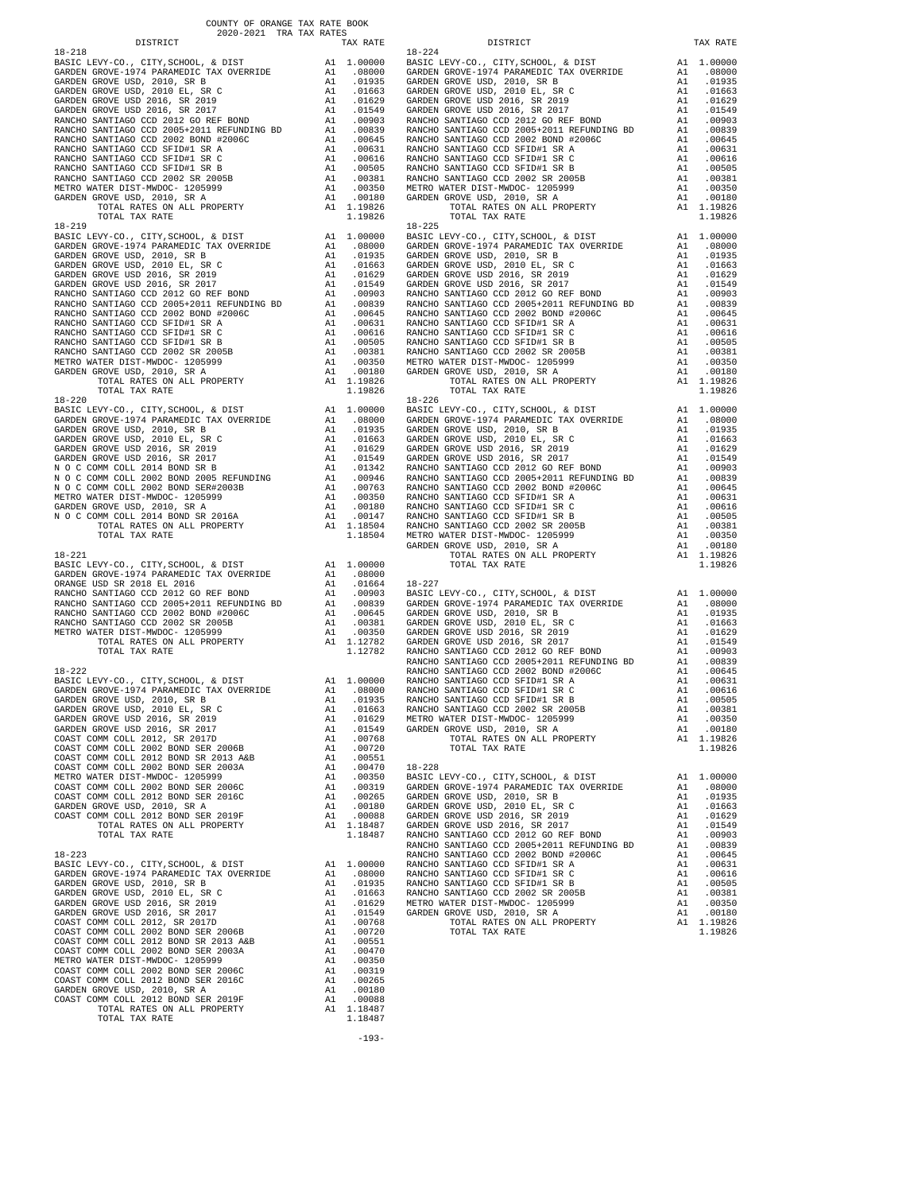COUNTY OF ORANGE TAX RATE BOOK
2020-2021 TRA TAX RATES

**18-218**

| DISTRICT | | TAX RATE |
|---|---|---|
| BASIC LEVY-CO., CITY,SCHOOL, & DIST | A1 | 1.00000 |
| GARDEN GROVE-1974 PARAMEDIC TAX OVERRIDE | A1 | .08000 |
| GARDEN GROVE USD, 2010, SR B | A1 | .01935 |
| GARDEN GROVE USD, 2010 EL, SR C | A1 | .01663 |
| GARDEN GROVE USD 2016, SR 2019 | A1 | .01629 |
| GARDEN GROVE USD 2016, SR 2017 | A1 | .01549 |
| RANCHO SANTIAGO CCD 2012 GO REF BOND | A1 | .00903 |
| RANCHO SANTIAGO CCD 2005+2011 REFUNDING BD | A1 | .00839 |
| RANCHO SANTIAGO CCD 2002 BOND #2006C | A1 | .00645 |
| RANCHO SANTIAGO CCD SFID#1 SR A | A1 | .00631 |
| RANCHO SANTIAGO CCD SFID#1 SR C | A1 | .00616 |
| RANCHO SANTIAGO CCD SFID#1 SR B | A1 | .00505 |
| RANCHO SANTIAGO CCD 2002 SR 2005B | A1 | .00381 |
| METRO WATER DIST-MWDOC- 1205999 | A1 | .00350 |
| GARDEN GROVE USD, 2010, SR A | A1 | .00180 |
| TOTAL RATES ON ALL PROPERTY | A1 | 1.19826 |
| TOTAL TAX RATE | | 1.19826 |

**18-219**

| DISTRICT | | TAX RATE |
|---|---|---|
| BASIC LEVY-CO., CITY,SCHOOL, & DIST | A1 | 1.00000 |
| GARDEN GROVE-1974 PARAMEDIC TAX OVERRIDE | A1 | .08000 |
| GARDEN GROVE USD, 2010, SR B | A1 | .01935 |
| GARDEN GROVE USD, 2010 EL, SR C | A1 | .01663 |
| GARDEN GROVE USD 2016, SR 2019 | A1 | .01629 |
| GARDEN GROVE USD 2016, SR 2017 | A1 | .01549 |
| RANCHO SANTIAGO CCD 2012 GO REF BOND | A1 | .00903 |
| RANCHO SANTIAGO CCD 2005+2011 REFUNDING BD | A1 | .00839 |
| RANCHO SANTIAGO CCD 2002 BOND #2006C | A1 | .00645 |
| RANCHO SANTIAGO CCD SFID#1 SR A | A1 | .00631 |
| RANCHO SANTIAGO CCD SFID#1 SR C | A1 | .00616 |
| RANCHO SANTIAGO CCD SFID#1 SR B | A1 | .00505 |
| RANCHO SANTIAGO CCD 2002 SR 2005B | A1 | .00381 |
| METRO WATER DIST-MWDOC- 1205999 | A1 | .00350 |
| GARDEN GROVE USD, 2010, SR A | A1 | .00180 |
| TOTAL RATES ON ALL PROPERTY | A1 | 1.19826 |
| TOTAL TAX RATE | | 1.19826 |

**18-220**

| DISTRICT | | TAX RATE |
|---|---|---|
| BASIC LEVY-CO., CITY,SCHOOL, & DIST | A1 | 1.00000 |
| GARDEN GROVE-1974 PARAMEDIC TAX OVERRIDE | A1 | .08000 |
| GARDEN GROVE USD, 2010, SR B | A1 | .01935 |
| GARDEN GROVE USD, 2010 EL, SR C | A1 | .01663 |
| GARDEN GROVE USD 2016, SR 2019 | A1 | .01629 |
| GARDEN GROVE USD 2016, SR 2017 | A1 | .01549 |
| N O C COMM COLL 2014 BOND SR B | A1 | .01342 |
| N O C COMM COLL 2002 BOND 2005 REFUNDING | A1 | .00946 |
| N O C COMM COLL 2002 BOND SER#2003B | A1 | .00763 |
| METRO WATER DIST-MWDOC- 1205999 | A1 | .00350 |
| GARDEN GROVE USD, 2010, SR A | A1 | .00180 |
| N O C COMM COLL 2014 BOND SR 2016A | A1 | .00147 |
| TOTAL RATES ON ALL PROPERTY | A1 | 1.18504 |
| TOTAL TAX RATE | | 1.18504 |

**18-221**

| DISTRICT | | TAX RATE |
|---|---|---|
| BASIC LEVY-CO., CITY,SCHOOL, & DIST | A1 | 1.00000 |
| GARDEN GROVE-1974 PARAMEDIC TAX OVERRIDE | A1 | .08000 |
| ORANGE USD SR 2018 EL 2016 | A1 | .01664 |
| RANCHO SANTIAGO CCD 2012 GO REF BOND | A1 | .00903 |
| RANCHO SANTIAGO CCD 2005+2011 REFUNDING BD | A1 | .00839 |
| RANCHO SANTIAGO CCD 2002 BOND #2006C | A1 | .00645 |
| RANCHO SANTIAGO CCD 2002 SR 2005B | A1 | .00381 |
| METRO WATER DIST-MWDOC- 1205999 | A1 | .00350 |
| TOTAL RATES ON ALL PROPERTY | A1 | 1.12782 |
| TOTAL TAX RATE | | 1.12782 |

**18-222**

| DISTRICT | | TAX RATE |
|---|---|---|
| BASIC LEVY-CO., CITY,SCHOOL, & DIST | A1 | 1.00000 |
| GARDEN GROVE-1974 PARAMEDIC TAX OVERRIDE | A1 | .08000 |
| GARDEN GROVE USD, 2010, SR B | A1 | .01935 |
| GARDEN GROVE USD, 2010 EL, SR C | A1 | .01663 |
| GARDEN GROVE USD 2016, SR 2019 | A1 | .01629 |
| GARDEN GROVE USD 2016, SR 2017 | A1 | .01549 |
| COAST COMM COLL 2012, SR 2017D | A1 | .00768 |
| COAST COMM COLL 2002 BOND SER 2006B | A1 | .00720 |
| COAST COMM COLL 2012 BOND SR 2013 A&B | A1 | .00551 |
| COAST COMM COLL 2002 BOND SER 2003A | A1 | .00470 |
| METRO WATER DIST-MWDOC- 1205999 | A1 | .00350 |
| COAST COMM COLL 2002 BOND SER 2006C | A1 | .00319 |
| COAST COMM COLL 2012 BOND SER 2016C | A1 | .00265 |
| GARDEN GROVE USD, 2010, SR A | A1 | .00180 |
| COAST COMM COLL 2012 BOND SER 2019F | A1 | .00088 |
| TOTAL RATES ON ALL PROPERTY | A1 | 1.18487 |
| TOTAL TAX RATE | | 1.18487 |

**18-223**

| DISTRICT | | TAX RATE |
|---|---|---|
| BASIC LEVY-CO., CITY,SCHOOL, & DIST | A1 | 1.00000 |
| GARDEN GROVE-1974 PARAMEDIC TAX OVERRIDE | A1 | .08000 |
| GARDEN GROVE USD, 2010, SR B | A1 | .01935 |
| GARDEN GROVE USD, 2010 EL, SR C | A1 | .01663 |
| GARDEN GROVE USD 2016, SR 2019 | A1 | .01629 |
| GARDEN GROVE USD 2016, SR 2017 | A1 | .01549 |
| COAST COMM COLL 2012, SR 2017D | A1 | .00768 |
| COAST COMM COLL 2002 BOND SER 2006B | A1 | .00720 |
| COAST COMM COLL 2012 BOND SR 2013 A&B | A1 | .00551 |
| COAST COMM COLL 2002 BOND SER 2003A | A1 | .00470 |
| METRO WATER DIST-MWDOC- 1205999 | A1 | .00350 |
| COAST COMM COLL 2002 BOND SER 2006C | A1 | .00319 |
| COAST COMM COLL 2012 BOND SER 2016C | A1 | .00265 |
| GARDEN GROVE USD, 2010, SR A | A1 | .00180 |
| COAST COMM COLL 2012 BOND SER 2019F | A1 | .00088 |
| TOTAL RATES ON ALL PROPERTY | A1 | 1.18487 |
| TOTAL TAX RATE | | 1.18487 |

**18-224**

| DISTRICT | | TAX RATE |
|---|---|---|
| BASIC LEVY-CO., CITY,SCHOOL, & DIST | A1 | 1.00000 |
| GARDEN GROVE-1974 PARAMEDIC TAX OVERRIDE | A1 | .08000 |
| GARDEN GROVE USD, 2010, SR B | A1 | .01935 |
| GARDEN GROVE USD, 2010 EL, SR C | A1 | .01663 |
| GARDEN GROVE USD 2016, SR 2019 | A1 | .01629 |
| GARDEN GROVE USD 2016, SR 2017 | A1 | .01549 |
| RANCHO SANTIAGO CCD 2012 GO REF BOND | A1 | .00903 |
| RANCHO SANTIAGO CCD 2005+2011 REFUNDING BD | A1 | .00839 |
| RANCHO SANTIAGO CCD 2002 BOND #2006C | A1 | .00645 |
| RANCHO SANTIAGO CCD SFID#1 SR A | A1 | .00631 |
| RANCHO SANTIAGO CCD SFID#1 SR C | A1 | .00616 |
| RANCHO SANTIAGO CCD SFID#1 SR B | A1 | .00505 |
| RANCHO SANTIAGO CCD 2002 SR 2005B | A1 | .00381 |
| METRO WATER DIST-MWDOC- 1205999 | A1 | .00350 |
| GARDEN GROVE USD, 2010, SR A | A1 | .00180 |
| TOTAL RATES ON ALL PROPERTY | A1 | 1.19826 |
| TOTAL TAX RATE | | 1.19826 |

**18-225**

| DISTRICT | | TAX RATE |
|---|---|---|
| BASIC LEVY-CO., CITY,SCHOOL, & DIST | A1 | 1.00000 |
| GARDEN GROVE-1974 PARAMEDIC TAX OVERRIDE | A1 | .08000 |
| GARDEN GROVE USD, 2010, SR B | A1 | .01935 |
| GARDEN GROVE USD, 2010 EL, SR C | A1 | .01663 |
| GARDEN GROVE USD 2016, SR 2019 | A1 | .01629 |
| GARDEN GROVE USD 2016, SR 2017 | A1 | .01549 |
| RANCHO SANTIAGO CCD 2012 GO REF BOND | A1 | .00903 |
| RANCHO SANTIAGO CCD 2005+2011 REFUNDING BD | A1 | .00839 |
| RANCHO SANTIAGO CCD 2002 BOND #2006C | A1 | .00645 |
| RANCHO SANTIAGO CCD SFID#1 SR A | A1 | .00631 |
| RANCHO SANTIAGO CCD SFID#1 SR C | A1 | .00616 |
| RANCHO SANTIAGO CCD SFID#1 SR B | A1 | .00505 |
| RANCHO SANTIAGO CCD 2002 SR 2005B | A1 | .00381 |
| METRO WATER DIST-MWDOC- 1205999 | A1 | .00350 |
| GARDEN GROVE USD, 2010, SR A | A1 | .00180 |
| TOTAL RATES ON ALL PROPERTY | A1 | 1.19826 |
| TOTAL TAX RATE | | 1.19826 |

**18-226**

| DISTRICT | | TAX RATE |
|---|---|---|
| BASIC LEVY-CO., CITY,SCHOOL, & DIST | A1 | 1.00000 |
| GARDEN GROVE-1974 PARAMEDIC TAX OVERRIDE | A1 | .08000 |
| GARDEN GROVE USD, 2010, SR B | A1 | .01935 |
| GARDEN GROVE USD, 2010 EL, SR C | A1 | .01663 |
| GARDEN GROVE USD 2016, SR 2019 | A1 | .01629 |
| GARDEN GROVE USD 2016, SR 2017 | A1 | .01549 |
| RANCHO SANTIAGO CCD 2012 GO REF BOND | A1 | .00903 |
| RANCHO SANTIAGO CCD 2005+2011 REFUNDING BD | A1 | .00839 |
| RANCHO SANTIAGO CCD 2002 BOND #2006C | A1 | .00645 |
| RANCHO SANTIAGO CCD SFID#1 SR A | A1 | .00631 |
| RANCHO SANTIAGO CCD SFID#1 SR C | A1 | .00616 |
| RANCHO SANTIAGO CCD SFID#1 SR B | A1 | .00505 |
| RANCHO SANTIAGO CCD 2002 SR 2005B | A1 | .00381 |
| METRO WATER DIST-MWDOC- 1205999 | A1 | .00350 |
| GARDEN GROVE USD, 2010, SR A | A1 | .00180 |
| TOTAL RATES ON ALL PROPERTY | A1 | 1.19826 |
| TOTAL TAX RATE | | 1.19826 |

**18-227**

| DISTRICT | | TAX RATE |
|---|---|---|
| BASIC LEVY-CO., CITY,SCHOOL, & DIST | A1 | 1.00000 |
| GARDEN GROVE-1974 PARAMEDIC TAX OVERRIDE | A1 | .08000 |
| GARDEN GROVE USD, 2010, SR B | A1 | .01935 |
| GARDEN GROVE USD, 2010 EL, SR C | A1 | .01663 |
| GARDEN GROVE USD 2016, SR 2019 | A1 | .01629 |
| GARDEN GROVE USD 2016, SR 2017 | A1 | .01549 |
| RANCHO SANTIAGO CCD 2012 GO REF BOND | A1 | .00903 |
| RANCHO SANTIAGO CCD 2005+2011 REFUNDING BD | A1 | .00839 |
| RANCHO SANTIAGO CCD 2002 BOND #2006C | A1 | .00645 |
| RANCHO SANTIAGO CCD SFID#1 SR A | A1 | .00631 |
| RANCHO SANTIAGO CCD SFID#1 SR C | A1 | .00616 |
| RANCHO SANTIAGO CCD SFID#1 SR B | A1 | .00505 |
| RANCHO SANTIAGO CCD 2002 SR 2005B | A1 | .00381 |
| METRO WATER DIST-MWDOC- 1205999 | A1 | .00350 |
| GARDEN GROVE USD, 2010, SR A | A1 | .00180 |
| TOTAL RATES ON ALL PROPERTY | A1 | 1.19826 |
| TOTAL TAX RATE | | 1.19826 |

**18-228**

| DISTRICT | | TAX RATE |
|---|---|---|
| BASIC LEVY-CO., CITY,SCHOOL, & DIST | A1 | 1.00000 |
| GARDEN GROVE-1974 PARAMEDIC TAX OVERRIDE | A1 | .08000 |
| GARDEN GROVE USD, 2010, SR B | A1 | .01935 |
| GARDEN GROVE USD, 2010 EL, SR C | A1 | .01663 |
| GARDEN GROVE USD 2016, SR 2019 | A1 | .01629 |
| GARDEN GROVE USD 2016, SR 2017 | A1 | .01549 |
| RANCHO SANTIAGO CCD 2012 GO REF BOND | A1 | .00903 |
| RANCHO SANTIAGO CCD 2005+2011 REFUNDING BD | A1 | .00839 |
| RANCHO SANTIAGO CCD 2002 BOND #2006C | A1 | .00645 |
| RANCHO SANTIAGO CCD SFID#1 SR A | A1 | .00631 |
| RANCHO SANTIAGO CCD SFID#1 SR C | A1 | .00616 |
| RANCHO SANTIAGO CCD SFID#1 SR B | A1 | .00505 |
| RANCHO SANTIAGO CCD 2002 SR 2005B | A1 | .00381 |
| METRO WATER DIST-MWDOC- 1205999 | A1 | .00350 |
| GARDEN GROVE USD, 2010, SR A | A1 | .00180 |
| TOTAL RATES ON ALL PROPERTY | A1 | 1.19826 |
| TOTAL TAX RATE | | 1.19826 |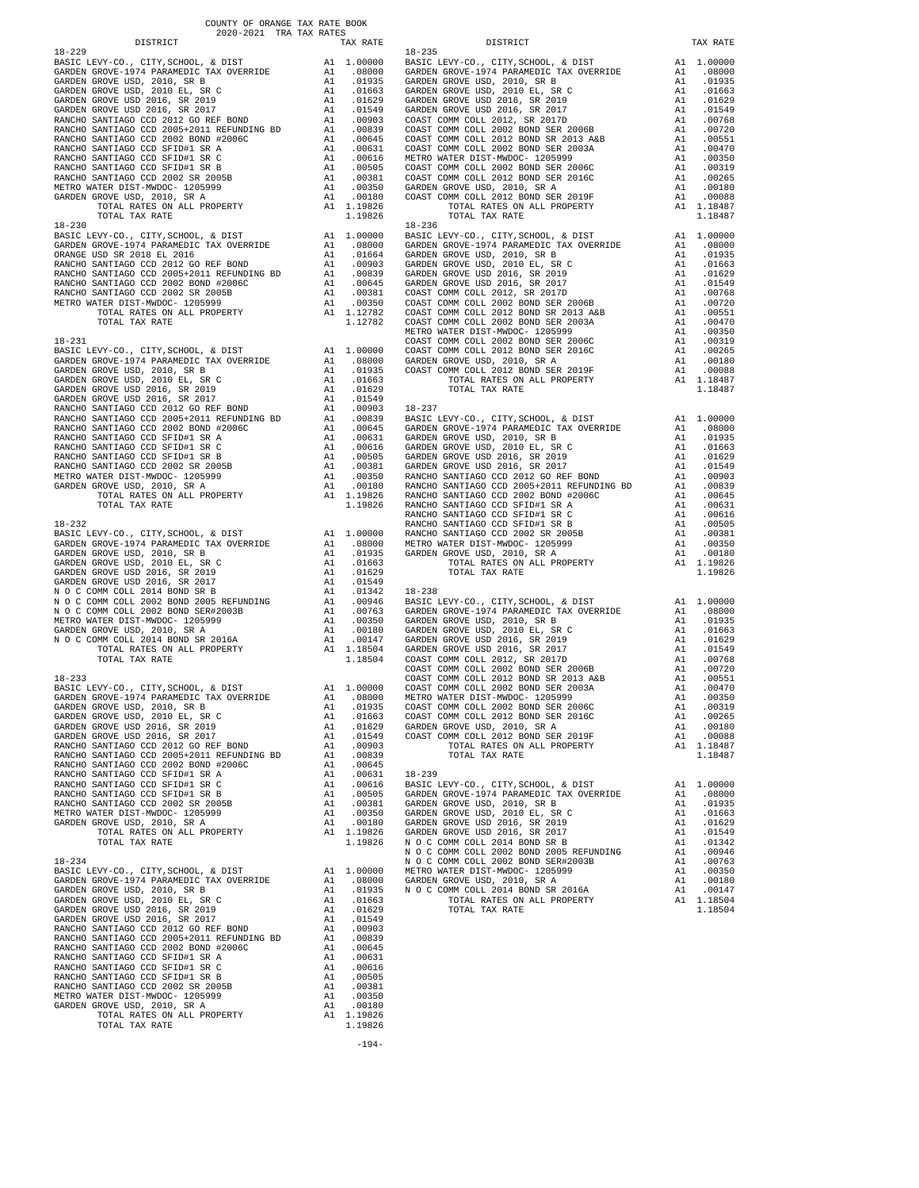COUNTY OF ORANGE TAX RATE BOOK
2020-2021 TRA TAX RATES

| DISTRICT | | TAX RATE |
|---|---|---|
| **18-229** | | |
| BASIC LEVY-CO., CITY,SCHOOL, & DIST | A1 | 1.00000 |
| GARDEN GROVE-1974 PARAMEDIC TAX OVERRIDE | A1 | .08000 |
| GARDEN GROVE USD, 2010, SR B | A1 | .01935 |
| GARDEN GROVE USD, 2010 EL, SR C | A1 | .01663 |
| GARDEN GROVE USD 2016, SR 2019 | A1 | .01629 |
| GARDEN GROVE USD 2016, SR 2017 | A1 | .01549 |
| RANCHO SANTIAGO CCD 2012 GO REF BOND | A1 | .00903 |
| RANCHO SANTIAGO CCD 2005+2011 REFUNDING BD | A1 | .00839 |
| RANCHO SANTIAGO CCD 2002 BOND #2006C | A1 | .00645 |
| RANCHO SANTIAGO CCD SFID#1 SR A | A1 | .00631 |
| RANCHO SANTIAGO CCD SFID#1 SR C | A1 | .00616 |
| RANCHO SANTIAGO CCD SFID#1 SR B | A1 | .00505 |
| RANCHO SANTIAGO CCD 2002 SR 2005B | A1 | .00381 |
| METRO WATER DIST-MWDOC- 1205999 | A1 | .00350 |
| GARDEN GROVE USD, 2010, SR A | A1 | .00180 |
| TOTAL RATES ON ALL PROPERTY | A1 | 1.19826 |
| TOTAL TAX RATE | | 1.19826 |
| **18-230** | | |
| BASIC LEVY-CO., CITY,SCHOOL, & DIST | A1 | 1.00000 |
| GARDEN GROVE-1974 PARAMEDIC TAX OVERRIDE | A1 | .08000 |
| ORANGE USD SR 2018 EL 2016 | A1 | .01664 |
| RANCHO SANTIAGO CCD 2012 GO REF BOND | A1 | .00903 |
| RANCHO SANTIAGO CCD 2005+2011 REFUNDING BD | A1 | .00839 |
| RANCHO SANTIAGO CCD 2002 BOND #2006C | A1 | .00645 |
| RANCHO SANTIAGO CCD 2002 SR 2005B | A1 | .00381 |
| METRO WATER DIST-MWDOC- 1205999 | A1 | .00350 |
| TOTAL RATES ON ALL PROPERTY | A1 | 1.12782 |
| TOTAL TAX RATE | | 1.12782 |
| **18-231** | | |
| BASIC LEVY-CO., CITY,SCHOOL, & DIST | A1 | 1.00000 |
| GARDEN GROVE-1974 PARAMEDIC TAX OVERRIDE | A1 | .08000 |
| GARDEN GROVE USD, 2010, SR B | A1 | .01935 |
| GARDEN GROVE USD, 2010 EL, SR C | A1 | .01663 |
| GARDEN GROVE USD 2016, SR 2019 | A1 | .01629 |
| GARDEN GROVE USD 2016, SR 2017 | A1 | .01549 |
| RANCHO SANTIAGO CCD 2012 GO REF BOND | A1 | .00903 |
| RANCHO SANTIAGO CCD 2005+2011 REFUNDING BD | A1 | .00839 |
| RANCHO SANTIAGO CCD 2002 BOND #2006C | A1 | .00645 |
| RANCHO SANTIAGO CCD SFID#1 SR A | A1 | .00631 |
| RANCHO SANTIAGO CCD SFID#1 SR C | A1 | .00616 |
| RANCHO SANTIAGO CCD SFID#1 SR B | A1 | .00505 |
| RANCHO SANTIAGO CCD 2002 SR 2005B | A1 | .00381 |
| METRO WATER DIST-MWDOC- 1205999 | A1 | .00350 |
| GARDEN GROVE USD, 2010, SR A | A1 | .00180 |
| TOTAL RATES ON ALL PROPERTY | A1 | 1.19826 |
| TOTAL TAX RATE | | 1.19826 |
| **18-232** | | |
| BASIC LEVY-CO., CITY,SCHOOL, & DIST | A1 | 1.00000 |
| GARDEN GROVE-1974 PARAMEDIC TAX OVERRIDE | A1 | .08000 |
| GARDEN GROVE USD, 2010, SR B | A1 | .01935 |
| GARDEN GROVE USD, 2010 EL, SR C | A1 | .01663 |
| GARDEN GROVE USD 2016, SR 2019 | A1 | .01629 |
| GARDEN GROVE USD 2016, SR 2017 | A1 | .01549 |
| N O C COMM COLL 2014 BOND SR B | A1 | .01342 |
| N O C COMM COLL 2002 BOND 2005 REFUNDING | A1 | .00946 |
| N O C COMM COLL 2002 BOND SER#2003B | A1 | .00763 |
| METRO WATER DIST-MWDOC- 1205999 | A1 | .00350 |
| GARDEN GROVE USD, 2010, SR A | A1 | .00180 |
| N O C COMM COLL 2014 BOND SR 2016A | A1 | .00147 |
| TOTAL RATES ON ALL PROPERTY | A1 | 1.18504 |
| TOTAL TAX RATE | | 1.18504 |
| **18-233** | | |
| BASIC LEVY-CO., CITY,SCHOOL, & DIST | A1 | 1.00000 |
| GARDEN GROVE-1974 PARAMEDIC TAX OVERRIDE | A1 | .08000 |
| GARDEN GROVE USD, 2010, SR B | A1 | .01935 |
| GARDEN GROVE USD, 2010 EL, SR C | A1 | .01663 |
| GARDEN GROVE USD 2016, SR 2019 | A1 | .01629 |
| GARDEN GROVE USD 2016, SR 2017 | A1 | .01549 |
| RANCHO SANTIAGO CCD 2012 GO REF BOND | A1 | .00903 |
| RANCHO SANTIAGO CCD 2005+2011 REFUNDING BD | A1 | .00839 |
| RANCHO SANTIAGO CCD 2002 BOND #2006C | A1 | .00645 |
| RANCHO SANTIAGO CCD SFID#1 SR A | A1 | .00631 |
| RANCHO SANTIAGO CCD SFID#1 SR C | A1 | .00616 |
| RANCHO SANTIAGO CCD SFID#1 SR B | A1 | .00505 |
| RANCHO SANTIAGO CCD 2002 SR 2005B | A1 | .00381 |
| METRO WATER DIST-MWDOC- 1205999 | A1 | .00350 |
| GARDEN GROVE USD, 2010, SR A | A1 | .00180 |
| TOTAL RATES ON ALL PROPERTY | A1 | 1.19826 |
| TOTAL TAX RATE | | 1.19826 |
| **18-234** | | |
| BASIC LEVY-CO., CITY,SCHOOL, & DIST | A1 | 1.00000 |
| GARDEN GROVE-1974 PARAMEDIC TAX OVERRIDE | A1 | .08000 |
| GARDEN GROVE USD, 2010, SR B | A1 | .01935 |
| GARDEN GROVE USD, 2010 EL, SR C | A1 | .01663 |
| GARDEN GROVE USD 2016, SR 2019 | A1 | .01629 |
| GARDEN GROVE USD 2016, SR 2017 | A1 | .01549 |
| RANCHO SANTIAGO CCD 2012 GO REF BOND | A1 | .00903 |
| RANCHO SANTIAGO CCD 2005+2011 REFUNDING BD | A1 | .00839 |
| RANCHO SANTIAGO CCD 2002 BOND #2006C | A1 | .00645 |
| RANCHO SANTIAGO CCD SFID#1 SR A | A1 | .00631 |
| RANCHO SANTIAGO CCD SFID#1 SR C | A1 | .00616 |
| RANCHO SANTIAGO CCD SFID#1 SR B | A1 | .00505 |
| RANCHO SANTIAGO CCD 2002 SR 2005B | A1 | .00381 |
| METRO WATER DIST-MWDOC- 1205999 | A1 | .00350 |
| GARDEN GROVE USD, 2010, SR A | A1 | .00180 |
| TOTAL RATES ON ALL PROPERTY | A1 | 1.19826 |
| TOTAL TAX RATE | | 1.19826 |
| **18-235** | | |
| BASIC LEVY-CO., CITY,SCHOOL, & DIST | A1 | 1.00000 |
| GARDEN GROVE-1974 PARAMEDIC TAX OVERRIDE | A1 | .08000 |
| GARDEN GROVE USD, 2010, SR B | A1 | .01935 |
| GARDEN GROVE USD, 2010 EL, SR C | A1 | .01663 |
| GARDEN GROVE USD 2016, SR 2019 | A1 | .01629 |
| GARDEN GROVE USD 2016, SR 2017 | A1 | .01549 |
| COAST COMM COLL 2012, SR 2017D | A1 | .00768 |
| COAST COMM COLL 2002 BOND SER 2006B | A1 | .00720 |
| COAST COMM COLL 2012 BOND SR 2013 A&B | A1 | .00551 |
| COAST COMM COLL 2002 BOND SER 2003A | A1 | .00470 |
| METRO WATER DIST-MWDOC- 1205999 | A1 | .00350 |
| COAST COMM COLL 2002 BOND SER 2006C | A1 | .00319 |
| COAST COMM COLL 2012 BOND SER 2016C | A1 | .00265 |
| GARDEN GROVE USD, 2010, SR A | A1 | .00180 |
| COAST COMM COLL 2012 BOND SER 2019F | A1 | .00088 |
| TOTAL RATES ON ALL PROPERTY | A1 | 1.18487 |
| TOTAL TAX RATE | | 1.18487 |
| **18-236** | | |
| BASIC LEVY-CO., CITY,SCHOOL, & DIST | A1 | 1.00000 |
| GARDEN GROVE-1974 PARAMEDIC TAX OVERRIDE | A1 | .08000 |
| GARDEN GROVE USD, 2010, SR B | A1 | .01935 |
| GARDEN GROVE USD, 2010 EL, SR C | A1 | .01663 |
| GARDEN GROVE USD 2016, SR 2019 | A1 | .01629 |
| GARDEN GROVE USD 2016, SR 2017 | A1 | .01549 |
| COAST COMM COLL 2012, SR 2017D | A1 | .00768 |
| COAST COMM COLL 2002 BOND SER 2006B | A1 | .00720 |
| COAST COMM COLL 2012 BOND SR 2013 A&B | A1 | .00551 |
| COAST COMM COLL 2002 BOND SER 2003A | A1 | .00470 |
| METRO WATER DIST-MWDOC- 1205999 | A1 | .00350 |
| COAST COMM COLL 2002 BOND SER 2006C | A1 | .00319 |
| COAST COMM COLL 2012 BOND SER 2016C | A1 | .00265 |
| GARDEN GROVE USD, 2010, SR A | A1 | .00180 |
| COAST COMM COLL 2012 BOND SER 2019F | A1 | .00088 |
| TOTAL RATES ON ALL PROPERTY | A1 | 1.18487 |
| TOTAL TAX RATE | | 1.18487 |
| **18-237** | | |
| BASIC LEVY-CO., CITY,SCHOOL, & DIST | A1 | 1.00000 |
| GARDEN GROVE-1974 PARAMEDIC TAX OVERRIDE | A1 | .08000 |
| GARDEN GROVE USD, 2010, SR B | A1 | .01935 |
| GARDEN GROVE USD, 2010 EL, SR C | A1 | .01663 |
| GARDEN GROVE USD 2016, SR 2019 | A1 | .01629 |
| GARDEN GROVE USD 2016, SR 2017 | A1 | .01549 |
| RANCHO SANTIAGO CCD 2012 GO REF BOND | A1 | .00903 |
| RANCHO SANTIAGO CCD 2005+2011 REFUNDING BD | A1 | .00839 |
| RANCHO SANTIAGO CCD 2002 BOND #2006C | A1 | .00645 |
| RANCHO SANTIAGO CCD SFID#1 SR A | A1 | .00631 |
| RANCHO SANTIAGO CCD SFID#1 SR C | A1 | .00616 |
| RANCHO SANTIAGO CCD SFID#1 SR B | A1 | .00505 |
| RANCHO SANTIAGO CCD 2002 SR 2005B | A1 | .00381 |
| METRO WATER DIST-MWDOC- 1205999 | A1 | .00350 |
| GARDEN GROVE USD, 2010, SR A | A1 | .00180 |
| TOTAL RATES ON ALL PROPERTY | A1 | 1.19826 |
| TOTAL TAX RATE | | 1.19826 |
| **18-238** | | |
| BASIC LEVY-CO., CITY,SCHOOL, & DIST | A1 | 1.00000 |
| GARDEN GROVE-1974 PARAMEDIC TAX OVERRIDE | A1 | .08000 |
| GARDEN GROVE USD, 2010, SR B | A1 | .01935 |
| GARDEN GROVE USD, 2010 EL, SR C | A1 | .01663 |
| GARDEN GROVE USD 2016, SR 2019 | A1 | .01629 |
| GARDEN GROVE USD 2016, SR 2017 | A1 | .01549 |
| COAST COMM COLL 2012, SR 2017D | A1 | .00768 |
| COAST COMM COLL 2002 BOND SER 2006B | A1 | .00720 |
| COAST COMM COLL 2012 BOND SR 2013 A&B | A1 | .00551 |
| COAST COMM COLL 2002 BOND SER 2003A | A1 | .00470 |
| METRO WATER DIST-MWDOC- 1205999 | A1 | .00350 |
| COAST COMM COLL 2002 BOND SER 2006C | A1 | .00319 |
| COAST COMM COLL 2012 BOND SER 2016C | A1 | .00265 |
| GARDEN GROVE USD, 2010, SR A | A1 | .00180 |
| COAST COMM COLL 2012 BOND SER 2019F | A1 | .00088 |
| TOTAL RATES ON ALL PROPERTY | A1 | 1.18487 |
| TOTAL TAX RATE | | 1.18487 |
| **18-239** | | |
| BASIC LEVY-CO., CITY,SCHOOL, & DIST | A1 | 1.00000 |
| GARDEN GROVE-1974 PARAMEDIC TAX OVERRIDE | A1 | .08000 |
| GARDEN GROVE USD, 2010, SR B | A1 | .01935 |
| GARDEN GROVE USD, 2010 EL, SR C | A1 | .01663 |
| GARDEN GROVE USD 2016, SR 2019 | A1 | .01629 |
| GARDEN GROVE USD 2016, SR 2017 | A1 | .01549 |
| N O C COMM COLL 2014 BOND SR B | A1 | .01342 |
| N O C COMM COLL 2002 BOND 2005 REFUNDING | A1 | .00946 |
| N O C COMM COLL 2002 BOND SER#2003B | A1 | .00763 |
| METRO WATER DIST-MWDOC- 1205999 | A1 | .00350 |
| GARDEN GROVE USD, 2010, SR A | A1 | .00180 |
| N O C COMM COLL 2014 BOND SR 2016A | A1 | .00147 |
| TOTAL RATES ON ALL PROPERTY | A1 | 1.18504 |
| TOTAL TAX RATE | | 1.18504 |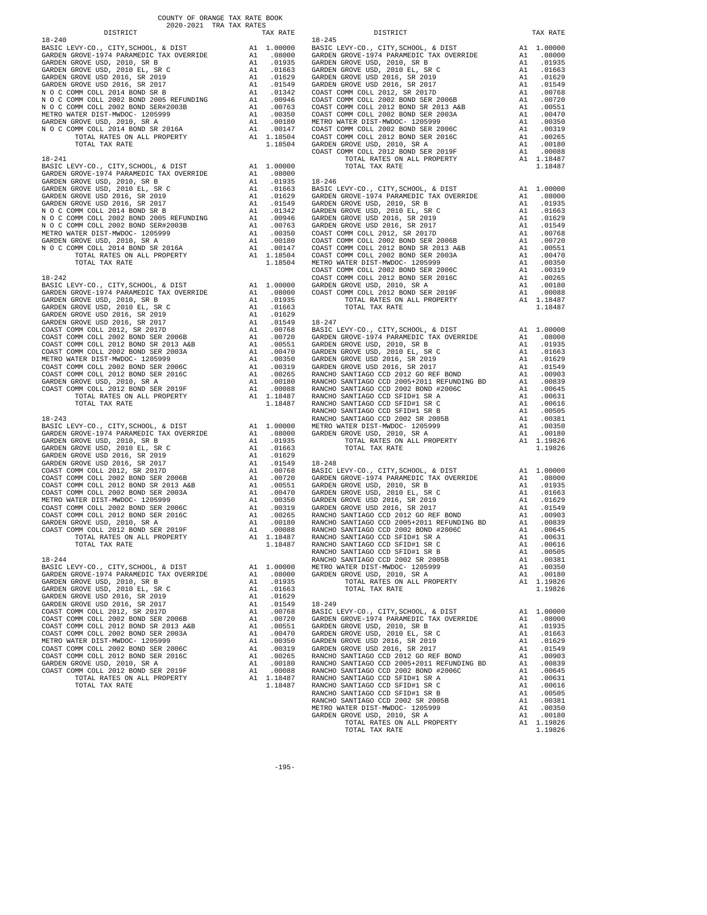COUNTY OF ORANGE TAX RATE BOOK
2020-2021 TRA TAX RATES

| DISTRICT | | TAX RATE |
|---|---|---|
| **18-240** | | |
| BASIC LEVY-CO., CITY,SCHOOL, & DIST | A1 | 1.00000 |
| GARDEN GROVE-1974 PARAMEDIC TAX OVERRIDE | A1 | .08000 |
| GARDEN GROVE USD, 2010, SR B | A1 | .01935 |
| GARDEN GROVE USD, 2010 EL, SR C | A1 | .01663 |
| GARDEN GROVE USD 2016, SR 2019 | A1 | .01629 |
| GARDEN GROVE USD 2016, SR 2017 | A1 | .01549 |
| N O C COMM COLL 2014 BOND SR B | A1 | .01342 |
| N O C COMM COLL 2002 BOND 2005 REFUNDING | A1 | .00946 |
| N O C COMM COLL 2002 BOND SER#2003B | A1 | .00763 |
| METRO WATER DIST-MWDOC- 1205999 | A1 | .00350 |
| GARDEN GROVE USD, 2010, SR A | A1 | .00180 |
| N O C COMM COLL 2014 BOND SR 2016A | A1 | .00147 |
| TOTAL RATES ON ALL PROPERTY | A1 | 1.18504 |
| TOTAL TAX RATE | | 1.18504 |
| **18-241** | | |
| BASIC LEVY-CO., CITY,SCHOOL, & DIST | A1 | 1.00000 |
| GARDEN GROVE-1974 PARAMEDIC TAX OVERRIDE | A1 | .08000 |
| GARDEN GROVE USD, 2010, SR B | A1 | .01935 |
| GARDEN GROVE USD, 2010 EL, SR C | A1 | .01663 |
| GARDEN GROVE USD 2016, SR 2019 | A1 | .01629 |
| GARDEN GROVE USD 2016, SR 2017 | A1 | .01549 |
| N O C COMM COLL 2014 BOND SR B | A1 | .01342 |
| N O C COMM COLL 2002 BOND 2005 REFUNDING | A1 | .00946 |
| N O C COMM COLL 2002 BOND SER#2003B | A1 | .00763 |
| METRO WATER DIST-MWDOC- 1205999 | A1 | .00350 |
| GARDEN GROVE USD, 2010, SR A | A1 | .00180 |
| N O C COMM COLL 2014 BOND SR 2016A | A1 | .00147 |
| TOTAL RATES ON ALL PROPERTY | A1 | 1.18504 |
| TOTAL TAX RATE | | 1.18504 |
| **18-242** | | |
| BASIC LEVY-CO., CITY,SCHOOL, & DIST | A1 | 1.00000 |
| GARDEN GROVE-1974 PARAMEDIC TAX OVERRIDE | A1 | .08000 |
| GARDEN GROVE USD, 2010, SR B | A1 | .01935 |
| GARDEN GROVE USD, 2010 EL, SR C | A1 | .01663 |
| GARDEN GROVE USD 2016, SR 2019 | A1 | .01629 |
| GARDEN GROVE USD 2016, SR 2017 | A1 | .01549 |
| COAST COMM COLL 2012, SR 2017D | A1 | .00768 |
| COAST COMM COLL 2002 BOND SER 2006B | A1 | .00720 |
| COAST COMM COLL 2012 BOND SR 2013 A&B | A1 | .00551 |
| COAST COMM COLL 2002 BOND SER 2003A | A1 | .00470 |
| METRO WATER DIST-MWDOC- 1205999 | A1 | .00350 |
| COAST COMM COLL 2002 BOND SER 2006C | A1 | .00319 |
| COAST COMM COLL 2012 BOND SER 2016C | A1 | .00265 |
| GARDEN GROVE USD, 2010, SR A | A1 | .00180 |
| COAST COMM COLL 2012 BOND SER 2019F | A1 | .00088 |
| TOTAL RATES ON ALL PROPERTY | A1 | 1.18487 |
| TOTAL TAX RATE | | 1.18487 |
| **18-243** | | |
| BASIC LEVY-CO., CITY,SCHOOL, & DIST | A1 | 1.00000 |
| GARDEN GROVE-1974 PARAMEDIC TAX OVERRIDE | A1 | .08000 |
| GARDEN GROVE USD, 2010, SR B | A1 | .01935 |
| GARDEN GROVE USD, 2010 EL, SR C | A1 | .01663 |
| GARDEN GROVE USD 2016, SR 2019 | A1 | .01629 |
| GARDEN GROVE USD 2016, SR 2017 | A1 | .01549 |
| COAST COMM COLL 2012, SR 2017D | A1 | .00768 |
| COAST COMM COLL 2002 BOND SER 2006B | A1 | .00720 |
| COAST COMM COLL 2012 BOND SR 2013 A&B | A1 | .00551 |
| COAST COMM COLL 2002 BOND SER 2003A | A1 | .00470 |
| METRO WATER DIST-MWDOC- 1205999 | A1 | .00350 |
| COAST COMM COLL 2002 BOND SER 2006C | A1 | .00319 |
| COAST COMM COLL 2012 BOND SER 2016C | A1 | .00265 |
| GARDEN GROVE USD, 2010, SR A | A1 | .00180 |
| COAST COMM COLL 2012 BOND SER 2019F | A1 | .00088 |
| TOTAL RATES ON ALL PROPERTY | A1 | 1.18487 |
| TOTAL TAX RATE | | 1.18487 |
| **18-244** | | |
| BASIC LEVY-CO., CITY,SCHOOL, & DIST | A1 | 1.00000 |
| GARDEN GROVE-1974 PARAMEDIC TAX OVERRIDE | A1 | .08000 |
| GARDEN GROVE USD, 2010, SR B | A1 | .01935 |
| GARDEN GROVE USD, 2010 EL, SR C | A1 | .01663 |
| GARDEN GROVE USD 2016, SR 2019 | A1 | .01629 |
| GARDEN GROVE USD 2016, SR 2017 | A1 | .01549 |
| COAST COMM COLL 2012, SR 2017D | A1 | .00768 |
| COAST COMM COLL 2002 BOND SER 2006B | A1 | .00720 |
| COAST COMM COLL 2012 BOND SR 2013 A&B | A1 | .00551 |
| COAST COMM COLL 2002 BOND SER 2003A | A1 | .00470 |
| METRO WATER DIST-MWDOC- 1205999 | A1 | .00350 |
| COAST COMM COLL 2002 BOND SER 2006C | A1 | .00319 |
| COAST COMM COLL 2012 BOND SER 2016C | A1 | .00265 |
| GARDEN GROVE USD, 2010, SR A | A1 | .00180 |
| COAST COMM COLL 2012 BOND SER 2019F | A1 | .00088 |
| TOTAL RATES ON ALL PROPERTY | A1 | 1.18487 |
| TOTAL TAX RATE | | 1.18487 |
| **18-245** | | |
| BASIC LEVY-CO., CITY,SCHOOL, & DIST | A1 | 1.00000 |
| GARDEN GROVE-1974 PARAMEDIC TAX OVERRIDE | A1 | .08000 |
| GARDEN GROVE USD, 2010, SR B | A1 | .01935 |
| GARDEN GROVE USD, 2010 EL, SR C | A1 | .01663 |
| GARDEN GROVE USD 2016, SR 2019 | A1 | .01629 |
| GARDEN GROVE USD 2016, SR 2017 | A1 | .01549 |
| COAST COMM COLL 2012, SR 2017D | A1 | .00768 |
| COAST COMM COLL 2002 BOND SER 2006B | A1 | .00720 |
| COAST COMM COLL 2012 BOND SR 2013 A&B | A1 | .00551 |
| COAST COMM COLL 2002 BOND SER 2003A | A1 | .00470 |
| METRO WATER DIST-MWDOC- 1205999 | A1 | .00350 |
| COAST COMM COLL 2002 BOND SER 2006C | A1 | .00319 |
| COAST COMM COLL 2012 BOND SER 2016C | A1 | .00265 |
| GARDEN GROVE USD, 2010, SR A | A1 | .00180 |
| COAST COMM COLL 2012 BOND SER 2019F | A1 | .00088 |
| TOTAL RATES ON ALL PROPERTY | A1 | 1.18487 |
| TOTAL TAX RATE | | 1.18487 |
| **18-246** | | |
| BASIC LEVY-CO., CITY,SCHOOL, & DIST | A1 | 1.00000 |
| GARDEN GROVE-1974 PARAMEDIC TAX OVERRIDE | A1 | .08000 |
| GARDEN GROVE USD, 2010, SR B | A1 | .01935 |
| GARDEN GROVE USD, 2010 EL, SR C | A1 | .01663 |
| GARDEN GROVE USD 2016, SR 2019 | A1 | .01629 |
| GARDEN GROVE USD 2016, SR 2017 | A1 | .01549 |
| COAST COMM COLL 2012, SR 2017D | A1 | .00768 |
| COAST COMM COLL 2002 BOND SER 2006B | A1 | .00720 |
| COAST COMM COLL 2012 BOND SR 2013 A&B | A1 | .00551 |
| COAST COMM COLL 2002 BOND SER 2003A | A1 | .00470 |
| METRO WATER DIST-MWDOC- 1205999 | A1 | .00350 |
| COAST COMM COLL 2002 BOND SER 2006C | A1 | .00319 |
| COAST COMM COLL 2012 BOND SER 2016C | A1 | .00265 |
| GARDEN GROVE USD, 2010, SR A | A1 | .00180 |
| COAST COMM COLL 2012 BOND SER 2019F | A1 | .00088 |
| TOTAL RATES ON ALL PROPERTY | A1 | 1.18487 |
| TOTAL TAX RATE | | 1.18487 |
| **18-247** | | |
| BASIC LEVY-CO., CITY,SCHOOL, & DIST | A1 | 1.00000 |
| GARDEN GROVE-1974 PARAMEDIC TAX OVERRIDE | A1 | .08000 |
| GARDEN GROVE USD, 2010, SR B | A1 | .01935 |
| GARDEN GROVE USD, 2010 EL, SR C | A1 | .01663 |
| GARDEN GROVE USD 2016, SR 2019 | A1 | .01629 |
| GARDEN GROVE USD 2016, SR 2017 | A1 | .01549 |
| RANCHO SANTIAGO CCD 2012 GO REF BOND | A1 | .00903 |
| RANCHO SANTIAGO CCD 2005+2011 REFUNDING BD | A1 | .00839 |
| RANCHO SANTIAGO CCD 2002 BOND #2006C | A1 | .00645 |
| RANCHO SANTIAGO CCD SFID#1 SR A | A1 | .00631 |
| RANCHO SANTIAGO CCD SFID#1 SR C | A1 | .00616 |
| RANCHO SANTIAGO CCD SFID#1 SR B | A1 | .00505 |
| RANCHO SANTIAGO CCD 2002 SR 2005B | A1 | .00381 |
| METRO WATER DIST-MWDOC- 1205999 | A1 | .00350 |
| GARDEN GROVE USD, 2010, SR A | A1 | .00180 |
| TOTAL RATES ON ALL PROPERTY | A1 | 1.19826 |
| TOTAL TAX RATE | | 1.19826 |
| **18-248** | | |
| BASIC LEVY-CO., CITY,SCHOOL, & DIST | A1 | 1.00000 |
| GARDEN GROVE-1974 PARAMEDIC TAX OVERRIDE | A1 | .08000 |
| GARDEN GROVE USD, 2010, SR B | A1 | .01935 |
| GARDEN GROVE USD, 2010 EL, SR C | A1 | .01663 |
| GARDEN GROVE USD 2016, SR 2019 | A1 | .01629 |
| GARDEN GROVE USD 2016, SR 2017 | A1 | .01549 |
| RANCHO SANTIAGO CCD 2012 GO REF BOND | A1 | .00903 |
| RANCHO SANTIAGO CCD 2005+2011 REFUNDING BD | A1 | .00839 |
| RANCHO SANTIAGO CCD 2002 BOND #2006C | A1 | .00645 |
| RANCHO SANTIAGO CCD SFID#1 SR A | A1 | .00631 |
| RANCHO SANTIAGO CCD SFID#1 SR C | A1 | .00616 |
| RANCHO SANTIAGO CCD SFID#1 SR B | A1 | .00505 |
| RANCHO SANTIAGO CCD 2002 SR 2005B | A1 | .00381 |
| METRO WATER DIST-MWDOC- 1205999 | A1 | .00350 |
| GARDEN GROVE USD, 2010, SR A | A1 | .00180 |
| TOTAL RATES ON ALL PROPERTY | A1 | 1.19826 |
| TOTAL TAX RATE | | 1.19826 |
| **18-249** | | |
| BASIC LEVY-CO., CITY,SCHOOL, & DIST | A1 | 1.00000 |
| GARDEN GROVE-1974 PARAMEDIC TAX OVERRIDE | A1 | .08000 |
| GARDEN GROVE USD, 2010, SR B | A1 | .01935 |
| GARDEN GROVE USD, 2010 EL, SR C | A1 | .01663 |
| GARDEN GROVE USD 2016, SR 2019 | A1 | .01629 |
| GARDEN GROVE USD 2016, SR 2017 | A1 | .01549 |
| RANCHO SANTIAGO CCD 2012 GO REF BOND | A1 | .00903 |
| RANCHO SANTIAGO CCD 2005+2011 REFUNDING BD | A1 | .00839 |
| RANCHO SANTIAGO CCD 2002 BOND #2006C | A1 | .00645 |
| RANCHO SANTIAGO CCD SFID#1 SR A | A1 | .00631 |
| RANCHO SANTIAGO CCD SFID#1 SR C | A1 | .00616 |
| RANCHO SANTIAGO CCD SFID#1 SR B | A1 | .00505 |
| RANCHO SANTIAGO CCD 2002 SR 2005B | A1 | .00381 |
| METRO WATER DIST-MWDOC- 1205999 | A1 | .00350 |
| GARDEN GROVE USD, 2010, SR A | A1 | .00180 |
| TOTAL RATES ON ALL PROPERTY | A1 | 1.19826 |
| TOTAL TAX RATE | | 1.19826 |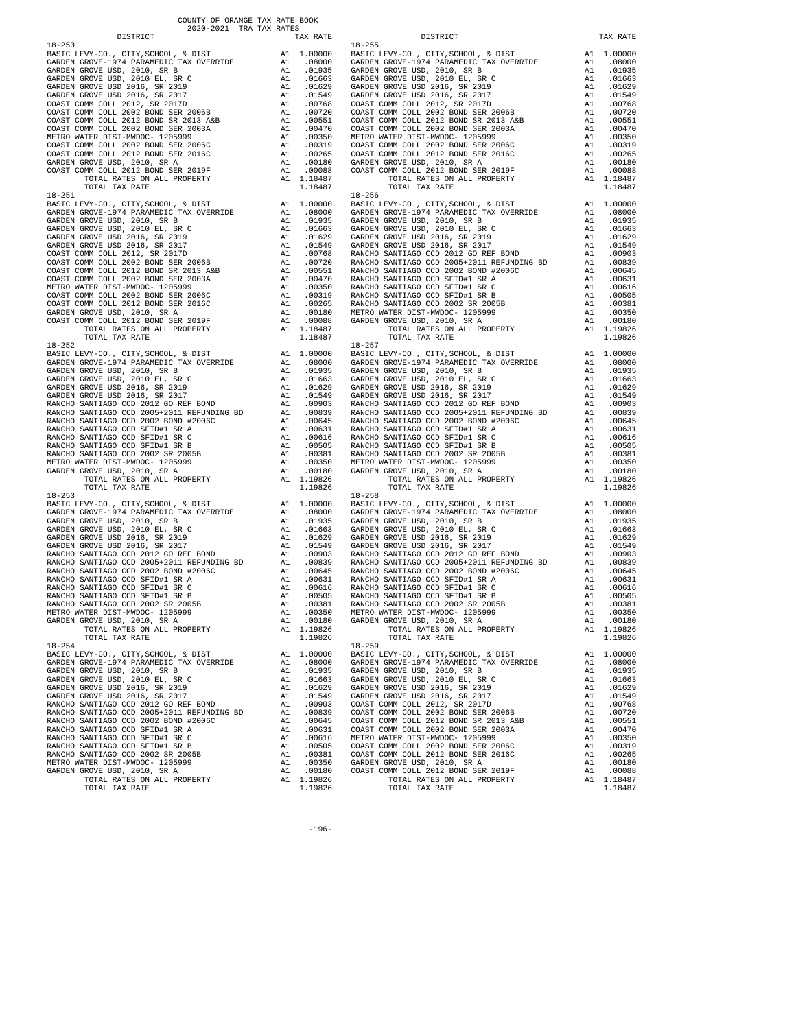COUNTY OF ORANGE TAX RATE BOOK
2020-2021 TRA TAX RATES

| DISTRICT | | TAX RATE |
|---|---|---|
| **18-250** | | |
| BASIC LEVY-CO., CITY,SCHOOL, & DIST | A1 | 1.00000 |
| GARDEN GROVE-1974 PARAMEDIC TAX OVERRIDE | A1 | .08000 |
| GARDEN GROVE USD, 2010, SR B | A1 | .01935 |
| GARDEN GROVE USD, 2010 EL, SR C | A1 | .01663 |
| GARDEN GROVE USD 2016, SR 2019 | A1 | .01629 |
| GARDEN GROVE USD 2016, SR 2017 | A1 | .01549 |
| COAST COMM COLL 2012, SR 2017D | A1 | .00768 |
| COAST COMM COLL 2002 BOND SER 2006B | A1 | .00720 |
| COAST COMM COLL 2012 BOND SR 2013 A&B | A1 | .00551 |
| COAST COMM COLL 2002 BOND SER 2003A | A1 | .00470 |
| METRO WATER DIST-MWDOC- 1205999 | A1 | .00350 |
| COAST COMM COLL 2002 BOND SER 2006C | A1 | .00319 |
| COAST COMM COLL 2012 BOND SER 2016C | A1 | .00265 |
| GARDEN GROVE USD, 2010, SR A | A1 | .00180 |
| COAST COMM COLL 2012 BOND SER 2019F | A1 | .00088 |
| TOTAL RATES ON ALL PROPERTY | A1 | 1.18487 |
| TOTAL TAX RATE | | 1.18487 |
| **18-251** | | |
| BASIC LEVY-CO., CITY,SCHOOL, & DIST | A1 | 1.00000 |
| GARDEN GROVE-1974 PARAMEDIC TAX OVERRIDE | A1 | .08000 |
| GARDEN GROVE USD, 2010, SR B | A1 | .01935 |
| GARDEN GROVE USD, 2010 EL, SR C | A1 | .01663 |
| GARDEN GROVE USD 2016, SR 2019 | A1 | .01629 |
| GARDEN GROVE USD 2016, SR 2017 | A1 | .01549 |
| COAST COMM COLL 2012, SR 2017D | A1 | .00768 |
| COAST COMM COLL 2002 BOND SER 2006B | A1 | .00720 |
| COAST COMM COLL 2012 BOND SR 2013 A&B | A1 | .00551 |
| COAST COMM COLL 2002 BOND SER 2003A | A1 | .00470 |
| METRO WATER DIST-MWDOC- 1205999 | A1 | .00350 |
| COAST COMM COLL 2002 BOND SER 2006C | A1 | .00319 |
| COAST COMM COLL 2012 BOND SER 2016C | A1 | .00265 |
| GARDEN GROVE USD, 2010, SR A | A1 | .00180 |
| COAST COMM COLL 2012 BOND SER 2019F | A1 | .00088 |
| TOTAL RATES ON ALL PROPERTY | A1 | 1.18487 |
| TOTAL TAX RATE | | 1.18487 |
| **18-252** | | |
| BASIC LEVY-CO., CITY,SCHOOL, & DIST | A1 | 1.00000 |
| GARDEN GROVE-1974 PARAMEDIC TAX OVERRIDE | A1 | .08000 |
| GARDEN GROVE USD, 2010, SR B | A1 | .01935 |
| GARDEN GROVE USD, 2010 EL, SR C | A1 | .01663 |
| GARDEN GROVE USD 2016, SR 2019 | A1 | .01629 |
| GARDEN GROVE USD 2016, SR 2017 | A1 | .01549 |
| RANCHO SANTIAGO CCD 2012 GO REF BOND | A1 | .00903 |
| RANCHO SANTIAGO CCD 2005+2011 REFUNDING BD | A1 | .00839 |
| RANCHO SANTIAGO CCD 2002 BOND #2006C | A1 | .00645 |
| RANCHO SANTIAGO CCD SFID#1 SR A | A1 | .00631 |
| RANCHO SANTIAGO CCD SFID#1 SR C | A1 | .00616 |
| RANCHO SANTIAGO CCD SFID#1 SR B | A1 | .00505 |
| RANCHO SANTIAGO CCD 2002 SR 2005B | A1 | .00381 |
| METRO WATER DIST-MWDOC- 1205999 | A1 | .00350 |
| GARDEN GROVE USD, 2010, SR A | A1 | .00180 |
| TOTAL RATES ON ALL PROPERTY | A1 | 1.19826 |
| TOTAL TAX RATE | | 1.19826 |
| **18-253** | | |
| BASIC LEVY-CO., CITY,SCHOOL, & DIST | A1 | 1.00000 |
| GARDEN GROVE-1974 PARAMEDIC TAX OVERRIDE | A1 | .08000 |
| GARDEN GROVE USD, 2010, SR B | A1 | .01935 |
| GARDEN GROVE USD, 2010 EL, SR C | A1 | .01663 |
| GARDEN GROVE USD 2016, SR 2019 | A1 | .01629 |
| GARDEN GROVE USD 2016, SR 2017 | A1 | .01549 |
| RANCHO SANTIAGO CCD 2012 GO REF BOND | A1 | .00903 |
| RANCHO SANTIAGO CCD 2005+2011 REFUNDING BD | A1 | .00839 |
| RANCHO SANTIAGO CCD 2002 BOND #2006C | A1 | .00645 |
| RANCHO SANTIAGO CCD SFID#1 SR A | A1 | .00631 |
| RANCHO SANTIAGO CCD SFID#1 SR C | A1 | .00616 |
| RANCHO SANTIAGO CCD SFID#1 SR B | A1 | .00505 |
| RANCHO SANTIAGO CCD 2002 SR 2005B | A1 | .00381 |
| METRO WATER DIST-MWDOC- 1205999 | A1 | .00350 |
| GARDEN GROVE USD, 2010, SR A | A1 | .00180 |
| TOTAL RATES ON ALL PROPERTY | A1 | 1.19826 |
| TOTAL TAX RATE | | 1.19826 |
| **18-254** | | |
| BASIC LEVY-CO., CITY,SCHOOL, & DIST | A1 | 1.00000 |
| GARDEN GROVE-1974 PARAMEDIC TAX OVERRIDE | A1 | .08000 |
| GARDEN GROVE USD, 2010, SR B | A1 | .01935 |
| GARDEN GROVE USD, 2010 EL, SR C | A1 | .01663 |
| GARDEN GROVE USD 2016, SR 2019 | A1 | .01629 |
| GARDEN GROVE USD 2016, SR 2017 | A1 | .01549 |
| RANCHO SANTIAGO CCD 2012 GO REF BOND | A1 | .00903 |
| RANCHO SANTIAGO CCD 2005+2011 REFUNDING BD | A1 | .00839 |
| RANCHO SANTIAGO CCD 2002 BOND #2006C | A1 | .00645 |
| RANCHO SANTIAGO CCD SFID#1 SR A | A1 | .00631 |
| RANCHO SANTIAGO CCD SFID#1 SR C | A1 | .00616 |
| RANCHO SANTIAGO CCD SFID#1 SR B | A1 | .00505 |
| RANCHO SANTIAGO CCD 2002 SR 2005B | A1 | .00381 |
| METRO WATER DIST-MWDOC- 1205999 | A1 | .00350 |
| GARDEN GROVE USD, 2010, SR A | A1 | .00180 |
| TOTAL RATES ON ALL PROPERTY | A1 | 1.19826 |
| TOTAL TAX RATE | | 1.19826 |
| **18-255** | | |
| BASIC LEVY-CO., CITY,SCHOOL, & DIST | A1 | 1.00000 |
| GARDEN GROVE-1974 PARAMEDIC TAX OVERRIDE | A1 | .08000 |
| GARDEN GROVE USD, 2010, SR B | A1 | .01935 |
| GARDEN GROVE USD, 2010 EL, SR C | A1 | .01663 |
| GARDEN GROVE USD 2016, SR 2019 | A1 | .01629 |
| GARDEN GROVE USD 2016, SR 2017 | A1 | .01549 |
| COAST COMM COLL 2012, SR 2017D | A1 | .00768 |
| COAST COMM COLL 2002 BOND SER 2006B | A1 | .00720 |
| COAST COMM COLL 2012 BOND SR 2013 A&B | A1 | .00551 |
| COAST COMM COLL 2002 BOND SER 2003A | A1 | .00470 |
| METRO WATER DIST-MWDOC- 1205999 | A1 | .00350 |
| COAST COMM COLL 2002 BOND SER 2006C | A1 | .00319 |
| COAST COMM COLL 2012 BOND SER 2016C | A1 | .00265 |
| GARDEN GROVE USD, 2010, SR A | A1 | .00180 |
| COAST COMM COLL 2012 BOND SER 2019F | A1 | .00088 |
| TOTAL RATES ON ALL PROPERTY | A1 | 1.18487 |
| TOTAL TAX RATE | | 1.18487 |
| **18-256** | | |
| BASIC LEVY-CO., CITY,SCHOOL, & DIST | A1 | 1.00000 |
| GARDEN GROVE-1974 PARAMEDIC TAX OVERRIDE | A1 | .08000 |
| GARDEN GROVE USD, 2010, SR B | A1 | .01935 |
| GARDEN GROVE USD, 2010 EL, SR C | A1 | .01663 |
| GARDEN GROVE USD 2016, SR 2019 | A1 | .01629 |
| GARDEN GROVE USD 2016, SR 2017 | A1 | .01549 |
| RANCHO SANTIAGO CCD 2012 GO REF BOND | A1 | .00903 |
| RANCHO SANTIAGO CCD 2005+2011 REFUNDING BD | A1 | .00839 |
| RANCHO SANTIAGO CCD 2002 BOND #2006C | A1 | .00645 |
| RANCHO SANTIAGO CCD SFID#1 SR A | A1 | .00631 |
| RANCHO SANTIAGO CCD SFID#1 SR C | A1 | .00616 |
| RANCHO SANTIAGO CCD SFID#1 SR B | A1 | .00505 |
| RANCHO SANTIAGO CCD 2002 SR 2005B | A1 | .00381 |
| METRO WATER DIST-MWDOC- 1205999 | A1 | .00350 |
| GARDEN GROVE USD, 2010, SR A | A1 | .00180 |
| TOTAL RATES ON ALL PROPERTY | A1 | 1.19826 |
| TOTAL TAX RATE | | 1.19826 |
| **18-257** | | |
| BASIC LEVY-CO., CITY,SCHOOL, & DIST | A1 | 1.00000 |
| GARDEN GROVE-1974 PARAMEDIC TAX OVERRIDE | A1 | .08000 |
| GARDEN GROVE USD, 2010, SR B | A1 | .01935 |
| GARDEN GROVE USD, 2010 EL, SR C | A1 | .01663 |
| GARDEN GROVE USD 2016, SR 2019 | A1 | .01629 |
| GARDEN GROVE USD 2016, SR 2017 | A1 | .01549 |
| RANCHO SANTIAGO CCD 2012 GO REF BOND | A1 | .00903 |
| RANCHO SANTIAGO CCD 2005+2011 REFUNDING BD | A1 | .00839 |
| RANCHO SANTIAGO CCD 2002 BOND #2006C | A1 | .00645 |
| RANCHO SANTIAGO CCD SFID#1 SR A | A1 | .00631 |
| RANCHO SANTIAGO CCD SFID#1 SR C | A1 | .00616 |
| RANCHO SANTIAGO CCD SFID#1 SR B | A1 | .00505 |
| RANCHO SANTIAGO CCD 2002 SR 2005B | A1 | .00381 |
| METRO WATER DIST-MWDOC- 1205999 | A1 | .00350 |
| GARDEN GROVE USD, 2010, SR A | A1 | .00180 |
| TOTAL RATES ON ALL PROPERTY | A1 | 1.19826 |
| TOTAL TAX RATE | | 1.19826 |
| **18-258** | | |
| BASIC LEVY-CO., CITY,SCHOOL, & DIST | A1 | 1.00000 |
| GARDEN GROVE-1974 PARAMEDIC TAX OVERRIDE | A1 | .08000 |
| GARDEN GROVE USD, 2010, SR B | A1 | .01935 |
| GARDEN GROVE USD, 2010 EL, SR C | A1 | .01663 |
| GARDEN GROVE USD 2016, SR 2019 | A1 | .01629 |
| GARDEN GROVE USD 2016, SR 2017 | A1 | .01549 |
| RANCHO SANTIAGO CCD 2012 GO REF BOND | A1 | .00903 |
| RANCHO SANTIAGO CCD 2005+2011 REFUNDING BD | A1 | .00839 |
| RANCHO SANTIAGO CCD 2002 BOND #2006C | A1 | .00645 |
| RANCHO SANTIAGO CCD SFID#1 SR A | A1 | .00631 |
| RANCHO SANTIAGO CCD SFID#1 SR C | A1 | .00616 |
| RANCHO SANTIAGO CCD SFID#1 SR B | A1 | .00505 |
| RANCHO SANTIAGO CCD 2002 SR 2005B | A1 | .00381 |
| METRO WATER DIST-MWDOC- 1205999 | A1 | .00350 |
| GARDEN GROVE USD, 2010, SR A | A1 | .00180 |
| TOTAL RATES ON ALL PROPERTY | A1 | 1.19826 |
| TOTAL TAX RATE | | 1.19826 |
| **18-259** | | |
| BASIC LEVY-CO., CITY,SCHOOL, & DIST | A1 | 1.00000 |
| GARDEN GROVE-1974 PARAMEDIC TAX OVERRIDE | A1 | .08000 |
| GARDEN GROVE USD, 2010, SR B | A1 | .01935 |
| GARDEN GROVE USD, 2010 EL, SR C | A1 | .01663 |
| GARDEN GROVE USD 2016, SR 2019 | A1 | .01629 |
| GARDEN GROVE USD 2016, SR 2017 | A1 | .01549 |
| COAST COMM COLL 2012, SR 2017D | A1 | .00768 |
| COAST COMM COLL 2002 BOND SER 2006B | A1 | .00720 |
| COAST COMM COLL 2012 BOND SR 2013 A&B | A1 | .00551 |
| COAST COMM COLL 2002 BOND SER 2003A | A1 | .00470 |
| METRO WATER DIST-MWDOC- 1205999 | A1 | .00350 |
| COAST COMM COLL 2002 BOND SER 2006C | A1 | .00319 |
| COAST COMM COLL 2012 BOND SER 2016C | A1 | .00265 |
| GARDEN GROVE USD, 2010, SR A | A1 | .00180 |
| COAST COMM COLL 2012 BOND SER 2019F | A1 | .00088 |
| TOTAL RATES ON ALL PROPERTY | A1 | 1.18487 |
| TOTAL TAX RATE | | 1.18487 |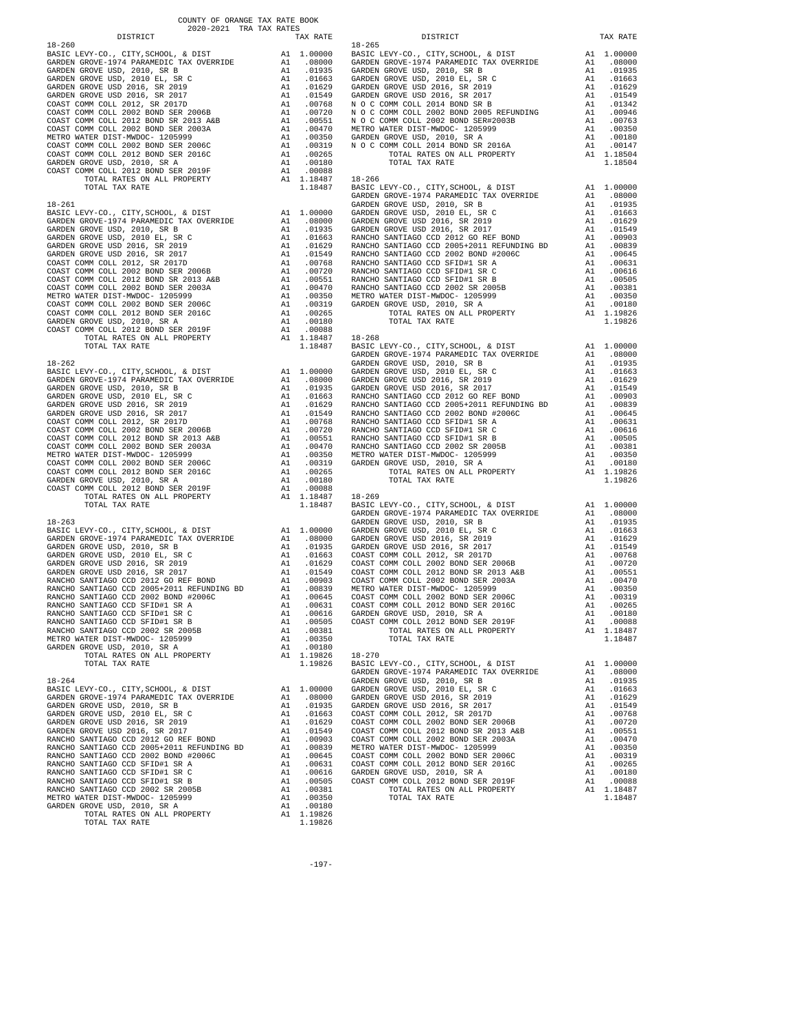COUNTY OF ORANGE TAX RATE BOOK
2020-2021 TRA TAX RATES

**18-260**

| DISTRICT | | TAX RATE |
|---|---|---|
| BASIC LEVY-CO., CITY,SCHOOL, & DIST | A1 | 1.00000 |
| GARDEN GROVE-1974 PARAMEDIC TAX OVERRIDE | A1 | .08000 |
| GARDEN GROVE USD, 2010, SR B | A1 | .01935 |
| GARDEN GROVE USD, 2010 EL, SR C | A1 | .01663 |
| GARDEN GROVE USD 2016, SR 2019 | A1 | .01629 |
| GARDEN GROVE USD 2016, SR 2017 | A1 | .01549 |
| COAST COMM COLL 2012, SR 2017D | A1 | .00768 |
| COAST COMM COLL 2002 BOND SER 2006B | A1 | .00720 |
| COAST COMM COLL 2012 BOND SR 2013 A&B | A1 | .00551 |
| COAST COMM COLL 2002 BOND SER 2003A | A1 | .00470 |
| METRO WATER DIST-MWDOC- 1205999 | A1 | .00350 |
| COAST COMM COLL 2002 BOND SER 2006C | A1 | .00319 |
| COAST COMM COLL 2012 BOND SER 2016C | A1 | .00265 |
| GARDEN GROVE USD, 2010, SR A | A1 | .00180 |
| COAST COMM COLL 2012 BOND SER 2019F | A1 | .00088 |
| TOTAL RATES ON ALL PROPERTY | A1 | 1.18487 |
| TOTAL TAX RATE | | 1.18487 |

**18-261**

| DISTRICT | | TAX RATE |
|---|---|---|
| BASIC LEVY-CO., CITY,SCHOOL, & DIST | A1 | 1.00000 |
| GARDEN GROVE-1974 PARAMEDIC TAX OVERRIDE | A1 | .08000 |
| GARDEN GROVE USD, 2010, SR B | A1 | .01935 |
| GARDEN GROVE USD, 2010 EL, SR C | A1 | .01663 |
| GARDEN GROVE USD 2016, SR 2019 | A1 | .01629 |
| GARDEN GROVE USD 2016, SR 2017 | A1 | .01549 |
| COAST COMM COLL 2012, SR 2017D | A1 | .00768 |
| COAST COMM COLL 2002 BOND SER 2006B | A1 | .00720 |
| COAST COMM COLL 2012 BOND SR 2013 A&B | A1 | .00551 |
| COAST COMM COLL 2002 BOND SER 2003A | A1 | .00470 |
| METRO WATER DIST-MWDOC- 1205999 | A1 | .00350 |
| COAST COMM COLL 2002 BOND SER 2006C | A1 | .00319 |
| COAST COMM COLL 2012 BOND SER 2016C | A1 | .00265 |
| GARDEN GROVE USD, 2010, SR A | A1 | .00180 |
| COAST COMM COLL 2012 BOND SER 2019F | A1 | .00088 |
| TOTAL RATES ON ALL PROPERTY | A1 | 1.18487 |
| TOTAL TAX RATE | | 1.18487 |

**18-262**

| DISTRICT | | TAX RATE |
|---|---|---|
| BASIC LEVY-CO., CITY,SCHOOL, & DIST | A1 | 1.00000 |
| GARDEN GROVE-1974 PARAMEDIC TAX OVERRIDE | A1 | .08000 |
| GARDEN GROVE USD, 2010, SR B | A1 | .01935 |
| GARDEN GROVE USD, 2010 EL, SR C | A1 | .01663 |
| GARDEN GROVE USD 2016, SR 2019 | A1 | .01629 |
| GARDEN GROVE USD 2016, SR 2017 | A1 | .01549 |
| COAST COMM COLL 2012, SR 2017D | A1 | .00768 |
| COAST COMM COLL 2002 BOND SER 2006B | A1 | .00720 |
| COAST COMM COLL 2012 BOND SR 2013 A&B | A1 | .00551 |
| COAST COMM COLL 2002 BOND SER 2003A | A1 | .00470 |
| METRO WATER DIST-MWDOC- 1205999 | A1 | .00350 |
| COAST COMM COLL 2002 BOND SER 2006C | A1 | .00319 |
| COAST COMM COLL 2012 BOND SER 2016C | A1 | .00265 |
| GARDEN GROVE USD, 2010, SR A | A1 | .00180 |
| COAST COMM COLL 2012 BOND SER 2019F | A1 | .00088 |
| TOTAL RATES ON ALL PROPERTY | A1 | 1.18487 |
| TOTAL TAX RATE | | 1.18487 |

**18-263**

| DISTRICT | | TAX RATE |
|---|---|---|
| BASIC LEVY-CO., CITY,SCHOOL, & DIST | A1 | 1.00000 |
| GARDEN GROVE-1974 PARAMEDIC TAX OVERRIDE | A1 | .08000 |
| GARDEN GROVE USD, 2010, SR B | A1 | .01935 |
| GARDEN GROVE USD, 2010 EL, SR C | A1 | .01663 |
| GARDEN GROVE USD 2016, SR 2019 | A1 | .01629 |
| GARDEN GROVE USD 2016, SR 2017 | A1 | .01549 |
| RANCHO SANTIAGO CCD 2012 GO REF BOND | A1 | .00903 |
| RANCHO SANTIAGO CCD 2005+2011 REFUNDING BD | A1 | .00839 |
| RANCHO SANTIAGO CCD 2002 BOND #2006C | A1 | .00645 |
| RANCHO SANTIAGO CCD SFID#1 SR A | A1 | .00631 |
| RANCHO SANTIAGO CCD SFID#1 SR C | A1 | .00616 |
| RANCHO SANTIAGO CCD SFID#1 SR B | A1 | .00505 |
| RANCHO SANTIAGO CCD 2002 SR 2005B | A1 | .00381 |
| METRO WATER DIST-MWDOC- 1205999 | A1 | .00350 |
| GARDEN GROVE USD, 2010, SR A | A1 | .00180 |
| TOTAL RATES ON ALL PROPERTY | A1 | 1.19826 |
| TOTAL TAX RATE | | 1.19826 |

**18-264**

| DISTRICT | | TAX RATE |
|---|---|---|
| BASIC LEVY-CO., CITY,SCHOOL, & DIST | A1 | 1.00000 |
| GARDEN GROVE-1974 PARAMEDIC TAX OVERRIDE | A1 | .08000 |
| GARDEN GROVE USD, 2010, SR B | A1 | .01935 |
| GARDEN GROVE USD, 2010 EL, SR C | A1 | .01663 |
| GARDEN GROVE USD 2016, SR 2019 | A1 | .01629 |
| GARDEN GROVE USD 2016, SR 2017 | A1 | .01549 |
| RANCHO SANTIAGO CCD 2012 GO REF BOND | A1 | .00903 |
| RANCHO SANTIAGO CCD 2005+2011 REFUNDING BD | A1 | .00839 |
| RANCHO SANTIAGO CCD 2002 BOND #2006C | A1 | .00645 |
| RANCHO SANTIAGO CCD SFID#1 SR A | A1 | .00631 |
| RANCHO SANTIAGO CCD SFID#1 SR C | A1 | .00616 |
| RANCHO SANTIAGO CCD SFID#1 SR B | A1 | .00505 |
| RANCHO SANTIAGO CCD 2002 SR 2005B | A1 | .00381 |
| METRO WATER DIST-MWDOC- 1205999 | A1 | .00350 |
| GARDEN GROVE USD, 2010, SR A | A1 | .00180 |
| TOTAL RATES ON ALL PROPERTY | A1 | 1.19826 |
| TOTAL TAX RATE | | 1.19826 |

**18-265**

| DISTRICT | | TAX RATE |
|---|---|---|
| BASIC LEVY-CO., CITY,SCHOOL, & DIST | A1 | 1.00000 |
| GARDEN GROVE-1974 PARAMEDIC TAX OVERRIDE | A1 | .08000 |
| GARDEN GROVE USD, 2010, SR B | A1 | .01935 |
| GARDEN GROVE USD, 2010 EL, SR C | A1 | .01663 |
| GARDEN GROVE USD 2016, SR 2019 | A1 | .01629 |
| GARDEN GROVE USD 2016, SR 2017 | A1 | .01549 |
| N O C COMM COLL 2014 BOND SR B | A1 | .01342 |
| N O C COMM COLL 2002 BOND 2005 REFUNDING | A1 | .00946 |
| N O C COMM COLL 2002 BOND SER#2003B | A1 | .00763 |
| METRO WATER DIST-MWDOC- 1205999 | A1 | .00350 |
| GARDEN GROVE USD, 2010, SR A | A1 | .00180 |
| N O C COMM COLL 2014 BOND SR 2016A | A1 | .00147 |
| TOTAL RATES ON ALL PROPERTY | A1 | 1.18504 |
| TOTAL TAX RATE | | 1.18504 |

**18-266**

| DISTRICT | | TAX RATE |
|---|---|---|
| BASIC LEVY-CO., CITY,SCHOOL, & DIST | A1 | 1.00000 |
| GARDEN GROVE-1974 PARAMEDIC TAX OVERRIDE | A1 | .08000 |
| GARDEN GROVE USD, 2010, SR B | A1 | .01935 |
| GARDEN GROVE USD, 2010 EL, SR C | A1 | .01663 |
| GARDEN GROVE USD 2016, SR 2019 | A1 | .01629 |
| GARDEN GROVE USD 2016, SR 2017 | A1 | .01549 |
| RANCHO SANTIAGO CCD 2012 GO REF BOND | A1 | .00903 |
| RANCHO SANTIAGO CCD 2005+2011 REFUNDING BD | A1 | .00839 |
| RANCHO SANTIAGO CCD 2002 BOND #2006C | A1 | .00645 |
| RANCHO SANTIAGO CCD SFID#1 SR A | A1 | .00631 |
| RANCHO SANTIAGO CCD SFID#1 SR C | A1 | .00616 |
| RANCHO SANTIAGO CCD SFID#1 SR B | A1 | .00505 |
| RANCHO SANTIAGO CCD 2002 SR 2005B | A1 | .00381 |
| METRO WATER DIST-MWDOC- 1205999 | A1 | .00350 |
| GARDEN GROVE USD, 2010, SR A | A1 | .00180 |
| TOTAL RATES ON ALL PROPERTY | A1 | 1.19826 |
| TOTAL TAX RATE | | 1.19826 |

**18-268**

| DISTRICT | | TAX RATE |
|---|---|---|
| BASIC LEVY-CO., CITY,SCHOOL, & DIST | A1 | 1.00000 |
| GARDEN GROVE-1974 PARAMEDIC TAX OVERRIDE | A1 | .08000 |
| GARDEN GROVE USD, 2010, SR B | A1 | .01935 |
| GARDEN GROVE USD, 2010 EL, SR C | A1 | .01663 |
| GARDEN GROVE USD 2016, SR 2019 | A1 | .01629 |
| GARDEN GROVE USD 2016, SR 2017 | A1 | .01549 |
| RANCHO SANTIAGO CCD 2012 GO REF BOND | A1 | .00903 |
| RANCHO SANTIAGO CCD 2005+2011 REFUNDING BD | A1 | .00839 |
| RANCHO SANTIAGO CCD 2002 BOND #2006C | A1 | .00645 |
| RANCHO SANTIAGO CCD SFID#1 SR A | A1 | .00631 |
| RANCHO SANTIAGO CCD SFID#1 SR C | A1 | .00616 |
| RANCHO SANTIAGO CCD SFID#1 SR B | A1 | .00505 |
| RANCHO SANTIAGO CCD 2002 SR 2005B | A1 | .00381 |
| METRO WATER DIST-MWDOC- 1205999 | A1 | .00350 |
| GARDEN GROVE USD, 2010, SR A | A1 | .00180 |
| TOTAL RATES ON ALL PROPERTY | A1 | 1.19826 |
| TOTAL TAX RATE | | 1.19826 |

**18-269**

| DISTRICT | | TAX RATE |
|---|---|---|
| BASIC LEVY-CO., CITY,SCHOOL, & DIST | A1 | 1.00000 |
| GARDEN GROVE-1974 PARAMEDIC TAX OVERRIDE | A1 | .08000 |
| GARDEN GROVE USD, 2010, SR B | A1 | .01935 |
| GARDEN GROVE USD, 2010 EL, SR C | A1 | .01663 |
| GARDEN GROVE USD 2016, SR 2019 | A1 | .01629 |
| GARDEN GROVE USD 2016, SR 2017 | A1 | .01549 |
| COAST COMM COLL 2012, SR 2017D | A1 | .00768 |
| COAST COMM COLL 2002 BOND SER 2006B | A1 | .00720 |
| COAST COMM COLL 2012 BOND SR 2013 A&B | A1 | .00551 |
| COAST COMM COLL 2002 BOND SER 2003A | A1 | .00470 |
| METRO WATER DIST-MWDOC- 1205999 | A1 | .00350 |
| COAST COMM COLL 2002 BOND SER 2006C | A1 | .00319 |
| COAST COMM COLL 2012 BOND SER 2016C | A1 | .00265 |
| GARDEN GROVE USD, 2010, SR A | A1 | .00180 |
| COAST COMM COLL 2012 BOND SER 2019F | A1 | .00088 |
| TOTAL RATES ON ALL PROPERTY | A1 | 1.18487 |
| TOTAL TAX RATE | | 1.18487 |

**18-270**

| DISTRICT | | TAX RATE |
|---|---|---|
| BASIC LEVY-CO., CITY,SCHOOL, & DIST | A1 | 1.00000 |
| GARDEN GROVE-1974 PARAMEDIC TAX OVERRIDE | A1 | .08000 |
| GARDEN GROVE USD, 2010, SR B | A1 | .01935 |
| GARDEN GROVE USD, 2010 EL, SR C | A1 | .01663 |
| GARDEN GROVE USD 2016, SR 2019 | A1 | .01629 |
| GARDEN GROVE USD 2016, SR 2017 | A1 | .01549 |
| COAST COMM COLL 2012, SR 2017D | A1 | .00768 |
| COAST COMM COLL 2002 BOND SER 2006B | A1 | .00720 |
| COAST COMM COLL 2012 BOND SR 2013 A&B | A1 | .00551 |
| COAST COMM COLL 2002 BOND SER 2003A | A1 | .00470 |
| METRO WATER DIST-MWDOC- 1205999 | A1 | .00350 |
| COAST COMM COLL 2002 BOND SER 2006C | A1 | .00319 |
| COAST COMM COLL 2012 BOND SER 2016C | A1 | .00265 |
| GARDEN GROVE USD, 2010, SR A | A1 | .00180 |
| COAST COMM COLL 2012 BOND SER 2019F | A1 | .00088 |
| TOTAL RATES ON ALL PROPERTY | A1 | 1.18487 |
| TOTAL TAX RATE | | 1.18487 |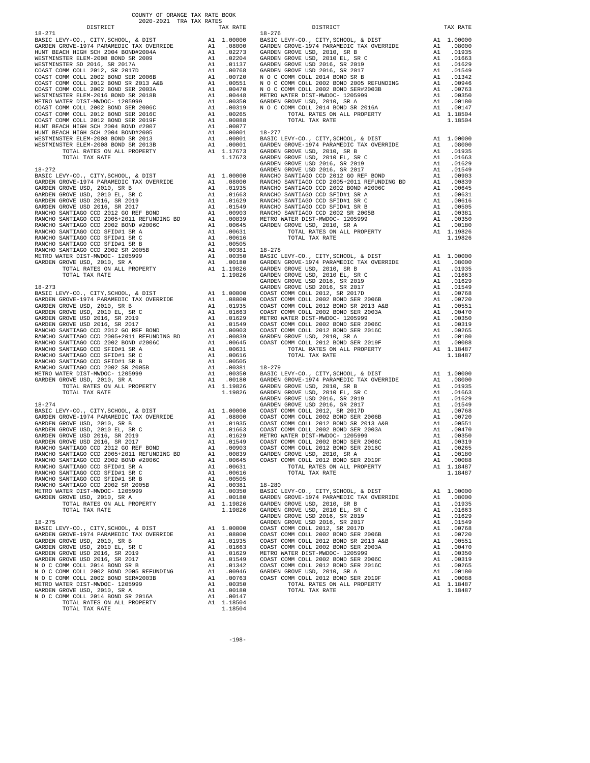COUNTY OF ORANGE TAX RATE BOOK
2020-2021 TRA TAX RATES

| DISTRICT | | TAX RATE |
|---|---|---|
| **18-271** | | |
| BASIC LEVY-CO., CITY,SCHOOL, & DIST | A1 | 1.00000 |
| GARDEN GROVE-1974 PARAMEDIC TAX OVERRIDE | A1 | .08000 |
| HUNT BEACH HIGH SCH 2004 BOND#2004A | A1 | .02273 |
| WESTMINSTER ELEM-2008 BOND SR 2009 | A1 | .02204 |
| WESTMINSTER SD 2016, SR 2017A | A1 | .01137 |
| COAST COMM COLL 2012, SR 2017D | A1 | .00768 |
| COAST COMM COLL 2002 BOND SER 2006B | A1 | .00720 |
| COAST COMM COLL 2012 BOND SR 2013 A&B | A1 | .00551 |
| COAST COMM COLL 2002 BOND SER 2003A | A1 | .00470 |
| WESTMINSTER ELEM-2016 BOND SR 2018B | A1 | .00448 |
| METRO WATER DIST-MWDOC- 1205999 | A1 | .00350 |
| COAST COMM COLL 2002 BOND SER 2006C | A1 | .00319 |
| COAST COMM COLL 2012 BOND SER 2016C | A1 | .00265 |
| COAST COMM COLL 2012 BOND SER 2019F | A1 | .00088 |
| HUNT BEACH HIGH SCH 2004 BOND #2007 | A1 | .00077 |
| HUNT BEACH HIGH SCH 2004 BOND#2005 | A1 | .00001 |
| WESTMINSTER ELEM-2008 BOND SR 2013 | A1 | .00001 |
| WESTMINSTER ELEM-2008 BOND SR 2013B | A1 | .00001 |
| TOTAL RATES ON ALL PROPERTY | A1 | 1.17673 |
| TOTAL TAX RATE | | 1.17673 |
| **18-272** | | |
| BASIC LEVY-CO., CITY,SCHOOL, & DIST | A1 | 1.00000 |
| GARDEN GROVE-1974 PARAMEDIC TAX OVERRIDE | A1 | .08000 |
| GARDEN GROVE USD, 2010, SR B | A1 | .01935 |
| GARDEN GROVE USD, 2010 EL, SR C | A1 | .01663 |
| GARDEN GROVE USD 2016, SR 2019 | A1 | .01629 |
| GARDEN GROVE USD 2016, SR 2017 | A1 | .01549 |
| RANCHO SANTIAGO CCD 2012 GO REF BOND | A1 | .00903 |
| RANCHO SANTIAGO CCD 2005+2011 REFUNDING BD | A1 | .00839 |
| RANCHO SANTIAGO CCD 2002 BOND #2006C | A1 | .00645 |
| RANCHO SANTIAGO CCD SFID#1 SR A | A1 | .00631 |
| RANCHO SANTIAGO CCD SFID#1 SR C | A1 | .00616 |
| RANCHO SANTIAGO CCD SFID#1 SR B | A1 | .00505 |
| RANCHO SANTIAGO CCD 2002 SR 2005B | A1 | .00381 |
| METRO WATER DIST-MWDOC- 1205999 | A1 | .00350 |
| GARDEN GROVE USD, 2010, SR A | A1 | .00180 |
| TOTAL RATES ON ALL PROPERTY | A1 | 1.19826 |
| TOTAL TAX RATE | | 1.19826 |
| **18-273** | | |
| BASIC LEVY-CO., CITY,SCHOOL, & DIST | A1 | 1.00000 |
| GARDEN GROVE-1974 PARAMEDIC TAX OVERRIDE | A1 | .08000 |
| GARDEN GROVE USD, 2010, SR B | A1 | .01935 |
| GARDEN GROVE USD, 2010 EL, SR C | A1 | .01663 |
| GARDEN GROVE USD 2016, SR 2019 | A1 | .01629 |
| GARDEN GROVE USD 2016, SR 2017 | A1 | .01549 |
| RANCHO SANTIAGO CCD 2012 GO REF BOND | A1 | .00903 |
| RANCHO SANTIAGO CCD 2005+2011 REFUNDING BD | A1 | .00839 |
| RANCHO SANTIAGO CCD 2002 BOND #2006C | A1 | .00645 |
| RANCHO SANTIAGO CCD SFID#1 SR A | A1 | .00631 |
| RANCHO SANTIAGO CCD SFID#1 SR C | A1 | .00616 |
| RANCHO SANTIAGO CCD SFID#1 SR B | A1 | .00505 |
| RANCHO SANTIAGO CCD 2002 SR 2005B | A1 | .00381 |
| METRO WATER DIST-MWDOC- 1205999 | A1 | .00350 |
| GARDEN GROVE USD, 2010, SR A | A1 | .00180 |
| TOTAL RATES ON ALL PROPERTY | A1 | 1.19826 |
| TOTAL TAX RATE | | 1.19826 |
| **18-274** | | |
| BASIC LEVY-CO., CITY,SCHOOL, & DIST | A1 | 1.00000 |
| GARDEN GROVE-1974 PARAMEDIC TAX OVERRIDE | A1 | .08000 |
| GARDEN GROVE USD, 2010, SR B | A1 | .01935 |
| GARDEN GROVE USD, 2010 EL, SR C | A1 | .01663 |
| GARDEN GROVE USD 2016, SR 2019 | A1 | .01629 |
| GARDEN GROVE USD 2016, SR 2017 | A1 | .01549 |
| RANCHO SANTIAGO CCD 2012 GO REF BOND | A1 | .00903 |
| RANCHO SANTIAGO CCD 2005+2011 REFUNDING BD | A1 | .00839 |
| RANCHO SANTIAGO CCD 2002 BOND #2006C | A1 | .00645 |
| RANCHO SANTIAGO CCD SFID#1 SR A | A1 | .00631 |
| RANCHO SANTIAGO CCD SFID#1 SR C | A1 | .00616 |
| RANCHO SANTIAGO CCD SFID#1 SR B | A1 | .00505 |
| RANCHO SANTIAGO CCD 2002 SR 2005B | A1 | .00381 |
| METRO WATER DIST-MWDOC- 1205999 | A1 | .00350 |
| GARDEN GROVE USD, 2010, SR A | A1 | .00180 |
| TOTAL RATES ON ALL PROPERTY | A1 | 1.19826 |
| TOTAL TAX RATE | | 1.19826 |
| **18-275** | | |
| BASIC LEVY-CO., CITY,SCHOOL, & DIST | A1 | 1.00000 |
| GARDEN GROVE-1974 PARAMEDIC TAX OVERRIDE | A1 | .08000 |
| GARDEN GROVE USD, 2010, SR B | A1 | .01935 |
| GARDEN GROVE USD, 2010 EL, SR C | A1 | .01663 |
| GARDEN GROVE USD 2016, SR 2019 | A1 | .01629 |
| GARDEN GROVE USD 2016, SR 2017 | A1 | .01549 |
| N O C COMM COLL 2014 BOND SR B | A1 | .01342 |
| N O C COMM COLL 2002 BOND 2005 REFUNDING | A1 | .00946 |
| N O C COMM COLL 2002 BOND SER#2003B | A1 | .00763 |
| METRO WATER DIST-MWDOC- 1205999 | A1 | .00350 |
| GARDEN GROVE USD, 2010, SR A | A1 | .00180 |
| N O C COMM COLL 2014 BOND SR 2016A | A1 | .00147 |
| TOTAL RATES ON ALL PROPERTY | A1 | 1.18504 |
| TOTAL TAX RATE | | 1.18504 |
| **18-276** | | |
| BASIC LEVY-CO., CITY,SCHOOL, & DIST | A1 | 1.00000 |
| GARDEN GROVE-1974 PARAMEDIC TAX OVERRIDE | A1 | .08000 |
| GARDEN GROVE USD, 2010, SR B | A1 | .01935 |
| GARDEN GROVE USD, 2010 EL, SR C | A1 | .01663 |
| GARDEN GROVE USD 2016, SR 2019 | A1 | .01629 |
| GARDEN GROVE USD 2016, SR 2017 | A1 | .01549 |
| N O C COMM COLL 2014 BOND SR B | A1 | .01342 |
| N O C COMM COLL 2002 BOND 2005 REFUNDING | A1 | .00946 |
| N O C COMM COLL 2002 BOND SER#2003B | A1 | .00763 |
| METRO WATER DIST-MWDOC- 1205999 | A1 | .00350 |
| GARDEN GROVE USD, 2010, SR A | A1 | .00180 |
| N O C COMM COLL 2014 BOND SR 2016A | A1 | .00147 |
| TOTAL RATES ON ALL PROPERTY | A1 | 1.18504 |
| TOTAL TAX RATE | | 1.18504 |
| **18-277** | | |
| BASIC LEVY-CO., CITY,SCHOOL, & DIST | A1 | 1.00000 |
| GARDEN GROVE-1974 PARAMEDIC TAX OVERRIDE | A1 | .08000 |
| GARDEN GROVE USD, 2010, SR B | A1 | .01935 |
| GARDEN GROVE USD, 2010 EL, SR C | A1 | .01663 |
| GARDEN GROVE USD 2016, SR 2019 | A1 | .01629 |
| GARDEN GROVE USD 2016, SR 2017 | A1 | .01549 |
| RANCHO SANTIAGO CCD 2012 GO REF BOND | A1 | .00903 |
| RANCHO SANTIAGO CCD 2005+2011 REFUNDING BD | A1 | .00839 |
| RANCHO SANTIAGO CCD 2002 BOND #2006C | A1 | .00645 |
| RANCHO SANTIAGO CCD SFID#1 SR A | A1 | .00631 |
| RANCHO SANTIAGO CCD SFID#1 SR C | A1 | .00616 |
| RANCHO SANTIAGO CCD SFID#1 SR B | A1 | .00505 |
| RANCHO SANTIAGO CCD 2002 SR 2005B | A1 | .00381 |
| METRO WATER DIST-MWDOC- 1205999 | A1 | .00350 |
| GARDEN GROVE USD, 2010, SR A | A1 | .00180 |
| TOTAL RATES ON ALL PROPERTY | A1 | 1.19826 |
| TOTAL TAX RATE | | 1.19826 |
| **18-278** | | |
| BASIC LEVY-CO., CITY,SCHOOL, & DIST | A1 | 1.00000 |
| GARDEN GROVE-1974 PARAMEDIC TAX OVERRIDE | A1 | .08000 |
| GARDEN GROVE USD, 2010, SR B | A1 | .01935 |
| GARDEN GROVE USD, 2010 EL, SR C | A1 | .01663 |
| GARDEN GROVE USD 2016, SR 2019 | A1 | .01629 |
| GARDEN GROVE USD 2016, SR 2017 | A1 | .01549 |
| COAST COMM COLL 2012, SR 2017D | A1 | .00768 |
| COAST COMM COLL 2002 BOND SER 2006B | A1 | .00720 |
| COAST COMM COLL 2012 BOND SR 2013 A&B | A1 | .00551 |
| COAST COMM COLL 2002 BOND SER 2003A | A1 | .00470 |
| METRO WATER DIST-MWDOC- 1205999 | A1 | .00350 |
| COAST COMM COLL 2002 BOND SER 2006C | A1 | .00319 |
| COAST COMM COLL 2012 BOND SER 2016C | A1 | .00265 |
| GARDEN GROVE USD, 2010, SR A | A1 | .00180 |
| COAST COMM COLL 2012 BOND SER 2019F | A1 | .00088 |
| TOTAL RATES ON ALL PROPERTY | A1 | 1.18487 |
| TOTAL TAX RATE | | 1.18487 |
| **18-279** | | |
| BASIC LEVY-CO., CITY,SCHOOL, & DIST | A1 | 1.00000 |
| GARDEN GROVE-1974 PARAMEDIC TAX OVERRIDE | A1 | .08000 |
| GARDEN GROVE USD, 2010, SR B | A1 | .01935 |
| GARDEN GROVE USD, 2010 EL, SR C | A1 | .01663 |
| GARDEN GROVE USD 2016, SR 2019 | A1 | .01629 |
| GARDEN GROVE USD 2016, SR 2017 | A1 | .01549 |
| COAST COMM COLL 2012, SR 2017D | A1 | .00768 |
| COAST COMM COLL 2002 BOND SER 2006B | A1 | .00720 |
| COAST COMM COLL 2012 BOND SR 2013 A&B | A1 | .00551 |
| COAST COMM COLL 2002 BOND SER 2003A | A1 | .00470 |
| METRO WATER DIST-MWDOC- 1205999 | A1 | .00350 |
| COAST COMM COLL 2002 BOND SER 2006C | A1 | .00319 |
| COAST COMM COLL 2012 BOND SER 2016C | A1 | .00265 |
| GARDEN GROVE USD, 2010, SR A | A1 | .00180 |
| COAST COMM COLL 2012 BOND SER 2019F | A1 | .00088 |
| TOTAL RATES ON ALL PROPERTY | A1 | 1.18487 |
| TOTAL TAX RATE | | 1.18487 |
| **18-280** | | |
| BASIC LEVY-CO., CITY,SCHOOL, & DIST | A1 | 1.00000 |
| GARDEN GROVE-1974 PARAMEDIC TAX OVERRIDE | A1 | .08000 |
| GARDEN GROVE USD, 2010, SR B | A1 | .01935 |
| GARDEN GROVE USD, 2010 EL, SR C | A1 | .01663 |
| GARDEN GROVE USD 2016, SR 2019 | A1 | .01629 |
| GARDEN GROVE USD 2016, SR 2017 | A1 | .01549 |
| COAST COMM COLL 2012, SR 2017D | A1 | .00768 |
| COAST COMM COLL 2002 BOND SER 2006B | A1 | .00720 |
| COAST COMM COLL 2012 BOND SR 2013 A&B | A1 | .00551 |
| COAST COMM COLL 2002 BOND SER 2003A | A1 | .00470 |
| METRO WATER DIST-MWDOC- 1205999 | A1 | .00350 |
| COAST COMM COLL 2002 BOND SER 2006C | A1 | .00319 |
| COAST COMM COLL 2012 BOND SER 2016C | A1 | .00265 |
| GARDEN GROVE USD, 2010, SR A | A1 | .00180 |
| COAST COMM COLL 2012 BOND SER 2019F | A1 | .00088 |
| TOTAL RATES ON ALL PROPERTY | A1 | 1.18487 |
| TOTAL TAX RATE | | 1.18487 |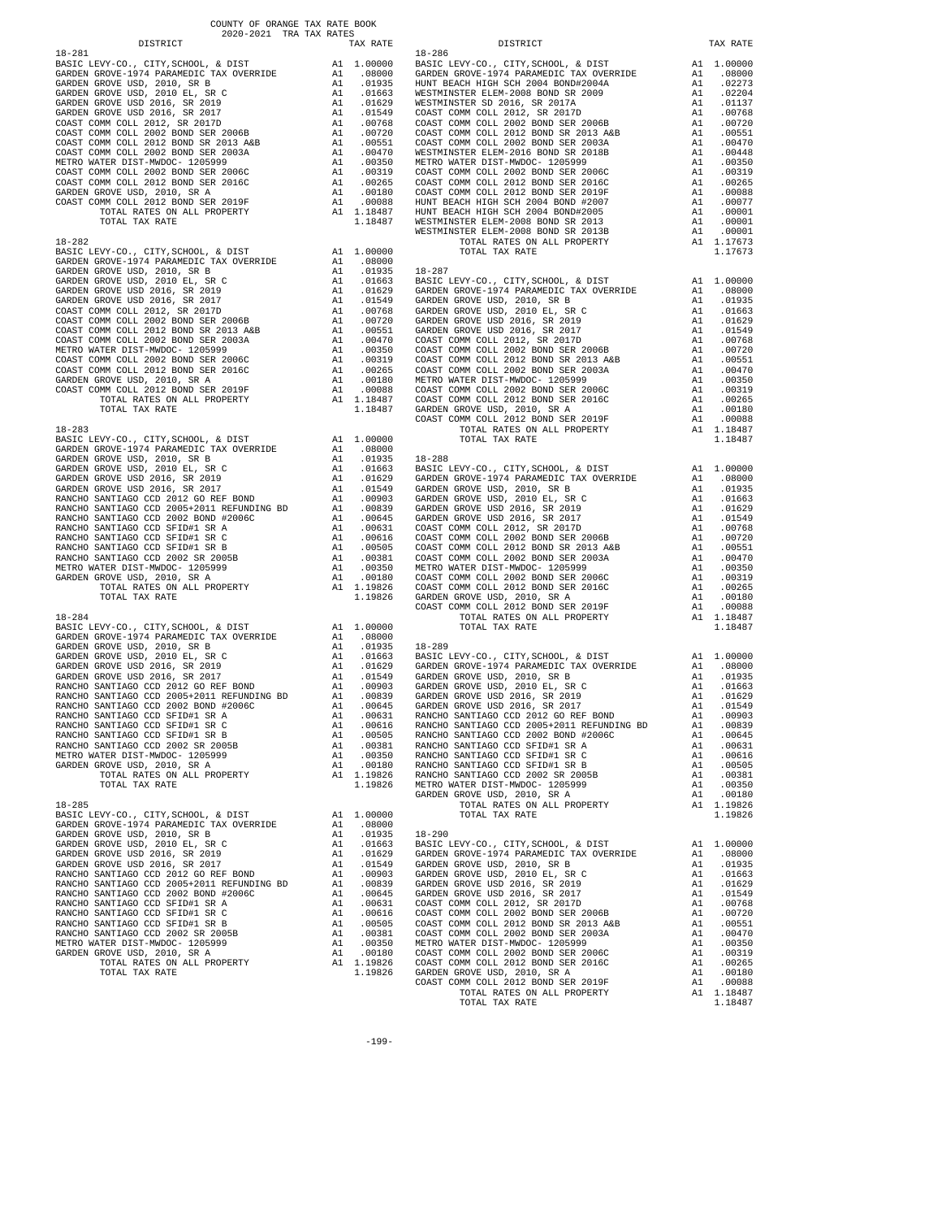COUNTY OF ORANGE TAX RATE BOOK
2020-2021 TRA TAX RATES

**18-281**

| DISTRICT | | TAX RATE |
|---|---|---|
| BASIC LEVY-CO., CITY,SCHOOL, & DIST | A1 | 1.00000 |
| GARDEN GROVE-1974 PARAMEDIC TAX OVERRIDE | A1 | .08000 |
| GARDEN GROVE USD, 2010, SR B | A1 | .01935 |
| GARDEN GROVE USD, 2010 EL, SR C | A1 | .01663 |
| GARDEN GROVE USD 2016, SR 2019 | A1 | .01629 |
| GARDEN GROVE USD 2016, SR 2017 | A1 | .01549 |
| COAST COMM COLL 2012, SR 2017D | A1 | .00768 |
| COAST COMM COLL 2002 BOND SER 2006B | A1 | .00720 |
| COAST COMM COLL 2012 BOND SER 2013 A&B | A1 | .00551 |
| COAST COMM COLL 2002 BOND SER 2003A | A1 | .00470 |
| METRO WATER DIST-MWDOC- 1205999 | A1 | .00350 |
| COAST COMM COLL 2002 BOND SER 2006C | A1 | .00319 |
| COAST COMM COLL 2012 BOND SER 2016C | A1 | .00265 |
| GARDEN GROVE USD, 2010, SR A | A1 | .00180 |
| COAST COMM COLL 2012 BOND SER 2019F | A1 | .00088 |
| TOTAL RATES ON ALL PROPERTY | A1 | 1.18487 |
| TOTAL TAX RATE | | 1.18487 |

**18-282**

| DISTRICT | | TAX RATE |
|---|---|---|
| BASIC LEVY-CO., CITY,SCHOOL, & DIST | A1 | 1.00000 |
| GARDEN GROVE-1974 PARAMEDIC TAX OVERRIDE | A1 | .08000 |
| GARDEN GROVE USD, 2010, SR B | A1 | .01935 |
| GARDEN GROVE USD, 2010 EL, SR C | A1 | .01663 |
| GARDEN GROVE USD 2016, SR 2019 | A1 | .01629 |
| GARDEN GROVE USD 2016, SR 2017 | A1 | .01549 |
| COAST COMM COLL 2012, SR 2017D | A1 | .00768 |
| COAST COMM COLL 2002 BOND SER 2006B | A1 | .00720 |
| COAST COMM COLL 2012 BOND SER 2013 A&B | A1 | .00551 |
| COAST COMM COLL 2002 BOND SER 2003A | A1 | .00470 |
| METRO WATER DIST-MWDOC- 1205999 | A1 | .00350 |
| COAST COMM COLL 2002 BOND SER 2006C | A1 | .00319 |
| COAST COMM COLL 2012 BOND SER 2016C | A1 | .00265 |
| GARDEN GROVE USD, 2010, SR A | A1 | .00180 |
| COAST COMM COLL 2012 BOND SER 2019F | A1 | .00088 |
| TOTAL RATES ON ALL PROPERTY | A1 | 1.18487 |
| TOTAL TAX RATE | | 1.18487 |

**18-283**

| DISTRICT | | TAX RATE |
|---|---|---|
| BASIC LEVY-CO., CITY,SCHOOL, & DIST | A1 | 1.00000 |
| GARDEN GROVE-1974 PARAMEDIC TAX OVERRIDE | A1 | .08000 |
| GARDEN GROVE USD, 2010, SR B | A1 | .01935 |
| GARDEN GROVE USD, 2010 EL, SR C | A1 | .01663 |
| GARDEN GROVE USD 2016, SR 2019 | A1 | .01629 |
| GARDEN GROVE USD 2016, SR 2017 | A1 | .01549 |
| RANCHO SANTIAGO CCD 2012 GO REF BOND | A1 | .00903 |
| RANCHO SANTIAGO CCD 2005+2011 REFUNDING BD | A1 | .00839 |
| RANCHO SANTIAGO CCD 2002 BOND #2006C | A1 | .00645 |
| RANCHO SANTIAGO CCD SFID#1 SR A | A1 | .00631 |
| RANCHO SANTIAGO CCD SFID#1 SR C | A1 | .00616 |
| RANCHO SANTIAGO CCD SFID#1 SR B | A1 | .00505 |
| RANCHO SANTIAGO CCD 2002 SR 2005B | A1 | .00381 |
| METRO WATER DIST-MWDOC- 1205999 | A1 | .00350 |
| GARDEN GROVE USD, 2010, SR A | A1 | .00180 |
| TOTAL RATES ON ALL PROPERTY | A1 | 1.19826 |
| TOTAL TAX RATE | | 1.19826 |

**18-284**

| DISTRICT | | TAX RATE |
|---|---|---|
| BASIC LEVY-CO., CITY,SCHOOL, & DIST | A1 | 1.00000 |
| GARDEN GROVE-1974 PARAMEDIC TAX OVERRIDE | A1 | .08000 |
| GARDEN GROVE USD, 2010, SR B | A1 | .01935 |
| GARDEN GROVE USD, 2010 EL, SR C | A1 | .01663 |
| GARDEN GROVE USD 2016, SR 2019 | A1 | .01629 |
| GARDEN GROVE USD 2016, SR 2017 | A1 | .01549 |
| RANCHO SANTIAGO CCD 2012 GO REF BOND | A1 | .00903 |
| RANCHO SANTIAGO CCD 2005+2011 REFUNDING BD | A1 | .00839 |
| RANCHO SANTIAGO CCD 2002 BOND #2006C | A1 | .00645 |
| RANCHO SANTIAGO CCD SFID#1 SR A | A1 | .00631 |
| RANCHO SANTIAGO CCD SFID#1 SR C | A1 | .00616 |
| RANCHO SANTIAGO CCD SFID#1 SR B | A1 | .00505 |
| RANCHO SANTIAGO CCD 2002 SR 2005B | A1 | .00381 |
| METRO WATER DIST-MWDOC- 1205999 | A1 | .00350 |
| GARDEN GROVE USD, 2010, SR A | A1 | .00180 |
| TOTAL RATES ON ALL PROPERTY | A1 | 1.19826 |
| TOTAL TAX RATE | | 1.19826 |

**18-285**

| DISTRICT | | TAX RATE |
|---|---|---|
| BASIC LEVY-CO., CITY,SCHOOL, & DIST | A1 | 1.00000 |
| GARDEN GROVE-1974 PARAMEDIC TAX OVERRIDE | A1 | .08000 |
| GARDEN GROVE USD, 2010, SR B | A1 | .01935 |
| GARDEN GROVE USD, 2010 EL, SR C | A1 | .01663 |
| GARDEN GROVE USD 2016, SR 2019 | A1 | .01629 |
| GARDEN GROVE USD 2016, SR 2017 | A1 | .01549 |
| RANCHO SANTIAGO CCD 2012 GO REF BOND | A1 | .00903 |
| RANCHO SANTIAGO CCD 2005+2011 REFUNDING BD | A1 | .00839 |
| RANCHO SANTIAGO CCD 2002 BOND #2006C | A1 | .00645 |
| RANCHO SANTIAGO CCD SFID#1 SR A | A1 | .00631 |
| RANCHO SANTIAGO CCD SFID#1 SR C | A1 | .00616 |
| RANCHO SANTIAGO CCD SFID#1 SR B | A1 | .00505 |
| RANCHO SANTIAGO CCD 2002 SR 2005B | A1 | .00381 |
| METRO WATER DIST-MWDOC- 1205999 | A1 | .00350 |
| GARDEN GROVE USD, 2010, SR A | A1 | .00180 |
| TOTAL RATES ON ALL PROPERTY | A1 | 1.19826 |
| TOTAL TAX RATE | | 1.19826 |

**18-286**

| DISTRICT | | TAX RATE |
|---|---|---|
| BASIC LEVY-CO., CITY,SCHOOL, & DIST | A1 | 1.00000 |
| GARDEN GROVE-1974 PARAMEDIC TAX OVERRIDE | A1 | .08000 |
| HUNT BEACH HIGH SCH 2004 BOND#2004A | A1 | .02273 |
| WESTMINSTER ELEM-2008 BOND SER 2009 | A1 | .02204 |
| WESTMINSTER SD 2016, SR 2017A | A1 | .01137 |
| COAST COMM COLL 2012, SR 2017D | A1 | .00768 |
| COAST COMM COLL 2002 BOND SER 2006B | A1 | .00720 |
| COAST COMM COLL 2012 BOND SER 2013 A&B | A1 | .00551 |
| COAST COMM COLL 2002 BOND SER 2003A | A1 | .00470 |
| WESTMINSTER ELEM-2016 BOND SER 2018B | A1 | .00448 |
| METRO WATER DIST-MWDOC- 1205999 | A1 | .00350 |
| COAST COMM COLL 2002 BOND SER 2006C | A1 | .00319 |
| COAST COMM COLL 2012 BOND SER 2016C | A1 | .00265 |
| COAST COMM COLL 2012 BOND SER 2019F | A1 | .00088 |
| HUNT BEACH HIGH SCH 2004 BOND #2007 | A1 | .00077 |
| HUNT BEACH HIGH SCH 2004 BOND#2005 | A1 | .00001 |
| WESTMINSTER ELEM-2008 BOND SR 2013 | A1 | .00001 |
| WESTMINSTER ELEM-2008 BOND SR 2013B | A1 | .00001 |
| TOTAL RATES ON ALL PROPERTY | A1 | 1.17673 |
| TOTAL TAX RATE | | 1.17673 |

**18-287**

| DISTRICT | | TAX RATE |
|---|---|---|
| BASIC LEVY-CO., CITY,SCHOOL, & DIST | A1 | 1.00000 |
| GARDEN GROVE-1974 PARAMEDIC TAX OVERRIDE | A1 | .08000 |
| GARDEN GROVE USD, 2010, SR B | A1 | .01935 |
| GARDEN GROVE USD, 2010 EL, SR C | A1 | .01663 |
| GARDEN GROVE USD 2016, SR 2019 | A1 | .01629 |
| GARDEN GROVE USD 2016, SR 2017 | A1 | .01549 |
| COAST COMM COLL 2012, SR 2017D | A1 | .00768 |
| COAST COMM COLL 2002 BOND SER 2006B | A1 | .00720 |
| COAST COMM COLL 2012 BOND SER 2013 A&B | A1 | .00551 |
| COAST COMM COLL 2002 BOND SER 2003A | A1 | .00470 |
| METRO WATER DIST-MWDOC- 1205999 | A1 | .00350 |
| COAST COMM COLL 2002 BOND SER 2006C | A1 | .00319 |
| COAST COMM COLL 2012 BOND SER 2016C | A1 | .00265 |
| GARDEN GROVE USD, 2010, SR A | A1 | .00180 |
| COAST COMM COLL 2012 BOND SER 2019F | A1 | .00088 |
| TOTAL RATES ON ALL PROPERTY | A1 | 1.18487 |
| TOTAL TAX RATE | | 1.18487 |

**18-288**

| DISTRICT | | TAX RATE |
|---|---|---|
| BASIC LEVY-CO., CITY,SCHOOL, & DIST | A1 | 1.00000 |
| GARDEN GROVE-1974 PARAMEDIC TAX OVERRIDE | A1 | .08000 |
| GARDEN GROVE USD, 2010, SR B | A1 | .01935 |
| GARDEN GROVE USD, 2010 EL, SR C | A1 | .01663 |
| GARDEN GROVE USD 2016, SR 2019 | A1 | .01629 |
| GARDEN GROVE USD 2016, SR 2017 | A1 | .01549 |
| COAST COMM COLL 2012, SR 2017D | A1 | .00768 |
| COAST COMM COLL 2002 BOND SER 2006B | A1 | .00720 |
| COAST COMM COLL 2012 BOND SER 2013 A&B | A1 | .00551 |
| COAST COMM COLL 2002 BOND SER 2003A | A1 | .00470 |
| METRO WATER DIST-MWDOC- 1205999 | A1 | .00350 |
| COAST COMM COLL 2002 BOND SER 2006C | A1 | .00319 |
| COAST COMM COLL 2012 BOND SER 2016C | A1 | .00265 |
| GARDEN GROVE USD, 2010, SR A | A1 | .00180 |
| COAST COMM COLL 2012 BOND SER 2019F | A1 | .00088 |
| TOTAL RATES ON ALL PROPERTY | A1 | 1.18487 |
| TOTAL TAX RATE | | 1.18487 |

**18-289**

| DISTRICT | | TAX RATE |
|---|---|---|
| BASIC LEVY-CO., CITY,SCHOOL, & DIST | A1 | 1.00000 |
| GARDEN GROVE-1974 PARAMEDIC TAX OVERRIDE | A1 | .08000 |
| GARDEN GROVE USD, 2010, SR B | A1 | .01935 |
| GARDEN GROVE USD, 2010 EL, SR C | A1 | .01663 |
| GARDEN GROVE USD 2016, SR 2019 | A1 | .01629 |
| GARDEN GROVE USD 2016, SR 2017 | A1 | .01549 |
| RANCHO SANTIAGO CCD 2012 GO REF BOND | A1 | .00903 |
| RANCHO SANTIAGO CCD 2005+2011 REFUNDING BD | A1 | .00839 |
| RANCHO SANTIAGO CCD 2002 BOND #2006C | A1 | .00645 |
| RANCHO SANTIAGO CCD SFID#1 SR A | A1 | .00631 |
| RANCHO SANTIAGO CCD SFID#1 SR C | A1 | .00616 |
| RANCHO SANTIAGO CCD SFID#1 SR B | A1 | .00505 |
| RANCHO SANTIAGO CCD 2002 SR 2005B | A1 | .00381 |
| METRO WATER DIST-MWDOC- 1205999 | A1 | .00350 |
| GARDEN GROVE USD, 2010, SR A | A1 | .00180 |
| TOTAL RATES ON ALL PROPERTY | A1 | 1.19826 |
| TOTAL TAX RATE | | 1.19826 |

**18-290**

| DISTRICT | | TAX RATE |
|---|---|---|
| BASIC LEVY-CO., CITY,SCHOOL, & DIST | A1 | 1.00000 |
| GARDEN GROVE-1974 PARAMEDIC TAX OVERRIDE | A1 | .08000 |
| GARDEN GROVE USD, 2010, SR B | A1 | .01935 |
| GARDEN GROVE USD, 2010 EL, SR C | A1 | .01663 |
| GARDEN GROVE USD 2016, SR 2019 | A1 | .01629 |
| GARDEN GROVE USD 2016, SR 2017 | A1 | .01549 |
| COAST COMM COLL 2012, SR 2017D | A1 | .00768 |
| COAST COMM COLL 2002 BOND SER 2006B | A1 | .00720 |
| COAST COMM COLL 2012 BOND SER 2013 A&B | A1 | .00551 |
| COAST COMM COLL 2002 BOND SER 2003A | A1 | .00470 |
| METRO WATER DIST-MWDOC- 1205999 | A1 | .00350 |
| COAST COMM COLL 2002 BOND SER 2006C | A1 | .00319 |
| COAST COMM COLL 2012 BOND SER 2016C | A1 | .00265 |
| GARDEN GROVE USD, 2010, SR A | A1 | .00180 |
| COAST COMM COLL 2012 BOND SER 2019F | A1 | .00088 |
| TOTAL RATES ON ALL PROPERTY | A1 | 1.18487 |
| TOTAL TAX RATE | | 1.18487 |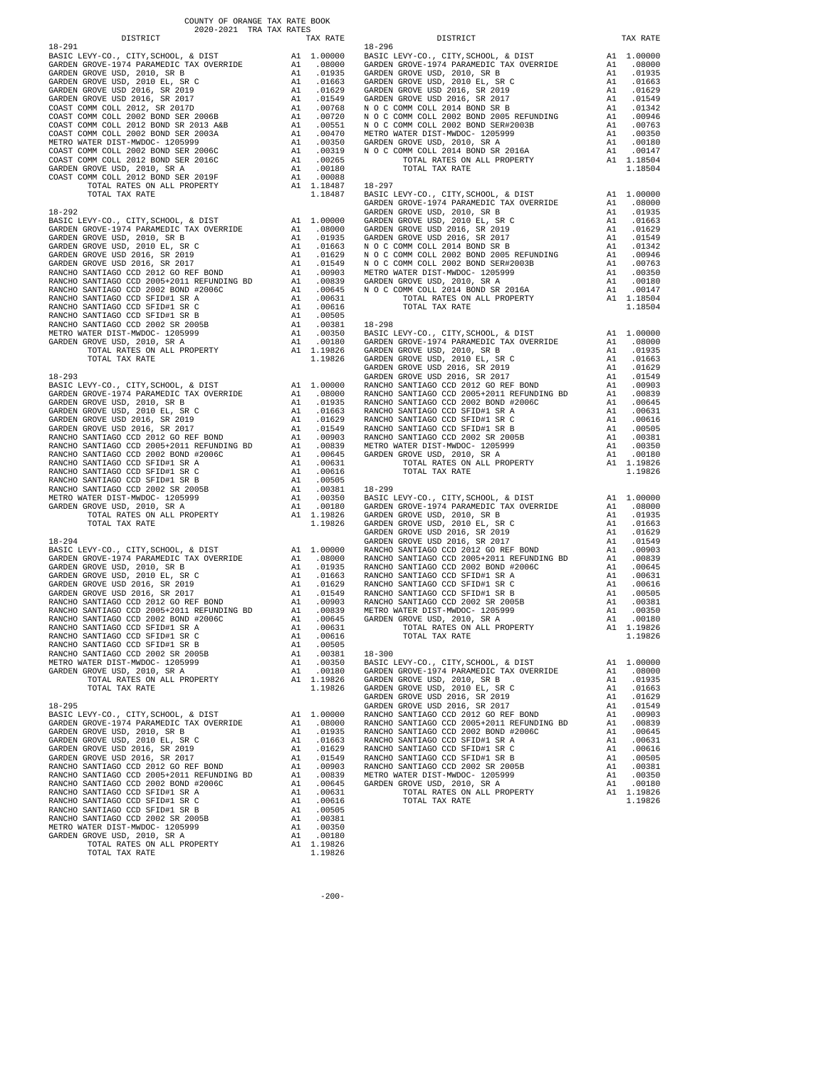COUNTY OF ORANGE TAX RATE BOOK

2020-2021 TRA TAX RATES

**18-291**

| DISTRICT | | TAX RATE |
|---|---|---|
| BASIC LEVY-CO., CITY,SCHOOL, & DIST | A1 | 1.00000 |
| GARDEN GROVE-1974 PARAMEDIC TAX OVERRIDE | A1 | .08000 |
| GARDEN GROVE USD, 2010, SR B | A1 | .01935 |
| GARDEN GROVE USD, 2010 EL, SR C | A1 | .01663 |
| GARDEN GROVE USD 2016, SR 2019 | A1 | .01629 |
| GARDEN GROVE USD 2016, SR 2017 | A1 | .01549 |
| COAST COMM COLL 2012, SR 2017D | A1 | .00768 |
| COAST COMM COLL 2002 BOND SER 2006B | A1 | .00720 |
| COAST COMM COLL 2012 BOND SER 2013 A&B | A1 | .00551 |
| COAST COMM COLL 2002 BOND SER 2003A | A1 | .00470 |
| METRO WATER DIST-MWDOC- 1205999 | A1 | .00350 |
| COAST COMM COLL 2002 BOND SER 2006C | A1 | .00319 |
| COAST COMM COLL 2012 BOND SER 2016C | A1 | .00265 |
| GARDEN GROVE USD, 2010, SR A | A1 | .00180 |
| COAST COMM COLL 2012 BOND SER 2019F | A1 | .00088 |
| TOTAL RATES ON ALL PROPERTY | A1 | 1.18487 |
| TOTAL TAX RATE | | 1.18487 |

**18-292**

| DISTRICT | | TAX RATE |
|---|---|---|
| BASIC LEVY-CO., CITY,SCHOOL, & DIST | A1 | 1.00000 |
| GARDEN GROVE-1974 PARAMEDIC TAX OVERRIDE | A1 | .08000 |
| GARDEN GROVE USD, 2010, SR B | A1 | .01935 |
| GARDEN GROVE USD, 2010 EL, SR C | A1 | .01663 |
| GARDEN GROVE USD 2016, SR 2019 | A1 | .01629 |
| GARDEN GROVE USD 2016, SR 2017 | A1 | .01549 |
| RANCHO SANTIAGO CCD 2012 GO REF BOND | A1 | .00903 |
| RANCHO SANTIAGO CCD 2005+2011 REFUNDING BD | A1 | .00839 |
| RANCHO SANTIAGO CCD 2002 BOND #2006C | A1 | .00645 |
| RANCHO SANTIAGO CCD SFID#1 SR A | A1 | .00631 |
| RANCHO SANTIAGO CCD SFID#1 SR C | A1 | .00616 |
| RANCHO SANTIAGO CCD SFID#1 SR B | A1 | .00505 |
| RANCHO SANTIAGO CCD 2002 SR 2005B | A1 | .00381 |
| METRO WATER DIST-MWDOC- 1205999 | A1 | .00350 |
| GARDEN GROVE USD, 2010, SR A | A1 | .00180 |
| TOTAL RATES ON ALL PROPERTY | A1 | 1.19826 |
| TOTAL TAX RATE | | 1.19826 |

**18-293**

| DISTRICT | | TAX RATE |
|---|---|---|
| BASIC LEVY-CO., CITY,SCHOOL, & DIST | A1 | 1.00000 |
| GARDEN GROVE-1974 PARAMEDIC TAX OVERRIDE | A1 | .08000 |
| GARDEN GROVE USD, 2010, SR B | A1 | .01935 |
| GARDEN GROVE USD, 2010 EL, SR C | A1 | .01663 |
| GARDEN GROVE USD 2016, SR 2019 | A1 | .01629 |
| GARDEN GROVE USD 2016, SR 2017 | A1 | .01549 |
| RANCHO SANTIAGO CCD 2012 GO REF BOND | A1 | .00903 |
| RANCHO SANTIAGO CCD 2005+2011 REFUNDING BD | A1 | .00839 |
| RANCHO SANTIAGO CCD 2002 BOND #2006C | A1 | .00645 |
| RANCHO SANTIAGO CCD SFID#1 SR A | A1 | .00631 |
| RANCHO SANTIAGO CCD SFID#1 SR C | A1 | .00616 |
| RANCHO SANTIAGO CCD SFID#1 SR B | A1 | .00505 |
| RANCHO SANTIAGO CCD 2002 SR 2005B | A1 | .00381 |
| METRO WATER DIST-MWDOC- 1205999 | A1 | .00350 |
| GARDEN GROVE USD, 2010, SR A | A1 | .00180 |
| TOTAL RATES ON ALL PROPERTY | A1 | 1.19826 |
| TOTAL TAX RATE | | 1.19826 |

**18-294**

| DISTRICT | | TAX RATE |
|---|---|---|
| BASIC LEVY-CO., CITY,SCHOOL, & DIST | A1 | 1.00000 |
| GARDEN GROVE-1974 PARAMEDIC TAX OVERRIDE | A1 | .08000 |
| GARDEN GROVE USD, 2010, SR B | A1 | .01935 |
| GARDEN GROVE USD, 2010 EL, SR C | A1 | .01663 |
| GARDEN GROVE USD 2016, SR 2019 | A1 | .01629 |
| GARDEN GROVE USD 2016, SR 2017 | A1 | .01549 |
| RANCHO SANTIAGO CCD 2012 GO REF BOND | A1 | .00903 |
| RANCHO SANTIAGO CCD 2005+2011 REFUNDING BD | A1 | .00839 |
| RANCHO SANTIAGO CCD 2002 BOND #2006C | A1 | .00645 |
| RANCHO SANTIAGO CCD SFID#1 SR A | A1 | .00631 |
| RANCHO SANTIAGO CCD SFID#1 SR C | A1 | .00616 |
| RANCHO SANTIAGO CCD SFID#1 SR B | A1 | .00505 |
| RANCHO SANTIAGO CCD 2002 SR 2005B | A1 | .00381 |
| METRO WATER DIST-MWDOC- 1205999 | A1 | .00350 |
| GARDEN GROVE USD, 2010, SR A | A1 | .00180 |
| TOTAL RATES ON ALL PROPERTY | A1 | 1.19826 |
| TOTAL TAX RATE | | 1.19826 |

**18-295**

| DISTRICT | | TAX RATE |
|---|---|---|
| BASIC LEVY-CO., CITY,SCHOOL, & DIST | A1 | 1.00000 |
| GARDEN GROVE-1974 PARAMEDIC TAX OVERRIDE | A1 | .08000 |
| GARDEN GROVE USD, 2010, SR B | A1 | .01935 |
| GARDEN GROVE USD, 2010 EL, SR C | A1 | .01663 |
| GARDEN GROVE USD 2016, SR 2019 | A1 | .01629 |
| GARDEN GROVE USD 2016, SR 2017 | A1 | .01549 |
| RANCHO SANTIAGO CCD 2012 GO REF BOND | A1 | .00903 |
| RANCHO SANTIAGO CCD 2005+2011 REFUNDING BD | A1 | .00839 |
| RANCHO SANTIAGO CCD 2002 BOND #2006C | A1 | .00645 |
| RANCHO SANTIAGO CCD SFID#1 SR A | A1 | .00631 |
| RANCHO SANTIAGO CCD SFID#1 SR C | A1 | .00616 |
| RANCHO SANTIAGO CCD SFID#1 SR B | A1 | .00505 |
| RANCHO SANTIAGO CCD 2002 SR 2005B | A1 | .00381 |
| METRO WATER DIST-MWDOC- 1205999 | A1 | .00350 |
| GARDEN GROVE USD, 2010, SR A | A1 | .00180 |
| TOTAL RATES ON ALL PROPERTY | A1 | 1.19826 |
| TOTAL TAX RATE | | 1.19826 |

**18-296**

| DISTRICT | | TAX RATE |
|---|---|---|
| BASIC LEVY-CO., CITY,SCHOOL, & DIST | A1 | 1.00000 |
| GARDEN GROVE-1974 PARAMEDIC TAX OVERRIDE | A1 | .08000 |
| GARDEN GROVE USD, 2010, SR B | A1 | .01935 |
| GARDEN GROVE USD, 2010 EL, SR C | A1 | .01663 |
| GARDEN GROVE USD 2016, SR 2019 | A1 | .01629 |
| GARDEN GROVE USD 2016, SR 2017 | A1 | .01549 |
| N O C COMM COLL 2014 BOND SR B | A1 | .01342 |
| N O C COMM COLL 2002 BOND 2005 REFUNDING | A1 | .00946 |
| N O C COMM COLL 2002 BOND SER#2003B | A1 | .00763 |
| METRO WATER DIST-MWDOC- 1205999 | A1 | .00350 |
| GARDEN GROVE USD, 2010, SR A | A1 | .00180 |
| N O C COMM COLL 2014 BOND SR 2016A | A1 | .00147 |
| TOTAL RATES ON ALL PROPERTY | A1 | 1.18504 |
| TOTAL TAX RATE | | 1.18504 |

**18-297**

| DISTRICT | | TAX RATE |
|---|---|---|
| BASIC LEVY-CO., CITY,SCHOOL, & DIST | A1 | 1.00000 |
| GARDEN GROVE-1974 PARAMEDIC TAX OVERRIDE | A1 | .08000 |
| GARDEN GROVE USD, 2010, SR B | A1 | .01935 |
| GARDEN GROVE USD, 2010 EL, SR C | A1 | .01663 |
| GARDEN GROVE USD 2016, SR 2019 | A1 | .01629 |
| GARDEN GROVE USD 2016, SR 2017 | A1 | .01549 |
| N O C COMM COLL 2014 BOND SR B | A1 | .01342 |
| N O C COMM COLL 2002 BOND 2005 REFUNDING | A1 | .00946 |
| N O C COMM COLL 2002 BOND SER#2003B | A1 | .00763 |
| METRO WATER DIST-MWDOC- 1205999 | A1 | .00350 |
| GARDEN GROVE USD, 2010, SR A | A1 | .00180 |
| N O C COMM COLL 2014 BOND SR 2016A | A1 | .00147 |
| TOTAL RATES ON ALL PROPERTY | A1 | 1.18504 |
| TOTAL TAX RATE | | 1.18504 |

**18-298**

| DISTRICT | | TAX RATE |
|---|---|---|
| BASIC LEVY-CO., CITY,SCHOOL, & DIST | A1 | 1.00000 |
| GARDEN GROVE-1974 PARAMEDIC TAX OVERRIDE | A1 | .08000 |
| GARDEN GROVE USD, 2010, SR B | A1 | .01935 |
| GARDEN GROVE USD, 2010 EL, SR C | A1 | .01663 |
| GARDEN GROVE USD 2016, SR 2019 | A1 | .01629 |
| GARDEN GROVE USD 2016, SR 2017 | A1 | .01549 |
| RANCHO SANTIAGO CCD 2012 GO REF BOND | A1 | .00903 |
| RANCHO SANTIAGO CCD 2005+2011 REFUNDING BD | A1 | .00839 |
| RANCHO SANTIAGO CCD 2002 BOND #2006C | A1 | .00645 |
| RANCHO SANTIAGO CCD SFID#1 SR A | A1 | .00631 |
| RANCHO SANTIAGO CCD SFID#1 SR C | A1 | .00616 |
| RANCHO SANTIAGO CCD SFID#1 SR B | A1 | .00505 |
| RANCHO SANTIAGO CCD 2002 SR 2005B | A1 | .00381 |
| METRO WATER DIST-MWDOC- 1205999 | A1 | .00350 |
| GARDEN GROVE USD, 2010, SR A | A1 | .00180 |
| TOTAL RATES ON ALL PROPERTY | A1 | 1.19826 |
| TOTAL TAX RATE | | 1.19826 |

**18-299**

| DISTRICT | | TAX RATE |
|---|---|---|
| BASIC LEVY-CO., CITY,SCHOOL, & DIST | A1 | 1.00000 |
| GARDEN GROVE-1974 PARAMEDIC TAX OVERRIDE | A1 | .08000 |
| GARDEN GROVE USD, 2010, SR B | A1 | .01935 |
| GARDEN GROVE USD, 2010 EL, SR C | A1 | .01663 |
| GARDEN GROVE USD 2016, SR 2019 | A1 | .01629 |
| GARDEN GROVE USD 2016, SR 2017 | A1 | .01549 |
| RANCHO SANTIAGO CCD 2012 GO REF BOND | A1 | .00903 |
| RANCHO SANTIAGO CCD 2005+2011 REFUNDING BD | A1 | .00839 |
| RANCHO SANTIAGO CCD 2002 BOND #2006C | A1 | .00645 |
| RANCHO SANTIAGO CCD SFID#1 SR A | A1 | .00631 |
| RANCHO SANTIAGO CCD SFID#1 SR C | A1 | .00616 |
| RANCHO SANTIAGO CCD SFID#1 SR B | A1 | .00505 |
| RANCHO SANTIAGO CCD 2002 SR 2005B | A1 | .00381 |
| METRO WATER DIST-MWDOC- 1205999 | A1 | .00350 |
| GARDEN GROVE USD, 2010, SR A | A1 | .00180 |
| TOTAL RATES ON ALL PROPERTY | A1 | 1.19826 |
| TOTAL TAX RATE | | 1.19826 |

**18-300**

| DISTRICT | | TAX RATE |
|---|---|---|
| BASIC LEVY-CO., CITY,SCHOOL, & DIST | A1 | 1.00000 |
| GARDEN GROVE-1974 PARAMEDIC TAX OVERRIDE | A1 | .08000 |
| GARDEN GROVE USD, 2010, SR B | A1 | .01935 |
| GARDEN GROVE USD, 2010 EL, SR C | A1 | .01663 |
| GARDEN GROVE USD 2016, SR 2019 | A1 | .01629 |
| GARDEN GROVE USD 2016, SR 2017 | A1 | .01549 |
| RANCHO SANTIAGO CCD 2012 GO REF BOND | A1 | .00903 |
| RANCHO SANTIAGO CCD 2005+2011 REFUNDING BD | A1 | .00839 |
| RANCHO SANTIAGO CCD 2002 BOND #2006C | A1 | .00645 |
| RANCHO SANTIAGO CCD SFID#1 SR A | A1 | .00631 |
| RANCHO SANTIAGO CCD SFID#1 SR C | A1 | .00616 |
| RANCHO SANTIAGO CCD SFID#1 SR B | A1 | .00505 |
| RANCHO SANTIAGO CCD 2002 SR 2005B | A1 | .00381 |
| METRO WATER DIST-MWDOC- 1205999 | A1 | .00350 |
| GARDEN GROVE USD, 2010, SR A | A1 | .00180 |
| TOTAL RATES ON ALL PROPERTY | A1 | 1.19826 |
| TOTAL TAX RATE | | 1.19826 |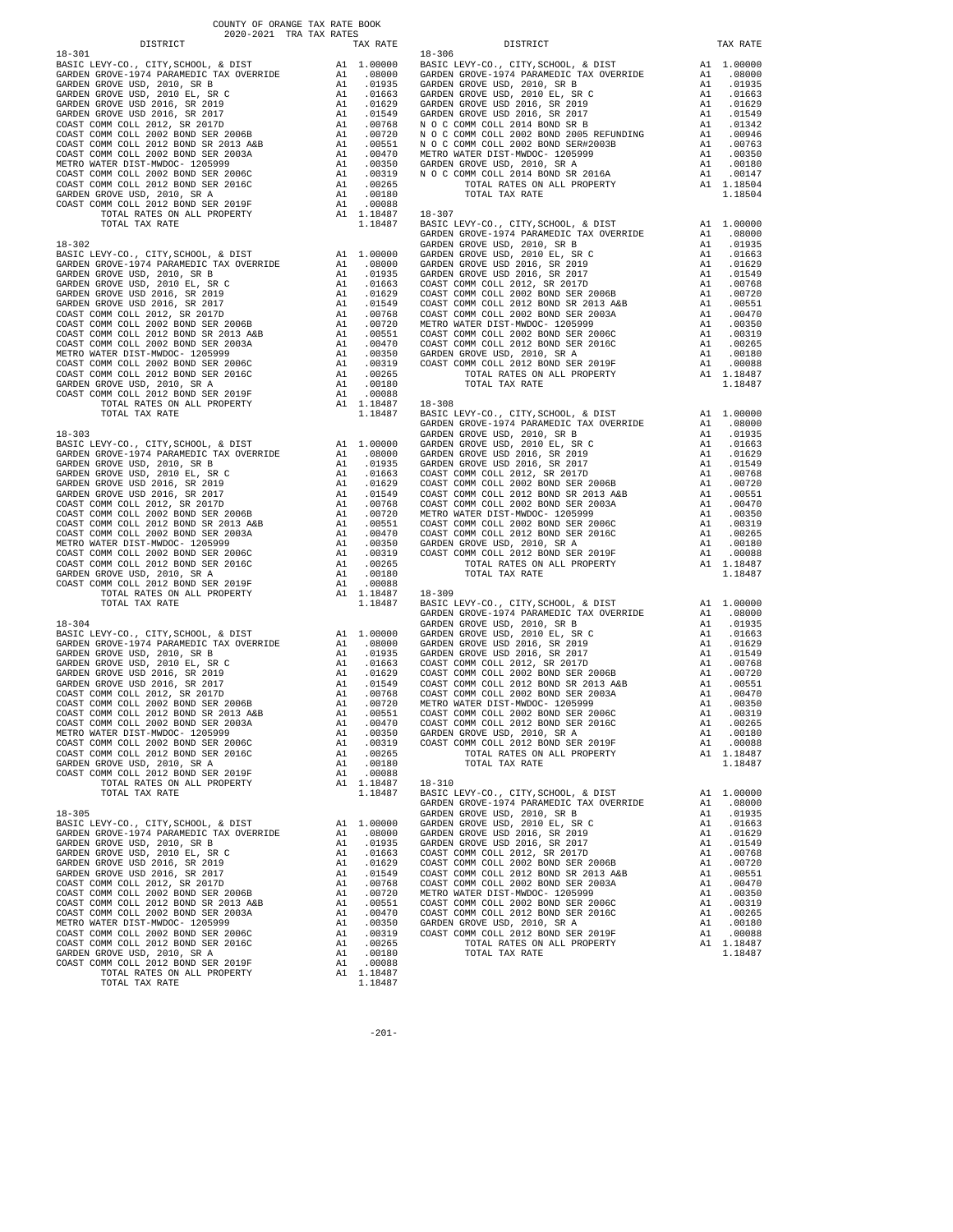COUNTY OF ORANGE TAX RATE BOOK
2020-2021 TRA TAX RATES

| DISTRICT | | TAX RATE |
|---|---|---|
| **18-301** | | |
| BASIC LEVY-CO., CITY,SCHOOL, & DIST | A1 | 1.00000 |
| GARDEN GROVE-1974 PARAMEDIC TAX OVERRIDE | A1 | .08000 |
| GARDEN GROVE USD, 2010, SR B | A1 | .01935 |
| GARDEN GROVE USD, 2010 EL, SR C | A1 | .01663 |
| GARDEN GROVE USD 2016, SR 2019 | A1 | .01629 |
| GARDEN GROVE USD 2016, SR 2017 | A1 | .01549 |
| COAST COMM COLL 2012, SR 2017D | A1 | .00768 |
| COAST COMM COLL 2002 BOND SER 2006B | A1 | .00720 |
| COAST COMM COLL 2012 BOND SR 2013 A&B | A1 | .00551 |
| COAST COMM COLL 2002 BOND SER 2003A | A1 | .00470 |
| METRO WATER DIST-MWDOC- 1205999 | A1 | .00350 |
| COAST COMM COLL 2002 BOND SER 2006C | A1 | .00319 |
| COAST COMM COLL 2012 BOND SER 2016C | A1 | .00265 |
| GARDEN GROVE USD, 2010, SR A | A1 | .00180 |
| COAST COMM COLL 2012 BOND SER 2019F | A1 | .00088 |
| TOTAL RATES ON ALL PROPERTY | A1 | 1.18487 |
| TOTAL TAX RATE | | 1.18487 |
| **18-302** | | |
| BASIC LEVY-CO., CITY,SCHOOL, & DIST | A1 | 1.00000 |
| GARDEN GROVE-1974 PARAMEDIC TAX OVERRIDE | A1 | .08000 |
| GARDEN GROVE USD, 2010, SR B | A1 | .01935 |
| GARDEN GROVE USD, 2010 EL, SR C | A1 | .01663 |
| GARDEN GROVE USD 2016, SR 2019 | A1 | .01629 |
| GARDEN GROVE USD 2016, SR 2017 | A1 | .01549 |
| COAST COMM COLL 2012, SR 2017D | A1 | .00768 |
| COAST COMM COLL 2002 BOND SER 2006B | A1 | .00720 |
| COAST COMM COLL 2012 BOND SR 2013 A&B | A1 | .00551 |
| COAST COMM COLL 2002 BOND SER 2003A | A1 | .00470 |
| METRO WATER DIST-MWDOC- 1205999 | A1 | .00350 |
| COAST COMM COLL 2002 BOND SER 2006C | A1 | .00319 |
| COAST COMM COLL 2012 BOND SER 2016C | A1 | .00265 |
| GARDEN GROVE USD, 2010, SR A | A1 | .00180 |
| COAST COMM COLL 2012 BOND SER 2019F | A1 | .00088 |
| TOTAL RATES ON ALL PROPERTY | A1 | 1.18487 |
| TOTAL TAX RATE | | 1.18487 |
| **18-303** | | |
| BASIC LEVY-CO., CITY,SCHOOL, & DIST | A1 | 1.00000 |
| GARDEN GROVE-1974 PARAMEDIC TAX OVERRIDE | A1 | .08000 |
| GARDEN GROVE USD, 2010, SR B | A1 | .01935 |
| GARDEN GROVE USD, 2010 EL, SR C | A1 | .01663 |
| GARDEN GROVE USD 2016, SR 2019 | A1 | .01629 |
| GARDEN GROVE USD 2016, SR 2017 | A1 | .01549 |
| COAST COMM COLL 2012, SR 2017D | A1 | .00768 |
| COAST COMM COLL 2002 BOND SER 2006B | A1 | .00720 |
| COAST COMM COLL 2012 BOND SR 2013 A&B | A1 | .00551 |
| COAST COMM COLL 2002 BOND SER 2003A | A1 | .00470 |
| METRO WATER DIST-MWDOC- 1205999 | A1 | .00350 |
| COAST COMM COLL 2002 BOND SER 2006C | A1 | .00319 |
| COAST COMM COLL 2012 BOND SER 2016C | A1 | .00265 |
| GARDEN GROVE USD, 2010, SR A | A1 | .00180 |
| COAST COMM COLL 2012 BOND SER 2019F | A1 | .00088 |
| TOTAL RATES ON ALL PROPERTY | A1 | 1.18487 |
| TOTAL TAX RATE | | 1.18487 |
| **18-304** | | |
| BASIC LEVY-CO., CITY,SCHOOL, & DIST | A1 | 1.00000 |
| GARDEN GROVE-1974 PARAMEDIC TAX OVERRIDE | A1 | .08000 |
| GARDEN GROVE USD, 2010, SR B | A1 | .01935 |
| GARDEN GROVE USD, 2010 EL, SR C | A1 | .01663 |
| GARDEN GROVE USD 2016, SR 2019 | A1 | .01629 |
| GARDEN GROVE USD 2016, SR 2017 | A1 | .01549 |
| COAST COMM COLL 2012, SR 2017D | A1 | .00768 |
| COAST COMM COLL 2002 BOND SER 2006B | A1 | .00720 |
| COAST COMM COLL 2012 BOND SR 2013 A&B | A1 | .00551 |
| COAST COMM COLL 2002 BOND SER 2003A | A1 | .00470 |
| METRO WATER DIST-MWDOC- 1205999 | A1 | .00350 |
| COAST COMM COLL 2002 BOND SER 2006C | A1 | .00319 |
| COAST COMM COLL 2012 BOND SER 2016C | A1 | .00265 |
| GARDEN GROVE USD, 2010, SR A | A1 | .00180 |
| COAST COMM COLL 2012 BOND SER 2019F | A1 | .00088 |
| TOTAL RATES ON ALL PROPERTY | A1 | 1.18487 |
| TOTAL TAX RATE | | 1.18487 |
| **18-305** | | |
| BASIC LEVY-CO., CITY,SCHOOL, & DIST | A1 | 1.00000 |
| GARDEN GROVE-1974 PARAMEDIC TAX OVERRIDE | A1 | .08000 |
| GARDEN GROVE USD, 2010, SR B | A1 | .01935 |
| GARDEN GROVE USD, 2010 EL, SR C | A1 | .01663 |
| GARDEN GROVE USD 2016, SR 2019 | A1 | .01629 |
| GARDEN GROVE USD 2016, SR 2017 | A1 | .01549 |
| COAST COMM COLL 2012, SR 2017D | A1 | .00768 |
| COAST COMM COLL 2002 BOND SER 2006B | A1 | .00720 |
| COAST COMM COLL 2012 BOND SR 2013 A&B | A1 | .00551 |
| COAST COMM COLL 2002 BOND SER 2003A | A1 | .00470 |
| METRO WATER DIST-MWDOC- 1205999 | A1 | .00350 |
| COAST COMM COLL 2002 BOND SER 2006C | A1 | .00319 |
| COAST COMM COLL 2012 BOND SER 2016C | A1 | .00265 |
| GARDEN GROVE USD, 2010, SR A | A1 | .00180 |
| COAST COMM COLL 2012 BOND SER 2019F | A1 | .00088 |
| TOTAL RATES ON ALL PROPERTY | A1 | 1.18487 |
| TOTAL TAX RATE | | 1.18487 |
| **18-306** | | |
| BASIC LEVY-CO., CITY,SCHOOL, & DIST | A1 | 1.00000 |
| GARDEN GROVE-1974 PARAMEDIC TAX OVERRIDE | A1 | .08000 |
| GARDEN GROVE USD, 2010, SR B | A1 | .01935 |
| GARDEN GROVE USD, 2010 EL, SR C | A1 | .01663 |
| GARDEN GROVE USD 2016, SR 2019 | A1 | .01629 |
| GARDEN GROVE USD 2016, SR 2017 | A1 | .01549 |
| N O C COMM COLL 2014 BOND SR B | A1 | .01342 |
| N O C COMM COLL 2002 BOND 2005 REFUNDING | A1 | .00946 |
| N O C COMM COLL 2002 BOND SER#2003B | A1 | .00763 |
| METRO WATER DIST-MWDOC- 1205999 | A1 | .00350 |
| GARDEN GROVE USD, 2010, SR A | A1 | .00180 |
| N O C COMM COLL 2014 BOND SR 2016A | A1 | .00147 |
| TOTAL RATES ON ALL PROPERTY | A1 | 1.18504 |
| TOTAL TAX RATE | | 1.18504 |
| **18-307** | | |
| BASIC LEVY-CO., CITY,SCHOOL, & DIST | A1 | 1.00000 |
| GARDEN GROVE-1974 PARAMEDIC TAX OVERRIDE | A1 | .08000 |
| GARDEN GROVE USD, 2010, SR B | A1 | .01935 |
| GARDEN GROVE USD, 2010 EL, SR C | A1 | .01663 |
| GARDEN GROVE USD 2016, SR 2019 | A1 | .01629 |
| GARDEN GROVE USD 2016, SR 2017 | A1 | .01549 |
| COAST COMM COLL 2012, SR 2017D | A1 | .00768 |
| COAST COMM COLL 2002 BOND SER 2006B | A1 | .00720 |
| COAST COMM COLL 2012 BOND SR 2013 A&B | A1 | .00551 |
| COAST COMM COLL 2002 BOND SER 2003A | A1 | .00470 |
| METRO WATER DIST-MWDOC- 1205999 | A1 | .00350 |
| COAST COMM COLL 2002 BOND SER 2006C | A1 | .00319 |
| COAST COMM COLL 2012 BOND SER 2016C | A1 | .00265 |
| GARDEN GROVE USD, 2010, SR A | A1 | .00180 |
| COAST COMM COLL 2012 BOND SER 2019F | A1 | .00088 |
| TOTAL RATES ON ALL PROPERTY | A1 | 1.18487 |
| TOTAL TAX RATE | | 1.18487 |
| **18-308** | | |
| BASIC LEVY-CO., CITY,SCHOOL, & DIST | A1 | 1.00000 |
| GARDEN GROVE-1974 PARAMEDIC TAX OVERRIDE | A1 | .08000 |
| GARDEN GROVE USD, 2010, SR B | A1 | .01935 |
| GARDEN GROVE USD, 2010 EL, SR C | A1 | .01663 |
| GARDEN GROVE USD 2016, SR 2019 | A1 | .01629 |
| GARDEN GROVE USD 2016, SR 2017 | A1 | .01549 |
| COAST COMM COLL 2012, SR 2017D | A1 | .00768 |
| COAST COMM COLL 2002 BOND SER 2006B | A1 | .00720 |
| COAST COMM COLL 2012 BOND SR 2013 A&B | A1 | .00551 |
| COAST COMM COLL 2002 BOND SER 2003A | A1 | .00470 |
| METRO WATER DIST-MWDOC- 1205999 | A1 | .00350 |
| COAST COMM COLL 2002 BOND SER 2006C | A1 | .00319 |
| COAST COMM COLL 2012 BOND SER 2016C | A1 | .00265 |
| GARDEN GROVE USD, 2010, SR A | A1 | .00180 |
| COAST COMM COLL 2012 BOND SER 2019F | A1 | .00088 |
| TOTAL RATES ON ALL PROPERTY | A1 | 1.18487 |
| TOTAL TAX RATE | | 1.18487 |
| **18-309** | | |
| BASIC LEVY-CO., CITY,SCHOOL, & DIST | A1 | 1.00000 |
| GARDEN GROVE-1974 PARAMEDIC TAX OVERRIDE | A1 | .08000 |
| GARDEN GROVE USD, 2010, SR B | A1 | .01935 |
| GARDEN GROVE USD, 2010 EL, SR C | A1 | .01663 |
| GARDEN GROVE USD 2016, SR 2019 | A1 | .01629 |
| GARDEN GROVE USD 2016, SR 2017 | A1 | .01549 |
| COAST COMM COLL 2012, SR 2017D | A1 | .00768 |
| COAST COMM COLL 2002 BOND SER 2006B | A1 | .00720 |
| COAST COMM COLL 2012 BOND SR 2013 A&B | A1 | .00551 |
| COAST COMM COLL 2002 BOND SER 2003A | A1 | .00470 |
| METRO WATER DIST-MWDOC- 1205999 | A1 | .00350 |
| COAST COMM COLL 2002 BOND SER 2006C | A1 | .00319 |
| COAST COMM COLL 2012 BOND SER 2016C | A1 | .00265 |
| GARDEN GROVE USD, 2010, SR A | A1 | .00180 |
| COAST COMM COLL 2012 BOND SER 2019F | A1 | .00088 |
| TOTAL RATES ON ALL PROPERTY | A1 | 1.18487 |
| TOTAL TAX RATE | | 1.18487 |
| **18-310** | | |
| BASIC LEVY-CO., CITY,SCHOOL, & DIST | A1 | 1.00000 |
| GARDEN GROVE-1974 PARAMEDIC TAX OVERRIDE | A1 | .08000 |
| GARDEN GROVE USD, 2010, SR B | A1 | .01935 |
| GARDEN GROVE USD, 2010 EL, SR C | A1 | .01663 |
| GARDEN GROVE USD 2016, SR 2019 | A1 | .01629 |
| GARDEN GROVE USD 2016, SR 2017 | A1 | .01549 |
| COAST COMM COLL 2012, SR 2017D | A1 | .00768 |
| COAST COMM COLL 2002 BOND SER 2006B | A1 | .00720 |
| COAST COMM COLL 2012 BOND SR 2013 A&B | A1 | .00551 |
| COAST COMM COLL 2002 BOND SER 2003A | A1 | .00470 |
| METRO WATER DIST-MWDOC- 1205999 | A1 | .00350 |
| COAST COMM COLL 2002 BOND SER 2006C | A1 | .00319 |
| COAST COMM COLL 2012 BOND SER 2016C | A1 | .00265 |
| GARDEN GROVE USD, 2010, SR A | A1 | .00180 |
| COAST COMM COLL 2012 BOND SER 2019F | A1 | .00088 |
| TOTAL RATES ON ALL PROPERTY | A1 | 1.18487 |
| TOTAL TAX RATE | | 1.18487 |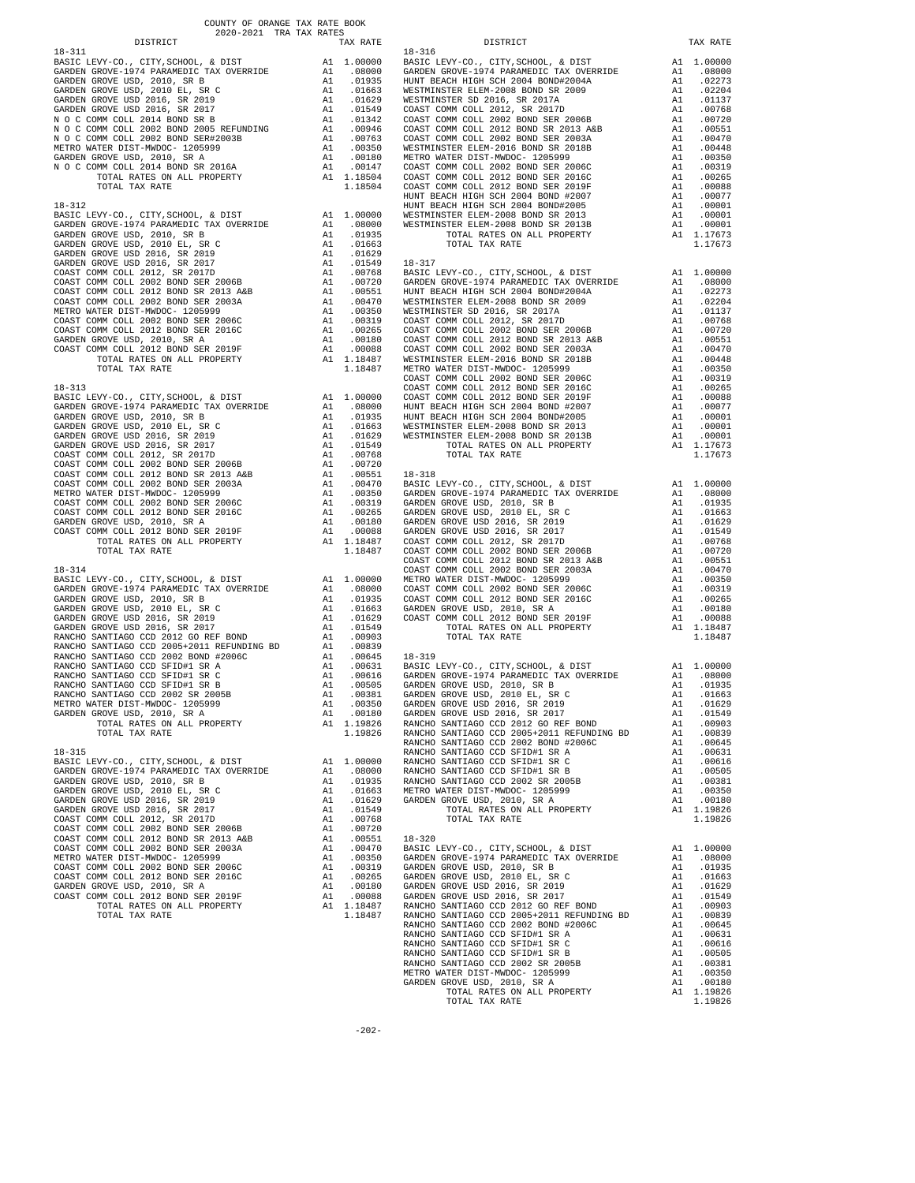COUNTY OF ORANGE TAX RATE BOOK
2020-2021 TRA TAX RATES

### 18-311

| DISTRICT | | TAX RATE |
|---|---|---|
| BASIC LEVY-CO., CITY,SCHOOL, & DIST | A1 | 1.00000 |
| GARDEN GROVE-1974 PARAMEDIC TAX OVERRIDE | A1 | .08000 |
| GARDEN GROVE USD, 2010, SR B | A1 | .01935 |
| GARDEN GROVE USD, 2010 EL, SR C | A1 | .01663 |
| GARDEN GROVE USD 2016, SR 2019 | A1 | .01629 |
| GARDEN GROVE USD 2016, SR 2017 | A1 | .01549 |
| N O C COMM COLL 2014 BOND SR B | A1 | .01342 |
| N O C COMM COLL 2002 BOND 2005 REFUNDING | A1 | .00946 |
| N O C COMM COLL 2002 BOND SER#2003B | A1 | .00763 |
| METRO WATER DIST-MWDOC- 1205999 | A1 | .00350 |
| GARDEN GROVE USD, 2010, SR A | A1 | .00180 |
| N O C COMM COLL 2014 BOND SR 2016A | A1 | .00147 |
| TOTAL RATES ON ALL PROPERTY | A1 | 1.18504 |
| TOTAL TAX RATE | | 1.18504 |

### 18-312

| DISTRICT | | TAX RATE |
|---|---|---|
| BASIC LEVY-CO., CITY,SCHOOL, & DIST | A1 | 1.00000 |
| GARDEN GROVE-1974 PARAMEDIC TAX OVERRIDE | A1 | .08000 |
| GARDEN GROVE USD, 2010, SR B | A1 | .01935 |
| GARDEN GROVE USD, 2010 EL, SR C | A1 | .01663 |
| GARDEN GROVE USD 2016, SR 2019 | A1 | .01629 |
| GARDEN GROVE USD 2016, SR 2017 | A1 | .01549 |
| COAST COMM COLL 2012, SR 2017D | A1 | .00768 |
| COAST COMM COLL 2002 BOND SER 2006B | A1 | .00720 |
| COAST COMM COLL 2012 BOND SR 2013 A&B | A1 | .00551 |
| COAST COMM COLL 2002 BOND SER 2003A | A1 | .00470 |
| METRO WATER DIST-MWDOC- 1205999 | A1 | .00350 |
| COAST COMM COLL 2002 BOND SER 2006C | A1 | .00319 |
| COAST COMM COLL 2012 BOND SER 2016C | A1 | .00265 |
| GARDEN GROVE USD, 2010, SR A | A1 | .00180 |
| COAST COMM COLL 2012 BOND SER 2019F | A1 | .00088 |
| TOTAL RATES ON ALL PROPERTY | A1 | 1.18487 |
| TOTAL TAX RATE | | 1.18487 |

### 18-313

| DISTRICT | | TAX RATE |
|---|---|---|
| BASIC LEVY-CO., CITY,SCHOOL, & DIST | A1 | 1.00000 |
| GARDEN GROVE-1974 PARAMEDIC TAX OVERRIDE | A1 | .08000 |
| GARDEN GROVE USD, 2010, SR B | A1 | .01935 |
| GARDEN GROVE USD, 2010 EL, SR C | A1 | .01663 |
| GARDEN GROVE USD 2016, SR 2019 | A1 | .01629 |
| GARDEN GROVE USD 2016, SR 2017 | A1 | .01549 |
| COAST COMM COLL 2012, SR 2017D | A1 | .00768 |
| COAST COMM COLL 2002 BOND SER 2006B | A1 | .00720 |
| COAST COMM COLL 2012 BOND SR 2013 A&B | A1 | .00551 |
| COAST COMM COLL 2002 BOND SER 2003A | A1 | .00470 |
| METRO WATER DIST-MWDOC- 1205999 | A1 | .00350 |
| COAST COMM COLL 2002 BOND SER 2006C | A1 | .00319 |
| COAST COMM COLL 2012 BOND SER 2016C | A1 | .00265 |
| GARDEN GROVE USD, 2010, SR A | A1 | .00180 |
| COAST COMM COLL 2012 BOND SER 2019F | A1 | .00088 |
| TOTAL RATES ON ALL PROPERTY | A1 | 1.18487 |
| TOTAL TAX RATE | | 1.18487 |

### 18-314

| DISTRICT | | TAX RATE |
|---|---|---|
| BASIC LEVY-CO., CITY,SCHOOL, & DIST | A1 | 1.00000 |
| GARDEN GROVE-1974 PARAMEDIC TAX OVERRIDE | A1 | .08000 |
| GARDEN GROVE USD, 2010, SR B | A1 | .01935 |
| GARDEN GROVE USD, 2010 EL, SR C | A1 | .01663 |
| GARDEN GROVE USD 2016, SR 2019 | A1 | .01629 |
| GARDEN GROVE USD 2016, SR 2017 | A1 | .01549 |
| RANCHO SANTIAGO CCD 2012 GO REF BOND | A1 | .00903 |
| RANCHO SANTIAGO CCD 2005+2011 REFUNDING BD | A1 | .00839 |
| RANCHO SANTIAGO CCD 2002 BOND #2006C | A1 | .00645 |
| RANCHO SANTIAGO CCD SFID#1 SR A | A1 | .00631 |
| RANCHO SANTIAGO CCD SFID#1 SR C | A1 | .00616 |
| RANCHO SANTIAGO CCD SFID#1 SR B | A1 | .00505 |
| RANCHO SANTIAGO CCD 2002 SR 2005B | A1 | .00381 |
| METRO WATER DIST-MWDOC- 1205999 | A1 | .00350 |
| GARDEN GROVE USD, 2010, SR A | A1 | .00180 |
| TOTAL RATES ON ALL PROPERTY | A1 | 1.19826 |
| TOTAL TAX RATE | | 1.19826 |

### 18-315

| DISTRICT | | TAX RATE |
|---|---|---|
| BASIC LEVY-CO., CITY,SCHOOL, & DIST | A1 | 1.00000 |
| GARDEN GROVE-1974 PARAMEDIC TAX OVERRIDE | A1 | .08000 |
| GARDEN GROVE USD, 2010, SR B | A1 | .01935 |
| GARDEN GROVE USD, 2010 EL, SR C | A1 | .01663 |
| GARDEN GROVE USD 2016, SR 2019 | A1 | .01629 |
| GARDEN GROVE USD 2016, SR 2017 | A1 | .01549 |
| COAST COMM COLL 2012, SR 2017D | A1 | .00768 |
| COAST COMM COLL 2002 BOND SER 2006B | A1 | .00720 |
| COAST COMM COLL 2012 BOND SR 2013 A&B | A1 | .00551 |
| COAST COMM COLL 2002 BOND SER 2003A | A1 | .00470 |
| METRO WATER DIST-MWDOC- 1205999 | A1 | .00350 |
| COAST COMM COLL 2002 BOND SER 2006C | A1 | .00319 |
| COAST COMM COLL 2012 BOND SER 2016C | A1 | .00265 |
| GARDEN GROVE USD, 2010, SR A | A1 | .00180 |
| COAST COMM COLL 2012 BOND SER 2019F | A1 | .00088 |
| TOTAL RATES ON ALL PROPERTY | A1 | 1.18487 |
| TOTAL TAX RATE | | 1.18487 |

### 18-316

| DISTRICT | | TAX RATE |
|---|---|---|
| BASIC LEVY-CO., CITY,SCHOOL, & DIST | A1 | 1.00000 |
| GARDEN GROVE-1974 PARAMEDIC TAX OVERRIDE | A1 | .08000 |
| HUNT BEACH HIGH SCH 2004 BOND#2004A | A1 | .02273 |
| WESTMINSTER ELEM-2008 BOND SR 2009 | A1 | .02204 |
| WESTMINSTER SD 2016, SR 2017A | A1 | .01137 |
| COAST COMM COLL 2012, SR 2017D | A1 | .00768 |
| COAST COMM COLL 2002 BOND SER 2006B | A1 | .00720 |
| COAST COMM COLL 2012 BOND SR 2013 A&B | A1 | .00551 |
| COAST COMM COLL 2002 BOND SER 2003A | A1 | .00470 |
| WESTMINSTER ELEM-2016 BOND SR 2018B | A1 | .00448 |
| METRO WATER DIST-MWDOC- 1205999 | A1 | .00350 |
| COAST COMM COLL 2002 BOND SER 2006C | A1 | .00319 |
| COAST COMM COLL 2012 BOND SER 2016C | A1 | .00265 |
| COAST COMM COLL 2012 BOND SER 2019F | A1 | .00088 |
| HUNT BEACH HIGH SCH 2004 BOND #2007 | A1 | .00077 |
| HUNT BEACH HIGH SCH 2004 BOND#2005 | A1 | .00001 |
| WESTMINSTER ELEM-2008 BOND SR 2013 | A1 | .00001 |
| WESTMINSTER ELEM-2008 BOND SR 2013B | A1 | .00001 |
| TOTAL RATES ON ALL PROPERTY | A1 | 1.17673 |
| TOTAL TAX RATE | | 1.17673 |

### 18-317

| DISTRICT | | TAX RATE |
|---|---|---|
| BASIC LEVY-CO., CITY,SCHOOL, & DIST | A1 | 1.00000 |
| GARDEN GROVE-1974 PARAMEDIC TAX OVERRIDE | A1 | .08000 |
| HUNT BEACH HIGH SCH 2004 BOND#2004A | A1 | .02273 |
| WESTMINSTER ELEM-2008 BOND SR 2009 | A1 | .02204 |
| WESTMINSTER SD 2016, SR 2017A | A1 | .01137 |
| COAST COMM COLL 2012, SR 2017D | A1 | .00768 |
| COAST COMM COLL 2002 BOND SER 2006B | A1 | .00720 |
| COAST COMM COLL 2012 BOND SR 2013 A&B | A1 | .00551 |
| COAST COMM COLL 2002 BOND SER 2003A | A1 | .00470 |
| WESTMINSTER ELEM-2016 BOND SR 2018B | A1 | .00448 |
| METRO WATER DIST-MWDOC- 1205999 | A1 | .00350 |
| COAST COMM COLL 2002 BOND SER 2006C | A1 | .00319 |
| COAST COMM COLL 2012 BOND SER 2016C | A1 | .00265 |
| COAST COMM COLL 2012 BOND SER 2019F | A1 | .00088 |
| HUNT BEACH HIGH SCH 2004 BOND #2007 | A1 | .00077 |
| HUNT BEACH HIGH SCH 2004 BOND#2005 | A1 | .00001 |
| WESTMINSTER ELEM-2008 BOND SR 2013 | A1 | .00001 |
| WESTMINSTER ELEM-2008 BOND SR 2013B | A1 | .00001 |
| TOTAL RATES ON ALL PROPERTY | A1 | 1.17673 |
| TOTAL TAX RATE | | 1.17673 |

### 18-318

| DISTRICT | | TAX RATE |
|---|---|---|
| BASIC LEVY-CO., CITY,SCHOOL, & DIST | A1 | 1.00000 |
| GARDEN GROVE-1974 PARAMEDIC TAX OVERRIDE | A1 | .08000 |
| GARDEN GROVE USD, 2010, SR B | A1 | .01935 |
| GARDEN GROVE USD, 2010 EL, SR C | A1 | .01663 |
| GARDEN GROVE USD 2016, SR 2019 | A1 | .01629 |
| GARDEN GROVE USD 2016, SR 2017 | A1 | .01549 |
| COAST COMM COLL 2012, SR 2017D | A1 | .00768 |
| COAST COMM COLL 2002 BOND SER 2006B | A1 | .00720 |
| COAST COMM COLL 2012 BOND SR 2013 A&B | A1 | .00551 |
| COAST COMM COLL 2002 BOND SER 2003A | A1 | .00470 |
| METRO WATER DIST-MWDOC- 1205999 | A1 | .00350 |
| COAST COMM COLL 2002 BOND SER 2006C | A1 | .00319 |
| COAST COMM COLL 2012 BOND SER 2016C | A1 | .00265 |
| GARDEN GROVE USD, 2010, SR A | A1 | .00180 |
| COAST COMM COLL 2012 BOND SER 2019F | A1 | .00088 |
| TOTAL RATES ON ALL PROPERTY | A1 | 1.18487 |
| TOTAL TAX RATE | | 1.18487 |

### 18-319

| DISTRICT | | TAX RATE |
|---|---|---|
| BASIC LEVY-CO., CITY,SCHOOL, & DIST | A1 | 1.00000 |
| GARDEN GROVE-1974 PARAMEDIC TAX OVERRIDE | A1 | .08000 |
| GARDEN GROVE USD, 2010, SR B | A1 | .01935 |
| GARDEN GROVE USD, 2010 EL, SR C | A1 | .01663 |
| GARDEN GROVE USD 2016, SR 2019 | A1 | .01629 |
| GARDEN GROVE USD 2016, SR 2017 | A1 | .01549 |
| RANCHO SANTIAGO CCD 2012 GO REF BOND | A1 | .00903 |
| RANCHO SANTIAGO CCD 2005+2011 REFUNDING BD | A1 | .00839 |
| RANCHO SANTIAGO CCD 2002 BOND #2006C | A1 | .00645 |
| RANCHO SANTIAGO CCD SFID#1 SR A | A1 | .00631 |
| RANCHO SANTIAGO CCD SFID#1 SR C | A1 | .00616 |
| RANCHO SANTIAGO CCD SFID#1 SR B | A1 | .00505 |
| RANCHO SANTIAGO CCD 2002 SR 2005B | A1 | .00381 |
| METRO WATER DIST-MWDOC- 1205999 | A1 | .00350 |
| GARDEN GROVE USD, 2010, SR A | A1 | .00180 |
| TOTAL RATES ON ALL PROPERTY | A1 | 1.19826 |
| TOTAL TAX RATE | | 1.19826 |

### 18-320

| DISTRICT | | TAX RATE |
|---|---|---|
| BASIC LEVY-CO., CITY,SCHOOL, & DIST | A1 | 1.00000 |
| GARDEN GROVE-1974 PARAMEDIC TAX OVERRIDE | A1 | .08000 |
| GARDEN GROVE USD, 2010, SR B | A1 | .01935 |
| GARDEN GROVE USD, 2010 EL, SR C | A1 | .01663 |
| GARDEN GROVE USD 2016, SR 2019 | A1 | .01629 |
| GARDEN GROVE USD 2016, SR 2017 | A1 | .01549 |
| RANCHO SANTIAGO CCD 2012 GO REF BOND | A1 | .00903 |
| RANCHO SANTIAGO CCD 2005+2011 REFUNDING BD | A1 | .00839 |
| RANCHO SANTIAGO CCD 2002 BOND #2006C | A1 | .00645 |
| RANCHO SANTIAGO CCD SFID#1 SR A | A1 | .00631 |
| RANCHO SANTIAGO CCD SFID#1 SR C | A1 | .00616 |
| RANCHO SANTIAGO CCD SFID#1 SR B | A1 | .00505 |
| RANCHO SANTIAGO CCD 2002 SR 2005B | A1 | .00381 |
| METRO WATER DIST-MWDOC- 1205999 | A1 | .00350 |
| GARDEN GROVE USD, 2010, SR A | A1 | .00180 |
| TOTAL RATES ON ALL PROPERTY | A1 | 1.19826 |
| TOTAL TAX RATE | | 1.19826 |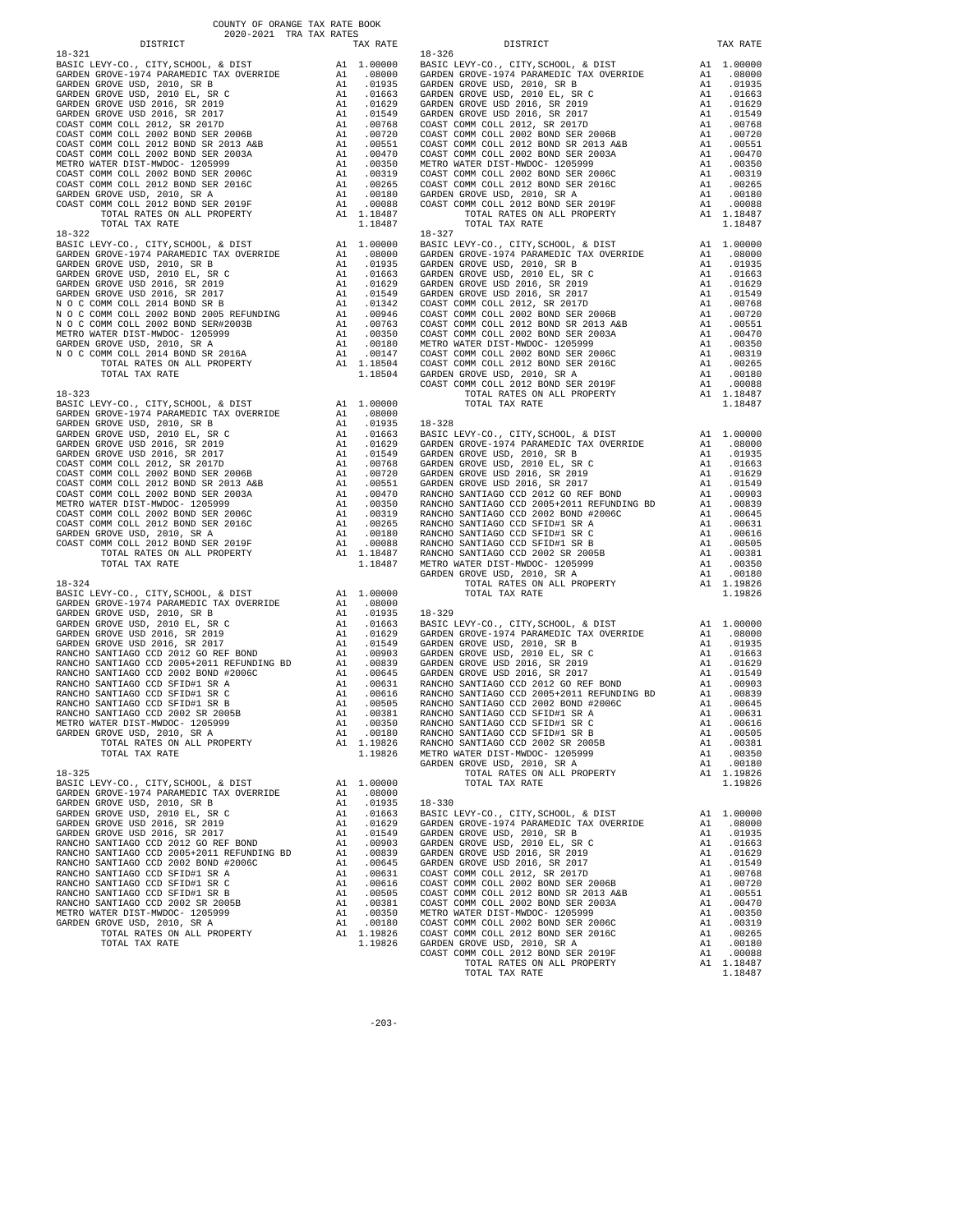COUNTY OF ORANGE TAX RATE BOOK
2020-2021 TRA TAX RATES

| DISTRICT | | TAX RATE |
|---|---|---|
| **18-321** | | |
| BASIC LEVY-CO., CITY,SCHOOL, & DIST | A1 | 1.00000 |
| GARDEN GROVE-1974 PARAMEDIC TAX OVERRIDE | A1 | .08000 |
| GARDEN GROVE USD, 2010, SR B | A1 | .01935 |
| GARDEN GROVE USD, 2010 EL, SR C | A1 | .01663 |
| GARDEN GROVE USD 2016, SR 2019 | A1 | .01629 |
| GARDEN GROVE USD 2016, SR 2017 | A1 | .01549 |
| COAST COMM COLL 2012, SR 2017D | A1 | .00768 |
| COAST COMM COLL 2002 BOND SER 2006B | A1 | .00720 |
| COAST COMM COLL 2012 BOND SR 2013 A&B | A1 | .00551 |
| COAST COMM COLL 2002 BOND SER 2003A | A1 | .00470 |
| METRO WATER DIST-MWDOC- 1205999 | A1 | .00350 |
| COAST COMM COLL 2002 BOND SER 2006C | A1 | .00319 |
| COAST COMM COLL 2012 BOND SER 2016C | A1 | .00265 |
| GARDEN GROVE USD, 2010, SR A | A1 | .00180 |
| COAST COMM COLL 2012 BOND SER 2019F | A1 | .00088 |
| TOTAL RATES ON ALL PROPERTY | A1 | 1.18487 |
| TOTAL TAX RATE | | 1.18487 |
| **18-322** | | |
| BASIC LEVY-CO., CITY,SCHOOL, & DIST | A1 | 1.00000 |
| GARDEN GROVE-1974 PARAMEDIC TAX OVERRIDE | A1 | .08000 |
| GARDEN GROVE USD, 2010, SR B | A1 | .01935 |
| GARDEN GROVE USD, 2010 EL, SR C | A1 | .01663 |
| GARDEN GROVE USD 2016, SR 2019 | A1 | .01629 |
| GARDEN GROVE USD 2016, SR 2017 | A1 | .01549 |
| N O C COMM COLL 2014 BOND SR B | A1 | .01342 |
| N O C COMM COLL 2002 BOND 2005 REFUNDING | A1 | .00946 |
| N O C COMM COLL 2002 BOND SER#2003B | A1 | .00763 |
| METRO WATER DIST-MWDOC- 1205999 | A1 | .00350 |
| GARDEN GROVE USD, 2010, SR A | A1 | .00180 |
| N O C COMM COLL 2014 BOND SR 2016A | A1 | .00147 |
| TOTAL RATES ON ALL PROPERTY | A1 | 1.18504 |
| TOTAL TAX RATE | | 1.18504 |
| **18-323** | | |
| BASIC LEVY-CO., CITY,SCHOOL, & DIST | A1 | 1.00000 |
| GARDEN GROVE-1974 PARAMEDIC TAX OVERRIDE | A1 | .08000 |
| GARDEN GROVE USD, 2010, SR B | A1 | .01935 |
| GARDEN GROVE USD, 2010 EL, SR C | A1 | .01663 |
| GARDEN GROVE USD 2016, SR 2019 | A1 | .01629 |
| GARDEN GROVE USD 2016, SR 2017 | A1 | .01549 |
| COAST COMM COLL 2012, SR 2017D | A1 | .00768 |
| COAST COMM COLL 2002 BOND SER 2006B | A1 | .00720 |
| COAST COMM COLL 2012 BOND SR 2013 A&B | A1 | .00551 |
| COAST COMM COLL 2002 BOND SER 2003A | A1 | .00470 |
| METRO WATER DIST-MWDOC- 1205999 | A1 | .00350 |
| COAST COMM COLL 2002 BOND SER 2006C | A1 | .00319 |
| COAST COMM COLL 2012 BOND SER 2016C | A1 | .00265 |
| GARDEN GROVE USD, 2010, SR A | A1 | .00180 |
| COAST COMM COLL 2012 BOND SER 2019F | A1 | .00088 |
| TOTAL RATES ON ALL PROPERTY | A1 | 1.18487 |
| TOTAL TAX RATE | | 1.18487 |
| **18-324** | | |
| BASIC LEVY-CO., CITY,SCHOOL, & DIST | A1 | 1.00000 |
| GARDEN GROVE-1974 PARAMEDIC TAX OVERRIDE | A1 | .08000 |
| GARDEN GROVE USD, 2010, SR B | A1 | .01935 |
| GARDEN GROVE USD, 2010 EL, SR C | A1 | .01663 |
| GARDEN GROVE USD 2016, SR 2019 | A1 | .01629 |
| GARDEN GROVE USD 2016, SR 2017 | A1 | .01549 |
| RANCHO SANTIAGO CCD 2012 GO REF BOND | A1 | .00903 |
| RANCHO SANTIAGO CCD 2005+2011 REFUNDING BD | A1 | .00839 |
| RANCHO SANTIAGO CCD 2002 BOND #2006C | A1 | .00645 |
| RANCHO SANTIAGO CCD SFID#1 SR A | A1 | .00631 |
| RANCHO SANTIAGO CCD SFID#1 SR C | A1 | .00616 |
| RANCHO SANTIAGO CCD SFID#1 SR B | A1 | .00505 |
| RANCHO SANTIAGO CCD 2002 SR 2005B | A1 | .00381 |
| METRO WATER DIST-MWDOC- 1205999 | A1 | .00350 |
| GARDEN GROVE USD, 2010, SR A | A1 | .00180 |
| TOTAL RATES ON ALL PROPERTY | A1 | 1.19826 |
| TOTAL TAX RATE | | 1.19826 |
| **18-325** | | |
| BASIC LEVY-CO., CITY,SCHOOL, & DIST | A1 | 1.00000 |
| GARDEN GROVE-1974 PARAMEDIC TAX OVERRIDE | A1 | .08000 |
| GARDEN GROVE USD, 2010, SR B | A1 | .01935 |
| GARDEN GROVE USD, 2010 EL, SR C | A1 | .01663 |
| GARDEN GROVE USD 2016, SR 2019 | A1 | .01629 |
| GARDEN GROVE USD 2016, SR 2017 | A1 | .01549 |
| RANCHO SANTIAGO CCD 2012 GO REF BOND | A1 | .00903 |
| RANCHO SANTIAGO CCD 2005+2011 REFUNDING BD | A1 | .00839 |
| RANCHO SANTIAGO CCD 2002 BOND #2006C | A1 | .00645 |
| RANCHO SANTIAGO CCD SFID#1 SR A | A1 | .00631 |
| RANCHO SANTIAGO CCD SFID#1 SR C | A1 | .00616 |
| RANCHO SANTIAGO CCD SFID#1 SR B | A1 | .00505 |
| RANCHO SANTIAGO CCD 2002 SR 2005B | A1 | .00381 |
| METRO WATER DIST-MWDOC- 1205999 | A1 | .00350 |
| GARDEN GROVE USD, 2010, SR A | A1 | .00180 |
| TOTAL RATES ON ALL PROPERTY | A1 | 1.19826 |
| TOTAL TAX RATE | | 1.19826 |
| **18-326** | | |
| BASIC LEVY-CO., CITY,SCHOOL, & DIST | A1 | 1.00000 |
| GARDEN GROVE-1974 PARAMEDIC TAX OVERRIDE | A1 | .08000 |
| GARDEN GROVE USD, 2010, SR B | A1 | .01935 |
| GARDEN GROVE USD, 2010 EL, SR C | A1 | .01663 |
| GARDEN GROVE USD 2016, SR 2019 | A1 | .01629 |
| GARDEN GROVE USD 2016, SR 2017 | A1 | .01549 |
| COAST COMM COLL 2012, SR 2017D | A1 | .00768 |
| COAST COMM COLL 2002 BOND SER 2006B | A1 | .00720 |
| COAST COMM COLL 2012 BOND SR 2013 A&B | A1 | .00551 |
| COAST COMM COLL 2002 BOND SER 2003A | A1 | .00470 |
| METRO WATER DIST-MWDOC- 1205999 | A1 | .00350 |
| COAST COMM COLL 2002 BOND SER 2006C | A1 | .00319 |
| COAST COMM COLL 2012 BOND SER 2016C | A1 | .00265 |
| GARDEN GROVE USD, 2010, SR A | A1 | .00180 |
| COAST COMM COLL 2012 BOND SER 2019F | A1 | .00088 |
| TOTAL RATES ON ALL PROPERTY | A1 | 1.18487 |
| TOTAL TAX RATE | | 1.18487 |
| **18-327** | | |
| BASIC LEVY-CO., CITY,SCHOOL, & DIST | A1 | 1.00000 |
| GARDEN GROVE-1974 PARAMEDIC TAX OVERRIDE | A1 | .08000 |
| GARDEN GROVE USD, 2010, SR B | A1 | .01935 |
| GARDEN GROVE USD, 2010 EL, SR C | A1 | .01663 |
| GARDEN GROVE USD 2016, SR 2019 | A1 | .01629 |
| GARDEN GROVE USD 2016, SR 2017 | A1 | .01549 |
| COAST COMM COLL 2012, SR 2017D | A1 | .00768 |
| COAST COMM COLL 2002 BOND SER 2006B | A1 | .00720 |
| COAST COMM COLL 2012 BOND SR 2013 A&B | A1 | .00551 |
| COAST COMM COLL 2002 BOND SER 2003A | A1 | .00470 |
| METRO WATER DIST-MWDOC- 1205999 | A1 | .00350 |
| COAST COMM COLL 2002 BOND SER 2006C | A1 | .00319 |
| COAST COMM COLL 2012 BOND SER 2016C | A1 | .00265 |
| GARDEN GROVE USD, 2010, SR A | A1 | .00180 |
| COAST COMM COLL 2012 BOND SER 2019F | A1 | .00088 |
| TOTAL RATES ON ALL PROPERTY | A1 | 1.18487 |
| TOTAL TAX RATE | | 1.18487 |
| **18-328** | | |
| BASIC LEVY-CO., CITY,SCHOOL, & DIST | A1 | 1.00000 |
| GARDEN GROVE-1974 PARAMEDIC TAX OVERRIDE | A1 | .08000 |
| GARDEN GROVE USD, 2010, SR B | A1 | .01935 |
| GARDEN GROVE USD, 2010 EL, SR C | A1 | .01663 |
| GARDEN GROVE USD 2016, SR 2019 | A1 | .01629 |
| GARDEN GROVE USD 2016, SR 2017 | A1 | .01549 |
| RANCHO SANTIAGO CCD 2012 GO REF BOND | A1 | .00903 |
| RANCHO SANTIAGO CCD 2005+2011 REFUNDING BD | A1 | .00839 |
| RANCHO SANTIAGO CCD 2002 BOND #2006C | A1 | .00645 |
| RANCHO SANTIAGO CCD SFID#1 SR A | A1 | .00631 |
| RANCHO SANTIAGO CCD SFID#1 SR C | A1 | .00616 |
| RANCHO SANTIAGO CCD SFID#1 SR B | A1 | .00505 |
| RANCHO SANTIAGO CCD 2002 SR 2005B | A1 | .00381 |
| METRO WATER DIST-MWDOC- 1205999 | A1 | .00350 |
| GARDEN GROVE USD, 2010, SR A | A1 | .00180 |
| TOTAL RATES ON ALL PROPERTY | A1 | 1.19826 |
| TOTAL TAX RATE | | 1.19826 |
| **18-329** | | |
| BASIC LEVY-CO., CITY,SCHOOL, & DIST | A1 | 1.00000 |
| GARDEN GROVE-1974 PARAMEDIC TAX OVERRIDE | A1 | .08000 |
| GARDEN GROVE USD, 2010, SR B | A1 | .01935 |
| GARDEN GROVE USD, 2010 EL, SR C | A1 | .01663 |
| GARDEN GROVE USD 2016, SR 2019 | A1 | .01629 |
| GARDEN GROVE USD 2016, SR 2017 | A1 | .01549 |
| RANCHO SANTIAGO CCD 2012 GO REF BOND | A1 | .00903 |
| RANCHO SANTIAGO CCD 2005+2011 REFUNDING BD | A1 | .00839 |
| RANCHO SANTIAGO CCD 2002 BOND #2006C | A1 | .00645 |
| RANCHO SANTIAGO CCD SFID#1 SR A | A1 | .00631 |
| RANCHO SANTIAGO CCD SFID#1 SR C | A1 | .00616 |
| RANCHO SANTIAGO CCD SFID#1 SR B | A1 | .00505 |
| RANCHO SANTIAGO CCD 2002 SR 2005B | A1 | .00381 |
| METRO WATER DIST-MWDOC- 1205999 | A1 | .00350 |
| GARDEN GROVE USD, 2010, SR A | A1 | .00180 |
| TOTAL RATES ON ALL PROPERTY | A1 | 1.19826 |
| TOTAL TAX RATE | | 1.19826 |
| **18-330** | | |
| BASIC LEVY-CO., CITY,SCHOOL, & DIST | A1 | 1.00000 |
| GARDEN GROVE-1974 PARAMEDIC TAX OVERRIDE | A1 | .08000 |
| GARDEN GROVE USD, 2010, SR B | A1 | .01935 |
| GARDEN GROVE USD, 2010 EL, SR C | A1 | .01663 |
| GARDEN GROVE USD 2016, SR 2019 | A1 | .01629 |
| GARDEN GROVE USD 2016, SR 2017 | A1 | .01549 |
| COAST COMM COLL 2012, SR 2017D | A1 | .00768 |
| COAST COMM COLL 2002 BOND SER 2006B | A1 | .00720 |
| COAST COMM COLL 2012 BOND SR 2013 A&B | A1 | .00551 |
| COAST COMM COLL 2002 BOND SER 2003A | A1 | .00470 |
| METRO WATER DIST-MWDOC- 1205999 | A1 | .00350 |
| COAST COMM COLL 2002 BOND SER 2006C | A1 | .00319 |
| COAST COMM COLL 2012 BOND SER 2016C | A1 | .00265 |
| GARDEN GROVE USD, 2010, SR A | A1 | .00180 |
| COAST COMM COLL 2012 BOND SER 2019F | A1 | .00088 |
| TOTAL RATES ON ALL PROPERTY | A1 | 1.18487 |
| TOTAL TAX RATE | | 1.18487 |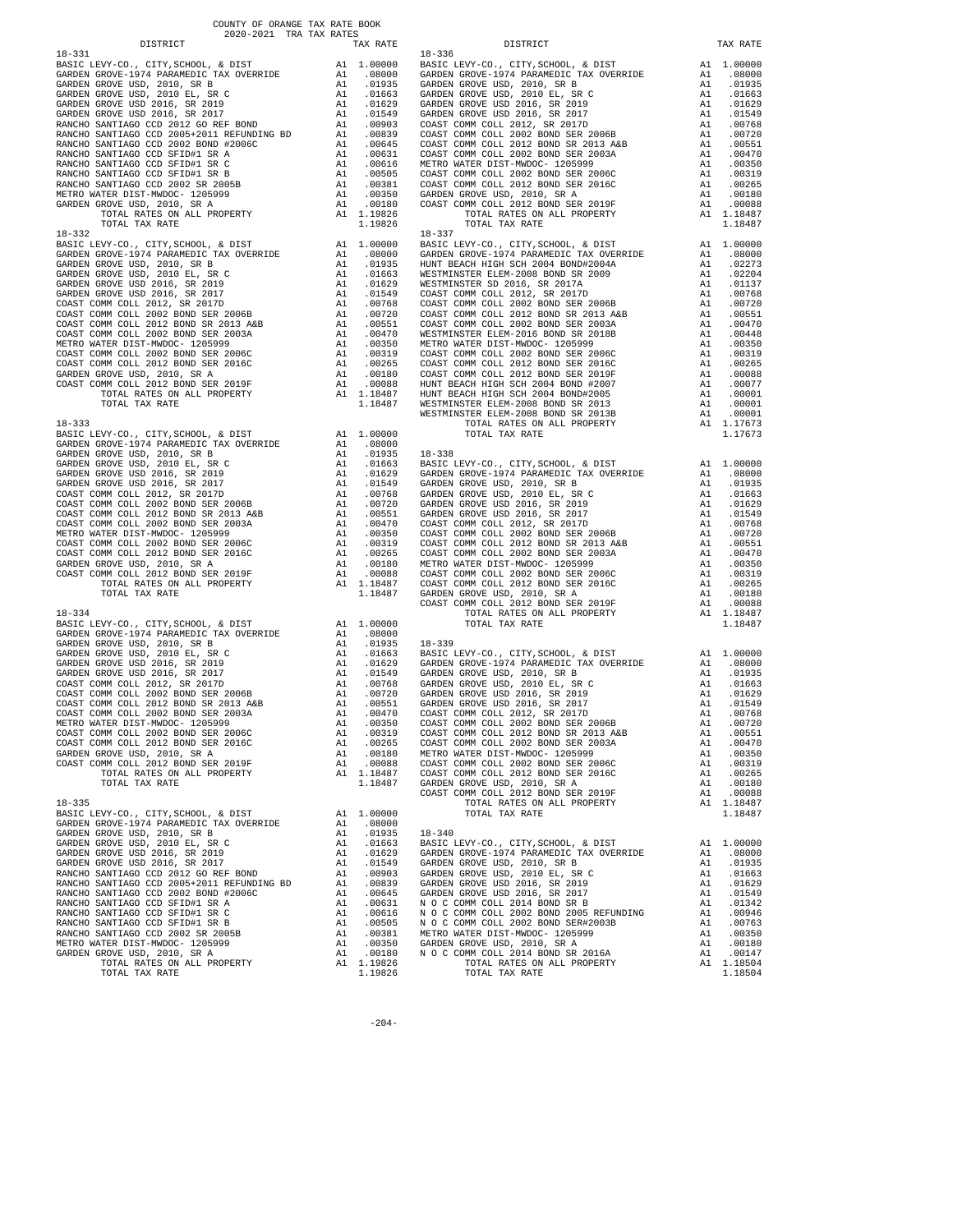COUNTY OF ORANGE TAX RATE BOOK
2020-2021 TRA TAX RATES

| DISTRICT | | TAX RATE |
|---|---|---|
| **18-331** | | |
| BASIC LEVY-CO., CITY,SCHOOL, & DIST | A1 | 1.00000 |
| GARDEN GROVE-1974 PARAMEDIC TAX OVERRIDE | A1 | .08000 |
| GARDEN GROVE USD, 2010, SR B | A1 | .01935 |
| GARDEN GROVE USD, 2010 EL, SR C | A1 | .01663 |
| GARDEN GROVE USD 2016, SR 2019 | A1 | .01629 |
| GARDEN GROVE USD 2016, SR 2017 | A1 | .01549 |
| RANCHO SANTIAGO CCD 2012 GO REF BOND | A1 | .00903 |
| RANCHO SANTIAGO CCD 2005+2011 REFUNDING BD | A1 | .00839 |
| RANCHO SANTIAGO CCD 2002 BOND #2006C | A1 | .00645 |
| RANCHO SANTIAGO CCD SFID#1 SR A | A1 | .00631 |
| RANCHO SANTIAGO CCD SFID#1 SR C | A1 | .00616 |
| RANCHO SANTIAGO CCD SFID#1 SR B | A1 | .00505 |
| RANCHO SANTIAGO CCD 2002 SR 2005B | A1 | .00381 |
| METRO WATER DIST-MWDOC- 1205999 | A1 | .00350 |
| GARDEN GROVE USD, 2010, SR A | A1 | .00180 |
| TOTAL RATES ON ALL PROPERTY | A1 | 1.19826 |
| TOTAL TAX RATE | | 1.19826 |
| **18-332** | | |
| BASIC LEVY-CO., CITY,SCHOOL, & DIST | A1 | 1.00000 |
| GARDEN GROVE-1974 PARAMEDIC TAX OVERRIDE | A1 | .08000 |
| GARDEN GROVE USD, 2010, SR B | A1 | .01935 |
| GARDEN GROVE USD, 2010 EL, SR C | A1 | .01663 |
| GARDEN GROVE USD 2016, SR 2019 | A1 | .01629 |
| GARDEN GROVE USD 2016, SR 2017 | A1 | .01549 |
| COAST COMM COLL 2012, SR 2017D | A1 | .00768 |
| COAST COMM COLL 2002 BOND SER 2006B | A1 | .00720 |
| COAST COMM COLL 2012 BOND SR 2013 A&B | A1 | .00551 |
| COAST COMM COLL 2002 BOND SER 2003A | A1 | .00470 |
| METRO WATER DIST-MWDOC- 1205999 | A1 | .00350 |
| COAST COMM COLL 2002 BOND SER 2006C | A1 | .00319 |
| COAST COMM COLL 2012 BOND SER 2016C | A1 | .00265 |
| GARDEN GROVE USD, 2010, SR A | A1 | .00180 |
| COAST COMM COLL 2012 BOND SER 2019F | A1 | .00088 |
| TOTAL RATES ON ALL PROPERTY | A1 | 1.18487 |
| TOTAL TAX RATE | | 1.18487 |
| **18-333** | | |
| BASIC LEVY-CO., CITY,SCHOOL, & DIST | A1 | 1.00000 |
| GARDEN GROVE-1974 PARAMEDIC TAX OVERRIDE | A1 | .08000 |
| GARDEN GROVE USD, 2010, SR B | A1 | .01935 |
| GARDEN GROVE USD, 2010 EL, SR C | A1 | .01663 |
| GARDEN GROVE USD 2016, SR 2019 | A1 | .01629 |
| GARDEN GROVE USD 2016, SR 2017 | A1 | .01549 |
| COAST COMM COLL 2012, SR 2017D | A1 | .00768 |
| COAST COMM COLL 2002 BOND SER 2006B | A1 | .00720 |
| COAST COMM COLL 2012 BOND SR 2013 A&B | A1 | .00551 |
| COAST COMM COLL 2002 BOND SER 2003A | A1 | .00470 |
| METRO WATER DIST-MWDOC- 1205999 | A1 | .00350 |
| COAST COMM COLL 2002 BOND SER 2006C | A1 | .00319 |
| COAST COMM COLL 2012 BOND SER 2016C | A1 | .00265 |
| GARDEN GROVE USD, 2010, SR A | A1 | .00180 |
| COAST COMM COLL 2012 BOND SER 2019F | A1 | .00088 |
| TOTAL RATES ON ALL PROPERTY | A1 | 1.18487 |
| TOTAL TAX RATE | | 1.18487 |
| **18-334** | | |
| BASIC LEVY-CO., CITY,SCHOOL, & DIST | A1 | 1.00000 |
| GARDEN GROVE-1974 PARAMEDIC TAX OVERRIDE | A1 | .08000 |
| GARDEN GROVE USD, 2010, SR B | A1 | .01935 |
| GARDEN GROVE USD, 2010 EL, SR C | A1 | .01663 |
| GARDEN GROVE USD 2016, SR 2019 | A1 | .01629 |
| GARDEN GROVE USD 2016, SR 2017 | A1 | .01549 |
| COAST COMM COLL 2012, SR 2017D | A1 | .00768 |
| COAST COMM COLL 2002 BOND SER 2006B | A1 | .00720 |
| COAST COMM COLL 2012 BOND SR 2013 A&B | A1 | .00551 |
| COAST COMM COLL 2002 BOND SER 2003A | A1 | .00470 |
| METRO WATER DIST-MWDOC- 1205999 | A1 | .00350 |
| COAST COMM COLL 2002 BOND SER 2006C | A1 | .00319 |
| COAST COMM COLL 2012 BOND SER 2016C | A1 | .00265 |
| GARDEN GROVE USD, 2010, SR A | A1 | .00180 |
| COAST COMM COLL 2012 BOND SER 2019F | A1 | .00088 |
| TOTAL RATES ON ALL PROPERTY | A1 | 1.18487 |
| TOTAL TAX RATE | | 1.18487 |
| **18-335** | | |
| BASIC LEVY-CO., CITY,SCHOOL, & DIST | A1 | 1.00000 |
| GARDEN GROVE-1974 PARAMEDIC TAX OVERRIDE | A1 | .08000 |
| GARDEN GROVE USD, 2010, SR B | A1 | .01935 |
| GARDEN GROVE USD, 2010 EL, SR C | A1 | .01663 |
| GARDEN GROVE USD 2016, SR 2019 | A1 | .01629 |
| GARDEN GROVE USD 2016, SR 2017 | A1 | .01549 |
| RANCHO SANTIAGO CCD 2012 GO REF BOND | A1 | .00903 |
| RANCHO SANTIAGO CCD 2005+2011 REFUNDING BD | A1 | .00839 |
| RANCHO SANTIAGO CCD 2002 BOND #2006C | A1 | .00645 |
| RANCHO SANTIAGO CCD SFID#1 SR A | A1 | .00631 |
| RANCHO SANTIAGO CCD SFID#1 SR C | A1 | .00616 |
| RANCHO SANTIAGO CCD SFID#1 SR B | A1 | .00505 |
| RANCHO SANTIAGO CCD 2002 SR 2005B | A1 | .00381 |
| METRO WATER DIST-MWDOC- 1205999 | A1 | .00350 |
| GARDEN GROVE USD, 2010, SR A | A1 | .00180 |
| TOTAL RATES ON ALL PROPERTY | A1 | 1.19826 |
| TOTAL TAX RATE | | 1.19826 |
| **18-336** | | |
| BASIC LEVY-CO., CITY,SCHOOL, & DIST | A1 | 1.00000 |
| GARDEN GROVE-1974 PARAMEDIC TAX OVERRIDE | A1 | .08000 |
| GARDEN GROVE USD, 2010, SR B | A1 | .01935 |
| GARDEN GROVE USD, 2010 EL, SR C | A1 | .01663 |
| GARDEN GROVE USD 2016, SR 2019 | A1 | .01629 |
| GARDEN GROVE USD 2016, SR 2017 | A1 | .01549 |
| COAST COMM COLL 2012, SR 2017D | A1 | .00768 |
| COAST COMM COLL 2002 BOND SER 2006B | A1 | .00720 |
| COAST COMM COLL 2012 BOND SR 2013 A&B | A1 | .00551 |
| COAST COMM COLL 2002 BOND SER 2003A | A1 | .00470 |
| METRO WATER DIST-MWDOC- 1205999 | A1 | .00350 |
| COAST COMM COLL 2002 BOND SER 2006C | A1 | .00319 |
| COAST COMM COLL 2012 BOND SER 2016C | A1 | .00265 |
| GARDEN GROVE USD, 2010, SR A | A1 | .00180 |
| COAST COMM COLL 2012 BOND SER 2019F | A1 | .00088 |
| TOTAL RATES ON ALL PROPERTY | A1 | 1.18487 |
| TOTAL TAX RATE | | 1.18487 |
| **18-337** | | |
| BASIC LEVY-CO., CITY,SCHOOL, & DIST | A1 | 1.00000 |
| GARDEN GROVE-1974 PARAMEDIC TAX OVERRIDE | A1 | .08000 |
| HUNT BEACH HIGH SCH 2004 BOND#2004A | A1 | .02273 |
| WESTMINSTER ELEM-2008 BOND SR 2009 | A1 | .02204 |
| WESTMINSTER SD 2016, SR 2017A | A1 | .01137 |
| COAST COMM COLL 2012, SR 2017D | A1 | .00768 |
| COAST COMM COLL 2002 BOND SER 2006B | A1 | .00720 |
| COAST COMM COLL 2012 BOND SR 2013 A&B | A1 | .00551 |
| COAST COMM COLL 2002 BOND SER 2003A | A1 | .00470 |
| WESTMINSTER ELEM-2016 BOND SR 2018B | A1 | .00448 |
| METRO WATER DIST-MWDOC- 1205999 | A1 | .00350 |
| COAST COMM COLL 2002 BOND SER 2006C | A1 | .00319 |
| COAST COMM COLL 2012 BOND SER 2016C | A1 | .00265 |
| COAST COMM COLL 2012 BOND SER 2019F | A1 | .00088 |
| HUNT BEACH HIGH SCH 2004 BOND #2007 | A1 | .00077 |
| HUNT BEACH HIGH SCH 2004 BOND#2005 | A1 | .00001 |
| WESTMINSTER ELEM-2008 BOND SR 2013 | A1 | .00001 |
| WESTMINSTER ELEM-2008 BOND SR 2013B | A1 | .00001 |
| TOTAL RATES ON ALL PROPERTY | A1 | 1.17673 |
| TOTAL TAX RATE | | 1.17673 |
| **18-338** | | |
| BASIC LEVY-CO., CITY,SCHOOL, & DIST | A1 | 1.00000 |
| GARDEN GROVE-1974 PARAMEDIC TAX OVERRIDE | A1 | .08000 |
| GARDEN GROVE USD, 2010, SR B | A1 | .01935 |
| GARDEN GROVE USD, 2010 EL, SR C | A1 | .01663 |
| GARDEN GROVE USD 2016, SR 2019 | A1 | .01629 |
| GARDEN GROVE USD 2016, SR 2017 | A1 | .01549 |
| COAST COMM COLL 2012, SR 2017D | A1 | .00768 |
| COAST COMM COLL 2002 BOND SER 2006B | A1 | .00720 |
| COAST COMM COLL 2012 BOND SR 2013 A&B | A1 | .00551 |
| COAST COMM COLL 2002 BOND SER 2003A | A1 | .00470 |
| METRO WATER DIST-MWDOC- 1205999 | A1 | .00350 |
| COAST COMM COLL 2002 BOND SER 2006C | A1 | .00319 |
| COAST COMM COLL 2012 BOND SER 2016C | A1 | .00265 |
| GARDEN GROVE USD, 2010, SR A | A1 | .00180 |
| COAST COMM COLL 2012 BOND SER 2019F | A1 | .00088 |
| TOTAL RATES ON ALL PROPERTY | A1 | 1.18487 |
| TOTAL TAX RATE | | 1.18487 |
| **18-339** | | |
| BASIC LEVY-CO., CITY,SCHOOL, & DIST | A1 | 1.00000 |
| GARDEN GROVE-1974 PARAMEDIC TAX OVERRIDE | A1 | .08000 |
| GARDEN GROVE USD, 2010, SR B | A1 | .01935 |
| GARDEN GROVE USD, 2010 EL, SR C | A1 | .01663 |
| GARDEN GROVE USD 2016, SR 2019 | A1 | .01629 |
| GARDEN GROVE USD 2016, SR 2017 | A1 | .01549 |
| COAST COMM COLL 2012, SR 2017D | A1 | .00768 |
| COAST COMM COLL 2002 BOND SER 2006B | A1 | .00720 |
| COAST COMM COLL 2012 BOND SR 2013 A&B | A1 | .00551 |
| COAST COMM COLL 2002 BOND SER 2003A | A1 | .00470 |
| METRO WATER DIST-MWDOC- 1205999 | A1 | .00350 |
| COAST COMM COLL 2002 BOND SER 2006C | A1 | .00319 |
| COAST COMM COLL 2012 BOND SER 2016C | A1 | .00265 |
| GARDEN GROVE USD, 2010, SR A | A1 | .00180 |
| COAST COMM COLL 2012 BOND SER 2019F | A1 | .00088 |
| TOTAL RATES ON ALL PROPERTY | A1 | 1.18487 |
| TOTAL TAX RATE | | 1.18487 |
| **18-340** | | |
| BASIC LEVY-CO., CITY,SCHOOL, & DIST | A1 | 1.00000 |
| GARDEN GROVE-1974 PARAMEDIC TAX OVERRIDE | A1 | .08000 |
| GARDEN GROVE USD, 2010, SR B | A1 | .01935 |
| GARDEN GROVE USD, 2010 EL, SR C | A1 | .01663 |
| GARDEN GROVE USD 2016, SR 2019 | A1 | .01629 |
| GARDEN GROVE USD 2016, SR 2017 | A1 | .01549 |
| N O C COMM COLL 2014 BOND SR B | A1 | .01342 |
| N O C COMM COLL 2002 BOND 2005 REFUNDING | A1 | .00946 |
| N O C COMM COLL 2002 BOND SER#2003B | A1 | .00763 |
| METRO WATER DIST-MWDOC- 1205999 | A1 | .00350 |
| GARDEN GROVE USD, 2010, SR A | A1 | .00180 |
| N O C COMM COLL 2014 BOND SR 2016A | A1 | .00147 |
| TOTAL RATES ON ALL PROPERTY | A1 | 1.18504 |
| TOTAL TAX RATE | | 1.18504 |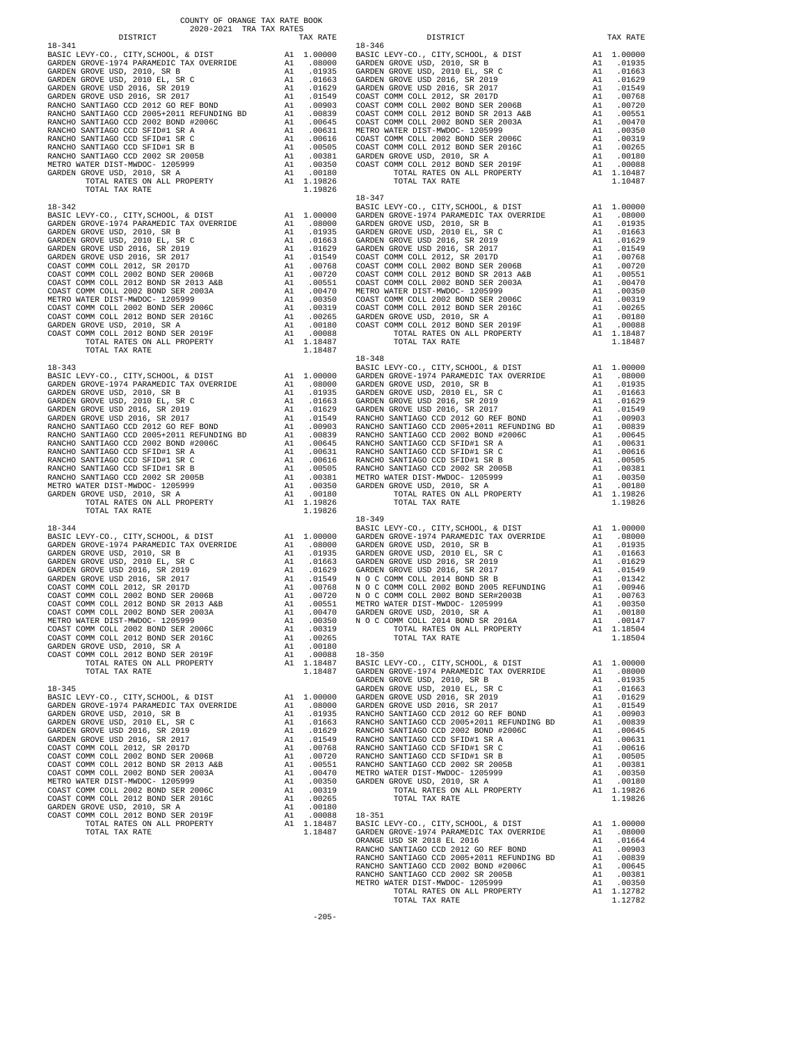COUNTY OF ORANGE TAX RATE BOOK
2020-2021 TRA TAX RATES

| DISTRICT | | TAX RATE |
|---|---|---|
| **18-341** | | |
| BASIC LEVY-CO., CITY,SCHOOL, & DIST | A1 | 1.00000 |
| GARDEN GROVE-1974 PARAMEDIC TAX OVERRIDE | A1 | .08000 |
| GARDEN GROVE USD, 2010, SR B | A1 | .01935 |
| GARDEN GROVE USD, 2010 EL, SR C | A1 | .01663 |
| GARDEN GROVE USD 2016, SR 2019 | A1 | .01629 |
| GARDEN GROVE USD 2016, SR 2017 | A1 | .01549 |
| RANCHO SANTIAGO CCD 2012 GO REF BOND | A1 | .00903 |
| RANCHO SANTIAGO CCD 2005+2011 REFUNDING BD | A1 | .00839 |
| RANCHO SANTIAGO CCD 2002 BOND #2006C | A1 | .00645 |
| RANCHO SANTIAGO CCD SFID#1 SR A | A1 | .00631 |
| RANCHO SANTIAGO CCD SFID#1 SR C | A1 | .00616 |
| RANCHO SANTIAGO CCD SFID#1 SR B | A1 | .00505 |
| RANCHO SANTIAGO CCD 2002 SR 2005B | A1 | .00381 |
| METRO WATER DIST-MWDOC- 1205999 | A1 | .00350 |
| GARDEN GROVE USD, 2010, SR A | A1 | .00180 |
| TOTAL RATES ON ALL PROPERTY | A1 | 1.19826 |
| TOTAL TAX RATE | | 1.19826 |
| **18-342** | | |
| BASIC LEVY-CO., CITY,SCHOOL, & DIST | A1 | 1.00000 |
| GARDEN GROVE-1974 PARAMEDIC TAX OVERRIDE | A1 | .08000 |
| GARDEN GROVE USD, 2010, SR B | A1 | .01935 |
| GARDEN GROVE USD, 2010 EL, SR C | A1 | .01663 |
| GARDEN GROVE USD 2016, SR 2019 | A1 | .01629 |
| GARDEN GROVE USD 2016, SR 2017 | A1 | .01549 |
| COAST COMM COLL 2012, SR 2017D | A1 | .00768 |
| COAST COMM COLL 2002 BOND SER 2006B | A1 | .00720 |
| COAST COMM COLL 2012 BOND SER 2013 A&B | A1 | .00551 |
| COAST COMM COLL 2002 BOND SER 2003A | A1 | .00470 |
| METRO WATER DIST-MWDOC- 1205999 | A1 | .00350 |
| COAST COMM COLL 2002 BOND SER 2006C | A1 | .00319 |
| COAST COMM COLL 2012 BOND SER 2016C | A1 | .00265 |
| GARDEN GROVE USD, 2010, SR A | A1 | .00180 |
| COAST COMM COLL 2012 BOND SER 2019F | A1 | .00088 |
| TOTAL RATES ON ALL PROPERTY | A1 | 1.18487 |
| TOTAL TAX RATE | | 1.18487 |
| **18-343** | | |
| BASIC LEVY-CO., CITY,SCHOOL, & DIST | A1 | 1.00000 |
| GARDEN GROVE-1974 PARAMEDIC TAX OVERRIDE | A1 | .08000 |
| GARDEN GROVE USD, 2010, SR B | A1 | .01935 |
| GARDEN GROVE USD, 2010 EL, SR C | A1 | .01663 |
| GARDEN GROVE USD 2016, SR 2019 | A1 | .01629 |
| GARDEN GROVE USD 2016, SR 2017 | A1 | .01549 |
| RANCHO SANTIAGO CCD 2012 GO REF BOND | A1 | .00903 |
| RANCHO SANTIAGO CCD 2005+2011 REFUNDING BD | A1 | .00839 |
| RANCHO SANTIAGO CCD 2002 BOND #2006C | A1 | .00645 |
| RANCHO SANTIAGO CCD SFID#1 SR A | A1 | .00631 |
| RANCHO SANTIAGO CCD SFID#1 SR C | A1 | .00616 |
| RANCHO SANTIAGO CCD SFID#1 SR B | A1 | .00505 |
| RANCHO SANTIAGO CCD 2002 SR 2005B | A1 | .00381 |
| METRO WATER DIST-MWDOC- 1205999 | A1 | .00350 |
| GARDEN GROVE USD, 2010, SR A | A1 | .00180 |
| TOTAL RATES ON ALL PROPERTY | A1 | 1.19826 |
| TOTAL TAX RATE | | 1.19826 |
| **18-344** | | |
| BASIC LEVY-CO., CITY,SCHOOL, & DIST | A1 | 1.00000 |
| GARDEN GROVE-1974 PARAMEDIC TAX OVERRIDE | A1 | .08000 |
| GARDEN GROVE USD, 2010, SR B | A1 | .01935 |
| GARDEN GROVE USD, 2010 EL, SR C | A1 | .01663 |
| GARDEN GROVE USD 2016, SR 2019 | A1 | .01629 |
| GARDEN GROVE USD 2016, SR 2017 | A1 | .01549 |
| COAST COMM COLL 2012, SR 2017D | A1 | .00768 |
| COAST COMM COLL 2002 BOND SER 2006B | A1 | .00720 |
| COAST COMM COLL 2012 BOND SER 2013 A&B | A1 | .00551 |
| COAST COMM COLL 2002 BOND SER 2003A | A1 | .00470 |
| METRO WATER DIST-MWDOC- 1205999 | A1 | .00350 |
| COAST COMM COLL 2002 BOND SER 2006C | A1 | .00319 |
| COAST COMM COLL 2012 BOND SER 2016C | A1 | .00265 |
| GARDEN GROVE USD, 2010, SR A | A1 | .00180 |
| COAST COMM COLL 2012 BOND SER 2019F | A1 | .00088 |
| TOTAL RATES ON ALL PROPERTY | A1 | 1.18487 |
| TOTAL TAX RATE | | 1.18487 |
| **18-345** | | |
| BASIC LEVY-CO., CITY,SCHOOL, & DIST | A1 | 1.00000 |
| GARDEN GROVE-1974 PARAMEDIC TAX OVERRIDE | A1 | .08000 |
| GARDEN GROVE USD, 2010, SR B | A1 | .01935 |
| GARDEN GROVE USD, 2010 EL, SR C | A1 | .01663 |
| GARDEN GROVE USD 2016, SR 2019 | A1 | .01629 |
| GARDEN GROVE USD 2016, SR 2017 | A1 | .01549 |
| COAST COMM COLL 2012, SR 2017D | A1 | .00768 |
| COAST COMM COLL 2002 BOND SER 2006B | A1 | .00720 |
| COAST COMM COLL 2012 BOND SER 2013 A&B | A1 | .00551 |
| COAST COMM COLL 2002 BOND SER 2003A | A1 | .00470 |
| METRO WATER DIST-MWDOC- 1205999 | A1 | .00350 |
| COAST COMM COLL 2002 BOND SER 2006C | A1 | .00319 |
| COAST COMM COLL 2012 BOND SER 2016C | A1 | .00265 |
| GARDEN GROVE USD, 2010, SR A | A1 | .00180 |
| COAST COMM COLL 2012 BOND SER 2019F | A1 | .00088 |
| TOTAL RATES ON ALL PROPERTY | A1 | 1.18487 |
| TOTAL TAX RATE | | 1.18487 |
| **18-346** | | |
| BASIC LEVY-CO., CITY,SCHOOL, & DIST | A1 | 1.00000 |
| GARDEN GROVE USD, 2010, SR B | A1 | .01935 |
| GARDEN GROVE USD, 2010 EL, SR C | A1 | .01663 |
| GARDEN GROVE USD 2016, SR 2019 | A1 | .01629 |
| GARDEN GROVE USD 2016, SR 2017 | A1 | .01549 |
| COAST COMM COLL 2012, SR 2017D | A1 | .00768 |
| COAST COMM COLL 2002 BOND SER 2006B | A1 | .00720 |
| COAST COMM COLL 2012 BOND SER 2013 A&B | A1 | .00551 |
| COAST COMM COLL 2002 BOND SER 2003A | A1 | .00470 |
| METRO WATER DIST-MWDOC- 1205999 | A1 | .00350 |
| COAST COMM COLL 2002 BOND SER 2006C | A1 | .00319 |
| COAST COMM COLL 2012 BOND SER 2016C | A1 | .00265 |
| GARDEN GROVE USD, 2010, SR A | A1 | .00180 |
| COAST COMM COLL 2012 BOND SER 2019F | A1 | .00088 |
| TOTAL RATES ON ALL PROPERTY | A1 | 1.10487 |
| TOTAL TAX RATE | | 1.10487 |
| **18-347** | | |
| BASIC LEVY-CO., CITY,SCHOOL, & DIST | A1 | 1.00000 |
| GARDEN GROVE-1974 PARAMEDIC TAX OVERRIDE | A1 | .08000 |
| GARDEN GROVE USD, 2010, SR B | A1 | .01935 |
| GARDEN GROVE USD, 2010 EL, SR C | A1 | .01663 |
| GARDEN GROVE USD 2016, SR 2019 | A1 | .01629 |
| GARDEN GROVE USD 2016, SR 2017 | A1 | .01549 |
| COAST COMM COLL 2012, SR 2017D | A1 | .00768 |
| COAST COMM COLL 2002 BOND SER 2006B | A1 | .00720 |
| COAST COMM COLL 2012 BOND SER 2013 A&B | A1 | .00551 |
| COAST COMM COLL 2002 BOND SER 2003A | A1 | .00470 |
| METRO WATER DIST-MWDOC- 1205999 | A1 | .00350 |
| COAST COMM COLL 2002 BOND SER 2006C | A1 | .00319 |
| COAST COMM COLL 2012 BOND SER 2016C | A1 | .00265 |
| GARDEN GROVE USD, 2010, SR A | A1 | .00180 |
| COAST COMM COLL 2012 BOND SER 2019F | A1 | .00088 |
| TOTAL RATES ON ALL PROPERTY | A1 | 1.18487 |
| TOTAL TAX RATE | | 1.18487 |
| **18-348** | | |
| BASIC LEVY-CO., CITY,SCHOOL, & DIST | A1 | 1.00000 |
| GARDEN GROVE-1974 PARAMEDIC TAX OVERRIDE | A1 | .08000 |
| GARDEN GROVE USD, 2010, SR B | A1 | .01935 |
| GARDEN GROVE USD, 2010 EL, SR C | A1 | .01663 |
| GARDEN GROVE USD 2016, SR 2019 | A1 | .01629 |
| GARDEN GROVE USD 2016, SR 2017 | A1 | .01549 |
| RANCHO SANTIAGO CCD 2012 GO REF BOND | A1 | .00903 |
| RANCHO SANTIAGO CCD 2005+2011 REFUNDING BD | A1 | .00839 |
| RANCHO SANTIAGO CCD 2002 BOND #2006C | A1 | .00645 |
| RANCHO SANTIAGO CCD SFID#1 SR A | A1 | .00631 |
| RANCHO SANTIAGO CCD SFID#1 SR C | A1 | .00616 |
| RANCHO SANTIAGO CCD SFID#1 SR B | A1 | .00505 |
| RANCHO SANTIAGO CCD 2002 SR 2005B | A1 | .00381 |
| METRO WATER DIST-MWDOC- 1205999 | A1 | .00350 |
| GARDEN GROVE USD, 2010, SR A | A1 | .00180 |
| TOTAL RATES ON ALL PROPERTY | A1 | 1.19826 |
| TOTAL TAX RATE | | 1.19826 |
| **18-349** | | |
| BASIC LEVY-CO., CITY,SCHOOL, & DIST | A1 | 1.00000 |
| GARDEN GROVE-1974 PARAMEDIC TAX OVERRIDE | A1 | .08000 |
| GARDEN GROVE USD, 2010, SR B | A1 | .01935 |
| GARDEN GROVE USD, 2010 EL, SR C | A1 | .01663 |
| GARDEN GROVE USD 2016, SR 2019 | A1 | .01629 |
| GARDEN GROVE USD 2016, SR 2017 | A1 | .01549 |
| N O C COMM COLL 2014 BOND SR B | A1 | .01342 |
| N O C COMM COLL 2002 BOND 2005 REFUNDING | A1 | .00946 |
| N O C COMM COLL 2002 BOND SER#2003B | A1 | .00763 |
| METRO WATER DIST-MWDOC- 1205999 | A1 | .00350 |
| GARDEN GROVE USD, 2010, SR A | A1 | .00180 |
| N O C COMM COLL 2014 BOND SR 2016A | A1 | .00147 |
| TOTAL RATES ON ALL PROPERTY | A1 | 1.18504 |
| TOTAL TAX RATE | | 1.18504 |
| **18-350** | | |
| BASIC LEVY-CO., CITY,SCHOOL, & DIST | A1 | 1.00000 |
| GARDEN GROVE-1974 PARAMEDIC TAX OVERRIDE | A1 | .08000 |
| GARDEN GROVE USD, 2010, SR B | A1 | .01935 |
| GARDEN GROVE USD, 2010 EL, SR C | A1 | .01663 |
| GARDEN GROVE USD 2016, SR 2019 | A1 | .01629 |
| GARDEN GROVE USD 2016, SR 2017 | A1 | .01549 |
| RANCHO SANTIAGO CCD 2012 GO REF BOND | A1 | .00903 |
| RANCHO SANTIAGO CCD 2005+2011 REFUNDING BD | A1 | .00839 |
| RANCHO SANTIAGO CCD 2002 BOND #2006C | A1 | .00645 |
| RANCHO SANTIAGO CCD SFID#1 SR A | A1 | .00631 |
| RANCHO SANTIAGO CCD SFID#1 SR C | A1 | .00616 |
| RANCHO SANTIAGO CCD SFID#1 SR B | A1 | .00505 |
| RANCHO SANTIAGO CCD 2002 SR 2005B | A1 | .00381 |
| METRO WATER DIST-MWDOC- 1205999 | A1 | .00350 |
| GARDEN GROVE USD, 2010, SR A | A1 | .00180 |
| TOTAL RATES ON ALL PROPERTY | A1 | 1.19826 |
| TOTAL TAX RATE | | 1.19826 |
| **18-351** | | |
| BASIC LEVY-CO., CITY,SCHOOL, & DIST | A1 | 1.00000 |
| GARDEN GROVE-1974 PARAMEDIC TAX OVERRIDE | A1 | .08000 |
| ORANGE USD SR 2018 EL 2016 | A1 | .01664 |
| RANCHO SANTIAGO CCD 2012 GO REF BOND | A1 | .00903 |
| RANCHO SANTIAGO CCD 2005+2011 REFUNDING BD | A1 | .00839 |
| RANCHO SANTIAGO CCD 2002 BOND #2006C | A1 | .00645 |
| RANCHO SANTIAGO CCD 2002 SR 2005B | A1 | .00381 |
| METRO WATER DIST-MWDOC- 1205999 | A1 | .00350 |
| TOTAL RATES ON ALL PROPERTY | A1 | 1.12782 |
| TOTAL TAX RATE | | 1.12782 |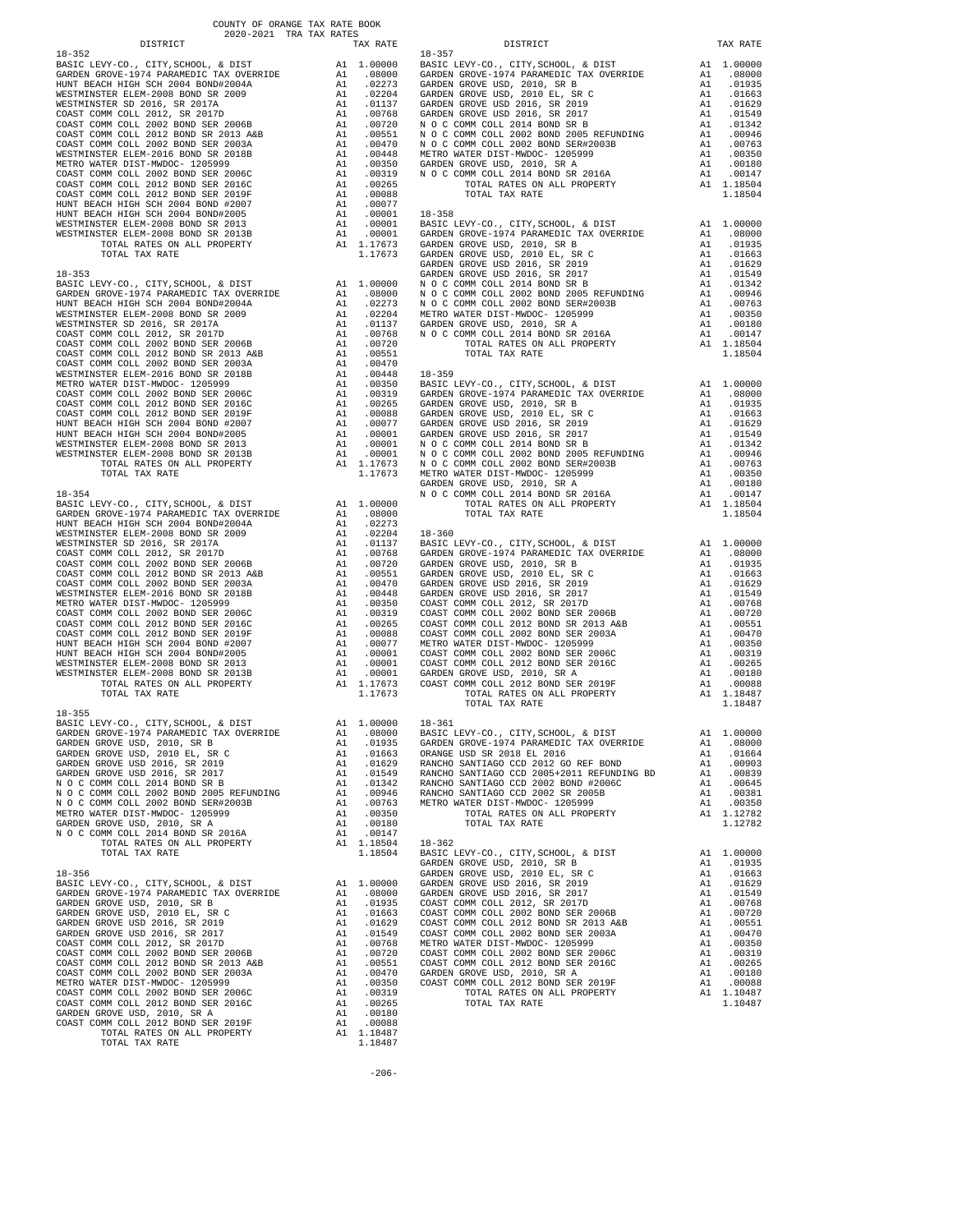COUNTY OF ORANGE TAX RATE BOOK
2020-2021 TRA TAX RATES

**18-352**

| DISTRICT | | TAX RATE |
|---|---|---|
| BASIC LEVY-CO., CITY,SCHOOL, & DIST | A1 | 1.00000 |
| GARDEN GROVE-1974 PARAMEDIC TAX OVERRIDE | A1 | .08000 |
| HUNT BEACH HIGH SCH 2004 BOND#2004A | A1 | .02273 |
| WESTMINSTER ELEM-2008 BOND SR 2009 | A1 | .02204 |
| WESTMINSTER SD 2016, SR 2017A | A1 | .01137 |
| COAST COMM COLL 2012, SR 2017D | A1 | .00768 |
| COAST COMM COLL 2002 BOND SER 2006B | A1 | .00720 |
| COAST COMM COLL 2012 BOND SR 2013 A&B | A1 | .00551 |
| COAST COMM COLL 2002 BOND SER 2003A | A1 | .00470 |
| WESTMINSTER ELEM-2016 BOND SR 2018B | A1 | .00448 |
| METRO WATER DIST-MWDOC- 1205999 | A1 | .00350 |
| COAST COMM COLL 2002 BOND SER 2006C | A1 | .00319 |
| COAST COMM COLL 2012 BOND SER 2016C | A1 | .00265 |
| COAST COMM COLL 2012 BOND SER 2019F | A1 | .00088 |
| HUNT BEACH HIGH SCH 2004 BOND #2007 | A1 | .00077 |
| HUNT BEACH HIGH SCH 2004 BOND#2005 | A1 | .00001 |
| WESTMINSTER ELEM-2008 BOND SR 2013 | A1 | .00001 |
| WESTMINSTER ELEM-2008 BOND SR 2013B | A1 | .00001 |
| TOTAL RATES ON ALL PROPERTY | A1 | 1.17673 |
| TOTAL TAX RATE | | 1.17673 |

**18-353**

| DISTRICT | | TAX RATE |
|---|---|---|
| BASIC LEVY-CO., CITY,SCHOOL, & DIST | A1 | 1.00000 |
| GARDEN GROVE-1974 PARAMEDIC TAX OVERRIDE | A1 | .08000 |
| HUNT BEACH HIGH SCH 2004 BOND#2004A | A1 | .02273 |
| WESTMINSTER ELEM-2008 BOND SR 2009 | A1 | .02204 |
| WESTMINSTER SD 2016, SR 2017A | A1 | .01137 |
| COAST COMM COLL 2012, SR 2017D | A1 | .00768 |
| COAST COMM COLL 2002 BOND SER 2006B | A1 | .00720 |
| COAST COMM COLL 2012 BOND SR 2013 A&B | A1 | .00551 |
| COAST COMM COLL 2002 BOND SER 2003A | A1 | .00470 |
| WESTMINSTER ELEM-2016 BOND SR 2018B | A1 | .00448 |
| METRO WATER DIST-MWDOC- 1205999 | A1 | .00350 |
| COAST COMM COLL 2002 BOND SER 2006C | A1 | .00319 |
| COAST COMM COLL 2012 BOND SER 2016C | A1 | .00265 |
| COAST COMM COLL 2012 BOND SER 2019F | A1 | .00088 |
| HUNT BEACH HIGH SCH 2004 BOND #2007 | A1 | .00077 |
| HUNT BEACH HIGH SCH 2004 BOND#2005 | A1 | .00001 |
| WESTMINSTER ELEM-2008 BOND SR 2013 | A1 | .00001 |
| WESTMINSTER ELEM-2008 BOND SR 2013B | A1 | .00001 |
| TOTAL RATES ON ALL PROPERTY | A1 | 1.17673 |
| TOTAL TAX RATE | | 1.17673 |

**18-354**

| DISTRICT | | TAX RATE |
|---|---|---|
| BASIC LEVY-CO., CITY,SCHOOL, & DIST | A1 | 1.00000 |
| GARDEN GROVE-1974 PARAMEDIC TAX OVERRIDE | A1 | .08000 |
| HUNT BEACH HIGH SCH 2004 BOND#2004A | A1 | .02273 |
| WESTMINSTER ELEM-2008 BOND SR 2009 | A1 | .02204 |
| WESTMINSTER SD 2016, SR 2017A | A1 | .01137 |
| COAST COMM COLL 2012, SR 2017D | A1 | .00768 |
| COAST COMM COLL 2002 BOND SER 2006B | A1 | .00720 |
| COAST COMM COLL 2012 BOND SR 2013 A&B | A1 | .00551 |
| COAST COMM COLL 2002 BOND SER 2003A | A1 | .00470 |
| WESTMINSTER ELEM-2016 BOND SR 2018B | A1 | .00448 |
| METRO WATER DIST-MWDOC- 1205999 | A1 | .00350 |
| COAST COMM COLL 2002 BOND SER 2006C | A1 | .00319 |
| COAST COMM COLL 2012 BOND SER 2016C | A1 | .00265 |
| COAST COMM COLL 2012 BOND SER 2019F | A1 | .00088 |
| HUNT BEACH HIGH SCH 2004 BOND #2007 | A1 | .00077 |
| HUNT BEACH HIGH SCH 2004 BOND#2005 | A1 | .00001 |
| WESTMINSTER ELEM-2008 BOND SR 2013 | A1 | .00001 |
| WESTMINSTER ELEM-2008 BOND SR 2013B | A1 | .00001 |
| TOTAL RATES ON ALL PROPERTY | A1 | 1.17673 |
| TOTAL TAX RATE | | 1.17673 |

**18-355**

| DISTRICT | | TAX RATE |
|---|---|---|
| BASIC LEVY-CO., CITY,SCHOOL, & DIST | A1 | 1.00000 |
| GARDEN GROVE-1974 PARAMEDIC TAX OVERRIDE | A1 | .08000 |
| GARDEN GROVE USD, 2010, SR B | A1 | .01935 |
| GARDEN GROVE USD, 2010 EL, SR C | A1 | .01663 |
| GARDEN GROVE USD 2016, SR 2019 | A1 | .01629 |
| GARDEN GROVE USD 2016, SR 2017 | A1 | .01549 |
| N O C COMM COLL 2014 BOND SR B | A1 | .01342 |
| N O C COMM COLL 2002 BOND 2005 REFUNDING | A1 | .00946 |
| N O C COMM COLL 2002 BOND SER#2003B | A1 | .00763 |
| METRO WATER DIST-MWDOC- 1205999 | A1 | .00350 |
| GARDEN GROVE USD, 2010, SR A | A1 | .00180 |
| N O C COMM COLL 2014 BOND SR 2016A | A1 | .00147 |
| TOTAL RATES ON ALL PROPERTY | A1 | 1.18504 |
| TOTAL TAX RATE | | 1.18504 |

**18-356**

| DISTRICT | | TAX RATE |
|---|---|---|
| BASIC LEVY-CO., CITY,SCHOOL, & DIST | A1 | 1.00000 |
| GARDEN GROVE-1974 PARAMEDIC TAX OVERRIDE | A1 | .08000 |
| GARDEN GROVE USD, 2010, SR B | A1 | .01935 |
| GARDEN GROVE USD, 2010 EL, SR C | A1 | .01663 |
| GARDEN GROVE USD 2016, SR 2019 | A1 | .01629 |
| GARDEN GROVE USD 2016, SR 2017 | A1 | .01549 |
| COAST COMM COLL 2012, SR 2017D | A1 | .00768 |
| COAST COMM COLL 2002 BOND SER 2006B | A1 | .00720 |
| COAST COMM COLL 2012 BOND SR 2013 A&B | A1 | .00551 |
| COAST COMM COLL 2002 BOND SER 2003A | A1 | .00470 |
| METRO WATER DIST-MWDOC- 1205999 | A1 | .00350 |
| COAST COMM COLL 2002 BOND SER 2006C | A1 | .00319 |
| COAST COMM COLL 2012 BOND SER 2016C | A1 | .00265 |
| GARDEN GROVE USD, 2010, SR A | A1 | .00180 |
| COAST COMM COLL 2012 BOND SER 2019F | A1 | .00088 |
| TOTAL RATES ON ALL PROPERTY | A1 | 1.18487 |
| TOTAL TAX RATE | | 1.18487 |

**18-357**

| DISTRICT | | TAX RATE |
|---|---|---|
| BASIC LEVY-CO., CITY,SCHOOL, & DIST | A1 | 1.00000 |
| GARDEN GROVE-1974 PARAMEDIC TAX OVERRIDE | A1 | .08000 |
| GARDEN GROVE USD, 2010, SR B | A1 | .01935 |
| GARDEN GROVE USD, 2010 EL, SR C | A1 | .01663 |
| GARDEN GROVE USD 2016, SR 2019 | A1 | .01629 |
| GARDEN GROVE USD 2016, SR 2017 | A1 | .01549 |
| N O C COMM COLL 2014 BOND SR B | A1 | .01342 |
| N O C COMM COLL 2002 BOND 2005 REFUNDING | A1 | .00946 |
| N O C COMM COLL 2002 BOND SER#2003B | A1 | .00763 |
| METRO WATER DIST-MWDOC- 1205999 | A1 | .00350 |
| GARDEN GROVE USD, 2010, SR A | A1 | .00180 |
| N O C COMM COLL 2014 BOND SR 2016A | A1 | .00147 |
| TOTAL RATES ON ALL PROPERTY | A1 | 1.18504 |
| TOTAL TAX RATE | | 1.18504 |

**18-358**

| DISTRICT | | TAX RATE |
|---|---|---|
| BASIC LEVY-CO., CITY,SCHOOL, & DIST | A1 | 1.00000 |
| GARDEN GROVE-1974 PARAMEDIC TAX OVERRIDE | A1 | .08000 |
| GARDEN GROVE USD, 2010, SR B | A1 | .01935 |
| GARDEN GROVE USD, 2010 EL, SR C | A1 | .01663 |
| GARDEN GROVE USD 2016, SR 2019 | A1 | .01629 |
| GARDEN GROVE USD 2016, SR 2017 | A1 | .01549 |
| N O C COMM COLL 2014 BOND SR B | A1 | .01342 |
| N O C COMM COLL 2002 BOND 2005 REFUNDING | A1 | .00946 |
| N O C COMM COLL 2002 BOND SER#2003B | A1 | .00763 |
| METRO WATER DIST-MWDOC- 1205999 | A1 | .00350 |
| GARDEN GROVE USD, 2010, SR A | A1 | .00180 |
| N O C COMM COLL 2014 BOND SR 2016A | A1 | .00147 |
| TOTAL RATES ON ALL PROPERTY | A1 | 1.18504 |
| TOTAL TAX RATE | | 1.18504 |

**18-359**

| DISTRICT | | TAX RATE |
|---|---|---|
| BASIC LEVY-CO., CITY,SCHOOL, & DIST | A1 | 1.00000 |
| GARDEN GROVE-1974 PARAMEDIC TAX OVERRIDE | A1 | .08000 |
| GARDEN GROVE USD, 2010, SR B | A1 | .01935 |
| GARDEN GROVE USD, 2010 EL, SR C | A1 | .01663 |
| GARDEN GROVE USD 2016, SR 2019 | A1 | .01629 |
| GARDEN GROVE USD 2016, SR 2017 | A1 | .01549 |
| N O C COMM COLL 2014 BOND SR B | A1 | .01342 |
| N O C COMM COLL 2002 BOND 2005 REFUNDING | A1 | .00946 |
| N O C COMM COLL 2002 BOND SER#2003B | A1 | .00763 |
| METRO WATER DIST-MWDOC- 1205999 | A1 | .00350 |
| GARDEN GROVE USD, 2010, SR A | A1 | .00180 |
| N O C COMM COLL 2014 BOND SR 2016A | A1 | .00147 |
| TOTAL RATES ON ALL PROPERTY | A1 | 1.18504 |
| TOTAL TAX RATE | | 1.18504 |

**18-360**

| DISTRICT | | TAX RATE |
|---|---|---|
| BASIC LEVY-CO., CITY,SCHOOL, & DIST | A1 | 1.00000 |
| GARDEN GROVE-1974 PARAMEDIC TAX OVERRIDE | A1 | .08000 |
| GARDEN GROVE USD, 2010, SR B | A1 | .01935 |
| GARDEN GROVE USD, 2010 EL, SR C | A1 | .01663 |
| GARDEN GROVE USD 2016, SR 2019 | A1 | .01629 |
| GARDEN GROVE USD 2016, SR 2017 | A1 | .01549 |
| COAST COMM COLL 2012, SR 2017D | A1 | .00768 |
| COAST COMM COLL 2002 BOND SER 2006B | A1 | .00720 |
| COAST COMM COLL 2012 BOND SR 2013 A&B | A1 | .00551 |
| COAST COMM COLL 2002 BOND SER 2003A | A1 | .00470 |
| METRO WATER DIST-MWDOC- 1205999 | A1 | .00350 |
| COAST COMM COLL 2002 BOND SER 2006C | A1 | .00319 |
| COAST COMM COLL 2012 BOND SER 2016C | A1 | .00265 |
| GARDEN GROVE USD, 2010, SR A | A1 | .00180 |
| COAST COMM COLL 2012 BOND SER 2019F | A1 | .00088 |
| TOTAL RATES ON ALL PROPERTY | A1 | 1.18487 |
| TOTAL TAX RATE | | 1.18487 |

**18-361**

| DISTRICT | | TAX RATE |
|---|---|---|
| BASIC LEVY-CO., CITY,SCHOOL, & DIST | A1 | 1.00000 |
| GARDEN GROVE-1974 PARAMEDIC TAX OVERRIDE | A1 | .08000 |
| ORANGE USD SR 2018 EL 2016 | A1 | .01664 |
| RANCHO SANTIAGO CCD 2012 GO REF BOND | A1 | .00903 |
| RANCHO SANTIAGO CCD 2005+2011 REFUNDING BD | A1 | .00839 |
| RANCHO SANTIAGO CCD 2002 BOND #2006C | A1 | .00645 |
| RANCHO SANTIAGO CCD 2002 SR 2005B | A1 | .00381 |
| METRO WATER DIST-MWDOC- 1205999 | A1 | .00350 |
| TOTAL RATES ON ALL PROPERTY | A1 | 1.12782 |
| TOTAL TAX RATE | | 1.12782 |

**18-362**

| DISTRICT | | TAX RATE |
|---|---|---|
| BASIC LEVY-CO., CITY,SCHOOL, & DIST | A1 | 1.00000 |
| GARDEN GROVE USD, 2010, SR B | A1 | .01935 |
| GARDEN GROVE USD, 2010 EL, SR C | A1 | .01663 |
| GARDEN GROVE USD 2016, SR 2019 | A1 | .01629 |
| GARDEN GROVE USD 2016, SR 2017 | A1 | .01549 |
| COAST COMM COLL 2012, SR 2017D | A1 | .00768 |
| COAST COMM COLL 2002 BOND SER 2006B | A1 | .00720 |
| COAST COMM COLL 2012 BOND SR 2013 A&B | A1 | .00551 |
| COAST COMM COLL 2002 BOND SER 2003A | A1 | .00470 |
| METRO WATER DIST-MWDOC- 1205999 | A1 | .00350 |
| COAST COMM COLL 2002 BOND SER 2006C | A1 | .00319 |
| COAST COMM COLL 2012 BOND SER 2016C | A1 | .00265 |
| GARDEN GROVE USD, 2010, SR A | A1 | .00180 |
| COAST COMM COLL 2012 BOND SER 2019F | A1 | .00088 |
| TOTAL RATES ON ALL PROPERTY | A1 | 1.10487 |
| TOTAL TAX RATE | | 1.10487 |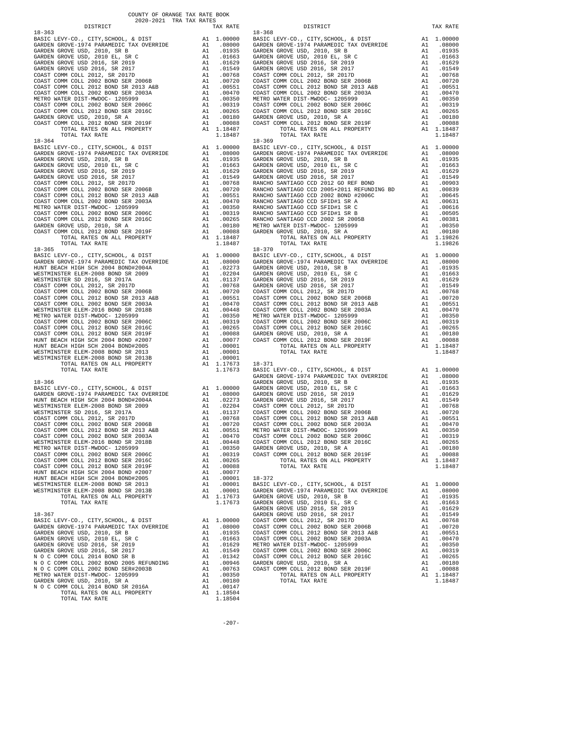COUNTY OF ORANGE TAX RATE BOOK
2020-2021 TRA TAX RATES

| DISTRICT | | TAX RATE |
|---|---|---|
| **18-363** | | |
| BASIC LEVY-CO., CITY,SCHOOL, & DIST | A1 | 1.00000 |
| GARDEN GROVE-1974 PARAMEDIC TAX OVERRIDE | A1 | .08000 |
| GARDEN GROVE USD, 2010, SR B | A1 | .01935 |
| GARDEN GROVE USD, 2010 EL, SR C | A1 | .01663 |
| GARDEN GROVE USD 2016, SR 2019 | A1 | .01629 |
| GARDEN GROVE USD 2016, SR 2017 | A1 | .01549 |
| COAST COMM COLL 2012, SR 2017D | A1 | .00768 |
| COAST COMM COLL 2002 BOND SER 2006B | A1 | .00720 |
| COAST COMM COLL 2012 BOND SR 2013 A&B | A1 | .00551 |
| COAST COMM COLL 2002 BOND SER 2003A | A1 | .00470 |
| METRO WATER DIST-MWDOC- 1205999 | A1 | .00350 |
| COAST COMM COLL 2002 BOND SER 2006C | A1 | .00319 |
| COAST COMM COLL 2012 BOND SER 2016C | A1 | .00265 |
| GARDEN GROVE USD, 2010, SR A | A1 | .00180 |
| COAST COMM COLL 2012 BOND SER 2019F | A1 | .00088 |
| TOTAL RATES ON ALL PROPERTY | A1 | 1.18487 |
| TOTAL TAX RATE | | 1.18487 |
| **18-364** | | |
| BASIC LEVY-CO., CITY,SCHOOL, & DIST | A1 | 1.00000 |
| GARDEN GROVE-1974 PARAMEDIC TAX OVERRIDE | A1 | .08000 |
| GARDEN GROVE USD, 2010, SR B | A1 | .01935 |
| GARDEN GROVE USD, 2010 EL, SR C | A1 | .01663 |
| GARDEN GROVE USD 2016, SR 2019 | A1 | .01629 |
| GARDEN GROVE USD 2016, SR 2017 | A1 | .01549 |
| COAST COMM COLL 2012, SR 2017D | A1 | .00768 |
| COAST COMM COLL 2002 BOND SER 2006B | A1 | .00720 |
| COAST COMM COLL 2012 BOND SR 2013 A&B | A1 | .00551 |
| COAST COMM COLL 2002 BOND SER 2003A | A1 | .00470 |
| METRO WATER DIST-MWDOC- 1205999 | A1 | .00350 |
| COAST COMM COLL 2002 BOND SER 2006C | A1 | .00319 |
| COAST COMM COLL 2012 BOND SER 2016C | A1 | .00265 |
| GARDEN GROVE USD, 2010, SR A | A1 | .00180 |
| COAST COMM COLL 2012 BOND SER 2019F | A1 | .00088 |
| TOTAL RATES ON ALL PROPERTY | A1 | 1.18487 |
| TOTAL TAX RATE | | 1.18487 |
| **18-365** | | |
| BASIC LEVY-CO., CITY,SCHOOL, & DIST | A1 | 1.00000 |
| GARDEN GROVE-1974 PARAMEDIC TAX OVERRIDE | A1 | .08000 |
| HUNT BEACH HIGH SCH 2004 BOND#2004A | A1 | .02273 |
| WESTMINSTER ELEM-2008 BOND SR 2009 | A1 | .02204 |
| WESTMINSTER SD 2016, SR 2017A | A1 | .01137 |
| COAST COMM COLL 2012, SR 2017D | A1 | .00768 |
| COAST COMM COLL 2002 BOND SER 2006B | A1 | .00720 |
| COAST COMM COLL 2012 BOND SR 2013 A&B | A1 | .00551 |
| COAST COMM COLL 2002 BOND SER 2003A | A1 | .00470 |
| WESTMINSTER ELEM-2016 BOND SR 2018B | A1 | .00448 |
| METRO WATER DIST-MWDOC- 1205999 | A1 | .00350 |
| COAST COMM COLL 2002 BOND SER 2006C | A1 | .00319 |
| COAST COMM COLL 2012 BOND SER 2016C | A1 | .00265 |
| COAST COMM COLL 2012 BOND SER 2019F | A1 | .00088 |
| HUNT BEACH HIGH SCH 2004 BOND #2007 | A1 | .00077 |
| HUNT BEACH HIGH SCH 2004 BOND#2005 | A1 | .00001 |
| WESTMINSTER ELEM-2008 BOND SR 2013 | A1 | .00001 |
| WESTMINSTER ELEM-2008 BOND SR 2013B | A1 | .00001 |
| TOTAL RATES ON ALL PROPERTY | A1 | 1.17673 |
| TOTAL TAX RATE | | 1.17673 |
| **18-366** | | |
| BASIC LEVY-CO., CITY,SCHOOL, & DIST | A1 | 1.00000 |
| GARDEN GROVE-1974 PARAMEDIC TAX OVERRIDE | A1 | .08000 |
| HUNT BEACH HIGH SCH 2004 BOND#2004A | A1 | .02273 |
| WESTMINSTER ELEM-2008 BOND SR 2009 | A1 | .02204 |
| WESTMINSTER SD 2016, SR 2017A | A1 | .01137 |
| COAST COMM COLL 2012, SR 2017D | A1 | .00768 |
| COAST COMM COLL 2002 BOND SER 2006B | A1 | .00720 |
| COAST COMM COLL 2012 BOND SR 2013 A&B | A1 | .00551 |
| COAST COMM COLL 2002 BOND SER 2003A | A1 | .00470 |
| WESTMINSTER ELEM-2016 BOND SR 2018B | A1 | .00448 |
| METRO WATER DIST-MWDOC- 1205999 | A1 | .00350 |
| COAST COMM COLL 2002 BOND SER 2006C | A1 | .00319 |
| COAST COMM COLL 2012 BOND SER 2016C | A1 | .00265 |
| COAST COMM COLL 2012 BOND SER 2019F | A1 | .00088 |
| HUNT BEACH HIGH SCH 2004 BOND #2007 | A1 | .00077 |
| HUNT BEACH HIGH SCH 2004 BOND#2005 | A1 | .00001 |
| WESTMINSTER ELEM-2008 BOND SR 2013 | A1 | .00001 |
| WESTMINSTER ELEM-2008 BOND SR 2013B | A1 | .00001 |
| TOTAL RATES ON ALL PROPERTY | A1 | 1.17673 |
| TOTAL TAX RATE | | 1.17673 |
| **18-367** | | |
| BASIC LEVY-CO., CITY,SCHOOL, & DIST | A1 | 1.00000 |
| GARDEN GROVE-1974 PARAMEDIC TAX OVERRIDE | A1 | .08000 |
| GARDEN GROVE USD, 2010, SR B | A1 | .01935 |
| GARDEN GROVE USD, 2010 EL, SR C | A1 | .01663 |
| GARDEN GROVE USD 2016, SR 2019 | A1 | .01629 |
| GARDEN GROVE USD 2016, SR 2017 | A1 | .01549 |
| N O C COMM COLL 2014 BOND SR B | A1 | .01342 |
| N O C COMM COLL 2002 BOND 2005 REFUNDING | A1 | .00946 |
| N O C COMM COLL 2002 BOND SER#2003B | A1 | .00763 |
| METRO WATER DIST-MWDOC- 1205999 | A1 | .00350 |
| GARDEN GROVE USD, 2010, SR A | A1 | .00180 |
| N O C COMM COLL 2014 BOND SR 2016A | A1 | .00147 |
| TOTAL RATES ON ALL PROPERTY | A1 | 1.18504 |
| TOTAL TAX RATE | | 1.18504 |
| **18-368** | | |
| BASIC LEVY-CO., CITY,SCHOOL, & DIST | A1 | 1.00000 |
| GARDEN GROVE-1974 PARAMEDIC TAX OVERRIDE | A1 | .08000 |
| GARDEN GROVE USD, 2010, SR B | A1 | .01935 |
| GARDEN GROVE USD, 2010 EL, SR C | A1 | .01663 |
| GARDEN GROVE USD 2016, SR 2019 | A1 | .01629 |
| GARDEN GROVE USD 2016, SR 2017 | A1 | .01549 |
| COAST COMM COLL 2012, SR 2017D | A1 | .00768 |
| COAST COMM COLL 2002 BOND SER 2006B | A1 | .00720 |
| COAST COMM COLL 2012 BOND SR 2013 A&B | A1 | .00551 |
| COAST COMM COLL 2002 BOND SER 2003A | A1 | .00470 |
| METRO WATER DIST-MWDOC- 1205999 | A1 | .00350 |
| COAST COMM COLL 2002 BOND SER 2006C | A1 | .00319 |
| COAST COMM COLL 2012 BOND SER 2016C | A1 | .00265 |
| GARDEN GROVE USD, 2010, SR A | A1 | .00180 |
| COAST COMM COLL 2012 BOND SER 2019F | A1 | .00088 |
| TOTAL RATES ON ALL PROPERTY | A1 | 1.18487 |
| TOTAL TAX RATE | | 1.18487 |
| **18-369** | | |
| BASIC LEVY-CO., CITY,SCHOOL, & DIST | A1 | 1.00000 |
| GARDEN GROVE-1974 PARAMEDIC TAX OVERRIDE | A1 | .08000 |
| GARDEN GROVE USD, 2010, SR B | A1 | .01935 |
| GARDEN GROVE USD, 2010 EL, SR C | A1 | .01663 |
| GARDEN GROVE USD 2016, SR 2019 | A1 | .01629 |
| GARDEN GROVE USD 2016, SR 2017 | A1 | .01549 |
| RANCHO SANTIAGO CCD 2012 GO REF BOND | A1 | .00903 |
| RANCHO SANTIAGO CCD 2005+2011 REFUNDING BD | A1 | .00839 |
| RANCHO SANTIAGO CCD 2002 BOND #2006C | A1 | .00645 |
| RANCHO SANTIAGO CCD SFID#1 SR A | A1 | .00631 |
| RANCHO SANTIAGO CCD SFID#1 SR C | A1 | .00616 |
| RANCHO SANTIAGO CCD SFID#1 SR B | A1 | .00505 |
| RANCHO SANTIAGO CCD 2002 SR 2005B | A1 | .00381 |
| METRO WATER DIST-MWDOC- 1205999 | A1 | .00350 |
| GARDEN GROVE USD, 2010, SR A | A1 | .00180 |
| TOTAL RATES ON ALL PROPERTY | A1 | 1.19826 |
| TOTAL TAX RATE | | 1.19826 |
| **18-370** | | |
| BASIC LEVY-CO., CITY,SCHOOL, & DIST | A1 | 1.00000 |
| GARDEN GROVE-1974 PARAMEDIC TAX OVERRIDE | A1 | .08000 |
| GARDEN GROVE USD, 2010, SR B | A1 | .01935 |
| GARDEN GROVE USD, 2010 EL, SR C | A1 | .01663 |
| GARDEN GROVE USD 2016, SR 2019 | A1 | .01629 |
| GARDEN GROVE USD 2016, SR 2017 | A1 | .01549 |
| COAST COMM COLL 2012, SR 2017D | A1 | .00768 |
| COAST COMM COLL 2002 BOND SER 2006B | A1 | .00720 |
| COAST COMM COLL 2012 BOND SR 2013 A&B | A1 | .00551 |
| COAST COMM COLL 2002 BOND SER 2003A | A1 | .00470 |
| METRO WATER DIST-MWDOC- 1205999 | A1 | .00350 |
| COAST COMM COLL 2002 BOND SER 2006C | A1 | .00319 |
| COAST COMM COLL 2012 BOND SER 2016C | A1 | .00265 |
| GARDEN GROVE USD, 2010, SR A | A1 | .00180 |
| COAST COMM COLL 2012 BOND SER 2019F | A1 | .00088 |
| TOTAL RATES ON ALL PROPERTY | A1 | 1.18487 |
| TOTAL TAX RATE | | 1.18487 |
| **18-371** | | |
| BASIC LEVY-CO., CITY,SCHOOL, & DIST | A1 | 1.00000 |
| GARDEN GROVE-1974 PARAMEDIC TAX OVERRIDE | A1 | .08000 |
| GARDEN GROVE USD, 2010, SR B | A1 | .01935 |
| GARDEN GROVE USD, 2010 EL, SR C | A1 | .01663 |
| GARDEN GROVE USD 2016, SR 2019 | A1 | .01629 |
| GARDEN GROVE USD 2016, SR 2017 | A1 | .01549 |
| COAST COMM COLL 2012, SR 2017D | A1 | .00768 |
| COAST COMM COLL 2002 BOND SER 2006B | A1 | .00720 |
| COAST COMM COLL 2012 BOND SR 2013 A&B | A1 | .00551 |
| COAST COMM COLL 2002 BOND SER 2003A | A1 | .00470 |
| METRO WATER DIST-MWDOC- 1205999 | A1 | .00350 |
| COAST COMM COLL 2002 BOND SER 2006C | A1 | .00319 |
| COAST COMM COLL 2012 BOND SER 2016C | A1 | .00265 |
| GARDEN GROVE USD, 2010, SR A | A1 | .00180 |
| COAST COMM COLL 2012 BOND SER 2019F | A1 | .00088 |
| TOTAL RATES ON ALL PROPERTY | A1 | 1.18487 |
| TOTAL TAX RATE | | 1.18487 |
| **18-372** | | |
| BASIC LEVY-CO., CITY,SCHOOL, & DIST | A1 | 1.00000 |
| GARDEN GROVE-1974 PARAMEDIC TAX OVERRIDE | A1 | .08000 |
| GARDEN GROVE USD, 2010, SR B | A1 | .01935 |
| GARDEN GROVE USD, 2010 EL, SR C | A1 | .01663 |
| GARDEN GROVE USD 2016, SR 2019 | A1 | .01629 |
| GARDEN GROVE USD 2016, SR 2017 | A1 | .01549 |
| COAST COMM COLL 2012, SR 2017D | A1 | .00768 |
| COAST COMM COLL 2002 BOND SER 2006B | A1 | .00720 |
| COAST COMM COLL 2012 BOND SR 2013 A&B | A1 | .00551 |
| COAST COMM COLL 2002 BOND SER 2003A | A1 | .00470 |
| METRO WATER DIST-MWDOC- 1205999 | A1 | .00350 |
| COAST COMM COLL 2002 BOND SER 2006C | A1 | .00319 |
| COAST COMM COLL 2012 BOND SER 2016C | A1 | .00265 |
| GARDEN GROVE USD, 2010, SR A | A1 | .00180 |
| COAST COMM COLL 2012 BOND SER 2019F | A1 | .00088 |
| TOTAL RATES ON ALL PROPERTY | A1 | 1.18487 |
| TOTAL TAX RATE | | 1.18487 |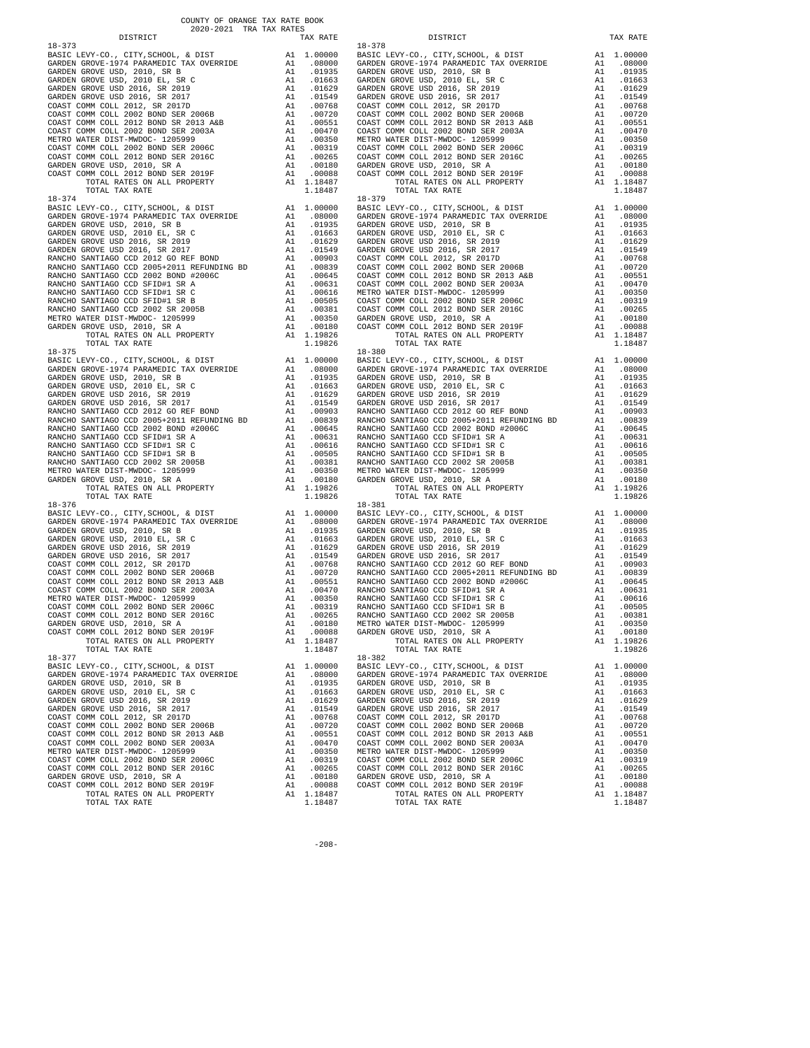COUNTY OF ORANGE TAX RATE BOOK
2020-2021 TRA TAX RATES

| DISTRICT | | TAX RATE |
|---|---|---|
| **18-373** | | |
| BASIC LEVY-CO., CITY,SCHOOL, & DIST | A1 | 1.00000 |
| GARDEN GROVE-1974 PARAMEDIC TAX OVERRIDE | A1 | .08000 |
| GARDEN GROVE USD, 2010, SR B | A1 | .01935 |
| GARDEN GROVE USD, 2010 EL, SR C | A1 | .01663 |
| GARDEN GROVE USD 2016, SR 2019 | A1 | .01629 |
| GARDEN GROVE USD 2016, SR 2017 | A1 | .01549 |
| COAST COMM COLL 2012, SR 2017D | A1 | .00768 |
| COAST COMM COLL 2002 BOND SER 2006B | A1 | .00720 |
| COAST COMM COLL 2012 BOND SR 2013 A&B | A1 | .00551 |
| COAST COMM COLL 2002 BOND SER 2003A | A1 | .00470 |
| METRO WATER DIST-MWDOC- 1205999 | A1 | .00350 |
| COAST COMM COLL 2002 BOND SER 2006C | A1 | .00319 |
| COAST COMM COLL 2012 BOND SER 2016C | A1 | .00265 |
| GARDEN GROVE USD, 2010, SR A | A1 | .00180 |
| COAST COMM COLL 2012 BOND SER 2019F | A1 | .00088 |
| TOTAL RATES ON ALL PROPERTY | A1 | 1.18487 |
| TOTAL TAX RATE | | 1.18487 |
| **18-374** | | |
| BASIC LEVY-CO., CITY,SCHOOL, & DIST | A1 | 1.00000 |
| GARDEN GROVE-1974 PARAMEDIC TAX OVERRIDE | A1 | .08000 |
| GARDEN GROVE USD, 2010, SR B | A1 | .01935 |
| GARDEN GROVE USD, 2010 EL, SR C | A1 | .01663 |
| GARDEN GROVE USD 2016, SR 2019 | A1 | .01629 |
| GARDEN GROVE USD 2016, SR 2017 | A1 | .01549 |
| RANCHO SANTIAGO CCD 2012 GO REF BOND | A1 | .00903 |
| RANCHO SANTIAGO CCD 2005+2011 REFUNDING BD | A1 | .00839 |
| RANCHO SANTIAGO CCD 2002 BOND #2006C | A1 | .00645 |
| RANCHO SANTIAGO CCD SFID#1 SR A | A1 | .00631 |
| RANCHO SANTIAGO CCD SFID#1 SR C | A1 | .00616 |
| RANCHO SANTIAGO CCD SFID#1 SR B | A1 | .00505 |
| RANCHO SANTIAGO CCD 2002 SR 2005B | A1 | .00381 |
| METRO WATER DIST-MWDOC- 1205999 | A1 | .00350 |
| GARDEN GROVE USD, 2010, SR A | A1 | .00180 |
| TOTAL RATES ON ALL PROPERTY | A1 | 1.19826 |
| TOTAL TAX RATE | | 1.19826 |
| **18-375** | | |
| BASIC LEVY-CO., CITY,SCHOOL, & DIST | A1 | 1.00000 |
| GARDEN GROVE-1974 PARAMEDIC TAX OVERRIDE | A1 | .08000 |
| GARDEN GROVE USD, 2010, SR B | A1 | .01935 |
| GARDEN GROVE USD, 2010 EL, SR C | A1 | .01663 |
| GARDEN GROVE USD 2016, SR 2019 | A1 | .01629 |
| GARDEN GROVE USD 2016, SR 2017 | A1 | .01549 |
| RANCHO SANTIAGO CCD 2012 GO REF BOND | A1 | .00903 |
| RANCHO SANTIAGO CCD 2005+2011 REFUNDING BD | A1 | .00839 |
| RANCHO SANTIAGO CCD 2002 BOND #2006C | A1 | .00645 |
| RANCHO SANTIAGO CCD SFID#1 SR A | A1 | .00631 |
| RANCHO SANTIAGO CCD SFID#1 SR C | A1 | .00616 |
| RANCHO SANTIAGO CCD SFID#1 SR B | A1 | .00505 |
| RANCHO SANTIAGO CCD 2002 SR 2005B | A1 | .00381 |
| METRO WATER DIST-MWDOC- 1205999 | A1 | .00350 |
| GARDEN GROVE USD, 2010, SR A | A1 | .00180 |
| TOTAL RATES ON ALL PROPERTY | A1 | 1.19826 |
| TOTAL TAX RATE | | 1.19826 |
| **18-376** | | |
| BASIC LEVY-CO., CITY,SCHOOL, & DIST | A1 | 1.00000 |
| GARDEN GROVE-1974 PARAMEDIC TAX OVERRIDE | A1 | .08000 |
| GARDEN GROVE USD, 2010, SR B | A1 | .01935 |
| GARDEN GROVE USD, 2010 EL, SR C | A1 | .01663 |
| GARDEN GROVE USD 2016, SR 2019 | A1 | .01629 |
| GARDEN GROVE USD 2016, SR 2017 | A1 | .01549 |
| COAST COMM COLL 2012, SR 2017D | A1 | .00768 |
| COAST COMM COLL 2002 BOND SER 2006B | A1 | .00720 |
| COAST COMM COLL 2012 BOND SR 2013 A&B | A1 | .00551 |
| COAST COMM COLL 2002 BOND SER 2003A | A1 | .00470 |
| METRO WATER DIST-MWDOC- 1205999 | A1 | .00350 |
| COAST COMM COLL 2002 BOND SER 2006C | A1 | .00319 |
| COAST COMM COLL 2012 BOND SER 2016C | A1 | .00265 |
| GARDEN GROVE USD, 2010, SR A | A1 | .00180 |
| COAST COMM COLL 2012 BOND SER 2019F | A1 | .00088 |
| TOTAL RATES ON ALL PROPERTY | A1 | 1.18487 |
| TOTAL TAX RATE | | 1.18487 |
| **18-377** | | |
| BASIC LEVY-CO., CITY,SCHOOL, & DIST | A1 | 1.00000 |
| GARDEN GROVE-1974 PARAMEDIC TAX OVERRIDE | A1 | .08000 |
| GARDEN GROVE USD, 2010, SR B | A1 | .01935 |
| GARDEN GROVE USD, 2010 EL, SR C | A1 | .01663 |
| GARDEN GROVE USD 2016, SR 2019 | A1 | .01629 |
| GARDEN GROVE USD 2016, SR 2017 | A1 | .01549 |
| COAST COMM COLL 2012, SR 2017D | A1 | .00768 |
| COAST COMM COLL 2002 BOND SER 2006B | A1 | .00720 |
| COAST COMM COLL 2012 BOND SR 2013 A&B | A1 | .00551 |
| COAST COMM COLL 2002 BOND SER 2003A | A1 | .00470 |
| METRO WATER DIST-MWDOC- 1205999 | A1 | .00350 |
| COAST COMM COLL 2002 BOND SER 2006C | A1 | .00319 |
| COAST COMM COLL 2012 BOND SER 2016C | A1 | .00265 |
| GARDEN GROVE USD, 2010, SR A | A1 | .00180 |
| COAST COMM COLL 2012 BOND SER 2019F | A1 | .00088 |
| TOTAL RATES ON ALL PROPERTY | A1 | 1.18487 |
| TOTAL TAX RATE | | 1.18487 |
| **18-378** | | |
| BASIC LEVY-CO., CITY,SCHOOL, & DIST | A1 | 1.00000 |
| GARDEN GROVE-1974 PARAMEDIC TAX OVERRIDE | A1 | .08000 |
| GARDEN GROVE USD, 2010, SR B | A1 | .01935 |
| GARDEN GROVE USD, 2010 EL, SR C | A1 | .01663 |
| GARDEN GROVE USD 2016, SR 2019 | A1 | .01629 |
| GARDEN GROVE USD 2016, SR 2017 | A1 | .01549 |
| COAST COMM COLL 2012, SR 2017D | A1 | .00768 |
| COAST COMM COLL 2002 BOND SER 2006B | A1 | .00720 |
| COAST COMM COLL 2012 BOND SR 2013 A&B | A1 | .00551 |
| COAST COMM COLL 2002 BOND SER 2003A | A1 | .00470 |
| METRO WATER DIST-MWDOC- 1205999 | A1 | .00350 |
| COAST COMM COLL 2002 BOND SER 2006C | A1 | .00319 |
| COAST COMM COLL 2012 BOND SER 2016C | A1 | .00265 |
| GARDEN GROVE USD, 2010, SR A | A1 | .00180 |
| COAST COMM COLL 2012 BOND SER 2019F | A1 | .00088 |
| TOTAL RATES ON ALL PROPERTY | A1 | 1.18487 |
| TOTAL TAX RATE | | 1.18487 |
| **18-379** | | |
| BASIC LEVY-CO., CITY,SCHOOL, & DIST | A1 | 1.00000 |
| GARDEN GROVE-1974 PARAMEDIC TAX OVERRIDE | A1 | .08000 |
| GARDEN GROVE USD, 2010, SR B | A1 | .01935 |
| GARDEN GROVE USD, 2010 EL, SR C | A1 | .01663 |
| GARDEN GROVE USD 2016, SR 2019 | A1 | .01629 |
| GARDEN GROVE USD 2016, SR 2017 | A1 | .01549 |
| COAST COMM COLL 2012, SR 2017D | A1 | .00768 |
| COAST COMM COLL 2002 BOND SER 2006B | A1 | .00720 |
| COAST COMM COLL 2012 BOND SR 2013 A&B | A1 | .00551 |
| COAST COMM COLL 2002 BOND SER 2003A | A1 | .00470 |
| METRO WATER DIST-MWDOC- 1205999 | A1 | .00350 |
| COAST COMM COLL 2002 BOND SER 2006C | A1 | .00319 |
| COAST COMM COLL 2012 BOND SER 2016C | A1 | .00265 |
| GARDEN GROVE USD, 2010, SR A | A1 | .00180 |
| COAST COMM COLL 2012 BOND SER 2019F | A1 | .00088 |
| TOTAL RATES ON ALL PROPERTY | A1 | 1.18487 |
| TOTAL TAX RATE | | 1.18487 |
| **18-380** | | |
| BASIC LEVY-CO., CITY,SCHOOL, & DIST | A1 | 1.00000 |
| GARDEN GROVE-1974 PARAMEDIC TAX OVERRIDE | A1 | .08000 |
| GARDEN GROVE USD, 2010, SR B | A1 | .01935 |
| GARDEN GROVE USD, 2010 EL, SR C | A1 | .01663 |
| GARDEN GROVE USD 2016, SR 2019 | A1 | .01629 |
| GARDEN GROVE USD 2016, SR 2017 | A1 | .01549 |
| RANCHO SANTIAGO CCD 2012 GO REF BOND | A1 | .00903 |
| RANCHO SANTIAGO CCD 2005+2011 REFUNDING BD | A1 | .00839 |
| RANCHO SANTIAGO CCD 2002 BOND #2006C | A1 | .00645 |
| RANCHO SANTIAGO CCD SFID#1 SR A | A1 | .00631 |
| RANCHO SANTIAGO CCD SFID#1 SR C | A1 | .00616 |
| RANCHO SANTIAGO CCD SFID#1 SR B | A1 | .00505 |
| RANCHO SANTIAGO CCD 2002 SR 2005B | A1 | .00381 |
| METRO WATER DIST-MWDOC- 1205999 | A1 | .00350 |
| GARDEN GROVE USD, 2010, SR A | A1 | .00180 |
| TOTAL RATES ON ALL PROPERTY | A1 | 1.19826 |
| TOTAL TAX RATE | | 1.19826 |
| **18-381** | | |
| BASIC LEVY-CO., CITY,SCHOOL, & DIST | A1 | 1.00000 |
| GARDEN GROVE-1974 PARAMEDIC TAX OVERRIDE | A1 | .08000 |
| GARDEN GROVE USD, 2010, SR B | A1 | .01935 |
| GARDEN GROVE USD, 2010 EL, SR C | A1 | .01663 |
| GARDEN GROVE USD 2016, SR 2019 | A1 | .01629 |
| GARDEN GROVE USD 2016, SR 2017 | A1 | .01549 |
| RANCHO SANTIAGO CCD 2012 GO REF BOND | A1 | .00903 |
| RANCHO SANTIAGO CCD 2005+2011 REFUNDING BD | A1 | .00839 |
| RANCHO SANTIAGO CCD 2002 BOND #2006C | A1 | .00645 |
| RANCHO SANTIAGO CCD SFID#1 SR A | A1 | .00631 |
| RANCHO SANTIAGO CCD SFID#1 SR C | A1 | .00616 |
| RANCHO SANTIAGO CCD SFID#1 SR B | A1 | .00505 |
| RANCHO SANTIAGO CCD 2002 SR 2005B | A1 | .00381 |
| METRO WATER DIST-MWDOC- 1205999 | A1 | .00350 |
| GARDEN GROVE USD, 2010, SR A | A1 | .00180 |
| TOTAL RATES ON ALL PROPERTY | A1 | 1.19826 |
| TOTAL TAX RATE | | 1.19826 |
| **18-382** | | |
| BASIC LEVY-CO., CITY,SCHOOL, & DIST | A1 | 1.00000 |
| GARDEN GROVE-1974 PARAMEDIC TAX OVERRIDE | A1 | .08000 |
| GARDEN GROVE USD, 2010, SR B | A1 | .01935 |
| GARDEN GROVE USD, 2010 EL, SR C | A1 | .01663 |
| GARDEN GROVE USD 2016, SR 2019 | A1 | .01629 |
| GARDEN GROVE USD 2016, SR 2017 | A1 | .01549 |
| COAST COMM COLL 2012, SR 2017D | A1 | .00768 |
| COAST COMM COLL 2002 BOND SER 2006B | A1 | .00720 |
| COAST COMM COLL 2012 BOND SR 2013 A&B | A1 | .00551 |
| COAST COMM COLL 2002 BOND SER 2003A | A1 | .00470 |
| METRO WATER DIST-MWDOC- 1205999 | A1 | .00350 |
| COAST COMM COLL 2002 BOND SER 2006C | A1 | .00319 |
| COAST COMM COLL 2012 BOND SER 2016C | A1 | .00265 |
| GARDEN GROVE USD, 2010, SR A | A1 | .00180 |
| COAST COMM COLL 2012 BOND SER 2019F | A1 | .00088 |
| TOTAL RATES ON ALL PROPERTY | A1 | 1.18487 |
| TOTAL TAX RATE | | 1.18487 |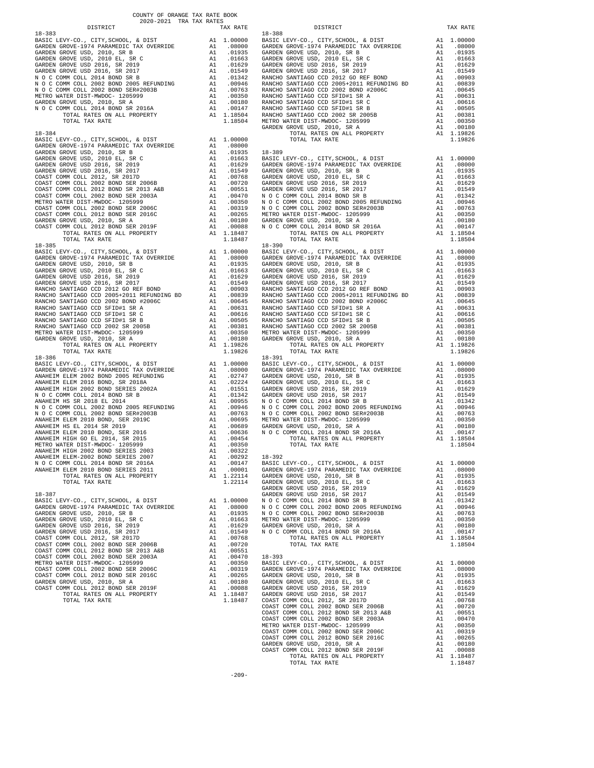COUNTY OF ORANGE TAX RATE BOOK
2020-2021 TRA TAX RATES

| DISTRICT | | TAX RATE |
|---|---|---|
| **18-383** | | |
| BASIC LEVY-CO., CITY,SCHOOL, & DIST | A1 | 1.00000 |
| GARDEN GROVE-1974 PARAMEDIC TAX OVERRIDE | A1 | .08000 |
| GARDEN GROVE USD, 2010, SR B | A1 | .01935 |
| GARDEN GROVE USD, 2010 EL, SR C | A1 | .01663 |
| GARDEN GROVE USD 2016, SR 2019 | A1 | .01629 |
| GARDEN GROVE USD 2016, SR 2017 | A1 | .01549 |
| N O C COMM COLL 2014 BOND SR B | A1 | .01342 |
| N O C COMM COLL 2002 BOND 2005 REFUNDING | A1 | .00946 |
| N O C COMM COLL 2002 BOND SER#2003B | A1 | .00763 |
| METRO WATER DIST-MWDOC- 1205999 | A1 | .00350 |
| GARDEN GROVE USD, 2010, SR A | A1 | .00180 |
| N O C COMM COLL 2014 BOND SR 2016A | A1 | .00147 |
| TOTAL RATES ON ALL PROPERTY | A1 | 1.18504 |
| TOTAL TAX RATE | | 1.18504 |
| **18-384** | | |
| BASIC LEVY-CO., CITY,SCHOOL, & DIST | A1 | 1.00000 |
| GARDEN GROVE-1974 PARAMEDIC TAX OVERRIDE | A1 | .08000 |
| GARDEN GROVE USD, 2010, SR B | A1 | .01935 |
| GARDEN GROVE USD, 2010 EL, SR C | A1 | .01663 |
| GARDEN GROVE USD 2016, SR 2019 | A1 | .01629 |
| GARDEN GROVE USD 2016, SR 2017 | A1 | .01549 |
| COAST COMM COLL 2012, SR 2017D | A1 | .00768 |
| COAST COMM COLL 2002 BOND SER 2006B | A1 | .00720 |
| COAST COMM COLL 2012 BOND SR 2013 A&B | A1 | .00551 |
| COAST COMM COLL 2002 BOND SER 2003A | A1 | .00470 |
| METRO WATER DIST-MWDOC- 1205999 | A1 | .00350 |
| COAST COMM COLL 2002 BOND SER 2006C | A1 | .00319 |
| COAST COMM COLL 2012 BOND SER 2016C | A1 | .00265 |
| GARDEN GROVE USD, 2010, SR A | A1 | .00180 |
| COAST COMM COLL 2012 BOND SER 2019F | A1 | .00088 |
| TOTAL RATES ON ALL PROPERTY | A1 | 1.18487 |
| TOTAL TAX RATE | | 1.18487 |
| **18-385** | | |
| BASIC LEVY-CO., CITY,SCHOOL, & DIST | A1 | 1.00000 |
| GARDEN GROVE-1974 PARAMEDIC TAX OVERRIDE | A1 | .08000 |
| GARDEN GROVE USD, 2010, SR B | A1 | .01935 |
| GARDEN GROVE USD, 2010 EL, SR C | A1 | .01663 |
| GARDEN GROVE USD 2016, SR 2019 | A1 | .01629 |
| GARDEN GROVE USD 2016, SR 2017 | A1 | .01549 |
| RANCHO SANTIAGO CCD 2012 GO REF BOND | A1 | .00903 |
| RANCHO SANTIAGO CCD 2005+2011 REFUNDING BD | A1 | .00839 |
| RANCHO SANTIAGO CCD 2002 BOND #2006C | A1 | .00645 |
| RANCHO SANTIAGO CCD SFID#1 SR A | A1 | .00631 |
| RANCHO SANTIAGO CCD SFID#1 SR C | A1 | .00616 |
| RANCHO SANTIAGO CCD SFID#1 SR B | A1 | .00505 |
| RANCHO SANTIAGO CCD 2002 SR 2005B | A1 | .00381 |
| METRO WATER DIST-MWDOC- 1205999 | A1 | .00350 |
| GARDEN GROVE USD, 2010, SR A | A1 | .00180 |
| TOTAL RATES ON ALL PROPERTY | A1 | 1.19826 |
| TOTAL TAX RATE | | 1.19826 |
| **18-386** | | |
| BASIC LEVY-CO., CITY,SCHOOL, & DIST | A1 | 1.00000 |
| GARDEN GROVE-1974 PARAMEDIC TAX OVERRIDE | A1 | .08000 |
| ANAHEIM ELEM 2002 BOND 2005 REFUNDING | A1 | .02747 |
| ANAHEIM ELEM 2016 BOND, SR 2018A | A1 | .02224 |
| ANAHEIM HIGH 2002 BOND SERIES 2002A | A1 | .01551 |
| N O C COMM COLL 2014 BOND SR B | A1 | .01342 |
| ANAHEIM HS SR 2018 EL 2014 | A1 | .00955 |
| N O C COMM COLL 2002 BOND 2005 REFUNDING | A1 | .00946 |
| N O C COMM COLL 2002 BOND SER#2003B | A1 | .00763 |
| ANAHEIM ELEM 2010 BOND, SER 2019C | A1 | .00695 |
| ANAHEIM HS EL 2014 SR 2019 | A1 | .00689 |
| ANAHEIM ELEM 2010 BOND, SER 2016 | A1 | .00636 |
| ANAHEIM HIGH GO EL 2014, SR 2015 | A1 | .00454 |
| METRO WATER DIST-MWDOC- 1205999 | A1 | .00350 |
| ANAHEIM HIGH 2002 BOND SERIES 2003 | A1 | .00322 |
| ANAHEIM ELEM-2002 BOND SERIES 2007 | A1 | .00292 |
| N O C COMM COLL 2014 BOND SR 2016A | A1 | .00147 |
| ANAHEIM ELEM 2010 BOND SERIES 2011 | A1 | .00001 |
| TOTAL RATES ON ALL PROPERTY | A1 | 1.22114 |
| TOTAL TAX RATE | | 1.22114 |
| **18-387** | | |
| BASIC LEVY-CO., CITY,SCHOOL, & DIST | A1 | 1.00000 |
| GARDEN GROVE-1974 PARAMEDIC TAX OVERRIDE | A1 | .08000 |
| GARDEN GROVE USD, 2010, SR B | A1 | .01935 |
| GARDEN GROVE USD, 2010 EL, SR C | A1 | .01663 |
| GARDEN GROVE USD 2016, SR 2019 | A1 | .01629 |
| GARDEN GROVE USD 2016, SR 2017 | A1 | .01549 |
| COAST COMM COLL 2012, SR 2017D | A1 | .00768 |
| COAST COMM COLL 2002 BOND SER 2006B | A1 | .00720 |
| COAST COMM COLL 2012 BOND SR 2013 A&B | A1 | .00551 |
| COAST COMM COLL 2002 BOND SER 2003A | A1 | .00470 |
| METRO WATER DIST-MWDOC- 1205999 | A1 | .00350 |
| COAST COMM COLL 2002 BOND SER 2006C | A1 | .00319 |
| COAST COMM COLL 2012 BOND SER 2016C | A1 | .00265 |
| GARDEN GROVE USD, 2010, SR A | A1 | .00180 |
| COAST COMM COLL 2012 BOND SER 2019F | A1 | .00088 |
| TOTAL RATES ON ALL PROPERTY | A1 | 1.18487 |
| TOTAL TAX RATE | | 1.18487 |
| **18-388** | | |
| BASIC LEVY-CO., CITY,SCHOOL, & DIST | A1 | 1.00000 |
| GARDEN GROVE-1974 PARAMEDIC TAX OVERRIDE | A1 | .08000 |
| GARDEN GROVE USD, 2010, SR B | A1 | .01935 |
| GARDEN GROVE USD, 2010 EL, SR C | A1 | .01663 |
| GARDEN GROVE USD 2016, SR 2019 | A1 | .01629 |
| GARDEN GROVE USD 2016, SR 2017 | A1 | .01549 |
| RANCHO SANTIAGO CCD 2012 GO REF BOND | A1 | .00903 |
| RANCHO SANTIAGO CCD 2005+2011 REFUNDING BD | A1 | .00839 |
| RANCHO SANTIAGO CCD 2002 BOND #2006C | A1 | .00645 |
| RANCHO SANTIAGO CCD SFID#1 SR A | A1 | .00631 |
| RANCHO SANTIAGO CCD SFID#1 SR C | A1 | .00616 |
| RANCHO SANTIAGO CCD SFID#1 SR B | A1 | .00505 |
| RANCHO SANTIAGO CCD 2002 SR 2005B | A1 | .00381 |
| METRO WATER DIST-MWDOC- 1205999 | A1 | .00350 |
| GARDEN GROVE USD, 2010, SR A | A1 | .00180 |
| TOTAL RATES ON ALL PROPERTY | A1 | 1.19826 |
| TOTAL TAX RATE | | 1.19826 |
| **18-389** | | |
| BASIC LEVY-CO., CITY,SCHOOL, & DIST | A1 | 1.00000 |
| GARDEN GROVE-1974 PARAMEDIC TAX OVERRIDE | A1 | .08000 |
| GARDEN GROVE USD, 2010, SR B | A1 | .01935 |
| GARDEN GROVE USD, 2010 EL, SR C | A1 | .01663 |
| GARDEN GROVE USD 2016, SR 2019 | A1 | .01629 |
| GARDEN GROVE USD 2016, SR 2017 | A1 | .01549 |
| N O C COMM COLL 2014 BOND SR B | A1 | .01342 |
| N O C COMM COLL 2002 BOND 2005 REFUNDING | A1 | .00946 |
| N O C COMM COLL 2002 BOND SER#2003B | A1 | .00763 |
| METRO WATER DIST-MWDOC- 1205999 | A1 | .00350 |
| GARDEN GROVE USD, 2010, SR A | A1 | .00180 |
| N O C COMM COLL 2014 BOND SR 2016A | A1 | .00147 |
| TOTAL RATES ON ALL PROPERTY | A1 | 1.18504 |
| TOTAL TAX RATE | | 1.18504 |
| **18-390** | | |
| BASIC LEVY-CO., CITY,SCHOOL, & DIST | A1 | 1.00000 |
| GARDEN GROVE-1974 PARAMEDIC TAX OVERRIDE | A1 | .08000 |
| GARDEN GROVE USD, 2010, SR B | A1 | .01935 |
| GARDEN GROVE USD, 2010 EL, SR C | A1 | .01663 |
| GARDEN GROVE USD 2016, SR 2019 | A1 | .01629 |
| GARDEN GROVE USD 2016, SR 2017 | A1 | .01549 |
| RANCHO SANTIAGO CCD 2012 GO REF BOND | A1 | .00903 |
| RANCHO SANTIAGO CCD 2005+2011 REFUNDING BD | A1 | .00839 |
| RANCHO SANTIAGO CCD 2002 BOND #2006C | A1 | .00645 |
| RANCHO SANTIAGO CCD SFID#1 SR A | A1 | .00631 |
| RANCHO SANTIAGO CCD SFID#1 SR C | A1 | .00616 |
| RANCHO SANTIAGO CCD SFID#1 SR B | A1 | .00505 |
| RANCHO SANTIAGO CCD 2002 SR 2005B | A1 | .00381 |
| METRO WATER DIST-MWDOC- 1205999 | A1 | .00350 |
| GARDEN GROVE USD, 2010, SR A | A1 | .00180 |
| TOTAL RATES ON ALL PROPERTY | A1 | 1.19826 |
| TOTAL TAX RATE | | 1.19826 |
| **18-391** | | |
| BASIC LEVY-CO., CITY,SCHOOL, & DIST | A1 | 1.00000 |
| GARDEN GROVE-1974 PARAMEDIC TAX OVERRIDE | A1 | .08000 |
| GARDEN GROVE USD, 2010, SR B | A1 | .01935 |
| GARDEN GROVE USD, 2010 EL, SR C | A1 | .01663 |
| GARDEN GROVE USD 2016, SR 2019 | A1 | .01629 |
| GARDEN GROVE USD 2016, SR 2017 | A1 | .01549 |
| N O C COMM COLL 2014 BOND SR B | A1 | .01342 |
| N O C COMM COLL 2002 BOND 2005 REFUNDING | A1 | .00946 |
| N O C COMM COLL 2002 BOND SER#2003B | A1 | .00763 |
| METRO WATER DIST-MWDOC- 1205999 | A1 | .00350 |
| GARDEN GROVE USD, 2010, SR A | A1 | .00180 |
| N O C COMM COLL 2014 BOND SR 2016A | A1 | .00147 |
| TOTAL RATES ON ALL PROPERTY | A1 | 1.18504 |
| TOTAL TAX RATE | | 1.18504 |
| **18-392** | | |
| BASIC LEVY-CO., CITY,SCHOOL, & DIST | A1 | 1.00000 |
| GARDEN GROVE-1974 PARAMEDIC TAX OVERRIDE | A1 | .08000 |
| GARDEN GROVE USD, 2010, SR B | A1 | .01935 |
| GARDEN GROVE USD, 2010 EL, SR C | A1 | .01663 |
| GARDEN GROVE USD 2016, SR 2019 | A1 | .01629 |
| GARDEN GROVE USD 2016, SR 2017 | A1 | .01549 |
| N O C COMM COLL 2014 BOND SR B | A1 | .01342 |
| N O C COMM COLL 2002 BOND 2005 REFUNDING | A1 | .00946 |
| N O C COMM COLL 2002 BOND SER#2003B | A1 | .00763 |
| METRO WATER DIST-MWDOC- 1205999 | A1 | .00350 |
| GARDEN GROVE USD, 2010, SR A | A1 | .00180 |
| N O C COMM COLL 2014 BOND SR 2016A | A1 | .00147 |
| TOTAL RATES ON ALL PROPERTY | A1 | 1.18504 |
| TOTAL TAX RATE | | 1.18504 |
| **18-393** | | |
| BASIC LEVY-CO., CITY,SCHOOL, & DIST | A1 | 1.00000 |
| GARDEN GROVE-1974 PARAMEDIC TAX OVERRIDE | A1 | .08000 |
| GARDEN GROVE USD, 2010, SR B | A1 | .01935 |
| GARDEN GROVE USD, 2010 EL, SR C | A1 | .01663 |
| GARDEN GROVE USD 2016, SR 2019 | A1 | .01629 |
| GARDEN GROVE USD 2016, SR 2017 | A1 | .01549 |
| COAST COMM COLL 2012, SR 2017D | A1 | .00768 |
| COAST COMM COLL 2002 BOND SER 2006B | A1 | .00720 |
| COAST COMM COLL 2012 BOND SR 2013 A&B | A1 | .00551 |
| COAST COMM COLL 2002 BOND SER 2003A | A1 | .00470 |
| METRO WATER DIST-MWDOC- 1205999 | A1 | .00350 |
| COAST COMM COLL 2002 BOND SER 2006C | A1 | .00319 |
| COAST COMM COLL 2012 BOND SER 2016C | A1 | .00265 |
| GARDEN GROVE USD, 2010, SR A | A1 | .00180 |
| COAST COMM COLL 2012 BOND SER 2019F | A1 | .00088 |
| TOTAL RATES ON ALL PROPERTY | A1 | 1.18487 |
| TOTAL TAX RATE | | 1.18487 |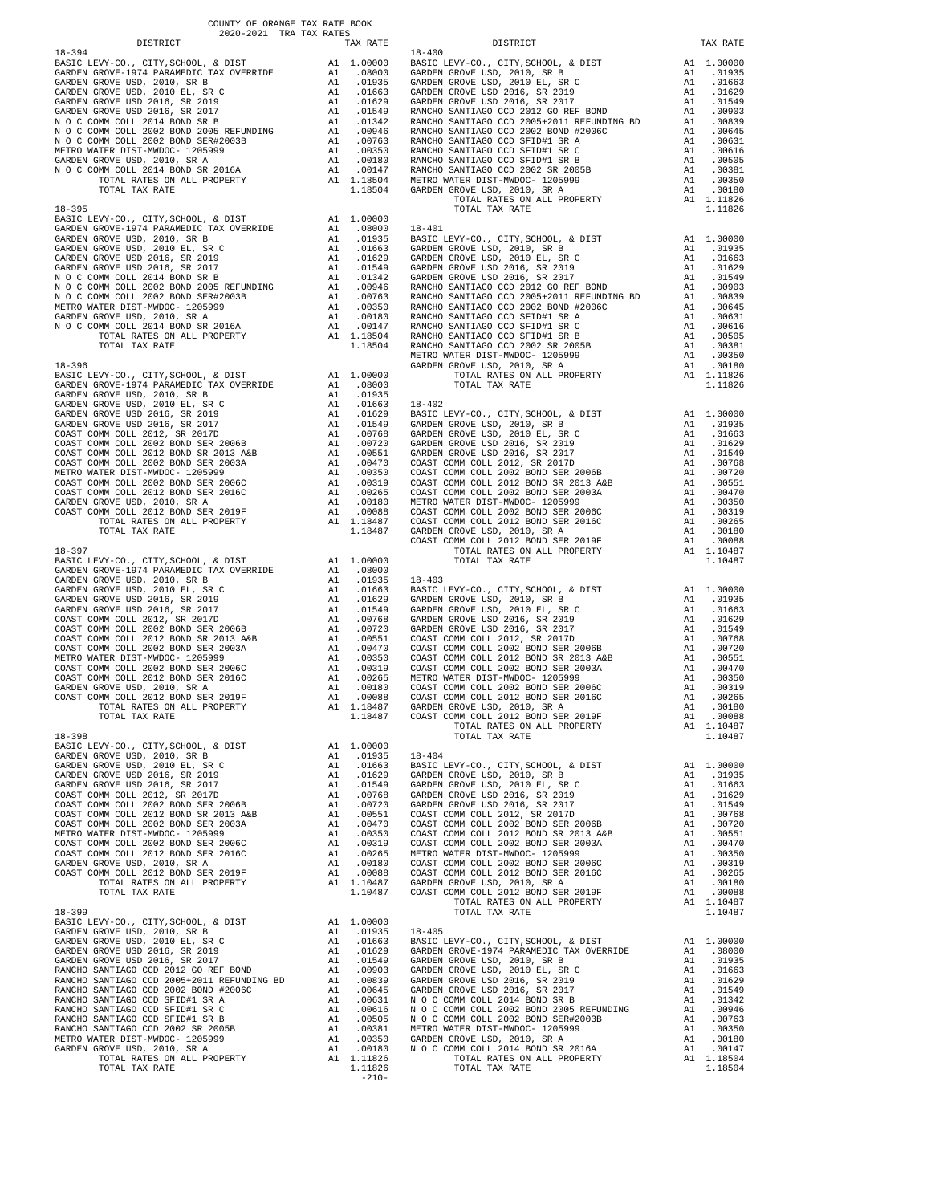COUNTY OF ORANGE TAX RATE BOOK
2020-2021 TRA TAX RATES

**18-394**

| DISTRICT | | TAX RATE |
|---|---|---|
| BASIC LEVY-CO., CITY,SCHOOL, & DIST | A1 | 1.00000 |
| GARDEN GROVE-1974 PARAMEDIC TAX OVERRIDE | A1 | .08000 |
| GARDEN GROVE USD, 2010, SR B | A1 | .01935 |
| GARDEN GROVE USD, 2010 EL, SR C | A1 | .01663 |
| GARDEN GROVE USD 2016, SR 2019 | A1 | .01629 |
| GARDEN GROVE USD 2016, SR 2017 | A1 | .01549 |
| N O C COMM COLL 2014 BOND SR B | A1 | .01342 |
| N O C COMM COLL 2002 BOND 2005 REFUNDING | A1 | .00946 |
| N O C COMM COLL 2002 BOND SER#2003B | A1 | .00763 |
| METRO WATER DIST-MWDOC- 1205999 | A1 | .00350 |
| GARDEN GROVE USD, 2010, SR A | A1 | .00180 |
| N O C COMM COLL 2014 BOND SR 2016A | A1 | .00147 |
| TOTAL RATES ON ALL PROPERTY | A1 | 1.18504 |
| TOTAL TAX RATE | | 1.18504 |

**18-395**

| DISTRICT | | TAX RATE |
|---|---|---|
| BASIC LEVY-CO., CITY,SCHOOL, & DIST | A1 | 1.00000 |
| GARDEN GROVE-1974 PARAMEDIC TAX OVERRIDE | A1 | .08000 |
| GARDEN GROVE USD, 2010, SR B | A1 | .01935 |
| GARDEN GROVE USD, 2010 EL, SR C | A1 | .01663 |
| GARDEN GROVE USD 2016, SR 2019 | A1 | .01629 |
| GARDEN GROVE USD 2016, SR 2017 | A1 | .01549 |
| N O C COMM COLL 2014 BOND SR B | A1 | .01342 |
| N O C COMM COLL 2002 BOND 2005 REFUNDING | A1 | .00946 |
| N O C COMM COLL 2002 BOND SER#2003B | A1 | .00763 |
| METRO WATER DIST-MWDOC- 1205999 | A1 | .00350 |
| GARDEN GROVE USD, 2010, SR A | A1 | .00180 |
| N O C COMM COLL 2014 BOND SR 2016A | A1 | .00147 |
| TOTAL RATES ON ALL PROPERTY | A1 | 1.18504 |
| TOTAL TAX RATE | | 1.18504 |

**18-396**

| DISTRICT | | TAX RATE |
|---|---|---|
| BASIC LEVY-CO., CITY,SCHOOL, & DIST | A1 | 1.00000 |
| GARDEN GROVE-1974 PARAMEDIC TAX OVERRIDE | A1 | .08000 |
| GARDEN GROVE USD, 2010, SR B | A1 | .01935 |
| GARDEN GROVE USD, 2010 EL, SR C | A1 | .01663 |
| GARDEN GROVE USD 2016, SR 2019 | A1 | .01629 |
| GARDEN GROVE USD 2016, SR 2017 | A1 | .01549 |
| COAST COMM COLL 2012, SR 2017D | A1 | .00768 |
| COAST COMM COLL 2002 BOND SER 2006B | A1 | .00720 |
| COAST COMM COLL 2012 BOND SR 2013 A&B | A1 | .00551 |
| COAST COMM COLL 2002 BOND SER 2003A | A1 | .00470 |
| METRO WATER DIST-MWDOC- 1205999 | A1 | .00350 |
| COAST COMM COLL 2002 BOND SER 2006C | A1 | .00319 |
| COAST COMM COLL 2012 BOND SER 2016C | A1 | .00265 |
| GARDEN GROVE USD, 2010, SR A | A1 | .00180 |
| COAST COMM COLL 2012 BOND SER 2019F | A1 | .00088 |
| TOTAL RATES ON ALL PROPERTY | A1 | 1.18487 |
| TOTAL TAX RATE | | 1.18487 |

**18-397**

| DISTRICT | | TAX RATE |
|---|---|---|
| BASIC LEVY-CO., CITY,SCHOOL, & DIST | A1 | 1.00000 |
| GARDEN GROVE-1974 PARAMEDIC TAX OVERRIDE | A1 | .08000 |
| GARDEN GROVE USD, 2010, SR B | A1 | .01935 |
| GARDEN GROVE USD, 2010 EL, SR C | A1 | .01663 |
| GARDEN GROVE USD 2016, SR 2019 | A1 | .01629 |
| GARDEN GROVE USD 2016, SR 2017 | A1 | .01549 |
| COAST COMM COLL 2012, SR 2017D | A1 | .00768 |
| COAST COMM COLL 2002 BOND SER 2006B | A1 | .00720 |
| COAST COMM COLL 2012 BOND SR 2013 A&B | A1 | .00551 |
| COAST COMM COLL 2002 BOND SER 2003A | A1 | .00470 |
| METRO WATER DIST-MWDOC- 1205999 | A1 | .00350 |
| COAST COMM COLL 2002 BOND SER 2006C | A1 | .00319 |
| COAST COMM COLL 2012 BOND SER 2016C | A1 | .00265 |
| GARDEN GROVE USD, 2010, SR A | A1 | .00180 |
| COAST COMM COLL 2012 BOND SER 2019F | A1 | .00088 |
| TOTAL RATES ON ALL PROPERTY | A1 | 1.18487 |
| TOTAL TAX RATE | | 1.18487 |

**18-398**

| DISTRICT | | TAX RATE |
|---|---|---|
| BASIC LEVY-CO., CITY,SCHOOL, & DIST | A1 | 1.00000 |
| GARDEN GROVE USD, 2010, SR B | A1 | .01935 |
| GARDEN GROVE USD, 2010 EL, SR C | A1 | .01663 |
| GARDEN GROVE USD 2016, SR 2019 | A1 | .01629 |
| GARDEN GROVE USD 2016, SR 2017 | A1 | .01549 |
| COAST COMM COLL 2012, SR 2017D | A1 | .00768 |
| COAST COMM COLL 2002 BOND SER 2006B | A1 | .00720 |
| COAST COMM COLL 2012 BOND SR 2013 A&B | A1 | .00551 |
| COAST COMM COLL 2002 BOND SER 2003A | A1 | .00470 |
| METRO WATER DIST-MWDOC- 1205999 | A1 | .00350 |
| COAST COMM COLL 2002 BOND SER 2006C | A1 | .00319 |
| COAST COMM COLL 2012 BOND SER 2016C | A1 | .00265 |
| GARDEN GROVE USD, 2010, SR A | A1 | .00180 |
| COAST COMM COLL 2012 BOND SER 2019F | A1 | .00088 |
| TOTAL RATES ON ALL PROPERTY | A1 | 1.10487 |
| TOTAL TAX RATE | | 1.10487 |

**18-399**

| DISTRICT | | TAX RATE |
|---|---|---|
| BASIC LEVY-CO., CITY,SCHOOL, & DIST | A1 | 1.00000 |
| GARDEN GROVE USD, 2010, SR B | A1 | .01935 |
| GARDEN GROVE USD, 2010 EL, SR C | A1 | .01663 |
| GARDEN GROVE USD 2016, SR 2019 | A1 | .01629 |
| GARDEN GROVE USD 2016, SR 2017 | A1 | .01549 |
| RANCHO SANTIAGO CCD 2012 GO REF BOND | A1 | .00903 |
| RANCHO SANTIAGO CCD 2005+2011 REFUNDING BD | A1 | .00839 |
| RANCHO SANTIAGO CCD 2002 BOND #2006C | A1 | .00645 |
| RANCHO SANTIAGO CCD SFID#1 SR A | A1 | .00631 |
| RANCHO SANTIAGO CCD SFID#1 SR C | A1 | .00616 |
| RANCHO SANTIAGO CCD SFID#1 SR B | A1 | .00505 |
| RANCHO SANTIAGO CCD 2002 SR 2005B | A1 | .00381 |
| METRO WATER DIST-MWDOC- 1205999 | A1 | .00350 |
| GARDEN GROVE USD, 2010, SR A | A1 | .00180 |
| TOTAL RATES ON ALL PROPERTY | A1 | 1.11826 |
| TOTAL TAX RATE | | 1.11826 |

**18-400**

| DISTRICT | | TAX RATE |
|---|---|---|
| BASIC LEVY-CO., CITY,SCHOOL, & DIST | A1 | 1.00000 |
| GARDEN GROVE USD, 2010, SR B | A1 | .01935 |
| GARDEN GROVE USD, 2010 EL, SR C | A1 | .01663 |
| GARDEN GROVE USD 2016, SR 2019 | A1 | .01629 |
| GARDEN GROVE USD 2016, SR 2017 | A1 | .01549 |
| RANCHO SANTIAGO CCD 2012 GO REF BOND | A1 | .00903 |
| RANCHO SANTIAGO CCD 2005+2011 REFUNDING BD | A1 | .00839 |
| RANCHO SANTIAGO CCD 2002 BOND #2006C | A1 | .00645 |
| RANCHO SANTIAGO CCD SFID#1 SR A | A1 | .00631 |
| RANCHO SANTIAGO CCD SFID#1 SR C | A1 | .00616 |
| RANCHO SANTIAGO CCD SFID#1 SR B | A1 | .00505 |
| RANCHO SANTIAGO CCD 2002 SR 2005B | A1 | .00381 |
| METRO WATER DIST-MWDOC- 1205999 | A1 | .00350 |
| GARDEN GROVE USD, 2010, SR A | A1 | .00180 |
| TOTAL RATES ON ALL PROPERTY | A1 | 1.11826 |
| TOTAL TAX RATE | | 1.11826 |

**18-401**

| DISTRICT | | TAX RATE |
|---|---|---|
| BASIC LEVY-CO., CITY,SCHOOL, & DIST | A1 | 1.00000 |
| GARDEN GROVE USD, 2010, SR B | A1 | .01935 |
| GARDEN GROVE USD, 2010 EL, SR C | A1 | .01663 |
| GARDEN GROVE USD 2016, SR 2019 | A1 | .01629 |
| GARDEN GROVE USD 2016, SR 2017 | A1 | .01549 |
| RANCHO SANTIAGO CCD 2012 GO REF BOND | A1 | .00903 |
| RANCHO SANTIAGO CCD 2005+2011 REFUNDING BD | A1 | .00839 |
| RANCHO SANTIAGO CCD 2002 BOND #2006C | A1 | .00645 |
| RANCHO SANTIAGO CCD SFID#1 SR A | A1 | .00631 |
| RANCHO SANTIAGO CCD SFID#1 SR C | A1 | .00616 |
| RANCHO SANTIAGO CCD SFID#1 SR B | A1 | .00505 |
| RANCHO SANTIAGO CCD 2002 SR 2005B | A1 | .00381 |
| METRO WATER DIST-MWDOC- 1205999 | A1 | .00350 |
| GARDEN GROVE USD, 2010, SR A | A1 | .00180 |
| TOTAL RATES ON ALL PROPERTY | A1 | 1.11826 |
| TOTAL TAX RATE | | 1.11826 |

**18-402**

| DISTRICT | | TAX RATE |
|---|---|---|
| BASIC LEVY-CO., CITY,SCHOOL, & DIST | A1 | 1.00000 |
| GARDEN GROVE USD, 2010, SR B | A1 | .01935 |
| GARDEN GROVE USD, 2010 EL, SR C | A1 | .01663 |
| GARDEN GROVE USD 2016, SR 2019 | A1 | .01629 |
| GARDEN GROVE USD 2016, SR 2017 | A1 | .01549 |
| COAST COMM COLL 2012, SR 2017D | A1 | .00768 |
| COAST COMM COLL 2002 BOND SER 2006B | A1 | .00720 |
| COAST COMM COLL 2012 BOND SR 2013 A&B | A1 | .00551 |
| COAST COMM COLL 2002 BOND SER 2003A | A1 | .00470 |
| METRO WATER DIST-MWDOC- 1205999 | A1 | .00350 |
| COAST COMM COLL 2002 BOND SER 2006C | A1 | .00319 |
| COAST COMM COLL 2012 BOND SER 2016C | A1 | .00265 |
| GARDEN GROVE USD, 2010, SR A | A1 | .00180 |
| COAST COMM COLL 2012 BOND SER 2019F | A1 | .00088 |
| TOTAL RATES ON ALL PROPERTY | A1 | 1.10487 |
| TOTAL TAX RATE | | 1.10487 |

**18-403**

| DISTRICT | | TAX RATE |
|---|---|---|
| BASIC LEVY-CO., CITY,SCHOOL, & DIST | A1 | 1.00000 |
| GARDEN GROVE USD, 2010, SR B | A1 | .01935 |
| GARDEN GROVE USD, 2010 EL, SR C | A1 | .01663 |
| GARDEN GROVE USD 2016, SR 2019 | A1 | .01629 |
| GARDEN GROVE USD 2016, SR 2017 | A1 | .01549 |
| COAST COMM COLL 2012, SR 2017D | A1 | .00768 |
| COAST COMM COLL 2002 BOND SER 2006B | A1 | .00720 |
| COAST COMM COLL 2012 BOND SR 2013 A&B | A1 | .00551 |
| COAST COMM COLL 2002 BOND SER 2003A | A1 | .00470 |
| METRO WATER DIST-MWDOC- 1205999 | A1 | .00350 |
| COAST COMM COLL 2002 BOND SER 2006C | A1 | .00319 |
| COAST COMM COLL 2012 BOND SER 2016C | A1 | .00265 |
| GARDEN GROVE USD, 2010, SR A | A1 | .00180 |
| COAST COMM COLL 2012 BOND SER 2019F | A1 | .00088 |
| TOTAL RATES ON ALL PROPERTY | A1 | 1.10487 |
| TOTAL TAX RATE | | 1.10487 |

**18-404**

| DISTRICT | | TAX RATE |
|---|---|---|
| BASIC LEVY-CO., CITY,SCHOOL, & DIST | A1 | 1.00000 |
| GARDEN GROVE USD, 2010, SR B | A1 | .01935 |
| GARDEN GROVE USD, 2010 EL, SR C | A1 | .01663 |
| GARDEN GROVE USD 2016, SR 2019 | A1 | .01629 |
| GARDEN GROVE USD 2016, SR 2017 | A1 | .01549 |
| COAST COMM COLL 2012, SR 2017D | A1 | .00768 |
| COAST COMM COLL 2002 BOND SER 2006B | A1 | .00720 |
| COAST COMM COLL 2012 BOND SR 2013 A&B | A1 | .00551 |
| COAST COMM COLL 2002 BOND SER 2003A | A1 | .00470 |
| METRO WATER DIST-MWDOC- 1205999 | A1 | .00350 |
| COAST COMM COLL 2002 BOND SER 2006C | A1 | .00319 |
| COAST COMM COLL 2012 BOND SER 2016C | A1 | .00265 |
| GARDEN GROVE USD, 2010, SR A | A1 | .00180 |
| COAST COMM COLL 2012 BOND SER 2019F | A1 | .00088 |
| TOTAL RATES ON ALL PROPERTY | A1 | 1.10487 |
| TOTAL TAX RATE | | 1.10487 |

**18-405**

| DISTRICT | | TAX RATE |
|---|---|---|
| BASIC LEVY-CO., CITY,SCHOOL, & DIST | A1 | 1.00000 |
| GARDEN GROVE-1974 PARAMEDIC TAX OVERRIDE | A1 | .08000 |
| GARDEN GROVE USD, 2010, SR B | A1 | .01935 |
| GARDEN GROVE USD, 2010 EL, SR C | A1 | .01663 |
| GARDEN GROVE USD 2016, SR 2019 | A1 | .01629 |
| GARDEN GROVE USD 2016, SR 2017 | A1 | .01549 |
| N O C COMM COLL 2014 BOND SR B | A1 | .01342 |
| N O C COMM COLL 2002 BOND 2005 REFUNDING | A1 | .00946 |
| N O C COMM COLL 2002 BOND SER#2003B | A1 | .00763 |
| METRO WATER DIST-MWDOC- 1205999 | A1 | .00350 |
| GARDEN GROVE USD, 2010, SR A | A1 | .00180 |
| N O C COMM COLL 2014 BOND SR 2016A | A1 | .00147 |
| TOTAL RATES ON ALL PROPERTY | A1 | 1.18504 |
| TOTAL TAX RATE | | 1.18504 |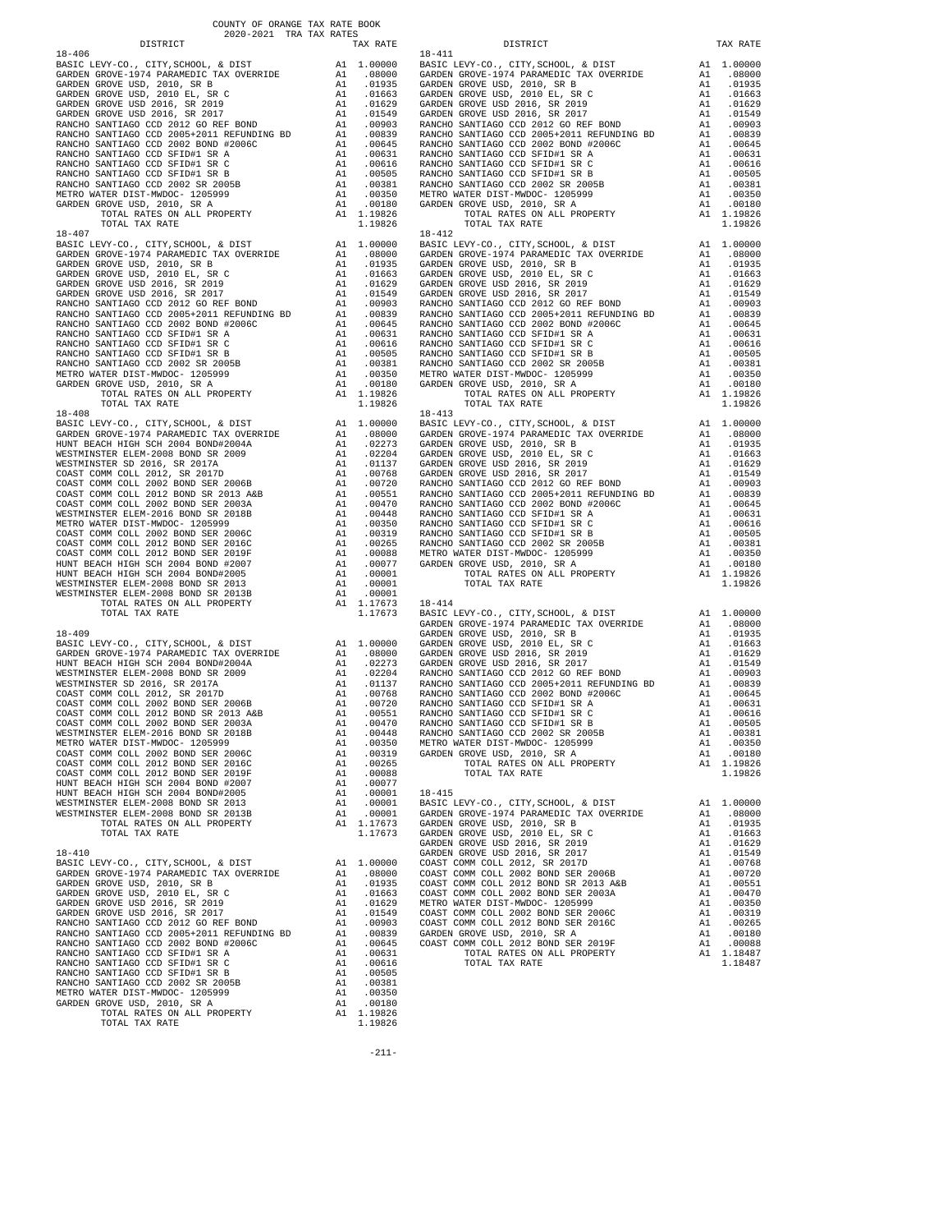COUNTY OF ORANGE TAX RATE BOOK
2020-2021 TRA TAX RATES

| DISTRICT | | TAX RATE |
|---|---|---|
| **18-406** | | |
| BASIC LEVY-CO., CITY,SCHOOL, & DIST | A1 | 1.00000 |
| GARDEN GROVE-1974 PARAMEDIC TAX OVERRIDE | A1 | .08000 |
| GARDEN GROVE USD, 2010, SR B | A1 | .01935 |
| GARDEN GROVE USD, 2010 EL, SR C | A1 | .01663 |
| GARDEN GROVE USD 2016, SR 2019 | A1 | .01629 |
| GARDEN GROVE USD 2016, SR 2017 | A1 | .01549 |
| RANCHO SANTIAGO CCD 2012 GO REF BOND | A1 | .00903 |
| RANCHO SANTIAGO CCD 2005+2011 REFUNDING BD | A1 | .00839 |
| RANCHO SANTIAGO CCD 2002 BOND #2006C | A1 | .00645 |
| RANCHO SANTIAGO CCD SFID#1 SR A | A1 | .00631 |
| RANCHO SANTIAGO CCD SFID#1 SR C | A1 | .00616 |
| RANCHO SANTIAGO CCD SFID#1 SR B | A1 | .00505 |
| RANCHO SANTIAGO CCD 2002 SR 2005B | A1 | .00381 |
| METRO WATER DIST-MWDOC- 1205999 | A1 | .00350 |
| GARDEN GROVE USD, 2010, SR A | A1 | .00180 |
| TOTAL RATES ON ALL PROPERTY | A1 | 1.19826 |
| TOTAL TAX RATE | | 1.19826 |
| **18-407** | | |
| BASIC LEVY-CO., CITY,SCHOOL, & DIST | A1 | 1.00000 |
| GARDEN GROVE-1974 PARAMEDIC TAX OVERRIDE | A1 | .08000 |
| GARDEN GROVE USD, 2010, SR B | A1 | .01935 |
| GARDEN GROVE USD, 2010 EL, SR C | A1 | .01663 |
| GARDEN GROVE USD 2016, SR 2019 | A1 | .01629 |
| GARDEN GROVE USD 2016, SR 2017 | A1 | .01549 |
| RANCHO SANTIAGO CCD 2012 GO REF BOND | A1 | .00903 |
| RANCHO SANTIAGO CCD 2005+2011 REFUNDING BD | A1 | .00839 |
| RANCHO SANTIAGO CCD 2002 BOND #2006C | A1 | .00645 |
| RANCHO SANTIAGO CCD SFID#1 SR A | A1 | .00631 |
| RANCHO SANTIAGO CCD SFID#1 SR C | A1 | .00616 |
| RANCHO SANTIAGO CCD SFID#1 SR B | A1 | .00505 |
| RANCHO SANTIAGO CCD 2002 SR 2005B | A1 | .00381 |
| METRO WATER DIST-MWDOC- 1205999 | A1 | .00350 |
| GARDEN GROVE USD, 2010, SR A | A1 | .00180 |
| TOTAL RATES ON ALL PROPERTY | A1 | 1.19826 |
| TOTAL TAX RATE | | 1.19826 |
| **18-408** | | |
| BASIC LEVY-CO., CITY,SCHOOL, & DIST | A1 | 1.00000 |
| GARDEN GROVE-1974 PARAMEDIC TAX OVERRIDE | A1 | .08000 |
| HUNT BEACH HIGH SCH 2004 BOND#2004A | A1 | .02273 |
| WESTMINSTER ELEM-2008 BOND SR 2009 | A1 | .02204 |
| WESTMINSTER SD 2016, SR 2017A | A1 | .01137 |
| COAST COMM COLL 2012, SR 2017D | A1 | .00768 |
| COAST COMM COLL 2002 BOND SER 2006B | A1 | .00720 |
| COAST COMM COLL 2012 BOND SR 2013 A&B | A1 | .00551 |
| COAST COMM COLL 2002 BOND SER 2003A | A1 | .00470 |
| WESTMINSTER ELEM-2016 BOND SR 2018B | A1 | .00448 |
| METRO WATER DIST-MWDOC- 1205999 | A1 | .00350 |
| COAST COMM COLL 2002 BOND SER 2006C | A1 | .00319 |
| COAST COMM COLL 2012 BOND SER 2016C | A1 | .00265 |
| COAST COMM COLL 2012 BOND SER 2019F | A1 | .00088 |
| HUNT BEACH HIGH SCH 2004 BOND #2007 | A1 | .00077 |
| HUNT BEACH HIGH SCH 2004 BOND#2005 | A1 | .00001 |
| WESTMINSTER ELEM-2008 BOND SR 2013 | A1 | .00001 |
| WESTMINSTER ELEM-2008 BOND SR 2013B | A1 | .00001 |
| TOTAL RATES ON ALL PROPERTY | A1 | 1.17673 |
| TOTAL TAX RATE | | 1.17673 |
| **18-409** | | |
| BASIC LEVY-CO., CITY,SCHOOL, & DIST | A1 | 1.00000 |
| GARDEN GROVE-1974 PARAMEDIC TAX OVERRIDE | A1 | .08000 |
| HUNT BEACH HIGH SCH 2004 BOND#2004A | A1 | .02273 |
| WESTMINSTER ELEM-2008 BOND SR 2009 | A1 | .02204 |
| WESTMINSTER SD 2016, SR 2017A | A1 | .01137 |
| COAST COMM COLL 2012, SR 2017D | A1 | .00768 |
| COAST COMM COLL 2002 BOND SER 2006B | A1 | .00720 |
| COAST COMM COLL 2012 BOND SR 2013 A&B | A1 | .00551 |
| COAST COMM COLL 2002 BOND SER 2003A | A1 | .00470 |
| WESTMINSTER ELEM-2016 BOND SR 2018B | A1 | .00448 |
| METRO WATER DIST-MWDOC- 1205999 | A1 | .00350 |
| COAST COMM COLL 2002 BOND SER 2006C | A1 | .00319 |
| COAST COMM COLL 2012 BOND SER 2016C | A1 | .00265 |
| COAST COMM COLL 2012 BOND SER 2019F | A1 | .00088 |
| HUNT BEACH HIGH SCH 2004 BOND #2007 | A1 | .00077 |
| HUNT BEACH HIGH SCH 2004 BOND#2005 | A1 | .00001 |
| WESTMINSTER ELEM-2008 BOND SR 2013 | A1 | .00001 |
| WESTMINSTER ELEM-2008 BOND SR 2013B | A1 | .00001 |
| TOTAL RATES ON ALL PROPERTY | A1 | 1.17673 |
| TOTAL TAX RATE | | 1.17673 |
| **18-410** | | |
| BASIC LEVY-CO., CITY,SCHOOL, & DIST | A1 | 1.00000 |
| GARDEN GROVE-1974 PARAMEDIC TAX OVERRIDE | A1 | .08000 |
| GARDEN GROVE USD, 2010, SR B | A1 | .01935 |
| GARDEN GROVE USD, 2010 EL, SR C | A1 | .01663 |
| GARDEN GROVE USD 2016, SR 2019 | A1 | .01629 |
| GARDEN GROVE USD 2016, SR 2017 | A1 | .01549 |
| RANCHO SANTIAGO CCD 2012 GO REF BOND | A1 | .00903 |
| RANCHO SANTIAGO CCD 2005+2011 REFUNDING BD | A1 | .00839 |
| RANCHO SANTIAGO CCD 2002 BOND #2006C | A1 | .00645 |
| RANCHO SANTIAGO CCD SFID#1 SR A | A1 | .00631 |
| RANCHO SANTIAGO CCD SFID#1 SR C | A1 | .00616 |
| RANCHO SANTIAGO CCD SFID#1 SR B | A1 | .00505 |
| RANCHO SANTIAGO CCD 2002 SR 2005B | A1 | .00381 |
| METRO WATER DIST-MWDOC- 1205999 | A1 | .00350 |
| GARDEN GROVE USD, 2010, SR A | A1 | .00180 |
| TOTAL RATES ON ALL PROPERTY | A1 | 1.19826 |
| TOTAL TAX RATE | | 1.19826 |
| **18-411** | | |
| BASIC LEVY-CO., CITY,SCHOOL, & DIST | A1 | 1.00000 |
| GARDEN GROVE-1974 PARAMEDIC TAX OVERRIDE | A1 | .08000 |
| GARDEN GROVE USD, 2010, SR B | A1 | .01935 |
| GARDEN GROVE USD, 2010 EL, SR C | A1 | .01663 |
| GARDEN GROVE USD 2016, SR 2019 | A1 | .01629 |
| GARDEN GROVE USD 2016, SR 2017 | A1 | .01549 |
| RANCHO SANTIAGO CCD 2012 GO REF BOND | A1 | .00903 |
| RANCHO SANTIAGO CCD 2005+2011 REFUNDING BD | A1 | .00839 |
| RANCHO SANTIAGO CCD 2002 BOND #2006C | A1 | .00645 |
| RANCHO SANTIAGO CCD SFID#1 SR A | A1 | .00631 |
| RANCHO SANTIAGO CCD SFID#1 SR C | A1 | .00616 |
| RANCHO SANTIAGO CCD SFID#1 SR B | A1 | .00505 |
| RANCHO SANTIAGO CCD 2002 SR 2005B | A1 | .00381 |
| METRO WATER DIST-MWDOC- 1205999 | A1 | .00350 |
| GARDEN GROVE USD, 2010, SR A | A1 | .00180 |
| TOTAL RATES ON ALL PROPERTY | A1 | 1.19826 |
| TOTAL TAX RATE | | 1.19826 |
| **18-412** | | |
| BASIC LEVY-CO., CITY,SCHOOL, & DIST | A1 | 1.00000 |
| GARDEN GROVE-1974 PARAMEDIC TAX OVERRIDE | A1 | .08000 |
| GARDEN GROVE USD, 2010, SR B | A1 | .01935 |
| GARDEN GROVE USD, 2010 EL, SR C | A1 | .01663 |
| GARDEN GROVE USD 2016, SR 2019 | A1 | .01629 |
| GARDEN GROVE USD 2016, SR 2017 | A1 | .01549 |
| RANCHO SANTIAGO CCD 2012 GO REF BOND | A1 | .00903 |
| RANCHO SANTIAGO CCD 2005+2011 REFUNDING BD | A1 | .00839 |
| RANCHO SANTIAGO CCD 2002 BOND #2006C | A1 | .00645 |
| RANCHO SANTIAGO CCD SFID#1 SR A | A1 | .00631 |
| RANCHO SANTIAGO CCD SFID#1 SR C | A1 | .00616 |
| RANCHO SANTIAGO CCD SFID#1 SR B | A1 | .00505 |
| RANCHO SANTIAGO CCD 2002 SR 2005B | A1 | .00381 |
| METRO WATER DIST-MWDOC- 1205999 | A1 | .00350 |
| GARDEN GROVE USD, 2010, SR A | A1 | .00180 |
| TOTAL RATES ON ALL PROPERTY | A1 | 1.19826 |
| TOTAL TAX RATE | | 1.19826 |
| **18-413** | | |
| BASIC LEVY-CO., CITY,SCHOOL, & DIST | A1 | 1.00000 |
| GARDEN GROVE-1974 PARAMEDIC TAX OVERRIDE | A1 | .08000 |
| GARDEN GROVE USD, 2010, SR B | A1 | .01935 |
| GARDEN GROVE USD, 2010 EL, SR C | A1 | .01663 |
| GARDEN GROVE USD 2016, SR 2019 | A1 | .01629 |
| GARDEN GROVE USD 2016, SR 2017 | A1 | .01549 |
| RANCHO SANTIAGO CCD 2012 GO REF BOND | A1 | .00903 |
| RANCHO SANTIAGO CCD 2005+2011 REFUNDING BD | A1 | .00839 |
| RANCHO SANTIAGO CCD 2002 BOND #2006C | A1 | .00645 |
| RANCHO SANTIAGO CCD SFID#1 SR A | A1 | .00631 |
| RANCHO SANTIAGO CCD SFID#1 SR C | A1 | .00616 |
| RANCHO SANTIAGO CCD SFID#1 SR B | A1 | .00505 |
| RANCHO SANTIAGO CCD 2002 SR 2005B | A1 | .00381 |
| METRO WATER DIST-MWDOC- 1205999 | A1 | .00350 |
| GARDEN GROVE USD, 2010, SR A | A1 | .00180 |
| TOTAL RATES ON ALL PROPERTY | A1 | 1.19826 |
| TOTAL TAX RATE | | 1.19826 |
| **18-414** | | |
| BASIC LEVY-CO., CITY,SCHOOL, & DIST | A1 | 1.00000 |
| GARDEN GROVE-1974 PARAMEDIC TAX OVERRIDE | A1 | .08000 |
| GARDEN GROVE USD, 2010, SR B | A1 | .01935 |
| GARDEN GROVE USD, 2010 EL, SR C | A1 | .01663 |
| GARDEN GROVE USD 2016, SR 2019 | A1 | .01629 |
| GARDEN GROVE USD 2016, SR 2017 | A1 | .01549 |
| RANCHO SANTIAGO CCD 2012 GO REF BOND | A1 | .00903 |
| RANCHO SANTIAGO CCD 2005+2011 REFUNDING BD | A1 | .00839 |
| RANCHO SANTIAGO CCD 2002 BOND #2006C | A1 | .00645 |
| RANCHO SANTIAGO CCD SFID#1 SR A | A1 | .00631 |
| RANCHO SANTIAGO CCD SFID#1 SR C | A1 | .00616 |
| RANCHO SANTIAGO CCD SFID#1 SR B | A1 | .00505 |
| RANCHO SANTIAGO CCD 2002 SR 2005B | A1 | .00381 |
| METRO WATER DIST-MWDOC- 1205999 | A1 | .00350 |
| GARDEN GROVE USD, 2010, SR A | A1 | .00180 |
| TOTAL RATES ON ALL PROPERTY | A1 | 1.19826 |
| TOTAL TAX RATE | | 1.19826 |
| **18-415** | | |
| BASIC LEVY-CO., CITY,SCHOOL, & DIST | A1 | 1.00000 |
| GARDEN GROVE-1974 PARAMEDIC TAX OVERRIDE | A1 | .08000 |
| GARDEN GROVE USD, 2010, SR B | A1 | .01935 |
| GARDEN GROVE USD, 2010 EL, SR C | A1 | .01663 |
| GARDEN GROVE USD 2016, SR 2019 | A1 | .01629 |
| GARDEN GROVE USD 2016, SR 2017 | A1 | .01549 |
| COAST COMM COLL 2012, SR 2017D | A1 | .00768 |
| COAST COMM COLL 2002 BOND SER 2006B | A1 | .00720 |
| COAST COMM COLL 2012 BOND SR 2013 A&B | A1 | .00551 |
| COAST COMM COLL 2002 BOND SER 2003A | A1 | .00470 |
| METRO WATER DIST-MWDOC- 1205999 | A1 | .00350 |
| COAST COMM COLL 2002 BOND SER 2006C | A1 | .00319 |
| COAST COMM COLL 2012 BOND SER 2016C | A1 | .00265 |
| GARDEN GROVE USD, 2010, SR A | A1 | .00180 |
| COAST COMM COLL 2012 BOND SER 2019F | A1 | .00088 |
| TOTAL RATES ON ALL PROPERTY | A1 | 1.18487 |
| TOTAL TAX RATE | | 1.18487 |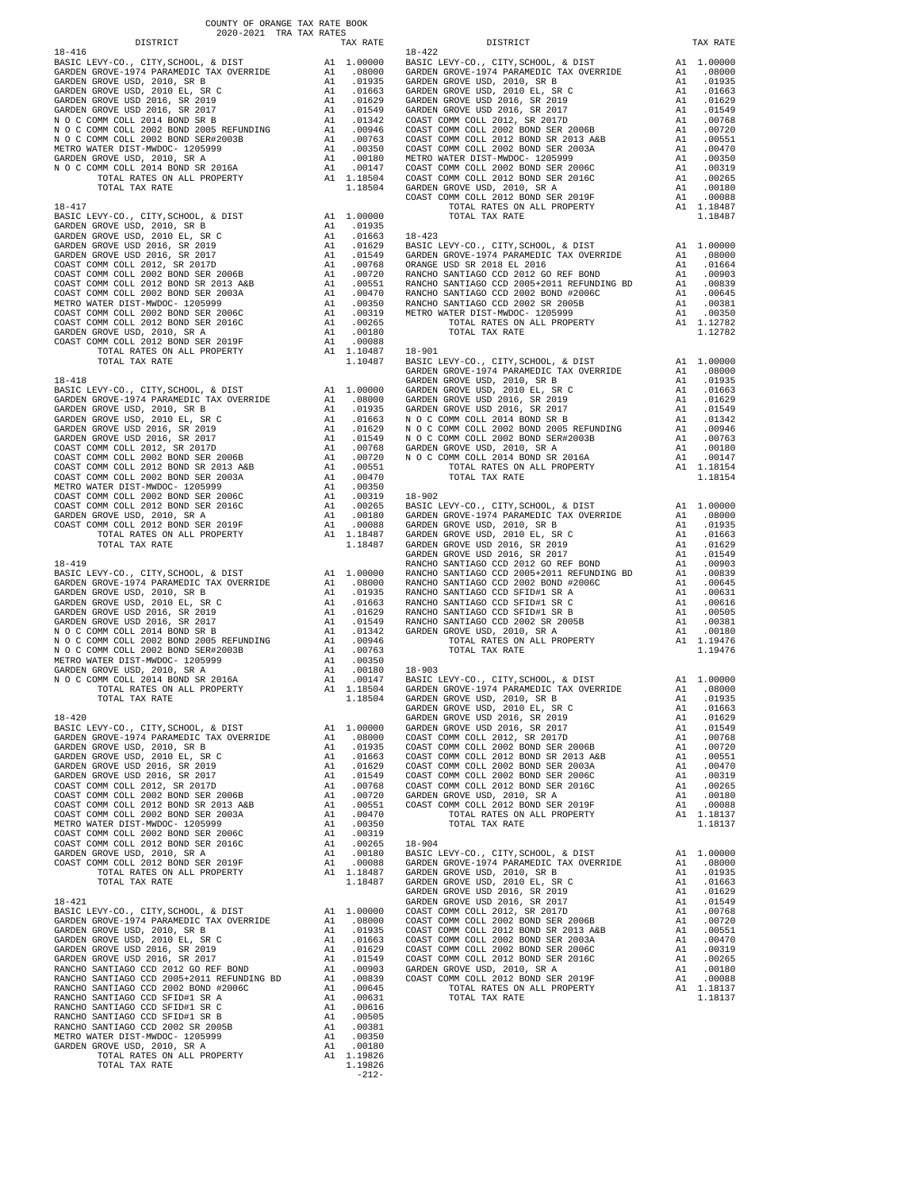COUNTY OF ORANGE TAX RATE BOOK
2020-2021 TRA TAX RATES

**18-416**

| DISTRICT | | TAX RATE |
|---|---|---|
| BASIC LEVY-CO., CITY,SCHOOL, & DIST | A1 | 1.00000 |
| GARDEN GROVE-1974 PARAMEDIC TAX OVERRIDE | A1 | .08000 |
| GARDEN GROVE USD, 2010, SR B | A1 | .01935 |
| GARDEN GROVE USD, 2010 EL, SR C | A1 | .01663 |
| GARDEN GROVE USD 2016, SR 2019 | A1 | .01629 |
| GARDEN GROVE USD 2016, SR 2017 | A1 | .01549 |
| N O C COMM COLL 2014 BOND SR B | A1 | .01342 |
| N O C COMM COLL 2002 BOND 2005 REFUNDING | A1 | .00946 |
| N O C COMM COLL 2002 BOND SER#2003B | A1 | .00763 |
| METRO WATER DIST-MWDOC- 1205999 | A1 | .00350 |
| GARDEN GROVE USD, 2010, SR A | A1 | .00180 |
| N O C COMM COLL 2014 BOND SR 2016A | A1 | .00147 |
| TOTAL RATES ON ALL PROPERTY | A1 | 1.18504 |
| TOTAL TAX RATE | | 1.18504 |

**18-417**

| DISTRICT | | TAX RATE |
|---|---|---|
| BASIC LEVY-CO., CITY,SCHOOL, & DIST | A1 | 1.00000 |
| GARDEN GROVE USD, 2010, SR B | A1 | .01935 |
| GARDEN GROVE USD, 2010 EL, SR C | A1 | .01663 |
| GARDEN GROVE USD 2016, SR 2019 | A1 | .01629 |
| GARDEN GROVE USD 2016, SR 2017 | A1 | .01549 |
| COAST COMM COLL 2012, SR 2017D | A1 | .00768 |
| COAST COMM COLL 2002 BOND SER 2006B | A1 | .00720 |
| COAST COMM COLL 2012 BOND SR 2013 A&B | A1 | .00551 |
| COAST COMM COLL 2002 BOND SER 2003A | A1 | .00470 |
| METRO WATER DIST-MWDOC- 1205999 | A1 | .00350 |
| COAST COMM COLL 2002 BOND SER 2006C | A1 | .00319 |
| COAST COMM COLL 2012 BOND SER 2016C | A1 | .00265 |
| GARDEN GROVE USD, 2010, SR A | A1 | .00180 |
| COAST COMM COLL 2012 BOND SER 2019F | A1 | .00088 |
| TOTAL RATES ON ALL PROPERTY | A1 | 1.10487 |
| TOTAL TAX RATE | | 1.10487 |

**18-418**

| DISTRICT | | TAX RATE |
|---|---|---|
| BASIC LEVY-CO., CITY,SCHOOL, & DIST | A1 | 1.00000 |
| GARDEN GROVE-1974 PARAMEDIC TAX OVERRIDE | A1 | .08000 |
| GARDEN GROVE USD, 2010, SR B | A1 | .01935 |
| GARDEN GROVE USD, 2010 EL, SR C | A1 | .01663 |
| GARDEN GROVE USD 2016, SR 2019 | A1 | .01629 |
| GARDEN GROVE USD 2016, SR 2017 | A1 | .01549 |
| COAST COMM COLL 2012, SR 2017D | A1 | .00768 |
| COAST COMM COLL 2002 BOND SER 2006B | A1 | .00720 |
| COAST COMM COLL 2012 BOND SR 2013 A&B | A1 | .00551 |
| COAST COMM COLL 2002 BOND SER 2003A | A1 | .00470 |
| METRO WATER DIST-MWDOC- 1205999 | A1 | .00350 |
| COAST COMM COLL 2002 BOND SER 2006C | A1 | .00319 |
| COAST COMM COLL 2012 BOND SER 2016C | A1 | .00265 |
| GARDEN GROVE USD, 2010, SR A | A1 | .00180 |
| COAST COMM COLL 2012 BOND SER 2019F | A1 | .00088 |
| TOTAL RATES ON ALL PROPERTY | A1 | 1.18487 |
| TOTAL TAX RATE | | 1.18487 |

**18-419**

| DISTRICT | | TAX RATE |
|---|---|---|
| BASIC LEVY-CO., CITY,SCHOOL, & DIST | A1 | 1.00000 |
| GARDEN GROVE-1974 PARAMEDIC TAX OVERRIDE | A1 | .08000 |
| GARDEN GROVE USD, 2010, SR B | A1 | .01935 |
| GARDEN GROVE USD, 2010 EL, SR C | A1 | .01663 |
| GARDEN GROVE USD 2016, SR 2019 | A1 | .01629 |
| GARDEN GROVE USD 2016, SR 2017 | A1 | .01549 |
| N O C COMM COLL 2014 BOND SR B | A1 | .01342 |
| N O C COMM COLL 2002 BOND 2005 REFUNDING | A1 | .00946 |
| N O C COMM COLL 2002 BOND SER#2003B | A1 | .00763 |
| METRO WATER DIST-MWDOC- 1205999 | A1 | .00350 |
| GARDEN GROVE USD, 2010, SR A | A1 | .00180 |
| N O C COMM COLL 2014 BOND SR 2016A | A1 | .00147 |
| TOTAL RATES ON ALL PROPERTY | A1 | 1.18504 |
| TOTAL TAX RATE | | 1.18504 |

**18-420**

| DISTRICT | | TAX RATE |
|---|---|---|
| BASIC LEVY-CO., CITY,SCHOOL, & DIST | A1 | 1.00000 |
| GARDEN GROVE-1974 PARAMEDIC TAX OVERRIDE | A1 | .08000 |
| GARDEN GROVE USD, 2010, SR B | A1 | .01935 |
| GARDEN GROVE USD, 2010 EL, SR C | A1 | .01663 |
| GARDEN GROVE USD 2016, SR 2019 | A1 | .01629 |
| GARDEN GROVE USD 2016, SR 2017 | A1 | .01549 |
| COAST COMM COLL 2012, SR 2017D | A1 | .00768 |
| COAST COMM COLL 2002 BOND SER 2006B | A1 | .00720 |
| COAST COMM COLL 2012 BOND SR 2013 A&B | A1 | .00551 |
| COAST COMM COLL 2002 BOND SER 2003A | A1 | .00470 |
| METRO WATER DIST-MWDOC- 1205999 | A1 | .00350 |
| COAST COMM COLL 2002 BOND SER 2006C | A1 | .00319 |
| COAST COMM COLL 2012 BOND SER 2016C | A1 | .00265 |
| GARDEN GROVE USD, 2010, SR A | A1 | .00180 |
| COAST COMM COLL 2012 BOND SER 2019F | A1 | .00088 |
| TOTAL RATES ON ALL PROPERTY | A1 | 1.18487 |
| TOTAL TAX RATE | | 1.18487 |

**18-421**

| DISTRICT | | TAX RATE |
|---|---|---|
| BASIC LEVY-CO., CITY,SCHOOL, & DIST | A1 | 1.00000 |
| GARDEN GROVE-1974 PARAMEDIC TAX OVERRIDE | A1 | .08000 |
| GARDEN GROVE USD, 2010, SR B | A1 | .01935 |
| GARDEN GROVE USD, 2010 EL, SR C | A1 | .01663 |
| GARDEN GROVE USD 2016, SR 2019 | A1 | .01629 |
| GARDEN GROVE USD 2016, SR 2017 | A1 | .01549 |
| RANCHO SANTIAGO CCD 2012 GO REF BOND | A1 | .00903 |
| RANCHO SANTIAGO CCD 2005+2011 REFUNDING BD | A1 | .00839 |
| RANCHO SANTIAGO CCD 2002 BOND #2006C | A1 | .00645 |
| RANCHO SANTIAGO CCD SFID#1 SR A | A1 | .00631 |
| RANCHO SANTIAGO CCD SFID#1 SR C | A1 | .00616 |
| RANCHO SANTIAGO CCD SFID#1 SR B | A1 | .00505 |
| RANCHO SANTIAGO CCD 2002 SR 2005B | A1 | .00381 |
| METRO WATER DIST-MWDOC- 1205999 | A1 | .00350 |
| GARDEN GROVE USD, 2010, SR A | A1 | .00180 |
| TOTAL RATES ON ALL PROPERTY | A1 | 1.19826 |
| TOTAL TAX RATE | | 1.19826 |

**18-422**

| DISTRICT | | TAX RATE |
|---|---|---|
| BASIC LEVY-CO., CITY,SCHOOL, & DIST | A1 | 1.00000 |
| GARDEN GROVE-1974 PARAMEDIC TAX OVERRIDE | A1 | .08000 |
| GARDEN GROVE USD, 2010, SR B | A1 | .01935 |
| GARDEN GROVE USD, 2010 EL, SR C | A1 | .01663 |
| GARDEN GROVE USD 2016, SR 2019 | A1 | .01629 |
| GARDEN GROVE USD 2016, SR 2017 | A1 | .01549 |
| COAST COMM COLL 2012, SR 2017D | A1 | .00768 |
| COAST COMM COLL 2002 BOND SER 2006B | A1 | .00720 |
| COAST COMM COLL 2012 BOND SR 2013 A&B | A1 | .00551 |
| COAST COMM COLL 2002 BOND SER 2003A | A1 | .00470 |
| METRO WATER DIST-MWDOC- 1205999 | A1 | .00350 |
| COAST COMM COLL 2002 BOND SER 2006C | A1 | .00319 |
| COAST COMM COLL 2012 BOND SER 2016C | A1 | .00265 |
| GARDEN GROVE USD, 2010, SR A | A1 | .00180 |
| COAST COMM COLL 2012 BOND SER 2019F | A1 | .00088 |
| TOTAL RATES ON ALL PROPERTY | A1 | 1.18487 |
| TOTAL TAX RATE | | 1.18487 |

**18-423**

| DISTRICT | | TAX RATE |
|---|---|---|
| BASIC LEVY-CO., CITY,SCHOOL, & DIST | A1 | 1.00000 |
| GARDEN GROVE-1974 PARAMEDIC TAX OVERRIDE | A1 | .08000 |
| ORANGE USD SR 2018 EL 2016 | A1 | .01664 |
| RANCHO SANTIAGO CCD 2012 GO REF BOND | A1 | .00903 |
| RANCHO SANTIAGO CCD 2005+2011 REFUNDING BD | A1 | .00839 |
| RANCHO SANTIAGO CCD 2002 BOND #2006C | A1 | .00645 |
| RANCHO SANTIAGO CCD 2002 SR 2005B | A1 | .00381 |
| METRO WATER DIST-MWDOC- 1205999 | A1 | .00350 |
| TOTAL RATES ON ALL PROPERTY | A1 | 1.12782 |
| TOTAL TAX RATE | | 1.12782 |

**18-901**

| DISTRICT | | TAX RATE |
|---|---|---|
| BASIC LEVY-CO., CITY,SCHOOL, & DIST | A1 | 1.00000 |
| GARDEN GROVE-1974 PARAMEDIC TAX OVERRIDE | A1 | .08000 |
| GARDEN GROVE USD, 2010, SR B | A1 | .01935 |
| GARDEN GROVE USD, 2010 EL, SR C | A1 | .01663 |
| GARDEN GROVE USD 2016, SR 2019 | A1 | .01629 |
| GARDEN GROVE USD 2016, SR 2017 | A1 | .01549 |
| N O C COMM COLL 2014 BOND SR B | A1 | .01342 |
| N O C COMM COLL 2002 BOND 2005 REFUNDING | A1 | .00946 |
| N O C COMM COLL 2002 BOND SER#2003B | A1 | .00763 |
| GARDEN GROVE USD, 2010, SR A | A1 | .00180 |
| N O C COMM COLL 2014 BOND SR 2016A | A1 | .00147 |
| TOTAL RATES ON ALL PROPERTY | A1 | 1.18154 |
| TOTAL TAX RATE | | 1.18154 |

**18-902**

| DISTRICT | | TAX RATE |
|---|---|---|
| BASIC LEVY-CO., CITY,SCHOOL, & DIST | A1 | 1.00000 |
| GARDEN GROVE-1974 PARAMEDIC TAX OVERRIDE | A1 | .08000 |
| GARDEN GROVE USD, 2010, SR B | A1 | .01935 |
| GARDEN GROVE USD, 2010 EL, SR C | A1 | .01663 |
| GARDEN GROVE USD 2016, SR 2019 | A1 | .01629 |
| GARDEN GROVE USD 2016, SR 2017 | A1 | .01549 |
| RANCHO SANTIAGO CCD 2012 GO REF BOND | A1 | .00903 |
| RANCHO SANTIAGO CCD 2005+2011 REFUNDING BD | A1 | .00839 |
| RANCHO SANTIAGO CCD 2002 BOND #2006C | A1 | .00645 |
| RANCHO SANTIAGO CCD SFID#1 SR A | A1 | .00631 |
| RANCHO SANTIAGO CCD SFID#1 SR C | A1 | .00616 |
| RANCHO SANTIAGO CCD SFID#1 SR B | A1 | .00505 |
| RANCHO SANTIAGO CCD 2002 SR 2005B | A1 | .00381 |
| GARDEN GROVE USD, 2010, SR A | A1 | .00180 |
| TOTAL RATES ON ALL PROPERTY | A1 | 1.19476 |
| TOTAL TAX RATE | | 1.19476 |

**18-903**

| DISTRICT | | TAX RATE |
|---|---|---|
| BASIC LEVY-CO., CITY,SCHOOL, & DIST | A1 | 1.00000 |
| GARDEN GROVE-1974 PARAMEDIC TAX OVERRIDE | A1 | .08000 |
| GARDEN GROVE USD, 2010, SR B | A1 | .01935 |
| GARDEN GROVE USD, 2010 EL, SR C | A1 | .01663 |
| GARDEN GROVE USD 2016, SR 2019 | A1 | .01629 |
| GARDEN GROVE USD 2016, SR 2017 | A1 | .01549 |
| COAST COMM COLL 2012, SR 2017D | A1 | .00768 |
| COAST COMM COLL 2002 BOND SER 2006B | A1 | .00720 |
| COAST COMM COLL 2012 BOND SR 2013 A&B | A1 | .00551 |
| COAST COMM COLL 2002 BOND SER 2003A | A1 | .00470 |
| COAST COMM COLL 2002 BOND SER 2006C | A1 | .00319 |
| COAST COMM COLL 2012 BOND SER 2016C | A1 | .00265 |
| GARDEN GROVE USD, 2010, SR A | A1 | .00180 |
| COAST COMM COLL 2012 BOND SER 2019F | A1 | .00088 |
| TOTAL RATES ON ALL PROPERTY | A1 | 1.18137 |
| TOTAL TAX RATE | | 1.18137 |

**18-904**

| DISTRICT | | TAX RATE |
|---|---|---|
| BASIC LEVY-CO., CITY,SCHOOL, & DIST | A1 | 1.00000 |
| GARDEN GROVE-1974 PARAMEDIC TAX OVERRIDE | A1 | .08000 |
| GARDEN GROVE USD, 2010, SR B | A1 | .01935 |
| GARDEN GROVE USD, 2010 EL, SR C | A1 | .01663 |
| GARDEN GROVE USD 2016, SR 2019 | A1 | .01629 |
| GARDEN GROVE USD 2016, SR 2017 | A1 | .01549 |
| COAST COMM COLL 2012, SR 2017D | A1 | .00768 |
| COAST COMM COLL 2002 BOND SER 2006B | A1 | .00720 |
| COAST COMM COLL 2012 BOND SR 2013 A&B | A1 | .00551 |
| COAST COMM COLL 2002 BOND SER 2003A | A1 | .00470 |
| COAST COMM COLL 2002 BOND SER 2006C | A1 | .00319 |
| COAST COMM COLL 2012 BOND SER 2016C | A1 | .00265 |
| GARDEN GROVE USD, 2010, SR A | A1 | .00180 |
| COAST COMM COLL 2012 BOND SER 2019F | A1 | .00088 |
| TOTAL RATES ON ALL PROPERTY | A1 | 1.18137 |
| TOTAL TAX RATE | | 1.18137 |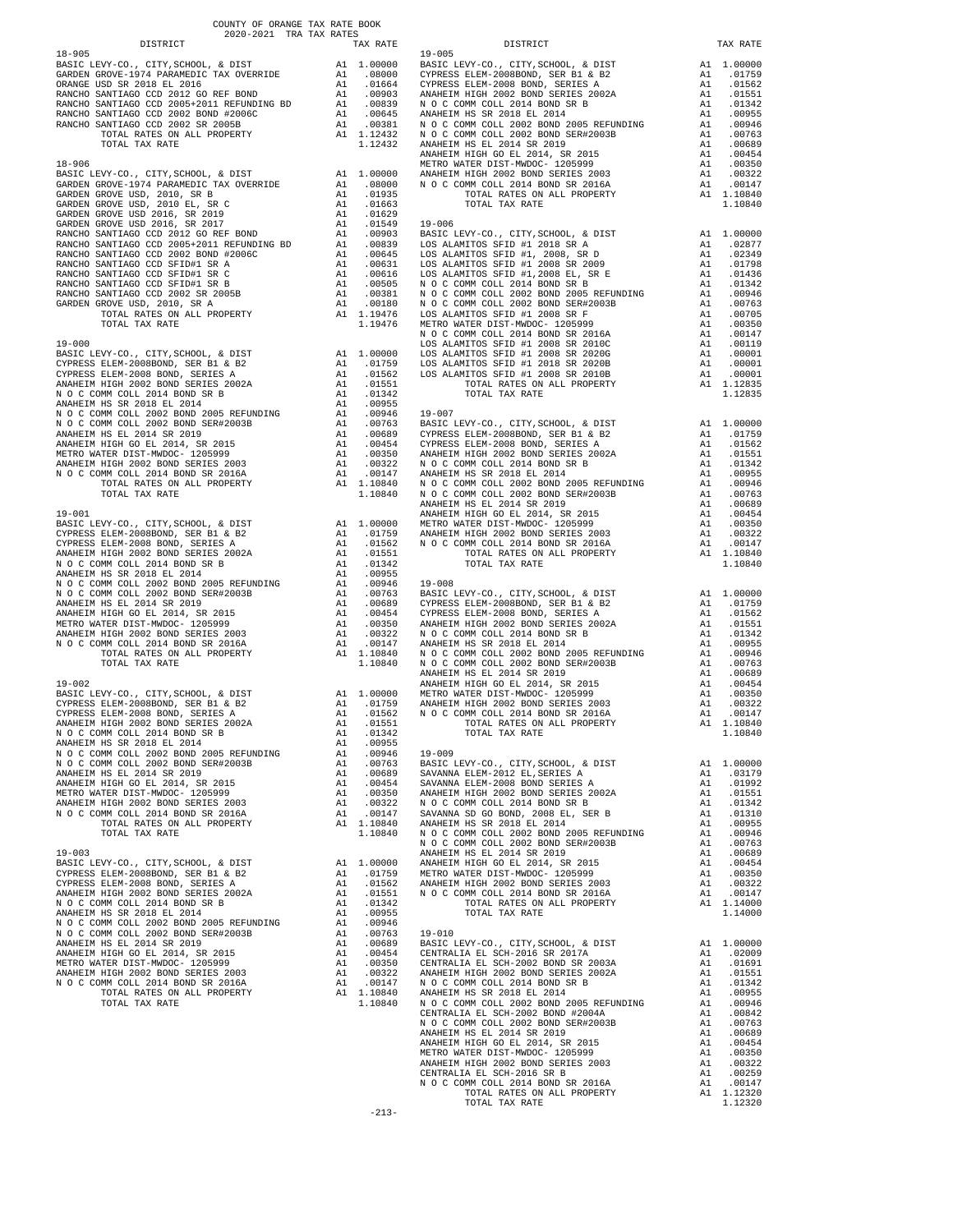COUNTY OF ORANGE TAX RATE BOOK
2020-2021 TRA TAX RATES

| DISTRICT | | TAX RATE |
|---|---|---|
| **18-905** | | |
| BASIC LEVY-CO., CITY,SCHOOL, & DIST | A1 | 1.00000 |
| GARDEN GROVE-1974 PARAMEDIC TAX OVERRIDE | A1 | .08000 |
| ORANGE USD SR 2018 EL 2016 | A1 | .01664 |
| RANCHO SANTIAGO CCD 2012 GO REF BOND | A1 | .00903 |
| RANCHO SANTIAGO CCD 2005+2011 REFUNDING BD | A1 | .00839 |
| RANCHO SANTIAGO CCD 2002 BOND #2006C | A1 | .00645 |
| RANCHO SANTIAGO CCD 2002 SR 2005B | A1 | .00381 |
| TOTAL RATES ON ALL PROPERTY | A1 | 1.12432 |
| TOTAL TAX RATE | | 1.12432 |
| **18-906** | | |
| BASIC LEVY-CO., CITY,SCHOOL, & DIST | A1 | 1.00000 |
| GARDEN GROVE-1974 PARAMEDIC TAX OVERRIDE | A1 | .08000 |
| GARDEN GROVE USD, 2010, SR B | A1 | .01935 |
| GARDEN GROVE USD, 2010 EL, SR C | A1 | .01663 |
| GARDEN GROVE USD 2016, SR 2019 | A1 | .01629 |
| GARDEN GROVE USD 2016, SR 2017 | A1 | .01549 |
| RANCHO SANTIAGO CCD 2012 GO REF BOND | A1 | .00903 |
| RANCHO SANTIAGO CCD 2005+2011 REFUNDING BD | A1 | .00839 |
| RANCHO SANTIAGO CCD 2002 BOND #2006C | A1 | .00645 |
| RANCHO SANTIAGO CCD SFID#1 SR A | A1 | .00631 |
| RANCHO SANTIAGO CCD SFID#1 SR C | A1 | .00616 |
| RANCHO SANTIAGO CCD SFID#1 SR B | A1 | .00505 |
| RANCHO SANTIAGO CCD 2002 SR 2005B | A1 | .00381 |
| GARDEN GROVE USD, 2010, SR A | A1 | .00180 |
| TOTAL RATES ON ALL PROPERTY | A1 | 1.19476 |
| TOTAL TAX RATE | | 1.19476 |
| **19-000** | | |
| BASIC LEVY-CO., CITY,SCHOOL, & DIST | A1 | 1.00000 |
| CYPRESS ELEM-2008BOND, SER B1 & B2 | A1 | .01759 |
| CYPRESS ELEM-2008 BOND, SERIES A | A1 | .01562 |
| ANAHEIM HIGH 2002 BOND SERIES 2002A | A1 | .01551 |
| N O C COMM COLL 2014 BOND SR B | A1 | .01342 |
| ANAHEIM HS SR 2018 EL 2014 | A1 | .00955 |
| N O C COMM COLL 2002 BOND 2005 REFUNDING | A1 | .00946 |
| N O C COMM COLL 2002 BOND SER#2003B | A1 | .00763 |
| ANAHEIM HS EL 2014 SR 2019 | A1 | .00689 |
| ANAHEIM HIGH GO EL 2014, SR 2015 | A1 | .00454 |
| METRO WATER DIST-MWDOC- 1205999 | A1 | .00350 |
| ANAHEIM HIGH 2002 BOND SERIES 2003 | A1 | .00322 |
| N O C COMM COLL 2014 BOND SR 2016A | A1 | .00147 |
| TOTAL RATES ON ALL PROPERTY | A1 | 1.10840 |
| TOTAL TAX RATE | | 1.10840 |
| **19-001** | | |
| BASIC LEVY-CO., CITY,SCHOOL, & DIST | A1 | 1.00000 |
| CYPRESS ELEM-2008BOND, SER B1 & B2 | A1 | .01759 |
| CYPRESS ELEM-2008 BOND, SERIES A | A1 | .01562 |
| ANAHEIM HIGH 2002 BOND SERIES 2002A | A1 | .01551 |
| N O C COMM COLL 2014 BOND SR B | A1 | .01342 |
| ANAHEIM HS SR 2018 EL 2014 | A1 | .00955 |
| N O C COMM COLL 2002 BOND 2005 REFUNDING | A1 | .00946 |
| N O C COMM COLL 2002 BOND SER#2003B | A1 | .00763 |
| ANAHEIM HS EL 2014 SR 2019 | A1 | .00689 |
| ANAHEIM HIGH GO EL 2014, SR 2015 | A1 | .00454 |
| METRO WATER DIST-MWDOC- 1205999 | A1 | .00350 |
| ANAHEIM HIGH 2002 BOND SERIES 2003 | A1 | .00322 |
| N O C COMM COLL 2014 BOND SR 2016A | A1 | .00147 |
| TOTAL RATES ON ALL PROPERTY | A1 | 1.10840 |
| TOTAL TAX RATE | | 1.10840 |
| **19-002** | | |
| BASIC LEVY-CO., CITY,SCHOOL, & DIST | A1 | 1.00000 |
| CYPRESS ELEM-2008BOND, SER B1 & B2 | A1 | .01759 |
| CYPRESS ELEM-2008 BOND, SERIES A | A1 | .01562 |
| ANAHEIM HIGH 2002 BOND SERIES 2002A | A1 | .01551 |
| N O C COMM COLL 2014 BOND SR B | A1 | .01342 |
| ANAHEIM HS SR 2018 EL 2014 | A1 | .00955 |
| N O C COMM COLL 2002 BOND 2005 REFUNDING | A1 | .00946 |
| N O C COMM COLL 2002 BOND SER#2003B | A1 | .00763 |
| ANAHEIM HS EL 2014 SR 2019 | A1 | .00689 |
| ANAHEIM HIGH GO EL 2014, SR 2015 | A1 | .00454 |
| METRO WATER DIST-MWDOC- 1205999 | A1 | .00350 |
| ANAHEIM HIGH 2002 BOND SERIES 2003 | A1 | .00322 |
| N O C COMM COLL 2014 BOND SR 2016A | A1 | .00147 |
| TOTAL RATES ON ALL PROPERTY | A1 | 1.10840 |
| TOTAL TAX RATE | | 1.10840 |
| **19-003** | | |
| BASIC LEVY-CO., CITY,SCHOOL, & DIST | A1 | 1.00000 |
| CYPRESS ELEM-2008BOND, SER B1 & B2 | A1 | .01759 |
| CYPRESS ELEM-2008 BOND, SERIES A | A1 | .01562 |
| ANAHEIM HIGH 2002 BOND SERIES 2002A | A1 | .01551 |
| N O C COMM COLL 2014 BOND SR B | A1 | .01342 |
| ANAHEIM HS SR 2018 EL 2014 | A1 | .00955 |
| N O C COMM COLL 2002 BOND 2005 REFUNDING | A1 | .00946 |
| N O C COMM COLL 2002 BOND SER#2003B | A1 | .00763 |
| ANAHEIM HS EL 2014 SR 2019 | A1 | .00689 |
| ANAHEIM HIGH GO EL 2014, SR 2015 | A1 | .00454 |
| METRO WATER DIST-MWDOC- 1205999 | A1 | .00350 |
| ANAHEIM HIGH 2002 BOND SERIES 2003 | A1 | .00322 |
| N O C COMM COLL 2014 BOND SR 2016A | A1 | .00147 |
| TOTAL RATES ON ALL PROPERTY | A1 | 1.10840 |
| TOTAL TAX RATE | | 1.10840 |
| **19-005** | | |
| BASIC LEVY-CO., CITY,SCHOOL, & DIST | A1 | 1.00000 |
| CYPRESS ELEM-2008BOND, SER B1 & B2 | A1 | .01759 |
| CYPRESS ELEM-2008 BOND, SERIES A | A1 | .01562 |
| ANAHEIM HIGH 2002 BOND SERIES 2002A | A1 | .01551 |
| N O C COMM COLL 2014 BOND SR B | A1 | .01342 |
| ANAHEIM HS SR 2018 EL 2014 | A1 | .00955 |
| N O C COMM COLL 2002 BOND 2005 REFUNDING | A1 | .00946 |
| N O C COMM COLL 2002 BOND SER#2003B | A1 | .00763 |
| ANAHEIM HS EL 2014 SR 2019 | A1 | .00689 |
| ANAHEIM HIGH GO EL 2014, SR 2015 | A1 | .00454 |
| METRO WATER DIST-MWDOC- 1205999 | A1 | .00350 |
| ANAHEIM HIGH 2002 BOND SERIES 2003 | A1 | .00322 |
| N O C COMM COLL 2014 BOND SR 2016A | A1 | .00147 |
| TOTAL RATES ON ALL PROPERTY | A1 | 1.10840 |
| TOTAL TAX RATE | | 1.10840 |
| **19-006** | | |
| BASIC LEVY-CO., CITY,SCHOOL, & DIST | A1 | 1.00000 |
| LOS ALAMITOS SFID #1 2018 SR A | A1 | .02877 |
| LOS ALAMITOS SFID #1, 2008, SR D | A1 | .02349 |
| LOS ALAMITOS SFID #1 2008 SR 2009 | A1 | .01798 |
| LOS ALAMITOS SFID #1,2008 EL, SR E | A1 | .01436 |
| N O C COMM COLL 2014 BOND SR B | A1 | .01342 |
| N O C COMM COLL 2002 BOND 2005 REFUNDING | A1 | .00946 |
| N O C COMM COLL 2002 BOND SER#2003B | A1 | .00763 |
| LOS ALAMITOS SFID #1 2008 SR F | A1 | .00705 |
| METRO WATER DIST-MWDOC- 1205999 | A1 | .00350 |
| N O C COMM COLL 2014 BOND SR 2016A | A1 | .00147 |
| LOS ALAMITOS SFID #1 2008 SR 2010C | A1 | .00119 |
| LOS ALAMITOS SFID #1 2008 SR 2020G | A1 | .00001 |
| LOS ALAMITOS SFID #1 2018 SR 2020B | A1 | .00001 |
| LOS ALAMITOS SFID #1 2008 SR 2010B | A1 | .00001 |
| TOTAL RATES ON ALL PROPERTY | A1 | 1.12835 |
| TOTAL TAX RATE | | 1.12835 |
| **19-007** | | |
| BASIC LEVY-CO., CITY,SCHOOL, & DIST | A1 | 1.00000 |
| CYPRESS ELEM-2008BOND, SER B1 & B2 | A1 | .01759 |
| CYPRESS ELEM-2008 BOND, SERIES A | A1 | .01562 |
| ANAHEIM HIGH 2002 BOND SERIES 2002A | A1 | .01551 |
| N O C COMM COLL 2014 BOND SR B | A1 | .01342 |
| ANAHEIM HS SR 2018 EL 2014 | A1 | .00955 |
| N O C COMM COLL 2002 BOND 2005 REFUNDING | A1 | .00946 |
| N O C COMM COLL 2002 BOND SER#2003B | A1 | .00763 |
| ANAHEIM HS EL 2014 SR 2019 | A1 | .00689 |
| ANAHEIM HIGH GO EL 2014, SR 2015 | A1 | .00454 |
| METRO WATER DIST-MWDOC- 1205999 | A1 | .00350 |
| ANAHEIM HIGH 2002 BOND SERIES 2003 | A1 | .00322 |
| N O C COMM COLL 2014 BOND SR 2016A | A1 | .00147 |
| TOTAL RATES ON ALL PROPERTY | A1 | 1.10840 |
| TOTAL TAX RATE | | 1.10840 |
| **19-008** | | |
| BASIC LEVY-CO., CITY,SCHOOL, & DIST | A1 | 1.00000 |
| CYPRESS ELEM-2008BOND, SER B1 & B2 | A1 | .01759 |
| CYPRESS ELEM-2008 BOND, SERIES A | A1 | .01562 |
| ANAHEIM HIGH 2002 BOND SERIES 2002A | A1 | .01551 |
| N O C COMM COLL 2014 BOND SR B | A1 | .01342 |
| ANAHEIM HS SR 2018 EL 2014 | A1 | .00955 |
| N O C COMM COLL 2002 BOND 2005 REFUNDING | A1 | .00946 |
| N O C COMM COLL 2002 BOND SER#2003B | A1 | .00763 |
| ANAHEIM HS EL 2014 SR 2019 | A1 | .00689 |
| ANAHEIM HIGH GO EL 2014, SR 2015 | A1 | .00454 |
| METRO WATER DIST-MWDOC- 1205999 | A1 | .00350 |
| ANAHEIM HIGH 2002 BOND SERIES 2003 | A1 | .00322 |
| N O C COMM COLL 2014 BOND SR 2016A | A1 | .00147 |
| TOTAL RATES ON ALL PROPERTY | A1 | 1.10840 |
| TOTAL TAX RATE | | 1.10840 |
| **19-009** | | |
| BASIC LEVY-CO., CITY,SCHOOL, & DIST | A1 | 1.00000 |
| SAVANNA ELEM-2012 EL,SERIES A | A1 | .03179 |
| SAVANNA ELEM-2008 BOND SERIES A | A1 | .01992 |
| ANAHEIM HIGH 2002 BOND SERIES 2002A | A1 | .01551 |
| N O C COMM COLL 2014 BOND SR B | A1 | .01342 |
| SAVANNA SD GO BOND, 2008 EL, SER B | A1 | .01310 |
| ANAHEIM HS SR 2018 EL 2014 | A1 | .00955 |
| N O C COMM COLL 2002 BOND 2005 REFUNDING | A1 | .00946 |
| N O C COMM COLL 2002 BOND SER#2003B | A1 | .00763 |
| ANAHEIM HS EL 2014 SR 2019 | A1 | .00689 |
| ANAHEIM HIGH GO EL 2014, SR 2015 | A1 | .00454 |
| METRO WATER DIST-MWDOC- 1205999 | A1 | .00350 |
| ANAHEIM HIGH 2002 BOND SERIES 2003 | A1 | .00322 |
| N O C COMM COLL 2014 BOND SR 2016A | A1 | .00147 |
| TOTAL RATES ON ALL PROPERTY | A1 | 1.14000 |
| TOTAL TAX RATE | | 1.14000 |
| **19-010** | | |
| BASIC LEVY-CO., CITY,SCHOOL, & DIST | A1 | 1.00000 |
| CENTRALIA EL SCH-2016 SR 2017A | A1 | .02009 |
| CENTRALIA EL SCH-2002 BOND SR 2003A | A1 | .01691 |
| ANAHEIM HIGH 2002 BOND SERIES 2002A | A1 | .01551 |
| N O C COMM COLL 2014 BOND SR B | A1 | .01342 |
| ANAHEIM HS SR 2018 EL 2014 | A1 | .00955 |
| N O C COMM COLL 2002 BOND 2005 REFUNDING | A1 | .00946 |
| CENTRALIA EL SCH-2002 BOND #2004A | A1 | .00842 |
| N O C COMM COLL 2002 BOND SER#2003B | A1 | .00763 |
| ANAHEIM HS EL 2014 SR 2019 | A1 | .00689 |
| ANAHEIM HIGH GO EL 2014, SR 2015 | A1 | .00454 |
| METRO WATER DIST-MWDOC- 1205999 | A1 | .00350 |
| ANAHEIM HIGH 2002 BOND SERIES 2003 | A1 | .00322 |
| CENTRALIA EL SCH-2016 SR B | A1 | .00259 |
| N O C COMM COLL 2014 BOND SR 2016A | A1 | .00147 |
| TOTAL RATES ON ALL PROPERTY | A1 | 1.12320 |
| TOTAL TAX RATE | | 1.12320 |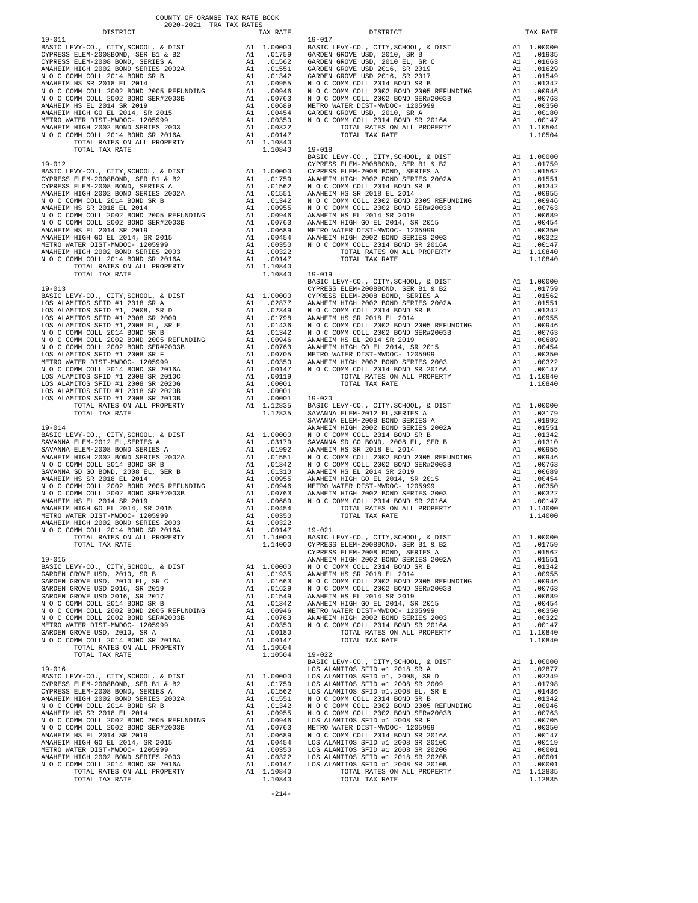COUNTY OF ORANGE TAX RATE BOOK
2020-2021 TRA TAX RATES

| DISTRICT | | TAX RATE |
|---|---|---|
| **19-011** | | |
| BASIC LEVY-CO., CITY,SCHOOL, & DIST | A1 | 1.00000 |
| CYPRESS ELEM-2008BOND, SER B1 & B2 | A1 | .01759 |
| CYPRESS ELEM-2008 BOND, SERIES A | A1 | .01562 |
| ANAHEIM HIGH 2002 BOND SERIES 2002A | A1 | .01551 |
| N O C COMM COLL 2014 BOND SR B | A1 | .01342 |
| ANAHEIM HS SR 2018 EL 2014 | A1 | .00955 |
| N O C COMM COLL 2002 BOND 2005 REFUNDING | A1 | .00946 |
| N O C COMM COLL 2002 BOND SER#2003B | A1 | .00763 |
| ANAHEIM HS EL 2014 SR 2019 | A1 | .00689 |
| ANAHEIM HIGH GO EL 2014, SR 2015 | A1 | .00454 |
| METRO WATER DIST-MWDOC- 1205999 | A1 | .00350 |
| ANAHEIM HIGH 2002 BOND SERIES 2003 | A1 | .00322 |
| N O C COMM COLL 2014 BOND SR 2016A | A1 | .00147 |
| TOTAL RATES ON ALL PROPERTY | A1 | 1.10840 |
| TOTAL TAX RATE | | 1.10840 |
| **19-012** | | |
| BASIC LEVY-CO., CITY,SCHOOL, & DIST | A1 | 1.00000 |
| CYPRESS ELEM-2008BOND, SER B1 & B2 | A1 | .01759 |
| CYPRESS ELEM-2008 BOND, SERIES A | A1 | .01562 |
| ANAHEIM HIGH 2002 BOND SERIES 2002A | A1 | .01551 |
| N O C COMM COLL 2014 BOND SR B | A1 | .01342 |
| ANAHEIM HS SR 2018 EL 2014 | A1 | .00955 |
| N O C COMM COLL 2002 BOND 2005 REFUNDING | A1 | .00946 |
| N O C COMM COLL 2002 BOND SER#2003B | A1 | .00763 |
| ANAHEIM HS EL 2014 SR 2019 | A1 | .00689 |
| ANAHEIM HIGH GO EL 2014, SR 2015 | A1 | .00454 |
| METRO WATER DIST-MWDOC- 1205999 | A1 | .00350 |
| ANAHEIM HIGH 2002 BOND SERIES 2003 | A1 | .00322 |
| N O C COMM COLL 2014 BOND SR 2016A | A1 | .00147 |
| TOTAL RATES ON ALL PROPERTY | A1 | 1.10840 |
| TOTAL TAX RATE | | 1.10840 |
| **19-013** | | |
| BASIC LEVY-CO., CITY,SCHOOL, & DIST | A1 | 1.00000 |
| LOS ALAMITOS SFID #1 2018 SR A | A1 | .02877 |
| LOS ALAMITOS SFID #1, 2008, SR D | A1 | .02349 |
| LOS ALAMITOS SFID #1 2008 SR 2009 | A1 | .01798 |
| LOS ALAMITOS SFID #1,2008 EL, SR E | A1 | .01436 |
| N O C COMM COLL 2014 BOND SR B | A1 | .01342 |
| N O C COMM COLL 2002 BOND 2005 REFUNDING | A1 | .00946 |
| N O C COMM COLL 2002 BOND SER#2003B | A1 | .00763 |
| LOS ALAMITOS SFID #1 2008 SR F | A1 | .00705 |
| METRO WATER DIST-MWDOC- 1205999 | A1 | .00350 |
| N O C COMM COLL 2014 BOND SR 2016A | A1 | .00147 |
| LOS ALAMITOS SFID #1 2008 SR 2010C | A1 | .00119 |
| LOS ALAMITOS SFID #1 2008 SR 2020G | A1 | .00001 |
| LOS ALAMITOS SFID #1 2018 SR 2020B | A1 | .00001 |
| LOS ALAMITOS SFID #1 2008 SR 2010B | A1 | .00001 |
| TOTAL RATES ON ALL PROPERTY | A1 | 1.12835 |
| TOTAL TAX RATE | | 1.12835 |
| **19-014** | | |
| BASIC LEVY-CO., CITY,SCHOOL, & DIST | A1 | 1.00000 |
| SAVANNA ELEM-2012 EL,SERIES A | A1 | .03179 |
| SAVANNA ELEM-2008 BOND SERIES A | A1 | .01992 |
| ANAHEIM HIGH 2002 BOND SERIES 2002A | A1 | .01551 |
| N O C COMM COLL 2014 BOND SR B | A1 | .01342 |
| SAVANNA SD GO BOND, 2008 EL, SER B | A1 | .01310 |
| ANAHEIM HS SR 2018 EL 2014 | A1 | .00955 |
| N O C COMM COLL 2002 BOND 2005 REFUNDING | A1 | .00946 |
| N O C COMM COLL 2002 BOND SER#2003B | A1 | .00763 |
| ANAHEIM HS EL 2014 SR 2019 | A1 | .00689 |
| ANAHEIM HIGH GO EL 2014, SR 2015 | A1 | .00454 |
| METRO WATER DIST-MWDOC- 1205999 | A1 | .00350 |
| ANAHEIM HIGH 2002 BOND SERIES 2003 | A1 | .00322 |
| N O C COMM COLL 2014 BOND SR 2016A | A1 | .00147 |
| TOTAL RATES ON ALL PROPERTY | A1 | 1.14000 |
| TOTAL TAX RATE | | 1.14000 |
| **19-015** | | |
| BASIC LEVY-CO., CITY,SCHOOL, & DIST | A1 | 1.00000 |
| GARDEN GROVE USD, 2010, SR B | A1 | .01935 |
| GARDEN GROVE USD, 2010 EL, SR C | A1 | .01663 |
| GARDEN GROVE USD 2016, SR 2019 | A1 | .01629 |
| GARDEN GROVE USD 2016, SR 2017 | A1 | .01549 |
| N O C COMM COLL 2014 BOND SR B | A1 | .01342 |
| N O C COMM COLL 2002 BOND 2005 REFUNDING | A1 | .00946 |
| N O C COMM COLL 2002 BOND SER#2003B | A1 | .00763 |
| METRO WATER DIST-MWDOC- 1205999 | A1 | .00350 |
| GARDEN GROVE USD, 2010, SR A | A1 | .00180 |
| N O C COMM COLL 2014 BOND SR 2016A | A1 | .00147 |
| TOTAL RATES ON ALL PROPERTY | A1 | 1.10504 |
| TOTAL TAX RATE | | 1.10504 |
| **19-016** | | |
| BASIC LEVY-CO., CITY,SCHOOL, & DIST | A1 | 1.00000 |
| CYPRESS ELEM-2008BOND, SER B1 & B2 | A1 | .01759 |
| CYPRESS ELEM-2008 BOND, SERIES A | A1 | .01562 |
| ANAHEIM HIGH 2002 BOND SERIES 2002A | A1 | .01551 |
| N O C COMM COLL 2014 BOND SR B | A1 | .01342 |
| ANAHEIM HS SR 2018 EL 2014 | A1 | .00955 |
| N O C COMM COLL 2002 BOND 2005 REFUNDING | A1 | .00946 |
| N O C COMM COLL 2002 BOND SER#2003B | A1 | .00763 |
| ANAHEIM HS EL 2014 SR 2019 | A1 | .00689 |
| ANAHEIM HIGH GO EL 2014, SR 2015 | A1 | .00454 |
| METRO WATER DIST-MWDOC- 1205999 | A1 | .00350 |
| ANAHEIM HIGH 2002 BOND SERIES 2003 | A1 | .00322 |
| N O C COMM COLL 2014 BOND SR 2016A | A1 | .00147 |
| TOTAL RATES ON ALL PROPERTY | A1 | 1.10840 |
| TOTAL TAX RATE | | 1.10840 |
| **19-017** | | |
| BASIC LEVY-CO., CITY,SCHOOL, & DIST | A1 | 1.00000 |
| GARDEN GROVE USD, 2010, SR B | A1 | .01935 |
| GARDEN GROVE USD, 2010 EL, SR C | A1 | .01663 |
| GARDEN GROVE USD 2016, SR 2019 | A1 | .01629 |
| GARDEN GROVE USD 2016, SR 2017 | A1 | .01549 |
| N O C COMM COLL 2014 BOND SR B | A1 | .01342 |
| N O C COMM COLL 2002 BOND 2005 REFUNDING | A1 | .00946 |
| N O C COMM COLL 2002 BOND SER#2003B | A1 | .00763 |
| METRO WATER DIST-MWDOC- 1205999 | A1 | .00350 |
| GARDEN GROVE USD, 2010, SR A | A1 | .00180 |
| N O C COMM COLL 2014 BOND SR 2016A | A1 | .00147 |
| TOTAL RATES ON ALL PROPERTY | A1 | 1.10504 |
| TOTAL TAX RATE | | 1.10504 |
| **19-018** | | |
| BASIC LEVY-CO., CITY,SCHOOL, & DIST | A1 | 1.00000 |
| CYPRESS ELEM-2008BOND, SER B1 & B2 | A1 | .01759 |
| CYPRESS ELEM-2008 BOND, SERIES A | A1 | .01562 |
| ANAHEIM HIGH 2002 BOND SERIES 2002A | A1 | .01551 |
| N O C COMM COLL 2014 BOND SR B | A1 | .01342 |
| ANAHEIM HS SR 2018 EL 2014 | A1 | .00955 |
| N O C COMM COLL 2002 BOND 2005 REFUNDING | A1 | .00946 |
| N O C COMM COLL 2002 BOND SER#2003B | A1 | .00763 |
| ANAHEIM HS EL 2014 SR 2019 | A1 | .00689 |
| ANAHEIM HIGH GO EL 2014, SR 2015 | A1 | .00454 |
| METRO WATER DIST-MWDOC- 1205999 | A1 | .00350 |
| ANAHEIM HIGH 2002 BOND SERIES 2003 | A1 | .00322 |
| N O C COMM COLL 2014 BOND SR 2016A | A1 | .00147 |
| TOTAL RATES ON ALL PROPERTY | A1 | 1.10840 |
| TOTAL TAX RATE | | 1.10840 |
| **19-019** | | |
| BASIC LEVY-CO., CITY,SCHOOL, & DIST | A1 | 1.00000 |
| CYPRESS ELEM-2008BOND, SER B1 & B2 | A1 | .01759 |
| CYPRESS ELEM-2008 BOND, SERIES A | A1 | .01562 |
| ANAHEIM HIGH 2002 BOND SERIES 2002A | A1 | .01551 |
| N O C COMM COLL 2014 BOND SR B | A1 | .01342 |
| ANAHEIM HS SR 2018 EL 2014 | A1 | .00955 |
| N O C COMM COLL 2002 BOND 2005 REFUNDING | A1 | .00946 |
| N O C COMM COLL 2002 BOND SER#2003B | A1 | .00763 |
| ANAHEIM HS EL 2014 SR 2019 | A1 | .00689 |
| ANAHEIM HIGH GO EL 2014, SR 2015 | A1 | .00454 |
| METRO WATER DIST-MWDOC- 1205999 | A1 | .00350 |
| ANAHEIM HIGH 2002 BOND SERIES 2003 | A1 | .00322 |
| N O C COMM COLL 2014 BOND SR 2016A | A1 | .00147 |
| TOTAL RATES ON ALL PROPERTY | A1 | 1.10840 |
| TOTAL TAX RATE | | 1.10840 |
| **19-020** | | |
| BASIC LEVY-CO., CITY,SCHOOL, & DIST | A1 | 1.00000 |
| SAVANNA ELEM-2012 EL,SERIES A | A1 | .03179 |
| SAVANNA ELEM-2008 BOND SERIES A | A1 | .01992 |
| ANAHEIM HIGH 2002 BOND SERIES 2002A | A1 | .01551 |
| N O C COMM COLL 2014 BOND SR B | A1 | .01342 |
| SAVANNA SD GO BOND, 2008 EL, SER B | A1 | .01310 |
| ANAHEIM HS SR 2018 EL 2014 | A1 | .00955 |
| N O C COMM COLL 2002 BOND 2005 REFUNDING | A1 | .00946 |
| N O C COMM COLL 2002 BOND SER#2003B | A1 | .00763 |
| ANAHEIM HS EL 2014 SR 2019 | A1 | .00689 |
| ANAHEIM HIGH GO EL 2014, SR 2015 | A1 | .00454 |
| METRO WATER DIST-MWDOC- 1205999 | A1 | .00350 |
| ANAHEIM HIGH 2002 BOND SERIES 2003 | A1 | .00322 |
| N O C COMM COLL 2014 BOND SR 2016A | A1 | .00147 |
| TOTAL RATES ON ALL PROPERTY | A1 | 1.14000 |
| TOTAL TAX RATE | | 1.14000 |
| **19-021** | | |
| BASIC LEVY-CO., CITY,SCHOOL, & DIST | A1 | 1.00000 |
| CYPRESS ELEM-2008BOND, SER B1 & B2 | A1 | .01759 |
| CYPRESS ELEM-2008 BOND, SERIES A | A1 | .01562 |
| ANAHEIM HIGH 2002 BOND SERIES 2002A | A1 | .01551 |
| N O C COMM COLL 2014 BOND SR B | A1 | .01342 |
| ANAHEIM HS SR 2018 EL 2014 | A1 | .00955 |
| N O C COMM COLL 2002 BOND 2005 REFUNDING | A1 | .00946 |
| N O C COMM COLL 2002 BOND SER#2003B | A1 | .00763 |
| ANAHEIM HS EL 2014 SR 2019 | A1 | .00689 |
| ANAHEIM HIGH GO EL 2014, SR 2015 | A1 | .00454 |
| METRO WATER DIST-MWDOC- 1205999 | A1 | .00350 |
| ANAHEIM HIGH 2002 BOND SERIES 2003 | A1 | .00322 |
| N O C COMM COLL 2014 BOND SR 2016A | A1 | .00147 |
| TOTAL RATES ON ALL PROPERTY | A1 | 1.10840 |
| TOTAL TAX RATE | | 1.10840 |
| **19-022** | | |
| BASIC LEVY-CO., CITY,SCHOOL, & DIST | A1 | 1.00000 |
| LOS ALAMITOS SFID #1 2018 SR A | A1 | .02877 |
| LOS ALAMITOS SFID #1, 2008, SR D | A1 | .02349 |
| LOS ALAMITOS SFID #1 2008 SR 2009 | A1 | .01798 |
| LOS ALAMITOS SFID #1,2008 EL, SR E | A1 | .01436 |
| N O C COMM COLL 2014 BOND SR B | A1 | .01342 |
| N O C COMM COLL 2002 BOND 2005 REFUNDING | A1 | .00946 |
| N O C COMM COLL 2002 BOND SER#2003B | A1 | .00763 |
| LOS ALAMITOS SFID #1 2008 SR F | A1 | .00705 |
| METRO WATER DIST-MWDOC- 1205999 | A1 | .00350 |
| N O C COMM COLL 2014 BOND SR 2016A | A1 | .00147 |
| LOS ALAMITOS SFID #1 2008 SR 2010C | A1 | .00119 |
| LOS ALAMITOS SFID #1 2008 SR 2020G | A1 | .00001 |
| LOS ALAMITOS SFID #1 2018 SR 2020B | A1 | .00001 |
| LOS ALAMITOS SFID #1 2008 SR 2010B | A1 | .00001 |
| TOTAL RATES ON ALL PROPERTY | A1 | 1.12835 |
| TOTAL TAX RATE | | 1.12835 |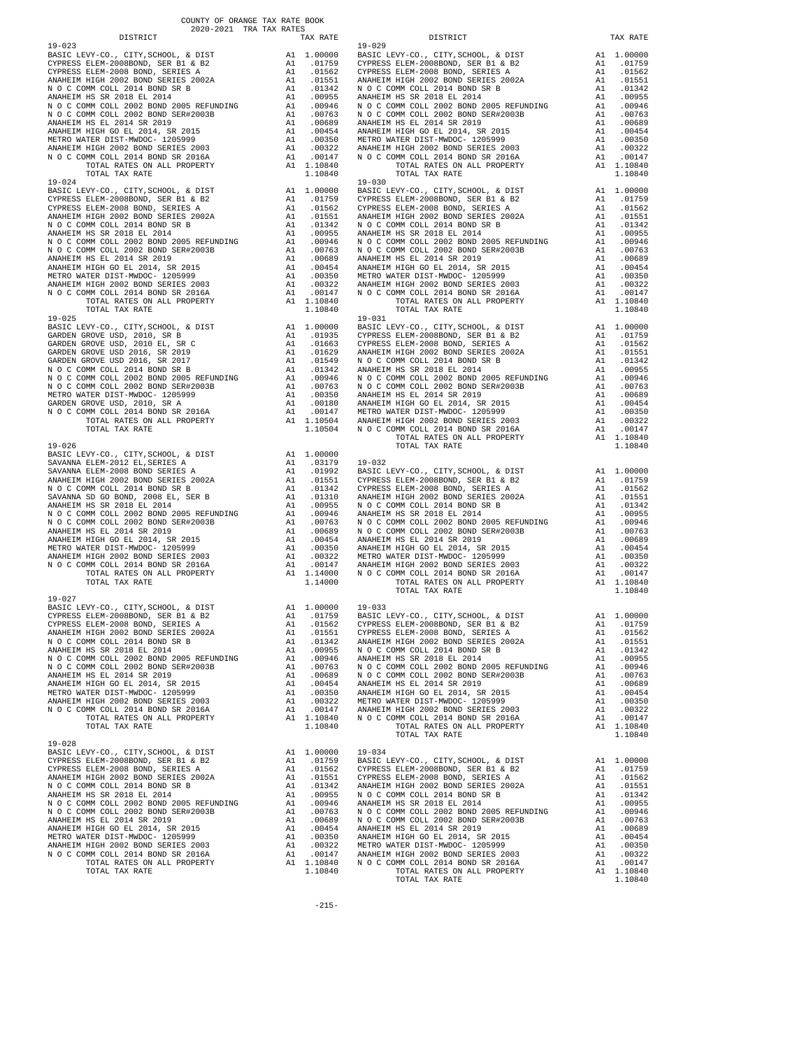COUNTY OF ORANGE TAX RATE BOOK
2020-2021 TRA TAX RATES

| DISTRICT | | TAX RATE |
|---|---|---|
| **19-023** | | |
| BASIC LEVY-CO., CITY,SCHOOL, & DIST | A1 | 1.00000 |
| CYPRESS ELEM-2008BOND, SER B1 & B2 | A1 | .01759 |
| CYPRESS ELEM-2008 BOND, SERIES A | A1 | .01562 |
| ANAHEIM HIGH 2002 BOND SERIES 2002A | A1 | .01551 |
| N O C COMM COLL 2014 BOND SR B | A1 | .01342 |
| ANAHEIM HS SR 2018 EL 2014 | A1 | .00955 |
| N O C COMM COLL 2002 BOND 2005 REFUNDING | A1 | .00946 |
| N O C COMM COLL 2002 BOND SER#2003B | A1 | .00763 |
| ANAHEIM HS EL 2014 SR 2019 | A1 | .00689 |
| ANAHEIM HIGH GO EL 2014, SR 2015 | A1 | .00454 |
| METRO WATER DIST-MWDOC- 1205999 | A1 | .00350 |
| ANAHEIM HIGH 2002 BOND SERIES 2003 | A1 | .00322 |
| N O C COMM COLL 2014 BOND SR 2016A | A1 | .00147 |
| TOTAL RATES ON ALL PROPERTY | A1 | 1.10840 |
| TOTAL TAX RATE | | 1.10840 |
| **19-024** | | |
| BASIC LEVY-CO., CITY,SCHOOL, & DIST | A1 | 1.00000 |
| CYPRESS ELEM-2008BOND, SER B1 & B2 | A1 | .01759 |
| CYPRESS ELEM-2008 BOND, SERIES A | A1 | .01562 |
| ANAHEIM HIGH 2002 BOND SERIES 2002A | A1 | .01551 |
| N O C COMM COLL 2014 BOND SR B | A1 | .01342 |
| ANAHEIM HS SR 2018 EL 2014 | A1 | .00955 |
| N O C COMM COLL 2002 BOND 2005 REFUNDING | A1 | .00946 |
| N O C COMM COLL 2002 BOND SER#2003B | A1 | .00763 |
| ANAHEIM HS EL 2014 SR 2019 | A1 | .00689 |
| ANAHEIM HIGH GO EL 2014, SR 2015 | A1 | .00454 |
| METRO WATER DIST-MWDOC- 1205999 | A1 | .00350 |
| ANAHEIM HIGH 2002 BOND SERIES 2003 | A1 | .00322 |
| N O C COMM COLL 2014 BOND SR 2016A | A1 | .00147 |
| TOTAL RATES ON ALL PROPERTY | A1 | 1.10840 |
| TOTAL TAX RATE | | 1.10840 |
| **19-025** | | |
| BASIC LEVY-CO., CITY,SCHOOL, & DIST | A1 | 1.00000 |
| GARDEN GROVE USD, 2010, SR B | A1 | .01935 |
| GARDEN GROVE USD, 2010 EL, SR C | A1 | .01663 |
| GARDEN GROVE USD 2016, SR 2019 | A1 | .01629 |
| GARDEN GROVE USD 2016, SR 2017 | A1 | .01549 |
| N O C COMM COLL 2014 BOND SR B | A1 | .01342 |
| N O C COMM COLL 2002 BOND 2005 REFUNDING | A1 | .00946 |
| N O C COMM COLL 2002 BOND SER#2003B | A1 | .00763 |
| METRO WATER DIST-MWDOC- 1205999 | A1 | .00350 |
| GARDEN GROVE USD, 2010, SR A | A1 | .00180 |
| N O C COMM COLL 2014 BOND SR 2016A | A1 | .00147 |
| TOTAL RATES ON ALL PROPERTY | A1 | 1.10504 |
| TOTAL TAX RATE | | 1.10504 |
| **19-026** | | |
| BASIC LEVY-CO., CITY,SCHOOL, & DIST | A1 | 1.00000 |
| SAVANNA ELEM-2012 EL,SERIES A | A1 | .03179 |
| SAVANNA ELEM-2008 BOND SERIES A | A1 | .01992 |
| ANAHEIM HIGH 2002 BOND SERIES 2002A | A1 | .01551 |
| N O C COMM COLL 2014 BOND SR B | A1 | .01342 |
| SAVANNA SD GO BOND, 2008 EL, SER B | A1 | .01310 |
| ANAHEIM HS SR 2018 EL 2014 | A1 | .00955 |
| N O C COMM COLL 2002 BOND 2005 REFUNDING | A1 | .00946 |
| N O C COMM COLL 2002 BOND SER#2003B | A1 | .00763 |
| ANAHEIM HS EL 2014 SR 2019 | A1 | .00689 |
| ANAHEIM HIGH GO EL 2014, SR 2015 | A1 | .00454 |
| METRO WATER DIST-MWDOC- 1205999 | A1 | .00350 |
| ANAHEIM HIGH 2002 BOND SERIES 2003 | A1 | .00322 |
| N O C COMM COLL 2014 BOND SR 2016A | A1 | .00147 |
| TOTAL RATES ON ALL PROPERTY | A1 | 1.14000 |
| TOTAL TAX RATE | | 1.14000 |
| **19-027** | | |
| BASIC LEVY-CO., CITY,SCHOOL, & DIST | A1 | 1.00000 |
| CYPRESS ELEM-2008BOND, SER B1 & B2 | A1 | .01759 |
| CYPRESS ELEM-2008 BOND, SERIES A | A1 | .01562 |
| ANAHEIM HIGH 2002 BOND SERIES 2002A | A1 | .01551 |
| N O C COMM COLL 2014 BOND SR B | A1 | .01342 |
| ANAHEIM HS SR 2018 EL 2014 | A1 | .00955 |
| N O C COMM COLL 2002 BOND 2005 REFUNDING | A1 | .00946 |
| N O C COMM COLL 2002 BOND SER#2003B | A1 | .00763 |
| ANAHEIM HS EL 2014 SR 2019 | A1 | .00689 |
| ANAHEIM HIGH GO EL 2014, SR 2015 | A1 | .00454 |
| METRO WATER DIST-MWDOC- 1205999 | A1 | .00350 |
| ANAHEIM HIGH 2002 BOND SERIES 2003 | A1 | .00322 |
| N O C COMM COLL 2014 BOND SR 2016A | A1 | .00147 |
| TOTAL RATES ON ALL PROPERTY | A1 | 1.10840 |
| TOTAL TAX RATE | | 1.10840 |
| **19-028** | | |
| BASIC LEVY-CO., CITY,SCHOOL, & DIST | A1 | 1.00000 |
| CYPRESS ELEM-2008BOND, SER B1 & B2 | A1 | .01759 |
| CYPRESS ELEM-2008 BOND, SERIES A | A1 | .01562 |
| ANAHEIM HIGH 2002 BOND SERIES 2002A | A1 | .01551 |
| N O C COMM COLL 2014 BOND SR B | A1 | .01342 |
| ANAHEIM HS SR 2018 EL 2014 | A1 | .00955 |
| N O C COMM COLL 2002 BOND 2005 REFUNDING | A1 | .00946 |
| N O C COMM COLL 2002 BOND SER#2003B | A1 | .00763 |
| ANAHEIM HS EL 2014 SR 2019 | A1 | .00689 |
| ANAHEIM HIGH GO EL 2014, SR 2015 | A1 | .00454 |
| METRO WATER DIST-MWDOC- 1205999 | A1 | .00350 |
| ANAHEIM HIGH 2002 BOND SERIES 2003 | A1 | .00322 |
| N O C COMM COLL 2014 BOND SR 2016A | A1 | .00147 |
| TOTAL RATES ON ALL PROPERTY | A1 | 1.10840 |
| TOTAL TAX RATE | | 1.10840 |
| **19-029** | | |
| BASIC LEVY-CO., CITY,SCHOOL, & DIST | A1 | 1.00000 |
| CYPRESS ELEM-2008BOND, SER B1 & B2 | A1 | .01759 |
| CYPRESS ELEM-2008 BOND, SERIES A | A1 | .01562 |
| ANAHEIM HIGH 2002 BOND SERIES 2002A | A1 | .01551 |
| N O C COMM COLL 2014 BOND SR B | A1 | .01342 |
| ANAHEIM HS SR 2018 EL 2014 | A1 | .00955 |
| N O C COMM COLL 2002 BOND 2005 REFUNDING | A1 | .00946 |
| N O C COMM COLL 2002 BOND SER#2003B | A1 | .00763 |
| ANAHEIM HS EL 2014 SR 2019 | A1 | .00689 |
| ANAHEIM HIGH GO EL 2014, SR 2015 | A1 | .00454 |
| METRO WATER DIST-MWDOC- 1205999 | A1 | .00350 |
| ANAHEIM HIGH 2002 BOND SERIES 2003 | A1 | .00322 |
| N O C COMM COLL 2014 BOND SR 2016A | A1 | .00147 |
| TOTAL RATES ON ALL PROPERTY | A1 | 1.10840 |
| TOTAL TAX RATE | | 1.10840 |
| **19-030** | | |
| BASIC LEVY-CO., CITY,SCHOOL, & DIST | A1 | 1.00000 |
| CYPRESS ELEM-2008BOND, SER B1 & B2 | A1 | .01759 |
| CYPRESS ELEM-2008 BOND, SERIES A | A1 | .01562 |
| ANAHEIM HIGH 2002 BOND SERIES 2002A | A1 | .01551 |
| N O C COMM COLL 2014 BOND SR B | A1 | .01342 |
| ANAHEIM HS SR 2018 EL 2014 | A1 | .00955 |
| N O C COMM COLL 2002 BOND 2005 REFUNDING | A1 | .00946 |
| N O C COMM COLL 2002 BOND SER#2003B | A1 | .00763 |
| ANAHEIM HS EL 2014 SR 2019 | A1 | .00689 |
| ANAHEIM HIGH GO EL 2014, SR 2015 | A1 | .00454 |
| METRO WATER DIST-MWDOC- 1205999 | A1 | .00350 |
| ANAHEIM HIGH 2002 BOND SERIES 2003 | A1 | .00322 |
| N O C COMM COLL 2014 BOND SR 2016A | A1 | .00147 |
| TOTAL RATES ON ALL PROPERTY | A1 | 1.10840 |
| TOTAL TAX RATE | | 1.10840 |
| **19-031** | | |
| BASIC LEVY-CO., CITY,SCHOOL, & DIST | A1 | 1.00000 |
| CYPRESS ELEM-2008BOND, SER B1 & B2 | A1 | .01759 |
| CYPRESS ELEM-2008 BOND, SERIES A | A1 | .01562 |
| ANAHEIM HIGH 2002 BOND SERIES 2002A | A1 | .01551 |
| N O C COMM COLL 2014 BOND SR B | A1 | .01342 |
| ANAHEIM HS SR 2018 EL 2014 | A1 | .00955 |
| N O C COMM COLL 2002 BOND 2005 REFUNDING | A1 | .00946 |
| N O C COMM COLL 2002 BOND SER#2003B | A1 | .00763 |
| ANAHEIM HS EL 2014 SR 2019 | A1 | .00689 |
| ANAHEIM HIGH GO EL 2014, SR 2015 | A1 | .00454 |
| METRO WATER DIST-MWDOC- 1205999 | A1 | .00350 |
| ANAHEIM HIGH 2002 BOND SERIES 2003 | A1 | .00322 |
| N O C COMM COLL 2014 BOND SR 2016A | A1 | .00147 |
| TOTAL RATES ON ALL PROPERTY | A1 | 1.10840 |
| TOTAL TAX RATE | | 1.10840 |
| **19-032** | | |
| BASIC LEVY-CO., CITY,SCHOOL, & DIST | A1 | 1.00000 |
| CYPRESS ELEM-2008BOND, SER B1 & B2 | A1 | .01759 |
| CYPRESS ELEM-2008 BOND, SERIES A | A1 | .01562 |
| ANAHEIM HIGH 2002 BOND SERIES 2002A | A1 | .01551 |
| N O C COMM COLL 2014 BOND SR B | A1 | .01342 |
| ANAHEIM HS SR 2018 EL 2014 | A1 | .00955 |
| N O C COMM COLL 2002 BOND 2005 REFUNDING | A1 | .00946 |
| N O C COMM COLL 2002 BOND SER#2003B | A1 | .00763 |
| ANAHEIM HS EL 2014 SR 2019 | A1 | .00689 |
| ANAHEIM HIGH GO EL 2014, SR 2015 | A1 | .00454 |
| METRO WATER DIST-MWDOC- 1205999 | A1 | .00350 |
| ANAHEIM HIGH 2002 BOND SERIES 2003 | A1 | .00322 |
| N O C COMM COLL 2014 BOND SR 2016A | A1 | .00147 |
| TOTAL RATES ON ALL PROPERTY | A1 | 1.10840 |
| TOTAL TAX RATE | | 1.10840 |
| **19-033** | | |
| BASIC LEVY-CO., CITY,SCHOOL, & DIST | A1 | 1.00000 |
| CYPRESS ELEM-2008BOND, SER B1 & B2 | A1 | .01759 |
| CYPRESS ELEM-2008 BOND, SERIES A | A1 | .01562 |
| ANAHEIM HIGH 2002 BOND SERIES 2002A | A1 | .01551 |
| N O C COMM COLL 2014 BOND SR B | A1 | .01342 |
| ANAHEIM HS SR 2018 EL 2014 | A1 | .00955 |
| N O C COMM COLL 2002 BOND 2005 REFUNDING | A1 | .00946 |
| N O C COMM COLL 2002 BOND SER#2003B | A1 | .00763 |
| ANAHEIM HS EL 2014 SR 2019 | A1 | .00689 |
| ANAHEIM HIGH GO EL 2014, SR 2015 | A1 | .00454 |
| METRO WATER DIST-MWDOC- 1205999 | A1 | .00350 |
| ANAHEIM HIGH 2002 BOND SERIES 2003 | A1 | .00322 |
| N O C COMM COLL 2014 BOND SR 2016A | A1 | .00147 |
| TOTAL RATES ON ALL PROPERTY | A1 | 1.10840 |
| TOTAL TAX RATE | | 1.10840 |
| **19-034** | | |
| BASIC LEVY-CO., CITY,SCHOOL, & DIST | A1 | 1.00000 |
| CYPRESS ELEM-2008BOND, SER B1 & B2 | A1 | .01759 |
| CYPRESS ELEM-2008 BOND, SERIES A | A1 | .01562 |
| ANAHEIM HIGH 2002 BOND SERIES 2002A | A1 | .01551 |
| N O C COMM COLL 2014 BOND SR B | A1 | .01342 |
| ANAHEIM HS SR 2018 EL 2014 | A1 | .00955 |
| N O C COMM COLL 2002 BOND 2005 REFUNDING | A1 | .00946 |
| N O C COMM COLL 2002 BOND SER#2003B | A1 | .00763 |
| ANAHEIM HS EL 2014 SR 2019 | A1 | .00689 |
| ANAHEIM HIGH GO EL 2014, SR 2015 | A1 | .00454 |
| METRO WATER DIST-MWDOC- 1205999 | A1 | .00350 |
| ANAHEIM HIGH 2002 BOND SERIES 2003 | A1 | .00322 |
| N O C COMM COLL 2014 BOND SR 2016A | A1 | .00147 |
| TOTAL RATES ON ALL PROPERTY | A1 | 1.10840 |
| TOTAL TAX RATE | | 1.10840 |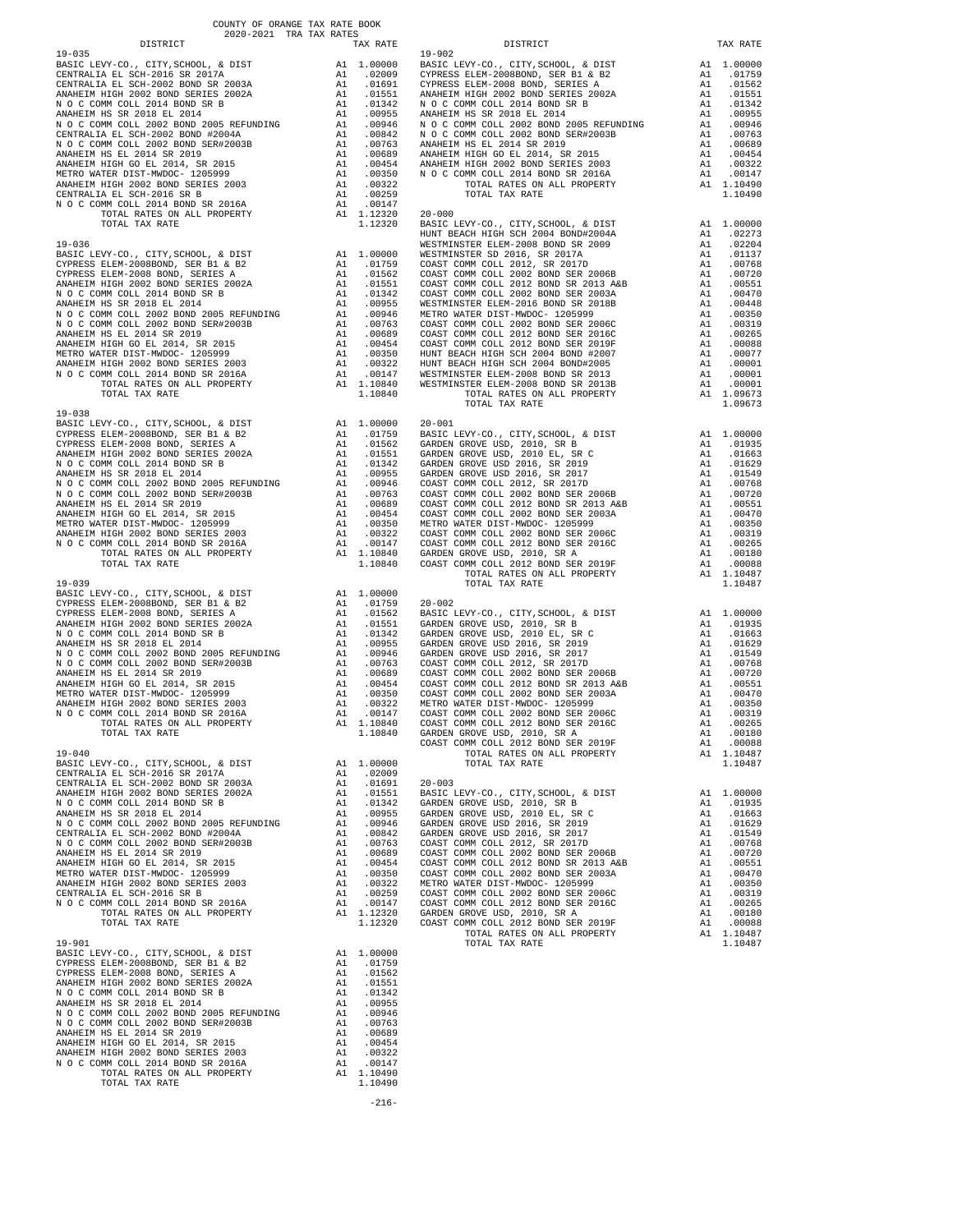COUNTY OF ORANGE TAX RATE BOOK
2020-2021 TRA TAX RATES

| DISTRICT | | TAX RATE |
|---|---|---|
| **19-035** | | |
| BASIC LEVY-CO., CITY,SCHOOL, & DIST | A1 | 1.00000 |
| CENTRALIA EL SCH-2016 SR 2017A | A1 | .02009 |
| CENTRALIA EL SCH-2002 BOND SR 2003A | A1 | .01691 |
| ANAHEIM HIGH 2002 BOND SERIES 2002A | A1 | .01551 |
| N O C COMM COLL 2014 BOND SR B | A1 | .01342 |
| ANAHEIM HS SR 2018 EL 2014 | A1 | .00955 |
| N O C COMM COLL 2002 BOND 2005 REFUNDING | A1 | .00946 |
| CENTRALIA EL SCH-2002 BOND #2004A | A1 | .00842 |
| N O C COMM COLL 2002 BOND SER#2003B | A1 | .00763 |
| ANAHEIM HS EL 2014 SR 2019 | A1 | .00689 |
| ANAHEIM HIGH GO EL 2014, SR 2015 | A1 | .00454 |
| METRO WATER DIST-MWDOC- 1205999 | A1 | .00350 |
| ANAHEIM HIGH 2002 BOND SERIES 2003 | A1 | .00322 |
| CENTRALIA EL SCH-2016 SR B | A1 | .00259 |
| N O C COMM COLL 2014 BOND SR 2016A | A1 | .00147 |
| TOTAL RATES ON ALL PROPERTY | A1 | 1.12320 |
| TOTAL TAX RATE | | 1.12320 |
| **19-036** | | |
| BASIC LEVY-CO., CITY,SCHOOL, & DIST | A1 | 1.00000 |
| CYPRESS ELEM-2008BOND, SER B1 & B2 | A1 | .01759 |
| CYPRESS ELEM-2008 BOND, SERIES A | A1 | .01562 |
| ANAHEIM HIGH 2002 BOND SERIES 2002A | A1 | .01551 |
| N O C COMM COLL 2014 BOND SR B | A1 | .01342 |
| ANAHEIM HS SR 2018 EL 2014 | A1 | .00955 |
| N O C COMM COLL 2002 BOND 2005 REFUNDING | A1 | .00946 |
| N O C COMM COLL 2002 BOND SER#2003B | A1 | .00763 |
| ANAHEIM HS EL 2014 SR 2019 | A1 | .00689 |
| ANAHEIM HIGH GO EL 2014, SR 2015 | A1 | .00454 |
| METRO WATER DIST-MWDOC- 1205999 | A1 | .00350 |
| ANAHEIM HIGH 2002 BOND SERIES 2003 | A1 | .00322 |
| N O C COMM COLL 2014 BOND SR 2016A | A1 | .00147 |
| TOTAL RATES ON ALL PROPERTY | A1 | 1.10840 |
| TOTAL TAX RATE | | 1.10840 |
| **19-038** | | |
| BASIC LEVY-CO., CITY,SCHOOL, & DIST | A1 | 1.00000 |
| CYPRESS ELEM-2008BOND, SER B1 & B2 | A1 | .01759 |
| CYPRESS ELEM-2008 BOND, SERIES A | A1 | .01562 |
| ANAHEIM HIGH 2002 BOND SERIES 2002A | A1 | .01551 |
| N O C COMM COLL 2014 BOND SR B | A1 | .01342 |
| ANAHEIM HS SR 2018 EL 2014 | A1 | .00955 |
| N O C COMM COLL 2002 BOND 2005 REFUNDING | A1 | .00946 |
| N O C COMM COLL 2002 BOND SER#2003B | A1 | .00763 |
| ANAHEIM HS EL 2014 SR 2019 | A1 | .00689 |
| ANAHEIM HIGH GO EL 2014, SR 2015 | A1 | .00454 |
| METRO WATER DIST-MWDOC- 1205999 | A1 | .00350 |
| ANAHEIM HIGH 2002 BOND SERIES 2003 | A1 | .00322 |
| N O C COMM COLL 2014 BOND SR 2016A | A1 | .00147 |
| TOTAL RATES ON ALL PROPERTY | A1 | 1.10840 |
| TOTAL TAX RATE | | 1.10840 |
| **19-039** | | |
| BASIC LEVY-CO., CITY,SCHOOL, & DIST | A1 | 1.00000 |
| CYPRESS ELEM-2008BOND, SER B1 & B2 | A1 | .01759 |
| CYPRESS ELEM-2008 BOND, SERIES A | A1 | .01562 |
| ANAHEIM HIGH 2002 BOND SERIES 2002A | A1 | .01551 |
| N O C COMM COLL 2014 BOND SR B | A1 | .01342 |
| ANAHEIM HS SR 2018 EL 2014 | A1 | .00955 |
| N O C COMM COLL 2002 BOND 2005 REFUNDING | A1 | .00946 |
| N O C COMM COLL 2002 BOND SER#2003B | A1 | .00763 |
| ANAHEIM HS EL 2014 SR 2019 | A1 | .00689 |
| ANAHEIM HIGH GO EL 2014, SR 2015 | A1 | .00454 |
| METRO WATER DIST-MWDOC- 1205999 | A1 | .00350 |
| ANAHEIM HIGH 2002 BOND SERIES 2003 | A1 | .00322 |
| N O C COMM COLL 2014 BOND SR 2016A | A1 | .00147 |
| TOTAL RATES ON ALL PROPERTY | A1 | 1.10840 |
| TOTAL TAX RATE | | 1.10840 |
| **19-040** | | |
| BASIC LEVY-CO., CITY,SCHOOL, & DIST | A1 | 1.00000 |
| CENTRALIA EL SCH-2016 SR 2017A | A1 | .02009 |
| CENTRALIA EL SCH-2002 BOND SR 2003A | A1 | .01691 |
| ANAHEIM HIGH 2002 BOND SERIES 2002A | A1 | .01551 |
| N O C COMM COLL 2014 BOND SR B | A1 | .01342 |
| ANAHEIM HS SR 2018 EL 2014 | A1 | .00955 |
| N O C COMM COLL 2002 BOND 2005 REFUNDING | A1 | .00946 |
| CENTRALIA EL SCH-2002 BOND #2004A | A1 | .00842 |
| N O C COMM COLL 2002 BOND SER#2003B | A1 | .00763 |
| ANAHEIM HS EL 2014 SR 2019 | A1 | .00689 |
| ANAHEIM HIGH GO EL 2014, SR 2015 | A1 | .00454 |
| METRO WATER DIST-MWDOC- 1205999 | A1 | .00350 |
| ANAHEIM HIGH 2002 BOND SERIES 2003 | A1 | .00322 |
| CENTRALIA EL SCH-2016 SR B | A1 | .00259 |
| N O C COMM COLL 2014 BOND SR 2016A | A1 | .00147 |
| TOTAL RATES ON ALL PROPERTY | A1 | 1.12320 |
| TOTAL TAX RATE | | 1.12320 |
| **19-901** | | |
| BASIC LEVY-CO., CITY,SCHOOL, & DIST | A1 | 1.00000 |
| CYPRESS ELEM-2008BOND, SER B1 & B2 | A1 | .01759 |
| CYPRESS ELEM-2008 BOND, SERIES A | A1 | .01562 |
| ANAHEIM HIGH 2002 BOND SERIES 2002A | A1 | .01551 |
| N O C COMM COLL 2014 BOND SR B | A1 | .01342 |
| ANAHEIM HS SR 2018 EL 2014 | A1 | .00955 |
| N O C COMM COLL 2002 BOND 2005 REFUNDING | A1 | .00946 |
| N O C COMM COLL 2002 BOND SER#2003B | A1 | .00763 |
| ANAHEIM HS EL 2014 SR 2019 | A1 | .00689 |
| ANAHEIM HIGH GO EL 2014, SR 2015 | A1 | .00454 |
| ANAHEIM HIGH 2002 BOND SERIES 2003 | A1 | .00322 |
| N O C COMM COLL 2014 BOND SR 2016A | A1 | .00147 |
| TOTAL RATES ON ALL PROPERTY | A1 | 1.10490 |
| TOTAL TAX RATE | | 1.10490 |
| **19-902** | | |
| BASIC LEVY-CO., CITY,SCHOOL, & DIST | A1 | 1.00000 |
| CYPRESS ELEM-2008BOND, SER B1 & B2 | A1 | .01759 |
| CYPRESS ELEM-2008 BOND, SERIES A | A1 | .01562 |
| ANAHEIM HIGH 2002 BOND SERIES 2002A | A1 | .01551 |
| N O C COMM COLL 2014 BOND SR B | A1 | .01342 |
| ANAHEIM HS SR 2018 EL 2014 | A1 | .00955 |
| N O C COMM COLL 2002 BOND 2005 REFUNDING | A1 | .00946 |
| N O C COMM COLL 2002 BOND SER#2003B | A1 | .00763 |
| ANAHEIM HS EL 2014 SR 2019 | A1 | .00689 |
| ANAHEIM HIGH GO EL 2014, SR 2015 | A1 | .00454 |
| ANAHEIM HIGH 2002 BOND SERIES 2003 | A1 | .00322 |
| N O C COMM COLL 2014 BOND SR 2016A | A1 | .00147 |
| TOTAL RATES ON ALL PROPERTY | A1 | 1.10490 |
| TOTAL TAX RATE | | 1.10490 |
| **20-000** | | |
| BASIC LEVY-CO., CITY,SCHOOL, & DIST | A1 | 1.00000 |
| HUNT BEACH HIGH SCH 2004 BOND#2004A | A1 | .02273 |
| WESTMINSTER ELEM-2008 BOND SR 2009 | A1 | .02204 |
| WESTMINSTER SD 2016, SR 2017A | A1 | .01137 |
| COAST COMM COLL 2012, SR 2017D | A1 | .00768 |
| COAST COMM COLL 2002 BOND SER 2006B | A1 | .00720 |
| COAST COMM COLL 2012 BOND SR 2013 A&B | A1 | .00551 |
| COAST COMM COLL 2002 BOND SER 2003A | A1 | .00470 |
| WESTMINSTER ELEM-2016 BOND SR 2018B | A1 | .00448 |
| METRO WATER DIST-MWDOC- 1205999 | A1 | .00350 |
| COAST COMM COLL 2002 BOND SER 2006C | A1 | .00319 |
| COAST COMM COLL 2012 BOND SER 2016C | A1 | .00265 |
| COAST COMM COLL 2012 BOND SR 2019F | A1 | .00088 |
| HUNT BEACH HIGH SCH 2004 BOND #2007 | A1 | .00077 |
| HUNT BEACH HIGH SCH 2004 BOND#2005 | A1 | .00001 |
| WESTMINSTER ELEM-2008 BOND SR 2013 | A1 | .00001 |
| WESTMINSTER ELEM-2008 BOND SR 2013B | A1 | .00001 |
| TOTAL RATES ON ALL PROPERTY | A1 | 1.09673 |
| TOTAL TAX RATE | | 1.09673 |
| **20-001** | | |
| BASIC LEVY-CO., CITY,SCHOOL, & DIST | A1 | 1.00000 |
| GARDEN GROVE USD, 2010, SR B | A1 | .01935 |
| GARDEN GROVE USD, 2010 EL, SR C | A1 | .01663 |
| GARDEN GROVE USD 2016, SR 2019 | A1 | .01629 |
| GARDEN GROVE USD 2016, SR 2017 | A1 | .01549 |
| COAST COMM COLL 2012, SR 2017D | A1 | .00768 |
| COAST COMM COLL 2002 BOND SER 2006B | A1 | .00720 |
| COAST COMM COLL 2012 BOND SR 2013 A&B | A1 | .00551 |
| COAST COMM COLL 2002 BOND SER 2003A | A1 | .00470 |
| METRO WATER DIST-MWDOC- 1205999 | A1 | .00350 |
| COAST COMM COLL 2002 BOND SER 2006C | A1 | .00319 |
| COAST COMM COLL 2012 BOND SER 2016C | A1 | .00265 |
| GARDEN GROVE USD, 2010, SR A | A1 | .00180 |
| COAST COMM COLL 2012 BOND SR 2019F | A1 | .00088 |
| TOTAL RATES ON ALL PROPERTY | A1 | 1.10487 |
| TOTAL TAX RATE | | 1.10487 |
| **20-002** | | |
| BASIC LEVY-CO., CITY,SCHOOL, & DIST | A1 | 1.00000 |
| GARDEN GROVE USD, 2010, SR B | A1 | .01935 |
| GARDEN GROVE USD, 2010 EL, SR C | A1 | .01663 |
| GARDEN GROVE USD 2016, SR 2019 | A1 | .01629 |
| GARDEN GROVE USD 2016, SR 2017 | A1 | .01549 |
| COAST COMM COLL 2012, SR 2017D | A1 | .00768 |
| COAST COMM COLL 2002 BOND SER 2006B | A1 | .00720 |
| COAST COMM COLL 2012 BOND SR 2013 A&B | A1 | .00551 |
| COAST COMM COLL 2002 BOND SER 2003A | A1 | .00470 |
| METRO WATER DIST-MWDOC- 1205999 | A1 | .00350 |
| COAST COMM COLL 2002 BOND SER 2006C | A1 | .00319 |
| COAST COMM COLL 2012 BOND SER 2016C | A1 | .00265 |
| GARDEN GROVE USD, 2010, SR A | A1 | .00180 |
| COAST COMM COLL 2012 BOND SR 2019F | A1 | .00088 |
| TOTAL RATES ON ALL PROPERTY | A1 | 1.10487 |
| TOTAL TAX RATE | | 1.10487 |
| **20-003** | | |
| BASIC LEVY-CO., CITY,SCHOOL, & DIST | A1 | 1.00000 |
| GARDEN GROVE USD, 2010, SR B | A1 | .01935 |
| GARDEN GROVE USD, 2010 EL, SR C | A1 | .01663 |
| GARDEN GROVE USD 2016, SR 2019 | A1 | .01629 |
| GARDEN GROVE USD 2016, SR 2017 | A1 | .01549 |
| COAST COMM COLL 2012, SR 2017D | A1 | .00768 |
| COAST COMM COLL 2002 BOND SER 2006B | A1 | .00720 |
| COAST COMM COLL 2012 BOND SR 2013 A&B | A1 | .00551 |
| COAST COMM COLL 2002 BOND SER 2003A | A1 | .00470 |
| METRO WATER DIST-MWDOC- 1205999 | A1 | .00350 |
| COAST COMM COLL 2002 BOND SER 2006C | A1 | .00319 |
| COAST COMM COLL 2012 BOND SER 2016C | A1 | .00265 |
| GARDEN GROVE USD, 2010, SR A | A1 | .00180 |
| COAST COMM COLL 2012 BOND SR 2019F | A1 | .00088 |
| TOTAL RATES ON ALL PROPERTY | A1 | 1.10487 |
| TOTAL TAX RATE | | 1.10487 |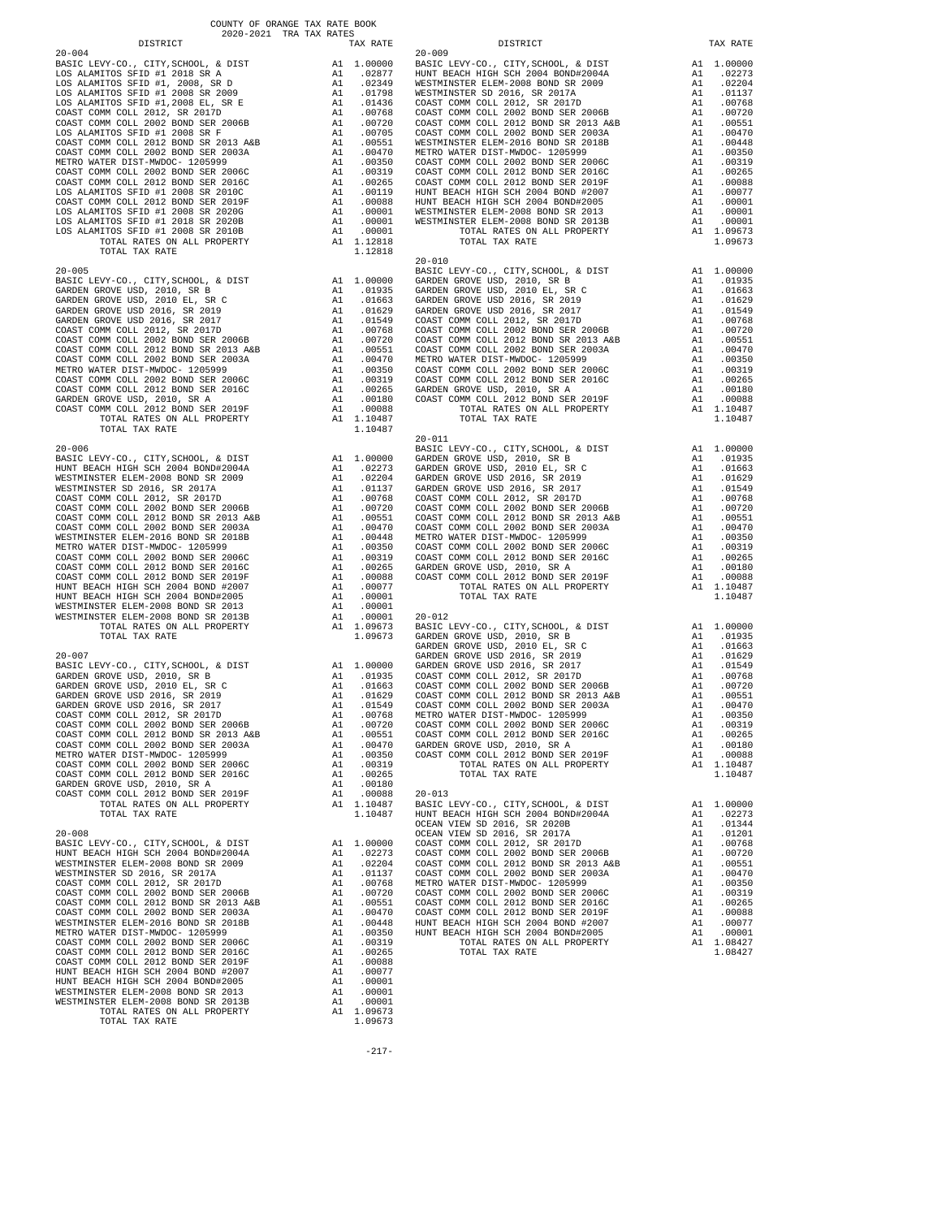# COUNTY OF ORANGE TAX RATE BOOK
## 2020-2021 TRA TAX RATES

### 20-004

| DISTRICT | | TAX RATE |
|---|---|---|
| BASIC LEVY-CO., CITY,SCHOOL, & DIST | A1 | 1.00000 |
| LOS ALAMITOS SFID #1 2018 SR A | A1 | .02877 |
| LOS ALAMITOS SFID #1, 2008, SR D | A1 | .02349 |
| LOS ALAMITOS SFID #1 2008 SR 2009 | A1 | .01798 |
| LOS ALAMITOS SFID #1,2008 EL, SR E | A1 | .01436 |
| COAST COMM COLL 2012, SR 2017D | A1 | .00768 |
| COAST COMM COLL 2002 BOND SER 2006B | A1 | .00720 |
| LOS ALAMITOS SFID #1 2008 SR F | A1 | .00705 |
| COAST COMM COLL 2012 BOND SR 2013 A&B | A1 | .00551 |
| COAST COMM COLL 2002 BOND SER 2003A | A1 | .00470 |
| METRO WATER DIST-MWDOC- 1205999 | A1 | .00350 |
| COAST COMM COLL 2002 BOND SER 2006C | A1 | .00319 |
| COAST COMM COLL 2012 BOND SER 2016C | A1 | .00265 |
| LOS ALAMITOS SFID #1 2008 SR 2010C | A1 | .00119 |
| COAST COMM COLL 2012 BOND SER 2019F | A1 | .00088 |
| LOS ALAMITOS SFID #1 2008 SR 2020G | A1 | .00001 |
| LOS ALAMITOS SFID #1 2018 SR 2020B | A1 | .00001 |
| LOS ALAMITOS SFID #1 2008 SR 2010B | A1 | .00001 |
| TOTAL RATES ON ALL PROPERTY | A1 | 1.12818 |
| TOTAL TAX RATE | | 1.12818 |

### 20-005

| DISTRICT | | TAX RATE |
|---|---|---|
| BASIC LEVY-CO., CITY,SCHOOL, & DIST | A1 | 1.00000 |
| GARDEN GROVE USD, 2010, SR B | A1 | .01935 |
| GARDEN GROVE USD, 2010 EL, SR C | A1 | .01663 |
| GARDEN GROVE USD 2016, SR 2019 | A1 | .01629 |
| GARDEN GROVE USD 2016, SR 2017 | A1 | .01549 |
| COAST COMM COLL 2012, SR 2017D | A1 | .00768 |
| COAST COMM COLL 2002 BOND SER 2006B | A1 | .00720 |
| COAST COMM COLL 2012 BOND SR 2013 A&B | A1 | .00551 |
| COAST COMM COLL 2002 BOND SER 2003A | A1 | .00470 |
| METRO WATER DIST-MWDOC- 1205999 | A1 | .00350 |
| COAST COMM COLL 2002 BOND SER 2006C | A1 | .00319 |
| COAST COMM COLL 2012 BOND SER 2016C | A1 | .00265 |
| GARDEN GROVE USD, 2010, SR A | A1 | .00180 |
| COAST COMM COLL 2012 BOND SER 2019F | A1 | .00088 |
| TOTAL RATES ON ALL PROPERTY | A1 | 1.10487 |
| TOTAL TAX RATE | | 1.10487 |

### 20-006

| DISTRICT | | TAX RATE |
|---|---|---|
| BASIC LEVY-CO., CITY,SCHOOL, & DIST | A1 | 1.00000 |
| HUNT BEACH HIGH SCH 2004 BOND#2004A | A1 | .02273 |
| WESTMINSTER ELEM-2008 BOND SR 2009 | A1 | .02204 |
| WESTMINSTER SD 2016, SR 2017A | A1 | .01137 |
| COAST COMM COLL 2012, SR 2017D | A1 | .00768 |
| COAST COMM COLL 2002 BOND SER 2006B | A1 | .00720 |
| COAST COMM COLL 2012 BOND SR 2013 A&B | A1 | .00551 |
| COAST COMM COLL 2002 BOND SER 2003A | A1 | .00470 |
| WESTMINSTER ELEM-2016 BOND SR 2018B | A1 | .00448 |
| METRO WATER DIST-MWDOC- 1205999 | A1 | .00350 |
| COAST COMM COLL 2002 BOND SER 2006C | A1 | .00319 |
| COAST COMM COLL 2012 BOND SER 2016C | A1 | .00265 |
| COAST COMM COLL 2012 BOND SER 2019F | A1 | .00088 |
| HUNT BEACH HIGH SCH 2004 BOND #2007 | A1 | .00077 |
| HUNT BEACH HIGH SCH 2004 BOND#2005 | A1 | .00001 |
| WESTMINSTER ELEM-2008 BOND SR 2013 | A1 | .00001 |
| WESTMINSTER ELEM-2008 BOND SR 2013B | A1 | .00001 |
| TOTAL RATES ON ALL PROPERTY | A1 | 1.09673 |
| TOTAL TAX RATE | | 1.09673 |

### 20-007

| DISTRICT | | TAX RATE |
|---|---|---|
| BASIC LEVY-CO., CITY,SCHOOL, & DIST | A1 | 1.00000 |
| GARDEN GROVE USD, 2010, SR B | A1 | .01935 |
| GARDEN GROVE USD, 2010 EL, SR C | A1 | .01663 |
| GARDEN GROVE USD 2016, SR 2019 | A1 | .01629 |
| GARDEN GROVE USD 2016, SR 2017 | A1 | .01549 |
| COAST COMM COLL 2012, SR 2017D | A1 | .00768 |
| COAST COMM COLL 2002 BOND SER 2006B | A1 | .00720 |
| COAST COMM COLL 2012 BOND SR 2013 A&B | A1 | .00551 |
| COAST COMM COLL 2002 BOND SER 2003A | A1 | .00470 |
| METRO WATER DIST-MWDOC- 1205999 | A1 | .00350 |
| COAST COMM COLL 2002 BOND SER 2006C | A1 | .00319 |
| COAST COMM COLL 2012 BOND SER 2016C | A1 | .00265 |
| GARDEN GROVE USD, 2010, SR A | A1 | .00180 |
| COAST COMM COLL 2012 BOND SER 2019F | A1 | .00088 |
| TOTAL RATES ON ALL PROPERTY | A1 | 1.10487 |
| TOTAL TAX RATE | | 1.10487 |

### 20-008

| DISTRICT | | TAX RATE |
|---|---|---|
| BASIC LEVY-CO., CITY,SCHOOL, & DIST | A1 | 1.00000 |
| HUNT BEACH HIGH SCH 2004 BOND#2004A | A1 | .02273 |
| WESTMINSTER ELEM-2008 BOND SR 2009 | A1 | .02204 |
| WESTMINSTER SD 2016, SR 2017A | A1 | .01137 |
| COAST COMM COLL 2012, SR 2017D | A1 | .00768 |
| COAST COMM COLL 2002 BOND SER 2006B | A1 | .00720 |
| COAST COMM COLL 2012 BOND SR 2013 A&B | A1 | .00551 |
| COAST COMM COLL 2002 BOND SER 2003A | A1 | .00470 |
| WESTMINSTER ELEM-2016 BOND SR 2018B | A1 | .00448 |
| METRO WATER DIST-MWDOC- 1205999 | A1 | .00350 |
| COAST COMM COLL 2002 BOND SER 2006C | A1 | .00319 |
| COAST COMM COLL 2012 BOND SER 2016C | A1 | .00265 |
| COAST COMM COLL 2012 BOND SER 2019F | A1 | .00088 |
| HUNT BEACH HIGH SCH 2004 BOND #2007 | A1 | .00077 |
| HUNT BEACH HIGH SCH 2004 BOND#2005 | A1 | .00001 |
| WESTMINSTER ELEM-2008 BOND SR 2013 | A1 | .00001 |
| WESTMINSTER ELEM-2008 BOND SR 2013B | A1 | .00001 |
| TOTAL RATES ON ALL PROPERTY | A1 | 1.09673 |
| TOTAL TAX RATE | | 1.09673 |

### 20-009

| DISTRICT | | TAX RATE |
|---|---|---|
| BASIC LEVY-CO., CITY,SCHOOL, & DIST | A1 | 1.00000 |
| HUNT BEACH HIGH SCH 2004 BOND#2004A | A1 | .02273 |
| WESTMINSTER ELEM-2008 BOND SR 2009 | A1 | .02204 |
| WESTMINSTER SD 2016, SR 2017A | A1 | .01137 |
| COAST COMM COLL 2012, SR 2017D | A1 | .00768 |
| COAST COMM COLL 2002 BOND SER 2006B | A1 | .00720 |
| COAST COMM COLL 2012 BOND SR 2013 A&B | A1 | .00551 |
| COAST COMM COLL 2002 BOND SER 2003A | A1 | .00470 |
| WESTMINSTER ELEM-2016 BOND SR 2018B | A1 | .00448 |
| METRO WATER DIST-MWDOC- 1205999 | A1 | .00350 |
| COAST COMM COLL 2002 BOND SER 2006C | A1 | .00319 |
| COAST COMM COLL 2012 BOND SER 2016C | A1 | .00265 |
| COAST COMM COLL 2012 BOND SER 2019F | A1 | .00088 |
| HUNT BEACH HIGH SCH 2004 BOND #2007 | A1 | .00077 |
| HUNT BEACH HIGH SCH 2004 BOND#2005 | A1 | .00001 |
| WESTMINSTER ELEM-2008 BOND SR 2013 | A1 | .00001 |
| WESTMINSTER ELEM-2008 BOND SR 2013B | A1 | .00001 |
| TOTAL RATES ON ALL PROPERTY | A1 | 1.09673 |
| TOTAL TAX RATE | | 1.09673 |

### 20-010

| DISTRICT | | TAX RATE |
|---|---|---|
| BASIC LEVY-CO., CITY,SCHOOL, & DIST | A1 | 1.00000 |
| GARDEN GROVE USD, 2010, SR B | A1 | .01935 |
| GARDEN GROVE USD, 2010 EL, SR C | A1 | .01663 |
| GARDEN GROVE USD 2016, SR 2019 | A1 | .01629 |
| GARDEN GROVE USD 2016, SR 2017 | A1 | .01549 |
| COAST COMM COLL 2012, SR 2017D | A1 | .00768 |
| COAST COMM COLL 2002 BOND SER 2006B | A1 | .00720 |
| COAST COMM COLL 2012 BOND SR 2013 A&B | A1 | .00551 |
| COAST COMM COLL 2002 BOND SER 2003A | A1 | .00470 |
| METRO WATER DIST-MWDOC- 1205999 | A1 | .00350 |
| COAST COMM COLL 2002 BOND SER 2006C | A1 | .00319 |
| COAST COMM COLL 2012 BOND SER 2016C | A1 | .00265 |
| GARDEN GROVE USD, 2010, SR A | A1 | .00180 |
| COAST COMM COLL 2012 BOND SER 2019F | A1 | .00088 |
| TOTAL RATES ON ALL PROPERTY | A1 | 1.10487 |
| TOTAL TAX RATE | | 1.10487 |

### 20-011

| DISTRICT | | TAX RATE |
|---|---|---|
| BASIC LEVY-CO., CITY,SCHOOL, & DIST | A1 | 1.00000 |
| GARDEN GROVE USD, 2010, SR B | A1 | .01935 |
| GARDEN GROVE USD, 2010 EL, SR C | A1 | .01663 |
| GARDEN GROVE USD 2016, SR 2019 | A1 | .01629 |
| GARDEN GROVE USD 2016, SR 2017 | A1 | .01549 |
| COAST COMM COLL 2012, SR 2017D | A1 | .00768 |
| COAST COMM COLL 2002 BOND SER 2006B | A1 | .00720 |
| COAST COMM COLL 2012 BOND SR 2013 A&B | A1 | .00551 |
| COAST COMM COLL 2002 BOND SER 2003A | A1 | .00470 |
| METRO WATER DIST-MWDOC- 1205999 | A1 | .00350 |
| COAST COMM COLL 2002 BOND SER 2006C | A1 | .00319 |
| COAST COMM COLL 2012 BOND SER 2016C | A1 | .00265 |
| GARDEN GROVE USD, 2010, SR A | A1 | .00180 |
| COAST COMM COLL 2012 BOND SER 2019F | A1 | .00088 |
| TOTAL RATES ON ALL PROPERTY | A1 | 1.10487 |
| TOTAL TAX RATE | | 1.10487 |

### 20-012

| DISTRICT | | TAX RATE |
|---|---|---|
| BASIC LEVY-CO., CITY,SCHOOL, & DIST | A1 | 1.00000 |
| GARDEN GROVE USD, 2010, SR B | A1 | .01935 |
| GARDEN GROVE USD, 2010 EL, SR C | A1 | .01663 |
| GARDEN GROVE USD 2016, SR 2019 | A1 | .01629 |
| GARDEN GROVE USD 2016, SR 2017 | A1 | .01549 |
| COAST COMM COLL 2012, SR 2017D | A1 | .00768 |
| COAST COMM COLL 2002 BOND SER 2006B | A1 | .00720 |
| COAST COMM COLL 2012 BOND SR 2013 A&B | A1 | .00551 |
| COAST COMM COLL 2002 BOND SER 2003A | A1 | .00470 |
| METRO WATER DIST-MWDOC- 1205999 | A1 | .00350 |
| COAST COMM COLL 2002 BOND SER 2006C | A1 | .00319 |
| COAST COMM COLL 2012 BOND SER 2016C | A1 | .00265 |
| GARDEN GROVE USD, 2010, SR A | A1 | .00180 |
| COAST COMM COLL 2012 BOND SER 2019F | A1 | .00088 |
| TOTAL RATES ON ALL PROPERTY | A1 | 1.10487 |
| TOTAL TAX RATE | | 1.10487 |

### 20-013

| DISTRICT | | TAX RATE |
|---|---|---|
| BASIC LEVY-CO., CITY,SCHOOL, & DIST | A1 | 1.00000 |
| HUNT BEACH HIGH SCH 2004 BOND#2004A | A1 | .02273 |
| OCEAN VIEW SD 2016, SR 2020B | A1 | .01344 |
| OCEAN VIEW SD 2016, SR 2017A | A1 | .01201 |
| COAST COMM COLL 2012, SR 2017D | A1 | .00768 |
| COAST COMM COLL 2002 BOND SER 2006B | A1 | .00720 |
| COAST COMM COLL 2012 BOND SR 2013 A&B | A1 | .00551 |
| COAST COMM COLL 2002 BOND SER 2003A | A1 | .00470 |
| METRO WATER DIST-MWDOC- 1205999 | A1 | .00350 |
| COAST COMM COLL 2002 BOND SER 2006C | A1 | .00319 |
| COAST COMM COLL 2012 BOND SER 2016C | A1 | .00265 |
| COAST COMM COLL 2012 BOND SER 2019F | A1 | .00088 |
| HUNT BEACH HIGH SCH 2004 BOND #2007 | A1 | .00077 |
| HUNT BEACH HIGH SCH 2004 BOND#2005 | A1 | .00001 |
| TOTAL RATES ON ALL PROPERTY | A1 | 1.08427 |
| TOTAL TAX RATE | | 1.08427 |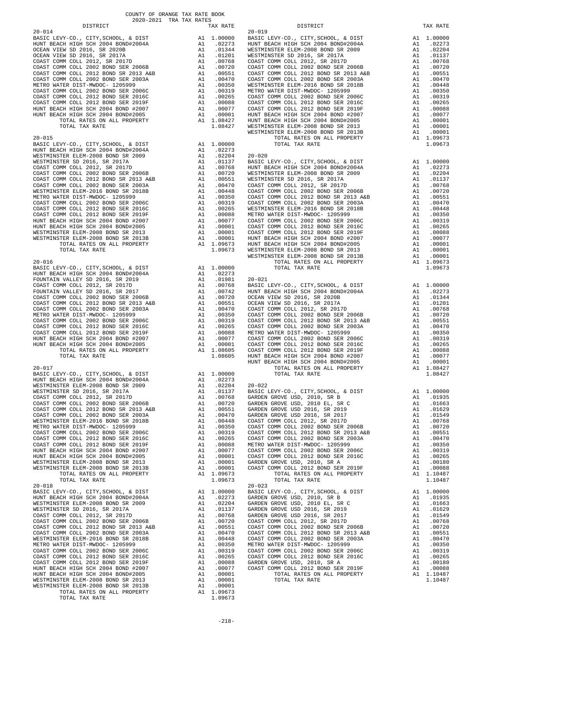COUNTY OF ORANGE TAX RATE BOOK
2020-2021 TRA TAX RATES

**20-014**

| DISTRICT | | TAX RATE |
|---|---|---|
| BASIC LEVY-CO., CITY,SCHOOL, & DIST | A1 | 1.00000 |
| HUNT BEACH HIGH SCH 2004 BOND#2004A | A1 | .02273 |
| OCEAN VIEW SD 2016, SR 2020B | A1 | .01344 |
| OCEAN VIEW SD 2016, SR 2017A | A1 | .01201 |
| COAST COMM COLL 2012, SR 2017D | A1 | .00768 |
| COAST COMM COLL 2002 BOND SER 2006B | A1 | .00720 |
| COAST COMM COLL 2012 BOND SR 2013 A&B | A1 | .00551 |
| COAST COMM COLL 2002 BOND SER 2003A | A1 | .00470 |
| METRO WATER DIST-MWDOC- 1205999 | A1 | .00350 |
| COAST COMM COLL 2002 BOND SER 2006C | A1 | .00319 |
| COAST COMM COLL 2012 BOND SER 2016C | A1 | .00265 |
| COAST COMM COLL 2012 BOND SER 2019F | A1 | .00088 |
| HUNT BEACH HIGH SCH 2004 BOND #2007 | A1 | .00077 |
| HUNT BEACH HIGH SCH 2004 BOND#2005 | A1 | .00001 |
| TOTAL RATES ON ALL PROPERTY | A1 | 1.08427 |
| TOTAL TAX RATE | | 1.08427 |

**20-015**

| DISTRICT | | TAX RATE |
|---|---|---|
| BASIC LEVY-CO., CITY,SCHOOL, & DIST | A1 | 1.00000 |
| HUNT BEACH HIGH SCH 2004 BOND#2004A | A1 | .02273 |
| WESTMINSTER ELEM-2008 BOND SR 2009 | A1 | .02204 |
| WESTMINSTER SD 2016, SR 2017A | A1 | .01137 |
| COAST COMM COLL 2012, SR 2017D | A1 | .00768 |
| COAST COMM COLL 2002 BOND SER 2006B | A1 | .00720 |
| COAST COMM COLL 2012 BOND SR 2013 A&B | A1 | .00551 |
| COAST COMM COLL 2002 BOND SER 2003A | A1 | .00470 |
| WESTMINSTER ELEM-2016 BOND SR 2018B | A1 | .00448 |
| METRO WATER DIST-MWDOC- 1205999 | A1 | .00350 |
| COAST COMM COLL 2002 BOND SER 2006C | A1 | .00319 |
| COAST COMM COLL 2012 BOND SER 2016C | A1 | .00265 |
| COAST COMM COLL 2012 BOND SER 2019F | A1 | .00088 |
| HUNT BEACH HIGH SCH 2004 BOND #2007 | A1 | .00077 |
| HUNT BEACH HIGH SCH 2004 BOND#2005 | A1 | .00001 |
| WESTMINSTER ELEM-2008 BOND SR 2013 | A1 | .00001 |
| WESTMINSTER ELEM-2008 BOND SR 2013B | A1 | .00001 |
| TOTAL RATES ON ALL PROPERTY | A1 | 1.09673 |
| TOTAL TAX RATE | | 1.09673 |

**20-016**

| DISTRICT | | TAX RATE |
|---|---|---|
| BASIC LEVY-CO., CITY,SCHOOL, & DIST | A1 | 1.00000 |
| HUNT BEACH HIGH SCH 2004 BOND#2004A | A1 | .02273 |
| FOUNTAIN VALLEY SD 2016, SR 2019 | A1 | .01981 |
| COAST COMM COLL 2012, SR 2017D | A1 | .00768 |
| FOUNTAIN VALLEY SD 2016, SR 2017 | A1 | .00742 |
| COAST COMM COLL 2002 BOND SER 2006B | A1 | .00720 |
| COAST COMM COLL 2012 BOND SR 2013 A&B | A1 | .00551 |
| COAST COMM COLL 2002 BOND SER 2003A | A1 | .00470 |
| METRO WATER DIST-MWDOC- 1205999 | A1 | .00350 |
| COAST COMM COLL 2002 BOND SER 2006C | A1 | .00319 |
| COAST COMM COLL 2012 BOND SER 2016C | A1 | .00265 |
| COAST COMM COLL 2012 BOND SER 2019F | A1 | .00088 |
| HUNT BEACH HIGH SCH 2004 BOND #2007 | A1 | .00077 |
| HUNT BEACH HIGH SCH 2004 BOND#2005 | A1 | .00001 |
| TOTAL RATES ON ALL PROPERTY | A1 | 1.08605 |
| TOTAL TAX RATE | | 1.08605 |

**20-017**

| DISTRICT | | TAX RATE |
|---|---|---|
| BASIC LEVY-CO., CITY,SCHOOL, & DIST | A1 | 1.00000 |
| HUNT BEACH HIGH SCH 2004 BOND#2004A | A1 | .02273 |
| WESTMINSTER ELEM-2008 BOND SR 2009 | A1 | .02204 |
| WESTMINSTER SD 2016, SR 2017A | A1 | .01137 |
| COAST COMM COLL 2012, SR 2017D | A1 | .00768 |
| COAST COMM COLL 2002 BOND SER 2006B | A1 | .00720 |
| COAST COMM COLL 2012 BOND SR 2013 A&B | A1 | .00551 |
| COAST COMM COLL 2002 BOND SER 2003A | A1 | .00470 |
| WESTMINSTER ELEM-2016 BOND SR 2018B | A1 | .00448 |
| METRO WATER DIST-MWDOC- 1205999 | A1 | .00350 |
| COAST COMM COLL 2002 BOND SER 2006C | A1 | .00319 |
| COAST COMM COLL 2012 BOND SER 2016C | A1 | .00265 |
| COAST COMM COLL 2012 BOND SER 2019F | A1 | .00088 |
| HUNT BEACH HIGH SCH 2004 BOND #2007 | A1 | .00077 |
| HUNT BEACH HIGH SCH 2004 BOND#2005 | A1 | .00001 |
| WESTMINSTER ELEM-2008 BOND SR 2013 | A1 | .00001 |
| WESTMINSTER ELEM-2008 BOND SR 2013B | A1 | .00001 |
| TOTAL RATES ON ALL PROPERTY | A1 | 1.09673 |
| TOTAL TAX RATE | | 1.09673 |

**20-018**

| DISTRICT | | TAX RATE |
|---|---|---|
| BASIC LEVY-CO., CITY,SCHOOL, & DIST | A1 | 1.00000 |
| HUNT BEACH HIGH SCH 2004 BOND#2004A | A1 | .02273 |
| WESTMINSTER ELEM-2008 BOND SR 2009 | A1 | .02204 |
| WESTMINSTER SD 2016, SR 2017A | A1 | .01137 |
| COAST COMM COLL 2012, SR 2017D | A1 | .00768 |
| COAST COMM COLL 2002 BOND SER 2006B | A1 | .00720 |
| COAST COMM COLL 2012 BOND SR 2013 A&B | A1 | .00551 |
| COAST COMM COLL 2002 BOND SER 2003A | A1 | .00470 |
| WESTMINSTER ELEM-2016 BOND SR 2018B | A1 | .00448 |
| METRO WATER DIST-MWDOC- 1205999 | A1 | .00350 |
| COAST COMM COLL 2002 BOND SER 2006C | A1 | .00319 |
| COAST COMM COLL 2012 BOND SER 2016C | A1 | .00265 |
| COAST COMM COLL 2012 BOND SER 2019F | A1 | .00088 |
| HUNT BEACH HIGH SCH 2004 BOND #2007 | A1 | .00077 |
| HUNT BEACH HIGH SCH 2004 BOND#2005 | A1 | .00001 |
| WESTMINSTER ELEM-2008 BOND SR 2013 | A1 | .00001 |
| WESTMINSTER ELEM-2008 BOND SR 2013B | A1 | .00001 |
| TOTAL RATES ON ALL PROPERTY | A1 | 1.09673 |
| TOTAL TAX RATE | | 1.09673 |

**20-019**

| DISTRICT | | TAX RATE |
|---|---|---|
| BASIC LEVY-CO., CITY,SCHOOL, & DIST | A1 | 1.00000 |
| HUNT BEACH HIGH SCH 2004 BOND#2004A | A1 | .02273 |
| WESTMINSTER ELEM-2008 BOND SR 2009 | A1 | .02204 |
| WESTMINSTER SD 2016, SR 2017A | A1 | .01137 |
| COAST COMM COLL 2012, SR 2017D | A1 | .00768 |
| COAST COMM COLL 2002 BOND SER 2006B | A1 | .00720 |
| COAST COMM COLL 2012 BOND SR 2013 A&B | A1 | .00551 |
| COAST COMM COLL 2002 BOND SER 2003A | A1 | .00470 |
| WESTMINSTER ELEM-2016 BOND SR 2018B | A1 | .00448 |
| METRO WATER DIST-MWDOC- 1205999 | A1 | .00350 |
| COAST COMM COLL 2002 BOND SER 2006C | A1 | .00319 |
| COAST COMM COLL 2012 BOND SER 2016C | A1 | .00265 |
| COAST COMM COLL 2012 BOND SER 2019F | A1 | .00088 |
| HUNT BEACH HIGH SCH 2004 BOND #2007 | A1 | .00077 |
| HUNT BEACH HIGH SCH 2004 BOND#2005 | A1 | .00001 |
| WESTMINSTER ELEM-2008 BOND SR 2013 | A1 | .00001 |
| WESTMINSTER ELEM-2008 BOND SR 2013B | A1 | .00001 |
| TOTAL RATES ON ALL PROPERTY | A1 | 1.09673 |
| TOTAL TAX RATE | | 1.09673 |

**20-020**

| DISTRICT | | TAX RATE |
|---|---|---|
| BASIC LEVY-CO., CITY,SCHOOL, & DIST | A1 | 1.00000 |
| HUNT BEACH HIGH SCH 2004 BOND#2004A | A1 | .02273 |
| WESTMINSTER ELEM-2008 BOND SR 2009 | A1 | .02204 |
| WESTMINSTER SD 2016, SR 2017A | A1 | .01137 |
| COAST COMM COLL 2012, SR 2017D | A1 | .00768 |
| COAST COMM COLL 2002 BOND SER 2006B | A1 | .00720 |
| COAST COMM COLL 2012 BOND SR 2013 A&B | A1 | .00551 |
| COAST COMM COLL 2002 BOND SER 2003A | A1 | .00470 |
| WESTMINSTER ELEM-2016 BOND SR 2018B | A1 | .00448 |
| METRO WATER DIST-MWDOC- 1205999 | A1 | .00350 |
| COAST COMM COLL 2002 BOND SER 2006C | A1 | .00319 |
| COAST COMM COLL 2012 BOND SER 2016C | A1 | .00265 |
| COAST COMM COLL 2012 BOND SER 2019F | A1 | .00088 |
| HUNT BEACH HIGH SCH 2004 BOND #2007 | A1 | .00077 |
| HUNT BEACH HIGH SCH 2004 BOND#2005 | A1 | .00001 |
| WESTMINSTER ELEM-2008 BOND SR 2013 | A1 | .00001 |
| WESTMINSTER ELEM-2008 BOND SR 2013B | A1 | .00001 |
| TOTAL RATES ON ALL PROPERTY | A1 | 1.09673 |
| TOTAL TAX RATE | | 1.09673 |

**20-021**

| DISTRICT | | TAX RATE |
|---|---|---|
| BASIC LEVY-CO., CITY,SCHOOL, & DIST | A1 | 1.00000 |
| HUNT BEACH HIGH SCH 2004 BOND#2004A | A1 | .02273 |
| OCEAN VIEW SD 2016, SR 2020B | A1 | .01344 |
| OCEAN VIEW SD 2016, SR 2017A | A1 | .01201 |
| COAST COMM COLL 2012, SR 2017D | A1 | .00768 |
| COAST COMM COLL 2002 BOND SER 2006B | A1 | .00720 |
| COAST COMM COLL 2012 BOND SR 2013 A&B | A1 | .00551 |
| COAST COMM COLL 2002 BOND SER 2003A | A1 | .00470 |
| METRO WATER DIST-MWDOC- 1205999 | A1 | .00350 |
| COAST COMM COLL 2002 BOND SER 2006C | A1 | .00319 |
| COAST COMM COLL 2012 BOND SER 2016C | A1 | .00265 |
| COAST COMM COLL 2012 BOND SER 2019F | A1 | .00088 |
| HUNT BEACH HIGH SCH 2004 BOND #2007 | A1 | .00077 |
| HUNT BEACH HIGH SCH 2004 BOND#2005 | A1 | .00001 |
| TOTAL RATES ON ALL PROPERTY | A1 | 1.08427 |
| TOTAL TAX RATE | | 1.08427 |

**20-022**

| DISTRICT | | TAX RATE |
|---|---|---|
| BASIC LEVY-CO., CITY,SCHOOL, & DIST | A1 | 1.00000 |
| GARDEN GROVE USD, 2010, SR B | A1 | .01935 |
| GARDEN GROVE USD, 2010 EL, SR C | A1 | .01663 |
| GARDEN GROVE USD 2016, SR 2019 | A1 | .01629 |
| GARDEN GROVE USD 2016, SR 2017 | A1 | .01549 |
| COAST COMM COLL 2012, SR 2017D | A1 | .00768 |
| COAST COMM COLL 2002 BOND SER 2006B | A1 | .00720 |
| COAST COMM COLL 2012 BOND SR 2013 A&B | A1 | .00551 |
| COAST COMM COLL 2002 BOND SER 2003A | A1 | .00470 |
| METRO WATER DIST-MWDOC- 1205999 | A1 | .00350 |
| COAST COMM COLL 2002 BOND SER 2006C | A1 | .00319 |
| COAST COMM COLL 2012 BOND SER 2016C | A1 | .00265 |
| GARDEN GROVE USD, 2010, SR A | A1 | .00180 |
| COAST COMM COLL 2012 BOND SER 2019F | A1 | .00088 |
| TOTAL RATES ON ALL PROPERTY | A1 | 1.10487 |
| TOTAL TAX RATE | | 1.10487 |

**20-023**

| DISTRICT | | TAX RATE |
|---|---|---|
| BASIC LEVY-CO., CITY,SCHOOL, & DIST | A1 | 1.00000 |
| GARDEN GROVE USD, 2010, SR B | A1 | .01935 |
| GARDEN GROVE USD, 2010 EL, SR C | A1 | .01663 |
| GARDEN GROVE USD 2016, SR 2019 | A1 | .01629 |
| GARDEN GROVE USD 2016, SR 2017 | A1 | .01549 |
| COAST COMM COLL 2012, SR 2017D | A1 | .00768 |
| COAST COMM COLL 2002 BOND SER 2006B | A1 | .00720 |
| COAST COMM COLL 2012 BOND SR 2013 A&B | A1 | .00551 |
| COAST COMM COLL 2002 BOND SER 2003A | A1 | .00470 |
| METRO WATER DIST-MWDOC- 1205999 | A1 | .00350 |
| COAST COMM COLL 2002 BOND SER 2006C | A1 | .00319 |
| COAST COMM COLL 2012 BOND SER 2016C | A1 | .00265 |
| GARDEN GROVE USD, 2010, SR A | A1 | .00180 |
| COAST COMM COLL 2012 BOND SER 2019F | A1 | .00088 |
| TOTAL RATES ON ALL PROPERTY | A1 | 1.10487 |
| TOTAL TAX RATE | | 1.10487 |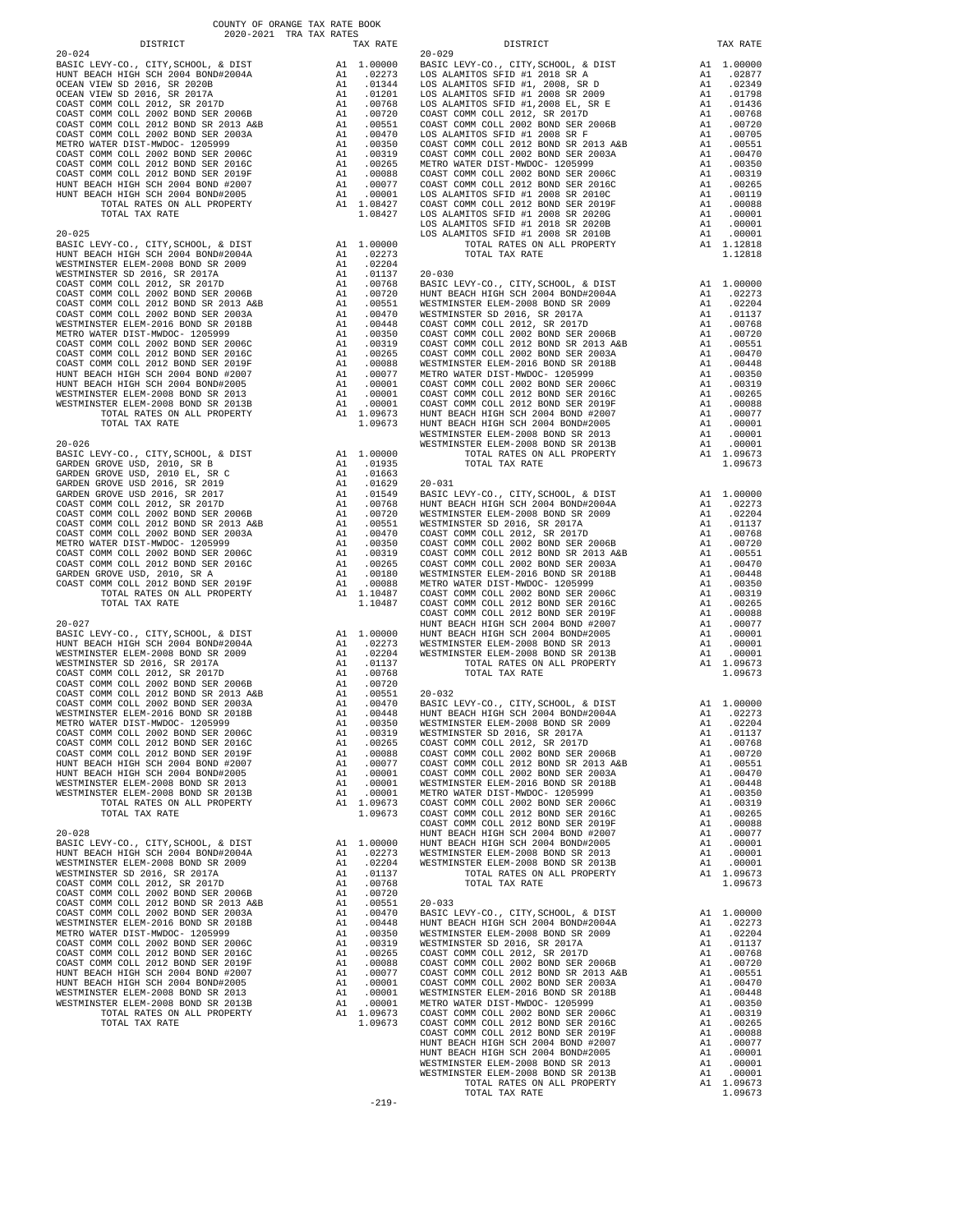COUNTY OF ORANGE TAX RATE BOOK
2020-2021 TRA TAX RATES

### 20-024

| DISTRICT | | TAX RATE |
|---|---|---|
| BASIC LEVY-CO., CITY,SCHOOL, & DIST | A1 | 1.00000 |
| HUNT BEACH HIGH SCH 2004 BOND#2004A | A1 | .02273 |
| OCEAN VIEW SD 2016, SR 2020B | A1 | .01344 |
| OCEAN VIEW SD 2016, SR 2017A | A1 | .01201 |
| COAST COMM COLL 2012, SR 2017D | A1 | .00768 |
| COAST COMM COLL 2002 BOND SER 2006B | A1 | .00720 |
| COAST COMM COLL 2012 BOND SR 2013 A&B | A1 | .00551 |
| COAST COMM COLL 2002 BOND SER 2003A | A1 | .00470 |
| METRO WATER DIST-MWDOC- 1205999 | A1 | .00350 |
| COAST COMM COLL 2002 BOND SER 2006C | A1 | .00319 |
| COAST COMM COLL 2012 BOND SER 2016C | A1 | .00265 |
| COAST COMM COLL 2012 BOND SER 2019F | A1 | .00088 |
| HUNT BEACH HIGH SCH 2004 BOND #2007 | A1 | .00077 |
| HUNT BEACH HIGH SCH 2004 BOND#2005 | A1 | .00001 |
| TOTAL RATES ON ALL PROPERTY | A1 | 1.08427 |
| TOTAL TAX RATE | | 1.08427 |

### 20-025

| DISTRICT | | TAX RATE |
|---|---|---|
| BASIC LEVY-CO., CITY,SCHOOL, & DIST | A1 | 1.00000 |
| HUNT BEACH HIGH SCH 2004 BOND#2004A | A1 | .02273 |
| WESTMINSTER ELEM-2008 BOND SR 2009 | A1 | .02204 |
| WESTMINSTER SD 2016, SR 2017A | A1 | .01137 |
| COAST COMM COLL 2012, SR 2017D | A1 | .00768 |
| COAST COMM COLL 2002 BOND SER 2006B | A1 | .00720 |
| COAST COMM COLL 2012 BOND SR 2013 A&B | A1 | .00551 |
| COAST COMM COLL 2002 BOND SER 2003A | A1 | .00470 |
| WESTMINSTER ELEM-2016 BOND SR 2018B | A1 | .00448 |
| METRO WATER DIST-MWDOC- 1205999 | A1 | .00350 |
| COAST COMM COLL 2002 BOND SER 2006C | A1 | .00319 |
| COAST COMM COLL 2012 BOND SER 2016C | A1 | .00265 |
| COAST COMM COLL 2012 BOND SER 2019F | A1 | .00088 |
| HUNT BEACH HIGH SCH 2004 BOND #2007 | A1 | .00077 |
| HUNT BEACH HIGH SCH 2004 BOND#2005 | A1 | .00001 |
| WESTMINSTER ELEM-2008 BOND SR 2013 | A1 | .00001 |
| WESTMINSTER ELEM-2008 BOND SR 2013B | A1 | .00001 |
| TOTAL RATES ON ALL PROPERTY | A1 | 1.09673 |
| TOTAL TAX RATE | | 1.09673 |

### 20-026

| DISTRICT | | TAX RATE |
|---|---|---|
| BASIC LEVY-CO., CITY,SCHOOL, & DIST | A1 | 1.00000 |
| GARDEN GROVE USD, 2010, SR B | A1 | .01935 |
| GARDEN GROVE USD, 2010 EL, SR C | A1 | .01663 |
| GARDEN GROVE USD 2016, SR 2019 | A1 | .01629 |
| GARDEN GROVE USD 2016, SR 2017 | A1 | .01549 |
| COAST COMM COLL 2012, SR 2017D | A1 | .00768 |
| COAST COMM COLL 2002 BOND SER 2006B | A1 | .00720 |
| COAST COMM COLL 2012 BOND SR 2013 A&B | A1 | .00551 |
| COAST COMM COLL 2002 BOND SER 2003A | A1 | .00470 |
| METRO WATER DIST-MWDOC- 1205999 | A1 | .00350 |
| COAST COMM COLL 2002 BOND SER 2006C | A1 | .00319 |
| COAST COMM COLL 2012 BOND SER 2016C | A1 | .00265 |
| GARDEN GROVE USD, 2010, SR A | A1 | .00180 |
| COAST COMM COLL 2012 BOND SER 2019F | A1 | .00088 |
| TOTAL RATES ON ALL PROPERTY | A1 | 1.10487 |
| TOTAL TAX RATE | | 1.10487 |

### 20-027

| DISTRICT | | TAX RATE |
|---|---|---|
| BASIC LEVY-CO., CITY,SCHOOL, & DIST | A1 | 1.00000 |
| HUNT BEACH HIGH SCH 2004 BOND#2004A | A1 | .02273 |
| WESTMINSTER ELEM-2008 BOND SR 2009 | A1 | .02204 |
| WESTMINSTER SD 2016, SR 2017A | A1 | .01137 |
| COAST COMM COLL 2012, SR 2017D | A1 | .00768 |
| COAST COMM COLL 2002 BOND SER 2006B | A1 | .00720 |
| COAST COMM COLL 2012 BOND SR 2013 A&B | A1 | .00551 |
| COAST COMM COLL 2002 BOND SER 2003A | A1 | .00470 |
| WESTMINSTER ELEM-2016 BOND SR 2018B | A1 | .00448 |
| METRO WATER DIST-MWDOC- 1205999 | A1 | .00350 |
| COAST COMM COLL 2002 BOND SER 2006C | A1 | .00319 |
| COAST COMM COLL 2012 BOND SER 2016C | A1 | .00265 |
| COAST COMM COLL 2012 BOND SER 2019F | A1 | .00088 |
| HUNT BEACH HIGH SCH 2004 BOND #2007 | A1 | .00077 |
| HUNT BEACH HIGH SCH 2004 BOND#2005 | A1 | .00001 |
| WESTMINSTER ELEM-2008 BOND SR 2013 | A1 | .00001 |
| WESTMINSTER ELEM-2008 BOND SR 2013B | A1 | .00001 |
| TOTAL RATES ON ALL PROPERTY | A1 | 1.09673 |
| TOTAL TAX RATE | | 1.09673 |

### 20-028

| DISTRICT | | TAX RATE |
|---|---|---|
| BASIC LEVY-CO., CITY,SCHOOL, & DIST | A1 | 1.00000 |
| HUNT BEACH HIGH SCH 2004 BOND#2004A | A1 | .02273 |
| WESTMINSTER ELEM-2008 BOND SR 2009 | A1 | .02204 |
| WESTMINSTER SD 2016, SR 2017A | A1 | .01137 |
| COAST COMM COLL 2012, SR 2017D | A1 | .00768 |
| COAST COMM COLL 2002 BOND SER 2006B | A1 | .00720 |
| COAST COMM COLL 2012 BOND SR 2013 A&B | A1 | .00551 |
| COAST COMM COLL 2002 BOND SER 2003A | A1 | .00470 |
| WESTMINSTER ELEM-2016 BOND SR 2018B | A1 | .00448 |
| METRO WATER DIST-MWDOC- 1205999 | A1 | .00350 |
| COAST COMM COLL 2002 BOND SER 2006C | A1 | .00319 |
| COAST COMM COLL 2012 BOND SER 2016C | A1 | .00265 |
| COAST COMM COLL 2012 BOND SER 2019F | A1 | .00088 |
| HUNT BEACH HIGH SCH 2004 BOND #2007 | A1 | .00077 |
| HUNT BEACH HIGH SCH 2004 BOND#2005 | A1 | .00001 |
| WESTMINSTER ELEM-2008 BOND SR 2013 | A1 | .00001 |
| WESTMINSTER ELEM-2008 BOND SR 2013B | A1 | .00001 |
| TOTAL RATES ON ALL PROPERTY | A1 | 1.09673 |
| TOTAL TAX RATE | | 1.09673 |

### 20-029

| DISTRICT | | TAX RATE |
|---|---|---|
| BASIC LEVY-CO., CITY,SCHOOL, & DIST | A1 | 1.00000 |
| LOS ALAMITOS SFID #1 2018 SR A | A1 | .02877 |
| LOS ALAMITOS SFID #1, 2008, SR D | A1 | .02349 |
| LOS ALAMITOS SFID #1 2008 SR 2009 | A1 | .01798 |
| LOS ALAMITOS SFID #1,2008 EL, SR E | A1 | .01436 |
| COAST COMM COLL 2012, SR 2017D | A1 | .00768 |
| COAST COMM COLL 2002 BOND SER 2006B | A1 | .00720 |
| LOS ALAMITOS SFID #1 2008 SR F | A1 | .00705 |
| COAST COMM COLL 2012 BOND SR 2013 A&B | A1 | .00551 |
| COAST COMM COLL 2002 BOND SER 2003A | A1 | .00470 |
| METRO WATER DIST-MWDOC- 1205999 | A1 | .00350 |
| COAST COMM COLL 2002 BOND SER 2006C | A1 | .00319 |
| COAST COMM COLL 2012 BOND SER 2016C | A1 | .00265 |
| LOS ALAMITOS SFID #1 2008 SR 2010C | A1 | .00119 |
| COAST COMM COLL 2012 BOND SER 2019F | A1 | .00088 |
| LOS ALAMITOS SFID #1 2008 SR 2020G | A1 | .00001 |
| LOS ALAMITOS SFID #1 2018 SR 2020B | A1 | .00001 |
| LOS ALAMITOS SFID #1 2008 SR 2010B | A1 | .00001 |
| TOTAL RATES ON ALL PROPERTY | A1 | 1.12818 |
| TOTAL TAX RATE | | 1.12818 |

### 20-030

| DISTRICT | | TAX RATE |
|---|---|---|
| BASIC LEVY-CO., CITY,SCHOOL, & DIST | A1 | 1.00000 |
| HUNT BEACH HIGH SCH 2004 BOND#2004A | A1 | .02273 |
| WESTMINSTER ELEM-2008 BOND SR 2009 | A1 | .02204 |
| WESTMINSTER SD 2016, SR 2017A | A1 | .01137 |
| COAST COMM COLL 2012, SR 2017D | A1 | .00768 |
| COAST COMM COLL 2002 BOND SER 2006B | A1 | .00720 |
| COAST COMM COLL 2012 BOND SR 2013 A&B | A1 | .00551 |
| COAST COMM COLL 2002 BOND SER 2003A | A1 | .00470 |
| WESTMINSTER ELEM-2016 BOND SR 2018B | A1 | .00448 |
| METRO WATER DIST-MWDOC- 1205999 | A1 | .00350 |
| COAST COMM COLL 2002 BOND SER 2006C | A1 | .00319 |
| COAST COMM COLL 2012 BOND SER 2016C | A1 | .00265 |
| COAST COMM COLL 2012 BOND SER 2019F | A1 | .00088 |
| HUNT BEACH HIGH SCH 2004 BOND #2007 | A1 | .00077 |
| HUNT BEACH HIGH SCH 2004 BOND#2005 | A1 | .00001 |
| WESTMINSTER ELEM-2008 BOND SR 2013 | A1 | .00001 |
| WESTMINSTER ELEM-2008 BOND SR 2013B | A1 | .00001 |
| TOTAL RATES ON ALL PROPERTY | A1 | 1.09673 |
| TOTAL TAX RATE | | 1.09673 |

### 20-031

| DISTRICT | | TAX RATE |
|---|---|---|
| BASIC LEVY-CO., CITY,SCHOOL, & DIST | A1 | 1.00000 |
| HUNT BEACH HIGH SCH 2004 BOND#2004A | A1 | .02273 |
| WESTMINSTER ELEM-2008 BOND SR 2009 | A1 | .02204 |
| WESTMINSTER SD 2016, SR 2017A | A1 | .01137 |
| COAST COMM COLL 2012, SR 2017D | A1 | .00768 |
| COAST COMM COLL 2002 BOND SER 2006B | A1 | .00720 |
| COAST COMM COLL 2012 BOND SR 2013 A&B | A1 | .00551 |
| COAST COMM COLL 2002 BOND SER 2003A | A1 | .00470 |
| WESTMINSTER ELEM-2016 BOND SR 2018B | A1 | .00448 |
| METRO WATER DIST-MWDOC- 1205999 | A1 | .00350 |
| COAST COMM COLL 2002 BOND SER 2006C | A1 | .00319 |
| COAST COMM COLL 2012 BOND SER 2016C | A1 | .00265 |
| COAST COMM COLL 2012 BOND SER 2019F | A1 | .00088 |
| HUNT BEACH HIGH SCH 2004 BOND #2007 | A1 | .00077 |
| HUNT BEACH HIGH SCH 2004 BOND#2005 | A1 | .00001 |
| WESTMINSTER ELEM-2008 BOND SR 2013 | A1 | .00001 |
| WESTMINSTER ELEM-2008 BOND SR 2013B | A1 | .00001 |
| TOTAL RATES ON ALL PROPERTY | A1 | 1.09673 |
| TOTAL TAX RATE | | 1.09673 |

### 20-032

| DISTRICT | | TAX RATE |
|---|---|---|
| BASIC LEVY-CO., CITY,SCHOOL, & DIST | A1 | 1.00000 |
| HUNT BEACH HIGH SCH 2004 BOND#2004A | A1 | .02273 |
| WESTMINSTER ELEM-2008 BOND SR 2009 | A1 | .02204 |
| WESTMINSTER SD 2016, SR 2017A | A1 | .01137 |
| COAST COMM COLL 2012, SR 2017D | A1 | .00768 |
| COAST COMM COLL 2002 BOND SER 2006B | A1 | .00720 |
| COAST COMM COLL 2012 BOND SR 2013 A&B | A1 | .00551 |
| COAST COMM COLL 2002 BOND SER 2003A | A1 | .00470 |
| WESTMINSTER ELEM-2016 BOND SR 2018B | A1 | .00448 |
| METRO WATER DIST-MWDOC- 1205999 | A1 | .00350 |
| COAST COMM COLL 2002 BOND SER 2006C | A1 | .00319 |
| COAST COMM COLL 2012 BOND SER 2016C | A1 | .00265 |
| COAST COMM COLL 2012 BOND SER 2019F | A1 | .00088 |
| HUNT BEACH HIGH SCH 2004 BOND #2007 | A1 | .00077 |
| HUNT BEACH HIGH SCH 2004 BOND#2005 | A1 | .00001 |
| WESTMINSTER ELEM-2008 BOND SR 2013 | A1 | .00001 |
| WESTMINSTER ELEM-2008 BOND SR 2013B | A1 | .00001 |
| TOTAL RATES ON ALL PROPERTY | A1 | 1.09673 |
| TOTAL TAX RATE | | 1.09673 |

### 20-033

| DISTRICT | | TAX RATE |
|---|---|---|
| BASIC LEVY-CO., CITY,SCHOOL, & DIST | A1 | 1.00000 |
| HUNT BEACH HIGH SCH 2004 BOND#2004A | A1 | .02273 |
| WESTMINSTER ELEM-2008 BOND SR 2009 | A1 | .02204 |
| WESTMINSTER SD 2016, SR 2017A | A1 | .01137 |
| COAST COMM COLL 2012, SR 2017D | A1 | .00768 |
| COAST COMM COLL 2002 BOND SER 2006B | A1 | .00720 |
| COAST COMM COLL 2012 BOND SR 2013 A&B | A1 | .00551 |
| COAST COMM COLL 2002 BOND SER 2003A | A1 | .00470 |
| WESTMINSTER ELEM-2016 BOND SR 2018B | A1 | .00448 |
| METRO WATER DIST-MWDOC- 1205999 | A1 | .00350 |
| COAST COMM COLL 2002 BOND SER 2006C | A1 | .00319 |
| COAST COMM COLL 2012 BOND SER 2016C | A1 | .00265 |
| COAST COMM COLL 2012 BOND SER 2019F | A1 | .00088 |
| HUNT BEACH HIGH SCH 2004 BOND #2007 | A1 | .00077 |
| HUNT BEACH HIGH SCH 2004 BOND#2005 | A1 | .00001 |
| WESTMINSTER ELEM-2008 BOND SR 2013 | A1 | .00001 |
| WESTMINSTER ELEM-2008 BOND SR 2013B | A1 | .00001 |
| TOTAL RATES ON ALL PROPERTY | A1 | 1.09673 |
| TOTAL TAX RATE | | 1.09673 |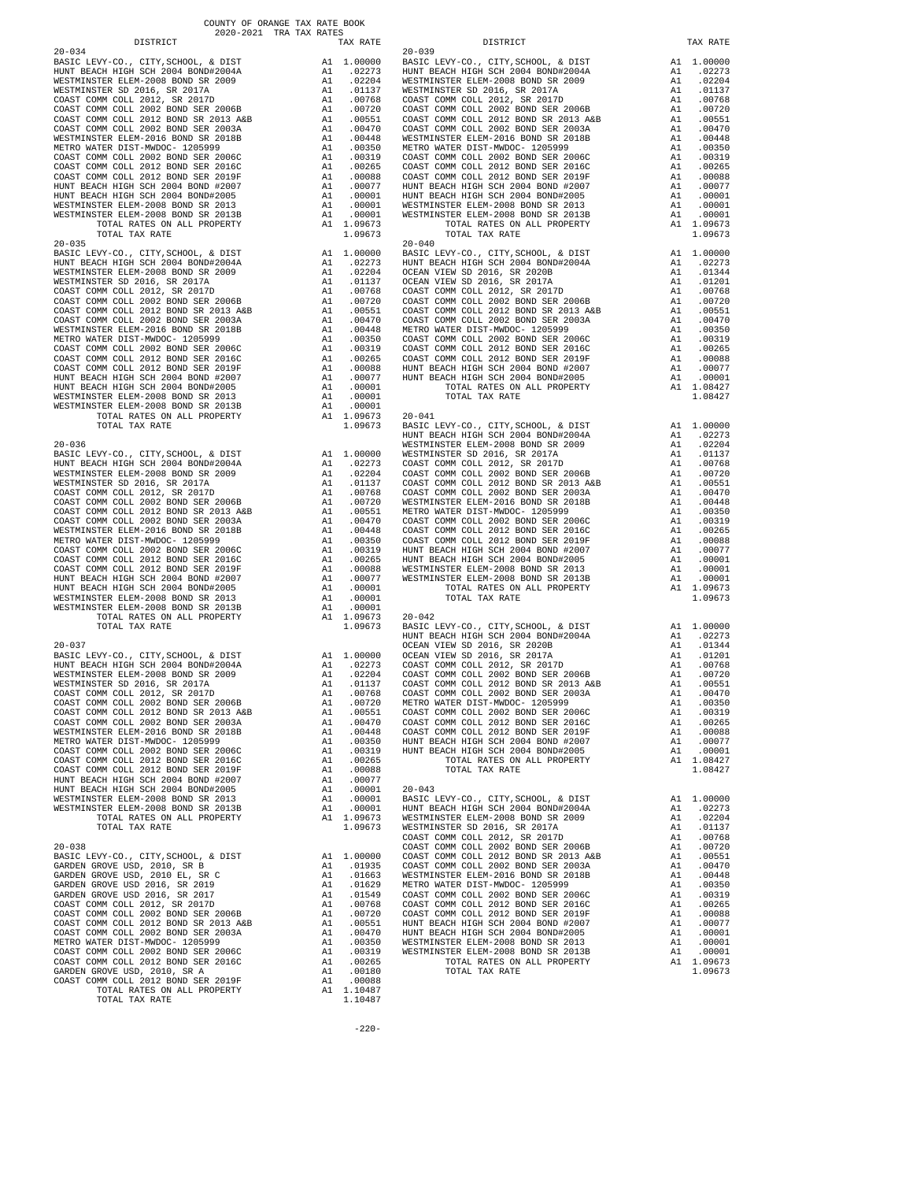COUNTY OF ORANGE TAX RATE BOOK
2020-2021 TRA TAX RATES

| DISTRICT | | TAX RATE |
|---|---|---|
| **20-034** | | |
| BASIC LEVY-CO., CITY,SCHOOL, & DIST | A1 | 1.00000 |
| HUNT BEACH HIGH SCH 2004 BOND#2004A | A1 | .02273 |
| WESTMINSTER ELEM-2008 BOND SR 2009 | A1 | .02204 |
| WESTMINSTER SD 2016, SR 2017A | A1 | .01137 |
| COAST COMM COLL 2012, SR 2017D | A1 | .00768 |
| COAST COMM COLL 2002 BOND SER 2006B | A1 | .00720 |
| COAST COMM COLL 2012 BOND SR 2013 A&B | A1 | .00551 |
| COAST COMM COLL 2002 BOND SER 2003A | A1 | .00470 |
| WESTMINSTER ELEM-2016 BOND SR 2018B | A1 | .00448 |
| METRO WATER DIST-MWDOC- 1205999 | A1 | .00350 |
| COAST COMM COLL 2002 BOND SER 2006C | A1 | .00319 |
| COAST COMM COLL 2012 BOND SER 2016C | A1 | .00265 |
| COAST COMM COLL 2012 BOND SER 2019F | A1 | .00088 |
| HUNT BEACH HIGH SCH 2004 BOND #2007 | A1 | .00077 |
| HUNT BEACH HIGH SCH 2004 BOND#2005 | A1 | .00001 |
| WESTMINSTER ELEM-2008 BOND SR 2013 | A1 | .00001 |
| WESTMINSTER ELEM-2008 BOND SR 2013B | A1 | .00001 |
| TOTAL RATES ON ALL PROPERTY | A1 | 1.09673 |
| TOTAL TAX RATE | | 1.09673 |
| **20-035** | | |
| BASIC LEVY-CO., CITY,SCHOOL, & DIST | A1 | 1.00000 |
| HUNT BEACH HIGH SCH 2004 BOND#2004A | A1 | .02273 |
| WESTMINSTER ELEM-2008 BOND SR 2009 | A1 | .02204 |
| WESTMINSTER SD 2016, SR 2017A | A1 | .01137 |
| COAST COMM COLL 2012, SR 2017D | A1 | .00768 |
| COAST COMM COLL 2002 BOND SER 2006B | A1 | .00720 |
| COAST COMM COLL 2012 BOND SR 2013 A&B | A1 | .00551 |
| COAST COMM COLL 2002 BOND SER 2003A | A1 | .00470 |
| WESTMINSTER ELEM-2016 BOND SR 2018B | A1 | .00448 |
| METRO WATER DIST-MWDOC- 1205999 | A1 | .00350 |
| COAST COMM COLL 2002 BOND SER 2006C | A1 | .00319 |
| COAST COMM COLL 2012 BOND SER 2016C | A1 | .00265 |
| COAST COMM COLL 2012 BOND SER 2019F | A1 | .00088 |
| HUNT BEACH HIGH SCH 2004 BOND #2007 | A1 | .00077 |
| HUNT BEACH HIGH SCH 2004 BOND#2005 | A1 | .00001 |
| WESTMINSTER ELEM-2008 BOND SR 2013 | A1 | .00001 |
| WESTMINSTER ELEM-2008 BOND SR 2013B | A1 | .00001 |
| TOTAL RATES ON ALL PROPERTY | A1 | 1.09673 |
| TOTAL TAX RATE | | 1.09673 |
| **20-036** | | |
| BASIC LEVY-CO., CITY,SCHOOL, & DIST | A1 | 1.00000 |
| HUNT BEACH HIGH SCH 2004 BOND#2004A | A1 | .02273 |
| WESTMINSTER ELEM-2008 BOND SR 2009 | A1 | .02204 |
| WESTMINSTER SD 2016, SR 2017A | A1 | .01137 |
| COAST COMM COLL 2012, SR 2017D | A1 | .00768 |
| COAST COMM COLL 2002 BOND SER 2006B | A1 | .00720 |
| COAST COMM COLL 2012 BOND SR 2013 A&B | A1 | .00551 |
| COAST COMM COLL 2002 BOND SER 2003A | A1 | .00470 |
| WESTMINSTER ELEM-2016 BOND SR 2018B | A1 | .00448 |
| METRO WATER DIST-MWDOC- 1205999 | A1 | .00350 |
| COAST COMM COLL 2002 BOND SER 2006C | A1 | .00319 |
| COAST COMM COLL 2012 BOND SER 2016C | A1 | .00265 |
| COAST COMM COLL 2012 BOND SER 2019F | A1 | .00088 |
| HUNT BEACH HIGH SCH 2004 BOND #2007 | A1 | .00077 |
| HUNT BEACH HIGH SCH 2004 BOND#2005 | A1 | .00001 |
| WESTMINSTER ELEM-2008 BOND SR 2013 | A1 | .00001 |
| WESTMINSTER ELEM-2008 BOND SR 2013B | A1 | .00001 |
| TOTAL RATES ON ALL PROPERTY | A1 | 1.09673 |
| TOTAL TAX RATE | | 1.09673 |
| **20-037** | | |
| BASIC LEVY-CO., CITY,SCHOOL, & DIST | A1 | 1.00000 |
| HUNT BEACH HIGH SCH 2004 BOND#2004A | A1 | .02273 |
| WESTMINSTER ELEM-2008 BOND SR 2009 | A1 | .02204 |
| WESTMINSTER SD 2016, SR 2017A | A1 | .01137 |
| COAST COMM COLL 2012, SR 2017D | A1 | .00768 |
| COAST COMM COLL 2002 BOND SER 2006B | A1 | .00720 |
| COAST COMM COLL 2012 BOND SR 2013 A&B | A1 | .00551 |
| COAST COMM COLL 2002 BOND SER 2003A | A1 | .00470 |
| WESTMINSTER ELEM-2016 BOND SR 2018B | A1 | .00448 |
| METRO WATER DIST-MWDOC- 1205999 | A1 | .00350 |
| COAST COMM COLL 2002 BOND SER 2006C | A1 | .00319 |
| COAST COMM COLL 2012 BOND SER 2016C | A1 | .00265 |
| COAST COMM COLL 2012 BOND SER 2019F | A1 | .00088 |
| HUNT BEACH HIGH SCH 2004 BOND #2007 | A1 | .00077 |
| HUNT BEACH HIGH SCH 2004 BOND#2005 | A1 | .00001 |
| WESTMINSTER ELEM-2008 BOND SR 2013 | A1 | .00001 |
| WESTMINSTER ELEM-2008 BOND SR 2013B | A1 | .00001 |
| TOTAL RATES ON ALL PROPERTY | A1 | 1.09673 |
| TOTAL TAX RATE | | 1.09673 |
| **20-038** | | |
| BASIC LEVY-CO., CITY,SCHOOL, & DIST | A1 | 1.00000 |
| GARDEN GROVE USD, 2010, SR B | A1 | .01935 |
| GARDEN GROVE USD, 2010 EL, SR C | A1 | .01663 |
| GARDEN GROVE USD 2016, SR 2019 | A1 | .01629 |
| GARDEN GROVE USD 2016, SR 2017 | A1 | .01549 |
| COAST COMM COLL 2012, SR 2017D | A1 | .00768 |
| COAST COMM COLL 2002 BOND SER 2006B | A1 | .00720 |
| COAST COMM COLL 2012 BOND SR 2013 A&B | A1 | .00551 |
| COAST COMM COLL 2002 BOND SER 2003A | A1 | .00470 |
| METRO WATER DIST-MWDOC- 1205999 | A1 | .00350 |
| COAST COMM COLL 2002 BOND SER 2006C | A1 | .00319 |
| COAST COMM COLL 2012 BOND SER 2016C | A1 | .00265 |
| GARDEN GROVE USD, 2010, SR A | A1 | .00180 |
| COAST COMM COLL 2012 BOND SER 2019F | A1 | .00088 |
| TOTAL RATES ON ALL PROPERTY | A1 | 1.10487 |
| TOTAL TAX RATE | | 1.10487 |
| **20-039** | | |
| BASIC LEVY-CO., CITY,SCHOOL, & DIST | A1 | 1.00000 |
| HUNT BEACH HIGH SCH 2004 BOND#2004A | A1 | .02273 |
| WESTMINSTER ELEM-2008 BOND SR 2009 | A1 | .02204 |
| WESTMINSTER SD 2016, SR 2017A | A1 | .01137 |
| COAST COMM COLL 2012, SR 2017D | A1 | .00768 |
| COAST COMM COLL 2002 BOND SER 2006B | A1 | .00720 |
| COAST COMM COLL 2012 BOND SR 2013 A&B | A1 | .00551 |
| COAST COMM COLL 2002 BOND SER 2003A | A1 | .00470 |
| WESTMINSTER ELEM-2016 BOND SR 2018B | A1 | .00448 |
| METRO WATER DIST-MWDOC- 1205999 | A1 | .00350 |
| COAST COMM COLL 2002 BOND SER 2006C | A1 | .00319 |
| COAST COMM COLL 2012 BOND SER 2016C | A1 | .00265 |
| COAST COMM COLL 2012 BOND SER 2019F | A1 | .00088 |
| HUNT BEACH HIGH SCH 2004 BOND #2007 | A1 | .00077 |
| HUNT BEACH HIGH SCH 2004 BOND#2005 | A1 | .00001 |
| WESTMINSTER ELEM-2008 BOND SR 2013 | A1 | .00001 |
| WESTMINSTER ELEM-2008 BOND SR 2013B | A1 | .00001 |
| TOTAL RATES ON ALL PROPERTY | A1 | 1.09673 |
| TOTAL TAX RATE | | 1.09673 |
| **20-040** | | |
| BASIC LEVY-CO., CITY,SCHOOL, & DIST | A1 | 1.00000 |
| HUNT BEACH HIGH SCH 2004 BOND#2004A | A1 | .02273 |
| OCEAN VIEW SD 2016, SR 2020B | A1 | .01344 |
| OCEAN VIEW SD 2016, SR 2017A | A1 | .01201 |
| COAST COMM COLL 2012, SR 2017D | A1 | .00768 |
| COAST COMM COLL 2002 BOND SER 2006B | A1 | .00720 |
| COAST COMM COLL 2012 BOND SR 2013 A&B | A1 | .00551 |
| COAST COMM COLL 2002 BOND SER 2003A | A1 | .00470 |
| METRO WATER DIST-MWDOC- 1205999 | A1 | .00350 |
| COAST COMM COLL 2002 BOND SER 2006C | A1 | .00319 |
| COAST COMM COLL 2012 BOND SER 2016C | A1 | .00265 |
| COAST COMM COLL 2012 BOND SER 2019F | A1 | .00088 |
| HUNT BEACH HIGH SCH 2004 BOND #2007 | A1 | .00077 |
| HUNT BEACH HIGH SCH 2004 BOND#2005 | A1 | .00001 |
| TOTAL RATES ON ALL PROPERTY | A1 | 1.08427 |
| TOTAL TAX RATE | | 1.08427 |
| **20-041** | | |
| BASIC LEVY-CO., CITY,SCHOOL, & DIST | A1 | 1.00000 |
| HUNT BEACH HIGH SCH 2004 BOND#2004A | A1 | .02273 |
| WESTMINSTER ELEM-2008 BOND SR 2009 | A1 | .02204 |
| WESTMINSTER SD 2016, SR 2017A | A1 | .01137 |
| COAST COMM COLL 2012, SR 2017D | A1 | .00768 |
| COAST COMM COLL 2002 BOND SER 2006B | A1 | .00720 |
| COAST COMM COLL 2012 BOND SR 2013 A&B | A1 | .00551 |
| COAST COMM COLL 2002 BOND SER 2003A | A1 | .00470 |
| WESTMINSTER ELEM-2016 BOND SR 2018B | A1 | .00448 |
| METRO WATER DIST-MWDOC- 1205999 | A1 | .00350 |
| COAST COMM COLL 2002 BOND SER 2006C | A1 | .00319 |
| COAST COMM COLL 2012 BOND SER 2016C | A1 | .00265 |
| COAST COMM COLL 2012 BOND SER 2019F | A1 | .00088 |
| HUNT BEACH HIGH SCH 2004 BOND #2007 | A1 | .00077 |
| HUNT BEACH HIGH SCH 2004 BOND#2005 | A1 | .00001 |
| WESTMINSTER ELEM-2008 BOND SR 2013 | A1 | .00001 |
| WESTMINSTER ELEM-2008 BOND SR 2013B | A1 | .00001 |
| TOTAL RATES ON ALL PROPERTY | A1 | 1.09673 |
| TOTAL TAX RATE | | 1.09673 |
| **20-042** | | |
| BASIC LEVY-CO., CITY,SCHOOL, & DIST | A1 | 1.00000 |
| HUNT BEACH HIGH SCH 2004 BOND#2004A | A1 | .02273 |
| OCEAN VIEW SD 2016, SR 2020B | A1 | .01344 |
| OCEAN VIEW SD 2016, SR 2017A | A1 | .01201 |
| COAST COMM COLL 2012, SR 2017D | A1 | .00768 |
| COAST COMM COLL 2002 BOND SER 2006B | A1 | .00720 |
| COAST COMM COLL 2012 BOND SR 2013 A&B | A1 | .00551 |
| COAST COMM COLL 2002 BOND SER 2003A | A1 | .00470 |
| METRO WATER DIST-MWDOC- 1205999 | A1 | .00350 |
| COAST COMM COLL 2002 BOND SER 2006C | A1 | .00319 |
| COAST COMM COLL 2012 BOND SER 2016C | A1 | .00265 |
| COAST COMM COLL 2012 BOND SER 2019F | A1 | .00088 |
| HUNT BEACH HIGH SCH 2004 BOND #2007 | A1 | .00077 |
| HUNT BEACH HIGH SCH 2004 BOND#2005 | A1 | .00001 |
| TOTAL RATES ON ALL PROPERTY | A1 | 1.08427 |
| TOTAL TAX RATE | | 1.08427 |
| **20-043** | | |
| BASIC LEVY-CO., CITY,SCHOOL, & DIST | A1 | 1.00000 |
| HUNT BEACH HIGH SCH 2004 BOND#2004A | A1 | .02273 |
| WESTMINSTER ELEM-2008 BOND SR 2009 | A1 | .02204 |
| WESTMINSTER SD 2016, SR 2017A | A1 | .01137 |
| COAST COMM COLL 2012, SR 2017D | A1 | .00768 |
| COAST COMM COLL 2002 BOND SER 2006B | A1 | .00720 |
| COAST COMM COLL 2012 BOND SR 2013 A&B | A1 | .00551 |
| COAST COMM COLL 2002 BOND SER 2003A | A1 | .00470 |
| WESTMINSTER ELEM-2016 BOND SR 2018B | A1 | .00448 |
| METRO WATER DIST-MWDOC- 1205999 | A1 | .00350 |
| COAST COMM COLL 2002 BOND SER 2006C | A1 | .00319 |
| COAST COMM COLL 2012 BOND SER 2016C | A1 | .00265 |
| COAST COMM COLL 2012 BOND SER 2019F | A1 | .00088 |
| HUNT BEACH HIGH SCH 2004 BOND #2007 | A1 | .00077 |
| HUNT BEACH HIGH SCH 2004 BOND#2005 | A1 | .00001 |
| WESTMINSTER ELEM-2008 BOND SR 2013 | A1 | .00001 |
| WESTMINSTER ELEM-2008 BOND SR 2013B | A1 | .00001 |
| TOTAL RATES ON ALL PROPERTY | A1 | 1.09673 |
| TOTAL TAX RATE | | 1.09673 |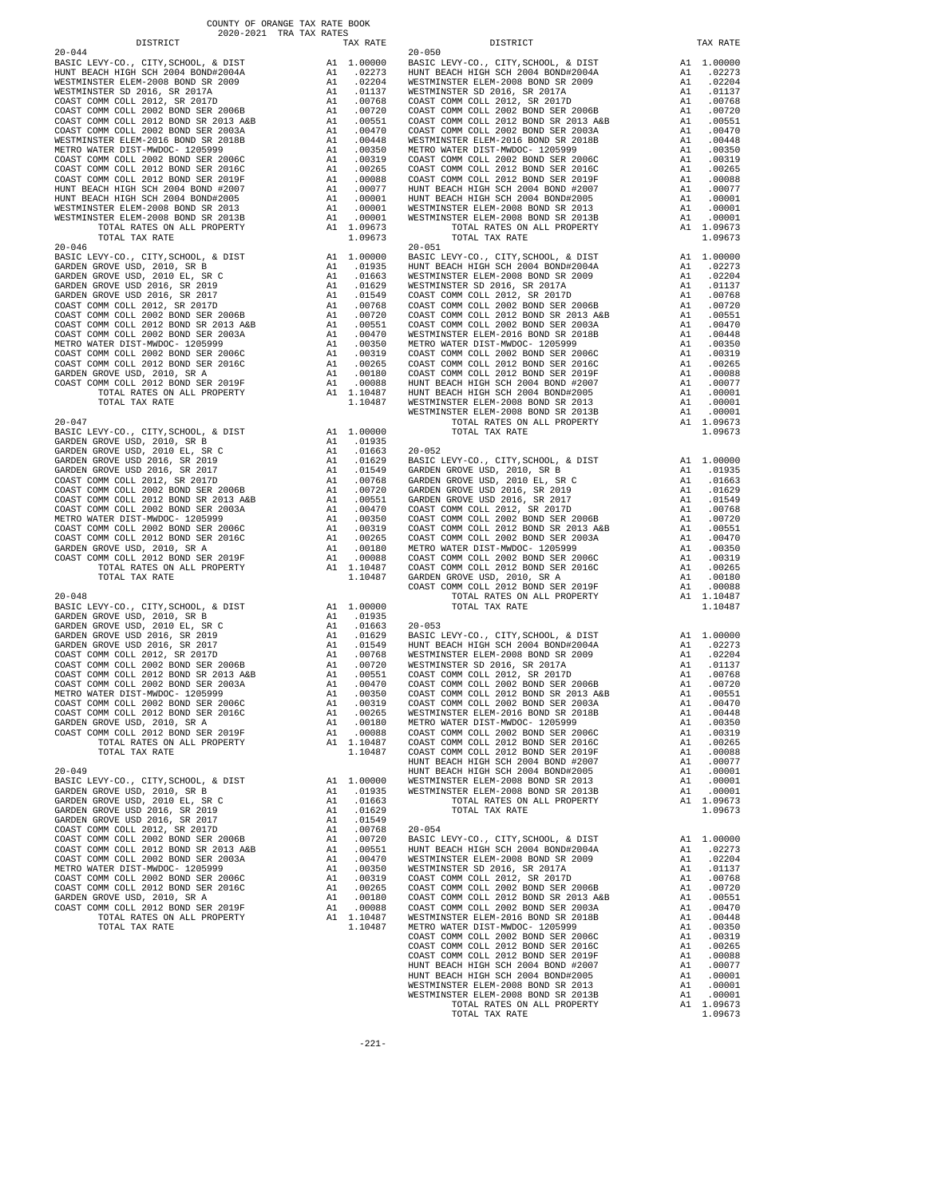COUNTY OF ORANGE TAX RATE BOOK
2020-2021 TRA TAX RATES

### 20-044

| DISTRICT | | TAX RATE |
|---|---|---|
| BASIC LEVY-CO., CITY,SCHOOL, & DIST | A1 | 1.00000 |
| HUNT BEACH HIGH SCH 2004 BOND#2004A | A1 | .02273 |
| WESTMINSTER ELEM-2008 BOND SR 2009 | A1 | .02204 |
| WESTMINSTER SD 2016, SR 2017A | A1 | .01137 |
| COAST COMM COLL 2012, SR 2017D | A1 | .00768 |
| COAST COMM COLL 2002 BOND SER 2006B | A1 | .00720 |
| COAST COMM COLL 2012 BOND SR 2013 A&B | A1 | .00551 |
| COAST COMM COLL 2002 BOND SER 2003A | A1 | .00470 |
| WESTMINSTER ELEM-2016 BOND SR 2018B | A1 | .00448 |
| METRO WATER DIST-MWDOC- 1205999 | A1 | .00350 |
| COAST COMM COLL 2002 BOND SER 2006C | A1 | .00319 |
| COAST COMM COLL 2012 BOND SER 2016C | A1 | .00265 |
| COAST COMM COLL 2012 BOND SER 2019F | A1 | .00088 |
| HUNT BEACH HIGH SCH 2004 BOND #2007 | A1 | .00077 |
| HUNT BEACH HIGH SCH 2004 BOND#2005 | A1 | .00001 |
| WESTMINSTER ELEM-2008 BOND SR 2013 | A1 | .00001 |
| WESTMINSTER ELEM-2008 BOND SR 2013B | A1 | .00001 |
| TOTAL RATES ON ALL PROPERTY | A1 | 1.09673 |
| TOTAL TAX RATE | | 1.09673 |

### 20-046

| DISTRICT | | TAX RATE |
|---|---|---|
| BASIC LEVY-CO., CITY,SCHOOL, & DIST | A1 | 1.00000 |
| GARDEN GROVE USD, 2010, SR B | A1 | .01935 |
| GARDEN GROVE USD, 2010 EL, SR C | A1 | .01663 |
| GARDEN GROVE USD 2016, SR 2019 | A1 | .01629 |
| GARDEN GROVE USD 2016, SR 2017 | A1 | .01549 |
| COAST COMM COLL 2012, SR 2017D | A1 | .00768 |
| COAST COMM COLL 2002 BOND SER 2006B | A1 | .00720 |
| COAST COMM COLL 2012 BOND SR 2013 A&B | A1 | .00551 |
| COAST COMM COLL 2002 BOND SER 2003A | A1 | .00470 |
| METRO WATER DIST-MWDOC- 1205999 | A1 | .00350 |
| COAST COMM COLL 2002 BOND SER 2006C | A1 | .00319 |
| COAST COMM COLL 2012 BOND SER 2016C | A1 | .00265 |
| GARDEN GROVE USD, 2010, SR A | A1 | .00180 |
| COAST COMM COLL 2012 BOND SER 2019F | A1 | .00088 |
| TOTAL RATES ON ALL PROPERTY | A1 | 1.10487 |
| TOTAL TAX RATE | | 1.10487 |

### 20-047

| DISTRICT | | TAX RATE |
|---|---|---|
| BASIC LEVY-CO., CITY,SCHOOL, & DIST | A1 | 1.00000 |
| GARDEN GROVE USD, 2010, SR B | A1 | .01935 |
| GARDEN GROVE USD, 2010 EL, SR C | A1 | .01663 |
| GARDEN GROVE USD 2016, SR 2019 | A1 | .01629 |
| GARDEN GROVE USD 2016, SR 2017 | A1 | .01549 |
| COAST COMM COLL 2012, SR 2017D | A1 | .00768 |
| COAST COMM COLL 2002 BOND SER 2006B | A1 | .00720 |
| COAST COMM COLL 2012 BOND SR 2013 A&B | A1 | .00551 |
| COAST COMM COLL 2002 BOND SER 2003A | A1 | .00470 |
| METRO WATER DIST-MWDOC- 1205999 | A1 | .00350 |
| COAST COMM COLL 2002 BOND SER 2006C | A1 | .00319 |
| COAST COMM COLL 2012 BOND SER 2016C | A1 | .00265 |
| GARDEN GROVE USD, 2010, SR A | A1 | .00180 |
| COAST COMM COLL 2012 BOND SER 2019F | A1 | .00088 |
| TOTAL RATES ON ALL PROPERTY | A1 | 1.10487 |
| TOTAL TAX RATE | | 1.10487 |

### 20-048

| DISTRICT | | TAX RATE |
|---|---|---|
| BASIC LEVY-CO., CITY,SCHOOL, & DIST | A1 | 1.00000 |
| GARDEN GROVE USD, 2010, SR B | A1 | .01935 |
| GARDEN GROVE USD, 2010 EL, SR C | A1 | .01663 |
| GARDEN GROVE USD 2016, SR 2019 | A1 | .01629 |
| GARDEN GROVE USD 2016, SR 2017 | A1 | .01549 |
| COAST COMM COLL 2012, SR 2017D | A1 | .00768 |
| COAST COMM COLL 2002 BOND SER 2006B | A1 | .00720 |
| COAST COMM COLL 2012 BOND SR 2013 A&B | A1 | .00551 |
| COAST COMM COLL 2002 BOND SER 2003A | A1 | .00470 |
| METRO WATER DIST-MWDOC- 1205999 | A1 | .00350 |
| COAST COMM COLL 2002 BOND SER 2006C | A1 | .00319 |
| COAST COMM COLL 2012 BOND SER 2016C | A1 | .00265 |
| GARDEN GROVE USD, 2010, SR A | A1 | .00180 |
| COAST COMM COLL 2012 BOND SER 2019F | A1 | .00088 |
| TOTAL RATES ON ALL PROPERTY | A1 | 1.10487 |
| TOTAL TAX RATE | | 1.10487 |

### 20-049

| DISTRICT | | TAX RATE |
|---|---|---|
| BASIC LEVY-CO., CITY,SCHOOL, & DIST | A1 | 1.00000 |
| GARDEN GROVE USD, 2010, SR B | A1 | .01935 |
| GARDEN GROVE USD, 2010 EL, SR C | A1 | .01663 |
| GARDEN GROVE USD 2016, SR 2019 | A1 | .01629 |
| GARDEN GROVE USD 2016, SR 2017 | A1 | .01549 |
| COAST COMM COLL 2012, SR 2017D | A1 | .00768 |
| COAST COMM COLL 2002 BOND SER 2006B | A1 | .00720 |
| COAST COMM COLL 2012 BOND SR 2013 A&B | A1 | .00551 |
| COAST COMM COLL 2002 BOND SER 2003A | A1 | .00470 |
| METRO WATER DIST-MWDOC- 1205999 | A1 | .00350 |
| COAST COMM COLL 2002 BOND SER 2006C | A1 | .00319 |
| COAST COMM COLL 2012 BOND SER 2016C | A1 | .00265 |
| GARDEN GROVE USD, 2010, SR A | A1 | .00180 |
| COAST COMM COLL 2012 BOND SER 2019F | A1 | .00088 |
| TOTAL RATES ON ALL PROPERTY | A1 | 1.10487 |
| TOTAL TAX RATE | | 1.10487 |

### 20-050

| DISTRICT | | TAX RATE |
|---|---|---|
| BASIC LEVY-CO., CITY,SCHOOL, & DIST | A1 | 1.00000 |
| HUNT BEACH HIGH SCH 2004 BOND#2004A | A1 | .02273 |
| WESTMINSTER ELEM-2008 BOND SR 2009 | A1 | .02204 |
| WESTMINSTER SD 2016, SR 2017A | A1 | .01137 |
| COAST COMM COLL 2012, SR 2017D | A1 | .00768 |
| COAST COMM COLL 2002 BOND SER 2006B | A1 | .00720 |
| COAST COMM COLL 2012 BOND SR 2013 A&B | A1 | .00551 |
| COAST COMM COLL 2002 BOND SER 2003A | A1 | .00470 |
| WESTMINSTER ELEM-2016 BOND SR 2018B | A1 | .00448 |
| METRO WATER DIST-MWDOC- 1205999 | A1 | .00350 |
| COAST COMM COLL 2002 BOND SER 2006C | A1 | .00319 |
| COAST COMM COLL 2012 BOND SER 2016C | A1 | .00265 |
| COAST COMM COLL 2012 BOND SER 2019F | A1 | .00088 |
| HUNT BEACH HIGH SCH 2004 BOND #2007 | A1 | .00077 |
| HUNT BEACH HIGH SCH 2004 BOND#2005 | A1 | .00001 |
| WESTMINSTER ELEM-2008 BOND SR 2013 | A1 | .00001 |
| WESTMINSTER ELEM-2008 BOND SR 2013B | A1 | .00001 |
| TOTAL RATES ON ALL PROPERTY | A1 | 1.09673 |
| TOTAL TAX RATE | | 1.09673 |

### 20-051

| DISTRICT | | TAX RATE |
|---|---|---|
| BASIC LEVY-CO., CITY,SCHOOL, & DIST | A1 | 1.00000 |
| HUNT BEACH HIGH SCH 2004 BOND#2004A | A1 | .02273 |
| WESTMINSTER ELEM-2008 BOND SR 2009 | A1 | .02204 |
| WESTMINSTER SD 2016, SR 2017A | A1 | .01137 |
| COAST COMM COLL 2012, SR 2017D | A1 | .00768 |
| COAST COMM COLL 2002 BOND SER 2006B | A1 | .00720 |
| COAST COMM COLL 2012 BOND SR 2013 A&B | A1 | .00551 |
| COAST COMM COLL 2002 BOND SER 2003A | A1 | .00470 |
| WESTMINSTER ELEM-2016 BOND SR 2018B | A1 | .00448 |
| METRO WATER DIST-MWDOC- 1205999 | A1 | .00350 |
| COAST COMM COLL 2002 BOND SER 2006C | A1 | .00319 |
| COAST COMM COLL 2012 BOND SER 2016C | A1 | .00265 |
| COAST COMM COLL 2012 BOND SER 2019F | A1 | .00088 |
| HUNT BEACH HIGH SCH 2004 BOND #2007 | A1 | .00077 |
| HUNT BEACH HIGH SCH 2004 BOND#2005 | A1 | .00001 |
| WESTMINSTER ELEM-2008 BOND SR 2013 | A1 | .00001 |
| WESTMINSTER ELEM-2008 BOND SR 2013B | A1 | .00001 |
| TOTAL RATES ON ALL PROPERTY | A1 | 1.09673 |
| TOTAL TAX RATE | | 1.09673 |

### 20-052

| DISTRICT | | TAX RATE |
|---|---|---|
| BASIC LEVY-CO., CITY,SCHOOL, & DIST | A1 | 1.00000 |
| GARDEN GROVE USD, 2010, SR B | A1 | .01935 |
| GARDEN GROVE USD, 2010 EL, SR C | A1 | .01663 |
| GARDEN GROVE USD 2016, SR 2019 | A1 | .01629 |
| GARDEN GROVE USD 2016, SR 2017 | A1 | .01549 |
| COAST COMM COLL 2012, SR 2017D | A1 | .00768 |
| COAST COMM COLL 2002 BOND SER 2006B | A1 | .00720 |
| COAST COMM COLL 2012 BOND SR 2013 A&B | A1 | .00551 |
| COAST COMM COLL 2002 BOND SER 2003A | A1 | .00470 |
| METRO WATER DIST-MWDOC- 1205999 | A1 | .00350 |
| COAST COMM COLL 2002 BOND SER 2006C | A1 | .00319 |
| COAST COMM COLL 2012 BOND SER 2016C | A1 | .00265 |
| GARDEN GROVE USD, 2010, SR A | A1 | .00180 |
| COAST COMM COLL 2012 BOND SER 2019F | A1 | .00088 |
| TOTAL RATES ON ALL PROPERTY | A1 | 1.10487 |
| TOTAL TAX RATE | | 1.10487 |

### 20-053

| DISTRICT | | TAX RATE |
|---|---|---|
| BASIC LEVY-CO., CITY,SCHOOL, & DIST | A1 | 1.00000 |
| HUNT BEACH HIGH SCH 2004 BOND#2004A | A1 | .02273 |
| WESTMINSTER ELEM-2008 BOND SR 2009 | A1 | .02204 |
| WESTMINSTER SD 2016, SR 2017A | A1 | .01137 |
| COAST COMM COLL 2012, SR 2017D | A1 | .00768 |
| COAST COMM COLL 2002 BOND SER 2006B | A1 | .00720 |
| COAST COMM COLL 2012 BOND SR 2013 A&B | A1 | .00551 |
| COAST COMM COLL 2002 BOND SER 2003A | A1 | .00470 |
| WESTMINSTER ELEM-2016 BOND SR 2018B | A1 | .00448 |
| METRO WATER DIST-MWDOC- 1205999 | A1 | .00350 |
| COAST COMM COLL 2002 BOND SER 2006C | A1 | .00319 |
| COAST COMM COLL 2012 BOND SER 2016C | A1 | .00265 |
| COAST COMM COLL 2012 BOND SER 2019F | A1 | .00088 |
| HUNT BEACH HIGH SCH 2004 BOND #2007 | A1 | .00077 |
| HUNT BEACH HIGH SCH 2004 BOND#2005 | A1 | .00001 |
| WESTMINSTER ELEM-2008 BOND SR 2013 | A1 | .00001 |
| WESTMINSTER ELEM-2008 BOND SR 2013B | A1 | .00001 |
| TOTAL RATES ON ALL PROPERTY | A1 | 1.09673 |
| TOTAL TAX RATE | | 1.09673 |

### 20-054

| DISTRICT | | TAX RATE |
|---|---|---|
| BASIC LEVY-CO., CITY,SCHOOL, & DIST | A1 | 1.00000 |
| HUNT BEACH HIGH SCH 2004 BOND#2004A | A1 | .02273 |
| WESTMINSTER ELEM-2008 BOND SR 2009 | A1 | .02204 |
| WESTMINSTER SD 2016, SR 2017A | A1 | .01137 |
| COAST COMM COLL 2012, SR 2017D | A1 | .00768 |
| COAST COMM COLL 2002 BOND SER 2006B | A1 | .00720 |
| COAST COMM COLL 2012 BOND SR 2013 A&B | A1 | .00551 |
| COAST COMM COLL 2002 BOND SER 2003A | A1 | .00470 |
| WESTMINSTER ELEM-2016 BOND SR 2018B | A1 | .00448 |
| METRO WATER DIST-MWDOC- 1205999 | A1 | .00350 |
| COAST COMM COLL 2002 BOND SER 2006C | A1 | .00319 |
| COAST COMM COLL 2012 BOND SER 2016C | A1 | .00265 |
| COAST COMM COLL 2012 BOND SER 2019F | A1 | .00088 |
| HUNT BEACH HIGH SCH 2004 BOND #2007 | A1 | .00077 |
| HUNT BEACH HIGH SCH 2004 BOND#2005 | A1 | .00001 |
| WESTMINSTER ELEM-2008 BOND SR 2013 | A1 | .00001 |
| WESTMINSTER ELEM-2008 BOND SR 2013B | A1 | .00001 |
| TOTAL RATES ON ALL PROPERTY | A1 | 1.09673 |
| TOTAL TAX RATE | | 1.09673 |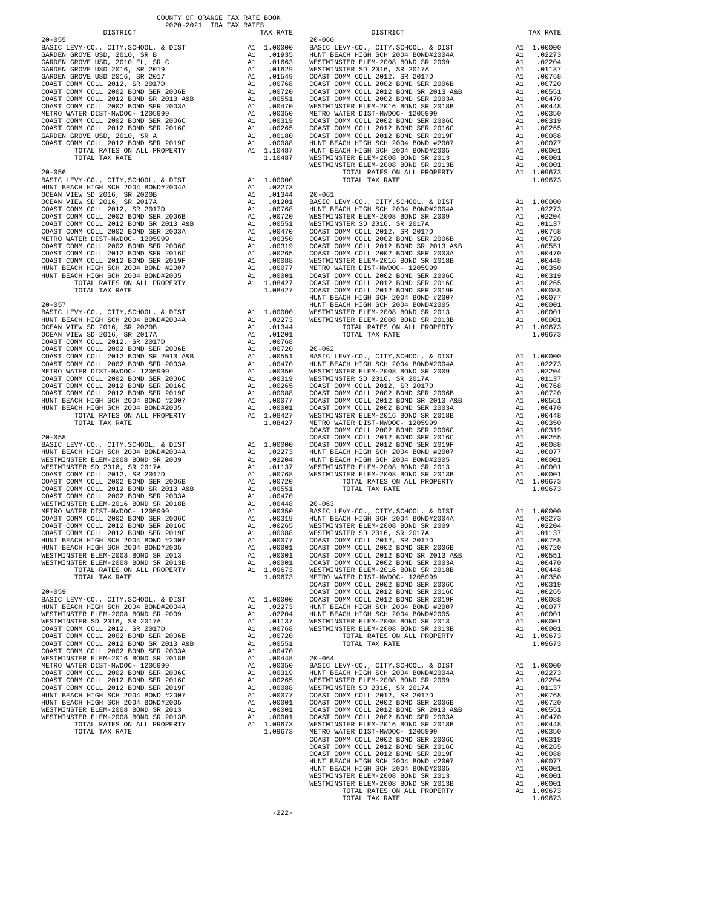COUNTY OF ORANGE TAX RATE BOOK
2020-2021 TRA TAX RATES

| DISTRICT | | TAX RATE |
|---|---|---|
| **20-055** | | |
| BASIC LEVY-CO., CITY,SCHOOL, & DIST | A1 | 1.00000 |
| GARDEN GROVE USD, 2010, SR B | A1 | .01935 |
| GARDEN GROVE USD, 2010 EL, SR C | A1 | .01663 |
| GARDEN GROVE USD 2016, SR 2019 | A1 | .01629 |
| GARDEN GROVE USD 2016, SR 2017 | A1 | .01549 |
| COAST COMM COLL 2012, SR 2017D | A1 | .00768 |
| COAST COMM COLL 2002 BOND SER 2006B | A1 | .00720 |
| COAST COMM COLL 2012 BOND SR 2013 A&B | A1 | .00551 |
| COAST COMM COLL 2002 BOND SER 2003A | A1 | .00470 |
| METRO WATER DIST-MWDOC- 1205999 | A1 | .00350 |
| COAST COMM COLL 2002 BOND SER 2006C | A1 | .00319 |
| COAST COMM COLL 2012 BOND SER 2016C | A1 | .00265 |
| GARDEN GROVE USD, 2010, SR A | A1 | .00180 |
| COAST COMM COLL 2012 BOND SER 2019F | A1 | .00088 |
| TOTAL RATES ON ALL PROPERTY | A1 | 1.10487 |
| TOTAL TAX RATE | | 1.10487 |
| **20-056** | | |
| BASIC LEVY-CO., CITY,SCHOOL, & DIST | A1 | 1.00000 |
| HUNT BEACH HIGH SCH 2004 BOND#2004A | A1 | .02273 |
| OCEAN VIEW SD 2016, SR 2020B | A1 | .01344 |
| OCEAN VIEW SD 2016, SR 2017A | A1 | .01201 |
| COAST COMM COLL 2012, SR 2017D | A1 | .00768 |
| COAST COMM COLL 2002 BOND SER 2006B | A1 | .00720 |
| COAST COMM COLL 2012 BOND SR 2013 A&B | A1 | .00551 |
| COAST COMM COLL 2002 BOND SER 2003A | A1 | .00470 |
| METRO WATER DIST-MWDOC- 1205999 | A1 | .00350 |
| COAST COMM COLL 2002 BOND SER 2006C | A1 | .00319 |
| COAST COMM COLL 2012 BOND SER 2016C | A1 | .00265 |
| COAST COMM COLL 2012 BOND SER 2019F | A1 | .00088 |
| HUNT BEACH HIGH SCH 2004 BOND #2007 | A1 | .00077 |
| HUNT BEACH HIGH SCH 2004 BOND#2005 | A1 | .00001 |
| TOTAL RATES ON ALL PROPERTY | A1 | 1.08427 |
| TOTAL TAX RATE | | 1.08427 |
| **20-057** | | |
| BASIC LEVY-CO., CITY,SCHOOL, & DIST | A1 | 1.00000 |
| HUNT BEACH HIGH SCH 2004 BOND#2004A | A1 | .02273 |
| OCEAN VIEW SD 2016, SR 2020B | A1 | .01344 |
| OCEAN VIEW SD 2016, SR 2017A | A1 | .01201 |
| COAST COMM COLL 2012, SR 2017D | A1 | .00768 |
| COAST COMM COLL 2002 BOND SER 2006B | A1 | .00720 |
| COAST COMM COLL 2012 BOND SR 2013 A&B | A1 | .00551 |
| COAST COMM COLL 2002 BOND SER 2003A | A1 | .00470 |
| METRO WATER DIST-MWDOC- 1205999 | A1 | .00350 |
| COAST COMM COLL 2002 BOND SER 2006C | A1 | .00319 |
| COAST COMM COLL 2012 BOND SER 2016C | A1 | .00265 |
| COAST COMM COLL 2012 BOND SER 2019F | A1 | .00088 |
| HUNT BEACH HIGH SCH 2004 BOND #2007 | A1 | .00077 |
| HUNT BEACH HIGH SCH 2004 BOND#2005 | A1 | .00001 |
| TOTAL RATES ON ALL PROPERTY | A1 | 1.08427 |
| TOTAL TAX RATE | | 1.08427 |
| **20-058** | | |
| BASIC LEVY-CO., CITY,SCHOOL, & DIST | A1 | 1.00000 |
| HUNT BEACH HIGH SCH 2004 BOND#2004A | A1 | .02273 |
| WESTMINSTER ELEM-2008 BOND SR 2009 | A1 | .02204 |
| WESTMINSTER SD 2016, SR 2017A | A1 | .01137 |
| COAST COMM COLL 2012, SR 2017D | A1 | .00768 |
| COAST COMM COLL 2002 BOND SER 2006B | A1 | .00720 |
| COAST COMM COLL 2012 BOND SR 2013 A&B | A1 | .00551 |
| COAST COMM COLL 2002 BOND SER 2003A | A1 | .00470 |
| WESTMINSTER ELEM-2016 BOND SR 2018B | A1 | .00448 |
| METRO WATER DIST-MWDOC- 1205999 | A1 | .00350 |
| COAST COMM COLL 2002 BOND SER 2006C | A1 | .00319 |
| COAST COMM COLL 2012 BOND SER 2016C | A1 | .00265 |
| COAST COMM COLL 2012 BOND SER 2019F | A1 | .00088 |
| HUNT BEACH HIGH SCH 2004 BOND #2007 | A1 | .00077 |
| HUNT BEACH HIGH SCH 2004 BOND#2005 | A1 | .00001 |
| WESTMINSTER ELEM-2008 BOND SR 2013 | A1 | .00001 |
| WESTMINSTER ELEM-2008 BOND SR 2013B | A1 | .00001 |
| TOTAL RATES ON ALL PROPERTY | A1 | 1.09673 |
| TOTAL TAX RATE | | 1.09673 |
| **20-059** | | |
| BASIC LEVY-CO., CITY,SCHOOL, & DIST | A1 | 1.00000 |
| HUNT BEACH HIGH SCH 2004 BOND#2004A | A1 | .02273 |
| WESTMINSTER ELEM-2008 BOND SR 2009 | A1 | .02204 |
| WESTMINSTER SD 2016, SR 2017A | A1 | .01137 |
| COAST COMM COLL 2012, SR 2017D | A1 | .00768 |
| COAST COMM COLL 2002 BOND SER 2006B | A1 | .00720 |
| COAST COMM COLL 2012 BOND SR 2013 A&B | A1 | .00551 |
| COAST COMM COLL 2002 BOND SER 2003A | A1 | .00470 |
| WESTMINSTER ELEM-2016 BOND SR 2018B | A1 | .00448 |
| METRO WATER DIST-MWDOC- 1205999 | A1 | .00350 |
| COAST COMM COLL 2002 BOND SER 2006C | A1 | .00319 |
| COAST COMM COLL 2012 BOND SER 2016C | A1 | .00265 |
| COAST COMM COLL 2012 BOND SER 2019F | A1 | .00088 |
| HUNT BEACH HIGH SCH 2004 BOND #2007 | A1 | .00077 |
| HUNT BEACH HIGH SCH 2004 BOND#2005 | A1 | .00001 |
| WESTMINSTER ELEM-2008 BOND SR 2013 | A1 | .00001 |
| WESTMINSTER ELEM-2008 BOND SR 2013B | A1 | .00001 |
| TOTAL RATES ON ALL PROPERTY | A1 | 1.09673 |
| TOTAL TAX RATE | | 1.09673 |

| DISTRICT | | TAX RATE |
|---|---|---|
| **20-060** | | |
| BASIC LEVY-CO., CITY,SCHOOL, & DIST | A1 | 1.00000 |
| HUNT BEACH HIGH SCH 2004 BOND#2004A | A1 | .02273 |
| WESTMINSTER ELEM-2008 BOND SR 2009 | A1 | .02204 |
| WESTMINSTER SD 2016, SR 2017A | A1 | .01137 |
| COAST COMM COLL 2012, SR 2017D | A1 | .00768 |
| COAST COMM COLL 2002 BOND SER 2006B | A1 | .00720 |
| COAST COMM COLL 2012 BOND SR 2013 A&B | A1 | .00551 |
| COAST COMM COLL 2002 BOND SER 2003A | A1 | .00470 |
| WESTMINSTER ELEM-2016 BOND SR 2018B | A1 | .00448 |
| METRO WATER DIST-MWDOC- 1205999 | A1 | .00350 |
| COAST COMM COLL 2002 BOND SER 2006C | A1 | .00319 |
| COAST COMM COLL 2012 BOND SER 2016C | A1 | .00265 |
| COAST COMM COLL 2012 BOND SER 2019F | A1 | .00088 |
| HUNT BEACH HIGH SCH 2004 BOND #2007 | A1 | .00077 |
| HUNT BEACH HIGH SCH 2004 BOND#2005 | A1 | .00001 |
| WESTMINSTER ELEM-2008 BOND SR 2013 | A1 | .00001 |
| WESTMINSTER ELEM-2008 BOND SR 2013B | A1 | .00001 |
| TOTAL RATES ON ALL PROPERTY | A1 | 1.09673 |
| TOTAL TAX RATE | | 1.09673 |
| **20-061** | | |
| BASIC LEVY-CO., CITY,SCHOOL, & DIST | A1 | 1.00000 |
| HUNT BEACH HIGH SCH 2004 BOND#2004A | A1 | .02273 |
| WESTMINSTER ELEM-2008 BOND SR 2009 | A1 | .02204 |
| WESTMINSTER SD 2016, SR 2017A | A1 | .01137 |
| COAST COMM COLL 2012, SR 2017D | A1 | .00768 |
| COAST COMM COLL 2002 BOND SER 2006B | A1 | .00720 |
| COAST COMM COLL 2012 BOND SR 2013 A&B | A1 | .00551 |
| COAST COMM COLL 2002 BOND SER 2003A | A1 | .00470 |
| WESTMINSTER ELEM-2016 BOND SR 2018B | A1 | .00448 |
| METRO WATER DIST-MWDOC- 1205999 | A1 | .00350 |
| COAST COMM COLL 2002 BOND SER 2006C | A1 | .00319 |
| COAST COMM COLL 2012 BOND SER 2016C | A1 | .00265 |
| COAST COMM COLL 2012 BOND SER 2019F | A1 | .00088 |
| HUNT BEACH HIGH SCH 2004 BOND #2007 | A1 | .00077 |
| HUNT BEACH HIGH SCH 2004 BOND#2005 | A1 | .00001 |
| WESTMINSTER ELEM-2008 BOND SR 2013 | A1 | .00001 |
| WESTMINSTER ELEM-2008 BOND SR 2013B | A1 | .00001 |
| TOTAL RATES ON ALL PROPERTY | A1 | 1.09673 |
| TOTAL TAX RATE | | 1.09673 |
| **20-062** | | |
| BASIC LEVY-CO., CITY,SCHOOL, & DIST | A1 | 1.00000 |
| HUNT BEACH HIGH SCH 2004 BOND#2004A | A1 | .02273 |
| WESTMINSTER ELEM-2008 BOND SR 2009 | A1 | .02204 |
| WESTMINSTER SD 2016, SR 2017A | A1 | .01137 |
| COAST COMM COLL 2012, SR 2017D | A1 | .00768 |
| COAST COMM COLL 2002 BOND SER 2006B | A1 | .00720 |
| COAST COMM COLL 2012 BOND SR 2013 A&B | A1 | .00551 |
| COAST COMM COLL 2002 BOND SER 2003A | A1 | .00470 |
| WESTMINSTER ELEM-2016 BOND SR 2018B | A1 | .00448 |
| METRO WATER DIST-MWDOC- 1205999 | A1 | .00350 |
| COAST COMM COLL 2002 BOND SER 2006C | A1 | .00319 |
| COAST COMM COLL 2012 BOND SER 2016C | A1 | .00265 |
| COAST COMM COLL 2012 BOND SER 2019F | A1 | .00088 |
| HUNT BEACH HIGH SCH 2004 BOND #2007 | A1 | .00077 |
| HUNT BEACH HIGH SCH 2004 BOND#2005 | A1 | .00001 |
| WESTMINSTER ELEM-2008 BOND SR 2013 | A1 | .00001 |
| WESTMINSTER ELEM-2008 BOND SR 2013B | A1 | .00001 |
| TOTAL RATES ON ALL PROPERTY | A1 | 1.09673 |
| TOTAL TAX RATE | | 1.09673 |
| **20-063** | | |
| BASIC LEVY-CO., CITY,SCHOOL, & DIST | A1 | 1.00000 |
| HUNT BEACH HIGH SCH 2004 BOND#2004A | A1 | .02273 |
| WESTMINSTER ELEM-2008 BOND SR 2009 | A1 | .02204 |
| WESTMINSTER SD 2016, SR 2017A | A1 | .01137 |
| COAST COMM COLL 2012, SR 2017D | A1 | .00768 |
| COAST COMM COLL 2002 BOND SER 2006B | A1 | .00720 |
| COAST COMM COLL 2012 BOND SR 2013 A&B | A1 | .00551 |
| COAST COMM COLL 2002 BOND SER 2003A | A1 | .00470 |
| WESTMINSTER ELEM-2016 BOND SR 2018B | A1 | .00448 |
| METRO WATER DIST-MWDOC- 1205999 | A1 | .00350 |
| COAST COMM COLL 2002 BOND SER 2006C | A1 | .00319 |
| COAST COMM COLL 2012 BOND SER 2016C | A1 | .00265 |
| COAST COMM COLL 2012 BOND SER 2019F | A1 | .00088 |
| HUNT BEACH HIGH SCH 2004 BOND #2007 | A1 | .00077 |
| HUNT BEACH HIGH SCH 2004 BOND#2005 | A1 | .00001 |
| WESTMINSTER ELEM-2008 BOND SR 2013 | A1 | .00001 |
| WESTMINSTER ELEM-2008 BOND SR 2013B | A1 | .00001 |
| TOTAL RATES ON ALL PROPERTY | A1 | 1.09673 |
| TOTAL TAX RATE | | 1.09673 |
| **20-064** | | |
| BASIC LEVY-CO., CITY,SCHOOL, & DIST | A1 | 1.00000 |
| HUNT BEACH HIGH SCH 2004 BOND#2004A | A1 | .02273 |
| WESTMINSTER ELEM-2008 BOND SR 2009 | A1 | .02204 |
| WESTMINSTER SD 2016, SR 2017A | A1 | .01137 |
| COAST COMM COLL 2012, SR 2017D | A1 | .00768 |
| COAST COMM COLL 2002 BOND SER 2006B | A1 | .00720 |
| COAST COMM COLL 2012 BOND SR 2013 A&B | A1 | .00551 |
| COAST COMM COLL 2002 BOND SER 2003A | A1 | .00470 |
| WESTMINSTER ELEM-2016 BOND SR 2018B | A1 | .00448 |
| METRO WATER DIST-MWDOC- 1205999 | A1 | .00350 |
| COAST COMM COLL 2002 BOND SER 2006C | A1 | .00319 |
| COAST COMM COLL 2012 BOND SER 2016C | A1 | .00265 |
| COAST COMM COLL 2012 BOND SER 2019F | A1 | .00088 |
| HUNT BEACH HIGH SCH 2004 BOND #2007 | A1 | .00077 |
| HUNT BEACH HIGH SCH 2004 BOND#2005 | A1 | .00001 |
| WESTMINSTER ELEM-2008 BOND SR 2013 | A1 | .00001 |
| WESTMINSTER ELEM-2008 BOND SR 2013B | A1 | .00001 |
| TOTAL RATES ON ALL PROPERTY | A1 | 1.09673 |
| TOTAL TAX RATE | | 1.09673 |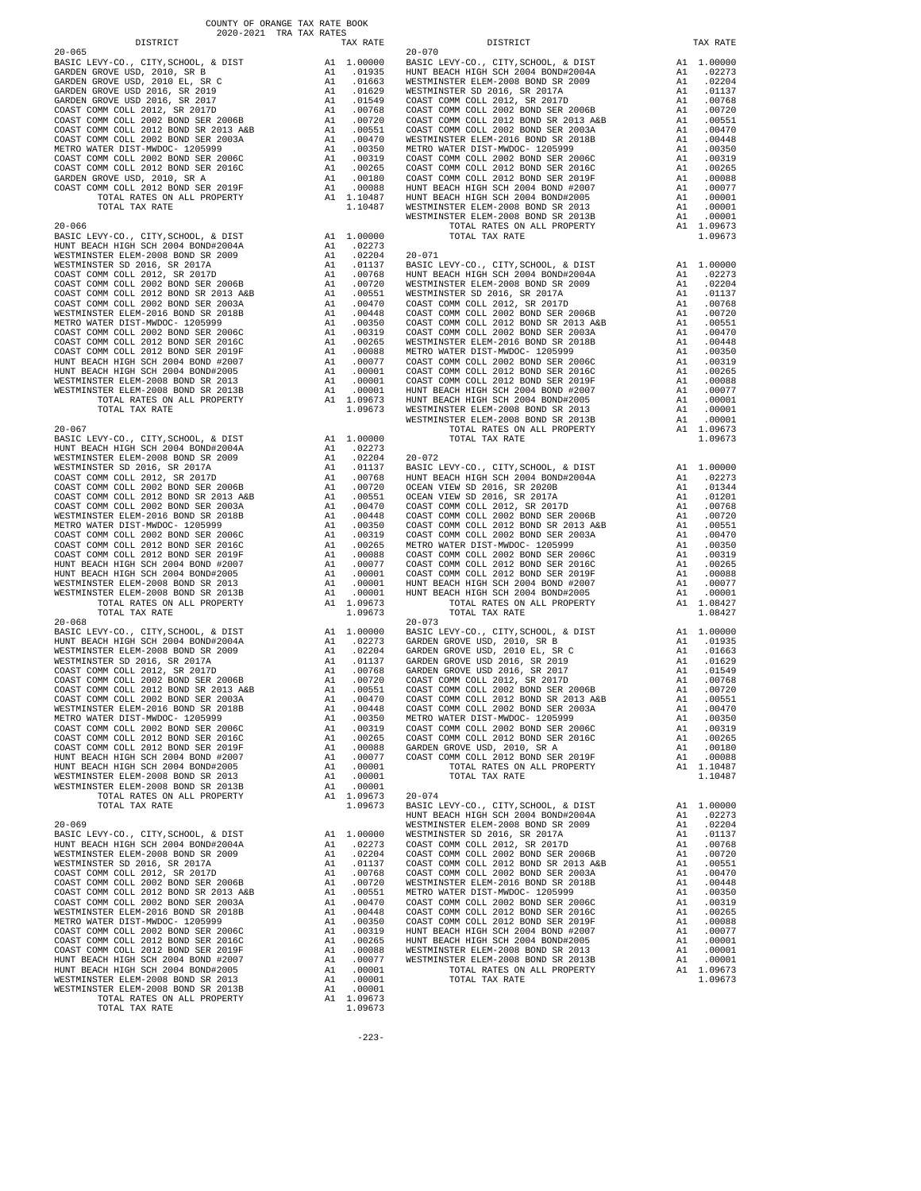COUNTY OF ORANGE TAX RATE BOOK
2020-2021 TRA TAX RATES

| DISTRICT | | TAX RATE |
|---|---|---|
| **20-065** | | |
| BASIC LEVY-CO., CITY,SCHOOL, & DIST | A1 | 1.00000 |
| GARDEN GROVE USD, 2010, SR B | A1 | .01935 |
| GARDEN GROVE USD, 2010 EL, SR C | A1 | .01663 |
| GARDEN GROVE USD 2016, SR 2019 | A1 | .01629 |
| GARDEN GROVE USD 2016, SR 2017 | A1 | .01549 |
| COAST COMM COLL 2012, SR 2017D | A1 | .00768 |
| COAST COMM COLL 2002 BOND SER 2006B | A1 | .00720 |
| COAST COMM COLL 2012 BOND SR 2013 A&B | A1 | .00551 |
| COAST COMM COLL 2002 BOND SER 2003A | A1 | .00470 |
| METRO WATER DIST-MWDOC- 1205999 | A1 | .00350 |
| COAST COMM COLL 2002 BOND SER 2006C | A1 | .00319 |
| COAST COMM COLL 2012 BOND SER 2016C | A1 | .00265 |
| GARDEN GROVE USD, 2010, SR A | A1 | .00180 |
| COAST COMM COLL 2012 BOND SER 2019F | A1 | .00088 |
| TOTAL RATES ON ALL PROPERTY | A1 | 1.10487 |
| TOTAL TAX RATE | | 1.10487 |
| **20-066** | | |
| BASIC LEVY-CO., CITY,SCHOOL, & DIST | A1 | 1.00000 |
| HUNT BEACH HIGH SCH 2004 BOND#2004A | A1 | .02273 |
| WESTMINSTER ELEM-2008 BOND SR 2009 | A1 | .02204 |
| WESTMINSTER SD 2016, SR 2017A | A1 | .01137 |
| COAST COMM COLL 2012, SR 2017D | A1 | .00768 |
| COAST COMM COLL 2002 BOND SER 2006B | A1 | .00720 |
| COAST COMM COLL 2012 BOND SR 2013 A&B | A1 | .00551 |
| COAST COMM COLL 2002 BOND SER 2003A | A1 | .00470 |
| WESTMINSTER ELEM-2016 BOND SR 2018B | A1 | .00448 |
| METRO WATER DIST-MWDOC- 1205999 | A1 | .00350 |
| COAST COMM COLL 2002 BOND SER 2006C | A1 | .00319 |
| COAST COMM COLL 2012 BOND SER 2016C | A1 | .00265 |
| COAST COMM COLL 2012 BOND SER 2019F | A1 | .00088 |
| HUNT BEACH HIGH SCH 2004 BOND #2007 | A1 | .00077 |
| HUNT BEACH HIGH SCH 2004 BOND#2005 | A1 | .00001 |
| WESTMINSTER ELEM-2008 BOND SR 2013 | A1 | .00001 |
| WESTMINSTER ELEM-2008 BOND SR 2013B | A1 | .00001 |
| TOTAL RATES ON ALL PROPERTY | A1 | 1.09673 |
| TOTAL TAX RATE | | 1.09673 |
| **20-067** | | |
| BASIC LEVY-CO., CITY,SCHOOL, & DIST | A1 | 1.00000 |
| HUNT BEACH HIGH SCH 2004 BOND#2004A | A1 | .02273 |
| WESTMINSTER ELEM-2008 BOND SR 2009 | A1 | .02204 |
| WESTMINSTER SD 2016, SR 2017A | A1 | .01137 |
| COAST COMM COLL 2012, SR 2017D | A1 | .00768 |
| COAST COMM COLL 2002 BOND SER 2006B | A1 | .00720 |
| COAST COMM COLL 2012 BOND SR 2013 A&B | A1 | .00551 |
| COAST COMM COLL 2002 BOND SER 2003A | A1 | .00470 |
| WESTMINSTER ELEM-2016 BOND SR 2018B | A1 | .00448 |
| METRO WATER DIST-MWDOC- 1205999 | A1 | .00350 |
| COAST COMM COLL 2002 BOND SER 2006C | A1 | .00319 |
| COAST COMM COLL 2012 BOND SER 2016C | A1 | .00265 |
| COAST COMM COLL 2012 BOND SER 2019F | A1 | .00088 |
| HUNT BEACH HIGH SCH 2004 BOND #2007 | A1 | .00077 |
| HUNT BEACH HIGH SCH 2004 BOND#2005 | A1 | .00001 |
| WESTMINSTER ELEM-2008 BOND SR 2013 | A1 | .00001 |
| WESTMINSTER ELEM-2008 BOND SR 2013B | A1 | .00001 |
| TOTAL RATES ON ALL PROPERTY | A1 | 1.09673 |
| TOTAL TAX RATE | | 1.09673 |
| **20-068** | | |
| BASIC LEVY-CO., CITY,SCHOOL, & DIST | A1 | 1.00000 |
| HUNT BEACH HIGH SCH 2004 BOND#2004A | A1 | .02273 |
| WESTMINSTER ELEM-2008 BOND SR 2009 | A1 | .02204 |
| WESTMINSTER SD 2016, SR 2017A | A1 | .01137 |
| COAST COMM COLL 2012, SR 2017D | A1 | .00768 |
| COAST COMM COLL 2002 BOND SER 2006B | A1 | .00720 |
| COAST COMM COLL 2012 BOND SR 2013 A&B | A1 | .00551 |
| COAST COMM COLL 2002 BOND SER 2003A | A1 | .00470 |
| WESTMINSTER ELEM-2016 BOND SR 2018B | A1 | .00448 |
| METRO WATER DIST-MWDOC- 1205999 | A1 | .00350 |
| COAST COMM COLL 2002 BOND SER 2006C | A1 | .00319 |
| COAST COMM COLL 2012 BOND SER 2016C | A1 | .00265 |
| COAST COMM COLL 2012 BOND SER 2019F | A1 | .00088 |
| HUNT BEACH HIGH SCH 2004 BOND #2007 | A1 | .00077 |
| HUNT BEACH HIGH SCH 2004 BOND#2005 | A1 | .00001 |
| WESTMINSTER ELEM-2008 BOND SR 2013 | A1 | .00001 |
| WESTMINSTER ELEM-2008 BOND SR 2013B | A1 | .00001 |
| TOTAL RATES ON ALL PROPERTY | A1 | 1.09673 |
| TOTAL TAX RATE | | 1.09673 |
| **20-069** | | |
| BASIC LEVY-CO., CITY,SCHOOL, & DIST | A1 | 1.00000 |
| HUNT BEACH HIGH SCH 2004 BOND#2004A | A1 | .02273 |
| WESTMINSTER ELEM-2008 BOND SR 2009 | A1 | .02204 |
| WESTMINSTER SD 2016, SR 2017A | A1 | .01137 |
| COAST COMM COLL 2012, SR 2017D | A1 | .00768 |
| COAST COMM COLL 2002 BOND SER 2006B | A1 | .00720 |
| COAST COMM COLL 2012 BOND SR 2013 A&B | A1 | .00551 |
| COAST COMM COLL 2002 BOND SER 2003A | A1 | .00470 |
| WESTMINSTER ELEM-2016 BOND SR 2018B | A1 | .00448 |
| METRO WATER DIST-MWDOC- 1205999 | A1 | .00350 |
| COAST COMM COLL 2002 BOND SER 2006C | A1 | .00319 |
| COAST COMM COLL 2012 BOND SER 2016C | A1 | .00265 |
| COAST COMM COLL 2012 BOND SER 2019F | A1 | .00088 |
| HUNT BEACH HIGH SCH 2004 BOND #2007 | A1 | .00077 |
| HUNT BEACH HIGH SCH 2004 BOND#2005 | A1 | .00001 |
| WESTMINSTER ELEM-2008 BOND SR 2013 | A1 | .00001 |
| WESTMINSTER ELEM-2008 BOND SR 2013B | A1 | .00001 |
| TOTAL RATES ON ALL PROPERTY | A1 | 1.09673 |
| TOTAL TAX RATE | | 1.09673 |
| **20-070** | | |
| BASIC LEVY-CO., CITY,SCHOOL, & DIST | A1 | 1.00000 |
| HUNT BEACH HIGH SCH 2004 BOND#2004A | A1 | .02273 |
| WESTMINSTER ELEM-2008 BOND SR 2009 | A1 | .02204 |
| WESTMINSTER SD 2016, SR 2017A | A1 | .01137 |
| COAST COMM COLL 2012, SR 2017D | A1 | .00768 |
| COAST COMM COLL 2002 BOND SER 2006B | A1 | .00720 |
| COAST COMM COLL 2012 BOND SR 2013 A&B | A1 | .00551 |
| COAST COMM COLL 2002 BOND SER 2003A | A1 | .00470 |
| WESTMINSTER ELEM-2016 BOND SR 2018B | A1 | .00448 |
| METRO WATER DIST-MWDOC- 1205999 | A1 | .00350 |
| COAST COMM COLL 2002 BOND SER 2006C | A1 | .00319 |
| COAST COMM COLL 2012 BOND SER 2016C | A1 | .00265 |
| COAST COMM COLL 2012 BOND SER 2019F | A1 | .00088 |
| HUNT BEACH HIGH SCH 2004 BOND #2007 | A1 | .00077 |
| HUNT BEACH HIGH SCH 2004 BOND#2005 | A1 | .00001 |
| WESTMINSTER ELEM-2008 BOND SR 2013 | A1 | .00001 |
| WESTMINSTER ELEM-2008 BOND SR 2013B | A1 | .00001 |
| TOTAL RATES ON ALL PROPERTY | A1 | 1.09673 |
| TOTAL TAX RATE | | 1.09673 |
| **20-071** | | |
| BASIC LEVY-CO., CITY,SCHOOL, & DIST | A1 | 1.00000 |
| HUNT BEACH HIGH SCH 2004 BOND#2004A | A1 | .02273 |
| WESTMINSTER ELEM-2008 BOND SR 2009 | A1 | .02204 |
| WESTMINSTER SD 2016, SR 2017A | A1 | .01137 |
| COAST COMM COLL 2012, SR 2017D | A1 | .00768 |
| COAST COMM COLL 2002 BOND SER 2006B | A1 | .00720 |
| COAST COMM COLL 2012 BOND SR 2013 A&B | A1 | .00551 |
| COAST COMM COLL 2002 BOND SER 2003A | A1 | .00470 |
| WESTMINSTER ELEM-2016 BOND SR 2018B | A1 | .00448 |
| METRO WATER DIST-MWDOC- 1205999 | A1 | .00350 |
| COAST COMM COLL 2002 BOND SER 2006C | A1 | .00319 |
| COAST COMM COLL 2012 BOND SER 2016C | A1 | .00265 |
| COAST COMM COLL 2012 BOND SER 2019F | A1 | .00088 |
| HUNT BEACH HIGH SCH 2004 BOND #2007 | A1 | .00077 |
| HUNT BEACH HIGH SCH 2004 BOND#2005 | A1 | .00001 |
| WESTMINSTER ELEM-2008 BOND SR 2013 | A1 | .00001 |
| WESTMINSTER ELEM-2008 BOND SR 2013B | A1 | .00001 |
| TOTAL RATES ON ALL PROPERTY | A1 | 1.09673 |
| TOTAL TAX RATE | | 1.09673 |
| **20-072** | | |
| BASIC LEVY-CO., CITY,SCHOOL, & DIST | A1 | 1.00000 |
| HUNT BEACH HIGH SCH 2004 BOND#2004A | A1 | .02273 |
| OCEAN VIEW SD 2016, SR 2020B | A1 | .01344 |
| OCEAN VIEW SD 2016, SR 2017A | A1 | .01201 |
| COAST COMM COLL 2012, SR 2017D | A1 | .00768 |
| COAST COMM COLL 2002 BOND SER 2006B | A1 | .00720 |
| COAST COMM COLL 2012 BOND SR 2013 A&B | A1 | .00551 |
| COAST COMM COLL 2002 BOND SER 2003A | A1 | .00470 |
| METRO WATER DIST-MWDOC- 1205999 | A1 | .00350 |
| COAST COMM COLL 2002 BOND SER 2006C | A1 | .00319 |
| COAST COMM COLL 2012 BOND SER 2016C | A1 | .00265 |
| COAST COMM COLL 2012 BOND SER 2019F | A1 | .00088 |
| HUNT BEACH HIGH SCH 2004 BOND #2007 | A1 | .00077 |
| HUNT BEACH HIGH SCH 2004 BOND#2005 | A1 | .00001 |
| TOTAL RATES ON ALL PROPERTY | A1 | 1.08427 |
| TOTAL TAX RATE | | 1.08427 |
| **20-073** | | |
| BASIC LEVY-CO., CITY,SCHOOL, & DIST | A1 | 1.00000 |
| GARDEN GROVE USD, 2010, SR B | A1 | .01935 |
| GARDEN GROVE USD, 2010 EL, SR C | A1 | .01663 |
| GARDEN GROVE USD 2016, SR 2019 | A1 | .01629 |
| GARDEN GROVE USD 2016, SR 2017 | A1 | .01549 |
| COAST COMM COLL 2012, SR 2017D | A1 | .00768 |
| COAST COMM COLL 2002 BOND SER 2006B | A1 | .00720 |
| COAST COMM COLL 2012 BOND SR 2013 A&B | A1 | .00551 |
| COAST COMM COLL 2002 BOND SER 2003A | A1 | .00470 |
| METRO WATER DIST-MWDOC- 1205999 | A1 | .00350 |
| COAST COMM COLL 2002 BOND SER 2006C | A1 | .00319 |
| COAST COMM COLL 2012 BOND SER 2016C | A1 | .00265 |
| GARDEN GROVE USD, 2010, SR A | A1 | .00180 |
| COAST COMM COLL 2012 BOND SER 2019F | A1 | .00088 |
| TOTAL RATES ON ALL PROPERTY | A1 | 1.10487 |
| TOTAL TAX RATE | | 1.10487 |
| **20-074** | | |
| BASIC LEVY-CO., CITY,SCHOOL, & DIST | A1 | 1.00000 |
| HUNT BEACH HIGH SCH 2004 BOND#2004A | A1 | .02273 |
| WESTMINSTER ELEM-2008 BOND SR 2009 | A1 | .02204 |
| WESTMINSTER SD 2016, SR 2017A | A1 | .01137 |
| COAST COMM COLL 2012, SR 2017D | A1 | .00768 |
| COAST COMM COLL 2002 BOND SER 2006B | A1 | .00720 |
| COAST COMM COLL 2012 BOND SR 2013 A&B | A1 | .00551 |
| COAST COMM COLL 2002 BOND SER 2003A | A1 | .00470 |
| WESTMINSTER ELEM-2016 BOND SR 2018B | A1 | .00448 |
| METRO WATER DIST-MWDOC- 1205999 | A1 | .00350 |
| COAST COMM COLL 2002 BOND SER 2006C | A1 | .00319 |
| COAST COMM COLL 2012 BOND SER 2016C | A1 | .00265 |
| COAST COMM COLL 2012 BOND SER 2019F | A1 | .00088 |
| HUNT BEACH HIGH SCH 2004 BOND #2007 | A1 | .00077 |
| HUNT BEACH HIGH SCH 2004 BOND#2005 | A1 | .00001 |
| WESTMINSTER ELEM-2008 BOND SR 2013 | A1 | .00001 |
| WESTMINSTER ELEM-2008 BOND SR 2013B | A1 | .00001 |
| TOTAL RATES ON ALL PROPERTY | A1 | 1.09673 |
| TOTAL TAX RATE | | 1.09673 |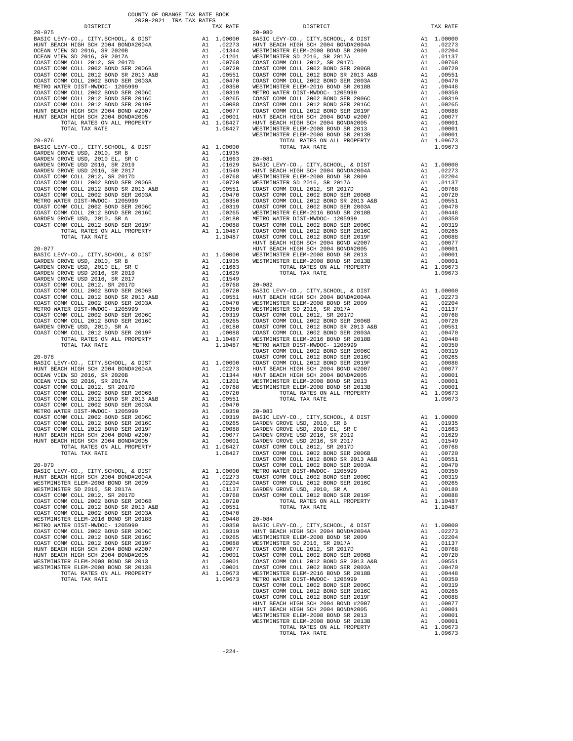COUNTY OF ORANGE TAX RATE BOOK
2020-2021 TRA TAX RATES

**20-075**

| DISTRICT | | TAX RATE |
|---|---|---|
| BASIC LEVY-CO., CITY,SCHOOL, & DIST | A1 | 1.00000 |
| HUNT BEACH HIGH SCH 2004 BOND#2004A | A1 | .02273 |
| OCEAN VIEW SD 2016, SR 2020B | A1 | .01344 |
| OCEAN VIEW SD 2016, SR 2017A | A1 | .01201 |
| COAST COMM COLL 2012, SR 2017D | A1 | .00768 |
| COAST COMM COLL 2002 BOND SER 2006B | A1 | .00720 |
| COAST COMM COLL 2012 BOND SR 2013 A&B | A1 | .00551 |
| COAST COMM COLL 2002 BOND SER 2003A | A1 | .00470 |
| METRO WATER DIST-MWDOC- 1205999 | A1 | .00350 |
| COAST COMM COLL 2002 BOND SER 2006C | A1 | .00319 |
| COAST COMM COLL 2012 BOND SER 2016C | A1 | .00265 |
| COAST COMM COLL 2012 BOND SER 2019F | A1 | .00088 |
| HUNT BEACH HIGH SCH 2004 BOND #2007 | A1 | .00077 |
| HUNT BEACH HIGH SCH 2004 BOND#2005 | A1 | .00001 |
| TOTAL RATES ON ALL PROPERTY | A1 | 1.08427 |
| TOTAL TAX RATE | | 1.08427 |

**20-076**

| DISTRICT | | TAX RATE |
|---|---|---|
| BASIC LEVY-CO., CITY,SCHOOL, & DIST | A1 | 1.00000 |
| GARDEN GROVE USD, 2010, SR B | A1 | .01935 |
| GARDEN GROVE USD, 2010 EL, SR C | A1 | .01663 |
| GARDEN GROVE USD 2016, SR 2019 | A1 | .01629 |
| GARDEN GROVE USD 2016, SR 2017 | A1 | .01549 |
| COAST COMM COLL 2012, SR 2017D | A1 | .00768 |
| COAST COMM COLL 2002 BOND SER 2006B | A1 | .00720 |
| COAST COMM COLL 2012 BOND SR 2013 A&B | A1 | .00551 |
| COAST COMM COLL 2002 BOND SER 2003A | A1 | .00470 |
| METRO WATER DIST-MWDOC- 1205999 | A1 | .00350 |
| COAST COMM COLL 2002 BOND SER 2006C | A1 | .00319 |
| COAST COMM COLL 2012 BOND SER 2016C | A1 | .00265 |
| GARDEN GROVE USD, 2010, SR A | A1 | .00180 |
| COAST COMM COLL 2012 BOND SER 2019F | A1 | .00088 |
| TOTAL RATES ON ALL PROPERTY | A1 | 1.10487 |
| TOTAL TAX RATE | | 1.10487 |

**20-077**

| DISTRICT | | TAX RATE |
|---|---|---|
| BASIC LEVY-CO., CITY,SCHOOL, & DIST | A1 | 1.00000 |
| GARDEN GROVE USD, 2010, SR B | A1 | .01935 |
| GARDEN GROVE USD, 2010 EL, SR C | A1 | .01663 |
| GARDEN GROVE USD 2016, SR 2019 | A1 | .01629 |
| GARDEN GROVE USD 2016, SR 2017 | A1 | .01549 |
| COAST COMM COLL 2012, SR 2017D | A1 | .00768 |
| COAST COMM COLL 2002 BOND SER 2006B | A1 | .00720 |
| COAST COMM COLL 2012 BOND SR 2013 A&B | A1 | .00551 |
| COAST COMM COLL 2002 BOND SER 2003A | A1 | .00470 |
| METRO WATER DIST-MWDOC- 1205999 | A1 | .00350 |
| COAST COMM COLL 2002 BOND SER 2006C | A1 | .00319 |
| COAST COMM COLL 2012 BOND SER 2016C | A1 | .00265 |
| GARDEN GROVE USD, 2010, SR A | A1 | .00180 |
| COAST COMM COLL 2012 BOND SER 2019F | A1 | .00088 |
| TOTAL RATES ON ALL PROPERTY | A1 | 1.10487 |
| TOTAL TAX RATE | | 1.10487 |

**20-078**

| DISTRICT | | TAX RATE |
|---|---|---|
| BASIC LEVY-CO., CITY,SCHOOL, & DIST | A1 | 1.00000 |
| HUNT BEACH HIGH SCH 2004 BOND#2004A | A1 | .02273 |
| OCEAN VIEW SD 2016, SR 2020B | A1 | .01344 |
| OCEAN VIEW SD 2016, SR 2017A | A1 | .01201 |
| COAST COMM COLL 2012, SR 2017D | A1 | .00768 |
| COAST COMM COLL 2002 BOND SER 2006B | A1 | .00720 |
| COAST COMM COLL 2012 BOND SR 2013 A&B | A1 | .00551 |
| COAST COMM COLL 2002 BOND SER 2003A | A1 | .00470 |
| METRO WATER DIST-MWDOC- 1205999 | A1 | .00350 |
| COAST COMM COLL 2002 BOND SER 2006C | A1 | .00319 |
| COAST COMM COLL 2012 BOND SER 2016C | A1 | .00265 |
| COAST COMM COLL 2012 BOND SER 2019F | A1 | .00088 |
| HUNT BEACH HIGH SCH 2004 BOND #2007 | A1 | .00077 |
| HUNT BEACH HIGH SCH 2004 BOND#2005 | A1 | .00001 |
| TOTAL RATES ON ALL PROPERTY | A1 | 1.08427 |
| TOTAL TAX RATE | | 1.08427 |

**20-079**

| DISTRICT | | TAX RATE |
|---|---|---|
| BASIC LEVY-CO., CITY,SCHOOL, & DIST | A1 | 1.00000 |
| HUNT BEACH HIGH SCH 2004 BOND#2004A | A1 | .02273 |
| WESTMINSTER ELEM-2008 BOND SR 2009 | A1 | .02204 |
| WESTMINSTER SD 2016, SR 2017A | A1 | .01137 |
| COAST COMM COLL 2012, SR 2017D | A1 | .00768 |
| COAST COMM COLL 2002 BOND SER 2006B | A1 | .00720 |
| COAST COMM COLL 2012 BOND SR 2013 A&B | A1 | .00551 |
| COAST COMM COLL 2002 BOND SER 2003A | A1 | .00470 |
| WESTMINSTER ELEM-2016 BOND SR 2018B | A1 | .00448 |
| METRO WATER DIST-MWDOC- 1205999 | A1 | .00350 |
| COAST COMM COLL 2002 BOND SER 2006C | A1 | .00319 |
| COAST COMM COLL 2012 BOND SER 2016C | A1 | .00265 |
| COAST COMM COLL 2012 BOND SER 2019F | A1 | .00088 |
| HUNT BEACH HIGH SCH 2004 BOND #2007 | A1 | .00077 |
| HUNT BEACH HIGH SCH 2004 BOND#2005 | A1 | .00001 |
| WESTMINSTER ELEM-2008 BOND SR 2013 | A1 | .00001 |
| WESTMINSTER ELEM-2008 BOND SR 2013B | A1 | .00001 |
| TOTAL RATES ON ALL PROPERTY | A1 | 1.09673 |
| TOTAL TAX RATE | | 1.09673 |

**20-080**

| DISTRICT | | TAX RATE |
|---|---|---|
| BASIC LEVY-CO., CITY,SCHOOL, & DIST | A1 | 1.00000 |
| HUNT BEACH HIGH SCH 2004 BOND#2004A | A1 | .02273 |
| WESTMINSTER ELEM-2008 BOND SR 2009 | A1 | .02204 |
| WESTMINSTER SD 2016, SR 2017A | A1 | .01137 |
| COAST COMM COLL 2012, SR 2017D | A1 | .00768 |
| COAST COMM COLL 2002 BOND SER 2006B | A1 | .00720 |
| COAST COMM COLL 2012 BOND SR 2013 A&B | A1 | .00551 |
| COAST COMM COLL 2002 BOND SER 2003A | A1 | .00470 |
| WESTMINSTER ELEM-2016 BOND SR 2018B | A1 | .00448 |
| METRO WATER DIST-MWDOC- 1205999 | A1 | .00350 |
| COAST COMM COLL 2002 BOND SER 2006C | A1 | .00319 |
| COAST COMM COLL 2012 BOND SER 2016C | A1 | .00265 |
| COAST COMM COLL 2012 BOND SER 2019F | A1 | .00088 |
| HUNT BEACH HIGH SCH 2004 BOND #2007 | A1 | .00077 |
| HUNT BEACH HIGH SCH 2004 BOND#2005 | A1 | .00001 |
| WESTMINSTER ELEM-2008 BOND SR 2013 | A1 | .00001 |
| WESTMINSTER ELEM-2008 BOND SR 2013B | A1 | .00001 |
| TOTAL RATES ON ALL PROPERTY | A1 | 1.09673 |
| TOTAL TAX RATE | | 1.09673 |

**20-081**

| DISTRICT | | TAX RATE |
|---|---|---|
| BASIC LEVY-CO., CITY,SCHOOL, & DIST | A1 | 1.00000 |
| HUNT BEACH HIGH SCH 2004 BOND#2004A | A1 | .02273 |
| WESTMINSTER ELEM-2008 BOND SR 2009 | A1 | .02204 |
| WESTMINSTER SD 2016, SR 2017A | A1 | .01137 |
| COAST COMM COLL 2012, SR 2017D | A1 | .00768 |
| COAST COMM COLL 2002 BOND SER 2006B | A1 | .00720 |
| COAST COMM COLL 2012 BOND SR 2013 A&B | A1 | .00551 |
| COAST COMM COLL 2002 BOND SER 2003A | A1 | .00470 |
| WESTMINSTER ELEM-2016 BOND SR 2018B | A1 | .00448 |
| METRO WATER DIST-MWDOC- 1205999 | A1 | .00350 |
| COAST COMM COLL 2002 BOND SER 2006C | A1 | .00319 |
| COAST COMM COLL 2012 BOND SER 2016C | A1 | .00265 |
| COAST COMM COLL 2012 BOND SER 2019F | A1 | .00088 |
| HUNT BEACH HIGH SCH 2004 BOND #2007 | A1 | .00077 |
| HUNT BEACH HIGH SCH 2004 BOND#2005 | A1 | .00001 |
| WESTMINSTER ELEM-2008 BOND SR 2013 | A1 | .00001 |
| WESTMINSTER ELEM-2008 BOND SR 2013B | A1 | .00001 |
| TOTAL RATES ON ALL PROPERTY | A1 | 1.09673 |
| TOTAL TAX RATE | | 1.09673 |

**20-082**

| DISTRICT | | TAX RATE |
|---|---|---|
| BASIC LEVY-CO., CITY,SCHOOL, & DIST | A1 | 1.00000 |
| HUNT BEACH HIGH SCH 2004 BOND#2004A | A1 | .02273 |
| WESTMINSTER ELEM-2008 BOND SR 2009 | A1 | .02204 |
| WESTMINSTER SD 2016, SR 2017A | A1 | .01137 |
| COAST COMM COLL 2012, SR 2017D | A1 | .00768 |
| COAST COMM COLL 2002 BOND SER 2006B | A1 | .00720 |
| COAST COMM COLL 2012 BOND SR 2013 A&B | A1 | .00551 |
| COAST COMM COLL 2002 BOND SER 2003A | A1 | .00470 |
| WESTMINSTER ELEM-2016 BOND SR 2018B | A1 | .00448 |
| METRO WATER DIST-MWDOC- 1205999 | A1 | .00350 |
| COAST COMM COLL 2002 BOND SER 2006C | A1 | .00319 |
| COAST COMM COLL 2012 BOND SER 2016C | A1 | .00265 |
| COAST COMM COLL 2012 BOND SER 2019F | A1 | .00088 |
| HUNT BEACH HIGH SCH 2004 BOND #2007 | A1 | .00077 |
| HUNT BEACH HIGH SCH 2004 BOND#2005 | A1 | .00001 |
| WESTMINSTER ELEM-2008 BOND SR 2013 | A1 | .00001 |
| WESTMINSTER ELEM-2008 BOND SR 2013B | A1 | .00001 |
| TOTAL RATES ON ALL PROPERTY | A1 | 1.09673 |
| TOTAL TAX RATE | | 1.09673 |

**20-083**

| DISTRICT | | TAX RATE |
|---|---|---|
| BASIC LEVY-CO., CITY,SCHOOL, & DIST | A1 | 1.00000 |
| GARDEN GROVE USD, 2010, SR B | A1 | .01935 |
| GARDEN GROVE USD, 2010 EL, SR C | A1 | .01663 |
| GARDEN GROVE USD 2016, SR 2019 | A1 | .01629 |
| GARDEN GROVE USD 2016, SR 2017 | A1 | .01549 |
| COAST COMM COLL 2012, SR 2017D | A1 | .00768 |
| COAST COMM COLL 2002 BOND SER 2006B | A1 | .00720 |
| COAST COMM COLL 2012 BOND SR 2013 A&B | A1 | .00551 |
| COAST COMM COLL 2002 BOND SER 2003A | A1 | .00470 |
| METRO WATER DIST-MWDOC- 1205999 | A1 | .00350 |
| COAST COMM COLL 2002 BOND SER 2006C | A1 | .00319 |
| COAST COMM COLL 2012 BOND SER 2016C | A1 | .00265 |
| GARDEN GROVE USD, 2010, SR A | A1 | .00180 |
| COAST COMM COLL 2012 BOND SER 2019F | A1 | .00088 |
| TOTAL RATES ON ALL PROPERTY | A1 | 1.10487 |
| TOTAL TAX RATE | | 1.10487 |

**20-084**

| DISTRICT | | TAX RATE |
|---|---|---|
| BASIC LEVY-CO., CITY,SCHOOL, & DIST | A1 | 1.00000 |
| HUNT BEACH HIGH SCH 2004 BOND#2004A | A1 | .02273 |
| WESTMINSTER ELEM-2008 BOND SR 2009 | A1 | .02204 |
| WESTMINSTER SD 2016, SR 2017A | A1 | .01137 |
| COAST COMM COLL 2012, SR 2017D | A1 | .00768 |
| COAST COMM COLL 2002 BOND SER 2006B | A1 | .00720 |
| COAST COMM COLL 2012 BOND SR 2013 A&B | A1 | .00551 |
| COAST COMM COLL 2002 BOND SER 2003A | A1 | .00470 |
| WESTMINSTER ELEM-2016 BOND SR 2018B | A1 | .00448 |
| METRO WATER DIST-MWDOC- 1205999 | A1 | .00350 |
| COAST COMM COLL 2002 BOND SER 2006C | A1 | .00319 |
| COAST COMM COLL 2012 BOND SER 2016C | A1 | .00265 |
| COAST COMM COLL 2012 BOND SER 2019F | A1 | .00088 |
| HUNT BEACH HIGH SCH 2004 BOND #2007 | A1 | .00077 |
| HUNT BEACH HIGH SCH 2004 BOND#2005 | A1 | .00001 |
| WESTMINSTER ELEM-2008 BOND SR 2013 | A1 | .00001 |
| WESTMINSTER ELEM-2008 BOND SR 2013B | A1 | .00001 |
| TOTAL RATES ON ALL PROPERTY | A1 | 1.09673 |
| TOTAL TAX RATE | | 1.09673 |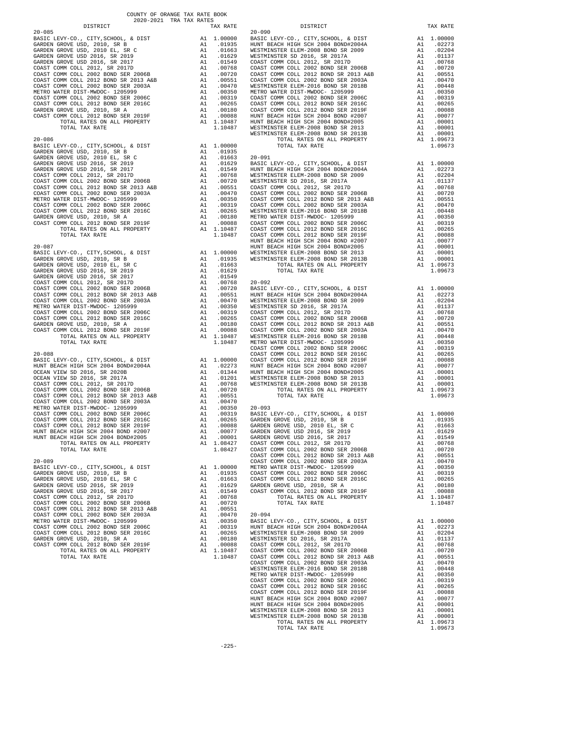COUNTY OF ORANGE TAX RATE BOOK
2020-2021 TRA TAX RATES

| DISTRICT | | TAX RATE |
|---|---|---|
| 20-085 | | |
| BASIC LEVY-CO., CITY,SCHOOL, & DIST | A1 | 1.00000 |
| GARDEN GROVE USD, 2010, SR B | A1 | .01935 |
| GARDEN GROVE USD, 2010 EL, SR C | A1 | .01663 |
| GARDEN GROVE USD 2016, SR 2019 | A1 | .01629 |
| GARDEN GROVE USD 2016, SR 2017 | A1 | .01549 |
| COAST COMM COLL 2012, SR 2017D | A1 | .00768 |
| COAST COMM COLL 2002 BOND SER 2006B | A1 | .00720 |
| COAST COMM COLL 2012 BOND SR 2013 A&B | A1 | .00551 |
| COAST COMM COLL 2002 BOND SER 2003A | A1 | .00470 |
| METRO WATER DIST-MWDOC- 1205999 | A1 | .00350 |
| COAST COMM COLL 2002 BOND SER 2006C | A1 | .00319 |
| COAST COMM COLL 2012 BOND SER 2016C | A1 | .00265 |
| GARDEN GROVE USD, 2010, SR A | A1 | .00180 |
| COAST COMM COLL 2012 BOND SER 2019F | A1 | .00088 |
| TOTAL RATES ON ALL PROPERTY | A1 | 1.10487 |
| TOTAL TAX RATE | | 1.10487 |
| 20-086 | | |
| BASIC LEVY-CO., CITY,SCHOOL, & DIST | A1 | 1.00000 |
| GARDEN GROVE USD, 2010, SR B | A1 | .01935 |
| GARDEN GROVE USD, 2010 EL, SR C | A1 | .01663 |
| GARDEN GROVE USD 2016, SR 2019 | A1 | .01629 |
| GARDEN GROVE USD 2016, SR 2017 | A1 | .01549 |
| COAST COMM COLL 2012, SR 2017D | A1 | .00768 |
| COAST COMM COLL 2002 BOND SER 2006B | A1 | .00720 |
| COAST COMM COLL 2012 BOND SR 2013 A&B | A1 | .00551 |
| COAST COMM COLL 2002 BOND SER 2003A | A1 | .00470 |
| METRO WATER DIST-MWDOC- 1205999 | A1 | .00350 |
| COAST COMM COLL 2002 BOND SER 2006C | A1 | .00319 |
| COAST COMM COLL 2012 BOND SER 2016C | A1 | .00265 |
| GARDEN GROVE USD, 2010, SR A | A1 | .00180 |
| COAST COMM COLL 2012 BOND SER 2019F | A1 | .00088 |
| TOTAL RATES ON ALL PROPERTY | A1 | 1.10487 |
| TOTAL TAX RATE | | 1.10487 |
| 20-087 | | |
| BASIC LEVY-CO., CITY,SCHOOL, & DIST | A1 | 1.00000 |
| GARDEN GROVE USD, 2010, SR B | A1 | .01935 |
| GARDEN GROVE USD, 2010 EL, SR C | A1 | .01663 |
| GARDEN GROVE USD 2016, SR 2019 | A1 | .01629 |
| GARDEN GROVE USD 2016, SR 2017 | A1 | .01549 |
| COAST COMM COLL 2012, SR 2017D | A1 | .00768 |
| COAST COMM COLL 2002 BOND SER 2006B | A1 | .00720 |
| COAST COMM COLL 2012 BOND SR 2013 A&B | A1 | .00551 |
| COAST COMM COLL 2002 BOND SER 2003A | A1 | .00470 |
| METRO WATER DIST-MWDOC- 1205999 | A1 | .00350 |
| COAST COMM COLL 2002 BOND SER 2006C | A1 | .00319 |
| COAST COMM COLL 2012 BOND SER 2016C | A1 | .00265 |
| GARDEN GROVE USD, 2010, SR A | A1 | .00180 |
| COAST COMM COLL 2012 BOND SER 2019F | A1 | .00088 |
| TOTAL RATES ON ALL PROPERTY | A1 | 1.10487 |
| TOTAL TAX RATE | | 1.10487 |
| 20-088 | | |
| BASIC LEVY-CO., CITY,SCHOOL, & DIST | A1 | 1.00000 |
| HUNT BEACH HIGH SCH 2004 BOND#2004A | A1 | .02273 |
| OCEAN VIEW SD 2016, SR 2020B | A1 | .01344 |
| OCEAN VIEW SD 2016, SR 2017A | A1 | .01201 |
| COAST COMM COLL 2012, SR 2017D | A1 | .00768 |
| COAST COMM COLL 2002 BOND SER 2006B | A1 | .00720 |
| COAST COMM COLL 2012 BOND SR 2013 A&B | A1 | .00551 |
| COAST COMM COLL 2002 BOND SER 2003A | A1 | .00470 |
| METRO WATER DIST-MWDOC- 1205999 | A1 | .00350 |
| COAST COMM COLL 2002 BOND SER 2006C | A1 | .00319 |
| COAST COMM COLL 2012 BOND SER 2016C | A1 | .00265 |
| COAST COMM COLL 2012 BOND SER 2019F | A1 | .00088 |
| HUNT BEACH HIGH SCH 2004 BOND #2007 | A1 | .00077 |
| HUNT BEACH HIGH SCH 2004 BOND#2005 | A1 | .00001 |
| TOTAL RATES ON ALL PROPERTY | A1 | 1.08427 |
| TOTAL TAX RATE | | 1.08427 |
| 20-089 | | |
| BASIC LEVY-CO., CITY,SCHOOL, & DIST | A1 | 1.00000 |
| GARDEN GROVE USD, 2010, SR B | A1 | .01935 |
| GARDEN GROVE USD, 2010 EL, SR C | A1 | .01663 |
| GARDEN GROVE USD 2016, SR 2019 | A1 | .01629 |
| GARDEN GROVE USD 2016, SR 2017 | A1 | .01549 |
| COAST COMM COLL 2012, SR 2017D | A1 | .00768 |
| COAST COMM COLL 2002 BOND SER 2006B | A1 | .00720 |
| COAST COMM COLL 2012 BOND SR 2013 A&B | A1 | .00551 |
| COAST COMM COLL 2002 BOND SER 2003A | A1 | .00470 |
| METRO WATER DIST-MWDOC- 1205999 | A1 | .00350 |
| COAST COMM COLL 2002 BOND SER 2006C | A1 | .00319 |
| COAST COMM COLL 2012 BOND SER 2016C | A1 | .00265 |
| GARDEN GROVE USD, 2010, SR A | A1 | .00180 |
| COAST COMM COLL 2012 BOND SER 2019F | A1 | .00088 |
| TOTAL RATES ON ALL PROPERTY | A1 | 1.10487 |
| TOTAL TAX RATE | | 1.10487 |
| 20-090 | | |
| BASIC LEVY-CO., CITY,SCHOOL, & DIST | A1 | 1.00000 |
| HUNT BEACH HIGH SCH 2004 BOND#2004A | A1 | .02273 |
| WESTMINSTER ELEM-2008 BOND SR 2009 | A1 | .02204 |
| WESTMINSTER SD 2016, SR 2017A | A1 | .01137 |
| COAST COMM COLL 2012, SR 2017D | A1 | .00768 |
| COAST COMM COLL 2002 BOND SER 2006B | A1 | .00720 |
| COAST COMM COLL 2012 BOND SR 2013 A&B | A1 | .00551 |
| COAST COMM COLL 2002 BOND SER 2003A | A1 | .00470 |
| WESTMINSTER ELEM-2016 BOND SR 2018B | A1 | .00448 |
| METRO WATER DIST-MWDOC- 1205999 | A1 | .00350 |
| COAST COMM COLL 2002 BOND SER 2006C | A1 | .00319 |
| COAST COMM COLL 2012 BOND SER 2016C | A1 | .00265 |
| COAST COMM COLL 2012 BOND SER 2019F | A1 | .00088 |
| HUNT BEACH HIGH SCH 2004 BOND #2007 | A1 | .00077 |
| HUNT BEACH HIGH SCH 2004 BOND#2005 | A1 | .00001 |
| WESTMINSTER ELEM-2008 BOND SR 2013 | A1 | .00001 |
| WESTMINSTER ELEM-2008 BOND SR 2013B | A1 | .00001 |
| TOTAL RATES ON ALL PROPERTY | A1 | 1.09673 |
| TOTAL TAX RATE | | 1.09673 |
| 20-091 | | |
| BASIC LEVY-CO., CITY,SCHOOL, & DIST | A1 | 1.00000 |
| HUNT BEACH HIGH SCH 2004 BOND#2004A | A1 | .02273 |
| WESTMINSTER ELEM-2008 BOND SR 2009 | A1 | .02204 |
| WESTMINSTER SD 2016, SR 2017A | A1 | .01137 |
| COAST COMM COLL 2012, SR 2017D | A1 | .00768 |
| COAST COMM COLL 2002 BOND SER 2006B | A1 | .00720 |
| COAST COMM COLL 2012 BOND SR 2013 A&B | A1 | .00551 |
| COAST COMM COLL 2002 BOND SER 2003A | A1 | .00470 |
| WESTMINSTER ELEM-2016 BOND SR 2018B | A1 | .00448 |
| METRO WATER DIST-MWDOC- 1205999 | A1 | .00350 |
| COAST COMM COLL 2002 BOND SER 2006C | A1 | .00319 |
| COAST COMM COLL 2012 BOND SER 2016C | A1 | .00265 |
| COAST COMM COLL 2012 BOND SER 2019F | A1 | .00088 |
| HUNT BEACH HIGH SCH 2004 BOND #2007 | A1 | .00077 |
| HUNT BEACH HIGH SCH 2004 BOND#2005 | A1 | .00001 |
| WESTMINSTER ELEM-2008 BOND SR 2013 | A1 | .00001 |
| WESTMINSTER ELEM-2008 BOND SR 2013B | A1 | .00001 |
| TOTAL RATES ON ALL PROPERTY | A1 | 1.09673 |
| TOTAL TAX RATE | | 1.09673 |
| 20-092 | | |
| BASIC LEVY-CO., CITY,SCHOOL, & DIST | A1 | 1.00000 |
| HUNT BEACH HIGH SCH 2004 BOND#2004A | A1 | .02273 |
| WESTMINSTER ELEM-2008 BOND SR 2009 | A1 | .02204 |
| WESTMINSTER SD 2016, SR 2017A | A1 | .01137 |
| COAST COMM COLL 2012, SR 2017D | A1 | .00768 |
| COAST COMM COLL 2002 BOND SER 2006B | A1 | .00720 |
| COAST COMM COLL 2012 BOND SR 2013 A&B | A1 | .00551 |
| COAST COMM COLL 2002 BOND SER 2003A | A1 | .00470 |
| WESTMINSTER ELEM-2016 BOND SR 2018B | A1 | .00448 |
| METRO WATER DIST-MWDOC- 1205999 | A1 | .00350 |
| COAST COMM COLL 2002 BOND SER 2006C | A1 | .00319 |
| COAST COMM COLL 2012 BOND SER 2016C | A1 | .00265 |
| COAST COMM COLL 2012 BOND SER 2019F | A1 | .00088 |
| HUNT BEACH HIGH SCH 2004 BOND #2007 | A1 | .00077 |
| HUNT BEACH HIGH SCH 2004 BOND#2005 | A1 | .00001 |
| WESTMINSTER ELEM-2008 BOND SR 2013 | A1 | .00001 |
| WESTMINSTER ELEM-2008 BOND SR 2013B | A1 | .00001 |
| TOTAL RATES ON ALL PROPERTY | A1 | 1.09673 |
| TOTAL TAX RATE | | 1.09673 |
| 20-093 | | |
| BASIC LEVY-CO., CITY,SCHOOL, & DIST | A1 | 1.00000 |
| GARDEN GROVE USD, 2010, SR B | A1 | .01935 |
| GARDEN GROVE USD, 2010 EL, SR C | A1 | .01663 |
| GARDEN GROVE USD 2016, SR 2019 | A1 | .01629 |
| GARDEN GROVE USD 2016, SR 2017 | A1 | .01549 |
| COAST COMM COLL 2012, SR 2017D | A1 | .00768 |
| COAST COMM COLL 2002 BOND SER 2006B | A1 | .00720 |
| COAST COMM COLL 2012 BOND SR 2013 A&B | A1 | .00551 |
| COAST COMM COLL 2002 BOND SER 2003A | A1 | .00470 |
| METRO WATER DIST-MWDOC- 1205999 | A1 | .00350 |
| COAST COMM COLL 2002 BOND SER 2006C | A1 | .00319 |
| COAST COMM COLL 2012 BOND SER 2016C | A1 | .00265 |
| GARDEN GROVE USD, 2010, SR A | A1 | .00180 |
| COAST COMM COLL 2012 BOND SER 2019F | A1 | .00088 |
| TOTAL RATES ON ALL PROPERTY | A1 | 1.10487 |
| TOTAL TAX RATE | | 1.10487 |
| 20-094 | | |
| BASIC LEVY-CO., CITY,SCHOOL, & DIST | A1 | 1.00000 |
| HUNT BEACH HIGH SCH 2004 BOND#2004A | A1 | .02273 |
| WESTMINSTER ELEM-2008 BOND SR 2009 | A1 | .02204 |
| WESTMINSTER SD 2016, SR 2017A | A1 | .01137 |
| COAST COMM COLL 2012, SR 2017D | A1 | .00768 |
| COAST COMM COLL 2002 BOND SER 2006B | A1 | .00720 |
| COAST COMM COLL 2012 BOND SR 2013 A&B | A1 | .00551 |
| COAST COMM COLL 2002 BOND SER 2003A | A1 | .00470 |
| WESTMINSTER ELEM-2016 BOND SR 2018B | A1 | .00448 |
| METRO WATER DIST-MWDOC- 1205999 | A1 | .00350 |
| COAST COMM COLL 2002 BOND SER 2006C | A1 | .00319 |
| COAST COMM COLL 2012 BOND SER 2016C | A1 | .00265 |
| COAST COMM COLL 2012 BOND SER 2019F | A1 | .00088 |
| HUNT BEACH HIGH SCH 2004 BOND #2007 | A1 | .00077 |
| HUNT BEACH HIGH SCH 2004 BOND#2005 | A1 | .00001 |
| WESTMINSTER ELEM-2008 BOND SR 2013 | A1 | .00001 |
| WESTMINSTER ELEM-2008 BOND SR 2013B | A1 | .00001 |
| TOTAL RATES ON ALL PROPERTY | A1 | 1.09673 |
| TOTAL TAX RATE | | 1.09673 |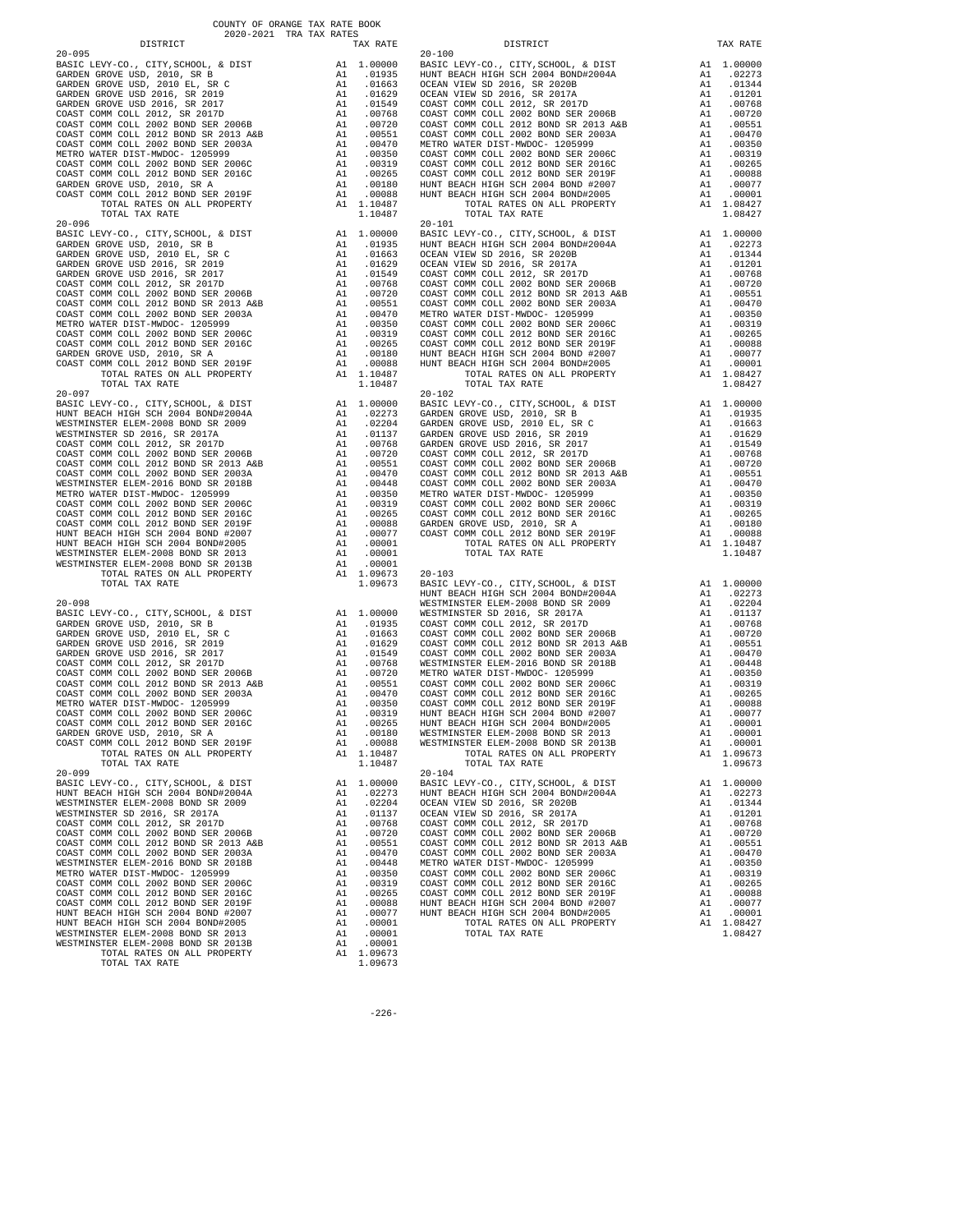COUNTY OF ORANGE TAX RATE BOOK
2020-2021 TRA TAX RATES

| DISTRICT | | TAX RATE |
|---|---|---|
| **20-095** | | |
| BASIC LEVY-CO., CITY,SCHOOL, & DIST | A1 | 1.00000 |
| GARDEN GROVE USD, 2010, SR B | A1 | .01935 |
| GARDEN GROVE USD, 2010 EL, SR C | A1 | .01663 |
| GARDEN GROVE USD 2016, SR 2019 | A1 | .01629 |
| GARDEN GROVE USD 2016, SR 2017 | A1 | .01549 |
| COAST COMM COLL 2012, SR 2017D | A1 | .00768 |
| COAST COMM COLL 2002 BOND SER 2006B | A1 | .00720 |
| COAST COMM COLL 2012 BOND SR 2013 A&B | A1 | .00551 |
| COAST COMM COLL 2002 BOND SER 2003A | A1 | .00470 |
| METRO WATER DIST-MWDOC- 1205999 | A1 | .00350 |
| COAST COMM COLL 2002 BOND SER 2006C | A1 | .00319 |
| COAST COMM COLL 2012 BOND SER 2016C | A1 | .00265 |
| GARDEN GROVE USD, 2010, SR A | A1 | .00180 |
| COAST COMM COLL 2012 BOND SER 2019F | A1 | .00088 |
| TOTAL RATES ON ALL PROPERTY | A1 | 1.10487 |
| TOTAL TAX RATE | | 1.10487 |
| **20-096** | | |
| BASIC LEVY-CO., CITY,SCHOOL, & DIST | A1 | 1.00000 |
| GARDEN GROVE USD, 2010, SR B | A1 | .01935 |
| GARDEN GROVE USD, 2010 EL, SR C | A1 | .01663 |
| GARDEN GROVE USD 2016, SR 2019 | A1 | .01629 |
| GARDEN GROVE USD 2016, SR 2017 | A1 | .01549 |
| COAST COMM COLL 2012, SR 2017D | A1 | .00768 |
| COAST COMM COLL 2002 BOND SER 2006B | A1 | .00720 |
| COAST COMM COLL 2012 BOND SR 2013 A&B | A1 | .00551 |
| COAST COMM COLL 2002 BOND SER 2003A | A1 | .00470 |
| METRO WATER DIST-MWDOC- 1205999 | A1 | .00350 |
| COAST COMM COLL 2002 BOND SER 2006C | A1 | .00319 |
| COAST COMM COLL 2012 BOND SER 2016C | A1 | .00265 |
| GARDEN GROVE USD, 2010, SR A | A1 | .00180 |
| COAST COMM COLL 2012 BOND SER 2019F | A1 | .00088 |
| TOTAL RATES ON ALL PROPERTY | A1 | 1.10487 |
| TOTAL TAX RATE | | 1.10487 |
| **20-097** | | |
| BASIC LEVY-CO., CITY,SCHOOL, & DIST | A1 | 1.00000 |
| HUNT BEACH HIGH SCH 2004 BOND#2004A | A1 | .02273 |
| WESTMINSTER ELEM-2008 BOND SR 2009 | A1 | .02204 |
| WESTMINSTER SD 2016, SR 2017A | A1 | .01137 |
| COAST COMM COLL 2012, SR 2017D | A1 | .00768 |
| COAST COMM COLL 2002 BOND SER 2006B | A1 | .00720 |
| COAST COMM COLL 2012 BOND SR 2013 A&B | A1 | .00551 |
| COAST COMM COLL 2002 BOND SER 2003A | A1 | .00470 |
| WESTMINSTER ELEM-2016 BOND SR 2018B | A1 | .00448 |
| METRO WATER DIST-MWDOC- 1205999 | A1 | .00350 |
| COAST COMM COLL 2002 BOND SER 2006C | A1 | .00319 |
| COAST COMM COLL 2012 BOND SER 2016C | A1 | .00265 |
| COAST COMM COLL 2012 BOND SER 2019F | A1 | .00088 |
| HUNT BEACH HIGH SCH 2004 BOND #2007 | A1 | .00077 |
| HUNT BEACH HIGH SCH 2004 BOND#2005 | A1 | .00001 |
| WESTMINSTER ELEM-2008 BOND SR 2013 | A1 | .00001 |
| WESTMINSTER ELEM-2008 BOND SR 2013B | A1 | .00001 |
| TOTAL RATES ON ALL PROPERTY | A1 | 1.09673 |
| TOTAL TAX RATE | | 1.09673 |
| **20-098** | | |
| BASIC LEVY-CO., CITY,SCHOOL, & DIST | A1 | 1.00000 |
| GARDEN GROVE USD, 2010, SR B | A1 | .01935 |
| GARDEN GROVE USD, 2010 EL, SR C | A1 | .01663 |
| GARDEN GROVE USD 2016, SR 2019 | A1 | .01629 |
| GARDEN GROVE USD 2016, SR 2017 | A1 | .01549 |
| COAST COMM COLL 2012, SR 2017D | A1 | .00768 |
| COAST COMM COLL 2002 BOND SER 2006B | A1 | .00720 |
| COAST COMM COLL 2012 BOND SR 2013 A&B | A1 | .00551 |
| COAST COMM COLL 2002 BOND SER 2003A | A1 | .00470 |
| METRO WATER DIST-MWDOC- 1205999 | A1 | .00350 |
| COAST COMM COLL 2002 BOND SER 2006C | A1 | .00319 |
| COAST COMM COLL 2012 BOND SER 2016C | A1 | .00265 |
| GARDEN GROVE USD, 2010, SR A | A1 | .00180 |
| COAST COMM COLL 2012 BOND SER 2019F | A1 | .00088 |
| TOTAL RATES ON ALL PROPERTY | A1 | 1.10487 |
| TOTAL TAX RATE | | 1.10487 |
| **20-099** | | |
| BASIC LEVY-CO., CITY,SCHOOL, & DIST | A1 | 1.00000 |
| HUNT BEACH HIGH SCH 2004 BOND#2004A | A1 | .02273 |
| WESTMINSTER ELEM-2008 BOND SR 2009 | A1 | .02204 |
| WESTMINSTER SD 2016, SR 2017A | A1 | .01137 |
| COAST COMM COLL 2012, SR 2017D | A1 | .00768 |
| COAST COMM COLL 2002 BOND SER 2006B | A1 | .00720 |
| COAST COMM COLL 2012 BOND SR 2013 A&B | A1 | .00551 |
| COAST COMM COLL 2002 BOND SER 2003A | A1 | .00470 |
| WESTMINSTER ELEM-2016 BOND SR 2018B | A1 | .00448 |
| METRO WATER DIST-MWDOC- 1205999 | A1 | .00350 |
| COAST COMM COLL 2002 BOND SER 2006C | A1 | .00319 |
| COAST COMM COLL 2012 BOND SER 2016C | A1 | .00265 |
| COAST COMM COLL 2012 BOND SER 2019F | A1 | .00088 |
| HUNT BEACH HIGH SCH 2004 BOND #2007 | A1 | .00077 |
| HUNT BEACH HIGH SCH 2004 BOND#2005 | A1 | .00001 |
| WESTMINSTER ELEM-2008 BOND SR 2013 | A1 | .00001 |
| WESTMINSTER ELEM-2008 BOND SR 2013B | A1 | .00001 |
| TOTAL RATES ON ALL PROPERTY | A1 | 1.09673 |
| TOTAL TAX RATE | | 1.09673 |
| **20-100** | | |
| BASIC LEVY-CO., CITY,SCHOOL, & DIST | A1 | 1.00000 |
| HUNT BEACH HIGH SCH 2004 BOND#2004A | A1 | .02273 |
| OCEAN VIEW SD 2016, SR 2020B | A1 | .01344 |
| OCEAN VIEW SD 2016, SR 2017A | A1 | .01201 |
| COAST COMM COLL 2012, SR 2017D | A1 | .00768 |
| COAST COMM COLL 2002 BOND SER 2006B | A1 | .00720 |
| COAST COMM COLL 2012 BOND SR 2013 A&B | A1 | .00551 |
| COAST COMM COLL 2002 BOND SER 2003A | A1 | .00470 |
| METRO WATER DIST-MWDOC- 1205999 | A1 | .00350 |
| COAST COMM COLL 2002 BOND SER 2006C | A1 | .00319 |
| COAST COMM COLL 2012 BOND SER 2016C | A1 | .00265 |
| COAST COMM COLL 2012 BOND SER 2019F | A1 | .00088 |
| HUNT BEACH HIGH SCH 2004 BOND #2007 | A1 | .00077 |
| HUNT BEACH HIGH SCH 2004 BOND#2005 | A1 | .00001 |
| TOTAL RATES ON ALL PROPERTY | A1 | 1.08427 |
| TOTAL TAX RATE | | 1.08427 |
| **20-101** | | |
| BASIC LEVY-CO., CITY,SCHOOL, & DIST | A1 | 1.00000 |
| HUNT BEACH HIGH SCH 2004 BOND#2004A | A1 | .02273 |
| OCEAN VIEW SD 2016, SR 2020B | A1 | .01344 |
| OCEAN VIEW SD 2016, SR 2017A | A1 | .01201 |
| COAST COMM COLL 2012, SR 2017D | A1 | .00768 |
| COAST COMM COLL 2002 BOND SER 2006B | A1 | .00720 |
| COAST COMM COLL 2012 BOND SR 2013 A&B | A1 | .00551 |
| COAST COMM COLL 2002 BOND SER 2003A | A1 | .00470 |
| METRO WATER DIST-MWDOC- 1205999 | A1 | .00350 |
| COAST COMM COLL 2002 BOND SER 2006C | A1 | .00319 |
| COAST COMM COLL 2012 BOND SER 2016C | A1 | .00265 |
| COAST COMM COLL 2012 BOND SER 2019F | A1 | .00088 |
| HUNT BEACH HIGH SCH 2004 BOND #2007 | A1 | .00077 |
| HUNT BEACH HIGH SCH 2004 BOND#2005 | A1 | .00001 |
| TOTAL RATES ON ALL PROPERTY | A1 | 1.08427 |
| TOTAL TAX RATE | | 1.08427 |
| **20-102** | | |
| BASIC LEVY-CO., CITY,SCHOOL, & DIST | A1 | 1.00000 |
| GARDEN GROVE USD, 2010, SR B | A1 | .01935 |
| GARDEN GROVE USD, 2010 EL, SR C | A1 | .01663 |
| GARDEN GROVE USD 2016, SR 2019 | A1 | .01629 |
| GARDEN GROVE USD 2016, SR 2017 | A1 | .01549 |
| COAST COMM COLL 2012, SR 2017D | A1 | .00768 |
| COAST COMM COLL 2002 BOND SER 2006B | A1 | .00720 |
| COAST COMM COLL 2012 BOND SR 2013 A&B | A1 | .00551 |
| COAST COMM COLL 2002 BOND SER 2003A | A1 | .00470 |
| METRO WATER DIST-MWDOC- 1205999 | A1 | .00350 |
| COAST COMM COLL 2002 BOND SER 2006C | A1 | .00319 |
| COAST COMM COLL 2012 BOND SER 2016C | A1 | .00265 |
| GARDEN GROVE USD, 2010, SR A | A1 | .00180 |
| COAST COMM COLL 2012 BOND SER 2019F | A1 | .00088 |
| TOTAL RATES ON ALL PROPERTY | A1 | 1.10487 |
| TOTAL TAX RATE | | 1.10487 |
| **20-103** | | |
| BASIC LEVY-CO., CITY,SCHOOL, & DIST | A1 | 1.00000 |
| HUNT BEACH HIGH SCH 2004 BOND#2004A | A1 | .02273 |
| WESTMINSTER ELEM-2008 BOND SR 2009 | A1 | .02204 |
| WESTMINSTER SD 2016, SR 2017A | A1 | .01137 |
| COAST COMM COLL 2012, SR 2017D | A1 | .00768 |
| COAST COMM COLL 2002 BOND SER 2006B | A1 | .00720 |
| COAST COMM COLL 2012 BOND SR 2013 A&B | A1 | .00551 |
| COAST COMM COLL 2002 BOND SER 2003A | A1 | .00470 |
| WESTMINSTER ELEM-2016 BOND SR 2018B | A1 | .00448 |
| METRO WATER DIST-MWDOC- 1205999 | A1 | .00350 |
| COAST COMM COLL 2002 BOND SER 2006C | A1 | .00319 |
| COAST COMM COLL 2012 BOND SER 2016C | A1 | .00265 |
| COAST COMM COLL 2012 BOND SER 2019F | A1 | .00088 |
| HUNT BEACH HIGH SCH 2004 BOND #2007 | A1 | .00077 |
| HUNT BEACH HIGH SCH 2004 BOND#2005 | A1 | .00001 |
| WESTMINSTER ELEM-2008 BOND SR 2013 | A1 | .00001 |
| WESTMINSTER ELEM-2008 BOND SR 2013B | A1 | .00001 |
| TOTAL RATES ON ALL PROPERTY | A1 | 1.09673 |
| TOTAL TAX RATE | | 1.09673 |
| **20-104** | | |
| BASIC LEVY-CO., CITY,SCHOOL, & DIST | A1 | 1.00000 |
| HUNT BEACH HIGH SCH 2004 BOND#2004A | A1 | .02273 |
| OCEAN VIEW SD 2016, SR 2020B | A1 | .01344 |
| OCEAN VIEW SD 2016, SR 2017A | A1 | .01201 |
| COAST COMM COLL 2012, SR 2017D | A1 | .00768 |
| COAST COMM COLL 2002 BOND SER 2006B | A1 | .00720 |
| COAST COMM COLL 2012 BOND SR 2013 A&B | A1 | .00551 |
| COAST COMM COLL 2002 BOND SER 2003A | A1 | .00470 |
| METRO WATER DIST-MWDOC- 1205999 | A1 | .00350 |
| COAST COMM COLL 2002 BOND SER 2006C | A1 | .00319 |
| COAST COMM COLL 2012 BOND SER 2016C | A1 | .00265 |
| COAST COMM COLL 2012 BOND SER 2019F | A1 | .00088 |
| HUNT BEACH HIGH SCH 2004 BOND #2007 | A1 | .00077 |
| HUNT BEACH HIGH SCH 2004 BOND#2005 | A1 | .00001 |
| TOTAL RATES ON ALL PROPERTY | A1 | 1.08427 |
| TOTAL TAX RATE | | 1.08427 |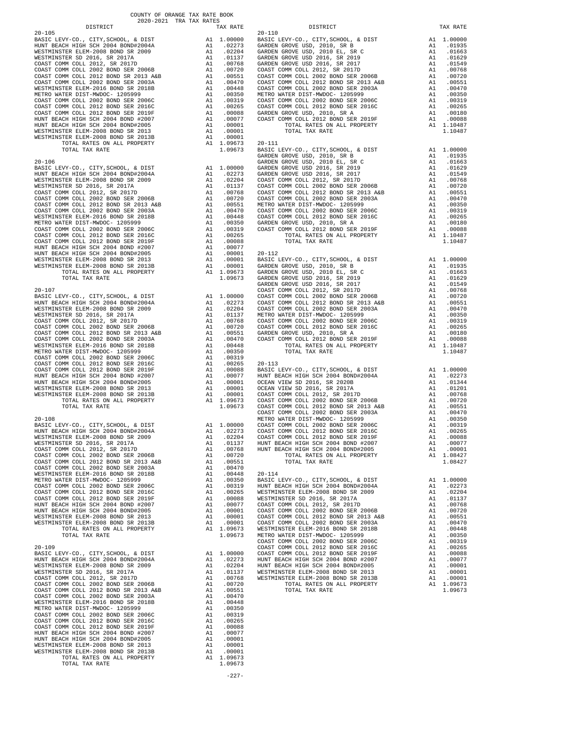COUNTY OF ORANGE TAX RATE BOOK
2020-2021 TRA TAX RATES

| DISTRICT | | TAX RATE |
|---|---|---|
| **20-105** | | |
| BASIC LEVY-CO., CITY,SCHOOL, & DIST | A1 | 1.00000 |
| HUNT BEACH HIGH SCH 2004 BOND#2004A | A1 | .02273 |
| WESTMINSTER ELEM-2008 BOND SR 2009 | A1 | .02204 |
| WESTMINSTER SD 2016, SR 2017A | A1 | .01137 |
| COAST COMM COLL 2012, SR 2017D | A1 | .00768 |
| COAST COMM COLL 2002 BOND SER 2006B | A1 | .00720 |
| COAST COMM COLL 2012 BOND SR 2013 A&B | A1 | .00551 |
| COAST COMM COLL 2002 BOND SER 2003A | A1 | .00470 |
| WESTMINSTER ELEM-2016 BOND SR 2018B | A1 | .00448 |
| METRO WATER DIST-MWDOC- 1205999 | A1 | .00350 |
| COAST COMM COLL 2002 BOND SER 2006C | A1 | .00319 |
| COAST COMM COLL 2012 BOND SER 2016C | A1 | .00265 |
| COAST COMM COLL 2012 BOND SER 2019F | A1 | .00088 |
| HUNT BEACH HIGH SCH 2004 BOND #2007 | A1 | .00077 |
| HUNT BEACH HIGH SCH 2004 BOND#2005 | A1 | .00001 |
| WESTMINSTER ELEM-2008 BOND SR 2013 | A1 | .00001 |
| WESTMINSTER ELEM-2008 BOND SR 2013B | A1 | .00001 |
| TOTAL RATES ON ALL PROPERTY | A1 | 1.09673 |
| TOTAL TAX RATE | | 1.09673 |
| **20-106** | | |
| BASIC LEVY-CO., CITY,SCHOOL, & DIST | A1 | 1.00000 |
| HUNT BEACH HIGH SCH 2004 BOND#2004A | A1 | .02273 |
| WESTMINSTER ELEM-2008 BOND SR 2009 | A1 | .02204 |
| WESTMINSTER SD 2016, SR 2017A | A1 | .01137 |
| COAST COMM COLL 2012, SR 2017D | A1 | .00768 |
| COAST COMM COLL 2002 BOND SER 2006B | A1 | .00720 |
| COAST COMM COLL 2012 BOND SR 2013 A&B | A1 | .00551 |
| COAST COMM COLL 2002 BOND SER 2003A | A1 | .00470 |
| WESTMINSTER ELEM-2016 BOND SR 2018B | A1 | .00448 |
| METRO WATER DIST-MWDOC- 1205999 | A1 | .00350 |
| COAST COMM COLL 2002 BOND SER 2006C | A1 | .00319 |
| COAST COMM COLL 2012 BOND SER 2016C | A1 | .00265 |
| COAST COMM COLL 2012 BOND SER 2019F | A1 | .00088 |
| HUNT BEACH HIGH SCH 2004 BOND #2007 | A1 | .00077 |
| HUNT BEACH HIGH SCH 2004 BOND#2005 | A1 | .00001 |
| WESTMINSTER ELEM-2008 BOND SR 2013 | A1 | .00001 |
| WESTMINSTER ELEM-2008 BOND SR 2013B | A1 | .00001 |
| TOTAL RATES ON ALL PROPERTY | A1 | 1.09673 |
| TOTAL TAX RATE | | 1.09673 |
| **20-107** | | |
| BASIC LEVY-CO., CITY,SCHOOL, & DIST | A1 | 1.00000 |
| HUNT BEACH HIGH SCH 2004 BOND#2004A | A1 | .02273 |
| WESTMINSTER ELEM-2008 BOND SR 2009 | A1 | .02204 |
| WESTMINSTER SD 2016, SR 2017A | A1 | .01137 |
| COAST COMM COLL 2012, SR 2017D | A1 | .00768 |
| COAST COMM COLL 2002 BOND SER 2006B | A1 | .00720 |
| COAST COMM COLL 2012 BOND SR 2013 A&B | A1 | .00551 |
| COAST COMM COLL 2002 BOND SER 2003A | A1 | .00470 |
| WESTMINSTER ELEM-2016 BOND SR 2018B | A1 | .00448 |
| METRO WATER DIST-MWDOC- 1205999 | A1 | .00350 |
| COAST COMM COLL 2002 BOND SER 2006C | A1 | .00319 |
| COAST COMM COLL 2012 BOND SER 2016C | A1 | .00265 |
| COAST COMM COLL 2012 BOND SER 2019F | A1 | .00088 |
| HUNT BEACH HIGH SCH 2004 BOND #2007 | A1 | .00077 |
| HUNT BEACH HIGH SCH 2004 BOND#2005 | A1 | .00001 |
| WESTMINSTER ELEM-2008 BOND SR 2013 | A1 | .00001 |
| WESTMINSTER ELEM-2008 BOND SR 2013B | A1 | .00001 |
| TOTAL RATES ON ALL PROPERTY | A1 | 1.09673 |
| TOTAL TAX RATE | | 1.09673 |
| **20-108** | | |
| BASIC LEVY-CO., CITY,SCHOOL, & DIST | A1 | 1.00000 |
| HUNT BEACH HIGH SCH 2004 BOND#2004A | A1 | .02273 |
| WESTMINSTER ELEM-2008 BOND SR 2009 | A1 | .02204 |
| WESTMINSTER SD 2016, SR 2017A | A1 | .01137 |
| COAST COMM COLL 2012, SR 2017D | A1 | .00768 |
| COAST COMM COLL 2002 BOND SER 2006B | A1 | .00720 |
| COAST COMM COLL 2012 BOND SR 2013 A&B | A1 | .00551 |
| COAST COMM COLL 2002 BOND SER 2003A | A1 | .00470 |
| WESTMINSTER ELEM-2016 BOND SR 2018B | A1 | .00448 |
| METRO WATER DIST-MWDOC- 1205999 | A1 | .00350 |
| COAST COMM COLL 2002 BOND SER 2006C | A1 | .00319 |
| COAST COMM COLL 2012 BOND SER 2016C | A1 | .00265 |
| COAST COMM COLL 2012 BOND SER 2019F | A1 | .00088 |
| HUNT BEACH HIGH SCH 2004 BOND #2007 | A1 | .00077 |
| HUNT BEACH HIGH SCH 2004 BOND#2005 | A1 | .00001 |
| WESTMINSTER ELEM-2008 BOND SR 2013 | A1 | .00001 |
| WESTMINSTER ELEM-2008 BOND SR 2013B | A1 | .00001 |
| TOTAL RATES ON ALL PROPERTY | A1 | 1.09673 |
| TOTAL TAX RATE | | 1.09673 |
| **20-109** | | |
| BASIC LEVY-CO., CITY,SCHOOL, & DIST | A1 | 1.00000 |
| HUNT BEACH HIGH SCH 2004 BOND#2004A | A1 | .02273 |
| WESTMINSTER ELEM-2008 BOND SR 2009 | A1 | .02204 |
| WESTMINSTER SD 2016, SR 2017A | A1 | .01137 |
| COAST COMM COLL 2012, SR 2017D | A1 | .00768 |
| COAST COMM COLL 2002 BOND SER 2006B | A1 | .00720 |
| COAST COMM COLL 2012 BOND SR 2013 A&B | A1 | .00551 |
| COAST COMM COLL 2002 BOND SER 2003A | A1 | .00470 |
| WESTMINSTER ELEM-2016 BOND SR 2018B | A1 | .00448 |
| METRO WATER DIST-MWDOC- 1205999 | A1 | .00350 |
| COAST COMM COLL 2002 BOND SER 2006C | A1 | .00319 |
| COAST COMM COLL 2012 BOND SER 2016C | A1 | .00265 |
| COAST COMM COLL 2012 BOND SER 2019F | A1 | .00088 |
| HUNT BEACH HIGH SCH 2004 BOND #2007 | A1 | .00077 |
| HUNT BEACH HIGH SCH 2004 BOND#2005 | A1 | .00001 |
| WESTMINSTER ELEM-2008 BOND SR 2013 | A1 | .00001 |
| WESTMINSTER ELEM-2008 BOND SR 2013B | A1 | .00001 |
| TOTAL RATES ON ALL PROPERTY | A1 | 1.09673 |
| TOTAL TAX RATE | | 1.09673 |
| **20-110** | | |
| BASIC LEVY-CO., CITY,SCHOOL, & DIST | A1 | 1.00000 |
| GARDEN GROVE USD, 2010, SR B | A1 | .01935 |
| GARDEN GROVE USD, 2010 EL, SR C | A1 | .01663 |
| GARDEN GROVE USD 2016, SR 2019 | A1 | .01629 |
| GARDEN GROVE USD 2016, SR 2017 | A1 | .01549 |
| COAST COMM COLL 2012, SR 2017D | A1 | .00768 |
| COAST COMM COLL 2002 BOND SER 2006B | A1 | .00720 |
| COAST COMM COLL 2012 BOND SR 2013 A&B | A1 | .00551 |
| COAST COMM COLL 2002 BOND SER 2003A | A1 | .00470 |
| METRO WATER DIST-MWDOC- 1205999 | A1 | .00350 |
| COAST COMM COLL 2002 BOND SER 2006C | A1 | .00319 |
| COAST COMM COLL 2012 BOND SER 2016C | A1 | .00265 |
| GARDEN GROVE USD, 2010, SR A | A1 | .00180 |
| COAST COMM COLL 2012 BOND SER 2019F | A1 | .00088 |
| TOTAL RATES ON ALL PROPERTY | A1 | 1.10487 |
| TOTAL TAX RATE | | 1.10487 |
| **20-111** | | |
| BASIC LEVY-CO., CITY,SCHOOL, & DIST | A1 | 1.00000 |
| GARDEN GROVE USD, 2010, SR B | A1 | .01935 |
| GARDEN GROVE USD, 2010 EL, SR C | A1 | .01663 |
| GARDEN GROVE USD 2016, SR 2019 | A1 | .01629 |
| GARDEN GROVE USD 2016, SR 2017 | A1 | .01549 |
| COAST COMM COLL 2012, SR 2017D | A1 | .00768 |
| COAST COMM COLL 2002 BOND SER 2006B | A1 | .00720 |
| COAST COMM COLL 2012 BOND SR 2013 A&B | A1 | .00551 |
| COAST COMM COLL 2002 BOND SER 2003A | A1 | .00470 |
| METRO WATER DIST-MWDOC- 1205999 | A1 | .00350 |
| COAST COMM COLL 2002 BOND SER 2006C | A1 | .00319 |
| COAST COMM COLL 2012 BOND SER 2016C | A1 | .00265 |
| GARDEN GROVE USD, 2010, SR A | A1 | .00180 |
| COAST COMM COLL 2012 BOND SER 2019F | A1 | .00088 |
| TOTAL RATES ON ALL PROPERTY | A1 | 1.10487 |
| TOTAL TAX RATE | | 1.10487 |
| **20-112** | | |
| BASIC LEVY-CO., CITY,SCHOOL, & DIST | A1 | 1.00000 |
| GARDEN GROVE USD, 2010, SR B | A1 | .01935 |
| GARDEN GROVE USD, 2010 EL, SR C | A1 | .01663 |
| GARDEN GROVE USD 2016, SR 2019 | A1 | .01629 |
| GARDEN GROVE USD 2016, SR 2017 | A1 | .01549 |
| COAST COMM COLL 2012, SR 2017D | A1 | .00768 |
| COAST COMM COLL 2002 BOND SER 2006B | A1 | .00720 |
| COAST COMM COLL 2012 BOND SR 2013 A&B | A1 | .00551 |
| COAST COMM COLL 2002 BOND SER 2003A | A1 | .00470 |
| METRO WATER DIST-MWDOC- 1205999 | A1 | .00350 |
| COAST COMM COLL 2002 BOND SER 2006C | A1 | .00319 |
| COAST COMM COLL 2012 BOND SER 2016C | A1 | .00265 |
| GARDEN GROVE USD, 2010, SR A | A1 | .00180 |
| COAST COMM COLL 2012 BOND SER 2019F | A1 | .00088 |
| TOTAL RATES ON ALL PROPERTY | A1 | 1.10487 |
| TOTAL TAX RATE | | 1.10487 |
| **20-113** | | |
| BASIC LEVY-CO., CITY,SCHOOL, & DIST | A1 | 1.00000 |
| HUNT BEACH HIGH SCH 2004 BOND#2004A | A1 | .02273 |
| OCEAN VIEW SD 2016, SR 2020B | A1 | .01344 |
| OCEAN VIEW SD 2016, SR 2017A | A1 | .01201 |
| COAST COMM COLL 2012, SR 2017D | A1 | .00768 |
| COAST COMM COLL 2002 BOND SER 2006B | A1 | .00720 |
| COAST COMM COLL 2012 BOND SR 2013 A&B | A1 | .00551 |
| COAST COMM COLL 2002 BOND SER 2003A | A1 | .00470 |
| METRO WATER DIST-MWDOC- 1205999 | A1 | .00350 |
| COAST COMM COLL 2002 BOND SER 2006C | A1 | .00319 |
| COAST COMM COLL 2012 BOND SER 2016C | A1 | .00265 |
| COAST COMM COLL 2012 BOND SER 2019F | A1 | .00088 |
| HUNT BEACH HIGH SCH 2004 BOND #2007 | A1 | .00077 |
| HUNT BEACH HIGH SCH 2004 BOND#2005 | A1 | .00001 |
| TOTAL RATES ON ALL PROPERTY | A1 | 1.08427 |
| TOTAL TAX RATE | | 1.08427 |
| **20-114** | | |
| BASIC LEVY-CO., CITY,SCHOOL, & DIST | A1 | 1.00000 |
| HUNT BEACH HIGH SCH 2004 BOND#2004A | A1 | .02273 |
| WESTMINSTER ELEM-2008 BOND SR 2009 | A1 | .02204 |
| WESTMINSTER SD 2016, SR 2017A | A1 | .01137 |
| COAST COMM COLL 2012, SR 2017D | A1 | .00768 |
| COAST COMM COLL 2002 BOND SER 2006B | A1 | .00720 |
| COAST COMM COLL 2012 BOND SR 2013 A&B | A1 | .00551 |
| COAST COMM COLL 2002 BOND SER 2003A | A1 | .00470 |
| WESTMINSTER ELEM-2016 BOND SR 2018B | A1 | .00448 |
| METRO WATER DIST-MWDOC- 1205999 | A1 | .00350 |
| COAST COMM COLL 2002 BOND SER 2006C | A1 | .00319 |
| COAST COMM COLL 2012 BOND SER 2016C | A1 | .00265 |
| COAST COMM COLL 2012 BOND SER 2019F | A1 | .00088 |
| HUNT BEACH HIGH SCH 2004 BOND #2007 | A1 | .00077 |
| HUNT BEACH HIGH SCH 2004 BOND#2005 | A1 | .00001 |
| WESTMINSTER ELEM-2008 BOND SR 2013 | A1 | .00001 |
| WESTMINSTER ELEM-2008 BOND SR 2013B | A1 | .00001 |
| TOTAL RATES ON ALL PROPERTY | A1 | 1.09673 |
| TOTAL TAX RATE | | 1.09673 |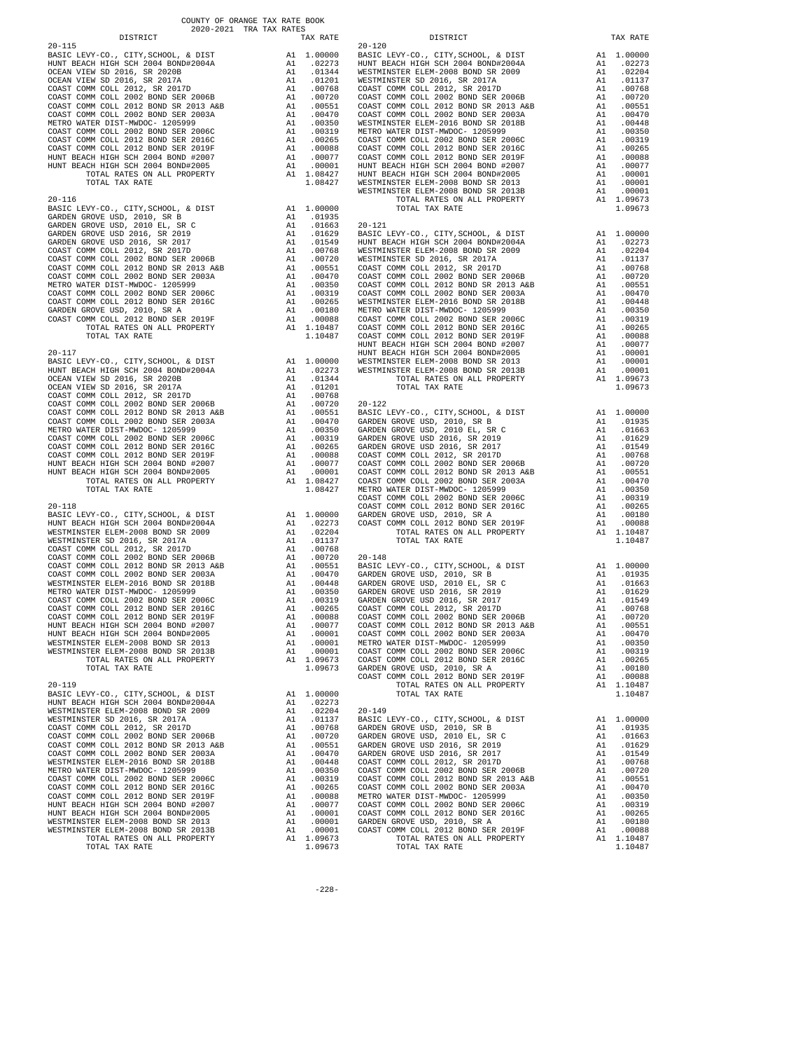COUNTY OF ORANGE TAX RATE BOOK
2020-2021 TRA TAX RATES

| DISTRICT | | TAX RATE |
|---|---|---|
| **20-115** | | |
| BASIC LEVY-CO., CITY,SCHOOL, & DIST | A1 | 1.00000 |
| HUNT BEACH HIGH SCH 2004 BOND#2004A | A1 | .02273 |
| OCEAN VIEW SD 2016, SR 2020B | A1 | .01344 |
| OCEAN VIEW SD 2016, SR 2017A | A1 | .01201 |
| COAST COMM COLL 2012, SR 2017D | A1 | .00768 |
| COAST COMM COLL 2002 BOND SER 2006B | A1 | .00720 |
| COAST COMM COLL 2012 BOND SR 2013 A&B | A1 | .00551 |
| COAST COMM COLL 2002 BOND SER 2003A | A1 | .00470 |
| METRO WATER DIST-MWDOC- 1205999 | A1 | .00350 |
| COAST COMM COLL 2002 BOND SER 2006C | A1 | .00319 |
| COAST COMM COLL 2012 BOND SER 2016C | A1 | .00265 |
| COAST COMM COLL 2012 BOND SER 2019F | A1 | .00088 |
| HUNT BEACH HIGH SCH 2004 BOND #2007 | A1 | .00077 |
| HUNT BEACH HIGH SCH 2004 BOND#2005 | A1 | .00001 |
| TOTAL RATES ON ALL PROPERTY | A1 | 1.08427 |
| TOTAL TAX RATE | | 1.08427 |
| **20-116** | | |
| BASIC LEVY-CO., CITY,SCHOOL, & DIST | A1 | 1.00000 |
| GARDEN GROVE USD, 2010, SR B | A1 | .01935 |
| GARDEN GROVE USD, 2010 EL, SR C | A1 | .01663 |
| GARDEN GROVE USD 2016, SR 2019 | A1 | .01629 |
| GARDEN GROVE USD 2016, SR 2017 | A1 | .01549 |
| COAST COMM COLL 2012, SR 2017D | A1 | .00768 |
| COAST COMM COLL 2002 BOND SER 2006B | A1 | .00720 |
| COAST COMM COLL 2012 BOND SR 2013 A&B | A1 | .00551 |
| COAST COMM COLL 2002 BOND SER 2003A | A1 | .00470 |
| METRO WATER DIST-MWDOC- 1205999 | A1 | .00350 |
| COAST COMM COLL 2002 BOND SER 2006C | A1 | .00319 |
| COAST COMM COLL 2012 BOND SER 2016C | A1 | .00265 |
| GARDEN GROVE USD, 2010, SR A | A1 | .00180 |
| COAST COMM COLL 2012 BOND SER 2019F | A1 | .00088 |
| TOTAL RATES ON ALL PROPERTY | A1 | 1.10487 |
| TOTAL TAX RATE | | 1.10487 |
| **20-117** | | |
| BASIC LEVY-CO., CITY,SCHOOL, & DIST | A1 | 1.00000 |
| HUNT BEACH HIGH SCH 2004 BOND#2004A | A1 | .02273 |
| OCEAN VIEW SD 2016, SR 2020B | A1 | .01344 |
| OCEAN VIEW SD 2016, SR 2017A | A1 | .01201 |
| COAST COMM COLL 2012, SR 2017D | A1 | .00768 |
| COAST COMM COLL 2002 BOND SER 2006B | A1 | .00720 |
| COAST COMM COLL 2012 BOND SR 2013 A&B | A1 | .00551 |
| COAST COMM COLL 2002 BOND SER 2003A | A1 | .00470 |
| METRO WATER DIST-MWDOC- 1205999 | A1 | .00350 |
| COAST COMM COLL 2002 BOND SER 2006C | A1 | .00319 |
| COAST COMM COLL 2012 BOND SER 2016C | A1 | .00265 |
| COAST COMM COLL 2012 BOND SER 2019F | A1 | .00088 |
| HUNT BEACH HIGH SCH 2004 BOND #2007 | A1 | .00077 |
| HUNT BEACH HIGH SCH 2004 BOND#2005 | A1 | .00001 |
| TOTAL RATES ON ALL PROPERTY | A1 | 1.08427 |
| TOTAL TAX RATE | | 1.08427 |
| **20-118** | | |
| BASIC LEVY-CO., CITY,SCHOOL, & DIST | A1 | 1.00000 |
| HUNT BEACH HIGH SCH 2004 BOND#2004A | A1 | .02273 |
| WESTMINSTER ELEM-2008 BOND SR 2009 | A1 | .02204 |
| WESTMINSTER SD 2016, SR 2017A | A1 | .01137 |
| COAST COMM COLL 2012, SR 2017D | A1 | .00768 |
| COAST COMM COLL 2002 BOND SER 2006B | A1 | .00720 |
| COAST COMM COLL 2012 BOND SR 2013 A&B | A1 | .00551 |
| COAST COMM COLL 2002 BOND SER 2003A | A1 | .00470 |
| WESTMINSTER ELEM-2016 BOND SR 2018B | A1 | .00448 |
| METRO WATER DIST-MWDOC- 1205999 | A1 | .00350 |
| COAST COMM COLL 2002 BOND SER 2006C | A1 | .00319 |
| COAST COMM COLL 2012 BOND SER 2016C | A1 | .00265 |
| COAST COMM COLL 2012 BOND SER 2019F | A1 | .00088 |
| HUNT BEACH HIGH SCH 2004 BOND #2007 | A1 | .00077 |
| HUNT BEACH HIGH SCH 2004 BOND#2005 | A1 | .00001 |
| WESTMINSTER ELEM-2008 BOND SR 2013 | A1 | .00001 |
| WESTMINSTER ELEM-2008 BOND SR 2013B | A1 | .00001 |
| TOTAL RATES ON ALL PROPERTY | A1 | 1.09673 |
| TOTAL TAX RATE | | 1.09673 |
| **20-119** | | |
| BASIC LEVY-CO., CITY,SCHOOL, & DIST | A1 | 1.00000 |
| HUNT BEACH HIGH SCH 2004 BOND#2004A | A1 | .02273 |
| WESTMINSTER ELEM-2008 BOND SR 2009 | A1 | .02204 |
| WESTMINSTER SD 2016, SR 2017A | A1 | .01137 |
| COAST COMM COLL 2012, SR 2017D | A1 | .00768 |
| COAST COMM COLL 2002 BOND SER 2006B | A1 | .00720 |
| COAST COMM COLL 2012 BOND SR 2013 A&B | A1 | .00551 |
| COAST COMM COLL 2002 BOND SER 2003A | A1 | .00470 |
| WESTMINSTER ELEM-2016 BOND SR 2018B | A1 | .00448 |
| METRO WATER DIST-MWDOC- 1205999 | A1 | .00350 |
| COAST COMM COLL 2002 BOND SER 2006C | A1 | .00319 |
| COAST COMM COLL 2012 BOND SER 2016C | A1 | .00265 |
| COAST COMM COLL 2012 BOND SER 2019F | A1 | .00088 |
| HUNT BEACH HIGH SCH 2004 BOND #2007 | A1 | .00077 |
| HUNT BEACH HIGH SCH 2004 BOND#2005 | A1 | .00001 |
| WESTMINSTER ELEM-2008 BOND SR 2013 | A1 | .00001 |
| WESTMINSTER ELEM-2008 BOND SR 2013B | A1 | .00001 |
| TOTAL RATES ON ALL PROPERTY | A1 | 1.09673 |
| TOTAL TAX RATE | | 1.09673 |
| **20-120** | | |
| BASIC LEVY-CO., CITY,SCHOOL, & DIST | A1 | 1.00000 |
| HUNT BEACH HIGH SCH 2004 BOND#2004A | A1 | .02273 |
| WESTMINSTER ELEM-2008 BOND SR 2009 | A1 | .02204 |
| WESTMINSTER SD 2016, SR 2017A | A1 | .01137 |
| COAST COMM COLL 2012, SR 2017D | A1 | .00768 |
| COAST COMM COLL 2002 BOND SER 2006B | A1 | .00720 |
| COAST COMM COLL 2012 BOND SR 2013 A&B | A1 | .00551 |
| COAST COMM COLL 2002 BOND SER 2003A | A1 | .00470 |
| WESTMINSTER ELEM-2016 BOND SR 2018B | A1 | .00448 |
| METRO WATER DIST-MWDOC- 1205999 | A1 | .00350 |
| COAST COMM COLL 2002 BOND SER 2006C | A1 | .00319 |
| COAST COMM COLL 2012 BOND SER 2016C | A1 | .00265 |
| COAST COMM COLL 2012 BOND SER 2019F | A1 | .00088 |
| HUNT BEACH HIGH SCH 2004 BOND #2007 | A1 | .00077 |
| HUNT BEACH HIGH SCH 2004 BOND#2005 | A1 | .00001 |
| WESTMINSTER ELEM-2008 BOND SR 2013 | A1 | .00001 |
| WESTMINSTER ELEM-2008 BOND SR 2013B | A1 | .00001 |
| TOTAL RATES ON ALL PROPERTY | A1 | 1.09673 |
| TOTAL TAX RATE | | 1.09673 |
| **20-121** | | |
| BASIC LEVY-CO., CITY,SCHOOL, & DIST | A1 | 1.00000 |
| HUNT BEACH HIGH SCH 2004 BOND#2004A | A1 | .02273 |
| WESTMINSTER ELEM-2008 BOND SR 2009 | A1 | .02204 |
| WESTMINSTER SD 2016, SR 2017A | A1 | .01137 |
| COAST COMM COLL 2012, SR 2017D | A1 | .00768 |
| COAST COMM COLL 2002 BOND SER 2006B | A1 | .00720 |
| COAST COMM COLL 2012 BOND SR 2013 A&B | A1 | .00551 |
| COAST COMM COLL 2002 BOND SER 2003A | A1 | .00470 |
| WESTMINSTER ELEM-2016 BOND SR 2018B | A1 | .00448 |
| METRO WATER DIST-MWDOC- 1205999 | A1 | .00350 |
| COAST COMM COLL 2002 BOND SER 2006C | A1 | .00319 |
| COAST COMM COLL 2012 BOND SER 2016C | A1 | .00265 |
| COAST COMM COLL 2012 BOND SER 2019F | A1 | .00088 |
| HUNT BEACH HIGH SCH 2004 BOND #2007 | A1 | .00077 |
| HUNT BEACH HIGH SCH 2004 BOND#2005 | A1 | .00001 |
| WESTMINSTER ELEM-2008 BOND SR 2013 | A1 | .00001 |
| WESTMINSTER ELEM-2008 BOND SR 2013B | A1 | .00001 |
| TOTAL RATES ON ALL PROPERTY | A1 | 1.09673 |
| TOTAL TAX RATE | | 1.09673 |
| **20-122** | | |
| BASIC LEVY-CO., CITY,SCHOOL, & DIST | A1 | 1.00000 |
| GARDEN GROVE USD, 2010, SR B | A1 | .01935 |
| GARDEN GROVE USD, 2010 EL, SR C | A1 | .01663 |
| GARDEN GROVE USD 2016, SR 2019 | A1 | .01629 |
| GARDEN GROVE USD 2016, SR 2017 | A1 | .01549 |
| COAST COMM COLL 2012, SR 2017D | A1 | .00768 |
| COAST COMM COLL 2002 BOND SER 2006B | A1 | .00720 |
| COAST COMM COLL 2012 BOND SR 2013 A&B | A1 | .00551 |
| COAST COMM COLL 2002 BOND SER 2003A | A1 | .00470 |
| METRO WATER DIST-MWDOC- 1205999 | A1 | .00350 |
| COAST COMM COLL 2002 BOND SER 2006C | A1 | .00319 |
| COAST COMM COLL 2012 BOND SER 2016C | A1 | .00265 |
| GARDEN GROVE USD, 2010, SR A | A1 | .00180 |
| COAST COMM COLL 2012 BOND SER 2019F | A1 | .00088 |
| TOTAL RATES ON ALL PROPERTY | A1 | 1.10487 |
| TOTAL TAX RATE | | 1.10487 |
| **20-148** | | |
| BASIC LEVY-CO., CITY,SCHOOL, & DIST | A1 | 1.00000 |
| GARDEN GROVE USD, 2010, SR B | A1 | .01935 |
| GARDEN GROVE USD, 2010 EL, SR C | A1 | .01663 |
| GARDEN GROVE USD 2016, SR 2019 | A1 | .01629 |
| GARDEN GROVE USD 2016, SR 2017 | A1 | .01549 |
| COAST COMM COLL 2012, SR 2017D | A1 | .00768 |
| COAST COMM COLL 2002 BOND SER 2006B | A1 | .00720 |
| COAST COMM COLL 2012 BOND SR 2013 A&B | A1 | .00551 |
| COAST COMM COLL 2002 BOND SER 2003A | A1 | .00470 |
| METRO WATER DIST-MWDOC- 1205999 | A1 | .00350 |
| COAST COMM COLL 2002 BOND SER 2006C | A1 | .00319 |
| COAST COMM COLL 2012 BOND SER 2016C | A1 | .00265 |
| GARDEN GROVE USD, 2010, SR A | A1 | .00180 |
| COAST COMM COLL 2012 BOND SER 2019F | A1 | .00088 |
| TOTAL RATES ON ALL PROPERTY | A1 | 1.10487 |
| TOTAL TAX RATE | | 1.10487 |
| **20-149** | | |
| BASIC LEVY-CO., CITY,SCHOOL, & DIST | A1 | 1.00000 |
| GARDEN GROVE USD, 2010, SR B | A1 | .01935 |
| GARDEN GROVE USD, 2010 EL, SR C | A1 | .01663 |
| GARDEN GROVE USD 2016, SR 2019 | A1 | .01629 |
| GARDEN GROVE USD 2016, SR 2017 | A1 | .01549 |
| COAST COMM COLL 2012, SR 2017D | A1 | .00768 |
| COAST COMM COLL 2002 BOND SER 2006B | A1 | .00720 |
| COAST COMM COLL 2012 BOND SR 2013 A&B | A1 | .00551 |
| COAST COMM COLL 2002 BOND SER 2003A | A1 | .00470 |
| METRO WATER DIST-MWDOC- 1205999 | A1 | .00350 |
| COAST COMM COLL 2002 BOND SER 2006C | A1 | .00319 |
| COAST COMM COLL 2012 BOND SER 2016C | A1 | .00265 |
| GARDEN GROVE USD, 2010, SR A | A1 | .00180 |
| COAST COMM COLL 2012 BOND SER 2019F | A1 | .00088 |
| TOTAL RATES ON ALL PROPERTY | A1 | 1.10487 |
| TOTAL TAX RATE | | 1.10487 |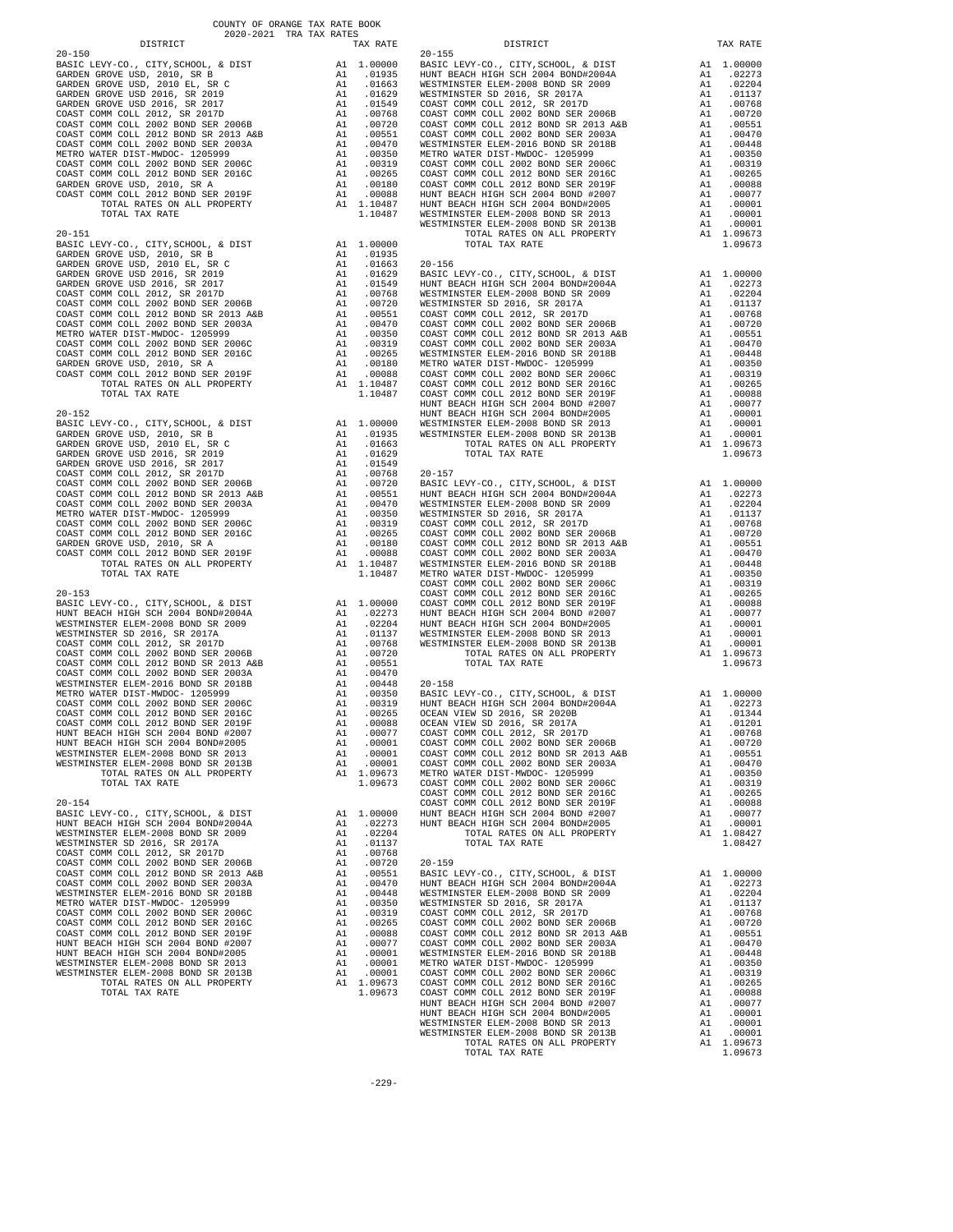COUNTY OF ORANGE TAX RATE BOOK
2020-2021 TRA TAX RATES

### 20-150

| DISTRICT | | TAX RATE |
|---|---|---|
| BASIC LEVY-CO., CITY,SCHOOL, & DIST | A1 | 1.00000 |
| GARDEN GROVE USD, 2010, SR B | A1 | .01935 |
| GARDEN GROVE USD, 2010 EL, SR C | A1 | .01663 |
| GARDEN GROVE USD 2016, SR 2019 | A1 | .01629 |
| GARDEN GROVE USD 2016, SR 2017 | A1 | .01549 |
| COAST COMM COLL 2012, SR 2017D | A1 | .00768 |
| COAST COMM COLL 2002 BOND SER 2006B | A1 | .00720 |
| COAST COMM COLL 2012 BOND SR 2013 A&B | A1 | .00551 |
| COAST COMM COLL 2002 BOND SER 2003A | A1 | .00470 |
| METRO WATER DIST-MWDOC- 1205999 | A1 | .00350 |
| COAST COMM COLL 2002 BOND SER 2006C | A1 | .00319 |
| COAST COMM COLL 2012 BOND SER 2016C | A1 | .00265 |
| GARDEN GROVE USD, 2010, SR A | A1 | .00180 |
| COAST COMM COLL 2012 BOND SER 2019F | A1 | .00088 |
| TOTAL RATES ON ALL PROPERTY | A1 | 1.10487 |
| TOTAL TAX RATE | | 1.10487 |

### 20-151

| DISTRICT | | TAX RATE |
|---|---|---|
| BASIC LEVY-CO., CITY,SCHOOL, & DIST | A1 | 1.00000 |
| GARDEN GROVE USD, 2010, SR B | A1 | .01935 |
| GARDEN GROVE USD, 2010 EL, SR C | A1 | .01663 |
| GARDEN GROVE USD 2016, SR 2019 | A1 | .01629 |
| GARDEN GROVE USD 2016, SR 2017 | A1 | .01549 |
| COAST COMM COLL 2012, SR 2017D | A1 | .00768 |
| COAST COMM COLL 2002 BOND SER 2006B | A1 | .00720 |
| COAST COMM COLL 2012 BOND SR 2013 A&B | A1 | .00551 |
| COAST COMM COLL 2002 BOND SER 2003A | A1 | .00470 |
| METRO WATER DIST-MWDOC- 1205999 | A1 | .00350 |
| COAST COMM COLL 2002 BOND SER 2006C | A1 | .00319 |
| COAST COMM COLL 2012 BOND SER 2016C | A1 | .00265 |
| GARDEN GROVE USD, 2010, SR A | A1 | .00180 |
| COAST COMM COLL 2012 BOND SER 2019F | A1 | .00088 |
| TOTAL RATES ON ALL PROPERTY | A1 | 1.10487 |
| TOTAL TAX RATE | | 1.10487 |

### 20-152

| DISTRICT | | TAX RATE |
|---|---|---|
| BASIC LEVY-CO., CITY,SCHOOL, & DIST | A1 | 1.00000 |
| GARDEN GROVE USD, 2010, SR B | A1 | .01935 |
| GARDEN GROVE USD, 2010 EL, SR C | A1 | .01663 |
| GARDEN GROVE USD 2016, SR 2019 | A1 | .01629 |
| GARDEN GROVE USD 2016, SR 2017 | A1 | .01549 |
| COAST COMM COLL 2012, SR 2017D | A1 | .00768 |
| COAST COMM COLL 2002 BOND SER 2006B | A1 | .00720 |
| COAST COMM COLL 2012 BOND SR 2013 A&B | A1 | .00551 |
| COAST COMM COLL 2002 BOND SER 2003A | A1 | .00470 |
| METRO WATER DIST-MWDOC- 1205999 | A1 | .00350 |
| COAST COMM COLL 2002 BOND SER 2006C | A1 | .00319 |
| COAST COMM COLL 2012 BOND SER 2016C | A1 | .00265 |
| GARDEN GROVE USD, 2010, SR A | A1 | .00180 |
| COAST COMM COLL 2012 BOND SER 2019F | A1 | .00088 |
| TOTAL RATES ON ALL PROPERTY | A1 | 1.10487 |
| TOTAL TAX RATE | | 1.10487 |

### 20-153

| DISTRICT | | TAX RATE |
|---|---|---|
| BASIC LEVY-CO., CITY,SCHOOL, & DIST | A1 | 1.00000 |
| HUNT BEACH HIGH SCH 2004 BOND#2004A | A1 | .02273 |
| WESTMINSTER ELEM-2008 BOND SR 2009 | A1 | .02204 |
| WESTMINSTER SD 2016, SR 2017A | A1 | .01137 |
| COAST COMM COLL 2012, SR 2017D | A1 | .00768 |
| COAST COMM COLL 2002 BOND SER 2006B | A1 | .00720 |
| COAST COMM COLL 2012 BOND SR 2013 A&B | A1 | .00551 |
| COAST COMM COLL 2002 BOND SER 2003A | A1 | .00470 |
| WESTMINSTER ELEM-2016 BOND SR 2018B | A1 | .00448 |
| METRO WATER DIST-MWDOC- 1205999 | A1 | .00350 |
| COAST COMM COLL 2002 BOND SER 2006C | A1 | .00319 |
| COAST COMM COLL 2012 BOND SER 2016C | A1 | .00265 |
| COAST COMM COLL 2012 BOND SER 2019F | A1 | .00088 |
| HUNT BEACH HIGH SCH 2004 BOND #2007 | A1 | .00077 |
| HUNT BEACH HIGH SCH 2004 BOND#2005 | A1 | .00001 |
| WESTMINSTER ELEM-2008 BOND SR 2013 | A1 | .00001 |
| WESTMINSTER ELEM-2008 BOND SR 2013B | A1 | .00001 |
| TOTAL RATES ON ALL PROPERTY | A1 | 1.09673 |
| TOTAL TAX RATE | | 1.09673 |

### 20-154

| DISTRICT | | TAX RATE |
|---|---|---|
| BASIC LEVY-CO., CITY,SCHOOL, & DIST | A1 | 1.00000 |
| HUNT BEACH HIGH SCH 2004 BOND#2004A | A1 | .02273 |
| WESTMINSTER ELEM-2008 BOND SR 2009 | A1 | .02204 |
| WESTMINSTER SD 2016, SR 2017A | A1 | .01137 |
| COAST COMM COLL 2012, SR 2017D | A1 | .00768 |
| COAST COMM COLL 2002 BOND SER 2006B | A1 | .00720 |
| COAST COMM COLL 2012 BOND SR 2013 A&B | A1 | .00551 |
| COAST COMM COLL 2002 BOND SER 2003A | A1 | .00470 |
| WESTMINSTER ELEM-2016 BOND SR 2018B | A1 | .00448 |
| METRO WATER DIST-MWDOC- 1205999 | A1 | .00350 |
| COAST COMM COLL 2002 BOND SER 2006C | A1 | .00319 |
| COAST COMM COLL 2012 BOND SER 2016C | A1 | .00265 |
| COAST COMM COLL 2012 BOND SER 2019F | A1 | .00088 |
| HUNT BEACH HIGH SCH 2004 BOND #2007 | A1 | .00077 |
| HUNT BEACH HIGH SCH 2004 BOND#2005 | A1 | .00001 |
| WESTMINSTER ELEM-2008 BOND SR 2013 | A1 | .00001 |
| WESTMINSTER ELEM-2008 BOND SR 2013B | A1 | .00001 |
| TOTAL RATES ON ALL PROPERTY | A1 | 1.09673 |
| TOTAL TAX RATE | | 1.09673 |

### 20-155

| DISTRICT | | TAX RATE |
|---|---|---|
| BASIC LEVY-CO., CITY,SCHOOL, & DIST | A1 | 1.00000 |
| HUNT BEACH HIGH SCH 2004 BOND#2004A | A1 | .02273 |
| WESTMINSTER ELEM-2008 BOND SR 2009 | A1 | .02204 |
| WESTMINSTER SD 2016, SR 2017A | A1 | .01137 |
| COAST COMM COLL 2012, SR 2017D | A1 | .00768 |
| COAST COMM COLL 2002 BOND SER 2006B | A1 | .00720 |
| COAST COMM COLL 2012 BOND SR 2013 A&B | A1 | .00551 |
| COAST COMM COLL 2002 BOND SER 2003A | A1 | .00470 |
| WESTMINSTER ELEM-2016 BOND SR 2018B | A1 | .00448 |
| METRO WATER DIST-MWDOC- 1205999 | A1 | .00350 |
| COAST COMM COLL 2002 BOND SER 2006C | A1 | .00319 |
| COAST COMM COLL 2012 BOND SER 2016C | A1 | .00265 |
| COAST COMM COLL 2012 BOND SER 2019F | A1 | .00088 |
| HUNT BEACH HIGH SCH 2004 BOND #2007 | A1 | .00077 |
| HUNT BEACH HIGH SCH 2004 BOND#2005 | A1 | .00001 |
| WESTMINSTER ELEM-2008 BOND SR 2013 | A1 | .00001 |
| WESTMINSTER ELEM-2008 BOND SR 2013B | A1 | .00001 |
| TOTAL RATES ON ALL PROPERTY | A1 | 1.09673 |
| TOTAL TAX RATE | | 1.09673 |

### 20-156

| DISTRICT | | TAX RATE |
|---|---|---|
| BASIC LEVY-CO., CITY,SCHOOL, & DIST | A1 | 1.00000 |
| HUNT BEACH HIGH SCH 2004 BOND#2004A | A1 | .02273 |
| WESTMINSTER ELEM-2008 BOND SR 2009 | A1 | .02204 |
| WESTMINSTER SD 2016, SR 2017A | A1 | .01137 |
| COAST COMM COLL 2012, SR 2017D | A1 | .00768 |
| COAST COMM COLL 2002 BOND SER 2006B | A1 | .00720 |
| COAST COMM COLL 2012 BOND SR 2013 A&B | A1 | .00551 |
| COAST COMM COLL 2002 BOND SER 2003A | A1 | .00470 |
| WESTMINSTER ELEM-2016 BOND SR 2018B | A1 | .00448 |
| METRO WATER DIST-MWDOC- 1205999 | A1 | .00350 |
| COAST COMM COLL 2002 BOND SER 2006C | A1 | .00319 |
| COAST COMM COLL 2012 BOND SER 2016C | A1 | .00265 |
| COAST COMM COLL 2012 BOND SER 2019F | A1 | .00088 |
| HUNT BEACH HIGH SCH 2004 BOND #2007 | A1 | .00077 |
| HUNT BEACH HIGH SCH 2004 BOND#2005 | A1 | .00001 |
| WESTMINSTER ELEM-2008 BOND SR 2013 | A1 | .00001 |
| WESTMINSTER ELEM-2008 BOND SR 2013B | A1 | .00001 |
| TOTAL RATES ON ALL PROPERTY | A1 | 1.09673 |
| TOTAL TAX RATE | | 1.09673 |

### 20-157

| DISTRICT | | TAX RATE |
|---|---|---|
| BASIC LEVY-CO., CITY,SCHOOL, & DIST | A1 | 1.00000 |
| HUNT BEACH HIGH SCH 2004 BOND#2004A | A1 | .02273 |
| WESTMINSTER ELEM-2008 BOND SR 2009 | A1 | .02204 |
| WESTMINSTER SD 2016, SR 2017A | A1 | .01137 |
| COAST COMM COLL 2012, SR 2017D | A1 | .00768 |
| COAST COMM COLL 2002 BOND SER 2006B | A1 | .00720 |
| COAST COMM COLL 2012 BOND SR 2013 A&B | A1 | .00551 |
| COAST COMM COLL 2002 BOND SER 2003A | A1 | .00470 |
| WESTMINSTER ELEM-2016 BOND SR 2018B | A1 | .00448 |
| METRO WATER DIST-MWDOC- 1205999 | A1 | .00350 |
| COAST COMM COLL 2002 BOND SER 2006C | A1 | .00319 |
| COAST COMM COLL 2012 BOND SER 2016C | A1 | .00265 |
| COAST COMM COLL 2012 BOND SER 2019F | A1 | .00088 |
| HUNT BEACH HIGH SCH 2004 BOND #2007 | A1 | .00077 |
| HUNT BEACH HIGH SCH 2004 BOND#2005 | A1 | .00001 |
| WESTMINSTER ELEM-2008 BOND SR 2013 | A1 | .00001 |
| WESTMINSTER ELEM-2008 BOND SR 2013B | A1 | .00001 |
| TOTAL RATES ON ALL PROPERTY | A1 | 1.09673 |
| TOTAL TAX RATE | | 1.09673 |

### 20-158

| DISTRICT | | TAX RATE |
|---|---|---|
| BASIC LEVY-CO., CITY,SCHOOL, & DIST | A1 | 1.00000 |
| HUNT BEACH HIGH SCH 2004 BOND#2004A | A1 | .02273 |
| OCEAN VIEW SD 2016, SR 2020B | A1 | .01344 |
| OCEAN VIEW SD 2016, SR 2017A | A1 | .01201 |
| COAST COMM COLL 2012, SR 2017D | A1 | .00768 |
| COAST COMM COLL 2002 BOND SER 2006B | A1 | .00720 |
| COAST COMM COLL 2012 BOND SR 2013 A&B | A1 | .00551 |
| COAST COMM COLL 2002 BOND SER 2003A | A1 | .00470 |
| METRO WATER DIST-MWDOC- 1205999 | A1 | .00350 |
| COAST COMM COLL 2002 BOND SER 2006C | A1 | .00319 |
| COAST COMM COLL 2012 BOND SER 2016C | A1 | .00265 |
| COAST COMM COLL 2012 BOND SER 2019F | A1 | .00088 |
| HUNT BEACH HIGH SCH 2004 BOND #2007 | A1 | .00077 |
| HUNT BEACH HIGH SCH 2004 BOND#2005 | A1 | .00001 |
| TOTAL RATES ON ALL PROPERTY | A1 | 1.08427 |
| TOTAL TAX RATE | | 1.08427 |

### 20-159

| DISTRICT | | TAX RATE |
|---|---|---|
| BASIC LEVY-CO., CITY,SCHOOL, & DIST | A1 | 1.00000 |
| HUNT BEACH HIGH SCH 2004 BOND#2004A | A1 | .02273 |
| WESTMINSTER ELEM-2008 BOND SR 2009 | A1 | .02204 |
| WESTMINSTER SD 2016, SR 2017A | A1 | .01137 |
| COAST COMM COLL 2012, SR 2017D | A1 | .00768 |
| COAST COMM COLL 2002 BOND SER 2006B | A1 | .00720 |
| COAST COMM COLL 2012 BOND SR 2013 A&B | A1 | .00551 |
| COAST COMM COLL 2002 BOND SER 2003A | A1 | .00470 |
| WESTMINSTER ELEM-2016 BOND SR 2018B | A1 | .00448 |
| METRO WATER DIST-MWDOC- 1205999 | A1 | .00350 |
| COAST COMM COLL 2002 BOND SER 2006C | A1 | .00319 |
| COAST COMM COLL 2012 BOND SER 2016C | A1 | .00265 |
| COAST COMM COLL 2012 BOND SER 2019F | A1 | .00088 |
| HUNT BEACH HIGH SCH 2004 BOND #2007 | A1 | .00077 |
| HUNT BEACH HIGH SCH 2004 BOND#2005 | A1 | .00001 |
| WESTMINSTER ELEM-2008 BOND SR 2013 | A1 | .00001 |
| WESTMINSTER ELEM-2008 BOND SR 2013B | A1 | .00001 |
| TOTAL RATES ON ALL PROPERTY | A1 | 1.09673 |
| TOTAL TAX RATE | | 1.09673 |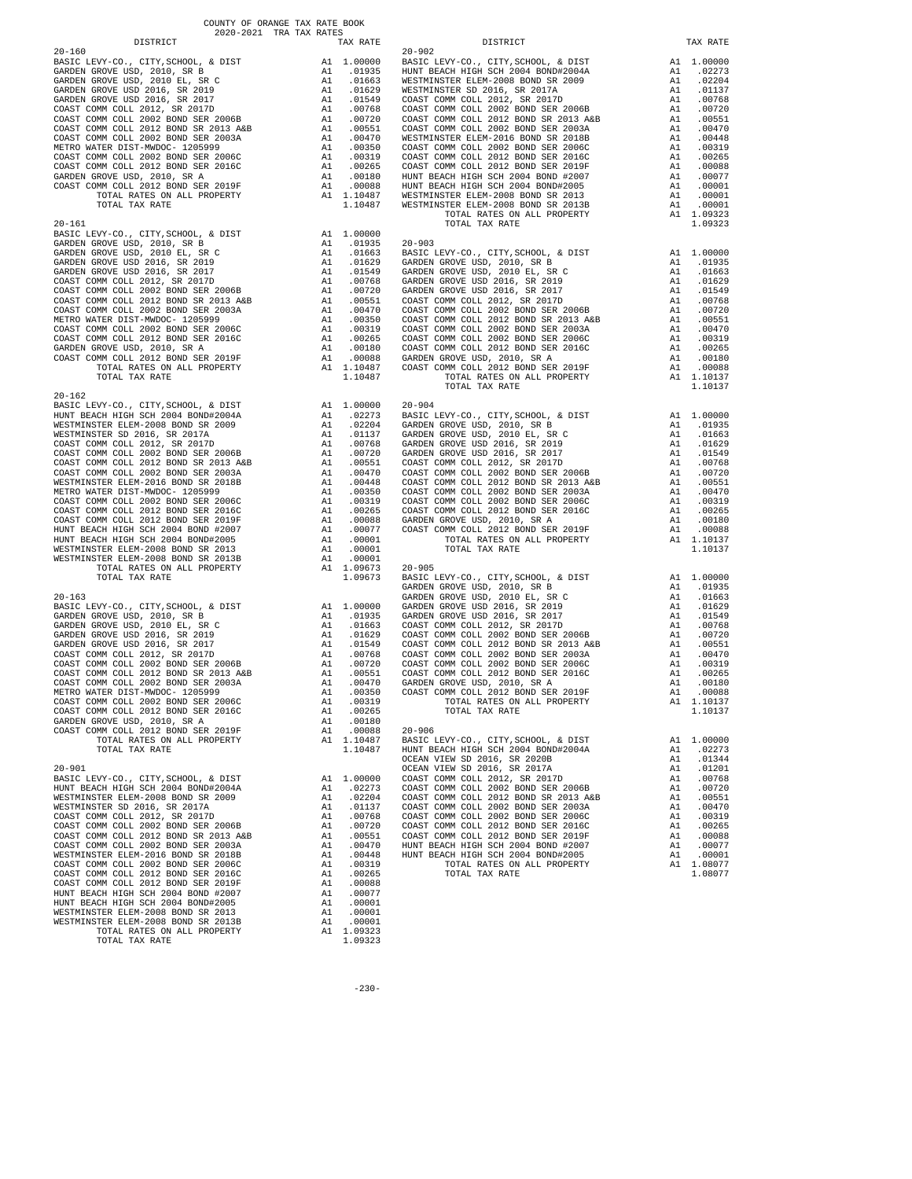COUNTY OF ORANGE TAX RATE BOOK
2020-2021 TRA TAX RATES

| DISTRICT | | TAX RATE |
|---|---|---|
| **20-160** | | |
| BASIC LEVY-CO., CITY,SCHOOL, & DIST | A1 | 1.00000 |
| GARDEN GROVE USD, 2010, SR B | A1 | .01935 |
| GARDEN GROVE USD, 2010 EL, SR C | A1 | .01663 |
| GARDEN GROVE USD 2016, SR 2019 | A1 | .01629 |
| GARDEN GROVE USD 2016, SR 2017 | A1 | .01549 |
| COAST COMM COLL 2012, SR 2017D | A1 | .00768 |
| COAST COMM COLL 2002 BOND SER 2006B | A1 | .00720 |
| COAST COMM COLL 2012 BOND SR 2013 A&B | A1 | .00551 |
| COAST COMM COLL 2002 BOND SER 2003A | A1 | .00470 |
| METRO WATER DIST-MWDOC- 1205999 | A1 | .00350 |
| COAST COMM COLL 2002 BOND SER 2006C | A1 | .00319 |
| COAST COMM COLL 2012 BOND SER 2016C | A1 | .00265 |
| GARDEN GROVE USD, 2010, SR A | A1 | .00180 |
| COAST COMM COLL 2012 BOND SER 2019F | A1 | .00088 |
| TOTAL RATES ON ALL PROPERTY | A1 | 1.10487 |
| TOTAL TAX RATE | | 1.10487 |
| **20-161** | | |
| BASIC LEVY-CO., CITY,SCHOOL, & DIST | A1 | 1.00000 |
| GARDEN GROVE USD, 2010, SR B | A1 | .01935 |
| GARDEN GROVE USD, 2010 EL, SR C | A1 | .01663 |
| GARDEN GROVE USD 2016, SR 2019 | A1 | .01629 |
| GARDEN GROVE USD 2016, SR 2017 | A1 | .01549 |
| COAST COMM COLL 2012, SR 2017D | A1 | .00768 |
| COAST COMM COLL 2002 BOND SER 2006B | A1 | .00720 |
| COAST COMM COLL 2012 BOND SR 2013 A&B | A1 | .00551 |
| COAST COMM COLL 2002 BOND SER 2003A | A1 | .00470 |
| METRO WATER DIST-MWDOC- 1205999 | A1 | .00350 |
| COAST COMM COLL 2002 BOND SER 2006C | A1 | .00319 |
| COAST COMM COLL 2012 BOND SER 2016C | A1 | .00265 |
| GARDEN GROVE USD, 2010, SR A | A1 | .00180 |
| COAST COMM COLL 2012 BOND SER 2019F | A1 | .00088 |
| TOTAL RATES ON ALL PROPERTY | A1 | 1.10487 |
| TOTAL TAX RATE | | 1.10487 |
| **20-162** | | |
| BASIC LEVY-CO., CITY,SCHOOL, & DIST | A1 | 1.00000 |
| HUNT BEACH HIGH SCH 2004 BOND#2004A | A1 | .02273 |
| WESTMINSTER ELEM-2008 BOND SR 2009 | A1 | .02204 |
| WESTMINSTER SD 2016, SR 2017A | A1 | .01137 |
| COAST COMM COLL 2012, SR 2017D | A1 | .00768 |
| COAST COMM COLL 2002 BOND SER 2006B | A1 | .00720 |
| COAST COMM COLL 2012 BOND SR 2013 A&B | A1 | .00551 |
| COAST COMM COLL 2002 BOND SER 2003A | A1 | .00470 |
| WESTMINSTER ELEM-2016 BOND SR 2018B | A1 | .00448 |
| METRO WATER DIST-MWDOC- 1205999 | A1 | .00350 |
| COAST COMM COLL 2002 BOND SER 2006C | A1 | .00319 |
| COAST COMM COLL 2012 BOND SER 2016C | A1 | .00265 |
| COAST COMM COLL 2012 BOND SER 2019F | A1 | .00088 |
| HUNT BEACH HIGH SCH 2004 BOND #2007 | A1 | .00077 |
| HUNT BEACH HIGH SCH 2004 BOND#2005 | A1 | .00001 |
| WESTMINSTER ELEM-2008 BOND SR 2013 | A1 | .00001 |
| WESTMINSTER ELEM-2008 BOND SR 2013B | A1 | .00001 |
| TOTAL RATES ON ALL PROPERTY | A1 | 1.09673 |
| TOTAL TAX RATE | | 1.09673 |
| **20-163** | | |
| BASIC LEVY-CO., CITY,SCHOOL, & DIST | A1 | 1.00000 |
| GARDEN GROVE USD, 2010, SR B | A1 | .01935 |
| GARDEN GROVE USD, 2010 EL, SR C | A1 | .01663 |
| GARDEN GROVE USD 2016, SR 2019 | A1 | .01629 |
| GARDEN GROVE USD 2016, SR 2017 | A1 | .01549 |
| COAST COMM COLL 2012, SR 2017D | A1 | .00768 |
| COAST COMM COLL 2002 BOND SER 2006B | A1 | .00720 |
| COAST COMM COLL 2012 BOND SR 2013 A&B | A1 | .00551 |
| COAST COMM COLL 2002 BOND SER 2003A | A1 | .00470 |
| METRO WATER DIST-MWDOC- 1205999 | A1 | .00350 |
| COAST COMM COLL 2002 BOND SER 2006C | A1 | .00319 |
| COAST COMM COLL 2012 BOND SER 2016C | A1 | .00265 |
| GARDEN GROVE USD, 2010, SR A | A1 | .00180 |
| COAST COMM COLL 2012 BOND SER 2019F | A1 | .00088 |
| TOTAL RATES ON ALL PROPERTY | A1 | 1.10487 |
| TOTAL TAX RATE | | 1.10487 |
| **20-901** | | |
| BASIC LEVY-CO., CITY,SCHOOL, & DIST | A1 | 1.00000 |
| HUNT BEACH HIGH SCH 2004 BOND#2004A | A1 | .02273 |
| WESTMINSTER ELEM-2008 BOND SR 2009 | A1 | .02204 |
| WESTMINSTER SD 2016, SR 2017A | A1 | .01137 |
| COAST COMM COLL 2012, SR 2017D | A1 | .00768 |
| COAST COMM COLL 2002 BOND SER 2006B | A1 | .00720 |
| COAST COMM COLL 2012 BOND SR 2013 A&B | A1 | .00551 |
| COAST COMM COLL 2002 BOND SER 2003A | A1 | .00470 |
| WESTMINSTER ELEM-2016 BOND SR 2018B | A1 | .00448 |
| COAST COMM COLL 2002 BOND SER 2006C | A1 | .00319 |
| COAST COMM COLL 2012 BOND SER 2016C | A1 | .00265 |
| COAST COMM COLL 2012 BOND SER 2019F | A1 | .00088 |
| HUNT BEACH HIGH SCH 2004 BOND #2007 | A1 | .00077 |
| HUNT BEACH HIGH SCH 2004 BOND#2005 | A1 | .00001 |
| WESTMINSTER ELEM-2008 BOND SR 2013 | A1 | .00001 |
| WESTMINSTER ELEM-2008 BOND SR 2013B | A1 | .00001 |
| TOTAL RATES ON ALL PROPERTY | A1 | 1.09323 |
| TOTAL TAX RATE | | 1.09323 |
| **20-902** | | |
| BASIC LEVY-CO., CITY,SCHOOL, & DIST | A1 | 1.00000 |
| HUNT BEACH HIGH SCH 2004 BOND#2004A | A1 | .02273 |
| WESTMINSTER ELEM-2008 BOND SR 2009 | A1 | .02204 |
| WESTMINSTER SD 2016, SR 2017A | A1 | .01137 |
| COAST COMM COLL 2012, SR 2017D | A1 | .00768 |
| COAST COMM COLL 2002 BOND SER 2006B | A1 | .00720 |
| COAST COMM COLL 2012 BOND SR 2013 A&B | A1 | .00551 |
| COAST COMM COLL 2002 BOND SER 2003A | A1 | .00470 |
| WESTMINSTER ELEM-2016 BOND SR 2018B | A1 | .00448 |
| COAST COMM COLL 2002 BOND SER 2006C | A1 | .00319 |
| COAST COMM COLL 2012 BOND SER 2016C | A1 | .00265 |
| COAST COMM COLL 2012 BOND SER 2019F | A1 | .00088 |
| HUNT BEACH HIGH SCH 2004 BOND #2007 | A1 | .00077 |
| HUNT BEACH HIGH SCH 2004 BOND#2005 | A1 | .00001 |
| WESTMINSTER ELEM-2008 BOND SR 2013 | A1 | .00001 |
| WESTMINSTER ELEM-2008 BOND SR 2013B | A1 | .00001 |
| TOTAL RATES ON ALL PROPERTY | A1 | 1.09323 |
| TOTAL TAX RATE | | 1.09323 |
| **20-903** | | |
| BASIC LEVY-CO., CITY,SCHOOL, & DIST | A1 | 1.00000 |
| GARDEN GROVE USD, 2010, SR B | A1 | .01935 |
| GARDEN GROVE USD, 2010 EL, SR C | A1 | .01663 |
| GARDEN GROVE USD 2016, SR 2019 | A1 | .01629 |
| GARDEN GROVE USD 2016, SR 2017 | A1 | .01549 |
| COAST COMM COLL 2012, SR 2017D | A1 | .00768 |
| COAST COMM COLL 2002 BOND SER 2006B | A1 | .00720 |
| COAST COMM COLL 2012 BOND SR 2013 A&B | A1 | .00551 |
| COAST COMM COLL 2002 BOND SER 2003A | A1 | .00470 |
| COAST COMM COLL 2002 BOND SER 2006C | A1 | .00319 |
| COAST COMM COLL 2012 BOND SER 2016C | A1 | .00265 |
| GARDEN GROVE USD, 2010, SR A | A1 | .00180 |
| COAST COMM COLL 2012 BOND SER 2019F | A1 | .00088 |
| TOTAL RATES ON ALL PROPERTY | A1 | 1.10137 |
| TOTAL TAX RATE | | 1.10137 |
| **20-904** | | |
| BASIC LEVY-CO., CITY,SCHOOL, & DIST | A1 | 1.00000 |
| GARDEN GROVE USD, 2010, SR B | A1 | .01935 |
| GARDEN GROVE USD, 2010 EL, SR C | A1 | .01663 |
| GARDEN GROVE USD 2016, SR 2019 | A1 | .01629 |
| GARDEN GROVE USD 2016, SR 2017 | A1 | .01549 |
| COAST COMM COLL 2012, SR 2017D | A1 | .00768 |
| COAST COMM COLL 2002 BOND SER 2006B | A1 | .00720 |
| COAST COMM COLL 2012 BOND SR 2013 A&B | A1 | .00551 |
| COAST COMM COLL 2002 BOND SER 2003A | A1 | .00470 |
| COAST COMM COLL 2002 BOND SER 2006C | A1 | .00319 |
| COAST COMM COLL 2012 BOND SER 2016C | A1 | .00265 |
| GARDEN GROVE USD, 2010, SR A | A1 | .00180 |
| COAST COMM COLL 2012 BOND SER 2019F | A1 | .00088 |
| TOTAL RATES ON ALL PROPERTY | A1 | 1.10137 |
| TOTAL TAX RATE | | 1.10137 |
| **20-905** | | |
| BASIC LEVY-CO., CITY,SCHOOL, & DIST | A1 | 1.00000 |
| GARDEN GROVE USD, 2010, SR B | A1 | .01935 |
| GARDEN GROVE USD, 2010 EL, SR C | A1 | .01663 |
| GARDEN GROVE USD 2016, SR 2019 | A1 | .01629 |
| GARDEN GROVE USD 2016, SR 2017 | A1 | .01549 |
| COAST COMM COLL 2012, SR 2017D | A1 | .00768 |
| COAST COMM COLL 2002 BOND SER 2006B | A1 | .00720 |
| COAST COMM COLL 2012 BOND SR 2013 A&B | A1 | .00551 |
| COAST COMM COLL 2002 BOND SER 2003A | A1 | .00470 |
| COAST COMM COLL 2002 BOND SER 2006C | A1 | .00319 |
| COAST COMM COLL 2012 BOND SER 2016C | A1 | .00265 |
| GARDEN GROVE USD, 2010, SR A | A1 | .00180 |
| COAST COMM COLL 2012 BOND SER 2019F | A1 | .00088 |
| TOTAL RATES ON ALL PROPERTY | A1 | 1.10137 |
| TOTAL TAX RATE | | 1.10137 |
| **20-906** | | |
| BASIC LEVY-CO., CITY,SCHOOL, & DIST | A1 | 1.00000 |
| HUNT BEACH HIGH SCH 2004 BOND#2004A | A1 | .02273 |
| OCEAN VIEW SD 2016, SR 2020B | A1 | .01344 |
| OCEAN VIEW SD 2016, SR 2017A | A1 | .01201 |
| COAST COMM COLL 2012, SR 2017D | A1 | .00768 |
| COAST COMM COLL 2002 BOND SER 2006B | A1 | .00720 |
| COAST COMM COLL 2012 BOND SR 2013 A&B | A1 | .00551 |
| COAST COMM COLL 2002 BOND SER 2003A | A1 | .00470 |
| COAST COMM COLL 2002 BOND SER 2006C | A1 | .00319 |
| COAST COMM COLL 2012 BOND SER 2016C | A1 | .00265 |
| COAST COMM COLL 2012 BOND SER 2019F | A1 | .00088 |
| HUNT BEACH HIGH SCH 2004 BOND #2007 | A1 | .00077 |
| HUNT BEACH HIGH SCH 2004 BOND#2005 | A1 | .00001 |
| TOTAL RATES ON ALL PROPERTY | A1 | 1.08077 |
| TOTAL TAX RATE | | 1.08077 |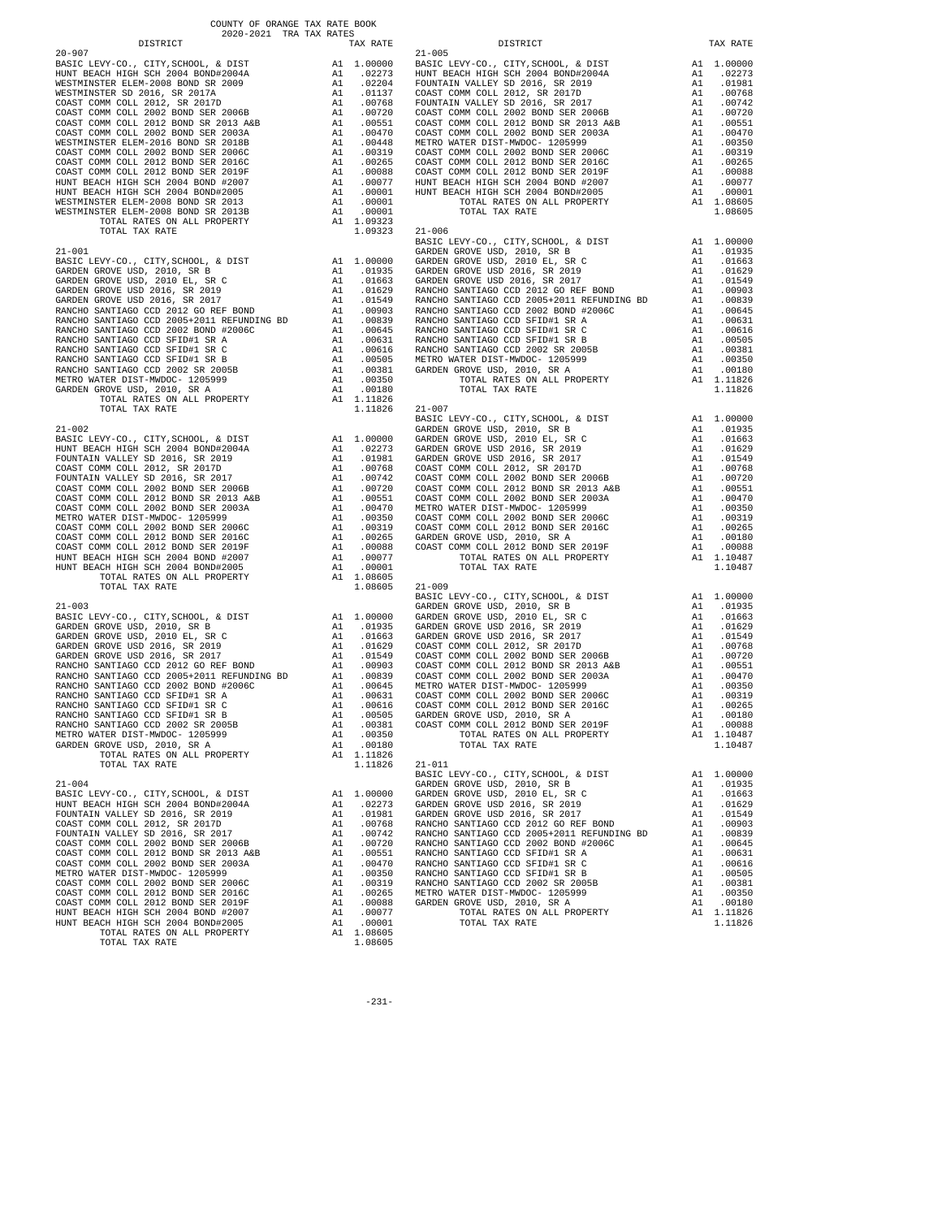COUNTY OF ORANGE TAX RATE BOOK
2020-2021 TRA TAX RATES

| DISTRICT | | TAX RATE |
|---|---|---|
| **20-907** | | |
| BASIC LEVY-CO., CITY,SCHOOL, & DIST | A1 | 1.00000 |
| HUNT BEACH HIGH SCH 2004 BOND#2004A | A1 | .02273 |
| WESTMINSTER ELEM-2008 BOND SR 2009 | A1 | .02204 |
| WESTMINSTER SD 2016, SR 2017A | A1 | .01137 |
| COAST COMM COLL 2012, SR 2017D | A1 | .00768 |
| COAST COMM COLL 2002 BOND SER 2006B | A1 | .00720 |
| COAST COMM COLL 2012 BOND SR 2013 A&B | A1 | .00551 |
| COAST COMM COLL 2002 BOND SER 2003A | A1 | .00470 |
| WESTMINSTER ELEM-2016 BOND SR 2018B | A1 | .00448 |
| COAST COMM COLL 2002 BOND SER 2006C | A1 | .00319 |
| COAST COMM COLL 2012 BOND SER 2016C | A1 | .00265 |
| COAST COMM COLL 2012 BOND SER 2019F | A1 | .00088 |
| HUNT BEACH HIGH SCH 2004 BOND #2007 | A1 | .00077 |
| HUNT BEACH HIGH SCH 2004 BOND#2005 | A1 | .00001 |
| WESTMINSTER ELEM-2008 BOND SR 2013 | A1 | .00001 |
| WESTMINSTER ELEM-2008 BOND SR 2013B | A1 | .00001 |
| TOTAL RATES ON ALL PROPERTY | A1 | 1.09323 |
| TOTAL TAX RATE | | 1.09323 |
| **21-001** | | |
| BASIC LEVY-CO., CITY,SCHOOL, & DIST | A1 | 1.00000 |
| GARDEN GROVE USD, 2010, SR B | A1 | .01935 |
| GARDEN GROVE USD, 2010 EL, SR C | A1 | .01663 |
| GARDEN GROVE USD 2016, SR 2019 | A1 | .01629 |
| GARDEN GROVE USD 2016, SR 2017 | A1 | .01549 |
| RANCHO SANTIAGO CCD 2012 GO REF BOND | A1 | .00903 |
| RANCHO SANTIAGO CCD 2005+2011 REFUNDING BD | A1 | .00839 |
| RANCHO SANTIAGO CCD 2002 BOND #2006C | A1 | .00645 |
| RANCHO SANTIAGO CCD SFID#1 SR A | A1 | .00631 |
| RANCHO SANTIAGO CCD SFID#1 SR C | A1 | .00616 |
| RANCHO SANTIAGO CCD SFID#1 SR B | A1 | .00505 |
| RANCHO SANTIAGO CCD 2002 SR 2005B | A1 | .00381 |
| METRO WATER DIST-MWDOC- 1205999 | A1 | .00350 |
| GARDEN GROVE USD, 2010, SR A | A1 | .00180 |
| TOTAL RATES ON ALL PROPERTY | A1 | 1.11826 |
| TOTAL TAX RATE | | 1.11826 |
| **21-002** | | |
| BASIC LEVY-CO., CITY,SCHOOL, & DIST | A1 | 1.00000 |
| HUNT BEACH HIGH SCH 2004 BOND#2004A | A1 | .02273 |
| FOUNTAIN VALLEY SD 2016, SR 2019 | A1 | .01981 |
| COAST COMM COLL 2012, SR 2017D | A1 | .00768 |
| FOUNTAIN VALLEY SD 2016, SR 2017 | A1 | .00742 |
| COAST COMM COLL 2002 BOND SER 2006B | A1 | .00720 |
| COAST COMM COLL 2012 BOND SR 2013 A&B | A1 | .00551 |
| COAST COMM COLL 2002 BOND SER 2003A | A1 | .00470 |
| METRO WATER DIST-MWDOC- 1205999 | A1 | .00350 |
| COAST COMM COLL 2002 BOND SER 2006C | A1 | .00319 |
| COAST COMM COLL 2012 BOND SER 2016C | A1 | .00265 |
| COAST COMM COLL 2012 BOND SER 2019F | A1 | .00088 |
| HUNT BEACH HIGH SCH 2004 BOND #2007 | A1 | .00077 |
| HUNT BEACH HIGH SCH 2004 BOND#2005 | A1 | .00001 |
| TOTAL RATES ON ALL PROPERTY | A1 | 1.08605 |
| TOTAL TAX RATE | | 1.08605 |
| **21-003** | | |
| BASIC LEVY-CO., CITY,SCHOOL, & DIST | A1 | 1.00000 |
| GARDEN GROVE USD, 2010, SR B | A1 | .01935 |
| GARDEN GROVE USD, 2010 EL, SR C | A1 | .01663 |
| GARDEN GROVE USD 2016, SR 2019 | A1 | .01629 |
| GARDEN GROVE USD 2016, SR 2017 | A1 | .01549 |
| RANCHO SANTIAGO CCD 2012 GO REF BOND | A1 | .00903 |
| RANCHO SANTIAGO CCD 2005+2011 REFUNDING BD | A1 | .00839 |
| RANCHO SANTIAGO CCD 2002 BOND #2006C | A1 | .00645 |
| RANCHO SANTIAGO CCD SFID#1 SR A | A1 | .00631 |
| RANCHO SANTIAGO CCD SFID#1 SR C | A1 | .00616 |
| RANCHO SANTIAGO CCD SFID#1 SR B | A1 | .00505 |
| RANCHO SANTIAGO CCD 2002 SR 2005B | A1 | .00381 |
| METRO WATER DIST-MWDOC- 1205999 | A1 | .00350 |
| GARDEN GROVE USD, 2010, SR A | A1 | .00180 |
| TOTAL RATES ON ALL PROPERTY | A1 | 1.11826 |
| TOTAL TAX RATE | | 1.11826 |
| **21-004** | | |
| BASIC LEVY-CO., CITY,SCHOOL, & DIST | A1 | 1.00000 |
| HUNT BEACH HIGH SCH 2004 BOND#2004A | A1 | .02273 |
| FOUNTAIN VALLEY SD 2016, SR 2019 | A1 | .01981 |
| COAST COMM COLL 2012, SR 2017D | A1 | .00768 |
| FOUNTAIN VALLEY SD 2016, SR 2017 | A1 | .00742 |
| COAST COMM COLL 2002 BOND SER 2006B | A1 | .00720 |
| COAST COMM COLL 2012 BOND SR 2013 A&B | A1 | .00551 |
| COAST COMM COLL 2002 BOND SER 2003A | A1 | .00470 |
| METRO WATER DIST-MWDOC- 1205999 | A1 | .00350 |
| COAST COMM COLL 2002 BOND SER 2006C | A1 | .00319 |
| COAST COMM COLL 2012 BOND SER 2016C | A1 | .00265 |
| COAST COMM COLL 2012 BOND SER 2019F | A1 | .00088 |
| HUNT BEACH HIGH SCH 2004 BOND #2007 | A1 | .00077 |
| HUNT BEACH HIGH SCH 2004 BOND#2005 | A1 | .00001 |
| TOTAL RATES ON ALL PROPERTY | A1 | 1.08605 |
| TOTAL TAX RATE | | 1.08605 |
| **21-005** | | |
| BASIC LEVY-CO., CITY,SCHOOL, & DIST | A1 | 1.00000 |
| HUNT BEACH HIGH SCH 2004 BOND#2004A | A1 | .02273 |
| FOUNTAIN VALLEY SD 2016, SR 2019 | A1 | .01981 |
| COAST COMM COLL 2012, SR 2017D | A1 | .00768 |
| FOUNTAIN VALLEY SD 2016, SR 2017 | A1 | .00742 |
| COAST COMM COLL 2002 BOND SER 2006B | A1 | .00720 |
| COAST COMM COLL 2012 BOND SR 2013 A&B | A1 | .00551 |
| COAST COMM COLL 2002 BOND SER 2003A | A1 | .00470 |
| METRO WATER DIST-MWDOC- 1205999 | A1 | .00350 |
| COAST COMM COLL 2002 BOND SER 2006C | A1 | .00319 |
| COAST COMM COLL 2012 BOND SER 2016C | A1 | .00265 |
| COAST COMM COLL 2012 BOND SER 2019F | A1 | .00088 |
| HUNT BEACH HIGH SCH 2004 BOND #2007 | A1 | .00077 |
| HUNT BEACH HIGH SCH 2004 BOND#2005 | A1 | .00001 |
| TOTAL RATES ON ALL PROPERTY | A1 | 1.08605 |
| TOTAL TAX RATE | | 1.08605 |
| **21-006** | | |
| BASIC LEVY-CO., CITY,SCHOOL, & DIST | A1 | 1.00000 |
| GARDEN GROVE USD, 2010, SR B | A1 | .01935 |
| GARDEN GROVE USD, 2010 EL, SR C | A1 | .01663 |
| GARDEN GROVE USD 2016, SR 2019 | A1 | .01629 |
| GARDEN GROVE USD 2016, SR 2017 | A1 | .01549 |
| RANCHO SANTIAGO CCD 2012 GO REF BOND | A1 | .00903 |
| RANCHO SANTIAGO CCD 2005+2011 REFUNDING BD | A1 | .00839 |
| RANCHO SANTIAGO CCD 2002 BOND #2006C | A1 | .00645 |
| RANCHO SANTIAGO CCD SFID#1 SR A | A1 | .00631 |
| RANCHO SANTIAGO CCD SFID#1 SR C | A1 | .00616 |
| RANCHO SANTIAGO CCD SFID#1 SR B | A1 | .00505 |
| RANCHO SANTIAGO CCD 2002 SR 2005B | A1 | .00381 |
| METRO WATER DIST-MWDOC- 1205999 | A1 | .00350 |
| GARDEN GROVE USD, 2010, SR A | A1 | .00180 |
| TOTAL RATES ON ALL PROPERTY | A1 | 1.11826 |
| TOTAL TAX RATE | | 1.11826 |
| **21-007** | | |
| BASIC LEVY-CO., CITY,SCHOOL, & DIST | A1 | 1.00000 |
| GARDEN GROVE USD, 2010, SR B | A1 | .01935 |
| GARDEN GROVE USD, 2010 EL, SR C | A1 | .01663 |
| GARDEN GROVE USD 2016, SR 2019 | A1 | .01629 |
| GARDEN GROVE USD 2016, SR 2017 | A1 | .01549 |
| COAST COMM COLL 2012, SR 2017D | A1 | .00768 |
| COAST COMM COLL 2002 BOND SER 2006B | A1 | .00720 |
| COAST COMM COLL 2012 BOND SR 2013 A&B | A1 | .00551 |
| COAST COMM COLL 2002 BOND SER 2003A | A1 | .00470 |
| METRO WATER DIST-MWDOC- 1205999 | A1 | .00350 |
| COAST COMM COLL 2002 BOND SER 2006C | A1 | .00319 |
| COAST COMM COLL 2012 BOND SER 2016C | A1 | .00265 |
| GARDEN GROVE USD, 2010, SR A | A1 | .00180 |
| COAST COMM COLL 2012 BOND SER 2019F | A1 | .00088 |
| TOTAL RATES ON ALL PROPERTY | A1 | 1.10487 |
| TOTAL TAX RATE | | 1.10487 |
| **21-009** | | |
| BASIC LEVY-CO., CITY,SCHOOL, & DIST | A1 | 1.00000 |
| GARDEN GROVE USD, 2010, SR B | A1 | .01935 |
| GARDEN GROVE USD, 2010 EL, SR C | A1 | .01663 |
| GARDEN GROVE USD 2016, SR 2019 | A1 | .01629 |
| GARDEN GROVE USD 2016, SR 2017 | A1 | .01549 |
| COAST COMM COLL 2012, SR 2017D | A1 | .00768 |
| COAST COMM COLL 2002 BOND SER 2006B | A1 | .00720 |
| COAST COMM COLL 2012 BOND SR 2013 A&B | A1 | .00551 |
| COAST COMM COLL 2002 BOND SER 2003A | A1 | .00470 |
| METRO WATER DIST-MWDOC- 1205999 | A1 | .00350 |
| COAST COMM COLL 2002 BOND SER 2006C | A1 | .00319 |
| COAST COMM COLL 2012 BOND SER 2016C | A1 | .00265 |
| GARDEN GROVE USD, 2010, SR A | A1 | .00180 |
| COAST COMM COLL 2012 BOND SER 2019F | A1 | .00088 |
| TOTAL RATES ON ALL PROPERTY | A1 | 1.10487 |
| TOTAL TAX RATE | | 1.10487 |
| **21-011** | | |
| BASIC LEVY-CO., CITY,SCHOOL, & DIST | A1 | 1.00000 |
| GARDEN GROVE USD, 2010, SR B | A1 | .01935 |
| GARDEN GROVE USD, 2010 EL, SR C | A1 | .01663 |
| GARDEN GROVE USD 2016, SR 2019 | A1 | .01629 |
| GARDEN GROVE USD 2016, SR 2017 | A1 | .01549 |
| RANCHO SANTIAGO CCD 2012 GO REF BOND | A1 | .00903 |
| RANCHO SANTIAGO CCD 2005+2011 REFUNDING BD | A1 | .00839 |
| RANCHO SANTIAGO CCD 2002 BOND #2006C | A1 | .00645 |
| RANCHO SANTIAGO CCD SFID#1 SR A | A1 | .00631 |
| RANCHO SANTIAGO CCD SFID#1 SR C | A1 | .00616 |
| RANCHO SANTIAGO CCD SFID#1 SR B | A1 | .00505 |
| RANCHO SANTIAGO CCD 2002 SR 2005B | A1 | .00381 |
| METRO WATER DIST-MWDOC- 1205999 | A1 | .00350 |
| GARDEN GROVE USD, 2010, SR A | A1 | .00180 |
| TOTAL RATES ON ALL PROPERTY | A1 | 1.11826 |
| TOTAL TAX RATE | | 1.11826 |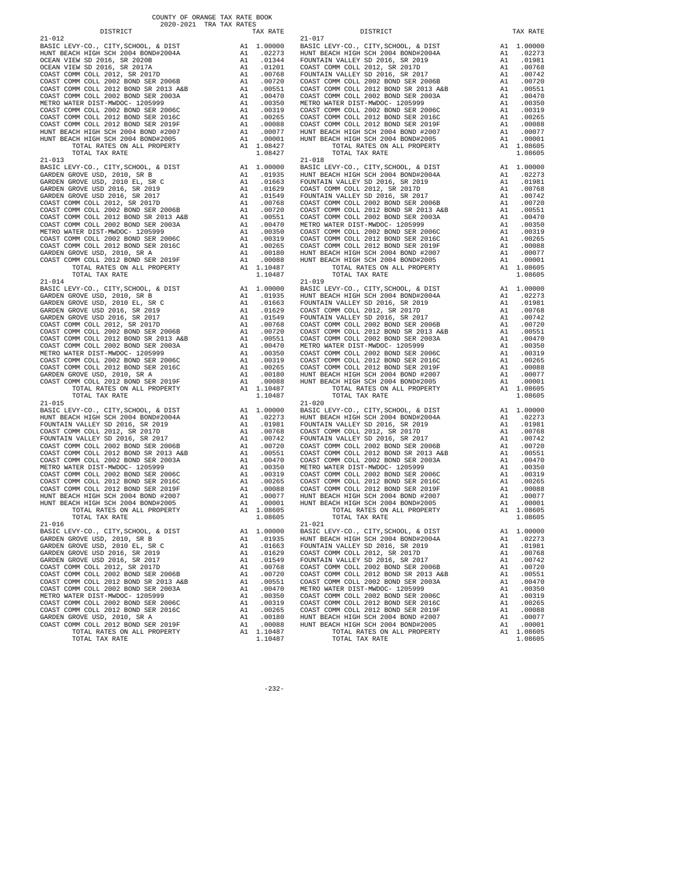COUNTY OF ORANGE TAX RATE BOOK
2020-2021 TRA TAX RATES

| DISTRICT | | TAX RATE |
|---|---|---|
| **21-012** | | |
| BASIC LEVY-CO., CITY,SCHOOL, & DIST | A1 | 1.00000 |
| HUNT BEACH HIGH SCH 2004 BOND#2004A | A1 | .02273 |
| OCEAN VIEW SD 2016, SR 2020B | A1 | .01344 |
| OCEAN VIEW SD 2016, SR 2017A | A1 | .01201 |
| COAST COMM COLL 2012, SR 2017D | A1 | .00768 |
| COAST COMM COLL 2002 BOND SER 2006B | A1 | .00720 |
| COAST COMM COLL 2012 BOND SR 2013 A&B | A1 | .00551 |
| COAST COMM COLL 2002 BOND SER 2003A | A1 | .00470 |
| METRO WATER DIST-MWDOC- 1205999 | A1 | .00350 |
| COAST COMM COLL 2002 BOND SER 2006C | A1 | .00319 |
| COAST COMM COLL 2012 BOND SER 2016C | A1 | .00265 |
| COAST COMM COLL 2012 BOND SER 2019F | A1 | .00088 |
| HUNT BEACH HIGH SCH 2004 BOND #2007 | A1 | .00077 |
| HUNT BEACH HIGH SCH 2004 BOND#2005 | A1 | .00001 |
| TOTAL RATES ON ALL PROPERTY | A1 | 1.08427 |
| TOTAL TAX RATE | | 1.08427 |
| **21-013** | | |
| BASIC LEVY-CO., CITY,SCHOOL, & DIST | A1 | 1.00000 |
| GARDEN GROVE USD, 2010, SR B | A1 | .01935 |
| GARDEN GROVE USD, 2010 EL, SR C | A1 | .01663 |
| GARDEN GROVE USD 2016, SR 2019 | A1 | .01629 |
| GARDEN GROVE USD 2016, SR 2017 | A1 | .01549 |
| COAST COMM COLL 2012, SR 2017D | A1 | .00768 |
| COAST COMM COLL 2002 BOND SER 2006B | A1 | .00720 |
| COAST COMM COLL 2012 BOND SR 2013 A&B | A1 | .00551 |
| COAST COMM COLL 2002 BOND SER 2003A | A1 | .00470 |
| METRO WATER DIST-MWDOC- 1205999 | A1 | .00350 |
| COAST COMM COLL 2002 BOND SER 2006C | A1 | .00319 |
| COAST COMM COLL 2012 BOND SER 2016C | A1 | .00265 |
| GARDEN GROVE USD, 2010, SR A | A1 | .00180 |
| COAST COMM COLL 2012 BOND SER 2019F | A1 | .00088 |
| TOTAL RATES ON ALL PROPERTY | A1 | 1.10487 |
| TOTAL TAX RATE | | 1.10487 |
| **21-014** | | |
| BASIC LEVY-CO., CITY,SCHOOL, & DIST | A1 | 1.00000 |
| GARDEN GROVE USD, 2010, SR B | A1 | .01935 |
| GARDEN GROVE USD, 2010 EL, SR C | A1 | .01663 |
| GARDEN GROVE USD 2016, SR 2019 | A1 | .01629 |
| GARDEN GROVE USD 2016, SR 2017 | A1 | .01549 |
| COAST COMM COLL 2012, SR 2017D | A1 | .00768 |
| COAST COMM COLL 2002 BOND SER 2006B | A1 | .00720 |
| COAST COMM COLL 2012 BOND SR 2013 A&B | A1 | .00551 |
| COAST COMM COLL 2002 BOND SER 2003A | A1 | .00470 |
| METRO WATER DIST-MWDOC- 1205999 | A1 | .00350 |
| COAST COMM COLL 2002 BOND SER 2006C | A1 | .00319 |
| COAST COMM COLL 2012 BOND SER 2016C | A1 | .00265 |
| GARDEN GROVE USD, 2010, SR A | A1 | .00180 |
| COAST COMM COLL 2012 BOND SER 2019F | A1 | .00088 |
| TOTAL RATES ON ALL PROPERTY | A1 | 1.10487 |
| TOTAL TAX RATE | | 1.10487 |
| **21-015** | | |
| BASIC LEVY-CO., CITY,SCHOOL, & DIST | A1 | 1.00000 |
| HUNT BEACH HIGH SCH 2004 BOND#2004A | A1 | .02273 |
| FOUNTAIN VALLEY SD 2016, SR 2019 | A1 | .01981 |
| COAST COMM COLL 2012, SR 2017D | A1 | .00768 |
| FOUNTAIN VALLEY SD 2016, SR 2017 | A1 | .00742 |
| COAST COMM COLL 2002 BOND SER 2006B | A1 | .00720 |
| COAST COMM COLL 2012 BOND SR 2013 A&B | A1 | .00551 |
| COAST COMM COLL 2002 BOND SER 2003A | A1 | .00470 |
| METRO WATER DIST-MWDOC- 1205999 | A1 | .00350 |
| COAST COMM COLL 2002 BOND SER 2006C | A1 | .00319 |
| COAST COMM COLL 2012 BOND SER 2016C | A1 | .00265 |
| COAST COMM COLL 2012 BOND SER 2019F | A1 | .00088 |
| HUNT BEACH HIGH SCH 2004 BOND #2007 | A1 | .00077 |
| HUNT BEACH HIGH SCH 2004 BOND#2005 | A1 | .00001 |
| TOTAL RATES ON ALL PROPERTY | A1 | 1.08605 |
| TOTAL TAX RATE | | 1.08605 |
| **21-016** | | |
| BASIC LEVY-CO., CITY,SCHOOL, & DIST | A1 | 1.00000 |
| GARDEN GROVE USD, 2010, SR B | A1 | .01935 |
| GARDEN GROVE USD, 2010 EL, SR C | A1 | .01663 |
| GARDEN GROVE USD 2016, SR 2019 | A1 | .01629 |
| GARDEN GROVE USD 2016, SR 2017 | A1 | .01549 |
| COAST COMM COLL 2012, SR 2017D | A1 | .00768 |
| COAST COMM COLL 2002 BOND SER 2006B | A1 | .00720 |
| COAST COMM COLL 2012 BOND SR 2013 A&B | A1 | .00551 |
| COAST COMM COLL 2002 BOND SER 2003A | A1 | .00470 |
| METRO WATER DIST-MWDOC- 1205999 | A1 | .00350 |
| COAST COMM COLL 2002 BOND SER 2006C | A1 | .00319 |
| COAST COMM COLL 2012 BOND SER 2016C | A1 | .00265 |
| GARDEN GROVE USD, 2010, SR A | A1 | .00180 |
| COAST COMM COLL 2012 BOND SER 2019F | A1 | .00088 |
| TOTAL RATES ON ALL PROPERTY | A1 | 1.10487 |
| TOTAL TAX RATE | | 1.10487 |

| DISTRICT | | TAX RATE |
|---|---|---|
| **21-017** | | |
| BASIC LEVY-CO., CITY,SCHOOL, & DIST | A1 | 1.00000 |
| HUNT BEACH HIGH SCH 2004 BOND#2004A | A1 | .02273 |
| FOUNTAIN VALLEY SD 2016, SR 2019 | A1 | .01981 |
| COAST COMM COLL 2012, SR 2017D | A1 | .00768 |
| FOUNTAIN VALLEY SD 2016, SR 2017 | A1 | .00742 |
| COAST COMM COLL 2002 BOND SER 2006B | A1 | .00720 |
| COAST COMM COLL 2012 BOND SR 2013 A&B | A1 | .00551 |
| COAST COMM COLL 2002 BOND SER 2003A | A1 | .00470 |
| METRO WATER DIST-MWDOC- 1205999 | A1 | .00350 |
| COAST COMM COLL 2002 BOND SER 2006C | A1 | .00319 |
| COAST COMM COLL 2012 BOND SER 2016C | A1 | .00265 |
| COAST COMM COLL 2012 BOND SER 2019F | A1 | .00088 |
| HUNT BEACH HIGH SCH 2004 BOND #2007 | A1 | .00077 |
| HUNT BEACH HIGH SCH 2004 BOND#2005 | A1 | .00001 |
| TOTAL RATES ON ALL PROPERTY | A1 | 1.08605 |
| TOTAL TAX RATE | | 1.08605 |
| **21-018** | | |
| BASIC LEVY-CO., CITY,SCHOOL, & DIST | A1 | 1.00000 |
| HUNT BEACH HIGH SCH 2004 BOND#2004A | A1 | .02273 |
| FOUNTAIN VALLEY SD 2016, SR 2019 | A1 | .01981 |
| COAST COMM COLL 2012, SR 2017D | A1 | .00768 |
| FOUNTAIN VALLEY SD 2016, SR 2017 | A1 | .00742 |
| COAST COMM COLL 2002 BOND SER 2006B | A1 | .00720 |
| COAST COMM COLL 2012 BOND SR 2013 A&B | A1 | .00551 |
| COAST COMM COLL 2002 BOND SER 2003A | A1 | .00470 |
| METRO WATER DIST-MWDOC- 1205999 | A1 | .00350 |
| COAST COMM COLL 2002 BOND SER 2006C | A1 | .00319 |
| COAST COMM COLL 2012 BOND SER 2016C | A1 | .00265 |
| COAST COMM COLL 2012 BOND SER 2019F | A1 | .00088 |
| HUNT BEACH HIGH SCH 2004 BOND #2007 | A1 | .00077 |
| HUNT BEACH HIGH SCH 2004 BOND#2005 | A1 | .00001 |
| TOTAL RATES ON ALL PROPERTY | A1 | 1.08605 |
| TOTAL TAX RATE | | 1.08605 |
| **21-019** | | |
| BASIC LEVY-CO., CITY,SCHOOL, & DIST | A1 | 1.00000 |
| HUNT BEACH HIGH SCH 2004 BOND#2004A | A1 | .02273 |
| FOUNTAIN VALLEY SD 2016, SR 2019 | A1 | .01981 |
| COAST COMM COLL 2012, SR 2017D | A1 | .00768 |
| FOUNTAIN VALLEY SD 2016, SR 2017 | A1 | .00742 |
| COAST COMM COLL 2002 BOND SER 2006B | A1 | .00720 |
| COAST COMM COLL 2012 BOND SR 2013 A&B | A1 | .00551 |
| COAST COMM COLL 2002 BOND SER 2003A | A1 | .00470 |
| METRO WATER DIST-MWDOC- 1205999 | A1 | .00350 |
| COAST COMM COLL 2002 BOND SER 2006C | A1 | .00319 |
| COAST COMM COLL 2012 BOND SER 2016C | A1 | .00265 |
| COAST COMM COLL 2012 BOND SER 2019F | A1 | .00088 |
| HUNT BEACH HIGH SCH 2004 BOND #2007 | A1 | .00077 |
| HUNT BEACH HIGH SCH 2004 BOND#2005 | A1 | .00001 |
| TOTAL RATES ON ALL PROPERTY | A1 | 1.08605 |
| TOTAL TAX RATE | | 1.08605 |
| **21-020** | | |
| BASIC LEVY-CO., CITY,SCHOOL, & DIST | A1 | 1.00000 |
| HUNT BEACH HIGH SCH 2004 BOND#2004A | A1 | .02273 |
| FOUNTAIN VALLEY SD 2016, SR 2019 | A1 | .01981 |
| COAST COMM COLL 2012, SR 2017D | A1 | .00768 |
| FOUNTAIN VALLEY SD 2016, SR 2017 | A1 | .00742 |
| COAST COMM COLL 2002 BOND SER 2006B | A1 | .00720 |
| COAST COMM COLL 2012 BOND SR 2013 A&B | A1 | .00551 |
| COAST COMM COLL 2002 BOND SER 2003A | A1 | .00470 |
| METRO WATER DIST-MWDOC- 1205999 | A1 | .00350 |
| COAST COMM COLL 2002 BOND SER 2006C | A1 | .00319 |
| COAST COMM COLL 2012 BOND SER 2016C | A1 | .00265 |
| COAST COMM COLL 2012 BOND SER 2019F | A1 | .00088 |
| HUNT BEACH HIGH SCH 2004 BOND #2007 | A1 | .00077 |
| HUNT BEACH HIGH SCH 2004 BOND#2005 | A1 | .00001 |
| TOTAL RATES ON ALL PROPERTY | A1 | 1.08605 |
| TOTAL TAX RATE | | 1.08605 |
| **21-021** | | |
| BASIC LEVY-CO., CITY,SCHOOL, & DIST | A1 | 1.00000 |
| HUNT BEACH HIGH SCH 2004 BOND#2004A | A1 | .02273 |
| FOUNTAIN VALLEY SD 2016, SR 2019 | A1 | .01981 |
| COAST COMM COLL 2012, SR 2017D | A1 | .00768 |
| FOUNTAIN VALLEY SD 2016, SR 2017 | A1 | .00742 |
| COAST COMM COLL 2002 BOND SER 2006B | A1 | .00720 |
| COAST COMM COLL 2012 BOND SR 2013 A&B | A1 | .00551 |
| COAST COMM COLL 2002 BOND SER 2003A | A1 | .00470 |
| METRO WATER DIST-MWDOC- 1205999 | A1 | .00350 |
| COAST COMM COLL 2002 BOND SER 2006C | A1 | .00319 |
| COAST COMM COLL 2012 BOND SER 2016C | A1 | .00265 |
| COAST COMM COLL 2012 BOND SER 2019F | A1 | .00088 |
| HUNT BEACH HIGH SCH 2004 BOND #2007 | A1 | .00077 |
| HUNT BEACH HIGH SCH 2004 BOND#2005 | A1 | .00001 |
| TOTAL RATES ON ALL PROPERTY | A1 | 1.08605 |
| TOTAL TAX RATE | | 1.08605 |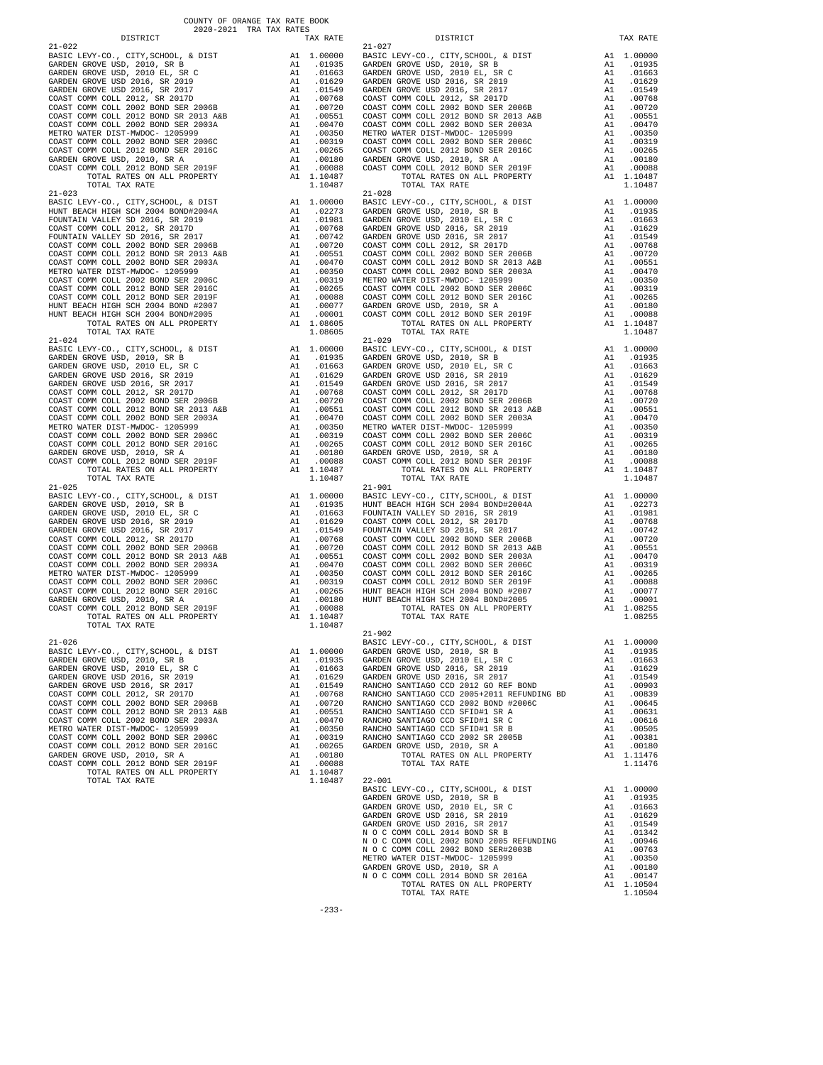COUNTY OF ORANGE TAX RATE BOOK
2020-2021 TRA TAX RATES

| DISTRICT | | TAX RATE |
|---|---|---|
| **21-022** | | |
| BASIC LEVY-CO., CITY,SCHOOL, & DIST | A1 | 1.00000 |
| GARDEN GROVE USD, 2010, SR B | A1 | .01935 |
| GARDEN GROVE USD, 2010 EL, SR C | A1 | .01663 |
| GARDEN GROVE USD 2016, SR 2019 | A1 | .01629 |
| GARDEN GROVE USD 2016, SR 2017 | A1 | .01549 |
| COAST COMM COLL 2012, SR 2017D | A1 | .00768 |
| COAST COMM COLL 2002 BOND SER 2006B | A1 | .00720 |
| COAST COMM COLL 2012 BOND SR 2013 A&B | A1 | .00551 |
| COAST COMM COLL 2002 BOND SER 2003A | A1 | .00470 |
| METRO WATER DIST-MWDOC- 1205999 | A1 | .00350 |
| COAST COMM COLL 2002 BOND SER 2006C | A1 | .00319 |
| COAST COMM COLL 2012 BOND SER 2016C | A1 | .00265 |
| GARDEN GROVE USD, 2010, SR A | A1 | .00180 |
| COAST COMM COLL 2012 BOND SER 2019F | A1 | .00088 |
| TOTAL RATES ON ALL PROPERTY | A1 | 1.10487 |
| TOTAL TAX RATE | | 1.10487 |
| **21-023** | | |
| BASIC LEVY-CO., CITY,SCHOOL, & DIST | A1 | 1.00000 |
| HUNT BEACH HIGH SCH 2004 BOND#2004A | A1 | .02273 |
| FOUNTAIN VALLEY SD 2016, SR 2019 | A1 | .01981 |
| COAST COMM COLL 2012, SR 2017D | A1 | .00768 |
| FOUNTAIN VALLEY SD 2016, SR 2017 | A1 | .00742 |
| COAST COMM COLL 2002 BOND SER 2006B | A1 | .00720 |
| COAST COMM COLL 2012 BOND SR 2013 A&B | A1 | .00551 |
| COAST COMM COLL 2002 BOND SER 2003A | A1 | .00470 |
| METRO WATER DIST-MWDOC- 1205999 | A1 | .00350 |
| COAST COMM COLL 2002 BOND SER 2006C | A1 | .00319 |
| COAST COMM COLL 2012 BOND SER 2016C | A1 | .00265 |
| COAST COMM COLL 2012 BOND SER 2019F | A1 | .00088 |
| HUNT BEACH HIGH SCH 2004 BOND #2007 | A1 | .00077 |
| HUNT BEACH HIGH SCH 2004 BOND#2005 | A1 | .00001 |
| TOTAL RATES ON ALL PROPERTY | A1 | 1.08605 |
| TOTAL TAX RATE | | 1.08605 |
| **21-024** | | |
| BASIC LEVY-CO., CITY,SCHOOL, & DIST | A1 | 1.00000 |
| GARDEN GROVE USD, 2010, SR B | A1 | .01935 |
| GARDEN GROVE USD, 2010 EL, SR C | A1 | .01663 |
| GARDEN GROVE USD 2016, SR 2019 | A1 | .01629 |
| GARDEN GROVE USD 2016, SR 2017 | A1 | .01549 |
| COAST COMM COLL 2012, SR 2017D | A1 | .00768 |
| COAST COMM COLL 2002 BOND SER 2006B | A1 | .00720 |
| COAST COMM COLL 2012 BOND SR 2013 A&B | A1 | .00551 |
| COAST COMM COLL 2002 BOND SER 2003A | A1 | .00470 |
| METRO WATER DIST-MWDOC- 1205999 | A1 | .00350 |
| COAST COMM COLL 2002 BOND SER 2006C | A1 | .00319 |
| COAST COMM COLL 2012 BOND SER 2016C | A1 | .00265 |
| GARDEN GROVE USD, 2010, SR A | A1 | .00180 |
| COAST COMM COLL 2012 BOND SER 2019F | A1 | .00088 |
| TOTAL RATES ON ALL PROPERTY | A1 | 1.10487 |
| TOTAL TAX RATE | | 1.10487 |
| **21-025** | | |
| BASIC LEVY-CO., CITY,SCHOOL, & DIST | A1 | 1.00000 |
| GARDEN GROVE USD, 2010, SR B | A1 | .01935 |
| GARDEN GROVE USD, 2010 EL, SR C | A1 | .01663 |
| GARDEN GROVE USD 2016, SR 2019 | A1 | .01629 |
| GARDEN GROVE USD 2016, SR 2017 | A1 | .01549 |
| COAST COMM COLL 2012, SR 2017D | A1 | .00768 |
| COAST COMM COLL 2002 BOND SER 2006B | A1 | .00720 |
| COAST COMM COLL 2012 BOND SR 2013 A&B | A1 | .00551 |
| COAST COMM COLL 2002 BOND SER 2003A | A1 | .00470 |
| METRO WATER DIST-MWDOC- 1205999 | A1 | .00350 |
| COAST COMM COLL 2002 BOND SER 2006C | A1 | .00319 |
| COAST COMM COLL 2012 BOND SER 2016C | A1 | .00265 |
| GARDEN GROVE USD, 2010, SR A | A1 | .00180 |
| COAST COMM COLL 2012 BOND SER 2019F | A1 | .00088 |
| TOTAL RATES ON ALL PROPERTY | A1 | 1.10487 |
| TOTAL TAX RATE | | 1.10487 |
| **21-026** | | |
| BASIC LEVY-CO., CITY,SCHOOL, & DIST | A1 | 1.00000 |
| GARDEN GROVE USD, 2010, SR B | A1 | .01935 |
| GARDEN GROVE USD, 2010 EL, SR C | A1 | .01663 |
| GARDEN GROVE USD 2016, SR 2019 | A1 | .01629 |
| GARDEN GROVE USD 2016, SR 2017 | A1 | .01549 |
| COAST COMM COLL 2012, SR 2017D | A1 | .00768 |
| COAST COMM COLL 2002 BOND SER 2006B | A1 | .00720 |
| COAST COMM COLL 2012 BOND SR 2013 A&B | A1 | .00551 |
| COAST COMM COLL 2002 BOND SER 2003A | A1 | .00470 |
| METRO WATER DIST-MWDOC- 1205999 | A1 | .00350 |
| COAST COMM COLL 2002 BOND SER 2006C | A1 | .00319 |
| COAST COMM COLL 2012 BOND SER 2016C | A1 | .00265 |
| GARDEN GROVE USD, 2010, SR A | A1 | .00180 |
| COAST COMM COLL 2012 BOND SER 2019F | A1 | .00088 |
| TOTAL RATES ON ALL PROPERTY | A1 | 1.10487 |
| TOTAL TAX RATE | | 1.10487 |
| **21-027** | | |
| BASIC LEVY-CO., CITY,SCHOOL, & DIST | A1 | 1.00000 |
| GARDEN GROVE USD, 2010, SR B | A1 | .01935 |
| GARDEN GROVE USD, 2010 EL, SR C | A1 | .01663 |
| GARDEN GROVE USD 2016, SR 2019 | A1 | .01629 |
| GARDEN GROVE USD 2016, SR 2017 | A1 | .01549 |
| COAST COMM COLL 2012, SR 2017D | A1 | .00768 |
| COAST COMM COLL 2002 BOND SER 2006B | A1 | .00720 |
| COAST COMM COLL 2012 BOND SR 2013 A&B | A1 | .00551 |
| COAST COMM COLL 2002 BOND SER 2003A | A1 | .00470 |
| METRO WATER DIST-MWDOC- 1205999 | A1 | .00350 |
| COAST COMM COLL 2002 BOND SER 2006C | A1 | .00319 |
| COAST COMM COLL 2012 BOND SER 2016C | A1 | .00265 |
| GARDEN GROVE USD, 2010, SR A | A1 | .00180 |
| COAST COMM COLL 2012 BOND SER 2019F | A1 | .00088 |
| TOTAL RATES ON ALL PROPERTY | A1 | 1.10487 |
| TOTAL TAX RATE | | 1.10487 |
| **21-028** | | |
| BASIC LEVY-CO., CITY,SCHOOL, & DIST | A1 | 1.00000 |
| GARDEN GROVE USD, 2010, SR B | A1 | .01935 |
| GARDEN GROVE USD, 2010 EL, SR C | A1 | .01663 |
| GARDEN GROVE USD 2016, SR 2019 | A1 | .01629 |
| GARDEN GROVE USD 2016, SR 2017 | A1 | .01549 |
| COAST COMM COLL 2012, SR 2017D | A1 | .00768 |
| COAST COMM COLL 2002 BOND SER 2006B | A1 | .00720 |
| COAST COMM COLL 2012 BOND SR 2013 A&B | A1 | .00551 |
| COAST COMM COLL 2002 BOND SER 2003A | A1 | .00470 |
| METRO WATER DIST-MWDOC- 1205999 | A1 | .00350 |
| COAST COMM COLL 2002 BOND SER 2006C | A1 | .00319 |
| COAST COMM COLL 2012 BOND SER 2016C | A1 | .00265 |
| GARDEN GROVE USD, 2010, SR A | A1 | .00180 |
| COAST COMM COLL 2012 BOND SER 2019F | A1 | .00088 |
| TOTAL RATES ON ALL PROPERTY | A1 | 1.10487 |
| TOTAL TAX RATE | | 1.10487 |
| **21-029** | | |
| BASIC LEVY-CO., CITY,SCHOOL, & DIST | A1 | 1.00000 |
| GARDEN GROVE USD, 2010, SR B | A1 | .01935 |
| GARDEN GROVE USD, 2010 EL, SR C | A1 | .01663 |
| GARDEN GROVE USD 2016, SR 2019 | A1 | .01629 |
| GARDEN GROVE USD 2016, SR 2017 | A1 | .01549 |
| COAST COMM COLL 2012, SR 2017D | A1 | .00768 |
| COAST COMM COLL 2002 BOND SER 2006B | A1 | .00720 |
| COAST COMM COLL 2012 BOND SR 2013 A&B | A1 | .00551 |
| COAST COMM COLL 2002 BOND SER 2003A | A1 | .00470 |
| METRO WATER DIST-MWDOC- 1205999 | A1 | .00350 |
| COAST COMM COLL 2002 BOND SER 2006C | A1 | .00319 |
| COAST COMM COLL 2012 BOND SER 2016C | A1 | .00265 |
| GARDEN GROVE USD, 2010, SR A | A1 | .00180 |
| COAST COMM COLL 2012 BOND SER 2019F | A1 | .00088 |
| TOTAL RATES ON ALL PROPERTY | A1 | 1.10487 |
| TOTAL TAX RATE | | 1.10487 |
| **21-901** | | |
| BASIC LEVY-CO., CITY,SCHOOL, & DIST | A1 | 1.00000 |
| HUNT BEACH HIGH SCH 2004 BOND#2004A | A1 | .02273 |
| FOUNTAIN VALLEY SD 2016, SR 2019 | A1 | .01981 |
| COAST COMM COLL 2012, SR 2017D | A1 | .00768 |
| FOUNTAIN VALLEY SD 2016, SR 2017 | A1 | .00742 |
| COAST COMM COLL 2002 BOND SER 2006B | A1 | .00720 |
| COAST COMM COLL 2012 BOND SR 2013 A&B | A1 | .00551 |
| COAST COMM COLL 2002 BOND SER 2003A | A1 | .00470 |
| COAST COMM COLL 2002 BOND SER 2006C | A1 | .00319 |
| COAST COMM COLL 2012 BOND SER 2016C | A1 | .00265 |
| COAST COMM COLL 2012 BOND SER 2019F | A1 | .00088 |
| HUNT BEACH HIGH SCH 2004 BOND #2007 | A1 | .00077 |
| HUNT BEACH HIGH SCH 2004 BOND#2005 | A1 | .00001 |
| TOTAL RATES ON ALL PROPERTY | A1 | 1.08255 |
| TOTAL TAX RATE | | 1.08255 |
| **21-902** | | |
| BASIC LEVY-CO., CITY,SCHOOL, & DIST | A1 | 1.00000 |
| GARDEN GROVE USD, 2010, SR B | A1 | .01935 |
| GARDEN GROVE USD, 2010 EL, SR C | A1 | .01663 |
| GARDEN GROVE USD 2016, SR 2019 | A1 | .01629 |
| GARDEN GROVE USD 2016, SR 2017 | A1 | .01549 |
| RANCHO SANTIAGO CCD 2012 GO REF BOND | A1 | .00903 |
| RANCHO SANTIAGO CCD 2005+2011 REFUNDING BD | A1 | .00839 |
| RANCHO SANTIAGO CCD 2002 BOND #2006C | A1 | .00645 |
| RANCHO SANTIAGO CCD SFID#1 SR A | A1 | .00631 |
| RANCHO SANTIAGO CCD SFID#1 SR C | A1 | .00616 |
| RANCHO SANTIAGO CCD SFID#1 SR B | A1 | .00505 |
| RANCHO SANTIAGO CCD 2002 SR 2005B | A1 | .00381 |
| GARDEN GROVE USD, 2010, SR A | A1 | .00180 |
| TOTAL RATES ON ALL PROPERTY | A1 | 1.11476 |
| TOTAL TAX RATE | | 1.11476 |
| **22-001** | | |
| BASIC LEVY-CO., CITY,SCHOOL, & DIST | A1 | 1.00000 |
| GARDEN GROVE USD, 2010, SR B | A1 | .01935 |
| GARDEN GROVE USD, 2010 EL, SR C | A1 | .01663 |
| GARDEN GROVE USD 2016, SR 2019 | A1 | .01629 |
| GARDEN GROVE USD 2016, SR 2017 | A1 | .01549 |
| N O C COMM COLL 2014 BOND SR B | A1 | .01342 |
| N O C COMM COLL 2002 BOND 2005 REFUNDING | A1 | .00946 |
| N O C COMM COLL 2002 BOND SER#2003B | A1 | .00763 |
| METRO WATER DIST-MWDOC- 1205999 | A1 | .00350 |
| GARDEN GROVE USD, 2010, SR A | A1 | .00180 |
| N O C COMM COLL 2014 BOND SR 2016A | A1 | .00147 |
| TOTAL RATES ON ALL PROPERTY | A1 | 1.10504 |
| TOTAL TAX RATE | | 1.10504 |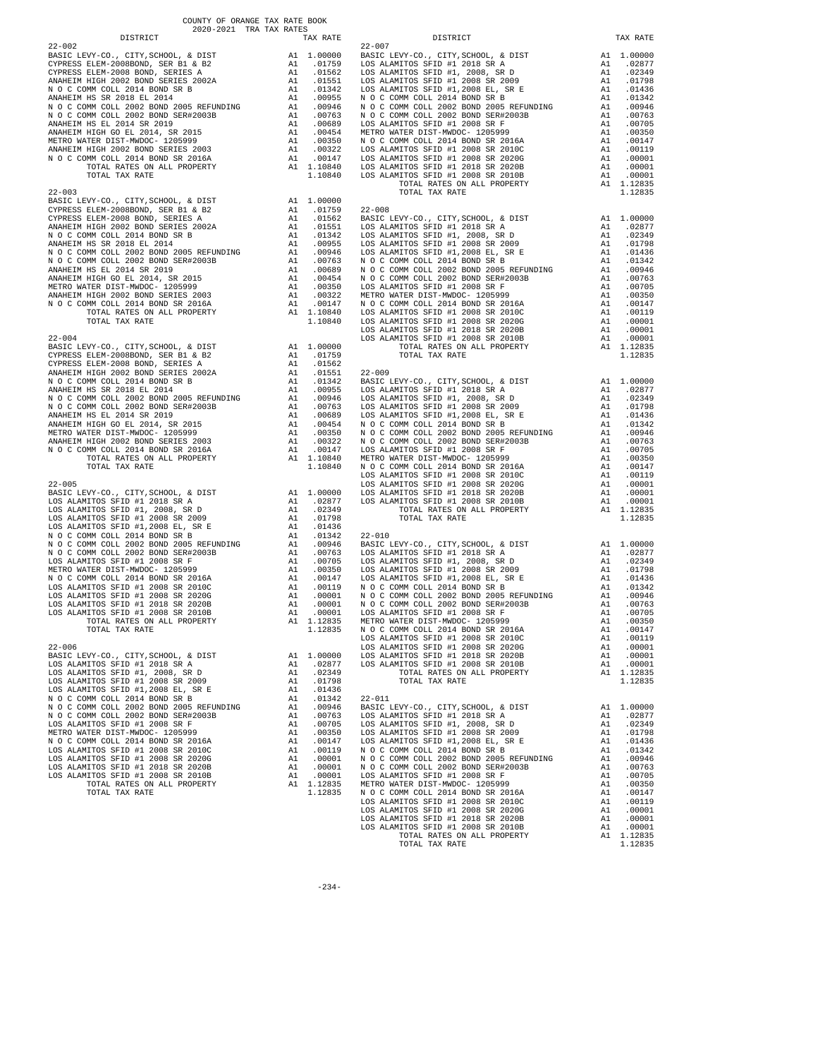COUNTY OF ORANGE TAX RATE BOOK
2020-2021 TRA TAX RATES

**22-002**

| DISTRICT | | TAX RATE |
|---|---|---|
| BASIC LEVY-CO., CITY,SCHOOL, & DIST | A1 | 1.00000 |
| CYPRESS ELEM-2008BOND, SER B1 & B2 | A1 | .01759 |
| CYPRESS ELEM-2008 BOND, SERIES A | A1 | .01562 |
| ANAHEIM HIGH 2002 BOND SERIES 2002A | A1 | .01551 |
| N O C COMM COLL 2014 BOND SR B | A1 | .01342 |
| ANAHEIM HS SR 2018 EL 2014 | A1 | .00955 |
| N O C COMM COLL 2002 BOND 2005 REFUNDING | A1 | .00946 |
| N O C COMM COLL 2002 BOND SER#2003B | A1 | .00763 |
| ANAHEIM HS EL 2014 SR 2019 | A1 | .00689 |
| ANAHEIM HIGH GO EL 2014, SR 2015 | A1 | .00454 |
| METRO WATER DIST-MWDOC- 1205999 | A1 | .00350 |
| ANAHEIM HIGH 2002 BOND SERIES 2003 | A1 | .00322 |
| N O C COMM COLL 2014 BOND SR 2016A | A1 | .00147 |
| TOTAL RATES ON ALL PROPERTY | A1 | 1.10840 |
| TOTAL TAX RATE | | 1.10840 |

**22-003**

| DISTRICT | | TAX RATE |
|---|---|---|
| BASIC LEVY-CO., CITY,SCHOOL, & DIST | A1 | 1.00000 |
| CYPRESS ELEM-2008BOND, SER B1 & B2 | A1 | .01759 |
| CYPRESS ELEM-2008 BOND, SERIES A | A1 | .01562 |
| ANAHEIM HIGH 2002 BOND SERIES 2002A | A1 | .01551 |
| N O C COMM COLL 2014 BOND SR B | A1 | .01342 |
| ANAHEIM HS SR 2018 EL 2014 | A1 | .00955 |
| N O C COMM COLL 2002 BOND 2005 REFUNDING | A1 | .00946 |
| N O C COMM COLL 2002 BOND SER#2003B | A1 | .00763 |
| ANAHEIM HS EL 2014 SR 2019 | A1 | .00689 |
| ANAHEIM HIGH GO EL 2014, SR 2015 | A1 | .00454 |
| METRO WATER DIST-MWDOC- 1205999 | A1 | .00350 |
| ANAHEIM HIGH 2002 BOND SERIES 2003 | A1 | .00322 |
| N O C COMM COLL 2014 BOND SR 2016A | A1 | .00147 |
| TOTAL RATES ON ALL PROPERTY | A1 | 1.10840 |
| TOTAL TAX RATE | | 1.10840 |

**22-004**

| DISTRICT | | TAX RATE |
|---|---|---|
| BASIC LEVY-CO., CITY,SCHOOL, & DIST | A1 | 1.00000 |
| CYPRESS ELEM-2008BOND, SER B1 & B2 | A1 | .01759 |
| CYPRESS ELEM-2008 BOND, SERIES A | A1 | .01562 |
| ANAHEIM HIGH 2002 BOND SERIES 2002A | A1 | .01551 |
| N O C COMM COLL 2014 BOND SR B | A1 | .01342 |
| ANAHEIM HS SR 2018 EL 2014 | A1 | .00955 |
| N O C COMM COLL 2002 BOND 2005 REFUNDING | A1 | .00946 |
| N O C COMM COLL 2002 BOND SER#2003B | A1 | .00763 |
| ANAHEIM HS EL 2014 SR 2019 | A1 | .00689 |
| ANAHEIM HIGH GO EL 2014, SR 2015 | A1 | .00454 |
| METRO WATER DIST-MWDOC- 1205999 | A1 | .00350 |
| ANAHEIM HIGH 2002 BOND SERIES 2003 | A1 | .00322 |
| N O C COMM COLL 2014 BOND SR 2016A | A1 | .00147 |
| TOTAL RATES ON ALL PROPERTY | A1 | 1.10840 |
| TOTAL TAX RATE | | 1.10840 |

**22-005**

| DISTRICT | | TAX RATE |
|---|---|---|
| BASIC LEVY-CO., CITY,SCHOOL, & DIST | A1 | 1.00000 |
| LOS ALAMITOS SFID #1 2018 SR A | A1 | .02877 |
| LOS ALAMITOS SFID #1, 2008, SR D | A1 | .02349 |
| LOS ALAMITOS SFID #1 2008 SR 2009 | A1 | .01798 |
| LOS ALAMITOS SFID #1,2008 EL, SR E | A1 | .01436 |
| N O C COMM COLL 2014 BOND SR B | A1 | .01342 |
| N O C COMM COLL 2002 BOND 2005 REFUNDING | A1 | .00946 |
| N O C COMM COLL 2002 BOND SER#2003B | A1 | .00763 |
| LOS ALAMITOS SFID #1 2008 SR F | A1 | .00705 |
| METRO WATER DIST-MWDOC- 1205999 | A1 | .00350 |
| N O C COMM COLL 2014 BOND SR 2016A | A1 | .00147 |
| LOS ALAMITOS SFID #1 2008 SR 2010C | A1 | .00119 |
| LOS ALAMITOS SFID #1 2008 SR 2020G | A1 | .00001 |
| LOS ALAMITOS SFID #1 2018 SR 2020B | A1 | .00001 |
| LOS ALAMITOS SFID #1 2008 SR 2010B | A1 | .00001 |
| TOTAL RATES ON ALL PROPERTY | A1 | 1.12835 |
| TOTAL TAX RATE | | 1.12835 |

**22-006**

| DISTRICT | | TAX RATE |
|---|---|---|
| BASIC LEVY-CO., CITY,SCHOOL, & DIST | A1 | 1.00000 |
| LOS ALAMITOS SFID #1 2018 SR A | A1 | .02877 |
| LOS ALAMITOS SFID #1, 2008, SR D | A1 | .02349 |
| LOS ALAMITOS SFID #1 2008 SR 2009 | A1 | .01798 |
| LOS ALAMITOS SFID #1,2008 EL, SR E | A1 | .01436 |
| N O C COMM COLL 2014 BOND SR B | A1 | .01342 |
| N O C COMM COLL 2002 BOND 2005 REFUNDING | A1 | .00946 |
| N O C COMM COLL 2002 BOND SER#2003B | A1 | .00763 |
| LOS ALAMITOS SFID #1 2008 SR F | A1 | .00705 |
| METRO WATER DIST-MWDOC- 1205999 | A1 | .00350 |
| N O C COMM COLL 2014 BOND SR 2016A | A1 | .00147 |
| LOS ALAMITOS SFID #1 2008 SR 2010C | A1 | .00119 |
| LOS ALAMITOS SFID #1 2008 SR 2020G | A1 | .00001 |
| LOS ALAMITOS SFID #1 2018 SR 2020B | A1 | .00001 |
| LOS ALAMITOS SFID #1 2008 SR 2010B | A1 | .00001 |
| TOTAL RATES ON ALL PROPERTY | A1 | 1.12835 |
| TOTAL TAX RATE | | 1.12835 |

**22-007**

| DISTRICT | | TAX RATE |
|---|---|---|
| BASIC LEVY-CO., CITY,SCHOOL, & DIST | A1 | 1.00000 |
| LOS ALAMITOS SFID #1 2018 SR A | A1 | .02877 |
| LOS ALAMITOS SFID #1, 2008, SR D | A1 | .02349 |
| LOS ALAMITOS SFID #1 2008 SR 2009 | A1 | .01798 |
| LOS ALAMITOS SFID #1,2008 EL, SR E | A1 | .01436 |
| N O C COMM COLL 2014 BOND SR B | A1 | .01342 |
| N O C COMM COLL 2002 BOND 2005 REFUNDING | A1 | .00946 |
| N O C COMM COLL 2002 BOND SER#2003B | A1 | .00763 |
| LOS ALAMITOS SFID #1 2008 SR F | A1 | .00705 |
| METRO WATER DIST-MWDOC- 1205999 | A1 | .00350 |
| N O C COMM COLL 2014 BOND SR 2016A | A1 | .00147 |
| LOS ALAMITOS SFID #1 2008 SR 2010C | A1 | .00119 |
| LOS ALAMITOS SFID #1 2008 SR 2020G | A1 | .00001 |
| LOS ALAMITOS SFID #1 2018 SR 2020B | A1 | .00001 |
| LOS ALAMITOS SFID #1 2008 SR 2010B | A1 | .00001 |
| TOTAL RATES ON ALL PROPERTY | A1 | 1.12835 |
| TOTAL TAX RATE | | 1.12835 |

**22-008**

| DISTRICT | | TAX RATE |
|---|---|---|
| BASIC LEVY-CO., CITY,SCHOOL, & DIST | A1 | 1.00000 |
| LOS ALAMITOS SFID #1 2018 SR A | A1 | .02877 |
| LOS ALAMITOS SFID #1, 2008, SR D | A1 | .02349 |
| LOS ALAMITOS SFID #1 2008 SR 2009 | A1 | .01798 |
| LOS ALAMITOS SFID #1,2008 EL, SR E | A1 | .01436 |
| N O C COMM COLL 2014 BOND SR B | A1 | .01342 |
| N O C COMM COLL 2002 BOND 2005 REFUNDING | A1 | .00946 |
| N O C COMM COLL 2002 BOND SER#2003B | A1 | .00763 |
| LOS ALAMITOS SFID #1 2008 SR F | A1 | .00705 |
| METRO WATER DIST-MWDOC- 1205999 | A1 | .00350 |
| N O C COMM COLL 2014 BOND SR 2016A | A1 | .00147 |
| LOS ALAMITOS SFID #1 2008 SR 2010C | A1 | .00119 |
| LOS ALAMITOS SFID #1 2008 SR 2020G | A1 | .00001 |
| LOS ALAMITOS SFID #1 2018 SR 2020B | A1 | .00001 |
| LOS ALAMITOS SFID #1 2008 SR 2010B | A1 | .00001 |
| TOTAL RATES ON ALL PROPERTY | A1 | 1.12835 |
| TOTAL TAX RATE | | 1.12835 |

**22-009**

| DISTRICT | | TAX RATE |
|---|---|---|
| BASIC LEVY-CO., CITY,SCHOOL, & DIST | A1 | 1.00000 |
| LOS ALAMITOS SFID #1 2018 SR A | A1 | .02877 |
| LOS ALAMITOS SFID #1, 2008, SR D | A1 | .02349 |
| LOS ALAMITOS SFID #1 2008 SR 2009 | A1 | .01798 |
| LOS ALAMITOS SFID #1,2008 EL, SR E | A1 | .01436 |
| N O C COMM COLL 2014 BOND SR B | A1 | .01342 |
| N O C COMM COLL 2002 BOND 2005 REFUNDING | A1 | .00946 |
| N O C COMM COLL 2002 BOND SER#2003B | A1 | .00763 |
| LOS ALAMITOS SFID #1 2008 SR F | A1 | .00705 |
| METRO WATER DIST-MWDOC- 1205999 | A1 | .00350 |
| N O C COMM COLL 2014 BOND SR 2016A | A1 | .00147 |
| LOS ALAMITOS SFID #1 2008 SR 2010C | A1 | .00119 |
| LOS ALAMITOS SFID #1 2008 SR 2020G | A1 | .00001 |
| LOS ALAMITOS SFID #1 2018 SR 2020B | A1 | .00001 |
| LOS ALAMITOS SFID #1 2008 SR 2010B | A1 | .00001 |
| TOTAL RATES ON ALL PROPERTY | A1 | 1.12835 |
| TOTAL TAX RATE | | 1.12835 |

**22-010**

| DISTRICT | | TAX RATE |
|---|---|---|
| BASIC LEVY-CO., CITY,SCHOOL, & DIST | A1 | 1.00000 |
| LOS ALAMITOS SFID #1 2018 SR A | A1 | .02877 |
| LOS ALAMITOS SFID #1, 2008, SR D | A1 | .02349 |
| LOS ALAMITOS SFID #1 2008 SR 2009 | A1 | .01798 |
| LOS ALAMITOS SFID #1,2008 EL, SR E | A1 | .01436 |
| N O C COMM COLL 2014 BOND SR B | A1 | .01342 |
| N O C COMM COLL 2002 BOND 2005 REFUNDING | A1 | .00946 |
| N O C COMM COLL 2002 BOND SER#2003B | A1 | .00763 |
| LOS ALAMITOS SFID #1 2008 SR F | A1 | .00705 |
| METRO WATER DIST-MWDOC- 1205999 | A1 | .00350 |
| N O C COMM COLL 2014 BOND SR 2016A | A1 | .00147 |
| LOS ALAMITOS SFID #1 2008 SR 2010C | A1 | .00119 |
| LOS ALAMITOS SFID #1 2008 SR 2020G | A1 | .00001 |
| LOS ALAMITOS SFID #1 2018 SR 2020B | A1 | .00001 |
| LOS ALAMITOS SFID #1 2008 SR 2010B | A1 | .00001 |
| TOTAL RATES ON ALL PROPERTY | A1 | 1.12835 |
| TOTAL TAX RATE | | 1.12835 |

**22-011**

| DISTRICT | | TAX RATE |
|---|---|---|
| BASIC LEVY-CO., CITY,SCHOOL, & DIST | A1 | 1.00000 |
| LOS ALAMITOS SFID #1 2018 SR A | A1 | .02877 |
| LOS ALAMITOS SFID #1, 2008, SR D | A1 | .02349 |
| LOS ALAMITOS SFID #1 2008 SR 2009 | A1 | .01798 |
| LOS ALAMITOS SFID #1,2008 EL, SR E | A1 | .01436 |
| N O C COMM COLL 2014 BOND SR B | A1 | .01342 |
| N O C COMM COLL 2002 BOND 2005 REFUNDING | A1 | .00946 |
| N O C COMM COLL 2002 BOND SER#2003B | A1 | .00763 |
| LOS ALAMITOS SFID #1 2008 SR F | A1 | .00705 |
| METRO WATER DIST-MWDOC- 1205999 | A1 | .00350 |
| N O C COMM COLL 2014 BOND SR 2016A | A1 | .00147 |
| LOS ALAMITOS SFID #1 2008 SR 2010C | A1 | .00119 |
| LOS ALAMITOS SFID #1 2008 SR 2020G | A1 | .00001 |
| LOS ALAMITOS SFID #1 2018 SR 2020B | A1 | .00001 |
| LOS ALAMITOS SFID #1 2008 SR 2010B | A1 | .00001 |
| TOTAL RATES ON ALL PROPERTY | A1 | 1.12835 |
| TOTAL TAX RATE | | 1.12835 |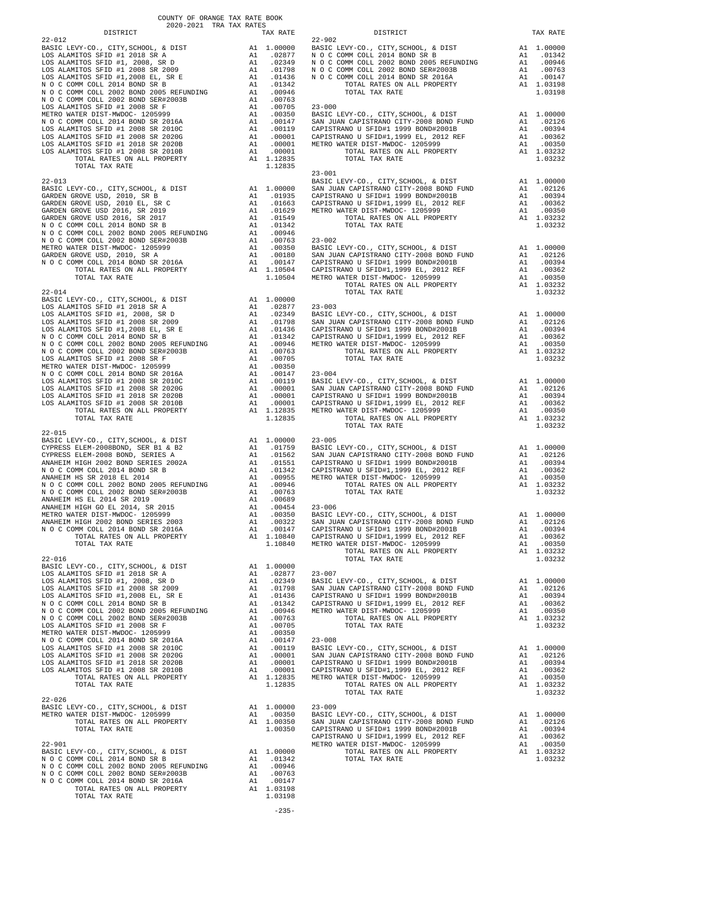COUNTY OF ORANGE TAX RATE BOOK
2020-2021 TRA TAX RATES

| DISTRICT | | TAX RATE |
|---|---|---|
| **22-012** | | |
| BASIC LEVY-CO., CITY,SCHOOL, & DIST | A1 | 1.00000 |
| LOS ALAMITOS SFID #1 2018 SR A | A1 | .02877 |
| LOS ALAMITOS SFID #1, 2008, SR D | A1 | .02349 |
| LOS ALAMITOS SFID #1 2008 SR 2009 | A1 | .01798 |
| LOS ALAMITOS SFID #1,2008 EL, SR E | A1 | .01436 |
| N O C COMM COLL 2014 BOND SR B | A1 | .01342 |
| N O C COMM COLL 2002 BOND 2005 REFUNDING | A1 | .00946 |
| N O C COMM COLL 2002 BOND SER#2003B | A1 | .00763 |
| LOS ALAMITOS SFID #1 2008 SR F | A1 | .00705 |
| METRO WATER DIST-MWDOC- 1205999 | A1 | .00350 |
| N O C COMM COLL 2014 BOND SR 2016A | A1 | .00147 |
| LOS ALAMITOS SFID #1 2008 SR 2010C | A1 | .00119 |
| LOS ALAMITOS SFID #1 2008 SR 2020G | A1 | .00001 |
| LOS ALAMITOS SFID #1 2018 SR 2020B | A1 | .00001 |
| LOS ALAMITOS SFID #1 2008 SR 2010B | A1 | .00001 |
| TOTAL RATES ON ALL PROPERTY | A1 | 1.12835 |
| TOTAL TAX RATE | | 1.12835 |
| **22-013** | | |
| BASIC LEVY-CO., CITY,SCHOOL, & DIST | A1 | 1.00000 |
| GARDEN GROVE USD, 2010, SR B | A1 | .01935 |
| GARDEN GROVE USD, 2010 EL, SR C | A1 | .01663 |
| GARDEN GROVE USD 2016, SR 2019 | A1 | .01629 |
| GARDEN GROVE USD 2016, SR 2017 | A1 | .01549 |
| N O C COMM COLL 2014 BOND SR B | A1 | .01342 |
| N O C COMM COLL 2002 BOND 2005 REFUNDING | A1 | .00946 |
| N O C COMM COLL 2002 BOND SER#2003B | A1 | .00763 |
| METRO WATER DIST-MWDOC- 1205999 | A1 | .00350 |
| GARDEN GROVE USD, 2010, SR A | A1 | .00180 |
| N O C COMM COLL 2014 BOND SR 2016A | A1 | .00147 |
| TOTAL RATES ON ALL PROPERTY | A1 | 1.10504 |
| TOTAL TAX RATE | | 1.10504 |
| **22-014** | | |
| BASIC LEVY-CO., CITY,SCHOOL, & DIST | A1 | 1.00000 |
| LOS ALAMITOS SFID #1 2018 SR A | A1 | .02877 |
| LOS ALAMITOS SFID #1, 2008, SR D | A1 | .02349 |
| LOS ALAMITOS SFID #1 2008 SR 2009 | A1 | .01798 |
| LOS ALAMITOS SFID #1,2008 EL, SR E | A1 | .01436 |
| N O C COMM COLL 2014 BOND SR B | A1 | .01342 |
| N O C COMM COLL 2002 BOND 2005 REFUNDING | A1 | .00946 |
| N O C COMM COLL 2002 BOND SER#2003B | A1 | .00763 |
| LOS ALAMITOS SFID #1 2008 SR F | A1 | .00705 |
| METRO WATER DIST-MWDOC- 1205999 | A1 | .00350 |
| N O C COMM COLL 2014 BOND SR 2016A | A1 | .00147 |
| LOS ALAMITOS SFID #1 2008 SR 2010C | A1 | .00119 |
| LOS ALAMITOS SFID #1 2008 SR 2020G | A1 | .00001 |
| LOS ALAMITOS SFID #1 2018 SR 2020B | A1 | .00001 |
| LOS ALAMITOS SFID #1 2008 SR 2010B | A1 | .00001 |
| TOTAL RATES ON ALL PROPERTY | A1 | 1.12835 |
| TOTAL TAX RATE | | 1.12835 |
| **22-015** | | |
| BASIC LEVY-CO., CITY,SCHOOL, & DIST | A1 | 1.00000 |
| CYPRESS ELEM-2008BOND, SER B1 & B2 | A1 | .01759 |
| CYPRESS ELEM-2008 BOND, SERIES A | A1 | .01562 |
| ANAHEIM HIGH 2002 BOND SERIES 2002A | A1 | .01551 |
| N O C COMM COLL 2014 BOND SR B | A1 | .01342 |
| ANAHEIM HS SR 2018 EL 2014 | A1 | .00955 |
| N O C COMM COLL 2002 BOND 2005 REFUNDING | A1 | .00946 |
| N O C COMM COLL 2002 BOND SER#2003B | A1 | .00763 |
| ANAHEIM HS EL 2014 SR 2019 | A1 | .00689 |
| ANAHEIM HIGH GO EL 2014, SR 2015 | A1 | .00454 |
| METRO WATER DIST-MWDOC- 1205999 | A1 | .00350 |
| ANAHEIM HIGH 2002 BOND SERIES 2003 | A1 | .00322 |
| N O C COMM COLL 2014 BOND SR 2016A | A1 | .00147 |
| TOTAL RATES ON ALL PROPERTY | A1 | 1.10840 |
| TOTAL TAX RATE | | 1.10840 |
| **22-016** | | |
| BASIC LEVY-CO., CITY,SCHOOL, & DIST | A1 | 1.00000 |
| LOS ALAMITOS SFID #1 2018 SR A | A1 | .02877 |
| LOS ALAMITOS SFID #1, 2008, SR D | A1 | .02349 |
| LOS ALAMITOS SFID #1 2008 SR 2009 | A1 | .01798 |
| LOS ALAMITOS SFID #1,2008 EL, SR E | A1 | .01436 |
| N O C COMM COLL 2014 BOND SR B | A1 | .01342 |
| N O C COMM COLL 2002 BOND 2005 REFUNDING | A1 | .00946 |
| N O C COMM COLL 2002 BOND SER#2003B | A1 | .00763 |
| LOS ALAMITOS SFID #1 2008 SR F | A1 | .00705 |
| METRO WATER DIST-MWDOC- 1205999 | A1 | .00350 |
| N O C COMM COLL 2014 BOND SR 2016A | A1 | .00147 |
| LOS ALAMITOS SFID #1 2008 SR 2010C | A1 | .00119 |
| LOS ALAMITOS SFID #1 2008 SR 2020G | A1 | .00001 |
| LOS ALAMITOS SFID #1 2018 SR 2020B | A1 | .00001 |
| LOS ALAMITOS SFID #1 2008 SR 2010B | A1 | .00001 |
| TOTAL RATES ON ALL PROPERTY | A1 | 1.12835 |
| TOTAL TAX RATE | | 1.12835 |
| **22-026** | | |
| BASIC LEVY-CO., CITY,SCHOOL, & DIST | A1 | 1.00000 |
| METRO WATER DIST-MWDOC- 1205999 | A1 | .00350 |
| TOTAL RATES ON ALL PROPERTY | A1 | 1.00350 |
| TOTAL TAX RATE | | 1.00350 |
| **22-901** | | |
| BASIC LEVY-CO., CITY,SCHOOL, & DIST | A1 | 1.00000 |
| N O C COMM COLL 2014 BOND SR B | A1 | .01342 |
| N O C COMM COLL 2002 BOND 2005 REFUNDING | A1 | .00946 |
| N O C COMM COLL 2002 BOND SER#2003B | A1 | .00763 |
| N O C COMM COLL 2014 BOND SR 2016A | A1 | .00147 |
| TOTAL RATES ON ALL PROPERTY | A1 | 1.03198 |
| TOTAL TAX RATE | | 1.03198 |
| **22-902** | | |
| BASIC LEVY-CO., CITY,SCHOOL, & DIST | A1 | 1.00000 |
| N O C COMM COLL 2014 BOND SR B | A1 | .01342 |
| N O C COMM COLL 2002 BOND 2005 REFUNDING | A1 | .00946 |
| N O C COMM COLL 2002 BOND SER#2003B | A1 | .00763 |
| N O C COMM COLL 2014 BOND SR 2016A | A1 | .00147 |
| TOTAL RATES ON ALL PROPERTY | A1 | 1.03198 |
| TOTAL TAX RATE | | 1.03198 |
| **23-000** | | |
| BASIC LEVY-CO., CITY,SCHOOL, & DIST | A1 | 1.00000 |
| SAN JUAN CAPISTRANO CITY-2008 BOND FUND | A1 | .02126 |
| CAPISTRANO U SFID#1 1999 BOND#2001B | A1 | .00394 |
| CAPISTRANO U SFID#1,1999 EL, 2012 REF | A1 | .00362 |
| METRO WATER DIST-MWDOC- 1205999 | A1 | .00350 |
| TOTAL RATES ON ALL PROPERTY | A1 | 1.03232 |
| TOTAL TAX RATE | | 1.03232 |
| **23-001** | | |
| BASIC LEVY-CO., CITY,SCHOOL, & DIST | A1 | 1.00000 |
| SAN JUAN CAPISTRANO CITY-2008 BOND FUND | A1 | .02126 |
| CAPISTRANO U SFID#1 1999 BOND#2001B | A1 | .00394 |
| CAPISTRANO U SFID#1,1999 EL, 2012 REF | A1 | .00362 |
| METRO WATER DIST-MWDOC- 1205999 | A1 | .00350 |
| TOTAL RATES ON ALL PROPERTY | A1 | 1.03232 |
| TOTAL TAX RATE | | 1.03232 |
| **23-002** | | |
| BASIC LEVY-CO., CITY,SCHOOL, & DIST | A1 | 1.00000 |
| SAN JUAN CAPISTRANO CITY-2008 BOND FUND | A1 | .02126 |
| CAPISTRANO U SFID#1 1999 BOND#2001B | A1 | .00394 |
| CAPISTRANO U SFID#1,1999 EL, 2012 REF | A1 | .00362 |
| METRO WATER DIST-MWDOC- 1205999 | A1 | .00350 |
| TOTAL RATES ON ALL PROPERTY | A1 | 1.03232 |
| TOTAL TAX RATE | | 1.03232 |
| **23-003** | | |
| BASIC LEVY-CO., CITY,SCHOOL, & DIST | A1 | 1.00000 |
| SAN JUAN CAPISTRANO CITY-2008 BOND FUND | A1 | .02126 |
| CAPISTRANO U SFID#1 1999 BOND#2001B | A1 | .00394 |
| CAPISTRANO U SFID#1,1999 EL, 2012 REF | A1 | .00362 |
| METRO WATER DIST-MWDOC- 1205999 | A1 | .00350 |
| TOTAL RATES ON ALL PROPERTY | A1 | 1.03232 |
| TOTAL TAX RATE | | 1.03232 |
| **23-004** | | |
| BASIC LEVY-CO., CITY,SCHOOL, & DIST | A1 | 1.00000 |
| SAN JUAN CAPISTRANO CITY-2008 BOND FUND | A1 | .02126 |
| CAPISTRANO U SFID#1 1999 BOND#2001B | A1 | .00394 |
| CAPISTRANO U SFID#1,1999 EL, 2012 REF | A1 | .00362 |
| METRO WATER DIST-MWDOC- 1205999 | A1 | .00350 |
| TOTAL RATES ON ALL PROPERTY | A1 | 1.03232 |
| TOTAL TAX RATE | | 1.03232 |
| **23-005** | | |
| BASIC LEVY-CO., CITY,SCHOOL, & DIST | A1 | 1.00000 |
| SAN JUAN CAPISTRANO CITY-2008 BOND FUND | A1 | .02126 |
| CAPISTRANO U SFID#1 1999 BOND#2001B | A1 | .00394 |
| CAPISTRANO U SFID#1,1999 EL, 2012 REF | A1 | .00362 |
| METRO WATER DIST-MWDOC- 1205999 | A1 | .00350 |
| TOTAL RATES ON ALL PROPERTY | A1 | 1.03232 |
| TOTAL TAX RATE | | 1.03232 |
| **23-006** | | |
| BASIC LEVY-CO., CITY,SCHOOL, & DIST | A1 | 1.00000 |
| SAN JUAN CAPISTRANO CITY-2008 BOND FUND | A1 | .02126 |
| CAPISTRANO U SFID#1 1999 BOND#2001B | A1 | .00394 |
| CAPISTRANO U SFID#1,1999 EL, 2012 REF | A1 | .00362 |
| METRO WATER DIST-MWDOC- 1205999 | A1 | .00350 |
| TOTAL RATES ON ALL PROPERTY | A1 | 1.03232 |
| TOTAL TAX RATE | | 1.03232 |
| **23-007** | | |
| BASIC LEVY-CO., CITY,SCHOOL, & DIST | A1 | 1.00000 |
| SAN JUAN CAPISTRANO CITY-2008 BOND FUND | A1 | .02126 |
| CAPISTRANO U SFID#1 1999 BOND#2001B | A1 | .00394 |
| CAPISTRANO U SFID#1,1999 EL, 2012 REF | A1 | .00362 |
| METRO WATER DIST-MWDOC- 1205999 | A1 | .00350 |
| TOTAL RATES ON ALL PROPERTY | A1 | 1.03232 |
| TOTAL TAX RATE | | 1.03232 |
| **23-008** | | |
| BASIC LEVY-CO., CITY,SCHOOL, & DIST | A1 | 1.00000 |
| SAN JUAN CAPISTRANO CITY-2008 BOND FUND | A1 | .02126 |
| CAPISTRANO U SFID#1 1999 BOND#2001B | A1 | .00394 |
| CAPISTRANO U SFID#1,1999 EL, 2012 REF | A1 | .00362 |
| METRO WATER DIST-MWDOC- 1205999 | A1 | .00350 |
| TOTAL RATES ON ALL PROPERTY | A1 | 1.03232 |
| TOTAL TAX RATE | | 1.03232 |
| **23-009** | | |
| BASIC LEVY-CO., CITY,SCHOOL, & DIST | A1 | 1.00000 |
| SAN JUAN CAPISTRANO CITY-2008 BOND FUND | A1 | .02126 |
| CAPISTRANO U SFID#1 1999 BOND#2001B | A1 | .00394 |
| CAPISTRANO U SFID#1,1999 EL, 2012 REF | A1 | .00362 |
| METRO WATER DIST-MWDOC- 1205999 | A1 | .00350 |
| TOTAL RATES ON ALL PROPERTY | A1 | 1.03232 |
| TOTAL TAX RATE | | 1.03232 |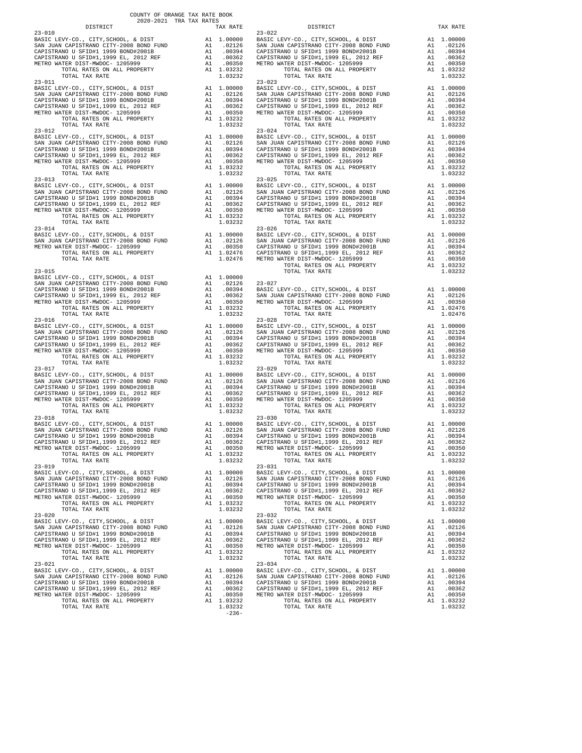COUNTY OF ORANGE TAX RATE BOOK
2020-2021 TRA TAX RATES

| DISTRICT | | TAX RATE |
|---|---|---|
| **23-010** | | |
| BASIC LEVY-CO., CITY,SCHOOL, & DIST | A1 | 1.00000 |
| SAN JUAN CAPISTRANO CITY-2008 BOND FUND | A1 | .02126 |
| CAPISTRANO U SFID#1 1999 BOND#2001B | A1 | .00394 |
| CAPISTRANO U SFID#1,1999 EL, 2012 REF | A1 | .00362 |
| METRO WATER DIST-MWDOC- 1205999 | A1 | .00350 |
| TOTAL RATES ON ALL PROPERTY | A1 | 1.03232 |
| TOTAL TAX RATE | | 1.03232 |
| **23-011** | | |
| BASIC LEVY-CO., CITY,SCHOOL, & DIST | A1 | 1.00000 |
| SAN JUAN CAPISTRANO CITY-2008 BOND FUND | A1 | .02126 |
| CAPISTRANO U SFID#1 1999 BOND#2001B | A1 | .00394 |
| CAPISTRANO U SFID#1,1999 EL, 2012 REF | A1 | .00362 |
| METRO WATER DIST-MWDOC- 1205999 | A1 | .00350 |
| TOTAL RATES ON ALL PROPERTY | A1 | 1.03232 |
| TOTAL TAX RATE | | 1.03232 |
| **23-012** | | |
| BASIC LEVY-CO., CITY,SCHOOL, & DIST | A1 | 1.00000 |
| SAN JUAN CAPISTRANO CITY-2008 BOND FUND | A1 | .02126 |
| CAPISTRANO U SFID#1 1999 BOND#2001B | A1 | .00394 |
| CAPISTRANO U SFID#1,1999 EL, 2012 REF | A1 | .00362 |
| METRO WATER DIST-MWDOC- 1205999 | A1 | .00350 |
| TOTAL RATES ON ALL PROPERTY | A1 | 1.03232 |
| TOTAL TAX RATE | | 1.03232 |
| **23-013** | | |
| BASIC LEVY-CO., CITY,SCHOOL, & DIST | A1 | 1.00000 |
| SAN JUAN CAPISTRANO CITY-2008 BOND FUND | A1 | .02126 |
| CAPISTRANO U SFID#1 1999 BOND#2001B | A1 | .00394 |
| CAPISTRANO U SFID#1,1999 EL, 2012 REF | A1 | .00362 |
| METRO WATER DIST-MWDOC- 1205999 | A1 | .00350 |
| TOTAL RATES ON ALL PROPERTY | A1 | 1.03232 |
| TOTAL TAX RATE | | 1.03232 |
| **23-014** | | |
| BASIC LEVY-CO., CITY,SCHOOL, & DIST | A1 | 1.00000 |
| SAN JUAN CAPISTRANO CITY-2008 BOND FUND | A1 | .02126 |
| METRO WATER DIST-MWDOC- 1205999 | A1 | .00350 |
| TOTAL RATES ON ALL PROPERTY | A1 | 1.02476 |
| TOTAL TAX RATE | | 1.02476 |
| **23-015** | | |
| BASIC LEVY-CO., CITY,SCHOOL, & DIST | A1 | 1.00000 |
| SAN JUAN CAPISTRANO CITY-2008 BOND FUND | A1 | .02126 |
| CAPISTRANO U SFID#1 1999 BOND#2001B | A1 | .00394 |
| CAPISTRANO U SFID#1,1999 EL, 2012 REF | A1 | .00362 |
| METRO WATER DIST-MWDOC- 1205999 | A1 | .00350 |
| TOTAL RATES ON ALL PROPERTY | A1 | 1.03232 |
| TOTAL TAX RATE | | 1.03232 |
| **23-016** | | |
| BASIC LEVY-CO., CITY,SCHOOL, & DIST | A1 | 1.00000 |
| SAN JUAN CAPISTRANO CITY-2008 BOND FUND | A1 | .02126 |
| CAPISTRANO U SFID#1 1999 BOND#2001B | A1 | .00394 |
| CAPISTRANO U SFID#1,1999 EL, 2012 REF | A1 | .00362 |
| METRO WATER DIST-MWDOC- 1205999 | A1 | .00350 |
| TOTAL RATES ON ALL PROPERTY | A1 | 1.03232 |
| TOTAL TAX RATE | | 1.03232 |
| **23-017** | | |
| BASIC LEVY-CO., CITY,SCHOOL, & DIST | A1 | 1.00000 |
| SAN JUAN CAPISTRANO CITY-2008 BOND FUND | A1 | .02126 |
| CAPISTRANO U SFID#1 1999 BOND#2001B | A1 | .00394 |
| CAPISTRANO U SFID#1,1999 EL, 2012 REF | A1 | .00362 |
| METRO WATER DIST-MWDOC- 1205999 | A1 | .00350 |
| TOTAL RATES ON ALL PROPERTY | A1 | 1.03232 |
| TOTAL TAX RATE | | 1.03232 |
| **23-018** | | |
| BASIC LEVY-CO., CITY,SCHOOL, & DIST | A1 | 1.00000 |
| SAN JUAN CAPISTRANO CITY-2008 BOND FUND | A1 | .02126 |
| CAPISTRANO U SFID#1 1999 BOND#2001B | A1 | .00394 |
| CAPISTRANO U SFID#1,1999 EL, 2012 REF | A1 | .00362 |
| METRO WATER DIST-MWDOC- 1205999 | A1 | .00350 |
| TOTAL RATES ON ALL PROPERTY | A1 | 1.03232 |
| TOTAL TAX RATE | | 1.03232 |
| **23-019** | | |
| BASIC LEVY-CO., CITY,SCHOOL, & DIST | A1 | 1.00000 |
| SAN JUAN CAPISTRANO CITY-2008 BOND FUND | A1 | .02126 |
| CAPISTRANO U SFID#1 1999 BOND#2001B | A1 | .00394 |
| CAPISTRANO U SFID#1,1999 EL, 2012 REF | A1 | .00362 |
| METRO WATER DIST-MWDOC- 1205999 | A1 | .00350 |
| TOTAL RATES ON ALL PROPERTY | A1 | 1.03232 |
| TOTAL TAX RATE | | 1.03232 |
| **23-020** | | |
| BASIC LEVY-CO., CITY,SCHOOL, & DIST | A1 | 1.00000 |
| SAN JUAN CAPISTRANO CITY-2008 BOND FUND | A1 | .02126 |
| CAPISTRANO U SFID#1 1999 BOND#2001B | A1 | .00394 |
| CAPISTRANO U SFID#1,1999 EL, 2012 REF | A1 | .00362 |
| METRO WATER DIST-MWDOC- 1205999 | A1 | .00350 |
| TOTAL RATES ON ALL PROPERTY | A1 | 1.03232 |
| TOTAL TAX RATE | | 1.03232 |
| **23-021** | | |
| BASIC LEVY-CO., CITY,SCHOOL, & DIST | A1 | 1.00000 |
| SAN JUAN CAPISTRANO CITY-2008 BOND FUND | A1 | .02126 |
| CAPISTRANO U SFID#1 1999 BOND#2001B | A1 | .00394 |
| CAPISTRANO U SFID#1,1999 EL, 2012 REF | A1 | .00362 |
| METRO WATER DIST-MWDOC- 1205999 | A1 | .00350 |
| TOTAL RATES ON ALL PROPERTY | A1 | 1.03232 |
| TOTAL TAX RATE | | 1.03232 |
| **23-022** | | |
| BASIC LEVY-CO., CITY,SCHOOL, & DIST | A1 | 1.00000 |
| SAN JUAN CAPISTRANO CITY-2008 BOND FUND | A1 | .02126 |
| CAPISTRANO U SFID#1 1999 BOND#2001B | A1 | .00394 |
| CAPISTRANO U SFID#1,1999 EL, 2012 REF | A1 | .00362 |
| METRO WATER DIST-MWDOC- 1205999 | A1 | .00350 |
| TOTAL RATES ON ALL PROPERTY | A1 | 1.03232 |
| TOTAL TAX RATE | | 1.03232 |
| **23-023** | | |
| BASIC LEVY-CO., CITY,SCHOOL, & DIST | A1 | 1.00000 |
| SAN JUAN CAPISTRANO CITY-2008 BOND FUND | A1 | .02126 |
| CAPISTRANO U SFID#1 1999 BOND#2001B | A1 | .00394 |
| CAPISTRANO U SFID#1,1999 EL, 2012 REF | A1 | .00362 |
| METRO WATER DIST-MWDOC- 1205999 | A1 | .00350 |
| TOTAL RATES ON ALL PROPERTY | A1 | 1.03232 |
| TOTAL TAX RATE | | 1.03232 |
| **23-024** | | |
| BASIC LEVY-CO., CITY,SCHOOL, & DIST | A1 | 1.00000 |
| SAN JUAN CAPISTRANO CITY-2008 BOND FUND | A1 | .02126 |
| CAPISTRANO U SFID#1 1999 BOND#2001B | A1 | .00394 |
| CAPISTRANO U SFID#1,1999 EL, 2012 REF | A1 | .00362 |
| METRO WATER DIST-MWDOC- 1205999 | A1 | .00350 |
| TOTAL RATES ON ALL PROPERTY | A1 | 1.03232 |
| TOTAL TAX RATE | | 1.03232 |
| **23-025** | | |
| BASIC LEVY-CO., CITY,SCHOOL, & DIST | A1 | 1.00000 |
| SAN JUAN CAPISTRANO CITY-2008 BOND FUND | A1 | .02126 |
| CAPISTRANO U SFID#1 1999 BOND#2001B | A1 | .00394 |
| CAPISTRANO U SFID#1,1999 EL, 2012 REF | A1 | .00362 |
| METRO WATER DIST-MWDOC- 1205999 | A1 | .00350 |
| TOTAL RATES ON ALL PROPERTY | A1 | 1.03232 |
| TOTAL TAX RATE | | 1.03232 |
| **23-026** | | |
| BASIC LEVY-CO., CITY,SCHOOL, & DIST | A1 | 1.00000 |
| SAN JUAN CAPISTRANO CITY-2008 BOND FUND | A1 | .02126 |
| CAPISTRANO U SFID#1 1999 BOND#2001B | A1 | .00394 |
| CAPISTRANO U SFID#1,1999 EL, 2012 REF | A1 | .00362 |
| METRO WATER DIST-MWDOC- 1205999 | A1 | .00350 |
| TOTAL RATES ON ALL PROPERTY | A1 | 1.03232 |
| TOTAL TAX RATE | | 1.03232 |
| **23-027** | | |
| BASIC LEVY-CO., CITY,SCHOOL, & DIST | A1 | 1.00000 |
| SAN JUAN CAPISTRANO CITY-2008 BOND FUND | A1 | .02126 |
| METRO WATER DIST-MWDOC- 1205999 | A1 | .00350 |
| TOTAL RATES ON ALL PROPERTY | A1 | 1.02476 |
| TOTAL TAX RATE | | 1.02476 |
| **23-028** | | |
| BASIC LEVY-CO., CITY,SCHOOL, & DIST | A1 | 1.00000 |
| SAN JUAN CAPISTRANO CITY-2008 BOND FUND | A1 | .02126 |
| CAPISTRANO U SFID#1 1999 BOND#2001B | A1 | .00394 |
| CAPISTRANO U SFID#1,1999 EL, 2012 REF | A1 | .00362 |
| METRO WATER DIST-MWDOC- 1205999 | A1 | .00350 |
| TOTAL RATES ON ALL PROPERTY | A1 | 1.03232 |
| TOTAL TAX RATE | | 1.03232 |
| **23-029** | | |
| BASIC LEVY-CO., CITY,SCHOOL, & DIST | A1 | 1.00000 |
| SAN JUAN CAPISTRANO CITY-2008 BOND FUND | A1 | .02126 |
| CAPISTRANO U SFID#1 1999 BOND#2001B | A1 | .00394 |
| CAPISTRANO U SFID#1,1999 EL, 2012 REF | A1 | .00362 |
| METRO WATER DIST-MWDOC- 1205999 | A1 | .00350 |
| TOTAL RATES ON ALL PROPERTY | A1 | 1.03232 |
| TOTAL TAX RATE | | 1.03232 |
| **23-030** | | |
| BASIC LEVY-CO., CITY,SCHOOL, & DIST | A1 | 1.00000 |
| SAN JUAN CAPISTRANO CITY-2008 BOND FUND | A1 | .02126 |
| CAPISTRANO U SFID#1 1999 BOND#2001B | A1 | .00394 |
| CAPISTRANO U SFID#1,1999 EL, 2012 REF | A1 | .00362 |
| METRO WATER DIST-MWDOC- 1205999 | A1 | .00350 |
| TOTAL RATES ON ALL PROPERTY | A1 | 1.03232 |
| TOTAL TAX RATE | | 1.03232 |
| **23-031** | | |
| BASIC LEVY-CO., CITY,SCHOOL, & DIST | A1 | 1.00000 |
| SAN JUAN CAPISTRANO CITY-2008 BOND FUND | A1 | .02126 |
| CAPISTRANO U SFID#1 1999 BOND#2001B | A1 | .00394 |
| CAPISTRANO U SFID#1,1999 EL, 2012 REF | A1 | .00362 |
| METRO WATER DIST-MWDOC- 1205999 | A1 | .00350 |
| TOTAL RATES ON ALL PROPERTY | A1 | 1.03232 |
| TOTAL TAX RATE | | 1.03232 |
| **23-032** | | |
| BASIC LEVY-CO., CITY,SCHOOL, & DIST | A1 | 1.00000 |
| SAN JUAN CAPISTRANO CITY-2008 BOND FUND | A1 | .02126 |
| CAPISTRANO U SFID#1 1999 BOND#2001B | A1 | .00394 |
| CAPISTRANO U SFID#1,1999 EL, 2012 REF | A1 | .00362 |
| METRO WATER DIST-MWDOC- 1205999 | A1 | .00350 |
| TOTAL RATES ON ALL PROPERTY | A1 | 1.03232 |
| TOTAL TAX RATE | | 1.03232 |
| **23-034** | | |
| BASIC LEVY-CO., CITY,SCHOOL, & DIST | A1 | 1.00000 |
| SAN JUAN CAPISTRANO CITY-2008 BOND FUND | A1 | .02126 |
| CAPISTRANO U SFID#1 1999 BOND#2001B | A1 | .00394 |
| CAPISTRANO U SFID#1,1999 EL, 2012 REF | A1 | .00362 |
| METRO WATER DIST-MWDOC- 1205999 | A1 | .00350 |
| TOTAL RATES ON ALL PROPERTY | A1 | 1.03232 |
| TOTAL TAX RATE | | 1.03232 |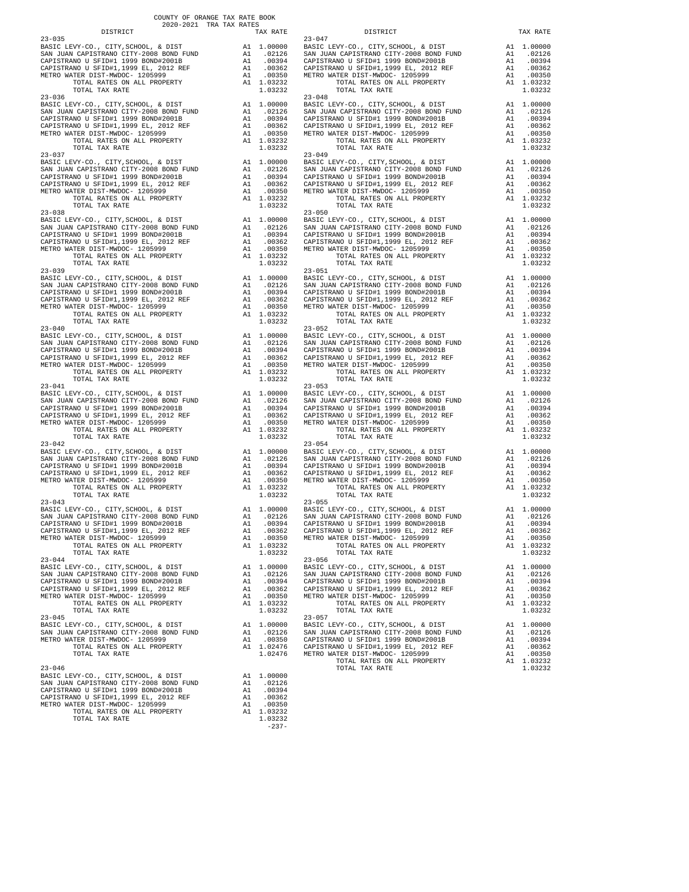COUNTY OF ORANGE TAX RATE BOOK
2020-2021 TRA TAX RATES

| DISTRICT | | TAX RATE |
|---|---|---|
| **23-035** | | |
| BASIC LEVY-CO., CITY,SCHOOL, & DIST | A1 | 1.00000 |
| SAN JUAN CAPISTRANO CITY-2008 BOND FUND | A1 | .02126 |
| CAPISTRANO U SFID#1 1999 BOND#2001B | A1 | .00394 |
| CAPISTRANO U SFID#1,1999 EL, 2012 REF | A1 | .00362 |
| METRO WATER DIST-MWDOC- 1205999 | A1 | .00350 |
| TOTAL RATES ON ALL PROPERTY | A1 | 1.03232 |
| TOTAL TAX RATE | | 1.03232 |
| **23-036** | | |
| BASIC LEVY-CO., CITY,SCHOOL, & DIST | A1 | 1.00000 |
| SAN JUAN CAPISTRANO CITY-2008 BOND FUND | A1 | .02126 |
| CAPISTRANO U SFID#1 1999 BOND#2001B | A1 | .00394 |
| CAPISTRANO U SFID#1,1999 EL, 2012 REF | A1 | .00362 |
| METRO WATER DIST-MWDOC- 1205999 | A1 | .00350 |
| TOTAL RATES ON ALL PROPERTY | A1 | 1.03232 |
| TOTAL TAX RATE | | 1.03232 |
| **23-037** | | |
| BASIC LEVY-CO., CITY,SCHOOL, & DIST | A1 | 1.00000 |
| SAN JUAN CAPISTRANO CITY-2008 BOND FUND | A1 | .02126 |
| CAPISTRANO U SFID#1 1999 BOND#2001B | A1 | .00394 |
| CAPISTRANO U SFID#1,1999 EL, 2012 REF | A1 | .00362 |
| METRO WATER DIST-MWDOC- 1205999 | A1 | .00350 |
| TOTAL RATES ON ALL PROPERTY | A1 | 1.03232 |
| TOTAL TAX RATE | | 1.03232 |
| **23-038** | | |
| BASIC LEVY-CO., CITY,SCHOOL, & DIST | A1 | 1.00000 |
| SAN JUAN CAPISTRANO CITY-2008 BOND FUND | A1 | .02126 |
| CAPISTRANO U SFID#1 1999 BOND#2001B | A1 | .00394 |
| CAPISTRANO U SFID#1,1999 EL, 2012 REF | A1 | .00362 |
| METRO WATER DIST-MWDOC- 1205999 | A1 | .00350 |
| TOTAL RATES ON ALL PROPERTY | A1 | 1.03232 |
| TOTAL TAX RATE | | 1.03232 |
| **23-039** | | |
| BASIC LEVY-CO., CITY,SCHOOL, & DIST | A1 | 1.00000 |
| SAN JUAN CAPISTRANO CITY-2008 BOND FUND | A1 | .02126 |
| CAPISTRANO U SFID#1 1999 BOND#2001B | A1 | .00394 |
| CAPISTRANO U SFID#1,1999 EL, 2012 REF | A1 | .00362 |
| METRO WATER DIST-MWDOC- 1205999 | A1 | .00350 |
| TOTAL RATES ON ALL PROPERTY | A1 | 1.03232 |
| TOTAL TAX RATE | | 1.03232 |
| **23-040** | | |
| BASIC LEVY-CO., CITY,SCHOOL, & DIST | A1 | 1.00000 |
| SAN JUAN CAPISTRANO CITY-2008 BOND FUND | A1 | .02126 |
| CAPISTRANO U SFID#1 1999 BOND#2001B | A1 | .00394 |
| CAPISTRANO U SFID#1,1999 EL, 2012 REF | A1 | .00362 |
| METRO WATER DIST-MWDOC- 1205999 | A1 | .00350 |
| TOTAL RATES ON ALL PROPERTY | A1 | 1.03232 |
| TOTAL TAX RATE | | 1.03232 |
| **23-041** | | |
| BASIC LEVY-CO., CITY,SCHOOL, & DIST | A1 | 1.00000 |
| SAN JUAN CAPISTRANO CITY-2008 BOND FUND | A1 | .02126 |
| CAPISTRANO U SFID#1 1999 BOND#2001B | A1 | .00394 |
| CAPISTRANO U SFID#1,1999 EL, 2012 REF | A1 | .00362 |
| METRO WATER DIST-MWDOC- 1205999 | A1 | .00350 |
| TOTAL RATES ON ALL PROPERTY | A1 | 1.03232 |
| TOTAL TAX RATE | | 1.03232 |
| **23-042** | | |
| BASIC LEVY-CO., CITY,SCHOOL, & DIST | A1 | 1.00000 |
| SAN JUAN CAPISTRANO CITY-2008 BOND FUND | A1 | .02126 |
| CAPISTRANO U SFID#1 1999 BOND#2001B | A1 | .00394 |
| CAPISTRANO U SFID#1,1999 EL, 2012 REF | A1 | .00362 |
| METRO WATER DIST-MWDOC- 1205999 | A1 | .00350 |
| TOTAL RATES ON ALL PROPERTY | A1 | 1.03232 |
| TOTAL TAX RATE | | 1.03232 |
| **23-043** | | |
| BASIC LEVY-CO., CITY,SCHOOL, & DIST | A1 | 1.00000 |
| SAN JUAN CAPISTRANO CITY-2008 BOND FUND | A1 | .02126 |
| CAPISTRANO U SFID#1 1999 BOND#2001B | A1 | .00394 |
| CAPISTRANO U SFID#1,1999 EL, 2012 REF | A1 | .00362 |
| METRO WATER DIST-MWDOC- 1205999 | A1 | .00350 |
| TOTAL RATES ON ALL PROPERTY | A1 | 1.03232 |
| TOTAL TAX RATE | | 1.03232 |
| **23-044** | | |
| BASIC LEVY-CO., CITY,SCHOOL, & DIST | A1 | 1.00000 |
| SAN JUAN CAPISTRANO CITY-2008 BOND FUND | A1 | .02126 |
| CAPISTRANO U SFID#1 1999 BOND#2001B | A1 | .00394 |
| CAPISTRANO U SFID#1,1999 EL, 2012 REF | A1 | .00362 |
| METRO WATER DIST-MWDOC- 1205999 | A1 | .00350 |
| TOTAL RATES ON ALL PROPERTY | A1 | 1.03232 |
| TOTAL TAX RATE | | 1.03232 |
| **23-045** | | |
| BASIC LEVY-CO., CITY,SCHOOL, & DIST | A1 | 1.00000 |
| SAN JUAN CAPISTRANO CITY-2008 BOND FUND | A1 | .02126 |
| METRO WATER DIST-MWDOC- 1205999 | A1 | .00350 |
| TOTAL RATES ON ALL PROPERTY | A1 | 1.02476 |
| TOTAL TAX RATE | | 1.02476 |
| **23-046** | | |
| BASIC LEVY-CO., CITY,SCHOOL, & DIST | A1 | 1.00000 |
| SAN JUAN CAPISTRANO CITY-2008 BOND FUND | A1 | .02126 |
| CAPISTRANO U SFID#1 1999 BOND#2001B | A1 | .00394 |
| CAPISTRANO U SFID#1,1999 EL, 2012 REF | A1 | .00362 |
| METRO WATER DIST-MWDOC- 1205999 | A1 | .00350 |
| TOTAL RATES ON ALL PROPERTY | A1 | 1.03232 |
| TOTAL TAX RATE | | 1.03232 |
| **23-047** | | |
| BASIC LEVY-CO., CITY,SCHOOL, & DIST | A1 | 1.00000 |
| SAN JUAN CAPISTRANO CITY-2008 BOND FUND | A1 | .02126 |
| CAPISTRANO U SFID#1 1999 BOND#2001B | A1 | .00394 |
| CAPISTRANO U SFID#1,1999 EL, 2012 REF | A1 | .00362 |
| METRO WATER DIST-MWDOC- 1205999 | A1 | .00350 |
| TOTAL RATES ON ALL PROPERTY | A1 | 1.03232 |
| TOTAL TAX RATE | | 1.03232 |
| **23-048** | | |
| BASIC LEVY-CO., CITY,SCHOOL, & DIST | A1 | 1.00000 |
| SAN JUAN CAPISTRANO CITY-2008 BOND FUND | A1 | .02126 |
| CAPISTRANO U SFID#1 1999 BOND#2001B | A1 | .00394 |
| CAPISTRANO U SFID#1,1999 EL, 2012 REF | A1 | .00362 |
| METRO WATER DIST-MWDOC- 1205999 | A1 | .00350 |
| TOTAL RATES ON ALL PROPERTY | A1 | 1.03232 |
| TOTAL TAX RATE | | 1.03232 |
| **23-049** | | |
| BASIC LEVY-CO., CITY,SCHOOL, & DIST | A1 | 1.00000 |
| SAN JUAN CAPISTRANO CITY-2008 BOND FUND | A1 | .02126 |
| CAPISTRANO U SFID#1 1999 BOND#2001B | A1 | .00394 |
| CAPISTRANO U SFID#1,1999 EL, 2012 REF | A1 | .00362 |
| METRO WATER DIST-MWDOC- 1205999 | A1 | .00350 |
| TOTAL RATES ON ALL PROPERTY | A1 | 1.03232 |
| TOTAL TAX RATE | | 1.03232 |
| **23-050** | | |
| BASIC LEVY-CO., CITY,SCHOOL, & DIST | A1 | 1.00000 |
| SAN JUAN CAPISTRANO CITY-2008 BOND FUND | A1 | .02126 |
| CAPISTRANO U SFID#1 1999 BOND#2001B | A1 | .00394 |
| CAPISTRANO U SFID#1,1999 EL, 2012 REF | A1 | .00362 |
| METRO WATER DIST-MWDOC- 1205999 | A1 | .00350 |
| TOTAL RATES ON ALL PROPERTY | A1 | 1.03232 |
| TOTAL TAX RATE | | 1.03232 |
| **23-051** | | |
| BASIC LEVY-CO., CITY,SCHOOL, & DIST | A1 | 1.00000 |
| SAN JUAN CAPISTRANO CITY-2008 BOND FUND | A1 | .02126 |
| CAPISTRANO U SFID#1 1999 BOND#2001B | A1 | .00394 |
| CAPISTRANO U SFID#1,1999 EL, 2012 REF | A1 | .00362 |
| METRO WATER DIST-MWDOC- 1205999 | A1 | .00350 |
| TOTAL RATES ON ALL PROPERTY | A1 | 1.03232 |
| TOTAL TAX RATE | | 1.03232 |
| **23-052** | | |
| BASIC LEVY-CO., CITY,SCHOOL, & DIST | A1 | 1.00000 |
| SAN JUAN CAPISTRANO CITY-2008 BOND FUND | A1 | .02126 |
| CAPISTRANO U SFID#1 1999 BOND#2001B | A1 | .00394 |
| CAPISTRANO U SFID#1,1999 EL, 2012 REF | A1 | .00362 |
| METRO WATER DIST-MWDOC- 1205999 | A1 | .00350 |
| TOTAL RATES ON ALL PROPERTY | A1 | 1.03232 |
| TOTAL TAX RATE | | 1.03232 |
| **23-053** | | |
| BASIC LEVY-CO., CITY,SCHOOL, & DIST | A1 | 1.00000 |
| SAN JUAN CAPISTRANO CITY-2008 BOND FUND | A1 | .02126 |
| CAPISTRANO U SFID#1 1999 BOND#2001B | A1 | .00394 |
| CAPISTRANO U SFID#1,1999 EL, 2012 REF | A1 | .00362 |
| METRO WATER DIST-MWDOC- 1205999 | A1 | .00350 |
| TOTAL RATES ON ALL PROPERTY | A1 | 1.03232 |
| TOTAL TAX RATE | | 1.03232 |
| **23-054** | | |
| BASIC LEVY-CO., CITY,SCHOOL, & DIST | A1 | 1.00000 |
| SAN JUAN CAPISTRANO CITY-2008 BOND FUND | A1 | .02126 |
| CAPISTRANO U SFID#1 1999 BOND#2001B | A1 | .00394 |
| CAPISTRANO U SFID#1,1999 EL, 2012 REF | A1 | .00362 |
| METRO WATER DIST-MWDOC- 1205999 | A1 | .00350 |
| TOTAL RATES ON ALL PROPERTY | A1 | 1.03232 |
| TOTAL TAX RATE | | 1.03232 |
| **23-055** | | |
| BASIC LEVY-CO., CITY,SCHOOL, & DIST | A1 | 1.00000 |
| SAN JUAN CAPISTRANO CITY-2008 BOND FUND | A1 | .02126 |
| CAPISTRANO U SFID#1 1999 BOND#2001B | A1 | .00394 |
| CAPISTRANO U SFID#1,1999 EL, 2012 REF | A1 | .00362 |
| METRO WATER DIST-MWDOC- 1205999 | A1 | .00350 |
| TOTAL RATES ON ALL PROPERTY | A1 | 1.03232 |
| TOTAL TAX RATE | | 1.03232 |
| **23-056** | | |
| BASIC LEVY-CO., CITY,SCHOOL, & DIST | A1 | 1.00000 |
| SAN JUAN CAPISTRANO CITY-2008 BOND FUND | A1 | .02126 |
| CAPISTRANO U SFID#1 1999 BOND#2001B | A1 | .00394 |
| CAPISTRANO U SFID#1,1999 EL, 2012 REF | A1 | .00362 |
| METRO WATER DIST-MWDOC- 1205999 | A1 | .00350 |
| TOTAL RATES ON ALL PROPERTY | A1 | 1.03232 |
| TOTAL TAX RATE | | 1.03232 |
| **23-057** | | |
| BASIC LEVY-CO., CITY,SCHOOL, & DIST | A1 | 1.00000 |
| SAN JUAN CAPISTRANO CITY-2008 BOND FUND | A1 | .02126 |
| CAPISTRANO U SFID#1 1999 BOND#2001B | A1 | .00394 |
| CAPISTRANO U SFID#1,1999 EL, 2012 REF | A1 | .00362 |
| METRO WATER DIST-MWDOC- 1205999 | A1 | .00350 |
| TOTAL RATES ON ALL PROPERTY | A1 | 1.03232 |
| TOTAL TAX RATE | | 1.03232 |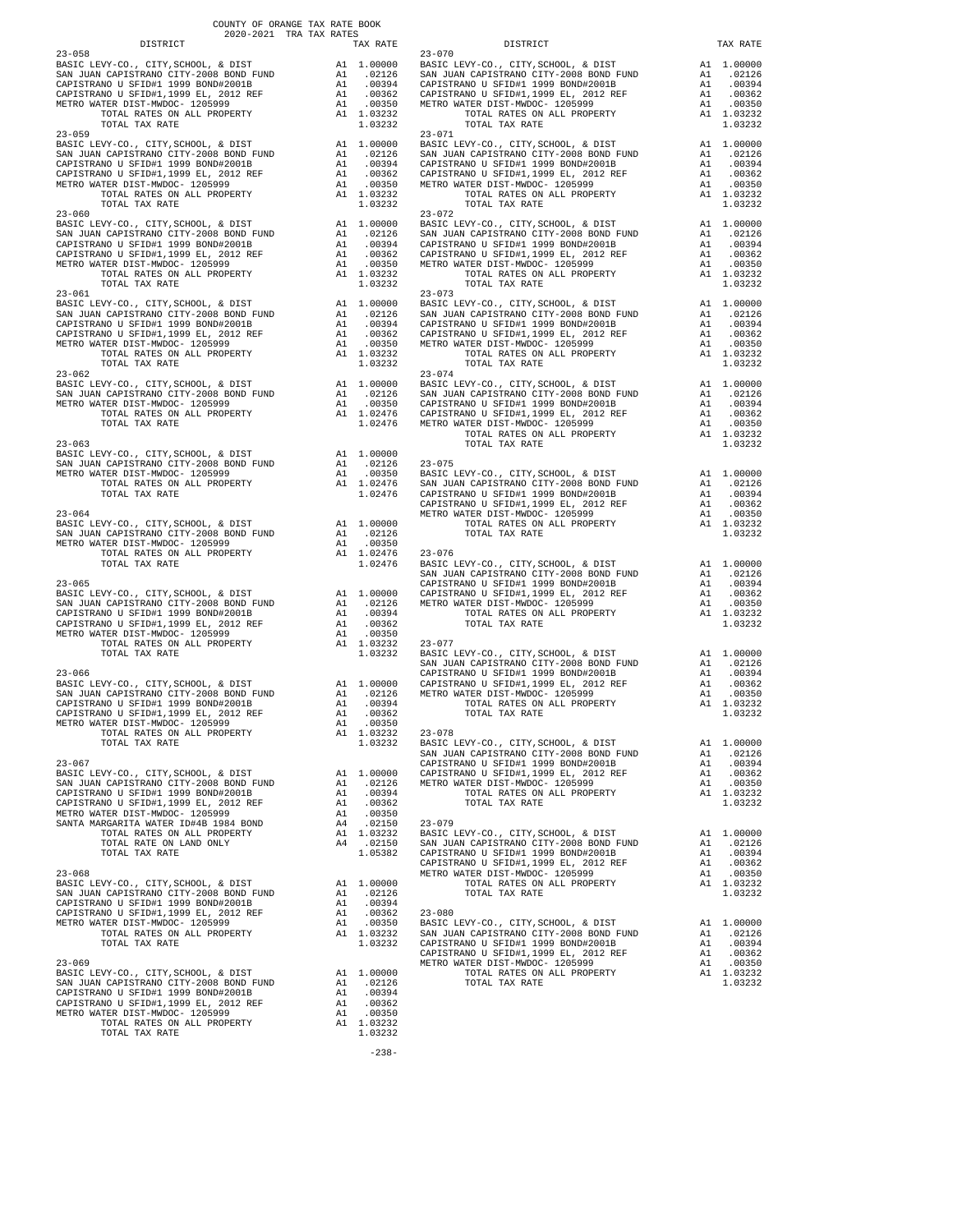COUNTY OF ORANGE TAX RATE BOOK
2020-2021 TRA TAX RATES

| DISTRICT | | TAX RATE |
|---|---|---|
| **23-058** | | |
| BASIC LEVY-CO., CITY,SCHOOL, & DIST | A1 | 1.00000 |
| SAN JUAN CAPISTRANO CITY-2008 BOND FUND | A1 | .02126 |
| CAPISTRANO U SFID#1 1999 BOND#2001B | A1 | .00394 |
| CAPISTRANO U SFID#1,1999 EL, 2012 REF | A1 | .00362 |
| METRO WATER DIST-MWDOC- 1205999 | A1 | .00350 |
| TOTAL RATES ON ALL PROPERTY | A1 | 1.03232 |
| TOTAL TAX RATE | | 1.03232 |
| **23-059** | | |
| BASIC LEVY-CO., CITY,SCHOOL, & DIST | A1 | 1.00000 |
| SAN JUAN CAPISTRANO CITY-2008 BOND FUND | A1 | .02126 |
| CAPISTRANO U SFID#1 1999 BOND#2001B | A1 | .00394 |
| CAPISTRANO U SFID#1,1999 EL, 2012 REF | A1 | .00362 |
| METRO WATER DIST-MWDOC- 1205999 | A1 | .00350 |
| TOTAL RATES ON ALL PROPERTY | A1 | 1.03232 |
| TOTAL TAX RATE | | 1.03232 |
| **23-060** | | |
| BASIC LEVY-CO., CITY,SCHOOL, & DIST | A1 | 1.00000 |
| SAN JUAN CAPISTRANO CITY-2008 BOND FUND | A1 | .02126 |
| CAPISTRANO U SFID#1 1999 BOND#2001B | A1 | .00394 |
| CAPISTRANO U SFID#1,1999 EL, 2012 REF | A1 | .00362 |
| METRO WATER DIST-MWDOC- 1205999 | A1 | .00350 |
| TOTAL RATES ON ALL PROPERTY | A1 | 1.03232 |
| TOTAL TAX RATE | | 1.03232 |
| **23-061** | | |
| BASIC LEVY-CO., CITY,SCHOOL, & DIST | A1 | 1.00000 |
| SAN JUAN CAPISTRANO CITY-2008 BOND FUND | A1 | .02126 |
| CAPISTRANO U SFID#1 1999 BOND#2001B | A1 | .00394 |
| CAPISTRANO U SFID#1,1999 EL, 2012 REF | A1 | .00362 |
| METRO WATER DIST-MWDOC- 1205999 | A1 | .00350 |
| TOTAL RATES ON ALL PROPERTY | A1 | 1.03232 |
| TOTAL TAX RATE | | 1.03232 |
| **23-062** | | |
| BASIC LEVY-CO., CITY,SCHOOL, & DIST | A1 | 1.00000 |
| SAN JUAN CAPISTRANO CITY-2008 BOND FUND | A1 | .02126 |
| METRO WATER DIST-MWDOC- 1205999 | A1 | .00350 |
| TOTAL RATES ON ALL PROPERTY | A1 | 1.02476 |
| TOTAL TAX RATE | | 1.02476 |
| **23-063** | | |
| BASIC LEVY-CO., CITY,SCHOOL, & DIST | A1 | 1.00000 |
| SAN JUAN CAPISTRANO CITY-2008 BOND FUND | A1 | .02126 |
| METRO WATER DIST-MWDOC- 1205999 | A1 | .00350 |
| TOTAL RATES ON ALL PROPERTY | A1 | 1.02476 |
| TOTAL TAX RATE | | 1.02476 |
| **23-064** | | |
| BASIC LEVY-CO., CITY,SCHOOL, & DIST | A1 | 1.00000 |
| SAN JUAN CAPISTRANO CITY-2008 BOND FUND | A1 | .02126 |
| METRO WATER DIST-MWDOC- 1205999 | A1 | .00350 |
| TOTAL RATES ON ALL PROPERTY | A1 | 1.02476 |
| TOTAL TAX RATE | | 1.02476 |
| **23-065** | | |
| BASIC LEVY-CO., CITY,SCHOOL, & DIST | A1 | 1.00000 |
| SAN JUAN CAPISTRANO CITY-2008 BOND FUND | A1 | .02126 |
| CAPISTRANO U SFID#1 1999 BOND#2001B | A1 | .00394 |
| CAPISTRANO U SFID#1,1999 EL, 2012 REF | A1 | .00362 |
| METRO WATER DIST-MWDOC- 1205999 | A1 | .00350 |
| TOTAL RATES ON ALL PROPERTY | A1 | 1.03232 |
| TOTAL TAX RATE | | 1.03232 |
| **23-066** | | |
| BASIC LEVY-CO., CITY,SCHOOL, & DIST | A1 | 1.00000 |
| SAN JUAN CAPISTRANO CITY-2008 BOND FUND | A1 | .02126 |
| CAPISTRANO U SFID#1 1999 BOND#2001B | A1 | .00394 |
| CAPISTRANO U SFID#1,1999 EL, 2012 REF | A1 | .00362 |
| METRO WATER DIST-MWDOC- 1205999 | A1 | .00350 |
| TOTAL RATES ON ALL PROPERTY | A1 | 1.03232 |
| TOTAL TAX RATE | | 1.03232 |
| **23-067** | | |
| BASIC LEVY-CO., CITY,SCHOOL, & DIST | A1 | 1.00000 |
| SAN JUAN CAPISTRANO CITY-2008 BOND FUND | A1 | .02126 |
| CAPISTRANO U SFID#1 1999 BOND#2001B | A1 | .00394 |
| CAPISTRANO U SFID#1,1999 EL, 2012 REF | A1 | .00362 |
| METRO WATER DIST-MWDOC- 1205999 | A1 | .00350 |
| SANTA MARGARITA WATER ID#4B 1984 BOND | A4 | .02150 |
| TOTAL RATES ON ALL PROPERTY | A1 | 1.03232 |
| TOTAL RATE ON LAND ONLY | A4 | .02150 |
| TOTAL TAX RATE | | 1.05382 |
| **23-068** | | |
| BASIC LEVY-CO., CITY,SCHOOL, & DIST | A1 | 1.00000 |
| SAN JUAN CAPISTRANO CITY-2008 BOND FUND | A1 | .02126 |
| CAPISTRANO U SFID#1 1999 BOND#2001B | A1 | .00394 |
| CAPISTRANO U SFID#1,1999 EL, 2012 REF | A1 | .00362 |
| METRO WATER DIST-MWDOC- 1205999 | A1 | .00350 |
| TOTAL RATES ON ALL PROPERTY | A1 | 1.03232 |
| TOTAL TAX RATE | | 1.03232 |
| **23-069** | | |
| BASIC LEVY-CO., CITY,SCHOOL, & DIST | A1 | 1.00000 |
| SAN JUAN CAPISTRANO CITY-2008 BOND FUND | A1 | .02126 |
| CAPISTRANO U SFID#1 1999 BOND#2001B | A1 | .00394 |
| CAPISTRANO U SFID#1,1999 EL, 2012 REF | A1 | .00362 |
| METRO WATER DIST-MWDOC- 1205999 | A1 | .00350 |
| TOTAL RATES ON ALL PROPERTY | A1 | 1.03232 |
| TOTAL TAX RATE | | 1.03232 |
| **23-070** | | |
| BASIC LEVY-CO., CITY,SCHOOL, & DIST | A1 | 1.00000 |
| SAN JUAN CAPISTRANO CITY-2008 BOND FUND | A1 | .02126 |
| CAPISTRANO U SFID#1 1999 BOND#2001B | A1 | .00394 |
| CAPISTRANO U SFID#1,1999 EL, 2012 REF | A1 | .00362 |
| METRO WATER DIST-MWDOC- 1205999 | A1 | .00350 |
| TOTAL RATES ON ALL PROPERTY | A1 | 1.03232 |
| TOTAL TAX RATE | | 1.03232 |
| **23-071** | | |
| BASIC LEVY-CO., CITY,SCHOOL, & DIST | A1 | 1.00000 |
| SAN JUAN CAPISTRANO CITY-2008 BOND FUND | A1 | .02126 |
| CAPISTRANO U SFID#1 1999 BOND#2001B | A1 | .00394 |
| CAPISTRANO U SFID#1,1999 EL, 2012 REF | A1 | .00362 |
| METRO WATER DIST-MWDOC- 1205999 | A1 | .00350 |
| TOTAL RATES ON ALL PROPERTY | A1 | 1.03232 |
| TOTAL TAX RATE | | 1.03232 |
| **23-072** | | |
| BASIC LEVY-CO., CITY,SCHOOL, & DIST | A1 | 1.00000 |
| SAN JUAN CAPISTRANO CITY-2008 BOND FUND | A1 | .02126 |
| CAPISTRANO U SFID#1 1999 BOND#2001B | A1 | .00394 |
| CAPISTRANO U SFID#1,1999 EL, 2012 REF | A1 | .00362 |
| METRO WATER DIST-MWDOC- 1205999 | A1 | .00350 |
| TOTAL RATES ON ALL PROPERTY | A1 | 1.03232 |
| TOTAL TAX RATE | | 1.03232 |
| **23-073** | | |
| BASIC LEVY-CO., CITY,SCHOOL, & DIST | A1 | 1.00000 |
| SAN JUAN CAPISTRANO CITY-2008 BOND FUND | A1 | .02126 |
| CAPISTRANO U SFID#1 1999 BOND#2001B | A1 | .00394 |
| CAPISTRANO U SFID#1,1999 EL, 2012 REF | A1 | .00362 |
| METRO WATER DIST-MWDOC- 1205999 | A1 | .00350 |
| TOTAL RATES ON ALL PROPERTY | A1 | 1.03232 |
| TOTAL TAX RATE | | 1.03232 |
| **23-074** | | |
| BASIC LEVY-CO., CITY,SCHOOL, & DIST | A1 | 1.00000 |
| SAN JUAN CAPISTRANO CITY-2008 BOND FUND | A1 | .02126 |
| CAPISTRANO U SFID#1 1999 BOND#2001B | A1 | .00394 |
| CAPISTRANO U SFID#1,1999 EL, 2012 REF | A1 | .00362 |
| METRO WATER DIST-MWDOC- 1205999 | A1 | .00350 |
| TOTAL RATES ON ALL PROPERTY | A1 | 1.03232 |
| TOTAL TAX RATE | | 1.03232 |
| **23-075** | | |
| BASIC LEVY-CO., CITY,SCHOOL, & DIST | A1 | 1.00000 |
| SAN JUAN CAPISTRANO CITY-2008 BOND FUND | A1 | .02126 |
| CAPISTRANO U SFID#1 1999 BOND#2001B | A1 | .00394 |
| CAPISTRANO U SFID#1,1999 EL, 2012 REF | A1 | .00362 |
| METRO WATER DIST-MWDOC- 1205999 | A1 | .00350 |
| TOTAL RATES ON ALL PROPERTY | A1 | 1.03232 |
| TOTAL TAX RATE | | 1.03232 |
| **23-076** | | |
| BASIC LEVY-CO., CITY,SCHOOL, & DIST | A1 | 1.00000 |
| SAN JUAN CAPISTRANO CITY-2008 BOND FUND | A1 | .02126 |
| CAPISTRANO U SFID#1 1999 BOND#2001B | A1 | .00394 |
| CAPISTRANO U SFID#1,1999 EL, 2012 REF | A1 | .00362 |
| METRO WATER DIST-MWDOC- 1205999 | A1 | .00350 |
| TOTAL RATES ON ALL PROPERTY | A1 | 1.03232 |
| TOTAL TAX RATE | | 1.03232 |
| **23-077** | | |
| BASIC LEVY-CO., CITY,SCHOOL, & DIST | A1 | 1.00000 |
| SAN JUAN CAPISTRANO CITY-2008 BOND FUND | A1 | .02126 |
| CAPISTRANO U SFID#1 1999 BOND#2001B | A1 | .00394 |
| CAPISTRANO U SFID#1,1999 EL, 2012 REF | A1 | .00362 |
| METRO WATER DIST-MWDOC- 1205999 | A1 | .00350 |
| TOTAL RATES ON ALL PROPERTY | A1 | 1.03232 |
| TOTAL TAX RATE | | 1.03232 |
| **23-078** | | |
| BASIC LEVY-CO., CITY,SCHOOL, & DIST | A1 | 1.00000 |
| SAN JUAN CAPISTRANO CITY-2008 BOND FUND | A1 | .02126 |
| CAPISTRANO U SFID#1 1999 BOND#2001B | A1 | .00394 |
| CAPISTRANO U SFID#1,1999 EL, 2012 REF | A1 | .00362 |
| METRO WATER DIST-MWDOC- 1205999 | A1 | .00350 |
| TOTAL RATES ON ALL PROPERTY | A1 | 1.03232 |
| TOTAL TAX RATE | | 1.03232 |
| **23-079** | | |
| BASIC LEVY-CO., CITY,SCHOOL, & DIST | A1 | 1.00000 |
| SAN JUAN CAPISTRANO CITY-2008 BOND FUND | A1 | .02126 |
| CAPISTRANO U SFID#1 1999 BOND#2001B | A1 | .00394 |
| CAPISTRANO U SFID#1,1999 EL, 2012 REF | A1 | .00362 |
| METRO WATER DIST-MWDOC- 1205999 | A1 | .00350 |
| TOTAL RATES ON ALL PROPERTY | A1 | 1.03232 |
| TOTAL TAX RATE | | 1.03232 |
| **23-080** | | |
| BASIC LEVY-CO., CITY,SCHOOL, & DIST | A1 | 1.00000 |
| SAN JUAN CAPISTRANO CITY-2008 BOND FUND | A1 | .02126 |
| CAPISTRANO U SFID#1 1999 BOND#2001B | A1 | .00394 |
| CAPISTRANO U SFID#1,1999 EL, 2012 REF | A1 | .00362 |
| METRO WATER DIST-MWDOC- 1205999 | A1 | .00350 |
| TOTAL RATES ON ALL PROPERTY | A1 | 1.03232 |
| TOTAL TAX RATE | | 1.03232 |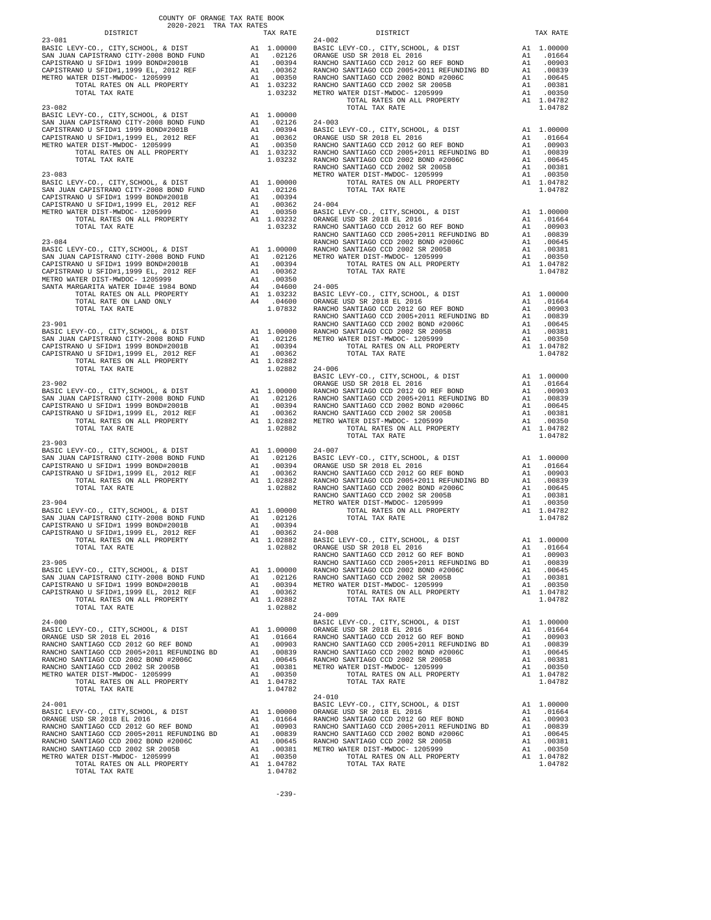COUNTY OF ORANGE TAX RATE BOOK
2020-2021 TRA TAX RATES

| DISTRICT | | TAX RATE |
|---|---|---|
| **23-081** | | |
| BASIC LEVY-CO., CITY,SCHOOL, & DIST | A1 | 1.00000 |
| SAN JUAN CAPISTRANO CITY-2008 BOND FUND | A1 | .02126 |
| CAPISTRANO U SFID#1 1999 BOND#2001B | A1 | .00394 |
| CAPISTRANO U SFID#1,1999 EL, 2012 REF | A1 | .00362 |
| METRO WATER DIST-MWDOC- 1205999 | A1 | .00350 |
| TOTAL RATES ON ALL PROPERTY | A1 | 1.03232 |
| TOTAL TAX RATE | | 1.03232 |
| **23-082** | | |
| BASIC LEVY-CO., CITY,SCHOOL, & DIST | A1 | 1.00000 |
| SAN JUAN CAPISTRANO CITY-2008 BOND FUND | A1 | .02126 |
| CAPISTRANO U SFID#1 1999 BOND#2001B | A1 | .00394 |
| CAPISTRANO U SFID#1,1999 EL, 2012 REF | A1 | .00362 |
| METRO WATER DIST-MWDOC- 1205999 | A1 | .00350 |
| TOTAL RATES ON ALL PROPERTY | A1 | 1.03232 |
| TOTAL TAX RATE | | 1.03232 |
| **23-083** | | |
| BASIC LEVY-CO., CITY,SCHOOL, & DIST | A1 | 1.00000 |
| SAN JUAN CAPISTRANO CITY-2008 BOND FUND | A1 | .02126 |
| CAPISTRANO U SFID#1 1999 BOND#2001B | A1 | .00394 |
| CAPISTRANO U SFID#1,1999 EL, 2012 REF | A1 | .00362 |
| METRO WATER DIST-MWDOC- 1205999 | A1 | .00350 |
| TOTAL RATES ON ALL PROPERTY | A1 | 1.03232 |
| TOTAL TAX RATE | | 1.03232 |
| **23-084** | | |
| BASIC LEVY-CO., CITY,SCHOOL, & DIST | A1 | 1.00000 |
| SAN JUAN CAPISTRANO CITY-2008 BOND FUND | A1 | .02126 |
| CAPISTRANO U SFID#1 1999 BOND#2001B | A1 | .00394 |
| CAPISTRANO U SFID#1,1999 EL, 2012 REF | A1 | .00362 |
| METRO WATER DIST-MWDOC- 1205999 | A1 | .00350 |
| SANTA MARGARITA WATER ID#4E 1984 BOND | A4 | .04600 |
| TOTAL RATES ON ALL PROPERTY | A1 | 1.03232 |
| TOTAL RATE ON LAND ONLY | A4 | .04600 |
| TOTAL TAX RATE | | 1.07832 |
| **23-901** | | |
| BASIC LEVY-CO., CITY,SCHOOL, & DIST | A1 | 1.00000 |
| SAN JUAN CAPISTRANO CITY-2008 BOND FUND | A1 | .02126 |
| CAPISTRANO U SFID#1 1999 BOND#2001B | A1 | .00394 |
| CAPISTRANO U SFID#1,1999 EL, 2012 REF | A1 | .00362 |
| TOTAL RATES ON ALL PROPERTY | A1 | 1.02882 |
| TOTAL TAX RATE | | 1.02882 |
| **23-902** | | |
| BASIC LEVY-CO., CITY,SCHOOL, & DIST | A1 | 1.00000 |
| SAN JUAN CAPISTRANO CITY-2008 BOND FUND | A1 | .02126 |
| CAPISTRANO U SFID#1 1999 BOND#2001B | A1 | .00394 |
| CAPISTRANO U SFID#1,1999 EL, 2012 REF | A1 | .00362 |
| TOTAL RATES ON ALL PROPERTY | A1 | 1.02882 |
| TOTAL TAX RATE | | 1.02882 |
| **23-903** | | |
| BASIC LEVY-CO., CITY,SCHOOL, & DIST | A1 | 1.00000 |
| SAN JUAN CAPISTRANO CITY-2008 BOND FUND | A1 | .02126 |
| CAPISTRANO U SFID#1 1999 BOND#2001B | A1 | .00394 |
| CAPISTRANO U SFID#1,1999 EL, 2012 REF | A1 | .00362 |
| TOTAL RATES ON ALL PROPERTY | A1 | 1.02882 |
| TOTAL TAX RATE | | 1.02882 |
| **23-904** | | |
| BASIC LEVY-CO., CITY,SCHOOL, & DIST | A1 | 1.00000 |
| SAN JUAN CAPISTRANO CITY-2008 BOND FUND | A1 | .02126 |
| CAPISTRANO U SFID#1 1999 BOND#2001B | A1 | .00394 |
| CAPISTRANO U SFID#1,1999 EL, 2012 REF | A1 | .00362 |
| TOTAL RATES ON ALL PROPERTY | A1 | 1.02882 |
| TOTAL TAX RATE | | 1.02882 |
| **23-905** | | |
| BASIC LEVY-CO., CITY,SCHOOL, & DIST | A1 | 1.00000 |
| SAN JUAN CAPISTRANO CITY-2008 BOND FUND | A1 | .02126 |
| CAPISTRANO U SFID#1 1999 BOND#2001B | A1 | .00394 |
| CAPISTRANO U SFID#1,1999 EL, 2012 REF | A1 | .00362 |
| TOTAL RATES ON ALL PROPERTY | A1 | 1.02882 |
| TOTAL TAX RATE | | 1.02882 |
| **24-000** | | |
| BASIC LEVY-CO., CITY,SCHOOL, & DIST | A1 | 1.00000 |
| ORANGE USD SR 2018 EL 2016 | A1 | .01664 |
| RANCHO SANTIAGO CCD 2012 GO REF BOND | A1 | .00903 |
| RANCHO SANTIAGO CCD 2005+2011 REFUNDING BD | A1 | .00839 |
| RANCHO SANTIAGO CCD 2002 BOND #2006C | A1 | .00645 |
| RANCHO SANTIAGO CCD 2002 SR 2005B | A1 | .00381 |
| METRO WATER DIST-MWDOC- 1205999 | A1 | .00350 |
| TOTAL RATES ON ALL PROPERTY | A1 | 1.04782 |
| TOTAL TAX RATE | | 1.04782 |
| **24-001** | | |
| BASIC LEVY-CO., CITY,SCHOOL, & DIST | A1 | 1.00000 |
| ORANGE USD SR 2018 EL 2016 | A1 | .01664 |
| RANCHO SANTIAGO CCD 2012 GO REF BOND | A1 | .00903 |
| RANCHO SANTIAGO CCD 2005+2011 REFUNDING BD | A1 | .00839 |
| RANCHO SANTIAGO CCD 2002 BOND #2006C | A1 | .00645 |
| RANCHO SANTIAGO CCD 2002 SR 2005B | A1 | .00381 |
| METRO WATER DIST-MWDOC- 1205999 | A1 | .00350 |
| TOTAL RATES ON ALL PROPERTY | A1 | 1.04782 |
| TOTAL TAX RATE | | 1.04782 |
| **24-002** | | |
| BASIC LEVY-CO., CITY,SCHOOL, & DIST | A1 | 1.00000 |
| ORANGE USD SR 2018 EL 2016 | A1 | .01664 |
| RANCHO SANTIAGO CCD 2012 GO REF BOND | A1 | .00903 |
| RANCHO SANTIAGO CCD 2005+2011 REFUNDING BD | A1 | .00839 |
| RANCHO SANTIAGO CCD 2002 BOND #2006C | A1 | .00645 |
| RANCHO SANTIAGO CCD 2002 SR 2005B | A1 | .00381 |
| METRO WATER DIST-MWDOC- 1205999 | A1 | .00350 |
| TOTAL RATES ON ALL PROPERTY | A1 | 1.04782 |
| TOTAL TAX RATE | | 1.04782 |
| **24-003** | | |
| BASIC LEVY-CO., CITY,SCHOOL, & DIST | A1 | 1.00000 |
| ORANGE USD SR 2018 EL 2016 | A1 | .01664 |
| RANCHO SANTIAGO CCD 2012 GO REF BOND | A1 | .00903 |
| RANCHO SANTIAGO CCD 2005+2011 REFUNDING BD | A1 | .00839 |
| RANCHO SANTIAGO CCD 2002 BOND #2006C | A1 | .00645 |
| RANCHO SANTIAGO CCD 2002 SR 2005B | A1 | .00381 |
| METRO WATER DIST-MWDOC- 1205999 | A1 | .00350 |
| TOTAL RATES ON ALL PROPERTY | A1 | 1.04782 |
| TOTAL TAX RATE | | 1.04782 |
| **24-004** | | |
| BASIC LEVY-CO., CITY,SCHOOL, & DIST | A1 | 1.00000 |
| ORANGE USD SR 2018 EL 2016 | A1 | .01664 |
| RANCHO SANTIAGO CCD 2012 GO REF BOND | A1 | .00903 |
| RANCHO SANTIAGO CCD 2005+2011 REFUNDING BD | A1 | .00839 |
| RANCHO SANTIAGO CCD 2002 BOND #2006C | A1 | .00645 |
| RANCHO SANTIAGO CCD 2002 SR 2005B | A1 | .00381 |
| METRO WATER DIST-MWDOC- 1205999 | A1 | .00350 |
| TOTAL RATES ON ALL PROPERTY | A1 | 1.04782 |
| TOTAL TAX RATE | | 1.04782 |
| **24-005** | | |
| BASIC LEVY-CO., CITY,SCHOOL, & DIST | A1 | 1.00000 |
| ORANGE USD SR 2018 EL 2016 | A1 | .01664 |
| RANCHO SANTIAGO CCD 2012 GO REF BOND | A1 | .00903 |
| RANCHO SANTIAGO CCD 2005+2011 REFUNDING BD | A1 | .00839 |
| RANCHO SANTIAGO CCD 2002 BOND #2006C | A1 | .00645 |
| RANCHO SANTIAGO CCD 2002 SR 2005B | A1 | .00381 |
| METRO WATER DIST-MWDOC- 1205999 | A1 | .00350 |
| TOTAL RATES ON ALL PROPERTY | A1 | 1.04782 |
| TOTAL TAX RATE | | 1.04782 |
| **24-006** | | |
| BASIC LEVY-CO., CITY,SCHOOL, & DIST | A1 | 1.00000 |
| ORANGE USD SR 2018 EL 2016 | A1 | .01664 |
| RANCHO SANTIAGO CCD 2012 GO REF BOND | A1 | .00903 |
| RANCHO SANTIAGO CCD 2005+2011 REFUNDING BD | A1 | .00839 |
| RANCHO SANTIAGO CCD 2002 BOND #2006C | A1 | .00645 |
| RANCHO SANTIAGO CCD 2002 SR 2005B | A1 | .00381 |
| METRO WATER DIST-MWDOC- 1205999 | A1 | .00350 |
| TOTAL RATES ON ALL PROPERTY | A1 | 1.04782 |
| TOTAL TAX RATE | | 1.04782 |
| **24-007** | | |
| BASIC LEVY-CO., CITY,SCHOOL, & DIST | A1 | 1.00000 |
| ORANGE USD SR 2018 EL 2016 | A1 | .01664 |
| RANCHO SANTIAGO CCD 2012 GO REF BOND | A1 | .00903 |
| RANCHO SANTIAGO CCD 2005+2011 REFUNDING BD | A1 | .00839 |
| RANCHO SANTIAGO CCD 2002 BOND #2006C | A1 | .00645 |
| RANCHO SANTIAGO CCD 2002 SR 2005B | A1 | .00381 |
| METRO WATER DIST-MWDOC- 1205999 | A1 | .00350 |
| TOTAL RATES ON ALL PROPERTY | A1 | 1.04782 |
| TOTAL TAX RATE | | 1.04782 |
| **24-008** | | |
| BASIC LEVY-CO., CITY,SCHOOL, & DIST | A1 | 1.00000 |
| ORANGE USD SR 2018 EL 2016 | A1 | .01664 |
| RANCHO SANTIAGO CCD 2012 GO REF BOND | A1 | .00903 |
| RANCHO SANTIAGO CCD 2005+2011 REFUNDING BD | A1 | .00839 |
| RANCHO SANTIAGO CCD 2002 BOND #2006C | A1 | .00645 |
| RANCHO SANTIAGO CCD 2002 SR 2005B | A1 | .00381 |
| METRO WATER DIST-MWDOC- 1205999 | A1 | .00350 |
| TOTAL RATES ON ALL PROPERTY | A1 | 1.04782 |
| TOTAL TAX RATE | | 1.04782 |
| **24-009** | | |
| BASIC LEVY-CO., CITY,SCHOOL, & DIST | A1 | 1.00000 |
| ORANGE USD SR 2018 EL 2016 | A1 | .01664 |
| RANCHO SANTIAGO CCD 2012 GO REF BOND | A1 | .00903 |
| RANCHO SANTIAGO CCD 2005+2011 REFUNDING BD | A1 | .00839 |
| RANCHO SANTIAGO CCD 2002 BOND #2006C | A1 | .00645 |
| RANCHO SANTIAGO CCD 2002 SR 2005B | A1 | .00381 |
| METRO WATER DIST-MWDOC- 1205999 | A1 | .00350 |
| TOTAL RATES ON ALL PROPERTY | A1 | 1.04782 |
| TOTAL TAX RATE | | 1.04782 |
| **24-010** | | |
| BASIC LEVY-CO., CITY,SCHOOL, & DIST | A1 | 1.00000 |
| ORANGE USD SR 2018 EL 2016 | A1 | .01664 |
| RANCHO SANTIAGO CCD 2012 GO REF BOND | A1 | .00903 |
| RANCHO SANTIAGO CCD 2005+2011 REFUNDING BD | A1 | .00839 |
| RANCHO SANTIAGO CCD 2002 BOND #2006C | A1 | .00645 |
| RANCHO SANTIAGO CCD 2002 SR 2005B | A1 | .00381 |
| METRO WATER DIST-MWDOC- 1205999 | A1 | .00350 |
| TOTAL RATES ON ALL PROPERTY | A1 | 1.04782 |
| TOTAL TAX RATE | | 1.04782 |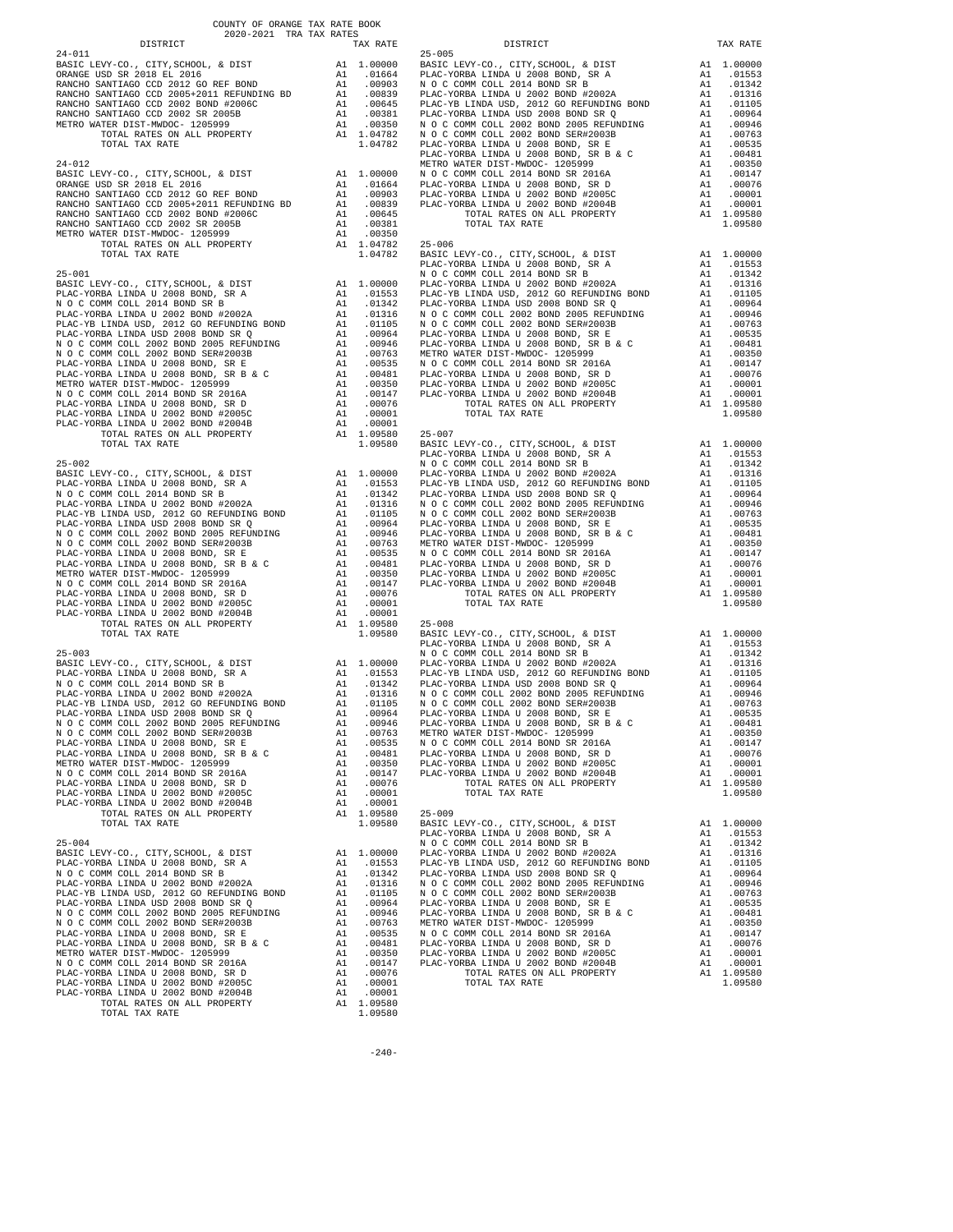COUNTY OF ORANGE TAX RATE BOOK
2020-2021 TRA TAX RATES

| DISTRICT | | TAX RATE |
|---|---|---|
| **24-011** | | |
| BASIC LEVY-CO., CITY,SCHOOL, & DIST | A1 | 1.00000 |
| ORANGE USD SR 2018 EL 2016 | A1 | .01664 |
| RANCHO SANTIAGO CCD 2012 GO REF BOND | A1 | .00903 |
| RANCHO SANTIAGO CCD 2005+2011 REFUNDING BD | A1 | .00839 |
| RANCHO SANTIAGO CCD 2002 BOND #2006C | A1 | .00645 |
| RANCHO SANTIAGO CCD 2002 SR 2005B | A1 | .00381 |
| METRO WATER DIST-MWDOC- 1205999 | A1 | .00350 |
| TOTAL RATES ON ALL PROPERTY | A1 | 1.04782 |
| TOTAL TAX RATE | | 1.04782 |
| **24-012** | | |
| BASIC LEVY-CO., CITY,SCHOOL, & DIST | A1 | 1.00000 |
| ORANGE USD SR 2018 EL 2016 | A1 | .01664 |
| RANCHO SANTIAGO CCD 2012 GO REF BOND | A1 | .00903 |
| RANCHO SANTIAGO CCD 2005+2011 REFUNDING BD | A1 | .00839 |
| RANCHO SANTIAGO CCD 2002 BOND #2006C | A1 | .00645 |
| RANCHO SANTIAGO CCD 2002 SR 2005B | A1 | .00381 |
| METRO WATER DIST-MWDOC- 1205999 | A1 | .00350 |
| TOTAL RATES ON ALL PROPERTY | A1 | 1.04782 |
| TOTAL TAX RATE | | 1.04782 |
| **25-001** | | |
| BASIC LEVY-CO., CITY,SCHOOL, & DIST | A1 | 1.00000 |
| PLAC-YORBA LINDA U 2008 BOND, SR A | A1 | .01553 |
| N O C COMM COLL 2014 BOND SR B | A1 | .01342 |
| PLAC-YORBA LINDA U 2002 BOND #2002A | A1 | .01316 |
| PLAC-YB LINDA USD, 2012 GO REFUNDING BOND | A1 | .01105 |
| PLAC-YORBA LINDA USD 2008 BOND SR Q | A1 | .00964 |
| N O C COMM COLL 2002 BOND 2005 REFUNDING | A1 | .00946 |
| N O C COMM COLL 2002 BOND SER#2003B | A1 | .00763 |
| PLAC-YORBA LINDA U 2008 BOND, SR E | A1 | .00535 |
| PLAC-YORBA LINDA U 2008 BOND, SR B & C | A1 | .00481 |
| METRO WATER DIST-MWDOC- 1205999 | A1 | .00350 |
| N O C COMM COLL 2014 BOND SR 2016A | A1 | .00147 |
| PLAC-YORBA LINDA U 2008 BOND, SR D | A1 | .00076 |
| PLAC-YORBA LINDA U 2002 BOND #2005C | A1 | .00001 |
| PLAC-YORBA LINDA U 2002 BOND #2004B | A1 | .00001 |
| TOTAL RATES ON ALL PROPERTY | A1 | 1.09580 |
| TOTAL TAX RATE | | 1.09580 |
| **25-002** | | |
| BASIC LEVY-CO., CITY,SCHOOL, & DIST | A1 | 1.00000 |
| PLAC-YORBA LINDA U 2008 BOND, SR A | A1 | .01553 |
| N O C COMM COLL 2014 BOND SR B | A1 | .01342 |
| PLAC-YORBA LINDA U 2002 BOND #2002A | A1 | .01316 |
| PLAC-YB LINDA USD, 2012 GO REFUNDING BOND | A1 | .01105 |
| PLAC-YORBA LINDA USD 2008 BOND SR Q | A1 | .00964 |
| N O C COMM COLL 2002 BOND 2005 REFUNDING | A1 | .00946 |
| N O C COMM COLL 2002 BOND SER#2003B | A1 | .00763 |
| PLAC-YORBA LINDA U 2008 BOND, SR E | A1 | .00535 |
| PLAC-YORBA LINDA U 2008 BOND, SR B & C | A1 | .00481 |
| METRO WATER DIST-MWDOC- 1205999 | A1 | .00350 |
| N O C COMM COLL 2014 BOND SR 2016A | A1 | .00147 |
| PLAC-YORBA LINDA U 2008 BOND, SR D | A1 | .00076 |
| PLAC-YORBA LINDA U 2002 BOND #2005C | A1 | .00001 |
| PLAC-YORBA LINDA U 2002 BOND #2004B | A1 | .00001 |
| TOTAL RATES ON ALL PROPERTY | A1 | 1.09580 |
| TOTAL TAX RATE | | 1.09580 |
| **25-003** | | |
| BASIC LEVY-CO., CITY,SCHOOL, & DIST | A1 | 1.00000 |
| PLAC-YORBA LINDA U 2008 BOND, SR A | A1 | .01553 |
| N O C COMM COLL 2014 BOND SR B | A1 | .01342 |
| PLAC-YORBA LINDA U 2002 BOND #2002A | A1 | .01316 |
| PLAC-YB LINDA USD, 2012 GO REFUNDING BOND | A1 | .01105 |
| PLAC-YORBA LINDA USD 2008 BOND SR Q | A1 | .00964 |
| N O C COMM COLL 2002 BOND 2005 REFUNDING | A1 | .00946 |
| N O C COMM COLL 2002 BOND SER#2003B | A1 | .00763 |
| PLAC-YORBA LINDA U 2008 BOND, SR E | A1 | .00535 |
| PLAC-YORBA LINDA U 2008 BOND, SR B & C | A1 | .00481 |
| METRO WATER DIST-MWDOC- 1205999 | A1 | .00350 |
| N O C COMM COLL 2014 BOND SR 2016A | A1 | .00147 |
| PLAC-YORBA LINDA U 2008 BOND, SR D | A1 | .00076 |
| PLAC-YORBA LINDA U 2002 BOND #2005C | A1 | .00001 |
| PLAC-YORBA LINDA U 2002 BOND #2004B | A1 | .00001 |
| TOTAL RATES ON ALL PROPERTY | A1 | 1.09580 |
| TOTAL TAX RATE | | 1.09580 |
| **25-004** | | |
| BASIC LEVY-CO., CITY,SCHOOL, & DIST | A1 | 1.00000 |
| PLAC-YORBA LINDA U 2008 BOND, SR A | A1 | .01553 |
| N O C COMM COLL 2014 BOND SR B | A1 | .01342 |
| PLAC-YORBA LINDA U 2002 BOND #2002A | A1 | .01316 |
| PLAC-YB LINDA USD, 2012 GO REFUNDING BOND | A1 | .01105 |
| PLAC-YORBA LINDA USD 2008 BOND SR Q | A1 | .00964 |
| N O C COMM COLL 2002 BOND 2005 REFUNDING | A1 | .00946 |
| N O C COMM COLL 2002 BOND SER#2003B | A1 | .00763 |
| PLAC-YORBA LINDA U 2008 BOND, SR E | A1 | .00535 |
| PLAC-YORBA LINDA U 2008 BOND, SR B & C | A1 | .00481 |
| METRO WATER DIST-MWDOC- 1205999 | A1 | .00350 |
| N O C COMM COLL 2014 BOND SR 2016A | A1 | .00147 |
| PLAC-YORBA LINDA U 2008 BOND, SR D | A1 | .00076 |
| PLAC-YORBA LINDA U 2002 BOND #2005C | A1 | .00001 |
| PLAC-YORBA LINDA U 2002 BOND #2004B | A1 | .00001 |
| TOTAL RATES ON ALL PROPERTY | A1 | 1.09580 |
| TOTAL TAX RATE | | 1.09580 |
| **25-005** | | |
| BASIC LEVY-CO., CITY,SCHOOL, & DIST | A1 | 1.00000 |
| PLAC-YORBA LINDA U 2008 BOND, SR A | A1 | .01553 |
| N O C COMM COLL 2014 BOND SR B | A1 | .01342 |
| PLAC-YORBA LINDA U 2002 BOND #2002A | A1 | .01316 |
| PLAC-YB LINDA USD, 2012 GO REFUNDING BOND | A1 | .01105 |
| PLAC-YORBA LINDA USD 2008 BOND SR Q | A1 | .00964 |
| N O C COMM COLL 2002 BOND 2005 REFUNDING | A1 | .00946 |
| N O C COMM COLL 2002 BOND SER#2003B | A1 | .00763 |
| PLAC-YORBA LINDA U 2008 BOND, SR E | A1 | .00535 |
| PLAC-YORBA LINDA U 2008 BOND, SR B & C | A1 | .00481 |
| METRO WATER DIST-MWDOC- 1205999 | A1 | .00350 |
| N O C COMM COLL 2014 BOND SR 2016A | A1 | .00147 |
| PLAC-YORBA LINDA U 2008 BOND, SR D | A1 | .00076 |
| PLAC-YORBA LINDA U 2002 BOND #2005C | A1 | .00001 |
| PLAC-YORBA LINDA U 2002 BOND #2004B | A1 | .00001 |
| TOTAL RATES ON ALL PROPERTY | A1 | 1.09580 |
| TOTAL TAX RATE | | 1.09580 |
| **25-006** | | |
| BASIC LEVY-CO., CITY,SCHOOL, & DIST | A1 | 1.00000 |
| PLAC-YORBA LINDA U 2008 BOND, SR A | A1 | .01553 |
| N O C COMM COLL 2014 BOND SR B | A1 | .01342 |
| PLAC-YORBA LINDA U 2002 BOND #2002A | A1 | .01316 |
| PLAC-YB LINDA USD, 2012 GO REFUNDING BOND | A1 | .01105 |
| PLAC-YORBA LINDA USD 2008 BOND SR Q | A1 | .00964 |
| N O C COMM COLL 2002 BOND 2005 REFUNDING | A1 | .00946 |
| N O C COMM COLL 2002 BOND SER#2003B | A1 | .00763 |
| PLAC-YORBA LINDA U 2008 BOND, SR E | A1 | .00535 |
| PLAC-YORBA LINDA U 2008 BOND, SR B & C | A1 | .00481 |
| METRO WATER DIST-MWDOC- 1205999 | A1 | .00350 |
| N O C COMM COLL 2014 BOND SR 2016A | A1 | .00147 |
| PLAC-YORBA LINDA U 2008 BOND, SR D | A1 | .00076 |
| PLAC-YORBA LINDA U 2002 BOND #2005C | A1 | .00001 |
| PLAC-YORBA LINDA U 2002 BOND #2004B | A1 | .00001 |
| TOTAL RATES ON ALL PROPERTY | A1 | 1.09580 |
| TOTAL TAX RATE | | 1.09580 |
| **25-007** | | |
| BASIC LEVY-CO., CITY,SCHOOL, & DIST | A1 | 1.00000 |
| PLAC-YORBA LINDA U 2008 BOND, SR A | A1 | .01553 |
| N O C COMM COLL 2014 BOND SR B | A1 | .01342 |
| PLAC-YORBA LINDA U 2002 BOND #2002A | A1 | .01316 |
| PLAC-YB LINDA USD, 2012 GO REFUNDING BOND | A1 | .01105 |
| PLAC-YORBA LINDA USD 2008 BOND SR Q | A1 | .00964 |
| N O C COMM COLL 2002 BOND 2005 REFUNDING | A1 | .00946 |
| N O C COMM COLL 2002 BOND SER#2003B | A1 | .00763 |
| PLAC-YORBA LINDA U 2008 BOND, SR E | A1 | .00535 |
| PLAC-YORBA LINDA U 2008 BOND, SR B & C | A1 | .00481 |
| METRO WATER DIST-MWDOC- 1205999 | A1 | .00350 |
| N O C COMM COLL 2014 BOND SR 2016A | A1 | .00147 |
| PLAC-YORBA LINDA U 2008 BOND, SR D | A1 | .00076 |
| PLAC-YORBA LINDA U 2002 BOND #2005C | A1 | .00001 |
| PLAC-YORBA LINDA U 2002 BOND #2004B | A1 | .00001 |
| TOTAL RATES ON ALL PROPERTY | A1 | 1.09580 |
| TOTAL TAX RATE | | 1.09580 |
| **25-008** | | |
| BASIC LEVY-CO., CITY,SCHOOL, & DIST | A1 | 1.00000 |
| PLAC-YORBA LINDA U 2008 BOND, SR A | A1 | .01553 |
| N O C COMM COLL 2014 BOND SR B | A1 | .01342 |
| PLAC-YORBA LINDA U 2002 BOND #2002A | A1 | .01316 |
| PLAC-YB LINDA USD, 2012 GO REFUNDING BOND | A1 | .01105 |
| PLAC-YORBA LINDA USD 2008 BOND SR Q | A1 | .00964 |
| N O C COMM COLL 2002 BOND 2005 REFUNDING | A1 | .00946 |
| N O C COMM COLL 2002 BOND SER#2003B | A1 | .00763 |
| PLAC-YORBA LINDA U 2008 BOND, SR E | A1 | .00535 |
| PLAC-YORBA LINDA U 2008 BOND, SR B & C | A1 | .00481 |
| METRO WATER DIST-MWDOC- 1205999 | A1 | .00350 |
| N O C COMM COLL 2014 BOND SR 2016A | A1 | .00147 |
| PLAC-YORBA LINDA U 2008 BOND, SR D | A1 | .00076 |
| PLAC-YORBA LINDA U 2002 BOND #2005C | A1 | .00001 |
| PLAC-YORBA LINDA U 2002 BOND #2004B | A1 | .00001 |
| TOTAL RATES ON ALL PROPERTY | A1 | 1.09580 |
| TOTAL TAX RATE | | 1.09580 |
| **25-009** | | |
| BASIC LEVY-CO., CITY,SCHOOL, & DIST | A1 | 1.00000 |
| PLAC-YORBA LINDA U 2008 BOND, SR A | A1 | .01553 |
| N O C COMM COLL 2014 BOND SR B | A1 | .01342 |
| PLAC-YORBA LINDA U 2002 BOND #2002A | A1 | .01316 |
| PLAC-YB LINDA USD, 2012 GO REFUNDING BOND | A1 | .01105 |
| PLAC-YORBA LINDA USD 2008 BOND SR Q | A1 | .00964 |
| N O C COMM COLL 2002 BOND 2005 REFUNDING | A1 | .00946 |
| N O C COMM COLL 2002 BOND SER#2003B | A1 | .00763 |
| PLAC-YORBA LINDA U 2008 BOND, SR E | A1 | .00535 |
| PLAC-YORBA LINDA U 2008 BOND, SR B & C | A1 | .00481 |
| METRO WATER DIST-MWDOC- 1205999 | A1 | .00350 |
| N O C COMM COLL 2014 BOND SR 2016A | A1 | .00147 |
| PLAC-YORBA LINDA U 2008 BOND, SR D | A1 | .00076 |
| PLAC-YORBA LINDA U 2002 BOND #2005C | A1 | .00001 |
| PLAC-YORBA LINDA U 2002 BOND #2004B | A1 | .00001 |
| TOTAL RATES ON ALL PROPERTY | A1 | 1.09580 |
| TOTAL TAX RATE | | 1.09580 |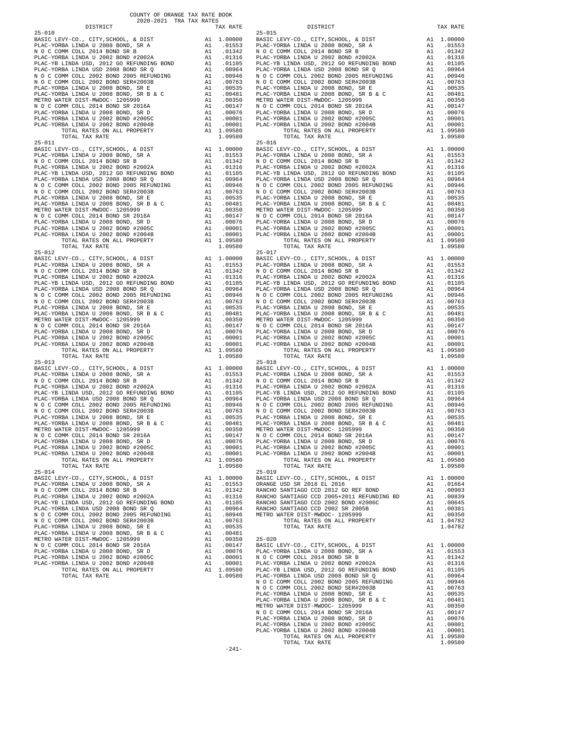COUNTY OF ORANGE TAX RATE BOOK
2020-2021 TRA TAX RATES

| DISTRICT | | TAX RATE |
|---|---|---|
| 25-010 | | |
| BASIC LEVY-CO., CITY,SCHOOL, & DIST | A1 | 1.00000 |
| PLAC-YORBA LINDA U 2008 BOND, SR A | A1 | .01553 |
| N O C COMM COLL 2014 BOND SR B | A1 | .01342 |
| PLAC-YORBA LINDA U 2002 BOND #2002A | A1 | .01316 |
| PLAC-YB LINDA USD, 2012 GO REFUNDING BOND | A1 | .01105 |
| PLAC-YORBA LINDA USD 2008 BOND SR Q | A1 | .00964 |
| N O C COMM COLL 2002 BOND 2005 REFUNDING | A1 | .00946 |
| N O C COMM COLL 2002 BOND SER#2003B | A1 | .00763 |
| PLAC-YORBA LINDA U 2008 BOND, SR E | A1 | .00535 |
| PLAC-YORBA LINDA U 2008 BOND, SR B & C | A1 | .00481 |
| METRO WATER DIST-MWDOC- 1205999 | A1 | .00350 |
| N O C COMM COLL 2014 BOND SR 2016A | A1 | .00147 |
| PLAC-YORBA LINDA U 2008 BOND, SR D | A1 | .00076 |
| PLAC-YORBA LINDA U 2002 BOND #2005C | A1 | .00001 |
| PLAC-YORBA LINDA U 2002 BOND #2004B | A1 | .00001 |
| TOTAL RATES ON ALL PROPERTY | A1 | 1.09580 |
| TOTAL TAX RATE | | 1.09580 |
| 25-011 | | |
| BASIC LEVY-CO., CITY,SCHOOL, & DIST | A1 | 1.00000 |
| PLAC-YORBA LINDA U 2008 BOND, SR A | A1 | .01553 |
| N O C COMM COLL 2014 BOND SR B | A1 | .01342 |
| PLAC-YORBA LINDA U 2002 BOND #2002A | A1 | .01316 |
| PLAC-YB LINDA USD, 2012 GO REFUNDING BOND | A1 | .01105 |
| PLAC-YORBA LINDA USD 2008 BOND SR Q | A1 | .00964 |
| N O C COMM COLL 2002 BOND 2005 REFUNDING | A1 | .00946 |
| N O C COMM COLL 2002 BOND SER#2003B | A1 | .00763 |
| PLAC-YORBA LINDA U 2008 BOND, SR E | A1 | .00535 |
| PLAC-YORBA LINDA U 2008 BOND, SR B & C | A1 | .00481 |
| METRO WATER DIST-MWDOC- 1205999 | A1 | .00350 |
| N O C COMM COLL 2014 BOND SR 2016A | A1 | .00147 |
| PLAC-YORBA LINDA U 2008 BOND, SR D | A1 | .00076 |
| PLAC-YORBA LINDA U 2002 BOND #2005C | A1 | .00001 |
| PLAC-YORBA LINDA U 2002 BOND #2004B | A1 | .00001 |
| TOTAL RATES ON ALL PROPERTY | A1 | 1.09580 |
| TOTAL TAX RATE | | 1.09580 |
| 25-012 | | |
| BASIC LEVY-CO., CITY,SCHOOL, & DIST | A1 | 1.00000 |
| PLAC-YORBA LINDA U 2008 BOND, SR A | A1 | .01553 |
| N O C COMM COLL 2014 BOND SR B | A1 | .01342 |
| PLAC-YORBA LINDA U 2002 BOND #2002A | A1 | .01316 |
| PLAC-YB LINDA USD, 2012 GO REFUNDING BOND | A1 | .01105 |
| PLAC-YORBA LINDA USD 2008 BOND SR Q | A1 | .00964 |
| N O C COMM COLL 2002 BOND 2005 REFUNDING | A1 | .00946 |
| N O C COMM COLL 2002 BOND SER#2003B | A1 | .00763 |
| PLAC-YORBA LINDA U 2008 BOND, SR E | A1 | .00535 |
| PLAC-YORBA LINDA U 2008 BOND, SR B & C | A1 | .00481 |
| METRO WATER DIST-MWDOC- 1205999 | A1 | .00350 |
| N O C COMM COLL 2014 BOND SR 2016A | A1 | .00147 |
| PLAC-YORBA LINDA U 2008 BOND, SR D | A1 | .00076 |
| PLAC-YORBA LINDA U 2002 BOND #2005C | A1 | .00001 |
| PLAC-YORBA LINDA U 2002 BOND #2004B | A1 | .00001 |
| TOTAL RATES ON ALL PROPERTY | A1 | 1.09580 |
| TOTAL TAX RATE | | 1.09580 |
| 25-013 | | |
| BASIC LEVY-CO., CITY,SCHOOL, & DIST | A1 | 1.00000 |
| PLAC-YORBA LINDA U 2008 BOND, SR A | A1 | .01553 |
| N O C COMM COLL 2014 BOND SR B | A1 | .01342 |
| PLAC-YORBA LINDA U 2002 BOND #2002A | A1 | .01316 |
| PLAC-YB LINDA USD, 2012 GO REFUNDING BOND | A1 | .01105 |
| PLAC-YORBA LINDA USD 2008 BOND SR Q | A1 | .00964 |
| N O C COMM COLL 2002 BOND 2005 REFUNDING | A1 | .00946 |
| N O C COMM COLL 2002 BOND SER#2003B | A1 | .00763 |
| PLAC-YORBA LINDA U 2008 BOND, SR E | A1 | .00535 |
| PLAC-YORBA LINDA U 2008 BOND, SR B & C | A1 | .00481 |
| METRO WATER DIST-MWDOC- 1205999 | A1 | .00350 |
| N O C COMM COLL 2014 BOND SR 2016A | A1 | .00147 |
| PLAC-YORBA LINDA U 2008 BOND, SR D | A1 | .00076 |
| PLAC-YORBA LINDA U 2002 BOND #2005C | A1 | .00001 |
| PLAC-YORBA LINDA U 2002 BOND #2004B | A1 | .00001 |
| TOTAL RATES ON ALL PROPERTY | A1 | 1.09580 |
| TOTAL TAX RATE | | 1.09580 |
| 25-014 | | |
| BASIC LEVY-CO., CITY,SCHOOL, & DIST | A1 | 1.00000 |
| PLAC-YORBA LINDA U 2008 BOND, SR A | A1 | .01553 |
| N O C COMM COLL 2014 BOND SR B | A1 | .01342 |
| PLAC-YORBA LINDA U 2002 BOND #2002A | A1 | .01316 |
| PLAC-YB LINDA USD, 2012 GO REFUNDING BOND | A1 | .01105 |
| PLAC-YORBA LINDA USD 2008 BOND SR Q | A1 | .00964 |
| N O C COMM COLL 2002 BOND 2005 REFUNDING | A1 | .00946 |
| N O C COMM COLL 2002 BOND SER#2003B | A1 | .00763 |
| PLAC-YORBA LINDA U 2008 BOND, SR E | A1 | .00535 |
| PLAC-YORBA LINDA U 2008 BOND, SR B & C | A1 | .00481 |
| METRO WATER DIST-MWDOC- 1205999 | A1 | .00350 |
| N O C COMM COLL 2014 BOND SR 2016A | A1 | .00147 |
| PLAC-YORBA LINDA U 2008 BOND, SR D | A1 | .00076 |
| PLAC-YORBA LINDA U 2002 BOND #2005C | A1 | .00001 |
| PLAC-YORBA LINDA U 2002 BOND #2004B | A1 | .00001 |
| TOTAL RATES ON ALL PROPERTY | A1 | 1.09580 |
| TOTAL TAX RATE | | 1.09580 |
| 25-015 | | |
| BASIC LEVY-CO., CITY,SCHOOL, & DIST | A1 | 1.00000 |
| PLAC-YORBA LINDA U 2008 BOND, SR A | A1 | .01553 |
| N O C COMM COLL 2014 BOND SR B | A1 | .01342 |
| PLAC-YORBA LINDA U 2002 BOND #2002A | A1 | .01316 |
| PLAC-YB LINDA USD, 2012 GO REFUNDING BOND | A1 | .01105 |
| PLAC-YORBA LINDA USD 2008 BOND SR Q | A1 | .00964 |
| N O C COMM COLL 2002 BOND 2005 REFUNDING | A1 | .00946 |
| N O C COMM COLL 2002 BOND SER#2003B | A1 | .00763 |
| PLAC-YORBA LINDA U 2008 BOND, SR E | A1 | .00535 |
| PLAC-YORBA LINDA U 2008 BOND, SR B & C | A1 | .00481 |
| METRO WATER DIST-MWDOC- 1205999 | A1 | .00350 |
| N O C COMM COLL 2014 BOND SR 2016A | A1 | .00147 |
| PLAC-YORBA LINDA U 2008 BOND, SR D | A1 | .00076 |
| PLAC-YORBA LINDA U 2002 BOND #2005C | A1 | .00001 |
| PLAC-YORBA LINDA U 2002 BOND #2004B | A1 | .00001 |
| TOTAL RATES ON ALL PROPERTY | A1 | 1.09580 |
| TOTAL TAX RATE | | 1.09580 |
| 25-016 | | |
| BASIC LEVY-CO., CITY,SCHOOL, & DIST | A1 | 1.00000 |
| PLAC-YORBA LINDA U 2008 BOND, SR A | A1 | .01553 |
| N O C COMM COLL 2014 BOND SR B | A1 | .01342 |
| PLAC-YORBA LINDA U 2002 BOND #2002A | A1 | .01316 |
| PLAC-YB LINDA USD, 2012 GO REFUNDING BOND | A1 | .01105 |
| PLAC-YORBA LINDA USD 2008 BOND SR Q | A1 | .00964 |
| N O C COMM COLL 2002 BOND 2005 REFUNDING | A1 | .00946 |
| N O C COMM COLL 2002 BOND SER#2003B | A1 | .00763 |
| PLAC-YORBA LINDA U 2008 BOND, SR E | A1 | .00535 |
| PLAC-YORBA LINDA U 2008 BOND, SR B & C | A1 | .00481 |
| METRO WATER DIST-MWDOC- 1205999 | A1 | .00350 |
| N O C COMM COLL 2014 BOND SR 2016A | A1 | .00147 |
| PLAC-YORBA LINDA U 2008 BOND, SR D | A1 | .00076 |
| PLAC-YORBA LINDA U 2002 BOND #2005C | A1 | .00001 |
| PLAC-YORBA LINDA U 2002 BOND #2004B | A1 | .00001 |
| TOTAL RATES ON ALL PROPERTY | A1 | 1.09580 |
| TOTAL TAX RATE | | 1.09580 |
| 25-017 | | |
| BASIC LEVY-CO., CITY,SCHOOL, & DIST | A1 | 1.00000 |
| PLAC-YORBA LINDA U 2008 BOND, SR A | A1 | .01553 |
| N O C COMM COLL 2014 BOND SR B | A1 | .01342 |
| PLAC-YORBA LINDA U 2002 BOND #2002A | A1 | .01316 |
| PLAC-YB LINDA USD, 2012 GO REFUNDING BOND | A1 | .01105 |
| PLAC-YORBA LINDA USD 2008 BOND SR Q | A1 | .00964 |
| N O C COMM COLL 2002 BOND 2005 REFUNDING | A1 | .00946 |
| N O C COMM COLL 2002 BOND SER#2003B | A1 | .00763 |
| PLAC-YORBA LINDA U 2008 BOND, SR E | A1 | .00535 |
| PLAC-YORBA LINDA U 2008 BOND, SR B & C | A1 | .00481 |
| METRO WATER DIST-MWDOC- 1205999 | A1 | .00350 |
| N O C COMM COLL 2014 BOND SR 2016A | A1 | .00147 |
| PLAC-YORBA LINDA U 2008 BOND, SR D | A1 | .00076 |
| PLAC-YORBA LINDA U 2002 BOND #2005C | A1 | .00001 |
| PLAC-YORBA LINDA U 2002 BOND #2004B | A1 | .00001 |
| TOTAL RATES ON ALL PROPERTY | A1 | 1.09580 |
| TOTAL TAX RATE | | 1.09580 |
| 25-018 | | |
| BASIC LEVY-CO., CITY,SCHOOL, & DIST | A1 | 1.00000 |
| PLAC-YORBA LINDA U 2008 BOND, SR A | A1 | .01553 |
| N O C COMM COLL 2014 BOND SR B | A1 | .01342 |
| PLAC-YORBA LINDA U 2002 BOND #2002A | A1 | .01316 |
| PLAC-YB LINDA USD, 2012 GO REFUNDING BOND | A1 | .01105 |
| PLAC-YORBA LINDA USD 2008 BOND SR Q | A1 | .00964 |
| N O C COMM COLL 2002 BOND 2005 REFUNDING | A1 | .00946 |
| N O C COMM COLL 2002 BOND SER#2003B | A1 | .00763 |
| PLAC-YORBA LINDA U 2008 BOND, SR E | A1 | .00535 |
| PLAC-YORBA LINDA U 2008 BOND, SR B & C | A1 | .00481 |
| METRO WATER DIST-MWDOC- 1205999 | A1 | .00350 |
| N O C COMM COLL 2014 BOND SR 2016A | A1 | .00147 |
| PLAC-YORBA LINDA U 2008 BOND, SR D | A1 | .00076 |
| PLAC-YORBA LINDA U 2002 BOND #2005C | A1 | .00001 |
| PLAC-YORBA LINDA U 2002 BOND #2004B | A1 | .00001 |
| TOTAL RATES ON ALL PROPERTY | A1 | 1.09580 |
| TOTAL TAX RATE | | 1.09580 |
| 25-019 | | |
| BASIC LEVY-CO., CITY,SCHOOL, & DIST | A1 | 1.00000 |
| ORANGE USD SR 2018 EL 2016 | A1 | .01664 |
| RANCHO SANTIAGO CCD 2012 GO REF BOND | A1 | .00903 |
| RANCHO SANTIAGO CCD 2005+2011 REFUNDING BD | A1 | .00839 |
| RANCHO SANTIAGO CCD 2002 BOND #2006C | A1 | .00645 |
| RANCHO SANTIAGO CCD 2002 SR 2005B | A1 | .00381 |
| METRO WATER DIST-MWDOC- 1205999 | A1 | .00350 |
| TOTAL RATES ON ALL PROPERTY | A1 | 1.04782 |
| TOTAL TAX RATE | | 1.04782 |
| 25-020 | | |
| BASIC LEVY-CO., CITY,SCHOOL, & DIST | A1 | 1.00000 |
| PLAC-YORBA LINDA U 2008 BOND, SR A | A1 | .01553 |
| N O C COMM COLL 2014 BOND SR B | A1 | .01342 |
| PLAC-YORBA LINDA U 2002 BOND #2002A | A1 | .01316 |
| PLAC-YB LINDA USD, 2012 GO REFUNDING BOND | A1 | .01105 |
| PLAC-YORBA LINDA USD 2008 BOND SR Q | A1 | .00964 |
| N O C COMM COLL 2002 BOND 2005 REFUNDING | A1 | .00946 |
| N O C COMM COLL 2002 BOND SER#2003B | A1 | .00763 |
| PLAC-YORBA LINDA U 2008 BOND, SR E | A1 | .00535 |
| PLAC-YORBA LINDA U 2008 BOND, SR B & C | A1 | .00481 |
| METRO WATER DIST-MWDOC- 1205999 | A1 | .00350 |
| N O C COMM COLL 2014 BOND SR 2016A | A1 | .00147 |
| PLAC-YORBA LINDA U 2008 BOND, SR D | A1 | .00076 |
| PLAC-YORBA LINDA U 2002 BOND #2005C | A1 | .00001 |
| PLAC-YORBA LINDA U 2002 BOND #2004B | A1 | .00001 |
| TOTAL RATES ON ALL PROPERTY | A1 | 1.09580 |
| TOTAL TAX RATE | | 1.09580 |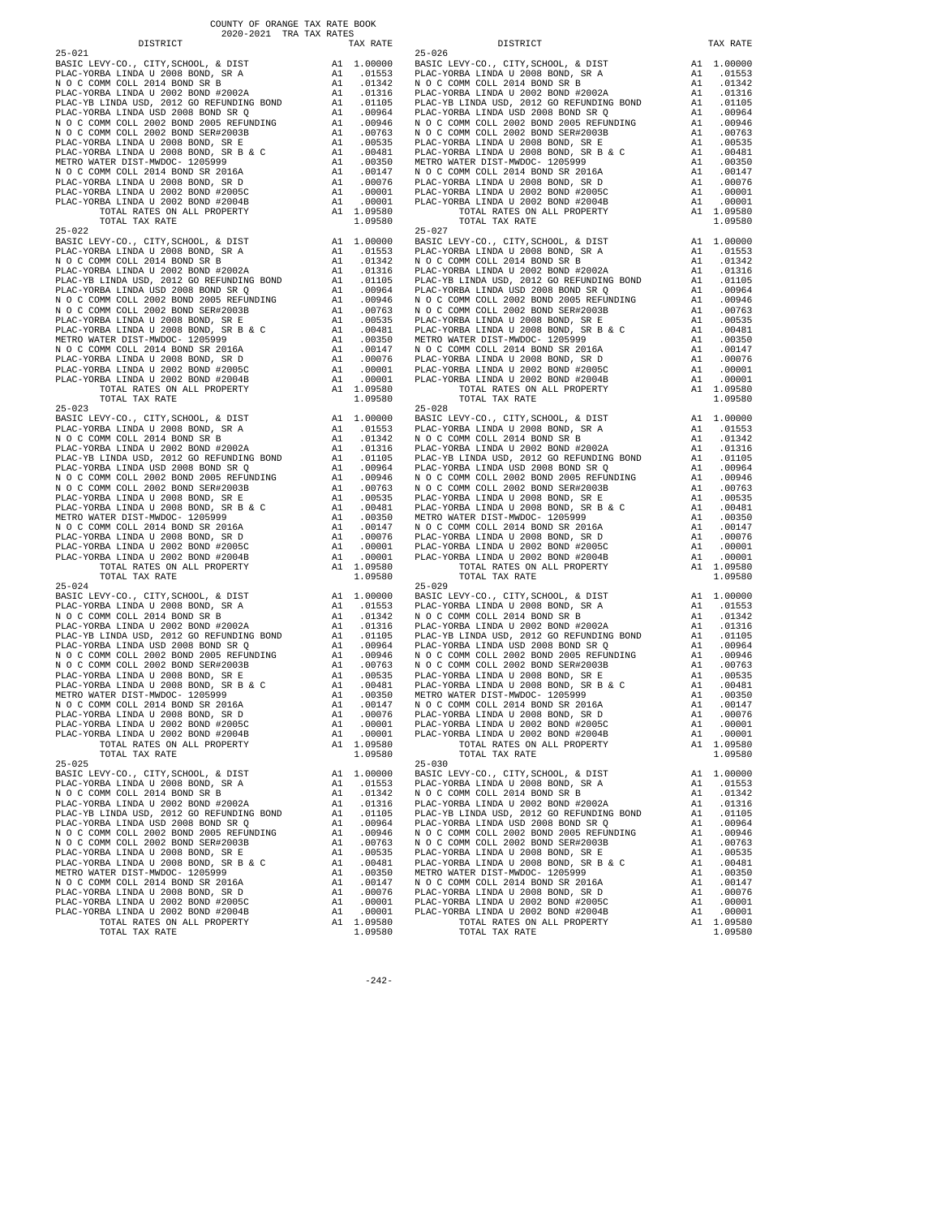COUNTY OF ORANGE TAX RATE BOOK
2020-2021 TRA TAX RATES

| DISTRICT | | TAX RATE |
|---|---|---|
| **25-021** | | |
| BASIC LEVY-CO., CITY,SCHOOL, & DIST | A1 | 1.00000 |
| PLAC-YORBA LINDA U 2008 BOND, SR A | A1 | .01553 |
| N O C COMM COLL 2014 BOND SR B | A1 | .01342 |
| PLAC-YORBA LINDA U 2002 BOND #2002A | A1 | .01316 |
| PLAC-YB LINDA USD, 2012 GO REFUNDING BOND | A1 | .01105 |
| PLAC-YORBA LINDA USD 2008 BOND SR Q | A1 | .00964 |
| N O C COMM COLL 2002 BOND 2005 REFUNDING | A1 | .00946 |
| N O C COMM COLL 2002 BOND SER#2003B | A1 | .00763 |
| PLAC-YORBA LINDA U 2008 BOND, SR E | A1 | .00535 |
| PLAC-YORBA LINDA U 2008 BOND, SR B & C | A1 | .00481 |
| METRO WATER DIST-MWDOC- 1205999 | A1 | .00350 |
| N O C COMM COLL 2014 BOND SR 2016A | A1 | .00147 |
| PLAC-YORBA LINDA U 2008 BOND, SR D | A1 | .00076 |
| PLAC-YORBA LINDA U 2002 BOND #2005C | A1 | .00001 |
| PLAC-YORBA LINDA U 2002 BOND #2004B | A1 | .00001 |
| TOTAL RATES ON ALL PROPERTY | A1 | 1.09580 |
| TOTAL TAX RATE | | 1.09580 |
| **25-022** | | |
| BASIC LEVY-CO., CITY,SCHOOL, & DIST | A1 | 1.00000 |
| PLAC-YORBA LINDA U 2008 BOND, SR A | A1 | .01553 |
| N O C COMM COLL 2014 BOND SR B | A1 | .01342 |
| PLAC-YORBA LINDA U 2002 BOND #2002A | A1 | .01316 |
| PLAC-YB LINDA USD, 2012 GO REFUNDING BOND | A1 | .01105 |
| PLAC-YORBA LINDA USD 2008 BOND SR Q | A1 | .00964 |
| N O C COMM COLL 2002 BOND 2005 REFUNDING | A1 | .00946 |
| N O C COMM COLL 2002 BOND SER#2003B | A1 | .00763 |
| PLAC-YORBA LINDA U 2008 BOND, SR E | A1 | .00535 |
| PLAC-YORBA LINDA U 2008 BOND, SR B & C | A1 | .00481 |
| METRO WATER DIST-MWDOC- 1205999 | A1 | .00350 |
| N O C COMM COLL 2014 BOND SR 2016A | A1 | .00147 |
| PLAC-YORBA LINDA U 2008 BOND, SR D | A1 | .00076 |
| PLAC-YORBA LINDA U 2002 BOND #2005C | A1 | .00001 |
| PLAC-YORBA LINDA U 2002 BOND #2004B | A1 | .00001 |
| TOTAL RATES ON ALL PROPERTY | A1 | 1.09580 |
| TOTAL TAX RATE | | 1.09580 |
| **25-023** | | |
| BASIC LEVY-CO., CITY,SCHOOL, & DIST | A1 | 1.00000 |
| PLAC-YORBA LINDA U 2008 BOND, SR A | A1 | .01553 |
| N O C COMM COLL 2014 BOND SR B | A1 | .01342 |
| PLAC-YORBA LINDA U 2002 BOND #2002A | A1 | .01316 |
| PLAC-YB LINDA USD, 2012 GO REFUNDING BOND | A1 | .01105 |
| PLAC-YORBA LINDA USD 2008 BOND SR Q | A1 | .00964 |
| N O C COMM COLL 2002 BOND 2005 REFUNDING | A1 | .00946 |
| N O C COMM COLL 2002 BOND SER#2003B | A1 | .00763 |
| PLAC-YORBA LINDA U 2008 BOND, SR E | A1 | .00535 |
| PLAC-YORBA LINDA U 2008 BOND, SR B & C | A1 | .00481 |
| METRO WATER DIST-MWDOC- 1205999 | A1 | .00350 |
| N O C COMM COLL 2014 BOND SR 2016A | A1 | .00147 |
| PLAC-YORBA LINDA U 2008 BOND, SR D | A1 | .00076 |
| PLAC-YORBA LINDA U 2002 BOND #2005C | A1 | .00001 |
| PLAC-YORBA LINDA U 2002 BOND #2004B | A1 | .00001 |
| TOTAL RATES ON ALL PROPERTY | A1 | 1.09580 |
| TOTAL TAX RATE | | 1.09580 |
| **25-024** | | |
| BASIC LEVY-CO., CITY,SCHOOL, & DIST | A1 | 1.00000 |
| PLAC-YORBA LINDA U 2008 BOND, SR A | A1 | .01553 |
| N O C COMM COLL 2014 BOND SR B | A1 | .01342 |
| PLAC-YORBA LINDA U 2002 BOND #2002A | A1 | .01316 |
| PLAC-YB LINDA USD, 2012 GO REFUNDING BOND | A1 | .01105 |
| PLAC-YORBA LINDA USD 2008 BOND SR Q | A1 | .00964 |
| N O C COMM COLL 2002 BOND 2005 REFUNDING | A1 | .00946 |
| N O C COMM COLL 2002 BOND SER#2003B | A1 | .00763 |
| PLAC-YORBA LINDA U 2008 BOND, SR E | A1 | .00535 |
| PLAC-YORBA LINDA U 2008 BOND, SR B & C | A1 | .00481 |
| METRO WATER DIST-MWDOC- 1205999 | A1 | .00350 |
| N O C COMM COLL 2014 BOND SR 2016A | A1 | .00147 |
| PLAC-YORBA LINDA U 2008 BOND, SR D | A1 | .00076 |
| PLAC-YORBA LINDA U 2002 BOND #2005C | A1 | .00001 |
| PLAC-YORBA LINDA U 2002 BOND #2004B | A1 | .00001 |
| TOTAL RATES ON ALL PROPERTY | A1 | 1.09580 |
| TOTAL TAX RATE | | 1.09580 |
| **25-025** | | |
| BASIC LEVY-CO., CITY,SCHOOL, & DIST | A1 | 1.00000 |
| PLAC-YORBA LINDA U 2008 BOND, SR A | A1 | .01553 |
| N O C COMM COLL 2014 BOND SR B | A1 | .01342 |
| PLAC-YORBA LINDA U 2002 BOND #2002A | A1 | .01316 |
| PLAC-YB LINDA USD, 2012 GO REFUNDING BOND | A1 | .01105 |
| PLAC-YORBA LINDA USD 2008 BOND SR Q | A1 | .00964 |
| N O C COMM COLL 2002 BOND 2005 REFUNDING | A1 | .00946 |
| N O C COMM COLL 2002 BOND SER#2003B | A1 | .00763 |
| PLAC-YORBA LINDA U 2008 BOND, SR E | A1 | .00535 |
| PLAC-YORBA LINDA U 2008 BOND, SR B & C | A1 | .00481 |
| METRO WATER DIST-MWDOC- 1205999 | A1 | .00350 |
| N O C COMM COLL 2014 BOND SR 2016A | A1 | .00147 |
| PLAC-YORBA LINDA U 2008 BOND, SR D | A1 | .00076 |
| PLAC-YORBA LINDA U 2002 BOND #2005C | A1 | .00001 |
| PLAC-YORBA LINDA U 2002 BOND #2004B | A1 | .00001 |
| TOTAL RATES ON ALL PROPERTY | A1 | 1.09580 |
| TOTAL TAX RATE | | 1.09580 |
| **25-026** | | |
| BASIC LEVY-CO., CITY,SCHOOL, & DIST | A1 | 1.00000 |
| PLAC-YORBA LINDA U 2008 BOND, SR A | A1 | .01553 |
| N O C COMM COLL 2014 BOND SR B | A1 | .01342 |
| PLAC-YORBA LINDA U 2002 BOND #2002A | A1 | .01316 |
| PLAC-YB LINDA USD, 2012 GO REFUNDING BOND | A1 | .01105 |
| PLAC-YORBA LINDA USD 2008 BOND SR Q | A1 | .00964 |
| N O C COMM COLL 2002 BOND 2005 REFUNDING | A1 | .00946 |
| N O C COMM COLL 2002 BOND SER#2003B | A1 | .00763 |
| PLAC-YORBA LINDA U 2008 BOND, SR E | A1 | .00535 |
| PLAC-YORBA LINDA U 2008 BOND, SR B & C | A1 | .00481 |
| METRO WATER DIST-MWDOC- 1205999 | A1 | .00350 |
| N O C COMM COLL 2014 BOND SR 2016A | A1 | .00147 |
| PLAC-YORBA LINDA U 2008 BOND, SR D | A1 | .00076 |
| PLAC-YORBA LINDA U 2002 BOND #2005C | A1 | .00001 |
| PLAC-YORBA LINDA U 2002 BOND #2004B | A1 | .00001 |
| TOTAL RATES ON ALL PROPERTY | A1 | 1.09580 |
| TOTAL TAX RATE | | 1.09580 |
| **25-027** | | |
| BASIC LEVY-CO., CITY,SCHOOL, & DIST | A1 | 1.00000 |
| PLAC-YORBA LINDA U 2008 BOND, SR A | A1 | .01553 |
| N O C COMM COLL 2014 BOND SR B | A1 | .01342 |
| PLAC-YORBA LINDA U 2002 BOND #2002A | A1 | .01316 |
| PLAC-YB LINDA USD, 2012 GO REFUNDING BOND | A1 | .01105 |
| PLAC-YORBA LINDA USD 2008 BOND SR Q | A1 | .00964 |
| N O C COMM COLL 2002 BOND 2005 REFUNDING | A1 | .00946 |
| N O C COMM COLL 2002 BOND SER#2003B | A1 | .00763 |
| PLAC-YORBA LINDA U 2008 BOND, SR E | A1 | .00535 |
| PLAC-YORBA LINDA U 2008 BOND, SR B & C | A1 | .00481 |
| METRO WATER DIST-MWDOC- 1205999 | A1 | .00350 |
| N O C COMM COLL 2014 BOND SR 2016A | A1 | .00147 |
| PLAC-YORBA LINDA U 2008 BOND, SR D | A1 | .00076 |
| PLAC-YORBA LINDA U 2002 BOND #2005C | A1 | .00001 |
| PLAC-YORBA LINDA U 2002 BOND #2004B | A1 | .00001 |
| TOTAL RATES ON ALL PROPERTY | A1 | 1.09580 |
| TOTAL TAX RATE | | 1.09580 |
| **25-028** | | |
| BASIC LEVY-CO., CITY,SCHOOL, & DIST | A1 | 1.00000 |
| PLAC-YORBA LINDA U 2008 BOND, SR A | A1 | .01553 |
| N O C COMM COLL 2014 BOND SR B | A1 | .01342 |
| PLAC-YORBA LINDA U 2002 BOND #2002A | A1 | .01316 |
| PLAC-YB LINDA USD, 2012 GO REFUNDING BOND | A1 | .01105 |
| PLAC-YORBA LINDA USD 2008 BOND SR Q | A1 | .00964 |
| N O C COMM COLL 2002 BOND 2005 REFUNDING | A1 | .00946 |
| N O C COMM COLL 2002 BOND SER#2003B | A1 | .00763 |
| PLAC-YORBA LINDA U 2008 BOND, SR E | A1 | .00535 |
| PLAC-YORBA LINDA U 2008 BOND, SR B & C | A1 | .00481 |
| METRO WATER DIST-MWDOC- 1205999 | A1 | .00350 |
| N O C COMM COLL 2014 BOND SR 2016A | A1 | .00147 |
| PLAC-YORBA LINDA U 2008 BOND, SR D | A1 | .00076 |
| PLAC-YORBA LINDA U 2002 BOND #2005C | A1 | .00001 |
| PLAC-YORBA LINDA U 2002 BOND #2004B | A1 | .00001 |
| TOTAL RATES ON ALL PROPERTY | A1 | 1.09580 |
| TOTAL TAX RATE | | 1.09580 |
| **25-029** | | |
| BASIC LEVY-CO., CITY,SCHOOL, & DIST | A1 | 1.00000 |
| PLAC-YORBA LINDA U 2008 BOND, SR A | A1 | .01553 |
| N O C COMM COLL 2014 BOND SR B | A1 | .01342 |
| PLAC-YORBA LINDA U 2002 BOND #2002A | A1 | .01316 |
| PLAC-YB LINDA USD, 2012 GO REFUNDING BOND | A1 | .01105 |
| PLAC-YORBA LINDA USD 2008 BOND SR Q | A1 | .00964 |
| N O C COMM COLL 2002 BOND 2005 REFUNDING | A1 | .00946 |
| N O C COMM COLL 2002 BOND SER#2003B | A1 | .00763 |
| PLAC-YORBA LINDA U 2008 BOND, SR E | A1 | .00535 |
| PLAC-YORBA LINDA U 2008 BOND, SR B & C | A1 | .00481 |
| METRO WATER DIST-MWDOC- 1205999 | A1 | .00350 |
| N O C COMM COLL 2014 BOND SR 2016A | A1 | .00147 |
| PLAC-YORBA LINDA U 2008 BOND, SR D | A1 | .00076 |
| PLAC-YORBA LINDA U 2002 BOND #2005C | A1 | .00001 |
| PLAC-YORBA LINDA U 2002 BOND #2004B | A1 | .00001 |
| TOTAL RATES ON ALL PROPERTY | A1 | 1.09580 |
| TOTAL TAX RATE | | 1.09580 |
| **25-030** | | |
| BASIC LEVY-CO., CITY,SCHOOL, & DIST | A1 | 1.00000 |
| PLAC-YORBA LINDA U 2008 BOND, SR A | A1 | .01553 |
| N O C COMM COLL 2014 BOND SR B | A1 | .01342 |
| PLAC-YORBA LINDA U 2002 BOND #2002A | A1 | .01316 |
| PLAC-YB LINDA USD, 2012 GO REFUNDING BOND | A1 | .01105 |
| PLAC-YORBA LINDA USD 2008 BOND SR Q | A1 | .00964 |
| N O C COMM COLL 2002 BOND 2005 REFUNDING | A1 | .00946 |
| N O C COMM COLL 2002 BOND SER#2003B | A1 | .00763 |
| PLAC-YORBA LINDA U 2008 BOND, SR E | A1 | .00535 |
| PLAC-YORBA LINDA U 2008 BOND, SR B & C | A1 | .00481 |
| METRO WATER DIST-MWDOC- 1205999 | A1 | .00350 |
| N O C COMM COLL 2014 BOND SR 2016A | A1 | .00147 |
| PLAC-YORBA LINDA U 2008 BOND, SR D | A1 | .00076 |
| PLAC-YORBA LINDA U 2002 BOND #2005C | A1 | .00001 |
| PLAC-YORBA LINDA U 2002 BOND #2004B | A1 | .00001 |
| TOTAL RATES ON ALL PROPERTY | A1 | 1.09580 |
| TOTAL TAX RATE | | 1.09580 |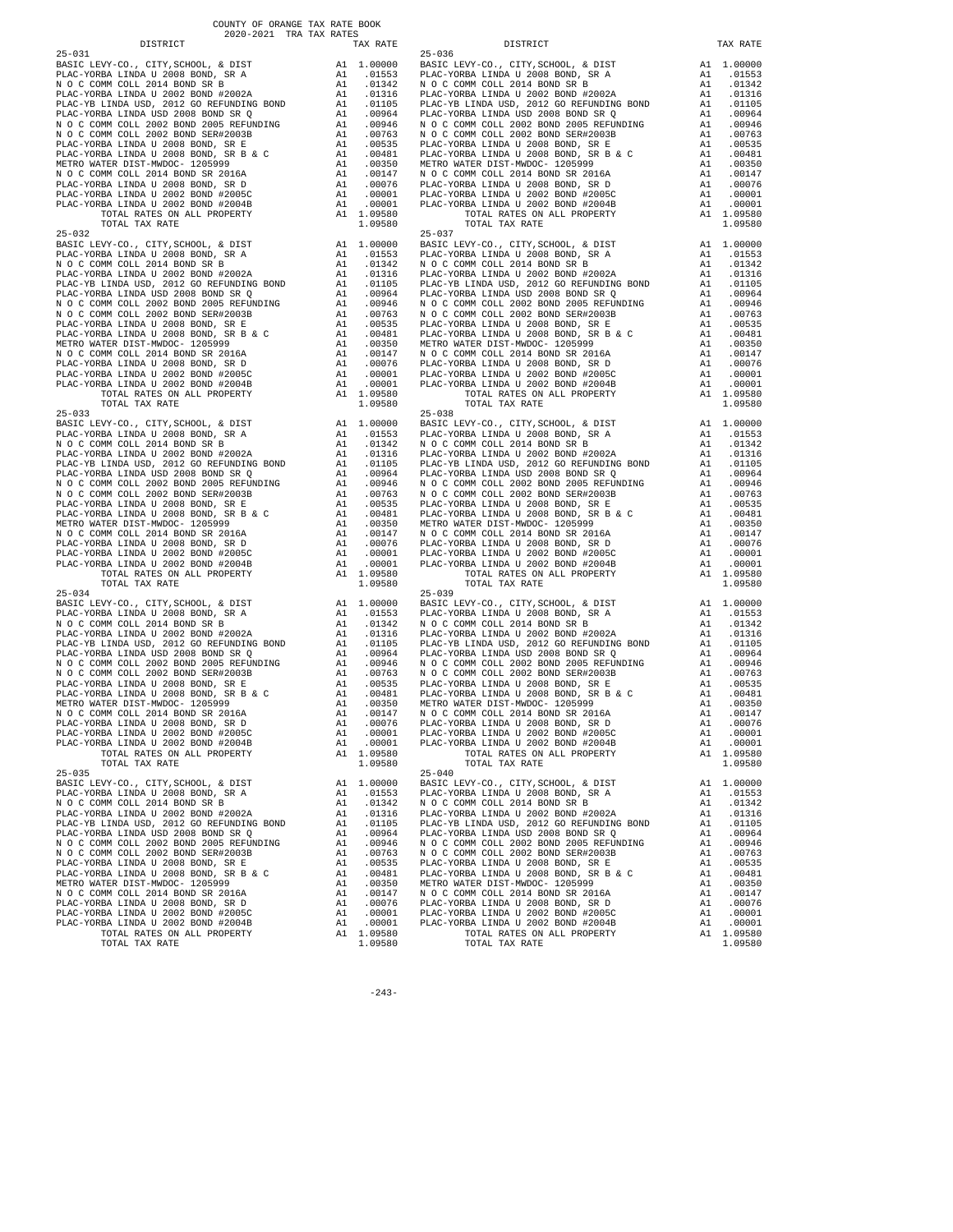COUNTY OF ORANGE TAX RATE BOOK
2020-2021 TRA TAX RATES

| DISTRICT | | TAX RATE |
|---|---|---|
| **25-031** | | |
| BASIC LEVY-CO., CITY,SCHOOL, & DIST | A1 | 1.00000 |
| PLAC-YORBA LINDA U 2008 BOND, SR A | A1 | .01553 |
| N O C COMM COLL 2014 BOND SR B | A1 | .01342 |
| PLAC-YORBA LINDA U 2002 BOND #2002A | A1 | .01316 |
| PLAC-YB LINDA USD, 2012 GO REFUNDING BOND | A1 | .01105 |
| PLAC-YORBA LINDA USD 2008 BOND SR Q | A1 | .00964 |
| N O C COMM COLL 2002 BOND 2005 REFUNDING | A1 | .00946 |
| N O C COMM COLL 2002 BOND SER#2003B | A1 | .00763 |
| PLAC-YORBA LINDA U 2008 BOND, SR E | A1 | .00535 |
| PLAC-YORBA LINDA U 2008 BOND, SR B & C | A1 | .00481 |
| METRO WATER DIST-MWDOC- 1205999 | A1 | .00350 |
| N O C COMM COLL 2014 BOND SR 2016A | A1 | .00147 |
| PLAC-YORBA LINDA U 2008 BOND, SR D | A1 | .00076 |
| PLAC-YORBA LINDA U 2002 BOND #2005C | A1 | .00001 |
| PLAC-YORBA LINDA U 2002 BOND #2004B | A1 | .00001 |
| TOTAL RATES ON ALL PROPERTY | A1 | 1.09580 |
| TOTAL TAX RATE | | 1.09580 |
| **25-032** | | |
| BASIC LEVY-CO., CITY,SCHOOL, & DIST | A1 | 1.00000 |
| PLAC-YORBA LINDA U 2008 BOND, SR A | A1 | .01553 |
| N O C COMM COLL 2014 BOND SR B | A1 | .01342 |
| PLAC-YORBA LINDA U 2002 BOND #2002A | A1 | .01316 |
| PLAC-YB LINDA USD, 2012 GO REFUNDING BOND | A1 | .01105 |
| PLAC-YORBA LINDA USD 2008 BOND SR Q | A1 | .00964 |
| N O C COMM COLL 2002 BOND 2005 REFUNDING | A1 | .00946 |
| N O C COMM COLL 2002 BOND SER#2003B | A1 | .00763 |
| PLAC-YORBA LINDA U 2008 BOND, SR E | A1 | .00535 |
| PLAC-YORBA LINDA U 2008 BOND, SR B & C | A1 | .00481 |
| METRO WATER DIST-MWDOC- 1205999 | A1 | .00350 |
| N O C COMM COLL 2014 BOND SR 2016A | A1 | .00147 |
| PLAC-YORBA LINDA U 2008 BOND, SR D | A1 | .00076 |
| PLAC-YORBA LINDA U 2002 BOND #2005C | A1 | .00001 |
| PLAC-YORBA LINDA U 2002 BOND #2004B | A1 | .00001 |
| TOTAL RATES ON ALL PROPERTY | A1 | 1.09580 |
| TOTAL TAX RATE | | 1.09580 |
| **25-033** | | |
| BASIC LEVY-CO., CITY,SCHOOL, & DIST | A1 | 1.00000 |
| PLAC-YORBA LINDA U 2008 BOND, SR A | A1 | .01553 |
| N O C COMM COLL 2014 BOND SR B | A1 | .01342 |
| PLAC-YORBA LINDA U 2002 BOND #2002A | A1 | .01316 |
| PLAC-YB LINDA USD, 2012 GO REFUNDING BOND | A1 | .01105 |
| PLAC-YORBA LINDA USD 2008 BOND SR Q | A1 | .00964 |
| N O C COMM COLL 2002 BOND 2005 REFUNDING | A1 | .00946 |
| N O C COMM COLL 2002 BOND SER#2003B | A1 | .00763 |
| PLAC-YORBA LINDA U 2008 BOND, SR E | A1 | .00535 |
| PLAC-YORBA LINDA U 2008 BOND, SR B & C | A1 | .00481 |
| METRO WATER DIST-MWDOC- 1205999 | A1 | .00350 |
| N O C COMM COLL 2014 BOND SR 2016A | A1 | .00147 |
| PLAC-YORBA LINDA U 2008 BOND, SR D | A1 | .00076 |
| PLAC-YORBA LINDA U 2002 BOND #2005C | A1 | .00001 |
| PLAC-YORBA LINDA U 2002 BOND #2004B | A1 | .00001 |
| TOTAL RATES ON ALL PROPERTY | A1 | 1.09580 |
| TOTAL TAX RATE | | 1.09580 |
| **25-034** | | |
| BASIC LEVY-CO., CITY,SCHOOL, & DIST | A1 | 1.00000 |
| PLAC-YORBA LINDA U 2008 BOND, SR A | A1 | .01553 |
| N O C COMM COLL 2014 BOND SR B | A1 | .01342 |
| PLAC-YORBA LINDA U 2002 BOND #2002A | A1 | .01316 |
| PLAC-YB LINDA USD, 2012 GO REFUNDING BOND | A1 | .01105 |
| PLAC-YORBA LINDA USD 2008 BOND SR Q | A1 | .00964 |
| N O C COMM COLL 2002 BOND 2005 REFUNDING | A1 | .00946 |
| N O C COMM COLL 2002 BOND SER#2003B | A1 | .00763 |
| PLAC-YORBA LINDA U 2008 BOND, SR E | A1 | .00535 |
| PLAC-YORBA LINDA U 2008 BOND, SR B & C | A1 | .00481 |
| METRO WATER DIST-MWDOC- 1205999 | A1 | .00350 |
| N O C COMM COLL 2014 BOND SR 2016A | A1 | .00147 |
| PLAC-YORBA LINDA U 2008 BOND, SR D | A1 | .00076 |
| PLAC-YORBA LINDA U 2002 BOND #2005C | A1 | .00001 |
| PLAC-YORBA LINDA U 2002 BOND #2004B | A1 | .00001 |
| TOTAL RATES ON ALL PROPERTY | A1 | 1.09580 |
| TOTAL TAX RATE | | 1.09580 |
| **25-035** | | |
| BASIC LEVY-CO., CITY,SCHOOL, & DIST | A1 | 1.00000 |
| PLAC-YORBA LINDA U 2008 BOND, SR A | A1 | .01553 |
| N O C COMM COLL 2014 BOND SR B | A1 | .01342 |
| PLAC-YORBA LINDA U 2002 BOND #2002A | A1 | .01316 |
| PLAC-YB LINDA USD, 2012 GO REFUNDING BOND | A1 | .01105 |
| PLAC-YORBA LINDA USD 2008 BOND SR Q | A1 | .00964 |
| N O C COMM COLL 2002 BOND 2005 REFUNDING | A1 | .00946 |
| N O C COMM COLL 2002 BOND SER#2003B | A1 | .00763 |
| PLAC-YORBA LINDA U 2008 BOND, SR E | A1 | .00535 |
| PLAC-YORBA LINDA U 2008 BOND, SR B & C | A1 | .00481 |
| METRO WATER DIST-MWDOC- 1205999 | A1 | .00350 |
| N O C COMM COLL 2014 BOND SR 2016A | A1 | .00147 |
| PLAC-YORBA LINDA U 2008 BOND, SR D | A1 | .00076 |
| PLAC-YORBA LINDA U 2002 BOND #2005C | A1 | .00001 |
| PLAC-YORBA LINDA U 2002 BOND #2004B | A1 | .00001 |
| TOTAL RATES ON ALL PROPERTY | A1 | 1.09580 |
| TOTAL TAX RATE | | 1.09580 |
| **25-036** | | |
| BASIC LEVY-CO., CITY,SCHOOL, & DIST | A1 | 1.00000 |
| PLAC-YORBA LINDA U 2008 BOND, SR A | A1 | .01553 |
| N O C COMM COLL 2014 BOND SR B | A1 | .01342 |
| PLAC-YORBA LINDA U 2002 BOND #2002A | A1 | .01316 |
| PLAC-YB LINDA USD, 2012 GO REFUNDING BOND | A1 | .01105 |
| PLAC-YORBA LINDA USD 2008 BOND SR Q | A1 | .00964 |
| N O C COMM COLL 2002 BOND 2005 REFUNDING | A1 | .00946 |
| N O C COMM COLL 2002 BOND SER#2003B | A1 | .00763 |
| PLAC-YORBA LINDA U 2008 BOND, SR E | A1 | .00535 |
| PLAC-YORBA LINDA U 2008 BOND, SR B & C | A1 | .00481 |
| METRO WATER DIST-MWDOC- 1205999 | A1 | .00350 |
| N O C COMM COLL 2014 BOND SR 2016A | A1 | .00147 |
| PLAC-YORBA LINDA U 2008 BOND, SR D | A1 | .00076 |
| PLAC-YORBA LINDA U 2002 BOND #2005C | A1 | .00001 |
| PLAC-YORBA LINDA U 2002 BOND #2004B | A1 | .00001 |
| TOTAL RATES ON ALL PROPERTY | A1 | 1.09580 |
| TOTAL TAX RATE | | 1.09580 |
| **25-037** | | |
| BASIC LEVY-CO., CITY,SCHOOL, & DIST | A1 | 1.00000 |
| PLAC-YORBA LINDA U 2008 BOND, SR A | A1 | .01553 |
| N O C COMM COLL 2014 BOND SR B | A1 | .01342 |
| PLAC-YORBA LINDA U 2002 BOND #2002A | A1 | .01316 |
| PLAC-YB LINDA USD, 2012 GO REFUNDING BOND | A1 | .01105 |
| PLAC-YORBA LINDA USD 2008 BOND SR Q | A1 | .00964 |
| N O C COMM COLL 2002 BOND 2005 REFUNDING | A1 | .00946 |
| N O C COMM COLL 2002 BOND SER#2003B | A1 | .00763 |
| PLAC-YORBA LINDA U 2008 BOND, SR E | A1 | .00535 |
| PLAC-YORBA LINDA U 2008 BOND, SR B & C | A1 | .00481 |
| METRO WATER DIST-MWDOC- 1205999 | A1 | .00350 |
| N O C COMM COLL 2014 BOND SR 2016A | A1 | .00147 |
| PLAC-YORBA LINDA U 2008 BOND, SR D | A1 | .00076 |
| PLAC-YORBA LINDA U 2002 BOND #2005C | A1 | .00001 |
| PLAC-YORBA LINDA U 2002 BOND #2004B | A1 | .00001 |
| TOTAL RATES ON ALL PROPERTY | A1 | 1.09580 |
| TOTAL TAX RATE | | 1.09580 |
| **25-038** | | |
| BASIC LEVY-CO., CITY,SCHOOL, & DIST | A1 | 1.00000 |
| PLAC-YORBA LINDA U 2008 BOND, SR A | A1 | .01553 |
| N O C COMM COLL 2014 BOND SR B | A1 | .01342 |
| PLAC-YORBA LINDA U 2002 BOND #2002A | A1 | .01316 |
| PLAC-YB LINDA USD, 2012 GO REFUNDING BOND | A1 | .01105 |
| PLAC-YORBA LINDA USD 2008 BOND SR Q | A1 | .00964 |
| N O C COMM COLL 2002 BOND 2005 REFUNDING | A1 | .00946 |
| N O C COMM COLL 2002 BOND SER#2003B | A1 | .00763 |
| PLAC-YORBA LINDA U 2008 BOND, SR E | A1 | .00535 |
| PLAC-YORBA LINDA U 2008 BOND, SR B & C | A1 | .00481 |
| METRO WATER DIST-MWDOC- 1205999 | A1 | .00350 |
| N O C COMM COLL 2014 BOND SR 2016A | A1 | .00147 |
| PLAC-YORBA LINDA U 2008 BOND, SR D | A1 | .00076 |
| PLAC-YORBA LINDA U 2002 BOND #2005C | A1 | .00001 |
| PLAC-YORBA LINDA U 2002 BOND #2004B | A1 | .00001 |
| TOTAL RATES ON ALL PROPERTY | A1 | 1.09580 |
| TOTAL TAX RATE | | 1.09580 |
| **25-039** | | |
| BASIC LEVY-CO., CITY,SCHOOL, & DIST | A1 | 1.00000 |
| PLAC-YORBA LINDA U 2008 BOND, SR A | A1 | .01553 |
| N O C COMM COLL 2014 BOND SR B | A1 | .01342 |
| PLAC-YORBA LINDA U 2002 BOND #2002A | A1 | .01316 |
| PLAC-YB LINDA USD, 2012 GO REFUNDING BOND | A1 | .01105 |
| PLAC-YORBA LINDA USD 2008 BOND SR Q | A1 | .00964 |
| N O C COMM COLL 2002 BOND 2005 REFUNDING | A1 | .00946 |
| N O C COMM COLL 2002 BOND SER#2003B | A1 | .00763 |
| PLAC-YORBA LINDA U 2008 BOND, SR E | A1 | .00535 |
| PLAC-YORBA LINDA U 2008 BOND, SR B & C | A1 | .00481 |
| METRO WATER DIST-MWDOC- 1205999 | A1 | .00350 |
| N O C COMM COLL 2014 BOND SR 2016A | A1 | .00147 |
| PLAC-YORBA LINDA U 2008 BOND, SR D | A1 | .00076 |
| PLAC-YORBA LINDA U 2002 BOND #2005C | A1 | .00001 |
| PLAC-YORBA LINDA U 2002 BOND #2004B | A1 | .00001 |
| TOTAL RATES ON ALL PROPERTY | A1 | 1.09580 |
| TOTAL TAX RATE | | 1.09580 |
| **25-040** | | |
| BASIC LEVY-CO., CITY,SCHOOL, & DIST | A1 | 1.00000 |
| PLAC-YORBA LINDA U 2008 BOND, SR A | A1 | .01553 |
| N O C COMM COLL 2014 BOND SR B | A1 | .01342 |
| PLAC-YORBA LINDA U 2002 BOND #2002A | A1 | .01316 |
| PLAC-YB LINDA USD, 2012 GO REFUNDING BOND | A1 | .01105 |
| PLAC-YORBA LINDA USD 2008 BOND SR Q | A1 | .00964 |
| N O C COMM COLL 2002 BOND 2005 REFUNDING | A1 | .00946 |
| N O C COMM COLL 2002 BOND SER#2003B | A1 | .00763 |
| PLAC-YORBA LINDA U 2008 BOND, SR E | A1 | .00535 |
| PLAC-YORBA LINDA U 2008 BOND, SR B & C | A1 | .00481 |
| METRO WATER DIST-MWDOC- 1205999 | A1 | .00350 |
| N O C COMM COLL 2014 BOND SR 2016A | A1 | .00147 |
| PLAC-YORBA LINDA U 2008 BOND, SR D | A1 | .00076 |
| PLAC-YORBA LINDA U 2002 BOND #2005C | A1 | .00001 |
| PLAC-YORBA LINDA U 2002 BOND #2004B | A1 | .00001 |
| TOTAL RATES ON ALL PROPERTY | A1 | 1.09580 |
| TOTAL TAX RATE | | 1.09580 |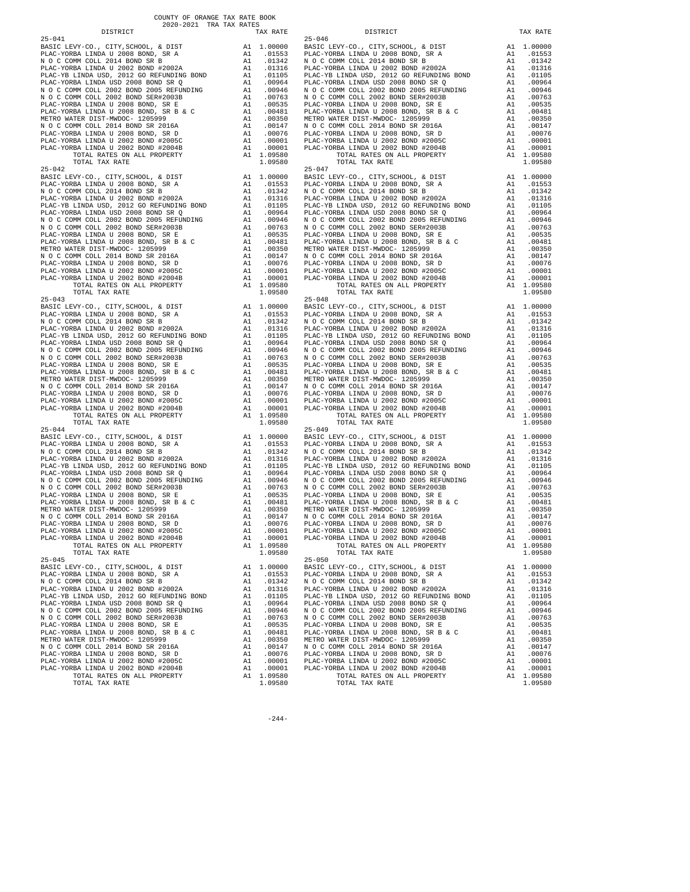| DISTRICT | | TAX RATE |
|---|---|---|
| 25-041 | | |
| BASIC LEVY-CO., CITY,SCHOOL, & DIST | A1 | 1.00000 |
| PLAC-YORBA LINDA U 2008 BOND, SR A | A1 | .01553 |
| N O C COMM COLL 2014 BOND SR B | A1 | .01342 |
| PLAC-YORBA LINDA U 2002 BOND #2002A | A1 | .01316 |
| PLAC-YB LINDA USD, 2012 GO REFUNDING BOND | A1 | .01105 |
| PLAC-YORBA LINDA USD 2008 BOND SR Q | A1 | .00964 |
| N O C COMM COLL 2002 BOND 2005 REFUNDING | A1 | .00946 |
| N O C COMM COLL 2002 BOND SER#2003B | A1 | .00763 |
| PLAC-YORBA LINDA U 2008 BOND, SR E | A1 | .00535 |
| PLAC-YORBA LINDA U 2008 BOND, SR B & C | A1 | .00481 |
| METRO WATER DIST-MWDOC- 1205999 | A1 | .00350 |
| N O C COMM COLL 2014 BOND SR 2016A | A1 | .00147 |
| PLAC-YORBA LINDA U 2008 BOND, SR D | A1 | .00076 |
| PLAC-YORBA LINDA U 2002 BOND #2005C | A1 | .00001 |
| PLAC-YORBA LINDA U 2002 BOND #2004B | A1 | .00001 |
| TOTAL RATES ON ALL PROPERTY | A1 | 1.09580 |
| TOTAL TAX RATE | | 1.09580 |
| 25-042 | | |
| BASIC LEVY-CO., CITY,SCHOOL, & DIST | A1 | 1.00000 |
| PLAC-YORBA LINDA U 2008 BOND, SR A | A1 | .01553 |
| N O C COMM COLL 2014 BOND SR B | A1 | .01342 |
| PLAC-YORBA LINDA U 2002 BOND #2002A | A1 | .01316 |
| PLAC-YB LINDA USD, 2012 GO REFUNDING BOND | A1 | .01105 |
| PLAC-YORBA LINDA USD 2008 BOND SR Q | A1 | .00964 |
| N O C COMM COLL 2002 BOND 2005 REFUNDING | A1 | .00946 |
| N O C COMM COLL 2002 BOND SER#2003B | A1 | .00763 |
| PLAC-YORBA LINDA U 2008 BOND, SR E | A1 | .00535 |
| PLAC-YORBA LINDA U 2008 BOND, SR B & C | A1 | .00481 |
| METRO WATER DIST-MWDOC- 1205999 | A1 | .00350 |
| N O C COMM COLL 2014 BOND SR 2016A | A1 | .00147 |
| PLAC-YORBA LINDA U 2008 BOND, SR D | A1 | .00076 |
| PLAC-YORBA LINDA U 2002 BOND #2005C | A1 | .00001 |
| PLAC-YORBA LINDA U 2002 BOND #2004B | A1 | .00001 |
| TOTAL RATES ON ALL PROPERTY | A1 | 1.09580 |
| TOTAL TAX RATE | | 1.09580 |
| 25-043 | | |
| BASIC LEVY-CO., CITY,SCHOOL, & DIST | A1 | 1.00000 |
| PLAC-YORBA LINDA U 2008 BOND, SR A | A1 | .01553 |
| N O C COMM COLL 2014 BOND SR B | A1 | .01342 |
| PLAC-YORBA LINDA U 2002 BOND #2002A | A1 | .01316 |
| PLAC-YB LINDA USD, 2012 GO REFUNDING BOND | A1 | .01105 |
| PLAC-YORBA LINDA USD 2008 BOND SR Q | A1 | .00964 |
| N O C COMM COLL 2002 BOND 2005 REFUNDING | A1 | .00946 |
| N O C COMM COLL 2002 BOND SER#2003B | A1 | .00763 |
| PLAC-YORBA LINDA U 2008 BOND, SR E | A1 | .00535 |
| PLAC-YORBA LINDA U 2008 BOND, SR B & C | A1 | .00481 |
| METRO WATER DIST-MWDOC- 1205999 | A1 | .00350 |
| N O C COMM COLL 2014 BOND SR 2016A | A1 | .00147 |
| PLAC-YORBA LINDA U 2008 BOND, SR D | A1 | .00076 |
| PLAC-YORBA LINDA U 2002 BOND #2005C | A1 | .00001 |
| PLAC-YORBA LINDA U 2002 BOND #2004B | A1 | .00001 |
| TOTAL RATES ON ALL PROPERTY | A1 | 1.09580 |
| TOTAL TAX RATE | | 1.09580 |
| 25-044 | | |
| BASIC LEVY-CO., CITY,SCHOOL, & DIST | A1 | 1.00000 |
| PLAC-YORBA LINDA U 2008 BOND, SR A | A1 | .01553 |
| N O C COMM COLL 2014 BOND SR B | A1 | .01342 |
| PLAC-YORBA LINDA U 2002 BOND #2002A | A1 | .01316 |
| PLAC-YB LINDA USD, 2012 GO REFUNDING BOND | A1 | .01105 |
| PLAC-YORBA LINDA USD 2008 BOND SR Q | A1 | .00964 |
| N O C COMM COLL 2002 BOND 2005 REFUNDING | A1 | .00946 |
| N O C COMM COLL 2002 BOND SER#2003B | A1 | .00763 |
| PLAC-YORBA LINDA U 2008 BOND, SR E | A1 | .00535 |
| PLAC-YORBA LINDA U 2008 BOND, SR B & C | A1 | .00481 |
| METRO WATER DIST-MWDOC- 1205999 | A1 | .00350 |
| N O C COMM COLL 2014 BOND SR 2016A | A1 | .00147 |
| PLAC-YORBA LINDA U 2008 BOND, SR D | A1 | .00076 |
| PLAC-YORBA LINDA U 2002 BOND #2005C | A1 | .00001 |
| PLAC-YORBA LINDA U 2002 BOND #2004B | A1 | .00001 |
| TOTAL RATES ON ALL PROPERTY | A1 | 1.09580 |
| TOTAL TAX RATE | | 1.09580 |
| 25-045 | | |
| BASIC LEVY-CO., CITY,SCHOOL, & DIST | A1 | 1.00000 |
| PLAC-YORBA LINDA U 2008 BOND, SR A | A1 | .01553 |
| N O C COMM COLL 2014 BOND SR B | A1 | .01342 |
| PLAC-YORBA LINDA U 2002 BOND #2002A | A1 | .01316 |
| PLAC-YB LINDA USD, 2012 GO REFUNDING BOND | A1 | .01105 |
| PLAC-YORBA LINDA USD 2008 BOND SR Q | A1 | .00964 |
| N O C COMM COLL 2002 BOND 2005 REFUNDING | A1 | .00946 |
| N O C COMM COLL 2002 BOND SER#2003B | A1 | .00763 |
| PLAC-YORBA LINDA U 2008 BOND, SR E | A1 | .00535 |
| PLAC-YORBA LINDA U 2008 BOND, SR B & C | A1 | .00481 |
| METRO WATER DIST-MWDOC- 1205999 | A1 | .00350 |
| N O C COMM COLL 2014 BOND SR 2016A | A1 | .00147 |
| PLAC-YORBA LINDA U 2008 BOND, SR D | A1 | .00076 |
| PLAC-YORBA LINDA U 2002 BOND #2005C | A1 | .00001 |
| PLAC-YORBA LINDA U 2002 BOND #2004B | A1 | .00001 |
| TOTAL RATES ON ALL PROPERTY | A1 | 1.09580 |
| TOTAL TAX RATE | | 1.09580 |
| 25-046 | | |
| BASIC LEVY-CO., CITY,SCHOOL, & DIST | A1 | 1.00000 |
| PLAC-YORBA LINDA U 2008 BOND, SR A | A1 | .01553 |
| N O C COMM COLL 2014 BOND SR B | A1 | .01342 |
| PLAC-YORBA LINDA U 2002 BOND #2002A | A1 | .01316 |
| PLAC-YB LINDA USD, 2012 GO REFUNDING BOND | A1 | .01105 |
| PLAC-YORBA LINDA USD 2008 BOND SR Q | A1 | .00964 |
| N O C COMM COLL 2002 BOND 2005 REFUNDING | A1 | .00946 |
| N O C COMM COLL 2002 BOND SER#2003B | A1 | .00763 |
| PLAC-YORBA LINDA U 2008 BOND, SR E | A1 | .00535 |
| PLAC-YORBA LINDA U 2008 BOND, SR B & C | A1 | .00481 |
| METRO WATER DIST-MWDOC- 1205999 | A1 | .00350 |
| N O C COMM COLL 2014 BOND SR 2016A | A1 | .00147 |
| PLAC-YORBA LINDA U 2008 BOND, SR D | A1 | .00076 |
| PLAC-YORBA LINDA U 2002 BOND #2005C | A1 | .00001 |
| PLAC-YORBA LINDA U 2002 BOND #2004B | A1 | .00001 |
| TOTAL RATES ON ALL PROPERTY | A1 | 1.09580 |
| TOTAL TAX RATE | | 1.09580 |
| 25-047 | | |
| BASIC LEVY-CO., CITY,SCHOOL, & DIST | A1 | 1.00000 |
| PLAC-YORBA LINDA U 2008 BOND, SR A | A1 | .01553 |
| N O C COMM COLL 2014 BOND SR B | A1 | .01342 |
| PLAC-YORBA LINDA U 2002 BOND #2002A | A1 | .01316 |
| PLAC-YB LINDA USD, 2012 GO REFUNDING BOND | A1 | .01105 |
| PLAC-YORBA LINDA USD 2008 BOND SR Q | A1 | .00964 |
| N O C COMM COLL 2002 BOND 2005 REFUNDING | A1 | .00946 |
| N O C COMM COLL 2002 BOND SER#2003B | A1 | .00763 |
| PLAC-YORBA LINDA U 2008 BOND, SR E | A1 | .00535 |
| PLAC-YORBA LINDA U 2008 BOND, SR B & C | A1 | .00481 |
| METRO WATER DIST-MWDOC- 1205999 | A1 | .00350 |
| N O C COMM COLL 2014 BOND SR 2016A | A1 | .00147 |
| PLAC-YORBA LINDA U 2008 BOND, SR D | A1 | .00076 |
| PLAC-YORBA LINDA U 2002 BOND #2005C | A1 | .00001 |
| PLAC-YORBA LINDA U 2002 BOND #2004B | A1 | .00001 |
| TOTAL RATES ON ALL PROPERTY | A1 | 1.09580 |
| TOTAL TAX RATE | | 1.09580 |
| 25-048 | | |
| BASIC LEVY-CO., CITY,SCHOOL, & DIST | A1 | 1.00000 |
| PLAC-YORBA LINDA U 2008 BOND, SR A | A1 | .01553 |
| N O C COMM COLL 2014 BOND SR B | A1 | .01342 |
| PLAC-YORBA LINDA U 2002 BOND #2002A | A1 | .01316 |
| PLAC-YB LINDA USD, 2012 GO REFUNDING BOND | A1 | .01105 |
| PLAC-YORBA LINDA USD 2008 BOND SR Q | A1 | .00964 |
| N O C COMM COLL 2002 BOND 2005 REFUNDING | A1 | .00946 |
| N O C COMM COLL 2002 BOND SER#2003B | A1 | .00763 |
| PLAC-YORBA LINDA U 2008 BOND, SR E | A1 | .00535 |
| PLAC-YORBA LINDA U 2008 BOND, SR B & C | A1 | .00481 |
| METRO WATER DIST-MWDOC- 1205999 | A1 | .00350 |
| N O C COMM COLL 2014 BOND SR 2016A | A1 | .00147 |
| PLAC-YORBA LINDA U 2008 BOND, SR D | A1 | .00076 |
| PLAC-YORBA LINDA U 2002 BOND #2005C | A1 | .00001 |
| PLAC-YORBA LINDA U 2002 BOND #2004B | A1 | .00001 |
| TOTAL RATES ON ALL PROPERTY | A1 | 1.09580 |
| TOTAL TAX RATE | | 1.09580 |
| 25-049 | | |
| BASIC LEVY-CO., CITY,SCHOOL, & DIST | A1 | 1.00000 |
| PLAC-YORBA LINDA U 2008 BOND, SR A | A1 | .01553 |
| N O C COMM COLL 2014 BOND SR B | A1 | .01342 |
| PLAC-YORBA LINDA U 2002 BOND #2002A | A1 | .01316 |
| PLAC-YB LINDA USD, 2012 GO REFUNDING BOND | A1 | .01105 |
| PLAC-YORBA LINDA USD 2008 BOND SR Q | A1 | .00964 |
| N O C COMM COLL 2002 BOND 2005 REFUNDING | A1 | .00946 |
| N O C COMM COLL 2002 BOND SER#2003B | A1 | .00763 |
| PLAC-YORBA LINDA U 2008 BOND, SR E | A1 | .00535 |
| PLAC-YORBA LINDA U 2008 BOND, SR B & C | A1 | .00481 |
| METRO WATER DIST-MWDOC- 1205999 | A1 | .00350 |
| N O C COMM COLL 2014 BOND SR 2016A | A1 | .00147 |
| PLAC-YORBA LINDA U 2008 BOND, SR D | A1 | .00076 |
| PLAC-YORBA LINDA U 2002 BOND #2005C | A1 | .00001 |
| PLAC-YORBA LINDA U 2002 BOND #2004B | A1 | .00001 |
| TOTAL RATES ON ALL PROPERTY | A1 | 1.09580 |
| TOTAL TAX RATE | | 1.09580 |
| 25-050 | | |
| BASIC LEVY-CO., CITY,SCHOOL, & DIST | A1 | 1.00000 |
| PLAC-YORBA LINDA U 2008 BOND, SR A | A1 | .01553 |
| N O C COMM COLL 2014 BOND SR B | A1 | .01342 |
| PLAC-YORBA LINDA U 2002 BOND #2002A | A1 | .01316 |
| PLAC-YB LINDA USD, 2012 GO REFUNDING BOND | A1 | .01105 |
| PLAC-YORBA LINDA USD 2008 BOND SR Q | A1 | .00964 |
| N O C COMM COLL 2002 BOND 2005 REFUNDING | A1 | .00946 |
| N O C COMM COLL 2002 BOND SER#2003B | A1 | .00763 |
| PLAC-YORBA LINDA U 2008 BOND, SR E | A1 | .00535 |
| PLAC-YORBA LINDA U 2008 BOND, SR B & C | A1 | .00481 |
| METRO WATER DIST-MWDOC- 1205999 | A1 | .00350 |
| N O C COMM COLL 2014 BOND SR 2016A | A1 | .00147 |
| PLAC-YORBA LINDA U 2008 BOND, SR D | A1 | .00076 |
| PLAC-YORBA LINDA U 2002 BOND #2005C | A1 | .00001 |
| PLAC-YORBA LINDA U 2002 BOND #2004B | A1 | .00001 |
| TOTAL RATES ON ALL PROPERTY | A1 | 1.09580 |
| TOTAL TAX RATE | | 1.09580 |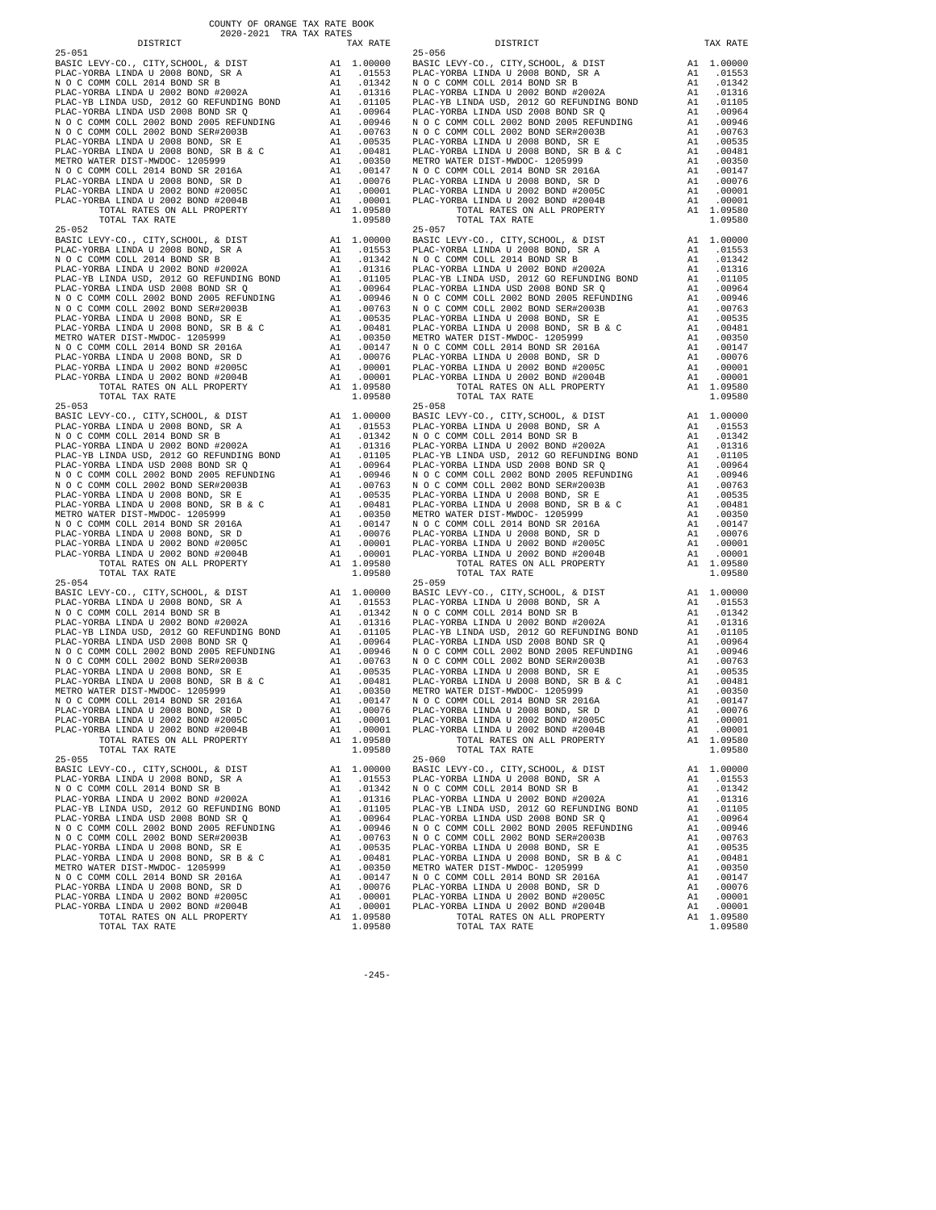## 25-051

| DISTRICT | | TAX RATE |
|---|---|---|
| BASIC LEVY-CO., CITY,SCHOOL, & DIST | A1 | 1.00000 |
| PLAC-YORBA LINDA U 2008 BOND, SR A | A1 | .01553 |
| N O C COMM COLL 2014 BOND SR B | A1 | .01342 |
| PLAC-YORBA LINDA U 2002 BOND #2002A | A1 | .01316 |
| PLAC-YB LINDA USD, 2012 GO REFUNDING BOND | A1 | .01105 |
| PLAC-YORBA LINDA USD 2008 BOND SR Q | A1 | .00964 |
| N O C COMM COLL 2002 BOND 2005 REFUNDING | A1 | .00946 |
| N O C COMM COLL 2002 BOND SER#2003B | A1 | .00763 |
| PLAC-YORBA LINDA U 2008 BOND, SR E | A1 | .00535 |
| PLAC-YORBA LINDA U 2008 BOND, SR B & C | A1 | .00481 |
| METRO WATER DIST-MWDOC- 1205999 | A1 | .00350 |
| N O C COMM COLL 2014 BOND SR 2016A | A1 | .00147 |
| PLAC-YORBA LINDA U 2008 BOND, SR D | A1 | .00076 |
| PLAC-YORBA LINDA U 2002 BOND #2005C | A1 | .00001 |
| PLAC-YORBA LINDA U 2002 BOND #2004B | A1 | .00001 |
| TOTAL RATES ON ALL PROPERTY | A1 | 1.09580 |
| TOTAL TAX RATE | | 1.09580 |

## 25-052

| DISTRICT | | TAX RATE |
|---|---|---|
| BASIC LEVY-CO., CITY,SCHOOL, & DIST | A1 | 1.00000 |
| PLAC-YORBA LINDA U 2008 BOND, SR A | A1 | .01553 |
| N O C COMM COLL 2014 BOND SR B | A1 | .01342 |
| PLAC-YORBA LINDA U 2002 BOND #2002A | A1 | .01316 |
| PLAC-YB LINDA USD, 2012 GO REFUNDING BOND | A1 | .01105 |
| PLAC-YORBA LINDA USD 2008 BOND SR Q | A1 | .00964 |
| N O C COMM COLL 2002 BOND 2005 REFUNDING | A1 | .00946 |
| N O C COMM COLL 2002 BOND SER#2003B | A1 | .00763 |
| PLAC-YORBA LINDA U 2008 BOND, SR E | A1 | .00535 |
| PLAC-YORBA LINDA U 2008 BOND, SR B & C | A1 | .00481 |
| METRO WATER DIST-MWDOC- 1205999 | A1 | .00350 |
| N O C COMM COLL 2014 BOND SR 2016A | A1 | .00147 |
| PLAC-YORBA LINDA U 2008 BOND, SR D | A1 | .00076 |
| PLAC-YORBA LINDA U 2002 BOND #2005C | A1 | .00001 |
| PLAC-YORBA LINDA U 2002 BOND #2004B | A1 | .00001 |
| TOTAL RATES ON ALL PROPERTY | A1 | 1.09580 |
| TOTAL TAX RATE | | 1.09580 |

## 25-053

| DISTRICT | | TAX RATE |
|---|---|---|
| BASIC LEVY-CO., CITY,SCHOOL, & DIST | A1 | 1.00000 |
| PLAC-YORBA LINDA U 2008 BOND, SR A | A1 | .01553 |
| N O C COMM COLL 2014 BOND SR B | A1 | .01342 |
| PLAC-YORBA LINDA U 2002 BOND #2002A | A1 | .01316 |
| PLAC-YB LINDA USD, 2012 GO REFUNDING BOND | A1 | .01105 |
| PLAC-YORBA LINDA USD 2008 BOND SR Q | A1 | .00964 |
| N O C COMM COLL 2002 BOND 2005 REFUNDING | A1 | .00946 |
| N O C COMM COLL 2002 BOND SER#2003B | A1 | .00763 |
| PLAC-YORBA LINDA U 2008 BOND, SR E | A1 | .00535 |
| PLAC-YORBA LINDA U 2008 BOND, SR B & C | A1 | .00481 |
| METRO WATER DIST-MWDOC- 1205999 | A1 | .00350 |
| N O C COMM COLL 2014 BOND SR 2016A | A1 | .00147 |
| PLAC-YORBA LINDA U 2008 BOND, SR D | A1 | .00076 |
| PLAC-YORBA LINDA U 2002 BOND #2005C | A1 | .00001 |
| PLAC-YORBA LINDA U 2002 BOND #2004B | A1 | .00001 |
| TOTAL RATES ON ALL PROPERTY | A1 | 1.09580 |
| TOTAL TAX RATE | | 1.09580 |

## 25-054

| DISTRICT | | TAX RATE |
|---|---|---|
| BASIC LEVY-CO., CITY,SCHOOL, & DIST | A1 | 1.00000 |
| PLAC-YORBA LINDA U 2008 BOND, SR A | A1 | .01553 |
| N O C COMM COLL 2014 BOND SR B | A1 | .01342 |
| PLAC-YORBA LINDA U 2002 BOND #2002A | A1 | .01316 |
| PLAC-YB LINDA USD, 2012 GO REFUNDING BOND | A1 | .01105 |
| PLAC-YORBA LINDA USD 2008 BOND SR Q | A1 | .00964 |
| N O C COMM COLL 2002 BOND 2005 REFUNDING | A1 | .00946 |
| N O C COMM COLL 2002 BOND SER#2003B | A1 | .00763 |
| PLAC-YORBA LINDA U 2008 BOND, SR E | A1 | .00535 |
| PLAC-YORBA LINDA U 2008 BOND, SR B & C | A1 | .00481 |
| METRO WATER DIST-MWDOC- 1205999 | A1 | .00350 |
| N O C COMM COLL 2014 BOND SR 2016A | A1 | .00147 |
| PLAC-YORBA LINDA U 2008 BOND, SR D | A1 | .00076 |
| PLAC-YORBA LINDA U 2002 BOND #2005C | A1 | .00001 |
| PLAC-YORBA LINDA U 2002 BOND #2004B | A1 | .00001 |
| TOTAL RATES ON ALL PROPERTY | A1 | 1.09580 |
| TOTAL TAX RATE | | 1.09580 |

## 25-055

| DISTRICT | | TAX RATE |
|---|---|---|
| BASIC LEVY-CO., CITY,SCHOOL, & DIST | A1 | 1.00000 |
| PLAC-YORBA LINDA U 2008 BOND, SR A | A1 | .01553 |
| N O C COMM COLL 2014 BOND SR B | A1 | .01342 |
| PLAC-YORBA LINDA U 2002 BOND #2002A | A1 | .01316 |
| PLAC-YB LINDA USD, 2012 GO REFUNDING BOND | A1 | .01105 |
| PLAC-YORBA LINDA USD 2008 BOND SR Q | A1 | .00964 |
| N O C COMM COLL 2002 BOND 2005 REFUNDING | A1 | .00946 |
| N O C COMM COLL 2002 BOND SER#2003B | A1 | .00763 |
| PLAC-YORBA LINDA U 2008 BOND, SR E | A1 | .00535 |
| PLAC-YORBA LINDA U 2008 BOND, SR B & C | A1 | .00481 |
| METRO WATER DIST-MWDOC- 1205999 | A1 | .00350 |
| N O C COMM COLL 2014 BOND SR 2016A | A1 | .00147 |
| PLAC-YORBA LINDA U 2008 BOND, SR D | A1 | .00076 |
| PLAC-YORBA LINDA U 2002 BOND #2005C | A1 | .00001 |
| PLAC-YORBA LINDA U 2002 BOND #2004B | A1 | .00001 |
| TOTAL RATES ON ALL PROPERTY | A1 | 1.09580 |
| TOTAL TAX RATE | | 1.09580 |

## 25-056

| DISTRICT | | TAX RATE |
|---|---|---|
| BASIC LEVY-CO., CITY,SCHOOL, & DIST | A1 | 1.00000 |
| PLAC-YORBA LINDA U 2008 BOND, SR A | A1 | .01553 |
| N O C COMM COLL 2014 BOND SR B | A1 | .01342 |
| PLAC-YORBA LINDA U 2002 BOND #2002A | A1 | .01316 |
| PLAC-YB LINDA USD, 2012 GO REFUNDING BOND | A1 | .01105 |
| PLAC-YORBA LINDA USD 2008 BOND SR Q | A1 | .00964 |
| N O C COMM COLL 2002 BOND 2005 REFUNDING | A1 | .00946 |
| N O C COMM COLL 2002 BOND SER#2003B | A1 | .00763 |
| PLAC-YORBA LINDA U 2008 BOND, SR E | A1 | .00535 |
| PLAC-YORBA LINDA U 2008 BOND, SR B & C | A1 | .00481 |
| METRO WATER DIST-MWDOC- 1205999 | A1 | .00350 |
| N O C COMM COLL 2014 BOND SR 2016A | A1 | .00147 |
| PLAC-YORBA LINDA U 2008 BOND, SR D | A1 | .00076 |
| PLAC-YORBA LINDA U 2002 BOND #2005C | A1 | .00001 |
| PLAC-YORBA LINDA U 2002 BOND #2004B | A1 | .00001 |
| TOTAL RATES ON ALL PROPERTY | A1 | 1.09580 |
| TOTAL TAX RATE | | 1.09580 |

## 25-057

| DISTRICT | | TAX RATE |
|---|---|---|
| BASIC LEVY-CO., CITY,SCHOOL, & DIST | A1 | 1.00000 |
| PLAC-YORBA LINDA U 2008 BOND, SR A | A1 | .01553 |
| N O C COMM COLL 2014 BOND SR B | A1 | .01342 |
| PLAC-YORBA LINDA U 2002 BOND #2002A | A1 | .01316 |
| PLAC-YB LINDA USD, 2012 GO REFUNDING BOND | A1 | .01105 |
| PLAC-YORBA LINDA USD 2008 BOND SR Q | A1 | .00964 |
| N O C COMM COLL 2002 BOND 2005 REFUNDING | A1 | .00946 |
| N O C COMM COLL 2002 BOND SER#2003B | A1 | .00763 |
| PLAC-YORBA LINDA U 2008 BOND, SR E | A1 | .00535 |
| PLAC-YORBA LINDA U 2008 BOND, SR B & C | A1 | .00481 |
| METRO WATER DIST-MWDOC- 1205999 | A1 | .00350 |
| N O C COMM COLL 2014 BOND SR 2016A | A1 | .00147 |
| PLAC-YORBA LINDA U 2008 BOND, SR D | A1 | .00076 |
| PLAC-YORBA LINDA U 2002 BOND #2005C | A1 | .00001 |
| PLAC-YORBA LINDA U 2002 BOND #2004B | A1 | .00001 |
| TOTAL RATES ON ALL PROPERTY | A1 | 1.09580 |
| TOTAL TAX RATE | | 1.09580 |

## 25-058

| DISTRICT | | TAX RATE |
|---|---|---|
| BASIC LEVY-CO., CITY,SCHOOL, & DIST | A1 | 1.00000 |
| PLAC-YORBA LINDA U 2008 BOND, SR A | A1 | .01553 |
| N O C COMM COLL 2014 BOND SR B | A1 | .01342 |
| PLAC-YORBA LINDA U 2002 BOND #2002A | A1 | .01316 |
| PLAC-YB LINDA USD, 2012 GO REFUNDING BOND | A1 | .01105 |
| PLAC-YORBA LINDA USD 2008 BOND SR Q | A1 | .00964 |
| N O C COMM COLL 2002 BOND 2005 REFUNDING | A1 | .00946 |
| N O C COMM COLL 2002 BOND SER#2003B | A1 | .00763 |
| PLAC-YORBA LINDA U 2008 BOND, SR E | A1 | .00535 |
| PLAC-YORBA LINDA U 2008 BOND, SR B & C | A1 | .00481 |
| METRO WATER DIST-MWDOC- 1205999 | A1 | .00350 |
| N O C COMM COLL 2014 BOND SR 2016A | A1 | .00147 |
| PLAC-YORBA LINDA U 2008 BOND, SR D | A1 | .00076 |
| PLAC-YORBA LINDA U 2002 BOND #2005C | A1 | .00001 |
| PLAC-YORBA LINDA U 2002 BOND #2004B | A1 | .00001 |
| TOTAL RATES ON ALL PROPERTY | A1 | 1.09580 |
| TOTAL TAX RATE | | 1.09580 |

## 25-059

| DISTRICT | | TAX RATE |
|---|---|---|
| BASIC LEVY-CO., CITY,SCHOOL, & DIST | A1 | 1.00000 |
| PLAC-YORBA LINDA U 2008 BOND, SR A | A1 | .01553 |
| N O C COMM COLL 2014 BOND SR B | A1 | .01342 |
| PLAC-YORBA LINDA U 2002 BOND #2002A | A1 | .01316 |
| PLAC-YB LINDA USD, 2012 GO REFUNDING BOND | A1 | .01105 |
| PLAC-YORBA LINDA USD 2008 BOND SR Q | A1 | .00964 |
| N O C COMM COLL 2002 BOND 2005 REFUNDING | A1 | .00946 |
| N O C COMM COLL 2002 BOND SER#2003B | A1 | .00763 |
| PLAC-YORBA LINDA U 2008 BOND, SR E | A1 | .00535 |
| PLAC-YORBA LINDA U 2008 BOND, SR B & C | A1 | .00481 |
| METRO WATER DIST-MWDOC- 1205999 | A1 | .00350 |
| N O C COMM COLL 2014 BOND SR 2016A | A1 | .00147 |
| PLAC-YORBA LINDA U 2008 BOND, SR D | A1 | .00076 |
| PLAC-YORBA LINDA U 2002 BOND #2005C | A1 | .00001 |
| PLAC-YORBA LINDA U 2002 BOND #2004B | A1 | .00001 |
| TOTAL RATES ON ALL PROPERTY | A1 | 1.09580 |
| TOTAL TAX RATE | | 1.09580 |

## 25-060

| DISTRICT | | TAX RATE |
|---|---|---|
| BASIC LEVY-CO., CITY,SCHOOL, & DIST | A1 | 1.00000 |
| PLAC-YORBA LINDA U 2008 BOND, SR A | A1 | .01553 |
| N O C COMM COLL 2014 BOND SR B | A1 | .01342 |
| PLAC-YORBA LINDA U 2002 BOND #2002A | A1 | .01316 |
| PLAC-YB LINDA USD, 2012 GO REFUNDING BOND | A1 | .01105 |
| PLAC-YORBA LINDA USD 2008 BOND SR Q | A1 | .00964 |
| N O C COMM COLL 2002 BOND 2005 REFUNDING | A1 | .00946 |
| N O C COMM COLL 2002 BOND SER#2003B | A1 | .00763 |
| PLAC-YORBA LINDA U 2008 BOND, SR E | A1 | .00535 |
| PLAC-YORBA LINDA U 2008 BOND, SR B & C | A1 | .00481 |
| METRO WATER DIST-MWDOC- 1205999 | A1 | .00350 |
| N O C COMM COLL 2014 BOND SR 2016A | A1 | .00147 |
| PLAC-YORBA LINDA U 2008 BOND, SR D | A1 | .00076 |
| PLAC-YORBA LINDA U 2002 BOND #2005C | A1 | .00001 |
| PLAC-YORBA LINDA U 2002 BOND #2004B | A1 | .00001 |
| TOTAL RATES ON ALL PROPERTY | A1 | 1.09580 |
| TOTAL TAX RATE | | 1.09580 |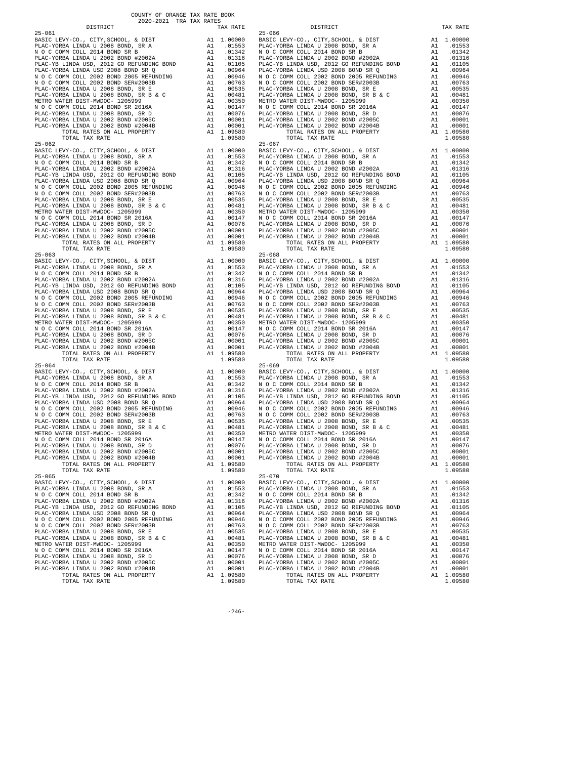COUNTY OF ORANGE TAX RATE BOOK
2020-2021 TRA TAX RATES

**25-061**

| DISTRICT | | TAX RATE |
|---|---|---|
| BASIC LEVY-CO., CITY,SCHOOL, & DIST | A1 | 1.00000 |
| PLAC-YORBA LINDA U 2008 BOND, SR A | A1 | .01553 |
| N O C COMM COLL 2014 BOND SR B | A1 | .01342 |
| PLAC-YORBA LINDA U 2002 BOND #2002A | A1 | .01316 |
| PLAC-YB LINDA USD, 2012 GO REFUNDING BOND | A1 | .01105 |
| PLAC-YORBA LINDA USD 2008 BOND SR Q | A1 | .00964 |
| N O C COMM COLL 2002 BOND 2005 REFUNDING | A1 | .00946 |
| N O C COMM COLL 2002 BOND SER#2003B | A1 | .00763 |
| PLAC-YORBA LINDA U 2008 BOND, SR E | A1 | .00535 |
| PLAC-YORBA LINDA U 2008 BOND, SR B & C | A1 | .00481 |
| METRO WATER DIST-MWDOC- 1205999 | A1 | .00350 |
| N O C COMM COLL 2014 BOND SR 2016A | A1 | .00147 |
| PLAC-YORBA LINDA U 2008 BOND, SR D | A1 | .00076 |
| PLAC-YORBA LINDA U 2002 BOND #2005C | A1 | .00001 |
| PLAC-YORBA LINDA U 2002 BOND #2004B | A1 | .00001 |
| TOTAL RATES ON ALL PROPERTY | A1 | 1.09580 |
| TOTAL TAX RATE | | 1.09580 |

**25-062**

| DISTRICT | | TAX RATE |
|---|---|---|
| BASIC LEVY-CO., CITY,SCHOOL, & DIST | A1 | 1.00000 |
| PLAC-YORBA LINDA U 2008 BOND, SR A | A1 | .01553 |
| N O C COMM COLL 2014 BOND SR B | A1 | .01342 |
| PLAC-YORBA LINDA U 2002 BOND #2002A | A1 | .01316 |
| PLAC-YB LINDA USD, 2012 GO REFUNDING BOND | A1 | .01105 |
| PLAC-YORBA LINDA USD 2008 BOND SR Q | A1 | .00964 |
| N O C COMM COLL 2002 BOND 2005 REFUNDING | A1 | .00946 |
| N O C COMM COLL 2002 BOND SER#2003B | A1 | .00763 |
| PLAC-YORBA LINDA U 2008 BOND, SR E | A1 | .00535 |
| PLAC-YORBA LINDA U 2008 BOND, SR B & C | A1 | .00481 |
| METRO WATER DIST-MWDOC- 1205999 | A1 | .00350 |
| N O C COMM COLL 2014 BOND SR 2016A | A1 | .00147 |
| PLAC-YORBA LINDA U 2008 BOND, SR D | A1 | .00076 |
| PLAC-YORBA LINDA U 2002 BOND #2005C | A1 | .00001 |
| PLAC-YORBA LINDA U 2002 BOND #2004B | A1 | .00001 |
| TOTAL RATES ON ALL PROPERTY | A1 | 1.09580 |
| TOTAL TAX RATE | | 1.09580 |

**25-063**

| DISTRICT | | TAX RATE |
|---|---|---|
| BASIC LEVY-CO., CITY,SCHOOL, & DIST | A1 | 1.00000 |
| PLAC-YORBA LINDA U 2008 BOND, SR A | A1 | .01553 |
| N O C COMM COLL 2014 BOND SR B | A1 | .01342 |
| PLAC-YORBA LINDA U 2002 BOND #2002A | A1 | .01316 |
| PLAC-YB LINDA USD, 2012 GO REFUNDING BOND | A1 | .01105 |
| PLAC-YORBA LINDA USD 2008 BOND SR Q | A1 | .00964 |
| N O C COMM COLL 2002 BOND 2005 REFUNDING | A1 | .00946 |
| N O C COMM COLL 2002 BOND SER#2003B | A1 | .00763 |
| PLAC-YORBA LINDA U 2008 BOND, SR E | A1 | .00535 |
| PLAC-YORBA LINDA U 2008 BOND, SR B & C | A1 | .00481 |
| METRO WATER DIST-MWDOC- 1205999 | A1 | .00350 |
| N O C COMM COLL 2014 BOND SR 2016A | A1 | .00147 |
| PLAC-YORBA LINDA U 2008 BOND, SR D | A1 | .00076 |
| PLAC-YORBA LINDA U 2002 BOND #2005C | A1 | .00001 |
| PLAC-YORBA LINDA U 2002 BOND #2004B | A1 | .00001 |
| TOTAL RATES ON ALL PROPERTY | A1 | 1.09580 |
| TOTAL TAX RATE | | 1.09580 |

**25-064**

| DISTRICT | | TAX RATE |
|---|---|---|
| BASIC LEVY-CO., CITY,SCHOOL, & DIST | A1 | 1.00000 |
| PLAC-YORBA LINDA U 2008 BOND, SR A | A1 | .01553 |
| N O C COMM COLL 2014 BOND SR B | A1 | .01342 |
| PLAC-YORBA LINDA U 2002 BOND #2002A | A1 | .01316 |
| PLAC-YB LINDA USD, 2012 GO REFUNDING BOND | A1 | .01105 |
| PLAC-YORBA LINDA USD 2008 BOND SR Q | A1 | .00964 |
| N O C COMM COLL 2002 BOND 2005 REFUNDING | A1 | .00946 |
| N O C COMM COLL 2002 BOND SER#2003B | A1 | .00763 |
| PLAC-YORBA LINDA U 2008 BOND, SR E | A1 | .00535 |
| PLAC-YORBA LINDA U 2008 BOND, SR B & C | A1 | .00481 |
| METRO WATER DIST-MWDOC- 1205999 | A1 | .00350 |
| N O C COMM COLL 2014 BOND SR 2016A | A1 | .00147 |
| PLAC-YORBA LINDA U 2008 BOND, SR D | A1 | .00076 |
| PLAC-YORBA LINDA U 2002 BOND #2005C | A1 | .00001 |
| PLAC-YORBA LINDA U 2002 BOND #2004B | A1 | .00001 |
| TOTAL RATES ON ALL PROPERTY | A1 | 1.09580 |
| TOTAL TAX RATE | | 1.09580 |

**25-065**

| DISTRICT | | TAX RATE |
|---|---|---|
| BASIC LEVY-CO., CITY,SCHOOL, & DIST | A1 | 1.00000 |
| PLAC-YORBA LINDA U 2008 BOND, SR A | A1 | .01553 |
| N O C COMM COLL 2014 BOND SR B | A1 | .01342 |
| PLAC-YORBA LINDA U 2002 BOND #2002A | A1 | .01316 |
| PLAC-YB LINDA USD, 2012 GO REFUNDING BOND | A1 | .01105 |
| PLAC-YORBA LINDA USD 2008 BOND SR Q | A1 | .00964 |
| N O C COMM COLL 2002 BOND 2005 REFUNDING | A1 | .00946 |
| N O C COMM COLL 2002 BOND SER#2003B | A1 | .00763 |
| PLAC-YORBA LINDA U 2008 BOND, SR E | A1 | .00535 |
| PLAC-YORBA LINDA U 2008 BOND, SR B & C | A1 | .00481 |
| METRO WATER DIST-MWDOC- 1205999 | A1 | .00350 |
| N O C COMM COLL 2014 BOND SR 2016A | A1 | .00147 |
| PLAC-YORBA LINDA U 2008 BOND, SR D | A1 | .00076 |
| PLAC-YORBA LINDA U 2002 BOND #2005C | A1 | .00001 |
| PLAC-YORBA LINDA U 2002 BOND #2004B | A1 | .00001 |
| TOTAL RATES ON ALL PROPERTY | A1 | 1.09580 |
| TOTAL TAX RATE | | 1.09580 |

**25-066**

| DISTRICT | | TAX RATE |
|---|---|---|
| BASIC LEVY-CO., CITY,SCHOOL, & DIST | A1 | 1.00000 |
| PLAC-YORBA LINDA U 2008 BOND, SR A | A1 | .01553 |
| N O C COMM COLL 2014 BOND SR B | A1 | .01342 |
| PLAC-YORBA LINDA U 2002 BOND #2002A | A1 | .01316 |
| PLAC-YB LINDA USD, 2012 GO REFUNDING BOND | A1 | .01105 |
| PLAC-YORBA LINDA USD 2008 BOND SR Q | A1 | .00964 |
| N O C COMM COLL 2002 BOND 2005 REFUNDING | A1 | .00946 |
| N O C COMM COLL 2002 BOND SER#2003B | A1 | .00763 |
| PLAC-YORBA LINDA U 2008 BOND, SR E | A1 | .00535 |
| PLAC-YORBA LINDA U 2008 BOND, SR B & C | A1 | .00481 |
| METRO WATER DIST-MWDOC- 1205999 | A1 | .00350 |
| N O C COMM COLL 2014 BOND SR 2016A | A1 | .00147 |
| PLAC-YORBA LINDA U 2008 BOND, SR D | A1 | .00076 |
| PLAC-YORBA LINDA U 2002 BOND #2005C | A1 | .00001 |
| PLAC-YORBA LINDA U 2002 BOND #2004B | A1 | .00001 |
| TOTAL RATES ON ALL PROPERTY | A1 | 1.09580 |
| TOTAL TAX RATE | | 1.09580 |

**25-067**

| DISTRICT | | TAX RATE |
|---|---|---|
| BASIC LEVY-CO., CITY,SCHOOL, & DIST | A1 | 1.00000 |
| PLAC-YORBA LINDA U 2008 BOND, SR A | A1 | .01553 |
| N O C COMM COLL 2014 BOND SR B | A1 | .01342 |
| PLAC-YORBA LINDA U 2002 BOND #2002A | A1 | .01316 |
| PLAC-YB LINDA USD, 2012 GO REFUNDING BOND | A1 | .01105 |
| PLAC-YORBA LINDA USD 2008 BOND SR Q | A1 | .00964 |
| N O C COMM COLL 2002 BOND 2005 REFUNDING | A1 | .00946 |
| N O C COMM COLL 2002 BOND SER#2003B | A1 | .00763 |
| PLAC-YORBA LINDA U 2008 BOND, SR E | A1 | .00535 |
| PLAC-YORBA LINDA U 2008 BOND, SR B & C | A1 | .00481 |
| METRO WATER DIST-MWDOC- 1205999 | A1 | .00350 |
| N O C COMM COLL 2014 BOND SR 2016A | A1 | .00147 |
| PLAC-YORBA LINDA U 2008 BOND, SR D | A1 | .00076 |
| PLAC-YORBA LINDA U 2002 BOND #2005C | A1 | .00001 |
| PLAC-YORBA LINDA U 2002 BOND #2004B | A1 | .00001 |
| TOTAL RATES ON ALL PROPERTY | A1 | 1.09580 |
| TOTAL TAX RATE | | 1.09580 |

**25-068**

| DISTRICT | | TAX RATE |
|---|---|---|
| BASIC LEVY-CO., CITY,SCHOOL, & DIST | A1 | 1.00000 |
| PLAC-YORBA LINDA U 2008 BOND, SR A | A1 | .01553 |
| N O C COMM COLL 2014 BOND SR B | A1 | .01342 |
| PLAC-YORBA LINDA U 2002 BOND #2002A | A1 | .01316 |
| PLAC-YB LINDA USD, 2012 GO REFUNDING BOND | A1 | .01105 |
| PLAC-YORBA LINDA USD 2008 BOND SR Q | A1 | .00964 |
| N O C COMM COLL 2002 BOND 2005 REFUNDING | A1 | .00946 |
| N O C COMM COLL 2002 BOND SER#2003B | A1 | .00763 |
| PLAC-YORBA LINDA U 2008 BOND, SR E | A1 | .00535 |
| PLAC-YORBA LINDA U 2008 BOND, SR B & C | A1 | .00481 |
| METRO WATER DIST-MWDOC- 1205999 | A1 | .00350 |
| N O C COMM COLL 2014 BOND SR 2016A | A1 | .00147 |
| PLAC-YORBA LINDA U 2008 BOND, SR D | A1 | .00076 |
| PLAC-YORBA LINDA U 2002 BOND #2005C | A1 | .00001 |
| PLAC-YORBA LINDA U 2002 BOND #2004B | A1 | .00001 |
| TOTAL RATES ON ALL PROPERTY | A1 | 1.09580 |
| TOTAL TAX RATE | | 1.09580 |

**25-069**

| DISTRICT | | TAX RATE |
|---|---|---|
| BASIC LEVY-CO., CITY,SCHOOL, & DIST | A1 | 1.00000 |
| PLAC-YORBA LINDA U 2008 BOND, SR A | A1 | .01553 |
| N O C COMM COLL 2014 BOND SR B | A1 | .01342 |
| PLAC-YORBA LINDA U 2002 BOND #2002A | A1 | .01316 |
| PLAC-YB LINDA USD, 2012 GO REFUNDING BOND | A1 | .01105 |
| PLAC-YORBA LINDA USD 2008 BOND SR Q | A1 | .00964 |
| N O C COMM COLL 2002 BOND 2005 REFUNDING | A1 | .00946 |
| N O C COMM COLL 2002 BOND SER#2003B | A1 | .00763 |
| PLAC-YORBA LINDA U 2008 BOND, SR E | A1 | .00535 |
| PLAC-YORBA LINDA U 2008 BOND, SR B & C | A1 | .00481 |
| METRO WATER DIST-MWDOC- 1205999 | A1 | .00350 |
| N O C COMM COLL 2014 BOND SR 2016A | A1 | .00147 |
| PLAC-YORBA LINDA U 2008 BOND, SR D | A1 | .00076 |
| PLAC-YORBA LINDA U 2002 BOND #2005C | A1 | .00001 |
| PLAC-YORBA LINDA U 2002 BOND #2004B | A1 | .00001 |
| TOTAL RATES ON ALL PROPERTY | A1 | 1.09580 |
| TOTAL TAX RATE | | 1.09580 |

**25-070**

| DISTRICT | | TAX RATE |
|---|---|---|
| BASIC LEVY-CO., CITY,SCHOOL, & DIST | A1 | 1.00000 |
| PLAC-YORBA LINDA U 2008 BOND, SR A | A1 | .01553 |
| N O C COMM COLL 2014 BOND SR B | A1 | .01342 |
| PLAC-YORBA LINDA U 2002 BOND #2002A | A1 | .01316 |
| PLAC-YB LINDA USD, 2012 GO REFUNDING BOND | A1 | .01105 |
| PLAC-YORBA LINDA USD 2008 BOND SR Q | A1 | .00964 |
| N O C COMM COLL 2002 BOND 2005 REFUNDING | A1 | .00946 |
| N O C COMM COLL 2002 BOND SER#2003B | A1 | .00763 |
| PLAC-YORBA LINDA U 2008 BOND, SR E | A1 | .00535 |
| PLAC-YORBA LINDA U 2008 BOND, SR B & C | A1 | .00481 |
| METRO WATER DIST-MWDOC- 1205999 | A1 | .00350 |
| N O C COMM COLL 2014 BOND SR 2016A | A1 | .00147 |
| PLAC-YORBA LINDA U 2008 BOND, SR D | A1 | .00076 |
| PLAC-YORBA LINDA U 2002 BOND #2005C | A1 | .00001 |
| PLAC-YORBA LINDA U 2002 BOND #2004B | A1 | .00001 |
| TOTAL RATES ON ALL PROPERTY | A1 | 1.09580 |
| TOTAL TAX RATE | | 1.09580 |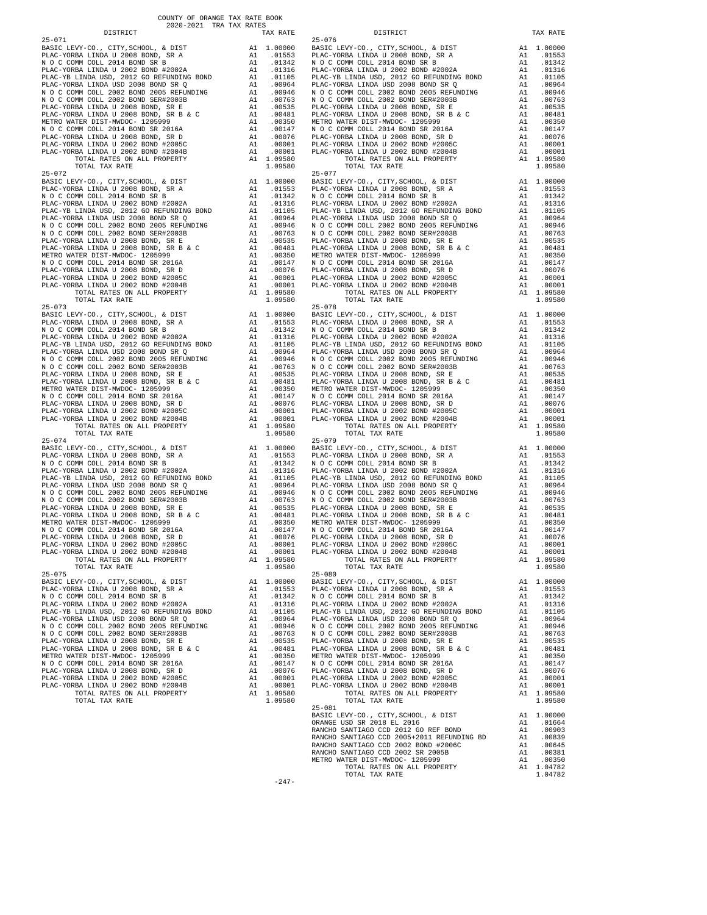COUNTY OF ORANGE TAX RATE BOOK
2020-2021 TRA TAX RATES

| DISTRICT | | TAX RATE |
|---|---|---|
| 25-071 | | |
| BASIC LEVY-CO., CITY,SCHOOL, & DIST | A1 | 1.00000 |
| PLAC-YORBA LINDA U 2008 BOND, SR A | A1 | .01553 |
| N O C COMM COLL 2014 BOND SR B | A1 | .01342 |
| PLAC-YORBA LINDA U 2002 BOND #2002A | A1 | .01316 |
| PLAC-YB LINDA USD, 2012 GO REFUNDING BOND | A1 | .01105 |
| PLAC-YORBA LINDA USD 2008 BOND SR Q | A1 | .00964 |
| N O C COMM COLL 2002 BOND 2005 REFUNDING | A1 | .00946 |
| N O C COMM COLL 2002 BOND SER#2003B | A1 | .00763 |
| PLAC-YORBA LINDA U 2008 BOND, SR E | A1 | .00535 |
| PLAC-YORBA LINDA U 2008 BOND, SR B & C | A1 | .00481 |
| METRO WATER DIST-MWDOC- 1205999 | A1 | .00350 |
| N O C COMM COLL 2014 BOND SR 2016A | A1 | .00147 |
| PLAC-YORBA LINDA U 2008 BOND, SR D | A1 | .00076 |
| PLAC-YORBA LINDA U 2002 BOND #2005C | A1 | .00001 |
| PLAC-YORBA LINDA U 2002 BOND #2004B | A1 | .00001 |
| TOTAL RATES ON ALL PROPERTY | A1 | 1.09580 |
| TOTAL TAX RATE | | 1.09580 |
| 25-072 | | |
| BASIC LEVY-CO., CITY,SCHOOL, & DIST | A1 | 1.00000 |
| PLAC-YORBA LINDA U 2008 BOND, SR A | A1 | .01553 |
| N O C COMM COLL 2014 BOND SR B | A1 | .01342 |
| PLAC-YORBA LINDA U 2002 BOND #2002A | A1 | .01316 |
| PLAC-YB LINDA USD, 2012 GO REFUNDING BOND | A1 | .01105 |
| PLAC-YORBA LINDA USD 2008 BOND SR Q | A1 | .00964 |
| N O C COMM COLL 2002 BOND 2005 REFUNDING | A1 | .00946 |
| N O C COMM COLL 2002 BOND SER#2003B | A1 | .00763 |
| PLAC-YORBA LINDA U 2008 BOND, SR E | A1 | .00535 |
| PLAC-YORBA LINDA U 2008 BOND, SR B & C | A1 | .00481 |
| METRO WATER DIST-MWDOC- 1205999 | A1 | .00350 |
| N O C COMM COLL 2014 BOND SR 2016A | A1 | .00147 |
| PLAC-YORBA LINDA U 2008 BOND, SR D | A1 | .00076 |
| PLAC-YORBA LINDA U 2002 BOND #2005C | A1 | .00001 |
| PLAC-YORBA LINDA U 2002 BOND #2004B | A1 | .00001 |
| TOTAL RATES ON ALL PROPERTY | A1 | 1.09580 |
| TOTAL TAX RATE | | 1.09580 |
| 25-073 | | |
| BASIC LEVY-CO., CITY,SCHOOL, & DIST | A1 | 1.00000 |
| PLAC-YORBA LINDA U 2008 BOND, SR A | A1 | .01553 |
| N O C COMM COLL 2014 BOND SR B | A1 | .01342 |
| PLAC-YORBA LINDA U 2002 BOND #2002A | A1 | .01316 |
| PLAC-YB LINDA USD, 2012 GO REFUNDING BOND | A1 | .01105 |
| PLAC-YORBA LINDA USD 2008 BOND SR Q | A1 | .00964 |
| N O C COMM COLL 2002 BOND 2005 REFUNDING | A1 | .00946 |
| N O C COMM COLL 2002 BOND SER#2003B | A1 | .00763 |
| PLAC-YORBA LINDA U 2008 BOND, SR E | A1 | .00535 |
| PLAC-YORBA LINDA U 2008 BOND, SR B & C | A1 | .00481 |
| METRO WATER DIST-MWDOC- 1205999 | A1 | .00350 |
| N O C COMM COLL 2014 BOND SR 2016A | A1 | .00147 |
| PLAC-YORBA LINDA U 2008 BOND, SR D | A1 | .00076 |
| PLAC-YORBA LINDA U 2002 BOND #2005C | A1 | .00001 |
| PLAC-YORBA LINDA U 2002 BOND #2004B | A1 | .00001 |
| TOTAL RATES ON ALL PROPERTY | A1 | 1.09580 |
| TOTAL TAX RATE | | 1.09580 |
| 25-074 | | |
| BASIC LEVY-CO., CITY,SCHOOL, & DIST | A1 | 1.00000 |
| PLAC-YORBA LINDA U 2008 BOND, SR A | A1 | .01553 |
| N O C COMM COLL 2014 BOND SR B | A1 | .01342 |
| PLAC-YORBA LINDA U 2002 BOND #2002A | A1 | .01316 |
| PLAC-YB LINDA USD, 2012 GO REFUNDING BOND | A1 | .01105 |
| PLAC-YORBA LINDA USD 2008 BOND SR Q | A1 | .00964 |
| N O C COMM COLL 2002 BOND 2005 REFUNDING | A1 | .00946 |
| N O C COMM COLL 2002 BOND SER#2003B | A1 | .00763 |
| PLAC-YORBA LINDA U 2008 BOND, SR E | A1 | .00535 |
| PLAC-YORBA LINDA U 2008 BOND, SR B & C | A1 | .00481 |
| METRO WATER DIST-MWDOC- 1205999 | A1 | .00350 |
| N O C COMM COLL 2014 BOND SR 2016A | A1 | .00147 |
| PLAC-YORBA LINDA U 2008 BOND, SR D | A1 | .00076 |
| PLAC-YORBA LINDA U 2002 BOND #2005C | A1 | .00001 |
| PLAC-YORBA LINDA U 2002 BOND #2004B | A1 | .00001 |
| TOTAL RATES ON ALL PROPERTY | A1 | 1.09580 |
| TOTAL TAX RATE | | 1.09580 |
| 25-075 | | |
| BASIC LEVY-CO., CITY,SCHOOL, & DIST | A1 | 1.00000 |
| PLAC-YORBA LINDA U 2008 BOND, SR A | A1 | .01553 |
| N O C COMM COLL 2014 BOND SR B | A1 | .01342 |
| PLAC-YORBA LINDA U 2002 BOND #2002A | A1 | .01316 |
| PLAC-YB LINDA USD, 2012 GO REFUNDING BOND | A1 | .01105 |
| PLAC-YORBA LINDA USD 2008 BOND SR Q | A1 | .00964 |
| N O C COMM COLL 2002 BOND 2005 REFUNDING | A1 | .00946 |
| N O C COMM COLL 2002 BOND SER#2003B | A1 | .00763 |
| PLAC-YORBA LINDA U 2008 BOND, SR E | A1 | .00535 |
| PLAC-YORBA LINDA U 2008 BOND, SR B & C | A1 | .00481 |
| METRO WATER DIST-MWDOC- 1205999 | A1 | .00350 |
| N O C COMM COLL 2014 BOND SR 2016A | A1 | .00147 |
| PLAC-YORBA LINDA U 2008 BOND, SR D | A1 | .00076 |
| PLAC-YORBA LINDA U 2002 BOND #2005C | A1 | .00001 |
| PLAC-YORBA LINDA U 2002 BOND #2004B | A1 | .00001 |
| TOTAL RATES ON ALL PROPERTY | A1 | 1.09580 |
| TOTAL TAX RATE | | 1.09580 |
| 25-076 | | |
| BASIC LEVY-CO., CITY,SCHOOL, & DIST | A1 | 1.00000 |
| PLAC-YORBA LINDA U 2008 BOND, SR A | A1 | .01553 |
| N O C COMM COLL 2014 BOND SR B | A1 | .01342 |
| PLAC-YORBA LINDA U 2002 BOND #2002A | A1 | .01316 |
| PLAC-YB LINDA USD, 2012 GO REFUNDING BOND | A1 | .01105 |
| PLAC-YORBA LINDA USD 2008 BOND SR Q | A1 | .00964 |
| N O C COMM COLL 2002 BOND 2005 REFUNDING | A1 | .00946 |
| N O C COMM COLL 2002 BOND SER#2003B | A1 | .00763 |
| PLAC-YORBA LINDA U 2008 BOND, SR E | A1 | .00535 |
| PLAC-YORBA LINDA U 2008 BOND, SR B & C | A1 | .00481 |
| METRO WATER DIST-MWDOC- 1205999 | A1 | .00350 |
| N O C COMM COLL 2014 BOND SR 2016A | A1 | .00147 |
| PLAC-YORBA LINDA U 2008 BOND, SR D | A1 | .00076 |
| PLAC-YORBA LINDA U 2002 BOND #2005C | A1 | .00001 |
| PLAC-YORBA LINDA U 2002 BOND #2004B | A1 | .00001 |
| TOTAL RATES ON ALL PROPERTY | A1 | 1.09580 |
| TOTAL TAX RATE | | 1.09580 |
| 25-077 | | |
| BASIC LEVY-CO., CITY,SCHOOL, & DIST | A1 | 1.00000 |
| PLAC-YORBA LINDA U 2008 BOND, SR A | A1 | .01553 |
| N O C COMM COLL 2014 BOND SR B | A1 | .01342 |
| PLAC-YORBA LINDA U 2002 BOND #2002A | A1 | .01316 |
| PLAC-YB LINDA USD, 2012 GO REFUNDING BOND | A1 | .01105 |
| PLAC-YORBA LINDA USD 2008 BOND SR Q | A1 | .00964 |
| N O C COMM COLL 2002 BOND 2005 REFUNDING | A1 | .00946 |
| N O C COMM COLL 2002 BOND SER#2003B | A1 | .00763 |
| PLAC-YORBA LINDA U 2008 BOND, SR E | A1 | .00535 |
| PLAC-YORBA LINDA U 2008 BOND, SR B & C | A1 | .00481 |
| METRO WATER DIST-MWDOC- 1205999 | A1 | .00350 |
| N O C COMM COLL 2014 BOND SR 2016A | A1 | .00147 |
| PLAC-YORBA LINDA U 2008 BOND, SR D | A1 | .00076 |
| PLAC-YORBA LINDA U 2002 BOND #2005C | A1 | .00001 |
| PLAC-YORBA LINDA U 2002 BOND #2004B | A1 | .00001 |
| TOTAL RATES ON ALL PROPERTY | A1 | 1.09580 |
| TOTAL TAX RATE | | 1.09580 |
| 25-078 | | |
| BASIC LEVY-CO., CITY,SCHOOL, & DIST | A1 | 1.00000 |
| PLAC-YORBA LINDA U 2008 BOND, SR A | A1 | .01553 |
| N O C COMM COLL 2014 BOND SR B | A1 | .01342 |
| PLAC-YORBA LINDA U 2002 BOND #2002A | A1 | .01316 |
| PLAC-YB LINDA USD, 2012 GO REFUNDING BOND | A1 | .01105 |
| PLAC-YORBA LINDA USD 2008 BOND SR Q | A1 | .00964 |
| N O C COMM COLL 2002 BOND 2005 REFUNDING | A1 | .00946 |
| N O C COMM COLL 2002 BOND SER#2003B | A1 | .00763 |
| PLAC-YORBA LINDA U 2008 BOND, SR E | A1 | .00535 |
| PLAC-YORBA LINDA U 2008 BOND, SR B & C | A1 | .00481 |
| METRO WATER DIST-MWDOC- 1205999 | A1 | .00350 |
| N O C COMM COLL 2014 BOND SR 2016A | A1 | .00147 |
| PLAC-YORBA LINDA U 2008 BOND, SR D | A1 | .00076 |
| PLAC-YORBA LINDA U 2002 BOND #2005C | A1 | .00001 |
| PLAC-YORBA LINDA U 2002 BOND #2004B | A1 | .00001 |
| TOTAL RATES ON ALL PROPERTY | A1 | 1.09580 |
| TOTAL TAX RATE | | 1.09580 |
| 25-079 | | |
| BASIC LEVY-CO., CITY,SCHOOL, & DIST | A1 | 1.00000 |
| PLAC-YORBA LINDA U 2008 BOND, SR A | A1 | .01553 |
| N O C COMM COLL 2014 BOND SR B | A1 | .01342 |
| PLAC-YORBA LINDA U 2002 BOND #2002A | A1 | .01316 |
| PLAC-YB LINDA USD, 2012 GO REFUNDING BOND | A1 | .01105 |
| PLAC-YORBA LINDA USD 2008 BOND SR Q | A1 | .00964 |
| N O C COMM COLL 2002 BOND 2005 REFUNDING | A1 | .00946 |
| N O C COMM COLL 2002 BOND SER#2003B | A1 | .00763 |
| PLAC-YORBA LINDA U 2008 BOND, SR E | A1 | .00535 |
| PLAC-YORBA LINDA U 2008 BOND, SR B & C | A1 | .00481 |
| METRO WATER DIST-MWDOC- 1205999 | A1 | .00350 |
| N O C COMM COLL 2014 BOND SR 2016A | A1 | .00147 |
| PLAC-YORBA LINDA U 2008 BOND, SR D | A1 | .00076 |
| PLAC-YORBA LINDA U 2002 BOND #2005C | A1 | .00001 |
| PLAC-YORBA LINDA U 2002 BOND #2004B | A1 | .00001 |
| TOTAL RATES ON ALL PROPERTY | A1 | 1.09580 |
| TOTAL TAX RATE | | 1.09580 |
| 25-080 | | |
| BASIC LEVY-CO., CITY,SCHOOL, & DIST | A1 | 1.00000 |
| PLAC-YORBA LINDA U 2008 BOND, SR A | A1 | .01553 |
| N O C COMM COLL 2014 BOND SR B | A1 | .01342 |
| PLAC-YORBA LINDA U 2002 BOND #2002A | A1 | .01316 |
| PLAC-YB LINDA USD, 2012 GO REFUNDING BOND | A1 | .01105 |
| PLAC-YORBA LINDA USD 2008 BOND SR Q | A1 | .00964 |
| N O C COMM COLL 2002 BOND 2005 REFUNDING | A1 | .00946 |
| N O C COMM COLL 2002 BOND SER#2003B | A1 | .00763 |
| PLAC-YORBA LINDA U 2008 BOND, SR E | A1 | .00535 |
| PLAC-YORBA LINDA U 2008 BOND, SR B & C | A1 | .00481 |
| METRO WATER DIST-MWDOC- 1205999 | A1 | .00350 |
| N O C COMM COLL 2014 BOND SR 2016A | A1 | .00147 |
| PLAC-YORBA LINDA U 2008 BOND, SR D | A1 | .00076 |
| PLAC-YORBA LINDA U 2002 BOND #2005C | A1 | .00001 |
| PLAC-YORBA LINDA U 2002 BOND #2004B | A1 | .00001 |
| TOTAL RATES ON ALL PROPERTY | A1 | 1.09580 |
| TOTAL TAX RATE | | 1.09580 |
| 25-081 | | |
| BASIC LEVY-CO., CITY,SCHOOL, & DIST | A1 | 1.00000 |
| ORANGE USD SR 2018 EL 2016 | A1 | .01664 |
| RANCHO SANTIAGO CCD 2012 GO REF BOND | A1 | .00903 |
| RANCHO SANTIAGO CCD 2005+2011 REFUNDING BD | A1 | .00839 |
| RANCHO SANTIAGO CCD 2002 BOND #2006C | A1 | .00645 |
| RANCHO SANTIAGO CCD 2002 SR 2005B | A1 | .00381 |
| METRO WATER DIST-MWDOC- 1205999 | A1 | .00350 |
| TOTAL RATES ON ALL PROPERTY | A1 | 1.04782 |
| TOTAL TAX RATE | | 1.04782 |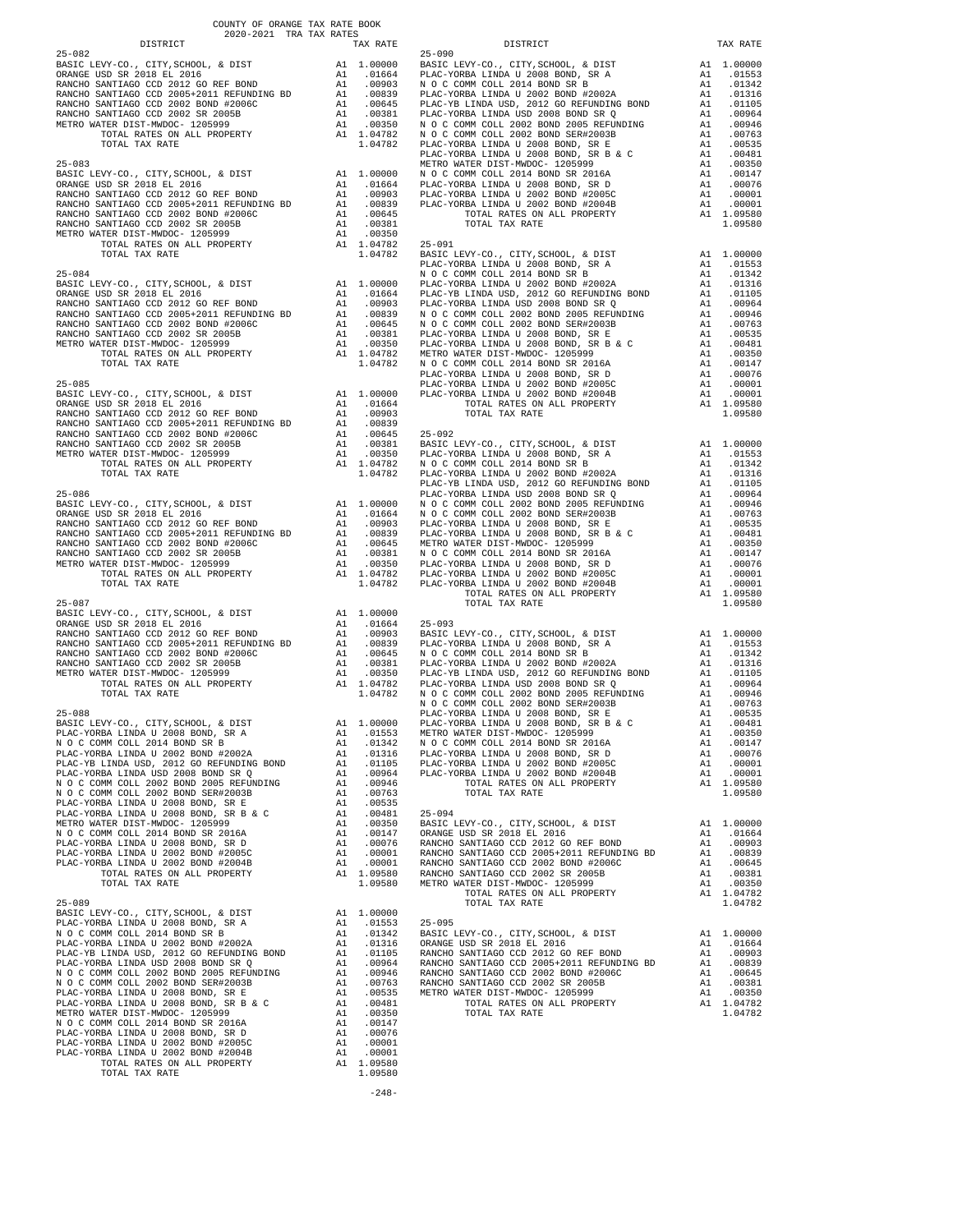COUNTY OF ORANGE TAX RATE BOOK
2020-2021 TRA TAX RATES

| DISTRICT | | TAX RATE |
|---|---|---|
| **25-082** | | |
| BASIC LEVY-CO., CITY,SCHOOL, & DIST | A1 | 1.00000 |
| ORANGE USD SR 2018 EL 2016 | A1 | .01664 |
| RANCHO SANTIAGO CCD 2012 GO REF BOND | A1 | .00903 |
| RANCHO SANTIAGO CCD 2005+2011 REFUNDING BD | A1 | .00839 |
| RANCHO SANTIAGO CCD 2002 BOND #2006C | A1 | .00645 |
| RANCHO SANTIAGO CCD 2002 SR 2005B | A1 | .00381 |
| METRO WATER DIST-MWDOC- 1205999 | A1 | .00350 |
| TOTAL RATES ON ALL PROPERTY | A1 | 1.04782 |
| TOTAL TAX RATE | | 1.04782 |
| **25-083** | | |
| BASIC LEVY-CO., CITY,SCHOOL, & DIST | A1 | 1.00000 |
| ORANGE USD SR 2018 EL 2016 | A1 | .01664 |
| RANCHO SANTIAGO CCD 2012 GO REF BOND | A1 | .00903 |
| RANCHO SANTIAGO CCD 2005+2011 REFUNDING BD | A1 | .00839 |
| RANCHO SANTIAGO CCD 2002 BOND #2006C | A1 | .00645 |
| RANCHO SANTIAGO CCD 2002 SR 2005B | A1 | .00381 |
| METRO WATER DIST-MWDOC- 1205999 | A1 | .00350 |
| TOTAL RATES ON ALL PROPERTY | A1 | 1.04782 |
| TOTAL TAX RATE | | 1.04782 |
| **25-084** | | |
| BASIC LEVY-CO., CITY,SCHOOL, & DIST | A1 | 1.00000 |
| ORANGE USD SR 2018 EL 2016 | A1 | .01664 |
| RANCHO SANTIAGO CCD 2012 GO REF BOND | A1 | .00903 |
| RANCHO SANTIAGO CCD 2005+2011 REFUNDING BD | A1 | .00839 |
| RANCHO SANTIAGO CCD 2002 BOND #2006C | A1 | .00645 |
| RANCHO SANTIAGO CCD 2002 SR 2005B | A1 | .00381 |
| METRO WATER DIST-MWDOC- 1205999 | A1 | .00350 |
| TOTAL RATES ON ALL PROPERTY | A1 | 1.04782 |
| TOTAL TAX RATE | | 1.04782 |
| **25-085** | | |
| BASIC LEVY-CO., CITY,SCHOOL, & DIST | A1 | 1.00000 |
| ORANGE USD SR 2018 EL 2016 | A1 | .01664 |
| RANCHO SANTIAGO CCD 2012 GO REF BOND | A1 | .00903 |
| RANCHO SANTIAGO CCD 2005+2011 REFUNDING BD | A1 | .00839 |
| RANCHO SANTIAGO CCD 2002 BOND #2006C | A1 | .00645 |
| RANCHO SANTIAGO CCD 2002 SR 2005B | A1 | .00381 |
| METRO WATER DIST-MWDOC- 1205999 | A1 | .00350 |
| TOTAL RATES ON ALL PROPERTY | A1 | 1.04782 |
| TOTAL TAX RATE | | 1.04782 |
| **25-086** | | |
| BASIC LEVY-CO., CITY,SCHOOL, & DIST | A1 | 1.00000 |
| ORANGE USD SR 2018 EL 2016 | A1 | .01664 |
| RANCHO SANTIAGO CCD 2012 GO REF BOND | A1 | .00903 |
| RANCHO SANTIAGO CCD 2005+2011 REFUNDING BD | A1 | .00839 |
| RANCHO SANTIAGO CCD 2002 BOND #2006C | A1 | .00645 |
| RANCHO SANTIAGO CCD 2002 SR 2005B | A1 | .00381 |
| METRO WATER DIST-MWDOC- 1205999 | A1 | .00350 |
| TOTAL RATES ON ALL PROPERTY | A1 | 1.04782 |
| TOTAL TAX RATE | | 1.04782 |
| **25-087** | | |
| BASIC LEVY-CO., CITY,SCHOOL, & DIST | A1 | 1.00000 |
| ORANGE USD SR 2018 EL 2016 | A1 | .01664 |
| RANCHO SANTIAGO CCD 2012 GO REF BOND | A1 | .00903 |
| RANCHO SANTIAGO CCD 2005+2011 REFUNDING BD | A1 | .00839 |
| RANCHO SANTIAGO CCD 2002 BOND #2006C | A1 | .00645 |
| RANCHO SANTIAGO CCD 2002 SR 2005B | A1 | .00381 |
| METRO WATER DIST-MWDOC- 1205999 | A1 | .00350 |
| TOTAL RATES ON ALL PROPERTY | A1 | 1.04782 |
| TOTAL TAX RATE | | 1.04782 |
| **25-088** | | |
| BASIC LEVY-CO., CITY,SCHOOL, & DIST | A1 | 1.00000 |
| PLAC-YORBA LINDA U 2008 BOND, SR A | A1 | .01553 |
| N O C COMM COLL 2014 BOND SR B | A1 | .01342 |
| PLAC-YORBA LINDA U 2002 BOND #2002A | A1 | .01316 |
| PLAC-YB LINDA USD, 2012 GO REFUNDING BOND | A1 | .01105 |
| PLAC-YORBA LINDA USD 2008 BOND SR Q | A1 | .00964 |
| N O C COMM COLL 2002 BOND 2005 REFUNDING | A1 | .00946 |
| N O C COMM COLL 2002 BOND SER#2003B | A1 | .00763 |
| PLAC-YORBA LINDA U 2008 BOND, SR E | A1 | .00535 |
| PLAC-YORBA LINDA U 2008 BOND, SR B & C | A1 | .00481 |
| METRO WATER DIST-MWDOC- 1205999 | A1 | .00350 |
| N O C COMM COLL 2014 BOND SR 2016A | A1 | .00147 |
| PLAC-YORBA LINDA U 2008 BOND, SR D | A1 | .00076 |
| PLAC-YORBA LINDA U 2002 BOND #2005C | A1 | .00001 |
| PLAC-YORBA LINDA U 2002 BOND #2004B | A1 | .00001 |
| TOTAL RATES ON ALL PROPERTY | A1 | 1.09580 |
| TOTAL TAX RATE | | 1.09580 |
| **25-089** | | |
| BASIC LEVY-CO., CITY,SCHOOL, & DIST | A1 | 1.00000 |
| PLAC-YORBA LINDA U 2008 BOND, SR A | A1 | .01553 |
| N O C COMM COLL 2014 BOND SR B | A1 | .01342 |
| PLAC-YORBA LINDA U 2002 BOND #2002A | A1 | .01316 |
| PLAC-YB LINDA USD, 2012 GO REFUNDING BOND | A1 | .01105 |
| PLAC-YORBA LINDA USD 2008 BOND SR Q | A1 | .00964 |
| N O C COMM COLL 2002 BOND 2005 REFUNDING | A1 | .00946 |
| N O C COMM COLL 2002 BOND SER#2003B | A1 | .00763 |
| PLAC-YORBA LINDA U 2008 BOND, SR E | A1 | .00535 |
| PLAC-YORBA LINDA U 2008 BOND, SR B & C | A1 | .00481 |
| METRO WATER DIST-MWDOC- 1205999 | A1 | .00350 |
| N O C COMM COLL 2014 BOND SR 2016A | A1 | .00147 |
| PLAC-YORBA LINDA U 2008 BOND, SR D | A1 | .00076 |
| PLAC-YORBA LINDA U 2002 BOND #2005C | A1 | .00001 |
| PLAC-YORBA LINDA U 2002 BOND #2004B | A1 | .00001 |
| TOTAL RATES ON ALL PROPERTY | A1 | 1.09580 |
| TOTAL TAX RATE | | 1.09580 |
| **25-090** | | |
| BASIC LEVY-CO., CITY,SCHOOL, & DIST | A1 | 1.00000 |
| PLAC-YORBA LINDA U 2008 BOND, SR A | A1 | .01553 |
| N O C COMM COLL 2014 BOND SR B | A1 | .01342 |
| PLAC-YORBA LINDA U 2002 BOND #2002A | A1 | .01316 |
| PLAC-YB LINDA USD, 2012 GO REFUNDING BOND | A1 | .01105 |
| PLAC-YORBA LINDA USD 2008 BOND SR Q | A1 | .00964 |
| N O C COMM COLL 2002 BOND 2005 REFUNDING | A1 | .00946 |
| N O C COMM COLL 2002 BOND SER#2003B | A1 | .00763 |
| PLAC-YORBA LINDA U 2008 BOND, SR E | A1 | .00535 |
| PLAC-YORBA LINDA U 2008 BOND, SR B & C | A1 | .00481 |
| METRO WATER DIST-MWDOC- 1205999 | A1 | .00350 |
| N O C COMM COLL 2014 BOND SR 2016A | A1 | .00147 |
| PLAC-YORBA LINDA U 2008 BOND, SR D | A1 | .00076 |
| PLAC-YORBA LINDA U 2002 BOND #2005C | A1 | .00001 |
| PLAC-YORBA LINDA U 2002 BOND #2004B | A1 | .00001 |
| TOTAL RATES ON ALL PROPERTY | A1 | 1.09580 |
| TOTAL TAX RATE | | 1.09580 |
| **25-091** | | |
| BASIC LEVY-CO., CITY,SCHOOL, & DIST | A1 | 1.00000 |
| PLAC-YORBA LINDA U 2008 BOND, SR A | A1 | .01553 |
| N O C COMM COLL 2014 BOND SR B | A1 | .01342 |
| PLAC-YORBA LINDA U 2002 BOND #2002A | A1 | .01316 |
| PLAC-YB LINDA USD, 2012 GO REFUNDING BOND | A1 | .01105 |
| PLAC-YORBA LINDA USD 2008 BOND SR Q | A1 | .00964 |
| N O C COMM COLL 2002 BOND 2005 REFUNDING | A1 | .00946 |
| N O C COMM COLL 2002 BOND SER#2003B | A1 | .00763 |
| PLAC-YORBA LINDA U 2008 BOND, SR E | A1 | .00535 |
| PLAC-YORBA LINDA U 2008 BOND, SR B & C | A1 | .00481 |
| METRO WATER DIST-MWDOC- 1205999 | A1 | .00350 |
| N O C COMM COLL 2014 BOND SR 2016A | A1 | .00147 |
| PLAC-YORBA LINDA U 2008 BOND, SR D | A1 | .00076 |
| PLAC-YORBA LINDA U 2002 BOND #2005C | A1 | .00001 |
| PLAC-YORBA LINDA U 2002 BOND #2004B | A1 | .00001 |
| TOTAL RATES ON ALL PROPERTY | A1 | 1.09580 |
| TOTAL TAX RATE | | 1.09580 |
| **25-092** | | |
| BASIC LEVY-CO., CITY,SCHOOL, & DIST | A1 | 1.00000 |
| PLAC-YORBA LINDA U 2008 BOND, SR A | A1 | .01553 |
| N O C COMM COLL 2014 BOND SR B | A1 | .01342 |
| PLAC-YORBA LINDA U 2002 BOND #2002A | A1 | .01316 |
| PLAC-YB LINDA USD, 2012 GO REFUNDING BOND | A1 | .01105 |
| PLAC-YORBA LINDA USD 2008 BOND SR Q | A1 | .00964 |
| N O C COMM COLL 2002 BOND 2005 REFUNDING | A1 | .00946 |
| N O C COMM COLL 2002 BOND SER#2003B | A1 | .00763 |
| PLAC-YORBA LINDA U 2008 BOND, SR E | A1 | .00535 |
| PLAC-YORBA LINDA U 2008 BOND, SR B & C | A1 | .00481 |
| METRO WATER DIST-MWDOC- 1205999 | A1 | .00350 |
| N O C COMM COLL 2014 BOND SR 2016A | A1 | .00147 |
| PLAC-YORBA LINDA U 2008 BOND, SR D | A1 | .00076 |
| PLAC-YORBA LINDA U 2002 BOND #2005C | A1 | .00001 |
| PLAC-YORBA LINDA U 2002 BOND #2004B | A1 | .00001 |
| TOTAL RATES ON ALL PROPERTY | A1 | 1.09580 |
| TOTAL TAX RATE | | 1.09580 |
| **25-093** | | |
| BASIC LEVY-CO., CITY,SCHOOL, & DIST | A1 | 1.00000 |
| PLAC-YORBA LINDA U 2008 BOND, SR A | A1 | .01553 |
| N O C COMM COLL 2014 BOND SR B | A1 | .01342 |
| PLAC-YORBA LINDA U 2002 BOND #2002A | A1 | .01316 |
| PLAC-YB LINDA USD, 2012 GO REFUNDING BOND | A1 | .01105 |
| PLAC-YORBA LINDA USD 2008 BOND SR Q | A1 | .00964 |
| N O C COMM COLL 2002 BOND 2005 REFUNDING | A1 | .00946 |
| N O C COMM COLL 2002 BOND SER#2003B | A1 | .00763 |
| PLAC-YORBA LINDA U 2008 BOND, SR E | A1 | .00535 |
| PLAC-YORBA LINDA U 2008 BOND, SR B & C | A1 | .00481 |
| METRO WATER DIST-MWDOC- 1205999 | A1 | .00350 |
| N O C COMM COLL 2014 BOND SR 2016A | A1 | .00147 |
| PLAC-YORBA LINDA U 2008 BOND, SR D | A1 | .00076 |
| PLAC-YORBA LINDA U 2002 BOND #2005C | A1 | .00001 |
| PLAC-YORBA LINDA U 2002 BOND #2004B | A1 | .00001 |
| TOTAL RATES ON ALL PROPERTY | A1 | 1.09580 |
| TOTAL TAX RATE | | 1.09580 |
| **25-094** | | |
| BASIC LEVY-CO., CITY,SCHOOL, & DIST | A1 | 1.00000 |
| ORANGE USD SR 2018 EL 2016 | A1 | .01664 |
| RANCHO SANTIAGO CCD 2012 GO REF BOND | A1 | .00903 |
| RANCHO SANTIAGO CCD 2005+2011 REFUNDING BD | A1 | .00839 |
| RANCHO SANTIAGO CCD 2002 BOND #2006C | A1 | .00645 |
| RANCHO SANTIAGO CCD 2002 SR 2005B | A1 | .00381 |
| METRO WATER DIST-MWDOC- 1205999 | A1 | .00350 |
| TOTAL RATES ON ALL PROPERTY | A1 | 1.04782 |
| TOTAL TAX RATE | | 1.04782 |
| **25-095** | | |
| BASIC LEVY-CO., CITY,SCHOOL, & DIST | A1 | 1.00000 |
| ORANGE USD SR 2018 EL 2016 | A1 | .01664 |
| RANCHO SANTIAGO CCD 2012 GO REF BOND | A1 | .00903 |
| RANCHO SANTIAGO CCD 2005+2011 REFUNDING BD | A1 | .00839 |
| RANCHO SANTIAGO CCD 2002 BOND #2006C | A1 | .00645 |
| RANCHO SANTIAGO CCD 2002 SR 2005B | A1 | .00381 |
| METRO WATER DIST-MWDOC- 1205999 | A1 | .00350 |
| TOTAL RATES ON ALL PROPERTY | A1 | 1.04782 |
| TOTAL TAX RATE | | 1.04782 |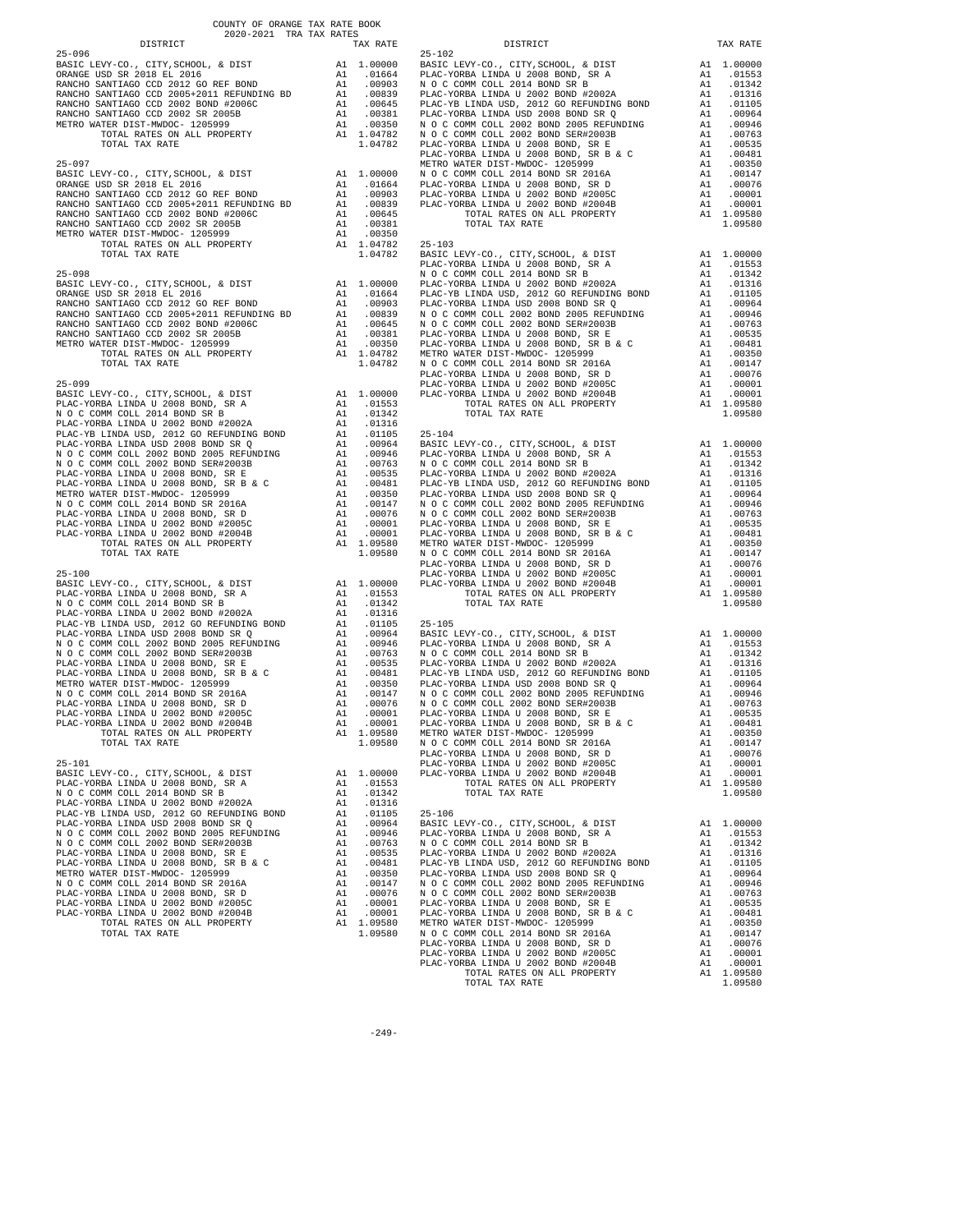COUNTY OF ORANGE TAX RATE BOOK
2020-2021 TRA TAX RATES

| DISTRICT | | TAX RATE |
|---|---|---|
| **25-096** | | |
| BASIC LEVY-CO., CITY,SCHOOL, & DIST | A1 | 1.00000 |
| ORANGE USD SR 2018 EL 2016 | A1 | .01664 |
| RANCHO SANTIAGO CCD 2012 GO REF BOND | A1 | .00903 |
| RANCHO SANTIAGO CCD 2005+2011 REFUNDING BD | A1 | .00839 |
| RANCHO SANTIAGO CCD 2002 BOND #2006C | A1 | .00645 |
| RANCHO SANTIAGO CCD 2002 SR 2005B | A1 | .00381 |
| METRO WATER DIST-MWDOC- 1205999 | A1 | .00350 |
| TOTAL RATES ON ALL PROPERTY | A1 | 1.04782 |
| TOTAL TAX RATE | | 1.04782 |
| **25-097** | | |
| BASIC LEVY-CO., CITY,SCHOOL, & DIST | A1 | 1.00000 |
| ORANGE USD SR 2018 EL 2016 | A1 | .01664 |
| RANCHO SANTIAGO CCD 2012 GO REF BOND | A1 | .00903 |
| RANCHO SANTIAGO CCD 2005+2011 REFUNDING BD | A1 | .00839 |
| RANCHO SANTIAGO CCD 2002 BOND #2006C | A1 | .00645 |
| RANCHO SANTIAGO CCD 2002 SR 2005B | A1 | .00381 |
| METRO WATER DIST-MWDOC- 1205999 | A1 | .00350 |
| TOTAL RATES ON ALL PROPERTY | A1 | 1.04782 |
| TOTAL TAX RATE | | 1.04782 |
| **25-098** | | |
| BASIC LEVY-CO., CITY,SCHOOL, & DIST | A1 | 1.00000 |
| ORANGE USD SR 2018 EL 2016 | A1 | .01664 |
| RANCHO SANTIAGO CCD 2012 GO REF BOND | A1 | .00903 |
| RANCHO SANTIAGO CCD 2005+2011 REFUNDING BD | A1 | .00839 |
| RANCHO SANTIAGO CCD 2002 BOND #2006C | A1 | .00645 |
| RANCHO SANTIAGO CCD 2002 SR 2005B | A1 | .00381 |
| METRO WATER DIST-MWDOC- 1205999 | A1 | .00350 |
| TOTAL RATES ON ALL PROPERTY | A1 | 1.04782 |
| TOTAL TAX RATE | | 1.04782 |
| **25-099** | | |
| BASIC LEVY-CO., CITY,SCHOOL, & DIST | A1 | 1.00000 |
| PLAC-YORBA LINDA U 2008 BOND, SR A | A1 | .01553 |
| N O C COMM COLL 2014 BOND SR B | A1 | .01342 |
| PLAC-YORBA LINDA U 2002 BOND #2002A | A1 | .01316 |
| PLAC-YB LINDA USD, 2012 GO REFUNDING BOND | A1 | .01105 |
| PLAC-YORBA LINDA USD 2008 BOND SR Q | A1 | .00964 |
| N O C COMM COLL 2002 BOND 2005 REFUNDING | A1 | .00946 |
| N O C COMM COLL 2002 BOND SER#2003B | A1 | .00763 |
| PLAC-YORBA LINDA U 2008 BOND, SR E | A1 | .00535 |
| PLAC-YORBA LINDA U 2008 BOND, SR B & C | A1 | .00481 |
| METRO WATER DIST-MWDOC- 1205999 | A1 | .00350 |
| N O C COMM COLL 2014 BOND SR 2016A | A1 | .00147 |
| PLAC-YORBA LINDA U 2008 BOND, SR D | A1 | .00076 |
| PLAC-YORBA LINDA U 2002 BOND #2005C | A1 | .00001 |
| PLAC-YORBA LINDA U 2002 BOND #2004B | A1 | .00001 |
| TOTAL RATES ON ALL PROPERTY | A1 | 1.09580 |
| TOTAL TAX RATE | | 1.09580 |
| **25-100** | | |
| BASIC LEVY-CO., CITY,SCHOOL, & DIST | A1 | 1.00000 |
| PLAC-YORBA LINDA U 2008 BOND, SR A | A1 | .01553 |
| N O C COMM COLL 2014 BOND SR B | A1 | .01342 |
| PLAC-YORBA LINDA U 2002 BOND #2002A | A1 | .01316 |
| PLAC-YB LINDA USD, 2012 GO REFUNDING BOND | A1 | .01105 |
| PLAC-YORBA LINDA USD 2008 BOND SR Q | A1 | .00964 |
| N O C COMM COLL 2002 BOND 2005 REFUNDING | A1 | .00946 |
| N O C COMM COLL 2002 BOND SER#2003B | A1 | .00763 |
| PLAC-YORBA LINDA U 2008 BOND, SR E | A1 | .00535 |
| PLAC-YORBA LINDA U 2008 BOND, SR B & C | A1 | .00481 |
| METRO WATER DIST-MWDOC- 1205999 | A1 | .00350 |
| N O C COMM COLL 2014 BOND SR 2016A | A1 | .00147 |
| PLAC-YORBA LINDA U 2008 BOND, SR D | A1 | .00076 |
| PLAC-YORBA LINDA U 2002 BOND #2005C | A1 | .00001 |
| PLAC-YORBA LINDA U 2002 BOND #2004B | A1 | .00001 |
| TOTAL RATES ON ALL PROPERTY | A1 | 1.09580 |
| TOTAL TAX RATE | | 1.09580 |
| **25-101** | | |
| BASIC LEVY-CO., CITY,SCHOOL, & DIST | A1 | 1.00000 |
| PLAC-YORBA LINDA U 2008 BOND, SR A | A1 | .01553 |
| N O C COMM COLL 2014 BOND SR B | A1 | .01342 |
| PLAC-YORBA LINDA U 2002 BOND #2002A | A1 | .01316 |
| PLAC-YB LINDA USD, 2012 GO REFUNDING BOND | A1 | .01105 |
| PLAC-YORBA LINDA USD 2008 BOND SR Q | A1 | .00964 |
| N O C COMM COLL 2002 BOND 2005 REFUNDING | A1 | .00946 |
| N O C COMM COLL 2002 BOND SER#2003B | A1 | .00763 |
| PLAC-YORBA LINDA U 2008 BOND, SR E | A1 | .00535 |
| PLAC-YORBA LINDA U 2008 BOND, SR B & C | A1 | .00481 |
| METRO WATER DIST-MWDOC- 1205999 | A1 | .00350 |
| N O C COMM COLL 2014 BOND SR 2016A | A1 | .00147 |
| PLAC-YORBA LINDA U 2008 BOND, SR D | A1 | .00076 |
| PLAC-YORBA LINDA U 2002 BOND #2005C | A1 | .00001 |
| PLAC-YORBA LINDA U 2002 BOND #2004B | A1 | .00001 |
| TOTAL RATES ON ALL PROPERTY | A1 | 1.09580 |
| TOTAL TAX RATE | | 1.09580 |
| **25-102** | | |
| BASIC LEVY-CO., CITY,SCHOOL, & DIST | A1 | 1.00000 |
| PLAC-YORBA LINDA U 2008 BOND, SR A | A1 | .01553 |
| N O C COMM COLL 2014 BOND SR B | A1 | .01342 |
| PLAC-YORBA LINDA U 2002 BOND #2002A | A1 | .01316 |
| PLAC-YB LINDA USD, 2012 GO REFUNDING BOND | A1 | .01105 |
| PLAC-YORBA LINDA USD 2008 BOND SR Q | A1 | .00964 |
| N O C COMM COLL 2002 BOND 2005 REFUNDING | A1 | .00946 |
| N O C COMM COLL 2002 BOND SER#2003B | A1 | .00763 |
| PLAC-YORBA LINDA U 2008 BOND, SR E | A1 | .00535 |
| PLAC-YORBA LINDA U 2008 BOND, SR B & C | A1 | .00481 |
| METRO WATER DIST-MWDOC- 1205999 | A1 | .00350 |
| N O C COMM COLL 2014 BOND SR 2016A | A1 | .00147 |
| PLAC-YORBA LINDA U 2008 BOND, SR D | A1 | .00076 |
| PLAC-YORBA LINDA U 2002 BOND #2005C | A1 | .00001 |
| PLAC-YORBA LINDA U 2002 BOND #2004B | A1 | .00001 |
| TOTAL RATES ON ALL PROPERTY | A1 | 1.09580 |
| TOTAL TAX RATE | | 1.09580 |
| **25-103** | | |
| BASIC LEVY-CO., CITY,SCHOOL, & DIST | A1 | 1.00000 |
| PLAC-YORBA LINDA U 2008 BOND, SR A | A1 | .01553 |
| N O C COMM COLL 2014 BOND SR B | A1 | .01342 |
| PLAC-YORBA LINDA U 2002 BOND #2002A | A1 | .01316 |
| PLAC-YB LINDA USD, 2012 GO REFUNDING BOND | A1 | .01105 |
| PLAC-YORBA LINDA USD 2008 BOND SR Q | A1 | .00964 |
| N O C COMM COLL 2002 BOND 2005 REFUNDING | A1 | .00946 |
| N O C COMM COLL 2002 BOND SER#2003B | A1 | .00763 |
| PLAC-YORBA LINDA U 2008 BOND, SR E | A1 | .00535 |
| PLAC-YORBA LINDA U 2008 BOND, SR B & C | A1 | .00481 |
| METRO WATER DIST-MWDOC- 1205999 | A1 | .00350 |
| N O C COMM COLL 2014 BOND SR 2016A | A1 | .00147 |
| PLAC-YORBA LINDA U 2008 BOND, SR D | A1 | .00076 |
| PLAC-YORBA LINDA U 2002 BOND #2005C | A1 | .00001 |
| PLAC-YORBA LINDA U 2002 BOND #2004B | A1 | .00001 |
| TOTAL RATES ON ALL PROPERTY | A1 | 1.09580 |
| TOTAL TAX RATE | | 1.09580 |
| **25-104** | | |
| BASIC LEVY-CO., CITY,SCHOOL, & DIST | A1 | 1.00000 |
| PLAC-YORBA LINDA U 2008 BOND, SR A | A1 | .01553 |
| N O C COMM COLL 2014 BOND SR B | A1 | .01342 |
| PLAC-YORBA LINDA U 2002 BOND #2002A | A1 | .01316 |
| PLAC-YB LINDA USD, 2012 GO REFUNDING BOND | A1 | .01105 |
| PLAC-YORBA LINDA USD 2008 BOND SR Q | A1 | .00964 |
| N O C COMM COLL 2002 BOND 2005 REFUNDING | A1 | .00946 |
| N O C COMM COLL 2002 BOND SER#2003B | A1 | .00763 |
| PLAC-YORBA LINDA U 2008 BOND, SR E | A1 | .00535 |
| PLAC-YORBA LINDA U 2008 BOND, SR B & C | A1 | .00481 |
| METRO WATER DIST-MWDOC- 1205999 | A1 | .00350 |
| N O C COMM COLL 2014 BOND SR 2016A | A1 | .00147 |
| PLAC-YORBA LINDA U 2008 BOND, SR D | A1 | .00076 |
| PLAC-YORBA LINDA U 2002 BOND #2005C | A1 | .00001 |
| PLAC-YORBA LINDA U 2002 BOND #2004B | A1 | .00001 |
| TOTAL RATES ON ALL PROPERTY | A1 | 1.09580 |
| TOTAL TAX RATE | | 1.09580 |
| **25-105** | | |
| BASIC LEVY-CO., CITY,SCHOOL, & DIST | A1 | 1.00000 |
| PLAC-YORBA LINDA U 2008 BOND, SR A | A1 | .01553 |
| N O C COMM COLL 2014 BOND SR B | A1 | .01342 |
| PLAC-YORBA LINDA U 2002 BOND #2002A | A1 | .01316 |
| PLAC-YB LINDA USD, 2012 GO REFUNDING BOND | A1 | .01105 |
| PLAC-YORBA LINDA USD 2008 BOND SR Q | A1 | .00964 |
| N O C COMM COLL 2002 BOND 2005 REFUNDING | A1 | .00946 |
| N O C COMM COLL 2002 BOND SER#2003B | A1 | .00763 |
| PLAC-YORBA LINDA U 2008 BOND, SR E | A1 | .00535 |
| PLAC-YORBA LINDA U 2008 BOND, SR B & C | A1 | .00481 |
| METRO WATER DIST-MWDOC- 1205999 | A1 | .00350 |
| N O C COMM COLL 2014 BOND SR 2016A | A1 | .00147 |
| PLAC-YORBA LINDA U 2008 BOND, SR D | A1 | .00076 |
| PLAC-YORBA LINDA U 2002 BOND #2005C | A1 | .00001 |
| PLAC-YORBA LINDA U 2002 BOND #2004B | A1 | .00001 |
| TOTAL RATES ON ALL PROPERTY | A1 | 1.09580 |
| TOTAL TAX RATE | | 1.09580 |
| **25-106** | | |
| BASIC LEVY-CO., CITY,SCHOOL, & DIST | A1 | 1.00000 |
| PLAC-YORBA LINDA U 2008 BOND, SR A | A1 | .01553 |
| N O C COMM COLL 2014 BOND SR B | A1 | .01342 |
| PLAC-YORBA LINDA U 2002 BOND #2002A | A1 | .01316 |
| PLAC-YB LINDA USD, 2012 GO REFUNDING BOND | A1 | .01105 |
| PLAC-YORBA LINDA USD 2008 BOND SR Q | A1 | .00964 |
| N O C COMM COLL 2002 BOND 2005 REFUNDING | A1 | .00946 |
| N O C COMM COLL 2002 BOND SER#2003B | A1 | .00763 |
| PLAC-YORBA LINDA U 2008 BOND, SR E | A1 | .00535 |
| PLAC-YORBA LINDA U 2008 BOND, SR B & C | A1 | .00481 |
| METRO WATER DIST-MWDOC- 1205999 | A1 | .00350 |
| N O C COMM COLL 2014 BOND SR 2016A | A1 | .00147 |
| PLAC-YORBA LINDA U 2008 BOND, SR D | A1 | .00076 |
| PLAC-YORBA LINDA U 2002 BOND #2005C | A1 | .00001 |
| PLAC-YORBA LINDA U 2002 BOND #2004B | A1 | .00001 |
| TOTAL RATES ON ALL PROPERTY | A1 | 1.09580 |
| TOTAL TAX RATE | | 1.09580 |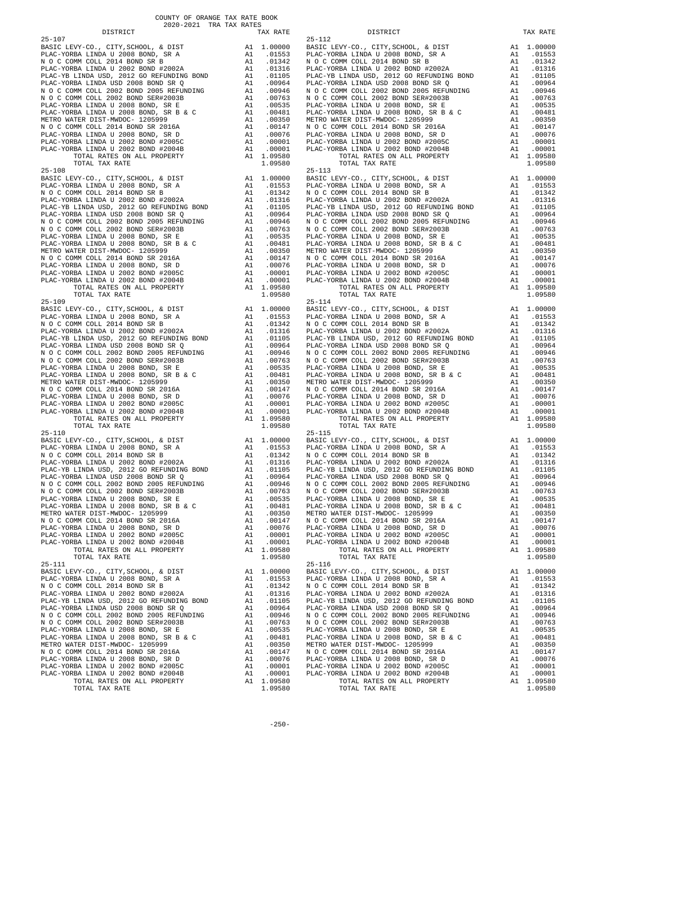COUNTY OF ORANGE TAX RATE BOOK
2020-2021 TRA TAX RATES

| DISTRICT | | TAX RATE |
|---|---|---|
| 25-107 | | |
| BASIC LEVY-CO., CITY,SCHOOL, & DIST | A1 | 1.00000 |
| PLAC-YORBA LINDA U 2008 BOND, SR A | A1 | .01553 |
| N O C COMM COLL 2014 BOND SR B | A1 | .01342 |
| PLAC-YORBA LINDA U 2002 BOND #2002A | A1 | .01316 |
| PLAC-YB LINDA USD, 2012 GO REFUNDING BOND | A1 | .01105 |
| PLAC-YORBA LINDA USD 2008 BOND SR Q | A1 | .00964 |
| N O C COMM COLL 2002 BOND 2005 REFUNDING | A1 | .00946 |
| N O C COMM COLL 2002 BOND SER#2003B | A1 | .00763 |
| PLAC-YORBA LINDA U 2008 BOND, SR E | A1 | .00535 |
| PLAC-YORBA LINDA U 2008 BOND, SR B & C | A1 | .00481 |
| METRO WATER DIST-MWDOC- 1205999 | A1 | .00350 |
| N O C COMM COLL 2014 BOND SR 2016A | A1 | .00147 |
| PLAC-YORBA LINDA U 2008 BOND, SR D | A1 | .00076 |
| PLAC-YORBA LINDA U 2002 BOND #2005C | A1 | .00001 |
| PLAC-YORBA LINDA U 2002 BOND #2004B | A1 | .00001 |
| TOTAL RATES ON ALL PROPERTY | A1 | 1.09580 |
| TOTAL TAX RATE | | 1.09580 |
| 25-108 | | |
| BASIC LEVY-CO., CITY,SCHOOL, & DIST | A1 | 1.00000 |
| PLAC-YORBA LINDA U 2008 BOND, SR A | A1 | .01553 |
| N O C COMM COLL 2014 BOND SR B | A1 | .01342 |
| PLAC-YORBA LINDA U 2002 BOND #2002A | A1 | .01316 |
| PLAC-YB LINDA USD, 2012 GO REFUNDING BOND | A1 | .01105 |
| PLAC-YORBA LINDA USD 2008 BOND SR Q | A1 | .00964 |
| N O C COMM COLL 2002 BOND 2005 REFUNDING | A1 | .00946 |
| N O C COMM COLL 2002 BOND SER#2003B | A1 | .00763 |
| PLAC-YORBA LINDA U 2008 BOND, SR E | A1 | .00535 |
| PLAC-YORBA LINDA U 2008 BOND, SR B & C | A1 | .00481 |
| METRO WATER DIST-MWDOC- 1205999 | A1 | .00350 |
| N O C COMM COLL 2014 BOND SR 2016A | A1 | .00147 |
| PLAC-YORBA LINDA U 2008 BOND, SR D | A1 | .00076 |
| PLAC-YORBA LINDA U 2002 BOND #2005C | A1 | .00001 |
| PLAC-YORBA LINDA U 2002 BOND #2004B | A1 | .00001 |
| TOTAL RATES ON ALL PROPERTY | A1 | 1.09580 |
| TOTAL TAX RATE | | 1.09580 |
| 25-109 | | |
| BASIC LEVY-CO., CITY,SCHOOL, & DIST | A1 | 1.00000 |
| PLAC-YORBA LINDA U 2008 BOND, SR A | A1 | .01553 |
| N O C COMM COLL 2014 BOND SR B | A1 | .01342 |
| PLAC-YORBA LINDA U 2002 BOND #2002A | A1 | .01316 |
| PLAC-YB LINDA USD, 2012 GO REFUNDING BOND | A1 | .01105 |
| PLAC-YORBA LINDA USD 2008 BOND SR Q | A1 | .00964 |
| N O C COMM COLL 2002 BOND 2005 REFUNDING | A1 | .00946 |
| N O C COMM COLL 2002 BOND SER#2003B | A1 | .00763 |
| PLAC-YORBA LINDA U 2008 BOND, SR E | A1 | .00535 |
| PLAC-YORBA LINDA U 2008 BOND, SR B & C | A1 | .00481 |
| METRO WATER DIST-MWDOC- 1205999 | A1 | .00350 |
| N O C COMM COLL 2014 BOND SR 2016A | A1 | .00147 |
| PLAC-YORBA LINDA U 2008 BOND, SR D | A1 | .00076 |
| PLAC-YORBA LINDA U 2002 BOND #2005C | A1 | .00001 |
| PLAC-YORBA LINDA U 2002 BOND #2004B | A1 | .00001 |
| TOTAL RATES ON ALL PROPERTY | A1 | 1.09580 |
| TOTAL TAX RATE | | 1.09580 |
| 25-110 | | |
| BASIC LEVY-CO., CITY,SCHOOL, & DIST | A1 | 1.00000 |
| PLAC-YORBA LINDA U 2008 BOND, SR A | A1 | .01553 |
| N O C COMM COLL 2014 BOND SR B | A1 | .01342 |
| PLAC-YORBA LINDA U 2002 BOND #2002A | A1 | .01316 |
| PLAC-YB LINDA USD, 2012 GO REFUNDING BOND | A1 | .01105 |
| PLAC-YORBA LINDA USD 2008 BOND SR Q | A1 | .00964 |
| N O C COMM COLL 2002 BOND 2005 REFUNDING | A1 | .00946 |
| N O C COMM COLL 2002 BOND SER#2003B | A1 | .00763 |
| PLAC-YORBA LINDA U 2008 BOND, SR E | A1 | .00535 |
| PLAC-YORBA LINDA U 2008 BOND, SR B & C | A1 | .00481 |
| METRO WATER DIST-MWDOC- 1205999 | A1 | .00350 |
| N O C COMM COLL 2014 BOND SR 2016A | A1 | .00147 |
| PLAC-YORBA LINDA U 2008 BOND, SR D | A1 | .00076 |
| PLAC-YORBA LINDA U 2002 BOND #2005C | A1 | .00001 |
| PLAC-YORBA LINDA U 2002 BOND #2004B | A1 | .00001 |
| TOTAL RATES ON ALL PROPERTY | A1 | 1.09580 |
| TOTAL TAX RATE | | 1.09580 |
| 25-111 | | |
| BASIC LEVY-CO., CITY,SCHOOL, & DIST | A1 | 1.00000 |
| PLAC-YORBA LINDA U 2008 BOND, SR A | A1 | .01553 |
| N O C COMM COLL 2014 BOND SR B | A1 | .01342 |
| PLAC-YORBA LINDA U 2002 BOND #2002A | A1 | .01316 |
| PLAC-YB LINDA USD, 2012 GO REFUNDING BOND | A1 | .01105 |
| PLAC-YORBA LINDA USD 2008 BOND SR Q | A1 | .00964 |
| N O C COMM COLL 2002 BOND 2005 REFUNDING | A1 | .00946 |
| N O C COMM COLL 2002 BOND SER#2003B | A1 | .00763 |
| PLAC-YORBA LINDA U 2008 BOND, SR E | A1 | .00535 |
| PLAC-YORBA LINDA U 2008 BOND, SR B & C | A1 | .00481 |
| METRO WATER DIST-MWDOC- 1205999 | A1 | .00350 |
| N O C COMM COLL 2014 BOND SR 2016A | A1 | .00147 |
| PLAC-YORBA LINDA U 2008 BOND, SR D | A1 | .00076 |
| PLAC-YORBA LINDA U 2002 BOND #2005C | A1 | .00001 |
| PLAC-YORBA LINDA U 2002 BOND #2004B | A1 | .00001 |
| TOTAL RATES ON ALL PROPERTY | A1 | 1.09580 |
| TOTAL TAX RATE | | 1.09580 |
| 25-112 | | |
| BASIC LEVY-CO., CITY,SCHOOL, & DIST | A1 | 1.00000 |
| PLAC-YORBA LINDA U 2008 BOND, SR A | A1 | .01553 |
| N O C COMM COLL 2014 BOND SR B | A1 | .01342 |
| PLAC-YORBA LINDA U 2002 BOND #2002A | A1 | .01316 |
| PLAC-YB LINDA USD, 2012 GO REFUNDING BOND | A1 | .01105 |
| PLAC-YORBA LINDA USD 2008 BOND SR Q | A1 | .00964 |
| N O C COMM COLL 2002 BOND 2005 REFUNDING | A1 | .00946 |
| N O C COMM COLL 2002 BOND SER#2003B | A1 | .00763 |
| PLAC-YORBA LINDA U 2008 BOND, SR E | A1 | .00535 |
| PLAC-YORBA LINDA U 2008 BOND, SR B & C | A1 | .00481 |
| METRO WATER DIST-MWDOC- 1205999 | A1 | .00350 |
| N O C COMM COLL 2014 BOND SR 2016A | A1 | .00147 |
| PLAC-YORBA LINDA U 2008 BOND, SR D | A1 | .00076 |
| PLAC-YORBA LINDA U 2002 BOND #2005C | A1 | .00001 |
| PLAC-YORBA LINDA U 2002 BOND #2004B | A1 | .00001 |
| TOTAL RATES ON ALL PROPERTY | A1 | 1.09580 |
| TOTAL TAX RATE | | 1.09580 |
| 25-113 | | |
| BASIC LEVY-CO., CITY,SCHOOL, & DIST | A1 | 1.00000 |
| PLAC-YORBA LINDA U 2008 BOND, SR A | A1 | .01553 |
| N O C COMM COLL 2014 BOND SR B | A1 | .01342 |
| PLAC-YORBA LINDA U 2002 BOND #2002A | A1 | .01316 |
| PLAC-YB LINDA USD, 2012 GO REFUNDING BOND | A1 | .01105 |
| PLAC-YORBA LINDA USD 2008 BOND SR Q | A1 | .00964 |
| N O C COMM COLL 2002 BOND 2005 REFUNDING | A1 | .00946 |
| N O C COMM COLL 2002 BOND SER#2003B | A1 | .00763 |
| PLAC-YORBA LINDA U 2008 BOND, SR E | A1 | .00535 |
| PLAC-YORBA LINDA U 2008 BOND, SR B & C | A1 | .00481 |
| METRO WATER DIST-MWDOC- 1205999 | A1 | .00350 |
| N O C COMM COLL 2014 BOND SR 2016A | A1 | .00147 |
| PLAC-YORBA LINDA U 2008 BOND, SR D | A1 | .00076 |
| PLAC-YORBA LINDA U 2002 BOND #2005C | A1 | .00001 |
| PLAC-YORBA LINDA U 2002 BOND #2004B | A1 | .00001 |
| TOTAL RATES ON ALL PROPERTY | A1 | 1.09580 |
| TOTAL TAX RATE | | 1.09580 |
| 25-114 | | |
| BASIC LEVY-CO., CITY,SCHOOL, & DIST | A1 | 1.00000 |
| PLAC-YORBA LINDA U 2008 BOND, SR A | A1 | .01553 |
| N O C COMM COLL 2014 BOND SR B | A1 | .01342 |
| PLAC-YORBA LINDA U 2002 BOND #2002A | A1 | .01316 |
| PLAC-YB LINDA USD, 2012 GO REFUNDING BOND | A1 | .01105 |
| PLAC-YORBA LINDA USD 2008 BOND SR Q | A1 | .00964 |
| N O C COMM COLL 2002 BOND 2005 REFUNDING | A1 | .00946 |
| N O C COMM COLL 2002 BOND SER#2003B | A1 | .00763 |
| PLAC-YORBA LINDA U 2008 BOND, SR E | A1 | .00535 |
| PLAC-YORBA LINDA U 2008 BOND, SR B & C | A1 | .00481 |
| METRO WATER DIST-MWDOC- 1205999 | A1 | .00350 |
| N O C COMM COLL 2014 BOND SR 2016A | A1 | .00147 |
| PLAC-YORBA LINDA U 2008 BOND, SR D | A1 | .00076 |
| PLAC-YORBA LINDA U 2002 BOND #2005C | A1 | .00001 |
| PLAC-YORBA LINDA U 2002 BOND #2004B | A1 | .00001 |
| TOTAL RATES ON ALL PROPERTY | A1 | 1.09580 |
| TOTAL TAX RATE | | 1.09580 |
| 25-115 | | |
| BASIC LEVY-CO., CITY,SCHOOL, & DIST | A1 | 1.00000 |
| PLAC-YORBA LINDA U 2008 BOND, SR A | A1 | .01553 |
| N O C COMM COLL 2014 BOND SR B | A1 | .01342 |
| PLAC-YORBA LINDA U 2002 BOND #2002A | A1 | .01316 |
| PLAC-YB LINDA USD, 2012 GO REFUNDING BOND | A1 | .01105 |
| PLAC-YORBA LINDA USD 2008 BOND SR Q | A1 | .00964 |
| N O C COMM COLL 2002 BOND 2005 REFUNDING | A1 | .00946 |
| N O C COMM COLL 2002 BOND SER#2003B | A1 | .00763 |
| PLAC-YORBA LINDA U 2008 BOND, SR E | A1 | .00535 |
| PLAC-YORBA LINDA U 2008 BOND, SR B & C | A1 | .00481 |
| METRO WATER DIST-MWDOC- 1205999 | A1 | .00350 |
| N O C COMM COLL 2014 BOND SR 2016A | A1 | .00147 |
| PLAC-YORBA LINDA U 2008 BOND, SR D | A1 | .00076 |
| PLAC-YORBA LINDA U 2002 BOND #2005C | A1 | .00001 |
| PLAC-YORBA LINDA U 2002 BOND #2004B | A1 | .00001 |
| TOTAL RATES ON ALL PROPERTY | A1 | 1.09580 |
| TOTAL TAX RATE | | 1.09580 |
| 25-116 | | |
| BASIC LEVY-CO., CITY,SCHOOL, & DIST | A1 | 1.00000 |
| PLAC-YORBA LINDA U 2008 BOND, SR A | A1 | .01553 |
| N O C COMM COLL 2014 BOND SR B | A1 | .01342 |
| PLAC-YORBA LINDA U 2002 BOND #2002A | A1 | .01316 |
| PLAC-YB LINDA USD, 2012 GO REFUNDING BOND | A1 | .01105 |
| PLAC-YORBA LINDA USD 2008 BOND SR Q | A1 | .00964 |
| N O C COMM COLL 2002 BOND 2005 REFUNDING | A1 | .00946 |
| N O C COMM COLL 2002 BOND SER#2003B | A1 | .00763 |
| PLAC-YORBA LINDA U 2008 BOND, SR E | A1 | .00535 |
| PLAC-YORBA LINDA U 2008 BOND, SR B & C | A1 | .00481 |
| METRO WATER DIST-MWDOC- 1205999 | A1 | .00350 |
| N O C COMM COLL 2014 BOND SR 2016A | A1 | .00147 |
| PLAC-YORBA LINDA U 2008 BOND, SR D | A1 | .00076 |
| PLAC-YORBA LINDA U 2002 BOND #2005C | A1 | .00001 |
| PLAC-YORBA LINDA U 2002 BOND #2004B | A1 | .00001 |
| TOTAL RATES ON ALL PROPERTY | A1 | 1.09580 |
| TOTAL TAX RATE | | 1.09580 |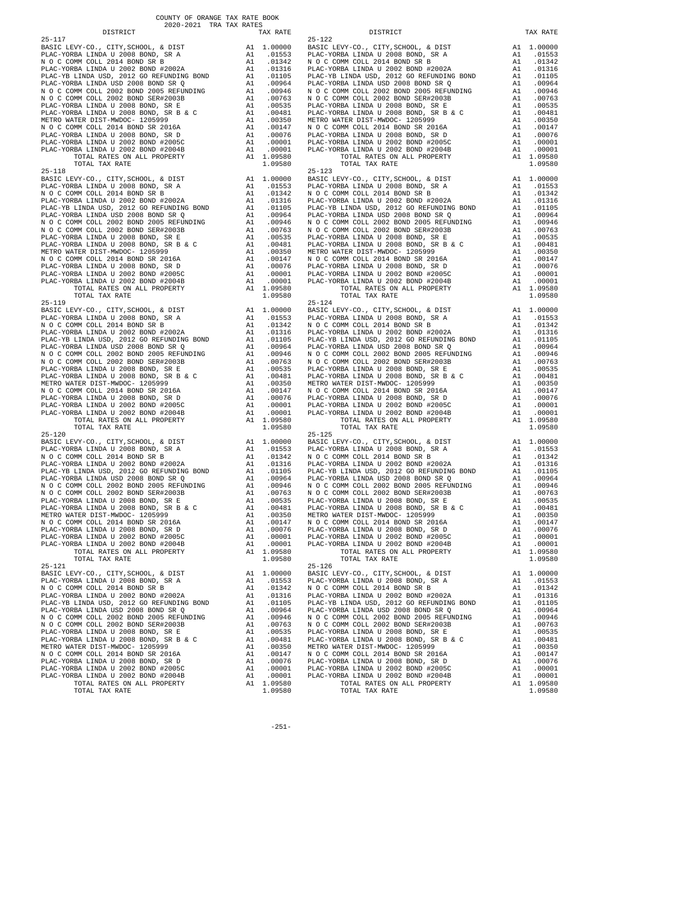COUNTY OF ORANGE TAX RATE BOOK
2020-2021 TRA TAX RATES

| DISTRICT | | TAX RATE |
|---|---|---|
| 25-117 | | |
| BASIC LEVY-CO., CITY,SCHOOL, & DIST | A1 | 1.00000 |
| PLAC-YORBA LINDA U 2008 BOND, SR A | A1 | .01553 |
| N O C COMM COLL 2014 BOND SR B | A1 | .01342 |
| PLAC-YORBA LINDA U 2002 BOND #2002A | A1 | .01316 |
| PLAC-YB LINDA USD, 2012 GO REFUNDING BOND | A1 | .01105 |
| PLAC-YORBA LINDA USD 2008 BOND SR Q | A1 | .00964 |
| N O C COMM COLL 2002 BOND 2005 REFUNDING | A1 | .00946 |
| N O C COMM COLL 2002 BOND SER#2003B | A1 | .00763 |
| PLAC-YORBA LINDA U 2008 BOND, SR E | A1 | .00535 |
| PLAC-YORBA LINDA U 2008 BOND, SR B & C | A1 | .00481 |
| METRO WATER DIST-MWDOC- 1205999 | A1 | .00350 |
| N O C COMM COLL 2014 BOND SR 2016A | A1 | .00147 |
| PLAC-YORBA LINDA U 2008 BOND, SR D | A1 | .00076 |
| PLAC-YORBA LINDA U 2002 BOND #2005C | A1 | .00001 |
| PLAC-YORBA LINDA U 2002 BOND #2004B | A1 | .00001 |
| TOTAL RATES ON ALL PROPERTY | A1 | 1.09580 |
| TOTAL TAX RATE | | 1.09580 |
| 25-118 | | |
| BASIC LEVY-CO., CITY,SCHOOL, & DIST | A1 | 1.00000 |
| PLAC-YORBA LINDA U 2008 BOND, SR A | A1 | .01553 |
| N O C COMM COLL 2014 BOND SR B | A1 | .01342 |
| PLAC-YORBA LINDA U 2002 BOND #2002A | A1 | .01316 |
| PLAC-YB LINDA USD, 2012 GO REFUNDING BOND | A1 | .01105 |
| PLAC-YORBA LINDA USD 2008 BOND SR Q | A1 | .00964 |
| N O C COMM COLL 2002 BOND 2005 REFUNDING | A1 | .00946 |
| N O C COMM COLL 2002 BOND SER#2003B | A1 | .00763 |
| PLAC-YORBA LINDA U 2008 BOND, SR E | A1 | .00535 |
| PLAC-YORBA LINDA U 2008 BOND, SR B & C | A1 | .00481 |
| METRO WATER DIST-MWDOC- 1205999 | A1 | .00350 |
| N O C COMM COLL 2014 BOND SR 2016A | A1 | .00147 |
| PLAC-YORBA LINDA U 2008 BOND, SR D | A1 | .00076 |
| PLAC-YORBA LINDA U 2002 BOND #2005C | A1 | .00001 |
| PLAC-YORBA LINDA U 2002 BOND #2004B | A1 | .00001 |
| TOTAL RATES ON ALL PROPERTY | A1 | 1.09580 |
| TOTAL TAX RATE | | 1.09580 |
| 25-119 | | |
| BASIC LEVY-CO., CITY,SCHOOL, & DIST | A1 | 1.00000 |
| PLAC-YORBA LINDA U 2008 BOND, SR A | A1 | .01553 |
| N O C COMM COLL 2014 BOND SR B | A1 | .01342 |
| PLAC-YORBA LINDA U 2002 BOND #2002A | A1 | .01316 |
| PLAC-YB LINDA USD, 2012 GO REFUNDING BOND | A1 | .01105 |
| PLAC-YORBA LINDA USD 2008 BOND SR Q | A1 | .00964 |
| N O C COMM COLL 2002 BOND 2005 REFUNDING | A1 | .00946 |
| N O C COMM COLL 2002 BOND SER#2003B | A1 | .00763 |
| PLAC-YORBA LINDA U 2008 BOND, SR E | A1 | .00535 |
| PLAC-YORBA LINDA U 2008 BOND, SR B & C | A1 | .00481 |
| METRO WATER DIST-MWDOC- 1205999 | A1 | .00350 |
| N O C COMM COLL 2014 BOND SR 2016A | A1 | .00147 |
| PLAC-YORBA LINDA U 2008 BOND, SR D | A1 | .00076 |
| PLAC-YORBA LINDA U 2002 BOND #2005C | A1 | .00001 |
| PLAC-YORBA LINDA U 2002 BOND #2004B | A1 | .00001 |
| TOTAL RATES ON ALL PROPERTY | A1 | 1.09580 |
| TOTAL TAX RATE | | 1.09580 |
| 25-120 | | |
| BASIC LEVY-CO., CITY,SCHOOL, & DIST | A1 | 1.00000 |
| PLAC-YORBA LINDA U 2008 BOND, SR A | A1 | .01553 |
| N O C COMM COLL 2014 BOND SR B | A1 | .01342 |
| PLAC-YORBA LINDA U 2002 BOND #2002A | A1 | .01316 |
| PLAC-YB LINDA USD, 2012 GO REFUNDING BOND | A1 | .01105 |
| PLAC-YORBA LINDA USD 2008 BOND SR Q | A1 | .00964 |
| N O C COMM COLL 2002 BOND 2005 REFUNDING | A1 | .00946 |
| N O C COMM COLL 2002 BOND SER#2003B | A1 | .00763 |
| PLAC-YORBA LINDA U 2008 BOND, SR E | A1 | .00535 |
| PLAC-YORBA LINDA U 2008 BOND, SR B & C | A1 | .00481 |
| METRO WATER DIST-MWDOC- 1205999 | A1 | .00350 |
| N O C COMM COLL 2014 BOND SR 2016A | A1 | .00147 |
| PLAC-YORBA LINDA U 2008 BOND, SR D | A1 | .00076 |
| PLAC-YORBA LINDA U 2002 BOND #2005C | A1 | .00001 |
| PLAC-YORBA LINDA U 2002 BOND #2004B | A1 | .00001 |
| TOTAL RATES ON ALL PROPERTY | A1 | 1.09580 |
| TOTAL TAX RATE | | 1.09580 |
| 25-121 | | |
| BASIC LEVY-CO., CITY,SCHOOL, & DIST | A1 | 1.00000 |
| PLAC-YORBA LINDA U 2008 BOND, SR A | A1 | .01553 |
| N O C COMM COLL 2014 BOND SR B | A1 | .01342 |
| PLAC-YORBA LINDA U 2002 BOND #2002A | A1 | .01316 |
| PLAC-YB LINDA USD, 2012 GO REFUNDING BOND | A1 | .01105 |
| PLAC-YORBA LINDA USD 2008 BOND SR Q | A1 | .00964 |
| N O C COMM COLL 2002 BOND 2005 REFUNDING | A1 | .00946 |
| N O C COMM COLL 2002 BOND SER#2003B | A1 | .00763 |
| PLAC-YORBA LINDA U 2008 BOND, SR E | A1 | .00535 |
| PLAC-YORBA LINDA U 2008 BOND, SR B & C | A1 | .00481 |
| METRO WATER DIST-MWDOC- 1205999 | A1 | .00350 |
| N O C COMM COLL 2014 BOND SR 2016A | A1 | .00147 |
| PLAC-YORBA LINDA U 2008 BOND, SR D | A1 | .00076 |
| PLAC-YORBA LINDA U 2002 BOND #2005C | A1 | .00001 |
| PLAC-YORBA LINDA U 2002 BOND #2004B | A1 | .00001 |
| TOTAL RATES ON ALL PROPERTY | A1 | 1.09580 |
| TOTAL TAX RATE | | 1.09580 |
| 25-122 | | |
| BASIC LEVY-CO., CITY,SCHOOL, & DIST | A1 | 1.00000 |
| PLAC-YORBA LINDA U 2008 BOND, SR A | A1 | .01553 |
| N O C COMM COLL 2014 BOND SR B | A1 | .01342 |
| PLAC-YORBA LINDA U 2002 BOND #2002A | A1 | .01316 |
| PLAC-YB LINDA USD, 2012 GO REFUNDING BOND | A1 | .01105 |
| PLAC-YORBA LINDA USD 2008 BOND SR Q | A1 | .00964 |
| N O C COMM COLL 2002 BOND 2005 REFUNDING | A1 | .00946 |
| N O C COMM COLL 2002 BOND SER#2003B | A1 | .00763 |
| PLAC-YORBA LINDA U 2008 BOND, SR E | A1 | .00535 |
| PLAC-YORBA LINDA U 2008 BOND, SR B & C | A1 | .00481 |
| METRO WATER DIST-MWDOC- 1205999 | A1 | .00350 |
| N O C COMM COLL 2014 BOND SR 2016A | A1 | .00147 |
| PLAC-YORBA LINDA U 2008 BOND, SR D | A1 | .00076 |
| PLAC-YORBA LINDA U 2002 BOND #2005C | A1 | .00001 |
| PLAC-YORBA LINDA U 2002 BOND #2004B | A1 | .00001 |
| TOTAL RATES ON ALL PROPERTY | A1 | 1.09580 |
| TOTAL TAX RATE | | 1.09580 |
| 25-123 | | |
| BASIC LEVY-CO., CITY,SCHOOL, & DIST | A1 | 1.00000 |
| PLAC-YORBA LINDA U 2008 BOND, SR A | A1 | .01553 |
| N O C COMM COLL 2014 BOND SR B | A1 | .01342 |
| PLAC-YORBA LINDA U 2002 BOND #2002A | A1 | .01316 |
| PLAC-YB LINDA USD, 2012 GO REFUNDING BOND | A1 | .01105 |
| PLAC-YORBA LINDA USD 2008 BOND SR Q | A1 | .00964 |
| N O C COMM COLL 2002 BOND 2005 REFUNDING | A1 | .00946 |
| N O C COMM COLL 2002 BOND SER#2003B | A1 | .00763 |
| PLAC-YORBA LINDA U 2008 BOND, SR E | A1 | .00535 |
| PLAC-YORBA LINDA U 2008 BOND, SR B & C | A1 | .00481 |
| METRO WATER DIST-MWDOC- 1205999 | A1 | .00350 |
| N O C COMM COLL 2014 BOND SR 2016A | A1 | .00147 |
| PLAC-YORBA LINDA U 2008 BOND, SR D | A1 | .00076 |
| PLAC-YORBA LINDA U 2002 BOND #2005C | A1 | .00001 |
| PLAC-YORBA LINDA U 2002 BOND #2004B | A1 | .00001 |
| TOTAL RATES ON ALL PROPERTY | A1 | 1.09580 |
| TOTAL TAX RATE | | 1.09580 |
| 25-124 | | |
| BASIC LEVY-CO., CITY,SCHOOL, & DIST | A1 | 1.00000 |
| PLAC-YORBA LINDA U 2008 BOND, SR A | A1 | .01553 |
| N O C COMM COLL 2014 BOND SR B | A1 | .01342 |
| PLAC-YORBA LINDA U 2002 BOND #2002A | A1 | .01316 |
| PLAC-YB LINDA USD, 2012 GO REFUNDING BOND | A1 | .01105 |
| PLAC-YORBA LINDA USD 2008 BOND SR Q | A1 | .00964 |
| N O C COMM COLL 2002 BOND 2005 REFUNDING | A1 | .00946 |
| N O C COMM COLL 2002 BOND SER#2003B | A1 | .00763 |
| PLAC-YORBA LINDA U 2008 BOND, SR E | A1 | .00535 |
| PLAC-YORBA LINDA U 2008 BOND, SR B & C | A1 | .00481 |
| METRO WATER DIST-MWDOC- 1205999 | A1 | .00350 |
| N O C COMM COLL 2014 BOND SR 2016A | A1 | .00147 |
| PLAC-YORBA LINDA U 2008 BOND, SR D | A1 | .00076 |
| PLAC-YORBA LINDA U 2002 BOND #2005C | A1 | .00001 |
| PLAC-YORBA LINDA U 2002 BOND #2004B | A1 | .00001 |
| TOTAL RATES ON ALL PROPERTY | A1 | 1.09580 |
| TOTAL TAX RATE | | 1.09580 |
| 25-125 | | |
| BASIC LEVY-CO., CITY,SCHOOL, & DIST | A1 | 1.00000 |
| PLAC-YORBA LINDA U 2008 BOND, SR A | A1 | .01553 |
| N O C COMM COLL 2014 BOND SR B | A1 | .01342 |
| PLAC-YORBA LINDA U 2002 BOND #2002A | A1 | .01316 |
| PLAC-YB LINDA USD, 2012 GO REFUNDING BOND | A1 | .01105 |
| PLAC-YORBA LINDA USD 2008 BOND SR Q | A1 | .00964 |
| N O C COMM COLL 2002 BOND 2005 REFUNDING | A1 | .00946 |
| N O C COMM COLL 2002 BOND SER#2003B | A1 | .00763 |
| PLAC-YORBA LINDA U 2008 BOND, SR E | A1 | .00535 |
| PLAC-YORBA LINDA U 2008 BOND, SR B & C | A1 | .00481 |
| METRO WATER DIST-MWDOC- 1205999 | A1 | .00350 |
| N O C COMM COLL 2014 BOND SR 2016A | A1 | .00147 |
| PLAC-YORBA LINDA U 2008 BOND, SR D | A1 | .00076 |
| PLAC-YORBA LINDA U 2002 BOND #2005C | A1 | .00001 |
| PLAC-YORBA LINDA U 2002 BOND #2004B | A1 | .00001 |
| TOTAL RATES ON ALL PROPERTY | A1 | 1.09580 |
| TOTAL TAX RATE | | 1.09580 |
| 25-126 | | |
| BASIC LEVY-CO., CITY,SCHOOL, & DIST | A1 | 1.00000 |
| PLAC-YORBA LINDA U 2008 BOND, SR A | A1 | .01553 |
| N O C COMM COLL 2014 BOND SR B | A1 | .01342 |
| PLAC-YORBA LINDA U 2002 BOND #2002A | A1 | .01316 |
| PLAC-YB LINDA USD, 2012 GO REFUNDING BOND | A1 | .01105 |
| PLAC-YORBA LINDA USD 2008 BOND SR Q | A1 | .00964 |
| N O C COMM COLL 2002 BOND 2005 REFUNDING | A1 | .00946 |
| N O C COMM COLL 2002 BOND SER#2003B | A1 | .00763 |
| PLAC-YORBA LINDA U 2008 BOND, SR E | A1 | .00535 |
| PLAC-YORBA LINDA U 2008 BOND, SR B & C | A1 | .00481 |
| METRO WATER DIST-MWDOC- 1205999 | A1 | .00350 |
| N O C COMM COLL 2014 BOND SR 2016A | A1 | .00147 |
| PLAC-YORBA LINDA U 2008 BOND, SR D | A1 | .00076 |
| PLAC-YORBA LINDA U 2002 BOND #2005C | A1 | .00001 |
| PLAC-YORBA LINDA U 2002 BOND #2004B | A1 | .00001 |
| TOTAL RATES ON ALL PROPERTY | A1 | 1.09580 |
| TOTAL TAX RATE | | 1.09580 |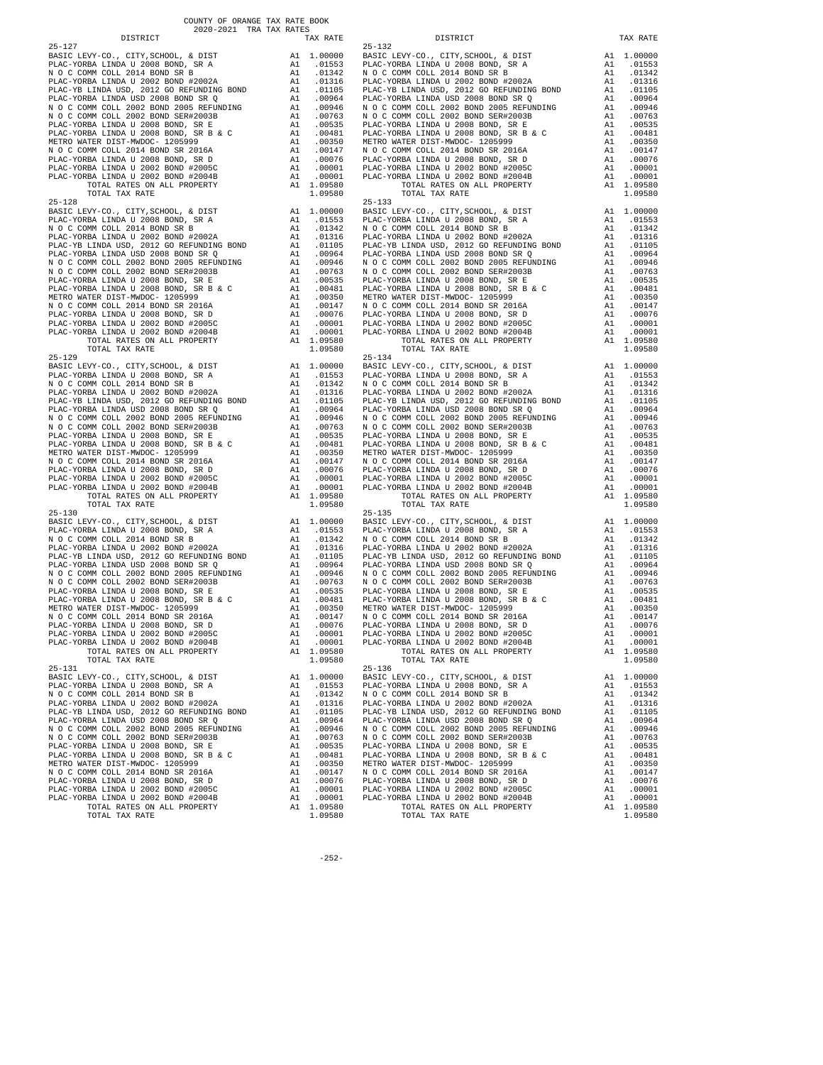COUNTY OF ORANGE TAX RATE BOOK
2020-2021 TRA TAX RATES

| DISTRICT | | TAX RATE |
|---|---|---|
| 25-127 | | |
| BASIC LEVY-CO., CITY,SCHOOL, & DIST | A1 | 1.00000 |
| PLAC-YORBA LINDA U 2008 BOND, SR A | A1 | .01553 |
| N O C COMM COLL 2014 BOND SR B | A1 | .01342 |
| PLAC-YORBA LINDA U 2002 BOND #2002A | A1 | .01316 |
| PLAC-YB LINDA USD, 2012 GO REFUNDING BOND | A1 | .01105 |
| PLAC-YORBA LINDA USD 2008 BOND SR Q | A1 | .00964 |
| N O C COMM COLL 2002 BOND 2005 REFUNDING | A1 | .00946 |
| N O C COMM COLL 2002 BOND SER#2003B | A1 | .00763 |
| PLAC-YORBA LINDA U 2008 BOND, SR E | A1 | .00535 |
| PLAC-YORBA LINDA U 2008 BOND, SR B & C | A1 | .00481 |
| METRO WATER DIST-MWDOC- 1205999 | A1 | .00350 |
| N O C COMM COLL 2014 BOND SR 2016A | A1 | .00147 |
| PLAC-YORBA LINDA U 2008 BOND, SR D | A1 | .00076 |
| PLAC-YORBA LINDA U 2002 BOND #2005C | A1 | .00001 |
| PLAC-YORBA LINDA U 2002 BOND #2004B | A1 | .00001 |
| TOTAL RATES ON ALL PROPERTY | A1 | 1.09580 |
| TOTAL TAX RATE | | 1.09580 |
| 25-128 | | |
| BASIC LEVY-CO., CITY,SCHOOL, & DIST | A1 | 1.00000 |
| PLAC-YORBA LINDA U 2008 BOND, SR A | A1 | .01553 |
| N O C COMM COLL 2014 BOND SR B | A1 | .01342 |
| PLAC-YORBA LINDA U 2002 BOND #2002A | A1 | .01316 |
| PLAC-YB LINDA USD, 2012 GO REFUNDING BOND | A1 | .01105 |
| PLAC-YORBA LINDA USD 2008 BOND SR Q | A1 | .00964 |
| N O C COMM COLL 2002 BOND 2005 REFUNDING | A1 | .00946 |
| N O C COMM COLL 2002 BOND SER#2003B | A1 | .00763 |
| PLAC-YORBA LINDA U 2008 BOND, SR E | A1 | .00535 |
| PLAC-YORBA LINDA U 2008 BOND, SR B & C | A1 | .00481 |
| METRO WATER DIST-MWDOC- 1205999 | A1 | .00350 |
| N O C COMM COLL 2014 BOND SR 2016A | A1 | .00147 |
| PLAC-YORBA LINDA U 2008 BOND, SR D | A1 | .00076 |
| PLAC-YORBA LINDA U 2002 BOND #2005C | A1 | .00001 |
| PLAC-YORBA LINDA U 2002 BOND #2004B | A1 | .00001 |
| TOTAL RATES ON ALL PROPERTY | A1 | 1.09580 |
| TOTAL TAX RATE | | 1.09580 |
| 25-129 | | |
| BASIC LEVY-CO., CITY,SCHOOL, & DIST | A1 | 1.00000 |
| PLAC-YORBA LINDA U 2008 BOND, SR A | A1 | .01553 |
| N O C COMM COLL 2014 BOND SR B | A1 | .01342 |
| PLAC-YORBA LINDA U 2002 BOND #2002A | A1 | .01316 |
| PLAC-YB LINDA USD, 2012 GO REFUNDING BOND | A1 | .01105 |
| PLAC-YORBA LINDA USD 2008 BOND SR Q | A1 | .00964 |
| N O C COMM COLL 2002 BOND 2005 REFUNDING | A1 | .00946 |
| N O C COMM COLL 2002 BOND SER#2003B | A1 | .00763 |
| PLAC-YORBA LINDA U 2008 BOND, SR E | A1 | .00535 |
| PLAC-YORBA LINDA U 2008 BOND, SR B & C | A1 | .00481 |
| METRO WATER DIST-MWDOC- 1205999 | A1 | .00350 |
| N O C COMM COLL 2014 BOND SR 2016A | A1 | .00147 |
| PLAC-YORBA LINDA U 2008 BOND, SR D | A1 | .00076 |
| PLAC-YORBA LINDA U 2002 BOND #2005C | A1 | .00001 |
| PLAC-YORBA LINDA U 2002 BOND #2004B | A1 | .00001 |
| TOTAL RATES ON ALL PROPERTY | A1 | 1.09580 |
| TOTAL TAX RATE | | 1.09580 |
| 25-130 | | |
| BASIC LEVY-CO., CITY,SCHOOL, & DIST | A1 | 1.00000 |
| PLAC-YORBA LINDA U 2008 BOND, SR A | A1 | .01553 |
| N O C COMM COLL 2014 BOND SR B | A1 | .01342 |
| PLAC-YORBA LINDA U 2002 BOND #2002A | A1 | .01316 |
| PLAC-YB LINDA USD, 2012 GO REFUNDING BOND | A1 | .01105 |
| PLAC-YORBA LINDA USD 2008 BOND SR Q | A1 | .00964 |
| N O C COMM COLL 2002 BOND 2005 REFUNDING | A1 | .00946 |
| N O C COMM COLL 2002 BOND SER#2003B | A1 | .00763 |
| PLAC-YORBA LINDA U 2008 BOND, SR E | A1 | .00535 |
| PLAC-YORBA LINDA U 2008 BOND, SR B & C | A1 | .00481 |
| METRO WATER DIST-MWDOC- 1205999 | A1 | .00350 |
| N O C COMM COLL 2014 BOND SR 2016A | A1 | .00147 |
| PLAC-YORBA LINDA U 2008 BOND, SR D | A1 | .00076 |
| PLAC-YORBA LINDA U 2002 BOND #2005C | A1 | .00001 |
| PLAC-YORBA LINDA U 2002 BOND #2004B | A1 | .00001 |
| TOTAL RATES ON ALL PROPERTY | A1 | 1.09580 |
| TOTAL TAX RATE | | 1.09580 |
| 25-131 | | |
| BASIC LEVY-CO., CITY,SCHOOL, & DIST | A1 | 1.00000 |
| PLAC-YORBA LINDA U 2008 BOND, SR A | A1 | .01553 |
| N O C COMM COLL 2014 BOND SR B | A1 | .01342 |
| PLAC-YORBA LINDA U 2002 BOND #2002A | A1 | .01316 |
| PLAC-YB LINDA USD, 2012 GO REFUNDING BOND | A1 | .01105 |
| PLAC-YORBA LINDA USD 2008 BOND SR Q | A1 | .00964 |
| N O C COMM COLL 2002 BOND 2005 REFUNDING | A1 | .00946 |
| N O C COMM COLL 2002 BOND SER#2003B | A1 | .00763 |
| PLAC-YORBA LINDA U 2008 BOND, SR E | A1 | .00535 |
| PLAC-YORBA LINDA U 2008 BOND, SR B & C | A1 | .00481 |
| METRO WATER DIST-MWDOC- 1205999 | A1 | .00350 |
| N O C COMM COLL 2014 BOND SR 2016A | A1 | .00147 |
| PLAC-YORBA LINDA U 2008 BOND, SR D | A1 | .00076 |
| PLAC-YORBA LINDA U 2002 BOND #2005C | A1 | .00001 |
| PLAC-YORBA LINDA U 2002 BOND #2004B | A1 | .00001 |
| TOTAL RATES ON ALL PROPERTY | A1 | 1.09580 |
| TOTAL TAX RATE | | 1.09580 |
| 25-132 | | |
| BASIC LEVY-CO., CITY,SCHOOL, & DIST | A1 | 1.00000 |
| PLAC-YORBA LINDA U 2008 BOND, SR A | A1 | .01553 |
| N O C COMM COLL 2014 BOND SR B | A1 | .01342 |
| PLAC-YORBA LINDA U 2002 BOND #2002A | A1 | .01316 |
| PLAC-YB LINDA USD, 2012 GO REFUNDING BOND | A1 | .01105 |
| PLAC-YORBA LINDA USD 2008 BOND SR Q | A1 | .00964 |
| N O C COMM COLL 2002 BOND 2005 REFUNDING | A1 | .00946 |
| N O C COMM COLL 2002 BOND SER#2003B | A1 | .00763 |
| PLAC-YORBA LINDA U 2008 BOND, SR E | A1 | .00535 |
| PLAC-YORBA LINDA U 2008 BOND, SR B & C | A1 | .00481 |
| METRO WATER DIST-MWDOC- 1205999 | A1 | .00350 |
| N O C COMM COLL 2014 BOND SR 2016A | A1 | .00147 |
| PLAC-YORBA LINDA U 2008 BOND, SR D | A1 | .00076 |
| PLAC-YORBA LINDA U 2002 BOND #2005C | A1 | .00001 |
| PLAC-YORBA LINDA U 2002 BOND #2004B | A1 | .00001 |
| TOTAL RATES ON ALL PROPERTY | A1 | 1.09580 |
| TOTAL TAX RATE | | 1.09580 |
| 25-133 | | |
| BASIC LEVY-CO., CITY,SCHOOL, & DIST | A1 | 1.00000 |
| PLAC-YORBA LINDA U 2008 BOND, SR A | A1 | .01553 |
| N O C COMM COLL 2014 BOND SR B | A1 | .01342 |
| PLAC-YORBA LINDA U 2002 BOND #2002A | A1 | .01316 |
| PLAC-YB LINDA USD, 2012 GO REFUNDING BOND | A1 | .01105 |
| PLAC-YORBA LINDA USD 2008 BOND SR Q | A1 | .00964 |
| N O C COMM COLL 2002 BOND 2005 REFUNDING | A1 | .00946 |
| N O C COMM COLL 2002 BOND SER#2003B | A1 | .00763 |
| PLAC-YORBA LINDA U 2008 BOND, SR E | A1 | .00535 |
| PLAC-YORBA LINDA U 2008 BOND, SR B & C | A1 | .00481 |
| METRO WATER DIST-MWDOC- 1205999 | A1 | .00350 |
| N O C COMM COLL 2014 BOND SR 2016A | A1 | .00147 |
| PLAC-YORBA LINDA U 2008 BOND, SR D | A1 | .00076 |
| PLAC-YORBA LINDA U 2002 BOND #2005C | A1 | .00001 |
| PLAC-YORBA LINDA U 2002 BOND #2004B | A1 | .00001 |
| TOTAL RATES ON ALL PROPERTY | A1 | 1.09580 |
| TOTAL TAX RATE | | 1.09580 |
| 25-134 | | |
| BASIC LEVY-CO., CITY,SCHOOL, & DIST | A1 | 1.00000 |
| PLAC-YORBA LINDA U 2008 BOND, SR A | A1 | .01553 |
| N O C COMM COLL 2014 BOND SR B | A1 | .01342 |
| PLAC-YORBA LINDA U 2002 BOND #2002A | A1 | .01316 |
| PLAC-YB LINDA USD, 2012 GO REFUNDING BOND | A1 | .01105 |
| PLAC-YORBA LINDA USD 2008 BOND SR Q | A1 | .00964 |
| N O C COMM COLL 2002 BOND 2005 REFUNDING | A1 | .00946 |
| N O C COMM COLL 2002 BOND SER#2003B | A1 | .00763 |
| PLAC-YORBA LINDA U 2008 BOND, SR E | A1 | .00535 |
| PLAC-YORBA LINDA U 2008 BOND, SR B & C | A1 | .00481 |
| METRO WATER DIST-MWDOC- 1205999 | A1 | .00350 |
| N O C COMM COLL 2014 BOND SR 2016A | A1 | .00147 |
| PLAC-YORBA LINDA U 2008 BOND, SR D | A1 | .00076 |
| PLAC-YORBA LINDA U 2002 BOND #2005C | A1 | .00001 |
| PLAC-YORBA LINDA U 2002 BOND #2004B | A1 | .00001 |
| TOTAL RATES ON ALL PROPERTY | A1 | 1.09580 |
| TOTAL TAX RATE | | 1.09580 |
| 25-135 | | |
| BASIC LEVY-CO., CITY,SCHOOL, & DIST | A1 | 1.00000 |
| PLAC-YORBA LINDA U 2008 BOND, SR A | A1 | .01553 |
| N O C COMM COLL 2014 BOND SR B | A1 | .01342 |
| PLAC-YORBA LINDA U 2002 BOND #2002A | A1 | .01316 |
| PLAC-YB LINDA USD, 2012 GO REFUNDING BOND | A1 | .01105 |
| PLAC-YORBA LINDA USD 2008 BOND SR Q | A1 | .00964 |
| N O C COMM COLL 2002 BOND 2005 REFUNDING | A1 | .00946 |
| N O C COMM COLL 2002 BOND SER#2003B | A1 | .00763 |
| PLAC-YORBA LINDA U 2008 BOND, SR E | A1 | .00535 |
| PLAC-YORBA LINDA U 2008 BOND, SR B & C | A1 | .00481 |
| METRO WATER DIST-MWDOC- 1205999 | A1 | .00350 |
| N O C COMM COLL 2014 BOND SR 2016A | A1 | .00147 |
| PLAC-YORBA LINDA U 2008 BOND, SR D | A1 | .00076 |
| PLAC-YORBA LINDA U 2002 BOND #2005C | A1 | .00001 |
| PLAC-YORBA LINDA U 2002 BOND #2004B | A1 | .00001 |
| TOTAL RATES ON ALL PROPERTY | A1 | 1.09580 |
| TOTAL TAX RATE | | 1.09580 |
| 25-136 | | |
| BASIC LEVY-CO., CITY,SCHOOL, & DIST | A1 | 1.00000 |
| PLAC-YORBA LINDA U 2008 BOND, SR A | A1 | .01553 |
| N O C COMM COLL 2014 BOND SR B | A1 | .01342 |
| PLAC-YORBA LINDA U 2002 BOND #2002A | A1 | .01316 |
| PLAC-YB LINDA USD, 2012 GO REFUNDING BOND | A1 | .01105 |
| PLAC-YORBA LINDA USD 2008 BOND SR Q | A1 | .00964 |
| N O C COMM COLL 2002 BOND 2005 REFUNDING | A1 | .00946 |
| N O C COMM COLL 2002 BOND SER#2003B | A1 | .00763 |
| PLAC-YORBA LINDA U 2008 BOND, SR E | A1 | .00535 |
| PLAC-YORBA LINDA U 2008 BOND, SR B & C | A1 | .00481 |
| METRO WATER DIST-MWDOC- 1205999 | A1 | .00350 |
| N O C COMM COLL 2014 BOND SR 2016A | A1 | .00147 |
| PLAC-YORBA LINDA U 2008 BOND, SR D | A1 | .00076 |
| PLAC-YORBA LINDA U 2002 BOND #2005C | A1 | .00001 |
| PLAC-YORBA LINDA U 2002 BOND #2004B | A1 | .00001 |
| TOTAL RATES ON ALL PROPERTY | A1 | 1.09580 |
| TOTAL TAX RATE | | 1.09580 |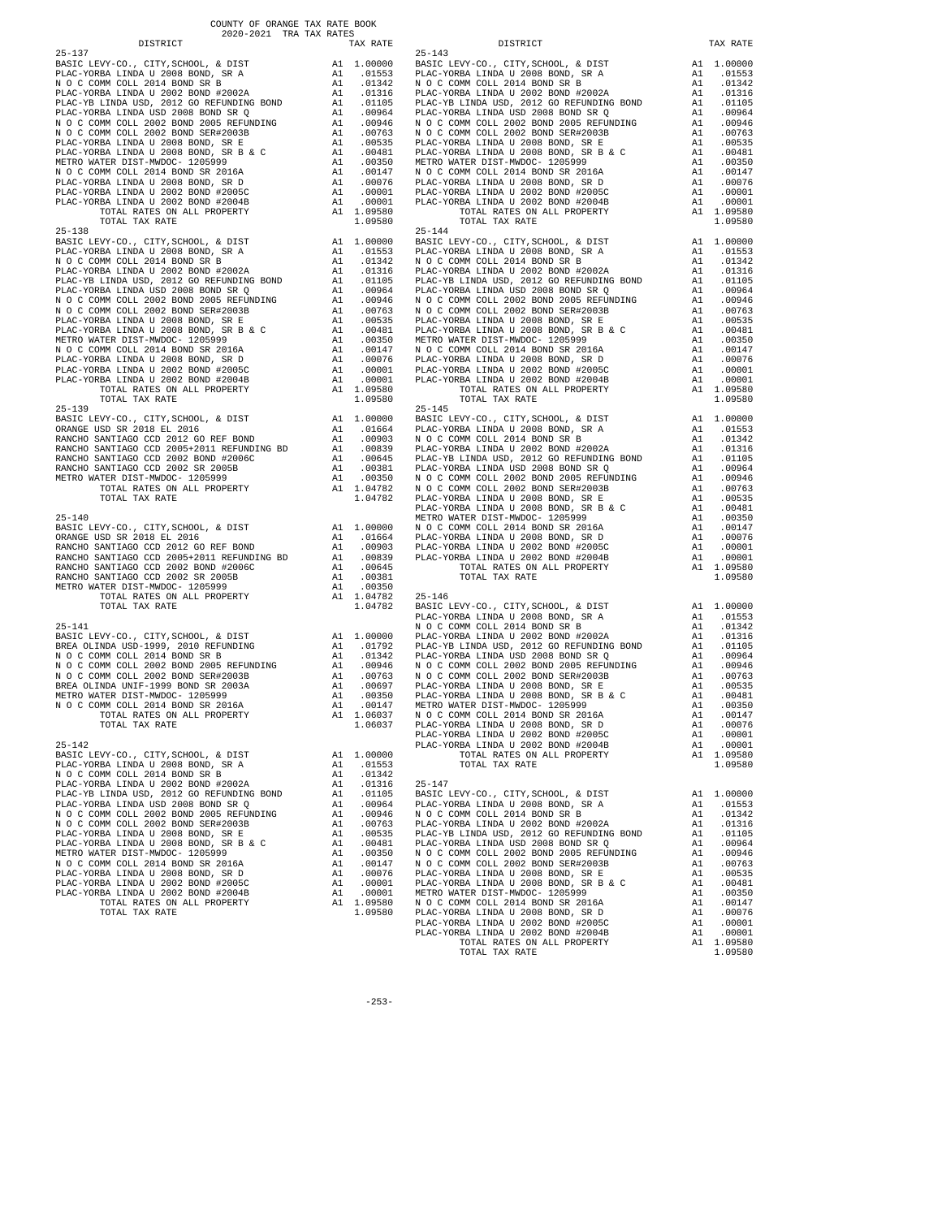COUNTY OF ORANGE TAX RATE BOOK
2020-2021 TRA TAX RATES

| DISTRICT | | TAX RATE |
|---|---|---|
| **25-137** | | |
| BASIC LEVY-CO., CITY,SCHOOL, & DIST | A1 | 1.00000 |
| PLAC-YORBA LINDA U 2008 BOND, SR A | A1 | .01553 |
| N O C COMM COLL 2014 BOND SR B | A1 | .01342 |
| PLAC-YORBA LINDA U 2002 BOND #2002A | A1 | .01316 |
| PLAC-YB LINDA USD, 2012 GO REFUNDING BOND | A1 | .01105 |
| PLAC-YORBA LINDA USD 2008 BOND SR Q | A1 | .00964 |
| N O C COMM COLL 2002 BOND 2005 REFUNDING | A1 | .00946 |
| N O C COMM COLL 2002 BOND SER#2003B | A1 | .00763 |
| PLAC-YORBA LINDA U 2008 BOND, SR E | A1 | .00535 |
| PLAC-YORBA LINDA U 2008 BOND, SR B & C | A1 | .00481 |
| METRO WATER DIST-MWDOC- 1205999 | A1 | .00350 |
| N O C COMM COLL 2014 BOND SR 2016A | A1 | .00147 |
| PLAC-YORBA LINDA U 2008 BOND, SR D | A1 | .00076 |
| PLAC-YORBA LINDA U 2002 BOND #2005C | A1 | .00001 |
| PLAC-YORBA LINDA U 2002 BOND #2004B | A1 | .00001 |
| TOTAL RATES ON ALL PROPERTY | A1 | 1.09580 |
| TOTAL TAX RATE | | 1.09580 |
| **25-138** | | |
| BASIC LEVY-CO., CITY,SCHOOL, & DIST | A1 | 1.00000 |
| PLAC-YORBA LINDA U 2008 BOND, SR A | A1 | .01553 |
| N O C COMM COLL 2014 BOND SR B | A1 | .01342 |
| PLAC-YORBA LINDA U 2002 BOND #2002A | A1 | .01316 |
| PLAC-YB LINDA USD, 2012 GO REFUNDING BOND | A1 | .01105 |
| PLAC-YORBA LINDA USD 2008 BOND SR Q | A1 | .00964 |
| N O C COMM COLL 2002 BOND 2005 REFUNDING | A1 | .00946 |
| N O C COMM COLL 2002 BOND SER#2003B | A1 | .00763 |
| PLAC-YORBA LINDA U 2008 BOND, SR E | A1 | .00535 |
| PLAC-YORBA LINDA U 2008 BOND, SR B & C | A1 | .00481 |
| METRO WATER DIST-MWDOC- 1205999 | A1 | .00350 |
| N O C COMM COLL 2014 BOND SR 2016A | A1 | .00147 |
| PLAC-YORBA LINDA U 2008 BOND, SR D | A1 | .00076 |
| PLAC-YORBA LINDA U 2002 BOND #2005C | A1 | .00001 |
| PLAC-YORBA LINDA U 2002 BOND #2004B | A1 | .00001 |
| TOTAL RATES ON ALL PROPERTY | A1 | 1.09580 |
| TOTAL TAX RATE | | 1.09580 |
| **25-139** | | |
| BASIC LEVY-CO., CITY,SCHOOL, & DIST | A1 | 1.00000 |
| ORANGE USD SR 2018 EL 2016 | A1 | .01664 |
| RANCHO SANTIAGO CCD 2012 GO REF BOND | A1 | .00903 |
| RANCHO SANTIAGO CCD 2005+2011 REFUNDING BD | A1 | .00839 |
| RANCHO SANTIAGO CCD 2002 BOND #2006C | A1 | .00645 |
| RANCHO SANTIAGO CCD 2002 SR 2005B | A1 | .00381 |
| METRO WATER DIST-MWDOC- 1205999 | A1 | .00350 |
| TOTAL RATES ON ALL PROPERTY | A1 | 1.04782 |
| TOTAL TAX RATE | | 1.04782 |
| **25-140** | | |
| BASIC LEVY-CO., CITY,SCHOOL, & DIST | A1 | 1.00000 |
| ORANGE USD SR 2018 EL 2016 | A1 | .01664 |
| RANCHO SANTIAGO CCD 2012 GO REF BOND | A1 | .00903 |
| RANCHO SANTIAGO CCD 2005+2011 REFUNDING BD | A1 | .00839 |
| RANCHO SANTIAGO CCD 2002 BOND #2006C | A1 | .00645 |
| RANCHO SANTIAGO CCD 2002 SR 2005B | A1 | .00381 |
| METRO WATER DIST-MWDOC- 1205999 | A1 | .00350 |
| TOTAL RATES ON ALL PROPERTY | A1 | 1.04782 |
| TOTAL TAX RATE | | 1.04782 |
| **25-141** | | |
| BASIC LEVY-CO., CITY,SCHOOL, & DIST | A1 | 1.00000 |
| BREA OLINDA USD-1999, 2010 REFUNDING | A1 | .01792 |
| N O C COMM COLL 2014 BOND SR B | A1 | .01342 |
| N O C COMM COLL 2002 BOND 2005 REFUNDING | A1 | .00946 |
| N O C COMM COLL 2002 BOND SER#2003B | A1 | .00763 |
| BREA OLINDA UNIF-1999 BOND SR 2003A | A1 | .00697 |
| METRO WATER DIST-MWDOC- 1205999 | A1 | .00350 |
| N O C COMM COLL 2014 BOND SR 2016A | A1 | .00147 |
| TOTAL RATES ON ALL PROPERTY | A1 | 1.06037 |
| TOTAL TAX RATE | | 1.06037 |
| **25-142** | | |
| BASIC LEVY-CO., CITY,SCHOOL, & DIST | A1 | 1.00000 |
| PLAC-YORBA LINDA U 2008 BOND, SR A | A1 | .01553 |
| N O C COMM COLL 2014 BOND SR B | A1 | .01342 |
| PLAC-YORBA LINDA U 2002 BOND #2002A | A1 | .01316 |
| PLAC-YB LINDA USD, 2012 GO REFUNDING BOND | A1 | .01105 |
| PLAC-YORBA LINDA USD 2008 BOND SR Q | A1 | .00964 |
| N O C COMM COLL 2002 BOND 2005 REFUNDING | A1 | .00946 |
| N O C COMM COLL 2002 BOND SER#2003B | A1 | .00763 |
| PLAC-YORBA LINDA U 2008 BOND, SR E | A1 | .00535 |
| PLAC-YORBA LINDA U 2008 BOND, SR B & C | A1 | .00481 |
| METRO WATER DIST-MWDOC- 1205999 | A1 | .00350 |
| N O C COMM COLL 2014 BOND SR 2016A | A1 | .00147 |
| PLAC-YORBA LINDA U 2008 BOND, SR D | A1 | .00076 |
| PLAC-YORBA LINDA U 2002 BOND #2005C | A1 | .00001 |
| PLAC-YORBA LINDA U 2002 BOND #2004B | A1 | .00001 |
| TOTAL RATES ON ALL PROPERTY | A1 | 1.09580 |
| TOTAL TAX RATE | | 1.09580 |
| **25-143** | | |
| BASIC LEVY-CO., CITY,SCHOOL, & DIST | A1 | 1.00000 |
| PLAC-YORBA LINDA U 2008 BOND, SR A | A1 | .01553 |
| N O C COMM COLL 2014 BOND SR B | A1 | .01342 |
| PLAC-YORBA LINDA U 2002 BOND #2002A | A1 | .01316 |
| PLAC-YB LINDA USD, 2012 GO REFUNDING BOND | A1 | .01105 |
| PLAC-YORBA LINDA USD 2008 BOND SR Q | A1 | .00964 |
| N O C COMM COLL 2002 BOND 2005 REFUNDING | A1 | .00946 |
| N O C COMM COLL 2002 BOND SER#2003B | A1 | .00763 |
| PLAC-YORBA LINDA U 2008 BOND, SR E | A1 | .00535 |
| PLAC-YORBA LINDA U 2008 BOND, SR B & C | A1 | .00481 |
| METRO WATER DIST-MWDOC- 1205999 | A1 | .00350 |
| N O C COMM COLL 2014 BOND SR 2016A | A1 | .00147 |
| PLAC-YORBA LINDA U 2008 BOND, SR D | A1 | .00076 |
| PLAC-YORBA LINDA U 2002 BOND #2005C | A1 | .00001 |
| PLAC-YORBA LINDA U 2002 BOND #2004B | A1 | .00001 |
| TOTAL RATES ON ALL PROPERTY | A1 | 1.09580 |
| TOTAL TAX RATE | | 1.09580 |
| **25-144** | | |
| BASIC LEVY-CO., CITY,SCHOOL, & DIST | A1 | 1.00000 |
| PLAC-YORBA LINDA U 2008 BOND, SR A | A1 | .01553 |
| N O C COMM COLL 2014 BOND SR B | A1 | .01342 |
| PLAC-YORBA LINDA U 2002 BOND #2002A | A1 | .01316 |
| PLAC-YB LINDA USD, 2012 GO REFUNDING BOND | A1 | .01105 |
| PLAC-YORBA LINDA USD 2008 BOND SR Q | A1 | .00964 |
| N O C COMM COLL 2002 BOND 2005 REFUNDING | A1 | .00946 |
| N O C COMM COLL 2002 BOND SER#2003B | A1 | .00763 |
| PLAC-YORBA LINDA U 2008 BOND, SR E | A1 | .00535 |
| PLAC-YORBA LINDA U 2008 BOND, SR B & C | A1 | .00481 |
| METRO WATER DIST-MWDOC- 1205999 | A1 | .00350 |
| N O C COMM COLL 2014 BOND SR 2016A | A1 | .00147 |
| PLAC-YORBA LINDA U 2008 BOND, SR D | A1 | .00076 |
| PLAC-YORBA LINDA U 2002 BOND #2005C | A1 | .00001 |
| PLAC-YORBA LINDA U 2002 BOND #2004B | A1 | .00001 |
| TOTAL RATES ON ALL PROPERTY | A1 | 1.09580 |
| TOTAL TAX RATE | | 1.09580 |
| **25-145** | | |
| BASIC LEVY-CO., CITY,SCHOOL, & DIST | A1 | 1.00000 |
| PLAC-YORBA LINDA U 2008 BOND, SR A | A1 | .01553 |
| N O C COMM COLL 2014 BOND SR B | A1 | .01342 |
| PLAC-YORBA LINDA U 2002 BOND #2002A | A1 | .01316 |
| PLAC-YB LINDA USD, 2012 GO REFUNDING BOND | A1 | .01105 |
| PLAC-YORBA LINDA USD 2008 BOND SR Q | A1 | .00964 |
| N O C COMM COLL 2002 BOND 2005 REFUNDING | A1 | .00946 |
| N O C COMM COLL 2002 BOND SER#2003B | A1 | .00763 |
| PLAC-YORBA LINDA U 2008 BOND, SR E | A1 | .00535 |
| PLAC-YORBA LINDA U 2008 BOND, SR B & C | A1 | .00481 |
| METRO WATER DIST-MWDOC- 1205999 | A1 | .00350 |
| N O C COMM COLL 2014 BOND SR 2016A | A1 | .00147 |
| PLAC-YORBA LINDA U 2008 BOND, SR D | A1 | .00076 |
| PLAC-YORBA LINDA U 2002 BOND #2005C | A1 | .00001 |
| PLAC-YORBA LINDA U 2002 BOND #2004B | A1 | .00001 |
| TOTAL RATES ON ALL PROPERTY | A1 | 1.09580 |
| TOTAL TAX RATE | | 1.09580 |
| **25-146** | | |
| BASIC LEVY-CO., CITY,SCHOOL, & DIST | A1 | 1.00000 |
| PLAC-YORBA LINDA U 2008 BOND, SR A | A1 | .01553 |
| N O C COMM COLL 2014 BOND SR B | A1 | .01342 |
| PLAC-YORBA LINDA U 2002 BOND #2002A | A1 | .01316 |
| PLAC-YB LINDA USD, 2012 GO REFUNDING BOND | A1 | .01105 |
| PLAC-YORBA LINDA USD 2008 BOND SR Q | A1 | .00964 |
| N O C COMM COLL 2002 BOND 2005 REFUNDING | A1 | .00946 |
| N O C COMM COLL 2002 BOND SER#2003B | A1 | .00763 |
| PLAC-YORBA LINDA U 2008 BOND, SR E | A1 | .00535 |
| PLAC-YORBA LINDA U 2008 BOND, SR B & C | A1 | .00481 |
| METRO WATER DIST-MWDOC- 1205999 | A1 | .00350 |
| N O C COMM COLL 2014 BOND SR 2016A | A1 | .00147 |
| PLAC-YORBA LINDA U 2008 BOND, SR D | A1 | .00076 |
| PLAC-YORBA LINDA U 2002 BOND #2005C | A1 | .00001 |
| PLAC-YORBA LINDA U 2002 BOND #2004B | A1 | .00001 |
| TOTAL RATES ON ALL PROPERTY | A1 | 1.09580 |
| TOTAL TAX RATE | | 1.09580 |
| **25-147** | | |
| BASIC LEVY-CO., CITY,SCHOOL, & DIST | A1 | 1.00000 |
| PLAC-YORBA LINDA U 2008 BOND, SR A | A1 | .01553 |
| N O C COMM COLL 2014 BOND SR B | A1 | .01342 |
| PLAC-YORBA LINDA U 2002 BOND #2002A | A1 | .01316 |
| PLAC-YB LINDA USD, 2012 GO REFUNDING BOND | A1 | .01105 |
| PLAC-YORBA LINDA USD 2008 BOND SR Q | A1 | .00964 |
| N O C COMM COLL 2002 BOND 2005 REFUNDING | A1 | .00946 |
| N O C COMM COLL 2002 BOND SER#2003B | A1 | .00763 |
| PLAC-YORBA LINDA U 2008 BOND, SR E | A1 | .00535 |
| PLAC-YORBA LINDA U 2008 BOND, SR B & C | A1 | .00481 |
| METRO WATER DIST-MWDOC- 1205999 | A1 | .00350 |
| N O C COMM COLL 2014 BOND SR 2016A | A1 | .00147 |
| PLAC-YORBA LINDA U 2008 BOND, SR D | A1 | .00076 |
| PLAC-YORBA LINDA U 2002 BOND #2005C | A1 | .00001 |
| PLAC-YORBA LINDA U 2002 BOND #2004B | A1 | .00001 |
| TOTAL RATES ON ALL PROPERTY | A1 | 1.09580 |
| TOTAL TAX RATE | | 1.09580 |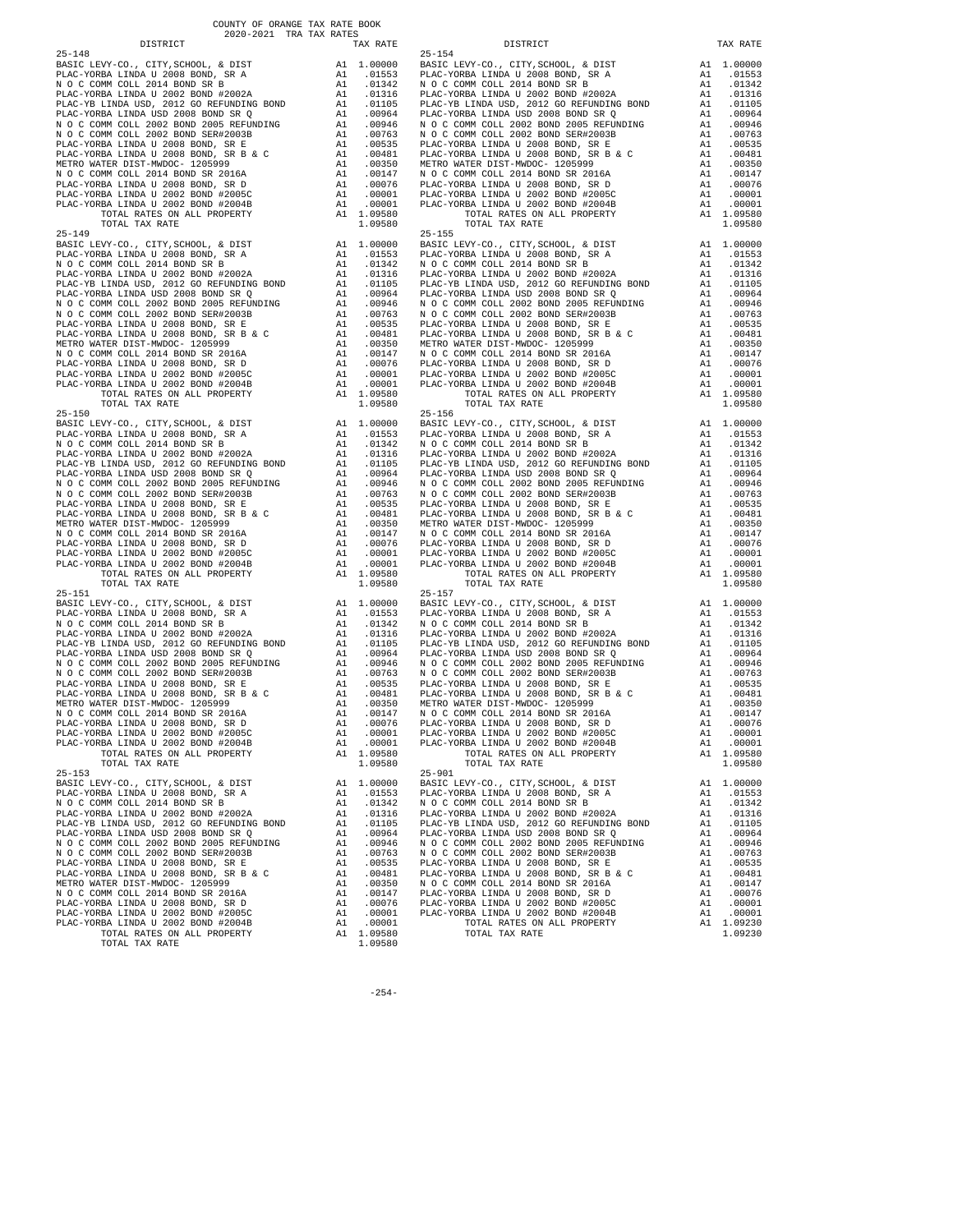COUNTY OF ORANGE TAX RATE BOOK
2020-2021 TRA TAX RATES

| DISTRICT | | TAX RATE |
|---|---|---|
| **25-148** | | |
| BASIC LEVY-CO., CITY,SCHOOL, & DIST | A1 | 1.00000 |
| PLAC-YORBA LINDA U 2008 BOND, SR A | A1 | .01553 |
| N O C COMM COLL 2014 BOND SR B | A1 | .01342 |
| PLAC-YORBA LINDA U 2002 BOND #2002A | A1 | .01316 |
| PLAC-YB LINDA USD, 2012 GO REFUNDING BOND | A1 | .01105 |
| PLAC-YORBA LINDA USD 2008 BOND SR Q | A1 | .00964 |
| N O C COMM COLL 2002 BOND 2005 REFUNDING | A1 | .00946 |
| N O C COMM COLL 2002 BOND SER#2003B | A1 | .00763 |
| PLAC-YORBA LINDA U 2008 BOND, SR E | A1 | .00535 |
| PLAC-YORBA LINDA U 2008 BOND, SR B & C | A1 | .00481 |
| METRO WATER DIST-MWDOC- 1205999 | A1 | .00350 |
| N O C COMM COLL 2014 BOND SR 2016A | A1 | .00147 |
| PLAC-YORBA LINDA U 2008 BOND, SR D | A1 | .00076 |
| PLAC-YORBA LINDA U 2002 BOND #2005C | A1 | .00001 |
| PLAC-YORBA LINDA U 2002 BOND #2004B | A1 | .00001 |
| TOTAL RATES ON ALL PROPERTY | A1 | 1.09580 |
| TOTAL TAX RATE | | 1.09580 |
| **25-149** | | |
| BASIC LEVY-CO., CITY,SCHOOL, & DIST | A1 | 1.00000 |
| PLAC-YORBA LINDA U 2008 BOND, SR A | A1 | .01553 |
| N O C COMM COLL 2014 BOND SR B | A1 | .01342 |
| PLAC-YORBA LINDA U 2002 BOND #2002A | A1 | .01316 |
| PLAC-YB LINDA USD, 2012 GO REFUNDING BOND | A1 | .01105 |
| PLAC-YORBA LINDA USD 2008 BOND SR Q | A1 | .00964 |
| N O C COMM COLL 2002 BOND 2005 REFUNDING | A1 | .00946 |
| N O C COMM COLL 2002 BOND SER#2003B | A1 | .00763 |
| PLAC-YORBA LINDA U 2008 BOND, SR E | A1 | .00535 |
| PLAC-YORBA LINDA U 2008 BOND, SR B & C | A1 | .00481 |
| METRO WATER DIST-MWDOC- 1205999 | A1 | .00350 |
| N O C COMM COLL 2014 BOND SR 2016A | A1 | .00147 |
| PLAC-YORBA LINDA U 2008 BOND, SR D | A1 | .00076 |
| PLAC-YORBA LINDA U 2002 BOND #2005C | A1 | .00001 |
| PLAC-YORBA LINDA U 2002 BOND #2004B | A1 | .00001 |
| TOTAL RATES ON ALL PROPERTY | A1 | 1.09580 |
| TOTAL TAX RATE | | 1.09580 |
| **25-150** | | |
| BASIC LEVY-CO., CITY,SCHOOL, & DIST | A1 | 1.00000 |
| PLAC-YORBA LINDA U 2008 BOND, SR A | A1 | .01553 |
| N O C COMM COLL 2014 BOND SR B | A1 | .01342 |
| PLAC-YORBA LINDA U 2002 BOND #2002A | A1 | .01316 |
| PLAC-YB LINDA USD, 2012 GO REFUNDING BOND | A1 | .01105 |
| PLAC-YORBA LINDA USD 2008 BOND SR Q | A1 | .00964 |
| N O C COMM COLL 2002 BOND 2005 REFUNDING | A1 | .00946 |
| N O C COMM COLL 2002 BOND SER#2003B | A1 | .00763 |
| PLAC-YORBA LINDA U 2008 BOND, SR E | A1 | .00535 |
| PLAC-YORBA LINDA U 2008 BOND, SR B & C | A1 | .00481 |
| METRO WATER DIST-MWDOC- 1205999 | A1 | .00350 |
| N O C COMM COLL 2014 BOND SR 2016A | A1 | .00147 |
| PLAC-YORBA LINDA U 2008 BOND, SR D | A1 | .00076 |
| PLAC-YORBA LINDA U 2002 BOND #2005C | A1 | .00001 |
| PLAC-YORBA LINDA U 2002 BOND #2004B | A1 | .00001 |
| TOTAL RATES ON ALL PROPERTY | A1 | 1.09580 |
| TOTAL TAX RATE | | 1.09580 |
| **25-151** | | |
| BASIC LEVY-CO., CITY,SCHOOL, & DIST | A1 | 1.00000 |
| PLAC-YORBA LINDA U 2008 BOND, SR A | A1 | .01553 |
| N O C COMM COLL 2014 BOND SR B | A1 | .01342 |
| PLAC-YORBA LINDA U 2002 BOND #2002A | A1 | .01316 |
| PLAC-YB LINDA USD, 2012 GO REFUNDING BOND | A1 | .01105 |
| PLAC-YORBA LINDA USD 2008 BOND SR Q | A1 | .00964 |
| N O C COMM COLL 2002 BOND 2005 REFUNDING | A1 | .00946 |
| N O C COMM COLL 2002 BOND SER#2003B | A1 | .00763 |
| PLAC-YORBA LINDA U 2008 BOND, SR E | A1 | .00535 |
| PLAC-YORBA LINDA U 2008 BOND, SR B & C | A1 | .00481 |
| METRO WATER DIST-MWDOC- 1205999 | A1 | .00350 |
| N O C COMM COLL 2014 BOND SR 2016A | A1 | .00147 |
| PLAC-YORBA LINDA U 2008 BOND, SR D | A1 | .00076 |
| PLAC-YORBA LINDA U 2002 BOND #2005C | A1 | .00001 |
| PLAC-YORBA LINDA U 2002 BOND #2004B | A1 | .00001 |
| TOTAL RATES ON ALL PROPERTY | A1 | 1.09580 |
| TOTAL TAX RATE | | 1.09580 |
| **25-153** | | |
| BASIC LEVY-CO., CITY,SCHOOL, & DIST | A1 | 1.00000 |
| PLAC-YORBA LINDA U 2008 BOND, SR A | A1 | .01553 |
| N O C COMM COLL 2014 BOND SR B | A1 | .01342 |
| PLAC-YORBA LINDA U 2002 BOND #2002A | A1 | .01316 |
| PLAC-YB LINDA USD, 2012 GO REFUNDING BOND | A1 | .01105 |
| PLAC-YORBA LINDA USD 2008 BOND SR Q | A1 | .00964 |
| N O C COMM COLL 2002 BOND 2005 REFUNDING | A1 | .00946 |
| N O C COMM COLL 2002 BOND SER#2003B | A1 | .00763 |
| PLAC-YORBA LINDA U 2008 BOND, SR E | A1 | .00535 |
| PLAC-YORBA LINDA U 2008 BOND, SR B & C | A1 | .00481 |
| METRO WATER DIST-MWDOC- 1205999 | A1 | .00350 |
| N O C COMM COLL 2014 BOND SR 2016A | A1 | .00147 |
| PLAC-YORBA LINDA U 2008 BOND, SR D | A1 | .00076 |
| PLAC-YORBA LINDA U 2002 BOND #2005C | A1 | .00001 |
| PLAC-YORBA LINDA U 2002 BOND #2004B | A1 | .00001 |
| TOTAL RATES ON ALL PROPERTY | A1 | 1.09580 |
| TOTAL TAX RATE | | 1.09580 |
| **25-154** | | |
| BASIC LEVY-CO., CITY,SCHOOL, & DIST | A1 | 1.00000 |
| PLAC-YORBA LINDA U 2008 BOND, SR A | A1 | .01553 |
| N O C COMM COLL 2014 BOND SR B | A1 | .01342 |
| PLAC-YORBA LINDA U 2002 BOND #2002A | A1 | .01316 |
| PLAC-YB LINDA USD, 2012 GO REFUNDING BOND | A1 | .01105 |
| PLAC-YORBA LINDA USD 2008 BOND SR Q | A1 | .00964 |
| N O C COMM COLL 2002 BOND 2005 REFUNDING | A1 | .00946 |
| N O C COMM COLL 2002 BOND SER#2003B | A1 | .00763 |
| PLAC-YORBA LINDA U 2008 BOND, SR E | A1 | .00535 |
| PLAC-YORBA LINDA U 2008 BOND, SR B & C | A1 | .00481 |
| METRO WATER DIST-MWDOC- 1205999 | A1 | .00350 |
| N O C COMM COLL 2014 BOND SR 2016A | A1 | .00147 |
| PLAC-YORBA LINDA U 2008 BOND, SR D | A1 | .00076 |
| PLAC-YORBA LINDA U 2002 BOND #2005C | A1 | .00001 |
| PLAC-YORBA LINDA U 2002 BOND #2004B | A1 | .00001 |
| TOTAL RATES ON ALL PROPERTY | A1 | 1.09580 |
| TOTAL TAX RATE | | 1.09580 |
| **25-155** | | |
| BASIC LEVY-CO., CITY,SCHOOL, & DIST | A1 | 1.00000 |
| PLAC-YORBA LINDA U 2008 BOND, SR A | A1 | .01553 |
| N O C COMM COLL 2014 BOND SR B | A1 | .01342 |
| PLAC-YORBA LINDA U 2002 BOND #2002A | A1 | .01316 |
| PLAC-YB LINDA USD, 2012 GO REFUNDING BOND | A1 | .01105 |
| PLAC-YORBA LINDA USD 2008 BOND SR Q | A1 | .00964 |
| N O C COMM COLL 2002 BOND 2005 REFUNDING | A1 | .00946 |
| N O C COMM COLL 2002 BOND SER#2003B | A1 | .00763 |
| PLAC-YORBA LINDA U 2008 BOND, SR E | A1 | .00535 |
| PLAC-YORBA LINDA U 2008 BOND, SR B & C | A1 | .00481 |
| METRO WATER DIST-MWDOC- 1205999 | A1 | .00350 |
| N O C COMM COLL 2014 BOND SR 2016A | A1 | .00147 |
| PLAC-YORBA LINDA U 2008 BOND, SR D | A1 | .00076 |
| PLAC-YORBA LINDA U 2002 BOND #2005C | A1 | .00001 |
| PLAC-YORBA LINDA U 2002 BOND #2004B | A1 | .00001 |
| TOTAL RATES ON ALL PROPERTY | A1 | 1.09580 |
| TOTAL TAX RATE | | 1.09580 |
| **25-156** | | |
| BASIC LEVY-CO., CITY,SCHOOL, & DIST | A1 | 1.00000 |
| PLAC-YORBA LINDA U 2008 BOND, SR A | A1 | .01553 |
| N O C COMM COLL 2014 BOND SR B | A1 | .01342 |
| PLAC-YORBA LINDA U 2002 BOND #2002A | A1 | .01316 |
| PLAC-YB LINDA USD, 2012 GO REFUNDING BOND | A1 | .01105 |
| PLAC-YORBA LINDA USD 2008 BOND SR Q | A1 | .00964 |
| N O C COMM COLL 2002 BOND 2005 REFUNDING | A1 | .00946 |
| N O C COMM COLL 2002 BOND SER#2003B | A1 | .00763 |
| PLAC-YORBA LINDA U 2008 BOND, SR E | A1 | .00535 |
| PLAC-YORBA LINDA U 2008 BOND, SR B & C | A1 | .00481 |
| METRO WATER DIST-MWDOC- 1205999 | A1 | .00350 |
| N O C COMM COLL 2014 BOND SR 2016A | A1 | .00147 |
| PLAC-YORBA LINDA U 2008 BOND, SR D | A1 | .00076 |
| PLAC-YORBA LINDA U 2002 BOND #2005C | A1 | .00001 |
| PLAC-YORBA LINDA U 2002 BOND #2004B | A1 | .00001 |
| TOTAL RATES ON ALL PROPERTY | A1 | 1.09580 |
| TOTAL TAX RATE | | 1.09580 |
| **25-157** | | |
| BASIC LEVY-CO., CITY,SCHOOL, & DIST | A1 | 1.00000 |
| PLAC-YORBA LINDA U 2008 BOND, SR A | A1 | .01553 |
| N O C COMM COLL 2014 BOND SR B | A1 | .01342 |
| PLAC-YORBA LINDA U 2002 BOND #2002A | A1 | .01316 |
| PLAC-YB LINDA USD, 2012 GO REFUNDING BOND | A1 | .01105 |
| PLAC-YORBA LINDA USD 2008 BOND SR Q | A1 | .00964 |
| N O C COMM COLL 2002 BOND 2005 REFUNDING | A1 | .00946 |
| N O C COMM COLL 2002 BOND SER#2003B | A1 | .00763 |
| PLAC-YORBA LINDA U 2008 BOND, SR E | A1 | .00535 |
| PLAC-YORBA LINDA U 2008 BOND, SR B & C | A1 | .00481 |
| METRO WATER DIST-MWDOC- 1205999 | A1 | .00350 |
| N O C COMM COLL 2014 BOND SR 2016A | A1 | .00147 |
| PLAC-YORBA LINDA U 2008 BOND, SR D | A1 | .00076 |
| PLAC-YORBA LINDA U 2002 BOND #2005C | A1 | .00001 |
| PLAC-YORBA LINDA U 2002 BOND #2004B | A1 | .00001 |
| TOTAL RATES ON ALL PROPERTY | A1 | 1.09580 |
| TOTAL TAX RATE | | 1.09580 |
| **25-901** | | |
| BASIC LEVY-CO., CITY,SCHOOL, & DIST | A1 | 1.00000 |
| PLAC-YORBA LINDA U 2008 BOND, SR A | A1 | .01553 |
| N O C COMM COLL 2014 BOND SR B | A1 | .01342 |
| PLAC-YORBA LINDA U 2002 BOND #2002A | A1 | .01316 |
| PLAC-YB LINDA USD, 2012 GO REFUNDING BOND | A1 | .01105 |
| PLAC-YORBA LINDA USD 2008 BOND SR Q | A1 | .00964 |
| N O C COMM COLL 2002 BOND 2005 REFUNDING | A1 | .00946 |
| N O C COMM COLL 2002 BOND SER#2003B | A1 | .00763 |
| PLAC-YORBA LINDA U 2008 BOND, SR E | A1 | .00535 |
| PLAC-YORBA LINDA U 2008 BOND, SR B & C | A1 | .00481 |
| N O C COMM COLL 2014 BOND SR 2016A | A1 | .00147 |
| PLAC-YORBA LINDA U 2008 BOND, SR D | A1 | .00076 |
| PLAC-YORBA LINDA U 2002 BOND #2005C | A1 | .00001 |
| PLAC-YORBA LINDA U 2002 BOND #2004B | A1 | .00001 |
| TOTAL RATES ON ALL PROPERTY | A1 | 1.09230 |
| TOTAL TAX RATE | | 1.09230 |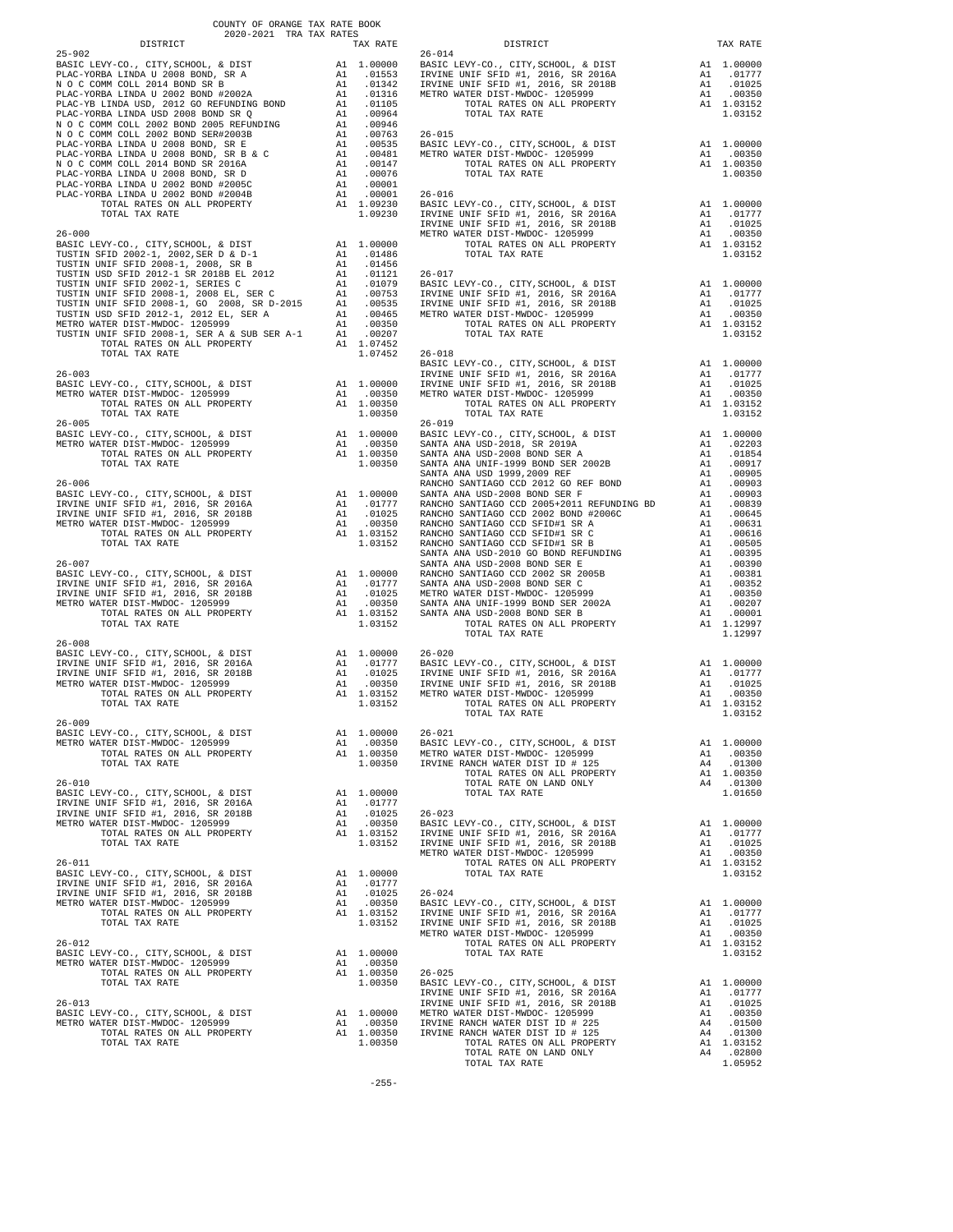COUNTY OF ORANGE TAX RATE BOOK
2020-2021 TRA TAX RATES

| DISTRICT | | TAX RATE |
|---|---|---|
| **25-902** | | |
| BASIC LEVY-CO., CITY,SCHOOL, & DIST | A1 | 1.00000 |
| PLAC-YORBA LINDA U 2008 BOND, SR A | A1 | .01553 |
| N O C COMM COLL 2014 BOND SR B | A1 | .01342 |
| PLAC-YORBA LINDA U 2002 BOND #2002A | A1 | .01316 |
| PLAC-YB LINDA USD, 2012 GO REFUNDING BOND | A1 | .01105 |
| PLAC-YORBA LINDA USD 2008 BOND SR Q | A1 | .00964 |
| N O C COMM COLL 2002 BOND 2005 REFUNDING | A1 | .00946 |
| N O C COMM COLL 2002 BOND SER#2003B | A1 | .00763 |
| PLAC-YORBA LINDA U 2008 BOND, SR E | A1 | .00535 |
| PLAC-YORBA LINDA U 2008 BOND, SR B & C | A1 | .00481 |
| N O C COMM COLL 2014 BOND SR 2016A | A1 | .00147 |
| PLAC-YORBA LINDA U 2008 BOND, SR D | A1 | .00076 |
| PLAC-YORBA LINDA U 2002 BOND #2005C | A1 | .00001 |
| PLAC-YORBA LINDA U 2002 BOND #2004B | A1 | .00001 |
| TOTAL RATES ON ALL PROPERTY | A1 | 1.09230 |
| TOTAL TAX RATE | | 1.09230 |
| **26-000** | | |
| BASIC LEVY-CO., CITY,SCHOOL, & DIST | A1 | 1.00000 |
| TUSTIN SFID 2002-1, 2002,SER D & D-1 | A1 | .01486 |
| TUSTIN UNIF SFID 2008-1, 2008, SR B | A1 | .01456 |
| TUSTIN USD SFID 2012-1 SR 2018B EL 2012 | A1 | .01121 |
| TUSTIN UNIF SFID 2002-1, SERIES C | A1 | .01079 |
| TUSTIN UNIF SFID 2008-1, 2008 EL, SER C | A1 | .00753 |
| TUSTIN UNIF SFID 2008-1, GO 2008, SR D-2015 | A1 | .00535 |
| TUSTIN USD SFID 2012-1, 2012 EL, SER A | A1 | .00465 |
| METRO WATER DIST-MWDOC- 1205999 | A1 | .00350 |
| TUSTIN UNIF SFID 2008-1, SER A & SUB SER A-1 | A1 | .00207 |
| TOTAL RATES ON ALL PROPERTY | A1 | 1.07452 |
| TOTAL TAX RATE | | 1.07452 |
| **26-003** | | |
| BASIC LEVY-CO., CITY,SCHOOL, & DIST | A1 | 1.00000 |
| METRO WATER DIST-MWDOC- 1205999 | A1 | .00350 |
| TOTAL RATES ON ALL PROPERTY | A1 | 1.00350 |
| TOTAL TAX RATE | | 1.00350 |
| **26-005** | | |
| BASIC LEVY-CO., CITY,SCHOOL, & DIST | A1 | 1.00000 |
| METRO WATER DIST-MWDOC- 1205999 | A1 | .00350 |
| TOTAL RATES ON ALL PROPERTY | A1 | 1.00350 |
| TOTAL TAX RATE | | 1.00350 |
| **26-006** | | |
| BASIC LEVY-CO., CITY,SCHOOL, & DIST | A1 | 1.00000 |
| IRVINE UNIF SFID #1, 2016, SR 2016A | A1 | .01777 |
| IRVINE UNIF SFID #1, 2016, SR 2018B | A1 | .01025 |
| METRO WATER DIST-MWDOC- 1205999 | A1 | .00350 |
| TOTAL RATES ON ALL PROPERTY | A1 | 1.03152 |
| TOTAL TAX RATE | | 1.03152 |
| **26-007** | | |
| BASIC LEVY-CO., CITY,SCHOOL, & DIST | A1 | 1.00000 |
| IRVINE UNIF SFID #1, 2016, SR 2016A | A1 | .01777 |
| IRVINE UNIF SFID #1, 2016, SR 2018B | A1 | .01025 |
| METRO WATER DIST-MWDOC- 1205999 | A1 | .00350 |
| TOTAL RATES ON ALL PROPERTY | A1 | 1.03152 |
| TOTAL TAX RATE | | 1.03152 |
| **26-008** | | |
| BASIC LEVY-CO., CITY,SCHOOL, & DIST | A1 | 1.00000 |
| IRVINE UNIF SFID #1, 2016, SR 2016A | A1 | .01777 |
| IRVINE UNIF SFID #1, 2016, SR 2018B | A1 | .01025 |
| METRO WATER DIST-MWDOC- 1205999 | A1 | .00350 |
| TOTAL RATES ON ALL PROPERTY | A1 | 1.03152 |
| TOTAL TAX RATE | | 1.03152 |
| **26-009** | | |
| BASIC LEVY-CO., CITY,SCHOOL, & DIST | A1 | 1.00000 |
| METRO WATER DIST-MWDOC- 1205999 | A1 | .00350 |
| TOTAL RATES ON ALL PROPERTY | A1 | 1.00350 |
| TOTAL TAX RATE | | 1.00350 |
| **26-010** | | |
| BASIC LEVY-CO., CITY,SCHOOL, & DIST | A1 | 1.00000 |
| IRVINE UNIF SFID #1, 2016, SR 2016A | A1 | .01777 |
| IRVINE UNIF SFID #1, 2016, SR 2018B | A1 | .01025 |
| METRO WATER DIST-MWDOC- 1205999 | A1 | .00350 |
| TOTAL RATES ON ALL PROPERTY | A1 | 1.03152 |
| TOTAL TAX RATE | | 1.03152 |
| **26-011** | | |
| BASIC LEVY-CO., CITY,SCHOOL, & DIST | A1 | 1.00000 |
| IRVINE UNIF SFID #1, 2016, SR 2016A | A1 | .01777 |
| IRVINE UNIF SFID #1, 2016, SR 2018B | A1 | .01025 |
| METRO WATER DIST-MWDOC- 1205999 | A1 | .00350 |
| TOTAL RATES ON ALL PROPERTY | A1 | 1.03152 |
| TOTAL TAX RATE | | 1.03152 |
| **26-012** | | |
| BASIC LEVY-CO., CITY,SCHOOL, & DIST | A1 | 1.00000 |
| METRO WATER DIST-MWDOC- 1205999 | A1 | .00350 |
| TOTAL RATES ON ALL PROPERTY | A1 | 1.00350 |
| TOTAL TAX RATE | | 1.00350 |
| **26-013** | | |
| BASIC LEVY-CO., CITY,SCHOOL, & DIST | A1 | 1.00000 |
| METRO WATER DIST-MWDOC- 1205999 | A1 | .00350 |
| TOTAL RATES ON ALL PROPERTY | A1 | 1.00350 |
| TOTAL TAX RATE | | 1.00350 |
| **26-014** | | |
| BASIC LEVY-CO., CITY,SCHOOL, & DIST | A1 | 1.00000 |
| IRVINE UNIF SFID #1, 2016, SR 2016A | A1 | .01777 |
| IRVINE UNIF SFID #1, 2016, SR 2018B | A1 | .01025 |
| METRO WATER DIST-MWDOC- 1205999 | A1 | .00350 |
| TOTAL RATES ON ALL PROPERTY | A1 | 1.03152 |
| TOTAL TAX RATE | | 1.03152 |
| **26-015** | | |
| BASIC LEVY-CO., CITY,SCHOOL, & DIST | A1 | 1.00000 |
| METRO WATER DIST-MWDOC- 1205999 | A1 | .00350 |
| TOTAL RATES ON ALL PROPERTY | A1 | 1.00350 |
| TOTAL TAX RATE | | 1.00350 |
| **26-016** | | |
| BASIC LEVY-CO., CITY,SCHOOL, & DIST | A1 | 1.00000 |
| IRVINE UNIF SFID #1, 2016, SR 2016A | A1 | .01777 |
| IRVINE UNIF SFID #1, 2016, SR 2018B | A1 | .01025 |
| METRO WATER DIST-MWDOC- 1205999 | A1 | .00350 |
| TOTAL RATES ON ALL PROPERTY | A1 | 1.03152 |
| TOTAL TAX RATE | | 1.03152 |
| **26-017** | | |
| BASIC LEVY-CO., CITY,SCHOOL, & DIST | A1 | 1.00000 |
| IRVINE UNIF SFID #1, 2016, SR 2016A | A1 | .01777 |
| IRVINE UNIF SFID #1, 2016, SR 2018B | A1 | .01025 |
| METRO WATER DIST-MWDOC- 1205999 | A1 | .00350 |
| TOTAL RATES ON ALL PROPERTY | A1 | 1.03152 |
| TOTAL TAX RATE | | 1.03152 |
| **26-018** | | |
| BASIC LEVY-CO., CITY,SCHOOL, & DIST | A1 | 1.00000 |
| IRVINE UNIF SFID #1, 2016, SR 2016A | A1 | .01777 |
| IRVINE UNIF SFID #1, 2016, SR 2018B | A1 | .01025 |
| METRO WATER DIST-MWDOC- 1205999 | A1 | .00350 |
| TOTAL RATES ON ALL PROPERTY | A1 | 1.03152 |
| TOTAL TAX RATE | | 1.03152 |
| **26-019** | | |
| BASIC LEVY-CO., CITY,SCHOOL, & DIST | A1 | 1.00000 |
| SANTA ANA USD-2018, SR 2019A | A1 | .02203 |
| SANTA ANA USD-2008 BOND SER A | A1 | .01854 |
| SANTA ANA UNIF-1999 BOND SER 2002B | A1 | .00917 |
| SANTA ANA USD 1999,2009 REF | A1 | .00905 |
| RANCHO SANTIAGO CCD 2012 GO REF BOND | A1 | .00903 |
| SANTA ANA USD-2008 BOND SER F | A1 | .00903 |
| RANCHO SANTIAGO CCD 2005+2011 REFUNDING BD | A1 | .00839 |
| RANCHO SANTIAGO CCD 2002 BOND #2006C | A1 | .00645 |
| RANCHO SANTIAGO CCD SFID#1 SR A | A1 | .00631 |
| RANCHO SANTIAGO CCD SFID#1 SR C | A1 | .00616 |
| RANCHO SANTIAGO CCD SFID#1 SR B | A1 | .00505 |
| SANTA ANA USD-2010 GO BOND REFUNDING | A1 | .00395 |
| SANTA ANA USD-2008 BOND SER E | A1 | .00390 |
| RANCHO SANTIAGO CCD 2002 SR 2005B | A1 | .00381 |
| SANTA ANA USD-2008 BOND SER C | A1 | .00352 |
| METRO WATER DIST-MWDOC- 1205999 | A1 | .00350 |
| SANTA ANA UNIF-1999 BOND SER 2002A | A1 | .00207 |
| SANTA ANA USD-2008 BOND SER B | A1 | .00001 |
| TOTAL RATES ON ALL PROPERTY | A1 | 1.12997 |
| TOTAL TAX RATE | | 1.12997 |
| **26-020** | | |
| BASIC LEVY-CO., CITY,SCHOOL, & DIST | A1 | 1.00000 |
| IRVINE UNIF SFID #1, 2016, SR 2016A | A1 | .01777 |
| IRVINE UNIF SFID #1, 2016, SR 2018B | A1 | .01025 |
| METRO WATER DIST-MWDOC- 1205999 | A1 | .00350 |
| TOTAL RATES ON ALL PROPERTY | A1 | 1.03152 |
| TOTAL TAX RATE | | 1.03152 |
| **26-021** | | |
| BASIC LEVY-CO., CITY,SCHOOL, & DIST | A1 | 1.00000 |
| METRO WATER DIST-MWDOC- 1205999 | A1 | .00350 |
| IRVINE RANCH WATER DIST ID # 125 | A4 | .01300 |
| TOTAL RATES ON ALL PROPERTY | A1 | 1.00350 |
| TOTAL RATE ON LAND ONLY | A4 | .01300 |
| TOTAL TAX RATE | | 1.01650 |
| **26-023** | | |
| BASIC LEVY-CO., CITY,SCHOOL, & DIST | A1 | 1.00000 |
| IRVINE UNIF SFID #1, 2016, SR 2016A | A1 | .01777 |
| IRVINE UNIF SFID #1, 2016, SR 2018B | A1 | .01025 |
| METRO WATER DIST-MWDOC- 1205999 | A1 | .00350 |
| TOTAL RATES ON ALL PROPERTY | A1 | 1.03152 |
| TOTAL TAX RATE | | 1.03152 |
| **26-024** | | |
| BASIC LEVY-CO., CITY,SCHOOL, & DIST | A1 | 1.00000 |
| IRVINE UNIF SFID #1, 2016, SR 2016A | A1 | .01777 |
| IRVINE UNIF SFID #1, 2016, SR 2018B | A1 | .01025 |
| METRO WATER DIST-MWDOC- 1205999 | A1 | .00350 |
| TOTAL RATES ON ALL PROPERTY | A1 | 1.03152 |
| TOTAL TAX RATE | | 1.03152 |
| **26-025** | | |
| BASIC LEVY-CO., CITY,SCHOOL, & DIST | A1 | 1.00000 |
| IRVINE UNIF SFID #1, 2016, SR 2016A | A1 | .01777 |
| IRVINE UNIF SFID #1, 2016, SR 2018B | A1 | .01025 |
| METRO WATER DIST-MWDOC- 1205999 | A1 | .00350 |
| IRVINE RANCH WATER DIST ID # 225 | A4 | .01500 |
| IRVINE RANCH WATER DIST ID # 125 | A4 | .01300 |
| TOTAL RATES ON ALL PROPERTY | A1 | 1.03152 |
| TOTAL RATE ON LAND ONLY | A4 | .02800 |
| TOTAL TAX RATE | | 1.05952 |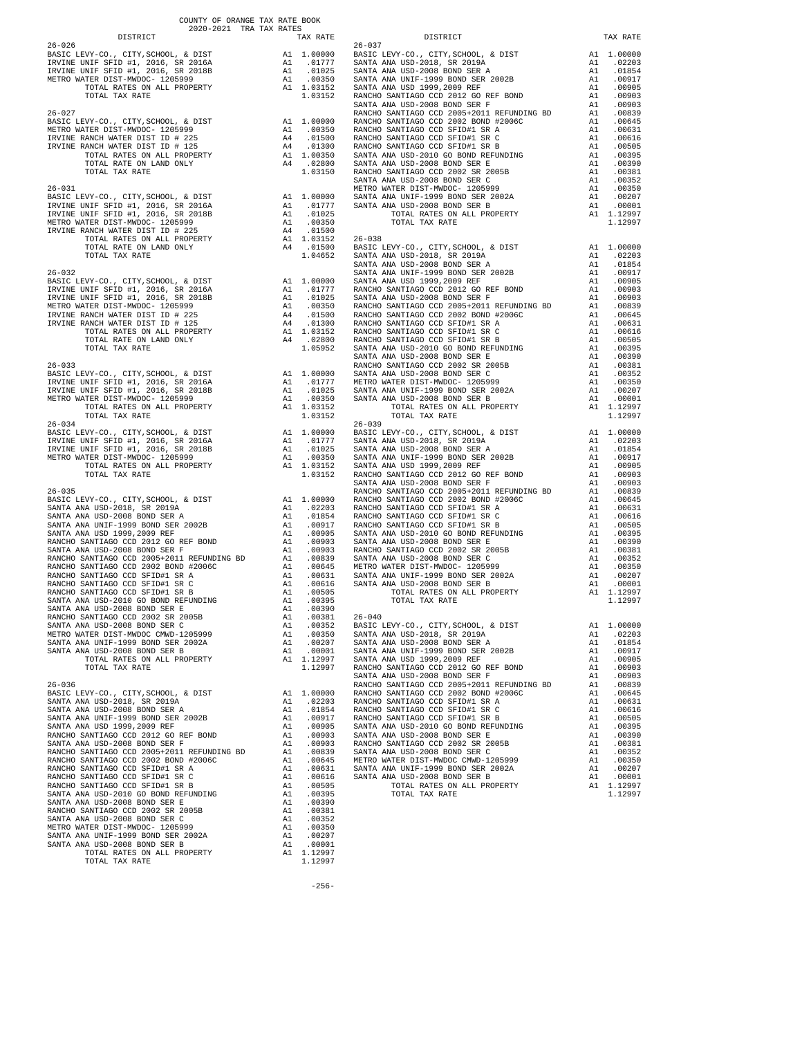COUNTY OF ORANGE TAX RATE BOOK
2020-2021 TRA TAX RATES

| DISTRICT | | TAX RATE |
|---|---|---|
| **26-026** | | |
| BASIC LEVY-CO., CITY,SCHOOL, & DIST | A1 | 1.00000 |
| IRVINE UNIF SFID #1, 2016, SR 2016A | A1 | .01777 |
| IRVINE UNIF SFID #1, 2016, SR 2018B | A1 | .01025 |
| METRO WATER DIST-MWDOC- 1205999 | A1 | .00350 |
| TOTAL RATES ON ALL PROPERTY | A1 | 1.03152 |
| TOTAL TAX RATE | | 1.03152 |
| **26-027** | | |
| BASIC LEVY-CO., CITY,SCHOOL, & DIST | A1 | 1.00000 |
| METRO WATER DIST-MWDOC- 1205999 | A1 | .00350 |
| IRVINE RANCH WATER DIST ID # 225 | A4 | .01500 |
| IRVINE RANCH WATER DIST ID # 125 | A4 | .01300 |
| TOTAL RATES ON ALL PROPERTY | A1 | 1.00350 |
| TOTAL RATE ON LAND ONLY | A4 | .02800 |
| TOTAL TAX RATE | | 1.03150 |
| **26-031** | | |
| BASIC LEVY-CO., CITY,SCHOOL, & DIST | A1 | 1.00000 |
| IRVINE UNIF SFID #1, 2016, SR 2016A | A1 | .01777 |
| IRVINE UNIF SFID #1, 2016, SR 2018B | A1 | .01025 |
| METRO WATER DIST-MWDOC- 1205999 | A1 | .00350 |
| IRVINE RANCH WATER DIST ID # 225 | A4 | .01500 |
| TOTAL RATES ON ALL PROPERTY | A1 | 1.03152 |
| TOTAL RATE ON LAND ONLY | A4 | .01500 |
| TOTAL TAX RATE | | 1.04652 |
| **26-032** | | |
| BASIC LEVY-CO., CITY,SCHOOL, & DIST | A1 | 1.00000 |
| IRVINE UNIF SFID #1, 2016, SR 2016A | A1 | .01777 |
| IRVINE UNIF SFID #1, 2016, SR 2018B | A1 | .01025 |
| METRO WATER DIST-MWDOC- 1205999 | A1 | .00350 |
| IRVINE RANCH WATER DIST ID # 225 | A4 | .01500 |
| IRVINE RANCH WATER DIST ID # 125 | A4 | .01300 |
| TOTAL RATES ON ALL PROPERTY | A1 | 1.03152 |
| TOTAL RATE ON LAND ONLY | A4 | .02800 |
| TOTAL TAX RATE | | 1.05952 |
| **26-033** | | |
| BASIC LEVY-CO., CITY,SCHOOL, & DIST | A1 | 1.00000 |
| IRVINE UNIF SFID #1, 2016, SR 2016A | A1 | .01777 |
| IRVINE UNIF SFID #1, 2016, SR 2018B | A1 | .01025 |
| METRO WATER DIST-MWDOC- 1205999 | A1 | .00350 |
| TOTAL RATES ON ALL PROPERTY | A1 | 1.03152 |
| TOTAL TAX RATE | | 1.03152 |
| **26-034** | | |
| BASIC LEVY-CO., CITY,SCHOOL, & DIST | A1 | 1.00000 |
| IRVINE UNIF SFID #1, 2016, SR 2016A | A1 | .01777 |
| IRVINE UNIF SFID #1, 2016, SR 2018B | A1 | .01025 |
| METRO WATER DIST-MWDOC- 1205999 | A1 | .00350 |
| TOTAL RATES ON ALL PROPERTY | A1 | 1.03152 |
| TOTAL TAX RATE | | 1.03152 |
| **26-035** | | |
| BASIC LEVY-CO., CITY,SCHOOL, & DIST | A1 | 1.00000 |
| SANTA ANA USD-2018, SR 2019A | A1 | .02203 |
| SANTA ANA USD-2008 BOND SER A | A1 | .01854 |
| SANTA ANA UNIF-1999 BOND SER 2002B | A1 | .00917 |
| SANTA ANA USD 1999,2009 REF | A1 | .00905 |
| RANCHO SANTIAGO CCD 2012 GO REF BOND | A1 | .00903 |
| SANTA ANA USD-2008 BOND SER F | A1 | .00903 |
| RANCHO SANTIAGO CCD 2005+2011 REFUNDING BD | A1 | .00839 |
| RANCHO SANTIAGO CCD 2002 BOND #2006C | A1 | .00645 |
| RANCHO SANTIAGO CCD SFID#1 SR A | A1 | .00631 |
| RANCHO SANTIAGO CCD SFID#1 SR C | A1 | .00616 |
| RANCHO SANTIAGO CCD SFID#1 SR B | A1 | .00505 |
| SANTA ANA USD-2010 GO BOND REFUNDING | A1 | .00395 |
| SANTA ANA USD-2008 BOND SER E | A1 | .00390 |
| RANCHO SANTIAGO CCD 2002 SR 2005B | A1 | .00381 |
| SANTA ANA USD-2008 BOND SER C | A1 | .00352 |
| METRO WATER DIST-MWDOC CMWD-1205999 | A1 | .00350 |
| SANTA ANA UNIF-1999 BOND SER 2002A | A1 | .00207 |
| SANTA ANA USD-2008 BOND SER B | A1 | .00001 |
| TOTAL RATES ON ALL PROPERTY | A1 | 1.12997 |
| TOTAL TAX RATE | | 1.12997 |
| **26-036** | | |
| BASIC LEVY-CO., CITY,SCHOOL, & DIST | A1 | 1.00000 |
| SANTA ANA USD-2018, SR 2019A | A1 | .02203 |
| SANTA ANA USD-2008 BOND SER A | A1 | .01854 |
| SANTA ANA UNIF-1999 BOND SER 2002B | A1 | .00917 |
| SANTA ANA USD 1999,2009 REF | A1 | .00905 |
| RANCHO SANTIAGO CCD 2012 GO REF BOND | A1 | .00903 |
| SANTA ANA USD-2008 BOND SER F | A1 | .00903 |
| RANCHO SANTIAGO CCD 2005+2011 REFUNDING BD | A1 | .00839 |
| RANCHO SANTIAGO CCD 2002 BOND #2006C | A1 | .00645 |
| RANCHO SANTIAGO CCD SFID#1 SR A | A1 | .00631 |
| RANCHO SANTIAGO CCD SFID#1 SR C | A1 | .00616 |
| RANCHO SANTIAGO CCD SFID#1 SR B | A1 | .00505 |
| SANTA ANA USD-2010 GO BOND REFUNDING | A1 | .00395 |
| SANTA ANA USD-2008 BOND SER E | A1 | .00390 |
| RANCHO SANTIAGO CCD 2002 SR 2005B | A1 | .00381 |
| SANTA ANA USD-2008 BOND SER C | A1 | .00352 |
| METRO WATER DIST-MWDOC- 1205999 | A1 | .00350 |
| SANTA ANA UNIF-1999 BOND SER 2002A | A1 | .00207 |
| SANTA ANA USD-2008 BOND SER B | A1 | .00001 |
| TOTAL RATES ON ALL PROPERTY | A1 | 1.12997 |
| TOTAL TAX RATE | | 1.12997 |
| **26-037** | | |
| BASIC LEVY-CO., CITY,SCHOOL, & DIST | A1 | 1.00000 |
| SANTA ANA USD-2018, SR 2019A | A1 | .02203 |
| SANTA ANA USD-2008 BOND SER A | A1 | .01854 |
| SANTA ANA UNIF-1999 BOND SER 2002B | A1 | .00917 |
| SANTA ANA USD 1999,2009 REF | A1 | .00905 |
| RANCHO SANTIAGO CCD 2012 GO REF BOND | A1 | .00903 |
| SANTA ANA USD-2008 BOND SER F | A1 | .00903 |
| RANCHO SANTIAGO CCD 2005+2011 REFUNDING BD | A1 | .00839 |
| RANCHO SANTIAGO CCD 2002 BOND #2006C | A1 | .00645 |
| RANCHO SANTIAGO CCD SFID#1 SR A | A1 | .00631 |
| RANCHO SANTIAGO CCD SFID#1 SR C | A1 | .00616 |
| RANCHO SANTIAGO CCD SFID#1 SR B | A1 | .00505 |
| SANTA ANA USD-2010 GO BOND REFUNDING | A1 | .00395 |
| SANTA ANA USD-2008 BOND SER E | A1 | .00390 |
| RANCHO SANTIAGO CCD 2002 SR 2005B | A1 | .00381 |
| SANTA ANA USD-2008 BOND SER C | A1 | .00352 |
| METRO WATER DIST-MWDOC- 1205999 | A1 | .00350 |
| SANTA ANA UNIF-1999 BOND SER 2002A | A1 | .00207 |
| SANTA ANA USD-2008 BOND SER B | A1 | .00001 |
| TOTAL RATES ON ALL PROPERTY | A1 | 1.12997 |
| TOTAL TAX RATE | | 1.12997 |
| **26-038** | | |
| BASIC LEVY-CO., CITY,SCHOOL, & DIST | A1 | 1.00000 |
| SANTA ANA USD-2018, SR 2019A | A1 | .02203 |
| SANTA ANA USD-2008 BOND SER A | A1 | .01854 |
| SANTA ANA UNIF-1999 BOND SER 2002B | A1 | .00917 |
| SANTA ANA USD 1999,2009 REF | A1 | .00905 |
| RANCHO SANTIAGO CCD 2012 GO REF BOND | A1 | .00903 |
| SANTA ANA USD-2008 BOND SER F | A1 | .00903 |
| RANCHO SANTIAGO CCD 2005+2011 REFUNDING BD | A1 | .00839 |
| RANCHO SANTIAGO CCD 2002 BOND #2006C | A1 | .00645 |
| RANCHO SANTIAGO CCD SFID#1 SR A | A1 | .00631 |
| RANCHO SANTIAGO CCD SFID#1 SR C | A1 | .00616 |
| RANCHO SANTIAGO CCD SFID#1 SR B | A1 | .00505 |
| SANTA ANA USD-2010 GO BOND REFUNDING | A1 | .00395 |
| SANTA ANA USD-2008 BOND SER E | A1 | .00390 |
| RANCHO SANTIAGO CCD 2002 SR 2005B | A1 | .00381 |
| SANTA ANA USD-2008 BOND SER C | A1 | .00352 |
| METRO WATER DIST-MWDOC- 1205999 | A1 | .00350 |
| SANTA ANA UNIF-1999 BOND SER 2002A | A1 | .00207 |
| SANTA ANA USD-2008 BOND SER B | A1 | .00001 |
| TOTAL RATES ON ALL PROPERTY | A1 | 1.12997 |
| TOTAL TAX RATE | | 1.12997 |
| **26-039** | | |
| BASIC LEVY-CO., CITY,SCHOOL, & DIST | A1 | 1.00000 |
| SANTA ANA USD-2018, SR 2019A | A1 | .02203 |
| SANTA ANA USD-2008 BOND SER A | A1 | .01854 |
| SANTA ANA UNIF-1999 BOND SER 2002B | A1 | .00917 |
| SANTA ANA USD 1999,2009 REF | A1 | .00905 |
| RANCHO SANTIAGO CCD 2012 GO REF BOND | A1 | .00903 |
| SANTA ANA USD-2008 BOND SER F | A1 | .00903 |
| RANCHO SANTIAGO CCD 2005+2011 REFUNDING BD | A1 | .00839 |
| RANCHO SANTIAGO CCD 2002 BOND #2006C | A1 | .00645 |
| RANCHO SANTIAGO CCD SFID#1 SR A | A1 | .00631 |
| RANCHO SANTIAGO CCD SFID#1 SR C | A1 | .00616 |
| RANCHO SANTIAGO CCD SFID#1 SR B | A1 | .00505 |
| SANTA ANA USD-2010 GO BOND REFUNDING | A1 | .00395 |
| SANTA ANA USD-2008 BOND SER E | A1 | .00390 |
| RANCHO SANTIAGO CCD 2002 SR 2005B | A1 | .00381 |
| SANTA ANA USD-2008 BOND SER C | A1 | .00352 |
| METRO WATER DIST-MWDOC- 1205999 | A1 | .00350 |
| SANTA ANA UNIF-1999 BOND SER 2002A | A1 | .00207 |
| SANTA ANA USD-2008 BOND SER B | A1 | .00001 |
| TOTAL RATES ON ALL PROPERTY | A1 | 1.12997 |
| TOTAL TAX RATE | | 1.12997 |
| **26-040** | | |
| BASIC LEVY-CO., CITY,SCHOOL, & DIST | A1 | 1.00000 |
| SANTA ANA USD-2018, SR 2019A | A1 | .02203 |
| SANTA ANA USD-2008 BOND SER A | A1 | .01854 |
| SANTA ANA UNIF-1999 BOND SER 2002B | A1 | .00917 |
| SANTA ANA USD 1999,2009 REF | A1 | .00905 |
| RANCHO SANTIAGO CCD 2012 GO REF BOND | A1 | .00903 |
| SANTA ANA USD-2008 BOND SER F | A1 | .00903 |
| RANCHO SANTIAGO CCD 2005+2011 REFUNDING BD | A1 | .00839 |
| RANCHO SANTIAGO CCD 2002 BOND #2006C | A1 | .00645 |
| RANCHO SANTIAGO CCD SFID#1 SR A | A1 | .00631 |
| RANCHO SANTIAGO CCD SFID#1 SR C | A1 | .00616 |
| RANCHO SANTIAGO CCD SFID#1 SR B | A1 | .00505 |
| SANTA ANA USD-2010 GO BOND REFUNDING | A1 | .00395 |
| SANTA ANA USD-2008 BOND SER E | A1 | .00390 |
| RANCHO SANTIAGO CCD 2002 SR 2005B | A1 | .00381 |
| SANTA ANA USD-2008 BOND SER C | A1 | .00352 |
| METRO WATER DIST-MWDOC CMWD-1205999 | A1 | .00350 |
| SANTA ANA UNIF-1999 BOND SER 2002A | A1 | .00207 |
| SANTA ANA USD-2008 BOND SER B | A1 | .00001 |
| TOTAL RATES ON ALL PROPERTY | A1 | 1.12997 |
| TOTAL TAX RATE | | 1.12997 |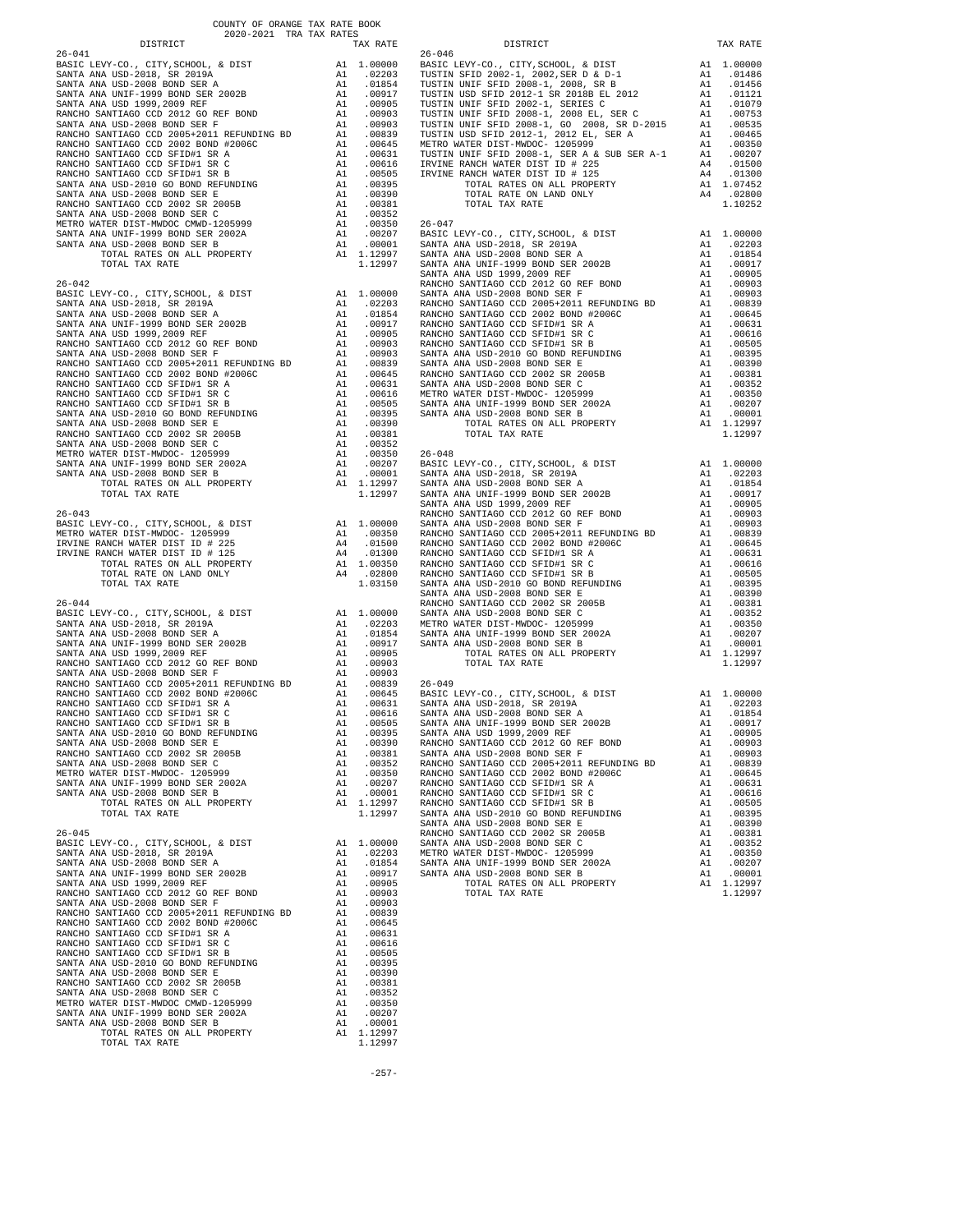COUNTY OF ORANGE TAX RATE BOOK
2020-2021 TRA TAX RATES

| DISTRICT | | TAX RATE |
|---|---|---|
| **26-041** | | |
| BASIC LEVY-CO., CITY,SCHOOL, & DIST | A1 | 1.00000 |
| SANTA ANA USD-2018, SR 2019A | A1 | .02203 |
| SANTA ANA USD-2008 BOND SER A | A1 | .01854 |
| SANTA ANA UNIF-1999 BOND SER 2002B | A1 | .00917 |
| SANTA ANA USD 1999,2009 REF | A1 | .00905 |
| RANCHO SANTIAGO CCD 2012 GO REF BOND | A1 | .00903 |
| SANTA ANA USD-2008 BOND SER F | A1 | .00903 |
| RANCHO SANTIAGO CCD 2005+2011 REFUNDING BD | A1 | .00839 |
| RANCHO SANTIAGO CCD 2002 BOND #2006C | A1 | .00645 |
| RANCHO SANTIAGO CCD SFID#1 SR A | A1 | .00631 |
| RANCHO SANTIAGO CCD SFID#1 SR C | A1 | .00616 |
| RANCHO SANTIAGO CCD SFID#1 SR B | A1 | .00505 |
| SANTA ANA USD-2010 GO BOND REFUNDING | A1 | .00395 |
| SANTA ANA USD-2008 BOND SER E | A1 | .00390 |
| RANCHO SANTIAGO CCD 2002 SR 2005B | A1 | .00381 |
| SANTA ANA USD-2008 BOND SER C | A1 | .00352 |
| METRO WATER DIST-MWDOC CMWD-1205999 | A1 | .00350 |
| SANTA ANA UNIF-1999 BOND SER 2002A | A1 | .00207 |
| SANTA ANA USD-2008 BOND SER B | A1 | .00001 |
| TOTAL RATES ON ALL PROPERTY | A1 | 1.12997 |
| TOTAL TAX RATE | | 1.12997 |
| **26-042** | | |
| BASIC LEVY-CO., CITY,SCHOOL, & DIST | A1 | 1.00000 |
| SANTA ANA USD-2018, SR 2019A | A1 | .02203 |
| SANTA ANA USD-2008 BOND SER A | A1 | .01854 |
| SANTA ANA UNIF-1999 BOND SER 2002B | A1 | .00917 |
| SANTA ANA USD 1999,2009 REF | A1 | .00905 |
| RANCHO SANTIAGO CCD 2012 GO REF BOND | A1 | .00903 |
| SANTA ANA USD-2008 BOND SER F | A1 | .00903 |
| RANCHO SANTIAGO CCD 2005+2011 REFUNDING BD | A1 | .00839 |
| RANCHO SANTIAGO CCD 2002 BOND #2006C | A1 | .00645 |
| RANCHO SANTIAGO CCD SFID#1 SR A | A1 | .00631 |
| RANCHO SANTIAGO CCD SFID#1 SR C | A1 | .00616 |
| RANCHO SANTIAGO CCD SFID#1 SR B | A1 | .00505 |
| SANTA ANA USD-2010 GO BOND REFUNDING | A1 | .00395 |
| SANTA ANA USD-2008 BOND SER E | A1 | .00390 |
| RANCHO SANTIAGO CCD 2002 SR 2005B | A1 | .00381 |
| SANTA ANA USD-2008 BOND SER C | A1 | .00352 |
| METRO WATER DIST-MWDOC- 1205999 | A1 | .00350 |
| SANTA ANA UNIF-1999 BOND SER 2002A | A1 | .00207 |
| SANTA ANA USD-2008 BOND SER B | A1 | .00001 |
| TOTAL RATES ON ALL PROPERTY | A1 | 1.12997 |
| TOTAL TAX RATE | | 1.12997 |
| **26-043** | | |
| BASIC LEVY-CO., CITY,SCHOOL, & DIST | A1 | 1.00000 |
| METRO WATER DIST-MWDOC- 1205999 | A1 | .00350 |
| IRVINE RANCH WATER DIST ID # 225 | A4 | .01500 |
| IRVINE RANCH WATER DIST ID # 125 | A4 | .01300 |
| TOTAL RATES ON ALL PROPERTY | A1 | 1.00350 |
| TOTAL RATE ON LAND ONLY | A4 | .02800 |
| TOTAL TAX RATE | | 1.03150 |
| **26-044** | | |
| BASIC LEVY-CO., CITY,SCHOOL, & DIST | A1 | 1.00000 |
| SANTA ANA USD-2018, SR 2019A | A1 | .02203 |
| SANTA ANA USD-2008 BOND SER A | A1 | .01854 |
| SANTA ANA UNIF-1999 BOND SER 2002B | A1 | .00917 |
| SANTA ANA USD 1999,2009 REF | A1 | .00905 |
| RANCHO SANTIAGO CCD 2012 GO REF BOND | A1 | .00903 |
| SANTA ANA USD-2008 BOND SER F | A1 | .00903 |
| RANCHO SANTIAGO CCD 2005+2011 REFUNDING BD | A1 | .00839 |
| RANCHO SANTIAGO CCD 2002 BOND #2006C | A1 | .00645 |
| RANCHO SANTIAGO CCD SFID#1 SR A | A1 | .00631 |
| RANCHO SANTIAGO CCD SFID#1 SR C | A1 | .00616 |
| RANCHO SANTIAGO CCD SFID#1 SR B | A1 | .00505 |
| SANTA ANA USD-2010 GO BOND REFUNDING | A1 | .00395 |
| SANTA ANA USD-2008 BOND SER E | A1 | .00390 |
| RANCHO SANTIAGO CCD 2002 SR 2005B | A1 | .00381 |
| SANTA ANA USD-2008 BOND SER C | A1 | .00352 |
| METRO WATER DIST-MWDOC- 1205999 | A1 | .00350 |
| SANTA ANA UNIF-1999 BOND SER 2002A | A1 | .00207 |
| SANTA ANA USD-2008 BOND SER B | A1 | .00001 |
| TOTAL RATES ON ALL PROPERTY | A1 | 1.12997 |
| TOTAL TAX RATE | | 1.12997 |
| **26-045** | | |
| BASIC LEVY-CO., CITY,SCHOOL, & DIST | A1 | 1.00000 |
| SANTA ANA USD-2018, SR 2019A | A1 | .02203 |
| SANTA ANA USD-2008 BOND SER A | A1 | .01854 |
| SANTA ANA UNIF-1999 BOND SER 2002B | A1 | .00917 |
| SANTA ANA USD 1999,2009 REF | A1 | .00905 |
| RANCHO SANTIAGO CCD 2012 GO REF BOND | A1 | .00903 |
| SANTA ANA USD-2008 BOND SER F | A1 | .00903 |
| RANCHO SANTIAGO CCD 2005+2011 REFUNDING BD | A1 | .00839 |
| RANCHO SANTIAGO CCD 2002 BOND #2006C | A1 | .00645 |
| RANCHO SANTIAGO CCD SFID#1 SR A | A1 | .00631 |
| RANCHO SANTIAGO CCD SFID#1 SR C | A1 | .00616 |
| RANCHO SANTIAGO CCD SFID#1 SR B | A1 | .00505 |
| SANTA ANA USD-2010 GO BOND REFUNDING | A1 | .00395 |
| SANTA ANA USD-2008 BOND SER E | A1 | .00390 |
| RANCHO SANTIAGO CCD 2002 SR 2005B | A1 | .00381 |
| SANTA ANA USD-2008 BOND SER C | A1 | .00352 |
| METRO WATER DIST-MWDOC CMWD-1205999 | A1 | .00350 |
| SANTA ANA UNIF-1999 BOND SER 2002A | A1 | .00207 |
| SANTA ANA USD-2008 BOND SER B | A1 | .00001 |
| TOTAL RATES ON ALL PROPERTY | A1 | 1.12997 |
| TOTAL TAX RATE | | 1.12997 |
| **26-046** | | |
| BASIC LEVY-CO., CITY,SCHOOL, & DIST | A1 | 1.00000 |
| TUSTIN SFID 2002-1, 2002,SER D & D-1 | A1 | .01486 |
| TUSTIN UNIF SFID 2008-1, 2008, SR B | A1 | .01456 |
| TUSTIN USD SFID 2012-1 SR 2018B EL 2012 | A1 | .01121 |
| TUSTIN UNIF SFID 2002-1, SERIES C | A1 | .01079 |
| TUSTIN UNIF SFID 2008-1, 2008 EL, SER C | A1 | .00753 |
| TUSTIN UNIF SFID 2008-1, GO 2008, SR D-2015 | A1 | .00535 |
| TUSTIN USD SFID 2012-1, 2012 EL, SER A | A1 | .00465 |
| METRO WATER DIST-MWDOC- 1205999 | A1 | .00350 |
| TUSTIN UNIF SFID 2008-1, SER A & SUB SER A-1 | A1 | .00207 |
| IRVINE RANCH WATER DIST ID # 225 | A4 | .01500 |
| IRVINE RANCH WATER DIST ID # 125 | A4 | .01300 |
| TOTAL RATES ON ALL PROPERTY | A1 | 1.07452 |
| TOTAL RATE ON LAND ONLY | A4 | .02800 |
| TOTAL TAX RATE | | 1.10252 |
| **26-047** | | |
| BASIC LEVY-CO., CITY,SCHOOL, & DIST | A1 | 1.00000 |
| SANTA ANA USD-2018, SR 2019A | A1 | .02203 |
| SANTA ANA USD-2008 BOND SER A | A1 | .01854 |
| SANTA ANA UNIF-1999 BOND SER 2002B | A1 | .00917 |
| SANTA ANA USD 1999,2009 REF | A1 | .00905 |
| RANCHO SANTIAGO CCD 2012 GO REF BOND | A1 | .00903 |
| SANTA ANA USD-2008 BOND SER F | A1 | .00903 |
| RANCHO SANTIAGO CCD 2005+2011 REFUNDING BD | A1 | .00839 |
| RANCHO SANTIAGO CCD 2002 BOND #2006C | A1 | .00645 |
| RANCHO SANTIAGO CCD SFID#1 SR A | A1 | .00631 |
| RANCHO SANTIAGO CCD SFID#1 SR C | A1 | .00616 |
| RANCHO SANTIAGO CCD SFID#1 SR B | A1 | .00505 |
| SANTA ANA USD-2010 GO BOND REFUNDING | A1 | .00395 |
| SANTA ANA USD-2008 BOND SER E | A1 | .00390 |
| RANCHO SANTIAGO CCD 2002 SR 2005B | A1 | .00381 |
| SANTA ANA USD-2008 BOND SER C | A1 | .00352 |
| METRO WATER DIST-MWDOC- 1205999 | A1 | .00350 |
| SANTA ANA UNIF-1999 BOND SER 2002A | A1 | .00207 |
| SANTA ANA USD-2008 BOND SER B | A1 | .00001 |
| TOTAL RATES ON ALL PROPERTY | A1 | 1.12997 |
| TOTAL TAX RATE | | 1.12997 |
| **26-048** | | |
| BASIC LEVY-CO., CITY,SCHOOL, & DIST | A1 | 1.00000 |
| SANTA ANA USD-2018, SR 2019A | A1 | .02203 |
| SANTA ANA USD-2008 BOND SER A | A1 | .01854 |
| SANTA ANA UNIF-1999 BOND SER 2002B | A1 | .00917 |
| SANTA ANA USD 1999,2009 REF | A1 | .00905 |
| RANCHO SANTIAGO CCD 2012 GO REF BOND | A1 | .00903 |
| SANTA ANA USD-2008 BOND SER F | A1 | .00903 |
| RANCHO SANTIAGO CCD 2005+2011 REFUNDING BD | A1 | .00839 |
| RANCHO SANTIAGO CCD 2002 BOND #2006C | A1 | .00645 |
| RANCHO SANTIAGO CCD SFID#1 SR A | A1 | .00631 |
| RANCHO SANTIAGO CCD SFID#1 SR C | A1 | .00616 |
| RANCHO SANTIAGO CCD SFID#1 SR B | A1 | .00505 |
| SANTA ANA USD-2010 GO BOND REFUNDING | A1 | .00395 |
| SANTA ANA USD-2008 BOND SER E | A1 | .00390 |
| RANCHO SANTIAGO CCD 2002 SR 2005B | A1 | .00381 |
| SANTA ANA USD-2008 BOND SER C | A1 | .00352 |
| METRO WATER DIST-MWDOC- 1205999 | A1 | .00350 |
| SANTA ANA UNIF-1999 BOND SER 2002A | A1 | .00207 |
| SANTA ANA USD-2008 BOND SER B | A1 | .00001 |
| TOTAL RATES ON ALL PROPERTY | A1 | 1.12997 |
| TOTAL TAX RATE | | 1.12997 |
| **26-049** | | |
| BASIC LEVY-CO., CITY,SCHOOL, & DIST | A1 | 1.00000 |
| SANTA ANA USD-2018, SR 2019A | A1 | .02203 |
| SANTA ANA USD-2008 BOND SER A | A1 | .01854 |
| SANTA ANA UNIF-1999 BOND SER 2002B | A1 | .00917 |
| SANTA ANA USD 1999,2009 REF | A1 | .00905 |
| RANCHO SANTIAGO CCD 2012 GO REF BOND | A1 | .00903 |
| SANTA ANA USD-2008 BOND SER F | A1 | .00903 |
| RANCHO SANTIAGO CCD 2005+2011 REFUNDING BD | A1 | .00839 |
| RANCHO SANTIAGO CCD 2002 BOND #2006C | A1 | .00645 |
| RANCHO SANTIAGO CCD SFID#1 SR A | A1 | .00631 |
| RANCHO SANTIAGO CCD SFID#1 SR C | A1 | .00616 |
| RANCHO SANTIAGO CCD SFID#1 SR B | A1 | .00505 |
| SANTA ANA USD-2010 GO BOND REFUNDING | A1 | .00395 |
| SANTA ANA USD-2008 BOND SER E | A1 | .00390 |
| RANCHO SANTIAGO CCD 2002 SR 2005B | A1 | .00381 |
| SANTA ANA USD-2008 BOND SER C | A1 | .00352 |
| METRO WATER DIST-MWDOC- 1205999 | A1 | .00350 |
| SANTA ANA UNIF-1999 BOND SER 2002A | A1 | .00207 |
| SANTA ANA USD-2008 BOND SER B | A1 | .00001 |
| TOTAL RATES ON ALL PROPERTY | A1 | 1.12997 |
| TOTAL TAX RATE | | 1.12997 |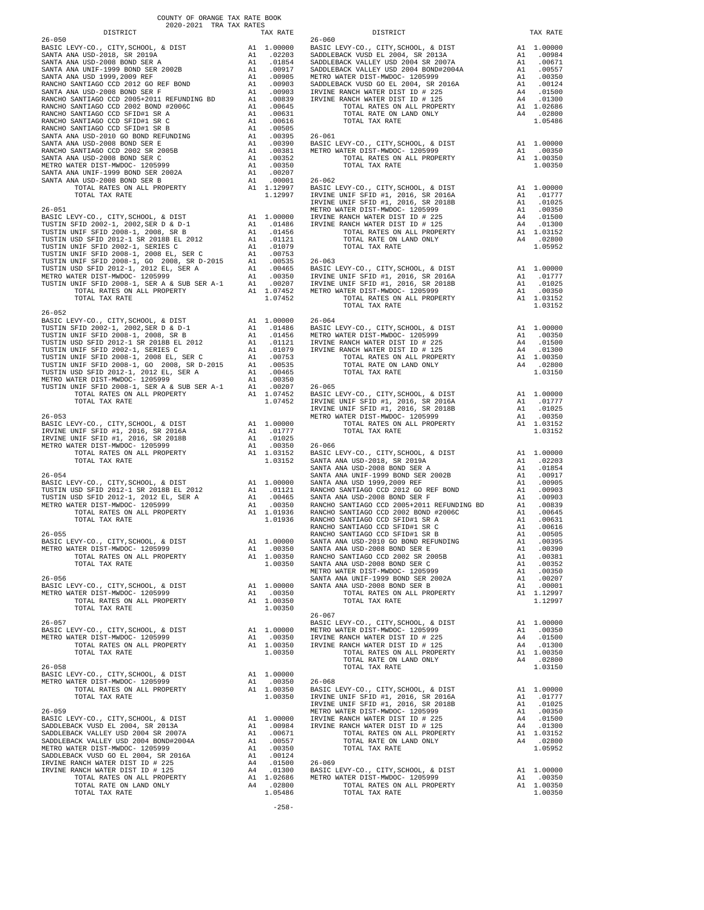COUNTY OF ORANGE TAX RATE BOOK
2020-2021 TRA TAX RATES

| DISTRICT | | TAX RATE |
|---|---|---|
| **26-050** | | |
| BASIC LEVY-CO., CITY,SCHOOL, & DIST | A1 | 1.00000 |
| SANTA ANA USD-2018, SR 2019A | A1 | .02203 |
| SANTA ANA USD-2008 BOND SER A | A1 | .01854 |
| SANTA ANA UNIF-1999 BOND SER 2002B | A1 | .00917 |
| SANTA ANA USD 1999,2009 REF | A1 | .00905 |
| RANCHO SANTIAGO CCD 2012 GO REF BOND | A1 | .00903 |
| SANTA ANA USD-2008 BOND SER F | A1 | .00903 |
| RANCHO SANTIAGO CCD 2005+2011 REFUNDING BD | A1 | .00839 |
| RANCHO SANTIAGO CCD 2002 BOND #2006C | A1 | .00645 |
| RANCHO SANTIAGO CCD SFID#1 SR A | A1 | .00631 |
| RANCHO SANTIAGO CCD SFID#1 SR C | A1 | .00616 |
| RANCHO SANTIAGO CCD SFID#1 SR B | A1 | .00505 |
| SANTA ANA USD-2010 GO BOND REFUNDING | A1 | .00395 |
| SANTA ANA USD-2008 BOND SER E | A1 | .00390 |
| RANCHO SANTIAGO CCD 2002 SR 2005B | A1 | .00381 |
| SANTA ANA USD-2008 BOND SER C | A1 | .00352 |
| METRO WATER DIST-MWDOC- 1205999 | A1 | .00350 |
| SANTA ANA UNIF-1999 BOND SER 2002A | A1 | .00207 |
| SANTA ANA USD-2008 BOND SER B | A1 | .00001 |
| TOTAL RATES ON ALL PROPERTY | A1 | 1.12997 |
| TOTAL TAX RATE | | 1.12997 |
| **26-051** | | |
| BASIC LEVY-CO., CITY,SCHOOL, & DIST | A1 | 1.00000 |
| TUSTIN SFID 2002-1, 2002,SER D & D-1 | A1 | .01486 |
| TUSTIN UNIF SFID 2008-1, 2008, SR B | A1 | .01456 |
| TUSTIN USD SFID 2012-1 SR 2018B EL 2012 | A1 | .01121 |
| TUSTIN UNIF SFID 2002-1, SERIES C | A1 | .01079 |
| TUSTIN UNIF SFID 2008-1, 2008 EL, SER C | A1 | .00753 |
| TUSTIN UNIF SFID 2008-1, GO 2008, SR D-2015 | A1 | .00535 |
| TUSTIN USD SFID 2012-1, 2012 EL, SER A | A1 | .00465 |
| METRO WATER DIST-MWDOC- 1205999 | A1 | .00350 |
| TUSTIN UNIF SFID 2008-1, SER A & SUB SER A-1 | A1 | .00207 |
| TOTAL RATES ON ALL PROPERTY | A1 | 1.07452 |
| TOTAL TAX RATE | | 1.07452 |
| **26-052** | | |
| BASIC LEVY-CO., CITY,SCHOOL, & DIST | A1 | 1.00000 |
| TUSTIN SFID 2002-1, 2002,SER D & D-1 | A1 | .01486 |
| TUSTIN UNIF SFID 2008-1, 2008, SR B | A1 | .01456 |
| TUSTIN USD SFID 2012-1 SR 2018B EL 2012 | A1 | .01121 |
| TUSTIN UNIF SFID 2002-1, SERIES C | A1 | .01079 |
| TUSTIN UNIF SFID 2008-1, 2008 EL, SER C | A1 | .00753 |
| TUSTIN UNIF SFID 2008-1, GO 2008, SR D-2015 | A1 | .00535 |
| TUSTIN USD SFID 2012-1, 2012 EL, SER A | A1 | .00465 |
| METRO WATER DIST-MWDOC- 1205999 | A1 | .00350 |
| TUSTIN UNIF SFID 2008-1, SER A & SUB SER A-1 | A1 | .00207 |
| TOTAL RATES ON ALL PROPERTY | A1 | 1.07452 |
| TOTAL TAX RATE | | 1.07452 |
| **26-053** | | |
| BASIC LEVY-CO., CITY,SCHOOL, & DIST | A1 | 1.00000 |
| IRVINE UNIF SFID #1, 2016, SR 2016A | A1 | .01777 |
| IRVINE UNIF SFID #1, 2016, SR 2018B | A1 | .01025 |
| METRO WATER DIST-MWDOC- 1205999 | A1 | .00350 |
| TOTAL RATES ON ALL PROPERTY | A1 | 1.03152 |
| TOTAL TAX RATE | | 1.03152 |
| **26-054** | | |
| BASIC LEVY-CO., CITY,SCHOOL, & DIST | A1 | 1.00000 |
| TUSTIN USD SFID 2012-1 SR 2018B EL 2012 | A1 | .01121 |
| TUSTIN USD SFID 2012-1, 2012 EL, SER A | A1 | .00465 |
| METRO WATER DIST-MWDOC- 1205999 | A1 | .00350 |
| TOTAL RATES ON ALL PROPERTY | A1 | 1.01936 |
| TOTAL TAX RATE | | 1.01936 |
| **26-055** | | |
| BASIC LEVY-CO., CITY,SCHOOL, & DIST | A1 | 1.00000 |
| METRO WATER DIST-MWDOC- 1205999 | A1 | .00350 |
| TOTAL RATES ON ALL PROPERTY | A1 | 1.00350 |
| TOTAL TAX RATE | | 1.00350 |
| **26-056** | | |
| BASIC LEVY-CO., CITY,SCHOOL, & DIST | A1 | 1.00000 |
| METRO WATER DIST-MWDOC- 1205999 | A1 | .00350 |
| TOTAL RATES ON ALL PROPERTY | A1 | 1.00350 |
| TOTAL TAX RATE | | 1.00350 |
| **26-057** | | |
| BASIC LEVY-CO., CITY,SCHOOL, & DIST | A1 | 1.00000 |
| METRO WATER DIST-MWDOC- 1205999 | A1 | .00350 |
| TOTAL RATES ON ALL PROPERTY | A1 | 1.00350 |
| TOTAL TAX RATE | | 1.00350 |
| **26-058** | | |
| BASIC LEVY-CO., CITY,SCHOOL, & DIST | A1 | 1.00000 |
| METRO WATER DIST-MWDOC- 1205999 | A1 | .00350 |
| TOTAL RATES ON ALL PROPERTY | A1 | 1.00350 |
| TOTAL TAX RATE | | 1.00350 |
| **26-059** | | |
| BASIC LEVY-CO., CITY,SCHOOL, & DIST | A1 | 1.00000 |
| SADDLEBACK VUSD EL 2004, SR 2013A | A1 | .00984 |
| SADDLEBACK VALLEY USD 2004 SR 2007A | A1 | .00671 |
| SADDLEBACK VALLEY USD 2004 BOND#2004A | A1 | .00557 |
| METRO WATER DIST-MWDOC- 1205999 | A1 | .00350 |
| SADDLEBACK VUSD GO EL 2004, SR 2016A | A1 | .00124 |
| IRVINE RANCH WATER DIST ID # 225 | A4 | .01500 |
| IRVINE RANCH WATER DIST ID # 125 | A4 | .01300 |
| TOTAL RATES ON ALL PROPERTY | A1 | 1.02686 |
| TOTAL RATE ON LAND ONLY | A4 | .02800 |
| TOTAL TAX RATE | | 1.05486 |
| **26-060** | | |
| BASIC LEVY-CO., CITY,SCHOOL, & DIST | A1 | 1.00000 |
| SADDLEBACK VUSD EL 2004, SR 2013A | A1 | .00984 |
| SADDLEBACK VALLEY USD 2004 SR 2007A | A1 | .00671 |
| SADDLEBACK VALLEY USD 2004 BOND#2004A | A1 | .00557 |
| METRO WATER DIST-MWDOC- 1205999 | A1 | .00350 |
| SADDLEBACK VUSD GO EL 2004, SR 2016A | A1 | .00124 |
| IRVINE RANCH WATER DIST ID # 225 | A4 | .01500 |
| IRVINE RANCH WATER DIST ID # 125 | A4 | .01300 |
| TOTAL RATES ON ALL PROPERTY | A1 | 1.02686 |
| TOTAL RATE ON LAND ONLY | A4 | .02800 |
| TOTAL TAX RATE | | 1.05486 |
| **26-061** | | |
| BASIC LEVY-CO., CITY,SCHOOL, & DIST | A1 | 1.00000 |
| METRO WATER DIST-MWDOC- 1205999 | A1 | .00350 |
| TOTAL RATES ON ALL PROPERTY | A1 | 1.00350 |
| TOTAL TAX RATE | | 1.00350 |
| **26-062** | | |
| BASIC LEVY-CO., CITY,SCHOOL, & DIST | A1 | 1.00000 |
| IRVINE UNIF SFID #1, 2016, SR 2016A | A1 | .01777 |
| IRVINE UNIF SFID #1, 2016, SR 2018B | A1 | .01025 |
| METRO WATER DIST-MWDOC- 1205999 | A1 | .00350 |
| IRVINE RANCH WATER DIST ID # 225 | A4 | .01500 |
| IRVINE RANCH WATER DIST ID # 125 | A4 | .01300 |
| TOTAL RATES ON ALL PROPERTY | A1 | 1.03152 |
| TOTAL RATE ON LAND ONLY | A4 | .02800 |
| TOTAL TAX RATE | | 1.05952 |
| **26-063** | | |
| BASIC LEVY-CO., CITY,SCHOOL, & DIST | A1 | 1.00000 |
| IRVINE UNIF SFID #1, 2016, SR 2016A | A1 | .01777 |
| IRVINE UNIF SFID #1, 2016, SR 2018B | A1 | .01025 |
| METRO WATER DIST-MWDOC- 1205999 | A1 | .00350 |
| TOTAL RATES ON ALL PROPERTY | A1 | 1.03152 |
| TOTAL TAX RATE | | 1.03152 |
| **26-064** | | |
| BASIC LEVY-CO., CITY,SCHOOL, & DIST | A1 | 1.00000 |
| METRO WATER DIST-MWDOC- 1205999 | A1 | .00350 |
| IRVINE RANCH WATER DIST ID # 225 | A4 | .01500 |
| IRVINE RANCH WATER DIST ID # 125 | A4 | .01300 |
| TOTAL RATES ON ALL PROPERTY | A1 | 1.00350 |
| TOTAL RATE ON LAND ONLY | A4 | .02800 |
| TOTAL TAX RATE | | 1.03150 |
| **26-065** | | |
| BASIC LEVY-CO., CITY,SCHOOL, & DIST | A1 | 1.00000 |
| IRVINE UNIF SFID #1, 2016, SR 2016A | A1 | .01777 |
| IRVINE UNIF SFID #1, 2016, SR 2018B | A1 | .01025 |
| METRO WATER DIST-MWDOC- 1205999 | A1 | .00350 |
| TOTAL RATES ON ALL PROPERTY | A1 | 1.03152 |
| TOTAL TAX RATE | | 1.03152 |
| **26-066** | | |
| BASIC LEVY-CO., CITY,SCHOOL, & DIST | A1 | 1.00000 |
| SANTA ANA USD-2018, SR 2019A | A1 | .02203 |
| SANTA ANA USD-2008 BOND SER A | A1 | .01854 |
| SANTA ANA UNIF-1999 BOND SER 2002B | A1 | .00917 |
| SANTA ANA USD 1999,2009 REF | A1 | .00905 |
| RANCHO SANTIAGO CCD 2012 GO REF BOND | A1 | .00903 |
| SANTA ANA USD-2008 BOND SER F | A1 | .00903 |
| RANCHO SANTIAGO CCD 2005+2011 REFUNDING BD | A1 | .00839 |
| RANCHO SANTIAGO CCD 2002 BOND #2006C | A1 | .00645 |
| RANCHO SANTIAGO CCD SFID#1 SR A | A1 | .00631 |
| RANCHO SANTIAGO CCD SFID#1 SR C | A1 | .00616 |
| RANCHO SANTIAGO CCD SFID#1 SR B | A1 | .00505 |
| SANTA ANA USD-2010 GO BOND REFUNDING | A1 | .00395 |
| SANTA ANA USD-2008 BOND SER E | A1 | .00390 |
| RANCHO SANTIAGO CCD 2002 SR 2005B | A1 | .00381 |
| SANTA ANA USD-2008 BOND SER C | A1 | .00352 |
| METRO WATER DIST-MWDOC- 1205999 | A1 | .00350 |
| SANTA ANA UNIF-1999 BOND SER 2002A | A1 | .00207 |
| SANTA ANA USD-2008 BOND SER B | A1 | .00001 |
| TOTAL RATES ON ALL PROPERTY | A1 | 1.12997 |
| TOTAL TAX RATE | | 1.12997 |
| **26-067** | | |
| BASIC LEVY-CO., CITY,SCHOOL, & DIST | A1 | 1.00000 |
| METRO WATER DIST-MWDOC- 1205999 | A1 | .00350 |
| IRVINE RANCH WATER DIST ID # 225 | A4 | .01500 |
| IRVINE RANCH WATER DIST ID # 125 | A4 | .01300 |
| TOTAL RATES ON ALL PROPERTY | A1 | 1.00350 |
| TOTAL RATE ON LAND ONLY | A4 | .02800 |
| TOTAL TAX RATE | | 1.03150 |
| **26-068** | | |
| BASIC LEVY-CO., CITY,SCHOOL, & DIST | A1 | 1.00000 |
| IRVINE UNIF SFID #1, 2016, SR 2016A | A1 | .01777 |
| IRVINE UNIF SFID #1, 2016, SR 2018B | A1 | .01025 |
| METRO WATER DIST-MWDOC- 1205999 | A1 | .00350 |
| IRVINE RANCH WATER DIST ID # 225 | A4 | .01500 |
| IRVINE RANCH WATER DIST ID # 125 | A4 | .01300 |
| TOTAL RATES ON ALL PROPERTY | A1 | 1.03152 |
| TOTAL RATE ON LAND ONLY | A4 | .02800 |
| TOTAL TAX RATE | | 1.05952 |
| **26-069** | | |
| BASIC LEVY-CO., CITY,SCHOOL, & DIST | A1 | 1.00000 |
| METRO WATER DIST-MWDOC- 1205999 | A1 | .00350 |
| TOTAL RATES ON ALL PROPERTY | A1 | 1.00350 |
| TOTAL TAX RATE | | 1.00350 |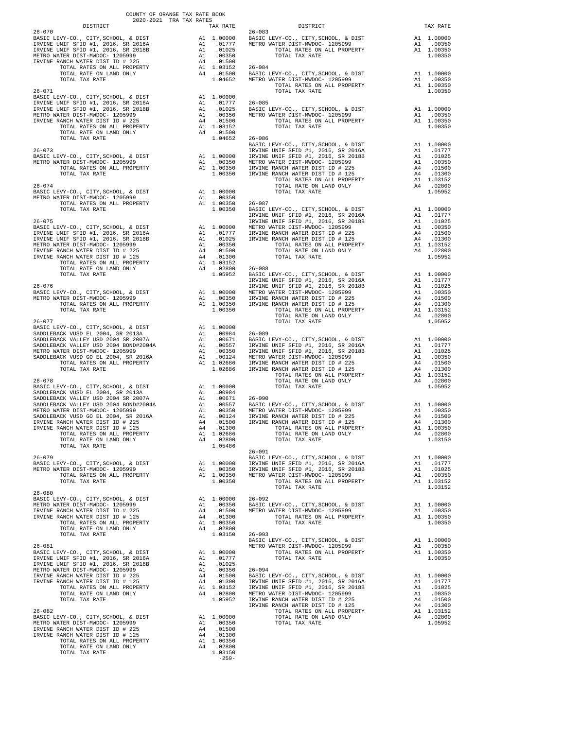COUNTY OF ORANGE TAX RATE BOOK
2020-2021 TRA TAX RATES

| DISTRICT | | TAX RATE |
|---|---|---|
| **26-070** | | |
| BASIC LEVY-CO., CITY,SCHOOL, & DIST | A1 | 1.00000 |
| IRVINE UNIF SFID #1, 2016, SR 2016A | A1 | .01777 |
| IRVINE UNIF SFID #1, 2016, SR 2018B | A1 | .01025 |
| METRO WATER DIST-MWDOC- 1205999 | A1 | .00350 |
| IRVINE RANCH WATER DIST # 225 | A4 | .01500 |
| TOTAL RATES ON ALL PROPERTY | A1 | 1.03152 |
| TOTAL RATE ON LAND ONLY | A4 | .01500 |
| TOTAL TAX RATE | | 1.04652 |
| **26-071** | | |
| BASIC LEVY-CO., CITY,SCHOOL, & DIST | A1 | 1.00000 |
| IRVINE UNIF SFID #1, 2016, SR 2016A | A1 | .01777 |
| IRVINE UNIF SFID #1, 2016, SR 2018B | A1 | .01025 |
| METRO WATER DIST-MWDOC- 1205999 | A1 | .00350 |
| IRVINE RANCH WATER DIST # 225 | A4 | .01500 |
| TOTAL RATES ON ALL PROPERTY | A1 | 1.03152 |
| TOTAL RATE ON LAND ONLY | A4 | .01500 |
| TOTAL TAX RATE | | 1.04652 |
| **26-073** | | |
| BASIC LEVY-CO., CITY,SCHOOL, & DIST | A1 | 1.00000 |
| METRO WATER DIST-MWDOC- 1205999 | A1 | .00350 |
| TOTAL RATES ON ALL PROPERTY | A1 | 1.00350 |
| TOTAL TAX RATE | | 1.00350 |
| **26-074** | | |
| BASIC LEVY-CO., CITY,SCHOOL, & DIST | A1 | 1.00000 |
| METRO WATER DIST-MWDOC- 1205999 | A1 | .00350 |
| TOTAL RATES ON ALL PROPERTY | A1 | 1.00350 |
| TOTAL TAX RATE | | 1.00350 |
| **26-075** | | |
| BASIC LEVY-CO., CITY,SCHOOL, & DIST | A1 | 1.00000 |
| IRVINE UNIF SFID #1, 2016, SR 2016A | A1 | .01777 |
| IRVINE UNIF SFID #1, 2016, SR 2018B | A1 | .01025 |
| METRO WATER DIST-MWDOC- 1205999 | A1 | .00350 |
| IRVINE RANCH WATER DIST ID # 225 | A4 | .01500 |
| IRVINE RANCH WATER DIST ID # 125 | A4 | .01300 |
| TOTAL RATES ON ALL PROPERTY | A1 | 1.03152 |
| TOTAL RATE ON LAND ONLY | A4 | .02800 |
| TOTAL TAX RATE | | 1.05952 |
| **26-076** | | |
| BASIC LEVY-CO., CITY,SCHOOL, & DIST | A1 | 1.00000 |
| METRO WATER DIST-MWDOC- 1205999 | A1 | .00350 |
| TOTAL RATES ON ALL PROPERTY | A1 | 1.00350 |
| TOTAL TAX RATE | | 1.00350 |
| **26-077** | | |
| BASIC LEVY-CO., CITY,SCHOOL, & DIST | A1 | 1.00000 |
| SADDLEBACK VUSD EL 2004, SR 2013A | A1 | .00984 |
| SADDLEBACK VALLEY USD 2004 SR 2007A | A1 | .00671 |
| SADDLEBACK VALLEY USD 2004 BOND#2004A | A1 | .00557 |
| METRO WATER DIST-MWDOC- 1205999 | A1 | .00350 |
| SADDLEBACK VUSD GO EL 2004, SR 2016A | A1 | .00124 |
| TOTAL RATES ON ALL PROPERTY | A1 | 1.02686 |
| TOTAL TAX RATE | | 1.02686 |
| **26-078** | | |
| BASIC LEVY-CO., CITY,SCHOOL, & DIST | A1 | 1.00000 |
| SADDLEBACK VUSD EL 2004, SR 2013A | A1 | .00984 |
| SADDLEBACK VALLEY USD 2004 SR 2007A | A1 | .00671 |
| SADDLEBACK VALLEY USD 2004 BOND#2004A | A1 | .00557 |
| METRO WATER DIST-MWDOC- 1205999 | A1 | .00350 |
| SADDLEBACK VUSD GO EL 2004, SR 2016A | A1 | .00124 |
| IRVINE RANCH WATER DIST ID # 225 | A4 | .01500 |
| IRVINE RANCH WATER DIST ID # 125 | A4 | .01300 |
| TOTAL RATES ON ALL PROPERTY | A1 | 1.02686 |
| TOTAL RATE ON LAND ONLY | A4 | .02800 |
| TOTAL TAX RATE | | 1.05486 |
| **26-079** | | |
| BASIC LEVY-CO., CITY,SCHOOL, & DIST | A1 | 1.00000 |
| METRO WATER DIST-MWDOC- 1205999 | A1 | .00350 |
| TOTAL RATES ON ALL PROPERTY | A1 | 1.00350 |
| TOTAL TAX RATE | | 1.00350 |
| **26-080** | | |
| BASIC LEVY-CO., CITY,SCHOOL, & DIST | A1 | 1.00000 |
| METRO WATER DIST-MWDOC- 1205999 | A1 | .00350 |
| IRVINE RANCH WATER DIST ID # 225 | A4 | .01500 |
| IRVINE RANCH WATER DIST ID # 125 | A4 | .01300 |
| TOTAL RATES ON ALL PROPERTY | A1 | 1.00350 |
| TOTAL RATE ON LAND ONLY | A4 | .02800 |
| TOTAL TAX RATE | | 1.03150 |
| **26-081** | | |
| BASIC LEVY-CO., CITY,SCHOOL, & DIST | A1 | 1.00000 |
| IRVINE UNIF SFID #1, 2016, SR 2016A | A1 | .01777 |
| IRVINE UNIF SFID #1, 2016, SR 2018B | A1 | .01025 |
| METRO WATER DIST-MWDOC- 1205999 | A1 | .00350 |
| IRVINE RANCH WATER DIST ID # 225 | A4 | .01500 |
| IRVINE RANCH WATER DIST ID # 125 | A4 | .01300 |
| TOTAL RATES ON ALL PROPERTY | A1 | 1.03152 |
| TOTAL RATE ON LAND ONLY | A4 | .02800 |
| TOTAL TAX RATE | | 1.05952 |
| **26-082** | | |
| BASIC LEVY-CO., CITY,SCHOOL, & DIST | A1 | 1.00000 |
| METRO WATER DIST-MWDOC- 1205999 | A1 | .00350 |
| IRVINE RANCH WATER DIST ID # 225 | A4 | .01500 |
| IRVINE RANCH WATER DIST ID # 125 | A4 | .01300 |
| TOTAL RATES ON ALL PROPERTY | A1 | 1.00350 |
| TOTAL RATE ON LAND ONLY | A4 | .02800 |
| TOTAL TAX RATE | | 1.03150 |
| **26-083** | | |
| BASIC LEVY-CO., CITY,SCHOOL, & DIST | A1 | 1.00000 |
| METRO WATER DIST-MWDOC- 1205999 | A1 | .00350 |
| TOTAL RATES ON ALL PROPERTY | A1 | 1.00350 |
| TOTAL TAX RATE | | 1.00350 |
| **26-084** | | |
| BASIC LEVY-CO., CITY,SCHOOL, & DIST | A1 | 1.00000 |
| METRO WATER DIST-MWDOC- 1205999 | A1 | .00350 |
| TOTAL RATES ON ALL PROPERTY | A1 | 1.00350 |
| TOTAL TAX RATE | | 1.00350 |
| **26-085** | | |
| BASIC LEVY-CO., CITY,SCHOOL, & DIST | A1 | 1.00000 |
| METRO WATER DIST-MWDOC- 1205999 | A1 | .00350 |
| TOTAL RATES ON ALL PROPERTY | A1 | 1.00350 |
| TOTAL TAX RATE | | 1.00350 |
| **26-086** | | |
| BASIC LEVY-CO., CITY,SCHOOL, & DIST | A1 | 1.00000 |
| IRVINE UNIF SFID #1, 2016, SR 2016A | A1 | .01777 |
| IRVINE UNIF SFID #1, 2016, SR 2018B | A1 | .01025 |
| METRO WATER DIST-MWDOC- 1205999 | A1 | .00350 |
| IRVINE RANCH WATER DIST ID # 225 | A4 | .01500 |
| IRVINE RANCH WATER DIST ID # 125 | A4 | .01300 |
| TOTAL RATES ON ALL PROPERTY | A1 | 1.03152 |
| TOTAL RATE ON LAND ONLY | A4 | .02800 |
| TOTAL TAX RATE | | 1.05952 |
| **26-087** | | |
| BASIC LEVY-CO., CITY,SCHOOL, & DIST | A1 | 1.00000 |
| IRVINE UNIF SFID #1, 2016, SR 2016A | A1 | .01777 |
| IRVINE UNIF SFID #1, 2016, SR 2018B | A1 | .01025 |
| METRO WATER DIST-MWDOC- 1205999 | A1 | .00350 |
| IRVINE RANCH WATER DIST ID # 225 | A4 | .01500 |
| IRVINE RANCH WATER DIST ID # 125 | A4 | .01300 |
| TOTAL RATES ON ALL PROPERTY | A1 | 1.03152 |
| TOTAL RATE ON LAND ONLY | A4 | .02800 |
| TOTAL TAX RATE | | 1.05952 |
| **26-088** | | |
| BASIC LEVY-CO., CITY,SCHOOL, & DIST | A1 | 1.00000 |
| IRVINE UNIF SFID #1, 2016, SR 2016A | A1 | .01777 |
| IRVINE UNIF SFID #1, 2016, SR 2018B | A1 | .01025 |
| METRO WATER DIST-MWDOC- 1205999 | A1 | .00350 |
| IRVINE RANCH WATER DIST ID # 225 | A4 | .01500 |
| IRVINE RANCH WATER DIST ID # 125 | A4 | .01300 |
| TOTAL RATES ON ALL PROPERTY | A1 | 1.03152 |
| TOTAL RATE ON LAND ONLY | A4 | .02800 |
| TOTAL TAX RATE | | 1.05952 |
| **26-089** | | |
| BASIC LEVY-CO., CITY,SCHOOL, & DIST | A1 | 1.00000 |
| IRVINE UNIF SFID #1, 2016, SR 2016A | A1 | .01777 |
| IRVINE UNIF SFID #1, 2016, SR 2018B | A1 | .01025 |
| METRO WATER DIST-MWDOC- 1205999 | A1 | .00350 |
| IRVINE RANCH WATER DIST ID # 225 | A4 | .01500 |
| IRVINE RANCH WATER DIST ID # 125 | A4 | .01300 |
| TOTAL RATES ON ALL PROPERTY | A1 | 1.03152 |
| TOTAL RATE ON LAND ONLY | A4 | .02800 |
| TOTAL TAX RATE | | 1.05952 |
| **26-090** | | |
| BASIC LEVY-CO., CITY,SCHOOL, & DIST | A1 | 1.00000 |
| METRO WATER DIST-MWDOC- 1205999 | A1 | .00350 |
| IRVINE RANCH WATER DIST ID # 225 | A4 | .01500 |
| IRVINE RANCH WATER DIST ID # 125 | A4 | .01300 |
| TOTAL RATES ON ALL PROPERTY | A1 | 1.00350 |
| TOTAL RATE ON LAND ONLY | A4 | .02800 |
| TOTAL TAX RATE | | 1.03150 |
| **26-091** | | |
| BASIC LEVY-CO., CITY,SCHOOL, & DIST | A1 | 1.00000 |
| IRVINE UNIF SFID #1, 2016, SR 2016A | A1 | .01777 |
| IRVINE UNIF SFID #1, 2016, SR 2018B | A1 | .01025 |
| METRO WATER DIST-MWDOC- 1205999 | A1 | .00350 |
| TOTAL RATES ON ALL PROPERTY | A1 | 1.03152 |
| TOTAL TAX RATE | | 1.03152 |
| **26-092** | | |
| BASIC LEVY-CO., CITY,SCHOOL, & DIST | A1 | 1.00000 |
| METRO WATER DIST-MWDOC- 1205999 | A1 | .00350 |
| TOTAL RATES ON ALL PROPERTY | A1 | 1.00350 |
| TOTAL TAX RATE | | 1.00350 |
| **26-093** | | |
| BASIC LEVY-CO., CITY,SCHOOL, & DIST | A1 | 1.00000 |
| METRO WATER DIST-MWDOC- 1205999 | A1 | .00350 |
| TOTAL RATES ON ALL PROPERTY | A1 | 1.00350 |
| TOTAL TAX RATE | | 1.00350 |
| **26-094** | | |
| BASIC LEVY-CO., CITY,SCHOOL, & DIST | A1 | 1.00000 |
| IRVINE UNIF SFID #1, 2016, SR 2016A | A1 | .01777 |
| IRVINE UNIF SFID #1, 2016, SR 2018B | A1 | .01025 |
| METRO WATER DIST-MWDOC- 1205999 | A1 | .00350 |
| IRVINE RANCH WATER DIST ID # 225 | A4 | .01500 |
| IRVINE RANCH WATER DIST ID # 125 | A4 | .01300 |
| TOTAL RATES ON ALL PROPERTY | A1 | 1.03152 |
| TOTAL RATE ON LAND ONLY | A4 | .02800 |
| TOTAL TAX RATE | | 1.05952 |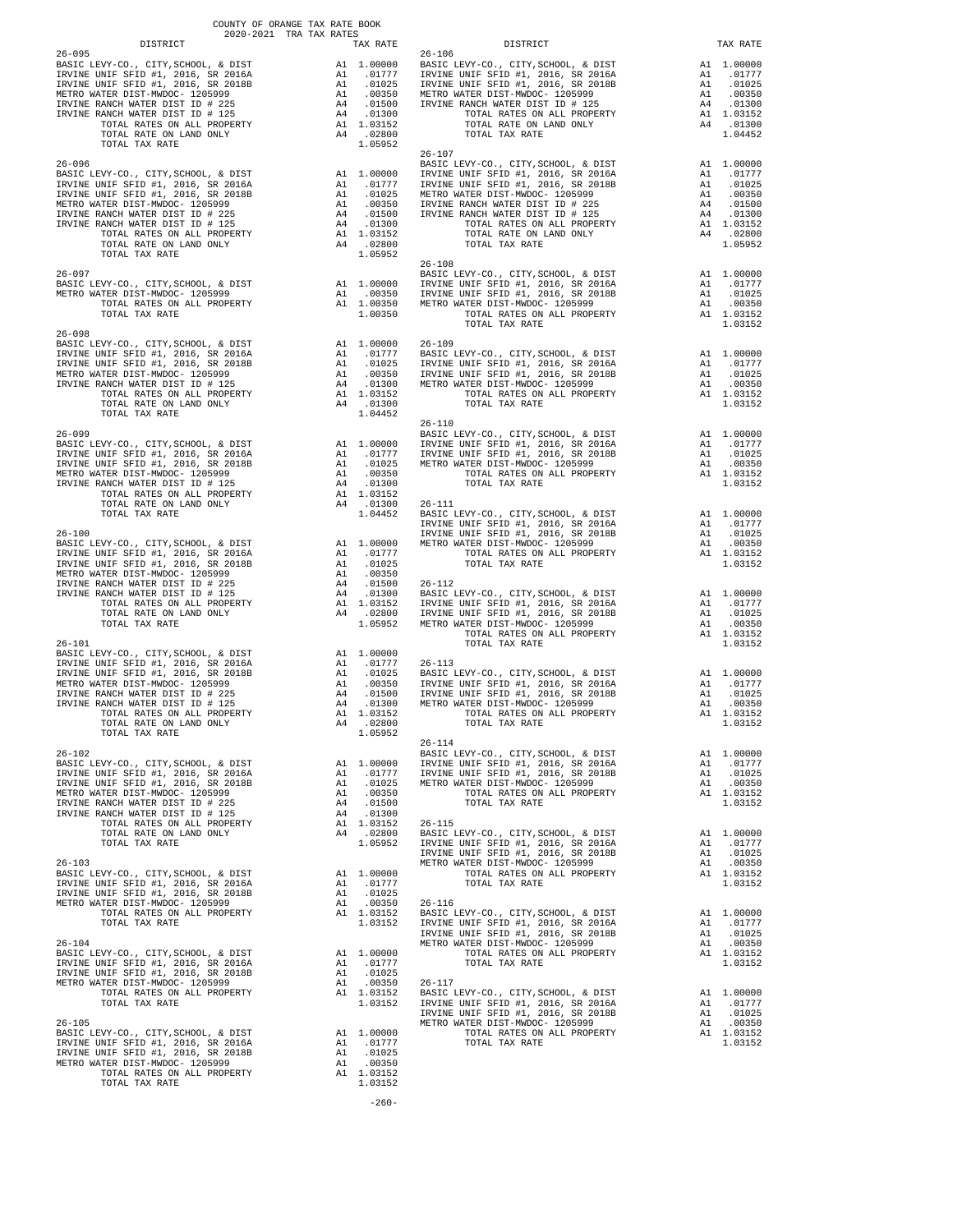COUNTY OF ORANGE TAX RATE BOOK
2020-2021 TRA TAX RATES

| DISTRICT | | TAX RATE |
|---|---|---|
| **26-095** | | |
| BASIC LEVY-CO., CITY,SCHOOL, & DIST | A1 | 1.00000 |
| IRVINE UNIF SFID #1, 2016, SR 2016A | A1 | .01777 |
| IRVINE UNIF SFID #1, 2016, SR 2018B | A1 | .01025 |
| METRO WATER DIST-MWDOC- 1205999 | A1 | .00350 |
| IRVINE RANCH WATER DIST ID # 225 | A4 | .01500 |
| IRVINE RANCH WATER DIST ID # 125 | A4 | .01300 |
| TOTAL RATES ON ALL PROPERTY | A1 | 1.03152 |
| TOTAL RATE ON LAND ONLY | A4 | .02800 |
| TOTAL TAX RATE | | 1.05952 |
| **26-096** | | |
| BASIC LEVY-CO., CITY,SCHOOL, & DIST | A1 | 1.00000 |
| IRVINE UNIF SFID #1, 2016, SR 2016A | A1 | .01777 |
| IRVINE UNIF SFID #1, 2016, SR 2018B | A1 | .01025 |
| METRO WATER DIST-MWDOC- 1205999 | A1 | .00350 |
| IRVINE RANCH WATER DIST ID # 225 | A4 | .01500 |
| IRVINE RANCH WATER DIST ID # 125 | A4 | .01300 |
| TOTAL RATES ON ALL PROPERTY | A1 | 1.03152 |
| TOTAL RATE ON LAND ONLY | A4 | .02800 |
| TOTAL TAX RATE | | 1.05952 |
| **26-097** | | |
| BASIC LEVY-CO., CITY,SCHOOL, & DIST | A1 | 1.00000 |
| METRO WATER DIST-MWDOC- 1205999 | A1 | .00350 |
| TOTAL RATES ON ALL PROPERTY | A1 | 1.00350 |
| TOTAL TAX RATE | | 1.00350 |
| **26-098** | | |
| BASIC LEVY-CO., CITY,SCHOOL, & DIST | A1 | 1.00000 |
| IRVINE UNIF SFID #1, 2016, SR 2016A | A1 | .01777 |
| IRVINE UNIF SFID #1, 2016, SR 2018B | A1 | .01025 |
| METRO WATER DIST-MWDOC- 1205999 | A1 | .00350 |
| IRVINE RANCH WATER DIST ID # 125 | A4 | .01300 |
| TOTAL RATES ON ALL PROPERTY | A1 | 1.03152 |
| TOTAL RATE ON LAND ONLY | A4 | .01300 |
| TOTAL TAX RATE | | 1.04452 |
| **26-099** | | |
| BASIC LEVY-CO., CITY,SCHOOL, & DIST | A1 | 1.00000 |
| IRVINE UNIF SFID #1, 2016, SR 2016A | A1 | .01777 |
| IRVINE UNIF SFID #1, 2016, SR 2018B | A1 | .01025 |
| METRO WATER DIST-MWDOC- 1205999 | A1 | .00350 |
| IRVINE RANCH WATER DIST ID # 125 | A4 | .01300 |
| TOTAL RATES ON ALL PROPERTY | A1 | 1.03152 |
| TOTAL RATE ON LAND ONLY | A4 | .01300 |
| TOTAL TAX RATE | | 1.04452 |
| **26-100** | | |
| BASIC LEVY-CO., CITY,SCHOOL, & DIST | A1 | 1.00000 |
| IRVINE UNIF SFID #1, 2016, SR 2016A | A1 | .01777 |
| IRVINE UNIF SFID #1, 2016, SR 2018B | A1 | .01025 |
| METRO WATER DIST-MWDOC- 1205999 | A1 | .00350 |
| IRVINE RANCH WATER DIST ID # 225 | A4 | .01500 |
| IRVINE RANCH WATER DIST ID # 125 | A4 | .01300 |
| TOTAL RATES ON ALL PROPERTY | A1 | 1.03152 |
| TOTAL RATE ON LAND ONLY | A4 | .02800 |
| TOTAL TAX RATE | | 1.05952 |
| **26-101** | | |
| BASIC LEVY-CO., CITY,SCHOOL, & DIST | A1 | 1.00000 |
| IRVINE UNIF SFID #1, 2016, SR 2016A | A1 | .01777 |
| IRVINE UNIF SFID #1, 2016, SR 2018B | A1 | .01025 |
| METRO WATER DIST-MWDOC- 1205999 | A1 | .00350 |
| IRVINE RANCH WATER DIST ID # 225 | A4 | .01500 |
| IRVINE RANCH WATER DIST ID # 125 | A4 | .01300 |
| TOTAL RATES ON ALL PROPERTY | A1 | 1.03152 |
| TOTAL RATE ON LAND ONLY | A4 | .02800 |
| TOTAL TAX RATE | | 1.05952 |
| **26-102** | | |
| BASIC LEVY-CO., CITY,SCHOOL, & DIST | A1 | 1.00000 |
| IRVINE UNIF SFID #1, 2016, SR 2016A | A1 | .01777 |
| IRVINE UNIF SFID #1, 2016, SR 2018B | A1 | .01025 |
| METRO WATER DIST-MWDOC- 1205999 | A1 | .00350 |
| IRVINE RANCH WATER DIST ID # 225 | A4 | .01500 |
| IRVINE RANCH WATER DIST ID # 125 | A4 | .01300 |
| TOTAL RATES ON ALL PROPERTY | A1 | 1.03152 |
| TOTAL RATE ON LAND ONLY | A4 | .02800 |
| TOTAL TAX RATE | | 1.05952 |
| **26-103** | | |
| BASIC LEVY-CO., CITY,SCHOOL, & DIST | A1 | 1.00000 |
| IRVINE UNIF SFID #1, 2016, SR 2016A | A1 | .01777 |
| IRVINE UNIF SFID #1, 2016, SR 2018B | A1 | .01025 |
| METRO WATER DIST-MWDOC- 1205999 | A1 | .00350 |
| TOTAL RATES ON ALL PROPERTY | A1 | 1.03152 |
| TOTAL TAX RATE | | 1.03152 |
| **26-104** | | |
| BASIC LEVY-CO., CITY,SCHOOL, & DIST | A1 | 1.00000 |
| IRVINE UNIF SFID #1, 2016, SR 2016A | A1 | .01777 |
| IRVINE UNIF SFID #1, 2016, SR 2018B | A1 | .01025 |
| METRO WATER DIST-MWDOC- 1205999 | A1 | .00350 |
| TOTAL RATES ON ALL PROPERTY | A1 | 1.03152 |
| TOTAL TAX RATE | | 1.03152 |
| **26-105** | | |
| BASIC LEVY-CO., CITY,SCHOOL, & DIST | A1 | 1.00000 |
| IRVINE UNIF SFID #1, 2016, SR 2016A | A1 | .01777 |
| IRVINE UNIF SFID #1, 2016, SR 2018B | A1 | .01025 |
| METRO WATER DIST-MWDOC- 1205999 | A1 | .00350 |
| TOTAL RATES ON ALL PROPERTY | A1 | 1.03152 |
| TOTAL TAX RATE | | 1.03152 |
| **26-106** | | |
| BASIC LEVY-CO., CITY,SCHOOL, & DIST | A1 | 1.00000 |
| IRVINE UNIF SFID #1, 2016, SR 2016A | A1 | .01777 |
| IRVINE UNIF SFID #1, 2016, SR 2018B | A1 | .01025 |
| METRO WATER DIST-MWDOC- 1205999 | A1 | .00350 |
| IRVINE RANCH WATER DIST ID # 125 | A4 | .01300 |
| TOTAL RATES ON ALL PROPERTY | A1 | 1.03152 |
| TOTAL RATE ON LAND ONLY | A4 | .01300 |
| TOTAL TAX RATE | | 1.04452 |
| **26-107** | | |
| BASIC LEVY-CO., CITY,SCHOOL, & DIST | A1 | 1.00000 |
| IRVINE UNIF SFID #1, 2016, SR 2016A | A1 | .01777 |
| IRVINE UNIF SFID #1, 2016, SR 2018B | A1 | .01025 |
| METRO WATER DIST-MWDOC- 1205999 | A1 | .00350 |
| IRVINE RANCH WATER DIST ID # 225 | A4 | .01500 |
| IRVINE RANCH WATER DIST ID # 125 | A4 | .01300 |
| TOTAL RATES ON ALL PROPERTY | A1 | 1.03152 |
| TOTAL RATE ON LAND ONLY | A4 | .02800 |
| TOTAL TAX RATE | | 1.05952 |
| **26-108** | | |
| BASIC LEVY-CO., CITY,SCHOOL, & DIST | A1 | 1.00000 |
| IRVINE UNIF SFID #1, 2016, SR 2016A | A1 | .01777 |
| IRVINE UNIF SFID #1, 2016, SR 2018B | A1 | .01025 |
| METRO WATER DIST-MWDOC- 1205999 | A1 | .00350 |
| TOTAL RATES ON ALL PROPERTY | A1 | 1.03152 |
| TOTAL TAX RATE | | 1.03152 |
| **26-109** | | |
| BASIC LEVY-CO., CITY,SCHOOL, & DIST | A1 | 1.00000 |
| IRVINE UNIF SFID #1, 2016, SR 2016A | A1 | .01777 |
| IRVINE UNIF SFID #1, 2016, SR 2018B | A1 | .01025 |
| METRO WATER DIST-MWDOC- 1205999 | A1 | .00350 |
| TOTAL RATES ON ALL PROPERTY | A1 | 1.03152 |
| TOTAL TAX RATE | | 1.03152 |
| **26-110** | | |
| BASIC LEVY-CO., CITY,SCHOOL, & DIST | A1 | 1.00000 |
| IRVINE UNIF SFID #1, 2016, SR 2016A | A1 | .01777 |
| IRVINE UNIF SFID #1, 2016, SR 2018B | A1 | .01025 |
| METRO WATER DIST-MWDOC- 1205999 | A1 | .00350 |
| TOTAL RATES ON ALL PROPERTY | A1 | 1.03152 |
| TOTAL TAX RATE | | 1.03152 |
| **26-111** | | |
| BASIC LEVY-CO., CITY,SCHOOL, & DIST | A1 | 1.00000 |
| IRVINE UNIF SFID #1, 2016, SR 2016A | A1 | .01777 |
| IRVINE UNIF SFID #1, 2016, SR 2018B | A1 | .01025 |
| METRO WATER DIST-MWDOC- 1205999 | A1 | .00350 |
| TOTAL RATES ON ALL PROPERTY | A1 | 1.03152 |
| TOTAL TAX RATE | | 1.03152 |
| **26-112** | | |
| BASIC LEVY-CO., CITY,SCHOOL, & DIST | A1 | 1.00000 |
| IRVINE UNIF SFID #1, 2016, SR 2016A | A1 | .01777 |
| IRVINE UNIF SFID #1, 2016, SR 2018B | A1 | .01025 |
| METRO WATER DIST-MWDOC- 1205999 | A1 | .00350 |
| TOTAL RATES ON ALL PROPERTY | A1 | 1.03152 |
| TOTAL TAX RATE | | 1.03152 |
| **26-113** | | |
| BASIC LEVY-CO., CITY,SCHOOL, & DIST | A1 | 1.00000 |
| IRVINE UNIF SFID #1, 2016, SR 2016A | A1 | .01777 |
| IRVINE UNIF SFID #1, 2016, SR 2018B | A1 | .01025 |
| METRO WATER DIST-MWDOC- 1205999 | A1 | .00350 |
| TOTAL RATES ON ALL PROPERTY | A1 | 1.03152 |
| TOTAL TAX RATE | | 1.03152 |
| **26-114** | | |
| BASIC LEVY-CO., CITY,SCHOOL, & DIST | A1 | 1.00000 |
| IRVINE UNIF SFID #1, 2016, SR 2016A | A1 | .01777 |
| IRVINE UNIF SFID #1, 2016, SR 2018B | A1 | .01025 |
| METRO WATER DIST-MWDOC- 1205999 | A1 | .00350 |
| TOTAL RATES ON ALL PROPERTY | A1 | 1.03152 |
| TOTAL TAX RATE | | 1.03152 |
| **26-115** | | |
| BASIC LEVY-CO., CITY,SCHOOL, & DIST | A1 | 1.00000 |
| IRVINE UNIF SFID #1, 2016, SR 2016A | A1 | .01777 |
| IRVINE UNIF SFID #1, 2016, SR 2018B | A1 | .01025 |
| METRO WATER DIST-MWDOC- 1205999 | A1 | .00350 |
| TOTAL RATES ON ALL PROPERTY | A1 | 1.03152 |
| TOTAL TAX RATE | | 1.03152 |
| **26-116** | | |
| BASIC LEVY-CO., CITY,SCHOOL, & DIST | A1 | 1.00000 |
| IRVINE UNIF SFID #1, 2016, SR 2016A | A1 | .01777 |
| IRVINE UNIF SFID #1, 2016, SR 2018B | A1 | .01025 |
| METRO WATER DIST-MWDOC- 1205999 | A1 | .00350 |
| TOTAL RATES ON ALL PROPERTY | A1 | 1.03152 |
| TOTAL TAX RATE | | 1.03152 |
| **26-117** | | |
| BASIC LEVY-CO., CITY,SCHOOL, & DIST | A1 | 1.00000 |
| IRVINE UNIF SFID #1, 2016, SR 2016A | A1 | .01777 |
| IRVINE UNIF SFID #1, 2016, SR 2018B | A1 | .01025 |
| METRO WATER DIST-MWDOC- 1205999 | A1 | .00350 |
| TOTAL RATES ON ALL PROPERTY | A1 | 1.03152 |
| TOTAL TAX RATE | | 1.03152 |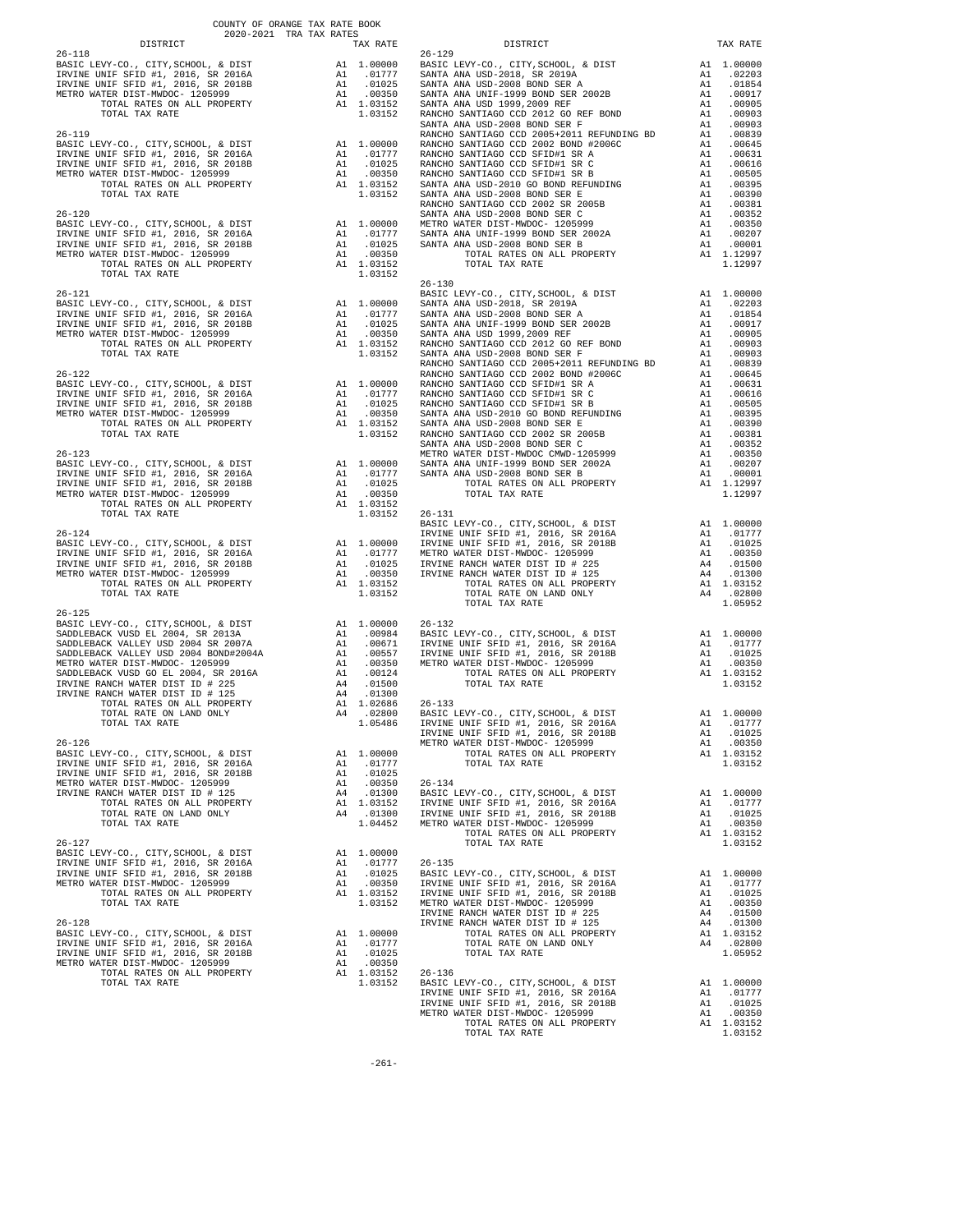COUNTY OF ORANGE TAX RATE BOOK
2020-2021 TRA TAX RATES

| DISTRICT | | TAX RATE |
|---|---|---|
| 26-118 | | |
| BASIC LEVY-CO., CITY,SCHOOL, & DIST | A1 | 1.00000 |
| IRVINE UNIF SFID #1, 2016, SR 2016A | A1 | .01777 |
| IRVINE UNIF SFID #1, 2016, SR 2018B | A1 | .01025 |
| METRO WATER DIST-MWDOC- 1205999 | A1 | .00350 |
| TOTAL RATES ON ALL PROPERTY | A1 | 1.03152 |
| TOTAL TAX RATE | | 1.03152 |
| 26-119 | | |
| BASIC LEVY-CO., CITY,SCHOOL, & DIST | A1 | 1.00000 |
| IRVINE UNIF SFID #1, 2016, SR 2016A | A1 | .01777 |
| IRVINE UNIF SFID #1, 2016, SR 2018B | A1 | .01025 |
| METRO WATER DIST-MWDOC- 1205999 | A1 | .00350 |
| TOTAL RATES ON ALL PROPERTY | A1 | 1.03152 |
| TOTAL TAX RATE | | 1.03152 |
| 26-120 | | |
| BASIC LEVY-CO., CITY,SCHOOL, & DIST | A1 | 1.00000 |
| IRVINE UNIF SFID #1, 2016, SR 2016A | A1 | .01777 |
| IRVINE UNIF SFID #1, 2016, SR 2018B | A1 | .01025 |
| METRO WATER DIST-MWDOC- 1205999 | A1 | .00350 |
| TOTAL RATES ON ALL PROPERTY | A1 | 1.03152 |
| TOTAL TAX RATE | | 1.03152 |
| 26-121 | | |
| BASIC LEVY-CO., CITY,SCHOOL, & DIST | A1 | 1.00000 |
| IRVINE UNIF SFID #1, 2016, SR 2016A | A1 | .01777 |
| IRVINE UNIF SFID #1, 2016, SR 2018B | A1 | .01025 |
| METRO WATER DIST-MWDOC- 1205999 | A1 | .00350 |
| TOTAL RATES ON ALL PROPERTY | A1 | 1.03152 |
| TOTAL TAX RATE | | 1.03152 |
| 26-122 | | |
| BASIC LEVY-CO., CITY,SCHOOL, & DIST | A1 | 1.00000 |
| IRVINE UNIF SFID #1, 2016, SR 2016A | A1 | .01777 |
| IRVINE UNIF SFID #1, 2016, SR 2018B | A1 | .01025 |
| METRO WATER DIST-MWDOC- 1205999 | A1 | .00350 |
| TOTAL RATES ON ALL PROPERTY | A1 | 1.03152 |
| TOTAL TAX RATE | | 1.03152 |
| 26-123 | | |
| BASIC LEVY-CO., CITY,SCHOOL, & DIST | A1 | 1.00000 |
| IRVINE UNIF SFID #1, 2016, SR 2016A | A1 | .01777 |
| IRVINE UNIF SFID #1, 2016, SR 2018B | A1 | .01025 |
| METRO WATER DIST-MWDOC- 1205999 | A1 | .00350 |
| TOTAL RATES ON ALL PROPERTY | A1 | 1.03152 |
| TOTAL TAX RATE | | 1.03152 |
| 26-124 | | |
| BASIC LEVY-CO., CITY,SCHOOL, & DIST | A1 | 1.00000 |
| IRVINE UNIF SFID #1, 2016, SR 2016A | A1 | .01777 |
| IRVINE UNIF SFID #1, 2016, SR 2018B | A1 | .01025 |
| METRO WATER DIST-MWDOC- 1205999 | A1 | .00350 |
| TOTAL RATES ON ALL PROPERTY | A1 | 1.03152 |
| TOTAL TAX RATE | | 1.03152 |
| 26-125 | | |
| BASIC LEVY-CO., CITY,SCHOOL, & DIST | A1 | 1.00000 |
| SADDLEBACK VUSD EL 2004, SR 2013A | A1 | .00984 |
| SADDLEBACK VALLEY USD 2004 SR 2007A | A1 | .00671 |
| SADDLEBACK VALLEY USD 2004 BOND#2004A | A1 | .00557 |
| METRO WATER DIST-MWDOC- 1205999 | A1 | .00350 |
| SADDLEBACK VUSD GO EL 2004, SR 2016A | A1 | .00124 |
| IRVINE RANCH WATER DIST ID # 225 | A4 | .01500 |
| IRVINE RANCH WATER DIST ID # 125 | A4 | .01300 |
| TOTAL RATES ON ALL PROPERTY | A1 | 1.02686 |
| TOTAL RATE ON LAND ONLY | A4 | .02800 |
| TOTAL TAX RATE | | 1.05486 |
| 26-126 | | |
| BASIC LEVY-CO., CITY,SCHOOL, & DIST | A1 | 1.00000 |
| IRVINE UNIF SFID #1, 2016, SR 2016A | A1 | .01777 |
| IRVINE UNIF SFID #1, 2016, SR 2018B | A1 | .01025 |
| METRO WATER DIST-MWDOC- 1205999 | A1 | .00350 |
| IRVINE RANCH WATER DIST ID # 125 | A4 | .01300 |
| TOTAL RATES ON ALL PROPERTY | A1 | 1.03152 |
| TOTAL RATE ON LAND ONLY | A4 | .01300 |
| TOTAL TAX RATE | | 1.04452 |
| 26-127 | | |
| BASIC LEVY-CO., CITY,SCHOOL, & DIST | A1 | 1.00000 |
| IRVINE UNIF SFID #1, 2016, SR 2016A | A1 | .01777 |
| IRVINE UNIF SFID #1, 2016, SR 2018B | A1 | .01025 |
| METRO WATER DIST-MWDOC- 1205999 | A1 | .00350 |
| TOTAL RATES ON ALL PROPERTY | A1 | 1.03152 |
| TOTAL TAX RATE | | 1.03152 |
| 26-128 | | |
| BASIC LEVY-CO., CITY,SCHOOL, & DIST | A1 | 1.00000 |
| IRVINE UNIF SFID #1, 2016, SR 2016A | A1 | .01777 |
| IRVINE UNIF SFID #1, 2016, SR 2018B | A1 | .01025 |
| METRO WATER DIST-MWDOC- 1205999 | A1 | .00350 |
| TOTAL RATES ON ALL PROPERTY | A1 | 1.03152 |
| TOTAL TAX RATE | | 1.03152 |
| 26-129 | | |
| BASIC LEVY-CO., CITY,SCHOOL, & DIST | A1 | 1.00000 |
| SANTA ANA USD-2018, SR 2019A | A1 | .02203 |
| SANTA ANA USD-2008 BOND SER A | A1 | .01854 |
| SANTA ANA UNIF-1999 BOND SER 2002B | A1 | .00917 |
| SANTA ANA USD 1999,2009 REF | A1 | .00905 |
| RANCHO SANTIAGO CCD 2012 GO REF BOND | A1 | .00903 |
| SANTA ANA USD-2008 BOND SER F | A1 | .00903 |
| RANCHO SANTIAGO CCD 2005+2011 REFUNDING BD | A1 | .00839 |
| RANCHO SANTIAGO CCD 2002 BOND #2006C | A1 | .00645 |
| RANCHO SANTIAGO CCD SFID#1 SR A | A1 | .00631 |
| RANCHO SANTIAGO CCD SFID#1 SR C | A1 | .00616 |
| RANCHO SANTIAGO CCD SFID#1 SR B | A1 | .00505 |
| SANTA ANA USD-2010 GO BOND REFUNDING | A1 | .00395 |
| SANTA ANA USD-2008 BOND SER E | A1 | .00390 |
| RANCHO SANTIAGO CCD 2002 SR 2005B | A1 | .00381 |
| SANTA ANA USD-2008 BOND SER C | A1 | .00352 |
| METRO WATER DIST-MWDOC- 1205999 | A1 | .00350 |
| SANTA ANA UNIF-1999 BOND SER 2002A | A1 | .00207 |
| SANTA ANA USD-2008 BOND SER B | A1 | .00001 |
| TOTAL RATES ON ALL PROPERTY | A1 | 1.12997 |
| TOTAL TAX RATE | | 1.12997 |
| 26-130 | | |
| BASIC LEVY-CO., CITY,SCHOOL, & DIST | A1 | 1.00000 |
| SANTA ANA USD-2018, SR 2019A | A1 | .02203 |
| SANTA ANA USD-2008 BOND SER A | A1 | .01854 |
| SANTA ANA UNIF-1999 BOND SER 2002B | A1 | .00917 |
| SANTA ANA USD 1999,2009 REF | A1 | .00905 |
| RANCHO SANTIAGO CCD 2012 GO REF BOND | A1 | .00903 |
| SANTA ANA USD-2008 BOND SER F | A1 | .00903 |
| RANCHO SANTIAGO CCD 2005+2011 REFUNDING BD | A1 | .00839 |
| RANCHO SANTIAGO CCD 2002 BOND #2006C | A1 | .00645 |
| RANCHO SANTIAGO CCD SFID#1 SR A | A1 | .00631 |
| RANCHO SANTIAGO CCD SFID#1 SR C | A1 | .00616 |
| RANCHO SANTIAGO CCD SFID#1 SR B | A1 | .00505 |
| SANTA ANA USD-2010 GO BOND REFUNDING | A1 | .00395 |
| SANTA ANA USD-2008 BOND SER E | A1 | .00390 |
| RANCHO SANTIAGO CCD 2002 SR 2005B | A1 | .00381 |
| SANTA ANA USD-2008 BOND SER C | A1 | .00352 |
| METRO WATER DIST-MWDOC CMWD-1205999 | A1 | .00350 |
| SANTA ANA UNIF-1999 BOND SER 2002A | A1 | .00207 |
| SANTA ANA USD-2008 BOND SER B | A1 | .00001 |
| TOTAL RATES ON ALL PROPERTY | A1 | 1.12997 |
| TOTAL TAX RATE | | 1.12997 |
| 26-131 | | |
| BASIC LEVY-CO., CITY,SCHOOL, & DIST | A1 | 1.00000 |
| IRVINE UNIF SFID #1, 2016, SR 2016A | A1 | .01777 |
| IRVINE UNIF SFID #1, 2016, SR 2018B | A1 | .01025 |
| METRO WATER DIST-MWDOC- 1205999 | A1 | .00350 |
| IRVINE RANCH WATER DIST ID # 225 | A4 | .01500 |
| IRVINE RANCH WATER DIST ID # 125 | A4 | .01300 |
| TOTAL RATES ON ALL PROPERTY | A1 | 1.03152 |
| TOTAL RATE ON LAND ONLY | A4 | .02800 |
| TOTAL TAX RATE | | 1.05952 |
| 26-132 | | |
| BASIC LEVY-CO., CITY,SCHOOL, & DIST | A1 | 1.00000 |
| IRVINE UNIF SFID #1, 2016, SR 2016A | A1 | .01777 |
| IRVINE UNIF SFID #1, 2016, SR 2018B | A1 | .01025 |
| METRO WATER DIST-MWDOC- 1205999 | A1 | .00350 |
| TOTAL RATES ON ALL PROPERTY | A1 | 1.03152 |
| TOTAL TAX RATE | | 1.03152 |
| 26-133 | | |
| BASIC LEVY-CO., CITY,SCHOOL, & DIST | A1 | 1.00000 |
| IRVINE UNIF SFID #1, 2016, SR 2016A | A1 | .01777 |
| IRVINE UNIF SFID #1, 2016, SR 2018B | A1 | .01025 |
| METRO WATER DIST-MWDOC- 1205999 | A1 | .00350 |
| TOTAL RATES ON ALL PROPERTY | A1 | 1.03152 |
| TOTAL TAX RATE | | 1.03152 |
| 26-134 | | |
| BASIC LEVY-CO., CITY,SCHOOL, & DIST | A1 | 1.00000 |
| IRVINE UNIF SFID #1, 2016, SR 2016A | A1 | .01777 |
| IRVINE UNIF SFID #1, 2016, SR 2018B | A1 | .01025 |
| METRO WATER DIST-MWDOC- 1205999 | A1 | .00350 |
| TOTAL RATES ON ALL PROPERTY | A1 | 1.03152 |
| TOTAL TAX RATE | | 1.03152 |
| 26-135 | | |
| BASIC LEVY-CO., CITY,SCHOOL, & DIST | A1 | 1.00000 |
| IRVINE UNIF SFID #1, 2016, SR 2016A | A1 | .01777 |
| IRVINE UNIF SFID #1, 2016, SR 2018B | A1 | .01025 |
| METRO WATER DIST-MWDOC- 1205999 | A1 | .00350 |
| IRVINE RANCH WATER DIST ID # 225 | A4 | .01500 |
| IRVINE RANCH WATER DIST ID # 125 | A4 | .01300 |
| TOTAL RATES ON ALL PROPERTY | A1 | 1.03152 |
| TOTAL RATE ON LAND ONLY | A4 | .02800 |
| TOTAL TAX RATE | | 1.05952 |
| 26-136 | | |
| BASIC LEVY-CO., CITY,SCHOOL, & DIST | A1 | 1.00000 |
| IRVINE UNIF SFID #1, 2016, SR 2016A | A1 | .01777 |
| IRVINE UNIF SFID #1, 2016, SR 2018B | A1 | .01025 |
| METRO WATER DIST-MWDOC- 1205999 | A1 | .00350 |
| TOTAL RATES ON ALL PROPERTY | A1 | 1.03152 |
| TOTAL TAX RATE | | 1.03152 |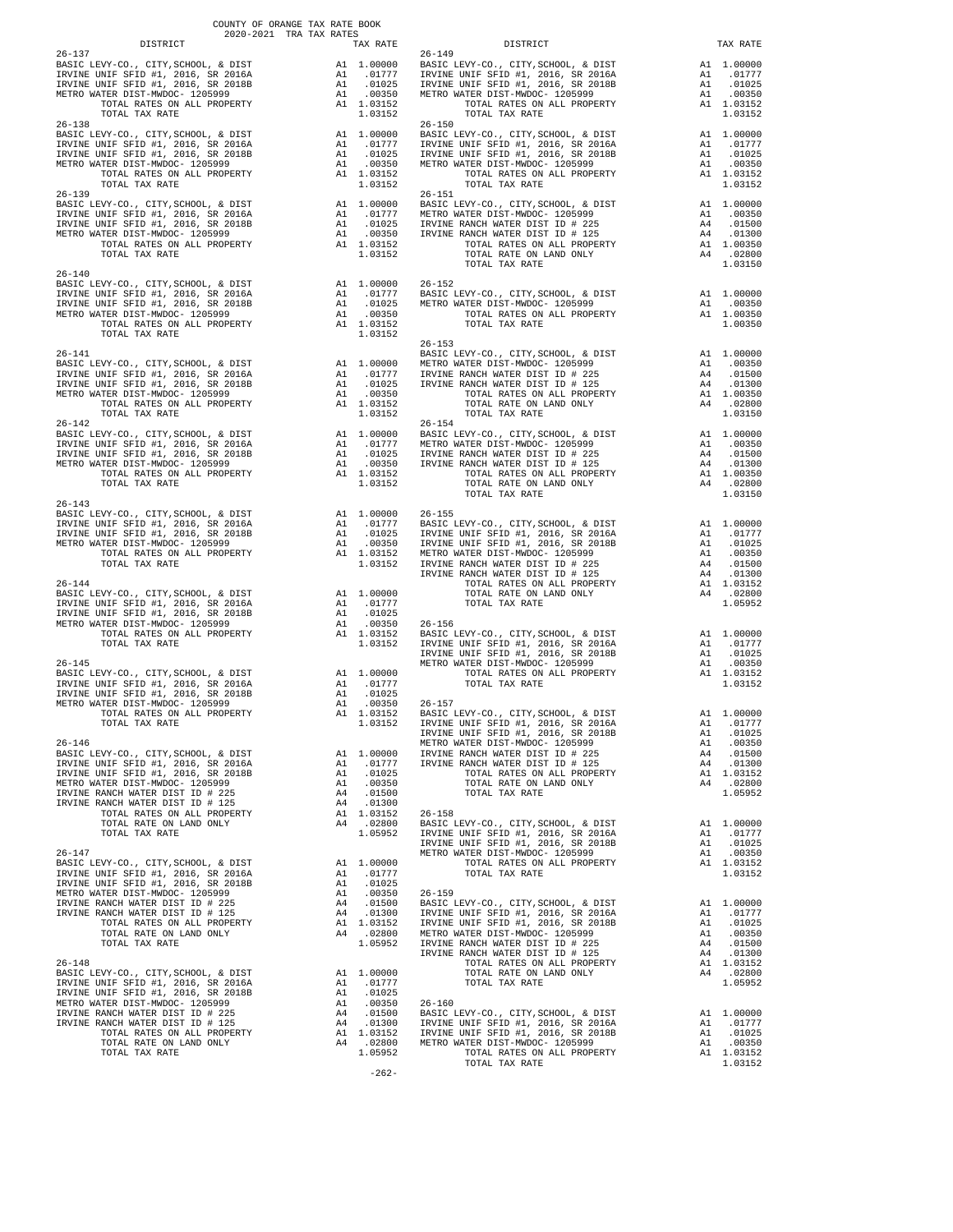COUNTY OF ORANGE TAX RATE BOOK
2020-2021 TRA TAX RATES

| DISTRICT | | TAX RATE |
|---|---|---|
| **26-137** | | |
| BASIC LEVY-CO., CITY,SCHOOL, & DIST | A1 | 1.00000 |
| IRVINE UNIF SFID #1, 2016, SR 2016A | A1 | .01777 |
| IRVINE UNIF SFID #1, 2016, SR 2018B | A1 | .01025 |
| METRO WATER DIST-MWDOC- 1205999 | A1 | .00350 |
| TOTAL RATES ON ALL PROPERTY | A1 | 1.03152 |
| TOTAL TAX RATE | | 1.03152 |
| **26-138** | | |
| BASIC LEVY-CO., CITY,SCHOOL, & DIST | A1 | 1.00000 |
| IRVINE UNIF SFID #1, 2016, SR 2016A | A1 | .01777 |
| IRVINE UNIF SFID #1, 2016, SR 2018B | A1 | .01025 |
| METRO WATER DIST-MWDOC- 1205999 | A1 | .00350 |
| TOTAL RATES ON ALL PROPERTY | A1 | 1.03152 |
| TOTAL TAX RATE | | 1.03152 |
| **26-139** | | |
| BASIC LEVY-CO., CITY,SCHOOL, & DIST | A1 | 1.00000 |
| IRVINE UNIF SFID #1, 2016, SR 2016A | A1 | .01777 |
| IRVINE UNIF SFID #1, 2016, SR 2018B | A1 | .01025 |
| METRO WATER DIST-MWDOC- 1205999 | A1 | .00350 |
| TOTAL RATES ON ALL PROPERTY | A1 | 1.03152 |
| TOTAL TAX RATE | | 1.03152 |
| **26-140** | | |
| BASIC LEVY-CO., CITY,SCHOOL, & DIST | A1 | 1.00000 |
| IRVINE UNIF SFID #1, 2016, SR 2016A | A1 | .01777 |
| IRVINE UNIF SFID #1, 2016, SR 2018B | A1 | .01025 |
| METRO WATER DIST-MWDOC- 1205999 | A1 | .00350 |
| TOTAL RATES ON ALL PROPERTY | A1 | 1.03152 |
| TOTAL TAX RATE | | 1.03152 |
| **26-141** | | |
| BASIC LEVY-CO., CITY,SCHOOL, & DIST | A1 | 1.00000 |
| IRVINE UNIF SFID #1, 2016, SR 2016A | A1 | .01777 |
| IRVINE UNIF SFID #1, 2016, SR 2018B | A1 | .01025 |
| METRO WATER DIST-MWDOC- 1205999 | A1 | .00350 |
| TOTAL RATES ON ALL PROPERTY | A1 | 1.03152 |
| TOTAL TAX RATE | | 1.03152 |
| **26-142** | | |
| BASIC LEVY-CO., CITY,SCHOOL, & DIST | A1 | 1.00000 |
| IRVINE UNIF SFID #1, 2016, SR 2016A | A1 | .01777 |
| IRVINE UNIF SFID #1, 2016, SR 2018B | A1 | .01025 |
| METRO WATER DIST-MWDOC- 1205999 | A1 | .00350 |
| TOTAL RATES ON ALL PROPERTY | A1 | 1.03152 |
| TOTAL TAX RATE | | 1.03152 |
| **26-143** | | |
| BASIC LEVY-CO., CITY,SCHOOL, & DIST | A1 | 1.00000 |
| IRVINE UNIF SFID #1, 2016, SR 2016A | A1 | .01777 |
| IRVINE UNIF SFID #1, 2016, SR 2018B | A1 | .01025 |
| METRO WATER DIST-MWDOC- 1205999 | A1 | .00350 |
| TOTAL RATES ON ALL PROPERTY | A1 | 1.03152 |
| TOTAL TAX RATE | | 1.03152 |
| **26-144** | | |
| BASIC LEVY-CO., CITY,SCHOOL, & DIST | A1 | 1.00000 |
| IRVINE UNIF SFID #1, 2016, SR 2016A | A1 | .01777 |
| IRVINE UNIF SFID #1, 2016, SR 2018B | A1 | .01025 |
| METRO WATER DIST-MWDOC- 1205999 | A1 | .00350 |
| TOTAL RATES ON ALL PROPERTY | A1 | 1.03152 |
| TOTAL TAX RATE | | 1.03152 |
| **26-145** | | |
| BASIC LEVY-CO., CITY,SCHOOL, & DIST | A1 | 1.00000 |
| IRVINE UNIF SFID #1, 2016, SR 2016A | A1 | .01777 |
| IRVINE UNIF SFID #1, 2016, SR 2018B | A1 | .01025 |
| METRO WATER DIST-MWDOC- 1205999 | A1 | .00350 |
| TOTAL RATES ON ALL PROPERTY | A1 | 1.03152 |
| TOTAL TAX RATE | | 1.03152 |
| **26-146** | | |
| BASIC LEVY-CO., CITY,SCHOOL, & DIST | A1 | 1.00000 |
| IRVINE UNIF SFID #1, 2016, SR 2016A | A1 | .01777 |
| IRVINE UNIF SFID #1, 2016, SR 2018B | A1 | .01025 |
| METRO WATER DIST-MWDOC- 1205999 | A1 | .00350 |
| IRVINE RANCH WATER DIST ID # 225 | A4 | .01500 |
| IRVINE RANCH WATER DIST ID # 125 | A4 | .01300 |
| TOTAL RATES ON ALL PROPERTY | A1 | 1.03152 |
| TOTAL RATE ON LAND ONLY | A4 | .02800 |
| TOTAL TAX RATE | | 1.05952 |
| **26-147** | | |
| BASIC LEVY-CO., CITY,SCHOOL, & DIST | A1 | 1.00000 |
| IRVINE UNIF SFID #1, 2016, SR 2016A | A1 | .01777 |
| IRVINE UNIF SFID #1, 2016, SR 2018B | A1 | .01025 |
| METRO WATER DIST-MWDOC- 1205999 | A1 | .00350 |
| IRVINE RANCH WATER DIST ID # 225 | A4 | .01500 |
| IRVINE RANCH WATER DIST ID # 125 | A4 | .01300 |
| TOTAL RATES ON ALL PROPERTY | A1 | 1.03152 |
| TOTAL RATE ON LAND ONLY | A4 | .02800 |
| TOTAL TAX RATE | | 1.05952 |
| **26-148** | | |
| BASIC LEVY-CO., CITY,SCHOOL, & DIST | A1 | 1.00000 |
| IRVINE UNIF SFID #1, 2016, SR 2016A | A1 | .01777 |
| IRVINE UNIF SFID #1, 2016, SR 2018B | A1 | .01025 |
| METRO WATER DIST-MWDOC- 1205999 | A1 | .00350 |
| IRVINE RANCH WATER DIST ID # 225 | A4 | .01500 |
| IRVINE RANCH WATER DIST ID # 125 | A4 | .01300 |
| TOTAL RATES ON ALL PROPERTY | A1 | 1.03152 |
| TOTAL RATE ON LAND ONLY | A4 | .02800 |
| TOTAL TAX RATE | | 1.05952 |
| **26-149** | | |
| BASIC LEVY-CO., CITY,SCHOOL, & DIST | A1 | 1.00000 |
| IRVINE UNIF SFID #1, 2016, SR 2016A | A1 | .01777 |
| IRVINE UNIF SFID #1, 2016, SR 2018B | A1 | .01025 |
| METRO WATER DIST-MWDOC- 1205999 | A1 | .00350 |
| TOTAL RATES ON ALL PROPERTY | A1 | 1.03152 |
| TOTAL TAX RATE | | 1.03152 |
| **26-150** | | |
| BASIC LEVY-CO., CITY,SCHOOL, & DIST | A1 | 1.00000 |
| IRVINE UNIF SFID #1, 2016, SR 2016A | A1 | .01777 |
| IRVINE UNIF SFID #1, 2016, SR 2018B | A1 | .01025 |
| METRO WATER DIST-MWDOC- 1205999 | A1 | .00350 |
| TOTAL RATES ON ALL PROPERTY | A1 | 1.03152 |
| TOTAL TAX RATE | | 1.03152 |
| **26-151** | | |
| BASIC LEVY-CO., CITY,SCHOOL, & DIST | A1 | 1.00000 |
| METRO WATER DIST-MWDOC- 1205999 | A1 | .00350 |
| IRVINE RANCH WATER DIST ID # 225 | A4 | .01500 |
| IRVINE RANCH WATER DIST ID # 125 | A4 | .01300 |
| TOTAL RATES ON ALL PROPERTY | A1 | 1.00350 |
| TOTAL RATE ON LAND ONLY | A4 | .02800 |
| TOTAL TAX RATE | | 1.03150 |
| **26-152** | | |
| BASIC LEVY-CO., CITY,SCHOOL, & DIST | A1 | 1.00000 |
| METRO WATER DIST-MWDOC- 1205999 | A1 | .00350 |
| TOTAL RATES ON ALL PROPERTY | A1 | 1.00350 |
| TOTAL TAX RATE | | 1.00350 |
| **26-153** | | |
| BASIC LEVY-CO., CITY,SCHOOL, & DIST | A1 | 1.00000 |
| METRO WATER DIST-MWDOC- 1205999 | A1 | .00350 |
| IRVINE RANCH WATER DIST ID # 225 | A4 | .01500 |
| IRVINE RANCH WATER DIST ID # 125 | A4 | .01300 |
| TOTAL RATES ON ALL PROPERTY | A1 | 1.00350 |
| TOTAL RATE ON LAND ONLY | A4 | .02800 |
| TOTAL TAX RATE | | 1.03150 |
| **26-154** | | |
| BASIC LEVY-CO., CITY,SCHOOL, & DIST | A1 | 1.00000 |
| METRO WATER DIST-MWDOC- 1205999 | A1 | .00350 |
| IRVINE RANCH WATER DIST ID # 225 | A4 | .01500 |
| IRVINE RANCH WATER DIST ID # 125 | A4 | .01300 |
| TOTAL RATES ON ALL PROPERTY | A1 | 1.00350 |
| TOTAL RATE ON LAND ONLY | A4 | .02800 |
| TOTAL TAX RATE | | 1.03150 |
| **26-155** | | |
| BASIC LEVY-CO., CITY,SCHOOL, & DIST | A1 | 1.00000 |
| IRVINE UNIF SFID #1, 2016, SR 2016A | A1 | .01777 |
| IRVINE UNIF SFID #1, 2016, SR 2018B | A1 | .01025 |
| METRO WATER DIST-MWDOC- 1205999 | A1 | .00350 |
| IRVINE RANCH WATER DIST ID # 225 | A4 | .01500 |
| IRVINE RANCH WATER DIST ID # 125 | A4 | .01300 |
| TOTAL RATES ON ALL PROPERTY | A1 | 1.03152 |
| TOTAL RATE ON LAND ONLY | A4 | .02800 |
| TOTAL TAX RATE | | 1.05952 |
| **26-156** | | |
| BASIC LEVY-CO., CITY,SCHOOL, & DIST | A1 | 1.00000 |
| IRVINE UNIF SFID #1, 2016, SR 2016A | A1 | .01777 |
| IRVINE UNIF SFID #1, 2016, SR 2018B | A1 | .01025 |
| METRO WATER DIST-MWDOC- 1205999 | A1 | .00350 |
| TOTAL RATES ON ALL PROPERTY | A1 | 1.03152 |
| TOTAL TAX RATE | | 1.03152 |
| **26-157** | | |
| BASIC LEVY-CO., CITY,SCHOOL, & DIST | A1 | 1.00000 |
| IRVINE UNIF SFID #1, 2016, SR 2016A | A1 | .01777 |
| IRVINE UNIF SFID #1, 2016, SR 2018B | A1 | .01025 |
| METRO WATER DIST-MWDOC- 1205999 | A1 | .00350 |
| IRVINE RANCH WATER DIST ID # 225 | A4 | .01500 |
| IRVINE RANCH WATER DIST ID # 125 | A4 | .01300 |
| TOTAL RATES ON ALL PROPERTY | A1 | 1.03152 |
| TOTAL RATE ON LAND ONLY | A4 | .02800 |
| TOTAL TAX RATE | | 1.05952 |
| **26-158** | | |
| BASIC LEVY-CO., CITY,SCHOOL, & DIST | A1 | 1.00000 |
| IRVINE UNIF SFID #1, 2016, SR 2016A | A1 | .01777 |
| IRVINE UNIF SFID #1, 2016, SR 2018B | A1 | .01025 |
| METRO WATER DIST-MWDOC- 1205999 | A1 | .00350 |
| TOTAL RATES ON ALL PROPERTY | A1 | 1.03152 |
| TOTAL TAX RATE | | 1.03152 |
| **26-159** | | |
| BASIC LEVY-CO., CITY,SCHOOL, & DIST | A1 | 1.00000 |
| IRVINE UNIF SFID #1, 2016, SR 2016A | A1 | .01777 |
| IRVINE UNIF SFID #1, 2016, SR 2018B | A1 | .01025 |
| METRO WATER DIST-MWDOC- 1205999 | A1 | .00350 |
| IRVINE RANCH WATER DIST ID # 225 | A4 | .01500 |
| IRVINE RANCH WATER DIST ID # 125 | A4 | .01300 |
| TOTAL RATES ON ALL PROPERTY | A1 | 1.03152 |
| TOTAL RATE ON LAND ONLY | A4 | .02800 |
| TOTAL TAX RATE | | 1.05952 |
| **26-160** | | |
| BASIC LEVY-CO., CITY,SCHOOL, & DIST | A1 | 1.00000 |
| IRVINE UNIF SFID #1, 2016, SR 2016A | A1 | .01777 |
| IRVINE UNIF SFID #1, 2016, SR 2018B | A1 | .01025 |
| METRO WATER DIST-MWDOC- 1205999 | A1 | .00350 |
| TOTAL RATES ON ALL PROPERTY | A1 | 1.03152 |
| TOTAL TAX RATE | | 1.03152 |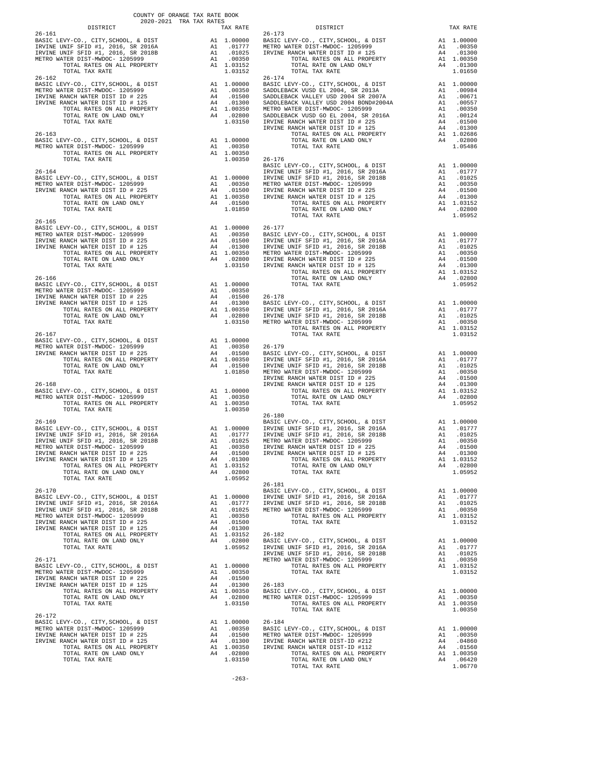COUNTY OF ORANGE TAX RATE BOOK
2020-2021 TRA TAX RATES

| DISTRICT | | TAX RATE |
|---|---|---|
| **26-161** | | |
| BASIC LEVY-CO., CITY,SCHOOL, & DIST | A1 | 1.00000 |
| IRVINE UNIF SFID #1, 2016, SR 2016A | A1 | .01777 |
| IRVINE UNIF SFID #1, 2016, SR 2018B | A1 | .01025 |
| METRO WATER DIST-MWDOC- 1205999 | A1 | .00350 |
| TOTAL RATES ON ALL PROPERTY | A1 | 1.03152 |
| TOTAL TAX RATE | | 1.03152 |
| **26-162** | | |
| BASIC LEVY-CO., CITY,SCHOOL, & DIST | A1 | 1.00000 |
| METRO WATER DIST-MWDOC- 1205999 | A1 | .00350 |
| IRVINE RANCH WATER DIST ID # 225 | A4 | .01500 |
| IRVINE RANCH WATER DIST ID # 125 | A4 | .01300 |
| TOTAL RATES ON ALL PROPERTY | A1 | 1.00350 |
| TOTAL RATE ON LAND ONLY | A4 | .02800 |
| TOTAL TAX RATE | | 1.03150 |
| **26-163** | | |
| BASIC LEVY-CO., CITY,SCHOOL, & DIST | A1 | 1.00000 |
| METRO WATER DIST-MWDOC- 1205999 | A1 | .00350 |
| TOTAL RATES ON ALL PROPERTY | A1 | 1.00350 |
| TOTAL TAX RATE | | 1.00350 |
| **26-164** | | |
| BASIC LEVY-CO., CITY,SCHOOL, & DIST | A1 | 1.00000 |
| METRO WATER DIST-MWDOC- 1205999 | A1 | .00350 |
| IRVINE RANCH WATER DIST ID # 225 | A4 | .01500 |
| TOTAL RATES ON ALL PROPERTY | A1 | 1.00350 |
| TOTAL RATE ON LAND ONLY | A4 | .01500 |
| TOTAL TAX RATE | | 1.01850 |
| **26-165** | | |
| BASIC LEVY-CO., CITY,SCHOOL, & DIST | A1 | 1.00000 |
| METRO WATER DIST-MWDOC- 1205999 | A1 | .00350 |
| IRVINE RANCH WATER DIST ID # 225 | A4 | .01500 |
| IRVINE RANCH WATER DIST ID # 125 | A4 | .01300 |
| TOTAL RATES ON ALL PROPERTY | A1 | 1.00350 |
| TOTAL RATE ON LAND ONLY | A4 | .02800 |
| TOTAL TAX RATE | | 1.03150 |
| **26-166** | | |
| BASIC LEVY-CO., CITY,SCHOOL, & DIST | A1 | 1.00000 |
| METRO WATER DIST-MWDOC- 1205999 | A1 | .00350 |
| IRVINE RANCH WATER DIST ID # 225 | A4 | .01500 |
| IRVINE RANCH WATER DIST ID # 125 | A4 | .01300 |
| TOTAL RATES ON ALL PROPERTY | A1 | 1.00350 |
| TOTAL RATE ON LAND ONLY | A4 | .02800 |
| TOTAL TAX RATE | | 1.03150 |
| **26-167** | | |
| BASIC LEVY-CO., CITY,SCHOOL, & DIST | A1 | 1.00000 |
| METRO WATER DIST-MWDOC- 1205999 | A1 | .00350 |
| IRVINE RANCH WATER DIST ID # 225 | A4 | .01500 |
| TOTAL RATES ON ALL PROPERTY | A1 | 1.00350 |
| TOTAL RATE ON LAND ONLY | A4 | .01500 |
| TOTAL TAX RATE | | 1.01850 |
| **26-168** | | |
| BASIC LEVY-CO., CITY,SCHOOL, & DIST | A1 | 1.00000 |
| METRO WATER DIST-MWDOC- 1205999 | A1 | .00350 |
| TOTAL RATES ON ALL PROPERTY | A1 | 1.00350 |
| TOTAL TAX RATE | | 1.00350 |
| **26-169** | | |
| BASIC LEVY-CO., CITY,SCHOOL, & DIST | A1 | 1.00000 |
| IRVINE UNIF SFID #1, 2016, SR 2016A | A1 | .01777 |
| IRVINE UNIF SFID #1, 2016, SR 2018B | A1 | .01025 |
| METRO WATER DIST-MWDOC- 1205999 | A1 | .00350 |
| IRVINE RANCH WATER DIST ID # 225 | A4 | .01500 |
| IRVINE RANCH WATER DIST ID # 125 | A4 | .01300 |
| TOTAL RATES ON ALL PROPERTY | A1 | 1.03152 |
| TOTAL RATE ON LAND ONLY | A4 | .02800 |
| TOTAL TAX RATE | | 1.05952 |
| **26-170** | | |
| BASIC LEVY-CO., CITY,SCHOOL, & DIST | A1 | 1.00000 |
| IRVINE UNIF SFID #1, 2016, SR 2016A | A1 | .01777 |
| IRVINE UNIF SFID #1, 2016, SR 2018B | A1 | .01025 |
| METRO WATER DIST-MWDOC- 1205999 | A1 | .00350 |
| IRVINE RANCH WATER DIST ID # 225 | A4 | .01500 |
| IRVINE RANCH WATER DIST ID # 125 | A4 | .01300 |
| TOTAL RATES ON ALL PROPERTY | A1 | 1.03152 |
| TOTAL RATE ON LAND ONLY | A4 | .02800 |
| TOTAL TAX RATE | | 1.05952 |
| **26-171** | | |
| BASIC LEVY-CO., CITY,SCHOOL, & DIST | A1 | 1.00000 |
| METRO WATER DIST-MWDOC- 1205999 | A1 | .00350 |
| IRVINE RANCH WATER DIST ID # 225 | A4 | .01500 |
| IRVINE RANCH WATER DIST ID # 125 | A4 | .01300 |
| TOTAL RATES ON ALL PROPERTY | A1 | 1.00350 |
| TOTAL RATE ON LAND ONLY | A4 | .02800 |
| TOTAL TAX RATE | | 1.03150 |
| **26-172** | | |
| BASIC LEVY-CO., CITY,SCHOOL, & DIST | A1 | 1.00000 |
| METRO WATER DIST-MWDOC- 1205999 | A1 | .00350 |
| IRVINE RANCH WATER DIST ID # 225 | A4 | .01500 |
| IRVINE RANCH WATER DIST ID # 125 | A4 | .01300 |
| TOTAL RATES ON ALL PROPERTY | A1 | 1.00350 |
| TOTAL RATE ON LAND ONLY | A4 | .02800 |
| TOTAL TAX RATE | | 1.03150 |
| **26-173** | | |
| BASIC LEVY-CO., CITY,SCHOOL, & DIST | A1 | 1.00000 |
| METRO WATER DIST-MWDOC- 1205999 | A1 | .00350 |
| IRVINE RANCH WATER DIST ID # 125 | A4 | .01300 |
| TOTAL RATES ON ALL PROPERTY | A1 | 1.00350 |
| TOTAL RATE ON LAND ONLY | A4 | .01300 |
| TOTAL TAX RATE | | 1.01650 |
| **26-174** | | |
| BASIC LEVY-CO., CITY,SCHOOL, & DIST | A1 | 1.00000 |
| SADDLEBACK VUSD EL 2004, SR 2013A | A1 | .00984 |
| SADDLEBACK VALLEY USD 2004 SR 2007A | A1 | .00671 |
| SADDLEBACK VALLEY USD 2004 BOND#2004A | A1 | .00557 |
| METRO WATER DIST-MWDOC- 1205999 | A1 | .00350 |
| SADDLEBACK VUSD GO EL 2004, SR 2016A | A1 | .00124 |
| IRVINE RANCH WATER DIST ID # 225 | A4 | .01500 |
| IRVINE RANCH WATER DIST ID # 125 | A4 | .01300 |
| TOTAL RATES ON ALL PROPERTY | A1 | 1.02686 |
| TOTAL RATE ON LAND ONLY | A4 | .02800 |
| TOTAL TAX RATE | | 1.05486 |
| **26-176** | | |
| BASIC LEVY-CO., CITY,SCHOOL, & DIST | A1 | 1.00000 |
| IRVINE UNIF SFID #1, 2016, SR 2016A | A1 | .01777 |
| IRVINE UNIF SFID #1, 2016, SR 2018B | A1 | .01025 |
| METRO WATER DIST-MWDOC- 1205999 | A1 | .00350 |
| IRVINE RANCH WATER DIST ID # 225 | A4 | .01500 |
| IRVINE RANCH WATER DIST ID # 125 | A4 | .01300 |
| TOTAL RATES ON ALL PROPERTY | A1 | 1.03152 |
| TOTAL RATE ON LAND ONLY | A4 | .02800 |
| TOTAL TAX RATE | | 1.05952 |
| **26-177** | | |
| BASIC LEVY-CO., CITY,SCHOOL, & DIST | A1 | 1.00000 |
| IRVINE UNIF SFID #1, 2016, SR 2016A | A1 | .01777 |
| IRVINE UNIF SFID #1, 2016, SR 2018B | A1 | .01025 |
| METRO WATER DIST-MWDOC- 1205999 | A1 | .00350 |
| IRVINE RANCH WATER DIST ID # 225 | A4 | .01500 |
| IRVINE RANCH WATER DIST ID # 125 | A4 | .01300 |
| TOTAL RATES ON ALL PROPERTY | A1 | 1.03152 |
| TOTAL RATE ON LAND ONLY | A4 | .02800 |
| TOTAL TAX RATE | | 1.05952 |
| **26-178** | | |
| BASIC LEVY-CO., CITY,SCHOOL, & DIST | A1 | 1.00000 |
| IRVINE UNIF SFID #1, 2016, SR 2016A | A1 | .01777 |
| IRVINE UNIF SFID #1, 2016, SR 2018B | A1 | .01025 |
| METRO WATER DIST-MWDOC- 1205999 | A1 | .00350 |
| TOTAL RATES ON ALL PROPERTY | A1 | 1.03152 |
| TOTAL TAX RATE | | 1.03152 |
| **26-179** | | |
| BASIC LEVY-CO., CITY,SCHOOL, & DIST | A1 | 1.00000 |
| IRVINE UNIF SFID #1, 2016, SR 2016A | A1 | .01777 |
| IRVINE UNIF SFID #1, 2016, SR 2018B | A1 | .01025 |
| METRO WATER DIST-MWDOC- 1205999 | A1 | .00350 |
| IRVINE RANCH WATER DIST ID # 225 | A4 | .01500 |
| IRVINE RANCH WATER DIST ID # 125 | A4 | .01300 |
| TOTAL RATES ON ALL PROPERTY | A1 | 1.03152 |
| TOTAL RATE ON LAND ONLY | A4 | .02800 |
| TOTAL TAX RATE | | 1.05952 |
| **26-180** | | |
| BASIC LEVY-CO., CITY,SCHOOL, & DIST | A1 | 1.00000 |
| IRVINE UNIF SFID #1, 2016, SR 2016A | A1 | .01777 |
| IRVINE UNIF SFID #1, 2016, SR 2018B | A1 | .01025 |
| METRO WATER DIST-MWDOC- 1205999 | A1 | .00350 |
| IRVINE RANCH WATER DIST ID # 225 | A4 | .01500 |
| IRVINE RANCH WATER DIST ID # 125 | A4 | .01300 |
| TOTAL RATES ON ALL PROPERTY | A1 | 1.03152 |
| TOTAL RATE ON LAND ONLY | A4 | .02800 |
| TOTAL TAX RATE | | 1.05952 |
| **26-181** | | |
| BASIC LEVY-CO., CITY,SCHOOL, & DIST | A1 | 1.00000 |
| IRVINE UNIF SFID #1, 2016, SR 2016A | A1 | .01777 |
| IRVINE UNIF SFID #1, 2016, SR 2018B | A1 | .01025 |
| METRO WATER DIST-MWDOC- 1205999 | A1 | .00350 |
| TOTAL RATES ON ALL PROPERTY | A1 | 1.03152 |
| TOTAL TAX RATE | | 1.03152 |
| **26-182** | | |
| BASIC LEVY-CO., CITY,SCHOOL, & DIST | A1 | 1.00000 |
| IRVINE UNIF SFID #1, 2016, SR 2016A | A1 | .01777 |
| IRVINE UNIF SFID #1, 2016, SR 2018B | A1 | .01025 |
| METRO WATER DIST-MWDOC- 1205999 | A1 | .00350 |
| TOTAL RATES ON ALL PROPERTY | A1 | 1.03152 |
| TOTAL TAX RATE | | 1.03152 |
| **26-183** | | |
| BASIC LEVY-CO., CITY,SCHOOL, & DIST | A1 | 1.00000 |
| METRO WATER DIST-MWDOC- 1205999 | A1 | .00350 |
| TOTAL RATES ON ALL PROPERTY | A1 | 1.00350 |
| TOTAL TAX RATE | | 1.00350 |
| **26-184** | | |
| BASIC LEVY-CO., CITY,SCHOOL, & DIST | A1 | 1.00000 |
| METRO WATER DIST-MWDOC- 1205999 | A1 | .00350 |
| IRVINE RANCH WATER DIST-ID #212 | A4 | .04860 |
| IRVINE RANCH WATER DIST-ID #112 | A4 | .01560 |
| TOTAL RATES ON ALL PROPERTY | A1 | 1.00350 |
| TOTAL RATE ON LAND ONLY | A4 | .06420 |
| TOTAL TAX RATE | | 1.06770 |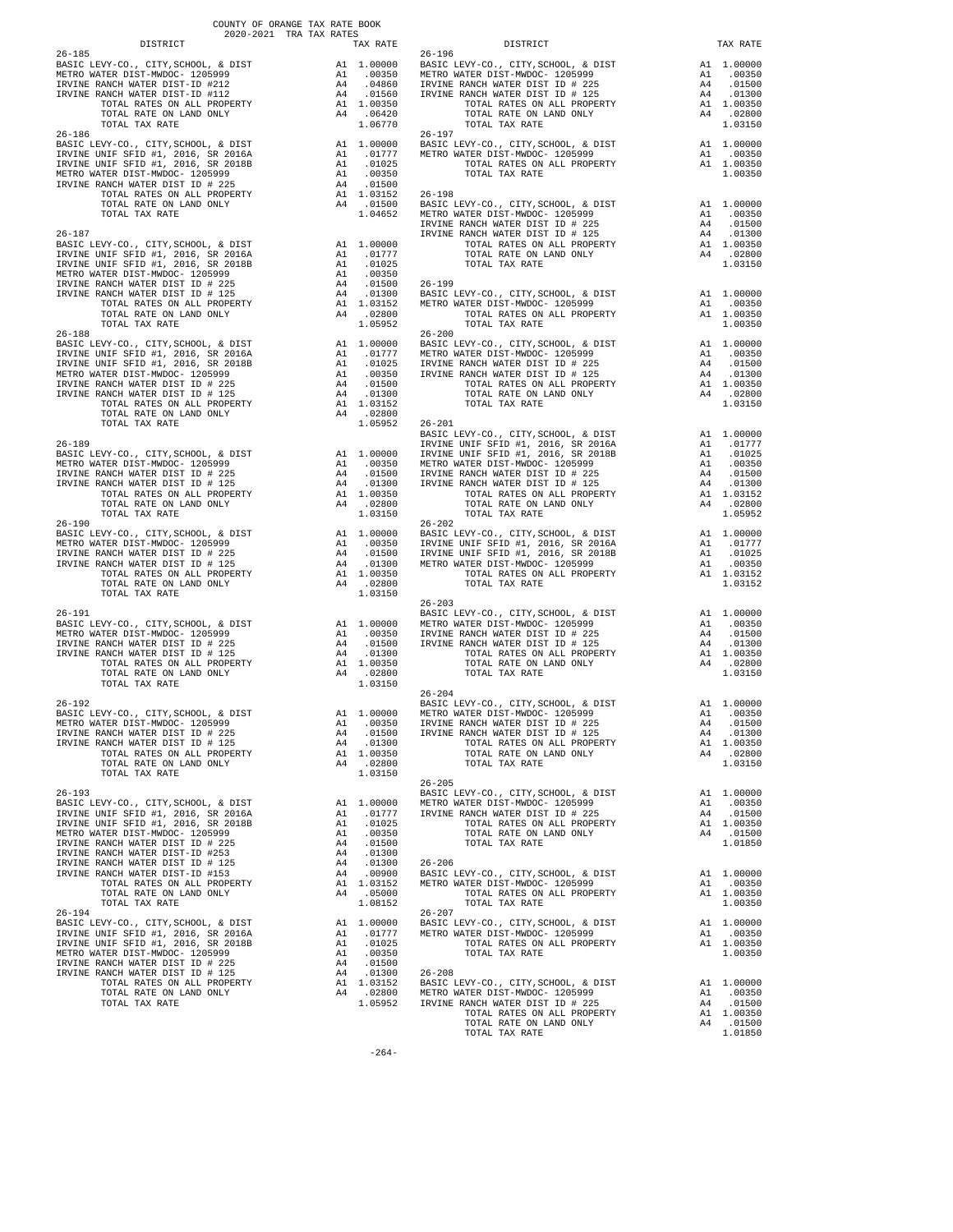COUNTY OF ORANGE TAX RATE BOOK
2020-2021 TRA TAX RATES

| DISTRICT | | TAX RATE |
|---|---|---|
| **26-185** | | |
| BASIC LEVY-CO., CITY,SCHOOL, & DIST | A1 | 1.00000 |
| METRO WATER DIST-MWDOC- 1205999 | A1 | .00350 |
| IRVINE RANCH WATER DIST-ID #212 | A4 | .04860 |
| IRVINE RANCH WATER DIST-ID #112 | A4 | .01560 |
| TOTAL RATES ON ALL PROPERTY | A1 | 1.00350 |
| TOTAL RATE ON LAND ONLY | A4 | .06420 |
| TOTAL TAX RATE | | 1.06770 |
| **26-186** | | |
| BASIC LEVY-CO., CITY,SCHOOL, & DIST | A1 | 1.00000 |
| IRVINE UNIF SFID #1, 2016, SR 2016A | A1 | .01777 |
| IRVINE UNIF SFID #1, 2016, SR 2018B | A1 | .01025 |
| METRO WATER DIST-MWDOC- 1205999 | A1 | .00350 |
| IRVINE RANCH WATER DIST ID # 225 | A4 | .01500 |
| TOTAL RATES ON ALL PROPERTY | A1 | 1.03152 |
| TOTAL RATE ON LAND ONLY | A4 | .01500 |
| TOTAL TAX RATE | | 1.04652 |
| **26-187** | | |
| BASIC LEVY-CO., CITY,SCHOOL, & DIST | A1 | 1.00000 |
| IRVINE UNIF SFID #1, 2016, SR 2016A | A1 | .01777 |
| IRVINE UNIF SFID #1, 2016, SR 2018B | A1 | .01025 |
| METRO WATER DIST-MWDOC- 1205999 | A1 | .00350 |
| IRVINE RANCH WATER DIST ID # 225 | A4 | .01500 |
| IRVINE RANCH WATER DIST ID # 125 | A4 | .01300 |
| TOTAL RATES ON ALL PROPERTY | A1 | 1.03152 |
| TOTAL RATE ON LAND ONLY | A4 | .02800 |
| TOTAL TAX RATE | | 1.05952 |
| **26-188** | | |
| BASIC LEVY-CO., CITY,SCHOOL, & DIST | A1 | 1.00000 |
| IRVINE UNIF SFID #1, 2016, SR 2016A | A1 | .01777 |
| IRVINE UNIF SFID #1, 2016, SR 2018B | A1 | .01025 |
| METRO WATER DIST-MWDOC- 1205999 | A1 | .00350 |
| IRVINE RANCH WATER DIST ID # 225 | A4 | .01500 |
| IRVINE RANCH WATER DIST ID # 125 | A4 | .01300 |
| TOTAL RATES ON ALL PROPERTY | A1 | 1.03152 |
| TOTAL RATE ON LAND ONLY | A4 | .02800 |
| TOTAL TAX RATE | | 1.05952 |
| **26-189** | | |
| BASIC LEVY-CO., CITY,SCHOOL, & DIST | A1 | 1.00000 |
| METRO WATER DIST-MWDOC- 1205999 | A1 | .00350 |
| IRVINE RANCH WATER DIST ID # 225 | A4 | .01500 |
| IRVINE RANCH WATER DIST ID # 125 | A4 | .01300 |
| TOTAL RATES ON ALL PROPERTY | A1 | 1.00350 |
| TOTAL RATE ON LAND ONLY | A4 | .02800 |
| TOTAL TAX RATE | | 1.03150 |
| **26-190** | | |
| BASIC LEVY-CO., CITY,SCHOOL, & DIST | A1 | 1.00000 |
| METRO WATER DIST-MWDOC- 1205999 | A1 | .00350 |
| IRVINE RANCH WATER DIST ID # 225 | A4 | .01500 |
| IRVINE RANCH WATER DIST ID # 125 | A4 | .01300 |
| TOTAL RATES ON ALL PROPERTY | A1 | 1.00350 |
| TOTAL RATE ON LAND ONLY | A4 | .02800 |
| TOTAL TAX RATE | | 1.03150 |
| **26-191** | | |
| BASIC LEVY-CO., CITY,SCHOOL, & DIST | A1 | 1.00000 |
| METRO WATER DIST-MWDOC- 1205999 | A1 | .00350 |
| IRVINE RANCH WATER DIST ID # 225 | A4 | .01500 |
| IRVINE RANCH WATER DIST ID # 125 | A4 | .01300 |
| TOTAL RATES ON ALL PROPERTY | A1 | 1.00350 |
| TOTAL RATE ON LAND ONLY | A4 | .02800 |
| TOTAL TAX RATE | | 1.03150 |
| **26-192** | | |
| BASIC LEVY-CO., CITY,SCHOOL, & DIST | A1 | 1.00000 |
| METRO WATER DIST-MWDOC- 1205999 | A1 | .00350 |
| IRVINE RANCH WATER DIST ID # 225 | A4 | .01500 |
| IRVINE RANCH WATER DIST ID # 125 | A4 | .01300 |
| TOTAL RATES ON ALL PROPERTY | A1 | 1.00350 |
| TOTAL RATE ON LAND ONLY | A4 | .02800 |
| TOTAL TAX RATE | | 1.03150 |
| **26-193** | | |
| BASIC LEVY-CO., CITY,SCHOOL, & DIST | A1 | 1.00000 |
| IRVINE UNIF SFID #1, 2016, SR 2016A | A1 | .01777 |
| IRVINE UNIF SFID #1, 2016, SR 2018B | A1 | .01025 |
| METRO WATER DIST-MWDOC- 1205999 | A1 | .00350 |
| IRVINE RANCH WATER DIST ID # 225 | A4 | .01500 |
| IRVINE RANCH WATER DIST-ID #253 | A4 | .01300 |
| IRVINE RANCH WATER DIST ID # 125 | A4 | .01300 |
| IRVINE RANCH WATER DIST-ID #153 | A4 | .00900 |
| TOTAL RATES ON ALL PROPERTY | A1 | 1.03152 |
| TOTAL RATE ON LAND ONLY | A4 | .05000 |
| TOTAL TAX RATE | | 1.08152 |
| **26-194** | | |
| BASIC LEVY-CO., CITY,SCHOOL, & DIST | A1 | 1.00000 |
| IRVINE UNIF SFID #1, 2016, SR 2016A | A1 | .01777 |
| IRVINE UNIF SFID #1, 2016, SR 2018B | A1 | .01025 |
| METRO WATER DIST-MWDOC- 1205999 | A1 | .00350 |
| IRVINE RANCH WATER DIST ID # 225 | A4 | .01500 |
| IRVINE RANCH WATER DIST ID # 125 | A4 | .01300 |
| TOTAL RATES ON ALL PROPERTY | A1 | 1.03152 |
| TOTAL RATE ON LAND ONLY | A4 | .02800 |
| TOTAL TAX RATE | | 1.05952 |
| **26-196** | | |
| BASIC LEVY-CO., CITY,SCHOOL, & DIST | A1 | 1.00000 |
| METRO WATER DIST-MWDOC- 1205999 | A1 | .00350 |
| IRVINE RANCH WATER DIST ID # 225 | A4 | .01500 |
| IRVINE RANCH WATER DIST ID # 125 | A4 | .01300 |
| TOTAL RATES ON ALL PROPERTY | A1 | 1.00350 |
| TOTAL RATE ON LAND ONLY | A4 | .02800 |
| TOTAL TAX RATE | | 1.03150 |
| **26-197** | | |
| BASIC LEVY-CO., CITY,SCHOOL, & DIST | A1 | 1.00000 |
| METRO WATER DIST-MWDOC- 1205999 | A1 | .00350 |
| TOTAL RATES ON ALL PROPERTY | A1 | 1.00350 |
| TOTAL TAX RATE | | 1.00350 |
| **26-198** | | |
| BASIC LEVY-CO., CITY,SCHOOL, & DIST | A1 | 1.00000 |
| METRO WATER DIST-MWDOC- 1205999 | A1 | .00350 |
| IRVINE RANCH WATER DIST ID # 225 | A4 | .01500 |
| IRVINE RANCH WATER DIST ID # 125 | A4 | .01300 |
| TOTAL RATES ON ALL PROPERTY | A1 | 1.00350 |
| TOTAL RATE ON LAND ONLY | A4 | .02800 |
| TOTAL TAX RATE | | 1.03150 |
| **26-199** | | |
| BASIC LEVY-CO., CITY,SCHOOL, & DIST | A1 | 1.00000 |
| METRO WATER DIST-MWDOC- 1205999 | A1 | .00350 |
| TOTAL RATES ON ALL PROPERTY | A1 | 1.00350 |
| TOTAL TAX RATE | | 1.00350 |
| **26-200** | | |
| BASIC LEVY-CO., CITY,SCHOOL, & DIST | A1 | 1.00000 |
| METRO WATER DIST-MWDOC- 1205999 | A1 | .00350 |
| IRVINE RANCH WATER DIST ID # 225 | A4 | .01500 |
| IRVINE RANCH WATER DIST ID # 125 | A4 | .01300 |
| TOTAL RATES ON ALL PROPERTY | A1 | 1.00350 |
| TOTAL RATE ON LAND ONLY | A4 | .02800 |
| TOTAL TAX RATE | | 1.03150 |
| **26-201** | | |
| BASIC LEVY-CO., CITY,SCHOOL, & DIST | A1 | 1.00000 |
| IRVINE UNIF SFID #1, 2016, SR 2016A | A1 | .01777 |
| IRVINE UNIF SFID #1, 2016, SR 2018B | A1 | .01025 |
| METRO WATER DIST-MWDOC- 1205999 | A1 | .00350 |
| IRVINE RANCH WATER DIST ID # 225 | A4 | .01500 |
| IRVINE RANCH WATER DIST ID # 125 | A4 | .01300 |
| TOTAL RATES ON ALL PROPERTY | A1 | 1.03152 |
| TOTAL RATE ON LAND ONLY | A4 | .02800 |
| TOTAL TAX RATE | | 1.05952 |
| **26-202** | | |
| BASIC LEVY-CO., CITY,SCHOOL, & DIST | A1 | 1.00000 |
| IRVINE UNIF SFID #1, 2016, SR 2016A | A1 | .01777 |
| IRVINE UNIF SFID #1, 2016, SR 2018B | A1 | .01025 |
| METRO WATER DIST-MWDOC- 1205999 | A1 | .00350 |
| TOTAL RATES ON ALL PROPERTY | A1 | 1.03152 |
| TOTAL TAX RATE | | 1.03152 |
| **26-203** | | |
| BASIC LEVY-CO., CITY,SCHOOL, & DIST | A1 | 1.00000 |
| METRO WATER DIST-MWDOC- 1205999 | A1 | .00350 |
| IRVINE RANCH WATER DIST ID # 225 | A4 | .01500 |
| IRVINE RANCH WATER DIST ID # 125 | A4 | .01300 |
| TOTAL RATES ON ALL PROPERTY | A1 | 1.00350 |
| TOTAL RATE ON LAND ONLY | A4 | .02800 |
| TOTAL TAX RATE | | 1.03150 |
| **26-204** | | |
| BASIC LEVY-CO., CITY,SCHOOL, & DIST | A1 | 1.00000 |
| METRO WATER DIST-MWDOC- 1205999 | A1 | .00350 |
| IRVINE RANCH WATER DIST ID # 225 | A4 | .01500 |
| IRVINE RANCH WATER DIST ID # 125 | A4 | .01300 |
| TOTAL RATES ON ALL PROPERTY | A1 | 1.00350 |
| TOTAL RATE ON LAND ONLY | A4 | .02800 |
| TOTAL TAX RATE | | 1.03150 |
| **26-205** | | |
| BASIC LEVY-CO., CITY,SCHOOL, & DIST | A1 | 1.00000 |
| METRO WATER DIST-MWDOC- 1205999 | A1 | .00350 |
| IRVINE RANCH WATER DIST ID # 225 | A4 | .01500 |
| TOTAL RATES ON ALL PROPERTY | A1 | 1.00350 |
| TOTAL RATE ON LAND ONLY | A4 | .01500 |
| TOTAL TAX RATE | | 1.01850 |
| **26-206** | | |
| BASIC LEVY-CO., CITY,SCHOOL, & DIST | A1 | 1.00000 |
| METRO WATER DIST-MWDOC- 1205999 | A1 | .00350 |
| TOTAL RATES ON ALL PROPERTY | A1 | 1.00350 |
| TOTAL TAX RATE | | 1.00350 |
| **26-207** | | |
| BASIC LEVY-CO., CITY,SCHOOL, & DIST | A1 | 1.00000 |
| METRO WATER DIST-MWDOC- 1205999 | A1 | .00350 |
| TOTAL RATES ON ALL PROPERTY | A1 | 1.00350 |
| TOTAL TAX RATE | | 1.00350 |
| **26-208** | | |
| BASIC LEVY-CO., CITY,SCHOOL, & DIST | A1 | 1.00000 |
| METRO WATER DIST-MWDOC- 1205999 | A1 | .00350 |
| IRVINE RANCH WATER DIST ID # 225 | A4 | .01500 |
| TOTAL RATES ON ALL PROPERTY | A1 | 1.00350 |
| TOTAL RATE ON LAND ONLY | A4 | .01500 |
| TOTAL TAX RATE | | 1.01850 |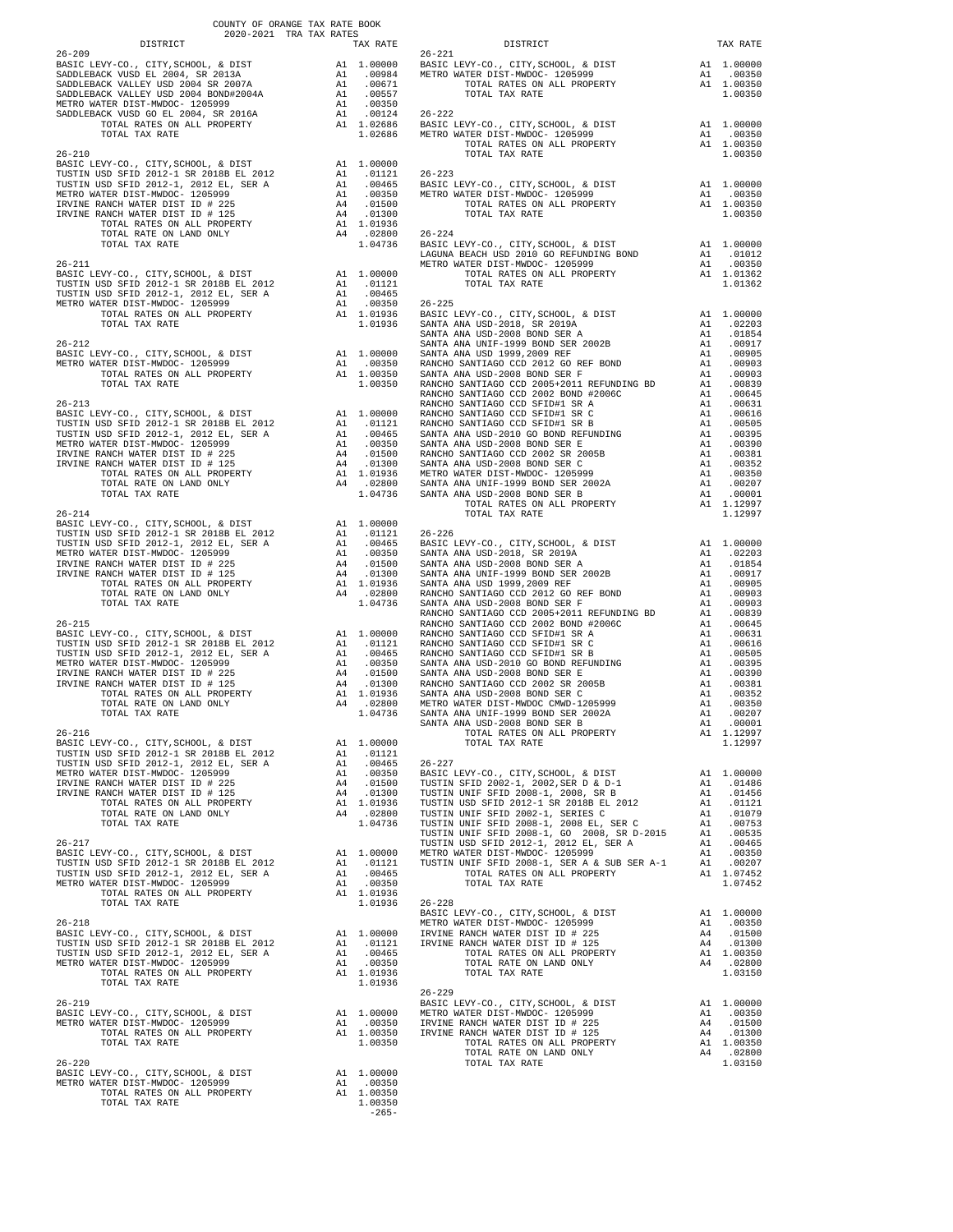COUNTY OF ORANGE TAX RATE BOOK
2020-2021 TRA TAX RATES

| DISTRICT | | TAX RATE |
|---|---|---|
| **26-209** | | |
| BASIC LEVY-CO., CITY,SCHOOL, & DIST | A1 | 1.00000 |
| SADDLEBACK VUSD EL 2004, SR 2013A | A1 | .00984 |
| SADDLEBACK VALLEY USD 2004 SR 2007A | A1 | .00671 |
| SADDLEBACK VALLEY USD 2004 BOND#2004A | A1 | .00557 |
| METRO WATER DIST-MWDOC- 1205999 | A1 | .00350 |
| SADDLEBACK VUSD GO EL 2004, SR 2016A | A1 | .00124 |
| TOTAL RATES ON ALL PROPERTY | A1 | 1.02686 |
| TOTAL TAX RATE | | 1.02686 |
| **26-210** | | |
| BASIC LEVY-CO., CITY,SCHOOL, & DIST | A1 | 1.00000 |
| TUSTIN USD SFID 2012-1 SR 2018B EL 2012 | A1 | .01121 |
| TUSTIN USD SFID 2012-1, 2012 EL, SER A | A1 | .00465 |
| METRO WATER DIST-MWDOC- 1205999 | A1 | .00350 |
| IRVINE RANCH WATER DIST ID # 225 | A4 | .01500 |
| IRVINE RANCH WATER DIST ID # 125 | A4 | .01300 |
| TOTAL RATES ON ALL PROPERTY | A1 | 1.01936 |
| TOTAL RATE ON LAND ONLY | A4 | .02800 |
| TOTAL TAX RATE | | 1.04736 |
| **26-211** | | |
| BASIC LEVY-CO., CITY,SCHOOL, & DIST | A1 | 1.00000 |
| TUSTIN USD SFID 2012-1 SR 2018B EL 2012 | A1 | .01121 |
| TUSTIN USD SFID 2012-1, 2012 EL, SER A | A1 | .00465 |
| METRO WATER DIST-MWDOC- 1205999 | A1 | .00350 |
| TOTAL RATES ON ALL PROPERTY | A1 | 1.01936 |
| TOTAL TAX RATE | | 1.01936 |
| **26-212** | | |
| BASIC LEVY-CO., CITY,SCHOOL, & DIST | A1 | 1.00000 |
| METRO WATER DIST-MWDOC- 1205999 | A1 | .00350 |
| TOTAL RATES ON ALL PROPERTY | A1 | 1.00350 |
| TOTAL TAX RATE | | 1.00350 |
| **26-213** | | |
| BASIC LEVY-CO., CITY,SCHOOL, & DIST | A1 | 1.00000 |
| TUSTIN USD SFID 2012-1 SR 2018B EL 2012 | A1 | .01121 |
| TUSTIN USD SFID 2012-1, 2012 EL, SER A | A1 | .00465 |
| METRO WATER DIST-MWDOC- 1205999 | A1 | .00350 |
| IRVINE RANCH WATER DIST ID # 225 | A4 | .01500 |
| IRVINE RANCH WATER DIST ID # 125 | A4 | .01300 |
| TOTAL RATES ON ALL PROPERTY | A1 | 1.01936 |
| TOTAL RATE ON LAND ONLY | A4 | .02800 |
| TOTAL TAX RATE | | 1.04736 |
| **26-214** | | |
| BASIC LEVY-CO., CITY,SCHOOL, & DIST | A1 | 1.00000 |
| TUSTIN USD SFID 2012-1 SR 2018B EL 2012 | A1 | .01121 |
| TUSTIN USD SFID 2012-1, 2012 EL, SER A | A1 | .00465 |
| METRO WATER DIST-MWDOC- 1205999 | A1 | .00350 |
| IRVINE RANCH WATER DIST ID # 225 | A4 | .01500 |
| IRVINE RANCH WATER DIST ID # 125 | A4 | .01300 |
| TOTAL RATES ON ALL PROPERTY | A1 | 1.01936 |
| TOTAL RATE ON LAND ONLY | A4 | .02800 |
| TOTAL TAX RATE | | 1.04736 |
| **26-215** | | |
| BASIC LEVY-CO., CITY,SCHOOL, & DIST | A1 | 1.00000 |
| TUSTIN USD SFID 2012-1 SR 2018B EL 2012 | A1 | .01121 |
| TUSTIN USD SFID 2012-1, 2012 EL, SER A | A1 | .00465 |
| METRO WATER DIST-MWDOC- 1205999 | A1 | .00350 |
| IRVINE RANCH WATER DIST ID # 225 | A4 | .01500 |
| IRVINE RANCH WATER DIST ID # 125 | A4 | .01300 |
| TOTAL RATES ON ALL PROPERTY | A1 | 1.01936 |
| TOTAL RATE ON LAND ONLY | A4 | .02800 |
| TOTAL TAX RATE | | 1.04736 |
| **26-216** | | |
| BASIC LEVY-CO., CITY,SCHOOL, & DIST | A1 | 1.00000 |
| TUSTIN USD SFID 2012-1 SR 2018B EL 2012 | A1 | .01121 |
| TUSTIN USD SFID 2012-1, 2012 EL, SER A | A1 | .00465 |
| METRO WATER DIST-MWDOC- 1205999 | A1 | .00350 |
| IRVINE RANCH WATER DIST ID # 225 | A4 | .01500 |
| IRVINE RANCH WATER DIST ID # 125 | A4 | .01300 |
| TOTAL RATES ON ALL PROPERTY | A1 | 1.01936 |
| TOTAL RATE ON LAND ONLY | A4 | .02800 |
| TOTAL TAX RATE | | 1.04736 |
| **26-217** | | |
| BASIC LEVY-CO., CITY,SCHOOL, & DIST | A1 | 1.00000 |
| TUSTIN USD SFID 2012-1 SR 2018B EL 2012 | A1 | .01121 |
| TUSTIN USD SFID 2012-1, 2012 EL, SER A | A1 | .00465 |
| METRO WATER DIST-MWDOC- 1205999 | A1 | .00350 |
| TOTAL RATES ON ALL PROPERTY | A1 | 1.01936 |
| TOTAL TAX RATE | | 1.01936 |
| **26-218** | | |
| BASIC LEVY-CO., CITY,SCHOOL, & DIST | A1 | 1.00000 |
| TUSTIN USD SFID 2012-1 SR 2018B EL 2012 | A1 | .01121 |
| TUSTIN USD SFID 2012-1, 2012 EL, SER A | A1 | .00465 |
| METRO WATER DIST-MWDOC- 1205999 | A1 | .00350 |
| TOTAL RATES ON ALL PROPERTY | A1 | 1.01936 |
| TOTAL TAX RATE | | 1.01936 |
| **26-219** | | |
| BASIC LEVY-CO., CITY,SCHOOL, & DIST | A1 | 1.00000 |
| METRO WATER DIST-MWDOC- 1205999 | A1 | .00350 |
| TOTAL RATES ON ALL PROPERTY | A1 | 1.00350 |
| TOTAL TAX RATE | | 1.00350 |
| **26-220** | | |
| BASIC LEVY-CO., CITY,SCHOOL, & DIST | A1 | 1.00000 |
| METRO WATER DIST-MWDOC- 1205999 | A1 | .00350 |
| TOTAL RATES ON ALL PROPERTY | A1 | 1.00350 |
| TOTAL TAX RATE | | 1.00350 |
| **26-221** | | |
| BASIC LEVY-CO., CITY,SCHOOL, & DIST | A1 | 1.00000 |
| METRO WATER DIST-MWDOC- 1205999 | A1 | .00350 |
| TOTAL RATES ON ALL PROPERTY | A1 | 1.00350 |
| TOTAL TAX RATE | | 1.00350 |
| **26-222** | | |
| BASIC LEVY-CO., CITY,SCHOOL, & DIST | A1 | 1.00000 |
| METRO WATER DIST-MWDOC- 1205999 | A1 | .00350 |
| TOTAL RATES ON ALL PROPERTY | A1 | 1.00350 |
| TOTAL TAX RATE | | 1.00350 |
| **26-223** | | |
| BASIC LEVY-CO., CITY,SCHOOL, & DIST | A1 | 1.00000 |
| METRO WATER DIST-MWDOC- 1205999 | A1 | .00350 |
| TOTAL RATES ON ALL PROPERTY | A1 | 1.00350 |
| TOTAL TAX RATE | | 1.00350 |
| **26-224** | | |
| BASIC LEVY-CO., CITY,SCHOOL, & DIST | A1 | 1.00000 |
| LAGUNA BEACH USD 2010 GO REFUNDING BOND | A1 | .01012 |
| METRO WATER DIST-MWDOC- 1205999 | A1 | .00350 |
| TOTAL RATES ON ALL PROPERTY | A1 | 1.01362 |
| TOTAL TAX RATE | | 1.01362 |
| **26-225** | | |
| BASIC LEVY-CO., CITY,SCHOOL, & DIST | A1 | 1.00000 |
| SANTA ANA USD-2018, SR 2019A | A1 | .02203 |
| SANTA ANA USD-2008 BOND SER A | A1 | .01854 |
| SANTA ANA UNIF-1999 BOND SER 2002B | A1 | .00917 |
| SANTA ANA USD 1999,2009 REF | A1 | .00905 |
| RANCHO SANTIAGO CCD 2012 GO REF BOND | A1 | .00903 |
| SANTA ANA USD-2008 BOND SER F | A1 | .00903 |
| RANCHO SANTIAGO CCD 2005+2011 REFUNDING BD | A1 | .00839 |
| RANCHO SANTIAGO CCD 2002 BOND #2006C | A1 | .00645 |
| RANCHO SANTIAGO CCD SFID#1 SR A | A1 | .00631 |
| RANCHO SANTIAGO CCD SFID#1 SR C | A1 | .00616 |
| RANCHO SANTIAGO CCD SFID#1 SR B | A1 | .00505 |
| SANTA ANA USD-2010 GO BOND REFUNDING | A1 | .00395 |
| SANTA ANA USD-2008 BOND SER E | A1 | .00390 |
| RANCHO SANTIAGO CCD 2002 SR 2005B | A1 | .00381 |
| SANTA ANA USD-2008 BOND SER C | A1 | .00352 |
| METRO WATER DIST-MWDOC- 1205999 | A1 | .00350 |
| SANTA ANA UNIF-1999 BOND SER 2002A | A1 | .00207 |
| SANTA ANA USD-2008 BOND SER B | A1 | .00001 |
| TOTAL RATES ON ALL PROPERTY | A1 | 1.12997 |
| TOTAL TAX RATE | | 1.12997 |
| **26-226** | | |
| BASIC LEVY-CO., CITY,SCHOOL, & DIST | A1 | 1.00000 |
| SANTA ANA USD-2018, SR 2019A | A1 | .02203 |
| SANTA ANA USD-2008 BOND SER A | A1 | .01854 |
| SANTA ANA UNIF-1999 BOND SER 2002B | A1 | .00917 |
| SANTA ANA USD 1999,2009 REF | A1 | .00905 |
| RANCHO SANTIAGO CCD 2012 GO REF BOND | A1 | .00903 |
| SANTA ANA USD-2008 BOND SER F | A1 | .00903 |
| RANCHO SANTIAGO CCD 2005+2011 REFUNDING BD | A1 | .00839 |
| RANCHO SANTIAGO CCD 2002 BOND #2006C | A1 | .00645 |
| RANCHO SANTIAGO CCD SFID#1 SR A | A1 | .00631 |
| RANCHO SANTIAGO CCD SFID#1 SR C | A1 | .00616 |
| RANCHO SANTIAGO CCD SFID#1 SR B | A1 | .00505 |
| SANTA ANA USD-2010 GO BOND REFUNDING | A1 | .00395 |
| SANTA ANA USD-2008 BOND SER E | A1 | .00390 |
| RANCHO SANTIAGO CCD 2002 SR 2005B | A1 | .00381 |
| SANTA ANA USD-2008 BOND SER C | A1 | .00352 |
| METRO WATER DIST-MWDOC CMWD-1205999 | A1 | .00350 |
| SANTA ANA UNIF-1999 BOND SER 2002A | A1 | .00207 |
| SANTA ANA USD-2008 BOND SER B | A1 | .00001 |
| TOTAL RATES ON ALL PROPERTY | A1 | 1.12997 |
| TOTAL TAX RATE | | 1.12997 |
| **26-227** | | |
| BASIC LEVY-CO., CITY,SCHOOL, & DIST | A1 | 1.00000 |
| TUSTIN SFID 2002-1, 2002,SER D & D-1 | A1 | .01486 |
| TUSTIN UNIF SFID 2008-1, 2008, SR B | A1 | .01456 |
| TUSTIN USD SFID 2012-1 SR 2018B EL 2012 | A1 | .01121 |
| TUSTIN UNIF SFID 2002-1, SERIES C | A1 | .01079 |
| TUSTIN UNIF SFID 2008-1, 2008 EL, SER C | A1 | .00753 |
| TUSTIN UNIF SFID 2008-1, GO 2008, SR D-2015 | A1 | .00535 |
| TUSTIN USD SFID 2012-1, 2012 EL, SER A | A1 | .00465 |
| METRO WATER DIST-MWDOC- 1205999 | A1 | .00350 |
| TUSTIN UNIF SFID 2008-1, SER A & SUB SER A-1 | A1 | .00207 |
| TOTAL RATES ON ALL PROPERTY | A1 | 1.07452 |
| TOTAL TAX RATE | | 1.07452 |
| **26-228** | | |
| BASIC LEVY-CO., CITY,SCHOOL, & DIST | A1 | 1.00000 |
| METRO WATER DIST-MWDOC- 1205999 | A1 | .00350 |
| IRVINE RANCH WATER DIST ID # 225 | A4 | .01500 |
| IRVINE RANCH WATER DIST ID # 125 | A4 | .01300 |
| TOTAL RATES ON ALL PROPERTY | A1 | 1.00350 |
| TOTAL RATE ON LAND ONLY | A4 | .02800 |
| TOTAL TAX RATE | | 1.03150 |
| **26-229** | | |
| BASIC LEVY-CO., CITY,SCHOOL, & DIST | A1 | 1.00000 |
| METRO WATER DIST-MWDOC- 1205999 | A1 | .00350 |
| IRVINE RANCH WATER DIST ID # 225 | A4 | .01500 |
| IRVINE RANCH WATER DIST ID # 125 | A4 | .01300 |
| TOTAL RATES ON ALL PROPERTY | A1 | 1.00350 |
| TOTAL RATE ON LAND ONLY | A4 | .02800 |
| TOTAL TAX RATE | | 1.03150 |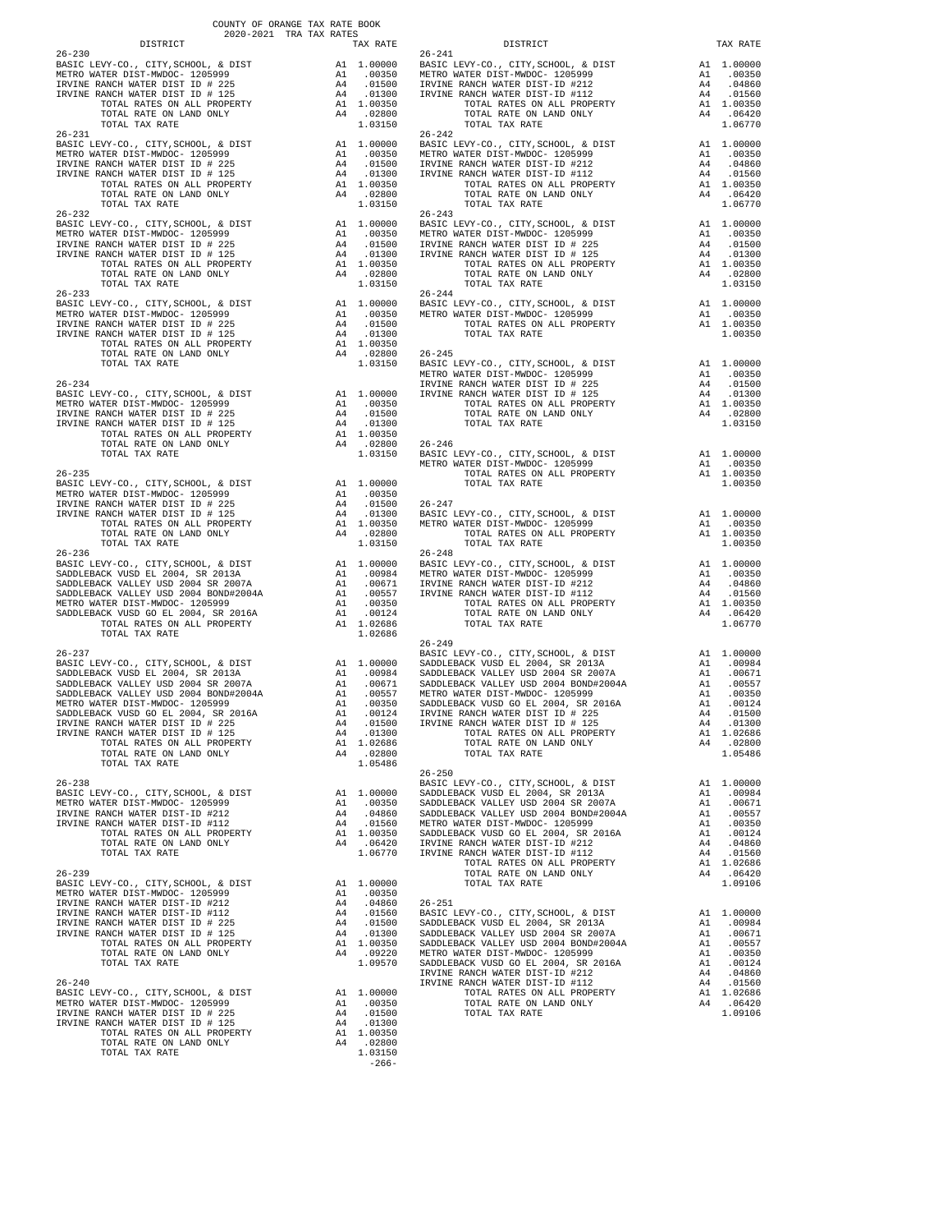COUNTY OF ORANGE TAX RATE BOOK
2020-2021 TRA TAX RATES

| DISTRICT | | TAX RATE |
|---|---|---|
| **26-230** | | |
| BASIC LEVY-CO., CITY,SCHOOL, & DIST | A1 | 1.00000 |
| METRO WATER DIST-MWDOC- 1205999 | A1 | .00350 |
| IRVINE RANCH WATER DIST ID # 225 | A4 | .01500 |
| IRVINE RANCH WATER DIST ID # 125 | A4 | .01300 |
| TOTAL RATES ON ALL PROPERTY | A1 | 1.00350 |
| TOTAL RATE ON LAND ONLY | A4 | .02800 |
| TOTAL TAX RATE | | 1.03150 |
| **26-231** | | |
| BASIC LEVY-CO., CITY,SCHOOL, & DIST | A1 | 1.00000 |
| METRO WATER DIST-MWDOC- 1205999 | A1 | .00350 |
| IRVINE RANCH WATER DIST ID # 225 | A4 | .01500 |
| IRVINE RANCH WATER DIST ID # 125 | A4 | .01300 |
| TOTAL RATES ON ALL PROPERTY | A1 | 1.00350 |
| TOTAL RATE ON LAND ONLY | A4 | .02800 |
| TOTAL TAX RATE | | 1.03150 |
| **26-232** | | |
| BASIC LEVY-CO., CITY,SCHOOL, & DIST | A1 | 1.00000 |
| METRO WATER DIST-MWDOC- 1205999 | A1 | .00350 |
| IRVINE RANCH WATER DIST ID # 225 | A4 | .01500 |
| IRVINE RANCH WATER DIST ID # 125 | A4 | .01300 |
| TOTAL RATES ON ALL PROPERTY | A1 | 1.00350 |
| TOTAL RATE ON LAND ONLY | A4 | .02800 |
| TOTAL TAX RATE | | 1.03150 |
| **26-233** | | |
| BASIC LEVY-CO., CITY,SCHOOL, & DIST | A1 | 1.00000 |
| METRO WATER DIST-MWDOC- 1205999 | A1 | .00350 |
| IRVINE RANCH WATER DIST ID # 225 | A4 | .01500 |
| IRVINE RANCH WATER DIST ID # 125 | A4 | .01300 |
| TOTAL RATES ON ALL PROPERTY | A1 | 1.00350 |
| TOTAL RATE ON LAND ONLY | A4 | .02800 |
| TOTAL TAX RATE | | 1.03150 |
| **26-234** | | |
| BASIC LEVY-CO., CITY,SCHOOL, & DIST | A1 | 1.00000 |
| METRO WATER DIST-MWDOC- 1205999 | A1 | .00350 |
| IRVINE RANCH WATER DIST ID # 225 | A4 | .01500 |
| IRVINE RANCH WATER DIST ID # 125 | A4 | .01300 |
| TOTAL RATES ON ALL PROPERTY | A1 | 1.00350 |
| TOTAL RATE ON LAND ONLY | A4 | .02800 |
| TOTAL TAX RATE | | 1.03150 |
| **26-235** | | |
| BASIC LEVY-CO., CITY,SCHOOL, & DIST | A1 | 1.00000 |
| METRO WATER DIST-MWDOC- 1205999 | A1 | .00350 |
| IRVINE RANCH WATER DIST ID # 225 | A4 | .01500 |
| IRVINE RANCH WATER DIST ID # 125 | A4 | .01300 |
| TOTAL RATES ON ALL PROPERTY | A1 | 1.00350 |
| TOTAL RATE ON LAND ONLY | A4 | .02800 |
| TOTAL TAX RATE | | 1.03150 |
| **26-236** | | |
| BASIC LEVY-CO., CITY,SCHOOL, & DIST | A1 | 1.00000 |
| SADDLEBACK VUSD EL 2004, SR 2013A | A1 | .00984 |
| SADDLEBACK VALLEY USD 2004 SR 2007A | A1 | .00671 |
| SADDLEBACK VALLEY USD 2004 BOND#2004A | A1 | .00557 |
| METRO WATER DIST-MWDOC- 1205999 | A1 | .00350 |
| SADDLEBACK VUSD GO EL 2004, SR 2016A | A1 | .00124 |
| TOTAL RATES ON ALL PROPERTY | A1 | 1.02686 |
| TOTAL TAX RATE | | 1.02686 |
| **26-237** | | |
| BASIC LEVY-CO., CITY,SCHOOL, & DIST | A1 | 1.00000 |
| SADDLEBACK VUSD EL 2004, SR 2013A | A1 | .00984 |
| SADDLEBACK VALLEY USD 2004 SR 2007A | A1 | .00671 |
| SADDLEBACK VALLEY USD 2004 BOND#2004A | A1 | .00557 |
| METRO WATER DIST-MWDOC- 1205999 | A1 | .00350 |
| SADDLEBACK VUSD GO EL 2004, SR 2016A | A1 | .00124 |
| IRVINE RANCH WATER DIST ID # 225 | A4 | .01500 |
| IRVINE RANCH WATER DIST ID # 125 | A4 | .01300 |
| TOTAL RATES ON ALL PROPERTY | A1 | 1.02686 |
| TOTAL RATE ON LAND ONLY | A4 | .02800 |
| TOTAL TAX RATE | | 1.05486 |
| **26-238** | | |
| BASIC LEVY-CO., CITY,SCHOOL, & DIST | A1 | 1.00000 |
| METRO WATER DIST-MWDOC- 1205999 | A1 | .00350 |
| IRVINE RANCH WATER DIST-ID #212 | A4 | .04860 |
| IRVINE RANCH WATER DIST-ID #112 | A4 | .01560 |
| TOTAL RATES ON ALL PROPERTY | A1 | 1.00350 |
| TOTAL RATE ON LAND ONLY | A4 | .06420 |
| TOTAL TAX RATE | | 1.06770 |
| **26-239** | | |
| BASIC LEVY-CO., CITY,SCHOOL, & DIST | A1 | 1.00000 |
| METRO WATER DIST-MWDOC- 1205999 | A1 | .00350 |
| IRVINE RANCH WATER DIST-ID #212 | A4 | .04860 |
| IRVINE RANCH WATER DIST-ID #112 | A4 | .01560 |
| IRVINE RANCH WATER DIST ID # 225 | A4 | .01500 |
| IRVINE RANCH WATER DIST ID # 125 | A4 | .01300 |
| TOTAL RATES ON ALL PROPERTY | A1 | 1.00350 |
| TOTAL RATE ON LAND ONLY | A4 | .09220 |
| TOTAL TAX RATE | | 1.09570 |
| **26-240** | | |
| BASIC LEVY-CO., CITY,SCHOOL, & DIST | A1 | 1.00000 |
| METRO WATER DIST-MWDOC- 1205999 | A1 | .00350 |
| IRVINE RANCH WATER DIST ID # 225 | A4 | .01500 |
| IRVINE RANCH WATER DIST ID # 125 | A4 | .01300 |
| TOTAL RATES ON ALL PROPERTY | A1 | 1.00350 |
| TOTAL RATE ON LAND ONLY | A4 | .02800 |
| TOTAL TAX RATE | | 1.03150 |
| **26-241** | | |
| BASIC LEVY-CO., CITY,SCHOOL, & DIST | A1 | 1.00000 |
| METRO WATER DIST-MWDOC- 1205999 | A1 | .00350 |
| IRVINE RANCH WATER DIST-ID #212 | A4 | .04860 |
| IRVINE RANCH WATER DIST-ID #112 | A4 | .01560 |
| TOTAL RATES ON ALL PROPERTY | A1 | 1.00350 |
| TOTAL RATE ON LAND ONLY | A4 | .06420 |
| TOTAL TAX RATE | | 1.06770 |
| **26-242** | | |
| BASIC LEVY-CO., CITY,SCHOOL, & DIST | A1 | 1.00000 |
| METRO WATER DIST-MWDOC- 1205999 | A1 | .00350 |
| IRVINE RANCH WATER DIST-ID #212 | A4 | .04860 |
| IRVINE RANCH WATER DIST-ID #112 | A4 | .01560 |
| TOTAL RATES ON ALL PROPERTY | A1 | 1.00350 |
| TOTAL RATE ON LAND ONLY | A4 | .06420 |
| TOTAL TAX RATE | | 1.06770 |
| **26-243** | | |
| BASIC LEVY-CO., CITY,SCHOOL, & DIST | A1 | 1.00000 |
| METRO WATER DIST-MWDOC- 1205999 | A1 | .00350 |
| IRVINE RANCH WATER DIST ID # 225 | A4 | .01500 |
| IRVINE RANCH WATER DIST ID # 125 | A4 | .01300 |
| TOTAL RATES ON ALL PROPERTY | A1 | 1.00350 |
| TOTAL RATE ON LAND ONLY | A4 | .02800 |
| TOTAL TAX RATE | | 1.03150 |
| **26-244** | | |
| BASIC LEVY-CO., CITY,SCHOOL, & DIST | A1 | 1.00000 |
| METRO WATER DIST-MWDOC- 1205999 | A1 | .00350 |
| TOTAL RATES ON ALL PROPERTY | A1 | 1.00350 |
| TOTAL TAX RATE | | 1.00350 |
| **26-245** | | |
| BASIC LEVY-CO., CITY,SCHOOL, & DIST | A1 | 1.00000 |
| METRO WATER DIST-MWDOC- 1205999 | A1 | .00350 |
| IRVINE RANCH WATER DIST ID # 225 | A4 | .01500 |
| IRVINE RANCH WATER DIST ID # 125 | A4 | .01300 |
| TOTAL RATES ON ALL PROPERTY | A1 | 1.00350 |
| TOTAL RATE ON LAND ONLY | A4 | .02800 |
| TOTAL TAX RATE | | 1.03150 |
| **26-246** | | |
| BASIC LEVY-CO., CITY,SCHOOL, & DIST | A1 | 1.00000 |
| METRO WATER DIST-MWDOC- 1205999 | A1 | .00350 |
| TOTAL RATES ON ALL PROPERTY | A1 | 1.00350 |
| TOTAL TAX RATE | | 1.00350 |
| **26-247** | | |
| BASIC LEVY-CO., CITY,SCHOOL, & DIST | A1 | 1.00000 |
| METRO WATER DIST-MWDOC- 1205999 | A1 | .00350 |
| TOTAL RATES ON ALL PROPERTY | A1 | 1.00350 |
| TOTAL TAX RATE | | 1.00350 |
| **26-248** | | |
| BASIC LEVY-CO., CITY,SCHOOL, & DIST | A1 | 1.00000 |
| METRO WATER DIST-MWDOC- 1205999 | A1 | .00350 |
| IRVINE RANCH WATER DIST-ID #212 | A4 | .04860 |
| IRVINE RANCH WATER DIST-ID #112 | A4 | .01560 |
| TOTAL RATES ON ALL PROPERTY | A1 | 1.00350 |
| TOTAL RATE ON LAND ONLY | A4 | .06420 |
| TOTAL TAX RATE | | 1.06770 |
| **26-249** | | |
| BASIC LEVY-CO., CITY,SCHOOL, & DIST | A1 | 1.00000 |
| SADDLEBACK VUSD EL 2004, SR 2013A | A1 | .00984 |
| SADDLEBACK VALLEY USD 2004 SR 2007A | A1 | .00671 |
| SADDLEBACK VALLEY USD 2004 BOND#2004A | A1 | .00557 |
| METRO WATER DIST-MWDOC- 1205999 | A1 | .00350 |
| SADDLEBACK VUSD GO EL 2004, SR 2016A | A1 | .00124 |
| IRVINE RANCH WATER DIST ID # 225 | A4 | .01500 |
| IRVINE RANCH WATER DIST ID # 125 | A4 | .01300 |
| TOTAL RATES ON ALL PROPERTY | A1 | 1.02686 |
| TOTAL RATE ON LAND ONLY | A4 | .02800 |
| TOTAL TAX RATE | | 1.05486 |
| **26-250** | | |
| BASIC LEVY-CO., CITY,SCHOOL, & DIST | A1 | 1.00000 |
| SADDLEBACK VUSD EL 2004, SR 2013A | A1 | .00984 |
| SADDLEBACK VALLEY USD 2004 SR 2007A | A1 | .00671 |
| SADDLEBACK VALLEY USD 2004 BOND#2004A | A1 | .00557 |
| METRO WATER DIST-MWDOC- 1205999 | A1 | .00350 |
| SADDLEBACK VUSD GO EL 2004, SR 2016A | A1 | .00124 |
| IRVINE RANCH WATER DIST-ID #212 | A4 | .04860 |
| IRVINE RANCH WATER DIST-ID #112 | A4 | .01560 |
| TOTAL RATES ON ALL PROPERTY | A1 | 1.02686 |
| TOTAL RATE ON LAND ONLY | A4 | .06420 |
| TOTAL TAX RATE | | 1.09106 |
| **26-251** | | |
| BASIC LEVY-CO., CITY,SCHOOL, & DIST | A1 | 1.00000 |
| SADDLEBACK VUSD EL 2004, SR 2013A | A1 | .00984 |
| SADDLEBACK VALLEY USD 2004 SR 2007A | A1 | .00671 |
| SADDLEBACK VALLEY USD 2004 BOND#2004A | A1 | .00557 |
| METRO WATER DIST-MWDOC- 1205999 | A1 | .00350 |
| SADDLEBACK VUSD GO EL 2004, SR 2016A | A1 | .00124 |
| IRVINE RANCH WATER DIST-ID #212 | A4 | .04860 |
| IRVINE RANCH WATER DIST-ID #112 | A4 | .01560 |
| TOTAL RATES ON ALL PROPERTY | A1 | 1.02686 |
| TOTAL RATE ON LAND ONLY | A4 | .06420 |
| TOTAL TAX RATE | | 1.09106 |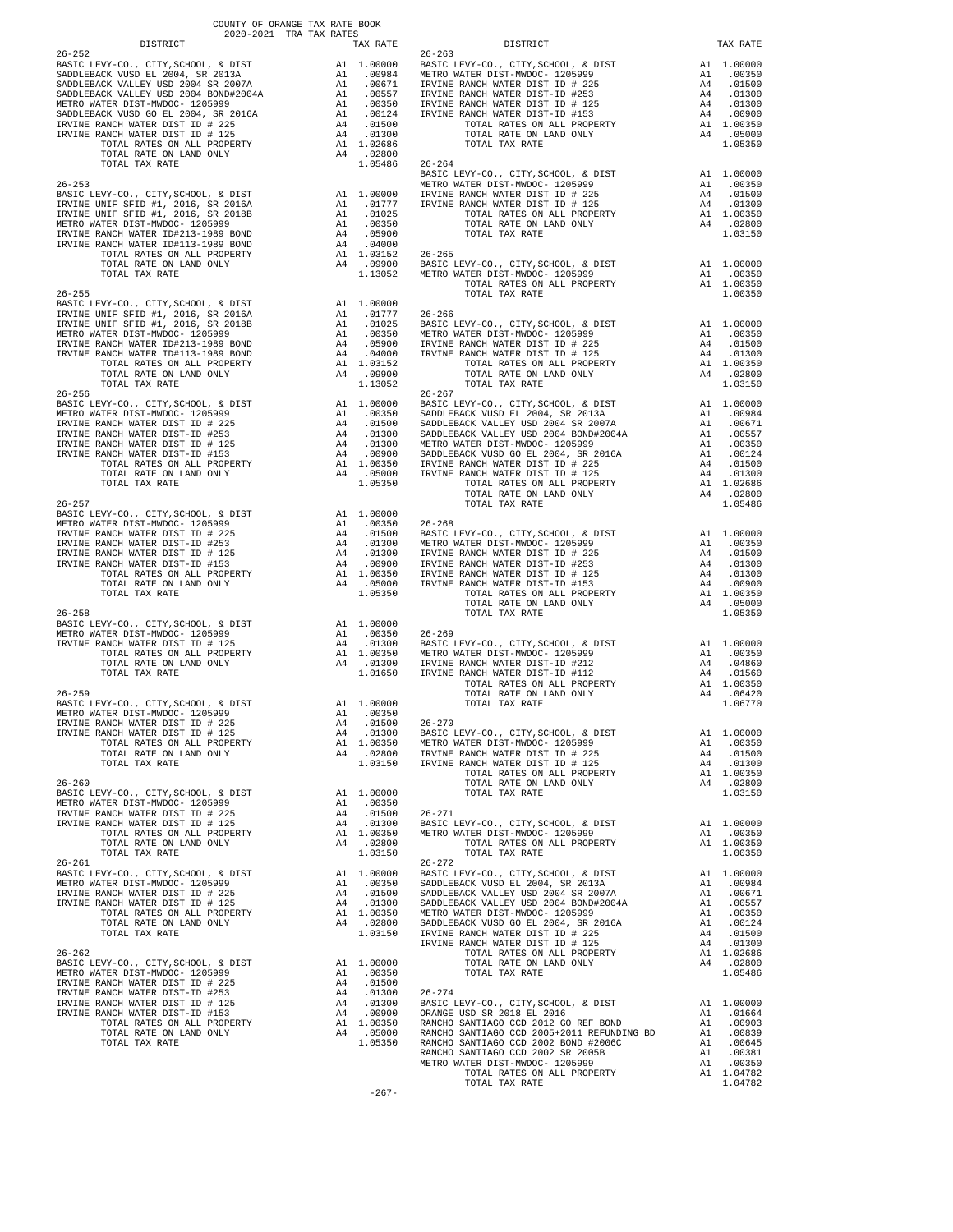COUNTY OF ORANGE TAX RATE BOOK
2020-2021 TRA TAX RATES

| DISTRICT | | TAX RATE |
|---|---|---|
| **26-252** | | |
| BASIC LEVY-CO., CITY,SCHOOL, & DIST | A1 | 1.00000 |
| SADDLEBACK VUSD EL 2004, SR 2013A | A1 | .00984 |
| SADDLEBACK VALLEY USD 2004 SR 2007A | A1 | .00671 |
| SADDLEBACK VALLEY USD 2004 BOND#2004A | A1 | .00557 |
| METRO WATER DIST-MWDOC- 1205999 | A1 | .00350 |
| SADDLEBACK VUSD GO EL 2004, SR 2016A | A1 | .00124 |
| IRVINE RANCH WATER DIST ID # 225 | A4 | .01500 |
| IRVINE RANCH WATER DIST ID # 125 | A4 | .01300 |
| TOTAL RATES ON ALL PROPERTY | A1 | 1.02686 |
| TOTAL RATE ON LAND ONLY | A4 | .02800 |
| TOTAL TAX RATE | | 1.05486 |
| **26-253** | | |
| BASIC LEVY-CO., CITY,SCHOOL, & DIST | A1 | 1.00000 |
| IRVINE UNIF SFID #1, 2016, SR 2016A | A1 | .01777 |
| IRVINE UNIF SFID #1, 2016, SR 2018B | A1 | .01025 |
| METRO WATER DIST-MWDOC- 1205999 | A1 | .00350 |
| IRVINE RANCH WATER ID#213-1989 BOND | A4 | .05900 |
| IRVINE RANCH WATER ID#113-1989 BOND | A4 | .04000 |
| TOTAL RATES ON ALL PROPERTY | A1 | 1.03152 |
| TOTAL RATE ON LAND ONLY | A4 | .09900 |
| TOTAL TAX RATE | | 1.13052 |
| **26-255** | | |
| BASIC LEVY-CO., CITY,SCHOOL, & DIST | A1 | 1.00000 |
| IRVINE UNIF SFID #1, 2016, SR 2016A | A1 | .01777 |
| IRVINE UNIF SFID #1, 2016, SR 2018B | A1 | .01025 |
| METRO WATER DIST-MWDOC- 1205999 | A1 | .00350 |
| IRVINE RANCH WATER ID#213-1989 BOND | A4 | .05900 |
| IRVINE RANCH WATER ID#113-1989 BOND | A4 | .04000 |
| TOTAL RATES ON ALL PROPERTY | A1 | 1.03152 |
| TOTAL RATE ON LAND ONLY | A4 | .09900 |
| TOTAL TAX RATE | | 1.13052 |
| **26-256** | | |
| BASIC LEVY-CO., CITY,SCHOOL, & DIST | A1 | 1.00000 |
| METRO WATER DIST-MWDOC- 1205999 | A1 | .00350 |
| IRVINE RANCH WATER DIST ID # 225 | A4 | .01500 |
| IRVINE RANCH WATER DIST-ID #253 | A4 | .01300 |
| IRVINE RANCH WATER DIST ID # 125 | A4 | .01300 |
| IRVINE RANCH WATER DIST-ID #153 | A4 | .00900 |
| TOTAL RATES ON ALL PROPERTY | A1 | 1.00350 |
| TOTAL RATE ON LAND ONLY | A4 | .05000 |
| TOTAL TAX RATE | | 1.05350 |
| **26-257** | | |
| BASIC LEVY-CO., CITY,SCHOOL, & DIST | A1 | 1.00000 |
| METRO WATER DIST-MWDOC- 1205999 | A1 | .00350 |
| IRVINE RANCH WATER DIST ID # 225 | A4 | .01500 |
| IRVINE RANCH WATER DIST-ID #253 | A4 | .01300 |
| IRVINE RANCH WATER DIST ID # 125 | A4 | .01300 |
| IRVINE RANCH WATER DIST-ID #153 | A4 | .00900 |
| TOTAL RATES ON ALL PROPERTY | A1 | 1.00350 |
| TOTAL RATE ON LAND ONLY | A4 | .05000 |
| TOTAL TAX RATE | | 1.05350 |
| **26-258** | | |
| BASIC LEVY-CO., CITY,SCHOOL, & DIST | A1 | 1.00000 |
| METRO WATER DIST-MWDOC- 1205999 | A1 | .00350 |
| IRVINE RANCH WATER DIST ID # 125 | A4 | .01300 |
| TOTAL RATES ON ALL PROPERTY | A1 | 1.00350 |
| TOTAL RATE ON LAND ONLY | A4 | .01300 |
| TOTAL TAX RATE | | 1.01650 |
| **26-259** | | |
| BASIC LEVY-CO., CITY,SCHOOL, & DIST | A1 | 1.00000 |
| METRO WATER DIST-MWDOC- 1205999 | A1 | .00350 |
| IRVINE RANCH WATER DIST ID # 225 | A4 | .01500 |
| IRVINE RANCH WATER DIST ID # 125 | A4 | .01300 |
| TOTAL RATES ON ALL PROPERTY | A1 | 1.00350 |
| TOTAL RATE ON LAND ONLY | A4 | .02800 |
| TOTAL TAX RATE | | 1.03150 |
| **26-260** | | |
| BASIC LEVY-CO., CITY,SCHOOL, & DIST | A1 | 1.00000 |
| METRO WATER DIST-MWDOC- 1205999 | A1 | .00350 |
| IRVINE RANCH WATER DIST ID # 225 | A4 | .01500 |
| IRVINE RANCH WATER DIST ID # 125 | A4 | .01300 |
| TOTAL RATES ON ALL PROPERTY | A1 | 1.00350 |
| TOTAL RATE ON LAND ONLY | A4 | .02800 |
| TOTAL TAX RATE | | 1.03150 |
| **26-261** | | |
| BASIC LEVY-CO., CITY,SCHOOL, & DIST | A1 | 1.00000 |
| METRO WATER DIST-MWDOC- 1205999 | A1 | .00350 |
| IRVINE RANCH WATER DIST ID # 225 | A4 | .01500 |
| IRVINE RANCH WATER DIST ID # 125 | A4 | .01300 |
| TOTAL RATES ON ALL PROPERTY | A1 | 1.00350 |
| TOTAL RATE ON LAND ONLY | A4 | .02800 |
| TOTAL TAX RATE | | 1.03150 |
| **26-262** | | |
| BASIC LEVY-CO., CITY,SCHOOL, & DIST | A1 | 1.00000 |
| METRO WATER DIST-MWDOC- 1205999 | A1 | .00350 |
| IRVINE RANCH WATER DIST ID # 225 | A4 | .01500 |
| IRVINE RANCH WATER DIST-ID #253 | A4 | .01300 |
| IRVINE RANCH WATER DIST ID # 125 | A4 | .01300 |
| IRVINE RANCH WATER DIST-ID #153 | A4 | .00900 |
| TOTAL RATES ON ALL PROPERTY | A1 | 1.00350 |
| TOTAL RATE ON LAND ONLY | A4 | .05000 |
| TOTAL TAX RATE | | 1.05350 |
| **26-263** | | |
| BASIC LEVY-CO., CITY,SCHOOL, & DIST | A1 | 1.00000 |
| METRO WATER DIST-MWDOC- 1205999 | A1 | .00350 |
| IRVINE RANCH WATER DIST ID # 225 | A4 | .01500 |
| IRVINE RANCH WATER DIST-ID #253 | A4 | .01300 |
| IRVINE RANCH WATER DIST ID # 125 | A4 | .01300 |
| IRVINE RANCH WATER DIST-ID #153 | A4 | .00900 |
| TOTAL RATES ON ALL PROPERTY | A1 | 1.00350 |
| TOTAL RATE ON LAND ONLY | A4 | .05000 |
| TOTAL TAX RATE | | 1.05350 |
| **26-264** | | |
| BASIC LEVY-CO., CITY,SCHOOL, & DIST | A1 | 1.00000 |
| METRO WATER DIST-MWDOC- 1205999 | A1 | .00350 |
| IRVINE RANCH WATER DIST ID # 225 | A4 | .01500 |
| IRVINE RANCH WATER DIST ID # 125 | A4 | .01300 |
| TOTAL RATES ON ALL PROPERTY | A1 | 1.00350 |
| TOTAL RATE ON LAND ONLY | A4 | .02800 |
| TOTAL TAX RATE | | 1.03150 |
| **26-265** | | |
| BASIC LEVY-CO., CITY,SCHOOL, & DIST | A1 | 1.00000 |
| METRO WATER DIST-MWDOC- 1205999 | A1 | .00350 |
| TOTAL RATES ON ALL PROPERTY | A1 | 1.00350 |
| TOTAL TAX RATE | | 1.00350 |
| **26-266** | | |
| BASIC LEVY-CO., CITY,SCHOOL, & DIST | A1 | 1.00000 |
| METRO WATER DIST-MWDOC- 1205999 | A1 | .00350 |
| IRVINE RANCH WATER DIST ID # 225 | A4 | .01500 |
| IRVINE RANCH WATER DIST ID # 125 | A4 | .01300 |
| TOTAL RATES ON ALL PROPERTY | A1 | 1.00350 |
| TOTAL RATE ON LAND ONLY | A4 | .02800 |
| TOTAL TAX RATE | | 1.03150 |
| **26-267** | | |
| BASIC LEVY-CO., CITY,SCHOOL, & DIST | A1 | 1.00000 |
| SADDLEBACK VUSD EL 2004, SR 2013A | A1 | .00984 |
| SADDLEBACK VALLEY USD 2004 SR 2007A | A1 | .00671 |
| SADDLEBACK VALLEY USD 2004 BOND#2004A | A1 | .00557 |
| METRO WATER DIST-MWDOC- 1205999 | A1 | .00350 |
| SADDLEBACK VUSD GO EL 2004, SR 2016A | A1 | .00124 |
| IRVINE RANCH WATER DIST ID # 225 | A4 | .01500 |
| IRVINE RANCH WATER DIST ID # 125 | A4 | .01300 |
| TOTAL RATES ON ALL PROPERTY | A1 | 1.02686 |
| TOTAL RATE ON LAND ONLY | A4 | .02800 |
| TOTAL TAX RATE | | 1.05486 |
| **26-268** | | |
| BASIC LEVY-CO., CITY,SCHOOL, & DIST | A1 | 1.00000 |
| METRO WATER DIST-MWDOC- 1205999 | A1 | .00350 |
| IRVINE RANCH WATER DIST ID # 225 | A4 | .01500 |
| IRVINE RANCH WATER DIST-ID #253 | A4 | .01300 |
| IRVINE RANCH WATER DIST ID # 125 | A4 | .01300 |
| IRVINE RANCH WATER DIST-ID #153 | A4 | .00900 |
| TOTAL RATES ON ALL PROPERTY | A1 | 1.00350 |
| TOTAL RATE ON LAND ONLY | A4 | .05000 |
| TOTAL TAX RATE | | 1.05350 |
| **26-269** | | |
| BASIC LEVY-CO., CITY,SCHOOL, & DIST | A1 | 1.00000 |
| METRO WATER DIST-MWDOC- 1205999 | A1 | .00350 |
| IRVINE RANCH WATER DIST-ID #212 | A4 | .04860 |
| IRVINE RANCH WATER DIST-ID #112 | A4 | .01560 |
| TOTAL RATES ON ALL PROPERTY | A1 | 1.00350 |
| TOTAL RATE ON LAND ONLY | A4 | .06420 |
| TOTAL TAX RATE | | 1.06770 |
| **26-270** | | |
| BASIC LEVY-CO., CITY,SCHOOL, & DIST | A1 | 1.00000 |
| METRO WATER DIST-MWDOC- 1205999 | A1 | .00350 |
| IRVINE RANCH WATER DIST ID # 225 | A4 | .01500 |
| IRVINE RANCH WATER DIST ID # 125 | A4 | .01300 |
| TOTAL RATES ON ALL PROPERTY | A1 | 1.00350 |
| TOTAL RATE ON LAND ONLY | A4 | .02800 |
| TOTAL TAX RATE | | 1.03150 |
| **26-271** | | |
| BASIC LEVY-CO., CITY,SCHOOL, & DIST | A1 | 1.00000 |
| METRO WATER DIST-MWDOC- 1205999 | A1 | .00350 |
| TOTAL RATES ON ALL PROPERTY | A1 | 1.00350 |
| TOTAL TAX RATE | | 1.00350 |
| **26-272** | | |
| BASIC LEVY-CO., CITY,SCHOOL, & DIST | A1 | 1.00000 |
| SADDLEBACK VUSD EL 2004, SR 2013A | A1 | .00984 |
| SADDLEBACK VALLEY USD 2004 SR 2007A | A1 | .00671 |
| SADDLEBACK VALLEY USD 2004 BOND#2004A | A1 | .00557 |
| METRO WATER DIST-MWDOC- 1205999 | A1 | .00350 |
| SADDLEBACK VUSD GO EL 2004, SR 2016A | A1 | .00124 |
| IRVINE RANCH WATER DIST ID # 225 | A4 | .01500 |
| IRVINE RANCH WATER DIST ID # 125 | A4 | .01300 |
| TOTAL RATES ON ALL PROPERTY | A1 | 1.02686 |
| TOTAL RATE ON LAND ONLY | A4 | .02800 |
| TOTAL TAX RATE | | 1.05486 |
| **26-274** | | |
| BASIC LEVY-CO., CITY,SCHOOL, & DIST | A1 | 1.00000 |
| ORANGE USD SR 2018 EL 2016 | A1 | .01664 |
| RANCHO SANTIAGO CCD 2012 GO REF BOND | A1 | .00903 |
| RANCHO SANTIAGO CCD 2005+2011 REFUNDING BD | A1 | .00839 |
| RANCHO SANTIAGO CCD 2002 BOND #2006C | A1 | .00645 |
| RANCHO SANTIAGO CCD 2002 SR 2005B | A1 | .00381 |
| METRO WATER DIST-MWDOC- 1205999 | A1 | .00350 |
| TOTAL RATES ON ALL PROPERTY | A1 | 1.04782 |
| TOTAL TAX RATE | | 1.04782 |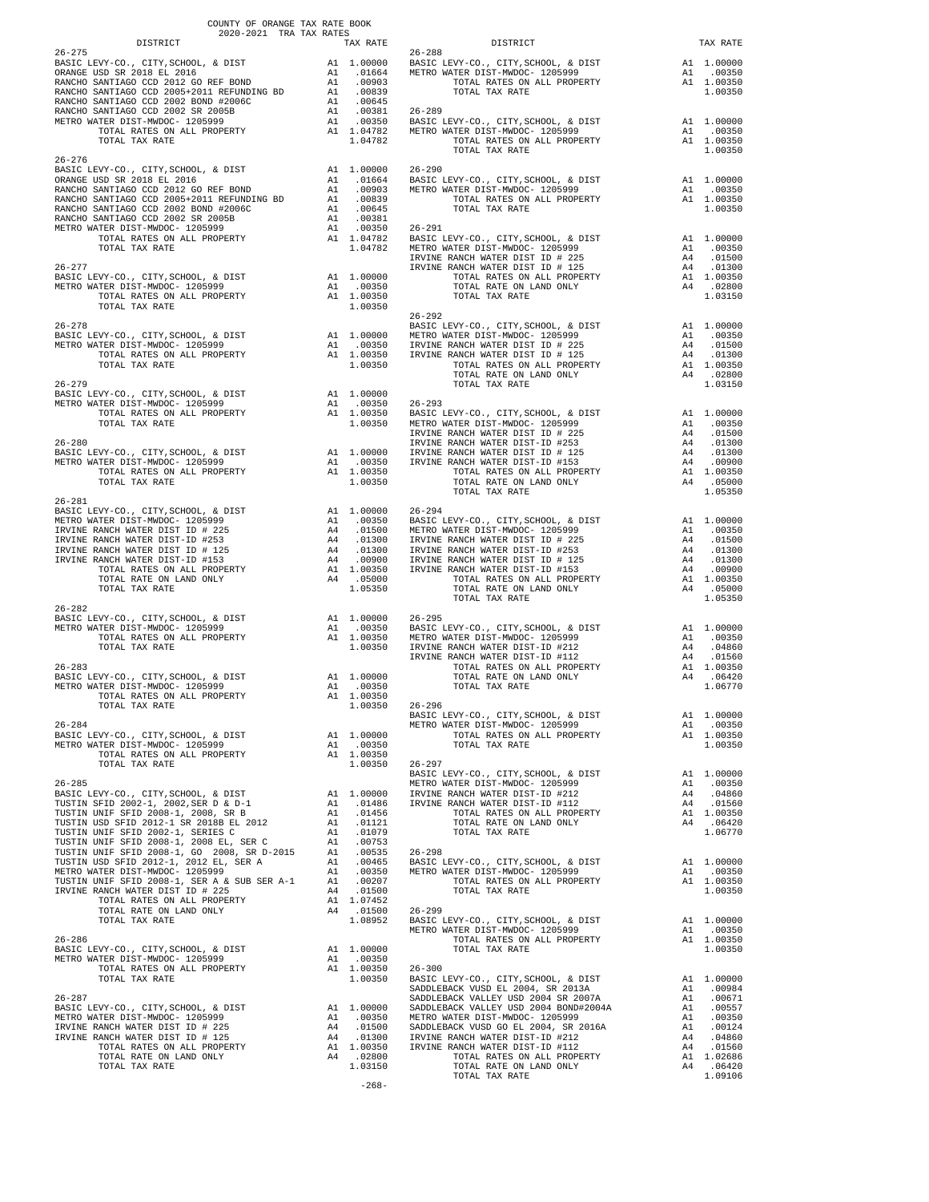COUNTY OF ORANGE TAX RATE BOOK
2020-2021 TRA TAX RATES

| DISTRICT | | TAX RATE |
|---|---|---|
| **26-275** | | |
| BASIC LEVY-CO., CITY,SCHOOL, & DIST | A1 | 1.00000 |
| ORANGE USD SR 2018 EL 2016 | A1 | .01664 |
| RANCHO SANTIAGO CCD 2012 GO REF BOND | A1 | .00903 |
| RANCHO SANTIAGO CCD 2005+2011 REFUNDING BD | A1 | .00839 |
| RANCHO SANTIAGO CCD 2002 BOND #2006C | A1 | .00645 |
| RANCHO SANTIAGO CCD 2002 SR 2005B | A1 | .00381 |
| METRO WATER DIST-MWDOC- 1205999 | A1 | .00350 |
| TOTAL RATES ON ALL PROPERTY | A1 | 1.04782 |
| TOTAL TAX RATE | | 1.04782 |
| **26-276** | | |
| BASIC LEVY-CO., CITY,SCHOOL, & DIST | A1 | 1.00000 |
| ORANGE USD SR 2018 EL 2016 | A1 | .01664 |
| RANCHO SANTIAGO CCD 2012 GO REF BOND | A1 | .00903 |
| RANCHO SANTIAGO CCD 2005+2011 REFUNDING BD | A1 | .00839 |
| RANCHO SANTIAGO CCD 2002 BOND #2006C | A1 | .00645 |
| RANCHO SANTIAGO CCD 2002 SR 2005B | A1 | .00381 |
| METRO WATER DIST-MWDOC- 1205999 | A1 | .00350 |
| TOTAL RATES ON ALL PROPERTY | A1 | 1.04782 |
| TOTAL TAX RATE | | 1.04782 |
| **26-277** | | |
| BASIC LEVY-CO., CITY,SCHOOL, & DIST | A1 | 1.00000 |
| METRO WATER DIST-MWDOC- 1205999 | A1 | .00350 |
| TOTAL RATES ON ALL PROPERTY | A1 | 1.00350 |
| TOTAL TAX RATE | | 1.00350 |
| **26-278** | | |
| BASIC LEVY-CO., CITY,SCHOOL, & DIST | A1 | 1.00000 |
| METRO WATER DIST-MWDOC- 1205999 | A1 | .00350 |
| TOTAL RATES ON ALL PROPERTY | A1 | 1.00350 |
| TOTAL TAX RATE | | 1.00350 |
| **26-279** | | |
| BASIC LEVY-CO., CITY,SCHOOL, & DIST | A1 | 1.00000 |
| METRO WATER DIST-MWDOC- 1205999 | A1 | .00350 |
| TOTAL RATES ON ALL PROPERTY | A1 | 1.00350 |
| TOTAL TAX RATE | | 1.00350 |
| **26-280** | | |
| BASIC LEVY-CO., CITY,SCHOOL, & DIST | A1 | 1.00000 |
| METRO WATER DIST-MWDOC- 1205999 | A1 | .00350 |
| TOTAL RATES ON ALL PROPERTY | A1 | 1.00350 |
| TOTAL TAX RATE | | 1.00350 |
| **26-281** | | |
| BASIC LEVY-CO., CITY,SCHOOL, & DIST | A1 | 1.00000 |
| METRO WATER DIST-MWDOC- 1205999 | A1 | .00350 |
| IRVINE RANCH WATER DIST ID # 225 | A4 | .01500 |
| IRVINE RANCH WATER DIST-ID #253 | A4 | .01300 |
| IRVINE RANCH WATER DIST ID # 125 | A4 | .01300 |
| IRVINE RANCH WATER DIST-ID #153 | A4 | .00900 |
| TOTAL RATES ON ALL PROPERTY | A1 | 1.00350 |
| TOTAL RATE ON LAND ONLY | A4 | .05000 |
| TOTAL TAX RATE | | 1.05350 |
| **26-282** | | |
| BASIC LEVY-CO., CITY,SCHOOL, & DIST | A1 | 1.00000 |
| METRO WATER DIST-MWDOC- 1205999 | A1 | .00350 |
| TOTAL RATES ON ALL PROPERTY | A1 | 1.00350 |
| TOTAL TAX RATE | | 1.00350 |
| **26-283** | | |
| BASIC LEVY-CO., CITY,SCHOOL, & DIST | A1 | 1.00000 |
| METRO WATER DIST-MWDOC- 1205999 | A1 | .00350 |
| TOTAL RATES ON ALL PROPERTY | A1 | 1.00350 |
| TOTAL TAX RATE | | 1.00350 |
| **26-284** | | |
| BASIC LEVY-CO., CITY,SCHOOL, & DIST | A1 | 1.00000 |
| METRO WATER DIST-MWDOC- 1205999 | A1 | .00350 |
| TOTAL RATES ON ALL PROPERTY | A1 | 1.00350 |
| TOTAL TAX RATE | | 1.00350 |
| **26-285** | | |
| BASIC LEVY-CO., CITY,SCHOOL, & DIST | A1 | 1.00000 |
| TUSTIN SFID 2002-1, 2002,SER D & D-1 | A1 | .01486 |
| TUSTIN UNIF SFID 2008-1, 2008, SR B | A1 | .01456 |
| TUSTIN USD SFID 2012-1 SR 2018B EL 2012 | A1 | .01121 |
| TUSTIN UNIF SFID 2002-1, SERIES C | A1 | .01079 |
| TUSTIN UNIF SFID 2008-1, 2008 EL, SER C | A1 | .00753 |
| TUSTIN UNIF SFID 2008-1, GO 2008, SR D-2015 | A1 | .00535 |
| TUSTIN USD SFID 2012-1, 2012 EL, SER A | A1 | .00465 |
| METRO WATER DIST-MWDOC- 1205999 | A1 | .00350 |
| TUSTIN UNIF SFID 2008-1, SER A & SUB SER A-1 | A1 | .00207 |
| IRVINE RANCH WATER DIST ID # 225 | A4 | .01500 |
| TOTAL RATES ON ALL PROPERTY | A1 | 1.07452 |
| TOTAL RATE ON LAND ONLY | A4 | .01500 |
| TOTAL TAX RATE | | 1.08952 |
| **26-286** | | |
| BASIC LEVY-CO., CITY,SCHOOL, & DIST | A1 | 1.00000 |
| METRO WATER DIST-MWDOC- 1205999 | A1 | .00350 |
| TOTAL RATES ON ALL PROPERTY | A1 | 1.00350 |
| TOTAL TAX RATE | | 1.00350 |
| **26-287** | | |
| BASIC LEVY-CO., CITY,SCHOOL, & DIST | A1 | 1.00000 |
| METRO WATER DIST-MWDOC- 1205999 | A1 | .00350 |
| IRVINE RANCH WATER DIST ID # 225 | A4 | .01500 |
| IRVINE RANCH WATER DIST ID # 125 | A4 | .01300 |
| TOTAL RATES ON ALL PROPERTY | A1 | 1.00350 |
| TOTAL RATE ON LAND ONLY | A4 | .02800 |
| TOTAL TAX RATE | | 1.03150 |
| **26-288** | | |
| BASIC LEVY-CO., CITY,SCHOOL, & DIST | A1 | 1.00000 |
| METRO WATER DIST-MWDOC- 1205999 | A1 | .00350 |
| TOTAL RATES ON ALL PROPERTY | A1 | 1.00350 |
| TOTAL TAX RATE | | 1.00350 |
| **26-289** | | |
| BASIC LEVY-CO., CITY,SCHOOL, & DIST | A1 | 1.00000 |
| METRO WATER DIST-MWDOC- 1205999 | A1 | .00350 |
| TOTAL RATES ON ALL PROPERTY | A1 | 1.00350 |
| TOTAL TAX RATE | | 1.00350 |
| **26-290** | | |
| BASIC LEVY-CO., CITY,SCHOOL, & DIST | A1 | 1.00000 |
| METRO WATER DIST-MWDOC- 1205999 | A1 | .00350 |
| TOTAL RATES ON ALL PROPERTY | A1 | 1.00350 |
| TOTAL TAX RATE | | 1.00350 |
| **26-291** | | |
| BASIC LEVY-CO., CITY,SCHOOL, & DIST | A1 | 1.00000 |
| METRO WATER DIST-MWDOC- 1205999 | A1 | .00350 |
| IRVINE RANCH WATER DIST ID # 225 | A4 | .01500 |
| IRVINE RANCH WATER DIST ID # 125 | A4 | .01300 |
| TOTAL RATES ON ALL PROPERTY | A1 | 1.00350 |
| TOTAL RATE ON LAND ONLY | A4 | .02800 |
| TOTAL TAX RATE | | 1.03150 |
| **26-292** | | |
| BASIC LEVY-CO., CITY,SCHOOL, & DIST | A1 | 1.00000 |
| METRO WATER DIST-MWDOC- 1205999 | A1 | .00350 |
| IRVINE RANCH WATER DIST ID # 225 | A4 | .01500 |
| IRVINE RANCH WATER DIST ID # 125 | A4 | .01300 |
| TOTAL RATES ON ALL PROPERTY | A1 | 1.00350 |
| TOTAL RATE ON LAND ONLY | A4 | .02800 |
| TOTAL TAX RATE | | 1.03150 |
| **26-293** | | |
| BASIC LEVY-CO., CITY,SCHOOL, & DIST | A1 | 1.00000 |
| METRO WATER DIST-MWDOC- 1205999 | A1 | .00350 |
| IRVINE RANCH WATER DIST ID # 225 | A4 | .01500 |
| IRVINE RANCH WATER DIST-ID #253 | A4 | .01300 |
| IRVINE RANCH WATER DIST ID # 125 | A4 | .01300 |
| IRVINE RANCH WATER DIST-ID #153 | A4 | .00900 |
| TOTAL RATES ON ALL PROPERTY | A1 | 1.00350 |
| TOTAL RATE ON LAND ONLY | A4 | .05000 |
| TOTAL TAX RATE | | 1.05350 |
| **26-294** | | |
| BASIC LEVY-CO., CITY,SCHOOL, & DIST | A1 | 1.00000 |
| METRO WATER DIST-MWDOC- 1205999 | A1 | .00350 |
| IRVINE RANCH WATER DIST ID # 225 | A4 | .01500 |
| IRVINE RANCH WATER DIST-ID #253 | A4 | .01300 |
| IRVINE RANCH WATER DIST ID # 125 | A4 | .01300 |
| IRVINE RANCH WATER DIST-ID #153 | A4 | .00900 |
| TOTAL RATES ON ALL PROPERTY | A1 | 1.00350 |
| TOTAL RATE ON LAND ONLY | A4 | .05000 |
| TOTAL TAX RATE | | 1.05350 |
| **26-295** | | |
| BASIC LEVY-CO., CITY,SCHOOL, & DIST | A1 | 1.00000 |
| METRO WATER DIST-MWDOC- 1205999 | A1 | .00350 |
| IRVINE RANCH WATER DIST-ID #212 | A4 | .04860 |
| IRVINE RANCH WATER DIST-ID #112 | A4 | .01560 |
| TOTAL RATES ON ALL PROPERTY | A1 | 1.00350 |
| TOTAL RATE ON LAND ONLY | A4 | .06420 |
| TOTAL TAX RATE | | 1.06770 |
| **26-296** | | |
| BASIC LEVY-CO., CITY,SCHOOL, & DIST | A1 | 1.00000 |
| METRO WATER DIST-MWDOC- 1205999 | A1 | .00350 |
| TOTAL RATES ON ALL PROPERTY | A1 | 1.00350 |
| TOTAL TAX RATE | | 1.00350 |
| **26-297** | | |
| BASIC LEVY-CO., CITY,SCHOOL, & DIST | A1 | 1.00000 |
| METRO WATER DIST-MWDOC- 1205999 | A1 | .00350 |
| IRVINE RANCH WATER DIST-ID #212 | A4 | .04860 |
| IRVINE RANCH WATER DIST-ID #112 | A4 | .01560 |
| TOTAL RATES ON ALL PROPERTY | A1 | 1.00350 |
| TOTAL RATE ON LAND ONLY | A4 | .06420 |
| TOTAL TAX RATE | | 1.06770 |
| **26-298** | | |
| BASIC LEVY-CO., CITY,SCHOOL, & DIST | A1 | 1.00000 |
| METRO WATER DIST-MWDOC- 1205999 | A1 | .00350 |
| TOTAL RATES ON ALL PROPERTY | A1 | 1.00350 |
| TOTAL TAX RATE | | 1.00350 |
| **26-299** | | |
| BASIC LEVY-CO., CITY,SCHOOL, & DIST | A1 | 1.00000 |
| METRO WATER DIST-MWDOC- 1205999 | A1 | .00350 |
| TOTAL RATES ON ALL PROPERTY | A1 | 1.00350 |
| TOTAL TAX RATE | | 1.00350 |
| **26-300** | | |
| BASIC LEVY-CO., CITY,SCHOOL, & DIST | A1 | 1.00000 |
| SADDLEBACK VUSD EL 2004, SR 2013A | A1 | .00984 |
| SADDLEBACK VALLEY USD 2004 SR 2007A | A1 | .00671 |
| SADDLEBACK VALLEY USD 2004 BOND#2004A | A1 | .00557 |
| METRO WATER DIST-MWDOC- 1205999 | A1 | .00350 |
| SADDLEBACK VUSD GO EL 2004, SR 2016A | A1 | .00124 |
| IRVINE RANCH WATER DIST-ID #212 | A4 | .04860 |
| IRVINE RANCH WATER DIST-ID #112 | A4 | .01560 |
| TOTAL RATES ON ALL PROPERTY | A1 | 1.02686 |
| TOTAL RATE ON LAND ONLY | A4 | .06420 |
| TOTAL TAX RATE | | 1.09106 |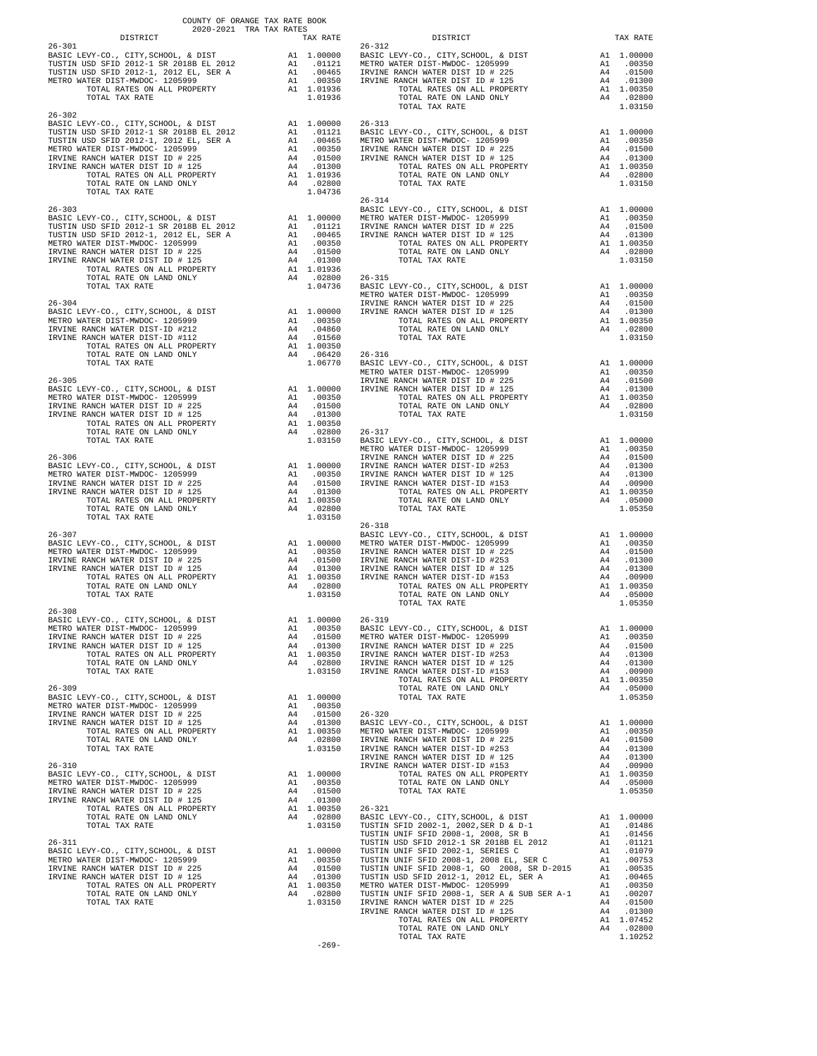COUNTY OF ORANGE TAX RATE BOOK
2020-2021 TRA TAX RATES

| DISTRICT | | TAX RATE |
|---|---|---|
| **26-301** | | |
| BASIC LEVY-CO., CITY,SCHOOL, & DIST | A1 | 1.00000 |
| TUSTIN USD SFID 2012-1 SR 2018B EL 2012 | A1 | .01121 |
| TUSTIN USD SFID 2012-1, 2012 EL, SER A | A1 | .00465 |
| METRO WATER DIST-MWDOC- 1205999 | A1 | .00350 |
| TOTAL RATES ON ALL PROPERTY | A1 | 1.01936 |
| TOTAL TAX RATE | | 1.01936 |
| **26-302** | | |
| BASIC LEVY-CO., CITY,SCHOOL, & DIST | A1 | 1.00000 |
| TUSTIN USD SFID 2012-1 SR 2018B EL 2012 | A1 | .01121 |
| TUSTIN USD SFID 2012-1, 2012 EL, SER A | A1 | .00465 |
| METRO WATER DIST-MWDOC- 1205999 | A1 | .00350 |
| IRVINE RANCH WATER DIST ID # 225 | A4 | .01500 |
| IRVINE RANCH WATER DIST ID # 125 | A4 | .01300 |
| TOTAL RATES ON ALL PROPERTY | A1 | 1.01936 |
| TOTAL RATE ON LAND ONLY | A4 | .02800 |
| TOTAL TAX RATE | | 1.04736 |
| **26-303** | | |
| BASIC LEVY-CO., CITY,SCHOOL, & DIST | A1 | 1.00000 |
| TUSTIN USD SFID 2012-1 SR 2018B EL 2012 | A1 | .01121 |
| TUSTIN USD SFID 2012-1, 2012 EL, SER A | A1 | .00465 |
| METRO WATER DIST-MWDOC- 1205999 | A1 | .00350 |
| IRVINE RANCH WATER DIST ID # 225 | A4 | .01500 |
| IRVINE RANCH WATER DIST ID # 125 | A4 | .01300 |
| TOTAL RATES ON ALL PROPERTY | A1 | 1.01936 |
| TOTAL RATE ON LAND ONLY | A4 | .02800 |
| TOTAL TAX RATE | | 1.04736 |
| **26-304** | | |
| BASIC LEVY-CO., CITY,SCHOOL, & DIST | A1 | 1.00000 |
| METRO WATER DIST-MWDOC- 1205999 | A1 | .00350 |
| IRVINE RANCH WATER DIST-ID #212 | A4 | .04860 |
| IRVINE RANCH WATER DIST-ID #112 | A4 | .01560 |
| TOTAL RATES ON ALL PROPERTY | A1 | 1.00350 |
| TOTAL RATE ON LAND ONLY | A4 | .06420 |
| TOTAL TAX RATE | | 1.06770 |
| **26-305** | | |
| BASIC LEVY-CO., CITY,SCHOOL, & DIST | A1 | 1.00000 |
| METRO WATER DIST-MWDOC- 1205999 | A1 | .00350 |
| IRVINE RANCH WATER DIST ID # 225 | A4 | .01500 |
| IRVINE RANCH WATER DIST ID # 125 | A4 | .01300 |
| TOTAL RATES ON ALL PROPERTY | A1 | 1.00350 |
| TOTAL RATE ON LAND ONLY | A4 | .02800 |
| TOTAL TAX RATE | | 1.03150 |
| **26-306** | | |
| BASIC LEVY-CO., CITY,SCHOOL, & DIST | A1 | 1.00000 |
| METRO WATER DIST-MWDOC- 1205999 | A1 | .00350 |
| IRVINE RANCH WATER DIST ID # 225 | A4 | .01500 |
| IRVINE RANCH WATER DIST ID # 125 | A4 | .01300 |
| TOTAL RATES ON ALL PROPERTY | A1 | 1.00350 |
| TOTAL RATE ON LAND ONLY | A4 | .02800 |
| TOTAL TAX RATE | | 1.03150 |
| **26-307** | | |
| BASIC LEVY-CO., CITY,SCHOOL, & DIST | A1 | 1.00000 |
| METRO WATER DIST-MWDOC- 1205999 | A1 | .00350 |
| IRVINE RANCH WATER DIST ID # 225 | A4 | .01500 |
| IRVINE RANCH WATER DIST ID # 125 | A4 | .01300 |
| TOTAL RATES ON ALL PROPERTY | A1 | 1.00350 |
| TOTAL RATE ON LAND ONLY | A4 | .02800 |
| TOTAL TAX RATE | | 1.03150 |
| **26-308** | | |
| BASIC LEVY-CO., CITY,SCHOOL, & DIST | A1 | 1.00000 |
| METRO WATER DIST-MWDOC- 1205999 | A1 | .00350 |
| IRVINE RANCH WATER DIST ID # 225 | A4 | .01500 |
| IRVINE RANCH WATER DIST ID # 125 | A4 | .01300 |
| TOTAL RATES ON ALL PROPERTY | A1 | 1.00350 |
| TOTAL RATE ON LAND ONLY | A4 | .02800 |
| TOTAL TAX RATE | | 1.03150 |
| **26-309** | | |
| BASIC LEVY-CO., CITY,SCHOOL, & DIST | A1 | 1.00000 |
| METRO WATER DIST-MWDOC- 1205999 | A1 | .00350 |
| IRVINE RANCH WATER DIST ID # 225 | A4 | .01500 |
| IRVINE RANCH WATER DIST ID # 125 | A4 | .01300 |
| TOTAL RATES ON ALL PROPERTY | A1 | 1.00350 |
| TOTAL RATE ON LAND ONLY | A4 | .02800 |
| TOTAL TAX RATE | | 1.03150 |
| **26-310** | | |
| BASIC LEVY-CO., CITY,SCHOOL, & DIST | A1 | 1.00000 |
| METRO WATER DIST-MWDOC- 1205999 | A1 | .00350 |
| IRVINE RANCH WATER DIST ID # 225 | A4 | .01500 |
| IRVINE RANCH WATER DIST ID # 125 | A4 | .01300 |
| TOTAL RATES ON ALL PROPERTY | A1 | 1.00350 |
| TOTAL RATE ON LAND ONLY | A4 | .02800 |
| TOTAL TAX RATE | | 1.03150 |
| **26-311** | | |
| BASIC LEVY-CO., CITY,SCHOOL, & DIST | A1 | 1.00000 |
| METRO WATER DIST-MWDOC- 1205999 | A1 | .00350 |
| IRVINE RANCH WATER DIST ID # 225 | A4 | .01500 |
| IRVINE RANCH WATER DIST ID # 125 | A4 | .01300 |
| TOTAL RATES ON ALL PROPERTY | A1 | 1.00350 |
| TOTAL RATE ON LAND ONLY | A4 | .02800 |
| TOTAL TAX RATE | | 1.03150 |
| **26-312** | | |
| BASIC LEVY-CO., CITY,SCHOOL, & DIST | A1 | 1.00000 |
| METRO WATER DIST-MWDOC- 1205999 | A1 | .00350 |
| IRVINE RANCH WATER DIST ID # 225 | A4 | .01500 |
| IRVINE RANCH WATER DIST ID # 125 | A4 | .01300 |
| TOTAL RATES ON ALL PROPERTY | A1 | 1.00350 |
| TOTAL RATE ON LAND ONLY | A4 | .02800 |
| TOTAL TAX RATE | | 1.03150 |
| **26-313** | | |
| BASIC LEVY-CO., CITY,SCHOOL, & DIST | A1 | 1.00000 |
| METRO WATER DIST-MWDOC- 1205999 | A1 | .00350 |
| IRVINE RANCH WATER DIST ID # 225 | A4 | .01500 |
| IRVINE RANCH WATER DIST ID # 125 | A4 | .01300 |
| TOTAL RATES ON ALL PROPERTY | A1 | 1.00350 |
| TOTAL RATE ON LAND ONLY | A4 | .02800 |
| TOTAL TAX RATE | | 1.03150 |
| **26-314** | | |
| BASIC LEVY-CO., CITY,SCHOOL, & DIST | A1 | 1.00000 |
| METRO WATER DIST-MWDOC- 1205999 | A1 | .00350 |
| IRVINE RANCH WATER DIST ID # 225 | A4 | .01500 |
| IRVINE RANCH WATER DIST ID # 125 | A4 | .01300 |
| TOTAL RATES ON ALL PROPERTY | A1 | 1.00350 |
| TOTAL RATE ON LAND ONLY | A4 | .02800 |
| TOTAL TAX RATE | | 1.03150 |
| **26-315** | | |
| BASIC LEVY-CO., CITY,SCHOOL, & DIST | A1 | 1.00000 |
| METRO WATER DIST-MWDOC- 1205999 | A1 | .00350 |
| IRVINE RANCH WATER DIST ID # 225 | A4 | .01500 |
| IRVINE RANCH WATER DIST ID # 125 | A4 | .01300 |
| TOTAL RATES ON ALL PROPERTY | A1 | 1.00350 |
| TOTAL RATE ON LAND ONLY | A4 | .02800 |
| TOTAL TAX RATE | | 1.03150 |
| **26-316** | | |
| BASIC LEVY-CO., CITY,SCHOOL, & DIST | A1 | 1.00000 |
| METRO WATER DIST-MWDOC- 1205999 | A1 | .00350 |
| IRVINE RANCH WATER DIST ID # 225 | A4 | .01500 |
| IRVINE RANCH WATER DIST ID # 125 | A4 | .01300 |
| TOTAL RATES ON ALL PROPERTY | A1 | 1.00350 |
| TOTAL RATE ON LAND ONLY | A4 | .02800 |
| TOTAL TAX RATE | | 1.03150 |
| **26-317** | | |
| BASIC LEVY-CO., CITY,SCHOOL, & DIST | A1 | 1.00000 |
| METRO WATER DIST-MWDOC- 1205999 | A1 | .00350 |
| IRVINE RANCH WATER DIST ID # 225 | A4 | .01500 |
| IRVINE RANCH WATER DIST-ID #253 | A4 | .01300 |
| IRVINE RANCH WATER DIST ID # 125 | A4 | .01300 |
| IRVINE RANCH WATER DIST-ID #153 | A4 | .00900 |
| TOTAL RATES ON ALL PROPERTY | A1 | 1.00350 |
| TOTAL RATE ON LAND ONLY | A4 | .05000 |
| TOTAL TAX RATE | | 1.05350 |
| **26-318** | | |
| BASIC LEVY-CO., CITY,SCHOOL, & DIST | A1 | 1.00000 |
| METRO WATER DIST-MWDOC- 1205999 | A1 | .00350 |
| IRVINE RANCH WATER DIST ID # 225 | A4 | .01500 |
| IRVINE RANCH WATER DIST-ID #253 | A4 | .01300 |
| IRVINE RANCH WATER DIST ID # 125 | A4 | .01300 |
| IRVINE RANCH WATER DIST-ID #153 | A4 | .00900 |
| TOTAL RATES ON ALL PROPERTY | A1 | 1.00350 |
| TOTAL RATE ON LAND ONLY | A4 | .05000 |
| TOTAL TAX RATE | | 1.05350 |
| **26-319** | | |
| BASIC LEVY-CO., CITY,SCHOOL, & DIST | A1 | 1.00000 |
| METRO WATER DIST-MWDOC- 1205999 | A1 | .00350 |
| IRVINE RANCH WATER DIST ID # 225 | A4 | .01500 |
| IRVINE RANCH WATER DIST-ID #253 | A4 | .01300 |
| IRVINE RANCH WATER DIST ID # 125 | A4 | .01300 |
| IRVINE RANCH WATER DIST-ID #153 | A4 | .00900 |
| TOTAL RATES ON ALL PROPERTY | A1 | 1.00350 |
| TOTAL RATE ON LAND ONLY | A4 | .05000 |
| TOTAL TAX RATE | | 1.05350 |
| **26-320** | | |
| BASIC LEVY-CO., CITY,SCHOOL, & DIST | A1 | 1.00000 |
| METRO WATER DIST-MWDOC- 1205999 | A1 | .00350 |
| IRVINE RANCH WATER DIST ID # 225 | A4 | .01500 |
| IRVINE RANCH WATER DIST-ID #253 | A4 | .01300 |
| IRVINE RANCH WATER DIST ID # 125 | A4 | .01300 |
| IRVINE RANCH WATER DIST-ID #153 | A4 | .00900 |
| TOTAL RATES ON ALL PROPERTY | A1 | 1.00350 |
| TOTAL RATE ON LAND ONLY | A4 | .05000 |
| TOTAL TAX RATE | | 1.05350 |
| **26-321** | | |
| BASIC LEVY-CO., CITY,SCHOOL, & DIST | A1 | 1.00000 |
| TUSTIN SFID 2002-1, 2002,SER D & D-1 | A1 | .01486 |
| TUSTIN UNIF SFID 2008-1, 2008, SR B | A1 | .01456 |
| TUSTIN USD SFID 2012-1 SR 2018B EL 2012 | A1 | .01121 |
| TUSTIN UNIF SFID 2002-1, SERIES C | A1 | .01079 |
| TUSTIN UNIF SFID 2008-1, 2008 EL, SER C | A1 | .00753 |
| TUSTIN UNIF SFID 2008-1, GO 2008, SR D-2015 | A1 | .00535 |
| TUSTIN USD SFID 2012-1, 2012 EL, SER A | A1 | .00465 |
| METRO WATER DIST-MWDOC- 1205999 | A1 | .00350 |
| TUSTIN UNIF SFID 2008-1, SER A & SUB SER A-1 | A1 | .00207 |
| IRVINE RANCH WATER DIST ID # 225 | A4 | .01500 |
| IRVINE RANCH WATER DIST ID # 125 | A4 | .01300 |
| TOTAL RATES ON ALL PROPERTY | A1 | 1.07452 |
| TOTAL RATE ON LAND ONLY | A4 | .02800 |
| TOTAL TAX RATE | | 1.10252 |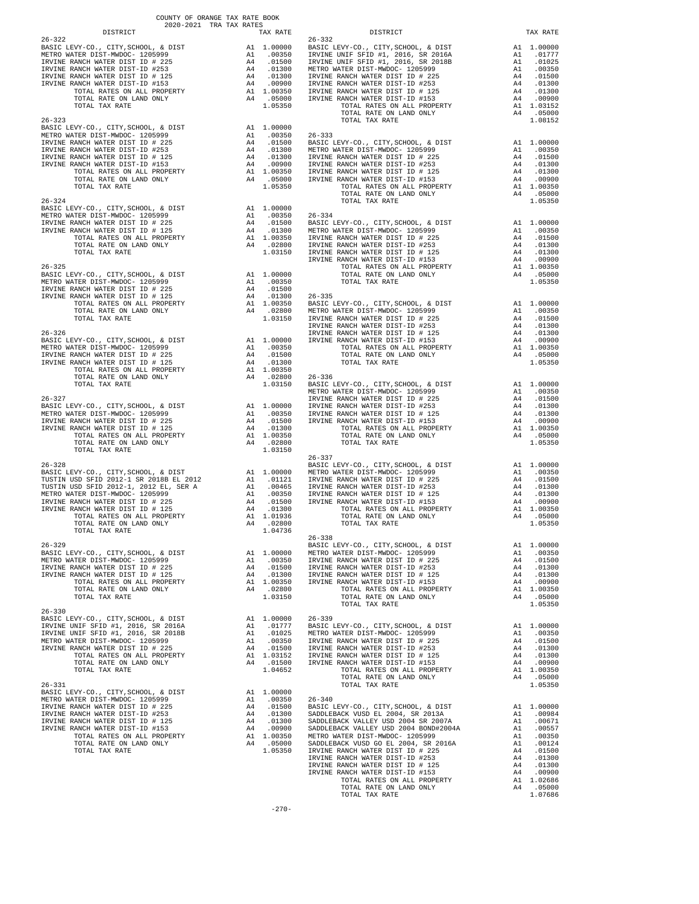COUNTY OF ORANGE TAX RATE BOOK
2020-2021 TRA TAX RATES

| DISTRICT | | TAX RATE |
|---|---|---|
| **26-322** | | |
| BASIC LEVY-CO., CITY,SCHOOL, & DIST | A1 | 1.00000 |
| METRO WATER DIST-MWDOC- 1205999 | A1 | .00350 |
| IRVINE RANCH WATER DIST ID # 225 | A4 | .01500 |
| IRVINE RANCH WATER DIST-ID #253 | A4 | .01300 |
| IRVINE RANCH WATER DIST ID # 125 | A4 | .01300 |
| IRVINE RANCH WATER DIST-ID #153 | A4 | .00900 |
| TOTAL RATES ON ALL PROPERTY | A1 | 1.00350 |
| TOTAL RATE ON LAND ONLY | A4 | .05000 |
| TOTAL TAX RATE | | 1.05350 |
| **26-323** | | |
| BASIC LEVY-CO., CITY,SCHOOL, & DIST | A1 | 1.00000 |
| METRO WATER DIST-MWDOC- 1205999 | A1 | .00350 |
| IRVINE RANCH WATER DIST ID # 225 | A4 | .01500 |
| IRVINE RANCH WATER DIST-ID #253 | A4 | .01300 |
| IRVINE RANCH WATER DIST ID # 125 | A4 | .01300 |
| IRVINE RANCH WATER DIST-ID #153 | A4 | .00900 |
| TOTAL RATES ON ALL PROPERTY | A1 | 1.00350 |
| TOTAL RATE ON LAND ONLY | A4 | .05000 |
| TOTAL TAX RATE | | 1.05350 |
| **26-324** | | |
| BASIC LEVY-CO., CITY,SCHOOL, & DIST | A1 | 1.00000 |
| METRO WATER DIST-MWDOC- 1205999 | A1 | .00350 |
| IRVINE RANCH WATER DIST ID # 225 | A4 | .01500 |
| IRVINE RANCH WATER DIST ID # 125 | A4 | .01300 |
| TOTAL RATES ON ALL PROPERTY | A1 | 1.00350 |
| TOTAL RATE ON LAND ONLY | A4 | .02800 |
| TOTAL TAX RATE | | 1.03150 |
| **26-325** | | |
| BASIC LEVY-CO., CITY,SCHOOL, & DIST | A1 | 1.00000 |
| METRO WATER DIST-MWDOC- 1205999 | A1 | .00350 |
| IRVINE RANCH WATER DIST ID # 225 | A4 | .01500 |
| IRVINE RANCH WATER DIST ID # 125 | A4 | .01300 |
| TOTAL RATES ON ALL PROPERTY | A1 | 1.00350 |
| TOTAL RATE ON LAND ONLY | A4 | .02800 |
| TOTAL TAX RATE | | 1.03150 |
| **26-326** | | |
| BASIC LEVY-CO., CITY,SCHOOL, & DIST | A1 | 1.00000 |
| METRO WATER DIST-MWDOC- 1205999 | A1 | .00350 |
| IRVINE RANCH WATER DIST ID # 225 | A4 | .01500 |
| IRVINE RANCH WATER DIST ID # 125 | A4 | .01300 |
| TOTAL RATES ON ALL PROPERTY | A1 | 1.00350 |
| TOTAL RATE ON LAND ONLY | A4 | .02800 |
| TOTAL TAX RATE | | 1.03150 |
| **26-327** | | |
| BASIC LEVY-CO., CITY,SCHOOL, & DIST | A1 | 1.00000 |
| METRO WATER DIST-MWDOC- 1205999 | A1 | .00350 |
| IRVINE RANCH WATER DIST ID # 225 | A4 | .01500 |
| IRVINE RANCH WATER DIST ID # 125 | A4 | .01300 |
| TOTAL RATES ON ALL PROPERTY | A1 | 1.00350 |
| TOTAL RATE ON LAND ONLY | A4 | .02800 |
| TOTAL TAX RATE | | 1.03150 |
| **26-328** | | |
| BASIC LEVY-CO., CITY,SCHOOL, & DIST | A1 | 1.00000 |
| TUSTIN USD SFID 2012-1 SR 2018B EL 2012 | A1 | .01121 |
| TUSTIN USD SFID 2012-1, 2012 EL, SER A | A1 | .00465 |
| METRO WATER DIST-MWDOC- 1205999 | A1 | .00350 |
| IRVINE RANCH WATER DIST ID # 225 | A4 | .01500 |
| IRVINE RANCH WATER DIST ID # 125 | A4 | .01300 |
| TOTAL RATES ON ALL PROPERTY | A1 | 1.01936 |
| TOTAL RATE ON LAND ONLY | A4 | .02800 |
| TOTAL TAX RATE | | 1.04736 |
| **26-329** | | |
| BASIC LEVY-CO., CITY,SCHOOL, & DIST | A1 | 1.00000 |
| METRO WATER DIST-MWDOC- 1205999 | A1 | .00350 |
| IRVINE RANCH WATER DIST ID # 225 | A4 | .01500 |
| IRVINE RANCH WATER DIST ID # 125 | A4 | .01300 |
| TOTAL RATES ON ALL PROPERTY | A1 | 1.00350 |
| TOTAL RATE ON LAND ONLY | A4 | .02800 |
| TOTAL TAX RATE | | 1.03150 |
| **26-330** | | |
| BASIC LEVY-CO., CITY,SCHOOL, & DIST | A1 | 1.00000 |
| IRVINE UNIF SFID #1, 2016, SR 2016A | A1 | .01777 |
| IRVINE UNIF SFID #1, 2016, SR 2018B | A1 | .01025 |
| METRO WATER DIST-MWDOC- 1205999 | A1 | .00350 |
| IRVINE RANCH WATER DIST ID # 225 | A4 | .01500 |
| TOTAL RATES ON ALL PROPERTY | A1 | 1.03152 |
| TOTAL RATE ON LAND ONLY | A4 | .01500 |
| TOTAL TAX RATE | | 1.04652 |
| **26-331** | | |
| BASIC LEVY-CO., CITY,SCHOOL, & DIST | A1 | 1.00000 |
| METRO WATER DIST-MWDOC- 1205999 | A1 | .00350 |
| IRVINE RANCH WATER DIST ID # 225 | A4 | .01500 |
| IRVINE RANCH WATER DIST-ID #253 | A4 | .01300 |
| IRVINE RANCH WATER DIST ID # 125 | A4 | .01300 |
| IRVINE RANCH WATER DIST-ID #153 | A4 | .00900 |
| TOTAL RATES ON ALL PROPERTY | A1 | 1.00350 |
| TOTAL RATE ON LAND ONLY | A4 | .05000 |
| TOTAL TAX RATE | | 1.05350 |
| **26-332** | | |
| BASIC LEVY-CO., CITY,SCHOOL, & DIST | A1 | 1.00000 |
| IRVINE UNIF SFID #1, 2016, SR 2016A | A1 | .01777 |
| IRVINE UNIF SFID #1, 2016, SR 2018B | A1 | .01025 |
| METRO WATER DIST-MWDOC- 1205999 | A1 | .00350 |
| IRVINE RANCH WATER DIST ID # 225 | A4 | .01500 |
| IRVINE RANCH WATER DIST-ID #253 | A4 | .01300 |
| IRVINE RANCH WATER DIST ID # 125 | A4 | .01300 |
| IRVINE RANCH WATER DIST-ID #153 | A4 | .00900 |
| TOTAL RATES ON ALL PROPERTY | A1 | 1.03152 |
| TOTAL RATE ON LAND ONLY | A4 | .05000 |
| TOTAL TAX RATE | | 1.08152 |
| **26-333** | | |
| BASIC LEVY-CO., CITY,SCHOOL, & DIST | A1 | 1.00000 |
| METRO WATER DIST-MWDOC- 1205999 | A1 | .00350 |
| IRVINE RANCH WATER DIST ID # 225 | A4 | .01500 |
| IRVINE RANCH WATER DIST-ID #253 | A4 | .01300 |
| IRVINE RANCH WATER DIST ID # 125 | A4 | .01300 |
| IRVINE RANCH WATER DIST-ID #153 | A4 | .00900 |
| TOTAL RATES ON ALL PROPERTY | A1 | 1.00350 |
| TOTAL RATE ON LAND ONLY | A4 | .05000 |
| TOTAL TAX RATE | | 1.05350 |
| **26-334** | | |
| BASIC LEVY-CO., CITY,SCHOOL, & DIST | A1 | 1.00000 |
| METRO WATER DIST-MWDOC- 1205999 | A1 | .00350 |
| IRVINE RANCH WATER DIST ID # 225 | A4 | .01500 |
| IRVINE RANCH WATER DIST-ID #253 | A4 | .01300 |
| IRVINE RANCH WATER DIST ID # 125 | A4 | .01300 |
| IRVINE RANCH WATER DIST-ID #153 | A4 | .00900 |
| TOTAL RATES ON ALL PROPERTY | A1 | 1.00350 |
| TOTAL RATE ON LAND ONLY | A4 | .05000 |
| TOTAL TAX RATE | | 1.05350 |
| **26-335** | | |
| BASIC LEVY-CO., CITY,SCHOOL, & DIST | A1 | 1.00000 |
| METRO WATER DIST-MWDOC- 1205999 | A1 | .00350 |
| IRVINE RANCH WATER DIST ID # 225 | A4 | .01500 |
| IRVINE RANCH WATER DIST-ID #253 | A4 | .01300 |
| IRVINE RANCH WATER DIST ID # 125 | A4 | .01300 |
| IRVINE RANCH WATER DIST-ID #153 | A4 | .00900 |
| TOTAL RATES ON ALL PROPERTY | A1 | 1.00350 |
| TOTAL RATE ON LAND ONLY | A4 | .05000 |
| TOTAL TAX RATE | | 1.05350 |
| **26-336** | | |
| BASIC LEVY-CO., CITY,SCHOOL, & DIST | A1 | 1.00000 |
| METRO WATER DIST-MWDOC- 1205999 | A1 | .00350 |
| IRVINE RANCH WATER DIST ID # 225 | A4 | .01500 |
| IRVINE RANCH WATER DIST-ID #253 | A4 | .01300 |
| IRVINE RANCH WATER DIST ID # 125 | A4 | .01300 |
| IRVINE RANCH WATER DIST-ID #153 | A4 | .00900 |
| TOTAL RATES ON ALL PROPERTY | A1 | 1.00350 |
| TOTAL RATE ON LAND ONLY | A4 | .05000 |
| TOTAL TAX RATE | | 1.05350 |
| **26-337** | | |
| BASIC LEVY-CO., CITY,SCHOOL, & DIST | A1 | 1.00000 |
| METRO WATER DIST-MWDOC- 1205999 | A1 | .00350 |
| IRVINE RANCH WATER DIST ID # 225 | A4 | .01500 |
| IRVINE RANCH WATER DIST-ID #253 | A4 | .01300 |
| IRVINE RANCH WATER DIST ID # 125 | A4 | .01300 |
| IRVINE RANCH WATER DIST-ID #153 | A4 | .00900 |
| TOTAL RATES ON ALL PROPERTY | A1 | 1.00350 |
| TOTAL RATE ON LAND ONLY | A4 | .05000 |
| TOTAL TAX RATE | | 1.05350 |
| **26-338** | | |
| BASIC LEVY-CO., CITY,SCHOOL, & DIST | A1 | 1.00000 |
| METRO WATER DIST-MWDOC- 1205999 | A1 | .00350 |
| IRVINE RANCH WATER DIST ID # 225 | A4 | .01500 |
| IRVINE RANCH WATER DIST-ID #253 | A4 | .01300 |
| IRVINE RANCH WATER DIST ID # 125 | A4 | .01300 |
| IRVINE RANCH WATER DIST-ID #153 | A4 | .00900 |
| TOTAL RATES ON ALL PROPERTY | A1 | 1.00350 |
| TOTAL RATE ON LAND ONLY | A4 | .05000 |
| TOTAL TAX RATE | | 1.05350 |
| **26-339** | | |
| BASIC LEVY-CO., CITY,SCHOOL, & DIST | A1 | 1.00000 |
| METRO WATER DIST-MWDOC- 1205999 | A1 | .00350 |
| IRVINE RANCH WATER DIST ID # 225 | A4 | .01500 |
| IRVINE RANCH WATER DIST-ID #253 | A4 | .01300 |
| IRVINE RANCH WATER DIST ID # 125 | A4 | .01300 |
| IRVINE RANCH WATER DIST-ID #153 | A4 | .00900 |
| TOTAL RATES ON ALL PROPERTY | A1 | 1.00350 |
| TOTAL RATE ON LAND ONLY | A4 | .05000 |
| TOTAL TAX RATE | | 1.05350 |
| **26-340** | | |
| BASIC LEVY-CO., CITY,SCHOOL, & DIST | A1 | 1.00000 |
| SADDLEBACK VUSD EL 2004, SR 2013A | A1 | .00984 |
| SADDLEBACK VALLEY USD 2004 SR 2007A | A1 | .00671 |
| SADDLEBACK VALLEY USD 2004 BOND#2004A | A1 | .00557 |
| METRO WATER DIST-MWDOC- 1205999 | A1 | .00350 |
| SADDLEBACK VUSD GO EL 2004, SR 2016A | A1 | .00124 |
| IRVINE RANCH WATER DIST ID # 225 | A4 | .01500 |
| IRVINE RANCH WATER DIST-ID #253 | A4 | .01300 |
| IRVINE RANCH WATER DIST ID # 125 | A4 | .01300 |
| IRVINE RANCH WATER DIST-ID #153 | A4 | .00900 |
| TOTAL RATES ON ALL PROPERTY | A1 | 1.02686 |
| TOTAL RATE ON LAND ONLY | A4 | .05000 |
| TOTAL TAX RATE | | 1.07686 |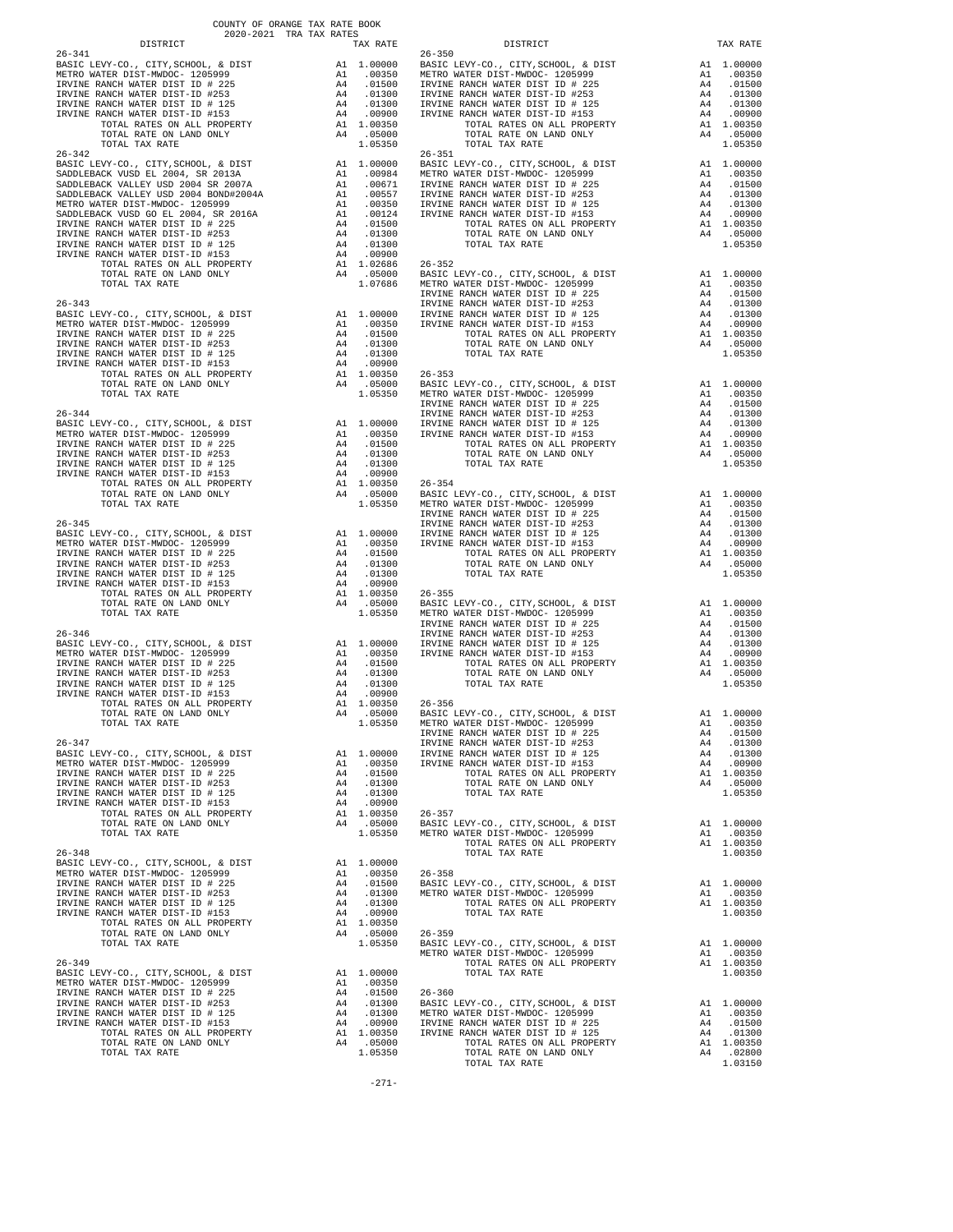COUNTY OF ORANGE TAX RATE BOOK
2020-2021 TRA TAX RATES

| DISTRICT | | TAX RATE |
|---|---|---|
| **26-341** | | |
| BASIC LEVY-CO., CITY,SCHOOL, & DIST | A1 | 1.00000 |
| METRO WATER DIST-MWDOC- 1205999 | A1 | .00350 |
| IRVINE RANCH WATER DIST ID # 225 | A4 | .01500 |
| IRVINE RANCH WATER DIST-ID #253 | A4 | .01300 |
| IRVINE RANCH WATER DIST ID # 125 | A4 | .01300 |
| IRVINE RANCH WATER DIST-ID #153 | A4 | .00900 |
| TOTAL RATES ON ALL PROPERTY | A1 | 1.00350 |
| TOTAL RATE ON LAND ONLY | A4 | .05000 |
| TOTAL TAX RATE | | 1.05350 |
| **26-342** | | |
| BASIC LEVY-CO., CITY,SCHOOL, & DIST | A1 | 1.00000 |
| SADDLEBACK VUSD EL 2004, SR 2013A | A1 | .00984 |
| SADDLEBACK VALLEY USD 2004 SR 2007A | A1 | .00671 |
| SADDLEBACK VALLEY USD 2004 BOND#2004A | A1 | .00557 |
| METRO WATER DIST-MWDOC- 1205999 | A1 | .00350 |
| SADDLEBACK VUSD GO EL 2004, SR 2016A | A1 | .00124 |
| IRVINE RANCH WATER DIST ID # 225 | A4 | .01500 |
| IRVINE RANCH WATER DIST-ID #253 | A4 | .01300 |
| IRVINE RANCH WATER DIST ID # 125 | A4 | .01300 |
| IRVINE RANCH WATER DIST-ID #153 | A4 | .00900 |
| TOTAL RATES ON ALL PROPERTY | A1 | 1.02686 |
| TOTAL RATE ON LAND ONLY | A4 | .05000 |
| TOTAL TAX RATE | | 1.07686 |
| **26-343** | | |
| BASIC LEVY-CO., CITY,SCHOOL, & DIST | A1 | 1.00000 |
| METRO WATER DIST-MWDOC- 1205999 | A1 | .00350 |
| IRVINE RANCH WATER DIST ID # 225 | A4 | .01500 |
| IRVINE RANCH WATER DIST-ID #253 | A4 | .01300 |
| IRVINE RANCH WATER DIST ID # 125 | A4 | .01300 |
| IRVINE RANCH WATER DIST-ID #153 | A4 | .00900 |
| TOTAL RATES ON ALL PROPERTY | A1 | 1.00350 |
| TOTAL RATE ON LAND ONLY | A4 | .05000 |
| TOTAL TAX RATE | | 1.05350 |
| **26-344** | | |
| BASIC LEVY-CO., CITY,SCHOOL, & DIST | A1 | 1.00000 |
| METRO WATER DIST-MWDOC- 1205999 | A1 | .00350 |
| IRVINE RANCH WATER DIST ID # 225 | A4 | .01500 |
| IRVINE RANCH WATER DIST-ID #253 | A4 | .01300 |
| IRVINE RANCH WATER DIST ID # 125 | A4 | .01300 |
| IRVINE RANCH WATER DIST-ID #153 | A4 | .00900 |
| TOTAL RATES ON ALL PROPERTY | A1 | 1.00350 |
| TOTAL RATE ON LAND ONLY | A4 | .05000 |
| TOTAL TAX RATE | | 1.05350 |
| **26-345** | | |
| BASIC LEVY-CO., CITY,SCHOOL, & DIST | A1 | 1.00000 |
| METRO WATER DIST-MWDOC- 1205999 | A1 | .00350 |
| IRVINE RANCH WATER DIST ID # 225 | A4 | .01500 |
| IRVINE RANCH WATER DIST-ID #253 | A4 | .01300 |
| IRVINE RANCH WATER DIST ID # 125 | A4 | .01300 |
| IRVINE RANCH WATER DIST-ID #153 | A4 | .00900 |
| TOTAL RATES ON ALL PROPERTY | A1 | 1.00350 |
| TOTAL RATE ON LAND ONLY | A4 | .05000 |
| TOTAL TAX RATE | | 1.05350 |
| **26-346** | | |
| BASIC LEVY-CO., CITY,SCHOOL, & DIST | A1 | 1.00000 |
| METRO WATER DIST-MWDOC- 1205999 | A1 | .00350 |
| IRVINE RANCH WATER DIST ID # 225 | A4 | .01500 |
| IRVINE RANCH WATER DIST-ID #253 | A4 | .01300 |
| IRVINE RANCH WATER DIST ID # 125 | A4 | .01300 |
| IRVINE RANCH WATER DIST-ID #153 | A4 | .00900 |
| TOTAL RATES ON ALL PROPERTY | A1 | 1.00350 |
| TOTAL RATE ON LAND ONLY | A4 | .05000 |
| TOTAL TAX RATE | | 1.05350 |
| **26-347** | | |
| BASIC LEVY-CO., CITY,SCHOOL, & DIST | A1 | 1.00000 |
| METRO WATER DIST-MWDOC- 1205999 | A1 | .00350 |
| IRVINE RANCH WATER DIST ID # 225 | A4 | .01500 |
| IRVINE RANCH WATER DIST-ID #253 | A4 | .01300 |
| IRVINE RANCH WATER DIST ID # 125 | A4 | .01300 |
| IRVINE RANCH WATER DIST-ID #153 | A4 | .00900 |
| TOTAL RATES ON ALL PROPERTY | A1 | 1.00350 |
| TOTAL RATE ON LAND ONLY | A4 | .05000 |
| TOTAL TAX RATE | | 1.05350 |
| **26-348** | | |
| BASIC LEVY-CO., CITY,SCHOOL, & DIST | A1 | 1.00000 |
| METRO WATER DIST-MWDOC- 1205999 | A1 | .00350 |
| IRVINE RANCH WATER DIST ID # 225 | A4 | .01500 |
| IRVINE RANCH WATER DIST-ID #253 | A4 | .01300 |
| IRVINE RANCH WATER DIST ID # 125 | A4 | .01300 |
| IRVINE RANCH WATER DIST-ID #153 | A4 | .00900 |
| TOTAL RATES ON ALL PROPERTY | A1 | 1.00350 |
| TOTAL RATE ON LAND ONLY | A4 | .05000 |
| TOTAL TAX RATE | | 1.05350 |
| **26-349** | | |
| BASIC LEVY-CO., CITY,SCHOOL, & DIST | A1 | 1.00000 |
| METRO WATER DIST-MWDOC- 1205999 | A1 | .00350 |
| IRVINE RANCH WATER DIST ID # 225 | A4 | .01500 |
| IRVINE RANCH WATER DIST-ID #253 | A4 | .01300 |
| IRVINE RANCH WATER DIST ID # 125 | A4 | .01300 |
| IRVINE RANCH WATER DIST-ID #153 | A4 | .00900 |
| TOTAL RATES ON ALL PROPERTY | A1 | 1.00350 |
| TOTAL RATE ON LAND ONLY | A4 | .05000 |
| TOTAL TAX RATE | | 1.05350 |
| **26-350** | | |
| BASIC LEVY-CO., CITY,SCHOOL, & DIST | A1 | 1.00000 |
| METRO WATER DIST-MWDOC- 1205999 | A1 | .00350 |
| IRVINE RANCH WATER DIST ID # 225 | A4 | .01500 |
| IRVINE RANCH WATER DIST-ID #253 | A4 | .01300 |
| IRVINE RANCH WATER DIST ID # 125 | A4 | .01300 |
| IRVINE RANCH WATER DIST-ID #153 | A4 | .00900 |
| TOTAL RATES ON ALL PROPERTY | A1 | 1.00350 |
| TOTAL RATE ON LAND ONLY | A4 | .05000 |
| TOTAL TAX RATE | | 1.05350 |
| **26-351** | | |
| BASIC LEVY-CO., CITY,SCHOOL, & DIST | A1 | 1.00000 |
| METRO WATER DIST-MWDOC- 1205999 | A1 | .00350 |
| IRVINE RANCH WATER DIST ID # 225 | A4 | .01500 |
| IRVINE RANCH WATER DIST-ID #253 | A4 | .01300 |
| IRVINE RANCH WATER DIST ID # 125 | A4 | .01300 |
| IRVINE RANCH WATER DIST-ID #153 | A4 | .00900 |
| TOTAL RATES ON ALL PROPERTY | A1 | 1.00350 |
| TOTAL RATE ON LAND ONLY | A4 | .05000 |
| TOTAL TAX RATE | | 1.05350 |
| **26-352** | | |
| BASIC LEVY-CO., CITY,SCHOOL, & DIST | A1 | 1.00000 |
| METRO WATER DIST-MWDOC- 1205999 | A1 | .00350 |
| IRVINE RANCH WATER DIST ID # 225 | A4 | .01500 |
| IRVINE RANCH WATER DIST-ID #253 | A4 | .01300 |
| IRVINE RANCH WATER DIST ID # 125 | A4 | .01300 |
| IRVINE RANCH WATER DIST-ID #153 | A4 | .00900 |
| TOTAL RATES ON ALL PROPERTY | A1 | 1.00350 |
| TOTAL RATE ON LAND ONLY | A4 | .05000 |
| TOTAL TAX RATE | | 1.05350 |
| **26-353** | | |
| BASIC LEVY-CO., CITY,SCHOOL, & DIST | A1 | 1.00000 |
| METRO WATER DIST-MWDOC- 1205999 | A1 | .00350 |
| IRVINE RANCH WATER DIST ID # 225 | A4 | .01500 |
| IRVINE RANCH WATER DIST-ID #253 | A4 | .01300 |
| IRVINE RANCH WATER DIST ID # 125 | A4 | .01300 |
| IRVINE RANCH WATER DIST-ID #153 | A4 | .00900 |
| TOTAL RATES ON ALL PROPERTY | A1 | 1.00350 |
| TOTAL RATE ON LAND ONLY | A4 | .05000 |
| TOTAL TAX RATE | | 1.05350 |
| **26-354** | | |
| BASIC LEVY-CO., CITY,SCHOOL, & DIST | A1 | 1.00000 |
| METRO WATER DIST-MWDOC- 1205999 | A1 | .00350 |
| IRVINE RANCH WATER DIST ID # 225 | A4 | .01500 |
| IRVINE RANCH WATER DIST-ID #253 | A4 | .01300 |
| IRVINE RANCH WATER DIST ID # 125 | A4 | .01300 |
| IRVINE RANCH WATER DIST-ID #153 | A4 | .00900 |
| TOTAL RATES ON ALL PROPERTY | A1 | 1.00350 |
| TOTAL RATE ON LAND ONLY | A4 | .05000 |
| TOTAL TAX RATE | | 1.05350 |
| **26-355** | | |
| BASIC LEVY-CO., CITY,SCHOOL, & DIST | A1 | 1.00000 |
| METRO WATER DIST-MWDOC- 1205999 | A1 | .00350 |
| IRVINE RANCH WATER DIST ID # 225 | A4 | .01500 |
| IRVINE RANCH WATER DIST-ID #253 | A4 | .01300 |
| IRVINE RANCH WATER DIST ID # 125 | A4 | .01300 |
| IRVINE RANCH WATER DIST-ID #153 | A4 | .00900 |
| TOTAL RATES ON ALL PROPERTY | A1 | 1.00350 |
| TOTAL RATE ON LAND ONLY | A4 | .05000 |
| TOTAL TAX RATE | | 1.05350 |
| **26-356** | | |
| BASIC LEVY-CO., CITY,SCHOOL, & DIST | A1 | 1.00000 |
| METRO WATER DIST-MWDOC- 1205999 | A1 | .00350 |
| IRVINE RANCH WATER DIST ID # 225 | A4 | .01500 |
| IRVINE RANCH WATER DIST-ID #253 | A4 | .01300 |
| IRVINE RANCH WATER DIST ID # 125 | A4 | .01300 |
| IRVINE RANCH WATER DIST-ID #153 | A4 | .00900 |
| TOTAL RATES ON ALL PROPERTY | A1 | 1.00350 |
| TOTAL RATE ON LAND ONLY | A4 | .05000 |
| TOTAL TAX RATE | | 1.05350 |
| **26-357** | | |
| BASIC LEVY-CO., CITY,SCHOOL, & DIST | A1 | 1.00000 |
| METRO WATER DIST-MWDOC- 1205999 | A1 | .00350 |
| TOTAL RATES ON ALL PROPERTY | A1 | 1.00350 |
| TOTAL TAX RATE | | 1.00350 |
| **26-358** | | |
| BASIC LEVY-CO., CITY,SCHOOL, & DIST | A1 | 1.00000 |
| METRO WATER DIST-MWDOC- 1205999 | A1 | .00350 |
| TOTAL RATES ON ALL PROPERTY | A1 | 1.00350 |
| TOTAL TAX RATE | | 1.00350 |
| **26-359** | | |
| BASIC LEVY-CO., CITY,SCHOOL, & DIST | A1 | 1.00000 |
| METRO WATER DIST-MWDOC- 1205999 | A1 | .00350 |
| TOTAL RATES ON ALL PROPERTY | A1 | 1.00350 |
| TOTAL TAX RATE | | 1.00350 |
| **26-360** | | |
| BASIC LEVY-CO., CITY,SCHOOL, & DIST | A1 | 1.00000 |
| METRO WATER DIST-MWDOC- 1205999 | A1 | .00350 |
| IRVINE RANCH WATER DIST ID # 225 | A4 | .01500 |
| IRVINE RANCH WATER DIST ID # 125 | A4 | .01300 |
| TOTAL RATES ON ALL PROPERTY | A1 | 1.00350 |
| TOTAL RATE ON LAND ONLY | A4 | .02800 |
| TOTAL TAX RATE | | 1.03150 |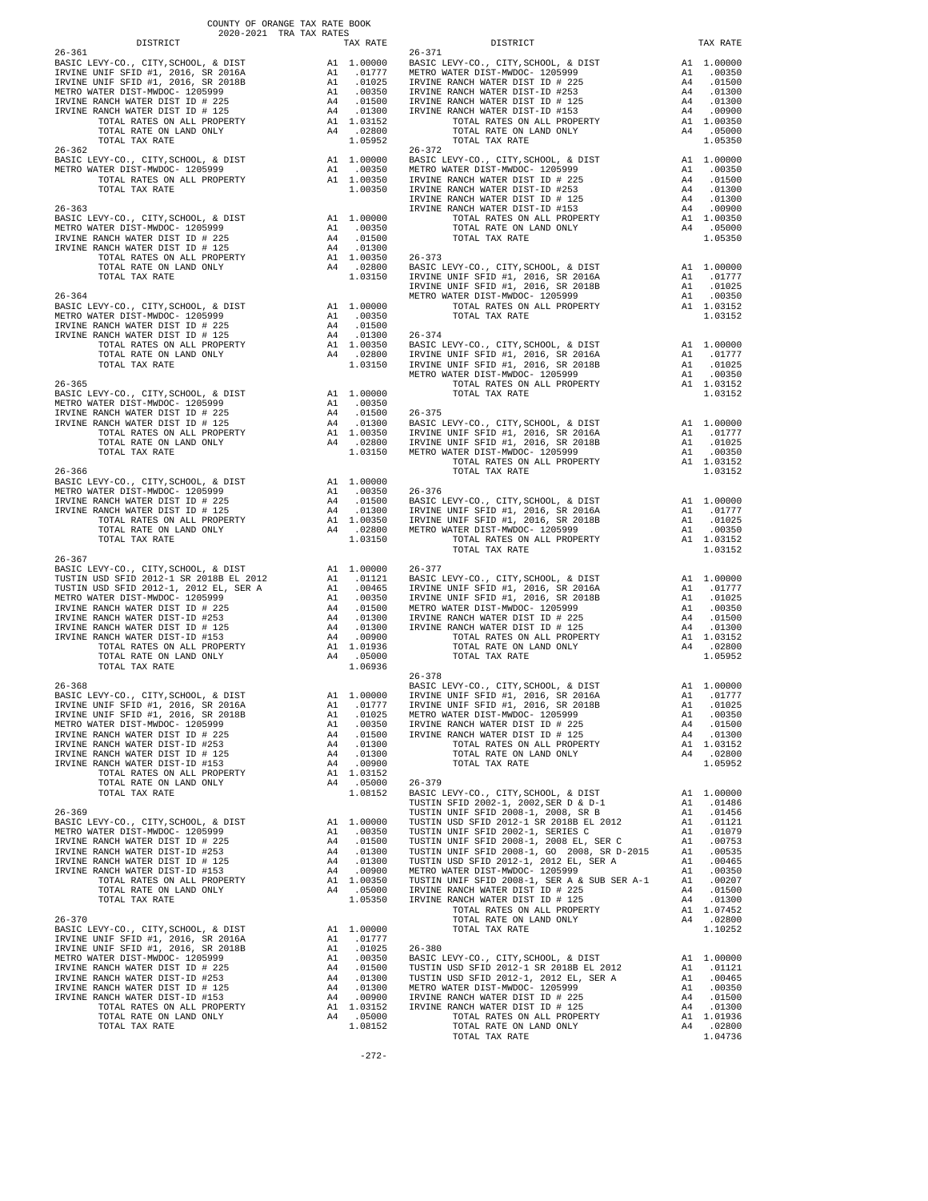COUNTY OF ORANGE TAX RATE BOOK
2020-2021 TRA TAX RATES

| DISTRICT | | TAX RATE |
|---|---|---|
| **26-361** | | |
| BASIC LEVY-CO., CITY,SCHOOL, & DIST | A1 | 1.00000 |
| IRVINE UNIF SFID #1, 2016, SR 2016A | A1 | .01777 |
| IRVINE UNIF SFID #1, 2016, SR 2018B | A1 | .01025 |
| METRO WATER DIST-MWDOC- 1205999 | A1 | .00350 |
| IRVINE RANCH WATER DIST ID # 225 | A4 | .01500 |
| IRVINE RANCH WATER DIST ID # 125 | A4 | .01300 |
| TOTAL RATES ON ALL PROPERTY | A1 | 1.03152 |
| TOTAL RATE ON LAND ONLY | A4 | .02800 |
| TOTAL TAX RATE | | 1.05952 |
| **26-362** | | |
| BASIC LEVY-CO., CITY,SCHOOL, & DIST | A1 | 1.00000 |
| METRO WATER DIST-MWDOC- 1205999 | A1 | .00350 |
| TOTAL RATES ON ALL PROPERTY | A1 | 1.00350 |
| TOTAL TAX RATE | | 1.00350 |
| **26-363** | | |
| BASIC LEVY-CO., CITY,SCHOOL, & DIST | A1 | 1.00000 |
| METRO WATER DIST-MWDOC- 1205999 | A1 | .00350 |
| IRVINE RANCH WATER DIST ID # 225 | A4 | .01500 |
| IRVINE RANCH WATER DIST ID # 125 | A4 | .01300 |
| TOTAL RATES ON ALL PROPERTY | A1 | 1.00350 |
| TOTAL RATE ON LAND ONLY | A4 | .02800 |
| TOTAL TAX RATE | | 1.03150 |
| **26-364** | | |
| BASIC LEVY-CO., CITY,SCHOOL, & DIST | A1 | 1.00000 |
| METRO WATER DIST-MWDOC- 1205999 | A1 | .00350 |
| IRVINE RANCH WATER DIST ID # 225 | A4 | .01500 |
| IRVINE RANCH WATER DIST ID # 125 | A4 | .01300 |
| TOTAL RATES ON ALL PROPERTY | A1 | 1.00350 |
| TOTAL RATE ON LAND ONLY | A4 | .02800 |
| TOTAL TAX RATE | | 1.03150 |
| **26-365** | | |
| BASIC LEVY-CO., CITY,SCHOOL, & DIST | A1 | 1.00000 |
| METRO WATER DIST-MWDOC- 1205999 | A1 | .00350 |
| IRVINE RANCH WATER DIST ID # 225 | A4 | .01500 |
| IRVINE RANCH WATER DIST ID # 125 | A4 | .01300 |
| TOTAL RATES ON ALL PROPERTY | A1 | 1.00350 |
| TOTAL RATE ON LAND ONLY | A4 | .02800 |
| TOTAL TAX RATE | | 1.03150 |
| **26-366** | | |
| BASIC LEVY-CO., CITY,SCHOOL, & DIST | A1 | 1.00000 |
| METRO WATER DIST-MWDOC- 1205999 | A1 | .00350 |
| IRVINE RANCH WATER DIST ID # 225 | A4 | .01500 |
| IRVINE RANCH WATER DIST ID # 125 | A4 | .01300 |
| TOTAL RATES ON ALL PROPERTY | A1 | 1.00350 |
| TOTAL RATE ON LAND ONLY | A4 | .02800 |
| TOTAL TAX RATE | | 1.03150 |
| **26-367** | | |
| BASIC LEVY-CO., CITY,SCHOOL, & DIST | A1 | 1.00000 |
| TUSTIN USD SFID 2012-1 SR 2018B EL 2012 | A1 | .01121 |
| TUSTIN USD SFID 2012-1, 2012 EL, SER A | A1 | .00465 |
| METRO WATER DIST-MWDOC- 1205999 | A1 | .00350 |
| IRVINE RANCH WATER DIST ID # 225 | A4 | .01500 |
| IRVINE RANCH WATER DIST-ID #253 | A4 | .01300 |
| IRVINE RANCH WATER DIST ID # 125 | A4 | .01300 |
| IRVINE RANCH WATER DIST-ID #153 | A4 | .00900 |
| TOTAL RATES ON ALL PROPERTY | A1 | 1.01936 |
| TOTAL RATE ON LAND ONLY | A4 | .05000 |
| TOTAL TAX RATE | | 1.06936 |
| **26-368** | | |
| BASIC LEVY-CO., CITY,SCHOOL, & DIST | A1 | 1.00000 |
| IRVINE UNIF SFID #1, 2016, SR 2016A | A1 | .01777 |
| IRVINE UNIF SFID #1, 2016, SR 2018B | A1 | .01025 |
| METRO WATER DIST-MWDOC- 1205999 | A1 | .00350 |
| IRVINE RANCH WATER DIST ID # 225 | A4 | .01500 |
| IRVINE RANCH WATER DIST-ID #253 | A4 | .01300 |
| IRVINE RANCH WATER DIST ID # 125 | A4 | .01300 |
| IRVINE RANCH WATER DIST-ID #153 | A4 | .00900 |
| TOTAL RATES ON ALL PROPERTY | A1 | 1.03152 |
| TOTAL RATE ON LAND ONLY | A4 | .05000 |
| TOTAL TAX RATE | | 1.08152 |
| **26-369** | | |
| BASIC LEVY-CO., CITY,SCHOOL, & DIST | A1 | 1.00000 |
| METRO WATER DIST-MWDOC- 1205999 | A1 | .00350 |
| IRVINE RANCH WATER DIST ID # 225 | A4 | .01500 |
| IRVINE RANCH WATER DIST-ID #253 | A4 | .01300 |
| IRVINE RANCH WATER DIST ID # 125 | A4 | .01300 |
| IRVINE RANCH WATER DIST-ID #153 | A4 | .00900 |
| TOTAL RATES ON ALL PROPERTY | A1 | 1.00350 |
| TOTAL RATE ON LAND ONLY | A4 | .05000 |
| TOTAL TAX RATE | | 1.05350 |
| **26-370** | | |
| BASIC LEVY-CO., CITY,SCHOOL, & DIST | A1 | 1.00000 |
| IRVINE UNIF SFID #1, 2016, SR 2016A | A1 | .01777 |
| IRVINE UNIF SFID #1, 2016, SR 2018B | A1 | .01025 |
| METRO WATER DIST-MWDOC- 1205999 | A1 | .00350 |
| IRVINE RANCH WATER DIST ID # 225 | A4 | .01500 |
| IRVINE RANCH WATER DIST-ID #253 | A4 | .01300 |
| IRVINE RANCH WATER DIST ID # 125 | A4 | .01300 |
| IRVINE RANCH WATER DIST-ID #153 | A4 | .00900 |
| TOTAL RATES ON ALL PROPERTY | A1 | 1.03152 |
| TOTAL RATE ON LAND ONLY | A4 | .05000 |
| TOTAL TAX RATE | | 1.08152 |
| **26-371** | | |
| BASIC LEVY-CO., CITY,SCHOOL, & DIST | A1 | 1.00000 |
| METRO WATER DIST-MWDOC- 1205999 | A1 | .00350 |
| IRVINE RANCH WATER DIST ID # 225 | A4 | .01500 |
| IRVINE RANCH WATER DIST-ID #253 | A4 | .01300 |
| IRVINE RANCH WATER DIST ID # 125 | A4 | .01300 |
| IRVINE RANCH WATER DIST-ID #153 | A4 | .00900 |
| TOTAL RATES ON ALL PROPERTY | A1 | 1.00350 |
| TOTAL RATE ON LAND ONLY | A4 | .05000 |
| TOTAL TAX RATE | | 1.05350 |
| **26-372** | | |
| BASIC LEVY-CO., CITY,SCHOOL, & DIST | A1 | 1.00000 |
| METRO WATER DIST-MWDOC- 1205999 | A1 | .00350 |
| IRVINE RANCH WATER DIST ID # 225 | A4 | .01500 |
| IRVINE RANCH WATER DIST-ID #253 | A4 | .01300 |
| IRVINE RANCH WATER DIST ID # 125 | A4 | .01300 |
| IRVINE RANCH WATER DIST-ID #153 | A4 | .00900 |
| TOTAL RATES ON ALL PROPERTY | A1 | 1.00350 |
| TOTAL RATE ON LAND ONLY | A4 | .05000 |
| TOTAL TAX RATE | | 1.05350 |
| **26-373** | | |
| BASIC LEVY-CO., CITY,SCHOOL, & DIST | A1 | 1.00000 |
| IRVINE UNIF SFID #1, 2016, SR 2016A | A1 | .01777 |
| IRVINE UNIF SFID #1, 2016, SR 2018B | A1 | .01025 |
| METRO WATER DIST-MWDOC- 1205999 | A1 | .00350 |
| TOTAL RATES ON ALL PROPERTY | A1 | 1.03152 |
| TOTAL TAX RATE | | 1.03152 |
| **26-374** | | |
| BASIC LEVY-CO., CITY,SCHOOL, & DIST | A1 | 1.00000 |
| IRVINE UNIF SFID #1, 2016, SR 2016A | A1 | .01777 |
| IRVINE UNIF SFID #1, 2016, SR 2018B | A1 | .01025 |
| METRO WATER DIST-MWDOC- 1205999 | A1 | .00350 |
| TOTAL RATES ON ALL PROPERTY | A1 | 1.03152 |
| TOTAL TAX RATE | | 1.03152 |
| **26-375** | | |
| BASIC LEVY-CO., CITY,SCHOOL, & DIST | A1 | 1.00000 |
| IRVINE UNIF SFID #1, 2016, SR 2016A | A1 | .01777 |
| IRVINE UNIF SFID #1, 2016, SR 2018B | A1 | .01025 |
| METRO WATER DIST-MWDOC- 1205999 | A1 | .00350 |
| TOTAL RATES ON ALL PROPERTY | A1 | 1.03152 |
| TOTAL TAX RATE | | 1.03152 |
| **26-376** | | |
| BASIC LEVY-CO., CITY,SCHOOL, & DIST | A1 | 1.00000 |
| IRVINE UNIF SFID #1, 2016, SR 2016A | A1 | .01777 |
| IRVINE UNIF SFID #1, 2016, SR 2018B | A1 | .01025 |
| METRO WATER DIST-MWDOC- 1205999 | A1 | .00350 |
| TOTAL RATES ON ALL PROPERTY | A1 | 1.03152 |
| TOTAL TAX RATE | | 1.03152 |
| **26-377** | | |
| BASIC LEVY-CO., CITY,SCHOOL, & DIST | A1 | 1.00000 |
| IRVINE UNIF SFID #1, 2016, SR 2016A | A1 | .01777 |
| IRVINE UNIF SFID #1, 2016, SR 2018B | A1 | .01025 |
| METRO WATER DIST-MWDOC- 1205999 | A1 | .00350 |
| IRVINE RANCH WATER DIST ID # 225 | A4 | .01500 |
| IRVINE RANCH WATER DIST ID # 125 | A4 | .01300 |
| TOTAL RATES ON ALL PROPERTY | A1 | 1.03152 |
| TOTAL RATE ON LAND ONLY | A4 | .02800 |
| TOTAL TAX RATE | | 1.05952 |
| **26-378** | | |
| BASIC LEVY-CO., CITY,SCHOOL, & DIST | A1 | 1.00000 |
| IRVINE UNIF SFID #1, 2016, SR 2016A | A1 | .01777 |
| IRVINE UNIF SFID #1, 2016, SR 2018B | A1 | .01025 |
| METRO WATER DIST-MWDOC- 1205999 | A1 | .00350 |
| IRVINE RANCH WATER DIST ID # 225 | A4 | .01500 |
| IRVINE RANCH WATER DIST ID # 125 | A4 | .01300 |
| TOTAL RATES ON ALL PROPERTY | A1 | 1.03152 |
| TOTAL RATE ON LAND ONLY | A4 | .02800 |
| TOTAL TAX RATE | | 1.05952 |
| **26-379** | | |
| BASIC LEVY-CO., CITY,SCHOOL, & DIST | A1 | 1.00000 |
| TUSTIN SFID 2002-1, 2002,SER D & D-1 | A1 | .01486 |
| TUSTIN UNIF SFID 2008-1, 2008, SR B | A1 | .01456 |
| TUSTIN USD SFID 2012-1 SR 2018B EL 2012 | A1 | .01121 |
| TUSTIN UNIF SFID 2002-1, SERIES C | A1 | .01079 |
| TUSTIN UNIF SFID 2008-1, 2008 EL, SER C | A1 | .00753 |
| TUSTIN UNIF SFID 2008-1, GO 2008, SR D-2015 | A1 | .00535 |
| TUSTIN USD SFID 2012-1, 2012 EL, SER A | A1 | .00465 |
| METRO WATER DIST-MWDOC- 1205999 | A1 | .00350 |
| TUSTIN UNIF SFID 2008-1, SER A & SUB SER A-1 | A1 | .00207 |
| IRVINE RANCH WATER DIST ID # 225 | A4 | .01500 |
| IRVINE RANCH WATER DIST ID # 125 | A4 | .01300 |
| TOTAL RATES ON ALL PROPERTY | A1 | 1.07452 |
| TOTAL RATE ON LAND ONLY | A4 | .02800 |
| TOTAL TAX RATE | | 1.10252 |
| **26-380** | | |
| BASIC LEVY-CO., CITY,SCHOOL, & DIST | A1 | 1.00000 |
| TUSTIN USD SFID 2012-1 SR 2018B EL 2012 | A1 | .01121 |
| TUSTIN USD SFID 2012-1, 2012 EL, SER A | A1 | .00465 |
| METRO WATER DIST-MWDOC- 1205999 | A1 | .00350 |
| IRVINE RANCH WATER DIST ID # 225 | A4 | .01500 |
| IRVINE RANCH WATER DIST ID # 125 | A4 | .01300 |
| TOTAL RATES ON ALL PROPERTY | A1 | 1.01936 |
| TOTAL RATE ON LAND ONLY | A4 | .02800 |
| TOTAL TAX RATE | | 1.04736 |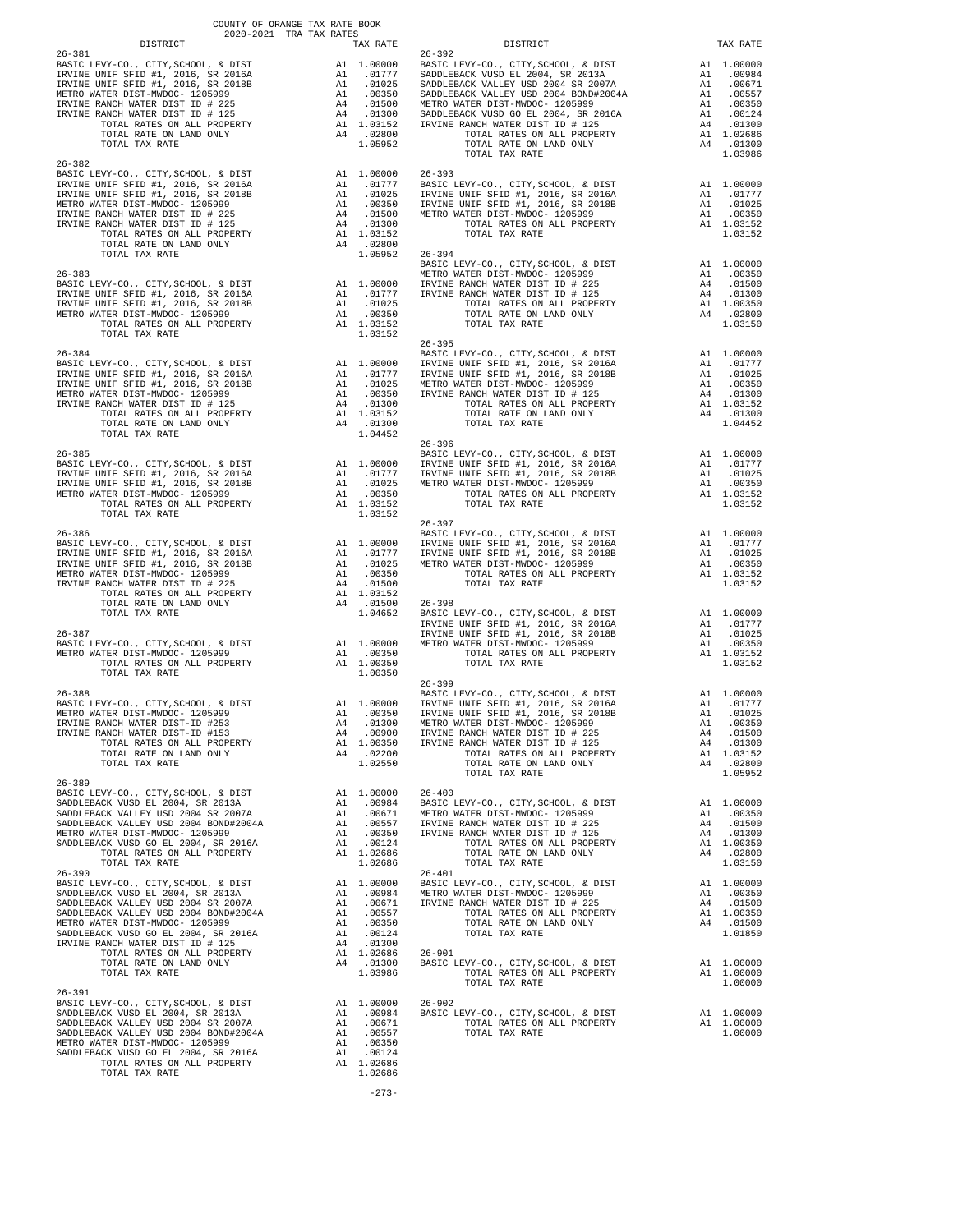COUNTY OF ORANGE TAX RATE BOOK
2020-2021 TRA TAX RATES

| DISTRICT | | TAX RATE |
|---|---|---|
| **26-381** | | |
| BASIC LEVY-CO., CITY,SCHOOL, & DIST | A1 | 1.00000 |
| IRVINE UNIF SFID #1, 2016, SR 2016A | A1 | .01777 |
| IRVINE UNIF SFID #1, 2016, SR 2018B | A1 | .01025 |
| METRO WATER DIST-MWDOC- 1205999 | A1 | .00350 |
| IRVINE RANCH WATER DIST ID # 225 | A4 | .01500 |
| IRVINE RANCH WATER DIST ID # 125 | A4 | .01300 |
| TOTAL RATES ON ALL PROPERTY | A1 | 1.03152 |
| TOTAL RATE ON LAND ONLY | A4 | .02800 |
| TOTAL TAX RATE | | 1.05952 |
| **26-382** | | |
| BASIC LEVY-CO., CITY,SCHOOL, & DIST | A1 | 1.00000 |
| IRVINE UNIF SFID #1, 2016, SR 2016A | A1 | .01777 |
| IRVINE UNIF SFID #1, 2016, SR 2018B | A1 | .01025 |
| METRO WATER DIST-MWDOC- 1205999 | A1 | .00350 |
| IRVINE RANCH WATER DIST ID # 225 | A4 | .01500 |
| IRVINE RANCH WATER DIST ID # 125 | A4 | .01300 |
| TOTAL RATES ON ALL PROPERTY | A1 | 1.03152 |
| TOTAL RATE ON LAND ONLY | A4 | .02800 |
| TOTAL TAX RATE | | 1.05952 |
| **26-383** | | |
| BASIC LEVY-CO., CITY,SCHOOL, & DIST | A1 | 1.00000 |
| IRVINE UNIF SFID #1, 2016, SR 2016A | A1 | .01777 |
| IRVINE UNIF SFID #1, 2016, SR 2018B | A1 | .01025 |
| METRO WATER DIST-MWDOC- 1205999 | A1 | .00350 |
| TOTAL RATES ON ALL PROPERTY | A1 | 1.03152 |
| TOTAL TAX RATE | | 1.03152 |
| **26-384** | | |
| BASIC LEVY-CO., CITY,SCHOOL, & DIST | A1 | 1.00000 |
| IRVINE UNIF SFID #1, 2016, SR 2016A | A1 | .01777 |
| IRVINE UNIF SFID #1, 2016, SR 2018B | A1 | .01025 |
| METRO WATER DIST-MWDOC- 1205999 | A1 | .00350 |
| IRVINE RANCH WATER DIST ID # 125 | A4 | .01300 |
| TOTAL RATES ON ALL PROPERTY | A1 | 1.03152 |
| TOTAL RATE ON LAND ONLY | A4 | .01300 |
| TOTAL TAX RATE | | 1.04452 |
| **26-385** | | |
| BASIC LEVY-CO., CITY,SCHOOL, & DIST | A1 | 1.00000 |
| IRVINE UNIF SFID #1, 2016, SR 2016A | A1 | .01777 |
| IRVINE UNIF SFID #1, 2016, SR 2018B | A1 | .01025 |
| METRO WATER DIST-MWDOC- 1205999 | A1 | .00350 |
| TOTAL RATES ON ALL PROPERTY | A1 | 1.03152 |
| TOTAL TAX RATE | | 1.03152 |
| **26-386** | | |
| BASIC LEVY-CO., CITY,SCHOOL, & DIST | A1 | 1.00000 |
| IRVINE UNIF SFID #1, 2016, SR 2016A | A1 | .01777 |
| IRVINE UNIF SFID #1, 2016, SR 2018B | A1 | .01025 |
| METRO WATER DIST-MWDOC- 1205999 | A1 | .00350 |
| IRVINE RANCH WATER DIST ID # 225 | A4 | .01500 |
| TOTAL RATES ON ALL PROPERTY | A1 | 1.03152 |
| TOTAL RATE ON LAND ONLY | A4 | .01500 |
| TOTAL TAX RATE | | 1.04652 |
| **26-387** | | |
| BASIC LEVY-CO., CITY,SCHOOL, & DIST | A1 | 1.00000 |
| METRO WATER DIST-MWDOC- 1205999 | A1 | .00350 |
| TOTAL RATES ON ALL PROPERTY | A1 | 1.00350 |
| TOTAL TAX RATE | | 1.00350 |
| **26-388** | | |
| BASIC LEVY-CO., CITY,SCHOOL, & DIST | A1 | 1.00000 |
| METRO WATER DIST-MWDOC- 1205999 | A1 | .00350 |
| IRVINE RANCH WATER DIST-ID #253 | A4 | .01300 |
| IRVINE RANCH WATER DIST-ID #153 | A4 | .00900 |
| TOTAL RATES ON ALL PROPERTY | A1 | 1.00350 |
| TOTAL RATE ON LAND ONLY | A4 | .02200 |
| TOTAL TAX RATE | | 1.02550 |
| **26-389** | | |
| BASIC LEVY-CO., CITY,SCHOOL, & DIST | A1 | 1.00000 |
| SADDLEBACK VUSD EL 2004, SR 2013A | A1 | .00984 |
| SADDLEBACK VALLEY USD 2004 SR 2007A | A1 | .00671 |
| SADDLEBACK VALLEY USD 2004 BOND#2004A | A1 | .00557 |
| METRO WATER DIST-MWDOC- 1205999 | A1 | .00350 |
| SADDLEBACK VUSD GO EL 2004, SR 2016A | A1 | .00124 |
| TOTAL RATES ON ALL PROPERTY | A1 | 1.02686 |
| TOTAL TAX RATE | | 1.02686 |
| **26-390** | | |
| BASIC LEVY-CO., CITY,SCHOOL, & DIST | A1 | 1.00000 |
| SADDLEBACK VUSD EL 2004, SR 2013A | A1 | .00984 |
| SADDLEBACK VALLEY USD 2004 SR 2007A | A1 | .00671 |
| SADDLEBACK VALLEY USD 2004 BOND#2004A | A1 | .00557 |
| METRO WATER DIST-MWDOC- 1205999 | A1 | .00350 |
| SADDLEBACK VUSD GO EL 2004, SR 2016A | A1 | .00124 |
| IRVINE RANCH WATER DIST ID # 125 | A4 | .01300 |
| TOTAL RATES ON ALL PROPERTY | A1 | 1.02686 |
| TOTAL RATE ON LAND ONLY | A4 | .01300 |
| TOTAL TAX RATE | | 1.03986 |
| **26-391** | | |
| BASIC LEVY-CO., CITY,SCHOOL, & DIST | A1 | 1.00000 |
| SADDLEBACK VUSD EL 2004, SR 2013A | A1 | .00984 |
| SADDLEBACK VALLEY USD 2004 SR 2007A | A1 | .00671 |
| SADDLEBACK VALLEY USD 2004 BOND#2004A | A1 | .00557 |
| METRO WATER DIST-MWDOC- 1205999 | A1 | .00350 |
| SADDLEBACK VUSD GO EL 2004, SR 2016A | A1 | .00124 |
| TOTAL RATES ON ALL PROPERTY | A1 | 1.02686 |
| TOTAL TAX RATE | | 1.02686 |
| **26-392** | | |
| BASIC LEVY-CO., CITY,SCHOOL, & DIST | A1 | 1.00000 |
| SADDLEBACK VUSD EL 2004, SR 2013A | A1 | .00984 |
| SADDLEBACK VALLEY USD 2004 SR 2007A | A1 | .00671 |
| SADDLEBACK VALLEY USD 2004 BOND#2004A | A1 | .00557 |
| METRO WATER DIST-MWDOC- 1205999 | A1 | .00350 |
| SADDLEBACK VUSD GO EL 2004, SR 2016A | A1 | .00124 |
| IRVINE RANCH WATER DIST ID # 125 | A4 | .01300 |
| TOTAL RATES ON ALL PROPERTY | A1 | 1.02686 |
| TOTAL RATE ON LAND ONLY | A4 | .01300 |
| TOTAL TAX RATE | | 1.03986 |
| **26-393** | | |
| BASIC LEVY-CO., CITY,SCHOOL, & DIST | A1 | 1.00000 |
| IRVINE UNIF SFID #1, 2016, SR 2016A | A1 | .01777 |
| IRVINE UNIF SFID #1, 2016, SR 2018B | A1 | .01025 |
| METRO WATER DIST-MWDOC- 1205999 | A1 | .00350 |
| TOTAL RATES ON ALL PROPERTY | A1 | 1.03152 |
| TOTAL TAX RATE | | 1.03152 |
| **26-394** | | |
| BASIC LEVY-CO., CITY,SCHOOL, & DIST | A1 | 1.00000 |
| METRO WATER DIST-MWDOC- 1205999 | A1 | .00350 |
| IRVINE RANCH WATER DIST ID # 225 | A4 | .01500 |
| IRVINE RANCH WATER DIST ID # 125 | A4 | .01300 |
| TOTAL RATES ON ALL PROPERTY | A1 | 1.00350 |
| TOTAL RATE ON LAND ONLY | A4 | .02800 |
| TOTAL TAX RATE | | 1.03150 |
| **26-395** | | |
| BASIC LEVY-CO., CITY,SCHOOL, & DIST | A1 | 1.00000 |
| IRVINE UNIF SFID #1, 2016, SR 2016A | A1 | .01777 |
| IRVINE UNIF SFID #1, 2016, SR 2018B | A1 | .01025 |
| METRO WATER DIST-MWDOC- 1205999 | A1 | .00350 |
| IRVINE RANCH WATER DIST ID # 125 | A4 | .01300 |
| TOTAL RATES ON ALL PROPERTY | A1 | 1.03152 |
| TOTAL RATE ON LAND ONLY | A4 | .01300 |
| TOTAL TAX RATE | | 1.04452 |
| **26-396** | | |
| BASIC LEVY-CO., CITY,SCHOOL, & DIST | A1 | 1.00000 |
| IRVINE UNIF SFID #1, 2016, SR 2016A | A1 | .01777 |
| IRVINE UNIF SFID #1, 2016, SR 2018B | A1 | .01025 |
| METRO WATER DIST-MWDOC- 1205999 | A1 | .00350 |
| TOTAL RATES ON ALL PROPERTY | A1 | 1.03152 |
| TOTAL TAX RATE | | 1.03152 |
| **26-397** | | |
| BASIC LEVY-CO., CITY,SCHOOL, & DIST | A1 | 1.00000 |
| IRVINE UNIF SFID #1, 2016, SR 2016A | A1 | .01777 |
| IRVINE UNIF SFID #1, 2016, SR 2018B | A1 | .01025 |
| METRO WATER DIST-MWDOC- 1205999 | A1 | .00350 |
| TOTAL RATES ON ALL PROPERTY | A1 | 1.03152 |
| TOTAL TAX RATE | | 1.03152 |
| **26-398** | | |
| BASIC LEVY-CO., CITY,SCHOOL, & DIST | A1 | 1.00000 |
| IRVINE UNIF SFID #1, 2016, SR 2016A | A1 | .01777 |
| IRVINE UNIF SFID #1, 2016, SR 2018B | A1 | .01025 |
| METRO WATER DIST-MWDOC- 1205999 | A1 | .00350 |
| TOTAL RATES ON ALL PROPERTY | A1 | 1.03152 |
| TOTAL TAX RATE | | 1.03152 |
| **26-399** | | |
| BASIC LEVY-CO., CITY,SCHOOL, & DIST | A1 | 1.00000 |
| IRVINE UNIF SFID #1, 2016, SR 2016A | A1 | .01777 |
| IRVINE UNIF SFID #1, 2016, SR 2018B | A1 | .01025 |
| METRO WATER DIST-MWDOC- 1205999 | A1 | .00350 |
| IRVINE RANCH WATER DIST ID # 225 | A4 | .01500 |
| IRVINE RANCH WATER DIST ID # 125 | A4 | .01300 |
| TOTAL RATES ON ALL PROPERTY | A1 | 1.03152 |
| TOTAL RATE ON LAND ONLY | A4 | .02800 |
| TOTAL TAX RATE | | 1.05952 |
| **26-400** | | |
| BASIC LEVY-CO., CITY,SCHOOL, & DIST | A1 | 1.00000 |
| METRO WATER DIST-MWDOC- 1205999 | A1 | .00350 |
| IRVINE RANCH WATER DIST ID # 225 | A4 | .01500 |
| IRVINE RANCH WATER DIST ID # 125 | A4 | .01300 |
| TOTAL RATES ON ALL PROPERTY | A1 | 1.00350 |
| TOTAL RATE ON LAND ONLY | A4 | .02800 |
| TOTAL TAX RATE | | 1.03150 |
| **26-401** | | |
| BASIC LEVY-CO., CITY,SCHOOL, & DIST | A1 | 1.00000 |
| METRO WATER DIST-MWDOC- 1205999 | A1 | .00350 |
| IRVINE RANCH WATER DIST ID # 225 | A4 | .01500 |
| TOTAL RATES ON ALL PROPERTY | A1 | 1.00350 |
| TOTAL RATE ON LAND ONLY | A4 | .01500 |
| TOTAL TAX RATE | | 1.01850 |
| **26-901** | | |
| BASIC LEVY-CO., CITY,SCHOOL, & DIST | A1 | 1.00000 |
| TOTAL RATES ON ALL PROPERTY | A1 | 1.00000 |
| TOTAL TAX RATE | | 1.00000 |
| **26-902** | | |
| BASIC LEVY-CO., CITY,SCHOOL, & DIST | A1 | 1.00000 |
| TOTAL RATES ON ALL PROPERTY | A1 | 1.00000 |
| TOTAL TAX RATE | | 1.00000 |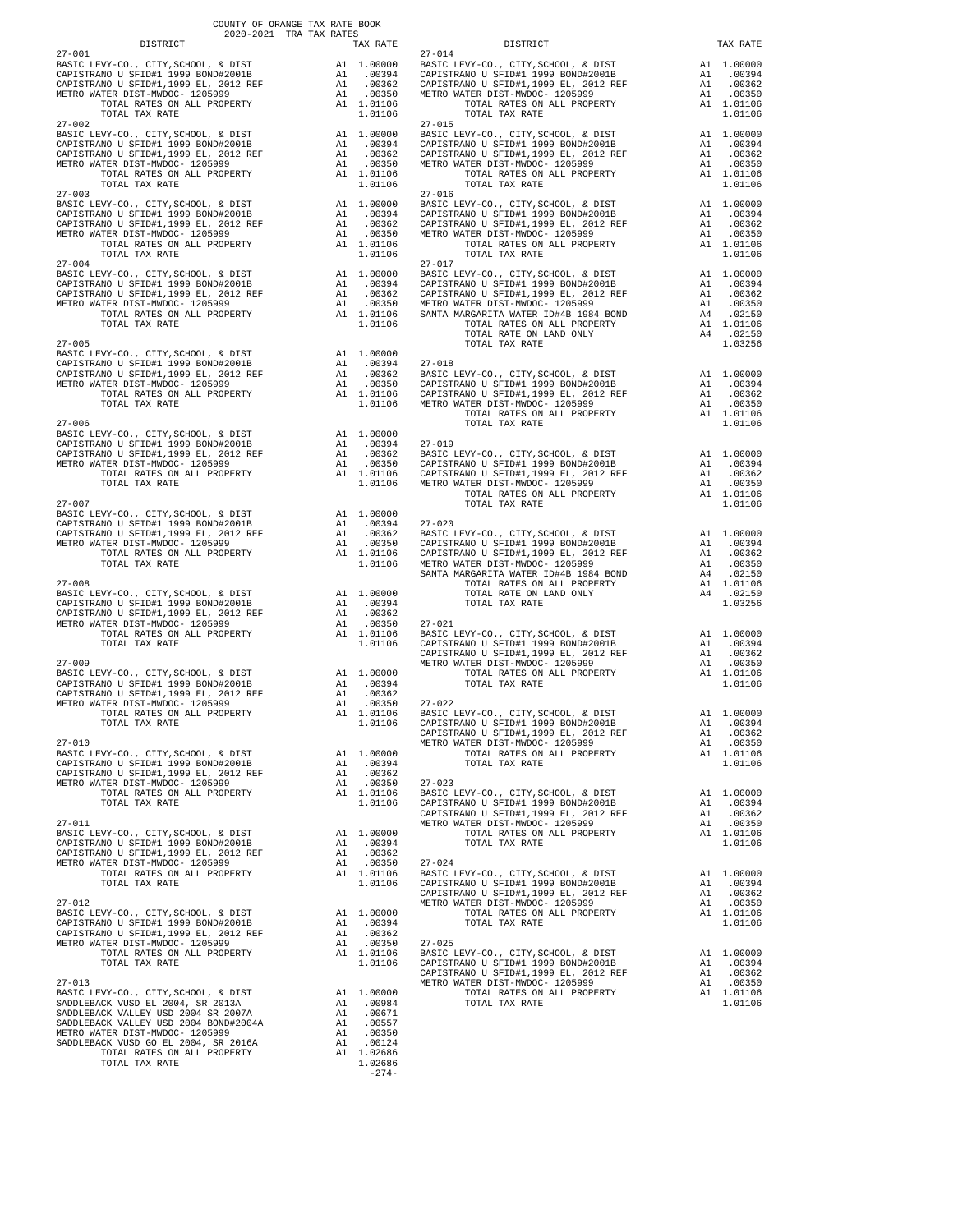COUNTY OF ORANGE TAX RATE BOOK
2020-2021 TRA TAX RATES

| DISTRICT | | TAX RATE |
|---|---|---|
| **27-001** | | |
| BASIC LEVY-CO., CITY,SCHOOL, & DIST | A1 | 1.00000 |
| CAPISTRANO U SFID#1 1999 BOND#2001B | A1 | .00394 |
| CAPISTRANO U SFID#1,1999 EL, 2012 REF | A1 | .00362 |
| METRO WATER DIST-MWDOC- 1205999 | A1 | .00350 |
| TOTAL RATES ON ALL PROPERTY | A1 | 1.01106 |
| TOTAL TAX RATE | | 1.01106 |
| **27-002** | | |
| BASIC LEVY-CO., CITY,SCHOOL, & DIST | A1 | 1.00000 |
| CAPISTRANO U SFID#1 1999 BOND#2001B | A1 | .00394 |
| CAPISTRANO U SFID#1,1999 EL, 2012 REF | A1 | .00362 |
| METRO WATER DIST-MWDOC- 1205999 | A1 | .00350 |
| TOTAL RATES ON ALL PROPERTY | A1 | 1.01106 |
| TOTAL TAX RATE | | 1.01106 |
| **27-003** | | |
| BASIC LEVY-CO., CITY,SCHOOL, & DIST | A1 | 1.00000 |
| CAPISTRANO U SFID#1 1999 BOND#2001B | A1 | .00394 |
| CAPISTRANO U SFID#1,1999 EL, 2012 REF | A1 | .00362 |
| METRO WATER DIST-MWDOC- 1205999 | A1 | .00350 |
| TOTAL RATES ON ALL PROPERTY | A1 | 1.01106 |
| TOTAL TAX RATE | | 1.01106 |
| **27-004** | | |
| BASIC LEVY-CO., CITY,SCHOOL, & DIST | A1 | 1.00000 |
| CAPISTRANO U SFID#1 1999 BOND#2001B | A1 | .00394 |
| CAPISTRANO U SFID#1,1999 EL, 2012 REF | A1 | .00362 |
| METRO WATER DIST-MWDOC- 1205999 | A1 | .00350 |
| TOTAL RATES ON ALL PROPERTY | A1 | 1.01106 |
| TOTAL TAX RATE | | 1.01106 |
| **27-005** | | |
| BASIC LEVY-CO., CITY,SCHOOL, & DIST | A1 | 1.00000 |
| CAPISTRANO U SFID#1 1999 BOND#2001B | A1 | .00394 |
| CAPISTRANO U SFID#1,1999 EL, 2012 REF | A1 | .00362 |
| METRO WATER DIST-MWDOC- 1205999 | A1 | .00350 |
| TOTAL RATES ON ALL PROPERTY | A1 | 1.01106 |
| TOTAL TAX RATE | | 1.01106 |
| **27-006** | | |
| BASIC LEVY-CO., CITY,SCHOOL, & DIST | A1 | 1.00000 |
| CAPISTRANO U SFID#1 1999 BOND#2001B | A1 | .00394 |
| CAPISTRANO U SFID#1,1999 EL, 2012 REF | A1 | .00362 |
| METRO WATER DIST-MWDOC- 1205999 | A1 | .00350 |
| TOTAL RATES ON ALL PROPERTY | A1 | 1.01106 |
| TOTAL TAX RATE | | 1.01106 |
| **27-007** | | |
| BASIC LEVY-CO., CITY,SCHOOL, & DIST | A1 | 1.00000 |
| CAPISTRANO U SFID#1 1999 BOND#2001B | A1 | .00394 |
| CAPISTRANO U SFID#1,1999 EL, 2012 REF | A1 | .00362 |
| METRO WATER DIST-MWDOC- 1205999 | A1 | .00350 |
| TOTAL RATES ON ALL PROPERTY | A1 | 1.01106 |
| TOTAL TAX RATE | | 1.01106 |
| **27-008** | | |
| BASIC LEVY-CO., CITY,SCHOOL, & DIST | A1 | 1.00000 |
| CAPISTRANO U SFID#1 1999 BOND#2001B | A1 | .00394 |
| CAPISTRANO U SFID#1,1999 EL, 2012 REF | A1 | .00362 |
| METRO WATER DIST-MWDOC- 1205999 | A1 | .00350 |
| TOTAL RATES ON ALL PROPERTY | A1 | 1.01106 |
| TOTAL TAX RATE | | 1.01106 |
| **27-009** | | |
| BASIC LEVY-CO., CITY,SCHOOL, & DIST | A1 | 1.00000 |
| CAPISTRANO U SFID#1 1999 BOND#2001B | A1 | .00394 |
| CAPISTRANO U SFID#1,1999 EL, 2012 REF | A1 | .00362 |
| METRO WATER DIST-MWDOC- 1205999 | A1 | .00350 |
| TOTAL RATES ON ALL PROPERTY | A1 | 1.01106 |
| TOTAL TAX RATE | | 1.01106 |
| **27-010** | | |
| BASIC LEVY-CO., CITY,SCHOOL, & DIST | A1 | 1.00000 |
| CAPISTRANO U SFID#1 1999 BOND#2001B | A1 | .00394 |
| CAPISTRANO U SFID#1,1999 EL, 2012 REF | A1 | .00362 |
| METRO WATER DIST-MWDOC- 1205999 | A1 | .00350 |
| TOTAL RATES ON ALL PROPERTY | A1 | 1.01106 |
| TOTAL TAX RATE | | 1.01106 |
| **27-011** | | |
| BASIC LEVY-CO., CITY,SCHOOL, & DIST | A1 | 1.00000 |
| CAPISTRANO U SFID#1 1999 BOND#2001B | A1 | .00394 |
| CAPISTRANO U SFID#1,1999 EL, 2012 REF | A1 | .00362 |
| METRO WATER DIST-MWDOC- 1205999 | A1 | .00350 |
| TOTAL RATES ON ALL PROPERTY | A1 | 1.01106 |
| TOTAL TAX RATE | | 1.01106 |
| **27-012** | | |
| BASIC LEVY-CO., CITY,SCHOOL, & DIST | A1 | 1.00000 |
| CAPISTRANO U SFID#1 1999 BOND#2001B | A1 | .00394 |
| CAPISTRANO U SFID#1,1999 EL, 2012 REF | A1 | .00362 |
| METRO WATER DIST-MWDOC- 1205999 | A1 | .00350 |
| TOTAL RATES ON ALL PROPERTY | A1 | 1.01106 |
| TOTAL TAX RATE | | 1.01106 |
| **27-013** | | |
| BASIC LEVY-CO., CITY,SCHOOL, & DIST | A1 | 1.00000 |
| SADDLEBACK VUSD EL 2004, SR 2013A | A1 | .00984 |
| SADDLEBACK VALLEY USD 2004 SR 2007A | A1 | .00671 |
| SADDLEBACK VALLEY USD 2004 BOND#2004A | A1 | .00557 |
| METRO WATER DIST-MWDOC- 1205999 | A1 | .00350 |
| SADDLEBACK VUSD GO EL 2004, SR 2016A | A1 | .00124 |
| TOTAL RATES ON ALL PROPERTY | A1 | 1.02686 |
| TOTAL TAX RATE | | 1.02686 |
| **27-014** | | |
| BASIC LEVY-CO., CITY,SCHOOL, & DIST | A1 | 1.00000 |
| CAPISTRANO U SFID#1 1999 BOND#2001B | A1 | .00394 |
| CAPISTRANO U SFID#1,1999 EL, 2012 REF | A1 | .00362 |
| METRO WATER DIST-MWDOC- 1205999 | A1 | .00350 |
| TOTAL RATES ON ALL PROPERTY | A1 | 1.01106 |
| TOTAL TAX RATE | | 1.01106 |
| **27-015** | | |
| BASIC LEVY-CO., CITY,SCHOOL, & DIST | A1 | 1.00000 |
| CAPISTRANO U SFID#1 1999 BOND#2001B | A1 | .00394 |
| CAPISTRANO U SFID#1,1999 EL, 2012 REF | A1 | .00362 |
| METRO WATER DIST-MWDOC- 1205999 | A1 | .00350 |
| TOTAL RATES ON ALL PROPERTY | A1 | 1.01106 |
| TOTAL TAX RATE | | 1.01106 |
| **27-016** | | |
| BASIC LEVY-CO., CITY,SCHOOL, & DIST | A1 | 1.00000 |
| CAPISTRANO U SFID#1 1999 BOND#2001B | A1 | .00394 |
| CAPISTRANO U SFID#1,1999 EL, 2012 REF | A1 | .00362 |
| METRO WATER DIST-MWDOC- 1205999 | A1 | .00350 |
| TOTAL RATES ON ALL PROPERTY | A1 | 1.01106 |
| TOTAL TAX RATE | | 1.01106 |
| **27-017** | | |
| BASIC LEVY-CO., CITY,SCHOOL, & DIST | A1 | 1.00000 |
| CAPISTRANO U SFID#1 1999 BOND#2001B | A1 | .00394 |
| CAPISTRANO U SFID#1,1999 EL, 2012 REF | A1 | .00362 |
| METRO WATER DIST-MWDOC- 1205999 | A1 | .00350 |
| SANTA MARGARITA WATER ID#4B 1984 BOND | A4 | .02150 |
| TOTAL RATES ON ALL PROPERTY | A1 | 1.01106 |
| TOTAL RATE ON LAND ONLY | A4 | .02150 |
| TOTAL TAX RATE | | 1.03256 |
| **27-018** | | |
| BASIC LEVY-CO., CITY,SCHOOL, & DIST | A1 | 1.00000 |
| CAPISTRANO U SFID#1 1999 BOND#2001B | A1 | .00394 |
| CAPISTRANO U SFID#1,1999 EL, 2012 REF | A1 | .00362 |
| METRO WATER DIST-MWDOC- 1205999 | A1 | .00350 |
| TOTAL RATES ON ALL PROPERTY | A1 | 1.01106 |
| TOTAL TAX RATE | | 1.01106 |
| **27-019** | | |
| BASIC LEVY-CO., CITY,SCHOOL, & DIST | A1 | 1.00000 |
| CAPISTRANO U SFID#1 1999 BOND#2001B | A1 | .00394 |
| CAPISTRANO U SFID#1,1999 EL, 2012 REF | A1 | .00362 |
| METRO WATER DIST-MWDOC- 1205999 | A1 | .00350 |
| TOTAL RATES ON ALL PROPERTY | A1 | 1.01106 |
| TOTAL TAX RATE | | 1.01106 |
| **27-020** | | |
| BASIC LEVY-CO., CITY,SCHOOL, & DIST | A1 | 1.00000 |
| CAPISTRANO U SFID#1 1999 BOND#2001B | A1 | .00394 |
| CAPISTRANO U SFID#1,1999 EL, 2012 REF | A1 | .00362 |
| METRO WATER DIST-MWDOC- 1205999 | A1 | .00350 |
| SANTA MARGARITA WATER ID#4B 1984 BOND | A4 | .02150 |
| TOTAL RATES ON ALL PROPERTY | A1 | 1.01106 |
| TOTAL RATE ON LAND ONLY | A4 | .02150 |
| TOTAL TAX RATE | | 1.03256 |
| **27-021** | | |
| BASIC LEVY-CO., CITY,SCHOOL, & DIST | A1 | 1.00000 |
| CAPISTRANO U SFID#1 1999 BOND#2001B | A1 | .00394 |
| CAPISTRANO U SFID#1,1999 EL, 2012 REF | A1 | .00362 |
| METRO WATER DIST-MWDOC- 1205999 | A1 | .00350 |
| TOTAL RATES ON ALL PROPERTY | A1 | 1.01106 |
| TOTAL TAX RATE | | 1.01106 |
| **27-022** | | |
| BASIC LEVY-CO., CITY,SCHOOL, & DIST | A1 | 1.00000 |
| CAPISTRANO U SFID#1 1999 BOND#2001B | A1 | .00394 |
| CAPISTRANO U SFID#1,1999 EL, 2012 REF | A1 | .00362 |
| METRO WATER DIST-MWDOC- 1205999 | A1 | .00350 |
| TOTAL RATES ON ALL PROPERTY | A1 | 1.01106 |
| TOTAL TAX RATE | | 1.01106 |
| **27-023** | | |
| BASIC LEVY-CO., CITY,SCHOOL, & DIST | A1 | 1.00000 |
| CAPISTRANO U SFID#1 1999 BOND#2001B | A1 | .00394 |
| CAPISTRANO U SFID#1,1999 EL, 2012 REF | A1 | .00362 |
| METRO WATER DIST-MWDOC- 1205999 | A1 | .00350 |
| TOTAL RATES ON ALL PROPERTY | A1 | 1.01106 |
| TOTAL TAX RATE | | 1.01106 |
| **27-024** | | |
| BASIC LEVY-CO., CITY,SCHOOL, & DIST | A1 | 1.00000 |
| CAPISTRANO U SFID#1 1999 BOND#2001B | A1 | .00394 |
| CAPISTRANO U SFID#1,1999 EL, 2012 REF | A1 | .00362 |
| METRO WATER DIST-MWDOC- 1205999 | A1 | .00350 |
| TOTAL RATES ON ALL PROPERTY | A1 | 1.01106 |
| TOTAL TAX RATE | | 1.01106 |
| **27-025** | | |
| BASIC LEVY-CO., CITY,SCHOOL, & DIST | A1 | 1.00000 |
| CAPISTRANO U SFID#1 1999 BOND#2001B | A1 | .00394 |
| CAPISTRANO U SFID#1,1999 EL, 2012 REF | A1 | .00362 |
| METRO WATER DIST-MWDOC- 1205999 | A1 | .00350 |
| TOTAL RATES ON ALL PROPERTY | A1 | 1.01106 |
| TOTAL TAX RATE | | 1.01106 |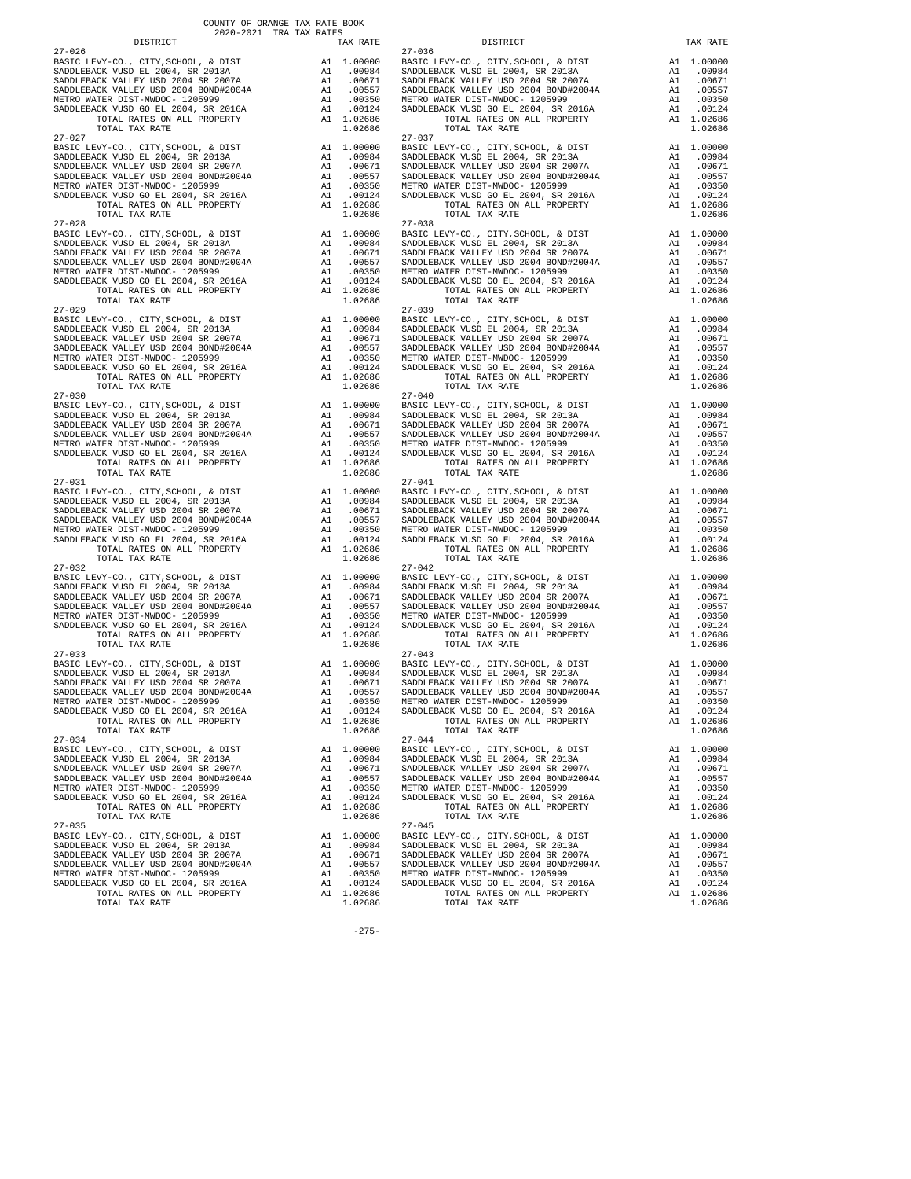COUNTY OF ORANGE TAX RATE BOOK
2020-2021 TRA TAX RATES

| DISTRICT | | TAX RATE |
|---|---|---|
| 27-026 | | |
| BASIC LEVY-CO., CITY,SCHOOL, & DIST | A1 | 1.00000 |
| SADDLEBACK VUSD EL 2004, SR 2013A | A1 | .00984 |
| SADDLEBACK VALLEY USD 2004 SR 2007A | A1 | .00671 |
| SADDLEBACK VALLEY USD 2004 BOND#2004A | A1 | .00557 |
| METRO WATER DIST-MWDOC- 1205999 | A1 | .00350 |
| SADDLEBACK VUSD GO EL 2004, SR 2016A | A1 | .00124 |
| TOTAL RATES ON ALL PROPERTY | A1 | 1.02686 |
| TOTAL TAX RATE | | 1.02686 |
| 27-027 | | |
| BASIC LEVY-CO., CITY,SCHOOL, & DIST | A1 | 1.00000 |
| SADDLEBACK VUSD EL 2004, SR 2013A | A1 | .00984 |
| SADDLEBACK VALLEY USD 2004 SR 2007A | A1 | .00671 |
| SADDLEBACK VALLEY USD 2004 BOND#2004A | A1 | .00557 |
| METRO WATER DIST-MWDOC- 1205999 | A1 | .00350 |
| SADDLEBACK VUSD GO EL 2004, SR 2016A | A1 | .00124 |
| TOTAL RATES ON ALL PROPERTY | A1 | 1.02686 |
| TOTAL TAX RATE | | 1.02686 |
| 27-028 | | |
| BASIC LEVY-CO., CITY,SCHOOL, & DIST | A1 | 1.00000 |
| SADDLEBACK VUSD EL 2004, SR 2013A | A1 | .00984 |
| SADDLEBACK VALLEY USD 2004 SR 2007A | A1 | .00671 |
| SADDLEBACK VALLEY USD 2004 BOND#2004A | A1 | .00557 |
| METRO WATER DIST-MWDOC- 1205999 | A1 | .00350 |
| SADDLEBACK VUSD GO EL 2004, SR 2016A | A1 | .00124 |
| TOTAL RATES ON ALL PROPERTY | A1 | 1.02686 |
| TOTAL TAX RATE | | 1.02686 |
| 27-029 | | |
| BASIC LEVY-CO., CITY,SCHOOL, & DIST | A1 | 1.00000 |
| SADDLEBACK VUSD EL 2004, SR 2013A | A1 | .00984 |
| SADDLEBACK VALLEY USD 2004 SR 2007A | A1 | .00671 |
| SADDLEBACK VALLEY USD 2004 BOND#2004A | A1 | .00557 |
| METRO WATER DIST-MWDOC- 1205999 | A1 | .00350 |
| SADDLEBACK VUSD GO EL 2004, SR 2016A | A1 | .00124 |
| TOTAL RATES ON ALL PROPERTY | A1 | 1.02686 |
| TOTAL TAX RATE | | 1.02686 |
| 27-030 | | |
| BASIC LEVY-CO., CITY,SCHOOL, & DIST | A1 | 1.00000 |
| SADDLEBACK VUSD EL 2004, SR 2013A | A1 | .00984 |
| SADDLEBACK VALLEY USD 2004 SR 2007A | A1 | .00671 |
| SADDLEBACK VALLEY USD 2004 BOND#2004A | A1 | .00557 |
| METRO WATER DIST-MWDOC- 1205999 | A1 | .00350 |
| SADDLEBACK VUSD GO EL 2004, SR 2016A | A1 | .00124 |
| TOTAL RATES ON ALL PROPERTY | A1 | 1.02686 |
| TOTAL TAX RATE | | 1.02686 |
| 27-031 | | |
| BASIC LEVY-CO., CITY,SCHOOL, & DIST | A1 | 1.00000 |
| SADDLEBACK VUSD EL 2004, SR 2013A | A1 | .00984 |
| SADDLEBACK VALLEY USD 2004 SR 2007A | A1 | .00671 |
| SADDLEBACK VALLEY USD 2004 BOND#2004A | A1 | .00557 |
| METRO WATER DIST-MWDOC- 1205999 | A1 | .00350 |
| SADDLEBACK VUSD GO EL 2004, SR 2016A | A1 | .00124 |
| TOTAL RATES ON ALL PROPERTY | A1 | 1.02686 |
| TOTAL TAX RATE | | 1.02686 |
| 27-032 | | |
| BASIC LEVY-CO., CITY,SCHOOL, & DIST | A1 | 1.00000 |
| SADDLEBACK VUSD EL 2004, SR 2013A | A1 | .00984 |
| SADDLEBACK VALLEY USD 2004 SR 2007A | A1 | .00671 |
| SADDLEBACK VALLEY USD 2004 BOND#2004A | A1 | .00557 |
| METRO WATER DIST-MWDOC- 1205999 | A1 | .00350 |
| SADDLEBACK VUSD GO EL 2004, SR 2016A | A1 | .00124 |
| TOTAL RATES ON ALL PROPERTY | A1 | 1.02686 |
| TOTAL TAX RATE | | 1.02686 |
| 27-033 | | |
| BASIC LEVY-CO., CITY,SCHOOL, & DIST | A1 | 1.00000 |
| SADDLEBACK VUSD EL 2004, SR 2013A | A1 | .00984 |
| SADDLEBACK VALLEY USD 2004 SR 2007A | A1 | .00671 |
| SADDLEBACK VALLEY USD 2004 BOND#2004A | A1 | .00557 |
| METRO WATER DIST-MWDOC- 1205999 | A1 | .00350 |
| SADDLEBACK VUSD GO EL 2004, SR 2016A | A1 | .00124 |
| TOTAL RATES ON ALL PROPERTY | A1 | 1.02686 |
| TOTAL TAX RATE | | 1.02686 |
| 27-034 | | |
| BASIC LEVY-CO., CITY,SCHOOL, & DIST | A1 | 1.00000 |
| SADDLEBACK VUSD EL 2004, SR 2013A | A1 | .00984 |
| SADDLEBACK VALLEY USD 2004 SR 2007A | A1 | .00671 |
| SADDLEBACK VALLEY USD 2004 BOND#2004A | A1 | .00557 |
| METRO WATER DIST-MWDOC- 1205999 | A1 | .00350 |
| SADDLEBACK VUSD GO EL 2004, SR 2016A | A1 | .00124 |
| TOTAL RATES ON ALL PROPERTY | A1 | 1.02686 |
| TOTAL TAX RATE | | 1.02686 |
| 27-035 | | |
| BASIC LEVY-CO., CITY,SCHOOL, & DIST | A1 | 1.00000 |
| SADDLEBACK VUSD EL 2004, SR 2013A | A1 | .00984 |
| SADDLEBACK VALLEY USD 2004 SR 2007A | A1 | .00671 |
| SADDLEBACK VALLEY USD 2004 BOND#2004A | A1 | .00557 |
| METRO WATER DIST-MWDOC- 1205999 | A1 | .00350 |
| SADDLEBACK VUSD GO EL 2004, SR 2016A | A1 | .00124 |
| TOTAL RATES ON ALL PROPERTY | A1 | 1.02686 |
| TOTAL TAX RATE | | 1.02686 |
| 27-036 | | |
| BASIC LEVY-CO., CITY,SCHOOL, & DIST | A1 | 1.00000 |
| SADDLEBACK VUSD EL 2004, SR 2013A | A1 | .00984 |
| SADDLEBACK VALLEY USD 2004 SR 2007A | A1 | .00671 |
| SADDLEBACK VALLEY USD 2004 BOND#2004A | A1 | .00557 |
| METRO WATER DIST-MWDOC- 1205999 | A1 | .00350 |
| SADDLEBACK VUSD GO EL 2004, SR 2016A | A1 | .00124 |
| TOTAL RATES ON ALL PROPERTY | A1 | 1.02686 |
| TOTAL TAX RATE | | 1.02686 |
| 27-037 | | |
| BASIC LEVY-CO., CITY,SCHOOL, & DIST | A1 | 1.00000 |
| SADDLEBACK VUSD EL 2004, SR 2013A | A1 | .00984 |
| SADDLEBACK VALLEY USD 2004 SR 2007A | A1 | .00671 |
| SADDLEBACK VALLEY USD 2004 BOND#2004A | A1 | .00557 |
| METRO WATER DIST-MWDOC- 1205999 | A1 | .00350 |
| SADDLEBACK VUSD GO EL 2004, SR 2016A | A1 | .00124 |
| TOTAL RATES ON ALL PROPERTY | A1 | 1.02686 |
| TOTAL TAX RATE | | 1.02686 |
| 27-038 | | |
| BASIC LEVY-CO., CITY,SCHOOL, & DIST | A1 | 1.00000 |
| SADDLEBACK VUSD EL 2004, SR 2013A | A1 | .00984 |
| SADDLEBACK VALLEY USD 2004 SR 2007A | A1 | .00671 |
| SADDLEBACK VALLEY USD 2004 BOND#2004A | A1 | .00557 |
| METRO WATER DIST-MWDOC- 1205999 | A1 | .00350 |
| SADDLEBACK VUSD GO EL 2004, SR 2016A | A1 | .00124 |
| TOTAL RATES ON ALL PROPERTY | A1 | 1.02686 |
| TOTAL TAX RATE | | 1.02686 |
| 27-039 | | |
| BASIC LEVY-CO., CITY,SCHOOL, & DIST | A1 | 1.00000 |
| SADDLEBACK VUSD EL 2004, SR 2013A | A1 | .00984 |
| SADDLEBACK VALLEY USD 2004 SR 2007A | A1 | .00671 |
| SADDLEBACK VALLEY USD 2004 BOND#2004A | A1 | .00557 |
| METRO WATER DIST-MWDOC- 1205999 | A1 | .00350 |
| SADDLEBACK VUSD GO EL 2004, SR 2016A | A1 | .00124 |
| TOTAL RATES ON ALL PROPERTY | A1 | 1.02686 |
| TOTAL TAX RATE | | 1.02686 |
| 27-040 | | |
| BASIC LEVY-CO., CITY,SCHOOL, & DIST | A1 | 1.00000 |
| SADDLEBACK VUSD EL 2004, SR 2013A | A1 | .00984 |
| SADDLEBACK VALLEY USD 2004 SR 2007A | A1 | .00671 |
| SADDLEBACK VALLEY USD 2004 BOND#2004A | A1 | .00557 |
| METRO WATER DIST-MWDOC- 1205999 | A1 | .00350 |
| SADDLEBACK VUSD GO EL 2004, SR 2016A | A1 | .00124 |
| TOTAL RATES ON ALL PROPERTY | A1 | 1.02686 |
| TOTAL TAX RATE | | 1.02686 |
| 27-041 | | |
| BASIC LEVY-CO., CITY,SCHOOL, & DIST | A1 | 1.00000 |
| SADDLEBACK VUSD EL 2004, SR 2013A | A1 | .00984 |
| SADDLEBACK VALLEY USD 2004 SR 2007A | A1 | .00671 |
| SADDLEBACK VALLEY USD 2004 BOND#2004A | A1 | .00557 |
| METRO WATER DIST-MWDOC- 1205999 | A1 | .00350 |
| SADDLEBACK VUSD GO EL 2004, SR 2016A | A1 | .00124 |
| TOTAL RATES ON ALL PROPERTY | A1 | 1.02686 |
| TOTAL TAX RATE | | 1.02686 |
| 27-042 | | |
| BASIC LEVY-CO., CITY,SCHOOL, & DIST | A1 | 1.00000 |
| SADDLEBACK VUSD EL 2004, SR 2013A | A1 | .00984 |
| SADDLEBACK VALLEY USD 2004 SR 2007A | A1 | .00671 |
| SADDLEBACK VALLEY USD 2004 BOND#2004A | A1 | .00557 |
| METRO WATER DIST-MWDOC- 1205999 | A1 | .00350 |
| SADDLEBACK VUSD GO EL 2004, SR 2016A | A1 | .00124 |
| TOTAL RATES ON ALL PROPERTY | A1 | 1.02686 |
| TOTAL TAX RATE | | 1.02686 |
| 27-043 | | |
| BASIC LEVY-CO., CITY,SCHOOL, & DIST | A1 | 1.00000 |
| SADDLEBACK VUSD EL 2004, SR 2013A | A1 | .00984 |
| SADDLEBACK VALLEY USD 2004 SR 2007A | A1 | .00671 |
| SADDLEBACK VALLEY USD 2004 BOND#2004A | A1 | .00557 |
| METRO WATER DIST-MWDOC- 1205999 | A1 | .00350 |
| SADDLEBACK VUSD GO EL 2004, SR 2016A | A1 | .00124 |
| TOTAL RATES ON ALL PROPERTY | A1 | 1.02686 |
| TOTAL TAX RATE | | 1.02686 |
| 27-044 | | |
| BASIC LEVY-CO., CITY,SCHOOL, & DIST | A1 | 1.00000 |
| SADDLEBACK VUSD EL 2004, SR 2013A | A1 | .00984 |
| SADDLEBACK VALLEY USD 2004 SR 2007A | A1 | .00671 |
| SADDLEBACK VALLEY USD 2004 BOND#2004A | A1 | .00557 |
| METRO WATER DIST-MWDOC- 1205999 | A1 | .00350 |
| SADDLEBACK VUSD GO EL 2004, SR 2016A | A1 | .00124 |
| TOTAL RATES ON ALL PROPERTY | A1 | 1.02686 |
| TOTAL TAX RATE | | 1.02686 |
| 27-045 | | |
| BASIC LEVY-CO., CITY,SCHOOL, & DIST | A1 | 1.00000 |
| SADDLEBACK VUSD EL 2004, SR 2013A | A1 | .00984 |
| SADDLEBACK VALLEY USD 2004 SR 2007A | A1 | .00671 |
| SADDLEBACK VALLEY USD 2004 BOND#2004A | A1 | .00557 |
| METRO WATER DIST-MWDOC- 1205999 | A1 | .00350 |
| SADDLEBACK VUSD GO EL 2004, SR 2016A | A1 | .00124 |
| TOTAL RATES ON ALL PROPERTY | A1 | 1.02686 |
| TOTAL TAX RATE | | 1.02686 |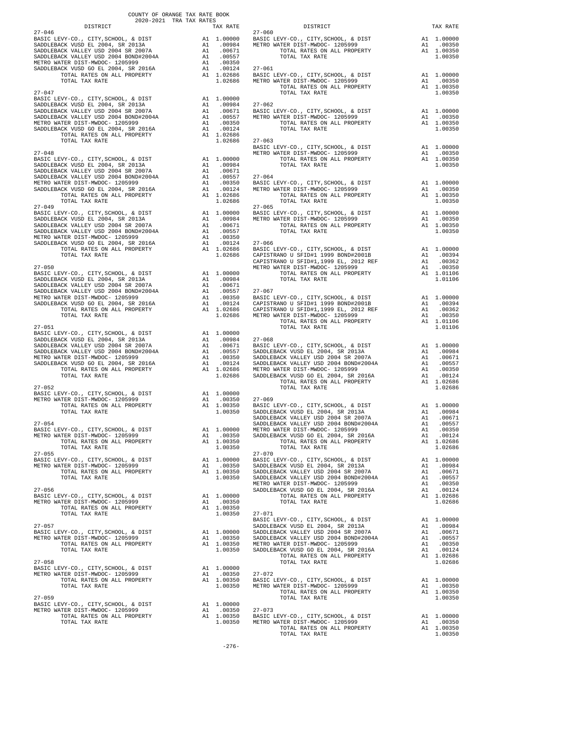COUNTY OF ORANGE TAX RATE BOOK
2020-2021 TRA TAX RATES

| DISTRICT | | TAX RATE |
|---|---|---|
| **27-046** | | |
| BASIC LEVY-CO., CITY,SCHOOL, & DIST | A1 | 1.00000 |
| SADDLEBACK VUSD EL 2004, SR 2013A | A1 | .00984 |
| SADDLEBACK VALLEY USD 2004 SR 2007A | A1 | .00671 |
| SADDLEBACK VALLEY USD 2004 BOND#2004A | A1 | .00557 |
| METRO WATER DIST-MWDOC- 1205999 | A1 | .00350 |
| SADDLEBACK VUSD GO EL 2004, SR 2016A | A1 | .00124 |
| TOTAL RATES ON ALL PROPERTY | A1 | 1.02686 |
| TOTAL TAX RATE | | 1.02686 |
| **27-047** | | |
| BASIC LEVY-CO., CITY,SCHOOL, & DIST | A1 | 1.00000 |
| SADDLEBACK VUSD EL 2004, SR 2013A | A1 | .00984 |
| SADDLEBACK VALLEY USD 2004 SR 2007A | A1 | .00671 |
| SADDLEBACK VALLEY USD 2004 BOND#2004A | A1 | .00557 |
| METRO WATER DIST-MWDOC- 1205999 | A1 | .00350 |
| SADDLEBACK VUSD GO EL 2004, SR 2016A | A1 | .00124 |
| TOTAL RATES ON ALL PROPERTY | A1 | 1.02686 |
| TOTAL TAX RATE | | 1.02686 |
| **27-048** | | |
| BASIC LEVY-CO., CITY,SCHOOL, & DIST | A1 | 1.00000 |
| SADDLEBACK VUSD EL 2004, SR 2013A | A1 | .00984 |
| SADDLEBACK VALLEY USD 2004 SR 2007A | A1 | .00671 |
| SADDLEBACK VALLEY USD 2004 BOND#2004A | A1 | .00557 |
| METRO WATER DIST-MWDOC- 1205999 | A1 | .00350 |
| SADDLEBACK VUSD GO EL 2004, SR 2016A | A1 | .00124 |
| TOTAL RATES ON ALL PROPERTY | A1 | 1.02686 |
| TOTAL TAX RATE | | 1.02686 |
| **27-049** | | |
| BASIC LEVY-CO., CITY,SCHOOL, & DIST | A1 | 1.00000 |
| SADDLEBACK VUSD EL 2004, SR 2013A | A1 | .00984 |
| SADDLEBACK VALLEY USD 2004 SR 2007A | A1 | .00671 |
| SADDLEBACK VALLEY USD 2004 BOND#2004A | A1 | .00557 |
| METRO WATER DIST-MWDOC- 1205999 | A1 | .00350 |
| SADDLEBACK VUSD GO EL 2004, SR 2016A | A1 | .00124 |
| TOTAL RATES ON ALL PROPERTY | A1 | 1.02686 |
| TOTAL TAX RATE | | 1.02686 |
| **27-050** | | |
| BASIC LEVY-CO., CITY,SCHOOL, & DIST | A1 | 1.00000 |
| SADDLEBACK VUSD EL 2004, SR 2013A | A1 | .00984 |
| SADDLEBACK VALLEY USD 2004 SR 2007A | A1 | .00671 |
| SADDLEBACK VALLEY USD 2004 BOND#2004A | A1 | .00557 |
| METRO WATER DIST-MWDOC- 1205999 | A1 | .00350 |
| SADDLEBACK VUSD GO EL 2004, SR 2016A | A1 | .00124 |
| TOTAL RATES ON ALL PROPERTY | A1 | 1.02686 |
| TOTAL TAX RATE | | 1.02686 |
| **27-051** | | |
| BASIC LEVY-CO., CITY,SCHOOL, & DIST | A1 | 1.00000 |
| SADDLEBACK VUSD EL 2004, SR 2013A | A1 | .00984 |
| SADDLEBACK VALLEY USD 2004 SR 2007A | A1 | .00671 |
| SADDLEBACK VALLEY USD 2004 BOND#2004A | A1 | .00557 |
| METRO WATER DIST-MWDOC- 1205999 | A1 | .00350 |
| SADDLEBACK VUSD GO EL 2004, SR 2016A | A1 | .00124 |
| TOTAL RATES ON ALL PROPERTY | A1 | 1.02686 |
| TOTAL TAX RATE | | 1.02686 |
| **27-052** | | |
| BASIC LEVY-CO., CITY,SCHOOL, & DIST | A1 | 1.00000 |
| METRO WATER DIST-MWDOC- 1205999 | A1 | .00350 |
| TOTAL RATES ON ALL PROPERTY | A1 | 1.00350 |
| TOTAL TAX RATE | | 1.00350 |
| **27-054** | | |
| BASIC LEVY-CO., CITY,SCHOOL, & DIST | A1 | 1.00000 |
| METRO WATER DIST-MWDOC- 1205999 | A1 | .00350 |
| TOTAL RATES ON ALL PROPERTY | A1 | 1.00350 |
| TOTAL TAX RATE | | 1.00350 |
| **27-055** | | |
| BASIC LEVY-CO., CITY,SCHOOL, & DIST | A1 | 1.00000 |
| METRO WATER DIST-MWDOC- 1205999 | A1 | .00350 |
| TOTAL RATES ON ALL PROPERTY | A1 | 1.00350 |
| TOTAL TAX RATE | | 1.00350 |
| **27-056** | | |
| BASIC LEVY-CO., CITY,SCHOOL, & DIST | A1 | 1.00000 |
| METRO WATER DIST-MWDOC- 1205999 | A1 | .00350 |
| TOTAL RATES ON ALL PROPERTY | A1 | 1.00350 |
| TOTAL TAX RATE | | 1.00350 |
| **27-057** | | |
| BASIC LEVY-CO., CITY,SCHOOL, & DIST | A1 | 1.00000 |
| METRO WATER DIST-MWDOC- 1205999 | A1 | .00350 |
| TOTAL RATES ON ALL PROPERTY | A1 | 1.00350 |
| TOTAL TAX RATE | | 1.00350 |
| **27-058** | | |
| BASIC LEVY-CO., CITY,SCHOOL, & DIST | A1 | 1.00000 |
| METRO WATER DIST-MWDOC- 1205999 | A1 | .00350 |
| TOTAL RATES ON ALL PROPERTY | A1 | 1.00350 |
| TOTAL TAX RATE | | 1.00350 |
| **27-059** | | |
| BASIC LEVY-CO., CITY,SCHOOL, & DIST | A1 | 1.00000 |
| METRO WATER DIST-MWDOC- 1205999 | A1 | .00350 |
| TOTAL RATES ON ALL PROPERTY | A1 | 1.00350 |
| TOTAL TAX RATE | | 1.00350 |
| **27-060** | | |
| BASIC LEVY-CO., CITY,SCHOOL, & DIST | A1 | 1.00000 |
| METRO WATER DIST-MWDOC- 1205999 | A1 | .00350 |
| TOTAL RATES ON ALL PROPERTY | A1 | 1.00350 |
| TOTAL TAX RATE | | 1.00350 |
| **27-061** | | |
| BASIC LEVY-CO., CITY,SCHOOL, & DIST | A1 | 1.00000 |
| METRO WATER DIST-MWDOC- 1205999 | A1 | .00350 |
| TOTAL RATES ON ALL PROPERTY | A1 | 1.00350 |
| TOTAL TAX RATE | | 1.00350 |
| **27-062** | | |
| BASIC LEVY-CO., CITY,SCHOOL, & DIST | A1 | 1.00000 |
| METRO WATER DIST-MWDOC- 1205999 | A1 | .00350 |
| TOTAL RATES ON ALL PROPERTY | A1 | 1.00350 |
| TOTAL TAX RATE | | 1.00350 |
| **27-063** | | |
| BASIC LEVY-CO., CITY,SCHOOL, & DIST | A1 | 1.00000 |
| METRO WATER DIST-MWDOC- 1205999 | A1 | .00350 |
| TOTAL RATES ON ALL PROPERTY | A1 | 1.00350 |
| TOTAL TAX RATE | | 1.00350 |
| **27-064** | | |
| BASIC LEVY-CO., CITY,SCHOOL, & DIST | A1 | 1.00000 |
| METRO WATER DIST-MWDOC- 1205999 | A1 | .00350 |
| TOTAL RATES ON ALL PROPERTY | A1 | 1.00350 |
| TOTAL TAX RATE | | 1.00350 |
| **27-065** | | |
| BASIC LEVY-CO., CITY,SCHOOL, & DIST | A1 | 1.00000 |
| METRO WATER DIST-MWDOC- 1205999 | A1 | .00350 |
| TOTAL RATES ON ALL PROPERTY | A1 | 1.00350 |
| TOTAL TAX RATE | | 1.00350 |
| **27-066** | | |
| BASIC LEVY-CO., CITY,SCHOOL, & DIST | A1 | 1.00000 |
| CAPISTRANO U SFID#1 1999 BOND#2001B | A1 | .00394 |
| CAPISTRANO U SFID#1,1999 EL, 2012 REF | A1 | .00362 |
| METRO WATER DIST-MWDOC- 1205999 | A1 | .00350 |
| TOTAL RATES ON ALL PROPERTY | A1 | 1.01106 |
| TOTAL TAX RATE | | 1.01106 |
| **27-067** | | |
| BASIC LEVY-CO., CITY,SCHOOL, & DIST | A1 | 1.00000 |
| CAPISTRANO U SFID#1 1999 BOND#2001B | A1 | .00394 |
| CAPISTRANO U SFID#1,1999 EL, 2012 REF | A1 | .00362 |
| METRO WATER DIST-MWDOC- 1205999 | A1 | .00350 |
| TOTAL RATES ON ALL PROPERTY | A1 | 1.01106 |
| TOTAL TAX RATE | | 1.01106 |
| **27-068** | | |
| BASIC LEVY-CO., CITY,SCHOOL, & DIST | A1 | 1.00000 |
| SADDLEBACK VUSD EL 2004, SR 2013A | A1 | .00984 |
| SADDLEBACK VALLEY USD 2004 SR 2007A | A1 | .00671 |
| SADDLEBACK VALLEY USD 2004 BOND#2004A | A1 | .00557 |
| METRO WATER DIST-MWDOC- 1205999 | A1 | .00350 |
| SADDLEBACK VUSD GO EL 2004, SR 2016A | A1 | .00124 |
| TOTAL RATES ON ALL PROPERTY | A1 | 1.02686 |
| TOTAL TAX RATE | | 1.02686 |
| **27-069** | | |
| BASIC LEVY-CO., CITY,SCHOOL, & DIST | A1 | 1.00000 |
| SADDLEBACK VUSD EL 2004, SR 2013A | A1 | .00984 |
| SADDLEBACK VALLEY USD 2004 SR 2007A | A1 | .00671 |
| SADDLEBACK VALLEY USD 2004 BOND#2004A | A1 | .00557 |
| METRO WATER DIST-MWDOC- 1205999 | A1 | .00350 |
| SADDLEBACK VUSD GO EL 2004, SR 2016A | A1 | .00124 |
| TOTAL RATES ON ALL PROPERTY | A1 | 1.02686 |
| TOTAL TAX RATE | | 1.02686 |
| **27-070** | | |
| BASIC LEVY-CO., CITY,SCHOOL, & DIST | A1 | 1.00000 |
| SADDLEBACK VUSD EL 2004, SR 2013A | A1 | .00984 |
| SADDLEBACK VALLEY USD 2004 SR 2007A | A1 | .00671 |
| SADDLEBACK VALLEY USD 2004 BOND#2004A | A1 | .00557 |
| METRO WATER DIST-MWDOC- 1205999 | A1 | .00350 |
| SADDLEBACK VUSD GO EL 2004, SR 2016A | A1 | .00124 |
| TOTAL RATES ON ALL PROPERTY | A1 | 1.02686 |
| TOTAL TAX RATE | | 1.02686 |
| **27-071** | | |
| BASIC LEVY-CO., CITY,SCHOOL, & DIST | A1 | 1.00000 |
| SADDLEBACK VUSD EL 2004, SR 2013A | A1 | .00984 |
| SADDLEBACK VALLEY USD 2004 SR 2007A | A1 | .00671 |
| SADDLEBACK VALLEY USD 2004 BOND#2004A | A1 | .00557 |
| METRO WATER DIST-MWDOC- 1205999 | A1 | .00350 |
| SADDLEBACK VUSD GO EL 2004, SR 2016A | A1 | .00124 |
| TOTAL RATES ON ALL PROPERTY | A1 | 1.02686 |
| TOTAL TAX RATE | | 1.02686 |
| **27-072** | | |
| BASIC LEVY-CO., CITY,SCHOOL, & DIST | A1 | 1.00000 |
| METRO WATER DIST-MWDOC- 1205999 | A1 | .00350 |
| TOTAL RATES ON ALL PROPERTY | A1 | 1.00350 |
| TOTAL TAX RATE | | 1.00350 |
| **27-073** | | |
| BASIC LEVY-CO., CITY,SCHOOL, & DIST | A1 | 1.00000 |
| METRO WATER DIST-MWDOC- 1205999 | A1 | .00350 |
| TOTAL RATES ON ALL PROPERTY | A1 | 1.00350 |
| TOTAL TAX RATE | | 1.00350 |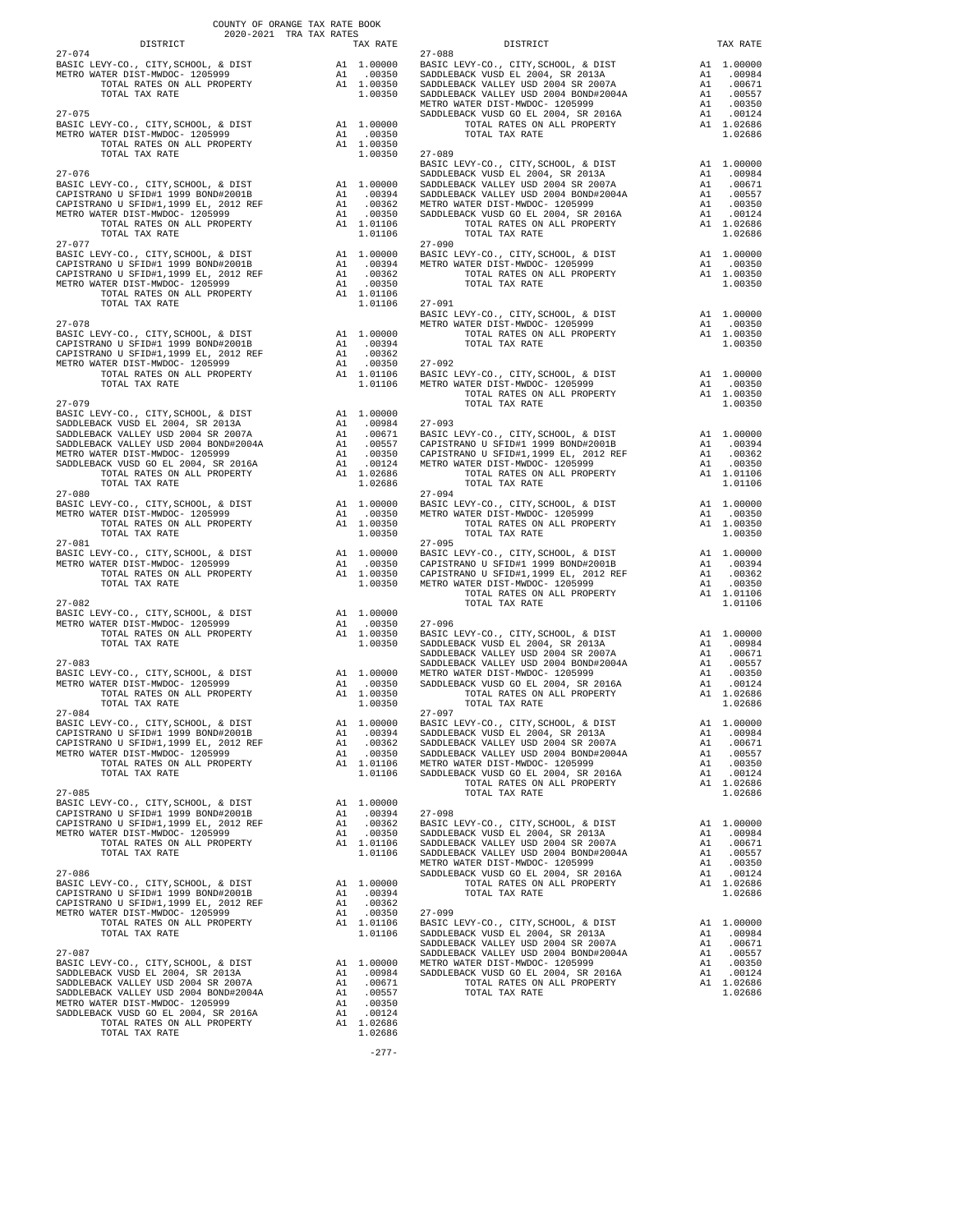COUNTY OF ORANGE TAX RATE BOOK
2020-2021 TRA TAX RATES

| DISTRICT | | TAX RATE |
|---|---|---|
| **27-074** | | |
| BASIC LEVY-CO., CITY,SCHOOL, & DIST | A1 | 1.00000 |
| METRO WATER DIST-MWDOC- 1205999 | A1 | .00350 |
| TOTAL RATES ON ALL PROPERTY | A1 | 1.00350 |
| TOTAL TAX RATE | | 1.00350 |
| **27-075** | | |
| BASIC LEVY-CO., CITY,SCHOOL, & DIST | A1 | 1.00000 |
| METRO WATER DIST-MWDOC- 1205999 | A1 | .00350 |
| TOTAL RATES ON ALL PROPERTY | A1 | 1.00350 |
| TOTAL TAX RATE | | 1.00350 |
| **27-076** | | |
| BASIC LEVY-CO., CITY,SCHOOL, & DIST | A1 | 1.00000 |
| CAPISTRANO U SFID#1 1999 BOND#2001B | A1 | .00394 |
| CAPISTRANO U SFID#1,1999 EL, 2012 REF | A1 | .00362 |
| METRO WATER DIST-MWDOC- 1205999 | A1 | .00350 |
| TOTAL RATES ON ALL PROPERTY | A1 | 1.01106 |
| TOTAL TAX RATE | | 1.01106 |
| **27-077** | | |
| BASIC LEVY-CO., CITY,SCHOOL, & DIST | A1 | 1.00000 |
| CAPISTRANO U SFID#1 1999 BOND#2001B | A1 | .00394 |
| CAPISTRANO U SFID#1,1999 EL, 2012 REF | A1 | .00362 |
| METRO WATER DIST-MWDOC- 1205999 | A1 | .00350 |
| TOTAL RATES ON ALL PROPERTY | A1 | 1.01106 |
| TOTAL TAX RATE | | 1.01106 |
| **27-078** | | |
| BASIC LEVY-CO., CITY,SCHOOL, & DIST | A1 | 1.00000 |
| CAPISTRANO U SFID#1 1999 BOND#2001B | A1 | .00394 |
| CAPISTRANO U SFID#1,1999 EL, 2012 REF | A1 | .00362 |
| METRO WATER DIST-MWDOC- 1205999 | A1 | .00350 |
| TOTAL RATES ON ALL PROPERTY | A1 | 1.01106 |
| TOTAL TAX RATE | | 1.01106 |
| **27-079** | | |
| BASIC LEVY-CO., CITY,SCHOOL, & DIST | A1 | 1.00000 |
| SADDLEBACK VUSD EL 2004, SR 2013A | A1 | .00984 |
| SADDLEBACK VALLEY USD 2004 SR 2007A | A1 | .00671 |
| SADDLEBACK VALLEY USD 2004 BOND#2004A | A1 | .00557 |
| METRO WATER DIST-MWDOC- 1205999 | A1 | .00350 |
| SADDLEBACK VUSD GO EL 2004, SR 2016A | A1 | .00124 |
| TOTAL RATES ON ALL PROPERTY | A1 | 1.02686 |
| TOTAL TAX RATE | | 1.02686 |
| **27-080** | | |
| BASIC LEVY-CO., CITY,SCHOOL, & DIST | A1 | 1.00000 |
| METRO WATER DIST-MWDOC- 1205999 | A1 | .00350 |
| TOTAL RATES ON ALL PROPERTY | A1 | 1.00350 |
| TOTAL TAX RATE | | 1.00350 |
| **27-081** | | |
| BASIC LEVY-CO., CITY,SCHOOL, & DIST | A1 | 1.00000 |
| METRO WATER DIST-MWDOC- 1205999 | A1 | .00350 |
| TOTAL RATES ON ALL PROPERTY | A1 | 1.00350 |
| TOTAL TAX RATE | | 1.00350 |
| **27-082** | | |
| BASIC LEVY-CO., CITY,SCHOOL, & DIST | A1 | 1.00000 |
| METRO WATER DIST-MWDOC- 1205999 | A1 | .00350 |
| TOTAL RATES ON ALL PROPERTY | A1 | 1.00350 |
| TOTAL TAX RATE | | 1.00350 |
| **27-083** | | |
| BASIC LEVY-CO., CITY,SCHOOL, & DIST | A1 | 1.00000 |
| METRO WATER DIST-MWDOC- 1205999 | A1 | .00350 |
| TOTAL RATES ON ALL PROPERTY | A1 | 1.00350 |
| TOTAL TAX RATE | | 1.00350 |
| **27-084** | | |
| BASIC LEVY-CO., CITY,SCHOOL, & DIST | A1 | 1.00000 |
| CAPISTRANO U SFID#1 1999 BOND#2001B | A1 | .00394 |
| CAPISTRANO U SFID#1,1999 EL, 2012 REF | A1 | .00362 |
| METRO WATER DIST-MWDOC- 1205999 | A1 | .00350 |
| TOTAL RATES ON ALL PROPERTY | A1 | 1.01106 |
| TOTAL TAX RATE | | 1.01106 |
| **27-085** | | |
| BASIC LEVY-CO., CITY,SCHOOL, & DIST | A1 | 1.00000 |
| CAPISTRANO U SFID#1 1999 BOND#2001B | A1 | .00394 |
| CAPISTRANO U SFID#1,1999 EL, 2012 REF | A1 | .00362 |
| METRO WATER DIST-MWDOC- 1205999 | A1 | .00350 |
| TOTAL RATES ON ALL PROPERTY | A1 | 1.01106 |
| TOTAL TAX RATE | | 1.01106 |
| **27-086** | | |
| BASIC LEVY-CO., CITY,SCHOOL, & DIST | A1 | 1.00000 |
| CAPISTRANO U SFID#1 1999 BOND#2001B | A1 | .00394 |
| CAPISTRANO U SFID#1,1999 EL, 2012 REF | A1 | .00362 |
| METRO WATER DIST-MWDOC- 1205999 | A1 | .00350 |
| TOTAL RATES ON ALL PROPERTY | A1 | 1.01106 |
| TOTAL TAX RATE | | 1.01106 |
| **27-087** | | |
| BASIC LEVY-CO., CITY,SCHOOL, & DIST | A1 | 1.00000 |
| SADDLEBACK VUSD EL 2004, SR 2013A | A1 | .00984 |
| SADDLEBACK VALLEY USD 2004 SR 2007A | A1 | .00671 |
| SADDLEBACK VALLEY USD 2004 BOND#2004A | A1 | .00557 |
| METRO WATER DIST-MWDOC- 1205999 | A1 | .00350 |
| SADDLEBACK VUSD GO EL 2004, SR 2016A | A1 | .00124 |
| TOTAL RATES ON ALL PROPERTY | A1 | 1.02686 |
| TOTAL TAX RATE | | 1.02686 |
| **27-088** | | |
| BASIC LEVY-CO., CITY,SCHOOL, & DIST | A1 | 1.00000 |
| SADDLEBACK VUSD EL 2004, SR 2013A | A1 | .00984 |
| SADDLEBACK VALLEY USD 2004 SR 2007A | A1 | .00671 |
| SADDLEBACK VALLEY USD 2004 BOND#2004A | A1 | .00557 |
| METRO WATER DIST-MWDOC- 1205999 | A1 | .00350 |
| SADDLEBACK VUSD GO EL 2004, SR 2016A | A1 | .00124 |
| TOTAL RATES ON ALL PROPERTY | A1 | 1.02686 |
| TOTAL TAX RATE | | 1.02686 |
| **27-089** | | |
| BASIC LEVY-CO., CITY,SCHOOL, & DIST | A1 | 1.00000 |
| SADDLEBACK VUSD EL 2004, SR 2013A | A1 | .00984 |
| SADDLEBACK VALLEY USD 2004 SR 2007A | A1 | .00671 |
| SADDLEBACK VALLEY USD 2004 BOND#2004A | A1 | .00557 |
| METRO WATER DIST-MWDOC- 1205999 | A1 | .00350 |
| SADDLEBACK VUSD GO EL 2004, SR 2016A | A1 | .00124 |
| TOTAL RATES ON ALL PROPERTY | A1 | 1.02686 |
| TOTAL TAX RATE | | 1.02686 |
| **27-090** | | |
| BASIC LEVY-CO., CITY,SCHOOL, & DIST | A1 | 1.00000 |
| METRO WATER DIST-MWDOC- 1205999 | A1 | .00350 |
| TOTAL RATES ON ALL PROPERTY | A1 | 1.00350 |
| TOTAL TAX RATE | | 1.00350 |
| **27-091** | | |
| BASIC LEVY-CO., CITY,SCHOOL, & DIST | A1 | 1.00000 |
| METRO WATER DIST-MWDOC- 1205999 | A1 | .00350 |
| TOTAL RATES ON ALL PROPERTY | A1 | 1.00350 |
| TOTAL TAX RATE | | 1.00350 |
| **27-092** | | |
| BASIC LEVY-CO., CITY,SCHOOL, & DIST | A1 | 1.00000 |
| METRO WATER DIST-MWDOC- 1205999 | A1 | .00350 |
| TOTAL RATES ON ALL PROPERTY | A1 | 1.00350 |
| TOTAL TAX RATE | | 1.00350 |
| **27-093** | | |
| BASIC LEVY-CO., CITY,SCHOOL, & DIST | A1 | 1.00000 |
| CAPISTRANO U SFID#1 1999 BOND#2001B | A1 | .00394 |
| CAPISTRANO U SFID#1,1999 EL, 2012 REF | A1 | .00362 |
| METRO WATER DIST-MWDOC- 1205999 | A1 | .00350 |
| TOTAL RATES ON ALL PROPERTY | A1 | 1.01106 |
| TOTAL TAX RATE | | 1.01106 |
| **27-094** | | |
| BASIC LEVY-CO., CITY,SCHOOL, & DIST | A1 | 1.00000 |
| METRO WATER DIST-MWDOC- 1205999 | A1 | .00350 |
| TOTAL RATES ON ALL PROPERTY | A1 | 1.00350 |
| TOTAL TAX RATE | | 1.00350 |
| **27-095** | | |
| BASIC LEVY-CO., CITY,SCHOOL, & DIST | A1 | 1.00000 |
| CAPISTRANO U SFID#1 1999 BOND#2001B | A1 | .00394 |
| CAPISTRANO U SFID#1,1999 EL, 2012 REF | A1 | .00362 |
| METRO WATER DIST-MWDOC- 1205999 | A1 | .00350 |
| TOTAL RATES ON ALL PROPERTY | A1 | 1.01106 |
| TOTAL TAX RATE | | 1.01106 |
| **27-096** | | |
| BASIC LEVY-CO., CITY,SCHOOL, & DIST | A1 | 1.00000 |
| SADDLEBACK VUSD EL 2004, SR 2013A | A1 | .00984 |
| SADDLEBACK VALLEY USD 2004 SR 2007A | A1 | .00671 |
| SADDLEBACK VALLEY USD 2004 BOND#2004A | A1 | .00557 |
| METRO WATER DIST-MWDOC- 1205999 | A1 | .00350 |
| SADDLEBACK VUSD GO EL 2004, SR 2016A | A1 | .00124 |
| TOTAL RATES ON ALL PROPERTY | A1 | 1.02686 |
| TOTAL TAX RATE | | 1.02686 |
| **27-097** | | |
| BASIC LEVY-CO., CITY,SCHOOL, & DIST | A1 | 1.00000 |
| SADDLEBACK VUSD EL 2004, SR 2013A | A1 | .00984 |
| SADDLEBACK VALLEY USD 2004 SR 2007A | A1 | .00671 |
| SADDLEBACK VALLEY USD 2004 BOND#2004A | A1 | .00557 |
| METRO WATER DIST-MWDOC- 1205999 | A1 | .00350 |
| SADDLEBACK VUSD GO EL 2004, SR 2016A | A1 | .00124 |
| TOTAL RATES ON ALL PROPERTY | A1 | 1.02686 |
| TOTAL TAX RATE | | 1.02686 |
| **27-098** | | |
| BASIC LEVY-CO., CITY,SCHOOL, & DIST | A1 | 1.00000 |
| SADDLEBACK VUSD EL 2004, SR 2013A | A1 | .00984 |
| SADDLEBACK VALLEY USD 2004 SR 2007A | A1 | .00671 |
| SADDLEBACK VALLEY USD 2004 BOND#2004A | A1 | .00557 |
| METRO WATER DIST-MWDOC- 1205999 | A1 | .00350 |
| SADDLEBACK VUSD GO EL 2004, SR 2016A | A1 | .00124 |
| TOTAL RATES ON ALL PROPERTY | A1 | 1.02686 |
| TOTAL TAX RATE | | 1.02686 |
| **27-099** | | |
| BASIC LEVY-CO., CITY,SCHOOL, & DIST | A1 | 1.00000 |
| SADDLEBACK VUSD EL 2004, SR 2013A | A1 | .00984 |
| SADDLEBACK VALLEY USD 2004 SR 2007A | A1 | .00671 |
| SADDLEBACK VALLEY USD 2004 BOND#2004A | A1 | .00557 |
| METRO WATER DIST-MWDOC- 1205999 | A1 | .00350 |
| SADDLEBACK VUSD GO EL 2004, SR 2016A | A1 | .00124 |
| TOTAL RATES ON ALL PROPERTY | A1 | 1.02686 |
| TOTAL TAX RATE | | 1.02686 |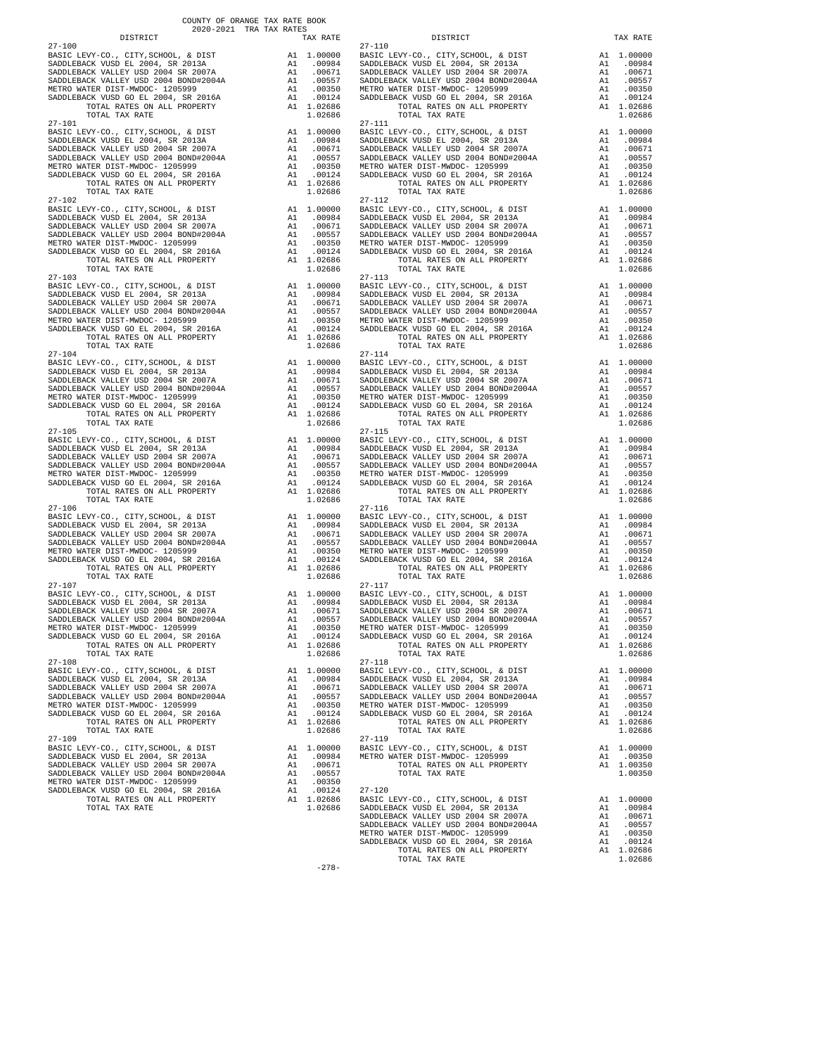COUNTY OF ORANGE TAX RATE BOOK
2020-2021 TRA TAX RATES

| DISTRICT | | TAX RATE |
|---|---|---|
| 27-100 | | |
| BASIC LEVY-CO., CITY,SCHOOL, & DIST | A1 | 1.00000 |
| SADDLEBACK VUSD EL 2004, SR 2013A | A1 | .00984 |
| SADDLEBACK VALLEY USD 2004 SR 2007A | A1 | .00671 |
| SADDLEBACK VALLEY USD 2004 BOND#2004A | A1 | .00557 |
| METRO WATER DIST-MWDOC- 1205999 | A1 | .00350 |
| SADDLEBACK VUSD GO EL 2004, SR 2016A | A1 | .00124 |
| TOTAL RATES ON ALL PROPERTY | A1 | 1.02686 |
| TOTAL TAX RATE | | 1.02686 |
| 27-101 | | |
| BASIC LEVY-CO., CITY,SCHOOL, & DIST | A1 | 1.00000 |
| SADDLEBACK VUSD EL 2004, SR 2013A | A1 | .00984 |
| SADDLEBACK VALLEY USD 2004 SR 2007A | A1 | .00671 |
| SADDLEBACK VALLEY USD 2004 BOND#2004A | A1 | .00557 |
| METRO WATER DIST-MWDOC- 1205999 | A1 | .00350 |
| SADDLEBACK VUSD GO EL 2004, SR 2016A | A1 | .00124 |
| TOTAL RATES ON ALL PROPERTY | A1 | 1.02686 |
| TOTAL TAX RATE | | 1.02686 |
| 27-102 | | |
| BASIC LEVY-CO., CITY,SCHOOL, & DIST | A1 | 1.00000 |
| SADDLEBACK VUSD EL 2004, SR 2013A | A1 | .00984 |
| SADDLEBACK VALLEY USD 2004 SR 2007A | A1 | .00671 |
| SADDLEBACK VALLEY USD 2004 BOND#2004A | A1 | .00557 |
| METRO WATER DIST-MWDOC- 1205999 | A1 | .00350 |
| SADDLEBACK VUSD GO EL 2004, SR 2016A | A1 | .00124 |
| TOTAL RATES ON ALL PROPERTY | A1 | 1.02686 |
| TOTAL TAX RATE | | 1.02686 |
| 27-103 | | |
| BASIC LEVY-CO., CITY,SCHOOL, & DIST | A1 | 1.00000 |
| SADDLEBACK VUSD EL 2004, SR 2013A | A1 | .00984 |
| SADDLEBACK VALLEY USD 2004 SR 2007A | A1 | .00671 |
| SADDLEBACK VALLEY USD 2004 BOND#2004A | A1 | .00557 |
| METRO WATER DIST-MWDOC- 1205999 | A1 | .00350 |
| SADDLEBACK VUSD GO EL 2004, SR 2016A | A1 | .00124 |
| TOTAL RATES ON ALL PROPERTY | A1 | 1.02686 |
| TOTAL TAX RATE | | 1.02686 |
| 27-104 | | |
| BASIC LEVY-CO., CITY,SCHOOL, & DIST | A1 | 1.00000 |
| SADDLEBACK VUSD EL 2004, SR 2013A | A1 | .00984 |
| SADDLEBACK VALLEY USD 2004 SR 2007A | A1 | .00671 |
| SADDLEBACK VALLEY USD 2004 BOND#2004A | A1 | .00557 |
| METRO WATER DIST-MWDOC- 1205999 | A1 | .00350 |
| SADDLEBACK VUSD GO EL 2004, SR 2016A | A1 | .00124 |
| TOTAL RATES ON ALL PROPERTY | A1 | 1.02686 |
| TOTAL TAX RATE | | 1.02686 |
| 27-105 | | |
| BASIC LEVY-CO., CITY,SCHOOL, & DIST | A1 | 1.00000 |
| SADDLEBACK VUSD EL 2004, SR 2013A | A1 | .00984 |
| SADDLEBACK VALLEY USD 2004 SR 2007A | A1 | .00671 |
| SADDLEBACK VALLEY USD 2004 BOND#2004A | A1 | .00557 |
| METRO WATER DIST-MWDOC- 1205999 | A1 | .00350 |
| SADDLEBACK VUSD GO EL 2004, SR 2016A | A1 | .00124 |
| TOTAL RATES ON ALL PROPERTY | A1 | 1.02686 |
| TOTAL TAX RATE | | 1.02686 |
| 27-106 | | |
| BASIC LEVY-CO., CITY,SCHOOL, & DIST | A1 | 1.00000 |
| SADDLEBACK VUSD EL 2004, SR 2013A | A1 | .00984 |
| SADDLEBACK VALLEY USD 2004 SR 2007A | A1 | .00671 |
| SADDLEBACK VALLEY USD 2004 BOND#2004A | A1 | .00557 |
| METRO WATER DIST-MWDOC- 1205999 | A1 | .00350 |
| SADDLEBACK VUSD GO EL 2004, SR 2016A | A1 | .00124 |
| TOTAL RATES ON ALL PROPERTY | A1 | 1.02686 |
| TOTAL TAX RATE | | 1.02686 |
| 27-107 | | |
| BASIC LEVY-CO., CITY,SCHOOL, & DIST | A1 | 1.00000 |
| SADDLEBACK VUSD EL 2004, SR 2013A | A1 | .00984 |
| SADDLEBACK VALLEY USD 2004 SR 2007A | A1 | .00671 |
| SADDLEBACK VALLEY USD 2004 BOND#2004A | A1 | .00557 |
| METRO WATER DIST-MWDOC- 1205999 | A1 | .00350 |
| SADDLEBACK VUSD GO EL 2004, SR 2016A | A1 | .00124 |
| TOTAL RATES ON ALL PROPERTY | A1 | 1.02686 |
| TOTAL TAX RATE | | 1.02686 |
| 27-108 | | |
| BASIC LEVY-CO., CITY,SCHOOL, & DIST | A1 | 1.00000 |
| SADDLEBACK VUSD EL 2004, SR 2013A | A1 | .00984 |
| SADDLEBACK VALLEY USD 2004 SR 2007A | A1 | .00671 |
| SADDLEBACK VALLEY USD 2004 BOND#2004A | A1 | .00557 |
| METRO WATER DIST-MWDOC- 1205999 | A1 | .00350 |
| SADDLEBACK VUSD GO EL 2004, SR 2016A | A1 | .00124 |
| TOTAL RATES ON ALL PROPERTY | A1 | 1.02686 |
| TOTAL TAX RATE | | 1.02686 |
| 27-109 | | |
| BASIC LEVY-CO., CITY,SCHOOL, & DIST | A1 | 1.00000 |
| SADDLEBACK VUSD EL 2004, SR 2013A | A1 | .00984 |
| SADDLEBACK VALLEY USD 2004 SR 2007A | A1 | .00671 |
| SADDLEBACK VALLEY USD 2004 BOND#2004A | A1 | .00557 |
| METRO WATER DIST-MWDOC- 1205999 | A1 | .00350 |
| SADDLEBACK VUSD GO EL 2004, SR 2016A | A1 | .00124 |
| TOTAL RATES ON ALL PROPERTY | A1 | 1.02686 |
| TOTAL TAX RATE | | 1.02686 |
| 27-110 | | |
| BASIC LEVY-CO., CITY,SCHOOL, & DIST | A1 | 1.00000 |
| SADDLEBACK VUSD EL 2004, SR 2013A | A1 | .00984 |
| SADDLEBACK VALLEY USD 2004 SR 2007A | A1 | .00671 |
| SADDLEBACK VALLEY USD 2004 BOND#2004A | A1 | .00557 |
| METRO WATER DIST-MWDOC- 1205999 | A1 | .00350 |
| SADDLEBACK VUSD GO EL 2004, SR 2016A | A1 | .00124 |
| TOTAL RATES ON ALL PROPERTY | A1 | 1.02686 |
| TOTAL TAX RATE | | 1.02686 |
| 27-111 | | |
| BASIC LEVY-CO., CITY,SCHOOL, & DIST | A1 | 1.00000 |
| SADDLEBACK VUSD EL 2004, SR 2013A | A1 | .00984 |
| SADDLEBACK VALLEY USD 2004 SR 2007A | A1 | .00671 |
| SADDLEBACK VALLEY USD 2004 BOND#2004A | A1 | .00557 |
| METRO WATER DIST-MWDOC- 1205999 | A1 | .00350 |
| SADDLEBACK VUSD GO EL 2004, SR 2016A | A1 | .00124 |
| TOTAL RATES ON ALL PROPERTY | A1 | 1.02686 |
| TOTAL TAX RATE | | 1.02686 |
| 27-112 | | |
| BASIC LEVY-CO., CITY,SCHOOL, & DIST | A1 | 1.00000 |
| SADDLEBACK VUSD EL 2004, SR 2013A | A1 | .00984 |
| SADDLEBACK VALLEY USD 2004 SR 2007A | A1 | .00671 |
| SADDLEBACK VALLEY USD 2004 BOND#2004A | A1 | .00557 |
| METRO WATER DIST-MWDOC- 1205999 | A1 | .00350 |
| SADDLEBACK VUSD GO EL 2004, SR 2016A | A1 | .00124 |
| TOTAL RATES ON ALL PROPERTY | A1 | 1.02686 |
| TOTAL TAX RATE | | 1.02686 |
| 27-113 | | |
| BASIC LEVY-CO., CITY,SCHOOL, & DIST | A1 | 1.00000 |
| SADDLEBACK VUSD EL 2004, SR 2013A | A1 | .00984 |
| SADDLEBACK VALLEY USD 2004 SR 2007A | A1 | .00671 |
| SADDLEBACK VALLEY USD 2004 BOND#2004A | A1 | .00557 |
| METRO WATER DIST-MWDOC- 1205999 | A1 | .00350 |
| SADDLEBACK VUSD GO EL 2004, SR 2016A | A1 | .00124 |
| TOTAL RATES ON ALL PROPERTY | A1 | 1.02686 |
| TOTAL TAX RATE | | 1.02686 |
| 27-114 | | |
| BASIC LEVY-CO., CITY,SCHOOL, & DIST | A1 | 1.00000 |
| SADDLEBACK VUSD EL 2004, SR 2013A | A1 | .00984 |
| SADDLEBACK VALLEY USD 2004 SR 2007A | A1 | .00671 |
| SADDLEBACK VALLEY USD 2004 BOND#2004A | A1 | .00557 |
| METRO WATER DIST-MWDOC- 1205999 | A1 | .00350 |
| SADDLEBACK VUSD GO EL 2004, SR 2016A | A1 | .00124 |
| TOTAL RATES ON ALL PROPERTY | A1 | 1.02686 |
| TOTAL TAX RATE | | 1.02686 |
| 27-115 | | |
| BASIC LEVY-CO., CITY,SCHOOL, & DIST | A1 | 1.00000 |
| SADDLEBACK VUSD EL 2004, SR 2013A | A1 | .00984 |
| SADDLEBACK VALLEY USD 2004 SR 2007A | A1 | .00671 |
| SADDLEBACK VALLEY USD 2004 BOND#2004A | A1 | .00557 |
| METRO WATER DIST-MWDOC- 1205999 | A1 | .00350 |
| SADDLEBACK VUSD GO EL 2004, SR 2016A | A1 | .00124 |
| TOTAL RATES ON ALL PROPERTY | A1 | 1.02686 |
| TOTAL TAX RATE | | 1.02686 |
| 27-116 | | |
| BASIC LEVY-CO., CITY,SCHOOL, & DIST | A1 | 1.00000 |
| SADDLEBACK VUSD EL 2004, SR 2013A | A1 | .00984 |
| SADDLEBACK VALLEY USD 2004 SR 2007A | A1 | .00671 |
| SADDLEBACK VALLEY USD 2004 BOND#2004A | A1 | .00557 |
| METRO WATER DIST-MWDOC- 1205999 | A1 | .00350 |
| SADDLEBACK VUSD GO EL 2004, SR 2016A | A1 | .00124 |
| TOTAL RATES ON ALL PROPERTY | A1 | 1.02686 |
| TOTAL TAX RATE | | 1.02686 |
| 27-117 | | |
| BASIC LEVY-CO., CITY,SCHOOL, & DIST | A1 | 1.00000 |
| SADDLEBACK VUSD EL 2004, SR 2013A | A1 | .00984 |
| SADDLEBACK VALLEY USD 2004 SR 2007A | A1 | .00671 |
| SADDLEBACK VALLEY USD 2004 BOND#2004A | A1 | .00557 |
| METRO WATER DIST-MWDOC- 1205999 | A1 | .00350 |
| SADDLEBACK VUSD GO EL 2004, SR 2016A | A1 | .00124 |
| TOTAL RATES ON ALL PROPERTY | A1 | 1.02686 |
| TOTAL TAX RATE | | 1.02686 |
| 27-118 | | |
| BASIC LEVY-CO., CITY,SCHOOL, & DIST | A1 | 1.00000 |
| SADDLEBACK VUSD EL 2004, SR 2013A | A1 | .00984 |
| SADDLEBACK VALLEY USD 2004 SR 2007A | A1 | .00671 |
| SADDLEBACK VALLEY USD 2004 BOND#2004A | A1 | .00557 |
| METRO WATER DIST-MWDOC- 1205999 | A1 | .00350 |
| SADDLEBACK VUSD GO EL 2004, SR 2016A | A1 | .00124 |
| TOTAL RATES ON ALL PROPERTY | A1 | 1.02686 |
| TOTAL TAX RATE | | 1.02686 |
| 27-119 | | |
| BASIC LEVY-CO., CITY,SCHOOL, & DIST | A1 | 1.00000 |
| METRO WATER DIST-MWDOC- 1205999 | A1 | .00350 |
| TOTAL RATES ON ALL PROPERTY | A1 | 1.00350 |
| TOTAL TAX RATE | | 1.00350 |
| 27-120 | | |
| BASIC LEVY-CO., CITY,SCHOOL, & DIST | A1 | 1.00000 |
| SADDLEBACK VUSD EL 2004, SR 2013A | A1 | .00984 |
| SADDLEBACK VALLEY USD 2004 SR 2007A | A1 | .00671 |
| SADDLEBACK VALLEY USD 2004 BOND#2004A | A1 | .00557 |
| METRO WATER DIST-MWDOC- 1205999 | A1 | .00350 |
| SADDLEBACK VUSD GO EL 2004, SR 2016A | A1 | .00124 |
| TOTAL RATES ON ALL PROPERTY | A1 | 1.02686 |
| TOTAL TAX RATE | | 1.02686 |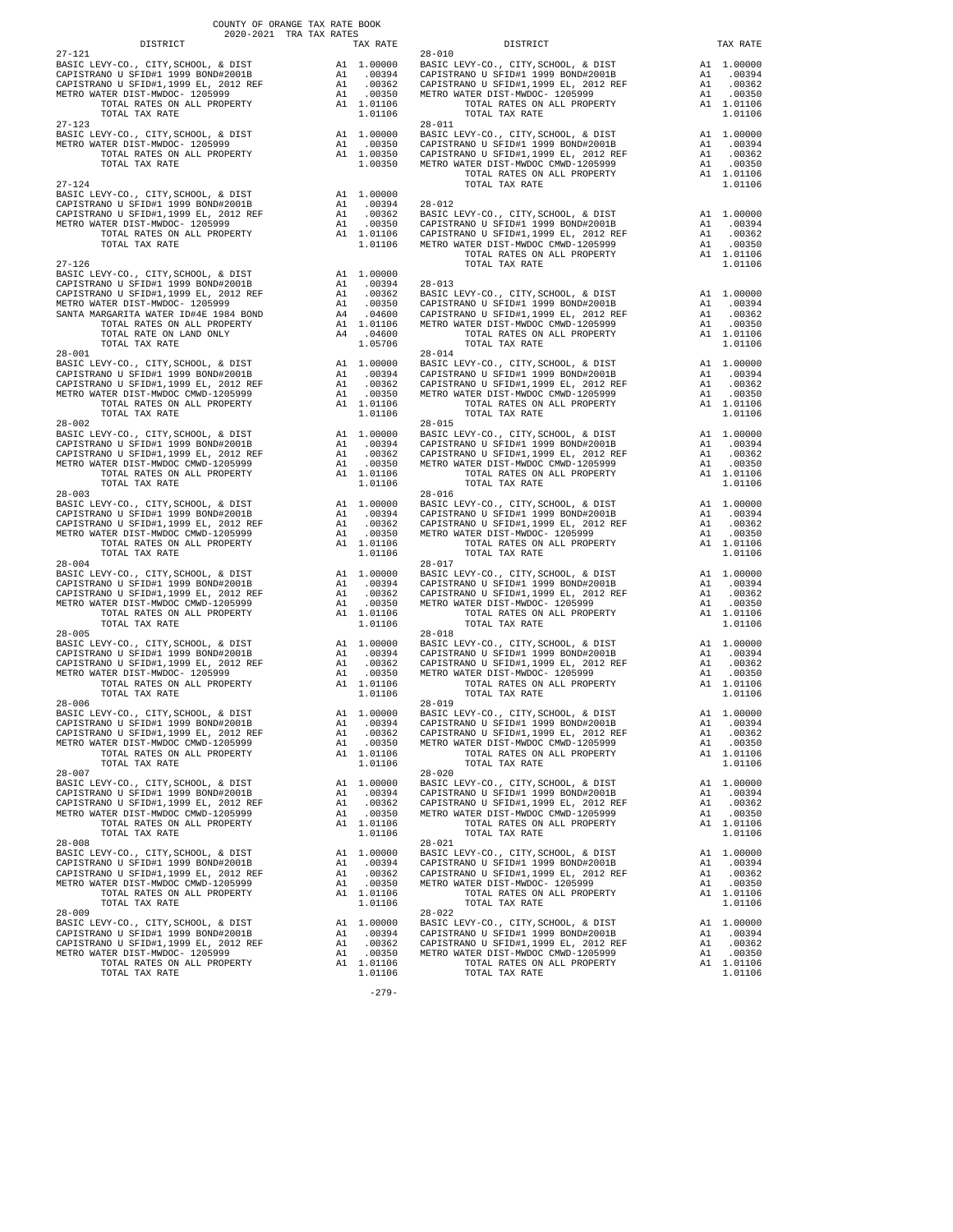COUNTY OF ORANGE TAX RATE BOOK
2020-2021 TRA TAX RATES

| DISTRICT | | TAX RATE |
|---|---|---|
| **27-121** | | |
| BASIC LEVY-CO., CITY,SCHOOL, & DIST | A1 | 1.00000 |
| CAPISTRANO U SFID#1 1999 BOND#2001B | A1 | .00394 |
| CAPISTRANO U SFID#1,1999 EL, 2012 REF | A1 | .00362 |
| METRO WATER DIST-MWDOC- 1205999 | A1 | .00350 |
| TOTAL RATES ON ALL PROPERTY | A1 | 1.01106 |
| TOTAL TAX RATE | | 1.01106 |
| **27-123** | | |
| BASIC LEVY-CO., CITY,SCHOOL, & DIST | A1 | 1.00000 |
| METRO WATER DIST-MWDOC- 1205999 | A1 | .00350 |
| TOTAL RATES ON ALL PROPERTY | A1 | 1.00350 |
| TOTAL TAX RATE | | 1.00350 |
| **27-124** | | |
| BASIC LEVY-CO., CITY,SCHOOL, & DIST | A1 | 1.00000 |
| CAPISTRANO U SFID#1 1999 BOND#2001B | A1 | .00394 |
| CAPISTRANO U SFID#1,1999 EL, 2012 REF | A1 | .00362 |
| METRO WATER DIST-MWDOC- 1205999 | A1 | .00350 |
| TOTAL RATES ON ALL PROPERTY | A1 | 1.01106 |
| TOTAL TAX RATE | | 1.01106 |
| **27-126** | | |
| BASIC LEVY-CO., CITY,SCHOOL, & DIST | A1 | 1.00000 |
| CAPISTRANO U SFID#1 1999 BOND#2001B | A1 | .00394 |
| CAPISTRANO U SFID#1,1999 EL, 2012 REF | A1 | .00362 |
| METRO WATER DIST-MWDOC- 1205999 | A1 | .00350 |
| SANTA MARGARITA WATER ID#4E 1984 BOND | A4 | .04600 |
| TOTAL RATES ON ALL PROPERTY | A1 | 1.01106 |
| TOTAL RATE ON LAND ONLY | A4 | .04600 |
| TOTAL TAX RATE | | 1.05706 |
| **28-001** | | |
| BASIC LEVY-CO., CITY,SCHOOL, & DIST | A1 | 1.00000 |
| CAPISTRANO U SFID#1 1999 BOND#2001B | A1 | .00394 |
| CAPISTRANO U SFID#1,1999 EL, 2012 REF | A1 | .00362 |
| METRO WATER DIST-MWDOC CMWD-1205999 | A1 | .00350 |
| TOTAL RATES ON ALL PROPERTY | A1 | 1.01106 |
| TOTAL TAX RATE | | 1.01106 |
| **28-002** | | |
| BASIC LEVY-CO., CITY,SCHOOL, & DIST | A1 | 1.00000 |
| CAPISTRANO U SFID#1 1999 BOND#2001B | A1 | .00394 |
| CAPISTRANO U SFID#1,1999 EL, 2012 REF | A1 | .00362 |
| METRO WATER DIST-MWDOC CMWD-1205999 | A1 | .00350 |
| TOTAL RATES ON ALL PROPERTY | A1 | 1.01106 |
| TOTAL TAX RATE | | 1.01106 |
| **28-003** | | |
| BASIC LEVY-CO., CITY,SCHOOL, & DIST | A1 | 1.00000 |
| CAPISTRANO U SFID#1 1999 BOND#2001B | A1 | .00394 |
| CAPISTRANO U SFID#1,1999 EL, 2012 REF | A1 | .00362 |
| METRO WATER DIST-MWDOC CMWD-1205999 | A1 | .00350 |
| TOTAL RATES ON ALL PROPERTY | A1 | 1.01106 |
| TOTAL TAX RATE | | 1.01106 |
| **28-004** | | |
| BASIC LEVY-CO., CITY,SCHOOL, & DIST | A1 | 1.00000 |
| CAPISTRANO U SFID#1 1999 BOND#2001B | A1 | .00394 |
| CAPISTRANO U SFID#1,1999 EL, 2012 REF | A1 | .00362 |
| METRO WATER DIST-MWDOC CMWD-1205999 | A1 | .00350 |
| TOTAL RATES ON ALL PROPERTY | A1 | 1.01106 |
| TOTAL TAX RATE | | 1.01106 |
| **28-005** | | |
| BASIC LEVY-CO., CITY,SCHOOL, & DIST | A1 | 1.00000 |
| CAPISTRANO U SFID#1 1999 BOND#2001B | A1 | .00394 |
| CAPISTRANO U SFID#1,1999 EL, 2012 REF | A1 | .00362 |
| METRO WATER DIST-MWDOC- 1205999 | A1 | .00350 |
| TOTAL RATES ON ALL PROPERTY | A1 | 1.01106 |
| TOTAL TAX RATE | | 1.01106 |
| **28-006** | | |
| BASIC LEVY-CO., CITY,SCHOOL, & DIST | A1 | 1.00000 |
| CAPISTRANO U SFID#1 1999 BOND#2001B | A1 | .00394 |
| CAPISTRANO U SFID#1,1999 EL, 2012 REF | A1 | .00362 |
| METRO WATER DIST-MWDOC CMWD-1205999 | A1 | .00350 |
| TOTAL RATES ON ALL PROPERTY | A1 | 1.01106 |
| TOTAL TAX RATE | | 1.01106 |
| **28-007** | | |
| BASIC LEVY-CO., CITY,SCHOOL, & DIST | A1 | 1.00000 |
| CAPISTRANO U SFID#1 1999 BOND#2001B | A1 | .00394 |
| CAPISTRANO U SFID#1,1999 EL, 2012 REF | A1 | .00362 |
| METRO WATER DIST-MWDOC CMWD-1205999 | A1 | .00350 |
| TOTAL RATES ON ALL PROPERTY | A1 | 1.01106 |
| TOTAL TAX RATE | | 1.01106 |
| **28-008** | | |
| BASIC LEVY-CO., CITY,SCHOOL, & DIST | A1 | 1.00000 |
| CAPISTRANO U SFID#1 1999 BOND#2001B | A1 | .00394 |
| CAPISTRANO U SFID#1,1999 EL, 2012 REF | A1 | .00362 |
| METRO WATER DIST-MWDOC CMWD-1205999 | A1 | .00350 |
| TOTAL RATES ON ALL PROPERTY | A1 | 1.01106 |
| TOTAL TAX RATE | | 1.01106 |
| **28-009** | | |
| BASIC LEVY-CO., CITY,SCHOOL, & DIST | A1 | 1.00000 |
| CAPISTRANO U SFID#1 1999 BOND#2001B | A1 | .00394 |
| CAPISTRANO U SFID#1,1999 EL, 2012 REF | A1 | .00362 |
| METRO WATER DIST-MWDOC- 1205999 | A1 | .00350 |
| TOTAL RATES ON ALL PROPERTY | A1 | 1.01106 |
| TOTAL TAX RATE | | 1.01106 |
| **28-010** | | |
| BASIC LEVY-CO., CITY,SCHOOL, & DIST | A1 | 1.00000 |
| CAPISTRANO U SFID#1 1999 BOND#2001B | A1 | .00394 |
| CAPISTRANO U SFID#1,1999 EL, 2012 REF | A1 | .00362 |
| METRO WATER DIST-MWDOC- 1205999 | A1 | .00350 |
| TOTAL RATES ON ALL PROPERTY | A1 | 1.01106 |
| TOTAL TAX RATE | | 1.01106 |
| **28-011** | | |
| BASIC LEVY-CO., CITY,SCHOOL, & DIST | A1 | 1.00000 |
| CAPISTRANO U SFID#1 1999 BOND#2001B | A1 | .00394 |
| CAPISTRANO U SFID#1,1999 EL, 2012 REF | A1 | .00362 |
| METRO WATER DIST-MWDOC CMWD-1205999 | A1 | .00350 |
| TOTAL RATES ON ALL PROPERTY | A1 | 1.01106 |
| TOTAL TAX RATE | | 1.01106 |
| **28-012** | | |
| BASIC LEVY-CO., CITY,SCHOOL, & DIST | A1 | 1.00000 |
| CAPISTRANO U SFID#1 1999 BOND#2001B | A1 | .00394 |
| CAPISTRANO U SFID#1,1999 EL, 2012 REF | A1 | .00362 |
| METRO WATER DIST-MWDOC CMWD-1205999 | A1 | .00350 |
| TOTAL RATES ON ALL PROPERTY | A1 | 1.01106 |
| TOTAL TAX RATE | | 1.01106 |
| **28-013** | | |
| BASIC LEVY-CO., CITY,SCHOOL, & DIST | A1 | 1.00000 |
| CAPISTRANO U SFID#1 1999 BOND#2001B | A1 | .00394 |
| CAPISTRANO U SFID#1,1999 EL, 2012 REF | A1 | .00362 |
| METRO WATER DIST-MWDOC CMWD-1205999 | A1 | .00350 |
| TOTAL RATES ON ALL PROPERTY | A1 | 1.01106 |
| TOTAL TAX RATE | | 1.01106 |
| **28-014** | | |
| BASIC LEVY-CO., CITY,SCHOOL, & DIST | A1 | 1.00000 |
| CAPISTRANO U SFID#1 1999 BOND#2001B | A1 | .00394 |
| CAPISTRANO U SFID#1,1999 EL, 2012 REF | A1 | .00362 |
| METRO WATER DIST-MWDOC CMWD-1205999 | A1 | .00350 |
| TOTAL RATES ON ALL PROPERTY | A1 | 1.01106 |
| TOTAL TAX RATE | | 1.01106 |
| **28-015** | | |
| BASIC LEVY-CO., CITY,SCHOOL, & DIST | A1 | 1.00000 |
| CAPISTRANO U SFID#1 1999 BOND#2001B | A1 | .00394 |
| CAPISTRANO U SFID#1,1999 EL, 2012 REF | A1 | .00362 |
| METRO WATER DIST-MWDOC CMWD-1205999 | A1 | .00350 |
| TOTAL RATES ON ALL PROPERTY | A1 | 1.01106 |
| TOTAL TAX RATE | | 1.01106 |
| **28-016** | | |
| BASIC LEVY-CO., CITY,SCHOOL, & DIST | A1 | 1.00000 |
| CAPISTRANO U SFID#1 1999 BOND#2001B | A1 | .00394 |
| CAPISTRANO U SFID#1,1999 EL, 2012 REF | A1 | .00362 |
| METRO WATER DIST-MWDOC- 1205999 | A1 | .00350 |
| TOTAL RATES ON ALL PROPERTY | A1 | 1.01106 |
| TOTAL TAX RATE | | 1.01106 |
| **28-017** | | |
| BASIC LEVY-CO., CITY,SCHOOL, & DIST | A1 | 1.00000 |
| CAPISTRANO U SFID#1 1999 BOND#2001B | A1 | .00394 |
| CAPISTRANO U SFID#1,1999 EL, 2012 REF | A1 | .00362 |
| METRO WATER DIST-MWDOC- 1205999 | A1 | .00350 |
| TOTAL RATES ON ALL PROPERTY | A1 | 1.01106 |
| TOTAL TAX RATE | | 1.01106 |
| **28-018** | | |
| BASIC LEVY-CO., CITY,SCHOOL, & DIST | A1 | 1.00000 |
| CAPISTRANO U SFID#1 1999 BOND#2001B | A1 | .00394 |
| CAPISTRANO U SFID#1,1999 EL, 2012 REF | A1 | .00362 |
| METRO WATER DIST-MWDOC- 1205999 | A1 | .00350 |
| TOTAL RATES ON ALL PROPERTY | A1 | 1.01106 |
| TOTAL TAX RATE | | 1.01106 |
| **28-019** | | |
| BASIC LEVY-CO., CITY,SCHOOL, & DIST | A1 | 1.00000 |
| CAPISTRANO U SFID#1 1999 BOND#2001B | A1 | .00394 |
| CAPISTRANO U SFID#1,1999 EL, 2012 REF | A1 | .00362 |
| METRO WATER DIST-MWDOC CMWD-1205999 | A1 | .00350 |
| TOTAL RATES ON ALL PROPERTY | A1 | 1.01106 |
| TOTAL TAX RATE | | 1.01106 |
| **28-020** | | |
| BASIC LEVY-CO., CITY,SCHOOL, & DIST | A1 | 1.00000 |
| CAPISTRANO U SFID#1 1999 BOND#2001B | A1 | .00394 |
| CAPISTRANO U SFID#1,1999 EL, 2012 REF | A1 | .00362 |
| METRO WATER DIST-MWDOC CMWD-1205999 | A1 | .00350 |
| TOTAL RATES ON ALL PROPERTY | A1 | 1.01106 |
| TOTAL TAX RATE | | 1.01106 |
| **28-021** | | |
| BASIC LEVY-CO., CITY,SCHOOL, & DIST | A1 | 1.00000 |
| CAPISTRANO U SFID#1 1999 BOND#2001B | A1 | .00394 |
| CAPISTRANO U SFID#1,1999 EL, 2012 REF | A1 | .00362 |
| METRO WATER DIST-MWDOC- 1205999 | A1 | .00350 |
| TOTAL RATES ON ALL PROPERTY | A1 | 1.01106 |
| TOTAL TAX RATE | | 1.01106 |
| **28-022** | | |
| BASIC LEVY-CO., CITY,SCHOOL, & DIST | A1 | 1.00000 |
| CAPISTRANO U SFID#1 1999 BOND#2001B | A1 | .00394 |
| CAPISTRANO U SFID#1,1999 EL, 2012 REF | A1 | .00362 |
| METRO WATER DIST-MWDOC CMWD-1205999 | A1 | .00350 |
| TOTAL RATES ON ALL PROPERTY | A1 | 1.01106 |
| TOTAL TAX RATE | | 1.01106 |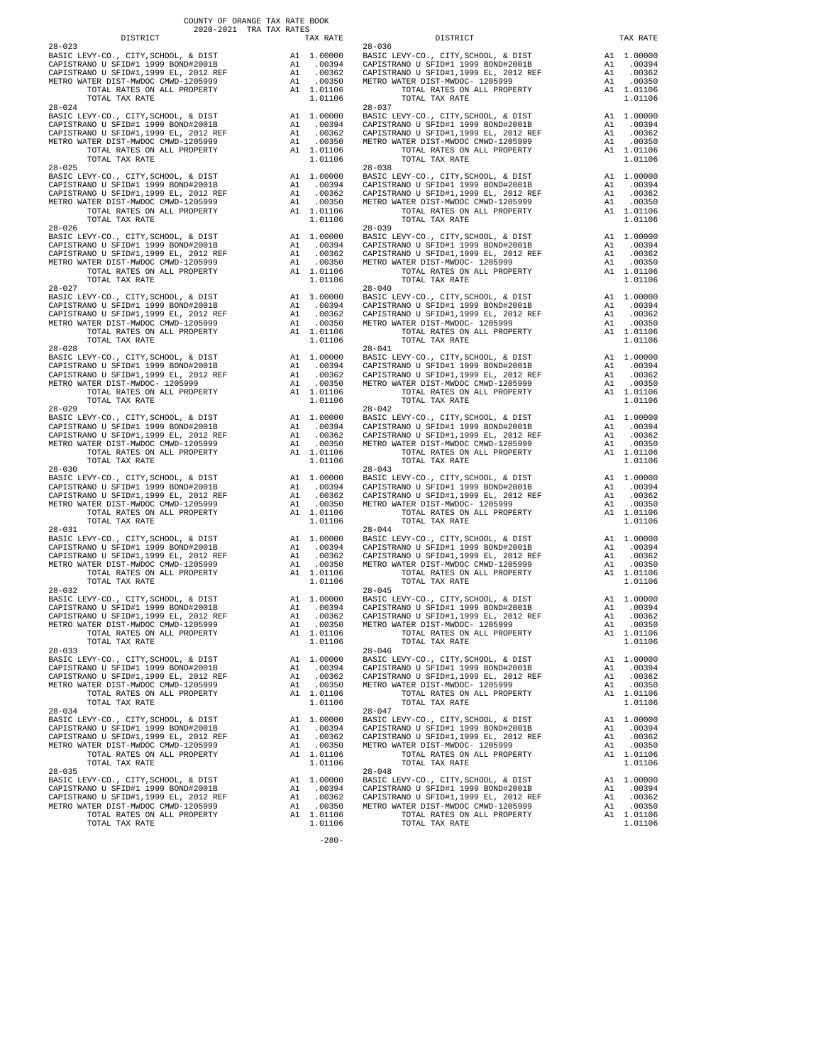COUNTY OF ORANGE TAX RATE BOOK
2020-2021 TRA TAX RATES

| DISTRICT | TAX RATE |
|---|---|
| 28-023 | |
| BASIC LEVY-CO., CITY,SCHOOL, & DIST | A1 1.00000 |
| CAPISTRANO U SFID#1 1999 BOND#2001B | A1 .00394 |
| CAPISTRANO U SFID#1,1999 EL, 2012 REF | A1 .00362 |
| METRO WATER DIST-MWDOC CMWD-1205999 | A1 .00350 |
| TOTAL RATES ON ALL PROPERTY | A1 1.01106 |
| TOTAL TAX RATE | 1.01106 |
| 28-024 | |
| BASIC LEVY-CO., CITY,SCHOOL, & DIST | A1 1.00000 |
| CAPISTRANO U SFID#1 1999 BOND#2001B | A1 .00394 |
| CAPISTRANO U SFID#1,1999 EL, 2012 REF | A1 .00362 |
| METRO WATER DIST-MWDOC CMWD-1205999 | A1 .00350 |
| TOTAL RATES ON ALL PROPERTY | A1 1.01106 |
| TOTAL TAX RATE | 1.01106 |
| 28-025 | |
| BASIC LEVY-CO., CITY,SCHOOL, & DIST | A1 1.00000 |
| CAPISTRANO U SFID#1 1999 BOND#2001B | A1 .00394 |
| CAPISTRANO U SFID#1,1999 EL, 2012 REF | A1 .00362 |
| METRO WATER DIST-MWDOC CMWD-1205999 | A1 .00350 |
| TOTAL RATES ON ALL PROPERTY | A1 1.01106 |
| TOTAL TAX RATE | 1.01106 |
| 28-026 | |
| BASIC LEVY-CO., CITY,SCHOOL, & DIST | A1 1.00000 |
| CAPISTRANO U SFID#1 1999 BOND#2001B | A1 .00394 |
| CAPISTRANO U SFID#1,1999 EL, 2012 REF | A1 .00362 |
| METRO WATER DIST-MWDOC CMWD-1205999 | A1 .00350 |
| TOTAL RATES ON ALL PROPERTY | A1 1.01106 |
| TOTAL TAX RATE | 1.01106 |
| 28-027 | |
| BASIC LEVY-CO., CITY,SCHOOL, & DIST | A1 1.00000 |
| CAPISTRANO U SFID#1 1999 BOND#2001B | A1 .00394 |
| CAPISTRANO U SFID#1,1999 EL, 2012 REF | A1 .00362 |
| METRO WATER DIST-MWDOC CMWD-1205999 | A1 .00350 |
| TOTAL RATES ON ALL PROPERTY | A1 1.01106 |
| TOTAL TAX RATE | 1.01106 |
| 28-028 | |
| BASIC LEVY-CO., CITY,SCHOOL, & DIST | A1 1.00000 |
| CAPISTRANO U SFID#1 1999 BOND#2001B | A1 .00394 |
| CAPISTRANO U SFID#1,1999 EL, 2012 REF | A1 .00362 |
| METRO WATER DIST-MWDOC- 1205999 | A1 .00350 |
| TOTAL RATES ON ALL PROPERTY | A1 1.01106 |
| TOTAL TAX RATE | 1.01106 |
| 28-029 | |
| BASIC LEVY-CO., CITY,SCHOOL, & DIST | A1 1.00000 |
| CAPISTRANO U SFID#1 1999 BOND#2001B | A1 .00394 |
| CAPISTRANO U SFID#1,1999 EL, 2012 REF | A1 .00362 |
| METRO WATER DIST-MWDOC CMWD-1205999 | A1 .00350 |
| TOTAL RATES ON ALL PROPERTY | A1 1.01106 |
| TOTAL TAX RATE | 1.01106 |
| 28-030 | |
| BASIC LEVY-CO., CITY,SCHOOL, & DIST | A1 1.00000 |
| CAPISTRANO U SFID#1 1999 BOND#2001B | A1 .00394 |
| CAPISTRANO U SFID#1,1999 EL, 2012 REF | A1 .00362 |
| METRO WATER DIST-MWDOC CMWD-1205999 | A1 .00350 |
| TOTAL RATES ON ALL PROPERTY | A1 1.01106 |
| TOTAL TAX RATE | 1.01106 |
| 28-031 | |
| BASIC LEVY-CO., CITY,SCHOOL, & DIST | A1 1.00000 |
| CAPISTRANO U SFID#1 1999 BOND#2001B | A1 .00394 |
| CAPISTRANO U SFID#1,1999 EL, 2012 REF | A1 .00362 |
| METRO WATER DIST-MWDOC CMWD-1205999 | A1 .00350 |
| TOTAL RATES ON ALL PROPERTY | A1 1.01106 |
| TOTAL TAX RATE | 1.01106 |
| 28-032 | |
| BASIC LEVY-CO., CITY,SCHOOL, & DIST | A1 1.00000 |
| CAPISTRANO U SFID#1 1999 BOND#2001B | A1 .00394 |
| CAPISTRANO U SFID#1,1999 EL, 2012 REF | A1 .00362 |
| METRO WATER DIST-MWDOC CMWD-1205999 | A1 .00350 |
| TOTAL RATES ON ALL PROPERTY | A1 1.01106 |
| TOTAL TAX RATE | 1.01106 |
| 28-033 | |
| BASIC LEVY-CO., CITY,SCHOOL, & DIST | A1 1.00000 |
| CAPISTRANO U SFID#1 1999 BOND#2001B | A1 .00394 |
| CAPISTRANO U SFID#1,1999 EL, 2012 REF | A1 .00362 |
| METRO WATER DIST-MWDOC CMWD-1205999 | A1 .00350 |
| TOTAL RATES ON ALL PROPERTY | A1 1.01106 |
| TOTAL TAX RATE | 1.01106 |
| 28-034 | |
| BASIC LEVY-CO., CITY,SCHOOL, & DIST | A1 1.00000 |
| CAPISTRANO U SFID#1 1999 BOND#2001B | A1 .00394 |
| CAPISTRANO U SFID#1,1999 EL, 2012 REF | A1 .00362 |
| METRO WATER DIST-MWDOC CMWD-1205999 | A1 .00350 |
| TOTAL RATES ON ALL PROPERTY | A1 1.01106 |
| TOTAL TAX RATE | 1.01106 |
| 28-035 | |
| BASIC LEVY-CO., CITY,SCHOOL, & DIST | A1 1.00000 |
| CAPISTRANO U SFID#1 1999 BOND#2001B | A1 .00394 |
| CAPISTRANO U SFID#1,1999 EL, 2012 REF | A1 .00362 |
| METRO WATER DIST-MWDOC CMWD-1205999 | A1 .00350 |
| TOTAL RATES ON ALL PROPERTY | A1 1.01106 |
| TOTAL TAX RATE | 1.01106 |
| 28-036 | |
| BASIC LEVY-CO., CITY,SCHOOL, & DIST | A1 1.00000 |
| CAPISTRANO U SFID#1 1999 BOND#2001B | A1 .00394 |
| CAPISTRANO U SFID#1,1999 EL, 2012 REF | A1 .00362 |
| METRO WATER DIST-MWDOC- 1205999 | A1 .00350 |
| TOTAL RATES ON ALL PROPERTY | A1 1.01106 |
| TOTAL TAX RATE | 1.01106 |
| 28-037 | |
| BASIC LEVY-CO., CITY,SCHOOL, & DIST | A1 1.00000 |
| CAPISTRANO U SFID#1 1999 BOND#2001B | A1 .00394 |
| CAPISTRANO U SFID#1,1999 EL, 2012 REF | A1 .00362 |
| METRO WATER DIST-MWDOC CMWD-1205999 | A1 .00350 |
| TOTAL RATES ON ALL PROPERTY | A1 1.01106 |
| TOTAL TAX RATE | 1.01106 |
| 28-038 | |
| BASIC LEVY-CO., CITY,SCHOOL, & DIST | A1 1.00000 |
| CAPISTRANO U SFID#1 1999 BOND#2001B | A1 .00394 |
| CAPISTRANO U SFID#1,1999 EL, 2012 REF | A1 .00362 |
| METRO WATER DIST-MWDOC CMWD-1205999 | A1 .00350 |
| TOTAL RATES ON ALL PROPERTY | A1 1.01106 |
| TOTAL TAX RATE | 1.01106 |
| 28-039 | |
| BASIC LEVY-CO., CITY,SCHOOL, & DIST | A1 1.00000 |
| CAPISTRANO U SFID#1 1999 BOND#2001B | A1 .00394 |
| CAPISTRANO U SFID#1,1999 EL, 2012 REF | A1 .00362 |
| METRO WATER DIST-MWDOC- 1205999 | A1 .00350 |
| TOTAL RATES ON ALL PROPERTY | A1 1.01106 |
| TOTAL TAX RATE | 1.01106 |
| 28-040 | |
| BASIC LEVY-CO., CITY,SCHOOL, & DIST | A1 1.00000 |
| CAPISTRANO U SFID#1 1999 BOND#2001B | A1 .00394 |
| CAPISTRANO U SFID#1,1999 EL, 2012 REF | A1 .00362 |
| METRO WATER DIST-MWDOC- 1205999 | A1 .00350 |
| TOTAL RATES ON ALL PROPERTY | A1 1.01106 |
| TOTAL TAX RATE | 1.01106 |
| 28-041 | |
| BASIC LEVY-CO., CITY,SCHOOL, & DIST | A1 1.00000 |
| CAPISTRANO U SFID#1 1999 BOND#2001B | A1 .00394 |
| CAPISTRANO U SFID#1,1999 EL, 2012 REF | A1 .00362 |
| METRO WATER DIST-MWDOC CMWD-1205999 | A1 .00350 |
| TOTAL RATES ON ALL PROPERTY | A1 1.01106 |
| TOTAL TAX RATE | 1.01106 |
| 28-042 | |
| BASIC LEVY-CO., CITY,SCHOOL, & DIST | A1 1.00000 |
| CAPISTRANO U SFID#1 1999 BOND#2001B | A1 .00394 |
| CAPISTRANO U SFID#1,1999 EL, 2012 REF | A1 .00362 |
| METRO WATER DIST-MWDOC CMWD-1205999 | A1 .00350 |
| TOTAL RATES ON ALL PROPERTY | A1 1.01106 |
| TOTAL TAX RATE | 1.01106 |
| 28-043 | |
| BASIC LEVY-CO., CITY,SCHOOL, & DIST | A1 1.00000 |
| CAPISTRANO U SFID#1 1999 BOND#2001B | A1 .00394 |
| CAPISTRANO U SFID#1,1999 EL, 2012 REF | A1 .00362 |
| METRO WATER DIST-MWDOC- 1205999 | A1 .00350 |
| TOTAL RATES ON ALL PROPERTY | A1 1.01106 |
| TOTAL TAX RATE | 1.01106 |
| 28-044 | |
| BASIC LEVY-CO., CITY,SCHOOL, & DIST | A1 1.00000 |
| CAPISTRANO U SFID#1 1999 BOND#2001B | A1 .00394 |
| CAPISTRANO U SFID#1,1999 EL, 2012 REF | A1 .00362 |
| METRO WATER DIST-MWDOC CMWD-1205999 | A1 .00350 |
| TOTAL RATES ON ALL PROPERTY | A1 1.01106 |
| TOTAL TAX RATE | 1.01106 |
| 28-045 | |
| BASIC LEVY-CO., CITY,SCHOOL, & DIST | A1 1.00000 |
| CAPISTRANO U SFID#1 1999 BOND#2001B | A1 .00394 |
| CAPISTRANO U SFID#1,1999 EL, 2012 REF | A1 .00362 |
| METRO WATER DIST-MWDOC- 1205999 | A1 .00350 |
| TOTAL RATES ON ALL PROPERTY | A1 1.01106 |
| TOTAL TAX RATE | 1.01106 |
| 28-046 | |
| BASIC LEVY-CO., CITY,SCHOOL, & DIST | A1 1.00000 |
| CAPISTRANO U SFID#1 1999 BOND#2001B | A1 .00394 |
| CAPISTRANO U SFID#1,1999 EL, 2012 REF | A1 .00362 |
| METRO WATER DIST-MWDOC- 1205999 | A1 .00350 |
| TOTAL RATES ON ALL PROPERTY | A1 1.01106 |
| TOTAL TAX RATE | 1.01106 |
| 28-047 | |
| BASIC LEVY-CO., CITY,SCHOOL, & DIST | A1 1.00000 |
| CAPISTRANO U SFID#1 1999 BOND#2001B | A1 .00394 |
| CAPISTRANO U SFID#1,1999 EL, 2012 REF | A1 .00362 |
| METRO WATER DIST-MWDOC- 1205999 | A1 .00350 |
| TOTAL RATES ON ALL PROPERTY | A1 1.01106 |
| TOTAL TAX RATE | 1.01106 |
| 28-048 | |
| BASIC LEVY-CO., CITY,SCHOOL, & DIST | A1 1.00000 |
| CAPISTRANO U SFID#1 1999 BOND#2001B | A1 .00394 |
| CAPISTRANO U SFID#1,1999 EL, 2012 REF | A1 .00362 |
| METRO WATER DIST-MWDOC CMWD-1205999 | A1 .00350 |
| TOTAL RATES ON ALL PROPERTY | A1 1.01106 |
| TOTAL TAX RATE | 1.01106 |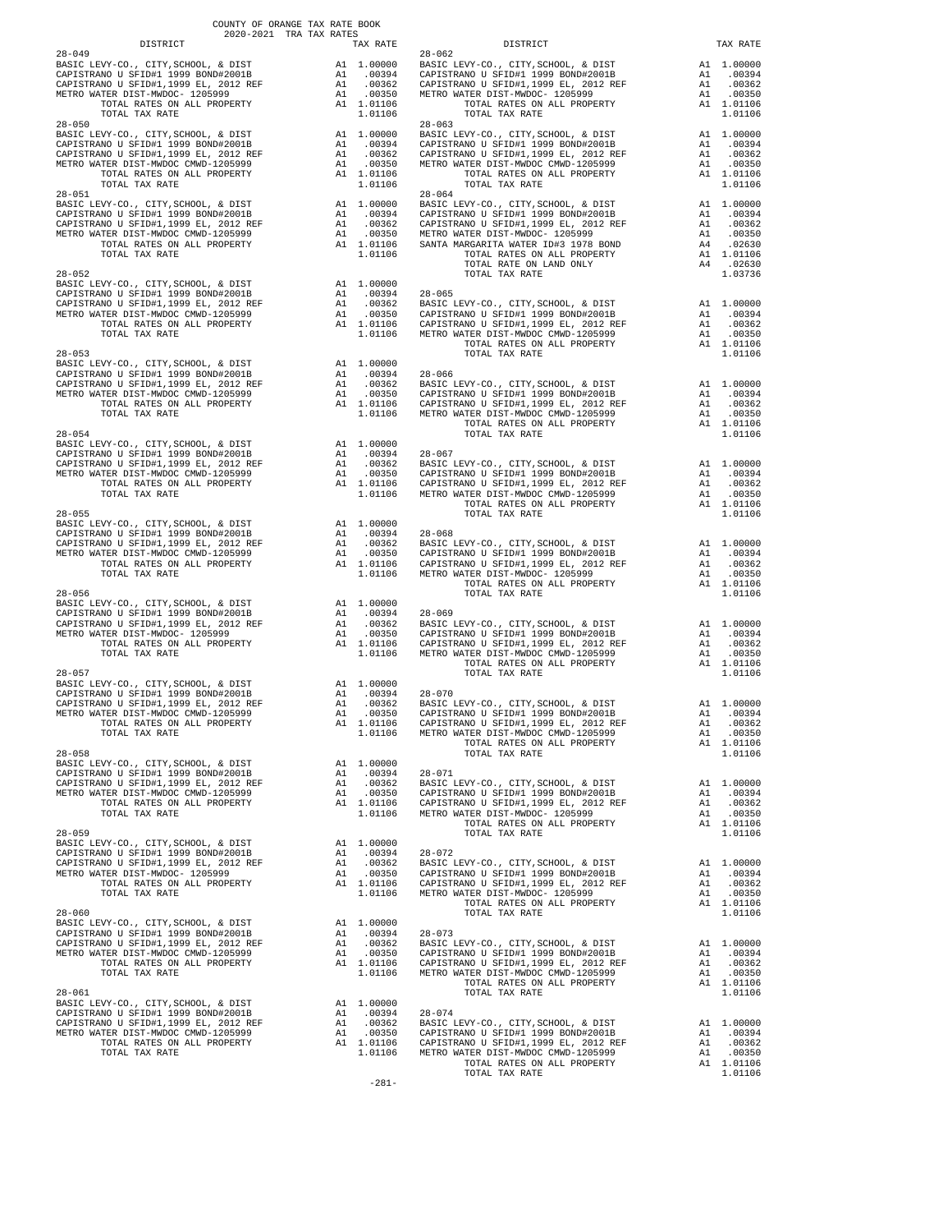COUNTY OF ORANGE TAX RATE BOOK
2020-2021 TRA TAX RATES

| DISTRICT | | TAX RATE |
|---|---|---|
| **28-049** | | |
| BASIC LEVY-CO., CITY,SCHOOL, & DIST | A1 | 1.00000 |
| CAPISTRANO U SFID#1 1999 BOND#2001B | A1 | .00394 |
| CAPISTRANO U SFID#1,1999 EL, 2012 REF | A1 | .00362 |
| METRO WATER DIST-MWDOC- 1205999 | A1 | .00350 |
| TOTAL RATES ON ALL PROPERTY | A1 | 1.01106 |
| TOTAL TAX RATE | | 1.01106 |
| **28-050** | | |
| BASIC LEVY-CO., CITY,SCHOOL, & DIST | A1 | 1.00000 |
| CAPISTRANO U SFID#1 1999 BOND#2001B | A1 | .00394 |
| CAPISTRANO U SFID#1,1999 EL, 2012 REF | A1 | .00362 |
| METRO WATER DIST-MWDOC CMWD-1205999 | A1 | .00350 |
| TOTAL RATES ON ALL PROPERTY | A1 | 1.01106 |
| TOTAL TAX RATE | | 1.01106 |
| **28-051** | | |
| BASIC LEVY-CO., CITY,SCHOOL, & DIST | A1 | 1.00000 |
| CAPISTRANO U SFID#1 1999 BOND#2001B | A1 | .00394 |
| CAPISTRANO U SFID#1,1999 EL, 2012 REF | A1 | .00362 |
| METRO WATER DIST-MWDOC CMWD-1205999 | A1 | .00350 |
| TOTAL RATES ON ALL PROPERTY | A1 | 1.01106 |
| TOTAL TAX RATE | | 1.01106 |
| **28-052** | | |
| BASIC LEVY-CO., CITY,SCHOOL, & DIST | A1 | 1.00000 |
| CAPISTRANO U SFID#1 1999 BOND#2001B | A1 | .00394 |
| CAPISTRANO U SFID#1,1999 EL, 2012 REF | A1 | .00362 |
| METRO WATER DIST-MWDOC CMWD-1205999 | A1 | .00350 |
| TOTAL RATES ON ALL PROPERTY | A1 | 1.01106 |
| TOTAL TAX RATE | | 1.01106 |
| **28-053** | | |
| BASIC LEVY-CO., CITY,SCHOOL, & DIST | A1 | 1.00000 |
| CAPISTRANO U SFID#1 1999 BOND#2001B | A1 | .00394 |
| CAPISTRANO U SFID#1,1999 EL, 2012 REF | A1 | .00362 |
| METRO WATER DIST-MWDOC CMWD-1205999 | A1 | .00350 |
| TOTAL RATES ON ALL PROPERTY | A1 | 1.01106 |
| TOTAL TAX RATE | | 1.01106 |
| **28-054** | | |
| BASIC LEVY-CO., CITY,SCHOOL, & DIST | A1 | 1.00000 |
| CAPISTRANO U SFID#1 1999 BOND#2001B | A1 | .00394 |
| CAPISTRANO U SFID#1,1999 EL, 2012 REF | A1 | .00362 |
| METRO WATER DIST-MWDOC CMWD-1205999 | A1 | .00350 |
| TOTAL RATES ON ALL PROPERTY | A1 | 1.01106 |
| TOTAL TAX RATE | | 1.01106 |
| **28-055** | | |
| BASIC LEVY-CO., CITY,SCHOOL, & DIST | A1 | 1.00000 |
| CAPISTRANO U SFID#1 1999 BOND#2001B | A1 | .00394 |
| CAPISTRANO U SFID#1,1999 EL, 2012 REF | A1 | .00362 |
| METRO WATER DIST-MWDOC CMWD-1205999 | A1 | .00350 |
| TOTAL RATES ON ALL PROPERTY | A1 | 1.01106 |
| TOTAL TAX RATE | | 1.01106 |
| **28-056** | | |
| BASIC LEVY-CO., CITY,SCHOOL, & DIST | A1 | 1.00000 |
| CAPISTRANO U SFID#1 1999 BOND#2001B | A1 | .00394 |
| CAPISTRANO U SFID#1,1999 EL, 2012 REF | A1 | .00362 |
| METRO WATER DIST-MWDOC- 1205999 | A1 | .00350 |
| TOTAL RATES ON ALL PROPERTY | A1 | 1.01106 |
| TOTAL TAX RATE | | 1.01106 |
| **28-057** | | |
| BASIC LEVY-CO., CITY,SCHOOL, & DIST | A1 | 1.00000 |
| CAPISTRANO U SFID#1 1999 BOND#2001B | A1 | .00394 |
| CAPISTRANO U SFID#1,1999 EL, 2012 REF | A1 | .00362 |
| METRO WATER DIST-MWDOC CMWD-1205999 | A1 | .00350 |
| TOTAL RATES ON ALL PROPERTY | A1 | 1.01106 |
| TOTAL TAX RATE | | 1.01106 |
| **28-058** | | |
| BASIC LEVY-CO., CITY,SCHOOL, & DIST | A1 | 1.00000 |
| CAPISTRANO U SFID#1 1999 BOND#2001B | A1 | .00394 |
| CAPISTRANO U SFID#1,1999 EL, 2012 REF | A1 | .00362 |
| METRO WATER DIST-MWDOC CMWD-1205999 | A1 | .00350 |
| TOTAL RATES ON ALL PROPERTY | A1 | 1.01106 |
| TOTAL TAX RATE | | 1.01106 |
| **28-059** | | |
| BASIC LEVY-CO., CITY,SCHOOL, & DIST | A1 | 1.00000 |
| CAPISTRANO U SFID#1 1999 BOND#2001B | A1 | .00394 |
| CAPISTRANO U SFID#1,1999 EL, 2012 REF | A1 | .00362 |
| METRO WATER DIST-MWDOC- 1205999 | A1 | .00350 |
| TOTAL RATES ON ALL PROPERTY | A1 | 1.01106 |
| TOTAL TAX RATE | | 1.01106 |
| **28-060** | | |
| BASIC LEVY-CO., CITY,SCHOOL, & DIST | A1 | 1.00000 |
| CAPISTRANO U SFID#1 1999 BOND#2001B | A1 | .00394 |
| CAPISTRANO U SFID#1,1999 EL, 2012 REF | A1 | .00362 |
| METRO WATER DIST-MWDOC CMWD-1205999 | A1 | .00350 |
| TOTAL RATES ON ALL PROPERTY | A1 | 1.01106 |
| TOTAL TAX RATE | | 1.01106 |
| **28-061** | | |
| BASIC LEVY-CO., CITY,SCHOOL, & DIST | A1 | 1.00000 |
| CAPISTRANO U SFID#1 1999 BOND#2001B | A1 | .00394 |
| CAPISTRANO U SFID#1,1999 EL, 2012 REF | A1 | .00362 |
| METRO WATER DIST-MWDOC CMWD-1205999 | A1 | .00350 |
| TOTAL RATES ON ALL PROPERTY | A1 | 1.01106 |
| TOTAL TAX RATE | | 1.01106 |
| **28-062** | | |
| BASIC LEVY-CO., CITY,SCHOOL, & DIST | A1 | 1.00000 |
| CAPISTRANO U SFID#1 1999 BOND#2001B | A1 | .00394 |
| CAPISTRANO U SFID#1,1999 EL, 2012 REF | A1 | .00362 |
| METRO WATER DIST-MWDOC- 1205999 | A1 | .00350 |
| TOTAL RATES ON ALL PROPERTY | A1 | 1.01106 |
| TOTAL TAX RATE | | 1.01106 |
| **28-063** | | |
| BASIC LEVY-CO., CITY,SCHOOL, & DIST | A1 | 1.00000 |
| CAPISTRANO U SFID#1 1999 BOND#2001B | A1 | .00394 |
| CAPISTRANO U SFID#1,1999 EL, 2012 REF | A1 | .00362 |
| METRO WATER DIST-MWDOC CMWD-1205999 | A1 | .00350 |
| TOTAL RATES ON ALL PROPERTY | A1 | 1.01106 |
| TOTAL TAX RATE | | 1.01106 |
| **28-064** | | |
| BASIC LEVY-CO., CITY,SCHOOL, & DIST | A1 | 1.00000 |
| CAPISTRANO U SFID#1 1999 BOND#2001B | A1 | .00394 |
| CAPISTRANO U SFID#1,1999 EL, 2012 REF | A1 | .00362 |
| METRO WATER DIST-MWDOC- 1205999 | A1 | .00350 |
| SANTA MARGARITA WATER ID#3 1978 BOND | A4 | .02630 |
| TOTAL RATES ON ALL PROPERTY | A1 | 1.01106 |
| TOTAL RATE ON LAND ONLY | A4 | .02630 |
| TOTAL TAX RATE | | 1.03736 |
| **28-065** | | |
| BASIC LEVY-CO., CITY,SCHOOL, & DIST | A1 | 1.00000 |
| CAPISTRANO U SFID#1 1999 BOND#2001B | A1 | .00394 |
| CAPISTRANO U SFID#1,1999 EL, 2012 REF | A1 | .00362 |
| METRO WATER DIST-MWDOC CMWD-1205999 | A1 | .00350 |
| TOTAL RATES ON ALL PROPERTY | A1 | 1.01106 |
| TOTAL TAX RATE | | 1.01106 |
| **28-066** | | |
| BASIC LEVY-CO., CITY,SCHOOL, & DIST | A1 | 1.00000 |
| CAPISTRANO U SFID#1 1999 BOND#2001B | A1 | .00394 |
| CAPISTRANO U SFID#1,1999 EL, 2012 REF | A1 | .00362 |
| METRO WATER DIST-MWDOC CMWD-1205999 | A1 | .00350 |
| TOTAL RATES ON ALL PROPERTY | A1 | 1.01106 |
| TOTAL TAX RATE | | 1.01106 |
| **28-067** | | |
| BASIC LEVY-CO., CITY,SCHOOL, & DIST | A1 | 1.00000 |
| CAPISTRANO U SFID#1 1999 BOND#2001B | A1 | .00394 |
| CAPISTRANO U SFID#1,1999 EL, 2012 REF | A1 | .00362 |
| METRO WATER DIST-MWDOC CMWD-1205999 | A1 | .00350 |
| TOTAL RATES ON ALL PROPERTY | A1 | 1.01106 |
| TOTAL TAX RATE | | 1.01106 |
| **28-068** | | |
| BASIC LEVY-CO., CITY,SCHOOL, & DIST | A1 | 1.00000 |
| CAPISTRANO U SFID#1 1999 BOND#2001B | A1 | .00394 |
| CAPISTRANO U SFID#1,1999 EL, 2012 REF | A1 | .00362 |
| METRO WATER DIST-MWDOC- 1205999 | A1 | .00350 |
| TOTAL RATES ON ALL PROPERTY | A1 | 1.01106 |
| TOTAL TAX RATE | | 1.01106 |
| **28-069** | | |
| BASIC LEVY-CO., CITY,SCHOOL, & DIST | A1 | 1.00000 |
| CAPISTRANO U SFID#1 1999 BOND#2001B | A1 | .00394 |
| CAPISTRANO U SFID#1,1999 EL, 2012 REF | A1 | .00362 |
| METRO WATER DIST-MWDOC CMWD-1205999 | A1 | .00350 |
| TOTAL RATES ON ALL PROPERTY | A1 | 1.01106 |
| TOTAL TAX RATE | | 1.01106 |
| **28-070** | | |
| BASIC LEVY-CO., CITY,SCHOOL, & DIST | A1 | 1.00000 |
| CAPISTRANO U SFID#1 1999 BOND#2001B | A1 | .00394 |
| CAPISTRANO U SFID#1,1999 EL, 2012 REF | A1 | .00362 |
| METRO WATER DIST-MWDOC CMWD-1205999 | A1 | .00350 |
| TOTAL RATES ON ALL PROPERTY | A1 | 1.01106 |
| TOTAL TAX RATE | | 1.01106 |
| **28-071** | | |
| BASIC LEVY-CO., CITY,SCHOOL, & DIST | A1 | 1.00000 |
| CAPISTRANO U SFID#1 1999 BOND#2001B | A1 | .00394 |
| CAPISTRANO U SFID#1,1999 EL, 2012 REF | A1 | .00362 |
| METRO WATER DIST-MWDOC- 1205999 | A1 | .00350 |
| TOTAL RATES ON ALL PROPERTY | A1 | 1.01106 |
| TOTAL TAX RATE | | 1.01106 |
| **28-072** | | |
| BASIC LEVY-CO., CITY,SCHOOL, & DIST | A1 | 1.00000 |
| CAPISTRANO U SFID#1 1999 BOND#2001B | A1 | .00394 |
| CAPISTRANO U SFID#1,1999 EL, 2012 REF | A1 | .00362 |
| METRO WATER DIST-MWDOC- 1205999 | A1 | .00350 |
| TOTAL RATES ON ALL PROPERTY | A1 | 1.01106 |
| TOTAL TAX RATE | | 1.01106 |
| **28-073** | | |
| BASIC LEVY-CO., CITY,SCHOOL, & DIST | A1 | 1.00000 |
| CAPISTRANO U SFID#1 1999 BOND#2001B | A1 | .00394 |
| CAPISTRANO U SFID#1,1999 EL, 2012 REF | A1 | .00362 |
| METRO WATER DIST-MWDOC CMWD-1205999 | A1 | .00350 |
| TOTAL RATES ON ALL PROPERTY | A1 | 1.01106 |
| TOTAL TAX RATE | | 1.01106 |
| **28-074** | | |
| BASIC LEVY-CO., CITY,SCHOOL, & DIST | A1 | 1.00000 |
| CAPISTRANO U SFID#1 1999 BOND#2001B | A1 | .00394 |
| CAPISTRANO U SFID#1,1999 EL, 2012 REF | A1 | .00362 |
| METRO WATER DIST-MWDOC CMWD-1205999 | A1 | .00350 |
| TOTAL RATES ON ALL PROPERTY | A1 | 1.01106 |
| TOTAL TAX RATE | | 1.01106 |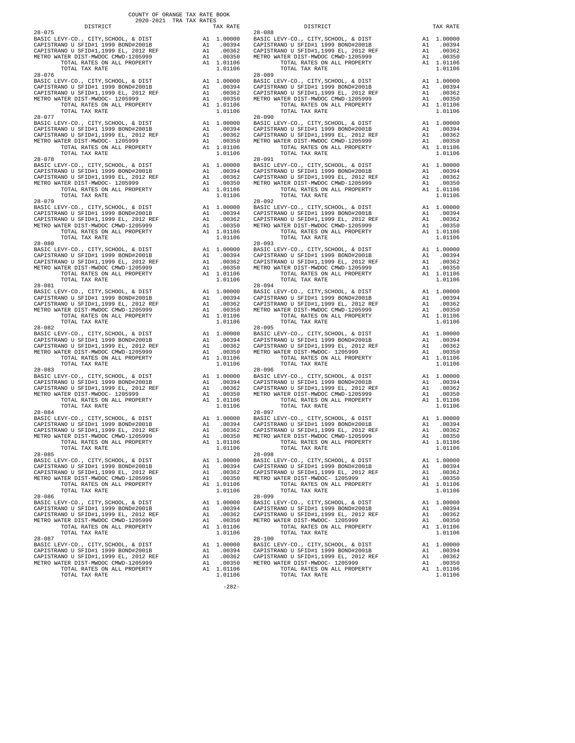COUNTY OF ORANGE TAX RATE BOOK
2020-2021 TRA TAX RATES

| DISTRICT | | TAX RATE |
|---|---|---|
| **28-075** | | |
| BASIC LEVY-CO., CITY,SCHOOL, & DIST | A1 | 1.00000 |
| CAPISTRANO U SFID#1 1999 BOND#2001B | A1 | .00394 |
| CAPISTRANO U SFID#1,1999 EL, 2012 REF | A1 | .00362 |
| METRO WATER DIST-MWDOC CMWD-1205999 | A1 | .00350 |
| TOTAL RATES ON ALL PROPERTY | A1 | 1.01106 |
| TOTAL TAX RATE | | 1.01106 |
| **28-076** | | |
| BASIC LEVY-CO., CITY,SCHOOL, & DIST | A1 | 1.00000 |
| CAPISTRANO U SFID#1 1999 BOND#2001B | A1 | .00394 |
| CAPISTRANO U SFID#1,1999 EL, 2012 REF | A1 | .00362 |
| METRO WATER DIST-MWDOC CMWD-1205999 | A1 | .00350 |
| TOTAL RATES ON ALL PROPERTY | A1 | 1.01106 |
| TOTAL TAX RATE | | 1.01106 |
| **28-077** | | |
| BASIC LEVY-CO., CITY,SCHOOL, & DIST | A1 | 1.00000 |
| CAPISTRANO U SFID#1 1999 BOND#2001B | A1 | .00394 |
| CAPISTRANO U SFID#1,1999 EL, 2012 REF | A1 | .00362 |
| METRO WATER DIST-MWDOC- 1205999 | A1 | .00350 |
| TOTAL RATES ON ALL PROPERTY | A1 | 1.01106 |
| TOTAL TAX RATE | | 1.01106 |
| **28-078** | | |
| BASIC LEVY-CO., CITY,SCHOOL, & DIST | A1 | 1.00000 |
| CAPISTRANO U SFID#1 1999 BOND#2001B | A1 | .00394 |
| CAPISTRANO U SFID#1,1999 EL, 2012 REF | A1 | .00362 |
| METRO WATER DIST-MWDOC- 1205999 | A1 | .00350 |
| TOTAL RATES ON ALL PROPERTY | A1 | 1.01106 |
| TOTAL TAX RATE | | 1.01106 |
| **28-079** | | |
| BASIC LEVY-CO., CITY,SCHOOL, & DIST | A1 | 1.00000 |
| CAPISTRANO U SFID#1 1999 BOND#2001B | A1 | .00394 |
| CAPISTRANO U SFID#1,1999 EL, 2012 REF | A1 | .00362 |
| METRO WATER DIST-MWDOC CMWD-1205999 | A1 | .00350 |
| TOTAL RATES ON ALL PROPERTY | A1 | 1.01106 |
| TOTAL TAX RATE | | 1.01106 |
| **28-080** | | |
| BASIC LEVY-CO., CITY,SCHOOL, & DIST | A1 | 1.00000 |
| CAPISTRANO U SFID#1 1999 BOND#2001B | A1 | .00394 |
| CAPISTRANO U SFID#1,1999 EL, 2012 REF | A1 | .00362 |
| METRO WATER DIST-MWDOC CMWD-1205999 | A1 | .00350 |
| TOTAL RATES ON ALL PROPERTY | A1 | 1.01106 |
| TOTAL TAX RATE | | 1.01106 |
| **28-081** | | |
| BASIC LEVY-CO., CITY,SCHOOL, & DIST | A1 | 1.00000 |
| CAPISTRANO U SFID#1 1999 BOND#2001B | A1 | .00394 |
| CAPISTRANO U SFID#1,1999 EL, 2012 REF | A1 | .00362 |
| METRO WATER DIST-MWDOC CMWD-1205999 | A1 | .00350 |
| TOTAL RATES ON ALL PROPERTY | A1 | 1.01106 |
| TOTAL TAX RATE | | 1.01106 |
| **28-082** | | |
| BASIC LEVY-CO., CITY,SCHOOL, & DIST | A1 | 1.00000 |
| CAPISTRANO U SFID#1 1999 BOND#2001B | A1 | .00394 |
| CAPISTRANO U SFID#1,1999 EL, 2012 REF | A1 | .00362 |
| METRO WATER DIST-MWDOC CMWD-1205999 | A1 | .00350 |
| TOTAL RATES ON ALL PROPERTY | A1 | 1.01106 |
| TOTAL TAX RATE | | 1.01106 |
| **28-083** | | |
| BASIC LEVY-CO., CITY,SCHOOL, & DIST | A1 | 1.00000 |
| CAPISTRANO U SFID#1 1999 BOND#2001B | A1 | .00394 |
| CAPISTRANO U SFID#1,1999 EL, 2012 REF | A1 | .00362 |
| METRO WATER DIST-MWDOC- 1205999 | A1 | .00350 |
| TOTAL RATES ON ALL PROPERTY | A1 | 1.01106 |
| TOTAL TAX RATE | | 1.01106 |
| **28-084** | | |
| BASIC LEVY-CO., CITY,SCHOOL, & DIST | A1 | 1.00000 |
| CAPISTRANO U SFID#1 1999 BOND#2001B | A1 | .00394 |
| CAPISTRANO U SFID#1,1999 EL, 2012 REF | A1 | .00362 |
| METRO WATER DIST-MWDOC CMWD-1205999 | A1 | .00350 |
| TOTAL RATES ON ALL PROPERTY | A1 | 1.01106 |
| TOTAL TAX RATE | | 1.01106 |
| **28-085** | | |
| BASIC LEVY-CO., CITY,SCHOOL, & DIST | A1 | 1.00000 |
| CAPISTRANO U SFID#1 1999 BOND#2001B | A1 | .00394 |
| CAPISTRANO U SFID#1,1999 EL, 2012 REF | A1 | .00362 |
| METRO WATER DIST-MWDOC CMWD-1205999 | A1 | .00350 |
| TOTAL RATES ON ALL PROPERTY | A1 | 1.01106 |
| TOTAL TAX RATE | | 1.01106 |
| **28-086** | | |
| BASIC LEVY-CO., CITY,SCHOOL, & DIST | A1 | 1.00000 |
| CAPISTRANO U SFID#1 1999 BOND#2001B | A1 | .00394 |
| CAPISTRANO U SFID#1,1999 EL, 2012 REF | A1 | .00362 |
| METRO WATER DIST-MWDOC CMWD-1205999 | A1 | .00350 |
| TOTAL RATES ON ALL PROPERTY | A1 | 1.01106 |
| TOTAL TAX RATE | | 1.01106 |
| **28-087** | | |
| BASIC LEVY-CO., CITY,SCHOOL, & DIST | A1 | 1.00000 |
| CAPISTRANO U SFID#1 1999 BOND#2001B | A1 | .00394 |
| CAPISTRANO U SFID#1,1999 EL, 2012 REF | A1 | .00362 |
| METRO WATER DIST-MWDOC CMWD-1205999 | A1 | .00350 |
| TOTAL RATES ON ALL PROPERTY | A1 | 1.01106 |
| TOTAL TAX RATE | | 1.01106 |
| **28-088** | | |
| BASIC LEVY-CO., CITY,SCHOOL, & DIST | A1 | 1.00000 |
| CAPISTRANO U SFID#1 1999 BOND#2001B | A1 | .00394 |
| CAPISTRANO U SFID#1,1999 EL, 2012 REF | A1 | .00362 |
| METRO WATER DIST-MWDOC CMWD-1205999 | A1 | .00350 |
| TOTAL RATES ON ALL PROPERTY | A1 | 1.01106 |
| TOTAL TAX RATE | | 1.01106 |
| **28-089** | | |
| BASIC LEVY-CO., CITY,SCHOOL, & DIST | A1 | 1.00000 |
| CAPISTRANO U SFID#1 1999 BOND#2001B | A1 | .00394 |
| CAPISTRANO U SFID#1,1999 EL, 2012 REF | A1 | .00362 |
| METRO WATER DIST-MWDOC CMWD-1205999 | A1 | .00350 |
| TOTAL RATES ON ALL PROPERTY | A1 | 1.01106 |
| TOTAL TAX RATE | | 1.01106 |
| **28-090** | | |
| BASIC LEVY-CO., CITY,SCHOOL, & DIST | A1 | 1.00000 |
| CAPISTRANO U SFID#1 1999 BOND#2001B | A1 | .00394 |
| CAPISTRANO U SFID#1,1999 EL, 2012 REF | A1 | .00362 |
| METRO WATER DIST-MWDOC CMWD-1205999 | A1 | .00350 |
| TOTAL RATES ON ALL PROPERTY | A1 | 1.01106 |
| TOTAL TAX RATE | | 1.01106 |
| **28-091** | | |
| BASIC LEVY-CO., CITY,SCHOOL, & DIST | A1 | 1.00000 |
| CAPISTRANO U SFID#1 1999 BOND#2001B | A1 | .00394 |
| CAPISTRANO U SFID#1,1999 EL, 2012 REF | A1 | .00362 |
| METRO WATER DIST-MWDOC CMWD-1205999 | A1 | .00350 |
| TOTAL RATES ON ALL PROPERTY | A1 | 1.01106 |
| TOTAL TAX RATE | | 1.01106 |
| **28-092** | | |
| BASIC LEVY-CO., CITY,SCHOOL, & DIST | A1 | 1.00000 |
| CAPISTRANO U SFID#1 1999 BOND#2001B | A1 | .00394 |
| CAPISTRANO U SFID#1,1999 EL, 2012 REF | A1 | .00362 |
| METRO WATER DIST-MWDOC CMWD-1205999 | A1 | .00350 |
| TOTAL RATES ON ALL PROPERTY | A1 | 1.01106 |
| TOTAL TAX RATE | | 1.01106 |
| **28-093** | | |
| BASIC LEVY-CO., CITY,SCHOOL, & DIST | A1 | 1.00000 |
| CAPISTRANO U SFID#1 1999 BOND#2001B | A1 | .00394 |
| CAPISTRANO U SFID#1,1999 EL, 2012 REF | A1 | .00362 |
| METRO WATER DIST-MWDOC CMWD-1205999 | A1 | .00350 |
| TOTAL RATES ON ALL PROPERTY | A1 | 1.01106 |
| TOTAL TAX RATE | | 1.01106 |
| **28-094** | | |
| BASIC LEVY-CO., CITY,SCHOOL, & DIST | A1 | 1.00000 |
| CAPISTRANO U SFID#1 1999 BOND#2001B | A1 | .00394 |
| CAPISTRANO U SFID#1,1999 EL, 2012 REF | A1 | .00362 |
| METRO WATER DIST-MWDOC CMWD-1205999 | A1 | .00350 |
| TOTAL RATES ON ALL PROPERTY | A1 | 1.01106 |
| TOTAL TAX RATE | | 1.01106 |
| **28-095** | | |
| BASIC LEVY-CO., CITY,SCHOOL, & DIST | A1 | 1.00000 |
| CAPISTRANO U SFID#1 1999 BOND#2001B | A1 | .00394 |
| CAPISTRANO U SFID#1,1999 EL, 2012 REF | A1 | .00362 |
| METRO WATER DIST-MWDOC- 1205999 | A1 | .00350 |
| TOTAL RATES ON ALL PROPERTY | A1 | 1.01106 |
| TOTAL TAX RATE | | 1.01106 |
| **28-096** | | |
| BASIC LEVY-CO., CITY,SCHOOL, & DIST | A1 | 1.00000 |
| CAPISTRANO U SFID#1 1999 BOND#2001B | A1 | .00394 |
| CAPISTRANO U SFID#1,1999 EL, 2012 REF | A1 | .00362 |
| METRO WATER DIST-MWDOC CMWD-1205999 | A1 | .00350 |
| TOTAL RATES ON ALL PROPERTY | A1 | 1.01106 |
| TOTAL TAX RATE | | 1.01106 |
| **28-097** | | |
| BASIC LEVY-CO., CITY,SCHOOL, & DIST | A1 | 1.00000 |
| CAPISTRANO U SFID#1 1999 BOND#2001B | A1 | .00394 |
| CAPISTRANO U SFID#1,1999 EL, 2012 REF | A1 | .00362 |
| METRO WATER DIST-MWDOC CMWD-1205999 | A1 | .00350 |
| TOTAL RATES ON ALL PROPERTY | A1 | 1.01106 |
| TOTAL TAX RATE | | 1.01106 |
| **28-098** | | |
| BASIC LEVY-CO., CITY,SCHOOL, & DIST | A1 | 1.00000 |
| CAPISTRANO U SFID#1 1999 BOND#2001B | A1 | .00394 |
| CAPISTRANO U SFID#1,1999 EL, 2012 REF | A1 | .00362 |
| METRO WATER DIST-MWDOC- 1205999 | A1 | .00350 |
| TOTAL RATES ON ALL PROPERTY | A1 | 1.01106 |
| TOTAL TAX RATE | | 1.01106 |
| **28-099** | | |
| BASIC LEVY-CO., CITY,SCHOOL, & DIST | A1 | 1.00000 |
| CAPISTRANO U SFID#1 1999 BOND#2001B | A1 | .00394 |
| CAPISTRANO U SFID#1,1999 EL, 2012 REF | A1 | .00362 |
| METRO WATER DIST-MWDOC- 1205999 | A1 | .00350 |
| TOTAL RATES ON ALL PROPERTY | A1 | 1.01106 |
| TOTAL TAX RATE | | 1.01106 |
| **28-100** | | |
| BASIC LEVY-CO., CITY,SCHOOL, & DIST | A1 | 1.00000 |
| CAPISTRANO U SFID#1 1999 BOND#2001B | A1 | .00394 |
| CAPISTRANO U SFID#1,1999 EL, 2012 REF | A1 | .00362 |
| METRO WATER DIST-MWDOC- 1205999 | A1 | .00350 |
| TOTAL RATES ON ALL PROPERTY | A1 | 1.01106 |
| TOTAL TAX RATE | | 1.01106 |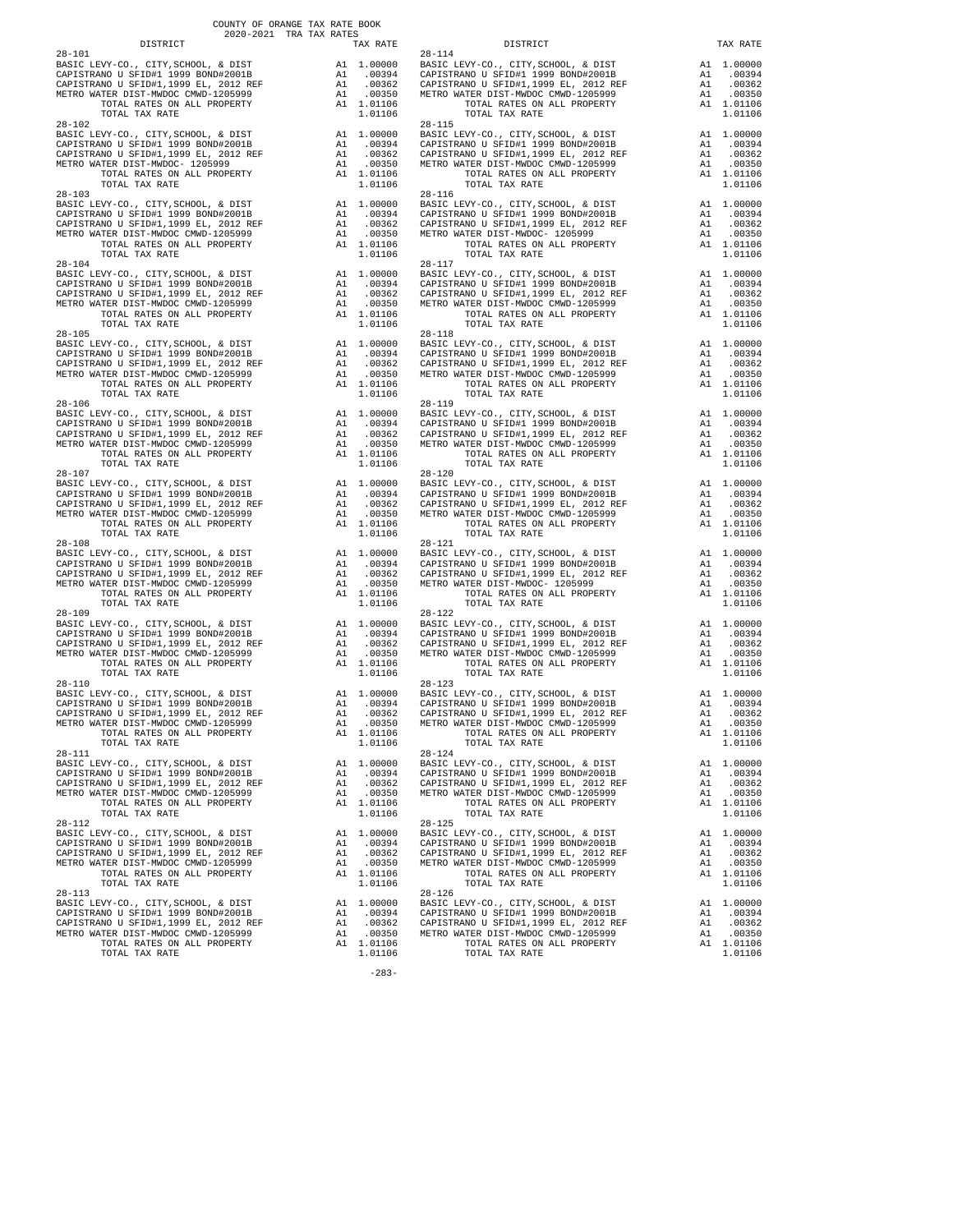COUNTY OF ORANGE TAX RATE BOOK
2020-2021 TRA TAX RATES

| DISTRICT | | TAX RATE |
|---|---|---|
| **28-101** | | |
| BASIC LEVY-CO., CITY,SCHOOL, & DIST | A1 | 1.00000 |
| CAPISTRANO U SFID#1 1999 BOND#2001B | A1 | .00394 |
| CAPISTRANO U SFID#1,1999 EL, 2012 REF | A1 | .00362 |
| METRO WATER DIST-MWDOC CMWD-1205999 | A1 | .00350 |
| TOTAL RATES ON ALL PROPERTY | A1 | 1.01106 |
| TOTAL TAX RATE | | 1.01106 |
| **28-102** | | |
| BASIC LEVY-CO., CITY,SCHOOL, & DIST | A1 | 1.00000 |
| CAPISTRANO U SFID#1 1999 BOND#2001B | A1 | .00394 |
| CAPISTRANO U SFID#1,1999 EL, 2012 REF | A1 | .00362 |
| METRO WATER DIST-MWDOC- 1205999 | A1 | .00350 |
| TOTAL RATES ON ALL PROPERTY | A1 | 1.01106 |
| TOTAL TAX RATE | | 1.01106 |
| **28-103** | | |
| BASIC LEVY-CO., CITY,SCHOOL, & DIST | A1 | 1.00000 |
| CAPISTRANO U SFID#1 1999 BOND#2001B | A1 | .00394 |
| CAPISTRANO U SFID#1,1999 EL, 2012 REF | A1 | .00362 |
| METRO WATER DIST-MWDOC CMWD-1205999 | A1 | .00350 |
| TOTAL RATES ON ALL PROPERTY | A1 | 1.01106 |
| TOTAL TAX RATE | | 1.01106 |
| **28-104** | | |
| BASIC LEVY-CO., CITY,SCHOOL, & DIST | A1 | 1.00000 |
| CAPISTRANO U SFID#1 1999 BOND#2001B | A1 | .00394 |
| CAPISTRANO U SFID#1,1999 EL, 2012 REF | A1 | .00362 |
| METRO WATER DIST-MWDOC CMWD-1205999 | A1 | .00350 |
| TOTAL RATES ON ALL PROPERTY | A1 | 1.01106 |
| TOTAL TAX RATE | | 1.01106 |
| **28-105** | | |
| BASIC LEVY-CO., CITY,SCHOOL, & DIST | A1 | 1.00000 |
| CAPISTRANO U SFID#1 1999 BOND#2001B | A1 | .00394 |
| CAPISTRANO U SFID#1,1999 EL, 2012 REF | A1 | .00362 |
| METRO WATER DIST-MWDOC CMWD-1205999 | A1 | .00350 |
| TOTAL RATES ON ALL PROPERTY | A1 | 1.01106 |
| TOTAL TAX RATE | | 1.01106 |
| **28-106** | | |
| BASIC LEVY-CO., CITY,SCHOOL, & DIST | A1 | 1.00000 |
| CAPISTRANO U SFID#1 1999 BOND#2001B | A1 | .00394 |
| CAPISTRANO U SFID#1,1999 EL, 2012 REF | A1 | .00362 |
| METRO WATER DIST-MWDOC CMWD-1205999 | A1 | .00350 |
| TOTAL RATES ON ALL PROPERTY | A1 | 1.01106 |
| TOTAL TAX RATE | | 1.01106 |
| **28-107** | | |
| BASIC LEVY-CO., CITY,SCHOOL, & DIST | A1 | 1.00000 |
| CAPISTRANO U SFID#1 1999 BOND#2001B | A1 | .00394 |
| CAPISTRANO U SFID#1,1999 EL, 2012 REF | A1 | .00362 |
| METRO WATER DIST-MWDOC CMWD-1205999 | A1 | .00350 |
| TOTAL RATES ON ALL PROPERTY | A1 | 1.01106 |
| TOTAL TAX RATE | | 1.01106 |
| **28-108** | | |
| BASIC LEVY-CO., CITY,SCHOOL, & DIST | A1 | 1.00000 |
| CAPISTRANO U SFID#1 1999 BOND#2001B | A1 | .00394 |
| CAPISTRANO U SFID#1,1999 EL, 2012 REF | A1 | .00362 |
| METRO WATER DIST-MWDOC CMWD-1205999 | A1 | .00350 |
| TOTAL RATES ON ALL PROPERTY | A1 | 1.01106 |
| TOTAL TAX RATE | | 1.01106 |
| **28-109** | | |
| BASIC LEVY-CO., CITY,SCHOOL, & DIST | A1 | 1.00000 |
| CAPISTRANO U SFID#1 1999 BOND#2001B | A1 | .00394 |
| CAPISTRANO U SFID#1,1999 EL, 2012 REF | A1 | .00362 |
| METRO WATER DIST-MWDOC CMWD-1205999 | A1 | .00350 |
| TOTAL RATES ON ALL PROPERTY | A1 | 1.01106 |
| TOTAL TAX RATE | | 1.01106 |
| **28-110** | | |
| BASIC LEVY-CO., CITY,SCHOOL, & DIST | A1 | 1.00000 |
| CAPISTRANO U SFID#1 1999 BOND#2001B | A1 | .00394 |
| CAPISTRANO U SFID#1,1999 EL, 2012 REF | A1 | .00362 |
| METRO WATER DIST-MWDOC CMWD-1205999 | A1 | .00350 |
| TOTAL RATES ON ALL PROPERTY | A1 | 1.01106 |
| TOTAL TAX RATE | | 1.01106 |
| **28-111** | | |
| BASIC LEVY-CO., CITY,SCHOOL, & DIST | A1 | 1.00000 |
| CAPISTRANO U SFID#1 1999 BOND#2001B | A1 | .00394 |
| CAPISTRANO U SFID#1,1999 EL, 2012 REF | A1 | .00362 |
| METRO WATER DIST-MWDOC CMWD-1205999 | A1 | .00350 |
| TOTAL RATES ON ALL PROPERTY | A1 | 1.01106 |
| TOTAL TAX RATE | | 1.01106 |
| **28-112** | | |
| BASIC LEVY-CO., CITY,SCHOOL, & DIST | A1 | 1.00000 |
| CAPISTRANO U SFID#1 1999 BOND#2001B | A1 | .00394 |
| CAPISTRANO U SFID#1,1999 EL, 2012 REF | A1 | .00362 |
| METRO WATER DIST-MWDOC CMWD-1205999 | A1 | .00350 |
| TOTAL RATES ON ALL PROPERTY | A1 | 1.01106 |
| TOTAL TAX RATE | | 1.01106 |
| **28-113** | | |
| BASIC LEVY-CO., CITY,SCHOOL, & DIST | A1 | 1.00000 |
| CAPISTRANO U SFID#1 1999 BOND#2001B | A1 | .00394 |
| CAPISTRANO U SFID#1,1999 EL, 2012 REF | A1 | .00362 |
| METRO WATER DIST-MWDOC CMWD-1205999 | A1 | .00350 |
| TOTAL RATES ON ALL PROPERTY | A1 | 1.01106 |
| TOTAL TAX RATE | | 1.01106 |
| **28-114** | | |
| BASIC LEVY-CO., CITY,SCHOOL, & DIST | A1 | 1.00000 |
| CAPISTRANO U SFID#1 1999 BOND#2001B | A1 | .00394 |
| CAPISTRANO U SFID#1,1999 EL, 2012 REF | A1 | .00362 |
| METRO WATER DIST-MWDOC CMWD-1205999 | A1 | .00350 |
| TOTAL RATES ON ALL PROPERTY | A1 | 1.01106 |
| TOTAL TAX RATE | | 1.01106 |
| **28-115** | | |
| BASIC LEVY-CO., CITY,SCHOOL, & DIST | A1 | 1.00000 |
| CAPISTRANO U SFID#1 1999 BOND#2001B | A1 | .00394 |
| CAPISTRANO U SFID#1,1999 EL, 2012 REF | A1 | .00362 |
| METRO WATER DIST-MWDOC CMWD-1205999 | A1 | .00350 |
| TOTAL RATES ON ALL PROPERTY | A1 | 1.01106 |
| TOTAL TAX RATE | | 1.01106 |
| **28-116** | | |
| BASIC LEVY-CO., CITY,SCHOOL, & DIST | A1 | 1.00000 |
| CAPISTRANO U SFID#1 1999 BOND#2001B | A1 | .00394 |
| CAPISTRANO U SFID#1,1999 EL, 2012 REF | A1 | .00362 |
| METRO WATER DIST-MWDOC- 1205999 | A1 | .00350 |
| TOTAL RATES ON ALL PROPERTY | A1 | 1.01106 |
| TOTAL TAX RATE | | 1.01106 |
| **28-117** | | |
| BASIC LEVY-CO., CITY,SCHOOL, & DIST | A1 | 1.00000 |
| CAPISTRANO U SFID#1 1999 BOND#2001B | A1 | .00394 |
| CAPISTRANO U SFID#1,1999 EL, 2012 REF | A1 | .00362 |
| METRO WATER DIST-MWDOC CMWD-1205999 | A1 | .00350 |
| TOTAL RATES ON ALL PROPERTY | A1 | 1.01106 |
| TOTAL TAX RATE | | 1.01106 |
| **28-118** | | |
| BASIC LEVY-CO., CITY,SCHOOL, & DIST | A1 | 1.00000 |
| CAPISTRANO U SFID#1 1999 BOND#2001B | A1 | .00394 |
| CAPISTRANO U SFID#1,1999 EL, 2012 REF | A1 | .00362 |
| METRO WATER DIST-MWDOC CMWD-1205999 | A1 | .00350 |
| TOTAL RATES ON ALL PROPERTY | A1 | 1.01106 |
| TOTAL TAX RATE | | 1.01106 |
| **28-119** | | |
| BASIC LEVY-CO., CITY,SCHOOL, & DIST | A1 | 1.00000 |
| CAPISTRANO U SFID#1 1999 BOND#2001B | A1 | .00394 |
| CAPISTRANO U SFID#1,1999 EL, 2012 REF | A1 | .00362 |
| METRO WATER DIST-MWDOC CMWD-1205999 | A1 | .00350 |
| TOTAL RATES ON ALL PROPERTY | A1 | 1.01106 |
| TOTAL TAX RATE | | 1.01106 |
| **28-120** | | |
| BASIC LEVY-CO., CITY,SCHOOL, & DIST | A1 | 1.00000 |
| CAPISTRANO U SFID#1 1999 BOND#2001B | A1 | .00394 |
| CAPISTRANO U SFID#1,1999 EL, 2012 REF | A1 | .00362 |
| METRO WATER DIST-MWDOC CMWD-1205999 | A1 | .00350 |
| TOTAL RATES ON ALL PROPERTY | A1 | 1.01106 |
| TOTAL TAX RATE | | 1.01106 |
| **28-121** | | |
| BASIC LEVY-CO., CITY,SCHOOL, & DIST | A1 | 1.00000 |
| CAPISTRANO U SFID#1 1999 BOND#2001B | A1 | .00394 |
| CAPISTRANO U SFID#1,1999 EL, 2012 REF | A1 | .00362 |
| METRO WATER DIST-MWDOC- 1205999 | A1 | .00350 |
| TOTAL RATES ON ALL PROPERTY | A1 | 1.01106 |
| TOTAL TAX RATE | | 1.01106 |
| **28-122** | | |
| BASIC LEVY-CO., CITY,SCHOOL, & DIST | A1 | 1.00000 |
| CAPISTRANO U SFID#1 1999 BOND#2001B | A1 | .00394 |
| CAPISTRANO U SFID#1,1999 EL, 2012 REF | A1 | .00362 |
| METRO WATER DIST-MWDOC CMWD-1205999 | A1 | .00350 |
| TOTAL RATES ON ALL PROPERTY | A1 | 1.01106 |
| TOTAL TAX RATE | | 1.01106 |
| **28-123** | | |
| BASIC LEVY-CO., CITY,SCHOOL, & DIST | A1 | 1.00000 |
| CAPISTRANO U SFID#1 1999 BOND#2001B | A1 | .00394 |
| CAPISTRANO U SFID#1,1999 EL, 2012 REF | A1 | .00362 |
| METRO WATER DIST-MWDOC CMWD-1205999 | A1 | .00350 |
| TOTAL RATES ON ALL PROPERTY | A1 | 1.01106 |
| TOTAL TAX RATE | | 1.01106 |
| **28-124** | | |
| BASIC LEVY-CO., CITY,SCHOOL, & DIST | A1 | 1.00000 |
| CAPISTRANO U SFID#1 1999 BOND#2001B | A1 | .00394 |
| CAPISTRANO U SFID#1,1999 EL, 2012 REF | A1 | .00362 |
| METRO WATER DIST-MWDOC CMWD-1205999 | A1 | .00350 |
| TOTAL RATES ON ALL PROPERTY | A1 | 1.01106 |
| TOTAL TAX RATE | | 1.01106 |
| **28-125** | | |
| BASIC LEVY-CO., CITY,SCHOOL, & DIST | A1 | 1.00000 |
| CAPISTRANO U SFID#1 1999 BOND#2001B | A1 | .00394 |
| CAPISTRANO U SFID#1,1999 EL, 2012 REF | A1 | .00362 |
| METRO WATER DIST-MWDOC CMWD-1205999 | A1 | .00350 |
| TOTAL RATES ON ALL PROPERTY | A1 | 1.01106 |
| TOTAL TAX RATE | | 1.01106 |
| **28-126** | | |
| BASIC LEVY-CO., CITY,SCHOOL, & DIST | A1 | 1.00000 |
| CAPISTRANO U SFID#1 1999 BOND#2001B | A1 | .00394 |
| CAPISTRANO U SFID#1,1999 EL, 2012 REF | A1 | .00362 |
| METRO WATER DIST-MWDOC CMWD-1205999 | A1 | .00350 |
| TOTAL RATES ON ALL PROPERTY | A1 | 1.01106 |
| TOTAL TAX RATE | | 1.01106 |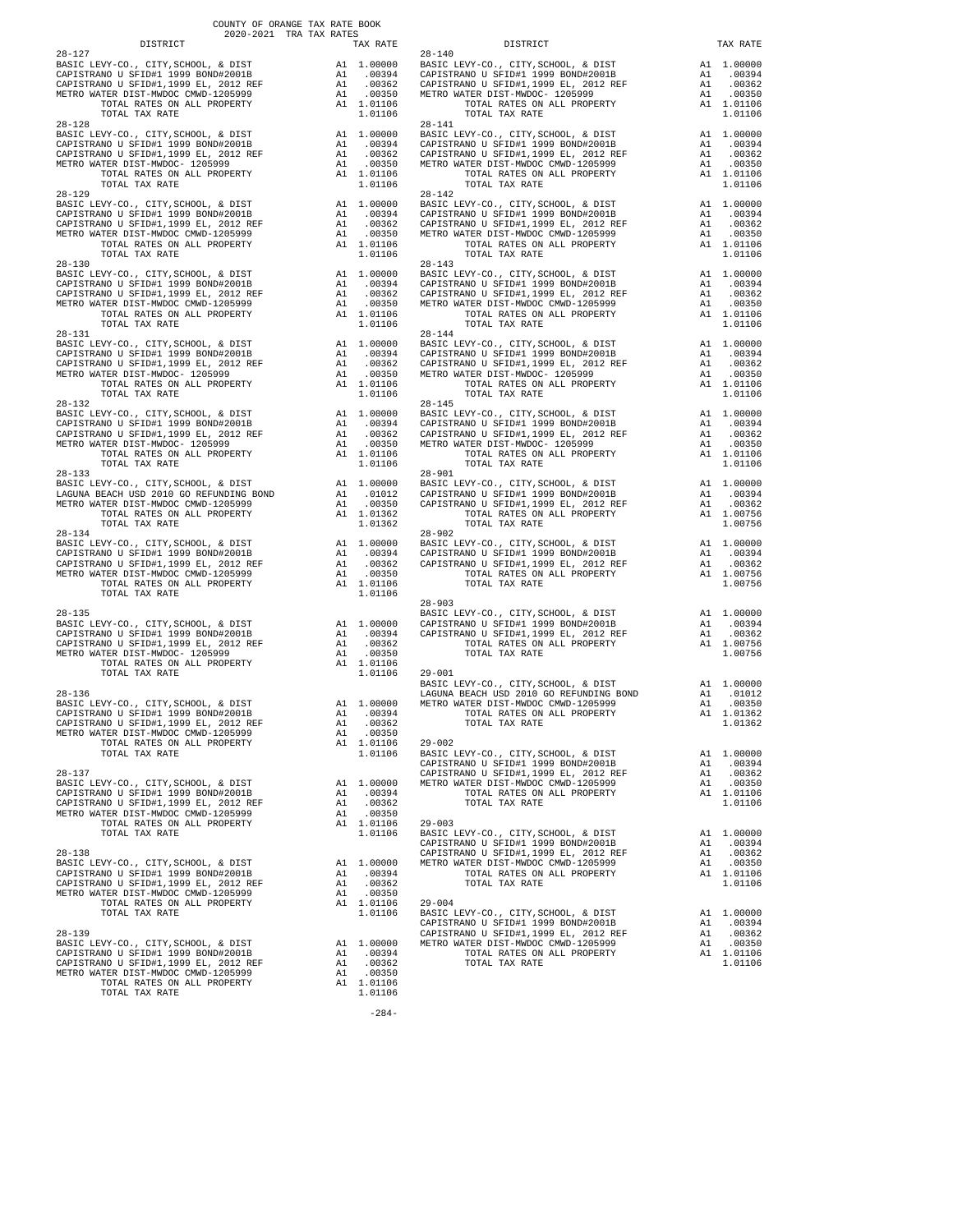COUNTY OF ORANGE TAX RATE BOOK
2020-2021 TRA TAX RATES

| DISTRICT | | TAX RATE |
|---|---|---|
| 28-127 | | |
| BASIC LEVY-CO., CITY,SCHOOL, & DIST | A1 | 1.00000 |
| CAPISTRANO U SFID#1 1999 BOND#2001B | A1 | .00394 |
| CAPISTRANO U SFID#1,1999 EL, 2012 REF | A1 | .00362 |
| METRO WATER DIST-MWDOC- 1205999 | A1 | .00350 |
| TOTAL RATES ON ALL PROPERTY | A1 | 1.01106 |
| TOTAL TAX RATE | | 1.01106 |
| 28-128 | | |
| BASIC LEVY-CO., CITY,SCHOOL, & DIST | A1 | 1.00000 |
| CAPISTRANO U SFID#1 1999 BOND#2001B | A1 | .00394 |
| CAPISTRANO U SFID#1,1999 EL, 2012 REF | A1 | .00362 |
| METRO WATER DIST-MWDOC- 1205999 | A1 | .00350 |
| TOTAL RATES ON ALL PROPERTY | A1 | 1.01106 |
| TOTAL TAX RATE | | 1.01106 |
| 28-129 | | |
| BASIC LEVY-CO., CITY,SCHOOL, & DIST | A1 | 1.00000 |
| CAPISTRANO U SFID#1 1999 BOND#2001B | A1 | .00394 |
| CAPISTRANO U SFID#1,1999 EL, 2012 REF | A1 | .00362 |
| METRO WATER DIST-MWDOC CMWD-1205999 | A1 | .00350 |
| TOTAL RATES ON ALL PROPERTY | A1 | 1.01106 |
| TOTAL TAX RATE | | 1.01106 |
| 28-130 | | |
| BASIC LEVY-CO., CITY,SCHOOL, & DIST | A1 | 1.00000 |
| CAPISTRANO U SFID#1 1999 BOND#2001B | A1 | .00394 |
| CAPISTRANO U SFID#1,1999 EL, 2012 REF | A1 | .00362 |
| METRO WATER DIST-MWDOC CMWD-1205999 | A1 | .00350 |
| TOTAL RATES ON ALL PROPERTY | A1 | 1.01106 |
| TOTAL TAX RATE | | 1.01106 |
| 28-131 | | |
| BASIC LEVY-CO., CITY,SCHOOL, & DIST | A1 | 1.00000 |
| CAPISTRANO U SFID#1 1999 BOND#2001B | A1 | .00394 |
| CAPISTRANO U SFID#1,1999 EL, 2012 REF | A1 | .00362 |
| METRO WATER DIST-MWDOC- 1205999 | A1 | .00350 |
| TOTAL RATES ON ALL PROPERTY | A1 | 1.01106 |
| TOTAL TAX RATE | | 1.01106 |
| 28-132 | | |
| BASIC LEVY-CO., CITY,SCHOOL, & DIST | A1 | 1.00000 |
| CAPISTRANO U SFID#1 1999 BOND#2001B | A1 | .00394 |
| CAPISTRANO U SFID#1,1999 EL, 2012 REF | A1 | .00362 |
| METRO WATER DIST-MWDOC- 1205999 | A1 | .00350 |
| TOTAL RATES ON ALL PROPERTY | A1 | 1.01106 |
| TOTAL TAX RATE | | 1.01106 |
| 28-133 | | |
| BASIC LEVY-CO., CITY,SCHOOL, & DIST | A1 | 1.00000 |
| LAGUNA BEACH USD 2010 GO REFUNDING BOND | A1 | .01012 |
| METRO WATER DIST-MWDOC CMWD-1205999 | A1 | .00350 |
| TOTAL RATES ON ALL PROPERTY | A1 | 1.01362 |
| TOTAL TAX RATE | | 1.01362 |
| 28-134 | | |
| BASIC LEVY-CO., CITY,SCHOOL, & DIST | A1 | 1.00000 |
| CAPISTRANO U SFID#1 1999 BOND#2001B | A1 | .00394 |
| CAPISTRANO U SFID#1,1999 EL, 2012 REF | A1 | .00362 |
| METRO WATER DIST-MWDOC CMWD-1205999 | A1 | .00350 |
| TOTAL RATES ON ALL PROPERTY | A1 | 1.01106 |
| TOTAL TAX RATE | | 1.01106 |
| 28-135 | | |
| BASIC LEVY-CO., CITY,SCHOOL, & DIST | A1 | 1.00000 |
| CAPISTRANO U SFID#1 1999 BOND#2001B | A1 | .00394 |
| CAPISTRANO U SFID#1,1999 EL, 2012 REF | A1 | .00362 |
| METRO WATER DIST-MWDOC- 1205999 | A1 | .00350 |
| TOTAL RATES ON ALL PROPERTY | A1 | 1.01106 |
| TOTAL TAX RATE | | 1.01106 |
| 28-136 | | |
| BASIC LEVY-CO., CITY,SCHOOL, & DIST | A1 | 1.00000 |
| CAPISTRANO U SFID#1 1999 BOND#2001B | A1 | .00394 |
| CAPISTRANO U SFID#1,1999 EL, 2012 REF | A1 | .00362 |
| METRO WATER DIST-MWDOC CMWD-1205999 | A1 | .00350 |
| TOTAL RATES ON ALL PROPERTY | A1 | 1.01106 |
| TOTAL TAX RATE | | 1.01106 |
| 28-137 | | |
| BASIC LEVY-CO., CITY,SCHOOL, & DIST | A1 | 1.00000 |
| CAPISTRANO U SFID#1 1999 BOND#2001B | A1 | .00394 |
| CAPISTRANO U SFID#1,1999 EL, 2012 REF | A1 | .00362 |
| METRO WATER DIST-MWDOC CMWD-1205999 | A1 | .00350 |
| TOTAL RATES ON ALL PROPERTY | A1 | 1.01106 |
| TOTAL TAX RATE | | 1.01106 |
| 28-138 | | |
| BASIC LEVY-CO., CITY,SCHOOL, & DIST | A1 | 1.00000 |
| CAPISTRANO U SFID#1 1999 BOND#2001B | A1 | .00394 |
| CAPISTRANO U SFID#1,1999 EL, 2012 REF | A1 | .00362 |
| METRO WATER DIST-MWDOC CMWD-1205999 | A1 | .00350 |
| TOTAL RATES ON ALL PROPERTY | A1 | 1.01106 |
| TOTAL TAX RATE | | 1.01106 |
| 28-139 | | |
| BASIC LEVY-CO., CITY,SCHOOL, & DIST | A1 | 1.00000 |
| CAPISTRANO U SFID#1 1999 BOND#2001B | A1 | .00394 |
| CAPISTRANO U SFID#1,1999 EL, 2012 REF | A1 | .00362 |
| METRO WATER DIST-MWDOC CMWD-1205999 | A1 | .00350 |
| TOTAL RATES ON ALL PROPERTY | A1 | 1.01106 |
| TOTAL TAX RATE | | 1.01106 |
| 28-140 | | |
| BASIC LEVY-CO., CITY,SCHOOL, & DIST | A1 | 1.00000 |
| CAPISTRANO U SFID#1 1999 BOND#2001B | A1 | .00394 |
| CAPISTRANO U SFID#1,1999 EL, 2012 REF | A1 | .00362 |
| METRO WATER DIST-MWDOC- 1205999 | A1 | .00350 |
| TOTAL RATES ON ALL PROPERTY | A1 | 1.01106 |
| TOTAL TAX RATE | | 1.01106 |
| 28-141 | | |
| BASIC LEVY-CO., CITY,SCHOOL, & DIST | A1 | 1.00000 |
| CAPISTRANO U SFID#1 1999 BOND#2001B | A1 | .00394 |
| CAPISTRANO U SFID#1,1999 EL, 2012 REF | A1 | .00362 |
| METRO WATER DIST-MWDOC CMWD-1205999 | A1 | .00350 |
| TOTAL RATES ON ALL PROPERTY | A1 | 1.01106 |
| TOTAL TAX RATE | | 1.01106 |
| 28-142 | | |
| BASIC LEVY-CO., CITY,SCHOOL, & DIST | A1 | 1.00000 |
| CAPISTRANO U SFID#1 1999 BOND#2001B | A1 | .00394 |
| CAPISTRANO U SFID#1,1999 EL, 2012 REF | A1 | .00362 |
| METRO WATER DIST-MWDOC CMWD-1205999 | A1 | .00350 |
| TOTAL RATES ON ALL PROPERTY | A1 | 1.01106 |
| TOTAL TAX RATE | | 1.01106 |
| 28-143 | | |
| BASIC LEVY-CO., CITY,SCHOOL, & DIST | A1 | 1.00000 |
| CAPISTRANO U SFID#1 1999 BOND#2001B | A1 | .00394 |
| CAPISTRANO U SFID#1,1999 EL, 2012 REF | A1 | .00362 |
| METRO WATER DIST-MWDOC CMWD-1205999 | A1 | .00350 |
| TOTAL RATES ON ALL PROPERTY | A1 | 1.01106 |
| TOTAL TAX RATE | | 1.01106 |
| 28-144 | | |
| BASIC LEVY-CO., CITY,SCHOOL, & DIST | A1 | 1.00000 |
| CAPISTRANO U SFID#1 1999 BOND#2001B | A1 | .00394 |
| CAPISTRANO U SFID#1,1999 EL, 2012 REF | A1 | .00362 |
| METRO WATER DIST-MWDOC- 1205999 | A1 | .00350 |
| TOTAL RATES ON ALL PROPERTY | A1 | 1.01106 |
| TOTAL TAX RATE | | 1.01106 |
| 28-145 | | |
| BASIC LEVY-CO., CITY,SCHOOL, & DIST | A1 | 1.00000 |
| CAPISTRANO U SFID#1 1999 BOND#2001B | A1 | .00394 |
| CAPISTRANO U SFID#1,1999 EL, 2012 REF | A1 | .00362 |
| METRO WATER DIST-MWDOC- 1205999 | A1 | .00350 |
| TOTAL RATES ON ALL PROPERTY | A1 | 1.01106 |
| TOTAL TAX RATE | | 1.01106 |
| 28-901 | | |
| BASIC LEVY-CO., CITY,SCHOOL, & DIST | A1 | 1.00000 |
| CAPISTRANO U SFID#1 1999 BOND#2001B | A1 | .00394 |
| CAPISTRANO U SFID#1,1999 EL, 2012 REF | A1 | .00362 |
| TOTAL RATES ON ALL PROPERTY | A1 | 1.00756 |
| TOTAL TAX RATE | | 1.00756 |
| 28-902 | | |
| BASIC LEVY-CO., CITY,SCHOOL, & DIST | A1 | 1.00000 |
| CAPISTRANO U SFID#1 1999 BOND#2001B | A1 | .00394 |
| CAPISTRANO U SFID#1,1999 EL, 2012 REF | A1 | .00362 |
| TOTAL RATES ON ALL PROPERTY | A1 | 1.00756 |
| TOTAL TAX RATE | | 1.00756 |
| 28-903 | | |
| BASIC LEVY-CO., CITY,SCHOOL, & DIST | A1 | 1.00000 |
| CAPISTRANO U SFID#1 1999 BOND#2001B | A1 | .00394 |
| CAPISTRANO U SFID#1,1999 EL, 2012 REF | A1 | .00362 |
| TOTAL RATES ON ALL PROPERTY | A1 | 1.00756 |
| TOTAL TAX RATE | | 1.00756 |
| 29-001 | | |
| BASIC LEVY-CO., CITY,SCHOOL, & DIST | A1 | 1.00000 |
| LAGUNA BEACH USD 2010 GO REFUNDING BOND | A1 | .01012 |
| METRO WATER DIST-MWDOC CMWD-1205999 | A1 | .00350 |
| TOTAL RATES ON ALL PROPERTY | A1 | 1.01362 |
| TOTAL TAX RATE | | 1.01362 |
| 29-002 | | |
| BASIC LEVY-CO., CITY,SCHOOL, & DIST | A1 | 1.00000 |
| CAPISTRANO U SFID#1 1999 BOND#2001B | A1 | .00394 |
| CAPISTRANO U SFID#1,1999 EL, 2012 REF | A1 | .00362 |
| METRO WATER DIST-MWDOC CMWD-1205999 | A1 | .00350 |
| TOTAL RATES ON ALL PROPERTY | A1 | 1.01106 |
| TOTAL TAX RATE | | 1.01106 |
| 29-003 | | |
| BASIC LEVY-CO., CITY,SCHOOL, & DIST | A1 | 1.00000 |
| CAPISTRANO U SFID#1 1999 BOND#2001B | A1 | .00394 |
| CAPISTRANO U SFID#1,1999 EL, 2012 REF | A1 | .00362 |
| METRO WATER DIST-MWDOC CMWD-1205999 | A1 | .00350 |
| TOTAL RATES ON ALL PROPERTY | A1 | 1.01106 |
| TOTAL TAX RATE | | 1.01106 |
| 29-004 | | |
| BASIC LEVY-CO., CITY,SCHOOL, & DIST | A1 | 1.00000 |
| CAPISTRANO U SFID#1 1999 BOND#2001B | A1 | .00394 |
| CAPISTRANO U SFID#1,1999 EL, 2012 REF | A1 | .00362 |
| METRO WATER DIST-MWDOC CMWD-1205999 | A1 | .00350 |
| TOTAL RATES ON ALL PROPERTY | A1 | 1.01106 |
| TOTAL TAX RATE | | 1.01106 |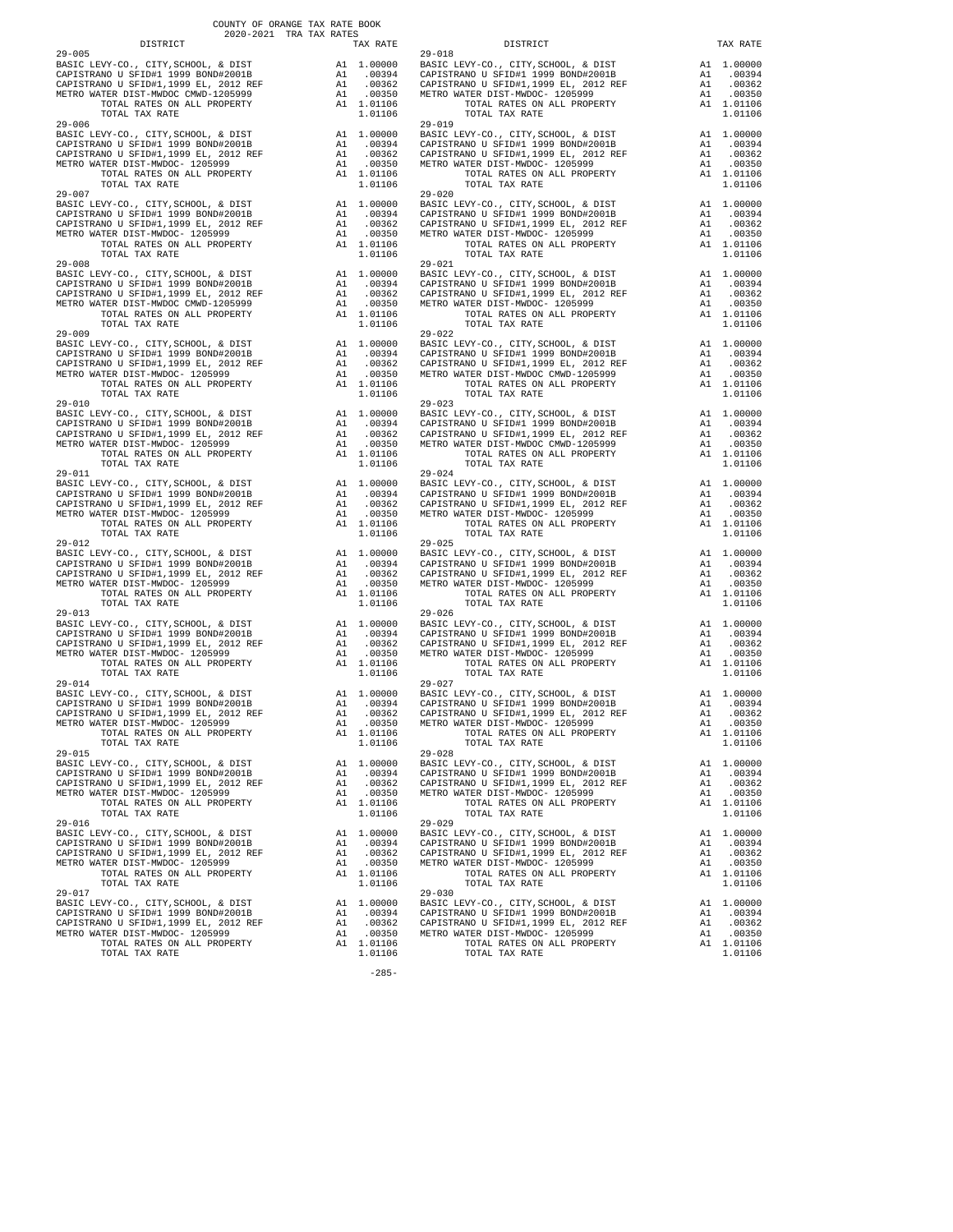COUNTY OF ORANGE TAX RATE BOOK
2020-2021 TRA TAX RATES

| DISTRICT | | TAX RATE |
|---|---|---|
| 29-005 | | |
| BASIC LEVY-CO., CITY,SCHOOL, & DIST | A1 | 1.00000 |
| CAPISTRANO U SFID#1 1999 BOND#2001B | A1 | .00394 |
| CAPISTRANO U SFID#1,1999 EL, 2012 REF | A1 | .00362 |
| METRO WATER DIST-MWDOC CMWD-1205999 | A1 | .00350 |
| TOTAL RATES ON ALL PROPERTY | A1 | 1.01106 |
| TOTAL TAX RATE | | 1.01106 |
| 29-006 | | |
| BASIC LEVY-CO., CITY,SCHOOL, & DIST | A1 | 1.00000 |
| CAPISTRANO U SFID#1 1999 BOND#2001B | A1 | .00394 |
| CAPISTRANO U SFID#1,1999 EL, 2012 REF | A1 | .00362 |
| METRO WATER DIST-MWDOC- 1205999 | A1 | .00350 |
| TOTAL RATES ON ALL PROPERTY | A1 | 1.01106 |
| TOTAL TAX RATE | | 1.01106 |
| 29-007 | | |
| BASIC LEVY-CO., CITY,SCHOOL, & DIST | A1 | 1.00000 |
| CAPISTRANO U SFID#1 1999 BOND#2001B | A1 | .00394 |
| CAPISTRANO U SFID#1,1999 EL, 2012 REF | A1 | .00362 |
| METRO WATER DIST-MWDOC- 1205999 | A1 | .00350 |
| TOTAL RATES ON ALL PROPERTY | A1 | 1.01106 |
| TOTAL TAX RATE | | 1.01106 |
| 29-008 | | |
| BASIC LEVY-CO., CITY,SCHOOL, & DIST | A1 | 1.00000 |
| CAPISTRANO U SFID#1 1999 BOND#2001B | A1 | .00394 |
| CAPISTRANO U SFID#1,1999 EL, 2012 REF | A1 | .00362 |
| METRO WATER DIST-MWDOC CMWD-1205999 | A1 | .00350 |
| TOTAL RATES ON ALL PROPERTY | A1 | 1.01106 |
| TOTAL TAX RATE | | 1.01106 |
| 29-009 | | |
| BASIC LEVY-CO., CITY,SCHOOL, & DIST | A1 | 1.00000 |
| CAPISTRANO U SFID#1 1999 BOND#2001B | A1 | .00394 |
| CAPISTRANO U SFID#1,1999 EL, 2012 REF | A1 | .00362 |
| METRO WATER DIST-MWDOC- 1205999 | A1 | .00350 |
| TOTAL RATES ON ALL PROPERTY | A1 | 1.01106 |
| TOTAL TAX RATE | | 1.01106 |
| 29-010 | | |
| BASIC LEVY-CO., CITY,SCHOOL, & DIST | A1 | 1.00000 |
| CAPISTRANO U SFID#1 1999 BOND#2001B | A1 | .00394 |
| CAPISTRANO U SFID#1,1999 EL, 2012 REF | A1 | .00362 |
| METRO WATER DIST-MWDOC- 1205999 | A1 | .00350 |
| TOTAL RATES ON ALL PROPERTY | A1 | 1.01106 |
| TOTAL TAX RATE | | 1.01106 |
| 29-011 | | |
| BASIC LEVY-CO., CITY,SCHOOL, & DIST | A1 | 1.00000 |
| CAPISTRANO U SFID#1 1999 BOND#2001B | A1 | .00394 |
| CAPISTRANO U SFID#1,1999 EL, 2012 REF | A1 | .00362 |
| METRO WATER DIST-MWDOC- 1205999 | A1 | .00350 |
| TOTAL RATES ON ALL PROPERTY | A1 | 1.01106 |
| TOTAL TAX RATE | | 1.01106 |
| 29-012 | | |
| BASIC LEVY-CO., CITY,SCHOOL, & DIST | A1 | 1.00000 |
| CAPISTRANO U SFID#1 1999 BOND#2001B | A1 | .00394 |
| CAPISTRANO U SFID#1,1999 EL, 2012 REF | A1 | .00362 |
| METRO WATER DIST-MWDOC- 1205999 | A1 | .00350 |
| TOTAL RATES ON ALL PROPERTY | A1 | 1.01106 |
| TOTAL TAX RATE | | 1.01106 |
| 29-013 | | |
| BASIC LEVY-CO., CITY,SCHOOL, & DIST | A1 | 1.00000 |
| CAPISTRANO U SFID#1 1999 BOND#2001B | A1 | .00394 |
| CAPISTRANO U SFID#1,1999 EL, 2012 REF | A1 | .00362 |
| METRO WATER DIST-MWDOC- 1205999 | A1 | .00350 |
| TOTAL RATES ON ALL PROPERTY | A1 | 1.01106 |
| TOTAL TAX RATE | | 1.01106 |
| 29-014 | | |
| BASIC LEVY-CO., CITY,SCHOOL, & DIST | A1 | 1.00000 |
| CAPISTRANO U SFID#1 1999 BOND#2001B | A1 | .00394 |
| CAPISTRANO U SFID#1,1999 EL, 2012 REF | A1 | .00362 |
| METRO WATER DIST-MWDOC- 1205999 | A1 | .00350 |
| TOTAL RATES ON ALL PROPERTY | A1 | 1.01106 |
| TOTAL TAX RATE | | 1.01106 |
| 29-015 | | |
| BASIC LEVY-CO., CITY,SCHOOL, & DIST | A1 | 1.00000 |
| CAPISTRANO U SFID#1 1999 BOND#2001B | A1 | .00394 |
| CAPISTRANO U SFID#1,1999 EL, 2012 REF | A1 | .00362 |
| METRO WATER DIST-MWDOC- 1205999 | A1 | .00350 |
| TOTAL RATES ON ALL PROPERTY | A1 | 1.01106 |
| TOTAL TAX RATE | | 1.01106 |
| 29-016 | | |
| BASIC LEVY-CO., CITY,SCHOOL, & DIST | A1 | 1.00000 |
| CAPISTRANO U SFID#1 1999 BOND#2001B | A1 | .00394 |
| CAPISTRANO U SFID#1,1999 EL, 2012 REF | A1 | .00362 |
| METRO WATER DIST-MWDOC- 1205999 | A1 | .00350 |
| TOTAL RATES ON ALL PROPERTY | A1 | 1.01106 |
| TOTAL TAX RATE | | 1.01106 |
| 29-017 | | |
| BASIC LEVY-CO., CITY,SCHOOL, & DIST | A1 | 1.00000 |
| CAPISTRANO U SFID#1 1999 BOND#2001B | A1 | .00394 |
| CAPISTRANO U SFID#1,1999 EL, 2012 REF | A1 | .00362 |
| METRO WATER DIST-MWDOC- 1205999 | A1 | .00350 |
| TOTAL RATES ON ALL PROPERTY | A1 | 1.01106 |
| TOTAL TAX RATE | | 1.01106 |
| 29-018 | | |
| BASIC LEVY-CO., CITY,SCHOOL, & DIST | A1 | 1.00000 |
| CAPISTRANO U SFID#1 1999 BOND#2001B | A1 | .00394 |
| CAPISTRANO U SFID#1,1999 EL, 2012 REF | A1 | .00362 |
| METRO WATER DIST-MWDOC- 1205999 | A1 | .00350 |
| TOTAL RATES ON ALL PROPERTY | A1 | 1.01106 |
| TOTAL TAX RATE | | 1.01106 |
| 29-019 | | |
| BASIC LEVY-CO., CITY,SCHOOL, & DIST | A1 | 1.00000 |
| CAPISTRANO U SFID#1 1999 BOND#2001B | A1 | .00394 |
| CAPISTRANO U SFID#1,1999 EL, 2012 REF | A1 | .00362 |
| METRO WATER DIST-MWDOC- 1205999 | A1 | .00350 |
| TOTAL RATES ON ALL PROPERTY | A1 | 1.01106 |
| TOTAL TAX RATE | | 1.01106 |
| 29-020 | | |
| BASIC LEVY-CO., CITY,SCHOOL, & DIST | A1 | 1.00000 |
| CAPISTRANO U SFID#1 1999 BOND#2001B | A1 | .00394 |
| CAPISTRANO U SFID#1,1999 EL, 2012 REF | A1 | .00362 |
| METRO WATER DIST-MWDOC- 1205999 | A1 | .00350 |
| TOTAL RATES ON ALL PROPERTY | A1 | 1.01106 |
| TOTAL TAX RATE | | 1.01106 |
| 29-021 | | |
| BASIC LEVY-CO., CITY,SCHOOL, & DIST | A1 | 1.00000 |
| CAPISTRANO U SFID#1 1999 BOND#2001B | A1 | .00394 |
| CAPISTRANO U SFID#1,1999 EL, 2012 REF | A1 | .00362 |
| METRO WATER DIST-MWDOC- 1205999 | A1 | .00350 |
| TOTAL RATES ON ALL PROPERTY | A1 | 1.01106 |
| TOTAL TAX RATE | | 1.01106 |
| 29-022 | | |
| BASIC LEVY-CO., CITY,SCHOOL, & DIST | A1 | 1.00000 |
| CAPISTRANO U SFID#1 1999 BOND#2001B | A1 | .00394 |
| CAPISTRANO U SFID#1,1999 EL, 2012 REF | A1 | .00362 |
| METRO WATER DIST-MWDOC CMWD-1205999 | A1 | .00350 |
| TOTAL RATES ON ALL PROPERTY | A1 | 1.01106 |
| TOTAL TAX RATE | | 1.01106 |
| 29-023 | | |
| BASIC LEVY-CO., CITY,SCHOOL, & DIST | A1 | 1.00000 |
| CAPISTRANO U SFID#1 1999 BOND#2001B | A1 | .00394 |
| CAPISTRANO U SFID#1,1999 EL, 2012 REF | A1 | .00362 |
| METRO WATER DIST-MWDOC CMWD-1205999 | A1 | .00350 |
| TOTAL RATES ON ALL PROPERTY | A1 | 1.01106 |
| TOTAL TAX RATE | | 1.01106 |
| 29-024 | | |
| BASIC LEVY-CO., CITY,SCHOOL, & DIST | A1 | 1.00000 |
| CAPISTRANO U SFID#1 1999 BOND#2001B | A1 | .00394 |
| CAPISTRANO U SFID#1,1999 EL, 2012 REF | A1 | .00362 |
| METRO WATER DIST-MWDOC- 1205999 | A1 | .00350 |
| TOTAL RATES ON ALL PROPERTY | A1 | 1.01106 |
| TOTAL TAX RATE | | 1.01106 |
| 29-025 | | |
| BASIC LEVY-CO., CITY,SCHOOL, & DIST | A1 | 1.00000 |
| CAPISTRANO U SFID#1 1999 BOND#2001B | A1 | .00394 |
| CAPISTRANO U SFID#1,1999 EL, 2012 REF | A1 | .00362 |
| METRO WATER DIST-MWDOC- 1205999 | A1 | .00350 |
| TOTAL RATES ON ALL PROPERTY | A1 | 1.01106 |
| TOTAL TAX RATE | | 1.01106 |
| 29-026 | | |
| BASIC LEVY-CO., CITY,SCHOOL, & DIST | A1 | 1.00000 |
| CAPISTRANO U SFID#1 1999 BOND#2001B | A1 | .00394 |
| CAPISTRANO U SFID#1,1999 EL, 2012 REF | A1 | .00362 |
| METRO WATER DIST-MWDOC- 1205999 | A1 | .00350 |
| TOTAL RATES ON ALL PROPERTY | A1 | 1.01106 |
| TOTAL TAX RATE | | 1.01106 |
| 29-027 | | |
| BASIC LEVY-CO., CITY,SCHOOL, & DIST | A1 | 1.00000 |
| CAPISTRANO U SFID#1 1999 BOND#2001B | A1 | .00394 |
| CAPISTRANO U SFID#1,1999 EL, 2012 REF | A1 | .00362 |
| METRO WATER DIST-MWDOC- 1205999 | A1 | .00350 |
| TOTAL RATES ON ALL PROPERTY | A1 | 1.01106 |
| TOTAL TAX RATE | | 1.01106 |
| 29-028 | | |
| BASIC LEVY-CO., CITY,SCHOOL, & DIST | A1 | 1.00000 |
| CAPISTRANO U SFID#1 1999 BOND#2001B | A1 | .00394 |
| CAPISTRANO U SFID#1,1999 EL, 2012 REF | A1 | .00362 |
| METRO WATER DIST-MWDOC- 1205999 | A1 | .00350 |
| TOTAL RATES ON ALL PROPERTY | A1 | 1.01106 |
| TOTAL TAX RATE | | 1.01106 |
| 29-029 | | |
| BASIC LEVY-CO., CITY,SCHOOL, & DIST | A1 | 1.00000 |
| CAPISTRANO U SFID#1 1999 BOND#2001B | A1 | .00394 |
| CAPISTRANO U SFID#1,1999 EL, 2012 REF | A1 | .00362 |
| METRO WATER DIST-MWDOC- 1205999 | A1 | .00350 |
| TOTAL RATES ON ALL PROPERTY | A1 | 1.01106 |
| TOTAL TAX RATE | | 1.01106 |
| 29-030 | | |
| BASIC LEVY-CO., CITY,SCHOOL, & DIST | A1 | 1.00000 |
| CAPISTRANO U SFID#1 1999 BOND#2001B | A1 | .00394 |
| CAPISTRANO U SFID#1,1999 EL, 2012 REF | A1 | .00362 |
| METRO WATER DIST-MWDOC- 1205999 | A1 | .00350 |
| TOTAL RATES ON ALL PROPERTY | A1 | 1.01106 |
| TOTAL TAX RATE | | 1.01106 |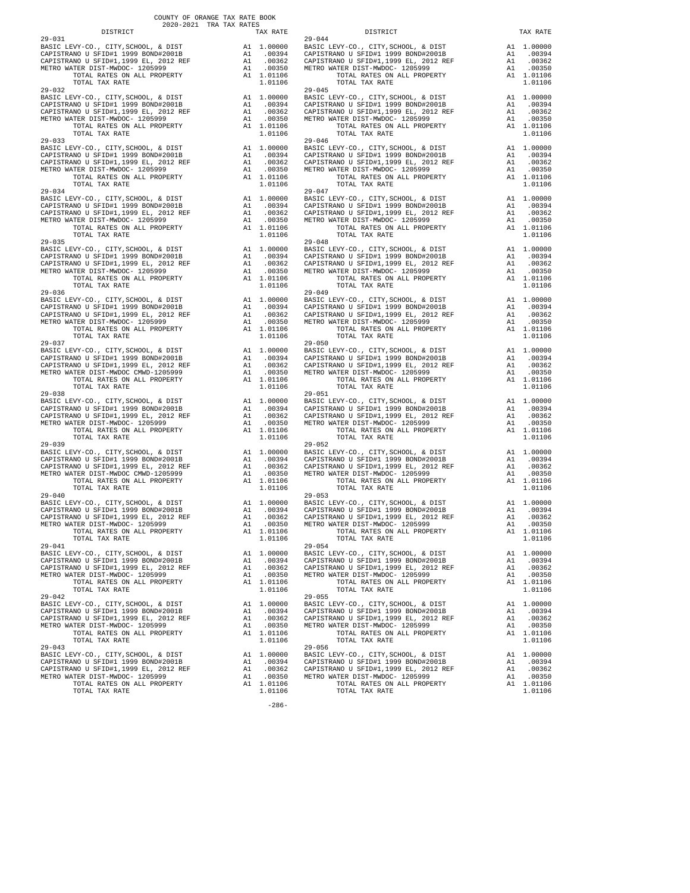COUNTY OF ORANGE TAX RATE BOOK
2020-2021 TRA TAX RATES

| DISTRICT | | TAX RATE | DISTRICT | | TAX RATE |
|---|---|---|---|---|---|
| 29-031 | | | 29-044 | | |
| BASIC LEVY-CO., CITY,SCHOOL, & DIST | A1 | 1.00000 | BASIC LEVY-CO., CITY,SCHOOL, & DIST | A1 | 1.00000 |
| CAPISTRANO U SFID#1 1999 BOND#2001B | A1 | .00394 | CAPISTRANO U SFID#1 1999 BOND#2001B | A1 | .00394 |
| CAPISTRANO U SFID#1,1999 EL, 2012 REF | A1 | .00362 | CAPISTRANO U SFID#1,1999 EL, 2012 REF | A1 | .00362 |
| METRO WATER DIST-MWDOC- 1205999 | A1 | .00350 | METRO WATER DIST-MWDOC- 1205999 | A1 | .00350 |
| TOTAL RATES ON ALL PROPERTY | A1 | 1.01106 | TOTAL RATES ON ALL PROPERTY | A1 | 1.01106 |
| TOTAL TAX RATE | | 1.01106 | TOTAL TAX RATE | | 1.01106 |
| 29-032 | | | 29-045 | | |
| BASIC LEVY-CO., CITY,SCHOOL, & DIST | A1 | 1.00000 | BASIC LEVY-CO., CITY,SCHOOL, & DIST | A1 | 1.00000 |
| CAPISTRANO U SFID#1 1999 BOND#2001B | A1 | .00394 | CAPISTRANO U SFID#1 1999 BOND#2001B | A1 | .00394 |
| CAPISTRANO U SFID#1,1999 EL, 2012 REF | A1 | .00362 | CAPISTRANO U SFID#1,1999 EL, 2012 REF | A1 | .00362 |
| METRO WATER DIST-MWDOC- 1205999 | A1 | .00350 | METRO WATER DIST-MWDOC- 1205999 | A1 | .00350 |
| TOTAL RATES ON ALL PROPERTY | A1 | 1.01106 | TOTAL RATES ON ALL PROPERTY | A1 | 1.01106 |
| TOTAL TAX RATE | | 1.01106 | TOTAL TAX RATE | | 1.01106 |
| 29-033 | | | 29-046 | | |
| BASIC LEVY-CO., CITY,SCHOOL, & DIST | A1 | 1.00000 | BASIC LEVY-CO., CITY,SCHOOL, & DIST | A1 | 1.00000 |
| CAPISTRANO U SFID#1 1999 BOND#2001B | A1 | .00394 | CAPISTRANO U SFID#1 1999 BOND#2001B | A1 | .00394 |
| CAPISTRANO U SFID#1,1999 EL, 2012 REF | A1 | .00362 | CAPISTRANO U SFID#1,1999 EL, 2012 REF | A1 | .00362 |
| METRO WATER DIST-MWDOC- 1205999 | A1 | .00350 | METRO WATER DIST-MWDOC- 1205999 | A1 | .00350 |
| TOTAL RATES ON ALL PROPERTY | A1 | 1.01106 | TOTAL RATES ON ALL PROPERTY | A1 | 1.01106 |
| TOTAL TAX RATE | | 1.01106 | TOTAL TAX RATE | | 1.01106 |
| 29-034 | | | 29-047 | | |
| BASIC LEVY-CO., CITY,SCHOOL, & DIST | A1 | 1.00000 | BASIC LEVY-CO., CITY,SCHOOL, & DIST | A1 | 1.00000 |
| CAPISTRANO U SFID#1 1999 BOND#2001B | A1 | .00394 | CAPISTRANO U SFID#1 1999 BOND#2001B | A1 | .00394 |
| CAPISTRANO U SFID#1,1999 EL, 2012 REF | A1 | .00362 | CAPISTRANO U SFID#1,1999 EL, 2012 REF | A1 | .00362 |
| METRO WATER DIST-MWDOC- 1205999 | A1 | .00350 | METRO WATER DIST-MWDOC- 1205999 | A1 | .00350 |
| TOTAL RATES ON ALL PROPERTY | A1 | 1.01106 | TOTAL RATES ON ALL PROPERTY | A1 | 1.01106 |
| TOTAL TAX RATE | | 1.01106 | TOTAL TAX RATE | | 1.01106 |
| 29-035 | | | 29-048 | | |
| BASIC LEVY-CO., CITY,SCHOOL, & DIST | A1 | 1.00000 | BASIC LEVY-CO., CITY,SCHOOL, & DIST | A1 | 1.00000 |
| CAPISTRANO U SFID#1 1999 BOND#2001B | A1 | .00394 | CAPISTRANO U SFID#1 1999 BOND#2001B | A1 | .00394 |
| CAPISTRANO U SFID#1,1999 EL, 2012 REF | A1 | .00362 | CAPISTRANO U SFID#1,1999 EL, 2012 REF | A1 | .00362 |
| METRO WATER DIST-MWDOC- 1205999 | A1 | .00350 | METRO WATER DIST-MWDOC- 1205999 | A1 | .00350 |
| TOTAL RATES ON ALL PROPERTY | A1 | 1.01106 | TOTAL RATES ON ALL PROPERTY | A1 | 1.01106 |
| TOTAL TAX RATE | | 1.01106 | TOTAL TAX RATE | | 1.01106 |
| 29-036 | | | 29-049 | | |
| BASIC LEVY-CO., CITY,SCHOOL, & DIST | A1 | 1.00000 | BASIC LEVY-CO., CITY,SCHOOL, & DIST | A1 | 1.00000 |
| CAPISTRANO U SFID#1 1999 BOND#2001B | A1 | .00394 | CAPISTRANO U SFID#1 1999 BOND#2001B | A1 | .00394 |
| CAPISTRANO U SFID#1,1999 EL, 2012 REF | A1 | .00362 | CAPISTRANO U SFID#1,1999 EL, 2012 REF | A1 | .00362 |
| METRO WATER DIST-MWDOC- 1205999 | A1 | .00350 | METRO WATER DIST-MWDOC- 1205999 | A1 | .00350 |
| TOTAL RATES ON ALL PROPERTY | A1 | 1.01106 | TOTAL RATES ON ALL PROPERTY | A1 | 1.01106 |
| TOTAL TAX RATE | | 1.01106 | TOTAL TAX RATE | | 1.01106 |
| 29-037 | | | 29-050 | | |
| BASIC LEVY-CO., CITY,SCHOOL, & DIST | A1 | 1.00000 | BASIC LEVY-CO., CITY,SCHOOL, & DIST | A1 | 1.00000 |
| CAPISTRANO U SFID#1 1999 BOND#2001B | A1 | .00394 | CAPISTRANO U SFID#1 1999 BOND#2001B | A1 | .00394 |
| CAPISTRANO U SFID#1,1999 EL, 2012 REF | A1 | .00362 | CAPISTRANO U SFID#1,1999 EL, 2012 REF | A1 | .00362 |
| METRO WATER DIST-MWDOC CMWD-1205999 | A1 | .00350 | METRO WATER DIST-MWDOC- 1205999 | A1 | .00350 |
| TOTAL RATES ON ALL PROPERTY | A1 | 1.01106 | TOTAL RATES ON ALL PROPERTY | A1 | 1.01106 |
| TOTAL TAX RATE | | 1.01106 | TOTAL TAX RATE | | 1.01106 |
| 29-038 | | | 29-051 | | |
| BASIC LEVY-CO., CITY,SCHOOL, & DIST | A1 | 1.00000 | BASIC LEVY-CO., CITY,SCHOOL, & DIST | A1 | 1.00000 |
| CAPISTRANO U SFID#1 1999 BOND#2001B | A1 | .00394 | CAPISTRANO U SFID#1 1999 BOND#2001B | A1 | .00394 |
| CAPISTRANO U SFID#1,1999 EL, 2012 REF | A1 | .00362 | CAPISTRANO U SFID#1,1999 EL, 2012 REF | A1 | .00362 |
| METRO WATER DIST-MWDOC- 1205999 | A1 | .00350 | METRO WATER DIST-MWDOC- 1205999 | A1 | .00350 |
| TOTAL RATES ON ALL PROPERTY | A1 | 1.01106 | TOTAL RATES ON ALL PROPERTY | A1 | 1.01106 |
| TOTAL TAX RATE | | 1.01106 | TOTAL TAX RATE | | 1.01106 |
| 29-039 | | | 29-052 | | |
| BASIC LEVY-CO., CITY,SCHOOL, & DIST | A1 | 1.00000 | BASIC LEVY-CO., CITY,SCHOOL, & DIST | A1 | 1.00000 |
| CAPISTRANO U SFID#1 1999 BOND#2001B | A1 | .00394 | CAPISTRANO U SFID#1 1999 BOND#2001B | A1 | .00394 |
| CAPISTRANO U SFID#1,1999 EL, 2012 REF | A1 | .00362 | CAPISTRANO U SFID#1,1999 EL, 2012 REF | A1 | .00362 |
| METRO WATER DIST-MWDOC CMWD-1205999 | A1 | .00350 | METRO WATER DIST-MWDOC- 1205999 | A1 | .00350 |
| TOTAL RATES ON ALL PROPERTY | A1 | 1.01106 | TOTAL RATES ON ALL PROPERTY | A1 | 1.01106 |
| TOTAL TAX RATE | | 1.01106 | TOTAL TAX RATE | | 1.01106 |
| 29-040 | | | 29-053 | | |
| BASIC LEVY-CO., CITY,SCHOOL, & DIST | A1 | 1.00000 | BASIC LEVY-CO., CITY,SCHOOL, & DIST | A1 | 1.00000 |
| CAPISTRANO U SFID#1 1999 BOND#2001B | A1 | .00394 | CAPISTRANO U SFID#1 1999 BOND#2001B | A1 | .00394 |
| CAPISTRANO U SFID#1,1999 EL, 2012 REF | A1 | .00362 | CAPISTRANO U SFID#1,1999 EL, 2012 REF | A1 | .00362 |
| METRO WATER DIST-MWDOC- 1205999 | A1 | .00350 | METRO WATER DIST-MWDOC- 1205999 | A1 | .00350 |
| TOTAL RATES ON ALL PROPERTY | A1 | 1.01106 | TOTAL RATES ON ALL PROPERTY | A1 | 1.01106 |
| TOTAL TAX RATE | | 1.01106 | TOTAL TAX RATE | | 1.01106 |
| 29-041 | | | 29-054 | | |
| BASIC LEVY-CO., CITY,SCHOOL, & DIST | A1 | 1.00000 | BASIC LEVY-CO., CITY,SCHOOL, & DIST | A1 | 1.00000 |
| CAPISTRANO U SFID#1 1999 BOND#2001B | A1 | .00394 | CAPISTRANO U SFID#1 1999 BOND#2001B | A1 | .00394 |
| CAPISTRANO U SFID#1,1999 EL, 2012 REF | A1 | .00362 | CAPISTRANO U SFID#1,1999 EL, 2012 REF | A1 | .00362 |
| METRO WATER DIST-MWDOC- 1205999 | A1 | .00350 | METRO WATER DIST-MWDOC- 1205999 | A1 | .00350 |
| TOTAL RATES ON ALL PROPERTY | A1 | 1.01106 | TOTAL RATES ON ALL PROPERTY | A1 | 1.01106 |
| TOTAL TAX RATE | | 1.01106 | TOTAL TAX RATE | | 1.01106 |
| 29-042 | | | 29-055 | | |
| BASIC LEVY-CO., CITY,SCHOOL, & DIST | A1 | 1.00000 | BASIC LEVY-CO., CITY,SCHOOL, & DIST | A1 | 1.00000 |
| CAPISTRANO U SFID#1 1999 BOND#2001B | A1 | .00394 | CAPISTRANO U SFID#1 1999 BOND#2001B | A1 | .00394 |
| CAPISTRANO U SFID#1,1999 EL, 2012 REF | A1 | .00362 | CAPISTRANO U SFID#1,1999 EL, 2012 REF | A1 | .00362 |
| METRO WATER DIST-MWDOC- 1205999 | A1 | .00350 | METRO WATER DIST-MWDOC- 1205999 | A1 | .00350 |
| TOTAL RATES ON ALL PROPERTY | A1 | 1.01106 | TOTAL RATES ON ALL PROPERTY | A1 | 1.01106 |
| TOTAL TAX RATE | | 1.01106 | TOTAL TAX RATE | | 1.01106 |
| 29-043 | | | 29-056 | | |
| BASIC LEVY-CO., CITY,SCHOOL, & DIST | A1 | 1.00000 | BASIC LEVY-CO., CITY,SCHOOL, & DIST | A1 | 1.00000 |
| CAPISTRANO U SFID#1 1999 BOND#2001B | A1 | .00394 | CAPISTRANO U SFID#1 1999 BOND#2001B | A1 | .00394 |
| CAPISTRANO U SFID#1,1999 EL, 2012 REF | A1 | .00362 | CAPISTRANO U SFID#1,1999 EL, 2012 REF | A1 | .00362 |
| METRO WATER DIST-MWDOC- 1205999 | A1 | .00350 | METRO WATER DIST-MWDOC- 1205999 | A1 | .00350 |
| TOTAL RATES ON ALL PROPERTY | A1 | 1.01106 | TOTAL RATES ON ALL PROPERTY | A1 | 1.01106 |
| TOTAL TAX RATE | | 1.01106 | TOTAL TAX RATE | | 1.01106 |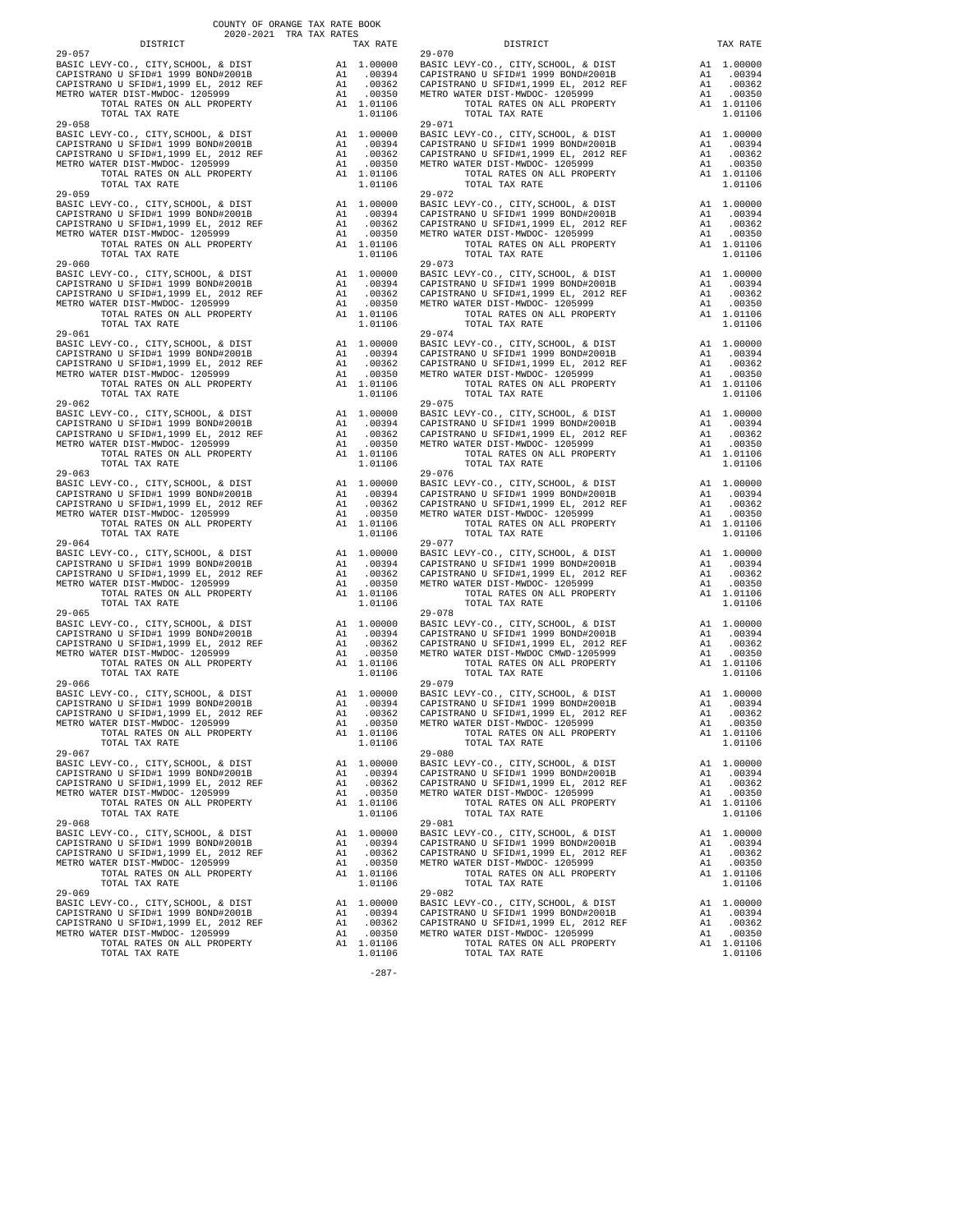COUNTY OF ORANGE TAX RATE BOOK
2020-2021 TRA TAX RATES

| DISTRICT | | TAX RATE |
|---|---|---|
| 29-057 | | |
| BASIC LEVY-CO., CITY,SCHOOL, & DIST | A1 | 1.00000 |
| CAPISTRANO U SFID#1 1999 BOND#2001B | A1 | .00394 |
| CAPISTRANO U SFID#1,1999 EL, 2012 REF | A1 | .00362 |
| METRO WATER DIST-MWDOC- 1205999 | A1 | .00350 |
| TOTAL RATES ON ALL PROPERTY | A1 | 1.01106 |
| TOTAL TAX RATE | | 1.01106 |
| 29-058 | | |
| BASIC LEVY-CO., CITY,SCHOOL, & DIST | A1 | 1.00000 |
| CAPISTRANO U SFID#1 1999 BOND#2001B | A1 | .00394 |
| CAPISTRANO U SFID#1,1999 EL, 2012 REF | A1 | .00362 |
| METRO WATER DIST-MWDOC- 1205999 | A1 | .00350 |
| TOTAL RATES ON ALL PROPERTY | A1 | 1.01106 |
| TOTAL TAX RATE | | 1.01106 |
| 29-059 | | |
| BASIC LEVY-CO., CITY,SCHOOL, & DIST | A1 | 1.00000 |
| CAPISTRANO U SFID#1 1999 BOND#2001B | A1 | .00394 |
| CAPISTRANO U SFID#1,1999 EL, 2012 REF | A1 | .00362 |
| METRO WATER DIST-MWDOC- 1205999 | A1 | .00350 |
| TOTAL RATES ON ALL PROPERTY | A1 | 1.01106 |
| TOTAL TAX RATE | | 1.01106 |
| 29-060 | | |
| BASIC LEVY-CO., CITY,SCHOOL, & DIST | A1 | 1.00000 |
| CAPISTRANO U SFID#1 1999 BOND#2001B | A1 | .00394 |
| CAPISTRANO U SFID#1,1999 EL, 2012 REF | A1 | .00362 |
| METRO WATER DIST-MWDOC- 1205999 | A1 | .00350 |
| TOTAL RATES ON ALL PROPERTY | A1 | 1.01106 |
| TOTAL TAX RATE | | 1.01106 |
| 29-061 | | |
| BASIC LEVY-CO., CITY,SCHOOL, & DIST | A1 | 1.00000 |
| CAPISTRANO U SFID#1 1999 BOND#2001B | A1 | .00394 |
| CAPISTRANO U SFID#1,1999 EL, 2012 REF | A1 | .00362 |
| METRO WATER DIST-MWDOC- 1205999 | A1 | .00350 |
| TOTAL RATES ON ALL PROPERTY | A1 | 1.01106 |
| TOTAL TAX RATE | | 1.01106 |
| 29-062 | | |
| BASIC LEVY-CO., CITY,SCHOOL, & DIST | A1 | 1.00000 |
| CAPISTRANO U SFID#1 1999 BOND#2001B | A1 | .00394 |
| CAPISTRANO U SFID#1,1999 EL, 2012 REF | A1 | .00362 |
| METRO WATER DIST-MWDOC- 1205999 | A1 | .00350 |
| TOTAL RATES ON ALL PROPERTY | A1 | 1.01106 |
| TOTAL TAX RATE | | 1.01106 |
| 29-063 | | |
| BASIC LEVY-CO., CITY,SCHOOL, & DIST | A1 | 1.00000 |
| CAPISTRANO U SFID#1 1999 BOND#2001B | A1 | .00394 |
| CAPISTRANO U SFID#1,1999 EL, 2012 REF | A1 | .00362 |
| METRO WATER DIST-MWDOC- 1205999 | A1 | .00350 |
| TOTAL RATES ON ALL PROPERTY | A1 | 1.01106 |
| TOTAL TAX RATE | | 1.01106 |
| 29-064 | | |
| BASIC LEVY-CO., CITY,SCHOOL, & DIST | A1 | 1.00000 |
| CAPISTRANO U SFID#1 1999 BOND#2001B | A1 | .00394 |
| CAPISTRANO U SFID#1,1999 EL, 2012 REF | A1 | .00362 |
| METRO WATER DIST-MWDOC- 1205999 | A1 | .00350 |
| TOTAL RATES ON ALL PROPERTY | A1 | 1.01106 |
| TOTAL TAX RATE | | 1.01106 |
| 29-065 | | |
| BASIC LEVY-CO., CITY,SCHOOL, & DIST | A1 | 1.00000 |
| CAPISTRANO U SFID#1 1999 BOND#2001B | A1 | .00394 |
| CAPISTRANO U SFID#1,1999 EL, 2012 REF | A1 | .00362 |
| METRO WATER DIST-MWDOC- 1205999 | A1 | .00350 |
| TOTAL RATES ON ALL PROPERTY | A1 | 1.01106 |
| TOTAL TAX RATE | | 1.01106 |
| 29-066 | | |
| BASIC LEVY-CO., CITY,SCHOOL, & DIST | A1 | 1.00000 |
| CAPISTRANO U SFID#1 1999 BOND#2001B | A1 | .00394 |
| CAPISTRANO U SFID#1,1999 EL, 2012 REF | A1 | .00362 |
| METRO WATER DIST-MWDOC- 1205999 | A1 | .00350 |
| TOTAL RATES ON ALL PROPERTY | A1 | 1.01106 |
| TOTAL TAX RATE | | 1.01106 |
| 29-067 | | |
| BASIC LEVY-CO., CITY,SCHOOL, & DIST | A1 | 1.00000 |
| CAPISTRANO U SFID#1 1999 BOND#2001B | A1 | .00394 |
| CAPISTRANO U SFID#1,1999 EL, 2012 REF | A1 | .00362 |
| METRO WATER DIST-MWDOC- 1205999 | A1 | .00350 |
| TOTAL RATES ON ALL PROPERTY | A1 | 1.01106 |
| TOTAL TAX RATE | | 1.01106 |
| 29-068 | | |
| BASIC LEVY-CO., CITY,SCHOOL, & DIST | A1 | 1.00000 |
| CAPISTRANO U SFID#1 1999 BOND#2001B | A1 | .00394 |
| CAPISTRANO U SFID#1,1999 EL, 2012 REF | A1 | .00362 |
| METRO WATER DIST-MWDOC- 1205999 | A1 | .00350 |
| TOTAL RATES ON ALL PROPERTY | A1 | 1.01106 |
| TOTAL TAX RATE | | 1.01106 |
| 29-069 | | |
| BASIC LEVY-CO., CITY,SCHOOL, & DIST | A1 | 1.00000 |
| CAPISTRANO U SFID#1 1999 BOND#2001B | A1 | .00394 |
| CAPISTRANO U SFID#1,1999 EL, 2012 REF | A1 | .00362 |
| METRO WATER DIST-MWDOC- 1205999 | A1 | .00350 |
| TOTAL RATES ON ALL PROPERTY | A1 | 1.01106 |
| TOTAL TAX RATE | | 1.01106 |
| 29-070 | | |
| BASIC LEVY-CO., CITY,SCHOOL, & DIST | A1 | 1.00000 |
| CAPISTRANO U SFID#1 1999 BOND#2001B | A1 | .00394 |
| CAPISTRANO U SFID#1,1999 EL, 2012 REF | A1 | .00362 |
| METRO WATER DIST-MWDOC- 1205999 | A1 | .00350 |
| TOTAL RATES ON ALL PROPERTY | A1 | 1.01106 |
| TOTAL TAX RATE | | 1.01106 |
| 29-071 | | |
| BASIC LEVY-CO., CITY,SCHOOL, & DIST | A1 | 1.00000 |
| CAPISTRANO U SFID#1 1999 BOND#2001B | A1 | .00394 |
| CAPISTRANO U SFID#1,1999 EL, 2012 REF | A1 | .00362 |
| METRO WATER DIST-MWDOC- 1205999 | A1 | .00350 |
| TOTAL RATES ON ALL PROPERTY | A1 | 1.01106 |
| TOTAL TAX RATE | | 1.01106 |
| 29-072 | | |
| BASIC LEVY-CO., CITY,SCHOOL, & DIST | A1 | 1.00000 |
| CAPISTRANO U SFID#1 1999 BOND#2001B | A1 | .00394 |
| CAPISTRANO U SFID#1,1999 EL, 2012 REF | A1 | .00362 |
| METRO WATER DIST-MWDOC- 1205999 | A1 | .00350 |
| TOTAL RATES ON ALL PROPERTY | A1 | 1.01106 |
| TOTAL TAX RATE | | 1.01106 |
| 29-073 | | |
| BASIC LEVY-CO., CITY,SCHOOL, & DIST | A1 | 1.00000 |
| CAPISTRANO U SFID#1 1999 BOND#2001B | A1 | .00394 |
| CAPISTRANO U SFID#1,1999 EL, 2012 REF | A1 | .00362 |
| METRO WATER DIST-MWDOC- 1205999 | A1 | .00350 |
| TOTAL RATES ON ALL PROPERTY | A1 | 1.01106 |
| TOTAL TAX RATE | | 1.01106 |
| 29-074 | | |
| BASIC LEVY-CO., CITY,SCHOOL, & DIST | A1 | 1.00000 |
| CAPISTRANO U SFID#1 1999 BOND#2001B | A1 | .00394 |
| CAPISTRANO U SFID#1,1999 EL, 2012 REF | A1 | .00362 |
| METRO WATER DIST-MWDOC- 1205999 | A1 | .00350 |
| TOTAL RATES ON ALL PROPERTY | A1 | 1.01106 |
| TOTAL TAX RATE | | 1.01106 |
| 29-075 | | |
| BASIC LEVY-CO., CITY,SCHOOL, & DIST | A1 | 1.00000 |
| CAPISTRANO U SFID#1 1999 BOND#2001B | A1 | .00394 |
| CAPISTRANO U SFID#1,1999 EL, 2012 REF | A1 | .00362 |
| METRO WATER DIST-MWDOC- 1205999 | A1 | .00350 |
| TOTAL RATES ON ALL PROPERTY | A1 | 1.01106 |
| TOTAL TAX RATE | | 1.01106 |
| 29-076 | | |
| BASIC LEVY-CO., CITY,SCHOOL, & DIST | A1 | 1.00000 |
| CAPISTRANO U SFID#1 1999 BOND#2001B | A1 | .00394 |
| CAPISTRANO U SFID#1,1999 EL, 2012 REF | A1 | .00362 |
| METRO WATER DIST-MWDOC- 1205999 | A1 | .00350 |
| TOTAL RATES ON ALL PROPERTY | A1 | 1.01106 |
| TOTAL TAX RATE | | 1.01106 |
| 29-077 | | |
| BASIC LEVY-CO., CITY,SCHOOL, & DIST | A1 | 1.00000 |
| CAPISTRANO U SFID#1 1999 BOND#2001B | A1 | .00394 |
| CAPISTRANO U SFID#1,1999 EL, 2012 REF | A1 | .00362 |
| METRO WATER DIST-MWDOC- 1205999 | A1 | .00350 |
| TOTAL RATES ON ALL PROPERTY | A1 | 1.01106 |
| TOTAL TAX RATE | | 1.01106 |
| 29-078 | | |
| BASIC LEVY-CO., CITY,SCHOOL, & DIST | A1 | 1.00000 |
| CAPISTRANO U SFID#1 1999 BOND#2001B | A1 | .00394 |
| CAPISTRANO U SFID#1,1999 EL, 2012 REF | A1 | .00362 |
| METRO WATER DIST-MWDOC CMWD-1205999 | A1 | .00350 |
| TOTAL RATES ON ALL PROPERTY | A1 | 1.01106 |
| TOTAL TAX RATE | | 1.01106 |
| 29-079 | | |
| BASIC LEVY-CO., CITY,SCHOOL, & DIST | A1 | 1.00000 |
| CAPISTRANO U SFID#1 1999 BOND#2001B | A1 | .00394 |
| CAPISTRANO U SFID#1,1999 EL, 2012 REF | A1 | .00362 |
| METRO WATER DIST-MWDOC- 1205999 | A1 | .00350 |
| TOTAL RATES ON ALL PROPERTY | A1 | 1.01106 |
| TOTAL TAX RATE | | 1.01106 |
| 29-080 | | |
| BASIC LEVY-CO., CITY,SCHOOL, & DIST | A1 | 1.00000 |
| CAPISTRANO U SFID#1 1999 BOND#2001B | A1 | .00394 |
| CAPISTRANO U SFID#1,1999 EL, 2012 REF | A1 | .00362 |
| METRO WATER DIST-MWDOC- 1205999 | A1 | .00350 |
| TOTAL RATES ON ALL PROPERTY | A1 | 1.01106 |
| TOTAL TAX RATE | | 1.01106 |
| 29-081 | | |
| BASIC LEVY-CO., CITY,SCHOOL, & DIST | A1 | 1.00000 |
| CAPISTRANO U SFID#1 1999 BOND#2001B | A1 | .00394 |
| CAPISTRANO U SFID#1,1999 EL, 2012 REF | A1 | .00362 |
| METRO WATER DIST-MWDOC- 1205999 | A1 | .00350 |
| TOTAL RATES ON ALL PROPERTY | A1 | 1.01106 |
| TOTAL TAX RATE | | 1.01106 |
| 29-082 | | |
| BASIC LEVY-CO., CITY,SCHOOL, & DIST | A1 | 1.00000 |
| CAPISTRANO U SFID#1 1999 BOND#2001B | A1 | .00394 |
| CAPISTRANO U SFID#1,1999 EL, 2012 REF | A1 | .00362 |
| METRO WATER DIST-MWDOC- 1205999 | A1 | .00350 |
| TOTAL RATES ON ALL PROPERTY | A1 | 1.01106 |
| TOTAL TAX RATE | | 1.01106 |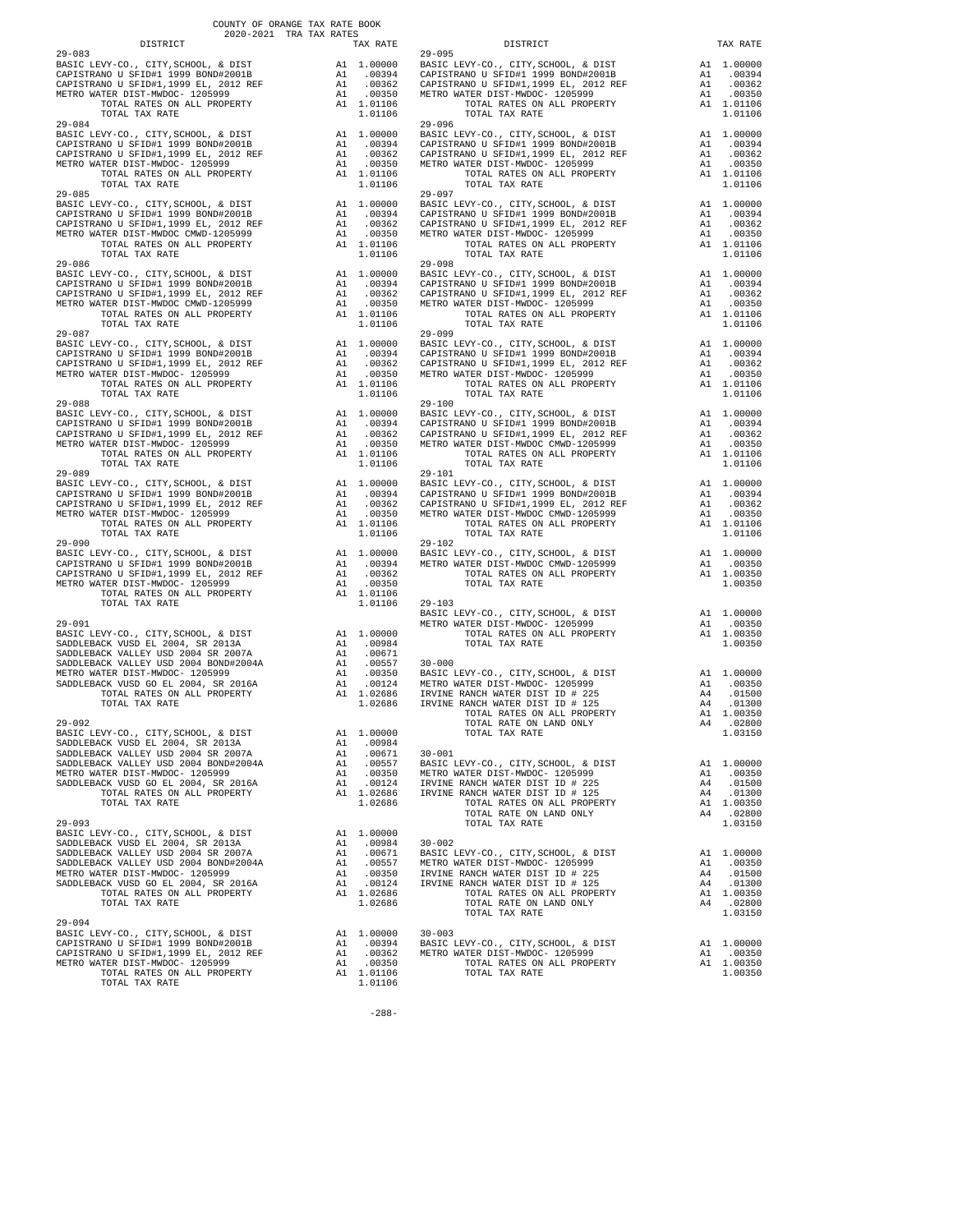COUNTY OF ORANGE TAX RATE BOOK
2020-2021 TRA TAX RATES

| DISTRICT | | TAX RATE |
|---|---|---|
| **29-083** | | |
| BASIC LEVY-CO., CITY,SCHOOL, & DIST | A1 | 1.00000 |
| CAPISTRANO U SFID#1 1999 BOND#2001B | A1 | .00394 |
| CAPISTRANO U SFID#1,1999 EL, 2012 REF | A1 | .00362 |
| METRO WATER DIST-MWDOC- 1205999 | A1 | .00350 |
| TOTAL RATES ON ALL PROPERTY | A1 | 1.01106 |
| TOTAL TAX RATE | | 1.01106 |
| **29-084** | | |
| BASIC LEVY-CO., CITY,SCHOOL, & DIST | A1 | 1.00000 |
| CAPISTRANO U SFID#1 1999 BOND#2001B | A1 | .00394 |
| CAPISTRANO U SFID#1,1999 EL, 2012 REF | A1 | .00362 |
| METRO WATER DIST-MWDOC- 1205999 | A1 | .00350 |
| TOTAL RATES ON ALL PROPERTY | A1 | 1.01106 |
| TOTAL TAX RATE | | 1.01106 |
| **29-085** | | |
| BASIC LEVY-CO., CITY,SCHOOL, & DIST | A1 | 1.00000 |
| CAPISTRANO U SFID#1 1999 BOND#2001B | A1 | .00394 |
| CAPISTRANO U SFID#1,1999 EL, 2012 REF | A1 | .00362 |
| METRO WATER DIST-MWDOC CMWD-1205999 | A1 | .00350 |
| TOTAL RATES ON ALL PROPERTY | A1 | 1.01106 |
| TOTAL TAX RATE | | 1.01106 |
| **29-086** | | |
| BASIC LEVY-CO., CITY,SCHOOL, & DIST | A1 | 1.00000 |
| CAPISTRANO U SFID#1 1999 BOND#2001B | A1 | .00394 |
| CAPISTRANO U SFID#1,1999 EL, 2012 REF | A1 | .00362 |
| METRO WATER DIST-MWDOC CMWD-1205999 | A1 | .00350 |
| TOTAL RATES ON ALL PROPERTY | A1 | 1.01106 |
| TOTAL TAX RATE | | 1.01106 |
| **29-087** | | |
| BASIC LEVY-CO., CITY,SCHOOL, & DIST | A1 | 1.00000 |
| CAPISTRANO U SFID#1 1999 BOND#2001B | A1 | .00394 |
| CAPISTRANO U SFID#1,1999 EL, 2012 REF | A1 | .00362 |
| METRO WATER DIST-MWDOC- 1205999 | A1 | .00350 |
| TOTAL RATES ON ALL PROPERTY | A1 | 1.01106 |
| TOTAL TAX RATE | | 1.01106 |
| **29-088** | | |
| BASIC LEVY-CO., CITY,SCHOOL, & DIST | A1 | 1.00000 |
| CAPISTRANO U SFID#1 1999 BOND#2001B | A1 | .00394 |
| CAPISTRANO U SFID#1,1999 EL, 2012 REF | A1 | .00362 |
| METRO WATER DIST-MWDOC- 1205999 | A1 | .00350 |
| TOTAL RATES ON ALL PROPERTY | A1 | 1.01106 |
| TOTAL TAX RATE | | 1.01106 |
| **29-089** | | |
| BASIC LEVY-CO., CITY,SCHOOL, & DIST | A1 | 1.00000 |
| CAPISTRANO U SFID#1 1999 BOND#2001B | A1 | .00394 |
| CAPISTRANO U SFID#1,1999 EL, 2012 REF | A1 | .00362 |
| METRO WATER DIST-MWDOC- 1205999 | A1 | .00350 |
| TOTAL RATES ON ALL PROPERTY | A1 | 1.01106 |
| TOTAL TAX RATE | | 1.01106 |
| **29-090** | | |
| BASIC LEVY-CO., CITY,SCHOOL, & DIST | A1 | 1.00000 |
| CAPISTRANO U SFID#1 1999 BOND#2001B | A1 | .00394 |
| CAPISTRANO U SFID#1,1999 EL, 2012 REF | A1 | .00362 |
| METRO WATER DIST-MWDOC- 1205999 | A1 | .00350 |
| TOTAL RATES ON ALL PROPERTY | A1 | 1.01106 |
| TOTAL TAX RATE | | 1.01106 |
| **29-091** | | |
| BASIC LEVY-CO., CITY,SCHOOL, & DIST | A1 | 1.00000 |
| SADDLEBACK VUSD EL 2004, SR 2013A | A1 | .00984 |
| SADDLEBACK VALLEY USD 2004 SR 2007A | A1 | .00671 |
| SADDLEBACK VALLEY USD 2004 BOND#2004A | A1 | .00557 |
| METRO WATER DIST-MWDOC- 1205999 | A1 | .00350 |
| SADDLEBACK VUSD GO EL 2004, SR 2016A | A1 | .00124 |
| TOTAL RATES ON ALL PROPERTY | A1 | 1.02686 |
| TOTAL TAX RATE | | 1.02686 |
| **29-092** | | |
| BASIC LEVY-CO., CITY,SCHOOL, & DIST | A1 | 1.00000 |
| SADDLEBACK VUSD EL 2004, SR 2013A | A1 | .00984 |
| SADDLEBACK VALLEY USD 2004 SR 2007A | A1 | .00671 |
| SADDLEBACK VALLEY USD 2004 BOND#2004A | A1 | .00557 |
| METRO WATER DIST-MWDOC- 1205999 | A1 | .00350 |
| SADDLEBACK VUSD GO EL 2004, SR 2016A | A1 | .00124 |
| TOTAL RATES ON ALL PROPERTY | A1 | 1.02686 |
| TOTAL TAX RATE | | 1.02686 |
| **29-093** | | |
| BASIC LEVY-CO., CITY,SCHOOL, & DIST | A1 | 1.00000 |
| SADDLEBACK VUSD EL 2004, SR 2013A | A1 | .00984 |
| SADDLEBACK VALLEY USD 2004 SR 2007A | A1 | .00671 |
| SADDLEBACK VALLEY USD 2004 BOND#2004A | A1 | .00557 |
| METRO WATER DIST-MWDOC- 1205999 | A1 | .00350 |
| SADDLEBACK VUSD GO EL 2004, SR 2016A | A1 | .00124 |
| TOTAL RATES ON ALL PROPERTY | A1 | 1.02686 |
| TOTAL TAX RATE | | 1.02686 |
| **29-094** | | |
| BASIC LEVY-CO., CITY,SCHOOL, & DIST | A1 | 1.00000 |
| CAPISTRANO U SFID#1 1999 BOND#2001B | A1 | .00394 |
| CAPISTRANO U SFID#1,1999 EL, 2012 REF | A1 | .00362 |
| METRO WATER DIST-MWDOC- 1205999 | A1 | .00350 |
| TOTAL RATES ON ALL PROPERTY | A1 | 1.01106 |
| TOTAL TAX RATE | | 1.01106 |
| **29-095** | | |
| BASIC LEVY-CO., CITY,SCHOOL, & DIST | A1 | 1.00000 |
| CAPISTRANO U SFID#1 1999 BOND#2001B | A1 | .00394 |
| CAPISTRANO U SFID#1,1999 EL, 2012 REF | A1 | .00362 |
| METRO WATER DIST-MWDOC- 1205999 | A1 | .00350 |
| TOTAL RATES ON ALL PROPERTY | A1 | 1.01106 |
| TOTAL TAX RATE | | 1.01106 |
| **29-096** | | |
| BASIC LEVY-CO., CITY,SCHOOL, & DIST | A1 | 1.00000 |
| CAPISTRANO U SFID#1 1999 BOND#2001B | A1 | .00394 |
| CAPISTRANO U SFID#1,1999 EL, 2012 REF | A1 | .00362 |
| METRO WATER DIST-MWDOC- 1205999 | A1 | .00350 |
| TOTAL RATES ON ALL PROPERTY | A1 | 1.01106 |
| TOTAL TAX RATE | | 1.01106 |
| **29-097** | | |
| BASIC LEVY-CO., CITY,SCHOOL, & DIST | A1 | 1.00000 |
| CAPISTRANO U SFID#1 1999 BOND#2001B | A1 | .00394 |
| CAPISTRANO U SFID#1,1999 EL, 2012 REF | A1 | .00362 |
| METRO WATER DIST-MWDOC- 1205999 | A1 | .00350 |
| TOTAL RATES ON ALL PROPERTY | A1 | 1.01106 |
| TOTAL TAX RATE | | 1.01106 |
| **29-098** | | |
| BASIC LEVY-CO., CITY,SCHOOL, & DIST | A1 | 1.00000 |
| CAPISTRANO U SFID#1 1999 BOND#2001B | A1 | .00394 |
| CAPISTRANO U SFID#1,1999 EL, 2012 REF | A1 | .00362 |
| METRO WATER DIST-MWDOC- 1205999 | A1 | .00350 |
| TOTAL RATES ON ALL PROPERTY | A1 | 1.01106 |
| TOTAL TAX RATE | | 1.01106 |
| **29-099** | | |
| BASIC LEVY-CO., CITY,SCHOOL, & DIST | A1 | 1.00000 |
| CAPISTRANO U SFID#1 1999 BOND#2001B | A1 | .00394 |
| CAPISTRANO U SFID#1,1999 EL, 2012 REF | A1 | .00362 |
| METRO WATER DIST-MWDOC- 1205999 | A1 | .00350 |
| TOTAL RATES ON ALL PROPERTY | A1 | 1.01106 |
| TOTAL TAX RATE | | 1.01106 |
| **29-100** | | |
| BASIC LEVY-CO., CITY,SCHOOL, & DIST | A1 | 1.00000 |
| CAPISTRANO U SFID#1 1999 BOND#2001B | A1 | .00394 |
| CAPISTRANO U SFID#1,1999 EL, 2012 REF | A1 | .00362 |
| METRO WATER DIST-MWDOC CMWD-1205999 | A1 | .00350 |
| TOTAL RATES ON ALL PROPERTY | A1 | 1.01106 |
| TOTAL TAX RATE | | 1.01106 |
| **29-101** | | |
| BASIC LEVY-CO., CITY,SCHOOL, & DIST | A1 | 1.00000 |
| CAPISTRANO U SFID#1 1999 BOND#2001B | A1 | .00394 |
| CAPISTRANO U SFID#1,1999 EL, 2012 REF | A1 | .00362 |
| METRO WATER DIST-MWDOC CMWD-1205999 | A1 | .00350 |
| TOTAL RATES ON ALL PROPERTY | A1 | 1.01106 |
| TOTAL TAX RATE | | 1.01106 |
| **29-102** | | |
| BASIC LEVY-CO., CITY,SCHOOL, & DIST | A1 | 1.00000 |
| METRO WATER DIST-MWDOC CMWD-1205999 | A1 | .00350 |
| TOTAL RATES ON ALL PROPERTY | A1 | 1.00350 |
| TOTAL TAX RATE | | 1.00350 |
| **29-103** | | |
| BASIC LEVY-CO., CITY,SCHOOL, & DIST | A1 | 1.00000 |
| METRO WATER DIST-MWDOC- 1205999 | A1 | .00350 |
| TOTAL RATES ON ALL PROPERTY | A1 | 1.00350 |
| TOTAL TAX RATE | | 1.00350 |
| **30-000** | | |
| BASIC LEVY-CO., CITY,SCHOOL, & DIST | A1 | 1.00000 |
| METRO WATER DIST-MWDOC- 1205999 | A1 | .00350 |
| IRVINE RANCH WATER DIST ID # 225 | A4 | .01500 |
| IRVINE RANCH WATER DIST ID # 125 | A4 | .01300 |
| TOTAL RATES ON ALL PROPERTY | A1 | 1.00350 |
| TOTAL RATE ON LAND ONLY | A4 | .02800 |
| TOTAL TAX RATE | | 1.03150 |
| **30-001** | | |
| BASIC LEVY-CO., CITY,SCHOOL, & DIST | A1 | 1.00000 |
| METRO WATER DIST-MWDOC- 1205999 | A1 | .00350 |
| IRVINE RANCH WATER DIST ID # 225 | A4 | .01500 |
| IRVINE RANCH WATER DIST ID # 125 | A4 | .01300 |
| TOTAL RATES ON ALL PROPERTY | A1 | 1.00350 |
| TOTAL RATE ON LAND ONLY | A4 | .02800 |
| TOTAL TAX RATE | | 1.03150 |
| **30-002** | | |
| BASIC LEVY-CO., CITY,SCHOOL, & DIST | A1 | 1.00000 |
| METRO WATER DIST-MWDOC- 1205999 | A1 | .00350 |
| IRVINE RANCH WATER DIST ID # 225 | A4 | .01500 |
| IRVINE RANCH WATER DIST ID # 125 | A4 | .01300 |
| TOTAL RATES ON ALL PROPERTY | A1 | 1.00350 |
| TOTAL RATE ON LAND ONLY | A4 | .02800 |
| TOTAL TAX RATE | | 1.03150 |
| **30-003** | | |
| BASIC LEVY-CO., CITY,SCHOOL, & DIST | A1 | 1.00000 |
| METRO WATER DIST-MWDOC- 1205999 | A1 | .00350 |
| TOTAL RATES ON ALL PROPERTY | A1 | 1.00350 |
| TOTAL TAX RATE | | 1.00350 |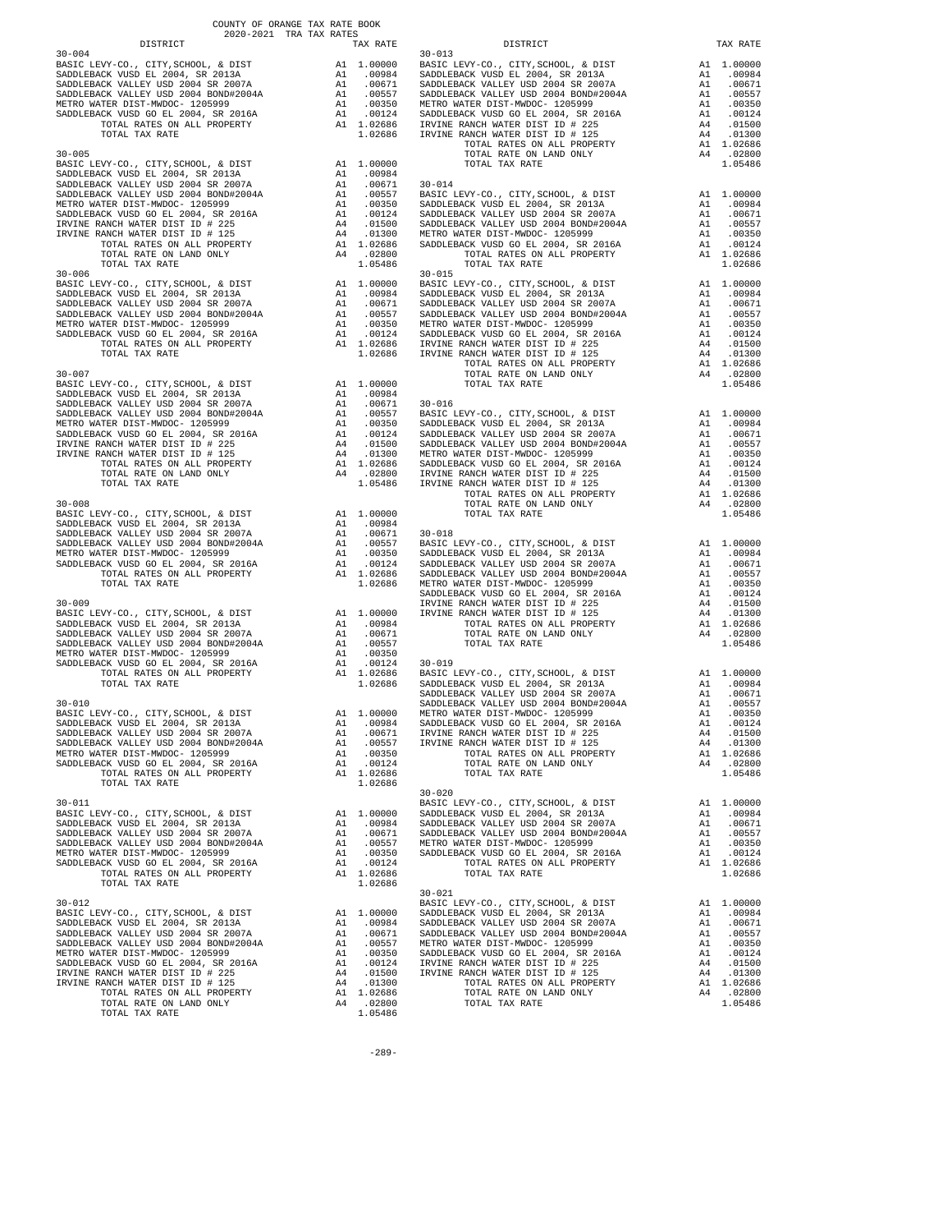COUNTY OF ORANGE TAX RATE BOOK
2020-2021 TRA TAX RATES

| DISTRICT | | TAX RATE |
|---|---|---|
| **30-004** | | |
| BASIC LEVY-CO., CITY,SCHOOL, & DIST | A1 | 1.00000 |
| SADDLEBACK VUSD EL 2004, SR 2013A | A1 | .00984 |
| SADDLEBACK VALLEY USD 2004 SR 2007A | A1 | .00671 |
| SADDLEBACK VALLEY USD 2004 BOND#2004A | A1 | .00557 |
| METRO WATER DIST-MWDOC- 1205999 | A1 | .00350 |
| SADDLEBACK VUSD GO EL 2004, SR 2016A | A1 | .00124 |
| TOTAL RATES ON ALL PROPERTY | A1 | 1.02686 |
| TOTAL TAX RATE | | 1.02686 |
| **30-005** | | |
| BASIC LEVY-CO., CITY,SCHOOL, & DIST | A1 | 1.00000 |
| SADDLEBACK VUSD EL 2004, SR 2013A | A1 | .00984 |
| SADDLEBACK VALLEY USD 2004 SR 2007A | A1 | .00671 |
| SADDLEBACK VALLEY USD 2004 BOND#2004A | A1 | .00557 |
| METRO WATER DIST-MWDOC- 1205999 | A1 | .00350 |
| SADDLEBACK VUSD GO EL 2004, SR 2016A | A1 | .00124 |
| IRVINE RANCH WATER DIST ID # 225 | A4 | .01500 |
| IRVINE RANCH WATER DIST ID # 125 | A4 | .01300 |
| TOTAL RATES ON ALL PROPERTY | A1 | 1.02686 |
| TOTAL RATE ON LAND ONLY | A4 | .02800 |
| TOTAL TAX RATE | | 1.05486 |
| **30-006** | | |
| BASIC LEVY-CO., CITY,SCHOOL, & DIST | A1 | 1.00000 |
| SADDLEBACK VUSD EL 2004, SR 2013A | A1 | .00984 |
| SADDLEBACK VALLEY USD 2004 SR 2007A | A1 | .00671 |
| SADDLEBACK VALLEY USD 2004 BOND#2004A | A1 | .00557 |
| METRO WATER DIST-MWDOC- 1205999 | A1 | .00350 |
| SADDLEBACK VUSD GO EL 2004, SR 2016A | A1 | .00124 |
| TOTAL RATES ON ALL PROPERTY | A1 | 1.02686 |
| TOTAL TAX RATE | | 1.02686 |
| **30-007** | | |
| BASIC LEVY-CO., CITY,SCHOOL, & DIST | A1 | 1.00000 |
| SADDLEBACK VUSD EL 2004, SR 2013A | A1 | .00984 |
| SADDLEBACK VALLEY USD 2004 SR 2007A | A1 | .00671 |
| SADDLEBACK VALLEY USD 2004 BOND#2004A | A1 | .00557 |
| METRO WATER DIST-MWDOC- 1205999 | A1 | .00350 |
| SADDLEBACK VUSD GO EL 2004, SR 2016A | A1 | .00124 |
| IRVINE RANCH WATER DIST ID # 225 | A4 | .01500 |
| IRVINE RANCH WATER DIST ID # 125 | A4 | .01300 |
| TOTAL RATES ON ALL PROPERTY | A1 | 1.02686 |
| TOTAL RATE ON LAND ONLY | A4 | .02800 |
| TOTAL TAX RATE | | 1.05486 |
| **30-008** | | |
| BASIC LEVY-CO., CITY,SCHOOL, & DIST | A1 | 1.00000 |
| SADDLEBACK VUSD EL 2004, SR 2013A | A1 | .00984 |
| SADDLEBACK VALLEY USD 2004 SR 2007A | A1 | .00671 |
| SADDLEBACK VALLEY USD 2004 BOND#2004A | A1 | .00557 |
| METRO WATER DIST-MWDOC- 1205999 | A1 | .00350 |
| SADDLEBACK VUSD GO EL 2004, SR 2016A | A1 | .00124 |
| TOTAL RATES ON ALL PROPERTY | A1 | 1.02686 |
| TOTAL TAX RATE | | 1.02686 |
| **30-009** | | |
| BASIC LEVY-CO., CITY,SCHOOL, & DIST | A1 | 1.00000 |
| SADDLEBACK VUSD EL 2004, SR 2013A | A1 | .00984 |
| SADDLEBACK VALLEY USD 2004 SR 2007A | A1 | .00671 |
| SADDLEBACK VALLEY USD 2004 BOND#2004A | A1 | .00557 |
| METRO WATER DIST-MWDOC- 1205999 | A1 | .00350 |
| SADDLEBACK VUSD GO EL 2004, SR 2016A | A1 | .00124 |
| TOTAL RATES ON ALL PROPERTY | A1 | 1.02686 |
| TOTAL TAX RATE | | 1.02686 |
| **30-010** | | |
| BASIC LEVY-CO., CITY,SCHOOL, & DIST | A1 | 1.00000 |
| SADDLEBACK VUSD EL 2004, SR 2013A | A1 | .00984 |
| SADDLEBACK VALLEY USD 2004 SR 2007A | A1 | .00671 |
| SADDLEBACK VALLEY USD 2004 BOND#2004A | A1 | .00557 |
| METRO WATER DIST-MWDOC- 1205999 | A1 | .00350 |
| SADDLEBACK VUSD GO EL 2004, SR 2016A | A1 | .00124 |
| TOTAL RATES ON ALL PROPERTY | A1 | 1.02686 |
| TOTAL TAX RATE | | 1.02686 |
| **30-011** | | |
| BASIC LEVY-CO., CITY,SCHOOL, & DIST | A1 | 1.00000 |
| SADDLEBACK VUSD EL 2004, SR 2013A | A1 | .00984 |
| SADDLEBACK VALLEY USD 2004 SR 2007A | A1 | .00671 |
| SADDLEBACK VALLEY USD 2004 BOND#2004A | A1 | .00557 |
| METRO WATER DIST-MWDOC- 1205999 | A1 | .00350 |
| SADDLEBACK VUSD GO EL 2004, SR 2016A | A1 | .00124 |
| TOTAL RATES ON ALL PROPERTY | A1 | 1.02686 |
| TOTAL TAX RATE | | 1.02686 |
| **30-012** | | |
| BASIC LEVY-CO., CITY,SCHOOL, & DIST | A1 | 1.00000 |
| SADDLEBACK VUSD EL 2004, SR 2013A | A1 | .00984 |
| SADDLEBACK VALLEY USD 2004 SR 2007A | A1 | .00671 |
| SADDLEBACK VALLEY USD 2004 BOND#2004A | A1 | .00557 |
| METRO WATER DIST-MWDOC- 1205999 | A1 | .00350 |
| SADDLEBACK VUSD GO EL 2004, SR 2016A | A1 | .00124 |
| IRVINE RANCH WATER DIST ID # 225 | A4 | .01500 |
| IRVINE RANCH WATER DIST ID # 125 | A4 | .01300 |
| TOTAL RATES ON ALL PROPERTY | A1 | 1.02686 |
| TOTAL RATE ON LAND ONLY | A4 | .02800 |
| TOTAL TAX RATE | | 1.05486 |
| **30-013** | | |
| BASIC LEVY-CO., CITY,SCHOOL, & DIST | A1 | 1.00000 |
| SADDLEBACK VUSD EL 2004, SR 2013A | A1 | .00984 |
| SADDLEBACK VALLEY USD 2004 SR 2007A | A1 | .00671 |
| SADDLEBACK VALLEY USD 2004 BOND#2004A | A1 | .00557 |
| METRO WATER DIST-MWDOC- 1205999 | A1 | .00350 |
| SADDLEBACK VUSD GO EL 2004, SR 2016A | A1 | .00124 |
| IRVINE RANCH WATER DIST ID # 225 | A4 | .01500 |
| IRVINE RANCH WATER DIST ID # 125 | A4 | .01300 |
| TOTAL RATES ON ALL PROPERTY | A1 | 1.02686 |
| TOTAL RATE ON LAND ONLY | A4 | .02800 |
| TOTAL TAX RATE | | 1.05486 |
| **30-014** | | |
| BASIC LEVY-CO., CITY,SCHOOL, & DIST | A1 | 1.00000 |
| SADDLEBACK VUSD EL 2004, SR 2013A | A1 | .00984 |
| SADDLEBACK VALLEY USD 2004 SR 2007A | A1 | .00671 |
| SADDLEBACK VALLEY USD 2004 BOND#2004A | A1 | .00557 |
| METRO WATER DIST-MWDOC- 1205999 | A1 | .00350 |
| SADDLEBACK VUSD GO EL 2004, SR 2016A | A1 | .00124 |
| TOTAL RATES ON ALL PROPERTY | A1 | 1.02686 |
| TOTAL TAX RATE | | 1.02686 |
| **30-015** | | |
| BASIC LEVY-CO., CITY,SCHOOL, & DIST | A1 | 1.00000 |
| SADDLEBACK VUSD EL 2004, SR 2013A | A1 | .00984 |
| SADDLEBACK VALLEY USD 2004 SR 2007A | A1 | .00671 |
| SADDLEBACK VALLEY USD 2004 BOND#2004A | A1 | .00557 |
| METRO WATER DIST-MWDOC- 1205999 | A1 | .00350 |
| SADDLEBACK VUSD GO EL 2004, SR 2016A | A1 | .00124 |
| IRVINE RANCH WATER DIST ID # 225 | A4 | .01500 |
| IRVINE RANCH WATER DIST ID # 125 | A4 | .01300 |
| TOTAL RATES ON ALL PROPERTY | A1 | 1.02686 |
| TOTAL RATE ON LAND ONLY | A4 | .02800 |
| TOTAL TAX RATE | | 1.05486 |
| **30-016** | | |
| BASIC LEVY-CO., CITY,SCHOOL, & DIST | A1 | 1.00000 |
| SADDLEBACK VUSD EL 2004, SR 2013A | A1 | .00984 |
| SADDLEBACK VALLEY USD 2004 SR 2007A | A1 | .00671 |
| SADDLEBACK VALLEY USD 2004 BOND#2004A | A1 | .00557 |
| METRO WATER DIST-MWDOC- 1205999 | A1 | .00350 |
| SADDLEBACK VUSD GO EL 2004, SR 2016A | A1 | .00124 |
| IRVINE RANCH WATER DIST ID # 225 | A4 | .01500 |
| IRVINE RANCH WATER DIST ID # 125 | A4 | .01300 |
| TOTAL RATES ON ALL PROPERTY | A1 | 1.02686 |
| TOTAL RATE ON LAND ONLY | A4 | .02800 |
| TOTAL TAX RATE | | 1.05486 |
| **30-018** | | |
| BASIC LEVY-CO., CITY,SCHOOL, & DIST | A1 | 1.00000 |
| SADDLEBACK VUSD EL 2004, SR 2013A | A1 | .00984 |
| SADDLEBACK VALLEY USD 2004 SR 2007A | A1 | .00671 |
| SADDLEBACK VALLEY USD 2004 BOND#2004A | A1 | .00557 |
| METRO WATER DIST-MWDOC- 1205999 | A1 | .00350 |
| SADDLEBACK VUSD GO EL 2004, SR 2016A | A1 | .00124 |
| IRVINE RANCH WATER DIST ID # 225 | A4 | .01500 |
| IRVINE RANCH WATER DIST ID # 125 | A4 | .01300 |
| TOTAL RATES ON ALL PROPERTY | A1 | 1.02686 |
| TOTAL RATE ON LAND ONLY | A4 | .02800 |
| TOTAL TAX RATE | | 1.05486 |
| **30-019** | | |
| BASIC LEVY-CO., CITY,SCHOOL, & DIST | A1 | 1.00000 |
| SADDLEBACK VUSD EL 2004, SR 2013A | A1 | .00984 |
| SADDLEBACK VALLEY USD 2004 SR 2007A | A1 | .00671 |
| SADDLEBACK VALLEY USD 2004 BOND#2004A | A1 | .00557 |
| METRO WATER DIST-MWDOC- 1205999 | A1 | .00350 |
| SADDLEBACK VUSD GO EL 2004, SR 2016A | A1 | .00124 |
| IRVINE RANCH WATER DIST ID # 225 | A4 | .01500 |
| IRVINE RANCH WATER DIST ID # 125 | A4 | .01300 |
| TOTAL RATES ON ALL PROPERTY | A1 | 1.02686 |
| TOTAL RATE ON LAND ONLY | A4 | .02800 |
| TOTAL TAX RATE | | 1.05486 |
| **30-020** | | |
| BASIC LEVY-CO., CITY,SCHOOL, & DIST | A1 | 1.00000 |
| SADDLEBACK VUSD EL 2004, SR 2013A | A1 | .00984 |
| SADDLEBACK VALLEY USD 2004 SR 2007A | A1 | .00671 |
| SADDLEBACK VALLEY USD 2004 BOND#2004A | A1 | .00557 |
| METRO WATER DIST-MWDOC- 1205999 | A1 | .00350 |
| SADDLEBACK VUSD GO EL 2004, SR 2016A | A1 | .00124 |
| TOTAL RATES ON ALL PROPERTY | A1 | 1.02686 |
| TOTAL TAX RATE | | 1.02686 |
| **30-021** | | |
| BASIC LEVY-CO., CITY,SCHOOL, & DIST | A1 | 1.00000 |
| SADDLEBACK VUSD EL 2004, SR 2013A | A1 | .00984 |
| SADDLEBACK VALLEY USD 2004 SR 2007A | A1 | .00671 |
| SADDLEBACK VALLEY USD 2004 BOND#2004A | A1 | .00557 |
| METRO WATER DIST-MWDOC- 1205999 | A1 | .00350 |
| SADDLEBACK VUSD GO EL 2004, SR 2016A | A1 | .00124 |
| IRVINE RANCH WATER DIST ID # 225 | A4 | .01500 |
| IRVINE RANCH WATER DIST ID # 125 | A4 | .01300 |
| TOTAL RATES ON ALL PROPERTY | A1 | 1.02686 |
| TOTAL RATE ON LAND ONLY | A4 | .02800 |
| TOTAL TAX RATE | | 1.05486 |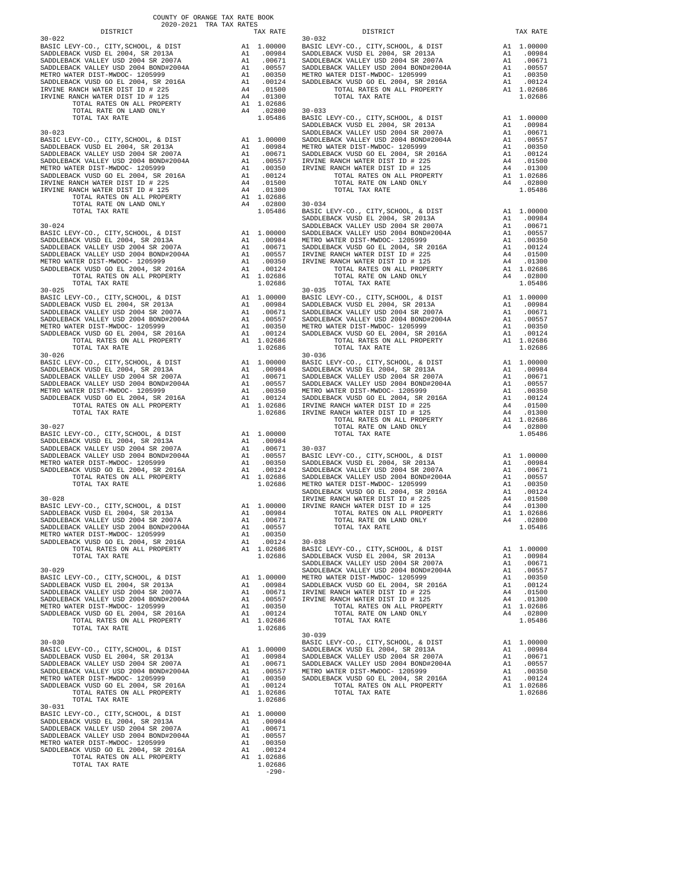COUNTY OF ORANGE TAX RATE BOOK
2020-2021 TRA TAX RATES

| DISTRICT | | TAX RATE |
|---|---|---|
| **30-022** | | |
| BASIC LEVY-CO., CITY,SCHOOL, & DIST | A1 | 1.00000 |
| SADDLEBACK VUSD EL 2004, SR 2013A | A1 | .00984 |
| SADDLEBACK VALLEY USD 2004 SR 2007A | A1 | .00671 |
| SADDLEBACK VALLEY USD 2004 BOND#2004A | A1 | .00557 |
| METRO WATER DIST-MWDOC- 1205999 | A1 | .00350 |
| SADDLEBACK VUSD GO EL 2004, SR 2016A | A1 | .00124 |
| IRVINE RANCH WATER DIST ID # 225 | A4 | .01500 |
| IRVINE RANCH WATER DIST ID # 125 | A4 | .01300 |
| TOTAL RATES ON ALL PROPERTY | A1 | 1.02686 |
| TOTAL RATE ON LAND ONLY | A4 | .02800 |
| TOTAL TAX RATE | | 1.05486 |
| **30-023** | | |
| BASIC LEVY-CO., CITY,SCHOOL, & DIST | A1 | 1.00000 |
| SADDLEBACK VUSD EL 2004, SR 2013A | A1 | .00984 |
| SADDLEBACK VALLEY USD 2004 SR 2007A | A1 | .00671 |
| SADDLEBACK VALLEY USD 2004 BOND#2004A | A1 | .00557 |
| METRO WATER DIST-MWDOC- 1205999 | A1 | .00350 |
| SADDLEBACK VUSD GO EL 2004, SR 2016A | A1 | .00124 |
| IRVINE RANCH WATER DIST ID # 225 | A4 | .01500 |
| IRVINE RANCH WATER DIST ID # 125 | A4 | .01300 |
| TOTAL RATES ON ALL PROPERTY | A1 | 1.02686 |
| TOTAL RATE ON LAND ONLY | A4 | .02800 |
| TOTAL TAX RATE | | 1.05486 |
| **30-024** | | |
| BASIC LEVY-CO., CITY,SCHOOL, & DIST | A1 | 1.00000 |
| SADDLEBACK VUSD EL 2004, SR 2013A | A1 | .00984 |
| SADDLEBACK VALLEY USD 2004 SR 2007A | A1 | .00671 |
| SADDLEBACK VALLEY USD 2004 BOND#2004A | A1 | .00557 |
| METRO WATER DIST-MWDOC- 1205999 | A1 | .00350 |
| SADDLEBACK VUSD GO EL 2004, SR 2016A | A1 | .00124 |
| TOTAL RATES ON ALL PROPERTY | A1 | 1.02686 |
| TOTAL TAX RATE | | 1.02686 |
| **30-025** | | |
| BASIC LEVY-CO., CITY,SCHOOL, & DIST | A1 | 1.00000 |
| SADDLEBACK VUSD EL 2004, SR 2013A | A1 | .00984 |
| SADDLEBACK VALLEY USD 2004 SR 2007A | A1 | .00671 |
| SADDLEBACK VALLEY USD 2004 BOND#2004A | A1 | .00557 |
| METRO WATER DIST-MWDOC- 1205999 | A1 | .00350 |
| SADDLEBACK VUSD GO EL 2004, SR 2016A | A1 | .00124 |
| TOTAL RATES ON ALL PROPERTY | A1 | 1.02686 |
| TOTAL TAX RATE | | 1.02686 |
| **30-026** | | |
| BASIC LEVY-CO., CITY,SCHOOL, & DIST | A1 | 1.00000 |
| SADDLEBACK VUSD EL 2004, SR 2013A | A1 | .00984 |
| SADDLEBACK VALLEY USD 2004 SR 2007A | A1 | .00671 |
| SADDLEBACK VALLEY USD 2004 BOND#2004A | A1 | .00557 |
| METRO WATER DIST-MWDOC- 1205999 | A1 | .00350 |
| SADDLEBACK VUSD GO EL 2004, SR 2016A | A1 | .00124 |
| TOTAL RATES ON ALL PROPERTY | A1 | 1.02686 |
| TOTAL TAX RATE | | 1.02686 |
| **30-027** | | |
| BASIC LEVY-CO., CITY,SCHOOL, & DIST | A1 | 1.00000 |
| SADDLEBACK VUSD EL 2004, SR 2013A | A1 | .00984 |
| SADDLEBACK VALLEY USD 2004 SR 2007A | A1 | .00671 |
| SADDLEBACK VALLEY USD 2004 BOND#2004A | A1 | .00557 |
| METRO WATER DIST-MWDOC- 1205999 | A1 | .00350 |
| SADDLEBACK VUSD GO EL 2004, SR 2016A | A1 | .00124 |
| TOTAL RATES ON ALL PROPERTY | A1 | 1.02686 |
| TOTAL TAX RATE | | 1.02686 |
| **30-028** | | |
| BASIC LEVY-CO., CITY,SCHOOL, & DIST | A1 | 1.00000 |
| SADDLEBACK VUSD EL 2004, SR 2013A | A1 | .00984 |
| SADDLEBACK VALLEY USD 2004 SR 2007A | A1 | .00671 |
| SADDLEBACK VALLEY USD 2004 BOND#2004A | A1 | .00557 |
| METRO WATER DIST-MWDOC- 1205999 | A1 | .00350 |
| SADDLEBACK VUSD GO EL 2004, SR 2016A | A1 | .00124 |
| TOTAL RATES ON ALL PROPERTY | A1 | 1.02686 |
| TOTAL TAX RATE | | 1.02686 |
| **30-029** | | |
| BASIC LEVY-CO., CITY,SCHOOL, & DIST | A1 | 1.00000 |
| SADDLEBACK VUSD EL 2004, SR 2013A | A1 | .00984 |
| SADDLEBACK VALLEY USD 2004 SR 2007A | A1 | .00671 |
| SADDLEBACK VALLEY USD 2004 BOND#2004A | A1 | .00557 |
| METRO WATER DIST-MWDOC- 1205999 | A1 | .00350 |
| SADDLEBACK VUSD GO EL 2004, SR 2016A | A1 | .00124 |
| TOTAL RATES ON ALL PROPERTY | A1 | 1.02686 |
| TOTAL TAX RATE | | 1.02686 |
| **30-030** | | |
| BASIC LEVY-CO., CITY,SCHOOL, & DIST | A1 | 1.00000 |
| SADDLEBACK VUSD EL 2004, SR 2013A | A1 | .00984 |
| SADDLEBACK VALLEY USD 2004 SR 2007A | A1 | .00671 |
| SADDLEBACK VALLEY USD 2004 BOND#2004A | A1 | .00557 |
| METRO WATER DIST-MWDOC- 1205999 | A1 | .00350 |
| SADDLEBACK VUSD GO EL 2004, SR 2016A | A1 | .00124 |
| TOTAL RATES ON ALL PROPERTY | A1 | 1.02686 |
| TOTAL TAX RATE | | 1.02686 |
| **30-031** | | |
| BASIC LEVY-CO., CITY,SCHOOL, & DIST | A1 | 1.00000 |
| SADDLEBACK VUSD EL 2004, SR 2013A | A1 | .00984 |
| SADDLEBACK VALLEY USD 2004 SR 2007A | A1 | .00671 |
| SADDLEBACK VALLEY USD 2004 BOND#2004A | A1 | .00557 |
| METRO WATER DIST-MWDOC- 1205999 | A1 | .00350 |
| SADDLEBACK VUSD GO EL 2004, SR 2016A | A1 | .00124 |
| TOTAL RATES ON ALL PROPERTY | A1 | 1.02686 |
| TOTAL TAX RATE | | 1.02686 |
| **30-032** | | |
| BASIC LEVY-CO., CITY,SCHOOL, & DIST | A1 | 1.00000 |
| SADDLEBACK VUSD EL 2004, SR 2013A | A1 | .00984 |
| SADDLEBACK VALLEY USD 2004 SR 2007A | A1 | .00671 |
| SADDLEBACK VALLEY USD 2004 BOND#2004A | A1 | .00557 |
| METRO WATER DIST-MWDOC- 1205999 | A1 | .00350 |
| SADDLEBACK VUSD GO EL 2004, SR 2016A | A1 | .00124 |
| TOTAL RATES ON ALL PROPERTY | A1 | 1.02686 |
| TOTAL TAX RATE | | 1.02686 |
| **30-033** | | |
| BASIC LEVY-CO., CITY,SCHOOL, & DIST | A1 | 1.00000 |
| SADDLEBACK VUSD EL 2004, SR 2013A | A1 | .00984 |
| SADDLEBACK VALLEY USD 2004 SR 2007A | A1 | .00671 |
| SADDLEBACK VALLEY USD 2004 BOND#2004A | A1 | .00557 |
| METRO WATER DIST-MWDOC- 1205999 | A1 | .00350 |
| SADDLEBACK VUSD GO EL 2004, SR 2016A | A1 | .00124 |
| IRVINE RANCH WATER DIST ID # 225 | A4 | .01500 |
| IRVINE RANCH WATER DIST ID # 125 | A4 | .01300 |
| TOTAL RATES ON ALL PROPERTY | A1 | 1.02686 |
| TOTAL RATE ON LAND ONLY | A4 | .02800 |
| TOTAL TAX RATE | | 1.05486 |
| **30-034** | | |
| BASIC LEVY-CO., CITY,SCHOOL, & DIST | A1 | 1.00000 |
| SADDLEBACK VUSD EL 2004, SR 2013A | A1 | .00984 |
| SADDLEBACK VALLEY USD 2004 SR 2007A | A1 | .00671 |
| SADDLEBACK VALLEY USD 2004 BOND#2004A | A1 | .00557 |
| METRO WATER DIST-MWDOC- 1205999 | A1 | .00350 |
| SADDLEBACK VUSD GO EL 2004, SR 2016A | A1 | .00124 |
| IRVINE RANCH WATER DIST ID # 225 | A4 | .01500 |
| IRVINE RANCH WATER DIST ID # 125 | A4 | .01300 |
| TOTAL RATES ON ALL PROPERTY | A1 | 1.02686 |
| TOTAL RATE ON LAND ONLY | A4 | .02800 |
| TOTAL TAX RATE | | 1.05486 |
| **30-035** | | |
| BASIC LEVY-CO., CITY,SCHOOL, & DIST | A1 | 1.00000 |
| SADDLEBACK VUSD EL 2004, SR 2013A | A1 | .00984 |
| SADDLEBACK VALLEY USD 2004 SR 2007A | A1 | .00671 |
| SADDLEBACK VALLEY USD 2004 BOND#2004A | A1 | .00557 |
| METRO WATER DIST-MWDOC- 1205999 | A1 | .00350 |
| SADDLEBACK VUSD GO EL 2004, SR 2016A | A1 | .00124 |
| TOTAL RATES ON ALL PROPERTY | A1 | 1.02686 |
| TOTAL TAX RATE | | 1.02686 |
| **30-036** | | |
| BASIC LEVY-CO., CITY,SCHOOL, & DIST | A1 | 1.00000 |
| SADDLEBACK VUSD EL 2004, SR 2013A | A1 | .00984 |
| SADDLEBACK VALLEY USD 2004 SR 2007A | A1 | .00671 |
| SADDLEBACK VALLEY USD 2004 BOND#2004A | A1 | .00557 |
| METRO WATER DIST-MWDOC- 1205999 | A1 | .00350 |
| SADDLEBACK VUSD GO EL 2004, SR 2016A | A1 | .00124 |
| IRVINE RANCH WATER DIST ID # 225 | A4 | .01500 |
| IRVINE RANCH WATER DIST ID # 125 | A4 | .01300 |
| TOTAL RATES ON ALL PROPERTY | A1 | 1.02686 |
| TOTAL RATE ON LAND ONLY | A4 | .02800 |
| TOTAL TAX RATE | | 1.05486 |
| **30-037** | | |
| BASIC LEVY-CO., CITY,SCHOOL, & DIST | A1 | 1.00000 |
| SADDLEBACK VUSD EL 2004, SR 2013A | A1 | .00984 |
| SADDLEBACK VALLEY USD 2004 SR 2007A | A1 | .00671 |
| SADDLEBACK VALLEY USD 2004 BOND#2004A | A1 | .00557 |
| METRO WATER DIST-MWDOC- 1205999 | A1 | .00350 |
| SADDLEBACK VUSD GO EL 2004, SR 2016A | A1 | .00124 |
| IRVINE RANCH WATER DIST ID # 225 | A4 | .01500 |
| IRVINE RANCH WATER DIST ID # 125 | A4 | .01300 |
| TOTAL RATES ON ALL PROPERTY | A1 | 1.02686 |
| TOTAL RATE ON LAND ONLY | A4 | .02800 |
| TOTAL TAX RATE | | 1.05486 |
| **30-038** | | |
| BASIC LEVY-CO., CITY,SCHOOL, & DIST | A1 | 1.00000 |
| SADDLEBACK VUSD EL 2004, SR 2013A | A1 | .00984 |
| SADDLEBACK VALLEY USD 2004 SR 2007A | A1 | .00671 |
| SADDLEBACK VALLEY USD 2004 BOND#2004A | A1 | .00557 |
| METRO WATER DIST-MWDOC- 1205999 | A1 | .00350 |
| SADDLEBACK VUSD GO EL 2004, SR 2016A | A1 | .00124 |
| IRVINE RANCH WATER DIST ID # 225 | A4 | .01500 |
| IRVINE RANCH WATER DIST ID # 125 | A4 | .01300 |
| TOTAL RATES ON ALL PROPERTY | A1 | 1.02686 |
| TOTAL RATE ON LAND ONLY | A4 | .02800 |
| TOTAL TAX RATE | | 1.05486 |
| **30-039** | | |
| BASIC LEVY-CO., CITY,SCHOOL, & DIST | A1 | 1.00000 |
| SADDLEBACK VUSD EL 2004, SR 2013A | A1 | .00984 |
| SADDLEBACK VALLEY USD 2004 SR 2007A | A1 | .00671 |
| SADDLEBACK VALLEY USD 2004 BOND#2004A | A1 | .00557 |
| METRO WATER DIST-MWDOC- 1205999 | A1 | .00350 |
| SADDLEBACK VUSD GO EL 2004, SR 2016A | A1 | .00124 |
| TOTAL RATES ON ALL PROPERTY | A1 | 1.02686 |
| TOTAL TAX RATE | | 1.02686 |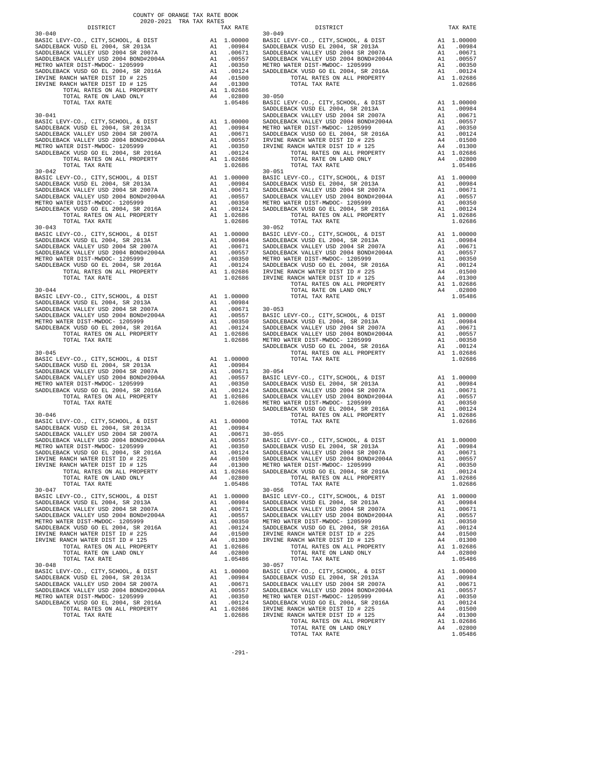COUNTY OF ORANGE TAX RATE BOOK
2020-2021 TRA TAX RATES

| DISTRICT | | TAX RATE |
|---|---|---|
| **30-040** | | |
| BASIC LEVY-CO., CITY,SCHOOL, & DIST | A1 | 1.00000 |
| SADDLEBACK VUSD EL 2004, SR 2013A | A1 | .00984 |
| SADDLEBACK VALLEY USD 2004 SR 2007A | A1 | .00671 |
| SADDLEBACK VALLEY USD 2004 BOND#2004A | A1 | .00557 |
| METRO WATER DIST-MWDOC- 1205999 | A1 | .00350 |
| SADDLEBACK VUSD GO EL 2004, SR 2016A | A1 | .00124 |
| IRVINE RANCH WATER DIST ID # 225 | A4 | .01500 |
| IRVINE RANCH WATER DIST ID # 125 | A4 | .01300 |
| TOTAL RATES ON ALL PROPERTY | A1 | 1.02686 |
| TOTAL RATE ON LAND ONLY | A4 | .02800 |
| TOTAL TAX RATE | | 1.05486 |
| **30-041** | | |
| BASIC LEVY-CO., CITY,SCHOOL, & DIST | A1 | 1.00000 |
| SADDLEBACK VUSD EL 2004, SR 2013A | A1 | .00984 |
| SADDLEBACK VALLEY USD 2004 SR 2007A | A1 | .00671 |
| SADDLEBACK VALLEY USD 2004 BOND#2004A | A1 | .00557 |
| METRO WATER DIST-MWDOC- 1205999 | A1 | .00350 |
| SADDLEBACK VUSD GO EL 2004, SR 2016A | A1 | .00124 |
| TOTAL RATES ON ALL PROPERTY | A1 | 1.02686 |
| TOTAL TAX RATE | | 1.02686 |
| **30-042** | | |
| BASIC LEVY-CO., CITY,SCHOOL, & DIST | A1 | 1.00000 |
| SADDLEBACK VUSD EL 2004, SR 2013A | A1 | .00984 |
| SADDLEBACK VALLEY USD 2004 SR 2007A | A1 | .00671 |
| SADDLEBACK VALLEY USD 2004 BOND#2004A | A1 | .00557 |
| METRO WATER DIST-MWDOC- 1205999 | A1 | .00350 |
| SADDLEBACK VUSD GO EL 2004, SR 2016A | A1 | .00124 |
| TOTAL RATES ON ALL PROPERTY | A1 | 1.02686 |
| TOTAL TAX RATE | | 1.02686 |
| **30-043** | | |
| BASIC LEVY-CO., CITY,SCHOOL, & DIST | A1 | 1.00000 |
| SADDLEBACK VUSD EL 2004, SR 2013A | A1 | .00984 |
| SADDLEBACK VALLEY USD 2004 SR 2007A | A1 | .00671 |
| SADDLEBACK VALLEY USD 2004 BOND#2004A | A1 | .00557 |
| METRO WATER DIST-MWDOC- 1205999 | A1 | .00350 |
| SADDLEBACK VUSD GO EL 2004, SR 2016A | A1 | .00124 |
| TOTAL RATES ON ALL PROPERTY | A1 | 1.02686 |
| TOTAL TAX RATE | | 1.02686 |
| **30-044** | | |
| BASIC LEVY-CO., CITY,SCHOOL, & DIST | A1 | 1.00000 |
| SADDLEBACK VUSD EL 2004, SR 2013A | A1 | .00984 |
| SADDLEBACK VALLEY USD 2004 SR 2007A | A1 | .00671 |
| SADDLEBACK VALLEY USD 2004 BOND#2004A | A1 | .00557 |
| METRO WATER DIST-MWDOC- 1205999 | A1 | .00350 |
| SADDLEBACK VUSD GO EL 2004, SR 2016A | A1 | .00124 |
| TOTAL RATES ON ALL PROPERTY | A1 | 1.02686 |
| TOTAL TAX RATE | | 1.02686 |
| **30-045** | | |
| BASIC LEVY-CO., CITY,SCHOOL, & DIST | A1 | 1.00000 |
| SADDLEBACK VUSD EL 2004, SR 2013A | A1 | .00984 |
| SADDLEBACK VALLEY USD 2004 SR 2007A | A1 | .00671 |
| SADDLEBACK VALLEY USD 2004 BOND#2004A | A1 | .00557 |
| METRO WATER DIST-MWDOC- 1205999 | A1 | .00350 |
| SADDLEBACK VUSD GO EL 2004, SR 2016A | A1 | .00124 |
| TOTAL RATES ON ALL PROPERTY | A1 | 1.02686 |
| TOTAL TAX RATE | | 1.02686 |
| **30-046** | | |
| BASIC LEVY-CO., CITY,SCHOOL, & DIST | A1 | 1.00000 |
| SADDLEBACK VUSD EL 2004, SR 2013A | A1 | .00984 |
| SADDLEBACK VALLEY USD 2004 SR 2007A | A1 | .00671 |
| SADDLEBACK VALLEY USD 2004 BOND#2004A | A1 | .00557 |
| METRO WATER DIST-MWDOC- 1205999 | A1 | .00350 |
| SADDLEBACK VUSD GO EL 2004, SR 2016A | A1 | .00124 |
| IRVINE RANCH WATER DIST ID # 225 | A4 | .01500 |
| IRVINE RANCH WATER DIST ID # 125 | A4 | .01300 |
| TOTAL RATES ON ALL PROPERTY | A1 | 1.02686 |
| TOTAL RATE ON LAND ONLY | A4 | .02800 |
| TOTAL TAX RATE | | 1.05486 |
| **30-047** | | |
| BASIC LEVY-CO., CITY,SCHOOL, & DIST | A1 | 1.00000 |
| SADDLEBACK VUSD EL 2004, SR 2013A | A1 | .00984 |
| SADDLEBACK VALLEY USD 2004 SR 2007A | A1 | .00671 |
| SADDLEBACK VALLEY USD 2004 BOND#2004A | A1 | .00557 |
| METRO WATER DIST-MWDOC- 1205999 | A1 | .00350 |
| SADDLEBACK VUSD GO EL 2004, SR 2016A | A1 | .00124 |
| IRVINE RANCH WATER DIST ID # 225 | A4 | .01500 |
| IRVINE RANCH WATER DIST ID # 125 | A4 | .01300 |
| TOTAL RATES ON ALL PROPERTY | A1 | 1.02686 |
| TOTAL RATE ON LAND ONLY | A4 | .02800 |
| TOTAL TAX RATE | | 1.05486 |
| **30-048** | | |
| BASIC LEVY-CO., CITY,SCHOOL, & DIST | A1 | 1.00000 |
| SADDLEBACK VUSD EL 2004, SR 2013A | A1 | .00984 |
| SADDLEBACK VALLEY USD 2004 SR 2007A | A1 | .00671 |
| SADDLEBACK VALLEY USD 2004 BOND#2004A | A1 | .00557 |
| METRO WATER DIST-MWDOC- 1205999 | A1 | .00350 |
| SADDLEBACK VUSD GO EL 2004, SR 2016A | A1 | .00124 |
| TOTAL RATES ON ALL PROPERTY | A1 | 1.02686 |
| TOTAL TAX RATE | | 1.02686 |
| **30-049** | | |
| BASIC LEVY-CO., CITY,SCHOOL, & DIST | A1 | 1.00000 |
| SADDLEBACK VUSD EL 2004, SR 2013A | A1 | .00984 |
| SADDLEBACK VALLEY USD 2004 SR 2007A | A1 | .00671 |
| SADDLEBACK VALLEY USD 2004 BOND#2004A | A1 | .00557 |
| METRO WATER DIST-MWDOC- 1205999 | A1 | .00350 |
| SADDLEBACK VUSD GO EL 2004, SR 2016A | A1 | .00124 |
| TOTAL RATES ON ALL PROPERTY | A1 | 1.02686 |
| TOTAL TAX RATE | | 1.02686 |
| **30-050** | | |
| BASIC LEVY-CO., CITY,SCHOOL, & DIST | A1 | 1.00000 |
| SADDLEBACK VUSD EL 2004, SR 2013A | A1 | .00984 |
| SADDLEBACK VALLEY USD 2004 SR 2007A | A1 | .00671 |
| SADDLEBACK VALLEY USD 2004 BOND#2004A | A1 | .00557 |
| METRO WATER DIST-MWDOC- 1205999 | A1 | .00350 |
| SADDLEBACK VUSD GO EL 2004, SR 2016A | A1 | .00124 |
| IRVINE RANCH WATER DIST ID # 225 | A4 | .01500 |
| IRVINE RANCH WATER DIST ID # 125 | A4 | .01300 |
| TOTAL RATES ON ALL PROPERTY | A1 | 1.02686 |
| TOTAL RATE ON LAND ONLY | A4 | .02800 |
| TOTAL TAX RATE | | 1.05486 |
| **30-051** | | |
| BASIC LEVY-CO., CITY,SCHOOL, & DIST | A1 | 1.00000 |
| SADDLEBACK VUSD EL 2004, SR 2013A | A1 | .00984 |
| SADDLEBACK VALLEY USD 2004 SR 2007A | A1 | .00671 |
| SADDLEBACK VALLEY USD 2004 BOND#2004A | A1 | .00557 |
| METRO WATER DIST-MWDOC- 1205999 | A1 | .00350 |
| SADDLEBACK VUSD GO EL 2004, SR 2016A | A1 | .00124 |
| TOTAL RATES ON ALL PROPERTY | A1 | 1.02686 |
| TOTAL TAX RATE | | 1.02686 |
| **30-052** | | |
| BASIC LEVY-CO., CITY,SCHOOL, & DIST | A1 | 1.00000 |
| SADDLEBACK VUSD EL 2004, SR 2013A | A1 | .00984 |
| SADDLEBACK VALLEY USD 2004 SR 2007A | A1 | .00671 |
| SADDLEBACK VALLEY USD 2004 BOND#2004A | A1 | .00557 |
| METRO WATER DIST-MWDOC- 1205999 | A1 | .00350 |
| SADDLEBACK VUSD GO EL 2004, SR 2016A | A1 | .00124 |
| IRVINE RANCH WATER DIST ID # 225 | A4 | .01500 |
| IRVINE RANCH WATER DIST ID # 125 | A4 | .01300 |
| TOTAL RATES ON ALL PROPERTY | A1 | 1.02686 |
| TOTAL RATE ON LAND ONLY | A4 | .02800 |
| TOTAL TAX RATE | | 1.05486 |
| **30-053** | | |
| BASIC LEVY-CO., CITY,SCHOOL, & DIST | A1 | 1.00000 |
| SADDLEBACK VUSD EL 2004, SR 2013A | A1 | .00984 |
| SADDLEBACK VALLEY USD 2004 SR 2007A | A1 | .00671 |
| SADDLEBACK VALLEY USD 2004 BOND#2004A | A1 | .00557 |
| METRO WATER DIST-MWDOC- 1205999 | A1 | .00350 |
| SADDLEBACK VUSD GO EL 2004, SR 2016A | A1 | .00124 |
| TOTAL RATES ON ALL PROPERTY | A1 | 1.02686 |
| TOTAL TAX RATE | | 1.02686 |
| **30-054** | | |
| BASIC LEVY-CO., CITY,SCHOOL, & DIST | A1 | 1.00000 |
| SADDLEBACK VUSD EL 2004, SR 2013A | A1 | .00984 |
| SADDLEBACK VALLEY USD 2004 SR 2007A | A1 | .00671 |
| SADDLEBACK VALLEY USD 2004 BOND#2004A | A1 | .00557 |
| METRO WATER DIST-MWDOC- 1205999 | A1 | .00350 |
| SADDLEBACK VUSD GO EL 2004, SR 2016A | A1 | .00124 |
| TOTAL RATES ON ALL PROPERTY | A1 | 1.02686 |
| TOTAL TAX RATE | | 1.02686 |
| **30-055** | | |
| BASIC LEVY-CO., CITY,SCHOOL, & DIST | A1 | 1.00000 |
| SADDLEBACK VUSD EL 2004, SR 2013A | A1 | .00984 |
| SADDLEBACK VALLEY USD 2004 SR 2007A | A1 | .00671 |
| SADDLEBACK VALLEY USD 2004 BOND#2004A | A1 | .00557 |
| METRO WATER DIST-MWDOC- 1205999 | A1 | .00350 |
| SADDLEBACK VUSD GO EL 2004, SR 2016A | A1 | .00124 |
| TOTAL RATES ON ALL PROPERTY | A1 | 1.02686 |
| TOTAL TAX RATE | | 1.02686 |
| **30-056** | | |
| BASIC LEVY-CO., CITY,SCHOOL, & DIST | A1 | 1.00000 |
| SADDLEBACK VUSD EL 2004, SR 2013A | A1 | .00984 |
| SADDLEBACK VALLEY USD 2004 SR 2007A | A1 | .00671 |
| SADDLEBACK VALLEY USD 2004 BOND#2004A | A1 | .00557 |
| METRO WATER DIST-MWDOC- 1205999 | A1 | .00350 |
| SADDLEBACK VUSD GO EL 2004, SR 2016A | A1 | .00124 |
| IRVINE RANCH WATER DIST ID # 225 | A4 | .01500 |
| IRVINE RANCH WATER DIST ID # 125 | A4 | .01300 |
| TOTAL RATES ON ALL PROPERTY | A1 | 1.02686 |
| TOTAL RATE ON LAND ONLY | A4 | .02800 |
| TOTAL TAX RATE | | 1.05486 |
| **30-057** | | |
| BASIC LEVY-CO., CITY,SCHOOL, & DIST | A1 | 1.00000 |
| SADDLEBACK VUSD EL 2004, SR 2013A | A1 | .00984 |
| SADDLEBACK VALLEY USD 2004 SR 2007A | A1 | .00671 |
| SADDLEBACK VALLEY USD 2004 BOND#2004A | A1 | .00557 |
| METRO WATER DIST-MWDOC- 1205999 | A1 | .00350 |
| SADDLEBACK VUSD GO EL 2004, SR 2016A | A1 | .00124 |
| IRVINE RANCH WATER DIST ID # 225 | A4 | .01500 |
| IRVINE RANCH WATER DIST ID # 125 | A4 | .01300 |
| TOTAL RATES ON ALL PROPERTY | A1 | 1.02686 |
| TOTAL RATE ON LAND ONLY | A4 | .02800 |
| TOTAL TAX RATE | | 1.05486 |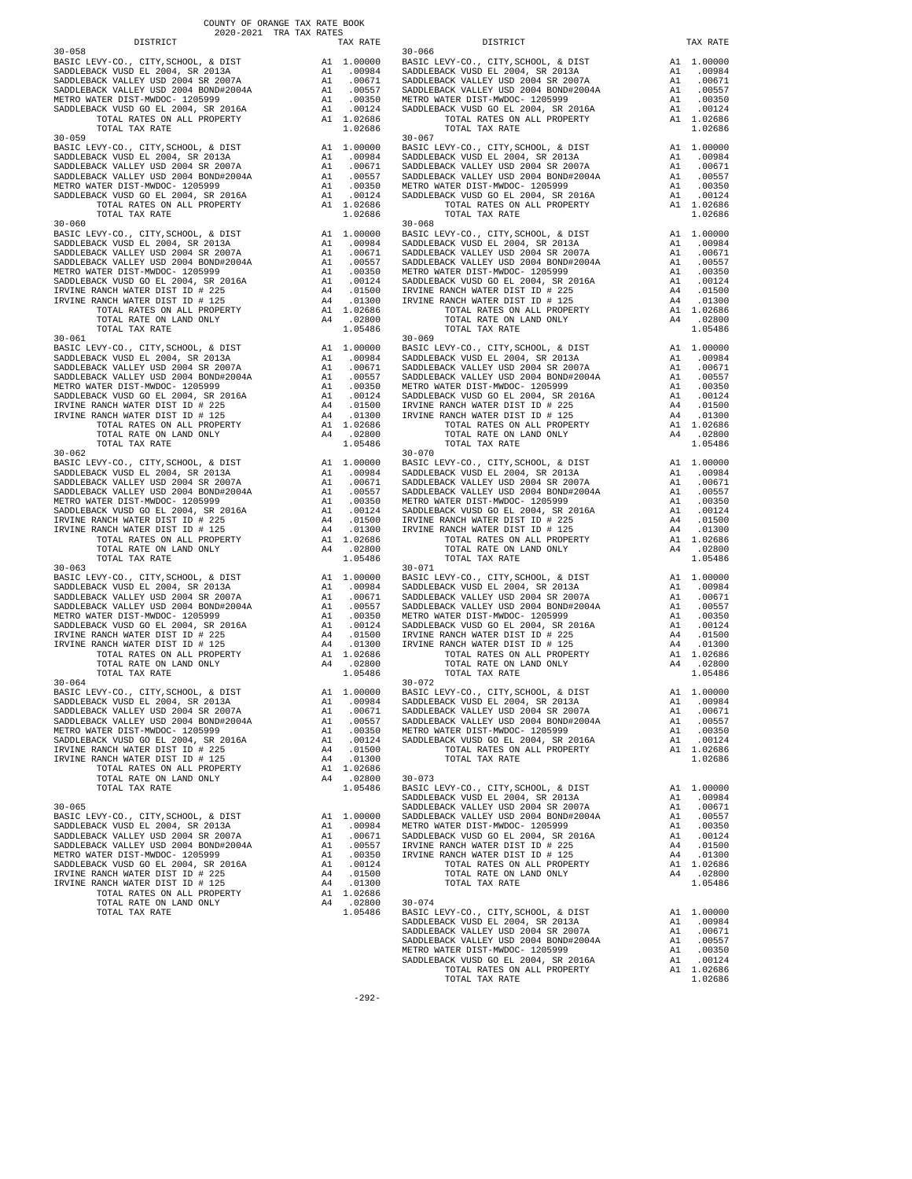COUNTY OF ORANGE TAX RATE BOOK
2020-2021 TRA TAX RATES

| DISTRICT | | TAX RATE |
|---|---|---|
| 30-058 | | |
| BASIC LEVY-CO., CITY,SCHOOL, & DIST | A1 | 1.00000 |
| SADDLEBACK VUSD EL 2004, SR 2013A | A1 | .00984 |
| SADDLEBACK VALLEY USD 2004 SR 2007A | A1 | .00671 |
| SADDLEBACK VALLEY USD 2004 BOND#2004A | A1 | .00557 |
| METRO WATER DIST-MWDOC- 1205999 | A1 | .00350 |
| SADDLEBACK VUSD GO EL 2004, SR 2016A | A1 | .00124 |
| TOTAL RATES ON ALL PROPERTY | A1 | 1.02686 |
| TOTAL TAX RATE | | 1.02686 |
| 30-059 | | |
| BASIC LEVY-CO., CITY,SCHOOL, & DIST | A1 | 1.00000 |
| SADDLEBACK VUSD EL 2004, SR 2013A | A1 | .00984 |
| SADDLEBACK VALLEY USD 2004 SR 2007A | A1 | .00671 |
| SADDLEBACK VALLEY USD 2004 BOND#2004A | A1 | .00557 |
| METRO WATER DIST-MWDOC- 1205999 | A1 | .00350 |
| SADDLEBACK VUSD GO EL 2004, SR 2016A | A1 | .00124 |
| TOTAL RATES ON ALL PROPERTY | A1 | 1.02686 |
| TOTAL TAX RATE | | 1.02686 |
| 30-060 | | |
| BASIC LEVY-CO., CITY,SCHOOL, & DIST | A1 | 1.00000 |
| SADDLEBACK VUSD EL 2004, SR 2013A | A1 | .00984 |
| SADDLEBACK VALLEY USD 2004 SR 2007A | A1 | .00671 |
| SADDLEBACK VALLEY USD 2004 BOND#2004A | A1 | .00557 |
| METRO WATER DIST-MWDOC- 1205999 | A1 | .00350 |
| SADDLEBACK VUSD GO EL 2004, SR 2016A | A1 | .00124 |
| IRVINE RANCH WATER DIST ID # 225 | A4 | .01500 |
| IRVINE RANCH WATER DIST ID # 125 | A4 | .01300 |
| TOTAL RATES ON ALL PROPERTY | A1 | 1.02686 |
| TOTAL RATE ON LAND ONLY | A4 | .02800 |
| TOTAL TAX RATE | | 1.05486 |
| 30-061 | | |
| BASIC LEVY-CO., CITY,SCHOOL, & DIST | A1 | 1.00000 |
| SADDLEBACK VUSD EL 2004, SR 2013A | A1 | .00984 |
| SADDLEBACK VALLEY USD 2004 SR 2007A | A1 | .00671 |
| SADDLEBACK VALLEY USD 2004 BOND#2004A | A1 | .00557 |
| METRO WATER DIST-MWDOC- 1205999 | A1 | .00350 |
| SADDLEBACK VUSD GO EL 2004, SR 2016A | A1 | .00124 |
| IRVINE RANCH WATER DIST ID # 225 | A4 | .01500 |
| IRVINE RANCH WATER DIST ID # 125 | A4 | .01300 |
| TOTAL RATES ON ALL PROPERTY | A1 | 1.02686 |
| TOTAL RATE ON LAND ONLY | A4 | .02800 |
| TOTAL TAX RATE | | 1.05486 |
| 30-062 | | |
| BASIC LEVY-CO., CITY,SCHOOL, & DIST | A1 | 1.00000 |
| SADDLEBACK VUSD EL 2004, SR 2013A | A1 | .00984 |
| SADDLEBACK VALLEY USD 2004 SR 2007A | A1 | .00671 |
| SADDLEBACK VALLEY USD 2004 BOND#2004A | A1 | .00557 |
| METRO WATER DIST-MWDOC- 1205999 | A1 | .00350 |
| SADDLEBACK VUSD GO EL 2004, SR 2016A | A1 | .00124 |
| IRVINE RANCH WATER DIST ID # 225 | A4 | .01500 |
| IRVINE RANCH WATER DIST ID # 125 | A4 | .01300 |
| TOTAL RATES ON ALL PROPERTY | A1 | 1.02686 |
| TOTAL RATE ON LAND ONLY | A4 | .02800 |
| TOTAL TAX RATE | | 1.05486 |
| 30-063 | | |
| BASIC LEVY-CO., CITY,SCHOOL, & DIST | A1 | 1.00000 |
| SADDLEBACK VUSD EL 2004, SR 2013A | A1 | .00984 |
| SADDLEBACK VALLEY USD 2004 SR 2007A | A1 | .00671 |
| SADDLEBACK VALLEY USD 2004 BOND#2004A | A1 | .00557 |
| METRO WATER DIST-MWDOC- 1205999 | A1 | .00350 |
| SADDLEBACK VUSD GO EL 2004, SR 2016A | A1 | .00124 |
| IRVINE RANCH WATER DIST ID # 225 | A4 | .01500 |
| IRVINE RANCH WATER DIST ID # 125 | A4 | .01300 |
| TOTAL RATES ON ALL PROPERTY | A1 | 1.02686 |
| TOTAL RATE ON LAND ONLY | A4 | .02800 |
| TOTAL TAX RATE | | 1.05486 |
| 30-064 | | |
| BASIC LEVY-CO., CITY,SCHOOL, & DIST | A1 | 1.00000 |
| SADDLEBACK VUSD EL 2004, SR 2013A | A1 | .00984 |
| SADDLEBACK VALLEY USD 2004 SR 2007A | A1 | .00671 |
| SADDLEBACK VALLEY USD 2004 BOND#2004A | A1 | .00557 |
| METRO WATER DIST-MWDOC- 1205999 | A1 | .00350 |
| SADDLEBACK VUSD GO EL 2004, SR 2016A | A1 | .00124 |
| IRVINE RANCH WATER DIST ID # 225 | A4 | .01500 |
| IRVINE RANCH WATER DIST ID # 125 | A4 | .01300 |
| TOTAL RATES ON ALL PROPERTY | A1 | 1.02686 |
| TOTAL RATE ON LAND ONLY | A4 | .02800 |
| TOTAL TAX RATE | | 1.05486 |
| 30-065 | | |
| BASIC LEVY-CO., CITY,SCHOOL, & DIST | A1 | 1.00000 |
| SADDLEBACK VUSD EL 2004, SR 2013A | A1 | .00984 |
| SADDLEBACK VALLEY USD 2004 SR 2007A | A1 | .00671 |
| SADDLEBACK VALLEY USD 2004 BOND#2004A | A1 | .00557 |
| METRO WATER DIST-MWDOC- 1205999 | A1 | .00350 |
| SADDLEBACK VUSD GO EL 2004, SR 2016A | A1 | .00124 |
| IRVINE RANCH WATER DIST ID # 225 | A4 | .01500 |
| IRVINE RANCH WATER DIST ID # 125 | A4 | .01300 |
| TOTAL RATES ON ALL PROPERTY | A1 | 1.02686 |
| TOTAL RATE ON LAND ONLY | A4 | .02800 |
| TOTAL TAX RATE | | 1.05486 |
| 30-066 | | |
| BASIC LEVY-CO., CITY,SCHOOL, & DIST | A1 | 1.00000 |
| SADDLEBACK VUSD EL 2004, SR 2013A | A1 | .00984 |
| SADDLEBACK VALLEY USD 2004 SR 2007A | A1 | .00671 |
| SADDLEBACK VALLEY USD 2004 BOND#2004A | A1 | .00557 |
| METRO WATER DIST-MWDOC- 1205999 | A1 | .00350 |
| SADDLEBACK VUSD GO EL 2004, SR 2016A | A1 | .00124 |
| TOTAL RATES ON ALL PROPERTY | A1 | 1.02686 |
| TOTAL TAX RATE | | 1.02686 |
| 30-067 | | |
| BASIC LEVY-CO., CITY,SCHOOL, & DIST | A1 | 1.00000 |
| SADDLEBACK VUSD EL 2004, SR 2013A | A1 | .00984 |
| SADDLEBACK VALLEY USD 2004 SR 2007A | A1 | .00671 |
| SADDLEBACK VALLEY USD 2004 BOND#2004A | A1 | .00557 |
| METRO WATER DIST-MWDOC- 1205999 | A1 | .00350 |
| SADDLEBACK VUSD GO EL 2004, SR 2016A | A1 | .00124 |
| TOTAL RATES ON ALL PROPERTY | A1 | 1.02686 |
| TOTAL TAX RATE | | 1.02686 |
| 30-068 | | |
| BASIC LEVY-CO., CITY,SCHOOL, & DIST | A1 | 1.00000 |
| SADDLEBACK VUSD EL 2004, SR 2013A | A1 | .00984 |
| SADDLEBACK VALLEY USD 2004 SR 2007A | A1 | .00671 |
| SADDLEBACK VALLEY USD 2004 BOND#2004A | A1 | .00557 |
| METRO WATER DIST-MWDOC- 1205999 | A1 | .00350 |
| SADDLEBACK VUSD GO EL 2004, SR 2016A | A1 | .00124 |
| IRVINE RANCH WATER DIST ID # 225 | A4 | .01500 |
| IRVINE RANCH WATER DIST ID # 125 | A4 | .01300 |
| TOTAL RATES ON ALL PROPERTY | A1 | 1.02686 |
| TOTAL RATE ON LAND ONLY | A4 | .02800 |
| TOTAL TAX RATE | | 1.05486 |
| 30-069 | | |
| BASIC LEVY-CO., CITY,SCHOOL, & DIST | A1 | 1.00000 |
| SADDLEBACK VUSD EL 2004, SR 2013A | A1 | .00984 |
| SADDLEBACK VALLEY USD 2004 SR 2007A | A1 | .00671 |
| SADDLEBACK VALLEY USD 2004 BOND#2004A | A1 | .00557 |
| METRO WATER DIST-MWDOC- 1205999 | A1 | .00350 |
| SADDLEBACK VUSD GO EL 2004, SR 2016A | A1 | .00124 |
| IRVINE RANCH WATER DIST ID # 225 | A4 | .01500 |
| IRVINE RANCH WATER DIST ID # 125 | A4 | .01300 |
| TOTAL RATES ON ALL PROPERTY | A1 | 1.02686 |
| TOTAL RATE ON LAND ONLY | A4 | .02800 |
| TOTAL TAX RATE | | 1.05486 |
| 30-070 | | |
| BASIC LEVY-CO., CITY,SCHOOL, & DIST | A1 | 1.00000 |
| SADDLEBACK VUSD EL 2004, SR 2013A | A1 | .00984 |
| SADDLEBACK VALLEY USD 2004 SR 2007A | A1 | .00671 |
| SADDLEBACK VALLEY USD 2004 BOND#2004A | A1 | .00557 |
| METRO WATER DIST-MWDOC- 1205999 | A1 | .00350 |
| SADDLEBACK VUSD GO EL 2004, SR 2016A | A1 | .00124 |
| IRVINE RANCH WATER DIST ID # 225 | A4 | .01500 |
| IRVINE RANCH WATER DIST ID # 125 | A4 | .01300 |
| TOTAL RATES ON ALL PROPERTY | A1 | 1.02686 |
| TOTAL RATE ON LAND ONLY | A4 | .02800 |
| TOTAL TAX RATE | | 1.05486 |
| 30-071 | | |
| BASIC LEVY-CO., CITY,SCHOOL, & DIST | A1 | 1.00000 |
| SADDLEBACK VUSD EL 2004, SR 2013A | A1 | .00984 |
| SADDLEBACK VALLEY USD 2004 SR 2007A | A1 | .00671 |
| SADDLEBACK VALLEY USD 2004 BOND#2004A | A1 | .00557 |
| METRO WATER DIST-MWDOC- 1205999 | A1 | .00350 |
| SADDLEBACK VUSD GO EL 2004, SR 2016A | A1 | .00124 |
| IRVINE RANCH WATER DIST ID # 225 | A4 | .01500 |
| IRVINE RANCH WATER DIST ID # 125 | A4 | .01300 |
| TOTAL RATES ON ALL PROPERTY | A1 | 1.02686 |
| TOTAL RATE ON LAND ONLY | A4 | .02800 |
| TOTAL TAX RATE | | 1.05486 |
| 30-072 | | |
| BASIC LEVY-CO., CITY,SCHOOL, & DIST | A1 | 1.00000 |
| SADDLEBACK VUSD EL 2004, SR 2013A | A1 | .00984 |
| SADDLEBACK VALLEY USD 2004 SR 2007A | A1 | .00671 |
| SADDLEBACK VALLEY USD 2004 BOND#2004A | A1 | .00557 |
| METRO WATER DIST-MWDOC- 1205999 | A1 | .00350 |
| SADDLEBACK VUSD GO EL 2004, SR 2016A | A1 | .00124 |
| TOTAL RATES ON ALL PROPERTY | A1 | 1.02686 |
| TOTAL TAX RATE | | 1.02686 |
| 30-073 | | |
| BASIC LEVY-CO., CITY,SCHOOL, & DIST | A1 | 1.00000 |
| SADDLEBACK VUSD EL 2004, SR 2013A | A1 | .00984 |
| SADDLEBACK VALLEY USD 2004 SR 2007A | A1 | .00671 |
| SADDLEBACK VALLEY USD 2004 BOND#2004A | A1 | .00557 |
| METRO WATER DIST-MWDOC- 1205999 | A1 | .00350 |
| SADDLEBACK VUSD GO EL 2004, SR 2016A | A1 | .00124 |
| IRVINE RANCH WATER DIST ID # 225 | A4 | .01500 |
| IRVINE RANCH WATER DIST ID # 125 | A4 | .01300 |
| TOTAL RATES ON ALL PROPERTY | A1 | 1.02686 |
| TOTAL RATE ON LAND ONLY | A4 | .02800 |
| TOTAL TAX RATE | | 1.05486 |
| 30-074 | | |
| BASIC LEVY-CO., CITY,SCHOOL, & DIST | A1 | 1.00000 |
| SADDLEBACK VUSD EL 2004, SR 2013A | A1 | .00984 |
| SADDLEBACK VALLEY USD 2004 SR 2007A | A1 | .00671 |
| SADDLEBACK VALLEY USD 2004 BOND#2004A | A1 | .00557 |
| METRO WATER DIST-MWDOC- 1205999 | A1 | .00350 |
| SADDLEBACK VUSD GO EL 2004, SR 2016A | A1 | .00124 |
| TOTAL RATES ON ALL PROPERTY | A1 | 1.02686 |
| TOTAL TAX RATE | | 1.02686 |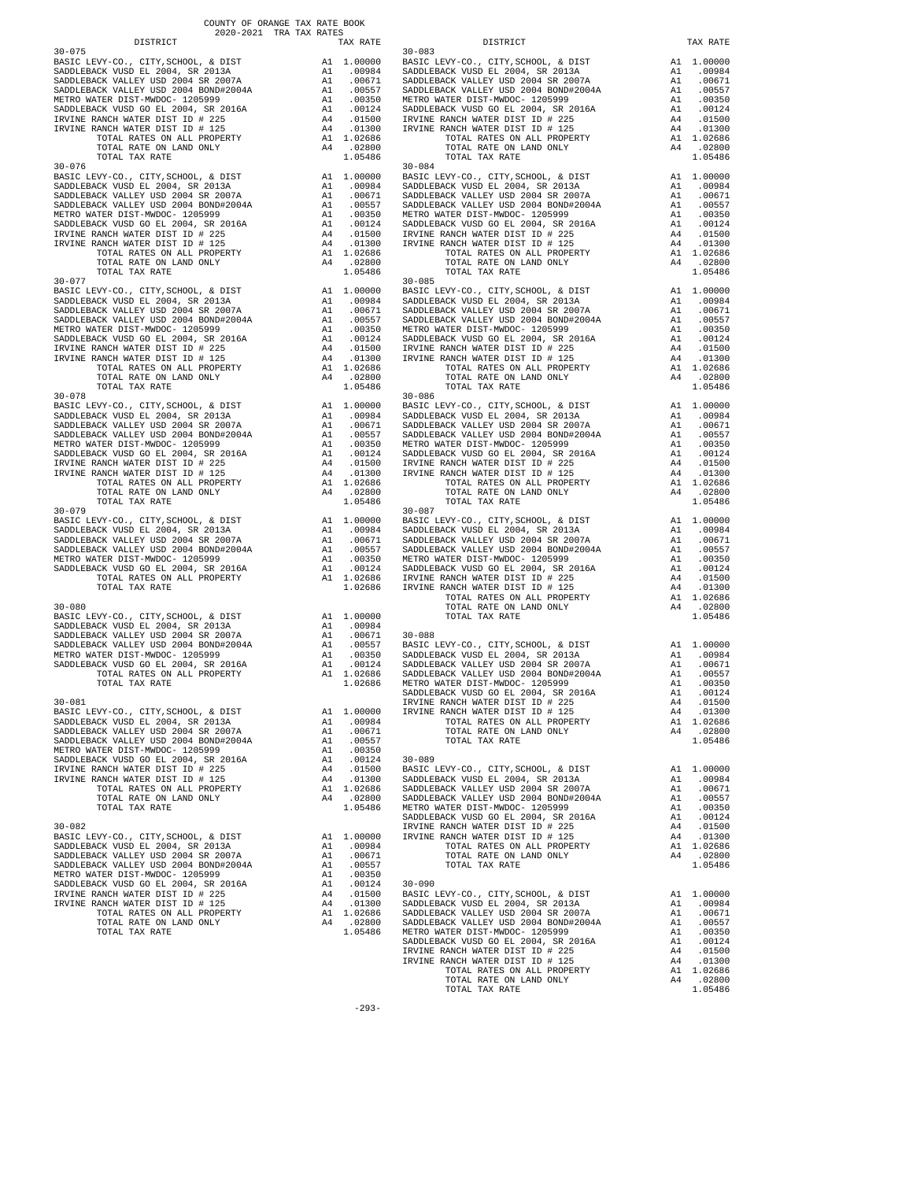COUNTY OF ORANGE TAX RATE BOOK
2020-2021 TRA TAX RATES

| DISTRICT | | TAX RATE |
|---|---|---|
| **30-075** | | |
| BASIC LEVY-CO., CITY,SCHOOL, & DIST | A1 | 1.00000 |
| SADDLEBACK VUSD EL 2004, SR 2013A | A1 | .00984 |
| SADDLEBACK VALLEY USD 2004 SR 2007A | A1 | .00671 |
| SADDLEBACK VALLEY USD 2004 BOND#2004A | A1 | .00557 |
| METRO WATER DIST-MWDOC- 1205999 | A1 | .00350 |
| SADDLEBACK VUSD GO EL 2004, SR 2016A | A1 | .00124 |
| IRVINE RANCH WATER DIST ID # 225 | A4 | .01500 |
| IRVINE RANCH WATER DIST ID # 125 | A4 | .01300 |
| TOTAL RATES ON ALL PROPERTY | A1 | 1.02686 |
| TOTAL RATE ON LAND ONLY | A4 | .02800 |
| TOTAL TAX RATE | | 1.05486 |
| **30-076** | | |
| BASIC LEVY-CO., CITY,SCHOOL, & DIST | A1 | 1.00000 |
| SADDLEBACK VUSD EL 2004, SR 2013A | A1 | .00984 |
| SADDLEBACK VALLEY USD 2004 SR 2007A | A1 | .00671 |
| SADDLEBACK VALLEY USD 2004 BOND#2004A | A1 | .00557 |
| METRO WATER DIST-MWDOC- 1205999 | A1 | .00350 |
| SADDLEBACK VUSD GO EL 2004, SR 2016A | A1 | .00124 |
| IRVINE RANCH WATER DIST ID # 225 | A4 | .01500 |
| IRVINE RANCH WATER DIST ID # 125 | A4 | .01300 |
| TOTAL RATES ON ALL PROPERTY | A1 | 1.02686 |
| TOTAL RATE ON LAND ONLY | A4 | .02800 |
| TOTAL TAX RATE | | 1.05486 |
| **30-077** | | |
| BASIC LEVY-CO., CITY,SCHOOL, & DIST | A1 | 1.00000 |
| SADDLEBACK VUSD EL 2004, SR 2013A | A1 | .00984 |
| SADDLEBACK VALLEY USD 2004 SR 2007A | A1 | .00671 |
| SADDLEBACK VALLEY USD 2004 BOND#2004A | A1 | .00557 |
| METRO WATER DIST-MWDOC- 1205999 | A1 | .00350 |
| SADDLEBACK VUSD GO EL 2004, SR 2016A | A1 | .00124 |
| IRVINE RANCH WATER DIST ID # 225 | A4 | .01500 |
| IRVINE RANCH WATER DIST ID # 125 | A4 | .01300 |
| TOTAL RATES ON ALL PROPERTY | A1 | 1.02686 |
| TOTAL RATE ON LAND ONLY | A4 | .02800 |
| TOTAL TAX RATE | | 1.05486 |
| **30-078** | | |
| BASIC LEVY-CO., CITY,SCHOOL, & DIST | A1 | 1.00000 |
| SADDLEBACK VUSD EL 2004, SR 2013A | A1 | .00984 |
| SADDLEBACK VALLEY USD 2004 SR 2007A | A1 | .00671 |
| SADDLEBACK VALLEY USD 2004 BOND#2004A | A1 | .00557 |
| METRO WATER DIST-MWDOC- 1205999 | A1 | .00350 |
| SADDLEBACK VUSD GO EL 2004, SR 2016A | A1 | .00124 |
| IRVINE RANCH WATER DIST ID # 225 | A4 | .01500 |
| IRVINE RANCH WATER DIST ID # 125 | A4 | .01300 |
| TOTAL RATES ON ALL PROPERTY | A1 | 1.02686 |
| TOTAL RATE ON LAND ONLY | A4 | .02800 |
| TOTAL TAX RATE | | 1.05486 |
| **30-079** | | |
| BASIC LEVY-CO., CITY,SCHOOL, & DIST | A1 | 1.00000 |
| SADDLEBACK VUSD EL 2004, SR 2013A | A1 | .00984 |
| SADDLEBACK VALLEY USD 2004 SR 2007A | A1 | .00671 |
| SADDLEBACK VALLEY USD 2004 BOND#2004A | A1 | .00557 |
| METRO WATER DIST-MWDOC- 1205999 | A1 | .00350 |
| SADDLEBACK VUSD GO EL 2004, SR 2016A | A1 | .00124 |
| TOTAL RATES ON ALL PROPERTY | A1 | 1.02686 |
| TOTAL TAX RATE | | 1.02686 |
| **30-080** | | |
| BASIC LEVY-CO., CITY,SCHOOL, & DIST | A1 | 1.00000 |
| SADDLEBACK VUSD EL 2004, SR 2013A | A1 | .00984 |
| SADDLEBACK VALLEY USD 2004 SR 2007A | A1 | .00671 |
| SADDLEBACK VALLEY USD 2004 BOND#2004A | A1 | .00557 |
| METRO WATER DIST-MWDOC- 1205999 | A1 | .00350 |
| SADDLEBACK VUSD GO EL 2004, SR 2016A | A1 | .00124 |
| TOTAL RATES ON ALL PROPERTY | A1 | 1.02686 |
| TOTAL TAX RATE | | 1.02686 |
| **30-081** | | |
| BASIC LEVY-CO., CITY,SCHOOL, & DIST | A1 | 1.00000 |
| SADDLEBACK VUSD EL 2004, SR 2013A | A1 | .00984 |
| SADDLEBACK VALLEY USD 2004 SR 2007A | A1 | .00671 |
| SADDLEBACK VALLEY USD 2004 BOND#2004A | A1 | .00557 |
| METRO WATER DIST-MWDOC- 1205999 | A1 | .00350 |
| SADDLEBACK VUSD GO EL 2004, SR 2016A | A1 | .00124 |
| IRVINE RANCH WATER DIST ID # 225 | A4 | .01500 |
| IRVINE RANCH WATER DIST ID # 125 | A4 | .01300 |
| TOTAL RATES ON ALL PROPERTY | A1 | 1.02686 |
| TOTAL RATE ON LAND ONLY | A4 | .02800 |
| TOTAL TAX RATE | | 1.05486 |
| **30-082** | | |
| BASIC LEVY-CO., CITY,SCHOOL, & DIST | A1 | 1.00000 |
| SADDLEBACK VUSD EL 2004, SR 2013A | A1 | .00984 |
| SADDLEBACK VALLEY USD 2004 SR 2007A | A1 | .00671 |
| SADDLEBACK VALLEY USD 2004 BOND#2004A | A1 | .00557 |
| METRO WATER DIST-MWDOC- 1205999 | A1 | .00350 |
| SADDLEBACK VUSD GO EL 2004, SR 2016A | A1 | .00124 |
| IRVINE RANCH WATER DIST ID # 225 | A4 | .01500 |
| IRVINE RANCH WATER DIST ID # 125 | A4 | .01300 |
| TOTAL RATES ON ALL PROPERTY | A1 | 1.02686 |
| TOTAL RATE ON LAND ONLY | A4 | .02800 |
| TOTAL TAX RATE | | 1.05486 |
| **30-083** | | |
| BASIC LEVY-CO., CITY,SCHOOL, & DIST | A1 | 1.00000 |
| SADDLEBACK VUSD EL 2004, SR 2013A | A1 | .00984 |
| SADDLEBACK VALLEY USD 2004 SR 2007A | A1 | .00671 |
| SADDLEBACK VALLEY USD 2004 BOND#2004A | A1 | .00557 |
| METRO WATER DIST-MWDOC- 1205999 | A1 | .00350 |
| SADDLEBACK VUSD GO EL 2004, SR 2016A | A1 | .00124 |
| IRVINE RANCH WATER DIST ID # 225 | A4 | .01500 |
| IRVINE RANCH WATER DIST ID # 125 | A4 | .01300 |
| TOTAL RATES ON ALL PROPERTY | A1 | 1.02686 |
| TOTAL RATE ON LAND ONLY | A4 | .02800 |
| TOTAL TAX RATE | | 1.05486 |
| **30-084** | | |
| BASIC LEVY-CO., CITY,SCHOOL, & DIST | A1 | 1.00000 |
| SADDLEBACK VUSD EL 2004, SR 2013A | A1 | .00984 |
| SADDLEBACK VALLEY USD 2004 SR 2007A | A1 | .00671 |
| SADDLEBACK VALLEY USD 2004 BOND#2004A | A1 | .00557 |
| METRO WATER DIST-MWDOC- 1205999 | A1 | .00350 |
| SADDLEBACK VUSD GO EL 2004, SR 2016A | A1 | .00124 |
| IRVINE RANCH WATER DIST ID # 225 | A4 | .01500 |
| IRVINE RANCH WATER DIST ID # 125 | A4 | .01300 |
| TOTAL RATES ON ALL PROPERTY | A1 | 1.02686 |
| TOTAL RATE ON LAND ONLY | A4 | .02800 |
| TOTAL TAX RATE | | 1.05486 |
| **30-085** | | |
| BASIC LEVY-CO., CITY,SCHOOL, & DIST | A1 | 1.00000 |
| SADDLEBACK VUSD EL 2004, SR 2013A | A1 | .00984 |
| SADDLEBACK VALLEY USD 2004 SR 2007A | A1 | .00671 |
| SADDLEBACK VALLEY USD 2004 BOND#2004A | A1 | .00557 |
| METRO WATER DIST-MWDOC- 1205999 | A1 | .00350 |
| SADDLEBACK VUSD GO EL 2004, SR 2016A | A1 | .00124 |
| IRVINE RANCH WATER DIST ID # 225 | A4 | .01500 |
| IRVINE RANCH WATER DIST ID # 125 | A4 | .01300 |
| TOTAL RATES ON ALL PROPERTY | A1 | 1.02686 |
| TOTAL RATE ON LAND ONLY | A4 | .02800 |
| TOTAL TAX RATE | | 1.05486 |
| **30-086** | | |
| BASIC LEVY-CO., CITY,SCHOOL, & DIST | A1 | 1.00000 |
| SADDLEBACK VUSD EL 2004, SR 2013A | A1 | .00984 |
| SADDLEBACK VALLEY USD 2004 SR 2007A | A1 | .00671 |
| SADDLEBACK VALLEY USD 2004 BOND#2004A | A1 | .00557 |
| METRO WATER DIST-MWDOC- 1205999 | A1 | .00350 |
| SADDLEBACK VUSD GO EL 2004, SR 2016A | A1 | .00124 |
| IRVINE RANCH WATER DIST ID # 225 | A4 | .01500 |
| IRVINE RANCH WATER DIST ID # 125 | A4 | .01300 |
| TOTAL RATES ON ALL PROPERTY | A1 | 1.02686 |
| TOTAL RATE ON LAND ONLY | A4 | .02800 |
| TOTAL TAX RATE | | 1.05486 |
| **30-087** | | |
| BASIC LEVY-CO., CITY,SCHOOL, & DIST | A1 | 1.00000 |
| SADDLEBACK VUSD EL 2004, SR 2013A | A1 | .00984 |
| SADDLEBACK VALLEY USD 2004 SR 2007A | A1 | .00671 |
| SADDLEBACK VALLEY USD 2004 BOND#2004A | A1 | .00557 |
| METRO WATER DIST-MWDOC- 1205999 | A1 | .00350 |
| SADDLEBACK VUSD GO EL 2004, SR 2016A | A1 | .00124 |
| IRVINE RANCH WATER DIST ID # 225 | A4 | .01500 |
| IRVINE RANCH WATER DIST ID # 125 | A4 | .01300 |
| TOTAL RATES ON ALL PROPERTY | A1 | 1.02686 |
| TOTAL RATE ON LAND ONLY | A4 | .02800 |
| TOTAL TAX RATE | | 1.05486 |
| **30-088** | | |
| BASIC LEVY-CO., CITY,SCHOOL, & DIST | A1 | 1.00000 |
| SADDLEBACK VUSD EL 2004, SR 2013A | A1 | .00984 |
| SADDLEBACK VALLEY USD 2004 SR 2007A | A1 | .00671 |
| SADDLEBACK VALLEY USD 2004 BOND#2004A | A1 | .00557 |
| METRO WATER DIST-MWDOC- 1205999 | A1 | .00350 |
| SADDLEBACK VUSD GO EL 2004, SR 2016A | A1 | .00124 |
| IRVINE RANCH WATER DIST ID # 225 | A4 | .01500 |
| IRVINE RANCH WATER DIST ID # 125 | A4 | .01300 |
| TOTAL RATES ON ALL PROPERTY | A1 | 1.02686 |
| TOTAL RATE ON LAND ONLY | A4 | .02800 |
| TOTAL TAX RATE | | 1.05486 |
| **30-089** | | |
| BASIC LEVY-CO., CITY,SCHOOL, & DIST | A1 | 1.00000 |
| SADDLEBACK VUSD EL 2004, SR 2013A | A1 | .00984 |
| SADDLEBACK VALLEY USD 2004 SR 2007A | A1 | .00671 |
| SADDLEBACK VALLEY USD 2004 BOND#2004A | A1 | .00557 |
| METRO WATER DIST-MWDOC- 1205999 | A1 | .00350 |
| SADDLEBACK VUSD GO EL 2004, SR 2016A | A1 | .00124 |
| IRVINE RANCH WATER DIST ID # 225 | A4 | .01500 |
| IRVINE RANCH WATER DIST ID # 125 | A4 | .01300 |
| TOTAL RATES ON ALL PROPERTY | A1 | 1.02686 |
| TOTAL RATE ON LAND ONLY | A4 | .02800 |
| TOTAL TAX RATE | | 1.05486 |
| **30-090** | | |
| BASIC LEVY-CO., CITY,SCHOOL, & DIST | A1 | 1.00000 |
| SADDLEBACK VUSD EL 2004, SR 2013A | A1 | .00984 |
| SADDLEBACK VALLEY USD 2004 SR 2007A | A1 | .00671 |
| SADDLEBACK VALLEY USD 2004 BOND#2004A | A1 | .00557 |
| METRO WATER DIST-MWDOC- 1205999 | A1 | .00350 |
| SADDLEBACK VUSD GO EL 2004, SR 2016A | A1 | .00124 |
| IRVINE RANCH WATER DIST ID # 225 | A4 | .01500 |
| IRVINE RANCH WATER DIST ID # 125 | A4 | .01300 |
| TOTAL RATES ON ALL PROPERTY | A1 | 1.02686 |
| TOTAL RATE ON LAND ONLY | A4 | .02800 |
| TOTAL TAX RATE | | 1.05486 |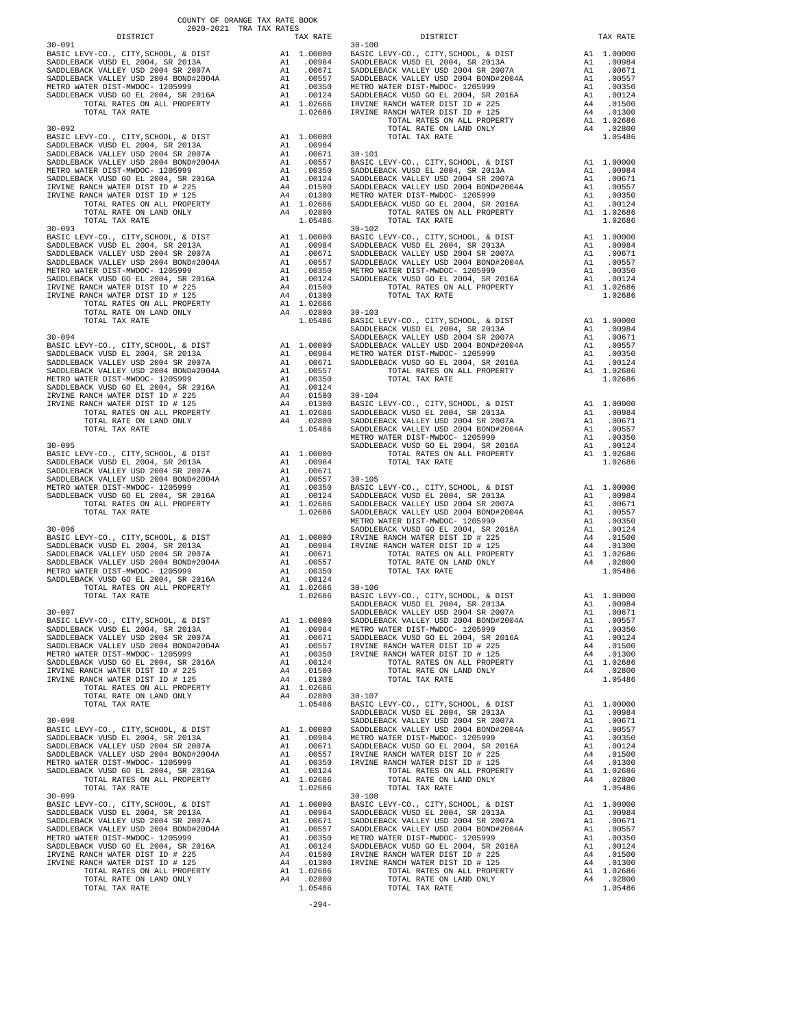COUNTY OF ORANGE TAX RATE BOOK
2020-2021 TRA TAX RATES

| DISTRICT | | TAX RATE |
|---|---|---|
| **30-091** | | |
| BASIC LEVY-CO., CITY,SCHOOL, & DIST | A1 | 1.00000 |
| SADDLEBACK VUSD EL 2004, SR 2013A | A1 | .00984 |
| SADDLEBACK VALLEY USD 2004 SR 2007A | A1 | .00671 |
| SADDLEBACK VALLEY USD 2004 BOND#2004A | A1 | .00557 |
| METRO WATER DIST-MWDOC- 1205999 | A1 | .00350 |
| SADDLEBACK VUSD GO EL 2004, SR 2016A | A1 | .00124 |
| TOTAL RATES ON ALL PROPERTY | A1 | 1.02686 |
| TOTAL TAX RATE | | 1.02686 |
| **30-092** | | |
| BASIC LEVY-CO., CITY,SCHOOL, & DIST | A1 | 1.00000 |
| SADDLEBACK VUSD EL 2004, SR 2013A | A1 | .00984 |
| SADDLEBACK VALLEY USD 2004 SR 2007A | A1 | .00671 |
| SADDLEBACK VALLEY USD 2004 BOND#2004A | A1 | .00557 |
| METRO WATER DIST-MWDOC- 1205999 | A1 | .00350 |
| SADDLEBACK VUSD GO EL 2004, SR 2016A | A1 | .00124 |
| IRVINE RANCH WATER DIST ID # 225 | A4 | .01500 |
| IRVINE RANCH WATER DIST ID # 125 | A4 | .01300 |
| TOTAL RATES ON ALL PROPERTY | A1 | 1.02686 |
| TOTAL RATE ON LAND ONLY | A4 | .02800 |
| TOTAL TAX RATE | | 1.05486 |
| **30-093** | | |
| BASIC LEVY-CO., CITY,SCHOOL, & DIST | A1 | 1.00000 |
| SADDLEBACK VUSD EL 2004, SR 2013A | A1 | .00984 |
| SADDLEBACK VALLEY USD 2004 SR 2007A | A1 | .00671 |
| SADDLEBACK VALLEY USD 2004 BOND#2004A | A1 | .00557 |
| METRO WATER DIST-MWDOC- 1205999 | A1 | .00350 |
| SADDLEBACK VUSD GO EL 2004, SR 2016A | A1 | .00124 |
| IRVINE RANCH WATER DIST ID # 225 | A4 | .01500 |
| IRVINE RANCH WATER DIST ID # 125 | A4 | .01300 |
| TOTAL RATES ON ALL PROPERTY | A1 | 1.02686 |
| TOTAL RATE ON LAND ONLY | A4 | .02800 |
| TOTAL TAX RATE | | 1.05486 |
| **30-094** | | |
| BASIC LEVY-CO., CITY,SCHOOL, & DIST | A1 | 1.00000 |
| SADDLEBACK VUSD EL 2004, SR 2013A | A1 | .00984 |
| SADDLEBACK VALLEY USD 2004 SR 2007A | A1 | .00671 |
| SADDLEBACK VALLEY USD 2004 BOND#2004A | A1 | .00557 |
| METRO WATER DIST-MWDOC- 1205999 | A1 | .00350 |
| SADDLEBACK VUSD GO EL 2004, SR 2016A | A1 | .00124 |
| IRVINE RANCH WATER DIST ID # 225 | A4 | .01500 |
| IRVINE RANCH WATER DIST ID # 125 | A4 | .01300 |
| TOTAL RATES ON ALL PROPERTY | A1 | 1.02686 |
| TOTAL RATE ON LAND ONLY | A4 | .02800 |
| TOTAL TAX RATE | | 1.05486 |
| **30-095** | | |
| BASIC LEVY-CO., CITY,SCHOOL, & DIST | A1 | 1.00000 |
| SADDLEBACK VUSD EL 2004, SR 2013A | A1 | .00984 |
| SADDLEBACK VALLEY USD 2004 SR 2007A | A1 | .00671 |
| SADDLEBACK VALLEY USD 2004 BOND#2004A | A1 | .00557 |
| METRO WATER DIST-MWDOC- 1205999 | A1 | .00350 |
| SADDLEBACK VUSD GO EL 2004, SR 2016A | A1 | .00124 |
| TOTAL RATES ON ALL PROPERTY | A1 | 1.02686 |
| TOTAL TAX RATE | | 1.02686 |
| **30-096** | | |
| BASIC LEVY-CO., CITY,SCHOOL, & DIST | A1 | 1.00000 |
| SADDLEBACK VUSD EL 2004, SR 2013A | A1 | .00984 |
| SADDLEBACK VALLEY USD 2004 SR 2007A | A1 | .00671 |
| SADDLEBACK VALLEY USD 2004 BOND#2004A | A1 | .00557 |
| METRO WATER DIST-MWDOC- 1205999 | A1 | .00350 |
| SADDLEBACK VUSD GO EL 2004, SR 2016A | A1 | .00124 |
| TOTAL RATES ON ALL PROPERTY | A1 | 1.02686 |
| TOTAL TAX RATE | | 1.02686 |
| **30-097** | | |
| BASIC LEVY-CO., CITY,SCHOOL, & DIST | A1 | 1.00000 |
| SADDLEBACK VUSD EL 2004, SR 2013A | A1 | .00984 |
| SADDLEBACK VALLEY USD 2004 SR 2007A | A1 | .00671 |
| SADDLEBACK VALLEY USD 2004 BOND#2004A | A1 | .00557 |
| METRO WATER DIST-MWDOC- 1205999 | A1 | .00350 |
| SADDLEBACK VUSD GO EL 2004, SR 2016A | A1 | .00124 |
| IRVINE RANCH WATER DIST ID # 225 | A4 | .01500 |
| IRVINE RANCH WATER DIST ID # 125 | A4 | .01300 |
| TOTAL RATES ON ALL PROPERTY | A1 | 1.02686 |
| TOTAL RATE ON LAND ONLY | A4 | .02800 |
| TOTAL TAX RATE | | 1.05486 |
| **30-098** | | |
| BASIC LEVY-CO., CITY,SCHOOL, & DIST | A1 | 1.00000 |
| SADDLEBACK VUSD EL 2004, SR 2013A | A1 | .00984 |
| SADDLEBACK VALLEY USD 2004 SR 2007A | A1 | .00671 |
| SADDLEBACK VALLEY USD 2004 BOND#2004A | A1 | .00557 |
| METRO WATER DIST-MWDOC- 1205999 | A1 | .00350 |
| SADDLEBACK VUSD GO EL 2004, SR 2016A | A1 | .00124 |
| TOTAL RATES ON ALL PROPERTY | A1 | 1.02686 |
| TOTAL TAX RATE | | 1.02686 |
| **30-099** | | |
| BASIC LEVY-CO., CITY,SCHOOL, & DIST | A1 | 1.00000 |
| SADDLEBACK VUSD EL 2004, SR 2013A | A1 | .00984 |
| SADDLEBACK VALLEY USD 2004 SR 2007A | A1 | .00671 |
| SADDLEBACK VALLEY USD 2004 BOND#2004A | A1 | .00557 |
| METRO WATER DIST-MWDOC- 1205999 | A1 | .00350 |
| SADDLEBACK VUSD GO EL 2004, SR 2016A | A1 | .00124 |
| IRVINE RANCH WATER DIST ID # 225 | A4 | .01500 |
| IRVINE RANCH WATER DIST ID # 125 | A4 | .01300 |
| TOTAL RATES ON ALL PROPERTY | A1 | 1.02686 |
| TOTAL RATE ON LAND ONLY | A4 | .02800 |
| TOTAL TAX RATE | | 1.05486 |
| **30-100** | | |
| BASIC LEVY-CO., CITY,SCHOOL, & DIST | A1 | 1.00000 |
| SADDLEBACK VUSD EL 2004, SR 2013A | A1 | .00984 |
| SADDLEBACK VALLEY USD 2004 SR 2007A | A1 | .00671 |
| SADDLEBACK VALLEY USD 2004 BOND#2004A | A1 | .00557 |
| METRO WATER DIST-MWDOC- 1205999 | A1 | .00350 |
| SADDLEBACK VUSD GO EL 2004, SR 2016A | A1 | .00124 |
| IRVINE RANCH WATER DIST ID # 225 | A4 | .01500 |
| IRVINE RANCH WATER DIST ID # 125 | A4 | .01300 |
| TOTAL RATES ON ALL PROPERTY | A1 | 1.02686 |
| TOTAL RATE ON LAND ONLY | A4 | .02800 |
| TOTAL TAX RATE | | 1.05486 |
| **30-101** | | |
| BASIC LEVY-CO., CITY,SCHOOL, & DIST | A1 | 1.00000 |
| SADDLEBACK VUSD EL 2004, SR 2013A | A1 | .00984 |
| SADDLEBACK VALLEY USD 2004 SR 2007A | A1 | .00671 |
| SADDLEBACK VALLEY USD 2004 BOND#2004A | A1 | .00557 |
| METRO WATER DIST-MWDOC- 1205999 | A1 | .00350 |
| SADDLEBACK VUSD GO EL 2004, SR 2016A | A1 | .00124 |
| TOTAL RATES ON ALL PROPERTY | A1 | 1.02686 |
| TOTAL TAX RATE | | 1.02686 |
| **30-102** | | |
| BASIC LEVY-CO., CITY,SCHOOL, & DIST | A1 | 1.00000 |
| SADDLEBACK VUSD EL 2004, SR 2013A | A1 | .00984 |
| SADDLEBACK VALLEY USD 2004 SR 2007A | A1 | .00671 |
| SADDLEBACK VALLEY USD 2004 BOND#2004A | A1 | .00557 |
| METRO WATER DIST-MWDOC- 1205999 | A1 | .00350 |
| SADDLEBACK VUSD GO EL 2004, SR 2016A | A1 | .00124 |
| TOTAL RATES ON ALL PROPERTY | A1 | 1.02686 |
| TOTAL TAX RATE | | 1.02686 |
| **30-103** | | |
| BASIC LEVY-CO., CITY,SCHOOL, & DIST | A1 | 1.00000 |
| SADDLEBACK VUSD EL 2004, SR 2013A | A1 | .00984 |
| SADDLEBACK VALLEY USD 2004 SR 2007A | A1 | .00671 |
| SADDLEBACK VALLEY USD 2004 BOND#2004A | A1 | .00557 |
| METRO WATER DIST-MWDOC- 1205999 | A1 | .00350 |
| SADDLEBACK VUSD GO EL 2004, SR 2016A | A1 | .00124 |
| TOTAL RATES ON ALL PROPERTY | A1 | 1.02686 |
| TOTAL TAX RATE | | 1.02686 |
| **30-104** | | |
| BASIC LEVY-CO., CITY,SCHOOL, & DIST | A1 | 1.00000 |
| SADDLEBACK VUSD EL 2004, SR 2013A | A1 | .00984 |
| SADDLEBACK VALLEY USD 2004 SR 2007A | A1 | .00671 |
| SADDLEBACK VALLEY USD 2004 BOND#2004A | A1 | .00557 |
| METRO WATER DIST-MWDOC- 1205999 | A1 | .00350 |
| SADDLEBACK VUSD GO EL 2004, SR 2016A | A1 | .00124 |
| TOTAL RATES ON ALL PROPERTY | A1 | 1.02686 |
| TOTAL TAX RATE | | 1.02686 |
| **30-105** | | |
| BASIC LEVY-CO., CITY,SCHOOL, & DIST | A1 | 1.00000 |
| SADDLEBACK VUSD EL 2004, SR 2013A | A1 | .00984 |
| SADDLEBACK VALLEY USD 2004 SR 2007A | A1 | .00671 |
| SADDLEBACK VALLEY USD 2004 BOND#2004A | A1 | .00557 |
| METRO WATER DIST-MWDOC- 1205999 | A1 | .00350 |
| SADDLEBACK VUSD GO EL 2004, SR 2016A | A1 | .00124 |
| IRVINE RANCH WATER DIST ID # 225 | A4 | .01500 |
| IRVINE RANCH WATER DIST ID # 125 | A4 | .01300 |
| TOTAL RATES ON ALL PROPERTY | A1 | 1.02686 |
| TOTAL RATE ON LAND ONLY | A4 | .02800 |
| TOTAL TAX RATE | | 1.05486 |
| **30-106** | | |
| BASIC LEVY-CO., CITY,SCHOOL, & DIST | A1 | 1.00000 |
| SADDLEBACK VUSD EL 2004, SR 2013A | A1 | .00984 |
| SADDLEBACK VALLEY USD 2004 SR 2007A | A1 | .00671 |
| SADDLEBACK VALLEY USD 2004 BOND#2004A | A1 | .00557 |
| METRO WATER DIST-MWDOC- 1205999 | A1 | .00350 |
| SADDLEBACK VUSD GO EL 2004, SR 2016A | A1 | .00124 |
| IRVINE RANCH WATER DIST ID # 225 | A4 | .01500 |
| IRVINE RANCH WATER DIST ID # 125 | A4 | .01300 |
| TOTAL RATES ON ALL PROPERTY | A1 | 1.02686 |
| TOTAL RATE ON LAND ONLY | A4 | .02800 |
| TOTAL TAX RATE | | 1.05486 |
| **30-107** | | |
| BASIC LEVY-CO., CITY,SCHOOL, & DIST | A1 | 1.00000 |
| SADDLEBACK VUSD EL 2004, SR 2013A | A1 | .00984 |
| SADDLEBACK VALLEY USD 2004 SR 2007A | A1 | .00671 |
| SADDLEBACK VALLEY USD 2004 BOND#2004A | A1 | .00557 |
| METRO WATER DIST-MWDOC- 1205999 | A1 | .00350 |
| SADDLEBACK VUSD GO EL 2004, SR 2016A | A1 | .00124 |
| IRVINE RANCH WATER DIST ID # 225 | A4 | .01500 |
| IRVINE RANCH WATER DIST ID # 125 | A4 | .01300 |
| TOTAL RATES ON ALL PROPERTY | A1 | 1.02686 |
| TOTAL RATE ON LAND ONLY | A4 | .02800 |
| TOTAL TAX RATE | | 1.05486 |
| **30-108** | | |
| BASIC LEVY-CO., CITY,SCHOOL, & DIST | A1 | 1.00000 |
| SADDLEBACK VUSD EL 2004, SR 2013A | A1 | .00984 |
| SADDLEBACK VALLEY USD 2004 SR 2007A | A1 | .00671 |
| SADDLEBACK VALLEY USD 2004 BOND#2004A | A1 | .00557 |
| METRO WATER DIST-MWDOC- 1205999 | A1 | .00350 |
| SADDLEBACK VUSD GO EL 2004, SR 2016A | A1 | .00124 |
| IRVINE RANCH WATER DIST ID # 225 | A4 | .01500 |
| IRVINE RANCH WATER DIST ID # 125 | A4 | .01300 |
| TOTAL RATES ON ALL PROPERTY | A1 | 1.02686 |
| TOTAL RATE ON LAND ONLY | A4 | .02800 |
| TOTAL TAX RATE | | 1.05486 |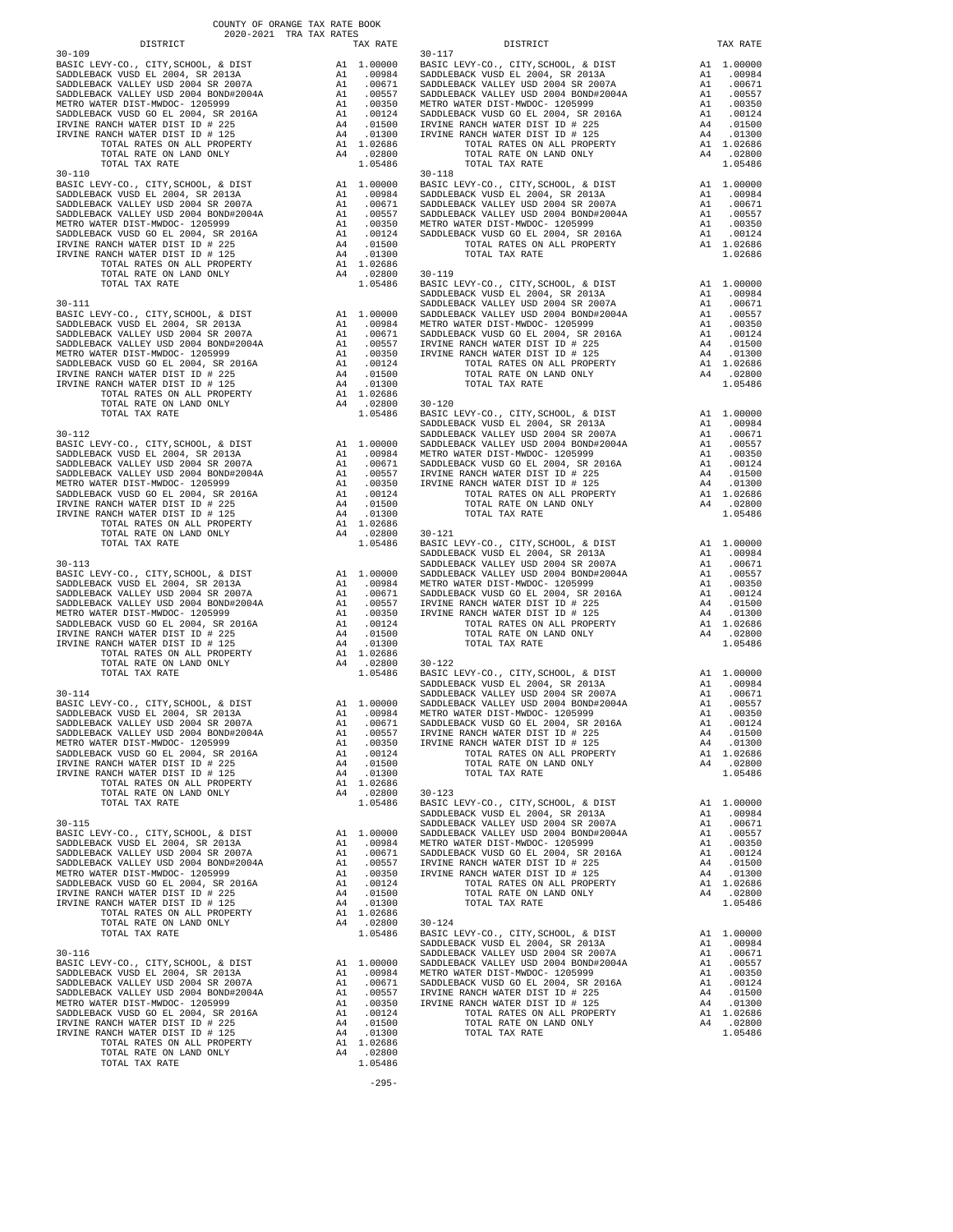COUNTY OF ORANGE TAX RATE BOOK
2020-2021 TRA TAX RATES

| DISTRICT | | TAX RATE |
|---|---|---|
| **30-109** | | |
| BASIC LEVY-CO., CITY,SCHOOL, & DIST | A1 | 1.00000 |
| SADDLEBACK VUSD EL 2004, SR 2013A | A1 | .00984 |
| SADDLEBACK VALLEY USD 2004 SR 2007A | A1 | .00671 |
| SADDLEBACK VALLEY USD 2004 BOND#2004A | A1 | .00557 |
| METRO WATER DIST-MWDOC- 1205999 | A1 | .00350 |
| SADDLEBACK VUSD GO EL 2004, SR 2016A | A1 | .00124 |
| IRVINE RANCH WATER DIST ID # 225 | A4 | .01500 |
| IRVINE RANCH WATER DIST ID # 125 | A4 | .01300 |
| TOTAL RATES ON ALL PROPERTY | A1 | 1.02686 |
| TOTAL RATE ON LAND ONLY | A4 | .02800 |
| TOTAL TAX RATE | | 1.05486 |
| **30-110** | | |
| BASIC LEVY-CO., CITY,SCHOOL, & DIST | A1 | 1.00000 |
| SADDLEBACK VUSD EL 2004, SR 2013A | A1 | .00984 |
| SADDLEBACK VALLEY USD 2004 SR 2007A | A1 | .00671 |
| SADDLEBACK VALLEY USD 2004 BOND#2004A | A1 | .00557 |
| METRO WATER DIST-MWDOC- 1205999 | A1 | .00350 |
| SADDLEBACK VUSD GO EL 2004, SR 2016A | A1 | .00124 |
| IRVINE RANCH WATER DIST ID # 225 | A4 | .01500 |
| IRVINE RANCH WATER DIST ID # 125 | A4 | .01300 |
| TOTAL RATES ON ALL PROPERTY | A1 | 1.02686 |
| TOTAL RATE ON LAND ONLY | A4 | .02800 |
| TOTAL TAX RATE | | 1.05486 |
| **30-111** | | |
| BASIC LEVY-CO., CITY,SCHOOL, & DIST | A1 | 1.00000 |
| SADDLEBACK VUSD EL 2004, SR 2013A | A1 | .00984 |
| SADDLEBACK VALLEY USD 2004 SR 2007A | A1 | .00671 |
| SADDLEBACK VALLEY USD 2004 BOND#2004A | A1 | .00557 |
| METRO WATER DIST-MWDOC- 1205999 | A1 | .00350 |
| SADDLEBACK VUSD GO EL 2004, SR 2016A | A1 | .00124 |
| IRVINE RANCH WATER DIST ID # 225 | A4 | .01500 |
| IRVINE RANCH WATER DIST ID # 125 | A4 | .01300 |
| TOTAL RATES ON ALL PROPERTY | A1 | 1.02686 |
| TOTAL RATE ON LAND ONLY | A4 | .02800 |
| TOTAL TAX RATE | | 1.05486 |
| **30-112** | | |
| BASIC LEVY-CO., CITY,SCHOOL, & DIST | A1 | 1.00000 |
| SADDLEBACK VUSD EL 2004, SR 2013A | A1 | .00984 |
| SADDLEBACK VALLEY USD 2004 SR 2007A | A1 | .00671 |
| SADDLEBACK VALLEY USD 2004 BOND#2004A | A1 | .00557 |
| METRO WATER DIST-MWDOC- 1205999 | A1 | .00350 |
| SADDLEBACK VUSD GO EL 2004, SR 2016A | A1 | .00124 |
| IRVINE RANCH WATER DIST ID # 225 | A4 | .01500 |
| IRVINE RANCH WATER DIST ID # 125 | A4 | .01300 |
| TOTAL RATES ON ALL PROPERTY | A1 | 1.02686 |
| TOTAL RATE ON LAND ONLY | A4 | .02800 |
| TOTAL TAX RATE | | 1.05486 |
| **30-113** | | |
| BASIC LEVY-CO., CITY,SCHOOL, & DIST | A1 | 1.00000 |
| SADDLEBACK VUSD EL 2004, SR 2013A | A1 | .00984 |
| SADDLEBACK VALLEY USD 2004 SR 2007A | A1 | .00671 |
| SADDLEBACK VALLEY USD 2004 BOND#2004A | A1 | .00557 |
| METRO WATER DIST-MWDOC- 1205999 | A1 | .00350 |
| SADDLEBACK VUSD GO EL 2004, SR 2016A | A1 | .00124 |
| IRVINE RANCH WATER DIST ID # 225 | A4 | .01500 |
| IRVINE RANCH WATER DIST ID # 125 | A4 | .01300 |
| TOTAL RATES ON ALL PROPERTY | A1 | 1.02686 |
| TOTAL RATE ON LAND ONLY | A4 | .02800 |
| TOTAL TAX RATE | | 1.05486 |
| **30-114** | | |
| BASIC LEVY-CO., CITY,SCHOOL, & DIST | A1 | 1.00000 |
| SADDLEBACK VUSD EL 2004, SR 2013A | A1 | .00984 |
| SADDLEBACK VALLEY USD 2004 SR 2007A | A1 | .00671 |
| SADDLEBACK VALLEY USD 2004 BOND#2004A | A1 | .00557 |
| METRO WATER DIST-MWDOC- 1205999 | A1 | .00350 |
| SADDLEBACK VUSD GO EL 2004, SR 2016A | A1 | .00124 |
| IRVINE RANCH WATER DIST ID # 225 | A4 | .01500 |
| IRVINE RANCH WATER DIST ID # 125 | A4 | .01300 |
| TOTAL RATES ON ALL PROPERTY | A1 | 1.02686 |
| TOTAL RATE ON LAND ONLY | A4 | .02800 |
| TOTAL TAX RATE | | 1.05486 |
| **30-115** | | |
| BASIC LEVY-CO., CITY,SCHOOL, & DIST | A1 | 1.00000 |
| SADDLEBACK VUSD EL 2004, SR 2013A | A1 | .00984 |
| SADDLEBACK VALLEY USD 2004 SR 2007A | A1 | .00671 |
| SADDLEBACK VALLEY USD 2004 BOND#2004A | A1 | .00557 |
| METRO WATER DIST-MWDOC- 1205999 | A1 | .00350 |
| SADDLEBACK VUSD GO EL 2004, SR 2016A | A1 | .00124 |
| IRVINE RANCH WATER DIST ID # 225 | A4 | .01500 |
| IRVINE RANCH WATER DIST ID # 125 | A4 | .01300 |
| TOTAL RATES ON ALL PROPERTY | A1 | 1.02686 |
| TOTAL RATE ON LAND ONLY | A4 | .02800 |
| TOTAL TAX RATE | | 1.05486 |
| **30-116** | | |
| BASIC LEVY-CO., CITY,SCHOOL, & DIST | A1 | 1.00000 |
| SADDLEBACK VUSD EL 2004, SR 2013A | A1 | .00984 |
| SADDLEBACK VALLEY USD 2004 SR 2007A | A1 | .00671 |
| SADDLEBACK VALLEY USD 2004 BOND#2004A | A1 | .00557 |
| METRO WATER DIST-MWDOC- 1205999 | A1 | .00350 |
| SADDLEBACK VUSD GO EL 2004, SR 2016A | A1 | .00124 |
| IRVINE RANCH WATER DIST ID # 225 | A4 | .01500 |
| IRVINE RANCH WATER DIST ID # 125 | A4 | .01300 |
| TOTAL RATES ON ALL PROPERTY | A1 | 1.02686 |
| TOTAL RATE ON LAND ONLY | A4 | .02800 |
| TOTAL TAX RATE | | 1.05486 |
| **30-117** | | |
| BASIC LEVY-CO., CITY,SCHOOL, & DIST | A1 | 1.00000 |
| SADDLEBACK VUSD EL 2004, SR 2013A | A1 | .00984 |
| SADDLEBACK VALLEY USD 2004 SR 2007A | A1 | .00671 |
| SADDLEBACK VALLEY USD 2004 BOND#2004A | A1 | .00557 |
| METRO WATER DIST-MWDOC- 1205999 | A1 | .00350 |
| SADDLEBACK VUSD GO EL 2004, SR 2016A | A1 | .00124 |
| IRVINE RANCH WATER DIST ID # 225 | A4 | .01500 |
| IRVINE RANCH WATER DIST ID # 125 | A4 | .01300 |
| TOTAL RATES ON ALL PROPERTY | A1 | 1.02686 |
| TOTAL RATE ON LAND ONLY | A4 | .02800 |
| TOTAL TAX RATE | | 1.05486 |
| **30-118** | | |
| BASIC LEVY-CO., CITY,SCHOOL, & DIST | A1 | 1.00000 |
| SADDLEBACK VUSD EL 2004, SR 2013A | A1 | .00984 |
| SADDLEBACK VALLEY USD 2004 SR 2007A | A1 | .00671 |
| SADDLEBACK VALLEY USD 2004 BOND#2004A | A1 | .00557 |
| METRO WATER DIST-MWDOC- 1205999 | A1 | .00350 |
| SADDLEBACK VUSD GO EL 2004, SR 2016A | A1 | .00124 |
| TOTAL RATES ON ALL PROPERTY | A1 | 1.02686 |
| TOTAL TAX RATE | | 1.02686 |
| **30-119** | | |
| BASIC LEVY-CO., CITY,SCHOOL, & DIST | A1 | 1.00000 |
| SADDLEBACK VUSD EL 2004, SR 2013A | A1 | .00984 |
| SADDLEBACK VALLEY USD 2004 SR 2007A | A1 | .00671 |
| SADDLEBACK VALLEY USD 2004 BOND#2004A | A1 | .00557 |
| METRO WATER DIST-MWDOC- 1205999 | A1 | .00350 |
| SADDLEBACK VUSD GO EL 2004, SR 2016A | A1 | .00124 |
| IRVINE RANCH WATER DIST ID # 225 | A4 | .01500 |
| IRVINE RANCH WATER DIST ID # 125 | A4 | .01300 |
| TOTAL RATES ON ALL PROPERTY | A1 | 1.02686 |
| TOTAL RATE ON LAND ONLY | A4 | .02800 |
| TOTAL TAX RATE | | 1.05486 |
| **30-120** | | |
| BASIC LEVY-CO., CITY,SCHOOL, & DIST | A1 | 1.00000 |
| SADDLEBACK VUSD EL 2004, SR 2013A | A1 | .00984 |
| SADDLEBACK VALLEY USD 2004 SR 2007A | A1 | .00671 |
| SADDLEBACK VALLEY USD 2004 BOND#2004A | A1 | .00557 |
| METRO WATER DIST-MWDOC- 1205999 | A1 | .00350 |
| SADDLEBACK VUSD GO EL 2004, SR 2016A | A1 | .00124 |
| IRVINE RANCH WATER DIST ID # 225 | A4 | .01500 |
| IRVINE RANCH WATER DIST ID # 125 | A4 | .01300 |
| TOTAL RATES ON ALL PROPERTY | A1 | 1.02686 |
| TOTAL RATE ON LAND ONLY | A4 | .02800 |
| TOTAL TAX RATE | | 1.05486 |
| **30-121** | | |
| BASIC LEVY-CO., CITY,SCHOOL, & DIST | A1 | 1.00000 |
| SADDLEBACK VUSD EL 2004, SR 2013A | A1 | .00984 |
| SADDLEBACK VALLEY USD 2004 SR 2007A | A1 | .00671 |
| SADDLEBACK VALLEY USD 2004 BOND#2004A | A1 | .00557 |
| METRO WATER DIST-MWDOC- 1205999 | A1 | .00350 |
| SADDLEBACK VUSD GO EL 2004, SR 2016A | A1 | .00124 |
| IRVINE RANCH WATER DIST ID # 225 | A4 | .01500 |
| IRVINE RANCH WATER DIST ID # 125 | A4 | .01300 |
| TOTAL RATES ON ALL PROPERTY | A1 | 1.02686 |
| TOTAL RATE ON LAND ONLY | A4 | .02800 |
| TOTAL TAX RATE | | 1.05486 |
| **30-122** | | |
| BASIC LEVY-CO., CITY,SCHOOL, & DIST | A1 | 1.00000 |
| SADDLEBACK VUSD EL 2004, SR 2013A | A1 | .00984 |
| SADDLEBACK VALLEY USD 2004 SR 2007A | A1 | .00671 |
| SADDLEBACK VALLEY USD 2004 BOND#2004A | A1 | .00557 |
| METRO WATER DIST-MWDOC- 1205999 | A1 | .00350 |
| SADDLEBACK VUSD GO EL 2004, SR 2016A | A1 | .00124 |
| IRVINE RANCH WATER DIST ID # 225 | A4 | .01500 |
| IRVINE RANCH WATER DIST ID # 125 | A4 | .01300 |
| TOTAL RATES ON ALL PROPERTY | A1 | 1.02686 |
| TOTAL RATE ON LAND ONLY | A4 | .02800 |
| TOTAL TAX RATE | | 1.05486 |
| **30-123** | | |
| BASIC LEVY-CO., CITY,SCHOOL, & DIST | A1 | 1.00000 |
| SADDLEBACK VUSD EL 2004, SR 2013A | A1 | .00984 |
| SADDLEBACK VALLEY USD 2004 SR 2007A | A1 | .00671 |
| SADDLEBACK VALLEY USD 2004 BOND#2004A | A1 | .00557 |
| METRO WATER DIST-MWDOC- 1205999 | A1 | .00350 |
| SADDLEBACK VUSD GO EL 2004, SR 2016A | A1 | .00124 |
| IRVINE RANCH WATER DIST ID # 225 | A4 | .01500 |
| IRVINE RANCH WATER DIST ID # 125 | A4 | .01300 |
| TOTAL RATES ON ALL PROPERTY | A1 | 1.02686 |
| TOTAL RATE ON LAND ONLY | A4 | .02800 |
| TOTAL TAX RATE | | 1.05486 |
| **30-124** | | |
| BASIC LEVY-CO., CITY,SCHOOL, & DIST | A1 | 1.00000 |
| SADDLEBACK VUSD EL 2004, SR 2013A | A1 | .00984 |
| SADDLEBACK VALLEY USD 2004 SR 2007A | A1 | .00671 |
| SADDLEBACK VALLEY USD 2004 BOND#2004A | A1 | .00557 |
| METRO WATER DIST-MWDOC- 1205999 | A1 | .00350 |
| SADDLEBACK VUSD GO EL 2004, SR 2016A | A1 | .00124 |
| IRVINE RANCH WATER DIST ID # 225 | A4 | .01500 |
| IRVINE RANCH WATER DIST ID # 125 | A4 | .01300 |
| TOTAL RATES ON ALL PROPERTY | A1 | 1.02686 |
| TOTAL RATE ON LAND ONLY | A4 | .02800 |
| TOTAL TAX RATE | | 1.05486 |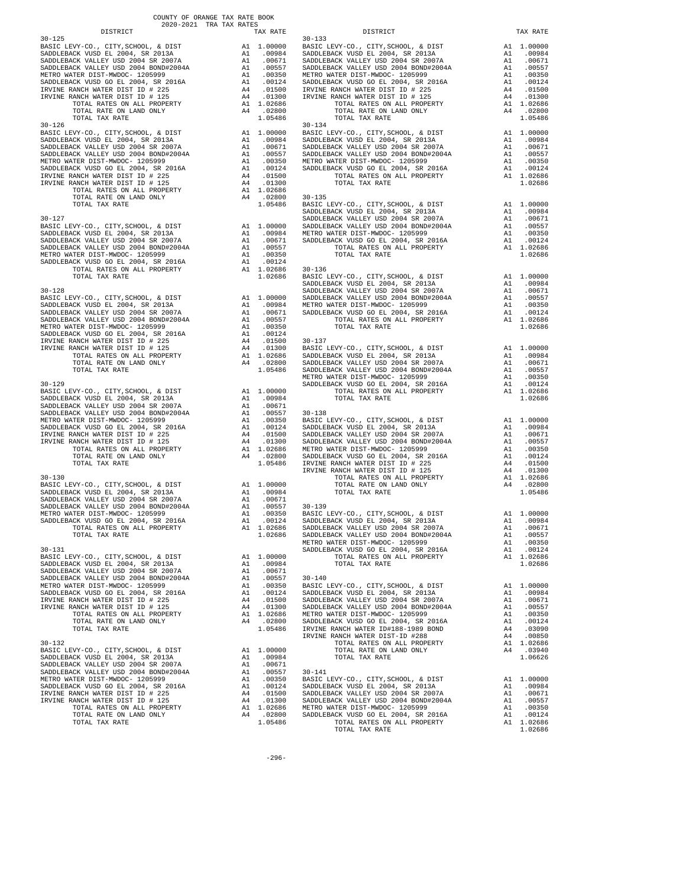COUNTY OF ORANGE TAX RATE BOOK
2020-2021 TRA TAX RATES

| DISTRICT | | TAX RATE |
|---|---|---|
| **30-125** | | |
| BASIC LEVY-CO., CITY,SCHOOL, & DIST | A1 | 1.00000 |
| SADDLEBACK VUSD EL 2004, SR 2013A | A1 | .00984 |
| SADDLEBACK VALLEY USD 2004 SR 2007A | A1 | .00671 |
| SADDLEBACK VALLEY USD 2004 BOND#2004A | A1 | .00557 |
| METRO WATER DIST-MWDOC- 1205999 | A1 | .00350 |
| SADDLEBACK VUSD GO EL 2004, SR 2016A | A1 | .00124 |
| IRVINE RANCH WATER DIST ID # 225 | A4 | .01500 |
| IRVINE RANCH WATER DIST ID # 125 | A4 | .01300 |
| TOTAL RATES ON ALL PROPERTY | A1 | 1.02686 |
| TOTAL RATE ON LAND ONLY | A4 | .02800 |
| TOTAL TAX RATE | | 1.05486 |
| **30-126** | | |
| BASIC LEVY-CO., CITY,SCHOOL, & DIST | A1 | 1.00000 |
| SADDLEBACK VUSD EL 2004, SR 2013A | A1 | .00984 |
| SADDLEBACK VALLEY USD 2004 SR 2007A | A1 | .00671 |
| SADDLEBACK VALLEY USD 2004 BOND#2004A | A1 | .00557 |
| METRO WATER DIST-MWDOC- 1205999 | A1 | .00350 |
| SADDLEBACK VUSD GO EL 2004, SR 2016A | A1 | .00124 |
| IRVINE RANCH WATER DIST ID # 225 | A4 | .01500 |
| IRVINE RANCH WATER DIST ID # 125 | A4 | .01300 |
| TOTAL RATES ON ALL PROPERTY | A1 | 1.02686 |
| TOTAL RATE ON LAND ONLY | A4 | .02800 |
| TOTAL TAX RATE | | 1.05486 |
| **30-127** | | |
| BASIC LEVY-CO., CITY,SCHOOL, & DIST | A1 | 1.00000 |
| SADDLEBACK VUSD EL 2004, SR 2013A | A1 | .00984 |
| SADDLEBACK VALLEY USD 2004 SR 2007A | A1 | .00671 |
| SADDLEBACK VALLEY USD 2004 BOND#2004A | A1 | .00557 |
| METRO WATER DIST-MWDOC- 1205999 | A1 | .00350 |
| SADDLEBACK VUSD GO EL 2004, SR 2016A | A1 | .00124 |
| TOTAL RATES ON ALL PROPERTY | A1 | 1.02686 |
| TOTAL TAX RATE | | 1.02686 |
| **30-128** | | |
| BASIC LEVY-CO., CITY,SCHOOL, & DIST | A1 | 1.00000 |
| SADDLEBACK VUSD EL 2004, SR 2013A | A1 | .00984 |
| SADDLEBACK VALLEY USD 2004 SR 2007A | A1 | .00671 |
| SADDLEBACK VALLEY USD 2004 BOND#2004A | A1 | .00557 |
| METRO WATER DIST-MWDOC- 1205999 | A1 | .00350 |
| SADDLEBACK VUSD GO EL 2004, SR 2016A | A1 | .00124 |
| IRVINE RANCH WATER DIST ID # 225 | A4 | .01500 |
| IRVINE RANCH WATER DIST ID # 125 | A4 | .01300 |
| TOTAL RATES ON ALL PROPERTY | A1 | 1.02686 |
| TOTAL RATE ON LAND ONLY | A4 | .02800 |
| TOTAL TAX RATE | | 1.05486 |
| **30-129** | | |
| BASIC LEVY-CO., CITY,SCHOOL, & DIST | A1 | 1.00000 |
| SADDLEBACK VUSD EL 2004, SR 2013A | A1 | .00984 |
| SADDLEBACK VALLEY USD 2004 SR 2007A | A1 | .00671 |
| SADDLEBACK VALLEY USD 2004 BOND#2004A | A1 | .00557 |
| METRO WATER DIST-MWDOC- 1205999 | A1 | .00350 |
| SADDLEBACK VUSD GO EL 2004, SR 2016A | A1 | .00124 |
| IRVINE RANCH WATER DIST ID # 225 | A4 | .01500 |
| IRVINE RANCH WATER DIST ID # 125 | A4 | .01300 |
| TOTAL RATES ON ALL PROPERTY | A1 | 1.02686 |
| TOTAL RATE ON LAND ONLY | A4 | .02800 |
| TOTAL TAX RATE | | 1.05486 |
| **30-130** | | |
| BASIC LEVY-CO., CITY,SCHOOL, & DIST | A1 | 1.00000 |
| SADDLEBACK VUSD EL 2004, SR 2013A | A1 | .00984 |
| SADDLEBACK VALLEY USD 2004 SR 2007A | A1 | .00671 |
| SADDLEBACK VALLEY USD 2004 BOND#2004A | A1 | .00557 |
| METRO WATER DIST-MWDOC- 1205999 | A1 | .00350 |
| SADDLEBACK VUSD GO EL 2004, SR 2016A | A1 | .00124 |
| TOTAL RATES ON ALL PROPERTY | A1 | 1.02686 |
| TOTAL TAX RATE | | 1.02686 |
| **30-131** | | |
| BASIC LEVY-CO., CITY,SCHOOL, & DIST | A1 | 1.00000 |
| SADDLEBACK VUSD EL 2004, SR 2013A | A1 | .00984 |
| SADDLEBACK VALLEY USD 2004 SR 2007A | A1 | .00671 |
| SADDLEBACK VALLEY USD 2004 BOND#2004A | A1 | .00557 |
| METRO WATER DIST-MWDOC- 1205999 | A1 | .00350 |
| SADDLEBACK VUSD GO EL 2004, SR 2016A | A1 | .00124 |
| IRVINE RANCH WATER DIST ID # 225 | A4 | .01500 |
| IRVINE RANCH WATER DIST ID # 125 | A4 | .01300 |
| TOTAL RATES ON ALL PROPERTY | A1 | 1.02686 |
| TOTAL RATE ON LAND ONLY | A4 | .02800 |
| TOTAL TAX RATE | | 1.05486 |
| **30-132** | | |
| BASIC LEVY-CO., CITY,SCHOOL, & DIST | A1 | 1.00000 |
| SADDLEBACK VUSD EL 2004, SR 2013A | A1 | .00984 |
| SADDLEBACK VALLEY USD 2004 SR 2007A | A1 | .00671 |
| SADDLEBACK VALLEY USD 2004 BOND#2004A | A1 | .00557 |
| METRO WATER DIST-MWDOC- 1205999 | A1 | .00350 |
| SADDLEBACK VUSD GO EL 2004, SR 2016A | A1 | .00124 |
| IRVINE RANCH WATER DIST ID # 225 | A4 | .01500 |
| IRVINE RANCH WATER DIST ID # 125 | A4 | .01300 |
| TOTAL RATES ON ALL PROPERTY | A1 | 1.02686 |
| TOTAL RATE ON LAND ONLY | A4 | .02800 |
| TOTAL TAX RATE | | 1.05486 |
| **30-133** | | |
| BASIC LEVY-CO., CITY,SCHOOL, & DIST | A1 | 1.00000 |
| SADDLEBACK VUSD EL 2004, SR 2013A | A1 | .00984 |
| SADDLEBACK VALLEY USD 2004 SR 2007A | A1 | .00671 |
| SADDLEBACK VALLEY USD 2004 BOND#2004A | A1 | .00557 |
| METRO WATER DIST-MWDOC- 1205999 | A1 | .00350 |
| SADDLEBACK VUSD GO EL 2004, SR 2016A | A1 | .00124 |
| IRVINE RANCH WATER DIST ID # 225 | A4 | .01500 |
| IRVINE RANCH WATER DIST ID # 125 | A4 | .01300 |
| TOTAL RATES ON ALL PROPERTY | A1 | 1.02686 |
| TOTAL RATE ON LAND ONLY | A4 | .02800 |
| TOTAL TAX RATE | | 1.05486 |
| **30-134** | | |
| BASIC LEVY-CO., CITY,SCHOOL, & DIST | A1 | 1.00000 |
| SADDLEBACK VUSD EL 2004, SR 2013A | A1 | .00984 |
| SADDLEBACK VALLEY USD 2004 SR 2007A | A1 | .00671 |
| SADDLEBACK VALLEY USD 2004 BOND#2004A | A1 | .00557 |
| METRO WATER DIST-MWDOC- 1205999 | A1 | .00350 |
| SADDLEBACK VUSD GO EL 2004, SR 2016A | A1 | .00124 |
| TOTAL RATES ON ALL PROPERTY | A1 | 1.02686 |
| TOTAL TAX RATE | | 1.02686 |
| **30-135** | | |
| BASIC LEVY-CO., CITY,SCHOOL, & DIST | A1 | 1.00000 |
| SADDLEBACK VUSD EL 2004, SR 2013A | A1 | .00984 |
| SADDLEBACK VALLEY USD 2004 SR 2007A | A1 | .00671 |
| SADDLEBACK VALLEY USD 2004 BOND#2004A | A1 | .00557 |
| METRO WATER DIST-MWDOC- 1205999 | A1 | .00350 |
| SADDLEBACK VUSD GO EL 2004, SR 2016A | A1 | .00124 |
| TOTAL RATES ON ALL PROPERTY | A1 | 1.02686 |
| TOTAL TAX RATE | | 1.02686 |
| **30-136** | | |
| BASIC LEVY-CO., CITY,SCHOOL, & DIST | A1 | 1.00000 |
| SADDLEBACK VUSD EL 2004, SR 2013A | A1 | .00984 |
| SADDLEBACK VALLEY USD 2004 SR 2007A | A1 | .00671 |
| SADDLEBACK VALLEY USD 2004 BOND#2004A | A1 | .00557 |
| METRO WATER DIST-MWDOC- 1205999 | A1 | .00350 |
| SADDLEBACK VUSD GO EL 2004, SR 2016A | A1 | .00124 |
| TOTAL RATES ON ALL PROPERTY | A1 | 1.02686 |
| TOTAL TAX RATE | | 1.02686 |
| **30-137** | | |
| BASIC LEVY-CO., CITY,SCHOOL, & DIST | A1 | 1.00000 |
| SADDLEBACK VUSD EL 2004, SR 2013A | A1 | .00984 |
| SADDLEBACK VALLEY USD 2004 SR 2007A | A1 | .00671 |
| SADDLEBACK VALLEY USD 2004 BOND#2004A | A1 | .00557 |
| METRO WATER DIST-MWDOC- 1205999 | A1 | .00350 |
| SADDLEBACK VUSD GO EL 2004, SR 2016A | A1 | .00124 |
| TOTAL RATES ON ALL PROPERTY | A1 | 1.02686 |
| TOTAL TAX RATE | | 1.02686 |
| **30-138** | | |
| BASIC LEVY-CO., CITY,SCHOOL, & DIST | A1 | 1.00000 |
| SADDLEBACK VUSD EL 2004, SR 2013A | A1 | .00984 |
| SADDLEBACK VALLEY USD 2004 SR 2007A | A1 | .00671 |
| SADDLEBACK VALLEY USD 2004 BOND#2004A | A1 | .00557 |
| METRO WATER DIST-MWDOC- 1205999 | A1 | .00350 |
| SADDLEBACK VUSD GO EL 2004, SR 2016A | A1 | .00124 |
| IRVINE RANCH WATER DIST ID # 225 | A4 | .01500 |
| IRVINE RANCH WATER DIST ID # 125 | A4 | .01300 |
| TOTAL RATES ON ALL PROPERTY | A1 | 1.02686 |
| TOTAL RATE ON LAND ONLY | A4 | .02800 |
| TOTAL TAX RATE | | 1.05486 |
| **30-139** | | |
| BASIC LEVY-CO., CITY,SCHOOL, & DIST | A1 | 1.00000 |
| SADDLEBACK VUSD EL 2004, SR 2013A | A1 | .00984 |
| SADDLEBACK VALLEY USD 2004 SR 2007A | A1 | .00671 |
| SADDLEBACK VALLEY USD 2004 BOND#2004A | A1 | .00557 |
| METRO WATER DIST-MWDOC- 1205999 | A1 | .00350 |
| SADDLEBACK VUSD GO EL 2004, SR 2016A | A1 | .00124 |
| TOTAL RATES ON ALL PROPERTY | A1 | 1.02686 |
| TOTAL TAX RATE | | 1.02686 |
| **30-140** | | |
| BASIC LEVY-CO., CITY,SCHOOL, & DIST | A1 | 1.00000 |
| SADDLEBACK VUSD EL 2004, SR 2013A | A1 | .00984 |
| SADDLEBACK VALLEY USD 2004 SR 2007A | A1 | .00671 |
| SADDLEBACK VALLEY USD 2004 BOND#2004A | A1 | .00557 |
| METRO WATER DIST-MWDOC- 1205999 | A1 | .00350 |
| SADDLEBACK VUSD GO EL 2004, SR 2016A | A1 | .00124 |
| IRVINE RANCH WATER ID#188-1989 BOND | A4 | .03090 |
| IRVINE RANCH WATER DIST-ID #288 | A4 | .00850 |
| TOTAL RATES ON ALL PROPERTY | A1 | 1.02686 |
| TOTAL RATE ON LAND ONLY | A4 | .03940 |
| TOTAL TAX RATE | | 1.06626 |
| **30-141** | | |
| BASIC LEVY-CO., CITY,SCHOOL, & DIST | A1 | 1.00000 |
| SADDLEBACK VUSD EL 2004, SR 2013A | A1 | .00984 |
| SADDLEBACK VALLEY USD 2004 SR 2007A | A1 | .00671 |
| SADDLEBACK VALLEY USD 2004 BOND#2004A | A1 | .00557 |
| METRO WATER DIST-MWDOC- 1205999 | A1 | .00350 |
| SADDLEBACK VUSD GO EL 2004, SR 2016A | A1 | .00124 |
| TOTAL RATES ON ALL PROPERTY | A1 | 1.02686 |
| TOTAL TAX RATE | | 1.02686 |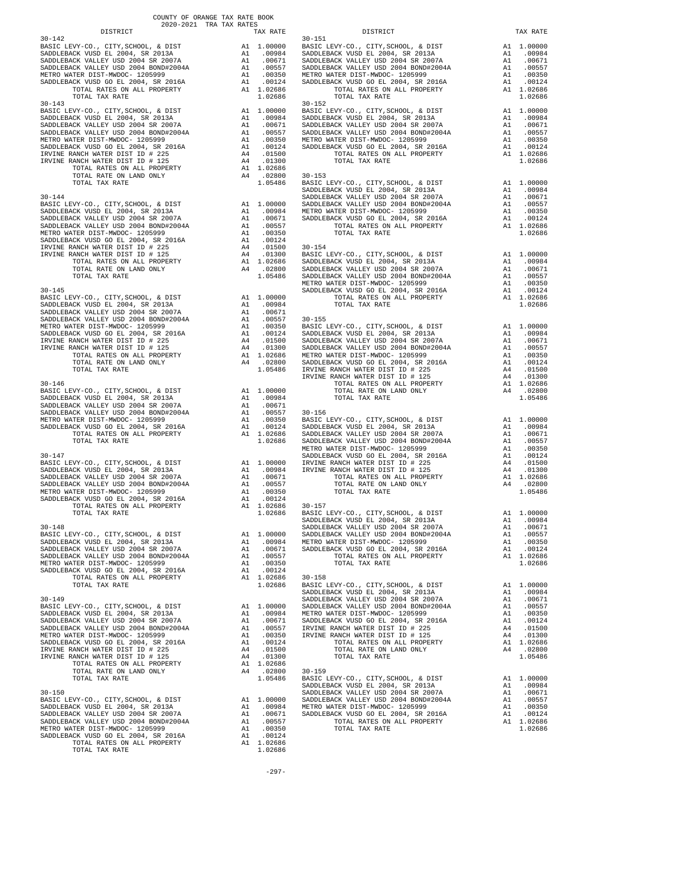COUNTY OF ORANGE TAX RATE BOOK
2020-2021 TRA TAX RATES

| DISTRICT | | TAX RATE |
|---|---|---|
| **30-142** | | |
| BASIC LEVY-CO., CITY,SCHOOL, & DIST | A1 | 1.00000 |
| SADDLEBACK VUSD EL 2004, SR 2013A | A1 | .00984 |
| SADDLEBACK VALLEY USD 2004 SR 2007A | A1 | .00671 |
| SADDLEBACK VALLEY USD 2004 BOND#2004A | A1 | .00557 |
| METRO WATER DIST-MWDOC- 1205999 | A1 | .00350 |
| SADDLEBACK VUSD GO EL 2004, SR 2016A | A1 | .00124 |
| TOTAL RATES ON ALL PROPERTY | A1 | 1.02686 |
| TOTAL TAX RATE | | 1.02686 |
| **30-143** | | |
| BASIC LEVY-CO., CITY,SCHOOL, & DIST | A1 | 1.00000 |
| SADDLEBACK VUSD EL 2004, SR 2013A | A1 | .00984 |
| SADDLEBACK VALLEY USD 2004 SR 2007A | A1 | .00671 |
| SADDLEBACK VALLEY USD 2004 BOND#2004A | A1 | .00557 |
| METRO WATER DIST-MWDOC- 1205999 | A1 | .00350 |
| SADDLEBACK VUSD GO EL 2004, SR 2016A | A1 | .00124 |
| IRVINE RANCH WATER DIST ID # 225 | A4 | .01500 |
| IRVINE RANCH WATER DIST ID # 125 | A4 | .01300 |
| TOTAL RATES ON ALL PROPERTY | A1 | 1.02686 |
| TOTAL RATE ON LAND ONLY | A4 | .02800 |
| TOTAL TAX RATE | | 1.05486 |
| **30-144** | | |
| BASIC LEVY-CO., CITY,SCHOOL, & DIST | A1 | 1.00000 |
| SADDLEBACK VUSD EL 2004, SR 2013A | A1 | .00984 |
| SADDLEBACK VALLEY USD 2004 SR 2007A | A1 | .00671 |
| SADDLEBACK VALLEY USD 2004 BOND#2004A | A1 | .00557 |
| METRO WATER DIST-MWDOC- 1205999 | A1 | .00350 |
| SADDLEBACK VUSD GO EL 2004, SR 2016A | A1 | .00124 |
| IRVINE RANCH WATER DIST ID # 225 | A4 | .01500 |
| IRVINE RANCH WATER DIST ID # 125 | A4 | .01300 |
| TOTAL RATES ON ALL PROPERTY | A1 | 1.02686 |
| TOTAL RATE ON LAND ONLY | A4 | .02800 |
| TOTAL TAX RATE | | 1.05486 |
| **30-145** | | |
| BASIC LEVY-CO., CITY,SCHOOL, & DIST | A1 | 1.00000 |
| SADDLEBACK VUSD EL 2004, SR 2013A | A1 | .00984 |
| SADDLEBACK VALLEY USD 2004 SR 2007A | A1 | .00671 |
| SADDLEBACK VALLEY USD 2004 BOND#2004A | A1 | .00557 |
| METRO WATER DIST-MWDOC- 1205999 | A1 | .00350 |
| SADDLEBACK VUSD GO EL 2004, SR 2016A | A1 | .00124 |
| IRVINE RANCH WATER DIST ID # 225 | A4 | .01500 |
| IRVINE RANCH WATER DIST ID # 125 | A4 | .01300 |
| TOTAL RATES ON ALL PROPERTY | A1 | 1.02686 |
| TOTAL RATE ON LAND ONLY | A4 | .02800 |
| TOTAL TAX RATE | | 1.05486 |
| **30-146** | | |
| BASIC LEVY-CO., CITY,SCHOOL, & DIST | A1 | 1.00000 |
| SADDLEBACK VUSD EL 2004, SR 2013A | A1 | .00984 |
| SADDLEBACK VALLEY USD 2004 SR 2007A | A1 | .00671 |
| SADDLEBACK VALLEY USD 2004 BOND#2004A | A1 | .00557 |
| METRO WATER DIST-MWDOC- 1205999 | A1 | .00350 |
| SADDLEBACK VUSD GO EL 2004, SR 2016A | A1 | .00124 |
| TOTAL RATES ON ALL PROPERTY | A1 | 1.02686 |
| TOTAL TAX RATE | | 1.02686 |
| **30-147** | | |
| BASIC LEVY-CO., CITY,SCHOOL, & DIST | A1 | 1.00000 |
| SADDLEBACK VUSD EL 2004, SR 2013A | A1 | .00984 |
| SADDLEBACK VALLEY USD 2004 SR 2007A | A1 | .00671 |
| SADDLEBACK VALLEY USD 2004 BOND#2004A | A1 | .00557 |
| METRO WATER DIST-MWDOC- 1205999 | A1 | .00350 |
| SADDLEBACK VUSD GO EL 2004, SR 2016A | A1 | .00124 |
| TOTAL RATES ON ALL PROPERTY | A1 | 1.02686 |
| TOTAL TAX RATE | | 1.02686 |
| **30-148** | | |
| BASIC LEVY-CO., CITY,SCHOOL, & DIST | A1 | 1.00000 |
| SADDLEBACK VUSD EL 2004, SR 2013A | A1 | .00984 |
| SADDLEBACK VALLEY USD 2004 SR 2007A | A1 | .00671 |
| SADDLEBACK VALLEY USD 2004 BOND#2004A | A1 | .00557 |
| METRO WATER DIST-MWDOC- 1205999 | A1 | .00350 |
| SADDLEBACK VUSD GO EL 2004, SR 2016A | A1 | .00124 |
| TOTAL RATES ON ALL PROPERTY | A1 | 1.02686 |
| TOTAL TAX RATE | | 1.02686 |
| **30-149** | | |
| BASIC LEVY-CO., CITY,SCHOOL, & DIST | A1 | 1.00000 |
| SADDLEBACK VUSD EL 2004, SR 2013A | A1 | .00984 |
| SADDLEBACK VALLEY USD 2004 SR 2007A | A1 | .00671 |
| SADDLEBACK VALLEY USD 2004 BOND#2004A | A1 | .00557 |
| METRO WATER DIST-MWDOC- 1205999 | A1 | .00350 |
| SADDLEBACK VUSD GO EL 2004, SR 2016A | A1 | .00124 |
| IRVINE RANCH WATER DIST ID # 225 | A4 | .01500 |
| IRVINE RANCH WATER DIST ID # 125 | A4 | .01300 |
| TOTAL RATES ON ALL PROPERTY | A1 | 1.02686 |
| TOTAL RATE ON LAND ONLY | A4 | .02800 |
| TOTAL TAX RATE | | 1.05486 |
| **30-150** | | |
| BASIC LEVY-CO., CITY,SCHOOL, & DIST | A1 | 1.00000 |
| SADDLEBACK VUSD EL 2004, SR 2013A | A1 | .00984 |
| SADDLEBACK VALLEY USD 2004 SR 2007A | A1 | .00671 |
| SADDLEBACK VALLEY USD 2004 BOND#2004A | A1 | .00557 |
| METRO WATER DIST-MWDOC- 1205999 | A1 | .00350 |
| SADDLEBACK VUSD GO EL 2004, SR 2016A | A1 | .00124 |
| TOTAL RATES ON ALL PROPERTY | A1 | 1.02686 |
| TOTAL TAX RATE | | 1.02686 |
| **30-151** | | |
| BASIC LEVY-CO., CITY,SCHOOL, & DIST | A1 | 1.00000 |
| SADDLEBACK VUSD EL 2004, SR 2013A | A1 | .00984 |
| SADDLEBACK VALLEY USD 2004 SR 2007A | A1 | .00671 |
| SADDLEBACK VALLEY USD 2004 BOND#2004A | A1 | .00557 |
| METRO WATER DIST-MWDOC- 1205999 | A1 | .00350 |
| SADDLEBACK VUSD GO EL 2004, SR 2016A | A1 | .00124 |
| TOTAL RATES ON ALL PROPERTY | A1 | 1.02686 |
| TOTAL TAX RATE | | 1.02686 |
| **30-152** | | |
| BASIC LEVY-CO., CITY,SCHOOL, & DIST | A1 | 1.00000 |
| SADDLEBACK VUSD EL 2004, SR 2013A | A1 | .00984 |
| SADDLEBACK VALLEY USD 2004 SR 2007A | A1 | .00671 |
| SADDLEBACK VALLEY USD 2004 BOND#2004A | A1 | .00557 |
| METRO WATER DIST-MWDOC- 1205999 | A1 | .00350 |
| SADDLEBACK VUSD GO EL 2004, SR 2016A | A1 | .00124 |
| TOTAL RATES ON ALL PROPERTY | A1 | 1.02686 |
| TOTAL TAX RATE | | 1.02686 |
| **30-153** | | |
| BASIC LEVY-CO., CITY,SCHOOL, & DIST | A1 | 1.00000 |
| SADDLEBACK VUSD EL 2004, SR 2013A | A1 | .00984 |
| SADDLEBACK VALLEY USD 2004 SR 2007A | A1 | .00671 |
| SADDLEBACK VALLEY USD 2004 BOND#2004A | A1 | .00557 |
| METRO WATER DIST-MWDOC- 1205999 | A1 | .00350 |
| SADDLEBACK VUSD GO EL 2004, SR 2016A | A1 | .00124 |
| TOTAL RATES ON ALL PROPERTY | A1 | 1.02686 |
| TOTAL TAX RATE | | 1.02686 |
| **30-154** | | |
| BASIC LEVY-CO., CITY,SCHOOL, & DIST | A1 | 1.00000 |
| SADDLEBACK VUSD EL 2004, SR 2013A | A1 | .00984 |
| SADDLEBACK VALLEY USD 2004 SR 2007A | A1 | .00671 |
| SADDLEBACK VALLEY USD 2004 BOND#2004A | A1 | .00557 |
| METRO WATER DIST-MWDOC- 1205999 | A1 | .00350 |
| SADDLEBACK VUSD GO EL 2004, SR 2016A | A1 | .00124 |
| TOTAL RATES ON ALL PROPERTY | A1 | 1.02686 |
| TOTAL TAX RATE | | 1.02686 |
| **30-155** | | |
| BASIC LEVY-CO., CITY,SCHOOL, & DIST | A1 | 1.00000 |
| SADDLEBACK VUSD EL 2004, SR 2013A | A1 | .00984 |
| SADDLEBACK VALLEY USD 2004 SR 2007A | A1 | .00671 |
| SADDLEBACK VALLEY USD 2004 BOND#2004A | A1 | .00557 |
| METRO WATER DIST-MWDOC- 1205999 | A1 | .00350 |
| SADDLEBACK VUSD GO EL 2004, SR 2016A | A1 | .00124 |
| IRVINE RANCH WATER DIST ID # 225 | A4 | .01500 |
| IRVINE RANCH WATER DIST ID # 125 | A4 | .01300 |
| TOTAL RATES ON ALL PROPERTY | A1 | 1.02686 |
| TOTAL RATE ON LAND ONLY | A4 | .02800 |
| TOTAL TAX RATE | | 1.05486 |
| **30-156** | | |
| BASIC LEVY-CO., CITY,SCHOOL, & DIST | A1 | 1.00000 |
| SADDLEBACK VUSD EL 2004, SR 2013A | A1 | .00984 |
| SADDLEBACK VALLEY USD 2004 SR 2007A | A1 | .00671 |
| SADDLEBACK VALLEY USD 2004 BOND#2004A | A1 | .00557 |
| METRO WATER DIST-MWDOC- 1205999 | A1 | .00350 |
| SADDLEBACK VUSD GO EL 2004, SR 2016A | A1 | .00124 |
| IRVINE RANCH WATER DIST ID # 225 | A4 | .01500 |
| IRVINE RANCH WATER DIST ID # 125 | A4 | .01300 |
| TOTAL RATES ON ALL PROPERTY | A1 | 1.02686 |
| TOTAL RATE ON LAND ONLY | A4 | .02800 |
| TOTAL TAX RATE | | 1.05486 |
| **30-157** | | |
| BASIC LEVY-CO., CITY,SCHOOL, & DIST | A1 | 1.00000 |
| SADDLEBACK VUSD EL 2004, SR 2013A | A1 | .00984 |
| SADDLEBACK VALLEY USD 2004 SR 2007A | A1 | .00671 |
| SADDLEBACK VALLEY USD 2004 BOND#2004A | A1 | .00557 |
| METRO WATER DIST-MWDOC- 1205999 | A1 | .00350 |
| SADDLEBACK VUSD GO EL 2004, SR 2016A | A1 | .00124 |
| TOTAL RATES ON ALL PROPERTY | A1 | 1.02686 |
| TOTAL TAX RATE | | 1.02686 |
| **30-158** | | |
| BASIC LEVY-CO., CITY,SCHOOL, & DIST | A1 | 1.00000 |
| SADDLEBACK VUSD EL 2004, SR 2013A | A1 | .00984 |
| SADDLEBACK VALLEY USD 2004 SR 2007A | A1 | .00671 |
| SADDLEBACK VALLEY USD 2004 BOND#2004A | A1 | .00557 |
| METRO WATER DIST-MWDOC- 1205999 | A1 | .00350 |
| SADDLEBACK VUSD GO EL 2004, SR 2016A | A1 | .00124 |
| IRVINE RANCH WATER DIST ID # 225 | A4 | .01500 |
| IRVINE RANCH WATER DIST ID # 125 | A4 | .01300 |
| TOTAL RATES ON ALL PROPERTY | A1 | 1.02686 |
| TOTAL RATE ON LAND ONLY | A4 | .02800 |
| TOTAL TAX RATE | | 1.05486 |
| **30-159** | | |
| BASIC LEVY-CO., CITY,SCHOOL, & DIST | A1 | 1.00000 |
| SADDLEBACK VUSD EL 2004, SR 2013A | A1 | .00984 |
| SADDLEBACK VALLEY USD 2004 SR 2007A | A1 | .00671 |
| SADDLEBACK VALLEY USD 2004 BOND#2004A | A1 | .00557 |
| METRO WATER DIST-MWDOC- 1205999 | A1 | .00350 |
| SADDLEBACK VUSD GO EL 2004, SR 2016A | A1 | .00124 |
| TOTAL RATES ON ALL PROPERTY | A1 | 1.02686 |
| TOTAL TAX RATE | | 1.02686 |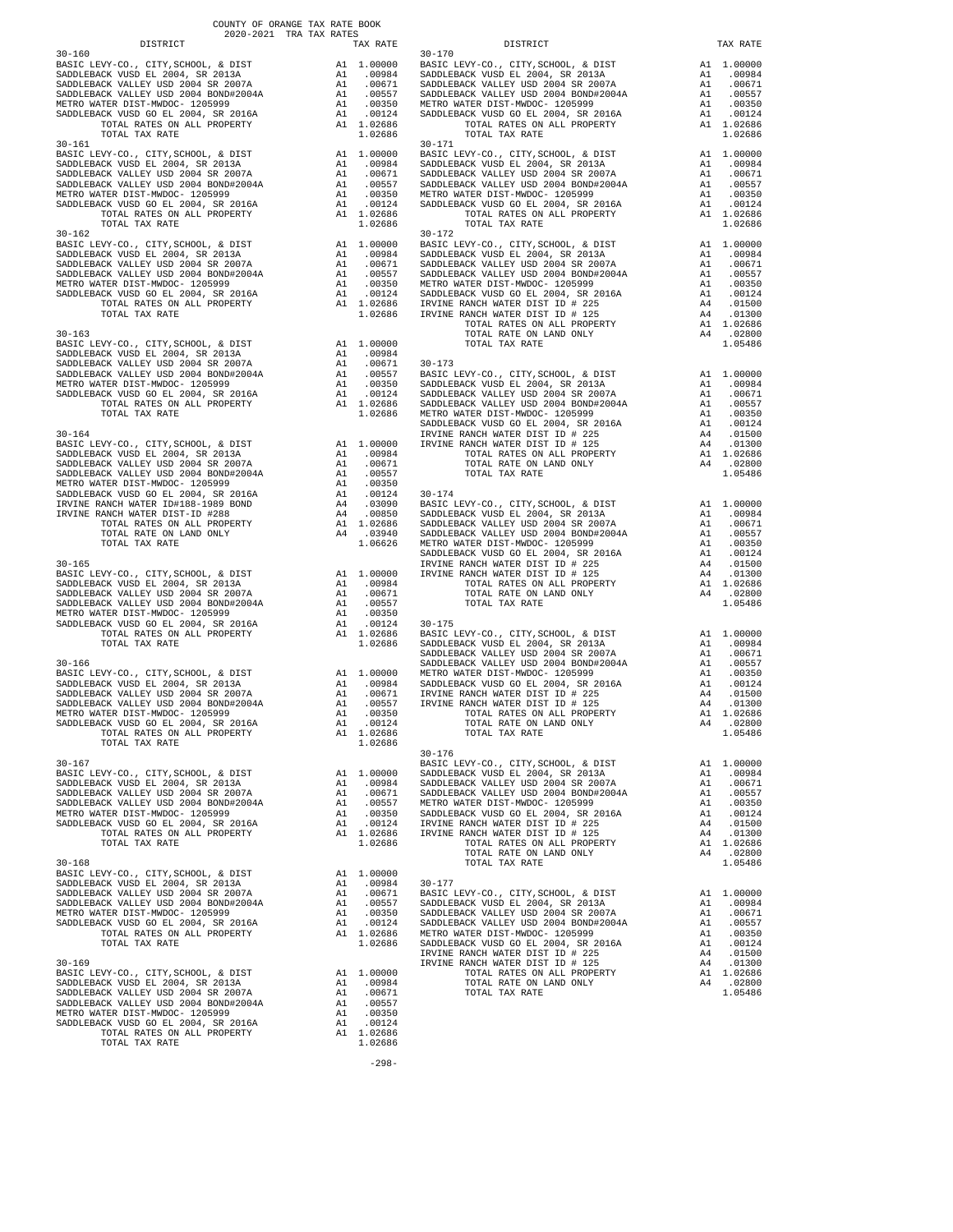COUNTY OF ORANGE TAX RATE BOOK
2020-2021 TRA TAX RATES

| DISTRICT | | TAX RATE |
|---|---|---|
| 30-160 | | |
| BASIC LEVY-CO., CITY,SCHOOL, & DIST | A1 | 1.00000 |
| SADDLEBACK VUSD EL 2004, SR 2013A | A1 | .00984 |
| SADDLEBACK VALLEY USD 2004 SR 2007A | A1 | .00671 |
| SADDLEBACK VALLEY USD 2004 BOND#2004A | A1 | .00557 |
| METRO WATER DIST-MWDOC- 1205999 | A1 | .00350 |
| SADDLEBACK VUSD GO EL 2004, SR 2016A | A1 | .00124 |
| TOTAL RATES ON ALL PROPERTY | A1 | 1.02686 |
| TOTAL TAX RATE | | 1.02686 |
| 30-161 | | |
| BASIC LEVY-CO., CITY,SCHOOL, & DIST | A1 | 1.00000 |
| SADDLEBACK VUSD EL 2004, SR 2013A | A1 | .00984 |
| SADDLEBACK VALLEY USD 2004 SR 2007A | A1 | .00671 |
| SADDLEBACK VALLEY USD 2004 BOND#2004A | A1 | .00557 |
| METRO WATER DIST-MWDOC- 1205999 | A1 | .00350 |
| SADDLEBACK VUSD GO EL 2004, SR 2016A | A1 | .00124 |
| TOTAL RATES ON ALL PROPERTY | A1 | 1.02686 |
| TOTAL TAX RATE | | 1.02686 |
| 30-162 | | |
| BASIC LEVY-CO., CITY,SCHOOL, & DIST | A1 | 1.00000 |
| SADDLEBACK VUSD EL 2004, SR 2013A | A1 | .00984 |
| SADDLEBACK VALLEY USD 2004 SR 2007A | A1 | .00671 |
| SADDLEBACK VALLEY USD 2004 BOND#2004A | A1 | .00557 |
| METRO WATER DIST-MWDOC- 1205999 | A1 | .00350 |
| SADDLEBACK VUSD GO EL 2004, SR 2016A | A1 | .00124 |
| TOTAL RATES ON ALL PROPERTY | A1 | 1.02686 |
| TOTAL TAX RATE | | 1.02686 |
| 30-163 | | |
| BASIC LEVY-CO., CITY,SCHOOL, & DIST | A1 | 1.00000 |
| SADDLEBACK VUSD EL 2004, SR 2013A | A1 | .00984 |
| SADDLEBACK VALLEY USD 2004 SR 2007A | A1 | .00671 |
| SADDLEBACK VALLEY USD 2004 BOND#2004A | A1 | .00557 |
| METRO WATER DIST-MWDOC- 1205999 | A1 | .00350 |
| SADDLEBACK VUSD GO EL 2004, SR 2016A | A1 | .00124 |
| TOTAL RATES ON ALL PROPERTY | A1 | 1.02686 |
| TOTAL TAX RATE | | 1.02686 |
| 30-164 | | |
| BASIC LEVY-CO., CITY,SCHOOL, & DIST | A1 | 1.00000 |
| SADDLEBACK VUSD EL 2004, SR 2013A | A1 | .00984 |
| SADDLEBACK VALLEY USD 2004 SR 2007A | A1 | .00671 |
| SADDLEBACK VALLEY USD 2004 BOND#2004A | A1 | .00557 |
| METRO WATER DIST-MWDOC- 1205999 | A1 | .00350 |
| SADDLEBACK VUSD GO EL 2004, SR 2016A | A1 | .00124 |
| IRVINE RANCH WATER ID#188-1989 BOND | A4 | .03090 |
| IRVINE RANCH WATER DIST-ID #288 | A4 | .00850 |
| TOTAL RATES ON ALL PROPERTY | A1 | 1.02686 |
| TOTAL RATE ON LAND ONLY | A4 | .03940 |
| TOTAL TAX RATE | | 1.06626 |
| 30-165 | | |
| BASIC LEVY-CO., CITY,SCHOOL, & DIST | A1 | 1.00000 |
| SADDLEBACK VUSD EL 2004, SR 2013A | A1 | .00984 |
| SADDLEBACK VALLEY USD 2004 SR 2007A | A1 | .00671 |
| SADDLEBACK VALLEY USD 2004 BOND#2004A | A1 | .00557 |
| METRO WATER DIST-MWDOC- 1205999 | A1 | .00350 |
| SADDLEBACK VUSD GO EL 2004, SR 2016A | A1 | .00124 |
| TOTAL RATES ON ALL PROPERTY | A1 | 1.02686 |
| TOTAL TAX RATE | | 1.02686 |
| 30-166 | | |
| BASIC LEVY-CO., CITY,SCHOOL, & DIST | A1 | 1.00000 |
| SADDLEBACK VUSD EL 2004, SR 2013A | A1 | .00984 |
| SADDLEBACK VALLEY USD 2004 SR 2007A | A1 | .00671 |
| SADDLEBACK VALLEY USD 2004 BOND#2004A | A1 | .00557 |
| METRO WATER DIST-MWDOC- 1205999 | A1 | .00350 |
| SADDLEBACK VUSD GO EL 2004, SR 2016A | A1 | .00124 |
| TOTAL RATES ON ALL PROPERTY | A1 | 1.02686 |
| TOTAL TAX RATE | | 1.02686 |
| 30-167 | | |
| BASIC LEVY-CO., CITY,SCHOOL, & DIST | A1 | 1.00000 |
| SADDLEBACK VUSD EL 2004, SR 2013A | A1 | .00984 |
| SADDLEBACK VALLEY USD 2004 SR 2007A | A1 | .00671 |
| SADDLEBACK VALLEY USD 2004 BOND#2004A | A1 | .00557 |
| METRO WATER DIST-MWDOC- 1205999 | A1 | .00350 |
| SADDLEBACK VUSD GO EL 2004, SR 2016A | A1 | .00124 |
| TOTAL RATES ON ALL PROPERTY | A1 | 1.02686 |
| TOTAL TAX RATE | | 1.02686 |
| 30-168 | | |
| BASIC LEVY-CO., CITY,SCHOOL, & DIST | A1 | 1.00000 |
| SADDLEBACK VUSD EL 2004, SR 2013A | A1 | .00984 |
| SADDLEBACK VALLEY USD 2004 SR 2007A | A1 | .00671 |
| SADDLEBACK VALLEY USD 2004 BOND#2004A | A1 | .00557 |
| METRO WATER DIST-MWDOC- 1205999 | A1 | .00350 |
| SADDLEBACK VUSD GO EL 2004, SR 2016A | A1 | .00124 |
| TOTAL RATES ON ALL PROPERTY | A1 | 1.02686 |
| TOTAL TAX RATE | | 1.02686 |
| 30-169 | | |
| BASIC LEVY-CO., CITY,SCHOOL, & DIST | A1 | 1.00000 |
| SADDLEBACK VUSD EL 2004, SR 2013A | A1 | .00984 |
| SADDLEBACK VALLEY USD 2004 SR 2007A | A1 | .00671 |
| SADDLEBACK VALLEY USD 2004 BOND#2004A | A1 | .00557 |
| METRO WATER DIST-MWDOC- 1205999 | A1 | .00350 |
| SADDLEBACK VUSD GO EL 2004, SR 2016A | A1 | .00124 |
| TOTAL RATES ON ALL PROPERTY | A1 | 1.02686 |
| TOTAL TAX RATE | | 1.02686 |
| 30-170 | | |
| BASIC LEVY-CO., CITY,SCHOOL, & DIST | A1 | 1.00000 |
| SADDLEBACK VUSD EL 2004, SR 2013A | A1 | .00984 |
| SADDLEBACK VALLEY USD 2004 SR 2007A | A1 | .00671 |
| SADDLEBACK VALLEY USD 2004 BOND#2004A | A1 | .00557 |
| METRO WATER DIST-MWDOC- 1205999 | A1 | .00350 |
| SADDLEBACK VUSD GO EL 2004, SR 2016A | A1 | .00124 |
| TOTAL RATES ON ALL PROPERTY | A1 | 1.02686 |
| TOTAL TAX RATE | | 1.02686 |
| 30-171 | | |
| BASIC LEVY-CO., CITY,SCHOOL, & DIST | A1 | 1.00000 |
| SADDLEBACK VUSD EL 2004, SR 2013A | A1 | .00984 |
| SADDLEBACK VALLEY USD 2004 SR 2007A | A1 | .00671 |
| SADDLEBACK VALLEY USD 2004 BOND#2004A | A1 | .00557 |
| METRO WATER DIST-MWDOC- 1205999 | A1 | .00350 |
| SADDLEBACK VUSD GO EL 2004, SR 2016A | A1 | .00124 |
| TOTAL RATES ON ALL PROPERTY | A1 | 1.02686 |
| TOTAL TAX RATE | | 1.02686 |
| 30-172 | | |
| BASIC LEVY-CO., CITY,SCHOOL, & DIST | A1 | 1.00000 |
| SADDLEBACK VUSD EL 2004, SR 2013A | A1 | .00984 |
| SADDLEBACK VALLEY USD 2004 SR 2007A | A1 | .00671 |
| SADDLEBACK VALLEY USD 2004 BOND#2004A | A1 | .00557 |
| METRO WATER DIST-MWDOC- 1205999 | A1 | .00350 |
| SADDLEBACK VUSD GO EL 2004, SR 2016A | A1 | .00124 |
| IRVINE RANCH WATER DIST ID # 225 | A4 | .01500 |
| IRVINE RANCH WATER DIST ID # 125 | A4 | .01300 |
| TOTAL RATES ON ALL PROPERTY | A1 | 1.02686 |
| TOTAL RATE ON LAND ONLY | A4 | .02800 |
| TOTAL TAX RATE | | 1.05486 |
| 30-173 | | |
| BASIC LEVY-CO., CITY,SCHOOL, & DIST | A1 | 1.00000 |
| SADDLEBACK VUSD EL 2004, SR 2013A | A1 | .00984 |
| SADDLEBACK VALLEY USD 2004 SR 2007A | A1 | .00671 |
| SADDLEBACK VALLEY USD 2004 BOND#2004A | A1 | .00557 |
| METRO WATER DIST-MWDOC- 1205999 | A1 | .00350 |
| SADDLEBACK VUSD GO EL 2004, SR 2016A | A1 | .00124 |
| IRVINE RANCH WATER DIST ID # 225 | A4 | .01500 |
| IRVINE RANCH WATER DIST ID # 125 | A4 | .01300 |
| TOTAL RATES ON ALL PROPERTY | A1 | 1.02686 |
| TOTAL RATE ON LAND ONLY | A4 | .02800 |
| TOTAL TAX RATE | | 1.05486 |
| 30-174 | | |
| BASIC LEVY-CO., CITY,SCHOOL, & DIST | A1 | 1.00000 |
| SADDLEBACK VUSD EL 2004, SR 2013A | A1 | .00984 |
| SADDLEBACK VALLEY USD 2004 SR 2007A | A1 | .00671 |
| SADDLEBACK VALLEY USD 2004 BOND#2004A | A1 | .00557 |
| METRO WATER DIST-MWDOC- 1205999 | A1 | .00350 |
| SADDLEBACK VUSD GO EL 2004, SR 2016A | A1 | .00124 |
| IRVINE RANCH WATER DIST ID # 225 | A4 | .01500 |
| IRVINE RANCH WATER DIST ID # 125 | A4 | .01300 |
| TOTAL RATES ON ALL PROPERTY | A1 | 1.02686 |
| TOTAL RATE ON LAND ONLY | A4 | .02800 |
| TOTAL TAX RATE | | 1.05486 |
| 30-175 | | |
| BASIC LEVY-CO., CITY,SCHOOL, & DIST | A1 | 1.00000 |
| SADDLEBACK VUSD EL 2004, SR 2013A | A1 | .00984 |
| SADDLEBACK VALLEY USD 2004 SR 2007A | A1 | .00671 |
| SADDLEBACK VALLEY USD 2004 BOND#2004A | A1 | .00557 |
| METRO WATER DIST-MWDOC- 1205999 | A1 | .00350 |
| SADDLEBACK VUSD GO EL 2004, SR 2016A | A1 | .00124 |
| IRVINE RANCH WATER DIST ID # 225 | A4 | .01500 |
| IRVINE RANCH WATER DIST ID # 125 | A4 | .01300 |
| TOTAL RATES ON ALL PROPERTY | A1 | 1.02686 |
| TOTAL RATE ON LAND ONLY | A4 | .02800 |
| TOTAL TAX RATE | | 1.05486 |
| 30-176 | | |
| BASIC LEVY-CO., CITY,SCHOOL, & DIST | A1 | 1.00000 |
| SADDLEBACK VUSD EL 2004, SR 2013A | A1 | .00984 |
| SADDLEBACK VALLEY USD 2004 SR 2007A | A1 | .00671 |
| SADDLEBACK VALLEY USD 2004 BOND#2004A | A1 | .00557 |
| METRO WATER DIST-MWDOC- 1205999 | A1 | .00350 |
| SADDLEBACK VUSD GO EL 2004, SR 2016A | A1 | .00124 |
| IRVINE RANCH WATER DIST ID # 225 | A4 | .01500 |
| IRVINE RANCH WATER DIST ID # 125 | A4 | .01300 |
| TOTAL RATES ON ALL PROPERTY | A1 | 1.02686 |
| TOTAL RATE ON LAND ONLY | A4 | .02800 |
| TOTAL TAX RATE | | 1.05486 |
| 30-177 | | |
| BASIC LEVY-CO., CITY,SCHOOL, & DIST | A1 | 1.00000 |
| SADDLEBACK VUSD EL 2004, SR 2013A | A1 | .00984 |
| SADDLEBACK VALLEY USD 2004 SR 2007A | A1 | .00671 |
| SADDLEBACK VALLEY USD 2004 BOND#2004A | A1 | .00557 |
| METRO WATER DIST-MWDOC- 1205999 | A1 | .00350 |
| SADDLEBACK VUSD GO EL 2004, SR 2016A | A1 | .00124 |
| IRVINE RANCH WATER DIST ID # 225 | A4 | .01500 |
| IRVINE RANCH WATER DIST ID # 125 | A4 | .01300 |
| TOTAL RATES ON ALL PROPERTY | A1 | 1.02686 |
| TOTAL RATE ON LAND ONLY | A4 | .02800 |
| TOTAL TAX RATE | | 1.05486 |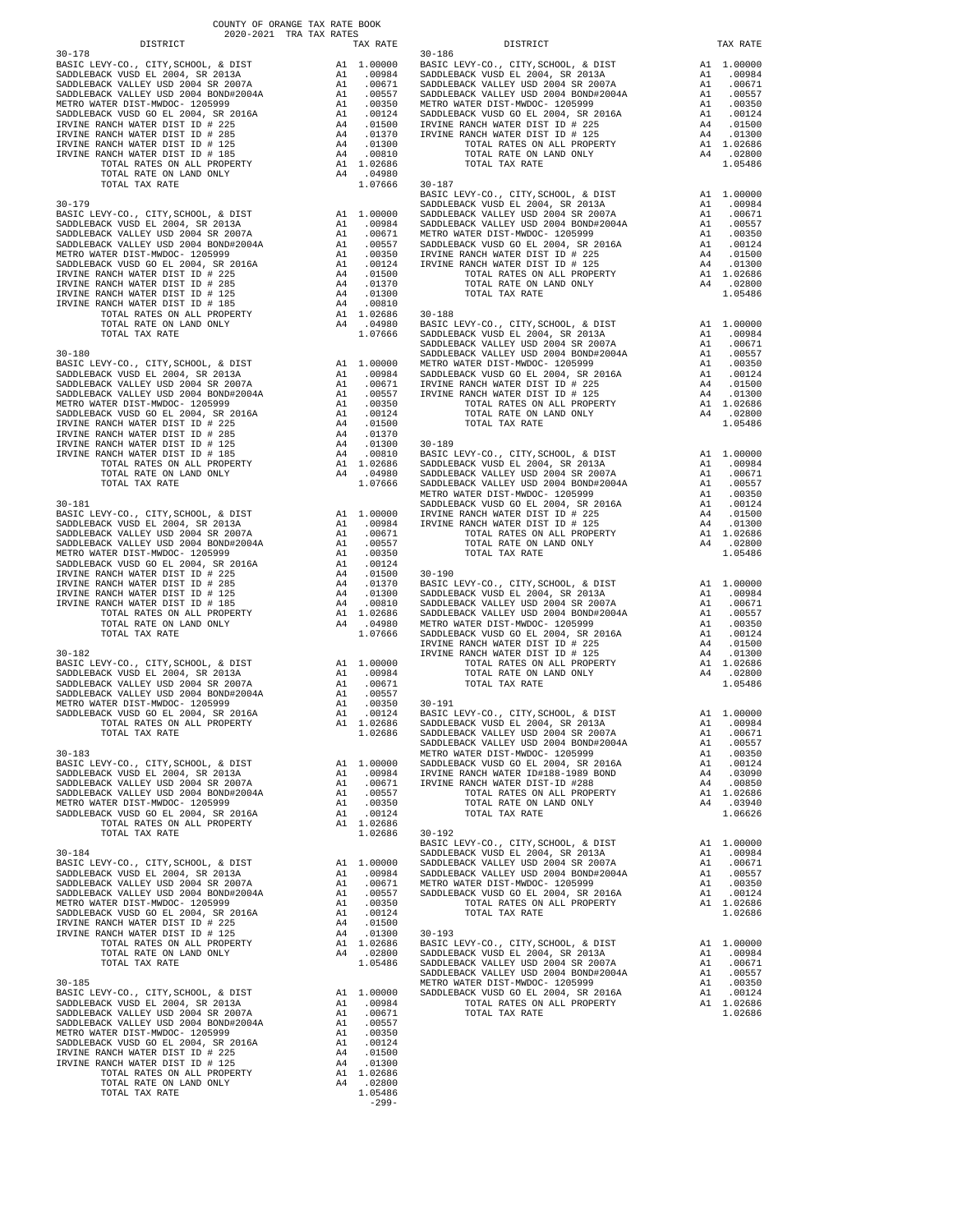COUNTY OF ORANGE TAX RATE BOOK
2020-2021 TRA TAX RATES

| DISTRICT | | TAX RATE |
|---|---|---|
| **30-178** | | |
| BASIC LEVY-CO., CITY,SCHOOL, & DIST | A1 | 1.00000 |
| SADDLEBACK VUSD EL 2004, SR 2013A | A1 | .00984 |
| SADDLEBACK VALLEY USD 2004 SR 2007A | A1 | .00671 |
| SADDLEBACK VALLEY USD 2004 BOND#2004A | A1 | .00557 |
| METRO WATER DIST-MWDOC- 1205999 | A1 | .00350 |
| SADDLEBACK VUSD GO EL 2004, SR 2016A | A1 | .00124 |
| IRVINE RANCH WATER DIST ID # 225 | A4 | .01500 |
| IRVINE RANCH WATER DIST ID # 285 | A4 | .01370 |
| IRVINE RANCH WATER DIST ID # 125 | A4 | .01300 |
| IRVINE RANCH WATER DIST ID # 185 | A4 | .00810 |
| TOTAL RATES ON ALL PROPERTY | A1 | 1.02686 |
| TOTAL RATE ON LAND ONLY | A4 | .04980 |
| TOTAL TAX RATE | | 1.07666 |
| **30-179** | | |
| BASIC LEVY-CO., CITY,SCHOOL, & DIST | A1 | 1.00000 |
| SADDLEBACK VUSD EL 2004, SR 2013A | A1 | .00984 |
| SADDLEBACK VALLEY USD 2004 SR 2007A | A1 | .00671 |
| SADDLEBACK VALLEY USD 2004 BOND#2004A | A1 | .00557 |
| METRO WATER DIST-MWDOC- 1205999 | A1 | .00350 |
| SADDLEBACK VUSD GO EL 2004, SR 2016A | A1 | .00124 |
| IRVINE RANCH WATER DIST ID # 225 | A4 | .01500 |
| IRVINE RANCH WATER DIST ID # 285 | A4 | .01370 |
| IRVINE RANCH WATER DIST ID # 125 | A4 | .01300 |
| IRVINE RANCH WATER DIST ID # 185 | A4 | .00810 |
| TOTAL RATES ON ALL PROPERTY | A1 | 1.02686 |
| TOTAL RATE ON LAND ONLY | A4 | .04980 |
| TOTAL TAX RATE | | 1.07666 |
| **30-180** | | |
| BASIC LEVY-CO., CITY,SCHOOL, & DIST | A1 | 1.00000 |
| SADDLEBACK VUSD EL 2004, SR 2013A | A1 | .00984 |
| SADDLEBACK VALLEY USD 2004 SR 2007A | A1 | .00671 |
| SADDLEBACK VALLEY USD 2004 BOND#2004A | A1 | .00557 |
| METRO WATER DIST-MWDOC- 1205999 | A1 | .00350 |
| SADDLEBACK VUSD GO EL 2004, SR 2016A | A1 | .00124 |
| IRVINE RANCH WATER DIST ID # 225 | A4 | .01500 |
| IRVINE RANCH WATER DIST ID # 285 | A4 | .01370 |
| IRVINE RANCH WATER DIST ID # 125 | A4 | .01300 |
| IRVINE RANCH WATER DIST ID # 185 | A4 | .00810 |
| TOTAL RATES ON ALL PROPERTY | A1 | 1.02686 |
| TOTAL RATE ON LAND ONLY | A4 | .04980 |
| TOTAL TAX RATE | | 1.07666 |
| **30-181** | | |
| BASIC LEVY-CO., CITY,SCHOOL, & DIST | A1 | 1.00000 |
| SADDLEBACK VUSD EL 2004, SR 2013A | A1 | .00984 |
| SADDLEBACK VALLEY USD 2004 SR 2007A | A1 | .00671 |
| SADDLEBACK VALLEY USD 2004 BOND#2004A | A1 | .00557 |
| METRO WATER DIST-MWDOC- 1205999 | A1 | .00350 |
| SADDLEBACK VUSD GO EL 2004, SR 2016A | A1 | .00124 |
| IRVINE RANCH WATER DIST ID # 225 | A4 | .01500 |
| IRVINE RANCH WATER DIST ID # 285 | A4 | .01370 |
| IRVINE RANCH WATER DIST ID # 125 | A4 | .01300 |
| IRVINE RANCH WATER DIST ID # 185 | A4 | .00810 |
| TOTAL RATES ON ALL PROPERTY | A1 | 1.02686 |
| TOTAL RATE ON LAND ONLY | A4 | .04980 |
| TOTAL TAX RATE | | 1.07666 |
| **30-182** | | |
| BASIC LEVY-CO., CITY,SCHOOL, & DIST | A1 | 1.00000 |
| SADDLEBACK VUSD EL 2004, SR 2013A | A1 | .00984 |
| SADDLEBACK VALLEY USD 2004 SR 2007A | A1 | .00671 |
| SADDLEBACK VALLEY USD 2004 BOND#2004A | A1 | .00557 |
| METRO WATER DIST-MWDOC- 1205999 | A1 | .00350 |
| SADDLEBACK VUSD GO EL 2004, SR 2016A | A1 | .00124 |
| TOTAL RATES ON ALL PROPERTY | A1 | 1.02686 |
| TOTAL TAX RATE | | 1.02686 |
| **30-183** | | |
| BASIC LEVY-CO., CITY,SCHOOL, & DIST | A1 | 1.00000 |
| SADDLEBACK VUSD EL 2004, SR 2013A | A1 | .00984 |
| SADDLEBACK VALLEY USD 2004 SR 2007A | A1 | .00671 |
| SADDLEBACK VALLEY USD 2004 BOND#2004A | A1 | .00557 |
| METRO WATER DIST-MWDOC- 1205999 | A1 | .00350 |
| SADDLEBACK VUSD GO EL 2004, SR 2016A | A1 | .00124 |
| TOTAL RATES ON ALL PROPERTY | A1 | 1.02686 |
| TOTAL TAX RATE | | 1.02686 |
| **30-184** | | |
| BASIC LEVY-CO., CITY,SCHOOL, & DIST | A1 | 1.00000 |
| SADDLEBACK VUSD EL 2004, SR 2013A | A1 | .00984 |
| SADDLEBACK VALLEY USD 2004 SR 2007A | A1 | .00671 |
| SADDLEBACK VALLEY USD 2004 BOND#2004A | A1 | .00557 |
| METRO WATER DIST-MWDOC- 1205999 | A1 | .00350 |
| SADDLEBACK VUSD GO EL 2004, SR 2016A | A1 | .00124 |
| IRVINE RANCH WATER DIST ID # 225 | A4 | .01500 |
| IRVINE RANCH WATER DIST ID # 125 | A4 | .01300 |
| TOTAL RATES ON ALL PROPERTY | A1 | 1.02686 |
| TOTAL RATE ON LAND ONLY | A4 | .02800 |
| TOTAL TAX RATE | | 1.05486 |
| **30-185** | | |
| BASIC LEVY-CO., CITY,SCHOOL, & DIST | A1 | 1.00000 |
| SADDLEBACK VUSD EL 2004, SR 2013A | A1 | .00984 |
| SADDLEBACK VALLEY USD 2004 SR 2007A | A1 | .00671 |
| SADDLEBACK VALLEY USD 2004 BOND#2004A | A1 | .00557 |
| METRO WATER DIST-MWDOC- 1205999 | A1 | .00350 |
| SADDLEBACK VUSD GO EL 2004, SR 2016A | A1 | .00124 |
| IRVINE RANCH WATER DIST ID # 225 | A4 | .01500 |
| IRVINE RANCH WATER DIST ID # 125 | A4 | .01300 |
| TOTAL RATES ON ALL PROPERTY | A1 | 1.02686 |
| TOTAL RATE ON LAND ONLY | A4 | .02800 |
| TOTAL TAX RATE | | 1.05486 |
| **30-186** | | |
| BASIC LEVY-CO., CITY,SCHOOL, & DIST | A1 | 1.00000 |
| SADDLEBACK VUSD EL 2004, SR 2013A | A1 | .00984 |
| SADDLEBACK VALLEY USD 2004 SR 2007A | A1 | .00671 |
| SADDLEBACK VALLEY USD 2004 BOND#2004A | A1 | .00557 |
| METRO WATER DIST-MWDOC- 1205999 | A1 | .00350 |
| SADDLEBACK VUSD GO EL 2004, SR 2016A | A1 | .00124 |
| IRVINE RANCH WATER DIST ID # 225 | A4 | .01500 |
| IRVINE RANCH WATER DIST ID # 125 | A4 | .01300 |
| TOTAL RATES ON ALL PROPERTY | A1 | 1.02686 |
| TOTAL RATE ON LAND ONLY | A4 | .02800 |
| TOTAL TAX RATE | | 1.05486 |
| **30-187** | | |
| BASIC LEVY-CO., CITY,SCHOOL, & DIST | A1 | 1.00000 |
| SADDLEBACK VUSD EL 2004, SR 2013A | A1 | .00984 |
| SADDLEBACK VALLEY USD 2004 BOND#2004A | A1 | .00671 |
| METRO WATER DIST-MWDOC- 1205999 | A1 | .00557 |
| SADDLEBACK VUSD GO EL 2004, SR 2016A | A1 | .00350 |
| IRVINE RANCH WATER DIST ID # 225 | A1 | .00124 |
| IRVINE RANCH WATER DIST ID # 125 | A4 | .01500 |
| | A4 | .01300 |
| TOTAL RATES ON ALL PROPERTY | A1 | 1.02686 |
| TOTAL RATE ON LAND ONLY | A4 | .02800 |
| TOTAL TAX RATE | | 1.05486 |
| **30-188** | | |
| BASIC LEVY-CO., CITY,SCHOOL, & DIST | A1 | 1.00000 |
| SADDLEBACK VUSD EL 2004, SR 2013A | A1 | .00984 |
| SADDLEBACK VALLEY USD 2004 SR 2007A | A1 | .00671 |
| SADDLEBACK VALLEY USD 2004 BOND#2004A | A1 | .00557 |
| METRO WATER DIST-MWDOC- 1205999 | A1 | .00350 |
| SADDLEBACK VUSD GO EL 2004, SR 2016A | A1 | .00124 |
| IRVINE RANCH WATER DIST ID # 225 | A4 | .01500 |
| IRVINE RANCH WATER DIST ID # 125 | A4 | .01300 |
| TOTAL RATES ON ALL PROPERTY | A1 | 1.02686 |
| TOTAL RATE ON LAND ONLY | A4 | .02800 |
| TOTAL TAX RATE | | 1.05486 |
| **30-189** | | |
| BASIC LEVY-CO., CITY,SCHOOL, & DIST | A1 | 1.00000 |
| SADDLEBACK VUSD EL 2004, SR 2013A | A1 | .00984 |
| SADDLEBACK VALLEY USD 2004 SR 2007A | A1 | .00671 |
| SADDLEBACK VALLEY USD 2004 BOND#2004A | A1 | .00557 |
| METRO WATER DIST-MWDOC- 1205999 | A1 | .00350 |
| SADDLEBACK VUSD GO EL 2004, SR 2016A | A1 | .00124 |
| IRVINE RANCH WATER DIST ID # 225 | A4 | .01500 |
| IRVINE RANCH WATER DIST ID # 125 | A4 | .01300 |
| TOTAL RATES ON ALL PROPERTY | A1 | 1.02686 |
| TOTAL RATE ON LAND ONLY | A4 | .02800 |
| TOTAL TAX RATE | | 1.05486 |
| **30-190** | | |
| BASIC LEVY-CO., CITY,SCHOOL, & DIST | A1 | 1.00000 |
| SADDLEBACK VUSD EL 2004, SR 2013A | A1 | .00984 |
| SADDLEBACK VALLEY USD 2004 SR 2007A | A1 | .00671 |
| SADDLEBACK VALLEY USD 2004 BOND#2004A | A1 | .00557 |
| METRO WATER DIST-MWDOC- 1205999 | A1 | .00350 |
| SADDLEBACK VUSD GO EL 2004, SR 2016A | A1 | .00124 |
| IRVINE RANCH WATER DIST ID # 225 | A4 | .01500 |
| IRVINE RANCH WATER DIST ID # 125 | A4 | .01300 |
| TOTAL RATES ON ALL PROPERTY | A1 | 1.02686 |
| TOTAL RATE ON LAND ONLY | A4 | .02800 |
| TOTAL TAX RATE | | 1.05486 |
| **30-191** | | |
| BASIC LEVY-CO., CITY,SCHOOL, & DIST | A1 | 1.00000 |
| SADDLEBACK VUSD EL 2004, SR 2013A | A1 | .00984 |
| SADDLEBACK VALLEY USD 2004 SR 2007A | A1 | .00671 |
| SADDLEBACK VALLEY USD 2004 BOND#2004A | A1 | .00557 |
| METRO WATER DIST-MWDOC- 1205999 | A1 | .00350 |
| SADDLEBACK VUSD GO EL 2004, SR 2016A | A1 | .00124 |
| IRVINE RANCH WATER ID#188-1989 BOND | A4 | .03090 |
| IRVINE RANCH WATER DIST-ID #288 | A4 | .00850 |
| TOTAL RATES ON ALL PROPERTY | A1 | 1.02686 |
| TOTAL RATE ON LAND ONLY | A4 | .03940 |
| TOTAL TAX RATE | | 1.06626 |
| **30-192** | | |
| BASIC LEVY-CO., CITY,SCHOOL, & DIST | A1 | 1.00000 |
| SADDLEBACK VUSD EL 2004, SR 2013A | A1 | .00984 |
| SADDLEBACK VALLEY USD 2004 SR 2007A | A1 | .00671 |
| SADDLEBACK VALLEY USD 2004 BOND#2004A | A1 | .00557 |
| METRO WATER DIST-MWDOC- 1205999 | A1 | .00350 |
| SADDLEBACK VUSD GO EL 2004, SR 2016A | A1 | .00124 |
| TOTAL RATES ON ALL PROPERTY | A1 | 1.02686 |
| TOTAL TAX RATE | | 1.02686 |
| **30-193** | | |
| BASIC LEVY-CO., CITY,SCHOOL, & DIST | A1 | 1.00000 |
| SADDLEBACK VUSD EL 2004, SR 2013A | A1 | .00984 |
| SADDLEBACK VALLEY USD 2004 SR 2007A | A1 | .00671 |
| SADDLEBACK VALLEY USD 2004 BOND#2004A | A1 | .00557 |
| METRO WATER DIST-MWDOC- 1205999 | A1 | .00350 |
| SADDLEBACK VUSD GO EL 2004, SR 2016A | A1 | .00124 |
| TOTAL RATES ON ALL PROPERTY | A1 | 1.02686 |
| TOTAL TAX RATE | | 1.02686 |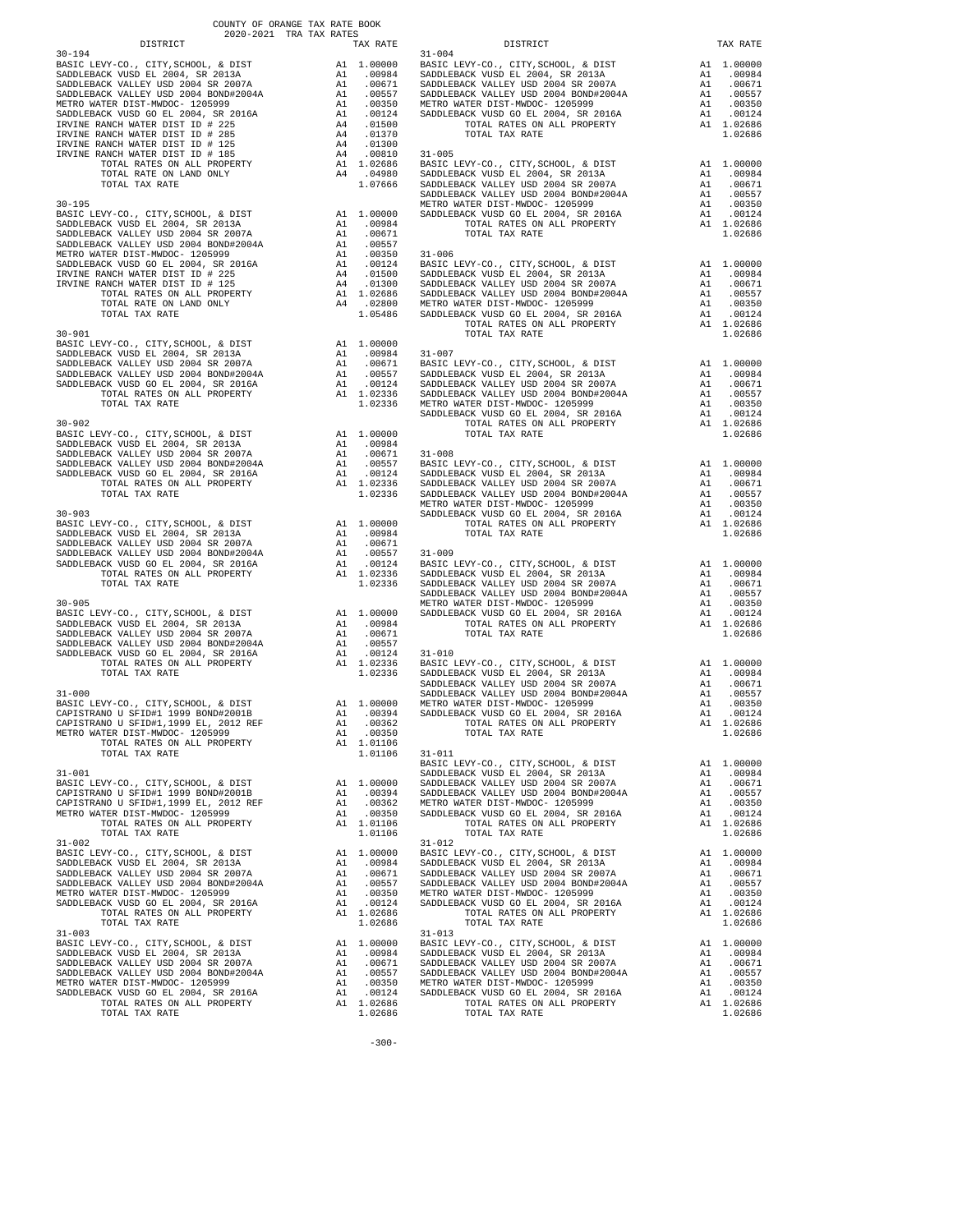COUNTY OF ORANGE TAX RATE BOOK
2020-2021 TRA TAX RATES

| DISTRICT | | TAX RATE |
|---|---|---|
| **30-194** | | |
| BASIC LEVY-CO., CITY,SCHOOL, & DIST | A1 | 1.00000 |
| SADDLEBACK VUSD EL 2004, SR 2013A | A1 | .00984 |
| SADDLEBACK VALLEY USD 2004 SR 2007A | A1 | .00671 |
| SADDLEBACK VALLEY USD 2004 BOND#2004A | A1 | .00557 |
| METRO WATER DIST-MWDOC- 1205999 | A1 | .00350 |
| SADDLEBACK VUSD GO EL 2004, SR 2016A | A1 | .00124 |
| IRVINE RANCH WATER DIST ID # 225 | A4 | .01500 |
| IRVINE RANCH WATER DIST ID # 285 | A4 | .01370 |
| IRVINE RANCH WATER DIST ID # 125 | A4 | .01300 |
| IRVINE RANCH WATER DIST ID # 185 | A4 | .00810 |
| TOTAL RATES ON ALL PROPERTY | A1 | 1.02686 |
| TOTAL RATE ON LAND ONLY | A4 | .04980 |
| TOTAL TAX RATE | | 1.07666 |
| **30-195** | | |
| BASIC LEVY-CO., CITY,SCHOOL, & DIST | A1 | 1.00000 |
| SADDLEBACK VUSD EL 2004, SR 2013A | A1 | .00984 |
| SADDLEBACK VALLEY USD 2004 SR 2007A | A1 | .00671 |
| SADDLEBACK VALLEY USD 2004 BOND#2004A | A1 | .00557 |
| METRO WATER DIST-MWDOC- 1205999 | A1 | .00350 |
| SADDLEBACK VUSD GO EL 2004, SR 2016A | A1 | .00124 |
| IRVINE RANCH WATER DIST ID # 225 | A4 | .01500 |
| IRVINE RANCH WATER DIST ID # 125 | A4 | .01300 |
| TOTAL RATES ON ALL PROPERTY | A1 | 1.02686 |
| TOTAL RATE ON LAND ONLY | A4 | .02800 |
| TOTAL TAX RATE | | 1.05486 |
| **30-901** | | |
| BASIC LEVY-CO., CITY,SCHOOL, & DIST | A1 | 1.00000 |
| SADDLEBACK VUSD EL 2004, SR 2013A | A1 | .00984 |
| SADDLEBACK VALLEY USD 2004 SR 2007A | A1 | .00671 |
| SADDLEBACK VALLEY USD 2004 BOND#2004A | A1 | .00557 |
| SADDLEBACK VUSD GO EL 2004, SR 2016A | A1 | .00124 |
| TOTAL RATES ON ALL PROPERTY | A1 | 1.02336 |
| TOTAL TAX RATE | | 1.02336 |
| **30-902** | | |
| BASIC LEVY-CO., CITY,SCHOOL, & DIST | A1 | 1.00000 |
| SADDLEBACK VUSD EL 2004, SR 2013A | A1 | .00984 |
| SADDLEBACK VALLEY USD 2004 SR 2007A | A1 | .00671 |
| SADDLEBACK VALLEY USD 2004 BOND#2004A | A1 | .00557 |
| SADDLEBACK VUSD GO EL 2004, SR 2016A | A1 | .00124 |
| TOTAL RATES ON ALL PROPERTY | A1 | 1.02336 |
| TOTAL TAX RATE | | 1.02336 |
| **30-903** | | |
| BASIC LEVY-CO., CITY,SCHOOL, & DIST | A1 | 1.00000 |
| SADDLEBACK VUSD EL 2004, SR 2013A | A1 | .00984 |
| SADDLEBACK VALLEY USD 2004 SR 2007A | A1 | .00671 |
| SADDLEBACK VALLEY USD 2004 BOND#2004A | A1 | .00557 |
| SADDLEBACK VUSD GO EL 2004, SR 2016A | A1 | .00124 |
| TOTAL RATES ON ALL PROPERTY | A1 | 1.02336 |
| TOTAL TAX RATE | | 1.02336 |
| **30-905** | | |
| BASIC LEVY-CO., CITY,SCHOOL, & DIST | A1 | 1.00000 |
| SADDLEBACK VUSD EL 2004, SR 2013A | A1 | .00984 |
| SADDLEBACK VALLEY USD 2004 SR 2007A | A1 | .00671 |
| SADDLEBACK VALLEY USD 2004 BOND#2004A | A1 | .00557 |
| SADDLEBACK VUSD GO EL 2004, SR 2016A | A1 | .00124 |
| TOTAL RATES ON ALL PROPERTY | A1 | 1.02336 |
| TOTAL TAX RATE | | 1.02336 |
| **31-000** | | |
| BASIC LEVY-CO., CITY,SCHOOL, & DIST | A1 | 1.00000 |
| CAPISTRANO U SFID#1 1999 BOND#2001B | A1 | .00394 |
| CAPISTRANO U SFID#1,1999 EL, 2012 REF | A1 | .00362 |
| METRO WATER DIST-MWDOC- 1205999 | A1 | .00350 |
| TOTAL RATES ON ALL PROPERTY | A1 | 1.01106 |
| TOTAL TAX RATE | | 1.01106 |
| **31-001** | | |
| BASIC LEVY-CO., CITY,SCHOOL, & DIST | A1 | 1.00000 |
| CAPISTRANO U SFID#1 1999 BOND#2001B | A1 | .00394 |
| CAPISTRANO U SFID#1,1999 EL, 2012 REF | A1 | .00362 |
| METRO WATER DIST-MWDOC- 1205999 | A1 | .00350 |
| TOTAL RATES ON ALL PROPERTY | A1 | 1.01106 |
| TOTAL TAX RATE | | 1.01106 |
| **31-002** | | |
| BASIC LEVY-CO., CITY,SCHOOL, & DIST | A1 | 1.00000 |
| SADDLEBACK VUSD EL 2004, SR 2013A | A1 | .00984 |
| SADDLEBACK VALLEY USD 2004 SR 2007A | A1 | .00671 |
| SADDLEBACK VALLEY USD 2004 BOND#2004A | A1 | .00557 |
| METRO WATER DIST-MWDOC- 1205999 | A1 | .00350 |
| SADDLEBACK VUSD GO EL 2004, SR 2016A | A1 | .00124 |
| TOTAL RATES ON ALL PROPERTY | A1 | 1.02686 |
| TOTAL TAX RATE | | 1.02686 |
| **31-003** | | |
| BASIC LEVY-CO., CITY,SCHOOL, & DIST | A1 | 1.00000 |
| SADDLEBACK VUSD EL 2004, SR 2013A | A1 | .00984 |
| SADDLEBACK VALLEY USD 2004 SR 2007A | A1 | .00671 |
| SADDLEBACK VALLEY USD 2004 BOND#2004A | A1 | .00557 |
| METRO WATER DIST-MWDOC- 1205999 | A1 | .00350 |
| SADDLEBACK VUSD GO EL 2004, SR 2016A | A1 | .00124 |
| TOTAL RATES ON ALL PROPERTY | A1 | 1.02686 |
| TOTAL TAX RATE | | 1.02686 |
| **31-004** | | |
| BASIC LEVY-CO., CITY,SCHOOL, & DIST | A1 | 1.00000 |
| SADDLEBACK VUSD EL 2004, SR 2013A | A1 | .00984 |
| SADDLEBACK VALLEY USD 2004 SR 2007A | A1 | .00671 |
| SADDLEBACK VALLEY USD 2004 BOND#2004A | A1 | .00557 |
| METRO WATER DIST-MWDOC- 1205999 | A1 | .00350 |
| SADDLEBACK VUSD GO EL 2004, SR 2016A | A1 | .00124 |
| TOTAL RATES ON ALL PROPERTY | A1 | 1.02686 |
| TOTAL TAX RATE | | 1.02686 |
| **31-005** | | |
| BASIC LEVY-CO., CITY,SCHOOL, & DIST | A1 | 1.00000 |
| SADDLEBACK VUSD EL 2004, SR 2013A | A1 | .00984 |
| SADDLEBACK VALLEY USD 2004 SR 2007A | A1 | .00671 |
| SADDLEBACK VALLEY USD 2004 BOND#2004A | A1 | .00557 |
| METRO WATER DIST-MWDOC- 1205999 | A1 | .00350 |
| SADDLEBACK VUSD GO EL 2004, SR 2016A | A1 | .00124 |
| TOTAL RATES ON ALL PROPERTY | A1 | 1.02686 |
| TOTAL TAX RATE | | 1.02686 |
| **31-006** | | |
| BASIC LEVY-CO., CITY,SCHOOL, & DIST | A1 | 1.00000 |
| SADDLEBACK VUSD EL 2004, SR 2013A | A1 | .00984 |
| SADDLEBACK VALLEY USD 2004 SR 2007A | A1 | .00671 |
| SADDLEBACK VALLEY USD 2004 BOND#2004A | A1 | .00557 |
| METRO WATER DIST-MWDOC- 1205999 | A1 | .00350 |
| SADDLEBACK VUSD GO EL 2004, SR 2016A | A1 | .00124 |
| TOTAL RATES ON ALL PROPERTY | A1 | 1.02686 |
| TOTAL TAX RATE | | 1.02686 |
| **31-007** | | |
| BASIC LEVY-CO., CITY,SCHOOL, & DIST | A1 | 1.00000 |
| SADDLEBACK VUSD EL 2004, SR 2013A | A1 | .00984 |
| SADDLEBACK VALLEY USD 2004 SR 2007A | A1 | .00671 |
| SADDLEBACK VALLEY USD 2004 BOND#2004A | A1 | .00557 |
| METRO WATER DIST-MWDOC- 1205999 | A1 | .00350 |
| SADDLEBACK VUSD GO EL 2004, SR 2016A | A1 | .00124 |
| TOTAL RATES ON ALL PROPERTY | A1 | 1.02686 |
| TOTAL TAX RATE | | 1.02686 |
| **31-008** | | |
| BASIC LEVY-CO., CITY,SCHOOL, & DIST | A1 | 1.00000 |
| SADDLEBACK VUSD EL 2004, SR 2013A | A1 | .00984 |
| SADDLEBACK VALLEY USD 2004 SR 2007A | A1 | .00671 |
| SADDLEBACK VALLEY USD 2004 BOND#2004A | A1 | .00557 |
| METRO WATER DIST-MWDOC- 1205999 | A1 | .00350 |
| SADDLEBACK VUSD GO EL 2004, SR 2016A | A1 | .00124 |
| TOTAL RATES ON ALL PROPERTY | A1 | 1.02686 |
| TOTAL TAX RATE | | 1.02686 |
| **31-009** | | |
| BASIC LEVY-CO., CITY,SCHOOL, & DIST | A1 | 1.00000 |
| SADDLEBACK VUSD EL 2004, SR 2013A | A1 | .00984 |
| SADDLEBACK VALLEY USD 2004 SR 2007A | A1 | .00671 |
| SADDLEBACK VALLEY USD 2004 BOND#2004A | A1 | .00557 |
| METRO WATER DIST-MWDOC- 1205999 | A1 | .00350 |
| SADDLEBACK VUSD GO EL 2004, SR 2016A | A1 | .00124 |
| TOTAL RATES ON ALL PROPERTY | A1 | 1.02686 |
| TOTAL TAX RATE | | 1.02686 |
| **31-010** | | |
| BASIC LEVY-CO., CITY,SCHOOL, & DIST | A1 | 1.00000 |
| SADDLEBACK VUSD EL 2004, SR 2013A | A1 | .00984 |
| SADDLEBACK VALLEY USD 2004 SR 2007A | A1 | .00671 |
| SADDLEBACK VALLEY USD 2004 BOND#2004A | A1 | .00557 |
| METRO WATER DIST-MWDOC- 1205999 | A1 | .00350 |
| SADDLEBACK VUSD GO EL 2004, SR 2016A | A1 | .00124 |
| TOTAL RATES ON ALL PROPERTY | A1 | 1.02686 |
| TOTAL TAX RATE | | 1.02686 |
| **31-011** | | |
| BASIC LEVY-CO., CITY,SCHOOL, & DIST | A1 | 1.00000 |
| SADDLEBACK VUSD EL 2004, SR 2013A | A1 | .00984 |
| SADDLEBACK VALLEY USD 2004 SR 2007A | A1 | .00671 |
| SADDLEBACK VALLEY USD 2004 BOND#2004A | A1 | .00557 |
| METRO WATER DIST-MWDOC- 1205999 | A1 | .00350 |
| SADDLEBACK VUSD GO EL 2004, SR 2016A | A1 | .00124 |
| TOTAL RATES ON ALL PROPERTY | A1 | 1.02686 |
| TOTAL TAX RATE | | 1.02686 |
| **31-012** | | |
| BASIC LEVY-CO., CITY,SCHOOL, & DIST | A1 | 1.00000 |
| SADDLEBACK VUSD EL 2004, SR 2013A | A1 | .00984 |
| SADDLEBACK VALLEY USD 2004 SR 2007A | A1 | .00671 |
| SADDLEBACK VALLEY USD 2004 BOND#2004A | A1 | .00557 |
| METRO WATER DIST-MWDOC- 1205999 | A1 | .00350 |
| SADDLEBACK VUSD GO EL 2004, SR 2016A | A1 | .00124 |
| TOTAL RATES ON ALL PROPERTY | A1 | 1.02686 |
| TOTAL TAX RATE | | 1.02686 |
| **31-013** | | |
| BASIC LEVY-CO., CITY,SCHOOL, & DIST | A1 | 1.00000 |
| SADDLEBACK VUSD EL 2004, SR 2013A | A1 | .00984 |
| SADDLEBACK VALLEY USD 2004 SR 2007A | A1 | .00671 |
| SADDLEBACK VALLEY USD 2004 BOND#2004A | A1 | .00557 |
| METRO WATER DIST-MWDOC- 1205999 | A1 | .00350 |
| SADDLEBACK VUSD GO EL 2004, SR 2016A | A1 | .00124 |
| TOTAL RATES ON ALL PROPERTY | A1 | 1.02686 |
| TOTAL TAX RATE | | 1.02686 |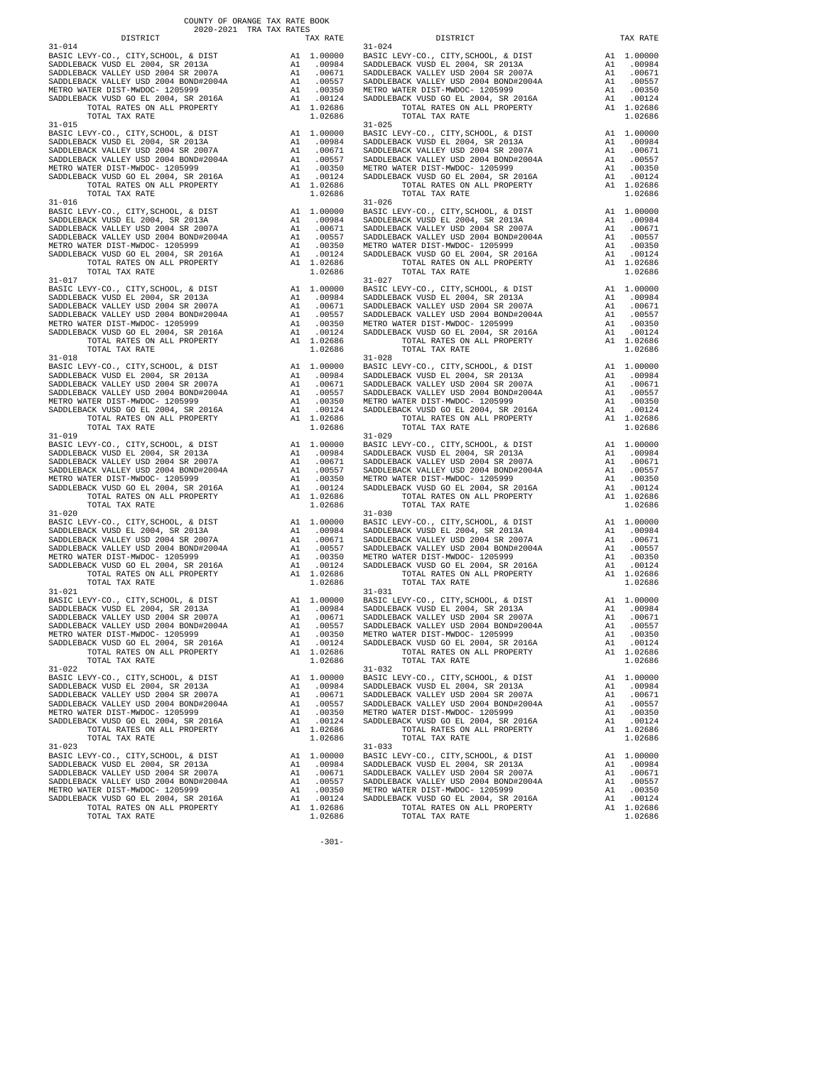COUNTY OF ORANGE TAX RATE BOOK
2020-2021 TRA TAX RATES

| DISTRICT | | TAX RATE | DISTRICT | | TAX RATE |
|---|---|---|---|---|---|
| 31-014 | | | 31-024 | | |
| BASIC LEVY-CO., CITY,SCHOOL, & DIST | A1 | 1.00000 | BASIC LEVY-CO., CITY,SCHOOL, & DIST | A1 | 1.00000 |
| SADDLEBACK VUSD EL 2004, SR 2013A | A1 | .00984 | SADDLEBACK VUSD EL 2004, SR 2013A | A1 | .00984 |
| SADDLEBACK VALLEY USD 2004 SR 2007A | A1 | .00671 | SADDLEBACK VALLEY USD 2004 SR 2007A | A1 | .00671 |
| SADDLEBACK VALLEY USD 2004 BOND#2004A | A1 | .00557 | SADDLEBACK VALLEY USD 2004 BOND#2004A | A1 | .00557 |
| METRO WATER DIST-MWDOC- 1205999 | A1 | .00350 | METRO WATER DIST-MWDOC- 1205999 | A1 | .00350 |
| SADDLEBACK VUSD GO EL 2004, SR 2016A | A1 | .00124 | SADDLEBACK VUSD GO EL 2004, SR 2016A | A1 | .00124 |
| TOTAL RATES ON ALL PROPERTY | A1 | 1.02686 | TOTAL RATES ON ALL PROPERTY | A1 | 1.02686 |
| TOTAL TAX RATE | | 1.02686 | TOTAL TAX RATE | | 1.02686 |
| 31-015 | | | 31-025 | | |
| BASIC LEVY-CO., CITY,SCHOOL, & DIST | A1 | 1.00000 | BASIC LEVY-CO., CITY,SCHOOL, & DIST | A1 | 1.00000 |
| SADDLEBACK VUSD EL 2004, SR 2013A | A1 | .00984 | SADDLEBACK VUSD EL 2004, SR 2013A | A1 | .00984 |
| SADDLEBACK VALLEY USD 2004 SR 2007A | A1 | .00671 | SADDLEBACK VALLEY USD 2004 SR 2007A | A1 | .00671 |
| SADDLEBACK VALLEY USD 2004 BOND#2004A | A1 | .00557 | SADDLEBACK VALLEY USD 2004 BOND#2004A | A1 | .00557 |
| METRO WATER DIST-MWDOC- 1205999 | A1 | .00350 | METRO WATER DIST-MWDOC- 1205999 | A1 | .00350 |
| SADDLEBACK VUSD GO EL 2004, SR 2016A | A1 | .00124 | SADDLEBACK VUSD GO EL 2004, SR 2016A | A1 | .00124 |
| TOTAL RATES ON ALL PROPERTY | A1 | 1.02686 | TOTAL RATES ON ALL PROPERTY | A1 | 1.02686 |
| TOTAL TAX RATE | | 1.02686 | TOTAL TAX RATE | | 1.02686 |
| 31-016 | | | 31-026 | | |
| BASIC LEVY-CO., CITY,SCHOOL, & DIST | A1 | 1.00000 | BASIC LEVY-CO., CITY,SCHOOL, & DIST | A1 | 1.00000 |
| SADDLEBACK VUSD EL 2004, SR 2013A | A1 | .00984 | SADDLEBACK VUSD EL 2004, SR 2013A | A1 | .00984 |
| SADDLEBACK VALLEY USD 2004 SR 2007A | A1 | .00671 | SADDLEBACK VALLEY USD 2004 SR 2007A | A1 | .00671 |
| SADDLEBACK VALLEY USD 2004 BOND#2004A | A1 | .00557 | SADDLEBACK VALLEY USD 2004 BOND#2004A | A1 | .00557 |
| METRO WATER DIST-MWDOC- 1205999 | A1 | .00350 | METRO WATER DIST-MWDOC- 1205999 | A1 | .00350 |
| SADDLEBACK VUSD GO EL 2004, SR 2016A | A1 | .00124 | SADDLEBACK VUSD GO EL 2004, SR 2016A | A1 | .00124 |
| TOTAL RATES ON ALL PROPERTY | A1 | 1.02686 | TOTAL RATES ON ALL PROPERTY | A1 | 1.02686 |
| TOTAL TAX RATE | | 1.02686 | TOTAL TAX RATE | | 1.02686 |
| 31-017 | | | 31-027 | | |
| BASIC LEVY-CO., CITY,SCHOOL, & DIST | A1 | 1.00000 | BASIC LEVY-CO., CITY,SCHOOL, & DIST | A1 | 1.00000 |
| SADDLEBACK VUSD EL 2004, SR 2013A | A1 | .00984 | SADDLEBACK VUSD EL 2004, SR 2013A | A1 | .00984 |
| SADDLEBACK VALLEY USD 2004 SR 2007A | A1 | .00671 | SADDLEBACK VALLEY USD 2004 SR 2007A | A1 | .00671 |
| SADDLEBACK VALLEY USD 2004 BOND#2004A | A1 | .00557 | SADDLEBACK VALLEY USD 2004 BOND#2004A | A1 | .00557 |
| METRO WATER DIST-MWDOC- 1205999 | A1 | .00350 | METRO WATER DIST-MWDOC- 1205999 | A1 | .00350 |
| SADDLEBACK VUSD GO EL 2004, SR 2016A | A1 | .00124 | SADDLEBACK VUSD GO EL 2004, SR 2016A | A1 | .00124 |
| TOTAL RATES ON ALL PROPERTY | A1 | 1.02686 | TOTAL RATES ON ALL PROPERTY | A1 | 1.02686 |
| TOTAL TAX RATE | | 1.02686 | TOTAL TAX RATE | | 1.02686 |
| 31-018 | | | 31-028 | | |
| BASIC LEVY-CO., CITY,SCHOOL, & DIST | A1 | 1.00000 | BASIC LEVY-CO., CITY,SCHOOL, & DIST | A1 | 1.00000 |
| SADDLEBACK VUSD EL 2004, SR 2013A | A1 | .00984 | SADDLEBACK VUSD EL 2004, SR 2013A | A1 | .00984 |
| SADDLEBACK VALLEY USD 2004 SR 2007A | A1 | .00671 | SADDLEBACK VALLEY USD 2004 SR 2007A | A1 | .00671 |
| SADDLEBACK VALLEY USD 2004 BOND#2004A | A1 | .00557 | SADDLEBACK VALLEY USD 2004 BOND#2004A | A1 | .00557 |
| METRO WATER DIST-MWDOC- 1205999 | A1 | .00350 | METRO WATER DIST-MWDOC- 1205999 | A1 | .00350 |
| SADDLEBACK VUSD GO EL 2004, SR 2016A | A1 | .00124 | SADDLEBACK VUSD GO EL 2004, SR 2016A | A1 | .00124 |
| TOTAL RATES ON ALL PROPERTY | A1 | 1.02686 | TOTAL RATES ON ALL PROPERTY | A1 | 1.02686 |
| TOTAL TAX RATE | | 1.02686 | TOTAL TAX RATE | | 1.02686 |
| 31-019 | | | 31-029 | | |
| BASIC LEVY-CO., CITY,SCHOOL, & DIST | A1 | 1.00000 | BASIC LEVY-CO., CITY,SCHOOL, & DIST | A1 | 1.00000 |
| SADDLEBACK VUSD EL 2004, SR 2013A | A1 | .00984 | SADDLEBACK VUSD EL 2004, SR 2013A | A1 | .00984 |
| SADDLEBACK VALLEY USD 2004 SR 2007A | A1 | .00671 | SADDLEBACK VALLEY USD 2004 SR 2007A | A1 | .00671 |
| SADDLEBACK VALLEY USD 2004 BOND#2004A | A1 | .00557 | SADDLEBACK VALLEY USD 2004 BOND#2004A | A1 | .00557 |
| METRO WATER DIST-MWDOC- 1205999 | A1 | .00350 | METRO WATER DIST-MWDOC- 1205999 | A1 | .00350 |
| SADDLEBACK VUSD GO EL 2004, SR 2016A | A1 | .00124 | SADDLEBACK VUSD GO EL 2004, SR 2016A | A1 | .00124 |
| TOTAL RATES ON ALL PROPERTY | A1 | 1.02686 | TOTAL RATES ON ALL PROPERTY | A1 | 1.02686 |
| TOTAL TAX RATE | | 1.02686 | TOTAL TAX RATE | | 1.02686 |
| 31-020 | | | 31-030 | | |
| BASIC LEVY-CO., CITY,SCHOOL, & DIST | A1 | 1.00000 | BASIC LEVY-CO., CITY,SCHOOL, & DIST | A1 | 1.00000 |
| SADDLEBACK VUSD EL 2004, SR 2013A | A1 | .00984 | SADDLEBACK VUSD EL 2004, SR 2013A | A1 | .00984 |
| SADDLEBACK VALLEY USD 2004 SR 2007A | A1 | .00671 | SADDLEBACK VALLEY USD 2004 SR 2007A | A1 | .00671 |
| SADDLEBACK VALLEY USD 2004 BOND#2004A | A1 | .00557 | SADDLEBACK VALLEY USD 2004 BOND#2004A | A1 | .00557 |
| METRO WATER DIST-MWDOC- 1205999 | A1 | .00350 | METRO WATER DIST-MWDOC- 1205999 | A1 | .00350 |
| SADDLEBACK VUSD GO EL 2004, SR 2016A | A1 | .00124 | SADDLEBACK VUSD GO EL 2004, SR 2016A | A1 | .00124 |
| TOTAL RATES ON ALL PROPERTY | A1 | 1.02686 | TOTAL RATES ON ALL PROPERTY | A1 | 1.02686 |
| TOTAL TAX RATE | | 1.02686 | TOTAL TAX RATE | | 1.02686 |
| 31-021 | | | 31-031 | | |
| BASIC LEVY-CO., CITY,SCHOOL, & DIST | A1 | 1.00000 | BASIC LEVY-CO., CITY,SCHOOL, & DIST | A1 | 1.00000 |
| SADDLEBACK VUSD EL 2004, SR 2013A | A1 | .00984 | SADDLEBACK VUSD EL 2004, SR 2013A | A1 | .00984 |
| SADDLEBACK VALLEY USD 2004 SR 2007A | A1 | .00671 | SADDLEBACK VALLEY USD 2004 SR 2007A | A1 | .00671 |
| SADDLEBACK VALLEY USD 2004 BOND#2004A | A1 | .00557 | SADDLEBACK VALLEY USD 2004 BOND#2004A | A1 | .00557 |
| METRO WATER DIST-MWDOC- 1205999 | A1 | .00350 | METRO WATER DIST-MWDOC- 1205999 | A1 | .00350 |
| SADDLEBACK VUSD GO EL 2004, SR 2016A | A1 | .00124 | SADDLEBACK VUSD GO EL 2004, SR 2016A | A1 | .00124 |
| TOTAL RATES ON ALL PROPERTY | A1 | 1.02686 | TOTAL RATES ON ALL PROPERTY | A1 | 1.02686 |
| TOTAL TAX RATE | | 1.02686 | TOTAL TAX RATE | | 1.02686 |
| 31-022 | | | 31-032 | | |
| BASIC LEVY-CO., CITY,SCHOOL, & DIST | A1 | 1.00000 | BASIC LEVY-CO., CITY,SCHOOL, & DIST | A1 | 1.00000 |
| SADDLEBACK VUSD EL 2004, SR 2013A | A1 | .00984 | SADDLEBACK VUSD EL 2004, SR 2013A | A1 | .00984 |
| SADDLEBACK VALLEY USD 2004 SR 2007A | A1 | .00671 | SADDLEBACK VALLEY USD 2004 SR 2007A | A1 | .00671 |
| SADDLEBACK VALLEY USD 2004 BOND#2004A | A1 | .00557 | SADDLEBACK VALLEY USD 2004 BOND#2004A | A1 | .00557 |
| METRO WATER DIST-MWDOC- 1205999 | A1 | .00350 | METRO WATER DIST-MWDOC- 1205999 | A1 | .00350 |
| SADDLEBACK VUSD GO EL 2004, SR 2016A | A1 | .00124 | SADDLEBACK VUSD GO EL 2004, SR 2016A | A1 | .00124 |
| TOTAL RATES ON ALL PROPERTY | A1 | 1.02686 | TOTAL RATES ON ALL PROPERTY | A1 | 1.02686 |
| TOTAL TAX RATE | | 1.02686 | TOTAL TAX RATE | | 1.02686 |
| 31-023 | | | 31-033 | | |
| BASIC LEVY-CO., CITY,SCHOOL, & DIST | A1 | 1.00000 | BASIC LEVY-CO., CITY,SCHOOL, & DIST | A1 | 1.00000 |
| SADDLEBACK VUSD EL 2004, SR 2013A | A1 | .00984 | SADDLEBACK VUSD EL 2004, SR 2013A | A1 | .00984 |
| SADDLEBACK VALLEY USD 2004 SR 2007A | A1 | .00671 | SADDLEBACK VALLEY USD 2004 SR 2007A | A1 | .00671 |
| SADDLEBACK VALLEY USD 2004 BOND#2004A | A1 | .00557 | SADDLEBACK VALLEY USD 2004 BOND#2004A | A1 | .00557 |
| METRO WATER DIST-MWDOC- 1205999 | A1 | .00350 | METRO WATER DIST-MWDOC- 1205999 | A1 | .00350 |
| SADDLEBACK VUSD GO EL 2004, SR 2016A | A1 | .00124 | SADDLEBACK VUSD GO EL 2004, SR 2016A | A1 | .00124 |
| TOTAL RATES ON ALL PROPERTY | A1 | 1.02686 | TOTAL RATES ON ALL PROPERTY | A1 | 1.02686 |
| TOTAL TAX RATE | | 1.02686 | TOTAL TAX RATE | | 1.02686 |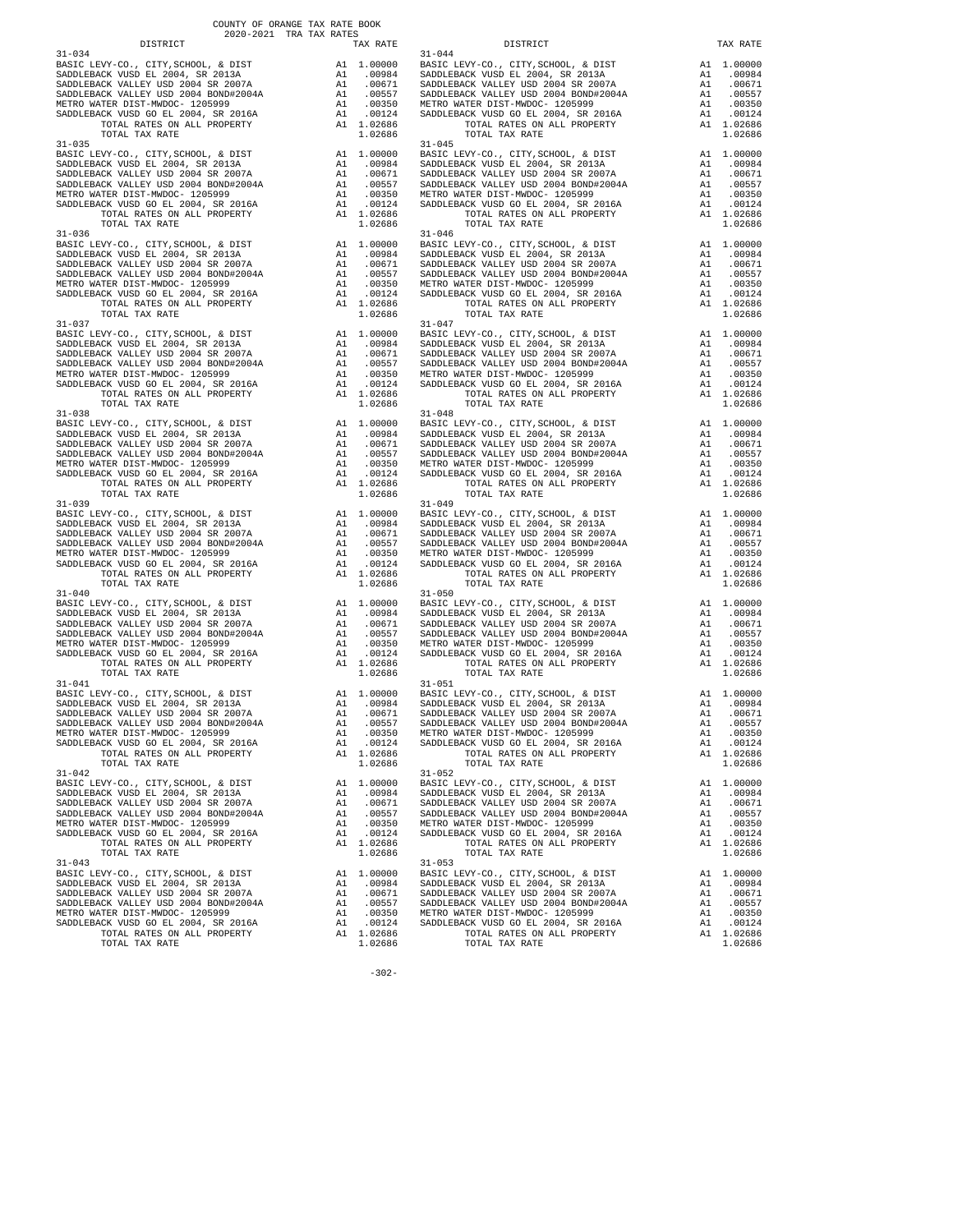COUNTY OF ORANGE TAX RATE BOOK
2020-2021 TRA TAX RATES

| DISTRICT | | TAX RATE |
|---|---|---|
| 31-034 | | |
| BASIC LEVY-CO., CITY,SCHOOL, & DIST | A1 | 1.00000 |
| SADDLEBACK VUSD EL 2004, SR 2013A | A1 | .00984 |
| SADDLEBACK VALLEY USD 2004 SR 2007A | A1 | .00671 |
| SADDLEBACK VALLEY USD 2004 BOND#2004A | A1 | .00557 |
| METRO WATER DIST-MWDOC- 1205999 | A1 | .00350 |
| SADDLEBACK VUSD GO EL 2004, SR 2016A | A1 | .00124 |
| TOTAL RATES ON ALL PROPERTY | A1 | 1.02686 |
| TOTAL TAX RATE | | 1.02686 |
| 31-035 | | |
| BASIC LEVY-CO., CITY,SCHOOL, & DIST | A1 | 1.00000 |
| SADDLEBACK VUSD EL 2004, SR 2013A | A1 | .00984 |
| SADDLEBACK VALLEY USD 2004 SR 2007A | A1 | .00671 |
| SADDLEBACK VALLEY USD 2004 BOND#2004A | A1 | .00557 |
| METRO WATER DIST-MWDOC- 1205999 | A1 | .00350 |
| SADDLEBACK VUSD GO EL 2004, SR 2016A | A1 | .00124 |
| TOTAL RATES ON ALL PROPERTY | A1 | 1.02686 |
| TOTAL TAX RATE | | 1.02686 |
| 31-036 | | |
| BASIC LEVY-CO., CITY,SCHOOL, & DIST | A1 | 1.00000 |
| SADDLEBACK VUSD EL 2004, SR 2013A | A1 | .00984 |
| SADDLEBACK VALLEY USD 2004 SR 2007A | A1 | .00671 |
| SADDLEBACK VALLEY USD 2004 BOND#2004A | A1 | .00557 |
| METRO WATER DIST-MWDOC- 1205999 | A1 | .00350 |
| SADDLEBACK VUSD GO EL 2004, SR 2016A | A1 | .00124 |
| TOTAL RATES ON ALL PROPERTY | A1 | 1.02686 |
| TOTAL TAX RATE | | 1.02686 |
| 31-037 | | |
| BASIC LEVY-CO., CITY,SCHOOL, & DIST | A1 | 1.00000 |
| SADDLEBACK VUSD EL 2004, SR 2013A | A1 | .00984 |
| SADDLEBACK VALLEY USD 2004 SR 2007A | A1 | .00671 |
| SADDLEBACK VALLEY USD 2004 BOND#2004A | A1 | .00557 |
| METRO WATER DIST-MWDOC- 1205999 | A1 | .00350 |
| SADDLEBACK VUSD GO EL 2004, SR 2016A | A1 | .00124 |
| TOTAL RATES ON ALL PROPERTY | A1 | 1.02686 |
| TOTAL TAX RATE | | 1.02686 |
| 31-038 | | |
| BASIC LEVY-CO., CITY,SCHOOL, & DIST | A1 | 1.00000 |
| SADDLEBACK VUSD EL 2004, SR 2013A | A1 | .00984 |
| SADDLEBACK VALLEY USD 2004 SR 2007A | A1 | .00671 |
| SADDLEBACK VALLEY USD 2004 BOND#2004A | A1 | .00557 |
| METRO WATER DIST-MWDOC- 1205999 | A1 | .00350 |
| SADDLEBACK VUSD GO EL 2004, SR 2016A | A1 | .00124 |
| TOTAL RATES ON ALL PROPERTY | A1 | 1.02686 |
| TOTAL TAX RATE | | 1.02686 |
| 31-039 | | |
| BASIC LEVY-CO., CITY,SCHOOL, & DIST | A1 | 1.00000 |
| SADDLEBACK VUSD EL 2004, SR 2013A | A1 | .00984 |
| SADDLEBACK VALLEY USD 2004 SR 2007A | A1 | .00671 |
| SADDLEBACK VALLEY USD 2004 BOND#2004A | A1 | .00557 |
| METRO WATER DIST-MWDOC- 1205999 | A1 | .00350 |
| SADDLEBACK VUSD GO EL 2004, SR 2016A | A1 | .00124 |
| TOTAL RATES ON ALL PROPERTY | A1 | 1.02686 |
| TOTAL TAX RATE | | 1.02686 |
| 31-040 | | |
| BASIC LEVY-CO., CITY,SCHOOL, & DIST | A1 | 1.00000 |
| SADDLEBACK VUSD EL 2004, SR 2013A | A1 | .00984 |
| SADDLEBACK VALLEY USD 2004 SR 2007A | A1 | .00671 |
| SADDLEBACK VALLEY USD 2004 BOND#2004A | A1 | .00557 |
| METRO WATER DIST-MWDOC- 1205999 | A1 | .00350 |
| SADDLEBACK VUSD GO EL 2004, SR 2016A | A1 | .00124 |
| TOTAL RATES ON ALL PROPERTY | A1 | 1.02686 |
| TOTAL TAX RATE | | 1.02686 |
| 31-041 | | |
| BASIC LEVY-CO., CITY,SCHOOL, & DIST | A1 | 1.00000 |
| SADDLEBACK VUSD EL 2004, SR 2013A | A1 | .00984 |
| SADDLEBACK VALLEY USD 2004 SR 2007A | A1 | .00671 |
| SADDLEBACK VALLEY USD 2004 BOND#2004A | A1 | .00557 |
| METRO WATER DIST-MWDOC- 1205999 | A1 | .00350 |
| SADDLEBACK VUSD GO EL 2004, SR 2016A | A1 | .00124 |
| TOTAL RATES ON ALL PROPERTY | A1 | 1.02686 |
| TOTAL TAX RATE | | 1.02686 |
| 31-042 | | |
| BASIC LEVY-CO., CITY,SCHOOL, & DIST | A1 | 1.00000 |
| SADDLEBACK VUSD EL 2004, SR 2013A | A1 | .00984 |
| SADDLEBACK VALLEY USD 2004 SR 2007A | A1 | .00671 |
| SADDLEBACK VALLEY USD 2004 BOND#2004A | A1 | .00557 |
| METRO WATER DIST-MWDOC- 1205999 | A1 | .00350 |
| SADDLEBACK VUSD GO EL 2004, SR 2016A | A1 | .00124 |
| TOTAL RATES ON ALL PROPERTY | A1 | 1.02686 |
| TOTAL TAX RATE | | 1.02686 |
| 31-043 | | |
| BASIC LEVY-CO., CITY,SCHOOL, & DIST | A1 | 1.00000 |
| SADDLEBACK VUSD EL 2004, SR 2013A | A1 | .00984 |
| SADDLEBACK VALLEY USD 2004 SR 2007A | A1 | .00671 |
| SADDLEBACK VALLEY USD 2004 BOND#2004A | A1 | .00557 |
| METRO WATER DIST-MWDOC- 1205999 | A1 | .00350 |
| SADDLEBACK VUSD GO EL 2004, SR 2016A | A1 | .00124 |
| TOTAL RATES ON ALL PROPERTY | A1 | 1.02686 |
| TOTAL TAX RATE | | 1.02686 |
| 31-044 | | |
| BASIC LEVY-CO., CITY,SCHOOL, & DIST | A1 | 1.00000 |
| SADDLEBACK VUSD EL 2004, SR 2013A | A1 | .00984 |
| SADDLEBACK VALLEY USD 2004 SR 2007A | A1 | .00671 |
| SADDLEBACK VALLEY USD 2004 BOND#2004A | A1 | .00557 |
| METRO WATER DIST-MWDOC- 1205999 | A1 | .00350 |
| SADDLEBACK VUSD GO EL 2004, SR 2016A | A1 | .00124 |
| TOTAL RATES ON ALL PROPERTY | A1 | 1.02686 |
| TOTAL TAX RATE | | 1.02686 |
| 31-045 | | |
| BASIC LEVY-CO., CITY,SCHOOL, & DIST | A1 | 1.00000 |
| SADDLEBACK VUSD EL 2004, SR 2013A | A1 | .00984 |
| SADDLEBACK VALLEY USD 2004 SR 2007A | A1 | .00671 |
| SADDLEBACK VALLEY USD 2004 BOND#2004A | A1 | .00557 |
| METRO WATER DIST-MWDOC- 1205999 | A1 | .00350 |
| SADDLEBACK VUSD GO EL 2004, SR 2016A | A1 | .00124 |
| TOTAL RATES ON ALL PROPERTY | A1 | 1.02686 |
| TOTAL TAX RATE | | 1.02686 |
| 31-046 | | |
| BASIC LEVY-CO., CITY,SCHOOL, & DIST | A1 | 1.00000 |
| SADDLEBACK VUSD EL 2004, SR 2013A | A1 | .00984 |
| SADDLEBACK VALLEY USD 2004 SR 2007A | A1 | .00671 |
| SADDLEBACK VALLEY USD 2004 BOND#2004A | A1 | .00557 |
| METRO WATER DIST-MWDOC- 1205999 | A1 | .00350 |
| SADDLEBACK VUSD GO EL 2004, SR 2016A | A1 | .00124 |
| TOTAL RATES ON ALL PROPERTY | A1 | 1.02686 |
| TOTAL TAX RATE | | 1.02686 |
| 31-047 | | |
| BASIC LEVY-CO., CITY,SCHOOL, & DIST | A1 | 1.00000 |
| SADDLEBACK VUSD EL 2004, SR 2013A | A1 | .00984 |
| SADDLEBACK VALLEY USD 2004 SR 2007A | A1 | .00671 |
| SADDLEBACK VALLEY USD 2004 BOND#2004A | A1 | .00557 |
| METRO WATER DIST-MWDOC- 1205999 | A1 | .00350 |
| SADDLEBACK VUSD GO EL 2004, SR 2016A | A1 | .00124 |
| TOTAL RATES ON ALL PROPERTY | A1 | 1.02686 |
| TOTAL TAX RATE | | 1.02686 |
| 31-048 | | |
| BASIC LEVY-CO., CITY,SCHOOL, & DIST | A1 | 1.00000 |
| SADDLEBACK VUSD EL 2004, SR 2013A | A1 | .00984 |
| SADDLEBACK VALLEY USD 2004 SR 2007A | A1 | .00671 |
| SADDLEBACK VALLEY USD 2004 BOND#2004A | A1 | .00557 |
| METRO WATER DIST-MWDOC- 1205999 | A1 | .00350 |
| SADDLEBACK VUSD GO EL 2004, SR 2016A | A1 | .00124 |
| TOTAL RATES ON ALL PROPERTY | A1 | 1.02686 |
| TOTAL TAX RATE | | 1.02686 |
| 31-049 | | |
| BASIC LEVY-CO., CITY,SCHOOL, & DIST | A1 | 1.00000 |
| SADDLEBACK VUSD EL 2004, SR 2013A | A1 | .00984 |
| SADDLEBACK VALLEY USD 2004 SR 2007A | A1 | .00671 |
| SADDLEBACK VALLEY USD 2004 BOND#2004A | A1 | .00557 |
| METRO WATER DIST-MWDOC- 1205999 | A1 | .00350 |
| SADDLEBACK VUSD GO EL 2004, SR 2016A | A1 | .00124 |
| TOTAL RATES ON ALL PROPERTY | A1 | 1.02686 |
| TOTAL TAX RATE | | 1.02686 |
| 31-050 | | |
| BASIC LEVY-CO., CITY,SCHOOL, & DIST | A1 | 1.00000 |
| SADDLEBACK VUSD EL 2004, SR 2013A | A1 | .00984 |
| SADDLEBACK VALLEY USD 2004 SR 2007A | A1 | .00671 |
| SADDLEBACK VALLEY USD 2004 BOND#2004A | A1 | .00557 |
| METRO WATER DIST-MWDOC- 1205999 | A1 | .00350 |
| SADDLEBACK VUSD GO EL 2004, SR 2016A | A1 | .00124 |
| TOTAL RATES ON ALL PROPERTY | A1 | 1.02686 |
| TOTAL TAX RATE | | 1.02686 |
| 31-051 | | |
| BASIC LEVY-CO., CITY,SCHOOL, & DIST | A1 | 1.00000 |
| SADDLEBACK VUSD EL 2004, SR 2013A | A1 | .00984 |
| SADDLEBACK VALLEY USD 2004 SR 2007A | A1 | .00671 |
| SADDLEBACK VALLEY USD 2004 BOND#2004A | A1 | .00557 |
| METRO WATER DIST-MWDOC- 1205999 | A1 | .00350 |
| SADDLEBACK VUSD GO EL 2004, SR 2016A | A1 | .00124 |
| TOTAL RATES ON ALL PROPERTY | A1 | 1.02686 |
| TOTAL TAX RATE | | 1.02686 |
| 31-052 | | |
| BASIC LEVY-CO., CITY,SCHOOL, & DIST | A1 | 1.00000 |
| SADDLEBACK VUSD EL 2004, SR 2013A | A1 | .00984 |
| SADDLEBACK VALLEY USD 2004 SR 2007A | A1 | .00671 |
| SADDLEBACK VALLEY USD 2004 BOND#2004A | A1 | .00557 |
| METRO WATER DIST-MWDOC- 1205999 | A1 | .00350 |
| SADDLEBACK VUSD GO EL 2004, SR 2016A | A1 | .00124 |
| TOTAL RATES ON ALL PROPERTY | A1 | 1.02686 |
| TOTAL TAX RATE | | 1.02686 |
| 31-053 | | |
| BASIC LEVY-CO., CITY,SCHOOL, & DIST | A1 | 1.00000 |
| SADDLEBACK VUSD EL 2004, SR 2013A | A1 | .00984 |
| SADDLEBACK VALLEY USD 2004 SR 2007A | A1 | .00671 |
| SADDLEBACK VALLEY USD 2004 BOND#2004A | A1 | .00557 |
| METRO WATER DIST-MWDOC- 1205999 | A1 | .00350 |
| SADDLEBACK VUSD GO EL 2004, SR 2016A | A1 | .00124 |
| TOTAL RATES ON ALL PROPERTY | A1 | 1.02686 |
| TOTAL TAX RATE | | 1.02686 |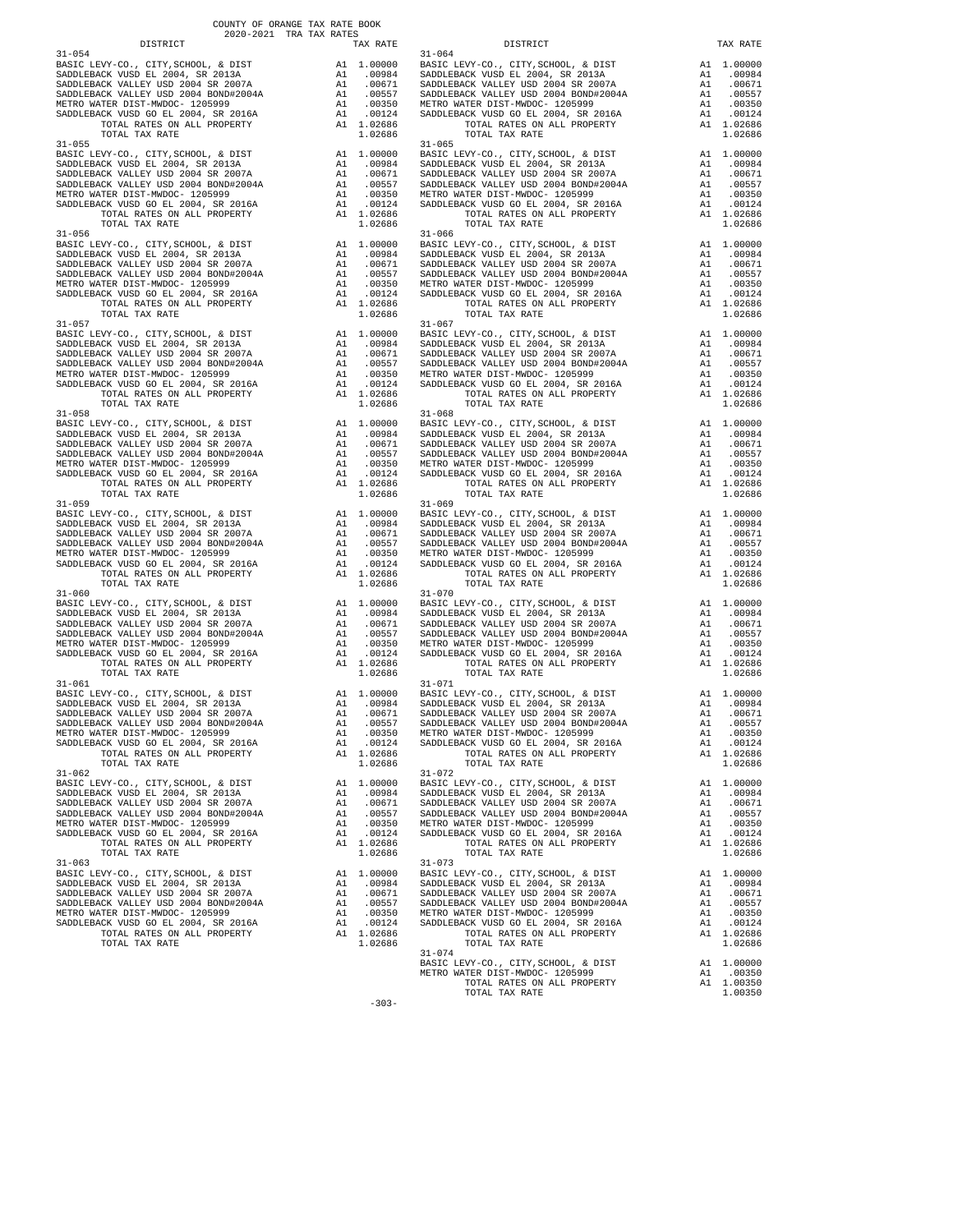COUNTY OF ORANGE TAX RATE BOOK
2020-2021 TRA TAX RATES

| DISTRICT | | TAX RATE |
|---|---|---|
| 31-054 | | |
| BASIC LEVY-CO., CITY,SCHOOL, & DIST | A1 | 1.00000 |
| SADDLEBACK VUSD EL 2004, SR 2013A | A1 | .00984 |
| SADDLEBACK VALLEY USD 2004 SR 2007A | A1 | .00671 |
| SADDLEBACK VALLEY USD 2004 BOND#2004A | A1 | .00557 |
| METRO WATER DIST-MWDOC- 1205999 | A1 | .00350 |
| SADDLEBACK VUSD GO EL 2004, SR 2016A | A1 | .00124 |
| TOTAL RATES ON ALL PROPERTY | A1 | 1.02686 |
| TOTAL TAX RATE | | 1.02686 |
| 31-055 | | |
| BASIC LEVY-CO., CITY,SCHOOL, & DIST | A1 | 1.00000 |
| SADDLEBACK VUSD EL 2004, SR 2013A | A1 | .00984 |
| SADDLEBACK VALLEY USD 2004 SR 2007A | A1 | .00671 |
| SADDLEBACK VALLEY USD 2004 BOND#2004A | A1 | .00557 |
| METRO WATER DIST-MWDOC- 1205999 | A1 | .00350 |
| SADDLEBACK VUSD GO EL 2004, SR 2016A | A1 | .00124 |
| TOTAL RATES ON ALL PROPERTY | A1 | 1.02686 |
| TOTAL TAX RATE | | 1.02686 |
| 31-056 | | |
| BASIC LEVY-CO., CITY,SCHOOL, & DIST | A1 | 1.00000 |
| SADDLEBACK VUSD EL 2004, SR 2013A | A1 | .00984 |
| SADDLEBACK VALLEY USD 2004 SR 2007A | A1 | .00671 |
| SADDLEBACK VALLEY USD 2004 BOND#2004A | A1 | .00557 |
| METRO WATER DIST-MWDOC- 1205999 | A1 | .00350 |
| SADDLEBACK VUSD GO EL 2004, SR 2016A | A1 | .00124 |
| TOTAL RATES ON ALL PROPERTY | A1 | 1.02686 |
| TOTAL TAX RATE | | 1.02686 |
| 31-057 | | |
| BASIC LEVY-CO., CITY,SCHOOL, & DIST | A1 | 1.00000 |
| SADDLEBACK VUSD EL 2004, SR 2013A | A1 | .00984 |
| SADDLEBACK VALLEY USD 2004 SR 2007A | A1 | .00671 |
| SADDLEBACK VALLEY USD 2004 BOND#2004A | A1 | .00557 |
| METRO WATER DIST-MWDOC- 1205999 | A1 | .00350 |
| SADDLEBACK VUSD GO EL 2004, SR 2016A | A1 | .00124 |
| TOTAL RATES ON ALL PROPERTY | A1 | 1.02686 |
| TOTAL TAX RATE | | 1.02686 |
| 31-058 | | |
| BASIC LEVY-CO., CITY,SCHOOL, & DIST | A1 | 1.00000 |
| SADDLEBACK VUSD EL 2004, SR 2013A | A1 | .00984 |
| SADDLEBACK VALLEY USD 2004 SR 2007A | A1 | .00671 |
| SADDLEBACK VALLEY USD 2004 BOND#2004A | A1 | .00557 |
| METRO WATER DIST-MWDOC- 1205999 | A1 | .00350 |
| SADDLEBACK VUSD GO EL 2004, SR 2016A | A1 | .00124 |
| TOTAL RATES ON ALL PROPERTY | A1 | 1.02686 |
| TOTAL TAX RATE | | 1.02686 |
| 31-059 | | |
| BASIC LEVY-CO., CITY,SCHOOL, & DIST | A1 | 1.00000 |
| SADDLEBACK VUSD EL 2004, SR 2013A | A1 | .00984 |
| SADDLEBACK VALLEY USD 2004 SR 2007A | A1 | .00671 |
| SADDLEBACK VALLEY USD 2004 BOND#2004A | A1 | .00557 |
| METRO WATER DIST-MWDOC- 1205999 | A1 | .00350 |
| SADDLEBACK VUSD GO EL 2004, SR 2016A | A1 | .00124 |
| TOTAL RATES ON ALL PROPERTY | A1 | 1.02686 |
| TOTAL TAX RATE | | 1.02686 |
| 31-060 | | |
| BASIC LEVY-CO., CITY,SCHOOL, & DIST | A1 | 1.00000 |
| SADDLEBACK VUSD EL 2004, SR 2013A | A1 | .00984 |
| SADDLEBACK VALLEY USD 2004 SR 2007A | A1 | .00671 |
| SADDLEBACK VALLEY USD 2004 BOND#2004A | A1 | .00557 |
| METRO WATER DIST-MWDOC- 1205999 | A1 | .00350 |
| SADDLEBACK VUSD GO EL 2004, SR 2016A | A1 | .00124 |
| TOTAL RATES ON ALL PROPERTY | A1 | 1.02686 |
| TOTAL TAX RATE | | 1.02686 |
| 31-061 | | |
| BASIC LEVY-CO., CITY,SCHOOL, & DIST | A1 | 1.00000 |
| SADDLEBACK VUSD EL 2004, SR 2013A | A1 | .00984 |
| SADDLEBACK VALLEY USD 2004 SR 2007A | A1 | .00671 |
| SADDLEBACK VALLEY USD 2004 BOND#2004A | A1 | .00557 |
| METRO WATER DIST-MWDOC- 1205999 | A1 | .00350 |
| SADDLEBACK VUSD GO EL 2004, SR 2016A | A1 | .00124 |
| TOTAL RATES ON ALL PROPERTY | A1 | 1.02686 |
| TOTAL TAX RATE | | 1.02686 |
| 31-062 | | |
| BASIC LEVY-CO., CITY,SCHOOL, & DIST | A1 | 1.00000 |
| SADDLEBACK VUSD EL 2004, SR 2013A | A1 | .00984 |
| SADDLEBACK VALLEY USD 2004 SR 2007A | A1 | .00671 |
| SADDLEBACK VALLEY USD 2004 BOND#2004A | A1 | .00557 |
| METRO WATER DIST-MWDOC- 1205999 | A1 | .00350 |
| SADDLEBACK VUSD GO EL 2004, SR 2016A | A1 | .00124 |
| TOTAL RATES ON ALL PROPERTY | A1 | 1.02686 |
| TOTAL TAX RATE | | 1.02686 |
| 31-063 | | |
| BASIC LEVY-CO., CITY,SCHOOL, & DIST | A1 | 1.00000 |
| SADDLEBACK VUSD EL 2004, SR 2013A | A1 | .00984 |
| SADDLEBACK VALLEY USD 2004 SR 2007A | A1 | .00671 |
| SADDLEBACK VALLEY USD 2004 BOND#2004A | A1 | .00557 |
| METRO WATER DIST-MWDOC- 1205999 | A1 | .00350 |
| SADDLEBACK VUSD GO EL 2004, SR 2016A | A1 | .00124 |
| TOTAL RATES ON ALL PROPERTY | A1 | 1.02686 |
| TOTAL TAX RATE | | 1.02686 |
| 31-064 | | |
| BASIC LEVY-CO., CITY,SCHOOL, & DIST | A1 | 1.00000 |
| SADDLEBACK VUSD EL 2004, SR 2013A | A1 | .00984 |
| SADDLEBACK VALLEY USD 2004 SR 2007A | A1 | .00671 |
| SADDLEBACK VALLEY USD 2004 BOND#2004A | A1 | .00557 |
| METRO WATER DIST-MWDOC- 1205999 | A1 | .00350 |
| SADDLEBACK VUSD GO EL 2004, SR 2016A | A1 | .00124 |
| TOTAL RATES ON ALL PROPERTY | A1 | 1.02686 |
| TOTAL TAX RATE | | 1.02686 |
| 31-065 | | |
| BASIC LEVY-CO., CITY,SCHOOL, & DIST | A1 | 1.00000 |
| SADDLEBACK VUSD EL 2004, SR 2013A | A1 | .00984 |
| SADDLEBACK VALLEY USD 2004 SR 2007A | A1 | .00671 |
| SADDLEBACK VALLEY USD 2004 BOND#2004A | A1 | .00557 |
| METRO WATER DIST-MWDOC- 1205999 | A1 | .00350 |
| SADDLEBACK VUSD GO EL 2004, SR 2016A | A1 | .00124 |
| TOTAL RATES ON ALL PROPERTY | A1 | 1.02686 |
| TOTAL TAX RATE | | 1.02686 |
| 31-066 | | |
| BASIC LEVY-CO., CITY,SCHOOL, & DIST | A1 | 1.00000 |
| SADDLEBACK VUSD EL 2004, SR 2013A | A1 | .00984 |
| SADDLEBACK VALLEY USD 2004 SR 2007A | A1 | .00671 |
| SADDLEBACK VALLEY USD 2004 BOND#2004A | A1 | .00557 |
| METRO WATER DIST-MWDOC- 1205999 | A1 | .00350 |
| SADDLEBACK VUSD GO EL 2004, SR 2016A | A1 | .00124 |
| TOTAL RATES ON ALL PROPERTY | A1 | 1.02686 |
| TOTAL TAX RATE | | 1.02686 |
| 31-067 | | |
| BASIC LEVY-CO., CITY,SCHOOL, & DIST | A1 | 1.00000 |
| SADDLEBACK VUSD EL 2004, SR 2013A | A1 | .00984 |
| SADDLEBACK VALLEY USD 2004 SR 2007A | A1 | .00671 |
| SADDLEBACK VALLEY USD 2004 BOND#2004A | A1 | .00557 |
| METRO WATER DIST-MWDOC- 1205999 | A1 | .00350 |
| SADDLEBACK VUSD GO EL 2004, SR 2016A | A1 | .00124 |
| TOTAL RATES ON ALL PROPERTY | A1 | 1.02686 |
| TOTAL TAX RATE | | 1.02686 |
| 31-068 | | |
| BASIC LEVY-CO., CITY,SCHOOL, & DIST | A1 | 1.00000 |
| SADDLEBACK VUSD EL 2004, SR 2013A | A1 | .00984 |
| SADDLEBACK VALLEY USD 2004 SR 2007A | A1 | .00671 |
| SADDLEBACK VALLEY USD 2004 BOND#2004A | A1 | .00557 |
| METRO WATER DIST-MWDOC- 1205999 | A1 | .00350 |
| SADDLEBACK VUSD GO EL 2004, SR 2016A | A1 | .00124 |
| TOTAL RATES ON ALL PROPERTY | A1 | 1.02686 |
| TOTAL TAX RATE | | 1.02686 |
| 31-069 | | |
| BASIC LEVY-CO., CITY,SCHOOL, & DIST | A1 | 1.00000 |
| SADDLEBACK VUSD EL 2004, SR 2013A | A1 | .00984 |
| SADDLEBACK VALLEY USD 2004 SR 2007A | A1 | .00671 |
| SADDLEBACK VALLEY USD 2004 BOND#2004A | A1 | .00557 |
| METRO WATER DIST-MWDOC- 1205999 | A1 | .00350 |
| SADDLEBACK VUSD GO EL 2004, SR 2016A | A1 | .00124 |
| TOTAL RATES ON ALL PROPERTY | A1 | 1.02686 |
| TOTAL TAX RATE | | 1.02686 |
| 31-070 | | |
| BASIC LEVY-CO., CITY,SCHOOL, & DIST | A1 | 1.00000 |
| SADDLEBACK VUSD EL 2004, SR 2013A | A1 | .00984 |
| SADDLEBACK VALLEY USD 2004 SR 2007A | A1 | .00671 |
| SADDLEBACK VALLEY USD 2004 BOND#2004A | A1 | .00557 |
| METRO WATER DIST-MWDOC- 1205999 | A1 | .00350 |
| SADDLEBACK VUSD GO EL 2004, SR 2016A | A1 | .00124 |
| TOTAL RATES ON ALL PROPERTY | A1 | 1.02686 |
| TOTAL TAX RATE | | 1.02686 |
| 31-071 | | |
| BASIC LEVY-CO., CITY,SCHOOL, & DIST | A1 | 1.00000 |
| SADDLEBACK VUSD EL 2004, SR 2013A | A1 | .00984 |
| SADDLEBACK VALLEY USD 2004 SR 2007A | A1 | .00671 |
| SADDLEBACK VALLEY USD 2004 BOND#2004A | A1 | .00557 |
| METRO WATER DIST-MWDOC- 1205999 | A1 | .00350 |
| SADDLEBACK VUSD GO EL 2004, SR 2016A | A1 | .00124 |
| TOTAL RATES ON ALL PROPERTY | A1 | 1.02686 |
| TOTAL TAX RATE | | 1.02686 |
| 31-072 | | |
| BASIC LEVY-CO., CITY,SCHOOL, & DIST | A1 | 1.00000 |
| SADDLEBACK VUSD EL 2004, SR 2013A | A1 | .00984 |
| SADDLEBACK VALLEY USD 2004 SR 2007A | A1 | .00671 |
| SADDLEBACK VALLEY USD 2004 BOND#2004A | A1 | .00557 |
| METRO WATER DIST-MWDOC- 1205999 | A1 | .00350 |
| SADDLEBACK VUSD GO EL 2004, SR 2016A | A1 | .00124 |
| TOTAL RATES ON ALL PROPERTY | A1 | 1.02686 |
| TOTAL TAX RATE | | 1.02686 |
| 31-073 | | |
| BASIC LEVY-CO., CITY,SCHOOL, & DIST | A1 | 1.00000 |
| SADDLEBACK VUSD EL 2004, SR 2013A | A1 | .00984 |
| SADDLEBACK VALLEY USD 2004 SR 2007A | A1 | .00671 |
| SADDLEBACK VALLEY USD 2004 BOND#2004A | A1 | .00557 |
| METRO WATER DIST-MWDOC- 1205999 | A1 | .00350 |
| SADDLEBACK VUSD GO EL 2004, SR 2016A | A1 | .00124 |
| TOTAL RATES ON ALL PROPERTY | A1 | 1.02686 |
| TOTAL TAX RATE | | 1.02686 |
| 31-074 | | |
| BASIC LEVY-CO., CITY,SCHOOL, & DIST | A1 | 1.00000 |
| METRO WATER DIST-MWDOC- 1205999 | A1 | .00350 |
| TOTAL RATES ON ALL PROPERTY | A1 | 1.00350 |
| TOTAL TAX RATE | | 1.00350 |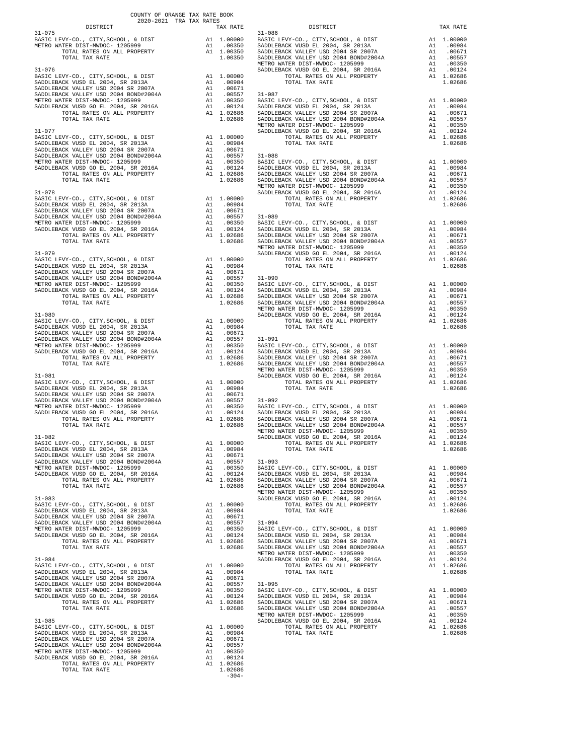COUNTY OF ORANGE TAX RATE BOOK
2020-2021 TRA TAX RATES

| DISTRICT | | TAX RATE |
|---|---|---|
| **31-075** | | |
| BASIC LEVY-CO., CITY,SCHOOL, & DIST | A1 | 1.00000 |
| METRO WATER DIST-MWDOC- 1205999 | A1 | .00350 |
| TOTAL RATES ON ALL PROPERTY | A1 | 1.00350 |
| TOTAL TAX RATE | | 1.00350 |
| **31-076** | | |
| BASIC LEVY-CO., CITY,SCHOOL, & DIST | A1 | 1.00000 |
| SADDLEBACK VUSD EL 2004, SR 2013A | A1 | .00984 |
| SADDLEBACK VALLEY USD 2004 SR 2007A | A1 | .00671 |
| SADDLEBACK VALLEY USD 2004 BOND#2004A | A1 | .00557 |
| METRO WATER DIST-MWDOC- 1205999 | A1 | .00350 |
| SADDLEBACK VUSD GO EL 2004, SR 2016A | A1 | .00124 |
| TOTAL RATES ON ALL PROPERTY | A1 | 1.02686 |
| TOTAL TAX RATE | | 1.02686 |
| **31-077** | | |
| BASIC LEVY-CO., CITY,SCHOOL, & DIST | A1 | 1.00000 |
| SADDLEBACK VUSD EL 2004, SR 2013A | A1 | .00984 |
| SADDLEBACK VALLEY USD 2004 SR 2007A | A1 | .00671 |
| SADDLEBACK VALLEY USD 2004 BOND#2004A | A1 | .00557 |
| METRO WATER DIST-MWDOC- 1205999 | A1 | .00350 |
| SADDLEBACK VUSD GO EL 2004, SR 2016A | A1 | .00124 |
| TOTAL RATES ON ALL PROPERTY | A1 | 1.02686 |
| TOTAL TAX RATE | | 1.02686 |
| **31-078** | | |
| BASIC LEVY-CO., CITY,SCHOOL, & DIST | A1 | 1.00000 |
| SADDLEBACK VUSD EL 2004, SR 2013A | A1 | .00984 |
| SADDLEBACK VALLEY USD 2004 SR 2007A | A1 | .00671 |
| SADDLEBACK VALLEY USD 2004 BOND#2004A | A1 | .00557 |
| METRO WATER DIST-MWDOC- 1205999 | A1 | .00350 |
| SADDLEBACK VUSD GO EL 2004, SR 2016A | A1 | .00124 |
| TOTAL RATES ON ALL PROPERTY | A1 | 1.02686 |
| TOTAL TAX RATE | | 1.02686 |
| **31-079** | | |
| BASIC LEVY-CO., CITY,SCHOOL, & DIST | A1 | 1.00000 |
| SADDLEBACK VUSD EL 2004, SR 2013A | A1 | .00984 |
| SADDLEBACK VALLEY USD 2004 SR 2007A | A1 | .00671 |
| SADDLEBACK VALLEY USD 2004 BOND#2004A | A1 | .00557 |
| METRO WATER DIST-MWDOC- 1205999 | A1 | .00350 |
| SADDLEBACK VUSD GO EL 2004, SR 2016A | A1 | .00124 |
| TOTAL RATES ON ALL PROPERTY | A1 | 1.02686 |
| TOTAL TAX RATE | | 1.02686 |
| **31-080** | | |
| BASIC LEVY-CO., CITY,SCHOOL, & DIST | A1 | 1.00000 |
| SADDLEBACK VUSD EL 2004, SR 2013A | A1 | .00984 |
| SADDLEBACK VALLEY USD 2004 SR 2007A | A1 | .00671 |
| SADDLEBACK VALLEY USD 2004 BOND#2004A | A1 | .00557 |
| METRO WATER DIST-MWDOC- 1205999 | A1 | .00350 |
| SADDLEBACK VUSD GO EL 2004, SR 2016A | A1 | .00124 |
| TOTAL RATES ON ALL PROPERTY | A1 | 1.02686 |
| TOTAL TAX RATE | | 1.02686 |
| **31-081** | | |
| BASIC LEVY-CO., CITY,SCHOOL, & DIST | A1 | 1.00000 |
| SADDLEBACK VUSD EL 2004, SR 2013A | A1 | .00984 |
| SADDLEBACK VALLEY USD 2004 SR 2007A | A1 | .00671 |
| SADDLEBACK VALLEY USD 2004 BOND#2004A | A1 | .00557 |
| METRO WATER DIST-MWDOC- 1205999 | A1 | .00350 |
| SADDLEBACK VUSD GO EL 2004, SR 2016A | A1 | .00124 |
| TOTAL RATES ON ALL PROPERTY | A1 | 1.02686 |
| TOTAL TAX RATE | | 1.02686 |
| **31-082** | | |
| BASIC LEVY-CO., CITY,SCHOOL, & DIST | A1 | 1.00000 |
| SADDLEBACK VUSD EL 2004, SR 2013A | A1 | .00984 |
| SADDLEBACK VALLEY USD 2004 SR 2007A | A1 | .00671 |
| SADDLEBACK VALLEY USD 2004 BOND#2004A | A1 | .00557 |
| METRO WATER DIST-MWDOC- 1205999 | A1 | .00350 |
| SADDLEBACK VUSD GO EL 2004, SR 2016A | A1 | .00124 |
| TOTAL RATES ON ALL PROPERTY | A1 | 1.02686 |
| TOTAL TAX RATE | | 1.02686 |
| **31-083** | | |
| BASIC LEVY-CO., CITY,SCHOOL, & DIST | A1 | 1.00000 |
| SADDLEBACK VUSD EL 2004, SR 2013A | A1 | .00984 |
| SADDLEBACK VALLEY USD 2004 SR 2007A | A1 | .00671 |
| SADDLEBACK VALLEY USD 2004 BOND#2004A | A1 | .00557 |
| METRO WATER DIST-MWDOC- 1205999 | A1 | .00350 |
| SADDLEBACK VUSD GO EL 2004, SR 2016A | A1 | .00124 |
| TOTAL RATES ON ALL PROPERTY | A1 | 1.02686 |
| TOTAL TAX RATE | | 1.02686 |
| **31-084** | | |
| BASIC LEVY-CO., CITY,SCHOOL, & DIST | A1 | 1.00000 |
| SADDLEBACK VUSD EL 2004, SR 2013A | A1 | .00984 |
| SADDLEBACK VALLEY USD 2004 SR 2007A | A1 | .00671 |
| SADDLEBACK VALLEY USD 2004 BOND#2004A | A1 | .00557 |
| METRO WATER DIST-MWDOC- 1205999 | A1 | .00350 |
| SADDLEBACK VUSD GO EL 2004, SR 2016A | A1 | .00124 |
| TOTAL RATES ON ALL PROPERTY | A1 | 1.02686 |
| TOTAL TAX RATE | | 1.02686 |
| **31-085** | | |
| BASIC LEVY-CO., CITY,SCHOOL, & DIST | A1 | 1.00000 |
| SADDLEBACK VUSD EL 2004, SR 2013A | A1 | .00984 |
| SADDLEBACK VALLEY USD 2004 SR 2007A | A1 | .00671 |
| SADDLEBACK VALLEY USD 2004 BOND#2004A | A1 | .00557 |
| METRO WATER DIST-MWDOC- 1205999 | A1 | .00350 |
| SADDLEBACK VUSD GO EL 2004, SR 2016A | A1 | .00124 |
| TOTAL RATES ON ALL PROPERTY | A1 | 1.02686 |
| TOTAL TAX RATE | | 1.02686 |
| **31-086** | | |
| BASIC LEVY-CO., CITY,SCHOOL, & DIST | A1 | 1.00000 |
| SADDLEBACK VUSD EL 2004, SR 2013A | A1 | .00984 |
| SADDLEBACK VALLEY USD 2004 SR 2007A | A1 | .00671 |
| SADDLEBACK VALLEY USD 2004 BOND#2004A | A1 | .00557 |
| METRO WATER DIST-MWDOC- 1205999 | A1 | .00350 |
| SADDLEBACK VUSD GO EL 2004, SR 2016A | A1 | .00124 |
| TOTAL RATES ON ALL PROPERTY | A1 | 1.02686 |
| TOTAL TAX RATE | | 1.02686 |
| **31-087** | | |
| BASIC LEVY-CO., CITY,SCHOOL, & DIST | A1 | 1.00000 |
| SADDLEBACK VUSD EL 2004, SR 2013A | A1 | .00984 |
| SADDLEBACK VALLEY USD 2004 SR 2007A | A1 | .00671 |
| SADDLEBACK VALLEY USD 2004 BOND#2004A | A1 | .00557 |
| METRO WATER DIST-MWDOC- 1205999 | A1 | .00350 |
| SADDLEBACK VUSD GO EL 2004, SR 2016A | A1 | .00124 |
| TOTAL RATES ON ALL PROPERTY | A1 | 1.02686 |
| TOTAL TAX RATE | | 1.02686 |
| **31-088** | | |
| BASIC LEVY-CO., CITY,SCHOOL, & DIST | A1 | 1.00000 |
| SADDLEBACK VUSD EL 2004, SR 2013A | A1 | .00984 |
| SADDLEBACK VALLEY USD 2004 SR 2007A | A1 | .00671 |
| SADDLEBACK VALLEY USD 2004 BOND#2004A | A1 | .00557 |
| METRO WATER DIST-MWDOC- 1205999 | A1 | .00350 |
| SADDLEBACK VUSD GO EL 2004, SR 2016A | A1 | .00124 |
| TOTAL RATES ON ALL PROPERTY | A1 | 1.02686 |
| TOTAL TAX RATE | | 1.02686 |
| **31-089** | | |
| BASIC LEVY-CO., CITY,SCHOOL, & DIST | A1 | 1.00000 |
| SADDLEBACK VUSD EL 2004, SR 2013A | A1 | .00984 |
| SADDLEBACK VALLEY USD 2004 SR 2007A | A1 | .00671 |
| SADDLEBACK VALLEY USD 2004 BOND#2004A | A1 | .00557 |
| METRO WATER DIST-MWDOC- 1205999 | A1 | .00350 |
| SADDLEBACK VUSD GO EL 2004, SR 2016A | A1 | .00124 |
| TOTAL RATES ON ALL PROPERTY | A1 | 1.02686 |
| TOTAL TAX RATE | | 1.02686 |
| **31-090** | | |
| BASIC LEVY-CO., CITY,SCHOOL, & DIST | A1 | 1.00000 |
| SADDLEBACK VUSD EL 2004, SR 2013A | A1 | .00984 |
| SADDLEBACK VALLEY USD 2004 SR 2007A | A1 | .00671 |
| SADDLEBACK VALLEY USD 2004 BOND#2004A | A1 | .00557 |
| METRO WATER DIST-MWDOC- 1205999 | A1 | .00350 |
| SADDLEBACK VUSD GO EL 2004, SR 2016A | A1 | .00124 |
| TOTAL RATES ON ALL PROPERTY | A1 | 1.02686 |
| TOTAL TAX RATE | | 1.02686 |
| **31-091** | | |
| BASIC LEVY-CO., CITY,SCHOOL, & DIST | A1 | 1.00000 |
| SADDLEBACK VUSD EL 2004, SR 2013A | A1 | .00984 |
| SADDLEBACK VALLEY USD 2004 SR 2007A | A1 | .00671 |
| SADDLEBACK VALLEY USD 2004 BOND#2004A | A1 | .00557 |
| METRO WATER DIST-MWDOC- 1205999 | A1 | .00350 |
| SADDLEBACK VUSD GO EL 2004, SR 2016A | A1 | .00124 |
| TOTAL RATES ON ALL PROPERTY | A1 | 1.02686 |
| TOTAL TAX RATE | | 1.02686 |
| **31-092** | | |
| BASIC LEVY-CO., CITY,SCHOOL, & DIST | A1 | 1.00000 |
| SADDLEBACK VUSD EL 2004, SR 2013A | A1 | .00984 |
| SADDLEBACK VALLEY USD 2004 SR 2007A | A1 | .00671 |
| SADDLEBACK VALLEY USD 2004 BOND#2004A | A1 | .00557 |
| METRO WATER DIST-MWDOC- 1205999 | A1 | .00350 |
| SADDLEBACK VUSD GO EL 2004, SR 2016A | A1 | .00124 |
| TOTAL RATES ON ALL PROPERTY | A1 | 1.02686 |
| TOTAL TAX RATE | | 1.02686 |
| **31-093** | | |
| BASIC LEVY-CO., CITY,SCHOOL, & DIST | A1 | 1.00000 |
| SADDLEBACK VUSD EL 2004, SR 2013A | A1 | .00984 |
| SADDLEBACK VALLEY USD 2004 SR 2007A | A1 | .00671 |
| SADDLEBACK VALLEY USD 2004 BOND#2004A | A1 | .00557 |
| METRO WATER DIST-MWDOC- 1205999 | A1 | .00350 |
| SADDLEBACK VUSD GO EL 2004, SR 2016A | A1 | .00124 |
| TOTAL RATES ON ALL PROPERTY | A1 | 1.02686 |
| TOTAL TAX RATE | | 1.02686 |
| **31-094** | | |
| BASIC LEVY-CO., CITY,SCHOOL, & DIST | A1 | 1.00000 |
| SADDLEBACK VUSD EL 2004, SR 2013A | A1 | .00984 |
| SADDLEBACK VALLEY USD 2004 SR 2007A | A1 | .00671 |
| SADDLEBACK VALLEY USD 2004 BOND#2004A | A1 | .00557 |
| METRO WATER DIST-MWDOC- 1205999 | A1 | .00350 |
| SADDLEBACK VUSD GO EL 2004, SR 2016A | A1 | .00124 |
| TOTAL RATES ON ALL PROPERTY | A1 | 1.02686 |
| TOTAL TAX RATE | | 1.02686 |
| **31-095** | | |
| BASIC LEVY-CO., CITY,SCHOOL, & DIST | A1 | 1.00000 |
| SADDLEBACK VUSD EL 2004, SR 2013A | A1 | .00984 |
| SADDLEBACK VALLEY USD 2004 SR 2007A | A1 | .00671 |
| SADDLEBACK VALLEY USD 2004 BOND#2004A | A1 | .00557 |
| METRO WATER DIST-MWDOC- 1205999 | A1 | .00350 |
| SADDLEBACK VUSD GO EL 2004, SR 2016A | A1 | .00124 |
| TOTAL RATES ON ALL PROPERTY | A1 | 1.02686 |
| TOTAL TAX RATE | | 1.02686 |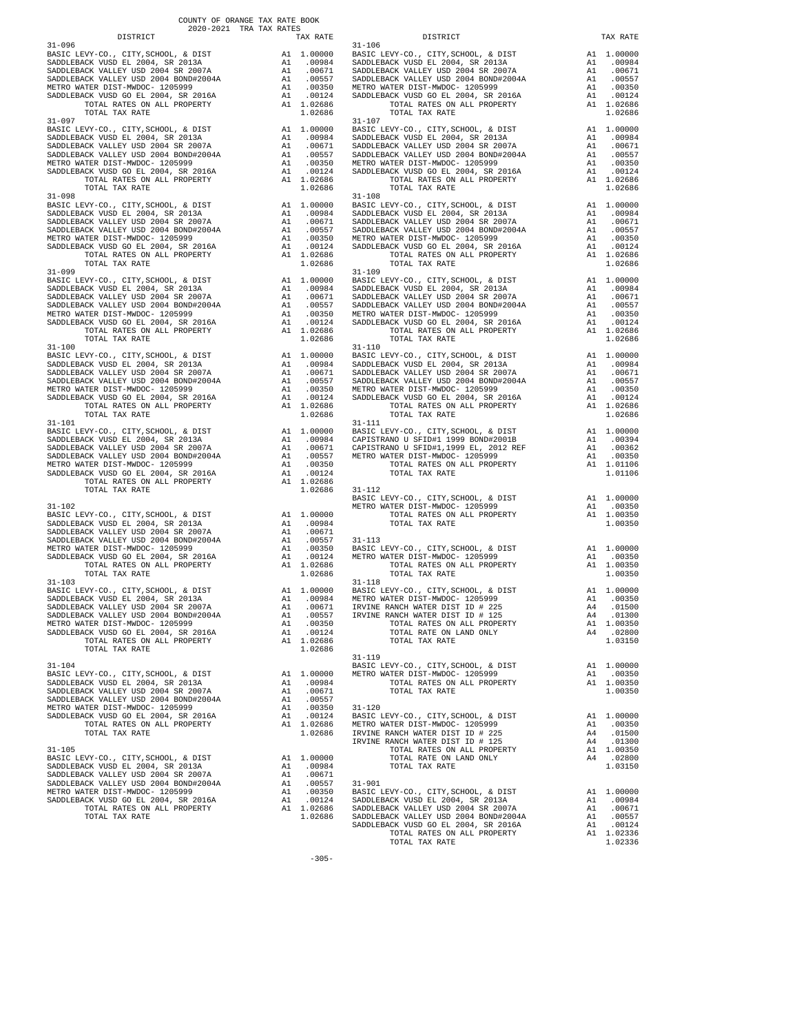COUNTY OF ORANGE TAX RATE BOOK
2020-2021 TRA TAX RATES

| DISTRICT | | TAX RATE |
|---|---|---|
| 31-096 | | |
| BASIC LEVY-CO., CITY,SCHOOL, & DIST | A1 | 1.00000 |
| SADDLEBACK VUSD EL 2004, SR 2013A | A1 | .00984 |
| SADDLEBACK VALLEY USD 2004 SR 2007A | A1 | .00671 |
| SADDLEBACK VALLEY USD 2004 BOND#2004A | A1 | .00557 |
| METRO WATER DIST-MWDOC- 1205999 | A1 | .00350 |
| SADDLEBACK VUSD GO EL 2004, SR 2016A | A1 | .00124 |
| TOTAL RATES ON ALL PROPERTY | A1 | 1.02686 |
| TOTAL TAX RATE | | 1.02686 |
| 31-097 | | |
| BASIC LEVY-CO., CITY,SCHOOL, & DIST | A1 | 1.00000 |
| SADDLEBACK VUSD EL 2004, SR 2013A | A1 | .00984 |
| SADDLEBACK VALLEY USD 2004 SR 2007A | A1 | .00671 |
| SADDLEBACK VALLEY USD 2004 BOND#2004A | A1 | .00557 |
| METRO WATER DIST-MWDOC- 1205999 | A1 | .00350 |
| SADDLEBACK VUSD GO EL 2004, SR 2016A | A1 | .00124 |
| TOTAL RATES ON ALL PROPERTY | A1 | 1.02686 |
| TOTAL TAX RATE | | 1.02686 |
| 31-098 | | |
| BASIC LEVY-CO., CITY,SCHOOL, & DIST | A1 | 1.00000 |
| SADDLEBACK VUSD EL 2004, SR 2013A | A1 | .00984 |
| SADDLEBACK VALLEY USD 2004 SR 2007A | A1 | .00671 |
| SADDLEBACK VALLEY USD 2004 BOND#2004A | A1 | .00557 |
| METRO WATER DIST-MWDOC- 1205999 | A1 | .00350 |
| SADDLEBACK VUSD GO EL 2004, SR 2016A | A1 | .00124 |
| TOTAL RATES ON ALL PROPERTY | A1 | 1.02686 |
| TOTAL TAX RATE | | 1.02686 |
| 31-099 | | |
| BASIC LEVY-CO., CITY,SCHOOL, & DIST | A1 | 1.00000 |
| SADDLEBACK VUSD EL 2004, SR 2013A | A1 | .00984 |
| SADDLEBACK VALLEY USD 2004 SR 2007A | A1 | .00671 |
| SADDLEBACK VALLEY USD 2004 BOND#2004A | A1 | .00557 |
| METRO WATER DIST-MWDOC- 1205999 | A1 | .00350 |
| SADDLEBACK VUSD GO EL 2004, SR 2016A | A1 | .00124 |
| TOTAL RATES ON ALL PROPERTY | A1 | 1.02686 |
| TOTAL TAX RATE | | 1.02686 |
| 31-100 | | |
| BASIC LEVY-CO., CITY,SCHOOL, & DIST | A1 | 1.00000 |
| SADDLEBACK VUSD EL 2004, SR 2013A | A1 | .00984 |
| SADDLEBACK VALLEY USD 2004 SR 2007A | A1 | .00671 |
| SADDLEBACK VALLEY USD 2004 BOND#2004A | A1 | .00557 |
| METRO WATER DIST-MWDOC- 1205999 | A1 | .00350 |
| SADDLEBACK VUSD GO EL 2004, SR 2016A | A1 | .00124 |
| TOTAL RATES ON ALL PROPERTY | A1 | 1.02686 |
| TOTAL TAX RATE | | 1.02686 |
| 31-101 | | |
| BASIC LEVY-CO., CITY,SCHOOL, & DIST | A1 | 1.00000 |
| SADDLEBACK VUSD EL 2004, SR 2013A | A1 | .00984 |
| SADDLEBACK VALLEY USD 2004 SR 2007A | A1 | .00671 |
| SADDLEBACK VALLEY USD 2004 BOND#2004A | A1 | .00557 |
| METRO WATER DIST-MWDOC- 1205999 | A1 | .00350 |
| SADDLEBACK VUSD GO EL 2004, SR 2016A | A1 | .00124 |
| TOTAL RATES ON ALL PROPERTY | A1 | 1.02686 |
| TOTAL TAX RATE | | 1.02686 |
| 31-102 | | |
| BASIC LEVY-CO., CITY,SCHOOL, & DIST | A1 | 1.00000 |
| SADDLEBACK VUSD EL 2004, SR 2013A | A1 | .00984 |
| SADDLEBACK VALLEY USD 2004 SR 2007A | A1 | .00671 |
| SADDLEBACK VALLEY USD 2004 BOND#2004A | A1 | .00557 |
| METRO WATER DIST-MWDOC- 1205999 | A1 | .00350 |
| SADDLEBACK VUSD GO EL 2004, SR 2016A | A1 | .00124 |
| TOTAL RATES ON ALL PROPERTY | A1 | 1.02686 |
| TOTAL TAX RATE | | 1.02686 |
| 31-103 | | |
| BASIC LEVY-CO., CITY,SCHOOL, & DIST | A1 | 1.00000 |
| SADDLEBACK VUSD EL 2004, SR 2013A | A1 | .00984 |
| SADDLEBACK VALLEY USD 2004 SR 2007A | A1 | .00671 |
| SADDLEBACK VALLEY USD 2004 BOND#2004A | A1 | .00557 |
| METRO WATER DIST-MWDOC- 1205999 | A1 | .00350 |
| SADDLEBACK VUSD GO EL 2004, SR 2016A | A1 | .00124 |
| TOTAL RATES ON ALL PROPERTY | A1 | 1.02686 |
| TOTAL TAX RATE | | 1.02686 |
| 31-104 | | |
| BASIC LEVY-CO., CITY,SCHOOL, & DIST | A1 | 1.00000 |
| SADDLEBACK VUSD EL 2004, SR 2013A | A1 | .00984 |
| SADDLEBACK VALLEY USD 2004 SR 2007A | A1 | .00671 |
| SADDLEBACK VALLEY USD 2004 BOND#2004A | A1 | .00557 |
| METRO WATER DIST-MWDOC- 1205999 | A1 | .00350 |
| SADDLEBACK VUSD GO EL 2004, SR 2016A | A1 | .00124 |
| TOTAL RATES ON ALL PROPERTY | A1 | 1.02686 |
| TOTAL TAX RATE | | 1.02686 |
| 31-105 | | |
| BASIC LEVY-CO., CITY,SCHOOL, & DIST | A1 | 1.00000 |
| SADDLEBACK VUSD EL 2004, SR 2013A | A1 | .00984 |
| SADDLEBACK VALLEY USD 2004 SR 2007A | A1 | .00671 |
| SADDLEBACK VALLEY USD 2004 BOND#2004A | A1 | .00557 |
| METRO WATER DIST-MWDOC- 1205999 | A1 | .00350 |
| SADDLEBACK VUSD GO EL 2004, SR 2016A | A1 | .00124 |
| TOTAL RATES ON ALL PROPERTY | A1 | 1.02686 |
| TOTAL TAX RATE | | 1.02686 |
| 31-106 | | |
| BASIC LEVY-CO., CITY,SCHOOL, & DIST | A1 | 1.00000 |
| SADDLEBACK VUSD EL 2004, SR 2013A | A1 | .00984 |
| SADDLEBACK VALLEY USD 2004 SR 2007A | A1 | .00671 |
| SADDLEBACK VALLEY USD 2004 BOND#2004A | A1 | .00557 |
| METRO WATER DIST-MWDOC- 1205999 | A1 | .00350 |
| SADDLEBACK VUSD GO EL 2004, SR 2016A | A1 | .00124 |
| TOTAL RATES ON ALL PROPERTY | A1 | 1.02686 |
| TOTAL TAX RATE | | 1.02686 |
| 31-107 | | |
| BASIC LEVY-CO., CITY,SCHOOL, & DIST | A1 | 1.00000 |
| SADDLEBACK VUSD EL 2004, SR 2013A | A1 | .00984 |
| SADDLEBACK VALLEY USD 2004 SR 2007A | A1 | .00671 |
| SADDLEBACK VALLEY USD 2004 BOND#2004A | A1 | .00557 |
| METRO WATER DIST-MWDOC- 1205999 | A1 | .00350 |
| SADDLEBACK VUSD GO EL 2004, SR 2016A | A1 | .00124 |
| TOTAL RATES ON ALL PROPERTY | A1 | 1.02686 |
| TOTAL TAX RATE | | 1.02686 |
| 31-108 | | |
| BASIC LEVY-CO., CITY,SCHOOL, & DIST | A1 | 1.00000 |
| SADDLEBACK VUSD EL 2004, SR 2013A | A1 | .00984 |
| SADDLEBACK VALLEY USD 2004 SR 2007A | A1 | .00671 |
| SADDLEBACK VALLEY USD 2004 BOND#2004A | A1 | .00557 |
| METRO WATER DIST-MWDOC- 1205999 | A1 | .00350 |
| SADDLEBACK VUSD GO EL 2004, SR 2016A | A1 | .00124 |
| TOTAL RATES ON ALL PROPERTY | A1 | 1.02686 |
| TOTAL TAX RATE | | 1.02686 |
| 31-109 | | |
| BASIC LEVY-CO., CITY,SCHOOL, & DIST | A1 | 1.00000 |
| SADDLEBACK VUSD EL 2004, SR 2013A | A1 | .00984 |
| SADDLEBACK VALLEY USD 2004 SR 2007A | A1 | .00671 |
| SADDLEBACK VALLEY USD 2004 BOND#2004A | A1 | .00557 |
| METRO WATER DIST-MWDOC- 1205999 | A1 | .00350 |
| SADDLEBACK VUSD GO EL 2004, SR 2016A | A1 | .00124 |
| TOTAL RATES ON ALL PROPERTY | A1 | 1.02686 |
| TOTAL TAX RATE | | 1.02686 |
| 31-110 | | |
| BASIC LEVY-CO., CITY,SCHOOL, & DIST | A1 | 1.00000 |
| SADDLEBACK VUSD EL 2004, SR 2013A | A1 | .00984 |
| SADDLEBACK VALLEY USD 2004 SR 2007A | A1 | .00671 |
| SADDLEBACK VALLEY USD 2004 BOND#2004A | A1 | .00557 |
| METRO WATER DIST-MWDOC- 1205999 | A1 | .00350 |
| SADDLEBACK VUSD GO EL 2004, SR 2016A | A1 | .00124 |
| TOTAL RATES ON ALL PROPERTY | A1 | 1.02686 |
| TOTAL TAX RATE | | 1.02686 |
| 31-111 | | |
| BASIC LEVY-CO., CITY,SCHOOL, & DIST | A1 | 1.00000 |
| CAPISTRANO U SFID#1 1999 BOND#2001B | A1 | .00394 |
| CAPISTRANO U SFID#1,1999 EL, 2012 REF | A1 | .00362 |
| METRO WATER DIST-MWDOC- 1205999 | A1 | .00350 |
| TOTAL RATES ON ALL PROPERTY | A1 | 1.01106 |
| TOTAL TAX RATE | | 1.01106 |
| 31-112 | | |
| BASIC LEVY-CO., CITY,SCHOOL, & DIST | A1 | 1.00000 |
| METRO WATER DIST-MWDOC- 1205999 | A1 | .00350 |
| TOTAL RATES ON ALL PROPERTY | A1 | 1.00350 |
| TOTAL TAX RATE | | 1.00350 |
| 31-113 | | |
| BASIC LEVY-CO., CITY,SCHOOL, & DIST | A1 | 1.00000 |
| METRO WATER DIST-MWDOC- 1205999 | A1 | .00350 |
| TOTAL RATES ON ALL PROPERTY | A1 | 1.00350 |
| TOTAL TAX RATE | | 1.00350 |
| 31-118 | | |
| BASIC LEVY-CO., CITY,SCHOOL, & DIST | A1 | 1.00000 |
| METRO WATER DIST-MWDOC- 1205999 | A1 | .00350 |
| IRVINE RANCH WATER DIST ID # 225 | A4 | .01500 |
| IRVINE RANCH WATER DIST ID # 125 | A4 | .01300 |
| TOTAL RATES ON ALL PROPERTY | A1 | 1.00350 |
| TOTAL RATE ON LAND ONLY | A4 | .02800 |
| TOTAL TAX RATE | | 1.03150 |
| 31-119 | | |
| BASIC LEVY-CO., CITY,SCHOOL, & DIST | A1 | 1.00000 |
| METRO WATER DIST-MWDOC- 1205999 | A1 | .00350 |
| TOTAL RATES ON ALL PROPERTY | A1 | 1.00350 |
| TOTAL TAX RATE | | 1.00350 |
| 31-120 | | |
| BASIC LEVY-CO., CITY,SCHOOL, & DIST | A1 | 1.00000 |
| METRO WATER DIST-MWDOC- 1205999 | A1 | .00350 |
| IRVINE RANCH WATER DIST ID # 225 | A4 | .01500 |
| IRVINE RANCH WATER DIST ID # 125 | A4 | .01300 |
| TOTAL RATES ON ALL PROPERTY | A1 | 1.00350 |
| TOTAL RATE ON LAND ONLY | A4 | .02800 |
| TOTAL TAX RATE | | 1.03150 |
| 31-901 | | |
| BASIC LEVY-CO., CITY,SCHOOL, & DIST | A1 | 1.00000 |
| SADDLEBACK VUSD EL 2004, SR 2013A | A1 | .00984 |
| SADDLEBACK VALLEY USD 2004 SR 2007A | A1 | .00671 |
| SADDLEBACK VALLEY USD 2004 BOND#2004A | A1 | .00557 |
| SADDLEBACK VUSD GO EL 2004, SR 2016A | A1 | .00124 |
| TOTAL RATES ON ALL PROPERTY | A1 | 1.02336 |
| TOTAL TAX RATE | | 1.02336 |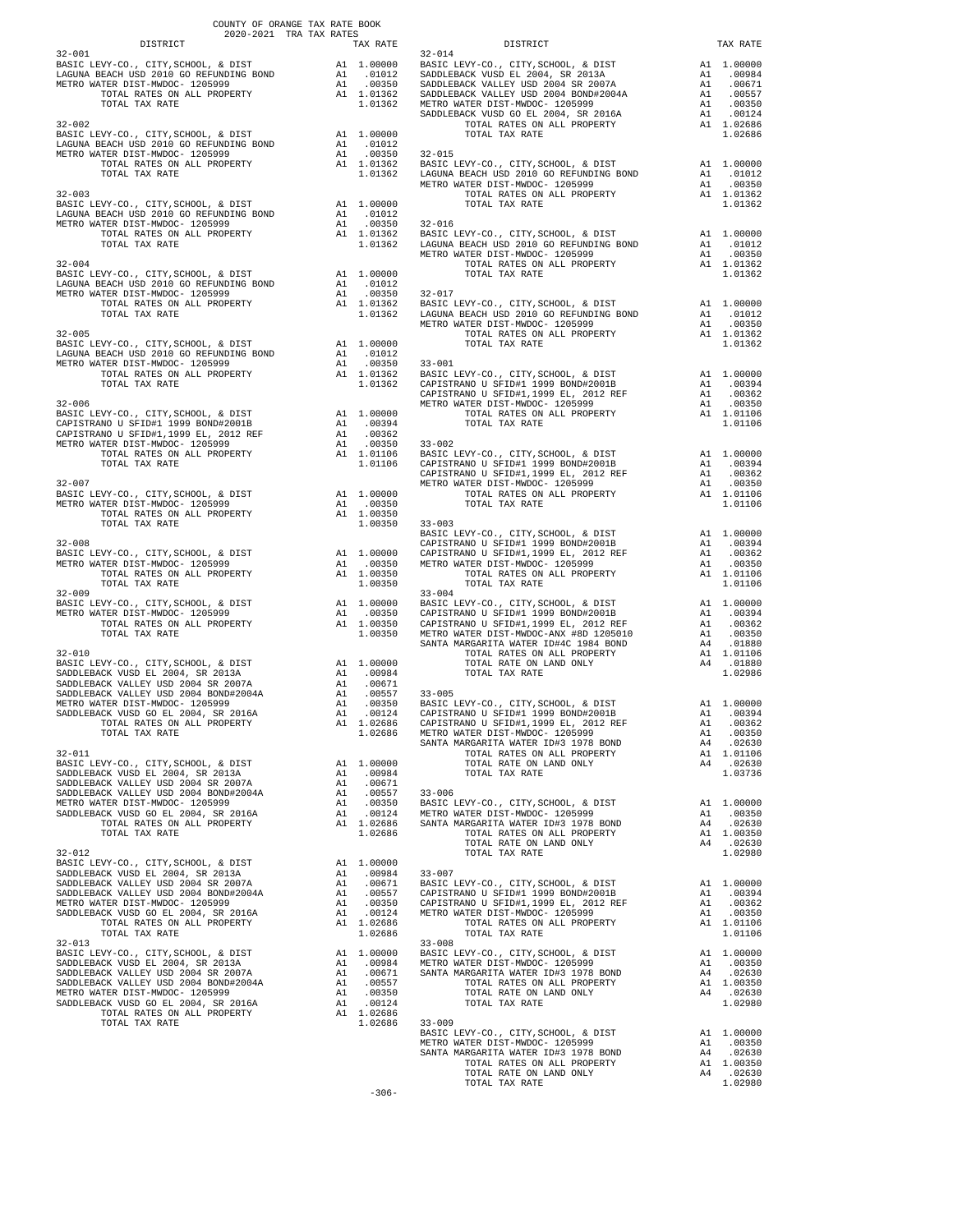COUNTY OF ORANGE TAX RATE BOOK
2020-2021 TRA TAX RATES

| DISTRICT | | TAX RATE |
|---|---|---|
| **32-001** | | |
| BASIC LEVY-CO., CITY,SCHOOL, & DIST | A1 | 1.00000 |
| LAGUNA BEACH USD 2010 GO REFUNDING BOND | A1 | .01012 |
| METRO WATER DIST-MWDOC- 1205999 | A1 | .00350 |
| TOTAL RATES ON ALL PROPERTY | A1 | 1.01362 |
| TOTAL TAX RATE | | 1.01362 |
| **32-002** | | |
| BASIC LEVY-CO., CITY,SCHOOL, & DIST | A1 | 1.00000 |
| LAGUNA BEACH USD 2010 GO REFUNDING BOND | A1 | .01012 |
| METRO WATER DIST-MWDOC- 1205999 | A1 | .00350 |
| TOTAL RATES ON ALL PROPERTY | A1 | 1.01362 |
| TOTAL TAX RATE | | 1.01362 |
| **32-003** | | |
| BASIC LEVY-CO., CITY,SCHOOL, & DIST | A1 | 1.00000 |
| LAGUNA BEACH USD 2010 GO REFUNDING BOND | A1 | .01012 |
| METRO WATER DIST-MWDOC- 1205999 | A1 | .00350 |
| TOTAL RATES ON ALL PROPERTY | A1 | 1.01362 |
| TOTAL TAX RATE | | 1.01362 |
| **32-004** | | |
| BASIC LEVY-CO., CITY,SCHOOL, & DIST | A1 | 1.00000 |
| LAGUNA BEACH USD 2010 GO REFUNDING BOND | A1 | .01012 |
| METRO WATER DIST-MWDOC- 1205999 | A1 | .00350 |
| TOTAL RATES ON ALL PROPERTY | A1 | 1.01362 |
| TOTAL TAX RATE | | 1.01362 |
| **32-005** | | |
| BASIC LEVY-CO., CITY,SCHOOL, & DIST | A1 | 1.00000 |
| LAGUNA BEACH USD 2010 GO REFUNDING BOND | A1 | .01012 |
| METRO WATER DIST-MWDOC- 1205999 | A1 | .00350 |
| TOTAL RATES ON ALL PROPERTY | A1 | 1.01362 |
| TOTAL TAX RATE | | 1.01362 |
| **32-006** | | |
| BASIC LEVY-CO., CITY,SCHOOL, & DIST | A1 | 1.00000 |
| CAPISTRANO U SFID#1 1999 BOND#2001B | A1 | .00394 |
| CAPISTRANO U SFID#1,1999 EL, 2012 REF | A1 | .00362 |
| METRO WATER DIST-MWDOC- 1205999 | A1 | .00350 |
| TOTAL RATES ON ALL PROPERTY | A1 | 1.01106 |
| TOTAL TAX RATE | | 1.01106 |
| **32-007** | | |
| BASIC LEVY-CO., CITY,SCHOOL, & DIST | A1 | 1.00000 |
| METRO WATER DIST-MWDOC- 1205999 | A1 | .00350 |
| TOTAL RATES ON ALL PROPERTY | A1 | 1.00350 |
| TOTAL TAX RATE | | 1.00350 |
| **32-008** | | |
| BASIC LEVY-CO., CITY,SCHOOL, & DIST | A1 | 1.00000 |
| METRO WATER DIST-MWDOC- 1205999 | A1 | .00350 |
| TOTAL RATES ON ALL PROPERTY | A1 | 1.00350 |
| TOTAL TAX RATE | | 1.00350 |
| **32-009** | | |
| BASIC LEVY-CO., CITY,SCHOOL, & DIST | A1 | 1.00000 |
| METRO WATER DIST-MWDOC- 1205999 | A1 | .00350 |
| TOTAL RATES ON ALL PROPERTY | A1 | 1.00350 |
| TOTAL TAX RATE | | 1.00350 |
| **32-010** | | |
| BASIC LEVY-CO., CITY,SCHOOL, & DIST | A1 | 1.00000 |
| SADDLEBACK VUSD EL 2004, SR 2013A | A1 | .00984 |
| SADDLEBACK VALLEY USD 2004 SR 2007A | A1 | .00671 |
| SADDLEBACK VALLEY USD 2004 BOND#2004A | A1 | .00557 |
| METRO WATER DIST-MWDOC- 1205999 | A1 | .00350 |
| SADDLEBACK VUSD GO EL 2004, SR 2016A | A1 | .00124 |
| TOTAL RATES ON ALL PROPERTY | A1 | 1.02686 |
| TOTAL TAX RATE | | 1.02686 |
| **32-011** | | |
| BASIC LEVY-CO., CITY,SCHOOL, & DIST | A1 | 1.00000 |
| SADDLEBACK VUSD EL 2004, SR 2013A | A1 | .00984 |
| SADDLEBACK VALLEY USD 2004 SR 2007A | A1 | .00671 |
| SADDLEBACK VALLEY USD 2004 BOND#2004A | A1 | .00557 |
| METRO WATER DIST-MWDOC- 1205999 | A1 | .00350 |
| SADDLEBACK VUSD GO EL 2004, SR 2016A | A1 | .00124 |
| TOTAL RATES ON ALL PROPERTY | A1 | 1.02686 |
| TOTAL TAX RATE | | 1.02686 |
| **32-012** | | |
| BASIC LEVY-CO., CITY,SCHOOL, & DIST | A1 | 1.00000 |
| SADDLEBACK VUSD EL 2004, SR 2013A | A1 | .00984 |
| SADDLEBACK VALLEY USD 2004 SR 2007A | A1 | .00671 |
| SADDLEBACK VALLEY USD 2004 BOND#2004A | A1 | .00557 |
| METRO WATER DIST-MWDOC- 1205999 | A1 | .00350 |
| SADDLEBACK VUSD GO EL 2004, SR 2016A | A1 | .00124 |
| TOTAL RATES ON ALL PROPERTY | A1 | 1.02686 |
| TOTAL TAX RATE | | 1.02686 |
| **32-013** | | |
| BASIC LEVY-CO., CITY,SCHOOL, & DIST | A1 | 1.00000 |
| SADDLEBACK VUSD EL 2004, SR 2013A | A1 | .00984 |
| SADDLEBACK VALLEY USD 2004 SR 2007A | A1 | .00671 |
| SADDLEBACK VALLEY USD 2004 BOND#2004A | A1 | .00557 |
| METRO WATER DIST-MWDOC- 1205999 | A1 | .00350 |
| SADDLEBACK VUSD GO EL 2004, SR 2016A | A1 | .00124 |
| TOTAL RATES ON ALL PROPERTY | A1 | 1.02686 |
| TOTAL TAX RATE | | 1.02686 |
| **32-014** | | |
| BASIC LEVY-CO., CITY,SCHOOL, & DIST | A1 | 1.00000 |
| SADDLEBACK VUSD EL 2004, SR 2013A | A1 | .00984 |
| SADDLEBACK VALLEY USD 2004 SR 2007A | A1 | .00671 |
| SADDLEBACK VALLEY USD 2004 BOND#2004A | A1 | .00557 |
| METRO WATER DIST-MWDOC- 1205999 | A1 | .00350 |
| SADDLEBACK VUSD GO EL 2004, SR 2016A | A1 | .00124 |
| TOTAL RATES ON ALL PROPERTY | A1 | 1.02686 |
| TOTAL TAX RATE | | 1.02686 |
| **32-015** | | |
| BASIC LEVY-CO., CITY,SCHOOL, & DIST | A1 | 1.00000 |
| LAGUNA BEACH USD 2010 GO REFUNDING BOND | A1 | .01012 |
| METRO WATER DIST-MWDOC- 1205999 | A1 | .00350 |
| TOTAL RATES ON ALL PROPERTY | A1 | 1.01362 |
| TOTAL TAX RATE | | 1.01362 |
| **32-016** | | |
| BASIC LEVY-CO., CITY,SCHOOL, & DIST | A1 | 1.00000 |
| LAGUNA BEACH USD 2010 GO REFUNDING BOND | A1 | .01012 |
| METRO WATER DIST-MWDOC- 1205999 | A1 | .00350 |
| TOTAL RATES ON ALL PROPERTY | A1 | 1.01362 |
| TOTAL TAX RATE | | 1.01362 |
| **32-017** | | |
| BASIC LEVY-CO., CITY,SCHOOL, & DIST | A1 | 1.00000 |
| LAGUNA BEACH USD 2010 GO REFUNDING BOND | A1 | .01012 |
| METRO WATER DIST-MWDOC- 1205999 | A1 | .00350 |
| TOTAL RATES ON ALL PROPERTY | A1 | 1.01362 |
| TOTAL TAX RATE | | 1.01362 |
| **33-001** | | |
| BASIC LEVY-CO., CITY,SCHOOL, & DIST | A1 | 1.00000 |
| CAPISTRANO U SFID#1 1999 BOND#2001B | A1 | .00394 |
| CAPISTRANO U SFID#1,1999 EL, 2012 REF | A1 | .00362 |
| METRO WATER DIST-MWDOC- 1205999 | A1 | .00350 |
| TOTAL RATES ON ALL PROPERTY | A1 | 1.01106 |
| TOTAL TAX RATE | | 1.01106 |
| **33-002** | | |
| BASIC LEVY-CO., CITY,SCHOOL, & DIST | A1 | 1.00000 |
| CAPISTRANO U SFID#1 1999 BOND#2001B | A1 | .00394 |
| CAPISTRANO U SFID#1,1999 EL, 2012 REF | A1 | .00362 |
| METRO WATER DIST-MWDOC- 1205999 | A1 | .00350 |
| TOTAL RATES ON ALL PROPERTY | A1 | 1.01106 |
| TOTAL TAX RATE | | 1.01106 |
| **33-003** | | |
| BASIC LEVY-CO., CITY,SCHOOL, & DIST | A1 | 1.00000 |
| CAPISTRANO U SFID#1 1999 BOND#2001B | A1 | .00394 |
| CAPISTRANO U SFID#1,1999 EL, 2012 REF | A1 | .00362 |
| METRO WATER DIST-MWDOC- 1205999 | A1 | .00350 |
| TOTAL RATES ON ALL PROPERTY | A1 | 1.01106 |
| TOTAL TAX RATE | | 1.01106 |
| **33-004** | | |
| BASIC LEVY-CO., CITY,SCHOOL, & DIST | A1 | 1.00000 |
| CAPISTRANO U SFID#1 1999 BOND#2001B | A1 | .00394 |
| CAPISTRANO U SFID#1,1999 EL, 2012 REF | A1 | .00362 |
| METRO WATER DIST-MWDOC-ANX #8D 1205010 | A1 | .00350 |
| SANTA MARGARITA WATER ID#4C 1984 BOND | A4 | .01880 |
| TOTAL RATES ON ALL PROPERTY | A1 | 1.01106 |
| TOTAL RATE ON LAND ONLY | A4 | .01880 |
| TOTAL TAX RATE | | 1.02986 |
| **33-005** | | |
| BASIC LEVY-CO., CITY,SCHOOL, & DIST | A1 | 1.00000 |
| CAPISTRANO U SFID#1 1999 BOND#2001B | A1 | .00394 |
| CAPISTRANO U SFID#1,1999 EL, 2012 REF | A1 | .00362 |
| METRO WATER DIST-MWDOC- 1205999 | A1 | .00350 |
| SANTA MARGARITA WATER ID#3 1978 BOND | A4 | .02630 |
| TOTAL RATES ON ALL PROPERTY | A1 | 1.01106 |
| TOTAL RATE ON LAND ONLY | A4 | .02630 |
| TOTAL TAX RATE | | 1.03736 |
| **33-006** | | |
| BASIC LEVY-CO., CITY,SCHOOL, & DIST | A1 | 1.00000 |
| METRO WATER DIST-MWDOC- 1205999 | A1 | .00350 |
| SANTA MARGARITA WATER ID#3 1978 BOND | A4 | .02630 |
| TOTAL RATES ON ALL PROPERTY | A1 | 1.00350 |
| TOTAL RATE ON LAND ONLY | A4 | .02630 |
| TOTAL TAX RATE | | 1.02980 |
| **33-007** | | |
| BASIC LEVY-CO., CITY,SCHOOL, & DIST | A1 | 1.00000 |
| CAPISTRANO U SFID#1 1999 BOND#2001B | A1 | .00394 |
| CAPISTRANO U SFID#1,1999 EL, 2012 REF | A1 | .00362 |
| METRO WATER DIST-MWDOC- 1205999 | A1 | .00350 |
| TOTAL RATES ON ALL PROPERTY | A1 | 1.01106 |
| TOTAL TAX RATE | | 1.01106 |
| **33-008** | | |
| BASIC LEVY-CO., CITY,SCHOOL, & DIST | A1 | 1.00000 |
| METRO WATER DIST-MWDOC- 1205999 | A1 | .00350 |
| SANTA MARGARITA WATER ID#3 1978 BOND | A4 | .02630 |
| TOTAL RATES ON ALL PROPERTY | A1 | 1.00350 |
| TOTAL RATE ON LAND ONLY | A4 | .02630 |
| TOTAL TAX RATE | | 1.02980 |
| **33-009** | | |
| BASIC LEVY-CO., CITY,SCHOOL, & DIST | A1 | 1.00000 |
| METRO WATER DIST-MWDOC- 1205999 | A1 | .00350 |
| SANTA MARGARITA WATER ID#3 1978 BOND | A4 | .02630 |
| TOTAL RATES ON ALL PROPERTY | A1 | 1.00350 |
| TOTAL RATE ON LAND ONLY | A4 | .02630 |
| TOTAL TAX RATE | | 1.02980 |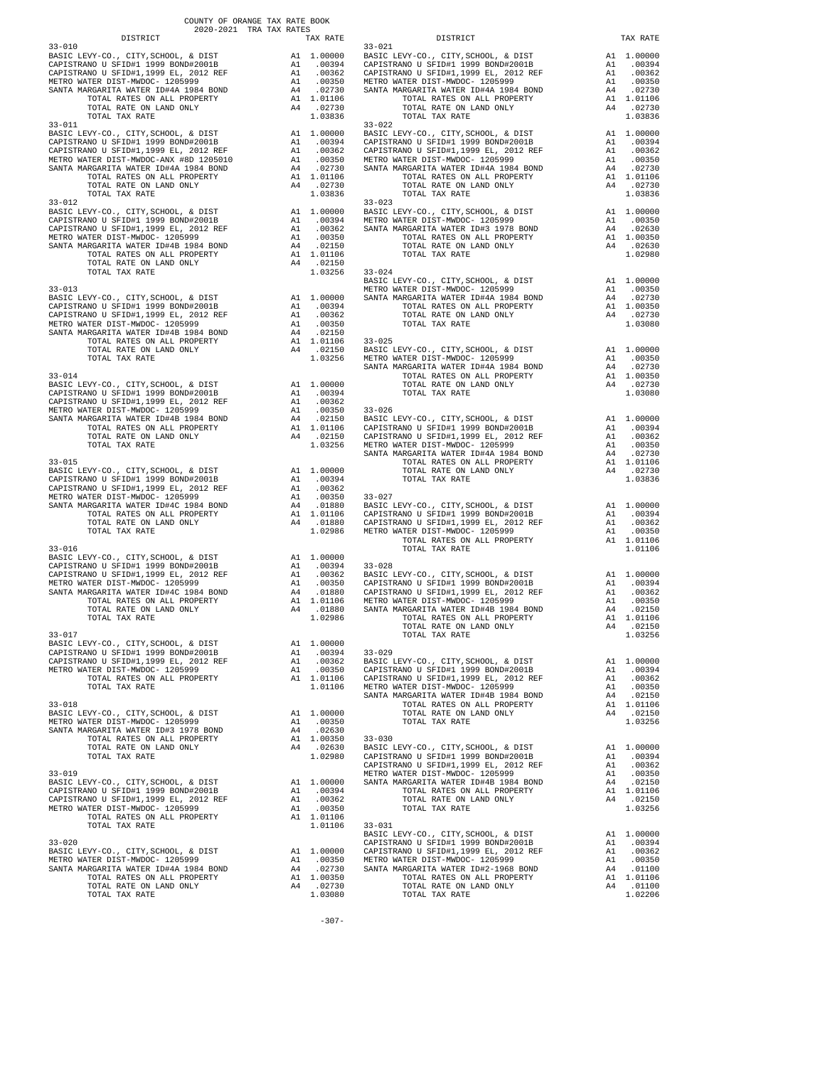COUNTY OF ORANGE TAX RATE BOOK
2020-2021 TRA TAX RATES

| DISTRICT | | TAX RATE |
|---|---|---|
| **33-010** | | |
| BASIC LEVY-CO., CITY,SCHOOL, & DIST | A1 | 1.00000 |
| CAPISTRANO U SFID#1 1999 BOND#2001B | A1 | .00394 |
| CAPISTRANO U SFID#1,1999 EL, 2012 REF | A1 | .00362 |
| METRO WATER DIST-MWDOC- 1205999 | A1 | .00350 |
| SANTA MARGARITA WATER ID#4A 1984 BOND | A4 | .02730 |
| TOTAL RATES ON ALL PROPERTY | A1 | 1.01106 |
| TOTAL RATE ON LAND ONLY | A4 | .02730 |
| TOTAL TAX RATE | | 1.03836 |
| **33-011** | | |
| BASIC LEVY-CO., CITY,SCHOOL, & DIST | A1 | 1.00000 |
| CAPISTRANO U SFID#1 1999 BOND#2001B | A1 | .00394 |
| CAPISTRANO U SFID#1,1999 EL, 2012 REF | A1 | .00362 |
| METRO WATER DIST-MWDOC-ANX #8D 1205010 | A1 | .00350 |
| SANTA MARGARITA WATER ID#4A 1984 BOND | A4 | .02730 |
| TOTAL RATES ON ALL PROPERTY | A1 | 1.01106 |
| TOTAL RATE ON LAND ONLY | A4 | .02730 |
| TOTAL TAX RATE | | 1.03836 |
| **33-012** | | |
| BASIC LEVY-CO., CITY,SCHOOL, & DIST | A1 | 1.00000 |
| CAPISTRANO U SFID#1 1999 BOND#2001B | A1 | .00394 |
| CAPISTRANO U SFID#1,1999 EL, 2012 REF | A1 | .00362 |
| METRO WATER DIST-MWDOC- 1205999 | A1 | .00350 |
| SANTA MARGARITA WATER ID#4B 1984 BOND | A4 | .02150 |
| TOTAL RATES ON ALL PROPERTY | A1 | 1.01106 |
| TOTAL RATE ON LAND ONLY | A4 | .02150 |
| TOTAL TAX RATE | | 1.03256 |
| **33-013** | | |
| BASIC LEVY-CO., CITY,SCHOOL, & DIST | A1 | 1.00000 |
| CAPISTRANO U SFID#1 1999 BOND#2001B | A1 | .00394 |
| CAPISTRANO U SFID#1,1999 EL, 2012 REF | A1 | .00362 |
| METRO WATER DIST-MWDOC- 1205999 | A1 | .00350 |
| SANTA MARGARITA WATER ID#4B 1984 BOND | A4 | .02150 |
| TOTAL RATES ON ALL PROPERTY | A1 | 1.01106 |
| TOTAL RATE ON LAND ONLY | A4 | .02150 |
| TOTAL TAX RATE | | 1.03256 |
| **33-014** | | |
| BASIC LEVY-CO., CITY,SCHOOL, & DIST | A1 | 1.00000 |
| CAPISTRANO U SFID#1 1999 BOND#2001B | A1 | .00394 |
| CAPISTRANO U SFID#1,1999 EL, 2012 REF | A1 | .00362 |
| METRO WATER DIST-MWDOC- 1205999 | A1 | .00350 |
| SANTA MARGARITA WATER ID#4B 1984 BOND | A4 | .02150 |
| TOTAL RATES ON ALL PROPERTY | A1 | 1.01106 |
| TOTAL RATE ON LAND ONLY | A4 | .02150 |
| TOTAL TAX RATE | | 1.03256 |
| **33-015** | | |
| BASIC LEVY-CO., CITY,SCHOOL, & DIST | A1 | 1.00000 |
| CAPISTRANO U SFID#1 1999 BOND#2001B | A1 | .00394 |
| CAPISTRANO U SFID#1,1999 EL, 2012 REF | A1 | .00362 |
| METRO WATER DIST-MWDOC- 1205999 | A1 | .00350 |
| SANTA MARGARITA WATER ID#4C 1984 BOND | A4 | .01880 |
| TOTAL RATES ON ALL PROPERTY | A1 | 1.01106 |
| TOTAL RATE ON LAND ONLY | A4 | .01880 |
| TOTAL TAX RATE | | 1.02986 |
| **33-016** | | |
| BASIC LEVY-CO., CITY,SCHOOL, & DIST | A1 | 1.00000 |
| CAPISTRANO U SFID#1 1999 BOND#2001B | A1 | .00394 |
| CAPISTRANO U SFID#1,1999 EL, 2012 REF | A1 | .00362 |
| METRO WATER DIST-MWDOC- 1205999 | A1 | .00350 |
| SANTA MARGARITA WATER ID#4C 1984 BOND | A4 | .01880 |
| TOTAL RATES ON ALL PROPERTY | A1 | 1.01106 |
| TOTAL RATE ON LAND ONLY | A4 | .01880 |
| TOTAL TAX RATE | | 1.02986 |
| **33-017** | | |
| BASIC LEVY-CO., CITY,SCHOOL, & DIST | A1 | 1.00000 |
| CAPISTRANO U SFID#1 1999 BOND#2001B | A1 | .00394 |
| CAPISTRANO U SFID#1,1999 EL, 2012 REF | A1 | .00362 |
| METRO WATER DIST-MWDOC- 1205999 | A1 | .00350 |
| TOTAL RATES ON ALL PROPERTY | A1 | 1.01106 |
| TOTAL TAX RATE | | 1.01106 |
| **33-018** | | |
| BASIC LEVY-CO., CITY,SCHOOL, & DIST | A1 | 1.00000 |
| METRO WATER DIST-MWDOC- 1205999 | A1 | .00350 |
| SANTA MARGARITA WATER ID#3 1978 BOND | A4 | .02630 |
| TOTAL RATES ON ALL PROPERTY | A1 | 1.00350 |
| TOTAL RATE ON LAND ONLY | A4 | .02630 |
| TOTAL TAX RATE | | 1.02980 |
| **33-019** | | |
| BASIC LEVY-CO., CITY,SCHOOL, & DIST | A1 | 1.00000 |
| CAPISTRANO U SFID#1 1999 BOND#2001B | A1 | .00394 |
| CAPISTRANO U SFID#1,1999 EL, 2012 REF | A1 | .00362 |
| METRO WATER DIST-MWDOC- 1205999 | A1 | .00350 |
| TOTAL RATES ON ALL PROPERTY | A1 | 1.01106 |
| TOTAL TAX RATE | | 1.01106 |
| **33-020** | | |
| BASIC LEVY-CO., CITY,SCHOOL, & DIST | A1 | 1.00000 |
| METRO WATER DIST-MWDOC- 1205999 | A1 | .00350 |
| SANTA MARGARITA WATER ID#4A 1984 BOND | A4 | .02730 |
| TOTAL RATES ON ALL PROPERTY | A1 | 1.00350 |
| TOTAL RATE ON LAND ONLY | A4 | .02730 |
| TOTAL TAX RATE | | 1.03080 |
| **33-021** | | |
| BASIC LEVY-CO., CITY,SCHOOL, & DIST | A1 | 1.00000 |
| CAPISTRANO U SFID#1 1999 BOND#2001B | A1 | .00394 |
| CAPISTRANO U SFID#1,1999 EL, 2012 REF | A1 | .00362 |
| METRO WATER DIST-MWDOC- 1205999 | A1 | .00350 |
| SANTA MARGARITA WATER ID#4A 1984 BOND | A4 | .02730 |
| TOTAL RATES ON ALL PROPERTY | A1 | 1.01106 |
| TOTAL RATE ON LAND ONLY | A4 | .02730 |
| TOTAL TAX RATE | | 1.03836 |
| **33-022** | | |
| BASIC LEVY-CO., CITY,SCHOOL, & DIST | A1 | 1.00000 |
| CAPISTRANO U SFID#1 1999 BOND#2001B | A1 | .00394 |
| CAPISTRANO U SFID#1,1999 EL, 2012 REF | A1 | .00362 |
| METRO WATER DIST-MWDOC- 1205999 | A1 | .00350 |
| SANTA MARGARITA WATER ID#4A 1984 BOND | A4 | .02730 |
| TOTAL RATES ON ALL PROPERTY | A1 | 1.01106 |
| TOTAL RATE ON LAND ONLY | A4 | .02730 |
| TOTAL TAX RATE | | 1.03836 |
| **33-023** | | |
| BASIC LEVY-CO., CITY,SCHOOL, & DIST | A1 | 1.00000 |
| METRO WATER DIST-MWDOC- 1205999 | A1 | .00350 |
| SANTA MARGARITA WATER ID#3 1978 BOND | A4 | .02630 |
| TOTAL RATES ON ALL PROPERTY | A1 | 1.00350 |
| TOTAL RATE ON LAND ONLY | A4 | .02630 |
| TOTAL TAX RATE | | 1.02980 |
| **33-024** | | |
| BASIC LEVY-CO., CITY,SCHOOL, & DIST | A1 | 1.00000 |
| METRO WATER DIST-MWDOC- 1205999 | A1 | .00350 |
| SANTA MARGARITA WATER ID#4A 1984 BOND | A4 | .02730 |
| TOTAL RATES ON ALL PROPERTY | A1 | 1.00350 |
| TOTAL RATE ON LAND ONLY | A4 | .02730 |
| TOTAL TAX RATE | | 1.03080 |
| **33-025** | | |
| BASIC LEVY-CO., CITY,SCHOOL, & DIST | A1 | 1.00000 |
| METRO WATER DIST-MWDOC- 1205999 | A1 | .00350 |
| SANTA MARGARITA WATER ID#4A 1984 BOND | A4 | .02730 |
| TOTAL RATES ON ALL PROPERTY | A1 | 1.00350 |
| TOTAL RATE ON LAND ONLY | A4 | .02730 |
| TOTAL TAX RATE | | 1.03080 |
| **33-026** | | |
| BASIC LEVY-CO., CITY,SCHOOL, & DIST | A1 | 1.00000 |
| CAPISTRANO U SFID#1 1999 BOND#2001B | A1 | .00394 |
| CAPISTRANO U SFID#1,1999 EL, 2012 REF | A1 | .00362 |
| METRO WATER DIST-MWDOC- 1205999 | A1 | .00350 |
| SANTA MARGARITA WATER ID#4A 1984 BOND | A4 | .02730 |
| TOTAL RATES ON ALL PROPERTY | A1 | 1.01106 |
| TOTAL RATE ON LAND ONLY | A4 | .02730 |
| TOTAL TAX RATE | | 1.03836 |
| **33-027** | | |
| BASIC LEVY-CO., CITY,SCHOOL, & DIST | A1 | 1.00000 |
| CAPISTRANO U SFID#1 1999 BOND#2001B | A1 | .00394 |
| CAPISTRANO U SFID#1,1999 EL, 2012 REF | A1 | .00362 |
| METRO WATER DIST-MWDOC- 1205999 | A1 | .00350 |
| TOTAL RATES ON ALL PROPERTY | A1 | 1.01106 |
| TOTAL TAX RATE | | 1.01106 |
| **33-028** | | |
| BASIC LEVY-CO., CITY,SCHOOL, & DIST | A1 | 1.00000 |
| CAPISTRANO U SFID#1 1999 BOND#2001B | A1 | .00394 |
| CAPISTRANO U SFID#1,1999 EL, 2012 REF | A1 | .00362 |
| METRO WATER DIST-MWDOC- 1205999 | A1 | .00350 |
| SANTA MARGARITA WATER ID#4B 1984 BOND | A4 | .02150 |
| TOTAL RATES ON ALL PROPERTY | A1 | 1.01106 |
| TOTAL RATE ON LAND ONLY | A4 | .02150 |
| TOTAL TAX RATE | | 1.03256 |
| **33-029** | | |
| BASIC LEVY-CO., CITY,SCHOOL, & DIST | A1 | 1.00000 |
| CAPISTRANO U SFID#1 1999 BOND#2001B | A1 | .00394 |
| CAPISTRANO U SFID#1,1999 EL, 2012 REF | A1 | .00362 |
| METRO WATER DIST-MWDOC- 1205999 | A1 | .00350 |
| SANTA MARGARITA WATER ID#4B 1984 BOND | A4 | .02150 |
| TOTAL RATES ON ALL PROPERTY | A1 | 1.01106 |
| TOTAL RATE ON LAND ONLY | A4 | .02150 |
| TOTAL TAX RATE | | 1.03256 |
| **33-030** | | |
| BASIC LEVY-CO., CITY,SCHOOL, & DIST | A1 | 1.00000 |
| CAPISTRANO U SFID#1 1999 BOND#2001B | A1 | .00394 |
| CAPISTRANO U SFID#1,1999 EL, 2012 REF | A1 | .00362 |
| METRO WATER DIST-MWDOC- 1205999 | A1 | .00350 |
| SANTA MARGARITA WATER ID#4B 1984 BOND | A4 | .02150 |
| TOTAL RATES ON ALL PROPERTY | A1 | 1.01106 |
| TOTAL RATE ON LAND ONLY | A4 | .02150 |
| TOTAL TAX RATE | | 1.03256 |
| **33-031** | | |
| BASIC LEVY-CO., CITY,SCHOOL, & DIST | A1 | 1.00000 |
| CAPISTRANO U SFID#1 1999 BOND#2001B | A1 | .00394 |
| CAPISTRANO U SFID#1,1999 EL, 2012 REF | A1 | .00362 |
| METRO WATER DIST-MWDOC- 1205999 | A1 | .00350 |
| SANTA MARGARITA WATER ID#2-1968 BOND | A4 | .01100 |
| TOTAL RATES ON ALL PROPERTY | A1 | 1.01106 |
| TOTAL RATE ON LAND ONLY | A4 | .01100 |
| TOTAL TAX RATE | | 1.02206 |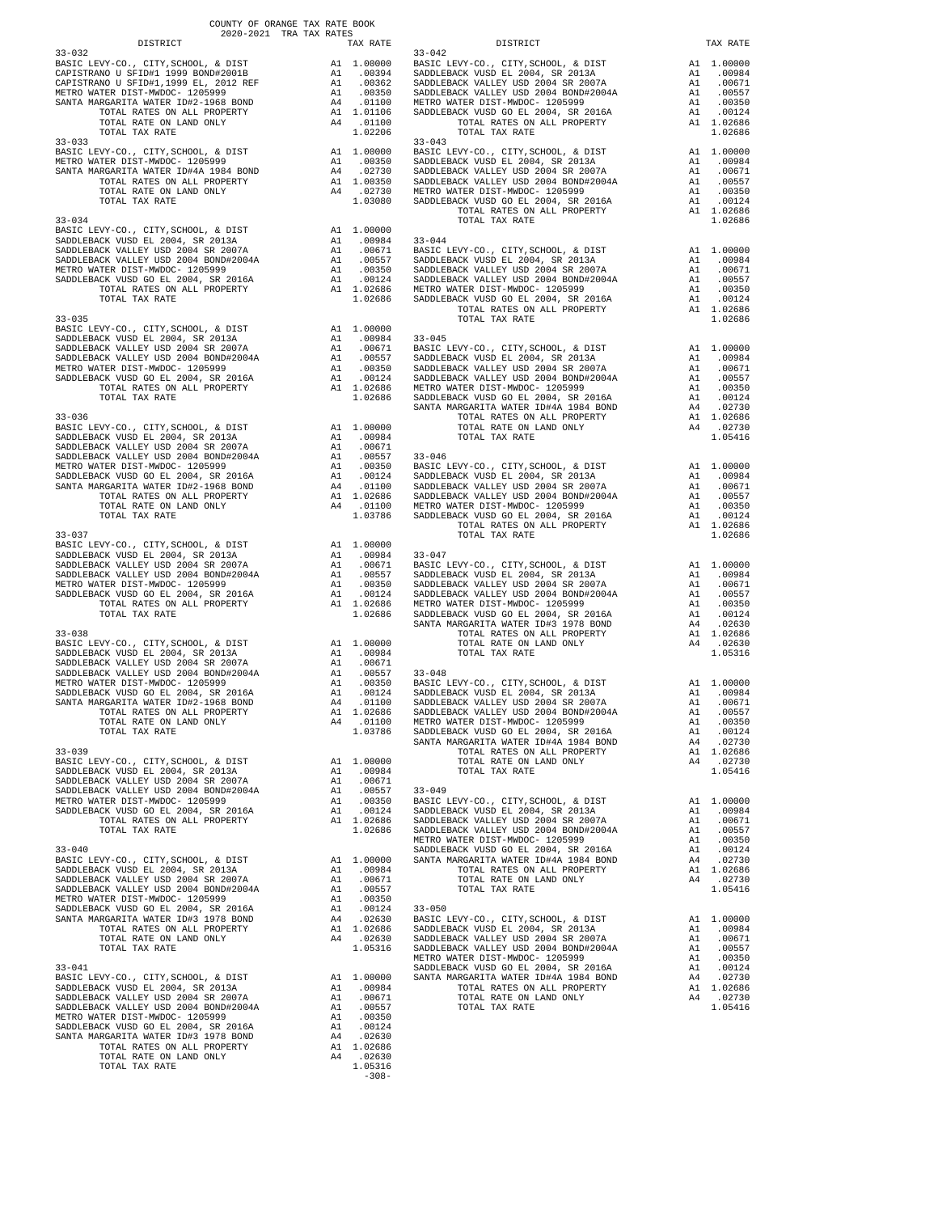COUNTY OF ORANGE TAX RATE BOOK
2020-2021 TRA TAX RATES

| DISTRICT | | TAX RATE |
|---|---|---|
| **33-032** | | |
| BASIC LEVY-CO., CITY,SCHOOL, & DIST | A1 | 1.00000 |
| CAPISTRANO U SFID#1 1999 BOND#2001B | A1 | .00394 |
| CAPISTRANO U SFID#1,1999 EL, 2012 REF | A1 | .00362 |
| METRO WATER DIST-MWDOC- 1205999 | A1 | .00350 |
| SANTA MARGARITA WATER ID#2-1968 BOND | A4 | .01100 |
| TOTAL RATES ON ALL PROPERTY | A1 | 1.01106 |
| TOTAL RATE ON LAND ONLY | A4 | .01100 |
| TOTAL TAX RATE | | 1.02206 |
| **33-033** | | |
| BASIC LEVY-CO., CITY,SCHOOL, & DIST | A1 | 1.00000 |
| METRO WATER DIST-MWDOC- 1205999 | A1 | .00350 |
| SANTA MARGARITA WATER ID#4A 1984 BOND | A4 | .02730 |
| TOTAL RATES ON ALL PROPERTY | A1 | 1.00350 |
| TOTAL RATE ON LAND ONLY | A4 | .02730 |
| TOTAL TAX RATE | | 1.03080 |
| **33-034** | | |
| BASIC LEVY-CO., CITY,SCHOOL, & DIST | A1 | 1.00000 |
| SADDLEBACK VUSD EL 2004, SR 2013A | A1 | .00984 |
| SADDLEBACK VALLEY USD 2004 SR 2007A | A1 | .00671 |
| SADDLEBACK VALLEY USD 2004 BOND#2004A | A1 | .00557 |
| METRO WATER DIST-MWDOC- 1205999 | A1 | .00350 |
| SADDLEBACK VUSD GO EL 2004, SR 2016A | A1 | .00124 |
| TOTAL RATES ON ALL PROPERTY | A1 | 1.02686 |
| TOTAL TAX RATE | | 1.02686 |
| **33-035** | | |
| BASIC LEVY-CO., CITY,SCHOOL, & DIST | A1 | 1.00000 |
| SADDLEBACK VUSD EL 2004, SR 2013A | A1 | .00984 |
| SADDLEBACK VALLEY USD 2004 SR 2007A | A1 | .00671 |
| SADDLEBACK VALLEY USD 2004 BOND#2004A | A1 | .00557 |
| METRO WATER DIST-MWDOC- 1205999 | A1 | .00350 |
| SADDLEBACK VUSD GO EL 2004, SR 2016A | A1 | .00124 |
| TOTAL RATES ON ALL PROPERTY | A1 | 1.02686 |
| TOTAL TAX RATE | | 1.02686 |
| **33-036** | | |
| BASIC LEVY-CO., CITY,SCHOOL, & DIST | A1 | 1.00000 |
| SADDLEBACK VUSD EL 2004, SR 2013A | A1 | .00984 |
| SADDLEBACK VALLEY USD 2004 SR 2007A | A1 | .00671 |
| SADDLEBACK VALLEY USD 2004 BOND#2004A | A1 | .00557 |
| METRO WATER DIST-MWDOC- 1205999 | A1 | .00350 |
| SADDLEBACK VUSD GO EL 2004, SR 2016A | A1 | .00124 |
| SANTA MARGARITA WATER ID#2-1968 BOND | A4 | .01100 |
| TOTAL RATES ON ALL PROPERTY | A1 | 1.02686 |
| TOTAL RATE ON LAND ONLY | A4 | .01100 |
| TOTAL TAX RATE | | 1.03786 |
| **33-037** | | |
| BASIC LEVY-CO., CITY,SCHOOL, & DIST | A1 | 1.00000 |
| SADDLEBACK VUSD EL 2004, SR 2013A | A1 | .00984 |
| SADDLEBACK VALLEY USD 2004 SR 2007A | A1 | .00671 |
| SADDLEBACK VALLEY USD 2004 BOND#2004A | A1 | .00557 |
| METRO WATER DIST-MWDOC- 1205999 | A1 | .00350 |
| SADDLEBACK VUSD GO EL 2004, SR 2016A | A1 | .00124 |
| TOTAL RATES ON ALL PROPERTY | A1 | 1.02686 |
| TOTAL TAX RATE | | 1.02686 |
| **33-038** | | |
| BASIC LEVY-CO., CITY,SCHOOL, & DIST | A1 | 1.00000 |
| SADDLEBACK VUSD EL 2004, SR 2013A | A1 | .00984 |
| SADDLEBACK VALLEY USD 2004 SR 2007A | A1 | .00671 |
| SADDLEBACK VALLEY USD 2004 BOND#2004A | A1 | .00557 |
| METRO WATER DIST-MWDOC- 1205999 | A1 | .00350 |
| SADDLEBACK VUSD GO EL 2004, SR 2016A | A1 | .00124 |
| SANTA MARGARITA WATER ID#2-1968 BOND | A4 | .01100 |
| TOTAL RATES ON ALL PROPERTY | A1 | 1.02686 |
| TOTAL RATE ON LAND ONLY | A4 | .01100 |
| TOTAL TAX RATE | | 1.03786 |
| **33-039** | | |
| BASIC LEVY-CO., CITY,SCHOOL, & DIST | A1 | 1.00000 |
| SADDLEBACK VUSD EL 2004, SR 2013A | A1 | .00984 |
| SADDLEBACK VALLEY USD 2004 SR 2007A | A1 | .00671 |
| SADDLEBACK VALLEY USD 2004 BOND#2004A | A1 | .00557 |
| METRO WATER DIST-MWDOC- 1205999 | A1 | .00350 |
| SADDLEBACK VUSD GO EL 2004, SR 2016A | A1 | .00124 |
| TOTAL RATES ON ALL PROPERTY | A1 | 1.02686 |
| TOTAL TAX RATE | | 1.02686 |
| **33-040** | | |
| BASIC LEVY-CO., CITY,SCHOOL, & DIST | A1 | 1.00000 |
| SADDLEBACK VUSD EL 2004, SR 2013A | A1 | .00984 |
| SADDLEBACK VALLEY USD 2004 SR 2007A | A1 | .00671 |
| SADDLEBACK VALLEY USD 2004 BOND#2004A | A1 | .00557 |
| METRO WATER DIST-MWDOC- 1205999 | A1 | .00350 |
| SADDLEBACK VUSD GO EL 2004, SR 2016A | A1 | .00124 |
| SANTA MARGARITA WATER ID#3 1978 BOND | A4 | .02630 |
| TOTAL RATES ON ALL PROPERTY | A1 | 1.02686 |
| TOTAL RATE ON LAND ONLY | A4 | .02630 |
| TOTAL TAX RATE | | 1.05316 |
| **33-041** | | |
| BASIC LEVY-CO., CITY,SCHOOL, & DIST | A1 | 1.00000 |
| SADDLEBACK VUSD EL 2004, SR 2013A | A1 | .00984 |
| SADDLEBACK VALLEY USD 2004 SR 2007A | A1 | .00671 |
| SADDLEBACK VALLEY USD 2004 BOND#2004A | A1 | .00557 |
| METRO WATER DIST-MWDOC- 1205999 | A1 | .00350 |
| SADDLEBACK VUSD GO EL 2004, SR 2016A | A1 | .00124 |
| SANTA MARGARITA WATER ID#3 1978 BOND | A4 | .02630 |
| TOTAL RATES ON ALL PROPERTY | A1 | 1.02686 |
| TOTAL RATE ON LAND ONLY | A4 | .02630 |
| TOTAL TAX RATE | | 1.05316 |
| **33-042** | | |
| BASIC LEVY-CO., CITY,SCHOOL, & DIST | A1 | 1.00000 |
| SADDLEBACK VUSD EL 2004, SR 2013A | A1 | .00984 |
| SADDLEBACK VALLEY USD 2004 SR 2007A | A1 | .00671 |
| SADDLEBACK VALLEY USD 2004 BOND#2004A | A1 | .00557 |
| METRO WATER DIST-MWDOC- 1205999 | A1 | .00350 |
| SADDLEBACK VUSD GO EL 2004, SR 2016A | A1 | .00124 |
| TOTAL RATES ON ALL PROPERTY | A1 | 1.02686 |
| TOTAL TAX RATE | | 1.02686 |
| **33-043** | | |
| BASIC LEVY-CO., CITY,SCHOOL, & DIST | A1 | 1.00000 |
| SADDLEBACK VUSD EL 2004, SR 2013A | A1 | .00984 |
| SADDLEBACK VALLEY USD 2004 SR 2007A | A1 | .00671 |
| SADDLEBACK VALLEY USD 2004 BOND#2004A | A1 | .00557 |
| METRO WATER DIST-MWDOC- 1205999 | A1 | .00350 |
| SADDLEBACK VUSD GO EL 2004, SR 2016A | A1 | .00124 |
| TOTAL RATES ON ALL PROPERTY | A1 | 1.02686 |
| TOTAL TAX RATE | | 1.02686 |
| **33-044** | | |
| BASIC LEVY-CO., CITY,SCHOOL, & DIST | A1 | 1.00000 |
| SADDLEBACK VUSD EL 2004, SR 2013A | A1 | .00984 |
| SADDLEBACK VALLEY USD 2004 SR 2007A | A1 | .00671 |
| SADDLEBACK VALLEY USD 2004 BOND#2004A | A1 | .00557 |
| METRO WATER DIST-MWDOC- 1205999 | A1 | .00350 |
| SADDLEBACK VUSD GO EL 2004, SR 2016A | A1 | .00124 |
| TOTAL RATES ON ALL PROPERTY | A1 | 1.02686 |
| TOTAL TAX RATE | | 1.02686 |
| **33-045** | | |
| BASIC LEVY-CO., CITY,SCHOOL, & DIST | A1 | 1.00000 |
| SADDLEBACK VUSD EL 2004, SR 2013A | A1 | .00984 |
| SADDLEBACK VALLEY USD 2004 SR 2007A | A1 | .00671 |
| SADDLEBACK VALLEY USD 2004 BOND#2004A | A1 | .00557 |
| METRO WATER DIST-MWDOC- 1205999 | A1 | .00350 |
| SADDLEBACK VUSD GO EL 2004, SR 2016A | A1 | .00124 |
| SANTA MARGARITA WATER ID#4A 1984 BOND | A4 | .02730 |
| TOTAL RATES ON ALL PROPERTY | A1 | 1.02686 |
| TOTAL RATE ON LAND ONLY | A4 | .02730 |
| TOTAL TAX RATE | | 1.05416 |
| **33-046** | | |
| BASIC LEVY-CO., CITY,SCHOOL, & DIST | A1 | 1.00000 |
| SADDLEBACK VUSD EL 2004, SR 2013A | A1 | .00984 |
| SADDLEBACK VALLEY USD 2004 SR 2007A | A1 | .00671 |
| SADDLEBACK VALLEY USD 2004 BOND#2004A | A1 | .00557 |
| METRO WATER DIST-MWDOC- 1205999 | A1 | .00350 |
| SADDLEBACK VUSD GO EL 2004, SR 2016A | A1 | .00124 |
| TOTAL RATES ON ALL PROPERTY | A1 | 1.02686 |
| TOTAL TAX RATE | | 1.02686 |
| **33-047** | | |
| BASIC LEVY-CO., CITY,SCHOOL, & DIST | A1 | 1.00000 |
| SADDLEBACK VUSD EL 2004, SR 2013A | A1 | .00984 |
| SADDLEBACK VALLEY USD 2004 SR 2007A | A1 | .00671 |
| SADDLEBACK VALLEY USD 2004 BOND#2004A | A1 | .00557 |
| METRO WATER DIST-MWDOC- 1205999 | A1 | .00350 |
| SADDLEBACK VUSD GO EL 2004, SR 2016A | A1 | .00124 |
| SANTA MARGARITA WATER ID#3 1978 BOND | A4 | .02630 |
| TOTAL RATES ON ALL PROPERTY | A1 | 1.02686 |
| TOTAL RATE ON LAND ONLY | A4 | .02630 |
| TOTAL TAX RATE | | 1.05316 |
| **33-048** | | |
| BASIC LEVY-CO., CITY,SCHOOL, & DIST | A1 | 1.00000 |
| SADDLEBACK VUSD EL 2004, SR 2013A | A1 | .00984 |
| SADDLEBACK VALLEY USD 2004 SR 2007A | A1 | .00671 |
| SADDLEBACK VALLEY USD 2004 BOND#2004A | A1 | .00557 |
| METRO WATER DIST-MWDOC- 1205999 | A1 | .00350 |
| SADDLEBACK VUSD GO EL 2004, SR 2016A | A1 | .00124 |
| SANTA MARGARITA WATER ID#4A 1984 BOND | A4 | .02730 |
| TOTAL RATES ON ALL PROPERTY | A1 | 1.02686 |
| TOTAL RATE ON LAND ONLY | A4 | .02730 |
| TOTAL TAX RATE | | 1.05416 |
| **33-049** | | |
| BASIC LEVY-CO., CITY,SCHOOL, & DIST | A1 | 1.00000 |
| SADDLEBACK VUSD EL 2004, SR 2013A | A1 | .00984 |
| SADDLEBACK VALLEY USD 2004 SR 2007A | A1 | .00671 |
| SADDLEBACK VALLEY USD 2004 BOND#2004A | A1 | .00557 |
| METRO WATER DIST-MWDOC- 1205999 | A1 | .00350 |
| SADDLEBACK VUSD GO EL 2004, SR 2016A | A1 | .00124 |
| SANTA MARGARITA WATER ID#4A 1984 BOND | A4 | .02730 |
| TOTAL RATES ON ALL PROPERTY | A1 | 1.02686 |
| TOTAL RATE ON LAND ONLY | A4 | .02730 |
| TOTAL TAX RATE | | 1.05416 |
| **33-050** | | |
| BASIC LEVY-CO., CITY,SCHOOL, & DIST | A1 | 1.00000 |
| SADDLEBACK VUSD EL 2004, SR 2013A | A1 | .00984 |
| SADDLEBACK VALLEY USD 2004 SR 2007A | A1 | .00671 |
| SADDLEBACK VALLEY USD 2004 BOND#2004A | A1 | .00557 |
| METRO WATER DIST-MWDOC- 1205999 | A1 | .00350 |
| SADDLEBACK VUSD GO EL 2004, SR 2016A | A1 | .00124 |
| SANTA MARGARITA WATER ID#4A 1984 BOND | A4 | .02730 |
| TOTAL RATES ON ALL PROPERTY | A1 | 1.02686 |
| TOTAL RATE ON LAND ONLY | A4 | .02730 |
| TOTAL TAX RATE | | 1.05416 |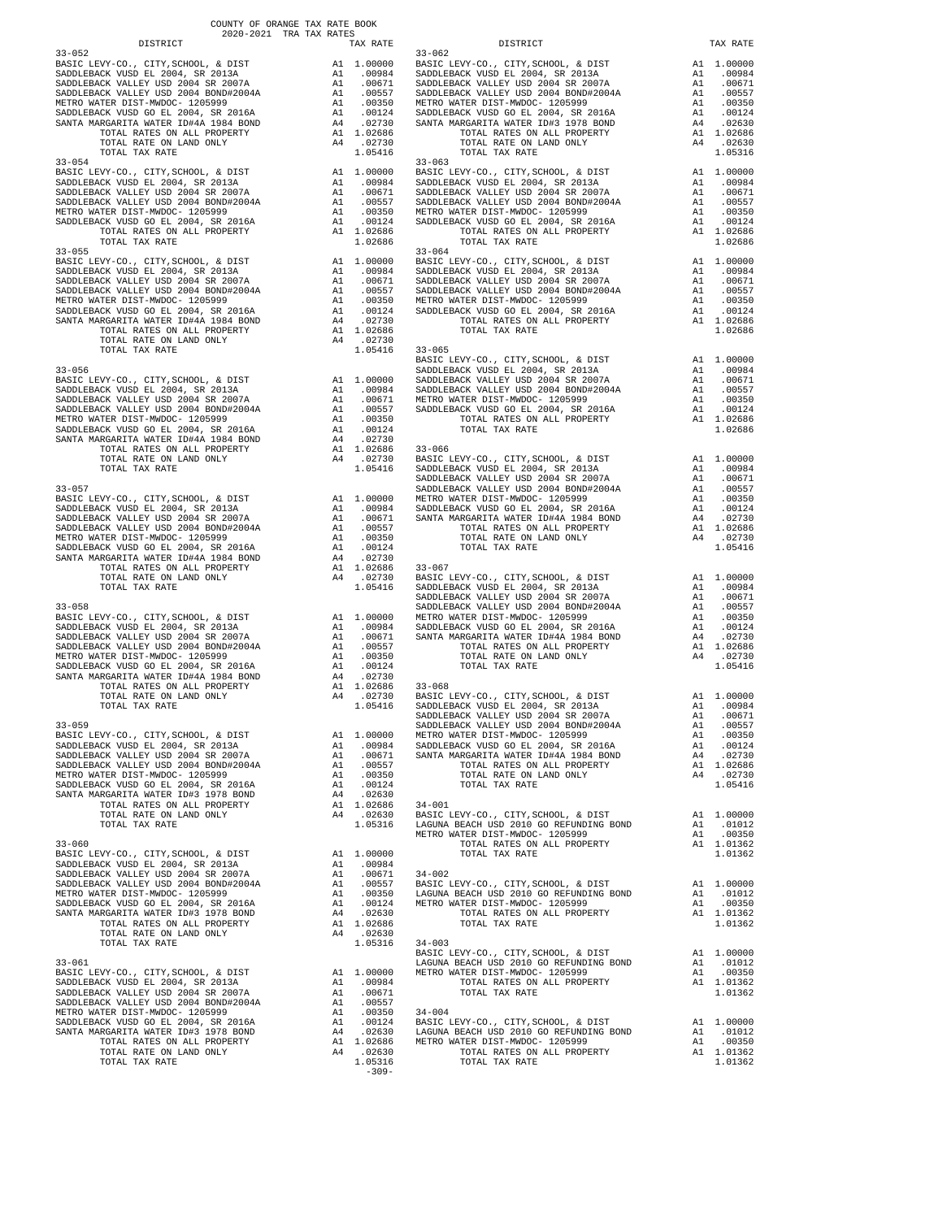COUNTY OF ORANGE TAX RATE BOOK
2020-2021 TRA TAX RATES

| DISTRICT | | TAX RATE |
|---|---|---|
| **33-052** | | |
| BASIC LEVY-CO., CITY,SCHOOL, & DIST | A1 | 1.00000 |
| SADDLEBACK VUSD EL 2004, SR 2013A | A1 | .00984 |
| SADDLEBACK VALLEY USD 2004 SR 2007A | A1 | .00671 |
| SADDLEBACK VALLEY USD 2004 BOND#2004A | A1 | .00557 |
| METRO WATER DIST-MWDOC- 1205999 | A1 | .00350 |
| SADDLEBACK VUSD GO EL 2004, SR 2016A | A1 | .00124 |
| SANTA MARGARITA WATER ID#4A 1984 BOND | A4 | .02730 |
| TOTAL RATES ON ALL PROPERTY | A1 | 1.02686 |
| TOTAL RATE ON LAND ONLY | A4 | .02730 |
| TOTAL TAX RATE | | 1.05416 |
| **33-054** | | |
| BASIC LEVY-CO., CITY,SCHOOL, & DIST | A1 | 1.00000 |
| SADDLEBACK VUSD EL 2004, SR 2013A | A1 | .00984 |
| SADDLEBACK VALLEY USD 2004 SR 2007A | A1 | .00671 |
| SADDLEBACK VALLEY USD 2004 BOND#2004A | A1 | .00557 |
| METRO WATER DIST-MWDOC- 1205999 | A1 | .00350 |
| SADDLEBACK VUSD GO EL 2004, SR 2016A | A1 | .00124 |
| TOTAL RATES ON ALL PROPERTY | A1 | 1.02686 |
| TOTAL TAX RATE | | 1.02686 |
| **33-055** | | |
| BASIC LEVY-CO., CITY,SCHOOL, & DIST | A1 | 1.00000 |
| SADDLEBACK VUSD EL 2004, SR 2013A | A1 | .00984 |
| SADDLEBACK VALLEY USD 2004 SR 2007A | A1 | .00671 |
| SADDLEBACK VALLEY USD 2004 BOND#2004A | A1 | .00557 |
| METRO WATER DIST-MWDOC- 1205999 | A1 | .00350 |
| SADDLEBACK VUSD GO EL 2004, SR 2016A | A1 | .00124 |
| SANTA MARGARITA WATER ID#4A 1984 BOND | A4 | .02730 |
| TOTAL RATES ON ALL PROPERTY | A1 | 1.02686 |
| TOTAL RATE ON LAND ONLY | A4 | .02730 |
| TOTAL TAX RATE | | 1.05416 |
| **33-056** | | |
| BASIC LEVY-CO., CITY,SCHOOL, & DIST | A1 | 1.00000 |
| SADDLEBACK VUSD EL 2004, SR 2013A | A1 | .00984 |
| SADDLEBACK VALLEY USD 2004 SR 2007A | A1 | .00671 |
| SADDLEBACK VALLEY USD 2004 BOND#2004A | A1 | .00557 |
| METRO WATER DIST-MWDOC- 1205999 | A1 | .00350 |
| SADDLEBACK VUSD GO EL 2004, SR 2016A | A1 | .00124 |
| SANTA MARGARITA WATER ID#4A 1984 BOND | A4 | .02730 |
| TOTAL RATES ON ALL PROPERTY | A1 | 1.02686 |
| TOTAL RATE ON LAND ONLY | A4 | .02730 |
| TOTAL TAX RATE | | 1.05416 |
| **33-057** | | |
| BASIC LEVY-CO., CITY,SCHOOL, & DIST | A1 | 1.00000 |
| SADDLEBACK VUSD EL 2004, SR 2013A | A1 | .00984 |
| SADDLEBACK VALLEY USD 2004 SR 2007A | A1 | .00671 |
| SADDLEBACK VALLEY USD 2004 BOND#2004A | A1 | .00557 |
| METRO WATER DIST-MWDOC- 1205999 | A1 | .00350 |
| SADDLEBACK VUSD GO EL 2004, SR 2016A | A1 | .00124 |
| SANTA MARGARITA WATER ID#4A 1984 BOND | A4 | .02730 |
| TOTAL RATES ON ALL PROPERTY | A1 | 1.02686 |
| TOTAL RATE ON LAND ONLY | A4 | .02730 |
| TOTAL TAX RATE | | 1.05416 |
| **33-058** | | |
| BASIC LEVY-CO., CITY,SCHOOL, & DIST | A1 | 1.00000 |
| SADDLEBACK VUSD EL 2004, SR 2013A | A1 | .00984 |
| SADDLEBACK VALLEY USD 2004 SR 2007A | A1 | .00671 |
| SADDLEBACK VALLEY USD 2004 BOND#2004A | A1 | .00557 |
| METRO WATER DIST-MWDOC- 1205999 | A1 | .00350 |
| SADDLEBACK VUSD GO EL 2004, SR 2016A | A1 | .00124 |
| SANTA MARGARITA WATER ID#4A 1984 BOND | A4 | .02730 |
| TOTAL RATES ON ALL PROPERTY | A1 | 1.02686 |
| TOTAL RATE ON LAND ONLY | A4 | .02730 |
| TOTAL TAX RATE | | 1.05416 |
| **33-059** | | |
| BASIC LEVY-CO., CITY,SCHOOL, & DIST | A1 | 1.00000 |
| SADDLEBACK VUSD EL 2004, SR 2013A | A1 | .00984 |
| SADDLEBACK VALLEY USD 2004 SR 2007A | A1 | .00671 |
| SADDLEBACK VALLEY USD 2004 BOND#2004A | A1 | .00557 |
| METRO WATER DIST-MWDOC- 1205999 | A1 | .00350 |
| SADDLEBACK VUSD GO EL 2004, SR 2016A | A1 | .00124 |
| SANTA MARGARITA WATER ID#3 1978 BOND | A4 | .02630 |
| TOTAL RATES ON ALL PROPERTY | A1 | 1.02686 |
| TOTAL RATE ON LAND ONLY | A4 | .02630 |
| TOTAL TAX RATE | | 1.05316 |
| **33-060** | | |
| BASIC LEVY-CO., CITY,SCHOOL, & DIST | A1 | 1.00000 |
| SADDLEBACK VUSD EL 2004, SR 2013A | A1 | .00984 |
| SADDLEBACK VALLEY USD 2004 SR 2007A | A1 | .00671 |
| SADDLEBACK VALLEY USD 2004 BOND#2004A | A1 | .00557 |
| METRO WATER DIST-MWDOC- 1205999 | A1 | .00350 |
| SADDLEBACK VUSD GO EL 2004, SR 2016A | A1 | .00124 |
| SANTA MARGARITA WATER ID#3 1978 BOND | A4 | .02630 |
| TOTAL RATES ON ALL PROPERTY | A1 | 1.02686 |
| TOTAL RATE ON LAND ONLY | A4 | .02630 |
| TOTAL TAX RATE | | 1.05316 |
| **33-061** | | |
| BASIC LEVY-CO., CITY,SCHOOL, & DIST | A1 | 1.00000 |
| SADDLEBACK VUSD EL 2004, SR 2013A | A1 | .00984 |
| SADDLEBACK VALLEY USD 2004 SR 2007A | A1 | .00671 |
| SADDLEBACK VALLEY USD 2004 BOND#2004A | A1 | .00557 |
| METRO WATER DIST-MWDOC- 1205999 | A1 | .00350 |
| SADDLEBACK VUSD GO EL 2004, SR 2016A | A1 | .00124 |
| SANTA MARGARITA WATER ID#3 1978 BOND | A4 | .02630 |
| TOTAL RATES ON ALL PROPERTY | A1 | 1.02686 |
| TOTAL RATE ON LAND ONLY | A4 | .02630 |
| TOTAL TAX RATE | | 1.05316 |
| **33-062** | | |
| BASIC LEVY-CO., CITY,SCHOOL, & DIST | A1 | 1.00000 |
| SADDLEBACK VUSD EL 2004, SR 2013A | A1 | .00984 |
| SADDLEBACK VALLEY USD 2004 SR 2007A | A1 | .00671 |
| SADDLEBACK VALLEY USD 2004 BOND#2004A | A1 | .00557 |
| METRO WATER DIST-MWDOC- 1205999 | A1 | .00350 |
| SADDLEBACK VUSD GO EL 2004, SR 2016A | A1 | .00124 |
| SANTA MARGARITA WATER ID#3 1978 BOND | A4 | .02630 |
| TOTAL RATES ON ALL PROPERTY | A1 | 1.02686 |
| TOTAL RATE ON LAND ONLY | A4 | .02630 |
| TOTAL TAX RATE | | 1.05316 |
| **33-063** | | |
| BASIC LEVY-CO., CITY,SCHOOL, & DIST | A1 | 1.00000 |
| SADDLEBACK VUSD EL 2004, SR 2013A | A1 | .00984 |
| SADDLEBACK VALLEY USD 2004 SR 2007A | A1 | .00671 |
| SADDLEBACK VALLEY USD 2004 BOND#2004A | A1 | .00557 |
| METRO WATER DIST-MWDOC- 1205999 | A1 | .00350 |
| SADDLEBACK VUSD GO EL 2004, SR 2016A | A1 | .00124 |
| TOTAL RATES ON ALL PROPERTY | A1 | 1.02686 |
| TOTAL TAX RATE | | 1.02686 |
| **33-064** | | |
| BASIC LEVY-CO., CITY,SCHOOL, & DIST | A1 | 1.00000 |
| SADDLEBACK VUSD EL 2004, SR 2013A | A1 | .00984 |
| SADDLEBACK VALLEY USD 2004 SR 2007A | A1 | .00671 |
| SADDLEBACK VALLEY USD 2004 BOND#2004A | A1 | .00557 |
| METRO WATER DIST-MWDOC- 1205999 | A1 | .00350 |
| SADDLEBACK VUSD GO EL 2004, SR 2016A | A1 | .00124 |
| TOTAL RATES ON ALL PROPERTY | A1 | 1.02686 |
| TOTAL TAX RATE | | 1.02686 |
| **33-065** | | |
| BASIC LEVY-CO., CITY,SCHOOL, & DIST | A1 | 1.00000 |
| SADDLEBACK VUSD EL 2004, SR 2013A | A1 | .00984 |
| SADDLEBACK VALLEY USD 2004 SR 2007A | A1 | .00671 |
| SADDLEBACK VALLEY USD 2004 BOND#2004A | A1 | .00557 |
| METRO WATER DIST-MWDOC- 1205999 | A1 | .00350 |
| SADDLEBACK VUSD GO EL 2004, SR 2016A | A1 | .00124 |
| TOTAL RATES ON ALL PROPERTY | A1 | 1.02686 |
| TOTAL TAX RATE | | 1.02686 |
| **33-066** | | |
| BASIC LEVY-CO., CITY,SCHOOL, & DIST | A1 | 1.00000 |
| SADDLEBACK VUSD EL 2004, SR 2013A | A1 | .00984 |
| SADDLEBACK VALLEY USD 2004 SR 2007A | A1 | .00671 |
| SADDLEBACK VALLEY USD 2004 BOND#2004A | A1 | .00557 |
| METRO WATER DIST-MWDOC- 1205999 | A1 | .00350 |
| SADDLEBACK VUSD GO EL 2004, SR 2016A | A1 | .00124 |
| SANTA MARGARITA WATER ID#4A 1984 BOND | A4 | .02730 |
| TOTAL RATES ON ALL PROPERTY | A1 | 1.02686 |
| TOTAL RATE ON LAND ONLY | A4 | .02730 |
| TOTAL TAX RATE | | 1.05416 |
| **33-067** | | |
| BASIC LEVY-CO., CITY,SCHOOL, & DIST | A1 | 1.00000 |
| SADDLEBACK VUSD EL 2004, SR 2013A | A1 | .00984 |
| SADDLEBACK VALLEY USD 2004 SR 2007A | A1 | .00671 |
| SADDLEBACK VALLEY USD 2004 BOND#2004A | A1 | .00557 |
| METRO WATER DIST-MWDOC- 1205999 | A1 | .00350 |
| SADDLEBACK VUSD GO EL 2004, SR 2016A | A1 | .00124 |
| SANTA MARGARITA WATER ID#4A 1984 BOND | A4 | .02730 |
| TOTAL RATES ON ALL PROPERTY | A1 | 1.02686 |
| TOTAL RATE ON LAND ONLY | A4 | .02730 |
| TOTAL TAX RATE | | 1.05416 |
| **33-068** | | |
| BASIC LEVY-CO., CITY,SCHOOL, & DIST | A1 | 1.00000 |
| SADDLEBACK VUSD EL 2004, SR 2013A | A1 | .00984 |
| SADDLEBACK VALLEY USD 2004 SR 2007A | A1 | .00671 |
| SADDLEBACK VALLEY USD 2004 BOND#2004A | A1 | .00557 |
| METRO WATER DIST-MWDOC- 1205999 | A1 | .00350 |
| SADDLEBACK VUSD GO EL 2004, SR 2016A | A1 | .00124 |
| SANTA MARGARITA WATER ID#4A 1984 BOND | A4 | .02730 |
| TOTAL RATES ON ALL PROPERTY | A1 | 1.02686 |
| TOTAL RATE ON LAND ONLY | A4 | .02730 |
| TOTAL TAX RATE | | 1.05416 |
| **34-001** | | |
| BASIC LEVY-CO., CITY,SCHOOL, & DIST | A1 | 1.00000 |
| LAGUNA BEACH USD 2010 GO REFUNDING BOND | A1 | .01012 |
| METRO WATER DIST-MWDOC- 1205999 | A1 | .00350 |
| TOTAL RATES ON ALL PROPERTY | A1 | 1.01362 |
| TOTAL TAX RATE | | 1.01362 |
| **34-002** | | |
| BASIC LEVY-CO., CITY,SCHOOL, & DIST | A1 | 1.00000 |
| LAGUNA BEACH USD 2010 GO REFUNDING BOND | A1 | .01012 |
| METRO WATER DIST-MWDOC- 1205999 | A1 | .00350 |
| TOTAL RATES ON ALL PROPERTY | A1 | 1.01362 |
| TOTAL TAX RATE | | 1.01362 |
| **34-003** | | |
| BASIC LEVY-CO., CITY,SCHOOL, & DIST | A1 | 1.00000 |
| LAGUNA BEACH USD 2010 GO REFUNDING BOND | A1 | .01012 |
| METRO WATER DIST-MWDOC- 1205999 | A1 | .00350 |
| TOTAL RATES ON ALL PROPERTY | A1 | 1.01362 |
| TOTAL TAX RATE | | 1.01362 |
| **34-004** | | |
| BASIC LEVY-CO., CITY,SCHOOL, & DIST | A1 | 1.00000 |
| LAGUNA BEACH USD 2010 GO REFUNDING BOND | A1 | .01012 |
| METRO WATER DIST-MWDOC- 1205999 | A1 | .00350 |
| TOTAL RATES ON ALL PROPERTY | A1 | 1.01362 |
| TOTAL TAX RATE | | 1.01362 |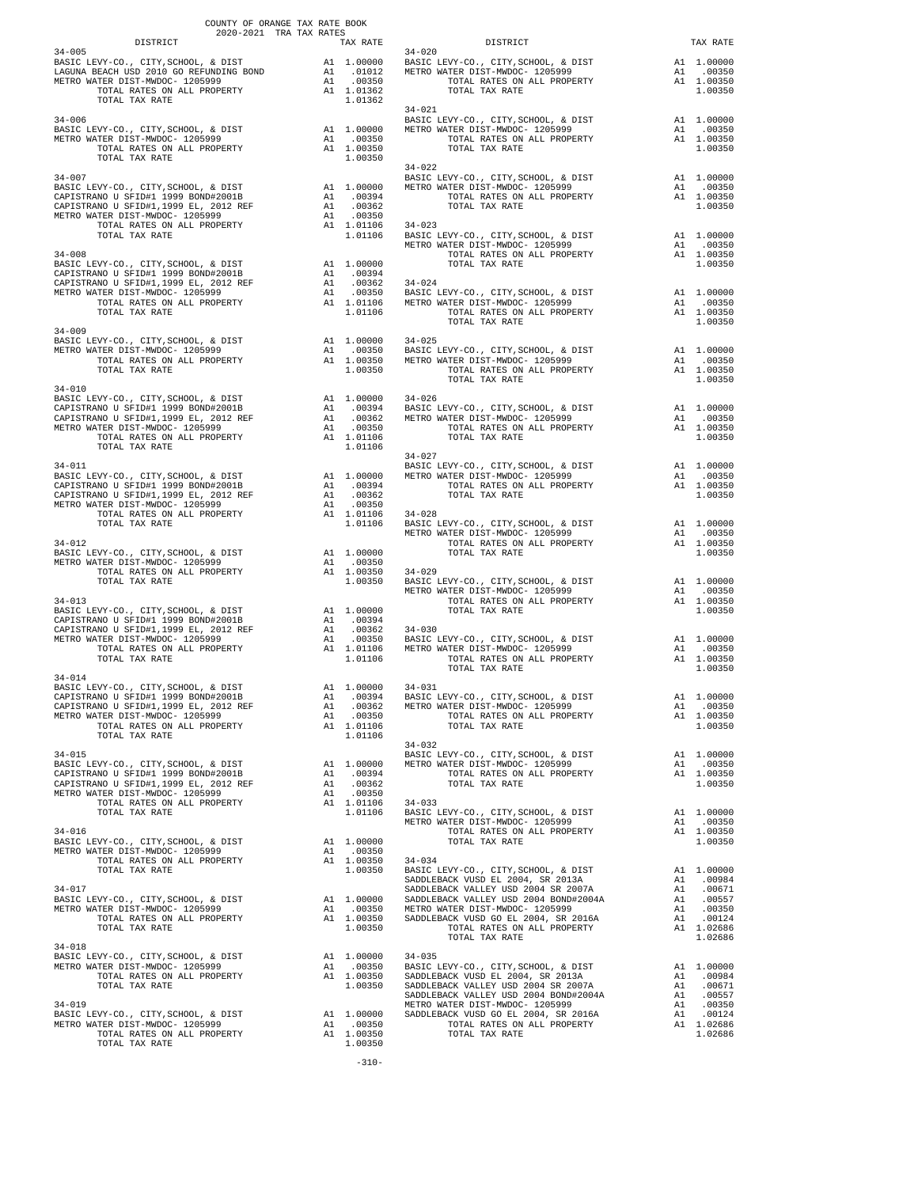COUNTY OF ORANGE TAX RATE BOOK
2020-2021 TRA TAX RATES

| DISTRICT | | TAX RATE |
|---|---|---|
| **34-005** | | |
| BASIC LEVY-CO., CITY,SCHOOL, & DIST | A1 | 1.00000 |
| LAGUNA BEACH USD 2010 GO REFUNDING BOND | A1 | .01012 |
| METRO WATER DIST-MWDOC- 1205999 | A1 | .00350 |
| TOTAL RATES ON ALL PROPERTY | A1 | 1.01362 |
| TOTAL TAX RATE | | 1.01362 |
| **34-006** | | |
| BASIC LEVY-CO., CITY,SCHOOL, & DIST | A1 | 1.00000 |
| METRO WATER DIST-MWDOC- 1205999 | A1 | .00350 |
| TOTAL RATES ON ALL PROPERTY | A1 | 1.00350 |
| TOTAL TAX RATE | | 1.00350 |
| **34-007** | | |
| BASIC LEVY-CO., CITY,SCHOOL, & DIST | A1 | 1.00000 |
| CAPISTRANO U SFID#1 1999 BOND#2001B | A1 | .00394 |
| CAPISTRANO U SFID#1,1999 EL, 2012 REF | A1 | .00362 |
| METRO WATER DIST-MWDOC- 1205999 | A1 | .00350 |
| TOTAL RATES ON ALL PROPERTY | A1 | 1.01106 |
| TOTAL TAX RATE | | 1.01106 |
| **34-008** | | |
| BASIC LEVY-CO., CITY,SCHOOL, & DIST | A1 | 1.00000 |
| CAPISTRANO U SFID#1 1999 BOND#2001B | A1 | .00394 |
| CAPISTRANO U SFID#1,1999 EL, 2012 REF | A1 | .00362 |
| METRO WATER DIST-MWDOC- 1205999 | A1 | .00350 |
| TOTAL RATES ON ALL PROPERTY | A1 | 1.01106 |
| TOTAL TAX RATE | | 1.01106 |
| **34-009** | | |
| BASIC LEVY-CO., CITY,SCHOOL, & DIST | A1 | 1.00000 |
| METRO WATER DIST-MWDOC- 1205999 | A1 | .00350 |
| TOTAL RATES ON ALL PROPERTY | A1 | 1.00350 |
| TOTAL TAX RATE | | 1.00350 |
| **34-010** | | |
| BASIC LEVY-CO., CITY,SCHOOL, & DIST | A1 | 1.00000 |
| CAPISTRANO U SFID#1 1999 BOND#2001B | A1 | .00394 |
| CAPISTRANO U SFID#1,1999 EL, 2012 REF | A1 | .00362 |
| METRO WATER DIST-MWDOC- 1205999 | A1 | .00350 |
| TOTAL RATES ON ALL PROPERTY | A1 | 1.01106 |
| TOTAL TAX RATE | | 1.01106 |
| **34-011** | | |
| BASIC LEVY-CO., CITY,SCHOOL, & DIST | A1 | 1.00000 |
| CAPISTRANO U SFID#1 1999 BOND#2001B | A1 | .00394 |
| CAPISTRANO U SFID#1,1999 EL, 2012 REF | A1 | .00362 |
| METRO WATER DIST-MWDOC- 1205999 | A1 | .00350 |
| TOTAL RATES ON ALL PROPERTY | A1 | 1.01106 |
| TOTAL TAX RATE | | 1.01106 |
| **34-012** | | |
| BASIC LEVY-CO., CITY,SCHOOL, & DIST | A1 | 1.00000 |
| METRO WATER DIST-MWDOC- 1205999 | A1 | .00350 |
| TOTAL RATES ON ALL PROPERTY | A1 | 1.00350 |
| TOTAL TAX RATE | | 1.00350 |
| **34-013** | | |
| BASIC LEVY-CO., CITY,SCHOOL, & DIST | A1 | 1.00000 |
| CAPISTRANO U SFID#1 1999 BOND#2001B | A1 | .00394 |
| CAPISTRANO U SFID#1,1999 EL, 2012 REF | A1 | .00362 |
| METRO WATER DIST-MWDOC- 1205999 | A1 | .00350 |
| TOTAL RATES ON ALL PROPERTY | A1 | 1.01106 |
| TOTAL TAX RATE | | 1.01106 |
| **34-014** | | |
| BASIC LEVY-CO., CITY,SCHOOL, & DIST | A1 | 1.00000 |
| CAPISTRANO U SFID#1 1999 BOND#2001B | A1 | .00394 |
| CAPISTRANO U SFID#1,1999 EL, 2012 REF | A1 | .00362 |
| METRO WATER DIST-MWDOC- 1205999 | A1 | .00350 |
| TOTAL RATES ON ALL PROPERTY | A1 | 1.01106 |
| TOTAL TAX RATE | | 1.01106 |
| **34-015** | | |
| BASIC LEVY-CO., CITY,SCHOOL, & DIST | A1 | 1.00000 |
| CAPISTRANO U SFID#1 1999 BOND#2001B | A1 | .00394 |
| CAPISTRANO U SFID#1,1999 EL, 2012 REF | A1 | .00362 |
| METRO WATER DIST-MWDOC- 1205999 | A1 | .00350 |
| TOTAL RATES ON ALL PROPERTY | A1 | 1.01106 |
| TOTAL TAX RATE | | 1.01106 |
| **34-016** | | |
| BASIC LEVY-CO., CITY,SCHOOL, & DIST | A1 | 1.00000 |
| METRO WATER DIST-MWDOC- 1205999 | A1 | .00350 |
| TOTAL RATES ON ALL PROPERTY | A1 | 1.00350 |
| TOTAL TAX RATE | | 1.00350 |
| **34-017** | | |
| BASIC LEVY-CO., CITY,SCHOOL, & DIST | A1 | 1.00000 |
| METRO WATER DIST-MWDOC- 1205999 | A1 | .00350 |
| TOTAL RATES ON ALL PROPERTY | A1 | 1.00350 |
| TOTAL TAX RATE | | 1.00350 |
| **34-018** | | |
| BASIC LEVY-CO., CITY,SCHOOL, & DIST | A1 | 1.00000 |
| METRO WATER DIST-MWDOC- 1205999 | A1 | .00350 |
| TOTAL RATES ON ALL PROPERTY | A1 | 1.00350 |
| TOTAL TAX RATE | | 1.00350 |
| **34-019** | | |
| BASIC LEVY-CO., CITY,SCHOOL, & DIST | A1 | 1.00000 |
| METRO WATER DIST-MWDOC- 1205999 | A1 | .00350 |
| TOTAL RATES ON ALL PROPERTY | A1 | 1.00350 |
| TOTAL TAX RATE | | 1.00350 |
| **34-020** | | |
| BASIC LEVY-CO., CITY,SCHOOL, & DIST | A1 | 1.00000 |
| METRO WATER DIST-MWDOC- 1205999 | A1 | .00350 |
| TOTAL RATES ON ALL PROPERTY | A1 | 1.00350 |
| TOTAL TAX RATE | | 1.00350 |
| **34-021** | | |
| BASIC LEVY-CO., CITY,SCHOOL, & DIST | A1 | 1.00000 |
| METRO WATER DIST-MWDOC- 1205999 | A1 | .00350 |
| TOTAL RATES ON ALL PROPERTY | A1 | 1.00350 |
| TOTAL TAX RATE | | 1.00350 |
| **34-022** | | |
| BASIC LEVY-CO., CITY,SCHOOL, & DIST | A1 | 1.00000 |
| METRO WATER DIST-MWDOC- 1205999 | A1 | .00350 |
| TOTAL RATES ON ALL PROPERTY | A1 | 1.00350 |
| TOTAL TAX RATE | | 1.00350 |
| **34-023** | | |
| BASIC LEVY-CO., CITY,SCHOOL, & DIST | A1 | 1.00000 |
| METRO WATER DIST-MWDOC- 1205999 | A1 | .00350 |
| TOTAL RATES ON ALL PROPERTY | A1 | 1.00350 |
| TOTAL TAX RATE | | 1.00350 |
| **34-024** | | |
| BASIC LEVY-CO., CITY,SCHOOL, & DIST | A1 | 1.00000 |
| METRO WATER DIST-MWDOC- 1205999 | A1 | .00350 |
| TOTAL RATES ON ALL PROPERTY | A1 | 1.00350 |
| TOTAL TAX RATE | | 1.00350 |
| **34-025** | | |
| BASIC LEVY-CO., CITY,SCHOOL, & DIST | A1 | 1.00000 |
| METRO WATER DIST-MWDOC- 1205999 | A1 | .00350 |
| TOTAL RATES ON ALL PROPERTY | A1 | 1.00350 |
| TOTAL TAX RATE | | 1.00350 |
| **34-026** | | |
| BASIC LEVY-CO., CITY,SCHOOL, & DIST | A1 | 1.00000 |
| METRO WATER DIST-MWDOC- 1205999 | A1 | .00350 |
| TOTAL RATES ON ALL PROPERTY | A1 | 1.00350 |
| TOTAL TAX RATE | | 1.00350 |
| **34-027** | | |
| BASIC LEVY-CO., CITY,SCHOOL, & DIST | A1 | 1.00000 |
| METRO WATER DIST-MWDOC- 1205999 | A1 | .00350 |
| TOTAL RATES ON ALL PROPERTY | A1 | 1.00350 |
| TOTAL TAX RATE | | 1.00350 |
| **34-028** | | |
| BASIC LEVY-CO., CITY,SCHOOL, & DIST | A1 | 1.00000 |
| METRO WATER DIST-MWDOC- 1205999 | A1 | .00350 |
| TOTAL RATES ON ALL PROPERTY | A1 | 1.00350 |
| TOTAL TAX RATE | | 1.00350 |
| **34-029** | | |
| BASIC LEVY-CO., CITY,SCHOOL, & DIST | A1 | 1.00000 |
| METRO WATER DIST-MWDOC- 1205999 | A1 | .00350 |
| TOTAL RATES ON ALL PROPERTY | A1 | 1.00350 |
| TOTAL TAX RATE | | 1.00350 |
| **34-030** | | |
| BASIC LEVY-CO., CITY,SCHOOL, & DIST | A1 | 1.00000 |
| METRO WATER DIST-MWDOC- 1205999 | A1 | .00350 |
| TOTAL RATES ON ALL PROPERTY | A1 | 1.00350 |
| TOTAL TAX RATE | | 1.00350 |
| **34-031** | | |
| BASIC LEVY-CO., CITY,SCHOOL, & DIST | A1 | 1.00000 |
| METRO WATER DIST-MWDOC- 1205999 | A1 | .00350 |
| TOTAL RATES ON ALL PROPERTY | A1 | 1.00350 |
| TOTAL TAX RATE | | 1.00350 |
| **34-032** | | |
| BASIC LEVY-CO., CITY,SCHOOL, & DIST | A1 | 1.00000 |
| METRO WATER DIST-MWDOC- 1205999 | A1 | .00350 |
| TOTAL RATES ON ALL PROPERTY | A1 | 1.00350 |
| TOTAL TAX RATE | | 1.00350 |
| **34-033** | | |
| BASIC LEVY-CO., CITY,SCHOOL, & DIST | A1 | 1.00000 |
| METRO WATER DIST-MWDOC- 1205999 | A1 | .00350 |
| TOTAL RATES ON ALL PROPERTY | A1 | 1.00350 |
| TOTAL TAX RATE | | 1.00350 |
| **34-034** | | |
| BASIC LEVY-CO., CITY,SCHOOL, & DIST | A1 | 1.00000 |
| SADDLEBACK VUSD EL 2004, SR 2013A | A1 | .00984 |
| SADDLEBACK VALLEY USD 2004 SR 2007A | A1 | .00671 |
| SADDLEBACK VALLEY USD 2004 BOND#2004A | A1 | .00557 |
| METRO WATER DIST-MWDOC- 1205999 | A1 | .00350 |
| SADDLEBACK VUSD GO EL 2004, SR 2016A | A1 | .00124 |
| TOTAL RATES ON ALL PROPERTY | A1 | 1.02686 |
| TOTAL TAX RATE | | 1.02686 |
| **34-035** | | |
| BASIC LEVY-CO., CITY,SCHOOL, & DIST | A1 | 1.00000 |
| SADDLEBACK VUSD EL 2004, SR 2013A | A1 | .00984 |
| SADDLEBACK VALLEY USD 2004 SR 2007A | A1 | .00671 |
| SADDLEBACK VALLEY USD 2004 BOND#2004A | A1 | .00557 |
| METRO WATER DIST-MWDOC- 1205999 | A1 | .00350 |
| SADDLEBACK VUSD GO EL 2004, SR 2016A | A1 | .00124 |
| TOTAL RATES ON ALL PROPERTY | A1 | 1.02686 |
| TOTAL TAX RATE | | 1.02686 |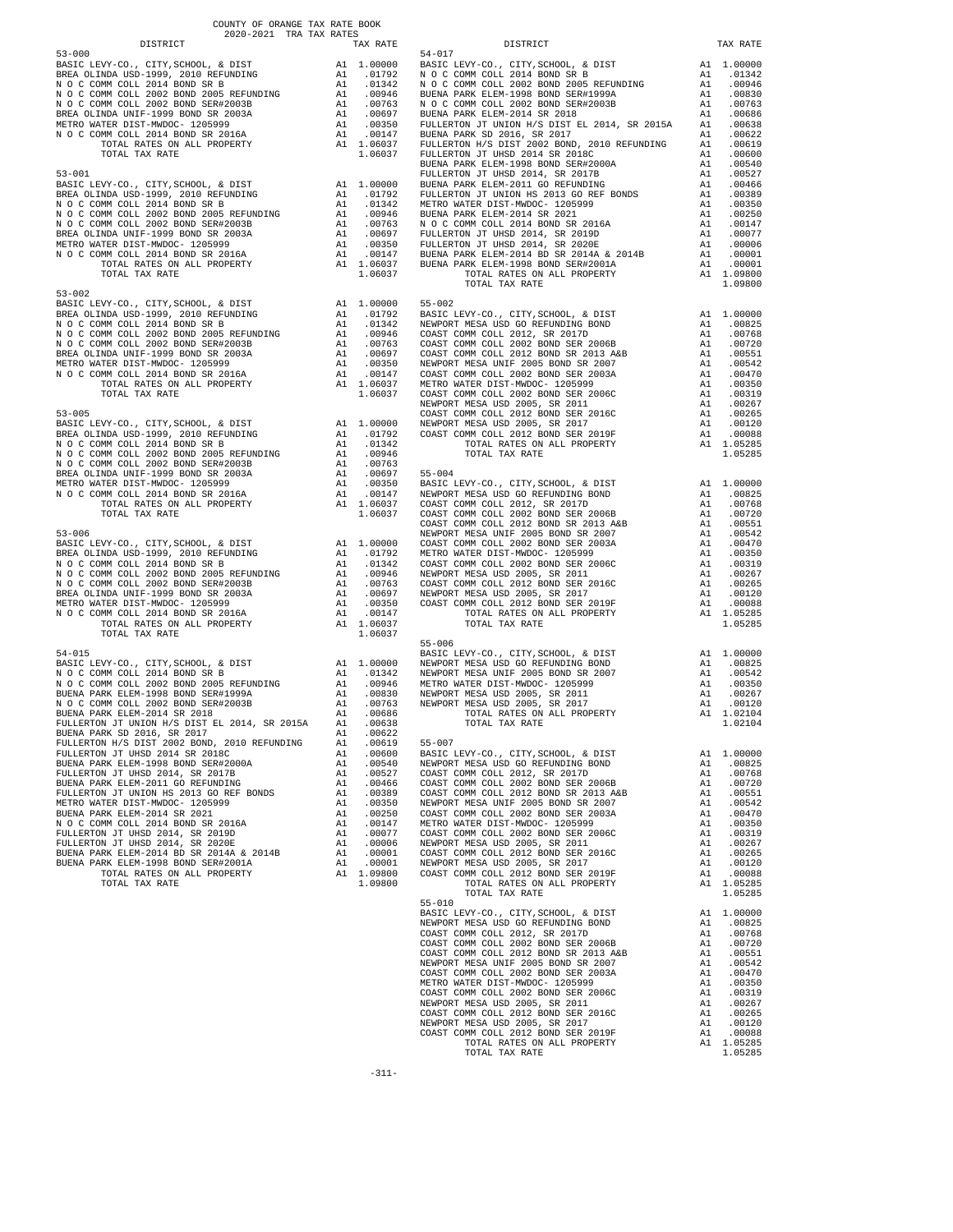COUNTY OF ORANGE TAX RATE BOOK
2020-2021 TRA TAX RATES

| DISTRICT | | TAX RATE |
|---|---|---|
| **53-000** | | |
| BASIC LEVY-CO., CITY,SCHOOL, & DIST | A1 | 1.00000 |
| BREA OLINDA USD-1999, 2010 REFUNDING | A1 | .01792 |
| N O C COMM COLL 2014 BOND SR B | A1 | .01342 |
| N O C COMM COLL 2002 BOND 2005 REFUNDING | A1 | .00946 |
| N O C COMM COLL 2002 BOND SER#2003B | A1 | .00763 |
| BREA OLINDA UNIF-1999 BOND SR 2003A | A1 | .00697 |
| METRO WATER DIST-MWDOC- 1205999 | A1 | .00350 |
| N O C COMM COLL 2014 BOND SR 2016A | A1 | .00147 |
| TOTAL RATES ON ALL PROPERTY | A1 | 1.06037 |
| TOTAL TAX RATE | | 1.06037 |
| **53-001** | | |
| BASIC LEVY-CO., CITY,SCHOOL, & DIST | A1 | 1.00000 |
| BREA OLINDA USD-1999, 2010 REFUNDING | A1 | .01792 |
| N O C COMM COLL 2014 BOND SR B | A1 | .01342 |
| N O C COMM COLL 2002 BOND 2005 REFUNDING | A1 | .00946 |
| N O C COMM COLL 2002 BOND SER#2003B | A1 | .00763 |
| BREA OLINDA UNIF-1999 BOND SR 2003A | A1 | .00697 |
| METRO WATER DIST-MWDOC- 1205999 | A1 | .00350 |
| N O C COMM COLL 2014 BOND SR 2016A | A1 | .00147 |
| TOTAL RATES ON ALL PROPERTY | A1 | 1.06037 |
| TOTAL TAX RATE | | 1.06037 |
| **53-002** | | |
| BASIC LEVY-CO., CITY,SCHOOL, & DIST | A1 | 1.00000 |
| BREA OLINDA USD-1999, 2010 REFUNDING | A1 | .01792 |
| N O C COMM COLL 2014 BOND SR B | A1 | .01342 |
| N O C COMM COLL 2002 BOND 2005 REFUNDING | A1 | .00946 |
| N O C COMM COLL 2002 BOND SER#2003B | A1 | .00763 |
| BREA OLINDA UNIF-1999 BOND SR 2003A | A1 | .00697 |
| METRO WATER DIST-MWDOC- 1205999 | A1 | .00350 |
| N O C COMM COLL 2014 BOND SR 2016A | A1 | .00147 |
| TOTAL RATES ON ALL PROPERTY | A1 | 1.06037 |
| TOTAL TAX RATE | | 1.06037 |
| **53-005** | | |
| BASIC LEVY-CO., CITY,SCHOOL, & DIST | A1 | 1.00000 |
| BREA OLINDA USD-1999, 2010 REFUNDING | A1 | .01792 |
| N O C COMM COLL 2014 BOND SR B | A1 | .01342 |
| N O C COMM COLL 2002 BOND 2005 REFUNDING | A1 | .00946 |
| N O C COMM COLL 2002 BOND SER#2003B | A1 | .00763 |
| BREA OLINDA UNIF-1999 BOND SR 2003A | A1 | .00697 |
| METRO WATER DIST-MWDOC- 1205999 | A1 | .00350 |
| N O C COMM COLL 2014 BOND SR 2016A | A1 | .00147 |
| TOTAL RATES ON ALL PROPERTY | A1 | 1.06037 |
| TOTAL TAX RATE | | 1.06037 |
| **53-006** | | |
| BASIC LEVY-CO., CITY,SCHOOL, & DIST | A1 | 1.00000 |
| BREA OLINDA USD-1999, 2010 REFUNDING | A1 | .01792 |
| N O C COMM COLL 2014 BOND SR B | A1 | .01342 |
| N O C COMM COLL 2002 BOND 2005 REFUNDING | A1 | .00946 |
| N O C COMM COLL 2002 BOND SER#2003B | A1 | .00763 |
| BREA OLINDA UNIF-1999 BOND SR 2003A | A1 | .00697 |
| METRO WATER DIST-MWDOC- 1205999 | A1 | .00350 |
| N O C COMM COLL 2014 BOND SR 2016A | A1 | .00147 |
| TOTAL RATES ON ALL PROPERTY | A1 | 1.06037 |
| TOTAL TAX RATE | | 1.06037 |
| **54-015** | | |
| BASIC LEVY-CO., CITY,SCHOOL, & DIST | A1 | 1.00000 |
| N O C COMM COLL 2014 BOND SR B | A1 | .01342 |
| N O C COMM COLL 2002 BOND 2005 REFUNDING | A1 | .00946 |
| BUENA PARK ELEM-1998 BOND SER#1999A | A1 | .00830 |
| N O C COMM COLL 2002 BOND SER#2003B | A1 | .00763 |
| BUENA PARK ELEM-2014 SR 2018 | A1 | .00686 |
| FULLERTON JT UNION H/S DIST EL 2014, SR 2015A | A1 | .00638 |
| BUENA PARK SD 2016, SR 2017 | A1 | .00622 |
| FULLERTON H/S DIST 2002 BOND, 2010 REFUNDING | A1 | .00619 |
| FULLERTON JT UHSD 2014 SR 2018C | A1 | .00600 |
| BUENA PARK ELEM-1998 BOND SER#2000A | A1 | .00540 |
| FULLERTON JT UHSD 2014, SR 2017B | A1 | .00527 |
| BUENA PARK ELEM-2011 GO REFUNDING | A1 | .00466 |
| FULLERTON JT UNION HS 2013 GO REF BONDS | A1 | .00389 |
| METRO WATER DIST-MWDOC- 1205999 | A1 | .00350 |
| BUENA PARK ELEM-2014 SR 2021 | A1 | .00250 |
| N O C COMM COLL 2014 BOND SR 2016A | A1 | .00147 |
| FULLERTON JT UHSD 2014, SR 2019D | A1 | .00077 |
| FULLERTON JT UHSD 2014, SR 2020E | A1 | .00006 |
| BUENA PARK ELEM-2014 BD SR 2014A & 2014B | A1 | .00001 |
| BUENA PARK ELEM-1998 BOND SER#2001A | A1 | .00001 |
| TOTAL RATES ON ALL PROPERTY | A1 | 1.09800 |
| TOTAL TAX RATE | | 1.09800 |
| **54-017** | | |
| BASIC LEVY-CO., CITY,SCHOOL, & DIST | A1 | 1.00000 |
| N O C COMM COLL 2014 BOND SR B | A1 | .01342 |
| N O C COMM COLL 2002 BOND 2005 REFUNDING | A1 | .00946 |
| BUENA PARK ELEM-1998 BOND SER#1999A | A1 | .00830 |
| N O C COMM COLL 2002 BOND SER#2003B | A1 | .00763 |
| BUENA PARK ELEM-2014 SR 2018 | A1 | .00686 |
| FULLERTON JT UNION H/S DIST EL 2014, SR 2015A | A1 | .00638 |
| BUENA PARK SD 2016, SR 2017 | A1 | .00622 |
| FULLERTON H/S DIST 2002 BOND, 2010 REFUNDING | A1 | .00619 |
| FULLERTON JT UHSD 2014 SR 2018C | A1 | .00600 |
| BUENA PARK ELEM-1998 BOND SER#2000A | A1 | .00540 |
| FULLERTON JT UHSD 2014, SR 2017B | A1 | .00527 |
| BUENA PARK ELEM-2011 GO REFUNDING | A1 | .00466 |
| FULLERTON JT UNION HS 2013 GO REF BONDS | A1 | .00389 |
| METRO WATER DIST-MWDOC- 1205999 | A1 | .00350 |
| BUENA PARK ELEM-2014 SR 2021 | A1 | .00250 |
| N O C COMM COLL 2014 BOND SR 2016A | A1 | .00147 |
| FULLERTON JT UHSD 2014, SR 2019D | A1 | .00077 |
| FULLERTON JT UHSD 2014, SR 2020E | A1 | .00006 |
| BUENA PARK ELEM-2014 BD SR 2014A & 2014B | A1 | .00001 |
| BUENA PARK ELEM-1998 BOND SER#2001A | A1 | .00001 |
| TOTAL RATES ON ALL PROPERTY | A1 | 1.09800 |
| TOTAL TAX RATE | | 1.09800 |
| **55-002** | | |
| BASIC LEVY-CO., CITY,SCHOOL, & DIST | A1 | 1.00000 |
| NEWPORT MESA USD GO REFUNDING BOND | A1 | .00825 |
| COAST COMM COLL 2012, SR 2017D | A1 | .00768 |
| COAST COMM COLL 2002 BOND SER 2006B | A1 | .00720 |
| COAST COMM COLL 2012 BOND SR 2013 A&B | A1 | .00551 |
| NEWPORT MESA UNIF 2005 BOND SR 2007 | A1 | .00542 |
| COAST COMM COLL 2002 BOND SER 2003A | A1 | .00470 |
| METRO WATER DIST-MWDOC- 1205999 | A1 | .00350 |
| COAST COMM COLL 2002 BOND SER 2006C | A1 | .00319 |
| NEWPORT MESA USD 2005, SR 2011 | A1 | .00267 |
| COAST COMM COLL 2012 BOND SER 2016C | A1 | .00265 |
| NEWPORT MESA USD 2005, SR 2017 | A1 | .00120 |
| COAST COMM COLL 2012 BOND SER 2019F | A1 | .00088 |
| TOTAL RATES ON ALL PROPERTY | A1 | 1.05285 |
| TOTAL TAX RATE | | 1.05285 |
| **55-004** | | |
| BASIC LEVY-CO., CITY,SCHOOL, & DIST | A1 | 1.00000 |
| NEWPORT MESA USD GO REFUNDING BOND | A1 | .00825 |
| COAST COMM COLL 2012, SR 2017D | A1 | .00768 |
| COAST COMM COLL 2002 BOND SER 2006B | A1 | .00720 |
| COAST COMM COLL 2012 BOND SR 2013 A&B | A1 | .00551 |
| NEWPORT MESA UNIF 2005 BOND SR 2007 | A1 | .00542 |
| COAST COMM COLL 2002 BOND SER 2003A | A1 | .00470 |
| METRO WATER DIST-MWDOC- 1205999 | A1 | .00350 |
| COAST COMM COLL 2002 BOND SER 2006C | A1 | .00319 |
| NEWPORT MESA USD 2005, SR 2011 | A1 | .00267 |
| COAST COMM COLL 2012 BOND SER 2016C | A1 | .00265 |
| NEWPORT MESA USD 2005, SR 2017 | A1 | .00120 |
| COAST COMM COLL 2012 BOND SER 2019F | A1 | .00088 |
| TOTAL RATES ON ALL PROPERTY | A1 | 1.05285 |
| TOTAL TAX RATE | | 1.05285 |
| **55-006** | | |
| BASIC LEVY-CO., CITY,SCHOOL, & DIST | A1 | 1.00000 |
| NEWPORT MESA USD GO REFUNDING BOND | A1 | .00825 |
| NEWPORT MESA UNIF 2005 BOND SR 2007 | A1 | .00542 |
| METRO WATER DIST-MWDOC- 1205999 | A1 | .00350 |
| NEWPORT MESA USD 2005, SR 2011 | A1 | .00267 |
| NEWPORT MESA USD 2005, SR 2017 | A1 | .00120 |
| TOTAL RATES ON ALL PROPERTY | A1 | 1.02104 |
| TOTAL TAX RATE | | 1.02104 |
| **55-007** | | |
| BASIC LEVY-CO., CITY,SCHOOL, & DIST | A1 | 1.00000 |
| NEWPORT MESA USD GO REFUNDING BOND | A1 | .00825 |
| COAST COMM COLL 2012, SR 2017D | A1 | .00768 |
| COAST COMM COLL 2002 BOND SER 2006B | A1 | .00720 |
| COAST COMM COLL 2012 BOND SR 2013 A&B | A1 | .00551 |
| NEWPORT MESA UNIF 2005 BOND SR 2007 | A1 | .00542 |
| COAST COMM COLL 2002 BOND SER 2003A | A1 | .00470 |
| METRO WATER DIST-MWDOC- 1205999 | A1 | .00350 |
| COAST COMM COLL 2002 BOND SER 2006C | A1 | .00319 |
| NEWPORT MESA USD 2005, SR 2011 | A1 | .00267 |
| COAST COMM COLL 2012 BOND SER 2016C | A1 | .00265 |
| NEWPORT MESA USD 2005, SR 2017 | A1 | .00120 |
| COAST COMM COLL 2012 BOND SER 2019F | A1 | .00088 |
| TOTAL RATES ON ALL PROPERTY | A1 | 1.05285 |
| TOTAL TAX RATE | | 1.05285 |
| **55-010** | | |
| BASIC LEVY-CO., CITY,SCHOOL, & DIST | A1 | 1.00000 |
| NEWPORT MESA USD GO REFUNDING BOND | A1 | .00825 |
| COAST COMM COLL 2012, SR 2017D | A1 | .00768 |
| COAST COMM COLL 2002 BOND SER 2006B | A1 | .00720 |
| COAST COMM COLL 2012 BOND SR 2013 A&B | A1 | .00551 |
| NEWPORT MESA UNIF 2005 BOND SR 2007 | A1 | .00542 |
| COAST COMM COLL 2002 BOND SER 2003A | A1 | .00470 |
| METRO WATER DIST-MWDOC- 1205999 | A1 | .00350 |
| COAST COMM COLL 2002 BOND SER 2006C | A1 | .00319 |
| NEWPORT MESA USD 2005, SR 2011 | A1 | .00267 |
| COAST COMM COLL 2012 BOND SER 2016C | A1 | .00265 |
| NEWPORT MESA USD 2005, SR 2017 | A1 | .00120 |
| COAST COMM COLL 2012 BOND SER 2019F | A1 | .00088 |
| TOTAL RATES ON ALL PROPERTY | A1 | 1.05285 |
| TOTAL TAX RATE | | 1.05285 |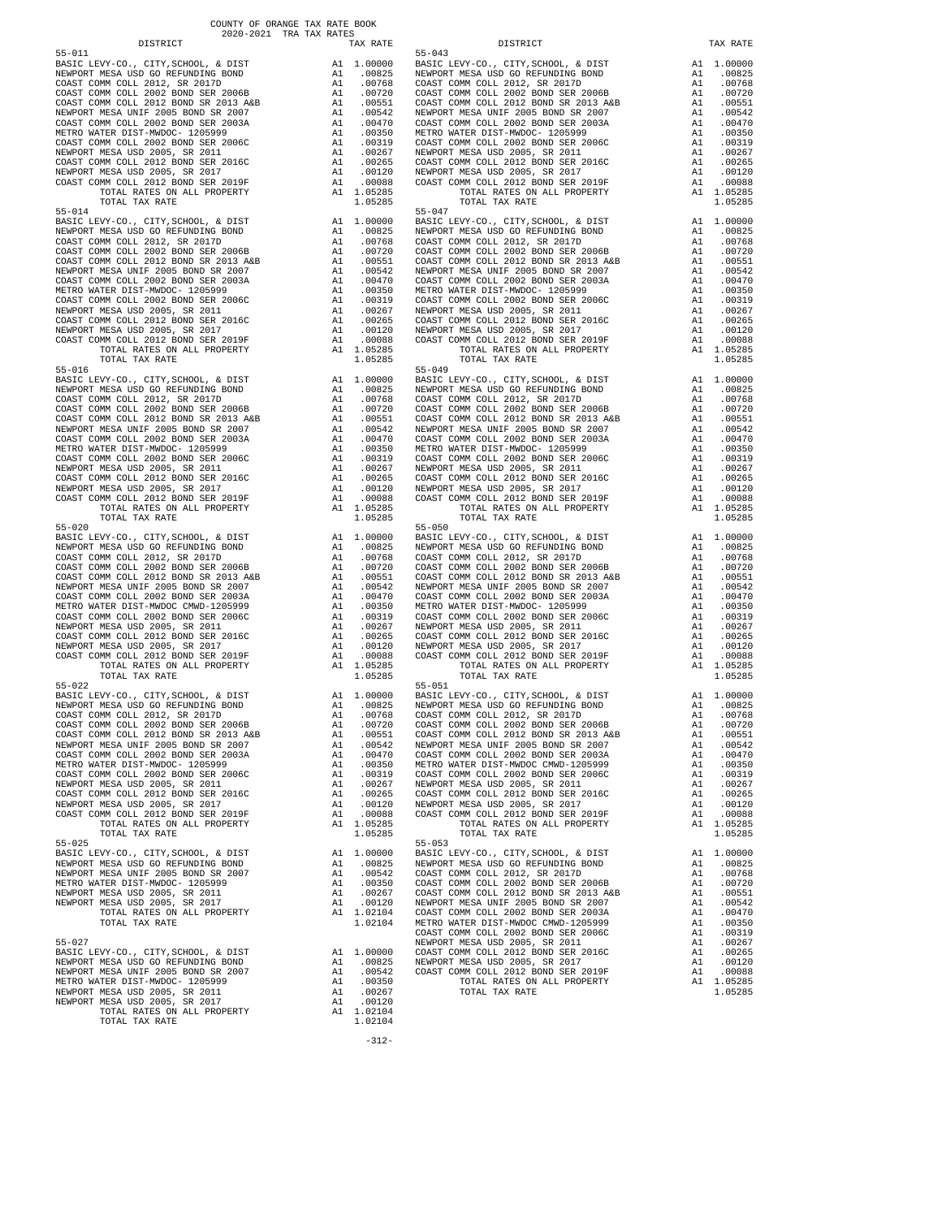COUNTY OF ORANGE TAX RATE BOOK
2020-2021 TRA TAX RATES

| DISTRICT | | TAX RATE |
|---|---|---|
| 55-011 | | |
| BASIC LEVY-CO., CITY,SCHOOL, & DIST | A1 | 1.00000 |
| NEWPORT MESA USD GO REFUNDING BOND | A1 | .00825 |
| COAST COMM COLL 2012, SR 2017D | A1 | .00768 |
| COAST COMM COLL 2002 BOND SER 2006B | A1 | .00720 |
| COAST COMM COLL 2012 BOND SR 2013 A&B | A1 | .00551 |
| NEWPORT MESA UNIF 2005 BOND SR 2007 | A1 | .00542 |
| COAST COMM COLL 2002 BOND SER 2003A | A1 | .00470 |
| METRO WATER DIST-MWDOC- 1205999 | A1 | .00350 |
| COAST COMM COLL 2002 BOND SER 2006C | A1 | .00319 |
| NEWPORT MESA USD 2005, SR 2011 | A1 | .00267 |
| COAST COMM COLL 2012 BOND SER 2016C | A1 | .00265 |
| NEWPORT MESA USD 2005, SR 2017 | A1 | .00120 |
| COAST COMM COLL 2012 BOND SER 2019F | A1 | .00088 |
| TOTAL RATES ON ALL PROPERTY | A1 | 1.05285 |
| TOTAL TAX RATE | | 1.05285 |
| 55-014 | | |
| BASIC LEVY-CO., CITY,SCHOOL, & DIST | A1 | 1.00000 |
| NEWPORT MESA USD GO REFUNDING BOND | A1 | .00825 |
| COAST COMM COLL 2012, SR 2017D | A1 | .00768 |
| COAST COMM COLL 2002 BOND SER 2006B | A1 | .00720 |
| COAST COMM COLL 2012 BOND SR 2013 A&B | A1 | .00551 |
| NEWPORT MESA UNIF 2005 BOND SR 2007 | A1 | .00542 |
| COAST COMM COLL 2002 BOND SER 2003A | A1 | .00470 |
| METRO WATER DIST-MWDOC- 1205999 | A1 | .00350 |
| COAST COMM COLL 2002 BOND SER 2006C | A1 | .00319 |
| NEWPORT MESA USD 2005, SR 2011 | A1 | .00267 |
| COAST COMM COLL 2012 BOND SER 2016C | A1 | .00265 |
| NEWPORT MESA USD 2005, SR 2017 | A1 | .00120 |
| COAST COMM COLL 2012 BOND SER 2019F | A1 | .00088 |
| TOTAL RATES ON ALL PROPERTY | A1 | 1.05285 |
| TOTAL TAX RATE | | 1.05285 |
| 55-016 | | |
| BASIC LEVY-CO., CITY,SCHOOL, & DIST | A1 | 1.00000 |
| NEWPORT MESA USD GO REFUNDING BOND | A1 | .00825 |
| COAST COMM COLL 2012, SR 2017D | A1 | .00768 |
| COAST COMM COLL 2002 BOND SER 2006B | A1 | .00720 |
| COAST COMM COLL 2012 BOND SR 2013 A&B | A1 | .00551 |
| NEWPORT MESA UNIF 2005 BOND SR 2007 | A1 | .00542 |
| COAST COMM COLL 2002 BOND SER 2003A | A1 | .00470 |
| METRO WATER DIST-MWDOC- 1205999 | A1 | .00350 |
| COAST COMM COLL 2002 BOND SER 2006C | A1 | .00319 |
| NEWPORT MESA USD 2005, SR 2011 | A1 | .00267 |
| COAST COMM COLL 2012 BOND SER 2016C | A1 | .00265 |
| NEWPORT MESA USD 2005, SR 2017 | A1 | .00120 |
| COAST COMM COLL 2012 BOND SER 2019F | A1 | .00088 |
| TOTAL RATES ON ALL PROPERTY | A1 | 1.05285 |
| TOTAL TAX RATE | | 1.05285 |
| 55-020 | | |
| BASIC LEVY-CO., CITY,SCHOOL, & DIST | A1 | 1.00000 |
| NEWPORT MESA USD GO REFUNDING BOND | A1 | .00825 |
| COAST COMM COLL 2012, SR 2017D | A1 | .00768 |
| COAST COMM COLL 2002 BOND SER 2006B | A1 | .00720 |
| COAST COMM COLL 2012 BOND SR 2013 A&B | A1 | .00551 |
| NEWPORT MESA UNIF 2005 BOND SR 2007 | A1 | .00542 |
| COAST COMM COLL 2002 BOND SER 2003A | A1 | .00470 |
| METRO WATER DIST-MWDOC CMWD-1205999 | A1 | .00350 |
| COAST COMM COLL 2002 BOND SER 2006C | A1 | .00319 |
| NEWPORT MESA USD 2005, SR 2011 | A1 | .00267 |
| COAST COMM COLL 2012 BOND SER 2016C | A1 | .00265 |
| NEWPORT MESA USD 2005, SR 2017 | A1 | .00120 |
| COAST COMM COLL 2012 BOND SER 2019F | A1 | .00088 |
| TOTAL RATES ON ALL PROPERTY | A1 | 1.05285 |
| TOTAL TAX RATE | | 1.05285 |
| 55-022 | | |
| BASIC LEVY-CO., CITY,SCHOOL, & DIST | A1 | 1.00000 |
| NEWPORT MESA USD GO REFUNDING BOND | A1 | .00825 |
| COAST COMM COLL 2012, SR 2017D | A1 | .00768 |
| COAST COMM COLL 2002 BOND SER 2006B | A1 | .00720 |
| COAST COMM COLL 2012 BOND SR 2013 A&B | A1 | .00551 |
| NEWPORT MESA UNIF 2005 BOND SR 2007 | A1 | .00542 |
| COAST COMM COLL 2002 BOND SER 2003A | A1 | .00470 |
| METRO WATER DIST-MWDOC- 1205999 | A1 | .00350 |
| COAST COMM COLL 2002 BOND SER 2006C | A1 | .00319 |
| NEWPORT MESA USD 2005, SR 2011 | A1 | .00267 |
| COAST COMM COLL 2012 BOND SER 2016C | A1 | .00265 |
| NEWPORT MESA USD 2005, SR 2017 | A1 | .00120 |
| COAST COMM COLL 2012 BOND SER 2019F | A1 | .00088 |
| TOTAL RATES ON ALL PROPERTY | A1 | 1.05285 |
| TOTAL TAX RATE | | 1.05285 |
| 55-025 | | |
| BASIC LEVY-CO., CITY,SCHOOL, & DIST | A1 | 1.00000 |
| NEWPORT MESA USD GO REFUNDING BOND | A1 | .00825 |
| NEWPORT MESA UNIF 2005 BOND SR 2007 | A1 | .00542 |
| METRO WATER DIST-MWDOC- 1205999 | A1 | .00350 |
| NEWPORT MESA USD 2005, SR 2011 | A1 | .00267 |
| NEWPORT MESA USD 2005, SR 2017 | A1 | .00120 |
| TOTAL RATES ON ALL PROPERTY | A1 | 1.02104 |
| TOTAL TAX RATE | | 1.02104 |
| 55-027 | | |
| BASIC LEVY-CO., CITY,SCHOOL, & DIST | A1 | 1.00000 |
| NEWPORT MESA USD GO REFUNDING BOND | A1 | .00825 |
| NEWPORT MESA UNIF 2005 BOND SR 2007 | A1 | .00542 |
| METRO WATER DIST-MWDOC- 1205999 | A1 | .00350 |
| NEWPORT MESA USD 2005, SR 2011 | A1 | .00267 |
| NEWPORT MESA USD 2005, SR 2017 | A1 | .00120 |
| TOTAL RATES ON ALL PROPERTY | A1 | 1.02104 |
| TOTAL TAX RATE | | 1.02104 |
| 55-043 | | |
| BASIC LEVY-CO., CITY,SCHOOL, & DIST | A1 | 1.00000 |
| NEWPORT MESA USD GO REFUNDING BOND | A1 | .00825 |
| COAST COMM COLL 2012, SR 2017D | A1 | .00768 |
| COAST COMM COLL 2002 BOND SER 2006B | A1 | .00720 |
| COAST COMM COLL 2012 BOND SR 2013 A&B | A1 | .00551 |
| NEWPORT MESA UNIF 2005 BOND SR 2007 | A1 | .00542 |
| COAST COMM COLL 2002 BOND SER 2003A | A1 | .00470 |
| METRO WATER DIST-MWDOC- 1205999 | A1 | .00350 |
| COAST COMM COLL 2002 BOND SER 2006C | A1 | .00319 |
| NEWPORT MESA USD 2005, SR 2011 | A1 | .00267 |
| COAST COMM COLL 2012 BOND SER 2016C | A1 | .00265 |
| NEWPORT MESA USD 2005, SR 2017 | A1 | .00120 |
| COAST COMM COLL 2012 BOND SER 2019F | A1 | .00088 |
| TOTAL RATES ON ALL PROPERTY | A1 | 1.05285 |
| TOTAL TAX RATE | | 1.05285 |
| 55-047 | | |
| BASIC LEVY-CO., CITY,SCHOOL, & DIST | A1 | 1.00000 |
| NEWPORT MESA USD GO REFUNDING BOND | A1 | .00825 |
| COAST COMM COLL 2012, SR 2017D | A1 | .00768 |
| COAST COMM COLL 2002 BOND SER 2006B | A1 | .00720 |
| COAST COMM COLL 2012 BOND SR 2013 A&B | A1 | .00551 |
| NEWPORT MESA UNIF 2005 BOND SER 2007 | A1 | .00542 |
| COAST COMM COLL 2002 BOND SER 2003A | A1 | .00470 |
| METRO WATER DIST-MWDOC- 1205999 | A1 | .00350 |
| COAST COMM COLL 2002 BOND SER 2006C | A1 | .00319 |
| NEWPORT MESA USD 2005, SR 2011 | A1 | .00267 |
| COAST COMM COLL 2012 BOND SER 2016C | A1 | .00265 |
| NEWPORT MESA USD 2005, SR 2017 | A1 | .00120 |
| COAST COMM COLL 2012 BOND SER 2019F | A1 | .00088 |
| TOTAL RATES ON ALL PROPERTY | A1 | 1.05285 |
| TOTAL TAX RATE | | 1.05285 |
| 55-049 | | |
| BASIC LEVY-CO., CITY,SCHOOL, & DIST | A1 | 1.00000 |
| NEWPORT MESA USD GO REFUNDING BOND | A1 | .00825 |
| COAST COMM COLL 2012, SR 2017D | A1 | .00768 |
| COAST COMM COLL 2002 BOND SER 2006B | A1 | .00720 |
| COAST COMM COLL 2012 BOND SR 2013 A&B | A1 | .00551 |
| NEWPORT MESA UNIF 2005 BOND SR 2007 | A1 | .00542 |
| COAST COMM COLL 2002 BOND SER 2003A | A1 | .00470 |
| METRO WATER DIST-MWDOC- 1205999 | A1 | .00350 |
| COAST COMM COLL 2002 BOND SER 2006C | A1 | .00319 |
| NEWPORT MESA USD 2005, SR 2011 | A1 | .00267 |
| COAST COMM COLL 2012 BOND SER 2016C | A1 | .00265 |
| NEWPORT MESA USD 2005, SR 2017 | A1 | .00120 |
| COAST COMM COLL 2012 BOND SER 2019F | A1 | .00088 |
| TOTAL RATES ON ALL PROPERTY | A1 | 1.05285 |
| TOTAL TAX RATE | | 1.05285 |
| 55-050 | | |
| BASIC LEVY-CO., CITY,SCHOOL, & DIST | A1 | 1.00000 |
| NEWPORT MESA USD GO REFUNDING BOND | A1 | .00825 |
| COAST COMM COLL 2012, SR 2017D | A1 | .00768 |
| COAST COMM COLL 2002 BOND SER 2006B | A1 | .00720 |
| COAST COMM COLL 2012 BOND SR 2013 A&B | A1 | .00551 |
| NEWPORT MESA UNIF 2005 BOND SR 2007 | A1 | .00542 |
| COAST COMM COLL 2002 BOND SER 2003A | A1 | .00470 |
| METRO WATER DIST-MWDOC- 1205999 | A1 | .00350 |
| COAST COMM COLL 2002 BOND SER 2006C | A1 | .00319 |
| NEWPORT MESA USD 2005, SR 2011 | A1 | .00267 |
| COAST COMM COLL 2012 BOND SER 2016C | A1 | .00265 |
| NEWPORT MESA USD 2005, SR 2017 | A1 | .00120 |
| COAST COMM COLL 2012 BOND SER 2019F | A1 | .00088 |
| TOTAL RATES ON ALL PROPERTY | A1 | 1.05285 |
| TOTAL TAX RATE | | 1.05285 |
| 55-051 | | |
| BASIC LEVY-CO., CITY,SCHOOL, & DIST | A1 | 1.00000 |
| NEWPORT MESA USD GO REFUNDING BOND | A1 | .00825 |
| COAST COMM COLL 2012, SR 2017D | A1 | .00768 |
| COAST COMM COLL 2002 BOND SER 2006B | A1 | .00720 |
| COAST COMM COLL 2012 BOND SR 2013 A&B | A1 | .00551 |
| NEWPORT MESA UNIF 2005 BOND SR 2007 | A1 | .00542 |
| COAST COMM COLL 2002 BOND SER 2003A | A1 | .00470 |
| METRO WATER DIST-MWDOC CMWD-1205999 | A1 | .00350 |
| COAST COMM COLL 2002 BOND SER 2006C | A1 | .00319 |
| NEWPORT MESA USD 2005, SR 2011 | A1 | .00267 |
| COAST COMM COLL 2012 BOND SER 2016C | A1 | .00265 |
| NEWPORT MESA USD 2005, SR 2017 | A1 | .00120 |
| COAST COMM COLL 2012 BOND SER 2019F | A1 | .00088 |
| TOTAL RATES ON ALL PROPERTY | A1 | 1.05285 |
| TOTAL TAX RATE | | 1.05285 |
| 55-053 | | |
| BASIC LEVY-CO., CITY,SCHOOL, & DIST | A1 | 1.00000 |
| NEWPORT MESA USD GO REFUNDING BOND | A1 | .00825 |
| COAST COMM COLL 2012, SR 2017D | A1 | .00768 |
| COAST COMM COLL 2002 BOND SER 2006B | A1 | .00720 |
| COAST COMM COLL 2012 BOND SR 2013 A&B | A1 | .00551 |
| NEWPORT MESA UNIF 2005 BOND SR 2007 | A1 | .00542 |
| COAST COMM COLL 2002 BOND SER 2003A | A1 | .00470 |
| METRO WATER DIST-MWDOC CMWD-1205999 | A1 | .00350 |
| COAST COMM COLL 2002 BOND SER 2006C | A1 | .00319 |
| NEWPORT MESA USD 2005, SR 2011 | A1 | .00267 |
| COAST COMM COLL 2012 BOND SER 2016C | A1 | .00265 |
| NEWPORT MESA USD 2005, SR 2017 | A1 | .00120 |
| COAST COMM COLL 2012 BOND SER 2019F | A1 | .00088 |
| TOTAL RATES ON ALL PROPERTY | A1 | 1.05285 |
| TOTAL TAX RATE | | 1.05285 |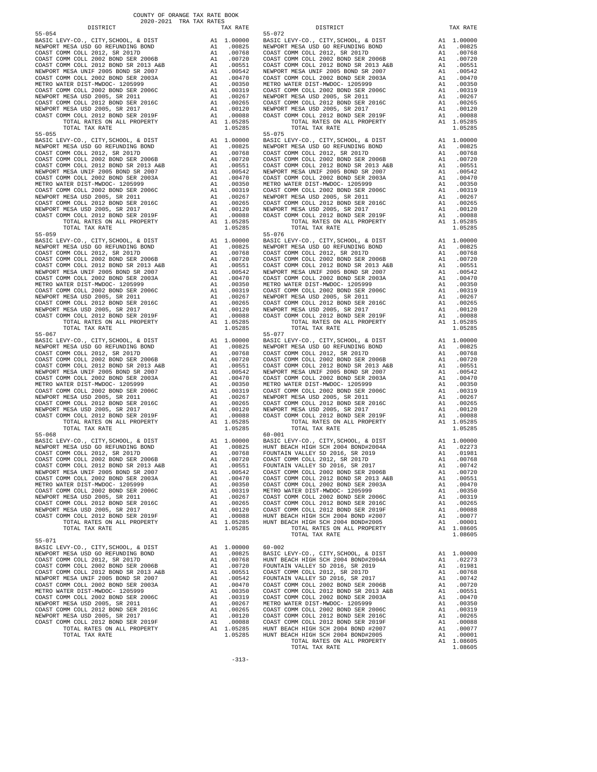COUNTY OF ORANGE TAX RATE BOOK
2020-2021 TRA TAX RATES

| DISTRICT | | TAX RATE |
|---|---|---|
| **55-054** | | |
| BASIC LEVY-CO., CITY,SCHOOL, & DIST | A1 | 1.00000 |
| NEWPORT MESA USD GO REFUNDING BOND | A1 | .00825 |
| COAST COMM COLL 2012, SR 2017D | A1 | .00768 |
| COAST COMM COLL 2002 BOND SER 2006B | A1 | .00720 |
| COAST COMM COLL 2012 BOND SR 2013 A&B | A1 | .00551 |
| NEWPORT MESA UNIF 2005 BOND SR 2007 | A1 | .00542 |
| COAST COMM COLL 2002 BOND SER 2003A | A1 | .00470 |
| METRO WATER DIST-MWDOC- 1205999 | A1 | .00350 |
| COAST COMM COLL 2002 BOND SER 2006C | A1 | .00319 |
| NEWPORT MESA USD 2005, SR 2011 | A1 | .00267 |
| COAST COMM COLL 2012 BOND SER 2016C | A1 | .00265 |
| NEWPORT MESA USD 2005, SR 2017 | A1 | .00120 |
| COAST COMM COLL 2012 BOND SER 2019F | A1 | .00088 |
| TOTAL RATES ON ALL PROPERTY | A1 | 1.05285 |
| TOTAL TAX RATE | | 1.05285 |
| **55-055** | | |
| BASIC LEVY-CO., CITY,SCHOOL, & DIST | A1 | 1.00000 |
| NEWPORT MESA USD GO REFUNDING BOND | A1 | .00825 |
| COAST COMM COLL 2012, SR 2017D | A1 | .00768 |
| COAST COMM COLL 2002 BOND SER 2006B | A1 | .00720 |
| COAST COMM COLL 2012 BOND SR 2013 A&B | A1 | .00551 |
| NEWPORT MESA UNIF 2005 BOND SR 2007 | A1 | .00542 |
| COAST COMM COLL 2002 BOND SER 2003A | A1 | .00470 |
| METRO WATER DIST-MWDOC- 1205999 | A1 | .00350 |
| COAST COMM COLL 2002 BOND SER 2006C | A1 | .00319 |
| NEWPORT MESA USD 2005, SR 2011 | A1 | .00267 |
| COAST COMM COLL 2012 BOND SER 2016C | A1 | .00265 |
| NEWPORT MESA USD 2005, SR 2017 | A1 | .00120 |
| COAST COMM COLL 2012 BOND SER 2019F | A1 | .00088 |
| TOTAL RATES ON ALL PROPERTY | A1 | 1.05285 |
| TOTAL TAX RATE | | 1.05285 |
| **55-059** | | |
| BASIC LEVY-CO., CITY,SCHOOL, & DIST | A1 | 1.00000 |
| NEWPORT MESA USD GO REFUNDING BOND | A1 | .00825 |
| COAST COMM COLL 2012, SR 2017D | A1 | .00768 |
| COAST COMM COLL 2002 BOND SER 2006B | A1 | .00720 |
| COAST COMM COLL 2012 BOND SR 2013 A&B | A1 | .00551 |
| NEWPORT MESA UNIF 2005 BOND SR 2007 | A1 | .00542 |
| COAST COMM COLL 2002 BOND SER 2003A | A1 | .00470 |
| METRO WATER DIST-MWDOC- 1205999 | A1 | .00350 |
| COAST COMM COLL 2002 BOND SER 2006C | A1 | .00319 |
| NEWPORT MESA USD 2005, SR 2011 | A1 | .00267 |
| COAST COMM COLL 2012 BOND SER 2016C | A1 | .00265 |
| NEWPORT MESA USD 2005, SR 2017 | A1 | .00120 |
| COAST COMM COLL 2012 BOND SER 2019F | A1 | .00088 |
| TOTAL RATES ON ALL PROPERTY | A1 | 1.05285 |
| TOTAL TAX RATE | | 1.05285 |
| **55-067** | | |
| BASIC LEVY-CO., CITY,SCHOOL, & DIST | A1 | 1.00000 |
| NEWPORT MESA USD GO REFUNDING BOND | A1 | .00825 |
| COAST COMM COLL 2012, SR 2017D | A1 | .00768 |
| COAST COMM COLL 2002 BOND SER 2006B | A1 | .00720 |
| COAST COMM COLL 2012 BOND SR 2013 A&B | A1 | .00551 |
| NEWPORT MESA UNIF 2005 BOND SR 2007 | A1 | .00542 |
| COAST COMM COLL 2002 BOND SER 2003A | A1 | .00470 |
| METRO WATER DIST-MWDOC- 1205999 | A1 | .00350 |
| COAST COMM COLL 2002 BOND SER 2006C | A1 | .00319 |
| NEWPORT MESA USD 2005, SR 2011 | A1 | .00267 |
| COAST COMM COLL 2012 BOND SER 2016C | A1 | .00265 |
| NEWPORT MESA USD 2005, SR 2017 | A1 | .00120 |
| COAST COMM COLL 2012 BOND SER 2019F | A1 | .00088 |
| TOTAL RATES ON ALL PROPERTY | A1 | 1.05285 |
| TOTAL TAX RATE | | 1.05285 |
| **55-068** | | |
| BASIC LEVY-CO., CITY,SCHOOL, & DIST | A1 | 1.00000 |
| NEWPORT MESA USD GO REFUNDING BOND | A1 | .00825 |
| COAST COMM COLL 2012, SR 2017D | A1 | .00768 |
| COAST COMM COLL 2002 BOND SER 2006B | A1 | .00720 |
| COAST COMM COLL 2012 BOND SR 2013 A&B | A1 | .00551 |
| NEWPORT MESA UNIF 2005 BOND SR 2007 | A1 | .00542 |
| COAST COMM COLL 2002 BOND SER 2003A | A1 | .00470 |
| METRO WATER DIST-MWDOC- 1205999 | A1 | .00350 |
| COAST COMM COLL 2002 BOND SER 2006C | A1 | .00319 |
| NEWPORT MESA USD 2005, SR 2011 | A1 | .00267 |
| COAST COMM COLL 2012 BOND SER 2016C | A1 | .00265 |
| NEWPORT MESA USD 2005, SR 2017 | A1 | .00120 |
| COAST COMM COLL 2012 BOND SER 2019F | A1 | .00088 |
| TOTAL RATES ON ALL PROPERTY | A1 | 1.05285 |
| TOTAL TAX RATE | | 1.05285 |
| **55-071** | | |
| BASIC LEVY-CO., CITY,SCHOOL, & DIST | A1 | 1.00000 |
| NEWPORT MESA USD GO REFUNDING BOND | A1 | .00825 |
| COAST COMM COLL 2012, SR 2017D | A1 | .00768 |
| COAST COMM COLL 2002 BOND SER 2006B | A1 | .00720 |
| COAST COMM COLL 2012 BOND SR 2013 A&B | A1 | .00551 |
| NEWPORT MESA UNIF 2005 BOND SR 2007 | A1 | .00542 |
| COAST COMM COLL 2002 BOND SER 2003A | A1 | .00470 |
| METRO WATER DIST-MWDOC- 1205999 | A1 | .00350 |
| COAST COMM COLL 2002 BOND SER 2006C | A1 | .00319 |
| NEWPORT MESA USD 2005, SR 2011 | A1 | .00267 |
| COAST COMM COLL 2012 BOND SER 2016C | A1 | .00265 |
| NEWPORT MESA USD 2005, SR 2017 | A1 | .00120 |
| COAST COMM COLL 2012 BOND SER 2019F | A1 | .00088 |
| TOTAL RATES ON ALL PROPERTY | A1 | 1.05285 |
| TOTAL TAX RATE | | 1.05285 |
| **55-072** | | |
| BASIC LEVY-CO., CITY,SCHOOL, & DIST | A1 | 1.00000 |
| NEWPORT MESA USD GO REFUNDING BOND | A1 | .00825 |
| COAST COMM COLL 2012, SR 2017D | A1 | .00768 |
| COAST COMM COLL 2002 BOND SER 2006B | A1 | .00720 |
| COAST COMM COLL 2012 BOND SR 2013 A&B | A1 | .00551 |
| NEWPORT MESA UNIF 2005 BOND SR 2007 | A1 | .00542 |
| COAST COMM COLL 2002 BOND SER 2003A | A1 | .00470 |
| METRO WATER DIST-MWDOC- 1205999 | A1 | .00350 |
| COAST COMM COLL 2002 BOND SER 2006C | A1 | .00319 |
| NEWPORT MESA USD 2005, SR 2011 | A1 | .00267 |
| COAST COMM COLL 2012 BOND SER 2016C | A1 | .00265 |
| NEWPORT MESA USD 2005, SR 2017 | A1 | .00120 |
| COAST COMM COLL 2012 BOND SER 2019F | A1 | .00088 |
| TOTAL RATES ON ALL PROPERTY | A1 | 1.05285 |
| TOTAL TAX RATE | | 1.05285 |
| **55-075** | | |
| BASIC LEVY-CO., CITY,SCHOOL, & DIST | A1 | 1.00000 |
| NEWPORT MESA USD GO REFUNDING BOND | A1 | .00825 |
| COAST COMM COLL 2012, SR 2017D | A1 | .00768 |
| COAST COMM COLL 2002 BOND SER 2006B | A1 | .00720 |
| COAST COMM COLL 2012 BOND SR 2013 A&B | A1 | .00551 |
| NEWPORT MESA UNIF 2005 BOND SR 2007 | A1 | .00542 |
| COAST COMM COLL 2002 BOND SER 2003A | A1 | .00470 |
| METRO WATER DIST-MWDOC- 1205999 | A1 | .00350 |
| COAST COMM COLL 2002 BOND SER 2006C | A1 | .00319 |
| NEWPORT MESA USD 2005, SR 2011 | A1 | .00267 |
| COAST COMM COLL 2012 BOND SER 2016C | A1 | .00265 |
| NEWPORT MESA USD 2005, SR 2017 | A1 | .00120 |
| COAST COMM COLL 2012 BOND SER 2019F | A1 | .00088 |
| TOTAL RATES ON ALL PROPERTY | A1 | 1.05285 |
| TOTAL TAX RATE | | 1.05285 |
| **55-076** | | |
| BASIC LEVY-CO., CITY,SCHOOL, & DIST | A1 | 1.00000 |
| NEWPORT MESA USD GO REFUNDING BOND | A1 | .00825 |
| COAST COMM COLL 2012, SR 2017D | A1 | .00768 |
| COAST COMM COLL 2002 BOND SER 2006B | A1 | .00720 |
| COAST COMM COLL 2012 BOND SR 2013 A&B | A1 | .00551 |
| NEWPORT MESA UNIF 2005 BOND SR 2007 | A1 | .00542 |
| COAST COMM COLL 2002 BOND SER 2003A | A1 | .00470 |
| METRO WATER DIST-MWDOC- 1205999 | A1 | .00350 |
| COAST COMM COLL 2002 BOND SER 2006C | A1 | .00319 |
| NEWPORT MESA USD 2005, SR 2011 | A1 | .00267 |
| COAST COMM COLL 2012 BOND SER 2016C | A1 | .00265 |
| NEWPORT MESA USD 2005, SR 2017 | A1 | .00120 |
| COAST COMM COLL 2012 BOND SER 2019F | A1 | .00088 |
| TOTAL RATES ON ALL PROPERTY | A1 | 1.05285 |
| TOTAL TAX RATE | | 1.05285 |
| **55-077** | | |
| BASIC LEVY-CO., CITY,SCHOOL, & DIST | A1 | 1.00000 |
| NEWPORT MESA USD GO REFUNDING BOND | A1 | .00825 |
| COAST COMM COLL 2012, SR 2017D | A1 | .00768 |
| COAST COMM COLL 2002 BOND SER 2006B | A1 | .00720 |
| COAST COMM COLL 2012 BOND SR 2013 A&B | A1 | .00551 |
| NEWPORT MESA UNIF 2005 BOND SR 2007 | A1 | .00542 |
| COAST COMM COLL 2002 BOND SER 2003A | A1 | .00470 |
| METRO WATER DIST-MWDOC- 1205999 | A1 | .00350 |
| COAST COMM COLL 2002 BOND SER 2006C | A1 | .00319 |
| NEWPORT MESA USD 2005, SR 2011 | A1 | .00267 |
| COAST COMM COLL 2012 BOND SER 2016C | A1 | .00265 |
| NEWPORT MESA USD 2005, SR 2017 | A1 | .00120 |
| COAST COMM COLL 2012 BOND SER 2019F | A1 | .00088 |
| TOTAL RATES ON ALL PROPERTY | A1 | 1.05285 |
| TOTAL TAX RATE | | 1.05285 |
| **60-001** | | |
| BASIC LEVY-CO., CITY,SCHOOL, & DIST | A1 | 1.00000 |
| HUNT BEACH HIGH SCH 2004 BOND#2004A | A1 | .02273 |
| FOUNTAIN VALLEY SD 2016, SR 2019 | A1 | .01981 |
| COAST COMM COLL 2012, SR 2017D | A1 | .00768 |
| FOUNTAIN VALLEY SD 2016, SR 2017 | A1 | .00742 |
| COAST COMM COLL 2002 BOND SER 2006B | A1 | .00720 |
| COAST COMM COLL 2012 BOND SR 2013 A&B | A1 | .00551 |
| COAST COMM COLL 2002 BOND SER 2003A | A1 | .00470 |
| METRO WATER DIST-MWDOC- 1205999 | A1 | .00350 |
| COAST COMM COLL 2002 BOND SER 2006C | A1 | .00319 |
| COAST COMM COLL 2012 BOND SER 2016C | A1 | .00265 |
| COAST COMM COLL 2012 BOND SER 2019F | A1 | .00088 |
| HUNT BEACH HIGH SCH 2004 BOND #2007 | A1 | .00077 |
| HUNT BEACH HIGH SCH 2004 BOND#2005 | A1 | .00001 |
| TOTAL RATES ON ALL PROPERTY | A1 | 1.08605 |
| TOTAL TAX RATE | | 1.08605 |
| **60-002** | | |
| BASIC LEVY-CO., CITY,SCHOOL, & DIST | A1 | 1.00000 |
| HUNT BEACH HIGH SCH 2004 BOND#2004A | A1 | .02273 |
| FOUNTAIN VALLEY SD 2016, SR 2019 | A1 | .01981 |
| COAST COMM COLL 2012, SR 2017D | A1 | .00768 |
| FOUNTAIN VALLEY SD 2016, SR 2017 | A1 | .00742 |
| COAST COMM COLL 2002 BOND SER 2006B | A1 | .00720 |
| COAST COMM COLL 2012 BOND SR 2013 A&B | A1 | .00551 |
| COAST COMM COLL 2002 BOND SER 2003A | A1 | .00470 |
| METRO WATER DIST-MWDOC- 1205999 | A1 | .00350 |
| COAST COMM COLL 2002 BOND SER 2006C | A1 | .00319 |
| COAST COMM COLL 2012 BOND SER 2016C | A1 | .00265 |
| COAST COMM COLL 2012 BOND SER 2019F | A1 | .00088 |
| HUNT BEACH HIGH SCH 2004 BOND #2007 | A1 | .00077 |
| HUNT BEACH HIGH SCH 2004 BOND#2005 | A1 | .00001 |
| TOTAL RATES ON ALL PROPERTY | A1 | 1.08605 |
| TOTAL TAX RATE | | 1.08605 |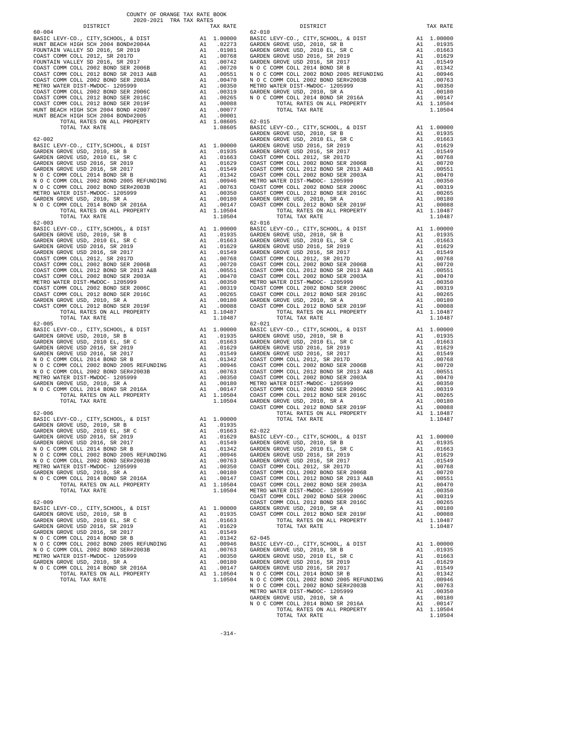COUNTY OF ORANGE TAX RATE BOOK
2020-2021 TRA TAX RATES

| DISTRICT | | TAX RATE |
|---|---|---|
| **60-004** | | |
| BASIC LEVY-CO., CITY,SCHOOL, & DIST | A1 | 1.00000 |
| HUNT BEACH HIGH SCH 2004 BOND#2004A | A1 | .02273 |
| FOUNTAIN VALLEY SD 2016, SR 2019 | A1 | .01981 |
| COAST COMM COLL 2012, SR 2017D | A1 | .00768 |
| FOUNTAIN VALLEY SD 2016, SR 2017 | A1 | .00742 |
| COAST COMM COLL 2002 BOND SER 2006B | A1 | .00720 |
| COAST COMM COLL 2012 BOND SR 2013 A&B | A1 | .00551 |
| COAST COMM COLL 2002 BOND SER 2003A | A1 | .00470 |
| METRO WATER DIST-MWDOC- 1205999 | A1 | .00350 |
| COAST COMM COLL 2002 BOND SER 2006C | A1 | .00319 |
| COAST COMM COLL 2012 BOND SER 2016C | A1 | .00265 |
| COAST COMM COLL 2012 BOND SER 2019F | A1 | .00088 |
| HUNT BEACH HIGH SCH 2004 BOND #2007 | A1 | .00077 |
| HUNT BEACH HIGH SCH 2004 BOND#2005 | A1 | .00001 |
| TOTAL RATES ON ALL PROPERTY | A1 | 1.08605 |
| TOTAL TAX RATE | | 1.08605 |
| **62-002** | | |
| BASIC LEVY-CO., CITY,SCHOOL, & DIST | A1 | 1.00000 |
| GARDEN GROVE USD, 2010, SR B | A1 | .01935 |
| GARDEN GROVE USD, 2010 EL, SR C | A1 | .01663 |
| GARDEN GROVE USD 2016, SR 2019 | A1 | .01629 |
| GARDEN GROVE USD 2016, SR 2017 | A1 | .01549 |
| N O C COMM COLL 2014 BOND SR B | A1 | .01342 |
| N O C COMM COLL 2002 BOND 2005 REFUNDING | A1 | .00946 |
| N O C COMM COLL 2002 BOND SER#2003B | A1 | .00763 |
| METRO WATER DIST-MWDOC- 1205999 | A1 | .00350 |
| GARDEN GROVE USD, 2010, SR A | A1 | .00180 |
| N O C COMM COLL 2014 BOND SR 2016A | A1 | .00147 |
| TOTAL RATES ON ALL PROPERTY | A1 | 1.10504 |
| TOTAL TAX RATE | | 1.10504 |
| **62-003** | | |
| BASIC LEVY-CO., CITY,SCHOOL, & DIST | A1 | 1.00000 |
| GARDEN GROVE USD, 2010, SR B | A1 | .01935 |
| GARDEN GROVE USD, 2010 EL, SR C | A1 | .01663 |
| GARDEN GROVE USD 2016, SR 2019 | A1 | .01629 |
| GARDEN GROVE USD 2016, SR 2017 | A1 | .01549 |
| COAST COMM COLL 2012, SR 2017D | A1 | .00768 |
| COAST COMM COLL 2002 BOND SER 2006B | A1 | .00720 |
| COAST COMM COLL 2012 BOND SR 2013 A&B | A1 | .00551 |
| COAST COMM COLL 2002 BOND SER 2003A | A1 | .00470 |
| METRO WATER DIST-MWDOC- 1205999 | A1 | .00350 |
| COAST COMM COLL 2002 BOND SER 2006C | A1 | .00319 |
| COAST COMM COLL 2012 BOND SER 2016C | A1 | .00265 |
| GARDEN GROVE USD, 2010, SR A | A1 | .00180 |
| COAST COMM COLL 2012 BOND SER 2019F | A1 | .00088 |
| TOTAL RATES ON ALL PROPERTY | A1 | 1.10487 |
| TOTAL TAX RATE | | 1.10487 |
| **62-005** | | |
| BASIC LEVY-CO., CITY,SCHOOL, & DIST | A1 | 1.00000 |
| GARDEN GROVE USD, 2010, SR B | A1 | .01935 |
| GARDEN GROVE USD, 2010 EL, SR C | A1 | .01663 |
| GARDEN GROVE USD 2016, SR 2019 | A1 | .01629 |
| GARDEN GROVE USD 2016, SR 2017 | A1 | .01549 |
| N O C COMM COLL 2014 BOND SR B | A1 | .01342 |
| N O C COMM COLL 2002 BOND 2005 REFUNDING | A1 | .00946 |
| N O C COMM COLL 2002 BOND SER#2003B | A1 | .00763 |
| METRO WATER DIST-MWDOC- 1205999 | A1 | .00350 |
| GARDEN GROVE USD, 2010, SR A | A1 | .00180 |
| N O C COMM COLL 2014 BOND SR 2016A | A1 | .00147 |
| TOTAL RATES ON ALL PROPERTY | A1 | 1.10504 |
| TOTAL TAX RATE | | 1.10504 |
| **62-006** | | |
| BASIC LEVY-CO., CITY,SCHOOL, & DIST | A1 | 1.00000 |
| GARDEN GROVE USD, 2010, SR B | A1 | .01935 |
| GARDEN GROVE USD, 2010 EL, SR C | A1 | .01663 |
| GARDEN GROVE USD 2016, SR 2019 | A1 | .01629 |
| GARDEN GROVE USD 2016, SR 2017 | A1 | .01549 |
| N O C COMM COLL 2014 BOND SR B | A1 | .01342 |
| N O C COMM COLL 2002 BOND 2005 REFUNDING | A1 | .00946 |
| N O C COMM COLL 2002 BOND SER#2003B | A1 | .00763 |
| METRO WATER DIST-MWDOC- 1205999 | A1 | .00350 |
| GARDEN GROVE USD, 2010, SR A | A1 | .00180 |
| N O C COMM COLL 2014 BOND SR 2016A | A1 | .00147 |
| TOTAL RATES ON ALL PROPERTY | A1 | 1.10504 |
| TOTAL TAX RATE | | 1.10504 |
| **62-009** | | |
| BASIC LEVY-CO., CITY,SCHOOL, & DIST | A1 | 1.00000 |
| GARDEN GROVE USD, 2010, SR B | A1 | .01935 |
| GARDEN GROVE USD, 2010 EL, SR C | A1 | .01663 |
| GARDEN GROVE USD 2016, SR 2019 | A1 | .01629 |
| GARDEN GROVE USD 2016, SR 2017 | A1 | .01549 |
| N O C COMM COLL 2014 BOND SR B | A1 | .01342 |
| N O C COMM COLL 2002 BOND 2005 REFUNDING | A1 | .00946 |
| N O C COMM COLL 2002 BOND SER#2003B | A1 | .00763 |
| METRO WATER DIST-MWDOC- 1205999 | A1 | .00350 |
| GARDEN GROVE USD, 2010, SR A | A1 | .00180 |
| N O C COMM COLL 2014 BOND SR 2016A | A1 | .00147 |
| TOTAL RATES ON ALL PROPERTY | A1 | 1.10504 |
| TOTAL TAX RATE | | 1.10504 |
| **62-010** | | |
| BASIC LEVY-CO., CITY,SCHOOL, & DIST | A1 | 1.00000 |
| GARDEN GROVE USD, 2010, SR B | A1 | .01935 |
| GARDEN GROVE USD, 2010 EL, SR C | A1 | .01663 |
| GARDEN GROVE USD 2016, SR 2019 | A1 | .01629 |
| GARDEN GROVE USD 2016, SR 2017 | A1 | .01549 |
| N O C COMM COLL 2014 BOND SR B | A1 | .01342 |
| N O C COMM COLL 2002 BOND 2005 REFUNDING | A1 | .00946 |
| N O C COMM COLL 2002 BOND SER#2003B | A1 | .00763 |
| METRO WATER DIST-MWDOC- 1205999 | A1 | .00350 |
| GARDEN GROVE USD, 2010, SR A | A1 | .00180 |
| N O C COMM COLL 2014 BOND SR 2016A | A1 | .00147 |
| TOTAL RATES ON ALL PROPERTY | A1 | 1.10504 |
| TOTAL TAX RATE | | 1.10504 |
| **62-015** | | |
| BASIC LEVY-CO., CITY,SCHOOL, & DIST | A1 | 1.00000 |
| GARDEN GROVE USD, 2010, SR B | A1 | .01935 |
| GARDEN GROVE USD, 2010 EL, SR C | A1 | .01663 |
| GARDEN GROVE USD 2016, SR 2019 | A1 | .01629 |
| GARDEN GROVE USD 2016, SR 2017 | A1 | .01549 |
| COAST COMM COLL 2012, SR 2017D | A1 | .00768 |
| COAST COMM COLL 2002 BOND SER 2006B | A1 | .00720 |
| COAST COMM COLL 2012 BOND SR 2013 A&B | A1 | .00551 |
| COAST COMM COLL 2002 BOND SER 2003A | A1 | .00470 |
| METRO WATER DIST-MWDOC- 1205999 | A1 | .00350 |
| COAST COMM COLL 2002 BOND SER 2006C | A1 | .00319 |
| COAST COMM COLL 2012 BOND SER 2016C | A1 | .00265 |
| GARDEN GROVE USD, 2010, SR A | A1 | .00180 |
| COAST COMM COLL 2012 BOND SER 2019F | A1 | .00088 |
| TOTAL RATES ON ALL PROPERTY | A1 | 1.10487 |
| TOTAL TAX RATE | | 1.10487 |
| **62-016** | | |
| BASIC LEVY-CO., CITY,SCHOOL, & DIST | A1 | 1.00000 |
| GARDEN GROVE USD, 2010, SR B | A1 | .01935 |
| GARDEN GROVE USD, 2010 EL, SR C | A1 | .01663 |
| GARDEN GROVE USD 2016, SR 2019 | A1 | .01629 |
| GARDEN GROVE USD 2016, SR 2017 | A1 | .01549 |
| COAST COMM COLL 2012, SR 2017D | A1 | .00768 |
| COAST COMM COLL 2002 BOND SER 2006B | A1 | .00720 |
| COAST COMM COLL 2012 BOND SR 2013 A&B | A1 | .00551 |
| COAST COMM COLL 2002 BOND SER 2003A | A1 | .00470 |
| METRO WATER DIST-MWDOC- 1205999 | A1 | .00350 |
| COAST COMM COLL 2002 BOND SER 2006C | A1 | .00319 |
| COAST COMM COLL 2012 BOND SER 2016C | A1 | .00265 |
| GARDEN GROVE USD, 2010, SR A | A1 | .00180 |
| COAST COMM COLL 2012 BOND SER 2019F | A1 | .00088 |
| TOTAL RATES ON ALL PROPERTY | A1 | 1.10487 |
| TOTAL TAX RATE | | 1.10487 |
| **62-021** | | |
| BASIC LEVY-CO., CITY,SCHOOL, & DIST | A1 | 1.00000 |
| GARDEN GROVE USD, 2010, SR B | A1 | .01935 |
| GARDEN GROVE USD, 2010 EL, SR C | A1 | .01663 |
| GARDEN GROVE USD 2016, SR 2019 | A1 | .01629 |
| GARDEN GROVE USD 2016, SR 2017 | A1 | .01549 |
| COAST COMM COLL 2012, SR 2017D | A1 | .00768 |
| COAST COMM COLL 2002 BOND SER 2006B | A1 | .00720 |
| COAST COMM COLL 2012 BOND SR 2013 A&B | A1 | .00551 |
| COAST COMM COLL 2002 BOND SER 2003A | A1 | .00470 |
| METRO WATER DIST-MWDOC- 1205999 | A1 | .00350 |
| COAST COMM COLL 2002 BOND SER 2006C | A1 | .00319 |
| COAST COMM COLL 2012 BOND SER 2016C | A1 | .00265 |
| GARDEN GROVE USD, 2010, SR A | A1 | .00180 |
| COAST COMM COLL 2012 BOND SER 2019F | A1 | .00088 |
| TOTAL RATES ON ALL PROPERTY | A1 | 1.10487 |
| TOTAL TAX RATE | | 1.10487 |
| **62-022** | | |
| BASIC LEVY-CO., CITY,SCHOOL, & DIST | A1 | 1.00000 |
| GARDEN GROVE USD, 2010, SR B | A1 | .01935 |
| GARDEN GROVE USD, 2010 EL, SR C | A1 | .01663 |
| GARDEN GROVE USD 2016, SR 2019 | A1 | .01629 |
| GARDEN GROVE USD 2016, SR 2017 | A1 | .01549 |
| COAST COMM COLL 2012, SR 2017D | A1 | .00768 |
| COAST COMM COLL 2002 BOND SER 2006B | A1 | .00720 |
| COAST COMM COLL 2012 BOND SR 2013 A&B | A1 | .00551 |
| COAST COMM COLL 2002 BOND SER 2003A | A1 | .00470 |
| METRO WATER DIST-MWDOC- 1205999 | A1 | .00350 |
| COAST COMM COLL 2002 BOND SER 2006C | A1 | .00319 |
| COAST COMM COLL 2012 BOND SER 2016C | A1 | .00265 |
| GARDEN GROVE USD, 2010, SR A | A1 | .00180 |
| COAST COMM COLL 2012 BOND SER 2019F | A1 | .00088 |
| TOTAL RATES ON ALL PROPERTY | A1 | 1.10487 |
| TOTAL TAX RATE | | 1.10487 |
| **62-045** | | |
| BASIC LEVY-CO., CITY,SCHOOL, & DIST | A1 | 1.00000 |
| GARDEN GROVE USD, 2010, SR B | A1 | .01935 |
| GARDEN GROVE USD, 2010 EL, SR C | A1 | .01663 |
| GARDEN GROVE USD 2016, SR 2019 | A1 | .01629 |
| GARDEN GROVE USD 2016, SR 2017 | A1 | .01549 |
| N O C COMM COLL 2014 BOND SR B | A1 | .01342 |
| N O C COMM COLL 2002 BOND 2005 REFUNDING | A1 | .00946 |
| N O C COMM COLL 2002 BOND SER#2003B | A1 | .00763 |
| METRO WATER DIST-MWDOC- 1205999 | A1 | .00350 |
| GARDEN GROVE USD, 2010, SR A | A1 | .00180 |
| N O C COMM COLL 2014 BOND SR 2016A | A1 | .00147 |
| TOTAL RATES ON ALL PROPERTY | A1 | 1.10504 |
| TOTAL TAX RATE | | 1.10504 |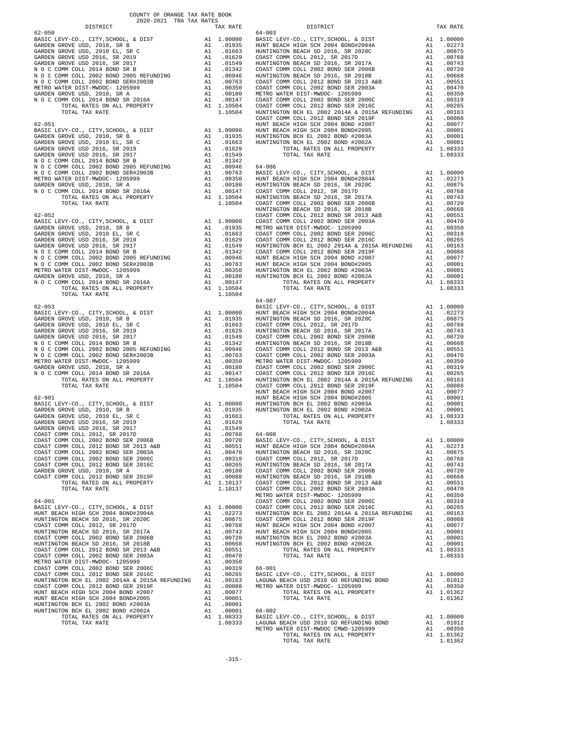COUNTY OF ORANGE TAX RATE BOOK
2020-2021 TRA TAX RATES

| DISTRICT | | TAX RATE |
|---|---|---|
| **62-050** | | |
| BASIC LEVY-CO., CITY,SCHOOL, & DIST | A1 | 1.00000 |
| GARDEN GROVE USD, 2010, SR B | A1 | .01935 |
| GARDEN GROVE USD, 2010 EL, SR C | A1 | .01663 |
| GARDEN GROVE USD 2016, SR 2019 | A1 | .01629 |
| GARDEN GROVE USD 2016, SR 2017 | A1 | .01549 |
| N O C COMM COLL 2014 BOND SR B | A1 | .01342 |
| N O C COMM COLL 2002 BOND 2005 REFUNDING | A1 | .00946 |
| N O C COMM COLL 2002 BOND SER#2003B | A1 | .00763 |
| METRO WATER DIST-MWDOC- 1205999 | A1 | .00350 |
| GARDEN GROVE USD, 2010, SR A | A1 | .00180 |
| N O C COMM COLL 2014 BOND SR 2016A | A1 | .00147 |
| TOTAL RATES ON ALL PROPERTY | A1 | 1.10504 |
| TOTAL TAX RATE | | 1.10504 |
| **62-051** | | |
| BASIC LEVY-CO., CITY,SCHOOL, & DIST | A1 | 1.00000 |
| GARDEN GROVE USD, 2010, SR B | A1 | .01935 |
| GARDEN GROVE USD, 2010 EL, SR C | A1 | .01663 |
| GARDEN GROVE USD 2016, SR 2019 | A1 | .01629 |
| GARDEN GROVE USD 2016, SR 2017 | A1 | .01549 |
| N O C COMM COLL 2014 BOND SR B | A1 | .01342 |
| N O C COMM COLL 2002 BOND 2005 REFUNDING | A1 | .00946 |
| N O C COMM COLL 2002 BOND SER#2003B | A1 | .00763 |
| METRO WATER DIST-MWDOC- 1205999 | A1 | .00350 |
| GARDEN GROVE USD, 2010, SR A | A1 | .00180 |
| N O C COMM COLL 2014 BOND SR 2016A | A1 | .00147 |
| TOTAL RATES ON ALL PROPERTY | A1 | 1.10504 |
| TOTAL TAX RATE | | 1.10504 |
| **62-052** | | |
| BASIC LEVY-CO., CITY,SCHOOL, & DIST | A1 | 1.00000 |
| GARDEN GROVE USD, 2010, SR B | A1 | .01935 |
| GARDEN GROVE USD, 2010 EL, SR C | A1 | .01663 |
| GARDEN GROVE USD 2016, SR 2019 | A1 | .01629 |
| GARDEN GROVE USD 2016, SR 2017 | A1 | .01549 |
| N O C COMM COLL 2014 BOND SR B | A1 | .01342 |
| N O C COMM COLL 2002 BOND 2005 REFUNDING | A1 | .00946 |
| N O C COMM COLL 2002 BOND SER#2003B | A1 | .00763 |
| METRO WATER DIST-MWDOC- 1205999 | A1 | .00350 |
| GARDEN GROVE USD, 2010, SR A | A1 | .00180 |
| N O C COMM COLL 2014 BOND SR 2016A | A1 | .00147 |
| TOTAL RATES ON ALL PROPERTY | A1 | 1.10504 |
| TOTAL TAX RATE | | 1.10504 |
| **62-053** | | |
| BASIC LEVY-CO., CITY,SCHOOL, & DIST | A1 | 1.00000 |
| GARDEN GROVE USD, 2010, SR B | A1 | .01935 |
| GARDEN GROVE USD, 2010 EL, SR C | A1 | .01663 |
| GARDEN GROVE USD 2016, SR 2019 | A1 | .01629 |
| GARDEN GROVE USD 2016, SR 2017 | A1 | .01549 |
| N O C COMM COLL 2014 BOND SR B | A1 | .01342 |
| N O C COMM COLL 2002 BOND 2005 REFUNDING | A1 | .00946 |
| N O C COMM COLL 2002 BOND SER#2003B | A1 | .00763 |
| METRO WATER DIST-MWDOC- 1205999 | A1 | .00350 |
| GARDEN GROVE USD, 2010, SR A | A1 | .00180 |
| N O C COMM COLL 2014 BOND SR 2016A | A1 | .00147 |
| TOTAL RATES ON ALL PROPERTY | A1 | 1.10504 |
| TOTAL TAX RATE | | 1.10504 |
| **62-901** | | |
| BASIC LEVY-CO., CITY,SCHOOL, & DIST | A1 | 1.00000 |
| GARDEN GROVE USD, 2010, SR B | A1 | .01935 |
| GARDEN GROVE USD, 2010 EL, SR C | A1 | .01663 |
| GARDEN GROVE USD 2016, SR 2019 | A1 | .01629 |
| GARDEN GROVE USD 2016, SR 2017 | A1 | .01549 |
| COAST COMM COLL 2012, SR 2017D | A1 | .00768 |
| COAST COMM COLL 2002 BOND SER 2006B | A1 | .00720 |
| COAST COMM COLL 2012 BOND SR 2013 A&B | A1 | .00551 |
| COAST COMM COLL 2002 BOND SER 2003A | A1 | .00470 |
| COAST COMM COLL 2002 BOND SER 2006C | A1 | .00319 |
| COAST COMM COLL 2012 BOND SER 2016C | A1 | .00265 |
| GARDEN GROVE USD, 2010, SR A | A1 | .00180 |
| COAST COMM COLL 2012 BOND SER 2019F | A1 | .00088 |
| TOTAL RATES ON ALL PROPERTY | A1 | 1.10137 |
| TOTAL TAX RATE | | 1.10137 |
| **64-001** | | |
| BASIC LEVY-CO., CITY,SCHOOL, & DIST | A1 | 1.00000 |
| HUNT BEACH HIGH SCH 2004 BOND#2004A | A1 | .02273 |
| HUNTINGTON BEACH SD 2016, SR 2020C | A1 | .00875 |
| COAST COMM COLL 2012, SR 2017D | A1 | .00768 |
| HUNTINGTON BEACH SD 2016, SR 2017A | A1 | .00743 |
| COAST COMM COLL 2002 BOND SER 2006B | A1 | .00720 |
| HUNTINGTON BEACH SD 2016, SR 2018B | A1 | .00668 |
| COAST COMM COLL 2012 BOND SR 2013 A&B | A1 | .00551 |
| COAST COMM COLL 2002 BOND SER 2003A | A1 | .00470 |
| METRO WATER DIST-MWDOC- 1205999 | A1 | .00350 |
| COAST COMM COLL 2002 BOND SER 2006C | A1 | .00319 |
| COAST COMM COLL 2012 BOND SER 2016C | A1 | .00265 |
| HUNTINGTON BCH EL 2002 2014A & 2015A REFUNDING | A1 | .00163 |
| COAST COMM COLL 2012 BOND SER 2019F | A1 | .00088 |
| HUNT BEACH HIGH SCH 2004 BOND #2007 | A1 | .00077 |
| HUNT BEACH HIGH SCH 2004 BOND#2005 | A1 | .00001 |
| HUNTINGTON BCH EL 2002 BOND #2003A | A1 | .00001 |
| HUNTINGTON BCH EL 2002 BOND #2002A | A1 | .00001 |
| TOTAL RATES ON ALL PROPERTY | A1 | 1.08333 |
| TOTAL TAX RATE | | 1.08333 |
| **64-003** | | |
| BASIC LEVY-CO., CITY,SCHOOL, & DIST | A1 | 1.00000 |
| HUNT BEACH HIGH SCH 2004 BOND#2004A | A1 | .02273 |
| HUNTINGTON BEACH SD 2016, SR 2020C | A1 | .00875 |
| COAST COMM COLL 2012, SR 2017D | A1 | .00768 |
| HUNTINGTON BEACH SD 2016, SR 2017A | A1 | .00743 |
| COAST COMM COLL 2002 BOND SER 2006B | A1 | .00720 |
| HUNTINGTON BEACH SD 2016, SR 2018B | A1 | .00668 |
| COAST COMM COLL 2012 BOND SR 2013 A&B | A1 | .00551 |
| COAST COMM COLL 2002 BOND SER 2003A | A1 | .00470 |
| METRO WATER DIST-MWDOC- 1205999 | A1 | .00350 |
| COAST COMM COLL 2002 BOND SER 2006C | A1 | .00319 |
| COAST COMM COLL 2012 BOND SER 2016C | A1 | .00265 |
| HUNTINGTON BCH EL 2002 2014A & 2015A REFUNDING | A1 | .00163 |
| COAST COMM COLL 2012 BOND SER 2019F | A1 | .00088 |
| HUNT BEACH HIGH SCH 2004 BOND #2007 | A1 | .00077 |
| HUNT BEACH HIGH SCH 2004 BOND#2005 | A1 | .00001 |
| HUNTINGTON BCH EL 2002 BOND #2003A | A1 | .00001 |
| HUNTINGTON BCH EL 2002 BOND #2002A | A1 | .00001 |
| TOTAL RATES ON ALL PROPERTY | A1 | 1.08333 |
| TOTAL TAX RATE | | 1.08333 |
| **64-006** | | |
| BASIC LEVY-CO., CITY,SCHOOL, & DIST | A1 | 1.00000 |
| HUNT BEACH HIGH SCH 2004 BOND#2004A | A1 | .02273 |
| HUNTINGTON BEACH SD 2016, SR 2020C | A1 | .00875 |
| COAST COMM COLL 2012, SR 2017D | A1 | .00768 |
| HUNTINGTON BEACH SD 2016, SR 2017A | A1 | .00743 |
| COAST COMM COLL 2002 BOND SER 2006B | A1 | .00720 |
| HUNTINGTON BEACH SD 2016, SR 2018B | A1 | .00668 |
| COAST COMM COLL 2012 BOND SR 2013 A&B | A1 | .00551 |
| COAST COMM COLL 2002 BOND SER 2003A | A1 | .00470 |
| METRO WATER DIST-MWDOC- 1205999 | A1 | .00350 |
| COAST COMM COLL 2002 BOND SER 2006C | A1 | .00319 |
| COAST COMM COLL 2012 BOND SER 2016C | A1 | .00265 |
| HUNTINGTON BCH EL 2002 2014A & 2015A REFUNDING | A1 | .00163 |
| COAST COMM COLL 2012 BOND SER 2019F | A1 | .00088 |
| HUNT BEACH HIGH SCH 2004 BOND #2007 | A1 | .00077 |
| HUNT BEACH HIGH SCH 2004 BOND#2005 | A1 | .00001 |
| HUNTINGTON BCH EL 2002 BOND #2003A | A1 | .00001 |
| HUNTINGTON BCH EL 2002 BOND #2002A | A1 | .00001 |
| TOTAL RATES ON ALL PROPERTY | A1 | 1.08333 |
| TOTAL TAX RATE | | 1.08333 |
| **64-007** | | |
| BASIC LEVY-CO., CITY,SCHOOL, & DIST | A1 | 1.00000 |
| HUNT BEACH HIGH SCH 2004 BOND#2004A | A1 | .02273 |
| HUNTINGTON BEACH SD 2016, SR 2020C | A1 | .00875 |
| COAST COMM COLL 2012, SR 2017D | A1 | .00768 |
| HUNTINGTON BEACH SD 2016, SR 2017A | A1 | .00743 |
| COAST COMM COLL 2002 BOND SER 2006B | A1 | .00720 |
| HUNTINGTON BEACH SD 2016, SR 2018B | A1 | .00668 |
| COAST COMM COLL 2012 BOND SR 2013 A&B | A1 | .00551 |
| COAST COMM COLL 2002 BOND SER 2003A | A1 | .00470 |
| METRO WATER DIST-MWDOC- 1205999 | A1 | .00350 |
| COAST COMM COLL 2002 BOND SER 2006C | A1 | .00319 |
| COAST COMM COLL 2012 BOND SER 2016C | A1 | .00265 |
| HUNTINGTON BCH EL 2002 2014A & 2015A REFUNDING | A1 | .00163 |
| COAST COMM COLL 2012 BOND SER 2019F | A1 | .00088 |
| HUNT BEACH HIGH SCH 2004 BOND #2007 | A1 | .00077 |
| HUNT BEACH HIGH SCH 2004 BOND#2005 | A1 | .00001 |
| HUNTINGTON BCH EL 2002 BOND #2003A | A1 | .00001 |
| HUNTINGTON BCH EL 2002 BOND #2002A | A1 | .00001 |
| TOTAL RATES ON ALL PROPERTY | A1 | 1.08333 |
| TOTAL TAX RATE | | 1.08333 |
| **64-008** | | |
| BASIC LEVY-CO., CITY,SCHOOL, & DIST | A1 | 1.00000 |
| HUNT BEACH HIGH SCH 2004 BOND#2004A | A1 | .02273 |
| HUNTINGTON BEACH SD 2016, SR 2020C | A1 | .00875 |
| COAST COMM COLL 2012, SR 2017D | A1 | .00768 |
| HUNTINGTON BEACH SD 2016, SR 2017A | A1 | .00743 |
| COAST COMM COLL 2002 BOND SER 2006B | A1 | .00720 |
| HUNTINGTON BEACH SD 2016, SR 2018B | A1 | .00668 |
| COAST COMM COLL 2012 BOND SR 2013 A&B | A1 | .00551 |
| COAST COMM COLL 2002 BOND SER 2003A | A1 | .00470 |
| METRO WATER DIST-MWDOC- 1205999 | A1 | .00350 |
| COAST COMM COLL 2002 BOND SER 2006C | A1 | .00319 |
| COAST COMM COLL 2012 BOND SER 2016C | A1 | .00265 |
| HUNTINGTON BCH EL 2002 2014A & 2015A REFUNDING | A1 | .00163 |
| COAST COMM COLL 2012 BOND SER 2019F | A1 | .00088 |
| HUNT BEACH HIGH SCH 2004 BOND #2007 | A1 | .00077 |
| HUNT BEACH HIGH SCH 2004 BOND#2005 | A1 | .00001 |
| HUNTINGTON BCH EL 2002 BOND #2003A | A1 | .00001 |
| HUNTINGTON BCH EL 2002 BOND #2002A | A1 | .00001 |
| TOTAL RATES ON ALL PROPERTY | A1 | 1.08333 |
| TOTAL TAX RATE | | 1.08333 |
| **66-001** | | |
| BASIC LEVY-CO., CITY,SCHOOL, & DIST | A1 | 1.00000 |
| LAGUNA BEACH USD 2010 GO REFUNDING BOND | A1 | .01012 |
| METRO WATER DIST-MWDOC- 1205999 | A1 | .00350 |
| TOTAL RATES ON ALL PROPERTY | A1 | 1.01362 |
| TOTAL TAX RATE | | 1.01362 |
| **66-002** | | |
| BASIC LEVY-CO., CITY,SCHOOL, & DIST | A1 | 1.00000 |
| LAGUNA BEACH USD 2010 GO REFUNDING BOND | A1 | .01012 |
| METRO WATER DIST-MWDOC CMWD-1205999 | A1 | .00350 |
| TOTAL RATES ON ALL PROPERTY | A1 | 1.01362 |
| TOTAL TAX RATE | | 1.01362 |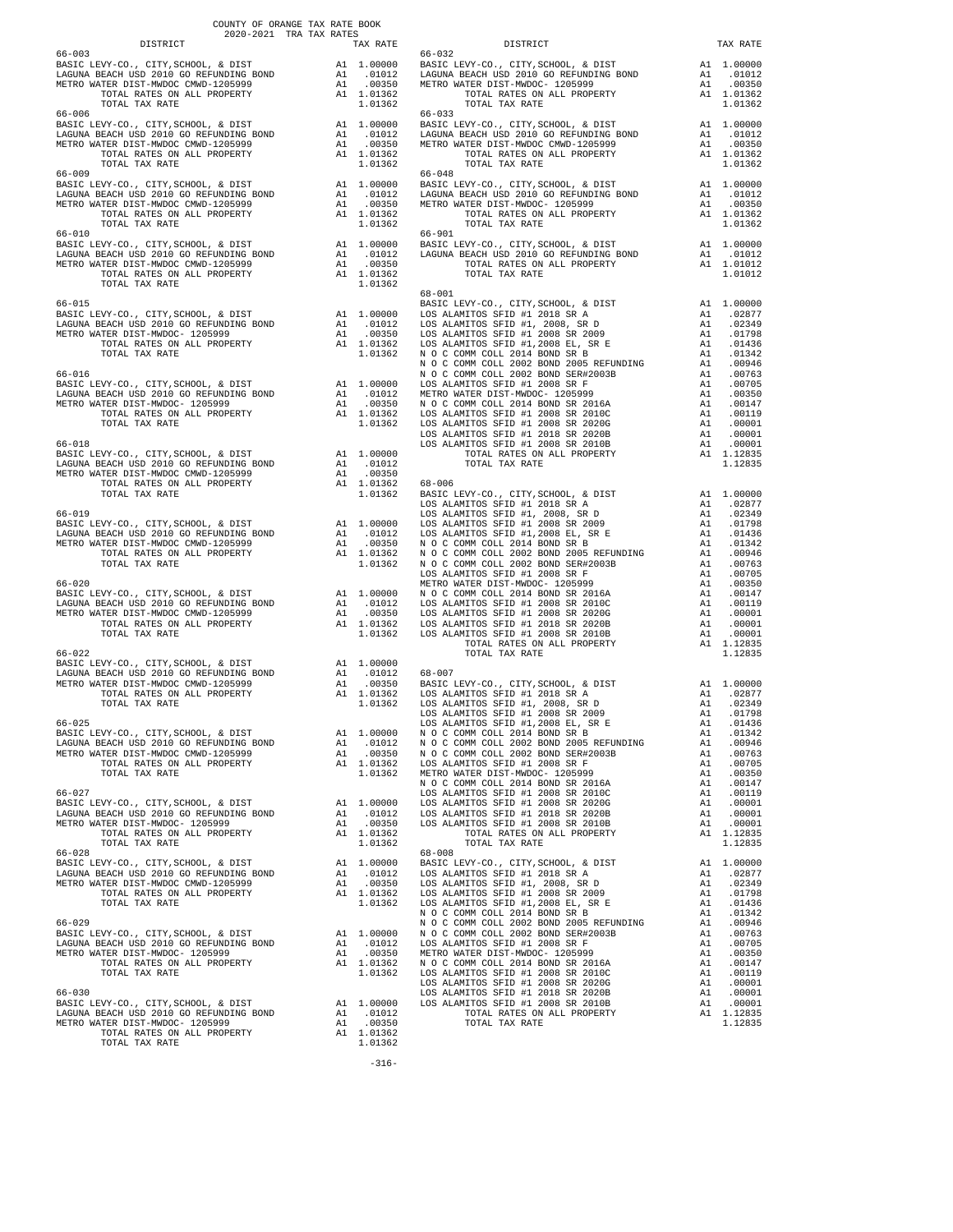COUNTY OF ORANGE TAX RATE BOOK
2020-2021 TRA TAX RATES

| DISTRICT | | TAX RATE |
|---|---|---|
| **66-003** | | |
| BASIC LEVY-CO., CITY,SCHOOL, & DIST | A1 | 1.00000 |
| LAGUNA BEACH USD 2010 GO REFUNDING BOND | A1 | .01012 |
| METRO WATER DIST-MWDOC CMWD-1205999 | A1 | .00350 |
| TOTAL RATES ON ALL PROPERTY | A1 | 1.01362 |
| TOTAL TAX RATE | | 1.01362 |
| **66-006** | | |
| BASIC LEVY-CO., CITY,SCHOOL, & DIST | A1 | 1.00000 |
| LAGUNA BEACH USD 2010 GO REFUNDING BOND | A1 | .01012 |
| METRO WATER DIST-MWDOC CMWD-1205999 | A1 | .00350 |
| TOTAL RATES ON ALL PROPERTY | A1 | 1.01362 |
| TOTAL TAX RATE | | 1.01362 |
| **66-009** | | |
| BASIC LEVY-CO., CITY,SCHOOL, & DIST | A1 | 1.00000 |
| LAGUNA BEACH USD 2010 GO REFUNDING BOND | A1 | .01012 |
| METRO WATER DIST-MWDOC CMWD-1205999 | A1 | .00350 |
| TOTAL RATES ON ALL PROPERTY | A1 | 1.01362 |
| TOTAL TAX RATE | | 1.01362 |
| **66-010** | | |
| BASIC LEVY-CO., CITY,SCHOOL, & DIST | A1 | 1.00000 |
| LAGUNA BEACH USD 2010 GO REFUNDING BOND | A1 | .01012 |
| METRO WATER DIST-MWDOC CMWD-1205999 | A1 | .00350 |
| TOTAL RATES ON ALL PROPERTY | A1 | 1.01362 |
| TOTAL TAX RATE | | 1.01362 |
| **66-015** | | |
| BASIC LEVY-CO., CITY,SCHOOL, & DIST | A1 | 1.00000 |
| LAGUNA BEACH USD 2010 GO REFUNDING BOND | A1 | .01012 |
| METRO WATER DIST-MWDOC- 1205999 | A1 | .00350 |
| TOTAL RATES ON ALL PROPERTY | A1 | 1.01362 |
| TOTAL TAX RATE | | 1.01362 |
| **66-016** | | |
| BASIC LEVY-CO., CITY,SCHOOL, & DIST | A1 | 1.00000 |
| LAGUNA BEACH USD 2010 GO REFUNDING BOND | A1 | .01012 |
| METRO WATER DIST-MWDOC- 1205999 | A1 | .00350 |
| TOTAL RATES ON ALL PROPERTY | A1 | 1.01362 |
| TOTAL TAX RATE | | 1.01362 |
| **66-018** | | |
| BASIC LEVY-CO., CITY,SCHOOL, & DIST | A1 | 1.00000 |
| LAGUNA BEACH USD 2010 GO REFUNDING BOND | A1 | .01012 |
| METRO WATER DIST-MWDOC CMWD-1205999 | A1 | .00350 |
| TOTAL RATES ON ALL PROPERTY | A1 | 1.01362 |
| TOTAL TAX RATE | | 1.01362 |
| **66-019** | | |
| BASIC LEVY-CO., CITY,SCHOOL, & DIST | A1 | 1.00000 |
| LAGUNA BEACH USD 2010 GO REFUNDING BOND | A1 | .01012 |
| METRO WATER DIST-MWDOC CMWD-1205999 | A1 | .00350 |
| TOTAL RATES ON ALL PROPERTY | A1 | 1.01362 |
| TOTAL TAX RATE | | 1.01362 |
| **66-020** | | |
| BASIC LEVY-CO., CITY,SCHOOL, & DIST | A1 | 1.00000 |
| LAGUNA BEACH USD 2010 GO REFUNDING BOND | A1 | .01012 |
| METRO WATER DIST-MWDOC CMWD-1205999 | A1 | .00350 |
| TOTAL RATES ON ALL PROPERTY | A1 | 1.01362 |
| TOTAL TAX RATE | | 1.01362 |
| **66-022** | | |
| BASIC LEVY-CO., CITY,SCHOOL, & DIST | A1 | 1.00000 |
| LAGUNA BEACH USD 2010 GO REFUNDING BOND | A1 | .01012 |
| METRO WATER DIST-MWDOC CMWD-1205999 | A1 | .00350 |
| TOTAL RATES ON ALL PROPERTY | A1 | 1.01362 |
| TOTAL TAX RATE | | 1.01362 |
| **66-025** | | |
| BASIC LEVY-CO., CITY,SCHOOL, & DIST | A1 | 1.00000 |
| LAGUNA BEACH USD 2010 GO REFUNDING BOND | A1 | .01012 |
| METRO WATER DIST-MWDOC CMWD-1205999 | A1 | .00350 |
| TOTAL RATES ON ALL PROPERTY | A1 | 1.01362 |
| TOTAL TAX RATE | | 1.01362 |
| **66-027** | | |
| BASIC LEVY-CO., CITY,SCHOOL, & DIST | A1 | 1.00000 |
| LAGUNA BEACH USD 2010 GO REFUNDING BOND | A1 | .01012 |
| METRO WATER DIST-MWDOC- 1205999 | A1 | .00350 |
| TOTAL RATES ON ALL PROPERTY | A1 | 1.01362 |
| TOTAL TAX RATE | | 1.01362 |
| **66-028** | | |
| BASIC LEVY-CO., CITY,SCHOOL, & DIST | A1 | 1.00000 |
| LAGUNA BEACH USD 2010 GO REFUNDING BOND | A1 | .01012 |
| METRO WATER DIST-MWDOC CMWD-1205999 | A1 | .00350 |
| TOTAL RATES ON ALL PROPERTY | A1 | 1.01362 |
| TOTAL TAX RATE | | 1.01362 |
| **66-029** | | |
| BASIC LEVY-CO., CITY,SCHOOL, & DIST | A1 | 1.00000 |
| LAGUNA BEACH USD 2010 GO REFUNDING BOND | A1 | .01012 |
| METRO WATER DIST-MWDOC- 1205999 | A1 | .00350 |
| TOTAL RATES ON ALL PROPERTY | A1 | 1.01362 |
| TOTAL TAX RATE | | 1.01362 |
| **66-030** | | |
| BASIC LEVY-CO., CITY,SCHOOL, & DIST | A1 | 1.00000 |
| LAGUNA BEACH USD 2010 GO REFUNDING BOND | A1 | .01012 |
| METRO WATER DIST-MWDOC- 1205999 | A1 | .00350 |
| TOTAL RATES ON ALL PROPERTY | A1 | 1.01362 |
| TOTAL TAX RATE | | 1.01362 |
| **66-032** | | |
| BASIC LEVY-CO., CITY,SCHOOL, & DIST | A1 | 1.00000 |
| LAGUNA BEACH USD 2010 GO REFUNDING BOND | A1 | .01012 |
| METRO WATER DIST-MWDOC- 1205999 | A1 | .00350 |
| TOTAL RATES ON ALL PROPERTY | A1 | 1.01362 |
| TOTAL TAX RATE | | 1.01362 |
| **66-033** | | |
| BASIC LEVY-CO., CITY,SCHOOL, & DIST | A1 | 1.00000 |
| LAGUNA BEACH USD 2010 GO REFUNDING BOND | A1 | .01012 |
| METRO WATER DIST-MWDOC CMWD-1205999 | A1 | .00350 |
| TOTAL RATES ON ALL PROPERTY | A1 | 1.01362 |
| TOTAL TAX RATE | | 1.01362 |
| **66-048** | | |
| BASIC LEVY-CO., CITY,SCHOOL, & DIST | A1 | 1.00000 |
| LAGUNA BEACH USD 2010 GO REFUNDING BOND | A1 | .01012 |
| METRO WATER DIST-MWDOC- 1205999 | A1 | .00350 |
| TOTAL RATES ON ALL PROPERTY | A1 | 1.01362 |
| TOTAL TAX RATE | | 1.01362 |
| **66-901** | | |
| BASIC LEVY-CO., CITY,SCHOOL, & DIST | A1 | 1.00000 |
| LAGUNA BEACH USD 2010 GO REFUNDING BOND | A1 | .01012 |
| TOTAL RATES ON ALL PROPERTY | A1 | 1.01012 |
| TOTAL TAX RATE | | 1.01012 |
| **68-001** | | |
| BASIC LEVY-CO., CITY,SCHOOL, & DIST | A1 | 1.00000 |
| LOS ALAMITOS SFID #1 2018 SR A | A1 | .02877 |
| LOS ALAMITOS SFID #1, 2008, SR D | A1 | .02349 |
| LOS ALAMITOS SFID #1 2008 SR 2009 | A1 | .01798 |
| LOS ALAMITOS SFID #1,2008 EL, SR E | A1 | .01436 |
| N O C COMM COLL 2014 BOND SR B | A1 | .01342 |
| N O C COMM COLL 2002 BOND 2005 REFUNDING | A1 | .00946 |
| N O C COMM COLL 2002 BOND SER#2003B | A1 | .00763 |
| LOS ALAMITOS SFID #1 2008 SR F | A1 | .00705 |
| METRO WATER DIST-MWDOC- 1205999 | A1 | .00350 |
| N O C COMM COLL 2014 BOND SR 2016A | A1 | .00147 |
| LOS ALAMITOS SFID #1 2008 SR 2010C | A1 | .00119 |
| LOS ALAMITOS SFID #1 2008 SR 2020G | A1 | .00001 |
| LOS ALAMITOS SFID #1 2018 SR 2020B | A1 | .00001 |
| LOS ALAMITOS SFID #1 2008 SR 2010B | A1 | .00001 |
| TOTAL RATES ON ALL PROPERTY | A1 | 1.12835 |
| TOTAL TAX RATE | | 1.12835 |
| **68-006** | | |
| BASIC LEVY-CO., CITY,SCHOOL, & DIST | A1 | 1.00000 |
| LOS ALAMITOS SFID #1 2018 SR A | A1 | .02877 |
| LOS ALAMITOS SFID #1, 2008, SR D | A1 | .02349 |
| LOS ALAMITOS SFID #1 2008 SR 2009 | A1 | .01798 |
| LOS ALAMITOS SFID #1,2008 EL, SR E | A1 | .01436 |
| N O C COMM COLL 2014 BOND SR B | A1 | .01342 |
| N O C COMM COLL 2002 BOND 2005 REFUNDING | A1 | .00946 |
| N O C COMM COLL 2002 BOND SER#2003B | A1 | .00763 |
| LOS ALAMITOS SFID #1 2008 SR F | A1 | .00705 |
| METRO WATER DIST-MWDOC- 1205999 | A1 | .00350 |
| N O C COMM COLL 2014 BOND SR 2016A | A1 | .00147 |
| LOS ALAMITOS SFID #1 2008 SR 2010C | A1 | .00119 |
| LOS ALAMITOS SFID #1 2008 SR 2020G | A1 | .00001 |
| LOS ALAMITOS SFID #1 2018 SR 2020B | A1 | .00001 |
| LOS ALAMITOS SFID #1 2008 SR 2010B | A1 | .00001 |
| TOTAL RATES ON ALL PROPERTY | A1 | 1.12835 |
| TOTAL TAX RATE | | 1.12835 |
| **68-007** | | |
| BASIC LEVY-CO., CITY,SCHOOL, & DIST | A1 | 1.00000 |
| LOS ALAMITOS SFID #1 2018 SR A | A1 | .02877 |
| LOS ALAMITOS SFID #1, 2008, SR D | A1 | .02349 |
| LOS ALAMITOS SFID #1 2008 SR 2009 | A1 | .01798 |
| LOS ALAMITOS SFID #1,2008 EL, SR E | A1 | .01436 |
| N O C COMM COLL 2014 BOND SR B | A1 | .01342 |
| N O C COMM COLL 2002 BOND 2005 REFUNDING | A1 | .00946 |
| N O C COMM COLL 2002 BOND SER#2003B | A1 | .00763 |
| LOS ALAMITOS SFID #1 2008 SR F | A1 | .00705 |
| METRO WATER DIST-MWDOC- 1205999 | A1 | .00350 |
| N O C COMM COLL 2014 BOND SR 2016A | A1 | .00147 |
| LOS ALAMITOS SFID #1 2008 SR 2010C | A1 | .00119 |
| LOS ALAMITOS SFID #1 2008 SR 2020G | A1 | .00001 |
| LOS ALAMITOS SFID #1 2018 SR 2020B | A1 | .00001 |
| LOS ALAMITOS SFID #1 2008 SR 2010B | A1 | .00001 |
| TOTAL RATES ON ALL PROPERTY | A1 | 1.12835 |
| TOTAL TAX RATE | | 1.12835 |
| **68-008** | | |
| BASIC LEVY-CO., CITY,SCHOOL, & DIST | A1 | 1.00000 |
| LOS ALAMITOS SFID #1 2018 SR A | A1 | .02877 |
| LOS ALAMITOS SFID #1, 2008, SR D | A1 | .02349 |
| LOS ALAMITOS SFID #1 2008 SR 2009 | A1 | .01798 |
| LOS ALAMITOS SFID #1,2008 EL, SR E | A1 | .01436 |
| N O C COMM COLL 2014 BOND SR B | A1 | .01342 |
| N O C COMM COLL 2002 BOND 2005 REFUNDING | A1 | .00946 |
| N O C COMM COLL 2002 BOND SER#2003B | A1 | .00763 |
| LOS ALAMITOS SFID #1 2008 SR F | A1 | .00705 |
| METRO WATER DIST-MWDOC- 1205999 | A1 | .00350 |
| N O C COMM COLL 2014 BOND SR 2016A | A1 | .00147 |
| LOS ALAMITOS SFID #1 2008 SR 2010C | A1 | .00119 |
| LOS ALAMITOS SFID #1 2008 SR 2020G | A1 | .00001 |
| LOS ALAMITOS SFID #1 2018 SR 2020B | A1 | .00001 |
| LOS ALAMITOS SFID #1 2008 SR 2010B | A1 | .00001 |
| TOTAL RATES ON ALL PROPERTY | A1 | 1.12835 |
| TOTAL TAX RATE | | 1.12835 |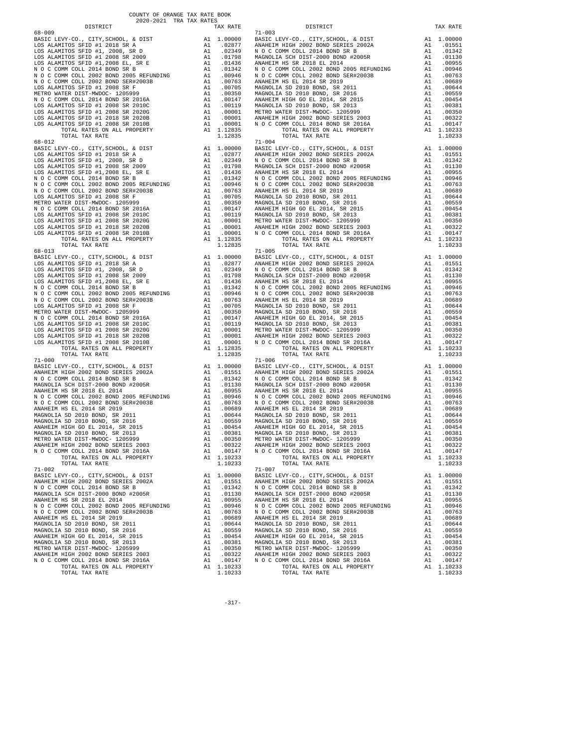COUNTY OF ORANGE TAX RATE BOOK
2020-2021 TRA TAX RATES

| DISTRICT | | TAX RATE |
|---|---|---|
| **68-009** | | |
| BASIC LEVY-CO., CITY,SCHOOL, & DIST | A1 | 1.00000 |
| LOS ALAMITOS SFID #1 2018 SR A | A1 | .02877 |
| LOS ALAMITOS SFID #1, 2008, SR D | A1 | .02349 |
| LOS ALAMITOS SFID #1 2008 SR 2009 | A1 | .01798 |
| LOS ALAMITOS SFID #1,2008 EL, SR E | A1 | .01436 |
| N O C COMM COLL 2014 BOND SR B | A1 | .01342 |
| N O C COMM COLL 2002 BOND 2005 REFUNDING | A1 | .00946 |
| N O C COMM COLL 2002 BOND SER#2003B | A1 | .00763 |
| LOS ALAMITOS SFID #1 2008 SR F | A1 | .00705 |
| METRO WATER DIST-MWDOC- 1205999 | A1 | .00350 |
| N O C COMM COLL 2014 BOND SR 2016A | A1 | .00147 |
| LOS ALAMITOS SFID #1 2008 SR 2010C | A1 | .00119 |
| LOS ALAMITOS SFID #1 2008 SR 2020G | A1 | .00001 |
| LOS ALAMITOS SFID #1 2018 SR 2020B | A1 | .00001 |
| LOS ALAMITOS SFID #1 2008 SR 2010B | A1 | .00001 |
| TOTAL RATES ON ALL PROPERTY | A1 | 1.12835 |
| TOTAL TAX RATE | | 1.12835 |
| **68-012** | | |
| BASIC LEVY-CO., CITY,SCHOOL, & DIST | A1 | 1.00000 |
| LOS ALAMITOS SFID #1 2018 SR A | A1 | .02877 |
| LOS ALAMITOS SFID #1, 2008, SR D | A1 | .02349 |
| LOS ALAMITOS SFID #1 2008 SR 2009 | A1 | .01798 |
| LOS ALAMITOS SFID #1,2008 EL, SR E | A1 | .01436 |
| N O C COMM COLL 2014 BOND SR B | A1 | .01342 |
| N O C COMM COLL 2002 BOND 2005 REFUNDING | A1 | .00946 |
| N O C COMM COLL 2002 BOND SER#2003B | A1 | .00763 |
| LOS ALAMITOS SFID #1 2008 SR F | A1 | .00705 |
| METRO WATER DIST-MWDOC- 1205999 | A1 | .00350 |
| N O C COMM COLL 2014 BOND SR 2016A | A1 | .00147 |
| LOS ALAMITOS SFID #1 2008 SR 2010C | A1 | .00119 |
| LOS ALAMITOS SFID #1 2008 SR 2020G | A1 | .00001 |
| LOS ALAMITOS SFID #1 2018 SR 2020B | A1 | .00001 |
| LOS ALAMITOS SFID #1 2008 SR 2010B | A1 | .00001 |
| TOTAL RATES ON ALL PROPERTY | A1 | 1.12835 |
| TOTAL TAX RATE | | 1.12835 |
| **68-013** | | |
| BASIC LEVY-CO., CITY,SCHOOL, & DIST | A1 | 1.00000 |
| LOS ALAMITOS SFID #1 2018 SR A | A1 | .02877 |
| LOS ALAMITOS SFID #1, 2008, SR D | A1 | .02349 |
| LOS ALAMITOS SFID #1 2008 SR 2009 | A1 | .01798 |
| LOS ALAMITOS SFID #1,2008 EL, SR E | A1 | .01436 |
| N O C COMM COLL 2014 BOND SR B | A1 | .01342 |
| N O C COMM COLL 2002 BOND 2005 REFUNDING | A1 | .00946 |
| N O C COMM COLL 2002 BOND SER#2003B | A1 | .00763 |
| LOS ALAMITOS SFID #1 2008 SR F | A1 | .00705 |
| METRO WATER DIST-MWDOC- 1205999 | A1 | .00350 |
| N O C COMM COLL 2014 BOND SR 2016A | A1 | .00147 |
| LOS ALAMITOS SFID #1 2008 SR 2010C | A1 | .00119 |
| LOS ALAMITOS SFID #1 2008 SR 2020G | A1 | .00001 |
| LOS ALAMITOS SFID #1 2018 SR 2020B | A1 | .00001 |
| LOS ALAMITOS SFID #1 2008 SR 2010B | A1 | .00001 |
| TOTAL RATES ON ALL PROPERTY | A1 | 1.12835 |
| TOTAL TAX RATE | | 1.12835 |
| **71-000** | | |
| BASIC LEVY-CO., CITY,SCHOOL, & DIST | A1 | 1.00000 |
| ANAHEIM HIGH 2002 BOND SERIES 2002A | A1 | .01551 |
| N O C COMM COLL 2014 BOND SR B | A1 | .01342 |
| MAGNOLIA SCH DIST-2000 BOND #2005R | A1 | .01130 |
| ANAHEIM HS SR 2018 EL 2014 | A1 | .00955 |
| N O C COMM COLL 2002 BOND 2005 REFUNDING | A1 | .00946 |
| N O C COMM COLL 2002 BOND SER#2003B | A1 | .00763 |
| ANAHEIM HS EL 2014 SR 2019 | A1 | .00689 |
| MAGNOLIA SD 2010 BOND, SR 2011 | A1 | .00644 |
| MAGNOLIA SD 2010 BOND, SR 2016 | A1 | .00559 |
| ANAHEIM HIGH GO EL 2014, SR 2015 | A1 | .00454 |
| MAGNOLIA SD 2010 BOND, SR 2013 | A1 | .00381 |
| METRO WATER DIST-MWDOC- 1205999 | A1 | .00350 |
| ANAHEIM HIGH 2002 BOND SERIES 2003 | A1 | .00322 |
| N O C COMM COLL 2014 BOND SR 2016A | A1 | .00147 |
| TOTAL RATES ON ALL PROPERTY | A1 | 1.10233 |
| TOTAL TAX RATE | | 1.10233 |
| **71-002** | | |
| BASIC LEVY-CO., CITY,SCHOOL, & DIST | A1 | 1.00000 |
| ANAHEIM HIGH 2002 BOND SERIES 2002A | A1 | .01551 |
| N O C COMM COLL 2014 BOND SR B | A1 | .01342 |
| MAGNOLIA SCH DIST-2000 BOND #2005R | A1 | .01130 |
| ANAHEIM HS SR 2018 EL 2014 | A1 | .00955 |
| N O C COMM COLL 2002 BOND 2005 REFUNDING | A1 | .00946 |
| N O C COMM COLL 2002 BOND SER#2003B | A1 | .00763 |
| ANAHEIM HS EL 2014 SR 2019 | A1 | .00689 |
| MAGNOLIA SD 2010 BOND, SR 2011 | A1 | .00644 |
| MAGNOLIA SD 2010 BOND, SR 2016 | A1 | .00559 |
| ANAHEIM HIGH GO EL 2014, SR 2015 | A1 | .00454 |
| MAGNOLIA SD 2010 BOND, SR 2013 | A1 | .00381 |
| METRO WATER DIST-MWDOC- 1205999 | A1 | .00350 |
| ANAHEIM HIGH 2002 BOND SERIES 2003 | A1 | .00322 |
| N O C COMM COLL 2014 BOND SR 2016A | A1 | .00147 |
| TOTAL RATES ON ALL PROPERTY | A1 | 1.10233 |
| TOTAL TAX RATE | | 1.10233 |
| **71-003** | | |
| BASIC LEVY-CO., CITY,SCHOOL, & DIST | A1 | 1.00000 |
| ANAHEIM HIGH 2002 BOND SERIES 2002A | A1 | .01551 |
| N O C COMM COLL 2014 BOND SR B | A1 | .01342 |
| MAGNOLIA SCH DIST-2000 BOND #2005R | A1 | .01130 |
| ANAHEIM HS SR 2018 EL 2014 | A1 | .00955 |
| N O C COMM COLL 2002 BOND 2005 REFUNDING | A1 | .00946 |
| N O C COMM COLL 2002 BOND SER#2003B | A1 | .00763 |
| ANAHEIM HS EL 2014 SR 2019 | A1 | .00689 |
| MAGNOLIA SD 2010 BOND, SR 2011 | A1 | .00644 |
| MAGNOLIA SD 2010 BOND, SR 2016 | A1 | .00559 |
| ANAHEIM HIGH GO EL 2014, SR 2015 | A1 | .00454 |
| MAGNOLIA SD 2010 BOND, SR 2013 | A1 | .00381 |
| METRO WATER DIST-MWDOC- 1205999 | A1 | .00350 |
| ANAHEIM HIGH 2002 BOND SERIES 2003 | A1 | .00322 |
| N O C COMM COLL 2014 BOND SR 2016A | A1 | .00147 |
| TOTAL RATES ON ALL PROPERTY | A1 | 1.10233 |
| TOTAL TAX RATE | | 1.10233 |
| **71-004** | | |
| BASIC LEVY-CO., CITY,SCHOOL, & DIST | A1 | 1.00000 |
| ANAHEIM HIGH 2002 BOND SERIES 2002A | A1 | .01551 |
| N O C COMM COLL 2014 BOND SR B | A1 | .01342 |
| MAGNOLIA SCH DIST-2000 BOND #2005R | A1 | .01130 |
| ANAHEIM HS SR 2018 EL 2014 | A1 | .00955 |
| N O C COMM COLL 2002 BOND 2005 REFUNDING | A1 | .00946 |
| N O C COMM COLL 2002 BOND SER#2003B | A1 | .00763 |
| ANAHEIM HS EL 2014 SR 2019 | A1 | .00689 |
| MAGNOLIA SD 2010 BOND, SR 2011 | A1 | .00644 |
| MAGNOLIA SD 2010 BOND, SR 2016 | A1 | .00559 |
| ANAHEIM HIGH GO EL 2014, SR 2015 | A1 | .00454 |
| MAGNOLIA SD 2010 BOND, SR 2013 | A1 | .00381 |
| METRO WATER DIST-MWDOC- 1205999 | A1 | .00350 |
| ANAHEIM HIGH 2002 BOND SERIES 2003 | A1 | .00322 |
| N O C COMM COLL 2014 BOND SR 2016A | A1 | .00147 |
| TOTAL RATES ON ALL PROPERTY | A1 | 1.10233 |
| TOTAL TAX RATE | | 1.10233 |
| **71-005** | | |
| BASIC LEVY-CO., CITY,SCHOOL, & DIST | A1 | 1.00000 |
| ANAHEIM HIGH 2002 BOND SERIES 2002A | A1 | .01551 |
| N O C COMM COLL 2014 BOND SR B | A1 | .01342 |
| MAGNOLIA SCH DIST-2000 BOND #2005R | A1 | .01130 |
| ANAHEIM HS SR 2018 EL 2014 | A1 | .00955 |
| N O C COMM COLL 2002 BOND 2005 REFUNDING | A1 | .00946 |
| N O C COMM COLL 2002 BOND SER#2003B | A1 | .00763 |
| ANAHEIM HS EL 2014 SR 2019 | A1 | .00689 |
| MAGNOLIA SD 2010 BOND, SR 2011 | A1 | .00644 |
| MAGNOLIA SD 2010 BOND, SR 2016 | A1 | .00559 |
| ANAHEIM HIGH GO EL 2014, SR 2015 | A1 | .00454 |
| MAGNOLIA SD 2010 BOND, SR 2013 | A1 | .00381 |
| METRO WATER DIST-MWDOC- 1205999 | A1 | .00350 |
| ANAHEIM HIGH 2002 BOND SERIES 2003 | A1 | .00322 |
| N O C COMM COLL 2014 BOND SR 2016A | A1 | .00147 |
| TOTAL RATES ON ALL PROPERTY | A1 | 1.10233 |
| TOTAL TAX RATE | | 1.10233 |
| **71-006** | | |
| BASIC LEVY-CO., CITY,SCHOOL, & DIST | A1 | 1.00000 |
| ANAHEIM HIGH 2002 BOND SERIES 2002A | A1 | .01551 |
| N O C COMM COLL 2014 BOND SR B | A1 | .01342 |
| MAGNOLIA SCH DIST-2000 BOND #2005R | A1 | .01130 |
| ANAHEIM HS SR 2018 EL 2014 | A1 | .00955 |
| N O C COMM COLL 2002 BOND 2005 REFUNDING | A1 | .00946 |
| N O C COMM COLL 2002 BOND SER#2003B | A1 | .00763 |
| ANAHEIM HS EL 2014 SR 2019 | A1 | .00689 |
| MAGNOLIA SD 2010 BOND, SR 2011 | A1 | .00644 |
| MAGNOLIA SD 2010 BOND, SR 2016 | A1 | .00559 |
| ANAHEIM HIGH GO EL 2014, SR 2015 | A1 | .00454 |
| MAGNOLIA SD 2010 BOND, SR 2013 | A1 | .00381 |
| METRO WATER DIST-MWDOC- 1205999 | A1 | .00350 |
| ANAHEIM HIGH 2002 BOND SERIES 2003 | A1 | .00322 |
| N O C COMM COLL 2014 BOND SR 2016A | A1 | .00147 |
| TOTAL RATES ON ALL PROPERTY | A1 | 1.10233 |
| TOTAL TAX RATE | | 1.10233 |
| **71-007** | | |
| BASIC LEVY-CO., CITY,SCHOOL, & DIST | A1 | 1.00000 |
| ANAHEIM HIGH 2002 BOND SERIES 2002A | A1 | .01551 |
| N O C COMM COLL 2014 BOND SR B | A1 | .01342 |
| MAGNOLIA SCH DIST-2000 BOND #2005R | A1 | .01130 |
| ANAHEIM HS SR 2018 EL 2014 | A1 | .00955 |
| N O C COMM COLL 2002 BOND 2005 REFUNDING | A1 | .00946 |
| N O C COMM COLL 2002 BOND SER#2003B | A1 | .00763 |
| ANAHEIM HS EL 2014 SR 2019 | A1 | .00689 |
| MAGNOLIA SD 2010 BOND, SR 2011 | A1 | .00644 |
| MAGNOLIA SD 2010 BOND, SR 2016 | A1 | .00559 |
| ANAHEIM HIGH GO EL 2014, SR 2015 | A1 | .00454 |
| MAGNOLIA SD 2010 BOND, SR 2013 | A1 | .00381 |
| METRO WATER DIST-MWDOC- 1205999 | A1 | .00350 |
| ANAHEIM HIGH 2002 BOND SERIES 2003 | A1 | .00322 |
| N O C COMM COLL 2014 BOND SR 2016A | A1 | .00147 |
| TOTAL RATES ON ALL PROPERTY | A1 | 1.10233 |
| TOTAL TAX RATE | | 1.10233 |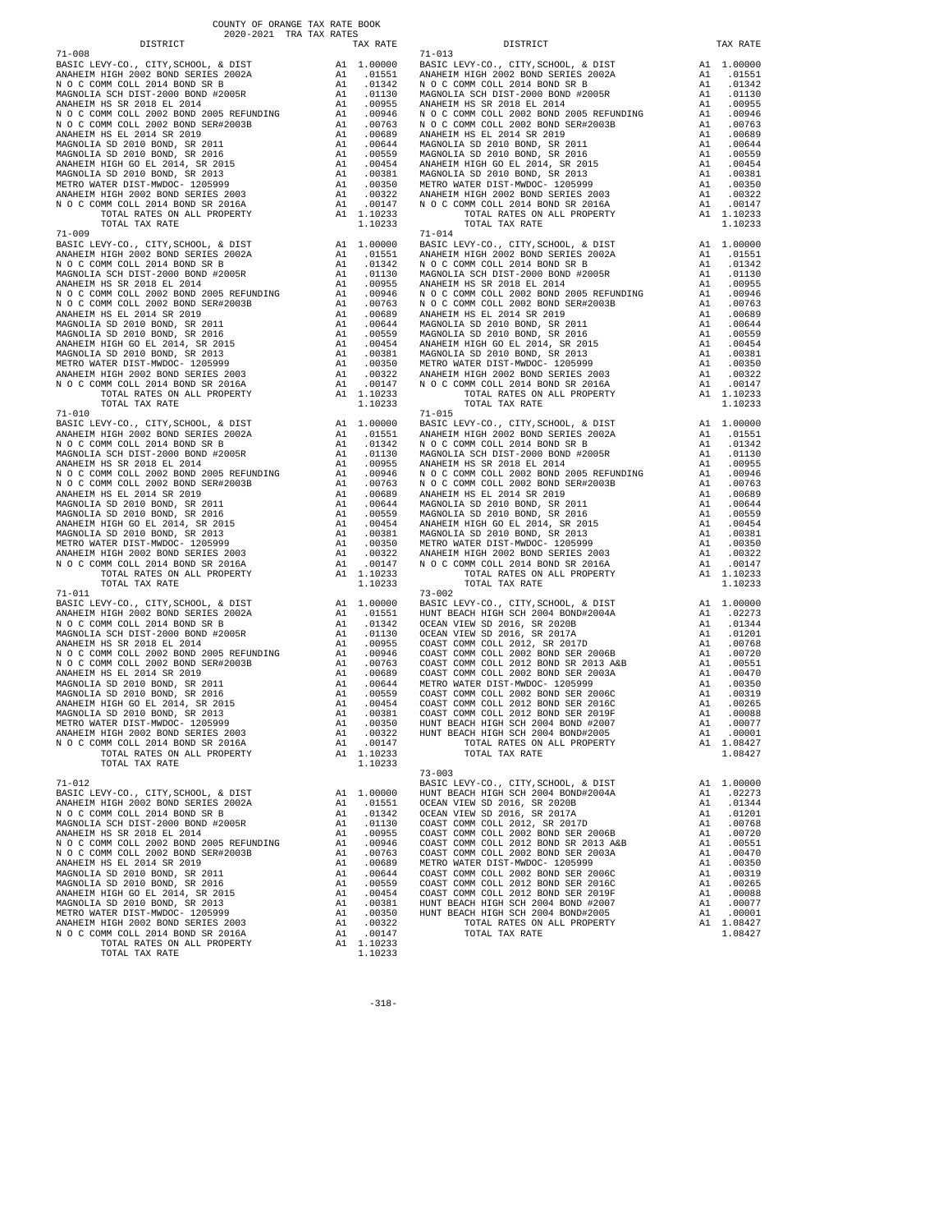COUNTY OF ORANGE TAX RATE BOOK
2020-2021 TRA TAX RATES

| DISTRICT | | TAX RATE |
|---|---|---|
| **71-008** | | |
| BASIC LEVY-CO., CITY,SCHOOL, & DIST | A1 | 1.00000 |
| ANAHEIM HIGH 2002 BOND SERIES 2002A | A1 | .01551 |
| N O C COMM COLL 2014 BOND SR B | A1 | .01342 |
| MAGNOLIA SCH DIST-2000 BOND #2005R | A1 | .01130 |
| ANAHEIM HS SR 2018 EL 2014 | A1 | .00955 |
| N O C COMM COLL 2002 BOND 2005 REFUNDING | A1 | .00946 |
| N O C COMM COLL 2002 BOND SER#2003B | A1 | .00763 |
| ANAHEIM HS EL 2014 SR 2019 | A1 | .00689 |
| MAGNOLIA SD 2010 BOND, SR 2011 | A1 | .00644 |
| MAGNOLIA SD 2010 BOND, SR 2016 | A1 | .00559 |
| ANAHEIM HIGH GO EL 2014, SR 2015 | A1 | .00454 |
| MAGNOLIA SD 2010 BOND, SR 2013 | A1 | .00381 |
| METRO WATER DIST-MWDOC- 1205999 | A1 | .00350 |
| ANAHEIM HIGH 2002 BOND SERIES 2003 | A1 | .00322 |
| N O C COMM COLL 2014 BOND SR 2016A | A1 | .00147 |
| TOTAL RATES ON ALL PROPERTY | A1 | 1.10233 |
| TOTAL TAX RATE | | 1.10233 |
| **71-009** | | |
| BASIC LEVY-CO., CITY,SCHOOL, & DIST | A1 | 1.00000 |
| ANAHEIM HIGH 2002 BOND SERIES 2002A | A1 | .01551 |
| N O C COMM COLL 2014 BOND SR B | A1 | .01342 |
| MAGNOLIA SCH DIST-2000 BOND #2005R | A1 | .01130 |
| ANAHEIM HS SR 2018 EL 2014 | A1 | .00955 |
| N O C COMM COLL 2002 BOND 2005 REFUNDING | A1 | .00946 |
| N O C COMM COLL 2002 BOND SER#2003B | A1 | .00763 |
| ANAHEIM HS EL 2014 SR 2019 | A1 | .00689 |
| MAGNOLIA SD 2010 BOND, SR 2011 | A1 | .00644 |
| MAGNOLIA SD 2010 BOND, SR 2016 | A1 | .00559 |
| ANAHEIM HIGH GO EL 2014, SR 2015 | A1 | .00454 |
| MAGNOLIA SD 2010 BOND, SR 2013 | A1 | .00381 |
| METRO WATER DIST-MWDOC- 1205999 | A1 | .00350 |
| ANAHEIM HIGH 2002 BOND SERIES 2003 | A1 | .00322 |
| N O C COMM COLL 2014 BOND SR 2016A | A1 | .00147 |
| TOTAL RATES ON ALL PROPERTY | A1 | 1.10233 |
| TOTAL TAX RATE | | 1.10233 |
| **71-010** | | |
| BASIC LEVY-CO., CITY,SCHOOL, & DIST | A1 | 1.00000 |
| ANAHEIM HIGH 2002 BOND SERIES 2002A | A1 | .01551 |
| N O C COMM COLL 2014 BOND SR B | A1 | .01342 |
| MAGNOLIA SCH DIST-2000 BOND #2005R | A1 | .01130 |
| ANAHEIM HS SR 2018 EL 2014 | A1 | .00955 |
| N O C COMM COLL 2002 BOND 2005 REFUNDING | A1 | .00946 |
| N O C COMM COLL 2002 BOND SER#2003B | A1 | .00763 |
| ANAHEIM HS EL 2014 SR 2019 | A1 | .00689 |
| MAGNOLIA SD 2010 BOND, SR 2011 | A1 | .00644 |
| MAGNOLIA SD 2010 BOND, SR 2016 | A1 | .00559 |
| ANAHEIM HIGH GO EL 2014, SR 2015 | A1 | .00454 |
| MAGNOLIA SD 2010 BOND, SR 2013 | A1 | .00381 |
| METRO WATER DIST-MWDOC- 1205999 | A1 | .00350 |
| ANAHEIM HIGH 2002 BOND SERIES 2003 | A1 | .00322 |
| N O C COMM COLL 2014 BOND SR 2016A | A1 | .00147 |
| TOTAL RATES ON ALL PROPERTY | A1 | 1.10233 |
| TOTAL TAX RATE | | 1.10233 |
| **71-011** | | |
| BASIC LEVY-CO., CITY,SCHOOL, & DIST | A1 | 1.00000 |
| ANAHEIM HIGH 2002 BOND SERIES 2002A | A1 | .01551 |
| N O C COMM COLL 2014 BOND SR B | A1 | .01342 |
| MAGNOLIA SCH DIST-2000 BOND #2005R | A1 | .01130 |
| ANAHEIM HS SR 2018 EL 2014 | A1 | .00955 |
| N O C COMM COLL 2002 BOND 2005 REFUNDING | A1 | .00946 |
| N O C COMM COLL 2002 BOND SER#2003B | A1 | .00763 |
| ANAHEIM HS EL 2014 SR 2019 | A1 | .00689 |
| MAGNOLIA SD 2010 BOND, SR 2011 | A1 | .00644 |
| MAGNOLIA SD 2010 BOND, SR 2016 | A1 | .00559 |
| ANAHEIM HIGH GO EL 2014, SR 2015 | A1 | .00454 |
| MAGNOLIA SD 2010 BOND, SR 2013 | A1 | .00381 |
| METRO WATER DIST-MWDOC- 1205999 | A1 | .00350 |
| ANAHEIM HIGH 2002 BOND SERIES 2003 | A1 | .00322 |
| N O C COMM COLL 2014 BOND SR 2016A | A1 | .00147 |
| TOTAL RATES ON ALL PROPERTY | A1 | 1.10233 |
| TOTAL TAX RATE | | 1.10233 |
| **71-012** | | |
| BASIC LEVY-CO., CITY,SCHOOL, & DIST | A1 | 1.00000 |
| ANAHEIM HIGH 2002 BOND SERIES 2002A | A1 | .01551 |
| N O C COMM COLL 2014 BOND SR B | A1 | .01342 |
| MAGNOLIA SCH DIST-2000 BOND #2005R | A1 | .01130 |
| ANAHEIM HS SR 2018 EL 2014 | A1 | .00955 |
| N O C COMM COLL 2002 BOND 2005 REFUNDING | A1 | .00946 |
| N O C COMM COLL 2002 BOND SER#2003B | A1 | .00763 |
| ANAHEIM HS EL 2014 SR 2019 | A1 | .00689 |
| MAGNOLIA SD 2010 BOND, SR 2011 | A1 | .00644 |
| MAGNOLIA SD 2010 BOND, SR 2016 | A1 | .00559 |
| ANAHEIM HIGH GO EL 2014, SR 2015 | A1 | .00454 |
| MAGNOLIA SD 2010 BOND, SR 2013 | A1 | .00381 |
| METRO WATER DIST-MWDOC- 1205999 | A1 | .00350 |
| ANAHEIM HIGH 2002 BOND SERIES 2003 | A1 | .00322 |
| N O C COMM COLL 2014 BOND SR 2016A | A1 | .00147 |
| TOTAL RATES ON ALL PROPERTY | A1 | 1.10233 |
| TOTAL TAX RATE | | 1.10233 |
| **71-013** | | |
| BASIC LEVY-CO., CITY,SCHOOL, & DIST | A1 | 1.00000 |
| ANAHEIM HIGH 2002 BOND SERIES 2002A | A1 | .01551 |
| N O C COMM COLL 2014 BOND SR B | A1 | .01342 |
| MAGNOLIA SCH DIST-2000 BOND #2005R | A1 | .01130 |
| ANAHEIM HS SR 2018 EL 2014 | A1 | .00955 |
| N O C COMM COLL 2002 BOND 2005 REFUNDING | A1 | .00946 |
| N O C COMM COLL 2002 BOND SER#2003B | A1 | .00763 |
| ANAHEIM HS EL 2014 SR 2019 | A1 | .00689 |
| MAGNOLIA SD 2010 BOND, SR 2011 | A1 | .00644 |
| MAGNOLIA SD 2010 BOND, SR 2016 | A1 | .00559 |
| ANAHEIM HIGH GO EL 2014, SR 2015 | A1 | .00454 |
| MAGNOLIA SD 2010 BOND, SR 2013 | A1 | .00381 |
| METRO WATER DIST-MWDOC- 1205999 | A1 | .00350 |
| ANAHEIM HIGH 2002 BOND SERIES 2003 | A1 | .00322 |
| N O C COMM COLL 2014 BOND SR 2016A | A1 | .00147 |
| TOTAL RATES ON ALL PROPERTY | A1 | 1.10233 |
| TOTAL TAX RATE | | 1.10233 |
| **71-014** | | |
| BASIC LEVY-CO., CITY,SCHOOL, & DIST | A1 | 1.00000 |
| ANAHEIM HIGH 2002 BOND SERIES 2002A | A1 | .01551 |
| N O C COMM COLL 2014 BOND SR B | A1 | .01342 |
| MAGNOLIA SCH DIST-2000 BOND #2005R | A1 | .01130 |
| ANAHEIM HS SR 2018 EL 2014 | A1 | .00955 |
| N O C COMM COLL 2002 BOND 2005 REFUNDING | A1 | .00946 |
| N O C COMM COLL 2002 BOND SER#2003B | A1 | .00763 |
| ANAHEIM HS EL 2014 SR 2019 | A1 | .00689 |
| MAGNOLIA SD 2010 BOND, SR 2011 | A1 | .00644 |
| MAGNOLIA SD 2010 BOND, SR 2016 | A1 | .00559 |
| ANAHEIM HIGH GO EL 2014, SR 2015 | A1 | .00454 |
| MAGNOLIA SD 2010 BOND, SR 2013 | A1 | .00381 |
| METRO WATER DIST-MWDOC- 1205999 | A1 | .00350 |
| ANAHEIM HIGH 2002 BOND SERIES 2003 | A1 | .00322 |
| N O C COMM COLL 2014 BOND SR 2016A | A1 | .00147 |
| TOTAL RATES ON ALL PROPERTY | A1 | 1.10233 |
| TOTAL TAX RATE | | 1.10233 |
| **71-015** | | |
| BASIC LEVY-CO., CITY,SCHOOL, & DIST | A1 | 1.00000 |
| ANAHEIM HIGH 2002 BOND SERIES 2002A | A1 | .01551 |
| N O C COMM COLL 2014 BOND SR B | A1 | .01342 |
| MAGNOLIA SCH DIST-2000 BOND #2005R | A1 | .01130 |
| ANAHEIM HS SR 2018 EL 2014 | A1 | .00955 |
| N O C COMM COLL 2002 BOND 2005 REFUNDING | A1 | .00946 |
| N O C COMM COLL 2002 BOND SER#2003B | A1 | .00763 |
| ANAHEIM HS EL 2014 SR 2019 | A1 | .00689 |
| MAGNOLIA SD 2010 BOND, SR 2011 | A1 | .00644 |
| MAGNOLIA SD 2010 BOND, SR 2016 | A1 | .00559 |
| ANAHEIM HIGH GO EL 2014, SR 2015 | A1 | .00454 |
| MAGNOLIA SD 2010 BOND, SR 2013 | A1 | .00381 |
| METRO WATER DIST-MWDOC- 1205999 | A1 | .00350 |
| ANAHEIM HIGH 2002 BOND SERIES 2003 | A1 | .00322 |
| N O C COMM COLL 2014 BOND SR 2016A | A1 | .00147 |
| TOTAL RATES ON ALL PROPERTY | A1 | 1.10233 |
| TOTAL TAX RATE | | 1.10233 |
| **73-002** | | |
| BASIC LEVY-CO., CITY,SCHOOL, & DIST | A1 | 1.00000 |
| HUNT BEACH HIGH SCH 2004 BOND#2004A | A1 | .02273 |
| OCEAN VIEW SD 2016, SR 2020B | A1 | .01344 |
| OCEAN VIEW SD 2016, SR 2017A | A1 | .01201 |
| COAST COMM COLL 2012, SR 2017D | A1 | .00768 |
| COAST COMM COLL 2002 BOND SER 2006B | A1 | .00720 |
| COAST COMM COLL 2012 BOND SR 2013 A&B | A1 | .00551 |
| COAST COMM COLL 2002 BOND SER 2003A | A1 | .00470 |
| METRO WATER DIST-MWDOC- 1205999 | A1 | .00350 |
| COAST COMM COLL 2002 BOND SER 2006C | A1 | .00319 |
| COAST COMM COLL 2012 BOND SR 2016C | A1 | .00265 |
| COAST COMM COLL 2012 BOND SR 2019F | A1 | .00088 |
| HUNT BEACH HIGH SCH 2004 BOND #2007 | A1 | .00077 |
| HUNT BEACH HIGH SCH 2004 BOND#2005 | A1 | .00001 |
| TOTAL RATES ON ALL PROPERTY | A1 | 1.08427 |
| TOTAL TAX RATE | | 1.08427 |
| **73-003** | | |
| BASIC LEVY-CO., CITY,SCHOOL, & DIST | A1 | 1.00000 |
| HUNT BEACH HIGH SCH 2004 BOND#2004A | A1 | .02273 |
| OCEAN VIEW SD 2016, SR 2020B | A1 | .01344 |
| OCEAN VIEW SD 2016, SR 2017A | A1 | .01201 |
| COAST COMM COLL 2012, SR 2017D | A1 | .00768 |
| COAST COMM COLL 2002 BOND SER 2006B | A1 | .00720 |
| COAST COMM COLL 2012 BOND SR 2013 A&B | A1 | .00551 |
| COAST COMM COLL 2002 BOND SER 2003A | A1 | .00470 |
| METRO WATER DIST-MWDOC- 1205999 | A1 | .00350 |
| COAST COMM COLL 2002 BOND SER 2006C | A1 | .00319 |
| COAST COMM COLL 2012 BOND SR 2016C | A1 | .00265 |
| COAST COMM COLL 2012 BOND SR 2019F | A1 | .00088 |
| HUNT BEACH HIGH SCH 2004 BOND #2007 | A1 | .00077 |
| HUNT BEACH HIGH SCH 2004 BOND#2005 | A1 | .00001 |
| TOTAL RATES ON ALL PROPERTY | A1 | 1.08427 |
| TOTAL TAX RATE | | 1.08427 |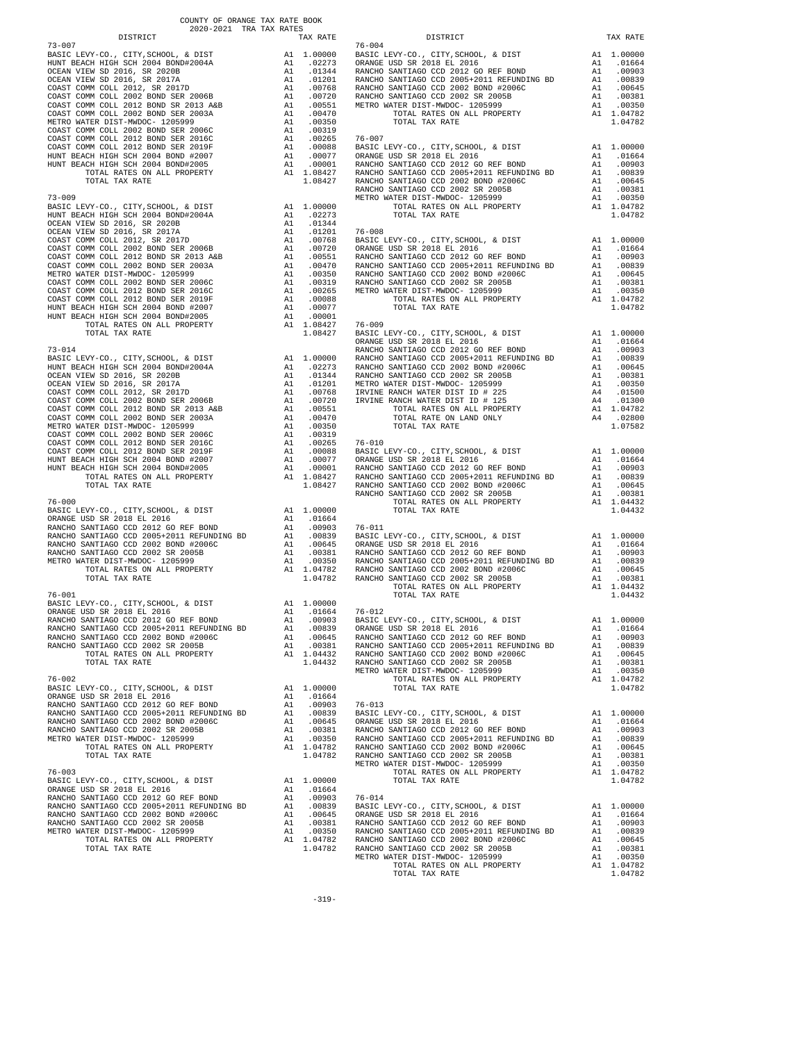COUNTY OF ORANGE TAX RATE BOOK
2020-2021 TRA TAX RATES

| DISTRICT | | TAX RATE |
|---|---|---|
| **73-007** | | |
| BASIC LEVY-CO., CITY,SCHOOL, & DIST | A1 | 1.00000 |
| HUNT BEACH HIGH SCH 2004 BOND#2004A | A1 | .02273 |
| OCEAN VIEW SD 2016, SR 2020B | A1 | .01344 |
| OCEAN VIEW SD 2016, SR 2017A | A1 | .01201 |
| COAST COMM COLL 2012, SR 2017D | A1 | .00768 |
| COAST COMM COLL 2002 BOND SER 2006B | A1 | .00720 |
| COAST COMM COLL 2012 BOND SR 2013 A&B | A1 | .00551 |
| COAST COMM COLL 2002 BOND SER 2003A | A1 | .00470 |
| METRO WATER DIST-MWDOC- 1205999 | A1 | .00350 |
| COAST COMM COLL 2002 BOND SER 2006C | A1 | .00319 |
| COAST COMM COLL 2012 BOND SER 2016C | A1 | .00265 |
| COAST COMM COLL 2012 BOND SER 2019F | A1 | .00088 |
| HUNT BEACH HIGH SCH 2004 BOND #2007 | A1 | .00077 |
| HUNT BEACH HIGH SCH 2004 BOND#2005 | A1 | .00001 |
| TOTAL RATES ON ALL PROPERTY | A1 | 1.08427 |
| TOTAL TAX RATE | | 1.08427 |
| **73-009** | | |
| BASIC LEVY-CO., CITY,SCHOOL, & DIST | A1 | 1.00000 |
| HUNT BEACH HIGH SCH 2004 BOND#2004A | A1 | .02273 |
| OCEAN VIEW SD 2016, SR 2020B | A1 | .01344 |
| OCEAN VIEW SD 2016, SR 2017A | A1 | .01201 |
| COAST COMM COLL 2012, SR 2017D | A1 | .00768 |
| COAST COMM COLL 2002 BOND SER 2006B | A1 | .00720 |
| COAST COMM COLL 2012 BOND SR 2013 A&B | A1 | .00551 |
| COAST COMM COLL 2002 BOND SER 2003A | A1 | .00470 |
| METRO WATER DIST-MWDOC- 1205999 | A1 | .00350 |
| COAST COMM COLL 2002 BOND SER 2006C | A1 | .00319 |
| COAST COMM COLL 2012 BOND SER 2016C | A1 | .00265 |
| COAST COMM COLL 2012 BOND SER 2019F | A1 | .00088 |
| HUNT BEACH HIGH SCH 2004 BOND #2007 | A1 | .00077 |
| HUNT BEACH HIGH SCH 2004 BOND#2005 | A1 | .00001 |
| TOTAL RATES ON ALL PROPERTY | A1 | 1.08427 |
| TOTAL TAX RATE | | 1.08427 |
| **73-014** | | |
| BASIC LEVY-CO., CITY,SCHOOL, & DIST | A1 | 1.00000 |
| HUNT BEACH HIGH SCH 2004 BOND#2004A | A1 | .02273 |
| OCEAN VIEW SD 2016, SR 2020B | A1 | .01344 |
| OCEAN VIEW SD 2016, SR 2017A | A1 | .01201 |
| COAST COMM COLL 2012, SR 2017D | A1 | .00768 |
| COAST COMM COLL 2002 BOND SER 2006B | A1 | .00720 |
| COAST COMM COLL 2012 BOND SR 2013 A&B | A1 | .00551 |
| COAST COMM COLL 2002 BOND SER 2003A | A1 | .00470 |
| METRO WATER DIST-MWDOC- 1205999 | A1 | .00350 |
| COAST COMM COLL 2002 BOND SER 2006C | A1 | .00319 |
| COAST COMM COLL 2012 BOND SER 2016C | A1 | .00265 |
| COAST COMM COLL 2012 BOND SER 2019F | A1 | .00088 |
| HUNT BEACH HIGH SCH 2004 BOND #2007 | A1 | .00077 |
| HUNT BEACH HIGH SCH 2004 BOND#2005 | A1 | .00001 |
| TOTAL RATES ON ALL PROPERTY | A1 | 1.08427 |
| TOTAL TAX RATE | | 1.08427 |
| **76-000** | | |
| BASIC LEVY-CO., CITY,SCHOOL, & DIST | A1 | 1.00000 |
| ORANGE USD SR 2018 EL 2016 | A1 | .01664 |
| RANCHO SANTIAGO CCD 2012 GO REF BOND | A1 | .00903 |
| RANCHO SANTIAGO CCD 2005+2011 REFUNDING BD | A1 | .00839 |
| RANCHO SANTIAGO CCD 2002 BOND #2006C | A1 | .00645 |
| RANCHO SANTIAGO CCD 2002 SR 2005B | A1 | .00381 |
| METRO WATER DIST-MWDOC- 1205999 | A1 | .00350 |
| TOTAL RATES ON ALL PROPERTY | A1 | 1.04782 |
| TOTAL TAX RATE | | 1.04782 |
| **76-001** | | |
| BASIC LEVY-CO., CITY,SCHOOL, & DIST | A1 | 1.00000 |
| ORANGE USD SR 2018 EL 2016 | A1 | .01664 |
| RANCHO SANTIAGO CCD 2012 GO REF BOND | A1 | .00903 |
| RANCHO SANTIAGO CCD 2005+2011 REFUNDING BD | A1 | .00839 |
| RANCHO SANTIAGO CCD 2002 BOND #2006C | A1 | .00645 |
| RANCHO SANTIAGO CCD 2002 SR 2005B | A1 | .00381 |
| TOTAL RATES ON ALL PROPERTY | A1 | 1.04432 |
| TOTAL TAX RATE | | 1.04432 |
| **76-002** | | |
| BASIC LEVY-CO., CITY,SCHOOL, & DIST | A1 | 1.00000 |
| ORANGE USD SR 2018 EL 2016 | A1 | .01664 |
| RANCHO SANTIAGO CCD 2012 GO REF BOND | A1 | .00903 |
| RANCHO SANTIAGO CCD 2005+2011 REFUNDING BD | A1 | .00839 |
| RANCHO SANTIAGO CCD 2002 BOND #2006C | A1 | .00645 |
| RANCHO SANTIAGO CCD 2002 SR 2005B | A1 | .00381 |
| METRO WATER DIST-MWDOC- 1205999 | A1 | .00350 |
| TOTAL RATES ON ALL PROPERTY | A1 | 1.04782 |
| TOTAL TAX RATE | | 1.04782 |
| **76-003** | | |
| BASIC LEVY-CO., CITY,SCHOOL, & DIST | A1 | 1.00000 |
| ORANGE USD SR 2018 EL 2016 | A1 | .01664 |
| RANCHO SANTIAGO CCD 2012 GO REF BOND | A1 | .00903 |
| RANCHO SANTIAGO CCD 2005+2011 REFUNDING BD | A1 | .00839 |
| RANCHO SANTIAGO CCD 2002 BOND #2006C | A1 | .00645 |
| RANCHO SANTIAGO CCD 2002 SR 2005B | A1 | .00381 |
| METRO WATER DIST-MWDOC- 1205999 | A1 | .00350 |
| TOTAL RATES ON ALL PROPERTY | A1 | 1.04782 |
| TOTAL TAX RATE | | 1.04782 |
| **76-004** | | |
| BASIC LEVY-CO., CITY,SCHOOL, & DIST | A1 | 1.00000 |
| ORANGE USD SR 2018 EL 2016 | A1 | .01664 |
| RANCHO SANTIAGO CCD 2012 GO REF BOND | A1 | .00903 |
| RANCHO SANTIAGO CCD 2005+2011 REFUNDING BD | A1 | .00839 |
| RANCHO SANTIAGO CCD 2002 BOND #2006C | A1 | .00645 |
| RANCHO SANTIAGO CCD 2002 SR 2005B | A1 | .00381 |
| METRO WATER DIST-MWDOC- 1205999 | A1 | .00350 |
| TOTAL RATES ON ALL PROPERTY | A1 | 1.04782 |
| TOTAL TAX RATE | | 1.04782 |
| **76-007** | | |
| BASIC LEVY-CO., CITY,SCHOOL, & DIST | A1 | 1.00000 |
| ORANGE USD SR 2018 EL 2016 | A1 | .01664 |
| RANCHO SANTIAGO CCD 2012 GO REF BOND | A1 | .00903 |
| RANCHO SANTIAGO CCD 2005+2011 REFUNDING BD | A1 | .00839 |
| RANCHO SANTIAGO CCD 2002 BOND #2006C | A1 | .00645 |
| RANCHO SANTIAGO CCD 2002 SR 2005B | A1 | .00381 |
| METRO WATER DIST-MWDOC- 1205999 | A1 | .00350 |
| TOTAL RATES ON ALL PROPERTY | A1 | 1.04782 |
| TOTAL TAX RATE | | 1.04782 |
| **76-008** | | |
| BASIC LEVY-CO., CITY,SCHOOL, & DIST | A1 | 1.00000 |
| ORANGE USD SR 2018 EL 2016 | A1 | .01664 |
| RANCHO SANTIAGO CCD 2012 GO REF BOND | A1 | .00903 |
| RANCHO SANTIAGO CCD 2005+2011 REFUNDING BD | A1 | .00839 |
| RANCHO SANTIAGO CCD 2002 BOND #2006C | A1 | .00645 |
| RANCHO SANTIAGO CCD 2002 SR 2005B | A1 | .00381 |
| METRO WATER DIST-MWDOC- 1205999 | A1 | .00350 |
| TOTAL RATES ON ALL PROPERTY | A1 | 1.04782 |
| TOTAL TAX RATE | | 1.04782 |
| **76-009** | | |
| BASIC LEVY-CO., CITY,SCHOOL, & DIST | A1 | 1.00000 |
| ORANGE USD SR 2018 EL 2016 | A1 | .01664 |
| RANCHO SANTIAGO CCD 2012 GO REF BOND | A1 | .00903 |
| RANCHO SANTIAGO CCD 2005+2011 REFUNDING BD | A1 | .00839 |
| RANCHO SANTIAGO CCD 2002 BOND #2006C | A1 | .00645 |
| RANCHO SANTIAGO CCD 2002 SR 2005B | A1 | .00381 |
| METRO WATER DIST-MWDOC- 1205999 | A1 | .00350 |
| IRVINE RANCH WATER DIST ID # 225 | A4 | .01500 |
| IRVINE RANCH WATER DIST ID # 125 | A4 | .01300 |
| TOTAL RATES ON ALL PROPERTY | A1 | 1.04782 |
| TOTAL RATE ON LAND ONLY | A4 | .02800 |
| TOTAL TAX RATE | | 1.07582 |
| **76-010** | | |
| BASIC LEVY-CO., CITY,SCHOOL, & DIST | A1 | 1.00000 |
| ORANGE USD SR 2018 EL 2016 | A1 | .01664 |
| RANCHO SANTIAGO CCD 2012 GO REF BOND | A1 | .00903 |
| RANCHO SANTIAGO CCD 2005+2011 REFUNDING BD | A1 | .00839 |
| RANCHO SANTIAGO CCD 2002 BOND #2006C | A1 | .00645 |
| RANCHO SANTIAGO CCD 2002 SR 2005B | A1 | .00381 |
| TOTAL RATES ON ALL PROPERTY | A1 | 1.04432 |
| TOTAL TAX RATE | | 1.04432 |
| **76-011** | | |
| BASIC LEVY-CO., CITY,SCHOOL, & DIST | A1 | 1.00000 |
| ORANGE USD SR 2018 EL 2016 | A1 | .01664 |
| RANCHO SANTIAGO CCD 2012 GO REF BOND | A1 | .00903 |
| RANCHO SANTIAGO CCD 2005+2011 REFUNDING BD | A1 | .00839 |
| RANCHO SANTIAGO CCD 2002 BOND #2006C | A1 | .00645 |
| RANCHO SANTIAGO CCD 2002 SR 2005B | A1 | .00381 |
| TOTAL RATES ON ALL PROPERTY | A1 | 1.04432 |
| TOTAL TAX RATE | | 1.04432 |
| **76-012** | | |
| BASIC LEVY-CO., CITY,SCHOOL, & DIST | A1 | 1.00000 |
| ORANGE USD SR 2018 EL 2016 | A1 | .01664 |
| RANCHO SANTIAGO CCD 2012 GO REF BOND | A1 | .00903 |
| RANCHO SANTIAGO CCD 2005+2011 REFUNDING BD | A1 | .00839 |
| RANCHO SANTIAGO CCD 2002 BOND #2006C | A1 | .00645 |
| RANCHO SANTIAGO CCD 2002 SR 2005B | A1 | .00381 |
| METRO WATER DIST-MWDOC- 1205999 | A1 | .00350 |
| TOTAL RATES ON ALL PROPERTY | A1 | 1.04782 |
| TOTAL TAX RATE | | 1.04782 |
| **76-013** | | |
| BASIC LEVY-CO., CITY,SCHOOL, & DIST | A1 | 1.00000 |
| ORANGE USD SR 2018 EL 2016 | A1 | .01664 |
| RANCHO SANTIAGO CCD 2012 GO REF BOND | A1 | .00903 |
| RANCHO SANTIAGO CCD 2005+2011 REFUNDING BD | A1 | .00839 |
| RANCHO SANTIAGO CCD 2002 BOND #2006C | A1 | .00645 |
| RANCHO SANTIAGO CCD 2002 SR 2005B | A1 | .00381 |
| METRO WATER DIST-MWDOC- 1205999 | A1 | .00350 |
| TOTAL RATES ON ALL PROPERTY | A1 | 1.04782 |
| TOTAL TAX RATE | | 1.04782 |
| **76-014** | | |
| BASIC LEVY-CO., CITY,SCHOOL, & DIST | A1 | 1.00000 |
| ORANGE USD SR 2018 EL 2016 | A1 | .01664 |
| RANCHO SANTIAGO CCD 2012 GO REF BOND | A1 | .00903 |
| RANCHO SANTIAGO CCD 2005+2011 REFUNDING BD | A1 | .00839 |
| RANCHO SANTIAGO CCD 2002 BOND #2006C | A1 | .00645 |
| RANCHO SANTIAGO CCD 2002 SR 2005B | A1 | .00381 |
| METRO WATER DIST-MWDOC- 1205999 | A1 | .00350 |
| TOTAL RATES ON ALL PROPERTY | A1 | 1.04782 |
| TOTAL TAX RATE | | 1.04782 |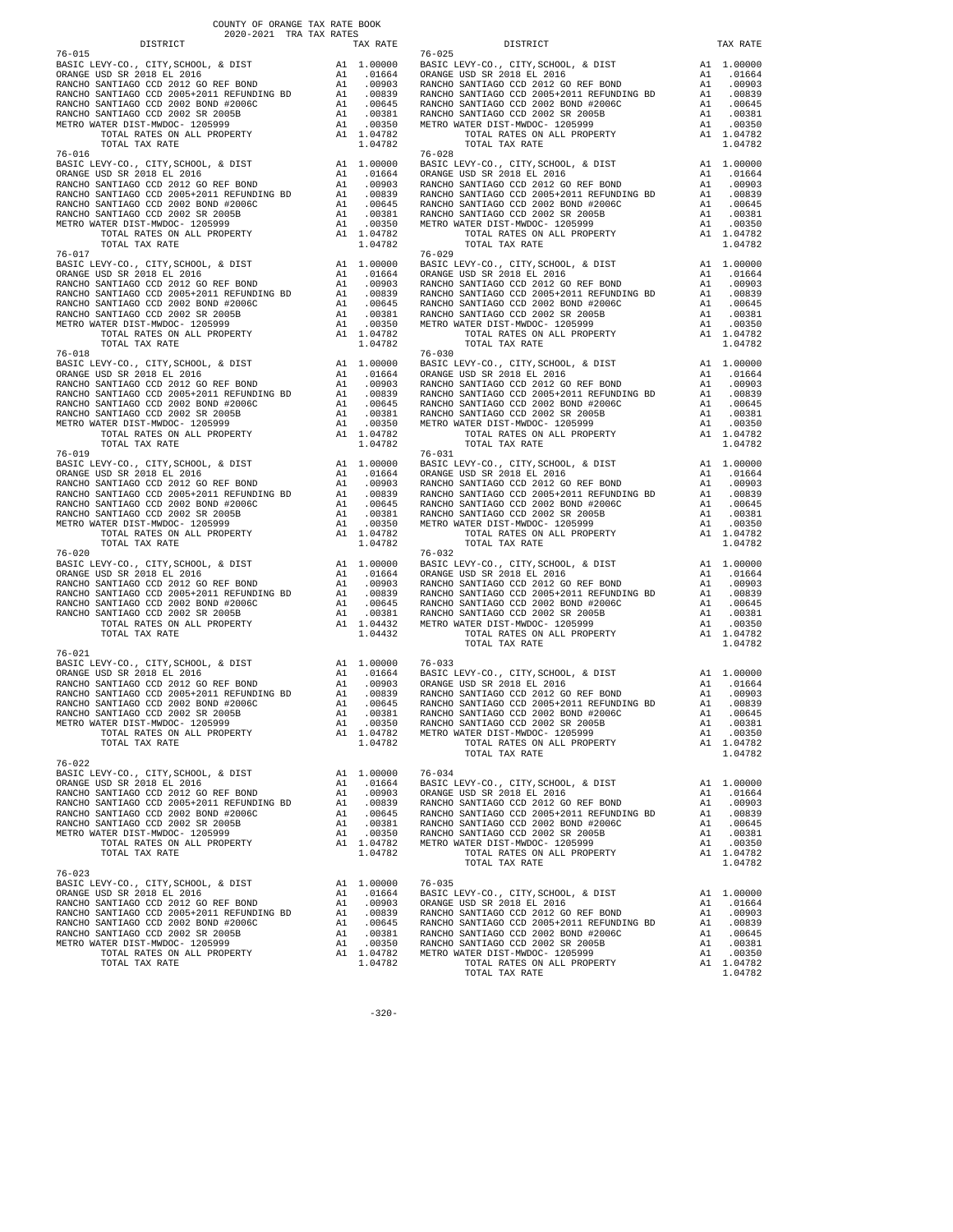COUNTY OF ORANGE TAX RATE BOOK
2020-2021 TRA TAX RATES

| DISTRICT | | TAX RATE |
|---|---|---|
| **76-015** | | |
| BASIC LEVY-CO., CITY,SCHOOL, & DIST | A1 | 1.00000 |
| ORANGE USD SR 2018 EL 2016 | A1 | .01664 |
| RANCHO SANTIAGO CCD 2012 GO REF BOND | A1 | .00903 |
| RANCHO SANTIAGO CCD 2005+2011 REFUNDING BD | A1 | .00839 |
| RANCHO SANTIAGO CCD 2002 BOND #2006C | A1 | .00645 |
| RANCHO SANTIAGO CCD 2002 SR 2005B | A1 | .00381 |
| METRO WATER DIST-MWDOC- 1205999 | A1 | .00350 |
| TOTAL RATES ON ALL PROPERTY | A1 | 1.04782 |
| TOTAL TAX RATE | | 1.04782 |
| **76-016** | | |
| BASIC LEVY-CO., CITY,SCHOOL, & DIST | A1 | 1.00000 |
| ORANGE USD SR 2018 EL 2016 | A1 | .01664 |
| RANCHO SANTIAGO CCD 2012 GO REF BOND | A1 | .00903 |
| RANCHO SANTIAGO CCD 2005+2011 REFUNDING BD | A1 | .00839 |
| RANCHO SANTIAGO CCD 2002 BOND #2006C | A1 | .00645 |
| RANCHO SANTIAGO CCD 2002 SR 2005B | A1 | .00381 |
| METRO WATER DIST-MWDOC- 1205999 | A1 | .00350 |
| TOTAL RATES ON ALL PROPERTY | A1 | 1.04782 |
| TOTAL TAX RATE | | 1.04782 |
| **76-017** | | |
| BASIC LEVY-CO., CITY,SCHOOL, & DIST | A1 | 1.00000 |
| ORANGE USD SR 2018 EL 2016 | A1 | .01664 |
| RANCHO SANTIAGO CCD 2012 GO REF BOND | A1 | .00903 |
| RANCHO SANTIAGO CCD 2005+2011 REFUNDING BD | A1 | .00839 |
| RANCHO SANTIAGO CCD 2002 BOND #2006C | A1 | .00645 |
| RANCHO SANTIAGO CCD 2002 SR 2005B | A1 | .00381 |
| METRO WATER DIST-MWDOC- 1205999 | A1 | .00350 |
| TOTAL RATES ON ALL PROPERTY | A1 | 1.04782 |
| TOTAL TAX RATE | | 1.04782 |
| **76-018** | | |
| BASIC LEVY-CO., CITY,SCHOOL, & DIST | A1 | 1.00000 |
| ORANGE USD SR 2018 EL 2016 | A1 | .01664 |
| RANCHO SANTIAGO CCD 2012 GO REF BOND | A1 | .00903 |
| RANCHO SANTIAGO CCD 2005+2011 REFUNDING BD | A1 | .00839 |
| RANCHO SANTIAGO CCD 2002 BOND #2006C | A1 | .00645 |
| RANCHO SANTIAGO CCD 2002 SR 2005B | A1 | .00381 |
| METRO WATER DIST-MWDOC- 1205999 | A1 | .00350 |
| TOTAL RATES ON ALL PROPERTY | A1 | 1.04782 |
| TOTAL TAX RATE | | 1.04782 |
| **76-019** | | |
| BASIC LEVY-CO., CITY,SCHOOL, & DIST | A1 | 1.00000 |
| ORANGE USD SR 2018 EL 2016 | A1 | .01664 |
| RANCHO SANTIAGO CCD 2012 GO REF BOND | A1 | .00903 |
| RANCHO SANTIAGO CCD 2005+2011 REFUNDING BD | A1 | .00839 |
| RANCHO SANTIAGO CCD 2002 BOND #2006C | A1 | .00645 |
| RANCHO SANTIAGO CCD 2002 SR 2005B | A1 | .00381 |
| METRO WATER DIST-MWDOC- 1205999 | A1 | .00350 |
| TOTAL RATES ON ALL PROPERTY | A1 | 1.04782 |
| TOTAL TAX RATE | | 1.04782 |
| **76-020** | | |
| BASIC LEVY-CO., CITY,SCHOOL, & DIST | A1 | 1.00000 |
| ORANGE USD SR 2018 EL 2016 | A1 | .01664 |
| RANCHO SANTIAGO CCD 2012 GO REF BOND | A1 | .00903 |
| RANCHO SANTIAGO CCD 2005+2011 REFUNDING BD | A1 | .00839 |
| RANCHO SANTIAGO CCD 2002 BOND #2006C | A1 | .00645 |
| RANCHO SANTIAGO CCD 2002 SR 2005B | A1 | .00381 |
| TOTAL RATES ON ALL PROPERTY | A1 | 1.04432 |
| TOTAL TAX RATE | | 1.04432 |
| **76-021** | | |
| BASIC LEVY-CO., CITY,SCHOOL, & DIST | A1 | 1.00000 |
| ORANGE USD SR 2018 EL 2016 | A1 | .01664 |
| RANCHO SANTIAGO CCD 2012 GO REF BOND | A1 | .00903 |
| RANCHO SANTIAGO CCD 2005+2011 REFUNDING BD | A1 | .00839 |
| RANCHO SANTIAGO CCD 2002 BOND #2006C | A1 | .00645 |
| RANCHO SANTIAGO CCD 2002 SR 2005B | A1 | .00381 |
| METRO WATER DIST-MWDOC- 1205999 | A1 | .00350 |
| TOTAL RATES ON ALL PROPERTY | A1 | 1.04782 |
| TOTAL TAX RATE | | 1.04782 |
| **76-022** | | |
| BASIC LEVY-CO., CITY,SCHOOL, & DIST | A1 | 1.00000 |
| ORANGE USD SR 2018 EL 2016 | A1 | .01664 |
| RANCHO SANTIAGO CCD 2012 GO REF BOND | A1 | .00903 |
| RANCHO SANTIAGO CCD 2005+2011 REFUNDING BD | A1 | .00839 |
| RANCHO SANTIAGO CCD 2002 BOND #2006C | A1 | .00645 |
| RANCHO SANTIAGO CCD 2002 SR 2005B | A1 | .00381 |
| METRO WATER DIST-MWDOC- 1205999 | A1 | .00350 |
| TOTAL RATES ON ALL PROPERTY | A1 | 1.04782 |
| TOTAL TAX RATE | | 1.04782 |
| **76-023** | | |
| BASIC LEVY-CO., CITY,SCHOOL, & DIST | A1 | 1.00000 |
| ORANGE USD SR 2018 EL 2016 | A1 | .01664 |
| RANCHO SANTIAGO CCD 2012 GO REF BOND | A1 | .00903 |
| RANCHO SANTIAGO CCD 2005+2011 REFUNDING BD | A1 | .00839 |
| RANCHO SANTIAGO CCD 2002 BOND #2006C | A1 | .00645 |
| RANCHO SANTIAGO CCD 2002 SR 2005B | A1 | .00381 |
| METRO WATER DIST-MWDOC- 1205999 | A1 | .00350 |
| TOTAL RATES ON ALL PROPERTY | A1 | 1.04782 |
| TOTAL TAX RATE | | 1.04782 |
| **76-025** | | |
| BASIC LEVY-CO., CITY,SCHOOL, & DIST | A1 | 1.00000 |
| ORANGE USD SR 2018 EL 2016 | A1 | .01664 |
| RANCHO SANTIAGO CCD 2012 GO REF BOND | A1 | .00903 |
| RANCHO SANTIAGO CCD 2005+2011 REFUNDING BD | A1 | .00839 |
| RANCHO SANTIAGO CCD 2002 BOND #2006C | A1 | .00645 |
| RANCHO SANTIAGO CCD 2002 SR 2005B | A1 | .00381 |
| METRO WATER DIST-MWDOC- 1205999 | A1 | .00350 |
| TOTAL RATES ON ALL PROPERTY | A1 | 1.04782 |
| TOTAL TAX RATE | | 1.04782 |
| **76-028** | | |
| BASIC LEVY-CO., CITY,SCHOOL, & DIST | A1 | 1.00000 |
| ORANGE USD SR 2018 EL 2016 | A1 | .01664 |
| RANCHO SANTIAGO CCD 2012 GO REF BOND | A1 | .00903 |
| RANCHO SANTIAGO CCD 2005+2011 REFUNDING BD | A1 | .00839 |
| RANCHO SANTIAGO CCD 2002 BOND #2006C | A1 | .00645 |
| RANCHO SANTIAGO CCD 2002 SR 2005B | A1 | .00381 |
| METRO WATER DIST-MWDOC- 1205999 | A1 | .00350 |
| TOTAL RATES ON ALL PROPERTY | A1 | 1.04782 |
| TOTAL TAX RATE | | 1.04782 |
| **76-029** | | |
| BASIC LEVY-CO., CITY,SCHOOL, & DIST | A1 | 1.00000 |
| ORANGE USD SR 2018 EL 2016 | A1 | .01664 |
| RANCHO SANTIAGO CCD 2012 GO REF BOND | A1 | .00903 |
| RANCHO SANTIAGO CCD 2005+2011 REFUNDING BD | A1 | .00839 |
| RANCHO SANTIAGO CCD 2002 BOND #2006C | A1 | .00645 |
| RANCHO SANTIAGO CCD 2002 SR 2005B | A1 | .00381 |
| METRO WATER DIST-MWDOC- 1205999 | A1 | .00350 |
| TOTAL RATES ON ALL PROPERTY | A1 | 1.04782 |
| TOTAL TAX RATE | | 1.04782 |
| **76-030** | | |
| BASIC LEVY-CO., CITY,SCHOOL, & DIST | A1 | 1.00000 |
| ORANGE USD SR 2018 EL 2016 | A1 | .01664 |
| RANCHO SANTIAGO CCD 2012 GO REF BOND | A1 | .00903 |
| RANCHO SANTIAGO CCD 2005+2011 REFUNDING BD | A1 | .00839 |
| RANCHO SANTIAGO CCD 2002 BOND #2006C | A1 | .00645 |
| RANCHO SANTIAGO CCD 2002 SR 2005B | A1 | .00381 |
| METRO WATER DIST-MWDOC- 1205999 | A1 | .00350 |
| TOTAL RATES ON ALL PROPERTY | A1 | 1.04782 |
| TOTAL TAX RATE | | 1.04782 |
| **76-031** | | |
| BASIC LEVY-CO., CITY,SCHOOL, & DIST | A1 | 1.00000 |
| ORANGE USD SR 2018 EL 2016 | A1 | .01664 |
| RANCHO SANTIAGO CCD 2012 GO REF BOND | A1 | .00903 |
| RANCHO SANTIAGO CCD 2005+2011 REFUNDING BD | A1 | .00839 |
| RANCHO SANTIAGO CCD 2002 BOND #2006C | A1 | .00645 |
| RANCHO SANTIAGO CCD 2002 SR 2005B | A1 | .00381 |
| METRO WATER DIST-MWDOC- 1205999 | A1 | .00350 |
| TOTAL RATES ON ALL PROPERTY | A1 | 1.04782 |
| TOTAL TAX RATE | | 1.04782 |
| **76-032** | | |
| BASIC LEVY-CO., CITY,SCHOOL, & DIST | A1 | 1.00000 |
| ORANGE USD SR 2018 EL 2016 | A1 | .01664 |
| RANCHO SANTIAGO CCD 2012 GO REF BOND | A1 | .00903 |
| RANCHO SANTIAGO CCD 2005+2011 REFUNDING BD | A1 | .00839 |
| RANCHO SANTIAGO CCD 2002 BOND #2006C | A1 | .00645 |
| RANCHO SANTIAGO CCD 2002 SR 2005B | A1 | .00381 |
| METRO WATER DIST-MWDOC- 1205999 | A1 | .00350 |
| TOTAL RATES ON ALL PROPERTY | A1 | 1.04782 |
| TOTAL TAX RATE | | 1.04782 |
| **76-033** | | |
| BASIC LEVY-CO., CITY,SCHOOL, & DIST | A1 | 1.00000 |
| ORANGE USD SR 2018 EL 2016 | A1 | .01664 |
| RANCHO SANTIAGO CCD 2012 GO REF BOND | A1 | .00903 |
| RANCHO SANTIAGO CCD 2005+2011 REFUNDING BD | A1 | .00839 |
| RANCHO SANTIAGO CCD 2002 BOND #2006C | A1 | .00645 |
| RANCHO SANTIAGO CCD 2002 SR 2005B | A1 | .00381 |
| METRO WATER DIST-MWDOC- 1205999 | A1 | .00350 |
| TOTAL RATES ON ALL PROPERTY | A1 | 1.04782 |
| TOTAL TAX RATE | | 1.04782 |
| **76-034** | | |
| BASIC LEVY-CO., CITY,SCHOOL, & DIST | A1 | 1.00000 |
| ORANGE USD SR 2018 EL 2016 | A1 | .01664 |
| RANCHO SANTIAGO CCD 2012 GO REF BOND | A1 | .00903 |
| RANCHO SANTIAGO CCD 2005+2011 REFUNDING BD | A1 | .00839 |
| RANCHO SANTIAGO CCD 2002 BOND #2006C | A1 | .00645 |
| RANCHO SANTIAGO CCD 2002 SR 2005B | A1 | .00381 |
| METRO WATER DIST-MWDOC- 1205999 | A1 | .00350 |
| TOTAL RATES ON ALL PROPERTY | A1 | 1.04782 |
| TOTAL TAX RATE | | 1.04782 |
| **76-035** | | |
| BASIC LEVY-CO., CITY,SCHOOL, & DIST | A1 | 1.00000 |
| ORANGE USD SR 2018 EL 2016 | A1 | .01664 |
| RANCHO SANTIAGO CCD 2012 GO REF BOND | A1 | .00903 |
| RANCHO SANTIAGO CCD 2005+2011 REFUNDING BD | A1 | .00839 |
| RANCHO SANTIAGO CCD 2002 BOND #2006C | A1 | .00645 |
| RANCHO SANTIAGO CCD 2002 SR 2005B | A1 | .00381 |
| METRO WATER DIST-MWDOC- 1205999 | A1 | .00350 |
| TOTAL RATES ON ALL PROPERTY | A1 | 1.04782 |
| TOTAL TAX RATE | | 1.04782 |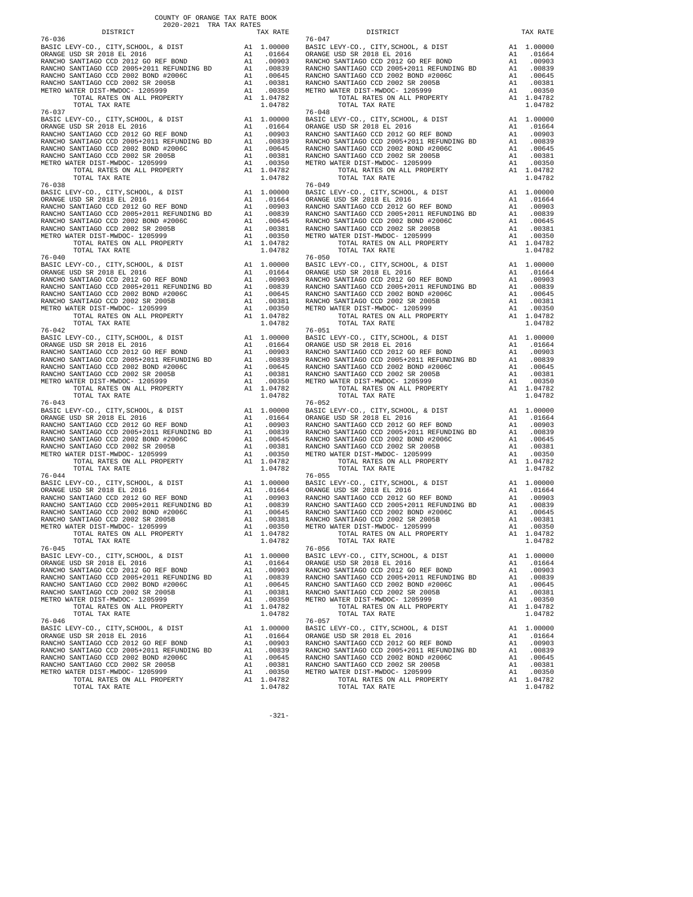COUNTY OF ORANGE TAX RATE BOOK
2020-2021 TRA TAX RATES

| DISTRICT | | TAX RATE |
|---|---|---|
| **76-036** | | |
| BASIC LEVY-CO., CITY,SCHOOL, & DIST | A1 | 1.00000 |
| ORANGE USD SR 2018 EL 2016 | A1 | .01664 |
| RANCHO SANTIAGO CCD 2012 GO REF BOND | A1 | .00903 |
| RANCHO SANTIAGO CCD 2005+2011 REFUNDING BD | A1 | .00839 |
| RANCHO SANTIAGO CCD 2002 BOND #2006C | A1 | .00645 |
| RANCHO SANTIAGO CCD 2002 SR 2005B | A1 | .00381 |
| METRO WATER DIST-MWDOC- 1205999 | A1 | .00350 |
| TOTAL RATES ON ALL PROPERTY | A1 | 1.04782 |
| TOTAL TAX RATE | | 1.04782 |
| **76-037** | | |
| BASIC LEVY-CO., CITY,SCHOOL, & DIST | A1 | 1.00000 |
| ORANGE USD SR 2018 EL 2016 | A1 | .01664 |
| RANCHO SANTIAGO CCD 2012 GO REF BOND | A1 | .00903 |
| RANCHO SANTIAGO CCD 2005+2011 REFUNDING BD | A1 | .00839 |
| RANCHO SANTIAGO CCD 2002 BOND #2006C | A1 | .00645 |
| RANCHO SANTIAGO CCD 2002 SR 2005B | A1 | .00381 |
| METRO WATER DIST-MWDOC- 1205999 | A1 | .00350 |
| TOTAL RATES ON ALL PROPERTY | A1 | 1.04782 |
| TOTAL TAX RATE | | 1.04782 |
| **76-038** | | |
| BASIC LEVY-CO., CITY,SCHOOL, & DIST | A1 | 1.00000 |
| ORANGE USD SR 2018 EL 2016 | A1 | .01664 |
| RANCHO SANTIAGO CCD 2012 GO REF BOND | A1 | .00903 |
| RANCHO SANTIAGO CCD 2005+2011 REFUNDING BD | A1 | .00839 |
| RANCHO SANTIAGO CCD 2002 BOND #2006C | A1 | .00645 |
| RANCHO SANTIAGO CCD 2002 SR 2005B | A1 | .00381 |
| METRO WATER DIST-MWDOC- 1205999 | A1 | .00350 |
| TOTAL RATES ON ALL PROPERTY | A1 | 1.04782 |
| TOTAL TAX RATE | | 1.04782 |
| **76-040** | | |
| BASIC LEVY-CO., CITY,SCHOOL, & DIST | A1 | 1.00000 |
| ORANGE USD SR 2018 EL 2016 | A1 | .01664 |
| RANCHO SANTIAGO CCD 2012 GO REF BOND | A1 | .00903 |
| RANCHO SANTIAGO CCD 2005+2011 REFUNDING BD | A1 | .00839 |
| RANCHO SANTIAGO CCD 2002 BOND #2006C | A1 | .00645 |
| RANCHO SANTIAGO CCD 2002 SR 2005B | A1 | .00381 |
| METRO WATER DIST-MWDOC- 1205999 | A1 | .00350 |
| TOTAL RATES ON ALL PROPERTY | A1 | 1.04782 |
| TOTAL TAX RATE | | 1.04782 |
| **76-042** | | |
| BASIC LEVY-CO., CITY,SCHOOL, & DIST | A1 | 1.00000 |
| ORANGE USD SR 2018 EL 2016 | A1 | .01664 |
| RANCHO SANTIAGO CCD 2012 GO REF BOND | A1 | .00903 |
| RANCHO SANTIAGO CCD 2005+2011 REFUNDING BD | A1 | .00839 |
| RANCHO SANTIAGO CCD 2002 BOND #2006C | A1 | .00645 |
| RANCHO SANTIAGO CCD 2002 SR 2005B | A1 | .00381 |
| METRO WATER DIST-MWDOC- 1205999 | A1 | .00350 |
| TOTAL RATES ON ALL PROPERTY | A1 | 1.04782 |
| TOTAL TAX RATE | | 1.04782 |
| **76-043** | | |
| BASIC LEVY-CO., CITY,SCHOOL, & DIST | A1 | 1.00000 |
| ORANGE USD SR 2018 EL 2016 | A1 | .01664 |
| RANCHO SANTIAGO CCD 2012 GO REF BOND | A1 | .00903 |
| RANCHO SANTIAGO CCD 2005+2011 REFUNDING BD | A1 | .00839 |
| RANCHO SANTIAGO CCD 2002 BOND #2006C | A1 | .00645 |
| RANCHO SANTIAGO CCD 2002 SR 2005B | A1 | .00381 |
| METRO WATER DIST-MWDOC- 1205999 | A1 | .00350 |
| TOTAL RATES ON ALL PROPERTY | A1 | 1.04782 |
| TOTAL TAX RATE | | 1.04782 |
| **76-044** | | |
| BASIC LEVY-CO., CITY,SCHOOL, & DIST | A1 | 1.00000 |
| ORANGE USD SR 2018 EL 2016 | A1 | .01664 |
| RANCHO SANTIAGO CCD 2012 GO REF BOND | A1 | .00903 |
| RANCHO SANTIAGO CCD 2005+2011 REFUNDING BD | A1 | .00839 |
| RANCHO SANTIAGO CCD 2002 BOND #2006C | A1 | .00645 |
| RANCHO SANTIAGO CCD 2002 SR 2005B | A1 | .00381 |
| METRO WATER DIST-MWDOC- 1205999 | A1 | .00350 |
| TOTAL RATES ON ALL PROPERTY | A1 | 1.04782 |
| TOTAL TAX RATE | | 1.04782 |
| **76-045** | | |
| BASIC LEVY-CO., CITY,SCHOOL, & DIST | A1 | 1.00000 |
| ORANGE USD SR 2018 EL 2016 | A1 | .01664 |
| RANCHO SANTIAGO CCD 2012 GO REF BOND | A1 | .00903 |
| RANCHO SANTIAGO CCD 2005+2011 REFUNDING BD | A1 | .00839 |
| RANCHO SANTIAGO CCD 2002 BOND #2006C | A1 | .00645 |
| RANCHO SANTIAGO CCD 2002 SR 2005B | A1 | .00381 |
| METRO WATER DIST-MWDOC- 1205999 | A1 | .00350 |
| TOTAL RATES ON ALL PROPERTY | A1 | 1.04782 |
| TOTAL TAX RATE | | 1.04782 |
| **76-046** | | |
| BASIC LEVY-CO., CITY,SCHOOL, & DIST | A1 | 1.00000 |
| ORANGE USD SR 2018 EL 2016 | A1 | .01664 |
| RANCHO SANTIAGO CCD 2012 GO REF BOND | A1 | .00903 |
| RANCHO SANTIAGO CCD 2005+2011 REFUNDING BD | A1 | .00839 |
| RANCHO SANTIAGO CCD 2002 BOND #2006C | A1 | .00645 |
| RANCHO SANTIAGO CCD 2002 SR 2005B | A1 | .00381 |
| METRO WATER DIST-MWDOC- 1205999 | A1 | .00350 |
| TOTAL RATES ON ALL PROPERTY | A1 | 1.04782 |
| TOTAL TAX RATE | | 1.04782 |
| **76-047** | | |
| BASIC LEVY-CO., CITY,SCHOOL, & DIST | A1 | 1.00000 |
| ORANGE USD SR 2018 EL 2016 | A1 | .01664 |
| RANCHO SANTIAGO CCD 2012 GO REF BOND | A1 | .00903 |
| RANCHO SANTIAGO CCD 2005+2011 REFUNDING BD | A1 | .00839 |
| RANCHO SANTIAGO CCD 2002 BOND #2006C | A1 | .00645 |
| RANCHO SANTIAGO CCD 2002 SR 2005B | A1 | .00381 |
| METRO WATER DIST-MWDOC- 1205999 | A1 | .00350 |
| TOTAL RATES ON ALL PROPERTY | A1 | 1.04782 |
| TOTAL TAX RATE | | 1.04782 |
| **76-048** | | |
| BASIC LEVY-CO., CITY,SCHOOL, & DIST | A1 | 1.00000 |
| ORANGE USD SR 2018 EL 2016 | A1 | .01664 |
| RANCHO SANTIAGO CCD 2012 GO REF BOND | A1 | .00903 |
| RANCHO SANTIAGO CCD 2005+2011 REFUNDING BD | A1 | .00839 |
| RANCHO SANTIAGO CCD 2002 BOND #2006C | A1 | .00645 |
| RANCHO SANTIAGO CCD 2002 SR 2005B | A1 | .00381 |
| METRO WATER DIST-MWDOC- 1205999 | A1 | .00350 |
| TOTAL RATES ON ALL PROPERTY | A1 | 1.04782 |
| TOTAL TAX RATE | | 1.04782 |
| **76-049** | | |
| BASIC LEVY-CO., CITY,SCHOOL, & DIST | A1 | 1.00000 |
| ORANGE USD SR 2018 EL 2016 | A1 | .01664 |
| RANCHO SANTIAGO CCD 2012 GO REF BOND | A1 | .00903 |
| RANCHO SANTIAGO CCD 2005+2011 REFUNDING BD | A1 | .00839 |
| RANCHO SANTIAGO CCD 2002 BOND #2006C | A1 | .00645 |
| RANCHO SANTIAGO CCD 2002 SR 2005B | A1 | .00381 |
| METRO WATER DIST-MWDOC- 1205999 | A1 | .00350 |
| TOTAL RATES ON ALL PROPERTY | A1 | 1.04782 |
| TOTAL TAX RATE | | 1.04782 |
| **76-050** | | |
| BASIC LEVY-CO., CITY,SCHOOL, & DIST | A1 | 1.00000 |
| ORANGE USD SR 2018 EL 2016 | A1 | .01664 |
| RANCHO SANTIAGO CCD 2012 GO REF BOND | A1 | .00903 |
| RANCHO SANTIAGO CCD 2005+2011 REFUNDING BD | A1 | .00839 |
| RANCHO SANTIAGO CCD 2002 BOND #2006C | A1 | .00645 |
| RANCHO SANTIAGO CCD 2002 SR 2005B | A1 | .00381 |
| METRO WATER DIST-MWDOC- 1205999 | A1 | .00350 |
| TOTAL RATES ON ALL PROPERTY | A1 | 1.04782 |
| TOTAL TAX RATE | | 1.04782 |
| **76-051** | | |
| BASIC LEVY-CO., CITY,SCHOOL, & DIST | A1 | 1.00000 |
| ORANGE USD SR 2018 EL 2016 | A1 | .01664 |
| RANCHO SANTIAGO CCD 2012 GO REF BOND | A1 | .00903 |
| RANCHO SANTIAGO CCD 2005+2011 REFUNDING BD | A1 | .00839 |
| RANCHO SANTIAGO CCD 2002 BOND #2006C | A1 | .00645 |
| RANCHO SANTIAGO CCD 2002 SR 2005B | A1 | .00381 |
| METRO WATER DIST-MWDOC- 1205999 | A1 | .00350 |
| TOTAL RATES ON ALL PROPERTY | A1 | 1.04782 |
| TOTAL TAX RATE | | 1.04782 |
| **76-052** | | |
| BASIC LEVY-CO., CITY,SCHOOL, & DIST | A1 | 1.00000 |
| ORANGE USD SR 2018 EL 2016 | A1 | .01664 |
| RANCHO SANTIAGO CCD 2012 GO REF BOND | A1 | .00903 |
| RANCHO SANTIAGO CCD 2005+2011 REFUNDING BD | A1 | .00839 |
| RANCHO SANTIAGO CCD 2002 BOND #2006C | A1 | .00645 |
| RANCHO SANTIAGO CCD 2002 SR 2005B | A1 | .00381 |
| METRO WATER DIST-MWDOC- 1205999 | A1 | .00350 |
| TOTAL RATES ON ALL PROPERTY | A1 | 1.04782 |
| TOTAL TAX RATE | | 1.04782 |
| **76-055** | | |
| BASIC LEVY-CO., CITY,SCHOOL, & DIST | A1 | 1.00000 |
| ORANGE USD SR 2018 EL 2016 | A1 | .01664 |
| RANCHO SANTIAGO CCD 2012 GO REF BOND | A1 | .00903 |
| RANCHO SANTIAGO CCD 2005+2011 REFUNDING BD | A1 | .00839 |
| RANCHO SANTIAGO CCD 2002 BOND #2006C | A1 | .00645 |
| RANCHO SANTIAGO CCD 2002 SR 2005B | A1 | .00381 |
| METRO WATER DIST-MWDOC- 1205999 | A1 | .00350 |
| TOTAL RATES ON ALL PROPERTY | A1 | 1.04782 |
| TOTAL TAX RATE | | 1.04782 |
| **76-056** | | |
| BASIC LEVY-CO., CITY,SCHOOL, & DIST | A1 | 1.00000 |
| ORANGE USD SR 2018 EL 2016 | A1 | .01664 |
| RANCHO SANTIAGO CCD 2012 GO REF BOND | A1 | .00903 |
| RANCHO SANTIAGO CCD 2005+2011 REFUNDING BD | A1 | .00839 |
| RANCHO SANTIAGO CCD 2002 BOND #2006C | A1 | .00645 |
| RANCHO SANTIAGO CCD 2002 SR 2005B | A1 | .00381 |
| METRO WATER DIST-MWDOC- 1205999 | A1 | .00350 |
| TOTAL RATES ON ALL PROPERTY | A1 | 1.04782 |
| TOTAL TAX RATE | | 1.04782 |
| **76-057** | | |
| BASIC LEVY-CO., CITY,SCHOOL, & DIST | A1 | 1.00000 |
| ORANGE USD SR 2018 EL 2016 | A1 | .01664 |
| RANCHO SANTIAGO CCD 2012 GO REF BOND | A1 | .00903 |
| RANCHO SANTIAGO CCD 2005+2011 REFUNDING BD | A1 | .00839 |
| RANCHO SANTIAGO CCD 2002 BOND #2006C | A1 | .00645 |
| RANCHO SANTIAGO CCD 2002 SR 2005B | A1 | .00381 |
| METRO WATER DIST-MWDOC- 1205999 | A1 | .00350 |
| TOTAL RATES ON ALL PROPERTY | A1 | 1.04782 |
| TOTAL TAX RATE | | 1.04782 |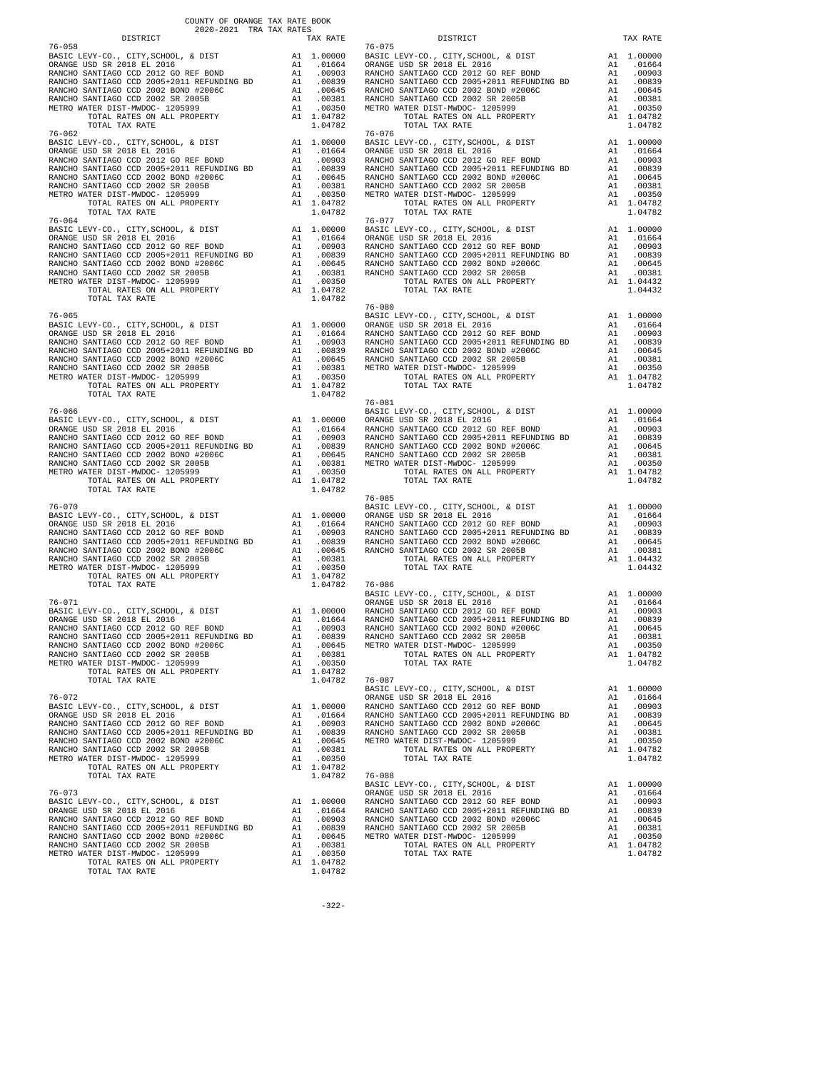COUNTY OF ORANGE TAX RATE BOOK
2020-2021 TRA TAX RATES

| DISTRICT | | TAX RATE |
|---|---|---|
| **76-058** | | |
| BASIC LEVY-CO., CITY,SCHOOL, & DIST | A1 | 1.00000 |
| ORANGE USD SR 2018 EL 2016 | A1 | .01664 |
| RANCHO SANTIAGO CCD 2012 GO REF BOND | A1 | .00903 |
| RANCHO SANTIAGO CCD 2005+2011 REFUNDING BD | A1 | .00839 |
| RANCHO SANTIAGO CCD 2002 BOND #2006C | A1 | .00645 |
| RANCHO SANTIAGO CCD 2002 SR 2005B | A1 | .00381 |
| METRO WATER DIST-MWDOC- 1205999 | A1 | .00350 |
| TOTAL RATES ON ALL PROPERTY | A1 | 1.04782 |
| TOTAL TAX RATE | | 1.04782 |
| **76-062** | | |
| BASIC LEVY-CO., CITY,SCHOOL, & DIST | A1 | 1.00000 |
| ORANGE USD SR 2018 EL 2016 | A1 | .01664 |
| RANCHO SANTIAGO CCD 2012 GO REF BOND | A1 | .00903 |
| RANCHO SANTIAGO CCD 2005+2011 REFUNDING BD | A1 | .00839 |
| RANCHO SANTIAGO CCD 2002 BOND #2006C | A1 | .00645 |
| RANCHO SANTIAGO CCD 2002 SR 2005B | A1 | .00381 |
| METRO WATER DIST-MWDOC- 1205999 | A1 | .00350 |
| TOTAL RATES ON ALL PROPERTY | A1 | 1.04782 |
| TOTAL TAX RATE | | 1.04782 |
| **76-064** | | |
| BASIC LEVY-CO., CITY,SCHOOL, & DIST | A1 | 1.00000 |
| ORANGE USD SR 2018 EL 2016 | A1 | .01664 |
| RANCHO SANTIAGO CCD 2012 GO REF BOND | A1 | .00903 |
| RANCHO SANTIAGO CCD 2005+2011 REFUNDING BD | A1 | .00839 |
| RANCHO SANTIAGO CCD 2002 BOND #2006C | A1 | .00645 |
| RANCHO SANTIAGO CCD 2002 SR 2005B | A1 | .00381 |
| METRO WATER DIST-MWDOC- 1205999 | A1 | .00350 |
| TOTAL RATES ON ALL PROPERTY | A1 | 1.04782 |
| TOTAL TAX RATE | | 1.04782 |
| **76-065** | | |
| BASIC LEVY-CO., CITY,SCHOOL, & DIST | A1 | 1.00000 |
| ORANGE USD SR 2018 EL 2016 | A1 | .01664 |
| RANCHO SANTIAGO CCD 2012 GO REF BOND | A1 | .00903 |
| RANCHO SANTIAGO CCD 2005+2011 REFUNDING BD | A1 | .00839 |
| RANCHO SANTIAGO CCD 2002 BOND #2006C | A1 | .00645 |
| RANCHO SANTIAGO CCD 2002 SR 2005B | A1 | .00381 |
| METRO WATER DIST-MWDOC- 1205999 | A1 | .00350 |
| TOTAL RATES ON ALL PROPERTY | A1 | 1.04782 |
| TOTAL TAX RATE | | 1.04782 |
| **76-066** | | |
| BASIC LEVY-CO., CITY,SCHOOL, & DIST | A1 | 1.00000 |
| ORANGE USD SR 2018 EL 2016 | A1 | .01664 |
| RANCHO SANTIAGO CCD 2012 GO REF BOND | A1 | .00903 |
| RANCHO SANTIAGO CCD 2005+2011 REFUNDING BD | A1 | .00839 |
| RANCHO SANTIAGO CCD 2002 BOND #2006C | A1 | .00645 |
| RANCHO SANTIAGO CCD 2002 SR 2005B | A1 | .00381 |
| METRO WATER DIST-MWDOC- 1205999 | A1 | .00350 |
| TOTAL RATES ON ALL PROPERTY | A1 | 1.04782 |
| TOTAL TAX RATE | | 1.04782 |
| **76-070** | | |
| BASIC LEVY-CO., CITY,SCHOOL, & DIST | A1 | 1.00000 |
| ORANGE USD SR 2018 EL 2016 | A1 | .01664 |
| RANCHO SANTIAGO CCD 2012 GO REF BOND | A1 | .00903 |
| RANCHO SANTIAGO CCD 2005+2011 REFUNDING BD | A1 | .00839 |
| RANCHO SANTIAGO CCD 2002 BOND #2006C | A1 | .00645 |
| RANCHO SANTIAGO CCD 2002 SR 2005B | A1 | .00381 |
| METRO WATER DIST-MWDOC- 1205999 | A1 | .00350 |
| TOTAL RATES ON ALL PROPERTY | A1 | 1.04782 |
| TOTAL TAX RATE | | 1.04782 |
| **76-071** | | |
| BASIC LEVY-CO., CITY,SCHOOL, & DIST | A1 | 1.00000 |
| ORANGE USD SR 2018 EL 2016 | A1 | .01664 |
| RANCHO SANTIAGO CCD 2012 GO REF BOND | A1 | .00903 |
| RANCHO SANTIAGO CCD 2005+2011 REFUNDING BD | A1 | .00839 |
| RANCHO SANTIAGO CCD 2002 BOND #2006C | A1 | .00645 |
| RANCHO SANTIAGO CCD 2002 SR 2005B | A1 | .00381 |
| METRO WATER DIST-MWDOC- 1205999 | A1 | .00350 |
| TOTAL RATES ON ALL PROPERTY | A1 | 1.04782 |
| TOTAL TAX RATE | | 1.04782 |
| **76-072** | | |
| BASIC LEVY-CO., CITY,SCHOOL, & DIST | A1 | 1.00000 |
| ORANGE USD SR 2018 EL 2016 | A1 | .01664 |
| RANCHO SANTIAGO CCD 2012 GO REF BOND | A1 | .00903 |
| RANCHO SANTIAGO CCD 2005+2011 REFUNDING BD | A1 | .00839 |
| RANCHO SANTIAGO CCD 2002 BOND #2006C | A1 | .00645 |
| RANCHO SANTIAGO CCD 2002 SR 2005B | A1 | .00381 |
| METRO WATER DIST-MWDOC- 1205999 | A1 | .00350 |
| TOTAL RATES ON ALL PROPERTY | A1 | 1.04782 |
| TOTAL TAX RATE | | 1.04782 |
| **76-073** | | |
| BASIC LEVY-CO., CITY,SCHOOL, & DIST | A1 | 1.00000 |
| ORANGE USD SR 2018 EL 2016 | A1 | .01664 |
| RANCHO SANTIAGO CCD 2012 GO REF BOND | A1 | .00903 |
| RANCHO SANTIAGO CCD 2005+2011 REFUNDING BD | A1 | .00839 |
| RANCHO SANTIAGO CCD 2002 BOND #2006C | A1 | .00645 |
| RANCHO SANTIAGO CCD 2002 SR 2005B | A1 | .00381 |
| METRO WATER DIST-MWDOC- 1205999 | A1 | .00350 |
| TOTAL RATES ON ALL PROPERTY | A1 | 1.04782 |
| TOTAL TAX RATE | | 1.04782 |
| **76-075** | | |
| BASIC LEVY-CO., CITY,SCHOOL, & DIST | A1 | 1.00000 |
| ORANGE USD SR 2018 EL 2016 | A1 | .01664 |
| RANCHO SANTIAGO CCD 2012 GO REF BOND | A1 | .00903 |
| RANCHO SANTIAGO CCD 2005+2011 REFUNDING BD | A1 | .00839 |
| RANCHO SANTIAGO CCD 2002 BOND #2006C | A1 | .00645 |
| RANCHO SANTIAGO CCD 2002 SR 2005B | A1 | .00381 |
| METRO WATER DIST-MWDOC- 1205999 | A1 | .00350 |
| TOTAL RATES ON ALL PROPERTY | A1 | 1.04782 |
| TOTAL TAX RATE | | 1.04782 |
| **76-076** | | |
| BASIC LEVY-CO., CITY,SCHOOL, & DIST | A1 | 1.00000 |
| ORANGE USD SR 2018 EL 2016 | A1 | .01664 |
| RANCHO SANTIAGO CCD 2012 GO REF BOND | A1 | .00903 |
| RANCHO SANTIAGO CCD 2005+2011 REFUNDING BD | A1 | .00839 |
| RANCHO SANTIAGO CCD 2002 BOND #2006C | A1 | .00645 |
| RANCHO SANTIAGO CCD 2002 SR 2005B | A1 | .00381 |
| METRO WATER DIST-MWDOC- 1205999 | A1 | .00350 |
| TOTAL RATES ON ALL PROPERTY | A1 | 1.04782 |
| TOTAL TAX RATE | | 1.04782 |
| **76-077** | | |
| BASIC LEVY-CO., CITY,SCHOOL, & DIST | A1 | 1.00000 |
| ORANGE USD SR 2018 EL 2016 | A1 | .01664 |
| RANCHO SANTIAGO CCD 2012 GO REF BOND | A1 | .00903 |
| RANCHO SANTIAGO CCD 2005+2011 REFUNDING BD | A1 | .00839 |
| RANCHO SANTIAGO CCD 2002 BOND #2006C | A1 | .00645 |
| RANCHO SANTIAGO CCD 2002 SR 2005B | A1 | .00381 |
| TOTAL RATES ON ALL PROPERTY | A1 | 1.04432 |
| TOTAL TAX RATE | | 1.04432 |
| **76-080** | | |
| BASIC LEVY-CO., CITY,SCHOOL, & DIST | A1 | 1.00000 |
| ORANGE USD SR 2018 EL 2016 | A1 | .01664 |
| RANCHO SANTIAGO CCD 2012 GO REF BOND | A1 | .00903 |
| RANCHO SANTIAGO CCD 2005+2011 REFUNDING BD | A1 | .00839 |
| RANCHO SANTIAGO CCD 2002 BOND #2006C | A1 | .00645 |
| RANCHO SANTIAGO CCD 2002 SR 2005B | A1 | .00381 |
| METRO WATER DIST-MWDOC- 1205999 | A1 | .00350 |
| TOTAL RATES ON ALL PROPERTY | A1 | 1.04782 |
| TOTAL TAX RATE | | 1.04782 |
| **76-081** | | |
| BASIC LEVY-CO., CITY,SCHOOL, & DIST | A1 | 1.00000 |
| ORANGE USD SR 2018 EL 2016 | A1 | .01664 |
| RANCHO SANTIAGO CCD 2012 GO REF BOND | A1 | .00903 |
| RANCHO SANTIAGO CCD 2005+2011 REFUNDING BD | A1 | .00839 |
| RANCHO SANTIAGO CCD 2002 BOND #2006C | A1 | .00645 |
| RANCHO SANTIAGO CCD 2002 SR 2005B | A1 | .00381 |
| METRO WATER DIST-MWDOC- 1205999 | A1 | .00350 |
| TOTAL RATES ON ALL PROPERTY | A1 | 1.04782 |
| TOTAL TAX RATE | | 1.04782 |
| **76-085** | | |
| BASIC LEVY-CO., CITY,SCHOOL, & DIST | A1 | 1.00000 |
| ORANGE USD SR 2018 EL 2016 | A1 | .01664 |
| RANCHO SANTIAGO CCD 2012 GO REF BOND | A1 | .00903 |
| RANCHO SANTIAGO CCD 2005+2011 REFUNDING BD | A1 | .00839 |
| RANCHO SANTIAGO CCD 2002 BOND #2006C | A1 | .00645 |
| RANCHO SANTIAGO CCD 2002 SR 2005B | A1 | .00381 |
| TOTAL RATES ON ALL PROPERTY | A1 | 1.04432 |
| TOTAL TAX RATE | | 1.04432 |
| **76-086** | | |
| BASIC LEVY-CO., CITY,SCHOOL, & DIST | A1 | 1.00000 |
| ORANGE USD SR 2018 EL 2016 | A1 | .01664 |
| RANCHO SANTIAGO CCD 2012 GO REF BOND | A1 | .00903 |
| RANCHO SANTIAGO CCD 2005+2011 REFUNDING BD | A1 | .00839 |
| RANCHO SANTIAGO CCD 2002 BOND #2006C | A1 | .00645 |
| RANCHO SANTIAGO CCD 2002 SR 2005B | A1 | .00381 |
| METRO WATER DIST-MWDOC- 1205999 | A1 | .00350 |
| TOTAL RATES ON ALL PROPERTY | A1 | 1.04782 |
| TOTAL TAX RATE | | 1.04782 |
| **76-087** | | |
| BASIC LEVY-CO., CITY,SCHOOL, & DIST | A1 | 1.00000 |
| ORANGE USD SR 2018 EL 2016 | A1 | .01664 |
| RANCHO SANTIAGO CCD 2012 GO REF BOND | A1 | .00903 |
| RANCHO SANTIAGO CCD 2005+2011 REFUNDING BD | A1 | .00839 |
| RANCHO SANTIAGO CCD 2002 BOND #2006C | A1 | .00645 |
| RANCHO SANTIAGO CCD 2002 SR 2005B | A1 | .00381 |
| METRO WATER DIST-MWDOC- 1205999 | A1 | .00350 |
| TOTAL RATES ON ALL PROPERTY | A1 | 1.04782 |
| TOTAL TAX RATE | | 1.04782 |
| **76-088** | | |
| BASIC LEVY-CO., CITY,SCHOOL, & DIST | A1 | 1.00000 |
| ORANGE USD SR 2018 EL 2016 | A1 | .01664 |
| RANCHO SANTIAGO CCD 2012 GO REF BOND | A1 | .00903 |
| RANCHO SANTIAGO CCD 2005+2011 REFUNDING BD | A1 | .00839 |
| RANCHO SANTIAGO CCD 2002 BOND #2006C | A1 | .00645 |
| RANCHO SANTIAGO CCD 2002 SR 2005B | A1 | .00381 |
| METRO WATER DIST-MWDOC- 1205999 | A1 | .00350 |
| TOTAL RATES ON ALL PROPERTY | A1 | 1.04782 |
| TOTAL TAX RATE | | 1.04782 |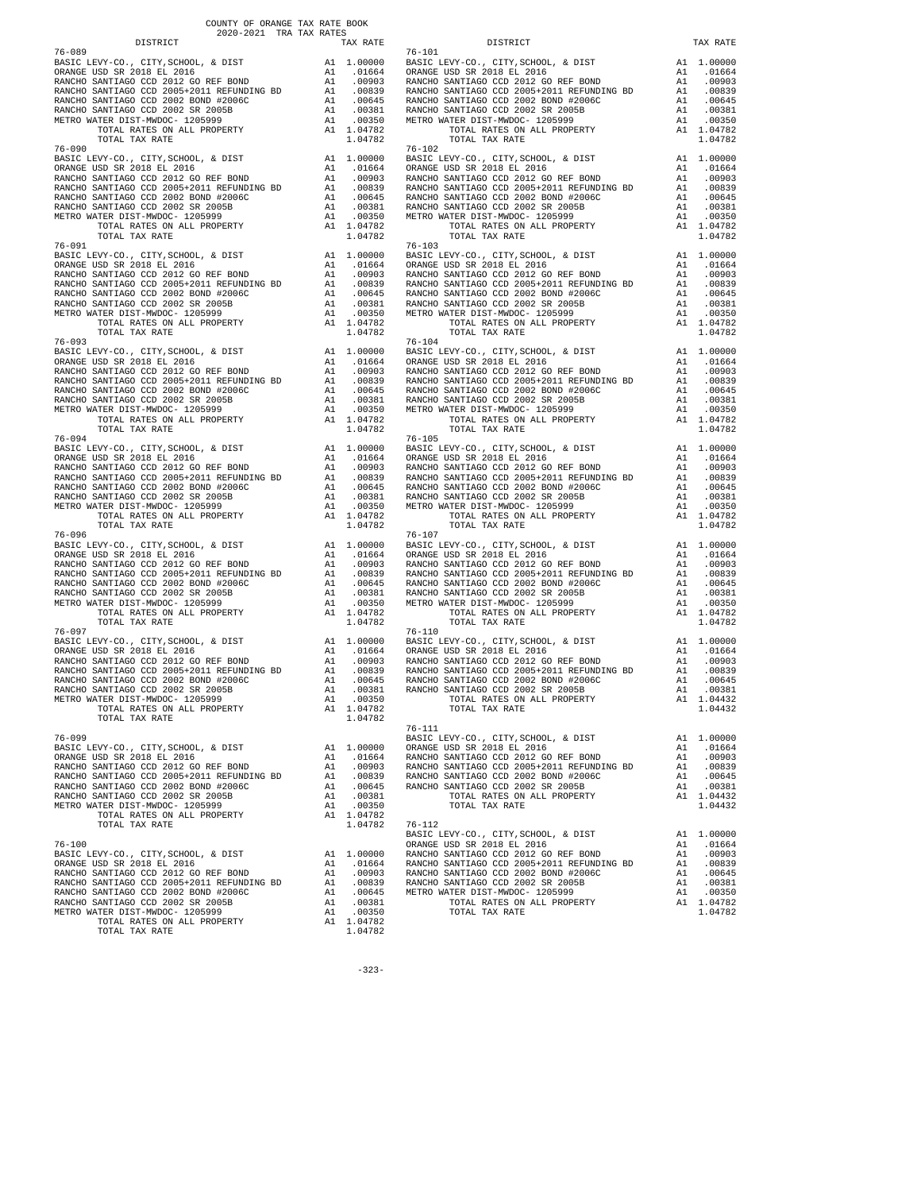COUNTY OF ORANGE TAX RATE BOOK
2020-2021 TRA TAX RATES

| DISTRICT | | TAX RATE |
|---|---|---|
| **76-089** | | |
| BASIC LEVY-CO., CITY,SCHOOL, & DIST | A1 | 1.00000 |
| ORANGE USD SR 2018 EL 2016 | A1 | .01664 |
| RANCHO SANTIAGO CCD 2012 GO REF BOND | A1 | .00903 |
| RANCHO SANTIAGO CCD 2005+2011 REFUNDING BD | A1 | .00839 |
| RANCHO SANTIAGO CCD 2002 BOND #2006C | A1 | .00645 |
| RANCHO SANTIAGO CCD 2002 SR 2005B | A1 | .00381 |
| METRO WATER DIST-MWDOC- 1205999 | A1 | .00350 |
| TOTAL RATES ON ALL PROPERTY | A1 | 1.04782 |
| TOTAL TAX RATE | | 1.04782 |
| **76-090** | | |
| BASIC LEVY-CO., CITY,SCHOOL, & DIST | A1 | 1.00000 |
| ORANGE USD SR 2018 EL 2016 | A1 | .01664 |
| RANCHO SANTIAGO CCD 2012 GO REF BOND | A1 | .00903 |
| RANCHO SANTIAGO CCD 2005+2011 REFUNDING BD | A1 | .00839 |
| RANCHO SANTIAGO CCD 2002 BOND #2006C | A1 | .00645 |
| RANCHO SANTIAGO CCD 2002 SR 2005B | A1 | .00381 |
| METRO WATER DIST-MWDOC- 1205999 | A1 | .00350 |
| TOTAL RATES ON ALL PROPERTY | A1 | 1.04782 |
| TOTAL TAX RATE | | 1.04782 |
| **76-091** | | |
| BASIC LEVY-CO., CITY,SCHOOL, & DIST | A1 | 1.00000 |
| ORANGE USD SR 2018 EL 2016 | A1 | .01664 |
| RANCHO SANTIAGO CCD 2012 GO REF BOND | A1 | .00903 |
| RANCHO SANTIAGO CCD 2005+2011 REFUNDING BD | A1 | .00839 |
| RANCHO SANTIAGO CCD 2002 BOND #2006C | A1 | .00645 |
| RANCHO SANTIAGO CCD 2002 SR 2005B | A1 | .00381 |
| METRO WATER DIST-MWDOC- 1205999 | A1 | .00350 |
| TOTAL RATES ON ALL PROPERTY | A1 | 1.04782 |
| TOTAL TAX RATE | | 1.04782 |
| **76-093** | | |
| BASIC LEVY-CO., CITY,SCHOOL, & DIST | A1 | 1.00000 |
| ORANGE USD SR 2018 EL 2016 | A1 | .01664 |
| RANCHO SANTIAGO CCD 2012 GO REF BOND | A1 | .00903 |
| RANCHO SANTIAGO CCD 2005+2011 REFUNDING BD | A1 | .00839 |
| RANCHO SANTIAGO CCD 2002 BOND #2006C | A1 | .00645 |
| RANCHO SANTIAGO CCD 2002 SR 2005B | A1 | .00381 |
| METRO WATER DIST-MWDOC- 1205999 | A1 | .00350 |
| TOTAL RATES ON ALL PROPERTY | A1 | 1.04782 |
| TOTAL TAX RATE | | 1.04782 |
| **76-094** | | |
| BASIC LEVY-CO., CITY,SCHOOL, & DIST | A1 | 1.00000 |
| ORANGE USD SR 2018 EL 2016 | A1 | .01664 |
| RANCHO SANTIAGO CCD 2012 GO REF BOND | A1 | .00903 |
| RANCHO SANTIAGO CCD 2005+2011 REFUNDING BD | A1 | .00839 |
| RANCHO SANTIAGO CCD 2002 BOND #2006C | A1 | .00645 |
| RANCHO SANTIAGO CCD 2002 SR 2005B | A1 | .00381 |
| METRO WATER DIST-MWDOC- 1205999 | A1 | .00350 |
| TOTAL RATES ON ALL PROPERTY | A1 | 1.04782 |
| TOTAL TAX RATE | | 1.04782 |
| **76-096** | | |
| BASIC LEVY-CO., CITY,SCHOOL, & DIST | A1 | 1.00000 |
| ORANGE USD SR 2018 EL 2016 | A1 | .01664 |
| RANCHO SANTIAGO CCD 2012 GO REF BOND | A1 | .00903 |
| RANCHO SANTIAGO CCD 2005+2011 REFUNDING BD | A1 | .00839 |
| RANCHO SANTIAGO CCD 2002 BOND #2006C | A1 | .00645 |
| RANCHO SANTIAGO CCD 2002 SR 2005B | A1 | .00381 |
| METRO WATER DIST-MWDOC- 1205999 | A1 | .00350 |
| TOTAL RATES ON ALL PROPERTY | A1 | 1.04782 |
| TOTAL TAX RATE | | 1.04782 |
| **76-097** | | |
| BASIC LEVY-CO., CITY,SCHOOL, & DIST | A1 | 1.00000 |
| ORANGE USD SR 2018 EL 2016 | A1 | .01664 |
| RANCHO SANTIAGO CCD 2012 GO REF BOND | A1 | .00903 |
| RANCHO SANTIAGO CCD 2005+2011 REFUNDING BD | A1 | .00839 |
| RANCHO SANTIAGO CCD 2002 BOND #2006C | A1 | .00645 |
| RANCHO SANTIAGO CCD 2002 SR 2005B | A1 | .00381 |
| METRO WATER DIST-MWDOC- 1205999 | A1 | .00350 |
| TOTAL RATES ON ALL PROPERTY | A1 | 1.04782 |
| TOTAL TAX RATE | | 1.04782 |
| **76-099** | | |
| BASIC LEVY-CO., CITY,SCHOOL, & DIST | A1 | 1.00000 |
| ORANGE USD SR 2018 EL 2016 | A1 | .01664 |
| RANCHO SANTIAGO CCD 2012 GO REF BOND | A1 | .00903 |
| RANCHO SANTIAGO CCD 2005+2011 REFUNDING BD | A1 | .00839 |
| RANCHO SANTIAGO CCD 2002 BOND #2006C | A1 | .00645 |
| RANCHO SANTIAGO CCD 2002 SR 2005B | A1 | .00381 |
| METRO WATER DIST-MWDOC- 1205999 | A1 | .00350 |
| TOTAL RATES ON ALL PROPERTY | A1 | 1.04782 |
| TOTAL TAX RATE | | 1.04782 |
| **76-100** | | |
| BASIC LEVY-CO., CITY,SCHOOL, & DIST | A1 | 1.00000 |
| ORANGE USD SR 2018 EL 2016 | A1 | .01664 |
| RANCHO SANTIAGO CCD 2012 GO REF BOND | A1 | .00903 |
| RANCHO SANTIAGO CCD 2005+2011 REFUNDING BD | A1 | .00839 |
| RANCHO SANTIAGO CCD 2002 BOND #2006C | A1 | .00645 |
| RANCHO SANTIAGO CCD 2002 SR 2005B | A1 | .00381 |
| METRO WATER DIST-MWDOC- 1205999 | A1 | .00350 |
| TOTAL RATES ON ALL PROPERTY | A1 | 1.04782 |
| TOTAL TAX RATE | | 1.04782 |
| **76-101** | | |
| BASIC LEVY-CO., CITY,SCHOOL, & DIST | A1 | 1.00000 |
| ORANGE USD SR 2018 EL 2016 | A1 | .01664 |
| RANCHO SANTIAGO CCD 2012 GO REF BOND | A1 | .00903 |
| RANCHO SANTIAGO CCD 2005+2011 REFUNDING BD | A1 | .00839 |
| RANCHO SANTIAGO CCD 2002 BOND #2006C | A1 | .00645 |
| RANCHO SANTIAGO CCD 2002 SR 2005B | A1 | .00381 |
| METRO WATER DIST-MWDOC- 1205999 | A1 | .00350 |
| TOTAL RATES ON ALL PROPERTY | A1 | 1.04782 |
| TOTAL TAX RATE | | 1.04782 |
| **76-102** | | |
| BASIC LEVY-CO., CITY,SCHOOL, & DIST | A1 | 1.00000 |
| ORANGE USD SR 2018 EL 2016 | A1 | .01664 |
| RANCHO SANTIAGO CCD 2012 GO REF BOND | A1 | .00903 |
| RANCHO SANTIAGO CCD 2005+2011 REFUNDING BD | A1 | .00839 |
| RANCHO SANTIAGO CCD 2002 BOND #2006C | A1 | .00645 |
| RANCHO SANTIAGO CCD 2002 SR 2005B | A1 | .00381 |
| METRO WATER DIST-MWDOC- 1205999 | A1 | .00350 |
| TOTAL RATES ON ALL PROPERTY | A1 | 1.04782 |
| TOTAL TAX RATE | | 1.04782 |
| **76-103** | | |
| BASIC LEVY-CO., CITY,SCHOOL, & DIST | A1 | 1.00000 |
| ORANGE USD SR 2018 EL 2016 | A1 | .01664 |
| RANCHO SANTIAGO CCD 2012 GO REF BOND | A1 | .00903 |
| RANCHO SANTIAGO CCD 2005+2011 REFUNDING BD | A1 | .00839 |
| RANCHO SANTIAGO CCD 2002 BOND #2006C | A1 | .00645 |
| RANCHO SANTIAGO CCD 2002 SR 2005B | A1 | .00381 |
| METRO WATER DIST-MWDOC- 1205999 | A1 | .00350 |
| TOTAL RATES ON ALL PROPERTY | A1 | 1.04782 |
| TOTAL TAX RATE | | 1.04782 |
| **76-104** | | |
| BASIC LEVY-CO., CITY,SCHOOL, & DIST | A1 | 1.00000 |
| ORANGE USD SR 2018 EL 2016 | A1 | .01664 |
| RANCHO SANTIAGO CCD 2012 GO REF BOND | A1 | .00903 |
| RANCHO SANTIAGO CCD 2005+2011 REFUNDING BD | A1 | .00839 |
| RANCHO SANTIAGO CCD 2002 BOND #2006C | A1 | .00645 |
| RANCHO SANTIAGO CCD 2002 SR 2005B | A1 | .00381 |
| METRO WATER DIST-MWDOC- 1205999 | A1 | .00350 |
| TOTAL RATES ON ALL PROPERTY | A1 | 1.04782 |
| TOTAL TAX RATE | | 1.04782 |
| **76-105** | | |
| BASIC LEVY-CO., CITY,SCHOOL, & DIST | A1 | 1.00000 |
| ORANGE USD SR 2018 EL 2016 | A1 | .01664 |
| RANCHO SANTIAGO CCD 2012 GO REF BOND | A1 | .00903 |
| RANCHO SANTIAGO CCD 2005+2011 REFUNDING BD | A1 | .00839 |
| RANCHO SANTIAGO CCD 2002 BOND #2006C | A1 | .00645 |
| RANCHO SANTIAGO CCD 2002 SR 2005B | A1 | .00381 |
| METRO WATER DIST-MWDOC- 1205999 | A1 | .00350 |
| TOTAL RATES ON ALL PROPERTY | A1 | 1.04782 |
| TOTAL TAX RATE | | 1.04782 |
| **76-107** | | |
| BASIC LEVY-CO., CITY,SCHOOL, & DIST | A1 | 1.00000 |
| ORANGE USD SR 2018 EL 2016 | A1 | .01664 |
| RANCHO SANTIAGO CCD 2012 GO REF BOND | A1 | .00903 |
| RANCHO SANTIAGO CCD 2005+2011 REFUNDING BD | A1 | .00839 |
| RANCHO SANTIAGO CCD 2002 BOND #2006C | A1 | .00645 |
| RANCHO SANTIAGO CCD 2002 SR 2005B | A1 | .00381 |
| METRO WATER DIST-MWDOC- 1205999 | A1 | .00350 |
| TOTAL RATES ON ALL PROPERTY | A1 | 1.04782 |
| TOTAL TAX RATE | | 1.04782 |
| **76-110** | | |
| BASIC LEVY-CO., CITY,SCHOOL, & DIST | A1 | 1.00000 |
| ORANGE USD SR 2018 EL 2016 | A1 | .01664 |
| RANCHO SANTIAGO CCD 2012 GO REF BOND | A1 | .00903 |
| RANCHO SANTIAGO CCD 2005+2011 REFUNDING BD | A1 | .00839 |
| RANCHO SANTIAGO CCD 2002 BOND #2006C | A1 | .00645 |
| RANCHO SANTIAGO CCD 2002 SR 2005B | A1 | .00381 |
| TOTAL RATES ON ALL PROPERTY | A1 | 1.04432 |
| TOTAL TAX RATE | | 1.04432 |
| **76-111** | | |
| BASIC LEVY-CO., CITY,SCHOOL, & DIST | A1 | 1.00000 |
| ORANGE USD SR 2018 EL 2016 | A1 | .01664 |
| RANCHO SANTIAGO CCD 2012 GO REF BOND | A1 | .00903 |
| RANCHO SANTIAGO CCD 2005+2011 REFUNDING BD | A1 | .00839 |
| RANCHO SANTIAGO CCD 2002 BOND #2006C | A1 | .00645 |
| RANCHO SANTIAGO CCD 2002 SR 2005B | A1 | .00381 |
| TOTAL RATES ON ALL PROPERTY | A1 | 1.04432 |
| TOTAL TAX RATE | | 1.04432 |
| **76-112** | | |
| BASIC LEVY-CO., CITY,SCHOOL, & DIST | A1 | 1.00000 |
| ORANGE USD SR 2018 EL 2016 | A1 | .01664 |
| RANCHO SANTIAGO CCD 2012 GO REF BOND | A1 | .00903 |
| RANCHO SANTIAGO CCD 2005+2011 REFUNDING BD | A1 | .00839 |
| RANCHO SANTIAGO CCD 2002 BOND #2006C | A1 | .00645 |
| RANCHO SANTIAGO CCD 2002 SR 2005B | A1 | .00381 |
| METRO WATER DIST-MWDOC- 1205999 | A1 | .00350 |
| TOTAL RATES ON ALL PROPERTY | A1 | 1.04782 |
| TOTAL TAX RATE | | 1.04782 |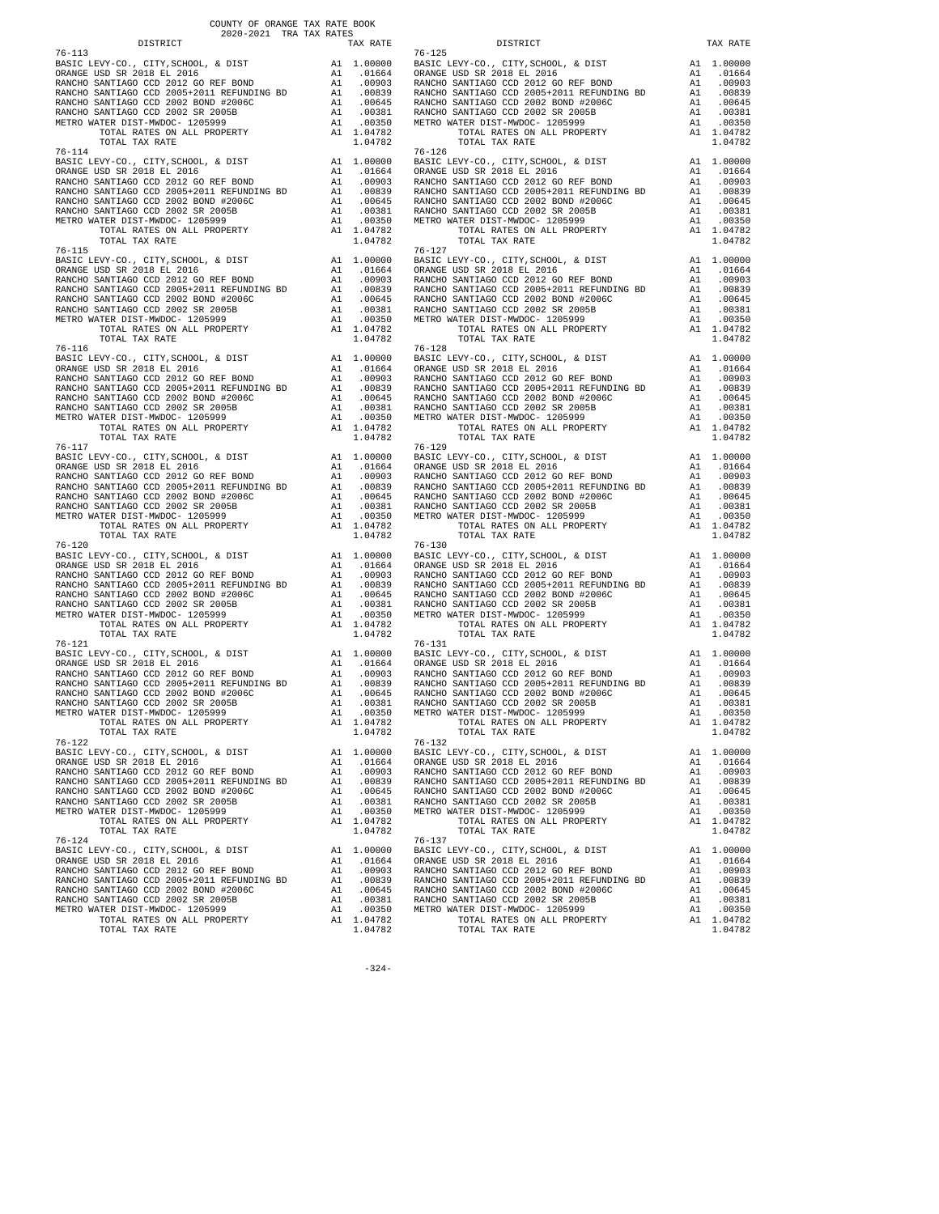COUNTY OF ORANGE TAX RATE BOOK
2020-2021 TRA TAX RATES

| DISTRICT | | TAX RATE |
|---|---|---|
| 76-113 | | |
| BASIC LEVY-CO., CITY,SCHOOL, & DIST | A1 | 1.00000 |
| ORANGE USD SR 2018 EL 2016 | A1 | .01664 |
| RANCHO SANTIAGO CCD 2012 GO REF BOND | A1 | .00903 |
| RANCHO SANTIAGO CCD 2005+2011 REFUNDING BD | A1 | .00839 |
| RANCHO SANTIAGO CCD 2002 BOND #2006C | A1 | .00645 |
| RANCHO SANTIAGO CCD 2002 SR 2005B | A1 | .00381 |
| METRO WATER DIST-MWDOC- 1205999 | A1 | .00350 |
| TOTAL RATES ON ALL PROPERTY | A1 | 1.04782 |
| TOTAL TAX RATE | | 1.04782 |
| 76-114 | | |
| BASIC LEVY-CO., CITY,SCHOOL, & DIST | A1 | 1.00000 |
| ORANGE USD SR 2018 EL 2016 | A1 | .01664 |
| RANCHO SANTIAGO CCD 2012 GO REF BOND | A1 | .00903 |
| RANCHO SANTIAGO CCD 2005+2011 REFUNDING BD | A1 | .00839 |
| RANCHO SANTIAGO CCD 2002 BOND #2006C | A1 | .00645 |
| RANCHO SANTIAGO CCD 2002 SR 2005B | A1 | .00381 |
| METRO WATER DIST-MWDOC- 1205999 | A1 | .00350 |
| TOTAL RATES ON ALL PROPERTY | A1 | 1.04782 |
| TOTAL TAX RATE | | 1.04782 |
| 76-115 | | |
| BASIC LEVY-CO., CITY,SCHOOL, & DIST | A1 | 1.00000 |
| ORANGE USD SR 2018 EL 2016 | A1 | .01664 |
| RANCHO SANTIAGO CCD 2012 GO REF BOND | A1 | .00903 |
| RANCHO SANTIAGO CCD 2005+2011 REFUNDING BD | A1 | .00839 |
| RANCHO SANTIAGO CCD 2002 BOND #2006C | A1 | .00645 |
| RANCHO SANTIAGO CCD 2002 SR 2005B | A1 | .00381 |
| METRO WATER DIST-MWDOC- 1205999 | A1 | .00350 |
| TOTAL RATES ON ALL PROPERTY | A1 | 1.04782 |
| TOTAL TAX RATE | | 1.04782 |
| 76-116 | | |
| BASIC LEVY-CO., CITY,SCHOOL, & DIST | A1 | 1.00000 |
| ORANGE USD SR 2018 EL 2016 | A1 | .01664 |
| RANCHO SANTIAGO CCD 2012 GO REF BOND | A1 | .00903 |
| RANCHO SANTIAGO CCD 2005+2011 REFUNDING BD | A1 | .00839 |
| RANCHO SANTIAGO CCD 2002 BOND #2006C | A1 | .00645 |
| RANCHO SANTIAGO CCD 2002 SR 2005B | A1 | .00381 |
| METRO WATER DIST-MWDOC- 1205999 | A1 | .00350 |
| TOTAL RATES ON ALL PROPERTY | A1 | 1.04782 |
| TOTAL TAX RATE | | 1.04782 |
| 76-117 | | |
| BASIC LEVY-CO., CITY,SCHOOL, & DIST | A1 | 1.00000 |
| ORANGE USD SR 2018 EL 2016 | A1 | .01664 |
| RANCHO SANTIAGO CCD 2012 GO REF BOND | A1 | .00903 |
| RANCHO SANTIAGO CCD 2005+2011 REFUNDING BD | A1 | .00839 |
| RANCHO SANTIAGO CCD 2002 BOND #2006C | A1 | .00645 |
| RANCHO SANTIAGO CCD 2002 SR 2005B | A1 | .00381 |
| METRO WATER DIST-MWDOC- 1205999 | A1 | .00350 |
| TOTAL RATES ON ALL PROPERTY | A1 | 1.04782 |
| TOTAL TAX RATE | | 1.04782 |
| 76-120 | | |
| BASIC LEVY-CO., CITY,SCHOOL, & DIST | A1 | 1.00000 |
| ORANGE USD SR 2018 EL 2016 | A1 | .01664 |
| RANCHO SANTIAGO CCD 2012 GO REF BOND | A1 | .00903 |
| RANCHO SANTIAGO CCD 2005+2011 REFUNDING BD | A1 | .00839 |
| RANCHO SANTIAGO CCD 2002 BOND #2006C | A1 | .00645 |
| RANCHO SANTIAGO CCD 2002 SR 2005B | A1 | .00381 |
| METRO WATER DIST-MWDOC- 1205999 | A1 | .00350 |
| TOTAL RATES ON ALL PROPERTY | A1 | 1.04782 |
| TOTAL TAX RATE | | 1.04782 |
| 76-121 | | |
| BASIC LEVY-CO., CITY,SCHOOL, & DIST | A1 | 1.00000 |
| ORANGE USD SR 2018 EL 2016 | A1 | .01664 |
| RANCHO SANTIAGO CCD 2012 GO REF BOND | A1 | .00903 |
| RANCHO SANTIAGO CCD 2005+2011 REFUNDING BD | A1 | .00839 |
| RANCHO SANTIAGO CCD 2002 BOND #2006C | A1 | .00645 |
| RANCHO SANTIAGO CCD 2002 SR 2005B | A1 | .00381 |
| METRO WATER DIST-MWDOC- 1205999 | A1 | .00350 |
| TOTAL RATES ON ALL PROPERTY | A1 | 1.04782 |
| TOTAL TAX RATE | | 1.04782 |
| 76-122 | | |
| BASIC LEVY-CO., CITY,SCHOOL, & DIST | A1 | 1.00000 |
| ORANGE USD SR 2018 EL 2016 | A1 | .01664 |
| RANCHO SANTIAGO CCD 2012 GO REF BOND | A1 | .00903 |
| RANCHO SANTIAGO CCD 2005+2011 REFUNDING BD | A1 | .00839 |
| RANCHO SANTIAGO CCD 2002 BOND #2006C | A1 | .00645 |
| RANCHO SANTIAGO CCD 2002 SR 2005B | A1 | .00381 |
| METRO WATER DIST-MWDOC- 1205999 | A1 | .00350 |
| TOTAL RATES ON ALL PROPERTY | A1 | 1.04782 |
| TOTAL TAX RATE | | 1.04782 |
| 76-124 | | |
| BASIC LEVY-CO., CITY,SCHOOL, & DIST | A1 | 1.00000 |
| ORANGE USD SR 2018 EL 2016 | A1 | .01664 |
| RANCHO SANTIAGO CCD 2012 GO REF BOND | A1 | .00903 |
| RANCHO SANTIAGO CCD 2005+2011 REFUNDING BD | A1 | .00839 |
| RANCHO SANTIAGO CCD 2002 BOND #2006C | A1 | .00645 |
| RANCHO SANTIAGO CCD 2002 SR 2005B | A1 | .00381 |
| METRO WATER DIST-MWDOC- 1205999 | A1 | .00350 |
| TOTAL RATES ON ALL PROPERTY | A1 | 1.04782 |
| TOTAL TAX RATE | | 1.04782 |
| 76-125 | | |
| BASIC LEVY-CO., CITY,SCHOOL, & DIST | A1 | 1.00000 |
| ORANGE USD SR 2018 EL 2016 | A1 | .01664 |
| RANCHO SANTIAGO CCD 2012 GO REF BOND | A1 | .00903 |
| RANCHO SANTIAGO CCD 2005+2011 REFUNDING BD | A1 | .00839 |
| RANCHO SANTIAGO CCD 2002 BOND #2006C | A1 | .00645 |
| RANCHO SANTIAGO CCD 2002 SR 2005B | A1 | .00381 |
| METRO WATER DIST-MWDOC- 1205999 | A1 | .00350 |
| TOTAL RATES ON ALL PROPERTY | A1 | 1.04782 |
| TOTAL TAX RATE | | 1.04782 |
| 76-126 | | |
| BASIC LEVY-CO., CITY,SCHOOL, & DIST | A1 | 1.00000 |
| ORANGE USD SR 2018 EL 2016 | A1 | .01664 |
| RANCHO SANTIAGO CCD 2012 GO REF BOND | A1 | .00903 |
| RANCHO SANTIAGO CCD 2005+2011 REFUNDING BD | A1 | .00839 |
| RANCHO SANTIAGO CCD 2002 BOND #2006C | A1 | .00645 |
| RANCHO SANTIAGO CCD 2002 SR 2005B | A1 | .00381 |
| METRO WATER DIST-MWDOC- 1205999 | A1 | .00350 |
| TOTAL RATES ON ALL PROPERTY | A1 | 1.04782 |
| TOTAL TAX RATE | | 1.04782 |
| 76-127 | | |
| BASIC LEVY-CO., CITY,SCHOOL, & DIST | A1 | 1.00000 |
| ORANGE USD SR 2018 EL 2016 | A1 | .01664 |
| RANCHO SANTIAGO CCD 2012 GO REF BOND | A1 | .00903 |
| RANCHO SANTIAGO CCD 2005+2011 REFUNDING BD | A1 | .00839 |
| RANCHO SANTIAGO CCD 2002 BOND #2006C | A1 | .00645 |
| RANCHO SANTIAGO CCD 2002 SR 2005B | A1 | .00381 |
| METRO WATER DIST-MWDOC- 1205999 | A1 | .00350 |
| TOTAL RATES ON ALL PROPERTY | A1 | 1.04782 |
| TOTAL TAX RATE | | 1.04782 |
| 76-128 | | |
| BASIC LEVY-CO., CITY,SCHOOL, & DIST | A1 | 1.00000 |
| ORANGE USD SR 2018 EL 2016 | A1 | .01664 |
| RANCHO SANTIAGO CCD 2012 GO REF BOND | A1 | .00903 |
| RANCHO SANTIAGO CCD 2005+2011 REFUNDING BD | A1 | .00839 |
| RANCHO SANTIAGO CCD 2002 BOND #2006C | A1 | .00645 |
| RANCHO SANTIAGO CCD 2002 SR 2005B | A1 | .00381 |
| METRO WATER DIST-MWDOC- 1205999 | A1 | .00350 |
| TOTAL RATES ON ALL PROPERTY | A1 | 1.04782 |
| TOTAL TAX RATE | | 1.04782 |
| 76-129 | | |
| BASIC LEVY-CO., CITY,SCHOOL, & DIST | A1 | 1.00000 |
| ORANGE USD SR 2018 EL 2016 | A1 | .01664 |
| RANCHO SANTIAGO CCD 2012 GO REF BOND | A1 | .00903 |
| RANCHO SANTIAGO CCD 2005+2011 REFUNDING BD | A1 | .00839 |
| RANCHO SANTIAGO CCD 2002 BOND #2006C | A1 | .00645 |
| RANCHO SANTIAGO CCD 2002 SR 2005B | A1 | .00381 |
| METRO WATER DIST-MWDOC- 1205999 | A1 | .00350 |
| TOTAL RATES ON ALL PROPERTY | A1 | 1.04782 |
| TOTAL TAX RATE | | 1.04782 |
| 76-130 | | |
| BASIC LEVY-CO., CITY,SCHOOL, & DIST | A1 | 1.00000 |
| ORANGE USD SR 2018 EL 2016 | A1 | .01664 |
| RANCHO SANTIAGO CCD 2012 GO REF BOND | A1 | .00903 |
| RANCHO SANTIAGO CCD 2005+2011 REFUNDING BD | A1 | .00839 |
| RANCHO SANTIAGO CCD 2002 BOND #2006C | A1 | .00645 |
| RANCHO SANTIAGO CCD 2002 SR 2005B | A1 | .00381 |
| METRO WATER DIST-MWDOC- 1205999 | A1 | .00350 |
| TOTAL RATES ON ALL PROPERTY | A1 | 1.04782 |
| TOTAL TAX RATE | | 1.04782 |
| 76-131 | | |
| BASIC LEVY-CO., CITY,SCHOOL, & DIST | A1 | 1.00000 |
| ORANGE USD SR 2018 EL 2016 | A1 | .01664 |
| RANCHO SANTIAGO CCD 2012 GO REF BOND | A1 | .00903 |
| RANCHO SANTIAGO CCD 2005+2011 REFUNDING BD | A1 | .00839 |
| RANCHO SANTIAGO CCD 2002 BOND #2006C | A1 | .00645 |
| RANCHO SANTIAGO CCD 2002 SR 2005B | A1 | .00381 |
| METRO WATER DIST-MWDOC- 1205999 | A1 | .00350 |
| TOTAL RATES ON ALL PROPERTY | A1 | 1.04782 |
| TOTAL TAX RATE | | 1.04782 |
| 76-132 | | |
| BASIC LEVY-CO., CITY,SCHOOL, & DIST | A1 | 1.00000 |
| ORANGE USD SR 2018 EL 2016 | A1 | .01664 |
| RANCHO SANTIAGO CCD 2012 GO REF BOND | A1 | .00903 |
| RANCHO SANTIAGO CCD 2005+2011 REFUNDING BD | A1 | .00839 |
| RANCHO SANTIAGO CCD 2002 BOND #2006C | A1 | .00645 |
| RANCHO SANTIAGO CCD 2002 SR 2005B | A1 | .00381 |
| METRO WATER DIST-MWDOC- 1205999 | A1 | .00350 |
| TOTAL RATES ON ALL PROPERTY | A1 | 1.04782 |
| TOTAL TAX RATE | | 1.04782 |
| 76-137 | | |
| BASIC LEVY-CO., CITY,SCHOOL, & DIST | A1 | 1.00000 |
| ORANGE USD SR 2018 EL 2016 | A1 | .01664 |
| RANCHO SANTIAGO CCD 2012 GO REF BOND | A1 | .00903 |
| RANCHO SANTIAGO CCD 2005+2011 REFUNDING BD | A1 | .00839 |
| RANCHO SANTIAGO CCD 2002 BOND #2006C | A1 | .00645 |
| RANCHO SANTIAGO CCD 2002 SR 2005B | A1 | .00381 |
| METRO WATER DIST-MWDOC- 1205999 | A1 | .00350 |
| TOTAL RATES ON ALL PROPERTY | A1 | 1.04782 |
| TOTAL TAX RATE | | 1.04782 |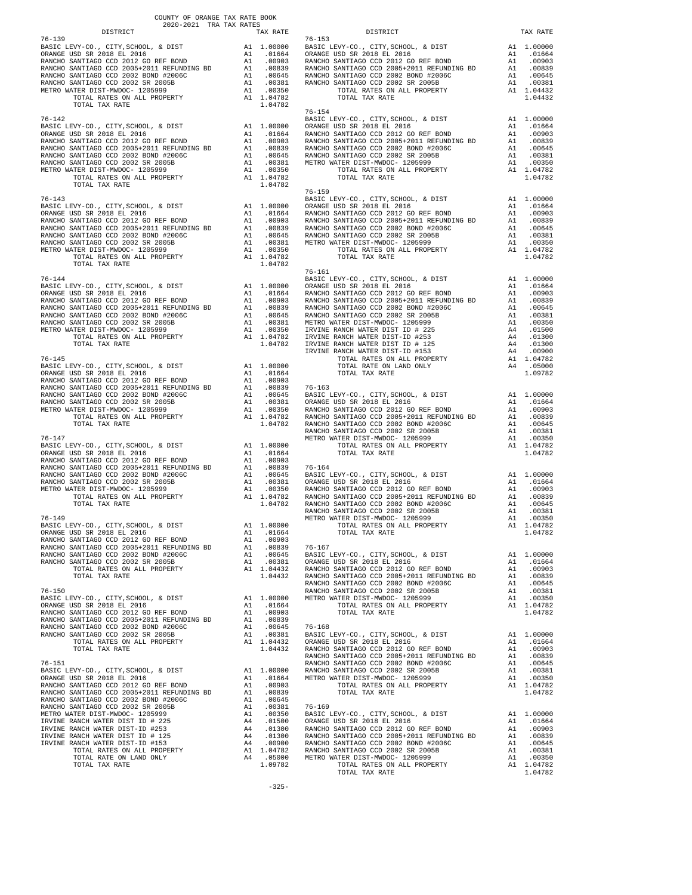# COUNTY OF ORANGE TAX RATE BOOK
## 2020-2021 TRA TAX RATES

| DISTRICT | | TAX RATE |
|---|---|---|
| **76-139** | | |
| BASIC LEVY-CO., CITY,SCHOOL, & DIST | A1 | 1.00000 |
| ORANGE USD SR 2018 EL 2016 | A1 | .01664 |
| RANCHO SANTIAGO CCD 2012 GO REF BOND | A1 | .00903 |
| RANCHO SANTIAGO CCD 2005+2011 REFUNDING BD | A1 | .00839 |
| RANCHO SANTIAGO CCD 2002 BOND #2006C | A1 | .00645 |
| RANCHO SANTIAGO CCD 2002 SR 2005B | A1 | .00381 |
| METRO WATER DIST-MWDOC- 1205999 | A1 | .00350 |
| TOTAL RATES ON ALL PROPERTY | A1 | 1.04782 |
| TOTAL TAX RATE | | 1.04782 |
| **76-142** | | |
| BASIC LEVY-CO., CITY,SCHOOL, & DIST | A1 | 1.00000 |
| ORANGE USD SR 2018 EL 2016 | A1 | .01664 |
| RANCHO SANTIAGO CCD 2012 GO REF BOND | A1 | .00903 |
| RANCHO SANTIAGO CCD 2005+2011 REFUNDING BD | A1 | .00839 |
| RANCHO SANTIAGO CCD 2002 BOND #2006C | A1 | .00645 |
| RANCHO SANTIAGO CCD 2002 SR 2005B | A1 | .00381 |
| METRO WATER DIST-MWDOC- 1205999 | A1 | .00350 |
| TOTAL RATES ON ALL PROPERTY | A1 | 1.04782 |
| TOTAL TAX RATE | | 1.04782 |
| **76-143** | | |
| BASIC LEVY-CO., CITY,SCHOOL, & DIST | A1 | 1.00000 |
| ORANGE USD SR 2018 EL 2016 | A1 | .01664 |
| RANCHO SANTIAGO CCD 2012 GO REF BOND | A1 | .00903 |
| RANCHO SANTIAGO CCD 2005+2011 REFUNDING BD | A1 | .00839 |
| RANCHO SANTIAGO CCD 2002 BOND #2006C | A1 | .00645 |
| RANCHO SANTIAGO CCD 2002 SR 2005B | A1 | .00381 |
| METRO WATER DIST-MWDOC- 1205999 | A1 | .00350 |
| TOTAL RATES ON ALL PROPERTY | A1 | 1.04782 |
| TOTAL TAX RATE | | 1.04782 |
| **76-144** | | |
| BASIC LEVY-CO., CITY,SCHOOL, & DIST | A1 | 1.00000 |
| ORANGE USD SR 2018 EL 2016 | A1 | .01664 |
| RANCHO SANTIAGO CCD 2012 GO REF BOND | A1 | .00903 |
| RANCHO SANTIAGO CCD 2005+2011 REFUNDING BD | A1 | .00839 |
| RANCHO SANTIAGO CCD 2002 BOND #2006C | A1 | .00645 |
| RANCHO SANTIAGO CCD 2002 SR 2005B | A1 | .00381 |
| METRO WATER DIST-MWDOC- 1205999 | A1 | .00350 |
| TOTAL RATES ON ALL PROPERTY | A1 | 1.04782 |
| TOTAL TAX RATE | | 1.04782 |
| **76-145** | | |
| BASIC LEVY-CO., CITY,SCHOOL, & DIST | A1 | 1.00000 |
| ORANGE USD SR 2018 EL 2016 | A1 | .01664 |
| RANCHO SANTIAGO CCD 2012 GO REF BOND | A1 | .00903 |
| RANCHO SANTIAGO CCD 2005+2011 REFUNDING BD | A1 | .00839 |
| RANCHO SANTIAGO CCD 2002 BOND #2006C | A1 | .00645 |
| RANCHO SANTIAGO CCD 2002 SR 2005B | A1 | .00381 |
| METRO WATER DIST-MWDOC- 1205999 | A1 | .00350 |
| TOTAL RATES ON ALL PROPERTY | A1 | 1.04782 |
| TOTAL TAX RATE | | 1.04782 |
| **76-147** | | |
| BASIC LEVY-CO., CITY,SCHOOL, & DIST | A1 | 1.00000 |
| ORANGE USD SR 2018 EL 2016 | A1 | .01664 |
| RANCHO SANTIAGO CCD 2012 GO REF BOND | A1 | .00903 |
| RANCHO SANTIAGO CCD 2005+2011 REFUNDING BD | A1 | .00839 |
| RANCHO SANTIAGO CCD 2002 BOND #2006C | A1 | .00645 |
| RANCHO SANTIAGO CCD 2002 SR 2005B | A1 | .00381 |
| METRO WATER DIST-MWDOC- 1205999 | A1 | .00350 |
| TOTAL RATES ON ALL PROPERTY | A1 | 1.04782 |
| TOTAL TAX RATE | | 1.04782 |
| **76-149** | | |
| BASIC LEVY-CO., CITY,SCHOOL, & DIST | A1 | 1.00000 |
| ORANGE USD SR 2018 EL 2016 | A1 | .01664 |
| RANCHO SANTIAGO CCD 2012 GO REF BOND | A1 | .00903 |
| RANCHO SANTIAGO CCD 2005+2011 REFUNDING BD | A1 | .00839 |
| RANCHO SANTIAGO CCD 2002 BOND #2006C | A1 | .00645 |
| RANCHO SANTIAGO CCD 2002 SR 2005B | A1 | .00381 |
| TOTAL RATES ON ALL PROPERTY | A1 | 1.04432 |
| TOTAL TAX RATE | | 1.04432 |
| **76-150** | | |
| BASIC LEVY-CO., CITY,SCHOOL, & DIST | A1 | 1.00000 |
| ORANGE USD SR 2018 EL 2016 | A1 | .01664 |
| RANCHO SANTIAGO CCD 2012 GO REF BOND | A1 | .00903 |
| RANCHO SANTIAGO CCD 2005+2011 REFUNDING BD | A1 | .00839 |
| RANCHO SANTIAGO CCD 2002 BOND #2006C | A1 | .00645 |
| RANCHO SANTIAGO CCD 2002 SR 2005B | A1 | .00381 |
| TOTAL RATES ON ALL PROPERTY | A1 | 1.04432 |
| TOTAL TAX RATE | | 1.04432 |
| **76-151** | | |
| BASIC LEVY-CO., CITY,SCHOOL, & DIST | A1 | 1.00000 |
| ORANGE USD SR 2018 EL 2016 | A1 | .01664 |
| RANCHO SANTIAGO CCD 2012 GO REF BOND | A1 | .00903 |
| RANCHO SANTIAGO CCD 2005+2011 REFUNDING BD | A1 | .00839 |
| RANCHO SANTIAGO CCD 2002 BOND #2006C | A1 | .00645 |
| RANCHO SANTIAGO CCD 2002 SR 2005B | A1 | .00381 |
| METRO WATER DIST-MWDOC- 1205999 | A1 | .00350 |
| IRVINE RANCH WATER DIST ID # 225 | A4 | .01500 |
| IRVINE RANCH WATER DIST-ID #253 | A4 | .01300 |
| IRVINE RANCH WATER DIST ID # 125 | A4 | .01300 |
| IRVINE RANCH WATER DIST-ID #153 | A4 | .00900 |
| TOTAL RATES ON ALL PROPERTY | A1 | 1.04782 |
| TOTAL RATE ON LAND ONLY | A4 | .05000 |
| TOTAL TAX RATE | | 1.09782 |
| **76-153** | | |
| BASIC LEVY-CO., CITY,SCHOOL, & DIST | A1 | 1.00000 |
| ORANGE USD SR 2018 EL 2016 | A1 | .01664 |
| RANCHO SANTIAGO CCD 2012 GO REF BOND | A1 | .00903 |
| RANCHO SANTIAGO CCD 2005+2011 REFUNDING BD | A1 | .00839 |
| RANCHO SANTIAGO CCD 2002 BOND #2006C | A1 | .00645 |
| RANCHO SANTIAGO CCD 2002 SR 2005B | A1 | .00381 |
| TOTAL RATES ON ALL PROPERTY | A1 | 1.04432 |
| TOTAL TAX RATE | | 1.04432 |
| **76-154** | | |
| BASIC LEVY-CO., CITY,SCHOOL, & DIST | A1 | 1.00000 |
| ORANGE USD SR 2018 EL 2016 | A1 | .01664 |
| RANCHO SANTIAGO CCD 2012 GO REF BOND | A1 | .00903 |
| RANCHO SANTIAGO CCD 2005+2011 REFUNDING BD | A1 | .00839 |
| RANCHO SANTIAGO CCD 2002 BOND #2006C | A1 | .00645 |
| RANCHO SANTIAGO CCD 2002 SR 2005B | A1 | .00381 |
| METRO WATER DIST-MWDOC- 1205999 | A1 | .00350 |
| TOTAL RATES ON ALL PROPERTY | A1 | 1.04782 |
| TOTAL TAX RATE | | 1.04782 |
| **76-159** | | |
| BASIC LEVY-CO., CITY,SCHOOL, & DIST | A1 | 1.00000 |
| ORANGE USD SR 2018 EL 2016 | A1 | .01664 |
| RANCHO SANTIAGO CCD 2012 GO REF BOND | A1 | .00903 |
| RANCHO SANTIAGO CCD 2005+2011 REFUNDING BD | A1 | .00839 |
| RANCHO SANTIAGO CCD 2002 BOND #2006C | A1 | .00645 |
| RANCHO SANTIAGO CCD 2002 SR 2005B | A1 | .00381 |
| METRO WATER DIST-MWDOC- 1205999 | A1 | .00350 |
| TOTAL RATES ON ALL PROPERTY | A1 | 1.04782 |
| TOTAL TAX RATE | | 1.04782 |
| **76-161** | | |
| BASIC LEVY-CO., CITY,SCHOOL, & DIST | A1 | 1.00000 |
| ORANGE USD SR 2018 EL 2016 | A1 | .01664 |
| RANCHO SANTIAGO CCD 2012 GO REF BOND | A1 | .00903 |
| RANCHO SANTIAGO CCD 2005+2011 REFUNDING BD | A1 | .00839 |
| RANCHO SANTIAGO CCD 2002 BOND #2006C | A1 | .00645 |
| RANCHO SANTIAGO CCD 2002 SR 2005B | A1 | .00381 |
| METRO WATER DIST-MWDOC- 1205999 | A1 | .00350 |
| IRVINE RANCH WATER DIST ID # 225 | A4 | .01500 |
| IRVINE RANCH WATER DIST-ID #253 | A4 | .01300 |
| IRVINE RANCH WATER DIST ID # 125 | A4 | .01300 |
| IRVINE RANCH WATER DIST-ID #153 | A4 | .00900 |
| TOTAL RATES ON ALL PROPERTY | A1 | 1.04782 |
| TOTAL RATE ON LAND ONLY | A4 | .05000 |
| TOTAL TAX RATE | | 1.09782 |
| **76-163** | | |
| BASIC LEVY-CO., CITY,SCHOOL, & DIST | A1 | 1.00000 |
| ORANGE USD SR 2018 EL 2016 | A1 | .01664 |
| RANCHO SANTIAGO CCD 2012 GO REF BOND | A1 | .00903 |
| RANCHO SANTIAGO CCD 2005+2011 REFUNDING BD | A1 | .00839 |
| RANCHO SANTIAGO CCD 2002 BOND #2006C | A1 | .00645 |
| RANCHO SANTIAGO CCD 2002 SR 2005B | A1 | .00381 |
| METRO WATER DIST-MWDOC- 1205999 | A1 | .00350 |
| TOTAL RATES ON ALL PROPERTY | A1 | 1.04782 |
| TOTAL TAX RATE | | 1.04782 |
| **76-164** | | |
| BASIC LEVY-CO., CITY,SCHOOL, & DIST | A1 | 1.00000 |
| ORANGE USD SR 2018 EL 2016 | A1 | .01664 |
| RANCHO SANTIAGO CCD 2012 GO REF BOND | A1 | .00903 |
| RANCHO SANTIAGO CCD 2005+2011 REFUNDING BD | A1 | .00839 |
| RANCHO SANTIAGO CCD 2002 BOND #2006C | A1 | .00645 |
| RANCHO SANTIAGO CCD 2002 SR 2005B | A1 | .00381 |
| METRO WATER DIST-MWDOC- 1205999 | A1 | .00350 |
| TOTAL RATES ON ALL PROPERTY | A1 | 1.04782 |
| TOTAL TAX RATE | | 1.04782 |
| **76-167** | | |
| BASIC LEVY-CO., CITY,SCHOOL, & DIST | A1 | 1.00000 |
| ORANGE USD SR 2018 EL 2016 | A1 | .01664 |
| RANCHO SANTIAGO CCD 2012 GO REF BOND | A1 | .00903 |
| RANCHO SANTIAGO CCD 2005+2011 REFUNDING BD | A1 | .00839 |
| RANCHO SANTIAGO CCD 2002 BOND #2006C | A1 | .00645 |
| RANCHO SANTIAGO CCD 2002 SR 2005B | A1 | .00381 |
| METRO WATER DIST-MWDOC- 1205999 | A1 | .00350 |
| TOTAL RATES ON ALL PROPERTY | A1 | 1.04782 |
| TOTAL TAX RATE | | 1.04782 |
| **76-168** | | |
| BASIC LEVY-CO., CITY,SCHOOL, & DIST | A1 | 1.00000 |
| ORANGE USD SR 2018 EL 2016 | A1 | .01664 |
| RANCHO SANTIAGO CCD 2012 GO REF BOND | A1 | .00903 |
| RANCHO SANTIAGO CCD 2005+2011 REFUNDING BD | A1 | .00839 |
| RANCHO SANTIAGO CCD 2002 BOND #2006C | A1 | .00645 |
| RANCHO SANTIAGO CCD 2002 SR 2005B | A1 | .00381 |
| METRO WATER DIST-MWDOC- 1205999 | A1 | .00350 |
| TOTAL RATES ON ALL PROPERTY | A1 | 1.04782 |
| TOTAL TAX RATE | | 1.04782 |
| **76-169** | | |
| BASIC LEVY-CO., CITY,SCHOOL, & DIST | A1 | 1.00000 |
| ORANGE USD SR 2018 EL 2016 | A1 | .01664 |
| RANCHO SANTIAGO CCD 2012 GO REF BOND | A1 | .00903 |
| RANCHO SANTIAGO CCD 2005+2011 REFUNDING BD | A1 | .00839 |
| RANCHO SANTIAGO CCD 2002 BOND #2006C | A1 | .00645 |
| RANCHO SANTIAGO CCD 2002 SR 2005B | A1 | .00381 |
| METRO WATER DIST-MWDOC- 1205999 | A1 | .00350 |
| TOTAL RATES ON ALL PROPERTY | A1 | 1.04782 |
| TOTAL TAX RATE | | 1.04782 |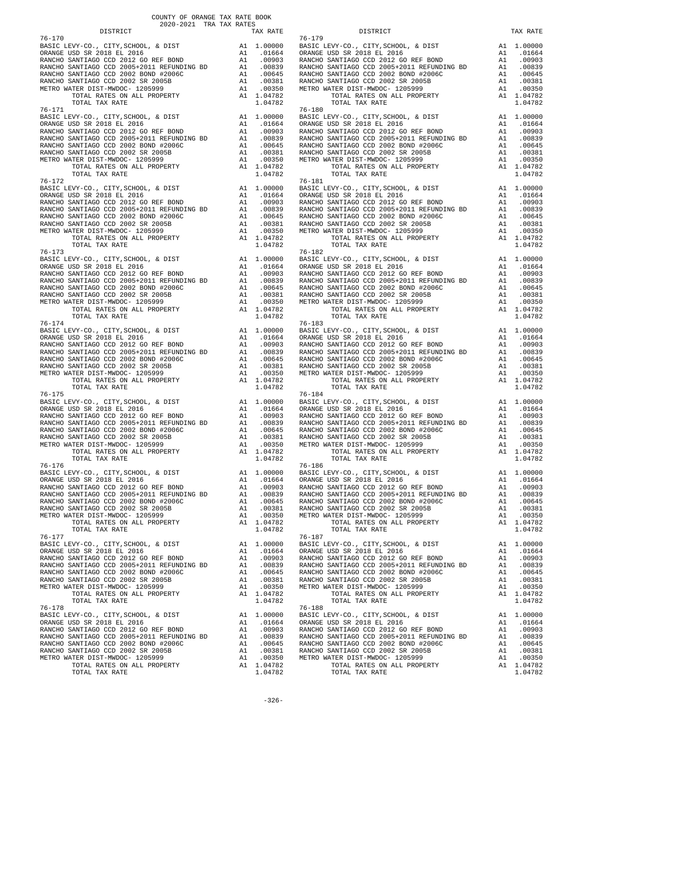COUNTY OF ORANGE TAX RATE BOOK
2020-2021 TRA TAX RATES

| DISTRICT | | TAX RATE | DISTRICT | | TAX RATE |
|---|---|---|---|---|---|
| 76-170 | | | 76-179 | | |
| BASIC LEVY-CO., CITY,SCHOOL, & DIST | A1 | 1.00000 | BASIC LEVY-CO., CITY,SCHOOL, & DIST | A1 | 1.00000 |
| ORANGE USD SR 2018 EL 2016 | A1 | .01664 | ORANGE USD SR 2018 EL 2016 | A1 | .01664 |
| RANCHO SANTIAGO CCD 2012 GO REF BOND | A1 | .00903 | RANCHO SANTIAGO CCD 2012 GO REF BOND | A1 | .00903 |
| RANCHO SANTIAGO CCD 2005+2011 REFUNDING BD | A1 | .00839 | RANCHO SANTIAGO CCD 2005+2011 REFUNDING BD | A1 | .00839 |
| RANCHO SANTIAGO CCD 2002 BOND #2006C | A1 | .00645 | RANCHO SANTIAGO CCD 2002 BOND #2006C | A1 | .00645 |
| RANCHO SANTIAGO CCD 2002 SR 2005B | A1 | .00381 | RANCHO SANTIAGO CCD 2002 SR 2005B | A1 | .00381 |
| METRO WATER DIST-MWDOC- 1205999 | A1 | .00350 | METRO WATER DIST-MWDOC- 1205999 | A1 | .00350 |
| TOTAL RATES ON ALL PROPERTY | A1 | 1.04782 | TOTAL RATES ON ALL PROPERTY | A1 | 1.04782 |
| TOTAL TAX RATE | | 1.04782 | TOTAL TAX RATE | | 1.04782 |
| 76-171 | | | 76-180 | | |
| BASIC LEVY-CO., CITY,SCHOOL, & DIST | A1 | 1.00000 | BASIC LEVY-CO., CITY,SCHOOL, & DIST | A1 | 1.00000 |
| ORANGE USD SR 2018 EL 2016 | A1 | .01664 | ORANGE USD SR 2018 EL 2016 | A1 | .01664 |
| RANCHO SANTIAGO CCD 2012 GO REF BOND | A1 | .00903 | RANCHO SANTIAGO CCD 2012 GO REF BOND | A1 | .00903 |
| RANCHO SANTIAGO CCD 2005+2011 REFUNDING BD | A1 | .00839 | RANCHO SANTIAGO CCD 2005+2011 REFUNDING BD | A1 | .00839 |
| RANCHO SANTIAGO CCD 2002 BOND #2006C | A1 | .00645 | RANCHO SANTIAGO CCD 2002 BOND #2006C | A1 | .00645 |
| RANCHO SANTIAGO CCD 2002 SR 2005B | A1 | .00381 | RANCHO SANTIAGO CCD 2002 SR 2005B | A1 | .00381 |
| METRO WATER DIST-MWDOC- 1205999 | A1 | .00350 | METRO WATER DIST-MWDOC- 1205999 | A1 | .00350 |
| TOTAL RATES ON ALL PROPERTY | A1 | 1.04782 | TOTAL RATES ON ALL PROPERTY | A1 | 1.04782 |
| TOTAL TAX RATE | | 1.04782 | TOTAL TAX RATE | | 1.04782 |
| 76-172 | | | 76-181 | | |
| BASIC LEVY-CO., CITY,SCHOOL, & DIST | A1 | 1.00000 | BASIC LEVY-CO., CITY,SCHOOL, & DIST | A1 | 1.00000 |
| ORANGE USD SR 2018 EL 2016 | A1 | .01664 | ORANGE USD SR 2018 EL 2016 | A1 | .01664 |
| RANCHO SANTIAGO CCD 2012 GO REF BOND | A1 | .00903 | RANCHO SANTIAGO CCD 2012 GO REF BOND | A1 | .00903 |
| RANCHO SANTIAGO CCD 2005+2011 REFUNDING BD | A1 | .00839 | RANCHO SANTIAGO CCD 2005+2011 REFUNDING BD | A1 | .00839 |
| RANCHO SANTIAGO CCD 2002 BOND #2006C | A1 | .00645 | RANCHO SANTIAGO CCD 2002 BOND #2006C | A1 | .00645 |
| RANCHO SANTIAGO CCD 2002 SR 2005B | A1 | .00381 | RANCHO SANTIAGO CCD 2002 SR 2005B | A1 | .00381 |
| METRO WATER DIST-MWDOC- 1205999 | A1 | .00350 | METRO WATER DIST-MWDOC- 1205999 | A1 | .00350 |
| TOTAL RATES ON ALL PROPERTY | A1 | 1.04782 | TOTAL RATES ON ALL PROPERTY | A1 | 1.04782 |
| TOTAL TAX RATE | | 1.04782 | TOTAL TAX RATE | | 1.04782 |
| 76-173 | | | 76-182 | | |
| BASIC LEVY-CO., CITY,SCHOOL, & DIST | A1 | 1.00000 | BASIC LEVY-CO., CITY,SCHOOL, & DIST | A1 | 1.00000 |
| ORANGE USD SR 2018 EL 2016 | A1 | .01664 | ORANGE USD SR 2018 EL 2016 | A1 | .01664 |
| RANCHO SANTIAGO CCD 2012 GO REF BOND | A1 | .00903 | RANCHO SANTIAGO CCD 2012 GO REF BOND | A1 | .00903 |
| RANCHO SANTIAGO CCD 2005+2011 REFUNDING BD | A1 | .00839 | RANCHO SANTIAGO CCD 2005+2011 REFUNDING BD | A1 | .00839 |
| RANCHO SANTIAGO CCD 2002 BOND #2006C | A1 | .00645 | RANCHO SANTIAGO CCD 2002 BOND #2006C | A1 | .00645 |
| RANCHO SANTIAGO CCD 2002 SR 2005B | A1 | .00381 | RANCHO SANTIAGO CCD 2002 SR 2005B | A1 | .00381 |
| METRO WATER DIST-MWDOC- 1205999 | A1 | .00350 | METRO WATER DIST-MWDOC- 1205999 | A1 | .00350 |
| TOTAL RATES ON ALL PROPERTY | A1 | 1.04782 | TOTAL RATES ON ALL PROPERTY | A1 | 1.04782 |
| TOTAL TAX RATE | | 1.04782 | TOTAL TAX RATE | | 1.04782 |
| 76-174 | | | 76-183 | | |
| BASIC LEVY-CO., CITY,SCHOOL, & DIST | A1 | 1.00000 | BASIC LEVY-CO., CITY,SCHOOL, & DIST | A1 | 1.00000 |
| ORANGE USD SR 2018 EL 2016 | A1 | .01664 | ORANGE USD SR 2018 EL 2016 | A1 | .01664 |
| RANCHO SANTIAGO CCD 2012 GO REF BOND | A1 | .00903 | RANCHO SANTIAGO CCD 2012 GO REF BOND | A1 | .00903 |
| RANCHO SANTIAGO CCD 2005+2011 REFUNDING BD | A1 | .00839 | RANCHO SANTIAGO CCD 2005+2011 REFUNDING BD | A1 | .00839 |
| RANCHO SANTIAGO CCD 2002 BOND #2006C | A1 | .00645 | RANCHO SANTIAGO CCD 2002 BOND #2006C | A1 | .00645 |
| RANCHO SANTIAGO CCD 2002 SR 2005B | A1 | .00381 | RANCHO SANTIAGO CCD 2002 SR 2005B | A1 | .00381 |
| METRO WATER DIST-MWDOC- 1205999 | A1 | .00350 | METRO WATER DIST-MWDOC- 1205999 | A1 | .00350 |
| TOTAL RATES ON ALL PROPERTY | A1 | 1.04782 | TOTAL RATES ON ALL PROPERTY | A1 | 1.04782 |
| TOTAL TAX RATE | | 1.04782 | TOTAL TAX RATE | | 1.04782 |
| 76-175 | | | 76-184 | | |
| BASIC LEVY-CO., CITY,SCHOOL, & DIST | A1 | 1.00000 | BASIC LEVY-CO., CITY,SCHOOL, & DIST | A1 | 1.00000 |
| ORANGE USD SR 2018 EL 2016 | A1 | .01664 | ORANGE USD SR 2018 EL 2016 | A1 | .01664 |
| RANCHO SANTIAGO CCD 2012 GO REF BOND | A1 | .00903 | RANCHO SANTIAGO CCD 2012 GO REF BOND | A1 | .00903 |
| RANCHO SANTIAGO CCD 2005+2011 REFUNDING BD | A1 | .00839 | RANCHO SANTIAGO CCD 2005+2011 REFUNDING BD | A1 | .00839 |
| RANCHO SANTIAGO CCD 2002 BOND #2006C | A1 | .00645 | RANCHO SANTIAGO CCD 2002 BOND #2006C | A1 | .00645 |
| RANCHO SANTIAGO CCD 2002 SR 2005B | A1 | .00381 | RANCHO SANTIAGO CCD 2002 SR 2005B | A1 | .00381 |
| METRO WATER DIST-MWDOC- 1205999 | A1 | .00350 | METRO WATER DIST-MWDOC- 1205999 | A1 | .00350 |
| TOTAL RATES ON ALL PROPERTY | A1 | 1.04782 | TOTAL RATES ON ALL PROPERTY | A1 | 1.04782 |
| TOTAL TAX RATE | | 1.04782 | TOTAL TAX RATE | | 1.04782 |
| 76-176 | | | 76-186 | | |
| BASIC LEVY-CO., CITY,SCHOOL, & DIST | A1 | 1.00000 | BASIC LEVY-CO., CITY,SCHOOL, & DIST | A1 | 1.00000 |
| ORANGE USD SR 2018 EL 2016 | A1 | .01664 | ORANGE USD SR 2018 EL 2016 | A1 | .01664 |
| RANCHO SANTIAGO CCD 2012 GO REF BOND | A1 | .00903 | RANCHO SANTIAGO CCD 2012 GO REF BOND | A1 | .00903 |
| RANCHO SANTIAGO CCD 2005+2011 REFUNDING BD | A1 | .00839 | RANCHO SANTIAGO CCD 2005+2011 REFUNDING BD | A1 | .00839 |
| RANCHO SANTIAGO CCD 2002 BOND #2006C | A1 | .00645 | RANCHO SANTIAGO CCD 2002 BOND #2006C | A1 | .00645 |
| RANCHO SANTIAGO CCD 2002 SR 2005B | A1 | .00381 | RANCHO SANTIAGO CCD 2002 SR 2005B | A1 | .00381 |
| METRO WATER DIST-MWDOC- 1205999 | A1 | .00350 | METRO WATER DIST-MWDOC- 1205999 | A1 | .00350 |
| TOTAL RATES ON ALL PROPERTY | A1 | 1.04782 | TOTAL RATES ON ALL PROPERTY | A1 | 1.04782 |
| TOTAL TAX RATE | | 1.04782 | TOTAL TAX RATE | | 1.04782 |
| 76-177 | | | 76-187 | | |
| BASIC LEVY-CO., CITY,SCHOOL, & DIST | A1 | 1.00000 | BASIC LEVY-CO., CITY,SCHOOL, & DIST | A1 | 1.00000 |
| ORANGE USD SR 2018 EL 2016 | A1 | .01664 | ORANGE USD SR 2018 EL 2016 | A1 | .01664 |
| RANCHO SANTIAGO CCD 2012 GO REF BOND | A1 | .00903 | RANCHO SANTIAGO CCD 2012 GO REF BOND | A1 | .00903 |
| RANCHO SANTIAGO CCD 2005+2011 REFUNDING BD | A1 | .00839 | RANCHO SANTIAGO CCD 2005+2011 REFUNDING BD | A1 | .00839 |
| RANCHO SANTIAGO CCD 2002 BOND #2006C | A1 | .00645 | RANCHO SANTIAGO CCD 2002 BOND #2006C | A1 | .00645 |
| RANCHO SANTIAGO CCD 2002 SR 2005B | A1 | .00381 | RANCHO SANTIAGO CCD 2002 SR 2005B | A1 | .00381 |
| METRO WATER DIST-MWDOC- 1205999 | A1 | .00350 | METRO WATER DIST-MWDOC- 1205999 | A1 | .00350 |
| TOTAL RATES ON ALL PROPERTY | A1 | 1.04782 | TOTAL RATES ON ALL PROPERTY | A1 | 1.04782 |
| TOTAL TAX RATE | | 1.04782 | TOTAL TAX RATE | | 1.04782 |
| 76-178 | | | 76-188 | | |
| BASIC LEVY-CO., CITY,SCHOOL, & DIST | A1 | 1.00000 | BASIC LEVY-CO., CITY,SCHOOL, & DIST | A1 | 1.00000 |
| ORANGE USD SR 2018 EL 2016 | A1 | .01664 | ORANGE USD SR 2018 EL 2016 | A1 | .01664 |
| RANCHO SANTIAGO CCD 2012 GO REF BOND | A1 | .00903 | RANCHO SANTIAGO CCD 2012 GO REF BOND | A1 | .00903 |
| RANCHO SANTIAGO CCD 2005+2011 REFUNDING BD | A1 | .00839 | RANCHO SANTIAGO CCD 2005+2011 REFUNDING BD | A1 | .00839 |
| RANCHO SANTIAGO CCD 2002 BOND #2006C | A1 | .00645 | RANCHO SANTIAGO CCD 2002 BOND #2006C | A1 | .00645 |
| RANCHO SANTIAGO CCD 2002 SR 2005B | A1 | .00381 | RANCHO SANTIAGO CCD 2002 SR 2005B | A1 | .00381 |
| METRO WATER DIST-MWDOC- 1205999 | A1 | .00350 | METRO WATER DIST-MWDOC- 1205999 | A1 | .00350 |
| TOTAL RATES ON ALL PROPERTY | A1 | 1.04782 | TOTAL RATES ON ALL PROPERTY | A1 | 1.04782 |
| TOTAL TAX RATE | | 1.04782 | TOTAL TAX RATE | | 1.04782 |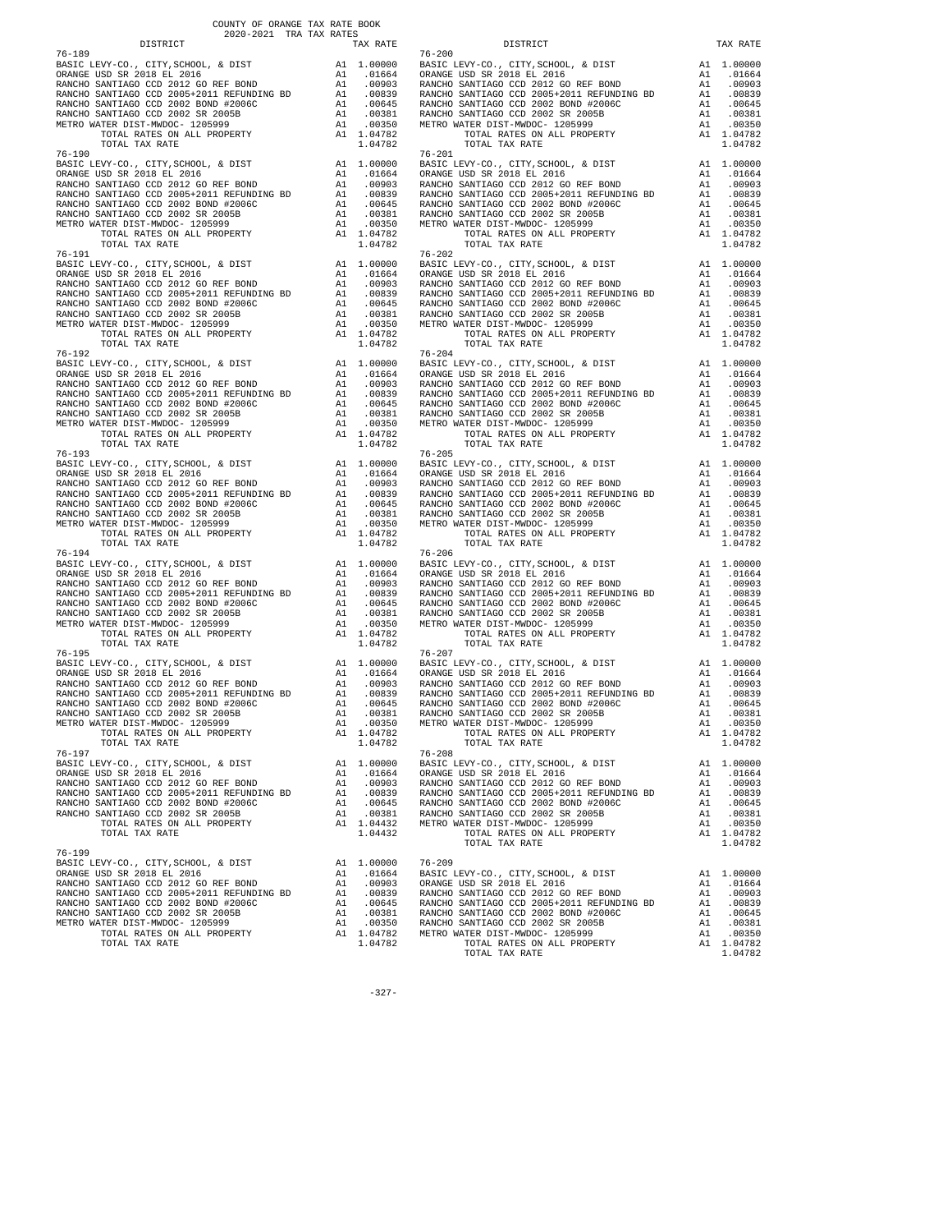COUNTY OF ORANGE TAX RATE BOOK
2020-2021 TRA TAX RATES

| DISTRICT | | TAX RATE |
|---|---|---|
| 76-189 | | |
| BASIC LEVY-CO., CITY,SCHOOL, & DIST | A1 | 1.00000 |
| ORANGE USD SR 2018 EL 2016 | A1 | .01664 |
| RANCHO SANTIAGO CCD 2012 GO REF BOND | A1 | .00903 |
| RANCHO SANTIAGO CCD 2005+2011 REFUNDING BD | A1 | .00839 |
| RANCHO SANTIAGO CCD 2002 BOND #2006C | A1 | .00645 |
| RANCHO SANTIAGO CCD 2002 SR 2005B | A1 | .00381 |
| METRO WATER DIST-MWDOC- 1205999 | A1 | .00350 |
| TOTAL RATES ON ALL PROPERTY | A1 | 1.04782 |
| TOTAL TAX RATE | | 1.04782 |
| 76-190 | | |
| BASIC LEVY-CO., CITY,SCHOOL, & DIST | A1 | 1.00000 |
| ORANGE USD SR 2018 EL 2016 | A1 | .01664 |
| RANCHO SANTIAGO CCD 2012 GO REF BOND | A1 | .00903 |
| RANCHO SANTIAGO CCD 2005+2011 REFUNDING BD | A1 | .00839 |
| RANCHO SANTIAGO CCD 2002 BOND #2006C | A1 | .00645 |
| RANCHO SANTIAGO CCD 2002 SR 2005B | A1 | .00381 |
| METRO WATER DIST-MWDOC- 1205999 | A1 | .00350 |
| TOTAL RATES ON ALL PROPERTY | A1 | 1.04782 |
| TOTAL TAX RATE | | 1.04782 |
| 76-191 | | |
| BASIC LEVY-CO., CITY,SCHOOL, & DIST | A1 | 1.00000 |
| ORANGE USD SR 2018 EL 2016 | A1 | .01664 |
| RANCHO SANTIAGO CCD 2012 GO REF BOND | A1 | .00903 |
| RANCHO SANTIAGO CCD 2005+2011 REFUNDING BD | A1 | .00839 |
| RANCHO SANTIAGO CCD 2002 BOND #2006C | A1 | .00645 |
| RANCHO SANTIAGO CCD 2002 SR 2005B | A1 | .00381 |
| METRO WATER DIST-MWDOC- 1205999 | A1 | .00350 |
| TOTAL RATES ON ALL PROPERTY | A1 | 1.04782 |
| TOTAL TAX RATE | | 1.04782 |
| 76-192 | | |
| BASIC LEVY-CO., CITY,SCHOOL, & DIST | A1 | 1.00000 |
| ORANGE USD SR 2018 EL 2016 | A1 | .01664 |
| RANCHO SANTIAGO CCD 2012 GO REF BOND | A1 | .00903 |
| RANCHO SANTIAGO CCD 2005+2011 REFUNDING BD | A1 | .00839 |
| RANCHO SANTIAGO CCD 2002 BOND #2006C | A1 | .00645 |
| RANCHO SANTIAGO CCD 2002 SR 2005B | A1 | .00381 |
| METRO WATER DIST-MWDOC- 1205999 | A1 | .00350 |
| TOTAL RATES ON ALL PROPERTY | A1 | 1.04782 |
| TOTAL TAX RATE | | 1.04782 |
| 76-193 | | |
| BASIC LEVY-CO., CITY,SCHOOL, & DIST | A1 | 1.00000 |
| ORANGE USD SR 2018 EL 2016 | A1 | .01664 |
| RANCHO SANTIAGO CCD 2012 GO REF BOND | A1 | .00903 |
| RANCHO SANTIAGO CCD 2005+2011 REFUNDING BD | A1 | .00839 |
| RANCHO SANTIAGO CCD 2002 BOND #2006C | A1 | .00645 |
| RANCHO SANTIAGO CCD 2002 SR 2005B | A1 | .00381 |
| METRO WATER DIST-MWDOC- 1205999 | A1 | .00350 |
| TOTAL RATES ON ALL PROPERTY | A1 | 1.04782 |
| TOTAL TAX RATE | | 1.04782 |
| 76-194 | | |
| BASIC LEVY-CO., CITY,SCHOOL, & DIST | A1 | 1.00000 |
| ORANGE USD SR 2018 EL 2016 | A1 | .01664 |
| RANCHO SANTIAGO CCD 2012 GO REF BOND | A1 | .00903 |
| RANCHO SANTIAGO CCD 2005+2011 REFUNDING BD | A1 | .00839 |
| RANCHO SANTIAGO CCD 2002 BOND #2006C | A1 | .00645 |
| RANCHO SANTIAGO CCD 2002 SR 2005B | A1 | .00381 |
| METRO WATER DIST-MWDOC- 1205999 | A1 | .00350 |
| TOTAL RATES ON ALL PROPERTY | A1 | 1.04782 |
| TOTAL TAX RATE | | 1.04782 |
| 76-195 | | |
| BASIC LEVY-CO., CITY,SCHOOL, & DIST | A1 | 1.00000 |
| ORANGE USD SR 2018 EL 2016 | A1 | .01664 |
| RANCHO SANTIAGO CCD 2012 GO REF BOND | A1 | .00903 |
| RANCHO SANTIAGO CCD 2005+2011 REFUNDING BD | A1 | .00839 |
| RANCHO SANTIAGO CCD 2002 BOND #2006C | A1 | .00645 |
| RANCHO SANTIAGO CCD 2002 SR 2005B | A1 | .00381 |
| METRO WATER DIST-MWDOC- 1205999 | A1 | .00350 |
| TOTAL RATES ON ALL PROPERTY | A1 | 1.04782 |
| TOTAL TAX RATE | | 1.04782 |
| 76-197 | | |
| BASIC LEVY-CO., CITY,SCHOOL, & DIST | A1 | 1.00000 |
| ORANGE USD SR 2018 EL 2016 | A1 | .01664 |
| RANCHO SANTIAGO CCD 2012 GO REF BOND | A1 | .00903 |
| RANCHO SANTIAGO CCD 2005+2011 REFUNDING BD | A1 | .00839 |
| RANCHO SANTIAGO CCD 2002 BOND #2006C | A1 | .00645 |
| RANCHO SANTIAGO CCD 2002 SR 2005B | A1 | .00381 |
| TOTAL RATES ON ALL PROPERTY | A1 | 1.04432 |
| TOTAL TAX RATE | | 1.04432 |
| 76-199 | | |
| BASIC LEVY-CO., CITY,SCHOOL, & DIST | A1 | 1.00000 |
| ORANGE USD SR 2018 EL 2016 | A1 | .01664 |
| RANCHO SANTIAGO CCD 2012 GO REF BOND | A1 | .00903 |
| RANCHO SANTIAGO CCD 2005+2011 REFUNDING BD | A1 | .00839 |
| RANCHO SANTIAGO CCD 2002 BOND #2006C | A1 | .00645 |
| RANCHO SANTIAGO CCD 2002 SR 2005B | A1 | .00381 |
| METRO WATER DIST-MWDOC- 1205999 | A1 | .00350 |
| TOTAL RATES ON ALL PROPERTY | A1 | 1.04782 |
| TOTAL TAX RATE | | 1.04782 |
| 76-200 | | |
| BASIC LEVY-CO., CITY,SCHOOL, & DIST | A1 | 1.00000 |
| ORANGE USD SR 2018 EL 2016 | A1 | .01664 |
| RANCHO SANTIAGO CCD 2012 GO REF BOND | A1 | .00903 |
| RANCHO SANTIAGO CCD 2005+2011 REFUNDING BD | A1 | .00839 |
| RANCHO SANTIAGO CCD 2002 BOND #2006C | A1 | .00645 |
| RANCHO SANTIAGO CCD 2002 SR 2005B | A1 | .00381 |
| METRO WATER DIST-MWDOC- 1205999 | A1 | .00350 |
| TOTAL RATES ON ALL PROPERTY | A1 | 1.04782 |
| TOTAL TAX RATE | | 1.04782 |
| 76-201 | | |
| BASIC LEVY-CO., CITY,SCHOOL, & DIST | A1 | 1.00000 |
| ORANGE USD SR 2018 EL 2016 | A1 | .01664 |
| RANCHO SANTIAGO CCD 2012 GO REF BOND | A1 | .00903 |
| RANCHO SANTIAGO CCD 2005+2011 REFUNDING BD | A1 | .00839 |
| RANCHO SANTIAGO CCD 2002 BOND #2006C | A1 | .00645 |
| RANCHO SANTIAGO CCD 2002 SR 2005B | A1 | .00381 |
| METRO WATER DIST-MWDOC- 1205999 | A1 | .00350 |
| TOTAL RATES ON ALL PROPERTY | A1 | 1.04782 |
| TOTAL TAX RATE | | 1.04782 |
| 76-202 | | |
| BASIC LEVY-CO., CITY,SCHOOL, & DIST | A1 | 1.00000 |
| ORANGE USD SR 2018 EL 2016 | A1 | .01664 |
| RANCHO SANTIAGO CCD 2012 GO REF BOND | A1 | .00903 |
| RANCHO SANTIAGO CCD 2005+2011 REFUNDING BD | A1 | .00839 |
| RANCHO SANTIAGO CCD 2002 BOND #2006C | A1 | .00645 |
| RANCHO SANTIAGO CCD 2002 SR 2005B | A1 | .00381 |
| METRO WATER DIST-MWDOC- 1205999 | A1 | .00350 |
| TOTAL RATES ON ALL PROPERTY | A1 | 1.04782 |
| TOTAL TAX RATE | | 1.04782 |
| 76-204 | | |
| BASIC LEVY-CO., CITY,SCHOOL, & DIST | A1 | 1.00000 |
| ORANGE USD SR 2018 EL 2016 | A1 | .01664 |
| RANCHO SANTIAGO CCD 2012 GO REF BOND | A1 | .00903 |
| RANCHO SANTIAGO CCD 2005+2011 REFUNDING BD | A1 | .00839 |
| RANCHO SANTIAGO CCD 2002 BOND #2006C | A1 | .00645 |
| RANCHO SANTIAGO CCD 2002 SR 2005B | A1 | .00381 |
| METRO WATER DIST-MWDOC- 1205999 | A1 | .00350 |
| TOTAL RATES ON ALL PROPERTY | A1 | 1.04782 |
| TOTAL TAX RATE | | 1.04782 |
| 76-205 | | |
| BASIC LEVY-CO., CITY,SCHOOL, & DIST | A1 | 1.00000 |
| ORANGE USD SR 2018 EL 2016 | A1 | .01664 |
| RANCHO SANTIAGO CCD 2012 GO REF BOND | A1 | .00903 |
| RANCHO SANTIAGO CCD 2005+2011 REFUNDING BD | A1 | .00839 |
| RANCHO SANTIAGO CCD 2002 BOND #2006C | A1 | .00645 |
| RANCHO SANTIAGO CCD 2002 SR 2005B | A1 | .00381 |
| METRO WATER DIST-MWDOC- 1205999 | A1 | .00350 |
| TOTAL RATES ON ALL PROPERTY | A1 | 1.04782 |
| TOTAL TAX RATE | | 1.04782 |
| 76-206 | | |
| BASIC LEVY-CO., CITY,SCHOOL, & DIST | A1 | 1.00000 |
| ORANGE USD SR 2018 EL 2016 | A1 | .01664 |
| RANCHO SANTIAGO CCD 2012 GO REF BOND | A1 | .00903 |
| RANCHO SANTIAGO CCD 2005+2011 REFUNDING BD | A1 | .00839 |
| RANCHO SANTIAGO CCD 2002 BOND #2006C | A1 | .00645 |
| RANCHO SANTIAGO CCD 2002 SR 2005B | A1 | .00381 |
| METRO WATER DIST-MWDOC- 1205999 | A1 | .00350 |
| TOTAL RATES ON ALL PROPERTY | A1 | 1.04782 |
| TOTAL TAX RATE | | 1.04782 |
| 76-207 | | |
| BASIC LEVY-CO., CITY,SCHOOL, & DIST | A1 | 1.00000 |
| ORANGE USD SR 2018 EL 2016 | A1 | .01664 |
| RANCHO SANTIAGO CCD 2012 GO REF BOND | A1 | .00903 |
| RANCHO SANTIAGO CCD 2005+2011 REFUNDING BD | A1 | .00839 |
| RANCHO SANTIAGO CCD 2002 BOND #2006C | A1 | .00645 |
| RANCHO SANTIAGO CCD 2002 SR 2005B | A1 | .00381 |
| METRO WATER DIST-MWDOC- 1205999 | A1 | .00350 |
| TOTAL RATES ON ALL PROPERTY | A1 | 1.04782 |
| TOTAL TAX RATE | | 1.04782 |
| 76-208 | | |
| BASIC LEVY-CO., CITY,SCHOOL, & DIST | A1 | 1.00000 |
| ORANGE USD SR 2018 EL 2016 | A1 | .01664 |
| RANCHO SANTIAGO CCD 2012 GO REF BOND | A1 | .00903 |
| RANCHO SANTIAGO CCD 2005+2011 REFUNDING BD | A1 | .00839 |
| RANCHO SANTIAGO CCD 2002 BOND #2006C | A1 | .00645 |
| RANCHO SANTIAGO CCD 2002 SR 2005B | A1 | .00381 |
| METRO WATER DIST-MWDOC- 1205999 | A1 | .00350 |
| TOTAL RATES ON ALL PROPERTY | A1 | 1.04782 |
| TOTAL TAX RATE | | 1.04782 |
| 76-209 | | |
| BASIC LEVY-CO., CITY,SCHOOL, & DIST | A1 | 1.00000 |
| ORANGE USD SR 2018 EL 2016 | A1 | .01664 |
| RANCHO SANTIAGO CCD 2012 GO REF BOND | A1 | .00903 |
| RANCHO SANTIAGO CCD 2005+2011 REFUNDING BD | A1 | .00839 |
| RANCHO SANTIAGO CCD 2002 BOND #2006C | A1 | .00645 |
| RANCHO SANTIAGO CCD 2002 SR 2005B | A1 | .00381 |
| METRO WATER DIST-MWDOC- 1205999 | A1 | .00350 |
| TOTAL RATES ON ALL PROPERTY | A1 | 1.04782 |
| TOTAL TAX RATE | | 1.04782 |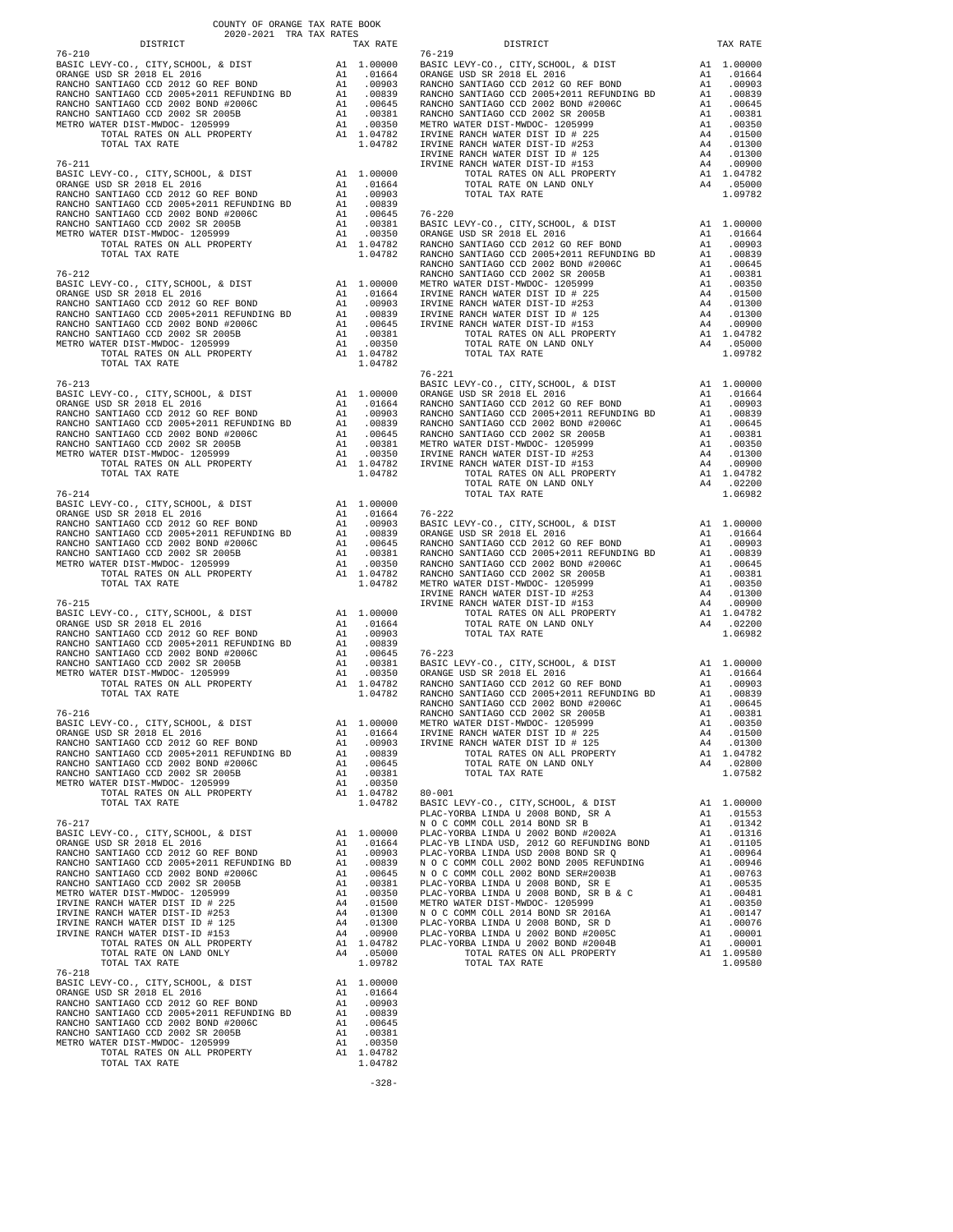COUNTY OF ORANGE TAX RATE BOOK
2020-2021 TRA TAX RATES

| DISTRICT | | TAX RATE |
|---|---|---|
| **76-210** | | |
| BASIC LEVY-CO., CITY,SCHOOL, & DIST | A1 | 1.00000 |
| ORANGE USD SR 2018 EL 2016 | A1 | .01664 |
| RANCHO SANTIAGO CCD 2012 GO REF BOND | A1 | .00903 |
| RANCHO SANTIAGO CCD 2005+2011 REFUNDING BD | A1 | .00839 |
| RANCHO SANTIAGO CCD 2002 BOND #2006C | A1 | .00645 |
| RANCHO SANTIAGO CCD 2002 SR 2005B | A1 | .00381 |
| METRO WATER DIST-MWDOC- 1205999 | A1 | .00350 |
| TOTAL RATES ON ALL PROPERTY | A1 | 1.04782 |
| TOTAL TAX RATE | | 1.04782 |
| **76-211** | | |
| BASIC LEVY-CO., CITY,SCHOOL, & DIST | A1 | 1.00000 |
| ORANGE USD SR 2018 EL 2016 | A1 | .01664 |
| RANCHO SANTIAGO CCD 2012 GO REF BOND | A1 | .00903 |
| RANCHO SANTIAGO CCD 2005+2011 REFUNDING BD | A1 | .00839 |
| RANCHO SANTIAGO CCD 2002 BOND #2006C | A1 | .00645 |
| RANCHO SANTIAGO CCD 2002 SR 2005B | A1 | .00381 |
| METRO WATER DIST-MWDOC- 1205999 | A1 | .00350 |
| TOTAL RATES ON ALL PROPERTY | A1 | 1.04782 |
| TOTAL TAX RATE | | 1.04782 |
| **76-212** | | |
| BASIC LEVY-CO., CITY,SCHOOL, & DIST | A1 | 1.00000 |
| ORANGE USD SR 2018 EL 2016 | A1 | .01664 |
| RANCHO SANTIAGO CCD 2012 GO REF BOND | A1 | .00903 |
| RANCHO SANTIAGO CCD 2005+2011 REFUNDING BD | A1 | .00839 |
| RANCHO SANTIAGO CCD 2002 BOND #2006C | A1 | .00645 |
| RANCHO SANTIAGO CCD 2002 SR 2005B | A1 | .00381 |
| METRO WATER DIST-MWDOC- 1205999 | A1 | .00350 |
| TOTAL RATES ON ALL PROPERTY | A1 | 1.04782 |
| TOTAL TAX RATE | | 1.04782 |
| **76-213** | | |
| BASIC LEVY-CO., CITY,SCHOOL, & DIST | A1 | 1.00000 |
| ORANGE USD SR 2018 EL 2016 | A1 | .01664 |
| RANCHO SANTIAGO CCD 2012 GO REF BOND | A1 | .00903 |
| RANCHO SANTIAGO CCD 2005+2011 REFUNDING BD | A1 | .00839 |
| RANCHO SANTIAGO CCD 2002 BOND #2006C | A1 | .00645 |
| RANCHO SANTIAGO CCD 2002 SR 2005B | A1 | .00381 |
| METRO WATER DIST-MWDOC- 1205999 | A1 | .00350 |
| TOTAL RATES ON ALL PROPERTY | A1 | 1.04782 |
| TOTAL TAX RATE | | 1.04782 |
| **76-214** | | |
| BASIC LEVY-CO., CITY,SCHOOL, & DIST | A1 | 1.00000 |
| ORANGE USD SR 2018 EL 2016 | A1 | .01664 |
| RANCHO SANTIAGO CCD 2012 GO REF BOND | A1 | .00903 |
| RANCHO SANTIAGO CCD 2005+2011 REFUNDING BD | A1 | .00839 |
| RANCHO SANTIAGO CCD 2002 BOND #2006C | A1 | .00645 |
| RANCHO SANTIAGO CCD 2002 SR 2005B | A1 | .00381 |
| METRO WATER DIST-MWDOC- 1205999 | A1 | .00350 |
| TOTAL RATES ON ALL PROPERTY | A1 | 1.04782 |
| TOTAL TAX RATE | | 1.04782 |
| **76-215** | | |
| BASIC LEVY-CO., CITY,SCHOOL, & DIST | A1 | 1.00000 |
| ORANGE USD SR 2018 EL 2016 | A1 | .01664 |
| RANCHO SANTIAGO CCD 2012 GO REF BOND | A1 | .00903 |
| RANCHO SANTIAGO CCD 2005+2011 REFUNDING BD | A1 | .00839 |
| RANCHO SANTIAGO CCD 2002 BOND #2006C | A1 | .00645 |
| RANCHO SANTIAGO CCD 2002 SR 2005B | A1 | .00381 |
| METRO WATER DIST-MWDOC- 1205999 | A1 | .00350 |
| TOTAL RATES ON ALL PROPERTY | A1 | 1.04782 |
| TOTAL TAX RATE | | 1.04782 |
| **76-216** | | |
| BASIC LEVY-CO., CITY,SCHOOL, & DIST | A1 | 1.00000 |
| ORANGE USD SR 2018 EL 2016 | A1 | .01664 |
| RANCHO SANTIAGO CCD 2012 GO REF BOND | A1 | .00903 |
| RANCHO SANTIAGO CCD 2005+2011 REFUNDING BD | A1 | .00839 |
| RANCHO SANTIAGO CCD 2002 BOND #2006C | A1 | .00645 |
| RANCHO SANTIAGO CCD 2002 SR 2005B | A1 | .00381 |
| METRO WATER DIST-MWDOC- 1205999 | A1 | .00350 |
| TOTAL RATES ON ALL PROPERTY | A1 | 1.04782 |
| TOTAL TAX RATE | | 1.04782 |
| **76-217** | | |
| BASIC LEVY-CO., CITY,SCHOOL, & DIST | A1 | 1.00000 |
| ORANGE USD SR 2018 EL 2016 | A1 | .01664 |
| RANCHO SANTIAGO CCD 2012 GO REF BOND | A1 | .00903 |
| RANCHO SANTIAGO CCD 2005+2011 REFUNDING BD | A1 | .00839 |
| RANCHO SANTIAGO CCD 2002 BOND #2006C | A1 | .00645 |
| RANCHO SANTIAGO CCD 2002 SR 2005B | A1 | .00381 |
| METRO WATER DIST-MWDOC- 1205999 | A1 | .00350 |
| IRVINE RANCH WATER DIST ID # 225 | A4 | .01500 |
| IRVINE RANCH WATER DIST-ID #253 | A4 | .01300 |
| IRVINE RANCH WATER DIST ID # 125 | A4 | .01300 |
| IRVINE RANCH WATER DIST-ID #153 | A4 | .00900 |
| TOTAL RATES ON ALL PROPERTY | A1 | 1.04782 |
| TOTAL RATE ON LAND ONLY | A4 | .05000 |
| TOTAL TAX RATE | | 1.09782 |
| **76-218** | | |
| BASIC LEVY-CO., CITY,SCHOOL, & DIST | A1 | 1.00000 |
| ORANGE USD SR 2018 EL 2016 | A1 | .01664 |
| RANCHO SANTIAGO CCD 2012 GO REF BOND | A1 | .00903 |
| RANCHO SANTIAGO CCD 2005+2011 REFUNDING BD | A1 | .00839 |
| RANCHO SANTIAGO CCD 2002 BOND #2006C | A1 | .00645 |
| RANCHO SANTIAGO CCD 2002 SR 2005B | A1 | .00381 |
| METRO WATER DIST-MWDOC- 1205999 | A1 | .00350 |
| TOTAL RATES ON ALL PROPERTY | A1 | 1.04782 |
| TOTAL TAX RATE | | 1.04782 |
| **76-219** | | |
| BASIC LEVY-CO., CITY,SCHOOL, & DIST | A1 | 1.00000 |
| ORANGE USD SR 2018 EL 2016 | A1 | .01664 |
| RANCHO SANTIAGO CCD 2012 GO REF BOND | A1 | .00903 |
| RANCHO SANTIAGO CCD 2005+2011 REFUNDING BD | A1 | .00839 |
| RANCHO SANTIAGO CCD 2002 BOND #2006C | A1 | .00645 |
| RANCHO SANTIAGO CCD 2002 SR 2005B | A1 | .00381 |
| METRO WATER DIST-MWDOC- 1205999 | A1 | .00350 |
| IRVINE RANCH WATER DIST ID # 225 | A4 | .01500 |
| IRVINE RANCH WATER DIST-ID #253 | A4 | .01300 |
| IRVINE RANCH WATER DIST ID # 125 | A4 | .01300 |
| IRVINE RANCH WATER DIST-ID #153 | A4 | .00900 |
| TOTAL RATES ON ALL PROPERTY | A1 | 1.04782 |
| TOTAL RATE ON LAND ONLY | A4 | .05000 |
| TOTAL TAX RATE | | 1.09782 |
| **76-220** | | |
| BASIC LEVY-CO., CITY,SCHOOL, & DIST | A1 | 1.00000 |
| ORANGE USD SR 2018 EL 2016 | A1 | .01664 |
| RANCHO SANTIAGO CCD 2012 GO REF BOND | A1 | .00903 |
| RANCHO SANTIAGO CCD 2005+2011 REFUNDING BD | A1 | .00839 |
| RANCHO SANTIAGO CCD 2002 BOND #2006C | A1 | .00645 |
| RANCHO SANTIAGO CCD 2002 SR 2005B | A1 | .00381 |
| METRO WATER DIST-MWDOC- 1205999 | A1 | .00350 |
| IRVINE RANCH WATER DIST ID # 225 | A4 | .01500 |
| IRVINE RANCH WATER DIST-ID #253 | A4 | .01300 |
| IRVINE RANCH WATER DIST ID # 125 | A4 | .01300 |
| IRVINE RANCH WATER DIST-ID #153 | A4 | .00900 |
| TOTAL RATES ON ALL PROPERTY | A1 | 1.04782 |
| TOTAL RATE ON LAND ONLY | A4 | .05000 |
| TOTAL TAX RATE | | 1.09782 |
| **76-221** | | |
| BASIC LEVY-CO., CITY,SCHOOL, & DIST | A1 | 1.00000 |
| ORANGE USD SR 2018 EL 2016 | A1 | .01664 |
| RANCHO SANTIAGO CCD 2012 GO REF BOND | A1 | .00903 |
| RANCHO SANTIAGO CCD 2005+2011 REFUNDING BD | A1 | .00839 |
| RANCHO SANTIAGO CCD 2002 BOND #2006C | A1 | .00645 |
| RANCHO SANTIAGO CCD 2002 SR 2005B | A1 | .00381 |
| METRO WATER DIST-MWDOC- 1205999 | A1 | .00350 |
| IRVINE RANCH WATER DIST-ID #253 | A4 | .01300 |
| IRVINE RANCH WATER DIST-ID #153 | A4 | .00900 |
| TOTAL RATES ON ALL PROPERTY | A1 | 1.04782 |
| TOTAL RATE ON LAND ONLY | A4 | .02200 |
| TOTAL TAX RATE | | 1.06982 |
| **76-222** | | |
| BASIC LEVY-CO., CITY,SCHOOL, & DIST | A1 | 1.00000 |
| ORANGE USD SR 2018 EL 2016 | A1 | .01664 |
| RANCHO SANTIAGO CCD 2012 GO REF BOND | A1 | .00903 |
| RANCHO SANTIAGO CCD 2005+2011 REFUNDING BD | A1 | .00839 |
| RANCHO SANTIAGO CCD 2002 BOND #2006C | A1 | .00645 |
| RANCHO SANTIAGO CCD 2002 SR 2005B | A1 | .00381 |
| METRO WATER DIST-MWDOC- 1205999 | A1 | .00350 |
| IRVINE RANCH WATER DIST-ID #253 | A4 | .01300 |
| IRVINE RANCH WATER DIST-ID #153 | A4 | .00900 |
| TOTAL RATES ON ALL PROPERTY | A1 | 1.04782 |
| TOTAL RATE ON LAND ONLY | A4 | .02200 |
| TOTAL TAX RATE | | 1.06982 |
| **76-223** | | |
| BASIC LEVY-CO., CITY,SCHOOL, & DIST | A1 | 1.00000 |
| ORANGE USD SR 2018 EL 2016 | A1 | .01664 |
| RANCHO SANTIAGO CCD 2012 GO REF BOND | A1 | .00903 |
| RANCHO SANTIAGO CCD 2005+2011 REFUNDING BD | A1 | .00839 |
| RANCHO SANTIAGO CCD 2002 BOND #2006C | A1 | .00645 |
| RANCHO SANTIAGO CCD 2002 SR 2005B | A1 | .00381 |
| METRO WATER DIST-MWDOC- 1205999 | A1 | .00350 |
| IRVINE RANCH WATER DIST ID # 225 | A4 | .01500 |
| IRVINE RANCH WATER DIST ID # 125 | A4 | .01300 |
| TOTAL RATES ON ALL PROPERTY | A1 | 1.04782 |
| TOTAL RATE ON LAND ONLY | A4 | .02800 |
| TOTAL TAX RATE | | 1.07582 |
| **80-001** | | |
| BASIC LEVY-CO., CITY,SCHOOL, & DIST | A1 | 1.00000 |
| PLAC-YORBA LINDA U 2008 BOND, SR A | A1 | .01553 |
| N O C COMM COLL 2014 BOND SR B | A1 | .01342 |
| PLAC-YORBA LINDA U 2002 BOND #2002A | A1 | .01316 |
| PLAC-YB LINDA USD, 2012 GO REFUNDING BOND | A1 | .01105 |
| PLAC-YORBA LINDA USD 2008 BOND SR Q | A1 | .00964 |
| N O C COMM COLL 2002 BOND 2005 REFUNDING | A1 | .00946 |
| N O C COMM COLL 2002 BOND SER#2003B | A1 | .00763 |
| PLAC-YORBA LINDA U 2008 BOND, SR E | A1 | .00535 |
| PLAC-YORBA LINDA U 2008 BOND, SR B & C | A1 | .00481 |
| METRO WATER DIST-MWDOC- 1205999 | A1 | .00350 |
| N O C COMM COLL 2014 BOND SR 2016A | A1 | .00147 |
| PLAC-YORBA LINDA U 2008 BOND, SR D | A1 | .00076 |
| PLAC-YORBA LINDA U 2002 BOND #2005C | A1 | .00001 |
| PLAC-YORBA LINDA U 2002 BOND #2004B | A1 | .00001 |
| TOTAL RATES ON ALL PROPERTY | A1 | 1.09580 |
| TOTAL TAX RATE | | 1.09580 |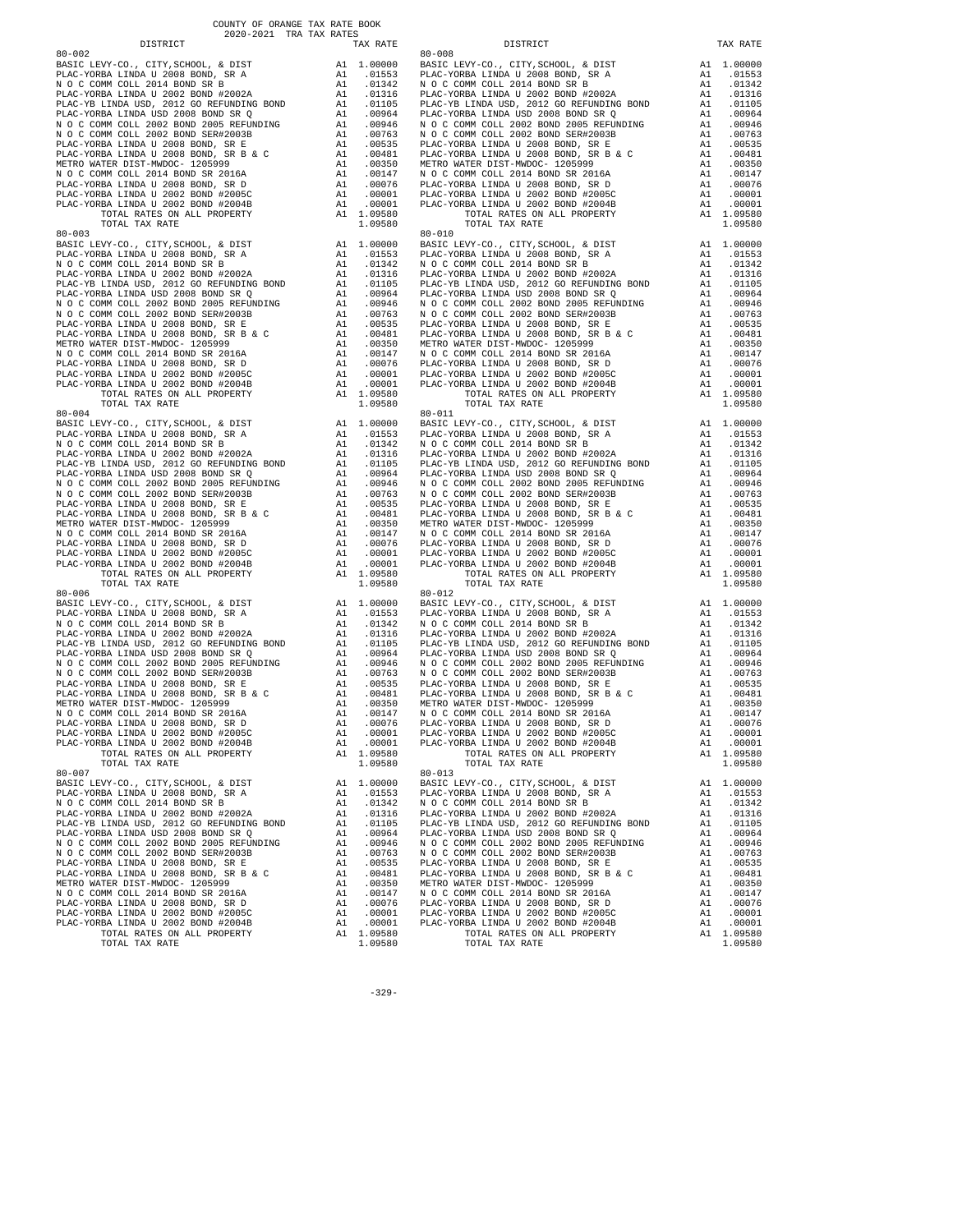COUNTY OF ORANGE TAX RATE BOOK
2020-2021 TRA TAX RATES

| DISTRICT | | TAX RATE |
|---|---|---|
| 80-002 | | |
| BASIC LEVY-CO., CITY,SCHOOL, & DIST | A1 | 1.00000 |
| PLAC-YORBA LINDA U 2008 BOND, SR A | A1 | .01553 |
| N O C COMM COLL 2014 BOND SR B | A1 | .01342 |
| PLAC-YORBA LINDA U 2002 BOND #2002A | A1 | .01316 |
| PLAC-YB LINDA USD, 2012 GO REFUNDING BOND | A1 | .01105 |
| PLAC-YORBA LINDA USD 2008 BOND SR Q | A1 | .00964 |
| N O C COMM COLL 2002 BOND 2005 REFUNDING | A1 | .00946 |
| N O C COMM COLL 2002 BOND SER#2003B | A1 | .00763 |
| PLAC-YORBA LINDA U 2008 BOND, SR E | A1 | .00535 |
| PLAC-YORBA LINDA U 2008 BOND, SR B & C | A1 | .00481 |
| METRO WATER DIST-MWDOC- 1205999 | A1 | .00350 |
| N O C COMM COLL 2014 BOND SR 2016A | A1 | .00147 |
| PLAC-YORBA LINDA U 2008 BOND, SR D | A1 | .00076 |
| PLAC-YORBA LINDA U 2002 BOND #2005C | A1 | .00001 |
| PLAC-YORBA LINDA U 2002 BOND #2004B | A1 | .00001 |
| TOTAL RATES ON ALL PROPERTY | A1 | 1.09580 |
| TOTAL TAX RATE | | 1.09580 |
| 80-003 | | |
| BASIC LEVY-CO., CITY,SCHOOL, & DIST | A1 | 1.00000 |
| PLAC-YORBA LINDA U 2008 BOND, SR A | A1 | .01553 |
| N O C COMM COLL 2014 BOND SR B | A1 | .01342 |
| PLAC-YORBA LINDA U 2002 BOND #2002A | A1 | .01316 |
| PLAC-YB LINDA USD, 2012 GO REFUNDING BOND | A1 | .01105 |
| PLAC-YORBA LINDA USD 2008 BOND SR Q | A1 | .00964 |
| N O C COMM COLL 2002 BOND 2005 REFUNDING | A1 | .00946 |
| N O C COMM COLL 2002 BOND SER#2003B | A1 | .00763 |
| PLAC-YORBA LINDA U 2008 BOND, SR E | A1 | .00535 |
| PLAC-YORBA LINDA U 2008 BOND, SR B & C | A1 | .00481 |
| METRO WATER DIST-MWDOC- 1205999 | A1 | .00350 |
| N O C COMM COLL 2014 BOND SR 2016A | A1 | .00147 |
| PLAC-YORBA LINDA U 2008 BOND, SR D | A1 | .00076 |
| PLAC-YORBA LINDA U 2002 BOND #2005C | A1 | .00001 |
| PLAC-YORBA LINDA U 2002 BOND #2004B | A1 | .00001 |
| TOTAL RATES ON ALL PROPERTY | A1 | 1.09580 |
| TOTAL TAX RATE | | 1.09580 |
| 80-004 | | |
| BASIC LEVY-CO., CITY,SCHOOL, & DIST | A1 | 1.00000 |
| PLAC-YORBA LINDA U 2008 BOND, SR A | A1 | .01553 |
| N O C COMM COLL 2014 BOND SR B | A1 | .01342 |
| PLAC-YORBA LINDA U 2002 BOND #2002A | A1 | .01316 |
| PLAC-YB LINDA USD, 2012 GO REFUNDING BOND | A1 | .01105 |
| PLAC-YORBA LINDA USD 2008 BOND SR Q | A1 | .00964 |
| N O C COMM COLL 2002 BOND 2005 REFUNDING | A1 | .00946 |
| N O C COMM COLL 2002 BOND SER#2003B | A1 | .00763 |
| PLAC-YORBA LINDA U 2008 BOND, SR E | A1 | .00535 |
| PLAC-YORBA LINDA U 2008 BOND, SR B & C | A1 | .00481 |
| METRO WATER DIST-MWDOC- 1205999 | A1 | .00350 |
| N O C COMM COLL 2014 BOND SR 2016A | A1 | .00147 |
| PLAC-YORBA LINDA U 2008 BOND, SR D | A1 | .00076 |
| PLAC-YORBA LINDA U 2002 BOND #2005C | A1 | .00001 |
| PLAC-YORBA LINDA U 2002 BOND #2004B | A1 | .00001 |
| TOTAL RATES ON ALL PROPERTY | A1 | 1.09580 |
| TOTAL TAX RATE | | 1.09580 |
| 80-006 | | |
| BASIC LEVY-CO., CITY,SCHOOL, & DIST | A1 | 1.00000 |
| PLAC-YORBA LINDA U 2008 BOND, SR A | A1 | .01553 |
| N O C COMM COLL 2014 BOND SR B | A1 | .01342 |
| PLAC-YORBA LINDA U 2002 BOND #2002A | A1 | .01316 |
| PLAC-YB LINDA USD, 2012 GO REFUNDING BOND | A1 | .01105 |
| PLAC-YORBA LINDA USD 2008 BOND SR Q | A1 | .00964 |
| N O C COMM COLL 2002 BOND 2005 REFUNDING | A1 | .00946 |
| N O C COMM COLL 2002 BOND SER#2003B | A1 | .00763 |
| PLAC-YORBA LINDA U 2008 BOND, SR E | A1 | .00535 |
| PLAC-YORBA LINDA U 2008 BOND, SR B & C | A1 | .00481 |
| METRO WATER DIST-MWDOC- 1205999 | A1 | .00350 |
| N O C COMM COLL 2014 BOND SR 2016A | A1 | .00147 |
| PLAC-YORBA LINDA U 2008 BOND, SR D | A1 | .00076 |
| PLAC-YORBA LINDA U 2002 BOND #2005C | A1 | .00001 |
| PLAC-YORBA LINDA U 2002 BOND #2004B | A1 | .00001 |
| TOTAL RATES ON ALL PROPERTY | A1 | 1.09580 |
| TOTAL TAX RATE | | 1.09580 |
| 80-007 | | |
| BASIC LEVY-CO., CITY,SCHOOL, & DIST | A1 | 1.00000 |
| PLAC-YORBA LINDA U 2008 BOND, SR A | A1 | .01553 |
| N O C COMM COLL 2014 BOND SR B | A1 | .01342 |
| PLAC-YORBA LINDA U 2002 BOND #2002A | A1 | .01316 |
| PLAC-YB LINDA USD, 2012 GO REFUNDING BOND | A1 | .01105 |
| PLAC-YORBA LINDA USD 2008 BOND SR Q | A1 | .00964 |
| N O C COMM COLL 2002 BOND 2005 REFUNDING | A1 | .00946 |
| N O C COMM COLL 2002 BOND SER#2003B | A1 | .00763 |
| PLAC-YORBA LINDA U 2008 BOND, SR E | A1 | .00535 |
| PLAC-YORBA LINDA U 2008 BOND, SR B & C | A1 | .00481 |
| METRO WATER DIST-MWDOC- 1205999 | A1 | .00350 |
| N O C COMM COLL 2014 BOND SR 2016A | A1 | .00147 |
| PLAC-YORBA LINDA U 2008 BOND, SR D | A1 | .00076 |
| PLAC-YORBA LINDA U 2002 BOND #2005C | A1 | .00001 |
| PLAC-YORBA LINDA U 2002 BOND #2004B | A1 | .00001 |
| TOTAL RATES ON ALL PROPERTY | A1 | 1.09580 |
| TOTAL TAX RATE | | 1.09580 |
| 80-008 | | |
| BASIC LEVY-CO., CITY,SCHOOL, & DIST | A1 | 1.00000 |
| PLAC-YORBA LINDA U 2008 BOND, SR A | A1 | .01553 |
| N O C COMM COLL 2014 BOND SR B | A1 | .01342 |
| PLAC-YORBA LINDA U 2002 BOND #2002A | A1 | .01316 |
| PLAC-YB LINDA USD, 2012 GO REFUNDING BOND | A1 | .01105 |
| PLAC-YORBA LINDA USD 2008 BOND SR Q | A1 | .00964 |
| N O C COMM COLL 2002 BOND 2005 REFUNDING | A1 | .00946 |
| N O C COMM COLL 2002 BOND SER#2003B | A1 | .00763 |
| PLAC-YORBA LINDA U 2008 BOND, SR E | A1 | .00535 |
| PLAC-YORBA LINDA U 2008 BOND, SR B & C | A1 | .00481 |
| METRO WATER DIST-MWDOC- 1205999 | A1 | .00350 |
| N O C COMM COLL 2014 BOND SR 2016A | A1 | .00147 |
| PLAC-YORBA LINDA U 2008 BOND, SR D | A1 | .00076 |
| PLAC-YORBA LINDA U 2002 BOND #2005C | A1 | .00001 |
| PLAC-YORBA LINDA U 2002 BOND #2004B | A1 | .00001 |
| TOTAL RATES ON ALL PROPERTY | A1 | 1.09580 |
| TOTAL TAX RATE | | 1.09580 |
| 80-010 | | |
| BASIC LEVY-CO., CITY,SCHOOL, & DIST | A1 | 1.00000 |
| PLAC-YORBA LINDA U 2008 BOND, SR A | A1 | .01553 |
| N O C COMM COLL 2014 BOND SR B | A1 | .01342 |
| PLAC-YORBA LINDA U 2002 BOND #2002A | A1 | .01316 |
| PLAC-YB LINDA USD, 2012 GO REFUNDING BOND | A1 | .01105 |
| PLAC-YORBA LINDA USD 2008 BOND SR Q | A1 | .00964 |
| N O C COMM COLL 2002 BOND 2005 REFUNDING | A1 | .00946 |
| N O C COMM COLL 2002 BOND SER#2003B | A1 | .00763 |
| PLAC-YORBA LINDA U 2008 BOND, SR E | A1 | .00535 |
| PLAC-YORBA LINDA U 2008 BOND, SR B & C | A1 | .00481 |
| METRO WATER DIST-MWDOC- 1205999 | A1 | .00350 |
| N O C COMM COLL 2014 BOND SR 2016A | A1 | .00147 |
| PLAC-YORBA LINDA U 2008 BOND, SR D | A1 | .00076 |
| PLAC-YORBA LINDA U 2002 BOND #2005C | A1 | .00001 |
| PLAC-YORBA LINDA U 2002 BOND #2004B | A1 | .00001 |
| TOTAL RATES ON ALL PROPERTY | A1 | 1.09580 |
| TOTAL TAX RATE | | 1.09580 |
| 80-011 | | |
| BASIC LEVY-CO., CITY,SCHOOL, & DIST | A1 | 1.00000 |
| PLAC-YORBA LINDA U 2008 BOND, SR A | A1 | .01553 |
| N O C COMM COLL 2014 BOND SR B | A1 | .01342 |
| PLAC-YORBA LINDA U 2002 BOND #2002A | A1 | .01316 |
| PLAC-YB LINDA USD, 2012 GO REFUNDING BOND | A1 | .01105 |
| PLAC-YORBA LINDA USD 2008 BOND SR Q | A1 | .00964 |
| N O C COMM COLL 2002 BOND 2005 REFUNDING | A1 | .00946 |
| N O C COMM COLL 2002 BOND SER#2003B | A1 | .00763 |
| PLAC-YORBA LINDA U 2008 BOND, SR E | A1 | .00535 |
| PLAC-YORBA LINDA U 2008 BOND, SR B & C | A1 | .00481 |
| METRO WATER DIST-MWDOC- 1205999 | A1 | .00350 |
| N O C COMM COLL 2014 BOND SR 2016A | A1 | .00147 |
| PLAC-YORBA LINDA U 2008 BOND, SR D | A1 | .00076 |
| PLAC-YORBA LINDA U 2002 BOND #2005C | A1 | .00001 |
| PLAC-YORBA LINDA U 2002 BOND #2004B | A1 | .00001 |
| TOTAL RATES ON ALL PROPERTY | A1 | 1.09580 |
| TOTAL TAX RATE | | 1.09580 |
| 80-012 | | |
| BASIC LEVY-CO., CITY,SCHOOL, & DIST | A1 | 1.00000 |
| PLAC-YORBA LINDA U 2008 BOND, SR A | A1 | .01553 |
| N O C COMM COLL 2014 BOND SR B | A1 | .01342 |
| PLAC-YORBA LINDA U 2002 BOND #2002A | A1 | .01316 |
| PLAC-YB LINDA USD, 2012 GO REFUNDING BOND | A1 | .01105 |
| PLAC-YORBA LINDA USD 2008 BOND SR Q | A1 | .00964 |
| N O C COMM COLL 2002 BOND 2005 REFUNDING | A1 | .00946 |
| N O C COMM COLL 2002 BOND SER#2003B | A1 | .00763 |
| PLAC-YORBA LINDA U 2008 BOND, SR E | A1 | .00535 |
| PLAC-YORBA LINDA U 2008 BOND, SR B & C | A1 | .00481 |
| METRO WATER DIST-MWDOC- 1205999 | A1 | .00350 |
| N O C COMM COLL 2014 BOND SR 2016A | A1 | .00147 |
| PLAC-YORBA LINDA U 2008 BOND, SR D | A1 | .00076 |
| PLAC-YORBA LINDA U 2002 BOND #2005C | A1 | .00001 |
| PLAC-YORBA LINDA U 2002 BOND #2004B | A1 | .00001 |
| TOTAL RATES ON ALL PROPERTY | A1 | 1.09580 |
| TOTAL TAX RATE | | 1.09580 |
| 80-013 | | |
| BASIC LEVY-CO., CITY,SCHOOL, & DIST | A1 | 1.00000 |
| PLAC-YORBA LINDA U 2008 BOND, SR A | A1 | .01553 |
| N O C COMM COLL 2014 BOND SR B | A1 | .01342 |
| PLAC-YORBA LINDA U 2002 BOND #2002A | A1 | .01316 |
| PLAC-YB LINDA USD, 2012 GO REFUNDING BOND | A1 | .01105 |
| PLAC-YORBA LINDA USD 2008 BOND SR Q | A1 | .00964 |
| N O C COMM COLL 2002 BOND 2005 REFUNDING | A1 | .00946 |
| N O C COMM COLL 2002 BOND SER#2003B | A1 | .00763 |
| PLAC-YORBA LINDA U 2008 BOND, SR E | A1 | .00535 |
| PLAC-YORBA LINDA U 2008 BOND, SR B & C | A1 | .00481 |
| METRO WATER DIST-MWDOC- 1205999 | A1 | .00350 |
| N O C COMM COLL 2014 BOND SR 2016A | A1 | .00147 |
| PLAC-YORBA LINDA U 2008 BOND, SR D | A1 | .00076 |
| PLAC-YORBA LINDA U 2002 BOND #2005C | A1 | .00001 |
| PLAC-YORBA LINDA U 2002 BOND #2004B | A1 | .00001 |
| TOTAL RATES ON ALL PROPERTY | A1 | 1.09580 |
| TOTAL TAX RATE | | 1.09580 |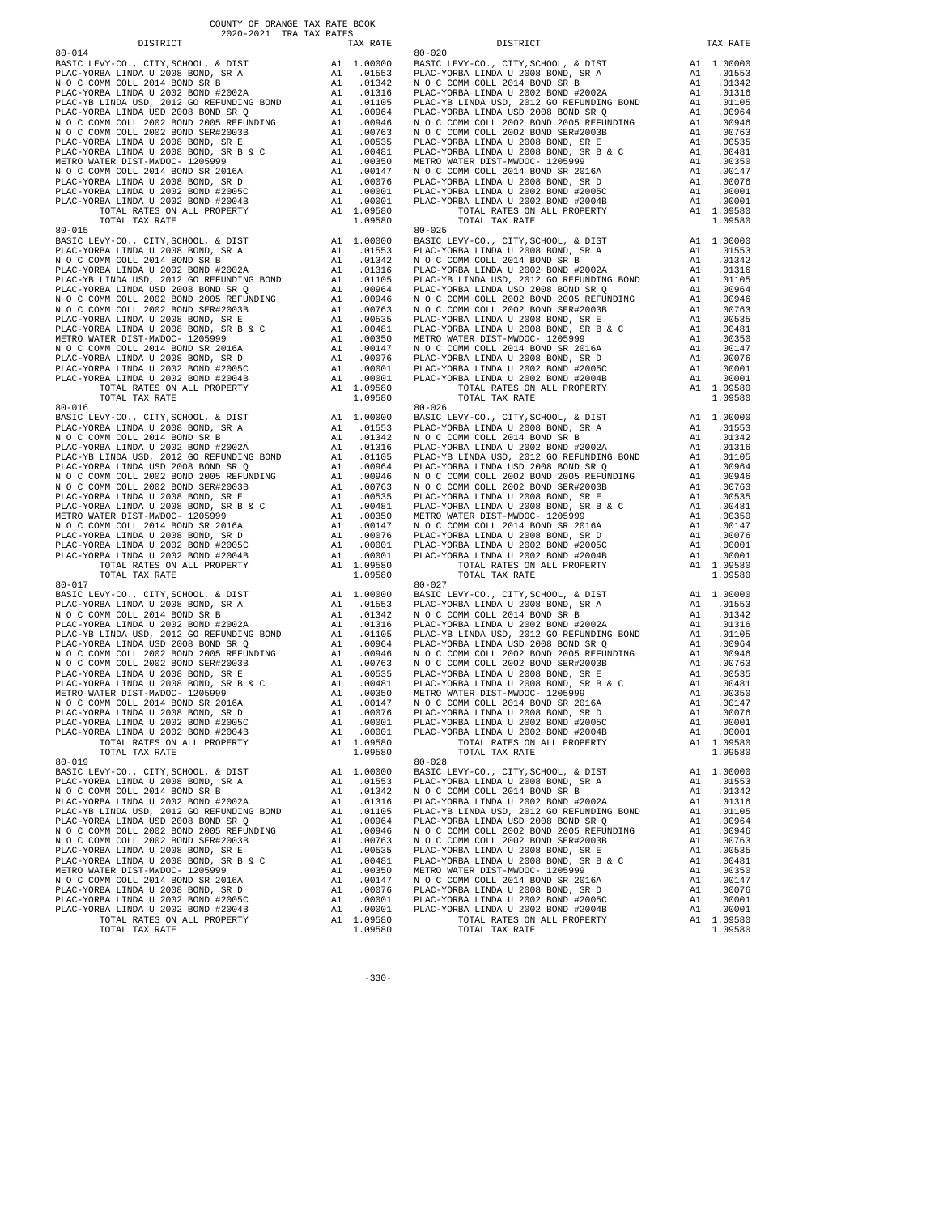COUNTY OF ORANGE TAX RATE BOOK
2020-2021 TRA TAX RATES

| DISTRICT | | TAX RATE |
|---|---|---|
| **80-014** | | |
| BASIC LEVY-CO., CITY,SCHOOL, & DIST | A1 | 1.00000 |
| PLAC-YORBA LINDA U 2008 BOND, SR A | A1 | .01553 |
| N O C COMM COLL 2014 BOND SR B | A1 | .01342 |
| PLAC-YORBA LINDA U 2002 BOND #2002A | A1 | .01316 |
| PLAC-YB LINDA USD, 2012 GO REFUNDING BOND | A1 | .01105 |
| PLAC-YORBA LINDA USD 2008 BOND SR Q | A1 | .00964 |
| N O C COMM COLL 2002 BOND 2005 REFUNDING | A1 | .00946 |
| N O C COMM COLL 2002 BOND SER#2003B | A1 | .00763 |
| PLAC-YORBA LINDA U 2008 BOND, SR E | A1 | .00535 |
| PLAC-YORBA LINDA U 2008 BOND, SR B & C | A1 | .00481 |
| METRO WATER DIST-MWDOC- 1205999 | A1 | .00350 |
| N O C COMM COLL 2014 BOND SR 2016A | A1 | .00147 |
| PLAC-YORBA LINDA U 2008 BOND, SR D | A1 | .00076 |
| PLAC-YORBA LINDA U 2002 BOND #2005C | A1 | .00001 |
| PLAC-YORBA LINDA U 2002 BOND #2004B | A1 | .00001 |
| TOTAL RATES ON ALL PROPERTY | A1 | 1.09580 |
| TOTAL TAX RATE | | 1.09580 |
| **80-015** | | |
| BASIC LEVY-CO., CITY,SCHOOL, & DIST | A1 | 1.00000 |
| PLAC-YORBA LINDA U 2008 BOND, SR A | A1 | .01553 |
| N O C COMM COLL 2014 BOND SR B | A1 | .01342 |
| PLAC-YORBA LINDA U 2002 BOND #2002A | A1 | .01316 |
| PLAC-YB LINDA USD, 2012 GO REFUNDING BOND | A1 | .01105 |
| PLAC-YORBA LINDA USD 2008 BOND SR Q | A1 | .00964 |
| N O C COMM COLL 2002 BOND 2005 REFUNDING | A1 | .00946 |
| N O C COMM COLL 2002 BOND SER#2003B | A1 | .00763 |
| PLAC-YORBA LINDA U 2008 BOND, SR E | A1 | .00535 |
| PLAC-YORBA LINDA U 2008 BOND, SR B & C | A1 | .00481 |
| METRO WATER DIST-MWDOC- 1205999 | A1 | .00350 |
| N O C COMM COLL 2014 BOND SR 2016A | A1 | .00147 |
| PLAC-YORBA LINDA U 2008 BOND, SR D | A1 | .00076 |
| PLAC-YORBA LINDA U 2002 BOND #2005C | A1 | .00001 |
| PLAC-YORBA LINDA U 2002 BOND #2004B | A1 | .00001 |
| TOTAL RATES ON ALL PROPERTY | A1 | 1.09580 |
| TOTAL TAX RATE | | 1.09580 |
| **80-016** | | |
| BASIC LEVY-CO., CITY,SCHOOL, & DIST | A1 | 1.00000 |
| PLAC-YORBA LINDA U 2008 BOND, SR A | A1 | .01553 |
| N O C COMM COLL 2014 BOND SR B | A1 | .01342 |
| PLAC-YORBA LINDA U 2002 BOND #2002A | A1 | .01316 |
| PLAC-YB LINDA USD, 2012 GO REFUNDING BOND | A1 | .01105 |
| PLAC-YORBA LINDA USD 2008 BOND SR Q | A1 | .00964 |
| N O C COMM COLL 2002 BOND 2005 REFUNDING | A1 | .00946 |
| N O C COMM COLL 2002 BOND SER#2003B | A1 | .00763 |
| PLAC-YORBA LINDA U 2008 BOND, SR E | A1 | .00535 |
| PLAC-YORBA LINDA U 2008 BOND, SR B & C | A1 | .00481 |
| METRO WATER DIST-MWDOC- 1205999 | A1 | .00350 |
| N O C COMM COLL 2014 BOND SR 2016A | A1 | .00147 |
| PLAC-YORBA LINDA U 2008 BOND, SR D | A1 | .00076 |
| PLAC-YORBA LINDA U 2002 BOND #2005C | A1 | .00001 |
| PLAC-YORBA LINDA U 2002 BOND #2004B | A1 | .00001 |
| TOTAL RATES ON ALL PROPERTY | A1 | 1.09580 |
| TOTAL TAX RATE | | 1.09580 |
| **80-017** | | |
| BASIC LEVY-CO., CITY,SCHOOL, & DIST | A1 | 1.00000 |
| PLAC-YORBA LINDA U 2008 BOND, SR A | A1 | .01553 |
| N O C COMM COLL 2014 BOND SR B | A1 | .01342 |
| PLAC-YORBA LINDA U 2002 BOND #2002A | A1 | .01316 |
| PLAC-YB LINDA USD, 2012 GO REFUNDING BOND | A1 | .01105 |
| PLAC-YORBA LINDA USD 2008 BOND SR Q | A1 | .00964 |
| N O C COMM COLL 2002 BOND 2005 REFUNDING | A1 | .00946 |
| N O C COMM COLL 2002 BOND SER#2003B | A1 | .00763 |
| PLAC-YORBA LINDA U 2008 BOND, SR E | A1 | .00535 |
| PLAC-YORBA LINDA U 2008 BOND, SR B & C | A1 | .00481 |
| METRO WATER DIST-MWDOC- 1205999 | A1 | .00350 |
| N O C COMM COLL 2014 BOND SR 2016A | A1 | .00147 |
| PLAC-YORBA LINDA U 2008 BOND, SR D | A1 | .00076 |
| PLAC-YORBA LINDA U 2002 BOND #2005C | A1 | .00001 |
| PLAC-YORBA LINDA U 2002 BOND #2004B | A1 | .00001 |
| TOTAL RATES ON ALL PROPERTY | A1 | 1.09580 |
| TOTAL TAX RATE | | 1.09580 |
| **80-019** | | |
| BASIC LEVY-CO., CITY,SCHOOL, & DIST | A1 | 1.00000 |
| PLAC-YORBA LINDA U 2008 BOND, SR A | A1 | .01553 |
| N O C COMM COLL 2014 BOND SR B | A1 | .01342 |
| PLAC-YORBA LINDA U 2002 BOND #2002A | A1 | .01316 |
| PLAC-YB LINDA USD, 2012 GO REFUNDING BOND | A1 | .01105 |
| PLAC-YORBA LINDA USD 2008 BOND SR Q | A1 | .00964 |
| N O C COMM COLL 2002 BOND 2005 REFUNDING | A1 | .00946 |
| N O C COMM COLL 2002 BOND SER#2003B | A1 | .00763 |
| PLAC-YORBA LINDA U 2008 BOND, SR E | A1 | .00535 |
| PLAC-YORBA LINDA U 2008 BOND, SR B & C | A1 | .00481 |
| METRO WATER DIST-MWDOC- 1205999 | A1 | .00350 |
| N O C COMM COLL 2014 BOND SR 2016A | A1 | .00147 |
| PLAC-YORBA LINDA U 2008 BOND, SR D | A1 | .00076 |
| PLAC-YORBA LINDA U 2002 BOND #2005C | A1 | .00001 |
| PLAC-YORBA LINDA U 2002 BOND #2004B | A1 | .00001 |
| TOTAL RATES ON ALL PROPERTY | A1 | 1.09580 |
| TOTAL TAX RATE | | 1.09580 |
| **80-020** | | |
| BASIC LEVY-CO., CITY,SCHOOL, & DIST | A1 | 1.00000 |
| PLAC-YORBA LINDA U 2008 BOND, SR A | A1 | .01553 |
| N O C COMM COLL 2014 BOND SR B | A1 | .01342 |
| PLAC-YORBA LINDA U 2002 BOND #2002A | A1 | .01316 |
| PLAC-YB LINDA USD, 2012 GO REFUNDING BOND | A1 | .01105 |
| PLAC-YORBA LINDA USD 2008 BOND SR Q | A1 | .00964 |
| N O C COMM COLL 2002 BOND 2005 REFUNDING | A1 | .00946 |
| N O C COMM COLL 2002 BOND SER#2003B | A1 | .00763 |
| PLAC-YORBA LINDA U 2008 BOND, SR E | A1 | .00535 |
| PLAC-YORBA LINDA U 2008 BOND, SR B & C | A1 | .00481 |
| METRO WATER DIST-MWDOC- 1205999 | A1 | .00350 |
| N O C COMM COLL 2014 BOND SR 2016A | A1 | .00147 |
| PLAC-YORBA LINDA U 2008 BOND, SR D | A1 | .00076 |
| PLAC-YORBA LINDA U 2002 BOND #2005C | A1 | .00001 |
| PLAC-YORBA LINDA U 2002 BOND #2004B | A1 | .00001 |
| TOTAL RATES ON ALL PROPERTY | A1 | 1.09580 |
| TOTAL TAX RATE | | 1.09580 |
| **80-025** | | |
| BASIC LEVY-CO., CITY,SCHOOL, & DIST | A1 | 1.00000 |
| PLAC-YORBA LINDA U 2008 BOND, SR A | A1 | .01553 |
| N O C COMM COLL 2014 BOND SR B | A1 | .01342 |
| PLAC-YORBA LINDA U 2002 BOND #2002A | A1 | .01316 |
| PLAC-YB LINDA USD, 2012 GO REFUNDING BOND | A1 | .01105 |
| PLAC-YORBA LINDA USD 2008 BOND SR Q | A1 | .00964 |
| N O C COMM COLL 2002 BOND 2005 REFUNDING | A1 | .00946 |
| N O C COMM COLL 2002 BOND SER#2003B | A1 | .00763 |
| PLAC-YORBA LINDA U 2008 BOND, SR E | A1 | .00535 |
| PLAC-YORBA LINDA U 2008 BOND, SR B & C | A1 | .00481 |
| METRO WATER DIST-MWDOC- 1205999 | A1 | .00350 |
| N O C COMM COLL 2014 BOND SR 2016A | A1 | .00147 |
| PLAC-YORBA LINDA U 2008 BOND, SR D | A1 | .00076 |
| PLAC-YORBA LINDA U 2002 BOND #2005C | A1 | .00001 |
| PLAC-YORBA LINDA U 2002 BOND #2004B | A1 | .00001 |
| TOTAL RATES ON ALL PROPERTY | A1 | 1.09580 |
| TOTAL TAX RATE | | 1.09580 |
| **80-026** | | |
| BASIC LEVY-CO., CITY,SCHOOL, & DIST | A1 | 1.00000 |
| PLAC-YORBA LINDA U 2008 BOND, SR A | A1 | .01553 |
| N O C COMM COLL 2014 BOND SR B | A1 | .01342 |
| PLAC-YORBA LINDA U 2002 BOND #2002A | A1 | .01316 |
| PLAC-YB LINDA USD, 2012 GO REFUNDING BOND | A1 | .01105 |
| PLAC-YORBA LINDA USD 2008 BOND SR Q | A1 | .00964 |
| N O C COMM COLL 2002 BOND 2005 REFUNDING | A1 | .00946 |
| N O C COMM COLL 2002 BOND SER#2003B | A1 | .00763 |
| PLAC-YORBA LINDA U 2008 BOND, SR E | A1 | .00535 |
| PLAC-YORBA LINDA U 2008 BOND, SR B & C | A1 | .00481 |
| METRO WATER DIST-MWDOC- 1205999 | A1 | .00350 |
| N O C COMM COLL 2014 BOND SR 2016A | A1 | .00147 |
| PLAC-YORBA LINDA U 2008 BOND, SR D | A1 | .00076 |
| PLAC-YORBA LINDA U 2002 BOND #2005C | A1 | .00001 |
| PLAC-YORBA LINDA U 2002 BOND #2004B | A1 | .00001 |
| TOTAL RATES ON ALL PROPERTY | A1 | 1.09580 |
| TOTAL TAX RATE | | 1.09580 |
| **80-027** | | |
| BASIC LEVY-CO., CITY,SCHOOL, & DIST | A1 | 1.00000 |
| PLAC-YORBA LINDA U 2008 BOND, SR A | A1 | .01553 |
| N O C COMM COLL 2014 BOND SR B | A1 | .01342 |
| PLAC-YORBA LINDA U 2002 BOND #2002A | A1 | .01316 |
| PLAC-YB LINDA USD, 2012 GO REFUNDING BOND | A1 | .01105 |
| PLAC-YORBA LINDA USD 2008 BOND SR Q | A1 | .00964 |
| N O C COMM COLL 2002 BOND 2005 REFUNDING | A1 | .00946 |
| N O C COMM COLL 2002 BOND SER#2003B | A1 | .00763 |
| PLAC-YORBA LINDA U 2008 BOND, SR E | A1 | .00535 |
| PLAC-YORBA LINDA U 2008 BOND, SR B & C | A1 | .00481 |
| METRO WATER DIST-MWDOC- 1205999 | A1 | .00350 |
| N O C COMM COLL 2014 BOND SR 2016A | A1 | .00147 |
| PLAC-YORBA LINDA U 2008 BOND, SR D | A1 | .00076 |
| PLAC-YORBA LINDA U 2002 BOND #2005C | A1 | .00001 |
| PLAC-YORBA LINDA U 2002 BOND #2004B | A1 | .00001 |
| TOTAL RATES ON ALL PROPERTY | A1 | 1.09580 |
| TOTAL TAX RATE | | 1.09580 |
| **80-028** | | |
| BASIC LEVY-CO., CITY,SCHOOL, & DIST | A1 | 1.00000 |
| PLAC-YORBA LINDA U 2008 BOND, SR A | A1 | .01553 |
| N O C COMM COLL 2014 BOND SR B | A1 | .01342 |
| PLAC-YORBA LINDA U 2002 BOND #2002A | A1 | .01316 |
| PLAC-YB LINDA USD, 2012 GO REFUNDING BOND | A1 | .01105 |
| PLAC-YORBA LINDA USD 2008 BOND SR Q | A1 | .00964 |
| N O C COMM COLL 2002 BOND 2005 REFUNDING | A1 | .00946 |
| N O C COMM COLL 2002 BOND SER#2003B | A1 | .00763 |
| PLAC-YORBA LINDA U 2008 BOND, SR E | A1 | .00535 |
| PLAC-YORBA LINDA U 2008 BOND, SR B & C | A1 | .00481 |
| METRO WATER DIST-MWDOC- 1205999 | A1 | .00350 |
| N O C COMM COLL 2014 BOND SR 2016A | A1 | .00147 |
| PLAC-YORBA LINDA U 2008 BOND, SR D | A1 | .00076 |
| PLAC-YORBA LINDA U 2002 BOND #2005C | A1 | .00001 |
| PLAC-YORBA LINDA U 2002 BOND #2004B | A1 | .00001 |
| TOTAL RATES ON ALL PROPERTY | A1 | 1.09580 |
| TOTAL TAX RATE | | 1.09580 |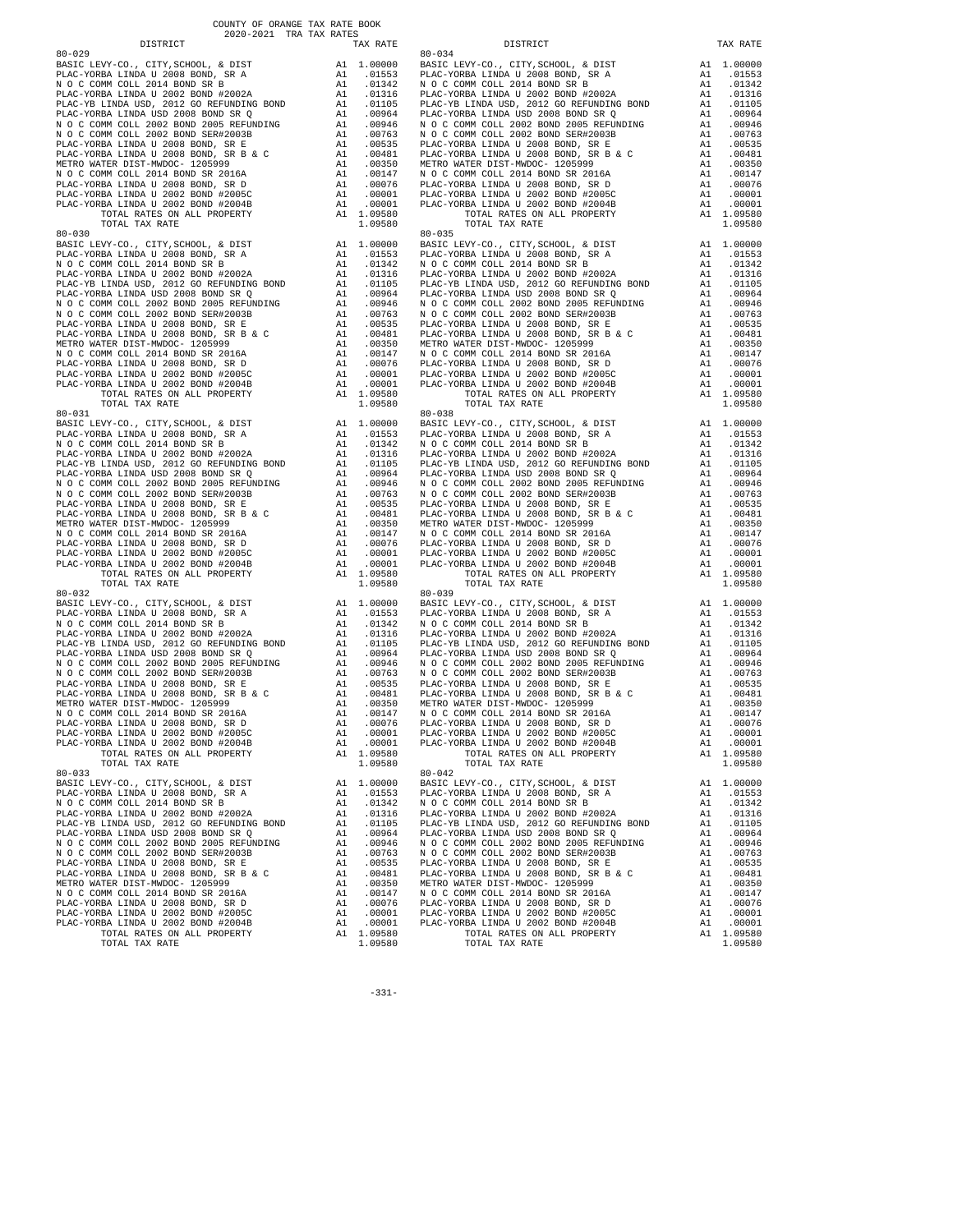COUNTY OF ORANGE TAX RATE BOOK
2020-2021 TRA TAX RATES

| DISTRICT | | TAX RATE |
|---|---|---|
| 80-029 | | |
| BASIC LEVY-CO., CITY,SCHOOL, & DIST | A1 | 1.00000 |
| PLAC-YORBA LINDA U 2008 BOND, SR A | A1 | .01553 |
| N O C COMM COLL 2014 BOND SR B | A1 | .01342 |
| PLAC-YORBA LINDA U 2002 BOND #2002A | A1 | .01316 |
| PLAC-YB LINDA USD, 2012 GO REFUNDING BOND | A1 | .01105 |
| PLAC-YORBA LINDA USD 2008 BOND SR Q | A1 | .00964 |
| N O C COMM COLL 2002 BOND 2005 REFUNDING | A1 | .00946 |
| N O C COMM COLL 2002 BOND SER#2003B | A1 | .00763 |
| PLAC-YORBA LINDA U 2008 BOND, SR E | A1 | .00535 |
| PLAC-YORBA LINDA U 2008 BOND, SR B & C | A1 | .00481 |
| METRO WATER DIST-MWDOC- 1205999 | A1 | .00350 |
| N O C COMM COLL 2014 BOND SR 2016A | A1 | .00147 |
| PLAC-YORBA LINDA U 2008 BOND, SR D | A1 | .00076 |
| PLAC-YORBA LINDA U 2002 BOND #2005C | A1 | .00001 |
| PLAC-YORBA LINDA U 2002 BOND #2004B | A1 | .00001 |
| TOTAL RATES ON ALL PROPERTY | A1 | 1.09580 |
| TOTAL TAX RATE | | 1.09580 |
| 80-030 | | |
| BASIC LEVY-CO., CITY,SCHOOL, & DIST | A1 | 1.00000 |
| PLAC-YORBA LINDA U 2008 BOND, SR A | A1 | .01553 |
| N O C COMM COLL 2014 BOND SR B | A1 | .01342 |
| PLAC-YORBA LINDA U 2002 BOND #2002A | A1 | .01316 |
| PLAC-YB LINDA USD, 2012 GO REFUNDING BOND | A1 | .01105 |
| PLAC-YORBA LINDA USD 2008 BOND SR Q | A1 | .00964 |
| N O C COMM COLL 2002 BOND 2005 REFUNDING | A1 | .00946 |
| N O C COMM COLL 2002 BOND SER#2003B | A1 | .00763 |
| PLAC-YORBA LINDA U 2008 BOND, SR E | A1 | .00535 |
| PLAC-YORBA LINDA U 2008 BOND, SR B & C | A1 | .00481 |
| METRO WATER DIST-MWDOC- 1205999 | A1 | .00350 |
| N O C COMM COLL 2014 BOND SR 2016A | A1 | .00147 |
| PLAC-YORBA LINDA U 2008 BOND, SR D | A1 | .00076 |
| PLAC-YORBA LINDA U 2002 BOND #2005C | A1 | .00001 |
| PLAC-YORBA LINDA U 2002 BOND #2004B | A1 | .00001 |
| TOTAL RATES ON ALL PROPERTY | A1 | 1.09580 |
| TOTAL TAX RATE | | 1.09580 |
| 80-031 | | |
| BASIC LEVY-CO., CITY,SCHOOL, & DIST | A1 | 1.00000 |
| PLAC-YORBA LINDA U 2008 BOND, SR A | A1 | .01553 |
| N O C COMM COLL 2014 BOND SR B | A1 | .01342 |
| PLAC-YORBA LINDA U 2002 BOND #2002A | A1 | .01316 |
| PLAC-YB LINDA USD, 2012 GO REFUNDING BOND | A1 | .01105 |
| PLAC-YORBA LINDA USD 2008 BOND SR Q | A1 | .00964 |
| N O C COMM COLL 2002 BOND 2005 REFUNDING | A1 | .00946 |
| N O C COMM COLL 2002 BOND SER#2003B | A1 | .00763 |
| PLAC-YORBA LINDA U 2008 BOND, SR E | A1 | .00535 |
| PLAC-YORBA LINDA U 2008 BOND, SR B & C | A1 | .00481 |
| METRO WATER DIST-MWDOC- 1205999 | A1 | .00350 |
| N O C COMM COLL 2014 BOND SR 2016A | A1 | .00147 |
| PLAC-YORBA LINDA U 2008 BOND, SR D | A1 | .00076 |
| PLAC-YORBA LINDA U 2002 BOND #2005C | A1 | .00001 |
| PLAC-YORBA LINDA U 2002 BOND #2004B | A1 | .00001 |
| TOTAL RATES ON ALL PROPERTY | A1 | 1.09580 |
| TOTAL TAX RATE | | 1.09580 |
| 80-032 | | |
| BASIC LEVY-CO., CITY,SCHOOL, & DIST | A1 | 1.00000 |
| PLAC-YORBA LINDA U 2008 BOND, SR A | A1 | .01553 |
| N O C COMM COLL 2014 BOND SR B | A1 | .01342 |
| PLAC-YORBA LINDA U 2002 BOND #2002A | A1 | .01316 |
| PLAC-YB LINDA USD, 2012 GO REFUNDING BOND | A1 | .01105 |
| PLAC-YORBA LINDA USD 2008 BOND SR Q | A1 | .00964 |
| N O C COMM COLL 2002 BOND 2005 REFUNDING | A1 | .00946 |
| N O C COMM COLL 2002 BOND SER#2003B | A1 | .00763 |
| PLAC-YORBA LINDA U 2008 BOND, SR E | A1 | .00535 |
| PLAC-YORBA LINDA U 2008 BOND, SR B & C | A1 | .00481 |
| METRO WATER DIST-MWDOC- 1205999 | A1 | .00350 |
| N O C COMM COLL 2014 BOND SR 2016A | A1 | .00147 |
| PLAC-YORBA LINDA U 2008 BOND, SR D | A1 | .00076 |
| PLAC-YORBA LINDA U 2002 BOND #2005C | A1 | .00001 |
| PLAC-YORBA LINDA U 2002 BOND #2004B | A1 | .00001 |
| TOTAL RATES ON ALL PROPERTY | A1 | 1.09580 |
| TOTAL TAX RATE | | 1.09580 |
| 80-033 | | |
| BASIC LEVY-CO., CITY,SCHOOL, & DIST | A1 | 1.00000 |
| PLAC-YORBA LINDA U 2008 BOND, SR A | A1 | .01553 |
| N O C COMM COLL 2014 BOND SR B | A1 | .01342 |
| PLAC-YORBA LINDA U 2002 BOND #2002A | A1 | .01316 |
| PLAC-YB LINDA USD, 2012 GO REFUNDING BOND | A1 | .01105 |
| PLAC-YORBA LINDA USD 2008 BOND SR Q | A1 | .00964 |
| N O C COMM COLL 2002 BOND 2005 REFUNDING | A1 | .00946 |
| N O C COMM COLL 2002 BOND SER#2003B | A1 | .00763 |
| PLAC-YORBA LINDA U 2008 BOND, SR E | A1 | .00535 |
| PLAC-YORBA LINDA U 2008 BOND, SR B & C | A1 | .00481 |
| METRO WATER DIST-MWDOC- 1205999 | A1 | .00350 |
| N O C COMM COLL 2014 BOND SR 2016A | A1 | .00147 |
| PLAC-YORBA LINDA U 2008 BOND, SR D | A1 | .00076 |
| PLAC-YORBA LINDA U 2002 BOND #2005C | A1 | .00001 |
| PLAC-YORBA LINDA U 2002 BOND #2004B | A1 | .00001 |
| TOTAL RATES ON ALL PROPERTY | A1 | 1.09580 |
| TOTAL TAX RATE | | 1.09580 |
| 80-034 | | |
| BASIC LEVY-CO., CITY,SCHOOL, & DIST | A1 | 1.00000 |
| PLAC-YORBA LINDA U 2008 BOND, SR A | A1 | .01553 |
| N O C COMM COLL 2014 BOND SR B | A1 | .01342 |
| PLAC-YORBA LINDA U 2002 BOND #2002A | A1 | .01316 |
| PLAC-YB LINDA USD, 2012 GO REFUNDING BOND | A1 | .01105 |
| PLAC-YORBA LINDA USD 2008 BOND SR Q | A1 | .00964 |
| N O C COMM COLL 2002 BOND 2005 REFUNDING | A1 | .00946 |
| N O C COMM COLL 2002 BOND SER#2003B | A1 | .00763 |
| PLAC-YORBA LINDA U 2008 BOND, SR E | A1 | .00535 |
| PLAC-YORBA LINDA U 2008 BOND, SR B & C | A1 | .00481 |
| METRO WATER DIST-MWDOC- 1205999 | A1 | .00350 |
| N O C COMM COLL 2014 BOND SR 2016A | A1 | .00147 |
| PLAC-YORBA LINDA U 2008 BOND, SR D | A1 | .00076 |
| PLAC-YORBA LINDA U 2002 BOND #2005C | A1 | .00001 |
| PLAC-YORBA LINDA U 2002 BOND #2004B | A1 | .00001 |
| TOTAL RATES ON ALL PROPERTY | A1 | 1.09580 |
| TOTAL TAX RATE | | 1.09580 |
| 80-035 | | |
| BASIC LEVY-CO., CITY,SCHOOL, & DIST | A1 | 1.00000 |
| PLAC-YORBA LINDA U 2008 BOND, SR A | A1 | .01553 |
| N O C COMM COLL 2014 BOND SR B | A1 | .01342 |
| PLAC-YORBA LINDA U 2002 BOND #2002A | A1 | .01316 |
| PLAC-YB LINDA USD, 2012 GO REFUNDING BOND | A1 | .01105 |
| PLAC-YORBA LINDA USD 2008 BOND SR Q | A1 | .00964 |
| N O C COMM COLL 2002 BOND 2005 REFUNDING | A1 | .00946 |
| N O C COMM COLL 2002 BOND SER#2003B | A1 | .00763 |
| PLAC-YORBA LINDA U 2008 BOND, SR E | A1 | .00535 |
| PLAC-YORBA LINDA U 2008 BOND, SR B & C | A1 | .00481 |
| METRO WATER DIST-MWDOC- 1205999 | A1 | .00350 |
| N O C COMM COLL 2014 BOND SR 2016A | A1 | .00147 |
| PLAC-YORBA LINDA U 2008 BOND, SR D | A1 | .00076 |
| PLAC-YORBA LINDA U 2002 BOND #2005C | A1 | .00001 |
| PLAC-YORBA LINDA U 2002 BOND #2004B | A1 | .00001 |
| TOTAL RATES ON ALL PROPERTY | A1 | 1.09580 |
| TOTAL TAX RATE | | 1.09580 |
| 80-038 | | |
| BASIC LEVY-CO., CITY,SCHOOL, & DIST | A1 | 1.00000 |
| PLAC-YORBA LINDA U 2008 BOND, SR A | A1 | .01553 |
| N O C COMM COLL 2014 BOND SR B | A1 | .01342 |
| PLAC-YORBA LINDA U 2002 BOND #2002A | A1 | .01316 |
| PLAC-YB LINDA USD, 2012 GO REFUNDING BOND | A1 | .01105 |
| PLAC-YORBA LINDA USD 2008 BOND SR Q | A1 | .00964 |
| N O C COMM COLL 2002 BOND 2005 REFUNDING | A1 | .00946 |
| N O C COMM COLL 2002 BOND SER#2003B | A1 | .00763 |
| PLAC-YORBA LINDA U 2008 BOND, SR E | A1 | .00535 |
| PLAC-YORBA LINDA U 2008 BOND, SR B & C | A1 | .00481 |
| METRO WATER DIST-MWDOC- 1205999 | A1 | .00350 |
| N O C COMM COLL 2014 BOND SR 2016A | A1 | .00147 |
| PLAC-YORBA LINDA U 2008 BOND, SR D | A1 | .00076 |
| PLAC-YORBA LINDA U 2002 BOND #2005C | A1 | .00001 |
| PLAC-YORBA LINDA U 2002 BOND #2004B | A1 | .00001 |
| TOTAL RATES ON ALL PROPERTY | A1 | 1.09580 |
| TOTAL TAX RATE | | 1.09580 |
| 80-039 | | |
| BASIC LEVY-CO., CITY,SCHOOL, & DIST | A1 | 1.00000 |
| PLAC-YORBA LINDA U 2008 BOND, SR A | A1 | .01553 |
| N O C COMM COLL 2014 BOND SR B | A1 | .01342 |
| PLAC-YORBA LINDA U 2002 BOND #2002A | A1 | .01316 |
| PLAC-YB LINDA USD, 2012 GO REFUNDING BOND | A1 | .01105 |
| PLAC-YORBA LINDA USD 2008 BOND SR Q | A1 | .00964 |
| N O C COMM COLL 2002 BOND 2005 REFUNDING | A1 | .00946 |
| N O C COMM COLL 2002 BOND SER#2003B | A1 | .00763 |
| PLAC-YORBA LINDA U 2008 BOND, SR E | A1 | .00535 |
| PLAC-YORBA LINDA U 2008 BOND, SR B & C | A1 | .00481 |
| METRO WATER DIST-MWDOC- 1205999 | A1 | .00350 |
| N O C COMM COLL 2014 BOND SR 2016A | A1 | .00147 |
| PLAC-YORBA LINDA U 2008 BOND, SR D | A1 | .00076 |
| PLAC-YORBA LINDA U 2002 BOND #2005C | A1 | .00001 |
| PLAC-YORBA LINDA U 2002 BOND #2004B | A1 | .00001 |
| TOTAL RATES ON ALL PROPERTY | A1 | 1.09580 |
| TOTAL TAX RATE | | 1.09580 |
| 80-042 | | |
| BASIC LEVY-CO., CITY,SCHOOL, & DIST | A1 | 1.00000 |
| PLAC-YORBA LINDA U 2008 BOND, SR A | A1 | .01553 |
| N O C COMM COLL 2014 BOND SR B | A1 | .01342 |
| PLAC-YORBA LINDA U 2002 BOND #2002A | A1 | .01316 |
| PLAC-YB LINDA USD, 2012 GO REFUNDING BOND | A1 | .01105 |
| PLAC-YORBA LINDA USD 2008 BOND SR Q | A1 | .00964 |
| N O C COMM COLL 2002 BOND 2005 REFUNDING | A1 | .00946 |
| N O C COMM COLL 2002 BOND SER#2003B | A1 | .00763 |
| PLAC-YORBA LINDA U 2008 BOND, SR E | A1 | .00535 |
| PLAC-YORBA LINDA U 2008 BOND, SR B & C | A1 | .00481 |
| METRO WATER DIST-MWDOC- 1205999 | A1 | .00350 |
| N O C COMM COLL 2014 BOND SR 2016A | A1 | .00147 |
| PLAC-YORBA LINDA U 2008 BOND, SR D | A1 | .00076 |
| PLAC-YORBA LINDA U 2002 BOND #2005C | A1 | .00001 |
| PLAC-YORBA LINDA U 2002 BOND #2004B | A1 | .00001 |
| TOTAL RATES ON ALL PROPERTY | A1 | 1.09580 |
| TOTAL TAX RATE | | 1.09580 |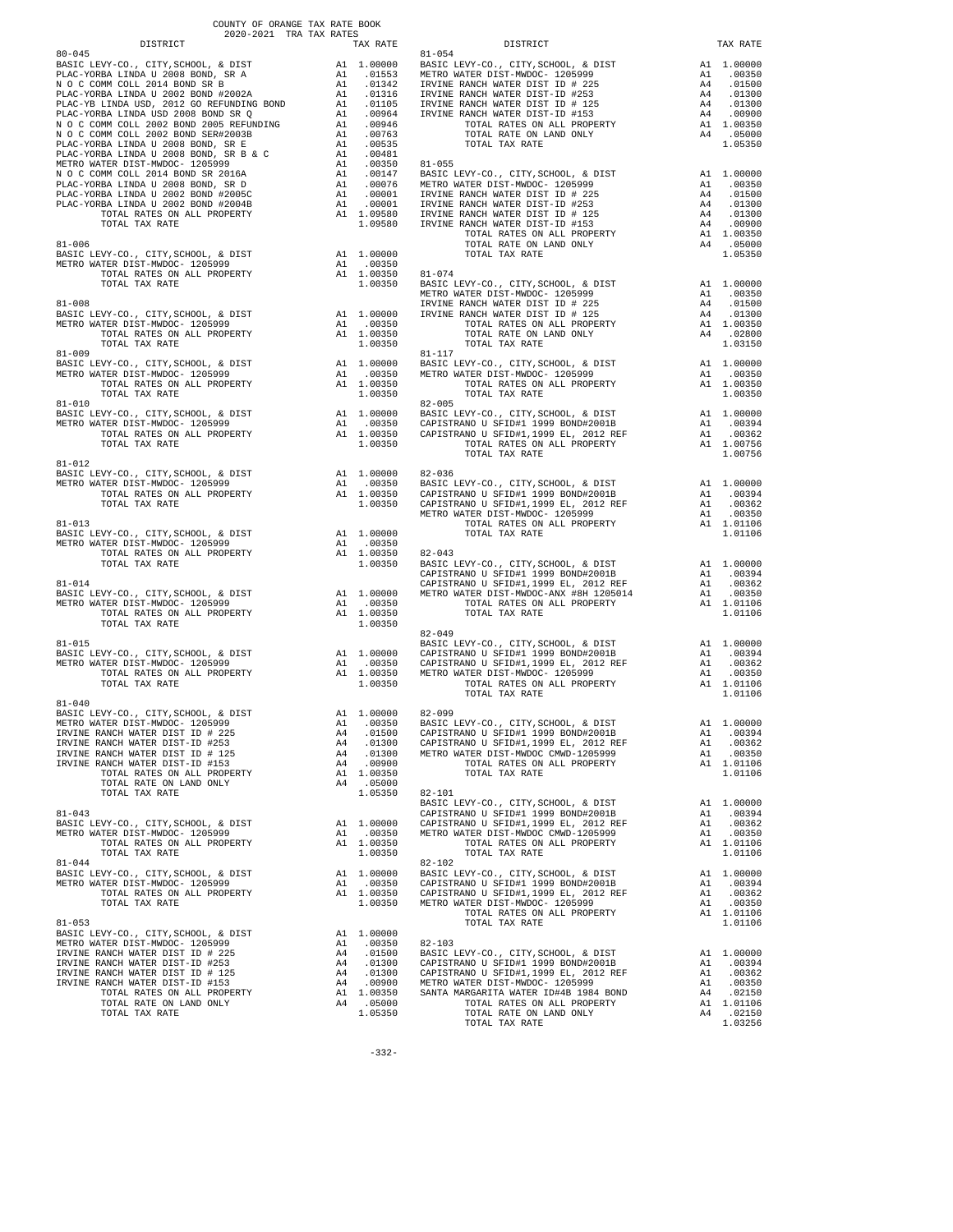COUNTY OF ORANGE TAX RATE BOOK
2020-2021 TRA TAX RATES

| DISTRICT | | TAX RATE |
|---|---|---|
| **80-045** | | |
| BASIC LEVY-CO., CITY,SCHOOL, & DIST | A1 | 1.00000 |
| PLAC-YORBA LINDA U 2008 BOND, SR A | A1 | .01553 |
| N O C COMM COLL 2014 BOND SR B | A1 | .01342 |
| PLAC-YORBA LINDA U 2002 BOND #2002A | A1 | .01316 |
| PLAC-YB LINDA USD, 2012 GO REFUNDING BOND | A1 | .01105 |
| PLAC-YORBA LINDA USD 2008 BOND SR Q | A1 | .00964 |
| N O C COMM COLL 2002 BOND 2005 REFUNDING | A1 | .00946 |
| N O C COMM COLL 2002 BOND SER#2003B | A1 | .00763 |
| PLAC-YORBA LINDA U 2008 BOND, SR E | A1 | .00535 |
| PLAC-YORBA LINDA U 2008 BOND, SR B & C | A1 | .00481 |
| METRO WATER DIST-MWDOC- 1205999 | A1 | .00350 |
| N O C COMM COLL 2014 BOND SR 2016A | A1 | .00147 |
| PLAC-YORBA LINDA U 2008 BOND, SR D | A1 | .00076 |
| PLAC-YORBA LINDA U 2002 BOND #2005C | A1 | .00001 |
| PLAC-YORBA LINDA U 2002 BOND #2004B | A1 | .00001 |
| TOTAL RATES ON ALL PROPERTY | A1 | 1.09580 |
| TOTAL TAX RATE | | 1.09580 |
| **81-006** | | |
| BASIC LEVY-CO., CITY,SCHOOL, & DIST | A1 | 1.00000 |
| METRO WATER DIST-MWDOC- 1205999 | A1 | .00350 |
| TOTAL RATES ON ALL PROPERTY | A1 | 1.00350 |
| TOTAL TAX RATE | | 1.00350 |
| **81-008** | | |
| BASIC LEVY-CO., CITY,SCHOOL, & DIST | A1 | 1.00000 |
| METRO WATER DIST-MWDOC- 1205999 | A1 | .00350 |
| TOTAL RATES ON ALL PROPERTY | A1 | 1.00350 |
| TOTAL TAX RATE | | 1.00350 |
| **81-009** | | |
| BASIC LEVY-CO., CITY,SCHOOL, & DIST | A1 | 1.00000 |
| METRO WATER DIST-MWDOC- 1205999 | A1 | .00350 |
| TOTAL RATES ON ALL PROPERTY | A1 | 1.00350 |
| TOTAL TAX RATE | | 1.00350 |
| **81-010** | | |
| BASIC LEVY-CO., CITY,SCHOOL, & DIST | A1 | 1.00000 |
| METRO WATER DIST-MWDOC- 1205999 | A1 | .00350 |
| TOTAL RATES ON ALL PROPERTY | A1 | 1.00350 |
| TOTAL TAX RATE | | 1.00350 |
| **81-012** | | |
| BASIC LEVY-CO., CITY,SCHOOL, & DIST | A1 | 1.00000 |
| METRO WATER DIST-MWDOC- 1205999 | A1 | .00350 |
| TOTAL RATES ON ALL PROPERTY | A1 | 1.00350 |
| TOTAL TAX RATE | | 1.00350 |
| **81-013** | | |
| BASIC LEVY-CO., CITY,SCHOOL, & DIST | A1 | 1.00000 |
| METRO WATER DIST-MWDOC- 1205999 | A1 | .00350 |
| TOTAL RATES ON ALL PROPERTY | A1 | 1.00350 |
| TOTAL TAX RATE | | 1.00350 |
| **81-014** | | |
| BASIC LEVY-CO., CITY,SCHOOL, & DIST | A1 | 1.00000 |
| METRO WATER DIST-MWDOC- 1205999 | A1 | .00350 |
| TOTAL RATES ON ALL PROPERTY | A1 | 1.00350 |
| TOTAL TAX RATE | | 1.00350 |
| **81-015** | | |
| BASIC LEVY-CO., CITY,SCHOOL, & DIST | A1 | 1.00000 |
| METRO WATER DIST-MWDOC- 1205999 | A1 | .00350 |
| TOTAL RATES ON ALL PROPERTY | A1 | 1.00350 |
| TOTAL TAX RATE | | 1.00350 |
| **81-040** | | |
| BASIC LEVY-CO., CITY,SCHOOL, & DIST | A1 | 1.00000 |
| METRO WATER DIST-MWDOC- 1205999 | A1 | .00350 |
| IRVINE RANCH WATER DIST ID # 225 | A4 | .01500 |
| IRVINE RANCH WATER DIST-ID #253 | A4 | .01300 |
| IRVINE RANCH WATER DIST ID # 125 | A4 | .01300 |
| IRVINE RANCH WATER DIST-ID #153 | A4 | .00900 |
| TOTAL RATES ON ALL PROPERTY | A1 | 1.00350 |
| TOTAL RATE ON LAND ONLY | A4 | .05000 |
| TOTAL TAX RATE | | 1.05350 |
| **81-043** | | |
| BASIC LEVY-CO., CITY,SCHOOL, & DIST | A1 | 1.00000 |
| METRO WATER DIST-MWDOC- 1205999 | A1 | .00350 |
| TOTAL RATES ON ALL PROPERTY | A1 | 1.00350 |
| TOTAL TAX RATE | | 1.00350 |
| **81-044** | | |
| BASIC LEVY-CO., CITY,SCHOOL, & DIST | A1 | 1.00000 |
| METRO WATER DIST-MWDOC- 1205999 | A1 | .00350 |
| TOTAL RATES ON ALL PROPERTY | A1 | 1.00350 |
| TOTAL TAX RATE | | 1.00350 |
| **81-053** | | |
| BASIC LEVY-CO., CITY,SCHOOL, & DIST | A1 | 1.00000 |
| METRO WATER DIST-MWDOC- 1205999 | A1 | .00350 |
| IRVINE RANCH WATER DIST ID # 225 | A4 | .01500 |
| IRVINE RANCH WATER DIST-ID #253 | A4 | .01300 |
| IRVINE RANCH WATER DIST ID # 125 | A4 | .01300 |
| IRVINE RANCH WATER DIST-ID #153 | A4 | .00900 |
| TOTAL RATES ON ALL PROPERTY | A1 | 1.00350 |
| TOTAL RATE ON LAND ONLY | A4 | .05000 |
| TOTAL TAX RATE | | 1.05350 |
| **81-054** | | |
| BASIC LEVY-CO., CITY,SCHOOL, & DIST | A1 | 1.00000 |
| METRO WATER DIST-MWDOC- 1205999 | A1 | .00350 |
| IRVINE RANCH WATER DIST ID # 225 | A4 | .01500 |
| IRVINE RANCH WATER DIST-ID #253 | A4 | .01300 |
| IRVINE RANCH WATER DIST ID # 125 | A4 | .01300 |
| IRVINE RANCH WATER DIST-ID #153 | A4 | .00900 |
| TOTAL RATES ON ALL PROPERTY | A1 | 1.00350 |
| TOTAL RATE ON LAND ONLY | A4 | .05000 |
| TOTAL TAX RATE | | 1.05350 |
| **81-055** | | |
| BASIC LEVY-CO., CITY,SCHOOL, & DIST | A1 | 1.00000 |
| METRO WATER DIST-MWDOC- 1205999 | A1 | .00350 |
| IRVINE RANCH WATER DIST ID # 225 | A4 | .01500 |
| IRVINE RANCH WATER DIST-ID #253 | A4 | .01300 |
| IRVINE RANCH WATER DIST ID # 125 | A4 | .01300 |
| IRVINE RANCH WATER DIST-ID #153 | A4 | .00900 |
| TOTAL RATES ON ALL PROPERTY | A1 | 1.00350 |
| TOTAL RATE ON LAND ONLY | A4 | .05000 |
| TOTAL TAX RATE | | 1.05350 |
| **81-074** | | |
| BASIC LEVY-CO., CITY,SCHOOL, & DIST | A1 | 1.00000 |
| METRO WATER DIST-MWDOC- 1205999 | A1 | .00350 |
| IRVINE RANCH WATER DIST ID # 225 | A4 | .01500 |
| IRVINE RANCH WATER DIST ID # 125 | A4 | .01300 |
| TOTAL RATES ON ALL PROPERTY | A1 | 1.00350 |
| TOTAL RATE ON LAND ONLY | A4 | .02800 |
| TOTAL TAX RATE | | 1.03150 |
| **81-117** | | |
| BASIC LEVY-CO., CITY,SCHOOL, & DIST | A1 | 1.00000 |
| METRO WATER DIST-MWDOC- 1205999 | A1 | .00350 |
| TOTAL RATES ON ALL PROPERTY | A1 | 1.00350 |
| TOTAL TAX RATE | | 1.00350 |
| **82-005** | | |
| BASIC LEVY-CO., CITY,SCHOOL, & DIST | A1 | 1.00000 |
| CAPISTRANO U SFID#1 1999 BOND#2001B | A1 | .00394 |
| CAPISTRANO U SFID#1,1999 EL, 2012 REF | A1 | .00362 |
| TOTAL RATES ON ALL PROPERTY | A1 | 1.00756 |
| TOTAL TAX RATE | | 1.00756 |
| **82-036** | | |
| BASIC LEVY-CO., CITY,SCHOOL, & DIST | A1 | 1.00000 |
| CAPISTRANO U SFID#1 1999 BOND#2001B | A1 | .00394 |
| CAPISTRANO U SFID#1,1999 EL, 2012 REF | A1 | .00362 |
| METRO WATER DIST-MWDOC- 1205999 | A1 | .00350 |
| TOTAL RATES ON ALL PROPERTY | A1 | 1.01106 |
| TOTAL TAX RATE | | 1.01106 |
| **82-043** | | |
| BASIC LEVY-CO., CITY,SCHOOL, & DIST | A1 | 1.00000 |
| CAPISTRANO U SFID#1 1999 BOND#2001B | A1 | .00394 |
| CAPISTRANO U SFID#1,1999 EL, 2012 REF | A1 | .00362 |
| METRO WATER DIST-MWDOC-ANX #8H 1205014 | A1 | .00350 |
| TOTAL RATES ON ALL PROPERTY | A1 | 1.01106 |
| TOTAL TAX RATE | | 1.01106 |
| **82-049** | | |
| BASIC LEVY-CO., CITY,SCHOOL, & DIST | A1 | 1.00000 |
| CAPISTRANO U SFID#1 1999 BOND#2001B | A1 | .00394 |
| CAPISTRANO U SFID#1,1999 EL, 2012 REF | A1 | .00362 |
| METRO WATER DIST-MWDOC- 1205999 | A1 | .00350 |
| TOTAL RATES ON ALL PROPERTY | A1 | 1.01106 |
| TOTAL TAX RATE | | 1.01106 |
| **82-099** | | |
| BASIC LEVY-CO., CITY,SCHOOL, & DIST | A1 | 1.00000 |
| CAPISTRANO U SFID#1 1999 BOND#2001B | A1 | .00394 |
| CAPISTRANO U SFID#1,1999 EL, 2012 REF | A1 | .00362 |
| METRO WATER DIST-MWDOC CMWD-1205999 | A1 | .00350 |
| TOTAL RATES ON ALL PROPERTY | A1 | 1.01106 |
| TOTAL TAX RATE | | 1.01106 |
| **82-101** | | |
| BASIC LEVY-CO., CITY,SCHOOL, & DIST | A1 | 1.00000 |
| CAPISTRANO U SFID#1 1999 BOND#2001B | A1 | .00394 |
| CAPISTRANO U SFID#1,1999 EL, 2012 REF | A1 | .00362 |
| METRO WATER DIST-MWDOC CMWD-1205999 | A1 | .00350 |
| TOTAL RATES ON ALL PROPERTY | A1 | 1.01106 |
| TOTAL TAX RATE | | 1.01106 |
| **82-102** | | |
| BASIC LEVY-CO., CITY,SCHOOL, & DIST | A1 | 1.00000 |
| CAPISTRANO U SFID#1 1999 BOND#2001B | A1 | .00394 |
| CAPISTRANO U SFID#1,1999 EL, 2012 REF | A1 | .00362 |
| METRO WATER DIST-MWDOC- 1205999 | A1 | .00350 |
| TOTAL RATES ON ALL PROPERTY | A1 | 1.01106 |
| TOTAL TAX RATE | | 1.01106 |
| **82-103** | | |
| BASIC LEVY-CO., CITY,SCHOOL, & DIST | A1 | 1.00000 |
| CAPISTRANO U SFID#1 1999 BOND#2001B | A1 | .00394 |
| CAPISTRANO U SFID#1,1999 EL, 2012 REF | A1 | .00362 |
| METRO WATER DIST-MWDOC- 1205999 | A1 | .00350 |
| SANTA MARGARITA WATER ID#4B 1984 BOND | A4 | .02150 |
| TOTAL RATES ON ALL PROPERTY | A1 | 1.01106 |
| TOTAL RATE ON LAND ONLY | A4 | .02150 |
| TOTAL TAX RATE | | 1.03256 |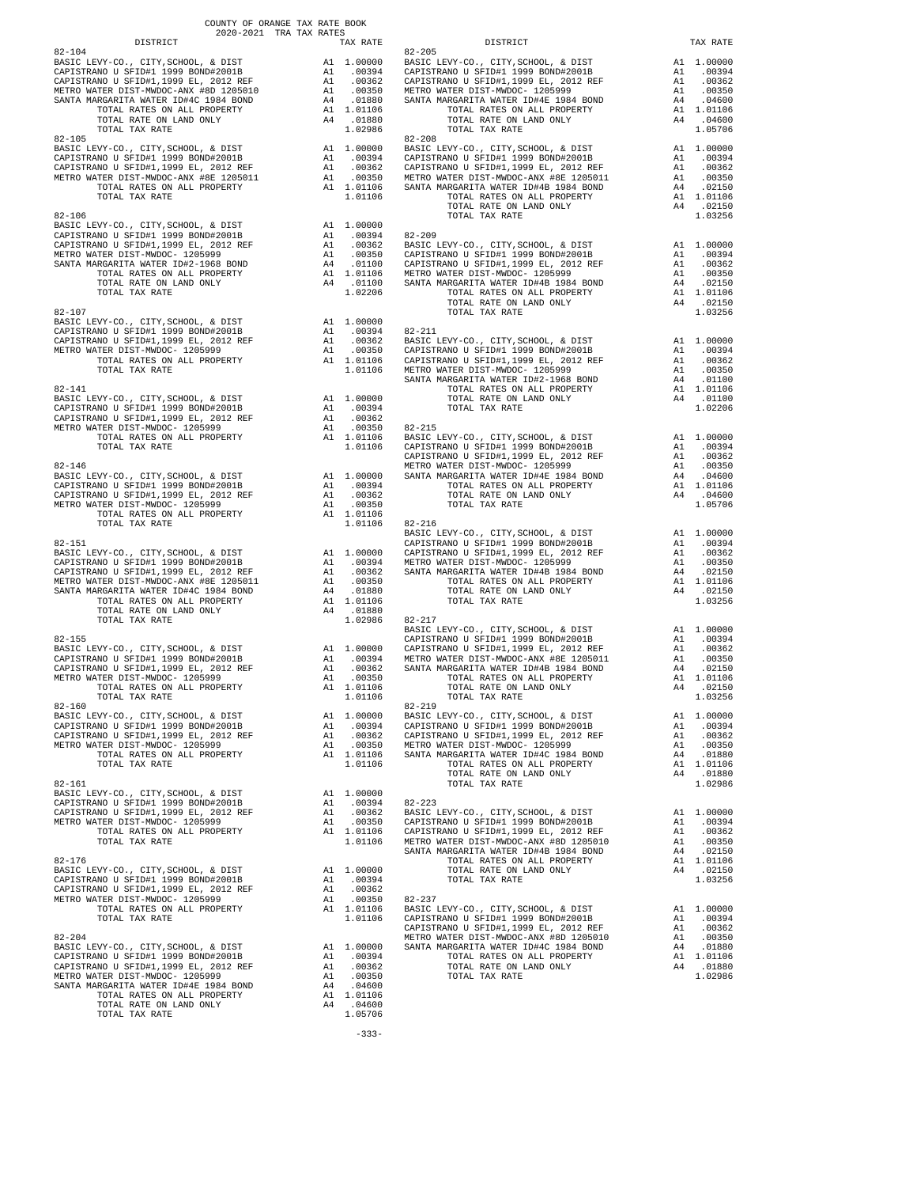COUNTY OF ORANGE TAX RATE BOOK
2020-2021 TRA TAX RATES

| DISTRICT | | TAX RATE |
|---|---|---|
| **82-104** | | |
| BASIC LEVY-CO., CITY,SCHOOL, & DIST | A1 | 1.00000 |
| CAPISTRANO U SFID#1 1999 BOND#2001B | A1 | .00394 |
| CAPISTRANO U SFID#1,1999 EL, 2012 REF | A1 | .00362 |
| METRO WATER DIST-MWDOC-ANX #8D 1205010 | A1 | .00350 |
| SANTA MARGARITA WATER ID#4C 1984 BOND | A4 | .01880 |
| TOTAL RATES ON ALL PROPERTY | A1 | 1.01106 |
| TOTAL RATE ON LAND ONLY | A4 | .01880 |
| TOTAL TAX RATE | | 1.02986 |
| **82-105** | | |
| BASIC LEVY-CO., CITY,SCHOOL, & DIST | A1 | 1.00000 |
| CAPISTRANO U SFID#1 1999 BOND#2001B | A1 | .00394 |
| CAPISTRANO U SFID#1,1999 EL, 2012 REF | A1 | .00362 |
| METRO WATER DIST-MWDOC-ANX #8E 1205011 | A1 | .00350 |
| TOTAL RATES ON ALL PROPERTY | A1 | 1.01106 |
| TOTAL TAX RATE | | 1.01106 |
| **82-106** | | |
| BASIC LEVY-CO., CITY,SCHOOL, & DIST | A1 | 1.00000 |
| CAPISTRANO U SFID#1 1999 BOND#2001B | A1 | .00394 |
| CAPISTRANO U SFID#1,1999 EL, 2012 REF | A1 | .00362 |
| METRO WATER DIST-MWDOC- 1205999 | A1 | .00350 |
| SANTA MARGARITA WATER ID#2-1968 BOND | A4 | .01100 |
| TOTAL RATES ON ALL PROPERTY | A1 | 1.01106 |
| TOTAL RATE ON LAND ONLY | A4 | .01100 |
| TOTAL TAX RATE | | 1.02206 |
| **82-107** | | |
| BASIC LEVY-CO., CITY,SCHOOL, & DIST | A1 | 1.00000 |
| CAPISTRANO U SFID#1 1999 BOND#2001B | A1 | .00394 |
| CAPISTRANO U SFID#1,1999 EL, 2012 REF | A1 | .00362 |
| METRO WATER DIST-MWDOC- 1205999 | A1 | .00350 |
| TOTAL RATES ON ALL PROPERTY | A1 | 1.01106 |
| TOTAL TAX RATE | | 1.01106 |
| **82-141** | | |
| BASIC LEVY-CO., CITY,SCHOOL, & DIST | A1 | 1.00000 |
| CAPISTRANO U SFID#1 1999 BOND#2001B | A1 | .00394 |
| CAPISTRANO U SFID#1,1999 EL, 2012 REF | A1 | .00362 |
| METRO WATER DIST-MWDOC- 1205999 | A1 | .00350 |
| TOTAL RATES ON ALL PROPERTY | A1 | 1.01106 |
| TOTAL TAX RATE | | 1.01106 |
| **82-146** | | |
| BASIC LEVY-CO., CITY,SCHOOL, & DIST | A1 | 1.00000 |
| CAPISTRANO U SFID#1 1999 BOND#2001B | A1 | .00394 |
| CAPISTRANO U SFID#1,1999 EL, 2012 REF | A1 | .00362 |
| METRO WATER DIST-MWDOC- 1205999 | A1 | .00350 |
| TOTAL RATES ON ALL PROPERTY | A1 | 1.01106 |
| TOTAL TAX RATE | | 1.01106 |
| **82-151** | | |
| BASIC LEVY-CO., CITY,SCHOOL, & DIST | A1 | 1.00000 |
| CAPISTRANO U SFID#1 1999 BOND#2001B | A1 | .00394 |
| CAPISTRANO U SFID#1,1999 EL, 2012 REF | A1 | .00362 |
| METRO WATER DIST-MWDOC-ANX #8E 1205011 | A1 | .00350 |
| SANTA MARGARITA WATER ID#4C 1984 BOND | A4 | .01880 |
| TOTAL RATES ON ALL PROPERTY | A1 | 1.01106 |
| TOTAL RATE ON LAND ONLY | A4 | .01880 |
| TOTAL TAX RATE | | 1.02986 |
| **82-155** | | |
| BASIC LEVY-CO., CITY,SCHOOL, & DIST | A1 | 1.00000 |
| CAPISTRANO U SFID#1 1999 BOND#2001B | A1 | .00394 |
| CAPISTRANO U SFID#1,1999 EL, 2012 REF | A1 | .00362 |
| METRO WATER DIST-MWDOC- 1205999 | A1 | .00350 |
| TOTAL RATES ON ALL PROPERTY | A1 | 1.01106 |
| TOTAL TAX RATE | | 1.01106 |
| **82-160** | | |
| BASIC LEVY-CO., CITY,SCHOOL, & DIST | A1 | 1.00000 |
| CAPISTRANO U SFID#1 1999 BOND#2001B | A1 | .00394 |
| CAPISTRANO U SFID#1,1999 EL, 2012 REF | A1 | .00362 |
| METRO WATER DIST-MWDOC- 1205999 | A1 | .00350 |
| TOTAL RATES ON ALL PROPERTY | A1 | 1.01106 |
| TOTAL TAX RATE | | 1.01106 |
| **82-161** | | |
| BASIC LEVY-CO., CITY,SCHOOL, & DIST | A1 | 1.00000 |
| CAPISTRANO U SFID#1 1999 BOND#2001B | A1 | .00394 |
| CAPISTRANO U SFID#1,1999 EL, 2012 REF | A1 | .00362 |
| METRO WATER DIST-MWDOC- 1205999 | A1 | .00350 |
| TOTAL RATES ON ALL PROPERTY | A1 | 1.01106 |
| TOTAL TAX RATE | | 1.01106 |
| **82-176** | | |
| BASIC LEVY-CO., CITY,SCHOOL, & DIST | A1 | 1.00000 |
| CAPISTRANO U SFID#1 1999 BOND#2001B | A1 | .00394 |
| CAPISTRANO U SFID#1,1999 EL, 2012 REF | A1 | .00362 |
| METRO WATER DIST-MWDOC- 1205999 | A1 | .00350 |
| TOTAL RATES ON ALL PROPERTY | A1 | 1.01106 |
| TOTAL TAX RATE | | 1.01106 |
| **82-204** | | |
| BASIC LEVY-CO., CITY,SCHOOL, & DIST | A1 | 1.00000 |
| CAPISTRANO U SFID#1 1999 BOND#2001B | A1 | .00394 |
| CAPISTRANO U SFID#1,1999 EL, 2012 REF | A1 | .00362 |
| METRO WATER DIST-MWDOC- 1205999 | A1 | .00350 |
| SANTA MARGARITA WATER ID#4E 1984 BOND | A4 | .04600 |
| TOTAL RATES ON ALL PROPERTY | A1 | 1.01106 |
| TOTAL RATE ON LAND ONLY | A4 | .04600 |
| TOTAL TAX RATE | | 1.05706 |
| **82-205** | | |
| BASIC LEVY-CO., CITY,SCHOOL, & DIST | A1 | 1.00000 |
| CAPISTRANO U SFID#1 1999 BOND#2001B | A1 | .00394 |
| CAPISTRANO U SFID#1,1999 EL, 2012 REF | A1 | .00362 |
| METRO WATER DIST-MWDOC- 1205999 | A1 | .00350 |
| SANTA MARGARITA WATER ID#4E 1984 BOND | A4 | .04600 |
| TOTAL RATES ON ALL PROPERTY | A1 | 1.01106 |
| TOTAL RATE ON LAND ONLY | A4 | .04600 |
| TOTAL TAX RATE | | 1.05706 |
| **82-208** | | |
| BASIC LEVY-CO., CITY,SCHOOL, & DIST | A1 | 1.00000 |
| CAPISTRANO U SFID#1 1999 BOND#2001B | A1 | .00394 |
| CAPISTRANO U SFID#1,1999 EL, 2012 REF | A1 | .00362 |
| METRO WATER DIST-MWDOC-ANX #8E 1205011 | A1 | .00350 |
| SANTA MARGARITA WATER ID#4B 1984 BOND | A4 | .02150 |
| TOTAL RATES ON ALL PROPERTY | A1 | 1.01106 |
| TOTAL RATE ON LAND ONLY | A4 | .02150 |
| TOTAL TAX RATE | | 1.03256 |
| **82-209** | | |
| BASIC LEVY-CO., CITY,SCHOOL, & DIST | A1 | 1.00000 |
| CAPISTRANO U SFID#1 1999 BOND#2001B | A1 | .00394 |
| CAPISTRANO U SFID#1,1999 EL, 2012 REF | A1 | .00362 |
| METRO WATER DIST-MWDOC- 1205999 | A1 | .00350 |
| SANTA MARGARITA WATER ID#4B 1984 BOND | A4 | .02150 |
| TOTAL RATES ON ALL PROPERTY | A1 | 1.01106 |
| TOTAL RATE ON LAND ONLY | A4 | .02150 |
| TOTAL TAX RATE | | 1.03256 |
| **82-211** | | |
| BASIC LEVY-CO., CITY,SCHOOL, & DIST | A1 | 1.00000 |
| CAPISTRANO U SFID#1 1999 BOND#2001B | A1 | .00394 |
| CAPISTRANO U SFID#1,1999 EL, 2012 REF | A1 | .00362 |
| METRO WATER DIST-MWDOC- 1205999 | A1 | .00350 |
| SANTA MARGARITA WATER ID#2-1968 BOND | A4 | .01100 |
| TOTAL RATES ON ALL PROPERTY | A1 | 1.01106 |
| TOTAL RATE ON LAND ONLY | A4 | .01100 |
| TOTAL TAX RATE | | 1.02206 |
| **82-215** | | |
| BASIC LEVY-CO., CITY,SCHOOL, & DIST | A1 | 1.00000 |
| CAPISTRANO U SFID#1 1999 BOND#2001B | A1 | .00394 |
| CAPISTRANO U SFID#1,1999 EL, 2012 REF | A1 | .00362 |
| METRO WATER DIST-MWDOC- 1205999 | A1 | .00350 |
| SANTA MARGARITA WATER ID#4E 1984 BOND | A4 | .04600 |
| TOTAL RATES ON ALL PROPERTY | A1 | 1.01106 |
| TOTAL RATE ON LAND ONLY | A4 | .04600 |
| TOTAL TAX RATE | | 1.05706 |
| **82-216** | | |
| BASIC LEVY-CO., CITY,SCHOOL, & DIST | A1 | 1.00000 |
| CAPISTRANO U SFID#1 1999 BOND#2001B | A1 | .00394 |
| CAPISTRANO U SFID#1,1999 EL, 2012 REF | A1 | .00362 |
| METRO WATER DIST-MWDOC- 1205999 | A1 | .00350 |
| SANTA MARGARITA WATER ID#4B 1984 BOND | A4 | .02150 |
| TOTAL RATES ON ALL PROPERTY | A1 | 1.01106 |
| TOTAL RATE ON LAND ONLY | A4 | .02150 |
| TOTAL TAX RATE | | 1.03256 |
| **82-217** | | |
| BASIC LEVY-CO., CITY,SCHOOL, & DIST | A1 | 1.00000 |
| CAPISTRANO U SFID#1 1999 BOND#2001B | A1 | .00394 |
| CAPISTRANO U SFID#1,1999 EL, 2012 REF | A1 | .00362 |
| METRO WATER DIST-MWDOC-ANX #8E 1205011 | A1 | .00350 |
| SANTA MARGARITA WATER ID#4B 1984 BOND | A4 | .02150 |
| TOTAL RATES ON ALL PROPERTY | A1 | 1.01106 |
| TOTAL RATE ON LAND ONLY | A4 | .02150 |
| TOTAL TAX RATE | | 1.03256 |
| **82-219** | | |
| BASIC LEVY-CO., CITY,SCHOOL, & DIST | A1 | 1.00000 |
| CAPISTRANO U SFID#1 1999 BOND#2001B | A1 | .00394 |
| CAPISTRANO U SFID#1,1999 EL, 2012 REF | A1 | .00362 |
| METRO WATER DIST-MWDOC- 1205999 | A1 | .00350 |
| SANTA MARGARITA WATER ID#4C 1984 BOND | A4 | .01880 |
| TOTAL RATES ON ALL PROPERTY | A1 | 1.01106 |
| TOTAL RATE ON LAND ONLY | A4 | .01880 |
| TOTAL TAX RATE | | 1.02986 |
| **82-223** | | |
| BASIC LEVY-CO., CITY,SCHOOL, & DIST | A1 | 1.00000 |
| CAPISTRANO U SFID#1 1999 BOND#2001B | A1 | .00394 |
| CAPISTRANO U SFID#1,1999 EL, 2012 REF | A1 | .00362 |
| METRO WATER DIST-MWDOC-ANX #8D 1205010 | A1 | .00350 |
| SANTA MARGARITA WATER ID#4B 1984 BOND | A4 | .02150 |
| TOTAL RATES ON ALL PROPERTY | A1 | 1.01106 |
| TOTAL RATE ON LAND ONLY | A4 | .02150 |
| TOTAL TAX RATE | | 1.03256 |
| **82-237** | | |
| BASIC LEVY-CO., CITY,SCHOOL, & DIST | A1 | 1.00000 |
| CAPISTRANO U SFID#1 1999 BOND#2001B | A1 | .00394 |
| CAPISTRANO U SFID#1,1999 EL, 2012 REF | A1 | .00362 |
| METRO WATER DIST-MWDOC-ANX #8D 1205010 | A1 | .00350 |
| SANTA MARGARITA WATER ID#4C 1984 BOND | A4 | .01880 |
| TOTAL RATES ON ALL PROPERTY | A1 | 1.01106 |
| TOTAL RATE ON LAND ONLY | A4 | .01880 |
| TOTAL TAX RATE | | 1.02986 |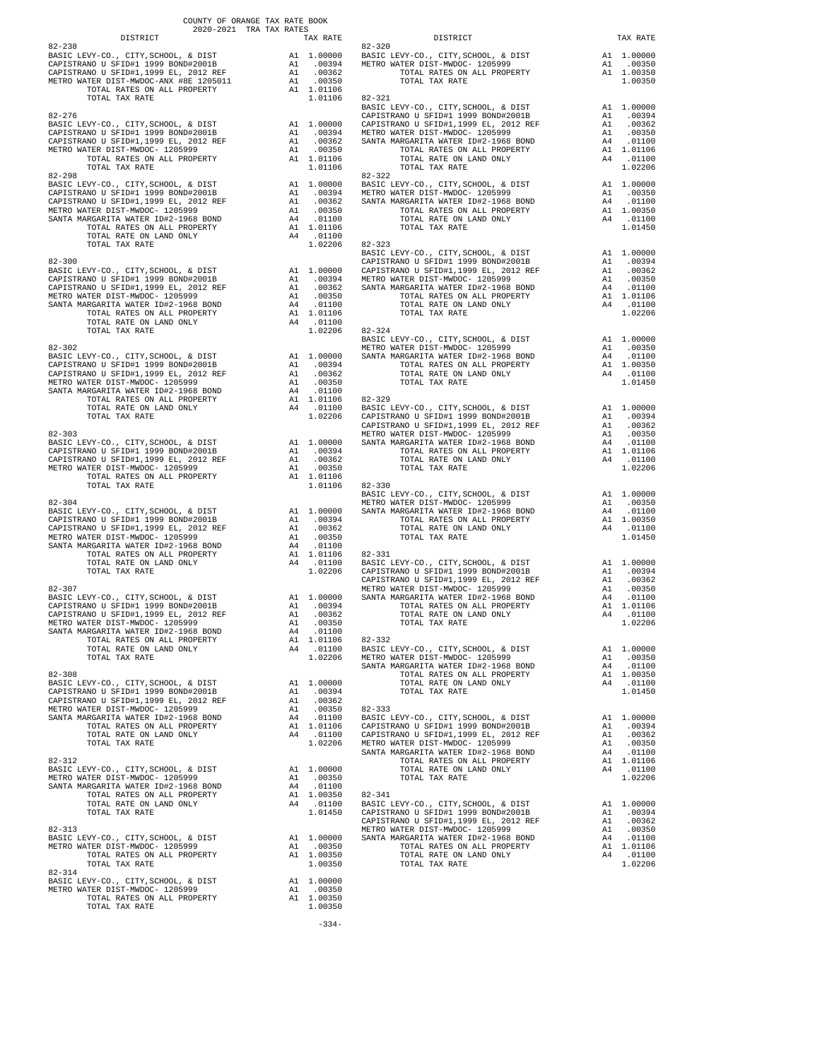COUNTY OF ORANGE TAX RATE BOOK
2020-2021 TRA TAX RATES

| DISTRICT | | TAX RATE |
|---|---|---|
| 82-238 | | |
| BASIC LEVY-CO., CITY,SCHOOL, & DIST | A1 | 1.00000 |
| CAPISTRANO U SFID#1 1999 BOND#2001B | A1 | .00394 |
| CAPISTRANO U SFID#1,1999 EL, 2012 REF | A1 | .00362 |
| METRO WATER DIST-MWDOC-ANX #8E 1205011 | A1 | .00350 |
| TOTAL RATES ON ALL PROPERTY | A1 | 1.01106 |
| TOTAL TAX RATE | | 1.01106 |
| 82-276 | | |
| BASIC LEVY-CO., CITY,SCHOOL, & DIST | A1 | 1.00000 |
| CAPISTRANO U SFID#1 1999 BOND#2001B | A1 | .00394 |
| CAPISTRANO U SFID#1,1999 EL, 2012 REF | A1 | .00362 |
| METRO WATER DIST-MWDOC- 1205999 | A1 | .00350 |
| TOTAL RATES ON ALL PROPERTY | A1 | 1.01106 |
| TOTAL TAX RATE | | 1.01106 |
| 82-298 | | |
| BASIC LEVY-CO., CITY,SCHOOL, & DIST | A1 | 1.00000 |
| CAPISTRANO U SFID#1 1999 BOND#2001B | A1 | .00394 |
| CAPISTRANO U SFID#1,1999 EL, 2012 REF | A1 | .00362 |
| METRO WATER DIST-MWDOC- 1205999 | A1 | .00350 |
| SANTA MARGARITA WATER ID#2-1968 BOND | A4 | .01100 |
| TOTAL RATES ON ALL PROPERTY | A1 | 1.01106 |
| TOTAL RATE ON LAND ONLY | A4 | .01100 |
| TOTAL TAX RATE | | 1.02206 |
| 82-300 | | |
| BASIC LEVY-CO., CITY,SCHOOL, & DIST | A1 | 1.00000 |
| CAPISTRANO U SFID#1 1999 BOND#2001B | A1 | .00394 |
| CAPISTRANO U SFID#1,1999 EL, 2012 REF | A1 | .00362 |
| METRO WATER DIST-MWDOC- 1205999 | A1 | .00350 |
| SANTA MARGARITA WATER ID#2-1968 BOND | A4 | .01100 |
| TOTAL RATES ON ALL PROPERTY | A1 | 1.01106 |
| TOTAL RATE ON LAND ONLY | A4 | .01100 |
| TOTAL TAX RATE | | 1.02206 |
| 82-302 | | |
| BASIC LEVY-CO., CITY,SCHOOL, & DIST | A1 | 1.00000 |
| CAPISTRANO U SFID#1 1999 BOND#2001B | A1 | .00394 |
| CAPISTRANO U SFID#1,1999 EL, 2012 REF | A1 | .00362 |
| METRO WATER DIST-MWDOC- 1205999 | A1 | .00350 |
| SANTA MARGARITA WATER ID#2-1968 BOND | A4 | .01100 |
| TOTAL RATES ON ALL PROPERTY | A1 | 1.01106 |
| TOTAL RATE ON LAND ONLY | A4 | .01100 |
| TOTAL TAX RATE | | 1.02206 |
| 82-303 | | |
| BASIC LEVY-CO., CITY,SCHOOL, & DIST | A1 | 1.00000 |
| CAPISTRANO U SFID#1 1999 BOND#2001B | A1 | .00394 |
| CAPISTRANO U SFID#1,1999 EL, 2012 REF | A1 | .00362 |
| METRO WATER DIST-MWDOC- 1205999 | A1 | .00350 |
| TOTAL RATES ON ALL PROPERTY | A1 | 1.01106 |
| TOTAL TAX RATE | | 1.01106 |
| 82-304 | | |
| BASIC LEVY-CO., CITY,SCHOOL, & DIST | A1 | 1.00000 |
| CAPISTRANO U SFID#1 1999 BOND#2001B | A1 | .00394 |
| CAPISTRANO U SFID#1,1999 EL, 2012 REF | A1 | .00362 |
| METRO WATER DIST-MWDOC- 1205999 | A1 | .00350 |
| SANTA MARGARITA WATER ID#2-1968 BOND | A4 | .01100 |
| TOTAL RATES ON ALL PROPERTY | A1 | 1.01106 |
| TOTAL RATE ON LAND ONLY | A4 | .01100 |
| TOTAL TAX RATE | | 1.02206 |
| 82-307 | | |
| BASIC LEVY-CO., CITY,SCHOOL, & DIST | A1 | 1.00000 |
| CAPISTRANO U SFID#1 1999 BOND#2001B | A1 | .00394 |
| CAPISTRANO U SFID#1,1999 EL, 2012 REF | A1 | .00362 |
| METRO WATER DIST-MWDOC- 1205999 | A1 | .00350 |
| SANTA MARGARITA WATER ID#2-1968 BOND | A4 | .01100 |
| TOTAL RATES ON ALL PROPERTY | A1 | 1.01106 |
| TOTAL RATE ON LAND ONLY | A4 | .01100 |
| TOTAL TAX RATE | | 1.02206 |
| 82-308 | | |
| BASIC LEVY-CO., CITY,SCHOOL, & DIST | A1 | 1.00000 |
| CAPISTRANO U SFID#1 1999 BOND#2001B | A1 | .00394 |
| CAPISTRANO U SFID#1,1999 EL, 2012 REF | A1 | .00362 |
| METRO WATER DIST-MWDOC- 1205999 | A1 | .00350 |
| SANTA MARGARITA WATER ID#2-1968 BOND | A4 | .01100 |
| TOTAL RATES ON ALL PROPERTY | A1 | 1.01106 |
| TOTAL RATE ON LAND ONLY | A4 | .01100 |
| TOTAL TAX RATE | | 1.02206 |
| 82-312 | | |
| BASIC LEVY-CO., CITY,SCHOOL, & DIST | A1 | 1.00000 |
| METRO WATER DIST-MWDOC- 1205999 | A1 | .00350 |
| SANTA MARGARITA WATER ID#2-1968 BOND | A4 | .01100 |
| TOTAL RATES ON ALL PROPERTY | A1 | 1.00350 |
| TOTAL RATE ON LAND ONLY | A4 | .01100 |
| TOTAL TAX RATE | | 1.01450 |
| 82-313 | | |
| BASIC LEVY-CO., CITY,SCHOOL, & DIST | A1 | 1.00000 |
| METRO WATER DIST-MWDOC- 1205999 | A1 | .00350 |
| TOTAL RATES ON ALL PROPERTY | A1 | 1.00350 |
| TOTAL TAX RATE | | 1.00350 |
| 82-314 | | |
| BASIC LEVY-CO., CITY,SCHOOL, & DIST | A1 | 1.00000 |
| METRO WATER DIST-MWDOC- 1205999 | A1 | .00350 |
| TOTAL RATES ON ALL PROPERTY | A1 | 1.00350 |
| TOTAL TAX RATE | | 1.00350 |
| 82-320 | | |
| BASIC LEVY-CO., CITY,SCHOOL, & DIST | A1 | 1.00000 |
| METRO WATER DIST-MWDOC- 1205999 | A1 | .00350 |
| TOTAL RATES ON ALL PROPERTY | A1 | 1.00350 |
| TOTAL TAX RATE | | 1.00350 |
| 82-321 | | |
| BASIC LEVY-CO., CITY,SCHOOL, & DIST | A1 | 1.00000 |
| CAPISTRANO U SFID#1 1999 BOND#2001B | A1 | .00394 |
| CAPISTRANO U SFID#1,1999 EL, 2012 REF | A1 | .00362 |
| METRO WATER DIST-MWDOC- 1205999 | A1 | .00350 |
| SANTA MARGARITA WATER ID#2-1968 BOND | A4 | .01100 |
| TOTAL RATES ON ALL PROPERTY | A1 | 1.01106 |
| TOTAL RATE ON LAND ONLY | A4 | .01100 |
| TOTAL TAX RATE | | 1.02206 |
| 82-322 | | |
| BASIC LEVY-CO., CITY,SCHOOL, & DIST | A1 | 1.00000 |
| METRO WATER DIST-MWDOC- 1205999 | A1 | .00350 |
| SANTA MARGARITA WATER ID#2-1968 BOND | A4 | .01100 |
| TOTAL RATES ON ALL PROPERTY | A1 | 1.00350 |
| TOTAL RATE ON LAND ONLY | A4 | .01100 |
| TOTAL TAX RATE | | 1.01450 |
| 82-323 | | |
| BASIC LEVY-CO., CITY,SCHOOL, & DIST | A1 | 1.00000 |
| CAPISTRANO U SFID#1 1999 BOND#2001B | A1 | .00394 |
| CAPISTRANO U SFID#1,1999 EL, 2012 REF | A1 | .00362 |
| METRO WATER DIST-MWDOC- 1205999 | A1 | .00350 |
| SANTA MARGARITA WATER ID#2-1968 BOND | A4 | .01100 |
| TOTAL RATES ON ALL PROPERTY | A1 | 1.01106 |
| TOTAL RATE ON LAND ONLY | A4 | .01100 |
| TOTAL TAX RATE | | 1.02206 |
| 82-324 | | |
| BASIC LEVY-CO., CITY,SCHOOL, & DIST | A1 | 1.00000 |
| METRO WATER DIST-MWDOC- 1205999 | A1 | .00350 |
| SANTA MARGARITA WATER ID#2-1968 BOND | A4 | .01100 |
| TOTAL RATES ON ALL PROPERTY | A1 | 1.00350 |
| TOTAL RATE ON LAND ONLY | A4 | .01100 |
| TOTAL TAX RATE | | 1.01450 |
| 82-329 | | |
| BASIC LEVY-CO., CITY,SCHOOL, & DIST | A1 | 1.00000 |
| CAPISTRANO U SFID#1 1999 BOND#2001B | A1 | .00394 |
| CAPISTRANO U SFID#1,1999 EL, 2012 REF | A1 | .00362 |
| METRO WATER DIST-MWDOC- 1205999 | A1 | .00350 |
| SANTA MARGARITA WATER ID#2-1968 BOND | A4 | .01100 |
| TOTAL RATES ON ALL PROPERTY | A1 | 1.01106 |
| TOTAL RATE ON LAND ONLY | A4 | .01100 |
| TOTAL TAX RATE | | 1.02206 |
| 82-330 | | |
| BASIC LEVY-CO., CITY,SCHOOL, & DIST | A1 | 1.00000 |
| METRO WATER DIST-MWDOC- 1205999 | A1 | .00350 |
| SANTA MARGARITA WATER ID#2-1968 BOND | A4 | .01100 |
| TOTAL RATES ON ALL PROPERTY | A1 | 1.00350 |
| TOTAL RATE ON LAND ONLY | A4 | .01100 |
| TOTAL TAX RATE | | 1.01450 |
| 82-331 | | |
| BASIC LEVY-CO., CITY,SCHOOL, & DIST | A1 | 1.00000 |
| CAPISTRANO U SFID#1 1999 BOND#2001B | A1 | .00394 |
| CAPISTRANO U SFID#1,1999 EL, 2012 REF | A1 | .00362 |
| METRO WATER DIST-MWDOC- 1205999 | A1 | .00350 |
| SANTA MARGARITA WATER ID#2-1968 BOND | A4 | .01100 |
| TOTAL RATES ON ALL PROPERTY | A1 | 1.01106 |
| TOTAL RATE ON LAND ONLY | A4 | .01100 |
| TOTAL TAX RATE | | 1.02206 |
| 82-332 | | |
| BASIC LEVY-CO., CITY,SCHOOL, & DIST | A1 | 1.00000 |
| METRO WATER DIST-MWDOC- 1205999 | A1 | .00350 |
| SANTA MARGARITA WATER ID#2-1968 BOND | A4 | .01100 |
| TOTAL RATES ON ALL PROPERTY | A1 | 1.00350 |
| TOTAL RATE ON LAND ONLY | A4 | .01100 |
| TOTAL TAX RATE | | 1.01450 |
| 82-333 | | |
| BASIC LEVY-CO., CITY,SCHOOL, & DIST | A1 | 1.00000 |
| CAPISTRANO U SFID#1 1999 BOND#2001B | A1 | .00394 |
| CAPISTRANO U SFID#1,1999 EL, 2012 REF | A1 | .00362 |
| METRO WATER DIST-MWDOC- 1205999 | A1 | .00350 |
| SANTA MARGARITA WATER ID#2-1968 BOND | A4 | .01100 |
| TOTAL RATES ON ALL PROPERTY | A1 | 1.01106 |
| TOTAL RATE ON LAND ONLY | A4 | .01100 |
| TOTAL TAX RATE | | 1.02206 |
| 82-341 | | |
| BASIC LEVY-CO., CITY,SCHOOL, & DIST | A1 | 1.00000 |
| CAPISTRANO U SFID#1 1999 BOND#2001B | A1 | .00394 |
| CAPISTRANO U SFID#1,1999 EL, 2012 REF | A1 | .00362 |
| METRO WATER DIST-MWDOC- 1205999 | A1 | .00350 |
| SANTA MARGARITA WATER ID#2-1968 BOND | A4 | .01100 |
| TOTAL RATES ON ALL PROPERTY | A1 | 1.01106 |
| TOTAL RATE ON LAND ONLY | A4 | .01100 |
| TOTAL TAX RATE | | 1.02206 |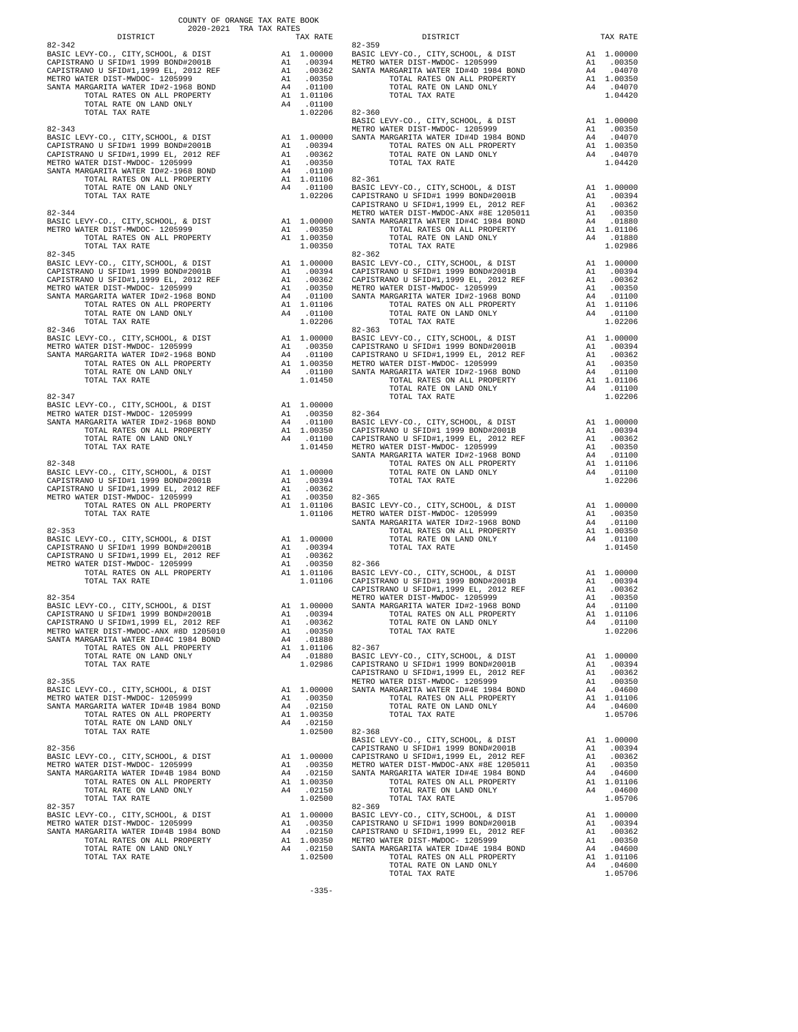COUNTY OF ORANGE TAX RATE BOOK
2020-2021 TRA TAX RATES

| DISTRICT | | TAX RATE |
|---|---|---|
| **82-342** | | |
| BASIC LEVY-CO., CITY,SCHOOL, & DIST | A1 | 1.00000 |
| CAPISTRANO U SFID#1 1999 BOND#2001B | A1 | .00394 |
| CAPISTRANO U SFID#1,1999 EL, 2012 REF | A1 | .00362 |
| METRO WATER DIST-MWDOC- 1205999 | A1 | .00350 |
| SANTA MARGARITA WATER ID#2-1968 BOND | A4 | .01100 |
| TOTAL RATES ON ALL PROPERTY | A1 | 1.01106 |
| TOTAL RATE ON LAND ONLY | A4 | .01100 |
| TOTAL TAX RATE | | 1.02206 |
| **82-343** | | |
| BASIC LEVY-CO., CITY,SCHOOL, & DIST | A1 | 1.00000 |
| CAPISTRANO U SFID#1 1999 BOND#2001B | A1 | .00394 |
| CAPISTRANO U SFID#1,1999 EL, 2012 REF | A1 | .00362 |
| METRO WATER DIST-MWDOC- 1205999 | A1 | .00350 |
| SANTA MARGARITA WATER ID#2-1968 BOND | A4 | .01100 |
| TOTAL RATES ON ALL PROPERTY | A1 | 1.01106 |
| TOTAL RATE ON LAND ONLY | A4 | .01100 |
| TOTAL TAX RATE | | 1.02206 |
| **82-344** | | |
| BASIC LEVY-CO., CITY,SCHOOL, & DIST | A1 | 1.00000 |
| METRO WATER DIST-MWDOC- 1205999 | A1 | .00350 |
| TOTAL RATES ON ALL PROPERTY | A1 | 1.00350 |
| TOTAL TAX RATE | | 1.00350 |
| **82-345** | | |
| BASIC LEVY-CO., CITY,SCHOOL, & DIST | A1 | 1.00000 |
| CAPISTRANO U SFID#1 1999 BOND#2001B | A1 | .00394 |
| CAPISTRANO U SFID#1,1999 EL, 2012 REF | A1 | .00362 |
| METRO WATER DIST-MWDOC- 1205999 | A1 | .00350 |
| SANTA MARGARITA WATER ID#2-1968 BOND | A4 | .01100 |
| TOTAL RATES ON ALL PROPERTY | A1 | 1.01106 |
| TOTAL RATE ON LAND ONLY | A4 | .01100 |
| TOTAL TAX RATE | | 1.02206 |
| **82-346** | | |
| BASIC LEVY-CO., CITY,SCHOOL, & DIST | A1 | 1.00000 |
| METRO WATER DIST-MWDOC- 1205999 | A1 | .00350 |
| SANTA MARGARITA WATER ID#2-1968 BOND | A4 | .01100 |
| TOTAL RATES ON ALL PROPERTY | A1 | 1.00350 |
| TOTAL RATE ON LAND ONLY | A4 | .01100 |
| TOTAL TAX RATE | | 1.01450 |
| **82-347** | | |
| BASIC LEVY-CO., CITY,SCHOOL, & DIST | A1 | 1.00000 |
| METRO WATER DIST-MWDOC- 1205999 | A1 | .00350 |
| SANTA MARGARITA WATER ID#2-1968 BOND | A4 | .01100 |
| TOTAL RATES ON ALL PROPERTY | A1 | 1.00350 |
| TOTAL RATE ON LAND ONLY | A4 | .01100 |
| TOTAL TAX RATE | | 1.01450 |
| **82-348** | | |
| BASIC LEVY-CO., CITY,SCHOOL, & DIST | A1 | 1.00000 |
| CAPISTRANO U SFID#1 1999 BOND#2001B | A1 | .00394 |
| CAPISTRANO U SFID#1,1999 EL, 2012 REF | A1 | .00362 |
| METRO WATER DIST-MWDOC- 1205999 | A1 | .00350 |
| TOTAL RATES ON ALL PROPERTY | A1 | 1.01106 |
| TOTAL TAX RATE | | 1.01106 |
| **82-353** | | |
| BASIC LEVY-CO., CITY,SCHOOL, & DIST | A1 | 1.00000 |
| CAPISTRANO U SFID#1 1999 BOND#2001B | A1 | .00394 |
| CAPISTRANO U SFID#1,1999 EL, 2012 REF | A1 | .00362 |
| METRO WATER DIST-MWDOC- 1205999 | A1 | .00350 |
| TOTAL RATES ON ALL PROPERTY | A1 | 1.01106 |
| TOTAL TAX RATE | | 1.01106 |
| **82-354** | | |
| BASIC LEVY-CO., CITY,SCHOOL, & DIST | A1 | 1.00000 |
| CAPISTRANO U SFID#1 1999 BOND#2001B | A1 | .00394 |
| CAPISTRANO U SFID#1,1999 EL, 2012 REF | A1 | .00362 |
| METRO WATER DIST-MWDOC-ANX #8D 1205010 | A1 | .00350 |
| SANTA MARGARITA WATER ID#4C 1984 BOND | A4 | .01880 |
| TOTAL RATES ON ALL PROPERTY | A1 | 1.01106 |
| TOTAL RATE ON LAND ONLY | A4 | .01880 |
| TOTAL TAX RATE | | 1.02986 |
| **82-355** | | |
| BASIC LEVY-CO., CITY,SCHOOL, & DIST | A1 | 1.00000 |
| METRO WATER DIST-MWDOC- 1205999 | A1 | .00350 |
| SANTA MARGARITA WATER ID#4B 1984 BOND | A4 | .02150 |
| TOTAL RATES ON ALL PROPERTY | A1 | 1.00350 |
| TOTAL RATE ON LAND ONLY | A4 | .02150 |
| TOTAL TAX RATE | | 1.02500 |
| **82-356** | | |
| BASIC LEVY-CO., CITY,SCHOOL, & DIST | A1 | 1.00000 |
| METRO WATER DIST-MWDOC- 1205999 | A1 | .00350 |
| SANTA MARGARITA WATER ID#4B 1984 BOND | A4 | .02150 |
| TOTAL RATES ON ALL PROPERTY | A1 | 1.00350 |
| TOTAL RATE ON LAND ONLY | A4 | .02150 |
| TOTAL TAX RATE | | 1.02500 |
| **82-357** | | |
| BASIC LEVY-CO., CITY,SCHOOL, & DIST | A1 | 1.00000 |
| METRO WATER DIST-MWDOC- 1205999 | A1 | .00350 |
| SANTA MARGARITA WATER ID#4B 1984 BOND | A4 | .02150 |
| TOTAL RATES ON ALL PROPERTY | A1 | 1.00350 |
| TOTAL RATE ON LAND ONLY | A4 | .02150 |
| TOTAL TAX RATE | | 1.02500 |
| **82-359** | | |
| BASIC LEVY-CO., CITY,SCHOOL, & DIST | A1 | 1.00000 |
| METRO WATER DIST-MWDOC- 1205999 | A1 | .00350 |
| SANTA MARGARITA WATER ID#4D 1984 BOND | A4 | .04070 |
| TOTAL RATES ON ALL PROPERTY | A1 | 1.00350 |
| TOTAL RATE ON LAND ONLY | A4 | .04070 |
| TOTAL TAX RATE | | 1.04420 |
| **82-360** | | |
| BASIC LEVY-CO., CITY,SCHOOL, & DIST | A1 | 1.00000 |
| METRO WATER DIST-MWDOC- 1205999 | A1 | .00350 |
| SANTA MARGARITA WATER ID#4D 1984 BOND | A4 | .04070 |
| TOTAL RATES ON ALL PROPERTY | A1 | 1.00350 |
| TOTAL RATE ON LAND ONLY | A4 | .04070 |
| TOTAL TAX RATE | | 1.04420 |
| **82-361** | | |
| BASIC LEVY-CO., CITY,SCHOOL, & DIST | A1 | 1.00000 |
| CAPISTRANO U SFID#1 1999 BOND#2001B | A1 | .00394 |
| CAPISTRANO U SFID#1,1999 EL, 2012 REF | A1 | .00362 |
| METRO WATER DIST-MWDOC-ANX #8E 1205011 | A1 | .00350 |
| SANTA MARGARITA WATER ID#4C 1984 BOND | A4 | .01880 |
| TOTAL RATES ON ALL PROPERTY | A1 | 1.01106 |
| TOTAL RATE ON LAND ONLY | A4 | .01880 |
| TOTAL TAX RATE | | 1.02986 |
| **82-362** | | |
| BASIC LEVY-CO., CITY,SCHOOL, & DIST | A1 | 1.00000 |
| CAPISTRANO U SFID#1 1999 BOND#2001B | A1 | .00394 |
| CAPISTRANO U SFID#1,1999 EL, 2012 REF | A1 | .00362 |
| METRO WATER DIST-MWDOC- 1205999 | A1 | .00350 |
| SANTA MARGARITA WATER ID#2-1968 BOND | A4 | .01100 |
| TOTAL RATES ON ALL PROPERTY | A1 | 1.01106 |
| TOTAL RATE ON LAND ONLY | A4 | .01100 |
| TOTAL TAX RATE | | 1.02206 |
| **82-363** | | |
| BASIC LEVY-CO., CITY,SCHOOL, & DIST | A1 | 1.00000 |
| CAPISTRANO U SFID#1 1999 BOND#2001B | A1 | .00394 |
| CAPISTRANO U SFID#1,1999 EL, 2012 REF | A1 | .00362 |
| METRO WATER DIST-MWDOC- 1205999 | A1 | .00350 |
| SANTA MARGARITA WATER ID#2-1968 BOND | A4 | .01100 |
| TOTAL RATES ON ALL PROPERTY | A1 | 1.01106 |
| TOTAL RATE ON LAND ONLY | A4 | .01100 |
| TOTAL TAX RATE | | 1.02206 |
| **82-364** | | |
| BASIC LEVY-CO., CITY,SCHOOL, & DIST | A1 | 1.00000 |
| CAPISTRANO U SFID#1 1999 BOND#2001B | A1 | .00394 |
| CAPISTRANO U SFID#1,1999 EL, 2012 REF | A1 | .00362 |
| METRO WATER DIST-MWDOC- 1205999 | A1 | .00350 |
| SANTA MARGARITA WATER ID#2-1968 BOND | A4 | .01100 |
| TOTAL RATES ON ALL PROPERTY | A1 | 1.01106 |
| TOTAL RATE ON LAND ONLY | A4 | .01100 |
| TOTAL TAX RATE | | 1.02206 |
| **82-365** | | |
| BASIC LEVY-CO., CITY,SCHOOL, & DIST | A1 | 1.00000 |
| METRO WATER DIST-MWDOC- 1205999 | A1 | .00350 |
| SANTA MARGARITA WATER ID#2-1968 BOND | A4 | .01100 |
| TOTAL RATES ON ALL PROPERTY | A1 | 1.00350 |
| TOTAL RATE ON LAND ONLY | A4 | .01100 |
| TOTAL TAX RATE | | 1.01450 |
| **82-366** | | |
| BASIC LEVY-CO., CITY,SCHOOL, & DIST | A1 | 1.00000 |
| CAPISTRANO U SFID#1 1999 BOND#2001B | A1 | .00394 |
| CAPISTRANO U SFID#1,1999 EL, 2012 REF | A1 | .00362 |
| METRO WATER DIST-MWDOC- 1205999 | A1 | .00350 |
| SANTA MARGARITA WATER ID#2-1968 BOND | A4 | .01100 |
| TOTAL RATES ON ALL PROPERTY | A1 | 1.01106 |
| TOTAL RATE ON LAND ONLY | A4 | .01100 |
| TOTAL TAX RATE | | 1.02206 |
| **82-367** | | |
| BASIC LEVY-CO., CITY,SCHOOL, & DIST | A1 | 1.00000 |
| CAPISTRANO U SFID#1 1999 BOND#2001B | A1 | .00394 |
| CAPISTRANO U SFID#1,1999 EL, 2012 REF | A1 | .00362 |
| METRO WATER DIST-MWDOC- 1205999 | A1 | .00350 |
| SANTA MARGARITA WATER ID#4E 1984 BOND | A4 | .04600 |
| TOTAL RATES ON ALL PROPERTY | A1 | 1.01106 |
| TOTAL RATE ON LAND ONLY | A4 | .04600 |
| TOTAL TAX RATE | | 1.05706 |
| **82-368** | | |
| BASIC LEVY-CO., CITY,SCHOOL, & DIST | A1 | 1.00000 |
| CAPISTRANO U SFID#1 1999 BOND#2001B | A1 | .00394 |
| CAPISTRANO U SFID#1,1999 EL, 2012 REF | A1 | .00362 |
| METRO WATER DIST-MWDOC-ANX #8E 1205011 | A1 | .00350 |
| SANTA MARGARITA WATER ID#4E 1984 BOND | A4 | .04600 |
| TOTAL RATES ON ALL PROPERTY | A1 | 1.01106 |
| TOTAL RATE ON LAND ONLY | A4 | .04600 |
| TOTAL TAX RATE | | 1.05706 |
| **82-369** | | |
| BASIC LEVY-CO., CITY,SCHOOL, & DIST | A1 | 1.00000 |
| CAPISTRANO U SFID#1 1999 BOND#2001B | A1 | .00394 |
| CAPISTRANO U SFID#1,1999 EL, 2012 REF | A1 | .00362 |
| METRO WATER DIST-MWDOC- 1205999 | A1 | .00350 |
| SANTA MARGARITA WATER ID#4E 1984 BOND | A4 | .04600 |
| TOTAL RATES ON ALL PROPERTY | A1 | 1.01106 |
| TOTAL RATE ON LAND ONLY | A4 | .04600 |
| TOTAL TAX RATE | | 1.05706 |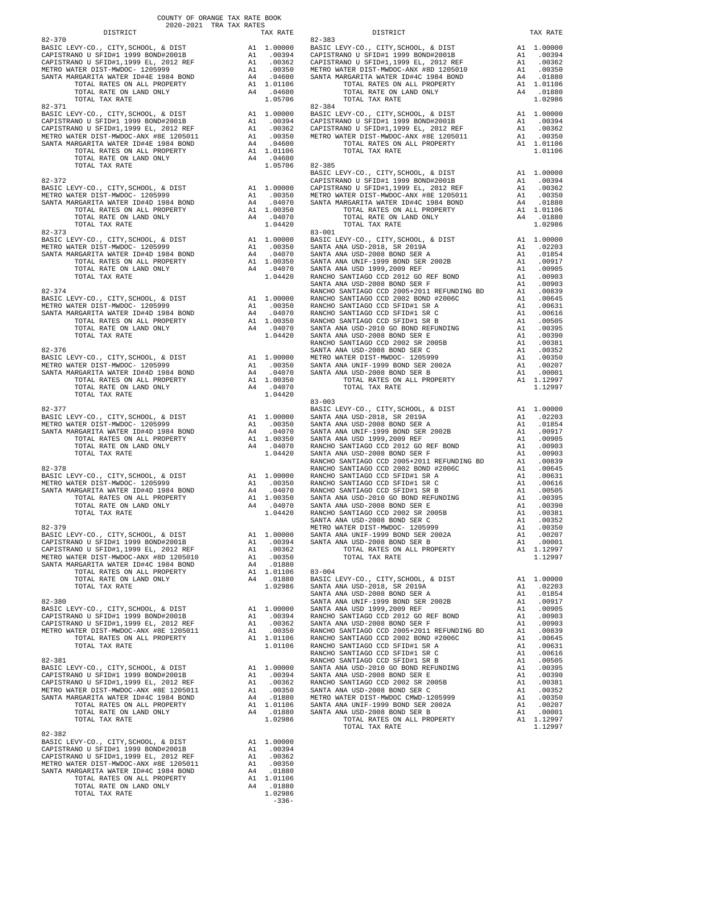COUNTY OF ORANGE TAX RATE BOOK
2020-2021 TRA TAX RATES

| DISTRICT | | TAX RATE |
|---|---|---|
| **82-370** | | |
| BASIC LEVY-CO., CITY,SCHOOL, & DIST | A1 | 1.00000 |
| CAPISTRANO U SFID#1 1999 BOND#2001B | A1 | .00394 |
| CAPISTRANO U SFID#1,1999 EL, 2012 REF | A1 | .00362 |
| METRO WATER DIST-MWDOC- 1205999 | A1 | .00350 |
| SANTA MARGARITA WATER ID#4E 1984 BOND | A4 | .04600 |
| TOTAL RATES ON ALL PROPERTY | A1 | 1.01106 |
| TOTAL RATE ON LAND ONLY | A4 | .04600 |
| TOTAL TAX RATE | | 1.05706 |
| **82-371** | | |
| BASIC LEVY-CO., CITY,SCHOOL, & DIST | A1 | 1.00000 |
| CAPISTRANO U SFID#1 1999 BOND#2001B | A1 | .00394 |
| CAPISTRANO U SFID#1,1999 EL, 2012 REF | A1 | .00362 |
| METRO WATER DIST-MWDOC-ANX #8E 1205011 | A1 | .00350 |
| SANTA MARGARITA WATER ID#4E 1984 BOND | A4 | .04600 |
| TOTAL RATES ON ALL PROPERTY | A1 | 1.01106 |
| TOTAL RATE ON LAND ONLY | A4 | .04600 |
| TOTAL TAX RATE | | 1.05706 |
| **82-372** | | |
| BASIC LEVY-CO., CITY,SCHOOL, & DIST | A1 | 1.00000 |
| METRO WATER DIST-MWDOC- 1205999 | A1 | .00350 |
| SANTA MARGARITA WATER ID#4D 1984 BOND | A4 | .04070 |
| TOTAL RATES ON ALL PROPERTY | A1 | 1.00350 |
| TOTAL RATE ON LAND ONLY | A4 | .04070 |
| TOTAL TAX RATE | | 1.04420 |
| **82-373** | | |
| BASIC LEVY-CO., CITY,SCHOOL, & DIST | A1 | 1.00000 |
| METRO WATER DIST-MWDOC- 1205999 | A1 | .00350 |
| SANTA MARGARITA WATER ID#4D 1984 BOND | A4 | .04070 |
| TOTAL RATES ON ALL PROPERTY | A1 | 1.00350 |
| TOTAL RATE ON LAND ONLY | A4 | .04070 |
| TOTAL TAX RATE | | 1.04420 |
| **82-374** | | |
| BASIC LEVY-CO., CITY,SCHOOL, & DIST | A1 | 1.00000 |
| METRO WATER DIST-MWDOC- 1205999 | A1 | .00350 |
| SANTA MARGARITA WATER ID#4D 1984 BOND | A4 | .04070 |
| TOTAL RATES ON ALL PROPERTY | A1 | 1.00350 |
| TOTAL RATE ON LAND ONLY | A4 | .04070 |
| TOTAL TAX RATE | | 1.04420 |
| **82-376** | | |
| BASIC LEVY-CO., CITY,SCHOOL, & DIST | A1 | 1.00000 |
| METRO WATER DIST-MWDOC- 1205999 | A1 | .00350 |
| SANTA MARGARITA WATER ID#4D 1984 BOND | A4 | .04070 |
| TOTAL RATES ON ALL PROPERTY | A1 | 1.00350 |
| TOTAL RATE ON LAND ONLY | A4 | .04070 |
| TOTAL TAX RATE | | 1.04420 |
| **82-377** | | |
| BASIC LEVY-CO., CITY,SCHOOL, & DIST | A1 | 1.00000 |
| METRO WATER DIST-MWDOC- 1205999 | A1 | .00350 |
| SANTA MARGARITA WATER ID#4D 1984 BOND | A4 | .04070 |
| TOTAL RATES ON ALL PROPERTY | A1 | 1.00350 |
| TOTAL RATE ON LAND ONLY | A4 | .04070 |
| TOTAL TAX RATE | | 1.04420 |
| **82-378** | | |
| BASIC LEVY-CO., CITY,SCHOOL, & DIST | A1 | 1.00000 |
| METRO WATER DIST-MWDOC- 1205999 | A1 | .00350 |
| SANTA MARGARITA WATER ID#4D 1984 BOND | A4 | .04070 |
| TOTAL RATES ON ALL PROPERTY | A1 | 1.00350 |
| TOTAL RATE ON LAND ONLY | A4 | .04070 |
| TOTAL TAX RATE | | 1.04420 |
| **82-379** | | |
| BASIC LEVY-CO., CITY,SCHOOL, & DIST | A1 | 1.00000 |
| CAPISTRANO U SFID#1 1999 BOND#2001B | A1 | .00394 |
| CAPISTRANO U SFID#1,1999 EL, 2012 REF | A1 | .00362 |
| METRO WATER DIST-MWDOC-ANX #8D 1205010 | A1 | .00350 |
| SANTA MARGARITA WATER ID#4C 1984 BOND | A4 | .01880 |
| TOTAL RATES ON ALL PROPERTY | A1 | 1.01106 |
| TOTAL RATE ON LAND ONLY | A4 | .01880 |
| TOTAL TAX RATE | | 1.02986 |
| **82-380** | | |
| BASIC LEVY-CO., CITY,SCHOOL, & DIST | A1 | 1.00000 |
| CAPISTRANO U SFID#1 1999 BOND#2001B | A1 | .00394 |
| CAPISTRANO U SFID#1,1999 EL, 2012 REF | A1 | .00362 |
| METRO WATER DIST-MWDOC-ANX #8E 1205011 | A1 | .00350 |
| TOTAL RATES ON ALL PROPERTY | A1 | 1.01106 |
| TOTAL TAX RATE | | 1.01106 |
| **82-381** | | |
| BASIC LEVY-CO., CITY,SCHOOL, & DIST | A1 | 1.00000 |
| CAPISTRANO U SFID#1 1999 BOND#2001B | A1 | .00394 |
| CAPISTRANO U SFID#1,1999 EL, 2012 REF | A1 | .00362 |
| METRO WATER DIST-MWDOC-ANX #8E 1205011 | A1 | .00350 |
| SANTA MARGARITA WATER ID#4C 1984 BOND | A4 | .01880 |
| TOTAL RATES ON ALL PROPERTY | A1 | 1.01106 |
| TOTAL RATE ON LAND ONLY | A4 | .01880 |
| TOTAL TAX RATE | | 1.02986 |
| **82-382** | | |
| BASIC LEVY-CO., CITY,SCHOOL, & DIST | A1 | 1.00000 |
| CAPISTRANO U SFID#1 1999 BOND#2001B | A1 | .00394 |
| CAPISTRANO U SFID#1,1999 EL, 2012 REF | A1 | .00362 |
| METRO WATER DIST-MWDOC-ANX #8E 1205011 | A1 | .00350 |
| SANTA MARGARITA WATER ID#4C 1984 BOND | A4 | .01880 |
| TOTAL RATES ON ALL PROPERTY | A1 | 1.01106 |
| TOTAL RATE ON LAND ONLY | A4 | .01880 |
| TOTAL TAX RATE | | 1.02986 |
| **82-383** | | |
| BASIC LEVY-CO., CITY,SCHOOL, & DIST | A1 | 1.00000 |
| CAPISTRANO U SFID#1 1999 BOND#2001B | A1 | .00394 |
| CAPISTRANO U SFID#1,1999 EL, 2012 REF | A1 | .00362 |
| METRO WATER DIST-MWDOC-ANX #8D 1205010 | A1 | .00350 |
| SANTA MARGARITA WATER ID#4C 1984 BOND | A4 | .01880 |
| TOTAL RATES ON ALL PROPERTY | A1 | 1.01106 |
| TOTAL RATE ON LAND ONLY | A4 | .01880 |
| TOTAL TAX RATE | | 1.02986 |
| **82-384** | | |
| BASIC LEVY-CO., CITY,SCHOOL, & DIST | A1 | 1.00000 |
| CAPISTRANO U SFID#1 1999 BOND#2001B | A1 | .00394 |
| CAPISTRANO U SFID#1,1999 EL, 2012 REF | A1 | .00362 |
| METRO WATER DIST-MWDOC-ANX #8E 1205011 | A1 | .00350 |
| TOTAL RATES ON ALL PROPERTY | A1 | 1.01106 |
| TOTAL TAX RATE | | 1.01106 |
| **82-385** | | |
| BASIC LEVY-CO., CITY,SCHOOL, & DIST | A1 | 1.00000 |
| CAPISTRANO U SFID#1 1999 BOND#2001B | A1 | .00394 |
| CAPISTRANO U SFID#1,1999 EL, 2012 REF | A1 | .00362 |
| METRO WATER DIST-MWDOC-ANX #8E 1205011 | A1 | .00350 |
| SANTA MARGARITA WATER ID#4C 1984 BOND | A4 | .01880 |
| TOTAL RATES ON ALL PROPERTY | A1 | 1.01106 |
| TOTAL RATE ON LAND ONLY | A4 | .01880 |
| TOTAL TAX RATE | | 1.02986 |
| **83-001** | | |
| BASIC LEVY-CO., CITY,SCHOOL, & DIST | A1 | 1.00000 |
| SANTA ANA USD-2018, SR 2019A | A1 | .02203 |
| SANTA ANA USD-2008 BOND SER A | A1 | .01854 |
| SANTA ANA UNIF-1999 BOND SER 2002B | A1 | .00917 |
| SANTA ANA USD 1999,2009 REF | A1 | .00905 |
| RANCHO SANTIAGO CCD 2012 GO REF BOND | A1 | .00903 |
| SANTA ANA USD-2008 BOND SER F | A1 | .00903 |
| RANCHO SANTIAGO CCD 2005+2011 REFUNDING BD | A1 | .00839 |
| RANCHO SANTIAGO CCD 2002 BOND #2006C | A1 | .00645 |
| RANCHO SANTIAGO CCD SFID#1 SR A | A1 | .00631 |
| RANCHO SANTIAGO CCD SFID#1 SR C | A1 | .00616 |
| RANCHO SANTIAGO CCD SFID#1 SR B | A1 | .00505 |
| SANTA ANA USD-2010 GO BOND REFUNDING | A1 | .00395 |
| SANTA ANA USD-2008 BOND SER E | A1 | .00390 |
| RANCHO SANTIAGO CCD 2002 SR 2005B | A1 | .00381 |
| SANTA ANA USD-2008 BOND SER C | A1 | .00352 |
| METRO WATER DIST-MWDOC- 1205999 | A1 | .00350 |
| SANTA ANA UNIF-1999 BOND SER 2002A | A1 | .00207 |
| SANTA ANA USD-2008 BOND SER B | A1 | .00001 |
| TOTAL RATES ON ALL PROPERTY | A1 | 1.12997 |
| TOTAL TAX RATE | | 1.12997 |
| **83-003** | | |
| BASIC LEVY-CO., CITY,SCHOOL, & DIST | A1 | 1.00000 |
| SANTA ANA USD-2018, SR 2019A | A1 | .02203 |
| SANTA ANA USD-2008 BOND SER A | A1 | .01854 |
| SANTA ANA UNIF-1999 BOND SER 2002B | A1 | .00917 |
| SANTA ANA USD 1999,2009 REF | A1 | .00905 |
| RANCHO SANTIAGO CCD 2012 GO REF BOND | A1 | .00903 |
| SANTA ANA USD-2008 BOND SER F | A1 | .00903 |
| RANCHO SANTIAGO CCD 2005+2011 REFUNDING BD | A1 | .00839 |
| RANCHO SANTIAGO CCD 2002 BOND #2006C | A1 | .00645 |
| RANCHO SANTIAGO CCD SFID#1 SR A | A1 | .00631 |
| RANCHO SANTIAGO CCD SFID#1 SR C | A1 | .00616 |
| RANCHO SANTIAGO CCD SFID#1 SR B | A1 | .00505 |
| SANTA ANA USD-2010 GO BOND REFUNDING | A1 | .00395 |
| SANTA ANA USD-2008 BOND SER E | A1 | .00390 |
| RANCHO SANTIAGO CCD 2002 SR 2005B | A1 | .00381 |
| SANTA ANA USD-2008 BOND SER C | A1 | .00352 |
| METRO WATER DIST-MWDOC- 1205999 | A1 | .00350 |
| SANTA ANA UNIF-1999 BOND SER 2002A | A1 | .00207 |
| SANTA ANA USD-2008 BOND SER B | A1 | .00001 |
| TOTAL RATES ON ALL PROPERTY | A1 | 1.12997 |
| TOTAL TAX RATE | | 1.12997 |
| **83-004** | | |
| BASIC LEVY-CO., CITY,SCHOOL, & DIST | A1 | 1.00000 |
| SANTA ANA USD-2018, SR 2019A | A1 | .02203 |
| SANTA ANA USD-2008 BOND SER A | A1 | .01854 |
| SANTA ANA UNIF-1999 BOND SER 2002B | A1 | .00917 |
| SANTA ANA USD 1999,2009 REF | A1 | .00905 |
| RANCHO SANTIAGO CCD 2012 GO REF BOND | A1 | .00903 |
| SANTA ANA USD-2008 BOND SER F | A1 | .00903 |
| RANCHO SANTIAGO CCD 2005+2011 REFUNDING BD | A1 | .00839 |
| RANCHO SANTIAGO CCD 2002 BOND #2006C | A1 | .00645 |
| RANCHO SANTIAGO CCD SFID#1 SR A | A1 | .00631 |
| RANCHO SANTIAGO CCD SFID#1 SR C | A1 | .00616 |
| RANCHO SANTIAGO CCD SFID#1 SR B | A1 | .00505 |
| SANTA ANA USD-2010 GO BOND REFUNDING | A1 | .00395 |
| SANTA ANA USD-2008 BOND SER E | A1 | .00390 |
| RANCHO SANTIAGO CCD 2002 SR 2005B | A1 | .00381 |
| SANTA ANA USD-2008 BOND SER C | A1 | .00352 |
| METRO WATER DIST-MWDOC CMWD-1205999 | A1 | .00350 |
| SANTA ANA UNIF-1999 BOND SER 2002A | A1 | .00207 |
| SANTA ANA USD-2008 BOND SER B | A1 | .00001 |
| TOTAL RATES ON ALL PROPERTY | A1 | 1.12997 |
| TOTAL TAX RATE | | 1.12997 |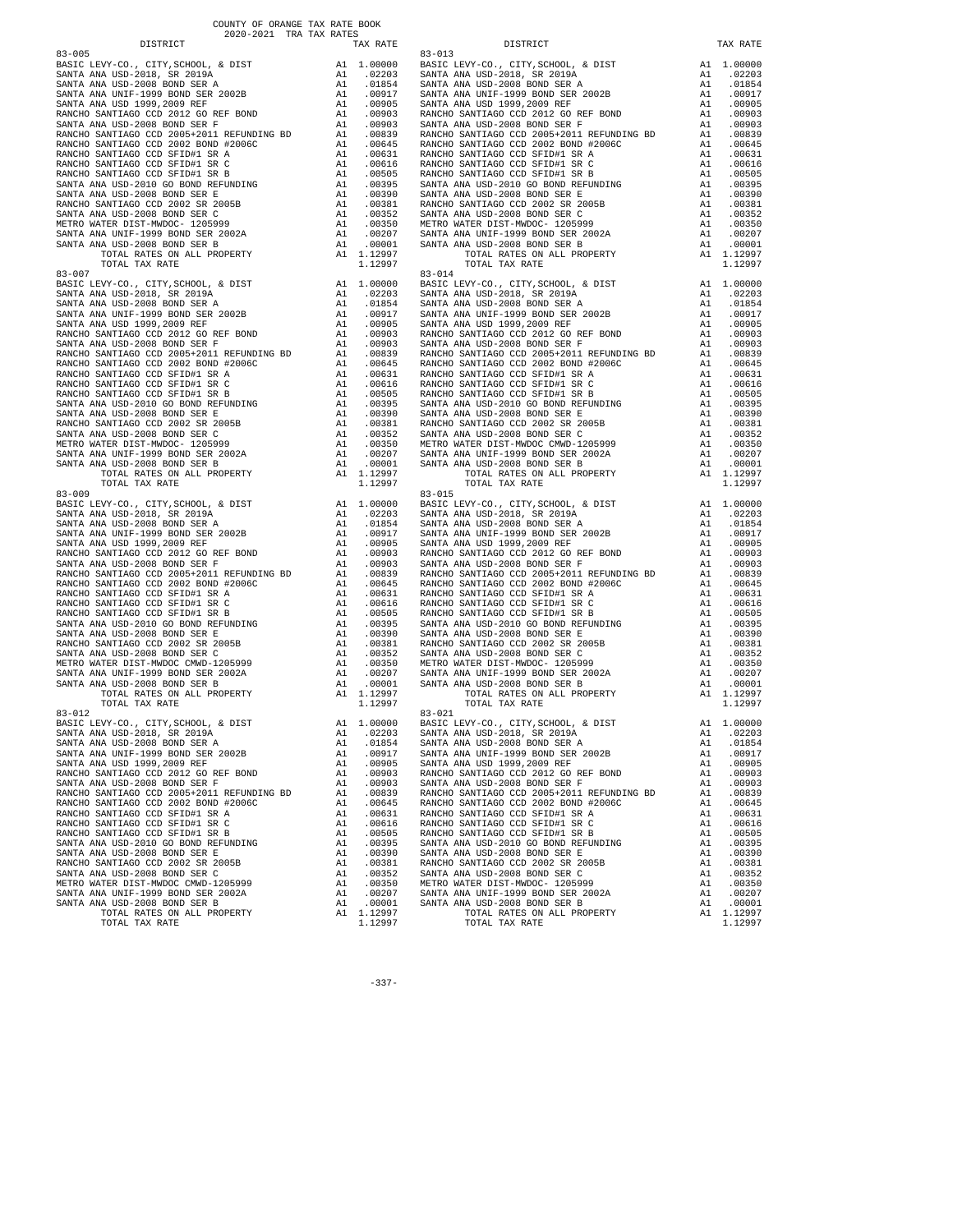COUNTY OF ORANGE TAX RATE BOOK
2020-2021 TRA TAX RATES

| DISTRICT | | TAX RATE |
|---|---|---|
| **83-005** | | |
| BASIC LEVY-CO., CITY,SCHOOL, & DIST | A1 | 1.00000 |
| SANTA ANA USD-2018, SR 2019A | A1 | .02203 |
| SANTA ANA USD-2008 BOND SER A | A1 | .01854 |
| SANTA ANA UNIF-1999 BOND SER 2002B | A1 | .00917 |
| SANTA ANA USD 1999,2009 REF | A1 | .00905 |
| RANCHO SANTIAGO CCD 2012 GO REF BOND | A1 | .00903 |
| SANTA ANA USD-2008 BOND SER F | A1 | .00903 |
| RANCHO SANTIAGO CCD 2005+2011 REFUNDING BD | A1 | .00839 |
| RANCHO SANTIAGO CCD 2002 BOND #2006C | A1 | .00645 |
| RANCHO SANTIAGO CCD SFID#1 SR A | A1 | .00631 |
| RANCHO SANTIAGO CCD SFID#1 SR C | A1 | .00616 |
| RANCHO SANTIAGO CCD SFID#1 SR B | A1 | .00505 |
| SANTA ANA USD-2010 GO BOND REFUNDING | A1 | .00395 |
| SANTA ANA USD-2008 BOND SER E | A1 | .00390 |
| RANCHO SANTIAGO CCD 2002 SR 2005B | A1 | .00381 |
| SANTA ANA USD-2008 BOND SER C | A1 | .00352 |
| METRO WATER DIST-MWDOC- 1205999 | A1 | .00350 |
| SANTA ANA UNIF-1999 BOND SER 2002A | A1 | .00207 |
| SANTA ANA USD-2008 BOND SER B | A1 | .00001 |
| TOTAL RATES ON ALL PROPERTY | A1 | 1.12997 |
| TOTAL TAX RATE | | 1.12997 |
| **83-007** | | |
| BASIC LEVY-CO., CITY,SCHOOL, & DIST | A1 | 1.00000 |
| SANTA ANA USD-2018, SR 2019A | A1 | .02203 |
| SANTA ANA USD-2008 BOND SER A | A1 | .01854 |
| SANTA ANA UNIF-1999 BOND SER 2002B | A1 | .00917 |
| SANTA ANA USD 1999,2009 REF | A1 | .00905 |
| RANCHO SANTIAGO CCD 2012 GO REF BOND | A1 | .00903 |
| SANTA ANA USD-2008 BOND SER F | A1 | .00903 |
| RANCHO SANTIAGO CCD 2005+2011 REFUNDING BD | A1 | .00839 |
| RANCHO SANTIAGO CCD 2002 BOND #2006C | A1 | .00645 |
| RANCHO SANTIAGO CCD SFID#1 SR A | A1 | .00631 |
| RANCHO SANTIAGO CCD SFID#1 SR C | A1 | .00616 |
| RANCHO SANTIAGO CCD SFID#1 SR B | A1 | .00505 |
| SANTA ANA USD-2010 GO BOND REFUNDING | A1 | .00395 |
| SANTA ANA USD-2008 BOND SER E | A1 | .00390 |
| RANCHO SANTIAGO CCD 2002 SR 2005B | A1 | .00381 |
| SANTA ANA USD-2008 BOND SER C | A1 | .00352 |
| METRO WATER DIST-MWDOC- 1205999 | A1 | .00350 |
| SANTA ANA UNIF-1999 BOND SER 2002A | A1 | .00207 |
| SANTA ANA USD-2008 BOND SER B | A1 | .00001 |
| TOTAL RATES ON ALL PROPERTY | A1 | 1.12997 |
| TOTAL TAX RATE | | 1.12997 |
| **83-009** | | |
| BASIC LEVY-CO., CITY,SCHOOL, & DIST | A1 | 1.00000 |
| SANTA ANA USD-2018, SR 2019A | A1 | .02203 |
| SANTA ANA USD-2008 BOND SER A | A1 | .01854 |
| SANTA ANA UNIF-1999 BOND SER 2002B | A1 | .00917 |
| SANTA ANA USD 1999,2009 REF | A1 | .00905 |
| RANCHO SANTIAGO CCD 2012 GO REF BOND | A1 | .00903 |
| SANTA ANA USD-2008 BOND SER F | A1 | .00903 |
| RANCHO SANTIAGO CCD 2005+2011 REFUNDING BD | A1 | .00839 |
| RANCHO SANTIAGO CCD 2002 BOND #2006C | A1 | .00645 |
| RANCHO SANTIAGO CCD SFID#1 SR A | A1 | .00631 |
| RANCHO SANTIAGO CCD SFID#1 SR C | A1 | .00616 |
| RANCHO SANTIAGO CCD SFID#1 SR B | A1 | .00505 |
| SANTA ANA USD-2010 GO BOND REFUNDING | A1 | .00395 |
| SANTA ANA USD-2008 BOND SER E | A1 | .00390 |
| RANCHO SANTIAGO CCD 2002 SR 2005B | A1 | .00381 |
| SANTA ANA USD-2008 BOND SER C | A1 | .00352 |
| METRO WATER DIST-MWDOC CMWD-1205999 | A1 | .00350 |
| SANTA ANA UNIF-1999 BOND SER 2002A | A1 | .00207 |
| SANTA ANA USD-2008 BOND SER B | A1 | .00001 |
| TOTAL RATES ON ALL PROPERTY | A1 | 1.12997 |
| TOTAL TAX RATE | | 1.12997 |
| **83-012** | | |
| BASIC LEVY-CO., CITY,SCHOOL, & DIST | A1 | 1.00000 |
| SANTA ANA USD-2018, SR 2019A | A1 | .02203 |
| SANTA ANA USD-2008 BOND SER A | A1 | .01854 |
| SANTA ANA UNIF-1999 BOND SER 2002B | A1 | .00917 |
| SANTA ANA USD 1999,2009 REF | A1 | .00905 |
| RANCHO SANTIAGO CCD 2012 GO REF BOND | A1 | .00903 |
| SANTA ANA USD-2008 BOND SER F | A1 | .00903 |
| RANCHO SANTIAGO CCD 2005+2011 REFUNDING BD | A1 | .00839 |
| RANCHO SANTIAGO CCD 2002 BOND #2006C | A1 | .00645 |
| RANCHO SANTIAGO CCD SFID#1 SR A | A1 | .00631 |
| RANCHO SANTIAGO CCD SFID#1 SR C | A1 | .00616 |
| RANCHO SANTIAGO CCD SFID#1 SR B | A1 | .00505 |
| SANTA ANA USD-2010 GO BOND REFUNDING | A1 | .00395 |
| SANTA ANA USD-2008 BOND SER E | A1 | .00390 |
| RANCHO SANTIAGO CCD 2002 SR 2005B | A1 | .00381 |
| SANTA ANA USD-2008 BOND SER C | A1 | .00352 |
| METRO WATER DIST-MWDOC CMWD-1205999 | A1 | .00350 |
| SANTA ANA UNIF-1999 BOND SER 2002A | A1 | .00207 |
| SANTA ANA USD-2008 BOND SER B | A1 | .00001 |
| TOTAL RATES ON ALL PROPERTY | A1 | 1.12997 |
| TOTAL TAX RATE | | 1.12997 |
| **83-013** | | |
| BASIC LEVY-CO., CITY,SCHOOL, & DIST | A1 | 1.00000 |
| SANTA ANA USD-2018, SR 2019A | A1 | .02203 |
| SANTA ANA USD-2008 BOND SER A | A1 | .01854 |
| SANTA ANA UNIF-1999 BOND SER 2002B | A1 | .00917 |
| SANTA ANA USD 1999,2009 REF | A1 | .00905 |
| RANCHO SANTIAGO CCD 2012 GO REF BOND | A1 | .00903 |
| SANTA ANA USD-2008 BOND SER F | A1 | .00903 |
| RANCHO SANTIAGO CCD 2005+2011 REFUNDING BD | A1 | .00839 |
| RANCHO SANTIAGO CCD 2002 BOND #2006C | A1 | .00645 |
| RANCHO SANTIAGO CCD SFID#1 SR A | A1 | .00631 |
| RANCHO SANTIAGO CCD SFID#1 SR C | A1 | .00616 |
| RANCHO SANTIAGO CCD SFID#1 SR B | A1 | .00505 |
| SANTA ANA USD-2010 GO BOND REFUNDING | A1 | .00395 |
| SANTA ANA USD-2008 BOND SER E | A1 | .00390 |
| RANCHO SANTIAGO CCD 2002 SR 2005B | A1 | .00381 |
| SANTA ANA USD-2008 BOND SER C | A1 | .00352 |
| METRO WATER DIST-MWDOC- 1205999 | A1 | .00350 |
| SANTA ANA UNIF-1999 BOND SER 2002A | A1 | .00207 |
| SANTA ANA USD-2008 BOND SER B | A1 | .00001 |
| TOTAL RATES ON ALL PROPERTY | A1 | 1.12997 |
| TOTAL TAX RATE | | 1.12997 |
| **83-014** | | |
| BASIC LEVY-CO., CITY,SCHOOL, & DIST | A1 | 1.00000 |
| SANTA ANA USD-2018, SR 2019A | A1 | .02203 |
| SANTA ANA USD-2008 BOND SER A | A1 | .01854 |
| SANTA ANA UNIF-1999 BOND SER 2002B | A1 | .00917 |
| SANTA ANA USD 1999,2009 REF | A1 | .00905 |
| RANCHO SANTIAGO CCD 2012 GO REF BOND | A1 | .00903 |
| SANTA ANA USD-2008 BOND SER F | A1 | .00903 |
| RANCHO SANTIAGO CCD 2005+2011 REFUNDING BD | A1 | .00839 |
| RANCHO SANTIAGO CCD 2002 BOND #2006C | A1 | .00645 |
| RANCHO SANTIAGO CCD SFID#1 SR A | A1 | .00631 |
| RANCHO SANTIAGO CCD SFID#1 SR C | A1 | .00616 |
| RANCHO SANTIAGO CCD SFID#1 SR B | A1 | .00505 |
| SANTA ANA USD-2010 GO BOND REFUNDING | A1 | .00395 |
| SANTA ANA USD-2008 BOND SER E | A1 | .00390 |
| RANCHO SANTIAGO CCD 2002 SR 2005B | A1 | .00381 |
| SANTA ANA USD-2008 BOND SER C | A1 | .00352 |
| METRO WATER DIST-MWDOC CMWD-1205999 | A1 | .00350 |
| SANTA ANA UNIF-1999 BOND SER 2002A | A1 | .00207 |
| SANTA ANA USD-2008 BOND SER B | A1 | .00001 |
| TOTAL RATES ON ALL PROPERTY | A1 | 1.12997 |
| TOTAL TAX RATE | | 1.12997 |
| **83-015** | | |
| BASIC LEVY-CO., CITY,SCHOOL, & DIST | A1 | 1.00000 |
| SANTA ANA USD-2018, SR 2019A | A1 | .02203 |
| SANTA ANA USD-2008 BOND SER A | A1 | .01854 |
| SANTA ANA UNIF-1999 BOND SER 2002B | A1 | .00917 |
| SANTA ANA USD 1999,2009 REF | A1 | .00905 |
| RANCHO SANTIAGO CCD 2012 GO REF BOND | A1 | .00903 |
| SANTA ANA USD-2008 BOND SER F | A1 | .00903 |
| RANCHO SANTIAGO CCD 2005+2011 REFUNDING BD | A1 | .00839 |
| RANCHO SANTIAGO CCD 2002 BOND #2006C | A1 | .00645 |
| RANCHO SANTIAGO CCD SFID#1 SR A | A1 | .00631 |
| RANCHO SANTIAGO CCD SFID#1 SR C | A1 | .00616 |
| RANCHO SANTIAGO CCD SFID#1 SR B | A1 | .00505 |
| SANTA ANA USD-2010 GO BOND REFUNDING | A1 | .00395 |
| SANTA ANA USD-2008 BOND SER E | A1 | .00390 |
| RANCHO SANTIAGO CCD 2002 SR 2005B | A1 | .00381 |
| SANTA ANA USD-2008 BOND SER C | A1 | .00352 |
| METRO WATER DIST-MWDOC- 1205999 | A1 | .00350 |
| SANTA ANA UNIF-1999 BOND SER 2002A | A1 | .00207 |
| SANTA ANA USD-2008 BOND SER B | A1 | .00001 |
| TOTAL RATES ON ALL PROPERTY | A1 | 1.12997 |
| TOTAL TAX RATE | | 1.12997 |
| **83-021** | | |
| BASIC LEVY-CO., CITY,SCHOOL, & DIST | A1 | 1.00000 |
| SANTA ANA USD-2018, SR 2019A | A1 | .02203 |
| SANTA ANA USD-2008 BOND SER A | A1 | .01854 |
| SANTA ANA UNIF-1999 BOND SER 2002B | A1 | .00917 |
| SANTA ANA USD 1999,2009 REF | A1 | .00905 |
| RANCHO SANTIAGO CCD 2012 GO REF BOND | A1 | .00903 |
| SANTA ANA USD-2008 BOND SER F | A1 | .00903 |
| RANCHO SANTIAGO CCD 2005+2011 REFUNDING BD | A1 | .00839 |
| RANCHO SANTIAGO CCD 2002 BOND #2006C | A1 | .00645 |
| RANCHO SANTIAGO CCD SFID#1 SR A | A1 | .00631 |
| RANCHO SANTIAGO CCD SFID#1 SR C | A1 | .00616 |
| RANCHO SANTIAGO CCD SFID#1 SR B | A1 | .00505 |
| SANTA ANA USD-2010 GO BOND REFUNDING | A1 | .00395 |
| SANTA ANA USD-2008 BOND SER E | A1 | .00390 |
| RANCHO SANTIAGO CCD 2002 SR 2005B | A1 | .00381 |
| SANTA ANA USD-2008 BOND SER C | A1 | .00352 |
| METRO WATER DIST-MWDOC- 1205999 | A1 | .00350 |
| SANTA ANA UNIF-1999 BOND SER 2002A | A1 | .00207 |
| SANTA ANA USD-2008 BOND SER B | A1 | .00001 |
| TOTAL RATES ON ALL PROPERTY | A1 | 1.12997 |
| TOTAL TAX RATE | | 1.12997 |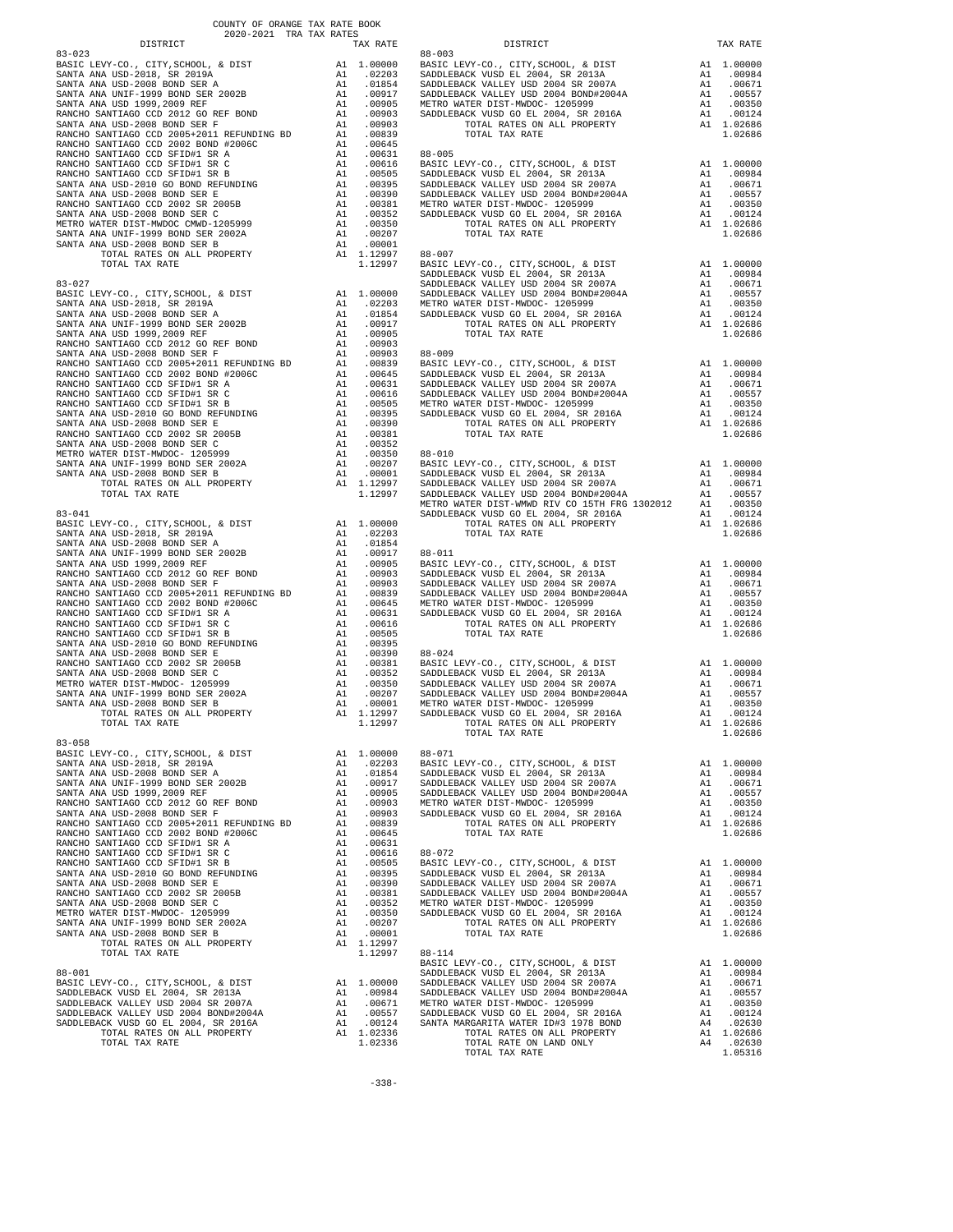COUNTY OF ORANGE TAX RATE BOOK
2020-2021 TRA TAX RATES

| DISTRICT | | TAX RATE |
|---|---|---|
| **83-023** | | |
| BASIC LEVY-CO., CITY,SCHOOL, & DIST | A1 | 1.00000 |
| SANTA ANA USD-2018, SR 2019A | A1 | .02203 |
| SANTA ANA USD-2008 BOND SER A | A1 | .01854 |
| SANTA ANA UNIF-1999 BOND SER 2002B | A1 | .00917 |
| SANTA ANA USD 1999,2009 REF | A1 | .00905 |
| RANCHO SANTIAGO CCD 2012 GO REF BOND | A1 | .00903 |
| SANTA ANA USD-2008 BOND SER F | A1 | .00903 |
| RANCHO SANTIAGO CCD 2005+2011 REFUNDING BD | A1 | .00839 |
| RANCHO SANTIAGO CCD 2002 BOND #2006C | A1 | .00645 |
| RANCHO SANTIAGO CCD SFID#1 SR A | A1 | .00631 |
| RANCHO SANTIAGO CCD SFID#1 SR C | A1 | .00616 |
| RANCHO SANTIAGO CCD SFID#1 SR B | A1 | .00505 |
| SANTA ANA USD-2010 GO BOND REFUNDING | A1 | .00395 |
| SANTA ANA USD-2008 BOND SER E | A1 | .00390 |
| RANCHO SANTIAGO CCD 2002 SR 2005B | A1 | .00381 |
| SANTA ANA USD-2008 BOND SER C | A1 | .00352 |
| METRO WATER DIST-MWDOC CMWD-1205999 | A1 | .00350 |
| SANTA ANA UNIF-1999 BOND SER 2002A | A1 | .00207 |
| SANTA ANA USD-2008 BOND SER B | A1 | .00001 |
| TOTAL RATES ON ALL PROPERTY | A1 | 1.12997 |
| TOTAL TAX RATE | | 1.12997 |
| **83-027** | | |
| BASIC LEVY-CO., CITY,SCHOOL, & DIST | A1 | 1.00000 |
| SANTA ANA USD-2018, SR 2019A | A1 | .02203 |
| SANTA ANA USD-2008 BOND SER A | A1 | .01854 |
| SANTA ANA UNIF-1999 BOND SER 2002B | A1 | .00917 |
| SANTA ANA USD 1999,2009 REF | A1 | .00905 |
| RANCHO SANTIAGO CCD 2012 GO REF BOND | A1 | .00903 |
| SANTA ANA USD-2008 BOND SER F | A1 | .00903 |
| RANCHO SANTIAGO CCD 2005+2011 REFUNDING BD | A1 | .00839 |
| RANCHO SANTIAGO CCD 2002 BOND #2006C | A1 | .00645 |
| RANCHO SANTIAGO CCD SFID#1 SR A | A1 | .00631 |
| RANCHO SANTIAGO CCD SFID#1 SR C | A1 | .00616 |
| RANCHO SANTIAGO CCD SFID#1 SR B | A1 | .00505 |
| SANTA ANA USD-2010 GO BOND REFUNDING | A1 | .00395 |
| SANTA ANA USD-2008 BOND SER E | A1 | .00390 |
| RANCHO SANTIAGO CCD 2002 SR 2005B | A1 | .00381 |
| SANTA ANA USD-2008 BOND SER C | A1 | .00352 |
| METRO WATER DIST-MWDOC- 1205999 | A1 | .00350 |
| SANTA ANA UNIF-1999 BOND SER 2002A | A1 | .00207 |
| SANTA ANA USD-2008 BOND SER B | A1 | .00001 |
| TOTAL RATES ON ALL PROPERTY | A1 | 1.12997 |
| TOTAL TAX RATE | | 1.12997 |
| **83-041** | | |
| BASIC LEVY-CO., CITY,SCHOOL, & DIST | A1 | 1.00000 |
| SANTA ANA USD-2018, SR 2019A | A1 | .02203 |
| SANTA ANA USD-2008 BOND SER A | A1 | .01854 |
| SANTA ANA UNIF-1999 BOND SER 2002B | A1 | .00917 |
| SANTA ANA USD 1999,2009 REF | A1 | .00905 |
| RANCHO SANTIAGO CCD 2012 GO REF BOND | A1 | .00903 |
| SANTA ANA USD-2008 BOND SER F | A1 | .00903 |
| RANCHO SANTIAGO CCD 2005+2011 REFUNDING BD | A1 | .00839 |
| RANCHO SANTIAGO CCD 2002 BOND #2006C | A1 | .00645 |
| RANCHO SANTIAGO CCD SFID#1 SR A | A1 | .00631 |
| RANCHO SANTIAGO CCD SFID#1 SR C | A1 | .00616 |
| RANCHO SANTIAGO CCD SFID#1 SR B | A1 | .00505 |
| SANTA ANA USD-2010 GO BOND REFUNDING | A1 | .00395 |
| SANTA ANA USD-2008 BOND SER E | A1 | .00390 |
| RANCHO SANTIAGO CCD 2002 SR 2005B | A1 | .00381 |
| SANTA ANA USD-2008 BOND SER C | A1 | .00352 |
| METRO WATER DIST-MWDOC- 1205999 | A1 | .00350 |
| SANTA ANA UNIF-1999 BOND SER 2002A | A1 | .00207 |
| SANTA ANA USD-2008 BOND SER B | A1 | .00001 |
| TOTAL RATES ON ALL PROPERTY | A1 | 1.12997 |
| TOTAL TAX RATE | | 1.12997 |
| **83-058** | | |
| BASIC LEVY-CO., CITY,SCHOOL, & DIST | A1 | 1.00000 |
| SANTA ANA USD-2018, SR 2019A | A1 | .02203 |
| SANTA ANA USD-2008 BOND SER A | A1 | .01854 |
| SANTA ANA UNIF-1999 BOND SER 2002B | A1 | .00917 |
| SANTA ANA USD 1999,2009 REF | A1 | .00905 |
| RANCHO SANTIAGO CCD 2012 GO REF BOND | A1 | .00903 |
| SANTA ANA USD-2008 BOND SER F | A1 | .00903 |
| RANCHO SANTIAGO CCD 2005+2011 REFUNDING BD | A1 | .00839 |
| RANCHO SANTIAGO CCD 2002 BOND #2006C | A1 | .00645 |
| RANCHO SANTIAGO CCD SFID#1 SR A | A1 | .00631 |
| RANCHO SANTIAGO CCD SFID#1 SR C | A1 | .00616 |
| RANCHO SANTIAGO CCD SFID#1 SR B | A1 | .00505 |
| SANTA ANA USD-2010 GO BOND REFUNDING | A1 | .00395 |
| SANTA ANA USD-2008 BOND SER E | A1 | .00390 |
| RANCHO SANTIAGO CCD 2002 SR 2005B | A1 | .00381 |
| SANTA ANA USD-2008 BOND SER C | A1 | .00352 |
| METRO WATER DIST-MWDOC- 1205999 | A1 | .00350 |
| SANTA ANA UNIF-1999 BOND SER 2002A | A1 | .00207 |
| SANTA ANA USD-2008 BOND SER B | A1 | .00001 |
| TOTAL RATES ON ALL PROPERTY | A1 | 1.12997 |
| TOTAL TAX RATE | | 1.12997 |
| **88-001** | | |
| BASIC LEVY-CO., CITY,SCHOOL, & DIST | A1 | 1.00000 |
| SADDLEBACK VUSD EL 2004, SR 2013A | A1 | .00984 |
| SADDLEBACK VALLEY USD 2004 SR 2007A | A1 | .00671 |
| SADDLEBACK VALLEY USD 2004 BOND#2004A | A1 | .00557 |
| SADDLEBACK VUSD GO EL 2004, SR 2016A | A1 | .00124 |
| TOTAL RATES ON ALL PROPERTY | A1 | 1.02336 |
| TOTAL TAX RATE | | 1.02336 |
| **88-003** | | |
| BASIC LEVY-CO., CITY,SCHOOL, & DIST | A1 | 1.00000 |
| SADDLEBACK VUSD EL 2004, SR 2013A | A1 | .00984 |
| SADDLEBACK VALLEY USD 2004 SR 2007A | A1 | .00671 |
| SADDLEBACK VALLEY USD 2004 BOND#2004A | A1 | .00557 |
| METRO WATER DIST-MWDOC- 1205999 | A1 | .00350 |
| SADDLEBACK VUSD GO EL 2004, SR 2016A | A1 | .00124 |
| TOTAL RATES ON ALL PROPERTY | A1 | 1.02686 |
| TOTAL TAX RATE | | 1.02686 |
| **88-005** | | |
| BASIC LEVY-CO., CITY,SCHOOL, & DIST | A1 | 1.00000 |
| SADDLEBACK VUSD EL 2004, SR 2013A | A1 | .00984 |
| SADDLEBACK VALLEY USD 2004 SR 2007A | A1 | .00671 |
| SADDLEBACK VALLEY USD 2004 BOND#2004A | A1 | .00557 |
| METRO WATER DIST-MWDOC- 1205999 | A1 | .00350 |
| SADDLEBACK VUSD GO EL 2004, SR 2016A | A1 | .00124 |
| TOTAL RATES ON ALL PROPERTY | A1 | 1.02686 |
| TOTAL TAX RATE | | 1.02686 |
| **88-007** | | |
| BASIC LEVY-CO., CITY,SCHOOL, & DIST | A1 | 1.00000 |
| SADDLEBACK VUSD EL 2004, SR 2013A | A1 | .00984 |
| SADDLEBACK VALLEY USD 2004 SR 2007A | A1 | .00671 |
| SADDLEBACK VALLEY USD 2004 BOND#2004A | A1 | .00557 |
| METRO WATER DIST-MWDOC- 1205999 | A1 | .00350 |
| SADDLEBACK VUSD GO EL 2004, SR 2016A | A1 | .00124 |
| TOTAL RATES ON ALL PROPERTY | A1 | 1.02686 |
| TOTAL TAX RATE | | 1.02686 |
| **88-009** | | |
| BASIC LEVY-CO., CITY,SCHOOL, & DIST | A1 | 1.00000 |
| SADDLEBACK VUSD EL 2004, SR 2013A | A1 | .00984 |
| SADDLEBACK VALLEY USD 2004 SR 2007A | A1 | .00671 |
| SADDLEBACK VALLEY USD 2004 BOND#2004A | A1 | .00557 |
| METRO WATER DIST-MWDOC- 1205999 | A1 | .00350 |
| SADDLEBACK VUSD GO EL 2004, SR 2016A | A1 | .00124 |
| TOTAL RATES ON ALL PROPERTY | A1 | 1.02686 |
| TOTAL TAX RATE | | 1.02686 |
| **88-010** | | |
| BASIC LEVY-CO., CITY,SCHOOL, & DIST | A1 | 1.00000 |
| SADDLEBACK VUSD EL 2004, SR 2013A | A1 | .00984 |
| SADDLEBACK VALLEY USD 2004 SR 2007A | A1 | .00671 |
| SADDLEBACK VALLEY USD 2004 BOND#2004A | A1 | .00557 |
| METRO WATER DIST-WMWD RIV CO 15TH FRG 1302012 | A1 | .00350 |
| SADDLEBACK VUSD GO EL 2004, SR 2016A | A1 | .00124 |
| TOTAL RATES ON ALL PROPERTY | A1 | 1.02686 |
| TOTAL TAX RATE | | 1.02686 |
| **88-011** | | |
| BASIC LEVY-CO., CITY,SCHOOL, & DIST | A1 | 1.00000 |
| SADDLEBACK VUSD EL 2004, SR 2013A | A1 | .00984 |
| SADDLEBACK VALLEY USD 2004 SR 2007A | A1 | .00671 |
| SADDLEBACK VALLEY USD 2004 BOND#2004A | A1 | .00557 |
| METRO WATER DIST-MWDOC- 1205999 | A1 | .00350 |
| SADDLEBACK VUSD GO EL 2004, SR 2016A | A1 | .00124 |
| TOTAL RATES ON ALL PROPERTY | A1 | 1.02686 |
| TOTAL TAX RATE | | 1.02686 |
| **88-024** | | |
| BASIC LEVY-CO., CITY,SCHOOL, & DIST | A1 | 1.00000 |
| SADDLEBACK VUSD EL 2004, SR 2013A | A1 | .00984 |
| SADDLEBACK VALLEY USD 2004 SR 2007A | A1 | .00671 |
| SADDLEBACK VALLEY USD 2004 BOND#2004A | A1 | .00557 |
| METRO WATER DIST-MWDOC- 1205999 | A1 | .00350 |
| SADDLEBACK VUSD GO EL 2004, SR 2016A | A1 | .00124 |
| TOTAL RATES ON ALL PROPERTY | A1 | 1.02686 |
| TOTAL TAX RATE | | 1.02686 |
| **88-071** | | |
| BASIC LEVY-CO., CITY,SCHOOL, & DIST | A1 | 1.00000 |
| SADDLEBACK VUSD EL 2004, SR 2013A | A1 | .00984 |
| SADDLEBACK VALLEY USD 2004 SR 2007A | A1 | .00671 |
| SADDLEBACK VALLEY USD 2004 BOND#2004A | A1 | .00557 |
| METRO WATER DIST-MWDOC- 1205999 | A1 | .00350 |
| SADDLEBACK VUSD GO EL 2004, SR 2016A | A1 | .00124 |
| TOTAL RATES ON ALL PROPERTY | A1 | 1.02686 |
| TOTAL TAX RATE | | 1.02686 |
| **88-072** | | |
| BASIC LEVY-CO., CITY,SCHOOL, & DIST | A1 | 1.00000 |
| SADDLEBACK VUSD EL 2004, SR 2013A | A1 | .00984 |
| SADDLEBACK VALLEY USD 2004 SR 2007A | A1 | .00671 |
| SADDLEBACK VALLEY USD 2004 BOND#2004A | A1 | .00557 |
| METRO WATER DIST-MWDOC- 1205999 | A1 | .00350 |
| SADDLEBACK VUSD GO EL 2004, SR 2016A | A1 | .00124 |
| TOTAL RATES ON ALL PROPERTY | A1 | 1.02686 |
| TOTAL TAX RATE | | 1.02686 |
| **88-114** | | |
| BASIC LEVY-CO., CITY,SCHOOL, & DIST | A1 | 1.00000 |
| SADDLEBACK VUSD EL 2004, SR 2013A | A1 | .00984 |
| SADDLEBACK VALLEY USD 2004 SR 2007A | A1 | .00671 |
| SADDLEBACK VALLEY USD 2004 BOND#2004A | A1 | .00557 |
| METRO WATER DIST-MWDOC- 1205999 | A1 | .00350 |
| SADDLEBACK VUSD GO EL 2004, SR 2016A | A1 | .00124 |
| SANTA MARGARITA WATER ID#3 1978 BOND | A4 | .02630 |
| TOTAL RATES ON ALL PROPERTY | A1 | 1.02686 |
| TOTAL RATE ON LAND ONLY | A4 | .02630 |
| TOTAL TAX RATE | | 1.05316 |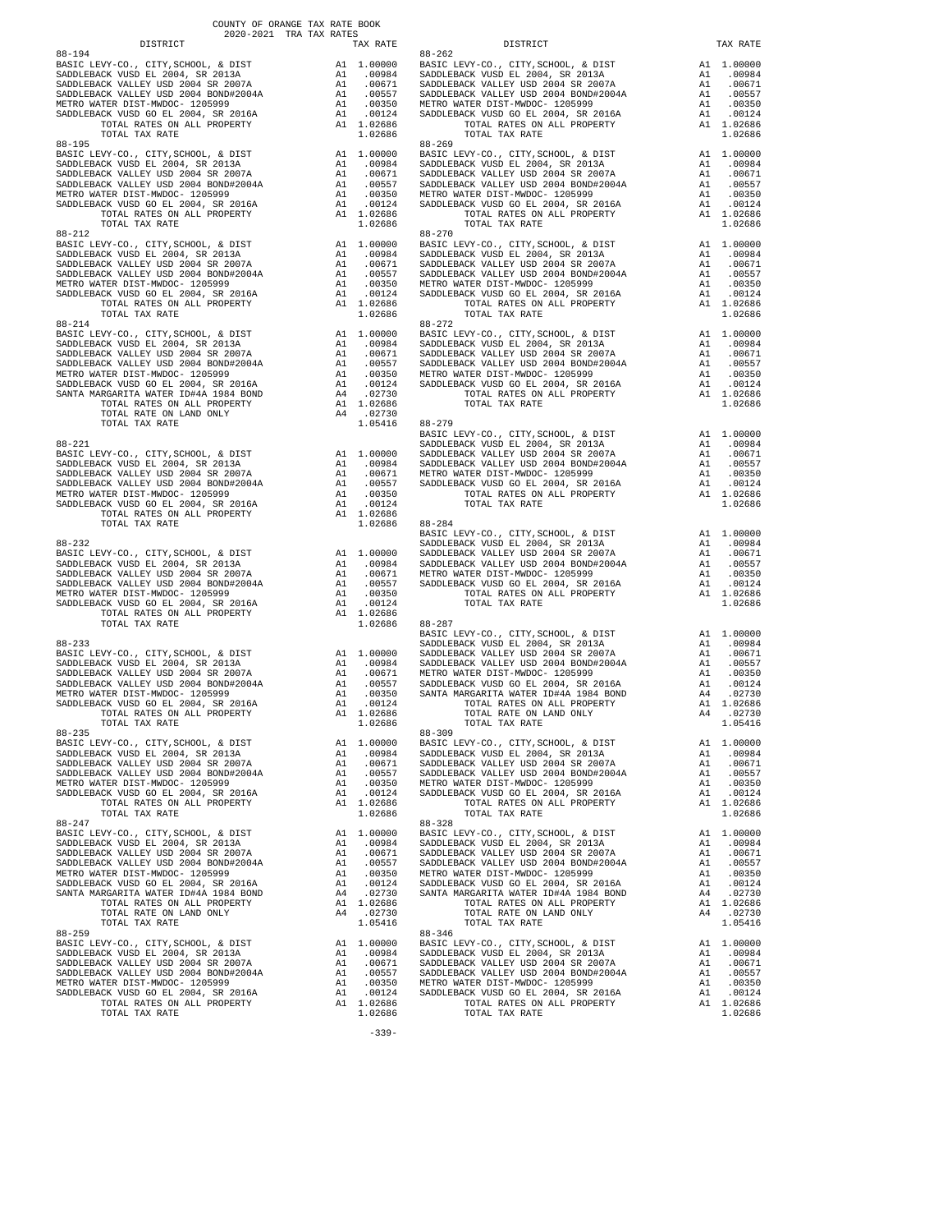COUNTY OF ORANGE TAX RATE BOOK
2020-2021 TRA TAX RATES

| DISTRICT | TAX RATE |
|---|---|
| **88-194** | |
| BASIC LEVY-CO., CITY,SCHOOL, & DIST | A1 1.00000 |
| SADDLEBACK VUSD EL 2004, SR 2013A | A1 .00984 |
| SADDLEBACK VALLEY USD 2004 SR 2007A | A1 .00671 |
| SADDLEBACK VALLEY USD 2004 BOND#2004A | A1 .00557 |
| METRO WATER DIST-MWDOC- 1205999 | A1 .00350 |
| SADDLEBACK VUSD GO EL 2004, SR 2016A | A1 .00124 |
| TOTAL RATES ON ALL PROPERTY | A1 1.02686 |
| TOTAL TAX RATE | 1.02686 |
| **88-195** | |
| BASIC LEVY-CO., CITY,SCHOOL, & DIST | A1 1.00000 |
| SADDLEBACK VUSD EL 2004, SR 2013A | A1 .00984 |
| SADDLEBACK VALLEY USD 2004 SR 2007A | A1 .00671 |
| SADDLEBACK VALLEY USD 2004 BOND#2004A | A1 .00557 |
| METRO WATER DIST-MWDOC- 1205999 | A1 .00350 |
| SADDLEBACK VUSD GO EL 2004, SR 2016A | A1 .00124 |
| TOTAL RATES ON ALL PROPERTY | A1 1.02686 |
| TOTAL TAX RATE | 1.02686 |
| **88-212** | |
| BASIC LEVY-CO., CITY,SCHOOL, & DIST | A1 1.00000 |
| SADDLEBACK VUSD EL 2004, SR 2013A | A1 .00984 |
| SADDLEBACK VALLEY USD 2004 SR 2007A | A1 .00671 |
| SADDLEBACK VALLEY USD 2004 BOND#2004A | A1 .00557 |
| METRO WATER DIST-MWDOC- 1205999 | A1 .00350 |
| SADDLEBACK VUSD GO EL 2004, SR 2016A | A1 .00124 |
| TOTAL RATES ON ALL PROPERTY | A1 1.02686 |
| TOTAL TAX RATE | 1.02686 |
| **88-214** | |
| BASIC LEVY-CO., CITY,SCHOOL, & DIST | A1 1.00000 |
| SADDLEBACK VUSD EL 2004, SR 2013A | A1 .00984 |
| SADDLEBACK VALLEY USD 2004 SR 2007A | A1 .00671 |
| SADDLEBACK VALLEY USD 2004 BOND#2004A | A1 .00557 |
| METRO WATER DIST-MWDOC- 1205999 | A1 .00350 |
| SADDLEBACK VUSD GO EL 2004, SR 2016A | A1 .00124 |
| SANTA MARGARITA WATER ID#4A 1984 BOND | A4 .02730 |
| TOTAL RATES ON ALL PROPERTY | A1 1.02686 |
| TOTAL RATE ON LAND ONLY | A4 .02730 |
| TOTAL TAX RATE | 1.05416 |
| **88-221** | |
| BASIC LEVY-CO., CITY,SCHOOL, & DIST | A1 1.00000 |
| SADDLEBACK VUSD EL 2004, SR 2013A | A1 .00984 |
| SADDLEBACK VALLEY USD 2004 SR 2007A | A1 .00671 |
| SADDLEBACK VALLEY USD 2004 BOND#2004A | A1 .00557 |
| METRO WATER DIST-MWDOC- 1205999 | A1 .00350 |
| SADDLEBACK VUSD GO EL 2004, SR 2016A | A1 .00124 |
| TOTAL RATES ON ALL PROPERTY | A1 1.02686 |
| TOTAL TAX RATE | 1.02686 |
| **88-232** | |
| BASIC LEVY-CO., CITY,SCHOOL, & DIST | A1 1.00000 |
| SADDLEBACK VUSD EL 2004, SR 2013A | A1 .00984 |
| SADDLEBACK VALLEY USD 2004 SR 2007A | A1 .00671 |
| SADDLEBACK VALLEY USD 2004 BOND#2004A | A1 .00557 |
| METRO WATER DIST-MWDOC- 1205999 | A1 .00350 |
| SADDLEBACK VUSD GO EL 2004, SR 2016A | A1 .00124 |
| TOTAL RATES ON ALL PROPERTY | A1 1.02686 |
| TOTAL TAX RATE | 1.02686 |
| **88-233** | |
| BASIC LEVY-CO., CITY,SCHOOL, & DIST | A1 1.00000 |
| SADDLEBACK VUSD EL 2004, SR 2013A | A1 .00984 |
| SADDLEBACK VALLEY USD 2004 SR 2007A | A1 .00671 |
| SADDLEBACK VALLEY USD 2004 BOND#2004A | A1 .00557 |
| METRO WATER DIST-MWDOC- 1205999 | A1 .00350 |
| SADDLEBACK VUSD GO EL 2004, SR 2016A | A1 .00124 |
| TOTAL RATES ON ALL PROPERTY | A1 1.02686 |
| TOTAL TAX RATE | 1.02686 |
| **88-235** | |
| BASIC LEVY-CO., CITY,SCHOOL, & DIST | A1 1.00000 |
| SADDLEBACK VUSD EL 2004, SR 2013A | A1 .00984 |
| SADDLEBACK VALLEY USD 2004 SR 2007A | A1 .00671 |
| SADDLEBACK VALLEY USD 2004 BOND#2004A | A1 .00557 |
| METRO WATER DIST-MWDOC- 1205999 | A1 .00350 |
| SADDLEBACK VUSD GO EL 2004, SR 2016A | A1 .00124 |
| TOTAL RATES ON ALL PROPERTY | A1 1.02686 |
| TOTAL TAX RATE | 1.02686 |
| **88-247** | |
| BASIC LEVY-CO., CITY,SCHOOL, & DIST | A1 1.00000 |
| SADDLEBACK VUSD EL 2004, SR 2013A | A1 .00984 |
| SADDLEBACK VALLEY USD 2004 SR 2007A | A1 .00671 |
| SADDLEBACK VALLEY USD 2004 BOND#2004A | A1 .00557 |
| METRO WATER DIST-MWDOC- 1205999 | A1 .00350 |
| SADDLEBACK VUSD GO EL 2004, SR 2016A | A1 .00124 |
| SANTA MARGARITA WATER ID#4A 1984 BOND | A4 .02730 |
| TOTAL RATES ON ALL PROPERTY | A1 1.02686 |
| TOTAL RATE ON LAND ONLY | A4 .02730 |
| TOTAL TAX RATE | 1.05416 |
| **88-259** | |
| BASIC LEVY-CO., CITY,SCHOOL, & DIST | A1 1.00000 |
| SADDLEBACK VUSD EL 2004, SR 2013A | A1 .00984 |
| SADDLEBACK VALLEY USD 2004 SR 2007A | A1 .00671 |
| SADDLEBACK VALLEY USD 2004 BOND#2004A | A1 .00557 |
| METRO WATER DIST-MWDOC- 1205999 | A1 .00350 |
| SADDLEBACK VUSD GO EL 2004, SR 2016A | A1 .00124 |
| TOTAL RATES ON ALL PROPERTY | A1 1.02686 |
| TOTAL TAX RATE | 1.02686 |
| **88-262** | |
| BASIC LEVY-CO., CITY,SCHOOL, & DIST | A1 1.00000 |
| SADDLEBACK VUSD EL 2004, SR 2013A | A1 .00984 |
| SADDLEBACK VALLEY USD 2004 SR 2007A | A1 .00671 |
| SADDLEBACK VALLEY USD 2004 BOND#2004A | A1 .00557 |
| METRO WATER DIST-MWDOC- 1205999 | A1 .00350 |
| SADDLEBACK VUSD GO EL 2004, SR 2016A | A1 .00124 |
| TOTAL RATES ON ALL PROPERTY | A1 1.02686 |
| TOTAL TAX RATE | 1.02686 |
| **88-269** | |
| BASIC LEVY-CO., CITY,SCHOOL, & DIST | A1 1.00000 |
| SADDLEBACK VUSD EL 2004, SR 2013A | A1 .00984 |
| SADDLEBACK VALLEY USD 2004 SR 2007A | A1 .00671 |
| SADDLEBACK VALLEY USD 2004 BOND#2004A | A1 .00557 |
| METRO WATER DIST-MWDOC- 1205999 | A1 .00350 |
| SADDLEBACK VUSD GO EL 2004, SR 2016A | A1 .00124 |
| TOTAL RATES ON ALL PROPERTY | A1 1.02686 |
| TOTAL TAX RATE | 1.02686 |
| **88-270** | |
| BASIC LEVY-CO., CITY,SCHOOL, & DIST | A1 1.00000 |
| SADDLEBACK VUSD EL 2004, SR 2013A | A1 .00984 |
| SADDLEBACK VALLEY USD 2004 SR 2007A | A1 .00671 |
| SADDLEBACK VALLEY USD 2004 BOND#2004A | A1 .00557 |
| METRO WATER DIST-MWDOC- 1205999 | A1 .00350 |
| SADDLEBACK VUSD GO EL 2004, SR 2016A | A1 .00124 |
| TOTAL RATES ON ALL PROPERTY | A1 1.02686 |
| TOTAL TAX RATE | 1.02686 |
| **88-272** | |
| BASIC LEVY-CO., CITY,SCHOOL, & DIST | A1 1.00000 |
| SADDLEBACK VUSD EL 2004, SR 2013A | A1 .00984 |
| SADDLEBACK VALLEY USD 2004 SR 2007A | A1 .00671 |
| SADDLEBACK VALLEY USD 2004 BOND#2004A | A1 .00557 |
| METRO WATER DIST-MWDOC- 1205999 | A1 .00350 |
| SADDLEBACK VUSD GO EL 2004, SR 2016A | A1 .00124 |
| TOTAL RATES ON ALL PROPERTY | A1 1.02686 |
| TOTAL TAX RATE | 1.02686 |
| **88-279** | |
| BASIC LEVY-CO., CITY,SCHOOL, & DIST | A1 1.00000 |
| SADDLEBACK VUSD EL 2004, SR 2013A | A1 .00984 |
| SADDLEBACK VALLEY USD 2004 SR 2007A | A1 .00671 |
| SADDLEBACK VALLEY USD 2004 BOND#2004A | A1 .00557 |
| METRO WATER DIST-MWDOC- 1205999 | A1 .00350 |
| SADDLEBACK VUSD GO EL 2004, SR 2016A | A1 .00124 |
| TOTAL RATES ON ALL PROPERTY | A1 1.02686 |
| TOTAL TAX RATE | 1.02686 |
| **88-284** | |
| BASIC LEVY-CO., CITY,SCHOOL, & DIST | A1 1.00000 |
| SADDLEBACK VUSD EL 2004, SR 2013A | A1 .00984 |
| SADDLEBACK VALLEY USD 2004 SR 2007A | A1 .00671 |
| SADDLEBACK VALLEY USD 2004 BOND#2004A | A1 .00557 |
| METRO WATER DIST-MWDOC- 1205999 | A1 .00350 |
| SADDLEBACK VUSD GO EL 2004, SR 2016A | A1 .00124 |
| TOTAL RATES ON ALL PROPERTY | A1 1.02686 |
| TOTAL TAX RATE | 1.02686 |
| **88-287** | |
| BASIC LEVY-CO., CITY,SCHOOL, & DIST | A1 1.00000 |
| SADDLEBACK VUSD EL 2004, SR 2013A | A1 .00984 |
| SADDLEBACK VALLEY USD 2004 SR 2007A | A1 .00671 |
| SADDLEBACK VALLEY USD 2004 BOND#2004A | A1 .00557 |
| METRO WATER DIST-MWDOC- 1205999 | A1 .00350 |
| SADDLEBACK VUSD GO EL 2004, SR 2016A | A1 .00124 |
| SANTA MARGARITA WATER ID#4A 1984 BOND | A4 .02730 |
| TOTAL RATES ON ALL PROPERTY | A1 1.02686 |
| TOTAL RATE ON LAND ONLY | A4 .02730 |
| TOTAL TAX RATE | 1.05416 |
| **88-309** | |
| BASIC LEVY-CO., CITY,SCHOOL, & DIST | A1 1.00000 |
| SADDLEBACK VUSD EL 2004, SR 2013A | A1 .00984 |
| SADDLEBACK VALLEY USD 2004 SR 2007A | A1 .00671 |
| SADDLEBACK VALLEY USD 2004 BOND#2004A | A1 .00557 |
| METRO WATER DIST-MWDOC- 1205999 | A1 .00350 |
| SADDLEBACK VUSD GO EL 2004, SR 2016A | A1 .00124 |
| TOTAL RATES ON ALL PROPERTY | A1 1.02686 |
| TOTAL TAX RATE | 1.02686 |
| **88-328** | |
| BASIC LEVY-CO., CITY,SCHOOL, & DIST | A1 1.00000 |
| SADDLEBACK VUSD EL 2004, SR 2013A | A1 .00984 |
| SADDLEBACK VALLEY USD 2004 SR 2007A | A1 .00671 |
| SADDLEBACK VALLEY USD 2004 BOND#2004A | A1 .00557 |
| METRO WATER DIST-MWDOC- 1205999 | A1 .00350 |
| SADDLEBACK VUSD GO EL 2004, SR 2016A | A1 .00124 |
| SANTA MARGARITA WATER ID#4A 1984 BOND | A4 .02730 |
| TOTAL RATES ON ALL PROPERTY | A1 1.02686 |
| TOTAL RATE ON LAND ONLY | A4 .02730 |
| TOTAL TAX RATE | 1.05416 |
| **88-346** | |
| BASIC LEVY-CO., CITY,SCHOOL, & DIST | A1 1.00000 |
| SADDLEBACK VUSD EL 2004, SR 2013A | A1 .00984 |
| SADDLEBACK VALLEY USD 2004 SR 2007A | A1 .00671 |
| SADDLEBACK VALLEY USD 2004 BOND#2004A | A1 .00557 |
| METRO WATER DIST-MWDOC- 1205999 | A1 .00350 |
| SADDLEBACK VUSD GO EL 2004, SR 2016A | A1 .00124 |
| TOTAL RATES ON ALL PROPERTY | A1 1.02686 |
| TOTAL TAX RATE | 1.02686 |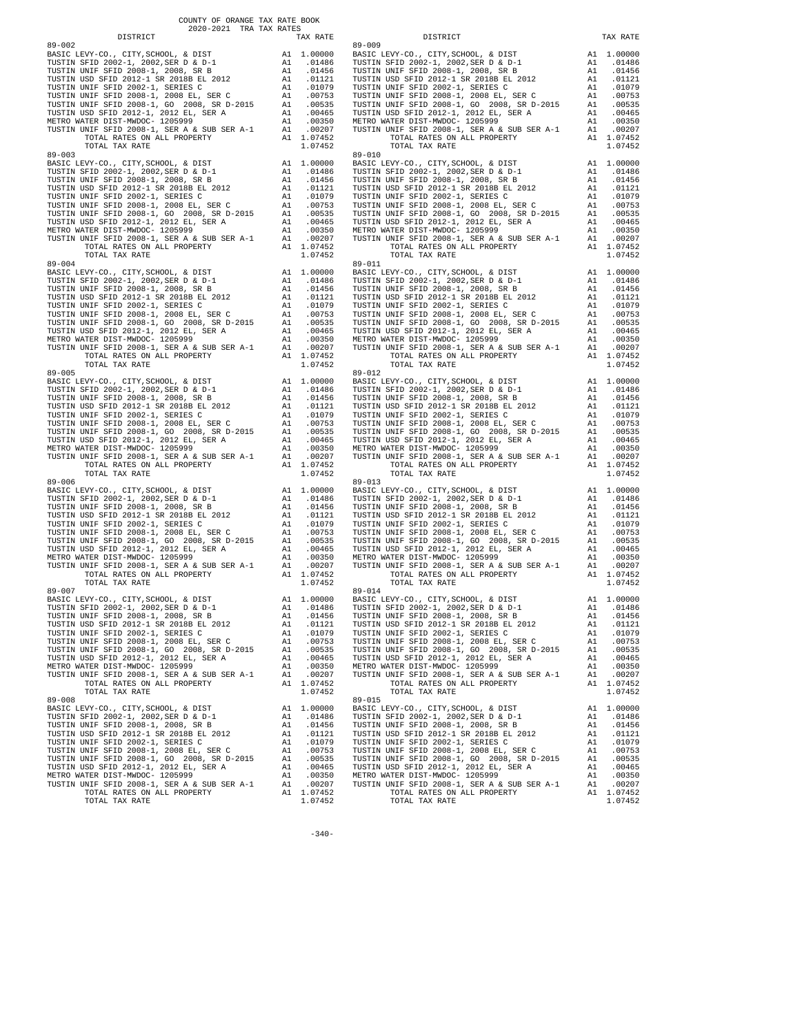COUNTY OF ORANGE TAX RATE BOOK
2020-2021 TRA TAX RATES

| DISTRICT | | TAX RATE |
|---|---|---|
| **89-002** | | |
| BASIC LEVY-CO., CITY,SCHOOL, & DIST | A1 | 1.00000 |
| TUSTIN SFID 2002-1, 2002,SER D & D-1 | A1 | .01486 |
| TUSTIN UNIF SFID 2008-1, 2008, SR B | A1 | .01456 |
| TUSTIN USD SFID 2012-1 SR 2018B EL 2012 | A1 | .01121 |
| TUSTIN UNIF SFID 2002-1, SERIES C | A1 | .01079 |
| TUSTIN UNIF SFID 2008-1, 2008 EL, SER C | A1 | .00753 |
| TUSTIN UNIF SFID 2008-1, GO 2008, SR D-2015 | A1 | .00535 |
| TUSTIN USD SFID 2012-1, 2012 EL, SER A | A1 | .00465 |
| METRO WATER DIST-MWDOC- 1205999 | A1 | .00350 |
| TUSTIN UNIF SFID 2008-1, SER A & SUB SER A-1 | A1 | .00207 |
| TOTAL RATES ON ALL PROPERTY | A1 | 1.07452 |
| TOTAL TAX RATE | | 1.07452 |
| **89-003** | | |
| BASIC LEVY-CO., CITY,SCHOOL, & DIST | A1 | 1.00000 |
| TUSTIN SFID 2002-1, 2002,SER D & D-1 | A1 | .01486 |
| TUSTIN UNIF SFID 2008-1, 2008, SR B | A1 | .01456 |
| TUSTIN USD SFID 2012-1 SR 2018B EL 2012 | A1 | .01121 |
| TUSTIN UNIF SFID 2002-1, SERIES C | A1 | .01079 |
| TUSTIN UNIF SFID 2008-1, 2008 EL, SER C | A1 | .00753 |
| TUSTIN UNIF SFID 2008-1, GO 2008, SR D-2015 | A1 | .00535 |
| TUSTIN USD SFID 2012-1, 2012 EL, SER A | A1 | .00465 |
| METRO WATER DIST-MWDOC- 1205999 | A1 | .00350 |
| TUSTIN UNIF SFID 2008-1, SER A & SUB SER A-1 | A1 | .00207 |
| TOTAL RATES ON ALL PROPERTY | A1 | 1.07452 |
| TOTAL TAX RATE | | 1.07452 |
| **89-004** | | |
| BASIC LEVY-CO., CITY,SCHOOL, & DIST | A1 | 1.00000 |
| TUSTIN SFID 2002-1, 2002,SER D & D-1 | A1 | .01486 |
| TUSTIN UNIF SFID 2008-1, 2008, SR B | A1 | .01456 |
| TUSTIN USD SFID 2012-1 SR 2018B EL 2012 | A1 | .01121 |
| TUSTIN UNIF SFID 2002-1, SERIES C | A1 | .01079 |
| TUSTIN UNIF SFID 2008-1, 2008 EL, SER C | A1 | .00753 |
| TUSTIN UNIF SFID 2008-1, GO 2008, SR D-2015 | A1 | .00535 |
| TUSTIN USD SFID 2012-1, 2012 EL, SER A | A1 | .00465 |
| METRO WATER DIST-MWDOC- 1205999 | A1 | .00350 |
| TUSTIN UNIF SFID 2008-1, SER A & SUB SER A-1 | A1 | .00207 |
| TOTAL RATES ON ALL PROPERTY | A1 | 1.07452 |
| TOTAL TAX RATE | | 1.07452 |
| **89-005** | | |
| BASIC LEVY-CO., CITY,SCHOOL, & DIST | A1 | 1.00000 |
| TUSTIN SFID 2002-1, 2002,SER D & D-1 | A1 | .01486 |
| TUSTIN UNIF SFID 2008-1, 2008, SR B | A1 | .01456 |
| TUSTIN USD SFID 2012-1 SR 2018B EL 2012 | A1 | .01121 |
| TUSTIN UNIF SFID 2002-1, SERIES C | A1 | .01079 |
| TUSTIN UNIF SFID 2008-1, 2008 EL, SER C | A1 | .00753 |
| TUSTIN UNIF SFID 2008-1, GO 2008, SR D-2015 | A1 | .00535 |
| TUSTIN USD SFID 2012-1, 2012 EL, SER A | A1 | .00465 |
| METRO WATER DIST-MWDOC- 1205999 | A1 | .00350 |
| TUSTIN UNIF SFID 2008-1, SER A & SUB SER A-1 | A1 | .00207 |
| TOTAL RATES ON ALL PROPERTY | A1 | 1.07452 |
| TOTAL TAX RATE | | 1.07452 |
| **89-006** | | |
| BASIC LEVY-CO., CITY,SCHOOL, & DIST | A1 | 1.00000 |
| TUSTIN SFID 2002-1, 2002,SER D & D-1 | A1 | .01486 |
| TUSTIN UNIF SFID 2008-1, 2008, SR B | A1 | .01456 |
| TUSTIN USD SFID 2012-1 SR 2018B EL 2012 | A1 | .01121 |
| TUSTIN UNIF SFID 2002-1, SERIES C | A1 | .01079 |
| TUSTIN UNIF SFID 2008-1, 2008 EL, SER C | A1 | .00753 |
| TUSTIN UNIF SFID 2008-1, GO 2008, SR D-2015 | A1 | .00535 |
| TUSTIN USD SFID 2012-1, 2012 EL, SER A | A1 | .00465 |
| METRO WATER DIST-MWDOC- 1205999 | A1 | .00350 |
| TUSTIN UNIF SFID 2008-1, SER A & SUB SER A-1 | A1 | .00207 |
| TOTAL RATES ON ALL PROPERTY | A1 | 1.07452 |
| TOTAL TAX RATE | | 1.07452 |
| **89-007** | | |
| BASIC LEVY-CO., CITY,SCHOOL, & DIST | A1 | 1.00000 |
| TUSTIN SFID 2002-1, 2002,SER D & D-1 | A1 | .01486 |
| TUSTIN UNIF SFID 2008-1, 2008, SR B | A1 | .01456 |
| TUSTIN USD SFID 2012-1 SR 2018B EL 2012 | A1 | .01121 |
| TUSTIN UNIF SFID 2002-1, SERIES C | A1 | .01079 |
| TUSTIN UNIF SFID 2008-1, 2008 EL, SER C | A1 | .00753 |
| TUSTIN UNIF SFID 2008-1, GO 2008, SR D-2015 | A1 | .00535 |
| TUSTIN USD SFID 2012-1, 2012 EL, SER A | A1 | .00465 |
| METRO WATER DIST-MWDOC- 1205999 | A1 | .00350 |
| TUSTIN UNIF SFID 2008-1, SER A & SUB SER A-1 | A1 | .00207 |
| TOTAL RATES ON ALL PROPERTY | A1 | 1.07452 |
| TOTAL TAX RATE | | 1.07452 |
| **89-008** | | |
| BASIC LEVY-CO., CITY,SCHOOL, & DIST | A1 | 1.00000 |
| TUSTIN SFID 2002-1, 2002,SER D & D-1 | A1 | .01486 |
| TUSTIN UNIF SFID 2008-1, 2008, SR B | A1 | .01456 |
| TUSTIN USD SFID 2012-1 SR 2018B EL 2012 | A1 | .01121 |
| TUSTIN UNIF SFID 2002-1, SERIES C | A1 | .01079 |
| TUSTIN UNIF SFID 2008-1, 2008 EL, SER C | A1 | .00753 |
| TUSTIN UNIF SFID 2008-1, GO 2008, SR D-2015 | A1 | .00535 |
| TUSTIN USD SFID 2012-1, 2012 EL, SER A | A1 | .00465 |
| METRO WATER DIST-MWDOC- 1205999 | A1 | .00350 |
| TUSTIN UNIF SFID 2008-1, SER A & SUB SER A-1 | A1 | .00207 |
| TOTAL RATES ON ALL PROPERTY | A1 | 1.07452 |
| TOTAL TAX RATE | | 1.07452 |
| **89-009** | | |
| BASIC LEVY-CO., CITY,SCHOOL, & DIST | A1 | 1.00000 |
| TUSTIN SFID 2002-1, 2002,SER D & D-1 | A1 | .01486 |
| TUSTIN UNIF SFID 2008-1, 2008, SR B | A1 | .01456 |
| TUSTIN USD SFID 2012-1 SR 2018B EL 2012 | A1 | .01121 |
| TUSTIN UNIF SFID 2002-1, SERIES C | A1 | .01079 |
| TUSTIN UNIF SFID 2008-1, 2008 EL, SER C | A1 | .00753 |
| TUSTIN UNIF SFID 2008-1, GO 2008, SR D-2015 | A1 | .00535 |
| TUSTIN USD SFID 2012-1, 2012 EL, SER A | A1 | .00465 |
| METRO WATER DIST-MWDOC- 1205999 | A1 | .00350 |
| TUSTIN UNIF SFID 2008-1, SER A & SUB SER A-1 | A1 | .00207 |
| TOTAL RATES ON ALL PROPERTY | A1 | 1.07452 |
| TOTAL TAX RATE | | 1.07452 |
| **89-010** | | |
| BASIC LEVY-CO., CITY,SCHOOL, & DIST | A1 | 1.00000 |
| TUSTIN SFID 2002-1, 2002,SER D & D-1 | A1 | .01486 |
| TUSTIN UNIF SFID 2008-1, 2008, SR B | A1 | .01456 |
| TUSTIN USD SFID 2012-1 SR 2018B EL 2012 | A1 | .01121 |
| TUSTIN UNIF SFID 2002-1, SERIES C | A1 | .01079 |
| TUSTIN UNIF SFID 2008-1, 2008 EL, SER C | A1 | .00753 |
| TUSTIN UNIF SFID 2008-1, GO 2008, SR D-2015 | A1 | .00535 |
| TUSTIN USD SFID 2012-1, 2012 EL, SER A | A1 | .00465 |
| METRO WATER DIST-MWDOC- 1205999 | A1 | .00350 |
| TUSTIN UNIF SFID 2008-1, SER A & SUB SER A-1 | A1 | .00207 |
| TOTAL RATES ON ALL PROPERTY | A1 | 1.07452 |
| TOTAL TAX RATE | | 1.07452 |
| **89-011** | | |
| BASIC LEVY-CO., CITY,SCHOOL, & DIST | A1 | 1.00000 |
| TUSTIN SFID 2002-1, 2002,SER D & D-1 | A1 | .01486 |
| TUSTIN UNIF SFID 2008-1, 2008, SR B | A1 | .01456 |
| TUSTIN USD SFID 2012-1 SR 2018B EL 2012 | A1 | .01121 |
| TUSTIN UNIF SFID 2002-1, SERIES C | A1 | .01079 |
| TUSTIN UNIF SFID 2008-1, 2008 EL, SER C | A1 | .00753 |
| TUSTIN UNIF SFID 2008-1, GO 2008, SR D-2015 | A1 | .00535 |
| TUSTIN USD SFID 2012-1, 2012 EL, SER A | A1 | .00465 |
| METRO WATER DIST-MWDOC- 1205999 | A1 | .00350 |
| TUSTIN UNIF SFID 2008-1, SER A & SUB SER A-1 | A1 | .00207 |
| TOTAL RATES ON ALL PROPERTY | A1 | 1.07452 |
| TOTAL TAX RATE | | 1.07452 |
| **89-012** | | |
| BASIC LEVY-CO., CITY,SCHOOL, & DIST | A1 | 1.00000 |
| TUSTIN SFID 2002-1, 2002,SER D & D-1 | A1 | .01486 |
| TUSTIN UNIF SFID 2008-1, 2008, SR B | A1 | .01456 |
| TUSTIN USD SFID 2012-1 SR 2018B EL 2012 | A1 | .01121 |
| TUSTIN UNIF SFID 2002-1, SERIES C | A1 | .01079 |
| TUSTIN UNIF SFID 2008-1, 2008 EL, SER C | A1 | .00753 |
| TUSTIN UNIF SFID 2008-1, GO 2008, SR D-2015 | A1 | .00535 |
| TUSTIN USD SFID 2012-1, 2012 EL, SER A | A1 | .00465 |
| METRO WATER DIST-MWDOC- 1205999 | A1 | .00350 |
| TUSTIN UNIF SFID 2008-1, SER A & SUB SER A-1 | A1 | .00207 |
| TOTAL RATES ON ALL PROPERTY | A1 | 1.07452 |
| TOTAL TAX RATE | | 1.07452 |
| **89-013** | | |
| BASIC LEVY-CO., CITY,SCHOOL, & DIST | A1 | 1.00000 |
| TUSTIN SFID 2002-1, 2002,SER D & D-1 | A1 | .01486 |
| TUSTIN UNIF SFID 2008-1, 2008, SR B | A1 | .01456 |
| TUSTIN USD SFID 2012-1 SR 2018B EL 2012 | A1 | .01121 |
| TUSTIN UNIF SFID 2002-1, SERIES C | A1 | .01079 |
| TUSTIN UNIF SFID 2008-1, 2008 EL, SER C | A1 | .00753 |
| TUSTIN UNIF SFID 2008-1, GO 2008, SR D-2015 | A1 | .00535 |
| TUSTIN USD SFID 2012-1, 2012 EL, SER A | A1 | .00465 |
| METRO WATER DIST-MWDOC- 1205999 | A1 | .00350 |
| TUSTIN UNIF SFID 2008-1, SER A & SUB SER A-1 | A1 | .00207 |
| TOTAL RATES ON ALL PROPERTY | A1 | 1.07452 |
| TOTAL TAX RATE | | 1.07452 |
| **89-014** | | |
| BASIC LEVY-CO., CITY,SCHOOL, & DIST | A1 | 1.00000 |
| TUSTIN SFID 2002-1, 2002,SER D & D-1 | A1 | .01486 |
| TUSTIN UNIF SFID 2008-1, 2008, SR B | A1 | .01456 |
| TUSTIN USD SFID 2012-1 SR 2018B EL 2012 | A1 | .01121 |
| TUSTIN UNIF SFID 2002-1, SERIES C | A1 | .01079 |
| TUSTIN UNIF SFID 2008-1, 2008 EL, SER C | A1 | .00753 |
| TUSTIN UNIF SFID 2008-1, GO 2008, SR D-2015 | A1 | .00535 |
| TUSTIN USD SFID 2012-1, 2012 EL, SER A | A1 | .00465 |
| METRO WATER DIST-MWDOC- 1205999 | A1 | .00350 |
| TUSTIN UNIF SFID 2008-1, SER A & SUB SER A-1 | A1 | .00207 |
| TOTAL RATES ON ALL PROPERTY | A1 | 1.07452 |
| TOTAL TAX RATE | | 1.07452 |
| **89-015** | | |
| BASIC LEVY-CO., CITY,SCHOOL, & DIST | A1 | 1.00000 |
| TUSTIN SFID 2002-1, 2002,SER D & D-1 | A1 | .01486 |
| TUSTIN UNIF SFID 2008-1, 2008, SR B | A1 | .01456 |
| TUSTIN USD SFID 2012-1 SR 2018B EL 2012 | A1 | .01121 |
| TUSTIN UNIF SFID 2002-1, SERIES C | A1 | .01079 |
| TUSTIN UNIF SFID 2008-1, 2008 EL, SER C | A1 | .00753 |
| TUSTIN UNIF SFID 2008-1, GO 2008, SR D-2015 | A1 | .00535 |
| TUSTIN USD SFID 2012-1, 2012 EL, SER A | A1 | .00465 |
| METRO WATER DIST-MWDOC- 1205999 | A1 | .00350 |
| TUSTIN UNIF SFID 2008-1, SER A & SUB SER A-1 | A1 | .00207 |
| TOTAL RATES ON ALL PROPERTY | A1 | 1.07452 |
| TOTAL TAX RATE | | 1.07452 |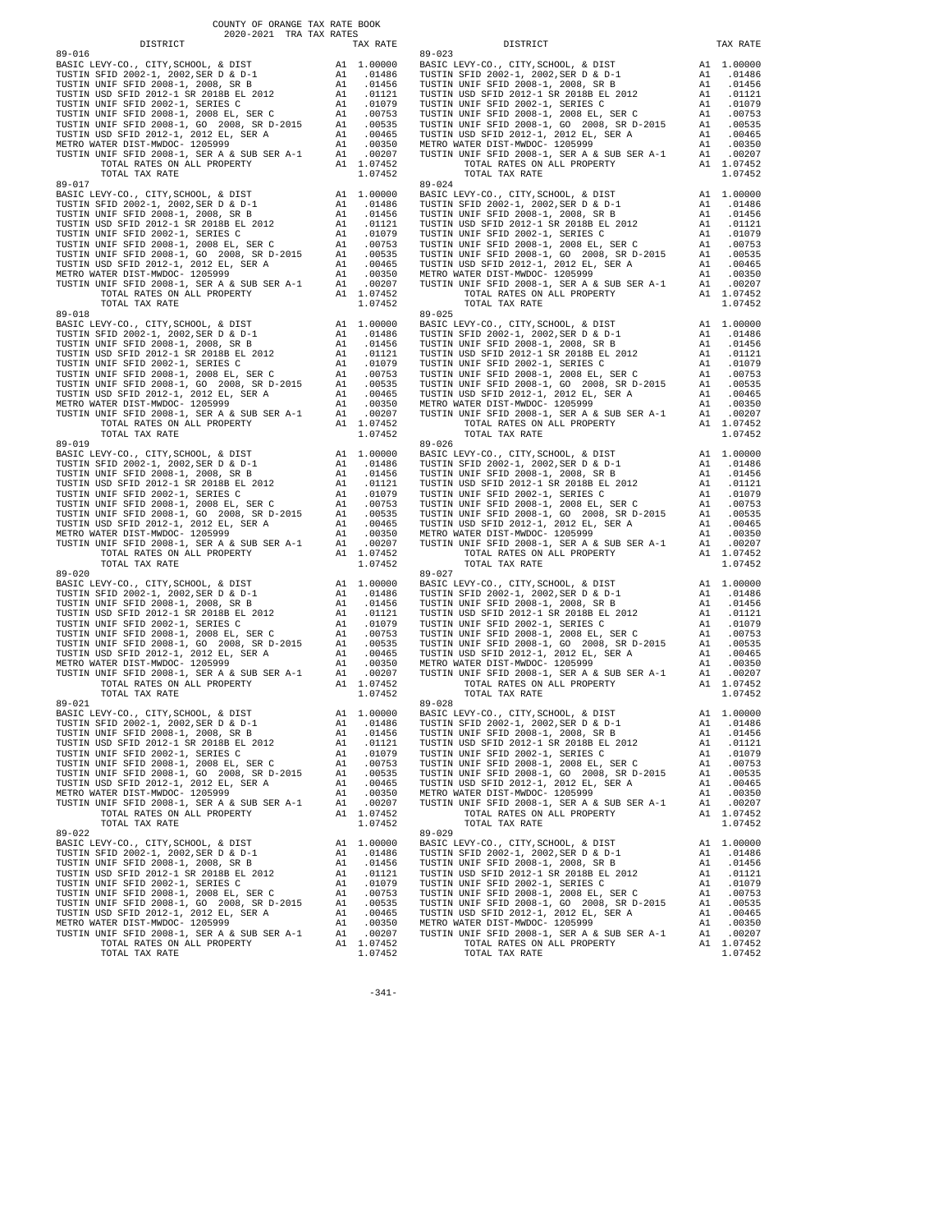COUNTY OF ORANGE TAX RATE BOOK
2020-2021 TRA TAX RATES

| DISTRICT | | TAX RATE | DISTRICT | | TAX RATE |
|---|---|---|---|---|---|
| 89-016 | | | 89-023 | | |
| BASIC LEVY-CO., CITY,SCHOOL, & DIST | A1 | 1.00000 | BASIC LEVY-CO., CITY,SCHOOL, & DIST | A1 | 1.00000 |
| TUSTIN SFID 2002-1, 2002,SER D & D-1 | A1 | .01486 | TUSTIN SFID 2002-1, 2002,SER D & D-1 | A1 | .01486 |
| TUSTIN UNIF SFID 2008-1, 2008, SR B | A1 | .01456 | TUSTIN UNIF SFID 2008-1, 2008, SR B | A1 | .01456 |
| TUSTIN USD SFID 2012-1 SR 2018B EL 2012 | A1 | .01121 | TUSTIN USD SFID 2012-1 SR 2018B EL 2012 | A1 | .01121 |
| TUSTIN UNIF SFID 2002-1, SERIES C | A1 | .01079 | TUSTIN UNIF SFID 2002-1, SERIES C | A1 | .01079 |
| TUSTIN UNIF SFID 2008-1, 2008 EL, SER C | A1 | .00753 | TUSTIN UNIF SFID 2008-1, 2008 EL, SER C | A1 | .00753 |
| TUSTIN UNIF SFID 2008-1, GO 2008, SR D-2015 | A1 | .00535 | TUSTIN UNIF SFID 2008-1, GO 2008, SR D-2015 | A1 | .00535 |
| TUSTIN USD SFID 2012-1, 2012 EL, SER A | A1 | .00465 | TUSTIN USD SFID 2012-1, 2012 EL, SER A | A1 | .00465 |
| METRO WATER DIST-MWDOC- 1205999 | A1 | .00350 | METRO WATER DIST-MWDOC- 1205999 | A1 | .00350 |
| TUSTIN UNIF SFID 2008-1, SER A & SUB SER A-1 | A1 | .00207 | TUSTIN UNIF SFID 2008-1, SER A & SUB SER A-1 | A1 | .00207 |
| TOTAL RATES ON ALL PROPERTY | A1 | 1.07452 | TOTAL RATES ON ALL PROPERTY | A1 | 1.07452 |
| TOTAL TAX RATE | | 1.07452 | TOTAL TAX RATE | | 1.07452 |
| 89-017 | | | 89-024 | | |
| BASIC LEVY-CO., CITY,SCHOOL, & DIST | A1 | 1.00000 | BASIC LEVY-CO., CITY,SCHOOL, & DIST | A1 | 1.00000 |
| TUSTIN SFID 2002-1, 2002,SER D & D-1 | A1 | .01486 | TUSTIN SFID 2002-1, 2002,SER D & D-1 | A1 | .01486 |
| TUSTIN UNIF SFID 2008-1, 2008, SR B | A1 | .01456 | TUSTIN UNIF SFID 2008-1, 2008, SR B | A1 | .01456 |
| TUSTIN USD SFID 2012-1 SR 2018B EL 2012 | A1 | .01121 | TUSTIN USD SFID 2012-1 SR 2018B EL 2012 | A1 | .01121 |
| TUSTIN UNIF SFID 2002-1, SERIES C | A1 | .01079 | TUSTIN UNIF SFID 2002-1, SERIES C | A1 | .01079 |
| TUSTIN UNIF SFID 2008-1, 2008 EL, SER C | A1 | .00753 | TUSTIN UNIF SFID 2008-1, 2008 EL, SER C | A1 | .00753 |
| TUSTIN UNIF SFID 2008-1, GO 2008, SR D-2015 | A1 | .00535 | TUSTIN UNIF SFID 2008-1, GO 2008, SR D-2015 | A1 | .00535 |
| TUSTIN USD SFID 2012-1, 2012 EL, SER A | A1 | .00465 | TUSTIN USD SFID 2012-1, 2012 EL, SER A | A1 | .00465 |
| METRO WATER DIST-MWDOC- 1205999 | A1 | .00350 | METRO WATER DIST-MWDOC- 1205999 | A1 | .00350 |
| TUSTIN UNIF SFID 2008-1, SER A & SUB SER A-1 | A1 | .00207 | TUSTIN UNIF SFID 2008-1, SER A & SUB SER A-1 | A1 | .00207 |
| TOTAL RATES ON ALL PROPERTY | A1 | 1.07452 | TOTAL RATES ON ALL PROPERTY | A1 | 1.07452 |
| TOTAL TAX RATE | | 1.07452 | TOTAL TAX RATE | | 1.07452 |
| 89-018 | | | 89-025 | | |
| BASIC LEVY-CO., CITY,SCHOOL, & DIST | A1 | 1.00000 | BASIC LEVY-CO., CITY,SCHOOL, & DIST | A1 | 1.00000 |
| TUSTIN SFID 2002-1, 2002,SER D & D-1 | A1 | .01486 | TUSTIN SFID 2002-1, 2002,SER D & D-1 | A1 | .01486 |
| TUSTIN UNIF SFID 2008-1, 2008, SR B | A1 | .01456 | TUSTIN UNIF SFID 2008-1, 2008, SR B | A1 | .01456 |
| TUSTIN USD SFID 2012-1 SR 2018B EL 2012 | A1 | .01121 | TUSTIN USD SFID 2012-1 SR 2018B EL 2012 | A1 | .01121 |
| TUSTIN UNIF SFID 2002-1, SERIES C | A1 | .01079 | TUSTIN UNIF SFID 2002-1, SERIES C | A1 | .01079 |
| TUSTIN UNIF SFID 2008-1, 2008 EL, SER C | A1 | .00753 | TUSTIN UNIF SFID 2008-1, 2008 EL, SER C | A1 | .00753 |
| TUSTIN UNIF SFID 2008-1, GO 2008, SR D-2015 | A1 | .00535 | TUSTIN UNIF SFID 2008-1, GO 2008, SR D-2015 | A1 | .00535 |
| TUSTIN USD SFID 2012-1, 2012 EL, SER A | A1 | .00465 | TUSTIN USD SFID 2012-1, 2012 EL, SER A | A1 | .00465 |
| METRO WATER DIST-MWDOC- 1205999 | A1 | .00350 | METRO WATER DIST-MWDOC- 1205999 | A1 | .00350 |
| TUSTIN UNIF SFID 2008-1, SER A & SUB SER A-1 | A1 | .00207 | TUSTIN UNIF SFID 2008-1, SER A & SUB SER A-1 | A1 | .00207 |
| TOTAL RATES ON ALL PROPERTY | A1 | 1.07452 | TOTAL RATES ON ALL PROPERTY | A1 | 1.07452 |
| TOTAL TAX RATE | | 1.07452 | TOTAL TAX RATE | | 1.07452 |
| 89-019 | | | 89-026 | | |
| BASIC LEVY-CO., CITY,SCHOOL, & DIST | A1 | 1.00000 | BASIC LEVY-CO., CITY,SCHOOL, & DIST | A1 | 1.00000 |
| TUSTIN SFID 2002-1, 2002,SER D & D-1 | A1 | .01486 | TUSTIN SFID 2002-1, 2002,SER D & D-1 | A1 | .01486 |
| TUSTIN UNIF SFID 2008-1, 2008, SR B | A1 | .01456 | TUSTIN UNIF SFID 2008-1, 2008, SR B | A1 | .01456 |
| TUSTIN USD SFID 2012-1 SR 2018B EL 2012 | A1 | .01121 | TUSTIN USD SFID 2012-1 SR 2018B EL 2012 | A1 | .01121 |
| TUSTIN UNIF SFID 2002-1, SERIES C | A1 | .01079 | TUSTIN UNIF SFID 2002-1, SERIES C | A1 | .01079 |
| TUSTIN UNIF SFID 2008-1, 2008 EL, SER C | A1 | .00753 | TUSTIN UNIF SFID 2008-1, 2008 EL, SER C | A1 | .00753 |
| TUSTIN UNIF SFID 2008-1, GO 2008, SR D-2015 | A1 | .00535 | TUSTIN UNIF SFID 2008-1, GO 2008, SR D-2015 | A1 | .00535 |
| TUSTIN USD SFID 2012-1, 2012 EL, SER A | A1 | .00465 | TUSTIN USD SFID 2012-1, 2012 EL, SER A | A1 | .00465 |
| METRO WATER DIST-MWDOC- 1205999 | A1 | .00350 | METRO WATER DIST-MWDOC- 1205999 | A1 | .00350 |
| TUSTIN UNIF SFID 2008-1, SER A & SUB SER A-1 | A1 | .00207 | TUSTIN UNIF SFID 2008-1, SER A & SUB SER A-1 | A1 | .00207 |
| TOTAL RATES ON ALL PROPERTY | A1 | 1.07452 | TOTAL RATES ON ALL PROPERTY | A1 | 1.07452 |
| TOTAL TAX RATE | | 1.07452 | TOTAL TAX RATE | | 1.07452 |
| 89-020 | | | 89-027 | | |
| BASIC LEVY-CO., CITY,SCHOOL, & DIST | A1 | 1.00000 | BASIC LEVY-CO., CITY,SCHOOL, & DIST | A1 | 1.00000 |
| TUSTIN SFID 2002-1, 2002,SER D & D-1 | A1 | .01486 | TUSTIN SFID 2002-1, 2002,SER D & D-1 | A1 | .01486 |
| TUSTIN UNIF SFID 2008-1, 2008, SR B | A1 | .01456 | TUSTIN UNIF SFID 2008-1, 2008, SR B | A1 | .01456 |
| TUSTIN USD SFID 2012-1 SR 2018B EL 2012 | A1 | .01121 | TUSTIN USD SFID 2012-1 SR 2018B EL 2012 | A1 | .01121 |
| TUSTIN UNIF SFID 2002-1, SERIES C | A1 | .01079 | TUSTIN UNIF SFID 2002-1, SERIES C | A1 | .01079 |
| TUSTIN UNIF SFID 2008-1, 2008 EL, SER C | A1 | .00753 | TUSTIN UNIF SFID 2008-1, 2008 EL, SER C | A1 | .00753 |
| TUSTIN UNIF SFID 2008-1, GO 2008, SR D-2015 | A1 | .00535 | TUSTIN UNIF SFID 2008-1, GO 2008, SR D-2015 | A1 | .00535 |
| TUSTIN USD SFID 2012-1, 2012 EL, SER A | A1 | .00465 | TUSTIN USD SFID 2012-1, 2012 EL, SER A | A1 | .00465 |
| METRO WATER DIST-MWDOC- 1205999 | A1 | .00350 | METRO WATER DIST-MWDOC- 1205999 | A1 | .00350 |
| TUSTIN UNIF SFID 2008-1, SER A & SUB SER A-1 | A1 | .00207 | TUSTIN UNIF SFID 2008-1, SER A & SUB SER A-1 | A1 | .00207 |
| TOTAL RATES ON ALL PROPERTY | A1 | 1.07452 | TOTAL RATES ON ALL PROPERTY | A1 | 1.07452 |
| TOTAL TAX RATE | | 1.07452 | TOTAL TAX RATE | | 1.07452 |
| 89-021 | | | 89-028 | | |
| BASIC LEVY-CO., CITY,SCHOOL, & DIST | A1 | 1.00000 | BASIC LEVY-CO., CITY,SCHOOL, & DIST | A1 | 1.00000 |
| TUSTIN SFID 2002-1, 2002,SER D & D-1 | A1 | .01486 | TUSTIN SFID 2002-1, 2002,SER D & D-1 | A1 | .01486 |
| TUSTIN UNIF SFID 2008-1, 2008, SR B | A1 | .01456 | TUSTIN UNIF SFID 2008-1, 2008, SR B | A1 | .01456 |
| TUSTIN USD SFID 2012-1 SR 2018B EL 2012 | A1 | .01121 | TUSTIN USD SFID 2012-1 SR 2018B EL 2012 | A1 | .01121 |
| TUSTIN UNIF SFID 2002-1, SERIES C | A1 | .01079 | TUSTIN UNIF SFID 2002-1, SERIES C | A1 | .01079 |
| TUSTIN UNIF SFID 2008-1, 2008 EL, SER C | A1 | .00753 | TUSTIN UNIF SFID 2008-1, 2008 EL, SER C | A1 | .00753 |
| TUSTIN UNIF SFID 2008-1, GO 2008, SR D-2015 | A1 | .00535 | TUSTIN UNIF SFID 2008-1, GO 2008, SR D-2015 | A1 | .00535 |
| TUSTIN USD SFID 2012-1, 2012 EL, SER A | A1 | .00465 | TUSTIN USD SFID 2012-1, 2012 EL, SER A | A1 | .00465 |
| METRO WATER DIST-MWDOC- 1205999 | A1 | .00350 | METRO WATER DIST-MWDOC- 1205999 | A1 | .00350 |
| TUSTIN UNIF SFID 2008-1, SER A & SUB SER A-1 | A1 | .00207 | TUSTIN UNIF SFID 2008-1, SER A & SUB SER A-1 | A1 | .00207 |
| TOTAL RATES ON ALL PROPERTY | A1 | 1.07452 | TOTAL RATES ON ALL PROPERTY | A1 | 1.07452 |
| TOTAL TAX RATE | | 1.07452 | TOTAL TAX RATE | | 1.07452 |
| 89-022 | | | 89-029 | | |
| BASIC LEVY-CO., CITY,SCHOOL, & DIST | A1 | 1.00000 | BASIC LEVY-CO., CITY,SCHOOL, & DIST | A1 | 1.00000 |
| TUSTIN SFID 2002-1, 2002,SER D & D-1 | A1 | .01486 | TUSTIN SFID 2002-1, 2002,SER D & D-1 | A1 | .01486 |
| TUSTIN UNIF SFID 2008-1, 2008, SR B | A1 | .01456 | TUSTIN UNIF SFID 2008-1, 2008, SR B | A1 | .01456 |
| TUSTIN USD SFID 2012-1 SR 2018B EL 2012 | A1 | .01121 | TUSTIN USD SFID 2012-1 SR 2018B EL 2012 | A1 | .01121 |
| TUSTIN UNIF SFID 2002-1, SERIES C | A1 | .01079 | TUSTIN UNIF SFID 2002-1, SERIES C | A1 | .01079 |
| TUSTIN UNIF SFID 2008-1, 2008 EL, SER C | A1 | .00753 | TUSTIN UNIF SFID 2008-1, 2008 EL, SER C | A1 | .00753 |
| TUSTIN UNIF SFID 2008-1, GO 2008, SR D-2015 | A1 | .00535 | TUSTIN UNIF SFID 2008-1, GO 2008, SR D-2015 | A1 | .00535 |
| TUSTIN USD SFID 2012-1, 2012 EL, SER A | A1 | .00465 | TUSTIN USD SFID 2012-1, 2012 EL, SER A | A1 | .00465 |
| METRO WATER DIST-MWDOC- 1205999 | A1 | .00350 | METRO WATER DIST-MWDOC- 1205999 | A1 | .00350 |
| TUSTIN UNIF SFID 2008-1, SER A & SUB SER A-1 | A1 | .00207 | TUSTIN UNIF SFID 2008-1, SER A & SUB SER A-1 | A1 | .00207 |
| TOTAL RATES ON ALL PROPERTY | A1 | 1.07452 | TOTAL RATES ON ALL PROPERTY | A1 | 1.07452 |
| TOTAL TAX RATE | | 1.07452 | TOTAL TAX RATE | | 1.07452 |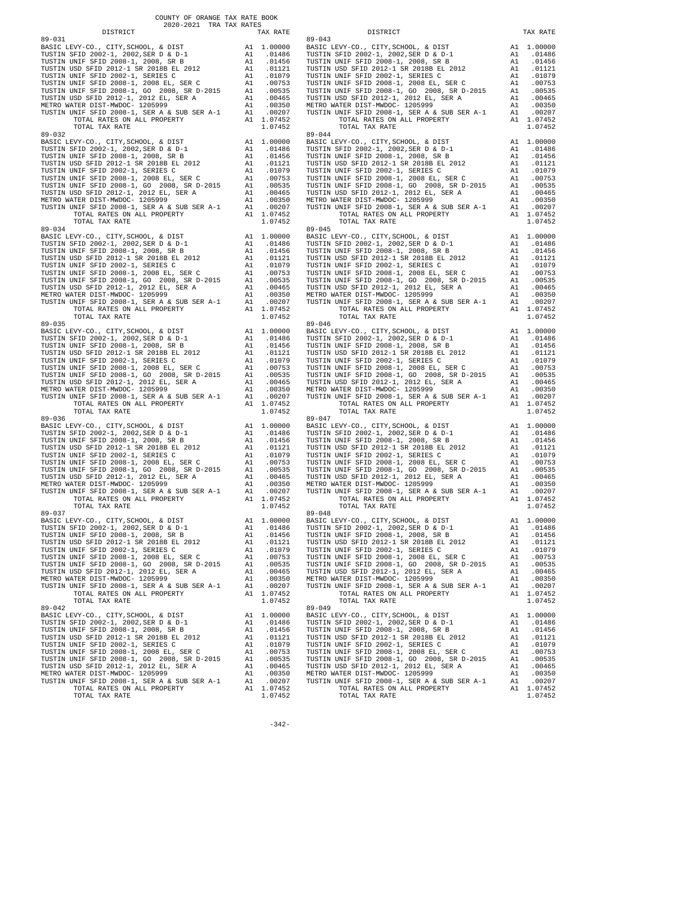COUNTY OF ORANGE TAX RATE BOOK
2020-2021 TRA TAX RATES

| DISTRICT | | TAX RATE | DISTRICT | | TAX RATE |
|---|---|---|---|---|---|
| 89-031 | | | 89-043 | | |
| BASIC LEVY-CO., CITY,SCHOOL, & DIST | A1 | 1.00000 | BASIC LEVY-CO., CITY,SCHOOL, & DIST | A1 | 1.00000 |
| TUSTIN SFID 2002-1, 2002,SER D & D-1 | A1 | .01486 | TUSTIN SFID 2002-1, 2002,SER D & D-1 | A1 | .01486 |
| TUSTIN UNIF SFID 2008-1, 2008, SR B | A1 | .01456 | TUSTIN UNIF SFID 2008-1, 2008, SR B | A1 | .01456 |
| TUSTIN USD SFID 2012-1 SR 2018B EL 2012 | A1 | .01121 | TUSTIN USD SFID 2012-1 SR 2018B EL 2012 | A1 | .01121 |
| TUSTIN UNIF SFID 2002-1, SERIES C | A1 | .01079 | TUSTIN UNIF SFID 2002-1, SERIES C | A1 | .01079 |
| TUSTIN UNIF SFID 2008-1, 2008 EL, SER C | A1 | .00753 | TUSTIN UNIF SFID 2008-1, 2008 EL, SER C | A1 | .00753 |
| TUSTIN UNIF SFID 2008-1, GO 2008, SR D-2015 | A1 | .00535 | TUSTIN UNIF SFID 2008-1, GO 2008, SR D-2015 | A1 | .00535 |
| TUSTIN USD SFID 2012-1, 2012 EL, SER A | A1 | .00465 | TUSTIN USD SFID 2012-1, 2012 EL, SER A | A1 | .00465 |
| METRO WATER DIST-MWDOC- 1205999 | A1 | .00350 | METRO WATER DIST-MWDOC- 1205999 | A1 | .00350 |
| TUSTIN UNIF SFID 2008-1, SER A & SUB SER A-1 | A1 | .00207 | TUSTIN UNIF SFID 2008-1, SER A & SUB SER A-1 | A1 | .00207 |
| TOTAL RATES ON ALL PROPERTY | A1 | 1.07452 | TOTAL RATES ON ALL PROPERTY | A1 | 1.07452 |
| TOTAL TAX RATE | | 1.07452 | TOTAL TAX RATE | | 1.07452 |
| 89-032 | | | 89-044 | | |
| BASIC LEVY-CO., CITY,SCHOOL, & DIST | A1 | 1.00000 | BASIC LEVY-CO., CITY,SCHOOL, & DIST | A1 | 1.00000 |
| TUSTIN SFID 2002-1, 2002,SER D & D-1 | A1 | .01486 | TUSTIN SFID 2002-1, 2002,SER D & D-1 | A1 | .01486 |
| TUSTIN UNIF SFID 2008-1, 2008, SR B | A1 | .01456 | TUSTIN UNIF SFID 2008-1, 2008, SR B | A1 | .01456 |
| TUSTIN USD SFID 2012-1 SR 2018B EL 2012 | A1 | .01121 | TUSTIN USD SFID 2012-1 SR 2018B EL 2012 | A1 | .01121 |
| TUSTIN UNIF SFID 2002-1, SERIES C | A1 | .01079 | TUSTIN UNIF SFID 2002-1, SERIES C | A1 | .01079 |
| TUSTIN UNIF SFID 2008-1, 2008 EL, SER C | A1 | .00753 | TUSTIN UNIF SFID 2008-1, 2008 EL, SER C | A1 | .00753 |
| TUSTIN UNIF SFID 2008-1, GO 2008, SR D-2015 | A1 | .00535 | TUSTIN UNIF SFID 2008-1, GO 2008, SR D-2015 | A1 | .00535 |
| TUSTIN USD SFID 2012-1, 2012 EL, SER A | A1 | .00465 | TUSTIN USD SFID 2012-1, 2012 EL, SER A | A1 | .00465 |
| METRO WATER DIST-MWDOC- 1205999 | A1 | .00350 | METRO WATER DIST-MWDOC- 1205999 | A1 | .00350 |
| TUSTIN UNIF SFID 2008-1, SER A & SUB SER A-1 | A1 | .00207 | TUSTIN UNIF SFID 2008-1, SER A & SUB SER A-1 | A1 | .00207 |
| TOTAL RATES ON ALL PROPERTY | A1 | 1.07452 | TOTAL RATES ON ALL PROPERTY | A1 | 1.07452 |
| TOTAL TAX RATE | | 1.07452 | TOTAL TAX RATE | | 1.07452 |
| 89-034 | | | 89-045 | | |
| BASIC LEVY-CO., CITY,SCHOOL, & DIST | A1 | 1.00000 | BASIC LEVY-CO., CITY,SCHOOL, & DIST | A1 | 1.00000 |
| TUSTIN SFID 2002-1, 2002,SER D & D-1 | A1 | .01486 | TUSTIN SFID 2002-1, 2002,SER D & D-1 | A1 | .01486 |
| TUSTIN UNIF SFID 2008-1, 2008, SR B | A1 | .01456 | TUSTIN UNIF SFID 2008-1, 2008, SR B | A1 | .01456 |
| TUSTIN USD SFID 2012-1 SR 2018B EL 2012 | A1 | .01121 | TUSTIN USD SFID 2012-1 SR 2018B EL 2012 | A1 | .01121 |
| TUSTIN UNIF SFID 2002-1, SERIES C | A1 | .01079 | TUSTIN UNIF SFID 2002-1, SERIES C | A1 | .01079 |
| TUSTIN UNIF SFID 2008-1, 2008 EL, SER C | A1 | .00753 | TUSTIN UNIF SFID 2008-1, 2008 EL, SER C | A1 | .00753 |
| TUSTIN UNIF SFID 2008-1, GO 2008, SR D-2015 | A1 | .00535 | TUSTIN UNIF SFID 2008-1, GO 2008, SR D-2015 | A1 | .00535 |
| TUSTIN USD SFID 2012-1, 2012 EL, SER A | A1 | .00465 | TUSTIN USD SFID 2012-1, 2012 EL, SER A | A1 | .00465 |
| METRO WATER DIST-MWDOC- 1205999 | A1 | .00350 | METRO WATER DIST-MWDOC- 1205999 | A1 | .00350 |
| TUSTIN UNIF SFID 2008-1, SER A & SUB SER A-1 | A1 | .00207 | TUSTIN UNIF SFID 2008-1, SER A & SUB SER A-1 | A1 | .00207 |
| TOTAL RATES ON ALL PROPERTY | A1 | 1.07452 | TOTAL RATES ON ALL PROPERTY | A1 | 1.07452 |
| TOTAL TAX RATE | | 1.07452 | TOTAL TAX RATE | | 1.07452 |
| 89-035 | | | 89-046 | | |
| BASIC LEVY-CO., CITY,SCHOOL, & DIST | A1 | 1.00000 | BASIC LEVY-CO., CITY,SCHOOL, & DIST | A1 | 1.00000 |
| TUSTIN SFID 2002-1, 2002,SER D & D-1 | A1 | .01486 | TUSTIN SFID 2002-1, 2002,SER D & D-1 | A1 | .01486 |
| TUSTIN UNIF SFID 2008-1, 2008, SR B | A1 | .01456 | TUSTIN UNIF SFID 2008-1, 2008, SR B | A1 | .01456 |
| TUSTIN USD SFID 2012-1 SR 2018B EL 2012 | A1 | .01121 | TUSTIN USD SFID 2012-1 SR 2018B EL 2012 | A1 | .01121 |
| TUSTIN UNIF SFID 2002-1, SERIES C | A1 | .01079 | TUSTIN UNIF SFID 2002-1, SERIES C | A1 | .01079 |
| TUSTIN UNIF SFID 2008-1, 2008 EL, SER C | A1 | .00753 | TUSTIN UNIF SFID 2008-1, 2008 EL, SER C | A1 | .00753 |
| TUSTIN UNIF SFID 2008-1, GO 2008, SR D-2015 | A1 | .00535 | TUSTIN UNIF SFID 2008-1, GO 2008, SR D-2015 | A1 | .00535 |
| TUSTIN USD SFID 2012-1, 2012 EL, SER A | A1 | .00465 | TUSTIN USD SFID 2012-1, 2012 EL, SER A | A1 | .00465 |
| METRO WATER DIST-MWDOC- 1205999 | A1 | .00350 | METRO WATER DIST-MWDOC- 1205999 | A1 | .00350 |
| TUSTIN UNIF SFID 2008-1, SER A & SUB SER A-1 | A1 | .00207 | TUSTIN UNIF SFID 2008-1, SER A & SUB SER A-1 | A1 | .00207 |
| TOTAL RATES ON ALL PROPERTY | A1 | 1.07452 | TOTAL RATES ON ALL PROPERTY | A1 | 1.07452 |
| TOTAL TAX RATE | | 1.07452 | TOTAL TAX RATE | | 1.07452 |
| 89-036 | | | 89-047 | | |
| BASIC LEVY-CO., CITY,SCHOOL, & DIST | A1 | 1.00000 | BASIC LEVY-CO., CITY,SCHOOL, & DIST | A1 | 1.00000 |
| TUSTIN SFID 2002-1, 2002,SER D & D-1 | A1 | .01486 | TUSTIN SFID 2002-1, 2002,SER D & D-1 | A1 | .01486 |
| TUSTIN UNIF SFID 2008-1, 2008, SR B | A1 | .01456 | TUSTIN UNIF SFID 2008-1, 2008, SR B | A1 | .01456 |
| TUSTIN USD SFID 2012-1 SR 2018B EL 2012 | A1 | .01121 | TUSTIN USD SFID 2012-1 SR 2018B EL 2012 | A1 | .01121 |
| TUSTIN UNIF SFID 2002-1, SERIES C | A1 | .01079 | TUSTIN UNIF SFID 2002-1, SERIES C | A1 | .01079 |
| TUSTIN UNIF SFID 2008-1, 2008 EL, SER C | A1 | .00753 | TUSTIN UNIF SFID 2008-1, 2008 EL, SER C | A1 | .00753 |
| TUSTIN UNIF SFID 2008-1, GO 2008, SR D-2015 | A1 | .00535 | TUSTIN UNIF SFID 2008-1, GO 2008, SR D-2015 | A1 | .00535 |
| TUSTIN USD SFID 2012-1, 2012 EL, SER A | A1 | .00465 | TUSTIN USD SFID 2012-1, 2012 EL, SER A | A1 | .00465 |
| METRO WATER DIST-MWDOC- 1205999 | A1 | .00350 | METRO WATER DIST-MWDOC- 1205999 | A1 | .00350 |
| TUSTIN UNIF SFID 2008-1, SER A & SUB SER A-1 | A1 | .00207 | TUSTIN UNIF SFID 2008-1, SER A & SUB SER A-1 | A1 | .00207 |
| TOTAL RATES ON ALL PROPERTY | A1 | 1.07452 | TOTAL RATES ON ALL PROPERTY | A1 | 1.07452 |
| TOTAL TAX RATE | | 1.07452 | TOTAL TAX RATE | | 1.07452 |
| 89-037 | | | 89-048 | | |
| BASIC LEVY-CO., CITY,SCHOOL, & DIST | A1 | 1.00000 | BASIC LEVY-CO., CITY,SCHOOL, & DIST | A1 | 1.00000 |
| TUSTIN SFID 2002-1, 2002,SER D & D-1 | A1 | .01486 | TUSTIN SFID 2002-1, 2002,SER D & D-1 | A1 | .01486 |
| TUSTIN UNIF SFID 2008-1, 2008, SR B | A1 | .01456 | TUSTIN UNIF SFID 2008-1, 2008, SR B | A1 | .01456 |
| TUSTIN USD SFID 2012-1 SR 2018B EL 2012 | A1 | .01121 | TUSTIN USD SFID 2012-1 SR 2018B EL 2012 | A1 | .01121 |
| TUSTIN UNIF SFID 2002-1, SERIES C | A1 | .01079 | TUSTIN UNIF SFID 2002-1, SERIES C | A1 | .01079 |
| TUSTIN UNIF SFID 2008-1, 2008 EL, SER C | A1 | .00753 | TUSTIN UNIF SFID 2008-1, 2008 EL, SER C | A1 | .00753 |
| TUSTIN UNIF SFID 2008-1, GO 2008, SR D-2015 | A1 | .00535 | TUSTIN UNIF SFID 2008-1, GO 2008, SR D-2015 | A1 | .00535 |
| TUSTIN USD SFID 2012-1, 2012 EL, SER A | A1 | .00465 | TUSTIN USD SFID 2012-1, 2012 EL, SER A | A1 | .00465 |
| METRO WATER DIST-MWDOC- 1205999 | A1 | .00350 | METRO WATER DIST-MWDOC- 1205999 | A1 | .00350 |
| TUSTIN UNIF SFID 2008-1, SER A & SUB SER A-1 | A1 | .00207 | TUSTIN UNIF SFID 2008-1, SER A & SUB SER A-1 | A1 | .00207 |
| TOTAL RATES ON ALL PROPERTY | A1 | 1.07452 | TOTAL RATES ON ALL PROPERTY | A1 | 1.07452 |
| TOTAL TAX RATE | | 1.07452 | TOTAL TAX RATE | | 1.07452 |
| 89-042 | | | 89-049 | | |
| BASIC LEVY-CO., CITY,SCHOOL, & DIST | A1 | 1.00000 | BASIC LEVY-CO., CITY,SCHOOL, & DIST | A1 | 1.00000 |
| TUSTIN SFID 2002-1, 2002,SER D & D-1 | A1 | .01486 | TUSTIN SFID 2002-1, 2002,SER D & D-1 | A1 | .01486 |
| TUSTIN UNIF SFID 2008-1, 2008, SR B | A1 | .01456 | TUSTIN UNIF SFID 2008-1, 2008, SR B | A1 | .01456 |
| TUSTIN USD SFID 2012-1 SR 2018B EL 2012 | A1 | .01121 | TUSTIN USD SFID 2012-1 SR 2018B EL 2012 | A1 | .01121 |
| TUSTIN UNIF SFID 2002-1, SERIES C | A1 | .01079 | TUSTIN UNIF SFID 2002-1, SERIES C | A1 | .01079 |
| TUSTIN UNIF SFID 2008-1, 2008 EL, SER C | A1 | .00753 | TUSTIN UNIF SFID 2008-1, 2008 EL, SER C | A1 | .00753 |
| TUSTIN UNIF SFID 2008-1, GO 2008, SR D-2015 | A1 | .00535 | TUSTIN UNIF SFID 2008-1, GO 2008, SR D-2015 | A1 | .00535 |
| TUSTIN USD SFID 2012-1, 2012 EL, SER A | A1 | .00465 | TUSTIN USD SFID 2012-1, 2012 EL, SER A | A1 | .00465 |
| METRO WATER DIST-MWDOC- 1205999 | A1 | .00350 | METRO WATER DIST-MWDOC- 1205999 | A1 | .00350 |
| TUSTIN UNIF SFID 2008-1, SER A & SUB SER A-1 | A1 | .00207 | TUSTIN UNIF SFID 2008-1, SER A & SUB SER A-1 | A1 | .00207 |
| TOTAL RATES ON ALL PROPERTY | A1 | 1.07452 | TOTAL RATES ON ALL PROPERTY | A1 | 1.07452 |
| TOTAL TAX RATE | | 1.07452 | TOTAL TAX RATE | | 1.07452 |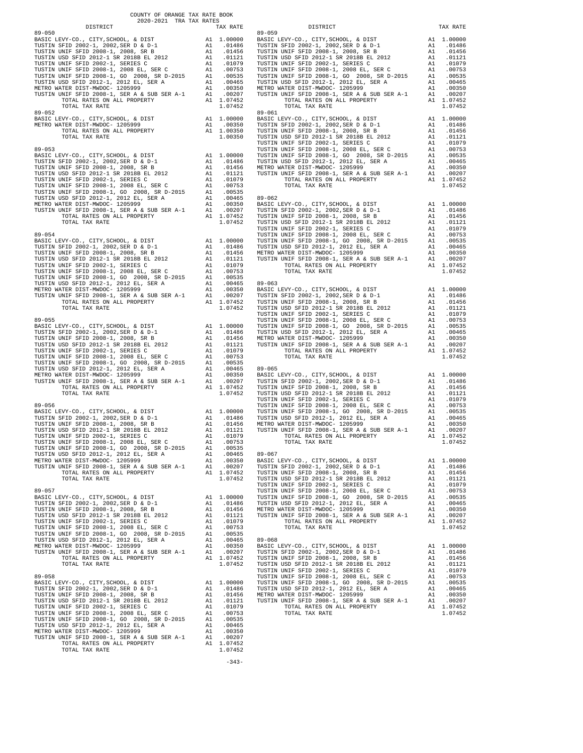COUNTY OF ORANGE TAX RATE BOOK
2020-2021 TRA TAX RATES

| DISTRICT | | TAX RATE |
|---|---|---|
| **89-050** | | |
| BASIC LEVY-CO., CITY,SCHOOL, & DIST | A1 | 1.00000 |
| TUSTIN SFID 2002-1, 2002,SER D & D-1 | A1 | .01486 |
| TUSTIN UNIF SFID 2008-1, 2008, SR B | A1 | .01456 |
| TUSTIN USD SFID 2012-1 SR 2018B EL 2012 | A1 | .01121 |
| TUSTIN UNIF SFID 2002-1, SERIES C | A1 | .01079 |
| TUSTIN UNIF SFID 2008-1, 2008 EL, SER C | A1 | .00753 |
| TUSTIN UNIF SFID 2008-1, GO 2008, SR D-2015 | A1 | .00535 |
| TUSTIN USD SFID 2012-1, 2012 EL, SER A | A1 | .00465 |
| METRO WATER DIST-MWDOC- 1205999 | A1 | .00350 |
| TUSTIN UNIF SFID 2008-1, SER A & SUB SER A-1 | A1 | .00207 |
| TOTAL RATES ON ALL PROPERTY | A1 | 1.07452 |
| TOTAL TAX RATE | | 1.07452 |
| **89-052** | | |
| BASIC LEVY-CO., CITY,SCHOOL, & DIST | A1 | 1.00000 |
| METRO WATER DIST-MWDOC- 1205999 | A1 | .00350 |
| TOTAL RATES ON ALL PROPERTY | A1 | 1.00350 |
| TOTAL TAX RATE | | 1.00350 |
| **89-053** | | |
| BASIC LEVY-CO., CITY,SCHOOL, & DIST | A1 | 1.00000 |
| TUSTIN SFID 2002-1, 2002,SER D & D-1 | A1 | .01486 |
| TUSTIN UNIF SFID 2008-1, 2008, SR B | A1 | .01456 |
| TUSTIN USD SFID 2012-1 SR 2018B EL 2012 | A1 | .01121 |
| TUSTIN UNIF SFID 2002-1, SERIES C | A1 | .01079 |
| TUSTIN UNIF SFID 2008-1, 2008 EL, SER C | A1 | .00753 |
| TUSTIN UNIF SFID 2008-1, GO 2008, SR D-2015 | A1 | .00535 |
| TUSTIN USD SFID 2012-1, 2012 EL, SER A | A1 | .00465 |
| METRO WATER DIST-MWDOC- 1205999 | A1 | .00350 |
| TUSTIN UNIF SFID 2008-1, SER A & SUB SER A-1 | A1 | .00207 |
| TOTAL RATES ON ALL PROPERTY | A1 | 1.07452 |
| TOTAL TAX RATE | | 1.07452 |
| **89-054** | | |
| BASIC LEVY-CO., CITY,SCHOOL, & DIST | A1 | 1.00000 |
| TUSTIN SFID 2002-1, 2002,SER D & D-1 | A1 | .01486 |
| TUSTIN UNIF SFID 2008-1, 2008, SR B | A1 | .01456 |
| TUSTIN USD SFID 2012-1 SR 2018B EL 2012 | A1 | .01121 |
| TUSTIN UNIF SFID 2002-1, SERIES C | A1 | .01079 |
| TUSTIN UNIF SFID 2008-1, 2008 EL, SER C | A1 | .00753 |
| TUSTIN UNIF SFID 2008-1, GO 2008, SR D-2015 | A1 | .00535 |
| TUSTIN USD SFID 2012-1, 2012 EL, SER A | A1 | .00465 |
| METRO WATER DIST-MWDOC- 1205999 | A1 | .00350 |
| TUSTIN UNIF SFID 2008-1, SER A & SUB SER A-1 | A1 | .00207 |
| TOTAL RATES ON ALL PROPERTY | A1 | 1.07452 |
| TOTAL TAX RATE | | 1.07452 |
| **89-055** | | |
| BASIC LEVY-CO., CITY,SCHOOL, & DIST | A1 | 1.00000 |
| TUSTIN SFID 2002-1, 2002,SER D & D-1 | A1 | .01486 |
| TUSTIN UNIF SFID 2008-1, 2008, SR B | A1 | .01456 |
| TUSTIN USD SFID 2012-1 SR 2018B EL 2012 | A1 | .01121 |
| TUSTIN UNIF SFID 2002-1, SERIES C | A1 | .01079 |
| TUSTIN UNIF SFID 2008-1, 2008 EL, SER C | A1 | .00753 |
| TUSTIN UNIF SFID 2008-1, GO 2008, SR D-2015 | A1 | .00535 |
| TUSTIN USD SFID 2012-1, 2012 EL, SER A | A1 | .00465 |
| METRO WATER DIST-MWDOC- 1205999 | A1 | .00350 |
| TUSTIN UNIF SFID 2008-1, SER A & SUB SER A-1 | A1 | .00207 |
| TOTAL RATES ON ALL PROPERTY | A1 | 1.07452 |
| TOTAL TAX RATE | | 1.07452 |
| **89-056** | | |
| BASIC LEVY-CO., CITY,SCHOOL, & DIST | A1 | 1.00000 |
| TUSTIN SFID 2002-1, 2002,SER D & D-1 | A1 | .01486 |
| TUSTIN UNIF SFID 2008-1, 2008, SR B | A1 | .01456 |
| TUSTIN USD SFID 2012-1 SR 2018B EL 2012 | A1 | .01121 |
| TUSTIN UNIF SFID 2002-1, SERIES C | A1 | .01079 |
| TUSTIN UNIF SFID 2008-1, 2008 EL, SER C | A1 | .00753 |
| TUSTIN UNIF SFID 2008-1, GO 2008, SR D-2015 | A1 | .00535 |
| TUSTIN USD SFID 2012-1, 2012 EL, SER A | A1 | .00465 |
| METRO WATER DIST-MWDOC- 1205999 | A1 | .00350 |
| TUSTIN UNIF SFID 2008-1, SER A & SUB SER A-1 | A1 | .00207 |
| TOTAL RATES ON ALL PROPERTY | A1 | 1.07452 |
| TOTAL TAX RATE | | 1.07452 |
| **89-057** | | |
| BASIC LEVY-CO., CITY,SCHOOL, & DIST | A1 | 1.00000 |
| TUSTIN SFID 2002-1, 2002,SER D & D-1 | A1 | .01486 |
| TUSTIN UNIF SFID 2008-1, 2008, SR B | A1 | .01456 |
| TUSTIN USD SFID 2012-1 SR 2018B EL 2012 | A1 | .01121 |
| TUSTIN UNIF SFID 2002-1, SERIES C | A1 | .01079 |
| TUSTIN UNIF SFID 2008-1, 2008 EL, SER C | A1 | .00753 |
| TUSTIN UNIF SFID 2008-1, GO 2008, SR D-2015 | A1 | .00535 |
| TUSTIN USD SFID 2012-1, 2012 EL, SER A | A1 | .00465 |
| METRO WATER DIST-MWDOC- 1205999 | A1 | .00350 |
| TUSTIN UNIF SFID 2008-1, SER A & SUB SER A-1 | A1 | .00207 |
| TOTAL RATES ON ALL PROPERTY | A1 | 1.07452 |
| TOTAL TAX RATE | | 1.07452 |
| **89-058** | | |
| BASIC LEVY-CO., CITY,SCHOOL, & DIST | A1 | 1.00000 |
| TUSTIN SFID 2002-1, 2002,SER D & D-1 | A1 | .01486 |
| TUSTIN UNIF SFID 2008-1, 2008, SR B | A1 | .01456 |
| TUSTIN USD SFID 2012-1 SR 2018B EL 2012 | A1 | .01121 |
| TUSTIN UNIF SFID 2002-1, SERIES C | A1 | .01079 |
| TUSTIN UNIF SFID 2008-1, 2008 EL, SER C | A1 | .00753 |
| TUSTIN UNIF SFID 2008-1, GO 2008, SR D-2015 | A1 | .00535 |
| TUSTIN USD SFID 2012-1, 2012 EL, SER A | A1 | .00465 |
| METRO WATER DIST-MWDOC- 1205999 | A1 | .00350 |
| TUSTIN UNIF SFID 2008-1, SER A & SUB SER A-1 | A1 | .00207 |
| TOTAL RATES ON ALL PROPERTY | A1 | 1.07452 |
| TOTAL TAX RATE | | 1.07452 |
| **89-059** | | |
| BASIC LEVY-CO., CITY,SCHOOL, & DIST | A1 | 1.00000 |
| TUSTIN SFID 2002-1, 2002,SER D & D-1 | A1 | .01486 |
| TUSTIN UNIF SFID 2008-1, 2008, SR B | A1 | .01456 |
| TUSTIN USD SFID 2012-1 SR 2018B EL 2012 | A1 | .01121 |
| TUSTIN UNIF SFID 2002-1, SERIES C | A1 | .01079 |
| TUSTIN UNIF SFID 2008-1, 2008 EL, SER C | A1 | .00753 |
| TUSTIN UNIF SFID 2008-1, GO 2008, SR D-2015 | A1 | .00535 |
| TUSTIN USD SFID 2012-1, 2012 EL, SER A | A1 | .00465 |
| METRO WATER DIST-MWDOC- 1205999 | A1 | .00350 |
| TUSTIN UNIF SFID 2008-1, SER A & SUB SER A-1 | A1 | .00207 |
| TOTAL RATES ON ALL PROPERTY | A1 | 1.07452 |
| TOTAL TAX RATE | | 1.07452 |
| **89-061** | | |
| BASIC LEVY-CO., CITY,SCHOOL, & DIST | A1 | 1.00000 |
| TUSTIN SFID 2002-1, 2002,SER D & D-1 | A1 | .01486 |
| TUSTIN UNIF SFID 2008-1, 2008, SR B | A1 | .01456 |
| TUSTIN USD SFID 2012-1 SR 2018B EL 2012 | A1 | .01121 |
| TUSTIN UNIF SFID 2002-1, SERIES C | A1 | .01079 |
| TUSTIN UNIF SFID 2008-1, 2008 EL, SER C | A1 | .00753 |
| TUSTIN UNIF SFID 2008-1, GO 2008, SR D-2015 | A1 | .00535 |
| TUSTIN USD SFID 2012-1, 2012 EL, SER A | A1 | .00465 |
| METRO WATER DIST-MWDOC- 1205999 | A1 | .00350 |
| TUSTIN UNIF SFID 2008-1, SER A & SUB SER A-1 | A1 | .00207 |
| TOTAL RATES ON ALL PROPERTY | A1 | 1.07452 |
| TOTAL TAX RATE | | 1.07452 |
| **89-062** | | |
| BASIC LEVY-CO., CITY,SCHOOL, & DIST | A1 | 1.00000 |
| TUSTIN SFID 2002-1, 2002,SER D & D-1 | A1 | .01486 |
| TUSTIN UNIF SFID 2008-1, 2008, SR B | A1 | .01456 |
| TUSTIN USD SFID 2012-1 SR 2018B EL 2012 | A1 | .01121 |
| TUSTIN UNIF SFID 2002-1, SERIES C | A1 | .01079 |
| TUSTIN UNIF SFID 2008-1, 2008 EL, SER C | A1 | .00753 |
| TUSTIN UNIF SFID 2008-1, GO 2008, SR D-2015 | A1 | .00535 |
| TUSTIN USD SFID 2012-1, 2012 EL, SER A | A1 | .00465 |
| METRO WATER DIST-MWDOC- 1205999 | A1 | .00350 |
| TUSTIN UNIF SFID 2008-1, SER A & SUB SER A-1 | A1 | .00207 |
| TOTAL RATES ON ALL PROPERTY | A1 | 1.07452 |
| TOTAL TAX RATE | | 1.07452 |
| **89-063** | | |
| BASIC LEVY-CO., CITY,SCHOOL, & DIST | A1 | 1.00000 |
| TUSTIN SFID 2002-1, 2002,SER D & D-1 | A1 | .01486 |
| TUSTIN UNIF SFID 2008-1, 2008, SR B | A1 | .01456 |
| TUSTIN USD SFID 2012-1 SR 2018B EL 2012 | A1 | .01121 |
| TUSTIN UNIF SFID 2002-1, SERIES C | A1 | .01079 |
| TUSTIN UNIF SFID 2008-1, 2008 EL, SER C | A1 | .00753 |
| TUSTIN UNIF SFID 2008-1, GO 2008, SR D-2015 | A1 | .00535 |
| TUSTIN USD SFID 2012-1, 2012 EL, SER A | A1 | .00465 |
| METRO WATER DIST-MWDOC- 1205999 | A1 | .00350 |
| TUSTIN UNIF SFID 2008-1, SER A & SUB SER A-1 | A1 | .00207 |
| TOTAL RATES ON ALL PROPERTY | A1 | 1.07452 |
| TOTAL TAX RATE | | 1.07452 |
| **89-065** | | |
| BASIC LEVY-CO., CITY,SCHOOL, & DIST | A1 | 1.00000 |
| TUSTIN SFID 2002-1, 2002,SER D & D-1 | A1 | .01486 |
| TUSTIN UNIF SFID 2008-1, 2008, SR B | A1 | .01456 |
| TUSTIN USD SFID 2012-1 SR 2018B EL 2012 | A1 | .01121 |
| TUSTIN UNIF SFID 2002-1, SERIES C | A1 | .01079 |
| TUSTIN UNIF SFID 2008-1, 2008 EL, SER C | A1 | .00753 |
| TUSTIN UNIF SFID 2008-1, GO 2008, SR D-2015 | A1 | .00535 |
| TUSTIN USD SFID 2012-1, 2012 EL, SER A | A1 | .00465 |
| METRO WATER DIST-MWDOC- 1205999 | A1 | .00350 |
| TUSTIN UNIF SFID 2008-1, SER A & SUB SER A-1 | A1 | .00207 |
| TOTAL RATES ON ALL PROPERTY | A1 | 1.07452 |
| TOTAL TAX RATE | | 1.07452 |
| **89-067** | | |
| BASIC LEVY-CO., CITY,SCHOOL, & DIST | A1 | 1.00000 |
| TUSTIN SFID 2002-1, 2002,SER D & D-1 | A1 | .01486 |
| TUSTIN UNIF SFID 2008-1, 2008, SR B | A1 | .01456 |
| TUSTIN USD SFID 2012-1 SR 2018B EL 2012 | A1 | .01121 |
| TUSTIN UNIF SFID 2002-1, SERIES C | A1 | .01079 |
| TUSTIN UNIF SFID 2008-1, 2008 EL, SER C | A1 | .00753 |
| TUSTIN UNIF SFID 2008-1, GO 2008, SR D-2015 | A1 | .00535 |
| TUSTIN USD SFID 2012-1, 2012 EL, SER A | A1 | .00465 |
| METRO WATER DIST-MWDOC- 1205999 | A1 | .00350 |
| TUSTIN UNIF SFID 2008-1, SER A & SUB SER A-1 | A1 | .00207 |
| TOTAL RATES ON ALL PROPERTY | A1 | 1.07452 |
| TOTAL TAX RATE | | 1.07452 |
| **89-068** | | |
| BASIC LEVY-CO., CITY,SCHOOL, & DIST | A1 | 1.00000 |
| TUSTIN SFID 2002-1, 2002,SER D & D-1 | A1 | .01486 |
| TUSTIN UNIF SFID 2008-1, 2008, SR B | A1 | .01456 |
| TUSTIN USD SFID 2012-1 SR 2018B EL 2012 | A1 | .01121 |
| TUSTIN UNIF SFID 2002-1, SERIES C | A1 | .01079 |
| TUSTIN UNIF SFID 2008-1, 2008 EL, SER C | A1 | .00753 |
| TUSTIN UNIF SFID 2008-1, GO 2008, SR D-2015 | A1 | .00535 |
| TUSTIN USD SFID 2012-1, 2012 EL, SER A | A1 | .00465 |
| METRO WATER DIST-MWDOC- 1205999 | A1 | .00350 |
| TUSTIN UNIF SFID 2008-1, SER A & SUB SER A-1 | A1 | .00207 |
| TOTAL RATES ON ALL PROPERTY | A1 | 1.07452 |
| TOTAL TAX RATE | | 1.07452 |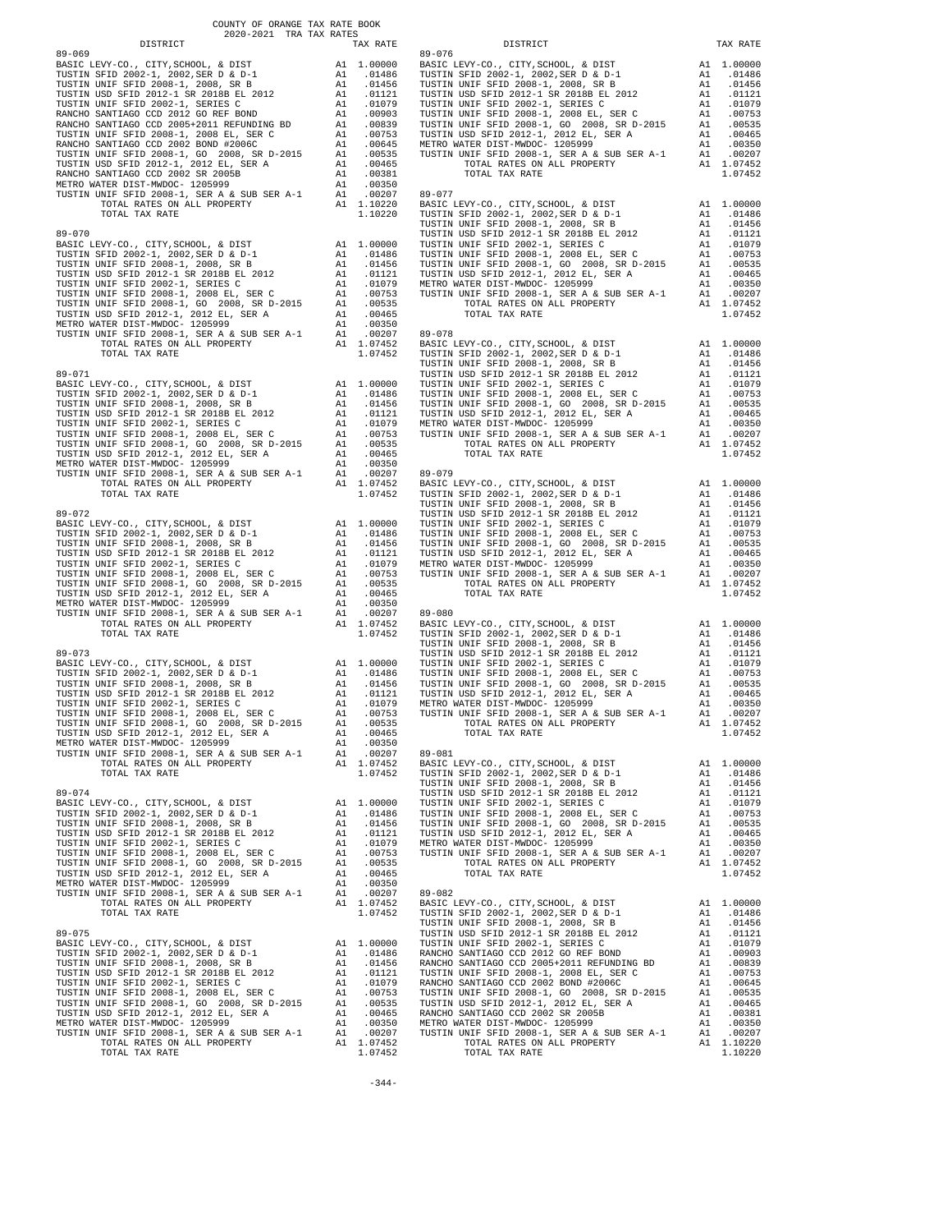COUNTY OF ORANGE TAX RATE BOOK
2020-2021 TRA TAX RATES

| DISTRICT | | TAX RATE |
|---|---|---|
| **89-069** | | |
| BASIC LEVY-CO., CITY,SCHOOL, & DIST | A1 | 1.00000 |
| TUSTIN SFID 2002-1, 2002,SER D & D-1 | A1 | .01486 |
| TUSTIN UNIF SFID 2008-1, 2008, SR B | A1 | .01456 |
| TUSTIN USD SFID 2012-1 SR 2018B EL 2012 | A1 | .01121 |
| TUSTIN UNIF SFID 2002-1, SERIES C | A1 | .01079 |
| RANCHO SANTIAGO CCD 2012 GO REF BOND | A1 | .00903 |
| RANCHO SANTIAGO CCD 2005+2011 REFUNDING BD | A1 | .00839 |
| TUSTIN UNIF SFID 2008-1, 2008 EL, SER C | A1 | .00753 |
| RANCHO SANTIAGO CCD 2002 BOND #2006C | A1 | .00645 |
| TUSTIN UNIF SFID 2008-1, GO 2008, SR D-2015 | A1 | .00535 |
| TUSTIN USD SFID 2012-1, 2012 EL, SER A | A1 | .00465 |
| RANCHO SANTIAGO CCD 2002 SR 2005B | A1 | .00381 |
| METRO WATER DIST-MWDOC- 1205999 | A1 | .00350 |
| TUSTIN UNIF SFID 2008-1, SER A & SUB SER A-1 | A1 | .00207 |
| TOTAL RATES ON ALL PROPERTY | A1 | 1.10220 |
| TOTAL TAX RATE | | 1.10220 |
| **89-070** | | |
| BASIC LEVY-CO., CITY,SCHOOL, & DIST | A1 | 1.00000 |
| TUSTIN SFID 2002-1, 2002,SER D & D-1 | A1 | .01486 |
| TUSTIN UNIF SFID 2008-1, 2008, SR B | A1 | .01456 |
| TUSTIN USD SFID 2012-1 SR 2018B EL 2012 | A1 | .01121 |
| TUSTIN UNIF SFID 2002-1, SERIES C | A1 | .01079 |
| TUSTIN UNIF SFID 2008-1, 2008 EL, SER C | A1 | .00753 |
| TUSTIN UNIF SFID 2008-1, GO 2008, SR D-2015 | A1 | .00535 |
| TUSTIN USD SFID 2012-1, 2012 EL, SER A | A1 | .00465 |
| METRO WATER DIST-MWDOC- 1205999 | A1 | .00350 |
| TUSTIN UNIF SFID 2008-1, SER A & SUB SER A-1 | A1 | .00207 |
| TOTAL RATES ON ALL PROPERTY | A1 | 1.07452 |
| TOTAL TAX RATE | | 1.07452 |
| **89-071** | | |
| BASIC LEVY-CO., CITY,SCHOOL, & DIST | A1 | 1.00000 |
| TUSTIN SFID 2002-1, 2002,SER D & D-1 | A1 | .01486 |
| TUSTIN UNIF SFID 2008-1, 2008, SR B | A1 | .01456 |
| TUSTIN USD SFID 2012-1 SR 2018B EL 2012 | A1 | .01121 |
| TUSTIN UNIF SFID 2002-1, SERIES C | A1 | .01079 |
| TUSTIN UNIF SFID 2008-1, 2008 EL, SER C | A1 | .00753 |
| TUSTIN UNIF SFID 2008-1, GO 2008, SR D-2015 | A1 | .00535 |
| TUSTIN USD SFID 2012-1, 2012 EL, SER A | A1 | .00465 |
| METRO WATER DIST-MWDOC- 1205999 | A1 | .00350 |
| TUSTIN UNIF SFID 2008-1, SER A & SUB SER A-1 | A1 | .00207 |
| TOTAL RATES ON ALL PROPERTY | A1 | 1.07452 |
| TOTAL TAX RATE | | 1.07452 |
| **89-072** | | |
| BASIC LEVY-CO., CITY,SCHOOL, & DIST | A1 | 1.00000 |
| TUSTIN SFID 2002-1, 2002,SER D & D-1 | A1 | .01486 |
| TUSTIN UNIF SFID 2008-1, 2008, SR B | A1 | .01456 |
| TUSTIN USD SFID 2012-1 SR 2018B EL 2012 | A1 | .01121 |
| TUSTIN UNIF SFID 2002-1, SERIES C | A1 | .01079 |
| TUSTIN UNIF SFID 2008-1, 2008 EL, SER C | A1 | .00753 |
| TUSTIN UNIF SFID 2008-1, GO 2008, SR D-2015 | A1 | .00535 |
| TUSTIN USD SFID 2012-1, 2012 EL, SER A | A1 | .00465 |
| METRO WATER DIST-MWDOC- 1205999 | A1 | .00350 |
| TUSTIN UNIF SFID 2008-1, SER A & SUB SER A-1 | A1 | .00207 |
| TOTAL RATES ON ALL PROPERTY | A1 | 1.07452 |
| TOTAL TAX RATE | | 1.07452 |
| **89-073** | | |
| BASIC LEVY-CO., CITY,SCHOOL, & DIST | A1 | 1.00000 |
| TUSTIN SFID 2002-1, 2002,SER D & D-1 | A1 | .01486 |
| TUSTIN UNIF SFID 2008-1, 2008, SR B | A1 | .01456 |
| TUSTIN USD SFID 2012-1 SR 2018B EL 2012 | A1 | .01121 |
| TUSTIN UNIF SFID 2002-1, SERIES C | A1 | .01079 |
| TUSTIN UNIF SFID 2008-1, 2008 EL, SER C | A1 | .00753 |
| TUSTIN UNIF SFID 2008-1, GO 2008, SR D-2015 | A1 | .00535 |
| TUSTIN USD SFID 2012-1, 2012 EL, SER A | A1 | .00465 |
| METRO WATER DIST-MWDOC- 1205999 | A1 | .00350 |
| TUSTIN UNIF SFID 2008-1, SER A & SUB SER A-1 | A1 | .00207 |
| TOTAL RATES ON ALL PROPERTY | A1 | 1.07452 |
| TOTAL TAX RATE | | 1.07452 |
| **89-074** | | |
| BASIC LEVY-CO., CITY,SCHOOL, & DIST | A1 | 1.00000 |
| TUSTIN SFID 2002-1, 2002,SER D & D-1 | A1 | .01486 |
| TUSTIN UNIF SFID 2008-1, 2008, SR B | A1 | .01456 |
| TUSTIN USD SFID 2012-1 SR 2018B EL 2012 | A1 | .01121 |
| TUSTIN UNIF SFID 2002-1, SERIES C | A1 | .01079 |
| TUSTIN UNIF SFID 2008-1, 2008 EL, SER C | A1 | .00753 |
| TUSTIN UNIF SFID 2008-1, GO 2008, SR D-2015 | A1 | .00535 |
| TUSTIN USD SFID 2012-1, 2012 EL, SER A | A1 | .00465 |
| METRO WATER DIST-MWDOC- 1205999 | A1 | .00350 |
| TUSTIN UNIF SFID 2008-1, SER A & SUB SER A-1 | A1 | .00207 |
| TOTAL RATES ON ALL PROPERTY | A1 | 1.07452 |
| TOTAL TAX RATE | | 1.07452 |
| **89-075** | | |
| BASIC LEVY-CO., CITY,SCHOOL, & DIST | A1 | 1.00000 |
| TUSTIN SFID 2002-1, 2002,SER D & D-1 | A1 | .01486 |
| TUSTIN UNIF SFID 2008-1, 2008, SR B | A1 | .01456 |
| TUSTIN USD SFID 2012-1 SR 2018B EL 2012 | A1 | .01121 |
| TUSTIN UNIF SFID 2002-1, SERIES C | A1 | .01079 |
| TUSTIN UNIF SFID 2008-1, 2008 EL, SER C | A1 | .00753 |
| TUSTIN UNIF SFID 2008-1, GO 2008, SR D-2015 | A1 | .00535 |
| TUSTIN USD SFID 2012-1, 2012 EL, SER A | A1 | .00465 |
| METRO WATER DIST-MWDOC- 1205999 | A1 | .00350 |
| TUSTIN UNIF SFID 2008-1, SER A & SUB SER A-1 | A1 | .00207 |
| TOTAL RATES ON ALL PROPERTY | A1 | 1.07452 |
| TOTAL TAX RATE | | 1.07452 |
| **89-076** | | |
| BASIC LEVY-CO., CITY,SCHOOL, & DIST | A1 | 1.00000 |
| TUSTIN SFID 2002-1, 2002,SER D & D-1 | A1 | .01486 |
| TUSTIN UNIF SFID 2008-1, 2008, SR B | A1 | .01456 |
| TUSTIN USD SFID 2012-1 SR 2018B EL 2012 | A1 | .01121 |
| TUSTIN UNIF SFID 2002-1, SERIES C | A1 | .01079 |
| TUSTIN UNIF SFID 2008-1, 2008 EL, SER C | A1 | .00753 |
| TUSTIN UNIF SFID 2008-1, GO 2008, SR D-2015 | A1 | .00535 |
| TUSTIN USD SFID 2012-1, 2012 EL, SER A | A1 | .00465 |
| METRO WATER DIST-MWDOC- 1205999 | A1 | .00350 |
| TUSTIN UNIF SFID 2008-1, SER A & SUB SER A-1 | A1 | .00207 |
| TOTAL RATES ON ALL PROPERTY | A1 | 1.07452 |
| TOTAL TAX RATE | | 1.07452 |
| **89-077** | | |
| BASIC LEVY-CO., CITY,SCHOOL, & DIST | A1 | 1.00000 |
| TUSTIN SFID 2002-1, 2002,SER D & D-1 | A1 | .01486 |
| TUSTIN UNIF SFID 2008-1, 2008, SR B | A1 | .01456 |
| TUSTIN USD SFID 2012-1 SR 2018B EL 2012 | A1 | .01121 |
| TUSTIN UNIF SFID 2002-1, SERIES C | A1 | .01079 |
| TUSTIN UNIF SFID 2008-1, 2008 EL, SER C | A1 | .00753 |
| TUSTIN UNIF SFID 2008-1, GO 2008, SR D-2015 | A1 | .00535 |
| TUSTIN USD SFID 2012-1, 2012 EL, SER A | A1 | .00465 |
| METRO WATER DIST-MWDOC- 1205999 | A1 | .00350 |
| TUSTIN UNIF SFID 2008-1, SER A & SUB SER A-1 | A1 | .00207 |
| TOTAL RATES ON ALL PROPERTY | A1 | 1.07452 |
| TOTAL TAX RATE | | 1.07452 |
| **89-078** | | |
| BASIC LEVY-CO., CITY,SCHOOL, & DIST | A1 | 1.00000 |
| TUSTIN SFID 2002-1, 2002,SER D & D-1 | A1 | .01486 |
| TUSTIN UNIF SFID 2008-1, 2008, SR B | A1 | .01456 |
| TUSTIN USD SFID 2012-1 SR 2018B EL 2012 | A1 | .01121 |
| TUSTIN UNIF SFID 2002-1, SERIES C | A1 | .01079 |
| TUSTIN UNIF SFID 2008-1, 2008 EL, SER C | A1 | .00753 |
| TUSTIN UNIF SFID 2008-1, GO 2008, SR D-2015 | A1 | .00535 |
| TUSTIN USD SFID 2012-1, 2012 EL, SER A | A1 | .00465 |
| METRO WATER DIST-MWDOC- 1205999 | A1 | .00350 |
| TUSTIN UNIF SFID 2008-1, SER A & SUB SER A-1 | A1 | .00207 |
| TOTAL RATES ON ALL PROPERTY | A1 | 1.07452 |
| TOTAL TAX RATE | | 1.07452 |
| **89-079** | | |
| BASIC LEVY-CO., CITY,SCHOOL, & DIST | A1 | 1.00000 |
| TUSTIN SFID 2002-1, 2002,SER D & D-1 | A1 | .01486 |
| TUSTIN UNIF SFID 2008-1, 2008, SR B | A1 | .01456 |
| TUSTIN USD SFID 2012-1 SR 2018B EL 2012 | A1 | .01121 |
| TUSTIN UNIF SFID 2002-1, SERIES C | A1 | .01079 |
| TUSTIN UNIF SFID 2008-1, 2008 EL, SER C | A1 | .00753 |
| TUSTIN UNIF SFID 2008-1, GO 2008, SR D-2015 | A1 | .00535 |
| TUSTIN USD SFID 2012-1, 2012 EL, SER A | A1 | .00465 |
| METRO WATER DIST-MWDOC- 1205999 | A1 | .00350 |
| TUSTIN UNIF SFID 2008-1, SER A & SUB SER A-1 | A1 | .00207 |
| TOTAL RATES ON ALL PROPERTY | A1 | 1.07452 |
| TOTAL TAX RATE | | 1.07452 |
| **89-080** | | |
| BASIC LEVY-CO., CITY,SCHOOL, & DIST | A1 | 1.00000 |
| TUSTIN SFID 2002-1, 2002,SER D & D-1 | A1 | .01486 |
| TUSTIN UNIF SFID 2008-1, 2008, SR B | A1 | .01456 |
| TUSTIN USD SFID 2012-1 SR 2018B EL 2012 | A1 | .01121 |
| TUSTIN UNIF SFID 2002-1, SERIES C | A1 | .01079 |
| TUSTIN UNIF SFID 2008-1, 2008 EL, SER C | A1 | .00753 |
| TUSTIN UNIF SFID 2008-1, GO 2008, SR D-2015 | A1 | .00535 |
| TUSTIN USD SFID 2012-1, 2012 EL, SER A | A1 | .00465 |
| METRO WATER DIST-MWDOC- 1205999 | A1 | .00350 |
| TUSTIN UNIF SFID 2008-1, SER A & SUB SER A-1 | A1 | .00207 |
| TOTAL RATES ON ALL PROPERTY | A1 | 1.07452 |
| TOTAL TAX RATE | | 1.07452 |
| **89-081** | | |
| BASIC LEVY-CO., CITY,SCHOOL, & DIST | A1 | 1.00000 |
| TUSTIN SFID 2002-1, 2002,SER D & D-1 | A1 | .01486 |
| TUSTIN UNIF SFID 2008-1, 2008, SR B | A1 | .01456 |
| TUSTIN USD SFID 2012-1 SR 2018B EL 2012 | A1 | .01121 |
| TUSTIN UNIF SFID 2002-1, SERIES C | A1 | .01079 |
| TUSTIN UNIF SFID 2008-1, 2008 EL, SER C | A1 | .00753 |
| TUSTIN UNIF SFID 2008-1, GO 2008, SR D-2015 | A1 | .00535 |
| TUSTIN USD SFID 2012-1, 2012 EL, SER A | A1 | .00465 |
| METRO WATER DIST-MWDOC- 1205999 | A1 | .00350 |
| TUSTIN UNIF SFID 2008-1, SER A & SUB SER A-1 | A1 | .00207 |
| TOTAL RATES ON ALL PROPERTY | A1 | 1.07452 |
| TOTAL TAX RATE | | 1.07452 |
| **89-082** | | |
| BASIC LEVY-CO., CITY,SCHOOL, & DIST | A1 | 1.00000 |
| TUSTIN SFID 2002-1, 2002,SER D & D-1 | A1 | .01486 |
| TUSTIN UNIF SFID 2008-1, 2008, SR B | A1 | .01456 |
| TUSTIN USD SFID 2012-1 SR 2018B EL 2012 | A1 | .01121 |
| TUSTIN UNIF SFID 2002-1, SERIES C | A1 | .01079 |
| RANCHO SANTIAGO CCD 2012 GO REF BOND | A1 | .00903 |
| RANCHO SANTIAGO CCD 2005+2011 REFUNDING BD | A1 | .00839 |
| TUSTIN UNIF SFID 2008-1, 2008 EL, SER C | A1 | .00753 |
| RANCHO SANTIAGO CCD 2002 BOND #2006C | A1 | .00645 |
| TUSTIN UNIF SFID 2008-1, GO 2008, SR D-2015 | A1 | .00535 |
| TUSTIN USD SFID 2012-1, 2012 EL, SER A | A1 | .00465 |
| RANCHO SANTIAGO CCD 2002 SR 2005B | A1 | .00381 |
| METRO WATER DIST-MWDOC- 1205999 | A1 | .00350 |
| TUSTIN UNIF SFID 2008-1, SER A & SUB SER A-1 | A1 | .00207 |
| TOTAL RATES ON ALL PROPERTY | A1 | 1.10220 |
| TOTAL TAX RATE | | 1.10220 |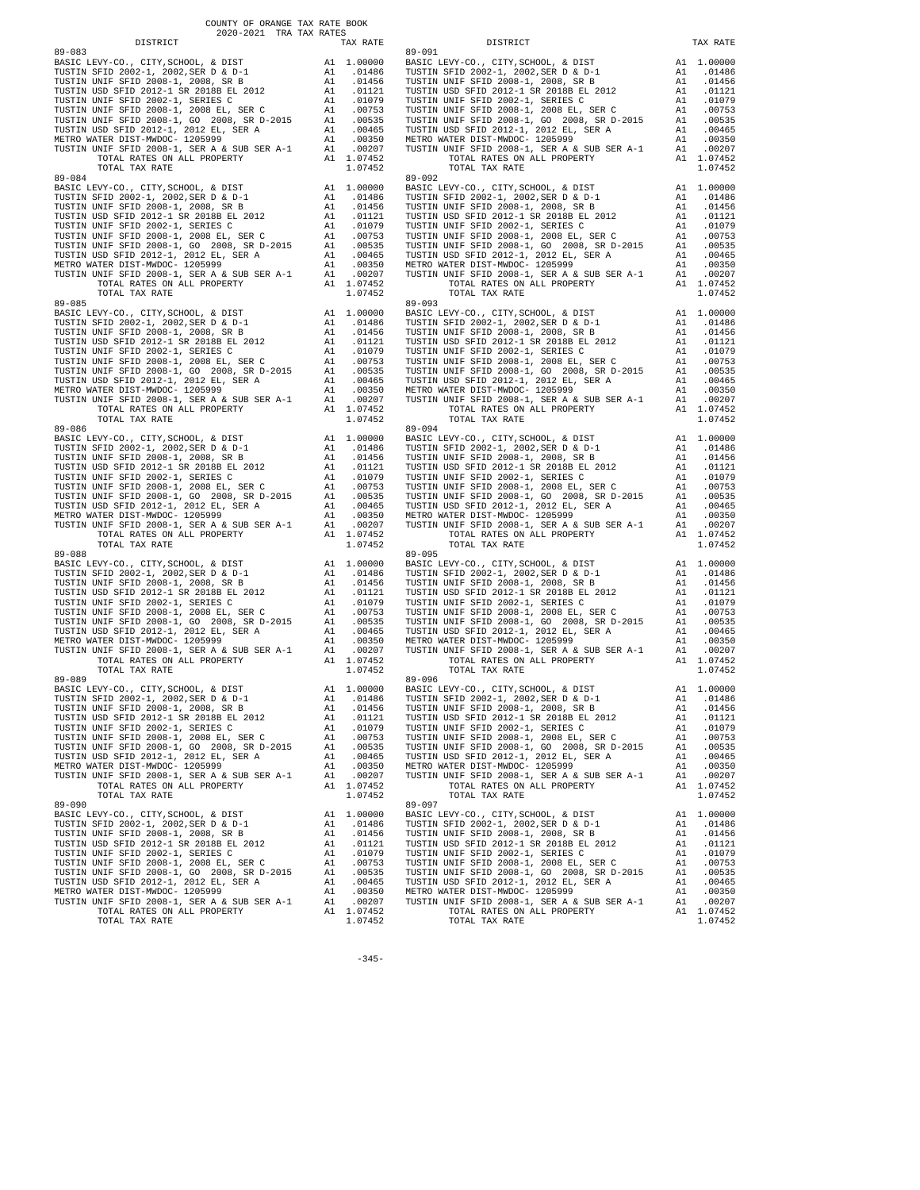COUNTY OF ORANGE TAX RATE BOOK
2020-2021 TRA TAX RATES

| DISTRICT | | TAX RATE |
|---|---|---|
| **89-083** | | |
| BASIC LEVY-CO., CITY,SCHOOL, & DIST | A1 | 1.00000 |
| TUSTIN SFID 2002-1, 2002,SER D & D-1 | A1 | .01486 |
| TUSTIN UNIF SFID 2008-1, 2008, SR B | A1 | .01456 |
| TUSTIN USD SFID 2012-1 SR 2018B EL 2012 | A1 | .01121 |
| TUSTIN UNIF SFID 2002-1, SERIES C | A1 | .01079 |
| TUSTIN UNIF SFID 2008-1, 2008 EL, SER C | A1 | .00753 |
| TUSTIN UNIF SFID 2008-1, GO 2008, SR D-2015 | A1 | .00535 |
| TUSTIN USD SFID 2012-1, 2012 EL, SER A | A1 | .00465 |
| METRO WATER DIST-MWDOC- 1205999 | A1 | .00350 |
| TUSTIN UNIF SFID 2008-1, SER A & SUB SER A-1 | A1 | .00207 |
| TOTAL RATES ON ALL PROPERTY | A1 | 1.07452 |
| TOTAL TAX RATE | | 1.07452 |
| **89-084** | | |
| BASIC LEVY-CO., CITY,SCHOOL, & DIST | A1 | 1.00000 |
| TUSTIN SFID 2002-1, 2002,SER D & D-1 | A1 | .01486 |
| TUSTIN UNIF SFID 2008-1, 2008, SR B | A1 | .01456 |
| TUSTIN USD SFID 2012-1 SR 2018B EL 2012 | A1 | .01121 |
| TUSTIN UNIF SFID 2002-1, SERIES C | A1 | .01079 |
| TUSTIN UNIF SFID 2008-1, 2008 EL, SER C | A1 | .00753 |
| TUSTIN UNIF SFID 2008-1, GO 2008, SR D-2015 | A1 | .00535 |
| TUSTIN USD SFID 2012-1, 2012 EL, SER A | A1 | .00465 |
| METRO WATER DIST-MWDOC- 1205999 | A1 | .00350 |
| TUSTIN UNIF SFID 2008-1, SER A & SUB SER A-1 | A1 | .00207 |
| TOTAL RATES ON ALL PROPERTY | A1 | 1.07452 |
| TOTAL TAX RATE | | 1.07452 |
| **89-085** | | |
| BASIC LEVY-CO., CITY,SCHOOL, & DIST | A1 | 1.00000 |
| TUSTIN SFID 2002-1, 2002,SER D & D-1 | A1 | .01486 |
| TUSTIN UNIF SFID 2008-1, 2008, SR B | A1 | .01456 |
| TUSTIN USD SFID 2012-1 SR 2018B EL 2012 | A1 | .01121 |
| TUSTIN UNIF SFID 2002-1, SERIES C | A1 | .01079 |
| TUSTIN UNIF SFID 2008-1, 2008 EL, SER C | A1 | .00753 |
| TUSTIN UNIF SFID 2008-1, GO 2008, SR D-2015 | A1 | .00535 |
| TUSTIN USD SFID 2012-1, 2012 EL, SER A | A1 | .00465 |
| METRO WATER DIST-MWDOC- 1205999 | A1 | .00350 |
| TUSTIN UNIF SFID 2008-1, SER A & SUB SER A-1 | A1 | .00207 |
| TOTAL RATES ON ALL PROPERTY | A1 | 1.07452 |
| TOTAL TAX RATE | | 1.07452 |
| **89-086** | | |
| BASIC LEVY-CO., CITY,SCHOOL, & DIST | A1 | 1.00000 |
| TUSTIN SFID 2002-1, 2002,SER D & D-1 | A1 | .01486 |
| TUSTIN UNIF SFID 2008-1, 2008, SR B | A1 | .01456 |
| TUSTIN USD SFID 2012-1 SR 2018B EL 2012 | A1 | .01121 |
| TUSTIN UNIF SFID 2002-1, SERIES C | A1 | .01079 |
| TUSTIN UNIF SFID 2008-1, 2008 EL, SER C | A1 | .00753 |
| TUSTIN UNIF SFID 2008-1, GO 2008, SR D-2015 | A1 | .00535 |
| TUSTIN USD SFID 2012-1, 2012 EL, SER A | A1 | .00465 |
| METRO WATER DIST-MWDOC- 1205999 | A1 | .00350 |
| TUSTIN UNIF SFID 2008-1, SER A & SUB SER A-1 | A1 | .00207 |
| TOTAL RATES ON ALL PROPERTY | A1 | 1.07452 |
| TOTAL TAX RATE | | 1.07452 |
| **89-088** | | |
| BASIC LEVY-CO., CITY,SCHOOL, & DIST | A1 | 1.00000 |
| TUSTIN SFID 2002-1, 2002,SER D & D-1 | A1 | .01486 |
| TUSTIN UNIF SFID 2008-1, 2008, SR B | A1 | .01456 |
| TUSTIN USD SFID 2012-1 SR 2018B EL 2012 | A1 | .01121 |
| TUSTIN UNIF SFID 2002-1, SERIES C | A1 | .01079 |
| TUSTIN UNIF SFID 2008-1, 2008 EL, SER C | A1 | .00753 |
| TUSTIN UNIF SFID 2008-1, GO 2008, SR D-2015 | A1 | .00535 |
| TUSTIN USD SFID 2012-1, 2012 EL, SER A | A1 | .00465 |
| METRO WATER DIST-MWDOC- 1205999 | A1 | .00350 |
| TUSTIN UNIF SFID 2008-1, SER A & SUB SER A-1 | A1 | .00207 |
| TOTAL RATES ON ALL PROPERTY | A1 | 1.07452 |
| TOTAL TAX RATE | | 1.07452 |
| **89-089** | | |
| BASIC LEVY-CO., CITY,SCHOOL, & DIST | A1 | 1.00000 |
| TUSTIN SFID 2002-1, 2002,SER D & D-1 | A1 | .01486 |
| TUSTIN UNIF SFID 2008-1, 2008, SR B | A1 | .01456 |
| TUSTIN USD SFID 2012-1 SR 2018B EL 2012 | A1 | .01121 |
| TUSTIN UNIF SFID 2002-1, SERIES C | A1 | .01079 |
| TUSTIN UNIF SFID 2008-1, 2008 EL, SER C | A1 | .00753 |
| TUSTIN UNIF SFID 2008-1, GO 2008, SR D-2015 | A1 | .00535 |
| TUSTIN USD SFID 2012-1, 2012 EL, SER A | A1 | .00465 |
| METRO WATER DIST-MWDOC- 1205999 | A1 | .00350 |
| TUSTIN UNIF SFID 2008-1, SER A & SUB SER A-1 | A1 | .00207 |
| TOTAL RATES ON ALL PROPERTY | A1 | 1.07452 |
| TOTAL TAX RATE | | 1.07452 |
| **89-090** | | |
| BASIC LEVY-CO., CITY,SCHOOL, & DIST | A1 | 1.00000 |
| TUSTIN SFID 2002-1, 2002,SER D & D-1 | A1 | .01486 |
| TUSTIN UNIF SFID 2008-1, 2008, SR B | A1 | .01456 |
| TUSTIN USD SFID 2012-1 SR 2018B EL 2012 | A1 | .01121 |
| TUSTIN UNIF SFID 2002-1, SERIES C | A1 | .01079 |
| TUSTIN UNIF SFID 2008-1, 2008 EL, SER C | A1 | .00753 |
| TUSTIN UNIF SFID 2008-1, GO 2008, SR D-2015 | A1 | .00535 |
| TUSTIN USD SFID 2012-1, 2012 EL, SER A | A1 | .00465 |
| METRO WATER DIST-MWDOC- 1205999 | A1 | .00350 |
| TUSTIN UNIF SFID 2008-1, SER A & SUB SER A-1 | A1 | .00207 |
| TOTAL RATES ON ALL PROPERTY | A1 | 1.07452 |
| TOTAL TAX RATE | | 1.07452 |
| **89-091** | | |
| BASIC LEVY-CO., CITY,SCHOOL, & DIST | A1 | 1.00000 |
| TUSTIN SFID 2002-1, 2002,SER D & D-1 | A1 | .01486 |
| TUSTIN UNIF SFID 2008-1, 2008, SR B | A1 | .01456 |
| TUSTIN USD SFID 2012-1 SR 2018B EL 2012 | A1 | .01121 |
| TUSTIN UNIF SFID 2002-1, SERIES C | A1 | .01079 |
| TUSTIN UNIF SFID 2008-1, 2008 EL, SER C | A1 | .00753 |
| TUSTIN UNIF SFID 2008-1, GO 2008, SR D-2015 | A1 | .00535 |
| TUSTIN USD SFID 2012-1, 2012 EL, SER A | A1 | .00465 |
| METRO WATER DIST-MWDOC- 1205999 | A1 | .00350 |
| TUSTIN UNIF SFID 2008-1, SER A & SUB SER A-1 | A1 | .00207 |
| TOTAL RATES ON ALL PROPERTY | A1 | 1.07452 |
| TOTAL TAX RATE | | 1.07452 |
| **89-092** | | |
| BASIC LEVY-CO., CITY,SCHOOL, & DIST | A1 | 1.00000 |
| TUSTIN SFID 2002-1, 2002,SER D & D-1 | A1 | .01486 |
| TUSTIN UNIF SFID 2008-1, 2008, SR B | A1 | .01456 |
| TUSTIN USD SFID 2012-1 SR 2018B EL 2012 | A1 | .01121 |
| TUSTIN UNIF SFID 2002-1, SERIES C | A1 | .01079 |
| TUSTIN UNIF SFID 2008-1, 2008 EL, SER C | A1 | .00753 |
| TUSTIN UNIF SFID 2008-1, GO 2008, SR D-2015 | A1 | .00535 |
| TUSTIN USD SFID 2012-1, 2012 EL, SER A | A1 | .00465 |
| METRO WATER DIST-MWDOC- 1205999 | A1 | .00350 |
| TUSTIN UNIF SFID 2008-1, SER A & SUB SER A-1 | A1 | .00207 |
| TOTAL RATES ON ALL PROPERTY | A1 | 1.07452 |
| TOTAL TAX RATE | | 1.07452 |
| **89-093** | | |
| BASIC LEVY-CO., CITY,SCHOOL, & DIST | A1 | 1.00000 |
| TUSTIN SFID 2002-1, 2002,SER D & D-1 | A1 | .01486 |
| TUSTIN UNIF SFID 2008-1, 2008, SR B | A1 | .01456 |
| TUSTIN USD SFID 2012-1 SR 2018B EL 2012 | A1 | .01121 |
| TUSTIN UNIF SFID 2002-1, SERIES C | A1 | .01079 |
| TUSTIN UNIF SFID 2008-1, 2008 EL, SER C | A1 | .00753 |
| TUSTIN UNIF SFID 2008-1, GO 2008, SR D-2015 | A1 | .00535 |
| TUSTIN USD SFID 2012-1, 2012 EL, SER A | A1 | .00465 |
| METRO WATER DIST-MWDOC- 1205999 | A1 | .00350 |
| TUSTIN UNIF SFID 2008-1, SER A & SUB SER A-1 | A1 | .00207 |
| TOTAL RATES ON ALL PROPERTY | A1 | 1.07452 |
| TOTAL TAX RATE | | 1.07452 |
| **89-094** | | |
| BASIC LEVY-CO., CITY,SCHOOL, & DIST | A1 | 1.00000 |
| TUSTIN SFID 2002-1, 2002,SER D & D-1 | A1 | .01486 |
| TUSTIN UNIF SFID 2008-1, 2008, SR B | A1 | .01456 |
| TUSTIN USD SFID 2012-1 SR 2018B EL 2012 | A1 | .01121 |
| TUSTIN UNIF SFID 2002-1, SERIES C | A1 | .01079 |
| TUSTIN UNIF SFID 2008-1, 2008 EL, SER C | A1 | .00753 |
| TUSTIN UNIF SFID 2008-1, GO 2008, SR D-2015 | A1 | .00535 |
| TUSTIN USD SFID 2012-1, 2012 EL, SER A | A1 | .00465 |
| METRO WATER DIST-MWDOC- 1205999 | A1 | .00350 |
| TUSTIN UNIF SFID 2008-1, SER A & SUB SER A-1 | A1 | .00207 |
| TOTAL RATES ON ALL PROPERTY | A1 | 1.07452 |
| TOTAL TAX RATE | | 1.07452 |
| **89-095** | | |
| BASIC LEVY-CO., CITY,SCHOOL, & DIST | A1 | 1.00000 |
| TUSTIN SFID 2002-1, 2002,SER D & D-1 | A1 | .01486 |
| TUSTIN UNIF SFID 2008-1, 2008, SR B | A1 | .01456 |
| TUSTIN USD SFID 2012-1 SR 2018B EL 2012 | A1 | .01121 |
| TUSTIN UNIF SFID 2002-1, SERIES C | A1 | .01079 |
| TUSTIN UNIF SFID 2008-1, 2008 EL, SER C | A1 | .00753 |
| TUSTIN UNIF SFID 2008-1, GO 2008, SR D-2015 | A1 | .00535 |
| TUSTIN USD SFID 2012-1, 2012 EL, SER A | A1 | .00465 |
| METRO WATER DIST-MWDOC- 1205999 | A1 | .00350 |
| TUSTIN UNIF SFID 2008-1, SER A & SUB SER A-1 | A1 | .00207 |
| TOTAL RATES ON ALL PROPERTY | A1 | 1.07452 |
| TOTAL TAX RATE | | 1.07452 |
| **89-096** | | |
| BASIC LEVY-CO., CITY,SCHOOL, & DIST | A1 | 1.00000 |
| TUSTIN SFID 2002-1, 2002,SER D & D-1 | A1 | .01486 |
| TUSTIN UNIF SFID 2008-1, 2008, SR B | A1 | .01456 |
| TUSTIN USD SFID 2012-1 SR 2018B EL 2012 | A1 | .01121 |
| TUSTIN UNIF SFID 2002-1, SERIES C | A1 | .01079 |
| TUSTIN UNIF SFID 2008-1, 2008 EL, SER C | A1 | .00753 |
| TUSTIN UNIF SFID 2008-1, GO 2008, SR D-2015 | A1 | .00535 |
| TUSTIN USD SFID 2012-1, 2012 EL, SER A | A1 | .00465 |
| METRO WATER DIST-MWDOC- 1205999 | A1 | .00350 |
| TUSTIN UNIF SFID 2008-1, SER A & SUB SER A-1 | A1 | .00207 |
| TOTAL RATES ON ALL PROPERTY | A1 | 1.07452 |
| TOTAL TAX RATE | | 1.07452 |
| **89-097** | | |
| BASIC LEVY-CO., CITY,SCHOOL, & DIST | A1 | 1.00000 |
| TUSTIN SFID 2002-1, 2002,SER D & D-1 | A1 | .01486 |
| TUSTIN UNIF SFID 2008-1, 2008, SR B | A1 | .01456 |
| TUSTIN USD SFID 2012-1 SR 2018B EL 2012 | A1 | .01121 |
| TUSTIN UNIF SFID 2002-1, SERIES C | A1 | .01079 |
| TUSTIN UNIF SFID 2008-1, 2008 EL, SER C | A1 | .00753 |
| TUSTIN UNIF SFID 2008-1, GO 2008, SR D-2015 | A1 | .00535 |
| TUSTIN USD SFID 2012-1, 2012 EL, SER A | A1 | .00465 |
| METRO WATER DIST-MWDOC- 1205999 | A1 | .00350 |
| TUSTIN UNIF SFID 2008-1, SER A & SUB SER A-1 | A1 | .00207 |
| TOTAL RATES ON ALL PROPERTY | A1 | 1.07452 |
| TOTAL TAX RATE | | 1.07452 |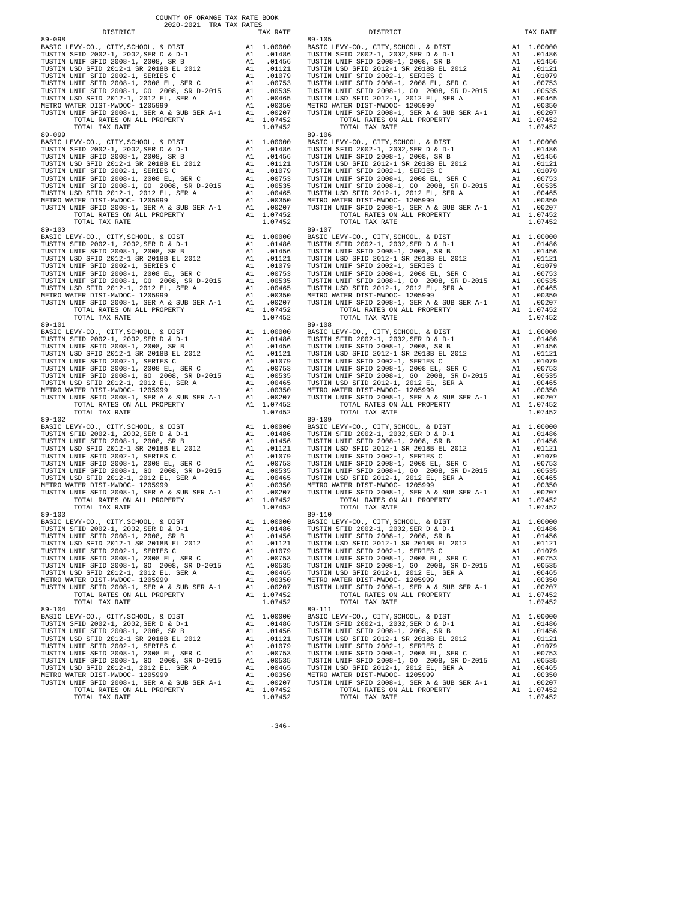COUNTY OF ORANGE TAX RATE BOOK
2020-2021 TRA TAX RATES

| DISTRICT | | TAX RATE |
|---|---|---|
| 89-098 | | |
| BASIC LEVY-CO., CITY,SCHOOL, & DIST | A1 | 1.00000 |
| TUSTIN SFID 2002-1, 2002,SER D & D-1 | A1 | .01486 |
| TUSTIN UNIF SFID 2008-1, 2008, SR B | A1 | .01456 |
| TUSTIN USD SFID 2012-1 SR 2018B EL 2012 | A1 | .01121 |
| TUSTIN UNIF SFID 2002-1, SERIES C | A1 | .01079 |
| TUSTIN UNIF SFID 2008-1, 2008 EL, SER C | A1 | .00753 |
| TUSTIN UNIF SFID 2008-1, GO 2008, SR D-2015 | A1 | .00535 |
| TUSTIN USD SFID 2012-1, 2012 EL, SER A | A1 | .00465 |
| METRO WATER DIST-MWDOC- 1205999 | A1 | .00350 |
| TUSTIN UNIF SFID 2008-1, SER A & SUB SER A-1 | A1 | .00207 |
| TOTAL RATES ON ALL PROPERTY | A1 | 1.07452 |
| TOTAL TAX RATE | | 1.07452 |
| 89-099 | | |
| BASIC LEVY-CO., CITY,SCHOOL, & DIST | A1 | 1.00000 |
| TUSTIN SFID 2002-1, 2002,SER D & D-1 | A1 | .01486 |
| TUSTIN UNIF SFID 2008-1, 2008, SR B | A1 | .01456 |
| TUSTIN USD SFID 2012-1 SR 2018B EL 2012 | A1 | .01121 |
| TUSTIN UNIF SFID 2002-1, SERIES C | A1 | .01079 |
| TUSTIN UNIF SFID 2008-1, 2008 EL, SER C | A1 | .00753 |
| TUSTIN UNIF SFID 2008-1, GO 2008, SR D-2015 | A1 | .00535 |
| TUSTIN USD SFID 2012-1, 2012 EL, SER A | A1 | .00465 |
| METRO WATER DIST-MWDOC- 1205999 | A1 | .00350 |
| TUSTIN UNIF SFID 2008-1, SER A & SUB SER A-1 | A1 | .00207 |
| TOTAL RATES ON ALL PROPERTY | A1 | 1.07452 |
| TOTAL TAX RATE | | 1.07452 |
| 89-100 | | |
| BASIC LEVY-CO., CITY,SCHOOL, & DIST | A1 | 1.00000 |
| TUSTIN SFID 2002-1, 2002,SER D & D-1 | A1 | .01486 |
| TUSTIN UNIF SFID 2008-1, 2008, SR B | A1 | .01456 |
| TUSTIN USD SFID 2012-1 SR 2018B EL 2012 | A1 | .01121 |
| TUSTIN UNIF SFID 2002-1, SERIES C | A1 | .01079 |
| TUSTIN UNIF SFID 2008-1, 2008 EL, SER C | A1 | .00753 |
| TUSTIN UNIF SFID 2008-1, GO 2008, SR D-2015 | A1 | .00535 |
| TUSTIN USD SFID 2012-1, 2012 EL, SER A | A1 | .00465 |
| METRO WATER DIST-MWDOC- 1205999 | A1 | .00350 |
| TUSTIN UNIF SFID 2008-1, SER A & SUB SER A-1 | A1 | .00207 |
| TOTAL RATES ON ALL PROPERTY | A1 | 1.07452 |
| TOTAL TAX RATE | | 1.07452 |
| 89-101 | | |
| BASIC LEVY-CO., CITY,SCHOOL, & DIST | A1 | 1.00000 |
| TUSTIN SFID 2002-1, 2002,SER D & D-1 | A1 | .01486 |
| TUSTIN UNIF SFID 2008-1, 2008, SR B | A1 | .01456 |
| TUSTIN USD SFID 2012-1 SR 2018B EL 2012 | A1 | .01121 |
| TUSTIN UNIF SFID 2002-1, SERIES C | A1 | .01079 |
| TUSTIN UNIF SFID 2008-1, 2008 EL, SER C | A1 | .00753 |
| TUSTIN UNIF SFID 2008-1, GO 2008, SR D-2015 | A1 | .00535 |
| TUSTIN USD SFID 2012-1, 2012 EL, SER A | A1 | .00465 |
| METRO WATER DIST-MWDOC- 1205999 | A1 | .00350 |
| TUSTIN UNIF SFID 2008-1, SER A & SUB SER A-1 | A1 | .00207 |
| TOTAL RATES ON ALL PROPERTY | A1 | 1.07452 |
| TOTAL TAX RATE | | 1.07452 |
| 89-102 | | |
| BASIC LEVY-CO., CITY,SCHOOL, & DIST | A1 | 1.00000 |
| TUSTIN SFID 2002-1, 2002,SER D & D-1 | A1 | .01486 |
| TUSTIN UNIF SFID 2008-1, 2008, SR B | A1 | .01456 |
| TUSTIN USD SFID 2012-1 SR 2018B EL 2012 | A1 | .01121 |
| TUSTIN UNIF SFID 2002-1, SERIES C | A1 | .01079 |
| TUSTIN UNIF SFID 2008-1, 2008 EL, SER C | A1 | .00753 |
| TUSTIN UNIF SFID 2008-1, GO 2008, SR D-2015 | A1 | .00535 |
| TUSTIN USD SFID 2012-1, 2012 EL, SER A | A1 | .00465 |
| METRO WATER DIST-MWDOC- 1205999 | A1 | .00350 |
| TUSTIN UNIF SFID 2008-1, SER A & SUB SER A-1 | A1 | .00207 |
| TOTAL RATES ON ALL PROPERTY | A1 | 1.07452 |
| TOTAL TAX RATE | | 1.07452 |
| 89-103 | | |
| BASIC LEVY-CO., CITY,SCHOOL, & DIST | A1 | 1.00000 |
| TUSTIN SFID 2002-1, 2002,SER D & D-1 | A1 | .01486 |
| TUSTIN UNIF SFID 2008-1, 2008, SR B | A1 | .01456 |
| TUSTIN USD SFID 2012-1 SR 2018B EL 2012 | A1 | .01121 |
| TUSTIN UNIF SFID 2002-1, SERIES C | A1 | .01079 |
| TUSTIN UNIF SFID 2008-1, 2008 EL, SER C | A1 | .00753 |
| TUSTIN UNIF SFID 2008-1, GO 2008, SR D-2015 | A1 | .00535 |
| TUSTIN USD SFID 2012-1, 2012 EL, SER A | A1 | .00465 |
| METRO WATER DIST-MWDOC- 1205999 | A1 | .00350 |
| TUSTIN UNIF SFID 2008-1, SER A & SUB SER A-1 | A1 | .00207 |
| TOTAL RATES ON ALL PROPERTY | A1 | 1.07452 |
| TOTAL TAX RATE | | 1.07452 |
| 89-104 | | |
| BASIC LEVY-CO., CITY,SCHOOL, & DIST | A1 | 1.00000 |
| TUSTIN SFID 2002-1, 2002,SER D & D-1 | A1 | .01486 |
| TUSTIN UNIF SFID 2008-1, 2008, SR B | A1 | .01456 |
| TUSTIN USD SFID 2012-1 SR 2018B EL 2012 | A1 | .01121 |
| TUSTIN UNIF SFID 2002-1, SERIES C | A1 | .01079 |
| TUSTIN UNIF SFID 2008-1, 2008 EL, SER C | A1 | .00753 |
| TUSTIN UNIF SFID 2008-1, GO 2008, SR D-2015 | A1 | .00535 |
| TUSTIN USD SFID 2012-1, 2012 EL, SER A | A1 | .00465 |
| METRO WATER DIST-MWDOC- 1205999 | A1 | .00350 |
| TUSTIN UNIF SFID 2008-1, SER A & SUB SER A-1 | A1 | .00207 |
| TOTAL RATES ON ALL PROPERTY | A1 | 1.07452 |
| TOTAL TAX RATE | | 1.07452 |
| 89-105 | | |
| BASIC LEVY-CO., CITY,SCHOOL, & DIST | A1 | 1.00000 |
| TUSTIN SFID 2002-1, 2002,SER D & D-1 | A1 | .01486 |
| TUSTIN UNIF SFID 2008-1, 2008, SR B | A1 | .01456 |
| TUSTIN USD SFID 2012-1 SR 2018B EL 2012 | A1 | .01121 |
| TUSTIN UNIF SFID 2002-1, SERIES C | A1 | .01079 |
| TUSTIN UNIF SFID 2008-1, 2008 EL, SER C | A1 | .00753 |
| TUSTIN UNIF SFID 2008-1, GO 2008, SR D-2015 | A1 | .00535 |
| TUSTIN USD SFID 2012-1, 2012 EL, SER A | A1 | .00465 |
| METRO WATER DIST-MWDOC- 1205999 | A1 | .00350 |
| TUSTIN UNIF SFID 2008-1, SER A & SUB SER A-1 | A1 | .00207 |
| TOTAL RATES ON ALL PROPERTY | A1 | 1.07452 |
| TOTAL TAX RATE | | 1.07452 |
| 89-106 | | |
| BASIC LEVY-CO., CITY,SCHOOL, & DIST | A1 | 1.00000 |
| TUSTIN SFID 2002-1, 2002,SER D & D-1 | A1 | .01486 |
| TUSTIN UNIF SFID 2008-1, 2008, SR B | A1 | .01456 |
| TUSTIN USD SFID 2012-1 SR 2018B EL 2012 | A1 | .01121 |
| TUSTIN UNIF SFID 2002-1, SERIES C | A1 | .01079 |
| TUSTIN UNIF SFID 2008-1, 2008 EL, SER C | A1 | .00753 |
| TUSTIN UNIF SFID 2008-1, GO 2008, SR D-2015 | A1 | .00535 |
| TUSTIN USD SFID 2012-1, 2012 EL, SER A | A1 | .00465 |
| METRO WATER DIST-MWDOC- 1205999 | A1 | .00350 |
| TUSTIN UNIF SFID 2008-1, SER A & SUB SER A-1 | A1 | .00207 |
| TOTAL RATES ON ALL PROPERTY | A1 | 1.07452 |
| TOTAL TAX RATE | | 1.07452 |
| 89-107 | | |
| BASIC LEVY-CO., CITY,SCHOOL, & DIST | A1 | 1.00000 |
| TUSTIN SFID 2002-1, 2002,SER D & D-1 | A1 | .01486 |
| TUSTIN UNIF SFID 2008-1, 2008, SR B | A1 | .01456 |
| TUSTIN USD SFID 2012-1 SR 2018B EL 2012 | A1 | .01121 |
| TUSTIN UNIF SFID 2002-1, SERIES C | A1 | .01079 |
| TUSTIN UNIF SFID 2008-1, 2008 EL, SER C | A1 | .00753 |
| TUSTIN UNIF SFID 2008-1, GO 2008, SR D-2015 | A1 | .00535 |
| TUSTIN USD SFID 2012-1, 2012 EL, SER A | A1 | .00465 |
| METRO WATER DIST-MWDOC- 1205999 | A1 | .00350 |
| TUSTIN UNIF SFID 2008-1, SER A & SUB SER A-1 | A1 | .00207 |
| TOTAL RATES ON ALL PROPERTY | A1 | 1.07452 |
| TOTAL TAX RATE | | 1.07452 |
| 89-108 | | |
| BASIC LEVY-CO., CITY,SCHOOL, & DIST | A1 | 1.00000 |
| TUSTIN SFID 2002-1, 2002,SER D & D-1 | A1 | .01486 |
| TUSTIN UNIF SFID 2008-1, 2008, SR B | A1 | .01456 |
| TUSTIN USD SFID 2012-1 SR 2018B EL 2012 | A1 | .01121 |
| TUSTIN UNIF SFID 2002-1, SERIES C | A1 | .01079 |
| TUSTIN UNIF SFID 2008-1, 2008 EL, SER C | A1 | .00753 |
| TUSTIN UNIF SFID 2008-1, GO 2008, SR D-2015 | A1 | .00535 |
| TUSTIN USD SFID 2012-1, 2012 EL, SER A | A1 | .00465 |
| METRO WATER DIST-MWDOC- 1205999 | A1 | .00350 |
| TUSTIN UNIF SFID 2008-1, SER A & SUB SER A-1 | A1 | .00207 |
| TOTAL RATES ON ALL PROPERTY | A1 | 1.07452 |
| TOTAL TAX RATE | | 1.07452 |
| 89-109 | | |
| BASIC LEVY-CO., CITY,SCHOOL, & DIST | A1 | 1.00000 |
| TUSTIN SFID 2002-1, 2002,SER D & D-1 | A1 | .01486 |
| TUSTIN UNIF SFID 2008-1, 2008, SR B | A1 | .01456 |
| TUSTIN USD SFID 2012-1 SR 2018B EL 2012 | A1 | .01121 |
| TUSTIN UNIF SFID 2002-1, SERIES C | A1 | .01079 |
| TUSTIN UNIF SFID 2008-1, 2008 EL, SER C | A1 | .00753 |
| TUSTIN UNIF SFID 2008-1, GO 2008, SR D-2015 | A1 | .00535 |
| TUSTIN USD SFID 2012-1, 2012 EL, SER A | A1 | .00465 |
| METRO WATER DIST-MWDOC- 1205999 | A1 | .00350 |
| TUSTIN UNIF SFID 2008-1, SER A & SUB SER A-1 | A1 | .00207 |
| TOTAL RATES ON ALL PROPERTY | A1 | 1.07452 |
| TOTAL TAX RATE | | 1.07452 |
| 89-110 | | |
| BASIC LEVY-CO., CITY,SCHOOL, & DIST | A1 | 1.00000 |
| TUSTIN SFID 2002-1, 2002,SER D & D-1 | A1 | .01486 |
| TUSTIN UNIF SFID 2008-1, 2008, SR B | A1 | .01456 |
| TUSTIN USD SFID 2012-1 SR 2018B EL 2012 | A1 | .01121 |
| TUSTIN UNIF SFID 2002-1, SERIES C | A1 | .01079 |
| TUSTIN UNIF SFID 2008-1, 2008 EL, SER C | A1 | .00753 |
| TUSTIN UNIF SFID 2008-1, GO 2008, SR D-2015 | A1 | .00535 |
| TUSTIN USD SFID 2012-1, 2012 EL, SER A | A1 | .00465 |
| METRO WATER DIST-MWDOC- 1205999 | A1 | .00350 |
| TUSTIN UNIF SFID 2008-1, SER A & SUB SER A-1 | A1 | .00207 |
| TOTAL RATES ON ALL PROPERTY | A1 | 1.07452 |
| TOTAL TAX RATE | | 1.07452 |
| 89-111 | | |
| BASIC LEVY-CO., CITY,SCHOOL, & DIST | A1 | 1.00000 |
| TUSTIN SFID 2002-1, 2002,SER D & D-1 | A1 | .01486 |
| TUSTIN UNIF SFID 2008-1, 2008, SR B | A1 | .01456 |
| TUSTIN USD SFID 2012-1 SR 2018B EL 2012 | A1 | .01121 |
| TUSTIN UNIF SFID 2002-1, SERIES C | A1 | .01079 |
| TUSTIN UNIF SFID 2008-1, 2008 EL, SER C | A1 | .00753 |
| TUSTIN UNIF SFID 2008-1, GO 2008, SR D-2015 | A1 | .00535 |
| TUSTIN USD SFID 2012-1, 2012 EL, SER A | A1 | .00465 |
| METRO WATER DIST-MWDOC- 1205999 | A1 | .00350 |
| TUSTIN UNIF SFID 2008-1, SER A & SUB SER A-1 | A1 | .00207 |
| TOTAL RATES ON ALL PROPERTY | A1 | 1.07452 |
| TOTAL TAX RATE | | 1.07452 |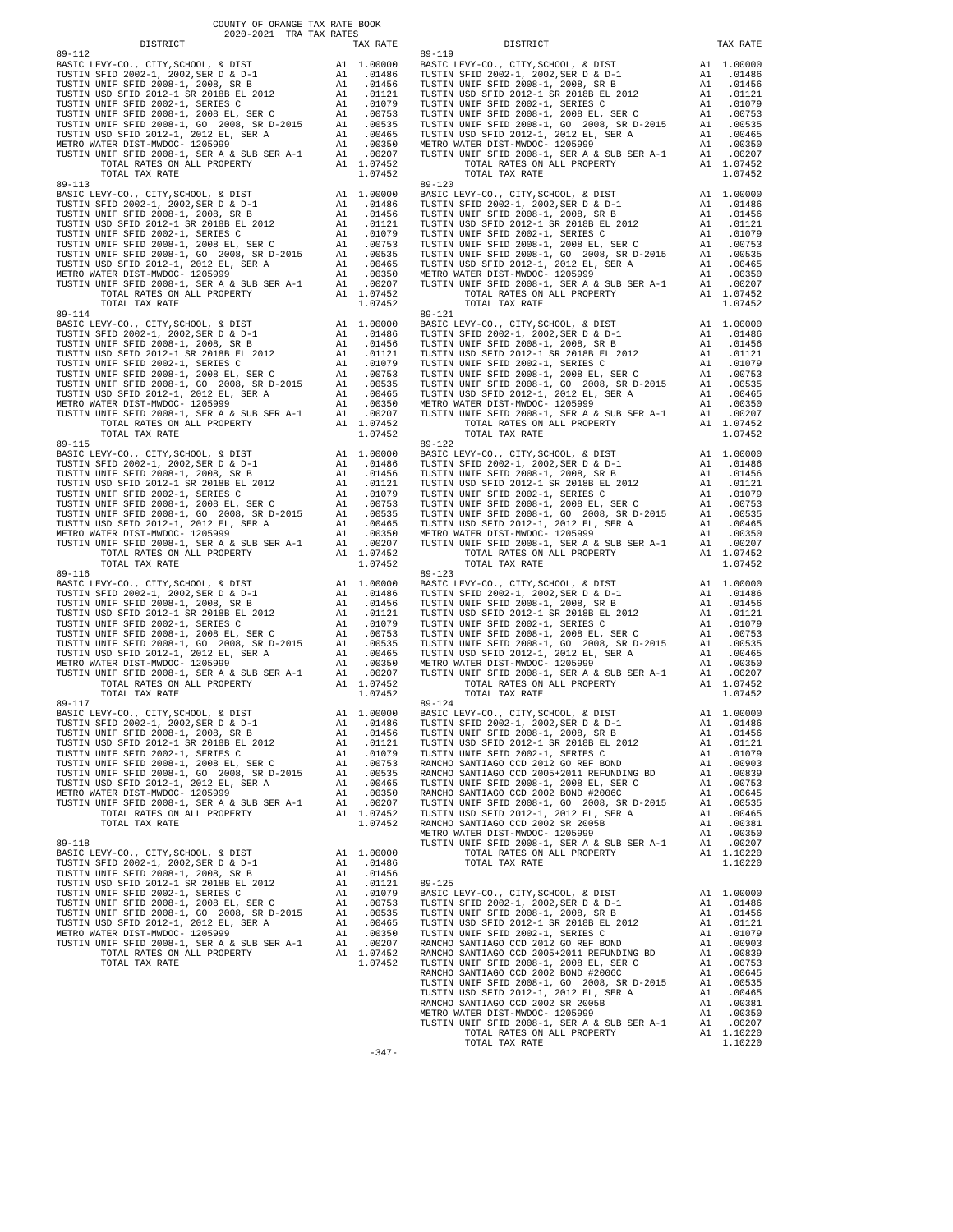COUNTY OF ORANGE TAX RATE BOOK
2020-2021 TRA TAX RATES

| DISTRICT | | TAX RATE |
|---|---|---|
| **89-112** | | |
| BASIC LEVY-CO., CITY,SCHOOL, & DIST | A1 | 1.00000 |
| TUSTIN SFID 2002-1, 2002,SER D & D-1 | A1 | .01486 |
| TUSTIN UNIF SFID 2008-1, 2008, SR B | A1 | .01456 |
| TUSTIN USD SFID 2012-1 SR 2018B EL 2012 | A1 | .01121 |
| TUSTIN UNIF SFID 2002-1, SERIES C | A1 | .01079 |
| TUSTIN UNIF SFID 2008-1, 2008 EL, SER C | A1 | .00753 |
| TUSTIN UNIF SFID 2008-1, GO 2008, SR D-2015 | A1 | .00535 |
| TUSTIN USD SFID 2012-1, 2012 EL, SER A | A1 | .00465 |
| METRO WATER DIST-MWDOC- 1205999 | A1 | .00350 |
| TUSTIN UNIF SFID 2008-1, SER A & SUB SER A-1 | A1 | .00207 |
| TOTAL RATES ON ALL PROPERTY | A1 | 1.07452 |
| TOTAL TAX RATE | | 1.07452 |
| **89-113** | | |
| BASIC LEVY-CO., CITY,SCHOOL, & DIST | A1 | 1.00000 |
| TUSTIN SFID 2002-1, 2002,SER D & D-1 | A1 | .01486 |
| TUSTIN UNIF SFID 2008-1, 2008, SR B | A1 | .01456 |
| TUSTIN USD SFID 2012-1 SR 2018B EL 2012 | A1 | .01121 |
| TUSTIN UNIF SFID 2002-1, SERIES C | A1 | .01079 |
| TUSTIN UNIF SFID 2008-1, 2008 EL, SER C | A1 | .00753 |
| TUSTIN UNIF SFID 2008-1, GO 2008, SR D-2015 | A1 | .00535 |
| TUSTIN USD SFID 2012-1, 2012 EL, SER A | A1 | .00465 |
| METRO WATER DIST-MWDOC- 1205999 | A1 | .00350 |
| TUSTIN UNIF SFID 2008-1, SER A & SUB SER A-1 | A1 | .00207 |
| TOTAL RATES ON ALL PROPERTY | A1 | 1.07452 |
| TOTAL TAX RATE | | 1.07452 |
| **89-114** | | |
| BASIC LEVY-CO., CITY,SCHOOL, & DIST | A1 | 1.00000 |
| TUSTIN SFID 2002-1, 2002,SER D & D-1 | A1 | .01486 |
| TUSTIN UNIF SFID 2008-1, 2008, SR B | A1 | .01456 |
| TUSTIN USD SFID 2012-1 SR 2018B EL 2012 | A1 | .01121 |
| TUSTIN UNIF SFID 2002-1, SERIES C | A1 | .01079 |
| TUSTIN UNIF SFID 2008-1, 2008 EL, SER C | A1 | .00753 |
| TUSTIN UNIF SFID 2008-1, GO 2008, SR D-2015 | A1 | .00535 |
| TUSTIN USD SFID 2012-1, 2012 EL, SER A | A1 | .00465 |
| METRO WATER DIST-MWDOC- 1205999 | A1 | .00350 |
| TUSTIN UNIF SFID 2008-1, SER A & SUB SER A-1 | A1 | .00207 |
| TOTAL RATES ON ALL PROPERTY | A1 | 1.07452 |
| TOTAL TAX RATE | | 1.07452 |
| **89-115** | | |
| BASIC LEVY-CO., CITY,SCHOOL, & DIST | A1 | 1.00000 |
| TUSTIN SFID 2002-1, 2002,SER D & D-1 | A1 | .01486 |
| TUSTIN UNIF SFID 2008-1, 2008, SR B | A1 | .01456 |
| TUSTIN USD SFID 2012-1 SR 2018B EL 2012 | A1 | .01121 |
| TUSTIN UNIF SFID 2002-1, SERIES C | A1 | .01079 |
| TUSTIN UNIF SFID 2008-1, 2008 EL, SER C | A1 | .00753 |
| TUSTIN UNIF SFID 2008-1, GO 2008, SR D-2015 | A1 | .00535 |
| TUSTIN USD SFID 2012-1, 2012 EL, SER A | A1 | .00465 |
| METRO WATER DIST-MWDOC- 1205999 | A1 | .00350 |
| TUSTIN UNIF SFID 2008-1, SER A & SUB SER A-1 | A1 | .00207 |
| TOTAL RATES ON ALL PROPERTY | A1 | 1.07452 |
| TOTAL TAX RATE | | 1.07452 |
| **89-116** | | |
| BASIC LEVY-CO., CITY,SCHOOL, & DIST | A1 | 1.00000 |
| TUSTIN SFID 2002-1, 2002,SER D & D-1 | A1 | .01486 |
| TUSTIN UNIF SFID 2008-1, 2008, SR B | A1 | .01456 |
| TUSTIN USD SFID 2012-1 SR 2018B EL 2012 | A1 | .01121 |
| TUSTIN UNIF SFID 2002-1, SERIES C | A1 | .01079 |
| TUSTIN UNIF SFID 2008-1, 2008 EL, SER C | A1 | .00753 |
| TUSTIN UNIF SFID 2008-1, GO 2008, SR D-2015 | A1 | .00535 |
| TUSTIN USD SFID 2012-1, 2012 EL, SER A | A1 | .00465 |
| METRO WATER DIST-MWDOC- 1205999 | A1 | .00350 |
| TUSTIN UNIF SFID 2008-1, SER A & SUB SER A-1 | A1 | .00207 |
| TOTAL RATES ON ALL PROPERTY | A1 | 1.07452 |
| TOTAL TAX RATE | | 1.07452 |
| **89-117** | | |
| BASIC LEVY-CO., CITY,SCHOOL, & DIST | A1 | 1.00000 |
| TUSTIN SFID 2002-1, 2002,SER D & D-1 | A1 | .01486 |
| TUSTIN UNIF SFID 2008-1, 2008, SR B | A1 | .01456 |
| TUSTIN USD SFID 2012-1 SR 2018B EL 2012 | A1 | .01121 |
| TUSTIN UNIF SFID 2002-1, SERIES C | A1 | .01079 |
| TUSTIN UNIF SFID 2008-1, 2008 EL, SER C | A1 | .00753 |
| TUSTIN UNIF SFID 2008-1, GO 2008, SR D-2015 | A1 | .00535 |
| TUSTIN USD SFID 2012-1, 2012 EL, SER A | A1 | .00465 |
| METRO WATER DIST-MWDOC- 1205999 | A1 | .00350 |
| TUSTIN UNIF SFID 2008-1, SER A & SUB SER A-1 | A1 | .00207 |
| TOTAL RATES ON ALL PROPERTY | A1 | 1.07452 |
| TOTAL TAX RATE | | 1.07452 |
| **89-118** | | |
| BASIC LEVY-CO., CITY,SCHOOL, & DIST | A1 | 1.00000 |
| TUSTIN SFID 2002-1, 2002,SER D & D-1 | A1 | .01486 |
| TUSTIN UNIF SFID 2008-1, 2008, SR B | A1 | .01456 |
| TUSTIN USD SFID 2012-1 SR 2018B EL 2012 | A1 | .01121 |
| TUSTIN UNIF SFID 2002-1, SERIES C | A1 | .01079 |
| TUSTIN UNIF SFID 2008-1, 2008 EL, SER C | A1 | .00753 |
| TUSTIN UNIF SFID 2008-1, GO 2008, SR D-2015 | A1 | .00535 |
| TUSTIN USD SFID 2012-1, 2012 EL, SER A | A1 | .00465 |
| METRO WATER DIST-MWDOC- 1205999 | A1 | .00350 |
| TUSTIN UNIF SFID 2008-1, SER A & SUB SER A-1 | A1 | .00207 |
| TOTAL RATES ON ALL PROPERTY | A1 | 1.07452 |
| TOTAL TAX RATE | | 1.07452 |
| **89-119** | | |
| BASIC LEVY-CO., CITY,SCHOOL, & DIST | A1 | 1.00000 |
| TUSTIN SFID 2002-1, 2002,SER D & D-1 | A1 | .01486 |
| TUSTIN UNIF SFID 2008-1, 2008, SR B | A1 | .01456 |
| TUSTIN USD SFID 2012-1 SR 2018B EL 2012 | A1 | .01121 |
| TUSTIN UNIF SFID 2002-1, SERIES C | A1 | .01079 |
| TUSTIN UNIF SFID 2008-1, 2008 EL, SER C | A1 | .00753 |
| TUSTIN UNIF SFID 2008-1, GO 2008, SR D-2015 | A1 | .00535 |
| TUSTIN USD SFID 2012-1, 2012 EL, SER A | A1 | .00465 |
| METRO WATER DIST-MWDOC- 1205999 | A1 | .00350 |
| TUSTIN UNIF SFID 2008-1, SER A & SUB SER A-1 | A1 | .00207 |
| TOTAL RATES ON ALL PROPERTY | A1 | 1.07452 |
| TOTAL TAX RATE | | 1.07452 |
| **89-120** | | |
| BASIC LEVY-CO., CITY,SCHOOL, & DIST | A1 | 1.00000 |
| TUSTIN SFID 2002-1, 2002,SER D & D-1 | A1 | .01486 |
| TUSTIN UNIF SFID 2008-1, 2008, SR B | A1 | .01456 |
| TUSTIN USD SFID 2012-1 SR 2018B EL 2012 | A1 | .01121 |
| TUSTIN UNIF SFID 2002-1, SERIES C | A1 | .01079 |
| TUSTIN UNIF SFID 2008-1, 2008 EL, SER C | A1 | .00753 |
| TUSTIN UNIF SFID 2008-1, GO 2008, SR D-2015 | A1 | .00535 |
| TUSTIN USD SFID 2012-1, 2012 EL, SER A | A1 | .00465 |
| METRO WATER DIST-MWDOC- 1205999 | A1 | .00350 |
| TUSTIN UNIF SFID 2008-1, SER A & SUB SER A-1 | A1 | .00207 |
| TOTAL RATES ON ALL PROPERTY | A1 | 1.07452 |
| TOTAL TAX RATE | | 1.07452 |
| **89-121** | | |
| BASIC LEVY-CO., CITY,SCHOOL, & DIST | A1 | 1.00000 |
| TUSTIN SFID 2002-1, 2002,SER D & D-1 | A1 | .01486 |
| TUSTIN UNIF SFID 2008-1, 2008, SR B | A1 | .01456 |
| TUSTIN USD SFID 2012-1 SR 2018B EL 2012 | A1 | .01121 |
| TUSTIN UNIF SFID 2002-1, SERIES C | A1 | .01079 |
| TUSTIN UNIF SFID 2008-1, 2008 EL, SER C | A1 | .00753 |
| TUSTIN UNIF SFID 2008-1, GO 2008, SR D-2015 | A1 | .00535 |
| TUSTIN USD SFID 2012-1, 2012 EL, SER A | A1 | .00465 |
| METRO WATER DIST-MWDOC- 1205999 | A1 | .00350 |
| TUSTIN UNIF SFID 2008-1, SER A & SUB SER A-1 | A1 | .00207 |
| TOTAL RATES ON ALL PROPERTY | A1 | 1.07452 |
| TOTAL TAX RATE | | 1.07452 |
| **89-122** | | |
| BASIC LEVY-CO., CITY,SCHOOL, & DIST | A1 | 1.00000 |
| TUSTIN SFID 2002-1, 2002,SER D & D-1 | A1 | .01486 |
| TUSTIN UNIF SFID 2008-1, 2008, SR B | A1 | .01456 |
| TUSTIN USD SFID 2012-1 SR 2018B EL 2012 | A1 | .01121 |
| TUSTIN UNIF SFID 2002-1, SERIES C | A1 | .01079 |
| TUSTIN UNIF SFID 2008-1, 2008 EL, SER C | A1 | .00753 |
| TUSTIN UNIF SFID 2008-1, GO 2008, SR D-2015 | A1 | .00535 |
| TUSTIN USD SFID 2012-1, 2012 EL, SER A | A1 | .00465 |
| METRO WATER DIST-MWDOC- 1205999 | A1 | .00350 |
| TUSTIN UNIF SFID 2008-1, SER A & SUB SER A-1 | A1 | .00207 |
| TOTAL RATES ON ALL PROPERTY | A1 | 1.07452 |
| TOTAL TAX RATE | | 1.07452 |
| **89-123** | | |
| BASIC LEVY-CO., CITY,SCHOOL, & DIST | A1 | 1.00000 |
| TUSTIN SFID 2002-1, 2002,SER D & D-1 | A1 | .01486 |
| TUSTIN UNIF SFID 2008-1, 2008, SR B | A1 | .01456 |
| TUSTIN USD SFID 2012-1 SR 2018B EL 2012 | A1 | .01121 |
| TUSTIN UNIF SFID 2002-1, SERIES C | A1 | .01079 |
| TUSTIN UNIF SFID 2008-1, 2008 EL, SER C | A1 | .00753 |
| TUSTIN UNIF SFID 2008-1, GO 2008, SR D-2015 | A1 | .00535 |
| TUSTIN USD SFID 2012-1, 2012 EL, SER A | A1 | .00465 |
| METRO WATER DIST-MWDOC- 1205999 | A1 | .00350 |
| TUSTIN UNIF SFID 2008-1, SER A & SUB SER A-1 | A1 | .00207 |
| TOTAL RATES ON ALL PROPERTY | A1 | 1.07452 |
| TOTAL TAX RATE | | 1.07452 |
| **89-124** | | |
| BASIC LEVY-CO., CITY,SCHOOL, & DIST | A1 | 1.00000 |
| TUSTIN SFID 2002-1, 2002,SER D & D-1 | A1 | .01486 |
| TUSTIN UNIF SFID 2008-1, 2008, SR B | A1 | .01456 |
| TUSTIN USD SFID 2012-1 SR 2018B EL 2012 | A1 | .01121 |
| TUSTIN UNIF SFID 2002-1, SERIES C | A1 | .01079 |
| RANCHO SANTIAGO CCD 2012 GO REF BOND | A1 | .00903 |
| RANCHO SANTIAGO CCD 2005+2011 REFUNDING BD | A1 | .00839 |
| TUSTIN UNIF SFID 2008-1, 2008 EL, SER C | A1 | .00753 |
| RANCHO SANTIAGO CCD 2002 BOND #2006C | A1 | .00645 |
| TUSTIN UNIF SFID 2008-1, GO 2008, SR D-2015 | A1 | .00535 |
| TUSTIN USD SFID 2012-1, 2012 EL, SER A | A1 | .00465 |
| RANCHO SANTIAGO CCD 2002 SR 2005B | A1 | .00381 |
| METRO WATER DIST-MWDOC- 1205999 | A1 | .00350 |
| TUSTIN UNIF SFID 2008-1, SER A & SUB SER A-1 | A1 | .00207 |
| TOTAL RATES ON ALL PROPERTY | A1 | 1.10220 |
| TOTAL TAX RATE | | 1.10220 |
| **89-125** | | |
| BASIC LEVY-CO., CITY,SCHOOL, & DIST | A1 | 1.00000 |
| TUSTIN SFID 2002-1, 2002,SER D & D-1 | A1 | .01486 |
| TUSTIN UNIF SFID 2008-1, 2008, SR B | A1 | .01456 |
| TUSTIN USD SFID 2012-1 SR 2018B EL 2012 | A1 | .01121 |
| TUSTIN UNIF SFID 2002-1, SERIES C | A1 | .01079 |
| RANCHO SANTIAGO CCD 2012 GO REF BOND | A1 | .00903 |
| RANCHO SANTIAGO CCD 2005+2011 REFUNDING BD | A1 | .00839 |
| TUSTIN UNIF SFID 2008-1, 2008 EL, SER C | A1 | .00753 |
| RANCHO SANTIAGO CCD 2002 BOND #2006C | A1 | .00645 |
| TUSTIN UNIF SFID 2008-1, GO 2008, SR D-2015 | A1 | .00535 |
| TUSTIN USD SFID 2012-1, 2012 EL, SER A | A1 | .00465 |
| RANCHO SANTIAGO CCD 2002 SR 2005B | A1 | .00381 |
| METRO WATER DIST-MWDOC- 1205999 | A1 | .00350 |
| TUSTIN UNIF SFID 2008-1, SER A & SUB SER A-1 | A1 | .00207 |
| TOTAL RATES ON ALL PROPERTY | A1 | 1.10220 |
| TOTAL TAX RATE | | 1.10220 |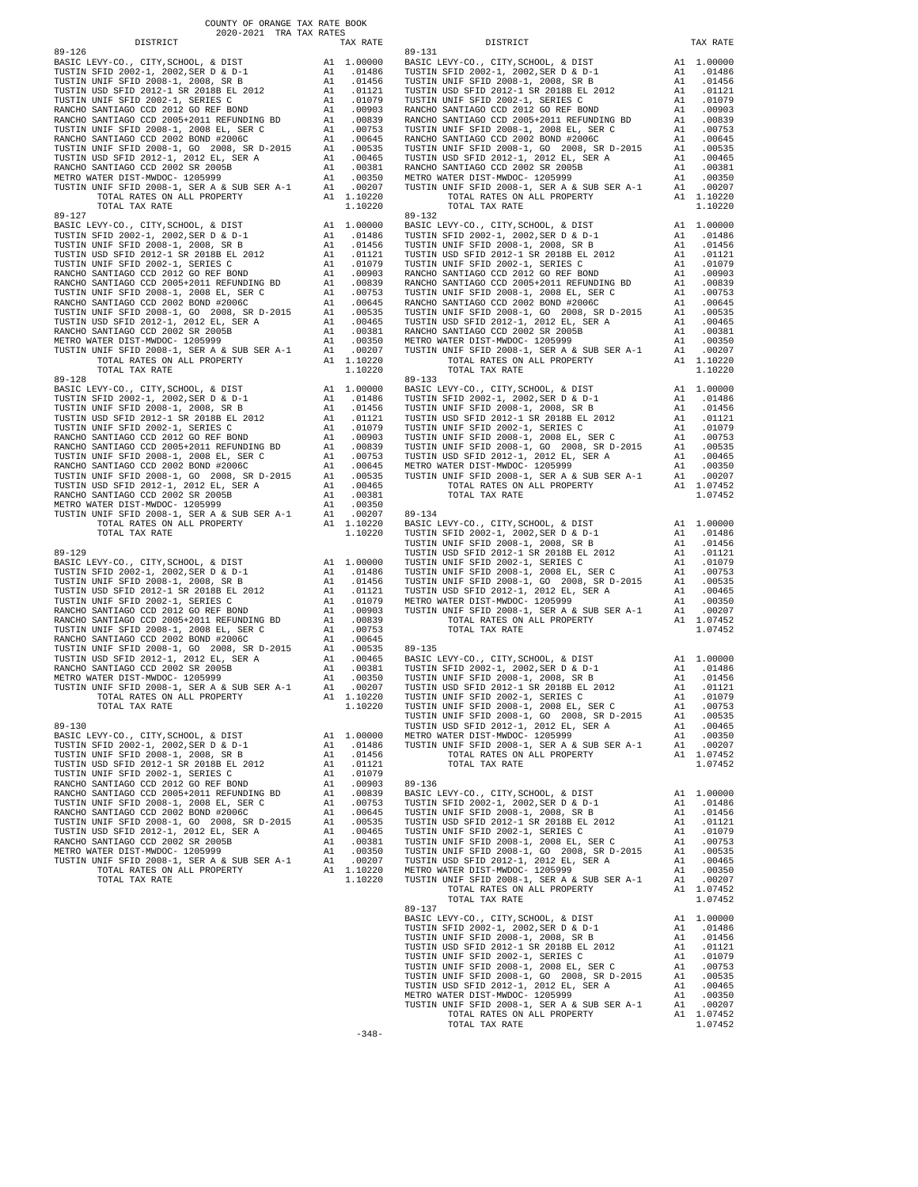COUNTY OF ORANGE TAX RATE BOOK
2020-2021 TRA TAX RATES

| DISTRICT | | TAX RATE |
|---|---|---|
| **89-126** | | |
| BASIC LEVY-CO., CITY,SCHOOL, & DIST | A1 | 1.00000 |
| TUSTIN SFID 2002-1, 2002,SER D & D-1 | A1 | .01486 |
| TUSTIN UNIF SFID 2008-1, 2008, SR B | A1 | .01456 |
| TUSTIN USD SFID 2012-1 SR 2018B EL 2012 | A1 | .01121 |
| TUSTIN UNIF SFID 2002-1, SERIES C | A1 | .01079 |
| RANCHO SANTIAGO CCD 2012 GO REF BOND | A1 | .00903 |
| RANCHO SANTIAGO CCD 2005+2011 REFUNDING BD | A1 | .00839 |
| TUSTIN UNIF SFID 2008-1, 2008 EL, SER C | A1 | .00753 |
| RANCHO SANTIAGO CCD 2002 BOND #2006C | A1 | .00645 |
| TUSTIN UNIF SFID 2008-1, GO 2008, SR D-2015 | A1 | .00535 |
| TUSTIN USD SFID 2012-1, 2012 EL, SER A | A1 | .00465 |
| RANCHO SANTIAGO CCD 2002 SR 2005B | A1 | .00381 |
| METRO WATER DIST-MWDOC- 1205999 | A1 | .00350 |
| TUSTIN UNIF SFID 2008-1, SER A & SUB SER A-1 | A1 | .00207 |
| TOTAL RATES ON ALL PROPERTY | A1 | 1.10220 |
| TOTAL TAX RATE | | 1.10220 |
| **89-127** | | |
| BASIC LEVY-CO., CITY,SCHOOL, & DIST | A1 | 1.00000 |
| TUSTIN SFID 2002-1, 2002,SER D & D-1 | A1 | .01486 |
| TUSTIN UNIF SFID 2008-1, 2008, SR B | A1 | .01456 |
| TUSTIN USD SFID 2012-1 SR 2018B EL 2012 | A1 | .01121 |
| TUSTIN UNIF SFID 2002-1, SERIES C | A1 | .01079 |
| RANCHO SANTIAGO CCD 2012 GO REF BOND | A1 | .00903 |
| RANCHO SANTIAGO CCD 2005+2011 REFUNDING BD | A1 | .00839 |
| TUSTIN UNIF SFID 2008-1, 2008 EL, SER C | A1 | .00753 |
| RANCHO SANTIAGO CCD 2002 BOND #2006C | A1 | .00645 |
| TUSTIN UNIF SFID 2008-1, GO 2008, SR D-2015 | A1 | .00535 |
| TUSTIN USD SFID 2012-1, 2012 EL, SER A | A1 | .00465 |
| RANCHO SANTIAGO CCD 2002 SR 2005B | A1 | .00381 |
| METRO WATER DIST-MWDOC- 1205999 | A1 | .00350 |
| TUSTIN UNIF SFID 2008-1, SER A & SUB SER A-1 | A1 | .00207 |
| TOTAL RATES ON ALL PROPERTY | A1 | 1.10220 |
| TOTAL TAX RATE | | 1.10220 |
| **89-128** | | |
| BASIC LEVY-CO., CITY,SCHOOL, & DIST | A1 | 1.00000 |
| TUSTIN SFID 2002-1, 2002,SER D & D-1 | A1 | .01486 |
| TUSTIN UNIF SFID 2008-1, 2008, SR B | A1 | .01456 |
| TUSTIN USD SFID 2012-1 SR 2018B EL 2012 | A1 | .01121 |
| TUSTIN UNIF SFID 2002-1, SERIES C | A1 | .01079 |
| RANCHO SANTIAGO CCD 2012 GO REF BOND | A1 | .00903 |
| RANCHO SANTIAGO CCD 2005+2011 REFUNDING BD | A1 | .00839 |
| TUSTIN UNIF SFID 2008-1, 2008 EL, SER C | A1 | .00753 |
| RANCHO SANTIAGO CCD 2002 BOND #2006C | A1 | .00645 |
| TUSTIN UNIF SFID 2008-1, GO 2008, SR D-2015 | A1 | .00535 |
| TUSTIN USD SFID 2012-1, 2012 EL, SER A | A1 | .00465 |
| RANCHO SANTIAGO CCD 2002 SR 2005B | A1 | .00381 |
| METRO WATER DIST-MWDOC- 1205999 | A1 | .00350 |
| TUSTIN UNIF SFID 2008-1, SER A & SUB SER A-1 | A1 | .00207 |
| TOTAL RATES ON ALL PROPERTY | A1 | 1.10220 |
| TOTAL TAX RATE | | 1.10220 |
| **89-129** | | |
| BASIC LEVY-CO., CITY,SCHOOL, & DIST | A1 | 1.00000 |
| TUSTIN SFID 2002-1, 2002,SER D & D-1 | A1 | .01486 |
| TUSTIN UNIF SFID 2008-1, 2008, SR B | A1 | .01456 |
| TUSTIN USD SFID 2012-1 SR 2018B EL 2012 | A1 | .01121 |
| TUSTIN UNIF SFID 2002-1, SERIES C | A1 | .01079 |
| RANCHO SANTIAGO CCD 2012 GO REF BOND | A1 | .00903 |
| RANCHO SANTIAGO CCD 2005+2011 REFUNDING BD | A1 | .00839 |
| TUSTIN UNIF SFID 2008-1, 2008 EL, SER C | A1 | .00753 |
| RANCHO SANTIAGO CCD 2002 BOND #2006C | A1 | .00645 |
| TUSTIN UNIF SFID 2008-1, GO 2008, SR D-2015 | A1 | .00535 |
| TUSTIN USD SFID 2012-1, 2012 EL, SER A | A1 | .00465 |
| RANCHO SANTIAGO CCD 2002 SR 2005B | A1 | .00381 |
| METRO WATER DIST-MWDOC- 1205999 | A1 | .00350 |
| TUSTIN UNIF SFID 2008-1, SER A & SUB SER A-1 | A1 | .00207 |
| TOTAL RATES ON ALL PROPERTY | A1 | 1.10220 |
| TOTAL TAX RATE | | 1.10220 |
| **89-130** | | |
| BASIC LEVY-CO., CITY,SCHOOL, & DIST | A1 | 1.00000 |
| TUSTIN SFID 2002-1, 2002,SER D & D-1 | A1 | .01486 |
| TUSTIN UNIF SFID 2008-1, 2008, SR B | A1 | .01456 |
| TUSTIN USD SFID 2012-1 SR 2018B EL 2012 | A1 | .01121 |
| TUSTIN UNIF SFID 2002-1, SERIES C | A1 | .01079 |
| RANCHO SANTIAGO CCD 2012 GO REF BOND | A1 | .00903 |
| RANCHO SANTIAGO CCD 2005+2011 REFUNDING BD | A1 | .00839 |
| TUSTIN UNIF SFID 2008-1, 2008 EL, SER C | A1 | .00753 |
| RANCHO SANTIAGO CCD 2002 BOND #2006C | A1 | .00645 |
| TUSTIN UNIF SFID 2008-1, GO 2008, SR D-2015 | A1 | .00535 |
| TUSTIN USD SFID 2012-1, 2012 EL, SER A | A1 | .00465 |
| RANCHO SANTIAGO CCD 2002 SR 2005B | A1 | .00381 |
| METRO WATER DIST-MWDOC- 1205999 | A1 | .00350 |
| TUSTIN UNIF SFID 2008-1, SER A & SUB SER A-1 | A1 | .00207 |
| TOTAL RATES ON ALL PROPERTY | A1 | 1.10220 |
| TOTAL TAX RATE | | 1.10220 |
| **89-131** | | |
| BASIC LEVY-CO., CITY,SCHOOL, & DIST | A1 | 1.00000 |
| TUSTIN SFID 2002-1, 2002,SER D & D-1 | A1 | .01486 |
| TUSTIN UNIF SFID 2008-1, 2008, SR B | A1 | .01456 |
| TUSTIN USD SFID 2012-1 SR 2018B EL 2012 | A1 | .01121 |
| TUSTIN UNIF SFID 2002-1, SERIES C | A1 | .01079 |
| RANCHO SANTIAGO CCD 2012 GO REF BOND | A1 | .00903 |
| RANCHO SANTIAGO CCD 2005+2011 REFUNDING BD | A1 | .00839 |
| TUSTIN UNIF SFID 2008-1, 2008 EL, SER C | A1 | .00753 |
| RANCHO SANTIAGO CCD 2002 BOND #2006C | A1 | .00645 |
| TUSTIN UNIF SFID 2008-1, GO 2008, SR D-2015 | A1 | .00535 |
| TUSTIN USD SFID 2012-1, 2012 EL, SER A | A1 | .00465 |
| RANCHO SANTIAGO CCD 2002 SR 2005B | A1 | .00381 |
| METRO WATER DIST-MWDOC- 1205999 | A1 | .00350 |
| TUSTIN UNIF SFID 2008-1, SER A & SUB SER A-1 | A1 | .00207 |
| TOTAL RATES ON ALL PROPERTY | A1 | 1.10220 |
| TOTAL TAX RATE | | 1.10220 |
| **89-132** | | |
| BASIC LEVY-CO., CITY,SCHOOL, & DIST | A1 | 1.00000 |
| TUSTIN SFID 2002-1, 2002,SER D & D-1 | A1 | .01486 |
| TUSTIN UNIF SFID 2008-1, 2008, SR B | A1 | .01456 |
| TUSTIN USD SFID 2012-1 SR 2018B EL 2012 | A1 | .01121 |
| TUSTIN UNIF SFID 2002-1, SERIES C | A1 | .01079 |
| RANCHO SANTIAGO CCD 2012 GO REF BOND | A1 | .00903 |
| RANCHO SANTIAGO CCD 2005+2011 REFUNDING BD | A1 | .00839 |
| TUSTIN UNIF SFID 2008-1, 2008 EL, SER C | A1 | .00753 |
| RANCHO SANTIAGO CCD 2002 BOND #2006C | A1 | .00645 |
| TUSTIN UNIF SFID 2008-1, GO 2008, SR D-2015 | A1 | .00535 |
| TUSTIN USD SFID 2012-1, 2012 EL, SER A | A1 | .00465 |
| RANCHO SANTIAGO CCD 2002 SR 2005B | A1 | .00381 |
| METRO WATER DIST-MWDOC- 1205999 | A1 | .00350 |
| TUSTIN UNIF SFID 2008-1, SER A & SUB SER A-1 | A1 | .00207 |
| TOTAL RATES ON ALL PROPERTY | A1 | 1.10220 |
| TOTAL TAX RATE | | 1.10220 |
| **89-133** | | |
| BASIC LEVY-CO., CITY,SCHOOL, & DIST | A1 | 1.00000 |
| TUSTIN SFID 2002-1, 2002,SER D & D-1 | A1 | .01486 |
| TUSTIN UNIF SFID 2008-1, 2008, SR B | A1 | .01456 |
| TUSTIN USD SFID 2012-1 SR 2018B EL 2012 | A1 | .01121 |
| TUSTIN UNIF SFID 2002-1, SERIES C | A1 | .01079 |
| TUSTIN UNIF SFID 2008-1, 2008 EL, SER C | A1 | .00753 |
| TUSTIN UNIF SFID 2008-1, GO 2008, SR D-2015 | A1 | .00535 |
| TUSTIN USD SFID 2012-1, 2012 EL, SER A | A1 | .00465 |
| METRO WATER DIST-MWDOC- 1205999 | A1 | .00350 |
| TUSTIN UNIF SFID 2008-1, SER A & SUB SER A-1 | A1 | .00207 |
| TOTAL RATES ON ALL PROPERTY | A1 | 1.07452 |
| TOTAL TAX RATE | | 1.07452 |
| **89-134** | | |
| BASIC LEVY-CO., CITY,SCHOOL, & DIST | A1 | 1.00000 |
| TUSTIN SFID 2002-1, 2002,SER D & D-1 | A1 | .01486 |
| TUSTIN UNIF SFID 2008-1, 2008, SR B | A1 | .01456 |
| TUSTIN USD SFID 2012-1 SR 2018B EL 2012 | A1 | .01121 |
| TUSTIN UNIF SFID 2002-1, SERIES C | A1 | .01079 |
| TUSTIN UNIF SFID 2008-1, 2008 EL, SER C | A1 | .00753 |
| TUSTIN UNIF SFID 2008-1, GO 2008, SR D-2015 | A1 | .00535 |
| TUSTIN USD SFID 2012-1, 2012 EL, SER A | A1 | .00465 |
| METRO WATER DIST-MWDOC- 1205999 | A1 | .00350 |
| TUSTIN UNIF SFID 2008-1, SER A & SUB SER A-1 | A1 | .00207 |
| TOTAL RATES ON ALL PROPERTY | A1 | 1.07452 |
| TOTAL TAX RATE | | 1.07452 |
| **89-135** | | |
| BASIC LEVY-CO., CITY,SCHOOL, & DIST | A1 | 1.00000 |
| TUSTIN SFID 2002-1, 2002,SER D & D-1 | A1 | .01486 |
| TUSTIN UNIF SFID 2008-1, 2008, SR B | A1 | .01456 |
| TUSTIN USD SFID 2012-1 SR 2018B EL 2012 | A1 | .01121 |
| TUSTIN UNIF SFID 2002-1, SERIES C | A1 | .01079 |
| TUSTIN UNIF SFID 2008-1, 2008 EL, SER C | A1 | .00753 |
| TUSTIN UNIF SFID 2008-1, GO 2008, SR D-2015 | A1 | .00535 |
| TUSTIN USD SFID 2012-1, 2012 EL, SER A | A1 | .00465 |
| METRO WATER DIST-MWDOC- 1205999 | A1 | .00350 |
| TUSTIN UNIF SFID 2008-1, SER A & SUB SER A-1 | A1 | .00207 |
| TOTAL RATES ON ALL PROPERTY | A1 | 1.07452 |
| TOTAL TAX RATE | | 1.07452 |
| **89-136** | | |
| BASIC LEVY-CO., CITY,SCHOOL, & DIST | A1 | 1.00000 |
| TUSTIN SFID 2002-1, 2002,SER D & D-1 | A1 | .01486 |
| TUSTIN UNIF SFID 2008-1, 2008, SR B | A1 | .01456 |
| TUSTIN USD SFID 2012-1 SR 2018B EL 2012 | A1 | .01121 |
| TUSTIN UNIF SFID 2002-1, SERIES C | A1 | .01079 |
| TUSTIN UNIF SFID 2008-1, 2008 EL, SER C | A1 | .00753 |
| TUSTIN UNIF SFID 2008-1, GO 2008, SR D-2015 | A1 | .00535 |
| TUSTIN USD SFID 2012-1, 2012 EL, SER A | A1 | .00465 |
| METRO WATER DIST-MWDOC- 1205999 | A1 | .00350 |
| TUSTIN UNIF SFID 2008-1, SER A & SUB SER A-1 | A1 | .00207 |
| TOTAL RATES ON ALL PROPERTY | A1 | 1.07452 |
| TOTAL TAX RATE | | 1.07452 |
| **89-137** | | |
| BASIC LEVY-CO., CITY,SCHOOL, & DIST | A1 | 1.00000 |
| TUSTIN SFID 2002-1, 2002,SER D & D-1 | A1 | .01486 |
| TUSTIN UNIF SFID 2008-1, 2008, SR B | A1 | .01456 |
| TUSTIN USD SFID 2012-1 SR 2018B EL 2012 | A1 | .01121 |
| TUSTIN UNIF SFID 2002-1, SERIES C | A1 | .01079 |
| TUSTIN UNIF SFID 2008-1, 2008 EL, SER C | A1 | .00753 |
| TUSTIN UNIF SFID 2008-1, GO 2008, SR D-2015 | A1 | .00535 |
| TUSTIN USD SFID 2012-1, 2012 EL, SER A | A1 | .00465 |
| METRO WATER DIST-MWDOC- 1205999 | A1 | .00350 |
| TUSTIN UNIF SFID 2008-1, SER A & SUB SER A-1 | A1 | .00207 |
| TOTAL RATES ON ALL PROPERTY | A1 | 1.07452 |
| TOTAL TAX RATE | | 1.07452 |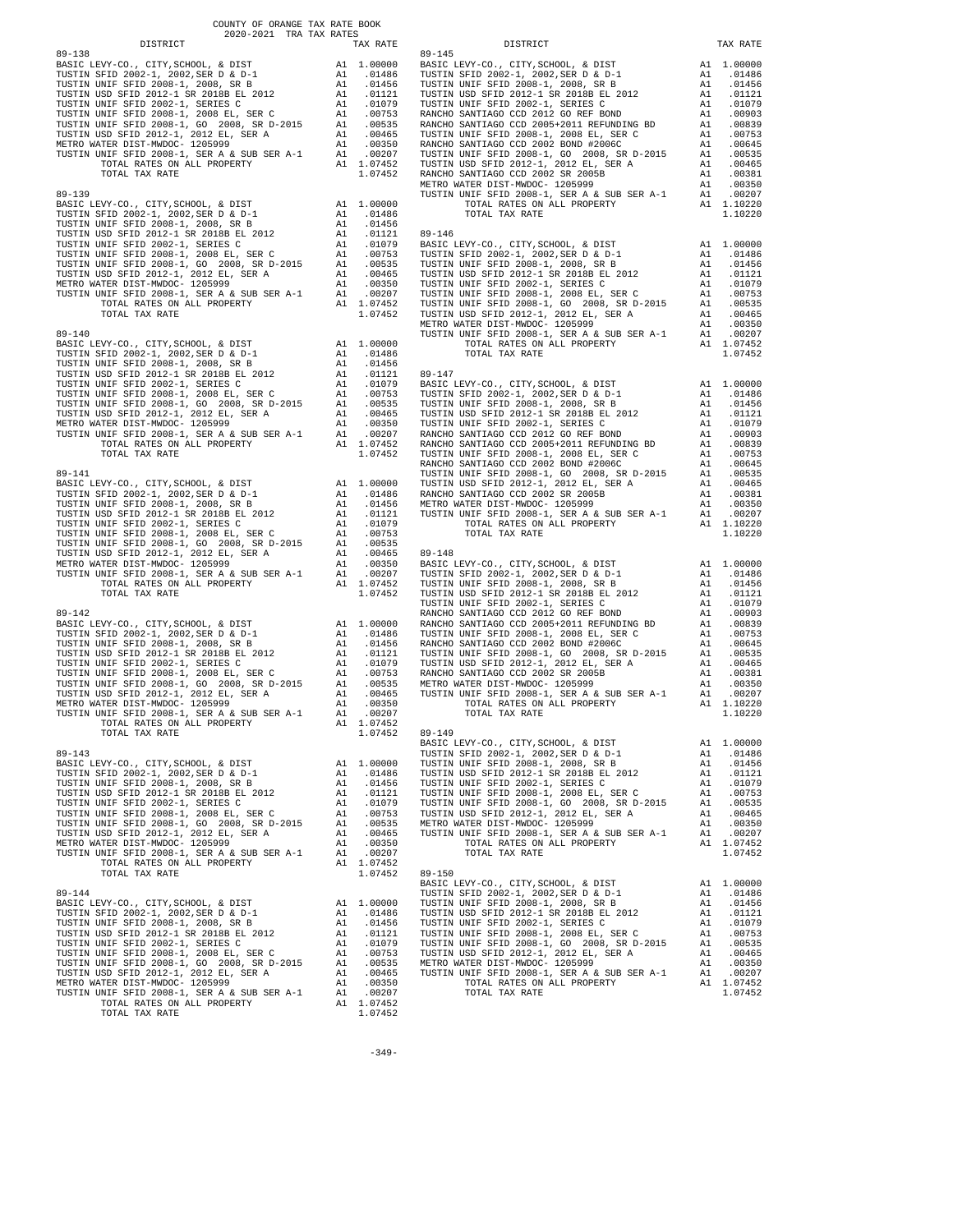COUNTY OF ORANGE TAX RATE BOOK
2020-2021 TRA TAX RATES

| DISTRICT | | TAX RATE |
|---|---|---|
| **89-138** | | |
| BASIC LEVY-CO., CITY,SCHOOL, & DIST | A1 | 1.00000 |
| TUSTIN SFID 2002-1, 2002,SER D & D-1 | A1 | .01486 |
| TUSTIN UNIF SFID 2008-1, 2008, SR B | A1 | .01456 |
| TUSTIN USD SFID 2012-1 SR 2018B EL 2012 | A1 | .01121 |
| TUSTIN UNIF SFID 2002-1, SERIES C | A1 | .01079 |
| TUSTIN UNIF SFID 2008-1, 2008 EL, SER C | A1 | .00753 |
| TUSTIN UNIF SFID 2008-1, GO 2008, SR D-2015 | A1 | .00535 |
| TUSTIN USD SFID 2012-1, 2012 EL, SER A | A1 | .00465 |
| METRO WATER DIST-MWDOC- 1205999 | A1 | .00350 |
| TUSTIN UNIF SFID 2008-1, SER A & SUB SER A-1 | A1 | .00207 |
| TOTAL RATES ON ALL PROPERTY | A1 | 1.07452 |
| TOTAL TAX RATE | | 1.07452 |
| **89-139** | | |
| BASIC LEVY-CO., CITY,SCHOOL, & DIST | A1 | 1.00000 |
| TUSTIN SFID 2002-1, 2002,SER D & D-1 | A1 | .01486 |
| TUSTIN UNIF SFID 2008-1, 2008, SR B | A1 | .01456 |
| TUSTIN USD SFID 2012-1 SR 2018B EL 2012 | A1 | .01121 |
| TUSTIN UNIF SFID 2002-1, SERIES C | A1 | .01079 |
| TUSTIN UNIF SFID 2008-1, 2008 EL, SER C | A1 | .00753 |
| TUSTIN UNIF SFID 2008-1, GO 2008, SR D-2015 | A1 | .00535 |
| TUSTIN USD SFID 2012-1, 2012 EL, SER A | A1 | .00465 |
| METRO WATER DIST-MWDOC- 1205999 | A1 | .00350 |
| TUSTIN UNIF SFID 2008-1, SER A & SUB SER A-1 | A1 | .00207 |
| TOTAL RATES ON ALL PROPERTY | A1 | 1.07452 |
| TOTAL TAX RATE | | 1.07452 |
| **89-140** | | |
| BASIC LEVY-CO., CITY,SCHOOL, & DIST | A1 | 1.00000 |
| TUSTIN SFID 2002-1, 2002,SER D & D-1 | A1 | .01486 |
| TUSTIN UNIF SFID 2008-1, 2008, SR B | A1 | .01456 |
| TUSTIN USD SFID 2012-1 SR 2018B EL 2012 | A1 | .01121 |
| TUSTIN UNIF SFID 2002-1, SERIES C | A1 | .01079 |
| TUSTIN UNIF SFID 2008-1, 2008 EL, SER C | A1 | .00753 |
| TUSTIN UNIF SFID 2008-1, GO 2008, SR D-2015 | A1 | .00535 |
| TUSTIN USD SFID 2012-1, 2012 EL, SER A | A1 | .00465 |
| METRO WATER DIST-MWDOC- 1205999 | A1 | .00350 |
| TUSTIN UNIF SFID 2008-1, SER A & SUB SER A-1 | A1 | .00207 |
| TOTAL RATES ON ALL PROPERTY | A1 | 1.07452 |
| TOTAL TAX RATE | | 1.07452 |
| **89-141** | | |
| BASIC LEVY-CO., CITY,SCHOOL, & DIST | A1 | 1.00000 |
| TUSTIN SFID 2002-1, 2002,SER D & D-1 | A1 | .01486 |
| TUSTIN UNIF SFID 2008-1, 2008, SR B | A1 | .01456 |
| TUSTIN USD SFID 2012-1 SR 2018B EL 2012 | A1 | .01121 |
| TUSTIN UNIF SFID 2002-1, SERIES C | A1 | .01079 |
| TUSTIN UNIF SFID 2008-1, 2008 EL, SER C | A1 | .00753 |
| TUSTIN UNIF SFID 2008-1, GO 2008, SR D-2015 | A1 | .00535 |
| TUSTIN USD SFID 2012-1, 2012 EL, SER A | A1 | .00465 |
| METRO WATER DIST-MWDOC- 1205999 | A1 | .00350 |
| TUSTIN UNIF SFID 2008-1, SER A & SUB SER A-1 | A1 | .00207 |
| TOTAL RATES ON ALL PROPERTY | A1 | 1.07452 |
| TOTAL TAX RATE | | 1.07452 |
| **89-142** | | |
| BASIC LEVY-CO., CITY,SCHOOL, & DIST | A1 | 1.00000 |
| TUSTIN SFID 2002-1, 2002,SER D & D-1 | A1 | .01486 |
| TUSTIN UNIF SFID 2008-1, 2008, SR B | A1 | .01456 |
| TUSTIN USD SFID 2012-1 SR 2018B EL 2012 | A1 | .01121 |
| TUSTIN UNIF SFID 2002-1, SERIES C | A1 | .01079 |
| TUSTIN UNIF SFID 2008-1, 2008 EL, SER C | A1 | .00753 |
| TUSTIN UNIF SFID 2008-1, GO 2008, SR D-2015 | A1 | .00535 |
| TUSTIN USD SFID 2012-1, 2012 EL, SER A | A1 | .00465 |
| METRO WATER DIST-MWDOC- 1205999 | A1 | .00350 |
| TUSTIN UNIF SFID 2008-1, SER A & SUB SER A-1 | A1 | .00207 |
| TOTAL RATES ON ALL PROPERTY | A1 | 1.07452 |
| TOTAL TAX RATE | | 1.07452 |
| **89-143** | | |
| BASIC LEVY-CO., CITY,SCHOOL, & DIST | A1 | 1.00000 |
| TUSTIN SFID 2002-1, 2002,SER D & D-1 | A1 | .01486 |
| TUSTIN UNIF SFID 2008-1, 2008, SR B | A1 | .01456 |
| TUSTIN USD SFID 2012-1 SR 2018B EL 2012 | A1 | .01121 |
| TUSTIN UNIF SFID 2002-1, SERIES C | A1 | .01079 |
| TUSTIN UNIF SFID 2008-1, 2008 EL, SER C | A1 | .00753 |
| TUSTIN UNIF SFID 2008-1, GO 2008, SR D-2015 | A1 | .00535 |
| TUSTIN USD SFID 2012-1, 2012 EL, SER A | A1 | .00465 |
| METRO WATER DIST-MWDOC- 1205999 | A1 | .00350 |
| TUSTIN UNIF SFID 2008-1, SER A & SUB SER A-1 | A1 | .00207 |
| TOTAL RATES ON ALL PROPERTY | A1 | 1.07452 |
| TOTAL TAX RATE | | 1.07452 |
| **89-144** | | |
| BASIC LEVY-CO., CITY,SCHOOL, & DIST | A1 | 1.00000 |
| TUSTIN SFID 2002-1, 2002,SER D & D-1 | A1 | .01486 |
| TUSTIN UNIF SFID 2008-1, 2008, SR B | A1 | .01456 |
| TUSTIN USD SFID 2012-1 SR 2018B EL 2012 | A1 | .01121 |
| TUSTIN UNIF SFID 2002-1, SERIES C | A1 | .01079 |
| TUSTIN UNIF SFID 2008-1, 2008 EL, SER C | A1 | .00753 |
| TUSTIN UNIF SFID 2008-1, GO 2008, SR D-2015 | A1 | .00535 |
| TUSTIN USD SFID 2012-1, 2012 EL, SER A | A1 | .00465 |
| METRO WATER DIST-MWDOC- 1205999 | A1 | .00350 |
| TUSTIN UNIF SFID 2008-1, SER A & SUB SER A-1 | A1 | .00207 |
| TOTAL RATES ON ALL PROPERTY | A1 | 1.07452 |
| TOTAL TAX RATE | | 1.07452 |
| **89-145** | | |
| BASIC LEVY-CO., CITY,SCHOOL, & DIST | A1 | 1.00000 |
| TUSTIN SFID 2002-1, 2002,SER D & D-1 | A1 | .01486 |
| TUSTIN UNIF SFID 2008-1, 2008, SR B | A1 | .01456 |
| TUSTIN USD SFID 2012-1 SR 2018B EL 2012 | A1 | .01121 |
| TUSTIN UNIF SFID 2002-1, SERIES C | A1 | .01079 |
| RANCHO SANTIAGO CCD 2012 GO REF BOND | A1 | .00903 |
| RANCHO SANTIAGO CCD 2005+2011 REFUNDING BD | A1 | .00839 |
| TUSTIN UNIF SFID 2008-1, 2008 EL, SER C | A1 | .00753 |
| RANCHO SANTIAGO CCD 2002 BOND #2006C | A1 | .00645 |
| TUSTIN UNIF SFID 2008-1, GO 2008, SR D-2015 | A1 | .00535 |
| TUSTIN USD SFID 2012-1, 2012 EL, SER A | A1 | .00465 |
| RANCHO SANTIAGO CCD 2002 SR 2005B | A1 | .00381 |
| METRO WATER DIST-MWDOC- 1205999 | A1 | .00350 |
| TUSTIN UNIF SFID 2008-1, SER A & SUB SER A-1 | A1 | .00207 |
| TOTAL RATES ON ALL PROPERTY | A1 | 1.10220 |
| TOTAL TAX RATE | | 1.10220 |
| **89-146** | | |
| BASIC LEVY-CO., CITY,SCHOOL, & DIST | A1 | 1.00000 |
| TUSTIN SFID 2002-1, 2002,SER D & D-1 | A1 | .01486 |
| TUSTIN UNIF SFID 2008-1, 2008, SR B | A1 | .01456 |
| TUSTIN USD SFID 2012-1 SR 2018B EL 2012 | A1 | .01121 |
| TUSTIN UNIF SFID 2002-1, SERIES C | A1 | .01079 |
| TUSTIN UNIF SFID 2008-1, 2008 EL, SER C | A1 | .00753 |
| TUSTIN UNIF SFID 2008-1, GO 2008, SR D-2015 | A1 | .00535 |
| TUSTIN USD SFID 2012-1, 2012 EL, SER A | A1 | .00465 |
| METRO WATER DIST-MWDOC- 1205999 | A1 | .00350 |
| TUSTIN UNIF SFID 2008-1, SER A & SUB SER A-1 | A1 | .00207 |
| TOTAL RATES ON ALL PROPERTY | A1 | 1.07452 |
| TOTAL TAX RATE | | 1.07452 |
| **89-147** | | |
| BASIC LEVY-CO., CITY,SCHOOL, & DIST | A1 | 1.00000 |
| TUSTIN SFID 2002-1, 2002,SER D & D-1 | A1 | .01486 |
| TUSTIN UNIF SFID 2008-1, 2008, SR B | A1 | .01456 |
| TUSTIN USD SFID 2012-1 SR 2018B EL 2012 | A1 | .01121 |
| TUSTIN UNIF SFID 2002-1, SERIES C | A1 | .01079 |
| RANCHO SANTIAGO CCD 2012 GO REF BOND | A1 | .00903 |
| RANCHO SANTIAGO CCD 2005+2011 REFUNDING BD | A1 | .00839 |
| TUSTIN UNIF SFID 2008-1, 2008 EL, SER C | A1 | .00753 |
| RANCHO SANTIAGO CCD 2002 BOND #2006C | A1 | .00645 |
| TUSTIN UNIF SFID 2008-1, GO 2008, SR D-2015 | A1 | .00535 |
| TUSTIN USD SFID 2012-1, 2012 EL, SER A | A1 | .00465 |
| RANCHO SANTIAGO CCD 2002 SR 2005B | A1 | .00381 |
| METRO WATER DIST-MWDOC- 1205999 | A1 | .00350 |
| TUSTIN UNIF SFID 2008-1, SER A & SUB SER A-1 | A1 | .00207 |
| TOTAL RATES ON ALL PROPERTY | A1 | 1.10220 |
| TOTAL TAX RATE | | 1.10220 |
| **89-148** | | |
| BASIC LEVY-CO., CITY,SCHOOL, & DIST | A1 | 1.00000 |
| TUSTIN SFID 2002-1, 2002,SER D & D-1 | A1 | .01486 |
| TUSTIN UNIF SFID 2008-1, 2008, SR B | A1 | .01456 |
| TUSTIN USD SFID 2012-1 SR 2018B EL 2012 | A1 | .01121 |
| TUSTIN UNIF SFID 2002-1, SERIES C | A1 | .01079 |
| RANCHO SANTIAGO CCD 2012 GO REF BOND | A1 | .00903 |
| RANCHO SANTIAGO CCD 2005+2011 REFUNDING BD | A1 | .00839 |
| TUSTIN UNIF SFID 2008-1, 2008 EL, SER C | A1 | .00753 |
| RANCHO SANTIAGO CCD 2002 BOND #2006C | A1 | .00645 |
| TUSTIN UNIF SFID 2008-1, GO 2008, SR D-2015 | A1 | .00535 |
| TUSTIN USD SFID 2012-1, 2012 EL, SER A | A1 | .00465 |
| RANCHO SANTIAGO CCD 2002 SR 2005B | A1 | .00381 |
| METRO WATER DIST-MWDOC- 1205999 | A1 | .00350 |
| TUSTIN UNIF SFID 2008-1, SER A & SUB SER A-1 | A1 | .00207 |
| TOTAL RATES ON ALL PROPERTY | A1 | 1.10220 |
| TOTAL TAX RATE | | 1.10220 |
| **89-149** | | |
| BASIC LEVY-CO., CITY,SCHOOL, & DIST | A1 | 1.00000 |
| TUSTIN SFID 2002-1, 2002,SER D & D-1 | A1 | .01486 |
| TUSTIN UNIF SFID 2008-1, 2008, SR B | A1 | .01456 |
| TUSTIN USD SFID 2012-1 SR 2018B EL 2012 | A1 | .01121 |
| TUSTIN UNIF SFID 2002-1, SERIES C | A1 | .01079 |
| TUSTIN UNIF SFID 2008-1, 2008 EL, SER C | A1 | .00753 |
| TUSTIN UNIF SFID 2008-1, GO 2008, SR D-2015 | A1 | .00535 |
| TUSTIN USD SFID 2012-1, 2012 EL, SER A | A1 | .00465 |
| METRO WATER DIST-MWDOC- 1205999 | A1 | .00350 |
| TUSTIN UNIF SFID 2008-1, SER A & SUB SER A-1 | A1 | .00207 |
| TOTAL RATES ON ALL PROPERTY | A1 | 1.07452 |
| TOTAL TAX RATE | | 1.07452 |
| **89-150** | | |
| BASIC LEVY-CO., CITY,SCHOOL, & DIST | A1 | 1.00000 |
| TUSTIN SFID 2002-1, 2002,SER D & D-1 | A1 | .01486 |
| TUSTIN UNIF SFID 2008-1, 2008, SR B | A1 | .01456 |
| TUSTIN USD SFID 2012-1 SR 2018B EL 2012 | A1 | .01121 |
| TUSTIN UNIF SFID 2002-1, SERIES C | A1 | .01079 |
| TUSTIN UNIF SFID 2008-1, 2008 EL, SER C | A1 | .00753 |
| TUSTIN UNIF SFID 2008-1, GO 2008, SR D-2015 | A1 | .00535 |
| TUSTIN USD SFID 2012-1, 2012 EL, SER A | A1 | .00465 |
| METRO WATER DIST-MWDOC- 1205999 | A1 | .00350 |
| TUSTIN UNIF SFID 2008-1, SER A & SUB SER A-1 | A1 | .00207 |
| TOTAL RATES ON ALL PROPERTY | A1 | 1.07452 |
| TOTAL TAX RATE | | 1.07452 |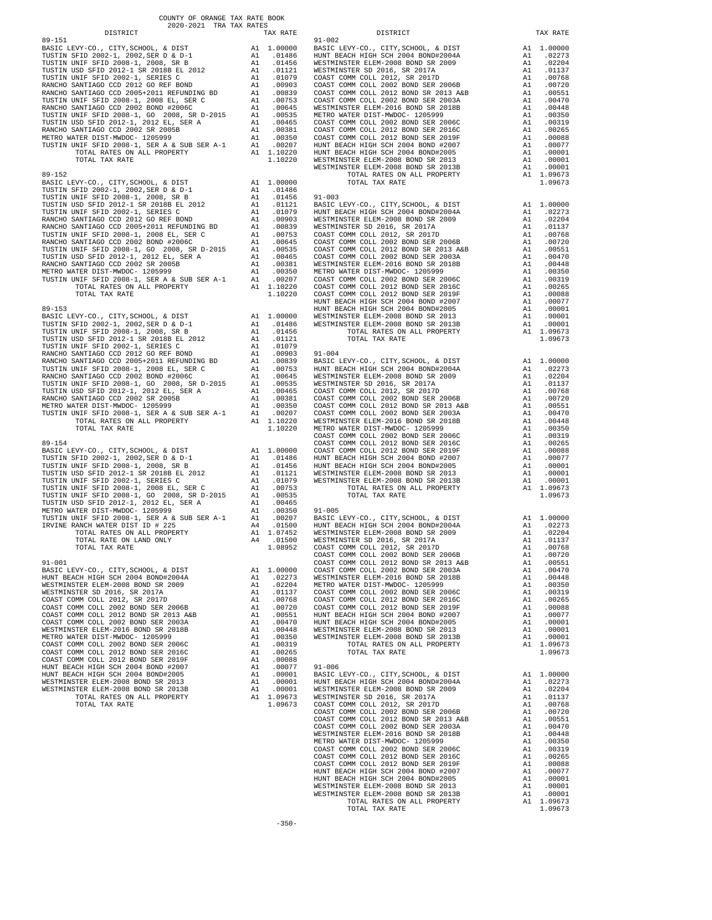COUNTY OF ORANGE TAX RATE BOOK
2020-2021 TRA TAX RATES

**89-151**

| DISTRICT | | TAX RATE |
|---|---|---|
| BASIC LEVY-CO., CITY,SCHOOL, & DIST | A1 | 1.00000 |
| TUSTIN SFID 2002-1, 2002,SER D & D-1 | A1 | .01486 |
| TUSTIN UNIF SFID 2008-1, 2008, SR B | A1 | .01456 |
| TUSTIN USD SFID 2012-1 SR 2018B EL 2012 | A1 | .01121 |
| TUSTIN UNIF SFID 2002-1, SERIES C | A1 | .01079 |
| RANCHO SANTIAGO CCD 2012 GO REF BOND | A1 | .00903 |
| RANCHO SANTIAGO CCD 2005+2011 REFUNDING BD | A1 | .00839 |
| TUSTIN UNIF SFID 2008-1, 2008 EL, SER C | A1 | .00753 |
| RANCHO SANTIAGO CCD 2002 BOND #2006C | A1 | .00645 |
| TUSTIN UNIF SFID 2008-1, GO 2008, SR D-2015 | A1 | .00535 |
| TUSTIN USD SFID 2012-1, 2012 EL, SER A | A1 | .00465 |
| RANCHO SANTIAGO CCD 2002 SR 2005B | A1 | .00381 |
| METRO WATER DIST-MWDOC- 1205999 | A1 | .00350 |
| TUSTIN UNIF SFID 2008-1, SER A & SUB SER A-1 | A1 | .00207 |
| TOTAL RATES ON ALL PROPERTY | A1 | 1.10220 |
| TOTAL TAX RATE | | 1.10220 |

**89-152**

| DISTRICT | | TAX RATE |
|---|---|---|
| BASIC LEVY-CO., CITY,SCHOOL, & DIST | A1 | 1.00000 |
| TUSTIN SFID 2002-1, 2002,SER D & D-1 | A1 | .01486 |
| TUSTIN UNIF SFID 2008-1, 2008, SR B | A1 | .01456 |
| TUSTIN USD SFID 2012-1 SR 2018B EL 2012 | A1 | .01121 |
| TUSTIN UNIF SFID 2002-1, SERIES C | A1 | .01079 |
| RANCHO SANTIAGO CCD 2012 GO REF BOND | A1 | .00903 |
| RANCHO SANTIAGO CCD 2005+2011 REFUNDING BD | A1 | .00839 |
| TUSTIN UNIF SFID 2008-1, 2008 EL, SER C | A1 | .00753 |
| RANCHO SANTIAGO CCD 2002 BOND #2006C | A1 | .00645 |
| TUSTIN UNIF SFID 2008-1, GO 2008, SR D-2015 | A1 | .00535 |
| TUSTIN USD SFID 2012-1, 2012 EL, SER A | A1 | .00465 |
| RANCHO SANTIAGO CCD 2002 SR 2005B | A1 | .00381 |
| METRO WATER DIST-MWDOC- 1205999 | A1 | .00350 |
| TUSTIN UNIF SFID 2008-1, SER A & SUB SER A-1 | A1 | .00207 |
| TOTAL RATES ON ALL PROPERTY | A1 | 1.10220 |
| TOTAL TAX RATE | | 1.10220 |

**89-153**

| DISTRICT | | TAX RATE |
|---|---|---|
| BASIC LEVY-CO., CITY,SCHOOL, & DIST | A1 | 1.00000 |
| TUSTIN SFID 2002-1, 2002,SER D & D-1 | A1 | .01486 |
| TUSTIN UNIF SFID 2008-1, 2008, SR B | A1 | .01456 |
| TUSTIN USD SFID 2012-1 SR 2018B EL 2012 | A1 | .01121 |
| TUSTIN UNIF SFID 2002-1, SERIES C | A1 | .01079 |
| RANCHO SANTIAGO CCD 2012 GO REF BOND | A1 | .00903 |
| RANCHO SANTIAGO CCD 2005+2011 REFUNDING BD | A1 | .00839 |
| TUSTIN UNIF SFID 2008-1, 2008 EL, SER C | A1 | .00753 |
| RANCHO SANTIAGO CCD 2002 BOND #2006C | A1 | .00645 |
| TUSTIN UNIF SFID 2008-1, GO 2008, SR D-2015 | A1 | .00535 |
| TUSTIN USD SFID 2012-1, 2012 EL, SER A | A1 | .00465 |
| RANCHO SANTIAGO CCD 2002 SR 2005B | A1 | .00381 |
| METRO WATER DIST-MWDOC- 1205999 | A1 | .00350 |
| TUSTIN UNIF SFID 2008-1, SER A & SUB SER A-1 | A1 | .00207 |
| TOTAL RATES ON ALL PROPERTY | A1 | 1.10220 |
| TOTAL TAX RATE | | 1.10220 |

**89-154**

| DISTRICT | | TAX RATE |
|---|---|---|
| BASIC LEVY-CO., CITY,SCHOOL, & DIST | A1 | 1.00000 |
| TUSTIN SFID 2002-1, 2002,SER D & D-1 | A1 | .01486 |
| TUSTIN UNIF SFID 2008-1, 2008, SR B | A1 | .01456 |
| TUSTIN USD SFID 2012-1 SR 2018B EL 2012 | A1 | .01121 |
| TUSTIN UNIF SFID 2002-1, SERIES C | A1 | .01079 |
| TUSTIN UNIF SFID 2008-1, 2008 EL, SER C | A1 | .00753 |
| TUSTIN UNIF SFID 2008-1, GO 2008, SR D-2015 | A1 | .00535 |
| TUSTIN USD SFID 2012-1, 2012 EL, SER A | A1 | .00465 |
| METRO WATER DIST-MWDOC- 1205999 | A1 | .00350 |
| TUSTIN UNIF SFID 2008-1, SER A & SUB SER A-1 | A1 | .00207 |
| IRVINE RANCH WATER DIST ID # 225 | A4 | .01500 |
| TOTAL RATES ON ALL PROPERTY | A1 | 1.07452 |
| TOTAL RATE ON LAND ONLY | A4 | .01500 |
| TOTAL TAX RATE | | 1.08952 |

**91-001**

| DISTRICT | | TAX RATE |
|---|---|---|
| BASIC LEVY-CO., CITY,SCHOOL, & DIST | A1 | 1.00000 |
| HUNT BEACH HIGH SCH 2004 BOND#2004A | A1 | .02273 |
| WESTMINSTER ELEM-2008 BOND SR 2009 | A1 | .02204 |
| WESTMINSTER SD 2016, SR 2017A | A1 | .01137 |
| COAST COMM COLL 2012, SR 2017D | A1 | .00768 |
| COAST COMM COLL 2002 BOND SER 2006B | A1 | .00720 |
| COAST COMM COLL 2012 BOND SR 2013 A&B | A1 | .00551 |
| COAST COMM COLL 2002 BOND SER 2003A | A1 | .00470 |
| WESTMINSTER ELEM-2016 BOND SR 2018B | A1 | .00448 |
| METRO WATER DIST-MWDOC- 1205999 | A1 | .00350 |
| COAST COMM COLL 2002 BOND SER 2006C | A1 | .00319 |
| COAST COMM COLL 2012 BOND SER 2016C | A1 | .00265 |
| COAST COMM COLL 2012 BOND SER 2019F | A1 | .00088 |
| HUNT BEACH HIGH SCH 2004 BOND #2007 | A1 | .00077 |
| HUNT BEACH HIGH SCH 2004 BOND#2005 | A1 | .00001 |
| WESTMINSTER ELEM-2008 BOND SR 2013 | A1 | .00001 |
| WESTMINSTER ELEM-2008 BOND SR 2013B | A1 | .00001 |
| TOTAL RATES ON ALL PROPERTY | A1 | 1.09673 |
| TOTAL TAX RATE | | 1.09673 |

**91-002**

| DISTRICT | | TAX RATE |
|---|---|---|
| BASIC LEVY-CO., CITY,SCHOOL, & DIST | A1 | 1.00000 |
| HUNT BEACH HIGH SCH 2004 BOND#2004A | A1 | .02273 |
| WESTMINSTER ELEM-2008 BOND SR 2009 | A1 | .02204 |
| WESTMINSTER SD 2016, SR 2017A | A1 | .01137 |
| COAST COMM COLL 2012, SR 2017D | A1 | .00768 |
| COAST COMM COLL 2002 BOND SER 2006B | A1 | .00720 |
| COAST COMM COLL 2012 BOND SR 2013 A&B | A1 | .00551 |
| COAST COMM COLL 2002 BOND SER 2003A | A1 | .00470 |
| WESTMINSTER ELEM-2016 BOND SR 2018B | A1 | .00448 |
| METRO WATER DIST-MWDOC- 1205999 | A1 | .00350 |
| COAST COMM COLL 2002 BOND SER 2006C | A1 | .00319 |
| COAST COMM COLL 2012 BOND SER 2016C | A1 | .00265 |
| COAST COMM COLL 2012 BOND SER 2019F | A1 | .00088 |
| HUNT BEACH HIGH SCH 2004 BOND #2007 | A1 | .00077 |
| HUNT BEACH HIGH SCH 2004 BOND#2005 | A1 | .00001 |
| WESTMINSTER ELEM-2008 BOND SR 2013 | A1 | .00001 |
| WESTMINSTER ELEM-2008 BOND SR 2013B | A1 | .00001 |
| TOTAL RATES ON ALL PROPERTY | A1 | 1.09673 |
| TOTAL TAX RATE | | 1.09673 |

**91-003**

| DISTRICT | | TAX RATE |
|---|---|---|
| BASIC LEVY-CO., CITY,SCHOOL, & DIST | A1 | 1.00000 |
| HUNT BEACH HIGH SCH 2004 BOND#2004A | A1 | .02273 |
| WESTMINSTER ELEM-2008 BOND SR 2009 | A1 | .02204 |
| WESTMINSTER SD 2016, SR 2017A | A1 | .01137 |
| COAST COMM COLL 2012, SR 2017D | A1 | .00768 |
| COAST COMM COLL 2002 BOND SER 2006B | A1 | .00720 |
| COAST COMM COLL 2012 BOND SR 2013 A&B | A1 | .00551 |
| COAST COMM COLL 2002 BOND SER 2003A | A1 | .00470 |
| WESTMINSTER ELEM-2016 BOND SR 2018B | A1 | .00448 |
| METRO WATER DIST-MWDOC- 1205999 | A1 | .00350 |
| COAST COMM COLL 2002 BOND SER 2006C | A1 | .00319 |
| COAST COMM COLL 2012 BOND SER 2016C | A1 | .00265 |
| COAST COMM COLL 2012 BOND SER 2019F | A1 | .00088 |
| HUNT BEACH HIGH SCH 2004 BOND #2007 | A1 | .00077 |
| HUNT BEACH HIGH SCH 2004 BOND#2005 | A1 | .00001 |
| WESTMINSTER ELEM-2008 BOND SR 2013 | A1 | .00001 |
| WESTMINSTER ELEM-2008 BOND SR 2013B | A1 | .00001 |
| TOTAL RATES ON ALL PROPERTY | A1 | 1.09673 |
| TOTAL TAX RATE | | 1.09673 |

**91-004**

| DISTRICT | | TAX RATE |
|---|---|---|
| BASIC LEVY-CO., CITY,SCHOOL, & DIST | A1 | 1.00000 |
| HUNT BEACH HIGH SCH 2004 BOND#2004A | A1 | .02273 |
| WESTMINSTER ELEM-2008 BOND SR 2009 | A1 | .02204 |
| WESTMINSTER SD 2016, SR 2017A | A1 | .01137 |
| COAST COMM COLL 2012, SR 2017D | A1 | .00768 |
| COAST COMM COLL 2002 BOND SER 2006B | A1 | .00720 |
| COAST COMM COLL 2012 BOND SR 2013 A&B | A1 | .00551 |
| COAST COMM COLL 2002 BOND SER 2003A | A1 | .00470 |
| WESTMINSTER ELEM-2016 BOND SR 2018B | A1 | .00448 |
| METRO WATER DIST-MWDOC- 1205999 | A1 | .00350 |
| COAST COMM COLL 2002 BOND SER 2006C | A1 | .00319 |
| COAST COMM COLL 2012 BOND SER 2016C | A1 | .00265 |
| COAST COMM COLL 2012 BOND SER 2019F | A1 | .00088 |
| HUNT BEACH HIGH SCH 2004 BOND #2007 | A1 | .00077 |
| HUNT BEACH HIGH SCH 2004 BOND#2005 | A1 | .00001 |
| WESTMINSTER ELEM-2008 BOND SR 2013 | A1 | .00001 |
| WESTMINSTER ELEM-2008 BOND SR 2013B | A1 | .00001 |
| TOTAL RATES ON ALL PROPERTY | A1 | 1.09673 |
| TOTAL TAX RATE | | 1.09673 |

**91-005**

| DISTRICT | | TAX RATE |
|---|---|---|
| BASIC LEVY-CO., CITY,SCHOOL, & DIST | A1 | 1.00000 |
| HUNT BEACH HIGH SCH 2004 BOND#2004A | A1 | .02273 |
| WESTMINSTER ELEM-2008 BOND SR 2009 | A1 | .02204 |
| WESTMINSTER SD 2016, SR 2017A | A1 | .01137 |
| COAST COMM COLL 2012, SR 2017D | A1 | .00768 |
| COAST COMM COLL 2002 BOND SER 2006B | A1 | .00720 |
| COAST COMM COLL 2012 BOND SR 2013 A&B | A1 | .00551 |
| COAST COMM COLL 2002 BOND SER 2003A | A1 | .00470 |
| WESTMINSTER ELEM-2016 BOND SR 2018B | A1 | .00448 |
| METRO WATER DIST-MWDOC- 1205999 | A1 | .00350 |
| COAST COMM COLL 2002 BOND SER 2006C | A1 | .00319 |
| COAST COMM COLL 2012 BOND SER 2016C | A1 | .00265 |
| COAST COMM COLL 2012 BOND SER 2019F | A1 | .00088 |
| HUNT BEACH HIGH SCH 2004 BOND #2007 | A1 | .00077 |
| HUNT BEACH HIGH SCH 2004 BOND#2005 | A1 | .00001 |
| WESTMINSTER ELEM-2008 BOND SR 2013 | A1 | .00001 |
| WESTMINSTER ELEM-2008 BOND SR 2013B | A1 | .00001 |
| TOTAL RATES ON ALL PROPERTY | A1 | 1.09673 |
| TOTAL TAX RATE | | 1.09673 |

**91-006**

| DISTRICT | | TAX RATE |
|---|---|---|
| BASIC LEVY-CO., CITY,SCHOOL, & DIST | A1 | 1.00000 |
| HUNT BEACH HIGH SCH 2004 BOND#2004A | A1 | .02273 |
| WESTMINSTER ELEM-2008 BOND SR 2009 | A1 | .02204 |
| WESTMINSTER SD 2016, SR 2017A | A1 | .01137 |
| COAST COMM COLL 2012, SR 2017D | A1 | .00768 |
| COAST COMM COLL 2002 BOND SER 2006B | A1 | .00720 |
| COAST COMM COLL 2012 BOND SR 2013 A&B | A1 | .00551 |
| COAST COMM COLL 2002 BOND SER 2003A | A1 | .00470 |
| WESTMINSTER ELEM-2016 BOND SR 2018B | A1 | .00448 |
| METRO WATER DIST-MWDOC- 1205999 | A1 | .00350 |
| COAST COMM COLL 2002 BOND SER 2006C | A1 | .00319 |
| COAST COMM COLL 2012 BOND SER 2016C | A1 | .00265 |
| COAST COMM COLL 2012 BOND SER 2019F | A1 | .00088 |
| HUNT BEACH HIGH SCH 2004 BOND #2007 | A1 | .00077 |
| HUNT BEACH HIGH SCH 2004 BOND#2005 | A1 | .00001 |
| WESTMINSTER ELEM-2008 BOND SR 2013 | A1 | .00001 |
| WESTMINSTER ELEM-2008 BOND SR 2013B | A1 | .00001 |
| TOTAL RATES ON ALL PROPERTY | A1 | 1.09673 |
| TOTAL TAX RATE | | 1.09673 |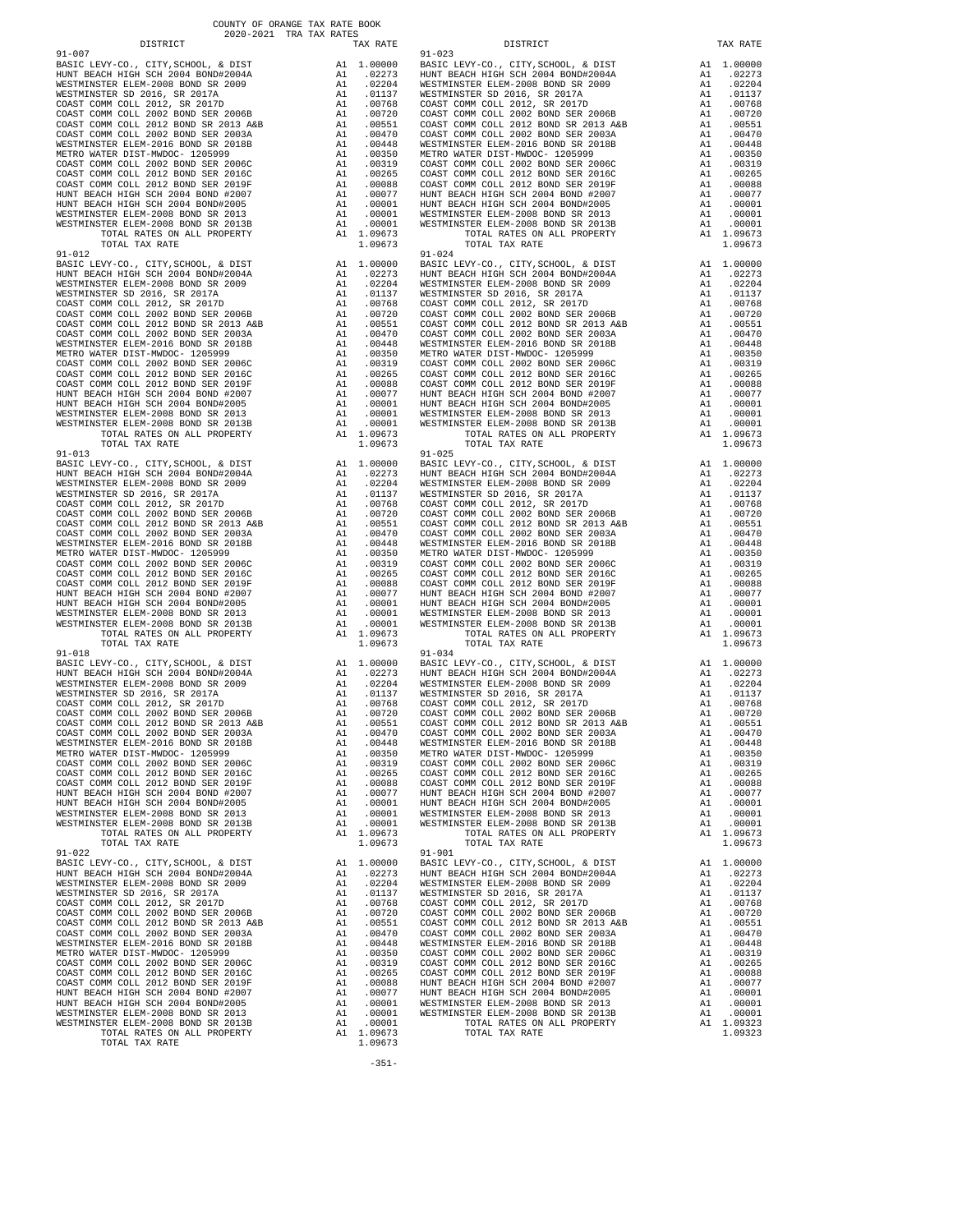COUNTY OF ORANGE TAX RATE BOOK
2020-2021 TRA TAX RATES

| DISTRICT | | TAX RATE |
|---|---|---|
| **91-007** | | |
| BASIC LEVY-CO., CITY,SCHOOL, & DIST | A1 | 1.00000 |
| HUNT BEACH HIGH SCH 2004 BOND#2004A | A1 | .02273 |
| WESTMINSTER ELEM-2008 BOND SR 2009 | A1 | .02204 |
| WESTMINSTER SD 2016, SR 2017A | A1 | .01137 |
| COAST COMM COLL 2012, SR 2017D | A1 | .00768 |
| COAST COMM COLL 2002 BOND SER 2006B | A1 | .00720 |
| COAST COMM COLL 2012 BOND SR 2013 A&B | A1 | .00551 |
| COAST COMM COLL 2002 BOND SER 2003A | A1 | .00470 |
| WESTMINSTER ELEM-2016 BOND SR 2018B | A1 | .00448 |
| METRO WATER DIST-MWDOC- 1205999 | A1 | .00350 |
| COAST COMM COLL 2002 BOND SER 2006C | A1 | .00319 |
| COAST COMM COLL 2012 BOND SER 2016C | A1 | .00265 |
| COAST COMM COLL 2012 BOND SER 2019F | A1 | .00088 |
| HUNT BEACH HIGH SCH 2004 BOND #2007 | A1 | .00077 |
| HUNT BEACH HIGH SCH 2004 BOND#2005 | A1 | .00001 |
| WESTMINSTER ELEM-2008 BOND SR 2013 | A1 | .00001 |
| WESTMINSTER ELEM-2008 BOND SR 2013B | A1 | .00001 |
| TOTAL RATES ON ALL PROPERTY | A1 | 1.09673 |
| TOTAL TAX RATE | | 1.09673 |
| **91-012** | | |
| BASIC LEVY-CO., CITY,SCHOOL, & DIST | A1 | 1.00000 |
| HUNT BEACH HIGH SCH 2004 BOND#2004A | A1 | .02273 |
| WESTMINSTER ELEM-2008 BOND SR 2009 | A1 | .02204 |
| WESTMINSTER SD 2016, SR 2017A | A1 | .01137 |
| COAST COMM COLL 2012, SR 2017D | A1 | .00768 |
| COAST COMM COLL 2002 BOND SER 2006B | A1 | .00720 |
| COAST COMM COLL 2012 BOND SR 2013 A&B | A1 | .00551 |
| COAST COMM COLL 2002 BOND SER 2003A | A1 | .00470 |
| WESTMINSTER ELEM-2016 BOND SR 2018B | A1 | .00448 |
| METRO WATER DIST-MWDOC- 1205999 | A1 | .00350 |
| COAST COMM COLL 2002 BOND SER 2006C | A1 | .00319 |
| COAST COMM COLL 2012 BOND SER 2016C | A1 | .00265 |
| COAST COMM COLL 2012 BOND SER 2019F | A1 | .00088 |
| HUNT BEACH HIGH SCH 2004 BOND #2007 | A1 | .00077 |
| HUNT BEACH HIGH SCH 2004 BOND#2005 | A1 | .00001 |
| WESTMINSTER ELEM-2008 BOND SR 2013 | A1 | .00001 |
| WESTMINSTER ELEM-2008 BOND SR 2013B | A1 | .00001 |
| TOTAL RATES ON ALL PROPERTY | A1 | 1.09673 |
| TOTAL TAX RATE | | 1.09673 |
| **91-013** | | |
| BASIC LEVY-CO., CITY,SCHOOL, & DIST | A1 | 1.00000 |
| HUNT BEACH HIGH SCH 2004 BOND#2004A | A1 | .02273 |
| WESTMINSTER ELEM-2008 BOND SR 2009 | A1 | .02204 |
| WESTMINSTER SD 2016, SR 2017A | A1 | .01137 |
| COAST COMM COLL 2012, SR 2017D | A1 | .00768 |
| COAST COMM COLL 2002 BOND SER 2006B | A1 | .00720 |
| COAST COMM COLL 2012 BOND SR 2013 A&B | A1 | .00551 |
| COAST COMM COLL 2002 BOND SER 2003A | A1 | .00470 |
| WESTMINSTER ELEM-2016 BOND SR 2018B | A1 | .00448 |
| METRO WATER DIST-MWDOC- 1205999 | A1 | .00350 |
| COAST COMM COLL 2002 BOND SER 2006C | A1 | .00319 |
| COAST COMM COLL 2012 BOND SER 2016C | A1 | .00265 |
| COAST COMM COLL 2012 BOND SER 2019F | A1 | .00088 |
| HUNT BEACH HIGH SCH 2004 BOND #2007 | A1 | .00077 |
| HUNT BEACH HIGH SCH 2004 BOND#2005 | A1 | .00001 |
| WESTMINSTER ELEM-2008 BOND SR 2013 | A1 | .00001 |
| WESTMINSTER ELEM-2008 BOND SR 2013B | A1 | .00001 |
| TOTAL RATES ON ALL PROPERTY | A1 | 1.09673 |
| TOTAL TAX RATE | | 1.09673 |
| **91-018** | | |
| BASIC LEVY-CO., CITY,SCHOOL, & DIST | A1 | 1.00000 |
| HUNT BEACH HIGH SCH 2004 BOND#2004A | A1 | .02273 |
| WESTMINSTER ELEM-2008 BOND SR 2009 | A1 | .02204 |
| WESTMINSTER SD 2016, SR 2017A | A1 | .01137 |
| COAST COMM COLL 2012, SR 2017D | A1 | .00768 |
| COAST COMM COLL 2002 BOND SER 2006B | A1 | .00720 |
| COAST COMM COLL 2012 BOND SR 2013 A&B | A1 | .00551 |
| COAST COMM COLL 2002 BOND SER 2003A | A1 | .00470 |
| WESTMINSTER ELEM-2016 BOND SR 2018B | A1 | .00448 |
| METRO WATER DIST-MWDOC- 1205999 | A1 | .00350 |
| COAST COMM COLL 2002 BOND SER 2006C | A1 | .00319 |
| COAST COMM COLL 2012 BOND SER 2016C | A1 | .00265 |
| COAST COMM COLL 2012 BOND SER 2019F | A1 | .00088 |
| HUNT BEACH HIGH SCH 2004 BOND #2007 | A1 | .00077 |
| HUNT BEACH HIGH SCH 2004 BOND#2005 | A1 | .00001 |
| WESTMINSTER ELEM-2008 BOND SR 2013 | A1 | .00001 |
| WESTMINSTER ELEM-2008 BOND SR 2013B | A1 | .00001 |
| TOTAL RATES ON ALL PROPERTY | A1 | 1.09673 |
| TOTAL TAX RATE | | 1.09673 |
| **91-022** | | |
| BASIC LEVY-CO., CITY,SCHOOL, & DIST | A1 | 1.00000 |
| HUNT BEACH HIGH SCH 2004 BOND#2004A | A1 | .02273 |
| WESTMINSTER ELEM-2008 BOND SR 2009 | A1 | .02204 |
| WESTMINSTER SD 2016, SR 2017A | A1 | .01137 |
| COAST COMM COLL 2012, SR 2017D | A1 | .00768 |
| COAST COMM COLL 2002 BOND SER 2006B | A1 | .00720 |
| COAST COMM COLL 2012 BOND SR 2013 A&B | A1 | .00551 |
| COAST COMM COLL 2002 BOND SER 2003A | A1 | .00470 |
| WESTMINSTER ELEM-2016 BOND SR 2018B | A1 | .00448 |
| METRO WATER DIST-MWDOC- 1205999 | A1 | .00350 |
| COAST COMM COLL 2002 BOND SER 2006C | A1 | .00319 |
| COAST COMM COLL 2012 BOND SER 2016C | A1 | .00265 |
| COAST COMM COLL 2012 BOND SER 2019F | A1 | .00088 |
| HUNT BEACH HIGH SCH 2004 BOND #2007 | A1 | .00077 |
| HUNT BEACH HIGH SCH 2004 BOND#2005 | A1 | .00001 |
| WESTMINSTER ELEM-2008 BOND SR 2013 | A1 | .00001 |
| WESTMINSTER ELEM-2008 BOND SR 2013B | A1 | .00001 |
| TOTAL RATES ON ALL PROPERTY | A1 | 1.09673 |
| TOTAL TAX RATE | | 1.09673 |
| **91-023** | | |
| BASIC LEVY-CO., CITY,SCHOOL, & DIST | A1 | 1.00000 |
| HUNT BEACH HIGH SCH 2004 BOND#2004A | A1 | .02273 |
| WESTMINSTER ELEM-2008 BOND SR 2009 | A1 | .02204 |
| WESTMINSTER SD 2016, SR 2017A | A1 | .01137 |
| COAST COMM COLL 2012, SR 2017D | A1 | .00768 |
| COAST COMM COLL 2002 BOND SER 2006B | A1 | .00720 |
| COAST COMM COLL 2012 BOND SR 2013 A&B | A1 | .00551 |
| COAST COMM COLL 2002 BOND SER 2003A | A1 | .00470 |
| WESTMINSTER ELEM-2016 BOND SR 2018B | A1 | .00448 |
| METRO WATER DIST-MWDOC- 1205999 | A1 | .00350 |
| COAST COMM COLL 2002 BOND SER 2006C | A1 | .00319 |
| COAST COMM COLL 2012 BOND SER 2016C | A1 | .00265 |
| COAST COMM COLL 2012 BOND SER 2019F | A1 | .00088 |
| HUNT BEACH HIGH SCH 2004 BOND #2007 | A1 | .00077 |
| HUNT BEACH HIGH SCH 2004 BOND#2005 | A1 | .00001 |
| WESTMINSTER ELEM-2008 BOND SR 2013 | A1 | .00001 |
| WESTMINSTER ELEM-2008 BOND SR 2013B | A1 | .00001 |
| TOTAL RATES ON ALL PROPERTY | A1 | 1.09673 |
| TOTAL TAX RATE | | 1.09673 |
| **91-024** | | |
| BASIC LEVY-CO., CITY,SCHOOL, & DIST | A1 | 1.00000 |
| HUNT BEACH HIGH SCH 2004 BOND#2004A | A1 | .02273 |
| WESTMINSTER ELEM-2008 BOND SR 2009 | A1 | .02204 |
| WESTMINSTER SD 2016, SR 2017A | A1 | .01137 |
| COAST COMM COLL 2012, SR 2017D | A1 | .00768 |
| COAST COMM COLL 2002 BOND SER 2006B | A1 | .00720 |
| COAST COMM COLL 2012 BOND SR 2013 A&B | A1 | .00551 |
| COAST COMM COLL 2002 BOND SER 2003A | A1 | .00470 |
| WESTMINSTER ELEM-2016 BOND SR 2018B | A1 | .00448 |
| METRO WATER DIST-MWDOC- 1205999 | A1 | .00350 |
| COAST COMM COLL 2002 BOND SER 2006C | A1 | .00319 |
| COAST COMM COLL 2012 BOND SER 2016C | A1 | .00265 |
| COAST COMM COLL 2012 BOND SER 2019F | A1 | .00088 |
| HUNT BEACH HIGH SCH 2004 BOND #2007 | A1 | .00077 |
| HUNT BEACH HIGH SCH 2004 BOND#2005 | A1 | .00001 |
| WESTMINSTER ELEM-2008 BOND SR 2013 | A1 | .00001 |
| WESTMINSTER ELEM-2008 BOND SR 2013B | A1 | .00001 |
| TOTAL RATES ON ALL PROPERTY | A1 | 1.09673 |
| TOTAL TAX RATE | | 1.09673 |
| **91-025** | | |
| BASIC LEVY-CO., CITY,SCHOOL, & DIST | A1 | 1.00000 |
| HUNT BEACH HIGH SCH 2004 BOND#2004A | A1 | .02273 |
| WESTMINSTER ELEM-2008 BOND SR 2009 | A1 | .02204 |
| WESTMINSTER SD 2016, SR 2017A | A1 | .01137 |
| COAST COMM COLL 2012, SR 2017D | A1 | .00768 |
| COAST COMM COLL 2002 BOND SER 2006B | A1 | .00720 |
| COAST COMM COLL 2012 BOND SR 2013 A&B | A1 | .00551 |
| COAST COMM COLL 2002 BOND SER 2003A | A1 | .00470 |
| WESTMINSTER ELEM-2016 BOND SR 2018B | A1 | .00448 |
| METRO WATER DIST-MWDOC- 1205999 | A1 | .00350 |
| COAST COMM COLL 2002 BOND SER 2006C | A1 | .00319 |
| COAST COMM COLL 2012 BOND SER 2016C | A1 | .00265 |
| COAST COMM COLL 2012 BOND SER 2019F | A1 | .00088 |
| HUNT BEACH HIGH SCH 2004 BOND #2007 | A1 | .00077 |
| HUNT BEACH HIGH SCH 2004 BOND#2005 | A1 | .00001 |
| WESTMINSTER ELEM-2008 BOND SR 2013 | A1 | .00001 |
| WESTMINSTER ELEM-2008 BOND SR 2013B | A1 | .00001 |
| TOTAL RATES ON ALL PROPERTY | A1 | 1.09673 |
| TOTAL TAX RATE | | 1.09673 |
| **91-034** | | |
| BASIC LEVY-CO., CITY,SCHOOL, & DIST | A1 | 1.00000 |
| HUNT BEACH HIGH SCH 2004 BOND#2004A | A1 | .02273 |
| WESTMINSTER ELEM-2008 BOND SR 2009 | A1 | .02204 |
| WESTMINSTER SD 2016, SR 2017A | A1 | .01137 |
| COAST COMM COLL 2012, SR 2017D | A1 | .00768 |
| COAST COMM COLL 2002 BOND SER 2006B | A1 | .00720 |
| COAST COMM COLL 2012 BOND SR 2013 A&B | A1 | .00551 |
| COAST COMM COLL 2002 BOND SER 2003A | A1 | .00470 |
| WESTMINSTER ELEM-2016 BOND SR 2018B | A1 | .00448 |
| METRO WATER DIST-MWDOC- 1205999 | A1 | .00350 |
| COAST COMM COLL 2002 BOND SER 2006C | A1 | .00319 |
| COAST COMM COLL 2012 BOND SER 2016C | A1 | .00265 |
| COAST COMM COLL 2012 BOND SER 2019F | A1 | .00088 |
| HUNT BEACH HIGH SCH 2004 BOND #2007 | A1 | .00077 |
| HUNT BEACH HIGH SCH 2004 BOND#2005 | A1 | .00001 |
| WESTMINSTER ELEM-2008 BOND SR 2013 | A1 | .00001 |
| WESTMINSTER ELEM-2008 BOND SR 2013B | A1 | .00001 |
| TOTAL RATES ON ALL PROPERTY | A1 | 1.09673 |
| TOTAL TAX RATE | | 1.09673 |
| **91-901** | | |
| BASIC LEVY-CO., CITY,SCHOOL, & DIST | A1 | 1.00000 |
| HUNT BEACH HIGH SCH 2004 BOND#2004A | A1 | .02273 |
| WESTMINSTER ELEM-2008 BOND SR 2009 | A1 | .02204 |
| WESTMINSTER SD 2016, SR 2017A | A1 | .01137 |
| COAST COMM COLL 2012, SR 2017D | A1 | .00768 |
| COAST COMM COLL 2002 BOND SER 2006B | A1 | .00720 |
| COAST COMM COLL 2012 BOND SR 2013 A&B | A1 | .00551 |
| COAST COMM COLL 2002 BOND SER 2003A | A1 | .00470 |
| WESTMINSTER ELEM-2016 BOND SR 2018B | A1 | .00448 |
| COAST COMM COLL 2002 BOND SER 2006C | A1 | .00319 |
| COAST COMM COLL 2012 BOND SER 2016C | A1 | .00265 |
| COAST COMM COLL 2012 BOND SER 2019F | A1 | .00088 |
| HUNT BEACH HIGH SCH 2004 BOND #2007 | A1 | .00077 |
| HUNT BEACH HIGH SCH 2004 BOND#2005 | A1 | .00001 |
| WESTMINSTER ELEM-2008 BOND SR 2013 | A1 | .00001 |
| WESTMINSTER ELEM-2008 BOND SR 2013B | A1 | .00001 |
| TOTAL RATES ON ALL PROPERTY | A1 | 1.09323 |
| TOTAL TAX RATE | | 1.09323 |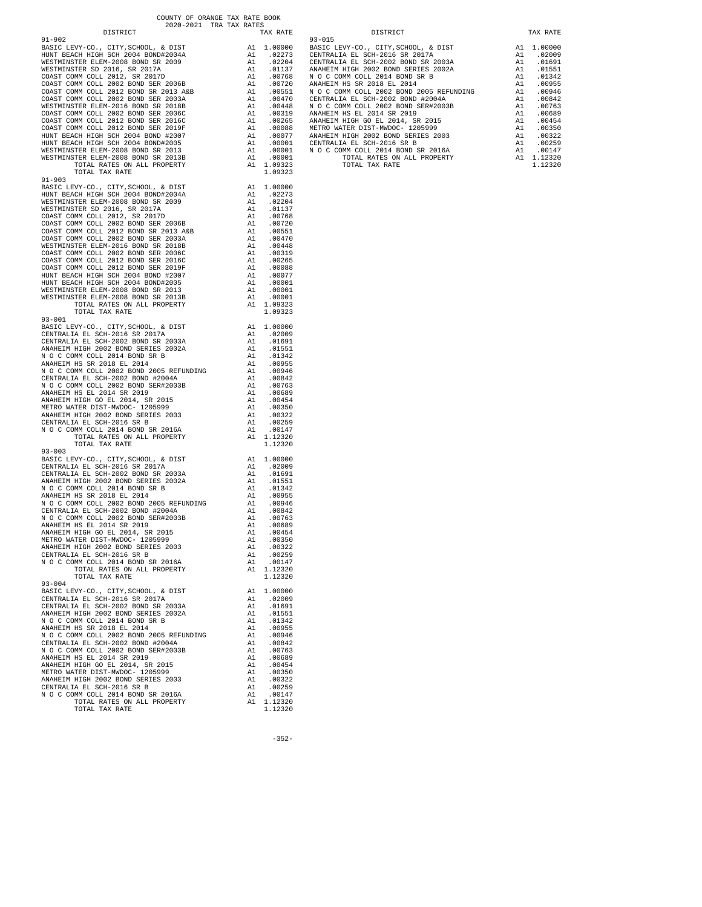COUNTY OF ORANGE TAX RATE BOOK
2020-2021 TRA TAX RATES

| DISTRICT | | TAX RATE |
|---|---|---|
| 91-902 | | |
| BASIC LEVY-CO., CITY,SCHOOL, & DIST | A1 | 1.00000 |
| HUNT BEACH HIGH SCH 2004 BOND#2004A | A1 | .02273 |
| WESTMINSTER ELEM-2008 BOND SR 2009 | A1 | .02204 |
| WESTMINSTER SD 2016, SR 2017A | A1 | .01137 |
| COAST COMM COLL 2012, SR 2017D | A1 | .00768 |
| COAST COMM COLL 2002 BOND SER 2006B | A1 | .00720 |
| COAST COMM COLL 2012 BOND SR 2013 A&B | A1 | .00551 |
| COAST COMM COLL 2002 BOND SER 2003A | A1 | .00470 |
| WESTMINSTER ELEM-2016 BOND SR 2018B | A1 | .00448 |
| COAST COMM COLL 2002 BOND SER 2006C | A1 | .00319 |
| COAST COMM COLL 2012 BOND SER 2016C | A1 | .00265 |
| COAST COMM COLL 2012 BOND SR 2019F | A1 | .00088 |
| HUNT BEACH HIGH SCH 2004 BOND #2007 | A1 | .00077 |
| HUNT BEACH HIGH SCH 2004 BOND#2005 | A1 | .00001 |
| WESTMINSTER ELEM-2008 BOND SR 2013 | A1 | .00001 |
| WESTMINSTER ELEM-2008 BOND SR 2013B | A1 | .00001 |
| TOTAL RATES ON ALL PROPERTY | A1 | 1.09323 |
| TOTAL TAX RATE | | 1.09323 |
| 91-903 | | |
| BASIC LEVY-CO., CITY,SCHOOL, & DIST | A1 | 1.00000 |
| HUNT BEACH HIGH SCH 2004 BOND#2004A | A1 | .02273 |
| WESTMINSTER ELEM-2008 BOND SR 2009 | A1 | .02204 |
| WESTMINSTER SD 2016, SR 2017A | A1 | .01137 |
| COAST COMM COLL 2012, SR 2017D | A1 | .00768 |
| COAST COMM COLL 2002 BOND SER 2006B | A1 | .00720 |
| COAST COMM COLL 2012 BOND SR 2013 A&B | A1 | .00551 |
| COAST COMM COLL 2002 BOND SER 2003A | A1 | .00470 |
| WESTMINSTER ELEM-2016 BOND SR 2018B | A1 | .00448 |
| COAST COMM COLL 2002 BOND SER 2006C | A1 | .00319 |
| COAST COMM COLL 2012 BOND SER 2016C | A1 | .00265 |
| COAST COMM COLL 2012 BOND SR 2019F | A1 | .00088 |
| HUNT BEACH HIGH SCH 2004 BOND #2007 | A1 | .00077 |
| HUNT BEACH HIGH SCH 2004 BOND#2005 | A1 | .00001 |
| WESTMINSTER ELEM-2008 BOND SR 2013 | A1 | .00001 |
| WESTMINSTER ELEM-2008 BOND SR 2013B | A1 | .00001 |
| TOTAL RATES ON ALL PROPERTY | A1 | 1.09323 |
| TOTAL TAX RATE | | 1.09323 |
| 93-001 | | |
| BASIC LEVY-CO., CITY,SCHOOL, & DIST | A1 | 1.00000 |
| CENTRALIA EL SCH-2016 SR 2017A | A1 | .02009 |
| CENTRALIA EL SCH-2002 BOND SR 2003A | A1 | .01691 |
| ANAHEIM HIGH 2002 BOND SERIES 2002A | A1 | .01551 |
| N O C COMM COLL 2014 BOND SR B | A1 | .01342 |
| ANAHEIM HS SR 2018 EL 2014 | A1 | .00955 |
| N O C COMM COLL 2002 BOND 2005 REFUNDING | A1 | .00946 |
| CENTRALIA EL SCH-2002 BOND #2004A | A1 | .00842 |
| N O C COMM COLL 2002 BOND SER#2003B | A1 | .00763 |
| ANAHEIM HS EL 2014 SR 2019 | A1 | .00689 |
| ANAHEIM HIGH GO EL 2014, SR 2015 | A1 | .00454 |
| METRO WATER DIST-MWDOC- 1205999 | A1 | .00350 |
| ANAHEIM HIGH 2002 BOND SERIES 2003 | A1 | .00322 |
| CENTRALIA EL SCH-2016 SR B | A1 | .00259 |
| N O C COMM COLL 2014 BOND SR 2016A | A1 | .00147 |
| TOTAL RATES ON ALL PROPERTY | A1 | 1.12320 |
| TOTAL TAX RATE | | 1.12320 |
| 93-003 | | |
| BASIC LEVY-CO., CITY,SCHOOL, & DIST | A1 | 1.00000 |
| CENTRALIA EL SCH-2016 SR 2017A | A1 | .02009 |
| CENTRALIA EL SCH-2002 BOND SR 2003A | A1 | .01691 |
| ANAHEIM HIGH 2002 BOND SERIES 2002A | A1 | .01551 |
| N O C COMM COLL 2014 BOND SR B | A1 | .01342 |
| ANAHEIM HS SR 2018 EL 2014 | A1 | .00955 |
| N O C COMM COLL 2002 BOND 2005 REFUNDING | A1 | .00946 |
| CENTRALIA EL SCH-2002 BOND #2004A | A1 | .00842 |
| N O C COMM COLL 2002 BOND SER#2003B | A1 | .00763 |
| ANAHEIM HS EL 2014 SR 2019 | A1 | .00689 |
| ANAHEIM HIGH GO EL 2014, SR 2015 | A1 | .00454 |
| METRO WATER DIST-MWDOC- 1205999 | A1 | .00350 |
| ANAHEIM HIGH 2002 BOND SERIES 2003 | A1 | .00322 |
| CENTRALIA EL SCH-2016 SR B | A1 | .00259 |
| N O C COMM COLL 2014 BOND SR 2016A | A1 | .00147 |
| TOTAL RATES ON ALL PROPERTY | A1 | 1.12320 |
| TOTAL TAX RATE | | 1.12320 |
| 93-004 | | |
| BASIC LEVY-CO., CITY,SCHOOL, & DIST | A1 | 1.00000 |
| CENTRALIA EL SCH-2016 SR 2017A | A1 | .02009 |
| CENTRALIA EL SCH-2002 BOND SR 2003A | A1 | .01691 |
| ANAHEIM HIGH 2002 BOND SERIES 2002A | A1 | .01551 |
| N O C COMM COLL 2014 BOND SR B | A1 | .01342 |
| ANAHEIM HS SR 2018 EL 2014 | A1 | .00955 |
| N O C COMM COLL 2002 BOND 2005 REFUNDING | A1 | .00946 |
| CENTRALIA EL SCH-2002 BOND #2004A | A1 | .00842 |
| N O C COMM COLL 2002 BOND SER#2003B | A1 | .00763 |
| ANAHEIM HS EL 2014 SR 2019 | A1 | .00689 |
| ANAHEIM HIGH GO EL 2014, SR 2015 | A1 | .00454 |
| METRO WATER DIST-MWDOC- 1205999 | A1 | .00350 |
| ANAHEIM HIGH 2002 BOND SERIES 2003 | A1 | .00322 |
| CENTRALIA EL SCH-2016 SR B | A1 | .00259 |
| N O C COMM COLL 2014 BOND SR 2016A | A1 | .00147 |
| TOTAL RATES ON ALL PROPERTY | A1 | 1.12320 |
| TOTAL TAX RATE | | 1.12320 |
| 93-015 | | |
| BASIC LEVY-CO., CITY,SCHOOL, & DIST | A1 | 1.00000 |
| CENTRALIA EL SCH-2016 SR 2017A | A1 | .02009 |
| CENTRALIA EL SCH-2002 BOND SR 2003A | A1 | .01691 |
| ANAHEIM HIGH 2002 BOND SERIES 2002A | A1 | .01551 |
| N O C COMM COLL 2014 BOND SR B | A1 | .01342 |
| ANAHEIM HS SR 2018 EL 2014 | A1 | .00955 |
| N O C COMM COLL 2002 BOND 2005 REFUNDING | A1 | .00946 |
| CENTRALIA EL SCH-2002 BOND #2004A | A1 | .00842 |
| N O C COMM COLL 2002 BOND SER#2003B | A1 | .00763 |
| ANAHEIM HS EL 2014 SR 2019 | A1 | .00689 |
| ANAHEIM HIGH GO EL 2014, SR 2015 | A1 | .00454 |
| METRO WATER DIST-MWDOC- 1205999 | A1 | .00350 |
| ANAHEIM HIGH 2002 BOND SERIES 2003 | A1 | .00322 |
| CENTRALIA EL SCH-2016 SR B | A1 | .00259 |
| N O C COMM COLL 2014 BOND SR 2016A | A1 | .00147 |
| TOTAL RATES ON ALL PROPERTY | A1 | 1.12320 |
| TOTAL TAX RATE | | 1.12320 |